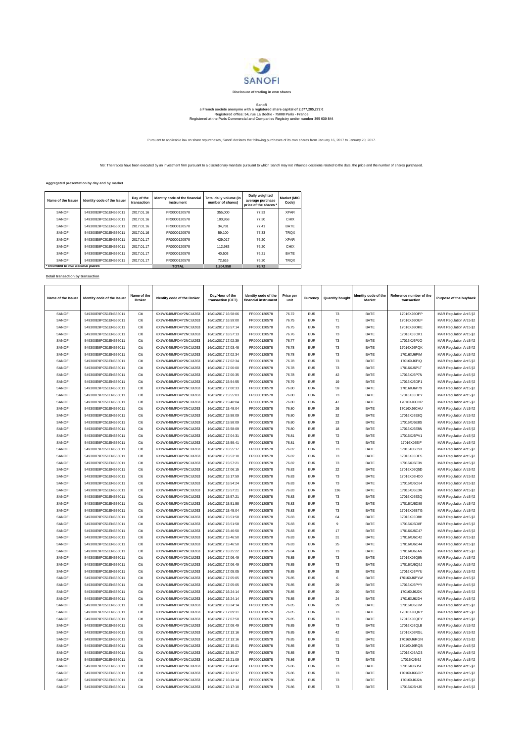**Disclosure of trading in own shares**

**Sanofi**
**a French société anonyme with a registered share capital of 2,577,285,272 €**
**Registered office: 54, rue La Boétie - 75008 Paris - France**
**Registered at the Paris Commercial and Companies Registry under number 395 030 844**

Pursuant to applicable law on share repurchases, Sanofi declares the following purchases of its own shares from January 16, 2017 to January 20, 2017.

NB: The trades have been executed by an investment firm pursuant to a discretionary mandate pursuant to which Sanofi may not influence decisions related to the date, the price and the number of shares purchased.

**Aggregated presentation by day and by market**

| Name of the Issuer | Identity code of the Issuer | Day of the transaction | Identity code of the financial instrument | Total daily volume (in number of shares) | Daily weighted average purchase price of the shares * | Market (MIC Code) |
|---|---|---|---|---|---|---|
| SANOFI | 549300E9PC51EN656011 | 2017.01.16 | FR0000120578 | 355,000 | 77.33 | XPAR |
| SANOFI | 549300E9PC51EN656011 | 2017.01.16 | FR0000120578 | 100,958 | 77.30 | CHIX |
| SANOFI | 549300E9PC51EN656011 | 2017.01.16 | FR0000120578 | 34,781 | 77.41 | BATE |
| SANOFI | 549300E9PC51EN656011 | 2017.01.16 | FR0000120578 | 59,100 | 77.33 | TRQX |
| SANOFI | 549300E9PC51EN656011 | 2017.01.17 | FR0000120578 | 429,017 | 76.20 | XPAR |
| SANOFI | 549300E9PC51EN656011 | 2017.01.17 | FR0000120578 | 112,983 | 76.20 | CHIX |
| SANOFI | 549300E9PC51EN656011 | 2017.01.17 | FR0000120578 | 40,503 | 76.21 | BATE |
| SANOFI | 549300E9PC51EN656011 | 2017.01.17 | FR0000120578 | 72,616 | 76.20 | TRQX |
| * Rounded to two decimal places | | | TOTAL | 1,204,958 | 76.72 | |

**Detail transaction by transaction**

| Name of the Issuer | Identity code of the Issuer | Name of the Broker | Identity code of the Broker | Day/Hour of the transaction (CET) | Identity code of the financial instrument | Price per unit | Currency | Quantity bought | Identity code of the Market | Reference number of the transaction | Purpose of the buyback |
|---|---|---|---|---|---|---|---|---|---|---|---|
| SANOFI | 549300E9PC51EN656011 | Citi | KX1WK48MPD4Y2NCUIZ63 | 16/01/2017 16:58:06 | FR0000120578 | 76.72 | EUR | 73 | BATE | 17016XJ6OPP | MAR Regulation Art.5 §2 |
| SANOFI | 549300E9PC51EN656011 | Citi | KX1WK48MPD4Y2NCUIZ63 | 16/01/2017 16:59:00 | FR0000120578 | 76.75 | EUR | 71 | BATE | 17016XJ6OUF | MAR Regulation Art.5 §2 |
| SANOFI | 549300E9PC51EN656011 | Citi | KX1WK48MPD4Y2NCUIZ63 | 16/01/2017 16:57:14 | FR0000120578 | 76.75 | EUR | 73 | BATE | 17016XJ6OKE | MAR Regulation Art.5 §2 |
| SANOFI | 549300E9PC51EN656011 | Citi | KX1WK48MPD4Y2NCUIZ63 | 16/01/2017 16:57:13 | FR0000120578 | 76.76 | EUR | 73 | BATE | 17016XJ6OK1 | MAR Regulation Art.5 §2 |
| SANOFI | 549300E9PC51EN656011 | Citi | KX1WK48MPD4Y2NCUIZ63 | 16/01/2017 17:02:39 | FR0000120578 | 76.77 | EUR | 73 | BATE | 17016XJ6PJO | MAR Regulation Art.5 §2 |
| SANOFI | 549300E9PC51EN656011 | Citi | KX1WK48MPD4Y2NCUIZ63 | 16/01/2017 17:03:48 | FR0000120578 | 76.78 | EUR | 73 | BATE | 17016XJ6PQK | MAR Regulation Art.5 §2 |
| SANOFI | 549300E9PC51EN656011 | Citi | KX1WK48MPD4Y2NCUIZ63 | 16/01/2017 17:02:34 | FR0000120578 | 76.78 | EUR | 73 | BATE | 17016XJ6PIM | MAR Regulation Art.5 §2 |
| SANOFI | 549300E9PC51EN656011 | Citi | KX1WK48MPD4Y2NCUIZ63 | 16/01/2017 17:02:34 | FR0000120578 | 76.78 | EUR | 73 | BATE | 17016XJ6PIQ | MAR Regulation Art.5 §2 |
| SANOFI | 549300E9PC51EN656011 | Citi | KX1WK48MPD4Y2NCUIZ63 | 16/01/2017 17:00:00 | FR0000120578 | 76.78 | EUR | 73 | BATE | 17016XJ6P1T | MAR Regulation Art.5 §2 |
| SANOFI | 549300E9PC51EN656011 | Citi | KX1WK48MPD4Y2NCUIZ63 | 16/01/2017 17:00:35 | FR0000120578 | 76.78 | EUR | 42 | BATE | 17016XJ6P7N | MAR Regulation Art.5 §2 |
| SANOFI | 549300E9PC51EN656011 | Citi | KX1WK48MPD4Y2NCUIZ63 | 16/01/2017 15:54:55 | FR0000120578 | 76.79 | EUR | 19 | BATE | 17016XJ6DP1 | MAR Regulation Art.5 §2 |
| SANOFI | 549300E9PC51EN656011 | Citi | KX1WK48MPD4Y2NCUIZ63 | 16/01/2017 17:00:33 | FR0000120578 | 76.80 | EUR | 59 | BATE | 17016XJ6P79 | MAR Regulation Art.5 §2 |
| SANOFI | 549300E9PC51EN656011 | Citi | KX1WK48MPD4Y2NCUIZ63 | 16/01/2017 15:55:03 | FR0000120578 | 76.80 | EUR | 73 | BATE | 17016XJ6DPY | MAR Regulation Art.5 §2 |
| SANOFI | 549300E9PC51EN656011 | Citi | KX1WK48MPD4Y2NCUIZ63 | 16/01/2017 15:48:04 | FR0000120578 | 76.80 | EUR | 47 | BATE | 17016XJ6CHR | MAR Regulation Art.5 §2 |
| SANOFI | 549300E9PC51EN656011 | Citi | KX1WK48MPD4Y2NCUIZ63 | 16/01/2017 15:48:04 | FR0000120578 | 76.80 | EUR | 26 | BATE | 17016XJ6CHU | MAR Regulation Art.5 §2 |
| SANOFI | 549300E9PC51EN656011 | Citi | KX1WK48MPD4Y2NCUIZ63 | 16/01/2017 15:58:09 | FR0000120578 | 76.80 | EUR | 32 | BATE | 17016XJ6E8Q | MAR Regulation Art.5 §2 |
| SANOFI | 549300E9PC51EN656011 | Citi | KX1WK48MPD4Y2NCUIZ63 | 16/01/2017 15:58:09 | FR0000120578 | 76.80 | EUR | 23 | BATE | 17016XJ6E8S | MAR Regulation Art.5 §2 |
| SANOFI | 549300E9PC51EN656011 | Citi | KX1WK48MPD4Y2NCUIZ63 | 16/01/2017 15:58:09 | FR0000120578 | 76.80 | EUR | 18 | BATE | 17016XJ6E8N | MAR Regulation Art.5 §2 |
| SANOFI | 549300E9PC51EN656011 | Citi | KX1WK48MPD4Y2NCUIZ63 | 16/01/2017 17:04:31 | FR0000120578 | 76.81 | EUR | 72 | BATE | 17016XJ6PV1 | MAR Regulation Art.5 §2 |
| SANOFI | 549300E9PC51EN656011 | Citi | KX1WK48MPD4Y2NCUIZ63 | 16/01/2017 15:59:41 | FR0000120578 | 76.81 | EUR | 73 | BATE | 17016XJ6EIF | MAR Regulation Art.5 §2 |
| SANOFI | 549300E9PC51EN656011 | Citi | KX1WK48MPD4Y2NCUIZ63 | 16/01/2017 16:55:17 | FR0000120578 | 76.82 | EUR | 73 | BATE | 17016XJ6O9X | MAR Regulation Art.5 §2 |
| SANOFI | 549300E9PC51EN656011 | Citi | KX1WK48MPD4Y2NCUIZ63 | 16/01/2017 15:53:10 | FR0000120578 | 76.82 | EUR | 73 | BATE | 17016XJ6DFS | MAR Regulation Art.5 §2 |
| SANOFI | 549300E9PC51EN656011 | Citi | KX1WK48MPD4Y2NCUIZ63 | 16/01/2017 15:57:21 | FR0000120578 | 76.82 | EUR | 73 | BATE | 17016XJ6E3V | MAR Regulation Art.5 §2 |
| SANOFI | 549300E9PC51EN656011 | Citi | KX1WK48MPD4Y2NCUIZ63 | 16/01/2017 17:06:15 | FR0000120578 | 76.83 | EUR | 22 | BATE | 17016XJ6Q5D | MAR Regulation Art.5 §2 |
| SANOFI | 549300E9PC51EN656011 | Citi | KX1WK48MPD4Y2NCUIZ63 | 16/01/2017 16:17:59 | FR0000120578 | 76.83 | EUR | 73 | BATE | 17016XJ6HO0 | MAR Regulation Art.5 §2 |
| SANOFI | 549300E9PC51EN656011 | Citi | KX1WK48MPD4Y2NCUIZ63 | 16/01/2017 16:54:24 | FR0000120578 | 76.83 | EUR | 73 | BATE | 17016XJ6O64 | MAR Regulation Art.5 §2 |
| SANOFI | 549300E9PC51EN656011 | Citi | KX1WK48MPD4Y2NCUIZ63 | 16/01/2017 15:57:21 | FR0000120578 | 76.83 | EUR | 136 | BATE | 17016XJ6E3R | MAR Regulation Art.5 §2 |
| SANOFI | 549300E9PC51EN656011 | Citi | KX1WK48MPD4Y2NCUIZ63 | 16/01/2017 15:57:21 | FR0000120578 | 76.83 | EUR | 73 | BATE | 17016XJ6E3Q | MAR Regulation Art.5 §2 |
| SANOFI | 549300E9PC51EN656011 | Citi | KX1WK48MPD4Y2NCUIZ63 | 16/01/2017 15:51:58 | FR0000120578 | 76.83 | EUR | 73 | BATE | 17016XJ6D89 | MAR Regulation Art.5 §2 |
| SANOFI | 549300E9PC51EN656011 | Citi | KX1WK48MPD4Y2NCUIZ63 | 16/01/2017 15:45:04 | FR0000120578 | 76.83 | EUR | 73 | BATE | 17016XJ6BTG | MAR Regulation Art.5 §2 |
| SANOFI | 549300E9PC51EN656011 | Citi | KX1WK48MPD4Y2NCUIZ63 | 16/01/2017 15:51:58 | FR0000120578 | 76.83 | EUR | 64 | BATE | 17016XJ6D8H | MAR Regulation Art.5 §2 |
| SANOFI | 549300E9PC51EN656011 | Citi | KX1WK48MPD4Y2NCUIZ63 | 16/01/2017 15:51:58 | FR0000120578 | 76.83 | EUR | 9 | BATE | 17016XJ6D8F | MAR Regulation Art.5 §2 |
| SANOFI | 549300E9PC51EN656011 | Citi | KX1WK48MPD4Y2NCUIZ63 | 16/01/2017 15:46:50 | FR0000120578 | 76.83 | EUR | 17 | BATE | 17016XJ6C47 | MAR Regulation Art.5 §2 |
| SANOFI | 549300E9PC51EN656011 | Citi | KX1WK48MPD4Y2NCUIZ63 | 16/01/2017 15:46:50 | FR0000120578 | 76.83 | EUR | 31 | BATE | 17016XJ6C42 | MAR Regulation Art.5 §2 |
| SANOFI | 549300E9PC51EN656011 | Citi | KX1WK48MPD4Y2NCUIZ63 | 16/01/2017 15:46:50 | FR0000120578 | 76.83 | EUR | 25 | BATE | 17016XJ6C44 | MAR Regulation Art.5 §2 |
| SANOFI | 549300E9PC51EN656011 | Citi | KX1WK48MPD4Y2NCUIZ63 | 16/01/2017 16:25:22 | FR0000120578 | 76.84 | EUR | 73 | BATE | 17016XJ6JAV | MAR Regulation Art.5 §2 |
| SANOFI | 549300E9PC51EN656011 | Citi | KX1WK48MPD4Y2NCUIZ63 | 16/01/2017 17:06:49 | FR0000120578 | 76.85 | EUR | 73 | BATE | 17016XJ6Q9N | MAR Regulation Art.5 §2 |
| SANOFI | 549300E9PC51EN656011 | Citi | KX1WK48MPD4Y2NCUIZ63 | 16/01/2017 17:06:49 | FR0000120578 | 76.85 | EUR | 73 | BATE | 17016XJ6Q9J | MAR Regulation Art.5 §2 |
| SANOFI | 549300E9PC51EN656011 | Citi | KX1WK48MPD4Y2NCUIZ63 | 16/01/2017 17:05:05 | FR0000120578 | 76.85 | EUR | 38 | BATE | 17016XJ6PYU | MAR Regulation Art.5 §2 |
| SANOFI | 549300E9PC51EN656011 | Citi | KX1WK48MPD4Y2NCUIZ63 | 16/01/2017 17:05:05 | FR0000120578 | 76.85 | EUR | 6 | BATE | 17016XJ6PYW | MAR Regulation Art.5 §2 |
| SANOFI | 549300E9PC51EN656011 | Citi | KX1WK48MPD4Y2NCUIZ63 | 16/01/2017 17:05:05 | FR0000120578 | 76.85 | EUR | 29 | BATE | 17016XJ6PYY | MAR Regulation Art.5 §2 |
| SANOFI | 549300E9PC51EN656011 | Citi | KX1WK48MPD4Y2NCUIZ63 | 16/01/2017 16:24:14 | FR0000120578 | 76.85 | EUR | 20 | BATE | 17016XJ6J2K | MAR Regulation Art.5 §2 |
| SANOFI | 549300E9PC51EN656011 | Citi | KX1WK48MPD4Y2NCUIZ63 | 16/01/2017 16:24:14 | FR0000120578 | 76.85 | EUR | 24 | BATE | 17016XJ6J2H | MAR Regulation Art.5 §2 |
| SANOFI | 549300E9PC51EN656011 | Citi | KX1WK48MPD4Y2NCUIZ63 | 16/01/2017 16:24:14 | FR0000120578 | 76.85 | EUR | 29 | BATE | 17016XJ6J2M | MAR Regulation Art.5 §2 |
| SANOFI | 549300E9PC51EN656011 | Citi | KX1WK48MPD4Y2NCUIZ63 | 16/01/2017 17:09:31 | FR0000120578 | 76.85 | EUR | 73 | BATE | 17016XJ6QRY | MAR Regulation Art.5 §2 |
| SANOFI | 549300E9PC51EN656011 | Citi | KX1WK48MPD4Y2NCUIZ63 | 16/01/2017 17:07:50 | FR0000120578 | 76.85 | EUR | 73 | BATE | 17016XJ6QEY | MAR Regulation Art.5 §2 |
| SANOFI | 549300E9PC51EN656011 | Citi | KX1WK48MPD4Y2NCUIZ63 | 16/01/2017 17:08:49 | FR0000120578 | 76.85 | EUR | 73 | BATE | 17016XJ6QLB | MAR Regulation Art.5 §2 |
| SANOFI | 549300E9PC51EN656011 | Citi | KX1WK48MPD4Y2NCUIZ63 | 16/01/2017 17:13:16 | FR0000120578 | 76.85 | EUR | 42 | BATE | 17016XJ6RGL | MAR Regulation Art.5 §2 |
| SANOFI | 549300E9PC51EN656011 | Citi | KX1WK48MPD4Y2NCUIZ63 | 16/01/2017 17:13:16 | FR0000120578 | 76.85 | EUR | 31 | BATE | 17016XJ6RGN | MAR Regulation Art.5 §2 |
| SANOFI | 549300E9PC51EN656011 | Citi | KX1WK48MPD4Y2NCUIZ63 | 16/01/2017 17:15:01 | FR0000120578 | 76.85 | EUR | 73 | BATE | 17016XJ6RQB | MAR Regulation Art.5 §2 |
| SANOFI | 549300E9PC51EN656011 | Citi | KX1WK48MPD4Y2NCUIZ63 | 16/01/2017 15:39:27 | FR0000120578 | 76.85 | EUR | 73 | BATE | 17016XJ6AO3 | MAR Regulation Art.5 §2 |
| SANOFI | 549300E9PC51EN656011 | Citi | KX1WK48MPD4Y2NCUIZ63 | 16/01/2017 16:21:09 | FR0000120578 | 76.86 | EUR | 73 | BATE | 17016XJ6I6J | MAR Regulation Art.5 §2 |
| SANOFI | 549300E9PC51EN656011 | Citi | KX1WK48MPD4Y2NCUIZ63 | 16/01/2017 15:41:41 | FR0000120578 | 76.86 | EUR | 73 | BATE | 17016XJ6B5E | MAR Regulation Art.5 §2 |
| SANOFI | 549300E9PC51EN656011 | Citi | KX1WK48MPD4Y2NCUIZ63 | 16/01/2017 16:12:37 | FR0000120578 | 76.86 | EUR | 73 | BATE | 17016XJ6GOP | MAR Regulation Art.5 §2 |
| SANOFI | 549300E9PC51EN656011 | Citi | KX1WK48MPD4Y2NCUIZ63 | 16/01/2017 16:24:14 | FR0000120578 | 76.86 | EUR | 73 | BATE | 17016XJ6J2A | MAR Regulation Art.5 §2 |
| SANOFI | 549300E9PC51EN656011 | Citi | KX1WK48MPD4Y2NCUIZ63 | 16/01/2017 16:17:10 | FR0000120578 | 76.86 | EUR | 73 | BATE | 17016XJ6HJS | MAR Regulation Art.5 §2 |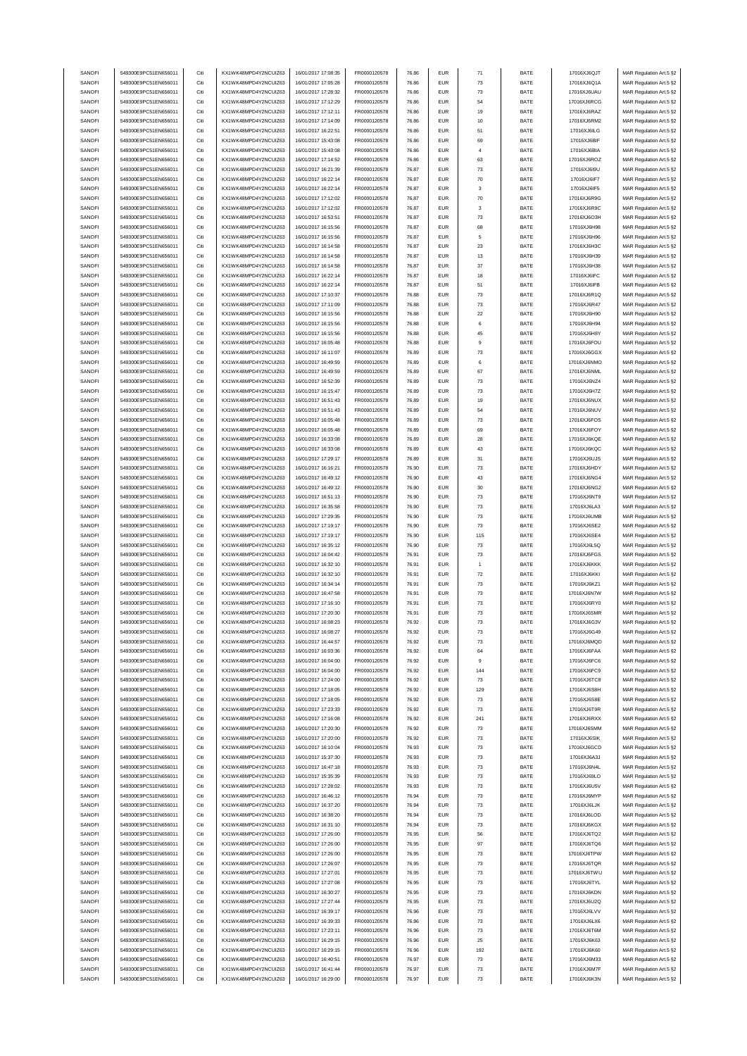| SANOFI | 549300E9PC51EN656011 | Citi | KX1WK48MPD4Y2NCUIZ63 | 16/01/2017 17:08:35 | FR0000120578 | 76.86 | EUR | 71 | BATE | 17016XJ6QJT | MAR Regulation Art.5 §2 |
|---|---|---|---|---|---|---|---|---|---|---|---|
| SANOFI | 549300E9PC51EN656011 | Citi | KX1WK48MPD4Y2NCUIZ63 | 16/01/2017 17:05:28 | FR0000120578 | 76.86 | EUR | 73 | BATE | 17016XJ6Q1A | MAR Regulation Art.5 §2 |
| SANOFI | 549300E9PC51EN656011 | Citi | KX1WK48MPD4Y2NCUIZ63 | 16/01/2017 17:28:32 | FR0000120578 | 76.86 | EUR | 73 | BATE | 17016XJ6UAU | MAR Regulation Art.5 §2 |
| SANOFI | 549300E9PC51EN656011 | Citi | KX1WK48MPD4Y2NCUIZ63 | 16/01/2017 17:12:29 | FR0000120578 | 76.86 | EUR | 54 | BATE | 17016XJ6RCG | MAR Regulation Art.5 §2 |
| SANOFI | 549300E9PC51EN656011 | Citi | KX1WK48MPD4Y2NCUIZ63 | 16/01/2017 17:12:11 | FR0000120578 | 76.86 | EUR | 19 | BATE | 17016XJ6RAZ | MAR Regulation Art.5 §2 |
| SANOFI | 549300E9PC51EN656011 | Citi | KX1WK48MPD4Y2NCUIZ63 | 16/01/2017 17:14:09 | FR0000120578 | 76.86 | EUR | 10 | BATE | 17016XJ6RM2 | MAR Regulation Art.5 §2 |
| SANOFI | 549300E9PC51EN656011 | Citi | KX1WK48MPD4Y2NCUIZ63 | 16/01/2017 16:22:51 | FR0000120578 | 76.86 | EUR | 51 | BATE | 17016XJ6ILG | MAR Regulation Art.5 §2 |
| SANOFI | 549300E9PC51EN656011 | Citi | KX1WK48MPD4Y2NCUIZ63 | 16/01/2017 15:43:08 | FR0000120578 | 76.86 | EUR | 69 | BATE | 17016XJ6BIF | MAR Regulation Art.5 §2 |
| SANOFI | 549300E9PC51EN656011 | Citi | KX1WK48MPD4Y2NCUIZ63 | 16/01/2017 15:43:08 | FR0000120578 | 76.86 | EUR | 4 | BATE | 17016XJ6BIA | MAR Regulation Art.5 §2 |
| SANOFI | 549300E9PC51EN656011 | Citi | KX1WK48MPD4Y2NCUIZ63 | 16/01/2017 17:14:52 | FR0000120578 | 76.86 | EUR | 63 | BATE | 17016XJ6ROZ | MAR Regulation Art.5 §2 |
| SANOFI | 549300E9PC51EN656011 | Citi | KX1WK48MPD4Y2NCUIZ63 | 16/01/2017 16:21:39 | FR0000120578 | 76.87 | EUR | 73 | BATE | 17016XJ6I9U | MAR Regulation Art.5 §2 |
| SANOFI | 549300E9PC51EN656011 | Citi | KX1WK48MPD4Y2NCUIZ63 | 16/01/2017 16:22:14 | FR0000120578 | 76.87 | EUR | 70 | BATE | 17016XJ6IF7 | MAR Regulation Art.5 §2 |
| SANOFI | 549300E9PC51EN656011 | Citi | KX1WK48MPD4Y2NCUIZ63 | 16/01/2017 16:22:14 | FR0000120578 | 76.87 | EUR | 3 | BATE | 17016XJ6IF5 | MAR Regulation Art.5 §2 |
| SANOFI | 549300E9PC51EN656011 | Citi | KX1WK48MPD4Y2NCUIZ63 | 16/01/2017 17:12:02 | FR0000120578 | 76.87 | EUR | 70 | BATE | 17016XJ6R9G | MAR Regulation Art.5 §2 |
| SANOFI | 549300E9PC51EN656011 | Citi | KX1WK48MPD4Y2NCUIZ63 | 16/01/2017 17:12:02 | FR0000120578 | 76.87 | EUR | 3 | BATE | 17016XJ6R9C | MAR Regulation Art.5 §2 |
| SANOFI | 549300E9PC51EN656011 | Citi | KX1WK48MPD4Y2NCUIZ63 | 16/01/2017 16:53:51 | FR0000120578 | 76.87 | EUR | 73 | BATE | 17016XJ6O3H | MAR Regulation Art.5 §2 |
| SANOFI | 549300E9PC51EN656011 | Citi | KX1WK48MPD4Y2NCUIZ63 | 16/01/2017 16:15:56 | FR0000120578 | 76.87 | EUR | 68 | BATE | 17016XJ6H98 | MAR Regulation Art.5 §2 |
| SANOFI | 549300E9PC51EN656011 | Citi | KX1WK48MPD4Y2NCUIZ63 | 16/01/2017 16:15:56 | FR0000120578 | 76.87 | EUR | 5 | BATE | 17016XJ6H96 | MAR Regulation Art.5 §2 |
| SANOFI | 549300E9PC51EN656011 | Citi | KX1WK48MPD4Y2NCUIZ63 | 16/01/2017 16:14:58 | FR0000120578 | 76.87 | EUR | 23 | BATE | 17016XJ6H3C | MAR Regulation Art.5 §2 |
| SANOFI | 549300E9PC51EN656011 | Citi | KX1WK48MPD4Y2NCUIZ63 | 16/01/2017 16:14:58 | FR0000120578 | 76.87 | EUR | 13 | BATE | 17016XJ6H39 | MAR Regulation Art.5 §2 |
| SANOFI | 549300E9PC51EN656011 | Citi | KX1WK48MPD4Y2NCUIZ63 | 16/01/2017 16:14:58 | FR0000120578 | 76.87 | EUR | 37 | BATE | 17016XJ6H38 | MAR Regulation Art.5 §2 |
| SANOFI | 549300E9PC51EN656011 | Citi | KX1WK48MPD4Y2NCUIZ63 | 16/01/2017 16:22:14 | FR0000120578 | 76.87 | EUR | 18 | BATE | 17016XJ6IFC | MAR Regulation Art.5 §2 |
| SANOFI | 549300E9PC51EN656011 | Citi | KX1WK48MPD4Y2NCUIZ63 | 16/01/2017 16:22:14 | FR0000120578 | 76.87 | EUR | 51 | BATE | 17016XJ6IFB | MAR Regulation Art.5 §2 |
| SANOFI | 549300E9PC51EN656011 | Citi | KX1WK48MPD4Y2NCUIZ63 | 16/01/2017 17:10:37 | FR0000120578 | 76.88 | EUR | 73 | BATE | 17016XJ6R1Q | MAR Regulation Art.5 §2 |
| SANOFI | 549300E9PC51EN656011 | Citi | KX1WK48MPD4Y2NCUIZ63 | 16/01/2017 17:11:09 | FR0000120578 | 76.88 | EUR | 73 | BATE | 17016XJ6R47 | MAR Regulation Art.5 §2 |
| SANOFI | 549300E9PC51EN656011 | Citi | KX1WK48MPD4Y2NCUIZ63 | 16/01/2017 16:15:56 | FR0000120578 | 76.88 | EUR | 22 | BATE | 17016XJ6H90 | MAR Regulation Art.5 §2 |
| SANOFI | 549300E9PC51EN656011 | Citi | KX1WK48MPD4Y2NCUIZ63 | 16/01/2017 16:15:56 | FR0000120578 | 76.88 | EUR | 6 | BATE | 17016XJ6H94 | MAR Regulation Art.5 §2 |
| SANOFI | 549300E9PC51EN656011 | Citi | KX1WK48MPD4Y2NCUIZ63 | 16/01/2017 16:15:56 | FR0000120578 | 76.88 | EUR | 45 | BATE | 17016XJ6H8Y | MAR Regulation Art.5 §2 |
| SANOFI | 549300E9PC51EN656011 | Citi | KX1WK48MPD4Y2NCUIZ63 | 16/01/2017 16:05:48 | FR0000120578 | 76.88 | EUR | 9 | BATE | 17016XJ6FOU | MAR Regulation Art.5 §2 |
| SANOFI | 549300E9PC51EN656011 | Citi | KX1WK48MPD4Y2NCUIZ63 | 16/01/2017 16:11:07 | FR0000120578 | 76.89 | EUR | 73 | BATE | 17016XJ6GGX | MAR Regulation Art.5 §2 |
| SANOFI | 549300E9PC51EN656011 | Citi | KX1WK48MPD4Y2NCUIZ63 | 16/01/2017 16:49:59 | FR0000120578 | 76.89 | EUR | 6 | BATE | 17016XJ6NMO | MAR Regulation Art.5 §2 |
| SANOFI | 549300E9PC51EN656011 | Citi | KX1WK48MPD4Y2NCUIZ63 | 16/01/2017 16:49:59 | FR0000120578 | 76.89 | EUR | 67 | BATE | 17016XJ6NML | MAR Regulation Art.5 §2 |
| SANOFI | 549300E9PC51EN656011 | Citi | KX1WK48MPD4Y2NCUIZ63 | 16/01/2017 16:52:39 | FR0000120578 | 76.89 | EUR | 73 | BATE | 17016XJ6NZ4 | MAR Regulation Art.5 §2 |
| SANOFI | 549300E9PC51EN656011 | Citi | KX1WK48MPD4Y2NCUIZ63 | 16/01/2017 16:15:47 | FR0000120578 | 76.89 | EUR | 73 | BATE | 17016XJ6H7Z | MAR Regulation Art.5 §2 |
| SANOFI | 549300E9PC51EN656011 | Citi | KX1WK48MPD4Y2NCUIZ63 | 16/01/2017 16:51:43 | FR0000120578 | 76.89 | EUR | 19 | BATE | 17016XJ6NUX | MAR Regulation Art.5 §2 |
| SANOFI | 549300E9PC51EN656011 | Citi | KX1WK48MPD4Y2NCUIZ63 | 16/01/2017 16:51:43 | FR0000120578 | 76.89 | EUR | 54 | BATE | 17016XJ6NUV | MAR Regulation Art.5 §2 |
| SANOFI | 549300E9PC51EN656011 | Citi | KX1WK48MPD4Y2NCUIZ63 | 16/01/2017 16:05:48 | FR0000120578 | 76.89 | EUR | 73 | BATE | 17016XJ6FOS | MAR Regulation Art.5 §2 |
| SANOFI | 549300E9PC51EN656011 | Citi | KX1WK48MPD4Y2NCUIZ63 | 16/01/2017 16:05:48 | FR0000120578 | 76.89 | EUR | 69 | BATE | 17016XJ6FOY | MAR Regulation Art.5 §2 |
| SANOFI | 549300E9PC51EN656011 | Citi | KX1WK48MPD4Y2NCUIZ63 | 16/01/2017 16:33:08 | FR0000120578 | 76.89 | EUR | 28 | BATE | 17016XJ6KQE | MAR Regulation Art.5 §2 |
| SANOFI | 549300E9PC51EN656011 | Citi | KX1WK48MPD4Y2NCUIZ63 | 16/01/2017 16:33:08 | FR0000120578 | 76.89 | EUR | 43 | BATE | 17016XJ6KQC | MAR Regulation Art.5 §2 |
| SANOFI | 549300E9PC51EN656011 | Citi | KX1WK48MPD4Y2NCUIZ63 | 16/01/2017 17:29:17 | FR0000120578 | 76.89 | EUR | 31 | BATE | 17016XJ6UJS | MAR Regulation Art.5 §2 |
| SANOFI | 549300E9PC51EN656011 | Citi | KX1WK48MPD4Y2NCUIZ63 | 16/01/2017 16:16:21 | FR0000120578 | 76.90 | EUR | 73 | BATE | 17016XJ6HDY | MAR Regulation Art.5 §2 |
| SANOFI | 549300E9PC51EN656011 | Citi | KX1WK48MPD4Y2NCUIZ63 | 16/01/2017 16:49:12 | FR0000120578 | 76.90 | EUR | 43 | BATE | 17016XJ6NG4 | MAR Regulation Art.5 §2 |
| SANOFI | 549300E9PC51EN656011 | Citi | KX1WK48MPD4Y2NCUIZ63 | 16/01/2017 16:49:12 | FR0000120578 | 76.90 | EUR | 30 | BATE | 17016XJ6NG2 | MAR Regulation Art.5 §2 |
| SANOFI | 549300E9PC51EN656011 | Citi | KX1WK48MPD4Y2NCUIZ63 | 16/01/2017 16:51:13 | FR0000120578 | 76.90 | EUR | 73 | BATE | 17016XJ6NT9 | MAR Regulation Art.5 §2 |
| SANOFI | 549300E9PC51EN656011 | Citi | KX1WK48MPD4Y2NCUIZ63 | 16/01/2017 16:35:58 | FR0000120578 | 76.90 | EUR | 73 | BATE | 17016XJ6LA3 | MAR Regulation Art.5 §2 |
| SANOFI | 549300E9PC51EN656011 | Citi | KX1WK48MPD4Y2NCUIZ63 | 16/01/2017 17:29:35 | FR0000120578 | 76.90 | EUR | 73 | BATE | 17016XJ6UMB | MAR Regulation Art.5 §2 |
| SANOFI | 549300E9PC51EN656011 | Citi | KX1WK48MPD4Y2NCUIZ63 | 16/01/2017 17:19:17 | FR0000120578 | 76.90 | EUR | 73 | BATE | 17016XJ6SE2 | MAR Regulation Art.5 §2 |
| SANOFI | 549300E9PC51EN656011 | Citi | KX1WK48MPD4Y2NCUIZ63 | 16/01/2017 17:19:17 | FR0000120578 | 76.90 | EUR | 115 | BATE | 17016XJ6SE4 | MAR Regulation Art.5 §2 |
| SANOFI | 549300E9PC51EN656011 | Citi | KX1WK48MPD4Y2NCUIZ63 | 16/01/2017 16:35:12 | FR0000120578 | 76.90 | EUR | 73 | BATE | 17016XJ6L5Q | MAR Regulation Art.5 §2 |
| SANOFI | 549300E9PC51EN656011 | Citi | KX1WK48MPD4Y2NCUIZ63 | 16/01/2017 16:04:42 | FR0000120578 | 76.91 | EUR | 73 | BATE | 17016XJ6FGS | MAR Regulation Art.5 §2 |
| SANOFI | 549300E9PC51EN656011 | Citi | KX1WK48MPD4Y2NCUIZ63 | 16/01/2017 16:32:10 | FR0000120578 | 76.91 | EUR | 1 | BATE | 17016XJ6KKK | MAR Regulation Art.5 §2 |
| SANOFI | 549300E9PC51EN656011 | Citi | KX1WK48MPD4Y2NCUIZ63 | 16/01/2017 16:32:10 | FR0000120578 | 76.91 | EUR | 72 | BATE | 17016XJ6KKI | MAR Regulation Art.5 §2 |
| SANOFI | 549300E9PC51EN656011 | Citi | KX1WK48MPD4Y2NCUIZ63 | 16/01/2017 16:34:14 | FR0000120578 | 76.91 | EUR | 73 | BATE | 17016XJ6KZ1 | MAR Regulation Art.5 §2 |
| SANOFI | 549300E9PC51EN656011 | Citi | KX1WK48MPD4Y2NCUIZ63 | 16/01/2017 16:47:58 | FR0000120578 | 76.91 | EUR | 73 | BATE | 17016XJ6N7W | MAR Regulation Art.5 §2 |
| SANOFI | 549300E9PC51EN656011 | Citi | KX1WK48MPD4Y2NCUIZ63 | 16/01/2017 16:16:10 | FR0000120578 | 76.91 | EUR | 73 | BATE | 17016XJ6RY0 | MAR Regulation Art.5 §2 |
| SANOFI | 549300E9PC51EN656011 | Citi | KX1WK48MPD4Y2NCUIZ63 | 16/01/2017 17:20:30 | FR0000120578 | 76.91 | EUR | 73 | BATE | 17016XJ6SMR | MAR Regulation Art.5 §2 |
| SANOFI | 549300E9PC51EN656011 | Citi | KX1WK48MPD4Y2NCUIZ63 | 16/01/2017 16:08:23 | FR0000120578 | 76.92 | EUR | 73 | BATE | 17016XJ6G3V | MAR Regulation Art.5 §2 |
| SANOFI | 549300E9PC51EN656011 | Citi | KX1WK48MPD4Y2NCUIZ63 | 16/01/2017 16:08:27 | FR0000120578 | 76.92 | EUR | 73 | BATE | 17016XJ6G49 | MAR Regulation Art.5 §2 |
| SANOFI | 549300E9PC51EN656011 | Citi | KX1WK48MPD4Y2NCUIZ63 | 16/01/2017 16:44:57 | FR0000120578 | 76.92 | EUR | 73 | BATE | 17016XJ6MQD | MAR Regulation Art.5 §2 |
| SANOFI | 549300E9PC51EN656011 | Citi | KX1WK48MPD4Y2NCUIZ63 | 16/01/2017 16:03:36 | FR0000120578 | 76.92 | EUR | 64 | BATE | 17016XJ6FAA | MAR Regulation Art.5 §2 |
| SANOFI | 549300E9PC51EN656011 | Citi | KX1WK48MPD4Y2NCUIZ63 | 16/01/2017 16:04:00 | FR0000120578 | 76.92 | EUR | 9 | BATE | 17016XJ6FC6 | MAR Regulation Art.5 §2 |
| SANOFI | 549300E9PC51EN656011 | Citi | KX1WK48MPD4Y2NCUIZ63 | 16/01/2017 16:04:00 | FR0000120578 | 76.92 | EUR | 144 | BATE | 17016XJ6FC9 | MAR Regulation Art.5 §2 |
| SANOFI | 549300E9PC51EN656011 | Citi | KX1WK48MPD4Y2NCUIZ63 | 16/01/2017 17:24:00 | FR0000120578 | 76.92 | EUR | 73 | BATE | 17016XJ6TC8 | MAR Regulation Art.5 §2 |
| SANOFI | 549300E9PC51EN656011 | Citi | KX1WK48MPD4Y2NCUIZ63 | 16/01/2017 17:18:05 | FR0000120578 | 76.92 | EUR | 129 | BATE | 17016XJ6S8H | MAR Regulation Art.5 §2 |
| SANOFI | 549300E9PC51EN656011 | Citi | KX1WK48MPD4Y2NCUIZ63 | 16/01/2017 17:18:05 | FR0000120578 | 76.92 | EUR | 73 | BATE | 17016XJ6S8E | MAR Regulation Art.5 §2 |
| SANOFI | 549300E9PC51EN656011 | Citi | KX1WK48MPD4Y2NCUIZ63 | 16/01/2017 17:23:33 | FR0000120578 | 76.92 | EUR | 73 | BATE | 17016XJ6T9R | MAR Regulation Art.5 §2 |
| SANOFI | 549300E9PC51EN656011 | Citi | KX1WK48MPD4Y2NCUIZ63 | 16/01/2017 17:16:08 | FR0000120578 | 76.92 | EUR | 241 | BATE | 17016XJ6RXX | MAR Regulation Art.5 §2 |
| SANOFI | 549300E9PC51EN656011 | Citi | KX1WK48MPD4Y2NCUIZ63 | 16/01/2017 17:20:30 | FR0000120578 | 76.92 | EUR | 73 | BATE | 17016XJ6SMM | MAR Regulation Art.5 §2 |
| SANOFI | 549300E9PC51EN656011 | Citi | KX1WK48MPD4Y2NCUIZ63 | 16/01/2017 17:20:00 | FR0000120578 | 76.92 | EUR | 73 | BATE | 17016XJ6SIK | MAR Regulation Art.5 §2 |
| SANOFI | 549300E9PC51EN656011 | Citi | KX1WK48MPD4Y2NCUIZ63 | 16/01/2017 16:10:04 | FR0000120578 | 76.93 | EUR | 73 | BATE | 17016XJ6GCD | MAR Regulation Art.5 §2 |
| SANOFI | 549300E9PC51EN656011 | Citi | KX1WK48MPD4Y2NCUIZ63 | 16/01/2017 15:37:30 | FR0000120578 | 76.93 | EUR | 73 | BATE | 17016XJ6A3J | MAR Regulation Art.5 §2 |
| SANOFI | 549300E9PC51EN656011 | Citi | KX1WK48MPD4Y2NCUIZ63 | 16/01/2017 16:47:18 | FR0000120578 | 76.93 | EUR | 73 | BATE | 17016XJ6N4L | MAR Regulation Art.5 §2 |
| SANOFI | 549300E9PC51EN656011 | Citi | KX1WK48MPD4Y2NCUIZ63 | 16/01/2017 15:35:39 | FR0000120578 | 76.93 | EUR | 73 | BATE | 17016XJ69LO | MAR Regulation Art.5 §2 |
| SANOFI | 549300E9PC51EN656011 | Citi | KX1WK48MPD4Y2NCUIZ63 | 16/01/2017 17:28:02 | FR0000120578 | 76.93 | EUR | 73 | BATE | 17016XJ6U5V | MAR Regulation Art.5 §2 |
| SANOFI | 549300E9PC51EN656011 | Citi | KX1WK48MPD4Y2NCUIZ63 | 16/01/2017 16:46:12 | FR0000120578 | 76.94 | EUR | 73 | BATE | 17016XJ6MYP | MAR Regulation Art.5 §2 |
| SANOFI | 549300E9PC51EN656011 | Citi | KX1WK48MPD4Y2NCUIZ63 | 16/01/2017 16:37:20 | FR0000120578 | 76.94 | EUR | 73 | BATE | 17016XJ6LJK | MAR Regulation Art.5 §2 |
| SANOFI | 549300E9PC51EN656011 | Citi | KX1WK48MPD4Y2NCUIZ63 | 16/01/2017 16:38:20 | FR0000120578 | 76.94 | EUR | 73 | BATE | 17016XJ6LOD | MAR Regulation Art.5 §2 |
| SANOFI | 549300E9PC51EN656011 | Citi | KX1WK48MPD4Y2NCUIZ63 | 16/01/2017 16:31:10 | FR0000120578 | 76.94 | EUR | 73 | BATE | 17016XJ6KGX | MAR Regulation Art.5 §2 |
| SANOFI | 549300E9PC51EN656011 | Citi | KX1WK48MPD4Y2NCUIZ63 | 16/01/2017 17:26:00 | FR0000120578 | 76.95 | EUR | 56 | BATE | 17016XJ6TQ2 | MAR Regulation Art.5 §2 |
| SANOFI | 549300E9PC51EN656011 | Citi | KX1WK48MPD4Y2NCUIZ63 | 16/01/2017 17:26:00 | FR0000120578 | 76.95 | EUR | 97 | BATE | 17016XJ6TQ6 | MAR Regulation Art.5 §2 |
| SANOFI | 549300E9PC51EN656011 | Citi | KX1WK48MPD4Y2NCUIZ63 | 16/01/2017 17:26:00 | FR0000120578 | 76.95 | EUR | 73 | BATE | 17016XJ6TPW | MAR Regulation Art.5 §2 |
| SANOFI | 549300E9PC51EN656011 | Citi | KX1WK48MPD4Y2NCUIZ63 | 16/01/2017 17:26:07 | FR0000120578 | 76.95 | EUR | 73 | BATE | 17016XJ6TQR | MAR Regulation Art.5 §2 |
| SANOFI | 549300E9PC51EN656011 | Citi | KX1WK48MPD4Y2NCUIZ63 | 16/01/2017 17:27:01 | FR0000120578 | 76.95 | EUR | 73 | BATE | 17016XJ6TWU | MAR Regulation Art.5 §2 |
| SANOFI | 549300E9PC51EN656011 | Citi | KX1WK48MPD4Y2NCUIZ63 | 16/01/2017 17:27:08 | FR0000120578 | 76.95 | EUR | 73 | BATE | 17016XJ6TYL | MAR Regulation Art.5 §2 |
| SANOFI | 549300E9PC51EN656011 | Citi | KX1WK48MPD4Y2NCUIZ63 | 16/01/2017 16:30:27 | FR0000120578 | 76.95 | EUR | 73 | BATE | 17016XJ6KDN | MAR Regulation Art.5 §2 |
| SANOFI | 549300E9PC51EN656011 | Citi | KX1WK48MPD4Y2NCUIZ63 | 16/01/2017 17:27:44 | FR0000120578 | 76.95 | EUR | 73 | BATE | 17016XJ6U2Q | MAR Regulation Art.5 §2 |
| SANOFI | 549300E9PC51EN656011 | Citi | KX1WK48MPD4Y2NCUIZ63 | 16/01/2017 16:39:17 | FR0000120578 | 76.96 | EUR | 73 | BATE | 17016XJ6LVV | MAR Regulation Art.5 §2 |
| SANOFI | 549300E9PC51EN656011 | Citi | KX1WK48MPD4Y2NCUIZ63 | 16/01/2017 16:39:33 | FR0000120578 | 76.96 | EUR | 73 | BATE | 17016XJ6LX6 | MAR Regulation Art.5 §2 |
| SANOFI | 549300E9PC51EN656011 | Citi | KX1WK48MPD4Y2NCUIZ63 | 16/01/2017 17:23:11 | FR0000120578 | 76.96 | EUR | 73 | BATE | 17016XJ6T6M | MAR Regulation Art.5 §2 |
| SANOFI | 549300E9PC51EN656011 | Citi | KX1WK48MPD4Y2NCUIZ63 | 16/01/2017 16:29:15 | FR0000120578 | 76.96 | EUR | 25 | BATE | 17016XJ6K63 | MAR Regulation Art.5 §2 |
| SANOFI | 549300E9PC51EN656011 | Citi | KX1WK48MPD4Y2NCUIZ63 | 16/01/2017 16:29:15 | FR0000120578 | 76.96 | EUR | 192 | BATE | 17016XJ6K60 | MAR Regulation Art.5 §2 |
| SANOFI | 549300E9PC51EN656011 | Citi | KX1WK48MPD4Y2NCUIZ63 | 16/01/2017 16:40:51 | FR0000120578 | 76.97 | EUR | 73 | BATE | 17016XJ6M33 | MAR Regulation Art.5 §2 |
| SANOFI | 549300E9PC51EN656011 | Citi | KX1WK48MPD4Y2NCUIZ63 | 16/01/2017 16:41:44 | FR0000120578 | 76.97 | EUR | 73 | BATE | 17016XJ6M7F | MAR Regulation Art.5 §2 |
| SANOFI | 549300E9PC51EN656011 | Citi | KX1WK48MPD4Y2NCUIZ63 | 16/01/2017 16:29:00 | FR0000120578 | 76.97 | EUR | 73 | BATE | 17016XJ6K3N | MAR Regulation Art.5 §2 |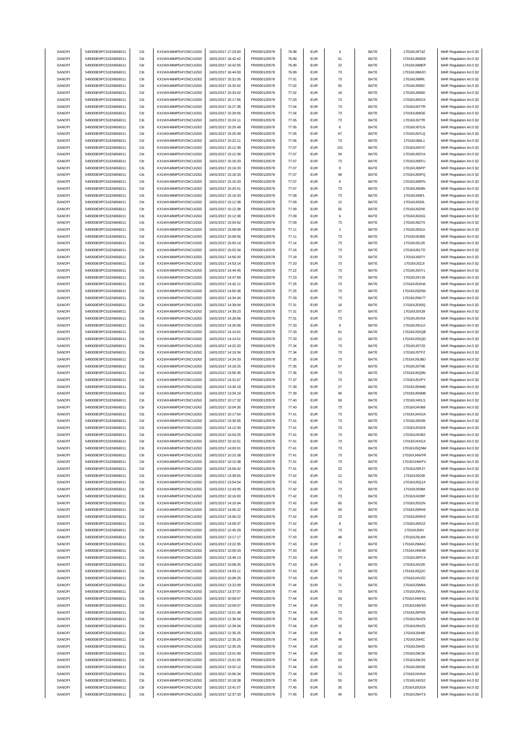| | | | | | | | | | | | |
|---|---|---|---|---|---|---|---|---|---|---|---|
| SANOFI | 549300E9PC51EN656011 | Citi | KX1WK48MPD4Y2NCUIZ63 | 16/01/2017 17:23:00 | FR0000120578 | 76.98 | EUR | 4 | BATE | 17016XJ6T4Z | MAR Regulation Art.5 §2 |
| SANOFI | 549300E9PC51EN656011 | Citi | KX1WK48MPD4Y2NCUIZ63 | 16/01/2017 16:42:42 | FR0000120578 | 76.99 | EUR | 51 | BATE | 17016XJ6MD6 | MAR Regulation Art.5 §2 |
| SANOFI | 549300E9PC51EN656011 | Citi | KX1WK48MPD4Y2NCUIZ63 | 16/01/2017 16:42:55 | FR0000120578 | 76.99 | EUR | 22 | BATE | 17016XJ6MEP | MAR Regulation Art.5 §2 |
| SANOFI | 549300E9PC51EN656011 | Citi | KX1WK48MPD4Y2NCUIZ63 | 16/01/2017 16:44:00 | FR0000120578 | 76.99 | EUR | 73 | BATE | 17016XJ6MJO | MAR Regulation Art.5 §2 |
| SANOFI | 549300E9PC51EN656011 | Citi | KX1WK48MPD4Y2NCUIZ63 | 16/01/2017 15:31:05 | FR0000120578 | 77.01 | EUR | 73 | BATE | 17016XJ68RL | MAR Regulation Art.5 §2 |
| SANOFI | 549300E9PC51EN656011 | Citi | KX1WK48MPD4Y2NCUIZ63 | 16/01/2017 15:33:42 | FR0000120578 | 77.02 | EUR | 55 | BATE | 17016XJ695C | MAR Regulation Art.5 §2 |
| SANOFI | 549300E9PC51EN656011 | Citi | KX1WK48MPD4Y2NCUIZ63 | 16/01/2017 15:33:42 | FR0000120578 | 77.02 | EUR | 18 | BATE | 17016XJ695D | MAR Regulation Art.5 §2 |
| SANOFI | 549300E9PC51EN656011 | Citi | KX1WK48MPD4Y2NCUIZ63 | 16/01/2017 15:17:56 | FR0000120578 | 77.03 | EUR | 73 | BATE | 17016XJ65OX | MAR Regulation Art.5 §2 |
| SANOFI | 549300E9PC51EN656011 | Citi | KX1WK48MPD4Y2NCUIZ63 | 16/01/2017 15:27:36 | FR0000120578 | 77.04 | EUR | 73 | BATE | 17016XJ67YR | MAR Regulation Art.5 §2 |
| SANOFI | 549300E9PC51EN656011 | Citi | KX1WK48MPD4Y2NCUIZ63 | 16/01/2017 15:29:55 | FR0000120578 | 77.04 | EUR | 73 | BATE | 17016XJ68GE | MAR Regulation Art.5 §2 |
| SANOFI | 549300E9PC51EN656011 | Citi | KX1WK48MPD4Y2NCUIZ63 | 16/01/2017 15:24:11 | FR0000120578 | 77.05 | EUR | 73 | BATE | 17016XJ677R | MAR Regulation Art.5 §2 |
| SANOFI | 549300E9PC51EN656011 | Citi | KX1WK48MPD4Y2NCUIZ63 | 16/01/2017 15:25:49 | FR0000120578 | 77.05 | EUR | 6 | BATE | 17016XJ67LN | MAR Regulation Art.5 §2 |
| SANOFI | 549300E9PC51EN656011 | Citi | KX1WK48MPD4Y2NCUIZ63 | 16/01/2017 15:25:49 | FR0000120578 | 77.05 | EUR | 67 | BATE | 17016XJ67LQ | MAR Regulation Art.5 §2 |
| SANOFI | 549300E9PC51EN656011 | Citi | KX1WK48MPD4Y2NCUIZ63 | 16/01/2017 15:22:11 | FR0000120578 | 77.06 | EUR | 73 | BATE | 17016XJ66L1 | MAR Regulation Art.5 §2 |
| SANOFI | 549300E9PC51EN656011 | Citi | KX1WK48MPD4Y2NCUIZ63 | 16/01/2017 15:12:39 | FR0000120578 | 77.07 | EUR | 101 | BATE | 17016XJ63YC | MAR Regulation Art.5 §2 |
| SANOFI | 549300E9PC51EN656011 | Citi | KX1WK48MPD4Y2NCUIZ63 | 16/01/2017 15:12:38 | FR0000120578 | 77.07 | EUR | 34 | BATE | 17016XJ63YA | MAR Regulation Art.5 §2 |
| SANOFI | 549300E9PC51EN656011 | Citi | KX1WK48MPD4Y2NCUIZ63 | 16/01/2017 15:16:33 | FR0000120578 | 77.07 | EUR | 73 | BATE | 17016XJ65FU | MAR Regulation Art.5 §2 |
| SANOFI | 549300E9PC51EN656011 | Citi | KX1WK48MPD4Y2NCUIZ63 | 16/01/2017 15:16:33 | FR0000120578 | 77.07 | EUR | 9 | BATE | 17016XJ65FP | MAR Regulation Art.5 §2 |
| SANOFI | 549300E9PC51EN656011 | Citi | KX1WK48MPD4Y2NCUIZ63 | 16/01/2017 15:16:33 | FR0000120578 | 77.07 | EUR | 58 | BATE | 17016XJ65FQ | MAR Regulation Art.5 §2 |
| SANOFI | 549300E9PC51EN656011 | Citi | KX1WK48MPD4Y2NCUIZ63 | 16/01/2017 15:16:33 | FR0000120578 | 77.07 | EUR | 6 | BATE | 17016XJ65FN | MAR Regulation Art.5 §2 |
| SANOFI | 549300E9PC51EN656011 | Citi | KX1WK48MPD4Y2NCUIZ63 | 16/01/2017 15:20:41 | FR0000120578 | 77.07 | EUR | 73 | BATE | 17016XJ669N | MAR Regulation Art.5 §2 |
| SANOFI | 549300E9PC51EN656011 | Citi | KX1WK48MPD4Y2NCUIZ63 | 16/01/2017 15:16:33 | FR0000120578 | 77.08 | EUR | 73 | BATE | 17016XJ65FL | MAR Regulation Art.5 §2 |
| SANOFI | 549300E9PC51EN656011 | Citi | KX1WK48MPD4Y2NCUIZ63 | 16/01/2017 15:12:38 | FR0000120578 | 77.09 | EUR | 12 | BATE | 17016XJ63XL | MAR Regulation Art.5 §2 |
| SANOFI | 549300E9PC51EN656011 | Citi | KX1WK48MPD4Y2NCUIZ63 | 16/01/2017 15:12:38 | FR0000120578 | 77.09 | EUR | 55 | BATE | 17016XJ63XK | MAR Regulation Art.5 §2 |
| SANOFI | 549300E9PC51EN656011 | Citi | KX1WK48MPD4Y2NCUIZ63 | 16/01/2017 15:12:38 | FR0000120578 | 77.09 | EUR | 6 | BATE | 17016XJ63XG | MAR Regulation Art.5 §2 |
| SANOFI | 549300E9PC51EN656011 | Citi | KX1WK48MPD4Y2NCUIZ63 | 16/01/2017 15:04:52 | FR0000120578 | 77.09 | EUR | 73 | BATE | 17016XJ627S | MAR Regulation Art.5 §2 |
| SANOFI | 549300E9PC51EN656011 | Citi | KX1WK48MPD4Y2NCUIZ63 | 16/01/2017 15:08:09 | FR0000120578 | 77.11 | EUR | 2 | BATE | 17016XJ631A | MAR Regulation Art.5 §2 |
| SANOFI | 549300E9PC51EN656011 | Citi | KX1WK48MPD4Y2NCUIZ63 | 16/01/2017 15:08:56 | FR0000120578 | 77.11 | EUR | 73 | BATE | 17016XJ6366 | MAR Regulation Art.5 §2 |
| SANOFI | 549300E9PC51EN656011 | Citi | KX1WK48MPD4Y2NCUIZ63 | 16/01/2017 15:00:14 | FR0000120578 | 77.14 | EUR | 73 | BATE | 17016XJ6135 | MAR Regulation Art.5 §2 |
| SANOFI | 549300E9PC51EN656011 | Citi | KX1WK48MPD4Y2NCUIZ63 | 16/01/2017 15:03:34 | FR0000120578 | 77.16 | EUR | 73 | BATE | 17016XJ61TD | MAR Regulation Art.5 §2 |
| SANOFI | 549300E9PC51EN656011 | Citi | KX1WK48MPD4Y2NCUIZ63 | 16/01/2017 14:56:30 | FR0000120578 | 77.18 | EUR | 73 | BATE | 17016XJ607Y | MAR Regulation Art.5 §2 |
| SANOFI | 549300E9PC51EN656011 | Citi | KX1WK48MPD4Y2NCUIZ63 | 16/01/2017 14:53:14 | FR0000120578 | 77.20 | EUR | 73 | BATE | 17016XJ5ZJI | MAR Regulation Art.5 §2 |
| SANOFI | 549300E9PC51EN656011 | Citi | KX1WK48MPD4Y2NCUIZ63 | 16/01/2017 14:44:45 | FR0000120578 | 77.22 | EUR | 73 | BATE | 17016XJ5XY1 | MAR Regulation Art.5 §2 |
| SANOFI | 549300E9PC51EN656011 | Citi | KX1WK48MPD4Y2NCUIZ63 | 16/01/2017 14:47:59 | FR0000120578 | 77.23 | EUR | 73 | BATE | 17016XJ5YJ9 | MAR Regulation Art.5 §2 |
| SANOFI | 549300E9PC51EN656011 | Citi | KX1WK48MPD4Y2NCUIZ63 | 16/01/2017 14:42:11 | FR0000120578 | 77.25 | EUR | 73 | BATE | 17016XJ5XHA | MAR Regulation Art.5 §2 |
| SANOFI | 549300E9PC51EN656011 | Citi | KX1WK48MPD4Y2NCUIZ63 | 16/01/2017 14:50:36 | FR0000120578 | 77.25 | EUR | 73 | BATE | 17016XJ5Z0W | MAR Regulation Art.5 §2 |
| SANOFI | 549300E9PC51EN656011 | Citi | KX1WK48MPD4Y2NCUIZ63 | 16/01/2017 14:34:34 | FR0000120578 | 77.29 | EUR | 73 | BATE | 17016XJ5W77 | MAR Regulation Art.5 §2 |
| SANOFI | 549300E9PC51EN656011 | Citi | KX1WK48MPD4Y2NCUIZ63 | 16/01/2017 14:39:04 | FR0000120578 | 77.31 | EUR | 16 | BATE | 17016XJ5X0Q | MAR Regulation Art.5 §2 |
| SANOFI | 549300E9PC51EN656011 | Citi | KX1WK48MPD4Y2NCUIZ63 | 16/01/2017 14:39:23 | FR0000120578 | 77.31 | EUR | 57 | BATE | 17016XJ5X28 | MAR Regulation Art.5 §2 |
| SANOFI | 549300E9PC51EN656011 | Citi | KX1WK48MPD4Y2NCUIZ63 | 16/01/2017 14:28:56 | FR0000120578 | 77.31 | EUR | 73 | BATE | 17016XJ5V54 | MAR Regulation Art.5 §2 |
| SANOFI | 549300E9PC51EN656011 | Citi | KX1WK48MPD4Y2NCUIZ63 | 16/01/2017 14:26:06 | FR0000120578 | 77.33 | EUR | 8 | BATE | 17016XJ5UL0 | MAR Regulation Art.5 §2 |
| SANOFI | 549300E9PC51EN656011 | Citi | KX1WK48MPD4Y2NCUIZ63 | 16/01/2017 14:14:51 | FR0000120578 | 77.33 | EUR | 61 | BATE | 17016XJ5SQB | MAR Regulation Art.5 §2 |
| SANOFI | 549300E9PC51EN656011 | Citi | KX1WK48MPD4Y2NCUIZ63 | 16/01/2017 14:14:51 | FR0000120578 | 77.33 | EUR | 12 | BATE | 17016XJ5SQD | MAR Regulation Art.5 §2 |
| SANOFI | 549300E9PC51EN656011 | Citi | KX1WK48MPD4Y2NCUIZ63 | 16/01/2017 14:22:20 | FR0000120578 | 77.34 | EUR | 73 | BATE | 17016XJ5TZ6 | MAR Regulation Art.5 §2 |
| SANOFI | 549300E9PC51EN656011 | Citi | KX1WK48MPD4Y2NCUIZ63 | 16/01/2017 14:19:34 | FR0000120578 | 77.34 | EUR | 73 | BATE | 17016XJ5TFZ | MAR Regulation Art.5 §2 |
| SANOFI | 549300E9PC51EN656011 | Citi | KX1WK48MPD4Y2NCUIZ63 | 16/01/2017 14:24:33 | FR0000120578 | 77.35 | EUR | 73 | BATE | 17016XJ5UBD | MAR Regulation Art.5 §2 |
| SANOFI | 549300E9PC51EN656011 | Citi | KX1WK48MPD4Y2NCUIZ63 | 16/01/2017 14:18:25 | FR0000120578 | 77.35 | EUR | 57 | BATE | 17016XJ5T9E | MAR Regulation Art.5 §2 |
| SANOFI | 549300E9PC51EN656011 | Citi | KX1WK48MPD4Y2NCUIZ63 | 16/01/2017 13:56:35 | FR0000120578 | 77.36 | EUR | 73 | BATE | 17016XJ5Q9N | MAR Regulation Art.5 §2 |
| SANOFI | 549300E9PC51EN656011 | Citi | KX1WK48MPD4Y2NCUIZ63 | 16/01/2017 14:31:57 | FR0000120578 | 77.37 | EUR | 73 | BATE | 17016XJ5VPY | MAR Regulation Art.5 §2 |
| SANOFI | 549300E9PC51EN656011 | Citi | KX1WK48MPD4Y2NCUIZ63 | 16/01/2017 13:34:19 | FR0000120578 | 77.39 | EUR | 27 | BATE | 17016XJ5NM5 | MAR Regulation Art.5 §2 |
| SANOFI | 549300E9PC51EN656011 | Citi | KX1WK48MPD4Y2NCUIZ63 | 16/01/2017 13:34:19 | FR0000120578 | 77.39 | EUR | 46 | BATE | 17016XJ5NM8 | MAR Regulation Art.5 §2 |
| SANOFI | 549300E9PC51EN656011 | Citi | KX1WK48MPD4Y2NCUIZ63 | 16/01/2017 10:17:32 | FR0000120578 | 77.40 | EUR | 59 | BATE | 17016XJ4XLS | MAR Regulation Art.5 §2 |
| SANOFI | 549300E9PC51EN656011 | Citi | KX1WK48MPD4Y2NCUIZ63 | 16/01/2017 10:04:26 | FR0000120578 | 77.40 | EUR | 73 | BATE | 17016XJ4VB8 | MAR Regulation Art.5 §2 |
| SANOFI | 549300E9PC51EN656011 | Citi | KX1WK48MPD4Y2NCUIZ63 | 16/01/2017 10:17:54 | FR0000120578 | 77.41 | EUR | 73 | BATE | 17016XJ4XOA | MAR Regulation Art.5 §2 |
| SANOFI | 549300E9PC51EN656011 | Citi | KX1WK48MPD4Y2NCUIZ63 | 16/01/2017 13:30:05 | FR0000120578 | 77.41 | EUR | 73 | BATE | 17016XJ5N39 | MAR Regulation Art.5 §2 |
| SANOFI | 549300E9PC51EN656011 | Citi | KX1WK48MPD4Y2NCUIZ63 | 16/01/2017 14:12:30 | FR0000120578 | 77.41 | EUR | 73 | BATE | 17016XJ5SD9 | MAR Regulation Art.5 §2 |
| SANOFI | 549300E9PC51EN656011 | Citi | KX1WK48MPD4Y2NCUIZ63 | 16/01/2017 10:04:25 | FR0000120578 | 77.41 | EUR | 73 | BATE | 17016XJ4VB2 | MAR Regulation Art.5 §2 |
| SANOFI | 549300E9PC51EN656011 | Citi | KX1WK48MPD4Y2NCUIZ63 | 16/01/2017 10:16:51 | FR0000120578 | 77.41 | EUR | 73 | BATE | 17016XJ4XGX | MAR Regulation Art.5 §2 |
| SANOFI | 549300E9PC51EN656011 | Citi | KX1WK48MPD4Y2NCUIZ63 | 16/01/2017 14:00:01 | FR0000120578 | 77.41 | EUR | 73 | BATE | 17016XJ5QNM | MAR Regulation Art.5 §2 |
| SANOFI | 549300E9PC51EN656011 | Citi | KX1WK48MPD4Y2NCUIZ63 | 16/01/2017 10:10:38 | FR0000120578 | 77.41 | EUR | 73 | BATE | 17016XJ4WFR | MAR Regulation Art.5 §2 |
| SANOFI | 549300E9PC51EN656011 | Citi | KX1WK48MPD4Y2NCUIZ63 | 16/01/2017 10:10:38 | FR0000120578 | 77.41 | EUR | 73 | BATE | 17016XJ4WFV | MAR Regulation Art.5 §2 |
| SANOFI | 549300E9PC51EN656011 | Citi | KX1WK48MPD4Y2NCUIZ63 | 16/01/2017 14:06:42 | FR0000120578 | 77.41 | EUR | 22 | BATE | 17016XJ5RJY | MAR Regulation Art.5 §2 |
| SANOFI | 549300E9PC51EN656011 | Citi | KX1WK48MPD4Y2NCUIZ63 | 16/01/2017 13:39:55 | FR0000120578 | 77.42 | EUR | 12 | BATE | 17016XJ5O9I | MAR Regulation Art.5 §2 |
| SANOFI | 549300E9PC51EN656011 | Citi | KX1WK48MPD4Y2NCUIZ63 | 16/01/2017 13:54:54 | FR0000120578 | 77.42 | EUR | 73 | BATE | 17016XJ5Q14 | MAR Regulation Art.5 §2 |
| SANOFI | 549300E9PC51EN656011 | Citi | KX1WK48MPD4Y2NCUIZ63 | 16/01/2017 12:43:05 | FR0000120578 | 77.42 | EUR | 73 | BATE | 17016XJ5I9M | MAR Regulation Art.5 §2 |
| SANOFI | 549300E9PC51EN656011 | Citi | KX1WK48MPD4Y2NCUIZ63 | 16/01/2017 10:16:00 | FR0000120578 | 77.42 | EUR | 73 | BATE | 17016XJ4XBF | MAR Regulation Art.5 §2 |
| SANOFI | 549300E9PC51EN656011 | Citi | KX1WK48MPD4Y2NCUIZ63 | 16/01/2017 14:10:04 | FR0000120578 | 77.42 | EUR | 65 | BATE | 17016XJ5S2N | MAR Regulation Art.5 §2 |
| SANOFI | 549300E9PC51EN656011 | Citi | KX1WK48MPD4Y2NCUIZ63 | 16/01/2017 14:06:22 | FR0000120578 | 77.42 | EUR | 50 | BATE | 17016XJ5RH6 | MAR Regulation Art.5 §2 |
| SANOFI | 549300E9PC51EN656011 | Citi | KX1WK48MPD4Y2NCUIZ63 | 16/01/2017 14:06:22 | FR0000120578 | 77.42 | EUR | 23 | BATE | 17016XJ5RH3 | MAR Regulation Art.5 §2 |
| SANOFI | 549300E9PC51EN656011 | Citi | KX1WK48MPD4Y2NCUIZ63 | 16/01/2017 14:09:37 | FR0000120578 | 77.42 | EUR | 8 | BATE | 17016XJ5RZZ | MAR Regulation Art.5 §2 |
| SANOFI | 549300E9PC51EN656011 | Citi | KX1WK48MPD4Y2NCUIZ63 | 16/01/2017 12:45:29 | FR0000120578 | 77.42 | EUR | 73 | BATE | 17016XJ5IIV | MAR Regulation Art.5 §2 |
| SANOFI | 549300E9PC51EN656011 | Citi | KX1WK48MPD4Y2NCUIZ63 | 16/01/2017 13:17:17 | FR0000120578 | 77.43 | EUR | 48 | BATE | 17016XJ5LM4 | MAR Regulation Art.5 §2 |
| SANOFI | 549300E9PC51EN656011 | Citi | KX1WK48MPD4Y2NCUIZ63 | 16/01/2017 13:22:35 | FR0000120578 | 77.43 | EUR | 7 | BATE | 17016XJ5MAC | MAR Regulation Art.5 §2 |
| SANOFI | 549300E9PC51EN656011 | Citi | KX1WK48MPD4Y2NCUIZ63 | 16/01/2017 10:09:33 | FR0000120578 | 77.43 | EUR | 67 | BATE | 17016XJ4W89 | MAR Regulation Art.5 §2 |
| SANOFI | 549300E9PC51EN656011 | Citi | KX1WK48MPD4Y2NCUIZ63 | 16/01/2017 13:49:13 | FR0000120578 | 77.43 | EUR | 73 | BATE | 17016XJ5PC4 | MAR Regulation Art.5 §2 |
| SANOFI | 549300E9PC51EN656011 | Citi | KX1WK48MPD4Y2NCUIZ63 | 16/01/2017 10:08:25 | FR0000120578 | 77.43 | EUR | 2 | BATE | 17016XJ4VZK | MAR Regulation Art.5 §2 |
| SANOFI | 549300E9PC51EN656011 | Citi | KX1WK48MPD4Y2NCUIZ63 | 16/01/2017 14:03:11 | FR0000120578 | 77.43 | EUR | 73 | BATE | 17016XJ5QZC | MAR Regulation Art.5 §2 |
| SANOFI | 549300E9PC51EN656011 | Citi | KX1WK48MPD4Y2NCUIZ63 | 16/01/2017 10:08:25 | FR0000120578 | 77.43 | EUR | 73 | BATE | 17016XJ4VZD | MAR Regulation Art.5 §2 |
| SANOFI | 549300E9PC51EN656011 | Citi | KX1WK48MPD4Y2NCUIZ63 | 16/01/2017 13:22:09 | FR0000120578 | 77.44 | EUR | 71 | BATE | 17016XJ5M94 | MAR Regulation Art.5 §2 |
| SANOFI | 549300E9PC51EN656011 | Citi | KX1WK48MPD4Y2NCUIZ63 | 16/01/2017 13:37:07 | FR0000120578 | 77.44 | EUR | 73 | BATE | 17016XJ5NYL | MAR Regulation Art.5 §2 |
| SANOFI | 549300E9PC51EN656011 | Citi | KX1WK48MPD4Y2NCUIZ63 | 16/01/2017 10:09:07 | FR0000120578 | 77.44 | EUR | 53 | BATE | 17016XJ4W5G | MAR Regulation Art.5 §2 |
| SANOFI | 549300E9PC51EN656011 | Citi | KX1WK48MPD4Y2NCUIZ63 | 16/01/2017 10:09:07 | FR0000120578 | 77.44 | EUR | 73 | BATE | 17016XJ4W5D | MAR Regulation Art.5 §2 |
| SANOFI | 549300E9PC51EN656011 | Citi | KX1WK48MPD4Y2NCUIZ63 | 16/01/2017 13:51:48 | FR0000120578 | 77.44 | EUR | 73 | BATE | 17016XJ5PNS | MAR Regulation Art.5 §2 |
| SANOFI | 549300E9PC51EN656011 | Citi | KX1WK48MPD4Y2NCUIZ63 | 16/01/2017 12:39:34 | FR0000120578 | 77.44 | EUR | 70 | BATE | 17016XJ5HZ9 | MAR Regulation Art.5 §2 |
| SANOFI | 549300E9PC51EN656011 | Citi | KX1WK48MPD4Y2NCUIZ63 | 16/01/2017 12:39:34 | FR0000120578 | 77.44 | EUR | 18 | BATE | 17016XJ5HZ5 | MAR Regulation Art.5 §2 |
| SANOFI | 549300E9PC51EN656011 | Citi | KX1WK48MPD4Y2NCUIZ63 | 16/01/2017 12:35:25 | FR0000120578 | 77.44 | EUR | 8 | BATE | 17016XJ5HIB | MAR Regulation Art.5 §2 |
| SANOFI | 549300E9PC51EN656011 | Citi | KX1WK48MPD4Y2NCUIZ63 | 16/01/2017 12:35:25 | FR0000120578 | 77.44 | EUR | 49 | BATE | 17016XJ5HIC | MAR Regulation Art.5 §2 |
| SANOFI | 549300E9PC51EN656011 | Citi | KX1WK48MPD4Y2NCUIZ63 | 16/01/2017 12:35:25 | FR0000120578 | 77.44 | EUR | 16 | BATE | 17016XJ5HID | MAR Regulation Art.5 §2 |
| SANOFI | 549300E9PC51EN656011 | Citi | KX1WK48MPD4Y2NCUIZ63 | 16/01/2017 13:01:49 | FR0000120578 | 77.44 | EUR | 20 | BATE | 17016XJ5K3K | MAR Regulation Art.5 §2 |
| SANOFI | 549300E9PC51EN656011 | Citi | KX1WK48MPD4Y2NCUIZ63 | 16/01/2017 13:01:55 | FR0000120578 | 77.44 | EUR | 53 | BATE | 17016XJ5K3S | MAR Regulation Art.5 §2 |
| SANOFI | 549300E9PC51EN656011 | Citi | KX1WK48MPD4Y2NCUIZ63 | 16/01/2017 13:02:12 | FR0000120578 | 77.44 | EUR | 43 | BATE | 17016XJ5K56 | MAR Regulation Art.5 §2 |
| SANOFI | 549300E9PC51EN656011 | Citi | KX1WK48MPD4Y2NCUIZ63 | 16/01/2017 10:06:34 | FR0000120578 | 77.44 | EUR | 73 | BATE | 17016XJ4VNX | MAR Regulation Art.5 §2 |
| SANOFI | 549300E9PC51EN656011 | Citi | KX1WK48MPD4Y2NCUIZ63 | 16/01/2017 10:18:38 | FR0000120578 | 77.45 | EUR | 55 | BATE | 17016XJ4XS2 | MAR Regulation Art.5 §2 |
| SANOFI | 549300E9PC51EN656011 | Citi | KX1WK48MPD4Y2NCUIZ63 | 16/01/2017 13:41:07 | FR0000120578 | 77.45 | EUR | 30 | BATE | 17016XJ5OGK | MAR Regulation Art.5 §2 |
| SANOFI | 549300E9PC51EN656011 | Citi | KX1WK48MPD4Y2NCUIZ63 | 16/01/2017 12:37:33 | FR0000120578 | 77.45 | EUR | 45 | BATE | 17016XJ5HT3 | MAR Regulation Art.5 §2 |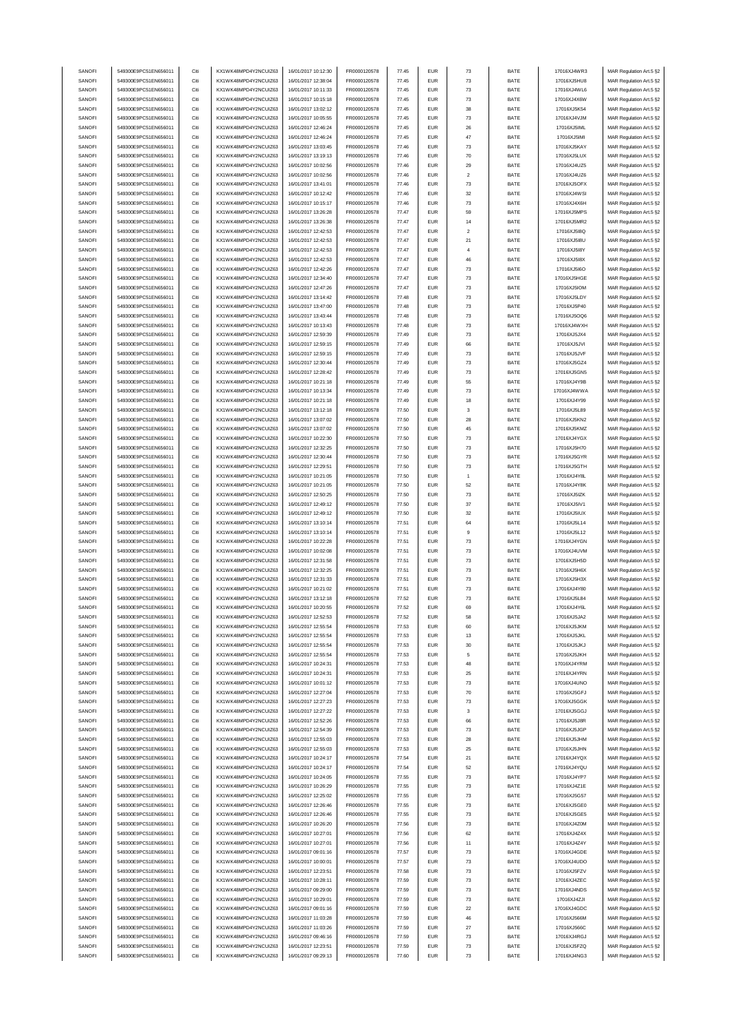| | | | | | | | | | | | |
|---|---|---|---|---|---|---|---|---|---|---|---|
| SANOFI | 549300E9PC51EN656011 | Citi | KX1WK48MPD4Y2NCUIZ63 | 16/01/2017 10:12:30 | FR0000120578 | 77.45 | EUR | 73 | BATE | 17016XJ4WR3 | MAR Regulation Art.5 §2 |
| SANOFI | 549300E9PC51EN656011 | Citi | KX1WK48MPD4Y2NCUIZ63 | 16/01/2017 12:38:04 | FR0000120578 | 77.45 | EUR | 73 | BATE | 17016XJ5HU8 | MAR Regulation Art.5 §2 |
| SANOFI | 549300E9PC51EN656011 | Citi | KX1WK48MPD4Y2NCUIZ63 | 16/01/2017 10:11:33 | FR0000120578 | 77.45 | EUR | 73 | BATE | 17016XJ4WL6 | MAR Regulation Art.5 §2 |
| SANOFI | 549300E9PC51EN656011 | Citi | KX1WK48MPD4Y2NCUIZ63 | 16/01/2017 10:15:18 | FR0000120578 | 77.45 | EUR | 73 | BATE | 17016XJ4X6W | MAR Regulation Art.5 §2 |
| SANOFI | 549300E9PC51EN656011 | Citi | KX1WK48MPD4Y2NCUIZ63 | 16/01/2017 13:02:12 | FR0000120578 | 77.45 | EUR | 38 | BATE | 17016XJ5K54 | MAR Regulation Art.5 §2 |
| SANOFI | 549300E9PC51EN656011 | Citi | KX1WK48MPD4Y2NCUIZ63 | 16/01/2017 10:05:55 | FR0000120578 | 77.45 | EUR | 73 | BATE | 17016XJ4VJM | MAR Regulation Art.5 §2 |
| SANOFI | 549300E9PC51EN656011 | Citi | KX1WK48MPD4Y2NCUIZ63 | 16/01/2017 12:46:24 | FR0000120578 | 77.45 | EUR | 26 | BATE | 17016XJ5IML | MAR Regulation Art.5 §2 |
| SANOFI | 549300E9PC51EN656011 | Citi | KX1WK48MPD4Y2NCUIZ63 | 16/01/2017 12:46:24 | FR0000120578 | 77.45 | EUR | 47 | BATE | 17016XJ5IMI | MAR Regulation Art.5 §2 |
| SANOFI | 549300E9PC51EN656011 | Citi | KX1WK48MPD4Y2NCUIZ63 | 16/01/2017 13:03:45 | FR0000120578 | 77.46 | EUR | 73 | BATE | 17016XJ5KAY | MAR Regulation Art.5 §2 |
| SANOFI | 549300E9PC51EN656011 | Citi | KX1WK48MPD4Y2NCUIZ63 | 16/01/2017 13:19:13 | FR0000120578 | 77.46 | EUR | 70 | BATE | 17016XJ5LUX | MAR Regulation Art.5 §2 |
| SANOFI | 549300E9PC51EN656011 | Citi | KX1WK48MPD4Y2NCUIZ63 | 16/01/2017 10:02:56 | FR0000120578 | 77.46 | EUR | 29 | BATE | 17016XJ4UZ5 | MAR Regulation Art.5 §2 |
| SANOFI | 549300E9PC51EN656011 | Citi | KX1WK48MPD4Y2NCUIZ63 | 16/01/2017 10:02:56 | FR0000120578 | 77.46 | EUR | 2 | BATE | 17016XJ4UZ6 | MAR Regulation Art.5 §2 |
| SANOFI | 549300E9PC51EN656011 | Citi | KX1WK48MPD4Y2NCUIZ63 | 16/01/2017 13:41:01 | FR0000120578 | 77.46 | EUR | 73 | BATE | 17016XJ5OFX | MAR Regulation Art.5 §2 |
| SANOFI | 549300E9PC51EN656011 | Citi | KX1WK48MPD4Y2NCUIZ63 | 16/01/2017 10:12:42 | FR0000120578 | 77.46 | EUR | 32 | BATE | 17016XJ4WSI | MAR Regulation Art.5 §2 |
| SANOFI | 549300E9PC51EN656011 | Citi | KX1WK48MPD4Y2NCUIZ63 | 16/01/2017 10:15:17 | FR0000120578 | 77.46 | EUR | 73 | BATE | 17016XJ4X6H | MAR Regulation Art.5 §2 |
| SANOFI | 549300E9PC51EN656011 | Citi | KX1WK48MPD4Y2NCUIZ63 | 16/01/2017 13:26:28 | FR0000120578 | 77.47 | EUR | 59 | BATE | 17016XJ5MPS | MAR Regulation Art.5 §2 |
| SANOFI | 549300E9PC51EN656011 | Citi | KX1WK48MPD4Y2NCUIZ63 | 16/01/2017 13:26:38 | FR0000120578 | 77.47 | EUR | 14 | BATE | 17016XJ5MR2 | MAR Regulation Art.5 §2 |
| SANOFI | 549300E9PC51EN656011 | Citi | KX1WK48MPD4Y2NCUIZ63 | 16/01/2017 12:42:53 | FR0000120578 | 77.47 | EUR | 2 | BATE | 17016XJ5I8Q | MAR Regulation Art.5 §2 |
| SANOFI | 549300E9PC51EN656011 | Citi | KX1WK48MPD4Y2NCUIZ63 | 16/01/2017 12:42:53 | FR0000120578 | 77.47 | EUR | 21 | BATE | 17016XJ5I8U | MAR Regulation Art.5 §2 |
| SANOFI | 549300E9PC51EN656011 | Citi | KX1WK48MPD4Y2NCUIZ63 | 16/01/2017 12:42:53 | FR0000120578 | 77.47 | EUR | 4 | BATE | 17016XJ5I8Y | MAR Regulation Art.5 §2 |
| SANOFI | 549300E9PC51EN656011 | Citi | KX1WK48MPD4Y2NCUIZ63 | 16/01/2017 12:42:53 | FR0000120578 | 77.47 | EUR | 46 | BATE | 17016XJ5I8X | MAR Regulation Art.5 §2 |
| SANOFI | 549300E9PC51EN656011 | Citi | KX1WK48MPD4Y2NCUIZ63 | 16/01/2017 12:42:26 | FR0000120578 | 77.47 | EUR | 73 | BATE | 17016XJ5I6O | MAR Regulation Art.5 §2 |
| SANOFI | 549300E9PC51EN656011 | Citi | KX1WK48MPD4Y2NCUIZ63 | 16/01/2017 12:34:40 | FR0000120578 | 77.47 | EUR | 73 | BATE | 17016XJ5HGE | MAR Regulation Art.5 §2 |
| SANOFI | 549300E9PC51EN656011 | Citi | KX1WK48MPD4Y2NCUIZ63 | 16/01/2017 12:47:26 | FR0000120578 | 77.47 | EUR | 73 | BATE | 17016XJ5IOM | MAR Regulation Art.5 §2 |
| SANOFI | 549300E9PC51EN656011 | Citi | KX1WK48MPD4Y2NCUIZ63 | 16/01/2017 13:14:42 | FR0000120578 | 77.48 | EUR | 73 | BATE | 17016XJ5LDY | MAR Regulation Art.5 §2 |
| SANOFI | 549300E9PC51EN656011 | Citi | KX1WK48MPD4Y2NCUIZ63 | 16/01/2017 13:47:00 | FR0000120578 | 77.48 | EUR | 73 | BATE | 17016XJ5P40 | MAR Regulation Art.5 §2 |
| SANOFI | 549300E9PC51EN656011 | Citi | KX1WK48MPD4Y2NCUIZ63 | 16/01/2017 13:43:44 | FR0000120578 | 77.48 | EUR | 73 | BATE | 17016XJ5OQ6 | MAR Regulation Art.5 §2 |
| SANOFI | 549300E9PC51EN656011 | Citi | KX1WK48MPD4Y2NCUIZ63 | 16/01/2017 10:13:43 | FR0000120578 | 77.48 | EUR | 73 | BATE | 17016XJ4WXH | MAR Regulation Art.5 §2 |
| SANOFI | 549300E9PC51EN656011 | Citi | KX1WK48MPD4Y2NCUIZ63 | 16/01/2017 12:59:39 | FR0000120578 | 77.49 | EUR | 73 | BATE | 17016XJ5JX4 | MAR Regulation Art.5 §2 |
| SANOFI | 549300E9PC51EN656011 | Citi | KX1WK48MPD4Y2NCUIZ63 | 16/01/2017 12:59:15 | FR0000120578 | 77.49 | EUR | 66 | BATE | 17016XJ5JVI | MAR Regulation Art.5 §2 |
| SANOFI | 549300E9PC51EN656011 | Citi | KX1WK48MPD4Y2NCUIZ63 | 16/01/2017 12:59:15 | FR0000120578 | 77.49 | EUR | 73 | BATE | 17016XJ5JVF | MAR Regulation Art.5 §2 |
| SANOFI | 549300E9PC51EN656011 | Citi | KX1WK48MPD4Y2NCUIZ63 | 16/01/2017 12:30:44 | FR0000120578 | 77.49 | EUR | 73 | BATE | 17016XJ5GZ4 | MAR Regulation Art.5 §2 |
| SANOFI | 549300E9PC51EN656011 | Citi | KX1WK48MPD4Y2NCUIZ63 | 16/01/2017 12:28:42 | FR0000120578 | 77.49 | EUR | 73 | BATE | 17016XJ5GN5 | MAR Regulation Art.5 §2 |
| SANOFI | 549300E9PC51EN656011 | Citi | KX1WK48MPD4Y2NCUIZ63 | 16/01/2017 10:21:18 | FR0000120578 | 77.49 | EUR | 55 | BATE | 17016XJ4Y9B | MAR Regulation Art.5 §2 |
| SANOFI | 549300E9PC51EN656011 | Citi | KX1WK48MPD4Y2NCUIZ63 | 16/01/2017 10:13:34 | FR0000120578 | 77.49 | EUR | 73 | BATE | 17016XJ4WWA | MAR Regulation Art.5 §2 |
| SANOFI | 549300E9PC51EN656011 | Citi | KX1WK48MPD4Y2NCUIZ63 | 16/01/2017 10:21:18 | FR0000120578 | 77.49 | EUR | 18 | BATE | 17016XJ4Y99 | MAR Regulation Art.5 §2 |
| SANOFI | 549300E9PC51EN656011 | Citi | KX1WK48MPD4Y2NCUIZ63 | 16/01/2017 13:12:18 | FR0000120578 | 77.50 | EUR | 3 | BATE | 17016XJ5L89 | MAR Regulation Art.5 §2 |
| SANOFI | 549300E9PC51EN656011 | Citi | KX1WK48MPD4Y2NCUIZ63 | 16/01/2017 13:07:02 | FR0000120578 | 77.50 | EUR | 28 | BATE | 17016XJ5KN2 | MAR Regulation Art.5 §2 |
| SANOFI | 549300E9PC51EN656011 | Citi | KX1WK48MPD4Y2NCUIZ63 | 16/01/2017 13:07:02 | FR0000120578 | 77.50 | EUR | 45 | BATE | 17016XJ5KMZ | MAR Regulation Art.5 §2 |
| SANOFI | 549300E9PC51EN656011 | Citi | KX1WK48MPD4Y2NCUIZ63 | 16/01/2017 10:22:30 | FR0000120578 | 77.50 | EUR | 73 | BATE | 17016XJ4YGX | MAR Regulation Art.5 §2 |
| SANOFI | 549300E9PC51EN656011 | Citi | KX1WK48MPD4Y2NCUIZ63 | 16/01/2017 12:32:25 | FR0000120578 | 77.50 | EUR | 73 | BATE | 17016XJ5H70 | MAR Regulation Art.5 §2 |
| SANOFI | 549300E9PC51EN656011 | Citi | KX1WK48MPD4Y2NCUIZ63 | 16/01/2017 12:30:44 | FR0000120578 | 77.50 | EUR | 73 | BATE | 17016XJ5GYR | MAR Regulation Art.5 §2 |
| SANOFI | 549300E9PC51EN656011 | Citi | KX1WK48MPD4Y2NCUIZ63 | 16/01/2017 12:29:51 | FR0000120578 | 77.50 | EUR | 73 | BATE | 17016XJ5GTH | MAR Regulation Art.5 §2 |
| SANOFI | 549300E9PC51EN656011 | Citi | KX1WK48MPD4Y2NCUIZ63 | 16/01/2017 10:21:05 | FR0000120578 | 77.50 | EUR | 1 | BATE | 17016XJ4Y8L | MAR Regulation Art.5 §2 |
| SANOFI | 549300E9PC51EN656011 | Citi | KX1WK48MPD4Y2NCUIZ63 | 16/01/2017 10:21:05 | FR0000120578 | 77.50 | EUR | 52 | BATE | 17016XJ4Y8K | MAR Regulation Art.5 §2 |
| SANOFI | 549300E9PC51EN656011 | Citi | KX1WK48MPD4Y2NCUIZ63 | 16/01/2017 12:50:25 | FR0000120578 | 77.50 | EUR | 73 | BATE | 17016XJ5IZK | MAR Regulation Art.5 §2 |
| SANOFI | 549300E9PC51EN656011 | Citi | KX1WK48MPD4Y2NCUIZ63 | 16/01/2017 12:49:12 | FR0000120578 | 77.50 | EUR | 37 | BATE | 17016XJ5IV1 | MAR Regulation Art.5 §2 |
| SANOFI | 549300E9PC51EN656011 | Citi | KX1WK48MPD4Y2NCUIZ63 | 16/01/2017 12:49:12 | FR0000120578 | 77.50 | EUR | 32 | BATE | 17016XJ5IUX | MAR Regulation Art.5 §2 |
| SANOFI | 549300E9PC51EN656011 | Citi | KX1WK48MPD4Y2NCUIZ63 | 16/01/2017 13:10:14 | FR0000120578 | 77.51 | EUR | 64 | BATE | 17016XJ5L14 | MAR Regulation Art.5 §2 |
| SANOFI | 549300E9PC51EN656011 | Citi | KX1WK48MPD4Y2NCUIZ63 | 16/01/2017 13:10:14 | FR0000120578 | 77.51 | EUR | 9 | BATE | 17016XJ5L12 | MAR Regulation Art.5 §2 |
| SANOFI | 549300E9PC51EN656011 | Citi | KX1WK48MPD4Y2NCUIZ63 | 16/01/2017 10:22:28 | FR0000120578 | 77.51 | EUR | 73 | BATE | 17016XJ4YGN | MAR Regulation Art.5 §2 |
| SANOFI | 549300E9PC51EN656011 | Citi | KX1WK48MPD4Y2NCUIZ63 | 16/01/2017 10:02:08 | FR0000120578 | 77.51 | EUR | 73 | BATE | 17016XJ4UVM | MAR Regulation Art.5 §2 |
| SANOFI | 549300E9PC51EN656011 | Citi | KX1WK48MPD4Y2NCUIZ63 | 16/01/2017 12:31:58 | FR0000120578 | 77.51 | EUR | 73 | BATE | 17016XJ5H5D | MAR Regulation Art.5 §2 |
| SANOFI | 549300E9PC51EN656011 | Citi | KX1WK48MPD4Y2NCUIZ63 | 16/01/2017 12:32:25 | FR0000120578 | 77.51 | EUR | 73 | BATE | 17016XJ5H6X | MAR Regulation Art.5 §2 |
| SANOFI | 549300E9PC51EN656011 | Citi | KX1WK48MPD4Y2NCUIZ63 | 16/01/2017 12:31:33 | FR0000120578 | 77.51 | EUR | 73 | BATE | 17016XJ5H3X | MAR Regulation Art.5 §2 |
| SANOFI | 549300E9PC51EN656011 | Citi | KX1WK48MPD4Y2NCUIZ63 | 16/01/2017 10:21:02 | FR0000120578 | 77.51 | EUR | 73 | BATE | 17016XJ4Y80 | MAR Regulation Art.5 §2 |
| SANOFI | 549300E9PC51EN656011 | Citi | KX1WK48MPD4Y2NCUIZ63 | 16/01/2017 13:12:18 | FR0000120578 | 77.52 | EUR | 73 | BATE | 17016XJ5L84 | MAR Regulation Art.5 §2 |
| SANOFI | 549300E9PC51EN656011 | Citi | KX1WK48MPD4Y2NCUIZ63 | 16/01/2017 10:20:55 | FR0000120578 | 77.52 | EUR | 69 | BATE | 17016XJ4Y6L | MAR Regulation Art.5 §2 |
| SANOFI | 549300E9PC51EN656011 | Citi | KX1WK48MPD4Y2NCUIZ63 | 16/01/2017 12:52:53 | FR0000120578 | 77.52 | EUR | 58 | BATE | 17016XJ5JA2 | MAR Regulation Art.5 §2 |
| SANOFI | 549300E9PC51EN656011 | Citi | KX1WK48MPD4Y2NCUIZ63 | 16/01/2017 12:55:54 | FR0000120578 | 77.53 | EUR | 60 | BATE | 17016XJ5JKM | MAR Regulation Art.5 §2 |
| SANOFI | 549300E9PC51EN656011 | Citi | KX1WK48MPD4Y2NCUIZ63 | 16/01/2017 12:55:54 | FR0000120578 | 77.53 | EUR | 13 | BATE | 17016XJ5JKL | MAR Regulation Art.5 §2 |
| SANOFI | 549300E9PC51EN656011 | Citi | KX1WK48MPD4Y2NCUIZ63 | 16/01/2017 12:55:54 | FR0000120578 | 77.53 | EUR | 30 | BATE | 17016XJ5JKJ | MAR Regulation Art.5 §2 |
| SANOFI | 549300E9PC51EN656011 | Citi | KX1WK48MPD4Y2NCUIZ63 | 16/01/2017 12:55:54 | FR0000120578 | 77.53 | EUR | 5 | BATE | 17016XJ5JKH | MAR Regulation Art.5 §2 |
| SANOFI | 549300E9PC51EN656011 | Citi | KX1WK48MPD4Y2NCUIZ63 | 16/01/2017 10:24:31 | FR0000120578 | 77.53 | EUR | 48 | BATE | 17016XJ4YRM | MAR Regulation Art.5 §2 |
| SANOFI | 549300E9PC51EN656011 | Citi | KX1WK48MPD4Y2NCUIZ63 | 16/01/2017 10:24:31 | FR0000120578 | 77.53 | EUR | 25 | BATE | 17016XJ4YRN | MAR Regulation Art.5 §2 |
| SANOFI | 549300E9PC51EN656011 | Citi | KX1WK48MPD4Y2NCUIZ63 | 16/01/2017 10:01:12 | FR0000120578 | 77.53 | EUR | 73 | BATE | 17016XJ4UNO | MAR Regulation Art.5 §2 |
| SANOFI | 549300E9PC51EN656011 | Citi | KX1WK48MPD4Y2NCUIZ63 | 16/01/2017 12:27:04 | FR0000120578 | 77.53 | EUR | 70 | BATE | 17016XJ5GFJ | MAR Regulation Art.5 §2 |
| SANOFI | 549300E9PC51EN656011 | Citi | KX1WK48MPD4Y2NCUIZ63 | 16/01/2017 12:27:23 | FR0000120578 | 77.53 | EUR | 73 | BATE | 17016XJ5GGK | MAR Regulation Art.5 §2 |
| SANOFI | 549300E9PC51EN656011 | Citi | KX1WK48MPD4Y2NCUIZ63 | 16/01/2017 12:27:22 | FR0000120578 | 77.53 | EUR | 3 | BATE | 17016XJ5GGJ | MAR Regulation Art.5 §2 |
| SANOFI | 549300E9PC51EN656011 | Citi | KX1WK48MPD4Y2NCUIZ63 | 16/01/2017 12:52:26 | FR0000120578 | 77.53 | EUR | 66 | BATE | 17016XJ5J8R | MAR Regulation Art.5 §2 |
| SANOFI | 549300E9PC51EN656011 | Citi | KX1WK48MPD4Y2NCUIZ63 | 16/01/2017 12:54:39 | FR0000120578 | 77.53 | EUR | 73 | BATE | 17016XJ5JGP | MAR Regulation Art.5 §2 |
| SANOFI | 549300E9PC51EN656011 | Citi | KX1WK48MPD4Y2NCUIZ63 | 16/01/2017 12:55:03 | FR0000120578 | 77.53 | EUR | 28 | BATE | 17016XJ5JHM | MAR Regulation Art.5 §2 |
| SANOFI | 549300E9PC51EN656011 | Citi | KX1WK48MPD4Y2NCUIZ63 | 16/01/2017 12:55:03 | FR0000120578 | 77.53 | EUR | 25 | BATE | 17016XJ5JHN | MAR Regulation Art.5 §2 |
| SANOFI | 549300E9PC51EN656011 | Citi | KX1WK48MPD4Y2NCUIZ63 | 16/01/2017 10:24:17 | FR0000120578 | 77.54 | EUR | 21 | BATE | 17016XJ4YQX | MAR Regulation Art.5 §2 |
| SANOFI | 549300E9PC51EN656011 | Citi | KX1WK48MPD4Y2NCUIZ63 | 16/01/2017 10:24:17 | FR0000120578 | 77.54 | EUR | 52 | BATE | 17016XJ4YQU | MAR Regulation Art.5 §2 |
| SANOFI | 549300E9PC51EN656011 | Citi | KX1WK48MPD4Y2NCUIZ63 | 16/01/2017 10:24:05 | FR0000120578 | 77.55 | EUR | 73 | BATE | 17016XJ4YP7 | MAR Regulation Art.5 §2 |
| SANOFI | 549300E9PC51EN656011 | Citi | KX1WK48MPD4Y2NCUIZ63 | 16/01/2017 10:26:29 | FR0000120578 | 77.55 | EUR | 73 | BATE | 17016XJ4Z1E | MAR Regulation Art.5 §2 |
| SANOFI | 549300E9PC51EN656011 | Citi | KX1WK48MPD4Y2NCUIZ63 | 16/01/2017 12:25:02 | FR0000120578 | 77.55 | EUR | 73 | BATE | 17016XJ5G57 | MAR Regulation Art.5 §2 |
| SANOFI | 549300E9PC51EN656011 | Citi | KX1WK48MPD4Y2NCUIZ63 | 16/01/2017 12:26:46 | FR0000120578 | 77.55 | EUR | 73 | BATE | 17016XJ5GE0 | MAR Regulation Art.5 §2 |
| SANOFI | 549300E9PC51EN656011 | Citi | KX1WK48MPD4Y2NCUIZ63 | 16/01/2017 12:26:46 | FR0000120578 | 77.55 | EUR | 73 | BATE | 17016XJ5GE5 | MAR Regulation Art.5 §2 |
| SANOFI | 549300E9PC51EN656011 | Citi | KX1WK48MPD4Y2NCUIZ63 | 16/01/2017 10:26:20 | FR0000120578 | 77.56 | EUR | 73 | BATE | 17016XJ4Z0M | MAR Regulation Art.5 §2 |
| SANOFI | 549300E9PC51EN656011 | Citi | KX1WK48MPD4Y2NCUIZ63 | 16/01/2017 10:27:01 | FR0000120578 | 77.56 | EUR | 62 | BATE | 17016XJ4Z4X | MAR Regulation Art.5 §2 |
| SANOFI | 549300E9PC51EN656011 | Citi | KX1WK48MPD4Y2NCUIZ63 | 16/01/2017 10:27:01 | FR0000120578 | 77.56 | EUR | 11 | BATE | 17016XJ4Z4Y | MAR Regulation Art.5 §2 |
| SANOFI | 549300E9PC51EN656011 | Citi | KX1WK48MPD4Y2NCUIZ63 | 16/01/2017 09:01:16 | FR0000120578 | 77.57 | EUR | 73 | BATE | 17016XJ4GDE | MAR Regulation Art.5 §2 |
| SANOFI | 549300E9PC51EN656011 | Citi | KX1WK48MPD4Y2NCUIZ63 | 16/01/2017 10:00:01 | FR0000120578 | 77.57 | EUR | 73 | BATE | 17016XJ4UDO | MAR Regulation Art.5 §2 |
| SANOFI | 549300E9PC51EN656011 | Citi | KX1WK48MPD4Y2NCUIZ63 | 16/01/2017 12:23:51 | FR0000120578 | 77.58 | EUR | 73 | BATE | 17016XJ5FZV | MAR Regulation Art.5 §2 |
| SANOFI | 549300E9PC51EN656011 | Citi | KX1WK48MPD4Y2NCUIZ63 | 16/01/2017 10:28:11 | FR0000120578 | 77.59 | EUR | 73 | BATE | 17016XJ4ZEC | MAR Regulation Art.5 §2 |
| SANOFI | 549300E9PC51EN656011 | Citi | KX1WK48MPD4Y2NCUIZ63 | 16/01/2017 09:29:00 | FR0000120578 | 77.59 | EUR | 73 | BATE | 17016XJ4NDS | MAR Regulation Art.5 §2 |
| SANOFI | 549300E9PC51EN656011 | Citi | KX1WK48MPD4Y2NCUIZ63 | 16/01/2017 10:29:01 | FR0000120578 | 77.59 | EUR | 73 | BATE | 17016XJ4ZJI | MAR Regulation Art.5 §2 |
| SANOFI | 549300E9PC51EN656011 | Citi | KX1WK48MPD4Y2NCUIZ63 | 16/01/2017 09:01:16 | FR0000120578 | 77.59 | EUR | 22 | BATE | 17016XJ4GDC | MAR Regulation Art.5 §2 |
| SANOFI | 549300E9PC51EN656011 | Citi | KX1WK48MPD4Y2NCUIZ63 | 16/01/2017 11:03:28 | FR0000120578 | 77.59 | EUR | 46 | BATE | 17016XJ566M | MAR Regulation Art.5 §2 |
| SANOFI | 549300E9PC51EN656011 | Citi | KX1WK48MPD4Y2NCUIZ63 | 16/01/2017 11:03:26 | FR0000120578 | 77.59 | EUR | 27 | BATE | 17016XJ566C | MAR Regulation Art.5 §2 |
| SANOFI | 549300E9PC51EN656011 | Citi | KX1WK48MPD4Y2NCUIZ63 | 16/01/2017 09:46:16 | FR0000120578 | 77.59 | EUR | 73 | BATE | 17016XJ4RGJ | MAR Regulation Art.5 §2 |
| SANOFI | 549300E9PC51EN656011 | Citi | KX1WK48MPD4Y2NCUIZ63 | 16/01/2017 12:23:51 | FR0000120578 | 77.59 | EUR | 73 | BATE | 17016XJ5FZQ | MAR Regulation Art.5 §2 |
| SANOFI | 549300E9PC51EN656011 | Citi | KX1WK48MPD4Y2NCUIZ63 | 16/01/2017 09:29:13 | FR0000120578 | 77.60 | EUR | 73 | BATE | 17016XJ4NG3 | MAR Regulation Art.5 §2 |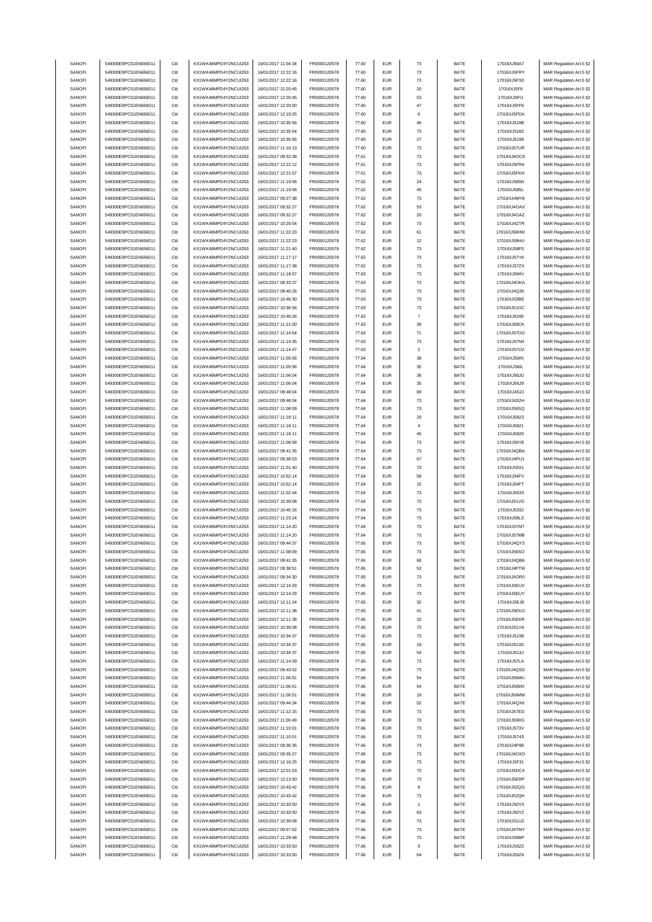| | | | | | | | | | | | |
|---|---|---|---|---|---|---|---|---|---|---|---|
| SANOFI | 549300E9PC51EN656011 | Citi | KX1WK48MPD4Y2NCUIZ63 | 16/01/2017 11:04:34 | FR0000120578 | 77.60 | EUR | 73 | BATE | 17016XJ56A7 | MAR Regulation Art.5 §2 |
| SANOFI | 549300E9PC51EN656011 | Citi | KX1WK48MPD4Y2NCUIZ63 | 16/01/2017 12:22:16 | FR0000120578 | 77.60 | EUR | 73 | BATE | 17016XJ5FRY | MAR Regulation Art.5 §2 |
| SANOFI | 549300E9PC51EN656011 | Citi | KX1WK48MPD4Y2NCUIZ63 | 16/01/2017 12:22:16 | FR0000120578 | 77.60 | EUR | 73 | BATE | 17016XJ5FS0 | MAR Regulation Art.5 §2 |
| SANOFI | 549300E9PC51EN656011 | Citi | KX1WK48MPD4Y2NCUIZ63 | 16/01/2017 12:20:45 | FR0000120578 | 77.60 | EUR | 20 | BATE | 17016XJ5FII | MAR Regulation Art.5 §2 |
| SANOFI | 549300E9PC51EN656011 | Citi | KX1WK48MPD4Y2NCUIZ63 | 16/01/2017 12:20:45 | FR0000120578 | 77.60 | EUR | 53 | BATE | 17016XJ5FIJ | MAR Regulation Art.5 §2 |
| SANOFI | 549300E9PC51EN656011 | Citi | KX1WK48MPD4Y2NCUIZ63 | 16/01/2017 12:20:00 | FR0000120578 | 77.60 | EUR | 47 | BATE | 17016XJ5FF6 | MAR Regulation Art.5 §2 |
| SANOFI | 549300E9PC51EN656011 | Citi | KX1WK48MPD4Y2NCUIZ63 | 16/01/2017 12:19:25 | FR0000120578 | 77.60 | EUR | 6 | BATE | 17016XJ5FDA | MAR Regulation Art.5 §2 |
| SANOFI | 549300E9PC51EN656011 | Citi | KX1WK48MPD4Y2NCUIZ63 | 16/01/2017 10:35:56 | FR0000120578 | 77.60 | EUR | 46 | BATE | 17016XJ519B | MAR Regulation Art.5 §2 |
| SANOFI | 549300E9PC51EN656011 | Citi | KX1WK48MPD4Y2NCUIZ63 | 16/01/2017 10:35:54 | FR0000120578 | 77.60 | EUR | 73 | BATE | 17016XJ518Z | MAR Regulation Art.5 §2 |
| SANOFI | 549300E9PC51EN656011 | Citi | KX1WK48MPD4Y2NCUIZ63 | 16/01/2017 10:35:56 | FR0000120578 | 77.60 | EUR | 27 | BATE | 17016XJ5198 | MAR Regulation Art.5 §2 |
| SANOFI | 549300E9PC51EN656011 | Citi | KX1WK48MPD4Y2NCUIZ63 | 16/01/2017 11:16:13 | FR0000120578 | 77.60 | EUR | 73 | BATE | 17016XJ57UR | MAR Regulation Art.5 §2 |
| SANOFI | 549300E9PC51EN656011 | Citi | KX1WK48MPD4Y2NCUIZ63 | 16/01/2017 09:32:38 | FR0000120578 | 77.61 | EUR | 73 | BATE | 17016XJ4OC8 | MAR Regulation Art.5 §2 |
| SANOFI | 549300E9PC51EN656011 | Citi | KX1WK48MPD4Y2NCUIZ63 | 16/01/2017 12:22:12 | FR0000120578 | 77.61 | EUR | 73 | BATE | 17016XJ5FR6 | MAR Regulation Art.5 §2 |
| SANOFI | 549300E9PC51EN656011 | Citi | KX1WK48MPD4Y2NCUIZ63 | 16/01/2017 12:21:07 | FR0000120578 | 77.61 | EUR | 73 | BATE | 17016XJ5FKH | MAR Regulation Art.5 §2 |
| SANOFI | 549300E9PC51EN656011 | Citi | KX1WK48MPD4Y2NCUIZ63 | 16/01/2017 11:19:08 | FR0000120578 | 77.62 | EUR | 24 | BATE | 17016XJ585N | MAR Regulation Art.5 §2 |
| SANOFI | 549300E9PC51EN656011 | Citi | KX1WK48MPD4Y2NCUIZ63 | 16/01/2017 11:19:08 | FR0000120578 | 77.62 | EUR | 49 | BATE | 17016XJ585L | MAR Regulation Art.5 §2 |
| SANOFI | 549300E9PC51EN656011 | Citi | KX1WK48MPD4Y2NCUIZ63 | 16/01/2017 09:27:38 | FR0000120578 | 77.62 | EUR | 73 | BATE | 17016XJ4MY8 | MAR Regulation Art.5 §2 |
| SANOFI | 549300E9PC51EN656011 | Citi | KX1WK48MPD4Y2NCUIZ63 | 16/01/2017 09:32:27 | FR0000120578 | 77.62 | EUR | 53 | BATE | 17016XJ4OAX | MAR Regulation Art.5 §2 |
| SANOFI | 549300E9PC51EN656011 | Citi | KX1WK48MPD4Y2NCUIZ63 | 16/01/2017 09:32:27 | FR0000120578 | 77.62 | EUR | 20 | BATE | 17016XJ4OAZ | MAR Regulation Art.5 §2 |
| SANOFI | 549300E9PC51EN656011 | Citi | KX1WK48MPD4Y2NCUIZ63 | 16/01/2017 10:29:54 | FR0000120578 | 77.62 | EUR | 73 | BATE | 17016XJ4ZTR | MAR Regulation Art.5 §2 |
| SANOFI | 549300E9PC51EN656011 | Citi | KX1WK48MPD4Y2NCUIZ63 | 16/01/2017 11:22:23 | FR0000120578 | 77.62 | EUR | 61 | BATE | 17016XJ58HW | MAR Regulation Art.5 §2 |
| SANOFI | 549300E9PC51EN656011 | Citi | KX1WK48MPD4Y2NCUIZ63 | 16/01/2017 11:22:23 | FR0000120578 | 77.62 | EUR | 12 | BATE | 17016XJ58HU | MAR Regulation Art.5 §2 |
| SANOFI | 549300E9PC51EN656011 | Citi | KX1WK48MPD4Y2NCUIZ63 | 16/01/2017 11:21:40 | FR0000120578 | 77.62 | EUR | 73 | BATE | 17016XJ58F0 | MAR Regulation Art.5 §2 |
| SANOFI | 549300E9PC51EN656011 | Citi | KX1WK48MPD4Y2NCUIZ63 | 16/01/2017 11:17:17 | FR0000120578 | 77.62 | EUR | 73 | BATE | 17016XJ57YK | MAR Regulation Art.5 §2 |
| SANOFI | 549300E9PC51EN656011 | Citi | KX1WK48MPD4Y2NCUIZ63 | 16/01/2017 11:17:38 | FR0000120578 | 77.62 | EUR | 73 | BATE | 17016XJ57ZX | MAR Regulation Art.5 §2 |
| SANOFI | 549300E9PC51EN656011 | Citi | KX1WK48MPD4Y2NCUIZ63 | 16/01/2017 11:18:57 | FR0000120578 | 77.63 | EUR | 73 | BATE | 17016XJ584V | MAR Regulation Art.5 §2 |
| SANOFI | 549300E9PC51EN656011 | Citi | KX1WK48MPD4Y2NCUIZ63 | 16/01/2017 09:33:37 | FR0000120578 | 77.63 | EUR | 73 | BATE | 17016XJ4OKA | MAR Regulation Art.5 §2 |
| SANOFI | 549300E9PC51EN656011 | Citi | KX1WK48MPD4Y2NCUIZ63 | 16/01/2017 09:40:26 | FR0000120578 | 77.63 | EUR | 73 | BATE | 17016XJ4Q2K | MAR Regulation Art.5 §2 |
| SANOFI | 549300E9PC51EN656011 | Citi | KX1WK48MPD4Y2NCUIZ63 | 16/01/2017 10:46:30 | FR0000120578 | 77.63 | EUR | 73 | BATE | 17016XJ53BE | MAR Regulation Art.5 §2 |
| SANOFI | 549300E9PC51EN656011 | Citi | KX1WK48MPD4Y2NCUIZ63 | 16/01/2017 10:36:56 | FR0000120578 | 77.63 | EUR | 73 | BATE | 17016XJ51GC | MAR Regulation Art.5 §2 |
| SANOFI | 549300E9PC51EN656011 | Citi | KX1WK48MPD4Y2NCUIZ63 | 16/01/2017 10:40:26 | FR0000120578 | 77.63 | EUR | 7 | BATE | 17016XJ524E | MAR Regulation Art.5 §2 |
| SANOFI | 549300E9PC51EN656011 | Citi | KX1WK48MPD4Y2NCUIZ63 | 16/01/2017 11:21:00 | FR0000120578 | 77.63 | EUR | 39 | BATE | 17016XJ58CK | MAR Regulation Art.5 §2 |
| SANOFI | 549300E9PC51EN656011 | Citi | KX1WK48MPD4Y2NCUIZ63 | 16/01/2017 11:14:54 | FR0000120578 | 77.63 | EUR | 71 | BATE | 17016XJ57OG | MAR Regulation Art.5 §2 |
| SANOFI | 549300E9PC51EN656011 | Citi | KX1WK48MPD4Y2NCUIZ63 | 16/01/2017 11:14:35 | FR0000120578 | 77.63 | EUR | 73 | BATE | 17016XJ57N0 | MAR Regulation Art.5 §2 |
| SANOFI | 549300E9PC51EN656011 | Citi | KX1WK48MPD4Y2NCUIZ63 | 16/01/2017 11:14:47 | FR0000120578 | 77.63 | EUR | 2 | BATE | 17016XJ57O2 | MAR Regulation Art.5 §2 |
| SANOFI | 549300E9PC51EN656011 | Citi | KX1WK48MPD4Y2NCUIZ63 | 16/01/2017 11:05:56 | FR0000120578 | 77.64 | EUR | 38 | BATE | 17016XJ56IN | MAR Regulation Art.5 §2 |
| SANOFI | 549300E9PC51EN656011 | Citi | KX1WK48MPD4Y2NCUIZ63 | 16/01/2017 11:05:56 | FR0000120578 | 77.64 | EUR | 35 | BATE | 17016XJ56IL | MAR Regulation Art.5 §2 |
| SANOFI | 549300E9PC51EN656011 | Citi | KX1WK48MPD4Y2NCUIZ63 | 16/01/2017 11:06:04 | FR0000120578 | 77.64 | EUR | 38 | BATE | 17016XJ56JD | MAR Regulation Art.5 §2 |
| SANOFI | 549300E9PC51EN656011 | Citi | KX1WK48MPD4Y2NCUIZ63 | 16/01/2017 11:06:04 | FR0000120578 | 77.64 | EUR | 35 | BATE | 17016XJ56J9 | MAR Regulation Art.5 §2 |
| SANOFI | 549300E9PC51EN656011 | Citi | KX1WK48MPD4Y2NCUIZ63 | 16/01/2017 09:48:04 | FR0000120578 | 77.64 | EUR | 69 | BATE | 17016XJ4S2J | MAR Regulation Art.5 §2 |
| SANOFI | 549300E9PC51EN656011 | Citi | KX1WK48MPD4Y2NCUIZ63 | 16/01/2017 09:48:04 | FR0000120578 | 77.64 | EUR | 73 | BATE | 17016XJ4S2H | MAR Regulation Art.5 §2 |
| SANOFI | 549300E9PC51EN656011 | Citi | KX1WK48MPD4Y2NCUIZ63 | 16/01/2017 11:08:09 | FR0000120578 | 77.64 | EUR | 73 | BATE | 17016XJ56SQ | MAR Regulation Art.5 §2 |
| SANOFI | 549300E9PC51EN656011 | Citi | KX1WK48MPD4Y2NCUIZ63 | 16/01/2017 11:18:11 | FR0000120578 | 77.64 | EUR | 29 | BATE | 17016XJ5823 | MAR Regulation Art.5 §2 |
| SANOFI | 549300E9PC51EN656011 | Citi | KX1WK48MPD4Y2NCUIZ63 | 16/01/2017 11:18:11 | FR0000120578 | 77.64 | EUR | 4 | BATE | 17016XJ5821 | MAR Regulation Art.5 §2 |
| SANOFI | 549300E9PC51EN656011 | Citi | KX1WK48MPD4Y2NCUIZ63 | 16/01/2017 11:18:11 | FR0000120578 | 77.64 | EUR | 40 | BATE | 17016XJ5820 | MAR Regulation Art.5 §2 |
| SANOFI | 549300E9PC51EN656011 | Citi | KX1WK48MPD4Y2NCUIZ63 | 16/01/2017 11:08:58 | FR0000120578 | 77.64 | EUR | 73 | BATE | 17016XJ56YE | MAR Regulation Art.5 §2 |
| SANOFI | 549300E9PC51EN656011 | Citi | KX1WK48MPD4Y2NCUIZ63 | 16/01/2017 09:41:35 | FR0000120578 | 77.64 | EUR | 73 | BATE | 17016XJ4QBA | MAR Regulation Art.5 §2 |
| SANOFI | 549300E9PC51EN656011 | Citi | KX1WK48MPD4Y2NCUIZ63 | 16/01/2017 09:38:53 | FR0000120578 | 77.64 | EUR | 67 | BATE | 17016XJ4PU1 | MAR Regulation Art.5 §2 |
| SANOFI | 549300E9PC51EN656011 | Citi | KX1WK48MPD4Y2NCUIZ63 | 16/01/2017 11:01:40 | FR0000120578 | 77.64 | EUR | 73 | BATE | 17016XJ55X1 | MAR Regulation Art.5 §2 |
| SANOFI | 549300E9PC51EN656011 | Citi | KX1WK48MPD4Y2NCUIZ63 | 16/01/2017 10:52:14 | FR0000120578 | 77.64 | EUR | 58 | BATE | 17016XJ54FV | MAR Regulation Art.5 §2 |
| SANOFI | 549300E9PC51EN656011 | Citi | KX1WK48MPD4Y2NCUIZ63 | 16/01/2017 10:52:14 | FR0000120578 | 77.64 | EUR | 15 | BATE | 17016XJ54FT | MAR Regulation Art.5 §2 |
| SANOFI | 549300E9PC51EN656011 | Citi | KX1WK48MPD4Y2NCUIZ63 | 16/01/2017 11:02:44 | FR0000120578 | 77.64 | EUR | 73 | BATE | 17016XJ5633 | MAR Regulation Art.5 §2 |
| SANOFI | 549300E9PC51EN656011 | Citi | KX1WK48MPD4Y2NCUIZ63 | 16/01/2017 10:39:08 | FR0000120578 | 77.64 | EUR | 73 | BATE | 17016XJ51VG | MAR Regulation Art.5 §2 |
| SANOFI | 549300E9PC51EN656011 | Citi | KX1WK48MPD4Y2NCUIZ63 | 16/01/2017 10:45:16 | FR0000120578 | 77.64 | EUR | 73 | BATE | 17016XJ533J | MAR Regulation Art.5 §2 |
| SANOFI | 549300E9PC51EN656011 | Citi | KX1WK48MPD4Y2NCUIZ63 | 16/01/2017 11:23:24 | FR0000120578 | 77.64 | EUR | 73 | BATE | 17016XJ58LS | MAR Regulation Art.5 §2 |
| SANOFI | 549300E9PC51EN656011 | Citi | KX1WK48MPD4Y2NCUIZ63 | 16/01/2017 11:14:20 | FR0000120578 | 77.64 | EUR | 73 | BATE | 17016XJ57M7 | MAR Regulation Art.5 §2 |
| SANOFI | 549300E9PC51EN656011 | Citi | KX1WK48MPD4Y2NCUIZ63 | 16/01/2017 11:14:20 | FR0000120578 | 77.64 | EUR | 73 | BATE | 17016XJ57MB | MAR Regulation Art.5 §2 |
| SANOFI | 549300E9PC51EN656011 | Citi | KX1WK48MPD4Y2NCUIZ63 | 16/01/2017 09:44:37 | FR0000120578 | 77.65 | EUR | 73 | BATE | 17016XJ4QY3 | MAR Regulation Art.5 §2 |
| SANOFI | 549300E9PC51EN656011 | Citi | KX1WK48MPD4Y2NCUIZ63 | 16/01/2017 11:08:09 | FR0000120578 | 77.65 | EUR | 73 | BATE | 17016XJ56SO | MAR Regulation Art.5 §2 |
| SANOFI | 549300E9PC51EN656011 | Citi | KX1WK48MPD4Y2NCUIZ63 | 16/01/2017 09:41:35 | FR0000120578 | 77.65 | EUR | 68 | BATE | 17016XJ4QB6 | MAR Regulation Art.5 §2 |
| SANOFI | 549300E9PC51EN656011 | Citi | KX1WK48MPD4Y2NCUIZ63 | 16/01/2017 09:38:51 | FR0000120578 | 77.65 | EUR | 53 | BATE | 17016XJ4PTM | MAR Regulation Art.5 §2 |
| SANOFI | 549300E9PC51EN656011 | Citi | KX1WK48MPD4Y2NCUIZ63 | 16/01/2017 09:34:30 | FR0000120578 | 77.65 | EUR | 73 | BATE | 17016XJ4OR0 | MAR Regulation Art.5 §2 |
| SANOFI | 549300E9PC51EN656011 | Citi | KX1WK48MPD4Y2NCUIZ63 | 16/01/2017 12:14:29 | FR0000120578 | 77.65 | EUR | 73 | BATE | 17016XJ5EUV | MAR Regulation Art.5 §2 |
| SANOFI | 549300E9PC51EN656011 | Citi | KX1WK48MPD4Y2NCUIZ63 | 16/01/2017 12:14:29 | FR0000120578 | 77.65 | EUR | 73 | BATE | 17016XJ5EUY | MAR Regulation Art.5 §2 |
| SANOFI | 549300E9PC51EN656011 | Citi | KX1WK48MPD4Y2NCUIZ63 | 16/01/2017 12:11:24 | FR0000120578 | 77.65 | EUR | 32 | BATE | 17016XJ5EJ8 | MAR Regulation Art.5 §2 |
| SANOFI | 549300E9PC51EN656011 | Citi | KX1WK48MPD4Y2NCUIZ63 | 16/01/2017 12:11:38 | FR0000120578 | 77.65 | EUR | 41 | BATE | 17016XJ5EKO | MAR Regulation Art.5 §2 |
| SANOFI | 549300E9PC51EN656011 | Citi | KX1WK48MPD4Y2NCUIZ63 | 16/01/2017 12:11:38 | FR0000120578 | 77.65 | EUR | 32 | BATE | 17016XJ5EKR | MAR Regulation Art.5 §2 |
| SANOFI | 549300E9PC51EN656011 | Citi | KX1WK48MPD4Y2NCUIZ63 | 16/01/2017 10:39:08 | FR0000120578 | 77.65 | EUR | 73 | BATE | 17016XJ51VA | MAR Regulation Art.5 §2 |
| SANOFI | 549300E9PC51EN656011 | Citi | KX1WK48MPD4Y2NCUIZ63 | 16/01/2017 10:34:37 | FR0000120578 | 77.65 | EUR | 73 | BATE | 17016XJ513B | MAR Regulation Art.5 §2 |
| SANOFI | 549300E9PC51EN656011 | Citi | KX1WK48MPD4Y2NCUIZ63 | 16/01/2017 10:34:37 | FR0000120578 | 77.65 | EUR | 19 | BATE | 17016XJ513G | MAR Regulation Art.5 §2 |
| SANOFI | 549300E9PC51EN656011 | Citi | KX1WK48MPD4Y2NCUIZ63 | 16/01/2017 10:34:37 | FR0000120578 | 77.65 | EUR | 54 | BATE | 17016XJ513J | MAR Regulation Art.5 §2 |
| SANOFI | 549300E9PC51EN656011 | Citi | KX1WK48MPD4Y2NCUIZ63 | 16/01/2017 11:14:09 | FR0000120578 | 77.65 | EUR | 73 | BATE | 17016XJ57LA | MAR Regulation Art.5 §2 |
| SANOFI | 549300E9PC51EN656011 | Citi | KX1WK48MPD4Y2NCUIZ63 | 16/01/2017 09:43:52 | FR0000120578 | 77.66 | EUR | 73 | BATE | 17016XJ4QSD | MAR Regulation Art.5 §2 |
| SANOFI | 549300E9PC51EN656011 | Citi | KX1WK48MPD4Y2NCUIZ63 | 16/01/2017 11:06:51 | FR0000120578 | 77.66 | EUR | 54 | BATE | 17016XJ56MU | MAR Regulation Art.5 §2 |
| SANOFI | 549300E9PC51EN656011 | Citi | KX1WK48MPD4Y2NCUIZ63 | 16/01/2017 11:06:51 | FR0000120578 | 77.66 | EUR | 54 | BATE | 17016XJ56MX | MAR Regulation Art.5 §2 |
| SANOFI | 549300E9PC51EN656011 | Citi | KX1WK48MPD4Y2NCUIZ63 | 16/01/2017 11:06:51 | FR0000120578 | 77.66 | EUR | 19 | BATE | 17016XJ56MW | MAR Regulation Art.5 §2 |
| SANOFI | 549300E9PC51EN656011 | Citi | KX1WK48MPD4Y2NCUIZ63 | 16/01/2017 09:44:34 | FR0000120578 | 77.66 | EUR | 52 | BATE | 17016XJ4QXK | MAR Regulation Art.5 §2 |
| SANOFI | 549300E9PC51EN656011 | Citi | KX1WK48MPD4Y2NCUIZ63 | 16/01/2017 11:12:15 | FR0000120578 | 77.66 | EUR | 73 | BATE | 17016XJ57ED | MAR Regulation Art.5 §2 |
| SANOFI | 549300E9PC51EN656011 | Citi | KX1WK48MPD4Y2NCUIZ63 | 16/01/2017 11:00:49 | FR0000120578 | 77.66 | EUR | 73 | BATE | 17016XJ55RG | MAR Regulation Art.5 §2 |
| SANOFI | 549300E9PC51EN656011 | Citi | KX1WK48MPD4Y2NCUIZ63 | 16/01/2017 11:10:01 | FR0000120578 | 77.66 | EUR | 73 | BATE | 17016XJ573V | MAR Regulation Art.5 §2 |
| SANOFI | 549300E9PC51EN656011 | Citi | KX1WK48MPD4Y2NCUIZ63 | 16/01/2017 11:10:01 | FR0000120578 | 77.66 | EUR | 73 | BATE | 17016XJ5743 | MAR Regulation Art.5 §2 |
| SANOFI | 549300E9PC51EN656011 | Citi | KX1WK48MPD4Y2NCUIZ63 | 16/01/2017 09:36:35 | FR0000120578 | 77.66 | EUR | 73 | BATE | 17016XJ4P9E | MAR Regulation Art.5 §2 |
| SANOFI | 549300E9PC51EN656011 | Citi | KX1WK48MPD4Y2NCUIZ63 | 16/01/2017 09:35:27 | FR0000120578 | 77.66 | EUR | 73 | BATE | 17016XJ4OXO | MAR Regulation Art.5 §2 |
| SANOFI | 549300E9PC51EN656011 | Citi | KX1WK48MPD4Y2NCUIZ63 | 16/01/2017 12:16:25 | FR0000120578 | 77.66 | EUR | 73 | BATE | 17016XJ5F31 | MAR Regulation Art.5 §2 |
| SANOFI | 549300E9PC51EN656011 | Citi | KX1WK48MPD4Y2NCUIZ63 | 16/01/2017 12:01:03 | FR0000120578 | 77.66 | EUR | 73 | BATE | 17016XJ5DC4 | MAR Regulation Art.5 §2 |
| SANOFI | 549300E9PC51EN656011 | Citi | KX1WK48MPD4Y2NCUIZ63 | 16/01/2017 12:13:50 | FR0000120578 | 77.66 | EUR | 73 | BATE | 17016XJ5ERP | MAR Regulation Art.5 §2 |
| SANOFI | 549300E9PC51EN656011 | Citi | KX1WK48MPD4Y2NCUIZ63 | 16/01/2017 10:43:42 | FR0000120578 | 77.66 | EUR | 8 | BATE | 17016XJ52QG | MAR Regulation Art.5 §2 |
| SANOFI | 549300E9PC51EN656011 | Citi | KX1WK48MPD4Y2NCUIZ63 | 16/01/2017 10:43:42 | FR0000120578 | 77.66 | EUR | 73 | BATE | 17016XJ52QH | MAR Regulation Art.5 §2 |
| SANOFI | 549300E9PC51EN656011 | Citi | KX1WK48MPD4Y2NCUIZ63 | 16/01/2017 10:33:50 | FR0000120578 | 77.66 | EUR | 1 | BATE | 17016XJ50YX | MAR Regulation Art.5 §2 |
| SANOFI | 549300E9PC51EN656011 | Citi | KX1WK48MPD4Y2NCUIZ63 | 16/01/2017 10:33:50 | FR0000120578 | 77.66 | EUR | 63 | BATE | 17016XJ50YZ | MAR Regulation Art.5 §2 |
| SANOFI | 549300E9PC51EN656011 | Citi | KX1WK48MPD4Y2NCUIZ63 | 16/01/2017 10:39:08 | FR0000120578 | 77.66 | EUR | 73 | BATE | 17016XJ51UZ | MAR Regulation Art.5 §2 |
| SANOFI | 549300E9PC51EN656011 | Citi | KX1WK48MPD4Y2NCUIZ63 | 16/01/2017 09:57:02 | FR0000120578 | 77.66 | EUR | 73 | BATE | 17016XJ4TMY | MAR Regulation Art.5 §2 |
| SANOFI | 549300E9PC51EN656011 | Citi | KX1WK48MPD4Y2NCUIZ63 | 16/01/2017 11:29:48 | FR0000120578 | 77.66 | EUR | 73 | BATE | 17016XJ59BP | MAR Regulation Art.5 §2 |
| SANOFI | 549300E9PC51EN656011 | Citi | KX1WK48MPD4Y2NCUIZ63 | 16/01/2017 10:33:50 | FR0000120578 | 77.66 | EUR | 9 | BATE | 17016XJ50Z2 | MAR Regulation Art.5 §2 |
| SANOFI | 549300E9PC51EN656011 | Citi | KX1WK48MPD4Y2NCUIZ63 | 16/01/2017 10:33:50 | FR0000120578 | 77.66 | EUR | 64 | BATE | 17016XJ50Z4 | MAR Regulation Art.5 §2 |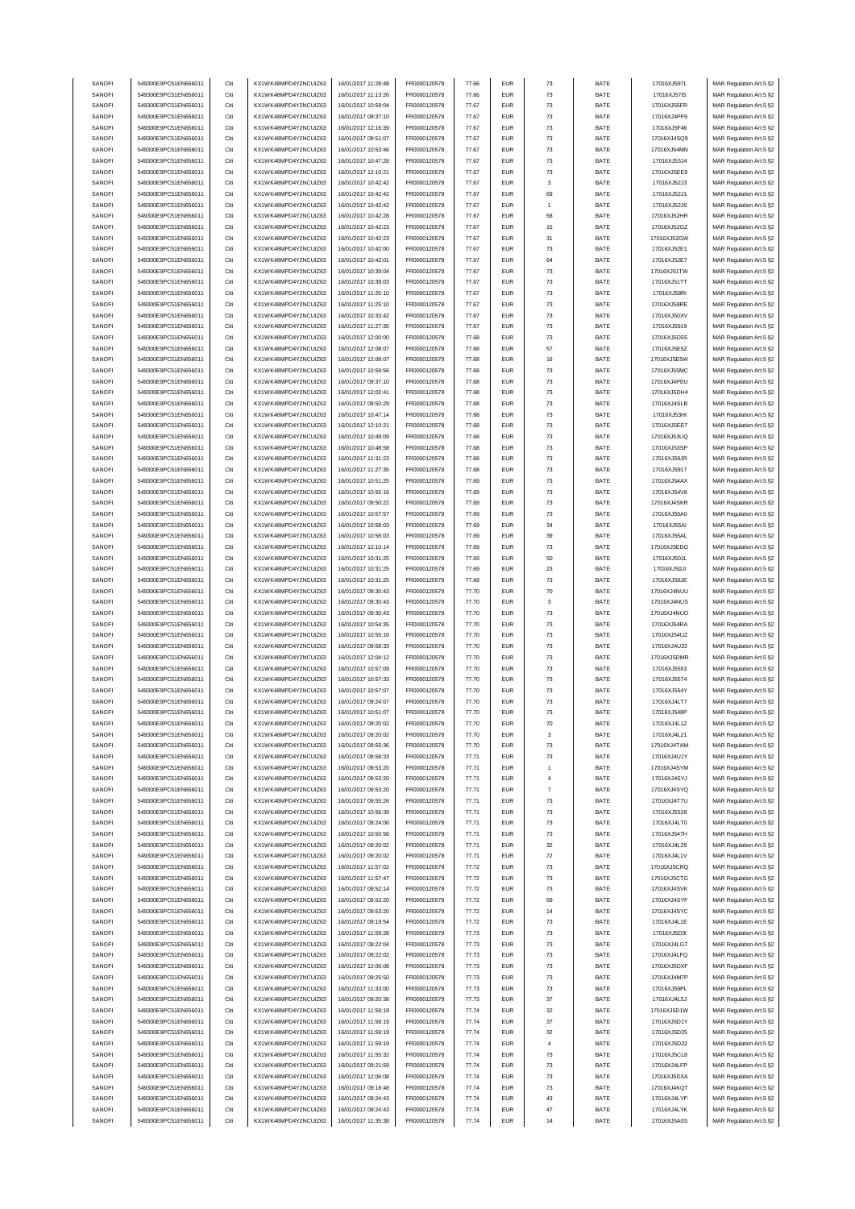| | | | | | | | | | | | |
|---|---|---|---|---|---|---|---|---|---|---|---|
| SANOFI | 549300E9PC51EN656011 | Citi | KX1WK48MPD4Y2NCUIZ63 | 16/01/2017 11:28:48 | FR0000120578 | 77.66 | EUR | 73 | BATE | 17016XJ597L | MAR Regulation Art.5 §2 |
| SANOFI | 549300E9PC51EN656011 | Citi | KX1WK48MPD4Y2NCUIZ63 | 16/01/2017 11:13:26 | FR0000120578 | 77.66 | EUR | 73 | BATE | 17016XJ57IS | MAR Regulation Art.5 §2 |
| SANOFI | 549300E9PC51EN656011 | Citi | KX1WK48MPD4Y2NCUIZ63 | 16/01/2017 10:59:04 | FR0000120578 | 77.67 | EUR | 73 | BATE | 17016XJ55FR | MAR Regulation Art.5 §2 |
| SANOFI | 549300E9PC51EN656011 | Citi | KX1WK48MPD4Y2NCUIZ63 | 16/01/2017 09:37:10 | FR0000120578 | 77.67 | EUR | 73 | BATE | 17016XJ4PF9 | MAR Regulation Art.5 §2 |
| SANOFI | 549300E9PC51EN656011 | Citi | KX1WK48MPD4Y2NCUIZ63 | 16/01/2017 12:16:39 | FR0000120578 | 77.67 | EUR | 73 | BATE | 17016XJ5F46 | MAR Regulation Art.5 §2 |
| SANOFI | 549300E9PC51EN656011 | Citi | KX1WK48MPD4Y2NCUIZ63 | 16/01/2017 09:51:07 | FR0000120578 | 77.67 | EUR | 73 | BATE | 17016XJ4SQ9 | MAR Regulation Art.5 §2 |
| SANOFI | 549300E9PC51EN656011 | Citi | KX1WK48MPD4Y2NCUIZ63 | 16/01/2017 10:53:46 | FR0000120578 | 77.67 | EUR | 73 | BATE | 17016XJ54MN | MAR Regulation Art.5 §2 |
| SANOFI | 549300E9PC51EN656011 | Citi | KX1WK48MPD4Y2NCUIZ63 | 16/01/2017 10:47:28 | FR0000120578 | 77.67 | EUR | 73 | BATE | 17016XJ53J4 | MAR Regulation Art.5 §2 |
| SANOFI | 549300E9PC51EN656011 | Citi | KX1WK48MPD4Y2NCUIZ63 | 16/01/2017 12:10:21 | FR0000120578 | 77.67 | EUR | 73 | BATE | 17016XJ5EE9 | MAR Regulation Art.5 §2 |
| SANOFI | 549300E9PC51EN656011 | Citi | KX1WK48MPD4Y2NCUIZ63 | 16/01/2017 10:42:42 | FR0000120578 | 77.67 | EUR | 3 | BATE | 17016XJ52J3 | MAR Regulation Art.5 §2 |
| SANOFI | 549300E9PC51EN656011 | Citi | KX1WK48MPD4Y2NCUIZ63 | 16/01/2017 10:42:42 | FR0000120578 | 77.67 | EUR | 69 | BATE | 17016XJ52J1 | MAR Regulation Art.5 §2 |
| SANOFI | 549300E9PC51EN656011 | Citi | KX1WK48MPD4Y2NCUIZ63 | 16/01/2017 10:42:42 | FR0000120578 | 77.67 | EUR | 1 | BATE | 17016XJ52J0 | MAR Regulation Art.5 §2 |
| SANOFI | 549300E9PC51EN656011 | Citi | KX1WK48MPD4Y2NCUIZ63 | 16/01/2017 10:42:28 | FR0000120578 | 77.67 | EUR | 58 | BATE | 17016XJ52HR | MAR Regulation Art.5 §2 |
| SANOFI | 549300E9PC51EN656011 | Citi | KX1WK48MPD4Y2NCUIZ63 | 16/01/2017 10:42:23 | FR0000120578 | 77.67 | EUR | 15 | BATE | 17016XJ52GZ | MAR Regulation Art.5 §2 |
| SANOFI | 549300E9PC51EN656011 | Citi | KX1WK48MPD4Y2NCUIZ63 | 16/01/2017 10:42:23 | FR0000120578 | 77.67 | EUR | 31 | BATE | 17016XJ52GW | MAR Regulation Art.5 §2 |
| SANOFI | 549300E9PC51EN656011 | Citi | KX1WK48MPD4Y2NCUIZ63 | 16/01/2017 10:42:00 | FR0000120578 | 77.67 | EUR | 73 | BATE | 17016XJ52E1 | MAR Regulation Art.5 §2 |
| SANOFI | 549300E9PC51EN656011 | Citi | KX1WK48MPD4Y2NCUIZ63 | 16/01/2017 10:42:01 | FR0000120578 | 77.67 | EUR | 64 | BATE | 17016XJ52E7 | MAR Regulation Art.5 §2 |
| SANOFI | 549300E9PC51EN656011 | Citi | KX1WK48MPD4Y2NCUIZ63 | 16/01/2017 10:39:04 | FR0000120578 | 77.67 | EUR | 73 | BATE | 17016XJ51TW | MAR Regulation Art.5 §2 |
| SANOFI | 549300E9PC51EN656011 | Citi | KX1WK48MPD4Y2NCUIZ63 | 16/01/2017 10:39:03 | FR0000120578 | 77.67 | EUR | 73 | BATE | 17016XJ51TT | MAR Regulation Art.5 §2 |
| SANOFI | 549300E9PC51EN656011 | Citi | KX1WK48MPD4Y2NCUIZ63 | 16/01/2017 11:25:10 | FR0000120578 | 77.67 | EUR | 73 | BATE | 17016XJ58RI | MAR Regulation Art.5 §2 |
| SANOFI | 549300E9PC51EN656011 | Citi | KX1WK48MPD4Y2NCUIZ63 | 16/01/2017 11:25:10 | FR0000120578 | 77.67 | EUR | 73 | BATE | 17016XJ58RE | MAR Regulation Art.5 §2 |
| SANOFI | 549300E9PC51EN656011 | Citi | KX1WK48MPD4Y2NCUIZ63 | 16/01/2017 10:33:42 | FR0000120578 | 77.67 | EUR | 73 | BATE | 17016XJ50XV | MAR Regulation Art.5 §2 |
| SANOFI | 549300E9PC51EN656011 | Citi | KX1WK48MPD4Y2NCUIZ63 | 16/01/2017 11:27:35 | FR0000120578 | 77.67 | EUR | 73 | BATE | 17016XJ5919 | MAR Regulation Art.5 §2 |
| SANOFI | 549300E9PC51EN656011 | Citi | KX1WK48MPD4Y2NCUIZ63 | 16/01/2017 12:00:00 | FR0000120578 | 77.68 | EUR | 73 | BATE | 17016XJ5D5S | MAR Regulation Art.5 §2 |
| SANOFI | 549300E9PC51EN656011 | Citi | KX1WK48MPD4Y2NCUIZ63 | 16/01/2017 12:08:07 | FR0000120578 | 77.68 | EUR | 57 | BATE | 17016XJ5E5Z | MAR Regulation Art.5 §2 |
| SANOFI | 549300E9PC51EN656011 | Citi | KX1WK48MPD4Y2NCUIZ63 | 16/01/2017 12:08:07 | FR0000120578 | 77.68 | EUR | 16 | BATE | 17016XJ5E5W | MAR Regulation Art.5 §2 |
| SANOFI | 549300E9PC51EN656011 | Citi | KX1WK48MPD4Y2NCUIZ63 | 16/01/2017 10:59:56 | FR0000120578 | 77.68 | EUR | 73 | BATE | 17016XJ55MC | MAR Regulation Art.5 §2 |
| SANOFI | 549300E9PC51EN656011 | Citi | KX1WK48MPD4Y2NCUIZ63 | 16/01/2017 09:37:10 | FR0000120578 | 77.68 | EUR | 73 | BATE | 17016XJ4PEU | MAR Regulation Art.5 §2 |
| SANOFI | 549300E9PC51EN656011 | Citi | KX1WK48MPD4Y2NCUIZ63 | 16/01/2017 12:02:41 | FR0000120578 | 77.68 | EUR | 73 | BATE | 17016XJ5DH4 | MAR Regulation Art.5 §2 |
| SANOFI | 549300E9PC51EN656011 | Citi | KX1WK48MPD4Y2NCUIZ63 | 16/01/2017 09:50:29 | FR0000120578 | 77.68 | EUR | 73 | BATE | 17016XJ4SLB | MAR Regulation Art.5 §2 |
| SANOFI | 549300E9PC51EN656011 | Citi | KX1WK48MPD4Y2NCUIZ63 | 16/01/2017 10:47:14 | FR0000120578 | 77.68 | EUR | 73 | BATE | 17016XJ53HI | MAR Regulation Art.5 §2 |
| SANOFI | 549300E9PC51EN656011 | Citi | KX1WK48MPD4Y2NCUIZ63 | 16/01/2017 12:10:21 | FR0000120578 | 77.68 | EUR | 73 | BATE | 17016XJ5EE7 | MAR Regulation Art.5 §2 |
| SANOFI | 549300E9PC51EN656011 | Citi | KX1WK48MPD4Y2NCUIZ63 | 16/01/2017 10:49:09 | FR0000120578 | 77.68 | EUR | 73 | BATE | 17016XJ53UQ | MAR Regulation Art.5 §2 |
| SANOFI | 549300E9PC51EN656011 | Citi | KX1WK48MPD4Y2NCUIZ63 | 16/01/2017 10:48:58 | FR0000120578 | 77.68 | EUR | 73 | BATE | 17016XJ53SP | MAR Regulation Art.5 §2 |
| SANOFI | 549300E9PC51EN656011 | Citi | KX1WK48MPD4Y2NCUIZ63 | 16/01/2017 11:31:23 | FR0000120578 | 77.68 | EUR | 73 | BATE | 17016XJ59JR | MAR Regulation Art.5 §2 |
| SANOFI | 549300E9PC51EN656011 | Citi | KX1WK48MPD4Y2NCUIZ63 | 16/01/2017 11:27:35 | FR0000120578 | 77.68 | EUR | 73 | BATE | 17016XJ5917 | MAR Regulation Art.5 §2 |
| SANOFI | 549300E9PC51EN656011 | Citi | KX1WK48MPD4Y2NCUIZ63 | 16/01/2017 10:51:25 | FR0000120578 | 77.69 | EUR | 73 | BATE | 17016XJ54AX | MAR Regulation Art.5 §2 |
| SANOFI | 549300E9PC51EN656011 | Citi | KX1WK48MPD4Y2NCUIZ63 | 16/01/2017 10:55:16 | FR0000120578 | 77.69 | EUR | 73 | BATE | 17016XJ54V8 | MAR Regulation Art.5 §2 |
| SANOFI | 549300E9PC51EN656011 | Citi | KX1WK48MPD4Y2NCUIZ63 | 16/01/2017 09:50:22 | FR0000120578 | 77.69 | EUR | 73 | BATE | 17016XJ4SKR | MAR Regulation Art.5 §2 |
| SANOFI | 549300E9PC51EN656011 | Citi | KX1WK48MPD4Y2NCUIZ63 | 16/01/2017 10:57:57 | FR0000120578 | 77.69 | EUR | 73 | BATE | 17016XJ55A0 | MAR Regulation Art.5 §2 |
| SANOFI | 549300E9PC51EN656011 | Citi | KX1WK48MPD4Y2NCUIZ63 | 16/01/2017 10:58:03 | FR0000120578 | 77.69 | EUR | 34 | BATE | 17016XJ55AI | MAR Regulation Art.5 §2 |
| SANOFI | 549300E9PC51EN656011 | Citi | KX1WK48MPD4Y2NCUIZ63 | 16/01/2017 10:58:03 | FR0000120578 | 77.69 | EUR | 39 | BATE | 17016XJ55AL | MAR Regulation Art.5 §2 |
| SANOFI | 549300E9PC51EN656011 | Citi | KX1WK48MPD4Y2NCUIZ63 | 16/01/2017 12:10:14 | FR0000120578 | 77.69 | EUR | 73 | BATE | 17016XJ5EDO | MAR Regulation Art.5 §2 |
| SANOFI | 549300E9PC51EN656011 | Citi | KX1WK48MPD4Y2NCUIZ63 | 16/01/2017 10:31:25 | FR0000120578 | 77.69 | EUR | 50 | BATE | 17016XJ50JL | MAR Regulation Art.5 §2 |
| SANOFI | 549300E9PC51EN656011 | Citi | KX1WK48MPD4Y2NCUIZ63 | 16/01/2017 10:31:25 | FR0000120578 | 77.69 | EUR | 23 | BATE | 17016XJ50JI | MAR Regulation Art.5 §2 |
| SANOFI | 549300E9PC51EN656011 | Citi | KX1WK48MPD4Y2NCUIZ63 | 16/01/2017 10:31:25 | FR0000120578 | 77.69 | EUR | 73 | BATE | 17016XJ50JE | MAR Regulation Art.5 §2 |
| SANOFI | 549300E9PC51EN656011 | Citi | KX1WK48MPD4Y2NCUIZ63 | 16/01/2017 09:30:43 | FR0000120578 | 77.70 | EUR | 70 | BATE | 17016XJ4NUU | MAR Regulation Art.5 §2 |
| SANOFI | 549300E9PC51EN656011 | Citi | KX1WK48MPD4Y2NCUIZ63 | 16/01/2017 09:30:43 | FR0000120578 | 77.70 | EUR | 3 | BATE | 17016XJ4NUS | MAR Regulation Art.5 §2 |
| SANOFI | 549300E9PC51EN656011 | Citi | KX1WK48MPD4Y2NCUIZ63 | 16/01/2017 09:30:43 | FR0000120578 | 77.70 | EUR | 73 | BATE | 17016XJ4NUO | MAR Regulation Art.5 §2 |
| SANOFI | 549300E9PC51EN656011 | Citi | KX1WK48MPD4Y2NCUIZ63 | 16/01/2017 10:54:35 | FR0000120578 | 77.70 | EUR | 73 | BATE | 17016XJ54RA | MAR Regulation Art.5 §2 |
| SANOFI | 549300E9PC51EN656011 | Citi | KX1WK48MPD4Y2NCUIZ63 | 16/01/2017 10:55:16 | FR0000120578 | 77.70 | EUR | 73 | BATE | 17016XJ54UZ | MAR Regulation Art.5 §2 |
| SANOFI | 549300E9PC51EN656011 | Citi | KX1WK48MPD4Y2NCUIZ63 | 16/01/2017 09:58:33 | FR0000120578 | 77.70 | EUR | 73 | BATE | 17016XJ4U22 | MAR Regulation Art.5 §2 |
| SANOFI | 549300E9PC51EN656011 | Citi | KX1WK48MPD4Y2NCUIZ63 | 16/01/2017 12:04:12 | FR0000120578 | 77.70 | EUR | 73 | BATE | 17016XJ5DMR | MAR Regulation Art.5 §2 |
| SANOFI | 549300E9PC51EN656011 | Citi | KX1WK48MPD4Y2NCUIZ63 | 16/01/2017 10:57:09 | FR0000120578 | 77.70 | EUR | 73 | BATE | 17016XJ5553 | MAR Regulation Art.5 §2 |
| SANOFI | 549300E9PC51EN656011 | Citi | KX1WK48MPD4Y2NCUIZ63 | 16/01/2017 10:57:33 | FR0000120578 | 77.70 | EUR | 73 | BATE | 17016XJ5574 | MAR Regulation Art.5 §2 |
| SANOFI | 549300E9PC51EN656011 | Citi | KX1WK48MPD4Y2NCUIZ63 | 16/01/2017 10:57:07 | FR0000120578 | 77.70 | EUR | 73 | BATE | 17016XJ554Y | MAR Regulation Art.5 §2 |
| SANOFI | 549300E9PC51EN656011 | Citi | KX1WK48MPD4Y2NCUIZ63 | 16/01/2017 09:24:07 | FR0000120578 | 77.70 | EUR | 73 | BATE | 17016XJ4LT7 | MAR Regulation Art.5 §2 |
| SANOFI | 549300E9PC51EN656011 | Citi | KX1WK48MPD4Y2NCUIZ63 | 16/01/2017 10:51:07 | FR0000120578 | 77.70 | EUR | 73 | BATE | 17016XJ548P | MAR Regulation Art.5 §2 |
| SANOFI | 549300E9PC51EN656011 | Citi | KX1WK48MPD4Y2NCUIZ63 | 16/01/2017 09:20:02 | FR0000120578 | 77.70 | EUR | 70 | BATE | 17016XJ4L1Z | MAR Regulation Art.5 §2 |
| SANOFI | 549300E9PC51EN656011 | Citi | KX1WK48MPD4Y2NCUIZ63 | 16/01/2017 09:20:02 | FR0000120578 | 77.70 | EUR | 3 | BATE | 17016XJ4L21 | MAR Regulation Art.5 §2 |
| SANOFI | 549300E9PC51EN656011 | Citi | KX1WK48MPD4Y2NCUIZ63 | 16/01/2017 09:55:36 | FR0000120578 | 77.70 | EUR | 73 | BATE | 17016XJ4TAM | MAR Regulation Art.5 §2 |
| SANOFI | 549300E9PC51EN656011 | Citi | KX1WK48MPD4Y2NCUIZ63 | 16/01/2017 09:58:33 | FR0000120578 | 77.71 | EUR | 73 | BATE | 17016XJ4U1Y | MAR Regulation Art.5 §2 |
| SANOFI | 549300E9PC51EN656011 | Citi | KX1WK48MPD4Y2NCUIZ63 | 16/01/2017 09:53:20 | FR0000120578 | 77.71 | EUR | 1 | BATE | 17016XJ4SYM | MAR Regulation Art.5 §2 |
| SANOFI | 549300E9PC51EN656011 | Citi | KX1WK48MPD4Y2NCUIZ63 | 16/01/2017 09:53:20 | FR0000120578 | 77.71 | EUR | 4 | BATE | 17016XJ4SYJ | MAR Regulation Art.5 §2 |
| SANOFI | 549300E9PC51EN656011 | Citi | KX1WK48MPD4Y2NCUIZ63 | 16/01/2017 09:53:20 | FR0000120578 | 77.71 | EUR | 7 | BATE | 17016XJ4SYQ | MAR Regulation Art.5 §2 |
| SANOFI | 549300E9PC51EN656011 | Citi | KX1WK48MPD4Y2NCUIZ63 | 16/01/2017 09:55:26 | FR0000120578 | 77.71 | EUR | 73 | BATE | 17016XJ4T7U | MAR Regulation Art.5 §2 |
| SANOFI | 549300E9PC51EN656011 | Citi | KX1WK48MPD4Y2NCUIZ63 | 16/01/2017 10:56:39 | FR0000120578 | 77.71 | EUR | 73 | BATE | 17016XJ5528 | MAR Regulation Art.5 §2 |
| SANOFI | 549300E9PC51EN656011 | Citi | KX1WK48MPD4Y2NCUIZ63 | 16/01/2017 09:24:06 | FR0000120578 | 77.71 | EUR | 73 | BATE | 17016XJ4LT0 | MAR Regulation Art.5 §2 |
| SANOFI | 549300E9PC51EN656011 | Citi | KX1WK48MPD4Y2NCUIZ63 | 16/01/2017 10:50:56 | FR0000120578 | 77.71 | EUR | 73 | BATE | 17016XJ547H | MAR Regulation Art.5 §2 |
| SANOFI | 549300E9PC51EN656011 | Citi | KX1WK48MPD4Y2NCUIZ63 | 16/01/2017 09:20:02 | FR0000120578 | 77.71 | EUR | 32 | BATE | 17016XJ4L29 | MAR Regulation Art.5 §2 |
| SANOFI | 549300E9PC51EN656011 | Citi | KX1WK48MPD4Y2NCUIZ63 | 16/01/2017 09:20:02 | FR0000120578 | 77.71 | EUR | 72 | BATE | 17016XJ4L1V | MAR Regulation Art.5 §2 |
| SANOFI | 549300E9PC51EN656011 | Citi | KX1WK48MPD4Y2NCUIZ63 | 16/01/2017 11:57:02 | FR0000120578 | 77.72 | EUR | 73 | BATE | 17016XJ5CRQ | MAR Regulation Art.5 §2 |
| SANOFI | 549300E9PC51EN656011 | Citi | KX1WK48MPD4Y2NCUIZ63 | 16/01/2017 11:57:47 | FR0000120578 | 77.72 | EUR | 73 | BATE | 17016XJ5CTG | MAR Regulation Art.5 §2 |
| SANOFI | 549300E9PC51EN656011 | Citi | KX1WK48MPD4Y2NCUIZ63 | 16/01/2017 09:52:14 | FR0000120578 | 77.72 | EUR | 73 | BATE | 17016XJ4SVK | MAR Regulation Art.5 §2 |
| SANOFI | 549300E9PC51EN656011 | Citi | KX1WK48MPD4Y2NCUIZ63 | 16/01/2017 09:53:20 | FR0000120578 | 77.72 | EUR | 59 | BATE | 17016XJ4SYF | MAR Regulation Art.5 §2 |
| SANOFI | 549300E9PC51EN656011 | Citi | KX1WK48MPD4Y2NCUIZ63 | 16/01/2017 09:53:20 | FR0000120578 | 77.72 | EUR | 14 | BATE | 17016XJ4SYC | MAR Regulation Art.5 §2 |
| SANOFI | 549300E9PC51EN656011 | Citi | KX1WK48MPD4Y2NCUIZ63 | 16/01/2017 09:19:54 | FR0000120578 | 77.72 | EUR | 73 | BATE | 17016XJ4L1E | MAR Regulation Art.5 §2 |
| SANOFI | 549300E9PC51EN656011 | Citi | KX1WK48MPD4Y2NCUIZ63 | 16/01/2017 11:59:28 | FR0000120578 | 77.73 | EUR | 73 | BATE | 17016XJ5D3I | MAR Regulation Art.5 §2 |
| SANOFI | 549300E9PC51EN656011 | Citi | KX1WK48MPD4Y2NCUIZ63 | 16/01/2017 09:22:04 | FR0000120578 | 77.73 | EUR | 73 | BATE | 17016XJ4LG7 | MAR Regulation Art.5 §2 |
| SANOFI | 549300E9PC51EN656011 | Citi | KX1WK48MPD4Y2NCUIZ63 | 16/01/2017 09:22:02 | FR0000120578 | 77.73 | EUR | 73 | BATE | 17016XJ4LFQ | MAR Regulation Art.5 §2 |
| SANOFI | 549300E9PC51EN656011 | Citi | KX1WK48MPD4Y2NCUIZ63 | 16/01/2017 12:06:08 | FR0000120578 | 77.73 | EUR | 73 | BATE | 17016XJ5DXF | MAR Regulation Art.5 §2 |
| SANOFI | 549300E9PC51EN656011 | Citi | KX1WK48MPD4Y2NCUIZ63 | 16/01/2017 09:25:50 | FR0000120578 | 77.73 | EUR | 73 | BATE | 17016XJ4M7P | MAR Regulation Art.5 §2 |
| SANOFI | 549300E9PC51EN656011 | Citi | KX1WK48MPD4Y2NCUIZ63 | 16/01/2017 11:33:00 | FR0000120578 | 77.73 | EUR | 73 | BATE | 17016XJ59PL | MAR Regulation Art.5 §2 |
| SANOFI | 549300E9PC51EN656011 | Citi | KX1WK48MPD4Y2NCUIZ63 | 16/01/2017 09:20:38 | FR0000120578 | 77.73 | EUR | 37 | BATE | 17016XJ4L5J | MAR Regulation Art.5 §2 |
| SANOFI | 549300E9PC51EN656011 | Citi | KX1WK48MPD4Y2NCUIZ63 | 16/01/2017 11:59:19 | FR0000120578 | 77.74 | EUR | 32 | BATE | 17016XJ5D1W | MAR Regulation Art.5 §2 |
| SANOFI | 549300E9PC51EN656011 | Citi | KX1WK48MPD4Y2NCUIZ63 | 16/01/2017 11:59:19 | FR0000120578 | 77.74 | EUR | 37 | BATE | 17016XJ5D1Y | MAR Regulation Art.5 §2 |
| SANOFI | 549300E9PC51EN656011 | Citi | KX1WK48MPD4Y2NCUIZ63 | 16/01/2017 11:59:19 | FR0000120578 | 77.74 | EUR | 32 | BATE | 17016XJ5D25 | MAR Regulation Art.5 §2 |
| SANOFI | 549300E9PC51EN656011 | Citi | KX1WK48MPD4Y2NCUIZ63 | 16/01/2017 11:59:19 | FR0000120578 | 77.74 | EUR | 4 | BATE | 17016XJ5D22 | MAR Regulation Art.5 §2 |
| SANOFI | 549300E9PC51EN656011 | Citi | KX1WK48MPD4Y2NCUIZ63 | 16/01/2017 11:55:32 | FR0000120578 | 77.74 | EUR | 73 | BATE | 17016XJ5CL8 | MAR Regulation Art.5 §2 |
| SANOFI | 549300E9PC51EN656011 | Citi | KX1WK48MPD4Y2NCUIZ63 | 16/01/2017 09:21:59 | FR0000120578 | 77.74 | EUR | 73 | BATE | 17016XJ4LFP | MAR Regulation Art.5 §2 |
| SANOFI | 549300E9PC51EN656011 | Citi | KX1WK48MPD4Y2NCUIZ63 | 16/01/2017 12:06:08 | FR0000120578 | 77.74 | EUR | 73 | BATE | 17016XJ5DXA | MAR Regulation Art.5 §2 |
| SANOFI | 549300E9PC51EN656011 | Citi | KX1WK48MPD4Y2NCUIZ63 | 16/01/2017 09:18:48 | FR0000120578 | 77.74 | EUR | 73 | BATE | 17016XJ4KQT | MAR Regulation Art.5 §2 |
| SANOFI | 549300E9PC51EN656011 | Citi | KX1WK48MPD4Y2NCUIZ63 | 16/01/2017 09:24:43 | FR0000120578 | 77.74 | EUR | 43 | BATE | 17016XJ4LYP | MAR Regulation Art.5 §2 |
| SANOFI | 549300E9PC51EN656011 | Citi | KX1WK48MPD4Y2NCUIZ63 | 16/01/2017 09:24:43 | FR0000120578 | 77.74 | EUR | 47 | BATE | 17016XJ4LYK | MAR Regulation Art.5 §2 |
| SANOFI | 549300E9PC51EN656011 | Citi | KX1WK48MPD4Y2NCUIZ63 | 16/01/2017 11:35:38 | FR0000120578 | 77.74 | EUR | 14 | BATE | 17016XJ5A0S | MAR Regulation Art.5 §2 |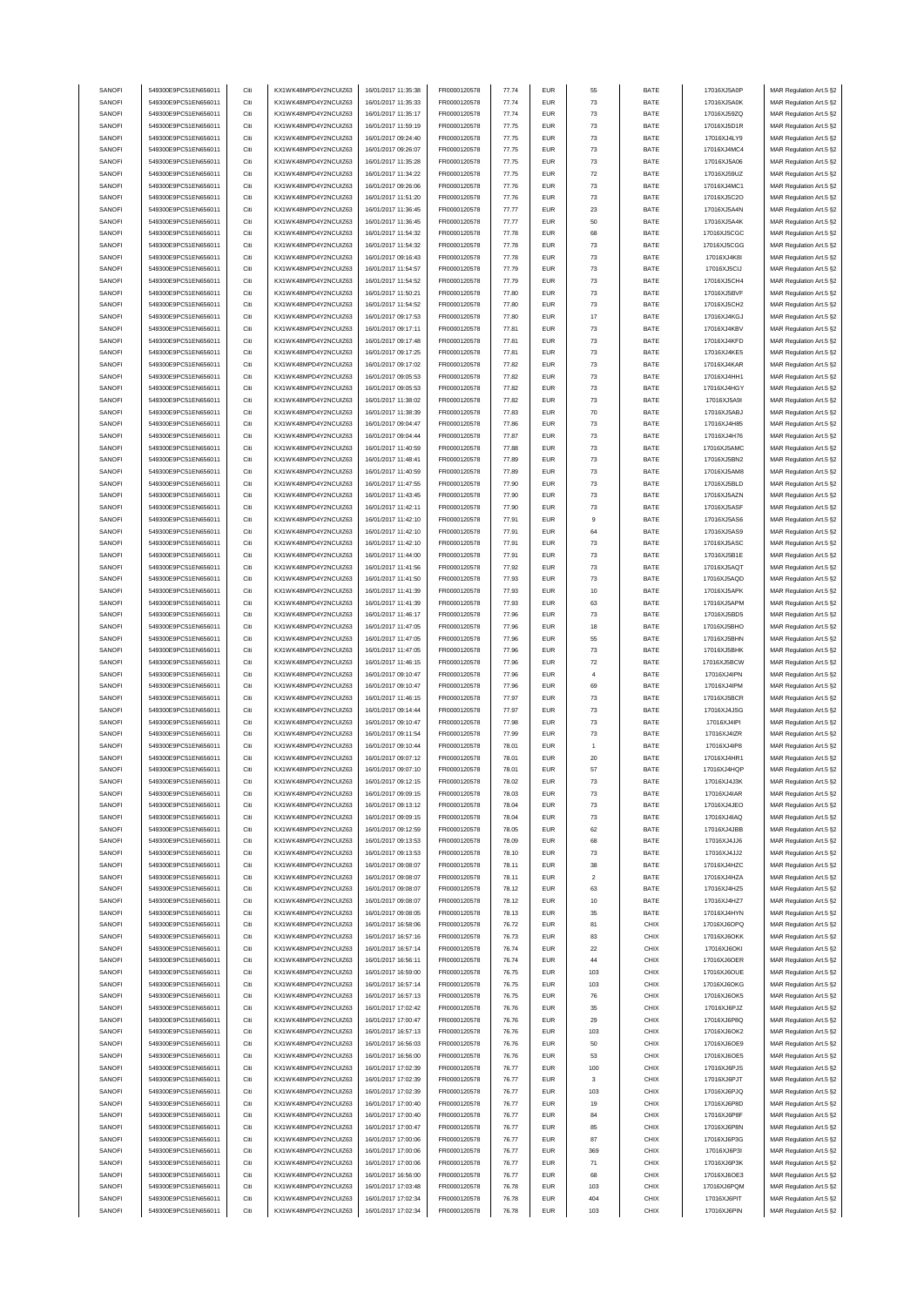| SANOFI | 549300E9PC51EN656011 | Citi | KX1WK48MPD4Y2NCUIZ63 | 16/01/2017 11:35:38 | FR0000120578 | 77.74 | EUR | 55 | BATE | 17016XJ5A0P | MAR Regulation Art.5 §2 |
|---|---|---|---|---|---|---|---|---|---|---|---|
| SANOFI | 549300E9PC51EN656011 | Citi | KX1WK48MPD4Y2NCUIZ63 | 16/01/2017 11:35:33 | FR0000120578 | 77.74 | EUR | 73 | BATE | 17016XJ5A0K | MAR Regulation Art.5 §2 |
| SANOFI | 549300E9PC51EN656011 | Citi | KX1WK48MPD4Y2NCUIZ63 | 16/01/2017 11:35:17 | FR0000120578 | 77.74 | EUR | 73 | BATE | 17016XJ59ZQ | MAR Regulation Art.5 §2 |
| SANOFI | 549300E9PC51EN656011 | Citi | KX1WK48MPD4Y2NCUIZ63 | 16/01/2017 11:59:19 | FR0000120578 | 77.75 | EUR | 73 | BATE | 17016XJ5D1R | MAR Regulation Art.5 §2 |
| SANOFI | 549300E9PC51EN656011 | Citi | KX1WK48MPD4Y2NCUIZ63 | 16/01/2017 09:24:40 | FR0000120578 | 77.75 | EUR | 73 | BATE | 17016XJ4LY9 | MAR Regulation Art.5 §2 |
| SANOFI | 549300E9PC51EN656011 | Citi | KX1WK48MPD4Y2NCUIZ63 | 16/01/2017 09:26:07 | FR0000120578 | 77.75 | EUR | 73 | BATE | 17016XJ4MC4 | MAR Regulation Art.5 §2 |
| SANOFI | 549300E9PC51EN656011 | Citi | KX1WK48MPD4Y2NCUIZ63 | 16/01/2017 11:35:28 | FR0000120578 | 77.75 | EUR | 73 | BATE | 17016XJ5A06 | MAR Regulation Art.5 §2 |
| SANOFI | 549300E9PC51EN656011 | Citi | KX1WK48MPD4Y2NCUIZ63 | 16/01/2017 11:34:22 | FR0000120578 | 77.75 | EUR | 72 | BATE | 17016XJ59UZ | MAR Regulation Art.5 §2 |
| SANOFI | 549300E9PC51EN656011 | Citi | KX1WK48MPD4Y2NCUIZ63 | 16/01/2017 09:26:06 | FR0000120578 | 77.76 | EUR | 73 | BATE | 17016XJ4MC1 | MAR Regulation Art.5 §2 |
| SANOFI | 549300E9PC51EN656011 | Citi | KX1WK48MPD4Y2NCUIZ63 | 16/01/2017 11:51:20 | FR0000120578 | 77.76 | EUR | 73 | BATE | 17016XJ5C2O | MAR Regulation Art.5 §2 |
| SANOFI | 549300E9PC51EN656011 | Citi | KX1WK48MPD4Y2NCUIZ63 | 16/01/2017 11:36:45 | FR0000120578 | 77.77 | EUR | 23 | BATE | 17016XJ5A4N | MAR Regulation Art.5 §2 |
| SANOFI | 549300E9PC51EN656011 | Citi | KX1WK48MPD4Y2NCUIZ63 | 16/01/2017 11:36:45 | FR0000120578 | 77.77 | EUR | 50 | BATE | 17016XJ5A4K | MAR Regulation Art.5 §2 |
| SANOFI | 549300E9PC51EN656011 | Citi | KX1WK48MPD4Y2NCUIZ63 | 16/01/2017 11:54:32 | FR0000120578 | 77.78 | EUR | 68 | BATE | 17016XJ5CGC | MAR Regulation Art.5 §2 |
| SANOFI | 549300E9PC51EN656011 | Citi | KX1WK48MPD4Y2NCUIZ63 | 16/01/2017 11:54:32 | FR0000120578 | 77.78 | EUR | 73 | BATE | 17016XJ5CGG | MAR Regulation Art.5 §2 |
| SANOFI | 549300E9PC51EN656011 | Citi | KX1WK48MPD4Y2NCUIZ63 | 16/01/2017 09:16:43 | FR0000120578 | 77.78 | EUR | 73 | BATE | 17016XJ4K8I | MAR Regulation Art.5 §2 |
| SANOFI | 549300E9PC51EN656011 | Citi | KX1WK48MPD4Y2NCUIZ63 | 16/01/2017 11:54:57 | FR0000120578 | 77.79 | EUR | 73 | BATE | 17016XJ5CIJ | MAR Regulation Art.5 §2 |
| SANOFI | 549300E9PC51EN656011 | Citi | KX1WK48MPD4Y2NCUIZ63 | 16/01/2017 11:54:52 | FR0000120578 | 77.79 | EUR | 73 | BATE | 17016XJ5CH4 | MAR Regulation Art.5 §2 |
| SANOFI | 549300E9PC51EN656011 | Citi | KX1WK48MPD4Y2NCUIZ63 | 16/01/2017 11:50:21 | FR0000120578 | 77.80 | EUR | 73 | BATE | 17016XJ5BVF | MAR Regulation Art.5 §2 |
| SANOFI | 549300E9PC51EN656011 | Citi | KX1WK48MPD4Y2NCUIZ63 | 16/01/2017 11:54:52 | FR0000120578 | 77.80 | EUR | 73 | BATE | 17016XJ5CH2 | MAR Regulation Art.5 §2 |
| SANOFI | 549300E9PC51EN656011 | Citi | KX1WK48MPD4Y2NCUIZ63 | 16/01/2017 09:17:53 | FR0000120578 | 77.80 | EUR | 17 | BATE | 17016XJ4KGJ | MAR Regulation Art.5 §2 |
| SANOFI | 549300E9PC51EN656011 | Citi | KX1WK48MPD4Y2NCUIZ63 | 16/01/2017 09:17:11 | FR0000120578 | 77.81 | EUR | 73 | BATE | 17016XJ4KBV | MAR Regulation Art.5 §2 |
| SANOFI | 549300E9PC51EN656011 | Citi | KX1WK48MPD4Y2NCUIZ63 | 16/01/2017 09:17:48 | FR0000120578 | 77.81 | EUR | 73 | BATE | 17016XJ4KFD | MAR Regulation Art.5 §2 |
| SANOFI | 549300E9PC51EN656011 | Citi | KX1WK48MPD4Y2NCUIZ63 | 16/01/2017 09:17:25 | FR0000120578 | 77.81 | EUR | 73 | BATE | 17016XJ4KE5 | MAR Regulation Art.5 §2 |
| SANOFI | 549300E9PC51EN656011 | Citi | KX1WK48MPD4Y2NCUIZ63 | 16/01/2017 09:17:02 | FR0000120578 | 77.82 | EUR | 73 | BATE | 17016XJ4KAR | MAR Regulation Art.5 §2 |
| SANOFI | 549300E9PC51EN656011 | Citi | KX1WK48MPD4Y2NCUIZ63 | 16/01/2017 09:05:53 | FR0000120578 | 77.82 | EUR | 73 | BATE | 17016XJ4HH1 | MAR Regulation Art.5 §2 |
| SANOFI | 549300E9PC51EN656011 | Citi | KX1WK48MPD4Y2NCUIZ63 | 16/01/2017 09:05:53 | FR0000120578 | 77.82 | EUR | 73 | BATE | 17016XJ4HGY | MAR Regulation Art.5 §2 |
| SANOFI | 549300E9PC51EN656011 | Citi | KX1WK48MPD4Y2NCUIZ63 | 16/01/2017 11:38:02 | FR0000120578 | 77.82 | EUR | 73 | BATE | 17016XJ5A9I | MAR Regulation Art.5 §2 |
| SANOFI | 549300E9PC51EN656011 | Citi | KX1WK48MPD4Y2NCUIZ63 | 16/01/2017 11:38:39 | FR0000120578 | 77.83 | EUR | 70 | BATE | 17016XJ5ABJ | MAR Regulation Art.5 §2 |
| SANOFI | 549300E9PC51EN656011 | Citi | KX1WK48MPD4Y2NCUIZ63 | 16/01/2017 09:04:47 | FR0000120578 | 77.86 | EUR | 73 | BATE | 17016XJ4H85 | MAR Regulation Art.5 §2 |
| SANOFI | 549300E9PC51EN656011 | Citi | KX1WK48MPD4Y2NCUIZ63 | 16/01/2017 09:04:44 | FR0000120578 | 77.87 | EUR | 73 | BATE | 17016XJ4H76 | MAR Regulation Art.5 §2 |
| SANOFI | 549300E9PC51EN656011 | Citi | KX1WK48MPD4Y2NCUIZ63 | 16/01/2017 11:40:59 | FR0000120578 | 77.88 | EUR | 73 | BATE | 17016XJ5AMC | MAR Regulation Art.5 §2 |
| SANOFI | 549300E9PC51EN656011 | Citi | KX1WK48MPD4Y2NCUIZ63 | 16/01/2017 11:48:41 | FR0000120578 | 77.89 | EUR | 73 | BATE | 17016XJ5BN2 | MAR Regulation Art.5 §2 |
| SANOFI | 549300E9PC51EN656011 | Citi | KX1WK48MPD4Y2NCUIZ63 | 16/01/2017 11:40:59 | FR0000120578 | 77.89 | EUR | 73 | BATE | 17016XJ5AM8 | MAR Regulation Art.5 §2 |
| SANOFI | 549300E9PC51EN656011 | Citi | KX1WK48MPD4Y2NCUIZ63 | 16/01/2017 11:47:55 | FR0000120578 | 77.90 | EUR | 73 | BATE | 17016XJ5BLD | MAR Regulation Art.5 §2 |
| SANOFI | 549300E9PC51EN656011 | Citi | KX1WK48MPD4Y2NCUIZ63 | 16/01/2017 11:43:45 | FR0000120578 | 77.90 | EUR | 73 | BATE | 17016XJ5AZN | MAR Regulation Art.5 §2 |
| SANOFI | 549300E9PC51EN656011 | Citi | KX1WK48MPD4Y2NCUIZ63 | 16/01/2017 11:42:11 | FR0000120578 | 77.90 | EUR | 73 | BATE | 17016XJ5ASF | MAR Regulation Art.5 §2 |
| SANOFI | 549300E9PC51EN656011 | Citi | KX1WK48MPD4Y2NCUIZ63 | 16/01/2017 11:42:10 | FR0000120578 | 77.91 | EUR | 9 | BATE | 17016XJ5AS6 | MAR Regulation Art.5 §2 |
| SANOFI | 549300E9PC51EN656011 | Citi | KX1WK48MPD4Y2NCUIZ63 | 16/01/2017 11:42:10 | FR0000120578 | 77.91 | EUR | 64 | BATE | 17016XJ5AS9 | MAR Regulation Art.5 §2 |
| SANOFI | 549300E9PC51EN656011 | Citi | KX1WK48MPD4Y2NCUIZ63 | 16/01/2017 11:42:10 | FR0000120578 | 77.91 | EUR | 73 | BATE | 17016XJ5ASC | MAR Regulation Art.5 §2 |
| SANOFI | 549300E9PC51EN656011 | Citi | KX1WK48MPD4Y2NCUIZ63 | 16/01/2017 11:44:00 | FR0000120578 | 77.91 | EUR | 73 | BATE | 17016XJ5B1E | MAR Regulation Art.5 §2 |
| SANOFI | 549300E9PC51EN656011 | Citi | KX1WK48MPD4Y2NCUIZ63 | 16/01/2017 11:41:56 | FR0000120578 | 77.92 | EUR | 73 | BATE | 17016XJ5AQT | MAR Regulation Art.5 §2 |
| SANOFI | 549300E9PC51EN656011 | Citi | KX1WK48MPD4Y2NCUIZ63 | 16/01/2017 11:41:50 | FR0000120578 | 77.93 | EUR | 73 | BATE | 17016XJ5AQD | MAR Regulation Art.5 §2 |
| SANOFI | 549300E9PC51EN656011 | Citi | KX1WK48MPD4Y2NCUIZ63 | 16/01/2017 11:41:39 | FR0000120578 | 77.93 | EUR | 10 | BATE | 17016XJ5APK | MAR Regulation Art.5 §2 |
| SANOFI | 549300E9PC51EN656011 | Citi | KX1WK48MPD4Y2NCUIZ63 | 16/01/2017 11:41:39 | FR0000120578 | 77.93 | EUR | 63 | BATE | 17016XJ5APM | MAR Regulation Art.5 §2 |
| SANOFI | 549300E9PC51EN656011 | Citi | KX1WK48MPD4Y2NCUIZ63 | 16/01/2017 11:46:17 | FR0000120578 | 77.96 | EUR | 73 | BATE | 17016XJ5BD5 | MAR Regulation Art.5 §2 |
| SANOFI | 549300E9PC51EN656011 | Citi | KX1WK48MPD4Y2NCUIZ63 | 16/01/2017 11:47:05 | FR0000120578 | 77.96 | EUR | 18 | BATE | 17016XJ5BHO | MAR Regulation Art.5 §2 |
| SANOFI | 549300E9PC51EN656011 | Citi | KX1WK48MPD4Y2NCUIZ63 | 16/01/2017 11:47:05 | FR0000120578 | 77.96 | EUR | 55 | BATE | 17016XJ5BHN | MAR Regulation Art.5 §2 |
| SANOFI | 549300E9PC51EN656011 | Citi | KX1WK48MPD4Y2NCUIZ63 | 16/01/2017 11:47:05 | FR0000120578 | 77.96 | EUR | 73 | BATE | 17016XJ5BHK | MAR Regulation Art.5 §2 |
| SANOFI | 549300E9PC51EN656011 | Citi | KX1WK48MPD4Y2NCUIZ63 | 16/01/2017 11:46:15 | FR0000120578 | 77.96 | EUR | 72 | BATE | 17016XJ5BCW | MAR Regulation Art.5 §2 |
| SANOFI | 549300E9PC51EN656011 | Citi | KX1WK48MPD4Y2NCUIZ63 | 16/01/2017 09:10:47 | FR0000120578 | 77.96 | EUR | 4 | BATE | 17016XJ4IPN | MAR Regulation Art.5 §2 |
| SANOFI | 549300E9PC51EN656011 | Citi | KX1WK48MPD4Y2NCUIZ63 | 16/01/2017 09:10:47 | FR0000120578 | 77.96 | EUR | 69 | BATE | 17016XJ4IPM | MAR Regulation Art.5 §2 |
| SANOFI | 549300E9PC51EN656011 | Citi | KX1WK48MPD4Y2NCUIZ63 | 16/01/2017 11:46:15 | FR0000120578 | 77.97 | EUR | 73 | BATE | 17016XJ5BCR | MAR Regulation Art.5 §2 |
| SANOFI | 549300E9PC51EN656011 | Citi | KX1WK48MPD4Y2NCUIZ63 | 16/01/2017 09:14:44 | FR0000120578 | 77.97 | EUR | 73 | BATE | 17016XJ4J5G | MAR Regulation Art.5 §2 |
| SANOFI | 549300E9PC51EN656011 | Citi | KX1WK48MPD4Y2NCUIZ63 | 16/01/2017 09:10:47 | FR0000120578 | 77.98 | EUR | 73 | BATE | 17016XJ4IPI | MAR Regulation Art.5 §2 |
| SANOFI | 549300E9PC51EN656011 | Citi | KX1WK48MPD4Y2NCUIZ63 | 16/01/2017 09:11:54 | FR0000120578 | 77.99 | EUR | 73 | BATE | 17016XJ4IZR | MAR Regulation Art.5 §2 |
| SANOFI | 549300E9PC51EN656011 | Citi | KX1WK48MPD4Y2NCUIZ63 | 16/01/2017 09:10:44 | FR0000120578 | 78.01 | EUR | 1 | BATE | 17016XJ4IP8 | MAR Regulation Art.5 §2 |
| SANOFI | 549300E9PC51EN656011 | Citi | KX1WK48MPD4Y2NCUIZ63 | 16/01/2017 09:07:12 | FR0000120578 | 78.01 | EUR | 20 | BATE | 17016XJ4HR1 | MAR Regulation Art.5 §2 |
| SANOFI | 549300E9PC51EN656011 | Citi | KX1WK48MPD4Y2NCUIZ63 | 16/01/2017 09:07:10 | FR0000120578 | 78.01 | EUR | 57 | BATE | 17016XJ4HQP | MAR Regulation Art.5 §2 |
| SANOFI | 549300E9PC51EN656011 | Citi | KX1WK48MPD4Y2NCUIZ63 | 16/01/2017 09:12:15 | FR0000120578 | 78.02 | EUR | 73 | BATE | 17016XJ4J3K | MAR Regulation Art.5 §2 |
| SANOFI | 549300E9PC51EN656011 | Citi | KX1WK48MPD4Y2NCUIZ63 | 16/01/2017 09:09:15 | FR0000120578 | 78.03 | EUR | 73 | BATE | 17016XJ4IAR | MAR Regulation Art.5 §2 |
| SANOFI | 549300E9PC51EN656011 | Citi | KX1WK48MPD4Y2NCUIZ63 | 16/01/2017 09:13:12 | FR0000120578 | 78.04 | EUR | 73 | BATE | 17016XJ4JEO | MAR Regulation Art.5 §2 |
| SANOFI | 549300E9PC51EN656011 | Citi | KX1WK48MPD4Y2NCUIZ63 | 16/01/2017 09:09:15 | FR0000120578 | 78.04 | EUR | 73 | BATE | 17016XJ4IAQ | MAR Regulation Art.5 §2 |
| SANOFI | 549300E9PC51EN656011 | Citi | KX1WK48MPD4Y2NCUIZ63 | 16/01/2017 09:12:59 | FR0000120578 | 78.05 | EUR | 62 | BATE | 17016XJ4JBB | MAR Regulation Art.5 §2 |
| SANOFI | 549300E9PC51EN656011 | Citi | KX1WK48MPD4Y2NCUIZ63 | 16/01/2017 09:13:53 | FR0000120578 | 78.09 | EUR | 68 | BATE | 17016XJ4JJ6 | MAR Regulation Art.5 §2 |
| SANOFI | 549300E9PC51EN656011 | Citi | KX1WK48MPD4Y2NCUIZ63 | 16/01/2017 09:13:53 | FR0000120578 | 78.10 | EUR | 73 | BATE | 17016XJ4JJ2 | MAR Regulation Art.5 §2 |
| SANOFI | 549300E9PC51EN656011 | Citi | KX1WK48MPD4Y2NCUIZ63 | 16/01/2017 09:08:07 | FR0000120578 | 78.11 | EUR | 38 | BATE | 17016XJ4HZC | MAR Regulation Art.5 §2 |
| SANOFI | 549300E9PC51EN656011 | Citi | KX1WK48MPD4Y2NCUIZ63 | 16/01/2017 09:08:07 | FR0000120578 | 78.11 | EUR | 2 | BATE | 17016XJ4HZA | MAR Regulation Art.5 §2 |
| SANOFI | 549300E9PC51EN656011 | Citi | KX1WK48MPD4Y2NCUIZ63 | 16/01/2017 09:08:07 | FR0000120578 | 78.12 | EUR | 63 | BATE | 17016XJ4HZ5 | MAR Regulation Art.5 §2 |
| SANOFI | 549300E9PC51EN656011 | Citi | KX1WK48MPD4Y2NCUIZ63 | 16/01/2017 09:08:07 | FR0000120578 | 78.12 | EUR | 10 | BATE | 17016XJ4HZ7 | MAR Regulation Art.5 §2 |
| SANOFI | 549300E9PC51EN656011 | Citi | KX1WK48MPD4Y2NCUIZ63 | 16/01/2017 09:08:05 | FR0000120578 | 78.13 | EUR | 35 | BATE | 17016XJ4HYN | MAR Regulation Art.5 §2 |
| SANOFI | 549300E9PC51EN656011 | Citi | KX1WK48MPD4Y2NCUIZ63 | 16/01/2017 16:58:06 | FR0000120578 | 76.72 | EUR | 81 | CHIX | 17016XJ6OPQ | MAR Regulation Art.5 §2 |
| SANOFI | 549300E9PC51EN656011 | Citi | KX1WK48MPD4Y2NCUIZ63 | 16/01/2017 16:57:16 | FR0000120578 | 76.73 | EUR | 83 | CHIX | 17016XJ6OKK | MAR Regulation Art.5 §2 |
| SANOFI | 549300E9PC51EN656011 | Citi | KX1WK48MPD4Y2NCUIZ63 | 16/01/2017 16:57:14 | FR0000120578 | 76.74 | EUR | 22 | CHIX | 17016XJ6OKI | MAR Regulation Art.5 §2 |
| SANOFI | 549300E9PC51EN656011 | Citi | KX1WK48MPD4Y2NCUIZ63 | 16/01/2017 16:56:11 | FR0000120578 | 76.74 | EUR | 44 | CHIX | 17016XJ6OER | MAR Regulation Art.5 §2 |
| SANOFI | 549300E9PC51EN656011 | Citi | KX1WK48MPD4Y2NCUIZ63 | 16/01/2017 16:59:00 | FR0000120578 | 76.75 | EUR | 103 | CHIX | 17016XJ6OUE | MAR Regulation Art.5 §2 |
| SANOFI | 549300E9PC51EN656011 | Citi | KX1WK48MPD4Y2NCUIZ63 | 16/01/2017 16:57:14 | FR0000120578 | 76.75 | EUR | 103 | CHIX | 17016XJ6OKG | MAR Regulation Art.5 §2 |
| SANOFI | 549300E9PC51EN656011 | Citi | KX1WK48MPD4Y2NCUIZ63 | 16/01/2017 16:57:13 | FR0000120578 | 76.75 | EUR | 76 | CHIX | 17016XJ6OK5 | MAR Regulation Art.5 §2 |
| SANOFI | 549300E9PC51EN656011 | Citi | KX1WK48MPD4Y2NCUIZ63 | 16/01/2017 17:02:42 | FR0000120578 | 76.76 | EUR | 35 | CHIX | 17016XJ6PJZ | MAR Regulation Art.5 §2 |
| SANOFI | 549300E9PC51EN656011 | Citi | KX1WK48MPD4Y2NCUIZ63 | 16/01/2017 17:00:47 | FR0000120578 | 76.76 | EUR | 29 | CHIX | 17016XJ6P8Q | MAR Regulation Art.5 §2 |
| SANOFI | 549300E9PC51EN656011 | Citi | KX1WK48MPD4Y2NCUIZ63 | 16/01/2017 16:57:13 | FR0000120578 | 76.76 | EUR | 103 | CHIX | 17016XJ6OK2 | MAR Regulation Art.5 §2 |
| SANOFI | 549300E9PC51EN656011 | Citi | KX1WK48MPD4Y2NCUIZ63 | 16/01/2017 16:56:03 | FR0000120578 | 76.76 | EUR | 50 | CHIX | 17016XJ6OE9 | MAR Regulation Art.5 §2 |
| SANOFI | 549300E9PC51EN656011 | Citi | KX1WK48MPD4Y2NCUIZ63 | 16/01/2017 16:56:00 | FR0000120578 | 76.76 | EUR | 53 | CHIX | 17016XJ6OE5 | MAR Regulation Art.5 §2 |
| SANOFI | 549300E9PC51EN656011 | Citi | KX1WK48MPD4Y2NCUIZ63 | 16/01/2017 17:02:39 | FR0000120578 | 76.77 | EUR | 100 | CHIX | 17016XJ6PJS | MAR Regulation Art.5 §2 |
| SANOFI | 549300E9PC51EN656011 | Citi | KX1WK48MPD4Y2NCUIZ63 | 16/01/2017 17:02:39 | FR0000120578 | 76.77 | EUR | 3 | CHIX | 17016XJ6PJT | MAR Regulation Art.5 §2 |
| SANOFI | 549300E9PC51EN656011 | Citi | KX1WK48MPD4Y2NCUIZ63 | 16/01/2017 17:02:39 | FR0000120578 | 76.77 | EUR | 103 | CHIX | 17016XJ6PJQ | MAR Regulation Art.5 §2 |
| SANOFI | 549300E9PC51EN656011 | Citi | KX1WK48MPD4Y2NCUIZ63 | 16/01/2017 17:00:40 | FR0000120578 | 76.77 | EUR | 19 | CHIX | 17016XJ6P8D | MAR Regulation Art.5 §2 |
| SANOFI | 549300E9PC51EN656011 | Citi | KX1WK48MPD4Y2NCUIZ63 | 16/01/2017 17:00:40 | FR0000120578 | 76.77 | EUR | 84 | CHIX | 17016XJ6P8F | MAR Regulation Art.5 §2 |
| SANOFI | 549300E9PC51EN656011 | Citi | KX1WK48MPD4Y2NCUIZ63 | 16/01/2017 17:00:47 | FR0000120578 | 76.77 | EUR | 85 | CHIX | 17016XJ6P8N | MAR Regulation Art.5 §2 |
| SANOFI | 549300E9PC51EN656011 | Citi | KX1WK48MPD4Y2NCUIZ63 | 16/01/2017 17:00:06 | FR0000120578 | 76.77 | EUR | 87 | CHIX | 17016XJ6P3G | MAR Regulation Art.5 §2 |
| SANOFI | 549300E9PC51EN656011 | Citi | KX1WK48MPD4Y2NCUIZ63 | 16/01/2017 17:00:06 | FR0000120578 | 76.77 | EUR | 369 | CHIX | 17016XJ6P3I | MAR Regulation Art.5 §2 |
| SANOFI | 549300E9PC51EN656011 | Citi | KX1WK48MPD4Y2NCUIZ63 | 16/01/2017 17:00:06 | FR0000120578 | 76.77 | EUR | 71 | CHIX | 17016XJ6P3K | MAR Regulation Art.5 §2 |
| SANOFI | 549300E9PC51EN656011 | Citi | KX1WK48MPD4Y2NCUIZ63 | 16/01/2017 16:56:00 | FR0000120578 | 76.77 | EUR | 68 | CHIX | 17016XJ6OE3 | MAR Regulation Art.5 §2 |
| SANOFI | 549300E9PC51EN656011 | Citi | KX1WK48MPD4Y2NCUIZ63 | 16/01/2017 17:03:48 | FR0000120578 | 76.78 | EUR | 103 | CHIX | 17016XJ6PQM | MAR Regulation Art.5 §2 |
| SANOFI | 549300E9PC51EN656011 | Citi | KX1WK48MPD4Y2NCUIZ63 | 16/01/2017 17:02:34 | FR0000120578 | 76.78 | EUR | 404 | CHIX | 17016XJ6PIT | MAR Regulation Art.5 §2 |
| SANOFI | 549300E9PC51EN656011 | Citi | KX1WK48MPD4Y2NCUIZ63 | 16/01/2017 17:02:34 | FR0000120578 | 76.78 | EUR | 103 | CHIX | 17016XJ6PIN | MAR Regulation Art.5 §2 |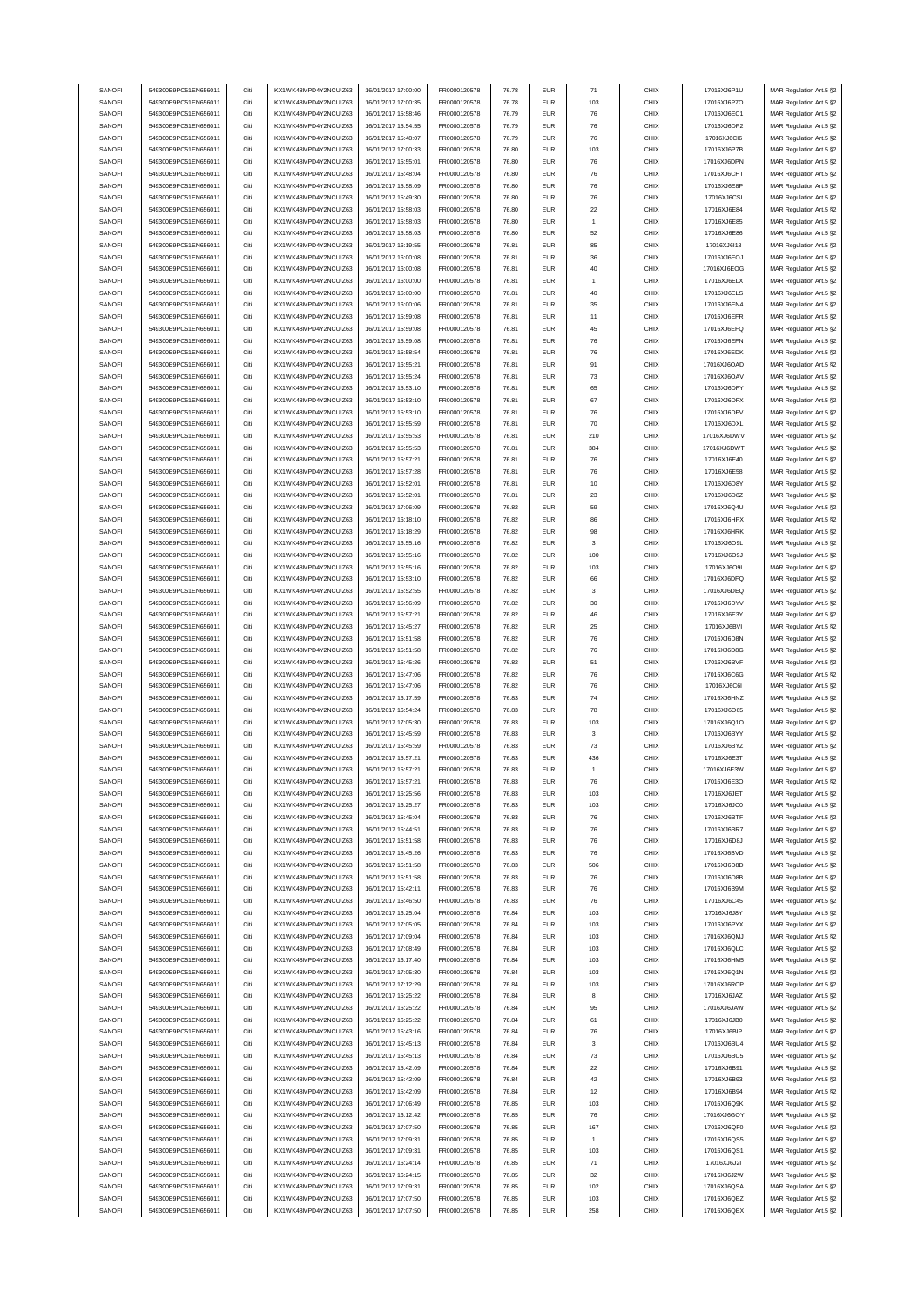| | | | | | | | | | | | |
|---|---|---|---|---|---|---|---|---|---|---|---|
| SANOFI | 549300E9PC51EN656011 | Citi | KX1WK48MPD4Y2NCUIZ63 | 16/01/2017 17:00:00 | FR0000120578 | 76.78 | EUR | 71 | CHIX | 17016XJ6P1U | MAR Regulation Art.5 §2 |
| SANOFI | 549300E9PC51EN656011 | Citi | KX1WK48MPD4Y2NCUIZ63 | 16/01/2017 17:00:35 | FR0000120578 | 76.78 | EUR | 103 | CHIX | 17016XJ6P7O | MAR Regulation Art.5 §2 |
| SANOFI | 549300E9PC51EN656011 | Citi | KX1WK48MPD4Y2NCUIZ63 | 16/01/2017 15:58:46 | FR0000120578 | 76.79 | EUR | 76 | CHIX | 17016XJ6EC1 | MAR Regulation Art.5 §2 |
| SANOFI | 549300E9PC51EN656011 | Citi | KX1WK48MPD4Y2NCUIZ63 | 16/01/2017 15:54:55 | FR0000120578 | 76.79 | EUR | 76 | CHIX | 17016XJ6DP2 | MAR Regulation Art.5 §2 |
| SANOFI | 549300E9PC51EN656011 | Citi | KX1WK48MPD4Y2NCUIZ63 | 16/01/2017 15:48:07 | FR0000120578 | 76.79 | EUR | 76 | CHIX | 17016XJ6CI6 | MAR Regulation Art.5 §2 |
| SANOFI | 549300E9PC51EN656011 | Citi | KX1WK48MPD4Y2NCUIZ63 | 16/01/2017 17:00:33 | FR0000120578 | 76.80 | EUR | 103 | CHIX | 17016XJ6P7B | MAR Regulation Art.5 §2 |
| SANOFI | 549300E9PC51EN656011 | Citi | KX1WK48MPD4Y2NCUIZ63 | 16/01/2017 15:55:01 | FR0000120578 | 76.80 | EUR | 76 | CHIX | 17016XJ6DPN | MAR Regulation Art.5 §2 |
| SANOFI | 549300E9PC51EN656011 | Citi | KX1WK48MPD4Y2NCUIZ63 | 16/01/2017 15:48:04 | FR0000120578 | 76.80 | EUR | 76 | CHIX | 17016XJ6CHT | MAR Regulation Art.5 §2 |
| SANOFI | 549300E9PC51EN656011 | Citi | KX1WK48MPD4Y2NCUIZ63 | 16/01/2017 15:58:09 | FR0000120578 | 76.80 | EUR | 76 | CHIX | 17016XJ6E8P | MAR Regulation Art.5 §2 |
| SANOFI | 549300E9PC51EN656011 | Citi | KX1WK48MPD4Y2NCUIZ63 | 16/01/2017 15:49:30 | FR0000120578 | 76.80 | EUR | 76 | CHIX | 17016XJ6CSI | MAR Regulation Art.5 §2 |
| SANOFI | 549300E9PC51EN656011 | Citi | KX1WK48MPD4Y2NCUIZ63 | 16/01/2017 15:58:03 | FR0000120578 | 76.80 | EUR | 22 | CHIX | 17016XJ6E84 | MAR Regulation Art.5 §2 |
| SANOFI | 549300E9PC51EN656011 | Citi | KX1WK48MPD4Y2NCUIZ63 | 16/01/2017 15:58:03 | FR0000120578 | 76.80 | EUR | 1 | CHIX | 17016XJ6E85 | MAR Regulation Art.5 §2 |
| SANOFI | 549300E9PC51EN656011 | Citi | KX1WK48MPD4Y2NCUIZ63 | 16/01/2017 15:58:03 | FR0000120578 | 76.80 | EUR | 52 | CHIX | 17016XJ6E86 | MAR Regulation Art.5 §2 |
| SANOFI | 549300E9PC51EN656011 | Citi | KX1WK48MPD4Y2NCUIZ63 | 16/01/2017 16:19:55 | FR0000120578 | 76.81 | EUR | 85 | CHIX | 17016XJ6I18 | MAR Regulation Art.5 §2 |
| SANOFI | 549300E9PC51EN656011 | Citi | KX1WK48MPD4Y2NCUIZ63 | 16/01/2017 16:00:08 | FR0000120578 | 76.81 | EUR | 36 | CHIX | 17016XJ6EOJ | MAR Regulation Art.5 §2 |
| SANOFI | 549300E9PC51EN656011 | Citi | KX1WK48MPD4Y2NCUIZ63 | 16/01/2017 16:00:08 | FR0000120578 | 76.81 | EUR | 40 | CHIX | 17016XJ6EOG | MAR Regulation Art.5 §2 |
| SANOFI | 549300E9PC51EN656011 | Citi | KX1WK48MPD4Y2NCUIZ63 | 16/01/2017 16:00:00 | FR0000120578 | 76.81 | EUR | 1 | CHIX | 17016XJ6ELX | MAR Regulation Art.5 §2 |
| SANOFI | 549300E9PC51EN656011 | Citi | KX1WK48MPD4Y2NCUIZ63 | 16/01/2017 16:00:00 | FR0000120578 | 76.81 | EUR | 40 | CHIX | 17016XJ6ELS | MAR Regulation Art.5 §2 |
| SANOFI | 549300E9PC51EN656011 | Citi | KX1WK48MPD4Y2NCUIZ63 | 16/01/2017 16:00:06 | FR0000120578 | 76.81 | EUR | 35 | CHIX | 17016XJ6EN4 | MAR Regulation Art.5 §2 |
| SANOFI | 549300E9PC51EN656011 | Citi | KX1WK48MPD4Y2NCUIZ63 | 16/01/2017 15:59:08 | FR0000120578 | 76.81 | EUR | 11 | CHIX | 17016XJ6EFR | MAR Regulation Art.5 §2 |
| SANOFI | 549300E9PC51EN656011 | Citi | KX1WK48MPD4Y2NCUIZ63 | 16/01/2017 15:59:08 | FR0000120578 | 76.81 | EUR | 45 | CHIX | 17016XJ6EFQ | MAR Regulation Art.5 §2 |
| SANOFI | 549300E9PC51EN656011 | Citi | KX1WK48MPD4Y2NCUIZ63 | 16/01/2017 15:59:08 | FR0000120578 | 76.81 | EUR | 76 | CHIX | 17016XJ6EFN | MAR Regulation Art.5 §2 |
| SANOFI | 549300E9PC51EN656011 | Citi | KX1WK48MPD4Y2NCUIZ63 | 16/01/2017 15:58:54 | FR0000120578 | 76.81 | EUR | 76 | CHIX | 17016XJ6EDK | MAR Regulation Art.5 §2 |
| SANOFI | 549300E9PC51EN656011 | Citi | KX1WK48MPD4Y2NCUIZ63 | 16/01/2017 16:55:21 | FR0000120578 | 76.81 | EUR | 91 | CHIX | 17016XJ6OAD | MAR Regulation Art.5 §2 |
| SANOFI | 549300E9PC51EN656011 | Citi | KX1WK48MPD4Y2NCUIZ63 | 16/01/2017 16:55:24 | FR0000120578 | 76.81 | EUR | 73 | CHIX | 17016XJ6OAV | MAR Regulation Art.5 §2 |
| SANOFI | 549300E9PC51EN656011 | Citi | KX1WK48MPD4Y2NCUIZ63 | 16/01/2017 15:53:10 | FR0000120578 | 76.81 | EUR | 65 | CHIX | 17016XJ6DFY | MAR Regulation Art.5 §2 |
| SANOFI | 549300E9PC51EN656011 | Citi | KX1WK48MPD4Y2NCUIZ63 | 16/01/2017 15:53:10 | FR0000120578 | 76.81 | EUR | 67 | CHIX | 17016XJ6DFX | MAR Regulation Art.5 §2 |
| SANOFI | 549300E9PC51EN656011 | Citi | KX1WK48MPD4Y2NCUIZ63 | 16/01/2017 15:53:10 | FR0000120578 | 76.81 | EUR | 76 | CHIX | 17016XJ6DFV | MAR Regulation Art.5 §2 |
| SANOFI | 549300E9PC51EN656011 | Citi | KX1WK48MPD4Y2NCUIZ63 | 16/01/2017 15:55:59 | FR0000120578 | 76.81 | EUR | 70 | CHIX | 17016XJ6DXL | MAR Regulation Art.5 §2 |
| SANOFI | 549300E9PC51EN656011 | Citi | KX1WK48MPD4Y2NCUIZ63 | 16/01/2017 15:55:53 | FR0000120578 | 76.81 | EUR | 210 | CHIX | 17016XJ6DWV | MAR Regulation Art.5 §2 |
| SANOFI | 549300E9PC51EN656011 | Citi | KX1WK48MPD4Y2NCUIZ63 | 16/01/2017 15:55:53 | FR0000120578 | 76.81 | EUR | 384 | CHIX | 17016XJ6DWT | MAR Regulation Art.5 §2 |
| SANOFI | 549300E9PC51EN656011 | Citi | KX1WK48MPD4Y2NCUIZ63 | 16/01/2017 15:57:21 | FR0000120578 | 76.81 | EUR | 76 | CHIX | 17016XJ6E40 | MAR Regulation Art.5 §2 |
| SANOFI | 549300E9PC51EN656011 | Citi | KX1WK48MPD4Y2NCUIZ63 | 16/01/2017 15:57:28 | FR0000120578 | 76.81 | EUR | 76 | CHIX | 17016XJ6E58 | MAR Regulation Art.5 §2 |
| SANOFI | 549300E9PC51EN656011 | Citi | KX1WK48MPD4Y2NCUIZ63 | 16/01/2017 15:52:01 | FR0000120578 | 76.81 | EUR | 10 | CHIX | 17016XJ6D8Y | MAR Regulation Art.5 §2 |
| SANOFI | 549300E9PC51EN656011 | Citi | KX1WK48MPD4Y2NCUIZ63 | 16/01/2017 15:52:01 | FR0000120578 | 76.81 | EUR | 23 | CHIX | 17016XJ6D8Z | MAR Regulation Art.5 §2 |
| SANOFI | 549300E9PC51EN656011 | Citi | KX1WK48MPD4Y2NCUIZ63 | 16/01/2017 17:06:09 | FR0000120578 | 76.82 | EUR | 59 | CHIX | 17016XJ6Q4U | MAR Regulation Art.5 §2 |
| SANOFI | 549300E9PC51EN656011 | Citi | KX1WK48MPD4Y2NCUIZ63 | 16/01/2017 16:18:10 | FR0000120578 | 76.82 | EUR | 86 | CHIX | 17016XJ6HPX | MAR Regulation Art.5 §2 |
| SANOFI | 549300E9PC51EN656011 | Citi | KX1WK48MPD4Y2NCUIZ63 | 16/01/2017 16:18:29 | FR0000120578 | 76.82 | EUR | 98 | CHIX | 17016XJ6HRK | MAR Regulation Art.5 §2 |
| SANOFI | 549300E9PC51EN656011 | Citi | KX1WK48MPD4Y2NCUIZ63 | 16/01/2017 16:55:16 | FR0000120578 | 76.82 | EUR | 3 | CHIX | 17016XJ6O9L | MAR Regulation Art.5 §2 |
| SANOFI | 549300E9PC51EN656011 | Citi | KX1WK48MPD4Y2NCUIZ63 | 16/01/2017 16:55:16 | FR0000120578 | 76.82 | EUR | 100 | CHIX | 17016XJ6O9J | MAR Regulation Art.5 §2 |
| SANOFI | 549300E9PC51EN656011 | Citi | KX1WK48MPD4Y2NCUIZ63 | 16/01/2017 16:55:16 | FR0000120578 | 76.82 | EUR | 103 | CHIX | 17016XJ6O9I | MAR Regulation Art.5 §2 |
| SANOFI | 549300E9PC51EN656011 | Citi | KX1WK48MPD4Y2NCUIZ63 | 16/01/2017 15:53:10 | FR0000120578 | 76.82 | EUR | 66 | CHIX | 17016XJ6DFQ | MAR Regulation Art.5 §2 |
| SANOFI | 549300E9PC51EN656011 | Citi | KX1WK48MPD4Y2NCUIZ63 | 16/01/2017 15:52:55 | FR0000120578 | 76.82 | EUR | 3 | CHIX | 17016XJ6DEQ | MAR Regulation Art.5 §2 |
| SANOFI | 549300E9PC51EN656011 | Citi | KX1WK48MPD4Y2NCUIZ63 | 16/01/2017 15:56:09 | FR0000120578 | 76.82 | EUR | 30 | CHIX | 17016XJ6DYV | MAR Regulation Art.5 §2 |
| SANOFI | 549300E9PC51EN656011 | Citi | KX1WK48MPD4Y2NCUIZ63 | 16/01/2017 15:57:21 | FR0000120578 | 76.82 | EUR | 46 | CHIX | 17016XJ6E3Y | MAR Regulation Art.5 §2 |
| SANOFI | 549300E9PC51EN656011 | Citi | KX1WK48MPD4Y2NCUIZ63 | 16/01/2017 15:45:27 | FR0000120578 | 76.82 | EUR | 25 | CHIX | 17016XJ6BVI | MAR Regulation Art.5 §2 |
| SANOFI | 549300E9PC51EN656011 | Citi | KX1WK48MPD4Y2NCUIZ63 | 16/01/2017 15:51:58 | FR0000120578 | 76.82 | EUR | 76 | CHIX | 17016XJ6D8N | MAR Regulation Art.5 §2 |
| SANOFI | 549300E9PC51EN656011 | Citi | KX1WK48MPD4Y2NCUIZ63 | 16/01/2017 15:51:58 | FR0000120578 | 76.82 | EUR | 76 | CHIX | 17016XJ6D8G | MAR Regulation Art.5 §2 |
| SANOFI | 549300E9PC51EN656011 | Citi | KX1WK48MPD4Y2NCUIZ63 | 16/01/2017 15:45:26 | FR0000120578 | 76.82 | EUR | 51 | CHIX | 17016XJ6BVF | MAR Regulation Art.5 §2 |
| SANOFI | 549300E9PC51EN656011 | Citi | KX1WK48MPD4Y2NCUIZ63 | 16/01/2017 15:47:06 | FR0000120578 | 76.82 | EUR | 76 | CHIX | 17016XJ6C6G | MAR Regulation Art.5 §2 |
| SANOFI | 549300E9PC51EN656011 | Citi | KX1WK48MPD4Y2NCUIZ63 | 16/01/2017 15:47:06 | FR0000120578 | 76.82 | EUR | 76 | CHIX | 17016XJ6C6I | MAR Regulation Art.5 §2 |
| SANOFI | 549300E9PC51EN656011 | Citi | KX1WK48MPD4Y2NCUIZ63 | 16/01/2017 16:17:59 | FR0000120578 | 76.83 | EUR | 74 | CHIX | 17016XJ6HNZ | MAR Regulation Art.5 §2 |
| SANOFI | 549300E9PC51EN656011 | Citi | KX1WK48MPD4Y2NCUIZ63 | 16/01/2017 16:54:24 | FR0000120578 | 76.83 | EUR | 78 | CHIX | 17016XJ6O65 | MAR Regulation Art.5 §2 |
| SANOFI | 549300E9PC51EN656011 | Citi | KX1WK48MPD4Y2NCUIZ63 | 16/01/2017 17:05:30 | FR0000120578 | 76.83 | EUR | 103 | CHIX | 17016XJ6Q1O | MAR Regulation Art.5 §2 |
| SANOFI | 549300E9PC51EN656011 | Citi | KX1WK48MPD4Y2NCUIZ63 | 16/01/2017 15:45:59 | FR0000120578 | 76.83 | EUR | 3 | CHIX | 17016XJ6BYY | MAR Regulation Art.5 §2 |
| SANOFI | 549300E9PC51EN656011 | Citi | KX1WK48MPD4Y2NCUIZ63 | 16/01/2017 15:45:59 | FR0000120578 | 76.83 | EUR | 73 | CHIX | 17016XJ6BYZ | MAR Regulation Art.5 §2 |
| SANOFI | 549300E9PC51EN656011 | Citi | KX1WK48MPD4Y2NCUIZ63 | 16/01/2017 15:57:21 | FR0000120578 | 76.83 | EUR | 436 | CHIX | 17016XJ6E3T | MAR Regulation Art.5 §2 |
| SANOFI | 549300E9PC51EN656011 | Citi | KX1WK48MPD4Y2NCUIZ63 | 16/01/2017 15:57:21 | FR0000120578 | 76.83 | EUR | 1 | CHIX | 17016XJ6E3W | MAR Regulation Art.5 §2 |
| SANOFI | 549300E9PC51EN656011 | Citi | KX1WK48MPD4Y2NCUIZ63 | 16/01/2017 15:57:21 | FR0000120578 | 76.83 | EUR | 76 | CHIX | 17016XJ6E3O | MAR Regulation Art.5 §2 |
| SANOFI | 549300E9PC51EN656011 | Citi | KX1WK48MPD4Y2NCUIZ63 | 16/01/2017 16:25:56 | FR0000120578 | 76.83 | EUR | 103 | CHIX | 17016XJ6JET | MAR Regulation Art.5 §2 |
| SANOFI | 549300E9PC51EN656011 | Citi | KX1WK48MPD4Y2NCUIZ63 | 16/01/2017 16:25:27 | FR0000120578 | 76.83 | EUR | 103 | CHIX | 17016XJ6JC0 | MAR Regulation Art.5 §2 |
| SANOFI | 549300E9PC51EN656011 | Citi | KX1WK48MPD4Y2NCUIZ63 | 16/01/2017 15:45:04 | FR0000120578 | 76.83 | EUR | 76 | CHIX | 17016XJ6BTF | MAR Regulation Art.5 §2 |
| SANOFI | 549300E9PC51EN656011 | Citi | KX1WK48MPD4Y2NCUIZ63 | 16/01/2017 15:44:51 | FR0000120578 | 76.83 | EUR | 76 | CHIX | 17016XJ6BR7 | MAR Regulation Art.5 §2 |
| SANOFI | 549300E9PC51EN656011 | Citi | KX1WK48MPD4Y2NCUIZ63 | 16/01/2017 15:51:58 | FR0000120578 | 76.83 | EUR | 76 | CHIX | 17016XJ6D8J | MAR Regulation Art.5 §2 |
| SANOFI | 549300E9PC51EN656011 | Citi | KX1WK48MPD4Y2NCUIZ63 | 16/01/2017 15:45:26 | FR0000120578 | 76.83 | EUR | 76 | CHIX | 17016XJ6BVD | MAR Regulation Art.5 §2 |
| SANOFI | 549300E9PC51EN656011 | Citi | KX1WK48MPD4Y2NCUIZ63 | 16/01/2017 15:51:58 | FR0000120578 | 76.83 | EUR | 506 | CHIX | 17016XJ6D8D | MAR Regulation Art.5 §2 |
| SANOFI | 549300E9PC51EN656011 | Citi | KX1WK48MPD4Y2NCUIZ63 | 16/01/2017 15:51:58 | FR0000120578 | 76.83 | EUR | 76 | CHIX | 17016XJ6D8B | MAR Regulation Art.5 §2 |
| SANOFI | 549300E9PC51EN656011 | Citi | KX1WK48MPD4Y2NCUIZ63 | 16/01/2017 15:42:11 | FR0000120578 | 76.83 | EUR | 76 | CHIX | 17016XJ6B9M | MAR Regulation Art.5 §2 |
| SANOFI | 549300E9PC51EN656011 | Citi | KX1WK48MPD4Y2NCUIZ63 | 16/01/2017 15:46:50 | FR0000120578 | 76.83 | EUR | 76 | CHIX | 17016XJ6C45 | MAR Regulation Art.5 §2 |
| SANOFI | 549300E9PC51EN656011 | Citi | KX1WK48MPD4Y2NCUIZ63 | 16/01/2017 16:25:04 | FR0000120578 | 76.84 | EUR | 103 | CHIX | 17016XJ6J8Y | MAR Regulation Art.5 §2 |
| SANOFI | 549300E9PC51EN656011 | Citi | KX1WK48MPD4Y2NCUIZ63 | 16/01/2017 17:05:05 | FR0000120578 | 76.84 | EUR | 103 | CHIX | 17016XJ6PYX | MAR Regulation Art.5 §2 |
| SANOFI | 549300E9PC51EN656011 | Citi | KX1WK48MPD4Y2NCUIZ63 | 16/01/2017 17:09:04 | FR0000120578 | 76.84 | EUR | 103 | CHIX | 17016XJ6QMJ | MAR Regulation Art.5 §2 |
| SANOFI | 549300E9PC51EN656011 | Citi | KX1WK48MPD4Y2NCUIZ63 | 16/01/2017 17:08:49 | FR0000120578 | 76.84 | EUR | 103 | CHIX | 17016XJ6QLC | MAR Regulation Art.5 §2 |
| SANOFI | 549300E9PC51EN656011 | Citi | KX1WK48MPD4Y2NCUIZ63 | 16/01/2017 16:17:40 | FR0000120578 | 76.84 | EUR | 103 | CHIX | 17016XJ6HM5 | MAR Regulation Art.5 §2 |
| SANOFI | 549300E9PC51EN656011 | Citi | KX1WK48MPD4Y2NCUIZ63 | 16/01/2017 17:05:30 | FR0000120578 | 76.84 | EUR | 103 | CHIX | 17016XJ6Q1N | MAR Regulation Art.5 §2 |
| SANOFI | 549300E9PC51EN656011 | Citi | KX1WK48MPD4Y2NCUIZ63 | 16/01/2017 17:12:29 | FR0000120578 | 76.84 | EUR | 103 | CHIX | 17016XJ6RCP | MAR Regulation Art.5 §2 |
| SANOFI | 549300E9PC51EN656011 | Citi | KX1WK48MPD4Y2NCUIZ63 | 16/01/2017 16:25:22 | FR0000120578 | 76.84 | EUR | 8 | CHIX | 17016XJ6JAZ | MAR Regulation Art.5 §2 |
| SANOFI | 549300E9PC51EN656011 | Citi | KX1WK48MPD4Y2NCUIZ63 | 16/01/2017 16:25:22 | FR0000120578 | 76.84 | EUR | 95 | CHIX | 17016XJ6JAW | MAR Regulation Art.5 §2 |
| SANOFI | 549300E9PC51EN656011 | Citi | KX1WK48MPD4Y2NCUIZ63 | 16/01/2017 16:25:22 | FR0000120578 | 76.84 | EUR | 61 | CHIX | 17016XJ6JB0 | MAR Regulation Art.5 §2 |
| SANOFI | 549300E9PC51EN656011 | Citi | KX1WK48MPD4Y2NCUIZ63 | 16/01/2017 15:43:16 | FR0000120578 | 76.84 | EUR | 76 | CHIX | 17016XJ6BIP | MAR Regulation Art.5 §2 |
| SANOFI | 549300E9PC51EN656011 | Citi | KX1WK48MPD4Y2NCUIZ63 | 16/01/2017 15:45:13 | FR0000120578 | 76.84 | EUR | 3 | CHIX | 17016XJ6BU4 | MAR Regulation Art.5 §2 |
| SANOFI | 549300E9PC51EN656011 | Citi | KX1WK48MPD4Y2NCUIZ63 | 16/01/2017 15:45:13 | FR0000120578 | 76.84 | EUR | 73 | CHIX | 17016XJ6BU5 | MAR Regulation Art.5 §2 |
| SANOFI | 549300E9PC51EN656011 | Citi | KX1WK48MPD4Y2NCUIZ63 | 16/01/2017 15:42:09 | FR0000120578 | 76.84 | EUR | 22 | CHIX | 17016XJ6B91 | MAR Regulation Art.5 §2 |
| SANOFI | 549300E9PC51EN656011 | Citi | KX1WK48MPD4Y2NCUIZ63 | 16/01/2017 15:42:09 | FR0000120578 | 76.84 | EUR | 42 | CHIX | 17016XJ6B93 | MAR Regulation Art.5 §2 |
| SANOFI | 549300E9PC51EN656011 | Citi | KX1WK48MPD4Y2NCUIZ63 | 16/01/2017 15:42:09 | FR0000120578 | 76.84 | EUR | 12 | CHIX | 17016XJ6B94 | MAR Regulation Art.5 §2 |
| SANOFI | 549300E9PC51EN656011 | Citi | KX1WK48MPD4Y2NCUIZ63 | 16/01/2017 17:06:49 | FR0000120578 | 76.85 | EUR | 103 | CHIX | 17016XJ6Q9K | MAR Regulation Art.5 §2 |
| SANOFI | 549300E9PC51EN656011 | Citi | KX1WK48MPD4Y2NCUIZ63 | 16/01/2017 16:12:42 | FR0000120578 | 76.85 | EUR | 76 | CHIX | 17016XJ6GOY | MAR Regulation Art.5 §2 |
| SANOFI | 549300E9PC51EN656011 | Citi | KX1WK48MPD4Y2NCUIZ63 | 16/01/2017 17:07:50 | FR0000120578 | 76.85 | EUR | 167 | CHIX | 17016XJ6QF0 | MAR Regulation Art.5 §2 |
| SANOFI | 549300E9PC51EN656011 | Citi | KX1WK48MPD4Y2NCUIZ63 | 16/01/2017 17:09:31 | FR0000120578 | 76.85 | EUR | 1 | CHIX | 17016XJ6QS5 | MAR Regulation Art.5 §2 |
| SANOFI | 549300E9PC51EN656011 | Citi | KX1WK48MPD4Y2NCUIZ63 | 16/01/2017 17:09:31 | FR0000120578 | 76.85 | EUR | 103 | CHIX | 17016XJ6QS1 | MAR Regulation Art.5 §2 |
| SANOFI | 549300E9PC51EN656011 | Citi | KX1WK48MPD4Y2NCUIZ63 | 16/01/2017 16:24:14 | FR0000120578 | 76.85 | EUR | 71 | CHIX | 17016XJ6J2I | MAR Regulation Art.5 §2 |
| SANOFI | 549300E9PC51EN656011 | Citi | KX1WK48MPD4Y2NCUIZ63 | 16/01/2017 16:24:15 | FR0000120578 | 76.85 | EUR | 32 | CHIX | 17016XJ6J2W | MAR Regulation Art.5 §2 |
| SANOFI | 549300E9PC51EN656011 | Citi | KX1WK48MPD4Y2NCUIZ63 | 16/01/2017 17:09:31 | FR0000120578 | 76.85 | EUR | 102 | CHIX | 17016XJ6QSA | MAR Regulation Art.5 §2 |
| SANOFI | 549300E9PC51EN656011 | Citi | KX1WK48MPD4Y2NCUIZ63 | 16/01/2017 17:07:50 | FR0000120578 | 76.85 | EUR | 103 | CHIX | 17016XJ6QEZ | MAR Regulation Art.5 §2 |
| SANOFI | 549300E9PC51EN656011 | Citi | KX1WK48MPD4Y2NCUIZ63 | 16/01/2017 17:07:50 | FR0000120578 | 76.85 | EUR | 258 | CHIX | 17016XJ6QEX | MAR Regulation Art.5 §2 |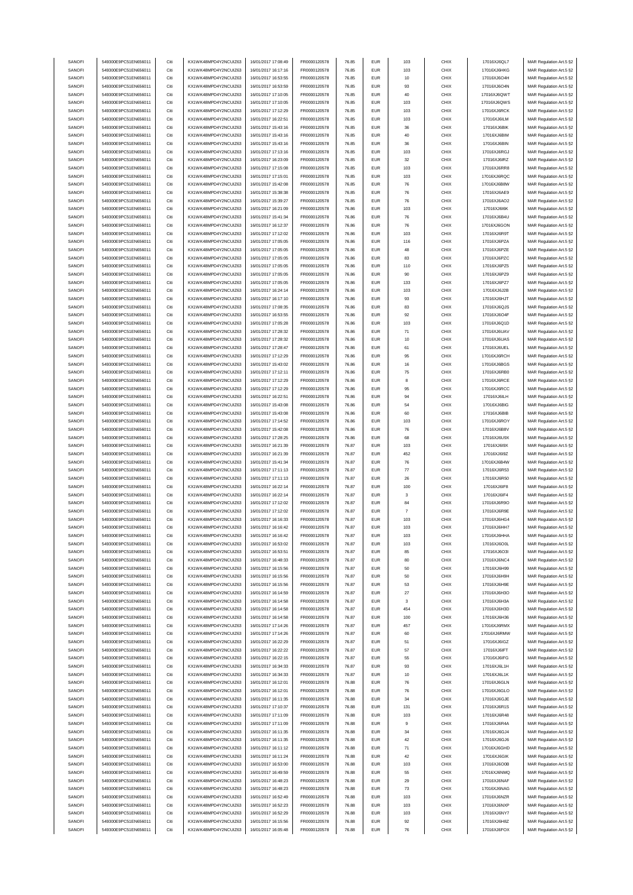| | | | | | | | | | | | |
|---|---|---|---|---|---|---|---|---|---|---|---|
| SANOFI | 549300E9PC51EN656011 | Citi | KX1WK48MPD4Y2NCUIZ63 | 16/01/2017 17:08:49 | FR0000120578 | 76.85 | EUR | 103 | CHIX | 17016XJ6QL7 | MAR Regulation Art.5 §2 |
| SANOFI | 549300E9PC51EN656011 | Citi | KX1WK48MPD4Y2NCUIZ63 | 16/01/2017 16:17:16 | FR0000120578 | 76.85 | EUR | 103 | CHIX | 17016XJ6HKG | MAR Regulation Art.5 §2 |
| SANOFI | 549300E9PC51EN656011 | Citi | KX1WK48MPD4Y2NCUIZ63 | 16/01/2017 16:53:55 | FR0000120578 | 76.85 | EUR | 10 | CHIX | 17016XJ6O4H | MAR Regulation Art.5 §2 |
| SANOFI | 549300E9PC51EN656011 | Citi | KX1WK48MPD4Y2NCUIZ63 | 16/01/2017 16:53:59 | FR0000120578 | 76.85 | EUR | 93 | CHIX | 17016XJ6O4N | MAR Regulation Art.5 §2 |
| SANOFI | 549300E9PC51EN656011 | Citi | KX1WK48MPD4Y2NCUIZ63 | 16/01/2017 17:10:05 | FR0000120578 | 76.85 | EUR | 40 | CHIX | 17016XJ6QWT | MAR Regulation Art.5 §2 |
| SANOFI | 549300E9PC51EN656011 | Citi | KX1WK48MPD4Y2NCUIZ63 | 16/01/2017 17:10:05 | FR0000120578 | 76.85 | EUR | 103 | CHIX | 17016XJ6QWS | MAR Regulation Art.5 §2 |
| SANOFI | 549300E9PC51EN656011 | Citi | KX1WK48MPD4Y2NCUIZ63 | 16/01/2017 17:12:29 | FR0000120578 | 76.85 | EUR | 103 | CHIX | 17016XJ6RCK | MAR Regulation Art.5 §2 |
| SANOFI | 549300E9PC51EN656011 | Citi | KX1WK48MPD4Y2NCUIZ63 | 16/01/2017 16:22:51 | FR0000120578 | 76.85 | EUR | 103 | CHIX | 17016XJ6ILM | MAR Regulation Art.5 §2 |
| SANOFI | 549300E9PC51EN656011 | Citi | KX1WK48MPD4Y2NCUIZ63 | 16/01/2017 15:43:16 | FR0000120578 | 76.85 | EUR | 36 | CHIX | 17016XJ6BIK | MAR Regulation Art.5 §2 |
| SANOFI | 549300E9PC51EN656011 | Citi | KX1WK48MPD4Y2NCUIZ63 | 16/01/2017 15:43:16 | FR0000120578 | 76.85 | EUR | 40 | CHIX | 17016XJ6BIM | MAR Regulation Art.5 §2 |
| SANOFI | 549300E9PC51EN656011 | Citi | KX1WK48MPD4Y2NCUIZ63 | 16/01/2017 15:43:16 | FR0000120578 | 76.85 | EUR | 36 | CHIX | 17016XJ6BIN | MAR Regulation Art.5 §2 |
| SANOFI | 549300E9PC51EN656011 | Citi | KX1WK48MPD4Y2NCUIZ63 | 16/01/2017 17:13:16 | FR0000120578 | 76.85 | EUR | 103 | CHIX | 17016XJ6RGJ | MAR Regulation Art.5 §2 |
| SANOFI | 549300E9PC51EN656011 | Citi | KX1WK48MPD4Y2NCUIZ63 | 16/01/2017 16:23:09 | FR0000120578 | 76.85 | EUR | 32 | CHIX | 17016XJ6IRZ | MAR Regulation Art.5 §2 |
| SANOFI | 549300E9PC51EN656011 | Citi | KX1WK48MPD4Y2NCUIZ63 | 16/01/2017 17:15:08 | FR0000120578 | 76.85 | EUR | 103 | CHIX | 17016XJ6RR8 | MAR Regulation Art.5 §2 |
| SANOFI | 549300E9PC51EN656011 | Citi | KX1WK48MPD4Y2NCUIZ63 | 16/01/2017 17:15:01 | FR0000120578 | 76.85 | EUR | 103 | CHIX | 17016XJ6RQC | MAR Regulation Art.5 §2 |
| SANOFI | 549300E9PC51EN656011 | Citi | KX1WK48MPD4Y2NCUIZ63 | 16/01/2017 15:42:08 | FR0000120578 | 76.85 | EUR | 76 | CHIX | 17016XJ6B8W | MAR Regulation Art.5 §2 |
| SANOFI | 549300E9PC51EN656011 | Citi | KX1WK48MPD4Y2NCUIZ63 | 16/01/2017 15:38:38 | FR0000120578 | 76.85 | EUR | 76 | CHIX | 17016XJ6AE9 | MAR Regulation Art.5 §2 |
| SANOFI | 549300E9PC51EN656011 | Citi | KX1WK48MPD4Y2NCUIZ63 | 16/01/2017 15:39:27 | FR0000120578 | 76.85 | EUR | 76 | CHIX | 17016XJ6AO2 | MAR Regulation Art.5 §2 |
| SANOFI | 549300E9PC51EN656011 | Citi | KX1WK48MPD4Y2NCUIZ63 | 16/01/2017 16:21:09 | FR0000120578 | 76.86 | EUR | 103 | CHIX | 17016XJ6I6K | MAR Regulation Art.5 §2 |
| SANOFI | 549300E9PC51EN656011 | Citi | KX1WK48MPD4Y2NCUIZ63 | 16/01/2017 15:41:34 | FR0000120578 | 76.86 | EUR | 76 | CHIX | 17016XJ6B4U | MAR Regulation Art.5 §2 |
| SANOFI | 549300E9PC51EN656011 | Citi | KX1WK48MPD4Y2NCUIZ63 | 16/01/2017 16:12:37 | FR0000120578 | 76.86 | EUR | 76 | CHIX | 17016XJ6GON | MAR Regulation Art.5 §2 |
| SANOFI | 549300E9PC51EN656011 | Citi | KX1WK48MPD4Y2NCUIZ63 | 16/01/2017 17:12:02 | FR0000120578 | 76.86 | EUR | 103 | CHIX | 17016XJ6R9T | MAR Regulation Art.5 §2 |
| SANOFI | 549300E9PC51EN656011 | Citi | KX1WK48MPD4Y2NCUIZ63 | 16/01/2017 17:05:05 | FR0000120578 | 76.86 | EUR | 116 | CHIX | 17016XJ6PZA | MAR Regulation Art.5 §2 |
| SANOFI | 549300E9PC51EN656011 | Citi | KX1WK48MPD4Y2NCUIZ63 | 16/01/2017 17:05:05 | FR0000120578 | 76.86 | EUR | 48 | CHIX | 17016XJ6PZE | MAR Regulation Art.5 §2 |
| SANOFI | 549300E9PC51EN656011 | Citi | KX1WK48MPD4Y2NCUIZ63 | 16/01/2017 17:05:05 | FR0000120578 | 76.86 | EUR | 83 | CHIX | 17016XJ6PZC | MAR Regulation Art.5 §2 |
| SANOFI | 549300E9PC51EN656011 | Citi | KX1WK48MPD4Y2NCUIZ63 | 16/01/2017 17:05:05 | FR0000120578 | 76.86 | EUR | 110 | CHIX | 17016XJ6PZ5 | MAR Regulation Art.5 §2 |
| SANOFI | 549300E9PC51EN656011 | Citi | KX1WK48MPD4Y2NCUIZ63 | 16/01/2017 17:05:05 | FR0000120578 | 76.86 | EUR | 90 | CHIX | 17016XJ6PZ9 | MAR Regulation Art.5 §2 |
| SANOFI | 549300E9PC51EN656011 | Citi | KX1WK48MPD4Y2NCUIZ63 | 16/01/2017 17:05:05 | FR0000120578 | 76.86 | EUR | 133 | CHIX | 17016XJ6PZ7 | MAR Regulation Art.5 §2 |
| SANOFI | 549300E9PC51EN656011 | Citi | KX1WK48MPD4Y2NCUIZ63 | 16/01/2017 16:24:14 | FR0000120578 | 76.86 | EUR | 103 | CHIX | 17016XJ6J2B | MAR Regulation Art.5 §2 |
| SANOFI | 549300E9PC51EN656011 | Citi | KX1WK48MPD4Y2NCUIZ63 | 16/01/2017 16:17:10 | FR0000120578 | 76.86 | EUR | 93 | CHIX | 17016XJ6HJT | MAR Regulation Art.5 §2 |
| SANOFI | 549300E9PC51EN656011 | Citi | KX1WK48MPD4Y2NCUIZ63 | 16/01/2017 17:08:35 | FR0000120578 | 76.86 | EUR | 83 | CHIX | 17016XJ6QJS | MAR Regulation Art.5 §2 |
| SANOFI | 549300E9PC51EN656011 | Citi | KX1WK48MPD4Y2NCUIZ63 | 16/01/2017 16:53:55 | FR0000120578 | 76.86 | EUR | 92 | CHIX | 17016XJ6O4F | MAR Regulation Art.5 §2 |
| SANOFI | 549300E9PC51EN656011 | Citi | KX1WK48MPD4Y2NCUIZ63 | 16/01/2017 17:05:28 | FR0000120578 | 76.86 | EUR | 103 | CHIX | 17016XJ6Q1D | MAR Regulation Art.5 §2 |
| SANOFI | 549300E9PC51EN656011 | Citi | KX1WK48MPD4Y2NCUIZ63 | 16/01/2017 17:28:32 | FR0000120578 | 76.86 | EUR | 71 | CHIX | 17016XJ6UAV | MAR Regulation Art.5 §2 |
| SANOFI | 549300E9PC51EN656011 | Citi | KX1WK48MPD4Y2NCUIZ63 | 16/01/2017 17:28:32 | FR0000120578 | 76.86 | EUR | 10 | CHIX | 17016XJ6UAS | MAR Regulation Art.5 §2 |
| SANOFI | 549300E9PC51EN656011 | Citi | KX1WK48MPD4Y2NCUIZ63 | 16/01/2017 17:28:47 | FR0000120578 | 76.86 | EUR | 61 | CHIX | 17016XJ6UEL | MAR Regulation Art.5 §2 |
| SANOFI | 549300E9PC51EN656011 | Citi | KX1WK48MPD4Y2NCUIZ63 | 16/01/2017 17:12:29 | FR0000120578 | 76.86 | EUR | 95 | CHIX | 17016XJ6RCH | MAR Regulation Art.5 §2 |
| SANOFI | 549300E9PC51EN656011 | Citi | KX1WK48MPD4Y2NCUIZ63 | 16/01/2017 15:43:02 | FR0000120578 | 76.86 | EUR | 16 | CHIX | 17016XJ6BGS | MAR Regulation Art.5 §2 |
| SANOFI | 549300E9PC51EN656011 | Citi | KX1WK48MPD4Y2NCUIZ63 | 16/01/2017 17:12:11 | FR0000120578 | 76.86 | EUR | 75 | CHIX | 17016XJ6RB0 | MAR Regulation Art.5 §2 |
| SANOFI | 549300E9PC51EN656011 | Citi | KX1WK48MPD4Y2NCUIZ63 | 16/01/2017 17:12:29 | FR0000120578 | 76.86 | EUR | 8 | CHIX | 17016XJ6RCE | MAR Regulation Art.5 §2 |
| SANOFI | 549300E9PC51EN656011 | Citi | KX1WK48MPD4Y2NCUIZ63 | 16/01/2017 17:12:29 | FR0000120578 | 76.86 | EUR | 95 | CHIX | 17016XJ6RCC | MAR Regulation Art.5 §2 |
| SANOFI | 549300E9PC51EN656011 | Citi | KX1WK48MPD4Y2NCUIZ63 | 16/01/2017 16:22:51 | FR0000120578 | 76.86 | EUR | 94 | CHIX | 17016XJ6ILH | MAR Regulation Art.5 §2 |
| SANOFI | 549300E9PC51EN656011 | Citi | KX1WK48MPD4Y2NCUIZ63 | 16/01/2017 15:43:08 | FR0000120578 | 76.86 | EUR | 54 | CHIX | 17016XJ6BIG | MAR Regulation Art.5 §2 |
| SANOFI | 549300E9PC51EN656011 | Citi | KX1WK48MPD4Y2NCUIZ63 | 16/01/2017 15:43:08 | FR0000120578 | 76.86 | EUR | 60 | CHIX | 17016XJ6BIB | MAR Regulation Art.5 §2 |
| SANOFI | 549300E9PC51EN656011 | Citi | KX1WK48MPD4Y2NCUIZ63 | 16/01/2017 17:14:52 | FR0000120578 | 76.86 | EUR | 103 | CHIX | 17016XJ6ROY | MAR Regulation Art.5 §2 |
| SANOFI | 549300E9PC51EN656011 | Citi | KX1WK48MPD4Y2NCUIZ63 | 16/01/2017 15:42:08 | FR0000120578 | 76.86 | EUR | 76 | CHIX | 17016XJ6B8V | MAR Regulation Art.5 §2 |
| SANOFI | 549300E9PC51EN656011 | Citi | KX1WK48MPD4Y2NCUIZ63 | 16/01/2017 17:28:25 | FR0000120578 | 76.86 | EUR | 68 | CHIX | 17016XJ6U9X | MAR Regulation Art.5 §2 |
| SANOFI | 549300E9PC51EN656011 | Citi | KX1WK48MPD4Y2NCUIZ63 | 16/01/2017 16:21:39 | FR0000120578 | 76.87 | EUR | 103 | CHIX | 17016XJ6I9X | MAR Regulation Art.5 §2 |
| SANOFI | 549300E9PC51EN656011 | Citi | KX1WK48MPD4Y2NCUIZ63 | 16/01/2017 16:21:39 | FR0000120578 | 76.87 | EUR | 452 | CHIX | 17016XJ6I9Z | MAR Regulation Art.5 §2 |
| SANOFI | 549300E9PC51EN656011 | Citi | KX1WK48MPD4Y2NCUIZ63 | 16/01/2017 15:41:34 | FR0000120578 | 76.87 | EUR | 76 | CHIX | 17016XJ6B4W | MAR Regulation Art.5 §2 |
| SANOFI | 549300E9PC51EN656011 | Citi | KX1WK48MPD4Y2NCUIZ63 | 16/01/2017 17:11:13 | FR0000120578 | 76.87 | EUR | 77 | CHIX | 17016XJ6R53 | MAR Regulation Art.5 §2 |
| SANOFI | 549300E9PC51EN656011 | Citi | KX1WK48MPD4Y2NCUIZ63 | 16/01/2017 17:11:13 | FR0000120578 | 76.87 | EUR | 26 | CHIX | 17016XJ6R50 | MAR Regulation Art.5 §2 |
| SANOFI | 549300E9PC51EN656011 | Citi | KX1WK48MPD4Y2NCUIZ63 | 16/01/2017 16:22:14 | FR0000120578 | 76.87 | EUR | 100 | CHIX | 17016XJ6IF8 | MAR Regulation Art.5 §2 |
| SANOFI | 549300E9PC51EN656011 | Citi | KX1WK48MPD4Y2NCUIZ63 | 16/01/2017 16:22:14 | FR0000120578 | 76.87 | EUR | 3 | CHIX | 17016XJ6IF4 | MAR Regulation Art.5 §2 |
| SANOFI | 549300E9PC51EN656011 | Citi | KX1WK48MPD4Y2NCUIZ63 | 16/01/2017 17:12:02 | FR0000120578 | 76.87 | EUR | 84 | CHIX | 17016XJ6R9O | MAR Regulation Art.5 §2 |
| SANOFI | 549300E9PC51EN656011 | Citi | KX1WK48MPD4Y2NCUIZ63 | 16/01/2017 17:12:02 | FR0000120578 | 76.87 | EUR | 7 | CHIX | 17016XJ6R9E | MAR Regulation Art.5 §2 |
| SANOFI | 549300E9PC51EN656011 | Citi | KX1WK48MPD4Y2NCUIZ63 | 16/01/2017 16:16:33 | FR0000120578 | 76.87 | EUR | 103 | CHIX | 17016XJ6HG4 | MAR Regulation Art.5 §2 |
| SANOFI | 549300E9PC51EN656011 | Citi | KX1WK48MPD4Y2NCUIZ63 | 16/01/2017 16:16:42 | FR0000120578 | 76.87 | EUR | 103 | CHIX | 17016XJ6HH7 | MAR Regulation Art.5 §2 |
| SANOFI | 549300E9PC51EN656011 | Citi | KX1WK48MPD4Y2NCUIZ63 | 16/01/2017 16:16:42 | FR0000120578 | 76.87 | EUR | 103 | CHIX | 17016XJ6HHA | MAR Regulation Art.5 §2 |
| SANOFI | 549300E9PC51EN656011 | Citi | KX1WK48MPD4Y2NCUIZ63 | 16/01/2017 16:53:02 | FR0000120578 | 76.87 | EUR | 103 | CHIX | 17016XJ6O0L | MAR Regulation Art.5 §2 |
| SANOFI | 549300E9PC51EN656011 | Citi | KX1WK48MPD4Y2NCUIZ63 | 16/01/2017 16:53:51 | FR0000120578 | 76.87 | EUR | 85 | CHIX | 17016XJ6O3I | MAR Regulation Art.5 §2 |
| SANOFI | 549300E9PC51EN656011 | Citi | KX1WK48MPD4Y2NCUIZ63 | 16/01/2017 16:48:33 | FR0000120578 | 76.87 | EUR | 80 | CHIX | 17016XJ6NC4 | MAR Regulation Art.5 §2 |
| SANOFI | 549300E9PC51EN656011 | Citi | KX1WK48MPD4Y2NCUIZ63 | 16/01/2017 16:15:56 | FR0000120578 | 76.87 | EUR | 50 | CHIX | 17016XJ6H99 | MAR Regulation Art.5 §2 |
| SANOFI | 549300E9PC51EN656011 | Citi | KX1WK48MPD4Y2NCUIZ63 | 16/01/2017 16:15:56 | FR0000120578 | 76.87 | EUR | 50 | CHIX | 17016XJ6H9H | MAR Regulation Art.5 §2 |
| SANOFI | 549300E9PC51EN656011 | Citi | KX1WK48MPD4Y2NCUIZ63 | 16/01/2017 16:15:56 | FR0000120578 | 76.87 | EUR | 53 | CHIX | 17016XJ6H9E | MAR Regulation Art.5 §2 |
| SANOFI | 549300E9PC51EN656011 | Citi | KX1WK48MPD4Y2NCUIZ63 | 16/01/2017 16:14:59 | FR0000120578 | 76.87 | EUR | 27 | CHIX | 17016XJ6H3O | MAR Regulation Art.5 §2 |
| SANOFI | 549300E9PC51EN656011 | Citi | KX1WK48MPD4Y2NCUIZ63 | 16/01/2017 16:14:58 | FR0000120578 | 76.87 | EUR | 3 | CHIX | 17016XJ6H3A | MAR Regulation Art.5 §2 |
| SANOFI | 549300E9PC51EN656011 | Citi | KX1WK48MPD4Y2NCUIZ63 | 16/01/2017 16:14:58 | FR0000120578 | 76.87 | EUR | 454 | CHIX | 17016XJ6H3D | MAR Regulation Art.5 §2 |
| SANOFI | 549300E9PC51EN656011 | Citi | KX1WK48MPD4Y2NCUIZ63 | 16/01/2017 16:14:58 | FR0000120578 | 76.87 | EUR | 100 | CHIX | 17016XJ6H36 | MAR Regulation Art.5 §2 |
| SANOFI | 549300E9PC51EN656011 | Citi | KX1WK48MPD4Y2NCUIZ63 | 16/01/2017 17:14:26 | FR0000120578 | 76.87 | EUR | 457 | CHIX | 17016XJ6RMX | MAR Regulation Art.5 §2 |
| SANOFI | 549300E9PC51EN656011 | Citi | KX1WK48MPD4Y2NCUIZ63 | 16/01/2017 17:14:26 | FR0000120578 | 76.87 | EUR | 60 | CHIX | 17016XJ6RMW | MAR Regulation Art.5 §2 |
| SANOFI | 549300E9PC51EN656011 | Citi | KX1WK48MPD4Y2NCUIZ63 | 16/01/2017 16:22:29 | FR0000120578 | 76.87 | EUR | 51 | CHIX | 17016XJ6IGZ | MAR Regulation Art.5 §2 |
| SANOFI | 549300E9PC51EN656011 | Citi | KX1WK48MPD4Y2NCUIZ63 | 16/01/2017 16:22:22 | FR0000120578 | 76.87 | EUR | 57 | CHIX | 17016XJ6IFT | MAR Regulation Art.5 §2 |
| SANOFI | 549300E9PC51EN656011 | Citi | KX1WK48MPD4Y2NCUIZ63 | 16/01/2017 16:22:15 | FR0000120578 | 76.87 | EUR | 55 | CHIX | 17016XJ6IFG | MAR Regulation Art.5 §2 |
| SANOFI | 549300E9PC51EN656011 | Citi | KX1WK48MPD4Y2NCUIZ63 | 16/01/2017 16:34:33 | FR0000120578 | 76.87 | EUR | 93 | CHIX | 17016XJ6L1H | MAR Regulation Art.5 §2 |
| SANOFI | 549300E9PC51EN656011 | Citi | KX1WK48MPD4Y2NCUIZ63 | 16/01/2017 16:34:33 | FR0000120578 | 76.87 | EUR | 10 | CHIX | 17016XJ6L1K | MAR Regulation Art.5 §2 |
| SANOFI | 549300E9PC51EN656011 | Citi | KX1WK48MPD4Y2NCUIZ63 | 16/01/2017 16:12:01 | FR0000120578 | 76.88 | EUR | 76 | CHIX | 17016XJ6GLN | MAR Regulation Art.5 §2 |
| SANOFI | 549300E9PC51EN656011 | Citi | KX1WK48MPD4Y2NCUIZ63 | 16/01/2017 16:12:01 | FR0000120578 | 76.88 | EUR | 76 | CHIX | 17016XJ6GLO | MAR Regulation Art.5 §2 |
| SANOFI | 549300E9PC51EN656011 | Citi | KX1WK48MPD4Y2NCUIZ63 | 16/01/2017 16:11:35 | FR0000120578 | 76.88 | EUR | 34 | CHIX | 17016XJ6GJE | MAR Regulation Art.5 §2 |
| SANOFI | 549300E9PC51EN656011 | Citi | KX1WK48MPD4Y2NCUIZ63 | 16/01/2017 17:10:37 | FR0000120578 | 76.88 | EUR | 131 | CHIX | 17016XJ6R1S | MAR Regulation Art.5 §2 |
| SANOFI | 549300E9PC51EN656011 | Citi | KX1WK48MPD4Y2NCUIZ63 | 16/01/2017 17:11:09 | FR0000120578 | 76.88 | EUR | 103 | CHIX | 17016XJ6R48 | MAR Regulation Art.5 §2 |
| SANOFI | 549300E9PC51EN656011 | Citi | KX1WK48MPD4Y2NCUIZ63 | 16/01/2017 17:11:09 | FR0000120578 | 76.88 | EUR | 9 | CHIX | 17016XJ6R4A | MAR Regulation Art.5 §2 |
| SANOFI | 549300E9PC51EN656011 | Citi | KX1WK48MPD4Y2NCUIZ63 | 16/01/2017 16:11:35 | FR0000120578 | 76.88 | EUR | 34 | CHIX | 17016XJ6GJ4 | MAR Regulation Art.5 §2 |
| SANOFI | 549300E9PC51EN656011 | Citi | KX1WK48MPD4Y2NCUIZ63 | 16/01/2017 16:11:35 | FR0000120578 | 76.88 | EUR | 42 | CHIX | 17016XJ6GJ6 | MAR Regulation Art.5 §2 |
| SANOFI | 549300E9PC51EN656011 | Citi | KX1WK48MPD4Y2NCUIZ63 | 16/01/2017 16:11:12 | FR0000120578 | 76.88 | EUR | 71 | CHIX | 17016XJ6GHD | MAR Regulation Art.5 §2 |
| SANOFI | 549300E9PC51EN656011 | Citi | KX1WK48MPD4Y2NCUIZ63 | 16/01/2017 16:11:24 | FR0000120578 | 76.88 | EUR | 42 | CHIX | 17016XJ6GIK | MAR Regulation Art.5 §2 |
| SANOFI | 549300E9PC51EN656011 | Citi | KX1WK48MPD4Y2NCUIZ63 | 16/01/2017 16:53:00 | FR0000120578 | 76.88 | EUR | 103 | CHIX | 17016XJ6O0B | MAR Regulation Art.5 §2 |
| SANOFI | 549300E9PC51EN656011 | Citi | KX1WK48MPD4Y2NCUIZ63 | 16/01/2017 16:49:59 | FR0000120578 | 76.88 | EUR | 55 | CHIX | 17016XJ6NMQ | MAR Regulation Art.5 §2 |
| SANOFI | 549300E9PC51EN656011 | Citi | KX1WK48MPD4Y2NCUIZ63 | 16/01/2017 16:48:23 | FR0000120578 | 76.88 | EUR | 29 | CHIX | 17016XJ6NAF | MAR Regulation Art.5 §2 |
| SANOFI | 549300E9PC51EN656011 | Citi | KX1WK48MPD4Y2NCUIZ63 | 16/01/2017 16:48:23 | FR0000120578 | 76.88 | EUR | 73 | CHIX | 17016XJ6NAG | MAR Regulation Art.5 §2 |
| SANOFI | 549300E9PC51EN656011 | Citi | KX1WK48MPD4Y2NCUIZ63 | 16/01/2017 16:52:49 | FR0000120578 | 76.88 | EUR | 103 | CHIX | 17016XJ6NZR | MAR Regulation Art.5 §2 |
| SANOFI | 549300E9PC51EN656011 | Citi | KX1WK48MPD4Y2NCUIZ63 | 16/01/2017 16:52:23 | FR0000120578 | 76.88 | EUR | 103 | CHIX | 17016XJ6NXP | MAR Regulation Art.5 §2 |
| SANOFI | 549300E9PC51EN656011 | Citi | KX1WK48MPD4Y2NCUIZ63 | 16/01/2017 16:52:29 | FR0000120578 | 76.88 | EUR | 103 | CHIX | 17016XJ6NY7 | MAR Regulation Art.5 §2 |
| SANOFI | 549300E9PC51EN656011 | Citi | KX1WK48MPD4Y2NCUIZ63 | 16/01/2017 16:15:56 | FR0000120578 | 76.88 | EUR | 92 | CHIX | 17016XJ6H8Z | MAR Regulation Art.5 §2 |
| SANOFI | 549300E9PC51EN656011 | Citi | KX1WK48MPD4Y2NCUIZ63 | 16/01/2017 16:05:48 | FR0000120578 | 76.88 | EUR | 76 | CHIX | 17016XJ6FOX | MAR Regulation Art.5 §2 |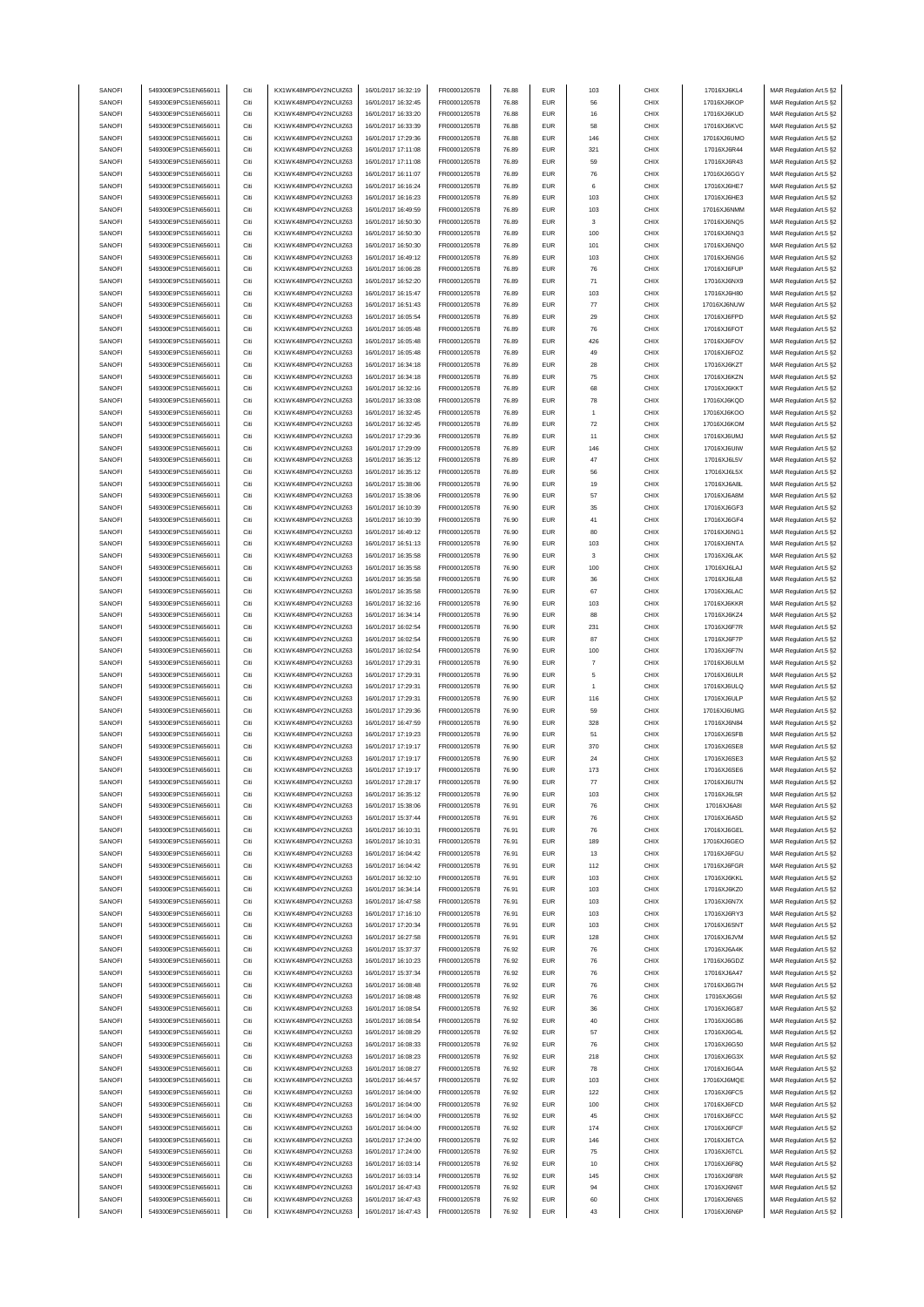| | | | | | | | | | | | |
|---|---|---|---|---|---|---|---|---|---|---|---|
| SANOFI | 549300E9PC51EN656011 | Citi | KX1WK48MPD4Y2NCUIZ63 | 16/01/2017 16:32:19 | FR0000120578 | 76.88 | EUR | 103 | CHIX | 17016XJ6KL4 | MAR Regulation Art.5 §2 |
| SANOFI | 549300E9PC51EN656011 | Citi | KX1WK48MPD4Y2NCUIZ63 | 16/01/2017 16:32:45 | FR0000120578 | 76.88 | EUR | 56 | CHIX | 17016XJ6KOP | MAR Regulation Art.5 §2 |
| SANOFI | 549300E9PC51EN656011 | Citi | KX1WK48MPD4Y2NCUIZ63 | 16/01/2017 16:33:20 | FR0000120578 | 76.88 | EUR | 16 | CHIX | 17016XJ6KUD | MAR Regulation Art.5 §2 |
| SANOFI | 549300E9PC51EN656011 | Citi | KX1WK48MPD4Y2NCUIZ63 | 16/01/2017 16:33:39 | FR0000120578 | 76.88 | EUR | 58 | CHIX | 17016XJ6KVC | MAR Regulation Art.5 §2 |
| SANOFI | 549300E9PC51EN656011 | Citi | KX1WK48MPD4Y2NCUIZ63 | 16/01/2017 17:29:36 | FR0000120578 | 76.88 | EUR | 146 | CHIX | 17016XJ6UMO | MAR Regulation Art.5 §2 |
| SANOFI | 549300E9PC51EN656011 | Citi | KX1WK48MPD4Y2NCUIZ63 | 16/01/2017 17:11:08 | FR0000120578 | 76.89 | EUR | 321 | CHIX | 17016XJ6R44 | MAR Regulation Art.5 §2 |
| SANOFI | 549300E9PC51EN656011 | Citi | KX1WK48MPD4Y2NCUIZ63 | 16/01/2017 17:11:08 | FR0000120578 | 76.89 | EUR | 59 | CHIX | 17016XJ6R43 | MAR Regulation Art.5 §2 |
| SANOFI | 549300E9PC51EN656011 | Citi | KX1WK48MPD4Y2NCUIZ63 | 16/01/2017 16:11:07 | FR0000120578 | 76.89 | EUR | 76 | CHIX | 17016XJ6GGY | MAR Regulation Art.5 §2 |
| SANOFI | 549300E9PC51EN656011 | Citi | KX1WK48MPD4Y2NCUIZ63 | 16/01/2017 16:16:24 | FR0000120578 | 76.89 | EUR | 6 | CHIX | 17016XJ6HE7 | MAR Regulation Art.5 §2 |
| SANOFI | 549300E9PC51EN656011 | Citi | KX1WK48MPD4Y2NCUIZ63 | 16/01/2017 16:16:23 | FR0000120578 | 76.89 | EUR | 103 | CHIX | 17016XJ6HE3 | MAR Regulation Art.5 §2 |
| SANOFI | 549300E9PC51EN656011 | Citi | KX1WK48MPD4Y2NCUIZ63 | 16/01/2017 16:49:59 | FR0000120578 | 76.89 | EUR | 103 | CHIX | 17016XJ6NMM | MAR Regulation Art.5 §2 |
| SANOFI | 549300E9PC51EN656011 | Citi | KX1WK48MPD4Y2NCUIZ63 | 16/01/2017 16:50:30 | FR0000120578 | 76.89 | EUR | 3 | CHIX | 17016XJ6NQ5 | MAR Regulation Art.5 §2 |
| SANOFI | 549300E9PC51EN656011 | Citi | KX1WK48MPD4Y2NCUIZ63 | 16/01/2017 16:50:30 | FR0000120578 | 76.89 | EUR | 100 | CHIX | 17016XJ6NQ3 | MAR Regulation Art.5 §2 |
| SANOFI | 549300E9PC51EN656011 | Citi | KX1WK48MPD4Y2NCUIZ63 | 16/01/2017 16:50:30 | FR0000120578 | 76.89 | EUR | 101 | CHIX | 17016XJ6NQ0 | MAR Regulation Art.5 §2 |
| SANOFI | 549300E9PC51EN656011 | Citi | KX1WK48MPD4Y2NCUIZ63 | 16/01/2017 16:49:12 | FR0000120578 | 76.89 | EUR | 103 | CHIX | 17016XJ6NG6 | MAR Regulation Art.5 §2 |
| SANOFI | 549300E9PC51EN656011 | Citi | KX1WK48MPD4Y2NCUIZ63 | 16/01/2017 16:06:28 | FR0000120578 | 76.89 | EUR | 76 | CHIX | 17016XJ6FUP | MAR Regulation Art.5 §2 |
| SANOFI | 549300E9PC51EN656011 | Citi | KX1WK48MPD4Y2NCUIZ63 | 16/01/2017 16:52:20 | FR0000120578 | 76.89 | EUR | 71 | CHIX | 17016XJ6NX9 | MAR Regulation Art.5 §2 |
| SANOFI | 549300E9PC51EN656011 | Citi | KX1WK48MPD4Y2NCUIZ63 | 16/01/2017 16:15:47 | FR0000120578 | 76.89 | EUR | 103 | CHIX | 17016XJ6H80 | MAR Regulation Art.5 §2 |
| SANOFI | 549300E9PC51EN656011 | Citi | KX1WK48MPD4Y2NCUIZ63 | 16/01/2017 16:51:43 | FR0000120578 | 76.89 | EUR | 77 | CHIX | 17016XJ6NUW | MAR Regulation Art.5 §2 |
| SANOFI | 549300E9PC51EN656011 | Citi | KX1WK48MPD4Y2NCUIZ63 | 16/01/2017 16:05:54 | FR0000120578 | 76.89 | EUR | 29 | CHIX | 17016XJ6FPD | MAR Regulation Art.5 §2 |
| SANOFI | 549300E9PC51EN656011 | Citi | KX1WK48MPD4Y2NCUIZ63 | 16/01/2017 16:05:48 | FR0000120578 | 76.89 | EUR | 76 | CHIX | 17016XJ6FOT | MAR Regulation Art.5 §2 |
| SANOFI | 549300E9PC51EN656011 | Citi | KX1WK48MPD4Y2NCUIZ63 | 16/01/2017 16:05:48 | FR0000120578 | 76.89 | EUR | 426 | CHIX | 17016XJ6FOV | MAR Regulation Art.5 §2 |
| SANOFI | 549300E9PC51EN656011 | Citi | KX1WK48MPD4Y2NCUIZ63 | 16/01/2017 16:05:48 | FR0000120578 | 76.89 | EUR | 49 | CHIX | 17016XJ6FOZ | MAR Regulation Art.5 §2 |
| SANOFI | 549300E9PC51EN656011 | Citi | KX1WK48MPD4Y2NCUIZ63 | 16/01/2017 16:34:18 | FR0000120578 | 76.89 | EUR | 28 | CHIX | 17016XJ6KZT | MAR Regulation Art.5 §2 |
| SANOFI | 549300E9PC51EN656011 | Citi | KX1WK48MPD4Y2NCUIZ63 | 16/01/2017 16:34:18 | FR0000120578 | 76.89 | EUR | 75 | CHIX | 17016XJ6KZN | MAR Regulation Art.5 §2 |
| SANOFI | 549300E9PC51EN656011 | Citi | KX1WK48MPD4Y2NCUIZ63 | 16/01/2017 16:32:16 | FR0000120578 | 76.89 | EUR | 68 | CHIX | 17016XJ6KKT | MAR Regulation Art.5 §2 |
| SANOFI | 549300E9PC51EN656011 | Citi | KX1WK48MPD4Y2NCUIZ63 | 16/01/2017 16:33:08 | FR0000120578 | 76.89 | EUR | 78 | CHIX | 17016XJ6KQD | MAR Regulation Art.5 §2 |
| SANOFI | 549300E9PC51EN656011 | Citi | KX1WK48MPD4Y2NCUIZ63 | 16/01/2017 16:32:45 | FR0000120578 | 76.89 | EUR | 1 | CHIX | 17016XJ6KOO | MAR Regulation Art.5 §2 |
| SANOFI | 549300E9PC51EN656011 | Citi | KX1WK48MPD4Y2NCUIZ63 | 16/01/2017 16:32:45 | FR0000120578 | 76.89 | EUR | 72 | CHIX | 17016XJ6KOM | MAR Regulation Art.5 §2 |
| SANOFI | 549300E9PC51EN656011 | Citi | KX1WK48MPD4Y2NCUIZ63 | 16/01/2017 17:29:36 | FR0000120578 | 76.89 | EUR | 11 | CHIX | 17016XJ6UMJ | MAR Regulation Art.5 §2 |
| SANOFI | 549300E9PC51EN656011 | Citi | KX1WK48MPD4Y2NCUIZ63 | 16/01/2017 17:29:09 | FR0000120578 | 76.89 | EUR | 146 | CHIX | 17016XJ6UIW | MAR Regulation Art.5 §2 |
| SANOFI | 549300E9PC51EN656011 | Citi | KX1WK48MPD4Y2NCUIZ63 | 16/01/2017 16:35:12 | FR0000120578 | 76.89 | EUR | 47 | CHIX | 17016XJ6L5V | MAR Regulation Art.5 §2 |
| SANOFI | 549300E9PC51EN656011 | Citi | KX1WK48MPD4Y2NCUIZ63 | 16/01/2017 16:35:12 | FR0000120578 | 76.89 | EUR | 56 | CHIX | 17016XJ6L5X | MAR Regulation Art.5 §2 |
| SANOFI | 549300E9PC51EN656011 | Citi | KX1WK48MPD4Y2NCUIZ63 | 16/01/2017 15:38:06 | FR0000120578 | 76.90 | EUR | 19 | CHIX | 17016XJ6A8L | MAR Regulation Art.5 §2 |
| SANOFI | 549300E9PC51EN656011 | Citi | KX1WK48MPD4Y2NCUIZ63 | 16/01/2017 15:38:06 | FR0000120578 | 76.90 | EUR | 57 | CHIX | 17016XJ6A8M | MAR Regulation Art.5 §2 |
| SANOFI | 549300E9PC51EN656011 | Citi | KX1WK48MPD4Y2NCUIZ63 | 16/01/2017 16:10:39 | FR0000120578 | 76.90 | EUR | 35 | CHIX | 17016XJ6GF3 | MAR Regulation Art.5 §2 |
| SANOFI | 549300E9PC51EN656011 | Citi | KX1WK48MPD4Y2NCUIZ63 | 16/01/2017 16:10:39 | FR0000120578 | 76.90 | EUR | 41 | CHIX | 17016XJ6GF4 | MAR Regulation Art.5 §2 |
| SANOFI | 549300E9PC51EN656011 | Citi | KX1WK48MPD4Y2NCUIZ63 | 16/01/2017 16:49:12 | FR0000120578 | 76.90 | EUR | 80 | CHIX | 17016XJ6NG1 | MAR Regulation Art.5 §2 |
| SANOFI | 549300E9PC51EN656011 | Citi | KX1WK48MPD4Y2NCUIZ63 | 16/01/2017 16:51:13 | FR0000120578 | 76.90 | EUR | 103 | CHIX | 17016XJ6NTA | MAR Regulation Art.5 §2 |
| SANOFI | 549300E9PC51EN656011 | Citi | KX1WK48MPD4Y2NCUIZ63 | 16/01/2017 16:35:58 | FR0000120578 | 76.90 | EUR | 3 | CHIX | 17016XJ6LAK | MAR Regulation Art.5 §2 |
| SANOFI | 549300E9PC51EN656011 | Citi | KX1WK48MPD4Y2NCUIZ63 | 16/01/2017 16:35:58 | FR0000120578 | 76.90 | EUR | 100 | CHIX | 17016XJ6LAJ | MAR Regulation Art.5 §2 |
| SANOFI | 549300E9PC51EN656011 | Citi | KX1WK48MPD4Y2NCUIZ63 | 16/01/2017 16:35:58 | FR0000120578 | 76.90 | EUR | 36 | CHIX | 17016XJ6LA8 | MAR Regulation Art.5 §2 |
| SANOFI | 549300E9PC51EN656011 | Citi | KX1WK48MPD4Y2NCUIZ63 | 16/01/2017 16:35:58 | FR0000120578 | 76.90 | EUR | 67 | CHIX | 17016XJ6LAC | MAR Regulation Art.5 §2 |
| SANOFI | 549300E9PC51EN656011 | Citi | KX1WK48MPD4Y2NCUIZ63 | 16/01/2017 16:32:16 | FR0000120578 | 76.90 | EUR | 103 | CHIX | 17016XJ6KKR | MAR Regulation Art.5 §2 |
| SANOFI | 549300E9PC51EN656011 | Citi | KX1WK48MPD4Y2NCUIZ63 | 16/01/2017 16:34:14 | FR0000120578 | 76.90 | EUR | 88 | CHIX | 17016XJ6KZ4 | MAR Regulation Art.5 §2 |
| SANOFI | 549300E9PC51EN656011 | Citi | KX1WK48MPD4Y2NCUIZ63 | 16/01/2017 16:02:54 | FR0000120578 | 76.90 | EUR | 231 | CHIX | 17016XJ6F7R | MAR Regulation Art.5 §2 |
| SANOFI | 549300E9PC51EN656011 | Citi | KX1WK48MPD4Y2NCUIZ63 | 16/01/2017 16:02:54 | FR0000120578 | 76.90 | EUR | 87 | CHIX | 17016XJ6F7P | MAR Regulation Art.5 §2 |
| SANOFI | 549300E9PC51EN656011 | Citi | KX1WK48MPD4Y2NCUIZ63 | 16/01/2017 16:02:54 | FR0000120578 | 76.90 | EUR | 100 | CHIX | 17016XJ6F7N | MAR Regulation Art.5 §2 |
| SANOFI | 549300E9PC51EN656011 | Citi | KX1WK48MPD4Y2NCUIZ63 | 16/01/2017 17:29:31 | FR0000120578 | 76.90 | EUR | 7 | CHIX | 17016XJ6ULM | MAR Regulation Art.5 §2 |
| SANOFI | 549300E9PC51EN656011 | Citi | KX1WK48MPD4Y2NCUIZ63 | 16/01/2017 17:29:31 | FR0000120578 | 76.90 | EUR | 5 | CHIX | 17016XJ6ULR | MAR Regulation Art.5 §2 |
| SANOFI | 549300E9PC51EN656011 | Citi | KX1WK48MPD4Y2NCUIZ63 | 16/01/2017 17:29:31 | FR0000120578 | 76.90 | EUR | 1 | CHIX | 17016XJ6ULQ | MAR Regulation Art.5 §2 |
| SANOFI | 549300E9PC51EN656011 | Citi | KX1WK48MPD4Y2NCUIZ63 | 16/01/2017 17:29:31 | FR0000120578 | 76.90 | EUR | 116 | CHIX | 17016XJ6ULP | MAR Regulation Art.5 §2 |
| SANOFI | 549300E9PC51EN656011 | Citi | KX1WK48MPD4Y2NCUIZ63 | 16/01/2017 17:29:36 | FR0000120578 | 76.90 | EUR | 59 | CHIX | 17016XJ6UMG | MAR Regulation Art.5 §2 |
| SANOFI | 549300E9PC51EN656011 | Citi | KX1WK48MPD4Y2NCUIZ63 | 16/01/2017 16:47:59 | FR0000120578 | 76.90 | EUR | 328 | CHIX | 17016XJ6N84 | MAR Regulation Art.5 §2 |
| SANOFI | 549300E9PC51EN656011 | Citi | KX1WK48MPD4Y2NCUIZ63 | 16/01/2017 17:19:23 | FR0000120578 | 76.90 | EUR | 51 | CHIX | 17016XJ6SFB | MAR Regulation Art.5 §2 |
| SANOFI | 549300E9PC51EN656011 | Citi | KX1WK48MPD4Y2NCUIZ63 | 16/01/2017 17:19:17 | FR0000120578 | 76.90 | EUR | 370 | CHIX | 17016XJ6SE8 | MAR Regulation Art.5 §2 |
| SANOFI | 549300E9PC51EN656011 | Citi | KX1WK48MPD4Y2NCUIZ63 | 16/01/2017 17:19:17 | FR0000120578 | 76.90 | EUR | 24 | CHIX | 17016XJ6SE3 | MAR Regulation Art.5 §2 |
| SANOFI | 549300E9PC51EN656011 | Citi | KX1WK48MPD4Y2NCUIZ63 | 16/01/2017 17:19:17 | FR0000120578 | 76.90 | EUR | 173 | CHIX | 17016XJ6SE6 | MAR Regulation Art.5 §2 |
| SANOFI | 549300E9PC51EN656011 | Citi | KX1WK48MPD4Y2NCUIZ63 | 16/01/2017 17:28:17 | FR0000120578 | 76.90 | EUR | 77 | CHIX | 17016XJ6U7N | MAR Regulation Art.5 §2 |
| SANOFI | 549300E9PC51EN656011 | Citi | KX1WK48MPD4Y2NCUIZ63 | 16/01/2017 16:35:12 | FR0000120578 | 76.90 | EUR | 103 | CHIX | 17016XJ6L5R | MAR Regulation Art.5 §2 |
| SANOFI | 549300E9PC51EN656011 | Citi | KX1WK48MPD4Y2NCUIZ63 | 16/01/2017 15:38:06 | FR0000120578 | 76.91 | EUR | 76 | CHIX | 17016XJ6A8I | MAR Regulation Art.5 §2 |
| SANOFI | 549300E9PC51EN656011 | Citi | KX1WK48MPD4Y2NCUIZ63 | 16/01/2017 15:37:44 | FR0000120578 | 76.91 | EUR | 76 | CHIX | 17016XJ6A5D | MAR Regulation Art.5 §2 |
| SANOFI | 549300E9PC51EN656011 | Citi | KX1WK48MPD4Y2NCUIZ63 | 16/01/2017 16:10:31 | FR0000120578 | 76.91 | EUR | 76 | CHIX | 17016XJ6GEL | MAR Regulation Art.5 §2 |
| SANOFI | 549300E9PC51EN656011 | Citi | KX1WK48MPD4Y2NCUIZ63 | 16/01/2017 16:10:31 | FR0000120578 | 76.91 | EUR | 189 | CHIX | 17016XJ6GEO | MAR Regulation Art.5 §2 |
| SANOFI | 549300E9PC51EN656011 | Citi | KX1WK48MPD4Y2NCUIZ63 | 16/01/2017 16:04:42 | FR0000120578 | 76.91 | EUR | 13 | CHIX | 17016XJ6FGU | MAR Regulation Art.5 §2 |
| SANOFI | 549300E9PC51EN656011 | Citi | KX1WK48MPD4Y2NCUIZ63 | 16/01/2017 16:04:42 | FR0000120578 | 76.91 | EUR | 112 | CHIX | 17016XJ6FGR | MAR Regulation Art.5 §2 |
| SANOFI | 549300E9PC51EN656011 | Citi | KX1WK48MPD4Y2NCUIZ63 | 16/01/2017 16:32:10 | FR0000120578 | 76.91 | EUR | 103 | CHIX | 17016XJ6KKL | MAR Regulation Art.5 §2 |
| SANOFI | 549300E9PC51EN656011 | Citi | KX1WK48MPD4Y2NCUIZ63 | 16/01/2017 16:34:14 | FR0000120578 | 76.91 | EUR | 103 | CHIX | 17016XJ6KZ0 | MAR Regulation Art.5 §2 |
| SANOFI | 549300E9PC51EN656011 | Citi | KX1WK48MPD4Y2NCUIZ63 | 16/01/2017 16:47:58 | FR0000120578 | 76.91 | EUR | 103 | CHIX | 17016XJ6N7X | MAR Regulation Art.5 §2 |
| SANOFI | 549300E9PC51EN656011 | Citi | KX1WK48MPD4Y2NCUIZ63 | 16/01/2017 17:16:10 | FR0000120578 | 76.91 | EUR | 103 | CHIX | 17016XJ6RY3 | MAR Regulation Art.5 §2 |
| SANOFI | 549300E9PC51EN656011 | Citi | KX1WK48MPD4Y2NCUIZ63 | 16/01/2017 17:20:34 | FR0000120578 | 76.91 | EUR | 103 | CHIX | 17016XJ6SNT | MAR Regulation Art.5 §2 |
| SANOFI | 549300E9PC51EN656011 | Citi | KX1WK48MPD4Y2NCUIZ63 | 16/01/2017 16:27:58 | FR0000120578 | 76.91 | EUR | 128 | CHIX | 17016XJ6JVM | MAR Regulation Art.5 §2 |
| SANOFI | 549300E9PC51EN656011 | Citi | KX1WK48MPD4Y2NCUIZ63 | 16/01/2017 15:37:37 | FR0000120578 | 76.92 | EUR | 76 | CHIX | 17016XJ6A4K | MAR Regulation Art.5 §2 |
| SANOFI | 549300E9PC51EN656011 | Citi | KX1WK48MPD4Y2NCUIZ63 | 16/01/2017 16:10:23 | FR0000120578 | 76.92 | EUR | 76 | CHIX | 17016XJ6GDZ | MAR Regulation Art.5 §2 |
| SANOFI | 549300E9PC51EN656011 | Citi | KX1WK48MPD4Y2NCUIZ63 | 16/01/2017 15:37:34 | FR0000120578 | 76.92 | EUR | 76 | CHIX | 17016XJ6A47 | MAR Regulation Art.5 §2 |
| SANOFI | 549300E9PC51EN656011 | Citi | KX1WK48MPD4Y2NCUIZ63 | 16/01/2017 16:08:48 | FR0000120578 | 76.92 | EUR | 76 | CHIX | 17016XJ6G7H | MAR Regulation Art.5 §2 |
| SANOFI | 549300E9PC51EN656011 | Citi | KX1WK48MPD4Y2NCUIZ63 | 16/01/2017 16:08:48 | FR0000120578 | 76.92 | EUR | 76 | CHIX | 17016XJ6G6I | MAR Regulation Art.5 §2 |
| SANOFI | 549300E9PC51EN656011 | Citi | KX1WK48MPD4Y2NCUIZ63 | 16/01/2017 16:08:54 | FR0000120578 | 76.92 | EUR | 36 | CHIX | 17016XJ6G87 | MAR Regulation Art.5 §2 |
| SANOFI | 549300E9PC51EN656011 | Citi | KX1WK48MPD4Y2NCUIZ63 | 16/01/2017 16:08:54 | FR0000120578 | 76.92 | EUR | 40 | CHIX | 17016XJ6G86 | MAR Regulation Art.5 §2 |
| SANOFI | 549300E9PC51EN656011 | Citi | KX1WK48MPD4Y2NCUIZ63 | 16/01/2017 16:08:29 | FR0000120578 | 76.92 | EUR | 57 | CHIX | 17016XJ6G4L | MAR Regulation Art.5 §2 |
| SANOFI | 549300E9PC51EN656011 | Citi | KX1WK48MPD4Y2NCUIZ63 | 16/01/2017 16:08:33 | FR0000120578 | 76.92 | EUR | 76 | CHIX | 17016XJ6G50 | MAR Regulation Art.5 §2 |
| SANOFI | 549300E9PC51EN656011 | Citi | KX1WK48MPD4Y2NCUIZ63 | 16/01/2017 16:08:23 | FR0000120578 | 76.92 | EUR | 218 | CHIX | 17016XJ6G3X | MAR Regulation Art.5 §2 |
| SANOFI | 549300E9PC51EN656011 | Citi | KX1WK48MPD4Y2NCUIZ63 | 16/01/2017 16:08:27 | FR0000120578 | 76.92 | EUR | 78 | CHIX | 17016XJ6G4A | MAR Regulation Art.5 §2 |
| SANOFI | 549300E9PC51EN656011 | Citi | KX1WK48MPD4Y2NCUIZ63 | 16/01/2017 16:44:57 | FR0000120578 | 76.92 | EUR | 103 | CHIX | 17016XJ6MQE | MAR Regulation Art.5 §2 |
| SANOFI | 549300E9PC51EN656011 | Citi | KX1WK48MPD4Y2NCUIZ63 | 16/01/2017 16:04:00 | FR0000120578 | 76.92 | EUR | 122 | CHIX | 17016XJ6FC5 | MAR Regulation Art.5 §2 |
| SANOFI | 549300E9PC51EN656011 | Citi | KX1WK48MPD4Y2NCUIZ63 | 16/01/2017 16:04:00 | FR0000120578 | 76.92 | EUR | 100 | CHIX | 17016XJ6FCD | MAR Regulation Art.5 §2 |
| SANOFI | 549300E9PC51EN656011 | Citi | KX1WK48MPD4Y2NCUIZ63 | 16/01/2017 16:04:00 | FR0000120578 | 76.92 | EUR | 45 | CHIX | 17016XJ6FCC | MAR Regulation Art.5 §2 |
| SANOFI | 549300E9PC51EN656011 | Citi | KX1WK48MPD4Y2NCUIZ63 | 16/01/2017 16:04:00 | FR0000120578 | 76.92 | EUR | 174 | CHIX | 17016XJ6FCF | MAR Regulation Art.5 §2 |
| SANOFI | 549300E9PC51EN656011 | Citi | KX1WK48MPD4Y2NCUIZ63 | 16/01/2017 17:24:00 | FR0000120578 | 76.92 | EUR | 146 | CHIX | 17016XJ6TCA | MAR Regulation Art.5 §2 |
| SANOFI | 549300E9PC51EN656011 | Citi | KX1WK48MPD4Y2NCUIZ63 | 16/01/2017 17:24:00 | FR0000120578 | 76.92 | EUR | 75 | CHIX | 17016XJ6TCL | MAR Regulation Art.5 §2 |
| SANOFI | 549300E9PC51EN656011 | Citi | KX1WK48MPD4Y2NCUIZ63 | 16/01/2017 16:03:14 | FR0000120578 | 76.92 | EUR | 10 | CHIX | 17016XJ6F8Q | MAR Regulation Art.5 §2 |
| SANOFI | 549300E9PC51EN656011 | Citi | KX1WK48MPD4Y2NCUIZ63 | 16/01/2017 16:03:14 | FR0000120578 | 76.92 | EUR | 145 | CHIX | 17016XJ6F8R | MAR Regulation Art.5 §2 |
| SANOFI | 549300E9PC51EN656011 | Citi | KX1WK48MPD4Y2NCUIZ63 | 16/01/2017 16:47:43 | FR0000120578 | 76.92 | EUR | 94 | CHIX | 17016XJ6N6T | MAR Regulation Art.5 §2 |
| SANOFI | 549300E9PC51EN656011 | Citi | KX1WK48MPD4Y2NCUIZ63 | 16/01/2017 16:47:43 | FR0000120578 | 76.92 | EUR | 60 | CHIX | 17016XJ6N6S | MAR Regulation Art.5 §2 |
| SANOFI | 549300E9PC51EN656011 | Citi | KX1WK48MPD4Y2NCUIZ63 | 16/01/2017 16:47:43 | FR0000120578 | 76.92 | EUR | 43 | CHIX | 17016XJ6N6P | MAR Regulation Art.5 §2 |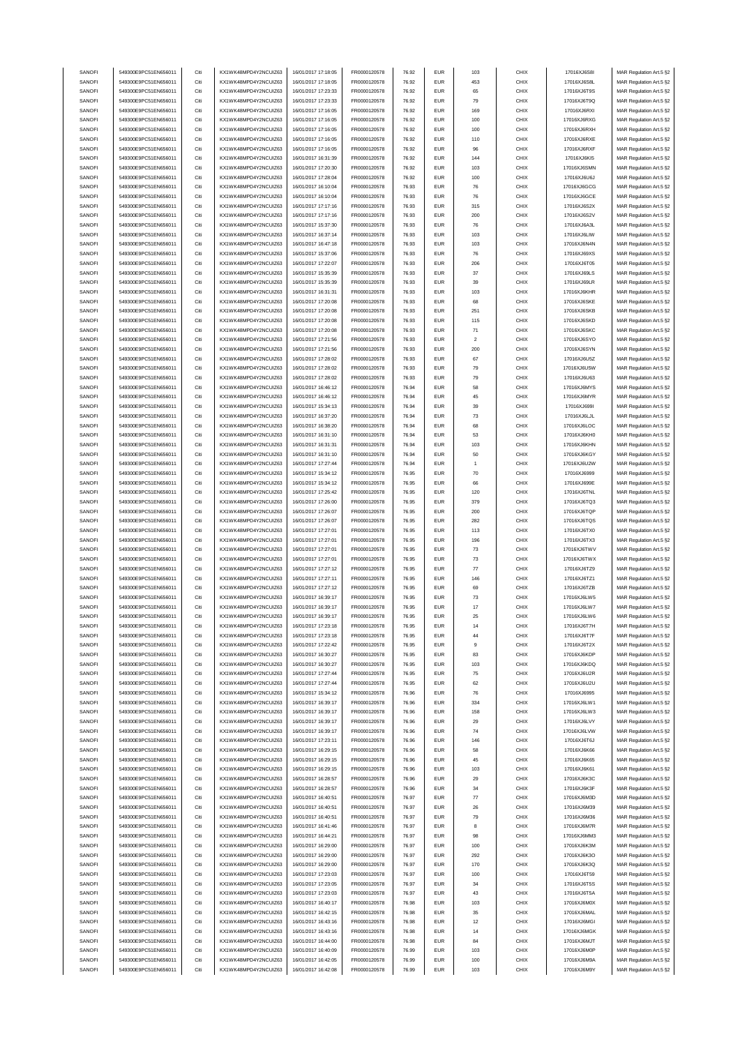| | | | | | | | | | | | |
|---|---|---|---|---|---|---|---|---|---|---|---|
| SANOFI | 549300E9PC51EN656011 | Citi | KX1WK48MPD4Y2NCUIZ63 | 16/01/2017 17:18:05 | FR0000120578 | 76.92 | EUR | 103 | CHIX | 17016XJ6S8I | MAR Regulation Art.5 §2 |
| SANOFI | 549300E9PC51EN656011 | Citi | KX1WK48MPD4Y2NCUIZ63 | 16/01/2017 17:18:05 | FR0000120578 | 76.92 | EUR | 453 | CHIX | 17016XJ6S8L | MAR Regulation Art.5 §2 |
| SANOFI | 549300E9PC51EN656011 | Citi | KX1WK48MPD4Y2NCUIZ63 | 16/01/2017 17:23:33 | FR0000120578 | 76.92 | EUR | 65 | CHIX | 17016XJ6T9S | MAR Regulation Art.5 §2 |
| SANOFI | 549300E9PC51EN656011 | Citi | KX1WK48MPD4Y2NCUIZ63 | 16/01/2017 17:23:33 | FR0000120578 | 76.92 | EUR | 79 | CHIX | 17016XJ6T9Q | MAR Regulation Art.5 §2 |
| SANOFI | 549300E9PC51EN656011 | Citi | KX1WK48MPD4Y2NCUIZ63 | 16/01/2017 17:16:05 | FR0000120578 | 76.92 | EUR | 169 | CHIX | 17016XJ6RXI | MAR Regulation Art.5 §2 |
| SANOFI | 549300E9PC51EN656011 | Citi | KX1WK48MPD4Y2NCUIZ63 | 16/01/2017 17:16:05 | FR0000120578 | 76.92 | EUR | 100 | CHIX | 17016XJ6RXG | MAR Regulation Art.5 §2 |
| SANOFI | 549300E9PC51EN656011 | Citi | KX1WK48MPD4Y2NCUIZ63 | 16/01/2017 17:16:05 | FR0000120578 | 76.92 | EUR | 100 | CHIX | 17016XJ6RXH | MAR Regulation Art.5 §2 |
| SANOFI | 549300E9PC51EN656011 | Citi | KX1WK48MPD4Y2NCUIZ63 | 16/01/2017 17:16:05 | FR0000120578 | 76.92 | EUR | 110 | CHIX | 17016XJ6RXE | MAR Regulation Art.5 §2 |
| SANOFI | 549300E9PC51EN656011 | Citi | KX1WK48MPD4Y2NCUIZ63 | 16/01/2017 17:16:05 | FR0000120578 | 76.92 | EUR | 96 | CHIX | 17016XJ6RXF | MAR Regulation Art.5 §2 |
| SANOFI | 549300E9PC51EN656011 | Citi | KX1WK48MPD4Y2NCUIZ63 | 16/01/2017 16:31:39 | FR0000120578 | 76.92 | EUR | 144 | CHIX | 17016XJ6KI5 | MAR Regulation Art.5 §2 |
| SANOFI | 549300E9PC51EN656011 | Citi | KX1WK48MPD4Y2NCUIZ63 | 16/01/2017 17:20:30 | FR0000120578 | 76.92 | EUR | 103 | CHIX | 17016XJ6SMN | MAR Regulation Art.5 §2 |
| SANOFI | 549300E9PC51EN656011 | Citi | KX1WK48MPD4Y2NCUIZ63 | 16/01/2017 17:28:04 | FR0000120578 | 76.92 | EUR | 100 | CHIX | 17016XJ6U6J | MAR Regulation Art.5 §2 |
| SANOFI | 549300E9PC51EN656011 | Citi | KX1WK48MPD4Y2NCUIZ63 | 16/01/2017 16:10:04 | FR0000120578 | 76.93 | EUR | 76 | CHIX | 17016XJ6GCG | MAR Regulation Art.5 §2 |
| SANOFI | 549300E9PC51EN656011 | Citi | KX1WK48MPD4Y2NCUIZ63 | 16/01/2017 16:10:04 | FR0000120578 | 76.93 | EUR | 76 | CHIX | 17016XJ6GCE | MAR Regulation Art.5 §2 |
| SANOFI | 549300E9PC51EN656011 | Citi | KX1WK48MPD4Y2NCUIZ63 | 16/01/2017 17:17:16 | FR0000120578 | 76.93 | EUR | 315 | CHIX | 17016XJ6S2X | MAR Regulation Art.5 §2 |
| SANOFI | 549300E9PC51EN656011 | Citi | KX1WK48MPD4Y2NCUIZ63 | 16/01/2017 17:17:16 | FR0000120578 | 76.93 | EUR | 200 | CHIX | 17016XJ6S2V | MAR Regulation Art.5 §2 |
| SANOFI | 549300E9PC51EN656011 | Citi | KX1WK48MPD4Y2NCUIZ63 | 16/01/2017 15:37:30 | FR0000120578 | 76.93 | EUR | 76 | CHIX | 17016XJ6A3L | MAR Regulation Art.5 §2 |
| SANOFI | 549300E9PC51EN656011 | Citi | KX1WK48MPD4Y2NCUIZ63 | 16/01/2017 16:37:14 | FR0000120578 | 76.93 | EUR | 103 | CHIX | 17016XJ6LIW | MAR Regulation Art.5 §2 |
| SANOFI | 549300E9PC51EN656011 | Citi | KX1WK48MPD4Y2NCUIZ63 | 16/01/2017 16:47:18 | FR0000120578 | 76.93 | EUR | 103 | CHIX | 17016XJ6N4N | MAR Regulation Art.5 §2 |
| SANOFI | 549300E9PC51EN656011 | Citi | KX1WK48MPD4Y2NCUIZ63 | 16/01/2017 15:37:06 | FR0000120578 | 76.93 | EUR | 76 | CHIX | 17016XJ69XS | MAR Regulation Art.5 §2 |
| SANOFI | 549300E9PC51EN656011 | Citi | KX1WK48MPD4Y2NCUIZ63 | 16/01/2017 17:22:07 | FR0000120578 | 76.93 | EUR | 206 | CHIX | 17016XJ6T05 | MAR Regulation Art.5 §2 |
| SANOFI | 549300E9PC51EN656011 | Citi | KX1WK48MPD4Y2NCUIZ63 | 16/01/2017 15:35:39 | FR0000120578 | 76.93 | EUR | 37 | CHIX | 17016XJ69LS | MAR Regulation Art.5 §2 |
| SANOFI | 549300E9PC51EN656011 | Citi | KX1WK48MPD4Y2NCUIZ63 | 16/01/2017 15:35:39 | FR0000120578 | 76.93 | EUR | 39 | CHIX | 17016XJ69LR | MAR Regulation Art.5 §2 |
| SANOFI | 549300E9PC51EN656011 | Citi | KX1WK48MPD4Y2NCUIZ63 | 16/01/2017 16:31:31 | FR0000120578 | 76.93 | EUR | 103 | CHIX | 17016XJ6KHR | MAR Regulation Art.5 §2 |
| SANOFI | 549300E9PC51EN656011 | Citi | KX1WK48MPD4Y2NCUIZ63 | 16/01/2017 17:20:08 | FR0000120578 | 76.93 | EUR | 68 | CHIX | 17016XJ6SKE | MAR Regulation Art.5 §2 |
| SANOFI | 549300E9PC51EN656011 | Citi | KX1WK48MPD4Y2NCUIZ63 | 16/01/2017 17:20:08 | FR0000120578 | 76.93 | EUR | 251 | CHIX | 17016XJ6SKB | MAR Regulation Art.5 §2 |
| SANOFI | 549300E9PC51EN656011 | Citi | KX1WK48MPD4Y2NCUIZ63 | 16/01/2017 17:20:08 | FR0000120578 | 76.93 | EUR | 115 | CHIX | 17016XJ6SKD | MAR Regulation Art.5 §2 |
| SANOFI | 549300E9PC51EN656011 | Citi | KX1WK48MPD4Y2NCUIZ63 | 16/01/2017 17:20:08 | FR0000120578 | 76.93 | EUR | 71 | CHIX | 17016XJ6SKC | MAR Regulation Art.5 §2 |
| SANOFI | 549300E9PC51EN656011 | Citi | KX1WK48MPD4Y2NCUIZ63 | 16/01/2017 17:21:56 | FR0000120578 | 76.93 | EUR | 2 | CHIX | 17016XJ6SYO | MAR Regulation Art.5 §2 |
| SANOFI | 549300E9PC51EN656011 | Citi | KX1WK48MPD4Y2NCUIZ63 | 16/01/2017 17:21:56 | FR0000120578 | 76.93 | EUR | 200 | CHIX | 17016XJ6SYN | MAR Regulation Art.5 §2 |
| SANOFI | 549300E9PC51EN656011 | Citi | KX1WK48MPD4Y2NCUIZ63 | 16/01/2017 17:28:02 | FR0000120578 | 76.93 | EUR | 67 | CHIX | 17016XJ6U5Z | MAR Regulation Art.5 §2 |
| SANOFI | 549300E9PC51EN656011 | Citi | KX1WK48MPD4Y2NCUIZ63 | 16/01/2017 17:28:02 | FR0000120578 | 76.93 | EUR | 79 | CHIX | 17016XJ6U5W | MAR Regulation Art.5 §2 |
| SANOFI | 549300E9PC51EN656011 | Citi | KX1WK48MPD4Y2NCUIZ63 | 16/01/2017 17:28:02 | FR0000120578 | 76.93 | EUR | 79 | CHIX | 17016XJ6U63 | MAR Regulation Art.5 §2 |
| SANOFI | 549300E9PC51EN656011 | Citi | KX1WK48MPD4Y2NCUIZ63 | 16/01/2017 16:46:12 | FR0000120578 | 76.94 | EUR | 58 | CHIX | 17016XJ6MYS | MAR Regulation Art.5 §2 |
| SANOFI | 549300E9PC51EN656011 | Citi | KX1WK48MPD4Y2NCUIZ63 | 16/01/2017 16:46:12 | FR0000120578 | 76.94 | EUR | 45 | CHIX | 17016XJ6MYR | MAR Regulation Art.5 §2 |
| SANOFI | 549300E9PC51EN656011 | Citi | KX1WK48MPD4Y2NCUIZ63 | 16/01/2017 15:34:13 | FR0000120578 | 76.94 | EUR | 39 | CHIX | 17016XJ699I | MAR Regulation Art.5 §2 |
| SANOFI | 549300E9PC51EN656011 | Citi | KX1WK48MPD4Y2NCUIZ63 | 16/01/2017 16:37:20 | FR0000120578 | 76.94 | EUR | 73 | CHIX | 17016XJ6LJL | MAR Regulation Art.5 §2 |
| SANOFI | 549300E9PC51EN656011 | Citi | KX1WK48MPD4Y2NCUIZ63 | 16/01/2017 16:38:20 | FR0000120578 | 76.94 | EUR | 68 | CHIX | 17016XJ6LOC | MAR Regulation Art.5 §2 |
| SANOFI | 549300E9PC51EN656011 | Citi | KX1WK48MPD4Y2NCUIZ63 | 16/01/2017 16:31:10 | FR0000120578 | 76.94 | EUR | 53 | CHIX | 17016XJ6KH0 | MAR Regulation Art.5 §2 |
| SANOFI | 549300E9PC51EN656011 | Citi | KX1WK48MPD4Y2NCUIZ63 | 16/01/2017 16:31:31 | FR0000120578 | 76.94 | EUR | 103 | CHIX | 17016XJ6KHN | MAR Regulation Art.5 §2 |
| SANOFI | 549300E9PC51EN656011 | Citi | KX1WK48MPD4Y2NCUIZ63 | 16/01/2017 16:31:10 | FR0000120578 | 76.94 | EUR | 50 | CHIX | 17016XJ6KGY | MAR Regulation Art.5 §2 |
| SANOFI | 549300E9PC51EN656011 | Citi | KX1WK48MPD4Y2NCUIZ63 | 16/01/2017 17:27:44 | FR0000120578 | 76.94 | EUR | 1 | CHIX | 17016XJ6U2W | MAR Regulation Art.5 §2 |
| SANOFI | 549300E9PC51EN656011 | Citi | KX1WK48MPD4Y2NCUIZ63 | 16/01/2017 15:34:12 | FR0000120578 | 76.95 | EUR | 70 | CHIX | 17016XJ6999 | MAR Regulation Art.5 §2 |
| SANOFI | 549300E9PC51EN656011 | Citi | KX1WK48MPD4Y2NCUIZ63 | 16/01/2017 15:34:12 | FR0000120578 | 76.95 | EUR | 66 | CHIX | 17016XJ699E | MAR Regulation Art.5 §2 |
| SANOFI | 549300E9PC51EN656011 | Citi | KX1WK48MPD4Y2NCUIZ63 | 16/01/2017 17:25:42 | FR0000120578 | 76.95 | EUR | 120 | CHIX | 17016XJ6TNL | MAR Regulation Art.5 §2 |
| SANOFI | 549300E9PC51EN656011 | Citi | KX1WK48MPD4Y2NCUIZ63 | 16/01/2017 17:26:00 | FR0000120578 | 76.95 | EUR | 379 | CHIX | 17016XJ6TQ3 | MAR Regulation Art.5 §2 |
| SANOFI | 549300E9PC51EN656011 | Citi | KX1WK48MPD4Y2NCUIZ63 | 16/01/2017 17:26:07 | FR0000120578 | 76.95 | EUR | 200 | CHIX | 17016XJ6TQP | MAR Regulation Art.5 §2 |
| SANOFI | 549300E9PC51EN656011 | Citi | KX1WK48MPD4Y2NCUIZ63 | 16/01/2017 17:26:07 | FR0000120578 | 76.95 | EUR | 282 | CHIX | 17016XJ6TQS | MAR Regulation Art.5 §2 |
| SANOFI | 549300E9PC51EN656011 | Citi | KX1WK48MPD4Y2NCUIZ63 | 16/01/2017 17:27:01 | FR0000120578 | 76.95 | EUR | 113 | CHIX | 17016XJ6TX0 | MAR Regulation Art.5 §2 |
| SANOFI | 549300E9PC51EN656011 | Citi | KX1WK48MPD4Y2NCUIZ63 | 16/01/2017 17:27:01 | FR0000120578 | 76.95 | EUR | 196 | CHIX | 17016XJ6TX3 | MAR Regulation Art.5 §2 |
| SANOFI | 549300E9PC51EN656011 | Citi | KX1WK48MPD4Y2NCUIZ63 | 16/01/2017 17:27:01 | FR0000120578 | 76.95 | EUR | 73 | CHIX | 17016XJ6TWV | MAR Regulation Art.5 §2 |
| SANOFI | 549300E9PC51EN656011 | Citi | KX1WK48MPD4Y2NCUIZ63 | 16/01/2017 17:27:01 | FR0000120578 | 76.95 | EUR | 73 | CHIX | 17016XJ6TWX | MAR Regulation Art.5 §2 |
| SANOFI | 549300E9PC51EN656011 | Citi | KX1WK48MPD4Y2NCUIZ63 | 16/01/2017 17:27:12 | FR0000120578 | 76.95 | EUR | 77 | CHIX | 17016XJ6TZ9 | MAR Regulation Art.5 §2 |
| SANOFI | 549300E9PC51EN656011 | Citi | KX1WK48MPD4Y2NCUIZ63 | 16/01/2017 17:27:11 | FR0000120578 | 76.95 | EUR | 146 | CHIX | 17016XJ6TZ1 | MAR Regulation Art.5 §2 |
| SANOFI | 549300E9PC51EN656011 | Citi | KX1WK48MPD4Y2NCUIZ63 | 16/01/2017 17:27:12 | FR0000120578 | 76.95 | EUR | 69 | CHIX | 17016XJ6TZB | MAR Regulation Art.5 §2 |
| SANOFI | 549300E9PC51EN656011 | Citi | KX1WK48MPD4Y2NCUIZ63 | 16/01/2017 16:39:17 | FR0000120578 | 76.95 | EUR | 73 | CHIX | 17016XJ6LW5 | MAR Regulation Art.5 §2 |
| SANOFI | 549300E9PC51EN656011 | Citi | KX1WK48MPD4Y2NCUIZ63 | 16/01/2017 16:39:17 | FR0000120578 | 76.95 | EUR | 17 | CHIX | 17016XJ6LW7 | MAR Regulation Art.5 §2 |
| SANOFI | 549300E9PC51EN656011 | Citi | KX1WK48MPD4Y2NCUIZ63 | 16/01/2017 16:39:17 | FR0000120578 | 76.95 | EUR | 25 | CHIX | 17016XJ6LW6 | MAR Regulation Art.5 §2 |
| SANOFI | 549300E9PC51EN656011 | Citi | KX1WK48MPD4Y2NCUIZ63 | 16/01/2017 17:23:18 | FR0000120578 | 76.95 | EUR | 14 | CHIX | 17016XJ6T7H | MAR Regulation Art.5 §2 |
| SANOFI | 549300E9PC51EN656011 | Citi | KX1WK48MPD4Y2NCUIZ63 | 16/01/2017 17:23:18 | FR0000120578 | 76.95 | EUR | 44 | CHIX | 17016XJ6T7F | MAR Regulation Art.5 §2 |
| SANOFI | 549300E9PC51EN656011 | Citi | KX1WK48MPD4Y2NCUIZ63 | 16/01/2017 17:22:42 | FR0000120578 | 76.95 | EUR | 9 | CHIX | 17016XJ6T2X | MAR Regulation Art.5 §2 |
| SANOFI | 549300E9PC51EN656011 | Citi | KX1WK48MPD4Y2NCUIZ63 | 16/01/2017 16:30:27 | FR0000120578 | 76.95 | EUR | 83 | CHIX | 17016XJ6KDP | MAR Regulation Art.5 §2 |
| SANOFI | 549300E9PC51EN656011 | Citi | KX1WK48MPD4Y2NCUIZ63 | 16/01/2017 16:30:27 | FR0000120578 | 76.95 | EUR | 103 | CHIX | 17016XJ6KDQ | MAR Regulation Art.5 §2 |
| SANOFI | 549300E9PC51EN656011 | Citi | KX1WK48MPD4Y2NCUIZ63 | 16/01/2017 17:27:44 | FR0000120578 | 76.95 | EUR | 75 | CHIX | 17016XJ6U2R | MAR Regulation Art.5 §2 |
| SANOFI | 549300E9PC51EN656011 | Citi | KX1WK48MPD4Y2NCUIZ63 | 16/01/2017 17:27:44 | FR0000120578 | 76.95 | EUR | 62 | CHIX | 17016XJ6U2U | MAR Regulation Art.5 §2 |
| SANOFI | 549300E9PC51EN656011 | Citi | KX1WK48MPD4Y2NCUIZ63 | 16/01/2017 15:34:12 | FR0000120578 | 76.96 | EUR | 76 | CHIX | 17016XJ6995 | MAR Regulation Art.5 §2 |
| SANOFI | 549300E9PC51EN656011 | Citi | KX1WK48MPD4Y2NCUIZ63 | 16/01/2017 16:39:17 | FR0000120578 | 76.96 | EUR | 334 | CHIX | 17016XJ6LW1 | MAR Regulation Art.5 §2 |
| SANOFI | 549300E9PC51EN656011 | Citi | KX1WK48MPD4Y2NCUIZ63 | 16/01/2017 16:39:17 | FR0000120578 | 76.96 | EUR | 158 | CHIX | 17016XJ6LW3 | MAR Regulation Art.5 §2 |
| SANOFI | 549300E9PC51EN656011 | Citi | KX1WK48MPD4Y2NCUIZ63 | 16/01/2017 16:39:17 | FR0000120578 | 76.96 | EUR | 29 | CHIX | 17016XJ6LVY | MAR Regulation Art.5 §2 |
| SANOFI | 549300E9PC51EN656011 | Citi | KX1WK48MPD4Y2NCUIZ63 | 16/01/2017 16:39:17 | FR0000120578 | 76.96 | EUR | 74 | CHIX | 17016XJ6LVW | MAR Regulation Art.5 §2 |
| SANOFI | 549300E9PC51EN656011 | Citi | KX1WK48MPD4Y2NCUIZ63 | 16/01/2017 17:23:11 | FR0000120578 | 76.96 | EUR | 146 | CHIX | 17016XJ6T6J | MAR Regulation Art.5 §2 |
| SANOFI | 549300E9PC51EN656011 | Citi | KX1WK48MPD4Y2NCUIZ63 | 16/01/2017 16:29:15 | FR0000120578 | 76.96 | EUR | 58 | CHIX | 17016XJ6K66 | MAR Regulation Art.5 §2 |
| SANOFI | 549300E9PC51EN656011 | Citi | KX1WK48MPD4Y2NCUIZ63 | 16/01/2017 16:29:15 | FR0000120578 | 76.96 | EUR | 45 | CHIX | 17016XJ6K65 | MAR Regulation Art.5 §2 |
| SANOFI | 549300E9PC51EN656011 | Citi | KX1WK48MPD4Y2NCUIZ63 | 16/01/2017 16:29:15 | FR0000120578 | 76.96 | EUR | 103 | CHIX | 17016XJ6K61 | MAR Regulation Art.5 §2 |
| SANOFI | 549300E9PC51EN656011 | Citi | KX1WK48MPD4Y2NCUIZ63 | 16/01/2017 16:28:57 | FR0000120578 | 76.96 | EUR | 29 | CHIX | 17016XJ6K3C | MAR Regulation Art.5 §2 |
| SANOFI | 549300E9PC51EN656011 | Citi | KX1WK48MPD4Y2NCUIZ63 | 16/01/2017 16:28:57 | FR0000120578 | 76.96 | EUR | 34 | CHIX | 17016XJ6K3F | MAR Regulation Art.5 §2 |
| SANOFI | 549300E9PC51EN656011 | Citi | KX1WK48MPD4Y2NCUIZ63 | 16/01/2017 16:40:51 | FR0000120578 | 76.97 | EUR | 77 | CHIX | 17016XJ6M3D | MAR Regulation Art.5 §2 |
| SANOFI | 549300E9PC51EN656011 | Citi | KX1WK48MPD4Y2NCUIZ63 | 16/01/2017 16:40:51 | FR0000120578 | 76.97 | EUR | 26 | CHIX | 17016XJ6M39 | MAR Regulation Art.5 §2 |
| SANOFI | 549300E9PC51EN656011 | Citi | KX1WK48MPD4Y2NCUIZ63 | 16/01/2017 16:40:51 | FR0000120578 | 76.97 | EUR | 79 | CHIX | 17016XJ6M36 | MAR Regulation Art.5 §2 |
| SANOFI | 549300E9PC51EN656011 | Citi | KX1WK48MPD4Y2NCUIZ63 | 16/01/2017 16:41:46 | FR0000120578 | 76.97 | EUR | 8 | CHIX | 17016XJ6M7R | MAR Regulation Art.5 §2 |
| SANOFI | 549300E9PC51EN656011 | Citi | KX1WK48MPD4Y2NCUIZ63 | 16/01/2017 16:44:21 | FR0000120578 | 76.97 | EUR | 98 | CHIX | 17016XJ6MM3 | MAR Regulation Art.5 §2 |
| SANOFI | 549300E9PC51EN656011 | Citi | KX1WK48MPD4Y2NCUIZ63 | 16/01/2017 16:29:00 | FR0000120578 | 76.97 | EUR | 100 | CHIX | 17016XJ6K3M | MAR Regulation Art.5 §2 |
| SANOFI | 549300E9PC51EN656011 | Citi | KX1WK48MPD4Y2NCUIZ63 | 16/01/2017 16:29:00 | FR0000120578 | 76.97 | EUR | 292 | CHIX | 17016XJ6K3O | MAR Regulation Art.5 §2 |
| SANOFI | 549300E9PC51EN656011 | Citi | KX1WK48MPD4Y2NCUIZ63 | 16/01/2017 16:29:00 | FR0000120578 | 76.97 | EUR | 170 | CHIX | 17016XJ6K3Q | MAR Regulation Art.5 §2 |
| SANOFI | 549300E9PC51EN656011 | Citi | KX1WK48MPD4Y2NCUIZ63 | 16/01/2017 17:23:03 | FR0000120578 | 76.97 | EUR | 100 | CHIX | 17016XJ6T59 | MAR Regulation Art.5 §2 |
| SANOFI | 549300E9PC51EN656011 | Citi | KX1WK48MPD4Y2NCUIZ63 | 16/01/2017 17:23:05 | FR0000120578 | 76.97 | EUR | 34 | CHIX | 17016XJ6T5S | MAR Regulation Art.5 §2 |
| SANOFI | 549300E9PC51EN656011 | Citi | KX1WK48MPD4Y2NCUIZ63 | 16/01/2017 17:23:03 | FR0000120578 | 76.97 | EUR | 43 | CHIX | 17016XJ6T5A | MAR Regulation Art.5 §2 |
| SANOFI | 549300E9PC51EN656011 | Citi | KX1WK48MPD4Y2NCUIZ63 | 16/01/2017 16:40:17 | FR0000120578 | 76.98 | EUR | 103 | CHIX | 17016XJ6M0X | MAR Regulation Art.5 §2 |
| SANOFI | 549300E9PC51EN656011 | Citi | KX1WK48MPD4Y2NCUIZ63 | 16/01/2017 16:42:15 | FR0000120578 | 76.98 | EUR | 35 | CHIX | 17016XJ6MAL | MAR Regulation Art.5 §2 |
| SANOFI | 549300E9PC51EN656011 | Citi | KX1WK48MPD4Y2NCUIZ63 | 16/01/2017 16:43:16 | FR0000120578 | 76.98 | EUR | 12 | CHIX | 17016XJ6MGI | MAR Regulation Art.5 §2 |
| SANOFI | 549300E9PC51EN656011 | Citi | KX1WK48MPD4Y2NCUIZ63 | 16/01/2017 16:43:16 | FR0000120578 | 76.98 | EUR | 14 | CHIX | 17016XJ6MGK | MAR Regulation Art.5 §2 |
| SANOFI | 549300E9PC51EN656011 | Citi | KX1WK48MPD4Y2NCUIZ63 | 16/01/2017 16:44:00 | FR0000120578 | 76.98 | EUR | 84 | CHIX | 17016XJ6MJT | MAR Regulation Art.5 §2 |
| SANOFI | 549300E9PC51EN656011 | Citi | KX1WK48MPD4Y2NCUIZ63 | 16/01/2017 16:40:09 | FR0000120578 | 76.99 | EUR | 103 | CHIX | 17016XJ6M0P | MAR Regulation Art.5 §2 |
| SANOFI | 549300E9PC51EN656011 | Citi | KX1WK48MPD4Y2NCUIZ63 | 16/01/2017 16:42:05 | FR0000120578 | 76.99 | EUR | 100 | CHIX | 17016XJ6M9A | MAR Regulation Art.5 §2 |
| SANOFI | 549300E9PC51EN656011 | Citi | KX1WK48MPD4Y2NCUIZ63 | 16/01/2017 16:42:08 | FR0000120578 | 76.99 | EUR | 103 | CHIX | 17016XJ6M9Y | MAR Regulation Art.5 §2 |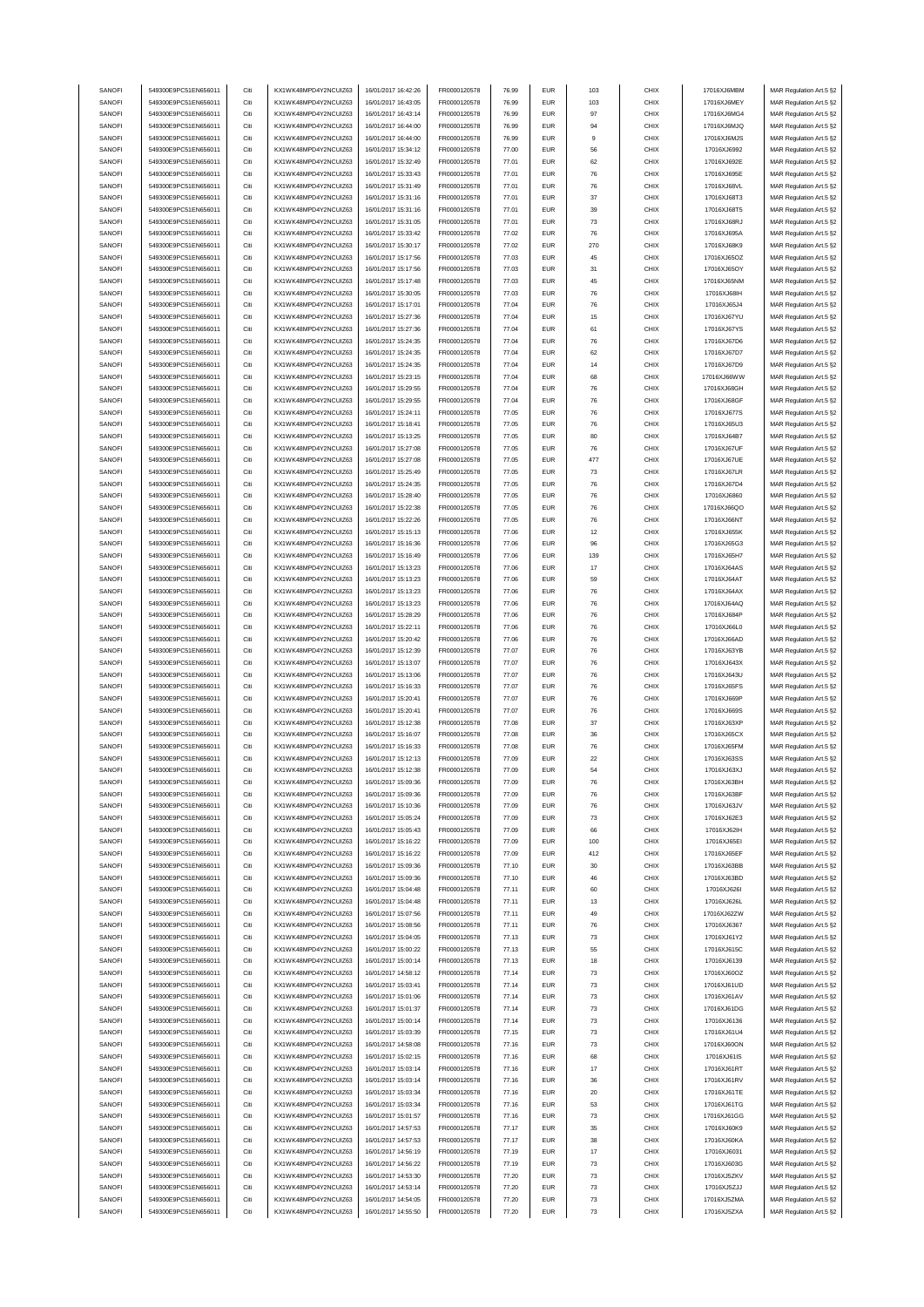| | | | | | | | | | | | |
|---|---|---|---|---|---|---|---|---|---|---|---|
| SANOFI | 549300E9PC51EN656011 | Citi | KX1WK48MPD4Y2NCUIZ63 | 16/01/2017 16:42:26 | FR0000120578 | 76.99 | EUR | 103 | CHIX | 17016XJ6MBM | MAR Regulation Art.5 §2 |
| SANOFI | 549300E9PC51EN656011 | Citi | KX1WK48MPD4Y2NCUIZ63 | 16/01/2017 16:43:05 | FR0000120578 | 76.99 | EUR | 103 | CHIX | 17016XJ6MEY | MAR Regulation Art.5 §2 |
| SANOFI | 549300E9PC51EN656011 | Citi | KX1WK48MPD4Y2NCUIZ63 | 16/01/2017 16:43:14 | FR0000120578 | 76.99 | EUR | 97 | CHIX | 17016XJ6MG4 | MAR Regulation Art.5 §2 |
| SANOFI | 549300E9PC51EN656011 | Citi | KX1WK48MPD4Y2NCUIZ63 | 16/01/2017 16:44:00 | FR0000120578 | 76.99 | EUR | 94 | CHIX | 17016XJ6MJQ | MAR Regulation Art.5 §2 |
| SANOFI | 549300E9PC51EN656011 | Citi | KX1WK48MPD4Y2NCUIZ63 | 16/01/2017 16:44:00 | FR0000120578 | 76.99 | EUR | 9 | CHIX | 17016XJ6MJS | MAR Regulation Art.5 §2 |
| SANOFI | 549300E9PC51EN656011 | Citi | KX1WK48MPD4Y2NCUIZ63 | 16/01/2017 15:34:12 | FR0000120578 | 77.00 | EUR | 56 | CHIX | 17016XJ6992 | MAR Regulation Art.5 §2 |
| SANOFI | 549300E9PC51EN656011 | Citi | KX1WK48MPD4Y2NCUIZ63 | 16/01/2017 15:32:49 | FR0000120578 | 77.01 | EUR | 62 | CHIX | 17016XJ692E | MAR Regulation Art.5 §2 |
| SANOFI | 549300E9PC51EN656011 | Citi | KX1WK48MPD4Y2NCUIZ63 | 16/01/2017 15:33:43 | FR0000120578 | 77.01 | EUR | 76 | CHIX | 17016XJ695E | MAR Regulation Art.5 §2 |
| SANOFI | 549300E9PC51EN656011 | Citi | KX1WK48MPD4Y2NCUIZ63 | 16/01/2017 15:31:49 | FR0000120578 | 77.01 | EUR | 76 | CHIX | 17016XJ68VL | MAR Regulation Art.5 §2 |
| SANOFI | 549300E9PC51EN656011 | Citi | KX1WK48MPD4Y2NCUIZ63 | 16/01/2017 15:31:16 | FR0000120578 | 77.01 | EUR | 37 | CHIX | 17016XJ68T3 | MAR Regulation Art.5 §2 |
| SANOFI | 549300E9PC51EN656011 | Citi | KX1WK48MPD4Y2NCUIZ63 | 16/01/2017 15:31:16 | FR0000120578 | 77.01 | EUR | 39 | CHIX | 17016XJ68T5 | MAR Regulation Art.5 §2 |
| SANOFI | 549300E9PC51EN656011 | Citi | KX1WK48MPD4Y2NCUIZ63 | 16/01/2017 15:31:05 | FR0000120578 | 77.01 | EUR | 73 | CHIX | 17016XJ68RJ | MAR Regulation Art.5 §2 |
| SANOFI | 549300E9PC51EN656011 | Citi | KX1WK48MPD4Y2NCUIZ63 | 16/01/2017 15:33:42 | FR0000120578 | 77.02 | EUR | 76 | CHIX | 17016XJ695A | MAR Regulation Art.5 §2 |
| SANOFI | 549300E9PC51EN656011 | Citi | KX1WK48MPD4Y2NCUIZ63 | 16/01/2017 15:30:17 | FR0000120578 | 77.02 | EUR | 270 | CHIX | 17016XJ68K9 | MAR Regulation Art.5 §2 |
| SANOFI | 549300E9PC51EN656011 | Citi | KX1WK48MPD4Y2NCUIZ63 | 16/01/2017 15:17:56 | FR0000120578 | 77.03 | EUR | 45 | CHIX | 17016XJ65OZ | MAR Regulation Art.5 §2 |
| SANOFI | 549300E9PC51EN656011 | Citi | KX1WK48MPD4Y2NCUIZ63 | 16/01/2017 15:17:56 | FR0000120578 | 77.03 | EUR | 31 | CHIX | 17016XJ65OY | MAR Regulation Art.5 §2 |
| SANOFI | 549300E9PC51EN656011 | Citi | KX1WK48MPD4Y2NCUIZ63 | 16/01/2017 15:17:48 | FR0000120578 | 77.03 | EUR | 45 | CHIX | 17016XJ65NM | MAR Regulation Art.5 §2 |
| SANOFI | 549300E9PC51EN656011 | Citi | KX1WK48MPD4Y2NCUIZ63 | 16/01/2017 15:30:05 | FR0000120578 | 77.03 | EUR | 76 | CHIX | 17016XJ68IH | MAR Regulation Art.5 §2 |
| SANOFI | 549300E9PC51EN656011 | Citi | KX1WK48MPD4Y2NCUIZ63 | 16/01/2017 15:17:01 | FR0000120578 | 77.04 | EUR | 76 | CHIX | 17016XJ65J4 | MAR Regulation Art.5 §2 |
| SANOFI | 549300E9PC51EN656011 | Citi | KX1WK48MPD4Y2NCUIZ63 | 16/01/2017 15:27:36 | FR0000120578 | 77.04 | EUR | 15 | CHIX | 17016XJ67YU | MAR Regulation Art.5 §2 |
| SANOFI | 549300E9PC51EN656011 | Citi | KX1WK48MPD4Y2NCUIZ63 | 16/01/2017 15:27:36 | FR0000120578 | 77.04 | EUR | 61 | CHIX | 17016XJ67YS | MAR Regulation Art.5 §2 |
| SANOFI | 549300E9PC51EN656011 | Citi | KX1WK48MPD4Y2NCUIZ63 | 16/01/2017 15:24:35 | FR0000120578 | 77.04 | EUR | 76 | CHIX | 17016XJ67D6 | MAR Regulation Art.5 §2 |
| SANOFI | 549300E9PC51EN656011 | Citi | KX1WK48MPD4Y2NCUIZ63 | 16/01/2017 15:24:35 | FR0000120578 | 77.04 | EUR | 62 | CHIX | 17016XJ67D7 | MAR Regulation Art.5 §2 |
| SANOFI | 549300E9PC51EN656011 | Citi | KX1WK48MPD4Y2NCUIZ63 | 16/01/2017 15:24:35 | FR0000120578 | 77.04 | EUR | 14 | CHIX | 17016XJ67D9 | MAR Regulation Art.5 §2 |
| SANOFI | 549300E9PC51EN656011 | Citi | KX1WK48MPD4Y2NCUIZ63 | 16/01/2017 15:23:15 | FR0000120578 | 77.04 | EUR | 68 | CHIX | 17016XJ66WW | MAR Regulation Art.5 §2 |
| SANOFI | 549300E9PC51EN656011 | Citi | KX1WK48MPD4Y2NCUIZ63 | 16/01/2017 15:29:55 | FR0000120578 | 77.04 | EUR | 76 | CHIX | 17016XJ68GH | MAR Regulation Art.5 §2 |
| SANOFI | 549300E9PC51EN656011 | Citi | KX1WK48MPD4Y2NCUIZ63 | 16/01/2017 15:29:55 | FR0000120578 | 77.04 | EUR | 76 | CHIX | 17016XJ68GF | MAR Regulation Art.5 §2 |
| SANOFI | 549300E9PC51EN656011 | Citi | KX1WK48MPD4Y2NCUIZ63 | 16/01/2017 15:24:11 | FR0000120578 | 77.05 | EUR | 76 | CHIX | 17016XJ677S | MAR Regulation Art.5 §2 |
| SANOFI | 549300E9PC51EN656011 | Citi | KX1WK48MPD4Y2NCUIZ63 | 16/01/2017 15:18:41 | FR0000120578 | 77.05 | EUR | 76 | CHIX | 17016XJ65U3 | MAR Regulation Art.5 §2 |
| SANOFI | 549300E9PC51EN656011 | Citi | KX1WK48MPD4Y2NCUIZ63 | 16/01/2017 15:13:25 | FR0000120578 | 77.05 | EUR | 80 | CHIX | 17016XJ64B7 | MAR Regulation Art.5 §2 |
| SANOFI | 549300E9PC51EN656011 | Citi | KX1WK48MPD4Y2NCUIZ63 | 16/01/2017 15:27:08 | FR0000120578 | 77.05 | EUR | 76 | CHIX | 17016XJ67UF | MAR Regulation Art.5 §2 |
| SANOFI | 549300E9PC51EN656011 | Citi | KX1WK48MPD4Y2NCUIZ63 | 16/01/2017 15:27:08 | FR0000120578 | 77.05 | EUR | 477 | CHIX | 17016XJ67UE | MAR Regulation Art.5 §2 |
| SANOFI | 549300E9PC51EN656011 | Citi | KX1WK48MPD4Y2NCUIZ63 | 16/01/2017 15:25:49 | FR0000120578 | 77.05 | EUR | 73 | CHIX | 17016XJ67LR | MAR Regulation Art.5 §2 |
| SANOFI | 549300E9PC51EN656011 | Citi | KX1WK48MPD4Y2NCUIZ63 | 16/01/2017 15:24:35 | FR0000120578 | 77.05 | EUR | 76 | CHIX | 17016XJ67D4 | MAR Regulation Art.5 §2 |
| SANOFI | 549300E9PC51EN656011 | Citi | KX1WK48MPD4Y2NCUIZ63 | 16/01/2017 15:28:40 | FR0000120578 | 77.05 | EUR | 76 | CHIX | 17016XJ6860 | MAR Regulation Art.5 §2 |
| SANOFI | 549300E9PC51EN656011 | Citi | KX1WK48MPD4Y2NCUIZ63 | 16/01/2017 15:22:38 | FR0000120578 | 77.05 | EUR | 76 | CHIX | 17016XJ66QO | MAR Regulation Art.5 §2 |
| SANOFI | 549300E9PC51EN656011 | Citi | KX1WK48MPD4Y2NCUIZ63 | 16/01/2017 15:22:26 | FR0000120578 | 77.05 | EUR | 76 | CHIX | 17016XJ66NT | MAR Regulation Art.5 §2 |
| SANOFI | 549300E9PC51EN656011 | Citi | KX1WK48MPD4Y2NCUIZ63 | 16/01/2017 15:15:13 | FR0000120578 | 77.06 | EUR | 12 | CHIX | 17016XJ655K | MAR Regulation Art.5 §2 |
| SANOFI | 549300E9PC51EN656011 | Citi | KX1WK48MPD4Y2NCUIZ63 | 16/01/2017 15:16:36 | FR0000120578 | 77.06 | EUR | 96 | CHIX | 17016XJ65G3 | MAR Regulation Art.5 §2 |
| SANOFI | 549300E9PC51EN656011 | Citi | KX1WK48MPD4Y2NCUIZ63 | 16/01/2017 15:16:49 | FR0000120578 | 77.06 | EUR | 139 | CHIX | 17016XJ65H7 | MAR Regulation Art.5 §2 |
| SANOFI | 549300E9PC51EN656011 | Citi | KX1WK48MPD4Y2NCUIZ63 | 16/01/2017 15:13:23 | FR0000120578 | 77.06 | EUR | 17 | CHIX | 17016XJ64AS | MAR Regulation Art.5 §2 |
| SANOFI | 549300E9PC51EN656011 | Citi | KX1WK48MPD4Y2NCUIZ63 | 16/01/2017 15:13:23 | FR0000120578 | 77.06 | EUR | 59 | CHIX | 17016XJ64AT | MAR Regulation Art.5 §2 |
| SANOFI | 549300E9PC51EN656011 | Citi | KX1WK48MPD4Y2NCUIZ63 | 16/01/2017 15:13:23 | FR0000120578 | 77.06 | EUR | 76 | CHIX | 17016XJ64AX | MAR Regulation Art.5 §2 |
| SANOFI | 549300E9PC51EN656011 | Citi | KX1WK48MPD4Y2NCUIZ63 | 16/01/2017 15:13:23 | FR0000120578 | 77.06 | EUR | 76 | CHIX | 17016XJ64AQ | MAR Regulation Art.5 §2 |
| SANOFI | 549300E9PC51EN656011 | Citi | KX1WK48MPD4Y2NCUIZ63 | 16/01/2017 15:28:29 | FR0000120578 | 77.06 | EUR | 76 | CHIX | 17016XJ684P | MAR Regulation Art.5 §2 |
| SANOFI | 549300E9PC51EN656011 | Citi | KX1WK48MPD4Y2NCUIZ63 | 16/01/2017 15:22:11 | FR0000120578 | 77.06 | EUR | 76 | CHIX | 17016XJ66L0 | MAR Regulation Art.5 §2 |
| SANOFI | 549300E9PC51EN656011 | Citi | KX1WK48MPD4Y2NCUIZ63 | 16/01/2017 15:20:42 | FR0000120578 | 77.06 | EUR | 76 | CHIX | 17016XJ66AD | MAR Regulation Art.5 §2 |
| SANOFI | 549300E9PC51EN656011 | Citi | KX1WK48MPD4Y2NCUIZ63 | 16/01/2017 15:12:39 | FR0000120578 | 77.07 | EUR | 76 | CHIX | 17016XJ63YB | MAR Regulation Art.5 §2 |
| SANOFI | 549300E9PC51EN656011 | Citi | KX1WK48MPD4Y2NCUIZ63 | 16/01/2017 15:13:07 | FR0000120578 | 77.07 | EUR | 76 | CHIX | 17016XJ643X | MAR Regulation Art.5 §2 |
| SANOFI | 549300E9PC51EN656011 | Citi | KX1WK48MPD4Y2NCUIZ63 | 16/01/2017 15:13:06 | FR0000120578 | 77.07 | EUR | 76 | CHIX | 17016XJ643U | MAR Regulation Art.5 §2 |
| SANOFI | 549300E9PC51EN656011 | Citi | KX1WK48MPD4Y2NCUIZ63 | 16/01/2017 15:16:33 | FR0000120578 | 77.07 | EUR | 76 | CHIX | 17016XJ65FS | MAR Regulation Art.5 §2 |
| SANOFI | 549300E9PC51EN656011 | Citi | KX1WK48MPD4Y2NCUIZ63 | 16/01/2017 15:20:41 | FR0000120578 | 77.07 | EUR | 76 | CHIX | 17016XJ669P | MAR Regulation Art.5 §2 |
| SANOFI | 549300E9PC51EN656011 | Citi | KX1WK48MPD4Y2NCUIZ63 | 16/01/2017 15:20:41 | FR0000120578 | 77.07 | EUR | 76 | CHIX | 17016XJ669S | MAR Regulation Art.5 §2 |
| SANOFI | 549300E9PC51EN656011 | Citi | KX1WK48MPD4Y2NCUIZ63 | 16/01/2017 15:12:38 | FR0000120578 | 77.08 | EUR | 37 | CHIX | 17016XJ63XP | MAR Regulation Art.5 §2 |
| SANOFI | 549300E9PC51EN656011 | Citi | KX1WK48MPD4Y2NCUIZ63 | 16/01/2017 15:16:07 | FR0000120578 | 77.08 | EUR | 36 | CHIX | 17016XJ65CX | MAR Regulation Art.5 §2 |
| SANOFI | 549300E9PC51EN656011 | Citi | KX1WK48MPD4Y2NCUIZ63 | 16/01/2017 15:16:33 | FR0000120578 | 77.08 | EUR | 76 | CHIX | 17016XJ65FM | MAR Regulation Art.5 §2 |
| SANOFI | 549300E9PC51EN656011 | Citi | KX1WK48MPD4Y2NCUIZ63 | 16/01/2017 15:12:13 | FR0000120578 | 77.09 | EUR | 22 | CHIX | 17016XJ63SS | MAR Regulation Art.5 §2 |
| SANOFI | 549300E9PC51EN656011 | Citi | KX1WK48MPD4Y2NCUIZ63 | 16/01/2017 15:12:38 | FR0000120578 | 77.09 | EUR | 54 | CHIX | 17016XJ63XJ | MAR Regulation Art.5 §2 |
| SANOFI | 549300E9PC51EN656011 | Citi | KX1WK48MPD4Y2NCUIZ63 | 16/01/2017 15:09:36 | FR0000120578 | 77.09 | EUR | 76 | CHIX | 17016XJ63BH | MAR Regulation Art.5 §2 |
| SANOFI | 549300E9PC51EN656011 | Citi | KX1WK48MPD4Y2NCUIZ63 | 16/01/2017 15:09:36 | FR0000120578 | 77.09 | EUR | 76 | CHIX | 17016XJ63BF | MAR Regulation Art.5 §2 |
| SANOFI | 549300E9PC51EN656011 | Citi | KX1WK48MPD4Y2NCUIZ63 | 16/01/2017 15:10:36 | FR0000120578 | 77.09 | EUR | 76 | CHIX | 17016XJ63JV | MAR Regulation Art.5 §2 |
| SANOFI | 549300E9PC51EN656011 | Citi | KX1WK48MPD4Y2NCUIZ63 | 16/01/2017 15:05:24 | FR0000120578 | 77.09 | EUR | 73 | CHIX | 17016XJ62E3 | MAR Regulation Art.5 §2 |
| SANOFI | 549300E9PC51EN656011 | Citi | KX1WK48MPD4Y2NCUIZ63 | 16/01/2017 15:05:43 | FR0000120578 | 77.09 | EUR | 66 | CHIX | 17016XJ62IH | MAR Regulation Art.5 §2 |
| SANOFI | 549300E9PC51EN656011 | Citi | KX1WK48MPD4Y2NCUIZ63 | 16/01/2017 15:16:22 | FR0000120578 | 77.09 | EUR | 100 | CHIX | 17016XJ65EI | MAR Regulation Art.5 §2 |
| SANOFI | 549300E9PC51EN656011 | Citi | KX1WK48MPD4Y2NCUIZ63 | 16/01/2017 15:16:22 | FR0000120578 | 77.09 | EUR | 412 | CHIX | 17016XJ65EF | MAR Regulation Art.5 §2 |
| SANOFI | 549300E9PC51EN656011 | Citi | KX1WK48MPD4Y2NCUIZ63 | 16/01/2017 15:09:36 | FR0000120578 | 77.10 | EUR | 30 | CHIX | 17016XJ63BB | MAR Regulation Art.5 §2 |
| SANOFI | 549300E9PC51EN656011 | Citi | KX1WK48MPD4Y2NCUIZ63 | 16/01/2017 15:09:36 | FR0000120578 | 77.10 | EUR | 46 | CHIX | 17016XJ63BD | MAR Regulation Art.5 §2 |
| SANOFI | 549300E9PC51EN656011 | Citi | KX1WK48MPD4Y2NCUIZ63 | 16/01/2017 15:04:48 | FR0000120578 | 77.11 | EUR | 60 | CHIX | 17016XJ626I | MAR Regulation Art.5 §2 |
| SANOFI | 549300E9PC51EN656011 | Citi | KX1WK48MPD4Y2NCUIZ63 | 16/01/2017 15:04:48 | FR0000120578 | 77.11 | EUR | 13 | CHIX | 17016XJ626L | MAR Regulation Art.5 §2 |
| SANOFI | 549300E9PC51EN656011 | Citi | KX1WK48MPD4Y2NCUIZ63 | 16/01/2017 15:07:56 | FR0000120578 | 77.11 | EUR | 49 | CHIX | 17016XJ62ZW | MAR Regulation Art.5 §2 |
| SANOFI | 549300E9PC51EN656011 | Citi | KX1WK48MPD4Y2NCUIZ63 | 16/01/2017 15:08:56 | FR0000120578 | 77.11 | EUR | 76 | CHIX | 17016XJ6367 | MAR Regulation Art.5 §2 |
| SANOFI | 549300E9PC51EN656011 | Citi | KX1WK48MPD4Y2NCUIZ63 | 16/01/2017 15:04:05 | FR0000120578 | 77.13 | EUR | 73 | CHIX | 17016XJ61Y2 | MAR Regulation Art.5 §2 |
| SANOFI | 549300E9PC51EN656011 | Citi | KX1WK48MPD4Y2NCUIZ63 | 16/01/2017 15:00:22 | FR0000120578 | 77.13 | EUR | 55 | CHIX | 17016XJ615C | MAR Regulation Art.5 §2 |
| SANOFI | 549300E9PC51EN656011 | Citi | KX1WK48MPD4Y2NCUIZ63 | 16/01/2017 15:00:14 | FR0000120578 | 77.13 | EUR | 18 | CHIX | 17016XJ6139 | MAR Regulation Art.5 §2 |
| SANOFI | 549300E9PC51EN656011 | Citi | KX1WK48MPD4Y2NCUIZ63 | 16/01/2017 14:58:12 | FR0000120578 | 77.14 | EUR | 73 | CHIX | 17016XJ60OZ | MAR Regulation Art.5 §2 |
| SANOFI | 549300E9PC51EN656011 | Citi | KX1WK48MPD4Y2NCUIZ63 | 16/01/2017 15:03:41 | FR0000120578 | 77.14 | EUR | 73 | CHIX | 17016XJ61UD | MAR Regulation Art.5 §2 |
| SANOFI | 549300E9PC51EN656011 | Citi | KX1WK48MPD4Y2NCUIZ63 | 16/01/2017 15:01:06 | FR0000120578 | 77.14 | EUR | 73 | CHIX | 17016XJ61AV | MAR Regulation Art.5 §2 |
| SANOFI | 549300E9PC51EN656011 | Citi | KX1WK48MPD4Y2NCUIZ63 | 16/01/2017 15:01:37 | FR0000120578 | 77.14 | EUR | 73 | CHIX | 17016XJ61DG | MAR Regulation Art.5 §2 |
| SANOFI | 549300E9PC51EN656011 | Citi | KX1WK48MPD4Y2NCUIZ63 | 16/01/2017 15:00:14 | FR0000120578 | 77.14 | EUR | 73 | CHIX | 17016XJ6136 | MAR Regulation Art.5 §2 |
| SANOFI | 549300E9PC51EN656011 | Citi | KX1WK48MPD4Y2NCUIZ63 | 16/01/2017 15:03:39 | FR0000120578 | 77.15 | EUR | 73 | CHIX | 17016XJ61U4 | MAR Regulation Art.5 §2 |
| SANOFI | 549300E9PC51EN656011 | Citi | KX1WK48MPD4Y2NCUIZ63 | 16/01/2017 14:58:08 | FR0000120578 | 77.16 | EUR | 73 | CHIX | 17016XJ60ON | MAR Regulation Art.5 §2 |
| SANOFI | 549300E9PC51EN656011 | Citi | KX1WK48MPD4Y2NCUIZ63 | 16/01/2017 15:02:15 | FR0000120578 | 77.16 | EUR | 68 | CHIX | 17016XJ61IS | MAR Regulation Art.5 §2 |
| SANOFI | 549300E9PC51EN656011 | Citi | KX1WK48MPD4Y2NCUIZ63 | 16/01/2017 15:03:14 | FR0000120578 | 77.16 | EUR | 17 | CHIX | 17016XJ61RT | MAR Regulation Art.5 §2 |
| SANOFI | 549300E9PC51EN656011 | Citi | KX1WK48MPD4Y2NCUIZ63 | 16/01/2017 15:03:14 | FR0000120578 | 77.16 | EUR | 36 | CHIX | 17016XJ61RV | MAR Regulation Art.5 §2 |
| SANOFI | 549300E9PC51EN656011 | Citi | KX1WK48MPD4Y2NCUIZ63 | 16/01/2017 15:03:34 | FR0000120578 | 77.16 | EUR | 20 | CHIX | 17016XJ61TE | MAR Regulation Art.5 §2 |
| SANOFI | 549300E9PC51EN656011 | Citi | KX1WK48MPD4Y2NCUIZ63 | 16/01/2017 15:03:34 | FR0000120578 | 77.16 | EUR | 53 | CHIX | 17016XJ61TG | MAR Regulation Art.5 §2 |
| SANOFI | 549300E9PC51EN656011 | Citi | KX1WK48MPD4Y2NCUIZ63 | 16/01/2017 15:01:57 | FR0000120578 | 77.16 | EUR | 73 | CHIX | 17016XJ61GG | MAR Regulation Art.5 §2 |
| SANOFI | 549300E9PC51EN656011 | Citi | KX1WK48MPD4Y2NCUIZ63 | 16/01/2017 14:57:53 | FR0000120578 | 77.17 | EUR | 35 | CHIX | 17016XJ60K9 | MAR Regulation Art.5 §2 |
| SANOFI | 549300E9PC51EN656011 | Citi | KX1WK48MPD4Y2NCUIZ63 | 16/01/2017 14:57:53 | FR0000120578 | 77.17 | EUR | 38 | CHIX | 17016XJ60KA | MAR Regulation Art.5 §2 |
| SANOFI | 549300E9PC51EN656011 | Citi | KX1WK48MPD4Y2NCUIZ63 | 16/01/2017 14:56:19 | FR0000120578 | 77.19 | EUR | 17 | CHIX | 17016XJ6031 | MAR Regulation Art.5 §2 |
| SANOFI | 549300E9PC51EN656011 | Citi | KX1WK48MPD4Y2NCUIZ63 | 16/01/2017 14:56:22 | FR0000120578 | 77.19 | EUR | 73 | CHIX | 17016XJ603G | MAR Regulation Art.5 §2 |
| SANOFI | 549300E9PC51EN656011 | Citi | KX1WK48MPD4Y2NCUIZ63 | 16/01/2017 14:53:30 | FR0000120578 | 77.20 | EUR | 73 | CHIX | 17016XJ5ZKV | MAR Regulation Art.5 §2 |
| SANOFI | 549300E9PC51EN656011 | Citi | KX1WK48MPD4Y2NCUIZ63 | 16/01/2017 14:53:14 | FR0000120578 | 77.20 | EUR | 73 | CHIX | 17016XJ5ZJJ | MAR Regulation Art.5 §2 |
| SANOFI | 549300E9PC51EN656011 | Citi | KX1WK48MPD4Y2NCUIZ63 | 16/01/2017 14:54:05 | FR0000120578 | 77.20 | EUR | 73 | CHIX | 17016XJ5ZMA | MAR Regulation Art.5 §2 |
| SANOFI | 549300E9PC51EN656011 | Citi | KX1WK48MPD4Y2NCUIZ63 | 16/01/2017 14:55:50 | FR0000120578 | 77.20 | EUR | 73 | CHIX | 17016XJ5ZXA | MAR Regulation Art.5 §2 |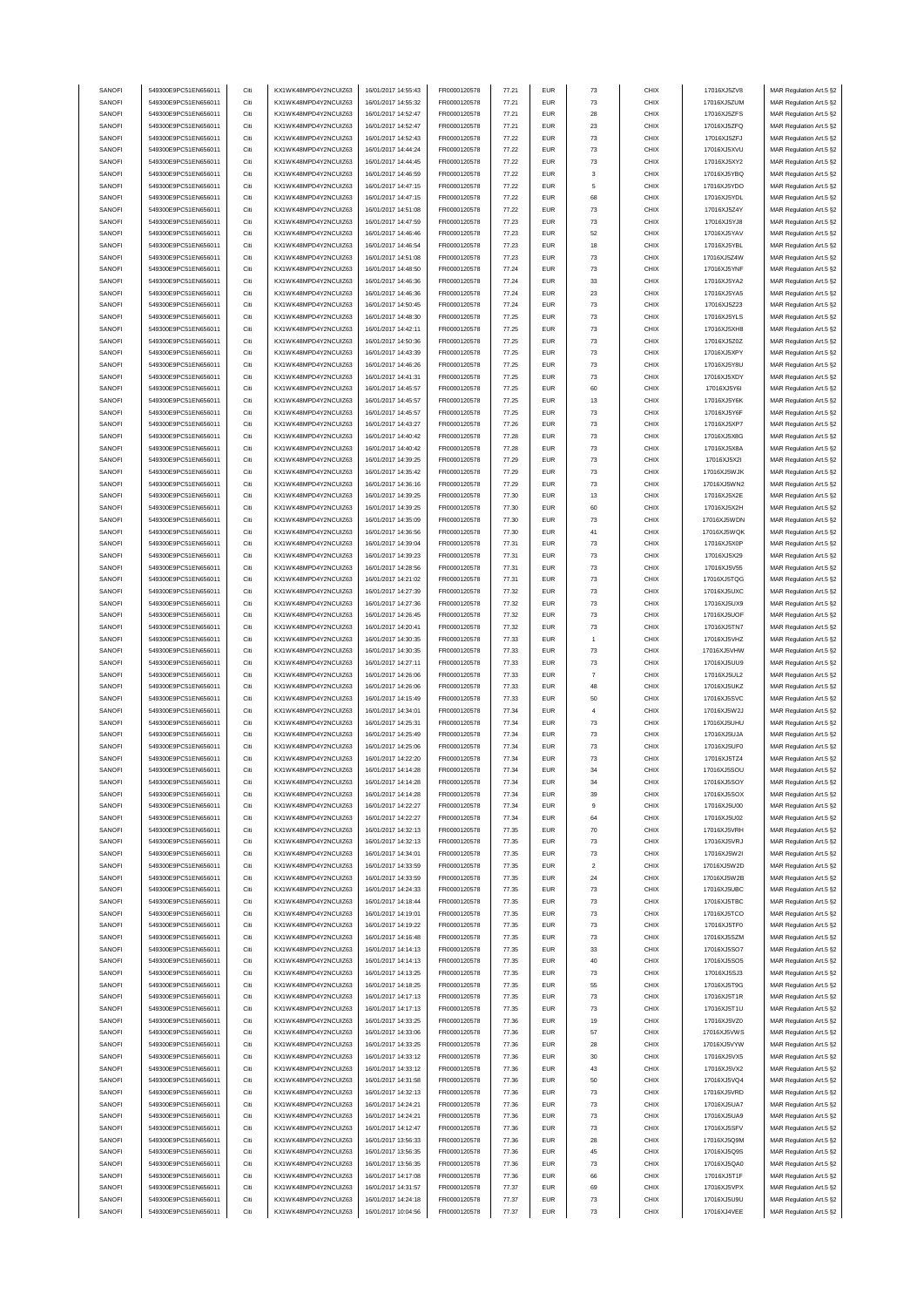| | | | | | | | | | | |
|---|---|---|---|---|---|---|---|---|---|---|
| SANOFI | 549300E9PC51EN656011 | Citi | KX1WK48MPD4Y2NCUIZ63 | 16/01/2017 14:55:43 | FR0000120578 | 77.21 | EUR | 73 | CHIX | 17016XJ5ZV8 | MAR Regulation Art.5 §2 |
| SANOFI | 549300E9PC51EN656011 | Citi | KX1WK48MPD4Y2NCUIZ63 | 16/01/2017 14:55:32 | FR0000120578 | 77.21 | EUR | 73 | CHIX | 17016XJ5ZUM | MAR Regulation Art.5 §2 |
| SANOFI | 549300E9PC51EN656011 | Citi | KX1WK48MPD4Y2NCUIZ63 | 16/01/2017 14:52:47 | FR0000120578 | 77.21 | EUR | 28 | CHIX | 17016XJ5ZFS | MAR Regulation Art.5 §2 |
| SANOFI | 549300E9PC51EN656011 | Citi | KX1WK48MPD4Y2NCUIZ63 | 16/01/2017 14:52:47 | FR0000120578 | 77.21 | EUR | 23 | CHIX | 17016XJ5ZFQ | MAR Regulation Art.5 §2 |
| SANOFI | 549300E9PC51EN656011 | Citi | KX1WK48MPD4Y2NCUIZ63 | 16/01/2017 14:52:43 | FR0000120578 | 77.22 | EUR | 73 | CHIX | 17016XJ5ZFJ | MAR Regulation Art.5 §2 |
| SANOFI | 549300E9PC51EN656011 | Citi | KX1WK48MPD4Y2NCUIZ63 | 16/01/2017 14:44:24 | FR0000120578 | 77.22 | EUR | 73 | CHIX | 17016XJ5XVU | MAR Regulation Art.5 §2 |
| SANOFI | 549300E9PC51EN656011 | Citi | KX1WK48MPD4Y2NCUIZ63 | 16/01/2017 14:44:45 | FR0000120578 | 77.22 | EUR | 73 | CHIX | 17016XJ5XY2 | MAR Regulation Art.5 §2 |
| SANOFI | 549300E9PC51EN656011 | Citi | KX1WK48MPD4Y2NCUIZ63 | 16/01/2017 14:46:59 | FR0000120578 | 77.22 | EUR | 3 | CHIX | 17016XJ5YBQ | MAR Regulation Art.5 §2 |
| SANOFI | 549300E9PC51EN656011 | Citi | KX1WK48MPD4Y2NCUIZ63 | 16/01/2017 14:47:15 | FR0000120578 | 77.22 | EUR | 5 | CHIX | 17016XJ5YDO | MAR Regulation Art.5 §2 |
| SANOFI | 549300E9PC51EN656011 | Citi | KX1WK48MPD4Y2NCUIZ63 | 16/01/2017 14:47:15 | FR0000120578 | 77.22 | EUR | 68 | CHIX | 17016XJ5YDL | MAR Regulation Art.5 §2 |
| SANOFI | 549300E9PC51EN656011 | Citi | KX1WK48MPD4Y2NCUIZ63 | 16/01/2017 14:51:08 | FR0000120578 | 77.22 | EUR | 73 | CHIX | 17016XJ5Z4Y | MAR Regulation Art.5 §2 |
| SANOFI | 549300E9PC51EN656011 | Citi | KX1WK48MPD4Y2NCUIZ63 | 16/01/2017 14:47:59 | FR0000120578 | 77.23 | EUR | 73 | CHIX | 17016XJ5YJ8 | MAR Regulation Art.5 §2 |
| SANOFI | 549300E9PC51EN656011 | Citi | KX1WK48MPD4Y2NCUIZ63 | 16/01/2017 14:46:46 | FR0000120578 | 77.23 | EUR | 52 | CHIX | 17016XJ5YAV | MAR Regulation Art.5 §2 |
| SANOFI | 549300E9PC51EN656011 | Citi | KX1WK48MPD4Y2NCUIZ63 | 16/01/2017 14:46:54 | FR0000120578 | 77.23 | EUR | 18 | CHIX | 17016XJ5YBL | MAR Regulation Art.5 §2 |
| SANOFI | 549300E9PC51EN656011 | Citi | KX1WK48MPD4Y2NCUIZ63 | 16/01/2017 14:51:08 | FR0000120578 | 77.23 | EUR | 73 | CHIX | 17016XJ5Z4W | MAR Regulation Art.5 §2 |
| SANOFI | 549300E9PC51EN656011 | Citi | KX1WK48MPD4Y2NCUIZ63 | 16/01/2017 14:48:50 | FR0000120578 | 77.24 | EUR | 73 | CHIX | 17016XJ5YNF | MAR Regulation Art.5 §2 |
| SANOFI | 549300E9PC51EN656011 | Citi | KX1WK48MPD4Y2NCUIZ63 | 16/01/2017 14:46:36 | FR0000120578 | 77.24 | EUR | 33 | CHIX | 17016XJ5YA2 | MAR Regulation Art.5 §2 |
| SANOFI | 549300E9PC51EN656011 | Citi | KX1WK48MPD4Y2NCUIZ63 | 16/01/2017 14:46:36 | FR0000120578 | 77.24 | EUR | 23 | CHIX | 17016XJ5YA5 | MAR Regulation Art.5 §2 |
| SANOFI | 549300E9PC51EN656011 | Citi | KX1WK48MPD4Y2NCUIZ63 | 16/01/2017 14:50:45 | FR0000120578 | 77.24 | EUR | 73 | CHIX | 17016XJ5Z23 | MAR Regulation Art.5 §2 |
| SANOFI | 549300E9PC51EN656011 | Citi | KX1WK48MPD4Y2NCUIZ63 | 16/01/2017 14:48:30 | FR0000120578 | 77.25 | EUR | 73 | CHIX | 17016XJ5YLS | MAR Regulation Art.5 §2 |
| SANOFI | 549300E9PC51EN656011 | Citi | KX1WK48MPD4Y2NCUIZ63 | 16/01/2017 14:42:11 | FR0000120578 | 77.25 | EUR | 73 | CHIX | 17016XJ5XH8 | MAR Regulation Art.5 §2 |
| SANOFI | 549300E9PC51EN656011 | Citi | KX1WK48MPD4Y2NCUIZ63 | 16/01/2017 14:50:36 | FR0000120578 | 77.25 | EUR | 73 | CHIX | 17016XJ5Z0Z | MAR Regulation Art.5 §2 |
| SANOFI | 549300E9PC51EN656011 | Citi | KX1WK48MPD4Y2NCUIZ63 | 16/01/2017 14:43:39 | FR0000120578 | 77.25 | EUR | 73 | CHIX | 17016XJ5XPY | MAR Regulation Art.5 §2 |
| SANOFI | 549300E9PC51EN656011 | Citi | KX1WK48MPD4Y2NCUIZ63 | 16/01/2017 14:46:26 | FR0000120578 | 77.25 | EUR | 73 | CHIX | 17016XJ5Y8U | MAR Regulation Art.5 §2 |
| SANOFI | 549300E9PC51EN656011 | Citi | KX1WK48MPD4Y2NCUIZ63 | 16/01/2017 14:41:31 | FR0000120578 | 77.25 | EUR | 73 | CHIX | 17016XJ5XDY | MAR Regulation Art.5 §2 |
| SANOFI | 549300E9PC51EN656011 | Citi | KX1WK48MPD4Y2NCUIZ63 | 16/01/2017 14:45:57 | FR0000120578 | 77.25 | EUR | 60 | CHIX | 17016XJ5Y6I | MAR Regulation Art.5 §2 |
| SANOFI | 549300E9PC51EN656011 | Citi | KX1WK48MPD4Y2NCUIZ63 | 16/01/2017 14:45:57 | FR0000120578 | 77.25 | EUR | 13 | CHIX | 17016XJ5Y6K | MAR Regulation Art.5 §2 |
| SANOFI | 549300E9PC51EN656011 | Citi | KX1WK48MPD4Y2NCUIZ63 | 16/01/2017 14:45:57 | FR0000120578 | 77.25 | EUR | 73 | CHIX | 17016XJ5Y6F | MAR Regulation Art.5 §2 |
| SANOFI | 549300E9PC51EN656011 | Citi | KX1WK48MPD4Y2NCUIZ63 | 16/01/2017 14:43:27 | FR0000120578 | 77.26 | EUR | 73 | CHIX | 17016XJ5XP7 | MAR Regulation Art.5 §2 |
| SANOFI | 549300E9PC51EN656011 | Citi | KX1WK48MPD4Y2NCUIZ63 | 16/01/2017 14:40:42 | FR0000120578 | 77.28 | EUR | 73 | CHIX | 17016XJ5X8G | MAR Regulation Art.5 §2 |
| SANOFI | 549300E9PC51EN656011 | Citi | KX1WK48MPD4Y2NCUIZ63 | 16/01/2017 14:40:42 | FR0000120578 | 77.28 | EUR | 73 | CHIX | 17016XJ5X8A | MAR Regulation Art.5 §2 |
| SANOFI | 549300E9PC51EN656011 | Citi | KX1WK48MPD4Y2NCUIZ63 | 16/01/2017 14:39:25 | FR0000120578 | 77.29 | EUR | 73 | CHIX | 17016XJ5X2I | MAR Regulation Art.5 §2 |
| SANOFI | 549300E9PC51EN656011 | Citi | KX1WK48MPD4Y2NCUIZ63 | 16/01/2017 14:35:42 | FR0000120578 | 77.29 | EUR | 73 | CHIX | 17016XJ5WJK | MAR Regulation Art.5 §2 |
| SANOFI | 549300E9PC51EN656011 | Citi | KX1WK48MPD4Y2NCUIZ63 | 16/01/2017 14:36:16 | FR0000120578 | 77.29 | EUR | 73 | CHIX | 17016XJ5WN2 | MAR Regulation Art.5 §2 |
| SANOFI | 549300E9PC51EN656011 | Citi | KX1WK48MPD4Y2NCUIZ63 | 16/01/2017 14:39:25 | FR0000120578 | 77.30 | EUR | 13 | CHIX | 17016XJ5X2E | MAR Regulation Art.5 §2 |
| SANOFI | 549300E9PC51EN656011 | Citi | KX1WK48MPD4Y2NCUIZ63 | 16/01/2017 14:39:25 | FR0000120578 | 77.30 | EUR | 60 | CHIX | 17016XJ5X2H | MAR Regulation Art.5 §2 |
| SANOFI | 549300E9PC51EN656011 | Citi | KX1WK48MPD4Y2NCUIZ63 | 16/01/2017 14:35:09 | FR0000120578 | 77.30 | EUR | 73 | CHIX | 17016XJ5WDN | MAR Regulation Art.5 §2 |
| SANOFI | 549300E9PC51EN656011 | Citi | KX1WK48MPD4Y2NCUIZ63 | 16/01/2017 14:36:56 | FR0000120578 | 77.30 | EUR | 41 | CHIX | 17016XJ5WQK | MAR Regulation Art.5 §2 |
| SANOFI | 549300E9PC51EN656011 | Citi | KX1WK48MPD4Y2NCUIZ63 | 16/01/2017 14:39:04 | FR0000120578 | 77.31 | EUR | 73 | CHIX | 17016XJ5X0P | MAR Regulation Art.5 §2 |
| SANOFI | 549300E9PC51EN656011 | Citi | KX1WK48MPD4Y2NCUIZ63 | 16/01/2017 14:39:23 | FR0000120578 | 77.31 | EUR | 73 | CHIX | 17016XJ5X29 | MAR Regulation Art.5 §2 |
| SANOFI | 549300E9PC51EN656011 | Citi | KX1WK48MPD4Y2NCUIZ63 | 16/01/2017 14:28:56 | FR0000120578 | 77.31 | EUR | 73 | CHIX | 17016XJ5V55 | MAR Regulation Art.5 §2 |
| SANOFI | 549300E9PC51EN656011 | Citi | KX1WK48MPD4Y2NCUIZ63 | 16/01/2017 14:21:02 | FR0000120578 | 77.31 | EUR | 73 | CHIX | 17016XJ5TQG | MAR Regulation Art.5 §2 |
| SANOFI | 549300E9PC51EN656011 | Citi | KX1WK48MPD4Y2NCUIZ63 | 16/01/2017 14:27:39 | FR0000120578 | 77.32 | EUR | 73 | CHIX | 17016XJ5UXC | MAR Regulation Art.5 §2 |
| SANOFI | 549300E9PC51EN656011 | Citi | KX1WK48MPD4Y2NCUIZ63 | 16/01/2017 14:27:36 | FR0000120578 | 77.32 | EUR | 73 | CHIX | 17016XJ5UX9 | MAR Regulation Art.5 §2 |
| SANOFI | 549300E9PC51EN656011 | Citi | KX1WK48MPD4Y2NCUIZ63 | 16/01/2017 14:26:45 | FR0000120578 | 77.32 | EUR | 73 | CHIX | 17016XJ5UOF | MAR Regulation Art.5 §2 |
| SANOFI | 549300E9PC51EN656011 | Citi | KX1WK48MPD4Y2NCUIZ63 | 16/01/2017 14:20:41 | FR0000120578 | 77.32 | EUR | 73 | CHIX | 17016XJ5TN7 | MAR Regulation Art.5 §2 |
| SANOFI | 549300E9PC51EN656011 | Citi | KX1WK48MPD4Y2NCUIZ63 | 16/01/2017 14:30:35 | FR0000120578 | 77.33 | EUR | 1 | CHIX | 17016XJ5VHZ | MAR Regulation Art.5 §2 |
| SANOFI | 549300E9PC51EN656011 | Citi | KX1WK48MPD4Y2NCUIZ63 | 16/01/2017 14:30:35 | FR0000120578 | 77.33 | EUR | 73 | CHIX | 17016XJ5VHW | MAR Regulation Art.5 §2 |
| SANOFI | 549300E9PC51EN656011 | Citi | KX1WK48MPD4Y2NCUIZ63 | 16/01/2017 14:27:11 | FR0000120578 | 77.33 | EUR | 73 | CHIX | 17016XJ5UU9 | MAR Regulation Art.5 §2 |
| SANOFI | 549300E9PC51EN656011 | Citi | KX1WK48MPD4Y2NCUIZ63 | 16/01/2017 14:26:06 | FR0000120578 | 77.33 | EUR | 7 | CHIX | 17016XJ5UL2 | MAR Regulation Art.5 §2 |
| SANOFI | 549300E9PC51EN656011 | Citi | KX1WK48MPD4Y2NCUIZ63 | 16/01/2017 14:26:06 | FR0000120578 | 77.33 | EUR | 48 | CHIX | 17016XJ5UKZ | MAR Regulation Art.5 §2 |
| SANOFI | 549300E9PC51EN656011 | Citi | KX1WK48MPD4Y2NCUIZ63 | 16/01/2017 14:15:49 | FR0000120578 | 77.33 | EUR | 50 | CHIX | 17016XJ5SVC | MAR Regulation Art.5 §2 |
| SANOFI | 549300E9PC51EN656011 | Citi | KX1WK48MPD4Y2NCUIZ63 | 16/01/2017 14:34:01 | FR0000120578 | 77.34 | EUR | 4 | CHIX | 17016XJ5W2J | MAR Regulation Art.5 §2 |
| SANOFI | 549300E9PC51EN656011 | Citi | KX1WK48MPD4Y2NCUIZ63 | 16/01/2017 14:25:31 | FR0000120578 | 77.34 | EUR | 73 | CHIX | 17016XJ5UHU | MAR Regulation Art.5 §2 |
| SANOFI | 549300E9PC51EN656011 | Citi | KX1WK48MPD4Y2NCUIZ63 | 16/01/2017 14:25:49 | FR0000120578 | 77.34 | EUR | 73 | CHIX | 17016XJ5UJA | MAR Regulation Art.5 §2 |
| SANOFI | 549300E9PC51EN656011 | Citi | KX1WK48MPD4Y2NCUIZ63 | 16/01/2017 14:25:06 | FR0000120578 | 77.34 | EUR | 73 | CHIX | 17016XJ5UF0 | MAR Regulation Art.5 §2 |
| SANOFI | 549300E9PC51EN656011 | Citi | KX1WK48MPD4Y2NCUIZ63 | 16/01/2017 14:22:20 | FR0000120578 | 77.34 | EUR | 73 | CHIX | 17016XJ5TZ4 | MAR Regulation Art.5 §2 |
| SANOFI | 549300E9PC51EN656011 | Citi | KX1WK48MPD4Y2NCUIZ63 | 16/01/2017 14:14:28 | FR0000120578 | 77.34 | EUR | 34 | CHIX | 17016XJ5SOU | MAR Regulation Art.5 §2 |
| SANOFI | 549300E9PC51EN656011 | Citi | KX1WK48MPD4Y2NCUIZ63 | 16/01/2017 14:14:28 | FR0000120578 | 77.34 | EUR | 34 | CHIX | 17016XJ5SOY | MAR Regulation Art.5 §2 |
| SANOFI | 549300E9PC51EN656011 | Citi | KX1WK48MPD4Y2NCUIZ63 | 16/01/2017 14:14:28 | FR0000120578 | 77.34 | EUR | 39 | CHIX | 17016XJ5SOX | MAR Regulation Art.5 §2 |
| SANOFI | 549300E9PC51EN656011 | Citi | KX1WK48MPD4Y2NCUIZ63 | 16/01/2017 14:22:27 | FR0000120578 | 77.34 | EUR | 9 | CHIX | 17016XJ5U00 | MAR Regulation Art.5 §2 |
| SANOFI | 549300E9PC51EN656011 | Citi | KX1WK48MPD4Y2NCUIZ63 | 16/01/2017 14:22:27 | FR0000120578 | 77.34 | EUR | 64 | CHIX | 17016XJ5U02 | MAR Regulation Art.5 §2 |
| SANOFI | 549300E9PC51EN656011 | Citi | KX1WK48MPD4Y2NCUIZ63 | 16/01/2017 14:32:13 | FR0000120578 | 77.35 | EUR | 70 | CHIX | 17016XJ5VRH | MAR Regulation Art.5 §2 |
| SANOFI | 549300E9PC51EN656011 | Citi | KX1WK48MPD4Y2NCUIZ63 | 16/01/2017 14:32:13 | FR0000120578 | 77.35 | EUR | 73 | CHIX | 17016XJ5VRJ | MAR Regulation Art.5 §2 |
| SANOFI | 549300E9PC51EN656011 | Citi | KX1WK48MPD4Y2NCUIZ63 | 16/01/2017 14:34:01 | FR0000120578 | 77.35 | EUR | 73 | CHIX | 17016XJ5W2I | MAR Regulation Art.5 §2 |
| SANOFI | 549300E9PC51EN656011 | Citi | KX1WK48MPD4Y2NCUIZ63 | 16/01/2017 14:33:59 | FR0000120578 | 77.35 | EUR | 2 | CHIX | 17016XJ5W2D | MAR Regulation Art.5 §2 |
| SANOFI | 549300E9PC51EN656011 | Citi | KX1WK48MPD4Y2NCUIZ63 | 16/01/2017 14:33:59 | FR0000120578 | 77.35 | EUR | 24 | CHIX | 17016XJ5W2B | MAR Regulation Art.5 §2 |
| SANOFI | 549300E9PC51EN656011 | Citi | KX1WK48MPD4Y2NCUIZ63 | 16/01/2017 14:24:33 | FR0000120578 | 77.35 | EUR | 73 | CHIX | 17016XJ5UBC | MAR Regulation Art.5 §2 |
| SANOFI | 549300E9PC51EN656011 | Citi | KX1WK48MPD4Y2NCUIZ63 | 16/01/2017 14:18:44 | FR0000120578 | 77.35 | EUR | 73 | CHIX | 17016XJ5TBC | MAR Regulation Art.5 §2 |
| SANOFI | 549300E9PC51EN656011 | Citi | KX1WK48MPD4Y2NCUIZ63 | 16/01/2017 14:19:01 | FR0000120578 | 77.35 | EUR | 73 | CHIX | 17016XJ5TCO | MAR Regulation Art.5 §2 |
| SANOFI | 549300E9PC51EN656011 | Citi | KX1WK48MPD4Y2NCUIZ63 | 16/01/2017 14:19:22 | FR0000120578 | 77.35 | EUR | 73 | CHIX | 17016XJ5TF0 | MAR Regulation Art.5 §2 |
| SANOFI | 549300E9PC51EN656011 | Citi | KX1WK48MPD4Y2NCUIZ63 | 16/01/2017 14:16:48 | FR0000120578 | 77.35 | EUR | 73 | CHIX | 17016XJ5SZM | MAR Regulation Art.5 §2 |
| SANOFI | 549300E9PC51EN656011 | Citi | KX1WK48MPD4Y2NCUIZ63 | 16/01/2017 14:14:13 | FR0000120578 | 77.35 | EUR | 33 | CHIX | 17016XJ5SO7 | MAR Regulation Art.5 §2 |
| SANOFI | 549300E9PC51EN656011 | Citi | KX1WK48MPD4Y2NCUIZ63 | 16/01/2017 14:14:13 | FR0000120578 | 77.35 | EUR | 40 | CHIX | 17016XJ5SO5 | MAR Regulation Art.5 §2 |
| SANOFI | 549300E9PC51EN656011 | Citi | KX1WK48MPD4Y2NCUIZ63 | 16/01/2017 14:13:25 | FR0000120578 | 77.35 | EUR | 73 | CHIX | 17016XJ5SJ3 | MAR Regulation Art.5 §2 |
| SANOFI | 549300E9PC51EN656011 | Citi | KX1WK48MPD4Y2NCUIZ63 | 16/01/2017 14:18:25 | FR0000120578 | 77.35 | EUR | 55 | CHIX | 17016XJ5T9G | MAR Regulation Art.5 §2 |
| SANOFI | 549300E9PC51EN656011 | Citi | KX1WK48MPD4Y2NCUIZ63 | 16/01/2017 14:17:13 | FR0000120578 | 77.35 | EUR | 73 | CHIX | 17016XJ5T1R | MAR Regulation Art.5 §2 |
| SANOFI | 549300E9PC51EN656011 | Citi | KX1WK48MPD4Y2NCUIZ63 | 16/01/2017 14:17:13 | FR0000120578 | 77.35 | EUR | 73 | CHIX | 17016XJ5T1U | MAR Regulation Art.5 §2 |
| SANOFI | 549300E9PC51EN656011 | Citi | KX1WK48MPD4Y2NCUIZ63 | 16/01/2017 14:33:25 | FR0000120578 | 77.36 | EUR | 19 | CHIX | 17016XJ5VZ0 | MAR Regulation Art.5 §2 |
| SANOFI | 549300E9PC51EN656011 | Citi | KX1WK48MPD4Y2NCUIZ63 | 16/01/2017 14:33:06 | FR0000120578 | 77.36 | EUR | 57 | CHIX | 17016XJ5VWS | MAR Regulation Art.5 §2 |
| SANOFI | 549300E9PC51EN656011 | Citi | KX1WK48MPD4Y2NCUIZ63 | 16/01/2017 14:33:25 | FR0000120578 | 77.36 | EUR | 28 | CHIX | 17016XJ5VYW | MAR Regulation Art.5 §2 |
| SANOFI | 549300E9PC51EN656011 | Citi | KX1WK48MPD4Y2NCUIZ63 | 16/01/2017 14:33:12 | FR0000120578 | 77.36 | EUR | 30 | CHIX | 17016XJ5VX5 | MAR Regulation Art.5 §2 |
| SANOFI | 549300E9PC51EN656011 | Citi | KX1WK48MPD4Y2NCUIZ63 | 16/01/2017 14:33:12 | FR0000120578 | 77.36 | EUR | 43 | CHIX | 17016XJ5VX2 | MAR Regulation Art.5 §2 |
| SANOFI | 549300E9PC51EN656011 | Citi | KX1WK48MPD4Y2NCUIZ63 | 16/01/2017 14:31:58 | FR0000120578 | 77.36 | EUR | 50 | CHIX | 17016XJ5VQ4 | MAR Regulation Art.5 §2 |
| SANOFI | 549300E9PC51EN656011 | Citi | KX1WK48MPD4Y2NCUIZ63 | 16/01/2017 14:32:13 | FR0000120578 | 77.36 | EUR | 73 | CHIX | 17016XJ5VRD | MAR Regulation Art.5 §2 |
| SANOFI | 549300E9PC51EN656011 | Citi | KX1WK48MPD4Y2NCUIZ63 | 16/01/2017 14:24:21 | FR0000120578 | 77.36 | EUR | 73 | CHIX | 17016XJ5UA7 | MAR Regulation Art.5 §2 |
| SANOFI | 549300E9PC51EN656011 | Citi | KX1WK48MPD4Y2NCUIZ63 | 16/01/2017 14:24:21 | FR0000120578 | 77.36 | EUR | 73 | CHIX | 17016XJ5UA9 | MAR Regulation Art.5 §2 |
| SANOFI | 549300E9PC51EN656011 | Citi | KX1WK48MPD4Y2NCUIZ63 | 16/01/2017 14:12:47 | FR0000120578 | 77.36 | EUR | 73 | CHIX | 17016XJ5SFV | MAR Regulation Art.5 §2 |
| SANOFI | 549300E9PC51EN656011 | Citi | KX1WK48MPD4Y2NCUIZ63 | 16/01/2017 13:56:33 | FR0000120578 | 77.36 | EUR | 28 | CHIX | 17016XJ5Q9M | MAR Regulation Art.5 §2 |
| SANOFI | 549300E9PC51EN656011 | Citi | KX1WK48MPD4Y2NCUIZ63 | 16/01/2017 13:56:35 | FR0000120578 | 77.36 | EUR | 45 | CHIX | 17016XJ5Q9S | MAR Regulation Art.5 §2 |
| SANOFI | 549300E9PC51EN656011 | Citi | KX1WK48MPD4Y2NCUIZ63 | 16/01/2017 13:56:35 | FR0000120578 | 77.36 | EUR | 73 | CHIX | 17016XJ5QA0 | MAR Regulation Art.5 §2 |
| SANOFI | 549300E9PC51EN656011 | Citi | KX1WK48MPD4Y2NCUIZ63 | 16/01/2017 14:17:08 | FR0000120578 | 77.36 | EUR | 66 | CHIX | 17016XJ5T1F | MAR Regulation Art.5 §2 |
| SANOFI | 549300E9PC51EN656011 | Citi | KX1WK48MPD4Y2NCUIZ63 | 16/01/2017 14:31:57 | FR0000120578 | 77.37 | EUR | 69 | CHIX | 17016XJ5VPX | MAR Regulation Art.5 §2 |
| SANOFI | 549300E9PC51EN656011 | Citi | KX1WK48MPD4Y2NCUIZ63 | 16/01/2017 14:24:18 | FR0000120578 | 77.37 | EUR | 73 | CHIX | 17016XJ5U9U | MAR Regulation Art.5 §2 |
| SANOFI | 549300E9PC51EN656011 | Citi | KX1WK48MPD4Y2NCUIZ63 | 16/01/2017 10:04:56 | FR0000120578 | 77.37 | EUR | 73 | CHIX | 17016XJ4VEE | MAR Regulation Art.5 §2 |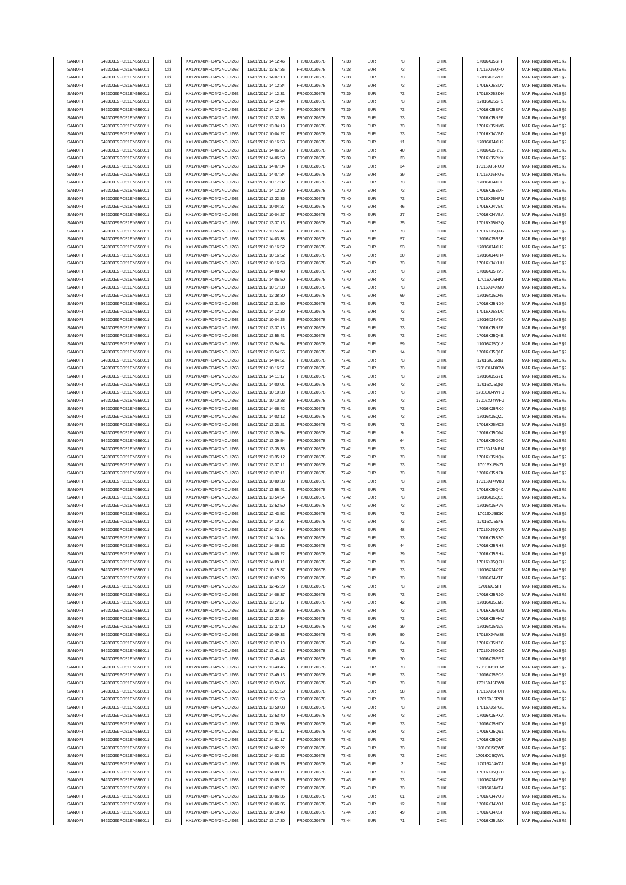| | | | | | | | | | | | |
|---|---|---|---|---|---|---|---|---|---|---|---|
| SANOFI | 549300E9PC51EN656011 | Citi | KX1WK48MPD4Y2NCUIZ63 | 16/01/2017 14:12:46 | FR0000120578 | 77.38 | EUR | 73 | CHIX | 17016XJ5SFP | MAR Regulation Art.5 §2 |
| SANOFI | 549300E9PC51EN656011 | Citi | KX1WK48MPD4Y2NCUIZ63 | 16/01/2017 13:57:36 | FR0000120578 | 77.38 | EUR | 73 | CHIX | 17016XJ5QFO | MAR Regulation Art.5 §2 |
| SANOFI | 549300E9PC51EN656011 | Citi | KX1WK48MPD4Y2NCUIZ63 | 16/01/2017 14:07:10 | FR0000120578 | 77.38 | EUR | 73 | CHIX | 17016XJ5RL3 | MAR Regulation Art.5 §2 |
| SANOFI | 549300E9PC51EN656011 | Citi | KX1WK48MPD4Y2NCUIZ63 | 16/01/2017 14:12:34 | FR0000120578 | 77.39 | EUR | 73 | CHIX | 17016XJ5SDV | MAR Regulation Art.5 §2 |
| SANOFI | 549300E9PC51EN656011 | Citi | KX1WK48MPD4Y2NCUIZ63 | 16/01/2017 14:12:31 | FR0000120578 | 77.39 | EUR | 73 | CHIX | 17016XJ5SDH | MAR Regulation Art.5 §2 |
| SANOFI | 549300E9PC51EN656011 | Citi | KX1WK48MPD4Y2NCUIZ63 | 16/01/2017 14:12:44 | FR0000120578 | 77.39 | EUR | 73 | CHIX | 17016XJ5SF5 | MAR Regulation Art.5 §2 |
| SANOFI | 549300E9PC51EN656011 | Citi | KX1WK48MPD4Y2NCUIZ63 | 16/01/2017 14:12:44 | FR0000120578 | 77.39 | EUR | 73 | CHIX | 17016XJ5SFC | MAR Regulation Art.5 §2 |
| SANOFI | 549300E9PC51EN656011 | Citi | KX1WK48MPD4Y2NCUIZ63 | 16/01/2017 13:32:36 | FR0000120578 | 77.39 | EUR | 73 | CHIX | 17016XJ5NFP | MAR Regulation Art.5 §2 |
| SANOFI | 549300E9PC51EN656011 | Citi | KX1WK48MPD4Y2NCUIZ63 | 16/01/2017 13:34:19 | FR0000120578 | 77.39 | EUR | 73 | CHIX | 17016XJ5NM6 | MAR Regulation Art.5 §2 |
| SANOFI | 549300E9PC51EN656011 | Citi | KX1WK48MPD4Y2NCUIZ63 | 16/01/2017 10:04:27 | FR0000120578 | 77.39 | EUR | 73 | CHIX | 17016XJ4VBD | MAR Regulation Art.5 §2 |
| SANOFI | 549300E9PC51EN656011 | Citi | KX1WK48MPD4Y2NCUIZ63 | 16/01/2017 10:16:53 | FR0000120578 | 77.39 | EUR | 11 | CHIX | 17016XJ4XH9 | MAR Regulation Art.5 §2 |
| SANOFI | 549300E9PC51EN656011 | Citi | KX1WK48MPD4Y2NCUIZ63 | 16/01/2017 14:06:50 | FR0000120578 | 77.39 | EUR | 40 | CHIX | 17016XJ5RKL | MAR Regulation Art.5 §2 |
| SANOFI | 549300E9PC51EN656011 | Citi | KX1WK48MPD4Y2NCUIZ63 | 16/01/2017 14:06:50 | FR0000120578 | 77.39 | EUR | 33 | CHIX | 17016XJ5RKK | MAR Regulation Art.5 §2 |
| SANOFI | 549300E9PC51EN656011 | Citi | KX1WK48MPD4Y2NCUIZ63 | 16/01/2017 14:07:34 | FR0000120578 | 77.39 | EUR | 34 | CHIX | 17016XJ5ROD | MAR Regulation Art.5 §2 |
| SANOFI | 549300E9PC51EN656011 | Citi | KX1WK48MPD4Y2NCUIZ63 | 16/01/2017 14:07:34 | FR0000120578 | 77.39 | EUR | 39 | CHIX | 17016XJ5ROE | MAR Regulation Art.5 §2 |
| SANOFI | 549300E9PC51EN656011 | Citi | KX1WK48MPD4Y2NCUIZ63 | 16/01/2017 10:17:32 | FR0000120578 | 77.40 | EUR | 73 | CHIX | 17016XJ4XLU | MAR Regulation Art.5 §2 |
| SANOFI | 549300E9PC51EN656011 | Citi | KX1WK48MPD4Y2NCUIZ63 | 16/01/2017 14:12:30 | FR0000120578 | 77.40 | EUR | 73 | CHIX | 17016XJ5SDF | MAR Regulation Art.5 §2 |
| SANOFI | 549300E9PC51EN656011 | Citi | KX1WK48MPD4Y2NCUIZ63 | 16/01/2017 13:32:36 | FR0000120578 | 77.40 | EUR | 73 | CHIX | 17016XJ5NFM | MAR Regulation Art.5 §2 |
| SANOFI | 549300E9PC51EN656011 | Citi | KX1WK48MPD4Y2NCUIZ63 | 16/01/2017 10:04:27 | FR0000120578 | 77.40 | EUR | 46 | CHIX | 17016XJ4VBC | MAR Regulation Art.5 §2 |
| SANOFI | 549300E9PC51EN656011 | Citi | KX1WK48MPD4Y2NCUIZ63 | 16/01/2017 10:04:27 | FR0000120578 | 77.40 | EUR | 27 | CHIX | 17016XJ4VBA | MAR Regulation Art.5 §2 |
| SANOFI | 549300E9PC51EN656011 | Citi | KX1WK48MPD4Y2NCUIZ63 | 16/01/2017 13:37:13 | FR0000120578 | 77.40 | EUR | 25 | CHIX | 17016XJ5NZQ | MAR Regulation Art.5 §2 |
| SANOFI | 549300E9PC51EN656011 | Citi | KX1WK48MPD4Y2NCUIZ63 | 16/01/2017 13:55:41 | FR0000120578 | 77.40 | EUR | 73 | CHIX | 17016XJ5Q4G | MAR Regulation Art.5 §2 |
| SANOFI | 549300E9PC51EN656011 | Citi | KX1WK48MPD4Y2NCUIZ63 | 16/01/2017 14:03:38 | FR0000120578 | 77.40 | EUR | 57 | CHIX | 17016XJ5R3B | MAR Regulation Art.5 §2 |
| SANOFI | 549300E9PC51EN656011 | Citi | KX1WK48MPD4Y2NCUIZ63 | 16/01/2017 10:16:52 | FR0000120578 | 77.40 | EUR | 53 | CHIX | 17016XJ4XH2 | MAR Regulation Art.5 §2 |
| SANOFI | 549300E9PC51EN656011 | Citi | KX1WK48MPD4Y2NCUIZ63 | 16/01/2017 10:16:52 | FR0000120578 | 77.40 | EUR | 20 | CHIX | 17016XJ4XH4 | MAR Regulation Art.5 §2 |
| SANOFI | 549300E9PC51EN656011 | Citi | KX1WK48MPD4Y2NCUIZ63 | 16/01/2017 10:16:59 | FR0000120578 | 77.40 | EUR | 73 | CHIX | 17016XJ4XHU | MAR Regulation Art.5 §2 |
| SANOFI | 549300E9PC51EN656011 | Citi | KX1WK48MPD4Y2NCUIZ63 | 16/01/2017 14:08:40 | FR0000120578 | 77.40 | EUR | 73 | CHIX | 17016XJ5RV5 | MAR Regulation Art.5 §2 |
| SANOFI | 549300E9PC51EN656011 | Citi | KX1WK48MPD4Y2NCUIZ63 | 16/01/2017 14:06:50 | FR0000120578 | 77.40 | EUR | 73 | CHIX | 17016XJ5RKI | MAR Regulation Art.5 §2 |
| SANOFI | 549300E9PC51EN656011 | Citi | KX1WK48MPD4Y2NCUIZ63 | 16/01/2017 10:17:38 | FR0000120578 | 77.41 | EUR | 73 | CHIX | 17016XJ4XMU | MAR Regulation Art.5 §2 |
| SANOFI | 549300E9PC51EN656011 | Citi | KX1WK48MPD4Y2NCUIZ63 | 16/01/2017 13:38:30 | FR0000120578 | 77.41 | EUR | 69 | CHIX | 17016XJ5O45 | MAR Regulation Art.5 §2 |
| SANOFI | 549300E9PC51EN656011 | Citi | KX1WK48MPD4Y2NCUIZ63 | 16/01/2017 13:31:50 | FR0000120578 | 77.41 | EUR | 73 | CHIX | 17016XJ5ND9 | MAR Regulation Art.5 §2 |
| SANOFI | 549300E9PC51EN656011 | Citi | KX1WK48MPD4Y2NCUIZ63 | 16/01/2017 14:12:30 | FR0000120578 | 77.41 | EUR | 73 | CHIX | 17016XJ5SDC | MAR Regulation Art.5 §2 |
| SANOFI | 549300E9PC51EN656011 | Citi | KX1WK48MPD4Y2NCUIZ63 | 16/01/2017 10:04:25 | FR0000120578 | 77.41 | EUR | 73 | CHIX | 17016XJ4VB0 | MAR Regulation Art.5 §2 |
| SANOFI | 549300E9PC51EN656011 | Citi | KX1WK48MPD4Y2NCUIZ63 | 16/01/2017 13:37:13 | FR0000120578 | 77.41 | EUR | 73 | CHIX | 17016XJ5NZP | MAR Regulation Art.5 §2 |
| SANOFI | 549300E9PC51EN656011 | Citi | KX1WK48MPD4Y2NCUIZ63 | 16/01/2017 13:55:41 | FR0000120578 | 77.41 | EUR | 73 | CHIX | 17016XJ5Q4E | MAR Regulation Art.5 §2 |
| SANOFI | 549300E9PC51EN656011 | Citi | KX1WK48MPD4Y2NCUIZ63 | 16/01/2017 13:54:54 | FR0000120578 | 77.41 | EUR | 59 | CHIX | 17016XJ5Q18 | MAR Regulation Art.5 §2 |
| SANOFI | 549300E9PC51EN656011 | Citi | KX1WK48MPD4Y2NCUIZ63 | 16/01/2017 13:54:55 | FR0000120578 | 77.41 | EUR | 14 | CHIX | 17016XJ5Q1B | MAR Regulation Art.5 §2 |
| SANOFI | 549300E9PC51EN656011 | Citi | KX1WK48MPD4Y2NCUIZ63 | 16/01/2017 14:04:51 | FR0000120578 | 77.41 | EUR | 73 | CHIX | 17016XJ5R8J | MAR Regulation Art.5 §2 |
| SANOFI | 549300E9PC51EN656011 | Citi | KX1WK48MPD4Y2NCUIZ63 | 16/01/2017 10:16:51 | FR0000120578 | 77.41 | EUR | 73 | CHIX | 17016XJ4XGW | MAR Regulation Art.5 §2 |
| SANOFI | 549300E9PC51EN656011 | Citi | KX1WK48MPD4Y2NCUIZ63 | 16/01/2017 14:11:17 | FR0000120578 | 77.41 | EUR | 73 | CHIX | 17016XJ5S7B | MAR Regulation Art.5 §2 |
| SANOFI | 549300E9PC51EN656011 | Citi | KX1WK48MPD4Y2NCUIZ63 | 16/01/2017 14:00:01 | FR0000120578 | 77.41 | EUR | 73 | CHIX | 17016XJ5QNI | MAR Regulation Art.5 §2 |
| SANOFI | 549300E9PC51EN656011 | Citi | KX1WK48MPD4Y2NCUIZ63 | 16/01/2017 10:10:38 | FR0000120578 | 77.41 | EUR | 73 | CHIX | 17016XJ4WFO | MAR Regulation Art.5 §2 |
| SANOFI | 549300E9PC51EN656011 | Citi | KX1WK48MPD4Y2NCUIZ63 | 16/01/2017 10:10:38 | FR0000120578 | 77.41 | EUR | 73 | CHIX | 17016XJ4WFU | MAR Regulation Art.5 §2 |
| SANOFI | 549300E9PC51EN656011 | Citi | KX1WK48MPD4Y2NCUIZ63 | 16/01/2017 14:06:42 | FR0000120578 | 77.41 | EUR | 73 | CHIX | 17016XJ5RK0 | MAR Regulation Art.5 §2 |
| SANOFI | 549300E9PC51EN656011 | Citi | KX1WK48MPD4Y2NCUIZ63 | 16/01/2017 14:03:13 | FR0000120578 | 77.41 | EUR | 73 | CHIX | 17016XJ5QZJ | MAR Regulation Art.5 §2 |
| SANOFI | 549300E9PC51EN656011 | Citi | KX1WK48MPD4Y2NCUIZ63 | 16/01/2017 13:23:21 | FR0000120578 | 77.42 | EUR | 73 | CHIX | 17016XJ5MC5 | MAR Regulation Art.5 §2 |
| SANOFI | 549300E9PC51EN656011 | Citi | KX1WK48MPD4Y2NCUIZ63 | 16/01/2017 13:39:54 | FR0000120578 | 77.42 | EUR | 9 | CHIX | 17016XJ5O9A | MAR Regulation Art.5 §2 |
| SANOFI | 549300E9PC51EN656011 | Citi | KX1WK48MPD4Y2NCUIZ63 | 16/01/2017 13:39:54 | FR0000120578 | 77.42 | EUR | 64 | CHIX | 17016XJ5O9C | MAR Regulation Art.5 §2 |
| SANOFI | 549300E9PC51EN656011 | Citi | KX1WK48MPD4Y2NCUIZ63 | 16/01/2017 13:35:35 | FR0000120578 | 77.42 | EUR | 73 | CHIX | 17016XJ5NRM | MAR Regulation Art.5 §2 |
| SANOFI | 549300E9PC51EN656011 | Citi | KX1WK48MPD4Y2NCUIZ63 | 16/01/2017 13:35:12 | FR0000120578 | 77.42 | EUR | 73 | CHIX | 17016XJ5NQ4 | MAR Regulation Art.5 §2 |
| SANOFI | 549300E9PC51EN656011 | Citi | KX1WK48MPD4Y2NCUIZ63 | 16/01/2017 13:37:11 | FR0000120578 | 77.42 | EUR | 73 | CHIX | 17016XJ5NZI | MAR Regulation Art.5 §2 |
| SANOFI | 549300E9PC51EN656011 | Citi | KX1WK48MPD4Y2NCUIZ63 | 16/01/2017 13:37:11 | FR0000120578 | 77.42 | EUR | 73 | CHIX | 17016XJ5NZK | MAR Regulation Art.5 §2 |
| SANOFI | 549300E9PC51EN656011 | Citi | KX1WK48MPD4Y2NCUIZ63 | 16/01/2017 10:09:33 | FR0000120578 | 77.42 | EUR | 73 | CHIX | 17016XJ4W8B | MAR Regulation Art.5 §2 |
| SANOFI | 549300E9PC51EN656011 | Citi | KX1WK48MPD4Y2NCUIZ63 | 16/01/2017 13:55:41 | FR0000120578 | 77.42 | EUR | 73 | CHIX | 17016XJ5Q4C | MAR Regulation Art.5 §2 |
| SANOFI | 549300E9PC51EN656011 | Citi | KX1WK48MPD4Y2NCUIZ63 | 16/01/2017 13:54:54 | FR0000120578 | 77.42 | EUR | 73 | CHIX | 17016XJ5Q15 | MAR Regulation Art.5 §2 |
| SANOFI | 549300E9PC51EN656011 | Citi | KX1WK48MPD4Y2NCUIZ63 | 16/01/2017 13:52:50 | FR0000120578 | 77.42 | EUR | 73 | CHIX | 17016XJ5PV6 | MAR Regulation Art.5 §2 |
| SANOFI | 549300E9PC51EN656011 | Citi | KX1WK48MPD4Y2NCUIZ63 | 16/01/2017 12:43:52 | FR0000120578 | 77.42 | EUR | 73 | CHIX | 17016XJ5IDK | MAR Regulation Art.5 §2 |
| SANOFI | 549300E9PC51EN656011 | Citi | KX1WK48MPD4Y2NCUIZ63 | 16/01/2017 14:10:37 | FR0000120578 | 77.42 | EUR | 73 | CHIX | 17016XJ5S45 | MAR Regulation Art.5 §2 |
| SANOFI | 549300E9PC51EN656011 | Citi | KX1WK48MPD4Y2NCUIZ63 | 16/01/2017 14:02:14 | FR0000120578 | 77.42 | EUR | 48 | CHIX | 17016XJ5QVR | MAR Regulation Art.5 §2 |
| SANOFI | 549300E9PC51EN656011 | Citi | KX1WK48MPD4Y2NCUIZ63 | 16/01/2017 14:10:04 | FR0000120578 | 77.42 | EUR | 73 | CHIX | 17016XJ5S2O | MAR Regulation Art.5 §2 |
| SANOFI | 549300E9PC51EN656011 | Citi | KX1WK48MPD4Y2NCUIZ63 | 16/01/2017 14:06:22 | FR0000120578 | 77.42 | EUR | 44 | CHIX | 17016XJ5RH8 | MAR Regulation Art.5 §2 |
| SANOFI | 549300E9PC51EN656011 | Citi | KX1WK48MPD4Y2NCUIZ63 | 16/01/2017 14:06:22 | FR0000120578 | 77.42 | EUR | 29 | CHIX | 17016XJ5RH4 | MAR Regulation Art.5 §2 |
| SANOFI | 549300E9PC51EN656011 | Citi | KX1WK48MPD4Y2NCUIZ63 | 16/01/2017 14:03:11 | FR0000120578 | 77.42 | EUR | 73 | CHIX | 17016XJ5QZH | MAR Regulation Art.5 §2 |
| SANOFI | 549300E9PC51EN656011 | Citi | KX1WK48MPD4Y2NCUIZ63 | 16/01/2017 10:15:37 | FR0000120578 | 77.42 | EUR | 73 | CHIX | 17016XJ4X9D | MAR Regulation Art.5 §2 |
| SANOFI | 549300E9PC51EN656011 | Citi | KX1WK48MPD4Y2NCUIZ63 | 16/01/2017 10:07:29 | FR0000120578 | 77.42 | EUR | 73 | CHIX | 17016XJ4VTE | MAR Regulation Art.5 §2 |
| SANOFI | 549300E9PC51EN656011 | Citi | KX1WK48MPD4Y2NCUIZ63 | 16/01/2017 12:45:29 | FR0000120578 | 77.42 | EUR | 73 | CHIX | 17016XJ5IIT | MAR Regulation Art.5 §2 |
| SANOFI | 549300E9PC51EN656011 | Citi | KX1WK48MPD4Y2NCUIZ63 | 16/01/2017 14:06:37 | FR0000120578 | 77.42 | EUR | 73 | CHIX | 17016XJ5RJO | MAR Regulation Art.5 §2 |
| SANOFI | 549300E9PC51EN656011 | Citi | KX1WK48MPD4Y2NCUIZ63 | 16/01/2017 13:17:17 | FR0000120578 | 77.43 | EUR | 42 | CHIX | 17016XJ5LM5 | MAR Regulation Art.5 §2 |
| SANOFI | 549300E9PC51EN656011 | Citi | KX1WK48MPD4Y2NCUIZ63 | 16/01/2017 13:29:36 | FR0000120578 | 77.43 | EUR | 73 | CHIX | 17016XJ5N2M | MAR Regulation Art.5 §2 |
| SANOFI | 549300E9PC51EN656011 | Citi | KX1WK48MPD4Y2NCUIZ63 | 16/01/2017 13:22:34 | FR0000120578 | 77.43 | EUR | 73 | CHIX | 17016XJ5MA7 | MAR Regulation Art.5 §2 |
| SANOFI | 549300E9PC51EN656011 | Citi | KX1WK48MPD4Y2NCUIZ63 | 16/01/2017 13:37:10 | FR0000120578 | 77.43 | EUR | 39 | CHIX | 17016XJ5NZ9 | MAR Regulation Art.5 §2 |
| SANOFI | 549300E9PC51EN656011 | Citi | KX1WK48MPD4Y2NCUIZ63 | 16/01/2017 10:09:33 | FR0000120578 | 77.43 | EUR | 50 | CHIX | 17016XJ4W88 | MAR Regulation Art.5 §2 |
| SANOFI | 549300E9PC51EN656011 | Citi | KX1WK48MPD4Y2NCUIZ63 | 16/01/2017 13:37:10 | FR0000120578 | 77.43 | EUR | 34 | CHIX | 17016XJ5NZC | MAR Regulation Art.5 §2 |
| SANOFI | 549300E9PC51EN656011 | Citi | KX1WK48MPD4Y2NCUIZ63 | 16/01/2017 13:41:12 | FR0000120578 | 77.43 | EUR | 73 | CHIX | 17016XJ5OGZ | MAR Regulation Art.5 §2 |
| SANOFI | 549300E9PC51EN656011 | Citi | KX1WK48MPD4Y2NCUIZ63 | 16/01/2017 13:49:45 | FR0000120578 | 77.43 | EUR | 70 | CHIX | 17016XJ5PET | MAR Regulation Art.5 §2 |
| SANOFI | 549300E9PC51EN656011 | Citi | KX1WK48MPD4Y2NCUIZ63 | 16/01/2017 13:49:45 | FR0000120578 | 77.43 | EUR | 73 | CHIX | 17016XJ5PEW | MAR Regulation Art.5 §2 |
| SANOFI | 549300E9PC51EN656011 | Citi | KX1WK48MPD4Y2NCUIZ63 | 16/01/2017 13:49:13 | FR0000120578 | 77.43 | EUR | 73 | CHIX | 17016XJ5PC6 | MAR Regulation Art.5 §2 |
| SANOFI | 549300E9PC51EN656011 | Citi | KX1WK48MPD4Y2NCUIZ63 | 16/01/2017 13:53:05 | FR0000120578 | 77.43 | EUR | 73 | CHIX | 17016XJ5PW0 | MAR Regulation Art.5 §2 |
| SANOFI | 549300E9PC51EN656011 | Citi | KX1WK48MPD4Y2NCUIZ63 | 16/01/2017 13:51:50 | FR0000120578 | 77.43 | EUR | 58 | CHIX | 17016XJ5POH | MAR Regulation Art.5 §2 |
| SANOFI | 549300E9PC51EN656011 | Citi | KX1WK48MPD4Y2NCUIZ63 | 16/01/2017 13:51:50 | FR0000120578 | 77.43 | EUR | 73 | CHIX | 17016XJ5POI | MAR Regulation Art.5 §2 |
| SANOFI | 549300E9PC51EN656011 | Citi | KX1WK48MPD4Y2NCUIZ63 | 16/01/2017 13:50:03 | FR0000120578 | 77.43 | EUR | 73 | CHIX | 17016XJ5PGE | MAR Regulation Art.5 §2 |
| SANOFI | 549300E9PC51EN656011 | Citi | KX1WK48MPD4Y2NCUIZ63 | 16/01/2017 13:53:40 | FR0000120578 | 77.43 | EUR | 73 | CHIX | 17016XJ5PXA | MAR Regulation Art.5 §2 |
| SANOFI | 549300E9PC51EN656011 | Citi | KX1WK48MPD4Y2NCUIZ63 | 16/01/2017 12:39:55 | FR0000120578 | 77.43 | EUR | 73 | CHIX | 17016XJ5HZY | MAR Regulation Art.5 §2 |
| SANOFI | 549300E9PC51EN656011 | Citi | KX1WK48MPD4Y2NCUIZ63 | 16/01/2017 14:01:17 | FR0000120578 | 77.43 | EUR | 73 | CHIX | 17016XJ5QS1 | MAR Regulation Art.5 §2 |
| SANOFI | 549300E9PC51EN656011 | Citi | KX1WK48MPD4Y2NCUIZ63 | 16/01/2017 14:01:17 | FR0000120578 | 77.43 | EUR | 73 | CHIX | 17016XJ5QS4 | MAR Regulation Art.5 §2 |
| SANOFI | 549300E9PC51EN656011 | Citi | KX1WK48MPD4Y2NCUIZ63 | 16/01/2017 14:02:22 | FR0000120578 | 77.43 | EUR | 73 | CHIX | 17016XJ5QWP | MAR Regulation Art.5 §2 |
| SANOFI | 549300E9PC51EN656011 | Citi | KX1WK48MPD4Y2NCUIZ63 | 16/01/2017 14:02:22 | FR0000120578 | 77.43 | EUR | 73 | CHIX | 17016XJ5QWU | MAR Regulation Art.5 §2 |
| SANOFI | 549300E9PC51EN656011 | Citi | KX1WK48MPD4Y2NCUIZ63 | 16/01/2017 10:08:25 | FR0000120578 | 77.43 | EUR | 2 | CHIX | 17016XJ4VZJ | MAR Regulation Art.5 §2 |
| SANOFI | 549300E9PC51EN656011 | Citi | KX1WK48MPD4Y2NCUIZ63 | 16/01/2017 14:03:11 | FR0000120578 | 77.43 | EUR | 73 | CHIX | 17016XJ5QZD | MAR Regulation Art.5 §2 |
| SANOFI | 549300E9PC51EN656011 | Citi | KX1WK48MPD4Y2NCUIZ63 | 16/01/2017 10:08:25 | FR0000120578 | 77.43 | EUR | 73 | CHIX | 17016XJ4VZF | MAR Regulation Art.5 §2 |
| SANOFI | 549300E9PC51EN656011 | Citi | KX1WK48MPD4Y2NCUIZ63 | 16/01/2017 10:07:27 | FR0000120578 | 77.43 | EUR | 73 | CHIX | 17016XJ4VT4 | MAR Regulation Art.5 §2 |
| SANOFI | 549300E9PC51EN656011 | Citi | KX1WK48MPD4Y2NCUIZ63 | 16/01/2017 10:06:35 | FR0000120578 | 77.43 | EUR | 61 | CHIX | 17016XJ4VO3 | MAR Regulation Art.5 §2 |
| SANOFI | 549300E9PC51EN656011 | Citi | KX1WK48MPD4Y2NCUIZ63 | 16/01/2017 10:06:35 | FR0000120578 | 77.43 | EUR | 12 | CHIX | 17016XJ4VO1 | MAR Regulation Art.5 §2 |
| SANOFI | 549300E9PC51EN656011 | Citi | KX1WK48MPD4Y2NCUIZ63 | 16/01/2017 10:18:43 | FR0000120578 | 77.44 | EUR | 49 | CHIX | 17016XJ4XSH | MAR Regulation Art.5 §2 |
| SANOFI | 549300E9PC51EN656011 | Citi | KX1WK48MPD4Y2NCUIZ63 | 16/01/2017 13:17:30 | FR0000120578 | 77.44 | EUR | 71 | CHIX | 17016XJ5LMX | MAR Regulation Art.5 §2 |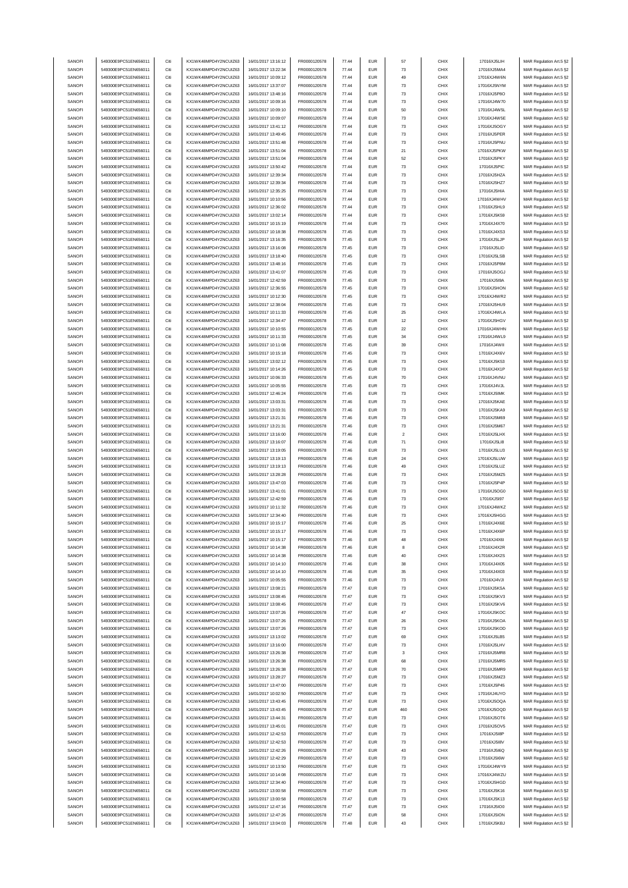| | | | | | | | | | | | |
|---|---|---|---|---|---|---|---|---|---|---|---|
| SANOFI | 549300E9PC51EN656011 | Citi | KX1WK48MPD4Y2NCUIZ63 | 16/01/2017 13:16:12 | FR0000120578 | 77.44 | EUR | 57 | CHIX | 17016XJ5LIH | MAR Regulation Art.5 §2 |
| SANOFI | 549300E9PC51EN656011 | Citi | KX1WK48MPD4Y2NCUIZ63 | 16/01/2017 13:22:34 | FR0000120578 | 77.44 | EUR | 73 | CHIX | 17016XJ5MA4 | MAR Regulation Art.5 §2 |
| SANOFI | 549300E9PC51EN656011 | Citi | KX1WK48MPD4Y2NCUIZ63 | 16/01/2017 10:09:12 | FR0000120578 | 77.44 | EUR | 49 | CHIX | 17016XJ4W6N | MAR Regulation Art.5 §2 |
| SANOFI | 549300E9PC51EN656011 | Citi | KX1WK48MPD4Y2NCUIZ63 | 16/01/2017 13:37:07 | FR0000120578 | 77.44 | EUR | 73 | CHIX | 17016XJ5NYM | MAR Regulation Art.5 §2 |
| SANOFI | 549300E9PC51EN656011 | Citi | KX1WK48MPD4Y2NCUIZ63 | 16/01/2017 13:48:16 | FR0000120578 | 77.44 | EUR | 73 | CHIX | 17016XJ5P8O | MAR Regulation Art.5 §2 |
| SANOFI | 549300E9PC51EN656011 | Citi | KX1WK48MPD4Y2NCUIZ63 | 16/01/2017 10:09:16 | FR0000120578 | 77.44 | EUR | 73 | CHIX | 17016XJ4W70 | MAR Regulation Art.5 §2 |
| SANOFI | 549300E9PC51EN656011 | Citi | KX1WK48MPD4Y2NCUIZ63 | 16/01/2017 10:09:10 | FR0000120578 | 77.44 | EUR | 50 | CHIX | 17016XJ4W5L | MAR Regulation Art.5 §2 |
| SANOFI | 549300E9PC51EN656011 | Citi | KX1WK48MPD4Y2NCUIZ63 | 16/01/2017 10:09:07 | FR0000120578 | 77.44 | EUR | 73 | CHIX | 17016XJ4W5E | MAR Regulation Art.5 §2 |
| SANOFI | 549300E9PC51EN656011 | Citi | KX1WK48MPD4Y2NCUIZ63 | 16/01/2017 13:41:12 | FR0000120578 | 77.44 | EUR | 73 | CHIX | 17016XJ5OGY | MAR Regulation Art.5 §2 |
| SANOFI | 549300E9PC51EN656011 | Citi | KX1WK48MPD4Y2NCUIZ63 | 16/01/2017 13:49:45 | FR0000120578 | 77.44 | EUR | 73 | CHIX | 17016XJ5PER | MAR Regulation Art.5 §2 |
| SANOFI | 549300E9PC51EN656011 | Citi | KX1WK48MPD4Y2NCUIZ63 | 16/01/2017 13:51:48 | FR0000120578 | 77.44 | EUR | 73 | CHIX | 17016XJ5PNU | MAR Regulation Art.5 §2 |
| SANOFI | 549300E9PC51EN656011 | Citi | KX1WK48MPD4Y2NCUIZ63 | 16/01/2017 13:51:04 | FR0000120578 | 77.44 | EUR | 21 | CHIX | 17016XJ5PKW | MAR Regulation Art.5 §2 |
| SANOFI | 549300E9PC51EN656011 | Citi | KX1WK48MPD4Y2NCUIZ63 | 16/01/2017 13:51:04 | FR0000120578 | 77.44 | EUR | 52 | CHIX | 17016XJ5PKY | MAR Regulation Art.5 §2 |
| SANOFI | 549300E9PC51EN656011 | Citi | KX1WK48MPD4Y2NCUIZ63 | 16/01/2017 13:50:42 | FR0000120578 | 77.44 | EUR | 73 | CHIX | 17016XJ5PIC | MAR Regulation Art.5 §2 |
| SANOFI | 549300E9PC51EN656011 | Citi | KX1WK48MPD4Y2NCUIZ63 | 16/01/2017 12:39:34 | FR0000120578 | 77.44 | EUR | 73 | CHIX | 17016XJ5HZA | MAR Regulation Art.5 §2 |
| SANOFI | 549300E9PC51EN656011 | Citi | KX1WK48MPD4Y2NCUIZ63 | 16/01/2017 12:39:34 | FR0000120578 | 77.44 | EUR | 73 | CHIX | 17016XJ5HZ7 | MAR Regulation Art.5 §2 |
| SANOFI | 549300E9PC51EN656011 | Citi | KX1WK48MPD4Y2NCUIZ63 | 16/01/2017 12:35:25 | FR0000120578 | 77.44 | EUR | 73 | CHIX | 17016XJ5HIA | MAR Regulation Art.5 §2 |
| SANOFI | 549300E9PC51EN656011 | Citi | KX1WK48MPD4Y2NCUIZ63 | 16/01/2017 10:10:56 | FR0000120578 | 77.44 | EUR | 73 | CHIX | 17016XJ4WHV | MAR Regulation Art.5 §2 |
| SANOFI | 549300E9PC51EN656011 | Citi | KX1WK48MPD4Y2NCUIZ63 | 16/01/2017 12:36:02 | FR0000120578 | 77.44 | EUR | 73 | CHIX | 17016XJ5HL9 | MAR Regulation Art.5 §2 |
| SANOFI | 549300E9PC51EN656011 | Citi | KX1WK48MPD4Y2NCUIZ63 | 16/01/2017 13:02:14 | FR0000120578 | 77.44 | EUR | 73 | CHIX | 17016XJ5K59 | MAR Regulation Art.5 §2 |
| SANOFI | 549300E9PC51EN656011 | Citi | KX1WK48MPD4Y2NCUIZ63 | 16/01/2017 10:15:19 | FR0000120578 | 77.44 | EUR | 73 | CHIX | 17016XJ4X70 | MAR Regulation Art.5 §2 |
| SANOFI | 549300E9PC51EN656011 | Citi | KX1WK48MPD4Y2NCUIZ63 | 16/01/2017 10:18:38 | FR0000120578 | 77.45 | EUR | 73 | CHIX | 17016XJ4XS3 | MAR Regulation Art.5 §2 |
| SANOFI | 549300E9PC51EN656011 | Citi | KX1WK48MPD4Y2NCUIZ63 | 16/01/2017 13:16:35 | FR0000120578 | 77.45 | EUR | 73 | CHIX | 17016XJ5LJP | MAR Regulation Art.5 §2 |
| SANOFI | 549300E9PC51EN656011 | Citi | KX1WK48MPD4Y2NCUIZ63 | 16/01/2017 13:16:08 | FR0000120578 | 77.45 | EUR | 73 | CHIX | 17016XJ5LID | MAR Regulation Art.5 §2 |
| SANOFI | 549300E9PC51EN656011 | Citi | KX1WK48MPD4Y2NCUIZ63 | 16/01/2017 13:18:40 | FR0000120578 | 77.45 | EUR | 73 | CHIX | 17016XJ5LSB | MAR Regulation Art.5 §2 |
| SANOFI | 549300E9PC51EN656011 | Citi | KX1WK48MPD4Y2NCUIZ63 | 16/01/2017 13:48:16 | FR0000120578 | 77.45 | EUR | 73 | CHIX | 17016XJ5P8M | MAR Regulation Art.5 §2 |
| SANOFI | 549300E9PC51EN656011 | Citi | KX1WK48MPD4Y2NCUIZ63 | 16/01/2017 13:41:07 | FR0000120578 | 77.45 | EUR | 73 | CHIX | 17016XJ5OGJ | MAR Regulation Art.5 §2 |
| SANOFI | 549300E9PC51EN656011 | Citi | KX1WK48MPD4Y2NCUIZ63 | 16/01/2017 12:42:59 | FR0000120578 | 77.45 | EUR | 73 | CHIX | 17016XJ5I9A | MAR Regulation Art.5 §2 |
| SANOFI | 549300E9PC51EN656011 | Citi | KX1WK48MPD4Y2NCUIZ63 | 16/01/2017 12:36:55 | FR0000120578 | 77.45 | EUR | 73 | CHIX | 17016XJ5HON | MAR Regulation Art.5 §2 |
| SANOFI | 549300E9PC51EN656011 | Citi | KX1WK48MPD4Y2NCUIZ63 | 16/01/2017 10:12:30 | FR0000120578 | 77.45 | EUR | 73 | CHIX | 17016XJ4WR2 | MAR Regulation Art.5 §2 |
| SANOFI | 549300E9PC51EN656011 | Citi | KX1WK48MPD4Y2NCUIZ63 | 16/01/2017 12:38:04 | FR0000120578 | 77.45 | EUR | 73 | CHIX | 17016XJ5HU9 | MAR Regulation Art.5 §2 |
| SANOFI | 549300E9PC51EN656011 | Citi | KX1WK48MPD4Y2NCUIZ63 | 16/01/2017 10:11:33 | FR0000120578 | 77.45 | EUR | 25 | CHIX | 17016XJ4WLA | MAR Regulation Art.5 §2 |
| SANOFI | 549300E9PC51EN656011 | Citi | KX1WK48MPD4Y2NCUIZ63 | 16/01/2017 12:34:47 | FR0000120578 | 77.45 | EUR | 12 | CHIX | 17016XJ5HGV | MAR Regulation Art.5 §2 |
| SANOFI | 549300E9PC51EN656011 | Citi | KX1WK48MPD4Y2NCUIZ63 | 16/01/2017 10:10:55 | FR0000120578 | 77.45 | EUR | 22 | CHIX | 17016XJ4WHN | MAR Regulation Art.5 §2 |
| SANOFI | 549300E9PC51EN656011 | Citi | KX1WK48MPD4Y2NCUIZ63 | 16/01/2017 10:11:33 | FR0000120578 | 77.45 | EUR | 34 | CHIX | 17016XJ4WL9 | MAR Regulation Art.5 §2 |
| SANOFI | 549300E9PC51EN656011 | Citi | KX1WK48MPD4Y2NCUIZ63 | 16/01/2017 10:11:08 | FR0000120578 | 77.45 | EUR | 39 | CHIX | 17016XJ4WII | MAR Regulation Art.5 §2 |
| SANOFI | 549300E9PC51EN656011 | Citi | KX1WK48MPD4Y2NCUIZ63 | 16/01/2017 10:15:18 | FR0000120578 | 77.45 | EUR | 73 | CHIX | 17016XJ4X6V | MAR Regulation Art.5 §2 |
| SANOFI | 549300E9PC51EN656011 | Citi | KX1WK48MPD4Y2NCUIZ63 | 16/01/2017 13:02:12 | FR0000120578 | 77.45 | EUR | 73 | CHIX | 17016XJ5K53 | MAR Regulation Art.5 §2 |
| SANOFI | 549300E9PC51EN656011 | Citi | KX1WK48MPD4Y2NCUIZ63 | 16/01/2017 10:14:26 | FR0000120578 | 77.45 | EUR | 73 | CHIX | 17016XJ4X1P | MAR Regulation Art.5 §2 |
| SANOFI | 549300E9PC51EN656011 | Citi | KX1WK48MPD4Y2NCUIZ63 | 16/01/2017 10:06:33 | FR0000120578 | 77.45 | EUR | 70 | CHIX | 17016XJ4VNU | MAR Regulation Art.5 §2 |
| SANOFI | 549300E9PC51EN656011 | Citi | KX1WK48MPD4Y2NCUIZ63 | 16/01/2017 10:05:55 | FR0000120578 | 77.45 | EUR | 73 | CHIX | 17016XJ4VJL | MAR Regulation Art.5 §2 |
| SANOFI | 549300E9PC51EN656011 | Citi | KX1WK48MPD4Y2NCUIZ63 | 16/01/2017 12:46:24 | FR0000120578 | 77.45 | EUR | 73 | CHIX | 17016XJ5IMK | MAR Regulation Art.5 §2 |
| SANOFI | 549300E9PC51EN656011 | Citi | KX1WK48MPD4Y2NCUIZ63 | 16/01/2017 13:03:31 | FR0000120578 | 77.46 | EUR | 73 | CHIX | 17016XJ5KAE | MAR Regulation Art.5 §2 |
| SANOFI | 549300E9PC51EN656011 | Citi | KX1WK48MPD4Y2NCUIZ63 | 16/01/2017 13:03:31 | FR0000120578 | 77.46 | EUR | 73 | CHIX | 17016XJ5KA9 | MAR Regulation Art.5 §2 |
| SANOFI | 549300E9PC51EN656011 | Citi | KX1WK48MPD4Y2NCUIZ63 | 16/01/2017 13:21:31 | FR0000120578 | 77.46 | EUR | 73 | CHIX | 17016XJ5M69 | MAR Regulation Art.5 §2 |
| SANOFI | 549300E9PC51EN656011 | Citi | KX1WK48MPD4Y2NCUIZ63 | 16/01/2017 13:21:31 | FR0000120578 | 77.46 | EUR | 73 | CHIX | 17016XJ5M67 | MAR Regulation Art.5 §2 |
| SANOFI | 549300E9PC51EN656011 | Citi | KX1WK48MPD4Y2NCUIZ63 | 16/01/2017 13:16:00 | FR0000120578 | 77.46 | EUR | 2 | CHIX | 17016XJ5LHX | MAR Regulation Art.5 §2 |
| SANOFI | 549300E9PC51EN656011 | Citi | KX1WK48MPD4Y2NCUIZ63 | 16/01/2017 13:16:07 | FR0000120578 | 77.46 | EUR | 71 | CHIX | 17016XJ5LI8 | MAR Regulation Art.5 §2 |
| SANOFI | 549300E9PC51EN656011 | Citi | KX1WK48MPD4Y2NCUIZ63 | 16/01/2017 13:19:05 | FR0000120578 | 77.46 | EUR | 73 | CHIX | 17016XJ5LU3 | MAR Regulation Art.5 §2 |
| SANOFI | 549300E9PC51EN656011 | Citi | KX1WK48MPD4Y2NCUIZ63 | 16/01/2017 13:19:13 | FR0000120578 | 77.46 | EUR | 24 | CHIX | 17016XJ5LUW | MAR Regulation Art.5 §2 |
| SANOFI | 549300E9PC51EN656011 | Citi | KX1WK48MPD4Y2NCUIZ63 | 16/01/2017 13:19:13 | FR0000120578 | 77.46 | EUR | 49 | CHIX | 17016XJ5LUZ | MAR Regulation Art.5 §2 |
| SANOFI | 549300E9PC51EN656011 | Citi | KX1WK48MPD4Y2NCUIZ63 | 16/01/2017 13:28:28 | FR0000120578 | 77.46 | EUR | 73 | CHIX | 17016XJ5MZ5 | MAR Regulation Art.5 §2 |
| SANOFI | 549300E9PC51EN656011 | Citi | KX1WK48MPD4Y2NCUIZ63 | 16/01/2017 13:47:03 | FR0000120578 | 77.46 | EUR | 73 | CHIX | 17016XJ5P4P | MAR Regulation Art.5 §2 |
| SANOFI | 549300E9PC51EN656011 | Citi | KX1WK48MPD4Y2NCUIZ63 | 16/01/2017 13:41:01 | FR0000120578 | 77.46 | EUR | 73 | CHIX | 17016XJ5OG0 | MAR Regulation Art.5 §2 |
| SANOFI | 549300E9PC51EN656011 | Citi | KX1WK48MPD4Y2NCUIZ63 | 16/01/2017 12:42:59 | FR0000120578 | 77.46 | EUR | 73 | CHIX | 17016XJ5I97 | MAR Regulation Art.5 §2 |
| SANOFI | 549300E9PC51EN656011 | Citi | KX1WK48MPD4Y2NCUIZ63 | 16/01/2017 10:11:32 | FR0000120578 | 77.46 | EUR | 73 | CHIX | 17016XJ4WKZ | MAR Regulation Art.5 §2 |
| SANOFI | 549300E9PC51EN656011 | Citi | KX1WK48MPD4Y2NCUIZ63 | 16/01/2017 12:34:40 | FR0000120578 | 77.46 | EUR | 73 | CHIX | 17016XJ5HGG | MAR Regulation Art.5 §2 |
| SANOFI | 549300E9PC51EN656011 | Citi | KX1WK48MPD4Y2NCUIZ63 | 16/01/2017 10:15:17 | FR0000120578 | 77.46 | EUR | 25 | CHIX | 17016XJ4X6E | MAR Regulation Art.5 §2 |
| SANOFI | 549300E9PC51EN656011 | Citi | KX1WK48MPD4Y2NCUIZ63 | 16/01/2017 10:15:17 | FR0000120578 | 77.46 | EUR | 73 | CHIX | 17016XJ4X6P | MAR Regulation Art.5 §2 |
| SANOFI | 549300E9PC51EN656011 | Citi | KX1WK48MPD4Y2NCUIZ63 | 16/01/2017 10:15:17 | FR0000120578 | 77.46 | EUR | 48 | CHIX | 17016XJ4X6I | MAR Regulation Art.5 §2 |
| SANOFI | 549300E9PC51EN656011 | Citi | KX1WK48MPD4Y2NCUIZ63 | 16/01/2017 10:14:38 | FR0000120578 | 77.46 | EUR | 8 | CHIX | 17016XJ4X2R | MAR Regulation Art.5 §2 |
| SANOFI | 549300E9PC51EN656011 | Citi | KX1WK48MPD4Y2NCUIZ63 | 16/01/2017 10:14:38 | FR0000120578 | 77.46 | EUR | 40 | CHIX | 17016XJ4X2S | MAR Regulation Art.5 §2 |
| SANOFI | 549300E9PC51EN656011 | Citi | KX1WK48MPD4Y2NCUIZ63 | 16/01/2017 10:14:10 | FR0000120578 | 77.46 | EUR | 38 | CHIX | 17016XJ4X05 | MAR Regulation Art.5 §2 |
| SANOFI | 549300E9PC51EN656011 | Citi | KX1WK48MPD4Y2NCUIZ63 | 16/01/2017 10:14:10 | FR0000120578 | 77.46 | EUR | 35 | CHIX | 17016XJ4X03 | MAR Regulation Art.5 §2 |
| SANOFI | 549300E9PC51EN656011 | Citi | KX1WK48MPD4Y2NCUIZ63 | 16/01/2017 10:05:55 | FR0000120578 | 77.46 | EUR | 73 | CHIX | 17016XJ4VJI | MAR Regulation Art.5 §2 |
| SANOFI | 549300E9PC51EN656011 | Citi | KX1WK48MPD4Y2NCUIZ63 | 16/01/2017 13:08:21 | FR0000120578 | 77.47 | EUR | 73 | CHIX | 17016XJ5KSA | MAR Regulation Art.5 §2 |
| SANOFI | 549300E9PC51EN656011 | Citi | KX1WK48MPD4Y2NCUIZ63 | 16/01/2017 13:08:45 | FR0000120578 | 77.47 | EUR | 73 | CHIX | 17016XJ5KV3 | MAR Regulation Art.5 §2 |
| SANOFI | 549300E9PC51EN656011 | Citi | KX1WK48MPD4Y2NCUIZ63 | 16/01/2017 13:08:45 | FR0000120578 | 77.47 | EUR | 73 | CHIX | 17016XJ5KV6 | MAR Regulation Art.5 §2 |
| SANOFI | 549300E9PC51EN656011 | Citi | KX1WK48MPD4Y2NCUIZ63 | 16/01/2017 13:07:26 | FR0000120578 | 77.47 | EUR | 47 | CHIX | 17016XJ5KOC | MAR Regulation Art.5 §2 |
| SANOFI | 549300E9PC51EN656011 | Citi | KX1WK48MPD4Y2NCUIZ63 | 16/01/2017 13:07:26 | FR0000120578 | 77.47 | EUR | 26 | CHIX | 17016XJ5KOA | MAR Regulation Art.5 §2 |
| SANOFI | 549300E9PC51EN656011 | Citi | KX1WK48MPD4Y2NCUIZ63 | 16/01/2017 13:07:26 | FR0000120578 | 77.47 | EUR | 73 | CHIX | 17016XJ5KOD | MAR Regulation Art.5 §2 |
| SANOFI | 549300E9PC51EN656011 | Citi | KX1WK48MPD4Y2NCUIZ63 | 16/01/2017 13:13:02 | FR0000120578 | 77.47 | EUR | 69 | CHIX | 17016XJ5LB5 | MAR Regulation Art.5 §2 |
| SANOFI | 549300E9PC51EN656011 | Citi | KX1WK48MPD4Y2NCUIZ63 | 16/01/2017 13:16:00 | FR0000120578 | 77.47 | EUR | 73 | CHIX | 17016XJ5LHV | MAR Regulation Art.5 §2 |
| SANOFI | 549300E9PC51EN656011 | Citi | KX1WK48MPD4Y2NCUIZ63 | 16/01/2017 13:26:38 | FR0000120578 | 77.47 | EUR | 3 | CHIX | 17016XJ5MR8 | MAR Regulation Art.5 §2 |
| SANOFI | 549300E9PC51EN656011 | Citi | KX1WK48MPD4Y2NCUIZ63 | 16/01/2017 13:26:38 | FR0000120578 | 77.47 | EUR | 68 | CHIX | 17016XJ5MR5 | MAR Regulation Art.5 §2 |
| SANOFI | 549300E9PC51EN656011 | Citi | KX1WK48MPD4Y2NCUIZ63 | 16/01/2017 13:26:38 | FR0000120578 | 77.47 | EUR | 70 | CHIX | 17016XJ5MR9 | MAR Regulation Art.5 §2 |
| SANOFI | 549300E9PC51EN656011 | Citi | KX1WK48MPD4Y2NCUIZ63 | 16/01/2017 13:28:27 | FR0000120578 | 77.47 | EUR | 73 | CHIX | 17016XJ5MZ3 | MAR Regulation Art.5 §2 |
| SANOFI | 549300E9PC51EN656011 | Citi | KX1WK48MPD4Y2NCUIZ63 | 16/01/2017 13:47:00 | FR0000120578 | 77.47 | EUR | 73 | CHIX | 17016XJ5P45 | MAR Regulation Art.5 §2 |
| SANOFI | 549300E9PC51EN656011 | Citi | KX1WK48MPD4Y2NCUIZ63 | 16/01/2017 10:02:50 | FR0000120578 | 77.47 | EUR | 73 | CHIX | 17016XJ4UYO | MAR Regulation Art.5 §2 |
| SANOFI | 549300E9PC51EN656011 | Citi | KX1WK48MPD4Y2NCUIZ63 | 16/01/2017 13:43:45 | FR0000120578 | 77.47 | EUR | 73 | CHIX | 17016XJ5OQA | MAR Regulation Art.5 §2 |
| SANOFI | 549300E9PC51EN656011 | Citi | KX1WK48MPD4Y2NCUIZ63 | 16/01/2017 13:43:45 | FR0000120578 | 77.47 | EUR | 460 | CHIX | 17016XJ5OQD | MAR Regulation Art.5 §2 |
| SANOFI | 549300E9PC51EN656011 | Citi | KX1WK48MPD4Y2NCUIZ63 | 16/01/2017 13:44:31 | FR0000120578 | 77.47 | EUR | 73 | CHIX | 17016XJ5OT6 | MAR Regulation Art.5 §2 |
| SANOFI | 549300E9PC51EN656011 | Citi | KX1WK48MPD4Y2NCUIZ63 | 16/01/2017 13:45:01 | FR0000120578 | 77.47 | EUR | 73 | CHIX | 17016XJ5OV5 | MAR Regulation Art.5 §2 |
| SANOFI | 549300E9PC51EN656011 | Citi | KX1WK48MPD4Y2NCUIZ63 | 16/01/2017 12:42:53 | FR0000120578 | 77.47 | EUR | 73 | CHIX | 17016XJ5I8P | MAR Regulation Art.5 §2 |
| SANOFI | 549300E9PC51EN656011 | Citi | KX1WK48MPD4Y2NCUIZ63 | 16/01/2017 12:42:53 | FR0000120578 | 77.47 | EUR | 73 | CHIX | 17016XJ5I8V | MAR Regulation Art.5 §2 |
| SANOFI | 549300E9PC51EN656011 | Citi | KX1WK48MPD4Y2NCUIZ63 | 16/01/2017 12:42:26 | FR0000120578 | 77.47 | EUR | 43 | CHIX | 17016XJ5I6Q | MAR Regulation Art.5 §2 |
| SANOFI | 549300E9PC51EN656011 | Citi | KX1WK48MPD4Y2NCUIZ63 | 16/01/2017 12:42:29 | FR0000120578 | 77.47 | EUR | 73 | CHIX | 17016XJ5I6W | MAR Regulation Art.5 §2 |
| SANOFI | 549300E9PC51EN656011 | Citi | KX1WK48MPD4Y2NCUIZ63 | 16/01/2017 10:13:50 | FR0000120578 | 77.47 | EUR | 73 | CHIX | 17016XJ4WY9 | MAR Regulation Art.5 §2 |
| SANOFI | 549300E9PC51EN656011 | Citi | KX1WK48MPD4Y2NCUIZ63 | 16/01/2017 10:14:08 | FR0000120578 | 77.47 | EUR | 73 | CHIX | 17016XJ4WZU | MAR Regulation Art.5 §2 |
| SANOFI | 549300E9PC51EN656011 | Citi | KX1WK48MPD4Y2NCUIZ63 | 16/01/2017 12:34:40 | FR0000120578 | 77.47 | EUR | 73 | CHIX | 17016XJ5HGD | MAR Regulation Art.5 §2 |
| SANOFI | 549300E9PC51EN656011 | Citi | KX1WK48MPD4Y2NCUIZ63 | 16/01/2017 13:00:58 | FR0000120578 | 77.47 | EUR | 73 | CHIX | 17016XJ5K16 | MAR Regulation Art.5 §2 |
| SANOFI | 549300E9PC51EN656011 | Citi | KX1WK48MPD4Y2NCUIZ63 | 16/01/2017 13:00:58 | FR0000120578 | 77.47 | EUR | 73 | CHIX | 17016XJ5K13 | MAR Regulation Art.5 §2 |
| SANOFI | 549300E9PC51EN656011 | Citi | KX1WK48MPD4Y2NCUIZ63 | 16/01/2017 12:47:16 | FR0000120578 | 77.47 | EUR | 73 | CHIX | 17016XJ5IO0 | MAR Regulation Art.5 §2 |
| SANOFI | 549300E9PC51EN656011 | Citi | KX1WK48MPD4Y2NCUIZ63 | 16/01/2017 12:47:26 | FR0000120578 | 77.47 | EUR | 58 | CHIX | 17016XJ5ION | MAR Regulation Art.5 §2 |
| SANOFI | 549300E9PC51EN656011 | Citi | KX1WK48MPD4Y2NCUIZ63 | 16/01/2017 13:04:03 | FR0000120578 | 77.48 | EUR | 43 | CHIX | 17016XJ5KBJ | MAR Regulation Art.5 §2 |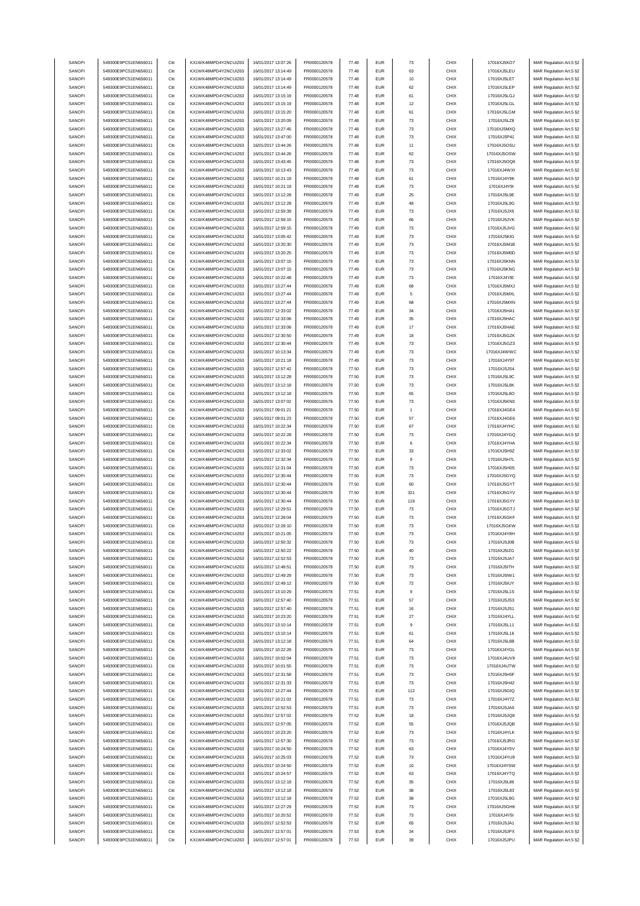| | | | | | | | | | | | |
|---|---|---|---|---|---|---|---|---|---|---|---|
| SANOFI | 549300E9PC51EN656011 | Citi | KX1WK48MPD4Y2NCUIZ63 | 16/01/2017 13:07:26 | FR0000120578 | 77.48 | EUR | 73 | CHIX | 17016XJ5KO7 | MAR Regulation Art.5 §2 |
| SANOFI | 549300E9PC51EN656011 | Citi | KX1WK48MPD4Y2NCUIZ63 | 16/01/2017 13:14:49 | FR0000120578 | 77.48 | EUR | 63 | CHIX | 17016XJ5LEU | MAR Regulation Art.5 §2 |
| SANOFI | 549300E9PC51EN656011 | Citi | KX1WK48MPD4Y2NCUIZ63 | 16/01/2017 13:14:49 | FR0000120578 | 77.48 | EUR | 10 | CHIX | 17016XJ5LET | MAR Regulation Art.5 §2 |
| SANOFI | 549300E9PC51EN656011 | Citi | KX1WK48MPD4Y2NCUIZ63 | 16/01/2017 13:14:49 | FR0000120578 | 77.48 | EUR | 62 | CHIX | 17016XJ5LEP | MAR Regulation Art.5 §2 |
| SANOFI | 549300E9PC51EN656011 | Citi | KX1WK48MPD4Y2NCUIZ63 | 16/01/2017 13:15:19 | FR0000120578 | 77.48 | EUR | 61 | CHIX | 17016XJ5LGJ | MAR Regulation Art.5 §2 |
| SANOFI | 549300E9PC51EN656011 | Citi | KX1WK48MPD4Y2NCUIZ63 | 16/01/2017 13:15:19 | FR0000120578 | 77.48 | EUR | 12 | CHIX | 17016XJ5LGL | MAR Regulation Art.5 §2 |
| SANOFI | 549300E9PC51EN656011 | Citi | KX1WK48MPD4Y2NCUIZ63 | 16/01/2017 13:15:20 | FR0000120578 | 77.48 | EUR | 61 | CHIX | 17016XJ5LGM | MAR Regulation Art.5 §2 |
| SANOFI | 549300E9PC51EN656011 | Citi | KX1WK48MPD4Y2NCUIZ63 | 16/01/2017 13:20:09 | FR0000120578 | 77.48 | EUR | 73 | CHIX | 17016XJ5LZ8 | MAR Regulation Art.5 §2 |
| SANOFI | 549300E9PC51EN656011 | Citi | KX1WK48MPD4Y2NCUIZ63 | 16/01/2017 13:27:45 | FR0000120578 | 77.48 | EUR | 73 | CHIX | 17016XJ5MXQ | MAR Regulation Art.5 §2 |
| SANOFI | 549300E9PC51EN656011 | Citi | KX1WK48MPD4Y2NCUIZ63 | 16/01/2017 13:47:00 | FR0000120578 | 77.48 | EUR | 73 | CHIX | 17016XJ5P41 | MAR Regulation Art.5 §2 |
| SANOFI | 549300E9PC51EN656011 | Citi | KX1WK48MPD4Y2NCUIZ63 | 16/01/2017 13:44:26 | FR0000120578 | 77.48 | EUR | 11 | CHIX | 17016XJ5OSU | MAR Regulation Art.5 §2 |
| SANOFI | 549300E9PC51EN656011 | Citi | KX1WK48MPD4Y2NCUIZ63 | 16/01/2017 13:44:26 | FR0000120578 | 77.48 | EUR | 62 | CHIX | 17016XJ5OSW | MAR Regulation Art.5 §2 |
| SANOFI | 549300E9PC51EN656011 | Citi | KX1WK48MPD4Y2NCUIZ63 | 16/01/2017 13:43:45 | FR0000120578 | 77.48 | EUR | 73 | CHIX | 17016XJ5OQ8 | MAR Regulation Art.5 §2 |
| SANOFI | 549300E9PC51EN656011 | Citi | KX1WK48MPD4Y2NCUIZ63 | 16/01/2017 10:13:43 | FR0000120578 | 77.48 | EUR | 73 | CHIX | 17016XJ4WXI | MAR Regulation Art.5 §2 |
| SANOFI | 549300E9PC51EN656011 | Citi | KX1WK48MPD4Y2NCUIZ63 | 16/01/2017 10:21:19 | FR0000120578 | 77.48 | EUR | 61 | CHIX | 17016XJ4Y9K | MAR Regulation Art.5 §2 |
| SANOFI | 549300E9PC51EN656011 | Citi | KX1WK48MPD4Y2NCUIZ63 | 16/01/2017 10:21:19 | FR0000120578 | 77.48 | EUR | 73 | CHIX | 17016XJ4Y9I | MAR Regulation Art.5 §2 |
| SANOFI | 549300E9PC51EN656011 | Citi | KX1WK48MPD4Y2NCUIZ63 | 16/01/2017 13:12:28 | FR0000120578 | 77.49 | EUR | 25 | CHIX | 17016XJ5L9E | MAR Regulation Art.5 §2 |
| SANOFI | 549300E9PC51EN656011 | Citi | KX1WK48MPD4Y2NCUIZ63 | 16/01/2017 13:12:28 | FR0000120578 | 77.49 | EUR | 48 | CHIX | 17016XJ5L9G | MAR Regulation Art.5 §2 |
| SANOFI | 549300E9PC51EN656011 | Citi | KX1WK48MPD4Y2NCUIZ63 | 16/01/2017 12:59:39 | FR0000120578 | 77.49 | EUR | 73 | CHIX | 17016XJ5JX5 | MAR Regulation Art.5 §2 |
| SANOFI | 549300E9PC51EN656011 | Citi | KX1WK48MPD4Y2NCUIZ63 | 16/01/2017 12:59:15 | FR0000120578 | 77.49 | EUR | 66 | CHIX | 17016XJ5JVK | MAR Regulation Art.5 §2 |
| SANOFI | 549300E9PC51EN656011 | Citi | KX1WK48MPD4Y2NCUIZ63 | 16/01/2017 12:59:15 | FR0000120578 | 77.49 | EUR | 73 | CHIX | 17016XJ5JVG | MAR Regulation Art.5 §2 |
| SANOFI | 549300E9PC51EN656011 | Citi | KX1WK48MPD4Y2NCUIZ63 | 16/01/2017 13:05:42 | FR0000120578 | 77.49 | EUR | 73 | CHIX | 17016XJ5KIG | MAR Regulation Art.5 §2 |
| SANOFI | 549300E9PC51EN656011 | Citi | KX1WK48MPD4Y2NCUIZ63 | 16/01/2017 13:20:30 | FR0000120578 | 77.49 | EUR | 73 | CHIX | 17016XJ5M1B | MAR Regulation Art.5 §2 |
| SANOFI | 549300E9PC51EN656011 | Citi | KX1WK48MPD4Y2NCUIZ63 | 16/01/2017 13:20:25 | FR0000120578 | 77.49 | EUR | 73 | CHIX | 17016XJ5M0D | MAR Regulation Art.5 §2 |
| SANOFI | 549300E9PC51EN656011 | Citi | KX1WK48MPD4Y2NCUIZ63 | 16/01/2017 13:07:15 | FR0000120578 | 77.49 | EUR | 73 | CHIX | 17016XJ5KNN | MAR Regulation Art.5 §2 |
| SANOFI | 549300E9PC51EN656011 | Citi | KX1WK48MPD4Y2NCUIZ63 | 16/01/2017 13:07:15 | FR0000120578 | 77.49 | EUR | 73 | CHIX | 17016XJ5KNG | MAR Regulation Art.5 §2 |
| SANOFI | 549300E9PC51EN656011 | Citi | KX1WK48MPD4Y2NCUIZ63 | 16/01/2017 10:22:48 | FR0000120578 | 77.49 | EUR | 73 | CHIX | 17016XJ4YIE | MAR Regulation Art.5 §2 |
| SANOFI | 549300E9PC51EN656011 | Citi | KX1WK48MPD4Y2NCUIZ63 | 16/01/2017 13:27:44 | FR0000120578 | 77.49 | EUR | 68 | CHIX | 17016XJ5MXJ | MAR Regulation Art.5 §2 |
| SANOFI | 549300E9PC51EN656011 | Citi | KX1WK48MPD4Y2NCUIZ63 | 16/01/2017 13:27:44 | FR0000120578 | 77.49 | EUR | 5 | CHIX | 17016XJ5MXL | MAR Regulation Art.5 §2 |
| SANOFI | 549300E9PC51EN656011 | Citi | KX1WK48MPD4Y2NCUIZ63 | 16/01/2017 13:27:44 | FR0000120578 | 77.49 | EUR | 68 | CHIX | 17016XJ5MXN | MAR Regulation Art.5 §2 |
| SANOFI | 549300E9PC51EN656011 | Citi | KX1WK48MPD4Y2NCUIZ63 | 16/01/2017 12:33:02 | FR0000120578 | 77.49 | EUR | 34 | CHIX | 17016XJ5HA1 | MAR Regulation Art.5 §2 |
| SANOFI | 549300E9PC51EN656011 | Citi | KX1WK48MPD4Y2NCUIZ63 | 16/01/2017 12:33:06 | FR0000120578 | 77.49 | EUR | 35 | CHIX | 17016XJ5HAC | MAR Regulation Art.5 §2 |
| SANOFI | 549300E9PC51EN656011 | Citi | KX1WK48MPD4Y2NCUIZ63 | 16/01/2017 12:33:06 | FR0000120578 | 77.49 | EUR | 17 | CHIX | 17016XJ5HAE | MAR Regulation Art.5 §2 |
| SANOFI | 549300E9PC51EN656011 | Citi | KX1WK48MPD4Y2NCUIZ63 | 16/01/2017 12:30:50 | FR0000120578 | 77.49 | EUR | 18 | CHIX | 17016XJ5GZK | MAR Regulation Art.5 §2 |
| SANOFI | 549300E9PC51EN656011 | Citi | KX1WK48MPD4Y2NCUIZ63 | 16/01/2017 12:30:44 | FR0000120578 | 77.49 | EUR | 73 | CHIX | 17016XJ5GZ3 | MAR Regulation Art.5 §2 |
| SANOFI | 549300E9PC51EN656011 | Citi | KX1WK48MPD4Y2NCUIZ63 | 16/01/2017 10:13:34 | FR0000120578 | 77.49 | EUR | 73 | CHIX | 17016XJ4WWC | MAR Regulation Art.5 §2 |
| SANOFI | 549300E9PC51EN656011 | Citi | KX1WK48MPD4Y2NCUIZ63 | 16/01/2017 10:21:18 | FR0000120578 | 77.49 | EUR | 73 | CHIX | 17016XJ4Y97 | MAR Regulation Art.5 §2 |
| SANOFI | 549300E9PC51EN656011 | Citi | KX1WK48MPD4Y2NCUIZ63 | 16/01/2017 12:57:42 | FR0000120578 | 77.50 | EUR | 73 | CHIX | 17016XJ5JS4 | MAR Regulation Art.5 §2 |
| SANOFI | 549300E9PC51EN656011 | Citi | KX1WK48MPD4Y2NCUIZ63 | 16/01/2017 13:12:28 | FR0000120578 | 77.50 | EUR | 73 | CHIX | 17016XJ5L9C | MAR Regulation Art.5 §2 |
| SANOFI | 549300E9PC51EN656011 | Citi | KX1WK48MPD4Y2NCUIZ63 | 16/01/2017 13:12:18 | FR0000120578 | 77.50 | EUR | 73 | CHIX | 17016XJ5L8K | MAR Regulation Art.5 §2 |
| SANOFI | 549300E9PC51EN656011 | Citi | KX1WK48MPD4Y2NCUIZ63 | 16/01/2017 13:12:18 | FR0000120578 | 77.50 | EUR | 65 | CHIX | 17016XJ5L8O | MAR Regulation Art.5 §2 |
| SANOFI | 549300E9PC51EN656011 | Citi | KX1WK48MPD4Y2NCUIZ63 | 16/01/2017 13:07:02 | FR0000120578 | 77.50 | EUR | 73 | CHIX | 17016XJ5KN0 | MAR Regulation Art.5 §2 |
| SANOFI | 549300E9PC51EN656011 | Citi | KX1WK48MPD4Y2NCUIZ63 | 16/01/2017 09:01:21 | FR0000120578 | 77.50 | EUR | 1 | CHIX | 17016XJ4GE4 | MAR Regulation Art.5 §2 |
| SANOFI | 549300E9PC51EN656011 | Citi | KX1WK48MPD4Y2NCUIZ63 | 16/01/2017 09:01:23 | FR0000120578 | 77.50 | EUR | 57 | CHIX | 17016XJ4GE6 | MAR Regulation Art.5 §2 |
| SANOFI | 549300E9PC51EN656011 | Citi | KX1WK48MPD4Y2NCUIZ63 | 16/01/2017 10:22:34 | FR0000120578 | 77.50 | EUR | 67 | CHIX | 17016XJ4YHC | MAR Regulation Art.5 §2 |
| SANOFI | 549300E9PC51EN656011 | Citi | KX1WK48MPD4Y2NCUIZ63 | 16/01/2017 10:22:28 | FR0000120578 | 77.50 | EUR | 73 | CHIX | 17016XJ4YGQ | MAR Regulation Art.5 §2 |
| SANOFI | 549300E9PC51EN656011 | Citi | KX1WK48MPD4Y2NCUIZ63 | 16/01/2017 10:22:34 | FR0000120578 | 77.50 | EUR | 6 | CHIX | 17016XJ4YHA | MAR Regulation Art.5 §2 |
| SANOFI | 549300E9PC51EN656011 | Citi | KX1WK48MPD4Y2NCUIZ63 | 16/01/2017 12:33:02 | FR0000120578 | 77.50 | EUR | 33 | CHIX | 17016XJ5H9Z | MAR Regulation Art.5 §2 |
| SANOFI | 549300E9PC51EN656011 | Citi | KX1WK48MPD4Y2NCUIZ63 | 16/01/2017 12:32:34 | FR0000120578 | 77.50 | EUR | 9 | CHIX | 17016XJ5H7L | MAR Regulation Art.5 §2 |
| SANOFI | 549300E9PC51EN656011 | Citi | KX1WK48MPD4Y2NCUIZ63 | 16/01/2017 12:31:04 | FR0000120578 | 77.50 | EUR | 73 | CHIX | 17016XJ5H0S | MAR Regulation Art.5 §2 |
| SANOFI | 549300E9PC51EN656011 | Citi | KX1WK48MPD4Y2NCUIZ63 | 16/01/2017 12:30:44 | FR0000120578 | 77.50 | EUR | 73 | CHIX | 17016XJ5GYQ | MAR Regulation Art.5 §2 |
| SANOFI | 549300E9PC51EN656011 | Citi | KX1WK48MPD4Y2NCUIZ63 | 16/01/2017 12:30:44 | FR0000120578 | 77.50 | EUR | 60 | CHIX | 17016XJ5GYT | MAR Regulation Art.5 §2 |
| SANOFI | 549300E9PC51EN656011 | Citi | KX1WK48MPD4Y2NCUIZ63 | 16/01/2017 12:30:44 | FR0000120578 | 77.50 | EUR | 321 | CHIX | 17016XJ5GYV | MAR Regulation Art.5 §2 |
| SANOFI | 549300E9PC51EN656011 | Citi | KX1WK48MPD4Y2NCUIZ63 | 16/01/2017 12:30:44 | FR0000120578 | 77.50 | EUR | 119 | CHIX | 17016XJ5GYY | MAR Regulation Art.5 §2 |
| SANOFI | 549300E9PC51EN656011 | Citi | KX1WK48MPD4Y2NCUIZ63 | 16/01/2017 12:29:51 | FR0000120578 | 77.50 | EUR | 73 | CHIX | 17016XJ5GTJ | MAR Regulation Art.5 §2 |
| SANOFI | 549300E9PC51EN656011 | Citi | KX1WK48MPD4Y2NCUIZ63 | 16/01/2017 12:28:04 | FR0000120578 | 77.50 | EUR | 73 | CHIX | 17016XJ5GKF | MAR Regulation Art.5 §2 |
| SANOFI | 549300E9PC51EN656011 | Citi | KX1WK48MPD4Y2NCUIZ63 | 16/01/2017 12:28:10 | FR0000120578 | 77.50 | EUR | 73 | CHIX | 17016XJ5GKW | MAR Regulation Art.5 §2 |
| SANOFI | 549300E9PC51EN656011 | Citi | KX1WK48MPD4Y2NCUIZ63 | 16/01/2017 10:21:05 | FR0000120578 | 77.50 | EUR | 73 | CHIX | 17016XJ4Y8H | MAR Regulation Art.5 §2 |
| SANOFI | 549300E9PC51EN656011 | Citi | KX1WK48MPD4Y2NCUIZ63 | 16/01/2017 12:50:32 | FR0000120578 | 77.50 | EUR | 73 | CHIX | 17016XJ5J0B | MAR Regulation Art.5 §2 |
| SANOFI | 549300E9PC51EN656011 | Citi | KX1WK48MPD4Y2NCUIZ63 | 16/01/2017 12:50:22 | FR0000120578 | 77.50 | EUR | 40 | CHIX | 17016XJ5IZG | MAR Regulation Art.5 §2 |
| SANOFI | 549300E9PC51EN656011 | Citi | KX1WK48MPD4Y2NCUIZ63 | 16/01/2017 12:52:53 | FR0000120578 | 77.50 | EUR | 73 | CHIX | 17016XJ5JA7 | MAR Regulation Art.5 §2 |
| SANOFI | 549300E9PC51EN656011 | Citi | KX1WK48MPD4Y2NCUIZ63 | 16/01/2017 12:48:51 | FR0000120578 | 77.50 | EUR | 73 | CHIX | 17016XJ5ITH | MAR Regulation Art.5 §2 |
| SANOFI | 549300E9PC51EN656011 | Citi | KX1WK48MPD4Y2NCUIZ63 | 16/01/2017 12:49:29 | FR0000120578 | 77.50 | EUR | 73 | CHIX | 17016XJ5IW1 | MAR Regulation Art.5 §2 |
| SANOFI | 549300E9PC51EN656011 | Citi | KX1WK48MPD4Y2NCUIZ63 | 16/01/2017 12:49:12 | FR0000120578 | 77.50 | EUR | 72 | CHIX | 17016XJ5IUY | MAR Regulation Art.5 §2 |
| SANOFI | 549300E9PC51EN656011 | Citi | KX1WK48MPD4Y2NCUIZ63 | 16/01/2017 13:10:29 | FR0000120578 | 77.51 | EUR | 9 | CHIX | 17016XJ5L1S | MAR Regulation Art.5 §2 |
| SANOFI | 549300E9PC51EN656011 | Citi | KX1WK48MPD4Y2NCUIZ63 | 16/01/2017 12:57:40 | FR0000120578 | 77.51 | EUR | 57 | CHIX | 17016XJ5JS3 | MAR Regulation Art.5 §2 |
| SANOFI | 549300E9PC51EN656011 | Citi | KX1WK48MPD4Y2NCUIZ63 | 16/01/2017 12:57:40 | FR0000120578 | 77.51 | EUR | 16 | CHIX | 17016XJ5JS1 | MAR Regulation Art.5 §2 |
| SANOFI | 549300E9PC51EN656011 | Citi | KX1WK48MPD4Y2NCUIZ63 | 16/01/2017 10:23:20 | FR0000120578 | 77.51 | EUR | 27 | CHIX | 17016XJ4YLL | MAR Regulation Art.5 §2 |
| SANOFI | 549300E9PC51EN656011 | Citi | KX1WK48MPD4Y2NCUIZ63 | 16/01/2017 13:10:14 | FR0000120578 | 77.51 | EUR | 9 | CHIX | 17016XJ5L11 | MAR Regulation Art.5 §2 |
| SANOFI | 549300E9PC51EN656011 | Citi | KX1WK48MPD4Y2NCUIZ63 | 16/01/2017 13:10:14 | FR0000120578 | 77.51 | EUR | 61 | CHIX | 17016XJ5L16 | MAR Regulation Art.5 §2 |
| SANOFI | 549300E9PC51EN656011 | Citi | KX1WK48MPD4Y2NCUIZ63 | 16/01/2017 13:12:18 | FR0000120578 | 77.51 | EUR | 64 | CHIX | 17016XJ5L8B | MAR Regulation Art.5 §2 |
| SANOFI | 549300E9PC51EN656011 | Citi | KX1WK48MPD4Y2NCUIZ63 | 16/01/2017 10:22:28 | FR0000120578 | 77.51 | EUR | 73 | CHIX | 17016XJ4YGL | MAR Regulation Art.5 §2 |
| SANOFI | 549300E9PC51EN656011 | Citi | KX1WK48MPD4Y2NCUIZ63 | 16/01/2017 10:02:04 | FR0000120578 | 77.51 | EUR | 73 | CHIX | 17016XJ4UV9 | MAR Regulation Art.5 §2 |
| SANOFI | 549300E9PC51EN656011 | Citi | KX1WK48MPD4Y2NCUIZ63 | 16/01/2017 10:01:55 | FR0000120578 | 77.51 | EUR | 73 | CHIX | 17016XJ4UTW | MAR Regulation Art.5 §2 |
| SANOFI | 549300E9PC51EN656011 | Citi | KX1WK48MPD4Y2NCUIZ63 | 16/01/2017 12:31:58 | FR0000120578 | 77.51 | EUR | 73 | CHIX | 17016XJ5H5F | MAR Regulation Art.5 §2 |
| SANOFI | 549300E9PC51EN656011 | Citi | KX1WK48MPD4Y2NCUIZ63 | 16/01/2017 12:31:33 | FR0000120578 | 77.51 | EUR | 73 | CHIX | 17016XJ5H42 | MAR Regulation Art.5 §2 |
| SANOFI | 549300E9PC51EN656011 | Citi | KX1WK48MPD4Y2NCUIZ63 | 16/01/2017 12:27:44 | FR0000120578 | 77.51 | EUR | 112 | CHIX | 17016XJ5GIQ | MAR Regulation Art.5 §2 |
| SANOFI | 549300E9PC51EN656011 | Citi | KX1WK48MPD4Y2NCUIZ63 | 16/01/2017 10:21:02 | FR0000120578 | 77.51 | EUR | 73 | CHIX | 17016XJ4Y7Z | MAR Regulation Art.5 §2 |
| SANOFI | 549300E9PC51EN656011 | Citi | KX1WK48MPD4Y2NCUIZ63 | 16/01/2017 12:52:53 | FR0000120578 | 77.51 | EUR | 73 | CHIX | 17016XJ5JA5 | MAR Regulation Art.5 §2 |
| SANOFI | 549300E9PC51EN656011 | Citi | KX1WK48MPD4Y2NCUIZ63 | 16/01/2017 12:57:02 | FR0000120578 | 77.52 | EUR | 18 | CHIX | 17016XJ5JQ8 | MAR Regulation Art.5 §2 |
| SANOFI | 549300E9PC51EN656011 | Citi | KX1WK48MPD4Y2NCUIZ63 | 16/01/2017 12:57:05 | FR0000120578 | 77.52 | EUR | 55 | CHIX | 17016XJ5JQB | MAR Regulation Art.5 §2 |
| SANOFI | 549300E9PC51EN656011 | Citi | KX1WK48MPD4Y2NCUIZ63 | 16/01/2017 10:23:20 | FR0000120578 | 77.52 | EUR | 73 | CHIX | 17016XJ4YLK | MAR Regulation Art.5 §2 |
| SANOFI | 549300E9PC51EN656011 | Citi | KX1WK48MPD4Y2NCUIZ63 | 16/01/2017 12:57:30 | FR0000120578 | 77.52 | EUR | 73 | CHIX | 17016XJ5JRG | MAR Regulation Art.5 §2 |
| SANOFI | 549300E9PC51EN656011 | Citi | KX1WK48MPD4Y2NCUIZ63 | 16/01/2017 10:24:50 | FR0000120578 | 77.52 | EUR | 63 | CHIX | 17016XJ4YSV | MAR Regulation Art.5 §2 |
| SANOFI | 549300E9PC51EN656011 | Citi | KX1WK48MPD4Y2NCUIZ63 | 16/01/2017 10:25:03 | FR0000120578 | 77.52 | EUR | 73 | CHIX | 17016XJ4YU9 | MAR Regulation Art.5 §2 |
| SANOFI | 549300E9PC51EN656011 | Citi | KX1WK48MPD4Y2NCUIZ63 | 16/01/2017 10:24:50 | FR0000120578 | 77.52 | EUR | 10 | CHIX | 17016XJ4YSW | MAR Regulation Art.5 §2 |
| SANOFI | 549300E9PC51EN656011 | Citi | KX1WK48MPD4Y2NCUIZ63 | 16/01/2017 10:24:57 | FR0000120578 | 77.52 | EUR | 63 | CHIX | 17016XJ4YTQ | MAR Regulation Art.5 §2 |
| SANOFI | 549300E9PC51EN656011 | Citi | KX1WK48MPD4Y2NCUIZ63 | 16/01/2017 13:12:18 | FR0000120578 | 77.52 | EUR | 35 | CHIX | 17016XJ5L86 | MAR Regulation Art.5 §2 |
| SANOFI | 549300E9PC51EN656011 | Citi | KX1WK48MPD4Y2NCUIZ63 | 16/01/2017 13:12:18 | FR0000120578 | 77.52 | EUR | 38 | CHIX | 17016XJ5L83 | MAR Regulation Art.5 §2 |
| SANOFI | 549300E9PC51EN656011 | Citi | KX1WK48MPD4Y2NCUIZ63 | 16/01/2017 13:12:18 | FR0000120578 | 77.52 | EUR | 38 | CHIX | 17016XJ5L8G | MAR Regulation Art.5 §2 |
| SANOFI | 549300E9PC51EN656011 | Citi | KX1WK48MPD4Y2NCUIZ63 | 16/01/2017 12:27:29 | FR0000120578 | 77.52 | EUR | 73 | CHIX | 17016XJ5GHK | MAR Regulation Art.5 §2 |
| SANOFI | 549300E9PC51EN656011 | Citi | KX1WK48MPD4Y2NCUIZ63 | 16/01/2017 10:20:52 | FR0000120578 | 77.52 | EUR | 73 | CHIX | 17016XJ4Y5I | MAR Regulation Art.5 §2 |
| SANOFI | 549300E9PC51EN656011 | Citi | KX1WK48MPD4Y2NCUIZ63 | 16/01/2017 12:52:53 | FR0000120578 | 77.52 | EUR | 65 | CHIX | 17016XJ5JA1 | MAR Regulation Art.5 §2 |
| SANOFI | 549300E9PC51EN656011 | Citi | KX1WK48MPD4Y2NCUIZ63 | 16/01/2017 12:57:01 | FR0000120578 | 77.53 | EUR | 34 | CHIX | 17016XJ5JPX | MAR Regulation Art.5 §2 |
| SANOFI | 549300E9PC51EN656011 | Citi | KX1WK48MPD4Y2NCUIZ63 | 16/01/2017 12:57:01 | FR0000120578 | 77.53 | EUR | 39 | CHIX | 17016XJ5JPU | MAR Regulation Art.5 §2 |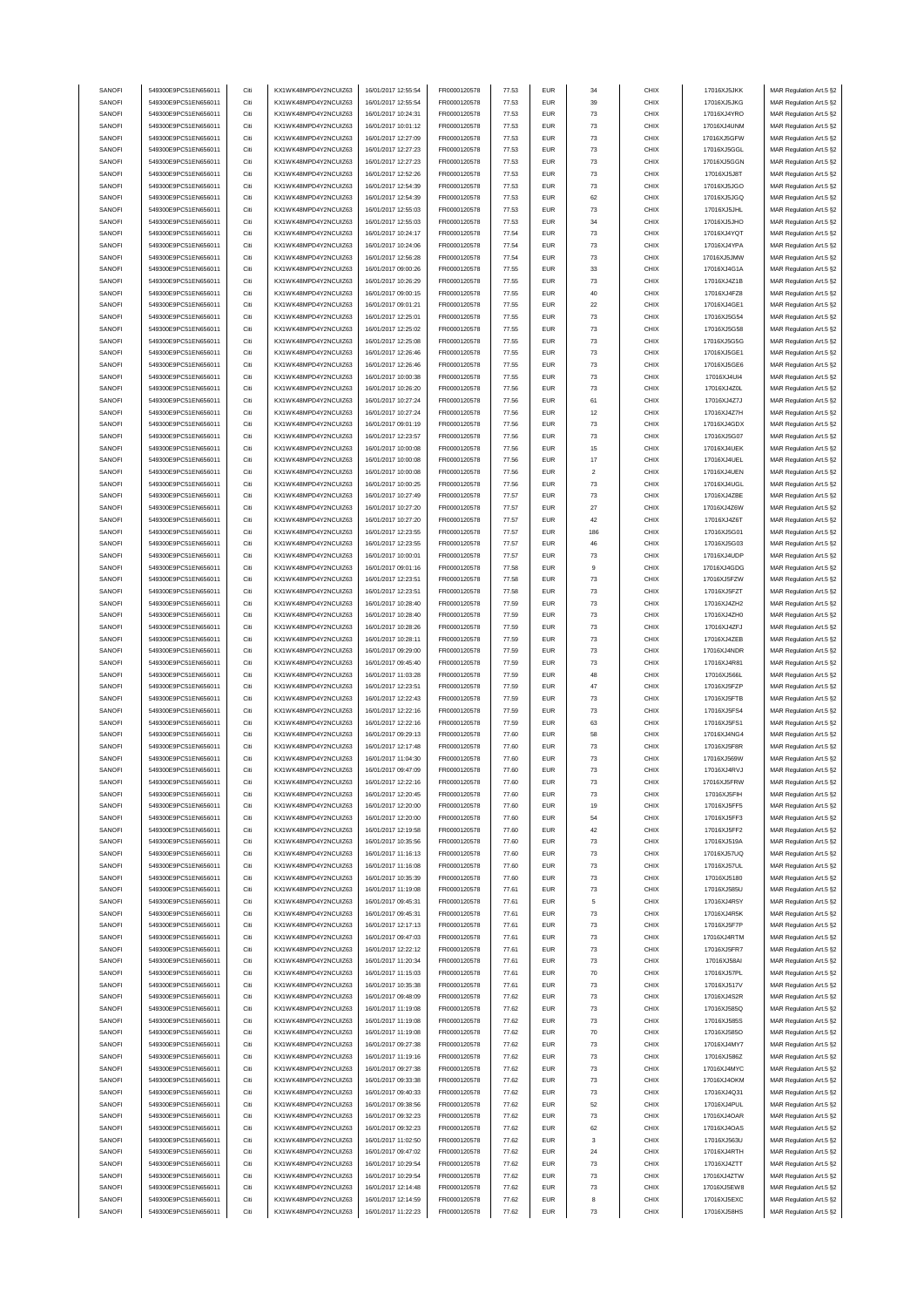| | | | | | | | | | | | |
|---|---|---|---|---|---|---|---|---|---|---|---|
| SANOFI | 549300E9PC51EN656011 | Citi | KX1WK48MPD4Y2NCUIZ63 | 16/01/2017 12:55:54 | FR0000120578 | 77.53 | EUR | 34 | CHIX | 17016XJ5JKK | MAR Regulation Art.5 §2 |
| SANOFI | 549300E9PC51EN656011 | Citi | KX1WK48MPD4Y2NCUIZ63 | 16/01/2017 12:55:54 | FR0000120578 | 77.53 | EUR | 39 | CHIX | 17016XJ5JKG | MAR Regulation Art.5 §2 |
| SANOFI | 549300E9PC51EN656011 | Citi | KX1WK48MPD4Y2NCUIZ63 | 16/01/2017 10:24:31 | FR0000120578 | 77.53 | EUR | 73 | CHIX | 17016XJ4YRO | MAR Regulation Art.5 §2 |
| SANOFI | 549300E9PC51EN656011 | Citi | KX1WK48MPD4Y2NCUIZ63 | 16/01/2017 10:01:12 | FR0000120578 | 77.53 | EUR | 73 | CHIX | 17016XJ4UNM | MAR Regulation Art.5 §2 |
| SANOFI | 549300E9PC51EN656011 | Citi | KX1WK48MPD4Y2NCUIZ63 | 16/01/2017 12:27:09 | FR0000120578 | 77.53 | EUR | 73 | CHIX | 17016XJ5GFW | MAR Regulation Art.5 §2 |
| SANOFI | 549300E9PC51EN656011 | Citi | KX1WK48MPD4Y2NCUIZ63 | 16/01/2017 12:27:23 | FR0000120578 | 77.53 | EUR | 73 | CHIX | 17016XJ5GGL | MAR Regulation Art.5 §2 |
| SANOFI | 549300E9PC51EN656011 | Citi | KX1WK48MPD4Y2NCUIZ63 | 16/01/2017 12:27:23 | FR0000120578 | 77.53 | EUR | 73 | CHIX | 17016XJ5GGN | MAR Regulation Art.5 §2 |
| SANOFI | 549300E9PC51EN656011 | Citi | KX1WK48MPD4Y2NCUIZ63 | 16/01/2017 12:52:26 | FR0000120578 | 77.53 | EUR | 73 | CHIX | 17016XJ5J8T | MAR Regulation Art.5 §2 |
| SANOFI | 549300E9PC51EN656011 | Citi | KX1WK48MPD4Y2NCUIZ63 | 16/01/2017 12:54:39 | FR0000120578 | 77.53 | EUR | 73 | CHIX | 17016XJ5JGO | MAR Regulation Art.5 §2 |
| SANOFI | 549300E9PC51EN656011 | Citi | KX1WK48MPD4Y2NCUIZ63 | 16/01/2017 12:54:39 | FR0000120578 | 77.53 | EUR | 62 | CHIX | 17016XJ5JGQ | MAR Regulation Art.5 §2 |
| SANOFI | 549300E9PC51EN656011 | Citi | KX1WK48MPD4Y2NCUIZ63 | 16/01/2017 12:55:03 | FR0000120578 | 77.53 | EUR | 73 | CHIX | 17016XJ5JHL | MAR Regulation Art.5 §2 |
| SANOFI | 549300E9PC51EN656011 | Citi | KX1WK48MPD4Y2NCUIZ63 | 16/01/2017 12:55:03 | FR0000120578 | 77.53 | EUR | 34 | CHIX | 17016XJ5JHO | MAR Regulation Art.5 §2 |
| SANOFI | 549300E9PC51EN656011 | Citi | KX1WK48MPD4Y2NCUIZ63 | 16/01/2017 10:24:17 | FR0000120578 | 77.54 | EUR | 73 | CHIX | 17016XJ4YQT | MAR Regulation Art.5 §2 |
| SANOFI | 549300E9PC51EN656011 | Citi | KX1WK48MPD4Y2NCUIZ63 | 16/01/2017 10:24:06 | FR0000120578 | 77.54 | EUR | 73 | CHIX | 17016XJ4YPA | MAR Regulation Art.5 §2 |
| SANOFI | 549300E9PC51EN656011 | Citi | KX1WK48MPD4Y2NCUIZ63 | 16/01/2017 12:56:28 | FR0000120578 | 77.54 | EUR | 73 | CHIX | 17016XJ5JMW | MAR Regulation Art.5 §2 |
| SANOFI | 549300E9PC51EN656011 | Citi | KX1WK48MPD4Y2NCUIZ63 | 16/01/2017 09:00:26 | FR0000120578 | 77.55 | EUR | 33 | CHIX | 17016XJ4G1A | MAR Regulation Art.5 §2 |
| SANOFI | 549300E9PC51EN656011 | Citi | KX1WK48MPD4Y2NCUIZ63 | 16/01/2017 10:26:29 | FR0000120578 | 77.55 | EUR | 73 | CHIX | 17016XJ4Z1B | MAR Regulation Art.5 §2 |
| SANOFI | 549300E9PC51EN656011 | Citi | KX1WK48MPD4Y2NCUIZ63 | 16/01/2017 09:00:15 | FR0000120578 | 77.55 | EUR | 40 | CHIX | 17016XJ4FZ8 | MAR Regulation Art.5 §2 |
| SANOFI | 549300E9PC51EN656011 | Citi | KX1WK48MPD4Y2NCUIZ63 | 16/01/2017 09:01:21 | FR0000120578 | 77.55 | EUR | 22 | CHIX | 17016XJ4GE1 | MAR Regulation Art.5 §2 |
| SANOFI | 549300E9PC51EN656011 | Citi | KX1WK48MPD4Y2NCUIZ63 | 16/01/2017 12:25:01 | FR0000120578 | 77.55 | EUR | 73 | CHIX | 17016XJ5G54 | MAR Regulation Art.5 §2 |
| SANOFI | 549300E9PC51EN656011 | Citi | KX1WK48MPD4Y2NCUIZ63 | 16/01/2017 12:25:02 | FR0000120578 | 77.55 | EUR | 73 | CHIX | 17016XJ5G58 | MAR Regulation Art.5 §2 |
| SANOFI | 549300E9PC51EN656011 | Citi | KX1WK48MPD4Y2NCUIZ63 | 16/01/2017 12:25:08 | FR0000120578 | 77.55 | EUR | 73 | CHIX | 17016XJ5G5G | MAR Regulation Art.5 §2 |
| SANOFI | 549300E9PC51EN656011 | Citi | KX1WK48MPD4Y2NCUIZ63 | 16/01/2017 12:26:46 | FR0000120578 | 77.55 | EUR | 73 | CHIX | 17016XJ5GE1 | MAR Regulation Art.5 §2 |
| SANOFI | 549300E9PC51EN656011 | Citi | KX1WK48MPD4Y2NCUIZ63 | 16/01/2017 12:26:46 | FR0000120578 | 77.55 | EUR | 73 | CHIX | 17016XJ5GE6 | MAR Regulation Art.5 §2 |
| SANOFI | 549300E9PC51EN656011 | Citi | KX1WK48MPD4Y2NCUIZ63 | 16/01/2017 10:00:38 | FR0000120578 | 77.55 | EUR | 73 | CHIX | 17016XJ4UI4 | MAR Regulation Art.5 §2 |
| SANOFI | 549300E9PC51EN656011 | Citi | KX1WK48MPD4Y2NCUIZ63 | 16/01/2017 10:26:20 | FR0000120578 | 77.56 | EUR | 73 | CHIX | 17016XJ4Z0L | MAR Regulation Art.5 §2 |
| SANOFI | 549300E9PC51EN656011 | Citi | KX1WK48MPD4Y2NCUIZ63 | 16/01/2017 10:27:24 | FR0000120578 | 77.56 | EUR | 61 | CHIX | 17016XJ4Z7J | MAR Regulation Art.5 §2 |
| SANOFI | 549300E9PC51EN656011 | Citi | KX1WK48MPD4Y2NCUIZ63 | 16/01/2017 10:27:24 | FR0000120578 | 77.56 | EUR | 12 | CHIX | 17016XJ4Z7H | MAR Regulation Art.5 §2 |
| SANOFI | 549300E9PC51EN656011 | Citi | KX1WK48MPD4Y2NCUIZ63 | 16/01/2017 09:01:19 | FR0000120578 | 77.56 | EUR | 73 | CHIX | 17016XJ4GDX | MAR Regulation Art.5 §2 |
| SANOFI | 549300E9PC51EN656011 | Citi | KX1WK48MPD4Y2NCUIZ63 | 16/01/2017 12:23:57 | FR0000120578 | 77.56 | EUR | 73 | CHIX | 17016XJ5G07 | MAR Regulation Art.5 §2 |
| SANOFI | 549300E9PC51EN656011 | Citi | KX1WK48MPD4Y2NCUIZ63 | 16/01/2017 10:00:08 | FR0000120578 | 77.56 | EUR | 15 | CHIX | 17016XJ4UEK | MAR Regulation Art.5 §2 |
| SANOFI | 549300E9PC51EN656011 | Citi | KX1WK48MPD4Y2NCUIZ63 | 16/01/2017 10:00:08 | FR0000120578 | 77.56 | EUR | 17 | CHIX | 17016XJ4UEL | MAR Regulation Art.5 §2 |
| SANOFI | 549300E9PC51EN656011 | Citi | KX1WK48MPD4Y2NCUIZ63 | 16/01/2017 10:00:08 | FR0000120578 | 77.56 | EUR | 2 | CHIX | 17016XJ4UEN | MAR Regulation Art.5 §2 |
| SANOFI | 549300E9PC51EN656011 | Citi | KX1WK48MPD4Y2NCUIZ63 | 16/01/2017 10:00:25 | FR0000120578 | 77.56 | EUR | 73 | CHIX | 17016XJ4UGL | MAR Regulation Art.5 §2 |
| SANOFI | 549300E9PC51EN656011 | Citi | KX1WK48MPD4Y2NCUIZ63 | 16/01/2017 10:27:49 | FR0000120578 | 77.57 | EUR | 73 | CHIX | 17016XJ4ZBE | MAR Regulation Art.5 §2 |
| SANOFI | 549300E9PC51EN656011 | Citi | KX1WK48MPD4Y2NCUIZ63 | 16/01/2017 10:27:20 | FR0000120578 | 77.57 | EUR | 27 | CHIX | 17016XJ4Z6W | MAR Regulation Art.5 §2 |
| SANOFI | 549300E9PC51EN656011 | Citi | KX1WK48MPD4Y2NCUIZ63 | 16/01/2017 10:27:20 | FR0000120578 | 77.57 | EUR | 42 | CHIX | 17016XJ4Z6T | MAR Regulation Art.5 §2 |
| SANOFI | 549300E9PC51EN656011 | Citi | KX1WK48MPD4Y2NCUIZ63 | 16/01/2017 12:23:55 | FR0000120578 | 77.57 | EUR | 186 | CHIX | 17016XJ5G01 | MAR Regulation Art.5 §2 |
| SANOFI | 549300E9PC51EN656011 | Citi | KX1WK48MPD4Y2NCUIZ63 | 16/01/2017 12:23:55 | FR0000120578 | 77.57 | EUR | 46 | CHIX | 17016XJ5G03 | MAR Regulation Art.5 §2 |
| SANOFI | 549300E9PC51EN656011 | Citi | KX1WK48MPD4Y2NCUIZ63 | 16/01/2017 10:00:01 | FR0000120578 | 77.57 | EUR | 73 | CHIX | 17016XJ4UDP | MAR Regulation Art.5 §2 |
| SANOFI | 549300E9PC51EN656011 | Citi | KX1WK48MPD4Y2NCUIZ63 | 16/01/2017 09:01:16 | FR0000120578 | 77.58 | EUR | 9 | CHIX | 17016XJ4GDG | MAR Regulation Art.5 §2 |
| SANOFI | 549300E9PC51EN656011 | Citi | KX1WK48MPD4Y2NCUIZ63 | 16/01/2017 12:23:51 | FR0000120578 | 77.58 | EUR | 73 | CHIX | 17016XJ5FZW | MAR Regulation Art.5 §2 |
| SANOFI | 549300E9PC51EN656011 | Citi | KX1WK48MPD4Y2NCUIZ63 | 16/01/2017 12:23:51 | FR0000120578 | 77.58 | EUR | 73 | CHIX | 17016XJ5FZT | MAR Regulation Art.5 §2 |
| SANOFI | 549300E9PC51EN656011 | Citi | KX1WK48MPD4Y2NCUIZ63 | 16/01/2017 10:28:40 | FR0000120578 | 77.59 | EUR | 73 | CHIX | 17016XJ4ZH2 | MAR Regulation Art.5 §2 |
| SANOFI | 549300E9PC51EN656011 | Citi | KX1WK48MPD4Y2NCUIZ63 | 16/01/2017 10:28:40 | FR0000120578 | 77.59 | EUR | 73 | CHIX | 17016XJ4ZH0 | MAR Regulation Art.5 §2 |
| SANOFI | 549300E9PC51EN656011 | Citi | KX1WK48MPD4Y2NCUIZ63 | 16/01/2017 10:28:26 | FR0000120578 | 77.59 | EUR | 73 | CHIX | 17016XJ4ZFJ | MAR Regulation Art.5 §2 |
| SANOFI | 549300E9PC51EN656011 | Citi | KX1WK48MPD4Y2NCUIZ63 | 16/01/2017 10:28:11 | FR0000120578 | 77.59 | EUR | 73 | CHIX | 17016XJ4ZEB | MAR Regulation Art.5 §2 |
| SANOFI | 549300E9PC51EN656011 | Citi | KX1WK48MPD4Y2NCUIZ63 | 16/01/2017 09:29:00 | FR0000120578 | 77.59 | EUR | 73 | CHIX | 17016XJ4NDR | MAR Regulation Art.5 §2 |
| SANOFI | 549300E9PC51EN656011 | Citi | KX1WK48MPD4Y2NCUIZ63 | 16/01/2017 09:45:40 | FR0000120578 | 77.59 | EUR | 73 | CHIX | 17016XJ4R81 | MAR Regulation Art.5 §2 |
| SANOFI | 549300E9PC51EN656011 | Citi | KX1WK48MPD4Y2NCUIZ63 | 16/01/2017 11:03:28 | FR0000120578 | 77.59 | EUR | 48 | CHIX | 17016XJ566L | MAR Regulation Art.5 §2 |
| SANOFI | 549300E9PC51EN656011 | Citi | KX1WK48MPD4Y2NCUIZ63 | 16/01/2017 12:23:51 | FR0000120578 | 77.59 | EUR | 47 | CHIX | 17016XJ5FZP | MAR Regulation Art.5 §2 |
| SANOFI | 549300E9PC51EN656011 | Citi | KX1WK48MPD4Y2NCUIZ63 | 16/01/2017 12:22:43 | FR0000120578 | 77.59 | EUR | 73 | CHIX | 17016XJ5FTB | MAR Regulation Art.5 §2 |
| SANOFI | 549300E9PC51EN656011 | Citi | KX1WK48MPD4Y2NCUIZ63 | 16/01/2017 12:22:16 | FR0000120578 | 77.59 | EUR | 73 | CHIX | 17016XJ5FS4 | MAR Regulation Art.5 §2 |
| SANOFI | 549300E9PC51EN656011 | Citi | KX1WK48MPD4Y2NCUIZ63 | 16/01/2017 12:22:16 | FR0000120578 | 77.59 | EUR | 63 | CHIX | 17016XJ5FS1 | MAR Regulation Art.5 §2 |
| SANOFI | 549300E9PC51EN656011 | Citi | KX1WK48MPD4Y2NCUIZ63 | 16/01/2017 09:29:13 | FR0000120578 | 77.60 | EUR | 58 | CHIX | 17016XJ4NG4 | MAR Regulation Art.5 §2 |
| SANOFI | 549300E9PC51EN656011 | Citi | KX1WK48MPD4Y2NCUIZ63 | 16/01/2017 12:17:48 | FR0000120578 | 77.60 | EUR | 73 | CHIX | 17016XJ5F8R | MAR Regulation Art.5 §2 |
| SANOFI | 549300E9PC51EN656011 | Citi | KX1WK48MPD4Y2NCUIZ63 | 16/01/2017 11:04:30 | FR0000120578 | 77.60 | EUR | 73 | CHIX | 17016XJ569W | MAR Regulation Art.5 §2 |
| SANOFI | 549300E9PC51EN656011 | Citi | KX1WK48MPD4Y2NCUIZ63 | 16/01/2017 09:47:09 | FR0000120578 | 77.60 | EUR | 73 | CHIX | 17016XJ4RVJ | MAR Regulation Art.5 §2 |
| SANOFI | 549300E9PC51EN656011 | Citi | KX1WK48MPD4Y2NCUIZ63 | 16/01/2017 12:22:16 | FR0000120578 | 77.60 | EUR | 73 | CHIX | 17016XJ5FRW | MAR Regulation Art.5 §2 |
| SANOFI | 549300E9PC51EN656011 | Citi | KX1WK48MPD4Y2NCUIZ63 | 16/01/2017 12:20:45 | FR0000120578 | 77.60 | EUR | 73 | CHIX | 17016XJ5FIH | MAR Regulation Art.5 §2 |
| SANOFI | 549300E9PC51EN656011 | Citi | KX1WK48MPD4Y2NCUIZ63 | 16/01/2017 12:20:00 | FR0000120578 | 77.60 | EUR | 19 | CHIX | 17016XJ5FF5 | MAR Regulation Art.5 §2 |
| SANOFI | 549300E9PC51EN656011 | Citi | KX1WK48MPD4Y2NCUIZ63 | 16/01/2017 12:20:00 | FR0000120578 | 77.60 | EUR | 54 | CHIX | 17016XJ5FF3 | MAR Regulation Art.5 §2 |
| SANOFI | 549300E9PC51EN656011 | Citi | KX1WK48MPD4Y2NCUIZ63 | 16/01/2017 12:19:58 | FR0000120578 | 77.60 | EUR | 42 | CHIX | 17016XJ5FF2 | MAR Regulation Art.5 §2 |
| SANOFI | 549300E9PC51EN656011 | Citi | KX1WK48MPD4Y2NCUIZ63 | 16/01/2017 10:35:56 | FR0000120578 | 77.60 | EUR | 73 | CHIX | 17016XJ519A | MAR Regulation Art.5 §2 |
| SANOFI | 549300E9PC51EN656011 | Citi | KX1WK48MPD4Y2NCUIZ63 | 16/01/2017 11:16:13 | FR0000120578 | 77.60 | EUR | 73 | CHIX | 17016XJ57UQ | MAR Regulation Art.5 §2 |
| SANOFI | 549300E9PC51EN656011 | Citi | KX1WK48MPD4Y2NCUIZ63 | 16/01/2017 11:16:08 | FR0000120578 | 77.60 | EUR | 73 | CHIX | 17016XJ57UL | MAR Regulation Art.5 §2 |
| SANOFI | 549300E9PC51EN656011 | Citi | KX1WK48MPD4Y2NCUIZ63 | 16/01/2017 10:35:39 | FR0000120578 | 77.60 | EUR | 73 | CHIX | 17016XJ5180 | MAR Regulation Art.5 §2 |
| SANOFI | 549300E9PC51EN656011 | Citi | KX1WK48MPD4Y2NCUIZ63 | 16/01/2017 11:19:08 | FR0000120578 | 77.61 | EUR | 73 | CHIX | 17016XJ585U | MAR Regulation Art.5 §2 |
| SANOFI | 549300E9PC51EN656011 | Citi | KX1WK48MPD4Y2NCUIZ63 | 16/01/2017 09:45:31 | FR0000120578 | 77.61 | EUR | 5 | CHIX | 17016XJ4R5Y | MAR Regulation Art.5 §2 |
| SANOFI | 549300E9PC51EN656011 | Citi | KX1WK48MPD4Y2NCUIZ63 | 16/01/2017 09:45:31 | FR0000120578 | 77.61 | EUR | 73 | CHIX | 17016XJ4R5K | MAR Regulation Art.5 §2 |
| SANOFI | 549300E9PC51EN656011 | Citi | KX1WK48MPD4Y2NCUIZ63 | 16/01/2017 12:17:13 | FR0000120578 | 77.61 | EUR | 73 | CHIX | 17016XJ5F7P | MAR Regulation Art.5 §2 |
| SANOFI | 549300E9PC51EN656011 | Citi | KX1WK48MPD4Y2NCUIZ63 | 16/01/2017 09:47:03 | FR0000120578 | 77.61 | EUR | 73 | CHIX | 17016XJ4RTM | MAR Regulation Art.5 §2 |
| SANOFI | 549300E9PC51EN656011 | Citi | KX1WK48MPD4Y2NCUIZ63 | 16/01/2017 12:22:12 | FR0000120578 | 77.61 | EUR | 73 | CHIX | 17016XJ5FR7 | MAR Regulation Art.5 §2 |
| SANOFI | 549300E9PC51EN656011 | Citi | KX1WK48MPD4Y2NCUIZ63 | 16/01/2017 11:20:34 | FR0000120578 | 77.61 | EUR | 73 | CHIX | 17016XJ58AI | MAR Regulation Art.5 §2 |
| SANOFI | 549300E9PC51EN656011 | Citi | KX1WK48MPD4Y2NCUIZ63 | 16/01/2017 11:15:03 | FR0000120578 | 77.61 | EUR | 70 | CHIX | 17016XJ57PL | MAR Regulation Art.5 §2 |
| SANOFI | 549300E9PC51EN656011 | Citi | KX1WK48MPD4Y2NCUIZ63 | 16/01/2017 10:35:38 | FR0000120578 | 77.61 | EUR | 73 | CHIX | 17016XJ517V | MAR Regulation Art.5 §2 |
| SANOFI | 549300E9PC51EN656011 | Citi | KX1WK48MPD4Y2NCUIZ63 | 16/01/2017 09:48:09 | FR0000120578 | 77.62 | EUR | 73 | CHIX | 17016XJ4S2R | MAR Regulation Art.5 §2 |
| SANOFI | 549300E9PC51EN656011 | Citi | KX1WK48MPD4Y2NCUIZ63 | 16/01/2017 11:19:08 | FR0000120578 | 77.62 | EUR | 73 | CHIX | 17016XJ585Q | MAR Regulation Art.5 §2 |
| SANOFI | 549300E9PC51EN656011 | Citi | KX1WK48MPD4Y2NCUIZ63 | 16/01/2017 11:19:08 | FR0000120578 | 77.62 | EUR | 73 | CHIX | 17016XJ585S | MAR Regulation Art.5 §2 |
| SANOFI | 549300E9PC51EN656011 | Citi | KX1WK48MPD4Y2NCUIZ63 | 16/01/2017 11:19:08 | FR0000120578 | 77.62 | EUR | 70 | CHIX | 17016XJ585O | MAR Regulation Art.5 §2 |
| SANOFI | 549300E9PC51EN656011 | Citi | KX1WK48MPD4Y2NCUIZ63 | 16/01/2017 09:27:38 | FR0000120578 | 77.62 | EUR | 73 | CHIX | 17016XJ4MY7 | MAR Regulation Art.5 §2 |
| SANOFI | 549300E9PC51EN656011 | Citi | KX1WK48MPD4Y2NCUIZ63 | 16/01/2017 11:19:16 | FR0000120578 | 77.62 | EUR | 73 | CHIX | 17016XJ586Z | MAR Regulation Art.5 §2 |
| SANOFI | 549300E9PC51EN656011 | Citi | KX1WK48MPD4Y2NCUIZ63 | 16/01/2017 09:27:38 | FR0000120578 | 77.62 | EUR | 73 | CHIX | 17016XJ4MYC | MAR Regulation Art.5 §2 |
| SANOFI | 549300E9PC51EN656011 | Citi | KX1WK48MPD4Y2NCUIZ63 | 16/01/2017 09:33:38 | FR0000120578 | 77.62 | EUR | 73 | CHIX | 17016XJ4OKM | MAR Regulation Art.5 §2 |
| SANOFI | 549300E9PC51EN656011 | Citi | KX1WK48MPD4Y2NCUIZ63 | 16/01/2017 09:40:33 | FR0000120578 | 77.62 | EUR | 73 | CHIX | 17016XJ4Q31 | MAR Regulation Art.5 §2 |
| SANOFI | 549300E9PC51EN656011 | Citi | KX1WK48MPD4Y2NCUIZ63 | 16/01/2017 09:38:56 | FR0000120578 | 77.62 | EUR | 52 | CHIX | 17016XJ4PUL | MAR Regulation Art.5 §2 |
| SANOFI | 549300E9PC51EN656011 | Citi | KX1WK48MPD4Y2NCUIZ63 | 16/01/2017 09:32:23 | FR0000120578 | 77.62 | EUR | 73 | CHIX | 17016XJ4OAR | MAR Regulation Art.5 §2 |
| SANOFI | 549300E9PC51EN656011 | Citi | KX1WK48MPD4Y2NCUIZ63 | 16/01/2017 09:32:23 | FR0000120578 | 77.62 | EUR | 62 | CHIX | 17016XJ4OAS | MAR Regulation Art.5 §2 |
| SANOFI | 549300E9PC51EN656011 | Citi | KX1WK48MPD4Y2NCUIZ63 | 16/01/2017 11:02:50 | FR0000120578 | 77.62 | EUR | 3 | CHIX | 17016XJ563U | MAR Regulation Art.5 §2 |
| SANOFI | 549300E9PC51EN656011 | Citi | KX1WK48MPD4Y2NCUIZ63 | 16/01/2017 09:47:02 | FR0000120578 | 77.62 | EUR | 24 | CHIX | 17016XJ4RTH | MAR Regulation Art.5 §2 |
| SANOFI | 549300E9PC51EN656011 | Citi | KX1WK48MPD4Y2NCUIZ63 | 16/01/2017 10:29:54 | FR0000120578 | 77.62 | EUR | 73 | CHIX | 17016XJ4ZTT | MAR Regulation Art.5 §2 |
| SANOFI | 549300E9PC51EN656011 | Citi | KX1WK48MPD4Y2NCUIZ63 | 16/01/2017 10:29:54 | FR0000120578 | 77.62 | EUR | 73 | CHIX | 17016XJ4ZTW | MAR Regulation Art.5 §2 |
| SANOFI | 549300E9PC51EN656011 | Citi | KX1WK48MPD4Y2NCUIZ63 | 16/01/2017 12:14:48 | FR0000120578 | 77.62 | EUR | 73 | CHIX | 17016XJ5EW8 | MAR Regulation Art.5 §2 |
| SANOFI | 549300E9PC51EN656011 | Citi | KX1WK48MPD4Y2NCUIZ63 | 16/01/2017 12:14:59 | FR0000120578 | 77.62 | EUR | 8 | CHIX | 17016XJ5EXC | MAR Regulation Art.5 §2 |
| SANOFI | 549300E9PC51EN656011 | Citi | KX1WK48MPD4Y2NCUIZ63 | 16/01/2017 11:22:23 | FR0000120578 | 77.62 | EUR | 73 | CHIX | 17016XJ58HS | MAR Regulation Art.5 §2 |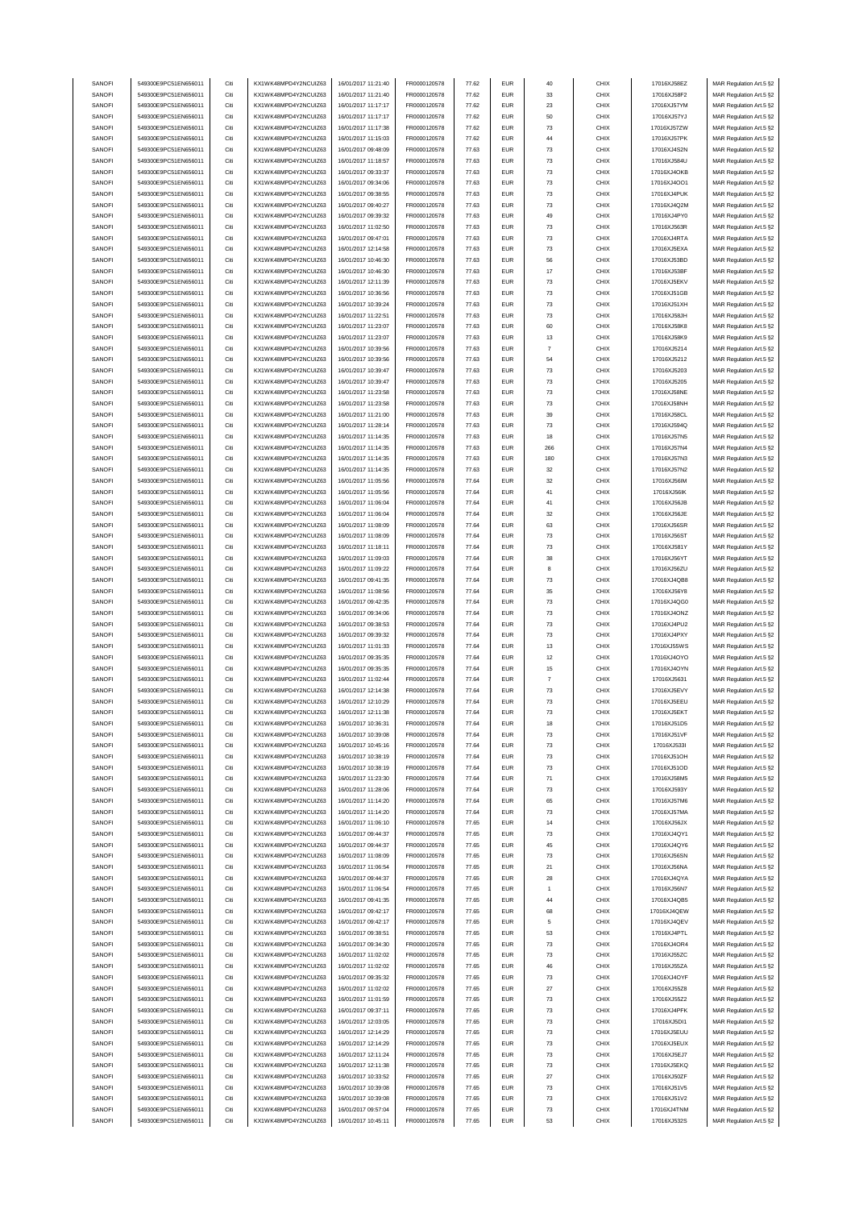| | | | | | | | | | | | |
|---|---|---|---|---|---|---|---|---|---|---|---|
| SANOFI | 549300E9PC51EN656011 | Citi | KX1WK48MPD4Y2NCUIZ63 | 16/01/2017 11:21:40 | FR0000120578 | 77.62 | EUR | 40 | CHIX | 17016XJ58EZ | MAR Regulation Art.5 §2 |
| SANOFI | 549300E9PC51EN656011 | Citi | KX1WK48MPD4Y2NCUIZ63 | 16/01/2017 11:21:40 | FR0000120578 | 77.62 | EUR | 33 | CHIX | 17016XJ58F2 | MAR Regulation Art.5 §2 |
| SANOFI | 549300E9PC51EN656011 | Citi | KX1WK48MPD4Y2NCUIZ63 | 16/01/2017 11:17:17 | FR0000120578 | 77.62 | EUR | 23 | CHIX | 17016XJ57YM | MAR Regulation Art.5 §2 |
| SANOFI | 549300E9PC51EN656011 | Citi | KX1WK48MPD4Y2NCUIZ63 | 16/01/2017 11:17:17 | FR0000120578 | 77.62 | EUR | 50 | CHIX | 17016XJ57YJ | MAR Regulation Art.5 §2 |
| SANOFI | 549300E9PC51EN656011 | Citi | KX1WK48MPD4Y2NCUIZ63 | 16/01/2017 11:17:38 | FR0000120578 | 77.62 | EUR | 73 | CHIX | 17016XJ57ZW | MAR Regulation Art.5 §2 |
| SANOFI | 549300E9PC51EN656011 | Citi | KX1WK48MPD4Y2NCUIZ63 | 16/01/2017 11:15:03 | FR0000120578 | 77.62 | EUR | 44 | CHIX | 17016XJ57PK | MAR Regulation Art.5 §2 |
| SANOFI | 549300E9PC51EN656011 | Citi | KX1WK48MPD4Y2NCUIZ63 | 16/01/2017 09:48:09 | FR0000120578 | 77.63 | EUR | 73 | CHIX | 17016XJ4S2N | MAR Regulation Art.5 §2 |
| SANOFI | 549300E9PC51EN656011 | Citi | KX1WK48MPD4Y2NCUIZ63 | 16/01/2017 11:18:57 | FR0000120578 | 77.63 | EUR | 73 | CHIX | 17016XJ584U | MAR Regulation Art.5 §2 |
| SANOFI | 549300E9PC51EN656011 | Citi | KX1WK48MPD4Y2NCUIZ63 | 16/01/2017 09:33:37 | FR0000120578 | 77.63 | EUR | 73 | CHIX | 17016XJ4OKB | MAR Regulation Art.5 §2 |
| SANOFI | 549300E9PC51EN656011 | Citi | KX1WK48MPD4Y2NCUIZ63 | 16/01/2017 09:34:06 | FR0000120578 | 77.63 | EUR | 73 | CHIX | 17016XJ4OO1 | MAR Regulation Art.5 §2 |
| SANOFI | 549300E9PC51EN656011 | Citi | KX1WK48MPD4Y2NCUIZ63 | 16/01/2017 09:38:55 | FR0000120578 | 77.63 | EUR | 73 | CHIX | 17016XJ4PUK | MAR Regulation Art.5 §2 |
| SANOFI | 549300E9PC51EN656011 | Citi | KX1WK48MPD4Y2NCUIZ63 | 16/01/2017 09:40:27 | FR0000120578 | 77.63 | EUR | 73 | CHIX | 17016XJ4Q2M | MAR Regulation Art.5 §2 |
| SANOFI | 549300E9PC51EN656011 | Citi | KX1WK48MPD4Y2NCUIZ63 | 16/01/2017 09:39:32 | FR0000120578 | 77.63 | EUR | 49 | CHIX | 17016XJ4PY0 | MAR Regulation Art.5 §2 |
| SANOFI | 549300E9PC51EN656011 | Citi | KX1WK48MPD4Y2NCUIZ63 | 16/01/2017 11:02:50 | FR0000120578 | 77.63 | EUR | 73 | CHIX | 17016XJ563R | MAR Regulation Art.5 §2 |
| SANOFI | 549300E9PC51EN656011 | Citi | KX1WK48MPD4Y2NCUIZ63 | 16/01/2017 09:47:01 | FR0000120578 | 77.63 | EUR | 73 | CHIX | 17016XJ4RTA | MAR Regulation Art.5 §2 |
| SANOFI | 549300E9PC51EN656011 | Citi | KX1WK48MPD4Y2NCUIZ63 | 16/01/2017 12:14:58 | FR0000120578 | 77.63 | EUR | 73 | CHIX | 17016XJ5EXA | MAR Regulation Art.5 §2 |
| SANOFI | 549300E9PC51EN656011 | Citi | KX1WK48MPD4Y2NCUIZ63 | 16/01/2017 10:46:30 | FR0000120578 | 77.63 | EUR | 56 | CHIX | 17016XJ53BD | MAR Regulation Art.5 §2 |
| SANOFI | 549300E9PC51EN656011 | Citi | KX1WK48MPD4Y2NCUIZ63 | 16/01/2017 10:46:30 | FR0000120578 | 77.63 | EUR | 17 | CHIX | 17016XJ53BF | MAR Regulation Art.5 §2 |
| SANOFI | 549300E9PC51EN656011 | Citi | KX1WK48MPD4Y2NCUIZ63 | 16/01/2017 12:11:39 | FR0000120578 | 77.63 | EUR | 73 | CHIX | 17016XJ5EKV | MAR Regulation Art.5 §2 |
| SANOFI | 549300E9PC51EN656011 | Citi | KX1WK48MPD4Y2NCUIZ63 | 16/01/2017 10:36:56 | FR0000120578 | 77.63 | EUR | 73 | CHIX | 17016XJ51GB | MAR Regulation Art.5 §2 |
| SANOFI | 549300E9PC51EN656011 | Citi | KX1WK48MPD4Y2NCUIZ63 | 16/01/2017 10:39:24 | FR0000120578 | 77.63 | EUR | 73 | CHIX | 17016XJ51XH | MAR Regulation Art.5 §2 |
| SANOFI | 549300E9PC51EN656011 | Citi | KX1WK48MPD4Y2NCUIZ63 | 16/01/2017 11:22:51 | FR0000120578 | 77.63 | EUR | 73 | CHIX | 17016XJ58JH | MAR Regulation Art.5 §2 |
| SANOFI | 549300E9PC51EN656011 | Citi | KX1WK48MPD4Y2NCUIZ63 | 16/01/2017 11:23:07 | FR0000120578 | 77.63 | EUR | 60 | CHIX | 17016XJ58K8 | MAR Regulation Art.5 §2 |
| SANOFI | 549300E9PC51EN656011 | Citi | KX1WK48MPD4Y2NCUIZ63 | 16/01/2017 11:23:07 | FR0000120578 | 77.63 | EUR | 13 | CHIX | 17016XJ58K9 | MAR Regulation Art.5 §2 |
| SANOFI | 549300E9PC51EN656011 | Citi | KX1WK48MPD4Y2NCUIZ63 | 16/01/2017 10:39:56 | FR0000120578 | 77.63 | EUR | 7 | CHIX | 17016XJ5214 | MAR Regulation Art.5 §2 |
| SANOFI | 549300E9PC51EN656011 | Citi | KX1WK48MPD4Y2NCUIZ63 | 16/01/2017 10:39:56 | FR0000120578 | 77.63 | EUR | 54 | CHIX | 17016XJ5212 | MAR Regulation Art.5 §2 |
| SANOFI | 549300E9PC51EN656011 | Citi | KX1WK48MPD4Y2NCUIZ63 | 16/01/2017 10:39:47 | FR0000120578 | 77.63 | EUR | 73 | CHIX | 17016XJ5203 | MAR Regulation Art.5 §2 |
| SANOFI | 549300E9PC51EN656011 | Citi | KX1WK48MPD4Y2NCUIZ63 | 16/01/2017 10:39:47 | FR0000120578 | 77.63 | EUR | 73 | CHIX | 17016XJ5205 | MAR Regulation Art.5 §2 |
| SANOFI | 549300E9PC51EN656011 | Citi | KX1WK48MPD4Y2NCUIZ63 | 16/01/2017 11:23:58 | FR0000120578 | 77.63 | EUR | 73 | CHIX | 17016XJ58NE | MAR Regulation Art.5 §2 |
| SANOFI | 549300E9PC51EN656011 | Citi | KX1WK48MPD4Y2NCUIZ63 | 16/01/2017 11:23:58 | FR0000120578 | 77.63 | EUR | 73 | CHIX | 17016XJ58NH | MAR Regulation Art.5 §2 |
| SANOFI | 549300E9PC51EN656011 | Citi | KX1WK48MPD4Y2NCUIZ63 | 16/01/2017 11:21:00 | FR0000120578 | 77.63 | EUR | 39 | CHIX | 17016XJ58CL | MAR Regulation Art.5 §2 |
| SANOFI | 549300E9PC51EN656011 | Citi | KX1WK48MPD4Y2NCUIZ63 | 16/01/2017 11:28:14 | FR0000120578 | 77.63 | EUR | 73 | CHIX | 17016XJ594Q | MAR Regulation Art.5 §2 |
| SANOFI | 549300E9PC51EN656011 | Citi | KX1WK48MPD4Y2NCUIZ63 | 16/01/2017 11:14:35 | FR0000120578 | 77.63 | EUR | 18 | CHIX | 17016XJ57N5 | MAR Regulation Art.5 §2 |
| SANOFI | 549300E9PC51EN656011 | Citi | KX1WK48MPD4Y2NCUIZ63 | 16/01/2017 11:14:35 | FR0000120578 | 77.63 | EUR | 266 | CHIX | 17016XJ57N4 | MAR Regulation Art.5 §2 |
| SANOFI | 549300E9PC51EN656011 | Citi | KX1WK48MPD4Y2NCUIZ63 | 16/01/2017 11:14:35 | FR0000120578 | 77.63 | EUR | 180 | CHIX | 17016XJ57N3 | MAR Regulation Art.5 §2 |
| SANOFI | 549300E9PC51EN656011 | Citi | KX1WK48MPD4Y2NCUIZ63 | 16/01/2017 11:14:35 | FR0000120578 | 77.63 | EUR | 32 | CHIX | 17016XJ57N2 | MAR Regulation Art.5 §2 |
| SANOFI | 549300E9PC51EN656011 | Citi | KX1WK48MPD4Y2NCUIZ63 | 16/01/2017 11:05:56 | FR0000120578 | 77.64 | EUR | 32 | CHIX | 17016XJ56IM | MAR Regulation Art.5 §2 |
| SANOFI | 549300E9PC51EN656011 | Citi | KX1WK48MPD4Y2NCUIZ63 | 16/01/2017 11:05:56 | FR0000120578 | 77.64 | EUR | 41 | CHIX | 17016XJ56IK | MAR Regulation Art.5 §2 |
| SANOFI | 549300E9PC51EN656011 | Citi | KX1WK48MPD4Y2NCUIZ63 | 16/01/2017 11:06:04 | FR0000120578 | 77.64 | EUR | 41 | CHIX | 17016XJ56JB | MAR Regulation Art.5 §2 |
| SANOFI | 549300E9PC51EN656011 | Citi | KX1WK48MPD4Y2NCUIZ63 | 16/01/2017 11:06:04 | FR0000120578 | 77.64 | EUR | 32 | CHIX | 17016XJ56JE | MAR Regulation Art.5 §2 |
| SANOFI | 549300E9PC51EN656011 | Citi | KX1WK48MPD4Y2NCUIZ63 | 16/01/2017 11:08:09 | FR0000120578 | 77.64 | EUR | 63 | CHIX | 17016XJ56SR | MAR Regulation Art.5 §2 |
| SANOFI | 549300E9PC51EN656011 | Citi | KX1WK48MPD4Y2NCUIZ63 | 16/01/2017 11:08:09 | FR0000120578 | 77.64 | EUR | 73 | CHIX | 17016XJ56ST | MAR Regulation Art.5 §2 |
| SANOFI | 549300E9PC51EN656011 | Citi | KX1WK48MPD4Y2NCUIZ63 | 16/01/2017 11:18:11 | FR0000120578 | 77.64 | EUR | 73 | CHIX | 17016XJ581Y | MAR Regulation Art.5 §2 |
| SANOFI | 549300E9PC51EN656011 | Citi | KX1WK48MPD4Y2NCUIZ63 | 16/01/2017 11:09:03 | FR0000120578 | 77.64 | EUR | 38 | CHIX | 17016XJ56YT | MAR Regulation Art.5 §2 |
| SANOFI | 549300E9PC51EN656011 | Citi | KX1WK48MPD4Y2NCUIZ63 | 16/01/2017 11:09:22 | FR0000120578 | 77.64 | EUR | 8 | CHIX | 17016XJ56ZU | MAR Regulation Art.5 §2 |
| SANOFI | 549300E9PC51EN656011 | Citi | KX1WK48MPD4Y2NCUIZ63 | 16/01/2017 09:41:35 | FR0000120578 | 77.64 | EUR | 73 | CHIX | 17016XJ4QB8 | MAR Regulation Art.5 §2 |
| SANOFI | 549300E9PC51EN656011 | Citi | KX1WK48MPD4Y2NCUIZ63 | 16/01/2017 11:08:56 | FR0000120578 | 77.64 | EUR | 35 | CHIX | 17016XJ56Y8 | MAR Regulation Art.5 §2 |
| SANOFI | 549300E9PC51EN656011 | Citi | KX1WK48MPD4Y2NCUIZ63 | 16/01/2017 09:42:35 | FR0000120578 | 77.64 | EUR | 73 | CHIX | 17016XJ4QG0 | MAR Regulation Art.5 §2 |
| SANOFI | 549300E9PC51EN656011 | Citi | KX1WK48MPD4Y2NCUIZ63 | 16/01/2017 09:34:06 | FR0000120578 | 77.64 | EUR | 73 | CHIX | 17016XJ4ONZ | MAR Regulation Art.5 §2 |
| SANOFI | 549300E9PC51EN656011 | Citi | KX1WK48MPD4Y2NCUIZ63 | 16/01/2017 09:38:53 | FR0000120578 | 77.64 | EUR | 73 | CHIX | 17016XJ4PU2 | MAR Regulation Art.5 §2 |
| SANOFI | 549300E9PC51EN656011 | Citi | KX1WK48MPD4Y2NCUIZ63 | 16/01/2017 09:39:32 | FR0000120578 | 77.64 | EUR | 73 | CHIX | 17016XJ4PXY | MAR Regulation Art.5 §2 |
| SANOFI | 549300E9PC51EN656011 | Citi | KX1WK48MPD4Y2NCUIZ63 | 16/01/2017 11:01:33 | FR0000120578 | 77.64 | EUR | 13 | CHIX | 17016XJ55WS | MAR Regulation Art.5 §2 |
| SANOFI | 549300E9PC51EN656011 | Citi | KX1WK48MPD4Y2NCUIZ63 | 16/01/2017 09:35:35 | FR0000120578 | 77.64 | EUR | 12 | CHIX | 17016XJ4OYO | MAR Regulation Art.5 §2 |
| SANOFI | 549300E9PC51EN656011 | Citi | KX1WK48MPD4Y2NCUIZ63 | 16/01/2017 09:35:35 | FR0000120578 | 77.64 | EUR | 15 | CHIX | 17016XJ4OYN | MAR Regulation Art.5 §2 |
| SANOFI | 549300E9PC51EN656011 | Citi | KX1WK48MPD4Y2NCUIZ63 | 16/01/2017 11:02:44 | FR0000120578 | 77.64 | EUR | 7 | CHIX | 17016XJ5631 | MAR Regulation Art.5 §2 |
| SANOFI | 549300E9PC51EN656011 | Citi | KX1WK48MPD4Y2NCUIZ63 | 16/01/2017 12:14:38 | FR0000120578 | 77.64 | EUR | 73 | CHIX | 17016XJ5EVY | MAR Regulation Art.5 §2 |
| SANOFI | 549300E9PC51EN656011 | Citi | KX1WK48MPD4Y2NCUIZ63 | 16/01/2017 12:10:29 | FR0000120578 | 77.64 | EUR | 73 | CHIX | 17016XJ5EEU | MAR Regulation Art.5 §2 |
| SANOFI | 549300E9PC51EN656011 | Citi | KX1WK48MPD4Y2NCUIZ63 | 16/01/2017 12:11:38 | FR0000120578 | 77.64 | EUR | 73 | CHIX | 17016XJ5EKT | MAR Regulation Art.5 §2 |
| SANOFI | 549300E9PC51EN656011 | Citi | KX1WK48MPD4Y2NCUIZ63 | 16/01/2017 10:36:31 | FR0000120578 | 77.64 | EUR | 18 | CHIX | 17016XJ51D5 | MAR Regulation Art.5 §2 |
| SANOFI | 549300E9PC51EN656011 | Citi | KX1WK48MPD4Y2NCUIZ63 | 16/01/2017 10:39:08 | FR0000120578 | 77.64 | EUR | 73 | CHIX | 17016XJ51VF | MAR Regulation Art.5 §2 |
| SANOFI | 549300E9PC51EN656011 | Citi | KX1WK48MPD4Y2NCUIZ63 | 16/01/2017 10:45:16 | FR0000120578 | 77.64 | EUR | 73 | CHIX | 17016XJ533I | MAR Regulation Art.5 §2 |
| SANOFI | 549300E9PC51EN656011 | Citi | KX1WK48MPD4Y2NCUIZ63 | 16/01/2017 10:38:19 | FR0000120578 | 77.64 | EUR | 73 | CHIX | 17016XJ51OH | MAR Regulation Art.5 §2 |
| SANOFI | 549300E9PC51EN656011 | Citi | KX1WK48MPD4Y2NCUIZ63 | 16/01/2017 10:38:19 | FR0000120578 | 77.64 | EUR | 73 | CHIX | 17016XJ51OD | MAR Regulation Art.5 §2 |
| SANOFI | 549300E9PC51EN656011 | Citi | KX1WK48MPD4Y2NCUIZ63 | 16/01/2017 11:23:30 | FR0000120578 | 77.64 | EUR | 71 | CHIX | 17016XJ58M5 | MAR Regulation Art.5 §2 |
| SANOFI | 549300E9PC51EN656011 | Citi | KX1WK48MPD4Y2NCUIZ63 | 16/01/2017 11:28:06 | FR0000120578 | 77.64 | EUR | 73 | CHIX | 17016XJ593Y | MAR Regulation Art.5 §2 |
| SANOFI | 549300E9PC51EN656011 | Citi | KX1WK48MPD4Y2NCUIZ63 | 16/01/2017 11:14:20 | FR0000120578 | 77.64 | EUR | 65 | CHIX | 17016XJ57M6 | MAR Regulation Art.5 §2 |
| SANOFI | 549300E9PC51EN656011 | Citi | KX1WK48MPD4Y2NCUIZ63 | 16/01/2017 11:14:20 | FR0000120578 | 77.64 | EUR | 73 | CHIX | 17016XJ57MA | MAR Regulation Art.5 §2 |
| SANOFI | 549300E9PC51EN656011 | Citi | KX1WK48MPD4Y2NCUIZ63 | 16/01/2017 11:06:10 | FR0000120578 | 77.65 | EUR | 14 | CHIX | 17016XJ56JX | MAR Regulation Art.5 §2 |
| SANOFI | 549300E9PC51EN656011 | Citi | KX1WK48MPD4Y2NCUIZ63 | 16/01/2017 09:44:37 | FR0000120578 | 77.65 | EUR | 73 | CHIX | 17016XJ4QY1 | MAR Regulation Art.5 §2 |
| SANOFI | 549300E9PC51EN656011 | Citi | KX1WK48MPD4Y2NCUIZ63 | 16/01/2017 09:44:37 | FR0000120578 | 77.65 | EUR | 45 | CHIX | 17016XJ4QY6 | MAR Regulation Art.5 §2 |
| SANOFI | 549300E9PC51EN656011 | Citi | KX1WK48MPD4Y2NCUIZ63 | 16/01/2017 11:08:09 | FR0000120578 | 77.65 | EUR | 73 | CHIX | 17016XJ56SN | MAR Regulation Art.5 §2 |
| SANOFI | 549300E9PC51EN656011 | Citi | KX1WK48MPD4Y2NCUIZ63 | 16/01/2017 11:06:54 | FR0000120578 | 77.65 | EUR | 21 | CHIX | 17016XJ56NA | MAR Regulation Art.5 §2 |
| SANOFI | 549300E9PC51EN656011 | Citi | KX1WK48MPD4Y2NCUIZ63 | 16/01/2017 09:44:37 | FR0000120578 | 77.65 | EUR | 28 | CHIX | 17016XJ4QYA | MAR Regulation Art.5 §2 |
| SANOFI | 549300E9PC51EN656011 | Citi | KX1WK48MPD4Y2NCUIZ63 | 16/01/2017 11:06:54 | FR0000120578 | 77.65 | EUR | 1 | CHIX | 17016XJ56N7 | MAR Regulation Art.5 §2 |
| SANOFI | 549300E9PC51EN656011 | Citi | KX1WK48MPD4Y2NCUIZ63 | 16/01/2017 09:41:35 | FR0000120578 | 77.65 | EUR | 44 | CHIX | 17016XJ4QB5 | MAR Regulation Art.5 §2 |
| SANOFI | 549300E9PC51EN656011 | Citi | KX1WK48MPD4Y2NCUIZ63 | 16/01/2017 09:42:17 | FR0000120578 | 77.65 | EUR | 68 | CHIX | 17016XJ4QEW | MAR Regulation Art.5 §2 |
| SANOFI | 549300E9PC51EN656011 | Citi | KX1WK48MPD4Y2NCUIZ63 | 16/01/2017 09:42:17 | FR0000120578 | 77.65 | EUR | 5 | CHIX | 17016XJ4QEV | MAR Regulation Art.5 §2 |
| SANOFI | 549300E9PC51EN656011 | Citi | KX1WK48MPD4Y2NCUIZ63 | 16/01/2017 09:38:51 | FR0000120578 | 77.65 | EUR | 53 | CHIX | 17016XJ4PTL | MAR Regulation Art.5 §2 |
| SANOFI | 549300E9PC51EN656011 | Citi | KX1WK48MPD4Y2NCUIZ63 | 16/01/2017 09:34:30 | FR0000120578 | 77.65 | EUR | 73 | CHIX | 17016XJ4OR4 | MAR Regulation Art.5 §2 |
| SANOFI | 549300E9PC51EN656011 | Citi | KX1WK48MPD4Y2NCUIZ63 | 16/01/2017 11:02:02 | FR0000120578 | 77.65 | EUR | 73 | CHIX | 17016XJ55ZC | MAR Regulation Art.5 §2 |
| SANOFI | 549300E9PC51EN656011 | Citi | KX1WK48MPD4Y2NCUIZ63 | 16/01/2017 11:02:02 | FR0000120578 | 77.65 | EUR | 46 | CHIX | 17016XJ55ZA | MAR Regulation Art.5 §2 |
| SANOFI | 549300E9PC51EN656011 | Citi | KX1WK48MPD4Y2NCUIZ63 | 16/01/2017 09:35:32 | FR0000120578 | 77.65 | EUR | 73 | CHIX | 17016XJ4OYF | MAR Regulation Art.5 §2 |
| SANOFI | 549300E9PC51EN656011 | Citi | KX1WK48MPD4Y2NCUIZ63 | 16/01/2017 11:02:02 | FR0000120578 | 77.65 | EUR | 27 | CHIX | 17016XJ55Z8 | MAR Regulation Art.5 §2 |
| SANOFI | 549300E9PC51EN656011 | Citi | KX1WK48MPD4Y2NCUIZ63 | 16/01/2017 11:01:59 | FR0000120578 | 77.65 | EUR | 73 | CHIX | 17016XJ55Z2 | MAR Regulation Art.5 §2 |
| SANOFI | 549300E9PC51EN656011 | Citi | KX1WK48MPD4Y2NCUIZ63 | 16/01/2017 09:37:11 | FR0000120578 | 77.65 | EUR | 73 | CHIX | 17016XJ4PFK | MAR Regulation Art.5 §2 |
| SANOFI | 549300E9PC51EN656011 | Citi | KX1WK48MPD4Y2NCUIZ63 | 16/01/2017 12:03:05 | FR0000120578 | 77.65 | EUR | 73 | CHIX | 17016XJ5DI1 | MAR Regulation Art.5 §2 |
| SANOFI | 549300E9PC51EN656011 | Citi | KX1WK48MPD4Y2NCUIZ63 | 16/01/2017 12:14:29 | FR0000120578 | 77.65 | EUR | 73 | CHIX | 17016XJ5EUU | MAR Regulation Art.5 §2 |
| SANOFI | 549300E9PC51EN656011 | Citi | KX1WK48MPD4Y2NCUIZ63 | 16/01/2017 12:14:29 | FR0000120578 | 77.65 | EUR | 73 | CHIX | 17016XJ5EUX | MAR Regulation Art.5 §2 |
| SANOFI | 549300E9PC51EN656011 | Citi | KX1WK48MPD4Y2NCUIZ63 | 16/01/2017 12:11:24 | FR0000120578 | 77.65 | EUR | 73 | CHIX | 17016XJ5EJ7 | MAR Regulation Art.5 §2 |
| SANOFI | 549300E9PC51EN656011 | Citi | KX1WK48MPD4Y2NCUIZ63 | 16/01/2017 12:11:38 | FR0000120578 | 77.65 | EUR | 73 | CHIX | 17016XJ5EKQ | MAR Regulation Art.5 §2 |
| SANOFI | 549300E9PC51EN656011 | Citi | KX1WK48MPD4Y2NCUIZ63 | 16/01/2017 10:33:52 | FR0000120578 | 77.65 | EUR | 27 | CHIX | 17016XJ50ZF | MAR Regulation Art.5 §2 |
| SANOFI | 549300E9PC51EN656011 | Citi | KX1WK48MPD4Y2NCUIZ63 | 16/01/2017 10:39:08 | FR0000120578 | 77.65 | EUR | 73 | CHIX | 17016XJ51V5 | MAR Regulation Art.5 §2 |
| SANOFI | 549300E9PC51EN656011 | Citi | KX1WK48MPD4Y2NCUIZ63 | 16/01/2017 10:39:08 | FR0000120578 | 77.65 | EUR | 73 | CHIX | 17016XJ51V2 | MAR Regulation Art.5 §2 |
| SANOFI | 549300E9PC51EN656011 | Citi | KX1WK48MPD4Y2NCUIZ63 | 16/01/2017 09:57:04 | FR0000120578 | 77.65 | EUR | 73 | CHIX | 17016XJ4TNM | MAR Regulation Art.5 §2 |
| SANOFI | 549300E9PC51EN656011 | Citi | KX1WK48MPD4Y2NCUIZ63 | 16/01/2017 10:45:11 | FR0000120578 | 77.65 | EUR | 53 | CHIX | 17016XJ532S | MAR Regulation Art.5 §2 |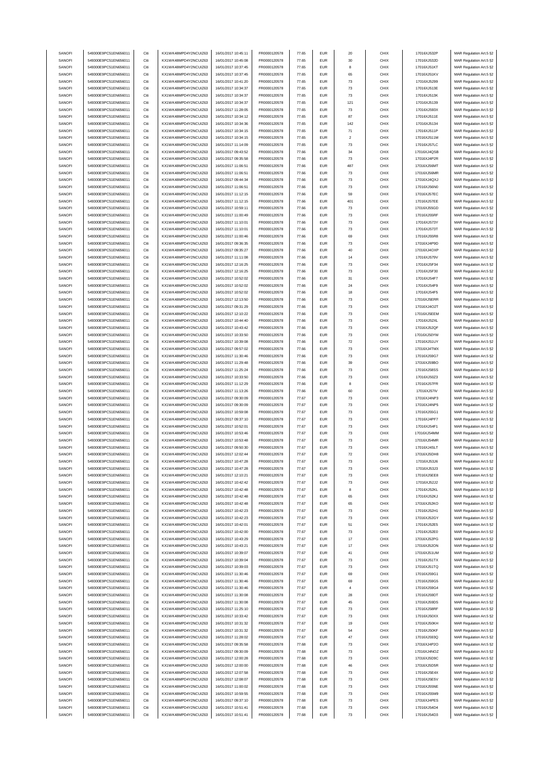| | | | | | | | | | | | |
|---|---|---|---|---|---|---|---|---|---|---|---|
| SANOFI | 549300E9PC51EN656011 | Citi | KX1WK48MPD4Y2NCUIZ63 | 16/01/2017 10:45:11 | FR0000120578 | 77.65 | EUR | 20 | CHIX | 17016XJ532P | MAR Regulation Art.5 §2 |
| SANOFI | 549300E9PC51EN656011 | Citi | KX1WK48MPD4Y2NCUIZ63 | 16/01/2017 10:45:08 | FR0000120578 | 77.65 | EUR | 30 | CHIX | 17016XJ532D | MAR Regulation Art.5 §2 |
| SANOFI | 549300E9PC51EN656011 | Citi | KX1WK48MPD4Y2NCUIZ63 | 16/01/2017 10:37:45 | FR0000120578 | 77.65 | EUR | 8 | CHIX | 17016XJ51KT | MAR Regulation Art.5 §2 |
| SANOFI | 549300E9PC51EN656011 | Citi | KX1WK48MPD4Y2NCUIZ63 | 16/01/2017 10:37:45 | FR0000120578 | 77.65 | EUR | 65 | CHIX | 17016XJ51KV | MAR Regulation Art.5 §2 |
| SANOFI | 549300E9PC51EN656011 | Citi | KX1WK48MPD4Y2NCUIZ63 | 16/01/2017 10:41:20 | FR0000120578 | 77.65 | EUR | 73 | CHIX | 17016XJ5299 | MAR Regulation Art.5 §2 |
| SANOFI | 549300E9PC51EN656011 | Citi | KX1WK48MPD4Y2NCUIZ63 | 16/01/2017 10:34:37 | FR0000120578 | 77.65 | EUR | 73 | CHIX | 17016XJ513E | MAR Regulation Art.5 §2 |
| SANOFI | 549300E9PC51EN656011 | Citi | KX1WK48MPD4Y2NCUIZ63 | 16/01/2017 10:34:37 | FR0000120578 | 77.65 | EUR | 73 | CHIX | 17016XJ513K | MAR Regulation Art.5 §2 |
| SANOFI | 549300E9PC51EN656011 | Citi | KX1WK48MPD4Y2NCUIZ63 | 16/01/2017 10:34:37 | FR0000120578 | 77.65 | EUR | 121 | CHIX | 17016XJ5139 | MAR Regulation Art.5 §2 |
| SANOFI | 549300E9PC51EN656011 | Citi | KX1WK48MPD4Y2NCUIZ63 | 16/01/2017 11:28:05 | FR0000120578 | 77.65 | EUR | 73 | CHIX | 17016XJ593X | MAR Regulation Art.5 §2 |
| SANOFI | 549300E9PC51EN656011 | Citi | KX1WK48MPD4Y2NCUIZ63 | 16/01/2017 10:34:12 | FR0000120578 | 77.65 | EUR | 87 | CHIX | 17016XJ511E | MAR Regulation Art.5 §2 |
| SANOFI | 549300E9PC51EN656011 | Citi | KX1WK48MPD4Y2NCUIZ63 | 16/01/2017 10:34:36 | FR0000120578 | 77.65 | EUR | 142 | CHIX | 17016XJ5134 | MAR Regulation Art.5 §2 |
| SANOFI | 549300E9PC51EN656011 | Citi | KX1WK48MPD4Y2NCUIZ63 | 16/01/2017 10:34:15 | FR0000120578 | 77.65 | EUR | 71 | CHIX | 17016XJ511P | MAR Regulation Art.5 §2 |
| SANOFI | 549300E9PC51EN656011 | Citi | KX1WK48MPD4Y2NCUIZ63 | 16/01/2017 10:34:15 | FR0000120578 | 77.65 | EUR | 2 | CHIX | 17016XJ511M | MAR Regulation Art.5 §2 |
| SANOFI | 549300E9PC51EN656011 | Citi | KX1WK48MPD4Y2NCUIZ63 | 16/01/2017 11:14:09 | FR0000120578 | 77.65 | EUR | 73 | CHIX | 17016XJ57LC | MAR Regulation Art.5 §2 |
| SANOFI | 549300E9PC51EN656011 | Citi | KX1WK48MPD4Y2NCUIZ63 | 16/01/2017 09:43:52 | FR0000120578 | 77.66 | EUR | 34 | CHIX | 17016XJ4QSB | MAR Regulation Art.5 §2 |
| SANOFI | 549300E9PC51EN656011 | Citi | KX1WK48MPD4Y2NCUIZ63 | 16/01/2017 09:35:58 | FR0000120578 | 77.66 | EUR | 73 | CHIX | 17016XJ4P2R | MAR Regulation Art.5 §2 |
| SANOFI | 549300E9PC51EN656011 | Citi | KX1WK48MPD4Y2NCUIZ63 | 16/01/2017 11:06:51 | FR0000120578 | 77.66 | EUR | 487 | CHIX | 17016XJ56MT | MAR Regulation Art.5 §2 |
| SANOFI | 549300E9PC51EN656011 | Citi | KX1WK48MPD4Y2NCUIZ63 | 16/01/2017 11:06:51 | FR0000120578 | 77.66 | EUR | 73 | CHIX | 17016XJ56MR | MAR Regulation Art.5 §2 |
| SANOFI | 549300E9PC51EN656011 | Citi | KX1WK48MPD4Y2NCUIZ63 | 16/01/2017 09:44:34 | FR0000120578 | 77.66 | EUR | 73 | CHIX | 17016XJ4QXJ | MAR Regulation Art.5 §2 |
| SANOFI | 549300E9PC51EN656011 | Citi | KX1WK48MPD4Y2NCUIZ63 | 16/01/2017 11:06:51 | FR0000120578 | 77.66 | EUR | 73 | CHIX | 17016XJ56N0 | MAR Regulation Art.5 §2 |
| SANOFI | 549300E9PC51EN656011 | Citi | KX1WK48MPD4Y2NCUIZ63 | 16/01/2017 11:12:15 | FR0000120578 | 77.66 | EUR | 59 | CHIX | 17016XJ57EC | MAR Regulation Art.5 §2 |
| SANOFI | 549300E9PC51EN656011 | Citi | KX1WK48MPD4Y2NCUIZ63 | 16/01/2017 11:12:15 | FR0000120578 | 77.66 | EUR | 401 | CHIX | 17016XJ57EE | MAR Regulation Art.5 §2 |
| SANOFI | 549300E9PC51EN656011 | Citi | KX1WK48MPD4Y2NCUIZ63 | 16/01/2017 10:59:11 | FR0000120578 | 77.66 | EUR | 73 | CHIX | 17016XJ55GD | MAR Regulation Art.5 §2 |
| SANOFI | 549300E9PC51EN656011 | Citi | KX1WK48MPD4Y2NCUIZ63 | 16/01/2017 11:00:49 | FR0000120578 | 77.66 | EUR | 73 | CHIX | 17016XJ55RF | MAR Regulation Art.5 §2 |
| SANOFI | 549300E9PC51EN656011 | Citi | KX1WK48MPD4Y2NCUIZ63 | 16/01/2017 11:10:01 | FR0000120578 | 77.66 | EUR | 73 | CHIX | 17016XJ573Y | MAR Regulation Art.5 §2 |
| SANOFI | 549300E9PC51EN656011 | Citi | KX1WK48MPD4Y2NCUIZ63 | 16/01/2017 11:10:01 | FR0000120578 | 77.66 | EUR | 73 | CHIX | 17016XJ573T | MAR Regulation Art.5 §2 |
| SANOFI | 549300E9PC51EN656011 | Citi | KX1WK48MPD4Y2NCUIZ63 | 16/01/2017 11:00:46 | FR0000120578 | 77.66 | EUR | 69 | CHIX | 17016XJ55R8 | MAR Regulation Art.5 §2 |
| SANOFI | 549300E9PC51EN656011 | Citi | KX1WK48MPD4Y2NCUIZ63 | 16/01/2017 09:36:35 | FR0000120578 | 77.66 | EUR | 73 | CHIX | 17016XJ4P9D | MAR Regulation Art.5 §2 |
| SANOFI | 549300E9PC51EN656011 | Citi | KX1WK48MPD4Y2NCUIZ63 | 16/01/2017 09:35:27 | FR0000120578 | 77.66 | EUR | 40 | CHIX | 17016XJ4OXP | MAR Regulation Art.5 §2 |
| SANOFI | 549300E9PC51EN656011 | Citi | KX1WK48MPD4Y2NCUIZ63 | 16/01/2017 11:11:08 | FR0000120578 | 77.66 | EUR | 14 | CHIX | 17016XJ579V | MAR Regulation Art.5 §2 |
| SANOFI | 549300E9PC51EN656011 | Citi | KX1WK48MPD4Y2NCUIZ63 | 16/01/2017 12:16:25 | FR0000120578 | 77.66 | EUR | 73 | CHIX | 17016XJ5F34 | MAR Regulation Art.5 §2 |
| SANOFI | 549300E9PC51EN656011 | Citi | KX1WK48MPD4Y2NCUIZ63 | 16/01/2017 12:16:25 | FR0000120578 | 77.66 | EUR | 73 | CHIX | 17016XJ5F30 | MAR Regulation Art.5 §2 |
| SANOFI | 549300E9PC51EN656011 | Citi | KX1WK48MPD4Y2NCUIZ63 | 16/01/2017 10:52:02 | FR0000120578 | 77.66 | EUR | 31 | CHIX | 17016XJ54F7 | MAR Regulation Art.5 §2 |
| SANOFI | 549300E9PC51EN656011 | Citi | KX1WK48MPD4Y2NCUIZ63 | 16/01/2017 10:52:02 | FR0000120578 | 77.66 | EUR | 24 | CHIX | 17016XJ54F9 | MAR Regulation Art.5 §2 |
| SANOFI | 549300E9PC51EN656011 | Citi | KX1WK48MPD4Y2NCUIZ63 | 16/01/2017 10:52:02 | FR0000120578 | 77.66 | EUR | 18 | CHIX | 17016XJ54F5 | MAR Regulation Art.5 §2 |
| SANOFI | 549300E9PC51EN656011 | Citi | KX1WK48MPD4Y2NCUIZ63 | 16/01/2017 12:13:50 | FR0000120578 | 77.66 | EUR | 73 | CHIX | 17016XJ5ERR | MAR Regulation Art.5 §2 |
| SANOFI | 549300E9PC51EN656011 | Citi | KX1WK48MPD4Y2NCUIZ63 | 16/01/2017 09:31:29 | FR0000120578 | 77.66 | EUR | 73 | CHIX | 17016XJ4O2T | MAR Regulation Art.5 §2 |
| SANOFI | 549300E9PC51EN656011 | Citi | KX1WK48MPD4Y2NCUIZ63 | 16/01/2017 12:10:22 | FR0000120578 | 77.66 | EUR | 73 | CHIX | 17016XJ5EEM | MAR Regulation Art.5 §2 |
| SANOFI | 549300E9PC51EN656011 | Citi | KX1WK48MPD4Y2NCUIZ63 | 16/01/2017 10:44:40 | FR0000120578 | 77.66 | EUR | 73 | CHIX | 17016XJ52XL | MAR Regulation Art.5 §2 |
| SANOFI | 549300E9PC51EN656011 | Citi | KX1WK48MPD4Y2NCUIZ63 | 16/01/2017 10:43:42 | FR0000120578 | 77.66 | EUR | 73 | CHIX | 17016XJ52QF | MAR Regulation Art.5 §2 |
| SANOFI | 549300E9PC51EN656011 | Citi | KX1WK48MPD4Y2NCUIZ63 | 16/01/2017 10:33:50 | FR0000120578 | 77.66 | EUR | 73 | CHIX | 17016XJ50YW | MAR Regulation Art.5 §2 |
| SANOFI | 549300E9PC51EN656011 | Citi | KX1WK48MPD4Y2NCUIZ63 | 16/01/2017 10:39:08 | FR0000120578 | 77.66 | EUR | 72 | CHIX | 17016XJ51UY | MAR Regulation Art.5 §2 |
| SANOFI | 549300E9PC51EN656011 | Citi | KX1WK48MPD4Y2NCUIZ63 | 16/01/2017 09:57:02 | FR0000120578 | 77.66 | EUR | 73 | CHIX | 17016XJ4TMX | MAR Regulation Art.5 §2 |
| SANOFI | 549300E9PC51EN656011 | Citi | KX1WK48MPD4Y2NCUIZ63 | 16/01/2017 11:30:46 | FR0000120578 | 77.66 | EUR | 73 | CHIX | 17016XJ59G7 | MAR Regulation Art.5 §2 |
| SANOFI | 549300E9PC51EN656011 | Citi | KX1WK48MPD4Y2NCUIZ63 | 16/01/2017 11:29:48 | FR0000120578 | 77.66 | EUR | 39 | CHIX | 17016XJ59BO | MAR Regulation Art.5 §2 |
| SANOFI | 549300E9PC51EN656011 | Citi | KX1WK48MPD4Y2NCUIZ63 | 16/01/2017 11:25:24 | FR0000120578 | 77.66 | EUR | 73 | CHIX | 17016XJ58SS | MAR Regulation Art.5 §2 |
| SANOFI | 549300E9PC51EN656011 | Citi | KX1WK48MPD4Y2NCUIZ63 | 16/01/2017 10:33:50 | FR0000120578 | 77.66 | EUR | 73 | CHIX | 17016XJ50Z3 | MAR Regulation Art.5 §2 |
| SANOFI | 549300E9PC51EN656011 | Citi | KX1WK48MPD4Y2NCUIZ63 | 16/01/2017 11:12:29 | FR0000120578 | 77.66 | EUR | 8 | CHIX | 17016XJ57FR | MAR Regulation Art.5 §2 |
| SANOFI | 549300E9PC51EN656011 | Citi | KX1WK48MPD4Y2NCUIZ63 | 16/01/2017 11:13:26 | FR0000120578 | 77.66 | EUR | 60 | CHIX | 17016XJ57IV | MAR Regulation Art.5 §2 |
| SANOFI | 549300E9PC51EN656011 | Citi | KX1WK48MPD4Y2NCUIZ63 | 16/01/2017 09:30:09 | FR0000120578 | 77.67 | EUR | 73 | CHIX | 17016XJ4NP3 | MAR Regulation Art.5 §2 |
| SANOFI | 549300E9PC51EN656011 | Citi | KX1WK48MPD4Y2NCUIZ63 | 16/01/2017 09:30:09 | FR0000120578 | 77.67 | EUR | 73 | CHIX | 17016XJ4NP5 | MAR Regulation Art.5 §2 |
| SANOFI | 549300E9PC51EN656011 | Citi | KX1WK48MPD4Y2NCUIZ63 | 16/01/2017 10:59:08 | FR0000120578 | 77.67 | EUR | 73 | CHIX | 17016XJ55G1 | MAR Regulation Art.5 §2 |
| SANOFI | 549300E9PC51EN656011 | Citi | KX1WK48MPD4Y2NCUIZ63 | 16/01/2017 09:37:10 | FR0000120578 | 77.67 | EUR | 73 | CHIX | 17016XJ4PF7 | MAR Regulation Art.5 §2 |
| SANOFI | 549300E9PC51EN656011 | Citi | KX1WK48MPD4Y2NCUIZ63 | 16/01/2017 10:52:01 | FR0000120578 | 77.67 | EUR | 73 | CHIX | 17016XJ54F1 | MAR Regulation Art.5 §2 |
| SANOFI | 549300E9PC51EN656011 | Citi | KX1WK48MPD4Y2NCUIZ63 | 16/01/2017 10:53:46 | FR0000120578 | 77.67 | EUR | 73 | CHIX | 17016XJ54MM | MAR Regulation Art.5 §2 |
| SANOFI | 549300E9PC51EN656011 | Citi | KX1WK48MPD4Y2NCUIZ63 | 16/01/2017 10:53:48 | FR0000120578 | 77.67 | EUR | 73 | CHIX | 17016XJ54MR | MAR Regulation Art.5 §2 |
| SANOFI | 549300E9PC51EN656011 | Citi | KX1WK48MPD4Y2NCUIZ63 | 16/01/2017 09:50:30 | FR0000120578 | 77.67 | EUR | 73 | CHIX | 17016XJ4SLT | MAR Regulation Art.5 §2 |
| SANOFI | 549300E9PC51EN656011 | Citi | KX1WK48MPD4Y2NCUIZ63 | 16/01/2017 12:02:44 | FR0000120578 | 77.67 | EUR | 72 | CHIX | 17016XJ5DH8 | MAR Regulation Art.5 §2 |
| SANOFI | 549300E9PC51EN656011 | Citi | KX1WK48MPD4Y2NCUIZ63 | 16/01/2017 10:47:28 | FR0000120578 | 77.67 | EUR | 73 | CHIX | 17016XJ53J6 | MAR Regulation Art.5 §2 |
| SANOFI | 549300E9PC51EN656011 | Citi | KX1WK48MPD4Y2NCUIZ63 | 16/01/2017 10:47:28 | FR0000120578 | 77.67 | EUR | 73 | CHIX | 17016XJ53J3 | MAR Regulation Art.5 §2 |
| SANOFI | 549300E9PC51EN656011 | Citi | KX1WK48MPD4Y2NCUIZ63 | 16/01/2017 12:10:21 | FR0000120578 | 77.67 | EUR | 73 | CHIX | 17016XJ5EE8 | MAR Regulation Art.5 §2 |
| SANOFI | 549300E9PC51EN656011 | Citi | KX1WK48MPD4Y2NCUIZ63 | 16/01/2017 10:42:42 | FR0000120578 | 77.67 | EUR | 73 | CHIX | 17016XJ52J2 | MAR Regulation Art.5 §2 |
| SANOFI | 549300E9PC51EN656011 | Citi | KX1WK48MPD4Y2NCUIZ63 | 16/01/2017 10:42:48 | FR0000120578 | 77.67 | EUR | 8 | CHIX | 17016XJ52KL | MAR Regulation Art.5 §2 |
| SANOFI | 549300E9PC51EN656011 | Citi | KX1WK48MPD4Y2NCUIZ63 | 16/01/2017 10:42:48 | FR0000120578 | 77.67 | EUR | 65 | CHIX | 17016XJ52KJ | MAR Regulation Art.5 §2 |
| SANOFI | 549300E9PC51EN656011 | Citi | KX1WK48MPD4Y2NCUIZ63 | 16/01/2017 10:42:48 | FR0000120578 | 77.67 | EUR | 65 | CHIX | 17016XJ52KO | MAR Regulation Art.5 §2 |
| SANOFI | 549300E9PC51EN656011 | Citi | KX1WK48MPD4Y2NCUIZ63 | 16/01/2017 10:42:23 | FR0000120578 | 77.67 | EUR | 73 | CHIX | 17016XJ52H1 | MAR Regulation Art.5 §2 |
| SANOFI | 549300E9PC51EN656011 | Citi | KX1WK48MPD4Y2NCUIZ63 | 16/01/2017 10:42:23 | FR0000120578 | 77.67 | EUR | 73 | CHIX | 17016XJ52GY | MAR Regulation Art.5 §2 |
| SANOFI | 549300E9PC51EN656011 | Citi | KX1WK48MPD4Y2NCUIZ63 | 16/01/2017 10:42:01 | FR0000120578 | 77.67 | EUR | 51 | CHIX | 17016XJ52E5 | MAR Regulation Art.5 §2 |
| SANOFI | 549300E9PC51EN656011 | Citi | KX1WK48MPD4Y2NCUIZ63 | 16/01/2017 10:42:00 | FR0000120578 | 77.67 | EUR | 73 | CHIX | 17016XJ52E0 | MAR Regulation Art.5 §2 |
| SANOFI | 549300E9PC51EN656011 | Citi | KX1WK48MPD4Y2NCUIZ63 | 16/01/2017 10:43:29 | FR0000120578 | 77.67 | EUR | 17 | CHIX | 17016XJ52PG | MAR Regulation Art.5 §2 |
| SANOFI | 549300E9PC51EN656011 | Citi | KX1WK48MPD4Y2NCUIZ63 | 16/01/2017 10:43:21 | FR0000120578 | 77.67 | EUR | 17 | CHIX | 17016XJ52ON | MAR Regulation Art.5 §2 |
| SANOFI | 549300E9PC51EN656011 | Citi | KX1WK48MPD4Y2NCUIZ63 | 16/01/2017 10:39:07 | FR0000120578 | 77.67 | EUR | 41 | CHIX | 17016XJ51UM | MAR Regulation Art.5 §2 |
| SANOFI | 549300E9PC51EN656011 | Citi | KX1WK48MPD4Y2NCUIZ63 | 16/01/2017 10:39:04 | FR0000120578 | 77.67 | EUR | 73 | CHIX | 17016XJ51TX | MAR Regulation Art.5 §2 |
| SANOFI | 549300E9PC51EN656011 | Citi | KX1WK48MPD4Y2NCUIZ63 | 16/01/2017 10:39:03 | FR0000120578 | 77.67 | EUR | 73 | CHIX | 17016XJ51TQ | MAR Regulation Art.5 §2 |
| SANOFI | 549300E9PC51EN656011 | Citi | KX1WK48MPD4Y2NCUIZ63 | 16/01/2017 11:30:46 | FR0000120578 | 77.67 | EUR | 69 | CHIX | 17016XJ59G1 | MAR Regulation Art.5 §2 |
| SANOFI | 549300E9PC51EN656011 | Citi | KX1WK48MPD4Y2NCUIZ63 | 16/01/2017 11:30:46 | FR0000120578 | 77.67 | EUR | 69 | CHIX | 17016XJ59G5 | MAR Regulation Art.5 §2 |
| SANOFI | 549300E9PC51EN656011 | Citi | KX1WK48MPD4Y2NCUIZ63 | 16/01/2017 11:30:46 | FR0000120578 | 77.67 | EUR | 4 | CHIX | 17016XJ59G4 | MAR Regulation Art.5 §2 |
| SANOFI | 549300E9PC51EN656011 | Citi | KX1WK48MPD4Y2NCUIZ63 | 16/01/2017 11:30:08 | FR0000120578 | 77.67 | EUR | 28 | CHIX | 17016XJ59DT | MAR Regulation Art.5 §2 |
| SANOFI | 549300E9PC51EN656011 | Citi | KX1WK48MPD4Y2NCUIZ63 | 16/01/2017 11:30:08 | FR0000120578 | 77.67 | EUR | 45 | CHIX | 17016XJ59DS | MAR Regulation Art.5 §2 |
| SANOFI | 549300E9PC51EN656011 | Citi | KX1WK48MPD4Y2NCUIZ63 | 16/01/2017 11:25:10 | FR0000120578 | 77.67 | EUR | 73 | CHIX | 17016XJ58RF | MAR Regulation Art.5 §2 |
| SANOFI | 549300E9PC51EN656011 | Citi | KX1WK48MPD4Y2NCUIZ63 | 16/01/2017 10:33:42 | FR0000120578 | 77.67 | EUR | 73 | CHIX | 17016XJ50XX | MAR Regulation Art.5 §2 |
| SANOFI | 549300E9PC51EN656011 | Citi | KX1WK48MPD4Y2NCUIZ63 | 16/01/2017 10:31:32 | FR0000120578 | 77.67 | EUR | 19 | CHIX | 17016XJ50KH | MAR Regulation Art.5 §2 |
| SANOFI | 549300E9PC51EN656011 | Citi | KX1WK48MPD4Y2NCUIZ63 | 16/01/2017 10:31:32 | FR0000120578 | 77.67 | EUR | 54 | CHIX | 17016XJ50KF | MAR Regulation Art.5 §2 |
| SANOFI | 549300E9PC51EN656011 | Citi | KX1WK48MPD4Y2NCUIZ63 | 16/01/2017 11:28:02 | FR0000120578 | 77.67 | EUR | 47 | CHIX | 17016XJ593Q | MAR Regulation Art.5 §2 |
| SANOFI | 549300E9PC51EN656011 | Citi | KX1WK48MPD4Y2NCUIZ63 | 16/01/2017 09:35:58 | FR0000120578 | 77.68 | EUR | 73 | CHIX | 17016XJ4P2O | MAR Regulation Art.5 §2 |
| SANOFI | 549300E9PC51EN656011 | Citi | KX1WK48MPD4Y2NCUIZ63 | 16/01/2017 09:30:09 | FR0000120578 | 77.68 | EUR | 73 | CHIX | 17016XJ4NOZ | MAR Regulation Art.5 §2 |
| SANOFI | 549300E9PC51EN656011 | Citi | KX1WK48MPD4Y2NCUIZ63 | 16/01/2017 12:00:28 | FR0000120578 | 77.68 | EUR | 73 | CHIX | 17016XJ5D9C | MAR Regulation Art.5 §2 |
| SANOFI | 549300E9PC51EN656011 | Citi | KX1WK48MPD4Y2NCUIZ63 | 16/01/2017 12:00:00 | FR0000120578 | 77.68 | EUR | 46 | CHIX | 17016XJ5D5R | MAR Regulation Art.5 §2 |
| SANOFI | 549300E9PC51EN656011 | Citi | KX1WK48MPD4Y2NCUIZ63 | 16/01/2017 12:07:58 | FR0000120578 | 77.68 | EUR | 73 | CHIX | 17016XJ5E4X | MAR Regulation Art.5 §2 |
| SANOFI | 549300E9PC51EN656011 | Citi | KX1WK48MPD4Y2NCUIZ63 | 16/01/2017 12:08:07 | FR0000120578 | 77.68 | EUR | 73 | CHIX | 17016XJ5E5V | MAR Regulation Art.5 §2 |
| SANOFI | 549300E9PC51EN656011 | Citi | KX1WK48MPD4Y2NCUIZ63 | 16/01/2017 11:00:02 | FR0000120578 | 77.68 | EUR | 73 | CHIX | 17016XJ55NE | MAR Regulation Art.5 §2 |
| SANOFI | 549300E9PC51EN656011 | Citi | KX1WK48MPD4Y2NCUIZ63 | 16/01/2017 10:59:55 | FR0000120578 | 77.68 | EUR | 73 | CHIX | 17016XJ55M9 | MAR Regulation Art.5 §2 |
| SANOFI | 549300E9PC51EN656011 | Citi | KX1WK48MPD4Y2NCUIZ63 | 16/01/2017 09:37:10 | FR0000120578 | 77.68 | EUR | 73 | CHIX | 17016XJ4PES | MAR Regulation Art.5 §2 |
| SANOFI | 549300E9PC51EN656011 | Citi | KX1WK48MPD4Y2NCUIZ63 | 16/01/2017 10:51:41 | FR0000120578 | 77.68 | EUR | 73 | CHIX | 17016XJ54D4 | MAR Regulation Art.5 §2 |
| SANOFI | 549300E9PC51EN656011 | Citi | KX1WK48MPD4Y2NCUIZ63 | 16/01/2017 10:51:41 | FR0000120578 | 77.68 | EUR | 73 | CHIX | 17016XJ54D3 | MAR Regulation Art.5 §2 |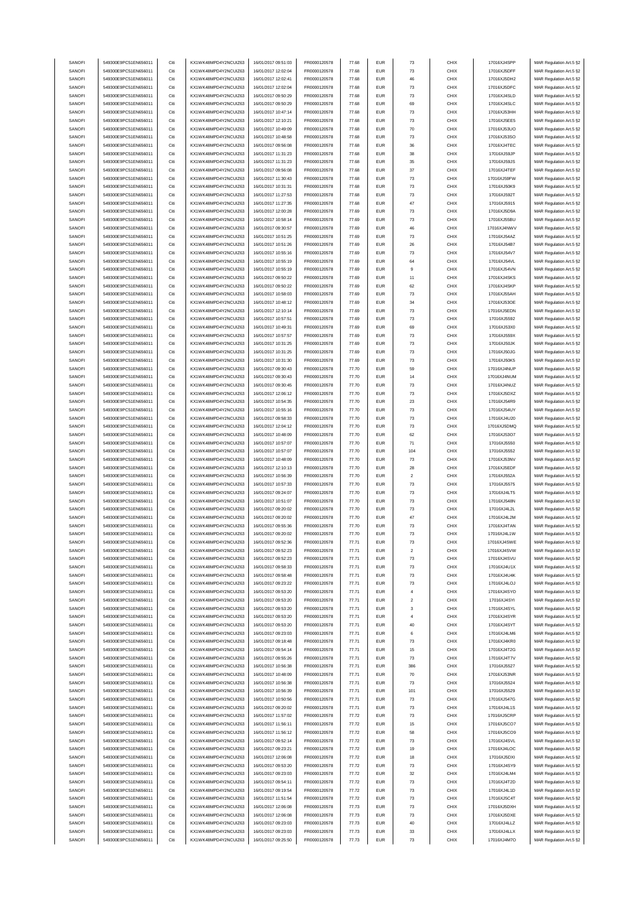| | | | | | | | | | | | |
|---|---|---|---|---|---|---|---|---|---|---|---|
| SANOFI | 549300E9PC51EN656011 | Citi | KX1WK48MPD4Y2NCUIZ63 | 16/01/2017 09:51:03 | FR0000120578 | 77.68 | EUR | 73 | CHIX | 17016XJ4SPP | MAR Regulation Art.5 §2 |
| SANOFI | 549300E9PC51EN656011 | Citi | KX1WK48MPD4Y2NCUIZ63 | 16/01/2017 12:02:04 | FR0000120578 | 77.68 | EUR | 73 | CHIX | 17016XJ5DFF | MAR Regulation Art.5 §2 |
| SANOFI | 549300E9PC51EN656011 | Citi | KX1WK48MPD4Y2NCUIZ63 | 16/01/2017 12:02:41 | FR0000120578 | 77.68 | EUR | 46 | CHIX | 17016XJ5DH2 | MAR Regulation Art.5 §2 |
| SANOFI | 549300E9PC51EN656011 | Citi | KX1WK48MPD4Y2NCUIZ63 | 16/01/2017 12:02:04 | FR0000120578 | 77.68 | EUR | 73 | CHIX | 17016XJ5DFC | MAR Regulation Art.5 §2 |
| SANOFI | 549300E9PC51EN656011 | Citi | KX1WK48MPD4Y2NCUIZ63 | 16/01/2017 09:50:29 | FR0000120578 | 77.68 | EUR | 73 | CHIX | 17016XJ4SLD | MAR Regulation Art.5 §2 |
| SANOFI | 549300E9PC51EN656011 | Citi | KX1WK48MPD4Y2NCUIZ63 | 16/01/2017 09:50:29 | FR0000120578 | 77.68 | EUR | 69 | CHIX | 17016XJ4SLC | MAR Regulation Art.5 §2 |
| SANOFI | 549300E9PC51EN656011 | Citi | KX1WK48MPD4Y2NCUIZ63 | 16/01/2017 10:47:14 | FR0000120578 | 77.68 | EUR | 73 | CHIX | 17016XJ53HH | MAR Regulation Art.5 §2 |
| SANOFI | 549300E9PC51EN656011 | Citi | KX1WK48MPD4Y2NCUIZ63 | 16/01/2017 12:10:21 | FR0000120578 | 77.68 | EUR | 73 | CHIX | 17016XJ5EE5 | MAR Regulation Art.5 §2 |
| SANOFI | 549300E9PC51EN656011 | Citi | KX1WK48MPD4Y2NCUIZ63 | 16/01/2017 10:49:09 | FR0000120578 | 77.68 | EUR | 70 | CHIX | 17016XJ53UO | MAR Regulation Art.5 §2 |
| SANOFI | 549300E9PC51EN656011 | Citi | KX1WK48MPD4Y2NCUIZ63 | 16/01/2017 10:48:58 | FR0000120578 | 77.68 | EUR | 73 | CHIX | 17016XJ53SO | MAR Regulation Art.5 §2 |
| SANOFI | 549300E9PC51EN656011 | Citi | KX1WK48MPD4Y2NCUIZ63 | 16/01/2017 09:56:08 | FR0000120578 | 77.68 | EUR | 36 | CHIX | 17016XJ4TEC | MAR Regulation Art.5 §2 |
| SANOFI | 549300E9PC51EN656011 | Citi | KX1WK48MPD4Y2NCUIZ63 | 16/01/2017 11:31:23 | FR0000120578 | 77.68 | EUR | 38 | CHIX | 17016XJ59JP | MAR Regulation Art.5 §2 |
| SANOFI | 549300E9PC51EN656011 | Citi | KX1WK48MPD4Y2NCUIZ63 | 16/01/2017 11:31:23 | FR0000120578 | 77.68 | EUR | 35 | CHIX | 17016XJ59JS | MAR Regulation Art.5 §2 |
| SANOFI | 549300E9PC51EN656011 | Citi | KX1WK48MPD4Y2NCUIZ63 | 16/01/2017 09:56:08 | FR0000120578 | 77.68 | EUR | 37 | CHIX | 17016XJ4TEF | MAR Regulation Art.5 §2 |
| SANOFI | 549300E9PC51EN656011 | Citi | KX1WK48MPD4Y2NCUIZ63 | 16/01/2017 11:30:43 | FR0000120578 | 77.68 | EUR | 73 | CHIX | 17016XJ59FW | MAR Regulation Art.5 §2 |
| SANOFI | 549300E9PC51EN656011 | Citi | KX1WK48MPD4Y2NCUIZ63 | 16/01/2017 10:31:31 | FR0000120578 | 77.68 | EUR | 73 | CHIX | 17016XJ50K9 | MAR Regulation Art.5 §2 |
| SANOFI | 549300E9PC51EN656011 | Citi | KX1WK48MPD4Y2NCUIZ63 | 16/01/2017 11:27:53 | FR0000120578 | 77.68 | EUR | 73 | CHIX | 17016XJ592T | MAR Regulation Art.5 §2 |
| SANOFI | 549300E9PC51EN656011 | Citi | KX1WK48MPD4Y2NCUIZ63 | 16/01/2017 11:27:35 | FR0000120578 | 77.68 | EUR | 47 | CHIX | 17016XJ5915 | MAR Regulation Art.5 §2 |
| SANOFI | 549300E9PC51EN656011 | Citi | KX1WK48MPD4Y2NCUIZ63 | 16/01/2017 12:00:28 | FR0000120578 | 77.69 | EUR | 73 | CHIX | 17016XJ5D9A | MAR Regulation Art.5 §2 |
| SANOFI | 549300E9PC51EN656011 | Citi | KX1WK48MPD4Y2NCUIZ63 | 16/01/2017 10:58:14 | FR0000120578 | 77.69 | EUR | 73 | CHIX | 17016XJ55BU | MAR Regulation Art.5 §2 |
| SANOFI | 549300E9PC51EN656011 | Citi | KX1WK48MPD4Y2NCUIZ63 | 16/01/2017 09:30:57 | FR0000120578 | 77.69 | EUR | 46 | CHIX | 17016XJ4NWV | MAR Regulation Art.5 §2 |
| SANOFI | 549300E9PC51EN656011 | Citi | KX1WK48MPD4Y2NCUIZ63 | 16/01/2017 10:51:25 | FR0000120578 | 77.69 | EUR | 73 | CHIX | 17016XJ54AZ | MAR Regulation Art.5 §2 |
| SANOFI | 549300E9PC51EN656011 | Citi | KX1WK48MPD4Y2NCUIZ63 | 16/01/2017 10:51:26 | FR0000120578 | 77.69 | EUR | 26 | CHIX | 17016XJ54B7 | MAR Regulation Art.5 §2 |
| SANOFI | 549300E9PC51EN656011 | Citi | KX1WK48MPD4Y2NCUIZ63 | 16/01/2017 10:55:16 | FR0000120578 | 77.69 | EUR | 73 | CHIX | 17016XJ54V7 | MAR Regulation Art.5 §2 |
| SANOFI | 549300E9PC51EN656011 | Citi | KX1WK48MPD4Y2NCUIZ63 | 16/01/2017 10:55:19 | FR0000120578 | 77.69 | EUR | 64 | CHIX | 17016XJ54VL | MAR Regulation Art.5 §2 |
| SANOFI | 549300E9PC51EN656011 | Citi | KX1WK48MPD4Y2NCUIZ63 | 16/01/2017 10:55:19 | FR0000120578 | 77.69 | EUR | 9 | CHIX | 17016XJ54VN | MAR Regulation Art.5 §2 |
| SANOFI | 549300E9PC51EN656011 | Citi | KX1WK48MPD4Y2NCUIZ63 | 16/01/2017 09:50:22 | FR0000120578 | 77.69 | EUR | 11 | CHIX | 17016XJ4SKS | MAR Regulation Art.5 §2 |
| SANOFI | 549300E9PC51EN656011 | Citi | KX1WK48MPD4Y2NCUIZ63 | 16/01/2017 09:50:22 | FR0000120578 | 77.69 | EUR | 62 | CHIX | 17016XJ4SKP | MAR Regulation Art.5 §2 |
| SANOFI | 549300E9PC51EN656011 | Citi | KX1WK48MPD4Y2NCUIZ63 | 16/01/2017 10:58:03 | FR0000120578 | 77.69 | EUR | 73 | CHIX | 17016XJ55AH | MAR Regulation Art.5 §2 |
| SANOFI | 549300E9PC51EN656011 | Citi | KX1WK48MPD4Y2NCUIZ63 | 16/01/2017 10:48:12 | FR0000120578 | 77.69 | EUR | 34 | CHIX | 17016XJ53OE | MAR Regulation Art.5 §2 |
| SANOFI | 549300E9PC51EN656011 | Citi | KX1WK48MPD4Y2NCUIZ63 | 16/01/2017 12:10:14 | FR0000120578 | 77.69 | EUR | 73 | CHIX | 17016XJ5EDN | MAR Regulation Art.5 §2 |
| SANOFI | 549300E9PC51EN656011 | Citi | KX1WK48MPD4Y2NCUIZ63 | 16/01/2017 10:57:51 | FR0000120578 | 77.69 | EUR | 73 | CHIX | 17016XJ5592 | MAR Regulation Art.5 §2 |
| SANOFI | 549300E9PC51EN656011 | Citi | KX1WK48MPD4Y2NCUIZ63 | 16/01/2017 10:49:31 | FR0000120578 | 77.69 | EUR | 69 | CHIX | 17016XJ53X0 | MAR Regulation Art.5 §2 |
| SANOFI | 549300E9PC51EN656011 | Citi | KX1WK48MPD4Y2NCUIZ63 | 16/01/2017 10:57:57 | FR0000120578 | 77.69 | EUR | 73 | CHIX | 17016XJ559X | MAR Regulation Art.5 §2 |
| SANOFI | 549300E9PC51EN656011 | Citi | KX1WK48MPD4Y2NCUIZ63 | 16/01/2017 10:31:25 | FR0000120578 | 77.69 | EUR | 73 | CHIX | 17016XJ50JK | MAR Regulation Art.5 §2 |
| SANOFI | 549300E9PC51EN656011 | Citi | KX1WK48MPD4Y2NCUIZ63 | 16/01/2017 10:31:25 | FR0000120578 | 77.69 | EUR | 73 | CHIX | 17016XJ50JG | MAR Regulation Art.5 §2 |
| SANOFI | 549300E9PC51EN656011 | Citi | KX1WK48MPD4Y2NCUIZ63 | 16/01/2017 10:31:30 | FR0000120578 | 77.69 | EUR | 73 | CHIX | 17016XJ50K5 | MAR Regulation Art.5 §2 |
| SANOFI | 549300E9PC51EN656011 | Citi | KX1WK48MPD4Y2NCUIZ63 | 16/01/2017 09:30:43 | FR0000120578 | 77.70 | EUR | 59 | CHIX | 17016XJ4NUP | MAR Regulation Art.5 §2 |
| SANOFI | 549300E9PC51EN656011 | Citi | KX1WK48MPD4Y2NCUIZ63 | 16/01/2017 09:30:43 | FR0000120578 | 77.70 | EUR | 14 | CHIX | 17016XJ4NUM | MAR Regulation Art.5 §2 |
| SANOFI | 549300E9PC51EN656011 | Citi | KX1WK48MPD4Y2NCUIZ63 | 16/01/2017 09:30:45 | FR0000120578 | 77.70 | EUR | 73 | CHIX | 17016XJ4NUZ | MAR Regulation Art.5 §2 |
| SANOFI | 549300E9PC51EN656011 | Citi | KX1WK48MPD4Y2NCUIZ63 | 16/01/2017 12:06:12 | FR0000120578 | 77.70 | EUR | 73 | CHIX | 17016XJ5DXZ | MAR Regulation Art.5 §2 |
| SANOFI | 549300E9PC51EN656011 | Citi | KX1WK48MPD4Y2NCUIZ63 | 16/01/2017 10:54:35 | FR0000120578 | 77.70 | EUR | 23 | CHIX | 17016XJ54R9 | MAR Regulation Art.5 §2 |
| SANOFI | 549300E9PC51EN656011 | Citi | KX1WK48MPD4Y2NCUIZ63 | 16/01/2017 10:55:16 | FR0000120578 | 77.70 | EUR | 73 | CHIX | 17016XJ54UY | MAR Regulation Art.5 §2 |
| SANOFI | 549300E9PC51EN656011 | Citi | KX1WK48MPD4Y2NCUIZ63 | 16/01/2017 09:58:33 | FR0000120578 | 77.70 | EUR | 73 | CHIX | 17016XJ4U20 | MAR Regulation Art.5 §2 |
| SANOFI | 549300E9PC51EN656011 | Citi | KX1WK48MPD4Y2NCUIZ63 | 16/01/2017 12:04:12 | FR0000120578 | 77.70 | EUR | 73 | CHIX | 17016XJ5DMQ | MAR Regulation Art.5 §2 |
| SANOFI | 549300E9PC51EN656011 | Citi | KX1WK48MPD4Y2NCUIZ63 | 16/01/2017 10:48:09 | FR0000120578 | 77.70 | EUR | 62 | CHIX | 17016XJ53O7 | MAR Regulation Art.5 §2 |
| SANOFI | 549300E9PC51EN656011 | Citi | KX1WK48MPD4Y2NCUIZ63 | 16/01/2017 10:57:07 | FR0000120578 | 77.70 | EUR | 71 | CHIX | 17016XJ5550 | MAR Regulation Art.5 §2 |
| SANOFI | 549300E9PC51EN656011 | Citi | KX1WK48MPD4Y2NCUIZ63 | 16/01/2017 10:57:07 | FR0000120578 | 77.70 | EUR | 104 | CHIX | 17016XJ5552 | MAR Regulation Art.5 §2 |
| SANOFI | 549300E9PC51EN656011 | Citi | KX1WK48MPD4Y2NCUIZ63 | 16/01/2017 10:48:09 | FR0000120578 | 77.70 | EUR | 73 | CHIX | 17016XJ53NV | MAR Regulation Art.5 §2 |
| SANOFI | 549300E9PC51EN656011 | Citi | KX1WK48MPD4Y2NCUIZ63 | 16/01/2017 12:10:13 | FR0000120578 | 77.70 | EUR | 28 | CHIX | 17016XJ5EDF | MAR Regulation Art.5 §2 |
| SANOFI | 549300E9PC51EN656011 | Citi | KX1WK48MPD4Y2NCUIZ63 | 16/01/2017 10:56:39 | FR0000120578 | 77.70 | EUR | 2 | CHIX | 17016XJ552A | MAR Regulation Art.5 §2 |
| SANOFI | 549300E9PC51EN656011 | Citi | KX1WK48MPD4Y2NCUIZ63 | 16/01/2017 10:57:33 | FR0000120578 | 77.70 | EUR | 73 | CHIX | 17016XJ5575 | MAR Regulation Art.5 §2 |
| SANOFI | 549300E9PC51EN656011 | Citi | KX1WK48MPD4Y2NCUIZ63 | 16/01/2017 09:24:07 | FR0000120578 | 77.70 | EUR | 73 | CHIX | 17016XJ4LT5 | MAR Regulation Art.5 §2 |
| SANOFI | 549300E9PC51EN656011 | Citi | KX1WK48MPD4Y2NCUIZ63 | 16/01/2017 10:51:07 | FR0000120578 | 77.70 | EUR | 73 | CHIX | 17016XJ548N | MAR Regulation Art.5 §2 |
| SANOFI | 549300E9PC51EN656011 | Citi | KX1WK48MPD4Y2NCUIZ63 | 16/01/2017 09:20:02 | FR0000120578 | 77.70 | EUR | 73 | CHIX | 17016XJ4L2L | MAR Regulation Art.5 §2 |
| SANOFI | 549300E9PC51EN656011 | Citi | KX1WK48MPD4Y2NCUIZ63 | 16/01/2017 09:20:02 | FR0000120578 | 77.70 | EUR | 47 | CHIX | 17016XJ4L2M | MAR Regulation Art.5 §2 |
| SANOFI | 549300E9PC51EN656011 | Citi | KX1WK48MPD4Y2NCUIZ63 | 16/01/2017 09:55:36 | FR0000120578 | 77.70 | EUR | 73 | CHIX | 17016XJ4TAN | MAR Regulation Art.5 §2 |
| SANOFI | 549300E9PC51EN656011 | Citi | KX1WK48MPD4Y2NCUIZ63 | 16/01/2017 09:20:02 | FR0000120578 | 77.70 | EUR | 73 | CHIX | 17016XJ4L1W | MAR Regulation Art.5 §2 |
| SANOFI | 549300E9PC51EN656011 | Citi | KX1WK48MPD4Y2NCUIZ63 | 16/01/2017 09:52:36 | FR0000120578 | 77.71 | EUR | 73 | CHIX | 17016XJ4SWE | MAR Regulation Art.5 §2 |
| SANOFI | 549300E9PC51EN656011 | Citi | KX1WK48MPD4Y2NCUIZ63 | 16/01/2017 09:52:23 | FR0000120578 | 77.71 | EUR | 2 | CHIX | 17016XJ4SVW | MAR Regulation Art.5 §2 |
| SANOFI | 549300E9PC51EN656011 | Citi | KX1WK48MPD4Y2NCUIZ63 | 16/01/2017 09:52:23 | FR0000120578 | 77.71 | EUR | 73 | CHIX | 17016XJ4SVU | MAR Regulation Art.5 §2 |
| SANOFI | 549300E9PC51EN656011 | Citi | KX1WK48MPD4Y2NCUIZ63 | 16/01/2017 09:58:33 | FR0000120578 | 77.71 | EUR | 73 | CHIX | 17016XJ4U1X | MAR Regulation Art.5 §2 |
| SANOFI | 549300E9PC51EN656011 | Citi | KX1WK48MPD4Y2NCUIZ63 | 16/01/2017 09:58:48 | FR0000120578 | 77.71 | EUR | 73 | CHIX | 17016XJ4U4K | MAR Regulation Art.5 §2 |
| SANOFI | 549300E9PC51EN656011 | Citi | KX1WK48MPD4Y2NCUIZ63 | 16/01/2017 09:23:22 | FR0000120578 | 77.71 | EUR | 73 | CHIX | 17016XJ4LOJ | MAR Regulation Art.5 §2 |
| SANOFI | 549300E9PC51EN656011 | Citi | KX1WK48MPD4Y2NCUIZ63 | 16/01/2017 09:53:20 | FR0000120578 | 77.71 | EUR | 4 | CHIX | 17016XJ4SYO | MAR Regulation Art.5 §2 |
| SANOFI | 549300E9PC51EN656011 | Citi | KX1WK48MPD4Y2NCUIZ63 | 16/01/2017 09:53:20 | FR0000120578 | 77.71 | EUR | 2 | CHIX | 17016XJ4SYI | MAR Regulation Art.5 §2 |
| SANOFI | 549300E9PC51EN656011 | Citi | KX1WK48MPD4Y2NCUIZ63 | 16/01/2017 09:53:20 | FR0000120578 | 77.71 | EUR | 3 | CHIX | 17016XJ4SYL | MAR Regulation Art.5 §2 |
| SANOFI | 549300E9PC51EN656011 | Citi | KX1WK48MPD4Y2NCUIZ63 | 16/01/2017 09:53:20 | FR0000120578 | 77.71 | EUR | 4 | CHIX | 17016XJ4SYR | MAR Regulation Art.5 §2 |
| SANOFI | 549300E9PC51EN656011 | Citi | KX1WK48MPD4Y2NCUIZ63 | 16/01/2017 09:53:20 | FR0000120578 | 77.71 | EUR | 40 | CHIX | 17016XJ4SYT | MAR Regulation Art.5 §2 |
| SANOFI | 549300E9PC51EN656011 | Citi | KX1WK48MPD4Y2NCUIZ63 | 16/01/2017 09:23:03 | FR0000120578 | 77.71 | EUR | 6 | CHIX | 17016XJ4LM6 | MAR Regulation Art.5 §2 |
| SANOFI | 549300E9PC51EN656011 | Citi | KX1WK48MPD4Y2NCUIZ63 | 16/01/2017 09:18:48 | FR0000120578 | 77.71 | EUR | 73 | CHIX | 17016XJ4KR0 | MAR Regulation Art.5 §2 |
| SANOFI | 549300E9PC51EN656011 | Citi | KX1WK48MPD4Y2NCUIZ63 | 16/01/2017 09:54:14 | FR0000120578 | 77.71 | EUR | 15 | CHIX | 17016XJ4T2G | MAR Regulation Art.5 §2 |
| SANOFI | 549300E9PC51EN656011 | Citi | KX1WK48MPD4Y2NCUIZ63 | 16/01/2017 09:55:26 | FR0000120578 | 77.71 | EUR | 73 | CHIX | 17016XJ4T7V | MAR Regulation Art.5 §2 |
| SANOFI | 549300E9PC51EN656011 | Citi | KX1WK48MPD4Y2NCUIZ63 | 16/01/2017 10:56:38 | FR0000120578 | 77.71 | EUR | 386 | CHIX | 17016XJ5527 | MAR Regulation Art.5 §2 |
| SANOFI | 549300E9PC51EN656011 | Citi | KX1WK48MPD4Y2NCUIZ63 | 16/01/2017 10:48:09 | FR0000120578 | 77.71 | EUR | 70 | CHIX | 17016XJ53NR | MAR Regulation Art.5 §2 |
| SANOFI | 549300E9PC51EN656011 | Citi | KX1WK48MPD4Y2NCUIZ63 | 16/01/2017 10:56:38 | FR0000120578 | 77.71 | EUR | 73 | CHIX | 17016XJ5524 | MAR Regulation Art.5 §2 |
| SANOFI | 549300E9PC51EN656011 | Citi | KX1WK48MPD4Y2NCUIZ63 | 16/01/2017 10:56:39 | FR0000120578 | 77.71 | EUR | 101 | CHIX | 17016XJ5529 | MAR Regulation Art.5 §2 |
| SANOFI | 549300E9PC51EN656011 | Citi | KX1WK48MPD4Y2NCUIZ63 | 16/01/2017 10:50:56 | FR0000120578 | 77.71 | EUR | 73 | CHIX | 17016XJ547G | MAR Regulation Art.5 §2 |
| SANOFI | 549300E9PC51EN656011 | Citi | KX1WK48MPD4Y2NCUIZ63 | 16/01/2017 09:20:02 | FR0000120578 | 77.71 | EUR | 73 | CHIX | 17016XJ4L1S | MAR Regulation Art.5 §2 |
| SANOFI | 549300E9PC51EN656011 | Citi | KX1WK48MPD4Y2NCUIZ63 | 16/01/2017 11:57:02 | FR0000120578 | 77.72 | EUR | 73 | CHIX | 17016XJ5CRP | MAR Regulation Art.5 §2 |
| SANOFI | 549300E9PC51EN656011 | Citi | KX1WK48MPD4Y2NCUIZ63 | 16/01/2017 11:56:11 | FR0000120578 | 77.72 | EUR | 15 | CHIX | 17016XJ5CO7 | MAR Regulation Art.5 §2 |
| SANOFI | 549300E9PC51EN656011 | Citi | KX1WK48MPD4Y2NCUIZ63 | 16/01/2017 11:56:12 | FR0000120578 | 77.72 | EUR | 58 | CHIX | 17016XJ5CO9 | MAR Regulation Art.5 §2 |
| SANOFI | 549300E9PC51EN656011 | Citi | KX1WK48MPD4Y2NCUIZ63 | 16/01/2017 09:52:14 | FR0000120578 | 77.72 | EUR | 73 | CHIX | 17016XJ4SVL | MAR Regulation Art.5 §2 |
| SANOFI | 549300E9PC51EN656011 | Citi | KX1WK48MPD4Y2NCUIZ63 | 16/01/2017 09:23:21 | FR0000120578 | 77.72 | EUR | 19 | CHIX | 17016XJ4LOC | MAR Regulation Art.5 §2 |
| SANOFI | 549300E9PC51EN656011 | Citi | KX1WK48MPD4Y2NCUIZ63 | 16/01/2017 12:06:08 | FR0000120578 | 77.72 | EUR | 18 | CHIX | 17016XJ5DXI | MAR Regulation Art.5 §2 |
| SANOFI | 549300E9PC51EN656011 | Citi | KX1WK48MPD4Y2NCUIZ63 | 16/01/2017 09:53:20 | FR0000120578 | 77.72 | EUR | 73 | CHIX | 17016XJ4SY9 | MAR Regulation Art.5 §2 |
| SANOFI | 549300E9PC51EN656011 | Citi | KX1WK48MPD4Y2NCUIZ63 | 16/01/2017 09:23:03 | FR0000120578 | 77.72 | EUR | 32 | CHIX | 17016XJ4LM4 | MAR Regulation Art.5 §2 |
| SANOFI | 549300E9PC51EN656011 | Citi | KX1WK48MPD4Y2NCUIZ63 | 16/01/2017 09:54:11 | FR0000120578 | 77.72 | EUR | 73 | CHIX | 17016XJ4T2D | MAR Regulation Art.5 §2 |
| SANOFI | 549300E9PC51EN656011 | Citi | KX1WK48MPD4Y2NCUIZ63 | 16/01/2017 09:19:54 | FR0000120578 | 77.72 | EUR | 73 | CHIX | 17016XJ4L1D | MAR Regulation Art.5 §2 |
| SANOFI | 549300E9PC51EN656011 | Citi | KX1WK48MPD4Y2NCUIZ63 | 16/01/2017 11:51:54 | FR0000120578 | 77.72 | EUR | 73 | CHIX | 17016XJ5C4T | MAR Regulation Art.5 §2 |
| SANOFI | 549300E9PC51EN656011 | Citi | KX1WK48MPD4Y2NCUIZ63 | 16/01/2017 12:06:08 | FR0000120578 | 77.73 | EUR | 73 | CHIX | 17016XJ5DXH | MAR Regulation Art.5 §2 |
| SANOFI | 549300E9PC51EN656011 | Citi | KX1WK48MPD4Y2NCUIZ63 | 16/01/2017 12:06:08 | FR0000120578 | 77.73 | EUR | 73 | CHIX | 17016XJ5DXE | MAR Regulation Art.5 §2 |
| SANOFI | 549300E9PC51EN656011 | Citi | KX1WK48MPD4Y2NCUIZ63 | 16/01/2017 09:23:03 | FR0000120578 | 77.73 | EUR | 40 | CHIX | 17016XJ4LLZ | MAR Regulation Art.5 §2 |
| SANOFI | 549300E9PC51EN656011 | Citi | KX1WK48MPD4Y2NCUIZ63 | 16/01/2017 09:23:03 | FR0000120578 | 77.73 | EUR | 33 | CHIX | 17016XJ4LLX | MAR Regulation Art.5 §2 |
| SANOFI | 549300E9PC51EN656011 | Citi | KX1WK48MPD4Y2NCUIZ63 | 16/01/2017 09:25:50 | FR0000120578 | 77.73 | EUR | 73 | CHIX | 17016XJ4M7O | MAR Regulation Art.5 §2 |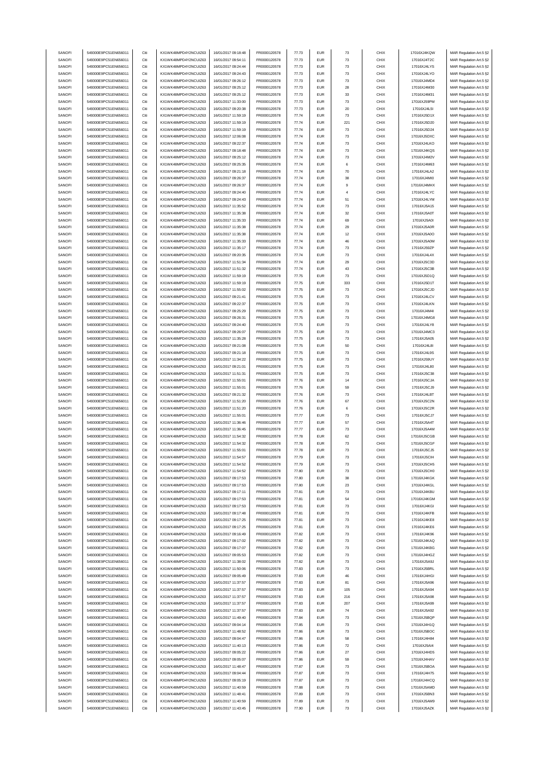| | | | | | | | | | | | |
|---|---|---|---|---|---|---|---|---|---|---|---|
| SANOFI | 549300E9PC51EN656011 | Citi | KX1WK48MPD4Y2NCUIZ63 | 16/01/2017 09:18:48 | FR0000120578 | 77.73 | EUR | 73 | CHIX | 17016XJ4KQW | MAR Regulation Art.5 §2 |
| SANOFI | 549300E9PC51EN656011 | Citi | KX1WK48MPD4Y2NCUIZ63 | 16/01/2017 09:54:11 | FR0000120578 | 77.73 | EUR | 73 | CHIX | 17016XJ4T2C | MAR Regulation Art.5 §2 |
| SANOFI | 549300E9PC51EN656011 | Citi | KX1WK48MPD4Y2NCUIZ63 | 16/01/2017 09:24:44 | FR0000120578 | 77.73 | EUR | 73 | CHIX | 17016XJ4LYS | MAR Regulation Art.5 §2 |
| SANOFI | 549300E9PC51EN656011 | Citi | KX1WK48MPD4Y2NCUIZ63 | 16/01/2017 09:24:43 | FR0000120578 | 77.73 | EUR | 73 | CHIX | 17016XJ4LYO | MAR Regulation Art.5 §2 |
| SANOFI | 549300E9PC51EN656011 | Citi | KX1WK48MPD4Y2NCUIZ63 | 16/01/2017 09:26:12 | FR0000120578 | 77.73 | EUR | 73 | CHIX | 17016XJ4MD4 | MAR Regulation Art.5 §2 |
| SANOFI | 549300E9PC51EN656011 | Citi | KX1WK48MPD4Y2NCUIZ63 | 16/01/2017 09:25:12 | FR0000120578 | 77.73 | EUR | 28 | CHIX | 17016XJ4M30 | MAR Regulation Art.5 §2 |
| SANOFI | 549300E9PC51EN656011 | Citi | KX1WK48MPD4Y2NCUIZ63 | 16/01/2017 09:25:12 | FR0000120578 | 77.73 | EUR | 33 | CHIX | 17016XJ4M31 | MAR Regulation Art.5 §2 |
| SANOFI | 549300E9PC51EN656011 | Citi | KX1WK48MPD4Y2NCUIZ63 | 16/01/2017 11:33:00 | FR0000120578 | 77.73 | EUR | 73 | CHIX | 17016XJ59PM | MAR Regulation Art.5 §2 |
| SANOFI | 549300E9PC51EN656011 | Citi | KX1WK48MPD4Y2NCUIZ63 | 16/01/2017 09:20:38 | FR0000120578 | 77.73 | EUR | 20 | CHIX | 17016XJ4L5I | MAR Regulation Art.5 §2 |
| SANOFI | 549300E9PC51EN656011 | Citi | KX1WK48MPD4Y2NCUIZ63 | 16/01/2017 11:59:19 | FR0000120578 | 77.74 | EUR | 73 | CHIX | 17016XJ5D1X | MAR Regulation Art.5 §2 |
| SANOFI | 549300E9PC51EN656011 | Citi | KX1WK48MPD4Y2NCUIZ63 | 16/01/2017 11:59:19 | FR0000120578 | 77.74 | EUR | 221 | CHIX | 17016XJ5D20 | MAR Regulation Art.5 §2 |
| SANOFI | 549300E9PC51EN656011 | Citi | KX1WK48MPD4Y2NCUIZ63 | 16/01/2017 11:59:19 | FR0000120578 | 77.74 | EUR | 73 | CHIX | 17016XJ5D24 | MAR Regulation Art.5 §2 |
| SANOFI | 549300E9PC51EN656011 | Citi | KX1WK48MPD4Y2NCUIZ63 | 16/01/2017 12:06:08 | FR0000120578 | 77.74 | EUR | 73 | CHIX | 17016XJ5DXC | MAR Regulation Art.5 §2 |
| SANOFI | 549300E9PC51EN656011 | Citi | KX1WK48MPD4Y2NCUIZ63 | 16/01/2017 09:22:37 | FR0000120578 | 77.74 | EUR | 73 | CHIX | 17016XJ4LKO | MAR Regulation Art.5 §2 |
| SANOFI | 549300E9PC51EN656011 | Citi | KX1WK48MPD4Y2NCUIZ63 | 16/01/2017 09:18:48 | FR0000120578 | 77.74 | EUR | 73 | CHIX | 17016XJ4KQS | MAR Regulation Art.5 §2 |
| SANOFI | 549300E9PC51EN656011 | Citi | KX1WK48MPD4Y2NCUIZ63 | 16/01/2017 09:25:12 | FR0000120578 | 77.74 | EUR | 73 | CHIX | 17016XJ4M2V | MAR Regulation Art.5 §2 |
| SANOFI | 549300E9PC51EN656011 | Citi | KX1WK48MPD4Y2NCUIZ63 | 16/01/2017 09:25:35 | FR0000120578 | 77.74 | EUR | 6 | CHIX | 17016XJ4M63 | MAR Regulation Art.5 §2 |
| SANOFI | 549300E9PC51EN656011 | Citi | KX1WK48MPD4Y2NCUIZ63 | 16/01/2017 09:21:18 | FR0000120578 | 77.74 | EUR | 70 | CHIX | 17016XJ4LA2 | MAR Regulation Art.5 §2 |
| SANOFI | 549300E9PC51EN656011 | Citi | KX1WK48MPD4Y2NCUIZ63 | 16/01/2017 09:26:37 | FR0000120578 | 77.74 | EUR | 38 | CHIX | 17016XJ4MI0 | MAR Regulation Art.5 §2 |
| SANOFI | 549300E9PC51EN656011 | Citi | KX1WK48MPD4Y2NCUIZ63 | 16/01/2017 09:26:37 | FR0000120578 | 77.74 | EUR | 9 | CHIX | 17016XJ4MHX | MAR Regulation Art.5 §2 |
| SANOFI | 549300E9PC51EN656011 | Citi | KX1WK48MPD4Y2NCUIZ63 | 16/01/2017 09:24:40 | FR0000120578 | 77.74 | EUR | 4 | CHIX | 17016XJ4LYC | MAR Regulation Art.5 §2 |
| SANOFI | 549300E9PC51EN656011 | Citi | KX1WK48MPD4Y2NCUIZ63 | 16/01/2017 09:24:43 | FR0000120578 | 77.74 | EUR | 51 | CHIX | 17016XJ4LYM | MAR Regulation Art.5 §2 |
| SANOFI | 549300E9PC51EN656011 | Citi | KX1WK48MPD4Y2NCUIZ63 | 16/01/2017 11:35:52 | FR0000120578 | 77.74 | EUR | 73 | CHIX | 17016XJ5A15 | MAR Regulation Art.5 §2 |
| SANOFI | 549300E9PC51EN656011 | Citi | KX1WK48MPD4Y2NCUIZ63 | 16/01/2017 11:35:38 | FR0000120578 | 77.74 | EUR | 32 | CHIX | 17016XJ5A0T | MAR Regulation Art.5 §2 |
| SANOFI | 549300E9PC51EN656011 | Citi | KX1WK48MPD4Y2NCUIZ63 | 16/01/2017 11:35:33 | FR0000120578 | 77.74 | EUR | 69 | CHIX | 17016XJ5A0I | MAR Regulation Art.5 §2 |
| SANOFI | 549300E9PC51EN656011 | Citi | KX1WK48MPD4Y2NCUIZ63 | 16/01/2017 11:35:38 | FR0000120578 | 77.74 | EUR | 29 | CHIX | 17016XJ5A0R | MAR Regulation Art.5 §2 |
| SANOFI | 549300E9PC51EN656011 | Citi | KX1WK48MPD4Y2NCUIZ63 | 16/01/2017 11:35:38 | FR0000120578 | 77.74 | EUR | 12 | CHIX | 17016XJ5A0O | MAR Regulation Art.5 §2 |
| SANOFI | 549300E9PC51EN656011 | Citi | KX1WK48MPD4Y2NCUIZ63 | 16/01/2017 11:35:33 | FR0000120578 | 77.74 | EUR | 46 | CHIX | 17016XJ5A0M | MAR Regulation Art.5 §2 |
| SANOFI | 549300E9PC51EN656011 | Citi | KX1WK48MPD4Y2NCUIZ63 | 16/01/2017 11:35:17 | FR0000120578 | 77.74 | EUR | 73 | CHIX | 17016XJ59ZP | MAR Regulation Art.5 §2 |
| SANOFI | 549300E9PC51EN656011 | Citi | KX1WK48MPD4Y2NCUIZ63 | 16/01/2017 09:20:35 | FR0000120578 | 77.74 | EUR | 73 | CHIX | 17016XJ4L4X | MAR Regulation Art.5 §2 |
| SANOFI | 549300E9PC51EN656011 | Citi | KX1WK48MPD4Y2NCUIZ63 | 16/01/2017 11:51:34 | FR0000120578 | 77.74 | EUR | 29 | CHIX | 17016XJ5C3D | MAR Regulation Art.5 §2 |
| SANOFI | 549300E9PC51EN656011 | Citi | KX1WK48MPD4Y2NCUIZ63 | 16/01/2017 11:51:32 | FR0000120578 | 77.74 | EUR | 43 | CHIX | 17016XJ5C3B | MAR Regulation Art.5 §2 |
| SANOFI | 549300E9PC51EN656011 | Citi | KX1WK48MPD4Y2NCUIZ63 | 16/01/2017 11:59:19 | FR0000120578 | 77.75 | EUR | 73 | CHIX | 17016XJ5D1Q | MAR Regulation Art.5 §2 |
| SANOFI | 549300E9PC51EN656011 | Citi | KX1WK48MPD4Y2NCUIZ63 | 16/01/2017 11:59:19 | FR0000120578 | 77.75 | EUR | 333 | CHIX | 17016XJ5D1T | MAR Regulation Art.5 §2 |
| SANOFI | 549300E9PC51EN656011 | Citi | KX1WK48MPD4Y2NCUIZ63 | 16/01/2017 11:55:02 | FR0000120578 | 77.75 | EUR | 73 | CHIX | 17016XJ5CJD | MAR Regulation Art.5 §2 |
| SANOFI | 549300E9PC51EN656011 | Citi | KX1WK48MPD4Y2NCUIZ63 | 16/01/2017 09:21:41 | FR0000120578 | 77.75 | EUR | 73 | CHIX | 17016XJ4LCV | MAR Regulation Art.5 §2 |
| SANOFI | 549300E9PC51EN656011 | Citi | KX1WK48MPD4Y2NCUIZ63 | 16/01/2017 09:22:37 | FR0000120578 | 77.75 | EUR | 73 | CHIX | 17016XJ4LKN | MAR Regulation Art.5 §2 |
| SANOFI | 549300E9PC51EN656011 | Citi | KX1WK48MPD4Y2NCUIZ63 | 16/01/2017 09:25:29 | FR0000120578 | 77.75 | EUR | 73 | CHIX | 17016XJ4M4I | MAR Regulation Art.5 §2 |
| SANOFI | 549300E9PC51EN656011 | Citi | KX1WK48MPD4Y2NCUIZ63 | 16/01/2017 09:26:31 | FR0000120578 | 77.75 | EUR | 73 | CHIX | 17016XJ4MG8 | MAR Regulation Art.5 §2 |
| SANOFI | 549300E9PC51EN656011 | Citi | KX1WK48MPD4Y2NCUIZ63 | 16/01/2017 09:24:40 | FR0000120578 | 77.75 | EUR | 73 | CHIX | 17016XJ4LY8 | MAR Regulation Art.5 §2 |
| SANOFI | 549300E9PC51EN656011 | Citi | KX1WK48MPD4Y2NCUIZ63 | 16/01/2017 09:26:07 | FR0000120578 | 77.75 | EUR | 73 | CHIX | 17016XJ4MC3 | MAR Regulation Art.5 §2 |
| SANOFI | 549300E9PC51EN656011 | Citi | KX1WK48MPD4Y2NCUIZ63 | 16/01/2017 11:35:28 | FR0000120578 | 77.75 | EUR | 73 | CHIX | 17016XJ5A05 | MAR Regulation Art.5 §2 |
| SANOFI | 549300E9PC51EN656011 | Citi | KX1WK48MPD4Y2NCUIZ63 | 16/01/2017 09:21:08 | FR0000120578 | 77.75 | EUR | 50 | CHIX | 17016XJ4L8I | MAR Regulation Art.5 §2 |
| SANOFI | 549300E9PC51EN656011 | Citi | KX1WK48MPD4Y2NCUIZ63 | 16/01/2017 09:21:18 | FR0000120578 | 77.75 | EUR | 73 | CHIX | 17016XJ4L9S | MAR Regulation Art.5 §2 |
| SANOFI | 549300E9PC51EN656011 | Citi | KX1WK48MPD4Y2NCUIZ63 | 16/01/2017 11:34:22 | FR0000120578 | 77.75 | EUR | 73 | CHIX | 17016XJ59UY | MAR Regulation Art.5 §2 |
| SANOFI | 549300E9PC51EN656011 | Citi | KX1WK48MPD4Y2NCUIZ63 | 16/01/2017 09:21:01 | FR0000120578 | 77.75 | EUR | 73 | CHIX | 17016XJ4L80 | MAR Regulation Art.5 §2 |
| SANOFI | 549300E9PC51EN656011 | Citi | KX1WK48MPD4Y2NCUIZ63 | 16/01/2017 11:51:31 | FR0000120578 | 77.75 | EUR | 73 | CHIX | 17016XJ5C38 | MAR Regulation Art.5 §2 |
| SANOFI | 549300E9PC51EN656011 | Citi | KX1WK48MPD4Y2NCUIZ63 | 16/01/2017 11:55:01 | FR0000120578 | 77.76 | EUR | 14 | CHIX | 17016XJ5CJA | MAR Regulation Art.5 §2 |
| SANOFI | 549300E9PC51EN656011 | Citi | KX1WK48MPD4Y2NCUIZ63 | 16/01/2017 11:55:01 | FR0000120578 | 77.76 | EUR | 59 | CHIX | 17016XJ5CJ9 | MAR Regulation Art.5 §2 |
| SANOFI | 549300E9PC51EN656011 | Citi | KX1WK48MPD4Y2NCUIZ63 | 16/01/2017 09:21:32 | FR0000120578 | 77.76 | EUR | 73 | CHIX | 17016XJ4LBT | MAR Regulation Art.5 §2 |
| SANOFI | 549300E9PC51EN656011 | Citi | KX1WK48MPD4Y2NCUIZ63 | 16/01/2017 11:51:20 | FR0000120578 | 77.76 | EUR | 67 | CHIX | 17016XJ5C2N | MAR Regulation Art.5 §2 |
| SANOFI | 549300E9PC51EN656011 | Citi | KX1WK48MPD4Y2NCUIZ63 | 16/01/2017 11:51:20 | FR0000120578 | 77.76 | EUR | 6 | CHIX | 17016XJ5C2R | MAR Regulation Art.5 §2 |
| SANOFI | 549300E9PC51EN656011 | Citi | KX1WK48MPD4Y2NCUIZ63 | 16/01/2017 11:55:01 | FR0000120578 | 77.77 | EUR | 73 | CHIX | 17016XJ5CJ7 | MAR Regulation Art.5 §2 |
| SANOFI | 549300E9PC51EN656011 | Citi | KX1WK48MPD4Y2NCUIZ63 | 16/01/2017 11:36:46 | FR0000120578 | 77.77 | EUR | 57 | CHIX | 17016XJ5A4T | MAR Regulation Art.5 §2 |
| SANOFI | 549300E9PC51EN656011 | Citi | KX1WK48MPD4Y2NCUIZ63 | 16/01/2017 11:36:46 | FR0000120578 | 77.77 | EUR | 73 | CHIX | 17016XJ5A4M | MAR Regulation Art.5 §2 |
| SANOFI | 549300E9PC51EN656011 | Citi | KX1WK48MPD4Y2NCUIZ63 | 16/01/2017 11:54:32 | FR0000120578 | 77.78 | EUR | 62 | CHIX | 17016XJ5CGB | MAR Regulation Art.5 §2 |
| SANOFI | 549300E9PC51EN656011 | Citi | KX1WK48MPD4Y2NCUIZ63 | 16/01/2017 11:54:32 | FR0000120578 | 77.78 | EUR | 73 | CHIX | 17016XJ5CGF | MAR Regulation Art.5 §2 |
| SANOFI | 549300E9PC51EN656011 | Citi | KX1WK48MPD4Y2NCUIZ63 | 16/01/2017 11:55:01 | FR0000120578 | 77.78 | EUR | 73 | CHIX | 17016XJ5CJ5 | MAR Regulation Art.5 §2 |
| SANOFI | 549300E9PC51EN656011 | Citi | KX1WK48MPD4Y2NCUIZ63 | 16/01/2017 11:54:57 | FR0000120578 | 77.79 | EUR | 73 | CHIX | 17016XJ5CIH | MAR Regulation Art.5 §2 |
| SANOFI | 549300E9PC51EN656011 | Citi | KX1WK48MPD4Y2NCUIZ63 | 16/01/2017 11:54:52 | FR0000120578 | 77.79 | EUR | 73 | CHIX | 17016XJ5CH5 | MAR Regulation Art.5 §2 |
| SANOFI | 549300E9PC51EN656011 | Citi | KX1WK48MPD4Y2NCUIZ63 | 16/01/2017 11:54:52 | FR0000120578 | 77.80 | EUR | 73 | CHIX | 17016XJ5CH0 | MAR Regulation Art.5 §2 |
| SANOFI | 549300E9PC51EN656011 | Citi | KX1WK48MPD4Y2NCUIZ63 | 16/01/2017 09:17:53 | FR0000120578 | 77.80 | EUR | 38 | CHIX | 17016XJ4KGK | MAR Regulation Art.5 §2 |
| SANOFI | 549300E9PC51EN656011 | Citi | KX1WK48MPD4Y2NCUIZ63 | 16/01/2017 09:17:53 | FR0000120578 | 77.80 | EUR | 23 | CHIX | 17016XJ4KGL | MAR Regulation Art.5 §2 |
| SANOFI | 549300E9PC51EN656011 | Citi | KX1WK48MPD4Y2NCUIZ63 | 16/01/2017 09:17:11 | FR0000120578 | 77.81 | EUR | 73 | CHIX | 17016XJ4KBU | MAR Regulation Art.5 §2 |
| SANOFI | 549300E9PC51EN656011 | Citi | KX1WK48MPD4Y2NCUIZ63 | 16/01/2017 09:17:53 | FR0000120578 | 77.81 | EUR | 54 | CHIX | 17016XJ4KGM | MAR Regulation Art.5 §2 |
| SANOFI | 549300E9PC51EN656011 | Citi | KX1WK48MPD4Y2NCUIZ63 | 16/01/2017 09:17:53 | FR0000120578 | 77.81 | EUR | 73 | CHIX | 17016XJ4KGI | MAR Regulation Art.5 §2 |
| SANOFI | 549300E9PC51EN656011 | Citi | KX1WK48MPD4Y2NCUIZ63 | 16/01/2017 09:17:48 | FR0000120578 | 77.81 | EUR | 73 | CHIX | 17016XJ4KFB | MAR Regulation Art.5 §2 |
| SANOFI | 549300E9PC51EN656011 | Citi | KX1WK48MPD4Y2NCUIZ63 | 16/01/2017 09:17:25 | FR0000120578 | 77.81 | EUR | 73 | CHIX | 17016XJ4KE8 | MAR Regulation Art.5 §2 |
| SANOFI | 549300E9PC51EN656011 | Citi | KX1WK48MPD4Y2NCUIZ63 | 16/01/2017 09:17:25 | FR0000120578 | 77.81 | EUR | 73 | CHIX | 17016XJ4KE6 | MAR Regulation Art.5 §2 |
| SANOFI | 549300E9PC51EN656011 | Citi | KX1WK48MPD4Y2NCUIZ63 | 16/01/2017 09:16:49 | FR0000120578 | 77.82 | EUR | 73 | CHIX | 17016XJ4K96 | MAR Regulation Art.5 §2 |
| SANOFI | 549300E9PC51EN656011 | Citi | KX1WK48MPD4Y2NCUIZ63 | 16/01/2017 09:17:02 | FR0000120578 | 77.82 | EUR | 73 | CHIX | 17016XJ4KAQ | MAR Regulation Art.5 §2 |
| SANOFI | 549300E9PC51EN656011 | Citi | KX1WK48MPD4Y2NCUIZ63 | 16/01/2017 09:17:07 | FR0000120578 | 77.82 | EUR | 73 | CHIX | 17016XJ4KBG | MAR Regulation Art.5 §2 |
| SANOFI | 549300E9PC51EN656011 | Citi | KX1WK48MPD4Y2NCUIZ63 | 16/01/2017 09:05:53 | FR0000120578 | 77.82 | EUR | 73 | CHIX | 17016XJ4HGZ | MAR Regulation Art.5 §2 |
| SANOFI | 549300E9PC51EN656011 | Citi | KX1WK48MPD4Y2NCUIZ63 | 16/01/2017 11:38:02 | FR0000120578 | 77.82 | EUR | 73 | CHIX | 17016XJ5A9J | MAR Regulation Art.5 §2 |
| SANOFI | 549300E9PC51EN656011 | Citi | KX1WK48MPD4Y2NCUIZ63 | 16/01/2017 11:50:06 | FR0000120578 | 77.83 | EUR | 73 | CHIX | 17016XJ5BRL | MAR Regulation Art.5 §2 |
| SANOFI | 549300E9PC51EN656011 | Citi | KX1WK48MPD4Y2NCUIZ63 | 16/01/2017 09:05:49 | FR0000120578 | 77.83 | EUR | 46 | CHIX | 17016XJ4HGI | MAR Regulation Art.5 §2 |
| SANOFI | 549300E9PC51EN656011 | Citi | KX1WK48MPD4Y2NCUIZ63 | 16/01/2017 11:37:57 | FR0000120578 | 77.83 | EUR | 81 | CHIX | 17016XJ5A96 | MAR Regulation Art.5 §2 |
| SANOFI | 549300E9PC51EN656011 | Citi | KX1WK48MPD4Y2NCUIZ63 | 16/01/2017 11:37:57 | FR0000120578 | 77.83 | EUR | 105 | CHIX | 17016XJ5A94 | MAR Regulation Art.5 §2 |
| SANOFI | 549300E9PC51EN656011 | Citi | KX1WK48MPD4Y2NCUIZ63 | 16/01/2017 11:37:57 | FR0000120578 | 77.83 | EUR | 216 | CHIX | 17016XJ5A98 | MAR Regulation Art.5 §2 |
| SANOFI | 549300E9PC51EN656011 | Citi | KX1WK48MPD4Y2NCUIZ63 | 16/01/2017 11:37:57 | FR0000120578 | 77.83 | EUR | 207 | CHIX | 17016XJ5A99 | MAR Regulation Art.5 §2 |
| SANOFI | 549300E9PC51EN656011 | Citi | KX1WK48MPD4Y2NCUIZ63 | 16/01/2017 11:37:57 | FR0000120578 | 77.83 | EUR | 74 | CHIX | 17016XJ5A92 | MAR Regulation Art.5 §2 |
| SANOFI | 549300E9PC51EN656011 | Citi | KX1WK48MPD4Y2NCUIZ63 | 16/01/2017 11:49:40 | FR0000120578 | 77.84 | EUR | 73 | CHIX | 17016XJ5BQP | MAR Regulation Art.5 §2 |
| SANOFI | 549300E9PC51EN656011 | Citi | KX1WK48MPD4Y2NCUIZ63 | 16/01/2017 09:04:14 | FR0000120578 | 77.85 | EUR | 73 | CHIX | 17016XJ4H1Q | MAR Regulation Art.5 §2 |
| SANOFI | 549300E9PC51EN656011 | Citi | KX1WK48MPD4Y2NCUIZ63 | 16/01/2017 11:48:52 | FR0000120578 | 77.86 | EUR | 73 | CHIX | 17016XJ5BOC | MAR Regulation Art.5 §2 |
| SANOFI | 549300E9PC51EN656011 | Citi | KX1WK48MPD4Y2NCUIZ63 | 16/01/2017 09:04:47 | FR0000120578 | 77.86 | EUR | 58 | CHIX | 17016XJ4H84 | MAR Regulation Art.5 §2 |
| SANOFI | 549300E9PC51EN656011 | Citi | KX1WK48MPD4Y2NCUIZ63 | 16/01/2017 11:40:13 | FR0000120578 | 77.86 | EUR | 72 | CHIX | 17016XJ5AI4 | MAR Regulation Art.5 §2 |
| SANOFI | 549300E9PC51EN656011 | Citi | KX1WK48MPD4Y2NCUIZ63 | 16/01/2017 09:05:22 | FR0000120578 | 77.86 | EUR | 27 | CHIX | 17016XJ4HD5 | MAR Regulation Art.5 §2 |
| SANOFI | 549300E9PC51EN656011 | Citi | KX1WK48MPD4Y2NCUIZ63 | 16/01/2017 09:05:07 | FR0000120578 | 77.86 | EUR | 59 | CHIX | 17016XJ4HAV | MAR Regulation Art.5 §2 |
| SANOFI | 549300E9PC51EN656011 | Citi | KX1WK48MPD4Y2NCUIZ63 | 16/01/2017 11:48:47 | FR0000120578 | 77.87 | EUR | 73 | CHIX | 17016XJ5BOA | MAR Regulation Art.5 §2 |
| SANOFI | 549300E9PC51EN656011 | Citi | KX1WK48MPD4Y2NCUIZ63 | 16/01/2017 09:04:44 | FR0000120578 | 77.87 | EUR | 73 | CHIX | 17016XJ4H75 | MAR Regulation Art.5 §2 |
| SANOFI | 549300E9PC51EN656011 | Citi | KX1WK48MPD4Y2NCUIZ63 | 16/01/2017 09:05:19 | FR0000120578 | 77.87 | EUR | 73 | CHIX | 17016XJ4HCQ | MAR Regulation Art.5 §2 |
| SANOFI | 549300E9PC51EN656011 | Citi | KX1WK48MPD4Y2NCUIZ63 | 16/01/2017 11:40:59 | FR0000120578 | 77.88 | EUR | 73 | CHIX | 17016XJ5AMD | MAR Regulation Art.5 §2 |
| SANOFI | 549300E9PC51EN656011 | Citi | KX1WK48MPD4Y2NCUIZ63 | 16/01/2017 11:48:41 | FR0000120578 | 77.89 | EUR | 73 | CHIX | 17016XJ5BN3 | MAR Regulation Art.5 §2 |
| SANOFI | 549300E9PC51EN656011 | Citi | KX1WK48MPD4Y2NCUIZ63 | 16/01/2017 11:40:59 | FR0000120578 | 77.89 | EUR | 73 | CHIX | 17016XJ5AM9 | MAR Regulation Art.5 §2 |
| SANOFI | 549300E9PC51EN656011 | Citi | KX1WK48MPD4Y2NCUIZ63 | 16/01/2017 11:43:45 | FR0000120578 | 77.90 | EUR | 73 | CHIX | 17016XJ5AZK | MAR Regulation Art.5 §2 |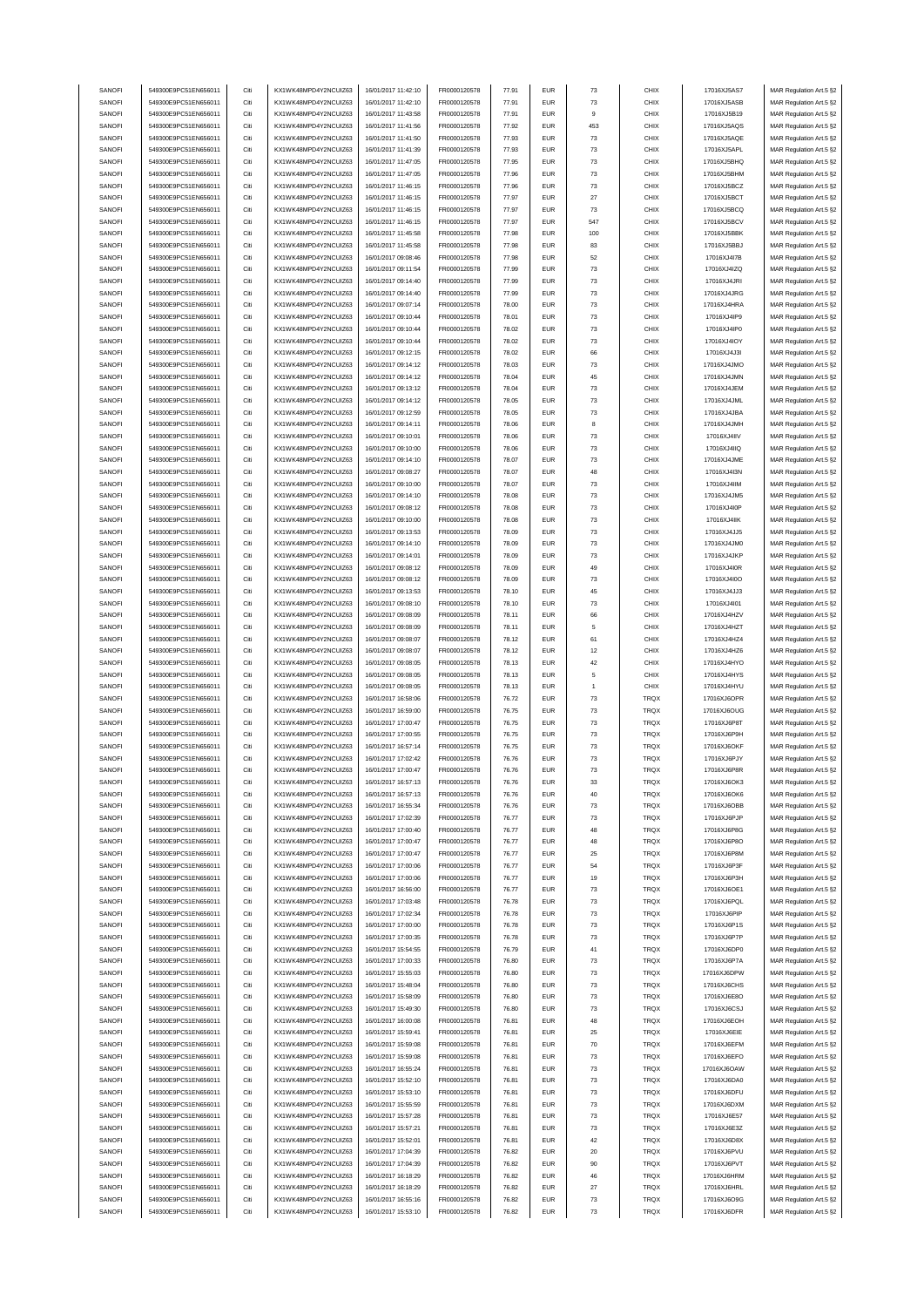| | | | | | | | | | | | |
|---|---|---|---|---|---|---|---|---|---|---|---|
| SANOFI | 549300E9PC51EN656011 | Citi | KX1WK48MPD4Y2NCUIZ63 | 16/01/2017 11:42:10 | FR0000120578 | 77.91 | EUR | 73 | CHIX | 17016XJ5AS7 | MAR Regulation Art.5 §2 |
| SANOFI | 549300E9PC51EN656011 | Citi | KX1WK48MPD4Y2NCUIZ63 | 16/01/2017 11:42:10 | FR0000120578 | 77.91 | EUR | 73 | CHIX | 17016XJ5ASB | MAR Regulation Art.5 §2 |
| SANOFI | 549300E9PC51EN656011 | Citi | KX1WK48MPD4Y2NCUIZ63 | 16/01/2017 11:43:58 | FR0000120578 | 77.91 | EUR | 9 | CHIX | 17016XJ5B19 | MAR Regulation Art.5 §2 |
| SANOFI | 549300E9PC51EN656011 | Citi | KX1WK48MPD4Y2NCUIZ63 | 16/01/2017 11:41:56 | FR0000120578 | 77.92 | EUR | 453 | CHIX | 17016XJ5AQS | MAR Regulation Art.5 §2 |
| SANOFI | 549300E9PC51EN656011 | Citi | KX1WK48MPD4Y2NCUIZ63 | 16/01/2017 11:41:50 | FR0000120578 | 77.93 | EUR | 73 | CHIX | 17016XJ5AQE | MAR Regulation Art.5 §2 |
| SANOFI | 549300E9PC51EN656011 | Citi | KX1WK48MPD4Y2NCUIZ63 | 16/01/2017 11:41:39 | FR0000120578 | 77.93 | EUR | 73 | CHIX | 17016XJ5APL | MAR Regulation Art.5 §2 |
| SANOFI | 549300E9PC51EN656011 | Citi | KX1WK48MPD4Y2NCUIZ63 | 16/01/2017 11:47:05 | FR0000120578 | 77.95 | EUR | 73 | CHIX | 17016XJ5BHQ | MAR Regulation Art.5 §2 |
| SANOFI | 549300E9PC51EN656011 | Citi | KX1WK48MPD4Y2NCUIZ63 | 16/01/2017 11:47:05 | FR0000120578 | 77.96 | EUR | 73 | CHIX | 17016XJ5BHM | MAR Regulation Art.5 §2 |
| SANOFI | 549300E9PC51EN656011 | Citi | KX1WK48MPD4Y2NCUIZ63 | 16/01/2017 11:46:15 | FR0000120578 | 77.96 | EUR | 73 | CHIX | 17016XJ5BCZ | MAR Regulation Art.5 §2 |
| SANOFI | 549300E9PC51EN656011 | Citi | KX1WK48MPD4Y2NCUIZ63 | 16/01/2017 11:46:15 | FR0000120578 | 77.97 | EUR | 27 | CHIX | 17016XJ5BCT | MAR Regulation Art.5 §2 |
| SANOFI | 549300E9PC51EN656011 | Citi | KX1WK48MPD4Y2NCUIZ63 | 16/01/2017 11:46:15 | FR0000120578 | 77.97 | EUR | 73 | CHIX | 17016XJ5BCQ | MAR Regulation Art.5 §2 |
| SANOFI | 549300E9PC51EN656011 | Citi | KX1WK48MPD4Y2NCUIZ63 | 16/01/2017 11:46:15 | FR0000120578 | 77.97 | EUR | 547 | CHIX | 17016XJ5BCV | MAR Regulation Art.5 §2 |
| SANOFI | 549300E9PC51EN656011 | Citi | KX1WK48MPD4Y2NCUIZ63 | 16/01/2017 11:45:58 | FR0000120578 | 77.98 | EUR | 100 | CHIX | 17016XJ5BBK | MAR Regulation Art.5 §2 |
| SANOFI | 549300E9PC51EN656011 | Citi | KX1WK48MPD4Y2NCUIZ63 | 16/01/2017 11:45:58 | FR0000120578 | 77.98 | EUR | 83 | CHIX | 17016XJ5BBJ | MAR Regulation Art.5 §2 |
| SANOFI | 549300E9PC51EN656011 | Citi | KX1WK48MPD4Y2NCUIZ63 | 16/01/2017 09:08:46 | FR0000120578 | 77.98 | EUR | 52 | CHIX | 17016XJ4I7B | MAR Regulation Art.5 §2 |
| SANOFI | 549300E9PC51EN656011 | Citi | KX1WK48MPD4Y2NCUIZ63 | 16/01/2017 09:11:54 | FR0000120578 | 77.99 | EUR | 73 | CHIX | 17016XJ4IZQ | MAR Regulation Art.5 §2 |
| SANOFI | 549300E9PC51EN656011 | Citi | KX1WK48MPD4Y2NCUIZ63 | 16/01/2017 09:14:40 | FR0000120578 | 77.99 | EUR | 73 | CHIX | 17016XJ4JRI | MAR Regulation Art.5 §2 |
| SANOFI | 549300E9PC51EN656011 | Citi | KX1WK48MPD4Y2NCUIZ63 | 16/01/2017 09:14:40 | FR0000120578 | 77.99 | EUR | 73 | CHIX | 17016XJ4JRG | MAR Regulation Art.5 §2 |
| SANOFI | 549300E9PC51EN656011 | Citi | KX1WK48MPD4Y2NCUIZ63 | 16/01/2017 09:07:14 | FR0000120578 | 78.00 | EUR | 73 | CHIX | 17016XJ4HRA | MAR Regulation Art.5 §2 |
| SANOFI | 549300E9PC51EN656011 | Citi | KX1WK48MPD4Y2NCUIZ63 | 16/01/2017 09:10:44 | FR0000120578 | 78.01 | EUR | 73 | CHIX | 17016XJ4IP9 | MAR Regulation Art.5 §2 |
| SANOFI | 549300E9PC51EN656011 | Citi | KX1WK48MPD4Y2NCUIZ63 | 16/01/2017 09:10:44 | FR0000120578 | 78.02 | EUR | 73 | CHIX | 17016XJ4IPO | MAR Regulation Art.5 §2 |
| SANOFI | 549300E9PC51EN656011 | Citi | KX1WK48MPD4Y2NCUIZ63 | 16/01/2017 09:10:44 | FR0000120578 | 78.02 | EUR | 73 | CHIX | 17016XJ4IOY | MAR Regulation Art.5 §2 |
| SANOFI | 549300E9PC51EN656011 | Citi | KX1WK48MPD4Y2NCUIZ63 | 16/01/2017 09:12:15 | FR0000120578 | 78.02 | EUR | 66 | CHIX | 17016XJ4J3I | MAR Regulation Art.5 §2 |
| SANOFI | 549300E9PC51EN656011 | Citi | KX1WK48MPD4Y2NCUIZ63 | 16/01/2017 09:14:12 | FR0000120578 | 78.03 | EUR | 73 | CHIX | 17016XJ4JMO | MAR Regulation Art.5 §2 |
| SANOFI | 549300E9PC51EN656011 | Citi | KX1WK48MPD4Y2NCUIZ63 | 16/01/2017 09:14:12 | FR0000120578 | 78.04 | EUR | 45 | CHIX | 17016XJ4JMN | MAR Regulation Art.5 §2 |
| SANOFI | 549300E9PC51EN656011 | Citi | KX1WK48MPD4Y2NCUIZ63 | 16/01/2017 09:13:12 | FR0000120578 | 78.04 | EUR | 73 | CHIX | 17016XJ4JEM | MAR Regulation Art.5 §2 |
| SANOFI | 549300E9PC51EN656011 | Citi | KX1WK48MPD4Y2NCUIZ63 | 16/01/2017 09:14:12 | FR0000120578 | 78.05 | EUR | 73 | CHIX | 17016XJ4JML | MAR Regulation Art.5 §2 |
| SANOFI | 549300E9PC51EN656011 | Citi | KX1WK48MPD4Y2NCUIZ63 | 16/01/2017 09:12:59 | FR0000120578 | 78.05 | EUR | 73 | CHIX | 17016XJ4JBA | MAR Regulation Art.5 §2 |
| SANOFI | 549300E9PC51EN656011 | Citi | KX1WK48MPD4Y2NCUIZ63 | 16/01/2017 09:14:11 | FR0000120578 | 78.06 | EUR | 8 | CHIX | 17016XJ4JMH | MAR Regulation Art.5 §2 |
| SANOFI | 549300E9PC51EN656011 | Citi | KX1WK48MPD4Y2NCUIZ63 | 16/01/2017 09:10:01 | FR0000120578 | 78.06 | EUR | 73 | CHIX | 17016XJ4IIV | MAR Regulation Art.5 §2 |
| SANOFI | 549300E9PC51EN656011 | Citi | KX1WK48MPD4Y2NCUIZ63 | 16/01/2017 09:10:00 | FR0000120578 | 78.06 | EUR | 73 | CHIX | 17016XJ4IIQ | MAR Regulation Art.5 §2 |
| SANOFI | 549300E9PC51EN656011 | Citi | KX1WK48MPD4Y2NCUIZ63 | 16/01/2017 09:14:10 | FR0000120578 | 78.07 | EUR | 73 | CHIX | 17016XJ4JME | MAR Regulation Art.5 §2 |
| SANOFI | 549300E9PC51EN656011 | Citi | KX1WK48MPD4Y2NCUIZ63 | 16/01/2017 09:08:27 | FR0000120578 | 78.07 | EUR | 48 | CHIX | 17016XJ4I3N | MAR Regulation Art.5 §2 |
| SANOFI | 549300E9PC51EN656011 | Citi | KX1WK48MPD4Y2NCUIZ63 | 16/01/2017 09:10:00 | FR0000120578 | 78.07 | EUR | 73 | CHIX | 17016XJ4IIM | MAR Regulation Art.5 §2 |
| SANOFI | 549300E9PC51EN656011 | Citi | KX1WK48MPD4Y2NCUIZ63 | 16/01/2017 09:14:10 | FR0000120578 | 78.08 | EUR | 73 | CHIX | 17016XJ4JM5 | MAR Regulation Art.5 §2 |
| SANOFI | 549300E9PC51EN656011 | Citi | KX1WK48MPD4Y2NCUIZ63 | 16/01/2017 09:08:12 | FR0000120578 | 78.08 | EUR | 73 | CHIX | 17016XJ4I0P | MAR Regulation Art.5 §2 |
| SANOFI | 549300E9PC51EN656011 | Citi | KX1WK48MPD4Y2NCUIZ63 | 16/01/2017 09:10:00 | FR0000120578 | 78.08 | EUR | 73 | CHIX | 17016XJ4IIK | MAR Regulation Art.5 §2 |
| SANOFI | 549300E9PC51EN656011 | Citi | KX1WK48MPD4Y2NCUIZ63 | 16/01/2017 09:13:53 | FR0000120578 | 78.09 | EUR | 73 | CHIX | 17016XJ4JJ5 | MAR Regulation Art.5 §2 |
| SANOFI | 549300E9PC51EN656011 | Citi | KX1WK48MPD4Y2NCUIZ63 | 16/01/2017 09:14:10 | FR0000120578 | 78.09 | EUR | 73 | CHIX | 17016XJ4JM0 | MAR Regulation Art.5 §2 |
| SANOFI | 549300E9PC51EN656011 | Citi | KX1WK48MPD4Y2NCUIZ63 | 16/01/2017 09:14:01 | FR0000120578 | 78.09 | EUR | 73 | CHIX | 17016XJ4JKP | MAR Regulation Art.5 §2 |
| SANOFI | 549300E9PC51EN656011 | Citi | KX1WK48MPD4Y2NCUIZ63 | 16/01/2017 09:08:12 | FR0000120578 | 78.09 | EUR | 49 | CHIX | 17016XJ4I0R | MAR Regulation Art.5 §2 |
| SANOFI | 549300E9PC51EN656011 | Citi | KX1WK48MPD4Y2NCUIZ63 | 16/01/2017 09:08:12 | FR0000120578 | 78.09 | EUR | 73 | CHIX | 17016XJ4I0O | MAR Regulation Art.5 §2 |
| SANOFI | 549300E9PC51EN656011 | Citi | KX1WK48MPD4Y2NCUIZ63 | 16/01/2017 09:13:53 | FR0000120578 | 78.10 | EUR | 45 | CHIX | 17016XJ4JJ3 | MAR Regulation Art.5 §2 |
| SANOFI | 549300E9PC51EN656011 | Citi | KX1WK48MPD4Y2NCUIZ63 | 16/01/2017 09:08:10 | FR0000120578 | 78.10 | EUR | 73 | CHIX | 17016XJ4I01 | MAR Regulation Art.5 §2 |
| SANOFI | 549300E9PC51EN656011 | Citi | KX1WK48MPD4Y2NCUIZ63 | 16/01/2017 09:08:09 | FR0000120578 | 78.11 | EUR | 66 | CHIX | 17016XJ4HZV | MAR Regulation Art.5 §2 |
| SANOFI | 549300E9PC51EN656011 | Citi | KX1WK48MPD4Y2NCUIZ63 | 16/01/2017 09:08:09 | FR0000120578 | 78.11 | EUR | 5 | CHIX | 17016XJ4HZT | MAR Regulation Art.5 §2 |
| SANOFI | 549300E9PC51EN656011 | Citi | KX1WK48MPD4Y2NCUIZ63 | 16/01/2017 09:08:07 | FR0000120578 | 78.12 | EUR | 61 | CHIX | 17016XJ4HZ4 | MAR Regulation Art.5 §2 |
| SANOFI | 549300E9PC51EN656011 | Citi | KX1WK48MPD4Y2NCUIZ63 | 16/01/2017 09:08:07 | FR0000120578 | 78.12 | EUR | 12 | CHIX | 17016XJ4HZ6 | MAR Regulation Art.5 §2 |
| SANOFI | 549300E9PC51EN656011 | Citi | KX1WK48MPD4Y2NCUIZ63 | 16/01/2017 09:08:05 | FR0000120578 | 78.13 | EUR | 42 | CHIX | 17016XJ4HYO | MAR Regulation Art.5 §2 |
| SANOFI | 549300E9PC51EN656011 | Citi | KX1WK48MPD4Y2NCUIZ63 | 16/01/2017 09:08:05 | FR0000120578 | 78.13 | EUR | 5 | CHIX | 17016XJ4HYS | MAR Regulation Art.5 §2 |
| SANOFI | 549300E9PC51EN656011 | Citi | KX1WK48MPD4Y2NCUIZ63 | 16/01/2017 09:08:05 | FR0000120578 | 78.13 | EUR | 1 | CHIX | 17016XJ4HYU | MAR Regulation Art.5 §2 |
| SANOFI | 549300E9PC51EN656011 | Citi | KX1WK48MPD4Y2NCUIZ63 | 16/01/2017 16:58:06 | FR0000120578 | 76.72 | EUR | 73 | TRQX | 17016XJ6OPR | MAR Regulation Art.5 §2 |
| SANOFI | 549300E9PC51EN656011 | Citi | KX1WK48MPD4Y2NCUIZ63 | 16/01/2017 16:59:00 | FR0000120578 | 76.75 | EUR | 73 | TRQX | 17016XJ6OUG | MAR Regulation Art.5 §2 |
| SANOFI | 549300E9PC51EN656011 | Citi | KX1WK48MPD4Y2NCUIZ63 | 16/01/2017 17:00:47 | FR0000120578 | 76.75 | EUR | 73 | TRQX | 17016XJ6P8T | MAR Regulation Art.5 §2 |
| SANOFI | 549300E9PC51EN656011 | Citi | KX1WK48MPD4Y2NCUIZ63 | 16/01/2017 17:00:55 | FR0000120578 | 76.75 | EUR | 73 | TRQX | 17016XJ6P9H | MAR Regulation Art.5 §2 |
| SANOFI | 549300E9PC51EN656011 | Citi | KX1WK48MPD4Y2NCUIZ63 | 16/01/2017 16:57:14 | FR0000120578 | 76.75 | EUR | 73 | TRQX | 17016XJ6OKF | MAR Regulation Art.5 §2 |
| SANOFI | 549300E9PC51EN656011 | Citi | KX1WK48MPD4Y2NCUIZ63 | 16/01/2017 17:02:42 | FR0000120578 | 76.76 | EUR | 73 | TRQX | 17016XJ6PJY | MAR Regulation Art.5 §2 |
| SANOFI | 549300E9PC51EN656011 | Citi | KX1WK48MPD4Y2NCUIZ63 | 16/01/2017 17:00:47 | FR0000120578 | 76.76 | EUR | 73 | TRQX | 17016XJ6P8R | MAR Regulation Art.5 §2 |
| SANOFI | 549300E9PC51EN656011 | Citi | KX1WK48MPD4Y2NCUIZ63 | 16/01/2017 16:57:13 | FR0000120578 | 76.76 | EUR | 33 | TRQX | 17016XJ6OK3 | MAR Regulation Art.5 §2 |
| SANOFI | 549300E9PC51EN656011 | Citi | KX1WK48MPD4Y2NCUIZ63 | 16/01/2017 16:57:13 | FR0000120578 | 76.76 | EUR | 40 | TRQX | 17016XJ6OK6 | MAR Regulation Art.5 §2 |
| SANOFI | 549300E9PC51EN656011 | Citi | KX1WK48MPD4Y2NCUIZ63 | 16/01/2017 16:55:34 | FR0000120578 | 76.76 | EUR | 73 | TRQX | 17016XJ6OBB | MAR Regulation Art.5 §2 |
| SANOFI | 549300E9PC51EN656011 | Citi | KX1WK48MPD4Y2NCUIZ63 | 16/01/2017 17:02:39 | FR0000120578 | 76.77 | EUR | 73 | TRQX | 17016XJ6PJP | MAR Regulation Art.5 §2 |
| SANOFI | 549300E9PC51EN656011 | Citi | KX1WK48MPD4Y2NCUIZ63 | 16/01/2017 17:00:40 | FR0000120578 | 76.77 | EUR | 48 | TRQX | 17016XJ6P8G | MAR Regulation Art.5 §2 |
| SANOFI | 549300E9PC51EN656011 | Citi | KX1WK48MPD4Y2NCUIZ63 | 16/01/2017 17:00:47 | FR0000120578 | 76.77 | EUR | 48 | TRQX | 17016XJ6P8O | MAR Regulation Art.5 §2 |
| SANOFI | 549300E9PC51EN656011 | Citi | KX1WK48MPD4Y2NCUIZ63 | 16/01/2017 17:00:47 | FR0000120578 | 76.77 | EUR | 25 | TRQX | 17016XJ6P8M | MAR Regulation Art.5 §2 |
| SANOFI | 549300E9PC51EN656011 | Citi | KX1WK48MPD4Y2NCUIZ63 | 16/01/2017 17:00:06 | FR0000120578 | 76.77 | EUR | 54 | TRQX | 17016XJ6P3F | MAR Regulation Art.5 §2 |
| SANOFI | 549300E9PC51EN656011 | Citi | KX1WK48MPD4Y2NCUIZ63 | 16/01/2017 17:00:06 | FR0000120578 | 76.77 | EUR | 19 | TRQX | 17016XJ6P3H | MAR Regulation Art.5 §2 |
| SANOFI | 549300E9PC51EN656011 | Citi | KX1WK48MPD4Y2NCUIZ63 | 16/01/2017 16:56:00 | FR0000120578 | 76.77 | EUR | 73 | TRQX | 17016XJ6OE1 | MAR Regulation Art.5 §2 |
| SANOFI | 549300E9PC51EN656011 | Citi | KX1WK48MPD4Y2NCUIZ63 | 16/01/2017 17:03:48 | FR0000120578 | 76.78 | EUR | 73 | TRQX | 17016XJ6PQL | MAR Regulation Art.5 §2 |
| SANOFI | 549300E9PC51EN656011 | Citi | KX1WK48MPD4Y2NCUIZ63 | 16/01/2017 17:02:34 | FR0000120578 | 76.78 | EUR | 73 | TRQX | 17016XJ6PIP | MAR Regulation Art.5 §2 |
| SANOFI | 549300E9PC51EN656011 | Citi | KX1WK48MPD4Y2NCUIZ63 | 16/01/2017 17:00:00 | FR0000120578 | 76.78 | EUR | 73 | TRQX | 17016XJ6P1S | MAR Regulation Art.5 §2 |
| SANOFI | 549300E9PC51EN656011 | Citi | KX1WK48MPD4Y2NCUIZ63 | 16/01/2017 17:00:35 | FR0000120578 | 76.78 | EUR | 73 | TRQX | 17016XJ6P7P | MAR Regulation Art.5 §2 |
| SANOFI | 549300E9PC51EN656011 | Citi | KX1WK48MPD4Y2NCUIZ63 | 16/01/2017 15:54:55 | FR0000120578 | 76.79 | EUR | 41 | TRQX | 17016XJ6DP0 | MAR Regulation Art.5 §2 |
| SANOFI | 549300E9PC51EN656011 | Citi | KX1WK48MPD4Y2NCUIZ63 | 16/01/2017 17:00:33 | FR0000120578 | 76.80 | EUR | 73 | TRQX | 17016XJ6P7A | MAR Regulation Art.5 §2 |
| SANOFI | 549300E9PC51EN656011 | Citi | KX1WK48MPD4Y2NCUIZ63 | 16/01/2017 15:55:03 | FR0000120578 | 76.80 | EUR | 73 | TRQX | 17016XJ6DPW | MAR Regulation Art.5 §2 |
| SANOFI | 549300E9PC51EN656011 | Citi | KX1WK48MPD4Y2NCUIZ63 | 16/01/2017 15:48:04 | FR0000120578 | 76.80 | EUR | 73 | TRQX | 17016XJ6CHS | MAR Regulation Art.5 §2 |
| SANOFI | 549300E9PC51EN656011 | Citi | KX1WK48MPD4Y2NCUIZ63 | 16/01/2017 15:58:09 | FR0000120578 | 76.80 | EUR | 73 | TRQX | 17016XJ6E8O | MAR Regulation Art.5 §2 |
| SANOFI | 549300E9PC51EN656011 | Citi | KX1WK48MPD4Y2NCUIZ63 | 16/01/2017 15:49:30 | FR0000120578 | 76.80 | EUR | 73 | TRQX | 17016XJ6CSJ | MAR Regulation Art.5 §2 |
| SANOFI | 549300E9PC51EN656011 | Citi | KX1WK48MPD4Y2NCUIZ63 | 16/01/2017 16:00:08 | FR0000120578 | 76.81 | EUR | 48 | TRQX | 17016XJ6EOH | MAR Regulation Art.5 §2 |
| SANOFI | 549300E9PC51EN656011 | Citi | KX1WK48MPD4Y2NCUIZ63 | 16/01/2017 15:59:41 | FR0000120578 | 76.81 | EUR | 25 | TRQX | 17016XJ6EIE | MAR Regulation Art.5 §2 |
| SANOFI | 549300E9PC51EN656011 | Citi | KX1WK48MPD4Y2NCUIZ63 | 16/01/2017 15:59:08 | FR0000120578 | 76.81 | EUR | 70 | TRQX | 17016XJ6EFM | MAR Regulation Art.5 §2 |
| SANOFI | 549300E9PC51EN656011 | Citi | KX1WK48MPD4Y2NCUIZ63 | 16/01/2017 15:59:08 | FR0000120578 | 76.81 | EUR | 73 | TRQX | 17016XJ6EFO | MAR Regulation Art.5 §2 |
| SANOFI | 549300E9PC51EN656011 | Citi | KX1WK48MPD4Y2NCUIZ63 | 16/01/2017 16:55:24 | FR0000120578 | 76.81 | EUR | 73 | TRQX | 17016XJ6OAW | MAR Regulation Art.5 §2 |
| SANOFI | 549300E9PC51EN656011 | Citi | KX1WK48MPD4Y2NCUIZ63 | 16/01/2017 15:52:10 | FR0000120578 | 76.81 | EUR | 73 | TRQX | 17016XJ6DA0 | MAR Regulation Art.5 §2 |
| SANOFI | 549300E9PC51EN656011 | Citi | KX1WK48MPD4Y2NCUIZ63 | 16/01/2017 15:53:10 | FR0000120578 | 76.81 | EUR | 73 | TRQX | 17016XJ6DFU | MAR Regulation Art.5 §2 |
| SANOFI | 549300E9PC51EN656011 | Citi | KX1WK48MPD4Y2NCUIZ63 | 16/01/2017 15:55:59 | FR0000120578 | 76.81 | EUR | 73 | TRQX | 17016XJ6DXM | MAR Regulation Art.5 §2 |
| SANOFI | 549300E9PC51EN656011 | Citi | KX1WK48MPD4Y2NCUIZ63 | 16/01/2017 15:57:28 | FR0000120578 | 76.81 | EUR | 73 | TRQX | 17016XJ6E57 | MAR Regulation Art.5 §2 |
| SANOFI | 549300E9PC51EN656011 | Citi | KX1WK48MPD4Y2NCUIZ63 | 16/01/2017 15:57:21 | FR0000120578 | 76.81 | EUR | 73 | TRQX | 17016XJ6E3Z | MAR Regulation Art.5 §2 |
| SANOFI | 549300E9PC51EN656011 | Citi | KX1WK48MPD4Y2NCUIZ63 | 16/01/2017 15:52:01 | FR0000120578 | 76.81 | EUR | 42 | TRQX | 17016XJ6D8X | MAR Regulation Art.5 §2 |
| SANOFI | 549300E9PC51EN656011 | Citi | KX1WK48MPD4Y2NCUIZ63 | 16/01/2017 17:04:39 | FR0000120578 | 76.82 | EUR | 20 | TRQX | 17016XJ6PVU | MAR Regulation Art.5 §2 |
| SANOFI | 549300E9PC51EN656011 | Citi | KX1WK48MPD4Y2NCUIZ63 | 16/01/2017 17:04:39 | FR0000120578 | 76.82 | EUR | 90 | TRQX | 17016XJ6PVT | MAR Regulation Art.5 §2 |
| SANOFI | 549300E9PC51EN656011 | Citi | KX1WK48MPD4Y2NCUIZ63 | 16/01/2017 16:18:29 | FR0000120578 | 76.82 | EUR | 46 | TRQX | 17016XJ6HRM | MAR Regulation Art.5 §2 |
| SANOFI | 549300E9PC51EN656011 | Citi | KX1WK48MPD4Y2NCUIZ63 | 16/01/2017 16:18:29 | FR0000120578 | 76.82 | EUR | 27 | TRQX | 17016XJ6HRL | MAR Regulation Art.5 §2 |
| SANOFI | 549300E9PC51EN656011 | Citi | KX1WK48MPD4Y2NCUIZ63 | 16/01/2017 16:55:16 | FR0000120578 | 76.82 | EUR | 73 | TRQX | 17016XJ6O9G | MAR Regulation Art.5 §2 |
| SANOFI | 549300E9PC51EN656011 | Citi | KX1WK48MPD4Y2NCUIZ63 | 16/01/2017 15:53:10 | FR0000120578 | 76.82 | EUR | 73 | TRQX | 17016XJ6DFR | MAR Regulation Art.5 §2 |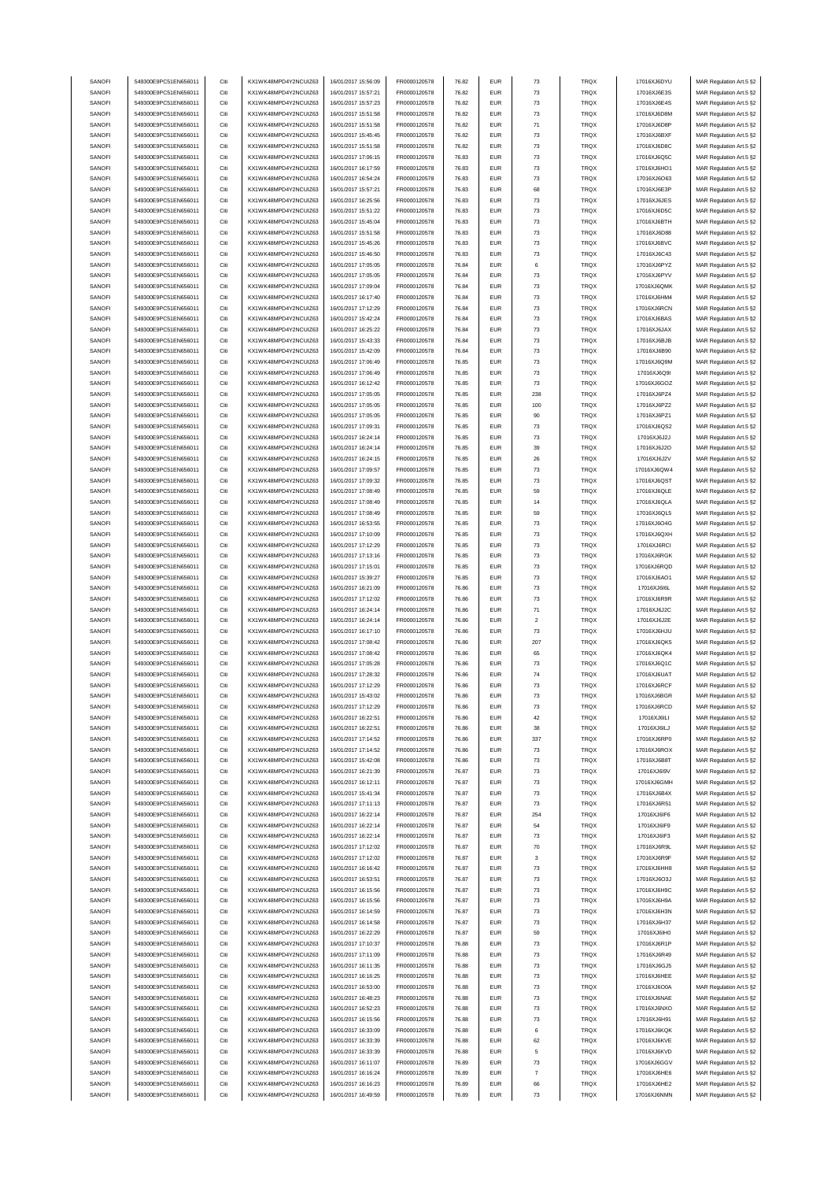| | | | | | | | | | | | |
|---|---|---|---|---|---|---|---|---|---|---|---|
| SANOFI | 549300E9PC51EN656011 | Citi | KX1WK48MPD4Y2NCUIZ63 | 16/01/2017 15:56:09 | FR0000120578 | 76.82 | EUR | 73 | TRQX | 17016XJ6DYU | MAR Regulation Art.5 §2 |
| SANOFI | 549300E9PC51EN656011 | Citi | KX1WK48MPD4Y2NCUIZ63 | 16/01/2017 15:57:21 | FR0000120578 | 76.82 | EUR | 73 | TRQX | 17016XJ6E3S | MAR Regulation Art.5 §2 |
| SANOFI | 549300E9PC51EN656011 | Citi | KX1WK48MPD4Y2NCUIZ63 | 16/01/2017 15:57:23 | FR0000120578 | 76.82 | EUR | 73 | TRQX | 17016XJ6E4S | MAR Regulation Art.5 §2 |
| SANOFI | 549300E9PC51EN656011 | Citi | KX1WK48MPD4Y2NCUIZ63 | 16/01/2017 15:51:58 | FR0000120578 | 76.82 | EUR | 73 | TRQX | 17016XJ6D8M | MAR Regulation Art.5 §2 |
| SANOFI | 549300E9PC51EN656011 | Citi | KX1WK48MPD4Y2NCUIZ63 | 16/01/2017 15:51:58 | FR0000120578 | 76.82 | EUR | 71 | TRQX | 17016XJ6D8P | MAR Regulation Art.5 §2 |
| SANOFI | 549300E9PC51EN656011 | Citi | KX1WK48MPD4Y2NCUIZ63 | 16/01/2017 15:45:45 | FR0000120578 | 76.82 | EUR | 73 | TRQX | 17016XJ6BXF | MAR Regulation Art.5 §2 |
| SANOFI | 549300E9PC51EN656011 | Citi | KX1WK48MPD4Y2NCUIZ63 | 16/01/2017 15:51:58 | FR0000120578 | 76.82 | EUR | 73 | TRQX | 17016XJ6D8C | MAR Regulation Art.5 §2 |
| SANOFI | 549300E9PC51EN656011 | Citi | KX1WK48MPD4Y2NCUIZ63 | 16/01/2017 17:06:15 | FR0000120578 | 76.83 | EUR | 73 | TRQX | 17016XJ6Q5C | MAR Regulation Art.5 §2 |
| SANOFI | 549300E9PC51EN656011 | Citi | KX1WK48MPD4Y2NCUIZ63 | 16/01/2017 16:17:59 | FR0000120578 | 76.83 | EUR | 73 | TRQX | 17016XJ6HO1 | MAR Regulation Art.5 §2 |
| SANOFI | 549300E9PC51EN656011 | Citi | KX1WK48MPD4Y2NCUIZ63 | 16/01/2017 16:54:24 | FR0000120578 | 76.83 | EUR | 73 | TRQX | 17016XJ6O63 | MAR Regulation Art.5 §2 |
| SANOFI | 549300E9PC51EN656011 | Citi | KX1WK48MPD4Y2NCUIZ63 | 16/01/2017 15:57:21 | FR0000120578 | 76.83 | EUR | 68 | TRQX | 17016XJ6E3P | MAR Regulation Art.5 §2 |
| SANOFI | 549300E9PC51EN656011 | Citi | KX1WK48MPD4Y2NCUIZ63 | 16/01/2017 16:25:56 | FR0000120578 | 76.83 | EUR | 73 | TRQX | 17016XJ6JES | MAR Regulation Art.5 §2 |
| SANOFI | 549300E9PC51EN656011 | Citi | KX1WK48MPD4Y2NCUIZ63 | 16/01/2017 15:51:22 | FR0000120578 | 76.83 | EUR | 73 | TRQX | 17016XJ6D5C | MAR Regulation Art.5 §2 |
| SANOFI | 549300E9PC51EN656011 | Citi | KX1WK48MPD4Y2NCUIZ63 | 16/01/2017 15:45:04 | FR0000120578 | 76.83 | EUR | 73 | TRQX | 17016XJ6BTH | MAR Regulation Art.5 §2 |
| SANOFI | 549300E9PC51EN656011 | Citi | KX1WK48MPD4Y2NCUIZ63 | 16/01/2017 15:51:58 | FR0000120578 | 76.83 | EUR | 73 | TRQX | 17016XJ6D88 | MAR Regulation Art.5 §2 |
| SANOFI | 549300E9PC51EN656011 | Citi | KX1WK48MPD4Y2NCUIZ63 | 16/01/2017 15:45:26 | FR0000120578 | 76.83 | EUR | 73 | TRQX | 17016XJ6BVC | MAR Regulation Art.5 §2 |
| SANOFI | 549300E9PC51EN656011 | Citi | KX1WK48MPD4Y2NCUIZ63 | 16/01/2017 15:46:50 | FR0000120578 | 76.83 | EUR | 73 | TRQX | 17016XJ6C43 | MAR Regulation Art.5 §2 |
| SANOFI | 549300E9PC51EN656011 | Citi | KX1WK48MPD4Y2NCUIZ63 | 16/01/2017 17:05:05 | FR0000120578 | 76.84 | EUR | 6 | TRQX | 17016XJ6PYZ | MAR Regulation Art.5 §2 |
| SANOFI | 549300E9PC51EN656011 | Citi | KX1WK48MPD4Y2NCUIZ63 | 16/01/2017 17:05:05 | FR0000120578 | 76.84 | EUR | 73 | TRQX | 17016XJ6PYV | MAR Regulation Art.5 §2 |
| SANOFI | 549300E9PC51EN656011 | Citi | KX1WK48MPD4Y2NCUIZ63 | 16/01/2017 17:09:04 | FR0000120578 | 76.84 | EUR | 73 | TRQX | 17016XJ6QMK | MAR Regulation Art.5 §2 |
| SANOFI | 549300E9PC51EN656011 | Citi | KX1WK48MPD4Y2NCUIZ63 | 16/01/2017 16:17:40 | FR0000120578 | 76.84 | EUR | 73 | TRQX | 17016XJ6HM4 | MAR Regulation Art.5 §2 |
| SANOFI | 549300E9PC51EN656011 | Citi | KX1WK48MPD4Y2NCUIZ63 | 16/01/2017 17:12:29 | FR0000120578 | 76.84 | EUR | 73 | TRQX | 17016XJ6RCN | MAR Regulation Art.5 §2 |
| SANOFI | 549300E9PC51EN656011 | Citi | KX1WK48MPD4Y2NCUIZ63 | 16/01/2017 15:42:24 | FR0000120578 | 76.84 | EUR | 73 | TRQX | 17016XJ6BAS | MAR Regulation Art.5 §2 |
| SANOFI | 549300E9PC51EN656011 | Citi | KX1WK48MPD4Y2NCUIZ63 | 16/01/2017 16:25:22 | FR0000120578 | 76.84 | EUR | 73 | TRQX | 17016XJ6JAX | MAR Regulation Art.5 §2 |
| SANOFI | 549300E9PC51EN656011 | Citi | KX1WK48MPD4Y2NCUIZ63 | 16/01/2017 15:43:33 | FR0000120578 | 76.84 | EUR | 73 | TRQX | 17016XJ6BJB | MAR Regulation Art.5 §2 |
| SANOFI | 549300E9PC51EN656011 | Citi | KX1WK48MPD4Y2NCUIZ63 | 16/01/2017 15:42:09 | FR0000120578 | 76.84 | EUR | 73 | TRQX | 17016XJ6B90 | MAR Regulation Art.5 §2 |
| SANOFI | 549300E9PC51EN656011 | Citi | KX1WK48MPD4Y2NCUIZ63 | 16/01/2017 17:06:49 | FR0000120578 | 76.85 | EUR | 73 | TRQX | 17016XJ6Q9M | MAR Regulation Art.5 §2 |
| SANOFI | 549300E9PC51EN656011 | Citi | KX1WK48MPD4Y2NCUIZ63 | 16/01/2017 17:06:49 | FR0000120578 | 76.85 | EUR | 73 | TRQX | 17016XJ6Q9I | MAR Regulation Art.5 §2 |
| SANOFI | 549300E9PC51EN656011 | Citi | KX1WK48MPD4Y2NCUIZ63 | 16/01/2017 16:12:42 | FR0000120578 | 76.85 | EUR | 73 | TRQX | 17016XJ6GOZ | MAR Regulation Art.5 §2 |
| SANOFI | 549300E9PC51EN656011 | Citi | KX1WK48MPD4Y2NCUIZ63 | 16/01/2017 17:05:05 | FR0000120578 | 76.85 | EUR | 238 | TRQX | 17016XJ6PZ4 | MAR Regulation Art.5 §2 |
| SANOFI | 549300E9PC51EN656011 | Citi | KX1WK48MPD4Y2NCUIZ63 | 16/01/2017 17:05:05 | FR0000120578 | 76.85 | EUR | 100 | TRQX | 17016XJ6PZ2 | MAR Regulation Art.5 §2 |
| SANOFI | 549300E9PC51EN656011 | Citi | KX1WK48MPD4Y2NCUIZ63 | 16/01/2017 17:05:05 | FR0000120578 | 76.85 | EUR | 90 | TRQX | 17016XJ6PZ1 | MAR Regulation Art.5 §2 |
| SANOFI | 549300E9PC51EN656011 | Citi | KX1WK48MPD4Y2NCUIZ63 | 16/01/2017 17:09:31 | FR0000120578 | 76.85 | EUR | 73 | TRQX | 17016XJ6QS2 | MAR Regulation Art.5 §2 |
| SANOFI | 549300E9PC51EN656011 | Citi | KX1WK48MPD4Y2NCUIZ63 | 16/01/2017 16:24:14 | FR0000120578 | 76.85 | EUR | 73 | TRQX | 17016XJ6J2J | MAR Regulation Art.5 §2 |
| SANOFI | 549300E9PC51EN656011 | Citi | KX1WK48MPD4Y2NCUIZ63 | 16/01/2017 16:24:14 | FR0000120578 | 76.85 | EUR | 39 | TRQX | 17016XJ6J2O | MAR Regulation Art.5 §2 |
| SANOFI | 549300E9PC51EN656011 | Citi | KX1WK48MPD4Y2NCUIZ63 | 16/01/2017 16:24:15 | FR0000120578 | 76.85 | EUR | 26 | TRQX | 17016XJ6J2V | MAR Regulation Art.5 §2 |
| SANOFI | 549300E9PC51EN656011 | Citi | KX1WK48MPD4Y2NCUIZ63 | 16/01/2017 17:09:57 | FR0000120578 | 76.85 | EUR | 73 | TRQX | 17016XJ6QW4 | MAR Regulation Art.5 §2 |
| SANOFI | 549300E9PC51EN656011 | Citi | KX1WK48MPD4Y2NCUIZ63 | 16/01/2017 17:09:32 | FR0000120578 | 76.85 | EUR | 73 | TRQX | 17016XJ6QST | MAR Regulation Art.5 §2 |
| SANOFI | 549300E9PC51EN656011 | Citi | KX1WK48MPD4Y2NCUIZ63 | 16/01/2017 17:08:49 | FR0000120578 | 76.85 | EUR | 59 | TRQX | 17016XJ6QLE | MAR Regulation Art.5 §2 |
| SANOFI | 549300E9PC51EN656011 | Citi | KX1WK48MPD4Y2NCUIZ63 | 16/01/2017 17:08:49 | FR0000120578 | 76.85 | EUR | 14 | TRQX | 17016XJ6QLA | MAR Regulation Art.5 §2 |
| SANOFI | 549300E9PC51EN656011 | Citi | KX1WK48MPD4Y2NCUIZ63 | 16/01/2017 17:08:49 | FR0000120578 | 76.85 | EUR | 59 | TRQX | 17016XJ6QL5 | MAR Regulation Art.5 §2 |
| SANOFI | 549300E9PC51EN656011 | Citi | KX1WK48MPD4Y2NCUIZ63 | 16/01/2017 16:53:55 | FR0000120578 | 76.85 | EUR | 73 | TRQX | 17016XJ6O4G | MAR Regulation Art.5 §2 |
| SANOFI | 549300E9PC51EN656011 | Citi | KX1WK48MPD4Y2NCUIZ63 | 16/01/2017 17:10:09 | FR0000120578 | 76.85 | EUR | 73 | TRQX | 17016XJ6QXH | MAR Regulation Art.5 §2 |
| SANOFI | 549300E9PC51EN656011 | Citi | KX1WK48MPD4Y2NCUIZ63 | 16/01/2017 17:12:29 | FR0000120578 | 76.85 | EUR | 73 | TRQX | 17016XJ6RCI | MAR Regulation Art.5 §2 |
| SANOFI | 549300E9PC51EN656011 | Citi | KX1WK48MPD4Y2NCUIZ63 | 16/01/2017 17:13:16 | FR0000120578 | 76.85 | EUR | 73 | TRQX | 17016XJ6RGK | MAR Regulation Art.5 §2 |
| SANOFI | 549300E9PC51EN656011 | Citi | KX1WK48MPD4Y2NCUIZ63 | 16/01/2017 17:15:01 | FR0000120578 | 76.85 | EUR | 73 | TRQX | 17016XJ6RQD | MAR Regulation Art.5 §2 |
| SANOFI | 549300E9PC51EN656011 | Citi | KX1WK48MPD4Y2NCUIZ63 | 16/01/2017 15:39:27 | FR0000120578 | 76.85 | EUR | 73 | TRQX | 17016XJ6AO1 | MAR Regulation Art.5 §2 |
| SANOFI | 549300E9PC51EN656011 | Citi | KX1WK48MPD4Y2NCUIZ63 | 16/01/2017 16:21:09 | FR0000120578 | 76.86 | EUR | 73 | TRQX | 17016XJ6I6L | MAR Regulation Art.5 §2 |
| SANOFI | 549300E9PC51EN656011 | Citi | KX1WK48MPD4Y2NCUIZ63 | 16/01/2017 17:12:02 | FR0000120578 | 76.86 | EUR | 73 | TRQX | 17016XJ6R9R | MAR Regulation Art.5 §2 |
| SANOFI | 549300E9PC51EN656011 | Citi | KX1WK48MPD4Y2NCUIZ63 | 16/01/2017 16:24:14 | FR0000120578 | 76.86 | EUR | 71 | TRQX | 17016XJ6J2C | MAR Regulation Art.5 §2 |
| SANOFI | 549300E9PC51EN656011 | Citi | KX1WK48MPD4Y2NCUIZ63 | 16/01/2017 16:24:14 | FR0000120578 | 76.86 | EUR | 2 | TRQX | 17016XJ6J2E | MAR Regulation Art.5 §2 |
| SANOFI | 549300E9PC51EN656011 | Citi | KX1WK48MPD4Y2NCUIZ63 | 16/01/2017 16:17:10 | FR0000120578 | 76.86 | EUR | 73 | TRQX | 17016XJ6HJU | MAR Regulation Art.5 §2 |
| SANOFI | 549300E9PC51EN656011 | Citi | KX1WK48MPD4Y2NCUIZ63 | 16/01/2017 17:08:42 | FR0000120578 | 76.86 | EUR | 207 | TRQX | 17016XJ6QK5 | MAR Regulation Art.5 §2 |
| SANOFI | 549300E9PC51EN656011 | Citi | KX1WK48MPD4Y2NCUIZ63 | 16/01/2017 17:08:42 | FR0000120578 | 76.86 | EUR | 65 | TRQX | 17016XJ6QK4 | MAR Regulation Art.5 §2 |
| SANOFI | 549300E9PC51EN656011 | Citi | KX1WK48MPD4Y2NCUIZ63 | 16/01/2017 17:05:28 | FR0000120578 | 76.86 | EUR | 73 | TRQX | 17016XJ6Q1C | MAR Regulation Art.5 §2 |
| SANOFI | 549300E9PC51EN656011 | Citi | KX1WK48MPD4Y2NCUIZ63 | 16/01/2017 17:28:32 | FR0000120578 | 76.86 | EUR | 74 | TRQX | 17016XJ6UAT | MAR Regulation Art.5 §2 |
| SANOFI | 549300E9PC51EN656011 | Citi | KX1WK48MPD4Y2NCUIZ63 | 16/01/2017 17:12:29 | FR0000120578 | 76.86 | EUR | 73 | TRQX | 17016XJ6RCF | MAR Regulation Art.5 §2 |
| SANOFI | 549300E9PC51EN656011 | Citi | KX1WK48MPD4Y2NCUIZ63 | 16/01/2017 15:43:02 | FR0000120578 | 76.86 | EUR | 73 | TRQX | 17016XJ6BGR | MAR Regulation Art.5 §2 |
| SANOFI | 549300E9PC51EN656011 | Citi | KX1WK48MPD4Y2NCUIZ63 | 16/01/2017 17:12:29 | FR0000120578 | 76.86 | EUR | 73 | TRQX | 17016XJ6RCD | MAR Regulation Art.5 §2 |
| SANOFI | 549300E9PC51EN656011 | Citi | KX1WK48MPD4Y2NCUIZ63 | 16/01/2017 16:22:51 | FR0000120578 | 76.86 | EUR | 42 | TRQX | 17016XJ6ILI | MAR Regulation Art.5 §2 |
| SANOFI | 549300E9PC51EN656011 | Citi | KX1WK48MPD4Y2NCUIZ63 | 16/01/2017 16:22:51 | FR0000120578 | 76.86 | EUR | 38 | TRQX | 17016XJ6ILJ | MAR Regulation Art.5 §2 |
| SANOFI | 549300E9PC51EN656011 | Citi | KX1WK48MPD4Y2NCUIZ63 | 16/01/2017 17:14:52 | FR0000120578 | 76.86 | EUR | 337 | TRQX | 17016XJ6RP0 | MAR Regulation Art.5 §2 |
| SANOFI | 549300E9PC51EN656011 | Citi | KX1WK48MPD4Y2NCUIZ63 | 16/01/2017 17:14:52 | FR0000120578 | 76.86 | EUR | 73 | TRQX | 17016XJ6ROX | MAR Regulation Art.5 §2 |
| SANOFI | 549300E9PC51EN656011 | Citi | KX1WK48MPD4Y2NCUIZ63 | 16/01/2017 15:42:08 | FR0000120578 | 76.86 | EUR | 73 | TRQX | 17016XJ6B8T | MAR Regulation Art.5 §2 |
| SANOFI | 549300E9PC51EN656011 | Citi | KX1WK48MPD4Y2NCUIZ63 | 16/01/2017 16:21:39 | FR0000120578 | 76.87 | EUR | 73 | TRQX | 17016XJ6I9V | MAR Regulation Art.5 §2 |
| SANOFI | 549300E9PC51EN656011 | Citi | KX1WK48MPD4Y2NCUIZ63 | 16/01/2017 16:12:11 | FR0000120578 | 76.87 | EUR | 73 | TRQX | 17016XJ6GMH | MAR Regulation Art.5 §2 |
| SANOFI | 549300E9PC51EN656011 | Citi | KX1WK48MPD4Y2NCUIZ63 | 16/01/2017 15:41:34 | FR0000120578 | 76.87 | EUR | 73 | TRQX | 17016XJ6B4X | MAR Regulation Art.5 §2 |
| SANOFI | 549300E9PC51EN656011 | Citi | KX1WK48MPD4Y2NCUIZ63 | 16/01/2017 17:11:13 | FR0000120578 | 76.87 | EUR | 73 | TRQX | 17016XJ6R51 | MAR Regulation Art.5 §2 |
| SANOFI | 549300E9PC51EN656011 | Citi | KX1WK48MPD4Y2NCUIZ63 | 16/01/2017 16:22:14 | FR0000120578 | 76.87 | EUR | 254 | TRQX | 17016XJ6IF6 | MAR Regulation Art.5 §2 |
| SANOFI | 549300E9PC51EN656011 | Citi | KX1WK48MPD4Y2NCUIZ63 | 16/01/2017 16:22:14 | FR0000120578 | 76.87 | EUR | 54 | TRQX | 17016XJ6IF9 | MAR Regulation Art.5 §2 |
| SANOFI | 549300E9PC51EN656011 | Citi | KX1WK48MPD4Y2NCUIZ63 | 16/01/2017 16:22:14 | FR0000120578 | 76.87 | EUR | 73 | TRQX | 17016XJ6IF3 | MAR Regulation Art.5 §2 |
| SANOFI | 549300E9PC51EN656011 | Citi | KX1WK48MPD4Y2NCUIZ63 | 16/01/2017 17:12:02 | FR0000120578 | 76.87 | EUR | 70 | TRQX | 17016XJ6R9L | MAR Regulation Art.5 §2 |
| SANOFI | 549300E9PC51EN656011 | Citi | KX1WK48MPD4Y2NCUIZ63 | 16/01/2017 17:12:02 | FR0000120578 | 76.87 | EUR | 3 | TRQX | 17016XJ6R9F | MAR Regulation Art.5 §2 |
| SANOFI | 549300E9PC51EN656011 | Citi | KX1WK48MPD4Y2NCUIZ63 | 16/01/2017 16:16:42 | FR0000120578 | 76.87 | EUR | 73 | TRQX | 17016XJ6HH8 | MAR Regulation Art.5 §2 |
| SANOFI | 549300E9PC51EN656011 | Citi | KX1WK48MPD4Y2NCUIZ63 | 16/01/2017 16:53:51 | FR0000120578 | 76.87 | EUR | 73 | TRQX | 17016XJ6O3J | MAR Regulation Art.5 §2 |
| SANOFI | 549300E9PC51EN656011 | Citi | KX1WK48MPD4Y2NCUIZ63 | 16/01/2017 16:15:56 | FR0000120578 | 76.87 | EUR | 73 | TRQX | 17016XJ6H9C | MAR Regulation Art.5 §2 |
| SANOFI | 549300E9PC51EN656011 | Citi | KX1WK48MPD4Y2NCUIZ63 | 16/01/2017 16:15:56 | FR0000120578 | 76.87 | EUR | 73 | TRQX | 17016XJ6H9A | MAR Regulation Art.5 §2 |
| SANOFI | 549300E9PC51EN656011 | Citi | KX1WK48MPD4Y2NCUIZ63 | 16/01/2017 16:14:59 | FR0000120578 | 76.87 | EUR | 73 | TRQX | 17016XJ6H3N | MAR Regulation Art.5 §2 |
| SANOFI | 549300E9PC51EN656011 | Citi | KX1WK48MPD4Y2NCUIZ63 | 16/01/2017 16:14:58 | FR0000120578 | 76.87 | EUR | 73 | TRQX | 17016XJ6H37 | MAR Regulation Art.5 §2 |
| SANOFI | 549300E9PC51EN656011 | Citi | KX1WK48MPD4Y2NCUIZ63 | 16/01/2017 16:22:29 | FR0000120578 | 76.87 | EUR | 59 | TRQX | 17016XJ6IH0 | MAR Regulation Art.5 §2 |
| SANOFI | 549300E9PC51EN656011 | Citi | KX1WK48MPD4Y2NCUIZ63 | 16/01/2017 17:10:37 | FR0000120578 | 76.88 | EUR | 73 | TRQX | 17016XJ6R1P | MAR Regulation Art.5 §2 |
| SANOFI | 549300E9PC51EN656011 | Citi | KX1WK48MPD4Y2NCUIZ63 | 16/01/2017 17:11:09 | FR0000120578 | 76.88 | EUR | 73 | TRQX | 17016XJ6R49 | MAR Regulation Art.5 §2 |
| SANOFI | 549300E9PC51EN656011 | Citi | KX1WK48MPD4Y2NCUIZ63 | 16/01/2017 16:11:35 | FR0000120578 | 76.88 | EUR | 73 | TRQX | 17016XJ6GJ5 | MAR Regulation Art.5 §2 |
| SANOFI | 549300E9PC51EN656011 | Citi | KX1WK48MPD4Y2NCUIZ63 | 16/01/2017 16:16:25 | FR0000120578 | 76.88 | EUR | 73 | TRQX | 17016XJ6HEE | MAR Regulation Art.5 §2 |
| SANOFI | 549300E9PC51EN656011 | Citi | KX1WK48MPD4Y2NCUIZ63 | 16/01/2017 16:53:00 | FR0000120578 | 76.88 | EUR | 73 | TRQX | 17016XJ6O0A | MAR Regulation Art.5 §2 |
| SANOFI | 549300E9PC51EN656011 | Citi | KX1WK48MPD4Y2NCUIZ63 | 16/01/2017 16:48:23 | FR0000120578 | 76.88 | EUR | 73 | TRQX | 17016XJ6NAE | MAR Regulation Art.5 §2 |
| SANOFI | 549300E9PC51EN656011 | Citi | KX1WK48MPD4Y2NCUIZ63 | 16/01/2017 16:52:23 | FR0000120578 | 76.88 | EUR | 73 | TRQX | 17016XJ6NXO | MAR Regulation Art.5 §2 |
| SANOFI | 549300E9PC51EN656011 | Citi | KX1WK48MPD4Y2NCUIZ63 | 16/01/2017 16:15:56 | FR0000120578 | 76.88 | EUR | 73 | TRQX | 17016XJ6H91 | MAR Regulation Art.5 §2 |
| SANOFI | 549300E9PC51EN656011 | Citi | KX1WK48MPD4Y2NCUIZ63 | 16/01/2017 16:33:09 | FR0000120578 | 76.88 | EUR | 6 | TRQX | 17016XJ6KQK | MAR Regulation Art.5 §2 |
| SANOFI | 549300E9PC51EN656011 | Citi | KX1WK48MPD4Y2NCUIZ63 | 16/01/2017 16:33:39 | FR0000120578 | 76.88 | EUR | 62 | TRQX | 17016XJ6KVE | MAR Regulation Art.5 §2 |
| SANOFI | 549300E9PC51EN656011 | Citi | KX1WK48MPD4Y2NCUIZ63 | 16/01/2017 16:33:39 | FR0000120578 | 76.88 | EUR | 5 | TRQX | 17016XJ6KVD | MAR Regulation Art.5 §2 |
| SANOFI | 549300E9PC51EN656011 | Citi | KX1WK48MPD4Y2NCUIZ63 | 16/01/2017 16:11:07 | FR0000120578 | 76.89 | EUR | 73 | TRQX | 17016XJ6GGV | MAR Regulation Art.5 §2 |
| SANOFI | 549300E9PC51EN656011 | Citi | KX1WK48MPD4Y2NCUIZ63 | 16/01/2017 16:16:24 | FR0000120578 | 76.89 | EUR | 7 | TRQX | 17016XJ6HE6 | MAR Regulation Art.5 §2 |
| SANOFI | 549300E9PC51EN656011 | Citi | KX1WK48MPD4Y2NCUIZ63 | 16/01/2017 16:16:23 | FR0000120578 | 76.89 | EUR | 66 | TRQX | 17016XJ6HE2 | MAR Regulation Art.5 §2 |
| SANOFI | 549300E9PC51EN656011 | Citi | KX1WK48MPD4Y2NCUIZ63 | 16/01/2017 16:49:59 | FR0000120578 | 76.89 | EUR | 73 | TRQX | 17016XJ6NMN | MAR Regulation Art.5 §2 |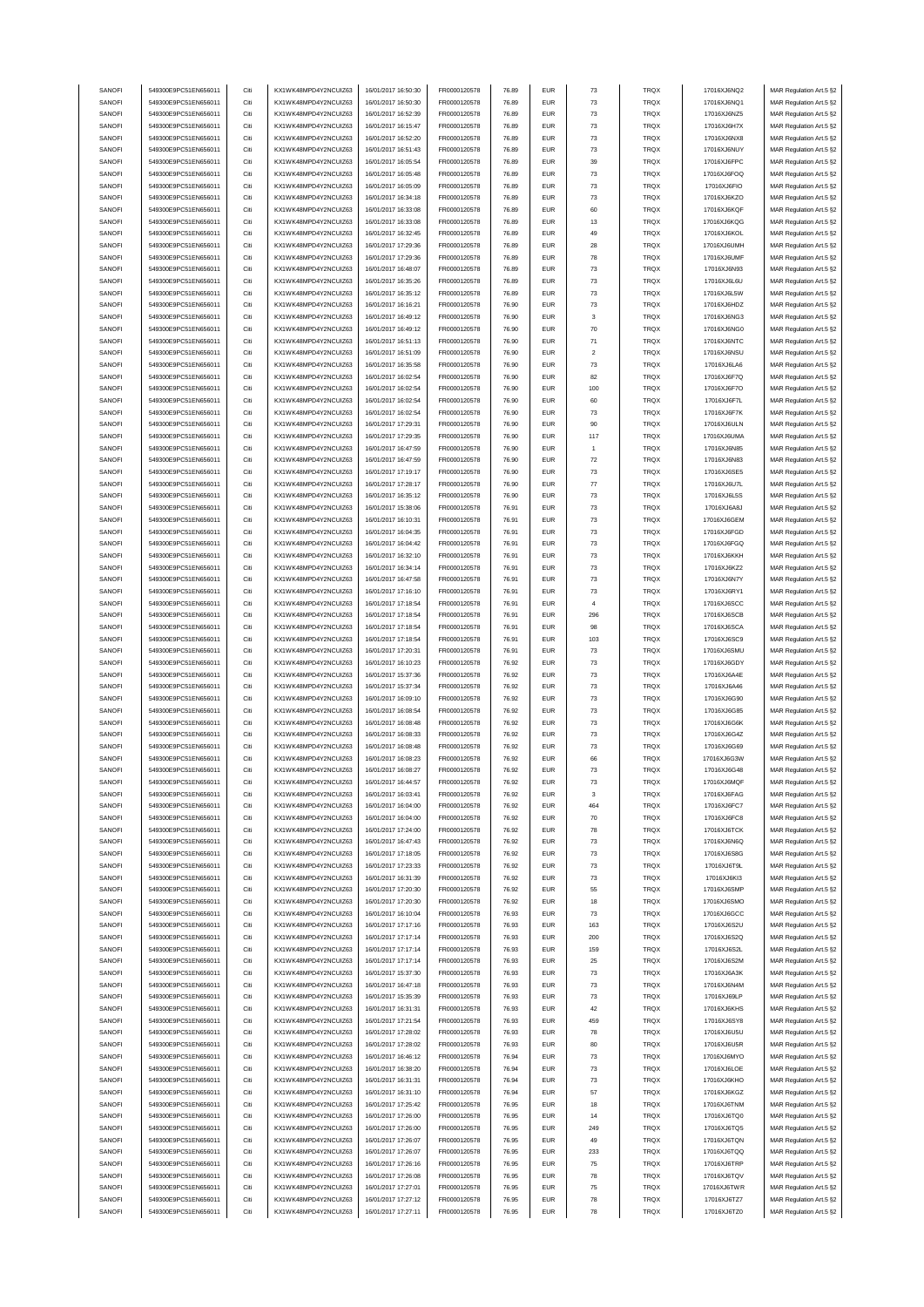| | | | | | | | | | | | |
|---|---|---|---|---|---|---|---|---|---|---|---|
| SANOFI | 549300E9PC51EN656011 | Citi | KX1WK48MPD4Y2NCUIZ63 | 16/01/2017 16:50:30 | FR0000120578 | 76.89 | EUR | 73 | TRQX | 17016XJ6NQ2 | MAR Regulation Art.5 §2 |
| SANOFI | 549300E9PC51EN656011 | Citi | KX1WK48MPD4Y2NCUIZ63 | 16/01/2017 16:50:30 | FR0000120578 | 76.89 | EUR | 73 | TRQX | 17016XJ6NQ1 | MAR Regulation Art.5 §2 |
| SANOFI | 549300E9PC51EN656011 | Citi | KX1WK48MPD4Y2NCUIZ63 | 16/01/2017 16:52:39 | FR0000120578 | 76.89 | EUR | 73 | TRQX | 17016XJ6NZ5 | MAR Regulation Art.5 §2 |
| SANOFI | 549300E9PC51EN656011 | Citi | KX1WK48MPD4Y2NCUIZ63 | 16/01/2017 16:15:47 | FR0000120578 | 76.89 | EUR | 73 | TRQX | 17016XJ6H7X | MAR Regulation Art.5 §2 |
| SANOFI | 549300E9PC51EN656011 | Citi | KX1WK48MPD4Y2NCUIZ63 | 16/01/2017 16:52:20 | FR0000120578 | 76.89 | EUR | 73 | TRQX | 17016XJ6NX8 | MAR Regulation Art.5 §2 |
| SANOFI | 549300E9PC51EN656011 | Citi | KX1WK48MPD4Y2NCUIZ63 | 16/01/2017 16:51:43 | FR0000120578 | 76.89 | EUR | 73 | TRQX | 17016XJ6NUY | MAR Regulation Art.5 §2 |
| SANOFI | 549300E9PC51EN656011 | Citi | KX1WK48MPD4Y2NCUIZ63 | 16/01/2017 16:05:54 | FR0000120578 | 76.89 | EUR | 39 | TRQX | 17016XJ6FPC | MAR Regulation Art.5 §2 |
| SANOFI | 549300E9PC51EN656011 | Citi | KX1WK48MPD4Y2NCUIZ63 | 16/01/2017 16:05:48 | FR0000120578 | 76.89 | EUR | 73 | TRQX | 17016XJ6FOQ | MAR Regulation Art.5 §2 |
| SANOFI | 549300E9PC51EN656011 | Citi | KX1WK48MPD4Y2NCUIZ63 | 16/01/2017 16:05:09 | FR0000120578 | 76.89 | EUR | 73 | TRQX | 17016XJ6FIO | MAR Regulation Art.5 §2 |
| SANOFI | 549300E9PC51EN656011 | Citi | KX1WK48MPD4Y2NCUIZ63 | 16/01/2017 16:34:18 | FR0000120578 | 76.89 | EUR | 73 | TRQX | 17016XJ6KZO | MAR Regulation Art.5 §2 |
| SANOFI | 549300E9PC51EN656011 | Citi | KX1WK48MPD4Y2NCUIZ63 | 16/01/2017 16:33:08 | FR0000120578 | 76.89 | EUR | 60 | TRQX | 17016XJ6KQF | MAR Regulation Art.5 §2 |
| SANOFI | 549300E9PC51EN656011 | Citi | KX1WK48MPD4Y2NCUIZ63 | 16/01/2017 16:33:08 | FR0000120578 | 76.89 | EUR | 13 | TRQX | 17016XJ6KQG | MAR Regulation Art.5 §2 |
| SANOFI | 549300E9PC51EN656011 | Citi | KX1WK48MPD4Y2NCUIZ63 | 16/01/2017 16:32:45 | FR0000120578 | 76.89 | EUR | 49 | TRQX | 17016XJ6KOL | MAR Regulation Art.5 §2 |
| SANOFI | 549300E9PC51EN656011 | Citi | KX1WK48MPD4Y2NCUIZ63 | 16/01/2017 17:29:36 | FR0000120578 | 76.89 | EUR | 28 | TRQX | 17016XJ6UMH | MAR Regulation Art.5 §2 |
| SANOFI | 549300E9PC51EN656011 | Citi | KX1WK48MPD4Y2NCUIZ63 | 16/01/2017 17:29:36 | FR0000120578 | 76.89 | EUR | 78 | TRQX | 17016XJ6UMF | MAR Regulation Art.5 §2 |
| SANOFI | 549300E9PC51EN656011 | Citi | KX1WK48MPD4Y2NCUIZ63 | 16/01/2017 16:48:07 | FR0000120578 | 76.89 | EUR | 73 | TRQX | 17016XJ6N93 | MAR Regulation Art.5 §2 |
| SANOFI | 549300E9PC51EN656011 | Citi | KX1WK48MPD4Y2NCUIZ63 | 16/01/2017 16:35:26 | FR0000120578 | 76.89 | EUR | 73 | TRQX | 17016XJ6L6U | MAR Regulation Art.5 §2 |
| SANOFI | 549300E9PC51EN656011 | Citi | KX1WK48MPD4Y2NCUIZ63 | 16/01/2017 16:35:12 | FR0000120578 | 76.89 | EUR | 73 | TRQX | 17016XJ6L5W | MAR Regulation Art.5 §2 |
| SANOFI | 549300E9PC51EN656011 | Citi | KX1WK48MPD4Y2NCUIZ63 | 16/01/2017 16:16:21 | FR0000120578 | 76.90 | EUR | 73 | TRQX | 17016XJ6HDZ | MAR Regulation Art.5 §2 |
| SANOFI | 549300E9PC51EN656011 | Citi | KX1WK48MPD4Y2NCUIZ63 | 16/01/2017 16:49:12 | FR0000120578 | 76.90 | EUR | 3 | TRQX | 17016XJ6NG3 | MAR Regulation Art.5 §2 |
| SANOFI | 549300E9PC51EN656011 | Citi | KX1WK48MPD4Y2NCUIZ63 | 16/01/2017 16:49:12 | FR0000120578 | 76.90 | EUR | 70 | TRQX | 17016XJ6NG0 | MAR Regulation Art.5 §2 |
| SANOFI | 549300E9PC51EN656011 | Citi | KX1WK48MPD4Y2NCUIZ63 | 16/01/2017 16:51:13 | FR0000120578 | 76.90 | EUR | 71 | TRQX | 17016XJ6NTC | MAR Regulation Art.5 §2 |
| SANOFI | 549300E9PC51EN656011 | Citi | KX1WK48MPD4Y2NCUIZ63 | 16/01/2017 16:51:09 | FR0000120578 | 76.90 | EUR | 2 | TRQX | 17016XJ6NSU | MAR Regulation Art.5 §2 |
| SANOFI | 549300E9PC51EN656011 | Citi | KX1WK48MPD4Y2NCUIZ63 | 16/01/2017 16:35:58 | FR0000120578 | 76.90 | EUR | 73 | TRQX | 17016XJ6LA6 | MAR Regulation Art.5 §2 |
| SANOFI | 549300E9PC51EN656011 | Citi | KX1WK48MPD4Y2NCUIZ63 | 16/01/2017 16:02:54 | FR0000120578 | 76.90 | EUR | 82 | TRQX | 17016XJ6F7Q | MAR Regulation Art.5 §2 |
| SANOFI | 549300E9PC51EN656011 | Citi | KX1WK48MPD4Y2NCUIZ63 | 16/01/2017 16:02:54 | FR0000120578 | 76.90 | EUR | 100 | TRQX | 17016XJ6F7O | MAR Regulation Art.5 §2 |
| SANOFI | 549300E9PC51EN656011 | Citi | KX1WK48MPD4Y2NCUIZ63 | 16/01/2017 16:02:54 | FR0000120578 | 76.90 | EUR | 60 | TRQX | 17016XJ6F7L | MAR Regulation Art.5 §2 |
| SANOFI | 549300E9PC51EN656011 | Citi | KX1WK48MPD4Y2NCUIZ63 | 16/01/2017 16:02:54 | FR0000120578 | 76.90 | EUR | 73 | TRQX | 17016XJ6F7K | MAR Regulation Art.5 §2 |
| SANOFI | 549300E9PC51EN656011 | Citi | KX1WK48MPD4Y2NCUIZ63 | 16/01/2017 17:29:31 | FR0000120578 | 76.90 | EUR | 90 | TRQX | 17016XJ6ULN | MAR Regulation Art.5 §2 |
| SANOFI | 549300E9PC51EN656011 | Citi | KX1WK48MPD4Y2NCUIZ63 | 16/01/2017 17:29:35 | FR0000120578 | 76.90 | EUR | 117 | TRQX | 17016XJ6UMA | MAR Regulation Art.5 §2 |
| SANOFI | 549300E9PC51EN656011 | Citi | KX1WK48MPD4Y2NCUIZ63 | 16/01/2017 16:47:59 | FR0000120578 | 76.90 | EUR | 1 | TRQX | 17016XJ6N85 | MAR Regulation Art.5 §2 |
| SANOFI | 549300E9PC51EN656011 | Citi | KX1WK48MPD4Y2NCUIZ63 | 16/01/2017 16:47:59 | FR0000120578 | 76.90 | EUR | 72 | TRQX | 17016XJ6N83 | MAR Regulation Art.5 §2 |
| SANOFI | 549300E9PC51EN656011 | Citi | KX1WK48MPD4Y2NCUIZ63 | 16/01/2017 17:19:17 | FR0000120578 | 76.90 | EUR | 73 | TRQX | 17016XJ6SE5 | MAR Regulation Art.5 §2 |
| SANOFI | 549300E9PC51EN656011 | Citi | KX1WK48MPD4Y2NCUIZ63 | 16/01/2017 17:28:17 | FR0000120578 | 76.90 | EUR | 77 | TRQX | 17016XJ6U7L | MAR Regulation Art.5 §2 |
| SANOFI | 549300E9PC51EN656011 | Citi | KX1WK48MPD4Y2NCUIZ63 | 16/01/2017 16:35:12 | FR0000120578 | 76.90 | EUR | 73 | TRQX | 17016XJ6L5S | MAR Regulation Art.5 §2 |
| SANOFI | 549300E9PC51EN656011 | Citi | KX1WK48MPD4Y2NCUIZ63 | 16/01/2017 15:38:06 | FR0000120578 | 76.91 | EUR | 73 | TRQX | 17016XJ6A8J | MAR Regulation Art.5 §2 |
| SANOFI | 549300E9PC51EN656011 | Citi | KX1WK48MPD4Y2NCUIZ63 | 16/01/2017 16:10:31 | FR0000120578 | 76.91 | EUR | 73 | TRQX | 17016XJ6GEM | MAR Regulation Art.5 §2 |
| SANOFI | 549300E9PC51EN656011 | Citi | KX1WK48MPD4Y2NCUIZ63 | 16/01/2017 16:04:35 | FR0000120578 | 76.91 | EUR | 73 | TRQX | 17016XJ6FGD | MAR Regulation Art.5 §2 |
| SANOFI | 549300E9PC51EN656011 | Citi | KX1WK48MPD4Y2NCUIZ63 | 16/01/2017 16:04:42 | FR0000120578 | 76.91 | EUR | 73 | TRQX | 17016XJ6FGQ | MAR Regulation Art.5 §2 |
| SANOFI | 549300E9PC51EN656011 | Citi | KX1WK48MPD4Y2NCUIZ63 | 16/01/2017 16:32:10 | FR0000120578 | 76.91 | EUR | 73 | TRQX | 17016XJ6KKH | MAR Regulation Art.5 §2 |
| SANOFI | 549300E9PC51EN656011 | Citi | KX1WK48MPD4Y2NCUIZ63 | 16/01/2017 16:34:14 | FR0000120578 | 76.91 | EUR | 73 | TRQX | 17016XJ6KZ2 | MAR Regulation Art.5 §2 |
| SANOFI | 549300E9PC51EN656011 | Citi | KX1WK48MPD4Y2NCUIZ63 | 16/01/2017 16:47:58 | FR0000120578 | 76.91 | EUR | 73 | TRQX | 17016XJ6N7Y | MAR Regulation Art.5 §2 |
| SANOFI | 549300E9PC51EN656011 | Citi | KX1WK48MPD4Y2NCUIZ63 | 16/01/2017 17:16:10 | FR0000120578 | 76.91 | EUR | 73 | TRQX | 17016XJ6RY1 | MAR Regulation Art.5 §2 |
| SANOFI | 549300E9PC51EN656011 | Citi | KX1WK48MPD4Y2NCUIZ63 | 16/01/2017 17:18:54 | FR0000120578 | 76.91 | EUR | 4 | TRQX | 17016XJ6SCC | MAR Regulation Art.5 §2 |
| SANOFI | 549300E9PC51EN656011 | Citi | KX1WK48MPD4Y2NCUIZ63 | 16/01/2017 17:18:54 | FR0000120578 | 76.91 | EUR | 296 | TRQX | 17016XJ6SCB | MAR Regulation Art.5 §2 |
| SANOFI | 549300E9PC51EN656011 | Citi | KX1WK48MPD4Y2NCUIZ63 | 16/01/2017 17:18:54 | FR0000120578 | 76.91 | EUR | 98 | TRQX | 17016XJ6SCA | MAR Regulation Art.5 §2 |
| SANOFI | 549300E9PC51EN656011 | Citi | KX1WK48MPD4Y2NCUIZ63 | 16/01/2017 17:18:54 | FR0000120578 | 76.91 | EUR | 103 | TRQX | 17016XJ6SC9 | MAR Regulation Art.5 §2 |
| SANOFI | 549300E9PC51EN656011 | Citi | KX1WK48MPD4Y2NCUIZ63 | 16/01/2017 17:20:31 | FR0000120578 | 76.91 | EUR | 73 | TRQX | 17016XJ6SMU | MAR Regulation Art.5 §2 |
| SANOFI | 549300E9PC51EN656011 | Citi | KX1WK48MPD4Y2NCUIZ63 | 16/01/2017 16:10:23 | FR0000120578 | 76.92 | EUR | 73 | TRQX | 17016XJ6GDY | MAR Regulation Art.5 §2 |
| SANOFI | 549300E9PC51EN656011 | Citi | KX1WK48MPD4Y2NCUIZ63 | 16/01/2017 15:37:36 | FR0000120578 | 76.92 | EUR | 73 | TRQX | 17016XJ6A4E | MAR Regulation Art.5 §2 |
| SANOFI | 549300E9PC51EN656011 | Citi | KX1WK48MPD4Y2NCUIZ63 | 16/01/2017 15:37:34 | FR0000120578 | 76.92 | EUR | 73 | TRQX | 17016XJ6A46 | MAR Regulation Art.5 §2 |
| SANOFI | 549300E9PC51EN656011 | Citi | KX1WK48MPD4Y2NCUIZ63 | 16/01/2017 16:09:10 | FR0000120578 | 76.92 | EUR | 73 | TRQX | 17016XJ6G90 | MAR Regulation Art.5 §2 |
| SANOFI | 549300E9PC51EN656011 | Citi | KX1WK48MPD4Y2NCUIZ63 | 16/01/2017 16:08:54 | FR0000120578 | 76.92 | EUR | 73 | TRQX | 17016XJ6G85 | MAR Regulation Art.5 §2 |
| SANOFI | 549300E9PC51EN656011 | Citi | KX1WK48MPD4Y2NCUIZ63 | 16/01/2017 16:08:48 | FR0000120578 | 76.92 | EUR | 73 | TRQX | 17016XJ6G6K | MAR Regulation Art.5 §2 |
| SANOFI | 549300E9PC51EN656011 | Citi | KX1WK48MPD4Y2NCUIZ63 | 16/01/2017 16:08:33 | FR0000120578 | 76.92 | EUR | 73 | TRQX | 17016XJ6G4Z | MAR Regulation Art.5 §2 |
| SANOFI | 549300E9PC51EN656011 | Citi | KX1WK48MPD4Y2NCUIZ63 | 16/01/2017 16:08:48 | FR0000120578 | 76.92 | EUR | 73 | TRQX | 17016XJ6G69 | MAR Regulation Art.5 §2 |
| SANOFI | 549300E9PC51EN656011 | Citi | KX1WK48MPD4Y2NCUIZ63 | 16/01/2017 16:08:23 | FR0000120578 | 76.92 | EUR | 66 | TRQX | 17016XJ6G3W | MAR Regulation Art.5 §2 |
| SANOFI | 549300E9PC51EN656011 | Citi | KX1WK48MPD4Y2NCUIZ63 | 16/01/2017 16:08:27 | FR0000120578 | 76.92 | EUR | 73 | TRQX | 17016XJ6G48 | MAR Regulation Art.5 §2 |
| SANOFI | 549300E9PC51EN656011 | Citi | KX1WK48MPD4Y2NCUIZ63 | 16/01/2017 16:44:57 | FR0000120578 | 76.92 | EUR | 73 | TRQX | 17016XJ6MQF | MAR Regulation Art.5 §2 |
| SANOFI | 549300E9PC51EN656011 | Citi | KX1WK48MPD4Y2NCUIZ63 | 16/01/2017 16:03:41 | FR0000120578 | 76.92 | EUR | 3 | TRQX | 17016XJ6FAG | MAR Regulation Art.5 §2 |
| SANOFI | 549300E9PC51EN656011 | Citi | KX1WK48MPD4Y2NCUIZ63 | 16/01/2017 16:04:00 | FR0000120578 | 76.92 | EUR | 464 | TRQX | 17016XJ6FC7 | MAR Regulation Art.5 §2 |
| SANOFI | 549300E9PC51EN656011 | Citi | KX1WK48MPD4Y2NCUIZ63 | 16/01/2017 16:04:00 | FR0000120578 | 76.92 | EUR | 70 | TRQX | 17016XJ6FC8 | MAR Regulation Art.5 §2 |
| SANOFI | 549300E9PC51EN656011 | Citi | KX1WK48MPD4Y2NCUIZ63 | 16/01/2017 17:24:00 | FR0000120578 | 76.92 | EUR | 78 | TRQX | 17016XJ6TCK | MAR Regulation Art.5 §2 |
| SANOFI | 549300E9PC51EN656011 | Citi | KX1WK48MPD4Y2NCUIZ63 | 16/01/2017 16:47:43 | FR0000120578 | 76.92 | EUR | 73 | TRQX | 17016XJ6N6Q | MAR Regulation Art.5 §2 |
| SANOFI | 549300E9PC51EN656011 | Citi | KX1WK48MPD4Y2NCUIZ63 | 16/01/2017 17:18:05 | FR0000120578 | 76.92 | EUR | 73 | TRQX | 17016XJ6S8G | MAR Regulation Art.5 §2 |
| SANOFI | 549300E9PC51EN656011 | Citi | KX1WK48MPD4Y2NCUIZ63 | 16/01/2017 17:23:33 | FR0000120578 | 76.92 | EUR | 73 | TRQX | 17016XJ6T9L | MAR Regulation Art.5 §2 |
| SANOFI | 549300E9PC51EN656011 | Citi | KX1WK48MPD4Y2NCUIZ63 | 16/01/2017 16:31:39 | FR0000120578 | 76.92 | EUR | 73 | TRQX | 17016XJ6KI3 | MAR Regulation Art.5 §2 |
| SANOFI | 549300E9PC51EN656011 | Citi | KX1WK48MPD4Y2NCUIZ63 | 16/01/2017 17:20:30 | FR0000120578 | 76.92 | EUR | 55 | TRQX | 17016XJ6SMP | MAR Regulation Art.5 §2 |
| SANOFI | 549300E9PC51EN656011 | Citi | KX1WK48MPD4Y2NCUIZ63 | 16/01/2017 17:20:30 | FR0000120578 | 76.92 | EUR | 18 | TRQX | 17016XJ6SMO | MAR Regulation Art.5 §2 |
| SANOFI | 549300E9PC51EN656011 | Citi | KX1WK48MPD4Y2NCUIZ63 | 16/01/2017 16:10:04 | FR0000120578 | 76.93 | EUR | 73 | TRQX | 17016XJ6GCC | MAR Regulation Art.5 §2 |
| SANOFI | 549300E9PC51EN656011 | Citi | KX1WK48MPD4Y2NCUIZ63 | 16/01/2017 17:17:16 | FR0000120578 | 76.93 | EUR | 163 | TRQX | 17016XJ6S2U | MAR Regulation Art.5 §2 |
| SANOFI | 549300E9PC51EN656011 | Citi | KX1WK48MPD4Y2NCUIZ63 | 16/01/2017 17:17:14 | FR0000120578 | 76.93 | EUR | 200 | TRQX | 17016XJ6S2Q | MAR Regulation Art.5 §2 |
| SANOFI | 549300E9PC51EN656011 | Citi | KX1WK48MPD4Y2NCUIZ63 | 16/01/2017 17:17:14 | FR0000120578 | 76.93 | EUR | 159 | TRQX | 17016XJ6S2L | MAR Regulation Art.5 §2 |
| SANOFI | 549300E9PC51EN656011 | Citi | KX1WK48MPD4Y2NCUIZ63 | 16/01/2017 17:17:14 | FR0000120578 | 76.93 | EUR | 25 | TRQX | 17016XJ6S2M | MAR Regulation Art.5 §2 |
| SANOFI | 549300E9PC51EN656011 | Citi | KX1WK48MPD4Y2NCUIZ63 | 16/01/2017 15:37:30 | FR0000120578 | 76.93 | EUR | 73 | TRQX | 17016XJ6A3K | MAR Regulation Art.5 §2 |
| SANOFI | 549300E9PC51EN656011 | Citi | KX1WK48MPD4Y2NCUIZ63 | 16/01/2017 16:47:18 | FR0000120578 | 76.93 | EUR | 73 | TRQX | 17016XJ6N4M | MAR Regulation Art.5 §2 |
| SANOFI | 549300E9PC51EN656011 | Citi | KX1WK48MPD4Y2NCUIZ63 | 16/01/2017 15:35:39 | FR0000120578 | 76.93 | EUR | 73 | TRQX | 17016XJ69LP | MAR Regulation Art.5 §2 |
| SANOFI | 549300E9PC51EN656011 | Citi | KX1WK48MPD4Y2NCUIZ63 | 16/01/2017 16:31:31 | FR0000120578 | 76.93 | EUR | 42 | TRQX | 17016XJ6KHS | MAR Regulation Art.5 §2 |
| SANOFI | 549300E9PC51EN656011 | Citi | KX1WK48MPD4Y2NCUIZ63 | 16/01/2017 17:21:54 | FR0000120578 | 76.93 | EUR | 459 | TRQX | 17016XJ6SY8 | MAR Regulation Art.5 §2 |
| SANOFI | 549300E9PC51EN656011 | Citi | KX1WK48MPD4Y2NCUIZ63 | 16/01/2017 17:28:02 | FR0000120578 | 76.93 | EUR | 78 | TRQX | 17016XJ6U5U | MAR Regulation Art.5 §2 |
| SANOFI | 549300E9PC51EN656011 | Citi | KX1WK48MPD4Y2NCUIZ63 | 16/01/2017 17:28:02 | FR0000120578 | 76.93 | EUR | 80 | TRQX | 17016XJ6U5R | MAR Regulation Art.5 §2 |
| SANOFI | 549300E9PC51EN656011 | Citi | KX1WK48MPD4Y2NCUIZ63 | 16/01/2017 16:46:12 | FR0000120578 | 76.94 | EUR | 73 | TRQX | 17016XJ6MYO | MAR Regulation Art.5 §2 |
| SANOFI | 549300E9PC51EN656011 | Citi | KX1WK48MPD4Y2NCUIZ63 | 16/01/2017 16:38:20 | FR0000120578 | 76.94 | EUR | 73 | TRQX | 17016XJ6LOE | MAR Regulation Art.5 §2 |
| SANOFI | 549300E9PC51EN656011 | Citi | KX1WK48MPD4Y2NCUIZ63 | 16/01/2017 16:31:31 | FR0000120578 | 76.94 | EUR | 73 | TRQX | 17016XJ6KHO | MAR Regulation Art.5 §2 |
| SANOFI | 549300E9PC51EN656011 | Citi | KX1WK48MPD4Y2NCUIZ63 | 16/01/2017 16:31:10 | FR0000120578 | 76.94 | EUR | 57 | TRQX | 17016XJ6KGZ | MAR Regulation Art.5 §2 |
| SANOFI | 549300E9PC51EN656011 | Citi | KX1WK48MPD4Y2NCUIZ63 | 16/01/2017 17:25:42 | FR0000120578 | 76.95 | EUR | 18 | TRQX | 17016XJ6TNM | MAR Regulation Art.5 §2 |
| SANOFI | 549300E9PC51EN656011 | Citi | KX1WK48MPD4Y2NCUIZ63 | 16/01/2017 17:26:00 | FR0000120578 | 76.95 | EUR | 14 | TRQX | 17016XJ6TQ0 | MAR Regulation Art.5 §2 |
| SANOFI | 549300E9PC51EN656011 | Citi | KX1WK48MPD4Y2NCUIZ63 | 16/01/2017 17:26:00 | FR0000120578 | 76.95 | EUR | 249 | TRQX | 17016XJ6TQ5 | MAR Regulation Art.5 §2 |
| SANOFI | 549300E9PC51EN656011 | Citi | KX1WK48MPD4Y2NCUIZ63 | 16/01/2017 17:26:07 | FR0000120578 | 76.95 | EUR | 49 | TRQX | 17016XJ6TQN | MAR Regulation Art.5 §2 |
| SANOFI | 549300E9PC51EN656011 | Citi | KX1WK48MPD4Y2NCUIZ63 | 16/01/2017 17:26:07 | FR0000120578 | 76.95 | EUR | 233 | TRQX | 17016XJ6TQQ | MAR Regulation Art.5 §2 |
| SANOFI | 549300E9PC51EN656011 | Citi | KX1WK48MPD4Y2NCUIZ63 | 16/01/2017 17:26:16 | FR0000120578 | 76.95 | EUR | 75 | TRQX | 17016XJ6TRP | MAR Regulation Art.5 §2 |
| SANOFI | 549300E9PC51EN656011 | Citi | KX1WK48MPD4Y2NCUIZ63 | 16/01/2017 17:26:08 | FR0000120578 | 76.95 | EUR | 78 | TRQX | 17016XJ6TQV | MAR Regulation Art.5 §2 |
| SANOFI | 549300E9PC51EN656011 | Citi | KX1WK48MPD4Y2NCUIZ63 | 16/01/2017 17:27:01 | FR0000120578 | 76.95 | EUR | 75 | TRQX | 17016XJ6TWR | MAR Regulation Art.5 §2 |
| SANOFI | 549300E9PC51EN656011 | Citi | KX1WK48MPD4Y2NCUIZ63 | 16/01/2017 17:27:12 | FR0000120578 | 76.95 | EUR | 78 | TRQX | 17016XJ6TZ7 | MAR Regulation Art.5 §2 |
| SANOFI | 549300E9PC51EN656011 | Citi | KX1WK48MPD4Y2NCUIZ63 | 16/01/2017 17:27:11 | FR0000120578 | 76.95 | EUR | 78 | TRQX | 17016XJ6TZ0 | MAR Regulation Art.5 §2 |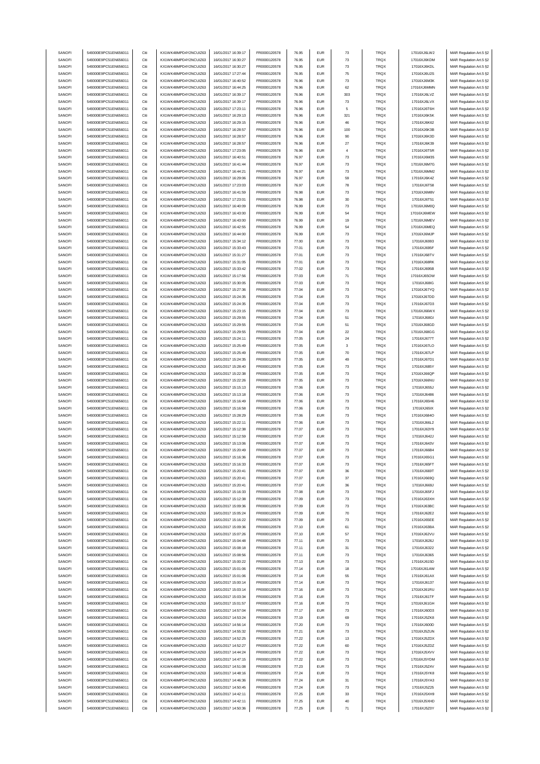| | | | | | | | | | | |
|---|---|---|---|---|---|---|---|---|---|---|
| SANOFI | 549300E9PC51EN656011 | Citi | KX1WK48MPD4Y2NCUIZ63 | 16/01/2017 16:39:17 | FR0000120578 | 76.95 | EUR | 73 | TRQX | 17016XJ6LW2 | MAR Regulation Art.5 §2 |
| SANOFI | 549300E9PC51EN656011 | Citi | KX1WK48MPD4Y2NCUIZ63 | 16/01/2017 16:30:27 | FR0000120578 | 76.95 | EUR | 73 | TRQX | 17016XJ6KDM | MAR Regulation Art.5 §2 |
| SANOFI | 549300E9PC51EN656011 | Citi | KX1WK48MPD4Y2NCUIZ63 | 16/01/2017 16:30:27 | FR0000120578 | 76.95 | EUR | 73 | TRQX | 17016XJ6KDL | MAR Regulation Art.5 §2 |
| SANOFI | 549300E9PC51EN656011 | Citi | KX1WK48MPD4Y2NCUIZ63 | 16/01/2017 17:27:44 | FR0000120578 | 76.95 | EUR | 75 | TRQX | 17016XJ6U2S | MAR Regulation Art.5 §2 |
| SANOFI | 549300E9PC51EN656011 | Citi | KX1WK48MPD4Y2NCUIZ63 | 16/01/2017 16:40:52 | FR0000120578 | 76.96 | EUR | 73 | TRQX | 17016XJ6M3K | MAR Regulation Art.5 §2 |
| SANOFI | 549300E9PC51EN656011 | Citi | KX1WK48MPD4Y2NCUIZ63 | 16/01/2017 16:44:25 | FR0000120578 | 76.96 | EUR | 62 | TRQX | 17016XJ6MMN | MAR Regulation Art.5 §2 |
| SANOFI | 549300E9PC51EN656011 | Citi | KX1WK48MPD4Y2NCUIZ63 | 16/01/2017 16:39:17 | FR0000120578 | 76.96 | EUR | 303 | TRQX | 17016XJ6LVZ | MAR Regulation Art.5 §2 |
| SANOFI | 549300E9PC51EN656011 | Citi | KX1WK48MPD4Y2NCUIZ63 | 16/01/2017 16:39:17 | FR0000120578 | 76.96 | EUR | 73 | TRQX | 17016XJ6LVX | MAR Regulation Art.5 §2 |
| SANOFI | 549300E9PC51EN656011 | Citi | KX1WK48MPD4Y2NCUIZ63 | 16/01/2017 17:23:11 | FR0000120578 | 76.96 | EUR | 5 | TRQX | 17016XJ6T6H | MAR Regulation Art.5 §2 |
| SANOFI | 549300E9PC51EN656011 | Citi | KX1WK48MPD4Y2NCUIZ63 | 16/01/2017 16:29:13 | FR0000120578 | 76.96 | EUR | 321 | TRQX | 17016XJ6K5K | MAR Regulation Art.5 §2 |
| SANOFI | 549300E9PC51EN656011 | Citi | KX1WK48MPD4Y2NCUIZ63 | 16/01/2017 16:29:15 | FR0000120578 | 76.96 | EUR | 46 | TRQX | 17016XJ6K62 | MAR Regulation Art.5 §2 |
| SANOFI | 549300E9PC51EN656011 | Citi | KX1WK48MPD4Y2NCUIZ63 | 16/01/2017 16:28:57 | FR0000120578 | 76.96 | EUR | 100 | TRQX | 17016XJ6K3B | MAR Regulation Art.5 §2 |
| SANOFI | 549300E9PC51EN656011 | Citi | KX1WK48MPD4Y2NCUIZ63 | 16/01/2017 16:28:57 | FR0000120578 | 76.96 | EUR | 90 | TRQX | 17016XJ6K3D | MAR Regulation Art.5 §2 |
| SANOFI | 549300E9PC51EN656011 | Citi | KX1WK48MPD4Y2NCUIZ63 | 16/01/2017 16:28:57 | FR0000120578 | 76.96 | EUR | 27 | TRQX | 17016XJ6K39 | MAR Regulation Art.5 §2 |
| SANOFI | 549300E9PC51EN656011 | Citi | KX1WK48MPD4Y2NCUIZ63 | 16/01/2017 17:23:05 | FR0000120578 | 76.96 | EUR | 4 | TRQX | 17016XJ6T5R | MAR Regulation Art.5 §2 |
| SANOFI | 549300E9PC51EN656011 | Citi | KX1WK48MPD4Y2NCUIZ63 | 16/01/2017 16:40:51 | FR0000120578 | 76.97 | EUR | 73 | TRQX | 17016XJ6M35 | MAR Regulation Art.5 §2 |
| SANOFI | 549300E9PC51EN656011 | Citi | KX1WK48MPD4Y2NCUIZ63 | 16/01/2017 16:41:44 | FR0000120578 | 76.97 | EUR | 73 | TRQX | 17016XJ6M7G | MAR Regulation Art.5 §2 |
| SANOFI | 549300E9PC51EN656011 | Citi | KX1WK48MPD4Y2NCUIZ63 | 16/01/2017 16:44:21 | FR0000120578 | 76.97 | EUR | 73 | TRQX | 17016XJ6MM2 | MAR Regulation Art.5 §2 |
| SANOFI | 549300E9PC51EN656011 | Citi | KX1WK48MPD4Y2NCUIZ63 | 16/01/2017 16:29:06 | FR0000120578 | 76.97 | EUR | 59 | TRQX | 17016XJ6K4Z | MAR Regulation Art.5 §2 |
| SANOFI | 549300E9PC51EN656011 | Citi | KX1WK48MPD4Y2NCUIZ63 | 16/01/2017 17:23:03 | FR0000120578 | 76.97 | EUR | 78 | TRQX | 17016XJ6T58 | MAR Regulation Art.5 §2 |
| SANOFI | 549300E9PC51EN656011 | Citi | KX1WK48MPD4Y2NCUIZ63 | 16/01/2017 16:41:59 | FR0000120578 | 76.98 | EUR | 73 | TRQX | 17016XJ6M8V | MAR Regulation Art.5 §2 |
| SANOFI | 549300E9PC51EN656011 | Citi | KX1WK48MPD4Y2NCUIZ63 | 16/01/2017 17:23:01 | FR0000120578 | 76.98 | EUR | 30 | TRQX | 17016XJ6T51 | MAR Regulation Art.5 §2 |
| SANOFI | 549300E9PC51EN656011 | Citi | KX1WK48MPD4Y2NCUIZ63 | 16/01/2017 16:40:09 | FR0000120578 | 76.99 | EUR | 73 | TRQX | 17016XJ6M0Q | MAR Regulation Art.5 §2 |
| SANOFI | 549300E9PC51EN656011 | Citi | KX1WK48MPD4Y2NCUIZ63 | 16/01/2017 16:43:00 | FR0000120578 | 76.99 | EUR | 54 | TRQX | 17016XJ6MEW | MAR Regulation Art.5 §2 |
| SANOFI | 549300E9PC51EN656011 | Citi | KX1WK48MPD4Y2NCUIZ63 | 16/01/2017 16:43:00 | FR0000120578 | 76.99 | EUR | 19 | TRQX | 17016XJ6MEV | MAR Regulation Art.5 §2 |
| SANOFI | 549300E9PC51EN656011 | Citi | KX1WK48MPD4Y2NCUIZ63 | 16/01/2017 16:42:55 | FR0000120578 | 76.99 | EUR | 54 | TRQX | 17016XJ6MEQ | MAR Regulation Art.5 §2 |
| SANOFI | 549300E9PC51EN656011 | Citi | KX1WK48MPD4Y2NCUIZ63 | 16/01/2017 16:44:00 | FR0000120578 | 76.99 | EUR | 73 | TRQX | 17016XJ6MJP | MAR Regulation Art.5 §2 |
| SANOFI | 549300E9PC51EN656011 | Citi | KX1WK48MPD4Y2NCUIZ63 | 16/01/2017 15:34:12 | FR0000120578 | 77.00 | EUR | 73 | TRQX | 17016XJ6993 | MAR Regulation Art.5 §2 |
| SANOFI | 549300E9PC51EN656011 | Citi | KX1WK48MPD4Y2NCUIZ63 | 16/01/2017 15:33:43 | FR0000120578 | 77.01 | EUR | 73 | TRQX | 17016XJ695F | MAR Regulation Art.5 §2 |
| SANOFI | 549300E9PC51EN656011 | Citi | KX1WK48MPD4Y2NCUIZ63 | 16/01/2017 15:31:27 | FR0000120578 | 77.01 | EUR | 73 | TRQX | 17016XJ68TV | MAR Regulation Art.5 §2 |
| SANOFI | 549300E9PC51EN656011 | Citi | KX1WK48MPD4Y2NCUIZ63 | 16/01/2017 15:31:05 | FR0000120578 | 77.01 | EUR | 73 | TRQX | 17016XJ68RK | MAR Regulation Art.5 §2 |
| SANOFI | 549300E9PC51EN656011 | Citi | KX1WK48MPD4Y2NCUIZ63 | 16/01/2017 15:33:42 | FR0000120578 | 77.02 | EUR | 73 | TRQX | 17016XJ695B | MAR Regulation Art.5 §2 |
| SANOFI | 549300E9PC51EN656011 | Citi | KX1WK48MPD4Y2NCUIZ63 | 16/01/2017 15:17:56 | FR0000120578 | 77.03 | EUR | 71 | TRQX | 17016XJ65OW | MAR Regulation Art.5 §2 |
| SANOFI | 549300E9PC51EN656011 | Citi | KX1WK48MPD4Y2NCUIZ63 | 16/01/2017 15:30:05 | FR0000120578 | 77.03 | EUR | 73 | TRQX | 17016XJ68IG | MAR Regulation Art.5 §2 |
| SANOFI | 549300E9PC51EN656011 | Citi | KX1WK48MPD4Y2NCUIZ63 | 16/01/2017 15:27:36 | FR0000120578 | 77.04 | EUR | 73 | TRQX | 17016XJ67YQ | MAR Regulation Art.5 §2 |
| SANOFI | 549300E9PC51EN656011 | Citi | KX1WK48MPD4Y2NCUIZ63 | 16/01/2017 15:24:35 | FR0000120578 | 77.04 | EUR | 73 | TRQX | 17016XJ67DD | MAR Regulation Art.5 §2 |
| SANOFI | 549300E9PC51EN656011 | Citi | KX1WK48MPD4Y2NCUIZ63 | 16/01/2017 15:24:35 | FR0000120578 | 77.04 | EUR | 73 | TRQX | 17016XJ67D3 | MAR Regulation Art.5 §2 |
| SANOFI | 549300E9PC51EN656011 | Citi | KX1WK48MPD4Y2NCUIZ63 | 16/01/2017 15:23:15 | FR0000120578 | 77.04 | EUR | 73 | TRQX | 17016XJ66WX | MAR Regulation Art.5 §2 |
| SANOFI | 549300E9PC51EN656011 | Citi | KX1WK48MPD4Y2NCUIZ63 | 16/01/2017 15:29:55 | FR0000120578 | 77.04 | EUR | 51 | TRQX | 17016XJ68GI | MAR Regulation Art.5 §2 |
| SANOFI | 549300E9PC51EN656011 | Citi | KX1WK48MPD4Y2NCUIZ63 | 16/01/2017 15:29:55 | FR0000120578 | 77.04 | EUR | 51 | TRQX | 17016XJ68GD | MAR Regulation Art.5 §2 |
| SANOFI | 549300E9PC51EN656011 | Citi | KX1WK48MPD4Y2NCUIZ63 | 16/01/2017 15:29:55 | FR0000120578 | 77.04 | EUR | 22 | TRQX | 17016XJ68GG | MAR Regulation Art.5 §2 |
| SANOFI | 549300E9PC51EN656011 | Citi | KX1WK48MPD4Y2NCUIZ63 | 16/01/2017 15:24:11 | FR0000120578 | 77.05 | EUR | 24 | TRQX | 17016XJ677T | MAR Regulation Art.5 §2 |
| SANOFI | 549300E9PC51EN656011 | Citi | KX1WK48MPD4Y2NCUIZ63 | 16/01/2017 15:25:49 | FR0000120578 | 77.05 | EUR | 3 | TRQX | 17016XJ67LO | MAR Regulation Art.5 §2 |
| SANOFI | 549300E9PC51EN656011 | Citi | KX1WK48MPD4Y2NCUIZ63 | 16/01/2017 15:25:49 | FR0000120578 | 77.05 | EUR | 70 | TRQX | 17016XJ67LP | MAR Regulation Art.5 §2 |
| SANOFI | 549300E9PC51EN656011 | Citi | KX1WK48MPD4Y2NCUIZ63 | 16/01/2017 15:24:35 | FR0000120578 | 77.05 | EUR | 49 | TRQX | 17016XJ67D1 | MAR Regulation Art.5 §2 |
| SANOFI | 549300E9PC51EN656011 | Citi | KX1WK48MPD4Y2NCUIZ63 | 16/01/2017 15:28:40 | FR0000120578 | 77.05 | EUR | 73 | TRQX | 17016XJ685Y | MAR Regulation Art.5 §2 |
| SANOFI | 549300E9PC51EN656011 | Citi | KX1WK48MPD4Y2NCUIZ63 | 16/01/2017 15:22:38 | FR0000120578 | 77.05 | EUR | 73 | TRQX | 17016XJ66QP | MAR Regulation Art.5 §2 |
| SANOFI | 549300E9PC51EN656011 | Citi | KX1WK48MPD4Y2NCUIZ63 | 16/01/2017 15:22:26 | FR0000120578 | 77.05 | EUR | 73 | TRQX | 17016XJ66NU | MAR Regulation Art.5 §2 |
| SANOFI | 549300E9PC51EN656011 | Citi | KX1WK48MPD4Y2NCUIZ63 | 16/01/2017 15:15:13 | FR0000120578 | 77.06 | EUR | 73 | TRQX | 17016XJ655J | MAR Regulation Art.5 §2 |
| SANOFI | 549300E9PC51EN656011 | Citi | KX1WK48MPD4Y2NCUIZ63 | 16/01/2017 15:13:18 | FR0000120578 | 77.06 | EUR | 73 | TRQX | 17016XJ6486 | MAR Regulation Art.5 §2 |
| SANOFI | 549300E9PC51EN656011 | Citi | KX1WK48MPD4Y2NCUIZ63 | 16/01/2017 15:16:49 | FR0000120578 | 77.06 | EUR | 73 | TRQX | 17016XJ65H6 | MAR Regulation Art.5 §2 |
| SANOFI | 549300E9PC51EN656011 | Citi | KX1WK48MPD4Y2NCUIZ63 | 16/01/2017 15:16:58 | FR0000120578 | 77.06 | EUR | 73 | TRQX | 17016XJ65IX | MAR Regulation Art.5 §2 |
| SANOFI | 549300E9PC51EN656011 | Citi | KX1WK48MPD4Y2NCUIZ63 | 16/01/2017 15:28:29 | FR0000120578 | 77.06 | EUR | 73 | TRQX | 17016XJ684O | MAR Regulation Art.5 §2 |
| SANOFI | 549300E9PC51EN656011 | Citi | KX1WK48MPD4Y2NCUIZ63 | 16/01/2017 15:22:11 | FR0000120578 | 77.06 | EUR | 73 | TRQX | 17016XJ66L2 | MAR Regulation Art.5 §2 |
| SANOFI | 549300E9PC51EN656011 | Citi | KX1WK48MPD4Y2NCUIZ63 | 16/01/2017 15:12:38 | FR0000120578 | 77.07 | EUR | 73 | TRQX | 17016XJ63Y9 | MAR Regulation Art.5 §2 |
| SANOFI | 549300E9PC51EN656011 | Citi | KX1WK48MPD4Y2NCUIZ63 | 16/01/2017 15:12:59 | FR0000120578 | 77.07 | EUR | 73 | TRQX | 17016XJ642J | MAR Regulation Art.5 §2 |
| SANOFI | 549300E9PC51EN656011 | Citi | KX1WK48MPD4Y2NCUIZ63 | 16/01/2017 15:13:06 | FR0000120578 | 77.07 | EUR | 73 | TRQX | 17016XJ643V | MAR Regulation Art.5 §2 |
| SANOFI | 549300E9PC51EN656011 | Citi | KX1WK48MPD4Y2NCUIZ63 | 16/01/2017 15:20:49 | FR0000120578 | 77.07 | EUR | 73 | TRQX | 17016XJ66B4 | MAR Regulation Art.5 §2 |
| SANOFI | 549300E9PC51EN656011 | Citi | KX1WK48MPD4Y2NCUIZ63 | 16/01/2017 15:16:36 | FR0000120578 | 77.07 | EUR | 73 | TRQX | 17016XJ65G1 | MAR Regulation Art.5 §2 |
| SANOFI | 549300E9PC51EN656011 | Citi | KX1WK48MPD4Y2NCUIZ63 | 16/01/2017 15:16:33 | FR0000120578 | 77.07 | EUR | 73 | TRQX | 17016XJ65FT | MAR Regulation Art.5 §2 |
| SANOFI | 549300E9PC51EN656011 | Citi | KX1WK48MPD4Y2NCUIZ63 | 16/01/2017 15:20:41 | FR0000120578 | 77.07 | EUR | 36 | TRQX | 17016XJ669T | MAR Regulation Art.5 §2 |
| SANOFI | 549300E9PC51EN656011 | Citi | KX1WK48MPD4Y2NCUIZ63 | 16/01/2017 15:20:41 | FR0000120578 | 77.07 | EUR | 37 | TRQX | 17016XJ669Q | MAR Regulation Art.5 §2 |
| SANOFI | 549300E9PC51EN656011 | Citi | KX1WK48MPD4Y2NCUIZ63 | 16/01/2017 15:20:41 | FR0000120578 | 77.07 | EUR | 36 | TRQX | 17016XJ669J | MAR Regulation Art.5 §2 |
| SANOFI | 549300E9PC51EN656011 | Citi | KX1WK48MPD4Y2NCUIZ63 | 16/01/2017 15:16:33 | FR0000120578 | 77.08 | EUR | 73 | TRQX | 17016XJ65FJ | MAR Regulation Art.5 §2 |
| SANOFI | 549300E9PC51EN656011 | Citi | KX1WK48MPD4Y2NCUIZ63 | 16/01/2017 15:12:38 | FR0000120578 | 77.09 | EUR | 73 | TRQX | 17016XJ63XH | MAR Regulation Art.5 §2 |
| SANOFI | 549300E9PC51EN656011 | Citi | KX1WK48MPD4Y2NCUIZ63 | 16/01/2017 15:09:36 | FR0000120578 | 77.09 | EUR | 73 | TRQX | 17016XJ63BC | MAR Regulation Art.5 §2 |
| SANOFI | 549300E9PC51EN656011 | Citi | KX1WK48MPD4Y2NCUIZ63 | 16/01/2017 15:05:24 | FR0000120578 | 77.09 | EUR | 70 | TRQX | 17016XJ62E2 | MAR Regulation Art.5 §2 |
| SANOFI | 549300E9PC51EN656011 | Citi | KX1WK48MPD4Y2NCUIZ63 | 16/01/2017 15:16:22 | FR0000120578 | 77.09 | EUR | 73 | TRQX | 17016XJ65EE | MAR Regulation Art.5 §2 |
| SANOFI | 549300E9PC51EN656011 | Citi | KX1WK48MPD4Y2NCUIZ63 | 16/01/2017 15:09:36 | FR0000120578 | 77.10 | EUR | 61 | TRQX | 17016XJ63BA | MAR Regulation Art.5 §2 |
| SANOFI | 549300E9PC51EN656011 | Citi | KX1WK48MPD4Y2NCUIZ63 | 16/01/2017 15:07:26 | FR0000120578 | 77.10 | EUR | 57 | TRQX | 17016XJ62VU | MAR Regulation Art.5 §2 |
| SANOFI | 549300E9PC51EN656011 | Citi | KX1WK48MPD4Y2NCUIZ63 | 16/01/2017 15:04:48 | FR0000120578 | 77.11 | EUR | 73 | TRQX | 17016XJ626J | MAR Regulation Art.5 §2 |
| SANOFI | 549300E9PC51EN656011 | Citi | KX1WK48MPD4Y2NCUIZ63 | 16/01/2017 15:08:18 | FR0000120578 | 77.11 | EUR | 31 | TRQX | 17016XJ6322 | MAR Regulation Art.5 §2 |
| SANOFI | 549300E9PC51EN656011 | Citi | KX1WK48MPD4Y2NCUIZ63 | 16/01/2017 15:08:56 | FR0000120578 | 77.11 | EUR | 73 | TRQX | 17016XJ6365 | MAR Regulation Art.5 §2 |
| SANOFI | 549300E9PC51EN656011 | Citi | KX1WK48MPD4Y2NCUIZ63 | 16/01/2017 15:00:22 | FR0000120578 | 77.13 | EUR | 73 | TRQX | 17016XJ615D | MAR Regulation Art.5 §2 |
| SANOFI | 549300E9PC51EN656011 | Citi | KX1WK48MPD4Y2NCUIZ63 | 16/01/2017 15:01:06 | FR0000120578 | 77.14 | EUR | 18 | TRQX | 17016XJ61AW | MAR Regulation Art.5 §2 |
| SANOFI | 549300E9PC51EN656011 | Citi | KX1WK48MPD4Y2NCUIZ63 | 16/01/2017 15:01:06 | FR0000120578 | 77.14 | EUR | 55 | TRQX | 17016XJ61AX | MAR Regulation Art.5 §2 |
| SANOFI | 549300E9PC51EN656011 | Citi | KX1WK48MPD4Y2NCUIZ63 | 16/01/2017 15:00:14 | FR0000120578 | 77.14 | EUR | 73 | TRQX | 17016XJ6137 | MAR Regulation Art.5 §2 |
| SANOFI | 549300E9PC51EN656011 | Citi | KX1WK48MPD4Y2NCUIZ63 | 16/01/2017 15:03:14 | FR0000120578 | 77.16 | EUR | 73 | TRQX | 17016XJ61RU | MAR Regulation Art.5 §2 |
| SANOFI | 549300E9PC51EN656011 | Citi | KX1WK48MPD4Y2NCUIZ63 | 16/01/2017 15:03:34 | FR0000120578 | 77.16 | EUR | 73 | TRQX | 17016XJ61TF | MAR Regulation Art.5 §2 |
| SANOFI | 549300E9PC51EN656011 | Citi | KX1WK48MPD4Y2NCUIZ63 | 16/01/2017 15:01:57 | FR0000120578 | 77.16 | EUR | 73 | TRQX | 17016XJ61GH | MAR Regulation Art.5 §2 |
| SANOFI | 549300E9PC51EN656011 | Citi | KX1WK48MPD4Y2NCUIZ63 | 16/01/2017 14:57:04 | FR0000120578 | 77.17 | EUR | 73 | TRQX | 17016XJ60D3 | MAR Regulation Art.5 §2 |
| SANOFI | 549300E9PC51EN656011 | Citi | KX1WK48MPD4Y2NCUIZ63 | 16/01/2017 14:53:24 | FR0000120578 | 77.19 | EUR | 69 | TRQX | 17016XJ5ZK8 | MAR Regulation Art.5 §2 |
| SANOFI | 549300E9PC51EN656011 | Citi | KX1WK48MPD4Y2NCUIZ63 | 16/01/2017 14:56:14 | FR0000120578 | 77.20 | EUR | 73 | TRQX | 17016XJ600D | MAR Regulation Art.5 §2 |
| SANOFI | 549300E9PC51EN656011 | Citi | KX1WK48MPD4Y2NCUIZ63 | 16/01/2017 14:55:32 | FR0000120578 | 77.21 | EUR | 73 | TRQX | 17016XJ5ZUN | MAR Regulation Art.5 §2 |
| SANOFI | 549300E9PC51EN656011 | Citi | KX1WK48MPD4Y2NCUIZ63 | 16/01/2017 14:52:25 | FR0000120578 | 77.22 | EUR | 13 | TRQX | 17016XJ5ZDX | MAR Regulation Art.5 §2 |
| SANOFI | 549300E9PC51EN656011 | Citi | KX1WK48MPD4Y2NCUIZ63 | 16/01/2017 14:52:27 | FR0000120578 | 77.22 | EUR | 60 | TRQX | 17016XJ5ZDZ | MAR Regulation Art.5 §2 |
| SANOFI | 549300E9PC51EN656011 | Citi | KX1WK48MPD4Y2NCUIZ63 | 16/01/2017 14:44:24 | FR0000120578 | 77.22 | EUR | 73 | TRQX | 17016XJ5XVV | MAR Regulation Art.5 §2 |
| SANOFI | 549300E9PC51EN656011 | Citi | KX1WK48MPD4Y2NCUIZ63 | 16/01/2017 14:47:15 | FR0000120578 | 77.22 | EUR | 73 | TRQX | 17016XJ5YDM | MAR Regulation Art.5 §2 |
| SANOFI | 549300E9PC51EN656011 | Citi | KX1WK48MPD4Y2NCUIZ63 | 16/01/2017 14:51:08 | FR0000120578 | 77.23 | EUR | 73 | TRQX | 17016XJ5Z4V | MAR Regulation Art.5 §2 |
| SANOFI | 549300E9PC51EN656011 | Citi | KX1WK48MPD4Y2NCUIZ63 | 16/01/2017 14:48:16 | FR0000120578 | 77.24 | EUR | 73 | TRQX | 17016XJ5YK8 | MAR Regulation Art.5 §2 |
| SANOFI | 549300E9PC51EN656011 | Citi | KX1WK48MPD4Y2NCUIZ63 | 16/01/2017 14:46:36 | FR0000120578 | 77.24 | EUR | 31 | TRQX | 17016XJ5YA3 | MAR Regulation Art.5 §2 |
| SANOFI | 549300E9PC51EN656011 | Citi | KX1WK48MPD4Y2NCUIZ63 | 16/01/2017 14:50:45 | FR0000120578 | 77.24 | EUR | 73 | TRQX | 17016XJ5Z25 | MAR Regulation Art.5 §2 |
| SANOFI | 549300E9PC51EN656011 | Citi | KX1WK48MPD4Y2NCUIZ63 | 16/01/2017 14:42:11 | FR0000120578 | 77.25 | EUR | 33 | TRQX | 17016XJ5XH9 | MAR Regulation Art.5 §2 |
| SANOFI | 549300E9PC51EN656011 | Citi | KX1WK48MPD4Y2NCUIZ63 | 16/01/2017 14:42:11 | FR0000120578 | 77.25 | EUR | 40 | TRQX | 17016XJ5XHD | MAR Regulation Art.5 §2 |
| SANOFI | 549300E9PC51EN656011 | Citi | KX1WK48MPD4Y2NCUIZ63 | 16/01/2017 14:50:36 | FR0000120578 | 77.25 | EUR | 71 | TRQX | 17016XJ5Z0Y | MAR Regulation Art.5 §2 |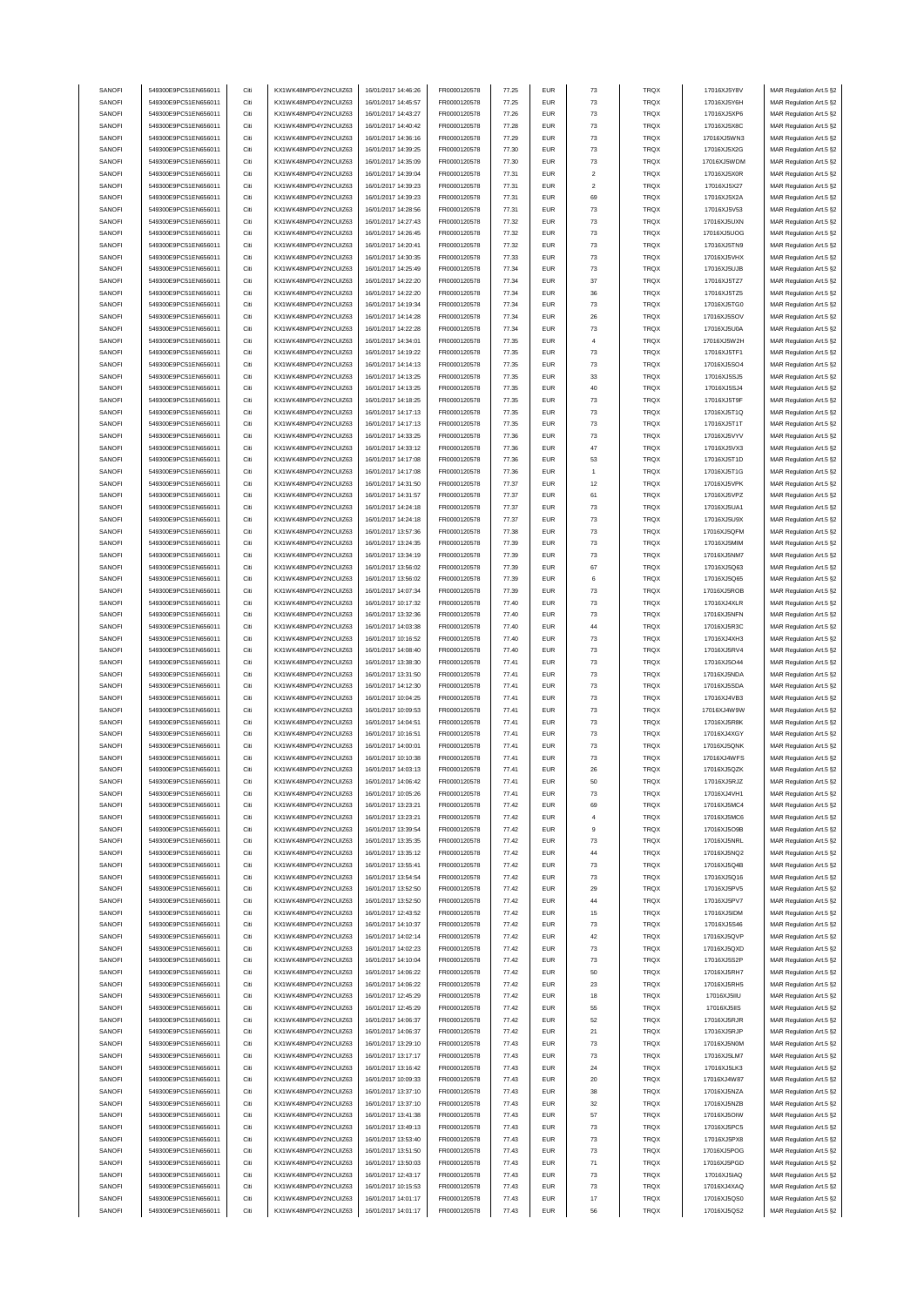| | | | | | | | | | | |
|---|---|---|---|---|---|---|---|---|---|---|
| SANOFI | 549300E9PC51EN656011 | Citi | KX1WK48MPD4Y2NCUIZ63 | 16/01/2017 14:46:26 | FR0000120578 | 77.25 | EUR | 73 | TRQX | 17016XJ5Y8V | MAR Regulation Art.5 §2 |
| SANOFI | 549300E9PC51EN656011 | Citi | KX1WK48MPD4Y2NCUIZ63 | 16/01/2017 14:45:57 | FR0000120578 | 77.25 | EUR | 73 | TRQX | 17016XJ5Y6H | MAR Regulation Art.5 §2 |
| SANOFI | 549300E9PC51EN656011 | Citi | KX1WK48MPD4Y2NCUIZ63 | 16/01/2017 14:43:27 | FR0000120578 | 77.26 | EUR | 73 | TRQX | 17016XJ5XP6 | MAR Regulation Art.5 §2 |
| SANOFI | 549300E9PC51EN656011 | Citi | KX1WK48MPD4Y2NCUIZ63 | 16/01/2017 14:40:42 | FR0000120578 | 77.28 | EUR | 73 | TRQX | 17016XJ5X8C | MAR Regulation Art.5 §2 |
| SANOFI | 549300E9PC51EN656011 | Citi | KX1WK48MPD4Y2NCUIZ63 | 16/01/2017 14:36:16 | FR0000120578 | 77.29 | EUR | 73 | TRQX | 17016XJ5WN3 | MAR Regulation Art.5 §2 |
| SANOFI | 549300E9PC51EN656011 | Citi | KX1WK48MPD4Y2NCUIZ63 | 16/01/2017 14:39:25 | FR0000120578 | 77.30 | EUR | 73 | TRQX | 17016XJ5X2G | MAR Regulation Art.5 §2 |
| SANOFI | 549300E9PC51EN656011 | Citi | KX1WK48MPD4Y2NCUIZ63 | 16/01/2017 14:35:09 | FR0000120578 | 77.30 | EUR | 73 | TRQX | 17016XJ5WDM | MAR Regulation Art.5 §2 |
| SANOFI | 549300E9PC51EN656011 | Citi | KX1WK48MPD4Y2NCUIZ63 | 16/01/2017 14:39:04 | FR0000120578 | 77.31 | EUR | 2 | TRQX | 17016XJ5X0R | MAR Regulation Art.5 §2 |
| SANOFI | 549300E9PC51EN656011 | Citi | KX1WK48MPD4Y2NCUIZ63 | 16/01/2017 14:39:23 | FR0000120578 | 77.31 | EUR | 2 | TRQX | 17016XJ5X27 | MAR Regulation Art.5 §2 |
| SANOFI | 549300E9PC51EN656011 | Citi | KX1WK48MPD4Y2NCUIZ63 | 16/01/2017 14:39:23 | FR0000120578 | 77.31 | EUR | 69 | TRQX | 17016XJ5X2A | MAR Regulation Art.5 §2 |
| SANOFI | 549300E9PC51EN656011 | Citi | KX1WK48MPD4Y2NCUIZ63 | 16/01/2017 14:28:56 | FR0000120578 | 77.31 | EUR | 73 | TRQX | 17016XJ5V53 | MAR Regulation Art.5 §2 |
| SANOFI | 549300E9PC51EN656011 | Citi | KX1WK48MPD4Y2NCUIZ63 | 16/01/2017 14:27:43 | FR0000120578 | 77.32 | EUR | 73 | TRQX | 17016XJ5UXN | MAR Regulation Art.5 §2 |
| SANOFI | 549300E9PC51EN656011 | Citi | KX1WK48MPD4Y2NCUIZ63 | 16/01/2017 14:26:45 | FR0000120578 | 77.32 | EUR | 73 | TRQX | 17016XJ5UOG | MAR Regulation Art.5 §2 |
| SANOFI | 549300E9PC51EN656011 | Citi | KX1WK48MPD4Y2NCUIZ63 | 16/01/2017 14:20:41 | FR0000120578 | 77.32 | EUR | 73 | TRQX | 17016XJ5TN9 | MAR Regulation Art.5 §2 |
| SANOFI | 549300E9PC51EN656011 | Citi | KX1WK48MPD4Y2NCUIZ63 | 16/01/2017 14:30:35 | FR0000120578 | 77.33 | EUR | 73 | TRQX | 17016XJ5VHX | MAR Regulation Art.5 §2 |
| SANOFI | 549300E9PC51EN656011 | Citi | KX1WK48MPD4Y2NCUIZ63 | 16/01/2017 14:25:49 | FR0000120578 | 77.34 | EUR | 73 | TRQX | 17016XJ5UJB | MAR Regulation Art.5 §2 |
| SANOFI | 549300E9PC51EN656011 | Citi | KX1WK48MPD4Y2NCUIZ63 | 16/01/2017 14:22:20 | FR0000120578 | 77.34 | EUR | 37 | TRQX | 17016XJ5TZ7 | MAR Regulation Art.5 §2 |
| SANOFI | 549300E9PC51EN656011 | Citi | KX1WK48MPD4Y2NCUIZ63 | 16/01/2017 14:22:20 | FR0000120578 | 77.34 | EUR | 36 | TRQX | 17016XJ5TZ5 | MAR Regulation Art.5 §2 |
| SANOFI | 549300E9PC51EN656011 | Citi | KX1WK48MPD4Y2NCUIZ63 | 16/01/2017 14:19:34 | FR0000120578 | 77.34 | EUR | 73 | TRQX | 17016XJ5TG0 | MAR Regulation Art.5 §2 |
| SANOFI | 549300E9PC51EN656011 | Citi | KX1WK48MPD4Y2NCUIZ63 | 16/01/2017 14:14:28 | FR0000120578 | 77.34 | EUR | 26 | TRQX | 17016XJ5SOV | MAR Regulation Art.5 §2 |
| SANOFI | 549300E9PC51EN656011 | Citi | KX1WK48MPD4Y2NCUIZ63 | 16/01/2017 14:22:28 | FR0000120578 | 77.34 | EUR | 73 | TRQX | 17016XJ5U0A | MAR Regulation Art.5 §2 |
| SANOFI | 549300E9PC51EN656011 | Citi | KX1WK48MPD4Y2NCUIZ63 | 16/01/2017 14:34:01 | FR0000120578 | 77.35 | EUR | 4 | TRQX | 17016XJ5W2H | MAR Regulation Art.5 §2 |
| SANOFI | 549300E9PC51EN656011 | Citi | KX1WK48MPD4Y2NCUIZ63 | 16/01/2017 14:19:22 | FR0000120578 | 77.35 | EUR | 73 | TRQX | 17016XJ5TF1 | MAR Regulation Art.5 §2 |
| SANOFI | 549300E9PC51EN656011 | Citi | KX1WK48MPD4Y2NCUIZ63 | 16/01/2017 14:14:13 | FR0000120578 | 77.35 | EUR | 73 | TRQX | 17016XJ5SO4 | MAR Regulation Art.5 §2 |
| SANOFI | 549300E9PC51EN656011 | Citi | KX1WK48MPD4Y2NCUIZ63 | 16/01/2017 14:13:25 | FR0000120578 | 77.35 | EUR | 33 | TRQX | 17016XJ5SJ5 | MAR Regulation Art.5 §2 |
| SANOFI | 549300E9PC51EN656011 | Citi | KX1WK48MPD4Y2NCUIZ63 | 16/01/2017 14:13:25 | FR0000120578 | 77.35 | EUR | 40 | TRQX | 17016XJ5SJ4 | MAR Regulation Art.5 §2 |
| SANOFI | 549300E9PC51EN656011 | Citi | KX1WK48MPD4Y2NCUIZ63 | 16/01/2017 14:18:25 | FR0000120578 | 77.35 | EUR | 73 | TRQX | 17016XJ5T9F | MAR Regulation Art.5 §2 |
| SANOFI | 549300E9PC51EN656011 | Citi | KX1WK48MPD4Y2NCUIZ63 | 16/01/2017 14:17:13 | FR0000120578 | 77.35 | EUR | 73 | TRQX | 17016XJ5T1Q | MAR Regulation Art.5 §2 |
| SANOFI | 549300E9PC51EN656011 | Citi | KX1WK48MPD4Y2NCUIZ63 | 16/01/2017 14:17:13 | FR0000120578 | 77.35 | EUR | 73 | TRQX | 17016XJ5T1T | MAR Regulation Art.5 §2 |
| SANOFI | 549300E9PC51EN656011 | Citi | KX1WK48MPD4Y2NCUIZ63 | 16/01/2017 14:33:25 | FR0000120578 | 77.36 | EUR | 73 | TRQX | 17016XJ5VYV | MAR Regulation Art.5 §2 |
| SANOFI | 549300E9PC51EN656011 | Citi | KX1WK48MPD4Y2NCUIZ63 | 16/01/2017 14:33:12 | FR0000120578 | 77.36 | EUR | 47 | TRQX | 17016XJ5VX3 | MAR Regulation Art.5 §2 |
| SANOFI | 549300E9PC51EN656011 | Citi | KX1WK48MPD4Y2NCUIZ63 | 16/01/2017 14:17:08 | FR0000120578 | 77.36 | EUR | 53 | TRQX | 17016XJ5T1D | MAR Regulation Art.5 §2 |
| SANOFI | 549300E9PC51EN656011 | Citi | KX1WK48MPD4Y2NCUIZ63 | 16/01/2017 14:17:08 | FR0000120578 | 77.36 | EUR | 1 | TRQX | 17016XJ5T1G | MAR Regulation Art.5 §2 |
| SANOFI | 549300E9PC51EN656011 | Citi | KX1WK48MPD4Y2NCUIZ63 | 16/01/2017 14:31:50 | FR0000120578 | 77.37 | EUR | 12 | TRQX | 17016XJ5VPK | MAR Regulation Art.5 §2 |
| SANOFI | 549300E9PC51EN656011 | Citi | KX1WK48MPD4Y2NCUIZ63 | 16/01/2017 14:31:57 | FR0000120578 | 77.37 | EUR | 61 | TRQX | 17016XJ5VPZ | MAR Regulation Art.5 §2 |
| SANOFI | 549300E9PC51EN656011 | Citi | KX1WK48MPD4Y2NCUIZ63 | 16/01/2017 14:24:18 | FR0000120578 | 77.37 | EUR | 73 | TRQX | 17016XJ5UA1 | MAR Regulation Art.5 §2 |
| SANOFI | 549300E9PC51EN656011 | Citi | KX1WK48MPD4Y2NCUIZ63 | 16/01/2017 14:24:18 | FR0000120578 | 77.37 | EUR | 73 | TRQX | 17016XJ5U9X | MAR Regulation Art.5 §2 |
| SANOFI | 549300E9PC51EN656011 | Citi | KX1WK48MPD4Y2NCUIZ63 | 16/01/2017 13:57:36 | FR0000120578 | 77.38 | EUR | 73 | TRQX | 17016XJ5QFM | MAR Regulation Art.5 §2 |
| SANOFI | 549300E9PC51EN656011 | Citi | KX1WK48MPD4Y2NCUIZ63 | 16/01/2017 13:24:35 | FR0000120578 | 77.39 | EUR | 73 | TRQX | 17016XJ5MIM | MAR Regulation Art.5 §2 |
| SANOFI | 549300E9PC51EN656011 | Citi | KX1WK48MPD4Y2NCUIZ63 | 16/01/2017 13:34:19 | FR0000120578 | 77.39 | EUR | 73 | TRQX | 17016XJ5NM7 | MAR Regulation Art.5 §2 |
| SANOFI | 549300E9PC51EN656011 | Citi | KX1WK48MPD4Y2NCUIZ63 | 16/01/2017 13:56:02 | FR0000120578 | 77.39 | EUR | 67 | TRQX | 17016XJ5Q63 | MAR Regulation Art.5 §2 |
| SANOFI | 549300E9PC51EN656011 | Citi | KX1WK48MPD4Y2NCUIZ63 | 16/01/2017 13:56:02 | FR0000120578 | 77.39 | EUR | 6 | TRQX | 17016XJ5Q65 | MAR Regulation Art.5 §2 |
| SANOFI | 549300E9PC51EN656011 | Citi | KX1WK48MPD4Y2NCUIZ63 | 16/01/2017 14:07:34 | FR0000120578 | 77.39 | EUR | 73 | TRQX | 17016XJ5ROB | MAR Regulation Art.5 §2 |
| SANOFI | 549300E9PC51EN656011 | Citi | KX1WK48MPD4Y2NCUIZ63 | 16/01/2017 10:17:32 | FR0000120578 | 77.40 | EUR | 73 | TRQX | 17016XJ4XLR | MAR Regulation Art.5 §2 |
| SANOFI | 549300E9PC51EN656011 | Citi | KX1WK48MPD4Y2NCUIZ63 | 16/01/2017 13:32:36 | FR0000120578 | 77.40 | EUR | 73 | TRQX | 17016XJ5NFN | MAR Regulation Art.5 §2 |
| SANOFI | 549300E9PC51EN656011 | Citi | KX1WK48MPD4Y2NCUIZ63 | 16/01/2017 14:03:38 | FR0000120578 | 77.40 | EUR | 44 | TRQX | 17016XJ5R3C | MAR Regulation Art.5 §2 |
| SANOFI | 549300E9PC51EN656011 | Citi | KX1WK48MPD4Y2NCUIZ63 | 16/01/2017 10:16:52 | FR0000120578 | 77.40 | EUR | 73 | TRQX | 17016XJ4XH3 | MAR Regulation Art.5 §2 |
| SANOFI | 549300E9PC51EN656011 | Citi | KX1WK48MPD4Y2NCUIZ63 | 16/01/2017 14:08:40 | FR0000120578 | 77.40 | EUR | 73 | TRQX | 17016XJ5RV4 | MAR Regulation Art.5 §2 |
| SANOFI | 549300E9PC51EN656011 | Citi | KX1WK48MPD4Y2NCUIZ63 | 16/01/2017 13:38:30 | FR0000120578 | 77.41 | EUR | 73 | TRQX | 17016XJ5O44 | MAR Regulation Art.5 §2 |
| SANOFI | 549300E9PC51EN656011 | Citi | KX1WK48MPD4Y2NCUIZ63 | 16/01/2017 13:31:50 | FR0000120578 | 77.41 | EUR | 73 | TRQX | 17016XJ5NDA | MAR Regulation Art.5 §2 |
| SANOFI | 549300E9PC51EN656011 | Citi | KX1WK48MPD4Y2NCUIZ63 | 16/01/2017 14:12:30 | FR0000120578 | 77.41 | EUR | 73 | TRQX | 17016XJ5SDA | MAR Regulation Art.5 §2 |
| SANOFI | 549300E9PC51EN656011 | Citi | KX1WK48MPD4Y2NCUIZ63 | 16/01/2017 10:04:25 | FR0000120578 | 77.41 | EUR | 73 | TRQX | 17016XJ4VB3 | MAR Regulation Art.5 §2 |
| SANOFI | 549300E9PC51EN656011 | Citi | KX1WK48MPD4Y2NCUIZ63 | 16/01/2017 10:09:53 | FR0000120578 | 77.41 | EUR | 73 | TRQX | 17016XJ4W9W | MAR Regulation Art.5 §2 |
| SANOFI | 549300E9PC51EN656011 | Citi | KX1WK48MPD4Y2NCUIZ63 | 16/01/2017 14:04:51 | FR0000120578 | 77.41 | EUR | 73 | TRQX | 17016XJ5R8K | MAR Regulation Art.5 §2 |
| SANOFI | 549300E9PC51EN656011 | Citi | KX1WK48MPD4Y2NCUIZ63 | 16/01/2017 10:16:51 | FR0000120578 | 77.41 | EUR | 73 | TRQX | 17016XJ4XGY | MAR Regulation Art.5 §2 |
| SANOFI | 549300E9PC51EN656011 | Citi | KX1WK48MPD4Y2NCUIZ63 | 16/01/2017 14:00:01 | FR0000120578 | 77.41 | EUR | 73 | TRQX | 17016XJ5QNK | MAR Regulation Art.5 §2 |
| SANOFI | 549300E9PC51EN656011 | Citi | KX1WK48MPD4Y2NCUIZ63 | 16/01/2017 10:10:38 | FR0000120578 | 77.41 | EUR | 73 | TRQX | 17016XJ4WFS | MAR Regulation Art.5 §2 |
| SANOFI | 549300E9PC51EN656011 | Citi | KX1WK48MPD4Y2NCUIZ63 | 16/01/2017 14:03:13 | FR0000120578 | 77.41 | EUR | 26 | TRQX | 17016XJ5QZK | MAR Regulation Art.5 §2 |
| SANOFI | 549300E9PC51EN656011 | Citi | KX1WK48MPD4Y2NCUIZ63 | 16/01/2017 14:06:42 | FR0000120578 | 77.41 | EUR | 50 | TRQX | 17016XJ5RJZ | MAR Regulation Art.5 §2 |
| SANOFI | 549300E9PC51EN656011 | Citi | KX1WK48MPD4Y2NCUIZ63 | 16/01/2017 10:05:26 | FR0000120578 | 77.41 | EUR | 73 | TRQX | 17016XJ4VH1 | MAR Regulation Art.5 §2 |
| SANOFI | 549300E9PC51EN656011 | Citi | KX1WK48MPD4Y2NCUIZ63 | 16/01/2017 13:23:21 | FR0000120578 | 77.42 | EUR | 69 | TRQX | 17016XJ5MC4 | MAR Regulation Art.5 §2 |
| SANOFI | 549300E9PC51EN656011 | Citi | KX1WK48MPD4Y2NCUIZ63 | 16/01/2017 13:23:21 | FR0000120578 | 77.42 | EUR | 4 | TRQX | 17016XJ5MC6 | MAR Regulation Art.5 §2 |
| SANOFI | 549300E9PC51EN656011 | Citi | KX1WK48MPD4Y2NCUIZ63 | 16/01/2017 13:39:54 | FR0000120578 | 77.42 | EUR | 9 | TRQX | 17016XJ5O9B | MAR Regulation Art.5 §2 |
| SANOFI | 549300E9PC51EN656011 | Citi | KX1WK48MPD4Y2NCUIZ63 | 16/01/2017 13:35:35 | FR0000120578 | 77.42 | EUR | 73 | TRQX | 17016XJ5NRL | MAR Regulation Art.5 §2 |
| SANOFI | 549300E9PC51EN656011 | Citi | KX1WK48MPD4Y2NCUIZ63 | 16/01/2017 13:35:12 | FR0000120578 | 77.42 | EUR | 44 | TRQX | 17016XJ5NQ2 | MAR Regulation Art.5 §2 |
| SANOFI | 549300E9PC51EN656011 | Citi | KX1WK48MPD4Y2NCUIZ63 | 16/01/2017 13:55:41 | FR0000120578 | 77.42 | EUR | 73 | TRQX | 17016XJ5Q4B | MAR Regulation Art.5 §2 |
| SANOFI | 549300E9PC51EN656011 | Citi | KX1WK48MPD4Y2NCUIZ63 | 16/01/2017 13:54:54 | FR0000120578 | 77.42 | EUR | 73 | TRQX | 17016XJ5Q16 | MAR Regulation Art.5 §2 |
| SANOFI | 549300E9PC51EN656011 | Citi | KX1WK48MPD4Y2NCUIZ63 | 16/01/2017 13:52:50 | FR0000120578 | 77.42 | EUR | 29 | TRQX | 17016XJ5PV5 | MAR Regulation Art.5 §2 |
| SANOFI | 549300E9PC51EN656011 | Citi | KX1WK48MPD4Y2NCUIZ63 | 16/01/2017 13:52:50 | FR0000120578 | 77.42 | EUR | 44 | TRQX | 17016XJ5PV7 | MAR Regulation Art.5 §2 |
| SANOFI | 549300E9PC51EN656011 | Citi | KX1WK48MPD4Y2NCUIZ63 | 16/01/2017 12:43:52 | FR0000120578 | 77.42 | EUR | 15 | TRQX | 17016XJ5IDM | MAR Regulation Art.5 §2 |
| SANOFI | 549300E9PC51EN656011 | Citi | KX1WK48MPD4Y2NCUIZ63 | 16/01/2017 14:10:37 | FR0000120578 | 77.42 | EUR | 73 | TRQX | 17016XJ5S46 | MAR Regulation Art.5 §2 |
| SANOFI | 549300E9PC51EN656011 | Citi | KX1WK48MPD4Y2NCUIZ63 | 16/01/2017 14:02:14 | FR0000120578 | 77.42 | EUR | 42 | TRQX | 17016XJ5QVP | MAR Regulation Art.5 §2 |
| SANOFI | 549300E9PC51EN656011 | Citi | KX1WK48MPD4Y2NCUIZ63 | 16/01/2017 14:02:23 | FR0000120578 | 77.42 | EUR | 73 | TRQX | 17016XJ5QXD | MAR Regulation Art.5 §2 |
| SANOFI | 549300E9PC51EN656011 | Citi | KX1WK48MPD4Y2NCUIZ63 | 16/01/2017 14:10:04 | FR0000120578 | 77.42 | EUR | 73 | TRQX | 17016XJ5S2P | MAR Regulation Art.5 §2 |
| SANOFI | 549300E9PC51EN656011 | Citi | KX1WK48MPD4Y2NCUIZ63 | 16/01/2017 14:06:22 | FR0000120578 | 77.42 | EUR | 50 | TRQX | 17016XJ5RH7 | MAR Regulation Art.5 §2 |
| SANOFI | 549300E9PC51EN656011 | Citi | KX1WK48MPD4Y2NCUIZ63 | 16/01/2017 14:06:22 | FR0000120578 | 77.42 | EUR | 23 | TRQX | 17016XJ5RH5 | MAR Regulation Art.5 §2 |
| SANOFI | 549300E9PC51EN656011 | Citi | KX1WK48MPD4Y2NCUIZ63 | 16/01/2017 12:45:29 | FR0000120578 | 77.42 | EUR | 18 | TRQX | 17016XJ5IIU | MAR Regulation Art.5 §2 |
| SANOFI | 549300E9PC51EN656011 | Citi | KX1WK48MPD4Y2NCUIZ63 | 16/01/2017 12:45:29 | FR0000120578 | 77.42 | EUR | 55 | TRQX | 17016XJ5IIS | MAR Regulation Art.5 §2 |
| SANOFI | 549300E9PC51EN656011 | Citi | KX1WK48MPD4Y2NCUIZ63 | 16/01/2017 14:06:37 | FR0000120578 | 77.42 | EUR | 52 | TRQX | 17016XJ5RJR | MAR Regulation Art.5 §2 |
| SANOFI | 549300E9PC51EN656011 | Citi | KX1WK48MPD4Y2NCUIZ63 | 16/01/2017 14:06:37 | FR0000120578 | 77.42 | EUR | 21 | TRQX | 17016XJ5RJP | MAR Regulation Art.5 §2 |
| SANOFI | 549300E9PC51EN656011 | Citi | KX1WK48MPD4Y2NCUIZ63 | 16/01/2017 13:29:10 | FR0000120578 | 77.43 | EUR | 73 | TRQX | 17016XJ5N0M | MAR Regulation Art.5 §2 |
| SANOFI | 549300E9PC51EN656011 | Citi | KX1WK48MPD4Y2NCUIZ63 | 16/01/2017 13:17:17 | FR0000120578 | 77.43 | EUR | 73 | TRQX | 17016XJ5LM7 | MAR Regulation Art.5 §2 |
| SANOFI | 549300E9PC51EN656011 | Citi | KX1WK48MPD4Y2NCUIZ63 | 16/01/2017 13:16:42 | FR0000120578 | 77.43 | EUR | 24 | TRQX | 17016XJ5LK3 | MAR Regulation Art.5 §2 |
| SANOFI | 549300E9PC51EN656011 | Citi | KX1WK48MPD4Y2NCUIZ63 | 16/01/2017 10:09:33 | FR0000120578 | 77.43 | EUR | 20 | TRQX | 17016XJ4W87 | MAR Regulation Art.5 §2 |
| SANOFI | 549300E9PC51EN656011 | Citi | KX1WK48MPD4Y2NCUIZ63 | 16/01/2017 13:37:10 | FR0000120578 | 77.43 | EUR | 38 | TRQX | 17016XJ5NZA | MAR Regulation Art.5 §2 |
| SANOFI | 549300E9PC51EN656011 | Citi | KX1WK48MPD4Y2NCUIZ63 | 16/01/2017 13:37:10 | FR0000120578 | 77.43 | EUR | 32 | TRQX | 17016XJ5NZB | MAR Regulation Art.5 §2 |
| SANOFI | 549300E9PC51EN656011 | Citi | KX1WK48MPD4Y2NCUIZ63 | 16/01/2017 13:41:38 | FR0000120578 | 77.43 | EUR | 57 | TRQX | 17016XJ5OIW | MAR Regulation Art.5 §2 |
| SANOFI | 549300E9PC51EN656011 | Citi | KX1WK48MPD4Y2NCUIZ63 | 16/01/2017 13:49:13 | FR0000120578 | 77.43 | EUR | 73 | TRQX | 17016XJ5PC5 | MAR Regulation Art.5 §2 |
| SANOFI | 549300E9PC51EN656011 | Citi | KX1WK48MPD4Y2NCUIZ63 | 16/01/2017 13:53:40 | FR0000120578 | 77.43 | EUR | 73 | TRQX | 17016XJ5PX8 | MAR Regulation Art.5 §2 |
| SANOFI | 549300E9PC51EN656011 | Citi | KX1WK48MPD4Y2NCUIZ63 | 16/01/2017 13:51:50 | FR0000120578 | 77.43 | EUR | 73 | TRQX | 17016XJ5POG | MAR Regulation Art.5 §2 |
| SANOFI | 549300E9PC51EN656011 | Citi | KX1WK48MPD4Y2NCUIZ63 | 16/01/2017 13:50:03 | FR0000120578 | 77.43 | EUR | 71 | TRQX | 17016XJ5PGD | MAR Regulation Art.5 §2 |
| SANOFI | 549300E9PC51EN656011 | Citi | KX1WK48MPD4Y2NCUIZ63 | 16/01/2017 12:43:17 | FR0000120578 | 77.43 | EUR | 73 | TRQX | 17016XJ5IAQ | MAR Regulation Art.5 §2 |
| SANOFI | 549300E9PC51EN656011 | Citi | KX1WK48MPD4Y2NCUIZ63 | 16/01/2017 10:15:53 | FR0000120578 | 77.43 | EUR | 73 | TRQX | 17016XJ4XAQ | MAR Regulation Art.5 §2 |
| SANOFI | 549300E9PC51EN656011 | Citi | KX1WK48MPD4Y2NCUIZ63 | 16/01/2017 14:01:17 | FR0000120578 | 77.43 | EUR | 17 | TRQX | 17016XJ5QS0 | MAR Regulation Art.5 §2 |
| SANOFI | 549300E9PC51EN656011 | Citi | KX1WK48MPD4Y2NCUIZ63 | 16/01/2017 14:01:17 | FR0000120578 | 77.43 | EUR | 56 | TRQX | 17016XJ5QS2 | MAR Regulation Art.5 §2 |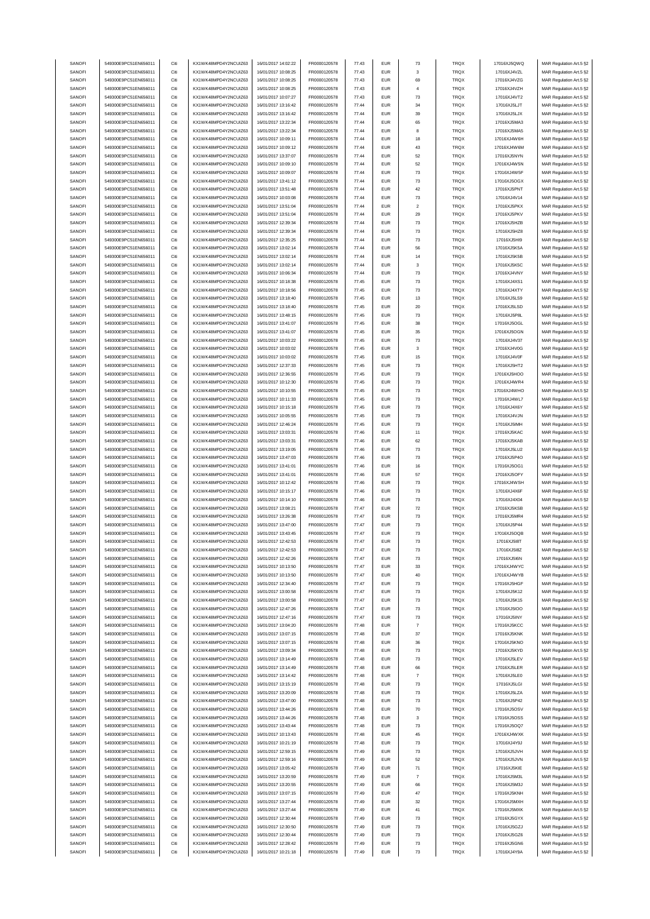| | | | | | | | | | | | |
|---|---|---|---|---|---|---|---|---|---|---|---|
| SANOFI | 549300E9PC51EN656011 | Citi | KX1WK48MPD4Y2NCUIZ63 | 16/01/2017 14:02:22 | FR0000120578 | 77.43 | EUR | 73 | TRQX | 17016XJ5QWQ | MAR Regulation Art.5 §2 |
| SANOFI | 549300E9PC51EN656011 | Citi | KX1WK48MPD4Y2NCUIZ63 | 16/01/2017 10:08:25 | FR0000120578 | 77.43 | EUR | 3 | TRQX | 17016XJ4VZL | MAR Regulation Art.5 §2 |
| SANOFI | 549300E9PC51EN656011 | Citi | KX1WK48MPD4Y2NCUIZ63 | 16/01/2017 10:08:25 | FR0000120578 | 77.43 | EUR | 69 | TRQX | 17016XJ4VZG | MAR Regulation Art.5 §2 |
| SANOFI | 549300E9PC51EN656011 | Citi | KX1WK48MPD4Y2NCUIZ63 | 16/01/2017 10:08:25 | FR0000120578 | 77.43 | EUR | 4 | TRQX | 17016XJ4VZH | MAR Regulation Art.5 §2 |
| SANOFI | 549300E9PC51EN656011 | Citi | KX1WK48MPD4Y2NCUIZ63 | 16/01/2017 10:07:27 | FR0000120578 | 77.43 | EUR | 73 | TRQX | 17016XJ4VT2 | MAR Regulation Art.5 §2 |
| SANOFI | 549300E9PC51EN656011 | Citi | KX1WK48MPD4Y2NCUIZ63 | 16/01/2017 13:16:42 | FR0000120578 | 77.44 | EUR | 34 | TRQX | 17016XJ5LJT | MAR Regulation Art.5 §2 |
| SANOFI | 549300E9PC51EN656011 | Citi | KX1WK48MPD4Y2NCUIZ63 | 16/01/2017 13:16:42 | FR0000120578 | 77.44 | EUR | 39 | TRQX | 17016XJ5LJX | MAR Regulation Art.5 §2 |
| SANOFI | 549300E9PC51EN656011 | Citi | KX1WK48MPD4Y2NCUIZ63 | 16/01/2017 13:22:34 | FR0000120578 | 77.44 | EUR | 65 | TRQX | 17016XJ5MA3 | MAR Regulation Art.5 §2 |
| SANOFI | 549300E9PC51EN656011 | Citi | KX1WK48MPD4Y2NCUIZ63 | 16/01/2017 13:22:34 | FR0000120578 | 77.44 | EUR | 8 | TRQX | 17016XJ5MA5 | MAR Regulation Art.5 §2 |
| SANOFI | 549300E9PC51EN656011 | Citi | KX1WK48MPD4Y2NCUIZ63 | 16/01/2017 10:09:11 | FR0000120578 | 77.44 | EUR | 18 | TRQX | 17016XJ4W6H | MAR Regulation Art.5 §2 |
| SANOFI | 549300E9PC51EN656011 | Citi | KX1WK48MPD4Y2NCUIZ63 | 16/01/2017 10:09:12 | FR0000120578 | 77.44 | EUR | 43 | TRQX | 17016XJ4W6M | MAR Regulation Art.5 §2 |
| SANOFI | 549300E9PC51EN656011 | Citi | KX1WK48MPD4Y2NCUIZ63 | 16/01/2017 13:37:07 | FR0000120578 | 77.44 | EUR | 52 | TRQX | 17016XJ5NYN | MAR Regulation Art.5 §2 |
| SANOFI | 549300E9PC51EN656011 | Citi | KX1WK48MPD4Y2NCUIZ63 | 16/01/2017 10:09:10 | FR0000120578 | 77.44 | EUR | 52 | TRQX | 17016XJ4W5N | MAR Regulation Art.5 §2 |
| SANOFI | 549300E9PC51EN656011 | Citi | KX1WK48MPD4Y2NCUIZ63 | 16/01/2017 10:09:07 | FR0000120578 | 77.44 | EUR | 73 | TRQX | 17016XJ4W5F | MAR Regulation Art.5 §2 |
| SANOFI | 549300E9PC51EN656011 | Citi | KX1WK48MPD4Y2NCUIZ63 | 16/01/2017 13:41:12 | FR0000120578 | 77.44 | EUR | 73 | TRQX | 17016XJ5OGX | MAR Regulation Art.5 §2 |
| SANOFI | 549300E9PC51EN656011 | Citi | KX1WK48MPD4Y2NCUIZ63 | 16/01/2017 13:51:48 | FR0000120578 | 77.44 | EUR | 42 | TRQX | 17016XJ5PNT | MAR Regulation Art.5 §2 |
| SANOFI | 549300E9PC51EN656011 | Citi | KX1WK48MPD4Y2NCUIZ63 | 16/01/2017 10:03:08 | FR0000120578 | 77.44 | EUR | 73 | TRQX | 17016XJ4V14 | MAR Regulation Art.5 §2 |
| SANOFI | 549300E9PC51EN656011 | Citi | KX1WK48MPD4Y2NCUIZ63 | 16/01/2017 13:51:04 | FR0000120578 | 77.44 | EUR | 2 | TRQX | 17016XJ5PKX | MAR Regulation Art.5 §2 |
| SANOFI | 549300E9PC51EN656011 | Citi | KX1WK48MPD4Y2NCUIZ63 | 16/01/2017 13:51:04 | FR0000120578 | 77.44 | EUR | 29 | TRQX | 17016XJ5PKV | MAR Regulation Art.5 §2 |
| SANOFI | 549300E9PC51EN656011 | Citi | KX1WK48MPD4Y2NCUIZ63 | 16/01/2017 12:39:34 | FR0000120578 | 77.44 | EUR | 73 | TRQX | 17016XJ5HZB | MAR Regulation Art.5 §2 |
| SANOFI | 549300E9PC51EN656011 | Citi | KX1WK48MPD4Y2NCUIZ63 | 16/01/2017 12:39:34 | FR0000120578 | 77.44 | EUR | 73 | TRQX | 17016XJ5HZ8 | MAR Regulation Art.5 §2 |
| SANOFI | 549300E9PC51EN656011 | Citi | KX1WK48MPD4Y2NCUIZ63 | 16/01/2017 12:35:25 | FR0000120578 | 77.44 | EUR | 73 | TRQX | 17016XJ5HI9 | MAR Regulation Art.5 §2 |
| SANOFI | 549300E9PC51EN656011 | Citi | KX1WK48MPD4Y2NCUIZ63 | 16/01/2017 13:02:14 | FR0000120578 | 77.44 | EUR | 56 | TRQX | 17016XJ5K5A | MAR Regulation Art.5 §2 |
| SANOFI | 549300E9PC51EN656011 | Citi | KX1WK48MPD4Y2NCUIZ63 | 16/01/2017 13:02:14 | FR0000120578 | 77.44 | EUR | 14 | TRQX | 17016XJ5K5B | MAR Regulation Art.5 §2 |
| SANOFI | 549300E9PC51EN656011 | Citi | KX1WK48MPD4Y2NCUIZ63 | 16/01/2017 13:02:14 | FR0000120578 | 77.44 | EUR | 3 | TRQX | 17016XJ5K5C | MAR Regulation Art.5 §2 |
| SANOFI | 549300E9PC51EN656011 | Citi | KX1WK48MPD4Y2NCUIZ63 | 16/01/2017 10:06:34 | FR0000120578 | 77.44 | EUR | 73 | TRQX | 17016XJ4VNY | MAR Regulation Art.5 §2 |
| SANOFI | 549300E9PC51EN656011 | Citi | KX1WK48MPD4Y2NCUIZ63 | 16/01/2017 10:18:38 | FR0000120578 | 77.45 | EUR | 73 | TRQX | 17016XJ4XS1 | MAR Regulation Art.5 §2 |
| SANOFI | 549300E9PC51EN656011 | Citi | KX1WK48MPD4Y2NCUIZ63 | 16/01/2017 10:18:56 | FR0000120578 | 77.45 | EUR | 73 | TRQX | 17016XJ4XTY | MAR Regulation Art.5 §2 |
| SANOFI | 549300E9PC51EN656011 | Citi | KX1WK48MPD4Y2NCUIZ63 | 16/01/2017 13:18:40 | FR0000120578 | 77.45 | EUR | 13 | TRQX | 17016XJ5LS9 | MAR Regulation Art.5 §2 |
| SANOFI | 549300E9PC51EN656011 | Citi | KX1WK48MPD4Y2NCUIZ63 | 16/01/2017 13:18:40 | FR0000120578 | 77.45 | EUR | 20 | TRQX | 17016XJ5LSD | MAR Regulation Art.5 §2 |
| SANOFI | 549300E9PC51EN656011 | Citi | KX1WK48MPD4Y2NCUIZ63 | 16/01/2017 13:48:15 | FR0000120578 | 77.45 | EUR | 73 | TRQX | 17016XJ5P8L | MAR Regulation Art.5 §2 |
| SANOFI | 549300E9PC51EN656011 | Citi | KX1WK48MPD4Y2NCUIZ63 | 16/01/2017 13:41:07 | FR0000120578 | 77.45 | EUR | 38 | TRQX | 17016XJ5OGL | MAR Regulation Art.5 §2 |
| SANOFI | 549300E9PC51EN656011 | Citi | KX1WK48MPD4Y2NCUIZ63 | 16/01/2017 13:41:07 | FR0000120578 | 77.45 | EUR | 35 | TRQX | 17016XJ5OGN | MAR Regulation Art.5 §2 |
| SANOFI | 549300E9PC51EN656011 | Citi | KX1WK48MPD4Y2NCUIZ63 | 16/01/2017 10:03:22 | FR0000120578 | 77.45 | EUR | 73 | TRQX | 17016XJ4V37 | MAR Regulation Art.5 §2 |
| SANOFI | 549300E9PC51EN656011 | Citi | KX1WK48MPD4Y2NCUIZ63 | 16/01/2017 10:03:02 | FR0000120578 | 77.45 | EUR | 3 | TRQX | 17016XJ4V0G | MAR Regulation Art.5 §2 |
| SANOFI | 549300E9PC51EN656011 | Citi | KX1WK48MPD4Y2NCUIZ63 | 16/01/2017 10:03:02 | FR0000120578 | 77.45 | EUR | 15 | TRQX | 17016XJ4V0F | MAR Regulation Art.5 §2 |
| SANOFI | 549300E9PC51EN656011 | Citi | KX1WK48MPD4Y2NCUIZ63 | 16/01/2017 12:37:33 | FR0000120578 | 77.45 | EUR | 73 | TRQX | 17016XJ5HT2 | MAR Regulation Art.5 §2 |
| SANOFI | 549300E9PC51EN656011 | Citi | KX1WK48MPD4Y2NCUIZ63 | 16/01/2017 12:36:55 | FR0000120578 | 77.45 | EUR | 73 | TRQX | 17016XJ5HOO | MAR Regulation Art.5 §2 |
| SANOFI | 549300E9PC51EN656011 | Citi | KX1WK48MPD4Y2NCUIZ63 | 16/01/2017 10:12:30 | FR0000120578 | 77.45 | EUR | 73 | TRQX | 17016XJ4WR4 | MAR Regulation Art.5 §2 |
| SANOFI | 549300E9PC51EN656011 | Citi | KX1WK48MPD4Y2NCUIZ63 | 16/01/2017 10:10:55 | FR0000120578 | 77.45 | EUR | 73 | TRQX | 17016XJ4WHO | MAR Regulation Art.5 §2 |
| SANOFI | 549300E9PC51EN656011 | Citi | KX1WK48MPD4Y2NCUIZ63 | 16/01/2017 10:11:33 | FR0000120578 | 77.45 | EUR | 73 | TRQX | 17016XJ4WL7 | MAR Regulation Art.5 §2 |
| SANOFI | 549300E9PC51EN656011 | Citi | KX1WK48MPD4Y2NCUIZ63 | 16/01/2017 10:15:18 | FR0000120578 | 77.45 | EUR | 73 | TRQX | 17016XJ4X6Y | MAR Regulation Art.5 §2 |
| SANOFI | 549300E9PC51EN656011 | Citi | KX1WK48MPD4Y2NCUIZ63 | 16/01/2017 10:05:55 | FR0000120578 | 77.45 | EUR | 73 | TRQX | 17016XJ4VJN | MAR Regulation Art.5 §2 |
| SANOFI | 549300E9PC51EN656011 | Citi | KX1WK48MPD4Y2NCUIZ63 | 16/01/2017 12:46:24 | FR0000120578 | 77.45 | EUR | 73 | TRQX | 17016XJ5IMH | MAR Regulation Art.5 §2 |
| SANOFI | 549300E9PC51EN656011 | Citi | KX1WK48MPD4Y2NCUIZ63 | 16/01/2017 13:03:31 | FR0000120578 | 77.46 | EUR | 11 | TRQX | 17016XJ5KAC | MAR Regulation Art.5 §2 |
| SANOFI | 549300E9PC51EN656011 | Citi | KX1WK48MPD4Y2NCUIZ63 | 16/01/2017 13:03:31 | FR0000120578 | 77.46 | EUR | 62 | TRQX | 17016XJ5KAB | MAR Regulation Art.5 §2 |
| SANOFI | 549300E9PC51EN656011 | Citi | KX1WK48MPD4Y2NCUIZ63 | 16/01/2017 13:19:05 | FR0000120578 | 77.46 | EUR | 73 | TRQX | 17016XJ5LU2 | MAR Regulation Art.5 §2 |
| SANOFI | 549300E9PC51EN656011 | Citi | KX1WK48MPD4Y2NCUIZ63 | 16/01/2017 13:47:03 | FR0000120578 | 77.46 | EUR | 73 | TRQX | 17016XJ5P4O | MAR Regulation Art.5 §2 |
| SANOFI | 549300E9PC51EN656011 | Citi | KX1WK48MPD4Y2NCUIZ63 | 16/01/2017 13:41:01 | FR0000120578 | 77.46 | EUR | 16 | TRQX | 17016XJ5OG1 | MAR Regulation Art.5 §2 |
| SANOFI | 549300E9PC51EN656011 | Citi | KX1WK48MPD4Y2NCUIZ63 | 16/01/2017 13:41:01 | FR0000120578 | 77.46 | EUR | 57 | TRQX | 17016XJ5OFY | MAR Regulation Art.5 §2 |
| SANOFI | 549300E9PC51EN656011 | Citi | KX1WK48MPD4Y2NCUIZ63 | 16/01/2017 10:12:42 | FR0000120578 | 77.46 | EUR | 73 | TRQX | 17016XJ4WSH | MAR Regulation Art.5 §2 |
| SANOFI | 549300E9PC51EN656011 | Citi | KX1WK48MPD4Y2NCUIZ63 | 16/01/2017 10:15:17 | FR0000120578 | 77.46 | EUR | 73 | TRQX | 17016XJ4X6F | MAR Regulation Art.5 §2 |
| SANOFI | 549300E9PC51EN656011 | Citi | KX1WK48MPD4Y2NCUIZ63 | 16/01/2017 10:14:10 | FR0000120578 | 77.46 | EUR | 73 | TRQX | 17016XJ4X04 | MAR Regulation Art.5 §2 |
| SANOFI | 549300E9PC51EN656011 | Citi | KX1WK48MPD4Y2NCUIZ63 | 16/01/2017 13:08:21 | FR0000120578 | 77.47 | EUR | 72 | TRQX | 17016XJ5KSB | MAR Regulation Art.5 §2 |
| SANOFI | 549300E9PC51EN656011 | Citi | KX1WK48MPD4Y2NCUIZ63 | 16/01/2017 13:26:38 | FR0000120578 | 77.47 | EUR | 73 | TRQX | 17016XJ5MR4 | MAR Regulation Art.5 §2 |
| SANOFI | 549300E9PC51EN656011 | Citi | KX1WK48MPD4Y2NCUIZ63 | 16/01/2017 13:47:00 | FR0000120578 | 77.47 | EUR | 73 | TRQX | 17016XJ5P44 | MAR Regulation Art.5 §2 |
| SANOFI | 549300E9PC51EN656011 | Citi | KX1WK48MPD4Y2NCUIZ63 | 16/01/2017 13:43:45 | FR0000120578 | 77.47 | EUR | 73 | TRQX | 17016XJ5OQB | MAR Regulation Art.5 §2 |
| SANOFI | 549300E9PC51EN656011 | Citi | KX1WK48MPD4Y2NCUIZ63 | 16/01/2017 12:42:53 | FR0000120578 | 77.47 | EUR | 73 | TRQX | 17016XJ5I8T | MAR Regulation Art.5 §2 |
| SANOFI | 549300E9PC51EN656011 | Citi | KX1WK48MPD4Y2NCUIZ63 | 16/01/2017 12:42:53 | FR0000120578 | 77.47 | EUR | 73 | TRQX | 17016XJ5I8Z | MAR Regulation Art.5 §2 |
| SANOFI | 549300E9PC51EN656011 | Citi | KX1WK48MPD4Y2NCUIZ63 | 16/01/2017 12:42:26 | FR0000120578 | 77.47 | EUR | 73 | TRQX | 17016XJ5I6N | MAR Regulation Art.5 §2 |
| SANOFI | 549300E9PC51EN656011 | Citi | KX1WK48MPD4Y2NCUIZ63 | 16/01/2017 10:13:50 | FR0000120578 | 77.47 | EUR | 33 | TRQX | 17016XJ4WYC | MAR Regulation Art.5 §2 |
| SANOFI | 549300E9PC51EN656011 | Citi | KX1WK48MPD4Y2NCUIZ63 | 16/01/2017 10:13:50 | FR0000120578 | 77.47 | EUR | 40 | TRQX | 17016XJ4WYB | MAR Regulation Art.5 §2 |
| SANOFI | 549300E9PC51EN656011 | Citi | KX1WK48MPD4Y2NCUIZ63 | 16/01/2017 12:34:40 | FR0000120578 | 77.47 | EUR | 73 | TRQX | 17016XJ5HGF | MAR Regulation Art.5 §2 |
| SANOFI | 549300E9PC51EN656011 | Citi | KX1WK48MPD4Y2NCUIZ63 | 16/01/2017 13:00:58 | FR0000120578 | 77.47 | EUR | 73 | TRQX | 17016XJ5K12 | MAR Regulation Art.5 §2 |
| SANOFI | 549300E9PC51EN656011 | Citi | KX1WK48MPD4Y2NCUIZ63 | 16/01/2017 13:00:58 | FR0000120578 | 77.47 | EUR | 73 | TRQX | 17016XJ5K15 | MAR Regulation Art.5 §2 |
| SANOFI | 549300E9PC51EN656011 | Citi | KX1WK48MPD4Y2NCUIZ63 | 16/01/2017 12:47:26 | FR0000120578 | 77.47 | EUR | 73 | TRQX | 17016XJ5IOO | MAR Regulation Art.5 §2 |
| SANOFI | 549300E9PC51EN656011 | Citi | KX1WK48MPD4Y2NCUIZ63 | 16/01/2017 12:47:16 | FR0000120578 | 77.47 | EUR | 73 | TRQX | 17016XJ5INY | MAR Regulation Art.5 §2 |
| SANOFI | 549300E9PC51EN656011 | Citi | KX1WK48MPD4Y2NCUIZ63 | 16/01/2017 13:04:20 | FR0000120578 | 77.48 | EUR | 7 | TRQX | 17016XJ5KCC | MAR Regulation Art.5 §2 |
| SANOFI | 549300E9PC51EN656011 | Citi | KX1WK48MPD4Y2NCUIZ63 | 16/01/2017 13:07:15 | FR0000120578 | 77.48 | EUR | 37 | TRQX | 17016XJ5KNK | MAR Regulation Art.5 §2 |
| SANOFI | 549300E9PC51EN656011 | Citi | KX1WK48MPD4Y2NCUIZ63 | 16/01/2017 13:07:15 | FR0000120578 | 77.48 | EUR | 36 | TRQX | 17016XJ5KNO | MAR Regulation Art.5 §2 |
| SANOFI | 549300E9PC51EN656011 | Citi | KX1WK48MPD4Y2NCUIZ63 | 16/01/2017 13:09:34 | FR0000120578 | 77.48 | EUR | 73 | TRQX | 17016XJ5KYD | MAR Regulation Art.5 §2 |
| SANOFI | 549300E9PC51EN656011 | Citi | KX1WK48MPD4Y2NCUIZ63 | 16/01/2017 13:14:49 | FR0000120578 | 77.48 | EUR | 73 | TRQX | 17016XJ5LEV | MAR Regulation Art.5 §2 |
| SANOFI | 549300E9PC51EN656011 | Citi | KX1WK48MPD4Y2NCUIZ63 | 16/01/2017 13:14:49 | FR0000120578 | 77.48 | EUR | 66 | TRQX | 17016XJ5LER | MAR Regulation Art.5 §2 |
| SANOFI | 549300E9PC51EN656011 | Citi | KX1WK48MPD4Y2NCUIZ63 | 16/01/2017 13:14:42 | FR0000120578 | 77.48 | EUR | 7 | TRQX | 17016XJ5LE0 | MAR Regulation Art.5 §2 |
| SANOFI | 549300E9PC51EN656011 | Citi | KX1WK48MPD4Y2NCUIZ63 | 16/01/2017 13:15:19 | FR0000120578 | 77.48 | EUR | 73 | TRQX | 17016XJ5LGI | MAR Regulation Art.5 §2 |
| SANOFI | 549300E9PC51EN656011 | Citi | KX1WK48MPD4Y2NCUIZ63 | 16/01/2017 13:20:09 | FR0000120578 | 77.48 | EUR | 73 | TRQX | 17016XJ5LZA | MAR Regulation Art.5 §2 |
| SANOFI | 549300E9PC51EN656011 | Citi | KX1WK48MPD4Y2NCUIZ63 | 16/01/2017 13:47:00 | FR0000120578 | 77.48 | EUR | 73 | TRQX | 17016XJ5P42 | MAR Regulation Art.5 §2 |
| SANOFI | 549300E9PC51EN656011 | Citi | KX1WK48MPD4Y2NCUIZ63 | 16/01/2017 13:44:26 | FR0000120578 | 77.48 | EUR | 70 | TRQX | 17016XJ5OSV | MAR Regulation Art.5 §2 |
| SANOFI | 549300E9PC51EN656011 | Citi | KX1WK48MPD4Y2NCUIZ63 | 16/01/2017 13:44:26 | FR0000120578 | 77.48 | EUR | 3 | TRQX | 17016XJ5OSS | MAR Regulation Art.5 §2 |
| SANOFI | 549300E9PC51EN656011 | Citi | KX1WK48MPD4Y2NCUIZ63 | 16/01/2017 13:43:44 | FR0000120578 | 77.48 | EUR | 73 | TRQX | 17016XJ5OQ7 | MAR Regulation Art.5 §2 |
| SANOFI | 549300E9PC51EN656011 | Citi | KX1WK48MPD4Y2NCUIZ63 | 16/01/2017 10:13:43 | FR0000120578 | 77.48 | EUR | 45 | TRQX | 17016XJ4WXK | MAR Regulation Art.5 §2 |
| SANOFI | 549300E9PC51EN656011 | Citi | KX1WK48MPD4Y2NCUIZ63 | 16/01/2017 10:21:19 | FR0000120578 | 77.48 | EUR | 73 | TRQX | 17016XJ4Y9J | MAR Regulation Art.5 §2 |
| SANOFI | 549300E9PC51EN656011 | Citi | KX1WK48MPD4Y2NCUIZ63 | 16/01/2017 12:59:15 | FR0000120578 | 77.49 | EUR | 73 | TRQX | 17016XJ5JVH | MAR Regulation Art.5 §2 |
| SANOFI | 549300E9PC51EN656011 | Citi | KX1WK48MPD4Y2NCUIZ63 | 16/01/2017 12:59:16 | FR0000120578 | 77.49 | EUR | 52 | TRQX | 17016XJ5JVN | MAR Regulation Art.5 §2 |
| SANOFI | 549300E9PC51EN656011 | Citi | KX1WK48MPD4Y2NCUIZ63 | 16/01/2017 13:05:42 | FR0000120578 | 77.49 | EUR | 71 | TRQX | 17016XJ5KIE | MAR Regulation Art.5 §2 |
| SANOFI | 549300E9PC51EN656011 | Citi | KX1WK48MPD4Y2NCUIZ63 | 16/01/2017 13:20:59 | FR0000120578 | 77.49 | EUR | 7 | TRQX | 17016XJ5M3L | MAR Regulation Art.5 §2 |
| SANOFI | 549300E9PC51EN656011 | Citi | KX1WK48MPD4Y2NCUIZ63 | 16/01/2017 13:20:55 | FR0000120578 | 77.49 | EUR | 66 | TRQX | 17016XJ5M3J | MAR Regulation Art.5 §2 |
| SANOFI | 549300E9PC51EN656011 | Citi | KX1WK48MPD4Y2NCUIZ63 | 16/01/2017 13:07:15 | FR0000120578 | 77.49 | EUR | 47 | TRQX | 17016XJ5KNH | MAR Regulation Art.5 §2 |
| SANOFI | 549300E9PC51EN656011 | Citi | KX1WK48MPD4Y2NCUIZ63 | 16/01/2017 13:27:44 | FR0000120578 | 77.49 | EUR | 32 | TRQX | 17016XJ5MXH | MAR Regulation Art.5 §2 |
| SANOFI | 549300E9PC51EN656011 | Citi | KX1WK48MPD4Y2NCUIZ63 | 16/01/2017 13:27:44 | FR0000120578 | 77.49 | EUR | 41 | TRQX | 17016XJ5MXK | MAR Regulation Art.5 §2 |
| SANOFI | 549300E9PC51EN656011 | Citi | KX1WK48MPD4Y2NCUIZ63 | 16/01/2017 12:30:44 | FR0000120578 | 77.49 | EUR | 73 | TRQX | 17016XJ5GYX | MAR Regulation Art.5 §2 |
| SANOFI | 549300E9PC51EN656011 | Citi | KX1WK48MPD4Y2NCUIZ63 | 16/01/2017 12:30:50 | FR0000120578 | 77.49 | EUR | 73 | TRQX | 17016XJ5GZJ | MAR Regulation Art.5 §2 |
| SANOFI | 549300E9PC51EN656011 | Citi | KX1WK48MPD4Y2NCUIZ63 | 16/01/2017 12:30:44 | FR0000120578 | 77.49 | EUR | 73 | TRQX | 17016XJ5GZ6 | MAR Regulation Art.5 §2 |
| SANOFI | 549300E9PC51EN656011 | Citi | KX1WK48MPD4Y2NCUIZ63 | 16/01/2017 12:28:42 | FR0000120578 | 77.49 | EUR | 73 | TRQX | 17016XJ5GN6 | MAR Regulation Art.5 §2 |
| SANOFI | 549300E9PC51EN656011 | Citi | KX1WK48MPD4Y2NCUIZ63 | 16/01/2017 10:21:18 | FR0000120578 | 77.49 | EUR | 73 | TRQX | 17016XJ4Y9A | MAR Regulation Art.5 §2 |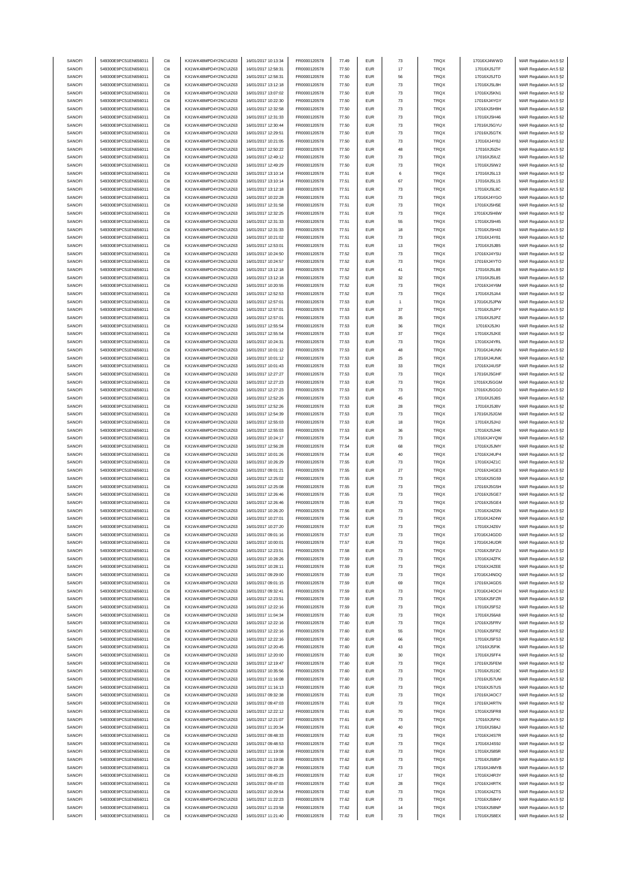| | | | | | | | | | | | |
|---|---|---|---|---|---|---|---|---|---|---|---|
| SANOFI | 549300E9PC51EN656011 | Citi | KX1WK48MPD4Y2NCUIZ63 | 16/01/2017 10:13:34 | FR0000120578 | 77.49 | EUR | 73 | TRQX | 17016XJ4WWD | MAR Regulation Art.5 §2 |
| SANOFI | 549300E9PC51EN656011 | Citi | KX1WK48MPD4Y2NCUIZ63 | 16/01/2017 12:58:31 | FR0000120578 | 77.50 | EUR | 17 | TRQX | 17016XJ5JTF | MAR Regulation Art.5 §2 |
| SANOFI | 549300E9PC51EN656011 | Citi | KX1WK48MPD4Y2NCUIZ63 | 16/01/2017 12:58:31 | FR0000120578 | 77.50 | EUR | 56 | TRQX | 17016XJ5JTD | MAR Regulation Art.5 §2 |
| SANOFI | 549300E9PC51EN656011 | Citi | KX1WK48MPD4Y2NCUIZ63 | 16/01/2017 13:12:18 | FR0000120578 | 77.50 | EUR | 73 | TRQX | 17016XJ5L8H | MAR Regulation Art.5 §2 |
| SANOFI | 549300E9PC51EN656011 | Citi | KX1WK48MPD4Y2NCUIZ63 | 16/01/2017 13:07:02 | FR0000120578 | 77.50 | EUR | 73 | TRQX | 17016XJ5KN1 | MAR Regulation Art.5 §2 |
| SANOFI | 549300E9PC51EN656011 | Citi | KX1WK48MPD4Y2NCUIZ63 | 16/01/2017 10:22:30 | FR0000120578 | 77.50 | EUR | 73 | TRQX | 17016XJ4YGY | MAR Regulation Art.5 §2 |
| SANOFI | 549300E9PC51EN656011 | Citi | KX1WK48MPD4Y2NCUIZ63 | 16/01/2017 12:32:58 | FR0000120578 | 77.50 | EUR | 73 | TRQX | 17016XJ5H9H | MAR Regulation Art.5 §2 |
| SANOFI | 549300E9PC51EN656011 | Citi | KX1WK48MPD4Y2NCUIZ63 | 16/01/2017 12:31:33 | FR0000120578 | 77.50 | EUR | 73 | TRQX | 17016XJ5H46 | MAR Regulation Art.5 §2 |
| SANOFI | 549300E9PC51EN656011 | Citi | KX1WK48MPD4Y2NCUIZ63 | 16/01/2017 12:30:44 | FR0000120578 | 77.50 | EUR | 73 | TRQX | 17016XJ5GYU | MAR Regulation Art.5 §2 |
| SANOFI | 549300E9PC51EN656011 | Citi | KX1WK48MPD4Y2NCUIZ63 | 16/01/2017 12:29:51 | FR0000120578 | 77.50 | EUR | 73 | TRQX | 17016XJ5GTK | MAR Regulation Art.5 §2 |
| SANOFI | 549300E9PC51EN656011 | Citi | KX1WK48MPD4Y2NCUIZ63 | 16/01/2017 10:21:05 | FR0000120578 | 77.50 | EUR | 73 | TRQX | 17016XJ4Y8J | MAR Regulation Art.5 §2 |
| SANOFI | 549300E9PC51EN656011 | Citi | KX1WK48MPD4Y2NCUIZ63 | 16/01/2017 12:50:22 | FR0000120578 | 77.50 | EUR | 48 | TRQX | 17016XJ5IZH | MAR Regulation Art.5 §2 |
| SANOFI | 549300E9PC51EN656011 | Citi | KX1WK48MPD4Y2NCUIZ63 | 16/01/2017 12:49:12 | FR0000120578 | 77.50 | EUR | 73 | TRQX | 17016XJ5IUZ | MAR Regulation Art.5 §2 |
| SANOFI | 549300E9PC51EN656011 | Citi | KX1WK48MPD4Y2NCUIZ63 | 16/01/2017 12:49:29 | FR0000120578 | 77.50 | EUR | 73 | TRQX | 17016XJ5IW2 | MAR Regulation Art.5 §2 |
| SANOFI | 549300E9PC51EN656011 | Citi | KX1WK48MPD4Y2NCUIZ63 | 16/01/2017 13:10:14 | FR0000120578 | 77.51 | EUR | 6 | TRQX | 17016XJ5L13 | MAR Regulation Art.5 §2 |
| SANOFI | 549300E9PC51EN656011 | Citi | KX1WK48MPD4Y2NCUIZ63 | 16/01/2017 13:10:14 | FR0000120578 | 77.51 | EUR | 67 | TRQX | 17016XJ5L15 | MAR Regulation Art.5 §2 |
| SANOFI | 549300E9PC51EN656011 | Citi | KX1WK48MPD4Y2NCUIZ63 | 16/01/2017 13:12:18 | FR0000120578 | 77.51 | EUR | 73 | TRQX | 17016XJ5L8C | MAR Regulation Art.5 §2 |
| SANOFI | 549300E9PC51EN656011 | Citi | KX1WK48MPD4Y2NCUIZ63 | 16/01/2017 10:22:28 | FR0000120578 | 77.51 | EUR | 73 | TRQX | 17016XJ4YGO | MAR Regulation Art.5 §2 |
| SANOFI | 549300E9PC51EN656011 | Citi | KX1WK48MPD4Y2NCUIZ63 | 16/01/2017 12:31:58 | FR0000120578 | 77.51 | EUR | 73 | TRQX | 17016XJ5H5E | MAR Regulation Art.5 §2 |
| SANOFI | 549300E9PC51EN656011 | Citi | KX1WK48MPD4Y2NCUIZ63 | 16/01/2017 12:32:25 | FR0000120578 | 77.51 | EUR | 73 | TRQX | 17016XJ5H6W | MAR Regulation Art.5 §2 |
| SANOFI | 549300E9PC51EN656011 | Citi | KX1WK48MPD4Y2NCUIZ63 | 16/01/2017 12:31:33 | FR0000120578 | 77.51 | EUR | 55 | TRQX | 17016XJ5H45 | MAR Regulation Art.5 §2 |
| SANOFI | 549300E9PC51EN656011 | Citi | KX1WK48MPD4Y2NCUIZ63 | 16/01/2017 12:31:33 | FR0000120578 | 77.51 | EUR | 18 | TRQX | 17016XJ5H43 | MAR Regulation Art.5 §2 |
| SANOFI | 549300E9PC51EN656011 | Citi | KX1WK48MPD4Y2NCUIZ63 | 16/01/2017 10:21:02 | FR0000120578 | 77.51 | EUR | 73 | TRQX | 17016XJ4Y81 | MAR Regulation Art.5 §2 |
| SANOFI | 549300E9PC51EN656011 | Citi | KX1WK48MPD4Y2NCUIZ63 | 16/01/2017 12:53:01 | FR0000120578 | 77.51 | EUR | 13 | TRQX | 17016XJ5JB5 | MAR Regulation Art.5 §2 |
| SANOFI | 549300E9PC51EN656011 | Citi | KX1WK48MPD4Y2NCUIZ63 | 16/01/2017 10:24:50 | FR0000120578 | 77.52 | EUR | 73 | TRQX | 17016XJ4YSU | MAR Regulation Art.5 §2 |
| SANOFI | 549300E9PC51EN656011 | Citi | KX1WK48MPD4Y2NCUIZ63 | 16/01/2017 10:24:57 | FR0000120578 | 77.52 | EUR | 73 | TRQX | 17016XJ4YTO | MAR Regulation Art.5 §2 |
| SANOFI | 549300E9PC51EN656011 | Citi | KX1WK48MPD4Y2NCUIZ63 | 16/01/2017 13:12:18 | FR0000120578 | 77.52 | EUR | 41 | TRQX | 17016XJ5L88 | MAR Regulation Art.5 §2 |
| SANOFI | 549300E9PC51EN656011 | Citi | KX1WK48MPD4Y2NCUIZ63 | 16/01/2017 13:12:18 | FR0000120578 | 77.52 | EUR | 32 | TRQX | 17016XJ5L85 | MAR Regulation Art.5 §2 |
| SANOFI | 549300E9PC51EN656011 | Citi | KX1WK48MPD4Y2NCUIZ63 | 16/01/2017 10:20:55 | FR0000120578 | 77.52 | EUR | 73 | TRQX | 17016XJ4Y6M | MAR Regulation Art.5 §2 |
| SANOFI | 549300E9PC51EN656011 | Citi | KX1WK48MPD4Y2NCUIZ63 | 16/01/2017 12:52:53 | FR0000120578 | 77.52 | EUR | 73 | TRQX | 17016XJ5JA4 | MAR Regulation Art.5 §2 |
| SANOFI | 549300E9PC51EN656011 | Citi | KX1WK48MPD4Y2NCUIZ63 | 16/01/2017 12:57:01 | FR0000120578 | 77.53 | EUR | 1 | TRQX | 17016XJ5JPW | MAR Regulation Art.5 §2 |
| SANOFI | 549300E9PC51EN656011 | Citi | KX1WK48MPD4Y2NCUIZ63 | 16/01/2017 12:57:01 | FR0000120578 | 77.53 | EUR | 37 | TRQX | 17016XJ5JPY | MAR Regulation Art.5 §2 |
| SANOFI | 549300E9PC51EN656011 | Citi | KX1WK48MPD4Y2NCUIZ63 | 16/01/2017 12:57:01 | FR0000120578 | 77.53 | EUR | 35 | TRQX | 17016XJ5JPZ | MAR Regulation Art.5 §2 |
| SANOFI | 549300E9PC51EN656011 | Citi | KX1WK48MPD4Y2NCUIZ63 | 16/01/2017 12:55:54 | FR0000120578 | 77.53 | EUR | 36 | TRQX | 17016XJ5JKI | MAR Regulation Art.5 §2 |
| SANOFI | 549300E9PC51EN656011 | Citi | KX1WK48MPD4Y2NCUIZ63 | 16/01/2017 12:55:54 | FR0000120578 | 77.53 | EUR | 37 | TRQX | 17016XJ5JKE | MAR Regulation Art.5 §2 |
| SANOFI | 549300E9PC51EN656011 | Citi | KX1WK48MPD4Y2NCUIZ63 | 16/01/2017 10:24:31 | FR0000120578 | 77.53 | EUR | 73 | TRQX | 17016XJ4YRL | MAR Regulation Art.5 §2 |
| SANOFI | 549300E9PC51EN656011 | Citi | KX1WK48MPD4Y2NCUIZ63 | 16/01/2017 10:01:12 | FR0000120578 | 77.53 | EUR | 48 | TRQX | 17016XJ4UNN | MAR Regulation Art.5 §2 |
| SANOFI | 549300E9PC51EN656011 | Citi | KX1WK48MPD4Y2NCUIZ63 | 16/01/2017 10:01:12 | FR0000120578 | 77.53 | EUR | 25 | TRQX | 17016XJ4UNK | MAR Regulation Art.5 §2 |
| SANOFI | 549300E9PC51EN656011 | Citi | KX1WK48MPD4Y2NCUIZ63 | 16/01/2017 10:01:43 | FR0000120578 | 77.53 | EUR | 33 | TRQX | 17016XJ4USF | MAR Regulation Art.5 §2 |
| SANOFI | 549300E9PC51EN656011 | Citi | KX1WK48MPD4Y2NCUIZ63 | 16/01/2017 12:27:27 | FR0000120578 | 77.53 | EUR | 73 | TRQX | 17016XJ5GHF | MAR Regulation Art.5 §2 |
| SANOFI | 549300E9PC51EN656011 | Citi | KX1WK48MPD4Y2NCUIZ63 | 16/01/2017 12:27:23 | FR0000120578 | 77.53 | EUR | 73 | TRQX | 17016XJ5GGM | MAR Regulation Art.5 §2 |
| SANOFI | 549300E9PC51EN656011 | Citi | KX1WK48MPD4Y2NCUIZ63 | 16/01/2017 12:27:23 | FR0000120578 | 77.53 | EUR | 73 | TRQX | 17016XJ5GGO | MAR Regulation Art.5 §2 |
| SANOFI | 549300E9PC51EN656011 | Citi | KX1WK48MPD4Y2NCUIZ63 | 16/01/2017 12:52:26 | FR0000120578 | 77.53 | EUR | 45 | TRQX | 17016XJ5J8S | MAR Regulation Art.5 §2 |
| SANOFI | 549300E9PC51EN656011 | Citi | KX1WK48MPD4Y2NCUIZ63 | 16/01/2017 12:52:26 | FR0000120578 | 77.53 | EUR | 28 | TRQX | 17016XJ5J8V | MAR Regulation Art.5 §2 |
| SANOFI | 549300E9PC51EN656011 | Citi | KX1WK48MPD4Y2NCUIZ63 | 16/01/2017 12:54:39 | FR0000120578 | 77.53 | EUR | 73 | TRQX | 17016XJ5JGM | MAR Regulation Art.5 §2 |
| SANOFI | 549300E9PC51EN656011 | Citi | KX1WK48MPD4Y2NCUIZ63 | 16/01/2017 12:55:03 | FR0000120578 | 77.53 | EUR | 18 | TRQX | 17016XJ5JHJ | MAR Regulation Art.5 §2 |
| SANOFI | 549300E9PC51EN656011 | Citi | KX1WK48MPD4Y2NCUIZ63 | 16/01/2017 12:55:03 | FR0000120578 | 77.53 | EUR | 36 | TRQX | 17016XJ5JHK | MAR Regulation Art.5 §2 |
| SANOFI | 549300E9PC51EN656011 | Citi | KX1WK48MPD4Y2NCUIZ63 | 16/01/2017 10:24:17 | FR0000120578 | 77.54 | EUR | 73 | TRQX | 17016XJ4YQW | MAR Regulation Art.5 §2 |
| SANOFI | 549300E9PC51EN656011 | Citi | KX1WK48MPD4Y2NCUIZ63 | 16/01/2017 12:56:28 | FR0000120578 | 77.54 | EUR | 68 | TRQX | 17016XJ5JMY | MAR Regulation Art.5 §2 |
| SANOFI | 549300E9PC51EN656011 | Citi | KX1WK48MPD4Y2NCUIZ63 | 16/01/2017 10:01:26 | FR0000120578 | 77.54 | EUR | 40 | TRQX | 17016XJ4UP4 | MAR Regulation Art.5 §2 |
| SANOFI | 549300E9PC51EN656011 | Citi | KX1WK48MPD4Y2NCUIZ63 | 16/01/2017 10:26:29 | FR0000120578 | 77.55 | EUR | 73 | TRQX | 17016XJ4Z1C | MAR Regulation Art.5 §2 |
| SANOFI | 549300E9PC51EN656011 | Citi | KX1WK48MPD4Y2NCUIZ63 | 16/01/2017 09:01:21 | FR0000120578 | 77.55 | EUR | 27 | TRQX | 17016XJ4GE3 | MAR Regulation Art.5 §2 |
| SANOFI | 549300E9PC51EN656011 | Citi | KX1WK48MPD4Y2NCUIZ63 | 16/01/2017 12:25:02 | FR0000120578 | 77.55 | EUR | 73 | TRQX | 17016XJ5G59 | MAR Regulation Art.5 §2 |
| SANOFI | 549300E9PC51EN656011 | Citi | KX1WK48MPD4Y2NCUIZ63 | 16/01/2017 12:25:08 | FR0000120578 | 77.55 | EUR | 73 | TRQX | 17016XJ5G5H | MAR Regulation Art.5 §2 |
| SANOFI | 549300E9PC51EN656011 | Citi | KX1WK48MPD4Y2NCUIZ63 | 16/01/2017 12:26:46 | FR0000120578 | 77.55 | EUR | 73 | TRQX | 17016XJ5GE7 | MAR Regulation Art.5 §2 |
| SANOFI | 549300E9PC51EN656011 | Citi | KX1WK48MPD4Y2NCUIZ63 | 16/01/2017 12:26:46 | FR0000120578 | 77.55 | EUR | 73 | TRQX | 17016XJ5GE4 | MAR Regulation Art.5 §2 |
| SANOFI | 549300E9PC51EN656011 | Citi | KX1WK48MPD4Y2NCUIZ63 | 16/01/2017 10:26:20 | FR0000120578 | 77.56 | EUR | 73 | TRQX | 17016XJ4Z0N | MAR Regulation Art.5 §2 |
| SANOFI | 549300E9PC51EN656011 | Citi | KX1WK48MPD4Y2NCUIZ63 | 16/01/2017 10:27:01 | FR0000120578 | 77.56 | EUR | 73 | TRQX | 17016XJ4Z4W | MAR Regulation Art.5 §2 |
| SANOFI | 549300E9PC51EN656011 | Citi | KX1WK48MPD4Y2NCUIZ63 | 16/01/2017 10:27:20 | FR0000120578 | 77.57 | EUR | 73 | TRQX | 17016XJ4Z6V | MAR Regulation Art.5 §2 |
| SANOFI | 549300E9PC51EN656011 | Citi | KX1WK48MPD4Y2NCUIZ63 | 16/01/2017 09:01:16 | FR0000120578 | 77.57 | EUR | 73 | TRQX | 17016XJ4GDD | MAR Regulation Art.5 §2 |
| SANOFI | 549300E9PC51EN656011 | Citi | KX1WK48MPD4Y2NCUIZ63 | 16/01/2017 10:00:01 | FR0000120578 | 77.57 | EUR | 73 | TRQX | 17016XJ4UDR | MAR Regulation Art.5 §2 |
| SANOFI | 549300E9PC51EN656011 | Citi | KX1WK48MPD4Y2NCUIZ63 | 16/01/2017 12:23:51 | FR0000120578 | 77.58 | EUR | 73 | TRQX | 17016XJ5FZU | MAR Regulation Art.5 §2 |
| SANOFI | 549300E9PC51EN656011 | Citi | KX1WK48MPD4Y2NCUIZ63 | 16/01/2017 10:28:26 | FR0000120578 | 77.59 | EUR | 73 | TRQX | 17016XJ4ZFK | MAR Regulation Art.5 §2 |
| SANOFI | 549300E9PC51EN656011 | Citi | KX1WK48MPD4Y2NCUIZ63 | 16/01/2017 10:28:11 | FR0000120578 | 77.59 | EUR | 73 | TRQX | 17016XJ4ZEE | MAR Regulation Art.5 §2 |
| SANOFI | 549300E9PC51EN656011 | Citi | KX1WK48MPD4Y2NCUIZ63 | 16/01/2017 09:29:00 | FR0000120578 | 77.59 | EUR | 73 | TRQX | 17016XJ4NDQ | MAR Regulation Art.5 §2 |
| SANOFI | 549300E9PC51EN656011 | Citi | KX1WK48MPD4Y2NCUIZ63 | 16/01/2017 09:01:15 | FR0000120578 | 77.59 | EUR | 69 | TRQX | 17016XJ4GD5 | MAR Regulation Art.5 §2 |
| SANOFI | 549300E9PC51EN656011 | Citi | KX1WK48MPD4Y2NCUIZ63 | 16/01/2017 09:32:41 | FR0000120578 | 77.59 | EUR | 73 | TRQX | 17016XJ4OCH | MAR Regulation Art.5 §2 |
| SANOFI | 549300E9PC51EN656011 | Citi | KX1WK48MPD4Y2NCUIZ63 | 16/01/2017 12:23:51 | FR0000120578 | 77.59 | EUR | 73 | TRQX | 17016XJ5FZR | MAR Regulation Art.5 §2 |
| SANOFI | 549300E9PC51EN656011 | Citi | KX1WK48MPD4Y2NCUIZ63 | 16/01/2017 12:22:16 | FR0000120578 | 77.59 | EUR | 73 | TRQX | 17016XJ5FS2 | MAR Regulation Art.5 §2 |
| SANOFI | 549300E9PC51EN656011 | Citi | KX1WK48MPD4Y2NCUIZ63 | 16/01/2017 11:04:34 | FR0000120578 | 77.60 | EUR | 73 | TRQX | 17016XJ56A8 | MAR Regulation Art.5 §2 |
| SANOFI | 549300E9PC51EN656011 | Citi | KX1WK48MPD4Y2NCUIZ63 | 16/01/2017 12:22:16 | FR0000120578 | 77.60 | EUR | 73 | TRQX | 17016XJ5FRV | MAR Regulation Art.5 §2 |
| SANOFI | 549300E9PC51EN656011 | Citi | KX1WK48MPD4Y2NCUIZ63 | 16/01/2017 12:22:16 | FR0000120578 | 77.60 | EUR | 55 | TRQX | 17016XJ5FRZ | MAR Regulation Art.5 §2 |
| SANOFI | 549300E9PC51EN656011 | Citi | KX1WK48MPD4Y2NCUIZ63 | 16/01/2017 12:22:16 | FR0000120578 | 77.60 | EUR | 66 | TRQX | 17016XJ5FS3 | MAR Regulation Art.5 §2 |
| SANOFI | 549300E9PC51EN656011 | Citi | KX1WK48MPD4Y2NCUIZ63 | 16/01/2017 12:20:45 | FR0000120578 | 77.60 | EUR | 43 | TRQX | 17016XJ5FIK | MAR Regulation Art.5 §2 |
| SANOFI | 549300E9PC51EN656011 | Citi | KX1WK48MPD4Y2NCUIZ63 | 16/01/2017 12:20:00 | FR0000120578 | 77.60 | EUR | 30 | TRQX | 17016XJ5FF4 | MAR Regulation Art.5 §2 |
| SANOFI | 549300E9PC51EN656011 | Citi | KX1WK48MPD4Y2NCUIZ63 | 16/01/2017 12:19:47 | FR0000120578 | 77.60 | EUR | 73 | TRQX | 17016XJ5FEM | MAR Regulation Art.5 §2 |
| SANOFI | 549300E9PC51EN656011 | Citi | KX1WK48MPD4Y2NCUIZ63 | 16/01/2017 10:35:56 | FR0000120578 | 77.60 | EUR | 73 | TRQX | 17016XJ519C | MAR Regulation Art.5 §2 |
| SANOFI | 549300E9PC51EN656011 | Citi | KX1WK48MPD4Y2NCUIZ63 | 16/01/2017 11:16:08 | FR0000120578 | 77.60 | EUR | 73 | TRQX | 17016XJ57UM | MAR Regulation Art.5 §2 |
| SANOFI | 549300E9PC51EN656011 | Citi | KX1WK48MPD4Y2NCUIZ63 | 16/01/2017 11:16:13 | FR0000120578 | 77.60 | EUR | 73 | TRQX | 17016XJ57US | MAR Regulation Art.5 §2 |
| SANOFI | 549300E9PC51EN656011 | Citi | KX1WK48MPD4Y2NCUIZ63 | 16/01/2017 09:32:38 | FR0000120578 | 77.61 | EUR | 73 | TRQX | 17016XJ4OC7 | MAR Regulation Art.5 §2 |
| SANOFI | 549300E9PC51EN656011 | Citi | KX1WK48MPD4Y2NCUIZ63 | 16/01/2017 09:47:03 | FR0000120578 | 77.61 | EUR | 73 | TRQX | 17016XJ4RTN | MAR Regulation Art.5 §2 |
| SANOFI | 549300E9PC51EN656011 | Citi | KX1WK48MPD4Y2NCUIZ63 | 16/01/2017 12:22:12 | FR0000120578 | 77.61 | EUR | 70 | TRQX | 17016XJ5FR8 | MAR Regulation Art.5 §2 |
| SANOFI | 549300E9PC51EN656011 | Citi | KX1WK48MPD4Y2NCUIZ63 | 16/01/2017 12:21:07 | FR0000120578 | 77.61 | EUR | 73 | TRQX | 17016XJ5FKI | MAR Regulation Art.5 §2 |
| SANOFI | 549300E9PC51EN656011 | Citi | KX1WK48MPD4Y2NCUIZ63 | 16/01/2017 11:20:34 | FR0000120578 | 77.61 | EUR | 40 | TRQX | 17016XJ58AJ | MAR Regulation Art.5 §2 |
| SANOFI | 549300E9PC51EN656011 | Citi | KX1WK48MPD4Y2NCUIZ63 | 16/01/2017 09:48:33 | FR0000120578 | 77.62 | EUR | 73 | TRQX | 17016XJ4S7R | MAR Regulation Art.5 §2 |
| SANOFI | 549300E9PC51EN656011 | Citi | KX1WK48MPD4Y2NCUIZ63 | 16/01/2017 09:48:53 | FR0000120578 | 77.62 | EUR | 73 | TRQX | 17016XJ4S9J | MAR Regulation Art.5 §2 |
| SANOFI | 549300E9PC51EN656011 | Citi | KX1WK48MPD4Y2NCUIZ63 | 16/01/2017 11:19:08 | FR0000120578 | 77.62 | EUR | 73 | TRQX | 17016XJ585R | MAR Regulation Art.5 §2 |
| SANOFI | 549300E9PC51EN656011 | Citi | KX1WK48MPD4Y2NCUIZ63 | 16/01/2017 11:19:08 | FR0000120578 | 77.62 | EUR | 73 | TRQX | 17016XJ585P | MAR Regulation Art.5 §2 |
| SANOFI | 549300E9PC51EN656011 | Citi | KX1WK48MPD4Y2NCUIZ63 | 16/01/2017 09:27:38 | FR0000120578 | 77.62 | EUR | 73 | TRQX | 17016XJ4MYB | MAR Regulation Art.5 §2 |
| SANOFI | 549300E9PC51EN656011 | Citi | KX1WK48MPD4Y2NCUIZ63 | 16/01/2017 09:45:23 | FR0000120578 | 77.62 | EUR | 17 | TRQX | 17016XJ4R3Y | MAR Regulation Art.5 §2 |
| SANOFI | 549300E9PC51EN656011 | Citi | KX1WK48MPD4Y2NCUIZ63 | 16/01/2017 09:47:03 | FR0000120578 | 77.62 | EUR | 28 | TRQX | 17016XJ4RTK | MAR Regulation Art.5 §2 |
| SANOFI | 549300E9PC51EN656011 | Citi | KX1WK48MPD4Y2NCUIZ63 | 16/01/2017 10:29:54 | FR0000120578 | 77.62 | EUR | 73 | TRQX | 17016XJ4ZTS | MAR Regulation Art.5 §2 |
| SANOFI | 549300E9PC51EN656011 | Citi | KX1WK48MPD4Y2NCUIZ63 | 16/01/2017 11:22:23 | FR0000120578 | 77.62 | EUR | 73 | TRQX | 17016XJ58HV | MAR Regulation Art.5 §2 |
| SANOFI | 549300E9PC51EN656011 | Citi | KX1WK48MPD4Y2NCUIZ63 | 16/01/2017 11:23:58 | FR0000120578 | 77.62 | EUR | 14 | TRQX | 17016XJ58NP | MAR Regulation Art.5 §2 |
| SANOFI | 549300E9PC51EN656011 | Citi | KX1WK48MPD4Y2NCUIZ63 | 16/01/2017 11:21:40 | FR0000120578 | 77.62 | EUR | 73 | TRQX | 17016XJ58EX | MAR Regulation Art.5 §2 |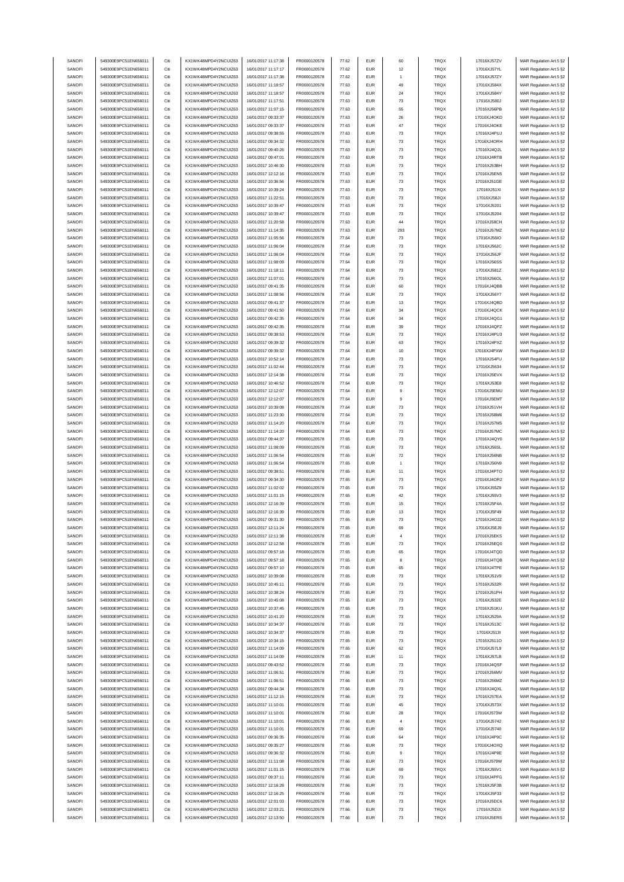| | | | | | | | | | | | |
|---|---|---|---|---|---|---|---|---|---|---|---|
| SANOFI | 549300E9PC51EN656011 | Citi | KX1WK48MPD4Y2NCUIZ63 | 16/01/2017 11:17:38 | FR0000120578 | 77.62 | EUR | 60 | TRQX | 17016XJ57ZV | MAR Regulation Art.5 §2 |
| SANOFI | 549300E9PC51EN656011 | Citi | KX1WK48MPD4Y2NCUIZ63 | 16/01/2017 11:17:17 | FR0000120578 | 77.62 | EUR | 12 | TRQX | 17016XJ57YL | MAR Regulation Art.5 §2 |
| SANOFI | 549300E9PC51EN656011 | Citi | KX1WK48MPD4Y2NCUIZ63 | 16/01/2017 11:17:38 | FR0000120578 | 77.62 | EUR | 1 | TRQX | 17016XJ57ZY | MAR Regulation Art.5 §2 |
| SANOFI | 549300E9PC51EN656011 | Citi | KX1WK48MPD4Y2NCUIZ63 | 16/01/2017 11:18:57 | FR0000120578 | 77.63 | EUR | 49 | TRQX | 17016XJ584X | MAR Regulation Art.5 §2 |
| SANOFI | 549300E9PC51EN656011 | Citi | KX1WK48MPD4Y2NCUIZ63 | 16/01/2017 11:18:57 | FR0000120578 | 77.63 | EUR | 24 | TRQX | 17016XJ584Y | MAR Regulation Art.5 §2 |
| SANOFI | 549300E9PC51EN656011 | Citi | KX1WK48MPD4Y2NCUIZ63 | 16/01/2017 11:17:51 | FR0000120578 | 77.63 | EUR | 73 | TRQX | 17016XJ580J | MAR Regulation Art.5 §2 |
| SANOFI | 549300E9PC51EN656011 | Citi | KX1WK48MPD4Y2NCUIZ63 | 16/01/2017 11:07:15 | FR0000120578 | 77.63 | EUR | 55 | TRQX | 17016XJ56PB | MAR Regulation Art.5 §2 |
| SANOFI | 549300E9PC51EN656011 | Citi | KX1WK48MPD4Y2NCUIZ63 | 16/01/2017 09:33:37 | FR0000120578 | 77.63 | EUR | 26 | TRQX | 17016XJ4OKD | MAR Regulation Art.5 §2 |
| SANOFI | 549300E9PC51EN656011 | Citi | KX1WK48MPD4Y2NCUIZ63 | 16/01/2017 09:33:37 | FR0000120578 | 77.63 | EUR | 47 | TRQX | 17016XJ4OKE | MAR Regulation Art.5 §2 |
| SANOFI | 549300E9PC51EN656011 | Citi | KX1WK48MPD4Y2NCUIZ63 | 16/01/2017 09:38:55 | FR0000120578 | 77.63 | EUR | 73 | TRQX | 17016XJ4PUJ | MAR Regulation Art.5 §2 |
| SANOFI | 549300E9PC51EN656011 | Citi | KX1WK48MPD4Y2NCUIZ63 | 16/01/2017 09:34:32 | FR0000120578 | 77.63 | EUR | 73 | TRQX | 17016XJ4ORH | MAR Regulation Art.5 §2 |
| SANOFI | 549300E9PC51EN656011 | Citi | KX1WK48MPD4Y2NCUIZ63 | 16/01/2017 09:40:26 | FR0000120578 | 77.63 | EUR | 73 | TRQX | 17016XJ4Q2L | MAR Regulation Art.5 §2 |
| SANOFI | 549300E9PC51EN656011 | Citi | KX1WK48MPD4Y2NCUIZ63 | 16/01/2017 09:47:01 | FR0000120578 | 77.63 | EUR | 73 | TRQX | 17016XJ4RTB | MAR Regulation Art.5 §2 |
| SANOFI | 549300E9PC51EN656011 | Citi | KX1WK48MPD4Y2NCUIZ63 | 16/01/2017 10:46:30 | FR0000120578 | 77.63 | EUR | 73 | TRQX | 17016XJ53BH | MAR Regulation Art.5 §2 |
| SANOFI | 549300E9PC51EN656011 | Citi | KX1WK48MPD4Y2NCUIZ63 | 16/01/2017 12:12:16 | FR0000120578 | 77.63 | EUR | 73 | TRQX | 17016XJ5EN5 | MAR Regulation Art.5 §2 |
| SANOFI | 549300E9PC51EN656011 | Citi | KX1WK48MPD4Y2NCUIZ63 | 16/01/2017 10:36:56 | FR0000120578 | 77.63 | EUR | 73 | TRQX | 17016XJ51GE | MAR Regulation Art.5 §2 |
| SANOFI | 549300E9PC51EN656011 | Citi | KX1WK48MPD4Y2NCUIZ63 | 16/01/2017 10:39:24 | FR0000120578 | 77.63 | EUR | 73 | TRQX | 17016XJ51XI | MAR Regulation Art.5 §2 |
| SANOFI | 549300E9PC51EN656011 | Citi | KX1WK48MPD4Y2NCUIZ63 | 16/01/2017 11:22:51 | FR0000120578 | 77.63 | EUR | 73 | TRQX | 17016XJ58JI | MAR Regulation Art.5 §2 |
| SANOFI | 549300E9PC51EN656011 | Citi | KX1WK48MPD4Y2NCUIZ63 | 16/01/2017 10:39:47 | FR0000120578 | 77.63 | EUR | 73 | TRQX | 17016XJ5201 | MAR Regulation Art.5 §2 |
| SANOFI | 549300E9PC51EN656011 | Citi | KX1WK48MPD4Y2NCUIZ63 | 16/01/2017 10:39:47 | FR0000120578 | 77.63 | EUR | 73 | TRQX | 17016XJ5204 | MAR Regulation Art.5 §2 |
| SANOFI | 549300E9PC51EN656011 | Citi | KX1WK48MPD4Y2NCUIZ63 | 16/01/2017 11:20:58 | FR0000120578 | 77.63 | EUR | 44 | TRQX | 17016XJ58CH | MAR Regulation Art.5 §2 |
| SANOFI | 549300E9PC51EN656011 | Citi | KX1WK48MPD4Y2NCUIZ63 | 16/01/2017 11:14:35 | FR0000120578 | 77.63 | EUR | 293 | TRQX | 17016XJ57MZ | MAR Regulation Art.5 §2 |
| SANOFI | 549300E9PC51EN656011 | Citi | KX1WK48MPD4Y2NCUIZ63 | 16/01/2017 11:05:56 | FR0000120578 | 77.64 | EUR | 73 | TRQX | 17016XJ56IO | MAR Regulation Art.5 §2 |
| SANOFI | 549300E9PC51EN656011 | Citi | KX1WK48MPD4Y2NCUIZ63 | 16/01/2017 11:06:04 | FR0000120578 | 77.64 | EUR | 73 | TRQX | 17016XJ56JC | MAR Regulation Art.5 §2 |
| SANOFI | 549300E9PC51EN656011 | Citi | KX1WK48MPD4Y2NCUIZ63 | 16/01/2017 11:06:04 | FR0000120578 | 77.64 | EUR | 73 | TRQX | 17016XJ56JF | MAR Regulation Art.5 §2 |
| SANOFI | 549300E9PC51EN656011 | Citi | KX1WK48MPD4Y2NCUIZ63 | 16/01/2017 11:08:09 | FR0000120578 | 77.64 | EUR | 73 | TRQX | 17016XJ56SS | MAR Regulation Art.5 §2 |
| SANOFI | 549300E9PC51EN656011 | Citi | KX1WK48MPD4Y2NCUIZ63 | 16/01/2017 11:18:11 | FR0000120578 | 77.64 | EUR | 73 | TRQX | 17016XJ581Z | MAR Regulation Art.5 §2 |
| SANOFI | 549300E9PC51EN656011 | Citi | KX1WK48MPD4Y2NCUIZ63 | 16/01/2017 11:07:01 | FR0000120578 | 77.64 | EUR | 73 | TRQX | 17016XJ56OL | MAR Regulation Art.5 §2 |
| SANOFI | 549300E9PC51EN656011 | Citi | KX1WK48MPD4Y2NCUIZ63 | 16/01/2017 09:41:35 | FR0000120578 | 77.64 | EUR | 60 | TRQX | 17016XJ4QBB | MAR Regulation Art.5 §2 |
| SANOFI | 549300E9PC51EN656011 | Citi | KX1WK48MPD4Y2NCUIZ63 | 16/01/2017 11:08:56 | FR0000120578 | 77.64 | EUR | 73 | TRQX | 17016XJ56Y7 | MAR Regulation Art.5 §2 |
| SANOFI | 549300E9PC51EN656011 | Citi | KX1WK48MPD4Y2NCUIZ63 | 16/01/2017 09:41:37 | FR0000120578 | 77.64 | EUR | 13 | TRQX | 17016XJ4QBD | MAR Regulation Art.5 §2 |
| SANOFI | 549300E9PC51EN656011 | Citi | KX1WK48MPD4Y2NCUIZ63 | 16/01/2017 09:41:50 | FR0000120578 | 77.64 | EUR | 34 | TRQX | 17016XJ4QCK | MAR Regulation Art.5 §2 |
| SANOFI | 549300E9PC51EN656011 | Citi | KX1WK48MPD4Y2NCUIZ63 | 16/01/2017 09:42:35 | FR0000120578 | 77.64 | EUR | 34 | TRQX | 17016XJ4QG1 | MAR Regulation Art.5 §2 |
| SANOFI | 549300E9PC51EN656011 | Citi | KX1WK48MPD4Y2NCUIZ63 | 16/01/2017 09:42:35 | FR0000120578 | 77.64 | EUR | 39 | TRQX | 17016XJ4QFZ | MAR Regulation Art.5 §2 |
| SANOFI | 549300E9PC51EN656011 | Citi | KX1WK48MPD4Y2NCUIZ63 | 16/01/2017 09:38:53 | FR0000120578 | 77.64 | EUR | 73 | TRQX | 17016XJ4PU3 | MAR Regulation Art.5 §2 |
| SANOFI | 549300E9PC51EN656011 | Citi | KX1WK48MPD4Y2NCUIZ63 | 16/01/2017 09:39:32 | FR0000120578 | 77.64 | EUR | 63 | TRQX | 17016XJ4PXZ | MAR Regulation Art.5 §2 |
| SANOFI | 549300E9PC51EN656011 | Citi | KX1WK48MPD4Y2NCUIZ63 | 16/01/2017 09:39:32 | FR0000120578 | 77.64 | EUR | 10 | TRQX | 17016XJ4PXW | MAR Regulation Art.5 §2 |
| SANOFI | 549300E9PC51EN656011 | Citi | KX1WK48MPD4Y2NCUIZ63 | 16/01/2017 10:52:14 | FR0000120578 | 77.64 | EUR | 73 | TRQX | 17016XJ54FU | MAR Regulation Art.5 §2 |
| SANOFI | 549300E9PC51EN656011 | Citi | KX1WK48MPD4Y2NCUIZ63 | 16/01/2017 11:02:44 | FR0000120578 | 77.64 | EUR | 73 | TRQX | 17016XJ5634 | MAR Regulation Art.5 §2 |
| SANOFI | 549300E9PC51EN656011 | Citi | KX1WK48MPD4Y2NCUIZ63 | 16/01/2017 12:14:38 | FR0000120578 | 77.64 | EUR | 73 | TRQX | 17016XJ5EVX | MAR Regulation Art.5 §2 |
| SANOFI | 549300E9PC51EN656011 | Citi | KX1WK48MPD4Y2NCUIZ63 | 16/01/2017 10:46:52 | FR0000120578 | 77.64 | EUR | 73 | TRQX | 17016XJ53E8 | MAR Regulation Art.5 §2 |
| SANOFI | 549300E9PC51EN656011 | Citi | KX1WK48MPD4Y2NCUIZ63 | 16/01/2017 12:12:07 | FR0000120578 | 77.64 | EUR | 9 | TRQX | 17016XJ5EMU | MAR Regulation Art.5 §2 |
| SANOFI | 549300E9PC51EN656011 | Citi | KX1WK48MPD4Y2NCUIZ63 | 16/01/2017 12:12:07 | FR0000120578 | 77.64 | EUR | 9 | TRQX | 17016XJ5EMT | MAR Regulation Art.5 §2 |
| SANOFI | 549300E9PC51EN656011 | Citi | KX1WK48MPD4Y2NCUIZ63 | 16/01/2017 10:39:08 | FR0000120578 | 77.64 | EUR | 73 | TRQX | 17016XJ51VH | MAR Regulation Art.5 §2 |
| SANOFI | 549300E9PC51EN656011 | Citi | KX1WK48MPD4Y2NCUIZ63 | 16/01/2017 11:23:30 | FR0000120578 | 77.64 | EUR | 73 | TRQX | 17016XJ58M6 | MAR Regulation Art.5 §2 |
| SANOFI | 549300E9PC51EN656011 | Citi | KX1WK48MPD4Y2NCUIZ63 | 16/01/2017 11:14:20 | FR0000120578 | 77.64 | EUR | 73 | TRQX | 17016XJ57M5 | MAR Regulation Art.5 §2 |
| SANOFI | 549300E9PC51EN656011 | Citi | KX1WK48MPD4Y2NCUIZ63 | 16/01/2017 11:14:20 | FR0000120578 | 77.64 | EUR | 73 | TRQX | 17016XJ57MC | MAR Regulation Art.5 §2 |
| SANOFI | 549300E9PC51EN656011 | Citi | KX1WK48MPD4Y2NCUIZ63 | 16/01/2017 09:44:37 | FR0000120578 | 77.65 | EUR | 73 | TRQX | 17016XJ4QY0 | MAR Regulation Art.5 §2 |
| SANOFI | 549300E9PC51EN656011 | Citi | KX1WK48MPD4Y2NCUIZ63 | 16/01/2017 11:08:09 | FR0000120578 | 77.65 | EUR | 73 | TRQX | 17016XJ56SL | MAR Regulation Art.5 §2 |
| SANOFI | 549300E9PC51EN656011 | Citi | KX1WK48MPD4Y2NCUIZ63 | 16/01/2017 11:06:54 | FR0000120578 | 77.65 | EUR | 72 | TRQX | 17016XJ56NB | MAR Regulation Art.5 §2 |
| SANOFI | 549300E9PC51EN656011 | Citi | KX1WK48MPD4Y2NCUIZ63 | 16/01/2017 11:06:54 | FR0000120578 | 77.65 | EUR | 1 | TRQX | 17016XJ56N9 | MAR Regulation Art.5 §2 |
| SANOFI | 549300E9PC51EN656011 | Citi | KX1WK48MPD4Y2NCUIZ63 | 16/01/2017 09:38:51 | FR0000120578 | 77.65 | EUR | 11 | TRQX | 17016XJ4PTO | MAR Regulation Art.5 §2 |
| SANOFI | 549300E9PC51EN656011 | Citi | KX1WK48MPD4Y2NCUIZ63 | 16/01/2017 09:34:30 | FR0000120578 | 77.65 | EUR | 73 | TRQX | 17016XJ4OR2 | MAR Regulation Art.5 §2 |
| SANOFI | 549300E9PC51EN656011 | Citi | KX1WK48MPD4Y2NCUIZ63 | 16/01/2017 11:02:02 | FR0000120578 | 77.65 | EUR | 73 | TRQX | 17016XJ55Z9 | MAR Regulation Art.5 §2 |
| SANOFI | 549300E9PC51EN656011 | Citi | KX1WK48MPD4Y2NCUIZ63 | 16/01/2017 11:01:15 | FR0000120578 | 77.65 | EUR | 42 | TRQX | 17016XJ55V3 | MAR Regulation Art.5 §2 |
| SANOFI | 549300E9PC51EN656011 | Citi | KX1WK48MPD4Y2NCUIZ63 | 16/01/2017 12:16:39 | FR0000120578 | 77.65 | EUR | 15 | TRQX | 17016XJ5F4A | MAR Regulation Art.5 §2 |
| SANOFI | 549300E9PC51EN656011 | Citi | KX1WK48MPD4Y2NCUIZ63 | 16/01/2017 12:16:39 | FR0000120578 | 77.65 | EUR | 13 | TRQX | 17016XJ5F49 | MAR Regulation Art.5 §2 |
| SANOFI | 549300E9PC51EN656011 | Citi | KX1WK48MPD4Y2NCUIZ63 | 16/01/2017 09:31:30 | FR0000120578 | 77.65 | EUR | 73 | TRQX | 17016XJ4O2Z | MAR Regulation Art.5 §2 |
| SANOFI | 549300E9PC51EN656011 | Citi | KX1WK48MPD4Y2NCUIZ63 | 16/01/2017 12:11:24 | FR0000120578 | 77.65 | EUR | 69 | TRQX | 17016XJ5EJ9 | MAR Regulation Art.5 §2 |
| SANOFI | 549300E9PC51EN656011 | Citi | KX1WK48MPD4Y2NCUIZ63 | 16/01/2017 12:11:38 | FR0000120578 | 77.65 | EUR | 4 | TRQX | 17016XJ5EKS | MAR Regulation Art.5 §2 |
| SANOFI | 549300E9PC51EN656011 | Citi | KX1WK48MPD4Y2NCUIZ63 | 16/01/2017 12:12:58 | FR0000120578 | 77.65 | EUR | 73 | TRQX | 17016XJ5EQ0 | MAR Regulation Art.5 §2 |
| SANOFI | 549300E9PC51EN656011 | Citi | KX1WK48MPD4Y2NCUIZ63 | 16/01/2017 09:57:18 | FR0000120578 | 77.65 | EUR | 65 | TRQX | 17016XJ4TQD | MAR Regulation Art.5 §2 |
| SANOFI | 549300E9PC51EN656011 | Citi | KX1WK48MPD4Y2NCUIZ63 | 16/01/2017 09:57:18 | FR0000120578 | 77.65 | EUR | 8 | TRQX | 17016XJ4TQB | MAR Regulation Art.5 §2 |
| SANOFI | 549300E9PC51EN656011 | Citi | KX1WK48MPD4Y2NCUIZ63 | 16/01/2017 09:57:10 | FR0000120578 | 77.65 | EUR | 65 | TRQX | 17016XJ4TPE | MAR Regulation Art.5 §2 |
| SANOFI | 549300E9PC51EN656011 | Citi | KX1WK48MPD4Y2NCUIZ63 | 16/01/2017 10:39:08 | FR0000120578 | 77.65 | EUR | 73 | TRQX | 17016XJ51V9 | MAR Regulation Art.5 §2 |
| SANOFI | 549300E9PC51EN656011 | Citi | KX1WK48MPD4Y2NCUIZ63 | 16/01/2017 10:45:11 | FR0000120578 | 77.65 | EUR | 73 | TRQX | 17016XJ532R | MAR Regulation Art.5 §2 |
| SANOFI | 549300E9PC51EN656011 | Citi | KX1WK48MPD4Y2NCUIZ63 | 16/01/2017 10:38:24 | FR0000120578 | 77.65 | EUR | 73 | TRQX | 17016XJ51PH | MAR Regulation Art.5 §2 |
| SANOFI | 549300E9PC51EN656011 | Citi | KX1WK48MPD4Y2NCUIZ63 | 16/01/2017 10:45:08 | FR0000120578 | 77.65 | EUR | 73 | TRQX | 17016XJ532E | MAR Regulation Art.5 §2 |
| SANOFI | 549300E9PC51EN656011 | Citi | KX1WK48MPD4Y2NCUIZ63 | 16/01/2017 10:37:45 | FR0000120578 | 77.65 | EUR | 73 | TRQX | 17016XJ51KU | MAR Regulation Art.5 §2 |
| SANOFI | 549300E9PC51EN656011 | Citi | KX1WK48MPD4Y2NCUIZ63 | 16/01/2017 10:41:20 | FR0000120578 | 77.65 | EUR | 73 | TRQX | 17016XJ529A | MAR Regulation Art.5 §2 |
| SANOFI | 549300E9PC51EN656011 | Citi | KX1WK48MPD4Y2NCUIZ63 | 16/01/2017 10:34:37 | FR0000120578 | 77.65 | EUR | 73 | TRQX | 17016XJ513C | MAR Regulation Art.5 §2 |
| SANOFI | 549300E9PC51EN656011 | Citi | KX1WK48MPD4Y2NCUIZ63 | 16/01/2017 10:34:37 | FR0000120578 | 77.65 | EUR | 73 | TRQX | 17016XJ513I | MAR Regulation Art.5 §2 |
| SANOFI | 549300E9PC51EN656011 | Citi | KX1WK48MPD4Y2NCUIZ63 | 16/01/2017 10:34:15 | FR0000120578 | 77.65 | EUR | 73 | TRQX | 17016XJ511O | MAR Regulation Art.5 §2 |
| SANOFI | 549300E9PC51EN656011 | Citi | KX1WK48MPD4Y2NCUIZ63 | 16/01/2017 11:14:09 | FR0000120578 | 77.65 | EUR | 62 | TRQX | 17016XJ57L9 | MAR Regulation Art.5 §2 |
| SANOFI | 549300E9PC51EN656011 | Citi | KX1WK48MPD4Y2NCUIZ63 | 16/01/2017 11:14:09 | FR0000120578 | 77.65 | EUR | 11 | TRQX | 17016XJ57LB | MAR Regulation Art.5 §2 |
| SANOFI | 549300E9PC51EN656011 | Citi | KX1WK48MPD4Y2NCUIZ63 | 16/01/2017 09:43:52 | FR0000120578 | 77.66 | EUR | 73 | TRQX | 17016XJ4QSF | MAR Regulation Art.5 §2 |
| SANOFI | 549300E9PC51EN656011 | Citi | KX1WK48MPD4Y2NCUIZ63 | 16/01/2017 11:06:51 | FR0000120578 | 77.66 | EUR | 73 | TRQX | 17016XJ56MV | MAR Regulation Art.5 §2 |
| SANOFI | 549300E9PC51EN656011 | Citi | KX1WK48MPD4Y2NCUIZ63 | 16/01/2017 11:06:51 | FR0000120578 | 77.66 | EUR | 73 | TRQX | 17016XJ56MZ | MAR Regulation Art.5 §2 |
| SANOFI | 549300E9PC51EN656011 | Citi | KX1WK48MPD4Y2NCUIZ63 | 16/01/2017 09:44:34 | FR0000120578 | 77.66 | EUR | 73 | TRQX | 17016XJ4QXL | MAR Regulation Art.5 §2 |
| SANOFI | 549300E9PC51EN656011 | Citi | KX1WK48MPD4Y2NCUIZ63 | 16/01/2017 11:12:15 | FR0000120578 | 77.66 | EUR | 73 | TRQX | 17016XJ57EA | MAR Regulation Art.5 §2 |
| SANOFI | 549300E9PC51EN656011 | Citi | KX1WK48MPD4Y2NCUIZ63 | 16/01/2017 11:10:01 | FR0000120578 | 77.66 | EUR | 45 | TRQX | 17016XJ573X | MAR Regulation Art.5 §2 |
| SANOFI | 549300E9PC51EN656011 | Citi | KX1WK48MPD4Y2NCUIZ63 | 16/01/2017 11:10:01 | FR0000120578 | 77.66 | EUR | 28 | TRQX | 17016XJ573W | MAR Regulation Art.5 §2 |
| SANOFI | 549300E9PC51EN656011 | Citi | KX1WK48MPD4Y2NCUIZ63 | 16/01/2017 11:10:01 | FR0000120578 | 77.66 | EUR | 4 | TRQX | 17016XJ5742 | MAR Regulation Art.5 §2 |
| SANOFI | 549300E9PC51EN656011 | Citi | KX1WK48MPD4Y2NCUIZ63 | 16/01/2017 11:10:01 | FR0000120578 | 77.66 | EUR | 69 | TRQX | 17016XJ5740 | MAR Regulation Art.5 §2 |
| SANOFI | 549300E9PC51EN656011 | Citi | KX1WK48MPD4Y2NCUIZ63 | 16/01/2017 09:36:35 | FR0000120578 | 77.66 | EUR | 64 | TRQX | 17016XJ4P9C | MAR Regulation Art.5 §2 |
| SANOFI | 549300E9PC51EN656011 | Citi | KX1WK48MPD4Y2NCUIZ63 | 16/01/2017 09:35:27 | FR0000120578 | 77.66 | EUR | 73 | TRQX | 17016XJ4OXQ | MAR Regulation Art.5 §2 |
| SANOFI | 549300E9PC51EN656011 | Citi | KX1WK48MPD4Y2NCUIZ63 | 16/01/2017 09:36:32 | FR0000120578 | 77.66 | EUR | 9 | TRQX | 17016XJ4P8E | MAR Regulation Art.5 §2 |
| SANOFI | 549300E9PC51EN656011 | Citi | KX1WK48MPD4Y2NCUIZ63 | 16/01/2017 11:11:08 | FR0000120578 | 77.66 | EUR | 73 | TRQX | 17016XJ579W | MAR Regulation Art.5 §2 |
| SANOFI | 549300E9PC51EN656011 | Citi | KX1WK48MPD4Y2NCUIZ63 | 16/01/2017 11:01:15 | FR0000120578 | 77.66 | EUR | 69 | TRQX | 17016XJ55V1 | MAR Regulation Art.5 §2 |
| SANOFI | 549300E9PC51EN656011 | Citi | KX1WK48MPD4Y2NCUIZ63 | 16/01/2017 09:37:11 | FR0000120578 | 77.66 | EUR | 73 | TRQX | 17016XJ4PFG | MAR Regulation Art.5 §2 |
| SANOFI | 549300E9PC51EN656011 | Citi | KX1WK48MPD4Y2NCUIZ63 | 16/01/2017 12:16:28 | FR0000120578 | 77.66 | EUR | 73 | TRQX | 17016XJ5F3B | MAR Regulation Art.5 §2 |
| SANOFI | 549300E9PC51EN656011 | Citi | KX1WK48MPD4Y2NCUIZ63 | 16/01/2017 12:16:25 | FR0000120578 | 77.66 | EUR | 73 | TRQX | 17016XJ5F33 | MAR Regulation Art.5 §2 |
| SANOFI | 549300E9PC51EN656011 | Citi | KX1WK48MPD4Y2NCUIZ63 | 16/01/2017 12:01:03 | FR0000120578 | 77.66 | EUR | 73 | TRQX | 17016XJ5DC6 | MAR Regulation Art.5 §2 |
| SANOFI | 549300E9PC51EN656011 | Citi | KX1WK48MPD4Y2NCUIZ63 | 16/01/2017 12:03:21 | FR0000120578 | 77.66 | EUR | 73 | TRQX | 17016XJ5DJI | MAR Regulation Art.5 §2 |
| SANOFI | 549300E9PC51EN656011 | Citi | KX1WK48MPD4Y2NCUIZ63 | 16/01/2017 12:13:50 | FR0000120578 | 77.66 | EUR | 73 | TRQX | 17016XJ5ERS | MAR Regulation Art.5 §2 |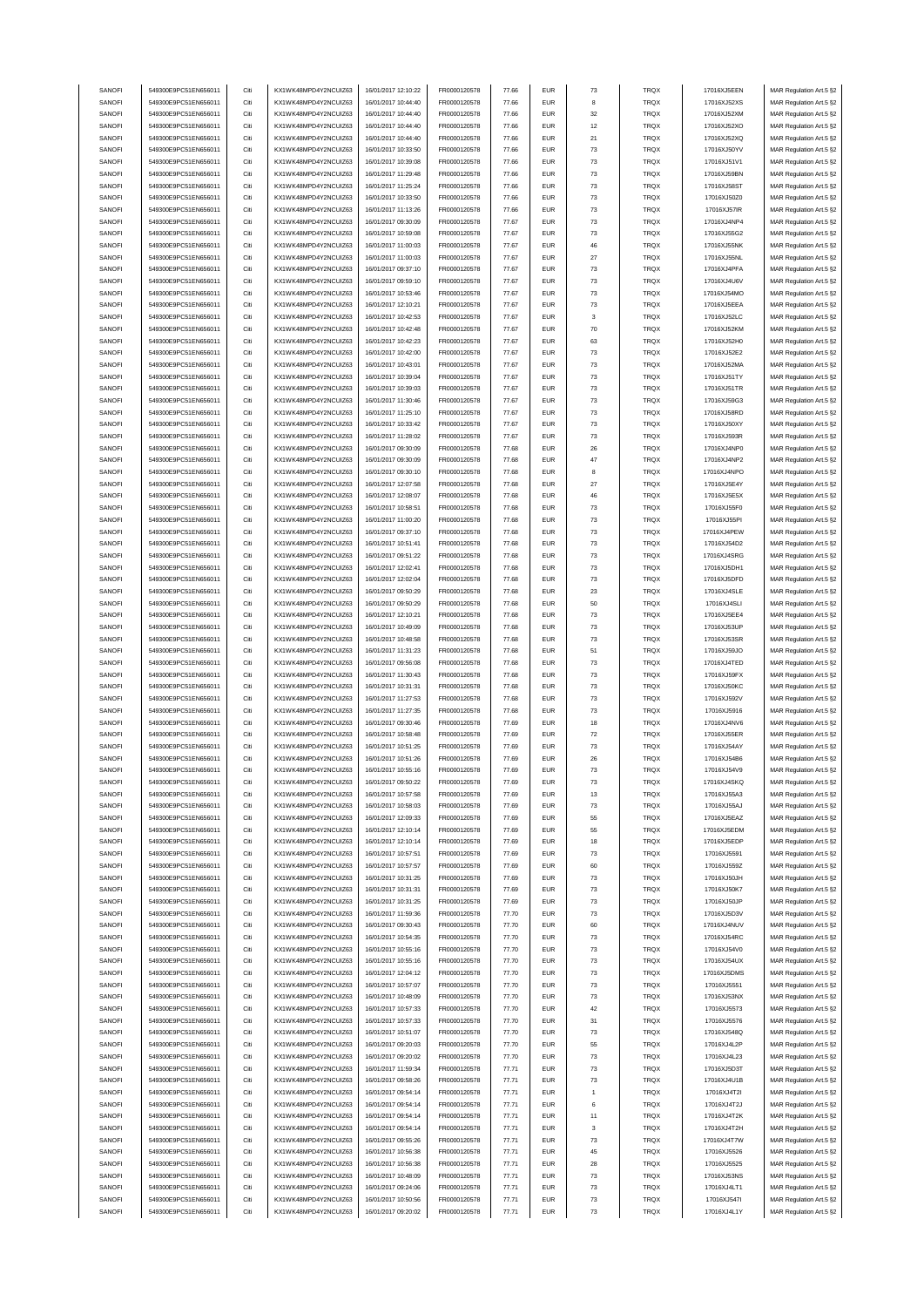| | | | | | | | | | | | |
|---|---|---|---|---|---|---|---|---|---|---|---|
| SANOFI | 549300E9PC51EN656011 | Citi | KX1WK48MPD4Y2NCUIZ63 | 16/01/2017 12:10:22 | FR0000120578 | 77.66 | EUR | 73 | TRQX | 17016XJ5EEN | MAR Regulation Art.5 §2 |
| SANOFI | 549300E9PC51EN656011 | Citi | KX1WK48MPD4Y2NCUIZ63 | 16/01/2017 10:44:40 | FR0000120578 | 77.66 | EUR | 8 | TRQX | 17016XJ52XS | MAR Regulation Art.5 §2 |
| SANOFI | 549300E9PC51EN656011 | Citi | KX1WK48MPD4Y2NCUIZ63 | 16/01/2017 10:44:40 | FR0000120578 | 77.66 | EUR | 32 | TRQX | 17016XJ52XM | MAR Regulation Art.5 §2 |
| SANOFI | 549300E9PC51EN656011 | Citi | KX1WK48MPD4Y2NCUIZ63 | 16/01/2017 10:44:40 | FR0000120578 | 77.66 | EUR | 12 | TRQX | 17016XJ52XO | MAR Regulation Art.5 §2 |
| SANOFI | 549300E9PC51EN656011 | Citi | KX1WK48MPD4Y2NCUIZ63 | 16/01/2017 10:44:40 | FR0000120578 | 77.66 | EUR | 21 | TRQX | 17016XJ52XQ | MAR Regulation Art.5 §2 |
| SANOFI | 549300E9PC51EN656011 | Citi | KX1WK48MPD4Y2NCUIZ63 | 16/01/2017 10:33:50 | FR0000120578 | 77.66 | EUR | 73 | TRQX | 17016XJ50YV | MAR Regulation Art.5 §2 |
| SANOFI | 549300E9PC51EN656011 | Citi | KX1WK48MPD4Y2NCUIZ63 | 16/01/2017 10:39:08 | FR0000120578 | 77.66 | EUR | 73 | TRQX | 17016XJ51V1 | MAR Regulation Art.5 §2 |
| SANOFI | 549300E9PC51EN656011 | Citi | KX1WK48MPD4Y2NCUIZ63 | 16/01/2017 11:29:48 | FR0000120578 | 77.66 | EUR | 73 | TRQX | 17016XJ59BN | MAR Regulation Art.5 §2 |
| SANOFI | 549300E9PC51EN656011 | Citi | KX1WK48MPD4Y2NCUIZ63 | 16/01/2017 11:25:24 | FR0000120578 | 77.66 | EUR | 73 | TRQX | 17016XJ58ST | MAR Regulation Art.5 §2 |
| SANOFI | 549300E9PC51EN656011 | Citi | KX1WK48MPD4Y2NCUIZ63 | 16/01/2017 10:33:50 | FR0000120578 | 77.66 | EUR | 73 | TRQX | 17016XJ50Z0 | MAR Regulation Art.5 §2 |
| SANOFI | 549300E9PC51EN656011 | Citi | KX1WK48MPD4Y2NCUIZ63 | 16/01/2017 11:13:26 | FR0000120578 | 77.66 | EUR | 73 | TRQX | 17016XJ57IR | MAR Regulation Art.5 §2 |
| SANOFI | 549300E9PC51EN656011 | Citi | KX1WK48MPD4Y2NCUIZ63 | 16/01/2017 09:30:09 | FR0000120578 | 77.67 | EUR | 73 | TRQX | 17016XJ4NP4 | MAR Regulation Art.5 §2 |
| SANOFI | 549300E9PC51EN656011 | Citi | KX1WK48MPD4Y2NCUIZ63 | 16/01/2017 10:59:08 | FR0000120578 | 77.67 | EUR | 73 | TRQX | 17016XJ55G2 | MAR Regulation Art.5 §2 |
| SANOFI | 549300E9PC51EN656011 | Citi | KX1WK48MPD4Y2NCUIZ63 | 16/01/2017 11:00:03 | FR0000120578 | 77.67 | EUR | 46 | TRQX | 17016XJ55NK | MAR Regulation Art.5 §2 |
| SANOFI | 549300E9PC51EN656011 | Citi | KX1WK48MPD4Y2NCUIZ63 | 16/01/2017 11:00:03 | FR0000120578 | 77.67 | EUR | 27 | TRQX | 17016XJ55NL | MAR Regulation Art.5 §2 |
| SANOFI | 549300E9PC51EN656011 | Citi | KX1WK48MPD4Y2NCUIZ63 | 16/01/2017 09:37:10 | FR0000120578 | 77.67 | EUR | 73 | TRQX | 17016XJ4PFA | MAR Regulation Art.5 §2 |
| SANOFI | 549300E9PC51EN656011 | Citi | KX1WK48MPD4Y2NCUIZ63 | 16/01/2017 09:59:10 | FR0000120578 | 77.67 | EUR | 73 | TRQX | 17016XJ4U6V | MAR Regulation Art.5 §2 |
| SANOFI | 549300E9PC51EN656011 | Citi | KX1WK48MPD4Y2NCUIZ63 | 16/01/2017 10:53:46 | FR0000120578 | 77.67 | EUR | 73 | TRQX | 17016XJ54MO | MAR Regulation Art.5 §2 |
| SANOFI | 549300E9PC51EN656011 | Citi | KX1WK48MPD4Y2NCUIZ63 | 16/01/2017 12:10:21 | FR0000120578 | 77.67 | EUR | 73 | TRQX | 17016XJ5EEA | MAR Regulation Art.5 §2 |
| SANOFI | 549300E9PC51EN656011 | Citi | KX1WK48MPD4Y2NCUIZ63 | 16/01/2017 10:42:53 | FR0000120578 | 77.67 | EUR | 3 | TRQX | 17016XJ52LC | MAR Regulation Art.5 §2 |
| SANOFI | 549300E9PC51EN656011 | Citi | KX1WK48MPD4Y2NCUIZ63 | 16/01/2017 10:42:48 | FR0000120578 | 77.67 | EUR | 70 | TRQX | 17016XJ52KM | MAR Regulation Art.5 §2 |
| SANOFI | 549300E9PC51EN656011 | Citi | KX1WK48MPD4Y2NCUIZ63 | 16/01/2017 10:42:23 | FR0000120578 | 77.67 | EUR | 63 | TRQX | 17016XJ52H0 | MAR Regulation Art.5 §2 |
| SANOFI | 549300E9PC51EN656011 | Citi | KX1WK48MPD4Y2NCUIZ63 | 16/01/2017 10:42:00 | FR0000120578 | 77.67 | EUR | 73 | TRQX | 17016XJ52E2 | MAR Regulation Art.5 §2 |
| SANOFI | 549300E9PC51EN656011 | Citi | KX1WK48MPD4Y2NCUIZ63 | 16/01/2017 10:43:01 | FR0000120578 | 77.67 | EUR | 73 | TRQX | 17016XJ52MA | MAR Regulation Art.5 §2 |
| SANOFI | 549300E9PC51EN656011 | Citi | KX1WK48MPD4Y2NCUIZ63 | 16/01/2017 10:39:04 | FR0000120578 | 77.67 | EUR | 73 | TRQX | 17016XJ51TY | MAR Regulation Art.5 §2 |
| SANOFI | 549300E9PC51EN656011 | Citi | KX1WK48MPD4Y2NCUIZ63 | 16/01/2017 10:39:03 | FR0000120578 | 77.67 | EUR | 73 | TRQX | 17016XJ51TR | MAR Regulation Art.5 §2 |
| SANOFI | 549300E9PC51EN656011 | Citi | KX1WK48MPD4Y2NCUIZ63 | 16/01/2017 11:30:46 | FR0000120578 | 77.67 | EUR | 73 | TRQX | 17016XJ59G3 | MAR Regulation Art.5 §2 |
| SANOFI | 549300E9PC51EN656011 | Citi | KX1WK48MPD4Y2NCUIZ63 | 16/01/2017 11:25:10 | FR0000120578 | 77.67 | EUR | 73 | TRQX | 17016XJ58RD | MAR Regulation Art.5 §2 |
| SANOFI | 549300E9PC51EN656011 | Citi | KX1WK48MPD4Y2NCUIZ63 | 16/01/2017 10:33:42 | FR0000120578 | 77.67 | EUR | 73 | TRQX | 17016XJ50XY | MAR Regulation Art.5 §2 |
| SANOFI | 549300E9PC51EN656011 | Citi | KX1WK48MPD4Y2NCUIZ63 | 16/01/2017 11:28:02 | FR0000120578 | 77.67 | EUR | 73 | TRQX | 17016XJ593R | MAR Regulation Art.5 §2 |
| SANOFI | 549300E9PC51EN656011 | Citi | KX1WK48MPD4Y2NCUIZ63 | 16/01/2017 09:30:09 | FR0000120578 | 77.68 | EUR | 26 | TRQX | 17016XJ4NP0 | MAR Regulation Art.5 §2 |
| SANOFI | 549300E9PC51EN656011 | Citi | KX1WK48MPD4Y2NCUIZ63 | 16/01/2017 09:30:09 | FR0000120578 | 77.68 | EUR | 47 | TRQX | 17016XJ4NP2 | MAR Regulation Art.5 §2 |
| SANOFI | 549300E9PC51EN656011 | Citi | KX1WK48MPD4Y2NCUIZ63 | 16/01/2017 09:30:10 | FR0000120578 | 77.68 | EUR | 8 | TRQX | 17016XJ4NPO | MAR Regulation Art.5 §2 |
| SANOFI | 549300E9PC51EN656011 | Citi | KX1WK48MPD4Y2NCUIZ63 | 16/01/2017 12:07:58 | FR0000120578 | 77.68 | EUR | 27 | TRQX | 17016XJ5E4Y | MAR Regulation Art.5 §2 |
| SANOFI | 549300E9PC51EN656011 | Citi | KX1WK48MPD4Y2NCUIZ63 | 16/01/2017 12:08:07 | FR0000120578 | 77.68 | EUR | 46 | TRQX | 17016XJ5E5X | MAR Regulation Art.5 §2 |
| SANOFI | 549300E9PC51EN656011 | Citi | KX1WK48MPD4Y2NCUIZ63 | 16/01/2017 10:58:51 | FR0000120578 | 77.68 | EUR | 73 | TRQX | 17016XJ55F0 | MAR Regulation Art.5 §2 |
| SANOFI | 549300E9PC51EN656011 | Citi | KX1WK48MPD4Y2NCUIZ63 | 16/01/2017 11:00:20 | FR0000120578 | 77.68 | EUR | 73 | TRQX | 17016XJ55PI | MAR Regulation Art.5 §2 |
| SANOFI | 549300E9PC51EN656011 | Citi | KX1WK48MPD4Y2NCUIZ63 | 16/01/2017 09:37:10 | FR0000120578 | 77.68 | EUR | 73 | TRQX | 17016XJ4PEW | MAR Regulation Art.5 §2 |
| SANOFI | 549300E9PC51EN656011 | Citi | KX1WK48MPD4Y2NCUIZ63 | 16/01/2017 10:51:41 | FR0000120578 | 77.68 | EUR | 73 | TRQX | 17016XJ54D2 | MAR Regulation Art.5 §2 |
| SANOFI | 549300E9PC51EN656011 | Citi | KX1WK48MPD4Y2NCUIZ63 | 16/01/2017 09:51:22 | FR0000120578 | 77.68 | EUR | 73 | TRQX | 17016XJ4SRG | MAR Regulation Art.5 §2 |
| SANOFI | 549300E9PC51EN656011 | Citi | KX1WK48MPD4Y2NCUIZ63 | 16/01/2017 12:02:41 | FR0000120578 | 77.68 | EUR | 73 | TRQX | 17016XJ5DH1 | MAR Regulation Art.5 §2 |
| SANOFI | 549300E9PC51EN656011 | Citi | KX1WK48MPD4Y2NCUIZ63 | 16/01/2017 12:02:04 | FR0000120578 | 77.68 | EUR | 73 | TRQX | 17016XJ5DFD | MAR Regulation Art.5 §2 |
| SANOFI | 549300E9PC51EN656011 | Citi | KX1WK48MPD4Y2NCUIZ63 | 16/01/2017 09:50:29 | FR0000120578 | 77.68 | EUR | 23 | TRQX | 17016XJ4SLE | MAR Regulation Art.5 §2 |
| SANOFI | 549300E9PC51EN656011 | Citi | KX1WK48MPD4Y2NCUIZ63 | 16/01/2017 09:50:29 | FR0000120578 | 77.68 | EUR | 50 | TRQX | 17016XJ4SLI | MAR Regulation Art.5 §2 |
| SANOFI | 549300E9PC51EN656011 | Citi | KX1WK48MPD4Y2NCUIZ63 | 16/01/2017 12:10:21 | FR0000120578 | 77.68 | EUR | 73 | TRQX | 17016XJ5EE4 | MAR Regulation Art.5 §2 |
| SANOFI | 549300E9PC51EN656011 | Citi | KX1WK48MPD4Y2NCUIZ63 | 16/01/2017 10:49:09 | FR0000120578 | 77.68 | EUR | 73 | TRQX | 17016XJ53UP | MAR Regulation Art.5 §2 |
| SANOFI | 549300E9PC51EN656011 | Citi | KX1WK48MPD4Y2NCUIZ63 | 16/01/2017 10:48:58 | FR0000120578 | 77.68 | EUR | 73 | TRQX | 17016XJ53SR | MAR Regulation Art.5 §2 |
| SANOFI | 549300E9PC51EN656011 | Citi | KX1WK48MPD4Y2NCUIZ63 | 16/01/2017 11:31:23 | FR0000120578 | 77.68 | EUR | 51 | TRQX | 17016XJ59JO | MAR Regulation Art.5 §2 |
| SANOFI | 549300E9PC51EN656011 | Citi | KX1WK48MPD4Y2NCUIZ63 | 16/01/2017 09:56:08 | FR0000120578 | 77.68 | EUR | 73 | TRQX | 17016XJ4TED | MAR Regulation Art.5 §2 |
| SANOFI | 549300E9PC51EN656011 | Citi | KX1WK48MPD4Y2NCUIZ63 | 16/01/2017 11:30:43 | FR0000120578 | 77.68 | EUR | 73 | TRQX | 17016XJ59FX | MAR Regulation Art.5 §2 |
| SANOFI | 549300E9PC51EN656011 | Citi | KX1WK48MPD4Y2NCUIZ63 | 16/01/2017 10:31:31 | FR0000120578 | 77.68 | EUR | 73 | TRQX | 17016XJ50KC | MAR Regulation Art.5 §2 |
| SANOFI | 549300E9PC51EN656011 | Citi | KX1WK48MPD4Y2NCUIZ63 | 16/01/2017 11:27:53 | FR0000120578 | 77.68 | EUR | 73 | TRQX | 17016XJ592V | MAR Regulation Art.5 §2 |
| SANOFI | 549300E9PC51EN656011 | Citi | KX1WK48MPD4Y2NCUIZ63 | 16/01/2017 11:27:35 | FR0000120578 | 77.68 | EUR | 73 | TRQX | 17016XJ5916 | MAR Regulation Art.5 §2 |
| SANOFI | 549300E9PC51EN656011 | Citi | KX1WK48MPD4Y2NCUIZ63 | 16/01/2017 09:30:46 | FR0000120578 | 77.69 | EUR | 18 | TRQX | 17016XJ4NV6 | MAR Regulation Art.5 §2 |
| SANOFI | 549300E9PC51EN656011 | Citi | KX1WK48MPD4Y2NCUIZ63 | 16/01/2017 10:58:48 | FR0000120578 | 77.69 | EUR | 72 | TRQX | 17016XJ55ER | MAR Regulation Art.5 §2 |
| SANOFI | 549300E9PC51EN656011 | Citi | KX1WK48MPD4Y2NCUIZ63 | 16/01/2017 10:51:25 | FR0000120578 | 77.69 | EUR | 73 | TRQX | 17016XJ54AY | MAR Regulation Art.5 §2 |
| SANOFI | 549300E9PC51EN656011 | Citi | KX1WK48MPD4Y2NCUIZ63 | 16/01/2017 10:51:26 | FR0000120578 | 77.69 | EUR | 26 | TRQX | 17016XJ54B6 | MAR Regulation Art.5 §2 |
| SANOFI | 549300E9PC51EN656011 | Citi | KX1WK48MPD4Y2NCUIZ63 | 16/01/2017 10:55:16 | FR0000120578 | 77.69 | EUR | 73 | TRQX | 17016XJ54V9 | MAR Regulation Art.5 §2 |
| SANOFI | 549300E9PC51EN656011 | Citi | KX1WK48MPD4Y2NCUIZ63 | 16/01/2017 09:50:22 | FR0000120578 | 77.69 | EUR | 73 | TRQX | 17016XJ4SKQ | MAR Regulation Art.5 §2 |
| SANOFI | 549300E9PC51EN656011 | Citi | KX1WK48MPD4Y2NCUIZ63 | 16/01/2017 10:57:58 | FR0000120578 | 77.69 | EUR | 13 | TRQX | 17016XJ55A3 | MAR Regulation Art.5 §2 |
| SANOFI | 549300E9PC51EN656011 | Citi | KX1WK48MPD4Y2NCUIZ63 | 16/01/2017 10:58:03 | FR0000120578 | 77.69 | EUR | 73 | TRQX | 17016XJ55AJ | MAR Regulation Art.5 §2 |
| SANOFI | 549300E9PC51EN656011 | Citi | KX1WK48MPD4Y2NCUIZ63 | 16/01/2017 12:09:33 | FR0000120578 | 77.69 | EUR | 55 | TRQX | 17016XJ5EAZ | MAR Regulation Art.5 §2 |
| SANOFI | 549300E9PC51EN656011 | Citi | KX1WK48MPD4Y2NCUIZ63 | 16/01/2017 12:10:14 | FR0000120578 | 77.69 | EUR | 55 | TRQX | 17016XJ5EDM | MAR Regulation Art.5 §2 |
| SANOFI | 549300E9PC51EN656011 | Citi | KX1WK48MPD4Y2NCUIZ63 | 16/01/2017 12:10:14 | FR0000120578 | 77.69 | EUR | 18 | TRQX | 17016XJ5EDP | MAR Regulation Art.5 §2 |
| SANOFI | 549300E9PC51EN656011 | Citi | KX1WK48MPD4Y2NCUIZ63 | 16/01/2017 10:57:51 | FR0000120578 | 77.69 | EUR | 73 | TRQX | 17016XJ5591 | MAR Regulation Art.5 §2 |
| SANOFI | 549300E9PC51EN656011 | Citi | KX1WK48MPD4Y2NCUIZ63 | 16/01/2017 10:57:57 | FR0000120578 | 77.69 | EUR | 60 | TRQX | 17016XJ559Z | MAR Regulation Art.5 §2 |
| SANOFI | 549300E9PC51EN656011 | Citi | KX1WK48MPD4Y2NCUIZ63 | 16/01/2017 10:31:25 | FR0000120578 | 77.69 | EUR | 73 | TRQX | 17016XJ50JH | MAR Regulation Art.5 §2 |
| SANOFI | 549300E9PC51EN656011 | Citi | KX1WK48MPD4Y2NCUIZ63 | 16/01/2017 10:31:31 | FR0000120578 | 77.69 | EUR | 73 | TRQX | 17016XJ50K7 | MAR Regulation Art.5 §2 |
| SANOFI | 549300E9PC51EN656011 | Citi | KX1WK48MPD4Y2NCUIZ63 | 16/01/2017 10:31:25 | FR0000120578 | 77.69 | EUR | 73 | TRQX | 17016XJ50JP | MAR Regulation Art.5 §2 |
| SANOFI | 549300E9PC51EN656011 | Citi | KX1WK48MPD4Y2NCUIZ63 | 16/01/2017 11:59:36 | FR0000120578 | 77.70 | EUR | 73 | TRQX | 17016XJ5D3V | MAR Regulation Art.5 §2 |
| SANOFI | 549300E9PC51EN656011 | Citi | KX1WK48MPD4Y2NCUIZ63 | 16/01/2017 09:30:43 | FR0000120578 | 77.70 | EUR | 60 | TRQX | 17016XJ4NUV | MAR Regulation Art.5 §2 |
| SANOFI | 549300E9PC51EN656011 | Citi | KX1WK48MPD4Y2NCUIZ63 | 16/01/2017 10:54:35 | FR0000120578 | 77.70 | EUR | 73 | TRQX | 17016XJ54RC | MAR Regulation Art.5 §2 |
| SANOFI | 549300E9PC51EN656011 | Citi | KX1WK48MPD4Y2NCUIZ63 | 16/01/2017 10:55:16 | FR0000120578 | 77.70 | EUR | 73 | TRQX | 17016XJ54V0 | MAR Regulation Art.5 §2 |
| SANOFI | 549300E9PC51EN656011 | Citi | KX1WK48MPD4Y2NCUIZ63 | 16/01/2017 10:55:16 | FR0000120578 | 77.70 | EUR | 73 | TRQX | 17016XJ54UX | MAR Regulation Art.5 §2 |
| SANOFI | 549300E9PC51EN656011 | Citi | KX1WK48MPD4Y2NCUIZ63 | 16/01/2017 12:04:12 | FR0000120578 | 77.70 | EUR | 73 | TRQX | 17016XJ5DMS | MAR Regulation Art.5 §2 |
| SANOFI | 549300E9PC51EN656011 | Citi | KX1WK48MPD4Y2NCUIZ63 | 16/01/2017 10:57:07 | FR0000120578 | 77.70 | EUR | 73 | TRQX | 17016XJ5551 | MAR Regulation Art.5 §2 |
| SANOFI | 549300E9PC51EN656011 | Citi | KX1WK48MPD4Y2NCUIZ63 | 16/01/2017 10:48:09 | FR0000120578 | 77.70 | EUR | 73 | TRQX | 17016XJ53NX | MAR Regulation Art.5 §2 |
| SANOFI | 549300E9PC51EN656011 | Citi | KX1WK48MPD4Y2NCUIZ63 | 16/01/2017 10:57:33 | FR0000120578 | 77.70 | EUR | 42 | TRQX | 17016XJ5573 | MAR Regulation Art.5 §2 |
| SANOFI | 549300E9PC51EN656011 | Citi | KX1WK48MPD4Y2NCUIZ63 | 16/01/2017 10:57:33 | FR0000120578 | 77.70 | EUR | 31 | TRQX | 17016XJ5576 | MAR Regulation Art.5 §2 |
| SANOFI | 549300E9PC51EN656011 | Citi | KX1WK48MPD4Y2NCUIZ63 | 16/01/2017 10:51:07 | FR0000120578 | 77.70 | EUR | 73 | TRQX | 17016XJ548Q | MAR Regulation Art.5 §2 |
| SANOFI | 549300E9PC51EN656011 | Citi | KX1WK48MPD4Y2NCUIZ63 | 16/01/2017 09:20:03 | FR0000120578 | 77.70 | EUR | 55 | TRQX | 17016XJ4L2P | MAR Regulation Art.5 §2 |
| SANOFI | 549300E9PC51EN656011 | Citi | KX1WK48MPD4Y2NCUIZ63 | 16/01/2017 09:20:02 | FR0000120578 | 77.70 | EUR | 73 | TRQX | 17016XJ4L23 | MAR Regulation Art.5 §2 |
| SANOFI | 549300E9PC51EN656011 | Citi | KX1WK48MPD4Y2NCUIZ63 | 16/01/2017 11:59:34 | FR0000120578 | 77.71 | EUR | 73 | TRQX | 17016XJ5D3T | MAR Regulation Art.5 §2 |
| SANOFI | 549300E9PC51EN656011 | Citi | KX1WK48MPD4Y2NCUIZ63 | 16/01/2017 09:58:26 | FR0000120578 | 77.71 | EUR | 73 | TRQX | 17016XJ4U1B | MAR Regulation Art.5 §2 |
| SANOFI | 549300E9PC51EN656011 | Citi | KX1WK48MPD4Y2NCUIZ63 | 16/01/2017 09:54:14 | FR0000120578 | 77.71 | EUR | 1 | TRQX | 17016XJ4T2I | MAR Regulation Art.5 §2 |
| SANOFI | 549300E9PC51EN656011 | Citi | KX1WK48MPD4Y2NCUIZ63 | 16/01/2017 09:54:14 | FR0000120578 | 77.71 | EUR | 6 | TRQX | 17016XJ4T2J | MAR Regulation Art.5 §2 |
| SANOFI | 549300E9PC51EN656011 | Citi | KX1WK48MPD4Y2NCUIZ63 | 16/01/2017 09:54:14 | FR0000120578 | 77.71 | EUR | 11 | TRQX | 17016XJ4T2K | MAR Regulation Art.5 §2 |
| SANOFI | 549300E9PC51EN656011 | Citi | KX1WK48MPD4Y2NCUIZ63 | 16/01/2017 09:54:14 | FR0000120578 | 77.71 | EUR | 3 | TRQX | 17016XJ4T2H | MAR Regulation Art.5 §2 |
| SANOFI | 549300E9PC51EN656011 | Citi | KX1WK48MPD4Y2NCUIZ63 | 16/01/2017 09:55:26 | FR0000120578 | 77.71 | EUR | 73 | TRQX | 17016XJ4T7W | MAR Regulation Art.5 §2 |
| SANOFI | 549300E9PC51EN656011 | Citi | KX1WK48MPD4Y2NCUIZ63 | 16/01/2017 10:56:38 | FR0000120578 | 77.71 | EUR | 45 | TRQX | 17016XJ5526 | MAR Regulation Art.5 §2 |
| SANOFI | 549300E9PC51EN656011 | Citi | KX1WK48MPD4Y2NCUIZ63 | 16/01/2017 10:56:38 | FR0000120578 | 77.71 | EUR | 28 | TRQX | 17016XJ5525 | MAR Regulation Art.5 §2 |
| SANOFI | 549300E9PC51EN656011 | Citi | KX1WK48MPD4Y2NCUIZ63 | 16/01/2017 10:48:09 | FR0000120578 | 77.71 | EUR | 73 | TRQX | 17016XJ53NS | MAR Regulation Art.5 §2 |
| SANOFI | 549300E9PC51EN656011 | Citi | KX1WK48MPD4Y2NCUIZ63 | 16/01/2017 09:24:06 | FR0000120578 | 77.71 | EUR | 73 | TRQX | 17016XJ4LT1 | MAR Regulation Art.5 §2 |
| SANOFI | 549300E9PC51EN656011 | Citi | KX1WK48MPD4Y2NCUIZ63 | 16/01/2017 10:50:56 | FR0000120578 | 77.71 | EUR | 73 | TRQX | 17016XJ547I | MAR Regulation Art.5 §2 |
| SANOFI | 549300E9PC51EN656011 | Citi | KX1WK48MPD4Y2NCUIZ63 | 16/01/2017 09:20:02 | FR0000120578 | 77.71 | EUR | 73 | TRQX | 17016XJ4L1Y | MAR Regulation Art.5 §2 |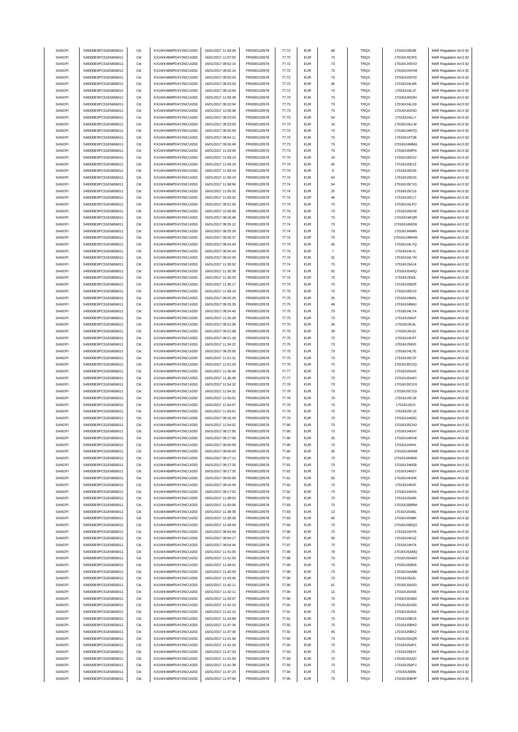| | | | | | | | | | | | |
|---|---|---|---|---|---|---|---|---|---|---|---|
| SANOFI | 549300E9PC51EN656011 | Citi | KX1WK48MPD4Y2NCUIZ63 | 16/01/2017 11:59:28 | FR0000120578 | 77.72 | EUR | 68 | TRQX | 17016XJ5D3K | MAR Regulation Art.5 §2 |
| SANOFI | 549300E9PC51EN656011 | Citi | KX1WK48MPD4Y2NCUIZ63 | 16/01/2017 11:57:02 | FR0000120578 | 77.72 | EUR | 73 | TRQX | 17016XJ5CRS | MAR Regulation Art.5 §2 |
| SANOFI | 549300E9PC51EN656011 | Citi | KX1WK48MPD4Y2NCUIZ63 | 16/01/2017 09:52:14 | FR0000120578 | 77.72 | EUR | 73 | TRQX | 17016XJ4SVO | MAR Regulation Art.5 §2 |
| SANOFI | 549300E9PC51EN656011 | Citi | KX1WK48MPD4Y2NCUIZ63 | 16/01/2017 09:52:14 | FR0000120578 | 77.72 | EUR | 73 | TRQX | 17016XJ4SVM | MAR Regulation Art.5 §2 |
| SANOFI | 549300E9PC51EN656011 | Citi | KX1WK48MPD4Y2NCUIZ63 | 16/01/2017 09:53:20 | FR0000120578 | 77.72 | EUR | 73 | TRQX | 17016XJ4SYD | MAR Regulation Art.5 §2 |
| SANOFI | 549300E9PC51EN656011 | Citi | KX1WK48MPD4Y2NCUIZ63 | 16/01/2017 09:23:03 | FR0000120578 | 77.72 | EUR | 46 | TRQX | 17016XJ4LM5 | MAR Regulation Art.5 §2 |
| SANOFI | 549300E9PC51EN656011 | Citi | KX1WK48MPD4Y2NCUIZ63 | 16/01/2017 09:19:54 | FR0000120578 | 77.72 | EUR | 73 | TRQX | 17016XJ4L1F | MAR Regulation Art.5 §2 |
| SANOFI | 549300E9PC51EN656011 | Citi | KX1WK48MPD4Y2NCUIZ63 | 16/01/2017 11:59:28 | FR0000120578 | 77.73 | EUR | 73 | TRQX | 17016XJ5D3H | MAR Regulation Art.5 §2 |
| SANOFI | 549300E9PC51EN656011 | Citi | KX1WK48MPD4Y2NCUIZ63 | 16/01/2017 09:22:04 | FR0000120578 | 77.73 | EUR | 73 | TRQX | 17016XJ4LG9 | MAR Regulation Art.5 §2 |
| SANOFI | 549300E9PC51EN656011 | Citi | KX1WK48MPD4Y2NCUIZ63 | 16/01/2017 12:06:08 | FR0000120578 | 77.73 | EUR | 73 | TRQX | 17016XJ5DXD | MAR Regulation Art.5 §2 |
| SANOFI | 549300E9PC51EN656011 | Citi | KX1WK48MPD4Y2NCUIZ63 | 16/01/2017 09:23:03 | FR0000120578 | 77.73 | EUR | 54 | TRQX | 17016XJ4LLY | MAR Regulation Art.5 §2 |
| SANOFI | 549300E9PC51EN656011 | Citi | KX1WK48MPD4Y2NCUIZ63 | 16/01/2017 09:23:03 | FR0000120578 | 77.73 | EUR | 19 | TRQX | 17016XJ4LLW | MAR Regulation Art.5 §2 |
| SANOFI | 549300E9PC51EN656011 | Citi | KX1WK48MPD4Y2NCUIZ63 | 16/01/2017 09:25:50 | FR0000120578 | 77.73 | EUR | 73 | TRQX | 17016XJ4M7Q | MAR Regulation Art.5 §2 |
| SANOFI | 549300E9PC51EN656011 | Citi | KX1WK48MPD4Y2NCUIZ63 | 16/01/2017 09:54:11 | FR0000120578 | 77.73 | EUR | 73 | TRQX | 17016XJ4T2B | MAR Regulation Art.5 §2 |
| SANOFI | 549300E9PC51EN656011 | Citi | KX1WK48MPD4Y2NCUIZ63 | 16/01/2017 09:26:49 | FR0000120578 | 77.73 | EUR | 73 | TRQX | 17016XJ4MMA | MAR Regulation Art.5 §2 |
| SANOFI | 549300E9PC51EN656011 | Citi | KX1WK48MPD4Y2NCUIZ63 | 16/01/2017 11:33:00 | FR0000120578 | 77.73 | EUR | 73 | TRQX | 17016XJ59PN | MAR Regulation Art.5 §2 |
| SANOFI | 549300E9PC51EN656011 | Citi | KX1WK48MPD4Y2NCUIZ63 | 16/01/2017 11:59:19 | FR0000120578 | 77.74 | EUR | 19 | TRQX | 17016XJ5D1V | MAR Regulation Art.5 §2 |
| SANOFI | 549300E9PC51EN656011 | Citi | KX1WK48MPD4Y2NCUIZ63 | 16/01/2017 11:59:19 | FR0000120578 | 77.74 | EUR | 45 | TRQX | 17016XJ5D1Z | MAR Regulation Art.5 §2 |
| SANOFI | 549300E9PC51EN656011 | Citi | KX1WK48MPD4Y2NCUIZ63 | 16/01/2017 11:59:19 | FR0000120578 | 77.74 | EUR | 9 | TRQX | 17016XJ5D26 | MAR Regulation Art.5 §2 |
| SANOFI | 549300E9PC51EN656011 | Citi | KX1WK48MPD4Y2NCUIZ63 | 16/01/2017 11:59:19 | FR0000120578 | 77.74 | EUR | 64 | TRQX | 17016XJ5D23 | MAR Regulation Art.5 §2 |
| SANOFI | 549300E9PC51EN656011 | Citi | KX1WK48MPD4Y2NCUIZ63 | 16/01/2017 11:58:56 | FR0000120578 | 77.74 | EUR | 54 | TRQX | 17016XJ5CYG | MAR Regulation Art.5 §2 |
| SANOFI | 549300E9PC51EN656011 | Citi | KX1WK48MPD4Y2NCUIZ63 | 16/01/2017 11:55:32 | FR0000120578 | 77.74 | EUR | 25 | TRQX | 17016XJ5CL6 | MAR Regulation Art.5 §2 |
| SANOFI | 549300E9PC51EN656011 | Citi | KX1WK48MPD4Y2NCUIZ63 | 16/01/2017 11:55:32 | FR0000120578 | 77.74 | EUR | 48 | TRQX | 17016XJ5CL7 | MAR Regulation Art.5 §2 |
| SANOFI | 549300E9PC51EN656011 | Citi | KX1WK48MPD4Y2NCUIZ63 | 16/01/2017 09:21:59 | FR0000120578 | 77.74 | EUR | 73 | TRQX | 17016XJ4LFO | MAR Regulation Art.5 §2 |
| SANOFI | 549300E9PC51EN656011 | Citi | KX1WK48MPD4Y2NCUIZ63 | 16/01/2017 12:06:08 | FR0000120578 | 77.74 | EUR | 73 | TRQX | 17016XJ5DX8 | MAR Regulation Art.5 §2 |
| SANOFI | 549300E9PC51EN656011 | Citi | KX1WK48MPD4Y2NCUIZ63 | 16/01/2017 09:18:48 | FR0000120578 | 77.74 | EUR | 73 | TRQX | 17016XJ4KQR | MAR Regulation Art.5 §2 |
| SANOFI | 549300E9PC51EN656011 | Citi | KX1WK48MPD4Y2NCUIZ63 | 16/01/2017 09:25:12 | FR0000120578 | 77.74 | EUR | 73 | TRQX | 17016XJ4M2W | MAR Regulation Art.5 §2 |
| SANOFI | 549300E9PC51EN656011 | Citi | KX1WK48MPD4Y2NCUIZ63 | 16/01/2017 09:25:29 | FR0000120578 | 77.74 | EUR | 73 | TRQX | 17016XJ4M4N | MAR Regulation Art.5 §2 |
| SANOFI | 549300E9PC51EN656011 | Citi | KX1WK48MPD4Y2NCUIZ63 | 16/01/2017 09:26:37 | FR0000120578 | 77.74 | EUR | 73 | TRQX | 17016XJ4MHW | MAR Regulation Art.5 §2 |
| SANOFI | 549300E9PC51EN656011 | Citi | KX1WK48MPD4Y2NCUIZ63 | 16/01/2017 09:24:43 | FR0000120578 | 77.74 | EUR | 45 | TRQX | 17016XJ4LYQ | MAR Regulation Art.5 §2 |
| SANOFI | 549300E9PC51EN656011 | Citi | KX1WK48MPD4Y2NCUIZ63 | 16/01/2017 09:24:43 | FR0000120578 | 77.74 | EUR | 7 | TRQX | 17016XJ4LYL | MAR Regulation Art.5 §2 |
| SANOFI | 549300E9PC51EN656011 | Citi | KX1WK48MPD4Y2NCUIZ63 | 16/01/2017 09:24:43 | FR0000120578 | 77.74 | EUR | 31 | TRQX | 17016XJ4LYN | MAR Regulation Art.5 §2 |
| SANOFI | 549300E9PC51EN656011 | Citi | KX1WK48MPD4Y2NCUIZ63 | 16/01/2017 11:35:52 | FR0000120578 | 77.74 | EUR | 73 | TRQX | 17016XJ5A14 | MAR Regulation Art.5 §2 |
| SANOFI | 549300E9PC51EN656011 | Citi | KX1WK48MPD4Y2NCUIZ63 | 16/01/2017 11:35:38 | FR0000120578 | 77.74 | EUR | 52 | TRQX | 17016XJ5A0Q | MAR Regulation Art.5 §2 |
| SANOFI | 549300E9PC51EN656011 | Citi | KX1WK48MPD4Y2NCUIZ63 | 16/01/2017 11:35:33 | FR0000120578 | 77.74 | EUR | 73 | TRQX | 17016XJ5A0L | MAR Regulation Art.5 §2 |
| SANOFI | 549300E9PC51EN656011 | Citi | KX1WK48MPD4Y2NCUIZ63 | 16/01/2017 11:35:17 | FR0000120578 | 77.74 | EUR | 73 | TRQX | 17016XJ59ZR | MAR Regulation Art.5 §2 |
| SANOFI | 549300E9PC51EN656011 | Citi | KX1WK48MPD4Y2NCUIZ63 | 16/01/2017 11:59:19 | FR0000120578 | 77.75 | EUR | 73 | TRQX | 17016XJ5D1S | MAR Regulation Art.5 §2 |
| SANOFI | 549300E9PC51EN656011 | Citi | KX1WK48MPD4Y2NCUIZ63 | 16/01/2017 09:25:29 | FR0000120578 | 77.75 | EUR | 25 | TRQX | 17016XJ4M4L | MAR Regulation Art.5 §2 |
| SANOFI | 549300E9PC51EN656011 | Citi | KX1WK48MPD4Y2NCUIZ63 | 16/01/2017 09:25:29 | FR0000120578 | 77.75 | EUR | 48 | TRQX | 17016XJ4M4J | MAR Regulation Art.5 §2 |
| SANOFI | 549300E9PC51EN656011 | Citi | KX1WK48MPD4Y2NCUIZ63 | 16/01/2017 09:24:40 | FR0000120578 | 77.75 | EUR | 73 | TRQX | 17016XJ4LYA | MAR Regulation Art.5 §2 |
| SANOFI | 549300E9PC51EN656011 | Citi | KX1WK48MPD4Y2NCUIZ63 | 16/01/2017 11:35:28 | FR0000120578 | 77.75 | EUR | 73 | TRQX | 17016XJ5A07 | MAR Regulation Art.5 §2 |
| SANOFI | 549300E9PC51EN656011 | Citi | KX1WK48MPD4Y2NCUIZ63 | 16/01/2017 09:21:08 | FR0000120578 | 77.75 | EUR | 34 | TRQX | 17016XJ4L8L | MAR Regulation Art.5 §2 |
| SANOFI | 549300E9PC51EN656011 | Citi | KX1WK48MPD4Y2NCUIZ63 | 16/01/2017 09:21:08 | FR0000120578 | 77.75 | EUR | 39 | TRQX | 17016XJ4L8J | MAR Regulation Art.5 §2 |
| SANOFI | 549300E9PC51EN656011 | Citi | KX1WK48MPD4Y2NCUIZ63 | 16/01/2017 09:21:18 | FR0000120578 | 77.75 | EUR | 73 | TRQX | 17016XJ4L9T | MAR Regulation Art.5 §2 |
| SANOFI | 549300E9PC51EN656011 | Citi | KX1WK48MPD4Y2NCUIZ63 | 16/01/2017 11:34:22 | FR0000120578 | 77.75 | EUR | 73 | TRQX | 17016XJ59V0 | MAR Regulation Art.5 §2 |
| SANOFI | 549300E9PC51EN656011 | Citi | KX1WK48MPD4Y2NCUIZ63 | 16/01/2017 09:20:55 | FR0000120578 | 77.75 | EUR | 73 | TRQX | 17016XJ4L7E | MAR Regulation Art.5 §2 |
| SANOFI | 549300E9PC51EN656011 | Citi | KX1WK48MPD4Y2NCUIZ63 | 16/01/2017 11:51:31 | FR0000120578 | 77.75 | EUR | 73 | TRQX | 17016XJ5C37 | MAR Regulation Art.5 §2 |
| SANOFI | 549300E9PC51EN656011 | Citi | KX1WK48MPD4Y2NCUIZ63 | 16/01/2017 11:51:20 | FR0000120578 | 77.76 | EUR | 73 | TRQX | 17016XJ5C2Q | MAR Regulation Art.5 §2 |
| SANOFI | 549300E9PC51EN656011 | Citi | KX1WK48MPD4Y2NCUIZ63 | 16/01/2017 11:36:46 | FR0000120578 | 77.77 | EUR | 73 | TRQX | 17016XJ5A4S | MAR Regulation Art.5 §2 |
| SANOFI | 549300E9PC51EN656011 | Citi | KX1WK48MPD4Y2NCUIZ63 | 16/01/2017 11:36:45 | FR0000120578 | 77.77 | EUR | 73 | TRQX | 17016XJ5A4O | MAR Regulation Art.5 §2 |
| SANOFI | 549300E9PC51EN656011 | Citi | KX1WK48MPD4Y2NCUIZ63 | 16/01/2017 11:54:32 | FR0000120578 | 77.78 | EUR | 73 | TRQX | 17016XJ5CG9 | MAR Regulation Art.5 §2 |
| SANOFI | 549300E9PC51EN656011 | Citi | KX1WK48MPD4Y2NCUIZ63 | 16/01/2017 11:54:32 | FR0000120578 | 77.78 | EUR | 73 | TRQX | 17016XJ5CGD | MAR Regulation Art.5 §2 |
| SANOFI | 549300E9PC51EN656011 | Citi | KX1WK48MPD4Y2NCUIZ63 | 16/01/2017 11:55:01 | FR0000120578 | 77.78 | EUR | 70 | TRQX | 17016XJ5CJ6 | MAR Regulation Art.5 §2 |
| SANOFI | 549300E9PC51EN656011 | Citi | KX1WK48MPD4Y2NCUIZ63 | 16/01/2017 11:54:57 | FR0000120578 | 77.79 | EUR | 73 | TRQX | 17016XJ5CII | MAR Regulation Art.5 §2 |
| SANOFI | 549300E9PC51EN656011 | Citi | KX1WK48MPD4Y2NCUIZ63 | 16/01/2017 11:55:01 | FR0000120578 | 77.79 | EUR | 73 | TRQX | 17016XJ5CJ3 | MAR Regulation Art.5 §2 |
| SANOFI | 549300E9PC51EN656011 | Citi | KX1WK48MPD4Y2NCUIZ63 | 16/01/2017 09:16:43 | FR0000120578 | 77.79 | EUR | 73 | TRQX | 17016XJ4K8G | MAR Regulation Art.5 §2 |
| SANOFI | 549300E9PC51EN656011 | Citi | KX1WK48MPD4Y2NCUIZ63 | 16/01/2017 11:54:52 | FR0000120578 | 77.80 | EUR | 73 | TRQX | 17016XJ5CH3 | MAR Regulation Art.5 §2 |
| SANOFI | 549300E9PC51EN656011 | Citi | KX1WK48MPD4Y2NCUIZ63 | 16/01/2017 09:17:56 | FR0000120578 | 77.80 | EUR | 73 | TRQX | 17016XJ4KH7 | MAR Regulation Art.5 §2 |
| SANOFI | 549300E9PC51EN656011 | Citi | KX1WK48MPD4Y2NCUIZ63 | 16/01/2017 09:17:56 | FR0000120578 | 77.80 | EUR | 25 | TRQX | 17016XJ4KH6 | MAR Regulation Art.5 §2 |
| SANOFI | 549300E9PC51EN656011 | Citi | KX1WK48MPD4Y2NCUIZ63 | 16/01/2017 09:05:59 | FR0000120578 | 77.80 | EUR | 73 | TRQX | 17016XJ4HHL | MAR Regulation Art.5 §2 |
| SANOFI | 549300E9PC51EN656011 | Citi | KX1WK48MPD4Y2NCUIZ63 | 16/01/2017 09:06:00 | FR0000120578 | 77.80 | EUR | 35 | TRQX | 17016XJ4HHM | MAR Regulation Art.5 §2 |
| SANOFI | 549300E9PC51EN656011 | Citi | KX1WK48MPD4Y2NCUIZ63 | 16/01/2017 09:17:11 | FR0000120578 | 77.81 | EUR | 73 | TRQX | 17016XJ4KBW | MAR Regulation Art.5 §2 |
| SANOFI | 549300E9PC51EN656011 | Citi | KX1WK48MPD4Y2NCUIZ63 | 16/01/2017 09:17:25 | FR0000120578 | 77.81 | EUR | 73 | TRQX | 17016XJ4KEB | MAR Regulation Art.5 §2 |
| SANOFI | 549300E9PC51EN656011 | Citi | KX1WK48MPD4Y2NCUIZ63 | 16/01/2017 09:17:25 | FR0000120578 | 77.81 | EUR | 73 | TRQX | 17016XJ4KE7 | MAR Regulation Art.5 §2 |
| SANOFI | 549300E9PC51EN656011 | Citi | KX1WK48MPD4Y2NCUIZ63 | 16/01/2017 09:05:59 | FR0000120578 | 77.81 | EUR | 50 | TRQX | 17016XJ4HHK | MAR Regulation Art.5 §2 |
| SANOFI | 549300E9PC51EN656011 | Citi | KX1WK48MPD4Y2NCUIZ63 | 16/01/2017 09:16:49 | FR0000120578 | 77.82 | EUR | 73 | TRQX | 17016XJ4K97 | MAR Regulation Art.5 §2 |
| SANOFI | 549300E9PC51EN656011 | Citi | KX1WK48MPD4Y2NCUIZ63 | 16/01/2017 09:17:02 | FR0000120578 | 77.82 | EUR | 73 | TRQX | 17016XJ4KAS | MAR Regulation Art.5 §2 |
| SANOFI | 549300E9PC51EN656011 | Citi | KX1WK48MPD4Y2NCUIZ63 | 16/01/2017 11:38:02 | FR0000120578 | 77.82 | EUR | 73 | TRQX | 17016XJ5A9K | MAR Regulation Art.5 §2 |
| SANOFI | 549300E9PC51EN656011 | Citi | KX1WK48MPD4Y2NCUIZ63 | 16/01/2017 11:50:06 | FR0000120578 | 77.83 | EUR | 73 | TRQX | 17016XJ5BRM | MAR Regulation Art.5 §2 |
| SANOFI | 549300E9PC51EN656011 | Citi | KX1WK48MPD4Y2NCUIZ63 | 16/01/2017 11:38:39 | FR0000120578 | 77.83 | EUR | 13 | TRQX | 17016XJ5ABL | MAR Regulation Art.5 §2 |
| SANOFI | 549300E9PC51EN656011 | Citi | KX1WK48MPD4Y2NCUIZ63 | 16/01/2017 11:38:39 | FR0000120578 | 77.83 | EUR | 60 | TRQX | 17016XJ5ABK | MAR Regulation Art.5 §2 |
| SANOFI | 549300E9PC51EN656011 | Citi | KX1WK48MPD4Y2NCUIZ63 | 16/01/2017 11:49:40 | FR0000120578 | 77.84 | EUR | 73 | TRQX | 17016XJ5BQO | MAR Regulation Art.5 §2 |
| SANOFI | 549300E9PC51EN656011 | Citi | KX1WK48MPD4Y2NCUIZ63 | 16/01/2017 09:04:44 | FR0000120578 | 77.86 | EUR | 73 | TRQX | 17016XJ4H79 | MAR Regulation Art.5 §2 |
| SANOFI | 549300E9PC51EN656011 | Citi | KX1WK48MPD4Y2NCUIZ63 | 16/01/2017 09:04:17 | FR0000120578 | 77.87 | EUR | 30 | TRQX | 17016XJ4H1Z | MAR Regulation Art.5 §2 |
| SANOFI | 549300E9PC51EN656011 | Citi | KX1WK48MPD4Y2NCUIZ63 | 16/01/2017 09:04:44 | FR0000120578 | 77.87 | EUR | 73 | TRQX | 17016XJ4H74 | MAR Regulation Art.5 §2 |
| SANOFI | 549300E9PC51EN656011 | Citi | KX1WK48MPD4Y2NCUIZ63 | 16/01/2017 11:41:00 | FR0000120578 | 77.88 | EUR | 79 | TRQX | 17016XJ5AMQ | MAR Regulation Art.5 §2 |
| SANOFI | 549300E9PC51EN656011 | Citi | KX1WK48MPD4Y2NCUIZ63 | 16/01/2017 11:41:00 | FR0000120578 | 77.88 | EUR | 73 | TRQX | 17016XJ5AMO | MAR Regulation Art.5 §2 |
| SANOFI | 549300E9PC51EN656011 | Citi | KX1WK48MPD4Y2NCUIZ63 | 16/01/2017 11:48:41 | FR0000120578 | 77.89 | EUR | 73 | TRQX | 17016XJ5BN5 | MAR Regulation Art.5 §2 |
| SANOFI | 549300E9PC51EN656011 | Citi | KX1WK48MPD4Y2NCUIZ63 | 16/01/2017 11:40:59 | FR0000120578 | 77.89 | EUR | 73 | TRQX | 17016XJ5AMB | MAR Regulation Art.5 §2 |
| SANOFI | 549300E9PC51EN656011 | Citi | KX1WK48MPD4Y2NCUIZ63 | 16/01/2017 11:43:45 | FR0000120578 | 77.90 | EUR | 73 | TRQX | 17016XJ5AZL | MAR Regulation Art.5 §2 |
| SANOFI | 549300E9PC51EN656011 | Citi | KX1WK48MPD4Y2NCUIZ63 | 16/01/2017 11:42:11 | FR0000120578 | 77.90 | EUR | 61 | TRQX | 17016XJ5ASG | MAR Regulation Art.5 §2 |
| SANOFI | 549300E9PC51EN656011 | Citi | KX1WK48MPD4Y2NCUIZ63 | 16/01/2017 11:42:11 | FR0000120578 | 77.90 | EUR | 12 | TRQX | 17016XJ5ASE | MAR Regulation Art.5 §2 |
| SANOFI | 549300E9PC51EN656011 | Citi | KX1WK48MPD4Y2NCUIZ63 | 16/01/2017 11:40:57 | FR0000120578 | 77.90 | EUR | 73 | TRQX | 17016XJ5AM2 | MAR Regulation Art.5 §2 |
| SANOFI | 549300E9PC51EN656011 | Citi | KX1WK48MPD4Y2NCUIZ63 | 16/01/2017 11:42:10 | FR0000120578 | 77.91 | EUR | 73 | TRQX | 17016XJ5ASD | MAR Regulation Art.5 §2 |
| SANOFI | 549300E9PC51EN656011 | Citi | KX1WK48MPD4Y2NCUIZ63 | 16/01/2017 11:42:10 | FR0000120578 | 77.91 | EUR | 73 | TRQX | 17016XJ5ASA | MAR Regulation Art.5 §2 |
| SANOFI | 549300E9PC51EN656011 | Citi | KX1WK48MPD4Y2NCUIZ63 | 16/01/2017 11:43:58 | FR0000120578 | 77.91 | EUR | 73 | TRQX | 17016XJ5B1A | MAR Regulation Art.5 §2 |
| SANOFI | 549300E9PC51EN656011 | Citi | KX1WK48MPD4Y2NCUIZ63 | 16/01/2017 11:47:34 | FR0000120578 | 77.92 | EUR | 73 | TRQX | 17016XJ5BK0 | MAR Regulation Art.5 §2 |
| SANOFI | 549300E9PC51EN656011 | Citi | KX1WK48MPD4Y2NCUIZ63 | 16/01/2017 11:47:34 | FR0000120578 | 77.92 | EUR | 45 | TRQX | 17016XJ5BK2 | MAR Regulation Art.5 §2 |
| SANOFI | 549300E9PC51EN656011 | Citi | KX1WK48MPD4Y2NCUIZ63 | 16/01/2017 11:41:56 | FR0000120578 | 77.92 | EUR | 73 | TRQX | 17016XJ5AQR | MAR Regulation Art.5 §2 |
| SANOFI | 549300E9PC51EN656011 | Citi | KX1WK48MPD4Y2NCUIZ63 | 16/01/2017 11:41:34 | FR0000120578 | 77.92 | EUR | 73 | TRQX | 17016XJ5AP1 | MAR Regulation Art.5 §2 |
| SANOFI | 549300E9PC51EN656011 | Citi | KX1WK48MPD4Y2NCUIZ63 | 16/01/2017 11:47:33 | FR0000120578 | 77.93 | EUR | 73 | TRQX | 17016XJ5BJY | MAR Regulation Art.5 §2 |
| SANOFI | 549300E9PC51EN656011 | Citi | KX1WK48MPD4Y2NCUIZ63 | 16/01/2017 11:41:50 | FR0000120578 | 77.93 | EUR | 73 | TRQX | 17016XJ5AQC | MAR Regulation Art.5 §2 |
| SANOFI | 549300E9PC51EN656011 | Citi | KX1WK48MPD4Y2NCUIZ63 | 16/01/2017 11:41:39 | FR0000120578 | 77.93 | EUR | 73 | TRQX | 17016XJ5APJ | MAR Regulation Art.5 §2 |
| SANOFI | 549300E9PC51EN656011 | Citi | KX1WK48MPD4Y2NCUIZ63 | 16/01/2017 11:47:23 | FR0000120578 | 77.94 | EUR | 73 | TRQX | 17016XJ5BIN | MAR Regulation Art.5 §2 |
| SANOFI | 549300E9PC51EN656011 | Citi | KX1WK48MPD4Y2NCUIZ63 | 16/01/2017 11:47:05 | FR0000120578 | 77.95 | EUR | 73 | TRQX | 17016XJ5BHP | MAR Regulation Art.5 §2 |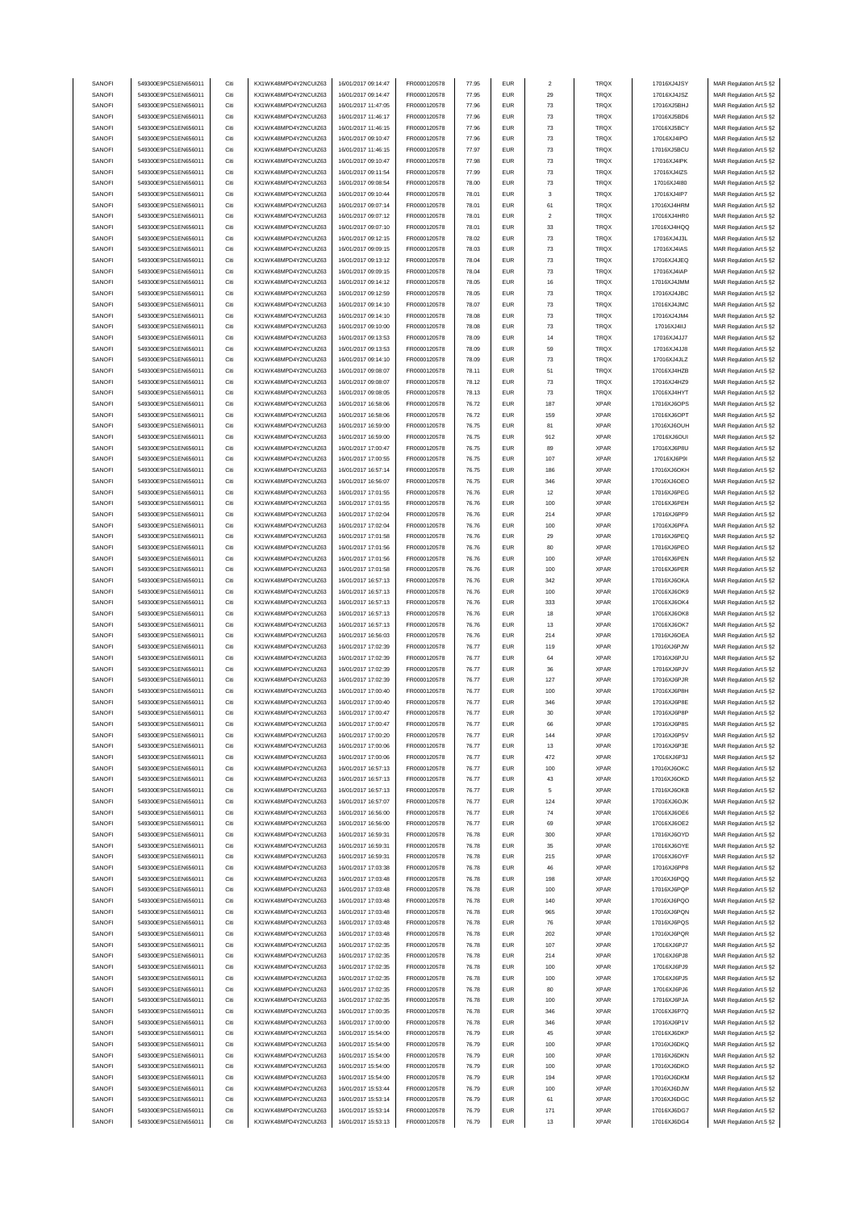| | | | | | | | | | | | |
|---|---|---|---|---|---|---|---|---|---|---|---|
| SANOFI | 549300E9PC51EN656011 | Citi | KX1WK48MPD4Y2NCUIZ63 | 16/01/2017 09:14:47 | FR0000120578 | 77.95 | EUR | 2 | TRQX | 17016XJ4JSY | MAR Regulation Art.5 §2 |
| SANOFI | 549300E9PC51EN656011 | Citi | KX1WK48MPD4Y2NCUIZ63 | 16/01/2017 09:14:47 | FR0000120578 | 77.95 | EUR | 29 | TRQX | 17016XJ4JSZ | MAR Regulation Art.5 §2 |
| SANOFI | 549300E9PC51EN656011 | Citi | KX1WK48MPD4Y2NCUIZ63 | 16/01/2017 11:47:05 | FR0000120578 | 77.96 | EUR | 73 | TRQX | 17016XJ5BHJ | MAR Regulation Art.5 §2 |
| SANOFI | 549300E9PC51EN656011 | Citi | KX1WK48MPD4Y2NCUIZ63 | 16/01/2017 11:46:17 | FR0000120578 | 77.96 | EUR | 73 | TRQX | 17016XJ5BD6 | MAR Regulation Art.5 §2 |
| SANOFI | 549300E9PC51EN656011 | Citi | KX1WK48MPD4Y2NCUIZ63 | 16/01/2017 11:46:15 | FR0000120578 | 77.96 | EUR | 73 | TRQX | 17016XJ5BCY | MAR Regulation Art.5 §2 |
| SANOFI | 549300E9PC51EN656011 | Citi | KX1WK48MPD4Y2NCUIZ63 | 16/01/2017 09:10:47 | FR0000120578 | 77.96 | EUR | 73 | TRQX | 17016XJ4IPO | MAR Regulation Art.5 §2 |
| SANOFI | 549300E9PC51EN656011 | Citi | KX1WK48MPD4Y2NCUIZ63 | 16/01/2017 11:46:15 | FR0000120578 | 77.97 | EUR | 73 | TRQX | 17016XJ5BCU | MAR Regulation Art.5 §2 |
| SANOFI | 549300E9PC51EN656011 | Citi | KX1WK48MPD4Y2NCUIZ63 | 16/01/2017 09:10:47 | FR0000120578 | 77.98 | EUR | 73 | TRQX | 17016XJ4IPK | MAR Regulation Art.5 §2 |
| SANOFI | 549300E9PC51EN656011 | Citi | KX1WK48MPD4Y2NCUIZ63 | 16/01/2017 09:11:54 | FR0000120578 | 77.99 | EUR | 73 | TRQX | 17016XJ4IZS | MAR Regulation Art.5 §2 |
| SANOFI | 549300E9PC51EN656011 | Citi | KX1WK48MPD4Y2NCUIZ63 | 16/01/2017 09:08:54 | FR0000120578 | 78.00 | EUR | 73 | TRQX | 17016XJ4I80 | MAR Regulation Art.5 §2 |
| SANOFI | 549300E9PC51EN656011 | Citi | KX1WK48MPD4Y2NCUIZ63 | 16/01/2017 09:10:44 | FR0000120578 | 78.01 | EUR | 3 | TRQX | 17016XJ4IP7 | MAR Regulation Art.5 §2 |
| SANOFI | 549300E9PC51EN656011 | Citi | KX1WK48MPD4Y2NCUIZ63 | 16/01/2017 09:07:14 | FR0000120578 | 78.01 | EUR | 61 | TRQX | 17016XJ4HRM | MAR Regulation Art.5 §2 |
| SANOFI | 549300E9PC51EN656011 | Citi | KX1WK48MPD4Y2NCUIZ63 | 16/01/2017 09:07:12 | FR0000120578 | 78.01 | EUR | 2 | TRQX | 17016XJ4HR0 | MAR Regulation Art.5 §2 |
| SANOFI | 549300E9PC51EN656011 | Citi | KX1WK48MPD4Y2NCUIZ63 | 16/01/2017 09:07:10 | FR0000120578 | 78.01 | EUR | 33 | TRQX | 17016XJ4HQQ | MAR Regulation Art.5 §2 |
| SANOFI | 549300E9PC51EN656011 | Citi | KX1WK48MPD4Y2NCUIZ63 | 16/01/2017 09:12:15 | FR0000120578 | 78.02 | EUR | 73 | TRQX | 17016XJ4J3L | MAR Regulation Art.5 §2 |
| SANOFI | 549300E9PC51EN656011 | Citi | KX1WK48MPD4Y2NCUIZ63 | 16/01/2017 09:09:15 | FR0000120578 | 78.03 | EUR | 73 | TRQX | 17016XJ4IAS | MAR Regulation Art.5 §2 |
| SANOFI | 549300E9PC51EN656011 | Citi | KX1WK48MPD4Y2NCUIZ63 | 16/01/2017 09:13:12 | FR0000120578 | 78.04 | EUR | 73 | TRQX | 17016XJ4JEQ | MAR Regulation Art.5 §2 |
| SANOFI | 549300E9PC51EN656011 | Citi | KX1WK48MPD4Y2NCUIZ63 | 16/01/2017 09:09:15 | FR0000120578 | 78.04 | EUR | 73 | TRQX | 17016XJ4IAP | MAR Regulation Art.5 §2 |
| SANOFI | 549300E9PC51EN656011 | Citi | KX1WK48MPD4Y2NCUIZ63 | 16/01/2017 09:14:12 | FR0000120578 | 78.05 | EUR | 16 | TRQX | 17016XJ4JMM | MAR Regulation Art.5 §2 |
| SANOFI | 549300E9PC51EN656011 | Citi | KX1WK48MPD4Y2NCUIZ63 | 16/01/2017 09:12:59 | FR0000120578 | 78.05 | EUR | 73 | TRQX | 17016XJ4JBC | MAR Regulation Art.5 §2 |
| SANOFI | 549300E9PC51EN656011 | Citi | KX1WK48MPD4Y2NCUIZ63 | 16/01/2017 09:14:10 | FR0000120578 | 78.07 | EUR | 73 | TRQX | 17016XJ4JMC | MAR Regulation Art.5 §2 |
| SANOFI | 549300E9PC51EN656011 | Citi | KX1WK48MPD4Y2NCUIZ63 | 16/01/2017 09:14:10 | FR0000120578 | 78.08 | EUR | 73 | TRQX | 17016XJ4JM4 | MAR Regulation Art.5 §2 |
| SANOFI | 549300E9PC51EN656011 | Citi | KX1WK48MPD4Y2NCUIZ63 | 16/01/2017 09:10:00 | FR0000120578 | 78.08 | EUR | 73 | TRQX | 17016XJ4IIJ | MAR Regulation Art.5 §2 |
| SANOFI | 549300E9PC51EN656011 | Citi | KX1WK48MPD4Y2NCUIZ63 | 16/01/2017 09:13:53 | FR0000120578 | 78.09 | EUR | 14 | TRQX | 17016XJ4JJ7 | MAR Regulation Art.5 §2 |
| SANOFI | 549300E9PC51EN656011 | Citi | KX1WK48MPD4Y2NCUIZ63 | 16/01/2017 09:13:53 | FR0000120578 | 78.09 | EUR | 59 | TRQX | 17016XJ4JJ8 | MAR Regulation Art.5 §2 |
| SANOFI | 549300E9PC51EN656011 | Citi | KX1WK48MPD4Y2NCUIZ63 | 16/01/2017 09:14:10 | FR0000120578 | 78.09 | EUR | 73 | TRQX | 17016XJ4JLZ | MAR Regulation Art.5 §2 |
| SANOFI | 549300E9PC51EN656011 | Citi | KX1WK48MPD4Y2NCUIZ63 | 16/01/2017 09:08:07 | FR0000120578 | 78.11 | EUR | 51 | TRQX | 17016XJ4HZB | MAR Regulation Art.5 §2 |
| SANOFI | 549300E9PC51EN656011 | Citi | KX1WK48MPD4Y2NCUIZ63 | 16/01/2017 09:08:07 | FR0000120578 | 78.12 | EUR | 73 | TRQX | 17016XJ4HZ9 | MAR Regulation Art.5 §2 |
| SANOFI | 549300E9PC51EN656011 | Citi | KX1WK48MPD4Y2NCUIZ63 | 16/01/2017 09:08:05 | FR0000120578 | 78.13 | EUR | 73 | TRQX | 17016XJ4HYT | MAR Regulation Art.5 §2 |
| SANOFI | 549300E9PC51EN656011 | Citi | KX1WK48MPD4Y2NCUIZ63 | 16/01/2017 16:58:06 | FR0000120578 | 76.72 | EUR | 187 | XPAR | 17016XJ6OPS | MAR Regulation Art.5 §2 |
| SANOFI | 549300E9PC51EN656011 | Citi | KX1WK48MPD4Y2NCUIZ63 | 16/01/2017 16:58:06 | FR0000120578 | 76.72 | EUR | 159 | XPAR | 17016XJ6OPT | MAR Regulation Art.5 §2 |
| SANOFI | 549300E9PC51EN656011 | Citi | KX1WK48MPD4Y2NCUIZ63 | 16/01/2017 16:59:00 | FR0000120578 | 76.75 | EUR | 81 | XPAR | 17016XJ6OUH | MAR Regulation Art.5 §2 |
| SANOFI | 549300E9PC51EN656011 | Citi | KX1WK48MPD4Y2NCUIZ63 | 16/01/2017 16:59:00 | FR0000120578 | 76.75 | EUR | 912 | XPAR | 17016XJ6OUI | MAR Regulation Art.5 §2 |
| SANOFI | 549300E9PC51EN656011 | Citi | KX1WK48MPD4Y2NCUIZ63 | 16/01/2017 17:00:47 | FR0000120578 | 76.75 | EUR | 89 | XPAR | 17016XJ6P8U | MAR Regulation Art.5 §2 |
| SANOFI | 549300E9PC51EN656011 | Citi | KX1WK48MPD4Y2NCUIZ63 | 16/01/2017 17:00:55 | FR0000120578 | 76.75 | EUR | 107 | XPAR | 17016XJ6P9I | MAR Regulation Art.5 §2 |
| SANOFI | 549300E9PC51EN656011 | Citi | KX1WK48MPD4Y2NCUIZ63 | 16/01/2017 16:57:14 | FR0000120578 | 76.75 | EUR | 186 | XPAR | 17016XJ6OKH | MAR Regulation Art.5 §2 |
| SANOFI | 549300E9PC51EN656011 | Citi | KX1WK48MPD4Y2NCUIZ63 | 16/01/2017 16:56:07 | FR0000120578 | 76.75 | EUR | 346 | XPAR | 17016XJ6OEO | MAR Regulation Art.5 §2 |
| SANOFI | 549300E9PC51EN656011 | Citi | KX1WK48MPD4Y2NCUIZ63 | 16/01/2017 17:01:55 | FR0000120578 | 76.76 | EUR | 12 | XPAR | 17016XJ6PEG | MAR Regulation Art.5 §2 |
| SANOFI | 549300E9PC51EN656011 | Citi | KX1WK48MPD4Y2NCUIZ63 | 16/01/2017 17:01:55 | FR0000120578 | 76.76 | EUR | 100 | XPAR | 17016XJ6PEH | MAR Regulation Art.5 §2 |
| SANOFI | 549300E9PC51EN656011 | Citi | KX1WK48MPD4Y2NCUIZ63 | 16/01/2017 17:02:04 | FR0000120578 | 76.76 | EUR | 214 | XPAR | 17016XJ6PF9 | MAR Regulation Art.5 §2 |
| SANOFI | 549300E9PC51EN656011 | Citi | KX1WK48MPD4Y2NCUIZ63 | 16/01/2017 17:02:04 | FR0000120578 | 76.76 | EUR | 100 | XPAR | 17016XJ6PFA | MAR Regulation Art.5 §2 |
| SANOFI | 549300E9PC51EN656011 | Citi | KX1WK48MPD4Y2NCUIZ63 | 16/01/2017 17:01:58 | FR0000120578 | 76.76 | EUR | 29 | XPAR | 17016XJ6PEQ | MAR Regulation Art.5 §2 |
| SANOFI | 549300E9PC51EN656011 | Citi | KX1WK48MPD4Y2NCUIZ63 | 16/01/2017 17:01:56 | FR0000120578 | 76.76 | EUR | 80 | XPAR | 17016XJ6PEO | MAR Regulation Art.5 §2 |
| SANOFI | 549300E9PC51EN656011 | Citi | KX1WK48MPD4Y2NCUIZ63 | 16/01/2017 17:01:56 | FR0000120578 | 76.76 | EUR | 100 | XPAR | 17016XJ6PEN | MAR Regulation Art.5 §2 |
| SANOFI | 549300E9PC51EN656011 | Citi | KX1WK48MPD4Y2NCUIZ63 | 16/01/2017 17:01:58 | FR0000120578 | 76.76 | EUR | 100 | XPAR | 17016XJ6PER | MAR Regulation Art.5 §2 |
| SANOFI | 549300E9PC51EN656011 | Citi | KX1WK48MPD4Y2NCUIZ63 | 16/01/2017 16:57:13 | FR0000120578 | 76.76 | EUR | 342 | XPAR | 17016XJ6OKA | MAR Regulation Art.5 §2 |
| SANOFI | 549300E9PC51EN656011 | Citi | KX1WK48MPD4Y2NCUIZ63 | 16/01/2017 16:57:13 | FR0000120578 | 76.76 | EUR | 100 | XPAR | 17016XJ6OK9 | MAR Regulation Art.5 §2 |
| SANOFI | 549300E9PC51EN656011 | Citi | KX1WK48MPD4Y2NCUIZ63 | 16/01/2017 16:57:13 | FR0000120578 | 76.76 | EUR | 333 | XPAR | 17016XJ6OK4 | MAR Regulation Art.5 §2 |
| SANOFI | 549300E9PC51EN656011 | Citi | KX1WK48MPD4Y2NCUIZ63 | 16/01/2017 16:57:13 | FR0000120578 | 76.76 | EUR | 18 | XPAR | 17016XJ6OK8 | MAR Regulation Art.5 §2 |
| SANOFI | 549300E9PC51EN656011 | Citi | KX1WK48MPD4Y2NCUIZ63 | 16/01/2017 16:57:13 | FR0000120578 | 76.76 | EUR | 13 | XPAR | 17016XJ6OK7 | MAR Regulation Art.5 §2 |
| SANOFI | 549300E9PC51EN656011 | Citi | KX1WK48MPD4Y2NCUIZ63 | 16/01/2017 16:56:03 | FR0000120578 | 76.76 | EUR | 214 | XPAR | 17016XJ6OEA | MAR Regulation Art.5 §2 |
| SANOFI | 549300E9PC51EN656011 | Citi | KX1WK48MPD4Y2NCUIZ63 | 16/01/2017 17:02:39 | FR0000120578 | 76.77 | EUR | 119 | XPAR | 17016XJ6PJW | MAR Regulation Art.5 §2 |
| SANOFI | 549300E9PC51EN656011 | Citi | KX1WK48MPD4Y2NCUIZ63 | 16/01/2017 17:02:39 | FR0000120578 | 76.77 | EUR | 64 | XPAR | 17016XJ6PJU | MAR Regulation Art.5 §2 |
| SANOFI | 549300E9PC51EN656011 | Citi | KX1WK48MPD4Y2NCUIZ63 | 16/01/2017 17:02:39 | FR0000120578 | 76.77 | EUR | 36 | XPAR | 17016XJ6PJV | MAR Regulation Art.5 §2 |
| SANOFI | 549300E9PC51EN656011 | Citi | KX1WK48MPD4Y2NCUIZ63 | 16/01/2017 17:02:39 | FR0000120578 | 76.77 | EUR | 127 | XPAR | 17016XJ6PJR | MAR Regulation Art.5 §2 |
| SANOFI | 549300E9PC51EN656011 | Citi | KX1WK48MPD4Y2NCUIZ63 | 16/01/2017 17:00:40 | FR0000120578 | 76.77 | EUR | 100 | XPAR | 17016XJ6P8H | MAR Regulation Art.5 §2 |
| SANOFI | 549300E9PC51EN656011 | Citi | KX1WK48MPD4Y2NCUIZ63 | 16/01/2017 17:00:40 | FR0000120578 | 76.77 | EUR | 346 | XPAR | 17016XJ6P8E | MAR Regulation Art.5 §2 |
| SANOFI | 549300E9PC51EN656011 | Citi | KX1WK48MPD4Y2NCUIZ63 | 16/01/2017 17:00:47 | FR0000120578 | 76.77 | EUR | 30 | XPAR | 17016XJ6P8P | MAR Regulation Art.5 §2 |
| SANOFI | 549300E9PC51EN656011 | Citi | KX1WK48MPD4Y2NCUIZ63 | 16/01/2017 17:00:47 | FR0000120578 | 76.77 | EUR | 66 | XPAR | 17016XJ6P8S | MAR Regulation Art.5 §2 |
| SANOFI | 549300E9PC51EN656011 | Citi | KX1WK48MPD4Y2NCUIZ63 | 16/01/2017 17:00:20 | FR0000120578 | 76.77 | EUR | 144 | XPAR | 17016XJ6P5V | MAR Regulation Art.5 §2 |
| SANOFI | 549300E9PC51EN656011 | Citi | KX1WK48MPD4Y2NCUIZ63 | 16/01/2017 17:00:06 | FR0000120578 | 76.77 | EUR | 13 | XPAR | 17016XJ6P3E | MAR Regulation Art.5 §2 |
| SANOFI | 549300E9PC51EN656011 | Citi | KX1WK48MPD4Y2NCUIZ63 | 16/01/2017 17:00:06 | FR0000120578 | 76.77 | EUR | 472 | XPAR | 17016XJ6P3J | MAR Regulation Art.5 §2 |
| SANOFI | 549300E9PC51EN656011 | Citi | KX1WK48MPD4Y2NCUIZ63 | 16/01/2017 16:57:13 | FR0000120578 | 76.77 | EUR | 100 | XPAR | 17016XJ6OKC | MAR Regulation Art.5 §2 |
| SANOFI | 549300E9PC51EN656011 | Citi | KX1WK48MPD4Y2NCUIZ63 | 16/01/2017 16:57:13 | FR0000120578 | 76.77 | EUR | 43 | XPAR | 17016XJ6OKD | MAR Regulation Art.5 §2 |
| SANOFI | 549300E9PC51EN656011 | Citi | KX1WK48MPD4Y2NCUIZ63 | 16/01/2017 16:57:13 | FR0000120578 | 76.77 | EUR | 5 | XPAR | 17016XJ6OKB | MAR Regulation Art.5 §2 |
| SANOFI | 549300E9PC51EN656011 | Citi | KX1WK48MPD4Y2NCUIZ63 | 16/01/2017 16:57:07 | FR0000120578 | 76.77 | EUR | 124 | XPAR | 17016XJ6OJK | MAR Regulation Art.5 §2 |
| SANOFI | 549300E9PC51EN656011 | Citi | KX1WK48MPD4Y2NCUIZ63 | 16/01/2017 16:56:00 | FR0000120578 | 76.77 | EUR | 74 | XPAR | 17016XJ6OE6 | MAR Regulation Art.5 §2 |
| SANOFI | 549300E9PC51EN656011 | Citi | KX1WK48MPD4Y2NCUIZ63 | 16/01/2017 16:56:00 | FR0000120578 | 76.77 | EUR | 69 | XPAR | 17016XJ6OE2 | MAR Regulation Art.5 §2 |
| SANOFI | 549300E9PC51EN656011 | Citi | KX1WK48MPD4Y2NCUIZ63 | 16/01/2017 16:59:31 | FR0000120578 | 76.78 | EUR | 300 | XPAR | 17016XJ6OYD | MAR Regulation Art.5 §2 |
| SANOFI | 549300E9PC51EN656011 | Citi | KX1WK48MPD4Y2NCUIZ63 | 16/01/2017 16:59:31 | FR0000120578 | 76.78 | EUR | 35 | XPAR | 17016XJ6OYE | MAR Regulation Art.5 §2 |
| SANOFI | 549300E9PC51EN656011 | Citi | KX1WK48MPD4Y2NCUIZ63 | 16/01/2017 16:59:31 | FR0000120578 | 76.78 | EUR | 215 | XPAR | 17016XJ6OYF | MAR Regulation Art.5 §2 |
| SANOFI | 549300E9PC51EN656011 | Citi | KX1WK48MPD4Y2NCUIZ63 | 16/01/2017 17:03:38 | FR0000120578 | 76.78 | EUR | 46 | XPAR | 17016XJ6PP8 | MAR Regulation Art.5 §2 |
| SANOFI | 549300E9PC51EN656011 | Citi | KX1WK48MPD4Y2NCUIZ63 | 16/01/2017 17:03:48 | FR0000120578 | 76.78 | EUR | 198 | XPAR | 17016XJ6PQQ | MAR Regulation Art.5 §2 |
| SANOFI | 549300E9PC51EN656011 | Citi | KX1WK48MPD4Y2NCUIZ63 | 16/01/2017 17:03:48 | FR0000120578 | 76.78 | EUR | 100 | XPAR | 17016XJ6PQP | MAR Regulation Art.5 §2 |
| SANOFI | 549300E9PC51EN656011 | Citi | KX1WK48MPD4Y2NCUIZ63 | 16/01/2017 17:03:48 | FR0000120578 | 76.78 | EUR | 140 | XPAR | 17016XJ6PQO | MAR Regulation Art.5 §2 |
| SANOFI | 549300E9PC51EN656011 | Citi | KX1WK48MPD4Y2NCUIZ63 | 16/01/2017 17:03:48 | FR0000120578 | 76.78 | EUR | 965 | XPAR | 17016XJ6PQN | MAR Regulation Art.5 §2 |
| SANOFI | 549300E9PC51EN656011 | Citi | KX1WK48MPD4Y2NCUIZ63 | 16/01/2017 17:03:48 | FR0000120578 | 76.78 | EUR | 76 | XPAR | 17016XJ6PQS | MAR Regulation Art.5 §2 |
| SANOFI | 549300E9PC51EN656011 | Citi | KX1WK48MPD4Y2NCUIZ63 | 16/01/2017 17:03:48 | FR0000120578 | 76.78 | EUR | 202 | XPAR | 17016XJ6PQR | MAR Regulation Art.5 §2 |
| SANOFI | 549300E9PC51EN656011 | Citi | KX1WK48MPD4Y2NCUIZ63 | 16/01/2017 17:02:35 | FR0000120578 | 76.78 | EUR | 107 | XPAR | 17016XJ6PJ7 | MAR Regulation Art.5 §2 |
| SANOFI | 549300E9PC51EN656011 | Citi | KX1WK48MPD4Y2NCUIZ63 | 16/01/2017 17:02:35 | FR0000120578 | 76.78 | EUR | 214 | XPAR | 17016XJ6PJ8 | MAR Regulation Art.5 §2 |
| SANOFI | 549300E9PC51EN656011 | Citi | KX1WK48MPD4Y2NCUIZ63 | 16/01/2017 17:02:35 | FR0000120578 | 76.78 | EUR | 100 | XPAR | 17016XJ6PJ9 | MAR Regulation Art.5 §2 |
| SANOFI | 549300E9PC51EN656011 | Citi | KX1WK48MPD4Y2NCUIZ63 | 16/01/2017 17:02:35 | FR0000120578 | 76.78 | EUR | 100 | XPAR | 17016XJ6PJ5 | MAR Regulation Art.5 §2 |
| SANOFI | 549300E9PC51EN656011 | Citi | KX1WK48MPD4Y2NCUIZ63 | 16/01/2017 17:02:35 | FR0000120578 | 76.78 | EUR | 80 | XPAR | 17016XJ6PJ6 | MAR Regulation Art.5 §2 |
| SANOFI | 549300E9PC51EN656011 | Citi | KX1WK48MPD4Y2NCUIZ63 | 16/01/2017 17:02:35 | FR0000120578 | 76.78 | EUR | 100 | XPAR | 17016XJ6PJA | MAR Regulation Art.5 §2 |
| SANOFI | 549300E9PC51EN656011 | Citi | KX1WK48MPD4Y2NCUIZ63 | 16/01/2017 17:00:35 | FR0000120578 | 76.78 | EUR | 346 | XPAR | 17016XJ6P7Q | MAR Regulation Art.5 §2 |
| SANOFI | 549300E9PC51EN656011 | Citi | KX1WK48MPD4Y2NCUIZ63 | 16/01/2017 17:00:00 | FR0000120578 | 76.78 | EUR | 346 | XPAR | 17016XJ6P1V | MAR Regulation Art.5 §2 |
| SANOFI | 549300E9PC51EN656011 | Citi | KX1WK48MPD4Y2NCUIZ63 | 16/01/2017 15:54:00 | FR0000120578 | 76.79 | EUR | 45 | XPAR | 17016XJ6DKP | MAR Regulation Art.5 §2 |
| SANOFI | 549300E9PC51EN656011 | Citi | KX1WK48MPD4Y2NCUIZ63 | 16/01/2017 15:54:00 | FR0000120578 | 76.79 | EUR | 100 | XPAR | 17016XJ6DKQ | MAR Regulation Art.5 §2 |
| SANOFI | 549300E9PC51EN656011 | Citi | KX1WK48MPD4Y2NCUIZ63 | 16/01/2017 15:54:00 | FR0000120578 | 76.79 | EUR | 100 | XPAR | 17016XJ6DKN | MAR Regulation Art.5 §2 |
| SANOFI | 549300E9PC51EN656011 | Citi | KX1WK48MPD4Y2NCUIZ63 | 16/01/2017 15:54:00 | FR0000120578 | 76.79 | EUR | 100 | XPAR | 17016XJ6DKO | MAR Regulation Art.5 §2 |
| SANOFI | 549300E9PC51EN656011 | Citi | KX1WK48MPD4Y2NCUIZ63 | 16/01/2017 15:54:00 | FR0000120578 | 76.79 | EUR | 194 | XPAR | 17016XJ6DKM | MAR Regulation Art.5 §2 |
| SANOFI | 549300E9PC51EN656011 | Citi | KX1WK48MPD4Y2NCUIZ63 | 16/01/2017 15:53:44 | FR0000120578 | 76.79 | EUR | 100 | XPAR | 17016XJ6DJW | MAR Regulation Art.5 §2 |
| SANOFI | 549300E9PC51EN656011 | Citi | KX1WK48MPD4Y2NCUIZ63 | 16/01/2017 15:53:14 | FR0000120578 | 76.79 | EUR | 61 | XPAR | 17016XJ6DGC | MAR Regulation Art.5 §2 |
| SANOFI | 549300E9PC51EN656011 | Citi | KX1WK48MPD4Y2NCUIZ63 | 16/01/2017 15:53:14 | FR0000120578 | 76.79 | EUR | 171 | XPAR | 17016XJ6DG7 | MAR Regulation Art.5 §2 |
| SANOFI | 549300E9PC51EN656011 | Citi | KX1WK48MPD4Y2NCUIZ63 | 16/01/2017 15:53:13 | FR0000120578 | 76.79 | EUR | 13 | XPAR | 17016XJ6DG4 | MAR Regulation Art.5 §2 |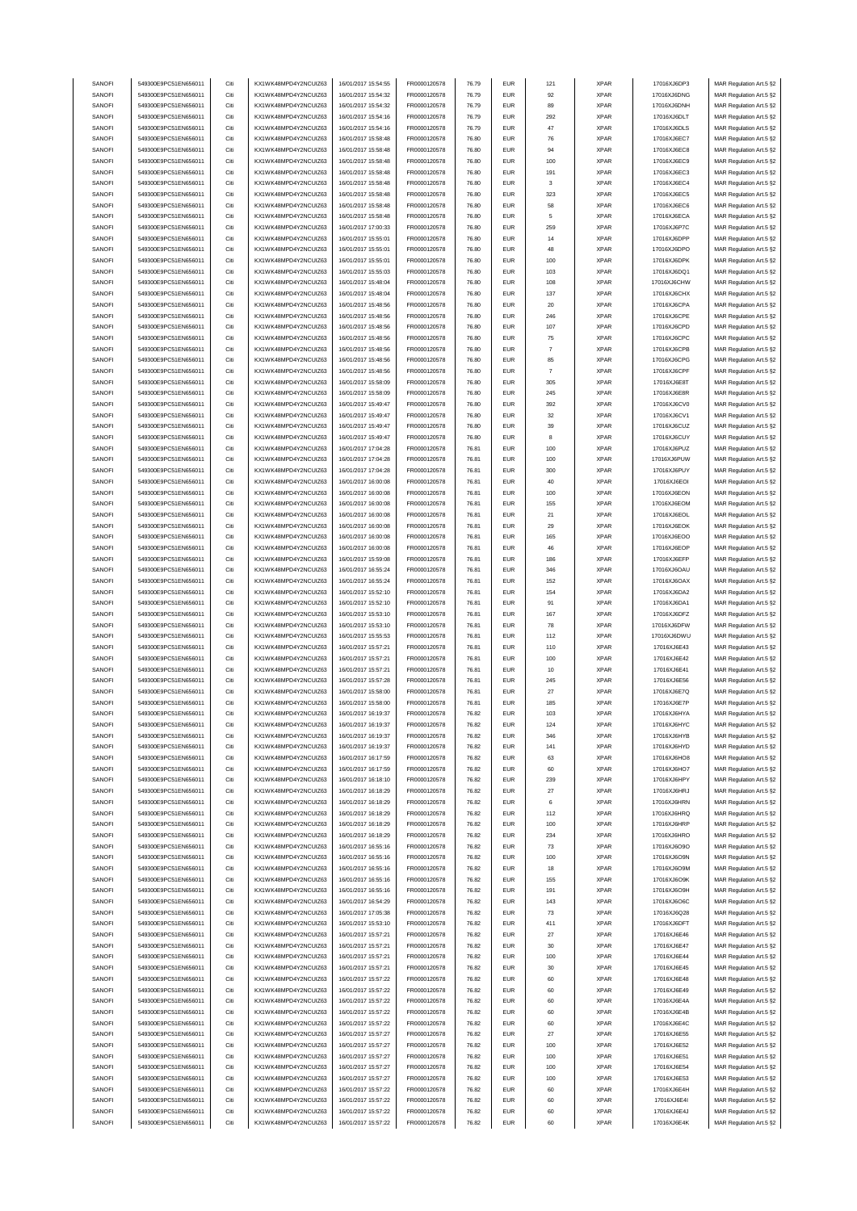| | | | | | | | | | | | |
|---|---|---|---|---|---|---|---|---|---|---|---|
| SANOFI | 549300E9PC51EN656011 | Citi | KX1WK48MPD4Y2NCUIZ63 | 16/01/2017 15:54:55 | FR0000120578 | 76.79 | EUR | 121 | XPAR | 17016XJ6DP3 | MAR Regulation Art.5 §2 |
| SANOFI | 549300E9PC51EN656011 | Citi | KX1WK48MPD4Y2NCUIZ63 | 16/01/2017 15:54:32 | FR0000120578 | 76.79 | EUR | 92 | XPAR | 17016XJ6DNG | MAR Regulation Art.5 §2 |
| SANOFI | 549300E9PC51EN656011 | Citi | KX1WK48MPD4Y2NCUIZ63 | 16/01/2017 15:54:32 | FR0000120578 | 76.79 | EUR | 89 | XPAR | 17016XJ6DNH | MAR Regulation Art.5 §2 |
| SANOFI | 549300E9PC51EN656011 | Citi | KX1WK48MPD4Y2NCUIZ63 | 16/01/2017 15:54:16 | FR0000120578 | 76.79 | EUR | 292 | XPAR | 17016XJ6DLT | MAR Regulation Art.5 §2 |
| SANOFI | 549300E9PC51EN656011 | Citi | KX1WK48MPD4Y2NCUIZ63 | 16/01/2017 15:54:16 | FR0000120578 | 76.79 | EUR | 47 | XPAR | 17016XJ6DLS | MAR Regulation Art.5 §2 |
| SANOFI | 549300E9PC51EN656011 | Citi | KX1WK48MPD4Y2NCUIZ63 | 16/01/2017 15:58:48 | FR0000120578 | 76.80 | EUR | 76 | XPAR | 17016XJ6EC7 | MAR Regulation Art.5 §2 |
| SANOFI | 549300E9PC51EN656011 | Citi | KX1WK48MPD4Y2NCUIZ63 | 16/01/2017 15:58:48 | FR0000120578 | 76.80 | EUR | 94 | XPAR | 17016XJ6EC8 | MAR Regulation Art.5 §2 |
| SANOFI | 549300E9PC51EN656011 | Citi | KX1WK48MPD4Y2NCUIZ63 | 16/01/2017 15:58:48 | FR0000120578 | 76.80 | EUR | 100 | XPAR | 17016XJ6EC9 | MAR Regulation Art.5 §2 |
| SANOFI | 549300E9PC51EN656011 | Citi | KX1WK48MPD4Y2NCUIZ63 | 16/01/2017 15:58:48 | FR0000120578 | 76.80 | EUR | 191 | XPAR | 17016XJ6EC3 | MAR Regulation Art.5 §2 |
| SANOFI | 549300E9PC51EN656011 | Citi | KX1WK48MPD4Y2NCUIZ63 | 16/01/2017 15:58:48 | FR0000120578 | 76.80 | EUR | 3 | XPAR | 17016XJ6EC4 | MAR Regulation Art.5 §2 |
| SANOFI | 549300E9PC51EN656011 | Citi | KX1WK48MPD4Y2NCUIZ63 | 16/01/2017 15:58:48 | FR0000120578 | 76.80 | EUR | 323 | XPAR | 17016XJ6EC5 | MAR Regulation Art.5 §2 |
| SANOFI | 549300E9PC51EN656011 | Citi | KX1WK48MPD4Y2NCUIZ63 | 16/01/2017 15:58:48 | FR0000120578 | 76.80 | EUR | 58 | XPAR | 17016XJ6EC6 | MAR Regulation Art.5 §2 |
| SANOFI | 549300E9PC51EN656011 | Citi | KX1WK48MPD4Y2NCUIZ63 | 16/01/2017 15:58:48 | FR0000120578 | 76.80 | EUR | 5 | XPAR | 17016XJ6ECA | MAR Regulation Art.5 §2 |
| SANOFI | 549300E9PC51EN656011 | Citi | KX1WK48MPD4Y2NCUIZ63 | 16/01/2017 17:00:33 | FR0000120578 | 76.80 | EUR | 259 | XPAR | 17016XJ6P7C | MAR Regulation Art.5 §2 |
| SANOFI | 549300E9PC51EN656011 | Citi | KX1WK48MPD4Y2NCUIZ63 | 16/01/2017 15:55:01 | FR0000120578 | 76.80 | EUR | 14 | XPAR | 17016XJ6DPP | MAR Regulation Art.5 §2 |
| SANOFI | 549300E9PC51EN656011 | Citi | KX1WK48MPD4Y2NCUIZ63 | 16/01/2017 15:55:01 | FR0000120578 | 76.80 | EUR | 48 | XPAR | 17016XJ6DPO | MAR Regulation Art.5 §2 |
| SANOFI | 549300E9PC51EN656011 | Citi | KX1WK48MPD4Y2NCUIZ63 | 16/01/2017 15:55:01 | FR0000120578 | 76.80 | EUR | 100 | XPAR | 17016XJ6DPK | MAR Regulation Art.5 §2 |
| SANOFI | 549300E9PC51EN656011 | Citi | KX1WK48MPD4Y2NCUIZ63 | 16/01/2017 15:55:03 | FR0000120578 | 76.80 | EUR | 103 | XPAR | 17016XJ6DQ1 | MAR Regulation Art.5 §2 |
| SANOFI | 549300E9PC51EN656011 | Citi | KX1WK48MPD4Y2NCUIZ63 | 16/01/2017 15:48:04 | FR0000120578 | 76.80 | EUR | 108 | XPAR | 17016XJ6CHW | MAR Regulation Art.5 §2 |
| SANOFI | 549300E9PC51EN656011 | Citi | KX1WK48MPD4Y2NCUIZ63 | 16/01/2017 15:48:04 | FR0000120578 | 76.80 | EUR | 137 | XPAR | 17016XJ6CHX | MAR Regulation Art.5 §2 |
| SANOFI | 549300E9PC51EN656011 | Citi | KX1WK48MPD4Y2NCUIZ63 | 16/01/2017 15:48:56 | FR0000120578 | 76.80 | EUR | 20 | XPAR | 17016XJ6CPA | MAR Regulation Art.5 §2 |
| SANOFI | 549300E9PC51EN656011 | Citi | KX1WK48MPD4Y2NCUIZ63 | 16/01/2017 15:48:56 | FR0000120578 | 76.80 | EUR | 246 | XPAR | 17016XJ6CPE | MAR Regulation Art.5 §2 |
| SANOFI | 549300E9PC51EN656011 | Citi | KX1WK48MPD4Y2NCUIZ63 | 16/01/2017 15:48:56 | FR0000120578 | 76.80 | EUR | 107 | XPAR | 17016XJ6CPD | MAR Regulation Art.5 §2 |
| SANOFI | 549300E9PC51EN656011 | Citi | KX1WK48MPD4Y2NCUIZ63 | 16/01/2017 15:48:56 | FR0000120578 | 76.80 | EUR | 75 | XPAR | 17016XJ6CPC | MAR Regulation Art.5 §2 |
| SANOFI | 549300E9PC51EN656011 | Citi | KX1WK48MPD4Y2NCUIZ63 | 16/01/2017 15:48:56 | FR0000120578 | 76.80 | EUR | 7 | XPAR | 17016XJ6CPB | MAR Regulation Art.5 §2 |
| SANOFI | 549300E9PC51EN656011 | Citi | KX1WK48MPD4Y2NCUIZ63 | 16/01/2017 15:48:56 | FR0000120578 | 76.80 | EUR | 85 | XPAR | 17016XJ6CPG | MAR Regulation Art.5 §2 |
| SANOFI | 549300E9PC51EN656011 | Citi | KX1WK48MPD4Y2NCUIZ63 | 16/01/2017 15:48:56 | FR0000120578 | 76.80 | EUR | 7 | XPAR | 17016XJ6CPF | MAR Regulation Art.5 §2 |
| SANOFI | 549300E9PC51EN656011 | Citi | KX1WK48MPD4Y2NCUIZ63 | 16/01/2017 15:58:09 | FR0000120578 | 76.80 | EUR | 305 | XPAR | 17016XJ6E8T | MAR Regulation Art.5 §2 |
| SANOFI | 549300E9PC51EN656011 | Citi | KX1WK48MPD4Y2NCUIZ63 | 16/01/2017 15:58:09 | FR0000120578 | 76.80 | EUR | 245 | XPAR | 17016XJ6E8R | MAR Regulation Art.5 §2 |
| SANOFI | 549300E9PC51EN656011 | Citi | KX1WK48MPD4Y2NCUIZ63 | 16/01/2017 15:49:47 | FR0000120578 | 76.80 | EUR | 392 | XPAR | 17016XJ6CV0 | MAR Regulation Art.5 §2 |
| SANOFI | 549300E9PC51EN656011 | Citi | KX1WK48MPD4Y2NCUIZ63 | 16/01/2017 15:49:47 | FR0000120578 | 76.80 | EUR | 32 | XPAR | 17016XJ6CV1 | MAR Regulation Art.5 §2 |
| SANOFI | 549300E9PC51EN656011 | Citi | KX1WK48MPD4Y2NCUIZ63 | 16/01/2017 15:49:47 | FR0000120578 | 76.80 | EUR | 39 | XPAR | 17016XJ6CUZ | MAR Regulation Art.5 §2 |
| SANOFI | 549300E9PC51EN656011 | Citi | KX1WK48MPD4Y2NCUIZ63 | 16/01/2017 15:49:47 | FR0000120578 | 76.80 | EUR | 8 | XPAR | 17016XJ6CUY | MAR Regulation Art.5 §2 |
| SANOFI | 549300E9PC51EN656011 | Citi | KX1WK48MPD4Y2NCUIZ63 | 16/01/2017 17:04:28 | FR0000120578 | 76.81 | EUR | 100 | XPAR | 17016XJ6PUZ | MAR Regulation Art.5 §2 |
| SANOFI | 549300E9PC51EN656011 | Citi | KX1WK48MPD4Y2NCUIZ63 | 16/01/2017 17:04:28 | FR0000120578 | 76.81 | EUR | 100 | XPAR | 17016XJ6PUW | MAR Regulation Art.5 §2 |
| SANOFI | 549300E9PC51EN656011 | Citi | KX1WK48MPD4Y2NCUIZ63 | 16/01/2017 17:04:28 | FR0000120578 | 76.81 | EUR | 300 | XPAR | 17016XJ6PUY | MAR Regulation Art.5 §2 |
| SANOFI | 549300E9PC51EN656011 | Citi | KX1WK48MPD4Y2NCUIZ63 | 16/01/2017 16:00:08 | FR0000120578 | 76.81 | EUR | 40 | XPAR | 17016XJ6EOI | MAR Regulation Art.5 §2 |
| SANOFI | 549300E9PC51EN656011 | Citi | KX1WK48MPD4Y2NCUIZ63 | 16/01/2017 16:00:08 | FR0000120578 | 76.81 | EUR | 100 | XPAR | 17016XJ6EON | MAR Regulation Art.5 §2 |
| SANOFI | 549300E9PC51EN656011 | Citi | KX1WK48MPD4Y2NCUIZ63 | 16/01/2017 16:00:08 | FR0000120578 | 76.81 | EUR | 155 | XPAR | 17016XJ6EOM | MAR Regulation Art.5 §2 |
| SANOFI | 549300E9PC51EN656011 | Citi | KX1WK48MPD4Y2NCUIZ63 | 16/01/2017 16:00:08 | FR0000120578 | 76.81 | EUR | 21 | XPAR | 17016XJ6EOL | MAR Regulation Art.5 §2 |
| SANOFI | 549300E9PC51EN656011 | Citi | KX1WK48MPD4Y2NCUIZ63 | 16/01/2017 16:00:08 | FR0000120578 | 76.81 | EUR | 29 | XPAR | 17016XJ6EOK | MAR Regulation Art.5 §2 |
| SANOFI | 549300E9PC51EN656011 | Citi | KX1WK48MPD4Y2NCUIZ63 | 16/01/2017 16:00:08 | FR0000120578 | 76.81 | EUR | 165 | XPAR | 17016XJ6EOO | MAR Regulation Art.5 §2 |
| SANOFI | 549300E9PC51EN656011 | Citi | KX1WK48MPD4Y2NCUIZ63 | 16/01/2017 16:00:08 | FR0000120578 | 76.81 | EUR | 46 | XPAR | 17016XJ6EOP | MAR Regulation Art.5 §2 |
| SANOFI | 549300E9PC51EN656011 | Citi | KX1WK48MPD4Y2NCUIZ63 | 16/01/2017 15:59:08 | FR0000120578 | 76.81 | EUR | 186 | XPAR | 17016XJ6EFP | MAR Regulation Art.5 §2 |
| SANOFI | 549300E9PC51EN656011 | Citi | KX1WK48MPD4Y2NCUIZ63 | 16/01/2017 16:55:24 | FR0000120578 | 76.81 | EUR | 346 | XPAR | 17016XJ6OAU | MAR Regulation Art.5 §2 |
| SANOFI | 549300E9PC51EN656011 | Citi | KX1WK48MPD4Y2NCUIZ63 | 16/01/2017 16:55:24 | FR0000120578 | 76.81 | EUR | 152 | XPAR | 17016XJ6OAX | MAR Regulation Art.5 §2 |
| SANOFI | 549300E9PC51EN656011 | Citi | KX1WK48MPD4Y2NCUIZ63 | 16/01/2017 15:52:10 | FR0000120578 | 76.81 | EUR | 154 | XPAR | 17016XJ6DA2 | MAR Regulation Art.5 §2 |
| SANOFI | 549300E9PC51EN656011 | Citi | KX1WK48MPD4Y2NCUIZ63 | 16/01/2017 15:52:10 | FR0000120578 | 76.81 | EUR | 91 | XPAR | 17016XJ6DA1 | MAR Regulation Art.5 §2 |
| SANOFI | 549300E9PC51EN656011 | Citi | KX1WK48MPD4Y2NCUIZ63 | 16/01/2017 15:53:10 | FR0000120578 | 76.81 | EUR | 167 | XPAR | 17016XJ6DFZ | MAR Regulation Art.5 §2 |
| SANOFI | 549300E9PC51EN656011 | Citi | KX1WK48MPD4Y2NCUIZ63 | 16/01/2017 15:53:10 | FR0000120578 | 76.81 | EUR | 78 | XPAR | 17016XJ6DFW | MAR Regulation Art.5 §2 |
| SANOFI | 549300E9PC51EN656011 | Citi | KX1WK48MPD4Y2NCUIZ63 | 16/01/2017 15:55:53 | FR0000120578 | 76.81 | EUR | 112 | XPAR | 17016XJ6DWU | MAR Regulation Art.5 §2 |
| SANOFI | 549300E9PC51EN656011 | Citi | KX1WK48MPD4Y2NCUIZ63 | 16/01/2017 15:57:21 | FR0000120578 | 76.81 | EUR | 110 | XPAR | 17016XJ6E43 | MAR Regulation Art.5 §2 |
| SANOFI | 549300E9PC51EN656011 | Citi | KX1WK48MPD4Y2NCUIZ63 | 16/01/2017 15:57:21 | FR0000120578 | 76.81 | EUR | 100 | XPAR | 17016XJ6E42 | MAR Regulation Art.5 §2 |
| SANOFI | 549300E9PC51EN656011 | Citi | KX1WK48MPD4Y2NCUIZ63 | 16/01/2017 15:57:21 | FR0000120578 | 76.81 | EUR | 10 | XPAR | 17016XJ6E41 | MAR Regulation Art.5 §2 |
| SANOFI | 549300E9PC51EN656011 | Citi | KX1WK48MPD4Y2NCUIZ63 | 16/01/2017 15:57:28 | FR0000120578 | 76.81 | EUR | 245 | XPAR | 17016XJ6E56 | MAR Regulation Art.5 §2 |
| SANOFI | 549300E9PC51EN656011 | Citi | KX1WK48MPD4Y2NCUIZ63 | 16/01/2017 15:58:00 | FR0000120578 | 76.81 | EUR | 27 | XPAR | 17016XJ6E7Q | MAR Regulation Art.5 §2 |
| SANOFI | 549300E9PC51EN656011 | Citi | KX1WK48MPD4Y2NCUIZ63 | 16/01/2017 15:58:00 | FR0000120578 | 76.81 | EUR | 185 | XPAR | 17016XJ6E7P | MAR Regulation Art.5 §2 |
| SANOFI | 549300E9PC51EN656011 | Citi | KX1WK48MPD4Y2NCUIZ63 | 16/01/2017 16:19:37 | FR0000120578 | 76.82 | EUR | 103 | XPAR | 17016XJ6HYA | MAR Regulation Art.5 §2 |
| SANOFI | 549300E9PC51EN656011 | Citi | KX1WK48MPD4Y2NCUIZ63 | 16/01/2017 16:19:37 | FR0000120578 | 76.82 | EUR | 124 | XPAR | 17016XJ6HYC | MAR Regulation Art.5 §2 |
| SANOFI | 549300E9PC51EN656011 | Citi | KX1WK48MPD4Y2NCUIZ63 | 16/01/2017 16:19:37 | FR0000120578 | 76.82 | EUR | 346 | XPAR | 17016XJ6HYB | MAR Regulation Art.5 §2 |
| SANOFI | 549300E9PC51EN656011 | Citi | KX1WK48MPD4Y2NCUIZ63 | 16/01/2017 16:19:37 | FR0000120578 | 76.82 | EUR | 141 | XPAR | 17016XJ6HYD | MAR Regulation Art.5 §2 |
| SANOFI | 549300E9PC51EN656011 | Citi | KX1WK48MPD4Y2NCUIZ63 | 16/01/2017 16:17:59 | FR0000120578 | 76.82 | EUR | 63 | XPAR | 17016XJ6HO8 | MAR Regulation Art.5 §2 |
| SANOFI | 549300E9PC51EN656011 | Citi | KX1WK48MPD4Y2NCUIZ63 | 16/01/2017 16:17:59 | FR0000120578 | 76.82 | EUR | 60 | XPAR | 17016XJ6HO7 | MAR Regulation Art.5 §2 |
| SANOFI | 549300E9PC51EN656011 | Citi | KX1WK48MPD4Y2NCUIZ63 | 16/01/2017 16:18:10 | FR0000120578 | 76.82 | EUR | 239 | XPAR | 17016XJ6HPY | MAR Regulation Art.5 §2 |
| SANOFI | 549300E9PC51EN656011 | Citi | KX1WK48MPD4Y2NCUIZ63 | 16/01/2017 16:18:29 | FR0000120578 | 76.82 | EUR | 27 | XPAR | 17016XJ6HRJ | MAR Regulation Art.5 §2 |
| SANOFI | 549300E9PC51EN656011 | Citi | KX1WK48MPD4Y2NCUIZ63 | 16/01/2017 16:18:29 | FR0000120578 | 76.82 | EUR | 6 | XPAR | 17016XJ6HRN | MAR Regulation Art.5 §2 |
| SANOFI | 549300E9PC51EN656011 | Citi | KX1WK48MPD4Y2NCUIZ63 | 16/01/2017 16:18:29 | FR0000120578 | 76.82 | EUR | 112 | XPAR | 17016XJ6HRQ | MAR Regulation Art.5 §2 |
| SANOFI | 549300E9PC51EN656011 | Citi | KX1WK48MPD4Y2NCUIZ63 | 16/01/2017 16:18:29 | FR0000120578 | 76.82 | EUR | 100 | XPAR | 17016XJ6HRP | MAR Regulation Art.5 §2 |
| SANOFI | 549300E9PC51EN656011 | Citi | KX1WK48MPD4Y2NCUIZ63 | 16/01/2017 16:18:29 | FR0000120578 | 76.82 | EUR | 234 | XPAR | 17016XJ6HRO | MAR Regulation Art.5 §2 |
| SANOFI | 549300E9PC51EN656011 | Citi | KX1WK48MPD4Y2NCUIZ63 | 16/01/2017 16:55:16 | FR0000120578 | 76.82 | EUR | 73 | XPAR | 17016XJ6O9O | MAR Regulation Art.5 §2 |
| SANOFI | 549300E9PC51EN656011 | Citi | KX1WK48MPD4Y2NCUIZ63 | 16/01/2017 16:55:16 | FR0000120578 | 76.82 | EUR | 100 | XPAR | 17016XJ6O9N | MAR Regulation Art.5 §2 |
| SANOFI | 549300E9PC51EN656011 | Citi | KX1WK48MPD4Y2NCUIZ63 | 16/01/2017 16:55:16 | FR0000120578 | 76.82 | EUR | 18 | XPAR | 17016XJ6O9M | MAR Regulation Art.5 §2 |
| SANOFI | 549300E9PC51EN656011 | Citi | KX1WK48MPD4Y2NCUIZ63 | 16/01/2017 16:55:16 | FR0000120578 | 76.82 | EUR | 155 | XPAR | 17016XJ6O9K | MAR Regulation Art.5 §2 |
| SANOFI | 549300E9PC51EN656011 | Citi | KX1WK48MPD4Y2NCUIZ63 | 16/01/2017 16:55:16 | FR0000120578 | 76.82 | EUR | 191 | XPAR | 17016XJ6O9H | MAR Regulation Art.5 §2 |
| SANOFI | 549300E9PC51EN656011 | Citi | KX1WK48MPD4Y2NCUIZ63 | 16/01/2017 16:54:29 | FR0000120578 | 76.82 | EUR | 143 | XPAR | 17016XJ6O6C | MAR Regulation Art.5 §2 |
| SANOFI | 549300E9PC51EN656011 | Citi | KX1WK48MPD4Y2NCUIZ63 | 16/01/2017 17:05:38 | FR0000120578 | 76.82 | EUR | 73 | XPAR | 17016XJ6Q28 | MAR Regulation Art.5 §2 |
| SANOFI | 549300E9PC51EN656011 | Citi | KX1WK48MPD4Y2NCUIZ63 | 16/01/2017 15:53:10 | FR0000120578 | 76.82 | EUR | 411 | XPAR | 17016XJ6DFT | MAR Regulation Art.5 §2 |
| SANOFI | 549300E9PC51EN656011 | Citi | KX1WK48MPD4Y2NCUIZ63 | 16/01/2017 15:57:21 | FR0000120578 | 76.82 | EUR | 27 | XPAR | 17016XJ6E46 | MAR Regulation Art.5 §2 |
| SANOFI | 549300E9PC51EN656011 | Citi | KX1WK48MPD4Y2NCUIZ63 | 16/01/2017 15:57:21 | FR0000120578 | 76.82 | EUR | 30 | XPAR | 17016XJ6E47 | MAR Regulation Art.5 §2 |
| SANOFI | 549300E9PC51EN656011 | Citi | KX1WK48MPD4Y2NCUIZ63 | 16/01/2017 15:57:21 | FR0000120578 | 76.82 | EUR | 100 | XPAR | 17016XJ6E44 | MAR Regulation Art.5 §2 |
| SANOFI | 549300E9PC51EN656011 | Citi | KX1WK48MPD4Y2NCUIZ63 | 16/01/2017 15:57:21 | FR0000120578 | 76.82 | EUR | 30 | XPAR | 17016XJ6E45 | MAR Regulation Art.5 §2 |
| SANOFI | 549300E9PC51EN656011 | Citi | KX1WK48MPD4Y2NCUIZ63 | 16/01/2017 15:57:22 | FR0000120578 | 76.82 | EUR | 60 | XPAR | 17016XJ6E48 | MAR Regulation Art.5 §2 |
| SANOFI | 549300E9PC51EN656011 | Citi | KX1WK48MPD4Y2NCUIZ63 | 16/01/2017 15:57:22 | FR0000120578 | 76.82 | EUR | 60 | XPAR | 17016XJ6E49 | MAR Regulation Art.5 §2 |
| SANOFI | 549300E9PC51EN656011 | Citi | KX1WK48MPD4Y2NCUIZ63 | 16/01/2017 15:57:22 | FR0000120578 | 76.82 | EUR | 60 | XPAR | 17016XJ6E4A | MAR Regulation Art.5 §2 |
| SANOFI | 549300E9PC51EN656011 | Citi | KX1WK48MPD4Y2NCUIZ63 | 16/01/2017 15:57:22 | FR0000120578 | 76.82 | EUR | 60 | XPAR | 17016XJ6E4B | MAR Regulation Art.5 §2 |
| SANOFI | 549300E9PC51EN656011 | Citi | KX1WK48MPD4Y2NCUIZ63 | 16/01/2017 15:57:22 | FR0000120578 | 76.82 | EUR | 60 | XPAR | 17016XJ6E4C | MAR Regulation Art.5 §2 |
| SANOFI | 549300E9PC51EN656011 | Citi | KX1WK48MPD4Y2NCUIZ63 | 16/01/2017 15:57:27 | FR0000120578 | 76.82 | EUR | 27 | XPAR | 17016XJ6E55 | MAR Regulation Art.5 §2 |
| SANOFI | 549300E9PC51EN656011 | Citi | KX1WK48MPD4Y2NCUIZ63 | 16/01/2017 15:57:27 | FR0000120578 | 76.82 | EUR | 100 | XPAR | 17016XJ6E52 | MAR Regulation Art.5 §2 |
| SANOFI | 549300E9PC51EN656011 | Citi | KX1WK48MPD4Y2NCUIZ63 | 16/01/2017 15:57:27 | FR0000120578 | 76.82 | EUR | 100 | XPAR | 17016XJ6E51 | MAR Regulation Art.5 §2 |
| SANOFI | 549300E9PC51EN656011 | Citi | KX1WK48MPD4Y2NCUIZ63 | 16/01/2017 15:57:27 | FR0000120578 | 76.82 | EUR | 100 | XPAR | 17016XJ6E54 | MAR Regulation Art.5 §2 |
| SANOFI | 549300E9PC51EN656011 | Citi | KX1WK48MPD4Y2NCUIZ63 | 16/01/2017 15:57:27 | FR0000120578 | 76.82 | EUR | 100 | XPAR | 17016XJ6E53 | MAR Regulation Art.5 §2 |
| SANOFI | 549300E9PC51EN656011 | Citi | KX1WK48MPD4Y2NCUIZ63 | 16/01/2017 15:57:22 | FR0000120578 | 76.82 | EUR | 60 | XPAR | 17016XJ6E4H | MAR Regulation Art.5 §2 |
| SANOFI | 549300E9PC51EN656011 | Citi | KX1WK48MPD4Y2NCUIZ63 | 16/01/2017 15:57:22 | FR0000120578 | 76.82 | EUR | 60 | XPAR | 17016XJ6E4I | MAR Regulation Art.5 §2 |
| SANOFI | 549300E9PC51EN656011 | Citi | KX1WK48MPD4Y2NCUIZ63 | 16/01/2017 15:57:22 | FR0000120578 | 76.82 | EUR | 60 | XPAR | 17016XJ6E4J | MAR Regulation Art.5 §2 |
| SANOFI | 549300E9PC51EN656011 | Citi | KX1WK48MPD4Y2NCUIZ63 | 16/01/2017 15:57:22 | FR0000120578 | 76.82 | EUR | 60 | XPAR | 17016XJ6E4K | MAR Regulation Art.5 §2 |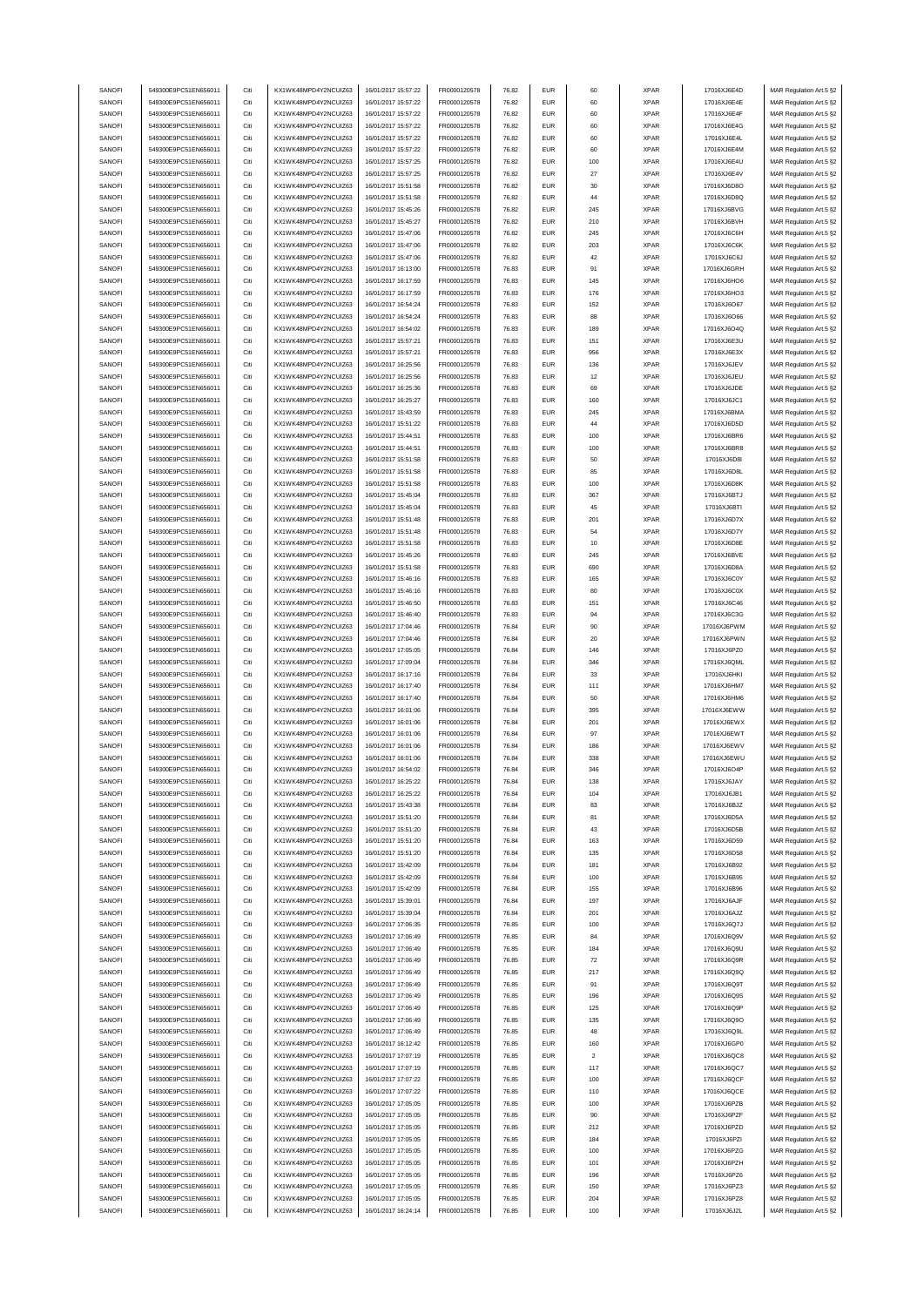| | | | | | | | | | | | |
|---|---|---|---|---|---|---|---|---|---|---|---|
| SANOFI | 549300E9PC51EN656011 | Citi | KX1WK48MPD4Y2NCUIZ63 | 16/01/2017 15:57:22 | FR0000120578 | 76.82 | EUR | 60 | XPAR | 17016XJ6E4D | MAR Regulation Art.5 §2 |
| SANOFI | 549300E9PC51EN656011 | Citi | KX1WK48MPD4Y2NCUIZ63 | 16/01/2017 15:57:22 | FR0000120578 | 76.82 | EUR | 60 | XPAR | 17016XJ6E4E | MAR Regulation Art.5 §2 |
| SANOFI | 549300E9PC51EN656011 | Citi | KX1WK48MPD4Y2NCUIZ63 | 16/01/2017 15:57:22 | FR0000120578 | 76.82 | EUR | 60 | XPAR | 17016XJ6E4F | MAR Regulation Art.5 §2 |
| SANOFI | 549300E9PC51EN656011 | Citi | KX1WK48MPD4Y2NCUIZ63 | 16/01/2017 15:57:22 | FR0000120578 | 76.82 | EUR | 60 | XPAR | 17016XJ6E4G | MAR Regulation Art.5 §2 |
| SANOFI | 549300E9PC51EN656011 | Citi | KX1WK48MPD4Y2NCUIZ63 | 16/01/2017 15:57:22 | FR0000120578 | 76.82 | EUR | 60 | XPAR | 17016XJ6E4L | MAR Regulation Art.5 §2 |
| SANOFI | 549300E9PC51EN656011 | Citi | KX1WK48MPD4Y2NCUIZ63 | 16/01/2017 15:57:22 | FR0000120578 | 76.82 | EUR | 60 | XPAR | 17016XJ6E4M | MAR Regulation Art.5 §2 |
| SANOFI | 549300E9PC51EN656011 | Citi | KX1WK48MPD4Y2NCUIZ63 | 16/01/2017 15:57:25 | FR0000120578 | 76.82 | EUR | 100 | XPAR | 17016XJ6E4U | MAR Regulation Art.5 §2 |
| SANOFI | 549300E9PC51EN656011 | Citi | KX1WK48MPD4Y2NCUIZ63 | 16/01/2017 15:57:25 | FR0000120578 | 76.82 | EUR | 27 | XPAR | 17016XJ6E4V | MAR Regulation Art.5 §2 |
| SANOFI | 549300E9PC51EN656011 | Citi | KX1WK48MPD4Y2NCUIZ63 | 16/01/2017 15:51:58 | FR0000120578 | 76.82 | EUR | 30 | XPAR | 17016XJ6D8O | MAR Regulation Art.5 §2 |
| SANOFI | 549300E9PC51EN656011 | Citi | KX1WK48MPD4Y2NCUIZ63 | 16/01/2017 15:51:58 | FR0000120578 | 76.82 | EUR | 44 | XPAR | 17016XJ6D8Q | MAR Regulation Art.5 §2 |
| SANOFI | 549300E9PC51EN656011 | Citi | KX1WK48MPD4Y2NCUIZ63 | 16/01/2017 15:45:26 | FR0000120578 | 76.82 | EUR | 245 | XPAR | 17016XJ6BVG | MAR Regulation Art.5 §2 |
| SANOFI | 549300E9PC51EN656011 | Citi | KX1WK48MPD4Y2NCUIZ63 | 16/01/2017 15:45:27 | FR0000120578 | 76.82 | EUR | 210 | XPAR | 17016XJ6BVH | MAR Regulation Art.5 §2 |
| SANOFI | 549300E9PC51EN656011 | Citi | KX1WK48MPD4Y2NCUIZ63 | 16/01/2017 15:47:06 | FR0000120578 | 76.82 | EUR | 245 | XPAR | 17016XJ6C6H | MAR Regulation Art.5 §2 |
| SANOFI | 549300E9PC51EN656011 | Citi | KX1WK48MPD4Y2NCUIZ63 | 16/01/2017 15:47:06 | FR0000120578 | 76.82 | EUR | 203 | XPAR | 17016XJ6C6K | MAR Regulation Art.5 §2 |
| SANOFI | 549300E9PC51EN656011 | Citi | KX1WK48MPD4Y2NCUIZ63 | 16/01/2017 15:47:06 | FR0000120578 | 76.82 | EUR | 42 | XPAR | 17016XJ6C6J | MAR Regulation Art.5 §2 |
| SANOFI | 549300E9PC51EN656011 | Citi | KX1WK48MPD4Y2NCUIZ63 | 16/01/2017 16:13:00 | FR0000120578 | 76.83 | EUR | 91 | XPAR | 17016XJ6GRH | MAR Regulation Art.5 §2 |
| SANOFI | 549300E9PC51EN656011 | Citi | KX1WK48MPD4Y2NCUIZ63 | 16/01/2017 16:17:59 | FR0000120578 | 76.83 | EUR | 145 | XPAR | 17016XJ6HO6 | MAR Regulation Art.5 §2 |
| SANOFI | 549300E9PC51EN656011 | Citi | KX1WK48MPD4Y2NCUIZ63 | 16/01/2017 16:17:59 | FR0000120578 | 76.83 | EUR | 176 | XPAR | 17016XJ6HO3 | MAR Regulation Art.5 §2 |
| SANOFI | 549300E9PC51EN656011 | Citi | KX1WK48MPD4Y2NCUIZ63 | 16/01/2017 16:54:24 | FR0000120578 | 76.83 | EUR | 152 | XPAR | 17016XJ6O67 | MAR Regulation Art.5 §2 |
| SANOFI | 549300E9PC51EN656011 | Citi | KX1WK48MPD4Y2NCUIZ63 | 16/01/2017 16:54:24 | FR0000120578 | 76.83 | EUR | 88 | XPAR | 17016XJ6O66 | MAR Regulation Art.5 §2 |
| SANOFI | 549300E9PC51EN656011 | Citi | KX1WK48MPD4Y2NCUIZ63 | 16/01/2017 16:54:02 | FR0000120578 | 76.83 | EUR | 189 | XPAR | 17016XJ6O4Q | MAR Regulation Art.5 §2 |
| SANOFI | 549300E9PC51EN656011 | Citi | KX1WK48MPD4Y2NCUIZ63 | 16/01/2017 15:57:21 | FR0000120578 | 76.83 | EUR | 151 | XPAR | 17016XJ6E3U | MAR Regulation Art.5 §2 |
| SANOFI | 549300E9PC51EN656011 | Citi | KX1WK48MPD4Y2NCUIZ63 | 16/01/2017 15:57:21 | FR0000120578 | 76.83 | EUR | 956 | XPAR | 17016XJ6E3X | MAR Regulation Art.5 §2 |
| SANOFI | 549300E9PC51EN656011 | Citi | KX1WK48MPD4Y2NCUIZ63 | 16/01/2017 16:25:56 | FR0000120578 | 76.83 | EUR | 136 | XPAR | 17016XJ6JEV | MAR Regulation Art.5 §2 |
| SANOFI | 549300E9PC51EN656011 | Citi | KX1WK48MPD4Y2NCUIZ63 | 16/01/2017 16:25:56 | FR0000120578 | 76.83 | EUR | 12 | XPAR | 17016XJ6JEU | MAR Regulation Art.5 §2 |
| SANOFI | 549300E9PC51EN656011 | Citi | KX1WK48MPD4Y2NCUIZ63 | 16/01/2017 16:25:36 | FR0000120578 | 76.83 | EUR | 69 | XPAR | 17016XJ6JDE | MAR Regulation Art.5 §2 |
| SANOFI | 549300E9PC51EN656011 | Citi | KX1WK48MPD4Y2NCUIZ63 | 16/01/2017 16:25:27 | FR0000120578 | 76.83 | EUR | 160 | XPAR | 17016XJ6JC1 | MAR Regulation Art.5 §2 |
| SANOFI | 549300E9PC51EN656011 | Citi | KX1WK48MPD4Y2NCUIZ63 | 16/01/2017 15:43:59 | FR0000120578 | 76.83 | EUR | 245 | XPAR | 17016XJ6BMA | MAR Regulation Art.5 §2 |
| SANOFI | 549300E9PC51EN656011 | Citi | KX1WK48MPD4Y2NCUIZ63 | 16/01/2017 15:51:22 | FR0000120578 | 76.83 | EUR | 44 | XPAR | 17016XJ6D5D | MAR Regulation Art.5 §2 |
| SANOFI | 549300E9PC51EN656011 | Citi | KX1WK48MPD4Y2NCUIZ63 | 16/01/2017 15:44:51 | FR0000120578 | 76.83 | EUR | 100 | XPAR | 17016XJ6BR6 | MAR Regulation Art.5 §2 |
| SANOFI | 549300E9PC51EN656011 | Citi | KX1WK48MPD4Y2NCUIZ63 | 16/01/2017 15:44:51 | FR0000120578 | 76.83 | EUR | 100 | XPAR | 17016XJ6BR8 | MAR Regulation Art.5 §2 |
| SANOFI | 549300E9PC51EN656011 | Citi | KX1WK48MPD4Y2NCUIZ63 | 16/01/2017 15:51:58 | FR0000120578 | 76.83 | EUR | 50 | XPAR | 17016XJ6D8I | MAR Regulation Art.5 §2 |
| SANOFI | 549300E9PC51EN656011 | Citi | KX1WK48MPD4Y2NCUIZ63 | 16/01/2017 15:51:58 | FR0000120578 | 76.83 | EUR | 85 | XPAR | 17016XJ6D8L | MAR Regulation Art.5 §2 |
| SANOFI | 549300E9PC51EN656011 | Citi | KX1WK48MPD4Y2NCUIZ63 | 16/01/2017 15:51:58 | FR0000120578 | 76.83 | EUR | 100 | XPAR | 17016XJ6D8K | MAR Regulation Art.5 §2 |
| SANOFI | 549300E9PC51EN656011 | Citi | KX1WK48MPD4Y2NCUIZ63 | 16/01/2017 15:45:04 | FR0000120578 | 76.83 | EUR | 367 | XPAR | 17016XJ6BTJ | MAR Regulation Art.5 §2 |
| SANOFI | 549300E9PC51EN656011 | Citi | KX1WK48MPD4Y2NCUIZ63 | 16/01/2017 15:45:04 | FR0000120578 | 76.83 | EUR | 45 | XPAR | 17016XJ6BTI | MAR Regulation Art.5 §2 |
| SANOFI | 549300E9PC51EN656011 | Citi | KX1WK48MPD4Y2NCUIZ63 | 16/01/2017 15:51:48 | FR0000120578 | 76.83 | EUR | 201 | XPAR | 17016XJ6D7X | MAR Regulation Art.5 §2 |
| SANOFI | 549300E9PC51EN656011 | Citi | KX1WK48MPD4Y2NCUIZ63 | 16/01/2017 15:51:48 | FR0000120578 | 76.83 | EUR | 54 | XPAR | 17016XJ6D7Y | MAR Regulation Art.5 §2 |
| SANOFI | 549300E9PC51EN656011 | Citi | KX1WK48MPD4Y2NCUIZ63 | 16/01/2017 15:51:58 | FR0000120578 | 76.83 | EUR | 10 | XPAR | 17016XJ6D8E | MAR Regulation Art.5 §2 |
| SANOFI | 549300E9PC51EN656011 | Citi | KX1WK48MPD4Y2NCUIZ63 | 16/01/2017 15:45:26 | FR0000120578 | 76.83 | EUR | 245 | XPAR | 17016XJ6BVE | MAR Regulation Art.5 §2 |
| SANOFI | 549300E9PC51EN656011 | Citi | KX1WK48MPD4Y2NCUIZ63 | 16/01/2017 15:51:58 | FR0000120578 | 76.83 | EUR | 690 | XPAR | 17016XJ6D8A | MAR Regulation Art.5 §2 |
| SANOFI | 549300E9PC51EN656011 | Citi | KX1WK48MPD4Y2NCUIZ63 | 16/01/2017 15:46:16 | FR0000120578 | 76.83 | EUR | 165 | XPAR | 17016XJ6C0Y | MAR Regulation Art.5 §2 |
| SANOFI | 549300E9PC51EN656011 | Citi | KX1WK48MPD4Y2NCUIZ63 | 16/01/2017 15:46:16 | FR0000120578 | 76.83 | EUR | 80 | XPAR | 17016XJ6C0X | MAR Regulation Art.5 §2 |
| SANOFI | 549300E9PC51EN656011 | Citi | KX1WK48MPD4Y2NCUIZ63 | 16/01/2017 15:46:50 | FR0000120578 | 76.83 | EUR | 151 | XPAR | 17016XJ6C46 | MAR Regulation Art.5 §2 |
| SANOFI | 549300E9PC51EN656011 | Citi | KX1WK48MPD4Y2NCUIZ63 | 16/01/2017 15:46:40 | FR0000120578 | 76.83 | EUR | 94 | XPAR | 17016XJ6C3G | MAR Regulation Art.5 §2 |
| SANOFI | 549300E9PC51EN656011 | Citi | KX1WK48MPD4Y2NCUIZ63 | 16/01/2017 17:04:46 | FR0000120578 | 76.84 | EUR | 90 | XPAR | 17016XJ6PWM | MAR Regulation Art.5 §2 |
| SANOFI | 549300E9PC51EN656011 | Citi | KX1WK48MPD4Y2NCUIZ63 | 16/01/2017 17:04:46 | FR0000120578 | 76.84 | EUR | 20 | XPAR | 17016XJ6PWN | MAR Regulation Art.5 §2 |
| SANOFI | 549300E9PC51EN656011 | Citi | KX1WK48MPD4Y2NCUIZ63 | 16/01/2017 17:05:05 | FR0000120578 | 76.84 | EUR | 146 | XPAR | 17016XJ6PZ0 | MAR Regulation Art.5 §2 |
| SANOFI | 549300E9PC51EN656011 | Citi | KX1WK48MPD4Y2NCUIZ63 | 16/01/2017 17:09:04 | FR0000120578 | 76.84 | EUR | 346 | XPAR | 17016XJ6QML | MAR Regulation Art.5 §2 |
| SANOFI | 549300E9PC51EN656011 | Citi | KX1WK48MPD4Y2NCUIZ63 | 16/01/2017 16:17:16 | FR0000120578 | 76.84 | EUR | 33 | XPAR | 17016XJ6HKI | MAR Regulation Art.5 §2 |
| SANOFI | 549300E9PC51EN656011 | Citi | KX1WK48MPD4Y2NCUIZ63 | 16/01/2017 16:17:40 | FR0000120578 | 76.84 | EUR | 111 | XPAR | 17016XJ6HM7 | MAR Regulation Art.5 §2 |
| SANOFI | 549300E9PC51EN656011 | Citi | KX1WK48MPD4Y2NCUIZ63 | 16/01/2017 16:17:40 | FR0000120578 | 76.84 | EUR | 50 | XPAR | 17016XJ6HM6 | MAR Regulation Art.5 §2 |
| SANOFI | 549300E9PC51EN656011 | Citi | KX1WK48MPD4Y2NCUIZ63 | 16/01/2017 16:01:06 | FR0000120578 | 76.84 | EUR | 395 | XPAR | 17016XJ6EWW | MAR Regulation Art.5 §2 |
| SANOFI | 549300E9PC51EN656011 | Citi | KX1WK48MPD4Y2NCUIZ63 | 16/01/2017 16:01:06 | FR0000120578 | 76.84 | EUR | 201 | XPAR | 17016XJ6EWX | MAR Regulation Art.5 §2 |
| SANOFI | 549300E9PC51EN656011 | Citi | KX1WK48MPD4Y2NCUIZ63 | 16/01/2017 16:01:06 | FR0000120578 | 76.84 | EUR | 97 | XPAR | 17016XJ6EWT | MAR Regulation Art.5 §2 |
| SANOFI | 549300E9PC51EN656011 | Citi | KX1WK48MPD4Y2NCUIZ63 | 16/01/2017 16:01:06 | FR0000120578 | 76.84 | EUR | 186 | XPAR | 17016XJ6EWV | MAR Regulation Art.5 §2 |
| SANOFI | 549300E9PC51EN656011 | Citi | KX1WK48MPD4Y2NCUIZ63 | 16/01/2017 16:01:06 | FR0000120578 | 76.84 | EUR | 338 | XPAR | 17016XJ6EWU | MAR Regulation Art.5 §2 |
| SANOFI | 549300E9PC51EN656011 | Citi | KX1WK48MPD4Y2NCUIZ63 | 16/01/2017 16:54:02 | FR0000120578 | 76.84 | EUR | 346 | XPAR | 17016XJ6O4P | MAR Regulation Art.5 §2 |
| SANOFI | 549300E9PC51EN656011 | Citi | KX1WK48MPD4Y2NCUIZ63 | 16/01/2017 16:25:22 | FR0000120578 | 76.84 | EUR | 138 | XPAR | 17016XJ6JAY | MAR Regulation Art.5 §2 |
| SANOFI | 549300E9PC51EN656011 | Citi | KX1WK48MPD4Y2NCUIZ63 | 16/01/2017 16:25:22 | FR0000120578 | 76.84 | EUR | 104 | XPAR | 17016XJ6JB1 | MAR Regulation Art.5 §2 |
| SANOFI | 549300E9PC51EN656011 | Citi | KX1WK48MPD4Y2NCUIZ63 | 16/01/2017 15:43:38 | FR0000120578 | 76.84 | EUR | 83 | XPAR | 17016XJ6BJZ | MAR Regulation Art.5 §2 |
| SANOFI | 549300E9PC51EN656011 | Citi | KX1WK48MPD4Y2NCUIZ63 | 16/01/2017 15:51:20 | FR0000120578 | 76.84 | EUR | 81 | XPAR | 17016XJ6D5A | MAR Regulation Art.5 §2 |
| SANOFI | 549300E9PC51EN656011 | Citi | KX1WK48MPD4Y2NCUIZ63 | 16/01/2017 15:51:20 | FR0000120578 | 76.84 | EUR | 43 | XPAR | 17016XJ6D5B | MAR Regulation Art.5 §2 |
| SANOFI | 549300E9PC51EN656011 | Citi | KX1WK48MPD4Y2NCUIZ63 | 16/01/2017 15:51:20 | FR0000120578 | 76.84 | EUR | 163 | XPAR | 17016XJ6D59 | MAR Regulation Art.5 §2 |
| SANOFI | 549300E9PC51EN656011 | Citi | KX1WK48MPD4Y2NCUIZ63 | 16/01/2017 15:51:20 | FR0000120578 | 76.84 | EUR | 135 | XPAR | 17016XJ6D58 | MAR Regulation Art.5 §2 |
| SANOFI | 549300E9PC51EN656011 | Citi | KX1WK48MPD4Y2NCUIZ63 | 16/01/2017 15:42:09 | FR0000120578 | 76.84 | EUR | 181 | XPAR | 17016XJ6B92 | MAR Regulation Art.5 §2 |
| SANOFI | 549300E9PC51EN656011 | Citi | KX1WK48MPD4Y2NCUIZ63 | 16/01/2017 15:42:09 | FR0000120578 | 76.84 | EUR | 100 | XPAR | 17016XJ6B95 | MAR Regulation Art.5 §2 |
| SANOFI | 549300E9PC51EN656011 | Citi | KX1WK48MPD4Y2NCUIZ63 | 16/01/2017 15:42:09 | FR0000120578 | 76.84 | EUR | 155 | XPAR | 17016XJ6B96 | MAR Regulation Art.5 §2 |
| SANOFI | 549300E9PC51EN656011 | Citi | KX1WK48MPD4Y2NCUIZ63 | 16/01/2017 15:39:01 | FR0000120578 | 76.84 | EUR | 197 | XPAR | 17016XJ6AJF | MAR Regulation Art.5 §2 |
| SANOFI | 549300E9PC51EN656011 | Citi | KX1WK48MPD4Y2NCUIZ63 | 16/01/2017 15:39:04 | FR0000120578 | 76.84 | EUR | 201 | XPAR | 17016XJ6AJZ | MAR Regulation Art.5 §2 |
| SANOFI | 549300E9PC51EN656011 | Citi | KX1WK48MPD4Y2NCUIZ63 | 16/01/2017 17:06:35 | FR0000120578 | 76.85 | EUR | 100 | XPAR | 17016XJ6Q7J | MAR Regulation Art.5 §2 |
| SANOFI | 549300E9PC51EN656011 | Citi | KX1WK48MPD4Y2NCUIZ63 | 16/01/2017 17:06:49 | FR0000120578 | 76.85 | EUR | 84 | XPAR | 17016XJ6Q9V | MAR Regulation Art.5 §2 |
| SANOFI | 549300E9PC51EN656011 | Citi | KX1WK48MPD4Y2NCUIZ63 | 16/01/2017 17:06:49 | FR0000120578 | 76.85 | EUR | 184 | XPAR | 17016XJ6Q9U | MAR Regulation Art.5 §2 |
| SANOFI | 549300E9PC51EN656011 | Citi | KX1WK48MPD4Y2NCUIZ63 | 16/01/2017 17:06:49 | FR0000120578 | 76.85 | EUR | 72 | XPAR | 17016XJ6Q9R | MAR Regulation Art.5 §2 |
| SANOFI | 549300E9PC51EN656011 | Citi | KX1WK48MPD4Y2NCUIZ63 | 16/01/2017 17:06:49 | FR0000120578 | 76.85 | EUR | 217 | XPAR | 17016XJ6Q9Q | MAR Regulation Art.5 §2 |
| SANOFI | 549300E9PC51EN656011 | Citi | KX1WK48MPD4Y2NCUIZ63 | 16/01/2017 17:06:49 | FR0000120578 | 76.85 | EUR | 91 | XPAR | 17016XJ6Q9T | MAR Regulation Art.5 §2 |
| SANOFI | 549300E9PC51EN656011 | Citi | KX1WK48MPD4Y2NCUIZ63 | 16/01/2017 17:06:49 | FR0000120578 | 76.85 | EUR | 196 | XPAR | 17016XJ6Q9S | MAR Regulation Art.5 §2 |
| SANOFI | 549300E9PC51EN656011 | Citi | KX1WK48MPD4Y2NCUIZ63 | 16/01/2017 17:06:49 | FR0000120578 | 76.85 | EUR | 125 | XPAR | 17016XJ6Q9P | MAR Regulation Art.5 §2 |
| SANOFI | 549300E9PC51EN656011 | Citi | KX1WK48MPD4Y2NCUIZ63 | 16/01/2017 17:06:49 | FR0000120578 | 76.85 | EUR | 135 | XPAR | 17016XJ6Q9O | MAR Regulation Art.5 §2 |
| SANOFI | 549300E9PC51EN656011 | Citi | KX1WK48MPD4Y2NCUIZ63 | 16/01/2017 17:06:49 | FR0000120578 | 76.85 | EUR | 48 | XPAR | 17016XJ6Q9L | MAR Regulation Art.5 §2 |
| SANOFI | 549300E9PC51EN656011 | Citi | KX1WK48MPD4Y2NCUIZ63 | 16/01/2017 16:12:42 | FR0000120578 | 76.85 | EUR | 160 | XPAR | 17016XJ6GP0 | MAR Regulation Art.5 §2 |
| SANOFI | 549300E9PC51EN656011 | Citi | KX1WK48MPD4Y2NCUIZ63 | 16/01/2017 17:07:19 | FR0000120578 | 76.85 | EUR | 2 | XPAR | 17016XJ6QC8 | MAR Regulation Art.5 §2 |
| SANOFI | 549300E9PC51EN656011 | Citi | KX1WK48MPD4Y2NCUIZ63 | 16/01/2017 17:07:19 | FR0000120578 | 76.85 | EUR | 117 | XPAR | 17016XJ6QC7 | MAR Regulation Art.5 §2 |
| SANOFI | 549300E9PC51EN656011 | Citi | KX1WK48MPD4Y2NCUIZ63 | 16/01/2017 17:07:22 | FR0000120578 | 76.85 | EUR | 100 | XPAR | 17016XJ6QCF | MAR Regulation Art.5 §2 |
| SANOFI | 549300E9PC51EN656011 | Citi | KX1WK48MPD4Y2NCUIZ63 | 16/01/2017 17:07:22 | FR0000120578 | 76.85 | EUR | 110 | XPAR | 17016XJ6QCE | MAR Regulation Art.5 §2 |
| SANOFI | 549300E9PC51EN656011 | Citi | KX1WK48MPD4Y2NCUIZ63 | 16/01/2017 17:05:05 | FR0000120578 | 76.85 | EUR | 100 | XPAR | 17016XJ6PZB | MAR Regulation Art.5 §2 |
| SANOFI | 549300E9PC51EN656011 | Citi | KX1WK48MPD4Y2NCUIZ63 | 16/01/2017 17:05:05 | FR0000120578 | 76.85 | EUR | 90 | XPAR | 17016XJ6PZF | MAR Regulation Art.5 §2 |
| SANOFI | 549300E9PC51EN656011 | Citi | KX1WK48MPD4Y2NCUIZ63 | 16/01/2017 17:05:05 | FR0000120578 | 76.85 | EUR | 212 | XPAR | 17016XJ6PZD | MAR Regulation Art.5 §2 |
| SANOFI | 549300E9PC51EN656011 | Citi | KX1WK48MPD4Y2NCUIZ63 | 16/01/2017 17:05:05 | FR0000120578 | 76.85 | EUR | 184 | XPAR | 17016XJ6PZI | MAR Regulation Art.5 §2 |
| SANOFI | 549300E9PC51EN656011 | Citi | KX1WK48MPD4Y2NCUIZ63 | 16/01/2017 17:05:05 | FR0000120578 | 76.85 | EUR | 100 | XPAR | 17016XJ6PZG | MAR Regulation Art.5 §2 |
| SANOFI | 549300E9PC51EN656011 | Citi | KX1WK48MPD4Y2NCUIZ63 | 16/01/2017 17:05:05 | FR0000120578 | 76.85 | EUR | 101 | XPAR | 17016XJ6PZH | MAR Regulation Art.5 §2 |
| SANOFI | 549300E9PC51EN656011 | Citi | KX1WK48MPD4Y2NCUIZ63 | 16/01/2017 17:05:05 | FR0000120578 | 76.85 | EUR | 196 | XPAR | 17016XJ6PZ6 | MAR Regulation Art.5 §2 |
| SANOFI | 549300E9PC51EN656011 | Citi | KX1WK48MPD4Y2NCUIZ63 | 16/01/2017 17:05:05 | FR0000120578 | 76.85 | EUR | 150 | XPAR | 17016XJ6PZ3 | MAR Regulation Art.5 §2 |
| SANOFI | 549300E9PC51EN656011 | Citi | KX1WK48MPD4Y2NCUIZ63 | 16/01/2017 17:05:05 | FR0000120578 | 76.85 | EUR | 204 | XPAR | 17016XJ6PZ8 | MAR Regulation Art.5 §2 |
| SANOFI | 549300E9PC51EN656011 | Citi | KX1WK48MPD4Y2NCUIZ63 | 16/01/2017 16:24:14 | FR0000120578 | 76.85 | EUR | 100 | XPAR | 17016XJ6J2L | MAR Regulation Art.5 §2 |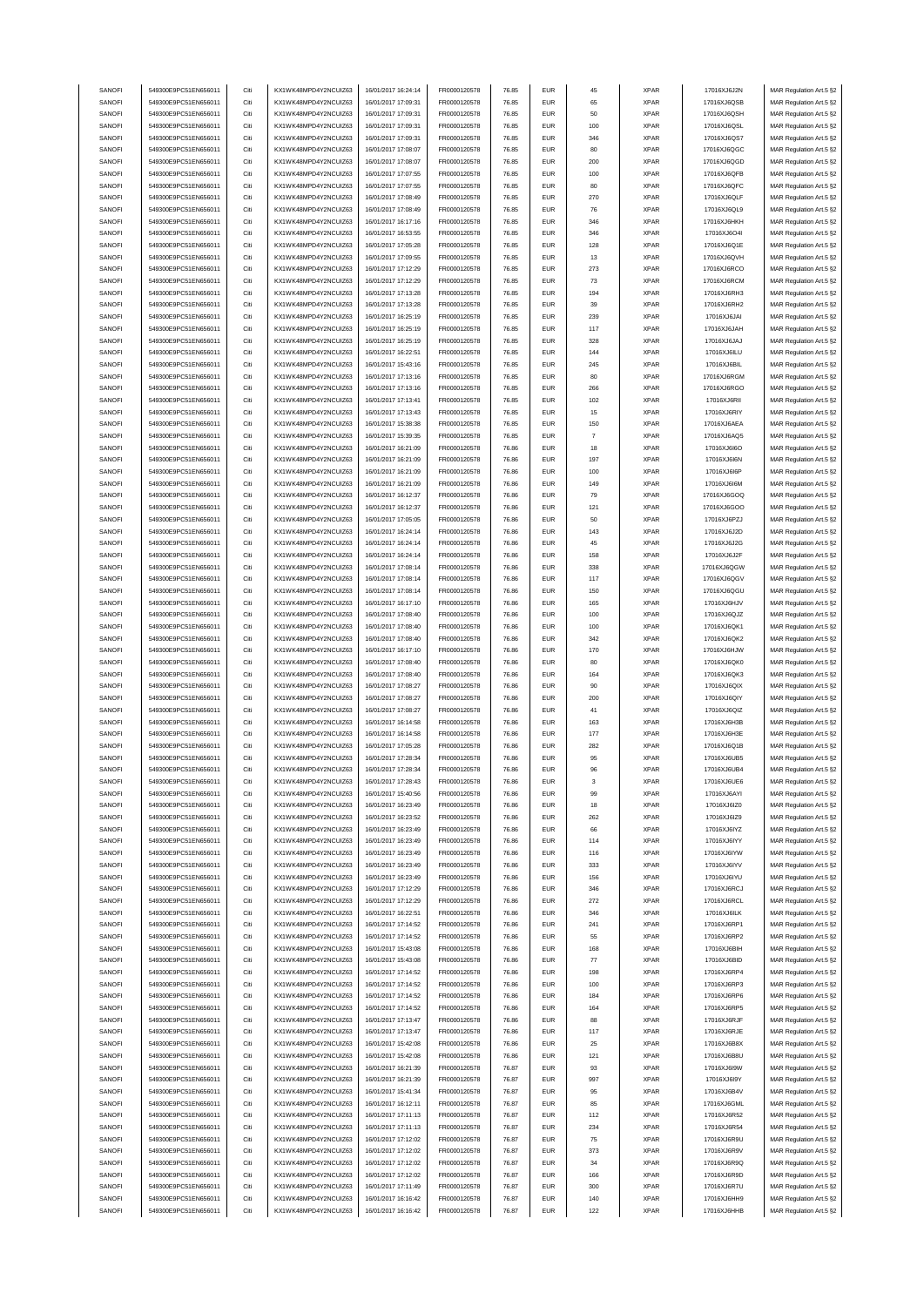| | | | | | | | | | | | |
|---|---|---|---|---|---|---|---|---|---|---|---|
| SANOFI | 549300E9PC51EN656011 | Citi | KX1WK48MPD4Y2NCUIZ63 | 16/01/2017 16:24:14 | FR0000120578 | 76.85 | EUR | 45 | XPAR | 17016XJ6J2N | MAR Regulation Art.5 §2 |
| SANOFI | 549300E9PC51EN656011 | Citi | KX1WK48MPD4Y2NCUIZ63 | 16/01/2017 17:09:31 | FR0000120578 | 76.85 | EUR | 65 | XPAR | 17016XJ6QSB | MAR Regulation Art.5 §2 |
| SANOFI | 549300E9PC51EN656011 | Citi | KX1WK48MPD4Y2NCUIZ63 | 16/01/2017 17:09:31 | FR0000120578 | 76.85 | EUR | 50 | XPAR | 17016XJ6QSH | MAR Regulation Art.5 §2 |
| SANOFI | 549300E9PC51EN656011 | Citi | KX1WK48MPD4Y2NCUIZ63 | 16/01/2017 17:09:31 | FR0000120578 | 76.85 | EUR | 100 | XPAR | 17016XJ6QSL | MAR Regulation Art.5 §2 |
| SANOFI | 549300E9PC51EN656011 | Citi | KX1WK48MPD4Y2NCUIZ63 | 16/01/2017 17:09:31 | FR0000120578 | 76.85 | EUR | 346 | XPAR | 17016XJ6QS7 | MAR Regulation Art.5 §2 |
| SANOFI | 549300E9PC51EN656011 | Citi | KX1WK48MPD4Y2NCUIZ63 | 16/01/2017 17:08:07 | FR0000120578 | 76.85 | EUR | 80 | XPAR | 17016XJ6QGC | MAR Regulation Art.5 §2 |
| SANOFI | 549300E9PC51EN656011 | Citi | KX1WK48MPD4Y2NCUIZ63 | 16/01/2017 17:08:07 | FR0000120578 | 76.85 | EUR | 200 | XPAR | 17016XJ6QGD | MAR Regulation Art.5 §2 |
| SANOFI | 549300E9PC51EN656011 | Citi | KX1WK48MPD4Y2NCUIZ63 | 16/01/2017 17:07:55 | FR0000120578 | 76.85 | EUR | 100 | XPAR | 17016XJ6QFB | MAR Regulation Art.5 §2 |
| SANOFI | 549300E9PC51EN656011 | Citi | KX1WK48MPD4Y2NCUIZ63 | 16/01/2017 17:07:55 | FR0000120578 | 76.85 | EUR | 80 | XPAR | 17016XJ6QFC | MAR Regulation Art.5 §2 |
| SANOFI | 549300E9PC51EN656011 | Citi | KX1WK48MPD4Y2NCUIZ63 | 16/01/2017 17:08:49 | FR0000120578 | 76.85 | EUR | 270 | XPAR | 17016XJ6QLF | MAR Regulation Art.5 §2 |
| SANOFI | 549300E9PC51EN656011 | Citi | KX1WK48MPD4Y2NCUIZ63 | 16/01/2017 17:08:49 | FR0000120578 | 76.85 | EUR | 76 | XPAR | 17016XJ6QL9 | MAR Regulation Art.5 §2 |
| SANOFI | 549300E9PC51EN656011 | Citi | KX1WK48MPD4Y2NCUIZ63 | 16/01/2017 16:17:16 | FR0000120578 | 76.85 | EUR | 346 | XPAR | 17016XJ6HKH | MAR Regulation Art.5 §2 |
| SANOFI | 549300E9PC51EN656011 | Citi | KX1WK48MPD4Y2NCUIZ63 | 16/01/2017 16:53:55 | FR0000120578 | 76.85 | EUR | 346 | XPAR | 17016XJ6O4I | MAR Regulation Art.5 §2 |
| SANOFI | 549300E9PC51EN656011 | Citi | KX1WK48MPD4Y2NCUIZ63 | 16/01/2017 17:05:28 | FR0000120578 | 76.85 | EUR | 128 | XPAR | 17016XJ6Q1E | MAR Regulation Art.5 §2 |
| SANOFI | 549300E9PC51EN656011 | Citi | KX1WK48MPD4Y2NCUIZ63 | 16/01/2017 17:09:55 | FR0000120578 | 76.85 | EUR | 13 | XPAR | 17016XJ6QVH | MAR Regulation Art.5 §2 |
| SANOFI | 549300E9PC51EN656011 | Citi | KX1WK48MPD4Y2NCUIZ63 | 16/01/2017 17:12:29 | FR0000120578 | 76.85 | EUR | 273 | XPAR | 17016XJ6RCO | MAR Regulation Art.5 §2 |
| SANOFI | 549300E9PC51EN656011 | Citi | KX1WK48MPD4Y2NCUIZ63 | 16/01/2017 17:12:29 | FR0000120578 | 76.85 | EUR | 73 | XPAR | 17016XJ6RCM | MAR Regulation Art.5 §2 |
| SANOFI | 549300E9PC51EN656011 | Citi | KX1WK48MPD4Y2NCUIZ63 | 16/01/2017 17:13:28 | FR0000120578 | 76.85 | EUR | 194 | XPAR | 17016XJ6RH3 | MAR Regulation Art.5 §2 |
| SANOFI | 549300E9PC51EN656011 | Citi | KX1WK48MPD4Y2NCUIZ63 | 16/01/2017 17:13:28 | FR0000120578 | 76.85 | EUR | 39 | XPAR | 17016XJ6RH2 | MAR Regulation Art.5 §2 |
| SANOFI | 549300E9PC51EN656011 | Citi | KX1WK48MPD4Y2NCUIZ63 | 16/01/2017 16:25:19 | FR0000120578 | 76.85 | EUR | 239 | XPAR | 17016XJ6JAI | MAR Regulation Art.5 §2 |
| SANOFI | 549300E9PC51EN656011 | Citi | KX1WK48MPD4Y2NCUIZ63 | 16/01/2017 16:25:19 | FR0000120578 | 76.85 | EUR | 117 | XPAR | 17016XJ6JAH | MAR Regulation Art.5 §2 |
| SANOFI | 549300E9PC51EN656011 | Citi | KX1WK48MPD4Y2NCUIZ63 | 16/01/2017 16:25:19 | FR0000120578 | 76.85 | EUR | 328 | XPAR | 17016XJ6JAJ | MAR Regulation Art.5 §2 |
| SANOFI | 549300E9PC51EN656011 | Citi | KX1WK48MPD4Y2NCUIZ63 | 16/01/2017 16:22:51 | FR0000120578 | 76.85 | EUR | 144 | XPAR | 17016XJ6ILU | MAR Regulation Art.5 §2 |
| SANOFI | 549300E9PC51EN656011 | Citi | KX1WK48MPD4Y2NCUIZ63 | 16/01/2017 15:43:16 | FR0000120578 | 76.85 | EUR | 245 | XPAR | 17016XJ6BIL | MAR Regulation Art.5 §2 |
| SANOFI | 549300E9PC51EN656011 | Citi | KX1WK48MPD4Y2NCUIZ63 | 16/01/2017 17:13:16 | FR0000120578 | 76.85 | EUR | 80 | XPAR | 17016XJ6RGM | MAR Regulation Art.5 §2 |
| SANOFI | 549300E9PC51EN656011 | Citi | KX1WK48MPD4Y2NCUIZ63 | 16/01/2017 17:13:16 | FR0000120578 | 76.85 | EUR | 266 | XPAR | 17016XJ6RGO | MAR Regulation Art.5 §2 |
| SANOFI | 549300E9PC51EN656011 | Citi | KX1WK48MPD4Y2NCUIZ63 | 16/01/2017 17:13:41 | FR0000120578 | 76.85 | EUR | 102 | XPAR | 17016XJ6RII | MAR Regulation Art.5 §2 |
| SANOFI | 549300E9PC51EN656011 | Citi | KX1WK48MPD4Y2NCUIZ63 | 16/01/2017 17:13:43 | FR0000120578 | 76.85 | EUR | 15 | XPAR | 17016XJ6RIY | MAR Regulation Art.5 §2 |
| SANOFI | 549300E9PC51EN656011 | Citi | KX1WK48MPD4Y2NCUIZ63 | 16/01/2017 15:38:38 | FR0000120578 | 76.85 | EUR | 150 | XPAR | 17016XJ6AEA | MAR Regulation Art.5 §2 |
| SANOFI | 549300E9PC51EN656011 | Citi | KX1WK48MPD4Y2NCUIZ63 | 16/01/2017 15:39:35 | FR0000120578 | 76.85 | EUR | 7 | XPAR | 17016XJ6AQ5 | MAR Regulation Art.5 §2 |
| SANOFI | 549300E9PC51EN656011 | Citi | KX1WK48MPD4Y2NCUIZ63 | 16/01/2017 16:21:09 | FR0000120578 | 76.86 | EUR | 18 | XPAR | 17016XJ6I6O | MAR Regulation Art.5 §2 |
| SANOFI | 549300E9PC51EN656011 | Citi | KX1WK48MPD4Y2NCUIZ63 | 16/01/2017 16:21:09 | FR0000120578 | 76.86 | EUR | 197 | XPAR | 17016XJ6I6N | MAR Regulation Art.5 §2 |
| SANOFI | 549300E9PC51EN656011 | Citi | KX1WK48MPD4Y2NCUIZ63 | 16/01/2017 16:21:09 | FR0000120578 | 76.86 | EUR | 100 | XPAR | 17016XJ6I6P | MAR Regulation Art.5 §2 |
| SANOFI | 549300E9PC51EN656011 | Citi | KX1WK48MPD4Y2NCUIZ63 | 16/01/2017 16:21:09 | FR0000120578 | 76.86 | EUR | 149 | XPAR | 17016XJ6I6M | MAR Regulation Art.5 §2 |
| SANOFI | 549300E9PC51EN656011 | Citi | KX1WK48MPD4Y2NCUIZ63 | 16/01/2017 16:12:37 | FR0000120578 | 76.86 | EUR | 79 | XPAR | 17016XJ6GOQ | MAR Regulation Art.5 §2 |
| SANOFI | 549300E9PC51EN656011 | Citi | KX1WK48MPD4Y2NCUIZ63 | 16/01/2017 16:12:37 | FR0000120578 | 76.86 | EUR | 121 | XPAR | 17016XJ6GOO | MAR Regulation Art.5 §2 |
| SANOFI | 549300E9PC51EN656011 | Citi | KX1WK48MPD4Y2NCUIZ63 | 16/01/2017 17:05:05 | FR0000120578 | 76.86 | EUR | 50 | XPAR | 17016XJ6PZJ | MAR Regulation Art.5 §2 |
| SANOFI | 549300E9PC51EN656011 | Citi | KX1WK48MPD4Y2NCUIZ63 | 16/01/2017 16:24:14 | FR0000120578 | 76.86 | EUR | 143 | XPAR | 17016XJ6J2D | MAR Regulation Art.5 §2 |
| SANOFI | 549300E9PC51EN656011 | Citi | KX1WK48MPD4Y2NCUIZ63 | 16/01/2017 16:24:14 | FR0000120578 | 76.86 | EUR | 45 | XPAR | 17016XJ6J2G | MAR Regulation Art.5 §2 |
| SANOFI | 549300E9PC51EN656011 | Citi | KX1WK48MPD4Y2NCUIZ63 | 16/01/2017 16:24:14 | FR0000120578 | 76.86 | EUR | 158 | XPAR | 17016XJ6J2F | MAR Regulation Art.5 §2 |
| SANOFI | 549300E9PC51EN656011 | Citi | KX1WK48MPD4Y2NCUIZ63 | 16/01/2017 17:08:14 | FR0000120578 | 76.86 | EUR | 338 | XPAR | 17016XJ6QGW | MAR Regulation Art.5 §2 |
| SANOFI | 549300E9PC51EN656011 | Citi | KX1WK48MPD4Y2NCUIZ63 | 16/01/2017 17:08:14 | FR0000120578 | 76.86 | EUR | 117 | XPAR | 17016XJ6QGV | MAR Regulation Art.5 §2 |
| SANOFI | 549300E9PC51EN656011 | Citi | KX1WK48MPD4Y2NCUIZ63 | 16/01/2017 17:08:14 | FR0000120578 | 76.86 | EUR | 150 | XPAR | 17016XJ6QGU | MAR Regulation Art.5 §2 |
| SANOFI | 549300E9PC51EN656011 | Citi | KX1WK48MPD4Y2NCUIZ63 | 16/01/2017 16:17:10 | FR0000120578 | 76.86 | EUR | 165 | XPAR | 17016XJ6HJV | MAR Regulation Art.5 §2 |
| SANOFI | 549300E9PC51EN656011 | Citi | KX1WK48MPD4Y2NCUIZ63 | 16/01/2017 17:08:40 | FR0000120578 | 76.86 | EUR | 100 | XPAR | 17016XJ6QJZ | MAR Regulation Art.5 §2 |
| SANOFI | 549300E9PC51EN656011 | Citi | KX1WK48MPD4Y2NCUIZ63 | 16/01/2017 17:08:40 | FR0000120578 | 76.86 | EUR | 100 | XPAR | 17016XJ6QK1 | MAR Regulation Art.5 §2 |
| SANOFI | 549300E9PC51EN656011 | Citi | KX1WK48MPD4Y2NCUIZ63 | 16/01/2017 17:08:40 | FR0000120578 | 76.86 | EUR | 342 | XPAR | 17016XJ6QK2 | MAR Regulation Art.5 §2 |
| SANOFI | 549300E9PC51EN656011 | Citi | KX1WK48MPD4Y2NCUIZ63 | 16/01/2017 16:17:10 | FR0000120578 | 76.86 | EUR | 170 | XPAR | 17016XJ6HJW | MAR Regulation Art.5 §2 |
| SANOFI | 549300E9PC51EN656011 | Citi | KX1WK48MPD4Y2NCUIZ63 | 16/01/2017 17:08:40 | FR0000120578 | 76.86 | EUR | 80 | XPAR | 17016XJ6QK0 | MAR Regulation Art.5 §2 |
| SANOFI | 549300E9PC51EN656011 | Citi | KX1WK48MPD4Y2NCUIZ63 | 16/01/2017 17:08:40 | FR0000120578 | 76.86 | EUR | 164 | XPAR | 17016XJ6QK3 | MAR Regulation Art.5 §2 |
| SANOFI | 549300E9PC51EN656011 | Citi | KX1WK48MPD4Y2NCUIZ63 | 16/01/2017 17:08:27 | FR0000120578 | 76.86 | EUR | 90 | XPAR | 17016XJ6QIX | MAR Regulation Art.5 §2 |
| SANOFI | 549300E9PC51EN656011 | Citi | KX1WK48MPD4Y2NCUIZ63 | 16/01/2017 17:08:27 | FR0000120578 | 76.86 | EUR | 200 | XPAR | 17016XJ6QIY | MAR Regulation Art.5 §2 |
| SANOFI | 549300E9PC51EN656011 | Citi | KX1WK48MPD4Y2NCUIZ63 | 16/01/2017 17:08:27 | FR0000120578 | 76.86 | EUR | 41 | XPAR | 17016XJ6QIZ | MAR Regulation Art.5 §2 |
| SANOFI | 549300E9PC51EN656011 | Citi | KX1WK48MPD4Y2NCUIZ63 | 16/01/2017 16:14:58 | FR0000120578 | 76.86 | EUR | 163 | XPAR | 17016XJ6H3B | MAR Regulation Art.5 §2 |
| SANOFI | 549300E9PC51EN656011 | Citi | KX1WK48MPD4Y2NCUIZ63 | 16/01/2017 16:14:58 | FR0000120578 | 76.86 | EUR | 177 | XPAR | 17016XJ6H3E | MAR Regulation Art.5 §2 |
| SANOFI | 549300E9PC51EN656011 | Citi | KX1WK48MPD4Y2NCUIZ63 | 16/01/2017 17:05:28 | FR0000120578 | 76.86 | EUR | 282 | XPAR | 17016XJ6Q1B | MAR Regulation Art.5 §2 |
| SANOFI | 549300E9PC51EN656011 | Citi | KX1WK48MPD4Y2NCUIZ63 | 16/01/2017 17:28:34 | FR0000120578 | 76.86 | EUR | 95 | XPAR | 17016XJ6UB5 | MAR Regulation Art.5 §2 |
| SANOFI | 549300E9PC51EN656011 | Citi | KX1WK48MPD4Y2NCUIZ63 | 16/01/2017 17:28:34 | FR0000120578 | 76.86 | EUR | 96 | XPAR | 17016XJ6UB4 | MAR Regulation Art.5 §2 |
| SANOFI | 549300E9PC51EN656011 | Citi | KX1WK48MPD4Y2NCUIZ63 | 16/01/2017 17:28:43 | FR0000120578 | 76.86 | EUR | 3 | XPAR | 17016XJ6UE6 | MAR Regulation Art.5 §2 |
| SANOFI | 549300E9PC51EN656011 | Citi | KX1WK48MPD4Y2NCUIZ63 | 16/01/2017 15:40:56 | FR0000120578 | 76.86 | EUR | 99 | XPAR | 17016XJ6AYI | MAR Regulation Art.5 §2 |
| SANOFI | 549300E9PC51EN656011 | Citi | KX1WK48MPD4Y2NCUIZ63 | 16/01/2017 16:23:49 | FR0000120578 | 76.86 | EUR | 18 | XPAR | 17016XJ6IZ0 | MAR Regulation Art.5 §2 |
| SANOFI | 549300E9PC51EN656011 | Citi | KX1WK48MPD4Y2NCUIZ63 | 16/01/2017 16:23:52 | FR0000120578 | 76.86 | EUR | 262 | XPAR | 17016XJ6IZ9 | MAR Regulation Art.5 §2 |
| SANOFI | 549300E9PC51EN656011 | Citi | KX1WK48MPD4Y2NCUIZ63 | 16/01/2017 16:23:49 | FR0000120578 | 76.86 | EUR | 66 | XPAR | 17016XJ6IYZ | MAR Regulation Art.5 §2 |
| SANOFI | 549300E9PC51EN656011 | Citi | KX1WK48MPD4Y2NCUIZ63 | 16/01/2017 16:23:49 | FR0000120578 | 76.86 | EUR | 114 | XPAR | 17016XJ6IYY | MAR Regulation Art.5 §2 |
| SANOFI | 549300E9PC51EN656011 | Citi | KX1WK48MPD4Y2NCUIZ63 | 16/01/2017 16:23:49 | FR0000120578 | 76.86 | EUR | 116 | XPAR | 17016XJ6IYW | MAR Regulation Art.5 §2 |
| SANOFI | 549300E9PC51EN656011 | Citi | KX1WK48MPD4Y2NCUIZ63 | 16/01/2017 16:23:49 | FR0000120578 | 76.86 | EUR | 333 | XPAR | 17016XJ6IYV | MAR Regulation Art.5 §2 |
| SANOFI | 549300E9PC51EN656011 | Citi | KX1WK48MPD4Y2NCUIZ63 | 16/01/2017 16:23:49 | FR0000120578 | 76.86 | EUR | 156 | XPAR | 17016XJ6IYU | MAR Regulation Art.5 §2 |
| SANOFI | 549300E9PC51EN656011 | Citi | KX1WK48MPD4Y2NCUIZ63 | 16/01/2017 17:12:29 | FR0000120578 | 76.86 | EUR | 346 | XPAR | 17016XJ6RCJ | MAR Regulation Art.5 §2 |
| SANOFI | 549300E9PC51EN656011 | Citi | KX1WK48MPD4Y2NCUIZ63 | 16/01/2017 17:12:29 | FR0000120578 | 76.86 | EUR | 272 | XPAR | 17016XJ6RCL | MAR Regulation Art.5 §2 |
| SANOFI | 549300E9PC51EN656011 | Citi | KX1WK48MPD4Y2NCUIZ63 | 16/01/2017 16:22:51 | FR0000120578 | 76.86 | EUR | 346 | XPAR | 17016XJ6ILK | MAR Regulation Art.5 §2 |
| SANOFI | 549300E9PC51EN656011 | Citi | KX1WK48MPD4Y2NCUIZ63 | 16/01/2017 17:14:52 | FR0000120578 | 76.86 | EUR | 241 | XPAR | 17016XJ6RP1 | MAR Regulation Art.5 §2 |
| SANOFI | 549300E9PC51EN656011 | Citi | KX1WK48MPD4Y2NCUIZ63 | 16/01/2017 17:14:52 | FR0000120578 | 76.86 | EUR | 55 | XPAR | 17016XJ6RP2 | MAR Regulation Art.5 §2 |
| SANOFI | 549300E9PC51EN656011 | Citi | KX1WK48MPD4Y2NCUIZ63 | 16/01/2017 15:43:08 | FR0000120578 | 76.86 | EUR | 168 | XPAR | 17016XJ6BIH | MAR Regulation Art.5 §2 |
| SANOFI | 549300E9PC51EN656011 | Citi | KX1WK48MPD4Y2NCUIZ63 | 16/01/2017 15:43:08 | FR0000120578 | 76.86 | EUR | 77 | XPAR | 17016XJ6BID | MAR Regulation Art.5 §2 |
| SANOFI | 549300E9PC51EN656011 | Citi | KX1WK48MPD4Y2NCUIZ63 | 16/01/2017 17:14:52 | FR0000120578 | 76.86 | EUR | 198 | XPAR | 17016XJ6RP4 | MAR Regulation Art.5 §2 |
| SANOFI | 549300E9PC51EN656011 | Citi | KX1WK48MPD4Y2NCUIZ63 | 16/01/2017 17:14:52 | FR0000120578 | 76.86 | EUR | 100 | XPAR | 17016XJ6RP3 | MAR Regulation Art.5 §2 |
| SANOFI | 549300E9PC51EN656011 | Citi | KX1WK48MPD4Y2NCUIZ63 | 16/01/2017 17:14:52 | FR0000120578 | 76.86 | EUR | 184 | XPAR | 17016XJ6RP6 | MAR Regulation Art.5 §2 |
| SANOFI | 549300E9PC51EN656011 | Citi | KX1WK48MPD4Y2NCUIZ63 | 16/01/2017 17:14:52 | FR0000120578 | 76.86 | EUR | 164 | XPAR | 17016XJ6RP5 | MAR Regulation Art.5 §2 |
| SANOFI | 549300E9PC51EN656011 | Citi | KX1WK48MPD4Y2NCUIZ63 | 16/01/2017 17:13:47 | FR0000120578 | 76.86 | EUR | 88 | XPAR | 17016XJ6RJF | MAR Regulation Art.5 §2 |
| SANOFI | 549300E9PC51EN656011 | Citi | KX1WK48MPD4Y2NCUIZ63 | 16/01/2017 17:13:47 | FR0000120578 | 76.86 | EUR | 117 | XPAR | 17016XJ6RJE | MAR Regulation Art.5 §2 |
| SANOFI | 549300E9PC51EN656011 | Citi | KX1WK48MPD4Y2NCUIZ63 | 16/01/2017 15:42:08 | FR0000120578 | 76.86 | EUR | 25 | XPAR | 17016XJ6B8X | MAR Regulation Art.5 §2 |
| SANOFI | 549300E9PC51EN656011 | Citi | KX1WK48MPD4Y2NCUIZ63 | 16/01/2017 15:42:08 | FR0000120578 | 76.86 | EUR | 121 | XPAR | 17016XJ6B8U | MAR Regulation Art.5 §2 |
| SANOFI | 549300E9PC51EN656011 | Citi | KX1WK48MPD4Y2NCUIZ63 | 16/01/2017 16:21:39 | FR0000120578 | 76.87 | EUR | 93 | XPAR | 17016XJ6I9W | MAR Regulation Art.5 §2 |
| SANOFI | 549300E9PC51EN656011 | Citi | KX1WK48MPD4Y2NCUIZ63 | 16/01/2017 16:21:39 | FR0000120578 | 76.87 | EUR | 997 | XPAR | 17016XJ6I9Y | MAR Regulation Art.5 §2 |
| SANOFI | 549300E9PC51EN656011 | Citi | KX1WK48MPD4Y2NCUIZ63 | 16/01/2017 15:41:34 | FR0000120578 | 76.87 | EUR | 95 | XPAR | 17016XJ6B4V | MAR Regulation Art.5 §2 |
| SANOFI | 549300E9PC51EN656011 | Citi | KX1WK48MPD4Y2NCUIZ63 | 16/01/2017 16:12:11 | FR0000120578 | 76.87 | EUR | 85 | XPAR | 17016XJ6GML | MAR Regulation Art.5 §2 |
| SANOFI | 549300E9PC51EN656011 | Citi | KX1WK48MPD4Y2NCUIZ63 | 16/01/2017 17:11:13 | FR0000120578 | 76.87 | EUR | 112 | XPAR | 17016XJ6R52 | MAR Regulation Art.5 §2 |
| SANOFI | 549300E9PC51EN656011 | Citi | KX1WK48MPD4Y2NCUIZ63 | 16/01/2017 17:11:13 | FR0000120578 | 76.87 | EUR | 234 | XPAR | 17016XJ6R54 | MAR Regulation Art.5 §2 |
| SANOFI | 549300E9PC51EN656011 | Citi | KX1WK48MPD4Y2NCUIZ63 | 16/01/2017 17:12:02 | FR0000120578 | 76.87 | EUR | 75 | XPAR | 17016XJ6R9U | MAR Regulation Art.5 §2 |
| SANOFI | 549300E9PC51EN656011 | Citi | KX1WK48MPD4Y2NCUIZ63 | 16/01/2017 17:12:02 | FR0000120578 | 76.87 | EUR | 373 | XPAR | 17016XJ6R9V | MAR Regulation Art.5 §2 |
| SANOFI | 549300E9PC51EN656011 | Citi | KX1WK48MPD4Y2NCUIZ63 | 16/01/2017 17:12:02 | FR0000120578 | 76.87 | EUR | 34 | XPAR | 17016XJ6R9Q | MAR Regulation Art.5 §2 |
| SANOFI | 549300E9PC51EN656011 | Citi | KX1WK48MPD4Y2NCUIZ63 | 16/01/2017 17:12:02 | FR0000120578 | 76.87 | EUR | 166 | XPAR | 17016XJ6R9D | MAR Regulation Art.5 §2 |
| SANOFI | 549300E9PC51EN656011 | Citi | KX1WK48MPD4Y2NCUIZ63 | 16/01/2017 17:11:49 | FR0000120578 | 76.87 | EUR | 300 | XPAR | 17016XJ6R7U | MAR Regulation Art.5 §2 |
| SANOFI | 549300E9PC51EN656011 | Citi | KX1WK48MPD4Y2NCUIZ63 | 16/01/2017 16:16:42 | FR0000120578 | 76.87 | EUR | 140 | XPAR | 17016XJ6HH9 | MAR Regulation Art.5 §2 |
| SANOFI | 549300E9PC51EN656011 | Citi | KX1WK48MPD4Y2NCUIZ63 | 16/01/2017 16:16:42 | FR0000120578 | 76.87 | EUR | 122 | XPAR | 17016XJ6HHB | MAR Regulation Art.5 §2 |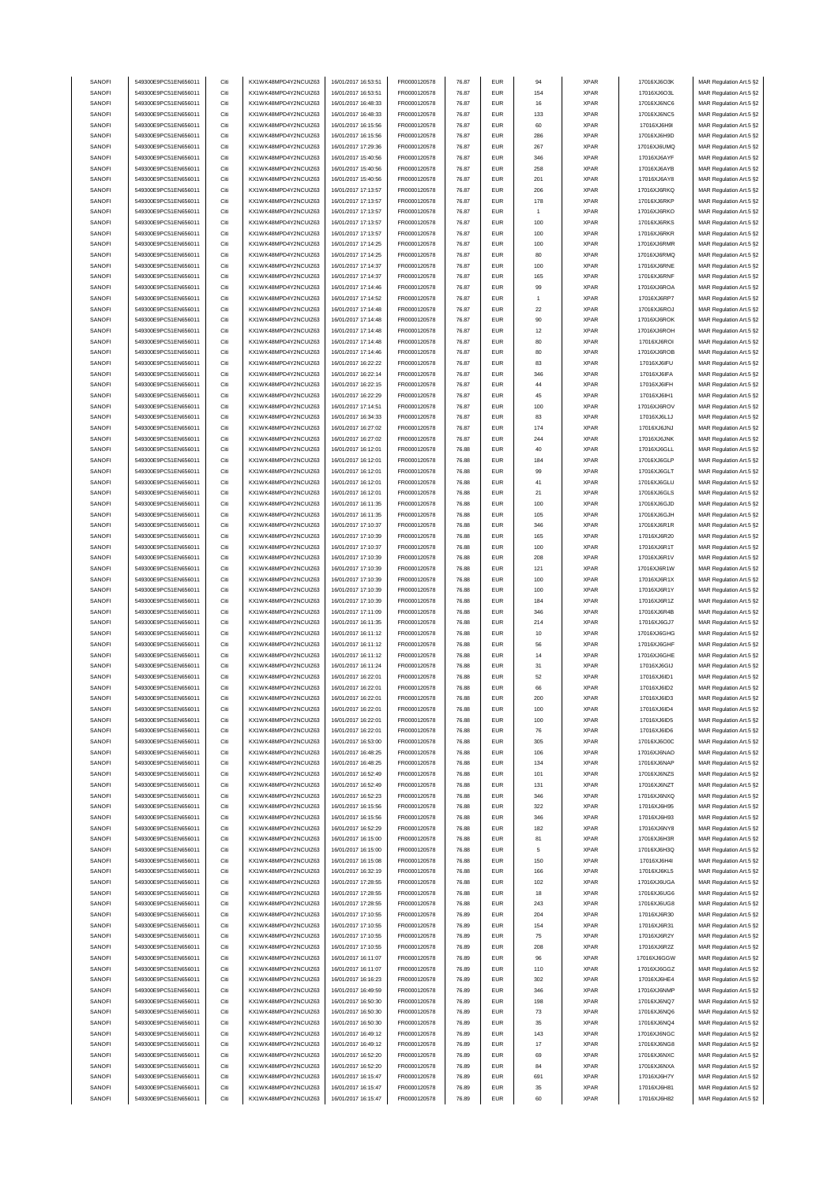| | | | | | | | | | | | | |
|---|---|---|---|---|---|---|---|---|---|---|---|---|
| SANOFI | 549300E9PC51EN656011 | Citi | KX1WK48MPD4Y2NCUIZ63 | 16/01/2017 16:53:51 | FR0000120578 | 76.87 | EUR | 94 | XPAR | 17016XJ6O3K | MAR Regulation Art.5 §2 |
| SANOFI | 549300E9PC51EN656011 | Citi | KX1WK48MPD4Y2NCUIZ63 | 16/01/2017 16:53:51 | FR0000120578 | 76.87 | EUR | 154 | XPAR | 17016XJ6O3L | MAR Regulation Art.5 §2 |
| SANOFI | 549300E9PC51EN656011 | Citi | KX1WK48MPD4Y2NCUIZ63 | 16/01/2017 16:48:33 | FR0000120578 | 76.87 | EUR | 16 | XPAR | 17016XJ6NC6 | MAR Regulation Art.5 §2 |
| SANOFI | 549300E9PC51EN656011 | Citi | KX1WK48MPD4Y2NCUIZ63 | 16/01/2017 16:48:33 | FR0000120578 | 76.87 | EUR | 133 | XPAR | 17016XJ6NC5 | MAR Regulation Art.5 §2 |
| SANOFI | 549300E9PC51EN656011 | Citi | KX1WK48MPD4Y2NCUIZ63 | 16/01/2017 16:15:56 | FR0000120578 | 76.87 | EUR | 60 | XPAR | 17016XJ6H9I | MAR Regulation Art.5 §2 |
| SANOFI | 549300E9PC51EN656011 | Citi | KX1WK48MPD4Y2NCUIZ63 | 16/01/2017 16:15:56 | FR0000120578 | 76.87 | EUR | 286 | XPAR | 17016XJ6H9D | MAR Regulation Art.5 §2 |
| SANOFI | 549300E9PC51EN656011 | Citi | KX1WK48MPD4Y2NCUIZ63 | 16/01/2017 17:29:36 | FR0000120578 | 76.87 | EUR | 267 | XPAR | 17016XJ6UMQ | MAR Regulation Art.5 §2 |
| SANOFI | 549300E9PC51EN656011 | Citi | KX1WK48MPD4Y2NCUIZ63 | 16/01/2017 15:40:56 | FR0000120578 | 76.87 | EUR | 346 | XPAR | 17016XJ6AYF | MAR Regulation Art.5 §2 |
| SANOFI | 549300E9PC51EN656011 | Citi | KX1WK48MPD4Y2NCUIZ63 | 16/01/2017 15:40:56 | FR0000120578 | 76.87 | EUR | 258 | XPAR | 17016XJ6AYB | MAR Regulation Art.5 §2 |
| SANOFI | 549300E9PC51EN656011 | Citi | KX1WK48MPD4Y2NCUIZ63 | 16/01/2017 15:40:56 | FR0000120578 | 76.87 | EUR | 201 | XPAR | 17016XJ6AY8 | MAR Regulation Art.5 §2 |
| SANOFI | 549300E9PC51EN656011 | Citi | KX1WK48MPD4Y2NCUIZ63 | 16/01/2017 17:13:57 | FR0000120578 | 76.87 | EUR | 206 | XPAR | 17016XJ6RKQ | MAR Regulation Art.5 §2 |
| SANOFI | 549300E9PC51EN656011 | Citi | KX1WK48MPD4Y2NCUIZ63 | 16/01/2017 17:13:57 | FR0000120578 | 76.87 | EUR | 178 | XPAR | 17016XJ6RKP | MAR Regulation Art.5 §2 |
| SANOFI | 549300E9PC51EN656011 | Citi | KX1WK48MPD4Y2NCUIZ63 | 16/01/2017 17:13:57 | FR0000120578 | 76.87 | EUR | 1 | XPAR | 17016XJ6RKO | MAR Regulation Art.5 §2 |
| SANOFI | 549300E9PC51EN656011 | Citi | KX1WK48MPD4Y2NCUIZ63 | 16/01/2017 17:13:57 | FR0000120578 | 76.87 | EUR | 100 | XPAR | 17016XJ6RKS | MAR Regulation Art.5 §2 |
| SANOFI | 549300E9PC51EN656011 | Citi | KX1WK48MPD4Y2NCUIZ63 | 16/01/2017 17:13:57 | FR0000120578 | 76.87 | EUR | 100 | XPAR | 17016XJ6RKR | MAR Regulation Art.5 §2 |
| SANOFI | 549300E9PC51EN656011 | Citi | KX1WK48MPD4Y2NCUIZ63 | 16/01/2017 17:14:25 | FR0000120578 | 76.87 | EUR | 100 | XPAR | 17016XJ6RMR | MAR Regulation Art.5 §2 |
| SANOFI | 549300E9PC51EN656011 | Citi | KX1WK48MPD4Y2NCUIZ63 | 16/01/2017 17:14:25 | FR0000120578 | 76.87 | EUR | 80 | XPAR | 17016XJ6RMQ | MAR Regulation Art.5 §2 |
| SANOFI | 549300E9PC51EN656011 | Citi | KX1WK48MPD4Y2NCUIZ63 | 16/01/2017 17:14:37 | FR0000120578 | 76.87 | EUR | 100 | XPAR | 17016XJ6RNE | MAR Regulation Art.5 §2 |
| SANOFI | 549300E9PC51EN656011 | Citi | KX1WK48MPD4Y2NCUIZ63 | 16/01/2017 17:14:37 | FR0000120578 | 76.87 | EUR | 165 | XPAR | 17016XJ6RNF | MAR Regulation Art.5 §2 |
| SANOFI | 549300E9PC51EN656011 | Citi | KX1WK48MPD4Y2NCUIZ63 | 16/01/2017 17:14:46 | FR0000120578 | 76.87 | EUR | 99 | XPAR | 17016XJ6ROA | MAR Regulation Art.5 §2 |
| SANOFI | 549300E9PC51EN656011 | Citi | KX1WK48MPD4Y2NCUIZ63 | 16/01/2017 17:14:52 | FR0000120578 | 76.87 | EUR | 1 | XPAR | 17016XJ6RP7 | MAR Regulation Art.5 §2 |
| SANOFI | 549300E9PC51EN656011 | Citi | KX1WK48MPD4Y2NCUIZ63 | 16/01/2017 17:14:48 | FR0000120578 | 76.87 | EUR | 22 | XPAR | 17016XJ6ROJ | MAR Regulation Art.5 §2 |
| SANOFI | 549300E9PC51EN656011 | Citi | KX1WK48MPD4Y2NCUIZ63 | 16/01/2017 17:14:48 | FR0000120578 | 76.87 | EUR | 90 | XPAR | 17016XJ6ROK | MAR Regulation Art.5 §2 |
| SANOFI | 549300E9PC51EN656011 | Citi | KX1WK48MPD4Y2NCUIZ63 | 16/01/2017 17:14:48 | FR0000120578 | 76.87 | EUR | 12 | XPAR | 17016XJ6ROH | MAR Regulation Art.5 §2 |
| SANOFI | 549300E9PC51EN656011 | Citi | KX1WK48MPD4Y2NCUIZ63 | 16/01/2017 17:14:48 | FR0000120578 | 76.87 | EUR | 80 | XPAR | 17016XJ6ROI | MAR Regulation Art.5 §2 |
| SANOFI | 549300E9PC51EN656011 | Citi | KX1WK48MPD4Y2NCUIZ63 | 16/01/2017 17:14:46 | FR0000120578 | 76.87 | EUR | 80 | XPAR | 17016XJ6ROB | MAR Regulation Art.5 §2 |
| SANOFI | 549300E9PC51EN656011 | Citi | KX1WK48MPD4Y2NCUIZ63 | 16/01/2017 16:22:22 | FR0000120578 | 76.87 | EUR | 83 | XPAR | 17016XJ6IFU | MAR Regulation Art.5 §2 |
| SANOFI | 549300E9PC51EN656011 | Citi | KX1WK48MPD4Y2NCUIZ63 | 16/01/2017 16:22:14 | FR0000120578 | 76.87 | EUR | 346 | XPAR | 17016XJ6IFA | MAR Regulation Art.5 §2 |
| SANOFI | 549300E9PC51EN656011 | Citi | KX1WK48MPD4Y2NCUIZ63 | 16/01/2017 16:22:15 | FR0000120578 | 76.87 | EUR | 44 | XPAR | 17016XJ6IFH | MAR Regulation Art.5 §2 |
| SANOFI | 549300E9PC51EN656011 | Citi | KX1WK48MPD4Y2NCUIZ63 | 16/01/2017 16:22:29 | FR0000120578 | 76.87 | EUR | 45 | XPAR | 17016XJ6IH1 | MAR Regulation Art.5 §2 |
| SANOFI | 549300E9PC51EN656011 | Citi | KX1WK48MPD4Y2NCUIZ63 | 16/01/2017 17:14:51 | FR0000120578 | 76.87 | EUR | 100 | XPAR | 17016XJ6ROV | MAR Regulation Art.5 §2 |
| SANOFI | 549300E9PC51EN656011 | Citi | KX1WK48MPD4Y2NCUIZ63 | 16/01/2017 16:34:33 | FR0000120578 | 76.87 | EUR | 83 | XPAR | 17016XJ6L1J | MAR Regulation Art.5 §2 |
| SANOFI | 549300E9PC51EN656011 | Citi | KX1WK48MPD4Y2NCUIZ63 | 16/01/2017 16:27:02 | FR0000120578 | 76.87 | EUR | 174 | XPAR | 17016XJ6JNJ | MAR Regulation Art.5 §2 |
| SANOFI | 549300E9PC51EN656011 | Citi | KX1WK48MPD4Y2NCUIZ63 | 16/01/2017 16:27:02 | FR0000120578 | 76.87 | EUR | 244 | XPAR | 17016XJ6JNK | MAR Regulation Art.5 §2 |
| SANOFI | 549300E9PC51EN656011 | Citi | KX1WK48MPD4Y2NCUIZ63 | 16/01/2017 16:12:01 | FR0000120578 | 76.88 | EUR | 40 | XPAR | 17016XJ6GLL | MAR Regulation Art.5 §2 |
| SANOFI | 549300E9PC51EN656011 | Citi | KX1WK48MPD4Y2NCUIZ63 | 16/01/2017 16:12:01 | FR0000120578 | 76.88 | EUR | 184 | XPAR | 17016XJ6GLP | MAR Regulation Art.5 §2 |
| SANOFI | 549300E9PC51EN656011 | Citi | KX1WK48MPD4Y2NCUIZ63 | 16/01/2017 16:12:01 | FR0000120578 | 76.88 | EUR | 99 | XPAR | 17016XJ6GLT | MAR Regulation Art.5 §2 |
| SANOFI | 549300E9PC51EN656011 | Citi | KX1WK48MPD4Y2NCUIZ63 | 16/01/2017 16:12:01 | FR0000120578 | 76.88 | EUR | 41 | XPAR | 17016XJ6GLU | MAR Regulation Art.5 §2 |
| SANOFI | 549300E9PC51EN656011 | Citi | KX1WK48MPD4Y2NCUIZ63 | 16/01/2017 16:12:01 | FR0000120578 | 76.88 | EUR | 21 | XPAR | 17016XJ6GLS | MAR Regulation Art.5 §2 |
| SANOFI | 549300E9PC51EN656011 | Citi | KX1WK48MPD4Y2NCUIZ63 | 16/01/2017 16:11:35 | FR0000120578 | 76.88 | EUR | 100 | XPAR | 17016XJ6GJD | MAR Regulation Art.5 §2 |
| SANOFI | 549300E9PC51EN656011 | Citi | KX1WK48MPD4Y2NCUIZ63 | 16/01/2017 16:11:35 | FR0000120578 | 76.88 | EUR | 105 | XPAR | 17016XJ6GJH | MAR Regulation Art.5 §2 |
| SANOFI | 549300E9PC51EN656011 | Citi | KX1WK48MPD4Y2NCUIZ63 | 16/01/2017 17:10:37 | FR0000120578 | 76.88 | EUR | 346 | XPAR | 17016XJ6R1R | MAR Regulation Art.5 §2 |
| SANOFI | 549300E9PC51EN656011 | Citi | KX1WK48MPD4Y2NCUIZ63 | 16/01/2017 17:10:39 | FR0000120578 | 76.88 | EUR | 165 | XPAR | 17016XJ6R20 | MAR Regulation Art.5 §2 |
| SANOFI | 549300E9PC51EN656011 | Citi | KX1WK48MPD4Y2NCUIZ63 | 16/01/2017 17:10:37 | FR0000120578 | 76.88 | EUR | 100 | XPAR | 17016XJ6R1T | MAR Regulation Art.5 §2 |
| SANOFI | 549300E9PC51EN656011 | Citi | KX1WK48MPD4Y2NCUIZ63 | 16/01/2017 17:10:39 | FR0000120578 | 76.88 | EUR | 208 | XPAR | 17016XJ6R1V | MAR Regulation Art.5 §2 |
| SANOFI | 549300E9PC51EN656011 | Citi | KX1WK48MPD4Y2NCUIZ63 | 16/01/2017 17:10:39 | FR0000120578 | 76.88 | EUR | 121 | XPAR | 17016XJ6R1W | MAR Regulation Art.5 §2 |
| SANOFI | 549300E9PC51EN656011 | Citi | KX1WK48MPD4Y2NCUIZ63 | 16/01/2017 17:10:39 | FR0000120578 | 76.88 | EUR | 100 | XPAR | 17016XJ6R1X | MAR Regulation Art.5 §2 |
| SANOFI | 549300E9PC51EN656011 | Citi | KX1WK48MPD4Y2NCUIZ63 | 16/01/2017 17:10:39 | FR0000120578 | 76.88 | EUR | 100 | XPAR | 17016XJ6R1Y | MAR Regulation Art.5 §2 |
| SANOFI | 549300E9PC51EN656011 | Citi | KX1WK48MPD4Y2NCUIZ63 | 16/01/2017 17:10:39 | FR0000120578 | 76.88 | EUR | 184 | XPAR | 17016XJ6R1Z | MAR Regulation Art.5 §2 |
| SANOFI | 549300E9PC51EN656011 | Citi | KX1WK48MPD4Y2NCUIZ63 | 16/01/2017 17:11:09 | FR0000120578 | 76.88 | EUR | 346 | XPAR | 17016XJ6R4B | MAR Regulation Art.5 §2 |
| SANOFI | 549300E9PC51EN656011 | Citi | KX1WK48MPD4Y2NCUIZ63 | 16/01/2017 16:11:35 | FR0000120578 | 76.88 | EUR | 214 | XPAR | 17016XJ6GJ7 | MAR Regulation Art.5 §2 |
| SANOFI | 549300E9PC51EN656011 | Citi | KX1WK48MPD4Y2NCUIZ63 | 16/01/2017 16:11:12 | FR0000120578 | 76.88 | EUR | 10 | XPAR | 17016XJ6GHG | MAR Regulation Art.5 §2 |
| SANOFI | 549300E9PC51EN656011 | Citi | KX1WK48MPD4Y2NCUIZ63 | 16/01/2017 16:11:12 | FR0000120578 | 76.88 | EUR | 56 | XPAR | 17016XJ6GHF | MAR Regulation Art.5 §2 |
| SANOFI | 549300E9PC51EN656011 | Citi | KX1WK48MPD4Y2NCUIZ63 | 16/01/2017 16:11:12 | FR0000120578 | 76.88 | EUR | 14 | XPAR | 17016XJ6GHE | MAR Regulation Art.5 §2 |
| SANOFI | 549300E9PC51EN656011 | Citi | KX1WK48MPD4Y2NCUIZ63 | 16/01/2017 16:11:24 | FR0000120578 | 76.88 | EUR | 31 | XPAR | 17016XJ6GIJ | MAR Regulation Art.5 §2 |
| SANOFI | 549300E9PC51EN656011 | Citi | KX1WK48MPD4Y2NCUIZ63 | 16/01/2017 16:22:01 | FR0000120578 | 76.88 | EUR | 52 | XPAR | 17016XJ6ID1 | MAR Regulation Art.5 §2 |
| SANOFI | 549300E9PC51EN656011 | Citi | KX1WK48MPD4Y2NCUIZ63 | 16/01/2017 16:22:01 | FR0000120578 | 76.88 | EUR | 66 | XPAR | 17016XJ6ID2 | MAR Regulation Art.5 §2 |
| SANOFI | 549300E9PC51EN656011 | Citi | KX1WK48MPD4Y2NCUIZ63 | 16/01/2017 16:22:01 | FR0000120578 | 76.88 | EUR | 200 | XPAR | 17016XJ6ID3 | MAR Regulation Art.5 §2 |
| SANOFI | 549300E9PC51EN656011 | Citi | KX1WK48MPD4Y2NCUIZ63 | 16/01/2017 16:22:01 | FR0000120578 | 76.88 | EUR | 100 | XPAR | 17016XJ6ID4 | MAR Regulation Art.5 §2 |
| SANOFI | 549300E9PC51EN656011 | Citi | KX1WK48MPD4Y2NCUIZ63 | 16/01/2017 16:22:01 | FR0000120578 | 76.88 | EUR | 100 | XPAR | 17016XJ6ID5 | MAR Regulation Art.5 §2 |
| SANOFI | 549300E9PC51EN656011 | Citi | KX1WK48MPD4Y2NCUIZ63 | 16/01/2017 16:22:01 | FR0000120578 | 76.88 | EUR | 76 | XPAR | 17016XJ6ID6 | MAR Regulation Art.5 §2 |
| SANOFI | 549300E9PC51EN656011 | Citi | KX1WK48MPD4Y2NCUIZ63 | 16/01/2017 16:53:00 | FR0000120578 | 76.88 | EUR | 305 | XPAR | 17016XJ6O0C | MAR Regulation Art.5 §2 |
| SANOFI | 549300E9PC51EN656011 | Citi | KX1WK48MPD4Y2NCUIZ63 | 16/01/2017 16:48:25 | FR0000120578 | 76.88 | EUR | 106 | XPAR | 17016XJ6NAO | MAR Regulation Art.5 §2 |
| SANOFI | 549300E9PC51EN656011 | Citi | KX1WK48MPD4Y2NCUIZ63 | 16/01/2017 16:48:25 | FR0000120578 | 76.88 | EUR | 134 | XPAR | 17016XJ6NAP | MAR Regulation Art.5 §2 |
| SANOFI | 549300E9PC51EN656011 | Citi | KX1WK48MPD4Y2NCUIZ63 | 16/01/2017 16:52:49 | FR0000120578 | 76.88 | EUR | 101 | XPAR | 17016XJ6NZS | MAR Regulation Art.5 §2 |
| SANOFI | 549300E9PC51EN656011 | Citi | KX1WK48MPD4Y2NCUIZ63 | 16/01/2017 16:52:49 | FR0000120578 | 76.88 | EUR | 131 | XPAR | 17016XJ6NZT | MAR Regulation Art.5 §2 |
| SANOFI | 549300E9PC51EN656011 | Citi | KX1WK48MPD4Y2NCUIZ63 | 16/01/2017 16:52:23 | FR0000120578 | 76.88 | EUR | 346 | XPAR | 17016XJ6NXQ | MAR Regulation Art.5 §2 |
| SANOFI | 549300E9PC51EN656011 | Citi | KX1WK48MPD4Y2NCUIZ63 | 16/01/2017 16:15:56 | FR0000120578 | 76.88 | EUR | 322 | XPAR | 17016XJ6H95 | MAR Regulation Art.5 §2 |
| SANOFI | 549300E9PC51EN656011 | Citi | KX1WK48MPD4Y2NCUIZ63 | 16/01/2017 16:15:56 | FR0000120578 | 76.88 | EUR | 346 | XPAR | 17016XJ6H93 | MAR Regulation Art.5 §2 |
| SANOFI | 549300E9PC51EN656011 | Citi | KX1WK48MPD4Y2NCUIZ63 | 16/01/2017 16:52:29 | FR0000120578 | 76.88 | EUR | 182 | XPAR | 17016XJ6NY8 | MAR Regulation Art.5 §2 |
| SANOFI | 549300E9PC51EN656011 | Citi | KX1WK48MPD4Y2NCUIZ63 | 16/01/2017 16:15:00 | FR0000120578 | 76.88 | EUR | 81 | XPAR | 17016XJ6H3R | MAR Regulation Art.5 §2 |
| SANOFI | 549300E9PC51EN656011 | Citi | KX1WK48MPD4Y2NCUIZ63 | 16/01/2017 16:15:00 | FR0000120578 | 76.88 | EUR | 5 | XPAR | 17016XJ6H3Q | MAR Regulation Art.5 §2 |
| SANOFI | 549300E9PC51EN656011 | Citi | KX1WK48MPD4Y2NCUIZ63 | 16/01/2017 16:15:08 | FR0000120578 | 76.88 | EUR | 150 | XPAR | 17016XJ6H4I | MAR Regulation Art.5 §2 |
| SANOFI | 549300E9PC51EN656011 | Citi | KX1WK48MPD4Y2NCUIZ63 | 16/01/2017 16:32:19 | FR0000120578 | 76.88 | EUR | 166 | XPAR | 17016XJ6KL5 | MAR Regulation Art.5 §2 |
| SANOFI | 549300E9PC51EN656011 | Citi | KX1WK48MPD4Y2NCUIZ63 | 16/01/2017 17:28:55 | FR0000120578 | 76.88 | EUR | 102 | XPAR | 17016XJ6UGA | MAR Regulation Art.5 §2 |
| SANOFI | 549300E9PC51EN656011 | Citi | KX1WK48MPD4Y2NCUIZ63 | 16/01/2017 17:28:55 | FR0000120578 | 76.88 | EUR | 18 | XPAR | 17016XJ6UG6 | MAR Regulation Art.5 §2 |
| SANOFI | 549300E9PC51EN656011 | Citi | KX1WK48MPD4Y2NCUIZ63 | 16/01/2017 17:28:55 | FR0000120578 | 76.88 | EUR | 243 | XPAR | 17016XJ6UG8 | MAR Regulation Art.5 §2 |
| SANOFI | 549300E9PC51EN656011 | Citi | KX1WK48MPD4Y2NCUIZ63 | 16/01/2017 17:10:55 | FR0000120578 | 76.89 | EUR | 204 | XPAR | 17016XJ6R30 | MAR Regulation Art.5 §2 |
| SANOFI | 549300E9PC51EN656011 | Citi | KX1WK48MPD4Y2NCUIZ63 | 16/01/2017 17:10:55 | FR0000120578 | 76.89 | EUR | 154 | XPAR | 17016XJ6R31 | MAR Regulation Art.5 §2 |
| SANOFI | 549300E9PC51EN656011 | Citi | KX1WK48MPD4Y2NCUIZ63 | 16/01/2017 17:10:55 | FR0000120578 | 76.89 | EUR | 75 | XPAR | 17016XJ6R2Y | MAR Regulation Art.5 §2 |
| SANOFI | 549300E9PC51EN656011 | Citi | KX1WK48MPD4Y2NCUIZ63 | 16/01/2017 17:10:55 | FR0000120578 | 76.89 | EUR | 208 | XPAR | 17016XJ6R2Z | MAR Regulation Art.5 §2 |
| SANOFI | 549300E9PC51EN656011 | Citi | KX1WK48MPD4Y2NCUIZ63 | 16/01/2017 16:11:07 | FR0000120578 | 76.89 | EUR | 96 | XPAR | 17016XJ6GGW | MAR Regulation Art.5 §2 |
| SANOFI | 549300E9PC51EN656011 | Citi | KX1WK48MPD4Y2NCUIZ63 | 16/01/2017 16:11:07 | FR0000120578 | 76.89 | EUR | 110 | XPAR | 17016XJ6GGZ | MAR Regulation Art.5 §2 |
| SANOFI | 549300E9PC51EN656011 | Citi | KX1WK48MPD4Y2NCUIZ63 | 16/01/2017 16:16:23 | FR0000120578 | 76.89 | EUR | 302 | XPAR | 17016XJ6HE4 | MAR Regulation Art.5 §2 |
| SANOFI | 549300E9PC51EN656011 | Citi | KX1WK48MPD4Y2NCUIZ63 | 16/01/2017 16:49:59 | FR0000120578 | 76.89 | EUR | 346 | XPAR | 17016XJ6NMP | MAR Regulation Art.5 §2 |
| SANOFI | 549300E9PC51EN656011 | Citi | KX1WK48MPD4Y2NCUIZ63 | 16/01/2017 16:50:30 | FR0000120578 | 76.89 | EUR | 198 | XPAR | 17016XJ6NQ7 | MAR Regulation Art.5 §2 |
| SANOFI | 549300E9PC51EN656011 | Citi | KX1WK48MPD4Y2NCUIZ63 | 16/01/2017 16:50:30 | FR0000120578 | 76.89 | EUR | 73 | XPAR | 17016XJ6NQ6 | MAR Regulation Art.5 §2 |
| SANOFI | 549300E9PC51EN656011 | Citi | KX1WK48MPD4Y2NCUIZ63 | 16/01/2017 16:50:30 | FR0000120578 | 76.89 | EUR | 35 | XPAR | 17016XJ6NQ4 | MAR Regulation Art.5 §2 |
| SANOFI | 549300E9PC51EN656011 | Citi | KX1WK48MPD4Y2NCUIZ63 | 16/01/2017 16:49:12 | FR0000120578 | 76.89 | EUR | 143 | XPAR | 17016XJ6NGC | MAR Regulation Art.5 §2 |
| SANOFI | 549300E9PC51EN656011 | Citi | KX1WK48MPD4Y2NCUIZ63 | 16/01/2017 16:49:12 | FR0000120578 | 76.89 | EUR | 17 | XPAR | 17016XJ6NG8 | MAR Regulation Art.5 §2 |
| SANOFI | 549300E9PC51EN656011 | Citi | KX1WK48MPD4Y2NCUIZ63 | 16/01/2017 16:52:20 | FR0000120578 | 76.89 | EUR | 69 | XPAR | 17016XJ6NXC | MAR Regulation Art.5 §2 |
| SANOFI | 549300E9PC51EN656011 | Citi | KX1WK48MPD4Y2NCUIZ63 | 16/01/2017 16:52:20 | FR0000120578 | 76.89 | EUR | 84 | XPAR | 17016XJ6NXA | MAR Regulation Art.5 §2 |
| SANOFI | 549300E9PC51EN656011 | Citi | KX1WK48MPD4Y2NCUIZ63 | 16/01/2017 16:15:47 | FR0000120578 | 76.89 | EUR | 691 | XPAR | 17016XJ6H7Y | MAR Regulation Art.5 §2 |
| SANOFI | 549300E9PC51EN656011 | Citi | KX1WK48MPD4Y2NCUIZ63 | 16/01/2017 16:15:47 | FR0000120578 | 76.89 | EUR | 35 | XPAR | 17016XJ6H81 | MAR Regulation Art.5 §2 |
| SANOFI | 549300E9PC51EN656011 | Citi | KX1WK48MPD4Y2NCUIZ63 | 16/01/2017 16:15:47 | FR0000120578 | 76.89 | EUR | 60 | XPAR | 17016XJ6H82 | MAR Regulation Art.5 §2 |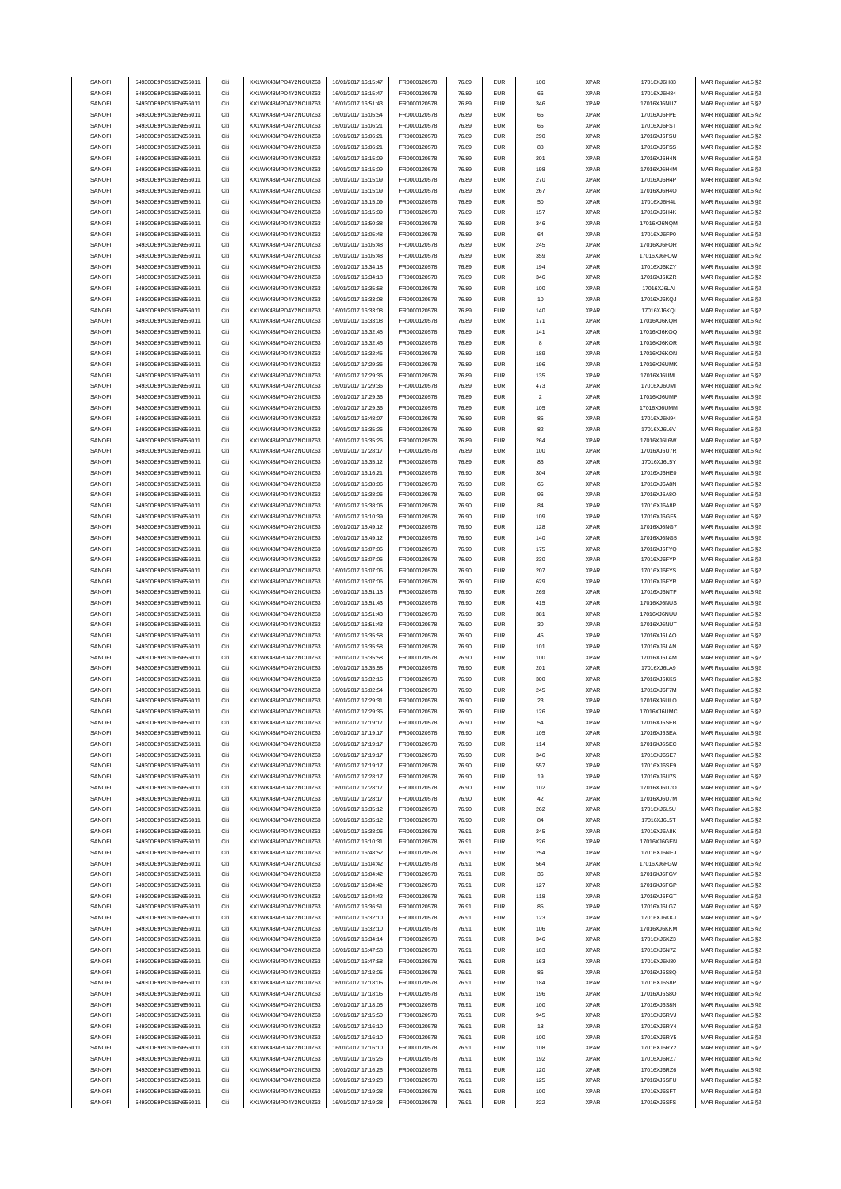| | | | | | | | | | | | |
|---|---|---|---|---|---|---|---|---|---|---|---|
| SANOFI | 549300E9PC51EN656011 | Citi | KX1WK48MPD4Y2NCUIZ63 | 16/01/2017 16:15:47 | FR0000120578 | 76.89 | EUR | 100 | XPAR | 17016XJ6H83 | MAR Regulation Art.5 §2 |
| SANOFI | 549300E9PC51EN656011 | Citi | KX1WK48MPD4Y2NCUIZ63 | 16/01/2017 16:15:47 | FR0000120578 | 76.89 | EUR | 66 | XPAR | 17016XJ6H84 | MAR Regulation Art.5 §2 |
| SANOFI | 549300E9PC51EN656011 | Citi | KX1WK48MPD4Y2NCUIZ63 | 16/01/2017 16:51:43 | FR0000120578 | 76.89 | EUR | 346 | XPAR | 17016XJ6NUZ | MAR Regulation Art.5 §2 |
| SANOFI | 549300E9PC51EN656011 | Citi | KX1WK48MPD4Y2NCUIZ63 | 16/01/2017 16:05:54 | FR0000120578 | 76.89 | EUR | 65 | XPAR | 17016XJ6FPE | MAR Regulation Art.5 §2 |
| SANOFI | 549300E9PC51EN656011 | Citi | KX1WK48MPD4Y2NCUIZ63 | 16/01/2017 16:06:21 | FR0000120578 | 76.89 | EUR | 65 | XPAR | 17016XJ6FST | MAR Regulation Art.5 §2 |
| SANOFI | 549300E9PC51EN656011 | Citi | KX1WK48MPD4Y2NCUIZ63 | 16/01/2017 16:06:21 | FR0000120578 | 76.89 | EUR | 290 | XPAR | 17016XJ6FSU | MAR Regulation Art.5 §2 |
| SANOFI | 549300E9PC51EN656011 | Citi | KX1WK48MPD4Y2NCUIZ63 | 16/01/2017 16:06:21 | FR0000120578 | 76.89 | EUR | 88 | XPAR | 17016XJ6FSS | MAR Regulation Art.5 §2 |
| SANOFI | 549300E9PC51EN656011 | Citi | KX1WK48MPD4Y2NCUIZ63 | 16/01/2017 16:15:09 | FR0000120578 | 76.89 | EUR | 201 | XPAR | 17016XJ6H4N | MAR Regulation Art.5 §2 |
| SANOFI | 549300E9PC51EN656011 | Citi | KX1WK48MPD4Y2NCUIZ63 | 16/01/2017 16:15:09 | FR0000120578 | 76.89 | EUR | 198 | XPAR | 17016XJ6H4M | MAR Regulation Art.5 §2 |
| SANOFI | 549300E9PC51EN656011 | Citi | KX1WK48MPD4Y2NCUIZ63 | 16/01/2017 16:15:09 | FR0000120578 | 76.89 | EUR | 270 | XPAR | 17016XJ6H4P | MAR Regulation Art.5 §2 |
| SANOFI | 549300E9PC51EN656011 | Citi | KX1WK48MPD4Y2NCUIZ63 | 16/01/2017 16:15:09 | FR0000120578 | 76.89 | EUR | 267 | XPAR | 17016XJ6H4O | MAR Regulation Art.5 §2 |
| SANOFI | 549300E9PC51EN656011 | Citi | KX1WK48MPD4Y2NCUIZ63 | 16/01/2017 16:15:09 | FR0000120578 | 76.89 | EUR | 50 | XPAR | 17016XJ6H4L | MAR Regulation Art.5 §2 |
| SANOFI | 549300E9PC51EN656011 | Citi | KX1WK48MPD4Y2NCUIZ63 | 16/01/2017 16:15:09 | FR0000120578 | 76.89 | EUR | 157 | XPAR | 17016XJ6H4K | MAR Regulation Art.5 §2 |
| SANOFI | 549300E9PC51EN656011 | Citi | KX1WK48MPD4Y2NCUIZ63 | 16/01/2017 16:50:38 | FR0000120578 | 76.89 | EUR | 346 | XPAR | 17016XJ6NQM | MAR Regulation Art.5 §2 |
| SANOFI | 549300E9PC51EN656011 | Citi | KX1WK48MPD4Y2NCUIZ63 | 16/01/2017 16:05:48 | FR0000120578 | 76.89 | EUR | 64 | XPAR | 17016XJ6FP0 | MAR Regulation Art.5 §2 |
| SANOFI | 549300E9PC51EN656011 | Citi | KX1WK48MPD4Y2NCUIZ63 | 16/01/2017 16:05:48 | FR0000120578 | 76.89 | EUR | 245 | XPAR | 17016XJ6FOR | MAR Regulation Art.5 §2 |
| SANOFI | 549300E9PC51EN656011 | Citi | KX1WK48MPD4Y2NCUIZ63 | 16/01/2017 16:05:48 | FR0000120578 | 76.89 | EUR | 359 | XPAR | 17016XJ6FOW | MAR Regulation Art.5 §2 |
| SANOFI | 549300E9PC51EN656011 | Citi | KX1WK48MPD4Y2NCUIZ63 | 16/01/2017 16:34:18 | FR0000120578 | 76.89 | EUR | 194 | XPAR | 17016XJ6KZY | MAR Regulation Art.5 §2 |
| SANOFI | 549300E9PC51EN656011 | Citi | KX1WK48MPD4Y2NCUIZ63 | 16/01/2017 16:34:18 | FR0000120578 | 76.89 | EUR | 346 | XPAR | 17016XJ6KZR | MAR Regulation Art.5 §2 |
| SANOFI | 549300E9PC51EN656011 | Citi | KX1WK48MPD4Y2NCUIZ63 | 16/01/2017 16:35:58 | FR0000120578 | 76.89 | EUR | 100 | XPAR | 17016XJ6LAI | MAR Regulation Art.5 §2 |
| SANOFI | 549300E9PC51EN656011 | Citi | KX1WK48MPD4Y2NCUIZ63 | 16/01/2017 16:33:08 | FR0000120578 | 76.89 | EUR | 10 | XPAR | 17016XJ6KQJ | MAR Regulation Art.5 §2 |
| SANOFI | 549300E9PC51EN656011 | Citi | KX1WK48MPD4Y2NCUIZ63 | 16/01/2017 16:33:08 | FR0000120578 | 76.89 | EUR | 140 | XPAR | 17016XJ6KQI | MAR Regulation Art.5 §2 |
| SANOFI | 549300E9PC51EN656011 | Citi | KX1WK48MPD4Y2NCUIZ63 | 16/01/2017 16:33:08 | FR0000120578 | 76.89 | EUR | 171 | XPAR | 17016XJ6KQH | MAR Regulation Art.5 §2 |
| SANOFI | 549300E9PC51EN656011 | Citi | KX1WK48MPD4Y2NCUIZ63 | 16/01/2017 16:32:45 | FR0000120578 | 76.89 | EUR | 141 | XPAR | 17016XJ6KOQ | MAR Regulation Art.5 §2 |
| SANOFI | 549300E9PC51EN656011 | Citi | KX1WK48MPD4Y2NCUIZ63 | 16/01/2017 16:32:45 | FR0000120578 | 76.89 | EUR | 8 | XPAR | 17016XJ6KOR | MAR Regulation Art.5 §2 |
| SANOFI | 549300E9PC51EN656011 | Citi | KX1WK48MPD4Y2NCUIZ63 | 16/01/2017 16:32:45 | FR0000120578 | 76.89 | EUR | 189 | XPAR | 17016XJ6KON | MAR Regulation Art.5 §2 |
| SANOFI | 549300E9PC51EN656011 | Citi | KX1WK48MPD4Y2NCUIZ63 | 16/01/2017 17:29:36 | FR0000120578 | 76.89 | EUR | 196 | XPAR | 17016XJ6UMK | MAR Regulation Art.5 §2 |
| SANOFI | 549300E9PC51EN656011 | Citi | KX1WK48MPD4Y2NCUIZ63 | 16/01/2017 17:29:36 | FR0000120578 | 76.89 | EUR | 135 | XPAR | 17016XJ6UML | MAR Regulation Art.5 §2 |
| SANOFI | 549300E9PC51EN656011 | Citi | KX1WK48MPD4Y2NCUIZ63 | 16/01/2017 17:29:36 | FR0000120578 | 76.89 | EUR | 473 | XPAR | 17016XJ6UMI | MAR Regulation Art.5 §2 |
| SANOFI | 549300E9PC51EN656011 | Citi | KX1WK48MPD4Y2NCUIZ63 | 16/01/2017 17:29:36 | FR0000120578 | 76.89 | EUR | 2 | XPAR | 17016XJ6UMP | MAR Regulation Art.5 §2 |
| SANOFI | 549300E9PC51EN656011 | Citi | KX1WK48MPD4Y2NCUIZ63 | 16/01/2017 17:29:36 | FR0000120578 | 76.89 | EUR | 105 | XPAR | 17016XJ6UMM | MAR Regulation Art.5 §2 |
| SANOFI | 549300E9PC51EN656011 | Citi | KX1WK48MPD4Y2NCUIZ63 | 16/01/2017 16:48:07 | FR0000120578 | 76.89 | EUR | 85 | XPAR | 17016XJ6N94 | MAR Regulation Art.5 §2 |
| SANOFI | 549300E9PC51EN656011 | Citi | KX1WK48MPD4Y2NCUIZ63 | 16/01/2017 16:35:26 | FR0000120578 | 76.89 | EUR | 82 | XPAR | 17016XJ6L6V | MAR Regulation Art.5 §2 |
| SANOFI | 549300E9PC51EN656011 | Citi | KX1WK48MPD4Y2NCUIZ63 | 16/01/2017 16:35:26 | FR0000120578 | 76.89 | EUR | 264 | XPAR | 17016XJ6L6W | MAR Regulation Art.5 §2 |
| SANOFI | 549300E9PC51EN656011 | Citi | KX1WK48MPD4Y2NCUIZ63 | 16/01/2017 17:28:17 | FR0000120578 | 76.89 | EUR | 100 | XPAR | 17016XJ6U7R | MAR Regulation Art.5 §2 |
| SANOFI | 549300E9PC51EN656011 | Citi | KX1WK48MPD4Y2NCUIZ63 | 16/01/2017 16:35:12 | FR0000120578 | 76.89 | EUR | 86 | XPAR | 17016XJ6L5Y | MAR Regulation Art.5 §2 |
| SANOFI | 549300E9PC51EN656011 | Citi | KX1WK48MPD4Y2NCUIZ63 | 16/01/2017 16:16:21 | FR0000120578 | 76.90 | EUR | 304 | XPAR | 17016XJ6HE0 | MAR Regulation Art.5 §2 |
| SANOFI | 549300E9PC51EN656011 | Citi | KX1WK48MPD4Y2NCUIZ63 | 16/01/2017 15:38:06 | FR0000120578 | 76.90 | EUR | 65 | XPAR | 17016XJ6A8N | MAR Regulation Art.5 §2 |
| SANOFI | 549300E9PC51EN656011 | Citi | KX1WK48MPD4Y2NCUIZ63 | 16/01/2017 15:38:06 | FR0000120578 | 76.90 | EUR | 96 | XPAR | 17016XJ6A8O | MAR Regulation Art.5 §2 |
| SANOFI | 549300E9PC51EN656011 | Citi | KX1WK48MPD4Y2NCUIZ63 | 16/01/2017 15:38:06 | FR0000120578 | 76.90 | EUR | 84 | XPAR | 17016XJ6A8P | MAR Regulation Art.5 §2 |
| SANOFI | 549300E9PC51EN656011 | Citi | KX1WK48MPD4Y2NCUIZ63 | 16/01/2017 16:10:39 | FR0000120578 | 76.90 | EUR | 109 | XPAR | 17016XJ6GF5 | MAR Regulation Art.5 §2 |
| SANOFI | 549300E9PC51EN656011 | Citi | KX1WK48MPD4Y2NCUIZ63 | 16/01/2017 16:49:12 | FR0000120578 | 76.90 | EUR | 128 | XPAR | 17016XJ6NG7 | MAR Regulation Art.5 §2 |
| SANOFI | 549300E9PC51EN656011 | Citi | KX1WK48MPD4Y2NCUIZ63 | 16/01/2017 16:49:12 | FR0000120578 | 76.90 | EUR | 140 | XPAR | 17016XJ6NG5 | MAR Regulation Art.5 §2 |
| SANOFI | 549300E9PC51EN656011 | Citi | KX1WK48MPD4Y2NCUIZ63 | 16/01/2017 16:07:06 | FR0000120578 | 76.90 | EUR | 175 | XPAR | 17016XJ6FYQ | MAR Regulation Art.5 §2 |
| SANOFI | 549300E9PC51EN656011 | Citi | KX1WK48MPD4Y2NCUIZ63 | 16/01/2017 16:07:06 | FR0000120578 | 76.90 | EUR | 230 | XPAR | 17016XJ6FYP | MAR Regulation Art.5 §2 |
| SANOFI | 549300E9PC51EN656011 | Citi | KX1WK48MPD4Y2NCUIZ63 | 16/01/2017 16:07:06 | FR0000120578 | 76.90 | EUR | 207 | XPAR | 17016XJ6FYS | MAR Regulation Art.5 §2 |
| SANOFI | 549300E9PC51EN656011 | Citi | KX1WK48MPD4Y2NCUIZ63 | 16/01/2017 16:07:06 | FR0000120578 | 76.90 | EUR | 629 | XPAR | 17016XJ6FYR | MAR Regulation Art.5 §2 |
| SANOFI | 549300E9PC51EN656011 | Citi | KX1WK48MPD4Y2NCUIZ63 | 16/01/2017 16:51:13 | FR0000120578 | 76.90 | EUR | 269 | XPAR | 17016XJ6NTF | MAR Regulation Art.5 §2 |
| SANOFI | 549300E9PC51EN656011 | Citi | KX1WK48MPD4Y2NCUIZ63 | 16/01/2017 16:51:43 | FR0000120578 | 76.90 | EUR | 415 | XPAR | 17016XJ6NUS | MAR Regulation Art.5 §2 |
| SANOFI | 549300E9PC51EN656011 | Citi | KX1WK48MPD4Y2NCUIZ63 | 16/01/2017 16:51:43 | FR0000120578 | 76.90 | EUR | 381 | XPAR | 17016XJ6NUU | MAR Regulation Art.5 §2 |
| SANOFI | 549300E9PC51EN656011 | Citi | KX1WK48MPD4Y2NCUIZ63 | 16/01/2017 16:51:43 | FR0000120578 | 76.90 | EUR | 30 | XPAR | 17016XJ6NUT | MAR Regulation Art.5 §2 |
| SANOFI | 549300E9PC51EN656011 | Citi | KX1WK48MPD4Y2NCUIZ63 | 16/01/2017 16:35:58 | FR0000120578 | 76.90 | EUR | 45 | XPAR | 17016XJ6LAO | MAR Regulation Art.5 §2 |
| SANOFI | 549300E9PC51EN656011 | Citi | KX1WK48MPD4Y2NCUIZ63 | 16/01/2017 16:35:58 | FR0000120578 | 76.90 | EUR | 101 | XPAR | 17016XJ6LAN | MAR Regulation Art.5 §2 |
| SANOFI | 549300E9PC51EN656011 | Citi | KX1WK48MPD4Y2NCUIZ63 | 16/01/2017 16:35:58 | FR0000120578 | 76.90 | EUR | 100 | XPAR | 17016XJ6LAM | MAR Regulation Art.5 §2 |
| SANOFI | 549300E9PC51EN656011 | Citi | KX1WK48MPD4Y2NCUIZ63 | 16/01/2017 16:35:58 | FR0000120578 | 76.90 | EUR | 201 | XPAR | 17016XJ6LA9 | MAR Regulation Art.5 §2 |
| SANOFI | 549300E9PC51EN656011 | Citi | KX1WK48MPD4Y2NCUIZ63 | 16/01/2017 16:32:16 | FR0000120578 | 76.90 | EUR | 300 | XPAR | 17016XJ6KKS | MAR Regulation Art.5 §2 |
| SANOFI | 549300E9PC51EN656011 | Citi | KX1WK48MPD4Y2NCUIZ63 | 16/01/2017 16:02:54 | FR0000120578 | 76.90 | EUR | 245 | XPAR | 17016XJ6F7M | MAR Regulation Art.5 §2 |
| SANOFI | 549300E9PC51EN656011 | Citi | KX1WK48MPD4Y2NCUIZ63 | 16/01/2017 17:29:31 | FR0000120578 | 76.90 | EUR | 23 | XPAR | 17016XJ6ULO | MAR Regulation Art.5 §2 |
| SANOFI | 549300E9PC51EN656011 | Citi | KX1WK48MPD4Y2NCUIZ63 | 16/01/2017 17:29:35 | FR0000120578 | 76.90 | EUR | 126 | XPAR | 17016XJ6UMC | MAR Regulation Art.5 §2 |
| SANOFI | 549300E9PC51EN656011 | Citi | KX1WK48MPD4Y2NCUIZ63 | 16/01/2017 17:19:17 | FR0000120578 | 76.90 | EUR | 54 | XPAR | 17016XJ6SEB | MAR Regulation Art.5 §2 |
| SANOFI | 549300E9PC51EN656011 | Citi | KX1WK48MPD4Y2NCUIZ63 | 16/01/2017 17:19:17 | FR0000120578 | 76.90 | EUR | 105 | XPAR | 17016XJ6SEA | MAR Regulation Art.5 §2 |
| SANOFI | 549300E9PC51EN656011 | Citi | KX1WK48MPD4Y2NCUIZ63 | 16/01/2017 17:19:17 | FR0000120578 | 76.90 | EUR | 114 | XPAR | 17016XJ6SEC | MAR Regulation Art.5 §2 |
| SANOFI | 549300E9PC51EN656011 | Citi | KX1WK48MPD4Y2NCUIZ63 | 16/01/2017 17:19:17 | FR0000120578 | 76.90 | EUR | 346 | XPAR | 17016XJ6SE7 | MAR Regulation Art.5 §2 |
| SANOFI | 549300E9PC51EN656011 | Citi | KX1WK48MPD4Y2NCUIZ63 | 16/01/2017 17:19:17 | FR0000120578 | 76.90 | EUR | 557 | XPAR | 17016XJ6SE9 | MAR Regulation Art.5 §2 |
| SANOFI | 549300E9PC51EN656011 | Citi | KX1WK48MPD4Y2NCUIZ63 | 16/01/2017 17:28:17 | FR0000120578 | 76.90 | EUR | 19 | XPAR | 17016XJ6U7S | MAR Regulation Art.5 §2 |
| SANOFI | 549300E9PC51EN656011 | Citi | KX1WK48MPD4Y2NCUIZ63 | 16/01/2017 17:28:17 | FR0000120578 | 76.90 | EUR | 102 | XPAR | 17016XJ6U7O | MAR Regulation Art.5 §2 |
| SANOFI | 549300E9PC51EN656011 | Citi | KX1WK48MPD4Y2NCUIZ63 | 16/01/2017 17:28:17 | FR0000120578 | 76.90 | EUR | 42 | XPAR | 17016XJ6U7M | MAR Regulation Art.5 §2 |
| SANOFI | 549300E9PC51EN656011 | Citi | KX1WK48MPD4Y2NCUIZ63 | 16/01/2017 16:35:12 | FR0000120578 | 76.90 | EUR | 262 | XPAR | 17016XJ6L5U | MAR Regulation Art.5 §2 |
| SANOFI | 549300E9PC51EN656011 | Citi | KX1WK48MPD4Y2NCUIZ63 | 16/01/2017 16:35:12 | FR0000120578 | 76.90 | EUR | 84 | XPAR | 17016XJ6L5T | MAR Regulation Art.5 §2 |
| SANOFI | 549300E9PC51EN656011 | Citi | KX1WK48MPD4Y2NCUIZ63 | 16/01/2017 15:38:06 | FR0000120578 | 76.91 | EUR | 245 | XPAR | 17016XJ6A8K | MAR Regulation Art.5 §2 |
| SANOFI | 549300E9PC51EN656011 | Citi | KX1WK48MPD4Y2NCUIZ63 | 16/01/2017 16:10:31 | FR0000120578 | 76.91 | EUR | 226 | XPAR | 17016XJ6GEN | MAR Regulation Art.5 §2 |
| SANOFI | 549300E9PC51EN656011 | Citi | KX1WK48MPD4Y2NCUIZ63 | 16/01/2017 16:48:52 | FR0000120578 | 76.91 | EUR | 254 | XPAR | 17016XJ6NEJ | MAR Regulation Art.5 §2 |
| SANOFI | 549300E9PC51EN656011 | Citi | KX1WK48MPD4Y2NCUIZ63 | 16/01/2017 16:04:42 | FR0000120578 | 76.91 | EUR | 564 | XPAR | 17016XJ6FGW | MAR Regulation Art.5 §2 |
| SANOFI | 549300E9PC51EN656011 | Citi | KX1WK48MPD4Y2NCUIZ63 | 16/01/2017 16:04:42 | FR0000120578 | 76.91 | EUR | 36 | XPAR | 17016XJ6FGV | MAR Regulation Art.5 §2 |
| SANOFI | 549300E9PC51EN656011 | Citi | KX1WK48MPD4Y2NCUIZ63 | 16/01/2017 16:04:42 | FR0000120578 | 76.91 | EUR | 127 | XPAR | 17016XJ6FGP | MAR Regulation Art.5 §2 |
| SANOFI | 549300E9PC51EN656011 | Citi | KX1WK48MPD4Y2NCUIZ63 | 16/01/2017 16:04:42 | FR0000120578 | 76.91 | EUR | 118 | XPAR | 17016XJ6FGT | MAR Regulation Art.5 §2 |
| SANOFI | 549300E9PC51EN656011 | Citi | KX1WK48MPD4Y2NCUIZ63 | 16/01/2017 16:36:51 | FR0000120578 | 76.91 | EUR | 85 | XPAR | 17016XJ6LGZ | MAR Regulation Art.5 §2 |
| SANOFI | 549300E9PC51EN656011 | Citi | KX1WK48MPD4Y2NCUIZ63 | 16/01/2017 16:32:10 | FR0000120578 | 76.91 | EUR | 123 | XPAR | 17016XJ6KKJ | MAR Regulation Art.5 §2 |
| SANOFI | 549300E9PC51EN656011 | Citi | KX1WK48MPD4Y2NCUIZ63 | 16/01/2017 16:32:10 | FR0000120578 | 76.91 | EUR | 106 | XPAR | 17016XJ6KKM | MAR Regulation Art.5 §2 |
| SANOFI | 549300E9PC51EN656011 | Citi | KX1WK48MPD4Y2NCUIZ63 | 16/01/2017 16:34:14 | FR0000120578 | 76.91 | EUR | 346 | XPAR | 17016XJ6KZ3 | MAR Regulation Art.5 §2 |
| SANOFI | 549300E9PC51EN656011 | Citi | KX1WK48MPD4Y2NCUIZ63 | 16/01/2017 16:47:58 | FR0000120578 | 76.91 | EUR | 183 | XPAR | 17016XJ6N7Z | MAR Regulation Art.5 §2 |
| SANOFI | 549300E9PC51EN656011 | Citi | KX1WK48MPD4Y2NCUIZ63 | 16/01/2017 16:47:58 | FR0000120578 | 76.91 | EUR | 163 | XPAR | 17016XJ6N80 | MAR Regulation Art.5 §2 |
| SANOFI | 549300E9PC51EN656011 | Citi | KX1WK48MPD4Y2NCUIZ63 | 16/01/2017 17:18:05 | FR0000120578 | 76.91 | EUR | 86 | XPAR | 17016XJ6S8Q | MAR Regulation Art.5 §2 |
| SANOFI | 549300E9PC51EN656011 | Citi | KX1WK48MPD4Y2NCUIZ63 | 16/01/2017 17:18:05 | FR0000120578 | 76.91 | EUR | 184 | XPAR | 17016XJ6S8P | MAR Regulation Art.5 §2 |
| SANOFI | 549300E9PC51EN656011 | Citi | KX1WK48MPD4Y2NCUIZ63 | 16/01/2017 17:18:05 | FR0000120578 | 76.91 | EUR | 196 | XPAR | 17016XJ6S8O | MAR Regulation Art.5 §2 |
| SANOFI | 549300E9PC51EN656011 | Citi | KX1WK48MPD4Y2NCUIZ63 | 16/01/2017 17:18:05 | FR0000120578 | 76.91 | EUR | 100 | XPAR | 17016XJ6S8N | MAR Regulation Art.5 §2 |
| SANOFI | 549300E9PC51EN656011 | Citi | KX1WK48MPD4Y2NCUIZ63 | 16/01/2017 17:15:50 | FR0000120578 | 76.91 | EUR | 945 | XPAR | 17016XJ6RVJ | MAR Regulation Art.5 §2 |
| SANOFI | 549300E9PC51EN656011 | Citi | KX1WK48MPD4Y2NCUIZ63 | 16/01/2017 17:16:10 | FR0000120578 | 76.91 | EUR | 18 | XPAR | 17016XJ6RY4 | MAR Regulation Art.5 §2 |
| SANOFI | 549300E9PC51EN656011 | Citi | KX1WK48MPD4Y2NCUIZ63 | 16/01/2017 17:16:10 | FR0000120578 | 76.91 | EUR | 100 | XPAR | 17016XJ6RY5 | MAR Regulation Art.5 §2 |
| SANOFI | 549300E9PC51EN656011 | Citi | KX1WK48MPD4Y2NCUIZ63 | 16/01/2017 17:16:10 | FR0000120578 | 76.91 | EUR | 108 | XPAR | 17016XJ6RY2 | MAR Regulation Art.5 §2 |
| SANOFI | 549300E9PC51EN656011 | Citi | KX1WK48MPD4Y2NCUIZ63 | 16/01/2017 17:16:26 | FR0000120578 | 76.91 | EUR | 192 | XPAR | 17016XJ6RZ7 | MAR Regulation Art.5 §2 |
| SANOFI | 549300E9PC51EN656011 | Citi | KX1WK48MPD4Y2NCUIZ63 | 16/01/2017 17:16:26 | FR0000120578 | 76.91 | EUR | 120 | XPAR | 17016XJ6RZ6 | MAR Regulation Art.5 §2 |
| SANOFI | 549300E9PC51EN656011 | Citi | KX1WK48MPD4Y2NCUIZ63 | 16/01/2017 17:19:28 | FR0000120578 | 76.91 | EUR | 125 | XPAR | 17016XJ6SFU | MAR Regulation Art.5 §2 |
| SANOFI | 549300E9PC51EN656011 | Citi | KX1WK48MPD4Y2NCUIZ63 | 16/01/2017 17:19:28 | FR0000120578 | 76.91 | EUR | 100 | XPAR | 17016XJ6SFT | MAR Regulation Art.5 §2 |
| SANOFI | 549300E9PC51EN656011 | Citi | KX1WK48MPD4Y2NCUIZ63 | 16/01/2017 17:19:28 | FR0000120578 | 76.91 | EUR | 222 | XPAR | 17016XJ6SFS | MAR Regulation Art.5 §2 |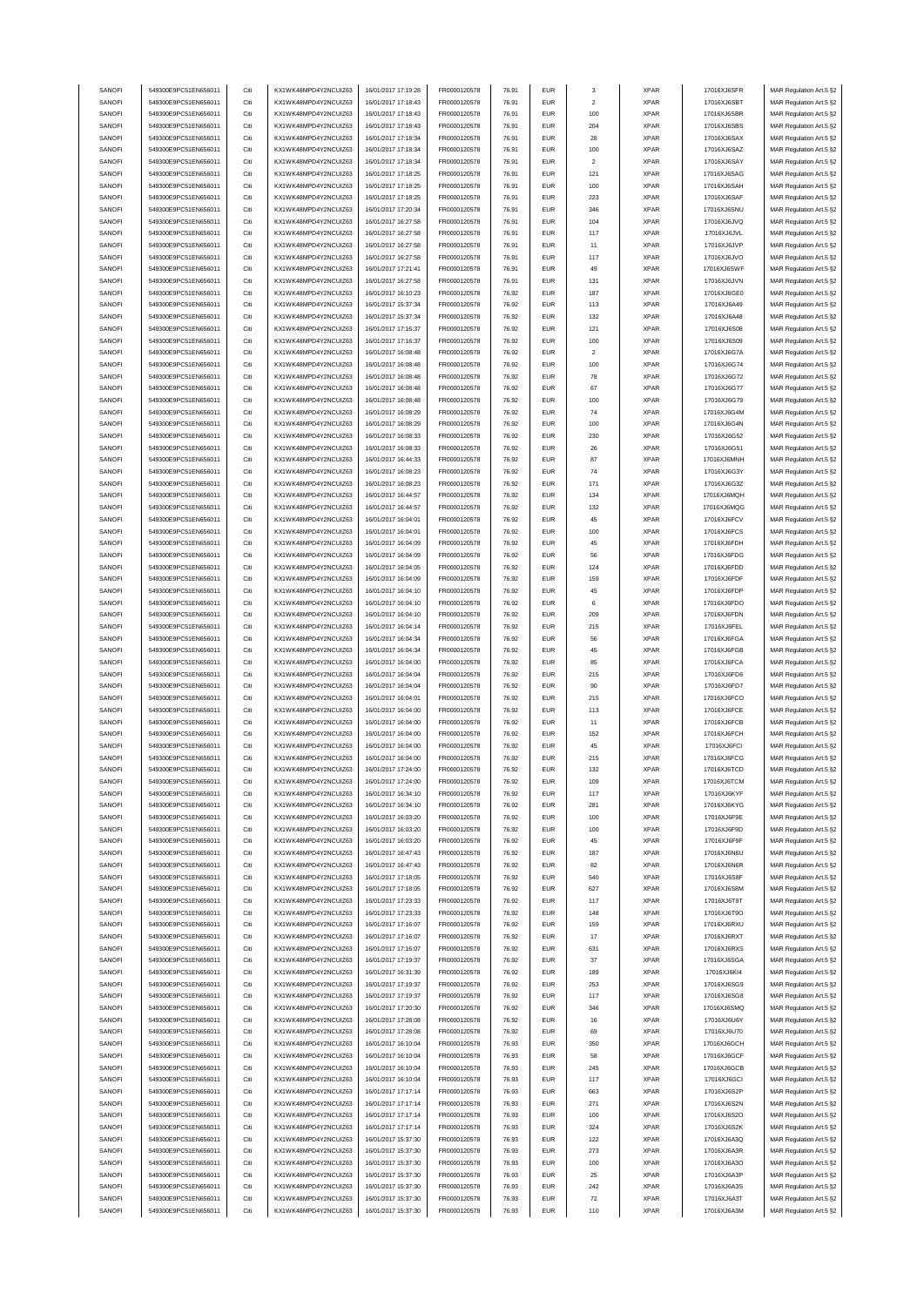| | | | | | | | | | | | |
|---|---|---|---|---|---|---|---|---|---|---|---|
| SANOFI | 549300E9PC51EN656011 | Citi | KX1WK48MPD4Y2NCUIZ63 | 16/01/2017 17:19:28 | FR0000120578 | 76.91 | EUR | 3 | XPAR | 17016XJ6SFR | MAR Regulation Art.5 §2 |
| SANOFI | 549300E9PC51EN656011 | Citi | KX1WK48MPD4Y2NCUIZ63 | 16/01/2017 17:18:43 | FR0000120578 | 76.91 | EUR | 2 | XPAR | 17016XJ6SBT | MAR Regulation Art.5 §2 |
| SANOFI | 549300E9PC51EN656011 | Citi | KX1WK48MPD4Y2NCUIZ63 | 16/01/2017 17:18:43 | FR0000120578 | 76.91 | EUR | 100 | XPAR | 17016XJ6SBR | MAR Regulation Art.5 §2 |
| SANOFI | 549300E9PC51EN656011 | Citi | KX1WK48MPD4Y2NCUIZ63 | 16/01/2017 17:18:43 | FR0000120578 | 76.91 | EUR | 204 | XPAR | 17016XJ6SBS | MAR Regulation Art.5 §2 |
| SANOFI | 549300E9PC51EN656011 | Citi | KX1WK48MPD4Y2NCUIZ63 | 16/01/2017 17:18:34 | FR0000120578 | 76.91 | EUR | 28 | XPAR | 17016XJ6SAX | MAR Regulation Art.5 §2 |
| SANOFI | 549300E9PC51EN656011 | Citi | KX1WK48MPD4Y2NCUIZ63 | 16/01/2017 17:18:34 | FR0000120578 | 76.91 | EUR | 100 | XPAR | 17016XJ6SAZ | MAR Regulation Art.5 §2 |
| SANOFI | 549300E9PC51EN656011 | Citi | KX1WK48MPD4Y2NCUIZ63 | 16/01/2017 17:18:34 | FR0000120578 | 76.91 | EUR | 2 | XPAR | 17016XJ6SAY | MAR Regulation Art.5 §2 |
| SANOFI | 549300E9PC51EN656011 | Citi | KX1WK48MPD4Y2NCUIZ63 | 16/01/2017 17:18:25 | FR0000120578 | 76.91 | EUR | 121 | XPAR | 17016XJ6SAG | MAR Regulation Art.5 §2 |
| SANOFI | 549300E9PC51EN656011 | Citi | KX1WK48MPD4Y2NCUIZ63 | 16/01/2017 17:18:25 | FR0000120578 | 76.91 | EUR | 100 | XPAR | 17016XJ6SAH | MAR Regulation Art.5 §2 |
| SANOFI | 549300E9PC51EN656011 | Citi | KX1WK48MPD4Y2NCUIZ63 | 16/01/2017 17:18:25 | FR0000120578 | 76.91 | EUR | 223 | XPAR | 17016XJ6SAF | MAR Regulation Art.5 §2 |
| SANOFI | 549300E9PC51EN656011 | Citi | KX1WK48MPD4Y2NCUIZ63 | 16/01/2017 17:20:34 | FR0000120578 | 76.91 | EUR | 346 | XPAR | 17016XJ6SNU | MAR Regulation Art.5 §2 |
| SANOFI | 549300E9PC51EN656011 | Citi | KX1WK48MPD4Y2NCUIZ63 | 16/01/2017 16:27:58 | FR0000120578 | 76.91 | EUR | 104 | XPAR | 17016XJ6JVQ | MAR Regulation Art.5 §2 |
| SANOFI | 549300E9PC51EN656011 | Citi | KX1WK48MPD4Y2NCUIZ63 | 16/01/2017 16:27:58 | FR0000120578 | 76.91 | EUR | 117 | XPAR | 17016XJ6JVL | MAR Regulation Art.5 §2 |
| SANOFI | 549300E9PC51EN656011 | Citi | KX1WK48MPD4Y2NCUIZ63 | 16/01/2017 16:27:58 | FR0000120578 | 76.91 | EUR | 11 | XPAR | 17016XJ6JVP | MAR Regulation Art.5 §2 |
| SANOFI | 549300E9PC51EN656011 | Citi | KX1WK48MPD4Y2NCUIZ63 | 16/01/2017 16:27:58 | FR0000120578 | 76.91 | EUR | 117 | XPAR | 17016XJ6JVO | MAR Regulation Art.5 §2 |
| SANOFI | 549300E9PC51EN656011 | Citi | KX1WK48MPD4Y2NCUIZ63 | 16/01/2017 17:21:41 | FR0000120578 | 76.91 | EUR | 49 | XPAR | 17016XJ6SWF | MAR Regulation Art.5 §2 |
| SANOFI | 549300E9PC51EN656011 | Citi | KX1WK48MPD4Y2NCUIZ63 | 16/01/2017 16:27:58 | FR0000120578 | 76.91 | EUR | 131 | XPAR | 17016XJ6JVN | MAR Regulation Art.5 §2 |
| SANOFI | 549300E9PC51EN656011 | Citi | KX1WK48MPD4Y2NCUIZ63 | 16/01/2017 16:10:23 | FR0000120578 | 76.92 | EUR | 187 | XPAR | 17016XJ6GE0 | MAR Regulation Art.5 §2 |
| SANOFI | 549300E9PC51EN656011 | Citi | KX1WK48MPD4Y2NCUIZ63 | 16/01/2017 15:37:34 | FR0000120578 | 76.92 | EUR | 113 | XPAR | 17016XJ6A49 | MAR Regulation Art.5 §2 |
| SANOFI | 549300E9PC51EN656011 | Citi | KX1WK48MPD4Y2NCUIZ63 | 16/01/2017 15:37:34 | FR0000120578 | 76.92 | EUR | 132 | XPAR | 17016XJ6A48 | MAR Regulation Art.5 §2 |
| SANOFI | 549300E9PC51EN656011 | Citi | KX1WK48MPD4Y2NCUIZ63 | 16/01/2017 17:16:37 | FR0000120578 | 76.92 | EUR | 121 | XPAR | 17016XJ6S08 | MAR Regulation Art.5 §2 |
| SANOFI | 549300E9PC51EN656011 | Citi | KX1WK48MPD4Y2NCUIZ63 | 16/01/2017 17:16:37 | FR0000120578 | 76.92 | EUR | 100 | XPAR | 17016XJ6S09 | MAR Regulation Art.5 §2 |
| SANOFI | 549300E9PC51EN656011 | Citi | KX1WK48MPD4Y2NCUIZ63 | 16/01/2017 16:08:48 | FR0000120578 | 76.92 | EUR | 2 | XPAR | 17016XJ6G7A | MAR Regulation Art.5 §2 |
| SANOFI | 549300E9PC51EN656011 | Citi | KX1WK48MPD4Y2NCUIZ63 | 16/01/2017 16:08:48 | FR0000120578 | 76.92 | EUR | 100 | XPAR | 17016XJ6G74 | MAR Regulation Art.5 §2 |
| SANOFI | 549300E9PC51EN656011 | Citi | KX1WK48MPD4Y2NCUIZ63 | 16/01/2017 16:08:48 | FR0000120578 | 76.92 | EUR | 78 | XPAR | 17016XJ6G72 | MAR Regulation Art.5 §2 |
| SANOFI | 549300E9PC51EN656011 | Citi | KX1WK48MPD4Y2NCUIZ63 | 16/01/2017 16:08:48 | FR0000120578 | 76.92 | EUR | 67 | XPAR | 17016XJ6G77 | MAR Regulation Art.5 §2 |
| SANOFI | 549300E9PC51EN656011 | Citi | KX1WK48MPD4Y2NCUIZ63 | 16/01/2017 16:08:48 | FR0000120578 | 76.92 | EUR | 100 | XPAR | 17016XJ6G79 | MAR Regulation Art.5 §2 |
| SANOFI | 549300E9PC51EN656011 | Citi | KX1WK48MPD4Y2NCUIZ63 | 16/01/2017 16:08:29 | FR0000120578 | 76.92 | EUR | 74 | XPAR | 17016XJ6G4M | MAR Regulation Art.5 §2 |
| SANOFI | 549300E9PC51EN656011 | Citi | KX1WK48MPD4Y2NCUIZ63 | 16/01/2017 16:08:29 | FR0000120578 | 76.92 | EUR | 100 | XPAR | 17016XJ6G4N | MAR Regulation Art.5 §2 |
| SANOFI | 549300E9PC51EN656011 | Citi | KX1WK48MPD4Y2NCUIZ63 | 16/01/2017 16:08:33 | FR0000120578 | 76.92 | EUR | 230 | XPAR | 17016XJ6G52 | MAR Regulation Art.5 §2 |
| SANOFI | 549300E9PC51EN656011 | Citi | KX1WK48MPD4Y2NCUIZ63 | 16/01/2017 16:08:33 | FR0000120578 | 76.92 | EUR | 26 | XPAR | 17016XJ6G51 | MAR Regulation Art.5 §2 |
| SANOFI | 549300E9PC51EN656011 | Citi | KX1WK48MPD4Y2NCUIZ63 | 16/01/2017 16:44:33 | FR0000120578 | 76.92 | EUR | 87 | XPAR | 17016XJ6MNH | MAR Regulation Art.5 §2 |
| SANOFI | 549300E9PC51EN656011 | Citi | KX1WK48MPD4Y2NCUIZ63 | 16/01/2017 16:08:23 | FR0000120578 | 76.92 | EUR | 74 | XPAR | 17016XJ6G3Y | MAR Regulation Art.5 §2 |
| SANOFI | 549300E9PC51EN656011 | Citi | KX1WK48MPD4Y2NCUIZ63 | 16/01/2017 16:08:23 | FR0000120578 | 76.92 | EUR | 171 | XPAR | 17016XJ6G3Z | MAR Regulation Art.5 §2 |
| SANOFI | 549300E9PC51EN656011 | Citi | KX1WK48MPD4Y2NCUIZ63 | 16/01/2017 16:44:57 | FR0000120578 | 76.92 | EUR | 134 | XPAR | 17016XJ6MQH | MAR Regulation Art.5 §2 |
| SANOFI | 549300E9PC51EN656011 | Citi | KX1WK48MPD4Y2NCUIZ63 | 16/01/2017 16:44:57 | FR0000120578 | 76.92 | EUR | 132 | XPAR | 17016XJ6MQG | MAR Regulation Art.5 §2 |
| SANOFI | 549300E9PC51EN656011 | Citi | KX1WK48MPD4Y2NCUIZ63 | 16/01/2017 16:04:01 | FR0000120578 | 76.92 | EUR | 45 | XPAR | 17016XJ6FCV | MAR Regulation Art.5 §2 |
| SANOFI | 549300E9PC51EN656011 | Citi | KX1WK48MPD4Y2NCUIZ63 | 16/01/2017 16:04:01 | FR0000120578 | 76.92 | EUR | 100 | XPAR | 17016XJ6FCS | MAR Regulation Art.5 §2 |
| SANOFI | 549300E9PC51EN656011 | Citi | KX1WK48MPD4Y2NCUIZ63 | 16/01/2017 16:04:09 | FR0000120578 | 76.92 | EUR | 45 | XPAR | 17016XJ6FDH | MAR Regulation Art.5 §2 |
| SANOFI | 549300E9PC51EN656011 | Citi | KX1WK48MPD4Y2NCUIZ63 | 16/01/2017 16:04:09 | FR0000120578 | 76.92 | EUR | 56 | XPAR | 17016XJ6FDG | MAR Regulation Art.5 §2 |
| SANOFI | 549300E9PC51EN656011 | Citi | KX1WK48MPD4Y2NCUIZ63 | 16/01/2017 16:04:05 | FR0000120578 | 76.92 | EUR | 124 | XPAR | 17016XJ6FDD | MAR Regulation Art.5 §2 |
| SANOFI | 549300E9PC51EN656011 | Citi | KX1WK48MPD4Y2NCUIZ63 | 16/01/2017 16:04:09 | FR0000120578 | 76.92 | EUR | 159 | XPAR | 17016XJ6FDF | MAR Regulation Art.5 §2 |
| SANOFI | 549300E9PC51EN656011 | Citi | KX1WK48MPD4Y2NCUIZ63 | 16/01/2017 16:04:10 | FR0000120578 | 76.92 | EUR | 45 | XPAR | 17016XJ6FDP | MAR Regulation Art.5 §2 |
| SANOFI | 549300E9PC51EN656011 | Citi | KX1WK48MPD4Y2NCUIZ63 | 16/01/2017 16:04:10 | FR0000120578 | 76.92 | EUR | 6 | XPAR | 17016XJ6FDO | MAR Regulation Art.5 §2 |
| SANOFI | 549300E9PC51EN656011 | Citi | KX1WK48MPD4Y2NCUIZ63 | 16/01/2017 16:04:10 | FR0000120578 | 76.92 | EUR | 209 | XPAR | 17016XJ6FDN | MAR Regulation Art.5 §2 |
| SANOFI | 549300E9PC51EN656011 | Citi | KX1WK48MPD4Y2NCUIZ63 | 16/01/2017 16:04:14 | FR0000120578 | 76.92 | EUR | 215 | XPAR | 17016XJ6FEL | MAR Regulation Art.5 §2 |
| SANOFI | 549300E9PC51EN656011 | Citi | KX1WK48MPD4Y2NCUIZ63 | 16/01/2017 16:04:34 | FR0000120578 | 76.92 | EUR | 56 | XPAR | 17016XJ6FGA | MAR Regulation Art.5 §2 |
| SANOFI | 549300E9PC51EN656011 | Citi | KX1WK48MPD4Y2NCUIZ63 | 16/01/2017 16:04:34 | FR0000120578 | 76.92 | EUR | 45 | XPAR | 17016XJ6FGB | MAR Regulation Art.5 §2 |
| SANOFI | 549300E9PC51EN656011 | Citi | KX1WK48MPD4Y2NCUIZ63 | 16/01/2017 16:04:00 | FR0000120578 | 76.92 | EUR | 85 | XPAR | 17016XJ6FCA | MAR Regulation Art.5 §2 |
| SANOFI | 549300E9PC51EN656011 | Citi | KX1WK48MPD4Y2NCUIZ63 | 16/01/2017 16:04:04 | FR0000120578 | 76.92 | EUR | 215 | XPAR | 17016XJ6FD6 | MAR Regulation Art.5 §2 |
| SANOFI | 549300E9PC51EN656011 | Citi | KX1WK48MPD4Y2NCUIZ63 | 16/01/2017 16:04:04 | FR0000120578 | 76.92 | EUR | 90 | XPAR | 17016XJ6FD7 | MAR Regulation Art.5 §2 |
| SANOFI | 549300E9PC51EN656011 | Citi | KX1WK48MPD4Y2NCUIZ63 | 16/01/2017 16:04:01 | FR0000120578 | 76.92 | EUR | 215 | XPAR | 17016XJ6FCO | MAR Regulation Art.5 §2 |
| SANOFI | 549300E9PC51EN656011 | Citi | KX1WK48MPD4Y2NCUIZ63 | 16/01/2017 16:04:00 | FR0000120578 | 76.92 | EUR | 113 | XPAR | 17016XJ6FCE | MAR Regulation Art.5 §2 |
| SANOFI | 549300E9PC51EN656011 | Citi | KX1WK48MPD4Y2NCUIZ63 | 16/01/2017 16:04:00 | FR0000120578 | 76.92 | EUR | 11 | XPAR | 17016XJ6FCB | MAR Regulation Art.5 §2 |
| SANOFI | 549300E9PC51EN656011 | Citi | KX1WK48MPD4Y2NCUIZ63 | 16/01/2017 16:04:00 | FR0000120578 | 76.92 | EUR | 152 | XPAR | 17016XJ6FCH | MAR Regulation Art.5 §2 |
| SANOFI | 549300E9PC51EN656011 | Citi | KX1WK48MPD4Y2NCUIZ63 | 16/01/2017 16:04:00 | FR0000120578 | 76.92 | EUR | 45 | XPAR | 17016XJ6FCI | MAR Regulation Art.5 §2 |
| SANOFI | 549300E9PC51EN656011 | Citi | KX1WK48MPD4Y2NCUIZ63 | 16/01/2017 16:04:00 | FR0000120578 | 76.92 | EUR | 215 | XPAR | 17016XJ6FCG | MAR Regulation Art.5 §2 |
| SANOFI | 549300E9PC51EN656011 | Citi | KX1WK48MPD4Y2NCUIZ63 | 16/01/2017 17:24:00 | FR0000120578 | 76.92 | EUR | 132 | XPAR | 17016XJ6TCD | MAR Regulation Art.5 §2 |
| SANOFI | 549300E9PC51EN656011 | Citi | KX1WK48MPD4Y2NCUIZ63 | 16/01/2017 17:24:00 | FR0000120578 | 76.92 | EUR | 109 | XPAR | 17016XJ6TCM | MAR Regulation Art.5 §2 |
| SANOFI | 549300E9PC51EN656011 | Citi | KX1WK48MPD4Y2NCUIZ63 | 16/01/2017 16:34:10 | FR0000120578 | 76.92 | EUR | 117 | XPAR | 17016XJ6KYF | MAR Regulation Art.5 §2 |
| SANOFI | 549300E9PC51EN656011 | Citi | KX1WK48MPD4Y2NCUIZ63 | 16/01/2017 16:34:10 | FR0000120578 | 76.92 | EUR | 281 | XPAR | 17016XJ6KYG | MAR Regulation Art.5 §2 |
| SANOFI | 549300E9PC51EN656011 | Citi | KX1WK48MPD4Y2NCUIZ63 | 16/01/2017 16:03:20 | FR0000120578 | 76.92 | EUR | 100 | XPAR | 17016XJ6F9E | MAR Regulation Art.5 §2 |
| SANOFI | 549300E9PC51EN656011 | Citi | KX1WK48MPD4Y2NCUIZ63 | 16/01/2017 16:03:20 | FR0000120578 | 76.92 | EUR | 100 | XPAR | 17016XJ6F9D | MAR Regulation Art.5 §2 |
| SANOFI | 549300E9PC51EN656011 | Citi | KX1WK48MPD4Y2NCUIZ63 | 16/01/2017 16:03:20 | FR0000120578 | 76.92 | EUR | 45 | XPAR | 17016XJ6F9F | MAR Regulation Art.5 §2 |
| SANOFI | 549300E9PC51EN656011 | Citi | KX1WK48MPD4Y2NCUIZ63 | 16/01/2017 16:47:43 | FR0000120578 | 76.92 | EUR | 187 | XPAR | 17016XJ6N6U | MAR Regulation Art.5 §2 |
| SANOFI | 549300E9PC51EN656011 | Citi | KX1WK48MPD4Y2NCUIZ63 | 16/01/2017 16:47:43 | FR0000120578 | 76.92 | EUR | 82 | XPAR | 17016XJ6N6R | MAR Regulation Art.5 §2 |
| SANOFI | 549300E9PC51EN656011 | Citi | KX1WK48MPD4Y2NCUIZ63 | 16/01/2017 17:18:05 | FR0000120578 | 76.92 | EUR | 540 | XPAR | 17016XJ6S8F | MAR Regulation Art.5 §2 |
| SANOFI | 549300E9PC51EN656011 | Citi | KX1WK48MPD4Y2NCUIZ63 | 16/01/2017 17:18:05 | FR0000120578 | 76.92 | EUR | 627 | XPAR | 17016XJ6S8M | MAR Regulation Art.5 §2 |
| SANOFI | 549300E9PC51EN656011 | Citi | KX1WK48MPD4Y2NCUIZ63 | 16/01/2017 17:23:33 | FR0000120578 | 76.92 | EUR | 117 | XPAR | 17016XJ6T9T | MAR Regulation Art.5 §2 |
| SANOFI | 549300E9PC51EN656011 | Citi | KX1WK48MPD4Y2NCUIZ63 | 16/01/2017 17:23:33 | FR0000120578 | 76.92 | EUR | 148 | XPAR | 17016XJ6T9O | MAR Regulation Art.5 §2 |
| SANOFI | 549300E9PC51EN656011 | Citi | KX1WK48MPD4Y2NCUIZ63 | 16/01/2017 17:16:07 | FR0000120578 | 76.92 | EUR | 159 | XPAR | 17016XJ6RXU | MAR Regulation Art.5 §2 |
| SANOFI | 549300E9PC51EN656011 | Citi | KX1WK48MPD4Y2NCUIZ63 | 16/01/2017 17:16:07 | FR0000120578 | 76.92 | EUR | 17 | XPAR | 17016XJ6RXT | MAR Regulation Art.5 §2 |
| SANOFI | 549300E9PC51EN656011 | Citi | KX1WK48MPD4Y2NCUIZ63 | 16/01/2017 17:16:07 | FR0000120578 | 76.92 | EUR | 631 | XPAR | 17016XJ6RXS | MAR Regulation Art.5 §2 |
| SANOFI | 549300E9PC51EN656011 | Citi | KX1WK48MPD4Y2NCUIZ63 | 16/01/2017 17:19:37 | FR0000120578 | 76.92 | EUR | 37 | XPAR | 17016XJ6SGA | MAR Regulation Art.5 §2 |
| SANOFI | 549300E9PC51EN656011 | Citi | KX1WK48MPD4Y2NCUIZ63 | 16/01/2017 16:31:39 | FR0000120578 | 76.92 | EUR | 189 | XPAR | 17016XJ6KI4 | MAR Regulation Art.5 §2 |
| SANOFI | 549300E9PC51EN656011 | Citi | KX1WK48MPD4Y2NCUIZ63 | 16/01/2017 17:19:37 | FR0000120578 | 76.92 | EUR | 253 | XPAR | 17016XJ6SG9 | MAR Regulation Art.5 §2 |
| SANOFI | 549300E9PC51EN656011 | Citi | KX1WK48MPD4Y2NCUIZ63 | 16/01/2017 17:19:37 | FR0000120578 | 76.92 | EUR | 117 | XPAR | 17016XJ6SG8 | MAR Regulation Art.5 §2 |
| SANOFI | 549300E9PC51EN656011 | Citi | KX1WK48MPD4Y2NCUIZ63 | 16/01/2017 17:20:30 | FR0000120578 | 76.92 | EUR | 346 | XPAR | 17016XJ6SMQ | MAR Regulation Art.5 §2 |
| SANOFI | 549300E9PC51EN656011 | Citi | KX1WK48MPD4Y2NCUIZ63 | 16/01/2017 17:28:08 | FR0000120578 | 76.92 | EUR | 16 | XPAR | 17016XJ6U6Y | MAR Regulation Art.5 §2 |
| SANOFI | 549300E9PC51EN656011 | Citi | KX1WK48MPD4Y2NCUIZ63 | 16/01/2017 17:28:08 | FR0000120578 | 76.92 | EUR | 69 | XPAR | 17016XJ6U70 | MAR Regulation Art.5 §2 |
| SANOFI | 549300E9PC51EN656011 | Citi | KX1WK48MPD4Y2NCUIZ63 | 16/01/2017 16:10:04 | FR0000120578 | 76.93 | EUR | 350 | XPAR | 17016XJ6GCH | MAR Regulation Art.5 §2 |
| SANOFI | 549300E9PC51EN656011 | Citi | KX1WK48MPD4Y2NCUIZ63 | 16/01/2017 16:10:04 | FR0000120578 | 76.93 | EUR | 58 | XPAR | 17016XJ6GCF | MAR Regulation Art.5 §2 |
| SANOFI | 549300E9PC51EN656011 | Citi | KX1WK48MPD4Y2NCUIZ63 | 16/01/2017 16:10:04 | FR0000120578 | 76.93 | EUR | 245 | XPAR | 17016XJ6GCB | MAR Regulation Art.5 §2 |
| SANOFI | 549300E9PC51EN656011 | Citi | KX1WK48MPD4Y2NCUIZ63 | 16/01/2017 16:10:04 | FR0000120578 | 76.93 | EUR | 117 | XPAR | 17016XJ6GCI | MAR Regulation Art.5 §2 |
| SANOFI | 549300E9PC51EN656011 | Citi | KX1WK48MPD4Y2NCUIZ63 | 16/01/2017 17:17:14 | FR0000120578 | 76.93 | EUR | 663 | XPAR | 17016XJ6S2P | MAR Regulation Art.5 §2 |
| SANOFI | 549300E9PC51EN656011 | Citi | KX1WK48MPD4Y2NCUIZ63 | 16/01/2017 17:17:14 | FR0000120578 | 76.93 | EUR | 271 | XPAR | 17016XJ6S2N | MAR Regulation Art.5 §2 |
| SANOFI | 549300E9PC51EN656011 | Citi | KX1WK48MPD4Y2NCUIZ63 | 16/01/2017 17:17:14 | FR0000120578 | 76.93 | EUR | 100 | XPAR | 17016XJ6S2O | MAR Regulation Art.5 §2 |
| SANOFI | 549300E9PC51EN656011 | Citi | KX1WK48MPD4Y2NCUIZ63 | 16/01/2017 17:17:14 | FR0000120578 | 76.93 | EUR | 324 | XPAR | 17016XJ6S2K | MAR Regulation Art.5 §2 |
| SANOFI | 549300E9PC51EN656011 | Citi | KX1WK48MPD4Y2NCUIZ63 | 16/01/2017 15:37:30 | FR0000120578 | 76.93 | EUR | 122 | XPAR | 17016XJ6A3Q | MAR Regulation Art.5 §2 |
| SANOFI | 549300E9PC51EN656011 | Citi | KX1WK48MPD4Y2NCUIZ63 | 16/01/2017 15:37:30 | FR0000120578 | 76.93 | EUR | 273 | XPAR | 17016XJ6A3R | MAR Regulation Art.5 §2 |
| SANOFI | 549300E9PC51EN656011 | Citi | KX1WK48MPD4Y2NCUIZ63 | 16/01/2017 15:37:30 | FR0000120578 | 76.93 | EUR | 100 | XPAR | 17016XJ6A3O | MAR Regulation Art.5 §2 |
| SANOFI | 549300E9PC51EN656011 | Citi | KX1WK48MPD4Y2NCUIZ63 | 16/01/2017 15:37:30 | FR0000120578 | 76.93 | EUR | 25 | XPAR | 17016XJ6A3P | MAR Regulation Art.5 §2 |
| SANOFI | 549300E9PC51EN656011 | Citi | KX1WK48MPD4Y2NCUIZ63 | 16/01/2017 15:37:30 | FR0000120578 | 76.93 | EUR | 242 | XPAR | 17016XJ6A3S | MAR Regulation Art.5 §2 |
| SANOFI | 549300E9PC51EN656011 | Citi | KX1WK48MPD4Y2NCUIZ63 | 16/01/2017 15:37:30 | FR0000120578 | 76.93 | EUR | 72 | XPAR | 17016XJ6A3T | MAR Regulation Art.5 §2 |
| SANOFI | 549300E9PC51EN656011 | Citi | KX1WK48MPD4Y2NCUIZ63 | 16/01/2017 15:37:30 | FR0000120578 | 76.93 | EUR | 110 | XPAR | 17016XJ6A3M | MAR Regulation Art.5 §2 |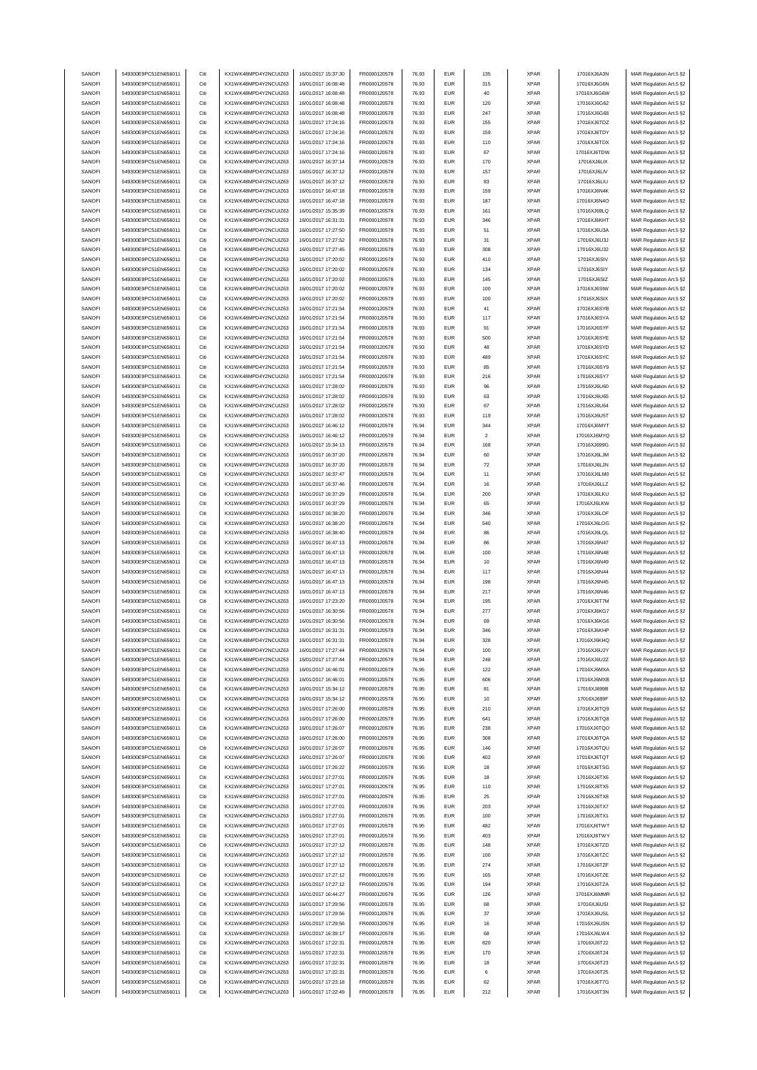| | | | | | | | | | | | |
|---|---|---|---|---|---|---|---|---|---|---|---|
| SANOFI | 549300E9PC51EN656011 | Citi | KX1WK48MPD4Y2NCUIZ63 | 16/01/2017 15:37:30 | FR0000120578 | 76.93 | EUR | 135 | XPAR | 17016XJ6A3N | MAR Regulation Art.5 §2 |
| SANOFI | 549300E9PC51EN656011 | Citi | KX1WK48MPD4Y2NCUIZ63 | 16/01/2017 16:08:48 | FR0000120578 | 76.93 | EUR | 315 | XPAR | 17016XJ6G6N | MAR Regulation Art.5 §2 |
| SANOFI | 549300E9PC51EN656011 | Citi | KX1WK48MPD4Y2NCUIZ63 | 16/01/2017 16:08:48 | FR0000120578 | 76.93 | EUR | 40 | XPAR | 17016XJ6G6W | MAR Regulation Art.5 §2 |
| SANOFI | 549300E9PC51EN656011 | Citi | KX1WK48MPD4Y2NCUIZ63 | 16/01/2017 16:08:48 | FR0000120578 | 76.93 | EUR | 120 | XPAR | 17016XJ6G62 | MAR Regulation Art.5 §2 |
| SANOFI | 549300E9PC51EN656011 | Citi | KX1WK48MPD4Y2NCUIZ63 | 16/01/2017 16:08:48 | FR0000120578 | 76.93 | EUR | 247 | XPAR | 17016XJ6G68 | MAR Regulation Art.5 §2 |
| SANOFI | 549300E9PC51EN656011 | Citi | KX1WK48MPD4Y2NCUIZ63 | 16/01/2017 17:24:16 | FR0000120578 | 76.93 | EUR | 155 | XPAR | 17016XJ6TDZ | MAR Regulation Art.5 §2 |
| SANOFI | 549300E9PC51EN656011 | Citi | KX1WK48MPD4Y2NCUIZ63 | 16/01/2017 17:24:16 | FR0000120578 | 76.93 | EUR | 159 | XPAR | 17016XJ6TDY | MAR Regulation Art.5 §2 |
| SANOFI | 549300E9PC51EN656011 | Citi | KX1WK48MPD4Y2NCUIZ63 | 16/01/2017 17:24:16 | FR0000120578 | 76.93 | EUR | 110 | XPAR | 17016XJ6TDX | MAR Regulation Art.5 §2 |
| SANOFI | 549300E9PC51EN656011 | Citi | KX1WK48MPD4Y2NCUIZ63 | 16/01/2017 17:24:16 | FR0000120578 | 76.93 | EUR | 67 | XPAR | 17016XJ6TDW | MAR Regulation Art.5 §2 |
| SANOFI | 549300E9PC51EN656011 | Citi | KX1WK48MPD4Y2NCUIZ63 | 16/01/2017 16:37:14 | FR0000120578 | 76.93 | EUR | 170 | XPAR | 17016XJ6LIX | MAR Regulation Art.5 §2 |
| SANOFI | 549300E9PC51EN656011 | Citi | KX1WK48MPD4Y2NCUIZ63 | 16/01/2017 16:37:12 | FR0000120578 | 76.93 | EUR | 157 | XPAR | 17016XJ6LIV | MAR Regulation Art.5 §2 |
| SANOFI | 549300E9PC51EN656011 | Citi | KX1WK48MPD4Y2NCUIZ63 | 16/01/2017 16:37:12 | FR0000120578 | 76.93 | EUR | 83 | XPAR | 17016XJ6LIU | MAR Regulation Art.5 §2 |
| SANOFI | 549300E9PC51EN656011 | Citi | KX1WK48MPD4Y2NCUIZ63 | 16/01/2017 16:47:18 | FR0000120578 | 76.93 | EUR | 159 | XPAR | 17016XJ6N4K | MAR Regulation Art.5 §2 |
| SANOFI | 549300E9PC51EN656011 | Citi | KX1WK48MPD4Y2NCUIZ63 | 16/01/2017 16:47:18 | FR0000120578 | 76.93 | EUR | 187 | XPAR | 17016XJ6N4O | MAR Regulation Art.5 §2 |
| SANOFI | 549300E9PC51EN656011 | Citi | KX1WK48MPD4Y2NCUIZ63 | 16/01/2017 15:35:39 | FR0000120578 | 76.93 | EUR | 161 | XPAR | 17016XJ69LQ | MAR Regulation Art.5 §2 |
| SANOFI | 549300E9PC51EN656011 | Citi | KX1WK48MPD4Y2NCUIZ63 | 16/01/2017 16:31:31 | FR0000120578 | 76.93 | EUR | 346 | XPAR | 17016XJ6KHT | MAR Regulation Art.5 §2 |
| SANOFI | 549300E9PC51EN656011 | Citi | KX1WK48MPD4Y2NCUIZ63 | 16/01/2017 17:27:50 | FR0000120578 | 76.93 | EUR | 51 | XPAR | 17016XJ6U3A | MAR Regulation Art.5 §2 |
| SANOFI | 549300E9PC51EN656011 | Citi | KX1WK48MPD4Y2NCUIZ63 | 16/01/2017 17:27:52 | FR0000120578 | 76.93 | EUR | 31 | XPAR | 17016XJ6U3J | MAR Regulation Art.5 §2 |
| SANOFI | 549300E9PC51EN656011 | Citi | KX1WK48MPD4Y2NCUIZ63 | 16/01/2017 17:27:45 | FR0000120578 | 76.93 | EUR | 308 | XPAR | 17016XJ6U32 | MAR Regulation Art.5 §2 |
| SANOFI | 549300E9PC51EN656011 | Citi | KX1WK48MPD4Y2NCUIZ63 | 16/01/2017 17:20:02 | FR0000120578 | 76.93 | EUR | 410 | XPAR | 17016XJ6SIV | MAR Regulation Art.5 §2 |
| SANOFI | 549300E9PC51EN656011 | Citi | KX1WK48MPD4Y2NCUIZ63 | 16/01/2017 17:20:02 | FR0000120578 | 76.93 | EUR | 134 | XPAR | 17016XJ6SIY | MAR Regulation Art.5 §2 |
| SANOFI | 549300E9PC51EN656011 | Citi | KX1WK48MPD4Y2NCUIZ63 | 16/01/2017 17:20:02 | FR0000120578 | 76.93 | EUR | 145 | XPAR | 17016XJ6SIZ | MAR Regulation Art.5 §2 |
| SANOFI | 549300E9PC51EN656011 | Citi | KX1WK48MPD4Y2NCUIZ63 | 16/01/2017 17:20:02 | FR0000120578 | 76.93 | EUR | 100 | XPAR | 17016XJ6SIW | MAR Regulation Art.5 §2 |
| SANOFI | 549300E9PC51EN656011 | Citi | KX1WK48MPD4Y2NCUIZ63 | 16/01/2017 17:20:02 | FR0000120578 | 76.93 | EUR | 100 | XPAR | 17016XJ6SIX | MAR Regulation Art.5 §2 |
| SANOFI | 549300E9PC51EN656011 | Citi | KX1WK48MPD4Y2NCUIZ63 | 16/01/2017 17:21:54 | FR0000120578 | 76.93 | EUR | 41 | XPAR | 17016XJ6SYB | MAR Regulation Art.5 §2 |
| SANOFI | 549300E9PC51EN656011 | Citi | KX1WK48MPD4Y2NCUIZ63 | 16/01/2017 17:21:54 | FR0000120578 | 76.93 | EUR | 117 | XPAR | 17016XJ6SYA | MAR Regulation Art.5 §2 |
| SANOFI | 549300E9PC51EN656011 | Citi | KX1WK48MPD4Y2NCUIZ63 | 16/01/2017 17:21:54 | FR0000120578 | 76.93 | EUR | 91 | XPAR | 17016XJ6SYF | MAR Regulation Art.5 §2 |
| SANOFI | 549300E9PC51EN656011 | Citi | KX1WK48MPD4Y2NCUIZ63 | 16/01/2017 17:21:54 | FR0000120578 | 76.93 | EUR | 500 | XPAR | 17016XJ6SYE | MAR Regulation Art.5 §2 |
| SANOFI | 549300E9PC51EN656011 | Citi | KX1WK48MPD4Y2NCUIZ63 | 16/01/2017 17:21:54 | FR0000120578 | 76.93 | EUR | 48 | XPAR | 17016XJ6SYD | MAR Regulation Art.5 §2 |
| SANOFI | 549300E9PC51EN656011 | Citi | KX1WK48MPD4Y2NCUIZ63 | 16/01/2017 17:21:54 | FR0000120578 | 76.93 | EUR | 489 | XPAR | 17016XJ6SYC | MAR Regulation Art.5 §2 |
| SANOFI | 549300E9PC51EN656011 | Citi | KX1WK48MPD4Y2NCUIZ63 | 16/01/2017 17:21:54 | FR0000120578 | 76.93 | EUR | 85 | XPAR | 17016XJ6SY9 | MAR Regulation Art.5 §2 |
| SANOFI | 549300E9PC51EN656011 | Citi | KX1WK48MPD4Y2NCUIZ63 | 16/01/2017 17:21:54 | FR0000120578 | 76.93 | EUR | 216 | XPAR | 17016XJ6SY7 | MAR Regulation Art.5 §2 |
| SANOFI | 549300E9PC51EN656011 | Citi | KX1WK48MPD4Y2NCUIZ63 | 16/01/2017 17:28:02 | FR0000120578 | 76.93 | EUR | 96 | XPAR | 17016XJ6U60 | MAR Regulation Art.5 §2 |
| SANOFI | 549300E9PC51EN656011 | Citi | KX1WK48MPD4Y2NCUIZ63 | 16/01/2017 17:28:02 | FR0000120578 | 76.93 | EUR | 63 | XPAR | 17016XJ6U65 | MAR Regulation Art.5 §2 |
| SANOFI | 549300E9PC51EN656011 | Citi | KX1WK48MPD4Y2NCUIZ63 | 16/01/2017 17:28:02 | FR0000120578 | 76.93 | EUR | 67 | XPAR | 17016XJ6U64 | MAR Regulation Art.5 §2 |
| SANOFI | 549300E9PC51EN656011 | Citi | KX1WK48MPD4Y2NCUIZ63 | 16/01/2017 17:28:02 | FR0000120578 | 76.93 | EUR | 119 | XPAR | 17016XJ6U5T | MAR Regulation Art.5 §2 |
| SANOFI | 549300E9PC51EN656011 | Citi | KX1WK48MPD4Y2NCUIZ63 | 16/01/2017 16:46:12 | FR0000120578 | 76.94 | EUR | 344 | XPAR | 17016XJ6MYT | MAR Regulation Art.5 §2 |
| SANOFI | 549300E9PC51EN656011 | Citi | KX1WK48MPD4Y2NCUIZ63 | 16/01/2017 16:46:12 | FR0000120578 | 76.94 | EUR | 2 | XPAR | 17016XJ6MYQ | MAR Regulation Art.5 §2 |
| SANOFI | 549300E9PC51EN656011 | Citi | KX1WK48MPD4Y2NCUIZ63 | 16/01/2017 15:34:13 | FR0000120578 | 76.94 | EUR | 168 | XPAR | 17016XJ699G | MAR Regulation Art.5 §2 |
| SANOFI | 549300E9PC51EN656011 | Citi | KX1WK48MPD4Y2NCUIZ63 | 16/01/2017 16:37:20 | FR0000120578 | 76.94 | EUR | 60 | XPAR | 17016XJ6LJM | MAR Regulation Art.5 §2 |
| SANOFI | 549300E9PC51EN656011 | Citi | KX1WK48MPD4Y2NCUIZ63 | 16/01/2017 16:37:20 | FR0000120578 | 76.94 | EUR | 72 | XPAR | 17016XJ6LJN | MAR Regulation Art.5 §2 |
| SANOFI | 549300E9PC51EN656011 | Citi | KX1WK48MPD4Y2NCUIZ63 | 16/01/2017 16:37:47 | FR0000120578 | 76.94 | EUR | 11 | XPAR | 17016XJ6LM0 | MAR Regulation Art.5 §2 |
| SANOFI | 549300E9PC51EN656011 | Citi | KX1WK48MPD4Y2NCUIZ63 | 16/01/2017 16:37:46 | FR0000120578 | 76.94 | EUR | 16 | XPAR | 17016XJ6LLZ | MAR Regulation Art.5 §2 |
| SANOFI | 549300E9PC51EN656011 | Citi | KX1WK48MPD4Y2NCUIZ63 | 16/01/2017 16:37:29 | FR0000120578 | 76.94 | EUR | 200 | XPAR | 17016XJ6LKU | MAR Regulation Art.5 §2 |
| SANOFI | 549300E9PC51EN656011 | Citi | KX1WK48MPD4Y2NCUIZ63 | 16/01/2017 16:37:29 | FR0000120578 | 76.94 | EUR | 65 | XPAR | 17016XJ6LKW | MAR Regulation Art.5 §2 |
| SANOFI | 549300E9PC51EN656011 | Citi | KX1WK48MPD4Y2NCUIZ63 | 16/01/2017 16:38:20 | FR0000120578 | 76.94 | EUR | 346 | XPAR | 17016XJ6LOF | MAR Regulation Art.5 §2 |
| SANOFI | 549300E9PC51EN656011 | Citi | KX1WK48MPD4Y2NCUIZ63 | 16/01/2017 16:38:20 | FR0000120578 | 76.94 | EUR | 540 | XPAR | 17016XJ6LOG | MAR Regulation Art.5 §2 |
| SANOFI | 549300E9PC51EN656011 | Citi | KX1WK48MPD4Y2NCUIZ63 | 16/01/2017 16:38:40 | FR0000120578 | 76.94 | EUR | 86 | XPAR | 17016XJ6LQL | MAR Regulation Art.5 §2 |
| SANOFI | 549300E9PC51EN656011 | Citi | KX1WK48MPD4Y2NCUIZ63 | 16/01/2017 16:47:13 | FR0000120578 | 76.94 | EUR | 86 | XPAR | 17016XJ6N47 | MAR Regulation Art.5 §2 |
| SANOFI | 549300E9PC51EN656011 | Citi | KX1WK48MPD4Y2NCUIZ63 | 16/01/2017 16:47:13 | FR0000120578 | 76.94 | EUR | 100 | XPAR | 17016XJ6N48 | MAR Regulation Art.5 §2 |
| SANOFI | 549300E9PC51EN656011 | Citi | KX1WK48MPD4Y2NCUIZ63 | 16/01/2017 16:47:13 | FR0000120578 | 76.94 | EUR | 10 | XPAR | 17016XJ6N49 | MAR Regulation Art.5 §2 |
| SANOFI | 549300E9PC51EN656011 | Citi | KX1WK48MPD4Y2NCUIZ63 | 16/01/2017 16:47:13 | FR0000120578 | 76.94 | EUR | 117 | XPAR | 17016XJ6N44 | MAR Regulation Art.5 §2 |
| SANOFI | 549300E9PC51EN656011 | Citi | KX1WK48MPD4Y2NCUIZ63 | 16/01/2017 16:47:13 | FR0000120578 | 76.94 | EUR | 198 | XPAR | 17016XJ6N45 | MAR Regulation Art.5 §2 |
| SANOFI | 549300E9PC51EN656011 | Citi | KX1WK48MPD4Y2NCUIZ63 | 16/01/2017 16:47:13 | FR0000120578 | 76.94 | EUR | 217 | XPAR | 17016XJ6N46 | MAR Regulation Art.5 §2 |
| SANOFI | 549300E9PC51EN656011 | Citi | KX1WK48MPD4Y2NCUIZ63 | 16/01/2017 17:23:20 | FR0000120578 | 76.94 | EUR | 195 | XPAR | 17016XJ6T7M | MAR Regulation Art.5 §2 |
| SANOFI | 549300E9PC51EN656011 | Citi | KX1WK48MPD4Y2NCUIZ63 | 16/01/2017 16:30:56 | FR0000120578 | 76.94 | EUR | 277 | XPAR | 17016XJ6KG7 | MAR Regulation Art.5 §2 |
| SANOFI | 549300E9PC51EN656011 | Citi | KX1WK48MPD4Y2NCUIZ63 | 16/01/2017 16:30:56 | FR0000120578 | 76.94 | EUR | 69 | XPAR | 17016XJ6KG6 | MAR Regulation Art.5 §2 |
| SANOFI | 549300E9PC51EN656011 | Citi | KX1WK48MPD4Y2NCUIZ63 | 16/01/2017 16:31:31 | FR0000120578 | 76.94 | EUR | 346 | XPAR | 17016XJ6KHP | MAR Regulation Art.5 §2 |
| SANOFI | 549300E9PC51EN656011 | Citi | KX1WK48MPD4Y2NCUIZ63 | 16/01/2017 16:31:31 | FR0000120578 | 76.94 | EUR | 328 | XPAR | 17016XJ6KHQ | MAR Regulation Art.5 §2 |
| SANOFI | 549300E9PC51EN656011 | Citi | KX1WK48MPD4Y2NCUIZ63 | 16/01/2017 17:27:44 | FR0000120578 | 76.94 | EUR | 100 | XPAR | 17016XJ6U2Y | MAR Regulation Art.5 §2 |
| SANOFI | 549300E9PC51EN656011 | Citi | KX1WK48MPD4Y2NCUIZ63 | 16/01/2017 17:27:44 | FR0000120578 | 76.94 | EUR | 248 | XPAR | 17016XJ6U2Z | MAR Regulation Art.5 §2 |
| SANOFI | 549300E9PC51EN656011 | Citi | KX1WK48MPD4Y2NCUIZ63 | 16/01/2017 16:46:01 | FR0000120578 | 76.95 | EUR | 122 | XPAR | 17016XJ6MXA | MAR Regulation Art.5 §2 |
| SANOFI | 549300E9PC51EN656011 | Citi | KX1WK48MPD4Y2NCUIZ63 | 16/01/2017 16:46:01 | FR0000120578 | 76.95 | EUR | 606 | XPAR | 17016XJ6MXB | MAR Regulation Art.5 §2 |
| SANOFI | 549300E9PC51EN656011 | Citi | KX1WK48MPD4Y2NCUIZ63 | 16/01/2017 15:34:12 | FR0000120578 | 76.95 | EUR | 81 | XPAR | 17016XJ699B | MAR Regulation Art.5 §2 |
| SANOFI | 549300E9PC51EN656011 | Citi | KX1WK48MPD4Y2NCUIZ63 | 16/01/2017 15:34:12 | FR0000120578 | 76.95 | EUR | 10 | XPAR | 17016XJ699F | MAR Regulation Art.5 §2 |
| SANOFI | 549300E9PC51EN656011 | Citi | KX1WK48MPD4Y2NCUIZ63 | 16/01/2017 17:26:00 | FR0000120578 | 76.95 | EUR | 210 | XPAR | 17016XJ6TQ9 | MAR Regulation Art.5 §2 |
| SANOFI | 549300E9PC51EN656011 | Citi | KX1WK48MPD4Y2NCUIZ63 | 16/01/2017 17:26:00 | FR0000120578 | 76.95 | EUR | 641 | XPAR | 17016XJ6TQ8 | MAR Regulation Art.5 §2 |
| SANOFI | 549300E9PC51EN656011 | Citi | KX1WK48MPD4Y2NCUIZ63 | 16/01/2017 17:26:07 | FR0000120578 | 76.95 | EUR | 238 | XPAR | 17016XJ6TQO | MAR Regulation Art.5 §2 |
| SANOFI | 549300E9PC51EN656011 | Citi | KX1WK48MPD4Y2NCUIZ63 | 16/01/2017 17:26:00 | FR0000120578 | 76.95 | EUR | 308 | XPAR | 17016XJ6TQA | MAR Regulation Art.5 §2 |
| SANOFI | 549300E9PC51EN656011 | Citi | KX1WK48MPD4Y2NCUIZ63 | 16/01/2017 17:26:07 | FR0000120578 | 76.95 | EUR | 146 | XPAR | 17016XJ6TQU | MAR Regulation Art.5 §2 |
| SANOFI | 549300E9PC51EN656011 | Citi | KX1WK48MPD4Y2NCUIZ63 | 16/01/2017 17:26:07 | FR0000120578 | 76.95 | EUR | 402 | XPAR | 17016XJ6TQT | MAR Regulation Art.5 §2 |
| SANOFI | 549300E9PC51EN656011 | Citi | KX1WK48MPD4Y2NCUIZ63 | 16/01/2017 17:26:22 | FR0000120578 | 76.95 | EUR | 18 | XPAR | 17016XJ6TSG | MAR Regulation Art.5 §2 |
| SANOFI | 549300E9PC51EN656011 | Citi | KX1WK48MPD4Y2NCUIZ63 | 16/01/2017 17:27:01 | FR0000120578 | 76.95 | EUR | 18 | XPAR | 17016XJ6TX6 | MAR Regulation Art.5 §2 |
| SANOFI | 549300E9PC51EN656011 | Citi | KX1WK48MPD4Y2NCUIZ63 | 16/01/2017 17:27:01 | FR0000120578 | 76.95 | EUR | 110 | XPAR | 17016XJ6TX5 | MAR Regulation Art.5 §2 |
| SANOFI | 549300E9PC51EN656011 | Citi | KX1WK48MPD4Y2NCUIZ63 | 16/01/2017 17:27:01 | FR0000120578 | 76.95 | EUR | 25 | XPAR | 17016XJ6TX8 | MAR Regulation Art.5 §2 |
| SANOFI | 549300E9PC51EN656011 | Citi | KX1WK48MPD4Y2NCUIZ63 | 16/01/2017 17:27:01 | FR0000120578 | 76.95 | EUR | 203 | XPAR | 17016XJ6TX7 | MAR Regulation Art.5 §2 |
| SANOFI | 549300E9PC51EN656011 | Citi | KX1WK48MPD4Y2NCUIZ63 | 16/01/2017 17:27:01 | FR0000120578 | 76.95 | EUR | 100 | XPAR | 17016XJ6TX1 | MAR Regulation Art.5 §2 |
| SANOFI | 549300E9PC51EN656011 | Citi | KX1WK48MPD4Y2NCUIZ63 | 16/01/2017 17:27:01 | FR0000120578 | 76.95 | EUR | 482 | XPAR | 17016XJ6TWT | MAR Regulation Art.5 §2 |
| SANOFI | 549300E9PC51EN656011 | Citi | KX1WK48MPD4Y2NCUIZ63 | 16/01/2017 17:27:01 | FR0000120578 | 76.95 | EUR | 403 | XPAR | 17016XJ6TWY | MAR Regulation Art.5 §2 |
| SANOFI | 549300E9PC51EN656011 | Citi | KX1WK48MPD4Y2NCUIZ63 | 16/01/2017 17:27:12 | FR0000120578 | 76.95 | EUR | 148 | XPAR | 17016XJ6TZD | MAR Regulation Art.5 §2 |
| SANOFI | 549300E9PC51EN656011 | Citi | KX1WK48MPD4Y2NCUIZ63 | 16/01/2017 17:27:12 | FR0000120578 | 76.95 | EUR | 100 | XPAR | 17016XJ6TZC | MAR Regulation Art.5 §2 |
| SANOFI | 549300E9PC51EN656011 | Citi | KX1WK48MPD4Y2NCUIZ63 | 16/01/2017 17:27:12 | FR0000120578 | 76.95 | EUR | 274 | XPAR | 17016XJ6TZF | MAR Regulation Art.5 §2 |
| SANOFI | 549300E9PC51EN656011 | Citi | KX1WK48MPD4Y2NCUIZ63 | 16/01/2017 17:27:12 | FR0000120578 | 76.95 | EUR | 165 | XPAR | 17016XJ6TZE | MAR Regulation Art.5 §2 |
| SANOFI | 549300E9PC51EN656011 | Citi | KX1WK48MPD4Y2NCUIZ63 | 16/01/2017 17:27:12 | FR0000120578 | 76.95 | EUR | 194 | XPAR | 17016XJ6TZA | MAR Regulation Art.5 §2 |
| SANOFI | 549300E9PC51EN656011 | Citi | KX1WK48MPD4Y2NCUIZ63 | 16/01/2017 16:44:27 | FR0000120578 | 76.95 | EUR | 126 | XPAR | 17016XJ6MMR | MAR Regulation Art.5 §2 |
| SANOFI | 549300E9PC51EN656011 | Citi | KX1WK48MPD4Y2NCUIZ63 | 16/01/2017 17:29:56 | FR0000120578 | 76.95 | EUR | 68 | XPAR | 17016XJ6USI | MAR Regulation Art.5 §2 |
| SANOFI | 549300E9PC51EN656011 | Citi | KX1WK48MPD4Y2NCUIZ63 | 16/01/2017 17:29:56 | FR0000120578 | 76.95 | EUR | 37 | XPAR | 17016XJ6USL | MAR Regulation Art.5 §2 |
| SANOFI | 549300E9PC51EN656011 | Citi | KX1WK48MPD4Y2NCUIZ63 | 16/01/2017 17:29:56 | FR0000120578 | 76.95 | EUR | 16 | XPAR | 17016XJ6USN | MAR Regulation Art.5 §2 |
| SANOFI | 549300E9PC51EN656011 | Citi | KX1WK48MPD4Y2NCUIZ63 | 16/01/2017 16:39:17 | FR0000120578 | 76.95 | EUR | 68 | XPAR | 17016XJ6LW4 | MAR Regulation Art.5 §2 |
| SANOFI | 549300E9PC51EN656011 | Citi | KX1WK48MPD4Y2NCUIZ63 | 16/01/2017 17:22:31 | FR0000120578 | 76.95 | EUR | 820 | XPAR | 17016XJ6T22 | MAR Regulation Art.5 §2 |
| SANOFI | 549300E9PC51EN656011 | Citi | KX1WK48MPD4Y2NCUIZ63 | 16/01/2017 17:22:31 | FR0000120578 | 76.95 | EUR | 170 | XPAR | 17016XJ6T24 | MAR Regulation Art.5 §2 |
| SANOFI | 549300E9PC51EN656011 | Citi | KX1WK48MPD4Y2NCUIZ63 | 16/01/2017 17:22:31 | FR0000120578 | 76.95 | EUR | 18 | XPAR | 17016XJ6T23 | MAR Regulation Art.5 §2 |
| SANOFI | 549300E9PC51EN656011 | Citi | KX1WK48MPD4Y2NCUIZ63 | 16/01/2017 17:22:31 | FR0000120578 | 76.95 | EUR | 6 | XPAR | 17016XJ6T25 | MAR Regulation Art.5 §2 |
| SANOFI | 549300E9PC51EN656011 | Citi | KX1WK48MPD4Y2NCUIZ63 | 16/01/2017 17:23:18 | FR0000120578 | 76.95 | EUR | 62 | XPAR | 17016XJ6T7G | MAR Regulation Art.5 §2 |
| SANOFI | 549300E9PC51EN656011 | Citi | KX1WK48MPD4Y2NCUIZ63 | 16/01/2017 17:22:49 | FR0000120578 | 76.95 | EUR | 212 | XPAR | 17016XJ6T3N | MAR Regulation Art.5 §2 |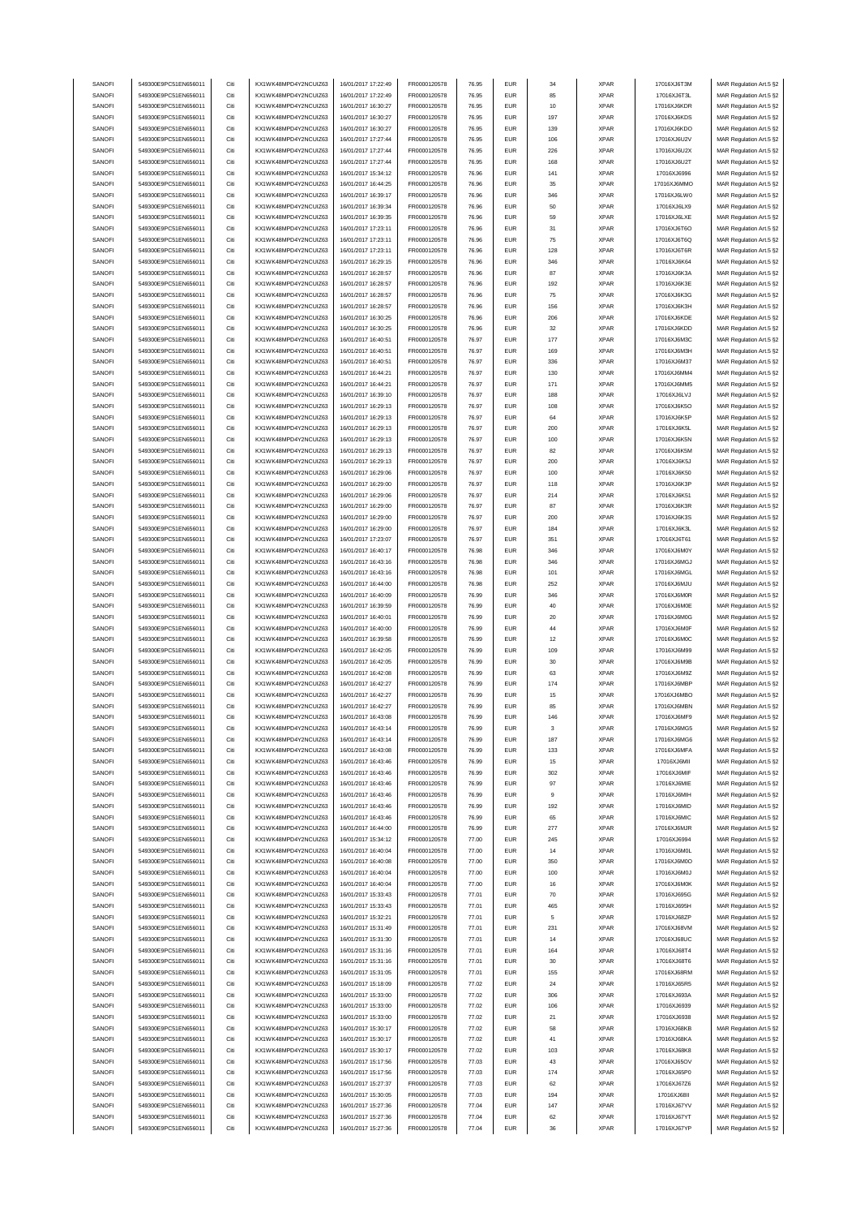| | | | | | | | | | | | |
|---|---|---|---|---|---|---|---|---|---|---|---|
| SANOFI | 549300E9PC51EN656011 | Citi | KX1WK48MPD4Y2NCUIZ63 | 16/01/2017 17:22:49 | FR0000120578 | 76.95 | EUR | 34 | XPAR | 17016XJ6T3M | MAR Regulation Art.5 §2 |
| SANOFI | 549300E9PC51EN656011 | Citi | KX1WK48MPD4Y2NCUIZ63 | 16/01/2017 17:22:49 | FR0000120578 | 76.95 | EUR | 85 | XPAR | 17016XJ6T3L | MAR Regulation Art.5 §2 |
| SANOFI | 549300E9PC51EN656011 | Citi | KX1WK48MPD4Y2NCUIZ63 | 16/01/2017 16:30:27 | FR0000120578 | 76.95 | EUR | 10 | XPAR | 17016XJ6KDR | MAR Regulation Art.5 §2 |
| SANOFI | 549300E9PC51EN656011 | Citi | KX1WK48MPD4Y2NCUIZ63 | 16/01/2017 16:30:27 | FR0000120578 | 76.95 | EUR | 197 | XPAR | 17016XJ6KDS | MAR Regulation Art.5 §2 |
| SANOFI | 549300E9PC51EN656011 | Citi | KX1WK48MPD4Y2NCUIZ63 | 16/01/2017 16:30:27 | FR0000120578 | 76.95 | EUR | 139 | XPAR | 17016XJ6KDO | MAR Regulation Art.5 §2 |
| SANOFI | 549300E9PC51EN656011 | Citi | KX1WK48MPD4Y2NCUIZ63 | 16/01/2017 17:27:44 | FR0000120578 | 76.95 | EUR | 106 | XPAR | 17016XJ6U2V | MAR Regulation Art.5 §2 |
| SANOFI | 549300E9PC51EN656011 | Citi | KX1WK48MPD4Y2NCUIZ63 | 16/01/2017 17:27:44 | FR0000120578 | 76.95 | EUR | 226 | XPAR | 17016XJ6U2X | MAR Regulation Art.5 §2 |
| SANOFI | 549300E9PC51EN656011 | Citi | KX1WK48MPD4Y2NCUIZ63 | 16/01/2017 17:27:44 | FR0000120578 | 76.95 | EUR | 168 | XPAR | 17016XJ6U2T | MAR Regulation Art.5 §2 |
| SANOFI | 549300E9PC51EN656011 | Citi | KX1WK48MPD4Y2NCUIZ63 | 16/01/2017 15:34:12 | FR0000120578 | 76.96 | EUR | 141 | XPAR | 17016XJ6996 | MAR Regulation Art.5 §2 |
| SANOFI | 549300E9PC51EN656011 | Citi | KX1WK48MPD4Y2NCUIZ63 | 16/01/2017 16:44:25 | FR0000120578 | 76.96 | EUR | 35 | XPAR | 17016XJ6MMO | MAR Regulation Art.5 §2 |
| SANOFI | 549300E9PC51EN656011 | Citi | KX1WK48MPD4Y2NCUIZ63 | 16/01/2017 16:39:17 | FR0000120578 | 76.96 | EUR | 346 | XPAR | 17016XJ6LW0 | MAR Regulation Art.5 §2 |
| SANOFI | 549300E9PC51EN656011 | Citi | KX1WK48MPD4Y2NCUIZ63 | 16/01/2017 16:39:34 | FR0000120578 | 76.96 | EUR | 50 | XPAR | 17016XJ6LX9 | MAR Regulation Art.5 §2 |
| SANOFI | 549300E9PC51EN656011 | Citi | KX1WK48MPD4Y2NCUIZ63 | 16/01/2017 16:39:35 | FR0000120578 | 76.96 | EUR | 59 | XPAR | 17016XJ6LXE | MAR Regulation Art.5 §2 |
| SANOFI | 549300E9PC51EN656011 | Citi | KX1WK48MPD4Y2NCUIZ63 | 16/01/2017 17:23:11 | FR0000120578 | 76.96 | EUR | 31 | XPAR | 17016XJ6T6O | MAR Regulation Art.5 §2 |
| SANOFI | 549300E9PC51EN656011 | Citi | KX1WK48MPD4Y2NCUIZ63 | 16/01/2017 17:23:11 | FR0000120578 | 76.96 | EUR | 75 | XPAR | 17016XJ6T6Q | MAR Regulation Art.5 §2 |
| SANOFI | 549300E9PC51EN656011 | Citi | KX1WK48MPD4Y2NCUIZ63 | 16/01/2017 17:23:11 | FR0000120578 | 76.96 | EUR | 128 | XPAR | 17016XJ6T6R | MAR Regulation Art.5 §2 |
| SANOFI | 549300E9PC51EN656011 | Citi | KX1WK48MPD4Y2NCUIZ63 | 16/01/2017 16:29:15 | FR0000120578 | 76.96 | EUR | 346 | XPAR | 17016XJ6K64 | MAR Regulation Art.5 §2 |
| SANOFI | 549300E9PC51EN656011 | Citi | KX1WK48MPD4Y2NCUIZ63 | 16/01/2017 16:28:57 | FR0000120578 | 76.96 | EUR | 87 | XPAR | 17016XJ6K3A | MAR Regulation Art.5 §2 |
| SANOFI | 549300E9PC51EN656011 | Citi | KX1WK48MPD4Y2NCUIZ63 | 16/01/2017 16:28:57 | FR0000120578 | 76.96 | EUR | 192 | XPAR | 17016XJ6K3E | MAR Regulation Art.5 §2 |
| SANOFI | 549300E9PC51EN656011 | Citi | KX1WK48MPD4Y2NCUIZ63 | 16/01/2017 16:28:57 | FR0000120578 | 76.96 | EUR | 75 | XPAR | 17016XJ6K3G | MAR Regulation Art.5 §2 |
| SANOFI | 549300E9PC51EN656011 | Citi | KX1WK48MPD4Y2NCUIZ63 | 16/01/2017 16:28:57 | FR0000120578 | 76.96 | EUR | 156 | XPAR | 17016XJ6K3H | MAR Regulation Art.5 §2 |
| SANOFI | 549300E9PC51EN656011 | Citi | KX1WK48MPD4Y2NCUIZ63 | 16/01/2017 16:30:25 | FR0000120578 | 76.96 | EUR | 206 | XPAR | 17016XJ6KDE | MAR Regulation Art.5 §2 |
| SANOFI | 549300E9PC51EN656011 | Citi | KX1WK48MPD4Y2NCUIZ63 | 16/01/2017 16:30:25 | FR0000120578 | 76.96 | EUR | 32 | XPAR | 17016XJ6KDD | MAR Regulation Art.5 §2 |
| SANOFI | 549300E9PC51EN656011 | Citi | KX1WK48MPD4Y2NCUIZ63 | 16/01/2017 16:40:51 | FR0000120578 | 76.97 | EUR | 177 | XPAR | 17016XJ6M3C | MAR Regulation Art.5 §2 |
| SANOFI | 549300E9PC51EN656011 | Citi | KX1WK48MPD4Y2NCUIZ63 | 16/01/2017 16:40:51 | FR0000120578 | 76.97 | EUR | 169 | XPAR | 17016XJ6M3H | MAR Regulation Art.5 §2 |
| SANOFI | 549300E9PC51EN656011 | Citi | KX1WK48MPD4Y2NCUIZ63 | 16/01/2017 16:40:51 | FR0000120578 | 76.97 | EUR | 336 | XPAR | 17016XJ6M37 | MAR Regulation Art.5 §2 |
| SANOFI | 549300E9PC51EN656011 | Citi | KX1WK48MPD4Y2NCUIZ63 | 16/01/2017 16:44:21 | FR0000120578 | 76.97 | EUR | 130 | XPAR | 17016XJ6MM4 | MAR Regulation Art.5 §2 |
| SANOFI | 549300E9PC51EN656011 | Citi | KX1WK48MPD4Y2NCUIZ63 | 16/01/2017 16:44:21 | FR0000120578 | 76.97 | EUR | 171 | XPAR | 17016XJ6MM5 | MAR Regulation Art.5 §2 |
| SANOFI | 549300E9PC51EN656011 | Citi | KX1WK48MPD4Y2NCUIZ63 | 16/01/2017 16:39:10 | FR0000120578 | 76.97 | EUR | 188 | XPAR | 17016XJ6LVJ | MAR Regulation Art.5 §2 |
| SANOFI | 549300E9PC51EN656011 | Citi | KX1WK48MPD4Y2NCUIZ63 | 16/01/2017 16:29:13 | FR0000120578 | 76.97 | EUR | 108 | XPAR | 17016XJ6K5O | MAR Regulation Art.5 §2 |
| SANOFI | 549300E9PC51EN656011 | Citi | KX1WK48MPD4Y2NCUIZ63 | 16/01/2017 16:29:13 | FR0000120578 | 76.97 | EUR | 64 | XPAR | 17016XJ6K5P | MAR Regulation Art.5 §2 |
| SANOFI | 549300E9PC51EN656011 | Citi | KX1WK48MPD4Y2NCUIZ63 | 16/01/2017 16:29:13 | FR0000120578 | 76.97 | EUR | 200 | XPAR | 17016XJ6K5L | MAR Regulation Art.5 §2 |
| SANOFI | 549300E9PC51EN656011 | Citi | KX1WK48MPD4Y2NCUIZ63 | 16/01/2017 16:29:13 | FR0000120578 | 76.97 | EUR | 100 | XPAR | 17016XJ6K5N | MAR Regulation Art.5 §2 |
| SANOFI | 549300E9PC51EN656011 | Citi | KX1WK48MPD4Y2NCUIZ63 | 16/01/2017 16:29:13 | FR0000120578 | 76.97 | EUR | 82 | XPAR | 17016XJ6K5M | MAR Regulation Art.5 §2 |
| SANOFI | 549300E9PC51EN656011 | Citi | KX1WK48MPD4Y2NCUIZ63 | 16/01/2017 16:29:13 | FR0000120578 | 76.97 | EUR | 200 | XPAR | 17016XJ6K5J | MAR Regulation Art.5 §2 |
| SANOFI | 549300E9PC51EN656011 | Citi | KX1WK48MPD4Y2NCUIZ63 | 16/01/2017 16:29:06 | FR0000120578 | 76.97 | EUR | 100 | XPAR | 17016XJ6K50 | MAR Regulation Art.5 §2 |
| SANOFI | 549300E9PC51EN656011 | Citi | KX1WK48MPD4Y2NCUIZ63 | 16/01/2017 16:29:00 | FR0000120578 | 76.97 | EUR | 118 | XPAR | 17016XJ6K3P | MAR Regulation Art.5 §2 |
| SANOFI | 549300E9PC51EN656011 | Citi | KX1WK48MPD4Y2NCUIZ63 | 16/01/2017 16:29:06 | FR0000120578 | 76.97 | EUR | 214 | XPAR | 17016XJ6K51 | MAR Regulation Art.5 §2 |
| SANOFI | 549300E9PC51EN656011 | Citi | KX1WK48MPD4Y2NCUIZ63 | 16/01/2017 16:29:00 | FR0000120578 | 76.97 | EUR | 87 | XPAR | 17016XJ6K3R | MAR Regulation Art.5 §2 |
| SANOFI | 549300E9PC51EN656011 | Citi | KX1WK48MPD4Y2NCUIZ63 | 16/01/2017 16:29:00 | FR0000120578 | 76.97 | EUR | 200 | XPAR | 17016XJ6K3S | MAR Regulation Art.5 §2 |
| SANOFI | 549300E9PC51EN656011 | Citi | KX1WK48MPD4Y2NCUIZ63 | 16/01/2017 16:29:00 | FR0000120578 | 76.97 | EUR | 184 | XPAR | 17016XJ6K3L | MAR Regulation Art.5 §2 |
| SANOFI | 549300E9PC51EN656011 | Citi | KX1WK48MPD4Y2NCUIZ63 | 16/01/2017 17:23:07 | FR0000120578 | 76.97 | EUR | 351 | XPAR | 17016XJ6T61 | MAR Regulation Art.5 §2 |
| SANOFI | 549300E9PC51EN656011 | Citi | KX1WK48MPD4Y2NCUIZ63 | 16/01/2017 16:40:17 | FR0000120578 | 76.98 | EUR | 346 | XPAR | 17016XJ6M0Y | MAR Regulation Art.5 §2 |
| SANOFI | 549300E9PC51EN656011 | Citi | KX1WK48MPD4Y2NCUIZ63 | 16/01/2017 16:43:16 | FR0000120578 | 76.98 | EUR | 346 | XPAR | 17016XJ6MGJ | MAR Regulation Art.5 §2 |
| SANOFI | 549300E9PC51EN656011 | Citi | KX1WK48MPD4Y2NCUIZ63 | 16/01/2017 16:43:16 | FR0000120578 | 76.98 | EUR | 101 | XPAR | 17016XJ6MGL | MAR Regulation Art.5 §2 |
| SANOFI | 549300E9PC51EN656011 | Citi | KX1WK48MPD4Y2NCUIZ63 | 16/01/2017 16:44:00 | FR0000120578 | 76.98 | EUR | 252 | XPAR | 17016XJ6MJU | MAR Regulation Art.5 §2 |
| SANOFI | 549300E9PC51EN656011 | Citi | KX1WK48MPD4Y2NCUIZ63 | 16/01/2017 16:40:09 | FR0000120578 | 76.99 | EUR | 346 | XPAR | 17016XJ6M0R | MAR Regulation Art.5 §2 |
| SANOFI | 549300E9PC51EN656011 | Citi | KX1WK48MPD4Y2NCUIZ63 | 16/01/2017 16:39:59 | FR0000120578 | 76.99 | EUR | 40 | XPAR | 17016XJ6M0E | MAR Regulation Art.5 §2 |
| SANOFI | 549300E9PC51EN656011 | Citi | KX1WK48MPD4Y2NCUIZ63 | 16/01/2017 16:40:01 | FR0000120578 | 76.99 | EUR | 20 | XPAR | 17016XJ6M0G | MAR Regulation Art.5 §2 |
| SANOFI | 549300E9PC51EN656011 | Citi | KX1WK48MPD4Y2NCUIZ63 | 16/01/2017 16:40:00 | FR0000120578 | 76.99 | EUR | 44 | XPAR | 17016XJ6M0F | MAR Regulation Art.5 §2 |
| SANOFI | 549300E9PC51EN656011 | Citi | KX1WK48MPD4Y2NCUIZ63 | 16/01/2017 16:39:58 | FR0000120578 | 76.99 | EUR | 12 | XPAR | 17016XJ6M0C | MAR Regulation Art.5 §2 |
| SANOFI | 549300E9PC51EN656011 | Citi | KX1WK48MPD4Y2NCUIZ63 | 16/01/2017 16:42:05 | FR0000120578 | 76.99 | EUR | 109 | XPAR | 17016XJ6M99 | MAR Regulation Art.5 §2 |
| SANOFI | 549300E9PC51EN656011 | Citi | KX1WK48MPD4Y2NCUIZ63 | 16/01/2017 16:42:05 | FR0000120578 | 76.99 | EUR | 30 | XPAR | 17016XJ6M9B | MAR Regulation Art.5 §2 |
| SANOFI | 549300E9PC51EN656011 | Citi | KX1WK48MPD4Y2NCUIZ63 | 16/01/2017 16:42:08 | FR0000120578 | 76.99 | EUR | 63 | XPAR | 17016XJ6M9Z | MAR Regulation Art.5 §2 |
| SANOFI | 549300E9PC51EN656011 | Citi | KX1WK48MPD4Y2NCUIZ63 | 16/01/2017 16:42:27 | FR0000120578 | 76.99 | EUR | 174 | XPAR | 17016XJ6MBP | MAR Regulation Art.5 §2 |
| SANOFI | 549300E9PC51EN656011 | Citi | KX1WK48MPD4Y2NCUIZ63 | 16/01/2017 16:42:27 | FR0000120578 | 76.99 | EUR | 15 | XPAR | 17016XJ6MBO | MAR Regulation Art.5 §2 |
| SANOFI | 549300E9PC51EN656011 | Citi | KX1WK48MPD4Y2NCUIZ63 | 16/01/2017 16:42:27 | FR0000120578 | 76.99 | EUR | 85 | XPAR | 17016XJ6MBN | MAR Regulation Art.5 §2 |
| SANOFI | 549300E9PC51EN656011 | Citi | KX1WK48MPD4Y2NCUIZ63 | 16/01/2017 16:43:08 | FR0000120578 | 76.99 | EUR | 146 | XPAR | 17016XJ6MF9 | MAR Regulation Art.5 §2 |
| SANOFI | 549300E9PC51EN656011 | Citi | KX1WK48MPD4Y2NCUIZ63 | 16/01/2017 16:43:14 | FR0000120578 | 76.99 | EUR | 3 | XPAR | 17016XJ6MG5 | MAR Regulation Art.5 §2 |
| SANOFI | 549300E9PC51EN656011 | Citi | KX1WK48MPD4Y2NCUIZ63 | 16/01/2017 16:43:14 | FR0000120578 | 76.99 | EUR | 187 | XPAR | 17016XJ6MG6 | MAR Regulation Art.5 §2 |
| SANOFI | 549300E9PC51EN656011 | Citi | KX1WK48MPD4Y2NCUIZ63 | 16/01/2017 16:43:08 | FR0000120578 | 76.99 | EUR | 133 | XPAR | 17016XJ6MFA | MAR Regulation Art.5 §2 |
| SANOFI | 549300E9PC51EN656011 | Citi | KX1WK48MPD4Y2NCUIZ63 | 16/01/2017 16:43:46 | FR0000120578 | 76.99 | EUR | 15 | XPAR | 17016XJ6MII | MAR Regulation Art.5 §2 |
| SANOFI | 549300E9PC51EN656011 | Citi | KX1WK48MPD4Y2NCUIZ63 | 16/01/2017 16:43:46 | FR0000120578 | 76.99 | EUR | 302 | XPAR | 17016XJ6MIF | MAR Regulation Art.5 §2 |
| SANOFI | 549300E9PC51EN656011 | Citi | KX1WK48MPD4Y2NCUIZ63 | 16/01/2017 16:43:46 | FR0000120578 | 76.99 | EUR | 97 | XPAR | 17016XJ6MIE | MAR Regulation Art.5 §2 |
| SANOFI | 549300E9PC51EN656011 | Citi | KX1WK48MPD4Y2NCUIZ63 | 16/01/2017 16:43:46 | FR0000120578 | 76.99 | EUR | 9 | XPAR | 17016XJ6MIH | MAR Regulation Art.5 §2 |
| SANOFI | 549300E9PC51EN656011 | Citi | KX1WK48MPD4Y2NCUIZ63 | 16/01/2017 16:43:46 | FR0000120578 | 76.99 | EUR | 192 | XPAR | 17016XJ6MID | MAR Regulation Art.5 §2 |
| SANOFI | 549300E9PC51EN656011 | Citi | KX1WK48MPD4Y2NCUIZ63 | 16/01/2017 16:43:46 | FR0000120578 | 76.99 | EUR | 65 | XPAR | 17016XJ6MIC | MAR Regulation Art.5 §2 |
| SANOFI | 549300E9PC51EN656011 | Citi | KX1WK48MPD4Y2NCUIZ63 | 16/01/2017 16:44:00 | FR0000120578 | 76.99 | EUR | 277 | XPAR | 17016XJ6MJR | MAR Regulation Art.5 §2 |
| SANOFI | 549300E9PC51EN656011 | Citi | KX1WK48MPD4Y2NCUIZ63 | 16/01/2017 15:34:12 | FR0000120578 | 77.00 | EUR | 245 | XPAR | 17016XJ6994 | MAR Regulation Art.5 §2 |
| SANOFI | 549300E9PC51EN656011 | Citi | KX1WK48MPD4Y2NCUIZ63 | 16/01/2017 16:40:04 | FR0000120578 | 77.00 | EUR | 14 | XPAR | 17016XJ6M0L | MAR Regulation Art.5 §2 |
| SANOFI | 549300E9PC51EN656011 | Citi | KX1WK48MPD4Y2NCUIZ63 | 16/01/2017 16:40:08 | FR0000120578 | 77.00 | EUR | 350 | XPAR | 17016XJ6M0O | MAR Regulation Art.5 §2 |
| SANOFI | 549300E9PC51EN656011 | Citi | KX1WK48MPD4Y2NCUIZ63 | 16/01/2017 16:40:04 | FR0000120578 | 77.00 | EUR | 100 | XPAR | 17016XJ6M0J | MAR Regulation Art.5 §2 |
| SANOFI | 549300E9PC51EN656011 | Citi | KX1WK48MPD4Y2NCUIZ63 | 16/01/2017 16:40:04 | FR0000120578 | 77.00 | EUR | 16 | XPAR | 17016XJ6M0K | MAR Regulation Art.5 §2 |
| SANOFI | 549300E9PC51EN656011 | Citi | KX1WK48MPD4Y2NCUIZ63 | 16/01/2017 15:33:43 | FR0000120578 | 77.01 | EUR | 70 | XPAR | 17016XJ695G | MAR Regulation Art.5 §2 |
| SANOFI | 549300E9PC51EN656011 | Citi | KX1WK48MPD4Y2NCUIZ63 | 16/01/2017 15:33:43 | FR0000120578 | 77.01 | EUR | 465 | XPAR | 17016XJ695H | MAR Regulation Art.5 §2 |
| SANOFI | 549300E9PC51EN656011 | Citi | KX1WK48MPD4Y2NCUIZ63 | 16/01/2017 15:32:21 | FR0000120578 | 77.01 | EUR | 5 | XPAR | 17016XJ68ZP | MAR Regulation Art.5 §2 |
| SANOFI | 549300E9PC51EN656011 | Citi | KX1WK48MPD4Y2NCUIZ63 | 16/01/2017 15:31:49 | FR0000120578 | 77.01 | EUR | 231 | XPAR | 17016XJ68VM | MAR Regulation Art.5 §2 |
| SANOFI | 549300E9PC51EN656011 | Citi | KX1WK48MPD4Y2NCUIZ63 | 16/01/2017 15:31:30 | FR0000120578 | 77.01 | EUR | 14 | XPAR | 17016XJ68UC | MAR Regulation Art.5 §2 |
| SANOFI | 549300E9PC51EN656011 | Citi | KX1WK48MPD4Y2NCUIZ63 | 16/01/2017 15:31:16 | FR0000120578 | 77.01 | EUR | 164 | XPAR | 17016XJ68T4 | MAR Regulation Art.5 §2 |
| SANOFI | 549300E9PC51EN656011 | Citi | KX1WK48MPD4Y2NCUIZ63 | 16/01/2017 15:31:16 | FR0000120578 | 77.01 | EUR | 30 | XPAR | 17016XJ68T6 | MAR Regulation Art.5 §2 |
| SANOFI | 549300E9PC51EN656011 | Citi | KX1WK48MPD4Y2NCUIZ63 | 16/01/2017 15:31:05 | FR0000120578 | 77.01 | EUR | 155 | XPAR | 17016XJ68RM | MAR Regulation Art.5 §2 |
| SANOFI | 549300E9PC51EN656011 | Citi | KX1WK48MPD4Y2NCUIZ63 | 16/01/2017 15:18:09 | FR0000120578 | 77.02 | EUR | 24 | XPAR | 17016XJ65R5 | MAR Regulation Art.5 §2 |
| SANOFI | 549300E9PC51EN656011 | Citi | KX1WK48MPD4Y2NCUIZ63 | 16/01/2017 15:33:00 | FR0000120578 | 77.02 | EUR | 306 | XPAR | 17016XJ693A | MAR Regulation Art.5 §2 |
| SANOFI | 549300E9PC51EN656011 | Citi | KX1WK48MPD4Y2NCUIZ63 | 16/01/2017 15:33:00 | FR0000120578 | 77.02 | EUR | 106 | XPAR | 17016XJ6939 | MAR Regulation Art.5 §2 |
| SANOFI | 549300E9PC51EN656011 | Citi | KX1WK48MPD4Y2NCUIZ63 | 16/01/2017 15:33:00 | FR0000120578 | 77.02 | EUR | 21 | XPAR | 17016XJ6938 | MAR Regulation Art.5 §2 |
| SANOFI | 549300E9PC51EN656011 | Citi | KX1WK48MPD4Y2NCUIZ63 | 16/01/2017 15:30:17 | FR0000120578 | 77.02 | EUR | 58 | XPAR | 17016XJ68KB | MAR Regulation Art.5 §2 |
| SANOFI | 549300E9PC51EN656011 | Citi | KX1WK48MPD4Y2NCUIZ63 | 16/01/2017 15:30:17 | FR0000120578 | 77.02 | EUR | 41 | XPAR | 17016XJ68KA | MAR Regulation Art.5 §2 |
| SANOFI | 549300E9PC51EN656011 | Citi | KX1WK48MPD4Y2NCUIZ63 | 16/01/2017 15:30:17 | FR0000120578 | 77.02 | EUR | 103 | XPAR | 17016XJ68K8 | MAR Regulation Art.5 §2 |
| SANOFI | 549300E9PC51EN656011 | Citi | KX1WK48MPD4Y2NCUIZ63 | 16/01/2017 15:17:56 | FR0000120578 | 77.03 | EUR | 43 | XPAR | 17016XJ65OV | MAR Regulation Art.5 §2 |
| SANOFI | 549300E9PC51EN656011 | Citi | KX1WK48MPD4Y2NCUIZ63 | 16/01/2017 15:17:56 | FR0000120578 | 77.03 | EUR | 174 | XPAR | 17016XJ65P0 | MAR Regulation Art.5 §2 |
| SANOFI | 549300E9PC51EN656011 | Citi | KX1WK48MPD4Y2NCUIZ63 | 16/01/2017 15:27:37 | FR0000120578 | 77.03 | EUR | 62 | XPAR | 17016XJ67Z6 | MAR Regulation Art.5 §2 |
| SANOFI | 549300E9PC51EN656011 | Citi | KX1WK48MPD4Y2NCUIZ63 | 16/01/2017 15:30:05 | FR0000120578 | 77.03 | EUR | 194 | XPAR | 17016XJ68II | MAR Regulation Art.5 §2 |
| SANOFI | 549300E9PC51EN656011 | Citi | KX1WK48MPD4Y2NCUIZ63 | 16/01/2017 15:27:36 | FR0000120578 | 77.04 | EUR | 147 | XPAR | 17016XJ67YV | MAR Regulation Art.5 §2 |
| SANOFI | 549300E9PC51EN656011 | Citi | KX1WK48MPD4Y2NCUIZ63 | 16/01/2017 15:27:36 | FR0000120578 | 77.04 | EUR | 62 | XPAR | 17016XJ67YT | MAR Regulation Art.5 §2 |
| SANOFI | 549300E9PC51EN656011 | Citi | KX1WK48MPD4Y2NCUIZ63 | 16/01/2017 15:27:36 | FR0000120578 | 77.04 | EUR | 36 | XPAR | 17016XJ67YP | MAR Regulation Art.5 §2 |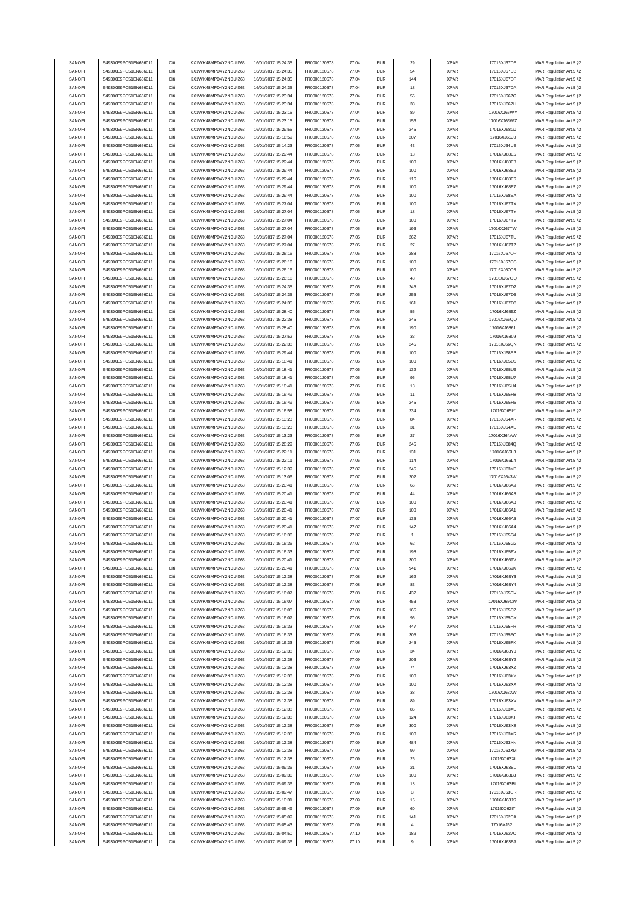| | | | | | | | | | | | |
|---|---|---|---|---|---|---|---|---|---|---|---|
| SANOFI | 549300E9PC51EN656011 | Citi | KX1WK48MPD4Y2NCUIZ63 | 16/01/2017 15:24:35 | FR0000120578 | 77.04 | EUR | 29 | XPAR | 17016XJ67DE | MAR Regulation Art.5 §2 |
| SANOFI | 549300E9PC51EN656011 | Citi | KX1WK48MPD4Y2NCUIZ63 | 16/01/2017 15:24:35 | FR0000120578 | 77.04 | EUR | 54 | XPAR | 17016XJ67DB | MAR Regulation Art.5 §2 |
| SANOFI | 549300E9PC51EN656011 | Citi | KX1WK48MPD4Y2NCUIZ63 | 16/01/2017 15:24:35 | FR0000120578 | 77.04 | EUR | 144 | XPAR | 17016XJ67DF | MAR Regulation Art.5 §2 |
| SANOFI | 549300E9PC51EN656011 | Citi | KX1WK48MPD4Y2NCUIZ63 | 16/01/2017 15:24:35 | FR0000120578 | 77.04 | EUR | 18 | XPAR | 17016XJ67DA | MAR Regulation Art.5 §2 |
| SANOFI | 549300E9PC51EN656011 | Citi | KX1WK48MPD4Y2NCUIZ63 | 16/01/2017 15:23:34 | FR0000120578 | 77.04 | EUR | 55 | XPAR | 17016XJ66ZG | MAR Regulation Art.5 §2 |
| SANOFI | 549300E9PC51EN656011 | Citi | KX1WK48MPD4Y2NCUIZ63 | 16/01/2017 15:23:34 | FR0000120578 | 77.04 | EUR | 38 | XPAR | 17016XJ66ZH | MAR Regulation Art.5 §2 |
| SANOFI | 549300E9PC51EN656011 | Citi | KX1WK48MPD4Y2NCUIZ63 | 16/01/2017 15:23:15 | FR0000120578 | 77.04 | EUR | 89 | XPAR | 17016XJ66WY | MAR Regulation Art.5 §2 |
| SANOFI | 549300E9PC51EN656011 | Citi | KX1WK48MPD4Y2NCUIZ63 | 16/01/2017 15:23:15 | FR0000120578 | 77.04 | EUR | 156 | XPAR | 17016XJ66WZ | MAR Regulation Art.5 §2 |
| SANOFI | 549300E9PC51EN656011 | Citi | KX1WK48MPD4Y2NCUIZ63 | 16/01/2017 15:29:55 | FR0000120578 | 77.04 | EUR | 245 | XPAR | 17016XJ68GJ | MAR Regulation Art.5 §2 |
| SANOFI | 549300E9PC51EN656011 | Citi | KX1WK48MPD4Y2NCUIZ63 | 16/01/2017 15:16:59 | FR0000120578 | 77.05 | EUR | 207 | XPAR | 17016XJ65J0 | MAR Regulation Art.5 §2 |
| SANOFI | 549300E9PC51EN656011 | Citi | KX1WK48MPD4Y2NCUIZ63 | 16/01/2017 15:14:23 | FR0000120578 | 77.05 | EUR | 43 | XPAR | 17016XJ64UE | MAR Regulation Art.5 §2 |
| SANOFI | 549300E9PC51EN656011 | Citi | KX1WK48MPD4Y2NCUIZ63 | 16/01/2017 15:29:44 | FR0000120578 | 77.05 | EUR | 18 | XPAR | 17016XJ68E5 | MAR Regulation Art.5 §2 |
| SANOFI | 549300E9PC51EN656011 | Citi | KX1WK48MPD4Y2NCUIZ63 | 16/01/2017 15:29:44 | FR0000120578 | 77.05 | EUR | 100 | XPAR | 17016XJ68E8 | MAR Regulation Art.5 §2 |
| SANOFI | 549300E9PC51EN656011 | Citi | KX1WK48MPD4Y2NCUIZ63 | 16/01/2017 15:29:44 | FR0000120578 | 77.05 | EUR | 100 | XPAR | 17016XJ68E9 | MAR Regulation Art.5 §2 |
| SANOFI | 549300E9PC51EN656011 | Citi | KX1WK48MPD4Y2NCUIZ63 | 16/01/2017 15:29:44 | FR0000120578 | 77.05 | EUR | 116 | XPAR | 17016XJ68E6 | MAR Regulation Art.5 §2 |
| SANOFI | 549300E9PC51EN656011 | Citi | KX1WK48MPD4Y2NCUIZ63 | 16/01/2017 15:29:44 | FR0000120578 | 77.05 | EUR | 100 | XPAR | 17016XJ68E7 | MAR Regulation Art.5 §2 |
| SANOFI | 549300E9PC51EN656011 | Citi | KX1WK48MPD4Y2NCUIZ63 | 16/01/2017 15:29:44 | FR0000120578 | 77.05 | EUR | 100 | XPAR | 17016XJ68EA | MAR Regulation Art.5 §2 |
| SANOFI | 549300E9PC51EN656011 | Citi | KX1WK48MPD4Y2NCUIZ63 | 16/01/2017 15:27:04 | FR0000120578 | 77.05 | EUR | 100 | XPAR | 17016XJ67TX | MAR Regulation Art.5 §2 |
| SANOFI | 549300E9PC51EN656011 | Citi | KX1WK48MPD4Y2NCUIZ63 | 16/01/2017 15:27:04 | FR0000120578 | 77.05 | EUR | 18 | XPAR | 17016XJ67TY | MAR Regulation Art.5 §2 |
| SANOFI | 549300E9PC51EN656011 | Citi | KX1WK48MPD4Y2NCUIZ63 | 16/01/2017 15:27:04 | FR0000120578 | 77.05 | EUR | 100 | XPAR | 17016XJ67TV | MAR Regulation Art.5 §2 |
| SANOFI | 549300E9PC51EN656011 | Citi | KX1WK48MPD4Y2NCUIZ63 | 16/01/2017 15:27:04 | FR0000120578 | 77.05 | EUR | 196 | XPAR | 17016XJ67TW | MAR Regulation Art.5 §2 |
| SANOFI | 549300E9PC51EN656011 | Citi | KX1WK48MPD4Y2NCUIZ63 | 16/01/2017 15:27:04 | FR0000120578 | 77.05 | EUR | 262 | XPAR | 17016XJ67TU | MAR Regulation Art.5 §2 |
| SANOFI | 549300E9PC51EN656011 | Citi | KX1WK48MPD4Y2NCUIZ63 | 16/01/2017 15:27:04 | FR0000120578 | 77.05 | EUR | 27 | XPAR | 17016XJ67TZ | MAR Regulation Art.5 §2 |
| SANOFI | 549300E9PC51EN656011 | Citi | KX1WK48MPD4Y2NCUIZ63 | 16/01/2017 15:26:16 | FR0000120578 | 77.05 | EUR | 288 | XPAR | 17016XJ67OP | MAR Regulation Art.5 §2 |
| SANOFI | 549300E9PC51EN656011 | Citi | KX1WK48MPD4Y2NCUIZ63 | 16/01/2017 15:26:16 | FR0000120578 | 77.05 | EUR | 100 | XPAR | 17016XJ67OS | MAR Regulation Art.5 §2 |
| SANOFI | 549300E9PC51EN656011 | Citi | KX1WK48MPD4Y2NCUIZ63 | 16/01/2017 15:26:16 | FR0000120578 | 77.05 | EUR | 100 | XPAR | 17016XJ67OR | MAR Regulation Art.5 §2 |
| SANOFI | 549300E9PC51EN656011 | Citi | KX1WK48MPD4Y2NCUIZ63 | 16/01/2017 15:26:16 | FR0000120578 | 77.05 | EUR | 48 | XPAR | 17016XJ67OQ | MAR Regulation Art.5 §2 |
| SANOFI | 549300E9PC51EN656011 | Citi | KX1WK48MPD4Y2NCUIZ63 | 16/01/2017 15:24:35 | FR0000120578 | 77.05 | EUR | 245 | XPAR | 17016XJ67D2 | MAR Regulation Art.5 §2 |
| SANOFI | 549300E9PC51EN656011 | Citi | KX1WK48MPD4Y2NCUIZ63 | 16/01/2017 15:24:35 | FR0000120578 | 77.05 | EUR | 255 | XPAR | 17016XJ67D5 | MAR Regulation Art.5 §2 |
| SANOFI | 549300E9PC51EN656011 | Citi | KX1WK48MPD4Y2NCUIZ63 | 16/01/2017 15:24:35 | FR0000120578 | 77.05 | EUR | 161 | XPAR | 17016XJ67D8 | MAR Regulation Art.5 §2 |
| SANOFI | 549300E9PC51EN656011 | Citi | KX1WK48MPD4Y2NCUIZ63 | 16/01/2017 15:28:40 | FR0000120578 | 77.05 | EUR | 55 | XPAR | 17016XJ685Z | MAR Regulation Art.5 §2 |
| SANOFI | 549300E9PC51EN656011 | Citi | KX1WK48MPD4Y2NCUIZ63 | 16/01/2017 15:22:38 | FR0000120578 | 77.05 | EUR | 245 | XPAR | 17016XJ66QQ | MAR Regulation Art.5 §2 |
| SANOFI | 549300E9PC51EN656011 | Citi | KX1WK48MPD4Y2NCUIZ63 | 16/01/2017 15:28:40 | FR0000120578 | 77.05 | EUR | 190 | XPAR | 17016XJ6861 | MAR Regulation Art.5 §2 |
| SANOFI | 549300E9PC51EN656011 | Citi | KX1WK48MPD4Y2NCUIZ63 | 16/01/2017 15:27:52 | FR0000120578 | 77.05 | EUR | 33 | XPAR | 17016XJ6809 | MAR Regulation Art.5 §2 |
| SANOFI | 549300E9PC51EN656011 | Citi | KX1WK48MPD4Y2NCUIZ63 | 16/01/2017 15:22:38 | FR0000120578 | 77.05 | EUR | 245 | XPAR | 17016XJ66QN | MAR Regulation Art.5 §2 |
| SANOFI | 549300E9PC51EN656011 | Citi | KX1WK48MPD4Y2NCUIZ63 | 16/01/2017 15:29:44 | FR0000120578 | 77.05 | EUR | 100 | XPAR | 17016XJ68EB | MAR Regulation Art.5 §2 |
| SANOFI | 549300E9PC51EN656011 | Citi | KX1WK48MPD4Y2NCUIZ63 | 16/01/2017 15:18:41 | FR0000120578 | 77.06 | EUR | 100 | XPAR | 17016XJ65U5 | MAR Regulation Art.5 §2 |
| SANOFI | 549300E9PC51EN656011 | Citi | KX1WK48MPD4Y2NCUIZ63 | 16/01/2017 15:18:41 | FR0000120578 | 77.06 | EUR | 132 | XPAR | 17016XJ65U6 | MAR Regulation Art.5 §2 |
| SANOFI | 549300E9PC51EN656011 | Citi | KX1WK48MPD4Y2NCUIZ63 | 16/01/2017 15:18:41 | FR0000120578 | 77.06 | EUR | 96 | XPAR | 17016XJ65U7 | MAR Regulation Art.5 §2 |
| SANOFI | 549300E9PC51EN656011 | Citi | KX1WK48MPD4Y2NCUIZ63 | 16/01/2017 15:18:41 | FR0000120578 | 77.06 | EUR | 18 | XPAR | 17016XJ65U4 | MAR Regulation Art.5 §2 |
| SANOFI | 549300E9PC51EN656011 | Citi | KX1WK48MPD4Y2NCUIZ63 | 16/01/2017 15:16:49 | FR0000120578 | 77.06 | EUR | 11 | XPAR | 17016XJ65H8 | MAR Regulation Art.5 §2 |
| SANOFI | 549300E9PC51EN656011 | Citi | KX1WK48MPD4Y2NCUIZ63 | 16/01/2017 15:16:49 | FR0000120578 | 77.06 | EUR | 245 | XPAR | 17016XJ65H5 | MAR Regulation Art.5 §2 |
| SANOFI | 549300E9PC51EN656011 | Citi | KX1WK48MPD4Y2NCUIZ63 | 16/01/2017 15:16:58 | FR0000120578 | 77.06 | EUR | 234 | XPAR | 17016XJ65IY | MAR Regulation Art.5 §2 |
| SANOFI | 549300E9PC51EN656011 | Citi | KX1WK48MPD4Y2NCUIZ63 | 16/01/2017 15:13:23 | FR0000120578 | 77.06 | EUR | 84 | XPAR | 17016XJ64AR | MAR Regulation Art.5 §2 |
| SANOFI | 549300E9PC51EN656011 | Citi | KX1WK48MPD4Y2NCUIZ63 | 16/01/2017 15:13:23 | FR0000120578 | 77.06 | EUR | 31 | XPAR | 17016XJ64AU | MAR Regulation Art.5 §2 |
| SANOFI | 549300E9PC51EN656011 | Citi | KX1WK48MPD4Y2NCUIZ63 | 16/01/2017 15:13:23 | FR0000120578 | 77.06 | EUR | 27 | XPAR | 17016XJ64AW | MAR Regulation Art.5 §2 |
| SANOFI | 549300E9PC51EN656011 | Citi | KX1WK48MPD4Y2NCUIZ63 | 16/01/2017 15:28:29 | FR0000120578 | 77.06 | EUR | 245 | XPAR | 17016XJ684Q | MAR Regulation Art.5 §2 |
| SANOFI | 549300E9PC51EN656011 | Citi | KX1WK48MPD4Y2NCUIZ63 | 16/01/2017 15:22:11 | FR0000120578 | 77.06 | EUR | 131 | XPAR | 17016XJ66L3 | MAR Regulation Art.5 §2 |
| SANOFI | 549300E9PC51EN656011 | Citi | KX1WK48MPD4Y2NCUIZ63 | 16/01/2017 15:22:11 | FR0000120578 | 77.06 | EUR | 114 | XPAR | 17016XJ66L4 | MAR Regulation Art.5 §2 |
| SANOFI | 549300E9PC51EN656011 | Citi | KX1WK48MPD4Y2NCUIZ63 | 16/01/2017 15:12:39 | FR0000120578 | 77.07 | EUR | 245 | XPAR | 17016XJ63YD | MAR Regulation Art.5 §2 |
| SANOFI | 549300E9PC51EN656011 | Citi | KX1WK48MPD4Y2NCUIZ63 | 16/01/2017 15:13:06 | FR0000120578 | 77.07 | EUR | 202 | XPAR | 17016XJ643W | MAR Regulation Art.5 §2 |
| SANOFI | 549300E9PC51EN656011 | Citi | KX1WK48MPD4Y2NCUIZ63 | 16/01/2017 15:20:41 | FR0000120578 | 77.07 | EUR | 66 | XPAR | 17016XJ66A9 | MAR Regulation Art.5 §2 |
| SANOFI | 549300E9PC51EN656011 | Citi | KX1WK48MPD4Y2NCUIZ63 | 16/01/2017 15:20:41 | FR0000120578 | 77.07 | EUR | 44 | XPAR | 17016XJ66A8 | MAR Regulation Art.5 §2 |
| SANOFI | 549300E9PC51EN656011 | Citi | KX1WK48MPD4Y2NCUIZ63 | 16/01/2017 15:20:41 | FR0000120578 | 77.07 | EUR | 100 | XPAR | 17016XJ66A3 | MAR Regulation Art.5 §2 |
| SANOFI | 549300E9PC51EN656011 | Citi | KX1WK48MPD4Y2NCUIZ63 | 16/01/2017 15:20:41 | FR0000120578 | 77.07 | EUR | 100 | XPAR | 17016XJ66A1 | MAR Regulation Art.5 §2 |
| SANOFI | 549300E9PC51EN656011 | Citi | KX1WK48MPD4Y2NCUIZ63 | 16/01/2017 15:20:41 | FR0000120578 | 77.07 | EUR | 135 | XPAR | 17016XJ66A5 | MAR Regulation Art.5 §2 |
| SANOFI | 549300E9PC51EN656011 | Citi | KX1WK48MPD4Y2NCUIZ63 | 16/01/2017 15:20:41 | FR0000120578 | 77.07 | EUR | 147 | XPAR | 17016XJ66A4 | MAR Regulation Art.5 §2 |
| SANOFI | 549300E9PC51EN656011 | Citi | KX1WK48MPD4Y2NCUIZ63 | 16/01/2017 15:16:36 | FR0000120578 | 77.07 | EUR | 1 | XPAR | 17016XJ65G4 | MAR Regulation Art.5 §2 |
| SANOFI | 549300E9PC51EN656011 | Citi | KX1WK48MPD4Y2NCUIZ63 | 16/01/2017 15:16:36 | FR0000120578 | 77.07 | EUR | 62 | XPAR | 17016XJ65G2 | MAR Regulation Art.5 §2 |
| SANOFI | 549300E9PC51EN656011 | Citi | KX1WK48MPD4Y2NCUIZ63 | 16/01/2017 15:16:33 | FR0000120578 | 77.07 | EUR | 198 | XPAR | 17016XJ65FV | MAR Regulation Art.5 §2 |
| SANOFI | 549300E9PC51EN656011 | Citi | KX1WK48MPD4Y2NCUIZ63 | 16/01/2017 15:20:41 | FR0000120578 | 77.07 | EUR | 300 | XPAR | 17016XJ669V | MAR Regulation Art.5 §2 |
| SANOFI | 549300E9PC51EN656011 | Citi | KX1WK48MPD4Y2NCUIZ63 | 16/01/2017 15:20:41 | FR0000120578 | 77.07 | EUR | 941 | XPAR | 17016XJ669K | MAR Regulation Art.5 §2 |
| SANOFI | 549300E9PC51EN656011 | Citi | KX1WK48MPD4Y2NCUIZ63 | 16/01/2017 15:12:38 | FR0000120578 | 77.08 | EUR | 162 | XPAR | 17016XJ63Y3 | MAR Regulation Art.5 §2 |
| SANOFI | 549300E9PC51EN656011 | Citi | KX1WK48MPD4Y2NCUIZ63 | 16/01/2017 15:12:38 | FR0000120578 | 77.08 | EUR | 83 | XPAR | 17016XJ63Y4 | MAR Regulation Art.5 §2 |
| SANOFI | 549300E9PC51EN656011 | Citi | KX1WK48MPD4Y2NCUIZ63 | 16/01/2017 15:16:07 | FR0000120578 | 77.08 | EUR | 432 | XPAR | 17016XJ65CV | MAR Regulation Art.5 §2 |
| SANOFI | 549300E9PC51EN656011 | Citi | KX1WK48MPD4Y2NCUIZ63 | 16/01/2017 15:16:07 | FR0000120578 | 77.08 | EUR | 453 | XPAR | 17016XJ65CW | MAR Regulation Art.5 §2 |
| SANOFI | 549300E9PC51EN656011 | Citi | KX1WK48MPD4Y2NCUIZ63 | 16/01/2017 15:16:08 | FR0000120578 | 77.08 | EUR | 165 | XPAR | 17016XJ65CZ | MAR Regulation Art.5 §2 |
| SANOFI | 549300E9PC51EN656011 | Citi | KX1WK48MPD4Y2NCUIZ63 | 16/01/2017 15:16:07 | FR0000120578 | 77.08 | EUR | 96 | XPAR | 17016XJ65CY | MAR Regulation Art.5 §2 |
| SANOFI | 549300E9PC51EN656011 | Citi | KX1WK48MPD4Y2NCUIZ63 | 16/01/2017 15:16:33 | FR0000120578 | 77.08 | EUR | 447 | XPAR | 17016XJ65FR | MAR Regulation Art.5 §2 |
| SANOFI | 549300E9PC51EN656011 | Citi | KX1WK48MPD4Y2NCUIZ63 | 16/01/2017 15:16:33 | FR0000120578 | 77.08 | EUR | 305 | XPAR | 17016XJ65FO | MAR Regulation Art.5 §2 |
| SANOFI | 549300E9PC51EN656011 | Citi | KX1WK48MPD4Y2NCUIZ63 | 16/01/2017 15:16:33 | FR0000120578 | 77.08 | EUR | 245 | XPAR | 17016XJ65FK | MAR Regulation Art.5 §2 |
| SANOFI | 549300E9PC51EN656011 | Citi | KX1WK48MPD4Y2NCUIZ63 | 16/01/2017 15:12:38 | FR0000120578 | 77.09 | EUR | 34 | XPAR | 17016XJ63Y0 | MAR Regulation Art.5 §2 |
| SANOFI | 549300E9PC51EN656011 | Citi | KX1WK48MPD4Y2NCUIZ63 | 16/01/2017 15:12:38 | FR0000120578 | 77.09 | EUR | 206 | XPAR | 17016XJ63Y2 | MAR Regulation Art.5 §2 |
| SANOFI | 549300E9PC51EN656011 | Citi | KX1WK48MPD4Y2NCUIZ63 | 16/01/2017 15:12:38 | FR0000120578 | 77.09 | EUR | 74 | XPAR | 17016XJ63XZ | MAR Regulation Art.5 §2 |
| SANOFI | 549300E9PC51EN656011 | Citi | KX1WK48MPD4Y2NCUIZ63 | 16/01/2017 15:12:38 | FR0000120578 | 77.09 | EUR | 100 | XPAR | 17016XJ63XY | MAR Regulation Art.5 §2 |
| SANOFI | 549300E9PC51EN656011 | Citi | KX1WK48MPD4Y2NCUIZ63 | 16/01/2017 15:12:38 | FR0000120578 | 77.09 | EUR | 100 | XPAR | 17016XJ63XX | MAR Regulation Art.5 §2 |
| SANOFI | 549300E9PC51EN656011 | Citi | KX1WK48MPD4Y2NCUIZ63 | 16/01/2017 15:12:38 | FR0000120578 | 77.09 | EUR | 38 | XPAR | 17016XJ63XW | MAR Regulation Art.5 §2 |
| SANOFI | 549300E9PC51EN656011 | Citi | KX1WK48MPD4Y2NCUIZ63 | 16/01/2017 15:12:38 | FR0000120578 | 77.09 | EUR | 89 | XPAR | 17016XJ63XV | MAR Regulation Art.5 §2 |
| SANOFI | 549300E9PC51EN656011 | Citi | KX1WK48MPD4Y2NCUIZ63 | 16/01/2017 15:12:38 | FR0000120578 | 77.09 | EUR | 86 | XPAR | 17016XJ63XU | MAR Regulation Art.5 §2 |
| SANOFI | 549300E9PC51EN656011 | Citi | KX1WK48MPD4Y2NCUIZ63 | 16/01/2017 15:12:38 | FR0000120578 | 77.09 | EUR | 124 | XPAR | 17016XJ63XT | MAR Regulation Art.5 §2 |
| SANOFI | 549300E9PC51EN656011 | Citi | KX1WK48MPD4Y2NCUIZ63 | 16/01/2017 15:12:38 | FR0000120578 | 77.09 | EUR | 300 | XPAR | 17016XJ63XS | MAR Regulation Art.5 §2 |
| SANOFI | 549300E9PC51EN656011 | Citi | KX1WK48MPD4Y2NCUIZ63 | 16/01/2017 15:12:38 | FR0000120578 | 77.09 | EUR | 100 | XPAR | 17016XJ63XR | MAR Regulation Art.5 §2 |
| SANOFI | 549300E9PC51EN656011 | Citi | KX1WK48MPD4Y2NCUIZ63 | 16/01/2017 15:12:38 | FR0000120578 | 77.09 | EUR | 484 | XPAR | 17016XJ63XN | MAR Regulation Art.5 §2 |
| SANOFI | 549300E9PC51EN656011 | Citi | KX1WK48MPD4Y2NCUIZ63 | 16/01/2017 15:12:38 | FR0000120578 | 77.09 | EUR | 99 | XPAR | 17016XJ63XM | MAR Regulation Art.5 §2 |
| SANOFI | 549300E9PC51EN656011 | Citi | KX1WK48MPD4Y2NCUIZ63 | 16/01/2017 15:12:38 | FR0000120578 | 77.09 | EUR | 26 | XPAR | 17016XJ63XI | MAR Regulation Art.5 §2 |
| SANOFI | 549300E9PC51EN656011 | Citi | KX1WK48MPD4Y2NCUIZ63 | 16/01/2017 15:09:36 | FR0000120578 | 77.09 | EUR | 21 | XPAR | 17016XJ63BL | MAR Regulation Art.5 §2 |
| SANOFI | 549300E9PC51EN656011 | Citi | KX1WK48MPD4Y2NCUIZ63 | 16/01/2017 15:09:36 | FR0000120578 | 77.09 | EUR | 100 | XPAR | 17016XJ63BJ | MAR Regulation Art.5 §2 |
| SANOFI | 549300E9PC51EN656011 | Citi | KX1WK48MPD4Y2NCUIZ63 | 16/01/2017 15:09:36 | FR0000120578 | 77.09 | EUR | 18 | XPAR | 17016XJ63BI | MAR Regulation Art.5 §2 |
| SANOFI | 549300E9PC51EN656011 | Citi | KX1WK48MPD4Y2NCUIZ63 | 16/01/2017 15:09:47 | FR0000120578 | 77.09 | EUR | 3 | XPAR | 17016XJ63CR | MAR Regulation Art.5 §2 |
| SANOFI | 549300E9PC51EN656011 | Citi | KX1WK48MPD4Y2NCUIZ63 | 16/01/2017 15:10:31 | FR0000120578 | 77.09 | EUR | 15 | XPAR | 17016XJ63JS | MAR Regulation Art.5 §2 |
| SANOFI | 549300E9PC51EN656011 | Citi | KX1WK48MPD4Y2NCUIZ63 | 16/01/2017 15:05:49 | FR0000120578 | 77.09 | EUR | 60 | XPAR | 17016XJ62IT | MAR Regulation Art.5 §2 |
| SANOFI | 549300E9PC51EN656011 | Citi | KX1WK48MPD4Y2NCUIZ63 | 16/01/2017 15:05:09 | FR0000120578 | 77.09 | EUR | 141 | XPAR | 17016XJ62CA | MAR Regulation Art.5 §2 |
| SANOFI | 549300E9PC51EN656011 | Citi | KX1WK48MPD4Y2NCUIZ63 | 16/01/2017 15:05:43 | FR0000120578 | 77.09 | EUR | 4 | XPAR | 17016XJ62II | MAR Regulation Art.5 §2 |
| SANOFI | 549300E9PC51EN656011 | Citi | KX1WK48MPD4Y2NCUIZ63 | 16/01/2017 15:04:50 | FR0000120578 | 77.10 | EUR | 189 | XPAR | 17016XJ627C | MAR Regulation Art.5 §2 |
| SANOFI | 549300E9PC51EN656011 | Citi | KX1WK48MPD4Y2NCUIZ63 | 16/01/2017 15:09:36 | FR0000120578 | 77.10 | EUR | 9 | XPAR | 17016XJ63B9 | MAR Regulation Art.5 §2 |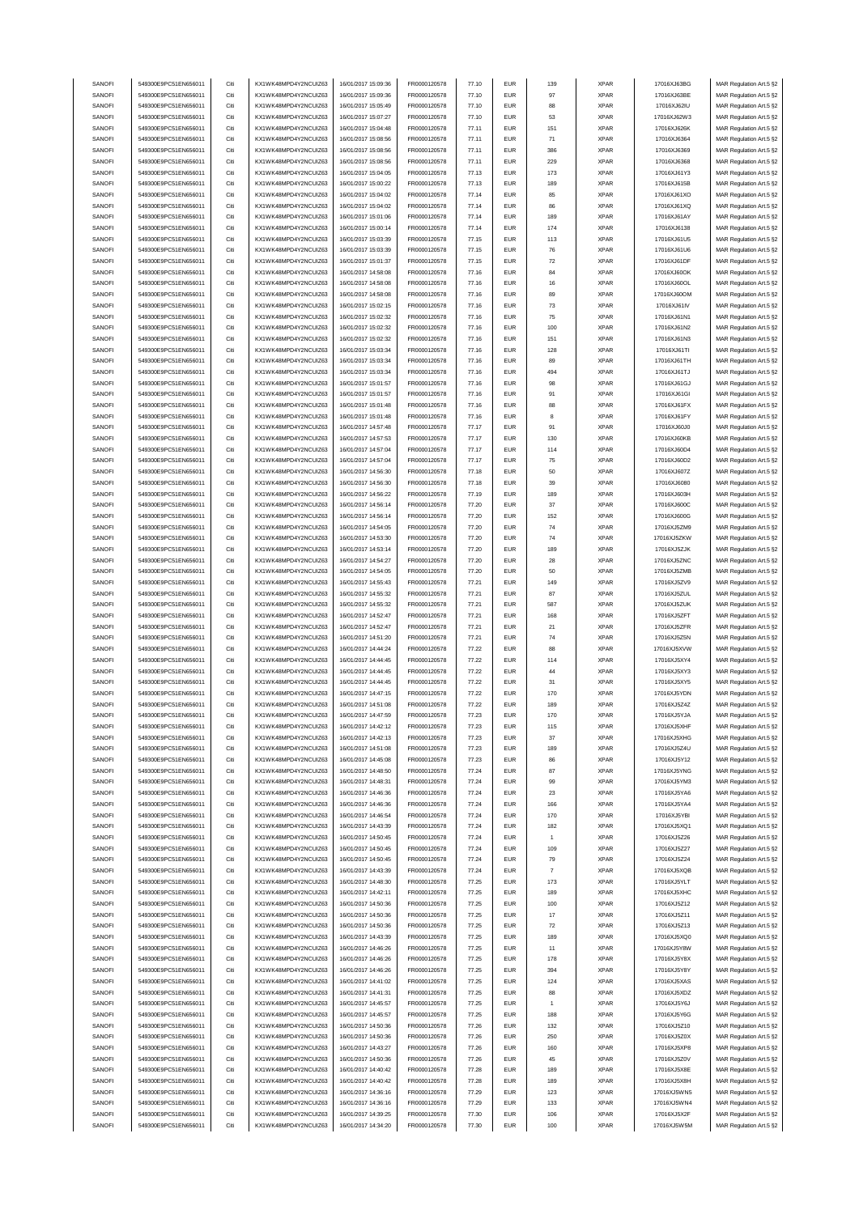| | | | | | | | | | | | |
|---|---|---|---|---|---|---|---|---|---|---|---|
| SANOFI | 549300E9PC51EN656011 | Citi | KX1WK48MPD4Y2NCUIZ63 | 16/01/2017 15:09:36 | FR0000120578 | 77.10 | EUR | 139 | XPAR | 17016XJ63BG | MAR Regulation Art.5 §2 |
| SANOFI | 549300E9PC51EN656011 | Citi | KX1WK48MPD4Y2NCUIZ63 | 16/01/2017 15:09:36 | FR0000120578 | 77.10 | EUR | 97 | XPAR | 17016XJ63BE | MAR Regulation Art.5 §2 |
| SANOFI | 549300E9PC51EN656011 | Citi | KX1WK48MPD4Y2NCUIZ63 | 16/01/2017 15:05:49 | FR0000120578 | 77.10 | EUR | 88 | XPAR | 17016XJ62IU | MAR Regulation Art.5 §2 |
| SANOFI | 549300E9PC51EN656011 | Citi | KX1WK48MPD4Y2NCUIZ63 | 16/01/2017 15:07:27 | FR0000120578 | 77.10 | EUR | 53 | XPAR | 17016XJ62W3 | MAR Regulation Art.5 §2 |
| SANOFI | 549300E9PC51EN656011 | Citi | KX1WK48MPD4Y2NCUIZ63 | 16/01/2017 15:04:48 | FR0000120578 | 77.11 | EUR | 151 | XPAR | 17016XJ626K | MAR Regulation Art.5 §2 |
| SANOFI | 549300E9PC51EN656011 | Citi | KX1WK48MPD4Y2NCUIZ63 | 16/01/2017 15:08:56 | FR0000120578 | 77.11 | EUR | 71 | XPAR | 17016XJ6364 | MAR Regulation Art.5 §2 |
| SANOFI | 549300E9PC51EN656011 | Citi | KX1WK48MPD4Y2NCUIZ63 | 16/01/2017 15:08:56 | FR0000120578 | 77.11 | EUR | 386 | XPAR | 17016XJ6369 | MAR Regulation Art.5 §2 |
| SANOFI | 549300E9PC51EN656011 | Citi | KX1WK48MPD4Y2NCUIZ63 | 16/01/2017 15:08:56 | FR0000120578 | 77.11 | EUR | 229 | XPAR | 17016XJ6368 | MAR Regulation Art.5 §2 |
| SANOFI | 549300E9PC51EN656011 | Citi | KX1WK48MPD4Y2NCUIZ63 | 16/01/2017 15:04:05 | FR0000120578 | 77.13 | EUR | 173 | XPAR | 17016XJ61Y3 | MAR Regulation Art.5 §2 |
| SANOFI | 549300E9PC51EN656011 | Citi | KX1WK48MPD4Y2NCUIZ63 | 16/01/2017 15:00:22 | FR0000120578 | 77.13 | EUR | 189 | XPAR | 17016XJ615B | MAR Regulation Art.5 §2 |
| SANOFI | 549300E9PC51EN656011 | Citi | KX1WK48MPD4Y2NCUIZ63 | 16/01/2017 15:04:02 | FR0000120578 | 77.14 | EUR | 85 | XPAR | 17016XJ61XO | MAR Regulation Art.5 §2 |
| SANOFI | 549300E9PC51EN656011 | Citi | KX1WK48MPD4Y2NCUIZ63 | 16/01/2017 15:04:02 | FR0000120578 | 77.14 | EUR | 86 | XPAR | 17016XJ61XQ | MAR Regulation Art.5 §2 |
| SANOFI | 549300E9PC51EN656011 | Citi | KX1WK48MPD4Y2NCUIZ63 | 16/01/2017 15:01:06 | FR0000120578 | 77.14 | EUR | 189 | XPAR | 17016XJ61AY | MAR Regulation Art.5 §2 |
| SANOFI | 549300E9PC51EN656011 | Citi | KX1WK48MPD4Y2NCUIZ63 | 16/01/2017 15:00:14 | FR0000120578 | 77.14 | EUR | 174 | XPAR | 17016XJ6138 | MAR Regulation Art.5 §2 |
| SANOFI | 549300E9PC51EN656011 | Citi | KX1WK48MPD4Y2NCUIZ63 | 16/01/2017 15:03:39 | FR0000120578 | 77.15 | EUR | 113 | XPAR | 17016XJ61U5 | MAR Regulation Art.5 §2 |
| SANOFI | 549300E9PC51EN656011 | Citi | KX1WK48MPD4Y2NCUIZ63 | 16/01/2017 15:03:39 | FR0000120578 | 77.15 | EUR | 76 | XPAR | 17016XJ61U6 | MAR Regulation Art.5 §2 |
| SANOFI | 549300E9PC51EN656011 | Citi | KX1WK48MPD4Y2NCUIZ63 | 16/01/2017 15:01:37 | FR0000120578 | 77.15 | EUR | 72 | XPAR | 17016XJ61DF | MAR Regulation Art.5 §2 |
| SANOFI | 549300E9PC51EN656011 | Citi | KX1WK48MPD4Y2NCUIZ63 | 16/01/2017 14:58:08 | FR0000120578 | 77.16 | EUR | 84 | XPAR | 17016XJ60OK | MAR Regulation Art.5 §2 |
| SANOFI | 549300E9PC51EN656011 | Citi | KX1WK48MPD4Y2NCUIZ63 | 16/01/2017 14:58:08 | FR0000120578 | 77.16 | EUR | 16 | XPAR | 17016XJ60OL | MAR Regulation Art.5 §2 |
| SANOFI | 549300E9PC51EN656011 | Citi | KX1WK48MPD4Y2NCUIZ63 | 16/01/2017 14:58:08 | FR0000120578 | 77.16 | EUR | 89 | XPAR | 17016XJ60OM | MAR Regulation Art.5 §2 |
| SANOFI | 549300E9PC51EN656011 | Citi | KX1WK48MPD4Y2NCUIZ63 | 16/01/2017 15:02:15 | FR0000120578 | 77.16 | EUR | 73 | XPAR | 17016XJ61IV | MAR Regulation Art.5 §2 |
| SANOFI | 549300E9PC51EN656011 | Citi | KX1WK48MPD4Y2NCUIZ63 | 16/01/2017 15:02:32 | FR0000120578 | 77.16 | EUR | 75 | XPAR | 17016XJ61N1 | MAR Regulation Art.5 §2 |
| SANOFI | 549300E9PC51EN656011 | Citi | KX1WK48MPD4Y2NCUIZ63 | 16/01/2017 15:02:32 | FR0000120578 | 77.16 | EUR | 100 | XPAR | 17016XJ61N2 | MAR Regulation Art.5 §2 |
| SANOFI | 549300E9PC51EN656011 | Citi | KX1WK48MPD4Y2NCUIZ63 | 16/01/2017 15:02:32 | FR0000120578 | 77.16 | EUR | 151 | XPAR | 17016XJ61N3 | MAR Regulation Art.5 §2 |
| SANOFI | 549300E9PC51EN656011 | Citi | KX1WK48MPD4Y2NCUIZ63 | 16/01/2017 15:03:34 | FR0000120578 | 77.16 | EUR | 128 | XPAR | 17016XJ61TI | MAR Regulation Art.5 §2 |
| SANOFI | 549300E9PC51EN656011 | Citi | KX1WK48MPD4Y2NCUIZ63 | 16/01/2017 15:03:34 | FR0000120578 | 77.16 | EUR | 89 | XPAR | 17016XJ61TH | MAR Regulation Art.5 §2 |
| SANOFI | 549300E9PC51EN656011 | Citi | KX1WK48MPD4Y2NCUIZ63 | 16/01/2017 15:03:34 | FR0000120578 | 77.16 | EUR | 494 | XPAR | 17016XJ61TJ | MAR Regulation Art.5 §2 |
| SANOFI | 549300E9PC51EN656011 | Citi | KX1WK48MPD4Y2NCUIZ63 | 16/01/2017 15:01:57 | FR0000120578 | 77.16 | EUR | 98 | XPAR | 17016XJ61GJ | MAR Regulation Art.5 §2 |
| SANOFI | 549300E9PC51EN656011 | Citi | KX1WK48MPD4Y2NCUIZ63 | 16/01/2017 15:01:57 | FR0000120578 | 77.16 | EUR | 91 | XPAR | 17016XJ61GI | MAR Regulation Art.5 §2 |
| SANOFI | 549300E9PC51EN656011 | Citi | KX1WK48MPD4Y2NCUIZ63 | 16/01/2017 15:01:48 | FR0000120578 | 77.16 | EUR | 88 | XPAR | 17016XJ61FX | MAR Regulation Art.5 §2 |
| SANOFI | 549300E9PC51EN656011 | Citi | KX1WK48MPD4Y2NCUIZ63 | 16/01/2017 15:01:48 | FR0000120578 | 77.16 | EUR | 8 | XPAR | 17016XJ61FY | MAR Regulation Art.5 §2 |
| SANOFI | 549300E9PC51EN656011 | Citi | KX1WK48MPD4Y2NCUIZ63 | 16/01/2017 14:57:48 | FR0000120578 | 77.17 | EUR | 91 | XPAR | 17016XJ60J0 | MAR Regulation Art.5 §2 |
| SANOFI | 549300E9PC51EN656011 | Citi | KX1WK48MPD4Y2NCUIZ63 | 16/01/2017 14:57:53 | FR0000120578 | 77.17 | EUR | 130 | XPAR | 17016XJ60KB | MAR Regulation Art.5 §2 |
| SANOFI | 549300E9PC51EN656011 | Citi | KX1WK48MPD4Y2NCUIZ63 | 16/01/2017 14:57:04 | FR0000120578 | 77.17 | EUR | 114 | XPAR | 17016XJ60D4 | MAR Regulation Art.5 §2 |
| SANOFI | 549300E9PC51EN656011 | Citi | KX1WK48MPD4Y2NCUIZ63 | 16/01/2017 14:57:04 | FR0000120578 | 77.17 | EUR | 75 | XPAR | 17016XJ60D2 | MAR Regulation Art.5 §2 |
| SANOFI | 549300E9PC51EN656011 | Citi | KX1WK48MPD4Y2NCUIZ63 | 16/01/2017 14:56:30 | FR0000120578 | 77.18 | EUR | 50 | XPAR | 17016XJ607Z | MAR Regulation Art.5 §2 |
| SANOFI | 549300E9PC51EN656011 | Citi | KX1WK48MPD4Y2NCUIZ63 | 16/01/2017 14:56:30 | FR0000120578 | 77.18 | EUR | 39 | XPAR | 17016XJ6080 | MAR Regulation Art.5 §2 |
| SANOFI | 549300E9PC51EN656011 | Citi | KX1WK48MPD4Y2NCUIZ63 | 16/01/2017 14:56:22 | FR0000120578 | 77.19 | EUR | 189 | XPAR | 17016XJ603H | MAR Regulation Art.5 §2 |
| SANOFI | 549300E9PC51EN656011 | Citi | KX1WK48MPD4Y2NCUIZ63 | 16/01/2017 14:56:14 | FR0000120578 | 77.20 | EUR | 37 | XPAR | 17016XJ600C | MAR Regulation Art.5 §2 |
| SANOFI | 549300E9PC51EN656011 | Citi | KX1WK48MPD4Y2NCUIZ63 | 16/01/2017 14:56:14 | FR0000120578 | 77.20 | EUR | 152 | XPAR | 17016XJ600G | MAR Regulation Art.5 §2 |
| SANOFI | 549300E9PC51EN656011 | Citi | KX1WK48MPD4Y2NCUIZ63 | 16/01/2017 14:54:05 | FR0000120578 | 77.20 | EUR | 74 | XPAR | 17016XJ5ZM9 | MAR Regulation Art.5 §2 |
| SANOFI | 549300E9PC51EN656011 | Citi | KX1WK48MPD4Y2NCUIZ63 | 16/01/2017 14:53:30 | FR0000120578 | 77.20 | EUR | 74 | XPAR | 17016XJ5ZKW | MAR Regulation Art.5 §2 |
| SANOFI | 549300E9PC51EN656011 | Citi | KX1WK48MPD4Y2NCUIZ63 | 16/01/2017 14:53:14 | FR0000120578 | 77.20 | EUR | 189 | XPAR | 17016XJ5ZJK | MAR Regulation Art.5 §2 |
| SANOFI | 549300E9PC51EN656011 | Citi | KX1WK48MPD4Y2NCUIZ63 | 16/01/2017 14:54:27 | FR0000120578 | 77.20 | EUR | 28 | XPAR | 17016XJ5ZNC | MAR Regulation Art.5 §2 |
| SANOFI | 549300E9PC51EN656011 | Citi | KX1WK48MPD4Y2NCUIZ63 | 16/01/2017 14:54:05 | FR0000120578 | 77.20 | EUR | 50 | XPAR | 17016XJ5ZMB | MAR Regulation Art.5 §2 |
| SANOFI | 549300E9PC51EN656011 | Citi | KX1WK48MPD4Y2NCUIZ63 | 16/01/2017 14:55:43 | FR0000120578 | 77.21 | EUR | 149 | XPAR | 17016XJ5ZV9 | MAR Regulation Art.5 §2 |
| SANOFI | 549300E9PC51EN656011 | Citi | KX1WK48MPD4Y2NCUIZ63 | 16/01/2017 14:55:32 | FR0000120578 | 77.21 | EUR | 87 | XPAR | 17016XJ5ZUL | MAR Regulation Art.5 §2 |
| SANOFI | 549300E9PC51EN656011 | Citi | KX1WK48MPD4Y2NCUIZ63 | 16/01/2017 14:55:32 | FR0000120578 | 77.21 | EUR | 587 | XPAR | 17016XJ5ZUK | MAR Regulation Art.5 §2 |
| SANOFI | 549300E9PC51EN656011 | Citi | KX1WK48MPD4Y2NCUIZ63 | 16/01/2017 14:52:47 | FR0000120578 | 77.21 | EUR | 168 | XPAR | 17016XJ5ZFT | MAR Regulation Art.5 §2 |
| SANOFI | 549300E9PC51EN656011 | Citi | KX1WK48MPD4Y2NCUIZ63 | 16/01/2017 14:52:47 | FR0000120578 | 77.21 | EUR | 21 | XPAR | 17016XJ5ZFR | MAR Regulation Art.5 §2 |
| SANOFI | 549300E9PC51EN656011 | Citi | KX1WK48MPD4Y2NCUIZ63 | 16/01/2017 14:51:20 | FR0000120578 | 77.21 | EUR | 74 | XPAR | 17016XJ5Z5N | MAR Regulation Art.5 §2 |
| SANOFI | 549300E9PC51EN656011 | Citi | KX1WK48MPD4Y2NCUIZ63 | 16/01/2017 14:44:24 | FR0000120578 | 77.22 | EUR | 88 | XPAR | 17016XJ5XVW | MAR Regulation Art.5 §2 |
| SANOFI | 549300E9PC51EN656011 | Citi | KX1WK48MPD4Y2NCUIZ63 | 16/01/2017 14:44:45 | FR0000120578 | 77.22 | EUR | 114 | XPAR | 17016XJ5XY4 | MAR Regulation Art.5 §2 |
| SANOFI | 549300E9PC51EN656011 | Citi | KX1WK48MPD4Y2NCUIZ63 | 16/01/2017 14:44:45 | FR0000120578 | 77.22 | EUR | 44 | XPAR | 17016XJ5XY3 | MAR Regulation Art.5 §2 |
| SANOFI | 549300E9PC51EN656011 | Citi | KX1WK48MPD4Y2NCUIZ63 | 16/01/2017 14:44:45 | FR0000120578 | 77.22 | EUR | 31 | XPAR | 17016XJ5XY5 | MAR Regulation Art.5 §2 |
| SANOFI | 549300E9PC51EN656011 | Citi | KX1WK48MPD4Y2NCUIZ63 | 16/01/2017 14:47:15 | FR0000120578 | 77.22 | EUR | 170 | XPAR | 17016XJ5YDN | MAR Regulation Art.5 §2 |
| SANOFI | 549300E9PC51EN656011 | Citi | KX1WK48MPD4Y2NCUIZ63 | 16/01/2017 14:51:08 | FR0000120578 | 77.22 | EUR | 189 | XPAR | 17016XJ5Z4Z | MAR Regulation Art.5 §2 |
| SANOFI | 549300E9PC51EN656011 | Citi | KX1WK48MPD4Y2NCUIZ63 | 16/01/2017 14:47:59 | FR0000120578 | 77.23 | EUR | 170 | XPAR | 17016XJ5YJA | MAR Regulation Art.5 §2 |
| SANOFI | 549300E9PC51EN656011 | Citi | KX1WK48MPD4Y2NCUIZ63 | 16/01/2017 14:42:12 | FR0000120578 | 77.23 | EUR | 115 | XPAR | 17016XJ5XHF | MAR Regulation Art.5 §2 |
| SANOFI | 549300E9PC51EN656011 | Citi | KX1WK48MPD4Y2NCUIZ63 | 16/01/2017 14:42:13 | FR0000120578 | 77.23 | EUR | 37 | XPAR | 17016XJ5XHG | MAR Regulation Art.5 §2 |
| SANOFI | 549300E9PC51EN656011 | Citi | KX1WK48MPD4Y2NCUIZ63 | 16/01/2017 14:51:08 | FR0000120578 | 77.23 | EUR | 189 | XPAR | 17016XJ5Z4U | MAR Regulation Art.5 §2 |
| SANOFI | 549300E9PC51EN656011 | Citi | KX1WK48MPD4Y2NCUIZ63 | 16/01/2017 14:45:08 | FR0000120578 | 77.23 | EUR | 86 | XPAR | 17016XJ5Y12 | MAR Regulation Art.5 §2 |
| SANOFI | 549300E9PC51EN656011 | Citi | KX1WK48MPD4Y2NCUIZ63 | 16/01/2017 14:48:50 | FR0000120578 | 77.24 | EUR | 87 | XPAR | 17016XJ5YNG | MAR Regulation Art.5 §2 |
| SANOFI | 549300E9PC51EN656011 | Citi | KX1WK48MPD4Y2NCUIZ63 | 16/01/2017 14:48:31 | FR0000120578 | 77.24 | EUR | 99 | XPAR | 17016XJ5YM3 | MAR Regulation Art.5 §2 |
| SANOFI | 549300E9PC51EN656011 | Citi | KX1WK48MPD4Y2NCUIZ63 | 16/01/2017 14:46:36 | FR0000120578 | 77.24 | EUR | 23 | XPAR | 17016XJ5YA6 | MAR Regulation Art.5 §2 |
| SANOFI | 549300E9PC51EN656011 | Citi | KX1WK48MPD4Y2NCUIZ63 | 16/01/2017 14:46:36 | FR0000120578 | 77.24 | EUR | 166 | XPAR | 17016XJ5YA4 | MAR Regulation Art.5 §2 |
| SANOFI | 549300E9PC51EN656011 | Citi | KX1WK48MPD4Y2NCUIZ63 | 16/01/2017 14:46:54 | FR0000120578 | 77.24 | EUR | 170 | XPAR | 17016XJ5YBI | MAR Regulation Art.5 §2 |
| SANOFI | 549300E9PC51EN656011 | Citi | KX1WK48MPD4Y2NCUIZ63 | 16/01/2017 14:43:39 | FR0000120578 | 77.24 | EUR | 182 | XPAR | 17016XJ5XQ1 | MAR Regulation Art.5 §2 |
| SANOFI | 549300E9PC51EN656011 | Citi | KX1WK48MPD4Y2NCUIZ63 | 16/01/2017 14:50:45 | FR0000120578 | 77.24 | EUR | 1 | XPAR | 17016XJ5Z26 | MAR Regulation Art.5 §2 |
| SANOFI | 549300E9PC51EN656011 | Citi | KX1WK48MPD4Y2NCUIZ63 | 16/01/2017 14:50:45 | FR0000120578 | 77.24 | EUR | 109 | XPAR | 17016XJ5Z27 | MAR Regulation Art.5 §2 |
| SANOFI | 549300E9PC51EN656011 | Citi | KX1WK48MPD4Y2NCUIZ63 | 16/01/2017 14:50:45 | FR0000120578 | 77.24 | EUR | 79 | XPAR | 17016XJ5Z24 | MAR Regulation Art.5 §2 |
| SANOFI | 549300E9PC51EN656011 | Citi | KX1WK48MPD4Y2NCUIZ63 | 16/01/2017 14:43:39 | FR0000120578 | 77.24 | EUR | 7 | XPAR | 17016XJ5XQB | MAR Regulation Art.5 §2 |
| SANOFI | 549300E9PC51EN656011 | Citi | KX1WK48MPD4Y2NCUIZ63 | 16/01/2017 14:48:30 | FR0000120578 | 77.25 | EUR | 173 | XPAR | 17016XJ5YLT | MAR Regulation Art.5 §2 |
| SANOFI | 549300E9PC51EN656011 | Citi | KX1WK48MPD4Y2NCUIZ63 | 16/01/2017 14:42:11 | FR0000120578 | 77.25 | EUR | 189 | XPAR | 17016XJ5XHC | MAR Regulation Art.5 §2 |
| SANOFI | 549300E9PC51EN656011 | Citi | KX1WK48MPD4Y2NCUIZ63 | 16/01/2017 14:50:36 | FR0000120578 | 77.25 | EUR | 100 | XPAR | 17016XJ5Z12 | MAR Regulation Art.5 §2 |
| SANOFI | 549300E9PC51EN656011 | Citi | KX1WK48MPD4Y2NCUIZ63 | 16/01/2017 14:50:36 | FR0000120578 | 77.25 | EUR | 17 | XPAR | 17016XJ5Z11 | MAR Regulation Art.5 §2 |
| SANOFI | 549300E9PC51EN656011 | Citi | KX1WK48MPD4Y2NCUIZ63 | 16/01/2017 14:50:36 | FR0000120578 | 77.25 | EUR | 72 | XPAR | 17016XJ5Z13 | MAR Regulation Art.5 §2 |
| SANOFI | 549300E9PC51EN656011 | Citi | KX1WK48MPD4Y2NCUIZ63 | 16/01/2017 14:43:39 | FR0000120578 | 77.25 | EUR | 189 | XPAR | 17016XJ5XQ0 | MAR Regulation Art.5 §2 |
| SANOFI | 549300E9PC51EN656011 | Citi | KX1WK48MPD4Y2NCUIZ63 | 16/01/2017 14:46:26 | FR0000120578 | 77.25 | EUR | 11 | XPAR | 17016XJ5Y8W | MAR Regulation Art.5 §2 |
| SANOFI | 549300E9PC51EN656011 | Citi | KX1WK48MPD4Y2NCUIZ63 | 16/01/2017 14:46:26 | FR0000120578 | 77.25 | EUR | 178 | XPAR | 17016XJ5Y8X | MAR Regulation Art.5 §2 |
| SANOFI | 549300E9PC51EN656011 | Citi | KX1WK48MPD4Y2NCUIZ63 | 16/01/2017 14:46:26 | FR0000120578 | 77.25 | EUR | 394 | XPAR | 17016XJ5Y8Y | MAR Regulation Art.5 §2 |
| SANOFI | 549300E9PC51EN656011 | Citi | KX1WK48MPD4Y2NCUIZ63 | 16/01/2017 14:41:02 | FR0000120578 | 77.25 | EUR | 124 | XPAR | 17016XJ5XAS | MAR Regulation Art.5 §2 |
| SANOFI | 549300E9PC51EN656011 | Citi | KX1WK48MPD4Y2NCUIZ63 | 16/01/2017 14:41:31 | FR0000120578 | 77.25 | EUR | 88 | XPAR | 17016XJ5XDZ | MAR Regulation Art.5 §2 |
| SANOFI | 549300E9PC51EN656011 | Citi | KX1WK48MPD4Y2NCUIZ63 | 16/01/2017 14:45:57 | FR0000120578 | 77.25 | EUR | 1 | XPAR | 17016XJ5Y6J | MAR Regulation Art.5 §2 |
| SANOFI | 549300E9PC51EN656011 | Citi | KX1WK48MPD4Y2NCUIZ63 | 16/01/2017 14:45:57 | FR0000120578 | 77.25 | EUR | 188 | XPAR | 17016XJ5Y6G | MAR Regulation Art.5 §2 |
| SANOFI | 549300E9PC51EN656011 | Citi | KX1WK48MPD4Y2NCUIZ63 | 16/01/2017 14:50:36 | FR0000120578 | 77.26 | EUR | 132 | XPAR | 17016XJ5Z10 | MAR Regulation Art.5 §2 |
| SANOFI | 549300E9PC51EN656011 | Citi | KX1WK48MPD4Y2NCUIZ63 | 16/01/2017 14:50:36 | FR0000120578 | 77.26 | EUR | 250 | XPAR | 17016XJ5Z0X | MAR Regulation Art.5 §2 |
| SANOFI | 549300E9PC51EN656011 | Citi | KX1WK48MPD4Y2NCUIZ63 | 16/01/2017 14:43:27 | FR0000120578 | 77.26 | EUR | 160 | XPAR | 17016XJ5XP8 | MAR Regulation Art.5 §2 |
| SANOFI | 549300E9PC51EN656011 | Citi | KX1WK48MPD4Y2NCUIZ63 | 16/01/2017 14:50:36 | FR0000120578 | 77.26 | EUR | 45 | XPAR | 17016XJ5Z0V | MAR Regulation Art.5 §2 |
| SANOFI | 549300E9PC51EN656011 | Citi | KX1WK48MPD4Y2NCUIZ63 | 16/01/2017 14:40:42 | FR0000120578 | 77.28 | EUR | 189 | XPAR | 17016XJ5X8E | MAR Regulation Art.5 §2 |
| SANOFI | 549300E9PC51EN656011 | Citi | KX1WK48MPD4Y2NCUIZ63 | 16/01/2017 14:40:42 | FR0000120578 | 77.28 | EUR | 189 | XPAR | 17016XJ5X8H | MAR Regulation Art.5 §2 |
| SANOFI | 549300E9PC51EN656011 | Citi | KX1WK48MPD4Y2NCUIZ63 | 16/01/2017 14:36:16 | FR0000120578 | 77.29 | EUR | 123 | XPAR | 17016XJ5WN5 | MAR Regulation Art.5 §2 |
| SANOFI | 549300E9PC51EN656011 | Citi | KX1WK48MPD4Y2NCUIZ63 | 16/01/2017 14:36:16 | FR0000120578 | 77.29 | EUR | 133 | XPAR | 17016XJ5WN4 | MAR Regulation Art.5 §2 |
| SANOFI | 549300E9PC51EN656011 | Citi | KX1WK48MPD4Y2NCUIZ63 | 16/01/2017 14:39:25 | FR0000120578 | 77.30 | EUR | 106 | XPAR | 17016XJ5X2F | MAR Regulation Art.5 §2 |
| SANOFI | 549300E9PC51EN656011 | Citi | KX1WK48MPD4Y2NCUIZ63 | 16/01/2017 14:34:20 | FR0000120578 | 77.30 | EUR | 100 | XPAR | 17016XJ5W5M | MAR Regulation Art.5 §2 |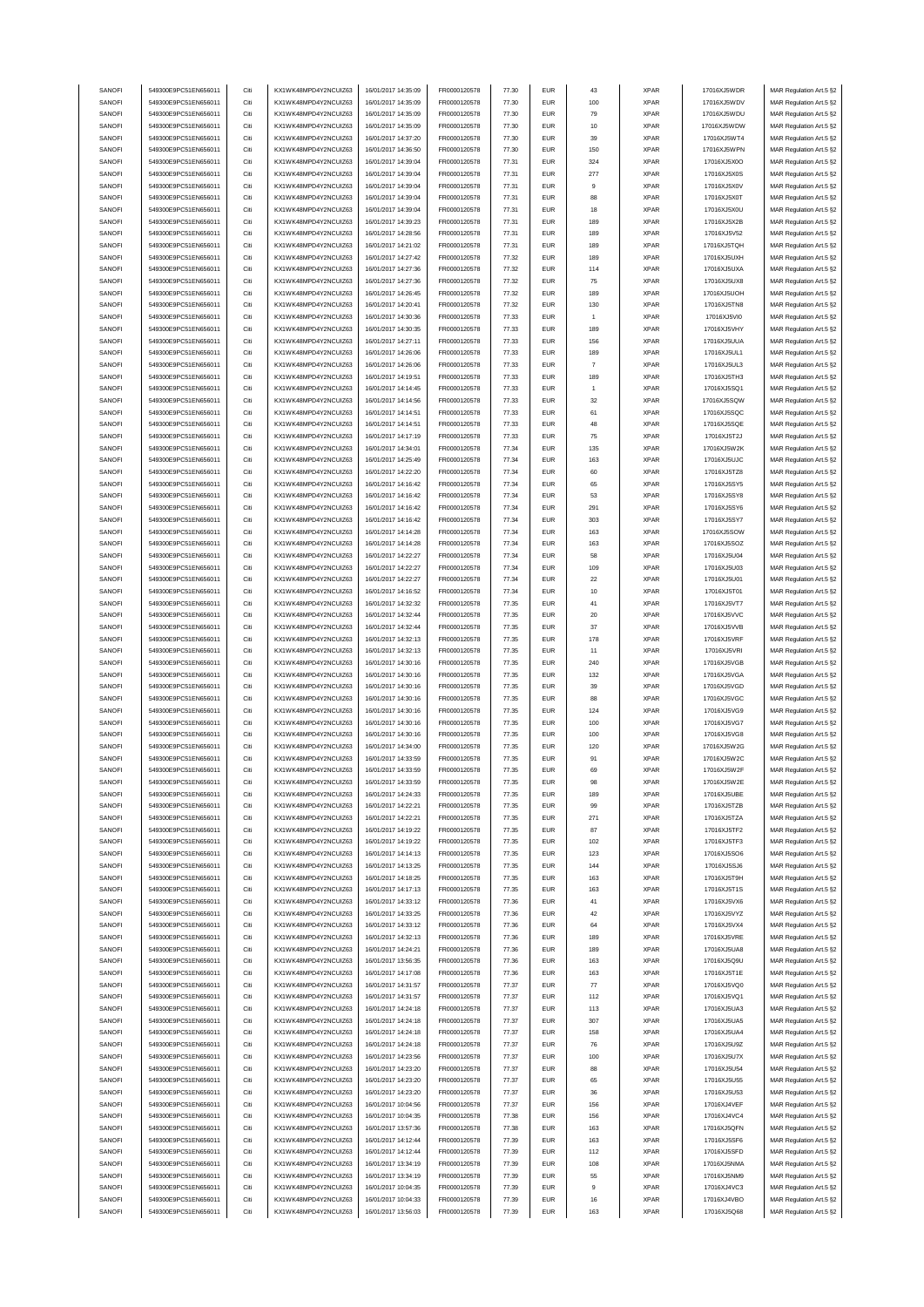| | | | | | | | | | | | |
|---|---|---|---|---|---|---|---|---|---|---|---|
| SANOFI | 549300E9PC51EN656011 | Citi | KX1WK48MPD4Y2NCUIZ63 | 16/01/2017 14:35:09 | FR0000120578 | 77.30 | EUR | 43 | XPAR | 17016XJ5WDR | MAR Regulation Art.5 §2 |
| SANOFI | 549300E9PC51EN656011 | Citi | KX1WK48MPD4Y2NCUIZ63 | 16/01/2017 14:35:09 | FR0000120578 | 77.30 | EUR | 100 | XPAR | 17016XJ5WDV | MAR Regulation Art.5 §2 |
| SANOFI | 549300E9PC51EN656011 | Citi | KX1WK48MPD4Y2NCUIZ63 | 16/01/2017 14:35:09 | FR0000120578 | 77.30 | EUR | 79 | XPAR | 17016XJ5WDU | MAR Regulation Art.5 §2 |
| SANOFI | 549300E9PC51EN656011 | Citi | KX1WK48MPD4Y2NCUIZ63 | 16/01/2017 14:35:09 | FR0000120578 | 77.30 | EUR | 10 | XPAR | 17016XJ5WDW | MAR Regulation Art.5 §2 |
| SANOFI | 549300E9PC51EN656011 | Citi | KX1WK48MPD4Y2NCUIZ63 | 16/01/2017 14:37:20 | FR0000120578 | 77.30 | EUR | 39 | XPAR | 17016XJ5WT4 | MAR Regulation Art.5 §2 |
| SANOFI | 549300E9PC51EN656011 | Citi | KX1WK48MPD4Y2NCUIZ63 | 16/01/2017 14:36:50 | FR0000120578 | 77.30 | EUR | 150 | XPAR | 17016XJ5WPN | MAR Regulation Art.5 §2 |
| SANOFI | 549300E9PC51EN656011 | Citi | KX1WK48MPD4Y2NCUIZ63 | 16/01/2017 14:39:04 | FR0000120578 | 77.31 | EUR | 324 | XPAR | 17016XJ5X0O | MAR Regulation Art.5 §2 |
| SANOFI | 549300E9PC51EN656011 | Citi | KX1WK48MPD4Y2NCUIZ63 | 16/01/2017 14:39:04 | FR0000120578 | 77.31 | EUR | 277 | XPAR | 17016XJ5X0S | MAR Regulation Art.5 §2 |
| SANOFI | 549300E9PC51EN656011 | Citi | KX1WK48MPD4Y2NCUIZ63 | 16/01/2017 14:39:04 | FR0000120578 | 77.31 | EUR | 9 | XPAR | 17016XJ5X0V | MAR Regulation Art.5 §2 |
| SANOFI | 549300E9PC51EN656011 | Citi | KX1WK48MPD4Y2NCUIZ63 | 16/01/2017 14:39:04 | FR0000120578 | 77.31 | EUR | 88 | XPAR | 17016XJ5X0T | MAR Regulation Art.5 §2 |
| SANOFI | 549300E9PC51EN656011 | Citi | KX1WK48MPD4Y2NCUIZ63 | 16/01/2017 14:39:04 | FR0000120578 | 77.31 | EUR | 18 | XPAR | 17016XJ5X0U | MAR Regulation Art.5 §2 |
| SANOFI | 549300E9PC51EN656011 | Citi | KX1WK48MPD4Y2NCUIZ63 | 16/01/2017 14:39:23 | FR0000120578 | 77.31 | EUR | 189 | XPAR | 17016XJ5X2B | MAR Regulation Art.5 §2 |
| SANOFI | 549300E9PC51EN656011 | Citi | KX1WK48MPD4Y2NCUIZ63 | 16/01/2017 14:28:56 | FR0000120578 | 77.31 | EUR | 189 | XPAR | 17016XJ5V52 | MAR Regulation Art.5 §2 |
| SANOFI | 549300E9PC51EN656011 | Citi | KX1WK48MPD4Y2NCUIZ63 | 16/01/2017 14:21:02 | FR0000120578 | 77.31 | EUR | 189 | XPAR | 17016XJ5TQH | MAR Regulation Art.5 §2 |
| SANOFI | 549300E9PC51EN656011 | Citi | KX1WK48MPD4Y2NCUIZ63 | 16/01/2017 14:27:42 | FR0000120578 | 77.32 | EUR | 189 | XPAR | 17016XJ5UXH | MAR Regulation Art.5 §2 |
| SANOFI | 549300E9PC51EN656011 | Citi | KX1WK48MPD4Y2NCUIZ63 | 16/01/2017 14:27:36 | FR0000120578 | 77.32 | EUR | 114 | XPAR | 17016XJ5UXA | MAR Regulation Art.5 §2 |
| SANOFI | 549300E9PC51EN656011 | Citi | KX1WK48MPD4Y2NCUIZ63 | 16/01/2017 14:27:36 | FR0000120578 | 77.32 | EUR | 75 | XPAR | 17016XJ5UX8 | MAR Regulation Art.5 §2 |
| SANOFI | 549300E9PC51EN656011 | Citi | KX1WK48MPD4Y2NCUIZ63 | 16/01/2017 14:26:45 | FR0000120578 | 77.32 | EUR | 189 | XPAR | 17016XJ5UOH | MAR Regulation Art.5 §2 |
| SANOFI | 549300E9PC51EN656011 | Citi | KX1WK48MPD4Y2NCUIZ63 | 16/01/2017 14:20:41 | FR0000120578 | 77.32 | EUR | 130 | XPAR | 17016XJ5TN8 | MAR Regulation Art.5 §2 |
| SANOFI | 549300E9PC51EN656011 | Citi | KX1WK48MPD4Y2NCUIZ63 | 16/01/2017 14:30:36 | FR0000120578 | 77.33 | EUR | 1 | XPAR | 17016XJ5VI0 | MAR Regulation Art.5 §2 |
| SANOFI | 549300E9PC51EN656011 | Citi | KX1WK48MPD4Y2NCUIZ63 | 16/01/2017 14:30:35 | FR0000120578 | 77.33 | EUR | 189 | XPAR | 17016XJ5VHY | MAR Regulation Art.5 §2 |
| SANOFI | 549300E9PC51EN656011 | Citi | KX1WK48MPD4Y2NCUIZ63 | 16/01/2017 14:27:11 | FR0000120578 | 77.33 | EUR | 156 | XPAR | 17016XJ5UUA | MAR Regulation Art.5 §2 |
| SANOFI | 549300E9PC51EN656011 | Citi | KX1WK48MPD4Y2NCUIZ63 | 16/01/2017 14:26:06 | FR0000120578 | 77.33 | EUR | 189 | XPAR | 17016XJ5UL1 | MAR Regulation Art.5 §2 |
| SANOFI | 549300E9PC51EN656011 | Citi | KX1WK48MPD4Y2NCUIZ63 | 16/01/2017 14:26:06 | FR0000120578 | 77.33 | EUR | 7 | XPAR | 17016XJ5UL3 | MAR Regulation Art.5 §2 |
| SANOFI | 549300E9PC51EN656011 | Citi | KX1WK48MPD4Y2NCUIZ63 | 16/01/2017 14:19:51 | FR0000120578 | 77.33 | EUR | 189 | XPAR | 17016XJ5TH3 | MAR Regulation Art.5 §2 |
| SANOFI | 549300E9PC51EN656011 | Citi | KX1WK48MPD4Y2NCUIZ63 | 16/01/2017 14:14:45 | FR0000120578 | 77.33 | EUR | 1 | XPAR | 17016XJ5SQ1 | MAR Regulation Art.5 §2 |
| SANOFI | 549300E9PC51EN656011 | Citi | KX1WK48MPD4Y2NCUIZ63 | 16/01/2017 14:14:56 | FR0000120578 | 77.33 | EUR | 32 | XPAR | 17016XJ5SQW | MAR Regulation Art.5 §2 |
| SANOFI | 549300E9PC51EN656011 | Citi | KX1WK48MPD4Y2NCUIZ63 | 16/01/2017 14:14:51 | FR0000120578 | 77.33 | EUR | 61 | XPAR | 17016XJ5SQC | MAR Regulation Art.5 §2 |
| SANOFI | 549300E9PC51EN656011 | Citi | KX1WK48MPD4Y2NCUIZ63 | 16/01/2017 14:14:51 | FR0000120578 | 77.33 | EUR | 48 | XPAR | 17016XJ5SQE | MAR Regulation Art.5 §2 |
| SANOFI | 549300E9PC51EN656011 | Citi | KX1WK48MPD4Y2NCUIZ63 | 16/01/2017 14:17:19 | FR0000120578 | 77.33 | EUR | 75 | XPAR | 17016XJ5T2J | MAR Regulation Art.5 §2 |
| SANOFI | 549300E9PC51EN656011 | Citi | KX1WK48MPD4Y2NCUIZ63 | 16/01/2017 14:34:01 | FR0000120578 | 77.34 | EUR | 135 | XPAR | 17016XJ5W2K | MAR Regulation Art.5 §2 |
| SANOFI | 549300E9PC51EN656011 | Citi | KX1WK48MPD4Y2NCUIZ63 | 16/01/2017 14:25:49 | FR0000120578 | 77.34 | EUR | 163 | XPAR | 17016XJ5UJC | MAR Regulation Art.5 §2 |
| SANOFI | 549300E9PC51EN656011 | Citi | KX1WK48MPD4Y2NCUIZ63 | 16/01/2017 14:22:20 | FR0000120578 | 77.34 | EUR | 60 | XPAR | 17016XJ5TZ8 | MAR Regulation Art.5 §2 |
| SANOFI | 549300E9PC51EN656011 | Citi | KX1WK48MPD4Y2NCUIZ63 | 16/01/2017 14:16:42 | FR0000120578 | 77.34 | EUR | 65 | XPAR | 17016XJ5SY5 | MAR Regulation Art.5 §2 |
| SANOFI | 549300E9PC51EN656011 | Citi | KX1WK48MPD4Y2NCUIZ63 | 16/01/2017 14:16:42 | FR0000120578 | 77.34 | EUR | 53 | XPAR | 17016XJ5SY8 | MAR Regulation Art.5 §2 |
| SANOFI | 549300E9PC51EN656011 | Citi | KX1WK48MPD4Y2NCUIZ63 | 16/01/2017 14:16:42 | FR0000120578 | 77.34 | EUR | 291 | XPAR | 17016XJ5SY6 | MAR Regulation Art.5 §2 |
| SANOFI | 549300E9PC51EN656011 | Citi | KX1WK48MPD4Y2NCUIZ63 | 16/01/2017 14:16:42 | FR0000120578 | 77.34 | EUR | 303 | XPAR | 17016XJ5SY7 | MAR Regulation Art.5 §2 |
| SANOFI | 549300E9PC51EN656011 | Citi | KX1WK48MPD4Y2NCUIZ63 | 16/01/2017 14:14:28 | FR0000120578 | 77.34 | EUR | 163 | XPAR | 17016XJ5SOW | MAR Regulation Art.5 §2 |
| SANOFI | 549300E9PC51EN656011 | Citi | KX1WK48MPD4Y2NCUIZ63 | 16/01/2017 14:14:28 | FR0000120578 | 77.34 | EUR | 163 | XPAR | 17016XJ5SOZ | MAR Regulation Art.5 §2 |
| SANOFI | 549300E9PC51EN656011 | Citi | KX1WK48MPD4Y2NCUIZ63 | 16/01/2017 14:22:27 | FR0000120578 | 77.34 | EUR | 58 | XPAR | 17016XJ5U04 | MAR Regulation Art.5 §2 |
| SANOFI | 549300E9PC51EN656011 | Citi | KX1WK48MPD4Y2NCUIZ63 | 16/01/2017 14:22:27 | FR0000120578 | 77.34 | EUR | 109 | XPAR | 17016XJ5U03 | MAR Regulation Art.5 §2 |
| SANOFI | 549300E9PC51EN656011 | Citi | KX1WK48MPD4Y2NCUIZ63 | 16/01/2017 14:22:27 | FR0000120578 | 77.34 | EUR | 22 | XPAR | 17016XJ5U01 | MAR Regulation Art.5 §2 |
| SANOFI | 549300E9PC51EN656011 | Citi | KX1WK48MPD4Y2NCUIZ63 | 16/01/2017 14:16:52 | FR0000120578 | 77.34 | EUR | 10 | XPAR | 17016XJ5T01 | MAR Regulation Art.5 §2 |
| SANOFI | 549300E9PC51EN656011 | Citi | KX1WK48MPD4Y2NCUIZ63 | 16/01/2017 14:32:32 | FR0000120578 | 77.35 | EUR | 41 | XPAR | 17016XJ5VT7 | MAR Regulation Art.5 §2 |
| SANOFI | 549300E9PC51EN656011 | Citi | KX1WK48MPD4Y2NCUIZ63 | 16/01/2017 14:32:44 | FR0000120578 | 77.35 | EUR | 20 | XPAR | 17016XJ5VVC | MAR Regulation Art.5 §2 |
| SANOFI | 549300E9PC51EN656011 | Citi | KX1WK48MPD4Y2NCUIZ63 | 16/01/2017 14:32:44 | FR0000120578 | 77.35 | EUR | 37 | XPAR | 17016XJ5VVB | MAR Regulation Art.5 §2 |
| SANOFI | 549300E9PC51EN656011 | Citi | KX1WK48MPD4Y2NCUIZ63 | 16/01/2017 14:32:13 | FR0000120578 | 77.35 | EUR | 178 | XPAR | 17016XJ5VRF | MAR Regulation Art.5 §2 |
| SANOFI | 549300E9PC51EN656011 | Citi | KX1WK48MPD4Y2NCUIZ63 | 16/01/2017 14:32:13 | FR0000120578 | 77.35 | EUR | 11 | XPAR | 17016XJ5VRI | MAR Regulation Art.5 §2 |
| SANOFI | 549300E9PC51EN656011 | Citi | KX1WK48MPD4Y2NCUIZ63 | 16/01/2017 14:30:16 | FR0000120578 | 77.35 | EUR | 240 | XPAR | 17016XJ5VGB | MAR Regulation Art.5 §2 |
| SANOFI | 549300E9PC51EN656011 | Citi | KX1WK48MPD4Y2NCUIZ63 | 16/01/2017 14:30:16 | FR0000120578 | 77.35 | EUR | 132 | XPAR | 17016XJ5VGA | MAR Regulation Art.5 §2 |
| SANOFI | 549300E9PC51EN656011 | Citi | KX1WK48MPD4Y2NCUIZ63 | 16/01/2017 14:30:16 | FR0000120578 | 77.35 | EUR | 39 | XPAR | 17016XJ5VGD | MAR Regulation Art.5 §2 |
| SANOFI | 549300E9PC51EN656011 | Citi | KX1WK48MPD4Y2NCUIZ63 | 16/01/2017 14:30:16 | FR0000120578 | 77.35 | EUR | 88 | XPAR | 17016XJ5VGC | MAR Regulation Art.5 §2 |
| SANOFI | 549300E9PC51EN656011 | Citi | KX1WK48MPD4Y2NCUIZ63 | 16/01/2017 14:30:16 | FR0000120578 | 77.35 | EUR | 124 | XPAR | 17016XJ5VG9 | MAR Regulation Art.5 §2 |
| SANOFI | 549300E9PC51EN656011 | Citi | KX1WK48MPD4Y2NCUIZ63 | 16/01/2017 14:30:16 | FR0000120578 | 77.35 | EUR | 100 | XPAR | 17016XJ5VG7 | MAR Regulation Art.5 §2 |
| SANOFI | 549300E9PC51EN656011 | Citi | KX1WK48MPD4Y2NCUIZ63 | 16/01/2017 14:30:16 | FR0000120578 | 77.35 | EUR | 100 | XPAR | 17016XJ5VG8 | MAR Regulation Art.5 §2 |
| SANOFI | 549300E9PC51EN656011 | Citi | KX1WK48MPD4Y2NCUIZ63 | 16/01/2017 14:34:00 | FR0000120578 | 77.35 | EUR | 120 | XPAR | 17016XJ5W2G | MAR Regulation Art.5 §2 |
| SANOFI | 549300E9PC51EN656011 | Citi | KX1WK48MPD4Y2NCUIZ63 | 16/01/2017 14:33:59 | FR0000120578 | 77.35 | EUR | 91 | XPAR | 17016XJ5W2C | MAR Regulation Art.5 §2 |
| SANOFI | 549300E9PC51EN656011 | Citi | KX1WK48MPD4Y2NCUIZ63 | 16/01/2017 14:33:59 | FR0000120578 | 77.35 | EUR | 69 | XPAR | 17016XJ5W2F | MAR Regulation Art.5 §2 |
| SANOFI | 549300E9PC51EN656011 | Citi | KX1WK48MPD4Y2NCUIZ63 | 16/01/2017 14:33:59 | FR0000120578 | 77.35 | EUR | 98 | XPAR | 17016XJ5W2E | MAR Regulation Art.5 §2 |
| SANOFI | 549300E9PC51EN656011 | Citi | KX1WK48MPD4Y2NCUIZ63 | 16/01/2017 14:24:33 | FR0000120578 | 77.35 | EUR | 189 | XPAR | 17016XJ5UBE | MAR Regulation Art.5 §2 |
| SANOFI | 549300E9PC51EN656011 | Citi | KX1WK48MPD4Y2NCUIZ63 | 16/01/2017 14:22:21 | FR0000120578 | 77.35 | EUR | 99 | XPAR | 17016XJ5TZB | MAR Regulation Art.5 §2 |
| SANOFI | 549300E9PC51EN656011 | Citi | KX1WK48MPD4Y2NCUIZ63 | 16/01/2017 14:22:21 | FR0000120578 | 77.35 | EUR | 271 | XPAR | 17016XJ5TZA | MAR Regulation Art.5 §2 |
| SANOFI | 549300E9PC51EN656011 | Citi | KX1WK48MPD4Y2NCUIZ63 | 16/01/2017 14:19:22 | FR0000120578 | 77.35 | EUR | 87 | XPAR | 17016XJ5TF2 | MAR Regulation Art.5 §2 |
| SANOFI | 549300E9PC51EN656011 | Citi | KX1WK48MPD4Y2NCUIZ63 | 16/01/2017 14:19:22 | FR0000120578 | 77.35 | EUR | 102 | XPAR | 17016XJ5TF3 | MAR Regulation Art.5 §2 |
| SANOFI | 549300E9PC51EN656011 | Citi | KX1WK48MPD4Y2NCUIZ63 | 16/01/2017 14:14:13 | FR0000120578 | 77.35 | EUR | 123 | XPAR | 17016XJ5SO6 | MAR Regulation Art.5 §2 |
| SANOFI | 549300E9PC51EN656011 | Citi | KX1WK48MPD4Y2NCUIZ63 | 16/01/2017 14:13:25 | FR0000120578 | 77.35 | EUR | 144 | XPAR | 17016XJ5SJ6 | MAR Regulation Art.5 §2 |
| SANOFI | 549300E9PC51EN656011 | Citi | KX1WK48MPD4Y2NCUIZ63 | 16/01/2017 14:18:25 | FR0000120578 | 77.35 | EUR | 163 | XPAR | 17016XJ5T9H | MAR Regulation Art.5 §2 |
| SANOFI | 549300E9PC51EN656011 | Citi | KX1WK48MPD4Y2NCUIZ63 | 16/01/2017 14:17:13 | FR0000120578 | 77.35 | EUR | 163 | XPAR | 17016XJ5T1S | MAR Regulation Art.5 §2 |
| SANOFI | 549300E9PC51EN656011 | Citi | KX1WK48MPD4Y2NCUIZ63 | 16/01/2017 14:33:12 | FR0000120578 | 77.36 | EUR | 41 | XPAR | 17016XJ5VX6 | MAR Regulation Art.5 §2 |
| SANOFI | 549300E9PC51EN656011 | Citi | KX1WK48MPD4Y2NCUIZ63 | 16/01/2017 14:33:25 | FR0000120578 | 77.36 | EUR | 42 | XPAR | 17016XJ5VYZ | MAR Regulation Art.5 §2 |
| SANOFI | 549300E9PC51EN656011 | Citi | KX1WK48MPD4Y2NCUIZ63 | 16/01/2017 14:33:12 | FR0000120578 | 77.36 | EUR | 64 | XPAR | 17016XJ5VX4 | MAR Regulation Art.5 §2 |
| SANOFI | 549300E9PC51EN656011 | Citi | KX1WK48MPD4Y2NCUIZ63 | 16/01/2017 14:32:13 | FR0000120578 | 77.36 | EUR | 189 | XPAR | 17016XJ5VRE | MAR Regulation Art.5 §2 |
| SANOFI | 549300E9PC51EN656011 | Citi | KX1WK48MPD4Y2NCUIZ63 | 16/01/2017 14:24:21 | FR0000120578 | 77.36 | EUR | 189 | XPAR | 17016XJ5UA8 | MAR Regulation Art.5 §2 |
| SANOFI | 549300E9PC51EN656011 | Citi | KX1WK48MPD4Y2NCUIZ63 | 16/01/2017 13:56:35 | FR0000120578 | 77.36 | EUR | 163 | XPAR | 17016XJ5Q9U | MAR Regulation Art.5 §2 |
| SANOFI | 549300E9PC51EN656011 | Citi | KX1WK48MPD4Y2NCUIZ63 | 16/01/2017 14:17:08 | FR0000120578 | 77.36 | EUR | 163 | XPAR | 17016XJ5T1E | MAR Regulation Art.5 §2 |
| SANOFI | 549300E9PC51EN656011 | Citi | KX1WK48MPD4Y2NCUIZ63 | 16/01/2017 14:31:57 | FR0000120578 | 77.37 | EUR | 77 | XPAR | 17016XJ5VQ0 | MAR Regulation Art.5 §2 |
| SANOFI | 549300E9PC51EN656011 | Citi | KX1WK48MPD4Y2NCUIZ63 | 16/01/2017 14:31:57 | FR0000120578 | 77.37 | EUR | 112 | XPAR | 17016XJ5VQ1 | MAR Regulation Art.5 §2 |
| SANOFI | 549300E9PC51EN656011 | Citi | KX1WK48MPD4Y2NCUIZ63 | 16/01/2017 14:24:18 | FR0000120578 | 77.37 | EUR | 113 | XPAR | 17016XJ5UA3 | MAR Regulation Art.5 §2 |
| SANOFI | 549300E9PC51EN656011 | Citi | KX1WK48MPD4Y2NCUIZ63 | 16/01/2017 14:24:18 | FR0000120578 | 77.37 | EUR | 307 | XPAR | 17016XJ5UA5 | MAR Regulation Art.5 §2 |
| SANOFI | 549300E9PC51EN656011 | Citi | KX1WK48MPD4Y2NCUIZ63 | 16/01/2017 14:24:18 | FR0000120578 | 77.37 | EUR | 158 | XPAR | 17016XJ5UA4 | MAR Regulation Art.5 §2 |
| SANOFI | 549300E9PC51EN656011 | Citi | KX1WK48MPD4Y2NCUIZ63 | 16/01/2017 14:24:18 | FR0000120578 | 77.37 | EUR | 76 | XPAR | 17016XJ5U9Z | MAR Regulation Art.5 §2 |
| SANOFI | 549300E9PC51EN656011 | Citi | KX1WK48MPD4Y2NCUIZ63 | 16/01/2017 14:23:56 | FR0000120578 | 77.37 | EUR | 100 | XPAR | 17016XJ5U7X | MAR Regulation Art.5 §2 |
| SANOFI | 549300E9PC51EN656011 | Citi | KX1WK48MPD4Y2NCUIZ63 | 16/01/2017 14:23:20 | FR0000120578 | 77.37 | EUR | 88 | XPAR | 17016XJ5U54 | MAR Regulation Art.5 §2 |
| SANOFI | 549300E9PC51EN656011 | Citi | KX1WK48MPD4Y2NCUIZ63 | 16/01/2017 14:23:20 | FR0000120578 | 77.37 | EUR | 65 | XPAR | 17016XJ5U55 | MAR Regulation Art.5 §2 |
| SANOFI | 549300E9PC51EN656011 | Citi | KX1WK48MPD4Y2NCUIZ63 | 16/01/2017 14:23:20 | FR0000120578 | 77.37 | EUR | 36 | XPAR | 17016XJ5U53 | MAR Regulation Art.5 §2 |
| SANOFI | 549300E9PC51EN656011 | Citi | KX1WK48MPD4Y2NCUIZ63 | 16/01/2017 10:04:56 | FR0000120578 | 77.37 | EUR | 156 | XPAR | 17016XJ4VEF | MAR Regulation Art.5 §2 |
| SANOFI | 549300E9PC51EN656011 | Citi | KX1WK48MPD4Y2NCUIZ63 | 16/01/2017 10:04:35 | FR0000120578 | 77.38 | EUR | 156 | XPAR | 17016XJ4VC4 | MAR Regulation Art.5 §2 |
| SANOFI | 549300E9PC51EN656011 | Citi | KX1WK48MPD4Y2NCUIZ63 | 16/01/2017 13:57:36 | FR0000120578 | 77.38 | EUR | 163 | XPAR | 17016XJ5QFN | MAR Regulation Art.5 §2 |
| SANOFI | 549300E9PC51EN656011 | Citi | KX1WK48MPD4Y2NCUIZ63 | 16/01/2017 14:12:44 | FR0000120578 | 77.39 | EUR | 163 | XPAR | 17016XJ5SF6 | MAR Regulation Art.5 §2 |
| SANOFI | 549300E9PC51EN656011 | Citi | KX1WK48MPD4Y2NCUIZ63 | 16/01/2017 14:12:44 | FR0000120578 | 77.39 | EUR | 112 | XPAR | 17016XJ5SFD | MAR Regulation Art.5 §2 |
| SANOFI | 549300E9PC51EN656011 | Citi | KX1WK48MPD4Y2NCUIZ63 | 16/01/2017 13:34:19 | FR0000120578 | 77.39 | EUR | 108 | XPAR | 17016XJ5NMA | MAR Regulation Art.5 §2 |
| SANOFI | 549300E9PC51EN656011 | Citi | KX1WK48MPD4Y2NCUIZ63 | 16/01/2017 13:34:19 | FR0000120578 | 77.39 | EUR | 55 | XPAR | 17016XJ5NM9 | MAR Regulation Art.5 §2 |
| SANOFI | 549300E9PC51EN656011 | Citi | KX1WK48MPD4Y2NCUIZ63 | 16/01/2017 10:04:35 | FR0000120578 | 77.39 | EUR | 9 | XPAR | 17016XJ4VC3 | MAR Regulation Art.5 §2 |
| SANOFI | 549300E9PC51EN656011 | Citi | KX1WK48MPD4Y2NCUIZ63 | 16/01/2017 10:04:33 | FR0000120578 | 77.39 | EUR | 16 | XPAR | 17016XJ4VBO | MAR Regulation Art.5 §2 |
| SANOFI | 549300E9PC51EN656011 | Citi | KX1WK48MPD4Y2NCUIZ63 | 16/01/2017 13:56:03 | FR0000120578 | 77.39 | EUR | 163 | XPAR | 17016XJ5Q68 | MAR Regulation Art.5 §2 |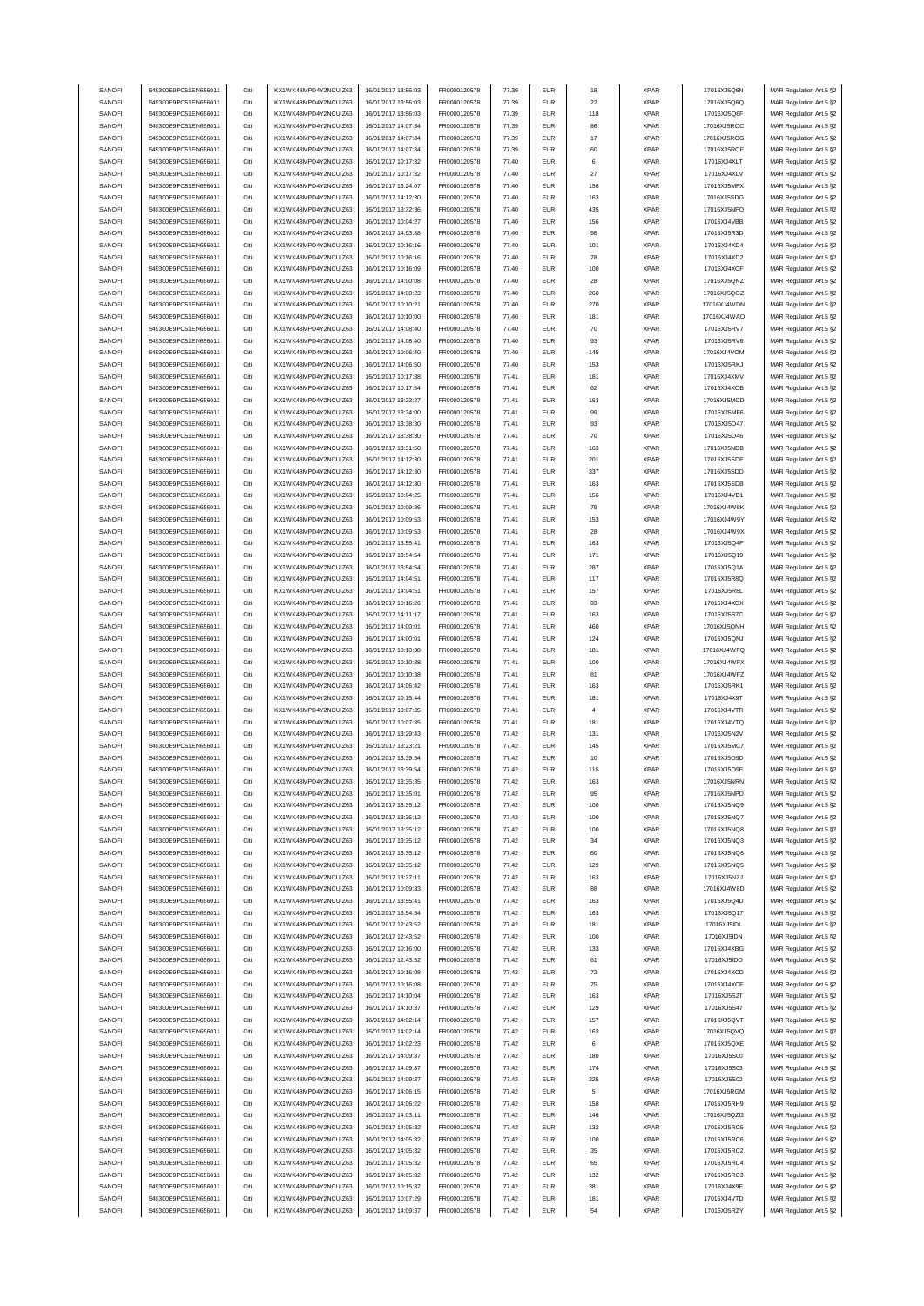| | | | | | | | | | | | |
|---|---|---|---|---|---|---|---|---|---|---|---|
| SANOFI | 549300E9PC51EN656011 | Citi | KX1WK48MPD4Y2NCUIZ63 | 16/01/2017 13:56:03 | FR0000120578 | 77.39 | EUR | 18 | XPAR | 17016XJ5Q6N | MAR Regulation Art.5 §2 |
| SANOFI | 549300E9PC51EN656011 | Citi | KX1WK48MPD4Y2NCUIZ63 | 16/01/2017 13:56:03 | FR0000120578 | 77.39 | EUR | 22 | XPAR | 17016XJ5Q6Q | MAR Regulation Art.5 §2 |
| SANOFI | 549300E9PC51EN656011 | Citi | KX1WK48MPD4Y2NCUIZ63 | 16/01/2017 13:56:03 | FR0000120578 | 77.39 | EUR | 118 | XPAR | 17016XJ5Q6F | MAR Regulation Art.5 §2 |
| SANOFI | 549300E9PC51EN656011 | Citi | KX1WK48MPD4Y2NCUIZ63 | 16/01/2017 14:07:34 | FR0000120578 | 77.39 | EUR | 86 | XPAR | 17016XJ5ROC | MAR Regulation Art.5 §2 |
| SANOFI | 549300E9PC51EN656011 | Citi | KX1WK48MPD4Y2NCUIZ63 | 16/01/2017 14:07:34 | FR0000120578 | 77.39 | EUR | 17 | XPAR | 17016XJ5ROG | MAR Regulation Art.5 §2 |
| SANOFI | 549300E9PC51EN656011 | Citi | KX1WK48MPD4Y2NCUIZ63 | 16/01/2017 14:07:34 | FR0000120578 | 77.39 | EUR | 60 | XPAR | 17016XJ5ROF | MAR Regulation Art.5 §2 |
| SANOFI | 549300E9PC51EN656011 | Citi | KX1WK48MPD4Y2NCUIZ63 | 16/01/2017 10:17:32 | FR0000120578 | 77.40 | EUR | 6 | XPAR | 17016XJ4XLT | MAR Regulation Art.5 §2 |
| SANOFI | 549300E9PC51EN656011 | Citi | KX1WK48MPD4Y2NCUIZ63 | 16/01/2017 10:17:32 | FR0000120578 | 77.40 | EUR | 27 | XPAR | 17016XJ4XLV | MAR Regulation Art.5 §2 |
| SANOFI | 549300E9PC51EN656011 | Citi | KX1WK48MPD4Y2NCUIZ63 | 16/01/2017 13:24:07 | FR0000120578 | 77.40 | EUR | 156 | XPAR | 17016XJ5MFX | MAR Regulation Art.5 §2 |
| SANOFI | 549300E9PC51EN656011 | Citi | KX1WK48MPD4Y2NCUIZ63 | 16/01/2017 14:12:30 | FR0000120578 | 77.40 | EUR | 163 | XPAR | 17016XJ5SDG | MAR Regulation Art.5 §2 |
| SANOFI | 549300E9PC51EN656011 | Citi | KX1WK48MPD4Y2NCUIZ63 | 16/01/2017 13:32:36 | FR0000120578 | 77.40 | EUR | 435 | XPAR | 17016XJ5NFO | MAR Regulation Art.5 §2 |
| SANOFI | 549300E9PC51EN656011 | Citi | KX1WK48MPD4Y2NCUIZ63 | 16/01/2017 10:04:27 | FR0000120578 | 77.40 | EUR | 156 | XPAR | 17016XJ4VBB | MAR Regulation Art.5 §2 |
| SANOFI | 549300E9PC51EN656011 | Citi | KX1WK48MPD4Y2NCUIZ63 | 16/01/2017 14:03:38 | FR0000120578 | 77.40 | EUR | 98 | XPAR | 17016XJ5R3D | MAR Regulation Art.5 §2 |
| SANOFI | 549300E9PC51EN656011 | Citi | KX1WK48MPD4Y2NCUIZ63 | 16/01/2017 10:16:16 | FR0000120578 | 77.40 | EUR | 101 | XPAR | 17016XJ4XD4 | MAR Regulation Art.5 §2 |
| SANOFI | 549300E9PC51EN656011 | Citi | KX1WK48MPD4Y2NCUIZ63 | 16/01/2017 10:16:16 | FR0000120578 | 77.40 | EUR | 78 | XPAR | 17016XJ4XD2 | MAR Regulation Art.5 §2 |
| SANOFI | 549300E9PC51EN656011 | Citi | KX1WK48MPD4Y2NCUIZ63 | 16/01/2017 10:16:09 | FR0000120578 | 77.40 | EUR | 100 | XPAR | 17016XJ4XCF | MAR Regulation Art.5 §2 |
| SANOFI | 549300E9PC51EN656011 | Citi | KX1WK48MPD4Y2NCUIZ63 | 16/01/2017 14:00:08 | FR0000120578 | 77.40 | EUR | 28 | XPAR | 17016XJ5QNZ | MAR Regulation Art.5 §2 |
| SANOFI | 549300E9PC51EN656011 | Citi | KX1WK48MPD4Y2NCUIZ63 | 16/01/2017 14:00:23 | FR0000120578 | 77.40 | EUR | 260 | XPAR | 17016XJ5QOZ | MAR Regulation Art.5 §2 |
| SANOFI | 549300E9PC51EN656011 | Citi | KX1WK48MPD4Y2NCUIZ63 | 16/01/2017 10:10:21 | FR0000120578 | 77.40 | EUR | 270 | XPAR | 17016XJ4WDN | MAR Regulation Art.5 §2 |
| SANOFI | 549300E9PC51EN656011 | Citi | KX1WK48MPD4Y2NCUIZ63 | 16/01/2017 10:10:00 | FR0000120578 | 77.40 | EUR | 181 | XPAR | 17016XJ4WAO | MAR Regulation Art.5 §2 |
| SANOFI | 549300E9PC51EN656011 | Citi | KX1WK48MPD4Y2NCUIZ63 | 16/01/2017 14:08:40 | FR0000120578 | 77.40 | EUR | 70 | XPAR | 17016XJ5RV7 | MAR Regulation Art.5 §2 |
| SANOFI | 549300E9PC51EN656011 | Citi | KX1WK48MPD4Y2NCUIZ63 | 16/01/2017 14:08:40 | FR0000120578 | 77.40 | EUR | 93 | XPAR | 17016XJ5RV6 | MAR Regulation Art.5 §2 |
| SANOFI | 549300E9PC51EN656011 | Citi | KX1WK48MPD4Y2NCUIZ63 | 16/01/2017 10:06:40 | FR0000120578 | 77.40 | EUR | 145 | XPAR | 17016XJ4VOM | MAR Regulation Art.5 §2 |
| SANOFI | 549300E9PC51EN656011 | Citi | KX1WK48MPD4Y2NCUIZ63 | 16/01/2017 14:06:50 | FR0000120578 | 77.40 | EUR | 153 | XPAR | 17016XJ5RKJ | MAR Regulation Art.5 §2 |
| SANOFI | 549300E9PC51EN656011 | Citi | KX1WK48MPD4Y2NCUIZ63 | 16/01/2017 10:17:38 | FR0000120578 | 77.41 | EUR | 181 | XPAR | 17016XJ4XMV | MAR Regulation Art.5 §2 |
| SANOFI | 549300E9PC51EN656011 | Citi | KX1WK48MPD4Y2NCUIZ63 | 16/01/2017 10:17:54 | FR0000120578 | 77.41 | EUR | 62 | XPAR | 17016XJ4XOB | MAR Regulation Art.5 §2 |
| SANOFI | 549300E9PC51EN656011 | Citi | KX1WK48MPD4Y2NCUIZ63 | 16/01/2017 13:23:27 | FR0000120578 | 77.41 | EUR | 163 | XPAR | 17016XJ5MCD | MAR Regulation Art.5 §2 |
| SANOFI | 549300E9PC51EN656011 | Citi | KX1WK48MPD4Y2NCUIZ63 | 16/01/2017 13:24:00 | FR0000120578 | 77.41 | EUR | 99 | XPAR | 17016XJ5MF6 | MAR Regulation Art.5 §2 |
| SANOFI | 549300E9PC51EN656011 | Citi | KX1WK48MPD4Y2NCUIZ63 | 16/01/2017 13:38:30 | FR0000120578 | 77.41 | EUR | 93 | XPAR | 17016XJ5O47 | MAR Regulation Art.5 §2 |
| SANOFI | 549300E9PC51EN656011 | Citi | KX1WK48MPD4Y2NCUIZ63 | 16/01/2017 13:38:30 | FR0000120578 | 77.41 | EUR | 70 | XPAR | 17016XJ5O46 | MAR Regulation Art.5 §2 |
| SANOFI | 549300E9PC51EN656011 | Citi | KX1WK48MPD4Y2NCUIZ63 | 16/01/2017 13:31:50 | FR0000120578 | 77.41 | EUR | 163 | XPAR | 17016XJ5NDB | MAR Regulation Art.5 §2 |
| SANOFI | 549300E9PC51EN656011 | Citi | KX1WK48MPD4Y2NCUIZ63 | 16/01/2017 14:12:30 | FR0000120578 | 77.41 | EUR | 201 | XPAR | 17016XJ5SDE | MAR Regulation Art.5 §2 |
| SANOFI | 549300E9PC51EN656011 | Citi | KX1WK48MPD4Y2NCUIZ63 | 16/01/2017 14:12:30 | FR0000120578 | 77.41 | EUR | 337 | XPAR | 17016XJ5SDD | MAR Regulation Art.5 §2 |
| SANOFI | 549300E9PC51EN656011 | Citi | KX1WK48MPD4Y2NCUIZ63 | 16/01/2017 14:12:30 | FR0000120578 | 77.41 | EUR | 163 | XPAR | 17016XJ5SDB | MAR Regulation Art.5 §2 |
| SANOFI | 549300E9PC51EN656011 | Citi | KX1WK48MPD4Y2NCUIZ63 | 16/01/2017 10:04:25 | FR0000120578 | 77.41 | EUR | 156 | XPAR | 17016XJ4VB1 | MAR Regulation Art.5 §2 |
| SANOFI | 549300E9PC51EN656011 | Citi | KX1WK48MPD4Y2NCUIZ63 | 16/01/2017 10:09:36 | FR0000120578 | 77.41 | EUR | 79 | XPAR | 17016XJ4W8K | MAR Regulation Art.5 §2 |
| SANOFI | 549300E9PC51EN656011 | Citi | KX1WK48MPD4Y2NCUIZ63 | 16/01/2017 10:09:53 | FR0000120578 | 77.41 | EUR | 153 | XPAR | 17016XJ4W9Y | MAR Regulation Art.5 §2 |
| SANOFI | 549300E9PC51EN656011 | Citi | KX1WK48MPD4Y2NCUIZ63 | 16/01/2017 10:09:53 | FR0000120578 | 77.41 | EUR | 28 | XPAR | 17016XJ4W9X | MAR Regulation Art.5 §2 |
| SANOFI | 549300E9PC51EN656011 | Citi | KX1WK48MPD4Y2NCUIZ63 | 16/01/2017 13:55:41 | FR0000120578 | 77.41 | EUR | 163 | XPAR | 17016XJ5Q4F | MAR Regulation Art.5 §2 |
| SANOFI | 549300E9PC51EN656011 | Citi | KX1WK48MPD4Y2NCUIZ63 | 16/01/2017 13:54:54 | FR0000120578 | 77.41 | EUR | 171 | XPAR | 17016XJ5Q19 | MAR Regulation Art.5 §2 |
| SANOFI | 549300E9PC51EN656011 | Citi | KX1WK48MPD4Y2NCUIZ63 | 16/01/2017 13:54:54 | FR0000120578 | 77.41 | EUR | 287 | XPAR | 17016XJ5Q1A | MAR Regulation Art.5 §2 |
| SANOFI | 549300E9PC51EN656011 | Citi | KX1WK48MPD4Y2NCUIZ63 | 16/01/2017 14:04:51 | FR0000120578 | 77.41 | EUR | 117 | XPAR | 17016XJ5R8Q | MAR Regulation Art.5 §2 |
| SANOFI | 549300E9PC51EN656011 | Citi | KX1WK48MPD4Y2NCUIZ63 | 16/01/2017 14:04:51 | FR0000120578 | 77.41 | EUR | 157 | XPAR | 17016XJ5R8L | MAR Regulation Art.5 §2 |
| SANOFI | 549300E9PC51EN656011 | Citi | KX1WK48MPD4Y2NCUIZ63 | 16/01/2017 10:16:26 | FR0000120578 | 77.41 | EUR | 83 | XPAR | 17016XJ4XDX | MAR Regulation Art.5 §2 |
| SANOFI | 549300E9PC51EN656011 | Citi | KX1WK48MPD4Y2NCUIZ63 | 16/01/2017 14:11:17 | FR0000120578 | 77.41 | EUR | 163 | XPAR | 17016XJ5S7C | MAR Regulation Art.5 §2 |
| SANOFI | 549300E9PC51EN656011 | Citi | KX1WK48MPD4Y2NCUIZ63 | 16/01/2017 14:00:01 | FR0000120578 | 77.41 | EUR | 460 | XPAR | 17016XJ5QNH | MAR Regulation Art.5 §2 |
| SANOFI | 549300E9PC51EN656011 | Citi | KX1WK48MPD4Y2NCUIZ63 | 16/01/2017 14:00:01 | FR0000120578 | 77.41 | EUR | 124 | XPAR | 17016XJ5QNJ | MAR Regulation Art.5 §2 |
| SANOFI | 549300E9PC51EN656011 | Citi | KX1WK48MPD4Y2NCUIZ63 | 16/01/2017 10:10:38 | FR0000120578 | 77.41 | EUR | 181 | XPAR | 17016XJ4WFQ | MAR Regulation Art.5 §2 |
| SANOFI | 549300E9PC51EN656011 | Citi | KX1WK48MPD4Y2NCUIZ63 | 16/01/2017 10:10:38 | FR0000120578 | 77.41 | EUR | 100 | XPAR | 17016XJ4WFX | MAR Regulation Art.5 §2 |
| SANOFI | 549300E9PC51EN656011 | Citi | KX1WK48MPD4Y2NCUIZ63 | 16/01/2017 10:10:38 | FR0000120578 | 77.41 | EUR | 81 | XPAR | 17016XJ4WFZ | MAR Regulation Art.5 §2 |
| SANOFI | 549300E9PC51EN656011 | Citi | KX1WK48MPD4Y2NCUIZ63 | 16/01/2017 14:06:42 | FR0000120578 | 77.41 | EUR | 163 | XPAR | 17016XJ5RK1 | MAR Regulation Art.5 §2 |
| SANOFI | 549300E9PC51EN656011 | Citi | KX1WK48MPD4Y2NCUIZ63 | 16/01/2017 10:15:44 | FR0000120578 | 77.41 | EUR | 181 | XPAR | 17016XJ4X9T | MAR Regulation Art.5 §2 |
| SANOFI | 549300E9PC51EN656011 | Citi | KX1WK48MPD4Y2NCUIZ63 | 16/01/2017 10:07:35 | FR0000120578 | 77.41 | EUR | 4 | XPAR | 17016XJ4VTR | MAR Regulation Art.5 §2 |
| SANOFI | 549300E9PC51EN656011 | Citi | KX1WK48MPD4Y2NCUIZ63 | 16/01/2017 10:07:35 | FR0000120578 | 77.41 | EUR | 181 | XPAR | 17016XJ4VTQ | MAR Regulation Art.5 §2 |
| SANOFI | 549300E9PC51EN656011 | Citi | KX1WK48MPD4Y2NCUIZ63 | 16/01/2017 13:29:43 | FR0000120578 | 77.42 | EUR | 131 | XPAR | 17016XJ5N2V | MAR Regulation Art.5 §2 |
| SANOFI | 549300E9PC51EN656011 | Citi | KX1WK48MPD4Y2NCUIZ63 | 16/01/2017 13:23:21 | FR0000120578 | 77.42 | EUR | 145 | XPAR | 17016XJ5MC7 | MAR Regulation Art.5 §2 |
| SANOFI | 549300E9PC51EN656011 | Citi | KX1WK48MPD4Y2NCUIZ63 | 16/01/2017 13:39:54 | FR0000120578 | 77.42 | EUR | 10 | XPAR | 17016XJ5O9D | MAR Regulation Art.5 §2 |
| SANOFI | 549300E9PC51EN656011 | Citi | KX1WK48MPD4Y2NCUIZ63 | 16/01/2017 13:39:54 | FR0000120578 | 77.42 | EUR | 115 | XPAR | 17016XJ5O9E | MAR Regulation Art.5 §2 |
| SANOFI | 549300E9PC51EN656011 | Citi | KX1WK48MPD4Y2NCUIZ63 | 16/01/2017 13:35:35 | FR0000120578 | 77.42 | EUR | 163 | XPAR | 17016XJ5NRN | MAR Regulation Art.5 §2 |
| SANOFI | 549300E9PC51EN656011 | Citi | KX1WK48MPD4Y2NCUIZ63 | 16/01/2017 13:35:01 | FR0000120578 | 77.42 | EUR | 95 | XPAR | 17016XJ5NPD | MAR Regulation Art.5 §2 |
| SANOFI | 549300E9PC51EN656011 | Citi | KX1WK48MPD4Y2NCUIZ63 | 16/01/2017 13:35:12 | FR0000120578 | 77.42 | EUR | 100 | XPAR | 17016XJ5NQ9 | MAR Regulation Art.5 §2 |
| SANOFI | 549300E9PC51EN656011 | Citi | KX1WK48MPD4Y2NCUIZ63 | 16/01/2017 13:35:12 | FR0000120578 | 77.42 | EUR | 100 | XPAR | 17016XJ5NQ7 | MAR Regulation Art.5 §2 |
| SANOFI | 549300E9PC51EN656011 | Citi | KX1WK48MPD4Y2NCUIZ63 | 16/01/2017 13:35:12 | FR0000120578 | 77.42 | EUR | 100 | XPAR | 17016XJ5NQ8 | MAR Regulation Art.5 §2 |
| SANOFI | 549300E9PC51EN656011 | Citi | KX1WK48MPD4Y2NCUIZ63 | 16/01/2017 13:35:12 | FR0000120578 | 77.42 | EUR | 34 | XPAR | 17016XJ5NQ3 | MAR Regulation Art.5 §2 |
| SANOFI | 549300E9PC51EN656011 | Citi | KX1WK48MPD4Y2NCUIZ63 | 16/01/2017 13:35:12 | FR0000120578 | 77.42 | EUR | 60 | XPAR | 17016XJ5NQ6 | MAR Regulation Art.5 §2 |
| SANOFI | 549300E9PC51EN656011 | Citi | KX1WK48MPD4Y2NCUIZ63 | 16/01/2017 13:35:12 | FR0000120578 | 77.42 | EUR | 129 | XPAR | 17016XJ5NQ5 | MAR Regulation Art.5 §2 |
| SANOFI | 549300E9PC51EN656011 | Citi | KX1WK48MPD4Y2NCUIZ63 | 16/01/2017 13:37:11 | FR0000120578 | 77.42 | EUR | 163 | XPAR | 17016XJ5NZJ | MAR Regulation Art.5 §2 |
| SANOFI | 549300E9PC51EN656011 | Citi | KX1WK48MPD4Y2NCUIZ63 | 16/01/2017 10:09:33 | FR0000120578 | 77.42 | EUR | 88 | XPAR | 17016XJ4W8D | MAR Regulation Art.5 §2 |
| SANOFI | 549300E9PC51EN656011 | Citi | KX1WK48MPD4Y2NCUIZ63 | 16/01/2017 13:55:41 | FR0000120578 | 77.42 | EUR | 163 | XPAR | 17016XJ5Q4D | MAR Regulation Art.5 §2 |
| SANOFI | 549300E9PC51EN656011 | Citi | KX1WK48MPD4Y2NCUIZ63 | 16/01/2017 13:54:54 | FR0000120578 | 77.42 | EUR | 163 | XPAR | 17016XJ5Q17 | MAR Regulation Art.5 §2 |
| SANOFI | 549300E9PC51EN656011 | Citi | KX1WK48MPD4Y2NCUIZ63 | 16/01/2017 12:43:52 | FR0000120578 | 77.42 | EUR | 181 | XPAR | 17016XJ5IDL | MAR Regulation Art.5 §2 |
| SANOFI | 549300E9PC51EN656011 | Citi | KX1WK48MPD4Y2NCUIZ63 | 16/01/2017 12:43:52 | FR0000120578 | 77.42 | EUR | 100 | XPAR | 17016XJ5IDN | MAR Regulation Art.5 §2 |
| SANOFI | 549300E9PC51EN656011 | Citi | KX1WK48MPD4Y2NCUIZ63 | 16/01/2017 10:16:00 | FR0000120578 | 77.42 | EUR | 133 | XPAR | 17016XJ4XBG | MAR Regulation Art.5 §2 |
| SANOFI | 549300E9PC51EN656011 | Citi | KX1WK48MPD4Y2NCUIZ63 | 16/01/2017 12:43:52 | FR0000120578 | 77.42 | EUR | 81 | XPAR | 17016XJ5IDO | MAR Regulation Art.5 §2 |
| SANOFI | 549300E9PC51EN656011 | Citi | KX1WK48MPD4Y2NCUIZ63 | 16/01/2017 10:16:08 | FR0000120578 | 77.42 | EUR | 72 | XPAR | 17016XJ4XCD | MAR Regulation Art.5 §2 |
| SANOFI | 549300E9PC51EN656011 | Citi | KX1WK48MPD4Y2NCUIZ63 | 16/01/2017 10:16:08 | FR0000120578 | 77.42 | EUR | 75 | XPAR | 17016XJ4XCE | MAR Regulation Art.5 §2 |
| SANOFI | 549300E9PC51EN656011 | Citi | KX1WK48MPD4Y2NCUIZ63 | 16/01/2017 14:10:04 | FR0000120578 | 77.42 | EUR | 163 | XPAR | 17016XJ5S2T | MAR Regulation Art.5 §2 |
| SANOFI | 549300E9PC51EN656011 | Citi | KX1WK48MPD4Y2NCUIZ63 | 16/01/2017 14:10:37 | FR0000120578 | 77.42 | EUR | 129 | XPAR | 17016XJ5S47 | MAR Regulation Art.5 §2 |
| SANOFI | 549300E9PC51EN656011 | Citi | KX1WK48MPD4Y2NCUIZ63 | 16/01/2017 14:02:14 | FR0000120578 | 77.42 | EUR | 157 | XPAR | 17016XJ5QVT | MAR Regulation Art.5 §2 |
| SANOFI | 549300E9PC51EN656011 | Citi | KX1WK48MPD4Y2NCUIZ63 | 16/01/2017 14:02:14 | FR0000120578 | 77.42 | EUR | 163 | XPAR | 17016XJ5QVQ | MAR Regulation Art.5 §2 |
| SANOFI | 549300E9PC51EN656011 | Citi | KX1WK48MPD4Y2NCUIZ63 | 16/01/2017 14:02:23 | FR0000120578 | 77.42 | EUR | 6 | XPAR | 17016XJ5QXE | MAR Regulation Art.5 §2 |
| SANOFI | 549300E9PC51EN656011 | Citi | KX1WK48MPD4Y2NCUIZ63 | 16/01/2017 14:09:37 | FR0000120578 | 77.42 | EUR | 180 | XPAR | 17016XJ5S00 | MAR Regulation Art.5 §2 |
| SANOFI | 549300E9PC51EN656011 | Citi | KX1WK48MPD4Y2NCUIZ63 | 16/01/2017 14:09:37 | FR0000120578 | 77.42 | EUR | 174 | XPAR | 17016XJ5S03 | MAR Regulation Art.5 §2 |
| SANOFI | 549300E9PC51EN656011 | Citi | KX1WK48MPD4Y2NCUIZ63 | 16/01/2017 14:09:37 | FR0000120578 | 77.42 | EUR | 225 | XPAR | 17016XJ5S02 | MAR Regulation Art.5 §2 |
| SANOFI | 549300E9PC51EN656011 | Citi | KX1WK48MPD4Y2NCUIZ63 | 16/01/2017 14:06:15 | FR0000120578 | 77.42 | EUR | 5 | XPAR | 17016XJ5RGM | MAR Regulation Art.5 §2 |
| SANOFI | 549300E9PC51EN656011 | Citi | KX1WK48MPD4Y2NCUIZ63 | 16/01/2017 14:06:22 | FR0000120578 | 77.42 | EUR | 158 | XPAR | 17016XJ5RH9 | MAR Regulation Art.5 §2 |
| SANOFI | 549300E9PC51EN656011 | Citi | KX1WK48MPD4Y2NCUIZ63 | 16/01/2017 14:03:11 | FR0000120578 | 77.42 | EUR | 146 | XPAR | 17016XJ5QZG | MAR Regulation Art.5 §2 |
| SANOFI | 549300E9PC51EN656011 | Citi | KX1WK48MPD4Y2NCUIZ63 | 16/01/2017 14:05:32 | FR0000120578 | 77.42 | EUR | 132 | XPAR | 17016XJ5RC5 | MAR Regulation Art.5 §2 |
| SANOFI | 549300E9PC51EN656011 | Citi | KX1WK48MPD4Y2NCUIZ63 | 16/01/2017 14:05:32 | FR0000120578 | 77.42 | EUR | 100 | XPAR | 17016XJ5RC6 | MAR Regulation Art.5 §2 |
| SANOFI | 549300E9PC51EN656011 | Citi | KX1WK48MPD4Y2NCUIZ63 | 16/01/2017 14:05:32 | FR0000120578 | 77.42 | EUR | 35 | XPAR | 17016XJ5RC2 | MAR Regulation Art.5 §2 |
| SANOFI | 549300E9PC51EN656011 | Citi | KX1WK48MPD4Y2NCUIZ63 | 16/01/2017 14:05:32 | FR0000120578 | 77.42 | EUR | 65 | XPAR | 17016XJ5RC4 | MAR Regulation Art.5 §2 |
| SANOFI | 549300E9PC51EN656011 | Citi | KX1WK48MPD4Y2NCUIZ63 | 16/01/2017 14:05:32 | FR0000120578 | 77.42 | EUR | 132 | XPAR | 17016XJ5RC3 | MAR Regulation Art.5 §2 |
| SANOFI | 549300E9PC51EN656011 | Citi | KX1WK48MPD4Y2NCUIZ63 | 16/01/2017 10:15:37 | FR0000120578 | 77.42 | EUR | 381 | XPAR | 17016XJ4X9E | MAR Regulation Art.5 §2 |
| SANOFI | 549300E9PC51EN656011 | Citi | KX1WK48MPD4Y2NCUIZ63 | 16/01/2017 10:07:29 | FR0000120578 | 77.42 | EUR | 181 | XPAR | 17016XJ4VTD | MAR Regulation Art.5 §2 |
| SANOFI | 549300E9PC51EN656011 | Citi | KX1WK48MPD4Y2NCUIZ63 | 16/01/2017 14:09:37 | FR0000120578 | 77.42 | EUR | 54 | XPAR | 17016XJ5RZY | MAR Regulation Art.5 §2 |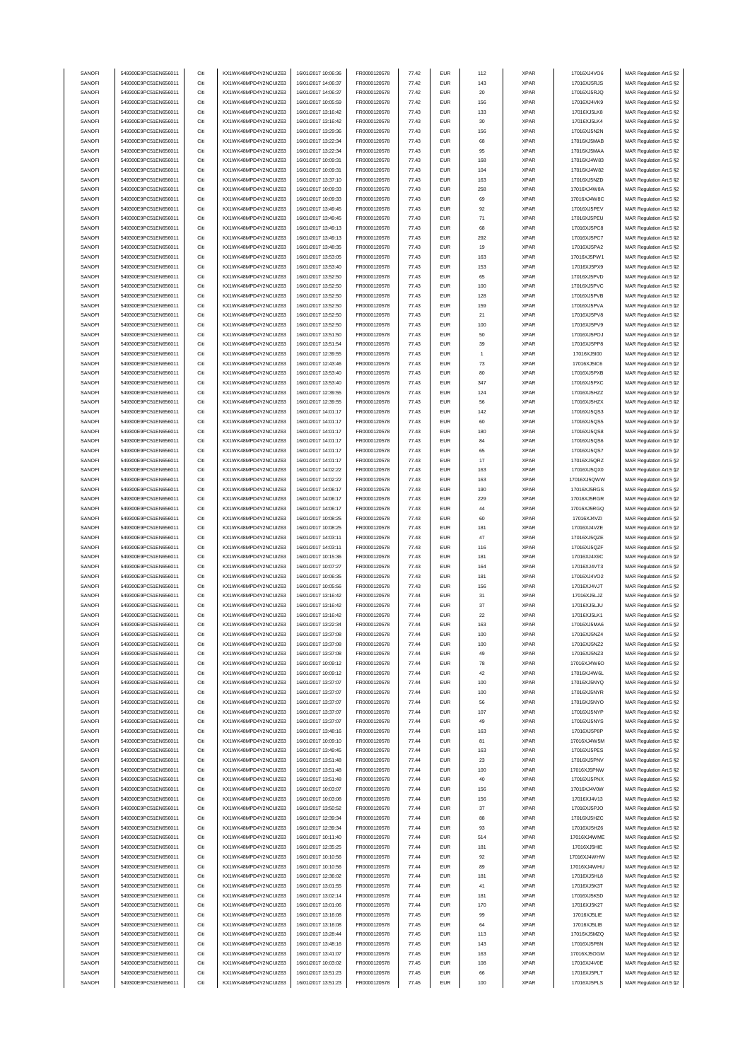| | | | | | | | | | | | |
|---|---|---|---|---|---|---|---|---|---|---|---|
| SANOFI | 549300E9PC51EN656011 | Citi | KX1WK48MPD4Y2NCUIZ63 | 16/01/2017 10:06:36 | FR0000120578 | 77.42 | EUR | 112 | XPAR | 17016XJ4VO6 | MAR Regulation Art.5 §2 |
| SANOFI | 549300E9PC51EN656011 | Citi | KX1WK48MPD4Y2NCUIZ63 | 16/01/2017 14:06:37 | FR0000120578 | 77.42 | EUR | 143 | XPAR | 17016XJ5RJS | MAR Regulation Art.5 §2 |
| SANOFI | 549300E9PC51EN656011 | Citi | KX1WK48MPD4Y2NCUIZ63 | 16/01/2017 14:06:37 | FR0000120578 | 77.42 | EUR | 20 | XPAR | 17016XJ5RJQ | MAR Regulation Art.5 §2 |
| SANOFI | 549300E9PC51EN656011 | Citi | KX1WK48MPD4Y2NCUIZ63 | 16/01/2017 10:05:59 | FR0000120578 | 77.42 | EUR | 156 | XPAR | 17016XJ4VK9 | MAR Regulation Art.5 §2 |
| SANOFI | 549300E9PC51EN656011 | Citi | KX1WK48MPD4Y2NCUIZ63 | 16/01/2017 13:16:42 | FR0000120578 | 77.43 | EUR | 133 | XPAR | 17016XJ5LK8 | MAR Regulation Art.5 §2 |
| SANOFI | 549300E9PC51EN656011 | Citi | KX1WK48MPD4Y2NCUIZ63 | 16/01/2017 13:16:42 | FR0000120578 | 77.43 | EUR | 30 | XPAR | 17016XJ5LK4 | MAR Regulation Art.5 §2 |
| SANOFI | 549300E9PC51EN656011 | Citi | KX1WK48MPD4Y2NCUIZ63 | 16/01/2017 13:29:36 | FR0000120578 | 77.43 | EUR | 156 | XPAR | 17016XJ5N2N | MAR Regulation Art.5 §2 |
| SANOFI | 549300E9PC51EN656011 | Citi | KX1WK48MPD4Y2NCUIZ63 | 16/01/2017 13:22:34 | FR0000120578 | 77.43 | EUR | 68 | XPAR | 17016XJ5MAB | MAR Regulation Art.5 §2 |
| SANOFI | 549300E9PC51EN656011 | Citi | KX1WK48MPD4Y2NCUIZ63 | 16/01/2017 13:22:34 | FR0000120578 | 77.43 | EUR | 95 | XPAR | 17016XJ5MAA | MAR Regulation Art.5 §2 |
| SANOFI | 549300E9PC51EN656011 | Citi | KX1WK48MPD4Y2NCUIZ63 | 16/01/2017 10:09:31 | FR0000120578 | 77.43 | EUR | 168 | XPAR | 17016XJ4W83 | MAR Regulation Art.5 §2 |
| SANOFI | 549300E9PC51EN656011 | Citi | KX1WK48MPD4Y2NCUIZ63 | 16/01/2017 10:09:31 | FR0000120578 | 77.43 | EUR | 104 | XPAR | 17016XJ4W82 | MAR Regulation Art.5 §2 |
| SANOFI | 549300E9PC51EN656011 | Citi | KX1WK48MPD4Y2NCUIZ63 | 16/01/2017 13:37:10 | FR0000120578 | 77.43 | EUR | 163 | XPAR | 17016XJ5NZD | MAR Regulation Art.5 §2 |
| SANOFI | 549300E9PC51EN656011 | Citi | KX1WK48MPD4Y2NCUIZ63 | 16/01/2017 10:09:33 | FR0000120578 | 77.43 | EUR | 258 | XPAR | 17016XJ4W8A | MAR Regulation Art.5 §2 |
| SANOFI | 549300E9PC51EN656011 | Citi | KX1WK48MPD4Y2NCUIZ63 | 16/01/2017 10:09:33 | FR0000120578 | 77.43 | EUR | 69 | XPAR | 17016XJ4W8C | MAR Regulation Art.5 §2 |
| SANOFI | 549300E9PC51EN656011 | Citi | KX1WK48MPD4Y2NCUIZ63 | 16/01/2017 13:49:45 | FR0000120578 | 77.43 | EUR | 92 | XPAR | 17016XJ5PEV | MAR Regulation Art.5 §2 |
| SANOFI | 549300E9PC51EN656011 | Citi | KX1WK48MPD4Y2NCUIZ63 | 16/01/2017 13:49:45 | FR0000120578 | 77.43 | EUR | 71 | XPAR | 17016XJ5PEU | MAR Regulation Art.5 §2 |
| SANOFI | 549300E9PC51EN656011 | Citi | KX1WK48MPD4Y2NCUIZ63 | 16/01/2017 13:49:13 | FR0000120578 | 77.43 | EUR | 68 | XPAR | 17016XJ5PC8 | MAR Regulation Art.5 §2 |
| SANOFI | 549300E9PC51EN656011 | Citi | KX1WK48MPD4Y2NCUIZ63 | 16/01/2017 13:49:13 | FR0000120578 | 77.43 | EUR | 292 | XPAR | 17016XJ5PC7 | MAR Regulation Art.5 §2 |
| SANOFI | 549300E9PC51EN656011 | Citi | KX1WK48MPD4Y2NCUIZ63 | 16/01/2017 13:48:35 | FR0000120578 | 77.43 | EUR | 19 | XPAR | 17016XJ5PA2 | MAR Regulation Art.5 §2 |
| SANOFI | 549300E9PC51EN656011 | Citi | KX1WK48MPD4Y2NCUIZ63 | 16/01/2017 13:53:05 | FR0000120578 | 77.43 | EUR | 163 | XPAR | 17016XJ5PW1 | MAR Regulation Art.5 §2 |
| SANOFI | 549300E9PC51EN656011 | Citi | KX1WK48MPD4Y2NCUIZ63 | 16/01/2017 13:53:40 | FR0000120578 | 77.43 | EUR | 153 | XPAR | 17016XJ5PX9 | MAR Regulation Art.5 §2 |
| SANOFI | 549300E9PC51EN656011 | Citi | KX1WK48MPD4Y2NCUIZ63 | 16/01/2017 13:52:50 | FR0000120578 | 77.43 | EUR | 65 | XPAR | 17016XJ5PVD | MAR Regulation Art.5 §2 |
| SANOFI | 549300E9PC51EN656011 | Citi | KX1WK48MPD4Y2NCUIZ63 | 16/01/2017 13:52:50 | FR0000120578 | 77.43 | EUR | 100 | XPAR | 17016XJ5PVC | MAR Regulation Art.5 §2 |
| SANOFI | 549300E9PC51EN656011 | Citi | KX1WK48MPD4Y2NCUIZ63 | 16/01/2017 13:52:50 | FR0000120578 | 77.43 | EUR | 128 | XPAR | 17016XJ5PVB | MAR Regulation Art.5 §2 |
| SANOFI | 549300E9PC51EN656011 | Citi | KX1WK48MPD4Y2NCUIZ63 | 16/01/2017 13:52:50 | FR0000120578 | 77.43 | EUR | 159 | XPAR | 17016XJ5PVA | MAR Regulation Art.5 §2 |
| SANOFI | 549300E9PC51EN656011 | Citi | KX1WK48MPD4Y2NCUIZ63 | 16/01/2017 13:52:50 | FR0000120578 | 77.43 | EUR | 21 | XPAR | 17016XJ5PV8 | MAR Regulation Art.5 §2 |
| SANOFI | 549300E9PC51EN656011 | Citi | KX1WK48MPD4Y2NCUIZ63 | 16/01/2017 13:52:50 | FR0000120578 | 77.43 | EUR | 100 | XPAR | 17016XJ5PV9 | MAR Regulation Art.5 §2 |
| SANOFI | 549300E9PC51EN656011 | Citi | KX1WK48MPD4Y2NCUIZ63 | 16/01/2017 13:51:50 | FR0000120578 | 77.43 | EUR | 50 | XPAR | 17016XJ5POJ | MAR Regulation Art.5 §2 |
| SANOFI | 549300E9PC51EN656011 | Citi | KX1WK48MPD4Y2NCUIZ63 | 16/01/2017 13:51:54 | FR0000120578 | 77.43 | EUR | 39 | XPAR | 17016XJ5PP8 | MAR Regulation Art.5 §2 |
| SANOFI | 549300E9PC51EN656011 | Citi | KX1WK48MPD4Y2NCUIZ63 | 16/01/2017 12:39:55 | FR0000120578 | 77.43 | EUR | 1 | XPAR | 17016XJ5I00 | MAR Regulation Art.5 §2 |
| SANOFI | 549300E9PC51EN656011 | Citi | KX1WK48MPD4Y2NCUIZ63 | 16/01/2017 12:43:46 | FR0000120578 | 77.43 | EUR | 73 | XPAR | 17016XJ5IC6 | MAR Regulation Art.5 §2 |
| SANOFI | 549300E9PC51EN656011 | Citi | KX1WK48MPD4Y2NCUIZ63 | 16/01/2017 13:53:40 | FR0000120578 | 77.43 | EUR | 80 | XPAR | 17016XJ5PXB | MAR Regulation Art.5 §2 |
| SANOFI | 549300E9PC51EN656011 | Citi | KX1WK48MPD4Y2NCUIZ63 | 16/01/2017 13:53:40 | FR0000120578 | 77.43 | EUR | 347 | XPAR | 17016XJ5PXC | MAR Regulation Art.5 §2 |
| SANOFI | 549300E9PC51EN656011 | Citi | KX1WK48MPD4Y2NCUIZ63 | 16/01/2017 12:39:55 | FR0000120578 | 77.43 | EUR | 124 | XPAR | 17016XJ5HZZ | MAR Regulation Art.5 §2 |
| SANOFI | 549300E9PC51EN656011 | Citi | KX1WK48MPD4Y2NCUIZ63 | 16/01/2017 12:39:55 | FR0000120578 | 77.43 | EUR | 56 | XPAR | 17016XJ5HZX | MAR Regulation Art.5 §2 |
| SANOFI | 549300E9PC51EN656011 | Citi | KX1WK48MPD4Y2NCUIZ63 | 16/01/2017 14:01:17 | FR0000120578 | 77.43 | EUR | 142 | XPAR | 17016XJ5QS3 | MAR Regulation Art.5 §2 |
| SANOFI | 549300E9PC51EN656011 | Citi | KX1WK48MPD4Y2NCUIZ63 | 16/01/2017 14:01:17 | FR0000120578 | 77.43 | EUR | 60 | XPAR | 17016XJ5QS5 | MAR Regulation Art.5 §2 |
| SANOFI | 549300E9PC51EN656011 | Citi | KX1WK48MPD4Y2NCUIZ63 | 16/01/2017 14:01:17 | FR0000120578 | 77.43 | EUR | 180 | XPAR | 17016XJ5QS8 | MAR Regulation Art.5 §2 |
| SANOFI | 549300E9PC51EN656011 | Citi | KX1WK48MPD4Y2NCUIZ63 | 16/01/2017 14:01:17 | FR0000120578 | 77.43 | EUR | 84 | XPAR | 17016XJ5QS6 | MAR Regulation Art.5 §2 |
| SANOFI | 549300E9PC51EN656011 | Citi | KX1WK48MPD4Y2NCUIZ63 | 16/01/2017 14:01:17 | FR0000120578 | 77.43 | EUR | 65 | XPAR | 17016XJ5QS7 | MAR Regulation Art.5 §2 |
| SANOFI | 549300E9PC51EN656011 | Citi | KX1WK48MPD4Y2NCUIZ63 | 16/01/2017 14:01:17 | FR0000120578 | 77.43 | EUR | 17 | XPAR | 17016XJ5QRZ | MAR Regulation Art.5 §2 |
| SANOFI | 549300E9PC51EN656011 | Citi | KX1WK48MPD4Y2NCUIZ63 | 16/01/2017 14:02:22 | FR0000120578 | 77.43 | EUR | 163 | XPAR | 17016XJ5QX0 | MAR Regulation Art.5 §2 |
| SANOFI | 549300E9PC51EN656011 | Citi | KX1WK48MPD4Y2NCUIZ63 | 16/01/2017 14:02:22 | FR0000120578 | 77.43 | EUR | 163 | XPAR | 17016XJ5QWW | MAR Regulation Art.5 §2 |
| SANOFI | 549300E9PC51EN656011 | Citi | KX1WK48MPD4Y2NCUIZ63 | 16/01/2017 14:06:17 | FR0000120578 | 77.43 | EUR | 190 | XPAR | 17016XJ5RGS | MAR Regulation Art.5 §2 |
| SANOFI | 549300E9PC51EN656011 | Citi | KX1WK48MPD4Y2NCUIZ63 | 16/01/2017 14:06:17 | FR0000120578 | 77.43 | EUR | 229 | XPAR | 17016XJ5RGR | MAR Regulation Art.5 §2 |
| SANOFI | 549300E9PC51EN656011 | Citi | KX1WK48MPD4Y2NCUIZ63 | 16/01/2017 14:06:17 | FR0000120578 | 77.43 | EUR | 44 | XPAR | 17016XJ5RGQ | MAR Regulation Art.5 §2 |
| SANOFI | 549300E9PC51EN656011 | Citi | KX1WK48MPD4Y2NCUIZ63 | 16/01/2017 10:08:25 | FR0000120578 | 77.43 | EUR | 60 | XPAR | 17016XJ4VZI | MAR Regulation Art.5 §2 |
| SANOFI | 549300E9PC51EN656011 | Citi | KX1WK48MPD4Y2NCUIZ63 | 16/01/2017 10:08:25 | FR0000120578 | 77.43 | EUR | 181 | XPAR | 17016XJ4VZE | MAR Regulation Art.5 §2 |
| SANOFI | 549300E9PC51EN656011 | Citi | KX1WK48MPD4Y2NCUIZ63 | 16/01/2017 14:03:11 | FR0000120578 | 77.43 | EUR | 47 | XPAR | 17016XJ5QZE | MAR Regulation Art.5 §2 |
| SANOFI | 549300E9PC51EN656011 | Citi | KX1WK48MPD4Y2NCUIZ63 | 16/01/2017 14:03:11 | FR0000120578 | 77.43 | EUR | 116 | XPAR | 17016XJ5QZF | MAR Regulation Art.5 §2 |
| SANOFI | 549300E9PC51EN656011 | Citi | KX1WK48MPD4Y2NCUIZ63 | 16/01/2017 10:15:36 | FR0000120578 | 77.43 | EUR | 181 | XPAR | 17016XJ4X9C | MAR Regulation Art.5 §2 |
| SANOFI | 549300E9PC51EN656011 | Citi | KX1WK48MPD4Y2NCUIZ63 | 16/01/2017 10:07:27 | FR0000120578 | 77.43 | EUR | 164 | XPAR | 17016XJ4VT3 | MAR Regulation Art.5 §2 |
| SANOFI | 549300E9PC51EN656011 | Citi | KX1WK48MPD4Y2NCUIZ63 | 16/01/2017 10:06:35 | FR0000120578 | 77.43 | EUR | 181 | XPAR | 17016XJ4VO2 | MAR Regulation Art.5 §2 |
| SANOFI | 549300E9PC51EN656011 | Citi | KX1WK48MPD4Y2NCUIZ63 | 16/01/2017 10:05:56 | FR0000120578 | 77.43 | EUR | 156 | XPAR | 17016XJ4VJT | MAR Regulation Art.5 §2 |
| SANOFI | 549300E9PC51EN656011 | Citi | KX1WK48MPD4Y2NCUIZ63 | 16/01/2017 13:16:42 | FR0000120578 | 77.44 | EUR | 31 | XPAR | 17016XJ5LJZ | MAR Regulation Art.5 §2 |
| SANOFI | 549300E9PC51EN656011 | Citi | KX1WK48MPD4Y2NCUIZ63 | 16/01/2017 13:16:42 | FR0000120578 | 77.44 | EUR | 37 | XPAR | 17016XJ5LJU | MAR Regulation Art.5 §2 |
| SANOFI | 549300E9PC51EN656011 | Citi | KX1WK48MPD4Y2NCUIZ63 | 16/01/2017 13:16:42 | FR0000120578 | 77.44 | EUR | 22 | XPAR | 17016XJ5LK1 | MAR Regulation Art.5 §2 |
| SANOFI | 549300E9PC51EN656011 | Citi | KX1WK48MPD4Y2NCUIZ63 | 16/01/2017 13:22:34 | FR0000120578 | 77.44 | EUR | 163 | XPAR | 17016XJ5MA6 | MAR Regulation Art.5 §2 |
| SANOFI | 549300E9PC51EN656011 | Citi | KX1WK48MPD4Y2NCUIZ63 | 16/01/2017 13:37:08 | FR0000120578 | 77.44 | EUR | 100 | XPAR | 17016XJ5NZ4 | MAR Regulation Art.5 §2 |
| SANOFI | 549300E9PC51EN656011 | Citi | KX1WK48MPD4Y2NCUIZ63 | 16/01/2017 13:37:08 | FR0000120578 | 77.44 | EUR | 100 | XPAR | 17016XJ5NZ2 | MAR Regulation Art.5 §2 |
| SANOFI | 549300E9PC51EN656011 | Citi | KX1WK48MPD4Y2NCUIZ63 | 16/01/2017 13:37:08 | FR0000120578 | 77.44 | EUR | 49 | XPAR | 17016XJ5NZ3 | MAR Regulation Art.5 §2 |
| SANOFI | 549300E9PC51EN656011 | Citi | KX1WK48MPD4Y2NCUIZ63 | 16/01/2017 10:09:12 | FR0000120578 | 77.44 | EUR | 78 | XPAR | 17016XJ4W6O | MAR Regulation Art.5 §2 |
| SANOFI | 549300E9PC51EN656011 | Citi | KX1WK48MPD4Y2NCUIZ63 | 16/01/2017 10:09:12 | FR0000120578 | 77.44 | EUR | 42 | XPAR | 17016XJ4W6L | MAR Regulation Art.5 §2 |
| SANOFI | 549300E9PC51EN656011 | Citi | KX1WK48MPD4Y2NCUIZ63 | 16/01/2017 13:37:07 | FR0000120578 | 77.44 | EUR | 100 | XPAR | 17016XJ5NYQ | MAR Regulation Art.5 §2 |
| SANOFI | 549300E9PC51EN656011 | Citi | KX1WK48MPD4Y2NCUIZ63 | 16/01/2017 13:37:07 | FR0000120578 | 77.44 | EUR | 100 | XPAR | 17016XJ5NYR | MAR Regulation Art.5 §2 |
| SANOFI | 549300E9PC51EN656011 | Citi | KX1WK48MPD4Y2NCUIZ63 | 16/01/2017 13:37:07 | FR0000120578 | 77.44 | EUR | 56 | XPAR | 17016XJ5NYO | MAR Regulation Art.5 §2 |
| SANOFI | 549300E9PC51EN656011 | Citi | KX1WK48MPD4Y2NCUIZ63 | 16/01/2017 13:37:07 | FR0000120578 | 77.44 | EUR | 107 | XPAR | 17016XJ5NYP | MAR Regulation Art.5 §2 |
| SANOFI | 549300E9PC51EN656011 | Citi | KX1WK48MPD4Y2NCUIZ63 | 16/01/2017 13:37:07 | FR0000120578 | 77.44 | EUR | 49 | XPAR | 17016XJ5NYS | MAR Regulation Art.5 §2 |
| SANOFI | 549300E9PC51EN656011 | Citi | KX1WK48MPD4Y2NCUIZ63 | 16/01/2017 13:48:16 | FR0000120578 | 77.44 | EUR | 163 | XPAR | 17016XJ5P8P | MAR Regulation Art.5 §2 |
| SANOFI | 549300E9PC51EN656011 | Citi | KX1WK48MPD4Y2NCUIZ63 | 16/01/2017 10:09:10 | FR0000120578 | 77.44 | EUR | 81 | XPAR | 17016XJ4W5M | MAR Regulation Art.5 §2 |
| SANOFI | 549300E9PC51EN656011 | Citi | KX1WK48MPD4Y2NCUIZ63 | 16/01/2017 13:49:45 | FR0000120578 | 77.44 | EUR | 163 | XPAR | 17016XJ5PES | MAR Regulation Art.5 §2 |
| SANOFI | 549300E9PC51EN656011 | Citi | KX1WK48MPD4Y2NCUIZ63 | 16/01/2017 13:51:48 | FR0000120578 | 77.44 | EUR | 23 | XPAR | 17016XJ5PNV | MAR Regulation Art.5 §2 |
| SANOFI | 549300E9PC51EN656011 | Citi | KX1WK48MPD4Y2NCUIZ63 | 16/01/2017 13:51:48 | FR0000120578 | 77.44 | EUR | 100 | XPAR | 17016XJ5PNW | MAR Regulation Art.5 §2 |
| SANOFI | 549300E9PC51EN656011 | Citi | KX1WK48MPD4Y2NCUIZ63 | 16/01/2017 13:51:48 | FR0000120578 | 77.44 | EUR | 40 | XPAR | 17016XJ5PNX | MAR Regulation Art.5 §2 |
| SANOFI | 549300E9PC51EN656011 | Citi | KX1WK48MPD4Y2NCUIZ63 | 16/01/2017 10:03:07 | FR0000120578 | 77.44 | EUR | 156 | XPAR | 17016XJ4V0W | MAR Regulation Art.5 §2 |
| SANOFI | 549300E9PC51EN656011 | Citi | KX1WK48MPD4Y2NCUIZ63 | 16/01/2017 10:03:08 | FR0000120578 | 77.44 | EUR | 156 | XPAR | 17016XJ4V13 | MAR Regulation Art.5 §2 |
| SANOFI | 549300E9PC51EN656011 | Citi | KX1WK48MPD4Y2NCUIZ63 | 16/01/2017 13:50:52 | FR0000120578 | 77.44 | EUR | 37 | XPAR | 17016XJ5PJO | MAR Regulation Art.5 §2 |
| SANOFI | 549300E9PC51EN656011 | Citi | KX1WK48MPD4Y2NCUIZ63 | 16/01/2017 12:39:34 | FR0000120578 | 77.44 | EUR | 88 | XPAR | 17016XJ5HZC | MAR Regulation Art.5 §2 |
| SANOFI | 549300E9PC51EN656011 | Citi | KX1WK48MPD4Y2NCUIZ63 | 16/01/2017 12:39:34 | FR0000120578 | 77.44 | EUR | 93 | XPAR | 17016XJ5HZ6 | MAR Regulation Art.5 §2 |
| SANOFI | 549300E9PC51EN656011 | Citi | KX1WK48MPD4Y2NCUIZ63 | 16/01/2017 10:11:40 | FR0000120578 | 77.44 | EUR | 514 | XPAR | 17016XJ4WME | MAR Regulation Art.5 §2 |
| SANOFI | 549300E9PC51EN656011 | Citi | KX1WK48MPD4Y2NCUIZ63 | 16/01/2017 12:35:25 | FR0000120578 | 77.44 | EUR | 181 | XPAR | 17016XJ5HIE | MAR Regulation Art.5 §2 |
| SANOFI | 549300E9PC51EN656011 | Citi | KX1WK48MPD4Y2NCUIZ63 | 16/01/2017 10:10:56 | FR0000120578 | 77.44 | EUR | 92 | XPAR | 17016XJ4WHW | MAR Regulation Art.5 §2 |
| SANOFI | 549300E9PC51EN656011 | Citi | KX1WK48MPD4Y2NCUIZ63 | 16/01/2017 10:10:56 | FR0000120578 | 77.44 | EUR | 89 | XPAR | 17016XJ4WHU | MAR Regulation Art.5 §2 |
| SANOFI | 549300E9PC51EN656011 | Citi | KX1WK48MPD4Y2NCUIZ63 | 16/01/2017 12:36:02 | FR0000120578 | 77.44 | EUR | 181 | XPAR | 17016XJ5HL8 | MAR Regulation Art.5 §2 |
| SANOFI | 549300E9PC51EN656011 | Citi | KX1WK48MPD4Y2NCUIZ63 | 16/01/2017 13:01:55 | FR0000120578 | 77.44 | EUR | 41 | XPAR | 17016XJ5K3T | MAR Regulation Art.5 §2 |
| SANOFI | 549300E9PC51EN656011 | Citi | KX1WK48MPD4Y2NCUIZ63 | 16/01/2017 13:02:14 | FR0000120578 | 77.44 | EUR | 181 | XPAR | 17016XJ5K5D | MAR Regulation Art.5 §2 |
| SANOFI | 549300E9PC51EN656011 | Citi | KX1WK48MPD4Y2NCUIZ63 | 16/01/2017 13:01:06 | FR0000120578 | 77.44 | EUR | 170 | XPAR | 17016XJ5K27 | MAR Regulation Art.5 §2 |
| SANOFI | 549300E9PC51EN656011 | Citi | KX1WK48MPD4Y2NCUIZ63 | 16/01/2017 13:16:08 | FR0000120578 | 77.45 | EUR | 99 | XPAR | 17016XJ5LIE | MAR Regulation Art.5 §2 |
| SANOFI | 549300E9PC51EN656011 | Citi | KX1WK48MPD4Y2NCUIZ63 | 16/01/2017 13:16:08 | FR0000120578 | 77.45 | EUR | 64 | XPAR | 17016XJ5LIB | MAR Regulation Art.5 §2 |
| SANOFI | 549300E9PC51EN656011 | Citi | KX1WK48MPD4Y2NCUIZ63 | 16/01/2017 13:28:44 | FR0000120578 | 77.45 | EUR | 113 | XPAR | 17016XJ5MZQ | MAR Regulation Art.5 §2 |
| SANOFI | 549300E9PC51EN656011 | Citi | KX1WK48MPD4Y2NCUIZ63 | 16/01/2017 13:48:16 | FR0000120578 | 77.45 | EUR | 143 | XPAR | 17016XJ5P8N | MAR Regulation Art.5 §2 |
| SANOFI | 549300E9PC51EN656011 | Citi | KX1WK48MPD4Y2NCUIZ63 | 16/01/2017 13:41:07 | FR0000120578 | 77.45 | EUR | 163 | XPAR | 17016XJ5OGM | MAR Regulation Art.5 §2 |
| SANOFI | 549300E9PC51EN656011 | Citi | KX1WK48MPD4Y2NCUIZ63 | 16/01/2017 10:03:02 | FR0000120578 | 77.45 | EUR | 108 | XPAR | 17016XJ4V0E | MAR Regulation Art.5 §2 |
| SANOFI | 549300E9PC51EN656011 | Citi | KX1WK48MPD4Y2NCUIZ63 | 16/01/2017 13:51:23 | FR0000120578 | 77.45 | EUR | 66 | XPAR | 17016XJ5PLT | MAR Regulation Art.5 §2 |
| SANOFI | 549300E9PC51EN656011 | Citi | KX1WK48MPD4Y2NCUIZ63 | 16/01/2017 13:51:23 | FR0000120578 | 77.45 | EUR | 100 | XPAR | 17016XJ5PLS | MAR Regulation Art.5 §2 |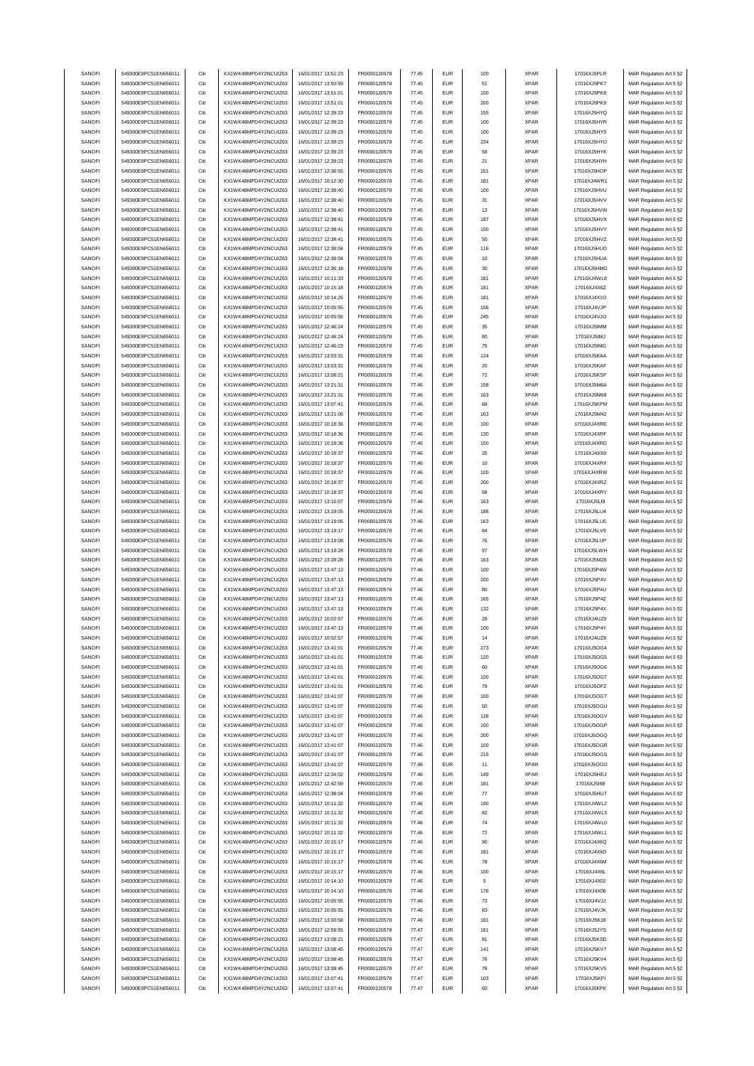| | | | | | | | | | | | |
|---|---|---|---|---|---|---|---|---|---|---|---|
| SANOFI | 549300E9PC51EN656011 | Citi | KX1WK48MPD4Y2NCUIZ63 | 16/01/2017 13:51:23 | FR0000120578 | 77.45 | EUR | 100 | XPAR | 17016XJ5PLR | MAR Regulation Art.5 §2 |
| SANOFI | 549300E9PC51EN656011 | Citi | KX1WK48MPD4Y2NCUIZ63 | 16/01/2017 13:50:59 | FR0000120578 | 77.45 | EUR | 51 | XPAR | 17016XJ5PK7 | MAR Regulation Art.5 §2 |
| SANOFI | 549300E9PC51EN656011 | Citi | KX1WK48MPD4Y2NCUIZ63 | 16/01/2017 13:51:01 | FR0000120578 | 77.45 | EUR | 100 | XPAR | 17016XJ5PK8 | MAR Regulation Art.5 §2 |
| SANOFI | 549300E9PC51EN656011 | Citi | KX1WK48MPD4Y2NCUIZ63 | 16/01/2017 13:51:01 | FR0000120578 | 77.45 | EUR | 200 | XPAR | 17016XJ5PK9 | MAR Regulation Art.5 §2 |
| SANOFI | 549300E9PC51EN656011 | Citi | KX1WK48MPD4Y2NCUIZ63 | 16/01/2017 12:39:23 | FR0000120578 | 77.45 | EUR | 155 | XPAR | 17016XJ5HYQ | MAR Regulation Art.5 §2 |
| SANOFI | 549300E9PC51EN656011 | Citi | KX1WK48MPD4Y2NCUIZ63 | 16/01/2017 12:39:23 | FR0000120578 | 77.45 | EUR | 100 | XPAR | 17016XJ5HYR | MAR Regulation Art.5 §2 |
| SANOFI | 549300E9PC51EN656011 | Citi | KX1WK48MPD4Y2NCUIZ63 | 16/01/2017 12:39:23 | FR0000120578 | 77.45 | EUR | 100 | XPAR | 17016XJ5HYS | MAR Regulation Art.5 §2 |
| SANOFI | 549300E9PC51EN656011 | Citi | KX1WK48MPD4Y2NCUIZ63 | 16/01/2017 12:39:23 | FR0000120578 | 77.45 | EUR | 234 | XPAR | 17016XJ5HYO | MAR Regulation Art.5 §2 |
| SANOFI | 549300E9PC51EN656011 | Citi | KX1WK48MPD4Y2NCUIZ63 | 16/01/2017 12:39:23 | FR0000120578 | 77.45 | EUR | 58 | XPAR | 17016XJ5HYK | MAR Regulation Art.5 §2 |
| SANOFI | 549300E9PC51EN656011 | Citi | KX1WK48MPD4Y2NCUIZ63 | 16/01/2017 12:39:23 | FR0000120578 | 77.45 | EUR | 21 | XPAR | 17016XJ5HYH | MAR Regulation Art.5 §2 |
| SANOFI | 549300E9PC51EN656011 | Citi | KX1WK48MPD4Y2NCUIZ63 | 16/01/2017 12:36:55 | FR0000120578 | 77.45 | EUR | 151 | XPAR | 17016XJ5HOP | MAR Regulation Art.5 §2 |
| SANOFI | 549300E9PC51EN656011 | Citi | KX1WK48MPD4Y2NCUIZ63 | 16/01/2017 10:12:30 | FR0000120578 | 77.45 | EUR | 181 | XPAR | 17016XJ4WR1 | MAR Regulation Art.5 §2 |
| SANOFI | 549300E9PC51EN656011 | Citi | KX1WK48MPD4Y2NCUIZ63 | 16/01/2017 12:38:40 | FR0000120578 | 77.45 | EUR | 100 | XPAR | 17016XJ5HVU | MAR Regulation Art.5 §2 |
| SANOFI | 549300E9PC51EN656011 | Citi | KX1WK48MPD4Y2NCUIZ63 | 16/01/2017 12:38:40 | FR0000120578 | 77.45 | EUR | 31 | XPAR | 17016XJ5HVV | MAR Regulation Art.5 §2 |
| SANOFI | 549300E9PC51EN656011 | Citi | KX1WK48MPD4Y2NCUIZ63 | 16/01/2017 12:38:40 | FR0000120578 | 77.45 | EUR | 13 | XPAR | 17016XJ5HVW | MAR Regulation Art.5 §2 |
| SANOFI | 549300E9PC51EN656011 | Citi | KX1WK48MPD4Y2NCUIZ63 | 16/01/2017 12:38:41 | FR0000120578 | 77.45 | EUR | 187 | XPAR | 17016XJ5HVX | MAR Regulation Art.5 §2 |
| SANOFI | 549300E9PC51EN656011 | Citi | KX1WK48MPD4Y2NCUIZ63 | 16/01/2017 12:38:41 | FR0000120578 | 77.45 | EUR | 100 | XPAR | 17016XJ5HVY | MAR Regulation Art.5 §2 |
| SANOFI | 549300E9PC51EN656011 | Citi | KX1WK48MPD4Y2NCUIZ63 | 16/01/2017 12:38:41 | FR0000120578 | 77.45 | EUR | 50 | XPAR | 17016XJ5HVZ | MAR Regulation Art.5 §2 |
| SANOFI | 549300E9PC51EN656011 | Citi | KX1WK48MPD4Y2NCUIZ63 | 16/01/2017 12:38:04 | FR0000120578 | 77.45 | EUR | 116 | XPAR | 17016XJ5HUD | MAR Regulation Art.5 §2 |
| SANOFI | 549300E9PC51EN656011 | Citi | KX1WK48MPD4Y2NCUIZ63 | 16/01/2017 12:38:04 | FR0000120578 | 77.45 | EUR | 10 | XPAR | 17016XJ5HUA | MAR Regulation Art.5 §2 |
| SANOFI | 549300E9PC51EN656011 | Citi | KX1WK48MPD4Y2NCUIZ63 | 16/01/2017 12:36:18 | FR0000120578 | 77.45 | EUR | 30 | XPAR | 17016XJ5HMG | MAR Regulation Art.5 §2 |
| SANOFI | 549300E9PC51EN656011 | Citi | KX1WK48MPD4Y2NCUIZ63 | 16/01/2017 10:11:33 | FR0000120578 | 77.45 | EUR | 181 | XPAR | 17016XJ4WL8 | MAR Regulation Art.5 §2 |
| SANOFI | 549300E9PC51EN656011 | Citi | KX1WK48MPD4Y2NCUIZ63 | 16/01/2017 10:15:18 | FR0000120578 | 77.45 | EUR | 181 | XPAR | 17016XJ4X6Z | MAR Regulation Art.5 §2 |
| SANOFI | 549300E9PC51EN656011 | Citi | KX1WK48MPD4Y2NCUIZ63 | 16/01/2017 10:14:26 | FR0000120578 | 77.45 | EUR | 181 | XPAR | 17016XJ4X1O | MAR Regulation Art.5 §2 |
| SANOFI | 549300E9PC51EN656011 | Citi | KX1WK48MPD4Y2NCUIZ63 | 16/01/2017 10:05:55 | FR0000120578 | 77.45 | EUR | 156 | XPAR | 17016XJ4VJP | MAR Regulation Art.5 §2 |
| SANOFI | 549300E9PC51EN656011 | Citi | KX1WK48MPD4Y2NCUIZ63 | 16/01/2017 10:05:55 | FR0000120578 | 77.45 | EUR | 245 | XPAR | 17016XJ4VJO | MAR Regulation Art.5 §2 |
| SANOFI | 549300E9PC51EN656011 | Citi | KX1WK48MPD4Y2NCUIZ63 | 16/01/2017 12:46:24 | FR0000120578 | 77.45 | EUR | 35 | XPAR | 17016XJ5IMM | MAR Regulation Art.5 §2 |
| SANOFI | 549300E9PC51EN656011 | Citi | KX1WK48MPD4Y2NCUIZ63 | 16/01/2017 12:46:24 | FR0000120578 | 77.45 | EUR | 80 | XPAR | 17016XJ5IMJ | MAR Regulation Art.5 §2 |
| SANOFI | 549300E9PC51EN656011 | Citi | KX1WK48MPD4Y2NCUIZ63 | 16/01/2017 12:46:23 | FR0000120578 | 77.45 | EUR | 75 | XPAR | 17016XJ5IMG | MAR Regulation Art.5 §2 |
| SANOFI | 549300E9PC51EN656011 | Citi | KX1WK48MPD4Y2NCUIZ63 | 16/01/2017 13:03:31 | FR0000120578 | 77.46 | EUR | 124 | XPAR | 17016XJ5KAA | MAR Regulation Art.5 §2 |
| SANOFI | 549300E9PC51EN656011 | Citi | KX1WK48MPD4Y2NCUIZ63 | 16/01/2017 13:03:31 | FR0000120578 | 77.46 | EUR | 20 | XPAR | 17016XJ5KAF | MAR Regulation Art.5 §2 |
| SANOFI | 549300E9PC51EN656011 | Citi | KX1WK48MPD4Y2NCUIZ63 | 16/01/2017 13:08:21 | FR0000120578 | 77.46 | EUR | 72 | XPAR | 17016XJ5KSF | MAR Regulation Art.5 §2 |
| SANOFI | 549300E9PC51EN656011 | Citi | KX1WK48MPD4Y2NCUIZ63 | 16/01/2017 13:21:31 | FR0000120578 | 77.46 | EUR | 158 | XPAR | 17016XJ5M6A | MAR Regulation Art.5 §2 |
| SANOFI | 549300E9PC51EN656011 | Citi | KX1WK48MPD4Y2NCUIZ63 | 16/01/2017 13:21:31 | FR0000120578 | 77.46 | EUR | 163 | XPAR | 17016XJ5M68 | MAR Regulation Art.5 §2 |
| SANOFI | 549300E9PC51EN656011 | Citi | KX1WK48MPD4Y2NCUIZ63 | 16/01/2017 13:07:41 | FR0000120578 | 77.46 | EUR | 68 | XPAR | 17016XJ5KPM | MAR Regulation Art.5 §2 |
| SANOFI | 549300E9PC51EN656011 | Citi | KX1WK48MPD4Y2NCUIZ63 | 16/01/2017 13:21:06 | FR0000120578 | 77.46 | EUR | 163 | XPAR | 17016XJ5M42 | MAR Regulation Art.5 §2 |
| SANOFI | 549300E9PC51EN656011 | Citi | KX1WK48MPD4Y2NCUIZ63 | 16/01/2017 10:18:36 | FR0000120578 | 77.46 | EUR | 100 | XPAR | 17016XJ4XRE | MAR Regulation Art.5 §2 |
| SANOFI | 549300E9PC51EN656011 | Citi | KX1WK48MPD4Y2NCUIZ63 | 16/01/2017 10:18:36 | FR0000120578 | 77.46 | EUR | 130 | XPAR | 17016XJ4XRF | MAR Regulation Art.5 §2 |
| SANOFI | 549300E9PC51EN656011 | Citi | KX1WK48MPD4Y2NCUIZ63 | 16/01/2017 10:18:36 | FR0000120578 | 77.46 | EUR | 100 | XPAR | 17016XJ4XRD | MAR Regulation Art.5 §2 |
| SANOFI | 549300E9PC51EN656011 | Citi | KX1WK48MPD4Y2NCUIZ63 | 16/01/2017 10:18:37 | FR0000120578 | 77.46 | EUR | 25 | XPAR | 17016XJ4XS0 | MAR Regulation Art.5 §2 |
| SANOFI | 549300E9PC51EN656011 | Citi | KX1WK48MPD4Y2NCUIZ63 | 16/01/2017 10:18:37 | FR0000120578 | 77.46 | EUR | 10 | XPAR | 17016XJ4XRX | MAR Regulation Art.5 §2 |
| SANOFI | 549300E9PC51EN656011 | Citi | KX1WK48MPD4Y2NCUIZ63 | 16/01/2017 10:18:37 | FR0000120578 | 77.46 | EUR | 100 | XPAR | 17016XJ4XRW | MAR Regulation Art.5 §2 |
| SANOFI | 549300E9PC51EN656011 | Citi | KX1WK48MPD4Y2NCUIZ63 | 16/01/2017 10:18:37 | FR0000120578 | 77.46 | EUR | 200 | XPAR | 17016XJ4XRZ | MAR Regulation Art.5 §2 |
| SANOFI | 549300E9PC51EN656011 | Citi | KX1WK48MPD4Y2NCUIZ63 | 16/01/2017 10:18:37 | FR0000120578 | 77.46 | EUR | 58 | XPAR | 17016XJ4XRY | MAR Regulation Art.5 §2 |
| SANOFI | 549300E9PC51EN656011 | Citi | KX1WK48MPD4Y2NCUIZ63 | 16/01/2017 13:16:07 | FR0000120578 | 77.46 | EUR | 163 | XPAR | 17016XJ5LI9 | MAR Regulation Art.5 §2 |
| SANOFI | 549300E9PC51EN656011 | Citi | KX1WK48MPD4Y2NCUIZ63 | 16/01/2017 13:19:05 | FR0000120578 | 77.46 | EUR | 188 | XPAR | 17016XJ5LU4 | MAR Regulation Art.5 §2 |
| SANOFI | 549300E9PC51EN656011 | Citi | KX1WK48MPD4Y2NCUIZ63 | 16/01/2017 13:19:05 | FR0000120578 | 77.46 | EUR | 163 | XPAR | 17016XJ5LU5 | MAR Regulation Art.5 §2 |
| SANOFI | 549300E9PC51EN656011 | Citi | KX1WK48MPD4Y2NCUIZ63 | 16/01/2017 13:19:17 | FR0000120578 | 77.46 | EUR | 94 | XPAR | 17016XJ5LV9 | MAR Regulation Art.5 §2 |
| SANOFI | 549300E9PC51EN656011 | Citi | KX1WK48MPD4Y2NCUIZ63 | 16/01/2017 13:19:08 | FR0000120578 | 77.46 | EUR | 76 | XPAR | 17016XJ5LUP | MAR Regulation Art.5 §2 |
| SANOFI | 549300E9PC51EN656011 | Citi | KX1WK48MPD4Y2NCUIZ63 | 16/01/2017 13:19:28 | FR0000120578 | 77.46 | EUR | 97 | XPAR | 17016XJ5LWH | MAR Regulation Art.5 §2 |
| SANOFI | 549300E9PC51EN656011 | Citi | KX1WK48MPD4Y2NCUIZ63 | 16/01/2017 13:28:28 | FR0000120578 | 77.46 | EUR | 163 | XPAR | 17016XJ5MZ6 | MAR Regulation Art.5 §2 |
| SANOFI | 549300E9PC51EN656011 | Citi | KX1WK48MPD4Y2NCUIZ63 | 16/01/2017 13:47:13 | FR0000120578 | 77.46 | EUR | 100 | XPAR | 17016XJ5P4W | MAR Regulation Art.5 §2 |
| SANOFI | 549300E9PC51EN656011 | Citi | KX1WK48MPD4Y2NCUIZ63 | 16/01/2017 13:47:13 | FR0000120578 | 77.46 | EUR | 200 | XPAR | 17016XJ5P4V | MAR Regulation Art.5 §2 |
| SANOFI | 549300E9PC51EN656011 | Citi | KX1WK48MPD4Y2NCUIZ63 | 16/01/2017 13:47:13 | FR0000120578 | 77.46 | EUR | 80 | XPAR | 17016XJ5P4U | MAR Regulation Art.5 §2 |
| SANOFI | 549300E9PC51EN656011 | Citi | KX1WK48MPD4Y2NCUIZ63 | 16/01/2017 13:47:13 | FR0000120578 | 77.46 | EUR | 165 | XPAR | 17016XJ5P4Z | MAR Regulation Art.5 §2 |
| SANOFI | 549300E9PC51EN656011 | Citi | KX1WK48MPD4Y2NCUIZ63 | 16/01/2017 13:47:13 | FR0000120578 | 77.46 | EUR | 132 | XPAR | 17016XJ5P4X | MAR Regulation Art.5 §2 |
| SANOFI | 549300E9PC51EN656011 | Citi | KX1WK48MPD4Y2NCUIZ63 | 16/01/2017 10:02:57 | FR0000120578 | 77.46 | EUR | 28 | XPAR | 17016XJ4UZ9 | MAR Regulation Art.5 §2 |
| SANOFI | 549300E9PC51EN656011 | Citi | KX1WK48MPD4Y2NCUIZ63 | 16/01/2017 13:47:13 | FR0000120578 | 77.46 | EUR | 100 | XPAR | 17016XJ5P4Y | MAR Regulation Art.5 §2 |
| SANOFI | 549300E9PC51EN656011 | Citi | KX1WK48MPD4Y2NCUIZ63 | 16/01/2017 10:02:57 | FR0000120578 | 77.46 | EUR | 14 | XPAR | 17016XJ4UZ8 | MAR Regulation Art.5 §2 |
| SANOFI | 549300E9PC51EN656011 | Citi | KX1WK48MPD4Y2NCUIZ63 | 16/01/2017 13:41:01 | FR0000120578 | 77.46 | EUR | 273 | XPAR | 17016XJ5OG4 | MAR Regulation Art.5 §2 |
| SANOFI | 549300E9PC51EN656011 | Citi | KX1WK48MPD4Y2NCUIZ63 | 16/01/2017 13:41:01 | FR0000120578 | 77.46 | EUR | 120 | XPAR | 17016XJ5OG5 | MAR Regulation Art.5 §2 |
| SANOFI | 549300E9PC51EN656011 | Citi | KX1WK48MPD4Y2NCUIZ63 | 16/01/2017 13:41:01 | FR0000120578 | 77.46 | EUR | 60 | XPAR | 17016XJ5OG6 | MAR Regulation Art.5 §2 |
| SANOFI | 549300E9PC51EN656011 | Citi | KX1WK48MPD4Y2NCUIZ63 | 16/01/2017 13:41:01 | FR0000120578 | 77.46 | EUR | 100 | XPAR | 17016XJ5OG7 | MAR Regulation Art.5 §2 |
| SANOFI | 549300E9PC51EN656011 | Citi | KX1WK48MPD4Y2NCUIZ63 | 16/01/2017 13:41:01 | FR0000120578 | 77.46 | EUR | 79 | XPAR | 17016XJ5OFZ | MAR Regulation Art.5 §2 |
| SANOFI | 549300E9PC51EN656011 | Citi | KX1WK48MPD4Y2NCUIZ63 | 16/01/2017 13:41:07 | FR0000120578 | 77.46 | EUR | 100 | XPAR | 17016XJ5OGT | MAR Regulation Art.5 §2 |
| SANOFI | 549300E9PC51EN656011 | Citi | KX1WK48MPD4Y2NCUIZ63 | 16/01/2017 13:41:07 | FR0000120578 | 77.46 | EUR | 50 | XPAR | 17016XJ5OGU | MAR Regulation Art.5 §2 |
| SANOFI | 549300E9PC51EN656011 | Citi | KX1WK48MPD4Y2NCUIZ63 | 16/01/2017 13:41:07 | FR0000120578 | 77.46 | EUR | 128 | XPAR | 17016XJ5OGV | MAR Regulation Art.5 §2 |
| SANOFI | 549300E9PC51EN656011 | Citi | KX1WK48MPD4Y2NCUIZ63 | 16/01/2017 13:41:07 | FR0000120578 | 77.46 | EUR | 100 | XPAR | 17016XJ5OGP | MAR Regulation Art.5 §2 |
| SANOFI | 549300E9PC51EN656011 | Citi | KX1WK48MPD4Y2NCUIZ63 | 16/01/2017 13:41:07 | FR0000120578 | 77.46 | EUR | 200 | XPAR | 17016XJ5OGQ | MAR Regulation Art.5 §2 |
| SANOFI | 549300E9PC51EN656011 | Citi | KX1WK48MPD4Y2NCUIZ63 | 16/01/2017 13:41:07 | FR0000120578 | 77.46 | EUR | 100 | XPAR | 17016XJ5OGR | MAR Regulation Art.5 §2 |
| SANOFI | 549300E9PC51EN656011 | Citi | KX1WK48MPD4Y2NCUIZ63 | 16/01/2017 13:41:07 | FR0000120578 | 77.46 | EUR | 215 | XPAR | 17016XJ5OGS | MAR Regulation Art.5 §2 |
| SANOFI | 549300E9PC51EN656011 | Citi | KX1WK48MPD4Y2NCUIZ63 | 16/01/2017 13:41:07 | FR0000120578 | 77.46 | EUR | 11 | XPAR | 17016XJ5OGO | MAR Regulation Art.5 §2 |
| SANOFI | 549300E9PC51EN656011 | Citi | KX1WK48MPD4Y2NCUIZ63 | 16/01/2017 12:34:02 | FR0000120578 | 77.46 | EUR | 149 | XPAR | 17016XJ5HEJ | MAR Regulation Art.5 §2 |
| SANOFI | 549300E9PC51EN656011 | Citi | KX1WK48MPD4Y2NCUIZ63 | 16/01/2017 12:42:59 | FR0000120578 | 77.46 | EUR | 181 | XPAR | 17016XJ5I98 | MAR Regulation Art.5 §2 |
| SANOFI | 549300E9PC51EN656011 | Citi | KX1WK48MPD4Y2NCUIZ63 | 16/01/2017 12:38:04 | FR0000120578 | 77.46 | EUR | 77 | XPAR | 17016XJ5HU7 | MAR Regulation Art.5 §2 |
| SANOFI | 549300E9PC51EN656011 | Citi | KX1WK48MPD4Y2NCUIZ63 | 16/01/2017 10:11:32 | FR0000120578 | 77.46 | EUR | 190 | XPAR | 17016XJ4WL2 | MAR Regulation Art.5 §2 |
| SANOFI | 549300E9PC51EN656011 | Citi | KX1WK48MPD4Y2NCUIZ63 | 16/01/2017 10:11:32 | FR0000120578 | 77.46 | EUR | 82 | XPAR | 17016XJ4WL3 | MAR Regulation Art.5 §2 |
| SANOFI | 549300E9PC51EN656011 | Citi | KX1WK48MPD4Y2NCUIZ63 | 16/01/2017 10:11:32 | FR0000120578 | 77.46 | EUR | 74 | XPAR | 17016XJ4WL0 | MAR Regulation Art.5 §2 |
| SANOFI | 549300E9PC51EN656011 | Citi | KX1WK48MPD4Y2NCUIZ63 | 16/01/2017 10:11:32 | FR0000120578 | 77.46 | EUR | 72 | XPAR | 17016XJ4WL1 | MAR Regulation Art.5 §2 |
| SANOFI | 549300E9PC51EN656011 | Citi | KX1WK48MPD4Y2NCUIZ63 | 16/01/2017 10:15:17 | FR0000120578 | 77.46 | EUR | 90 | XPAR | 17016XJ4X6Q | MAR Regulation Art.5 §2 |
| SANOFI | 549300E9PC51EN656011 | Citi | KX1WK48MPD4Y2NCUIZ63 | 16/01/2017 10:15:17 | FR0000120578 | 77.46 | EUR | 181 | XPAR | 17016XJ4X6D | MAR Regulation Art.5 §2 |
| SANOFI | 549300E9PC51EN656011 | Citi | KX1WK48MPD4Y2NCUIZ63 | 16/01/2017 10:15:17 | FR0000120578 | 77.46 | EUR | 78 | XPAR | 17016XJ4X6M | MAR Regulation Art.5 §2 |
| SANOFI | 549300E9PC51EN656011 | Citi | KX1WK48MPD4Y2NCUIZ63 | 16/01/2017 10:15:17 | FR0000120578 | 77.46 | EUR | 100 | XPAR | 17016XJ4X6L | MAR Regulation Art.5 §2 |
| SANOFI | 549300E9PC51EN656011 | Citi | KX1WK48MPD4Y2NCUIZ63 | 16/01/2017 10:14:10 | FR0000120578 | 77.46 | EUR | 5 | XPAR | 17016XJ4X02 | MAR Regulation Art.5 §2 |
| SANOFI | 549300E9PC51EN656011 | Citi | KX1WK48MPD4Y2NCUIZ63 | 16/01/2017 10:14:10 | FR0000120578 | 77.46 | EUR | 176 | XPAR | 17016XJ4X06 | MAR Regulation Art.5 §2 |
| SANOFI | 549300E9PC51EN656011 | Citi | KX1WK48MPD4Y2NCUIZ63 | 16/01/2017 10:05:55 | FR0000120578 | 77.46 | EUR | 73 | XPAR | 17016XJ4VJJ | MAR Regulation Art.5 §2 |
| SANOFI | 549300E9PC51EN656011 | Citi | KX1WK48MPD4Y2NCUIZ63 | 16/01/2017 10:05:55 | FR0000120578 | 77.46 | EUR | 83 | XPAR | 17016XJ4VJK | MAR Regulation Art.5 §2 |
| SANOFI | 549300E9PC51EN656011 | Citi | KX1WK48MPD4Y2NCUIZ63 | 16/01/2017 13:00:58 | FR0000120578 | 77.46 | EUR | 181 | XPAR | 17016XJ5K18 | MAR Regulation Art.5 §2 |
| SANOFI | 549300E9PC51EN656011 | Citi | KX1WK48MPD4Y2NCUIZ63 | 16/01/2017 12:59:55 | FR0000120578 | 77.47 | EUR | 181 | XPAR | 17016XJ5JYS | MAR Regulation Art.5 §2 |
| SANOFI | 549300E9PC51EN656011 | Citi | KX1WK48MPD4Y2NCUIZ63 | 16/01/2017 13:08:21 | FR0000120578 | 77.47 | EUR | 81 | XPAR | 17016XJ5KSD | MAR Regulation Art.5 §2 |
| SANOFI | 549300E9PC51EN656011 | Citi | KX1WK48MPD4Y2NCUIZ63 | 16/01/2017 13:08:45 | FR0000120578 | 77.47 | EUR | 141 | XPAR | 17016XJ5KV7 | MAR Regulation Art.5 §2 |
| SANOFI | 549300E9PC51EN656011 | Citi | KX1WK48MPD4Y2NCUIZ63 | 16/01/2017 13:08:45 | FR0000120578 | 77.47 | EUR | 76 | XPAR | 17016XJ5KV4 | MAR Regulation Art.5 §2 |
| SANOFI | 549300E9PC51EN656011 | Citi | KX1WK48MPD4Y2NCUIZ63 | 16/01/2017 13:08:45 | FR0000120578 | 77.47 | EUR | 78 | XPAR | 17016XJ5KV5 | MAR Regulation Art.5 §2 |
| SANOFI | 549300E9PC51EN656011 | Citi | KX1WK48MPD4Y2NCUIZ63 | 16/01/2017 13:07:41 | FR0000120578 | 77.47 | EUR | 103 | XPAR | 17016XJ5KPI | MAR Regulation Art.5 §2 |
| SANOFI | 549300E9PC51EN656011 | Citi | KX1WK48MPD4Y2NCUIZ63 | 16/01/2017 13:07:41 | FR0000120578 | 77.47 | EUR | 60 | XPAR | 17016XJ5KPK | MAR Regulation Art.5 §2 |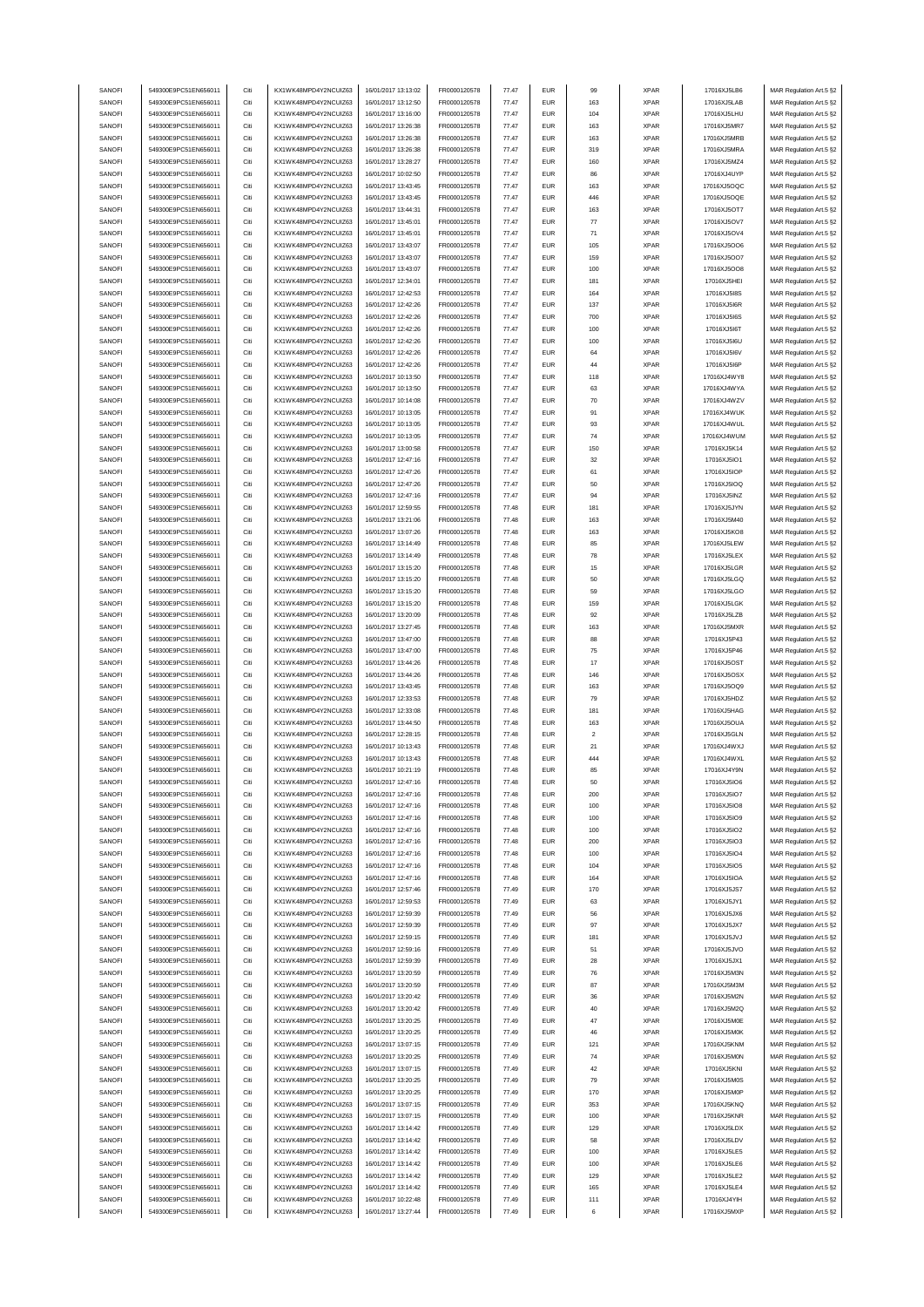| | | | | | | | | | | | | |
|---|---|---|---|---|---|---|---|---|---|---|---|---|
| SANOFI | 549300E9PC51EN656011 | Citi | KX1WK48MPD4Y2NCUIZ63 | 16/01/2017 13:13:02 | FR0000120578 | 77.47 | EUR | 99 | XPAR | 17016XJ5LB6 | MAR Regulation Art.5 §2 |
| SANOFI | 549300E9PC51EN656011 | Citi | KX1WK48MPD4Y2NCUIZ63 | 16/01/2017 13:12:50 | FR0000120578 | 77.47 | EUR | 163 | XPAR | 17016XJ5LAB | MAR Regulation Art.5 §2 |
| SANOFI | 549300E9PC51EN656011 | Citi | KX1WK48MPD4Y2NCUIZ63 | 16/01/2017 13:16:00 | FR0000120578 | 77.47 | EUR | 104 | XPAR | 17016XJ5LHU | MAR Regulation Art.5 §2 |
| SANOFI | 549300E9PC51EN656011 | Citi | KX1WK48MPD4Y2NCUIZ63 | 16/01/2017 13:26:38 | FR0000120578 | 77.47 | EUR | 163 | XPAR | 17016XJ5MR7 | MAR Regulation Art.5 §2 |
| SANOFI | 549300E9PC51EN656011 | Citi | KX1WK48MPD4Y2NCUIZ63 | 16/01/2017 13:26:38 | FR0000120578 | 77.47 | EUR | 163 | XPAR | 17016XJ5MRB | MAR Regulation Art.5 §2 |
| SANOFI | 549300E9PC51EN656011 | Citi | KX1WK48MPD4Y2NCUIZ63 | 16/01/2017 13:26:38 | FR0000120578 | 77.47 | EUR | 319 | XPAR | 17016XJ5MRA | MAR Regulation Art.5 §2 |
| SANOFI | 549300E9PC51EN656011 | Citi | KX1WK48MPD4Y2NCUIZ63 | 16/01/2017 13:28:27 | FR0000120578 | 77.47 | EUR | 160 | XPAR | 17016XJ5MZ4 | MAR Regulation Art.5 §2 |
| SANOFI | 549300E9PC51EN656011 | Citi | KX1WK48MPD4Y2NCUIZ63 | 16/01/2017 10:02:50 | FR0000120578 | 77.47 | EUR | 86 | XPAR | 17016XJ4UYP | MAR Regulation Art.5 §2 |
| SANOFI | 549300E9PC51EN656011 | Citi | KX1WK48MPD4Y2NCUIZ63 | 16/01/2017 13:43:45 | FR0000120578 | 77.47 | EUR | 163 | XPAR | 17016XJ5OQC | MAR Regulation Art.5 §2 |
| SANOFI | 549300E9PC51EN656011 | Citi | KX1WK48MPD4Y2NCUIZ63 | 16/01/2017 13:43:45 | FR0000120578 | 77.47 | EUR | 446 | XPAR | 17016XJ5OQE | MAR Regulation Art.5 §2 |
| SANOFI | 549300E9PC51EN656011 | Citi | KX1WK48MPD4Y2NCUIZ63 | 16/01/2017 13:44:31 | FR0000120578 | 77.47 | EUR | 163 | XPAR | 17016XJ5OT7 | MAR Regulation Art.5 §2 |
| SANOFI | 549300E9PC51EN656011 | Citi | KX1WK48MPD4Y2NCUIZ63 | 16/01/2017 13:45:01 | FR0000120578 | 77.47 | EUR | 77 | XPAR | 17016XJ5OV7 | MAR Regulation Art.5 §2 |
| SANOFI | 549300E9PC51EN656011 | Citi | KX1WK48MPD4Y2NCUIZ63 | 16/01/2017 13:45:01 | FR0000120578 | 77.47 | EUR | 71 | XPAR | 17016XJ5OV4 | MAR Regulation Art.5 §2 |
| SANOFI | 549300E9PC51EN656011 | Citi | KX1WK48MPD4Y2NCUIZ63 | 16/01/2017 13:43:07 | FR0000120578 | 77.47 | EUR | 105 | XPAR | 17016XJ5OO6 | MAR Regulation Art.5 §2 |
| SANOFI | 549300E9PC51EN656011 | Citi | KX1WK48MPD4Y2NCUIZ63 | 16/01/2017 13:43:07 | FR0000120578 | 77.47 | EUR | 159 | XPAR | 17016XJ5OO7 | MAR Regulation Art.5 §2 |
| SANOFI | 549300E9PC51EN656011 | Citi | KX1WK48MPD4Y2NCUIZ63 | 16/01/2017 13:43:07 | FR0000120578 | 77.47 | EUR | 100 | XPAR | 17016XJ5OO8 | MAR Regulation Art.5 §2 |
| SANOFI | 549300E9PC51EN656011 | Citi | KX1WK48MPD4Y2NCUIZ63 | 16/01/2017 12:34:01 | FR0000120578 | 77.47 | EUR | 181 | XPAR | 17016XJ5HEI | MAR Regulation Art.5 §2 |
| SANOFI | 549300E9PC51EN656011 | Citi | KX1WK48MPD4Y2NCUIZ63 | 16/01/2017 12:42:53 | FR0000120578 | 77.47 | EUR | 164 | XPAR | 17016XJ5I8S | MAR Regulation Art.5 §2 |
| SANOFI | 549300E9PC51EN656011 | Citi | KX1WK48MPD4Y2NCUIZ63 | 16/01/2017 12:42:26 | FR0000120578 | 77.47 | EUR | 137 | XPAR | 17016XJ5I6R | MAR Regulation Art.5 §2 |
| SANOFI | 549300E9PC51EN656011 | Citi | KX1WK48MPD4Y2NCUIZ63 | 16/01/2017 12:42:26 | FR0000120578 | 77.47 | EUR | 700 | XPAR | 17016XJ5I6S | MAR Regulation Art.5 §2 |
| SANOFI | 549300E9PC51EN656011 | Citi | KX1WK48MPD4Y2NCUIZ63 | 16/01/2017 12:42:26 | FR0000120578 | 77.47 | EUR | 100 | XPAR | 17016XJ5I6T | MAR Regulation Art.5 §2 |
| SANOFI | 549300E9PC51EN656011 | Citi | KX1WK48MPD4Y2NCUIZ63 | 16/01/2017 12:42:26 | FR0000120578 | 77.47 | EUR | 100 | XPAR | 17016XJ5I6U | MAR Regulation Art.5 §2 |
| SANOFI | 549300E9PC51EN656011 | Citi | KX1WK48MPD4Y2NCUIZ63 | 16/01/2017 12:42:26 | FR0000120578 | 77.47 | EUR | 64 | XPAR | 17016XJ5I6V | MAR Regulation Art.5 §2 |
| SANOFI | 549300E9PC51EN656011 | Citi | KX1WK48MPD4Y2NCUIZ63 | 16/01/2017 12:42:26 | FR0000120578 | 77.47 | EUR | 44 | XPAR | 17016XJ5I6P | MAR Regulation Art.5 §2 |
| SANOFI | 549300E9PC51EN656011 | Citi | KX1WK48MPD4Y2NCUIZ63 | 16/01/2017 10:13:50 | FR0000120578 | 77.47 | EUR | 118 | XPAR | 17016XJ4WY8 | MAR Regulation Art.5 §2 |
| SANOFI | 549300E9PC51EN656011 | Citi | KX1WK48MPD4Y2NCUIZ63 | 16/01/2017 10:13:50 | FR0000120578 | 77.47 | EUR | 63 | XPAR | 17016XJ4WYA | MAR Regulation Art.5 §2 |
| SANOFI | 549300E9PC51EN656011 | Citi | KX1WK48MPD4Y2NCUIZ63 | 16/01/2017 10:14:08 | FR0000120578 | 77.47 | EUR | 70 | XPAR | 17016XJ4WZV | MAR Regulation Art.5 §2 |
| SANOFI | 549300E9PC51EN656011 | Citi | KX1WK48MPD4Y2NCUIZ63 | 16/01/2017 10:13:05 | FR0000120578 | 77.47 | EUR | 91 | XPAR | 17016XJ4WUK | MAR Regulation Art.5 §2 |
| SANOFI | 549300E9PC51EN656011 | Citi | KX1WK48MPD4Y2NCUIZ63 | 16/01/2017 10:13:05 | FR0000120578 | 77.47 | EUR | 93 | XPAR | 17016XJ4WUL | MAR Regulation Art.5 §2 |
| SANOFI | 549300E9PC51EN656011 | Citi | KX1WK48MPD4Y2NCUIZ63 | 16/01/2017 10:13:05 | FR0000120578 | 77.47 | EUR | 74 | XPAR | 17016XJ4WUM | MAR Regulation Art.5 §2 |
| SANOFI | 549300E9PC51EN656011 | Citi | KX1WK48MPD4Y2NCUIZ63 | 16/01/2017 13:00:58 | FR0000120578 | 77.47 | EUR | 150 | XPAR | 17016XJ5K14 | MAR Regulation Art.5 §2 |
| SANOFI | 549300E9PC51EN656011 | Citi | KX1WK48MPD4Y2NCUIZ63 | 16/01/2017 12:47:16 | FR0000120578 | 77.47 | EUR | 32 | XPAR | 17016XJ5IO1 | MAR Regulation Art.5 §2 |
| SANOFI | 549300E9PC51EN656011 | Citi | KX1WK48MPD4Y2NCUIZ63 | 16/01/2017 12:47:26 | FR0000120578 | 77.47 | EUR | 61 | XPAR | 17016XJ5IOP | MAR Regulation Art.5 §2 |
| SANOFI | 549300E9PC51EN656011 | Citi | KX1WK48MPD4Y2NCUIZ63 | 16/01/2017 12:47:26 | FR0000120578 | 77.47 | EUR | 50 | XPAR | 17016XJ5IOQ | MAR Regulation Art.5 §2 |
| SANOFI | 549300E9PC51EN656011 | Citi | KX1WK48MPD4Y2NCUIZ63 | 16/01/2017 12:47:16 | FR0000120578 | 77.47 | EUR | 94 | XPAR | 17016XJ5INZ | MAR Regulation Art.5 §2 |
| SANOFI | 549300E9PC51EN656011 | Citi | KX1WK48MPD4Y2NCUIZ63 | 16/01/2017 12:59:55 | FR0000120578 | 77.48 | EUR | 181 | XPAR | 17016XJ5JYN | MAR Regulation Art.5 §2 |
| SANOFI | 549300E9PC51EN656011 | Citi | KX1WK48MPD4Y2NCUIZ63 | 16/01/2017 13:21:06 | FR0000120578 | 77.48 | EUR | 163 | XPAR | 17016XJ5M40 | MAR Regulation Art.5 §2 |
| SANOFI | 549300E9PC51EN656011 | Citi | KX1WK48MPD4Y2NCUIZ63 | 16/01/2017 13:07:26 | FR0000120578 | 77.48 | EUR | 163 | XPAR | 17016XJ5KO8 | MAR Regulation Art.5 §2 |
| SANOFI | 549300E9PC51EN656011 | Citi | KX1WK48MPD4Y2NCUIZ63 | 16/01/2017 13:14:49 | FR0000120578 | 77.48 | EUR | 85 | XPAR | 17016XJ5LEW | MAR Regulation Art.5 §2 |
| SANOFI | 549300E9PC51EN656011 | Citi | KX1WK48MPD4Y2NCUIZ63 | 16/01/2017 13:14:49 | FR0000120578 | 77.48 | EUR | 78 | XPAR | 17016XJ5LEX | MAR Regulation Art.5 §2 |
| SANOFI | 549300E9PC51EN656011 | Citi | KX1WK48MPD4Y2NCUIZ63 | 16/01/2017 13:15:20 | FR0000120578 | 77.48 | EUR | 15 | XPAR | 17016XJ5LGR | MAR Regulation Art.5 §2 |
| SANOFI | 549300E9PC51EN656011 | Citi | KX1WK48MPD4Y2NCUIZ63 | 16/01/2017 13:15:20 | FR0000120578 | 77.48 | EUR | 50 | XPAR | 17016XJ5LGQ | MAR Regulation Art.5 §2 |
| SANOFI | 549300E9PC51EN656011 | Citi | KX1WK48MPD4Y2NCUIZ63 | 16/01/2017 13:15:20 | FR0000120578 | 77.48 | EUR | 59 | XPAR | 17016XJ5LGO | MAR Regulation Art.5 §2 |
| SANOFI | 549300E9PC51EN656011 | Citi | KX1WK48MPD4Y2NCUIZ63 | 16/01/2017 13:15:20 | FR0000120578 | 77.48 | EUR | 159 | XPAR | 17016XJ5LGK | MAR Regulation Art.5 §2 |
| SANOFI | 549300E9PC51EN656011 | Citi | KX1WK48MPD4Y2NCUIZ63 | 16/01/2017 13:20:09 | FR0000120578 | 77.48 | EUR | 92 | XPAR | 17016XJ5LZB | MAR Regulation Art.5 §2 |
| SANOFI | 549300E9PC51EN656011 | Citi | KX1WK48MPD4Y2NCUIZ63 | 16/01/2017 13:27:45 | FR0000120578 | 77.48 | EUR | 163 | XPAR | 17016XJ5MXR | MAR Regulation Art.5 §2 |
| SANOFI | 549300E9PC51EN656011 | Citi | KX1WK48MPD4Y2NCUIZ63 | 16/01/2017 13:47:00 | FR0000120578 | 77.48 | EUR | 88 | XPAR | 17016XJ5P43 | MAR Regulation Art.5 §2 |
| SANOFI | 549300E9PC51EN656011 | Citi | KX1WK48MPD4Y2NCUIZ63 | 16/01/2017 13:47:00 | FR0000120578 | 77.48 | EUR | 75 | XPAR | 17016XJ5P46 | MAR Regulation Art.5 §2 |
| SANOFI | 549300E9PC51EN656011 | Citi | KX1WK48MPD4Y2NCUIZ63 | 16/01/2017 13:44:26 | FR0000120578 | 77.48 | EUR | 17 | XPAR | 17016XJ5OST | MAR Regulation Art.5 §2 |
| SANOFI | 549300E9PC51EN656011 | Citi | KX1WK48MPD4Y2NCUIZ63 | 16/01/2017 13:44:26 | FR0000120578 | 77.48 | EUR | 146 | XPAR | 17016XJ5OSX | MAR Regulation Art.5 §2 |
| SANOFI | 549300E9PC51EN656011 | Citi | KX1WK48MPD4Y2NCUIZ63 | 16/01/2017 13:43:45 | FR0000120578 | 77.48 | EUR | 163 | XPAR | 17016XJ5OQ9 | MAR Regulation Art.5 §2 |
| SANOFI | 549300E9PC51EN656011 | Citi | KX1WK48MPD4Y2NCUIZ63 | 16/01/2017 12:33:53 | FR0000120578 | 77.48 | EUR | 79 | XPAR | 17016XJ5HDZ | MAR Regulation Art.5 §2 |
| SANOFI | 549300E9PC51EN656011 | Citi | KX1WK48MPD4Y2NCUIZ63 | 16/01/2017 12:33:08 | FR0000120578 | 77.48 | EUR | 181 | XPAR | 17016XJ5HAG | MAR Regulation Art.5 §2 |
| SANOFI | 549300E9PC51EN656011 | Citi | KX1WK48MPD4Y2NCUIZ63 | 16/01/2017 13:44:50 | FR0000120578 | 77.48 | EUR | 163 | XPAR | 17016XJ5OUA | MAR Regulation Art.5 §2 |
| SANOFI | 549300E9PC51EN656011 | Citi | KX1WK48MPD4Y2NCUIZ63 | 16/01/2017 12:28:15 | FR0000120578 | 77.48 | EUR | 2 | XPAR | 17016XJ5GLN | MAR Regulation Art.5 §2 |
| SANOFI | 549300E9PC51EN656011 | Citi | KX1WK48MPD4Y2NCUIZ63 | 16/01/2017 10:13:43 | FR0000120578 | 77.48 | EUR | 21 | XPAR | 17016XJ4WXJ | MAR Regulation Art.5 §2 |
| SANOFI | 549300E9PC51EN656011 | Citi | KX1WK48MPD4Y2NCUIZ63 | 16/01/2017 10:13:43 | FR0000120578 | 77.48 | EUR | 444 | XPAR | 17016XJ4WXL | MAR Regulation Art.5 §2 |
| SANOFI | 549300E9PC51EN656011 | Citi | KX1WK48MPD4Y2NCUIZ63 | 16/01/2017 10:21:19 | FR0000120578 | 77.48 | EUR | 85 | XPAR | 17016XJ4Y9N | MAR Regulation Art.5 §2 |
| SANOFI | 549300E9PC51EN656011 | Citi | KX1WK48MPD4Y2NCUIZ63 | 16/01/2017 12:47:16 | FR0000120578 | 77.48 | EUR | 50 | XPAR | 17016XJ5IO6 | MAR Regulation Art.5 §2 |
| SANOFI | 549300E9PC51EN656011 | Citi | KX1WK48MPD4Y2NCUIZ63 | 16/01/2017 12:47:16 | FR0000120578 | 77.48 | EUR | 200 | XPAR | 17016XJ5IO7 | MAR Regulation Art.5 §2 |
| SANOFI | 549300E9PC51EN656011 | Citi | KX1WK48MPD4Y2NCUIZ63 | 16/01/2017 12:47:16 | FR0000120578 | 77.48 | EUR | 100 | XPAR | 17016XJ5IO8 | MAR Regulation Art.5 §2 |
| SANOFI | 549300E9PC51EN656011 | Citi | KX1WK48MPD4Y2NCUIZ63 | 16/01/2017 12:47:16 | FR0000120578 | 77.48 | EUR | 100 | XPAR | 17016XJ5IO9 | MAR Regulation Art.5 §2 |
| SANOFI | 549300E9PC51EN656011 | Citi | KX1WK48MPD4Y2NCUIZ63 | 16/01/2017 12:47:16 | FR0000120578 | 77.48 | EUR | 100 | XPAR | 17016XJ5IO2 | MAR Regulation Art.5 §2 |
| SANOFI | 549300E9PC51EN656011 | Citi | KX1WK48MPD4Y2NCUIZ63 | 16/01/2017 12:47:16 | FR0000120578 | 77.48 | EUR | 200 | XPAR | 17016XJ5IO3 | MAR Regulation Art.5 §2 |
| SANOFI | 549300E9PC51EN656011 | Citi | KX1WK48MPD4Y2NCUIZ63 | 16/01/2017 12:47:16 | FR0000120578 | 77.48 | EUR | 100 | XPAR | 17016XJ5IO4 | MAR Regulation Art.5 §2 |
| SANOFI | 549300E9PC51EN656011 | Citi | KX1WK48MPD4Y2NCUIZ63 | 16/01/2017 12:47:16 | FR0000120578 | 77.48 | EUR | 104 | XPAR | 17016XJ5IO5 | MAR Regulation Art.5 §2 |
| SANOFI | 549300E9PC51EN656011 | Citi | KX1WK48MPD4Y2NCUIZ63 | 16/01/2017 12:47:16 | FR0000120578 | 77.48 | EUR | 164 | XPAR | 17016XJ5IOA | MAR Regulation Art.5 §2 |
| SANOFI | 549300E9PC51EN656011 | Citi | KX1WK48MPD4Y2NCUIZ63 | 16/01/2017 12:57:46 | FR0000120578 | 77.49 | EUR | 170 | XPAR | 17016XJ5JS7 | MAR Regulation Art.5 §2 |
| SANOFI | 549300E9PC51EN656011 | Citi | KX1WK48MPD4Y2NCUIZ63 | 16/01/2017 12:59:53 | FR0000120578 | 77.49 | EUR | 63 | XPAR | 17016XJ5JY1 | MAR Regulation Art.5 §2 |
| SANOFI | 549300E9PC51EN656011 | Citi | KX1WK48MPD4Y2NCUIZ63 | 16/01/2017 12:59:39 | FR0000120578 | 77.49 | EUR | 56 | XPAR | 17016XJ5JX6 | MAR Regulation Art.5 §2 |
| SANOFI | 549300E9PC51EN656011 | Citi | KX1WK48MPD4Y2NCUIZ63 | 16/01/2017 12:59:39 | FR0000120578 | 77.49 | EUR | 97 | XPAR | 17016XJ5JX7 | MAR Regulation Art.5 §2 |
| SANOFI | 549300E9PC51EN656011 | Citi | KX1WK48MPD4Y2NCUIZ63 | 16/01/2017 12:59:15 | FR0000120578 | 77.49 | EUR | 181 | XPAR | 17016XJ5JVJ | MAR Regulation Art.5 §2 |
| SANOFI | 549300E9PC51EN656011 | Citi | KX1WK48MPD4Y2NCUIZ63 | 16/01/2017 12:59:16 | FR0000120578 | 77.49 | EUR | 51 | XPAR | 17016XJ5JVO | MAR Regulation Art.5 §2 |
| SANOFI | 549300E9PC51EN656011 | Citi | KX1WK48MPD4Y2NCUIZ63 | 16/01/2017 12:59:39 | FR0000120578 | 77.49 | EUR | 28 | XPAR | 17016XJ5JX1 | MAR Regulation Art.5 §2 |
| SANOFI | 549300E9PC51EN656011 | Citi | KX1WK48MPD4Y2NCUIZ63 | 16/01/2017 13:20:59 | FR0000120578 | 77.49 | EUR | 76 | XPAR | 17016XJ5M3N | MAR Regulation Art.5 §2 |
| SANOFI | 549300E9PC51EN656011 | Citi | KX1WK48MPD4Y2NCUIZ63 | 16/01/2017 13:20:59 | FR0000120578 | 77.49 | EUR | 87 | XPAR | 17016XJ5M3M | MAR Regulation Art.5 §2 |
| SANOFI | 549300E9PC51EN656011 | Citi | KX1WK48MPD4Y2NCUIZ63 | 16/01/2017 13:20:42 | FR0000120578 | 77.49 | EUR | 36 | XPAR | 17016XJ5M2N | MAR Regulation Art.5 §2 |
| SANOFI | 549300E9PC51EN656011 | Citi | KX1WK48MPD4Y2NCUIZ63 | 16/01/2017 13:20:42 | FR0000120578 | 77.49 | EUR | 40 | XPAR | 17016XJ5M2Q | MAR Regulation Art.5 §2 |
| SANOFI | 549300E9PC51EN656011 | Citi | KX1WK48MPD4Y2NCUIZ63 | 16/01/2017 13:20:25 | FR0000120578 | 77.49 | EUR | 47 | XPAR | 17016XJ5M0E | MAR Regulation Art.5 §2 |
| SANOFI | 549300E9PC51EN656011 | Citi | KX1WK48MPD4Y2NCUIZ63 | 16/01/2017 13:20:25 | FR0000120578 | 77.49 | EUR | 46 | XPAR | 17016XJ5M0K | MAR Regulation Art.5 §2 |
| SANOFI | 549300E9PC51EN656011 | Citi | KX1WK48MPD4Y2NCUIZ63 | 16/01/2017 13:07:15 | FR0000120578 | 77.49 | EUR | 121 | XPAR | 17016XJ5KNM | MAR Regulation Art.5 §2 |
| SANOFI | 549300E9PC51EN656011 | Citi | KX1WK48MPD4Y2NCUIZ63 | 16/01/2017 13:20:25 | FR0000120578 | 77.49 | EUR | 74 | XPAR | 17016XJ5M0N | MAR Regulation Art.5 §2 |
| SANOFI | 549300E9PC51EN656011 | Citi | KX1WK48MPD4Y2NCUIZ63 | 16/01/2017 13:07:15 | FR0000120578 | 77.49 | EUR | 42 | XPAR | 17016XJ5KNI | MAR Regulation Art.5 §2 |
| SANOFI | 549300E9PC51EN656011 | Citi | KX1WK48MPD4Y2NCUIZ63 | 16/01/2017 13:20:25 | FR0000120578 | 77.49 | EUR | 79 | XPAR | 17016XJ5M0S | MAR Regulation Art.5 §2 |
| SANOFI | 549300E9PC51EN656011 | Citi | KX1WK48MPD4Y2NCUIZ63 | 16/01/2017 13:20:25 | FR0000120578 | 77.49 | EUR | 170 | XPAR | 17016XJ5M0P | MAR Regulation Art.5 §2 |
| SANOFI | 549300E9PC51EN656011 | Citi | KX1WK48MPD4Y2NCUIZ63 | 16/01/2017 13:07:15 | FR0000120578 | 77.49 | EUR | 353 | XPAR | 17016XJ5KNQ | MAR Regulation Art.5 §2 |
| SANOFI | 549300E9PC51EN656011 | Citi | KX1WK48MPD4Y2NCUIZ63 | 16/01/2017 13:07:15 | FR0000120578 | 77.49 | EUR | 100 | XPAR | 17016XJ5KNR | MAR Regulation Art.5 §2 |
| SANOFI | 549300E9PC51EN656011 | Citi | KX1WK48MPD4Y2NCUIZ63 | 16/01/2017 13:14:42 | FR0000120578 | 77.49 | EUR | 129 | XPAR | 17016XJ5LDX | MAR Regulation Art.5 §2 |
| SANOFI | 549300E9PC51EN656011 | Citi | KX1WK48MPD4Y2NCUIZ63 | 16/01/2017 13:14:42 | FR0000120578 | 77.49 | EUR | 58 | XPAR | 17016XJ5LDV | MAR Regulation Art.5 §2 |
| SANOFI | 549300E9PC51EN656011 | Citi | KX1WK48MPD4Y2NCUIZ63 | 16/01/2017 13:14:42 | FR0000120578 | 77.49 | EUR | 100 | XPAR | 17016XJ5LE5 | MAR Regulation Art.5 §2 |
| SANOFI | 549300E9PC51EN656011 | Citi | KX1WK48MPD4Y2NCUIZ63 | 16/01/2017 13:14:42 | FR0000120578 | 77.49 | EUR | 100 | XPAR | 17016XJ5LE6 | MAR Regulation Art.5 §2 |
| SANOFI | 549300E9PC51EN656011 | Citi | KX1WK48MPD4Y2NCUIZ63 | 16/01/2017 13:14:42 | FR0000120578 | 77.49 | EUR | 129 | XPAR | 17016XJ5LE2 | MAR Regulation Art.5 §2 |
| SANOFI | 549300E9PC51EN656011 | Citi | KX1WK48MPD4Y2NCUIZ63 | 16/01/2017 13:14:42 | FR0000120578 | 77.49 | EUR | 165 | XPAR | 17016XJ5LE4 | MAR Regulation Art.5 §2 |
| SANOFI | 549300E9PC51EN656011 | Citi | KX1WK48MPD4Y2NCUIZ63 | 16/01/2017 10:22:48 | FR0000120578 | 77.49 | EUR | 111 | XPAR | 17016XJ4YIH | MAR Regulation Art.5 §2 |
| SANOFI | 549300E9PC51EN656011 | Citi | KX1WK48MPD4Y2NCUIZ63 | 16/01/2017 13:27:44 | FR0000120578 | 77.49 | EUR | 6 | XPAR | 17016XJ5MXP | MAR Regulation Art.5 §2 |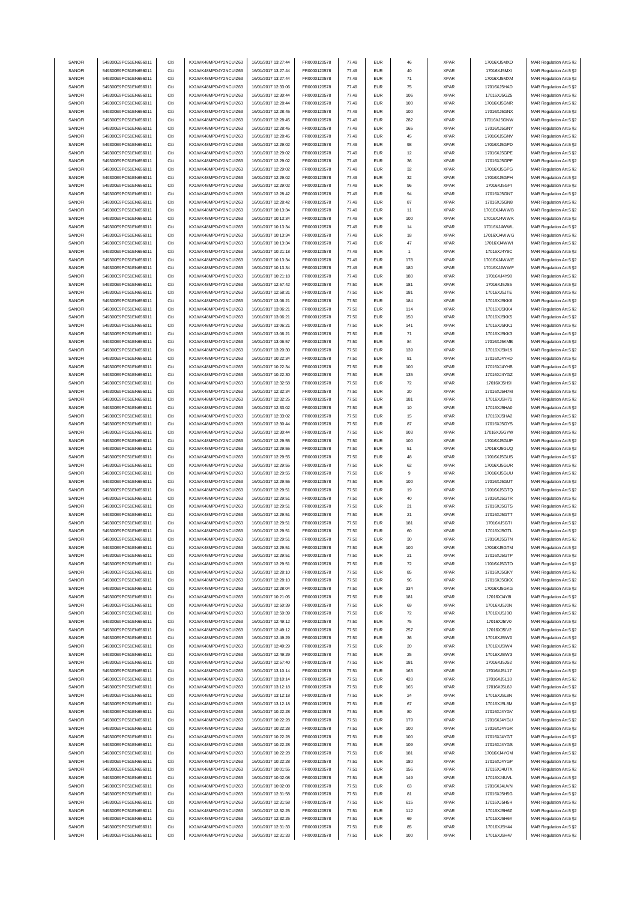| | | | | | | | | | | | |
|---|---|---|---|---|---|---|---|---|---|---|---|
| SANOFI | 549300E9PC51EN656011 | Citi | KX1WK48MPD4Y2NCUIZ63 | 16/01/2017 13:27:44 | FR0000120578 | 77.49 | EUR | 46 | XPAR | 17016XJ5MXO | MAR Regulation Art.5 §2 |
| SANOFI | 549300E9PC51EN656011 | Citi | KX1WK48MPD4Y2NCUIZ63 | 16/01/2017 13:27:44 | FR0000120578 | 77.49 | EUR | 40 | XPAR | 17016XJ5MXI | MAR Regulation Art.5 §2 |
| SANOFI | 549300E9PC51EN656011 | Citi | KX1WK48MPD4Y2NCUIZ63 | 16/01/2017 13:27:44 | FR0000120578 | 77.49 | EUR | 71 | XPAR | 17016XJ5MXM | MAR Regulation Art.5 §2 |
| SANOFI | 549300E9PC51EN656011 | Citi | KX1WK48MPD4Y2NCUIZ63 | 16/01/2017 12:33:06 | FR0000120578 | 77.49 | EUR | 75 | XPAR | 17016XJ5HAD | MAR Regulation Art.5 §2 |
| SANOFI | 549300E9PC51EN656011 | Citi | KX1WK48MPD4Y2NCUIZ63 | 16/01/2017 12:30:44 | FR0000120578 | 77.49 | EUR | 106 | XPAR | 17016XJ5GZ5 | MAR Regulation Art.5 §2 |
| SANOFI | 549300E9PC51EN656011 | Citi | KX1WK48MPD4Y2NCUIZ63 | 16/01/2017 12:28:44 | FR0000120578 | 77.49 | EUR | 100 | XPAR | 17016XJ5GNR | MAR Regulation Art.5 §2 |
| SANOFI | 549300E9PC51EN656011 | Citi | KX1WK48MPD4Y2NCUIZ63 | 16/01/2017 12:28:45 | FR0000120578 | 77.49 | EUR | 100 | XPAR | 17016XJ5GNX | MAR Regulation Art.5 §2 |
| SANOFI | 549300E9PC51EN656011 | Citi | KX1WK48MPD4Y2NCUIZ63 | 16/01/2017 12:28:45 | FR0000120578 | 77.49 | EUR | 282 | XPAR | 17016XJ5GNW | MAR Regulation Art.5 §2 |
| SANOFI | 549300E9PC51EN656011 | Citi | KX1WK48MPD4Y2NCUIZ63 | 16/01/2017 12:28:45 | FR0000120578 | 77.49 | EUR | 165 | XPAR | 17016XJ5GNY | MAR Regulation Art.5 §2 |
| SANOFI | 549300E9PC51EN656011 | Citi | KX1WK48MPD4Y2NCUIZ63 | 16/01/2017 12:28:45 | FR0000120578 | 77.49 | EUR | 45 | XPAR | 17016XJ5GNV | MAR Regulation Art.5 §2 |
| SANOFI | 549300E9PC51EN656011 | Citi | KX1WK48MPD4Y2NCUIZ63 | 16/01/2017 12:29:02 | FR0000120578 | 77.49 | EUR | 98 | XPAR | 17016XJ5GPD | MAR Regulation Art.5 §2 |
| SANOFI | 549300E9PC51EN656011 | Citi | KX1WK48MPD4Y2NCUIZ63 | 16/01/2017 12:29:02 | FR0000120578 | 77.49 | EUR | 12 | XPAR | 17016XJ5GPE | MAR Regulation Art.5 §2 |
| SANOFI | 549300E9PC51EN656011 | Citi | KX1WK48MPD4Y2NCUIZ63 | 16/01/2017 12:29:02 | FR0000120578 | 77.49 | EUR | 36 | XPAR | 17016XJ5GPF | MAR Regulation Art.5 §2 |
| SANOFI | 549300E9PC51EN656011 | Citi | KX1WK48MPD4Y2NCUIZ63 | 16/01/2017 12:29:02 | FR0000120578 | 77.49 | EUR | 32 | XPAR | 17016XJ5GPG | MAR Regulation Art.5 §2 |
| SANOFI | 549300E9PC51EN656011 | Citi | KX1WK48MPD4Y2NCUIZ63 | 16/01/2017 12:29:02 | FR0000120578 | 77.49 | EUR | 32 | XPAR | 17016XJ5GPH | MAR Regulation Art.5 §2 |
| SANOFI | 549300E9PC51EN656011 | Citi | KX1WK48MPD4Y2NCUIZ63 | 16/01/2017 12:29:02 | FR0000120578 | 77.49 | EUR | 96 | XPAR | 17016XJ5GPI | MAR Regulation Art.5 §2 |
| SANOFI | 549300E9PC51EN656011 | Citi | KX1WK48MPD4Y2NCUIZ63 | 16/01/2017 12:28:42 | FR0000120578 | 77.49 | EUR | 94 | XPAR | 17016XJ5GN7 | MAR Regulation Art.5 §2 |
| SANOFI | 549300E9PC51EN656011 | Citi | KX1WK48MPD4Y2NCUIZ63 | 16/01/2017 12:28:42 | FR0000120578 | 77.49 | EUR | 87 | XPAR | 17016XJ5GN8 | MAR Regulation Art.5 §2 |
| SANOFI | 549300E9PC51EN656011 | Citi | KX1WK48MPD4Y2NCUIZ63 | 16/01/2017 10:13:34 | FR0000120578 | 77.49 | EUR | 11 | XPAR | 17016XJ4WWB | MAR Regulation Art.5 §2 |
| SANOFI | 549300E9PC51EN656011 | Citi | KX1WK48MPD4Y2NCUIZ63 | 16/01/2017 10:13:34 | FR0000120578 | 77.49 | EUR | 100 | XPAR | 17016XJ4WWK | MAR Regulation Art.5 §2 |
| SANOFI | 549300E9PC51EN656011 | Citi | KX1WK48MPD4Y2NCUIZ63 | 16/01/2017 10:13:34 | FR0000120578 | 77.49 | EUR | 14 | XPAR | 17016XJ4WWL | MAR Regulation Art.5 §2 |
| SANOFI | 549300E9PC51EN656011 | Citi | KX1WK48MPD4Y2NCUIZ63 | 16/01/2017 10:13:34 | FR0000120578 | 77.49 | EUR | 18 | XPAR | 17016XJ4WWG | MAR Regulation Art.5 §2 |
| SANOFI | 549300E9PC51EN656011 | Citi | KX1WK48MPD4Y2NCUIZ63 | 16/01/2017 10:13:34 | FR0000120578 | 77.49 | EUR | 47 | XPAR | 17016XJ4WWI | MAR Regulation Art.5 §2 |
| SANOFI | 549300E9PC51EN656011 | Citi | KX1WK48MPD4Y2NCUIZ63 | 16/01/2017 10:21:18 | FR0000120578 | 77.49 | EUR | 1 | XPAR | 17016XJ4Y9C | MAR Regulation Art.5 §2 |
| SANOFI | 549300E9PC51EN656011 | Citi | KX1WK48MPD4Y2NCUIZ63 | 16/01/2017 10:13:34 | FR0000120578 | 77.49 | EUR | 178 | XPAR | 17016XJ4WWE | MAR Regulation Art.5 §2 |
| SANOFI | 549300E9PC51EN656011 | Citi | KX1WK48MPD4Y2NCUIZ63 | 16/01/2017 10:13:34 | FR0000120578 | 77.49 | EUR | 180 | XPAR | 17016XJ4WWF | MAR Regulation Art.5 §2 |
| SANOFI | 549300E9PC51EN656011 | Citi | KX1WK48MPD4Y2NCUIZ63 | 16/01/2017 10:21:18 | FR0000120578 | 77.49 | EUR | 180 | XPAR | 17016XJ4Y98 | MAR Regulation Art.5 §2 |
| SANOFI | 549300E9PC51EN656011 | Citi | KX1WK48MPD4Y2NCUIZ63 | 16/01/2017 12:57:42 | FR0000120578 | 77.50 | EUR | 181 | XPAR | 17016XJ5JS5 | MAR Regulation Art.5 §2 |
| SANOFI | 549300E9PC51EN656011 | Citi | KX1WK48MPD4Y2NCUIZ63 | 16/01/2017 12:58:31 | FR0000120578 | 77.50 | EUR | 181 | XPAR | 17016XJ5JTE | MAR Regulation Art.5 §2 |
| SANOFI | 549300E9PC51EN656011 | Citi | KX1WK48MPD4Y2NCUIZ63 | 16/01/2017 13:06:21 | FR0000120578 | 77.50 | EUR | 184 | XPAR | 17016XJ5KK6 | MAR Regulation Art.5 §2 |
| SANOFI | 549300E9PC51EN656011 | Citi | KX1WK48MPD4Y2NCUIZ63 | 16/01/2017 13:06:21 | FR0000120578 | 77.50 | EUR | 114 | XPAR | 17016XJ5KK4 | MAR Regulation Art.5 §2 |
| SANOFI | 549300E9PC51EN656011 | Citi | KX1WK48MPD4Y2NCUIZ63 | 16/01/2017 13:06:21 | FR0000120578 | 77.50 | EUR | 150 | XPAR | 17016XJ5KK5 | MAR Regulation Art.5 §2 |
| SANOFI | 549300E9PC51EN656011 | Citi | KX1WK48MPD4Y2NCUIZ63 | 16/01/2017 13:06:21 | FR0000120578 | 77.50 | EUR | 141 | XPAR | 17016XJ5KK1 | MAR Regulation Art.5 §2 |
| SANOFI | 549300E9PC51EN656011 | Citi | KX1WK48MPD4Y2NCUIZ63 | 16/01/2017 13:06:21 | FR0000120578 | 77.50 | EUR | 71 | XPAR | 17016XJ5KK3 | MAR Regulation Art.5 §2 |
| SANOFI | 549300E9PC51EN656011 | Citi | KX1WK48MPD4Y2NCUIZ63 | 16/01/2017 13:06:57 | FR0000120578 | 77.50 | EUR | 84 | XPAR | 17016XJ5KMB | MAR Regulation Art.5 §2 |
| SANOFI | 549300E9PC51EN656011 | Citi | KX1WK48MPD4Y2NCUIZ63 | 16/01/2017 13:20:30 | FR0000120578 | 77.50 | EUR | 139 | XPAR | 17016XJ5M19 | MAR Regulation Art.5 §2 |
| SANOFI | 549300E9PC51EN656011 | Citi | KX1WK48MPD4Y2NCUIZ63 | 16/01/2017 10:22:34 | FR0000120578 | 77.50 | EUR | 81 | XPAR | 17016XJ4YHD | MAR Regulation Art.5 §2 |
| SANOFI | 549300E9PC51EN656011 | Citi | KX1WK48MPD4Y2NCUIZ63 | 16/01/2017 10:22:34 | FR0000120578 | 77.50 | EUR | 100 | XPAR | 17016XJ4YHB | MAR Regulation Art.5 §2 |
| SANOFI | 549300E9PC51EN656011 | Citi | KX1WK48MPD4Y2NCUIZ63 | 16/01/2017 10:22:30 | FR0000120578 | 77.50 | EUR | 135 | XPAR | 17016XJ4YGZ | MAR Regulation Art.5 §2 |
| SANOFI | 549300E9PC51EN656011 | Citi | KX1WK48MPD4Y2NCUIZ63 | 16/01/2017 12:32:58 | FR0000120578 | 77.50 | EUR | 72 | XPAR | 17016XJ5H9I | MAR Regulation Art.5 §2 |
| SANOFI | 549300E9PC51EN656011 | Citi | KX1WK48MPD4Y2NCUIZ63 | 16/01/2017 12:32:34 | FR0000120578 | 77.50 | EUR | 20 | XPAR | 17016XJ5H7M | MAR Regulation Art.5 §2 |
| SANOFI | 549300E9PC51EN656011 | Citi | KX1WK48MPD4Y2NCUIZ63 | 16/01/2017 12:32:25 | FR0000120578 | 77.50 | EUR | 181 | XPAR | 17016XJ5H71 | MAR Regulation Art.5 §2 |
| SANOFI | 549300E9PC51EN656011 | Citi | KX1WK48MPD4Y2NCUIZ63 | 16/01/2017 12:33:02 | FR0000120578 | 77.50 | EUR | 10 | XPAR | 17016XJ5HA0 | MAR Regulation Art.5 §2 |
| SANOFI | 549300E9PC51EN656011 | Citi | KX1WK48MPD4Y2NCUIZ63 | 16/01/2017 12:33:02 | FR0000120578 | 77.50 | EUR | 15 | XPAR | 17016XJ5HA2 | MAR Regulation Art.5 §2 |
| SANOFI | 549300E9PC51EN656011 | Citi | KX1WK48MPD4Y2NCUIZ63 | 16/01/2017 12:30:44 | FR0000120578 | 77.50 | EUR | 87 | XPAR | 17016XJ5GY5 | MAR Regulation Art.5 §2 |
| SANOFI | 549300E9PC51EN656011 | Citi | KX1WK48MPD4Y2NCUIZ63 | 16/01/2017 12:30:44 | FR0000120578 | 77.50 | EUR | 903 | XPAR | 17016XJ5GYW | MAR Regulation Art.5 §2 |
| SANOFI | 549300E9PC51EN656011 | Citi | KX1WK48MPD4Y2NCUIZ63 | 16/01/2017 12:29:55 | FR0000120578 | 77.50 | EUR | 100 | XPAR | 17016XJ5GUP | MAR Regulation Art.5 §2 |
| SANOFI | 549300E9PC51EN656011 | Citi | KX1WK48MPD4Y2NCUIZ63 | 16/01/2017 12:29:55 | FR0000120578 | 77.50 | EUR | 51 | XPAR | 17016XJ5GUQ | MAR Regulation Art.5 §2 |
| SANOFI | 549300E9PC51EN656011 | Citi | KX1WK48MPD4Y2NCUIZ63 | 16/01/2017 12:29:55 | FR0000120578 | 77.50 | EUR | 48 | XPAR | 17016XJ5GUS | MAR Regulation Art.5 §2 |
| SANOFI | 549300E9PC51EN656011 | Citi | KX1WK48MPD4Y2NCUIZ63 | 16/01/2017 12:29:55 | FR0000120578 | 77.50 | EUR | 62 | XPAR | 17016XJ5GUR | MAR Regulation Art.5 §2 |
| SANOFI | 549300E9PC51EN656011 | Citi | KX1WK48MPD4Y2NCUIZ63 | 16/01/2017 12:29:55 | FR0000120578 | 77.50 | EUR | 9 | XPAR | 17016XJ5GUU | MAR Regulation Art.5 §2 |
| SANOFI | 549300E9PC51EN656011 | Citi | KX1WK48MPD4Y2NCUIZ63 | 16/01/2017 12:29:55 | FR0000120578 | 77.50 | EUR | 100 | XPAR | 17016XJ5GUT | MAR Regulation Art.5 §2 |
| SANOFI | 549300E9PC51EN656011 | Citi | KX1WK48MPD4Y2NCUIZ63 | 16/01/2017 12:29:51 | FR0000120578 | 77.50 | EUR | 19 | XPAR | 17016XJ5GTQ | MAR Regulation Art.5 §2 |
| SANOFI | 549300E9PC51EN656011 | Citi | KX1WK48MPD4Y2NCUIZ63 | 16/01/2017 12:29:51 | FR0000120578 | 77.50 | EUR | 40 | XPAR | 17016XJ5GTR | MAR Regulation Art.5 §2 |
| SANOFI | 549300E9PC51EN656011 | Citi | KX1WK48MPD4Y2NCUIZ63 | 16/01/2017 12:29:51 | FR0000120578 | 77.50 | EUR | 21 | XPAR | 17016XJ5GTS | MAR Regulation Art.5 §2 |
| SANOFI | 549300E9PC51EN656011 | Citi | KX1WK48MPD4Y2NCUIZ63 | 16/01/2017 12:29:51 | FR0000120578 | 77.50 | EUR | 21 | XPAR | 17016XJ5GTT | MAR Regulation Art.5 §2 |
| SANOFI | 549300E9PC51EN656011 | Citi | KX1WK48MPD4Y2NCUIZ63 | 16/01/2017 12:29:51 | FR0000120578 | 77.50 | EUR | 181 | XPAR | 17016XJ5GTI | MAR Regulation Art.5 §2 |
| SANOFI | 549300E9PC51EN656011 | Citi | KX1WK48MPD4Y2NCUIZ63 | 16/01/2017 12:29:51 | FR0000120578 | 77.50 | EUR | 60 | XPAR | 17016XJ5GTL | MAR Regulation Art.5 §2 |
| SANOFI | 549300E9PC51EN656011 | Citi | KX1WK48MPD4Y2NCUIZ63 | 16/01/2017 12:29:51 | FR0000120578 | 77.50 | EUR | 30 | XPAR | 17016XJ5GTN | MAR Regulation Art.5 §2 |
| SANOFI | 549300E9PC51EN656011 | Citi | KX1WK48MPD4Y2NCUIZ63 | 16/01/2017 12:29:51 | FR0000120578 | 77.50 | EUR | 100 | XPAR | 17016XJ5GTM | MAR Regulation Art.5 §2 |
| SANOFI | 549300E9PC51EN656011 | Citi | KX1WK48MPD4Y2NCUIZ63 | 16/01/2017 12:29:51 | FR0000120578 | 77.50 | EUR | 21 | XPAR | 17016XJ5GTP | MAR Regulation Art.5 §2 |
| SANOFI | 549300E9PC51EN656011 | Citi | KX1WK48MPD4Y2NCUIZ63 | 16/01/2017 12:29:51 | FR0000120578 | 77.50 | EUR | 72 | XPAR | 17016XJ5GTO | MAR Regulation Art.5 §2 |
| SANOFI | 549300E9PC51EN656011 | Citi | KX1WK48MPD4Y2NCUIZ63 | 16/01/2017 12:28:10 | FR0000120578 | 77.50 | EUR | 85 | XPAR | 17016XJ5GKY | MAR Regulation Art.5 §2 |
| SANOFI | 549300E9PC51EN656011 | Citi | KX1WK48MPD4Y2NCUIZ63 | 16/01/2017 12:28:10 | FR0000120578 | 77.50 | EUR | 96 | XPAR | 17016XJ5GKX | MAR Regulation Art.5 §2 |
| SANOFI | 549300E9PC51EN656011 | Citi | KX1WK48MPD4Y2NCUIZ63 | 16/01/2017 12:28:04 | FR0000120578 | 77.50 | EUR | 334 | XPAR | 17016XJ5GKG | MAR Regulation Art.5 §2 |
| SANOFI | 549300E9PC51EN656011 | Citi | KX1WK48MPD4Y2NCUIZ63 | 16/01/2017 10:21:05 | FR0000120578 | 77.50 | EUR | 181 | XPAR | 17016XJ4Y8I | MAR Regulation Art.5 §2 |
| SANOFI | 549300E9PC51EN656011 | Citi | KX1WK48MPD4Y2NCUIZ63 | 16/01/2017 12:50:39 | FR0000120578 | 77.50 | EUR | 69 | XPAR | 17016XJ5J0N | MAR Regulation Art.5 §2 |
| SANOFI | 549300E9PC51EN656011 | Citi | KX1WK48MPD4Y2NCUIZ63 | 16/01/2017 12:50:39 | FR0000120578 | 77.50 | EUR | 72 | XPAR | 17016XJ5J0O | MAR Regulation Art.5 §2 |
| SANOFI | 549300E9PC51EN656011 | Citi | KX1WK48MPD4Y2NCUIZ63 | 16/01/2017 12:49:12 | FR0000120578 | 77.50 | EUR | 75 | XPAR | 17016XJ5IV0 | MAR Regulation Art.5 §2 |
| SANOFI | 549300E9PC51EN656011 | Citi | KX1WK48MPD4Y2NCUIZ63 | 16/01/2017 12:49:12 | FR0000120578 | 77.50 | EUR | 257 | XPAR | 17016XJ5IV2 | MAR Regulation Art.5 §2 |
| SANOFI | 549300E9PC51EN656011 | Citi | KX1WK48MPD4Y2NCUIZ63 | 16/01/2017 12:49:29 | FR0000120578 | 77.50 | EUR | 36 | XPAR | 17016XJ5IW0 | MAR Regulation Art.5 §2 |
| SANOFI | 549300E9PC51EN656011 | Citi | KX1WK48MPD4Y2NCUIZ63 | 16/01/2017 12:49:29 | FR0000120578 | 77.50 | EUR | 20 | XPAR | 17016XJ5IW4 | MAR Regulation Art.5 §2 |
| SANOFI | 549300E9PC51EN656011 | Citi | KX1WK48MPD4Y2NCUIZ63 | 16/01/2017 12:49:29 | FR0000120578 | 77.50 | EUR | 25 | XPAR | 17016XJ5IW3 | MAR Regulation Art.5 §2 |
| SANOFI | 549300E9PC51EN656011 | Citi | KX1WK48MPD4Y2NCUIZ63 | 16/01/2017 12:57:40 | FR0000120578 | 77.51 | EUR | 181 | XPAR | 17016XJ5JS2 | MAR Regulation Art.5 §2 |
| SANOFI | 549300E9PC51EN656011 | Citi | KX1WK48MPD4Y2NCUIZ63 | 16/01/2017 13:10:14 | FR0000120578 | 77.51 | EUR | 163 | XPAR | 17016XJ5L17 | MAR Regulation Art.5 §2 |
| SANOFI | 549300E9PC51EN656011 | Citi | KX1WK48MPD4Y2NCUIZ63 | 16/01/2017 13:10:14 | FR0000120578 | 77.51 | EUR | 428 | XPAR | 17016XJ5L18 | MAR Regulation Art.5 §2 |
| SANOFI | 549300E9PC51EN656011 | Citi | KX1WK48MPD4Y2NCUIZ63 | 16/01/2017 13:12:18 | FR0000120578 | 77.51 | EUR | 165 | XPAR | 17016XJ5L8J | MAR Regulation Art.5 §2 |
| SANOFI | 549300E9PC51EN656011 | Citi | KX1WK48MPD4Y2NCUIZ63 | 16/01/2017 13:12:18 | FR0000120578 | 77.51 | EUR | 24 | XPAR | 17016XJ5L8N | MAR Regulation Art.5 §2 |
| SANOFI | 549300E9PC51EN656011 | Citi | KX1WK48MPD4Y2NCUIZ63 | 16/01/2017 13:12:18 | FR0000120578 | 77.51 | EUR | 67 | XPAR | 17016XJ5L8M | MAR Regulation Art.5 §2 |
| SANOFI | 549300E9PC51EN656011 | Citi | KX1WK48MPD4Y2NCUIZ63 | 16/01/2017 10:22:28 | FR0000120578 | 77.51 | EUR | 80 | XPAR | 17016XJ4YGV | MAR Regulation Art.5 §2 |
| SANOFI | 549300E9PC51EN656011 | Citi | KX1WK48MPD4Y2NCUIZ63 | 16/01/2017 10:22:28 | FR0000120578 | 77.51 | EUR | 179 | XPAR | 17016XJ4YGU | MAR Regulation Art.5 §2 |
| SANOFI | 549300E9PC51EN656011 | Citi | KX1WK48MPD4Y2NCUIZ63 | 16/01/2017 10:22:28 | FR0000120578 | 77.51 | EUR | 100 | XPAR | 17016XJ4YGR | MAR Regulation Art.5 §2 |
| SANOFI | 549300E9PC51EN656011 | Citi | KX1WK48MPD4Y2NCUIZ63 | 16/01/2017 10:22:28 | FR0000120578 | 77.51 | EUR | 100 | XPAR | 17016XJ4YGT | MAR Regulation Art.5 §2 |
| SANOFI | 549300E9PC51EN656011 | Citi | KX1WK48MPD4Y2NCUIZ63 | 16/01/2017 10:22:28 | FR0000120578 | 77.51 | EUR | 109 | XPAR | 17016XJ4YGS | MAR Regulation Art.5 §2 |
| SANOFI | 549300E9PC51EN656011 | Citi | KX1WK48MPD4Y2NCUIZ63 | 16/01/2017 10:22:28 | FR0000120578 | 77.51 | EUR | 181 | XPAR | 17016XJ4YGM | MAR Regulation Art.5 §2 |
| SANOFI | 549300E9PC51EN656011 | Citi | KX1WK48MPD4Y2NCUIZ63 | 16/01/2017 10:22:28 | FR0000120578 | 77.51 | EUR | 180 | XPAR | 17016XJ4YGP | MAR Regulation Art.5 §2 |
| SANOFI | 549300E9PC51EN656011 | Citi | KX1WK48MPD4Y2NCUIZ63 | 16/01/2017 10:01:55 | FR0000120578 | 77.51 | EUR | 156 | XPAR | 17016XJ4UTX | MAR Regulation Art.5 §2 |
| SANOFI | 549300E9PC51EN656011 | Citi | KX1WK48MPD4Y2NCUIZ63 | 16/01/2017 10:02:08 | FR0000120578 | 77.51 | EUR | 149 | XPAR | 17016XJ4UVL | MAR Regulation Art.5 §2 |
| SANOFI | 549300E9PC51EN656011 | Citi | KX1WK48MPD4Y2NCUIZ63 | 16/01/2017 10:02:08 | FR0000120578 | 77.51 | EUR | 63 | XPAR | 17016XJ4UVN | MAR Regulation Art.5 §2 |
| SANOFI | 549300E9PC51EN656011 | Citi | KX1WK48MPD4Y2NCUIZ63 | 16/01/2017 12:31:58 | FR0000120578 | 77.51 | EUR | 81 | XPAR | 17016XJ5H5G | MAR Regulation Art.5 §2 |
| SANOFI | 549300E9PC51EN656011 | Citi | KX1WK48MPD4Y2NCUIZ63 | 16/01/2017 12:31:58 | FR0000120578 | 77.51 | EUR | 615 | XPAR | 17016XJ5H5H | MAR Regulation Art.5 §2 |
| SANOFI | 549300E9PC51EN656011 | Citi | KX1WK48MPD4Y2NCUIZ63 | 16/01/2017 12:32:25 | FR0000120578 | 77.51 | EUR | 112 | XPAR | 17016XJ5H6Z | MAR Regulation Art.5 §2 |
| SANOFI | 549300E9PC51EN656011 | Citi | KX1WK48MPD4Y2NCUIZ63 | 16/01/2017 12:32:25 | FR0000120578 | 77.51 | EUR | 69 | XPAR | 17016XJ5H6Y | MAR Regulation Art.5 §2 |
| SANOFI | 549300E9PC51EN656011 | Citi | KX1WK48MPD4Y2NCUIZ63 | 16/01/2017 12:31:33 | FR0000120578 | 77.51 | EUR | 85 | XPAR | 17016XJ5H44 | MAR Regulation Art.5 §2 |
| SANOFI | 549300E9PC51EN656011 | Citi | KX1WK48MPD4Y2NCUIZ63 | 16/01/2017 12:31:33 | FR0000120578 | 77.51 | EUR | 100 | XPAR | 17016XJ5H47 | MAR Regulation Art.5 §2 |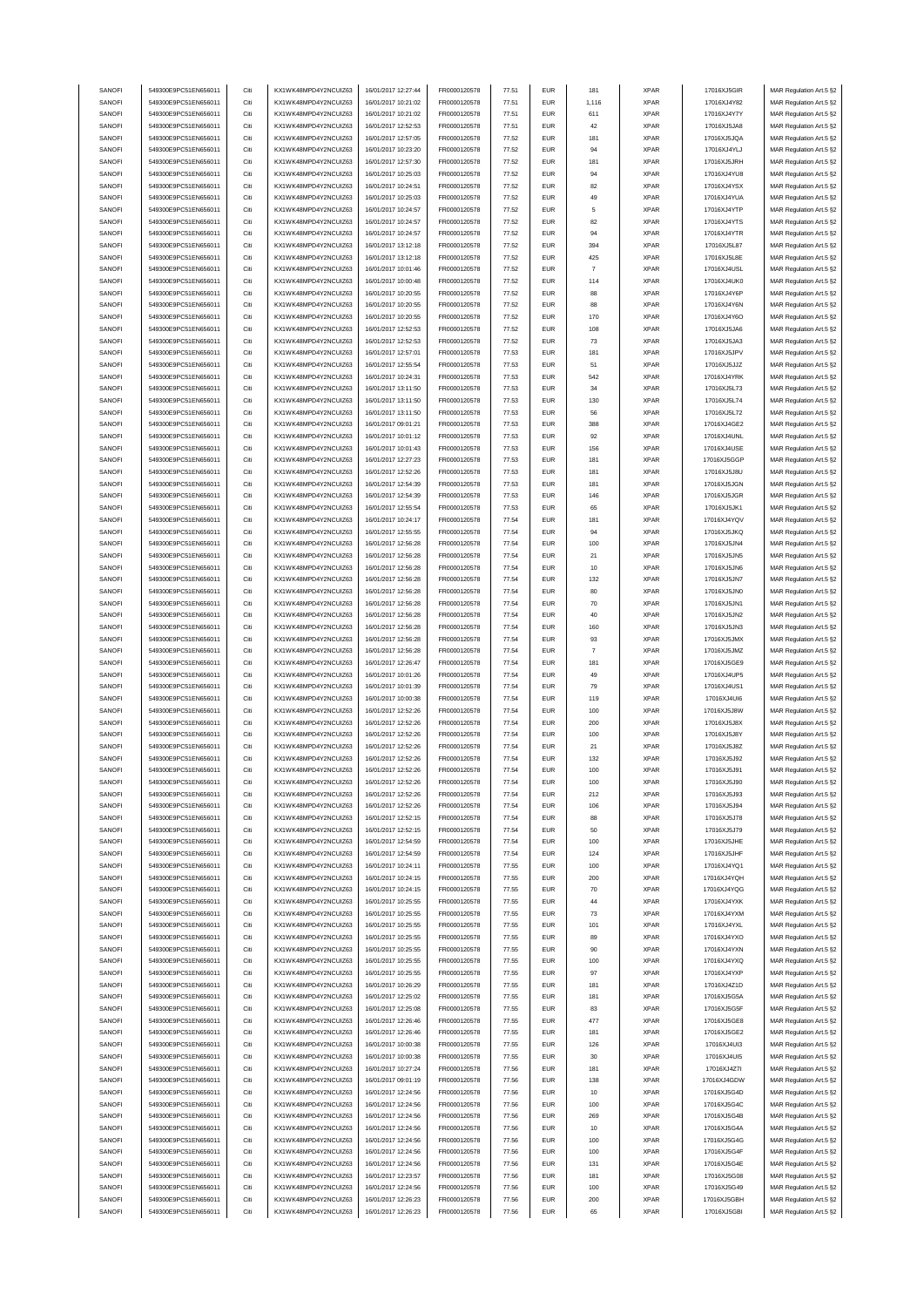| | | | | | | | | | | | |
|---|---|---|---|---|---|---|---|---|---|---|---|
| SANOFI | 549300E9PC51EN656011 | Citi | KX1WK48MPD4Y2NCUIZ63 | 16/01/2017 12:27:44 | FR0000120578 | 77.51 | EUR | 181 | XPAR | 17016XJ5GIR | MAR Regulation Art.5 §2 |
| SANOFI | 549300E9PC51EN656011 | Citi | KX1WK48MPD4Y2NCUIZ63 | 16/01/2017 10:21:02 | FR0000120578 | 77.51 | EUR | 1,116 | XPAR | 17016XJ4Y82 | MAR Regulation Art.5 §2 |
| SANOFI | 549300E9PC51EN656011 | Citi | KX1WK48MPD4Y2NCUIZ63 | 16/01/2017 10:21:02 | FR0000120578 | 77.51 | EUR | 611 | XPAR | 17016XJ4Y7Y | MAR Regulation Art.5 §2 |
| SANOFI | 549300E9PC51EN656011 | Citi | KX1WK48MPD4Y2NCUIZ63 | 16/01/2017 12:52:53 | FR0000120578 | 77.51 | EUR | 42 | XPAR | 17016XJ5JA8 | MAR Regulation Art.5 §2 |
| SANOFI | 549300E9PC51EN656011 | Citi | KX1WK48MPD4Y2NCUIZ63 | 16/01/2017 12:57:05 | FR0000120578 | 77.52 | EUR | 181 | XPAR | 17016XJ5JQA | MAR Regulation Art.5 §2 |
| SANOFI | 549300E9PC51EN656011 | Citi | KX1WK48MPD4Y2NCUIZ63 | 16/01/2017 10:23:20 | FR0000120578 | 77.52 | EUR | 94 | XPAR | 17016XJ4YLJ | MAR Regulation Art.5 §2 |
| SANOFI | 549300E9PC51EN656011 | Citi | KX1WK48MPD4Y2NCUIZ63 | 16/01/2017 12:57:30 | FR0000120578 | 77.52 | EUR | 181 | XPAR | 17016XJ5JRH | MAR Regulation Art.5 §2 |
| SANOFI | 549300E9PC51EN656011 | Citi | KX1WK48MPD4Y2NCUIZ63 | 16/01/2017 10:25:03 | FR0000120578 | 77.52 | EUR | 94 | XPAR | 17016XJ4YU8 | MAR Regulation Art.5 §2 |
| SANOFI | 549300E9PC51EN656011 | Citi | KX1WK48MPD4Y2NCUIZ63 | 16/01/2017 10:24:51 | FR0000120578 | 77.52 | EUR | 82 | XPAR | 17016XJ4YSX | MAR Regulation Art.5 §2 |
| SANOFI | 549300E9PC51EN656011 | Citi | KX1WK48MPD4Y2NCUIZ63 | 16/01/2017 10:25:03 | FR0000120578 | 77.52 | EUR | 49 | XPAR | 17016XJ4YUA | MAR Regulation Art.5 §2 |
| SANOFI | 549300E9PC51EN656011 | Citi | KX1WK48MPD4Y2NCUIZ63 | 16/01/2017 10:24:57 | FR0000120578 | 77.52 | EUR | 5 | XPAR | 17016XJ4YTP | MAR Regulation Art.5 §2 |
| SANOFI | 549300E9PC51EN656011 | Citi | KX1WK48MPD4Y2NCUIZ63 | 16/01/2017 10:24:57 | FR0000120578 | 77.52 | EUR | 82 | XPAR | 17016XJ4YTS | MAR Regulation Art.5 §2 |
| SANOFI | 549300E9PC51EN656011 | Citi | KX1WK48MPD4Y2NCUIZ63 | 16/01/2017 10:24:57 | FR0000120578 | 77.52 | EUR | 94 | XPAR | 17016XJ4YTR | MAR Regulation Art.5 §2 |
| SANOFI | 549300E9PC51EN656011 | Citi | KX1WK48MPD4Y2NCUIZ63 | 16/01/2017 13:12:18 | FR0000120578 | 77.52 | EUR | 394 | XPAR | 17016XJ5L87 | MAR Regulation Art.5 §2 |
| SANOFI | 549300E9PC51EN656011 | Citi | KX1WK48MPD4Y2NCUIZ63 | 16/01/2017 13:12:18 | FR0000120578 | 77.52 | EUR | 425 | XPAR | 17016XJ5L8E | MAR Regulation Art.5 §2 |
| SANOFI | 549300E9PC51EN656011 | Citi | KX1WK48MPD4Y2NCUIZ63 | 16/01/2017 10:01:46 | FR0000120578 | 77.52 | EUR | 7 | XPAR | 17016XJ4USL | MAR Regulation Art.5 §2 |
| SANOFI | 549300E9PC51EN656011 | Citi | KX1WK48MPD4Y2NCUIZ63 | 16/01/2017 10:00:48 | FR0000120578 | 77.52 | EUR | 114 | XPAR | 17016XJ4UK0 | MAR Regulation Art.5 §2 |
| SANOFI | 549300E9PC51EN656011 | Citi | KX1WK48MPD4Y2NCUIZ63 | 16/01/2017 10:20:55 | FR0000120578 | 77.52 | EUR | 88 | XPAR | 17016XJ4Y6P | MAR Regulation Art.5 §2 |
| SANOFI | 549300E9PC51EN656011 | Citi | KX1WK48MPD4Y2NCUIZ63 | 16/01/2017 10:20:55 | FR0000120578 | 77.52 | EUR | 88 | XPAR | 17016XJ4Y6N | MAR Regulation Art.5 §2 |
| SANOFI | 549300E9PC51EN656011 | Citi | KX1WK48MPD4Y2NCUIZ63 | 16/01/2017 10:20:55 | FR0000120578 | 77.52 | EUR | 170 | XPAR | 17016XJ4Y6O | MAR Regulation Art.5 §2 |
| SANOFI | 549300E9PC51EN656011 | Citi | KX1WK48MPD4Y2NCUIZ63 | 16/01/2017 12:52:53 | FR0000120578 | 77.52 | EUR | 108 | XPAR | 17016XJ5JA6 | MAR Regulation Art.5 §2 |
| SANOFI | 549300E9PC51EN656011 | Citi | KX1WK48MPD4Y2NCUIZ63 | 16/01/2017 12:52:53 | FR0000120578 | 77.52 | EUR | 73 | XPAR | 17016XJ5JA3 | MAR Regulation Art.5 §2 |
| SANOFI | 549300E9PC51EN656011 | Citi | KX1WK48MPD4Y2NCUIZ63 | 16/01/2017 12:57:01 | FR0000120578 | 77.53 | EUR | 181 | XPAR | 17016XJ5JPV | MAR Regulation Art.5 §2 |
| SANOFI | 549300E9PC51EN656011 | Citi | KX1WK48MPD4Y2NCUIZ63 | 16/01/2017 12:55:54 | FR0000120578 | 77.53 | EUR | 51 | XPAR | 17016XJ5JJZ | MAR Regulation Art.5 §2 |
| SANOFI | 549300E9PC51EN656011 | Citi | KX1WK48MPD4Y2NCUIZ63 | 16/01/2017 10:24:31 | FR0000120578 | 77.53 | EUR | 542 | XPAR | 17016XJ4YRK | MAR Regulation Art.5 §2 |
| SANOFI | 549300E9PC51EN656011 | Citi | KX1WK48MPD4Y2NCUIZ63 | 16/01/2017 13:11:50 | FR0000120578 | 77.53 | EUR | 34 | XPAR | 17016XJ5L73 | MAR Regulation Art.5 §2 |
| SANOFI | 549300E9PC51EN656011 | Citi | KX1WK48MPD4Y2NCUIZ63 | 16/01/2017 13:11:50 | FR0000120578 | 77.53 | EUR | 130 | XPAR | 17016XJ5L74 | MAR Regulation Art.5 §2 |
| SANOFI | 549300E9PC51EN656011 | Citi | KX1WK48MPD4Y2NCUIZ63 | 16/01/2017 13:11:50 | FR0000120578 | 77.53 | EUR | 56 | XPAR | 17016XJ5L72 | MAR Regulation Art.5 §2 |
| SANOFI | 549300E9PC51EN656011 | Citi | KX1WK48MPD4Y2NCUIZ63 | 16/01/2017 09:01:21 | FR0000120578 | 77.53 | EUR | 388 | XPAR | 17016XJ4GE2 | MAR Regulation Art.5 §2 |
| SANOFI | 549300E9PC51EN656011 | Citi | KX1WK48MPD4Y2NCUIZ63 | 16/01/2017 10:01:12 | FR0000120578 | 77.53 | EUR | 92 | XPAR | 17016XJ4UNL | MAR Regulation Art.5 §2 |
| SANOFI | 549300E9PC51EN656011 | Citi | KX1WK48MPD4Y2NCUIZ63 | 16/01/2017 10:01:43 | FR0000120578 | 77.53 | EUR | 156 | XPAR | 17016XJ4USE | MAR Regulation Art.5 §2 |
| SANOFI | 549300E9PC51EN656011 | Citi | KX1WK48MPD4Y2NCUIZ63 | 16/01/2017 12:27:23 | FR0000120578 | 77.53 | EUR | 181 | XPAR | 17016XJ5GGP | MAR Regulation Art.5 §2 |
| SANOFI | 549300E9PC51EN656011 | Citi | KX1WK48MPD4Y2NCUIZ63 | 16/01/2017 12:52:26 | FR0000120578 | 77.53 | EUR | 181 | XPAR | 17016XJ5J8U | MAR Regulation Art.5 §2 |
| SANOFI | 549300E9PC51EN656011 | Citi | KX1WK48MPD4Y2NCUIZ63 | 16/01/2017 12:54:39 | FR0000120578 | 77.53 | EUR | 181 | XPAR | 17016XJ5JGN | MAR Regulation Art.5 §2 |
| SANOFI | 549300E9PC51EN656011 | Citi | KX1WK48MPD4Y2NCUIZ63 | 16/01/2017 12:54:39 | FR0000120578 | 77.53 | EUR | 146 | XPAR | 17016XJ5JGR | MAR Regulation Art.5 §2 |
| SANOFI | 549300E9PC51EN656011 | Citi | KX1WK48MPD4Y2NCUIZ63 | 16/01/2017 12:55:54 | FR0000120578 | 77.53 | EUR | 65 | XPAR | 17016XJ5JK1 | MAR Regulation Art.5 §2 |
| SANOFI | 549300E9PC51EN656011 | Citi | KX1WK48MPD4Y2NCUIZ63 | 16/01/2017 10:24:17 | FR0000120578 | 77.54 | EUR | 181 | XPAR | 17016XJ4YQV | MAR Regulation Art.5 §2 |
| SANOFI | 549300E9PC51EN656011 | Citi | KX1WK48MPD4Y2NCUIZ63 | 16/01/2017 12:55:55 | FR0000120578 | 77.54 | EUR | 94 | XPAR | 17016XJ5JKQ | MAR Regulation Art.5 §2 |
| SANOFI | 549300E9PC51EN656011 | Citi | KX1WK48MPD4Y2NCUIZ63 | 16/01/2017 12:56:28 | FR0000120578 | 77.54 | EUR | 100 | XPAR | 17016XJ5JN4 | MAR Regulation Art.5 §2 |
| SANOFI | 549300E9PC51EN656011 | Citi | KX1WK48MPD4Y2NCUIZ63 | 16/01/2017 12:56:28 | FR0000120578 | 77.54 | EUR | 21 | XPAR | 17016XJ5JN5 | MAR Regulation Art.5 §2 |
| SANOFI | 549300E9PC51EN656011 | Citi | KX1WK48MPD4Y2NCUIZ63 | 16/01/2017 12:56:28 | FR0000120578 | 77.54 | EUR | 10 | XPAR | 17016XJ5JN6 | MAR Regulation Art.5 §2 |
| SANOFI | 549300E9PC51EN656011 | Citi | KX1WK48MPD4Y2NCUIZ63 | 16/01/2017 12:56:28 | FR0000120578 | 77.54 | EUR | 132 | XPAR | 17016XJ5JN7 | MAR Regulation Art.5 §2 |
| SANOFI | 549300E9PC51EN656011 | Citi | KX1WK48MPD4Y2NCUIZ63 | 16/01/2017 12:56:28 | FR0000120578 | 77.54 | EUR | 80 | XPAR | 17016XJ5JN0 | MAR Regulation Art.5 §2 |
| SANOFI | 549300E9PC51EN656011 | Citi | KX1WK48MPD4Y2NCUIZ63 | 16/01/2017 12:56:28 | FR0000120578 | 77.54 | EUR | 70 | XPAR | 17016XJ5JN1 | MAR Regulation Art.5 §2 |
| SANOFI | 549300E9PC51EN656011 | Citi | KX1WK48MPD4Y2NCUIZ63 | 16/01/2017 12:56:28 | FR0000120578 | 77.54 | EUR | 40 | XPAR | 17016XJ5JN2 | MAR Regulation Art.5 §2 |
| SANOFI | 549300E9PC51EN656011 | Citi | KX1WK48MPD4Y2NCUIZ63 | 16/01/2017 12:56:28 | FR0000120578 | 77.54 | EUR | 160 | XPAR | 17016XJ5JN3 | MAR Regulation Art.5 §2 |
| SANOFI | 549300E9PC51EN656011 | Citi | KX1WK48MPD4Y2NCUIZ63 | 16/01/2017 12:56:28 | FR0000120578 | 77.54 | EUR | 93 | XPAR | 17016XJ5JMX | MAR Regulation Art.5 §2 |
| SANOFI | 549300E9PC51EN656011 | Citi | KX1WK48MPD4Y2NCUIZ63 | 16/01/2017 12:56:28 | FR0000120578 | 77.54 | EUR | 7 | XPAR | 17016XJ5JMZ | MAR Regulation Art.5 §2 |
| SANOFI | 549300E9PC51EN656011 | Citi | KX1WK48MPD4Y2NCUIZ63 | 16/01/2017 12:26:47 | FR0000120578 | 77.54 | EUR | 181 | XPAR | 17016XJ5GE9 | MAR Regulation Art.5 §2 |
| SANOFI | 549300E9PC51EN656011 | Citi | KX1WK48MPD4Y2NCUIZ63 | 16/01/2017 10:01:26 | FR0000120578 | 77.54 | EUR | 49 | XPAR | 17016XJ4UP5 | MAR Regulation Art.5 §2 |
| SANOFI | 549300E9PC51EN656011 | Citi | KX1WK48MPD4Y2NCUIZ63 | 16/01/2017 10:01:39 | FR0000120578 | 77.54 | EUR | 79 | XPAR | 17016XJ4US1 | MAR Regulation Art.5 §2 |
| SANOFI | 549300E9PC51EN656011 | Citi | KX1WK48MPD4Y2NCUIZ63 | 16/01/2017 10:00:38 | FR0000120578 | 77.54 | EUR | 119 | XPAR | 17016XJ4UI6 | MAR Regulation Art.5 §2 |
| SANOFI | 549300E9PC51EN656011 | Citi | KX1WK48MPD4Y2NCUIZ63 | 16/01/2017 12:52:26 | FR0000120578 | 77.54 | EUR | 100 | XPAR | 17016XJ5J8W | MAR Regulation Art.5 §2 |
| SANOFI | 549300E9PC51EN656011 | Citi | KX1WK48MPD4Y2NCUIZ63 | 16/01/2017 12:52:26 | FR0000120578 | 77.54 | EUR | 200 | XPAR | 17016XJ5J8X | MAR Regulation Art.5 §2 |
| SANOFI | 549300E9PC51EN656011 | Citi | KX1WK48MPD4Y2NCUIZ63 | 16/01/2017 12:52:26 | FR0000120578 | 77.54 | EUR | 100 | XPAR | 17016XJ5J8Y | MAR Regulation Art.5 §2 |
| SANOFI | 549300E9PC51EN656011 | Citi | KX1WK48MPD4Y2NCUIZ63 | 16/01/2017 12:52:26 | FR0000120578 | 77.54 | EUR | 21 | XPAR | 17016XJ5J8Z | MAR Regulation Art.5 §2 |
| SANOFI | 549300E9PC51EN656011 | Citi | KX1WK48MPD4Y2NCUIZ63 | 16/01/2017 12:52:26 | FR0000120578 | 77.54 | EUR | 132 | XPAR | 17016XJ5J92 | MAR Regulation Art.5 §2 |
| SANOFI | 549300E9PC51EN656011 | Citi | KX1WK48MPD4Y2NCUIZ63 | 16/01/2017 12:52:26 | FR0000120578 | 77.54 | EUR | 100 | XPAR | 17016XJ5J91 | MAR Regulation Art.5 §2 |
| SANOFI | 549300E9PC51EN656011 | Citi | KX1WK48MPD4Y2NCUIZ63 | 16/01/2017 12:52:26 | FR0000120578 | 77.54 | EUR | 100 | XPAR | 17016XJ5J90 | MAR Regulation Art.5 §2 |
| SANOFI | 549300E9PC51EN656011 | Citi | KX1WK48MPD4Y2NCUIZ63 | 16/01/2017 12:52:26 | FR0000120578 | 77.54 | EUR | 212 | XPAR | 17016XJ5J93 | MAR Regulation Art.5 §2 |
| SANOFI | 549300E9PC51EN656011 | Citi | KX1WK48MPD4Y2NCUIZ63 | 16/01/2017 12:52:26 | FR0000120578 | 77.54 | EUR | 106 | XPAR | 17016XJ5J94 | MAR Regulation Art.5 §2 |
| SANOFI | 549300E9PC51EN656011 | Citi | KX1WK48MPD4Y2NCUIZ63 | 16/01/2017 12:52:15 | FR0000120578 | 77.54 | EUR | 88 | XPAR | 17016XJ5J78 | MAR Regulation Art.5 §2 |
| SANOFI | 549300E9PC51EN656011 | Citi | KX1WK48MPD4Y2NCUIZ63 | 16/01/2017 12:52:15 | FR0000120578 | 77.54 | EUR | 50 | XPAR | 17016XJ5J79 | MAR Regulation Art.5 §2 |
| SANOFI | 549300E9PC51EN656011 | Citi | KX1WK48MPD4Y2NCUIZ63 | 16/01/2017 12:54:59 | FR0000120578 | 77.54 | EUR | 100 | XPAR | 17016XJ5JHE | MAR Regulation Art.5 §2 |
| SANOFI | 549300E9PC51EN656011 | Citi | KX1WK48MPD4Y2NCUIZ63 | 16/01/2017 12:54:59 | FR0000120578 | 77.54 | EUR | 124 | XPAR | 17016XJ5JHF | MAR Regulation Art.5 §2 |
| SANOFI | 549300E9PC51EN656011 | Citi | KX1WK48MPD4Y2NCUIZ63 | 16/01/2017 10:24:11 | FR0000120578 | 77.55 | EUR | 100 | XPAR | 17016XJ4YQ1 | MAR Regulation Art.5 §2 |
| SANOFI | 549300E9PC51EN656011 | Citi | KX1WK48MPD4Y2NCUIZ63 | 16/01/2017 10:24:15 | FR0000120578 | 77.55 | EUR | 200 | XPAR | 17016XJ4YQH | MAR Regulation Art.5 §2 |
| SANOFI | 549300E9PC51EN656011 | Citi | KX1WK48MPD4Y2NCUIZ63 | 16/01/2017 10:24:15 | FR0000120578 | 77.55 | EUR | 70 | XPAR | 17016XJ4YQG | MAR Regulation Art.5 §2 |
| SANOFI | 549300E9PC51EN656011 | Citi | KX1WK48MPD4Y2NCUIZ63 | 16/01/2017 10:25:55 | FR0000120578 | 77.55 | EUR | 44 | XPAR | 17016XJ4YXK | MAR Regulation Art.5 §2 |
| SANOFI | 549300E9PC51EN656011 | Citi | KX1WK48MPD4Y2NCUIZ63 | 16/01/2017 10:25:55 | FR0000120578 | 77.55 | EUR | 73 | XPAR | 17016XJ4YXM | MAR Regulation Art.5 §2 |
| SANOFI | 549300E9PC51EN656011 | Citi | KX1WK48MPD4Y2NCUIZ63 | 16/01/2017 10:25:55 | FR0000120578 | 77.55 | EUR | 101 | XPAR | 17016XJ4YXL | MAR Regulation Art.5 §2 |
| SANOFI | 549300E9PC51EN656011 | Citi | KX1WK48MPD4Y2NCUIZ63 | 16/01/2017 10:25:55 | FR0000120578 | 77.55 | EUR | 89 | XPAR | 17016XJ4YXO | MAR Regulation Art.5 §2 |
| SANOFI | 549300E9PC51EN656011 | Citi | KX1WK48MPD4Y2NCUIZ63 | 16/01/2017 10:25:55 | FR0000120578 | 77.55 | EUR | 90 | XPAR | 17016XJ4YXN | MAR Regulation Art.5 §2 |
| SANOFI | 549300E9PC51EN656011 | Citi | KX1WK48MPD4Y2NCUIZ63 | 16/01/2017 10:25:55 | FR0000120578 | 77.55 | EUR | 100 | XPAR | 17016XJ4YXQ | MAR Regulation Art.5 §2 |
| SANOFI | 549300E9PC51EN656011 | Citi | KX1WK48MPD4Y2NCUIZ63 | 16/01/2017 10:25:55 | FR0000120578 | 77.55 | EUR | 97 | XPAR | 17016XJ4YXP | MAR Regulation Art.5 §2 |
| SANOFI | 549300E9PC51EN656011 | Citi | KX1WK48MPD4Y2NCUIZ63 | 16/01/2017 10:26:29 | FR0000120578 | 77.55 | EUR | 181 | XPAR | 17016XJ4Z1D | MAR Regulation Art.5 §2 |
| SANOFI | 549300E9PC51EN656011 | Citi | KX1WK48MPD4Y2NCUIZ63 | 16/01/2017 12:25:02 | FR0000120578 | 77.55 | EUR | 181 | XPAR | 17016XJ5G5A | MAR Regulation Art.5 §2 |
| SANOFI | 549300E9PC51EN656011 | Citi | KX1WK48MPD4Y2NCUIZ63 | 16/01/2017 12:25:08 | FR0000120578 | 77.55 | EUR | 83 | XPAR | 17016XJ5G5F | MAR Regulation Art.5 §2 |
| SANOFI | 549300E9PC51EN656011 | Citi | KX1WK48MPD4Y2NCUIZ63 | 16/01/2017 12:26:46 | FR0000120578 | 77.55 | EUR | 477 | XPAR | 17016XJ5GE8 | MAR Regulation Art.5 §2 |
| SANOFI | 549300E9PC51EN656011 | Citi | KX1WK48MPD4Y2NCUIZ63 | 16/01/2017 12:26:46 | FR0000120578 | 77.55 | EUR | 181 | XPAR | 17016XJ5GE2 | MAR Regulation Art.5 §2 |
| SANOFI | 549300E9PC51EN656011 | Citi | KX1WK48MPD4Y2NCUIZ63 | 16/01/2017 10:00:38 | FR0000120578 | 77.55 | EUR | 126 | XPAR | 17016XJ4UI3 | MAR Regulation Art.5 §2 |
| SANOFI | 549300E9PC51EN656011 | Citi | KX1WK48MPD4Y2NCUIZ63 | 16/01/2017 10:00:38 | FR0000120578 | 77.55 | EUR | 30 | XPAR | 17016XJ4UI5 | MAR Regulation Art.5 §2 |
| SANOFI | 549300E9PC51EN656011 | Citi | KX1WK48MPD4Y2NCUIZ63 | 16/01/2017 10:27:24 | FR0000120578 | 77.56 | EUR | 181 | XPAR | 17016XJ4Z7I | MAR Regulation Art.5 §2 |
| SANOFI | 549300E9PC51EN656011 | Citi | KX1WK48MPD4Y2NCUIZ63 | 16/01/2017 09:01:19 | FR0000120578 | 77.56 | EUR | 138 | XPAR | 17016XJ4GDW | MAR Regulation Art.5 §2 |
| SANOFI | 549300E9PC51EN656011 | Citi | KX1WK48MPD4Y2NCUIZ63 | 16/01/2017 12:24:56 | FR0000120578 | 77.56 | EUR | 10 | XPAR | 17016XJ5G4D | MAR Regulation Art.5 §2 |
| SANOFI | 549300E9PC51EN656011 | Citi | KX1WK48MPD4Y2NCUIZ63 | 16/01/2017 12:24:56 | FR0000120578 | 77.56 | EUR | 100 | XPAR | 17016XJ5G4C | MAR Regulation Art.5 §2 |
| SANOFI | 549300E9PC51EN656011 | Citi | KX1WK48MPD4Y2NCUIZ63 | 16/01/2017 12:24:56 | FR0000120578 | 77.56 | EUR | 269 | XPAR | 17016XJ5G4B | MAR Regulation Art.5 §2 |
| SANOFI | 549300E9PC51EN656011 | Citi | KX1WK48MPD4Y2NCUIZ63 | 16/01/2017 12:24:56 | FR0000120578 | 77.56 | EUR | 10 | XPAR | 17016XJ5G4A | MAR Regulation Art.5 §2 |
| SANOFI | 549300E9PC51EN656011 | Citi | KX1WK48MPD4Y2NCUIZ63 | 16/01/2017 12:24:56 | FR0000120578 | 77.56 | EUR | 100 | XPAR | 17016XJ5G4G | MAR Regulation Art.5 §2 |
| SANOFI | 549300E9PC51EN656011 | Citi | KX1WK48MPD4Y2NCUIZ63 | 16/01/2017 12:24:56 | FR0000120578 | 77.56 | EUR | 100 | XPAR | 17016XJ5G4F | MAR Regulation Art.5 §2 |
| SANOFI | 549300E9PC51EN656011 | Citi | KX1WK48MPD4Y2NCUIZ63 | 16/01/2017 12:24:56 | FR0000120578 | 77.56 | EUR | 131 | XPAR | 17016XJ5G4E | MAR Regulation Art.5 §2 |
| SANOFI | 549300E9PC51EN656011 | Citi | KX1WK48MPD4Y2NCUIZ63 | 16/01/2017 12:23:57 | FR0000120578 | 77.56 | EUR | 181 | XPAR | 17016XJ5G08 | MAR Regulation Art.5 §2 |
| SANOFI | 549300E9PC51EN656011 | Citi | KX1WK48MPD4Y2NCUIZ63 | 16/01/2017 12:24:56 | FR0000120578 | 77.56 | EUR | 100 | XPAR | 17016XJ5G49 | MAR Regulation Art.5 §2 |
| SANOFI | 549300E9PC51EN656011 | Citi | KX1WK48MPD4Y2NCUIZ63 | 16/01/2017 12:26:23 | FR0000120578 | 77.56 | EUR | 200 | XPAR | 17016XJ5GBH | MAR Regulation Art.5 §2 |
| SANOFI | 549300E9PC51EN656011 | Citi | KX1WK48MPD4Y2NCUIZ63 | 16/01/2017 12:26:23 | FR0000120578 | 77.56 | EUR | 65 | XPAR | 17016XJ5GBI | MAR Regulation Art.5 §2 |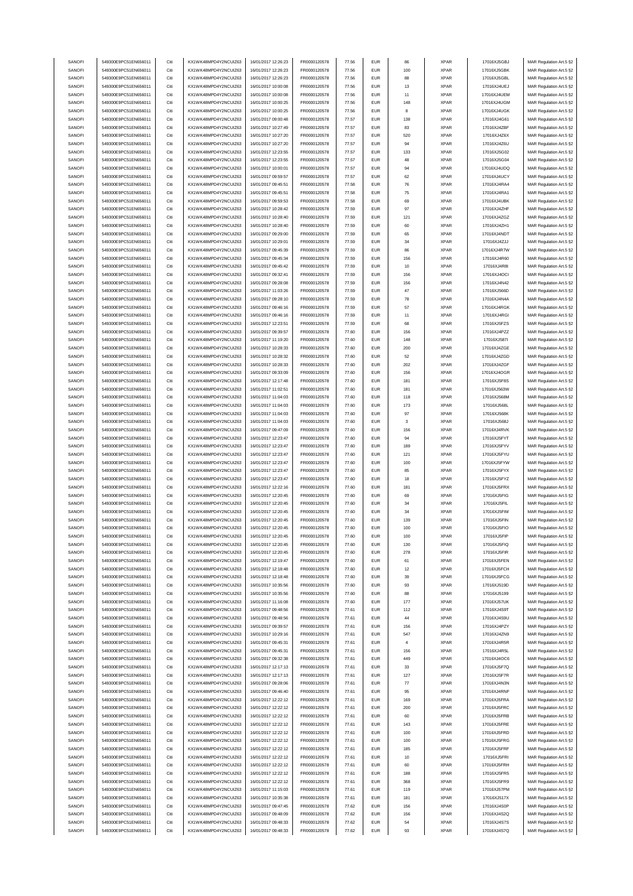| | | | | | | | | | | | |
|---|---|---|---|---|---|---|---|---|---|---|---|
| SANOFI | 549300E9PC51EN656011 | Citi | KX1WK48MPD4Y2NCUIZ63 | 16/01/2017 12:26:23 | FR0000120578 | 77.56 | EUR | 86 | XPAR | 17016XJ5GBJ | MAR Regulation Art.5 §2 |
| SANOFI | 549300E9PC51EN656011 | Citi | KX1WK48MPD4Y2NCUIZ63 | 16/01/2017 12:26:23 | FR0000120578 | 77.56 | EUR | 100 | XPAR | 17016XJ5GBK | MAR Regulation Art.5 §2 |
| SANOFI | 549300E9PC51EN656011 | Citi | KX1WK48MPD4Y2NCUIZ63 | 16/01/2017 12:26:23 | FR0000120578 | 77.56 | EUR | 88 | XPAR | 17016XJ5GBL | MAR Regulation Art.5 §2 |
| SANOFI | 549300E9PC51EN656011 | Citi | KX1WK48MPD4Y2NCUIZ63 | 16/01/2017 10:00:08 | FR0000120578 | 77.56 | EUR | 13 | XPAR | 17016XJ4UEJ | MAR Regulation Art.5 §2 |
| SANOFI | 549300E9PC51EN656011 | Citi | KX1WK48MPD4Y2NCUIZ63 | 16/01/2017 10:00:08 | FR0000120578 | 77.56 | EUR | 11 | XPAR | 17016XJ4UEM | MAR Regulation Art.5 §2 |
| SANOFI | 549300E9PC51EN656011 | Citi | KX1WK48MPD4Y2NCUIZ63 | 16/01/2017 10:00:25 | FR0000120578 | 77.56 | EUR | 148 | XPAR | 17016XJ4UGM | MAR Regulation Art.5 §2 |
| SANOFI | 549300E9PC51EN656011 | Citi | KX1WK48MPD4Y2NCUIZ63 | 16/01/2017 10:00:25 | FR0000120578 | 77.56 | EUR | 8 | XPAR | 17016XJ4UGK | MAR Regulation Art.5 §2 |
| SANOFI | 549300E9PC51EN656011 | Citi | KX1WK48MPD4Y2NCUIZ63 | 16/01/2017 09:00:48 | FR0000120578 | 77.57 | EUR | 138 | XPAR | 17016XJ4G61 | MAR Regulation Art.5 §2 |
| SANOFI | 549300E9PC51EN656011 | Citi | KX1WK48MPD4Y2NCUIZ63 | 16/01/2017 10:27:49 | FR0000120578 | 77.57 | EUR | 83 | XPAR | 17016XJ4ZBF | MAR Regulation Art.5 §2 |
| SANOFI | 549300E9PC51EN656011 | Citi | KX1WK48MPD4Y2NCUIZ63 | 16/01/2017 10:27:20 | FR0000120578 | 77.57 | EUR | 520 | XPAR | 17016XJ4Z6X | MAR Regulation Art.5 §2 |
| SANOFI | 549300E9PC51EN656011 | Citi | KX1WK48MPD4Y2NCUIZ63 | 16/01/2017 10:27:20 | FR0000120578 | 77.57 | EUR | 94 | XPAR | 17016XJ4Z6U | MAR Regulation Art.5 §2 |
| SANOFI | 549300E9PC51EN656011 | Citi | KX1WK48MPD4Y2NCUIZ63 | 16/01/2017 12:23:55 | FR0000120578 | 77.57 | EUR | 133 | XPAR | 17016XJ5G02 | MAR Regulation Art.5 §2 |
| SANOFI | 549300E9PC51EN656011 | Citi | KX1WK48MPD4Y2NCUIZ63 | 16/01/2017 12:23:55 | FR0000120578 | 77.57 | EUR | 48 | XPAR | 17016XJ5G04 | MAR Regulation Art.5 §2 |
| SANOFI | 549300E9PC51EN656011 | Citi | KX1WK48MPD4Y2NCUIZ63 | 16/01/2017 10:00:01 | FR0000120578 | 77.57 | EUR | 94 | XPAR | 17016XJ4UDQ | MAR Regulation Art.5 §2 |
| SANOFI | 549300E9PC51EN656011 | Citi | KX1WK48MPD4Y2NCUIZ63 | 16/01/2017 09:59:57 | FR0000120578 | 77.57 | EUR | 62 | XPAR | 17016XJ4UCY | MAR Regulation Art.5 §2 |
| SANOFI | 549300E9PC51EN656011 | Citi | KX1WK48MPD4Y2NCUIZ63 | 16/01/2017 09:45:51 | FR0000120578 | 77.58 | EUR | 76 | XPAR | 17016XJ4RA4 | MAR Regulation Art.5 §2 |
| SANOFI | 549300E9PC51EN656011 | Citi | KX1WK48MPD4Y2NCUIZ63 | 16/01/2017 09:45:51 | FR0000120578 | 77.58 | EUR | 75 | XPAR | 17016XJ4RA1 | MAR Regulation Art.5 §2 |
| SANOFI | 549300E9PC51EN656011 | Citi | KX1WK48MPD4Y2NCUIZ63 | 16/01/2017 09:59:53 | FR0000120578 | 77.58 | EUR | 69 | XPAR | 17016XJ4UBK | MAR Regulation Art.5 §2 |
| SANOFI | 549300E9PC51EN656011 | Citi | KX1WK48MPD4Y2NCUIZ63 | 16/01/2017 10:28:42 | FR0000120578 | 77.59 | EUR | 97 | XPAR | 17016XJ4ZHF | MAR Regulation Art.5 §2 |
| SANOFI | 549300E9PC51EN656011 | Citi | KX1WK48MPD4Y2NCUIZ63 | 16/01/2017 10:28:40 | FR0000120578 | 77.59 | EUR | 121 | XPAR | 17016XJ4ZGZ | MAR Regulation Art.5 §2 |
| SANOFI | 549300E9PC51EN656011 | Citi | KX1WK48MPD4Y2NCUIZ63 | 16/01/2017 10:28:40 | FR0000120578 | 77.59 | EUR | 60 | XPAR | 17016XJ4ZH1 | MAR Regulation Art.5 §2 |
| SANOFI | 549300E9PC51EN656011 | Citi | KX1WK48MPD4Y2NCUIZ63 | 16/01/2017 09:29:00 | FR0000120578 | 77.59 | EUR | 65 | XPAR | 17016XJ4NDT | MAR Regulation Art.5 §2 |
| SANOFI | 549300E9PC51EN656011 | Citi | KX1WK48MPD4Y2NCUIZ63 | 16/01/2017 10:29:01 | FR0000120578 | 77.59 | EUR | 34 | XPAR | 17016XJ4ZJJ | MAR Regulation Art.5 §2 |
| SANOFI | 549300E9PC51EN656011 | Citi | KX1WK48MPD4Y2NCUIZ63 | 16/01/2017 09:45:39 | FR0000120578 | 77.59 | EUR | 86 | XPAR | 17016XJ4R7W | MAR Regulation Art.5 §2 |
| SANOFI | 549300E9PC51EN656011 | Citi | KX1WK48MPD4Y2NCUIZ63 | 16/01/2017 09:45:34 | FR0000120578 | 77.59 | EUR | 156 | XPAR | 17016XJ4R60 | MAR Regulation Art.5 §2 |
| SANOFI | 549300E9PC51EN656011 | Citi | KX1WK48MPD4Y2NCUIZ63 | 16/01/2017 09:45:42 | FR0000120578 | 77.59 | EUR | 10 | XPAR | 17016XJ4R8I | MAR Regulation Art.5 §2 |
| SANOFI | 549300E9PC51EN656011 | Citi | KX1WK48MPD4Y2NCUIZ63 | 16/01/2017 09:32:41 | FR0000120578 | 77.59 | EUR | 156 | XPAR | 17016XJ4OCI | MAR Regulation Art.5 §2 |
| SANOFI | 549300E9PC51EN656011 | Citi | KX1WK48MPD4Y2NCUIZ63 | 16/01/2017 09:28:08 | FR0000120578 | 77.59 | EUR | 156 | XPAR | 17016XJ4N42 | MAR Regulation Art.5 §2 |
| SANOFI | 549300E9PC51EN656011 | Citi | KX1WK48MPD4Y2NCUIZ63 | 16/01/2017 11:03:26 | FR0000120578 | 77.59 | EUR | 47 | XPAR | 17016XJ566D | MAR Regulation Art.5 §2 |
| SANOFI | 549300E9PC51EN656011 | Citi | KX1WK48MPD4Y2NCUIZ63 | 16/01/2017 09:28:10 | FR0000120578 | 77.59 | EUR | 78 | XPAR | 17016XJ4N4A | MAR Regulation Art.5 §2 |
| SANOFI | 549300E9PC51EN656011 | Citi | KX1WK48MPD4Y2NCUIZ63 | 16/01/2017 09:46:16 | FR0000120578 | 77.59 | EUR | 57 | XPAR | 17016XJ4RGK | MAR Regulation Art.5 §2 |
| SANOFI | 549300E9PC51EN656011 | Citi | KX1WK48MPD4Y2NCUIZ63 | 16/01/2017 09:46:16 | FR0000120578 | 77.59 | EUR | 11 | XPAR | 17016XJ4RGI | MAR Regulation Art.5 §2 |
| SANOFI | 549300E9PC51EN656011 | Citi | KX1WK48MPD4Y2NCUIZ63 | 16/01/2017 12:23:51 | FR0000120578 | 77.59 | EUR | 68 | XPAR | 17016XJ5FZS | MAR Regulation Art.5 §2 |
| SANOFI | 549300E9PC51EN656011 | Citi | KX1WK48MPD4Y2NCUIZ63 | 16/01/2017 09:39:57 | FR0000120578 | 77.60 | EUR | 156 | XPAR | 17016XJ4PZZ | MAR Regulation Art.5 §2 |
| SANOFI | 549300E9PC51EN656011 | Citi | KX1WK48MPD4Y2NCUIZ63 | 16/01/2017 11:19:20 | FR0000120578 | 77.60 | EUR | 148 | XPAR | 17016XJ587I | MAR Regulation Art.5 §2 |
| SANOFI | 549300E9PC51EN656011 | Citi | KX1WK48MPD4Y2NCUIZ63 | 16/01/2017 10:28:33 | FR0000120578 | 77.60 | EUR | 200 | XPAR | 17016XJ4ZGE | MAR Regulation Art.5 §2 |
| SANOFI | 549300E9PC51EN656011 | Citi | KX1WK48MPD4Y2NCUIZ63 | 16/01/2017 10:28:32 | FR0000120578 | 77.60 | EUR | 52 | XPAR | 17016XJ4ZGD | MAR Regulation Art.5 §2 |
| SANOFI | 549300E9PC51EN656011 | Citi | KX1WK48MPD4Y2NCUIZ63 | 16/01/2017 10:28:33 | FR0000120578 | 77.60 | EUR | 202 | XPAR | 17016XJ4ZGF | MAR Regulation Art.5 §2 |
| SANOFI | 549300E9PC51EN656011 | Citi | KX1WK48MPD4Y2NCUIZ63 | 16/01/2017 09:33:09 | FR0000120578 | 77.60 | EUR | 156 | XPAR | 17016XJ4OGR | MAR Regulation Art.5 §2 |
| SANOFI | 549300E9PC51EN656011 | Citi | KX1WK48MPD4Y2NCUIZ63 | 16/01/2017 12:17:48 | FR0000120578 | 77.60 | EUR | 181 | XPAR | 17016XJ5F8S | MAR Regulation Art.5 §2 |
| SANOFI | 549300E9PC51EN656011 | Citi | KX1WK48MPD4Y2NCUIZ63 | 16/01/2017 11:02:51 | FR0000120578 | 77.60 | EUR | 181 | XPAR | 17016XJ563W | MAR Regulation Art.5 §2 |
| SANOFI | 549300E9PC51EN656011 | Citi | KX1WK48MPD4Y2NCUIZ63 | 16/01/2017 11:04:03 | FR0000120578 | 77.60 | EUR | 118 | XPAR | 17016XJ568M | MAR Regulation Art.5 §2 |
| SANOFI | 549300E9PC51EN656011 | Citi | KX1WK48MPD4Y2NCUIZ63 | 16/01/2017 11:04:03 | FR0000120578 | 77.60 | EUR | 173 | XPAR | 17016XJ568L | MAR Regulation Art.5 §2 |
| SANOFI | 549300E9PC51EN656011 | Citi | KX1WK48MPD4Y2NCUIZ63 | 16/01/2017 11:04:03 | FR0000120578 | 77.60 | EUR | 97 | XPAR | 17016XJ568K | MAR Regulation Art.5 §2 |
| SANOFI | 549300E9PC51EN656011 | Citi | KX1WK48MPD4Y2NCUIZ63 | 16/01/2017 11:04:03 | FR0000120578 | 77.60 | EUR | 3 | XPAR | 17016XJ568J | MAR Regulation Art.5 §2 |
| SANOFI | 549300E9PC51EN656011 | Citi | KX1WK48MPD4Y2NCUIZ63 | 16/01/2017 09:47:09 | FR0000120578 | 77.60 | EUR | 156 | XPAR | 17016XJ4RVK | MAR Regulation Art.5 §2 |
| SANOFI | 549300E9PC51EN656011 | Citi | KX1WK48MPD4Y2NCUIZ63 | 16/01/2017 12:23:47 | FR0000120578 | 77.60 | EUR | 94 | XPAR | 17016XJ5FYT | MAR Regulation Art.5 §2 |
| SANOFI | 549300E9PC51EN656011 | Citi | KX1WK48MPD4Y2NCUIZ63 | 16/01/2017 12:23:47 | FR0000120578 | 77.60 | EUR | 189 | XPAR | 17016XJ5FYV | MAR Regulation Art.5 §2 |
| SANOFI | 549300E9PC51EN656011 | Citi | KX1WK48MPD4Y2NCUIZ63 | 16/01/2017 12:23:47 | FR0000120578 | 77.60 | EUR | 121 | XPAR | 17016XJ5FYU | MAR Regulation Art.5 §2 |
| SANOFI | 549300E9PC51EN656011 | Citi | KX1WK48MPD4Y2NCUIZ63 | 16/01/2017 12:23:47 | FR0000120578 | 77.60 | EUR | 100 | XPAR | 17016XJ5FYW | MAR Regulation Art.5 §2 |
| SANOFI | 549300E9PC51EN656011 | Citi | KX1WK48MPD4Y2NCUIZ63 | 16/01/2017 12:23:47 | FR0000120578 | 77.60 | EUR | 85 | XPAR | 17016XJ5FYX | MAR Regulation Art.5 §2 |
| SANOFI | 549300E9PC51EN656011 | Citi | KX1WK48MPD4Y2NCUIZ63 | 16/01/2017 12:23:47 | FR0000120578 | 77.60 | EUR | 18 | XPAR | 17016XJ5FYZ | MAR Regulation Art.5 §2 |
| SANOFI | 549300E9PC51EN656011 | Citi | KX1WK48MPD4Y2NCUIZ63 | 16/01/2017 12:22:16 | FR0000120578 | 77.60 | EUR | 181 | XPAR | 17016XJ5FRX | MAR Regulation Art.5 §2 |
| SANOFI | 549300E9PC51EN656011 | Citi | KX1WK48MPD4Y2NCUIZ63 | 16/01/2017 12:20:45 | FR0000120578 | 77.60 | EUR | 69 | XPAR | 17016XJ5FIG | MAR Regulation Art.5 §2 |
| SANOFI | 549300E9PC51EN656011 | Citi | KX1WK48MPD4Y2NCUIZ63 | 16/01/2017 12:20:45 | FR0000120578 | 77.60 | EUR | 34 | XPAR | 17016XJ5FIL | MAR Regulation Art.5 §2 |
| SANOFI | 549300E9PC51EN656011 | Citi | KX1WK48MPD4Y2NCUIZ63 | 16/01/2017 12:20:45 | FR0000120578 | 77.60 | EUR | 34 | XPAR | 17016XJ5FIM | MAR Regulation Art.5 §2 |
| SANOFI | 549300E9PC51EN656011 | Citi | KX1WK48MPD4Y2NCUIZ63 | 16/01/2017 12:20:45 | FR0000120578 | 77.60 | EUR | 139 | XPAR | 17016XJ5FIN | MAR Regulation Art.5 §2 |
| SANOFI | 549300E9PC51EN656011 | Citi | KX1WK48MPD4Y2NCUIZ63 | 16/01/2017 12:20:45 | FR0000120578 | 77.60 | EUR | 100 | XPAR | 17016XJ5FIO | MAR Regulation Art.5 §2 |
| SANOFI | 549300E9PC51EN656011 | Citi | KX1WK48MPD4Y2NCUIZ63 | 16/01/2017 12:20:45 | FR0000120578 | 77.60 | EUR | 100 | XPAR | 17016XJ5FIP | MAR Regulation Art.5 §2 |
| SANOFI | 549300E9PC51EN656011 | Citi | KX1WK48MPD4Y2NCUIZ63 | 16/01/2017 12:20:45 | FR0000120578 | 77.60 | EUR | 130 | XPAR | 17016XJ5FIQ | MAR Regulation Art.5 §2 |
| SANOFI | 549300E9PC51EN656011 | Citi | KX1WK48MPD4Y2NCUIZ63 | 16/01/2017 12:20:45 | FR0000120578 | 77.60 | EUR | 278 | XPAR | 17016XJ5FIR | MAR Regulation Art.5 §2 |
| SANOFI | 549300E9PC51EN656011 | Citi | KX1WK48MPD4Y2NCUIZ63 | 16/01/2017 12:19:47 | FR0000120578 | 77.60 | EUR | 61 | XPAR | 17016XJ5FEN | MAR Regulation Art.5 §2 |
| SANOFI | 549300E9PC51EN656011 | Citi | KX1WK48MPD4Y2NCUIZ63 | 16/01/2017 12:18:48 | FR0000120578 | 77.60 | EUR | 12 | XPAR | 17016XJ5FCH | MAR Regulation Art.5 §2 |
| SANOFI | 549300E9PC51EN656011 | Citi | KX1WK48MPD4Y2NCUIZ63 | 16/01/2017 12:18:48 | FR0000120578 | 77.60 | EUR | 39 | XPAR | 17016XJ5FCG | MAR Regulation Art.5 §2 |
| SANOFI | 549300E9PC51EN656011 | Citi | KX1WK48MPD4Y2NCUIZ63 | 16/01/2017 10:35:56 | FR0000120578 | 77.60 | EUR | 93 | XPAR | 17016XJ519D | MAR Regulation Art.5 §2 |
| SANOFI | 549300E9PC51EN656011 | Citi | KX1WK48MPD4Y2NCUIZ63 | 16/01/2017 10:35:56 | FR0000120578 | 77.60 | EUR | 88 | XPAR | 17016XJ5199 | MAR Regulation Art.5 §2 |
| SANOFI | 549300E9PC51EN656011 | Citi | KX1WK48MPD4Y2NCUIZ63 | 16/01/2017 11:16:08 | FR0000120578 | 77.60 | EUR | 177 | XPAR | 17016XJ57UK | MAR Regulation Art.5 §2 |
| SANOFI | 549300E9PC51EN656011 | Citi | KX1WK48MPD4Y2NCUIZ63 | 16/01/2017 09:48:56 | FR0000120578 | 77.61 | EUR | 112 | XPAR | 17016XJ4S9T | MAR Regulation Art.5 §2 |
| SANOFI | 549300E9PC51EN656011 | Citi | KX1WK48MPD4Y2NCUIZ63 | 16/01/2017 09:48:56 | FR0000120578 | 77.61 | EUR | 44 | XPAR | 17016XJ4S9U | MAR Regulation Art.5 §2 |
| SANOFI | 549300E9PC51EN656011 | Citi | KX1WK48MPD4Y2NCUIZ63 | 16/01/2017 09:39:57 | FR0000120578 | 77.61 | EUR | 156 | XPAR | 17016XJ4PZY | MAR Regulation Art.5 §2 |
| SANOFI | 549300E9PC51EN656011 | Citi | KX1WK48MPD4Y2NCUIZ63 | 16/01/2017 10:29:16 | FR0000120578 | 77.61 | EUR | 547 | XPAR | 17016XJ4ZN9 | MAR Regulation Art.5 §2 |
| SANOFI | 549300E9PC51EN656011 | Citi | KX1WK48MPD4Y2NCUIZ63 | 16/01/2017 09:45:31 | FR0000120578 | 77.61 | EUR | 4 | XPAR | 17016XJ4R5R | MAR Regulation Art.5 §2 |
| SANOFI | 549300E9PC51EN656011 | Citi | KX1WK48MPD4Y2NCUIZ63 | 16/01/2017 09:45:31 | FR0000120578 | 77.61 | EUR | 156 | XPAR | 17016XJ4R5L | MAR Regulation Art.5 §2 |
| SANOFI | 549300E9PC51EN656011 | Citi | KX1WK48MPD4Y2NCUIZ63 | 16/01/2017 09:32:38 | FR0000120578 | 77.61 | EUR | 449 | XPAR | 17016XJ4OC6 | MAR Regulation Art.5 §2 |
| SANOFI | 549300E9PC51EN656011 | Citi | KX1WK48MPD4Y2NCUIZ63 | 16/01/2017 12:17:13 | FR0000120578 | 77.61 | EUR | 33 | XPAR | 17016XJ5F7Q | MAR Regulation Art.5 §2 |
| SANOFI | 549300E9PC51EN656011 | Citi | KX1WK48MPD4Y2NCUIZ63 | 16/01/2017 12:17:13 | FR0000120578 | 77.61 | EUR | 127 | XPAR | 17016XJ5F7R | MAR Regulation Art.5 §2 |
| SANOFI | 549300E9PC51EN656011 | Citi | KX1WK48MPD4Y2NCUIZ63 | 16/01/2017 09:28:06 | FR0000120578 | 77.61 | EUR | 77 | XPAR | 17016XJ4N3N | MAR Regulation Art.5 §2 |
| SANOFI | 549300E9PC51EN656011 | Citi | KX1WK48MPD4Y2NCUIZ63 | 16/01/2017 09:46:40 | FR0000120578 | 77.61 | EUR | 95 | XPAR | 17016XJ4RNF | MAR Regulation Art.5 §2 |
| SANOFI | 549300E9PC51EN656011 | Citi | KX1WK48MPD4Y2NCUIZ63 | 16/01/2017 12:22:12 | FR0000120578 | 77.61 | EUR | 169 | XPAR | 17016XJ5FRA | MAR Regulation Art.5 §2 |
| SANOFI | 549300E9PC51EN656011 | Citi | KX1WK48MPD4Y2NCUIZ63 | 16/01/2017 12:22:12 | FR0000120578 | 77.61 | EUR | 200 | XPAR | 17016XJ5FRC | MAR Regulation Art.5 §2 |
| SANOFI | 549300E9PC51EN656011 | Citi | KX1WK48MPD4Y2NCUIZ63 | 16/01/2017 12:22:12 | FR0000120578 | 77.61 | EUR | 60 | XPAR | 17016XJ5FRB | MAR Regulation Art.5 §2 |
| SANOFI | 549300E9PC51EN656011 | Citi | KX1WK48MPD4Y2NCUIZ63 | 16/01/2017 12:22:12 | FR0000120578 | 77.61 | EUR | 143 | XPAR | 17016XJ5FRE | MAR Regulation Art.5 §2 |
| SANOFI | 549300E9PC51EN656011 | Citi | KX1WK48MPD4Y2NCUIZ63 | 16/01/2017 12:22:12 | FR0000120578 | 77.61 | EUR | 100 | XPAR | 17016XJ5FRD | MAR Regulation Art.5 §2 |
| SANOFI | 549300E9PC51EN656011 | Citi | KX1WK48MPD4Y2NCUIZ63 | 16/01/2017 12:22:12 | FR0000120578 | 77.61 | EUR | 100 | XPAR | 17016XJ5FRG | MAR Regulation Art.5 §2 |
| SANOFI | 549300E9PC51EN656011 | Citi | KX1WK48MPD4Y2NCUIZ63 | 16/01/2017 12:22:12 | FR0000120578 | 77.61 | EUR | 185 | XPAR | 17016XJ5FRF | MAR Regulation Art.5 §2 |
| SANOFI | 549300E9PC51EN656011 | Citi | KX1WK48MPD4Y2NCUIZ63 | 16/01/2017 12:22:12 | FR0000120578 | 77.61 | EUR | 10 | XPAR | 17016XJ5FRI | MAR Regulation Art.5 §2 |
| SANOFI | 549300E9PC51EN656011 | Citi | KX1WK48MPD4Y2NCUIZ63 | 16/01/2017 12:22:12 | FR0000120578 | 77.61 | EUR | 60 | XPAR | 17016XJ5FRH | MAR Regulation Art.5 §2 |
| SANOFI | 549300E9PC51EN656011 | Citi | KX1WK48MPD4Y2NCUIZ63 | 16/01/2017 12:22:12 | FR0000120578 | 77.61 | EUR | 188 | XPAR | 17016XJ5FR5 | MAR Regulation Art.5 §2 |
| SANOFI | 549300E9PC51EN656011 | Citi | KX1WK48MPD4Y2NCUIZ63 | 16/01/2017 12:22:12 | FR0000120578 | 77.61 | EUR | 368 | XPAR | 17016XJ5FR9 | MAR Regulation Art.5 §2 |
| SANOFI | 549300E9PC51EN656011 | Citi | KX1WK48MPD4Y2NCUIZ63 | 16/01/2017 11:15:03 | FR0000120578 | 77.61 | EUR | 119 | XPAR | 17016XJ57PM | MAR Regulation Art.5 §2 |
| SANOFI | 549300E9PC51EN656011 | Citi | KX1WK48MPD4Y2NCUIZ63 | 16/01/2017 10:35:38 | FR0000120578 | 77.61 | EUR | 181 | XPAR | 17016XJ517X | MAR Regulation Art.5 §2 |
| SANOFI | 549300E9PC51EN656011 | Citi | KX1WK48MPD4Y2NCUIZ63 | 16/01/2017 09:47:45 | FR0000120578 | 77.62 | EUR | 156 | XPAR | 17016XJ4S0P | MAR Regulation Art.5 §2 |
| SANOFI | 549300E9PC51EN656011 | Citi | KX1WK48MPD4Y2NCUIZ63 | 16/01/2017 09:48:09 | FR0000120578 | 77.62 | EUR | 156 | XPAR | 17016XJ4S2Q | MAR Regulation Art.5 §2 |
| SANOFI | 549300E9PC51EN656011 | Citi | KX1WK48MPD4Y2NCUIZ63 | 16/01/2017 09:48:33 | FR0000120578 | 77.62 | EUR | 54 | XPAR | 17016XJ4S7S | MAR Regulation Art.5 §2 |
| SANOFI | 549300E9PC51EN656011 | Citi | KX1WK48MPD4Y2NCUIZ63 | 16/01/2017 09:48:33 | FR0000120578 | 77.62 | EUR | 93 | XPAR | 17016XJ4S7Q | MAR Regulation Art.5 §2 |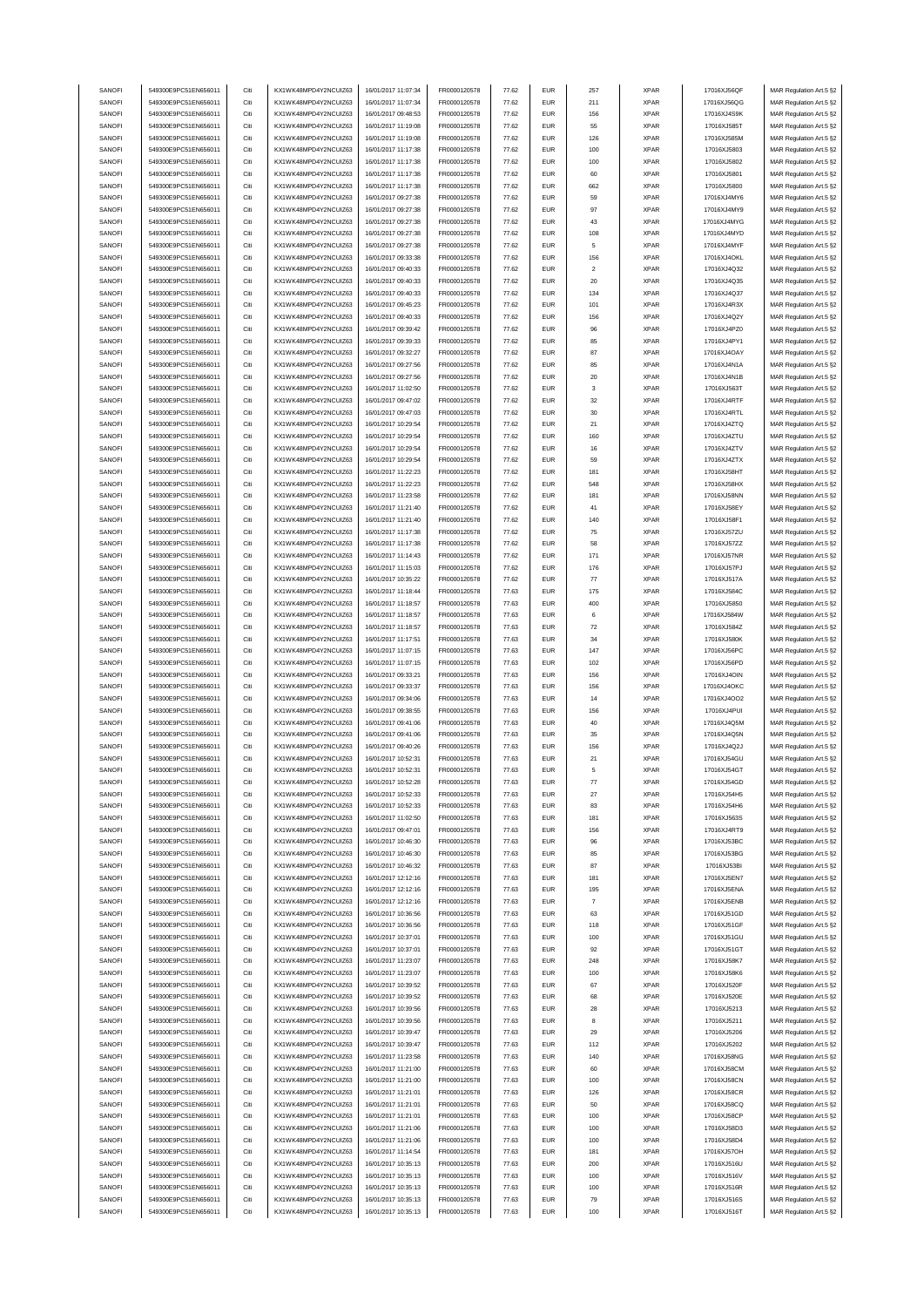| SANOFI | 549300E9PC51EN656011 | Citi | KX1WK48MPD4Y2NCUIZ63 | 16/01/2017 11:07:34 | FR0000120578 | 77.62 | EUR | 257 | XPAR | 17016XJ56QF | MAR Regulation Art.5 §2 |
|---|---|---|---|---|---|---|---|---|---|---|---|
| SANOFI | 549300E9PC51EN656011 | Citi | KX1WK48MPD4Y2NCUIZ63 | 16/01/2017 11:07:34 | FR0000120578 | 77.62 | EUR | 211 | XPAR | 17016XJ56QG | MAR Regulation Art.5 §2 |
| SANOFI | 549300E9PC51EN656011 | Citi | KX1WK48MPD4Y2NCUIZ63 | 16/01/2017 09:48:53 | FR0000120578 | 77.62 | EUR | 156 | XPAR | 17016XJ4S9K | MAR Regulation Art.5 §2 |
| SANOFI | 549300E9PC51EN656011 | Citi | KX1WK48MPD4Y2NCUIZ63 | 16/01/2017 11:19:08 | FR0000120578 | 77.62 | EUR | 55 | XPAR | 17016XJ585T | MAR Regulation Art.5 §2 |
| SANOFI | 549300E9PC51EN656011 | Citi | KX1WK48MPD4Y2NCUIZ63 | 16/01/2017 11:19:08 | FR0000120578 | 77.62 | EUR | 126 | XPAR | 17016XJ585M | MAR Regulation Art.5 §2 |
| SANOFI | 549300E9PC51EN656011 | Citi | KX1WK48MPD4Y2NCUIZ63 | 16/01/2017 11:17:38 | FR0000120578 | 77.62 | EUR | 100 | XPAR | 17016XJ5803 | MAR Regulation Art.5 §2 |
| SANOFI | 549300E9PC51EN656011 | Citi | KX1WK48MPD4Y2NCUIZ63 | 16/01/2017 11:17:38 | FR0000120578 | 77.62 | EUR | 100 | XPAR | 17016XJ5802 | MAR Regulation Art.5 §2 |
| SANOFI | 549300E9PC51EN656011 | Citi | KX1WK48MPD4Y2NCUIZ63 | 16/01/2017 11:17:38 | FR0000120578 | 77.62 | EUR | 60 | XPAR | 17016XJ5801 | MAR Regulation Art.5 §2 |
| SANOFI | 549300E9PC51EN656011 | Citi | KX1WK48MPD4Y2NCUIZ63 | 16/01/2017 11:17:38 | FR0000120578 | 77.62 | EUR | 662 | XPAR | 17016XJ5800 | MAR Regulation Art.5 §2 |
| SANOFI | 549300E9PC51EN656011 | Citi | KX1WK48MPD4Y2NCUIZ63 | 16/01/2017 09:27:38 | FR0000120578 | 77.62 | EUR | 59 | XPAR | 17016XJ4MY6 | MAR Regulation Art.5 §2 |
| SANOFI | 549300E9PC51EN656011 | Citi | KX1WK48MPD4Y2NCUIZ63 | 16/01/2017 09:27:38 | FR0000120578 | 77.62 | EUR | 97 | XPAR | 17016XJ4MY9 | MAR Regulation Art.5 §2 |
| SANOFI | 549300E9PC51EN656011 | Citi | KX1WK48MPD4Y2NCUIZ63 | 16/01/2017 09:27:38 | FR0000120578 | 77.62 | EUR | 43 | XPAR | 17016XJ4MYG | MAR Regulation Art.5 §2 |
| SANOFI | 549300E9PC51EN656011 | Citi | KX1WK48MPD4Y2NCUIZ63 | 16/01/2017 09:27:38 | FR0000120578 | 77.62 | EUR | 108 | XPAR | 17016XJ4MYD | MAR Regulation Art.5 §2 |
| SANOFI | 549300E9PC51EN656011 | Citi | KX1WK48MPD4Y2NCUIZ63 | 16/01/2017 09:27:38 | FR0000120578 | 77.62 | EUR | 5 | XPAR | 17016XJ4MYF | MAR Regulation Art.5 §2 |
| SANOFI | 549300E9PC51EN656011 | Citi | KX1WK48MPD4Y2NCUIZ63 | 16/01/2017 09:33:38 | FR0000120578 | 77.62 | EUR | 156 | XPAR | 17016XJ4OKL | MAR Regulation Art.5 §2 |
| SANOFI | 549300E9PC51EN656011 | Citi | KX1WK48MPD4Y2NCUIZ63 | 16/01/2017 09:40:33 | FR0000120578 | 77.62 | EUR | 2 | XPAR | 17016XJ4Q32 | MAR Regulation Art.5 §2 |
| SANOFI | 549300E9PC51EN656011 | Citi | KX1WK48MPD4Y2NCUIZ63 | 16/01/2017 09:40:33 | FR0000120578 | 77.62 | EUR | 20 | XPAR | 17016XJ4Q35 | MAR Regulation Art.5 §2 |
| SANOFI | 549300E9PC51EN656011 | Citi | KX1WK48MPD4Y2NCUIZ63 | 16/01/2017 09:40:33 | FR0000120578 | 77.62 | EUR | 134 | XPAR | 17016XJ4Q37 | MAR Regulation Art.5 §2 |
| SANOFI | 549300E9PC51EN656011 | Citi | KX1WK48MPD4Y2NCUIZ63 | 16/01/2017 09:45:23 | FR0000120578 | 77.62 | EUR | 101 | XPAR | 17016XJ4R3X | MAR Regulation Art.5 §2 |
| SANOFI | 549300E9PC51EN656011 | Citi | KX1WK48MPD4Y2NCUIZ63 | 16/01/2017 09:40:33 | FR0000120578 | 77.62 | EUR | 156 | XPAR | 17016XJ4Q2Y | MAR Regulation Art.5 §2 |
| SANOFI | 549300E9PC51EN656011 | Citi | KX1WK48MPD4Y2NCUIZ63 | 16/01/2017 09:39:42 | FR0000120578 | 77.62 | EUR | 96 | XPAR | 17016XJ4PZ0 | MAR Regulation Art.5 §2 |
| SANOFI | 549300E9PC51EN656011 | Citi | KX1WK48MPD4Y2NCUIZ63 | 16/01/2017 09:39:33 | FR0000120578 | 77.62 | EUR | 85 | XPAR | 17016XJ4PY1 | MAR Regulation Art.5 §2 |
| SANOFI | 549300E9PC51EN656011 | Citi | KX1WK48MPD4Y2NCUIZ63 | 16/01/2017 09:32:27 | FR0000120578 | 77.62 | EUR | 87 | XPAR | 17016XJ4OAY | MAR Regulation Art.5 §2 |
| SANOFI | 549300E9PC51EN656011 | Citi | KX1WK48MPD4Y2NCUIZ63 | 16/01/2017 09:27:56 | FR0000120578 | 77.62 | EUR | 85 | XPAR | 17016XJ4N1A | MAR Regulation Art.5 §2 |
| SANOFI | 549300E9PC51EN656011 | Citi | KX1WK48MPD4Y2NCUIZ63 | 16/01/2017 09:27:56 | FR0000120578 | 77.62 | EUR | 20 | XPAR | 17016XJ4N1B | MAR Regulation Art.5 §2 |
| SANOFI | 549300E9PC51EN656011 | Citi | KX1WK48MPD4Y2NCUIZ63 | 16/01/2017 11:02:50 | FR0000120578 | 77.62 | EUR | 3 | XPAR | 17016XJ563T | MAR Regulation Art.5 §2 |
| SANOFI | 549300E9PC51EN656011 | Citi | KX1WK48MPD4Y2NCUIZ63 | 16/01/2017 09:47:02 | FR0000120578 | 77.62 | EUR | 32 | XPAR | 17016XJ4RTF | MAR Regulation Art.5 §2 |
| SANOFI | 549300E9PC51EN656011 | Citi | KX1WK48MPD4Y2NCUIZ63 | 16/01/2017 09:47:03 | FR0000120578 | 77.62 | EUR | 30 | XPAR | 17016XJ4RTL | MAR Regulation Art.5 §2 |
| SANOFI | 549300E9PC51EN656011 | Citi | KX1WK48MPD4Y2NCUIZ63 | 16/01/2017 10:29:54 | FR0000120578 | 77.62 | EUR | 21 | XPAR | 17016XJ4ZTQ | MAR Regulation Art.5 §2 |
| SANOFI | 549300E9PC51EN656011 | Citi | KX1WK48MPD4Y2NCUIZ63 | 16/01/2017 10:29:54 | FR0000120578 | 77.62 | EUR | 160 | XPAR | 17016XJ4ZTU | MAR Regulation Art.5 §2 |
| SANOFI | 549300E9PC51EN656011 | Citi | KX1WK48MPD4Y2NCUIZ63 | 16/01/2017 10:29:54 | FR0000120578 | 77.62 | EUR | 16 | XPAR | 17016XJ4ZTV | MAR Regulation Art.5 §2 |
| SANOFI | 549300E9PC51EN656011 | Citi | KX1WK48MPD4Y2NCUIZ63 | 16/01/2017 10:29:54 | FR0000120578 | 77.62 | EUR | 59 | XPAR | 17016XJ4ZTX | MAR Regulation Art.5 §2 |
| SANOFI | 549300E9PC51EN656011 | Citi | KX1WK48MPD4Y2NCUIZ63 | 16/01/2017 11:22:23 | FR0000120578 | 77.62 | EUR | 181 | XPAR | 17016XJ58HT | MAR Regulation Art.5 §2 |
| SANOFI | 549300E9PC51EN656011 | Citi | KX1WK48MPD4Y2NCUIZ63 | 16/01/2017 11:22:23 | FR0000120578 | 77.62 | EUR | 548 | XPAR | 17016XJ58HX | MAR Regulation Art.5 §2 |
| SANOFI | 549300E9PC51EN656011 | Citi | KX1WK48MPD4Y2NCUIZ63 | 16/01/2017 11:23:58 | FR0000120578 | 77.62 | EUR | 181 | XPAR | 17016XJ58NN | MAR Regulation Art.5 §2 |
| SANOFI | 549300E9PC51EN656011 | Citi | KX1WK48MPD4Y2NCUIZ63 | 16/01/2017 11:21:40 | FR0000120578 | 77.62 | EUR | 41 | XPAR | 17016XJ58EY | MAR Regulation Art.5 §2 |
| SANOFI | 549300E9PC51EN656011 | Citi | KX1WK48MPD4Y2NCUIZ63 | 16/01/2017 11:21:40 | FR0000120578 | 77.62 | EUR | 140 | XPAR | 17016XJ58F1 | MAR Regulation Art.5 §2 |
| SANOFI | 549300E9PC51EN656011 | Citi | KX1WK48MPD4Y2NCUIZ63 | 16/01/2017 11:17:38 | FR0000120578 | 77.62 | EUR | 75 | XPAR | 17016XJ57ZU | MAR Regulation Art.5 §2 |
| SANOFI | 549300E9PC51EN656011 | Citi | KX1WK48MPD4Y2NCUIZ63 | 16/01/2017 11:17:38 | FR0000120578 | 77.62 | EUR | 58 | XPAR | 17016XJ57ZZ | MAR Regulation Art.5 §2 |
| SANOFI | 549300E9PC51EN656011 | Citi | KX1WK48MPD4Y2NCUIZ63 | 16/01/2017 11:14:43 | FR0000120578 | 77.62 | EUR | 171 | XPAR | 17016XJ57NR | MAR Regulation Art.5 §2 |
| SANOFI | 549300E9PC51EN656011 | Citi | KX1WK48MPD4Y2NCUIZ63 | 16/01/2017 11:15:03 | FR0000120578 | 77.62 | EUR | 176 | XPAR | 17016XJ57PJ | MAR Regulation Art.5 §2 |
| SANOFI | 549300E9PC51EN656011 | Citi | KX1WK48MPD4Y2NCUIZ63 | 16/01/2017 10:35:22 | FR0000120578 | 77.62 | EUR | 77 | XPAR | 17016XJ517A | MAR Regulation Art.5 §2 |
| SANOFI | 549300E9PC51EN656011 | Citi | KX1WK48MPD4Y2NCUIZ63 | 16/01/2017 11:18:44 | FR0000120578 | 77.63 | EUR | 175 | XPAR | 17016XJ584C | MAR Regulation Art.5 §2 |
| SANOFI | 549300E9PC51EN656011 | Citi | KX1WK48MPD4Y2NCUIZ63 | 16/01/2017 11:18:57 | FR0000120578 | 77.63 | EUR | 400 | XPAR | 17016XJ5850 | MAR Regulation Art.5 §2 |
| SANOFI | 549300E9PC51EN656011 | Citi | KX1WK48MPD4Y2NCUIZ63 | 16/01/2017 11:18:57 | FR0000120578 | 77.63 | EUR | 6 | XPAR | 17016XJ584W | MAR Regulation Art.5 §2 |
| SANOFI | 549300E9PC51EN656011 | Citi | KX1WK48MPD4Y2NCUIZ63 | 16/01/2017 11:18:57 | FR0000120578 | 77.63 | EUR | 72 | XPAR | 17016XJ584Z | MAR Regulation Art.5 §2 |
| SANOFI | 549300E9PC51EN656011 | Citi | KX1WK48MPD4Y2NCUIZ63 | 16/01/2017 11:17:51 | FR0000120578 | 77.63 | EUR | 34 | XPAR | 17016XJ580K | MAR Regulation Art.5 §2 |
| SANOFI | 549300E9PC51EN656011 | Citi | KX1WK48MPD4Y2NCUIZ63 | 16/01/2017 11:07:15 | FR0000120578 | 77.63 | EUR | 147 | XPAR | 17016XJ56PC | MAR Regulation Art.5 §2 |
| SANOFI | 549300E9PC51EN656011 | Citi | KX1WK48MPD4Y2NCUIZ63 | 16/01/2017 11:07:15 | FR0000120578 | 77.63 | EUR | 102 | XPAR | 17016XJ56PD | MAR Regulation Art.5 §2 |
| SANOFI | 549300E9PC51EN656011 | Citi | KX1WK48MPD4Y2NCUIZ63 | 16/01/2017 09:33:21 | FR0000120578 | 77.63 | EUR | 156 | XPAR | 17016XJ4OIN | MAR Regulation Art.5 §2 |
| SANOFI | 549300E9PC51EN656011 | Citi | KX1WK48MPD4Y2NCUIZ63 | 16/01/2017 09:33:37 | FR0000120578 | 77.63 | EUR | 156 | XPAR | 17016XJ4OKC | MAR Regulation Art.5 §2 |
| SANOFI | 549300E9PC51EN656011 | Citi | KX1WK48MPD4Y2NCUIZ63 | 16/01/2017 09:34:06 | FR0000120578 | 77.63 | EUR | 14 | XPAR | 17016XJ4OO2 | MAR Regulation Art.5 §2 |
| SANOFI | 549300E9PC51EN656011 | Citi | KX1WK48MPD4Y2NCUIZ63 | 16/01/2017 09:38:55 | FR0000120578 | 77.63 | EUR | 156 | XPAR | 17016XJ4PUI | MAR Regulation Art.5 §2 |
| SANOFI | 549300E9PC51EN656011 | Citi | KX1WK48MPD4Y2NCUIZ63 | 16/01/2017 09:41:06 | FR0000120578 | 77.63 | EUR | 40 | XPAR | 17016XJ4Q5M | MAR Regulation Art.5 §2 |
| SANOFI | 549300E9PC51EN656011 | Citi | KX1WK48MPD4Y2NCUIZ63 | 16/01/2017 09:41:06 | FR0000120578 | 77.63 | EUR | 35 | XPAR | 17016XJ4Q5N | MAR Regulation Art.5 §2 |
| SANOFI | 549300E9PC51EN656011 | Citi | KX1WK48MPD4Y2NCUIZ63 | 16/01/2017 09:40:26 | FR0000120578 | 77.63 | EUR | 156 | XPAR | 17016XJ4Q2J | MAR Regulation Art.5 §2 |
| SANOFI | 549300E9PC51EN656011 | Citi | KX1WK48MPD4Y2NCUIZ63 | 16/01/2017 10:52:31 | FR0000120578 | 77.63 | EUR | 21 | XPAR | 17016XJ54GU | MAR Regulation Art.5 §2 |
| SANOFI | 549300E9PC51EN656011 | Citi | KX1WK48MPD4Y2NCUIZ63 | 16/01/2017 10:52:31 | FR0000120578 | 77.63 | EUR | 5 | XPAR | 17016XJ54GT | MAR Regulation Art.5 §2 |
| SANOFI | 549300E9PC51EN656011 | Citi | KX1WK48MPD4Y2NCUIZ63 | 16/01/2017 10:52:28 | FR0000120578 | 77.63 | EUR | 77 | XPAR | 17016XJ54GD | MAR Regulation Art.5 §2 |
| SANOFI | 549300E9PC51EN656011 | Citi | KX1WK48MPD4Y2NCUIZ63 | 16/01/2017 10:52:33 | FR0000120578 | 77.63 | EUR | 27 | XPAR | 17016XJ54H5 | MAR Regulation Art.5 §2 |
| SANOFI | 549300E9PC51EN656011 | Citi | KX1WK48MPD4Y2NCUIZ63 | 16/01/2017 10:52:33 | FR0000120578 | 77.63 | EUR | 83 | XPAR | 17016XJ54H6 | MAR Regulation Art.5 §2 |
| SANOFI | 549300E9PC51EN656011 | Citi | KX1WK48MPD4Y2NCUIZ63 | 16/01/2017 11:02:50 | FR0000120578 | 77.63 | EUR | 181 | XPAR | 17016XJ563S | MAR Regulation Art.5 §2 |
| SANOFI | 549300E9PC51EN656011 | Citi | KX1WK48MPD4Y2NCUIZ63 | 16/01/2017 09:47:01 | FR0000120578 | 77.63 | EUR | 156 | XPAR | 17016XJ4RT9 | MAR Regulation Art.5 §2 |
| SANOFI | 549300E9PC51EN656011 | Citi | KX1WK48MPD4Y2NCUIZ63 | 16/01/2017 10:46:30 | FR0000120578 | 77.63 | EUR | 96 | XPAR | 17016XJ53BC | MAR Regulation Art.5 §2 |
| SANOFI | 549300E9PC51EN656011 | Citi | KX1WK48MPD4Y2NCUIZ63 | 16/01/2017 10:46:30 | FR0000120578 | 77.63 | EUR | 85 | XPAR | 17016XJ53BG | MAR Regulation Art.5 §2 |
| SANOFI | 549300E9PC51EN656011 | Citi | KX1WK48MPD4Y2NCUIZ63 | 16/01/2017 10:46:32 | FR0000120578 | 77.63 | EUR | 87 | XPAR | 17016XJ53BI | MAR Regulation Art.5 §2 |
| SANOFI | 549300E9PC51EN656011 | Citi | KX1WK48MPD4Y2NCUIZ63 | 16/01/2017 12:12:16 | FR0000120578 | 77.63 | EUR | 181 | XPAR | 17016XJ5EN7 | MAR Regulation Art.5 §2 |
| SANOFI | 549300E9PC51EN656011 | Citi | KX1WK48MPD4Y2NCUIZ63 | 16/01/2017 12:12:16 | FR0000120578 | 77.63 | EUR | 195 | XPAR | 17016XJ5ENA | MAR Regulation Art.5 §2 |
| SANOFI | 549300E9PC51EN656011 | Citi | KX1WK48MPD4Y2NCUIZ63 | 16/01/2017 12:12:16 | FR0000120578 | 77.63 | EUR | 7 | XPAR | 17016XJ5ENB | MAR Regulation Art.5 §2 |
| SANOFI | 549300E9PC51EN656011 | Citi | KX1WK48MPD4Y2NCUIZ63 | 16/01/2017 10:36:56 | FR0000120578 | 77.63 | EUR | 63 | XPAR | 17016XJ51GD | MAR Regulation Art.5 §2 |
| SANOFI | 549300E9PC51EN656011 | Citi | KX1WK48MPD4Y2NCUIZ63 | 16/01/2017 10:36:56 | FR0000120578 | 77.63 | EUR | 118 | XPAR | 17016XJ51GF | MAR Regulation Art.5 §2 |
| SANOFI | 549300E9PC51EN656011 | Citi | KX1WK48MPD4Y2NCUIZ63 | 16/01/2017 10:37:01 | FR0000120578 | 77.63 | EUR | 100 | XPAR | 17016XJ51GU | MAR Regulation Art.5 §2 |
| SANOFI | 549300E9PC51EN656011 | Citi | KX1WK48MPD4Y2NCUIZ63 | 16/01/2017 10:37:01 | FR0000120578 | 77.63 | EUR | 92 | XPAR | 17016XJ51GT | MAR Regulation Art.5 §2 |
| SANOFI | 549300E9PC51EN656011 | Citi | KX1WK48MPD4Y2NCUIZ63 | 16/01/2017 11:23:07 | FR0000120578 | 77.63 | EUR | 248 | XPAR | 17016XJ58K7 | MAR Regulation Art.5 §2 |
| SANOFI | 549300E9PC51EN656011 | Citi | KX1WK48MPD4Y2NCUIZ63 | 16/01/2017 11:23:07 | FR0000120578 | 77.63 | EUR | 100 | XPAR | 17016XJ58K6 | MAR Regulation Art.5 §2 |
| SANOFI | 549300E9PC51EN656011 | Citi | KX1WK48MPD4Y2NCUIZ63 | 16/01/2017 10:39:52 | FR0000120578 | 77.63 | EUR | 67 | XPAR | 17016XJ520F | MAR Regulation Art.5 §2 |
| SANOFI | 549300E9PC51EN656011 | Citi | KX1WK48MPD4Y2NCUIZ63 | 16/01/2017 10:39:52 | FR0000120578 | 77.63 | EUR | 68 | XPAR | 17016XJ520E | MAR Regulation Art.5 §2 |
| SANOFI | 549300E9PC51EN656011 | Citi | KX1WK48MPD4Y2NCUIZ63 | 16/01/2017 10:39:56 | FR0000120578 | 77.63 | EUR | 28 | XPAR | 17016XJ5213 | MAR Regulation Art.5 §2 |
| SANOFI | 549300E9PC51EN656011 | Citi | KX1WK48MPD4Y2NCUIZ63 | 16/01/2017 10:39:56 | FR0000120578 | 77.63 | EUR | 8 | XPAR | 17016XJ5211 | MAR Regulation Art.5 §2 |
| SANOFI | 549300E9PC51EN656011 | Citi | KX1WK48MPD4Y2NCUIZ63 | 16/01/2017 10:39:47 | FR0000120578 | 77.63 | EUR | 29 | XPAR | 17016XJ5206 | MAR Regulation Art.5 §2 |
| SANOFI | 549300E9PC51EN656011 | Citi | KX1WK48MPD4Y2NCUIZ63 | 16/01/2017 10:39:47 | FR0000120578 | 77.63 | EUR | 112 | XPAR | 17016XJ5202 | MAR Regulation Art.5 §2 |
| SANOFI | 549300E9PC51EN656011 | Citi | KX1WK48MPD4Y2NCUIZ63 | 16/01/2017 11:23:58 | FR0000120578 | 77.63 | EUR | 140 | XPAR | 17016XJ58NG | MAR Regulation Art.5 §2 |
| SANOFI | 549300E9PC51EN656011 | Citi | KX1WK48MPD4Y2NCUIZ63 | 16/01/2017 11:21:00 | FR0000120578 | 77.63 | EUR | 60 | XPAR | 17016XJ58CM | MAR Regulation Art.5 §2 |
| SANOFI | 549300E9PC51EN656011 | Citi | KX1WK48MPD4Y2NCUIZ63 | 16/01/2017 11:21:00 | FR0000120578 | 77.63 | EUR | 100 | XPAR | 17016XJ58CN | MAR Regulation Art.5 §2 |
| SANOFI | 549300E9PC51EN656011 | Citi | KX1WK48MPD4Y2NCUIZ63 | 16/01/2017 11:21:01 | FR0000120578 | 77.63 | EUR | 126 | XPAR | 17016XJ58CR | MAR Regulation Art.5 §2 |
| SANOFI | 549300E9PC51EN656011 | Citi | KX1WK48MPD4Y2NCUIZ63 | 16/01/2017 11:21:01 | FR0000120578 | 77.63 | EUR | 50 | XPAR | 17016XJ58CQ | MAR Regulation Art.5 §2 |
| SANOFI | 549300E9PC51EN656011 | Citi | KX1WK48MPD4Y2NCUIZ63 | 16/01/2017 11:21:01 | FR0000120578 | 77.63 | EUR | 100 | XPAR | 17016XJ58CP | MAR Regulation Art.5 §2 |
| SANOFI | 549300E9PC51EN656011 | Citi | KX1WK48MPD4Y2NCUIZ63 | 16/01/2017 11:21:06 | FR0000120578 | 77.63 | EUR | 100 | XPAR | 17016XJ58D3 | MAR Regulation Art.5 §2 |
| SANOFI | 549300E9PC51EN656011 | Citi | KX1WK48MPD4Y2NCUIZ63 | 16/01/2017 11:21:06 | FR0000120578 | 77.63 | EUR | 100 | XPAR | 17016XJ58D4 | MAR Regulation Art.5 §2 |
| SANOFI | 549300E9PC51EN656011 | Citi | KX1WK48MPD4Y2NCUIZ63 | 16/01/2017 11:14:54 | FR0000120578 | 77.63 | EUR | 181 | XPAR | 17016XJ57OH | MAR Regulation Art.5 §2 |
| SANOFI | 549300E9PC51EN656011 | Citi | KX1WK48MPD4Y2NCUIZ63 | 16/01/2017 10:35:13 | FR0000120578 | 77.63 | EUR | 200 | XPAR | 17016XJ516U | MAR Regulation Art.5 §2 |
| SANOFI | 549300E9PC51EN656011 | Citi | KX1WK48MPD4Y2NCUIZ63 | 16/01/2017 10:35:13 | FR0000120578 | 77.63 | EUR | 100 | XPAR | 17016XJ516V | MAR Regulation Art.5 §2 |
| SANOFI | 549300E9PC51EN656011 | Citi | KX1WK48MPD4Y2NCUIZ63 | 16/01/2017 10:35:13 | FR0000120578 | 77.63 | EUR | 100 | XPAR | 17016XJ516R | MAR Regulation Art.5 §2 |
| SANOFI | 549300E9PC51EN656011 | Citi | KX1WK48MPD4Y2NCUIZ63 | 16/01/2017 10:35:13 | FR0000120578 | 77.63 | EUR | 79 | XPAR | 17016XJ516S | MAR Regulation Art.5 §2 |
| SANOFI | 549300E9PC51EN656011 | Citi | KX1WK48MPD4Y2NCUIZ63 | 16/01/2017 10:35:13 | FR0000120578 | 77.63 | EUR | 100 | XPAR | 17016XJ516T | MAR Regulation Art.5 §2 |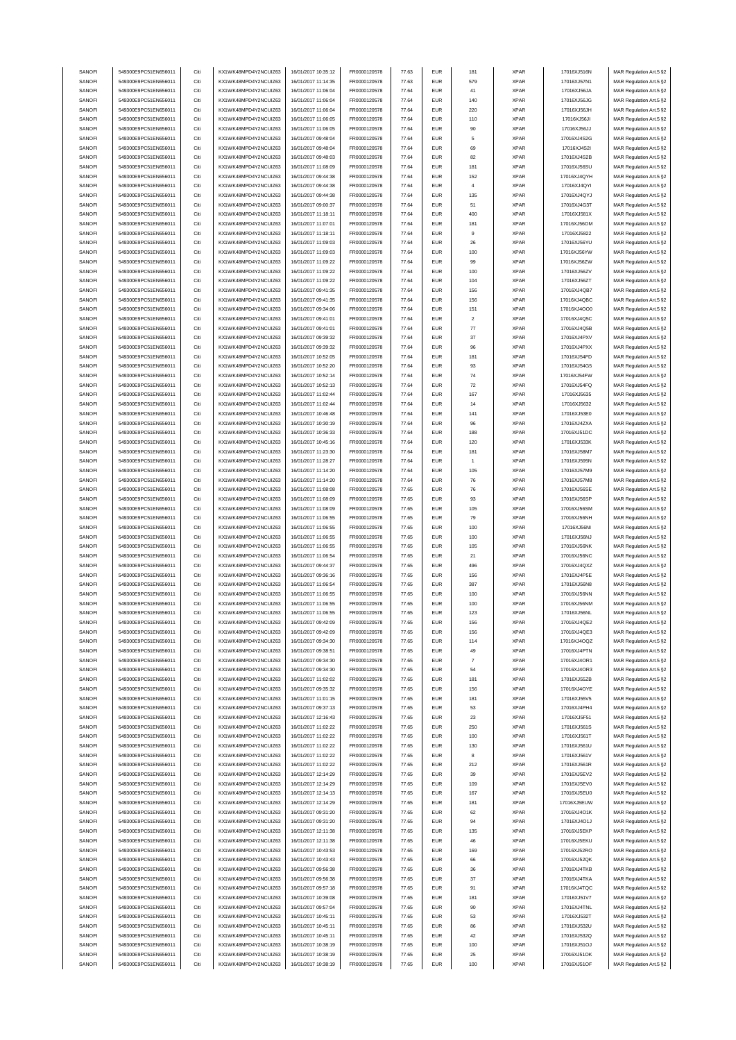| | | | | | | | | | | | |
|---|---|---|---|---|---|---|---|---|---|---|---|
| SANOFI | 549300E9PC51EN656011 | Citi | KX1WK48MPD4Y2NCUIZ63 | 16/01/2017 10:35:12 | FR0000120578 | 77.63 | EUR | 181 | XPAR | 17016XJ516N | MAR Regulation Art.5 §2 |
| SANOFI | 549300E9PC51EN656011 | Citi | KX1WK48MPD4Y2NCUIZ63 | 16/01/2017 11:14:35 | FR0000120578 | 77.63 | EUR | 579 | XPAR | 17016XJ57N1 | MAR Regulation Art.5 §2 |
| SANOFI | 549300E9PC51EN656011 | Citi | KX1WK48MPD4Y2NCUIZ63 | 16/01/2017 11:06:04 | FR0000120578 | 77.64 | EUR | 41 | XPAR | 17016XJ56JA | MAR Regulation Art.5 §2 |
| SANOFI | 549300E9PC51EN656011 | Citi | KX1WK48MPD4Y2NCUIZ63 | 16/01/2017 11:06:04 | FR0000120578 | 77.64 | EUR | 140 | XPAR | 17016XJ56JG | MAR Regulation Art.5 §2 |
| SANOFI | 549300E9PC51EN656011 | Citi | KX1WK48MPD4Y2NCUIZ63 | 16/01/2017 11:06:04 | FR0000120578 | 77.64 | EUR | 220 | XPAR | 17016XJ56JH | MAR Regulation Art.5 §2 |
| SANOFI | 549300E9PC51EN656011 | Citi | KX1WK48MPD4Y2NCUIZ63 | 16/01/2017 11:06:05 | FR0000120578 | 77.64 | EUR | 110 | XPAR | 17016XJ56JI | MAR Regulation Art.5 §2 |
| SANOFI | 549300E9PC51EN656011 | Citi | KX1WK48MPD4Y2NCUIZ63 | 16/01/2017 11:06:05 | FR0000120578 | 77.64 | EUR | 90 | XPAR | 17016XJ56JJ | MAR Regulation Art.5 §2 |
| SANOFI | 549300E9PC51EN656011 | Citi | KX1WK48MPD4Y2NCUIZ63 | 16/01/2017 09:48:04 | FR0000120578 | 77.64 | EUR | 5 | XPAR | 17016XJ4S2G | MAR Regulation Art.5 §2 |
| SANOFI | 549300E9PC51EN656011 | Citi | KX1WK48MPD4Y2NCUIZ63 | 16/01/2017 09:48:04 | FR0000120578 | 77.64 | EUR | 69 | XPAR | 17016XJ4S2I | MAR Regulation Art.5 §2 |
| SANOFI | 549300E9PC51EN656011 | Citi | KX1WK48MPD4Y2NCUIZ63 | 16/01/2017 09:48:03 | FR0000120578 | 77.64 | EUR | 82 | XPAR | 17016XJ4S2B | MAR Regulation Art.5 §2 |
| SANOFI | 549300E9PC51EN656011 | Citi | KX1WK48MPD4Y2NCUIZ63 | 16/01/2017 11:08:09 | FR0000120578 | 77.64 | EUR | 181 | XPAR | 17016XJ56SU | MAR Regulation Art.5 §2 |
| SANOFI | 549300E9PC51EN656011 | Citi | KX1WK48MPD4Y2NCUIZ63 | 16/01/2017 09:44:38 | FR0000120578 | 77.64 | EUR | 152 | XPAR | 17016XJ4QYH | MAR Regulation Art.5 §2 |
| SANOFI | 549300E9PC51EN656011 | Citi | KX1WK48MPD4Y2NCUIZ63 | 16/01/2017 09:44:38 | FR0000120578 | 77.64 | EUR | 4 | XPAR | 17016XJ4QYI | MAR Regulation Art.5 §2 |
| SANOFI | 549300E9PC51EN656011 | Citi | KX1WK48MPD4Y2NCUIZ63 | 16/01/2017 09:44:38 | FR0000120578 | 77.64 | EUR | 135 | XPAR | 17016XJ4QYJ | MAR Regulation Art.5 §2 |
| SANOFI | 549300E9PC51EN656011 | Citi | KX1WK48MPD4Y2NCUIZ63 | 16/01/2017 09:00:37 | FR0000120578 | 77.64 | EUR | 51 | XPAR | 17016XJ4G3T | MAR Regulation Art.5 §2 |
| SANOFI | 549300E9PC51EN656011 | Citi | KX1WK48MPD4Y2NCUIZ63 | 16/01/2017 11:18:11 | FR0000120578 | 77.64 | EUR | 400 | XPAR | 17016XJ581X | MAR Regulation Art.5 §2 |
| SANOFI | 549300E9PC51EN656011 | Citi | KX1WK48MPD4Y2NCUIZ63 | 16/01/2017 11:07:01 | FR0000120578 | 77.64 | EUR | 181 | XPAR | 17016XJ56OM | MAR Regulation Art.5 §2 |
| SANOFI | 549300E9PC51EN656011 | Citi | KX1WK48MPD4Y2NCUIZ63 | 16/01/2017 11:18:11 | FR0000120578 | 77.64 | EUR | 9 | XPAR | 17016XJ5822 | MAR Regulation Art.5 §2 |
| SANOFI | 549300E9PC51EN656011 | Citi | KX1WK48MPD4Y2NCUIZ63 | 16/01/2017 11:09:03 | FR0000120578 | 77.64 | EUR | 26 | XPAR | 17016XJ56YU | MAR Regulation Art.5 §2 |
| SANOFI | 549300E9PC51EN656011 | Citi | KX1WK48MPD4Y2NCUIZ63 | 16/01/2017 11:09:03 | FR0000120578 | 77.64 | EUR | 100 | XPAR | 17016XJ56YW | MAR Regulation Art.5 §2 |
| SANOFI | 549300E9PC51EN656011 | Citi | KX1WK48MPD4Y2NCUIZ63 | 16/01/2017 11:09:22 | FR0000120578 | 77.64 | EUR | 99 | XPAR | 17016XJ56ZW | MAR Regulation Art.5 §2 |
| SANOFI | 549300E9PC51EN656011 | Citi | KX1WK48MPD4Y2NCUIZ63 | 16/01/2017 11:09:22 | FR0000120578 | 77.64 | EUR | 100 | XPAR | 17016XJ56ZV | MAR Regulation Art.5 §2 |
| SANOFI | 549300E9PC51EN656011 | Citi | KX1WK48MPD4Y2NCUIZ63 | 16/01/2017 11:09:22 | FR0000120578 | 77.64 | EUR | 104 | XPAR | 17016XJ56ZT | MAR Regulation Art.5 §2 |
| SANOFI | 549300E9PC51EN656011 | Citi | KX1WK48MPD4Y2NCUIZ63 | 16/01/2017 09:41:35 | FR0000120578 | 77.64 | EUR | 156 | XPAR | 17016XJ4QB7 | MAR Regulation Art.5 §2 |
| SANOFI | 549300E9PC51EN656011 | Citi | KX1WK48MPD4Y2NCUIZ63 | 16/01/2017 09:41:35 | FR0000120578 | 77.64 | EUR | 156 | XPAR | 17016XJ4QBC | MAR Regulation Art.5 §2 |
| SANOFI | 549300E9PC51EN656011 | Citi | KX1WK48MPD4Y2NCUIZ63 | 16/01/2017 09:34:06 | FR0000120578 | 77.64 | EUR | 151 | XPAR | 17016XJ4OO0 | MAR Regulation Art.5 §2 |
| SANOFI | 549300E9PC51EN656011 | Citi | KX1WK48MPD4Y2NCUIZ63 | 16/01/2017 09:41:01 | FR0000120578 | 77.64 | EUR | 2 | XPAR | 17016XJ4Q5C | MAR Regulation Art.5 §2 |
| SANOFI | 549300E9PC51EN656011 | Citi | KX1WK48MPD4Y2NCUIZ63 | 16/01/2017 09:41:01 | FR0000120578 | 77.64 | EUR | 77 | XPAR | 17016XJ4Q5B | MAR Regulation Art.5 §2 |
| SANOFI | 549300E9PC51EN656011 | Citi | KX1WK48MPD4Y2NCUIZ63 | 16/01/2017 09:39:32 | FR0000120578 | 77.64 | EUR | 37 | XPAR | 17016XJ4PXV | MAR Regulation Art.5 §2 |
| SANOFI | 549300E9PC51EN656011 | Citi | KX1WK48MPD4Y2NCUIZ63 | 16/01/2017 09:39:32 | FR0000120578 | 77.64 | EUR | 96 | XPAR | 17016XJ4PXX | MAR Regulation Art.5 §2 |
| SANOFI | 549300E9PC51EN656011 | Citi | KX1WK48MPD4Y2NCUIZ63 | 16/01/2017 10:52:05 | FR0000120578 | 77.64 | EUR | 181 | XPAR | 17016XJ54FD | MAR Regulation Art.5 §2 |
| SANOFI | 549300E9PC51EN656011 | Citi | KX1WK48MPD4Y2NCUIZ63 | 16/01/2017 10:52:20 | FR0000120578 | 77.64 | EUR | 93 | XPAR | 17016XJ54G5 | MAR Regulation Art.5 §2 |
| SANOFI | 549300E9PC51EN656011 | Citi | KX1WK48MPD4Y2NCUIZ63 | 16/01/2017 10:52:14 | FR0000120578 | 77.64 | EUR | 74 | XPAR | 17016XJ54FW | MAR Regulation Art.5 §2 |
| SANOFI | 549300E9PC51EN656011 | Citi | KX1WK48MPD4Y2NCUIZ63 | 16/01/2017 10:52:13 | FR0000120578 | 77.64 | EUR | 72 | XPAR | 17016XJ54FQ | MAR Regulation Art.5 §2 |
| SANOFI | 549300E9PC51EN656011 | Citi | KX1WK48MPD4Y2NCUIZ63 | 16/01/2017 11:02:44 | FR0000120578 | 77.64 | EUR | 167 | XPAR | 17016XJ5635 | MAR Regulation Art.5 §2 |
| SANOFI | 549300E9PC51EN656011 | Citi | KX1WK48MPD4Y2NCUIZ63 | 16/01/2017 11:02:44 | FR0000120578 | 77.64 | EUR | 14 | XPAR | 17016XJ5632 | MAR Regulation Art.5 §2 |
| SANOFI | 549300E9PC51EN656011 | Citi | KX1WK48MPD4Y2NCUIZ63 | 16/01/2017 10:46:48 | FR0000120578 | 77.64 | EUR | 141 | XPAR | 17016XJ53E0 | MAR Regulation Art.5 §2 |
| SANOFI | 549300E9PC51EN656011 | Citi | KX1WK48MPD4Y2NCUIZ63 | 16/01/2017 10:30:19 | FR0000120578 | 77.64 | EUR | 96 | XPAR | 17016XJ4ZXA | MAR Regulation Art.5 §2 |
| SANOFI | 549300E9PC51EN656011 | Citi | KX1WK48MPD4Y2NCUIZ63 | 16/01/2017 10:36:33 | FR0000120578 | 77.64 | EUR | 188 | XPAR | 17016XJ51DC | MAR Regulation Art.5 §2 |
| SANOFI | 549300E9PC51EN656011 | Citi | KX1WK48MPD4Y2NCUIZ63 | 16/01/2017 10:45:16 | FR0000120578 | 77.64 | EUR | 120 | XPAR | 17016XJ533K | MAR Regulation Art.5 §2 |
| SANOFI | 549300E9PC51EN656011 | Citi | KX1WK48MPD4Y2NCUIZ63 | 16/01/2017 11:23:30 | FR0000120578 | 77.64 | EUR | 181 | XPAR | 17016XJ58M7 | MAR Regulation Art.5 §2 |
| SANOFI | 549300E9PC51EN656011 | Citi | KX1WK48MPD4Y2NCUIZ63 | 16/01/2017 11:28:27 | FR0000120578 | 77.64 | EUR | 1 | XPAR | 17016XJ595N | MAR Regulation Art.5 §2 |
| SANOFI | 549300E9PC51EN656011 | Citi | KX1WK48MPD4Y2NCUIZ63 | 16/01/2017 11:14:20 | FR0000120578 | 77.64 | EUR | 105 | XPAR | 17016XJ57M9 | MAR Regulation Art.5 §2 |
| SANOFI | 549300E9PC51EN656011 | Citi | KX1WK48MPD4Y2NCUIZ63 | 16/01/2017 11:14:20 | FR0000120578 | 77.64 | EUR | 76 | XPAR | 17016XJ57M8 | MAR Regulation Art.5 §2 |
| SANOFI | 549300E9PC51EN656011 | Citi | KX1WK48MPD4Y2NCUIZ63 | 16/01/2017 11:08:08 | FR0000120578 | 77.65 | EUR | 76 | XPAR | 17016XJ56SE | MAR Regulation Art.5 §2 |
| SANOFI | 549300E9PC51EN656011 | Citi | KX1WK48MPD4Y2NCUIZ63 | 16/01/2017 11:08:09 | FR0000120578 | 77.65 | EUR | 93 | XPAR | 17016XJ56SP | MAR Regulation Art.5 §2 |
| SANOFI | 549300E9PC51EN656011 | Citi | KX1WK48MPD4Y2NCUIZ63 | 16/01/2017 11:08:09 | FR0000120578 | 77.65 | EUR | 105 | XPAR | 17016XJ56SM | MAR Regulation Art.5 §2 |
| SANOFI | 549300E9PC51EN656011 | Citi | KX1WK48MPD4Y2NCUIZ63 | 16/01/2017 11:06:55 | FR0000120578 | 77.65 | EUR | 79 | XPAR | 17016XJ56NH | MAR Regulation Art.5 §2 |
| SANOFI | 549300E9PC51EN656011 | Citi | KX1WK48MPD4Y2NCUIZ63 | 16/01/2017 11:06:55 | FR0000120578 | 77.65 | EUR | 100 | XPAR | 17016XJ56NI | MAR Regulation Art.5 §2 |
| SANOFI | 549300E9PC51EN656011 | Citi | KX1WK48MPD4Y2NCUIZ63 | 16/01/2017 11:06:55 | FR0000120578 | 77.65 | EUR | 100 | XPAR | 17016XJ56NJ | MAR Regulation Art.5 §2 |
| SANOFI | 549300E9PC51EN656011 | Citi | KX1WK48MPD4Y2NCUIZ63 | 16/01/2017 11:06:55 | FR0000120578 | 77.65 | EUR | 105 | XPAR | 17016XJ56NK | MAR Regulation Art.5 §2 |
| SANOFI | 549300E9PC51EN656011 | Citi | KX1WK48MPD4Y2NCUIZ63 | 16/01/2017 11:06:54 | FR0000120578 | 77.65 | EUR | 21 | XPAR | 17016XJ56NC | MAR Regulation Art.5 §2 |
| SANOFI | 549300E9PC51EN656011 | Citi | KX1WK48MPD4Y2NCUIZ63 | 16/01/2017 09:44:37 | FR0000120578 | 77.65 | EUR | 496 | XPAR | 17016XJ4QXZ | MAR Regulation Art.5 §2 |
| SANOFI | 549300E9PC51EN656011 | Citi | KX1WK48MPD4Y2NCUIZ63 | 16/01/2017 09:36:16 | FR0000120578 | 77.65 | EUR | 156 | XPAR | 17016XJ4P5E | MAR Regulation Art.5 §2 |
| SANOFI | 549300E9PC51EN656011 | Citi | KX1WK48MPD4Y2NCUIZ63 | 16/01/2017 11:06:54 | FR0000120578 | 77.65 | EUR | 387 | XPAR | 17016XJ56N8 | MAR Regulation Art.5 §2 |
| SANOFI | 549300E9PC51EN656011 | Citi | KX1WK48MPD4Y2NCUIZ63 | 16/01/2017 11:06:55 | FR0000120578 | 77.65 | EUR | 100 | XPAR | 17016XJ56NN | MAR Regulation Art.5 §2 |
| SANOFI | 549300E9PC51EN656011 | Citi | KX1WK48MPD4Y2NCUIZ63 | 16/01/2017 11:06:55 | FR0000120578 | 77.65 | EUR | 100 | XPAR | 17016XJ56NM | MAR Regulation Art.5 §2 |
| SANOFI | 549300E9PC51EN656011 | Citi | KX1WK48MPD4Y2NCUIZ63 | 16/01/2017 11:06:55 | FR0000120578 | 77.65 | EUR | 123 | XPAR | 17016XJ56NL | MAR Regulation Art.5 §2 |
| SANOFI | 549300E9PC51EN656011 | Citi | KX1WK48MPD4Y2NCUIZ63 | 16/01/2017 09:42:09 | FR0000120578 | 77.65 | EUR | 156 | XPAR | 17016XJ4QE2 | MAR Regulation Art.5 §2 |
| SANOFI | 549300E9PC51EN656011 | Citi | KX1WK48MPD4Y2NCUIZ63 | 16/01/2017 09:42:09 | FR0000120578 | 77.65 | EUR | 156 | XPAR | 17016XJ4QE3 | MAR Regulation Art.5 §2 |
| SANOFI | 549300E9PC51EN656011 | Citi | KX1WK48MPD4Y2NCUIZ63 | 16/01/2017 09:34:30 | FR0000120578 | 77.65 | EUR | 114 | XPAR | 17016XJ4OQZ | MAR Regulation Art.5 §2 |
| SANOFI | 549300E9PC51EN656011 | Citi | KX1WK48MPD4Y2NCUIZ63 | 16/01/2017 09:38:51 | FR0000120578 | 77.65 | EUR | 49 | XPAR | 17016XJ4PTN | MAR Regulation Art.5 §2 |
| SANOFI | 549300E9PC51EN656011 | Citi | KX1WK48MPD4Y2NCUIZ63 | 16/01/2017 09:34:30 | FR0000120578 | 77.65 | EUR | 7 | XPAR | 17016XJ4OR1 | MAR Regulation Art.5 §2 |
| SANOFI | 549300E9PC51EN656011 | Citi | KX1WK48MPD4Y2NCUIZ63 | 16/01/2017 09:34:30 | FR0000120578 | 77.65 | EUR | 54 | XPAR | 17016XJ4OR3 | MAR Regulation Art.5 §2 |
| SANOFI | 549300E9PC51EN656011 | Citi | KX1WK48MPD4Y2NCUIZ63 | 16/01/2017 11:02:02 | FR0000120578 | 77.65 | EUR | 181 | XPAR | 17016XJ55ZB | MAR Regulation Art.5 §2 |
| SANOFI | 549300E9PC51EN656011 | Citi | KX1WK48MPD4Y2NCUIZ63 | 16/01/2017 09:35:32 | FR0000120578 | 77.65 | EUR | 156 | XPAR | 17016XJ4OYE | MAR Regulation Art.5 §2 |
| SANOFI | 549300E9PC51EN656011 | Citi | KX1WK48MPD4Y2NCUIZ63 | 16/01/2017 11:01:15 | FR0000120578 | 77.65 | EUR | 181 | XPAR | 17016XJ55V5 | MAR Regulation Art.5 §2 |
| SANOFI | 549300E9PC51EN656011 | Citi | KX1WK48MPD4Y2NCUIZ63 | 16/01/2017 09:37:13 | FR0000120578 | 77.65 | EUR | 53 | XPAR | 17016XJ4PH4 | MAR Regulation Art.5 §2 |
| SANOFI | 549300E9PC51EN656011 | Citi | KX1WK48MPD4Y2NCUIZ63 | 16/01/2017 12:16:43 | FR0000120578 | 77.65 | EUR | 23 | XPAR | 17016XJ5F51 | MAR Regulation Art.5 §2 |
| SANOFI | 549300E9PC51EN656011 | Citi | KX1WK48MPD4Y2NCUIZ63 | 16/01/2017 11:02:22 | FR0000120578 | 77.65 | EUR | 250 | XPAR | 17016XJ561S | MAR Regulation Art.5 §2 |
| SANOFI | 549300E9PC51EN656011 | Citi | KX1WK48MPD4Y2NCUIZ63 | 16/01/2017 11:02:22 | FR0000120578 | 77.65 | EUR | 100 | XPAR | 17016XJ561T | MAR Regulation Art.5 §2 |
| SANOFI | 549300E9PC51EN656011 | Citi | KX1WK48MPD4Y2NCUIZ63 | 16/01/2017 11:02:22 | FR0000120578 | 77.65 | EUR | 130 | XPAR | 17016XJ561U | MAR Regulation Art.5 §2 |
| SANOFI | 549300E9PC51EN656011 | Citi | KX1WK48MPD4Y2NCUIZ63 | 16/01/2017 11:02:22 | FR0000120578 | 77.65 | EUR | 8 | XPAR | 17016XJ561V | MAR Regulation Art.5 §2 |
| SANOFI | 549300E9PC51EN656011 | Citi | KX1WK48MPD4Y2NCUIZ63 | 16/01/2017 11:02:22 | FR0000120578 | 77.65 | EUR | 212 | XPAR | 17016XJ561R | MAR Regulation Art.5 §2 |
| SANOFI | 549300E9PC51EN656011 | Citi | KX1WK48MPD4Y2NCUIZ63 | 16/01/2017 12:14:29 | FR0000120578 | 77.65 | EUR | 39 | XPAR | 17016XJ5EV2 | MAR Regulation Art.5 §2 |
| SANOFI | 549300E9PC51EN656011 | Citi | KX1WK48MPD4Y2NCUIZ63 | 16/01/2017 12:14:29 | FR0000120578 | 77.65 | EUR | 109 | XPAR | 17016XJ5EV0 | MAR Regulation Art.5 §2 |
| SANOFI | 549300E9PC51EN656011 | Citi | KX1WK48MPD4Y2NCUIZ63 | 16/01/2017 12:14:13 | FR0000120578 | 77.65 | EUR | 167 | XPAR | 17016XJ5EU0 | MAR Regulation Art.5 §2 |
| SANOFI | 549300E9PC51EN656011 | Citi | KX1WK48MPD4Y2NCUIZ63 | 16/01/2017 12:14:29 | FR0000120578 | 77.65 | EUR | 181 | XPAR | 17016XJ5EUW | MAR Regulation Art.5 §2 |
| SANOFI | 549300E9PC51EN656011 | Citi | KX1WK48MPD4Y2NCUIZ63 | 16/01/2017 09:31:20 | FR0000120578 | 77.65 | EUR | 62 | XPAR | 17016XJ4O1K | MAR Regulation Art.5 §2 |
| SANOFI | 549300E9PC51EN656011 | Citi | KX1WK48MPD4Y2NCUIZ63 | 16/01/2017 09:31:20 | FR0000120578 | 77.65 | EUR | 94 | XPAR | 17016XJ4O1J | MAR Regulation Art.5 §2 |
| SANOFI | 549300E9PC51EN656011 | Citi | KX1WK48MPD4Y2NCUIZ63 | 16/01/2017 12:11:38 | FR0000120578 | 77.65 | EUR | 135 | XPAR | 17016XJ5EKP | MAR Regulation Art.5 §2 |
| SANOFI | 549300E9PC51EN656011 | Citi | KX1WK48MPD4Y2NCUIZ63 | 16/01/2017 12:11:38 | FR0000120578 | 77.65 | EUR | 46 | XPAR | 17016XJ5EKU | MAR Regulation Art.5 §2 |
| SANOFI | 549300E9PC51EN656011 | Citi | KX1WK48MPD4Y2NCUIZ63 | 16/01/2017 10:43:53 | FR0000120578 | 77.65 | EUR | 169 | XPAR | 17016XJ52RO | MAR Regulation Art.5 §2 |
| SANOFI | 549300E9PC51EN656011 | Citi | KX1WK48MPD4Y2NCUIZ63 | 16/01/2017 10:43:43 | FR0000120578 | 77.65 | EUR | 66 | XPAR | 17016XJ52QK | MAR Regulation Art.5 §2 |
| SANOFI | 549300E9PC51EN656011 | Citi | KX1WK48MPD4Y2NCUIZ63 | 16/01/2017 09:56:38 | FR0000120578 | 77.65 | EUR | 36 | XPAR | 17016XJ4TKB | MAR Regulation Art.5 §2 |
| SANOFI | 549300E9PC51EN656011 | Citi | KX1WK48MPD4Y2NCUIZ63 | 16/01/2017 09:56:38 | FR0000120578 | 77.65 | EUR | 37 | XPAR | 17016XJ4TKA | MAR Regulation Art.5 §2 |
| SANOFI | 549300E9PC51EN656011 | Citi | KX1WK48MPD4Y2NCUIZ63 | 16/01/2017 09:57:18 | FR0000120578 | 77.65 | EUR | 91 | XPAR | 17016XJ4TQC | MAR Regulation Art.5 §2 |
| SANOFI | 549300E9PC51EN656011 | Citi | KX1WK48MPD4Y2NCUIZ63 | 16/01/2017 10:39:08 | FR0000120578 | 77.65 | EUR | 181 | XPAR | 17016XJ51V7 | MAR Regulation Art.5 §2 |
| SANOFI | 549300E9PC51EN656011 | Citi | KX1WK48MPD4Y2NCUIZ63 | 16/01/2017 09:57:04 | FR0000120578 | 77.65 | EUR | 90 | XPAR | 17016XJ4TNL | MAR Regulation Art.5 §2 |
| SANOFI | 549300E9PC51EN656011 | Citi | KX1WK48MPD4Y2NCUIZ63 | 16/01/2017 10:45:11 | FR0000120578 | 77.65 | EUR | 53 | XPAR | 17016XJ532T | MAR Regulation Art.5 §2 |
| SANOFI | 549300E9PC51EN656011 | Citi | KX1WK48MPD4Y2NCUIZ63 | 16/01/2017 10:45:11 | FR0000120578 | 77.65 | EUR | 86 | XPAR | 17016XJ532U | MAR Regulation Art.5 §2 |
| SANOFI | 549300E9PC51EN656011 | Citi | KX1WK48MPD4Y2NCUIZ63 | 16/01/2017 10:45:11 | FR0000120578 | 77.65 | EUR | 42 | XPAR | 17016XJ532Q | MAR Regulation Art.5 §2 |
| SANOFI | 549300E9PC51EN656011 | Citi | KX1WK48MPD4Y2NCUIZ63 | 16/01/2017 10:38:19 | FR0000120578 | 77.65 | EUR | 100 | XPAR | 17016XJ51OJ | MAR Regulation Art.5 §2 |
| SANOFI | 549300E9PC51EN656011 | Citi | KX1WK48MPD4Y2NCUIZ63 | 16/01/2017 10:38:19 | FR0000120578 | 77.65 | EUR | 25 | XPAR | 17016XJ51OK | MAR Regulation Art.5 §2 |
| SANOFI | 549300E9PC51EN656011 | Citi | KX1WK48MPD4Y2NCUIZ63 | 16/01/2017 10:38:19 | FR0000120578 | 77.65 | EUR | 100 | XPAR | 17016XJ51OF | MAR Regulation Art.5 §2 |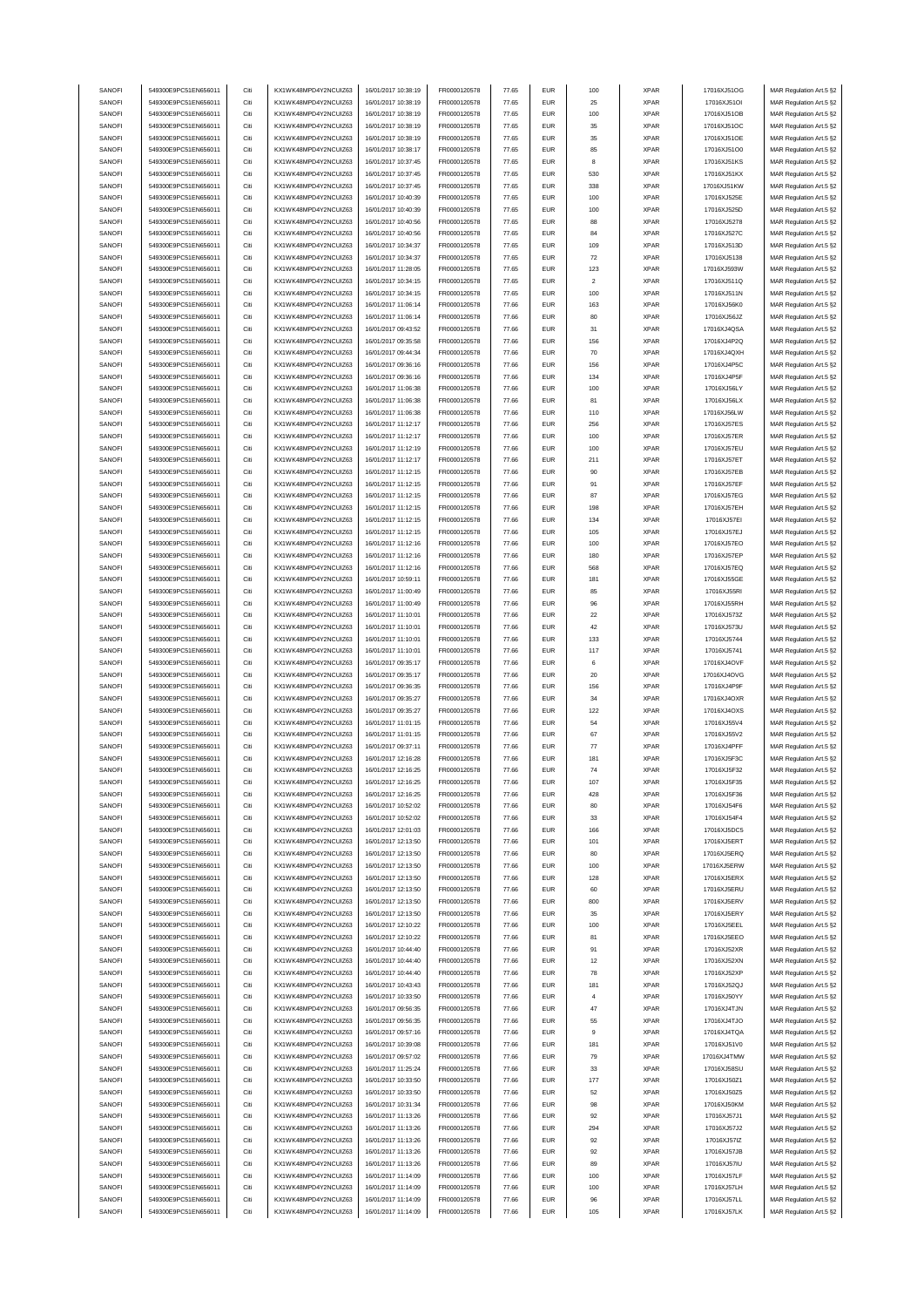| | | | | | | | | | | | |
|---|---|---|---|---|---|---|---|---|---|---|---|
| SANOFI | 549300E9PC51EN656011 | Citi | KX1WK48MPD4Y2NCUIZ63 | 16/01/2017 10:38:19 | FR0000120578 | 77.65 | EUR | 100 | XPAR | 17016XJ51OG | MAR Regulation Art.5 §2 |
| SANOFI | 549300E9PC51EN656011 | Citi | KX1WK48MPD4Y2NCUIZ63 | 16/01/2017 10:38:19 | FR0000120578 | 77.65 | EUR | 25 | XPAR | 17016XJ51OI | MAR Regulation Art.5 §2 |
| SANOFI | 549300E9PC51EN656011 | Citi | KX1WK48MPD4Y2NCUIZ63 | 16/01/2017 10:38:19 | FR0000120578 | 77.65 | EUR | 100 | XPAR | 17016XJ51OB | MAR Regulation Art.5 §2 |
| SANOFI | 549300E9PC51EN656011 | Citi | KX1WK48MPD4Y2NCUIZ63 | 16/01/2017 10:38:19 | FR0000120578 | 77.65 | EUR | 35 | XPAR | 17016XJ51OC | MAR Regulation Art.5 §2 |
| SANOFI | 549300E9PC51EN656011 | Citi | KX1WK48MPD4Y2NCUIZ63 | 16/01/2017 10:38:19 | FR0000120578 | 77.65 | EUR | 35 | XPAR | 17016XJ51OE | MAR Regulation Art.5 §2 |
| SANOFI | 549300E9PC51EN656011 | Citi | KX1WK48MPD4Y2NCUIZ63 | 16/01/2017 10:38:17 | FR0000120578 | 77.65 | EUR | 85 | XPAR | 17016XJ51O0 | MAR Regulation Art.5 §2 |
| SANOFI | 549300E9PC51EN656011 | Citi | KX1WK48MPD4Y2NCUIZ63 | 16/01/2017 10:37:45 | FR0000120578 | 77.65 | EUR | 8 | XPAR | 17016XJ51KS | MAR Regulation Art.5 §2 |
| SANOFI | 549300E9PC51EN656011 | Citi | KX1WK48MPD4Y2NCUIZ63 | 16/01/2017 10:37:45 | FR0000120578 | 77.65 | EUR | 530 | XPAR | 17016XJ51KX | MAR Regulation Art.5 §2 |
| SANOFI | 549300E9PC51EN656011 | Citi | KX1WK48MPD4Y2NCUIZ63 | 16/01/2017 10:37:45 | FR0000120578 | 77.65 | EUR | 338 | XPAR | 17016XJ51KW | MAR Regulation Art.5 §2 |
| SANOFI | 549300E9PC51EN656011 | Citi | KX1WK48MPD4Y2NCUIZ63 | 16/01/2017 10:40:39 | FR0000120578 | 77.65 | EUR | 100 | XPAR | 17016XJ525E | MAR Regulation Art.5 §2 |
| SANOFI | 549300E9PC51EN656011 | Citi | KX1WK48MPD4Y2NCUIZ63 | 16/01/2017 10:40:39 | FR0000120578 | 77.65 | EUR | 100 | XPAR | 17016XJ525D | MAR Regulation Art.5 §2 |
| SANOFI | 549300E9PC51EN656011 | Citi | KX1WK48MPD4Y2NCUIZ63 | 16/01/2017 10:40:56 | FR0000120578 | 77.65 | EUR | 88 | XPAR | 17016XJ5278 | MAR Regulation Art.5 §2 |
| SANOFI | 549300E9PC51EN656011 | Citi | KX1WK48MPD4Y2NCUIZ63 | 16/01/2017 10:40:56 | FR0000120578 | 77.65 | EUR | 84 | XPAR | 17016XJ527C | MAR Regulation Art.5 §2 |
| SANOFI | 549300E9PC51EN656011 | Citi | KX1WK48MPD4Y2NCUIZ63 | 16/01/2017 10:34:37 | FR0000120578 | 77.65 | EUR | 109 | XPAR | 17016XJ513D | MAR Regulation Art.5 §2 |
| SANOFI | 549300E9PC51EN656011 | Citi | KX1WK48MPD4Y2NCUIZ63 | 16/01/2017 10:34:37 | FR0000120578 | 77.65 | EUR | 72 | XPAR | 17016XJ5138 | MAR Regulation Art.5 §2 |
| SANOFI | 549300E9PC51EN656011 | Citi | KX1WK48MPD4Y2NCUIZ63 | 16/01/2017 11:28:05 | FR0000120578 | 77.65 | EUR | 123 | XPAR | 17016XJ593W | MAR Regulation Art.5 §2 |
| SANOFI | 549300E9PC51EN656011 | Citi | KX1WK48MPD4Y2NCUIZ63 | 16/01/2017 10:34:15 | FR0000120578 | 77.65 | EUR | 2 | XPAR | 17016XJ511Q | MAR Regulation Art.5 §2 |
| SANOFI | 549300E9PC51EN656011 | Citi | KX1WK48MPD4Y2NCUIZ63 | 16/01/2017 10:34:15 | FR0000120578 | 77.65 | EUR | 100 | XPAR | 17016XJ511N | MAR Regulation Art.5 §2 |
| SANOFI | 549300E9PC51EN656011 | Citi | KX1WK48MPD4Y2NCUIZ63 | 16/01/2017 11:06:14 | FR0000120578 | 77.66 | EUR | 163 | XPAR | 17016XJ56K0 | MAR Regulation Art.5 §2 |
| SANOFI | 549300E9PC51EN656011 | Citi | KX1WK48MPD4Y2NCUIZ63 | 16/01/2017 11:06:14 | FR0000120578 | 77.66 | EUR | 80 | XPAR | 17016XJ56JZ | MAR Regulation Art.5 §2 |
| SANOFI | 549300E9PC51EN656011 | Citi | KX1WK48MPD4Y2NCUIZ63 | 16/01/2017 09:43:52 | FR0000120578 | 77.66 | EUR | 31 | XPAR | 17016XJ4QSA | MAR Regulation Art.5 §2 |
| SANOFI | 549300E9PC51EN656011 | Citi | KX1WK48MPD4Y2NCUIZ63 | 16/01/2017 09:35:58 | FR0000120578 | 77.66 | EUR | 156 | XPAR | 17016XJ4P2Q | MAR Regulation Art.5 §2 |
| SANOFI | 549300E9PC51EN656011 | Citi | KX1WK48MPD4Y2NCUIZ63 | 16/01/2017 09:44:34 | FR0000120578 | 77.66 | EUR | 70 | XPAR | 17016XJ4QXH | MAR Regulation Art.5 §2 |
| SANOFI | 549300E9PC51EN656011 | Citi | KX1WK48MPD4Y2NCUIZ63 | 16/01/2017 09:36:16 | FR0000120578 | 77.66 | EUR | 156 | XPAR | 17016XJ4P5C | MAR Regulation Art.5 §2 |
| SANOFI | 549300E9PC51EN656011 | Citi | KX1WK48MPD4Y2NCUIZ63 | 16/01/2017 09:36:16 | FR0000120578 | 77.66 | EUR | 134 | XPAR | 17016XJ4P5F | MAR Regulation Art.5 §2 |
| SANOFI | 549300E9PC51EN656011 | Citi | KX1WK48MPD4Y2NCUIZ63 | 16/01/2017 11:06:38 | FR0000120578 | 77.66 | EUR | 100 | XPAR | 17016XJ56LY | MAR Regulation Art.5 §2 |
| SANOFI | 549300E9PC51EN656011 | Citi | KX1WK48MPD4Y2NCUIZ63 | 16/01/2017 11:06:38 | FR0000120578 | 77.66 | EUR | 81 | XPAR | 17016XJ56LX | MAR Regulation Art.5 §2 |
| SANOFI | 549300E9PC51EN656011 | Citi | KX1WK48MPD4Y2NCUIZ63 | 16/01/2017 11:06:38 | FR0000120578 | 77.66 | EUR | 110 | XPAR | 17016XJ56LW | MAR Regulation Art.5 §2 |
| SANOFI | 549300E9PC51EN656011 | Citi | KX1WK48MPD4Y2NCUIZ63 | 16/01/2017 11:12:17 | FR0000120578 | 77.66 | EUR | 256 | XPAR | 17016XJ57ES | MAR Regulation Art.5 §2 |
| SANOFI | 549300E9PC51EN656011 | Citi | KX1WK48MPD4Y2NCUIZ63 | 16/01/2017 11:12:17 | FR0000120578 | 77.66 | EUR | 100 | XPAR | 17016XJ57ER | MAR Regulation Art.5 §2 |
| SANOFI | 549300E9PC51EN656011 | Citi | KX1WK48MPD4Y2NCUIZ63 | 16/01/2017 11:12:19 | FR0000120578 | 77.66 | EUR | 100 | XPAR | 17016XJ57EU | MAR Regulation Art.5 §2 |
| SANOFI | 549300E9PC51EN656011 | Citi | KX1WK48MPD4Y2NCUIZ63 | 16/01/2017 11:12:17 | FR0000120578 | 77.66 | EUR | 211 | XPAR | 17016XJ57ET | MAR Regulation Art.5 §2 |
| SANOFI | 549300E9PC51EN656011 | Citi | KX1WK48MPD4Y2NCUIZ63 | 16/01/2017 11:12:15 | FR0000120578 | 77.66 | EUR | 90 | XPAR | 17016XJ57EB | MAR Regulation Art.5 §2 |
| SANOFI | 549300E9PC51EN656011 | Citi | KX1WK48MPD4Y2NCUIZ63 | 16/01/2017 11:12:15 | FR0000120578 | 77.66 | EUR | 91 | XPAR | 17016XJ57EF | MAR Regulation Art.5 §2 |
| SANOFI | 549300E9PC51EN656011 | Citi | KX1WK48MPD4Y2NCUIZ63 | 16/01/2017 11:12:15 | FR0000120578 | 77.66 | EUR | 87 | XPAR | 17016XJ57EG | MAR Regulation Art.5 §2 |
| SANOFI | 549300E9PC51EN656011 | Citi | KX1WK48MPD4Y2NCUIZ63 | 16/01/2017 11:12:15 | FR0000120578 | 77.66 | EUR | 198 | XPAR | 17016XJ57EH | MAR Regulation Art.5 §2 |
| SANOFI | 549300E9PC51EN656011 | Citi | KX1WK48MPD4Y2NCUIZ63 | 16/01/2017 11:12:15 | FR0000120578 | 77.66 | EUR | 134 | XPAR | 17016XJ57EI | MAR Regulation Art.5 §2 |
| SANOFI | 549300E9PC51EN656011 | Citi | KX1WK48MPD4Y2NCUIZ63 | 16/01/2017 11:12:15 | FR0000120578 | 77.66 | EUR | 105 | XPAR | 17016XJ57EJ | MAR Regulation Art.5 §2 |
| SANOFI | 549300E9PC51EN656011 | Citi | KX1WK48MPD4Y2NCUIZ63 | 16/01/2017 11:12:16 | FR0000120578 | 77.66 | EUR | 100 | XPAR | 17016XJ57EO | MAR Regulation Art.5 §2 |
| SANOFI | 549300E9PC51EN656011 | Citi | KX1WK48MPD4Y2NCUIZ63 | 16/01/2017 11:12:16 | FR0000120578 | 77.66 | EUR | 180 | XPAR | 17016XJ57EP | MAR Regulation Art.5 §2 |
| SANOFI | 549300E9PC51EN656011 | Citi | KX1WK48MPD4Y2NCUIZ63 | 16/01/2017 11:12:16 | FR0000120578 | 77.66 | EUR | 568 | XPAR | 17016XJ57EQ | MAR Regulation Art.5 §2 |
| SANOFI | 549300E9PC51EN656011 | Citi | KX1WK48MPD4Y2NCUIZ63 | 16/01/2017 10:59:11 | FR0000120578 | 77.66 | EUR | 181 | XPAR | 17016XJ55GE | MAR Regulation Art.5 §2 |
| SANOFI | 549300E9PC51EN656011 | Citi | KX1WK48MPD4Y2NCUIZ63 | 16/01/2017 11:00:49 | FR0000120578 | 77.66 | EUR | 85 | XPAR | 17016XJ55RI | MAR Regulation Art.5 §2 |
| SANOFI | 549300E9PC51EN656011 | Citi | KX1WK48MPD4Y2NCUIZ63 | 16/01/2017 11:00:49 | FR0000120578 | 77.66 | EUR | 96 | XPAR | 17016XJ55RH | MAR Regulation Art.5 §2 |
| SANOFI | 549300E9PC51EN656011 | Citi | KX1WK48MPD4Y2NCUIZ63 | 16/01/2017 11:10:01 | FR0000120578 | 77.66 | EUR | 22 | XPAR | 17016XJ573Z | MAR Regulation Art.5 §2 |
| SANOFI | 549300E9PC51EN656011 | Citi | KX1WK48MPD4Y2NCUIZ63 | 16/01/2017 11:10:01 | FR0000120578 | 77.66 | EUR | 42 | XPAR | 17016XJ573U | MAR Regulation Art.5 §2 |
| SANOFI | 549300E9PC51EN656011 | Citi | KX1WK48MPD4Y2NCUIZ63 | 16/01/2017 11:10:01 | FR0000120578 | 77.66 | EUR | 133 | XPAR | 17016XJ5744 | MAR Regulation Art.5 §2 |
| SANOFI | 549300E9PC51EN656011 | Citi | KX1WK48MPD4Y2NCUIZ63 | 16/01/2017 11:10:01 | FR0000120578 | 77.66 | EUR | 117 | XPAR | 17016XJ5741 | MAR Regulation Art.5 §2 |
| SANOFI | 549300E9PC51EN656011 | Citi | KX1WK48MPD4Y2NCUIZ63 | 16/01/2017 09:35:17 | FR0000120578 | 77.66 | EUR | 6 | XPAR | 17016XJ4OVF | MAR Regulation Art.5 §2 |
| SANOFI | 549300E9PC51EN656011 | Citi | KX1WK48MPD4Y2NCUIZ63 | 16/01/2017 09:35:17 | FR0000120578 | 77.66 | EUR | 20 | XPAR | 17016XJ4OVG | MAR Regulation Art.5 §2 |
| SANOFI | 549300E9PC51EN656011 | Citi | KX1WK48MPD4Y2NCUIZ63 | 16/01/2017 09:36:35 | FR0000120578 | 77.66 | EUR | 156 | XPAR | 17016XJ4P9F | MAR Regulation Art.5 §2 |
| SANOFI | 549300E9PC51EN656011 | Citi | KX1WK48MPD4Y2NCUIZ63 | 16/01/2017 09:35:27 | FR0000120578 | 77.66 | EUR | 34 | XPAR | 17016XJ4OXR | MAR Regulation Art.5 §2 |
| SANOFI | 549300E9PC51EN656011 | Citi | KX1WK48MPD4Y2NCUIZ63 | 16/01/2017 09:35:27 | FR0000120578 | 77.66 | EUR | 122 | XPAR | 17016XJ4OXS | MAR Regulation Art.5 §2 |
| SANOFI | 549300E9PC51EN656011 | Citi | KX1WK48MPD4Y2NCUIZ63 | 16/01/2017 11:01:15 | FR0000120578 | 77.66 | EUR | 54 | XPAR | 17016XJ55V4 | MAR Regulation Art.5 §2 |
| SANOFI | 549300E9PC51EN656011 | Citi | KX1WK48MPD4Y2NCUIZ63 | 16/01/2017 11:01:15 | FR0000120578 | 77.66 | EUR | 67 | XPAR | 17016XJ55V2 | MAR Regulation Art.5 §2 |
| SANOFI | 549300E9PC51EN656011 | Citi | KX1WK48MPD4Y2NCUIZ63 | 16/01/2017 09:37:11 | FR0000120578 | 77.66 | EUR | 77 | XPAR | 17016XJ4PFF | MAR Regulation Art.5 §2 |
| SANOFI | 549300E9PC51EN656011 | Citi | KX1WK48MPD4Y2NCUIZ63 | 16/01/2017 12:16:28 | FR0000120578 | 77.66 | EUR | 181 | XPAR | 17016XJ5F3C | MAR Regulation Art.5 §2 |
| SANOFI | 549300E9PC51EN656011 | Citi | KX1WK48MPD4Y2NCUIZ63 | 16/01/2017 12:16:25 | FR0000120578 | 77.66 | EUR | 74 | XPAR | 17016XJ5F32 | MAR Regulation Art.5 §2 |
| SANOFI | 549300E9PC51EN656011 | Citi | KX1WK48MPD4Y2NCUIZ63 | 16/01/2017 12:16:25 | FR0000120578 | 77.66 | EUR | 107 | XPAR | 17016XJ5F35 | MAR Regulation Art.5 §2 |
| SANOFI | 549300E9PC51EN656011 | Citi | KX1WK48MPD4Y2NCUIZ63 | 16/01/2017 12:16:25 | FR0000120578 | 77.66 | EUR | 428 | XPAR | 17016XJ5F36 | MAR Regulation Art.5 §2 |
| SANOFI | 549300E9PC51EN656011 | Citi | KX1WK48MPD4Y2NCUIZ63 | 16/01/2017 10:52:02 | FR0000120578 | 77.66 | EUR | 80 | XPAR | 17016XJ54F6 | MAR Regulation Art.5 §2 |
| SANOFI | 549300E9PC51EN656011 | Citi | KX1WK48MPD4Y2NCUIZ63 | 16/01/2017 10:52:02 | FR0000120578 | 77.66 | EUR | 33 | XPAR | 17016XJ54F4 | MAR Regulation Art.5 §2 |
| SANOFI | 549300E9PC51EN656011 | Citi | KX1WK48MPD4Y2NCUIZ63 | 16/01/2017 12:01:03 | FR0000120578 | 77.66 | EUR | 166 | XPAR | 17016XJ5DC5 | MAR Regulation Art.5 §2 |
| SANOFI | 549300E9PC51EN656011 | Citi | KX1WK48MPD4Y2NCUIZ63 | 16/01/2017 12:13:50 | FR0000120578 | 77.66 | EUR | 101 | XPAR | 17016XJ5ERT | MAR Regulation Art.5 §2 |
| SANOFI | 549300E9PC51EN656011 | Citi | KX1WK48MPD4Y2NCUIZ63 | 16/01/2017 12:13:50 | FR0000120578 | 77.66 | EUR | 80 | XPAR | 17016XJ5ERQ | MAR Regulation Art.5 §2 |
| SANOFI | 549300E9PC51EN656011 | Citi | KX1WK48MPD4Y2NCUIZ63 | 16/01/2017 12:13:50 | FR0000120578 | 77.66 | EUR | 100 | XPAR | 17016XJ5ERW | MAR Regulation Art.5 §2 |
| SANOFI | 549300E9PC51EN656011 | Citi | KX1WK48MPD4Y2NCUIZ63 | 16/01/2017 12:13:50 | FR0000120578 | 77.66 | EUR | 128 | XPAR | 17016XJ5ERX | MAR Regulation Art.5 §2 |
| SANOFI | 549300E9PC51EN656011 | Citi | KX1WK48MPD4Y2NCUIZ63 | 16/01/2017 12:13:50 | FR0000120578 | 77.66 | EUR | 60 | XPAR | 17016XJ5ERU | MAR Regulation Art.5 §2 |
| SANOFI | 549300E9PC51EN656011 | Citi | KX1WK48MPD4Y2NCUIZ63 | 16/01/2017 12:13:50 | FR0000120578 | 77.66 | EUR | 800 | XPAR | 17016XJ5ERV | MAR Regulation Art.5 §2 |
| SANOFI | 549300E9PC51EN656011 | Citi | KX1WK48MPD4Y2NCUIZ63 | 16/01/2017 12:13:50 | FR0000120578 | 77.66 | EUR | 35 | XPAR | 17016XJ5ERY | MAR Regulation Art.5 §2 |
| SANOFI | 549300E9PC51EN656011 | Citi | KX1WK48MPD4Y2NCUIZ63 | 16/01/2017 12:10:22 | FR0000120578 | 77.66 | EUR | 100 | XPAR | 17016XJ5EEL | MAR Regulation Art.5 §2 |
| SANOFI | 549300E9PC51EN656011 | Citi | KX1WK48MPD4Y2NCUIZ63 | 16/01/2017 12:10:22 | FR0000120578 | 77.66 | EUR | 81 | XPAR | 17016XJ5EEO | MAR Regulation Art.5 §2 |
| SANOFI | 549300E9PC51EN656011 | Citi | KX1WK48MPD4Y2NCUIZ63 | 16/01/2017 10:44:40 | FR0000120578 | 77.66 | EUR | 91 | XPAR | 17016XJ52XR | MAR Regulation Art.5 §2 |
| SANOFI | 549300E9PC51EN656011 | Citi | KX1WK48MPD4Y2NCUIZ63 | 16/01/2017 10:44:40 | FR0000120578 | 77.66 | EUR | 12 | XPAR | 17016XJ52XN | MAR Regulation Art.5 §2 |
| SANOFI | 549300E9PC51EN656011 | Citi | KX1WK48MPD4Y2NCUIZ63 | 16/01/2017 10:44:40 | FR0000120578 | 77.66 | EUR | 78 | XPAR | 17016XJ52XP | MAR Regulation Art.5 §2 |
| SANOFI | 549300E9PC51EN656011 | Citi | KX1WK48MPD4Y2NCUIZ63 | 16/01/2017 10:43:43 | FR0000120578 | 77.66 | EUR | 181 | XPAR | 17016XJ52QJ | MAR Regulation Art.5 §2 |
| SANOFI | 549300E9PC51EN656011 | Citi | KX1WK48MPD4Y2NCUIZ63 | 16/01/2017 10:33:50 | FR0000120578 | 77.66 | EUR | 4 | XPAR | 17016XJ50YY | MAR Regulation Art.5 §2 |
| SANOFI | 549300E9PC51EN656011 | Citi | KX1WK48MPD4Y2NCUIZ63 | 16/01/2017 09:56:35 | FR0000120578 | 77.66 | EUR | 47 | XPAR | 17016XJ4TJN | MAR Regulation Art.5 §2 |
| SANOFI | 549300E9PC51EN656011 | Citi | KX1WK48MPD4Y2NCUIZ63 | 16/01/2017 09:56:35 | FR0000120578 | 77.66 | EUR | 55 | XPAR | 17016XJ4TJO | MAR Regulation Art.5 §2 |
| SANOFI | 549300E9PC51EN656011 | Citi | KX1WK48MPD4Y2NCUIZ63 | 16/01/2017 09:57:16 | FR0000120578 | 77.66 | EUR | 9 | XPAR | 17016XJ4TQA | MAR Regulation Art.5 §2 |
| SANOFI | 549300E9PC51EN656011 | Citi | KX1WK48MPD4Y2NCUIZ63 | 16/01/2017 10:39:08 | FR0000120578 | 77.66 | EUR | 181 | XPAR | 17016XJ51V0 | MAR Regulation Art.5 §2 |
| SANOFI | 549300E9PC51EN656011 | Citi | KX1WK48MPD4Y2NCUIZ63 | 16/01/2017 09:57:02 | FR0000120578 | 77.66 | EUR | 79 | XPAR | 17016XJ4TMW | MAR Regulation Art.5 §2 |
| SANOFI | 549300E9PC51EN656011 | Citi | KX1WK48MPD4Y2NCUIZ63 | 16/01/2017 11:25:24 | FR0000120578 | 77.66 | EUR | 33 | XPAR | 17016XJ58SU | MAR Regulation Art.5 §2 |
| SANOFI | 549300E9PC51EN656011 | Citi | KX1WK48MPD4Y2NCUIZ63 | 16/01/2017 10:33:50 | FR0000120578 | 77.66 | EUR | 177 | XPAR | 17016XJ50Z1 | MAR Regulation Art.5 §2 |
| SANOFI | 549300E9PC51EN656011 | Citi | KX1WK48MPD4Y2NCUIZ63 | 16/01/2017 10:33:50 | FR0000120578 | 77.66 | EUR | 52 | XPAR | 17016XJ50Z5 | MAR Regulation Art.5 §2 |
| SANOFI | 549300E9PC51EN656011 | Citi | KX1WK48MPD4Y2NCUIZ63 | 16/01/2017 10:31:34 | FR0000120578 | 77.66 | EUR | 98 | XPAR | 17016XJ50KM | MAR Regulation Art.5 §2 |
| SANOFI | 549300E9PC51EN656011 | Citi | KX1WK48MPD4Y2NCUIZ63 | 16/01/2017 11:13:26 | FR0000120578 | 77.66 | EUR | 92 | XPAR | 17016XJ57J1 | MAR Regulation Art.5 §2 |
| SANOFI | 549300E9PC51EN656011 | Citi | KX1WK48MPD4Y2NCUIZ63 | 16/01/2017 11:13:26 | FR0000120578 | 77.66 | EUR | 294 | XPAR | 17016XJ57J2 | MAR Regulation Art.5 §2 |
| SANOFI | 549300E9PC51EN656011 | Citi | KX1WK48MPD4Y2NCUIZ63 | 16/01/2017 11:13:26 | FR0000120578 | 77.66 | EUR | 92 | XPAR | 17016XJ57IZ | MAR Regulation Art.5 §2 |
| SANOFI | 549300E9PC51EN656011 | Citi | KX1WK48MPD4Y2NCUIZ63 | 16/01/2017 11:13:26 | FR0000120578 | 77.66 | EUR | 92 | XPAR | 17016XJ57JB | MAR Regulation Art.5 §2 |
| SANOFI | 549300E9PC51EN656011 | Citi | KX1WK48MPD4Y2NCUIZ63 | 16/01/2017 11:13:26 | FR0000120578 | 77.66 | EUR | 89 | XPAR | 17016XJ57IU | MAR Regulation Art.5 §2 |
| SANOFI | 549300E9PC51EN656011 | Citi | KX1WK48MPD4Y2NCUIZ63 | 16/01/2017 11:14:09 | FR0000120578 | 77.66 | EUR | 100 | XPAR | 17016XJ57LF | MAR Regulation Art.5 §2 |
| SANOFI | 549300E9PC51EN656011 | Citi | KX1WK48MPD4Y2NCUIZ63 | 16/01/2017 11:14:09 | FR0000120578 | 77.66 | EUR | 100 | XPAR | 17016XJ57LH | MAR Regulation Art.5 §2 |
| SANOFI | 549300E9PC51EN656011 | Citi | KX1WK48MPD4Y2NCUIZ63 | 16/01/2017 11:14:09 | FR0000120578 | 77.66 | EUR | 96 | XPAR | 17016XJ57LL | MAR Regulation Art.5 §2 |
| SANOFI | 549300E9PC51EN656011 | Citi | KX1WK48MPD4Y2NCUIZ63 | 16/01/2017 11:14:09 | FR0000120578 | 77.66 | EUR | 105 | XPAR | 17016XJ57LK | MAR Regulation Art.5 §2 |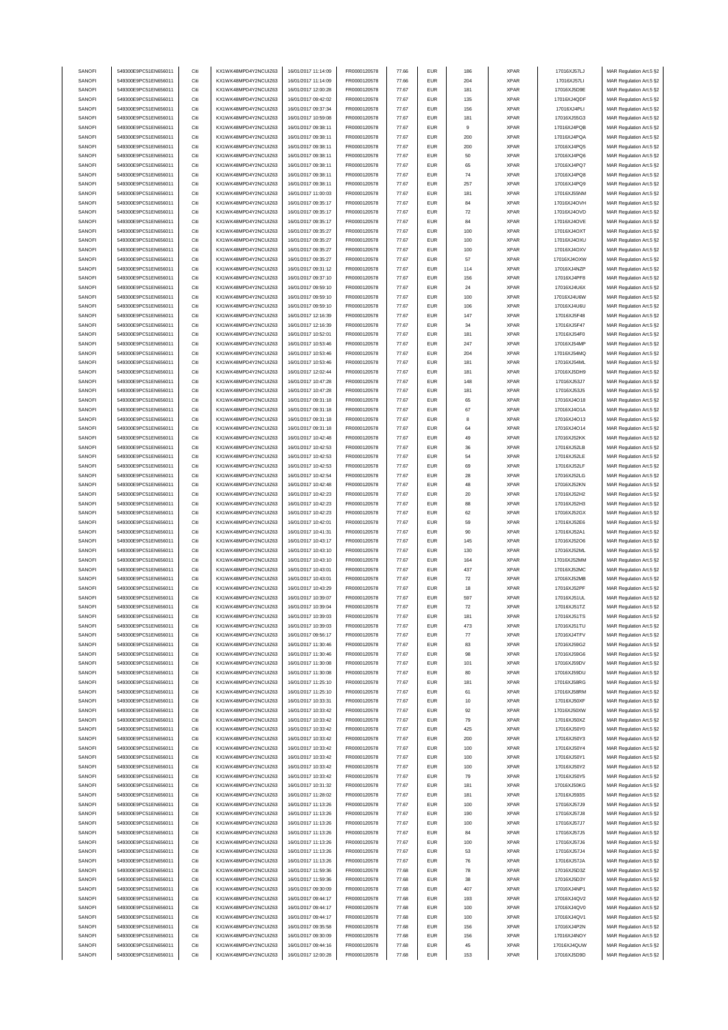| | | | | | | | | | | | |
|---|---|---|---|---|---|---|---|---|---|---|---|
| SANOFI | 549300E9PC51EN656011 | Citi | KX1WK48MPD4Y2NCUIZ63 | 16/01/2017 11:14:09 | FR0000120578 | 77.66 | EUR | 186 | XPAR | 17016XJ57LJ | MAR Regulation Art.5 §2 |
| SANOFI | 549300E9PC51EN656011 | Citi | KX1WK48MPD4Y2NCUIZ63 | 16/01/2017 11:14:09 | FR0000120578 | 77.66 | EUR | 204 | XPAR | 17016XJ57LI | MAR Regulation Art.5 §2 |
| SANOFI | 549300E9PC51EN656011 | Citi | KX1WK48MPD4Y2NCUIZ63 | 16/01/2017 12:00:28 | FR0000120578 | 77.67 | EUR | 181 | XPAR | 17016XJ5D9E | MAR Regulation Art.5 §2 |
| SANOFI | 549300E9PC51EN656011 | Citi | KX1WK48MPD4Y2NCUIZ63 | 16/01/2017 09:42:02 | FR0000120578 | 77.67 | EUR | 135 | XPAR | 17016XJ4QDF | MAR Regulation Art.5 §2 |
| SANOFI | 549300E9PC51EN656011 | Citi | KX1WK48MPD4Y2NCUIZ63 | 16/01/2017 09:37:34 | FR0000120578 | 77.67 | EUR | 156 | XPAR | 17016XJ4PLI | MAR Regulation Art.5 §2 |
| SANOFI | 549300E9PC51EN656011 | Citi | KX1WK48MPD4Y2NCUIZ63 | 16/01/2017 10:59:08 | FR0000120578 | 77.67 | EUR | 181 | XPAR | 17016XJ55G3 | MAR Regulation Art.5 §2 |
| SANOFI | 549300E9PC51EN656011 | Citi | KX1WK48MPD4Y2NCUIZ63 | 16/01/2017 09:38:11 | FR0000120578 | 77.67 | EUR | 9 | XPAR | 17016XJ4PQB | MAR Regulation Art.5 §2 |
| SANOFI | 549300E9PC51EN656011 | Citi | KX1WK48MPD4Y2NCUIZ63 | 16/01/2017 09:38:11 | FR0000120578 | 77.67 | EUR | 200 | XPAR | 17016XJ4PQA | MAR Regulation Art.5 §2 |
| SANOFI | 549300E9PC51EN656011 | Citi | KX1WK48MPD4Y2NCUIZ63 | 16/01/2017 09:38:11 | FR0000120578 | 77.67 | EUR | 200 | XPAR | 17016XJ4PQ5 | MAR Regulation Art.5 §2 |
| SANOFI | 549300E9PC51EN656011 | Citi | KX1WK48MPD4Y2NCUIZ63 | 16/01/2017 09:38:11 | FR0000120578 | 77.67 | EUR | 50 | XPAR | 17016XJ4PQ6 | MAR Regulation Art.5 §2 |
| SANOFI | 549300E9PC51EN656011 | Citi | KX1WK48MPD4Y2NCUIZ63 | 16/01/2017 09:38:11 | FR0000120578 | 77.67 | EUR | 65 | XPAR | 17016XJ4PQ7 | MAR Regulation Art.5 §2 |
| SANOFI | 549300E9PC51EN656011 | Citi | KX1WK48MPD4Y2NCUIZ63 | 16/01/2017 09:38:11 | FR0000120578 | 77.67 | EUR | 74 | XPAR | 17016XJ4PQ8 | MAR Regulation Art.5 §2 |
| SANOFI | 549300E9PC51EN656011 | Citi | KX1WK48MPD4Y2NCUIZ63 | 16/01/2017 09:38:11 | FR0000120578 | 77.67 | EUR | 257 | XPAR | 17016XJ4PQ9 | MAR Regulation Art.5 §2 |
| SANOFI | 549300E9PC51EN656011 | Citi | KX1WK48MPD4Y2NCUIZ63 | 16/01/2017 11:00:03 | FR0000120578 | 77.67 | EUR | 181 | XPAR | 17016XJ55NM | MAR Regulation Art.5 §2 |
| SANOFI | 549300E9PC51EN656011 | Citi | KX1WK48MPD4Y2NCUIZ63 | 16/01/2017 09:35:17 | FR0000120578 | 77.67 | EUR | 84 | XPAR | 17016XJ4OVH | MAR Regulation Art.5 §2 |
| SANOFI | 549300E9PC51EN656011 | Citi | KX1WK48MPD4Y2NCUIZ63 | 16/01/2017 09:35:17 | FR0000120578 | 77.67 | EUR | 72 | XPAR | 17016XJ4OVD | MAR Regulation Art.5 §2 |
| SANOFI | 549300E9PC51EN656011 | Citi | KX1WK48MPD4Y2NCUIZ63 | 16/01/2017 09:35:17 | FR0000120578 | 77.67 | EUR | 84 | XPAR | 17016XJ4OVE | MAR Regulation Art.5 §2 |
| SANOFI | 549300E9PC51EN656011 | Citi | KX1WK48MPD4Y2NCUIZ63 | 16/01/2017 09:35:27 | FR0000120578 | 77.67 | EUR | 100 | XPAR | 17016XJ4OXT | MAR Regulation Art.5 §2 |
| SANOFI | 549300E9PC51EN656011 | Citi | KX1WK48MPD4Y2NCUIZ63 | 16/01/2017 09:35:27 | FR0000120578 | 77.67 | EUR | 100 | XPAR | 17016XJ4OXU | MAR Regulation Art.5 §2 |
| SANOFI | 549300E9PC51EN656011 | Citi | KX1WK48MPD4Y2NCUIZ63 | 16/01/2017 09:35:27 | FR0000120578 | 77.67 | EUR | 100 | XPAR | 17016XJ4OXV | MAR Regulation Art.5 §2 |
| SANOFI | 549300E9PC51EN656011 | Citi | KX1WK48MPD4Y2NCUIZ63 | 16/01/2017 09:35:27 | FR0000120578 | 77.67 | EUR | 57 | XPAR | 17016XJ4OXW | MAR Regulation Art.5 §2 |
| SANOFI | 549300E9PC51EN656011 | Citi | KX1WK48MPD4Y2NCUIZ63 | 16/01/2017 09:31:12 | FR0000120578 | 77.67 | EUR | 114 | XPAR | 17016XJ4NZP | MAR Regulation Art.5 §2 |
| SANOFI | 549300E9PC51EN656011 | Citi | KX1WK48MPD4Y2NCUIZ63 | 16/01/2017 09:37:10 | FR0000120578 | 77.67 | EUR | 156 | XPAR | 17016XJ4PF8 | MAR Regulation Art.5 §2 |
| SANOFI | 549300E9PC51EN656011 | Citi | KX1WK48MPD4Y2NCUIZ63 | 16/01/2017 09:59:10 | FR0000120578 | 77.67 | EUR | 24 | XPAR | 17016XJ4U6X | MAR Regulation Art.5 §2 |
| SANOFI | 549300E9PC51EN656011 | Citi | KX1WK48MPD4Y2NCUIZ63 | 16/01/2017 09:59:10 | FR0000120578 | 77.67 | EUR | 100 | XPAR | 17016XJ4U6W | MAR Regulation Art.5 §2 |
| SANOFI | 549300E9PC51EN656011 | Citi | KX1WK48MPD4Y2NCUIZ63 | 16/01/2017 09:59:10 | FR0000120578 | 77.67 | EUR | 106 | XPAR | 17016XJ4U6U | MAR Regulation Art.5 §2 |
| SANOFI | 549300E9PC51EN656011 | Citi | KX1WK48MPD4Y2NCUIZ63 | 16/01/2017 12:16:39 | FR0000120578 | 77.67 | EUR | 147 | XPAR | 17016XJ5F48 | MAR Regulation Art.5 §2 |
| SANOFI | 549300E9PC51EN656011 | Citi | KX1WK48MPD4Y2NCUIZ63 | 16/01/2017 12:16:39 | FR0000120578 | 77.67 | EUR | 34 | XPAR | 17016XJ5F47 | MAR Regulation Art.5 §2 |
| SANOFI | 549300E9PC51EN656011 | Citi | KX1WK48MPD4Y2NCUIZ63 | 16/01/2017 10:52:01 | FR0000120578 | 77.67 | EUR | 181 | XPAR | 17016XJ54F0 | MAR Regulation Art.5 §2 |
| SANOFI | 549300E9PC51EN656011 | Citi | KX1WK48MPD4Y2NCUIZ63 | 16/01/2017 10:53:46 | FR0000120578 | 77.67 | EUR | 247 | XPAR | 17016XJ54MP | MAR Regulation Art.5 §2 |
| SANOFI | 549300E9PC51EN656011 | Citi | KX1WK48MPD4Y2NCUIZ63 | 16/01/2017 10:53:46 | FR0000120578 | 77.67 | EUR | 204 | XPAR | 17016XJ54MQ | MAR Regulation Art.5 §2 |
| SANOFI | 549300E9PC51EN656011 | Citi | KX1WK48MPD4Y2NCUIZ63 | 16/01/2017 10:53:46 | FR0000120578 | 77.67 | EUR | 181 | XPAR | 17016XJ54ML | MAR Regulation Art.5 §2 |
| SANOFI | 549300E9PC51EN656011 | Citi | KX1WK48MPD4Y2NCUIZ63 | 16/01/2017 12:02:44 | FR0000120578 | 77.67 | EUR | 181 | XPAR | 17016XJ5DH9 | MAR Regulation Art.5 §2 |
| SANOFI | 549300E9PC51EN656011 | Citi | KX1WK48MPD4Y2NCUIZ63 | 16/01/2017 10:47:28 | FR0000120578 | 77.67 | EUR | 148 | XPAR | 17016XJ53J7 | MAR Regulation Art.5 §2 |
| SANOFI | 549300E9PC51EN656011 | Citi | KX1WK48MPD4Y2NCUIZ63 | 16/01/2017 10:47:28 | FR0000120578 | 77.67 | EUR | 181 | XPAR | 17016XJ53J5 | MAR Regulation Art.5 §2 |
| SANOFI | 549300E9PC51EN656011 | Citi | KX1WK48MPD4Y2NCUIZ63 | 16/01/2017 09:31:18 | FR0000120578 | 77.67 | EUR | 65 | XPAR | 17016XJ4O18 | MAR Regulation Art.5 §2 |
| SANOFI | 549300E9PC51EN656011 | Citi | KX1WK48MPD4Y2NCUIZ63 | 16/01/2017 09:31:18 | FR0000120578 | 77.67 | EUR | 67 | XPAR | 17016XJ4O1A | MAR Regulation Art.5 §2 |
| SANOFI | 549300E9PC51EN656011 | Citi | KX1WK48MPD4Y2NCUIZ63 | 16/01/2017 09:31:18 | FR0000120578 | 77.67 | EUR | 8 | XPAR | 17016XJ4O13 | MAR Regulation Art.5 §2 |
| SANOFI | 549300E9PC51EN656011 | Citi | KX1WK48MPD4Y2NCUIZ63 | 16/01/2017 09:31:18 | FR0000120578 | 77.67 | EUR | 64 | XPAR | 17016XJ4O14 | MAR Regulation Art.5 §2 |
| SANOFI | 549300E9PC51EN656011 | Citi | KX1WK48MPD4Y2NCUIZ63 | 16/01/2017 10:42:48 | FR0000120578 | 77.67 | EUR | 49 | XPAR | 17016XJ52KK | MAR Regulation Art.5 §2 |
| SANOFI | 549300E9PC51EN656011 | Citi | KX1WK48MPD4Y2NCUIZ63 | 16/01/2017 10:42:53 | FR0000120578 | 77.67 | EUR | 36 | XPAR | 17016XJ52LB | MAR Regulation Art.5 §2 |
| SANOFI | 549300E9PC51EN656011 | Citi | KX1WK48MPD4Y2NCUIZ63 | 16/01/2017 10:42:53 | FR0000120578 | 77.67 | EUR | 54 | XPAR | 17016XJ52LE | MAR Regulation Art.5 §2 |
| SANOFI | 549300E9PC51EN656011 | Citi | KX1WK48MPD4Y2NCUIZ63 | 16/01/2017 10:42:53 | FR0000120578 | 77.67 | EUR | 69 | XPAR | 17016XJ52LF | MAR Regulation Art.5 §2 |
| SANOFI | 549300E9PC51EN656011 | Citi | KX1WK48MPD4Y2NCUIZ63 | 16/01/2017 10:42:54 | FR0000120578 | 77.67 | EUR | 28 | XPAR | 17016XJ52LG | MAR Regulation Art.5 §2 |
| SANOFI | 549300E9PC51EN656011 | Citi | KX1WK48MPD4Y2NCUIZ63 | 16/01/2017 10:42:48 | FR0000120578 | 77.67 | EUR | 48 | XPAR | 17016XJ52KN | MAR Regulation Art.5 §2 |
| SANOFI | 549300E9PC51EN656011 | Citi | KX1WK48MPD4Y2NCUIZ63 | 16/01/2017 10:42:23 | FR0000120578 | 77.67 | EUR | 20 | XPAR | 17016XJ52H2 | MAR Regulation Art.5 §2 |
| SANOFI | 549300E9PC51EN656011 | Citi | KX1WK48MPD4Y2NCUIZ63 | 16/01/2017 10:42:23 | FR0000120578 | 77.67 | EUR | 88 | XPAR | 17016XJ52H3 | MAR Regulation Art.5 §2 |
| SANOFI | 549300E9PC51EN656011 | Citi | KX1WK48MPD4Y2NCUIZ63 | 16/01/2017 10:42:23 | FR0000120578 | 77.67 | EUR | 62 | XPAR | 17016XJ52GX | MAR Regulation Art.5 §2 |
| SANOFI | 549300E9PC51EN656011 | Citi | KX1WK48MPD4Y2NCUIZ63 | 16/01/2017 10:42:01 | FR0000120578 | 77.67 | EUR | 59 | XPAR | 17016XJ52E6 | MAR Regulation Art.5 §2 |
| SANOFI | 549300E9PC51EN656011 | Citi | KX1WK48MPD4Y2NCUIZ63 | 16/01/2017 10:41:31 | FR0000120578 | 77.67 | EUR | 90 | XPAR | 17016XJ52A1 | MAR Regulation Art.5 §2 |
| SANOFI | 549300E9PC51EN656011 | Citi | KX1WK48MPD4Y2NCUIZ63 | 16/01/2017 10:43:17 | FR0000120578 | 77.67 | EUR | 145 | XPAR | 17016XJ52O6 | MAR Regulation Art.5 §2 |
| SANOFI | 549300E9PC51EN656011 | Citi | KX1WK48MPD4Y2NCUIZ63 | 16/01/2017 10:43:10 | FR0000120578 | 77.67 | EUR | 130 | XPAR | 17016XJ52ML | MAR Regulation Art.5 §2 |
| SANOFI | 549300E9PC51EN656011 | Citi | KX1WK48MPD4Y2NCUIZ63 | 16/01/2017 10:43:10 | FR0000120578 | 77.67 | EUR | 164 | XPAR | 17016XJ52MM | MAR Regulation Art.5 §2 |
| SANOFI | 549300E9PC51EN656011 | Citi | KX1WK48MPD4Y2NCUIZ63 | 16/01/2017 10:43:01 | FR0000120578 | 77.67 | EUR | 437 | XPAR | 17016XJ52MC | MAR Regulation Art.5 §2 |
| SANOFI | 549300E9PC51EN656011 | Citi | KX1WK48MPD4Y2NCUIZ63 | 16/01/2017 10:43:01 | FR0000120578 | 77.67 | EUR | 72 | XPAR | 17016XJ52MB | MAR Regulation Art.5 §2 |
| SANOFI | 549300E9PC51EN656011 | Citi | KX1WK48MPD4Y2NCUIZ63 | 16/01/2017 10:43:29 | FR0000120578 | 77.67 | EUR | 18 | XPAR | 17016XJ52PF | MAR Regulation Art.5 §2 |
| SANOFI | 549300E9PC51EN656011 | Citi | KX1WK48MPD4Y2NCUIZ63 | 16/01/2017 10:39:07 | FR0000120578 | 77.67 | EUR | 597 | XPAR | 17016XJ51UL | MAR Regulation Art.5 §2 |
| SANOFI | 549300E9PC51EN656011 | Citi | KX1WK48MPD4Y2NCUIZ63 | 16/01/2017 10:39:04 | FR0000120578 | 77.67 | EUR | 72 | XPAR | 17016XJ51TZ | MAR Regulation Art.5 §2 |
| SANOFI | 549300E9PC51EN656011 | Citi | KX1WK48MPD4Y2NCUIZ63 | 16/01/2017 10:39:03 | FR0000120578 | 77.67 | EUR | 181 | XPAR | 17016XJ51TS | MAR Regulation Art.5 §2 |
| SANOFI | 549300E9PC51EN656011 | Citi | KX1WK48MPD4Y2NCUIZ63 | 16/01/2017 10:39:03 | FR0000120578 | 77.67 | EUR | 473 | XPAR | 17016XJ51TU | MAR Regulation Art.5 §2 |
| SANOFI | 549300E9PC51EN656011 | Citi | KX1WK48MPD4Y2NCUIZ63 | 16/01/2017 09:56:17 | FR0000120578 | 77.67 | EUR | 77 | XPAR | 17016XJ4TFV | MAR Regulation Art.5 §2 |
| SANOFI | 549300E9PC51EN656011 | Citi | KX1WK48MPD4Y2NCUIZ63 | 16/01/2017 11:30:46 | FR0000120578 | 77.67 | EUR | 83 | XPAR | 17016XJ59G2 | MAR Regulation Art.5 §2 |
| SANOFI | 549300E9PC51EN656011 | Citi | KX1WK48MPD4Y2NCUIZ63 | 16/01/2017 11:30:46 | FR0000120578 | 77.67 | EUR | 98 | XPAR | 17016XJ59G6 | MAR Regulation Art.5 §2 |
| SANOFI | 549300E9PC51EN656011 | Citi | KX1WK48MPD4Y2NCUIZ63 | 16/01/2017 11:30:08 | FR0000120578 | 77.67 | EUR | 101 | XPAR | 17016XJ59DV | MAR Regulation Art.5 §2 |
| SANOFI | 549300E9PC51EN656011 | Citi | KX1WK48MPD4Y2NCUIZ63 | 16/01/2017 11:30:08 | FR0000120578 | 77.67 | EUR | 80 | XPAR | 17016XJ59DU | MAR Regulation Art.5 §2 |
| SANOFI | 549300E9PC51EN656011 | Citi | KX1WK48MPD4Y2NCUIZ63 | 16/01/2017 11:25:10 | FR0000120578 | 77.67 | EUR | 181 | XPAR | 17016XJ58RG | MAR Regulation Art.5 §2 |
| SANOFI | 549300E9PC51EN656011 | Citi | KX1WK48MPD4Y2NCUIZ63 | 16/01/2017 11:25:10 | FR0000120578 | 77.67 | EUR | 61 | XPAR | 17016XJ58RM | MAR Regulation Art.5 §2 |
| SANOFI | 549300E9PC51EN656011 | Citi | KX1WK48MPD4Y2NCUIZ63 | 16/01/2017 10:33:31 | FR0000120578 | 77.67 | EUR | 10 | XPAR | 17016XJ50XF | MAR Regulation Art.5 §2 |
| SANOFI | 549300E9PC51EN656011 | Citi | KX1WK48MPD4Y2NCUIZ63 | 16/01/2017 10:33:42 | FR0000120578 | 77.67 | EUR | 92 | XPAR | 17016XJ50XW | MAR Regulation Art.5 §2 |
| SANOFI | 549300E9PC51EN656011 | Citi | KX1WK48MPD4Y2NCUIZ63 | 16/01/2017 10:33:42 | FR0000120578 | 77.67 | EUR | 79 | XPAR | 17016XJ50XZ | MAR Regulation Art.5 §2 |
| SANOFI | 549300E9PC51EN656011 | Citi | KX1WK48MPD4Y2NCUIZ63 | 16/01/2017 10:33:42 | FR0000120578 | 77.67 | EUR | 425 | XPAR | 17016XJ50Y0 | MAR Regulation Art.5 §2 |
| SANOFI | 549300E9PC51EN656011 | Citi | KX1WK48MPD4Y2NCUIZ63 | 16/01/2017 10:33:42 | FR0000120578 | 77.67 | EUR | 200 | XPAR | 17016XJ50Y3 | MAR Regulation Art.5 §2 |
| SANOFI | 549300E9PC51EN656011 | Citi | KX1WK48MPD4Y2NCUIZ63 | 16/01/2017 10:33:42 | FR0000120578 | 77.67 | EUR | 100 | XPAR | 17016XJ50Y4 | MAR Regulation Art.5 §2 |
| SANOFI | 549300E9PC51EN656011 | Citi | KX1WK48MPD4Y2NCUIZ63 | 16/01/2017 10:33:42 | FR0000120578 | 77.67 | EUR | 100 | XPAR | 17016XJ50Y1 | MAR Regulation Art.5 §2 |
| SANOFI | 549300E9PC51EN656011 | Citi | KX1WK48MPD4Y2NCUIZ63 | 16/01/2017 10:33:42 | FR0000120578 | 77.67 | EUR | 100 | XPAR | 17016XJ50Y2 | MAR Regulation Art.5 §2 |
| SANOFI | 549300E9PC51EN656011 | Citi | KX1WK48MPD4Y2NCUIZ63 | 16/01/2017 10:33:42 | FR0000120578 | 77.67 | EUR | 79 | XPAR | 17016XJ50Y5 | MAR Regulation Art.5 §2 |
| SANOFI | 549300E9PC51EN656011 | Citi | KX1WK48MPD4Y2NCUIZ63 | 16/01/2017 10:31:32 | FR0000120578 | 77.67 | EUR | 181 | XPAR | 17016XJ50KG | MAR Regulation Art.5 §2 |
| SANOFI | 549300E9PC51EN656011 | Citi | KX1WK48MPD4Y2NCUIZ63 | 16/01/2017 11:28:02 | FR0000120578 | 77.67 | EUR | 181 | XPAR | 17016XJ593S | MAR Regulation Art.5 §2 |
| SANOFI | 549300E9PC51EN656011 | Citi | KX1WK48MPD4Y2NCUIZ63 | 16/01/2017 11:13:26 | FR0000120578 | 77.67 | EUR | 100 | XPAR | 17016XJ57J9 | MAR Regulation Art.5 §2 |
| SANOFI | 549300E9PC51EN656011 | Citi | KX1WK48MPD4Y2NCUIZ63 | 16/01/2017 11:13:26 | FR0000120578 | 77.67 | EUR | 190 | XPAR | 17016XJ57J8 | MAR Regulation Art.5 §2 |
| SANOFI | 549300E9PC51EN656011 | Citi | KX1WK48MPD4Y2NCUIZ63 | 16/01/2017 11:13:26 | FR0000120578 | 77.67 | EUR | 100 | XPAR | 17016XJ57J7 | MAR Regulation Art.5 §2 |
| SANOFI | 549300E9PC51EN656011 | Citi | KX1WK48MPD4Y2NCUIZ63 | 16/01/2017 11:13:26 | FR0000120578 | 77.67 | EUR | 84 | XPAR | 17016XJ57J5 | MAR Regulation Art.5 §2 |
| SANOFI | 549300E9PC51EN656011 | Citi | KX1WK48MPD4Y2NCUIZ63 | 16/01/2017 11:13:26 | FR0000120578 | 77.67 | EUR | 100 | XPAR | 17016XJ57J6 | MAR Regulation Art.5 §2 |
| SANOFI | 549300E9PC51EN656011 | Citi | KX1WK48MPD4Y2NCUIZ63 | 16/01/2017 11:13:26 | FR0000120578 | 77.67 | EUR | 53 | XPAR | 17016XJ57J4 | MAR Regulation Art.5 §2 |
| SANOFI | 549300E9PC51EN656011 | Citi | KX1WK48MPD4Y2NCUIZ63 | 16/01/2017 11:13:26 | FR0000120578 | 77.67 | EUR | 76 | XPAR | 17016XJ57JA | MAR Regulation Art.5 §2 |
| SANOFI | 549300E9PC51EN656011 | Citi | KX1WK48MPD4Y2NCUIZ63 | 16/01/2017 11:59:36 | FR0000120578 | 77.68 | EUR | 78 | XPAR | 17016XJ5D3Z | MAR Regulation Art.5 §2 |
| SANOFI | 549300E9PC51EN656011 | Citi | KX1WK48MPD4Y2NCUIZ63 | 16/01/2017 11:59:36 | FR0000120578 | 77.68 | EUR | 38 | XPAR | 17016XJ5D3Y | MAR Regulation Art.5 §2 |
| SANOFI | 549300E9PC51EN656011 | Citi | KX1WK48MPD4Y2NCUIZ63 | 16/01/2017 09:30:09 | FR0000120578 | 77.68 | EUR | 407 | XPAR | 17016XJ4NP1 | MAR Regulation Art.5 §2 |
| SANOFI | 549300E9PC51EN656011 | Citi | KX1WK48MPD4Y2NCUIZ63 | 16/01/2017 09:44:17 | FR0000120578 | 77.68 | EUR | 193 | XPAR | 17016XJ4QV2 | MAR Regulation Art.5 §2 |
| SANOFI | 549300E9PC51EN656011 | Citi | KX1WK48MPD4Y2NCUIZ63 | 16/01/2017 09:44:17 | FR0000120578 | 77.68 | EUR | 100 | XPAR | 17016XJ4QV0 | MAR Regulation Art.5 §2 |
| SANOFI | 549300E9PC51EN656011 | Citi | KX1WK48MPD4Y2NCUIZ63 | 16/01/2017 09:44:17 | FR0000120578 | 77.68 | EUR | 100 | XPAR | 17016XJ4QV1 | MAR Regulation Art.5 §2 |
| SANOFI | 549300E9PC51EN656011 | Citi | KX1WK48MPD4Y2NCUIZ63 | 16/01/2017 09:35:58 | FR0000120578 | 77.68 | EUR | 156 | XPAR | 17016XJ4P2N | MAR Regulation Art.5 §2 |
| SANOFI | 549300E9PC51EN656011 | Citi | KX1WK48MPD4Y2NCUIZ63 | 16/01/2017 09:30:09 | FR0000120578 | 77.68 | EUR | 156 | XPAR | 17016XJ4NOY | MAR Regulation Art.5 §2 |
| SANOFI | 549300E9PC51EN656011 | Citi | KX1WK48MPD4Y2NCUIZ63 | 16/01/2017 09:44:16 | FR0000120578 | 77.68 | EUR | 45 | XPAR | 17016XJ4QUW | MAR Regulation Art.5 §2 |
| SANOFI | 549300E9PC51EN656011 | Citi | KX1WK48MPD4Y2NCUIZ63 | 16/01/2017 12:00:28 | FR0000120578 | 77.68 | EUR | 153 | XPAR | 17016XJ5D9D | MAR Regulation Art.5 §2 |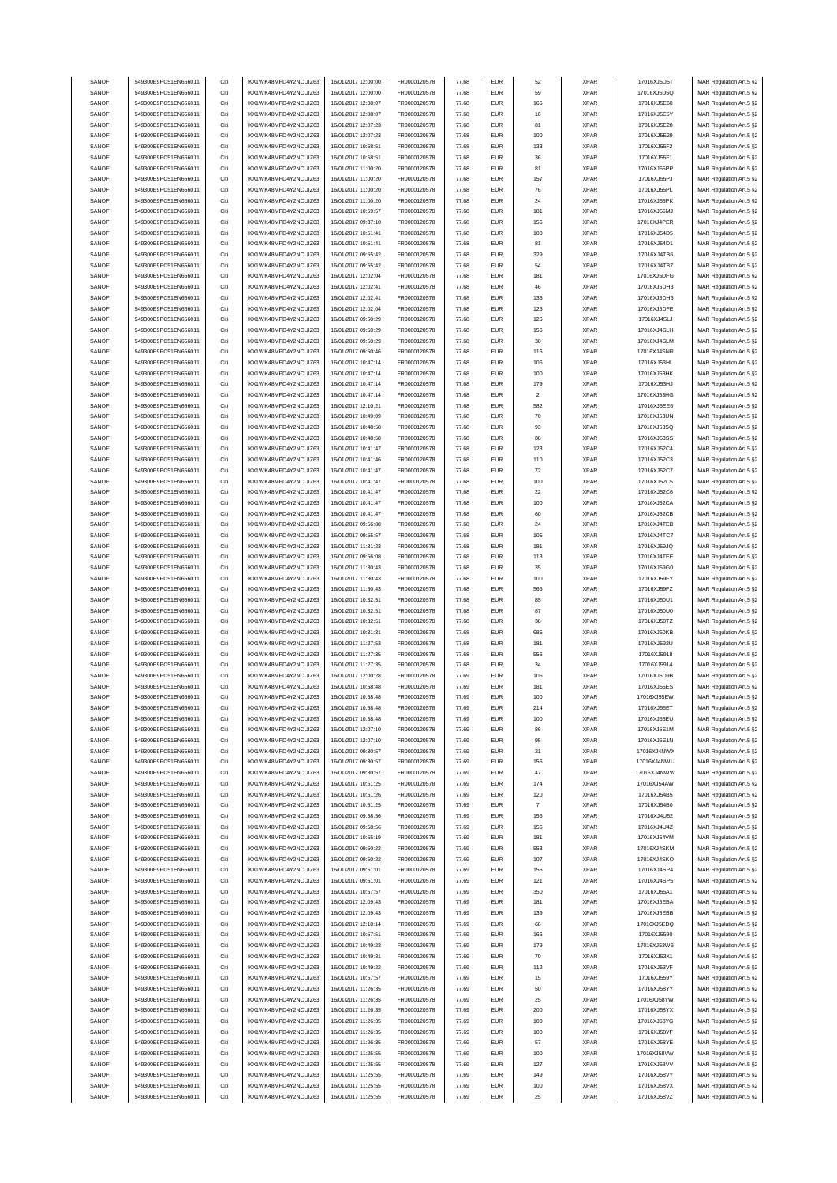| | | | | | | | | | | | |
|---|---|---|---|---|---|---|---|---|---|---|---|
| SANOFI | 549300E9PC51EN656011 | Citi | KX1WK48MPD4Y2NCUIZ63 | 16/01/2017 12:00:00 | FR0000120578 | 77.68 | EUR | 52 | XPAR | 17016XJ5D5T | MAR Regulation Art.5 §2 |
| SANOFI | 549300E9PC51EN656011 | Citi | KX1WK48MPD4Y2NCUIZ63 | 16/01/2017 12:00:00 | FR0000120578 | 77.68 | EUR | 59 | XPAR | 17016XJ5D5Q | MAR Regulation Art.5 §2 |
| SANOFI | 549300E9PC51EN656011 | Citi | KX1WK48MPD4Y2NCUIZ63 | 16/01/2017 12:08:07 | FR0000120578 | 77.68 | EUR | 165 | XPAR | 17016XJ5E60 | MAR Regulation Art.5 §2 |
| SANOFI | 549300E9PC51EN656011 | Citi | KX1WK48MPD4Y2NCUIZ63 | 16/01/2017 12:08:07 | FR0000120578 | 77.68 | EUR | 16 | XPAR | 17016XJ5E5Y | MAR Regulation Art.5 §2 |
| SANOFI | 549300E9PC51EN656011 | Citi | KX1WK48MPD4Y2NCUIZ63 | 16/01/2017 12:07:23 | FR0000120578 | 77.68 | EUR | 81 | XPAR | 17016XJ5E28 | MAR Regulation Art.5 §2 |
| SANOFI | 549300E9PC51EN656011 | Citi | KX1WK48MPD4Y2NCUIZ63 | 16/01/2017 12:07:23 | FR0000120578 | 77.68 | EUR | 100 | XPAR | 17016XJ5E29 | MAR Regulation Art.5 §2 |
| SANOFI | 549300E9PC51EN656011 | Citi | KX1WK48MPD4Y2NCUIZ63 | 16/01/2017 10:58:51 | FR0000120578 | 77.68 | EUR | 133 | XPAR | 17016XJ55F2 | MAR Regulation Art.5 §2 |
| SANOFI | 549300E9PC51EN656011 | Citi | KX1WK48MPD4Y2NCUIZ63 | 16/01/2017 10:58:51 | FR0000120578 | 77.68 | EUR | 36 | XPAR | 17016XJ55F1 | MAR Regulation Art.5 §2 |
| SANOFI | 549300E9PC51EN656011 | Citi | KX1WK48MPD4Y2NCUIZ63 | 16/01/2017 11:00:20 | FR0000120578 | 77.68 | EUR | 81 | XPAR | 17016XJ55PP | MAR Regulation Art.5 §2 |
| SANOFI | 549300E9PC51EN656011 | Citi | KX1WK48MPD4Y2NCUIZ63 | 16/01/2017 11:00:20 | FR0000120578 | 77.68 | EUR | 157 | XPAR | 17016XJ55PJ | MAR Regulation Art.5 §2 |
| SANOFI | 549300E9PC51EN656011 | Citi | KX1WK48MPD4Y2NCUIZ63 | 16/01/2017 11:00:20 | FR0000120578 | 77.68 | EUR | 76 | XPAR | 17016XJ55PL | MAR Regulation Art.5 §2 |
| SANOFI | 549300E9PC51EN656011 | Citi | KX1WK48MPD4Y2NCUIZ63 | 16/01/2017 11:00:20 | FR0000120578 | 77.68 | EUR | 24 | XPAR | 17016XJ55PK | MAR Regulation Art.5 §2 |
| SANOFI | 549300E9PC51EN656011 | Citi | KX1WK48MPD4Y2NCUIZ63 | 16/01/2017 10:59:57 | FR0000120578 | 77.68 | EUR | 181 | XPAR | 17016XJ55MJ | MAR Regulation Art.5 §2 |
| SANOFI | 549300E9PC51EN656011 | Citi | KX1WK48MPD4Y2NCUIZ63 | 16/01/2017 09:37:10 | FR0000120578 | 77.68 | EUR | 156 | XPAR | 17016XJ4PER | MAR Regulation Art.5 §2 |
| SANOFI | 549300E9PC51EN656011 | Citi | KX1WK48MPD4Y2NCUIZ63 | 16/01/2017 10:51:41 | FR0000120578 | 77.68 | EUR | 100 | XPAR | 17016XJ54D5 | MAR Regulation Art.5 §2 |
| SANOFI | 549300E9PC51EN656011 | Citi | KX1WK48MPD4Y2NCUIZ63 | 16/01/2017 10:51:41 | FR0000120578 | 77.68 | EUR | 81 | XPAR | 17016XJ54D1 | MAR Regulation Art.5 §2 |
| SANOFI | 549300E9PC51EN656011 | Citi | KX1WK48MPD4Y2NCUIZ63 | 16/01/2017 09:55:42 | FR0000120578 | 77.68 | EUR | 329 | XPAR | 17016XJ4TB6 | MAR Regulation Art.5 §2 |
| SANOFI | 549300E9PC51EN656011 | Citi | KX1WK48MPD4Y2NCUIZ63 | 16/01/2017 09:55:42 | FR0000120578 | 77.68 | EUR | 54 | XPAR | 17016XJ4TB7 | MAR Regulation Art.5 §2 |
| SANOFI | 549300E9PC51EN656011 | Citi | KX1WK48MPD4Y2NCUIZ63 | 16/01/2017 12:02:04 | FR0000120578 | 77.68 | EUR | 181 | XPAR | 17016XJ5DFG | MAR Regulation Art.5 §2 |
| SANOFI | 549300E9PC51EN656011 | Citi | KX1WK48MPD4Y2NCUIZ63 | 16/01/2017 12:02:41 | FR0000120578 | 77.68 | EUR | 46 | XPAR | 17016XJ5DH3 | MAR Regulation Art.5 §2 |
| SANOFI | 549300E9PC51EN656011 | Citi | KX1WK48MPD4Y2NCUIZ63 | 16/01/2017 12:02:41 | FR0000120578 | 77.68 | EUR | 135 | XPAR | 17016XJ5DH5 | MAR Regulation Art.5 §2 |
| SANOFI | 549300E9PC51EN656011 | Citi | KX1WK48MPD4Y2NCUIZ63 | 16/01/2017 12:02:04 | FR0000120578 | 77.68 | EUR | 126 | XPAR | 17016XJ5DFE | MAR Regulation Art.5 §2 |
| SANOFI | 549300E9PC51EN656011 | Citi | KX1WK48MPD4Y2NCUIZ63 | 16/01/2017 09:50:29 | FR0000120578 | 77.68 | EUR | 126 | XPAR | 17016XJ4SLJ | MAR Regulation Art.5 §2 |
| SANOFI | 549300E9PC51EN656011 | Citi | KX1WK48MPD4Y2NCUIZ63 | 16/01/2017 09:50:29 | FR0000120578 | 77.68 | EUR | 156 | XPAR | 17016XJ4SLH | MAR Regulation Art.5 §2 |
| SANOFI | 549300E9PC51EN656011 | Citi | KX1WK48MPD4Y2NCUIZ63 | 16/01/2017 09:50:29 | FR0000120578 | 77.68 | EUR | 30 | XPAR | 17016XJ4SLM | MAR Regulation Art.5 §2 |
| SANOFI | 549300E9PC51EN656011 | Citi | KX1WK48MPD4Y2NCUIZ63 | 16/01/2017 09:50:46 | FR0000120578 | 77.68 | EUR | 116 | XPAR | 17016XJ4SNR | MAR Regulation Art.5 §2 |
| SANOFI | 549300E9PC51EN656011 | Citi | KX1WK48MPD4Y2NCUIZ63 | 16/01/2017 10:47:14 | FR0000120578 | 77.68 | EUR | 106 | XPAR | 17016XJ53HL | MAR Regulation Art.5 §2 |
| SANOFI | 549300E9PC51EN656011 | Citi | KX1WK48MPD4Y2NCUIZ63 | 16/01/2017 10:47:14 | FR0000120578 | 77.68 | EUR | 100 | XPAR | 17016XJ53HK | MAR Regulation Art.5 §2 |
| SANOFI | 549300E9PC51EN656011 | Citi | KX1WK48MPD4Y2NCUIZ63 | 16/01/2017 10:47:14 | FR0000120578 | 77.68 | EUR | 179 | XPAR | 17016XJ53HJ | MAR Regulation Art.5 §2 |
| SANOFI | 549300E9PC51EN656011 | Citi | KX1WK48MPD4Y2NCUIZ63 | 16/01/2017 10:47:14 | FR0000120578 | 77.68 | EUR | 2 | XPAR | 17016XJ53HG | MAR Regulation Art.5 §2 |
| SANOFI | 549300E9PC51EN656011 | Citi | KX1WK48MPD4Y2NCUIZ63 | 16/01/2017 12:10:21 | FR0000120578 | 77.68 | EUR | 582 | XPAR | 17016XJ5EE6 | MAR Regulation Art.5 §2 |
| SANOFI | 549300E9PC51EN656011 | Citi | KX1WK48MPD4Y2NCUIZ63 | 16/01/2017 10:49:09 | FR0000120578 | 77.68 | EUR | 70 | XPAR | 17016XJ53UN | MAR Regulation Art.5 §2 |
| SANOFI | 549300E9PC51EN656011 | Citi | KX1WK48MPD4Y2NCUIZ63 | 16/01/2017 10:48:58 | FR0000120578 | 77.68 | EUR | 93 | XPAR | 17016XJ53SQ | MAR Regulation Art.5 §2 |
| SANOFI | 549300E9PC51EN656011 | Citi | KX1WK48MPD4Y2NCUIZ63 | 16/01/2017 10:48:58 | FR0000120578 | 77.68 | EUR | 88 | XPAR | 17016XJ53SS | MAR Regulation Art.5 §2 |
| SANOFI | 549300E9PC51EN656011 | Citi | KX1WK48MPD4Y2NCUIZ63 | 16/01/2017 10:41:47 | FR0000120578 | 77.68 | EUR | 123 | XPAR | 17016XJ52C4 | MAR Regulation Art.5 §2 |
| SANOFI | 549300E9PC51EN656011 | Citi | KX1WK48MPD4Y2NCUIZ63 | 16/01/2017 10:41:46 | FR0000120578 | 77.68 | EUR | 110 | XPAR | 17016XJ52C3 | MAR Regulation Art.5 §2 |
| SANOFI | 549300E9PC51EN656011 | Citi | KX1WK48MPD4Y2NCUIZ63 | 16/01/2017 10:41:47 | FR0000120578 | 77.68 | EUR | 72 | XPAR | 17016XJ52C7 | MAR Regulation Art.5 §2 |
| SANOFI | 549300E9PC51EN656011 | Citi | KX1WK48MPD4Y2NCUIZ63 | 16/01/2017 10:41:47 | FR0000120578 | 77.68 | EUR | 100 | XPAR | 17016XJ52C5 | MAR Regulation Art.5 §2 |
| SANOFI | 549300E9PC51EN656011 | Citi | KX1WK48MPD4Y2NCUIZ63 | 16/01/2017 10:41:47 | FR0000120578 | 77.68 | EUR | 22 | XPAR | 17016XJ52C6 | MAR Regulation Art.5 §2 |
| SANOFI | 549300E9PC51EN656011 | Citi | KX1WK48MPD4Y2NCUIZ63 | 16/01/2017 10:41:47 | FR0000120578 | 77.68 | EUR | 100 | XPAR | 17016XJ52CA | MAR Regulation Art.5 §2 |
| SANOFI | 549300E9PC51EN656011 | Citi | KX1WK48MPD4Y2NCUIZ63 | 16/01/2017 10:41:47 | FR0000120578 | 77.68 | EUR | 60 | XPAR | 17016XJ52CB | MAR Regulation Art.5 §2 |
| SANOFI | 549300E9PC51EN656011 | Citi | KX1WK48MPD4Y2NCUIZ63 | 16/01/2017 09:56:08 | FR0000120578 | 77.68 | EUR | 24 | XPAR | 17016XJ4TEB | MAR Regulation Art.5 §2 |
| SANOFI | 549300E9PC51EN656011 | Citi | KX1WK48MPD4Y2NCUIZ63 | 16/01/2017 09:55:57 | FR0000120578 | 77.68 | EUR | 105 | XPAR | 17016XJ4TC7 | MAR Regulation Art.5 §2 |
| SANOFI | 549300E9PC51EN656011 | Citi | KX1WK48MPD4Y2NCUIZ63 | 16/01/2017 11:31:23 | FR0000120578 | 77.68 | EUR | 181 | XPAR | 17016XJ59JQ | MAR Regulation Art.5 §2 |
| SANOFI | 549300E9PC51EN656011 | Citi | KX1WK48MPD4Y2NCUIZ63 | 16/01/2017 09:56:08 | FR0000120578 | 77.68 | EUR | 113 | XPAR | 17016XJ4TEE | MAR Regulation Art.5 §2 |
| SANOFI | 549300E9PC51EN656011 | Citi | KX1WK48MPD4Y2NCUIZ63 | 16/01/2017 11:30:43 | FR0000120578 | 77.68 | EUR | 35 | XPAR | 17016XJ59G0 | MAR Regulation Art.5 §2 |
| SANOFI | 549300E9PC51EN656011 | Citi | KX1WK48MPD4Y2NCUIZ63 | 16/01/2017 11:30:43 | FR0000120578 | 77.68 | EUR | 100 | XPAR | 17016XJ59FY | MAR Regulation Art.5 §2 |
| SANOFI | 549300E9PC51EN656011 | Citi | KX1WK48MPD4Y2NCUIZ63 | 16/01/2017 11:30:43 | FR0000120578 | 77.68 | EUR | 565 | XPAR | 17016XJ59FZ | MAR Regulation Art.5 §2 |
| SANOFI | 549300E9PC51EN656011 | Citi | KX1WK48MPD4Y2NCUIZ63 | 16/01/2017 10:32:51 | FR0000120578 | 77.68 | EUR | 85 | XPAR | 17016XJ50U1 | MAR Regulation Art.5 §2 |
| SANOFI | 549300E9PC51EN656011 | Citi | KX1WK48MPD4Y2NCUIZ63 | 16/01/2017 10:32:51 | FR0000120578 | 77.68 | EUR | 87 | XPAR | 17016XJ50U0 | MAR Regulation Art.5 §2 |
| SANOFI | 549300E9PC51EN656011 | Citi | KX1WK48MPD4Y2NCUIZ63 | 16/01/2017 10:32:51 | FR0000120578 | 77.68 | EUR | 38 | XPAR | 17016XJ50TZ | MAR Regulation Art.5 §2 |
| SANOFI | 549300E9PC51EN656011 | Citi | KX1WK48MPD4Y2NCUIZ63 | 16/01/2017 10:31:31 | FR0000120578 | 77.68 | EUR | 685 | XPAR | 17016XJ50KB | MAR Regulation Art.5 §2 |
| SANOFI | 549300E9PC51EN656011 | Citi | KX1WK48MPD4Y2NCUIZ63 | 16/01/2017 11:27:53 | FR0000120578 | 77.68 | EUR | 181 | XPAR | 17016XJ592U | MAR Regulation Art.5 §2 |
| SANOFI | 549300E9PC51EN656011 | Citi | KX1WK48MPD4Y2NCUIZ63 | 16/01/2017 11:27:35 | FR0000120578 | 77.68 | EUR | 556 | XPAR | 17016XJ5918 | MAR Regulation Art.5 §2 |
| SANOFI | 549300E9PC51EN656011 | Citi | KX1WK48MPD4Y2NCUIZ63 | 16/01/2017 11:27:35 | FR0000120578 | 77.68 | EUR | 34 | XPAR | 17016XJ5914 | MAR Regulation Art.5 §2 |
| SANOFI | 549300E9PC51EN656011 | Citi | KX1WK48MPD4Y2NCUIZ63 | 16/01/2017 12:00:28 | FR0000120578 | 77.69 | EUR | 106 | XPAR | 17016XJ5D9B | MAR Regulation Art.5 §2 |
| SANOFI | 549300E9PC51EN656011 | Citi | KX1WK48MPD4Y2NCUIZ63 | 16/01/2017 10:58:48 | FR0000120578 | 77.69 | EUR | 181 | XPAR | 17016XJ55ES | MAR Regulation Art.5 §2 |
| SANOFI | 549300E9PC51EN656011 | Citi | KX1WK48MPD4Y2NCUIZ63 | 16/01/2017 10:58:48 | FR0000120578 | 77.69 | EUR | 100 | XPAR | 17016XJ55EW | MAR Regulation Art.5 §2 |
| SANOFI | 549300E9PC51EN656011 | Citi | KX1WK48MPD4Y2NCUIZ63 | 16/01/2017 10:58:48 | FR0000120578 | 77.69 | EUR | 214 | XPAR | 17016XJ55ET | MAR Regulation Art.5 §2 |
| SANOFI | 549300E9PC51EN656011 | Citi | KX1WK48MPD4Y2NCUIZ63 | 16/01/2017 10:58:48 | FR0000120578 | 77.69 | EUR | 100 | XPAR | 17016XJ55EU | MAR Regulation Art.5 §2 |
| SANOFI | 549300E9PC51EN656011 | Citi | KX1WK48MPD4Y2NCUIZ63 | 16/01/2017 12:07:10 | FR0000120578 | 77.69 | EUR | 86 | XPAR | 17016XJ5E1M | MAR Regulation Art.5 §2 |
| SANOFI | 549300E9PC51EN656011 | Citi | KX1WK48MPD4Y2NCUIZ63 | 16/01/2017 12:07:10 | FR0000120578 | 77.69 | EUR | 95 | XPAR | 17016XJ5E1N | MAR Regulation Art.5 §2 |
| SANOFI | 549300E9PC51EN656011 | Citi | KX1WK48MPD4Y2NCUIZ63 | 16/01/2017 09:30:57 | FR0000120578 | 77.69 | EUR | 21 | XPAR | 17016XJ4NWX | MAR Regulation Art.5 §2 |
| SANOFI | 549300E9PC51EN656011 | Citi | KX1WK48MPD4Y2NCUIZ63 | 16/01/2017 09:30:57 | FR0000120578 | 77.69 | EUR | 156 | XPAR | 17016XJ4NWU | MAR Regulation Art.5 §2 |
| SANOFI | 549300E9PC51EN656011 | Citi | KX1WK48MPD4Y2NCUIZ63 | 16/01/2017 09:30:57 | FR0000120578 | 77.69 | EUR | 47 | XPAR | 17016XJ4NWW | MAR Regulation Art.5 §2 |
| SANOFI | 549300E9PC51EN656011 | Citi | KX1WK48MPD4Y2NCUIZ63 | 16/01/2017 10:51:25 | FR0000120578 | 77.69 | EUR | 174 | XPAR | 17016XJ54AW | MAR Regulation Art.5 §2 |
| SANOFI | 549300E9PC51EN656011 | Citi | KX1WK48MPD4Y2NCUIZ63 | 16/01/2017 10:51:26 | FR0000120578 | 77.69 | EUR | 120 | XPAR | 17016XJ54B5 | MAR Regulation Art.5 §2 |
| SANOFI | 549300E9PC51EN656011 | Citi | KX1WK48MPD4Y2NCUIZ63 | 16/01/2017 10:51:25 | FR0000120578 | 77.69 | EUR | 7 | XPAR | 17016XJ54B0 | MAR Regulation Art.5 §2 |
| SANOFI | 549300E9PC51EN656011 | Citi | KX1WK48MPD4Y2NCUIZ63 | 16/01/2017 09:58:56 | FR0000120578 | 77.69 | EUR | 156 | XPAR | 17016XJ4U52 | MAR Regulation Art.5 §2 |
| SANOFI | 549300E9PC51EN656011 | Citi | KX1WK48MPD4Y2NCUIZ63 | 16/01/2017 09:58:56 | FR0000120578 | 77.69 | EUR | 156 | XPAR | 17016XJ4U4Z | MAR Regulation Art.5 §2 |
| SANOFI | 549300E9PC51EN656011 | Citi | KX1WK48MPD4Y2NCUIZ63 | 16/01/2017 10:55:19 | FR0000120578 | 77.69 | EUR | 181 | XPAR | 17016XJ54VM | MAR Regulation Art.5 §2 |
| SANOFI | 549300E9PC51EN656011 | Citi | KX1WK48MPD4Y2NCUIZ63 | 16/01/2017 09:50:22 | FR0000120578 | 77.69 | EUR | 553 | XPAR | 17016XJ4SKM | MAR Regulation Art.5 §2 |
| SANOFI | 549300E9PC51EN656011 | Citi | KX1WK48MPD4Y2NCUIZ63 | 16/01/2017 09:50:22 | FR0000120578 | 77.69 | EUR | 107 | XPAR | 17016XJ4SKO | MAR Regulation Art.5 §2 |
| SANOFI | 549300E9PC51EN656011 | Citi | KX1WK48MPD4Y2NCUIZ63 | 16/01/2017 09:51:01 | FR0000120578 | 77.69 | EUR | 156 | XPAR | 17016XJ4SP4 | MAR Regulation Art.5 §2 |
| SANOFI | 549300E9PC51EN656011 | Citi | KX1WK48MPD4Y2NCUIZ63 | 16/01/2017 09:51:01 | FR0000120578 | 77.69 | EUR | 121 | XPAR | 17016XJ4SP5 | MAR Regulation Art.5 §2 |
| SANOFI | 549300E9PC51EN656011 | Citi | KX1WK48MPD4Y2NCUIZ63 | 16/01/2017 10:57:57 | FR0000120578 | 77.69 | EUR | 350 | XPAR | 17016XJ55A1 | MAR Regulation Art.5 §2 |
| SANOFI | 549300E9PC51EN656011 | Citi | KX1WK48MPD4Y2NCUIZ63 | 16/01/2017 12:09:43 | FR0000120578 | 77.69 | EUR | 181 | XPAR | 17016XJ5EBA | MAR Regulation Art.5 §2 |
| SANOFI | 549300E9PC51EN656011 | Citi | KX1WK48MPD4Y2NCUIZ63 | 16/01/2017 12:09:43 | FR0000120578 | 77.69 | EUR | 139 | XPAR | 17016XJ5EBB | MAR Regulation Art.5 §2 |
| SANOFI | 549300E9PC51EN656011 | Citi | KX1WK48MPD4Y2NCUIZ63 | 16/01/2017 12:10:14 | FR0000120578 | 77.69 | EUR | 68 | XPAR | 17016XJ5EDQ | MAR Regulation Art.5 §2 |
| SANOFI | 549300E9PC51EN656011 | Citi | KX1WK48MPD4Y2NCUIZ63 | 16/01/2017 10:57:51 | FR0000120578 | 77.69 | EUR | 166 | XPAR | 17016XJ5590 | MAR Regulation Art.5 §2 |
| SANOFI | 549300E9PC51EN656011 | Citi | KX1WK48MPD4Y2NCUIZ63 | 16/01/2017 10:49:23 | FR0000120578 | 77.69 | EUR | 179 | XPAR | 17016XJ53W6 | MAR Regulation Art.5 §2 |
| SANOFI | 549300E9PC51EN656011 | Citi | KX1WK48MPD4Y2NCUIZ63 | 16/01/2017 10:49:31 | FR0000120578 | 77.69 | EUR | 70 | XPAR | 17016XJ53X1 | MAR Regulation Art.5 §2 |
| SANOFI | 549300E9PC51EN656011 | Citi | KX1WK48MPD4Y2NCUIZ63 | 16/01/2017 10:49:22 | FR0000120578 | 77.69 | EUR | 112 | XPAR | 17016XJ53VF | MAR Regulation Art.5 §2 |
| SANOFI | 549300E9PC51EN656011 | Citi | KX1WK48MPD4Y2NCUIZ63 | 16/01/2017 10:57:57 | FR0000120578 | 77.69 | EUR | 15 | XPAR | 17016XJ559Y | MAR Regulation Art.5 §2 |
| SANOFI | 549300E9PC51EN656011 | Citi | KX1WK48MPD4Y2NCUIZ63 | 16/01/2017 11:26:35 | FR0000120578 | 77.69 | EUR | 50 | XPAR | 17016XJ58YY | MAR Regulation Art.5 §2 |
| SANOFI | 549300E9PC51EN656011 | Citi | KX1WK48MPD4Y2NCUIZ63 | 16/01/2017 11:26:35 | FR0000120578 | 77.69 | EUR | 25 | XPAR | 17016XJ58YW | MAR Regulation Art.5 §2 |
| SANOFI | 549300E9PC51EN656011 | Citi | KX1WK48MPD4Y2NCUIZ63 | 16/01/2017 11:26:35 | FR0000120578 | 77.69 | EUR | 200 | XPAR | 17016XJ58YX | MAR Regulation Art.5 §2 |
| SANOFI | 549300E9PC51EN656011 | Citi | KX1WK48MPD4Y2NCUIZ63 | 16/01/2017 11:26:35 | FR0000120578 | 77.69 | EUR | 100 | XPAR | 17016XJ58YG | MAR Regulation Art.5 §2 |
| SANOFI | 549300E9PC51EN656011 | Citi | KX1WK48MPD4Y2NCUIZ63 | 16/01/2017 11:26:35 | FR0000120578 | 77.69 | EUR | 100 | XPAR | 17016XJ58YF | MAR Regulation Art.5 §2 |
| SANOFI | 549300E9PC51EN656011 | Citi | KX1WK48MPD4Y2NCUIZ63 | 16/01/2017 11:26:35 | FR0000120578 | 77.69 | EUR | 57 | XPAR | 17016XJ58YE | MAR Regulation Art.5 §2 |
| SANOFI | 549300E9PC51EN656011 | Citi | KX1WK48MPD4Y2NCUIZ63 | 16/01/2017 11:25:55 | FR0000120578 | 77.69 | EUR | 100 | XPAR | 17016XJ58VW | MAR Regulation Art.5 §2 |
| SANOFI | 549300E9PC51EN656011 | Citi | KX1WK48MPD4Y2NCUIZ63 | 16/01/2017 11:25:55 | FR0000120578 | 77.69 | EUR | 127 | XPAR | 17016XJ58VV | MAR Regulation Art.5 §2 |
| SANOFI | 549300E9PC51EN656011 | Citi | KX1WK48MPD4Y2NCUIZ63 | 16/01/2017 11:25:55 | FR0000120578 | 77.69 | EUR | 149 | XPAR | 17016XJ58VY | MAR Regulation Art.5 §2 |
| SANOFI | 549300E9PC51EN656011 | Citi | KX1WK48MPD4Y2NCUIZ63 | 16/01/2017 11:25:55 | FR0000120578 | 77.69 | EUR | 100 | XPAR | 17016XJ58VX | MAR Regulation Art.5 §2 |
| SANOFI | 549300E9PC51EN656011 | Citi | KX1WK48MPD4Y2NCUIZ63 | 16/01/2017 11:25:55 | FR0000120578 | 77.69 | EUR | 25 | XPAR | 17016XJ58VZ | MAR Regulation Art.5 §2 |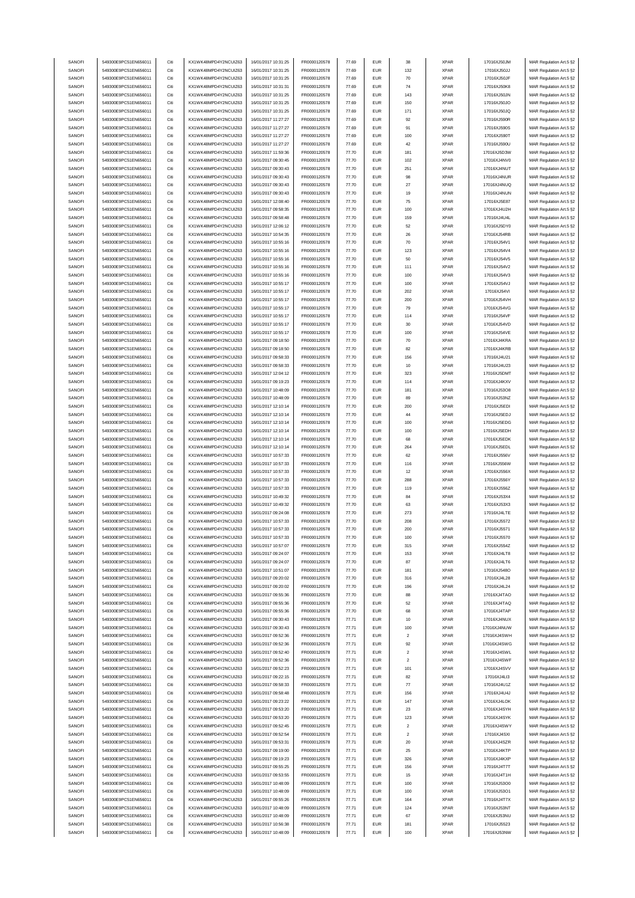| | | | | | | | | | | | |
|---|---|---|---|---|---|---|---|---|---|---|---|
| SANOFI | 549300E9PC51EN656011 | Citi | KX1WK48MPD4Y2NCUIZ63 | 16/01/2017 10:31:25 | FR0000120578 | 77.69 | EUR | 38 | XPAR | 17016XJ50JM | MAR Regulation Art.5 §2 |
| SANOFI | 549300E9PC51EN656011 | Citi | KX1WK48MPD4Y2NCUIZ63 | 16/01/2017 10:31:25 | FR0000120578 | 77.69 | EUR | 132 | XPAR | 17016XJ50JJ | MAR Regulation Art.5 §2 |
| SANOFI | 549300E9PC51EN656011 | Citi | KX1WK48MPD4Y2NCUIZ63 | 16/01/2017 10:31:25 | FR0000120578 | 77.69 | EUR | 70 | XPAR | 17016XJ50JF | MAR Regulation Art.5 §2 |
| SANOFI | 549300E9PC51EN656011 | Citi | KX1WK48MPD4Y2NCUIZ63 | 16/01/2017 10:31:31 | FR0000120578 | 77.69 | EUR | 74 | XPAR | 17016XJ50K8 | MAR Regulation Art.5 §2 |
| SANOFI | 549300E9PC51EN656011 | Citi | KX1WK48MPD4Y2NCUIZ63 | 16/01/2017 10:31:25 | FR0000120578 | 77.69 | EUR | 143 | XPAR | 17016XJ50JN | MAR Regulation Art.5 §2 |
| SANOFI | 549300E9PC51EN656011 | Citi | KX1WK48MPD4Y2NCUIZ63 | 16/01/2017 10:31:25 | FR0000120578 | 77.69 | EUR | 150 | XPAR | 17016XJ50JO | MAR Regulation Art.5 §2 |
| SANOFI | 549300E9PC51EN656011 | Citi | KX1WK48MPD4Y2NCUIZ63 | 16/01/2017 10:31:25 | FR0000120578 | 77.69 | EUR | 171 | XPAR | 17016XJ50JQ | MAR Regulation Art.5 §2 |
| SANOFI | 549300E9PC51EN656011 | Citi | KX1WK48MPD4Y2NCUIZ63 | 16/01/2017 11:27:27 | FR0000120578 | 77.69 | EUR | 92 | XPAR | 17016XJ590R | MAR Regulation Art.5 §2 |
| SANOFI | 549300E9PC51EN656011 | Citi | KX1WK48MPD4Y2NCUIZ63 | 16/01/2017 11:27:27 | FR0000120578 | 77.69 | EUR | 91 | XPAR | 17016XJ590S | MAR Regulation Art.5 §2 |
| SANOFI | 549300E9PC51EN656011 | Citi | KX1WK48MPD4Y2NCUIZ63 | 16/01/2017 11:27:27 | FR0000120578 | 77.69 | EUR | 100 | XPAR | 17016XJ590T | MAR Regulation Art.5 §2 |
| SANOFI | 549300E9PC51EN656011 | Citi | KX1WK48MPD4Y2NCUIZ63 | 16/01/2017 11:27:27 | FR0000120578 | 77.69 | EUR | 42 | XPAR | 17016XJ590U | MAR Regulation Art.5 §2 |
| SANOFI | 549300E9PC51EN656011 | Citi | KX1WK48MPD4Y2NCUIZ63 | 16/01/2017 11:59:36 | FR0000120578 | 77.70 | EUR | 181 | XPAR | 17016XJ5D3W | MAR Regulation Art.5 §2 |
| SANOFI | 549300E9PC51EN656011 | Citi | KX1WK48MPD4Y2NCUIZ63 | 16/01/2017 09:30:45 | FR0000120578 | 77.70 | EUR | 102 | XPAR | 17016XJ4NV0 | MAR Regulation Art.5 §2 |
| SANOFI | 549300E9PC51EN656011 | Citi | KX1WK48MPD4Y2NCUIZ63 | 16/01/2017 09:30:43 | FR0000120578 | 77.70 | EUR | 251 | XPAR | 17016XJ4NUT | MAR Regulation Art.5 §2 |
| SANOFI | 549300E9PC51EN656011 | Citi | KX1WK48MPD4Y2NCUIZ63 | 16/01/2017 09:30:43 | FR0000120578 | 77.70 | EUR | 98 | XPAR | 17016XJ4NUR | MAR Regulation Art.5 §2 |
| SANOFI | 549300E9PC51EN656011 | Citi | KX1WK48MPD4Y2NCUIZ63 | 16/01/2017 09:30:43 | FR0000120578 | 77.70 | EUR | 27 | XPAR | 17016XJ4NUQ | MAR Regulation Art.5 §2 |
| SANOFI | 549300E9PC51EN656011 | Citi | KX1WK48MPD4Y2NCUIZ63 | 16/01/2017 09:30:43 | FR0000120578 | 77.70 | EUR | 19 | XPAR | 17016XJ4NUN | MAR Regulation Art.5 §2 |
| SANOFI | 549300E9PC51EN656011 | Citi | KX1WK48MPD4Y2NCUIZ63 | 16/01/2017 12:08:40 | FR0000120578 | 77.70 | EUR | 75 | XPAR | 17016XJ5E87 | MAR Regulation Art.5 §2 |
| SANOFI | 549300E9PC51EN656011 | Citi | KX1WK48MPD4Y2NCUIZ63 | 16/01/2017 09:58:35 | FR0000120578 | 77.70 | EUR | 100 | XPAR | 17016XJ4U2H | MAR Regulation Art.5 §2 |
| SANOFI | 549300E9PC51EN656011 | Citi | KX1WK48MPD4Y2NCUIZ63 | 16/01/2017 09:58:48 | FR0000120578 | 77.70 | EUR | 159 | XPAR | 17016XJ4U4L | MAR Regulation Art.5 §2 |
| SANOFI | 549300E9PC51EN656011 | Citi | KX1WK48MPD4Y2NCUIZ63 | 16/01/2017 12:06:12 | FR0000120578 | 77.70 | EUR | 52 | XPAR | 17016XJ5DY0 | MAR Regulation Art.5 §2 |
| SANOFI | 549300E9PC51EN656011 | Citi | KX1WK48MPD4Y2NCUIZ63 | 16/01/2017 10:54:35 | FR0000120578 | 77.70 | EUR | 26 | XPAR | 17016XJ54RB | MAR Regulation Art.5 §2 |
| SANOFI | 549300E9PC51EN656011 | Citi | KX1WK48MPD4Y2NCUIZ63 | 16/01/2017 10:55:16 | FR0000120578 | 77.70 | EUR | 70 | XPAR | 17016XJ54V1 | MAR Regulation Art.5 §2 |
| SANOFI | 549300E9PC51EN656011 | Citi | KX1WK48MPD4Y2NCUIZ63 | 16/01/2017 10:55:16 | FR0000120578 | 77.70 | EUR | 123 | XPAR | 17016XJ54V4 | MAR Regulation Art.5 §2 |
| SANOFI | 549300E9PC51EN656011 | Citi | KX1WK48MPD4Y2NCUIZ63 | 16/01/2017 10:55:16 | FR0000120578 | 77.70 | EUR | 50 | XPAR | 17016XJ54V5 | MAR Regulation Art.5 §2 |
| SANOFI | 549300E9PC51EN656011 | Citi | KX1WK48MPD4Y2NCUIZ63 | 16/01/2017 10:55:16 | FR0000120578 | 77.70 | EUR | 111 | XPAR | 17016XJ54V2 | MAR Regulation Art.5 §2 |
| SANOFI | 549300E9PC51EN656011 | Citi | KX1WK48MPD4Y2NCUIZ63 | 16/01/2017 10:55:16 | FR0000120578 | 77.70 | EUR | 100 | XPAR | 17016XJ54V3 | MAR Regulation Art.5 §2 |
| SANOFI | 549300E9PC51EN656011 | Citi | KX1WK48MPD4Y2NCUIZ63 | 16/01/2017 10:55:17 | FR0000120578 | 77.70 | EUR | 100 | XPAR | 17016XJ54VJ | MAR Regulation Art.5 §2 |
| SANOFI | 549300E9PC51EN656011 | Citi | KX1WK48MPD4Y2NCUIZ63 | 16/01/2017 10:55:17 | FR0000120578 | 77.70 | EUR | 202 | XPAR | 17016XJ54VI | MAR Regulation Art.5 §2 |
| SANOFI | 549300E9PC51EN656011 | Citi | KX1WK48MPD4Y2NCUIZ63 | 16/01/2017 10:55:17 | FR0000120578 | 77.70 | EUR | 200 | XPAR | 17016XJ54VH | MAR Regulation Art.5 §2 |
| SANOFI | 549300E9PC51EN656011 | Citi | KX1WK48MPD4Y2NCUIZ63 | 16/01/2017 10:55:17 | FR0000120578 | 77.70 | EUR | 79 | XPAR | 17016XJ54VG | MAR Regulation Art.5 §2 |
| SANOFI | 549300E9PC51EN656011 | Citi | KX1WK48MPD4Y2NCUIZ63 | 16/01/2017 10:55:17 | FR0000120578 | 77.70 | EUR | 114 | XPAR | 17016XJ54VF | MAR Regulation Art.5 §2 |
| SANOFI | 549300E9PC51EN656011 | Citi | KX1WK48MPD4Y2NCUIZ63 | 16/01/2017 10:55:17 | FR0000120578 | 77.70 | EUR | 30 | XPAR | 17016XJ54VD | MAR Regulation Art.5 §2 |
| SANOFI | 549300E9PC51EN656011 | Citi | KX1WK48MPD4Y2NCUIZ63 | 16/01/2017 10:55:17 | FR0000120578 | 77.70 | EUR | 100 | XPAR | 17016XJ54VE | MAR Regulation Art.5 §2 |
| SANOFI | 549300E9PC51EN656011 | Citi | KX1WK48MPD4Y2NCUIZ63 | 16/01/2017 09:18:50 | FR0000120578 | 77.70 | EUR | 70 | XPAR | 17016XJ4KRA | MAR Regulation Art.5 §2 |
| SANOFI | 549300E9PC51EN656011 | Citi | KX1WK48MPD4Y2NCUIZ63 | 16/01/2017 09:18:50 | FR0000120578 | 77.70 | EUR | 82 | XPAR | 17016XJ4KRB | MAR Regulation Art.5 §2 |
| SANOFI | 549300E9PC51EN656011 | Citi | KX1WK48MPD4Y2NCUIZ63 | 16/01/2017 09:58:33 | FR0000120578 | 77.70 | EUR | 156 | XPAR | 17016XJ4U21 | MAR Regulation Art.5 §2 |
| SANOFI | 549300E9PC51EN656011 | Citi | KX1WK48MPD4Y2NCUIZ63 | 16/01/2017 09:58:33 | FR0000120578 | 77.70 | EUR | 10 | XPAR | 17016XJ4U23 | MAR Regulation Art.5 §2 |
| SANOFI | 549300E9PC51EN656011 | Citi | KX1WK48MPD4Y2NCUIZ63 | 16/01/2017 12:04:12 | FR0000120578 | 77.70 | EUR | 323 | XPAR | 17016XJ5DMT | MAR Regulation Art.5 §2 |
| SANOFI | 549300E9PC51EN656011 | Citi | KX1WK48MPD4Y2NCUIZ63 | 16/01/2017 09:19:23 | FR0000120578 | 77.70 | EUR | 114 | XPAR | 17016XJ4KXV | MAR Regulation Art.5 §2 |
| SANOFI | 549300E9PC51EN656011 | Citi | KX1WK48MPD4Y2NCUIZ63 | 16/01/2017 10:48:09 | FR0000120578 | 77.70 | EUR | 181 | XPAR | 17016XJ53O8 | MAR Regulation Art.5 §2 |
| SANOFI | 549300E9PC51EN656011 | Citi | KX1WK48MPD4Y2NCUIZ63 | 16/01/2017 10:48:09 | FR0000120578 | 77.70 | EUR | 89 | XPAR | 17016XJ53NZ | MAR Regulation Art.5 §2 |
| SANOFI | 549300E9PC51EN656011 | Citi | KX1WK48MPD4Y2NCUIZ63 | 16/01/2017 12:10:14 | FR0000120578 | 77.70 | EUR | 200 | XPAR | 17016XJ5EDI | MAR Regulation Art.5 §2 |
| SANOFI | 549300E9PC51EN656011 | Citi | KX1WK48MPD4Y2NCUIZ63 | 16/01/2017 12:10:14 | FR0000120578 | 77.70 | EUR | 44 | XPAR | 17016XJ5EDJ | MAR Regulation Art.5 §2 |
| SANOFI | 549300E9PC51EN656011 | Citi | KX1WK48MPD4Y2NCUIZ63 | 16/01/2017 12:10:14 | FR0000120578 | 77.70 | EUR | 100 | XPAR | 17016XJ5EDG | MAR Regulation Art.5 §2 |
| SANOFI | 549300E9PC51EN656011 | Citi | KX1WK48MPD4Y2NCUIZ63 | 16/01/2017 12:10:14 | FR0000120578 | 77.70 | EUR | 100 | XPAR | 17016XJ5EDH | MAR Regulation Art.5 §2 |
| SANOFI | 549300E9PC51EN656011 | Citi | KX1WK48MPD4Y2NCUIZ63 | 16/01/2017 12:10:14 | FR0000120578 | 77.70 | EUR | 68 | XPAR | 17016XJ5EDK | MAR Regulation Art.5 §2 |
| SANOFI | 549300E9PC51EN656011 | Citi | KX1WK48MPD4Y2NCUIZ63 | 16/01/2017 12:10:14 | FR0000120578 | 77.70 | EUR | 264 | XPAR | 17016XJ5EDL | MAR Regulation Art.5 §2 |
| SANOFI | 549300E9PC51EN656011 | Citi | KX1WK48MPD4Y2NCUIZ63 | 16/01/2017 10:57:33 | FR0000120578 | 77.70 | EUR | 62 | XPAR | 17016XJ556V | MAR Regulation Art.5 §2 |
| SANOFI | 549300E9PC51EN656011 | Citi | KX1WK48MPD4Y2NCUIZ63 | 16/01/2017 10:57:33 | FR0000120578 | 77.70 | EUR | 116 | XPAR | 17016XJ556W | MAR Regulation Art.5 §2 |
| SANOFI | 549300E9PC51EN656011 | Citi | KX1WK48MPD4Y2NCUIZ63 | 16/01/2017 10:57:33 | FR0000120578 | 77.70 | EUR | 12 | XPAR | 17016XJ556X | MAR Regulation Art.5 §2 |
| SANOFI | 549300E9PC51EN656011 | Citi | KX1WK48MPD4Y2NCUIZ63 | 16/01/2017 10:57:33 | FR0000120578 | 77.70 | EUR | 288 | XPAR | 17016XJ556Y | MAR Regulation Art.5 §2 |
| SANOFI | 549300E9PC51EN656011 | Citi | KX1WK48MPD4Y2NCUIZ63 | 16/01/2017 10:57:33 | FR0000120578 | 77.70 | EUR | 119 | XPAR | 17016XJ556Z | MAR Regulation Art.5 §2 |
| SANOFI | 549300E9PC51EN656011 | Citi | KX1WK48MPD4Y2NCUIZ63 | 16/01/2017 10:49:32 | FR0000120578 | 77.70 | EUR | 84 | XPAR | 17016XJ53X4 | MAR Regulation Art.5 §2 |
| SANOFI | 549300E9PC51EN656011 | Citi | KX1WK48MPD4Y2NCUIZ63 | 16/01/2017 10:49:32 | FR0000120578 | 77.70 | EUR | 63 | XPAR | 17016XJ53X3 | MAR Regulation Art.5 §2 |
| SANOFI | 549300E9PC51EN656011 | Citi | KX1WK48MPD4Y2NCUIZ63 | 16/01/2017 09:24:08 | FR0000120578 | 77.70 | EUR | 273 | XPAR | 17016XJ4LTE | MAR Regulation Art.5 §2 |
| SANOFI | 549300E9PC51EN656011 | Citi | KX1WK48MPD4Y2NCUIZ63 | 16/01/2017 10:57:33 | FR0000120578 | 77.70 | EUR | 208 | XPAR | 17016XJ5572 | MAR Regulation Art.5 §2 |
| SANOFI | 549300E9PC51EN656011 | Citi | KX1WK48MPD4Y2NCUIZ63 | 16/01/2017 10:57:33 | FR0000120578 | 77.70 | EUR | 200 | XPAR | 17016XJ5571 | MAR Regulation Art.5 §2 |
| SANOFI | 549300E9PC51EN656011 | Citi | KX1WK48MPD4Y2NCUIZ63 | 16/01/2017 10:57:33 | FR0000120578 | 77.70 | EUR | 100 | XPAR | 17016XJ5570 | MAR Regulation Art.5 §2 |
| SANOFI | 549300E9PC51EN656011 | Citi | KX1WK48MPD4Y2NCUIZ63 | 16/01/2017 10:57:07 | FR0000120578 | 77.70 | EUR | 315 | XPAR | 17016XJ554Z | MAR Regulation Art.5 §2 |
| SANOFI | 549300E9PC51EN656011 | Citi | KX1WK48MPD4Y2NCUIZ63 | 16/01/2017 09:24:07 | FR0000120578 | 77.70 | EUR | 153 | XPAR | 17016XJ4LT8 | MAR Regulation Art.5 §2 |
| SANOFI | 549300E9PC51EN656011 | Citi | KX1WK48MPD4Y2NCUIZ63 | 16/01/2017 09:24:07 | FR0000120578 | 77.70 | EUR | 87 | XPAR | 17016XJ4LT6 | MAR Regulation Art.5 §2 |
| SANOFI | 549300E9PC51EN656011 | Citi | KX1WK48MPD4Y2NCUIZ63 | 16/01/2017 10:51:07 | FR0000120578 | 77.70 | EUR | 181 | XPAR | 17016XJ548O | MAR Regulation Art.5 §2 |
| SANOFI | 549300E9PC51EN656011 | Citi | KX1WK48MPD4Y2NCUIZ63 | 16/01/2017 09:20:02 | FR0000120578 | 77.70 | EUR | 316 | XPAR | 17016XJ4L28 | MAR Regulation Art.5 §2 |
| SANOFI | 549300E9PC51EN656011 | Citi | KX1WK48MPD4Y2NCUIZ63 | 16/01/2017 09:20:02 | FR0000120578 | 77.70 | EUR | 196 | XPAR | 17016XJ4L24 | MAR Regulation Art.5 §2 |
| SANOFI | 549300E9PC51EN656011 | Citi | KX1WK48MPD4Y2NCUIZ63 | 16/01/2017 09:55:36 | FR0000120578 | 77.70 | EUR | 88 | XPAR | 17016XJ4TAO | MAR Regulation Art.5 §2 |
| SANOFI | 549300E9PC51EN656011 | Citi | KX1WK48MPD4Y2NCUIZ63 | 16/01/2017 09:55:36 | FR0000120578 | 77.70 | EUR | 52 | XPAR | 17016XJ4TAQ | MAR Regulation Art.5 §2 |
| SANOFI | 549300E9PC51EN656011 | Citi | KX1WK48MPD4Y2NCUIZ63 | 16/01/2017 09:55:36 | FR0000120578 | 77.70 | EUR | 68 | XPAR | 17016XJ4TAP | MAR Regulation Art.5 §2 |
| SANOFI | 549300E9PC51EN656011 | Citi | KX1WK48MPD4Y2NCUIZ63 | 16/01/2017 09:30:43 | FR0000120578 | 77.71 | EUR | 10 | XPAR | 17016XJ4NUX | MAR Regulation Art.5 §2 |
| SANOFI | 549300E9PC51EN656011 | Citi | KX1WK48MPD4Y2NCUIZ63 | 16/01/2017 09:30:43 | FR0000120578 | 77.71 | EUR | 100 | XPAR | 17016XJ4NUW | MAR Regulation Art.5 §2 |
| SANOFI | 549300E9PC51EN656011 | Citi | KX1WK48MPD4Y2NCUIZ63 | 16/01/2017 09:52:36 | FR0000120578 | 77.71 | EUR | 2 | XPAR | 17016XJ4SWH | MAR Regulation Art.5 §2 |
| SANOFI | 549300E9PC51EN656011 | Citi | KX1WK48MPD4Y2NCUIZ63 | 16/01/2017 09:52:36 | FR0000120578 | 77.71 | EUR | 92 | XPAR | 17016XJ4SWG | MAR Regulation Art.5 §2 |
| SANOFI | 549300E9PC51EN656011 | Citi | KX1WK48MPD4Y2NCUIZ63 | 16/01/2017 09:52:40 | FR0000120578 | 77.71 | EUR | 2 | XPAR | 17016XJ4SWL | MAR Regulation Art.5 §2 |
| SANOFI | 549300E9PC51EN656011 | Citi | KX1WK48MPD4Y2NCUIZ63 | 16/01/2017 09:52:36 | FR0000120578 | 77.71 | EUR | 2 | XPAR | 17016XJ4SWF | MAR Regulation Art.5 §2 |
| SANOFI | 549300E9PC51EN656011 | Citi | KX1WK48MPD4Y2NCUIZ63 | 16/01/2017 09:52:23 | FR0000120578 | 77.71 | EUR | 101 | XPAR | 17016XJ4SVV | MAR Regulation Art.5 §2 |
| SANOFI | 549300E9PC51EN656011 | Citi | KX1WK48MPD4Y2NCUIZ63 | 16/01/2017 09:22:15 | FR0000120578 | 77.71 | EUR | 82 | XPAR | 17016XJ4LI3 | MAR Regulation Art.5 §2 |
| SANOFI | 549300E9PC51EN656011 | Citi | KX1WK48MPD4Y2NCUIZ63 | 16/01/2017 09:58:33 | FR0000120578 | 77.71 | EUR | 77 | XPAR | 17016XJ4U1Z | MAR Regulation Art.5 §2 |
| SANOFI | 549300E9PC51EN656011 | Citi | KX1WK48MPD4Y2NCUIZ63 | 16/01/2017 09:58:48 | FR0000120578 | 77.71 | EUR | 156 | XPAR | 17016XJ4U4J | MAR Regulation Art.5 §2 |
| SANOFI | 549300E9PC51EN656011 | Citi | KX1WK48MPD4Y2NCUIZ63 | 16/01/2017 09:23:22 | FR0000120578 | 77.71 | EUR | 147 | XPAR | 17016XJ4LOK | MAR Regulation Art.5 §2 |
| SANOFI | 549300E9PC51EN656011 | Citi | KX1WK48MPD4Y2NCUIZ63 | 16/01/2017 09:53:20 | FR0000120578 | 77.71 | EUR | 23 | XPAR | 17016XJ4SYH | MAR Regulation Art.5 §2 |
| SANOFI | 549300E9PC51EN656011 | Citi | KX1WK48MPD4Y2NCUIZ63 | 16/01/2017 09:53:20 | FR0000120578 | 77.71 | EUR | 123 | XPAR | 17016XJ4SYK | MAR Regulation Art.5 §2 |
| SANOFI | 549300E9PC51EN656011 | Citi | KX1WK48MPD4Y2NCUIZ63 | 16/01/2017 09:52:45 | FR0000120578 | 77.71 | EUR | 2 | XPAR | 17016XJ4SWY | MAR Regulation Art.5 §2 |
| SANOFI | 549300E9PC51EN656011 | Citi | KX1WK48MPD4Y2NCUIZ63 | 16/01/2017 09:52:54 | FR0000120578 | 77.71 | EUR | 2 | XPAR | 17016XJ4SXI | MAR Regulation Art.5 §2 |
| SANOFI | 549300E9PC51EN656011 | Citi | KX1WK48MPD4Y2NCUIZ63 | 16/01/2017 09:53:31 | FR0000120578 | 77.71 | EUR | 20 | XPAR | 17016XJ4SZR | MAR Regulation Art.5 §2 |
| SANOFI | 549300E9PC51EN656011 | Citi | KX1WK48MPD4Y2NCUIZ63 | 16/01/2017 09:19:00 | FR0000120578 | 77.71 | EUR | 25 | XPAR | 17016XJ4KTP | MAR Regulation Art.5 §2 |
| SANOFI | 549300E9PC51EN656011 | Citi | KX1WK48MPD4Y2NCUIZ63 | 16/01/2017 09:19:23 | FR0000120578 | 77.71 | EUR | 326 | XPAR | 17016XJ4KXP | MAR Regulation Art.5 §2 |
| SANOFI | 549300E9PC51EN656011 | Citi | KX1WK48MPD4Y2NCUIZ63 | 16/01/2017 09:55:25 | FR0000120578 | 77.71 | EUR | 156 | XPAR | 17016XJ4T7T | MAR Regulation Art.5 §2 |
| SANOFI | 549300E9PC51EN656011 | Citi | KX1WK48MPD4Y2NCUIZ63 | 16/01/2017 09:53:55 | FR0000120578 | 77.71 | EUR | 15 | XPAR | 17016XJ4T1H | MAR Regulation Art.5 §2 |
| SANOFI | 549300E9PC51EN656011 | Citi | KX1WK48MPD4Y2NCUIZ63 | 16/01/2017 10:48:09 | FR0000120578 | 77.71 | EUR | 100 | XPAR | 17016XJ53O0 | MAR Regulation Art.5 §2 |
| SANOFI | 549300E9PC51EN656011 | Citi | KX1WK48MPD4Y2NCUIZ63 | 16/01/2017 10:48:09 | FR0000120578 | 77.71 | EUR | 100 | XPAR | 17016XJ53O1 | MAR Regulation Art.5 §2 |
| SANOFI | 549300E9PC51EN656011 | Citi | KX1WK48MPD4Y2NCUIZ63 | 16/01/2017 09:55:26 | FR0000120578 | 77.71 | EUR | 164 | XPAR | 17016XJ4T7X | MAR Regulation Art.5 §2 |
| SANOFI | 549300E9PC51EN656011 | Citi | KX1WK48MPD4Y2NCUIZ63 | 16/01/2017 10:48:09 | FR0000120578 | 77.71 | EUR | 124 | XPAR | 17016XJ53NT | MAR Regulation Art.5 §2 |
| SANOFI | 549300E9PC51EN656011 | Citi | KX1WK48MPD4Y2NCUIZ63 | 16/01/2017 10:48:09 | FR0000120578 | 77.71 | EUR | 67 | XPAR | 17016XJ53NU | MAR Regulation Art.5 §2 |
| SANOFI | 549300E9PC51EN656011 | Citi | KX1WK48MPD4Y2NCUIZ63 | 16/01/2017 10:56:38 | FR0000120578 | 77.71 | EUR | 181 | XPAR | 17016XJ5523 | MAR Regulation Art.5 §2 |
| SANOFI | 549300E9PC51EN656011 | Citi | KX1WK48MPD4Y2NCUIZ63 | 16/01/2017 10:48:09 | FR0000120578 | 77.71 | EUR | 100 | XPAR | 17016XJ53NW | MAR Regulation Art.5 §2 |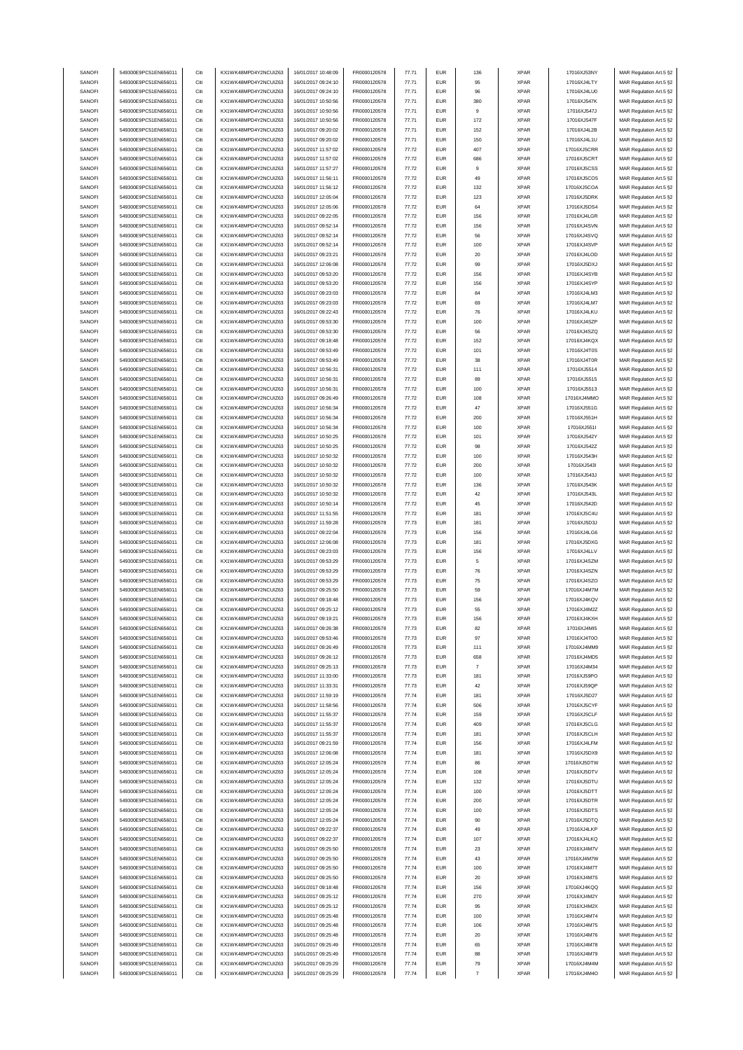| | | | | | | | | | | | |
|---|---|---|---|---|---|---|---|---|---|---|---|
| SANOFI | 549300E9PC51EN656011 | Citi | KX1WK48MPD4Y2NCUIZ63 | 16/01/2017 10:48:09 | FR0000120578 | 77.71 | EUR | 136 | XPAR | 17016XJ53NY | MAR Regulation Art.5 §2 |
| SANOFI | 549300E9PC51EN656011 | Citi | KX1WK48MPD4Y2NCUIZ63 | 16/01/2017 09:24:10 | FR0000120578 | 77.71 | EUR | 95 | XPAR | 17016XJ4LTY | MAR Regulation Art.5 §2 |
| SANOFI | 549300E9PC51EN656011 | Citi | KX1WK48MPD4Y2NCUIZ63 | 16/01/2017 09:24:10 | FR0000120578 | 77.71 | EUR | 96 | XPAR | 17016XJ4LU0 | MAR Regulation Art.5 §2 |
| SANOFI | 549300E9PC51EN656011 | Citi | KX1WK48MPD4Y2NCUIZ63 | 16/01/2017 10:50:56 | FR0000120578 | 77.71 | EUR | 380 | XPAR | 17016XJ547K | MAR Regulation Art.5 §2 |
| SANOFI | 549300E9PC51EN656011 | Citi | KX1WK48MPD4Y2NCUIZ63 | 16/01/2017 10:50:56 | FR0000120578 | 77.71 | EUR | 9 | XPAR | 17016XJ547J | MAR Regulation Art.5 §2 |
| SANOFI | 549300E9PC51EN656011 | Citi | KX1WK48MPD4Y2NCUIZ63 | 16/01/2017 10:50:56 | FR0000120578 | 77.71 | EUR | 172 | XPAR | 17016XJ547F | MAR Regulation Art.5 §2 |
| SANOFI | 549300E9PC51EN656011 | Citi | KX1WK48MPD4Y2NCUIZ63 | 16/01/2017 09:20:02 | FR0000120578 | 77.71 | EUR | 152 | XPAR | 17016XJ4L2B | MAR Regulation Art.5 §2 |
| SANOFI | 549300E9PC51EN656011 | Citi | KX1WK48MPD4Y2NCUIZ63 | 16/01/2017 09:20:02 | FR0000120578 | 77.71 | EUR | 150 | XPAR | 17016XJ4L1U | MAR Regulation Art.5 §2 |
| SANOFI | 549300E9PC51EN656011 | Citi | KX1WK48MPD4Y2NCUIZ63 | 16/01/2017 11:57:02 | FR0000120578 | 77.72 | EUR | 407 | XPAR | 17016XJ5CRR | MAR Regulation Art.5 §2 |
| SANOFI | 549300E9PC51EN656011 | Citi | KX1WK48MPD4Y2NCUIZ63 | 16/01/2017 11:57:02 | FR0000120578 | 77.72 | EUR | 686 | XPAR | 17016XJ5CRT | MAR Regulation Art.5 §2 |
| SANOFI | 549300E9PC51EN656011 | Citi | KX1WK48MPD4Y2NCUIZ63 | 16/01/2017 11:57:27 | FR0000120578 | 77.72 | EUR | 9 | XPAR | 17016XJ5CSS | MAR Regulation Art.5 §2 |
| SANOFI | 549300E9PC51EN656011 | Citi | KX1WK48MPD4Y2NCUIZ63 | 16/01/2017 11:56:11 | FR0000120578 | 77.72 | EUR | 49 | XPAR | 17016XJ5CO5 | MAR Regulation Art.5 §2 |
| SANOFI | 549300E9PC51EN656011 | Citi | KX1WK48MPD4Y2NCUIZ63 | 16/01/2017 11:56:12 | FR0000120578 | 77.72 | EUR | 132 | XPAR | 17016XJ5COA | MAR Regulation Art.5 §2 |
| SANOFI | 549300E9PC51EN656011 | Citi | KX1WK48MPD4Y2NCUIZ63 | 16/01/2017 12:05:04 | FR0000120578 | 77.72 | EUR | 123 | XPAR | 17016XJ5DRK | MAR Regulation Art.5 §2 |
| SANOFI | 549300E9PC51EN656011 | Citi | KX1WK48MPD4Y2NCUIZ63 | 16/01/2017 12:05:06 | FR0000120578 | 77.72 | EUR | 64 | XPAR | 17016XJ5DS4 | MAR Regulation Art.5 §2 |
| SANOFI | 549300E9PC51EN656011 | Citi | KX1WK48MPD4Y2NCUIZ63 | 16/01/2017 09:22:05 | FR0000120578 | 77.72 | EUR | 156 | XPAR | 17016XJ4LGR | MAR Regulation Art.5 §2 |
| SANOFI | 549300E9PC51EN656011 | Citi | KX1WK48MPD4Y2NCUIZ63 | 16/01/2017 09:52:14 | FR0000120578 | 77.72 | EUR | 156 | XPAR | 17016XJ4SVN | MAR Regulation Art.5 §2 |
| SANOFI | 549300E9PC51EN656011 | Citi | KX1WK48MPD4Y2NCUIZ63 | 16/01/2017 09:52:14 | FR0000120578 | 77.72 | EUR | 56 | XPAR | 17016XJ4SVQ | MAR Regulation Art.5 §2 |
| SANOFI | 549300E9PC51EN656011 | Citi | KX1WK48MPD4Y2NCUIZ63 | 16/01/2017 09:52:14 | FR0000120578 | 77.72 | EUR | 100 | XPAR | 17016XJ4SVP | MAR Regulation Art.5 §2 |
| SANOFI | 549300E9PC51EN656011 | Citi | KX1WK48MPD4Y2NCUIZ63 | 16/01/2017 09:23:21 | FR0000120578 | 77.72 | EUR | 20 | XPAR | 17016XJ4LOD | MAR Regulation Art.5 §2 |
| SANOFI | 549300E9PC51EN656011 | Citi | KX1WK48MPD4Y2NCUIZ63 | 16/01/2017 12:06:08 | FR0000120578 | 77.72 | EUR | 99 | XPAR | 17016XJ5DXJ | MAR Regulation Art.5 §2 |
| SANOFI | 549300E9PC51EN656011 | Citi | KX1WK48MPD4Y2NCUIZ63 | 16/01/2017 09:53:20 | FR0000120578 | 77.72 | EUR | 156 | XPAR | 17016XJ4SYB | MAR Regulation Art.5 §2 |
| SANOFI | 549300E9PC51EN656011 | Citi | KX1WK48MPD4Y2NCUIZ63 | 16/01/2017 09:53:20 | FR0000120578 | 77.72 | EUR | 156 | XPAR | 17016XJ4SYP | MAR Regulation Art.5 §2 |
| SANOFI | 549300E9PC51EN656011 | Citi | KX1WK48MPD4Y2NCUIZ63 | 16/01/2017 09:23:03 | FR0000120578 | 77.72 | EUR | 84 | XPAR | 17016XJ4LM3 | MAR Regulation Art.5 §2 |
| SANOFI | 549300E9PC51EN656011 | Citi | KX1WK48MPD4Y2NCUIZ63 | 16/01/2017 09:23:03 | FR0000120578 | 77.72 | EUR | 69 | XPAR | 17016XJ4LM7 | MAR Regulation Art.5 §2 |
| SANOFI | 549300E9PC51EN656011 | Citi | KX1WK48MPD4Y2NCUIZ63 | 16/01/2017 09:22:43 | FR0000120578 | 77.72 | EUR | 76 | XPAR | 17016XJ4LKU | MAR Regulation Art.5 §2 |
| SANOFI | 549300E9PC51EN656011 | Citi | KX1WK48MPD4Y2NCUIZ63 | 16/01/2017 09:53:30 | FR0000120578 | 77.72 | EUR | 100 | XPAR | 17016XJ4SZP | MAR Regulation Art.5 §2 |
| SANOFI | 549300E9PC51EN656011 | Citi | KX1WK48MPD4Y2NCUIZ63 | 16/01/2017 09:53:30 | FR0000120578 | 77.72 | EUR | 56 | XPAR | 17016XJ4SZQ | MAR Regulation Art.5 §2 |
| SANOFI | 549300E9PC51EN656011 | Citi | KX1WK48MPD4Y2NCUIZ63 | 16/01/2017 09:18:48 | FR0000120578 | 77.72 | EUR | 152 | XPAR | 17016XJ4KQX | MAR Regulation Art.5 §2 |
| SANOFI | 549300E9PC51EN656011 | Citi | KX1WK48MPD4Y2NCUIZ63 | 16/01/2017 09:53:49 | FR0000120578 | 77.72 | EUR | 101 | XPAR | 17016XJ4T0S | MAR Regulation Art.5 §2 |
| SANOFI | 549300E9PC51EN656011 | Citi | KX1WK48MPD4Y2NCUIZ63 | 16/01/2017 09:53:49 | FR0000120578 | 77.72 | EUR | 38 | XPAR | 17016XJ4T0R | MAR Regulation Art.5 §2 |
| SANOFI | 549300E9PC51EN656011 | Citi | KX1WK48MPD4Y2NCUIZ63 | 16/01/2017 10:56:31 | FR0000120578 | 77.72 | EUR | 111 | XPAR | 17016XJ5514 | MAR Regulation Art.5 §2 |
| SANOFI | 549300E9PC51EN656011 | Citi | KX1WK48MPD4Y2NCUIZ63 | 16/01/2017 10:56:31 | FR0000120578 | 77.72 | EUR | 89 | XPAR | 17016XJ5515 | MAR Regulation Art.5 §2 |
| SANOFI | 549300E9PC51EN656011 | Citi | KX1WK48MPD4Y2NCUIZ63 | 16/01/2017 10:56:31 | FR0000120578 | 77.72 | EUR | 100 | XPAR | 17016XJ5513 | MAR Regulation Art.5 §2 |
| SANOFI | 549300E9PC51EN656011 | Citi | KX1WK48MPD4Y2NCUIZ63 | 16/01/2017 09:26:49 | FR0000120578 | 77.72 | EUR | 108 | XPAR | 17016XJ4MMO | MAR Regulation Art.5 §2 |
| SANOFI | 549300E9PC51EN656011 | Citi | KX1WK48MPD4Y2NCUIZ63 | 16/01/2017 10:56:34 | FR0000120578 | 77.72 | EUR | 47 | XPAR | 17016XJ551G | MAR Regulation Art.5 §2 |
| SANOFI | 549300E9PC51EN656011 | Citi | KX1WK48MPD4Y2NCUIZ63 | 16/01/2017 10:56:34 | FR0000120578 | 77.72 | EUR | 200 | XPAR | 17016XJ551H | MAR Regulation Art.5 §2 |
| SANOFI | 549300E9PC51EN656011 | Citi | KX1WK48MPD4Y2NCUIZ63 | 16/01/2017 10:56:34 | FR0000120578 | 77.72 | EUR | 100 | XPAR | 17016XJ551I | MAR Regulation Art.5 §2 |
| SANOFI | 549300E9PC51EN656011 | Citi | KX1WK48MPD4Y2NCUIZ63 | 16/01/2017 10:50:25 | FR0000120578 | 77.72 | EUR | 101 | XPAR | 17016XJ542Y | MAR Regulation Art.5 §2 |
| SANOFI | 549300E9PC51EN656011 | Citi | KX1WK48MPD4Y2NCUIZ63 | 16/01/2017 10:50:25 | FR0000120578 | 77.72 | EUR | 98 | XPAR | 17016XJ542Z | MAR Regulation Art.5 §2 |
| SANOFI | 549300E9PC51EN656011 | Citi | KX1WK48MPD4Y2NCUIZ63 | 16/01/2017 10:50:32 | FR0000120578 | 77.72 | EUR | 100 | XPAR | 17016XJ543H | MAR Regulation Art.5 §2 |
| SANOFI | 549300E9PC51EN656011 | Citi | KX1WK48MPD4Y2NCUIZ63 | 16/01/2017 10:50:32 | FR0000120578 | 77.72 | EUR | 200 | XPAR | 17016XJ543I | MAR Regulation Art.5 §2 |
| SANOFI | 549300E9PC51EN656011 | Citi | KX1WK48MPD4Y2NCUIZ63 | 16/01/2017 10:50:32 | FR0000120578 | 77.72 | EUR | 100 | XPAR | 17016XJ543J | MAR Regulation Art.5 §2 |
| SANOFI | 549300E9PC51EN656011 | Citi | KX1WK48MPD4Y2NCUIZ63 | 16/01/2017 10:50:32 | FR0000120578 | 77.72 | EUR | 136 | XPAR | 17016XJ543K | MAR Regulation Art.5 §2 |
| SANOFI | 549300E9PC51EN656011 | Citi | KX1WK48MPD4Y2NCUIZ63 | 16/01/2017 10:50:32 | FR0000120578 | 77.72 | EUR | 42 | XPAR | 17016XJ543L | MAR Regulation Art.5 §2 |
| SANOFI | 549300E9PC51EN656011 | Citi | KX1WK48MPD4Y2NCUIZ63 | 16/01/2017 10:50:14 | FR0000120578 | 77.72 | EUR | 45 | XPAR | 17016XJ542D | MAR Regulation Art.5 §2 |
| SANOFI | 549300E9PC51EN656011 | Citi | KX1WK48MPD4Y2NCUIZ63 | 16/01/2017 11:51:55 | FR0000120578 | 77.72 | EUR | 181 | XPAR | 17016XJ5C4U | MAR Regulation Art.5 §2 |
| SANOFI | 549300E9PC51EN656011 | Citi | KX1WK48MPD4Y2NCUIZ63 | 16/01/2017 11:59:28 | FR0000120578 | 77.73 | EUR | 181 | XPAR | 17016XJ5D3J | MAR Regulation Art.5 §2 |
| SANOFI | 549300E9PC51EN656011 | Citi | KX1WK48MPD4Y2NCUIZ63 | 16/01/2017 09:22:04 | FR0000120578 | 77.73 | EUR | 156 | XPAR | 17016XJ4LG6 | MAR Regulation Art.5 §2 |
| SANOFI | 549300E9PC51EN656011 | Citi | KX1WK48MPD4Y2NCUIZ63 | 16/01/2017 12:06:08 | FR0000120578 | 77.73 | EUR | 181 | XPAR | 17016XJ5DXG | MAR Regulation Art.5 §2 |
| SANOFI | 549300E9PC51EN656011 | Citi | KX1WK48MPD4Y2NCUIZ63 | 16/01/2017 09:23:03 | FR0000120578 | 77.73 | EUR | 156 | XPAR | 17016XJ4LLV | MAR Regulation Art.5 §2 |
| SANOFI | 549300E9PC51EN656011 | Citi | KX1WK48MPD4Y2NCUIZ63 | 16/01/2017 09:53:29 | FR0000120578 | 77.73 | EUR | 5 | XPAR | 17016XJ4SZM | MAR Regulation Art.5 §2 |
| SANOFI | 549300E9PC51EN656011 | Citi | KX1WK48MPD4Y2NCUIZ63 | 16/01/2017 09:53:29 | FR0000120578 | 77.73 | EUR | 76 | XPAR | 17016XJ4SZN | MAR Regulation Art.5 §2 |
| SANOFI | 549300E9PC51EN656011 | Citi | KX1WK48MPD4Y2NCUIZ63 | 16/01/2017 09:53:29 | FR0000120578 | 77.73 | EUR | 75 | XPAR | 17016XJ4SZO | MAR Regulation Art.5 §2 |
| SANOFI | 549300E9PC51EN656011 | Citi | KX1WK48MPD4Y2NCUIZ63 | 16/01/2017 09:25:50 | FR0000120578 | 77.73 | EUR | 59 | XPAR | 17016XJ4M7M | MAR Regulation Art.5 §2 |
| SANOFI | 549300E9PC51EN656011 | Citi | KX1WK48MPD4Y2NCUIZ63 | 16/01/2017 09:18:48 | FR0000120578 | 77.73 | EUR | 156 | XPAR | 17016XJ4KQV | MAR Regulation Art.5 §2 |
| SANOFI | 549300E9PC51EN656011 | Citi | KX1WK48MPD4Y2NCUIZ63 | 16/01/2017 09:25:12 | FR0000120578 | 77.73 | EUR | 55 | XPAR | 17016XJ4M2Z | MAR Regulation Art.5 §2 |
| SANOFI | 549300E9PC51EN656011 | Citi | KX1WK48MPD4Y2NCUIZ63 | 16/01/2017 09:19:21 | FR0000120578 | 77.73 | EUR | 156 | XPAR | 17016XJ4KXH | MAR Regulation Art.5 §2 |
| SANOFI | 549300E9PC51EN656011 | Citi | KX1WK48MPD4Y2NCUIZ63 | 16/01/2017 09:26:38 | FR0000120578 | 77.73 | EUR | 82 | XPAR | 17016XJ4MI5 | MAR Regulation Art.5 §2 |
| SANOFI | 549300E9PC51EN656011 | Citi | KX1WK48MPD4Y2NCUIZ63 | 16/01/2017 09:53:46 | FR0000120578 | 77.73 | EUR | 97 | XPAR | 17016XJ4T0O | MAR Regulation Art.5 §2 |
| SANOFI | 549300E9PC51EN656011 | Citi | KX1WK48MPD4Y2NCUIZ63 | 16/01/2017 09:26:49 | FR0000120578 | 77.73 | EUR | 111 | XPAR | 17016XJ4MM9 | MAR Regulation Art.5 §2 |
| SANOFI | 549300E9PC51EN656011 | Citi | KX1WK48MPD4Y2NCUIZ63 | 16/01/2017 09:26:12 | FR0000120578 | 77.73 | EUR | 658 | XPAR | 17016XJ4MD5 | MAR Regulation Art.5 §2 |
| SANOFI | 549300E9PC51EN656011 | Citi | KX1WK48MPD4Y2NCUIZ63 | 16/01/2017 09:25:13 | FR0000120578 | 77.73 | EUR | 7 | XPAR | 17016XJ4M34 | MAR Regulation Art.5 §2 |
| SANOFI | 549300E9PC51EN656011 | Citi | KX1WK48MPD4Y2NCUIZ63 | 16/01/2017 11:33:00 | FR0000120578 | 77.73 | EUR | 181 | XPAR | 17016XJ59PO | MAR Regulation Art.5 §2 |
| SANOFI | 549300E9PC51EN656011 | Citi | KX1WK48MPD4Y2NCUIZ63 | 16/01/2017 11:33:31 | FR0000120578 | 77.73 | EUR | 42 | XPAR | 17016XJ59QP | MAR Regulation Art.5 §2 |
| SANOFI | 549300E9PC51EN656011 | Citi | KX1WK48MPD4Y2NCUIZ63 | 16/01/2017 11:59:19 | FR0000120578 | 77.74 | EUR | 181 | XPAR | 17016XJ5D27 | MAR Regulation Art.5 §2 |
| SANOFI | 549300E9PC51EN656011 | Citi | KX1WK48MPD4Y2NCUIZ63 | 16/01/2017 11:58:56 | FR0000120578 | 77.74 | EUR | 506 | XPAR | 17016XJ5CYF | MAR Regulation Art.5 §2 |
| SANOFI | 549300E9PC51EN656011 | Citi | KX1WK48MPD4Y2NCUIZ63 | 16/01/2017 11:55:37 | FR0000120578 | 77.74 | EUR | 159 | XPAR | 17016XJ5CLF | MAR Regulation Art.5 §2 |
| SANOFI | 549300E9PC51EN656011 | Citi | KX1WK48MPD4Y2NCUIZ63 | 16/01/2017 11:55:37 | FR0000120578 | 77.74 | EUR | 409 | XPAR | 17016XJ5CLG | MAR Regulation Art.5 §2 |
| SANOFI | 549300E9PC51EN656011 | Citi | KX1WK48MPD4Y2NCUIZ63 | 16/01/2017 11:55:37 | FR0000120578 | 77.74 | EUR | 181 | XPAR | 17016XJ5CLH | MAR Regulation Art.5 §2 |
| SANOFI | 549300E9PC51EN656011 | Citi | KX1WK48MPD4Y2NCUIZ63 | 16/01/2017 09:21:59 | FR0000120578 | 77.74 | EUR | 156 | XPAR | 17016XJ4LFM | MAR Regulation Art.5 §2 |
| SANOFI | 549300E9PC51EN656011 | Citi | KX1WK48MPD4Y2NCUIZ63 | 16/01/2017 12:06:08 | FR0000120578 | 77.74 | EUR | 181 | XPAR | 17016XJ5DX9 | MAR Regulation Art.5 §2 |
| SANOFI | 549300E9PC51EN656011 | Citi | KX1WK48MPD4Y2NCUIZ63 | 16/01/2017 12:05:24 | FR0000120578 | 77.74 | EUR | 86 | XPAR | 17016XJ5DTW | MAR Regulation Art.5 §2 |
| SANOFI | 549300E9PC51EN656011 | Citi | KX1WK48MPD4Y2NCUIZ63 | 16/01/2017 12:05:24 | FR0000120578 | 77.74 | EUR | 108 | XPAR | 17016XJ5DTV | MAR Regulation Art.5 §2 |
| SANOFI | 549300E9PC51EN656011 | Citi | KX1WK48MPD4Y2NCUIZ63 | 16/01/2017 12:05:24 | FR0000120578 | 77.74 | EUR | 132 | XPAR | 17016XJ5DTU | MAR Regulation Art.5 §2 |
| SANOFI | 549300E9PC51EN656011 | Citi | KX1WK48MPD4Y2NCUIZ63 | 16/01/2017 12:05:24 | FR0000120578 | 77.74 | EUR | 100 | XPAR | 17016XJ5DTT | MAR Regulation Art.5 §2 |
| SANOFI | 549300E9PC51EN656011 | Citi | KX1WK48MPD4Y2NCUIZ63 | 16/01/2017 12:05:24 | FR0000120578 | 77.74 | EUR | 200 | XPAR | 17016XJ5DTR | MAR Regulation Art.5 §2 |
| SANOFI | 549300E9PC51EN656011 | Citi | KX1WK48MPD4Y2NCUIZ63 | 16/01/2017 12:05:24 | FR0000120578 | 77.74 | EUR | 100 | XPAR | 17016XJ5DTS | MAR Regulation Art.5 §2 |
| SANOFI | 549300E9PC51EN656011 | Citi | KX1WK48MPD4Y2NCUIZ63 | 16/01/2017 12:05:24 | FR0000120578 | 77.74 | EUR | 90 | XPAR | 17016XJ5DTQ | MAR Regulation Art.5 §2 |
| SANOFI | 549300E9PC51EN656011 | Citi | KX1WK48MPD4Y2NCUIZ63 | 16/01/2017 09:22:37 | FR0000120578 | 77.74 | EUR | 49 | XPAR | 17016XJ4LKP | MAR Regulation Art.5 §2 |
| SANOFI | 549300E9PC51EN656011 | Citi | KX1WK48MPD4Y2NCUIZ63 | 16/01/2017 09:22:37 | FR0000120578 | 77.74 | EUR | 107 | XPAR | 17016XJ4LKQ | MAR Regulation Art.5 §2 |
| SANOFI | 549300E9PC51EN656011 | Citi | KX1WK48MPD4Y2NCUIZ63 | 16/01/2017 09:25:50 | FR0000120578 | 77.74 | EUR | 23 | XPAR | 17016XJ4M7V | MAR Regulation Art.5 §2 |
| SANOFI | 549300E9PC51EN656011 | Citi | KX1WK48MPD4Y2NCUIZ63 | 16/01/2017 09:25:50 | FR0000120578 | 77.74 | EUR | 43 | XPAR | 17016XJ4M7W | MAR Regulation Art.5 §2 |
| SANOFI | 549300E9PC51EN656011 | Citi | KX1WK48MPD4Y2NCUIZ63 | 16/01/2017 09:25:50 | FR0000120578 | 77.74 | EUR | 100 | XPAR | 17016XJ4M7T | MAR Regulation Art.5 §2 |
| SANOFI | 549300E9PC51EN656011 | Citi | KX1WK48MPD4Y2NCUIZ63 | 16/01/2017 09:25:50 | FR0000120578 | 77.74 | EUR | 20 | XPAR | 17016XJ4M7S | MAR Regulation Art.5 §2 |
| SANOFI | 549300E9PC51EN656011 | Citi | KX1WK48MPD4Y2NCUIZ63 | 16/01/2017 09:18:48 | FR0000120578 | 77.74 | EUR | 156 | XPAR | 17016XJ4KQQ | MAR Regulation Art.5 §2 |
| SANOFI | 549300E9PC51EN656011 | Citi | KX1WK48MPD4Y2NCUIZ63 | 16/01/2017 09:25:12 | FR0000120578 | 77.74 | EUR | 270 | XPAR | 17016XJ4M2Y | MAR Regulation Art.5 §2 |
| SANOFI | 549300E9PC51EN656011 | Citi | KX1WK48MPD4Y2NCUIZ63 | 16/01/2017 09:25:12 | FR0000120578 | 77.74 | EUR | 95 | XPAR | 17016XJ4M2X | MAR Regulation Art.5 §2 |
| SANOFI | 549300E9PC51EN656011 | Citi | KX1WK48MPD4Y2NCUIZ63 | 16/01/2017 09:25:48 | FR0000120578 | 77.74 | EUR | 100 | XPAR | 17016XJ4M74 | MAR Regulation Art.5 §2 |
| SANOFI | 549300E9PC51EN656011 | Citi | KX1WK48MPD4Y2NCUIZ63 | 16/01/2017 09:25:48 | FR0000120578 | 77.74 | EUR | 106 | XPAR | 17016XJ4M75 | MAR Regulation Art.5 §2 |
| SANOFI | 549300E9PC51EN656011 | Citi | KX1WK48MPD4Y2NCUIZ63 | 16/01/2017 09:25:48 | FR0000120578 | 77.74 | EUR | 20 | XPAR | 17016XJ4M76 | MAR Regulation Art.5 §2 |
| SANOFI | 549300E9PC51EN656011 | Citi | KX1WK48MPD4Y2NCUIZ63 | 16/01/2017 09:25:49 | FR0000120578 | 77.74 | EUR | 65 | XPAR | 17016XJ4M78 | MAR Regulation Art.5 §2 |
| SANOFI | 549300E9PC51EN656011 | Citi | KX1WK48MPD4Y2NCUIZ63 | 16/01/2017 09:25:49 | FR0000120578 | 77.74 | EUR | 88 | XPAR | 17016XJ4M79 | MAR Regulation Art.5 §2 |
| SANOFI | 549300E9PC51EN656011 | Citi | KX1WK48MPD4Y2NCUIZ63 | 16/01/2017 09:25:29 | FR0000120578 | 77.74 | EUR | 79 | XPAR | 17016XJ4M4M | MAR Regulation Art.5 §2 |
| SANOFI | 549300E9PC51EN656011 | Citi | KX1WK48MPD4Y2NCUIZ63 | 16/01/2017 09:25:29 | FR0000120578 | 77.74 | EUR | 7 | XPAR | 17016XJ4M4O | MAR Regulation Art.5 §2 |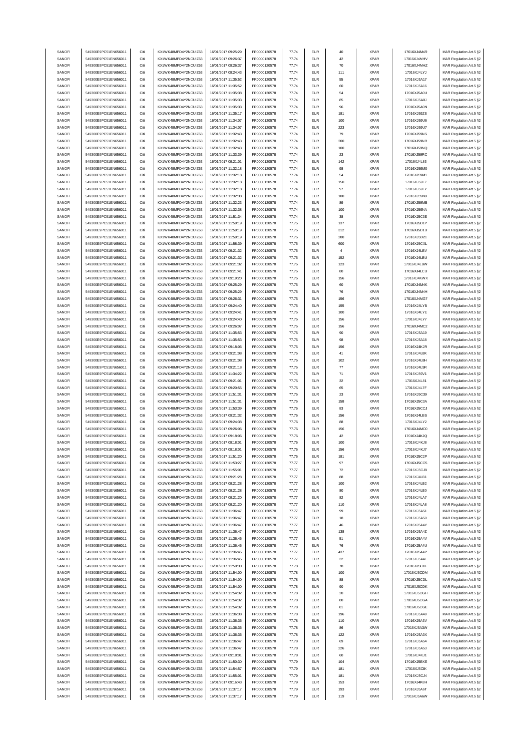| | | | | | | | | | | | |
|---|---|---|---|---|---|---|---|---|---|---|---|
| SANOFI | 549300E9PC51EN656011 | Citi | KX1WK48MPD4Y2NCUIZ63 | 16/01/2017 09:25:29 | FR0000120578 | 77.74 | EUR | 40 | XPAR | 17016XJ4M4R | MAR Regulation Art.5 §2 |
| SANOFI | 549300E9PC51EN656011 | Citi | KX1WK48MPD4Y2NCUIZ63 | 16/01/2017 09:26:37 | FR0000120578 | 77.74 | EUR | 42 | XPAR | 17016XJ4MHV | MAR Regulation Art.5 §2 |
| SANOFI | 549300E9PC51EN656011 | Citi | KX1WK48MPD4Y2NCUIZ63 | 16/01/2017 09:26:37 | FR0000120578 | 77.74 | EUR | 70 | XPAR | 17016XJ4MHZ | MAR Regulation Art.5 §2 |
| SANOFI | 549300E9PC51EN656011 | Citi | KX1WK48MPD4Y2NCUIZ63 | 16/01/2017 09:24:43 | FR0000120578 | 77.74 | EUR | 111 | XPAR | 17016XJ4LYJ | MAR Regulation Art.5 §2 |
| SANOFI | 549300E9PC51EN656011 | Citi | KX1WK48MPD4Y2NCUIZ63 | 16/01/2017 11:35:52 | FR0000120578 | 77.74 | EUR | 55 | XPAR | 17016XJ5A17 | MAR Regulation Art.5 §2 |
| SANOFI | 549300E9PC51EN656011 | Citi | KX1WK48MPD4Y2NCUIZ63 | 16/01/2017 11:35:52 | FR0000120578 | 77.74 | EUR | 60 | XPAR | 17016XJ5A16 | MAR Regulation Art.5 §2 |
| SANOFI | 549300E9PC51EN656011 | Citi | KX1WK48MPD4Y2NCUIZ63 | 16/01/2017 11:35:38 | FR0000120578 | 77.74 | EUR | 54 | XPAR | 17016XJ5A0U | MAR Regulation Art.5 §2 |
| SANOFI | 549300E9PC51EN656011 | Citi | KX1WK48MPD4Y2NCUIZ63 | 16/01/2017 11:35:33 | FR0000120578 | 77.74 | EUR | 85 | XPAR | 17016XJ5A0J | MAR Regulation Art.5 §2 |
| SANOFI | 549300E9PC51EN656011 | Citi | KX1WK48MPD4Y2NCUIZ63 | 16/01/2017 11:35:33 | FR0000120578 | 77.74 | EUR | 96 | XPAR | 17016XJ5A0N | MAR Regulation Art.5 §2 |
| SANOFI | 549300E9PC51EN656011 | Citi | KX1WK48MPD4Y2NCUIZ63 | 16/01/2017 11:35:17 | FR0000120578 | 77.74 | EUR | 181 | XPAR | 17016XJ59ZS | MAR Regulation Art.5 §2 |
| SANOFI | 549300E9PC51EN656011 | Citi | KX1WK48MPD4Y2NCUIZ63 | 16/01/2017 11:34:07 | FR0000120578 | 77.74 | EUR | 100 | XPAR | 17016XJ59U6 | MAR Regulation Art.5 §2 |
| SANOFI | 549300E9PC51EN656011 | Citi | KX1WK48MPD4Y2NCUIZ63 | 16/01/2017 11:34:07 | FR0000120578 | 77.74 | EUR | 223 | XPAR | 17016XJ59U7 | MAR Regulation Art.5 §2 |
| SANOFI | 549300E9PC51EN656011 | Citi | KX1WK48MPD4Y2NCUIZ63 | 16/01/2017 11:32:43 | FR0000120578 | 77.74 | EUR | 79 | XPAR | 17016XJ59NS | MAR Regulation Art.5 §2 |
| SANOFI | 549300E9PC51EN656011 | Citi | KX1WK48MPD4Y2NCUIZ63 | 16/01/2017 11:32:43 | FR0000120578 | 77.74 | EUR | 200 | XPAR | 17016XJ59NR | MAR Regulation Art.5 §2 |
| SANOFI | 549300E9PC51EN656011 | Citi | KX1WK48MPD4Y2NCUIZ63 | 16/01/2017 11:32:43 | FR0000120578 | 77.74 | EUR | 100 | XPAR | 17016XJ59NQ | MAR Regulation Art.5 §2 |
| SANOFI | 549300E9PC51EN656011 | Citi | KX1WK48MPD4Y2NCUIZ63 | 16/01/2017 11:33:39 | FR0000120578 | 77.74 | EUR | 23 | XPAR | 17016XJ59RC | MAR Regulation Art.5 §2 |
| SANOFI | 549300E9PC51EN656011 | Citi | KX1WK48MPD4Y2NCUIZ63 | 16/01/2017 09:21:01 | FR0000120578 | 77.74 | EUR | 142 | XPAR | 17016XJ4L83 | MAR Regulation Art.5 §2 |
| SANOFI | 549300E9PC51EN656011 | Citi | KX1WK48MPD4Y2NCUIZ63 | 16/01/2017 11:32:18 | FR0000120578 | 77.74 | EUR | 98 | XPAR | 17016XJ59M0 | MAR Regulation Art.5 §2 |
| SANOFI | 549300E9PC51EN656011 | Citi | KX1WK48MPD4Y2NCUIZ63 | 16/01/2017 11:32:18 | FR0000120578 | 77.74 | EUR | 54 | XPAR | 17016XJ59M1 | MAR Regulation Art.5 §2 |
| SANOFI | 549300E9PC51EN656011 | Citi | KX1WK48MPD4Y2NCUIZ63 | 16/01/2017 11:32:18 | FR0000120578 | 77.74 | EUR | 150 | XPAR | 17016XJ59LZ | MAR Regulation Art.5 §2 |
| SANOFI | 549300E9PC51EN656011 | Citi | KX1WK48MPD4Y2NCUIZ63 | 16/01/2017 11:32:18 | FR0000120578 | 77.74 | EUR | 97 | XPAR | 17016XJ59LY | MAR Regulation Art.5 §2 |
| SANOFI | 549300E9PC51EN656011 | Citi | KX1WK48MPD4Y2NCUIZ63 | 16/01/2017 11:32:38 | FR0000120578 | 77.74 | EUR | 100 | XPAR | 17016XJ59N9 | MAR Regulation Art.5 §2 |
| SANOFI | 549300E9PC51EN656011 | Citi | KX1WK48MPD4Y2NCUIZ63 | 16/01/2017 11:32:23 | FR0000120578 | 77.74 | EUR | 89 | XPAR | 17016XJ59MB | MAR Regulation Art.5 §2 |
| SANOFI | 549300E9PC51EN656011 | Citi | KX1WK48MPD4Y2NCUIZ63 | 16/01/2017 11:32:38 | FR0000120578 | 77.74 | EUR | 100 | XPAR | 17016XJ59NA | MAR Regulation Art.5 §2 |
| SANOFI | 549300E9PC51EN656011 | Citi | KX1WK48MPD4Y2NCUIZ63 | 16/01/2017 11:51:34 | FR0000120578 | 77.74 | EUR | 38 | XPAR | 17016XJ5C3E | MAR Regulation Art.5 §2 |
| SANOFI | 549300E9PC51EN656011 | Citi | KX1WK48MPD4Y2NCUIZ63 | 16/01/2017 11:59:19 | FR0000120578 | 77.75 | EUR | 137 | XPAR | 17016XJ5D1P | MAR Regulation Art.5 §2 |
| SANOFI | 549300E9PC51EN656011 | Citi | KX1WK48MPD4Y2NCUIZ63 | 16/01/2017 11:59:19 | FR0000120578 | 77.75 | EUR | 312 | XPAR | 17016XJ5D1U | MAR Regulation Art.5 §2 |
| SANOFI | 549300E9PC51EN656011 | Citi | KX1WK48MPD4Y2NCUIZ63 | 16/01/2017 11:59:19 | FR0000120578 | 77.75 | EUR | 200 | XPAR | 17016XJ5D21 | MAR Regulation Art.5 §2 |
| SANOFI | 549300E9PC51EN656011 | Citi | KX1WK48MPD4Y2NCUIZ63 | 16/01/2017 11:58:39 | FR0000120578 | 77.75 | EUR | 600 | XPAR | 17016XJ5CXL | MAR Regulation Art.5 §2 |
| SANOFI | 549300E9PC51EN656011 | Citi | KX1WK48MPD4Y2NCUIZ63 | 16/01/2017 09:21:32 | FR0000120578 | 77.75 | EUR | 4 | XPAR | 17016XJ4LBV | MAR Regulation Art.5 §2 |
| SANOFI | 549300E9PC51EN656011 | Citi | KX1WK48MPD4Y2NCUIZ63 | 16/01/2017 09:21:32 | FR0000120578 | 77.75 | EUR | 152 | XPAR | 17016XJ4LBU | MAR Regulation Art.5 §2 |
| SANOFI | 549300E9PC51EN656011 | Citi | KX1WK48MPD4Y2NCUIZ63 | 16/01/2017 09:21:32 | FR0000120578 | 77.75 | EUR | 123 | XPAR | 17016XJ4LBW | MAR Regulation Art.5 §2 |
| SANOFI | 549300E9PC51EN656011 | Citi | KX1WK48MPD4Y2NCUIZ63 | 16/01/2017 09:21:41 | FR0000120578 | 77.75 | EUR | 80 | XPAR | 17016XJ4LCU | MAR Regulation Art.5 §2 |
| SANOFI | 549300E9PC51EN656011 | Citi | KX1WK48MPD4Y2NCUIZ63 | 16/01/2017 09:19:20 | FR0000120578 | 77.75 | EUR | 156 | XPAR | 17016XJ4KWX | MAR Regulation Art.5 §2 |
| SANOFI | 549300E9PC51EN656011 | Citi | KX1WK48MPD4Y2NCUIZ63 | 16/01/2017 09:25:29 | FR0000120578 | 77.75 | EUR | 60 | XPAR | 17016XJ4M4K | MAR Regulation Art.5 §2 |
| SANOFI | 549300E9PC51EN656011 | Citi | KX1WK48MPD4Y2NCUIZ63 | 16/01/2017 09:25:29 | FR0000120578 | 77.75 | EUR | 76 | XPAR | 17016XJ4M4H | MAR Regulation Art.5 §2 |
| SANOFI | 549300E9PC51EN656011 | Citi | KX1WK48MPD4Y2NCUIZ63 | 16/01/2017 09:26:31 | FR0000120578 | 77.75 | EUR | 156 | XPAR | 17016XJ4MG7 | MAR Regulation Art.5 §2 |
| SANOFI | 549300E9PC51EN656011 | Citi | KX1WK48MPD4Y2NCUIZ63 | 16/01/2017 09:24:40 | FR0000120578 | 77.75 | EUR | 155 | XPAR | 17016XJ4LYB | MAR Regulation Art.5 §2 |
| SANOFI | 549300E9PC51EN656011 | Citi | KX1WK48MPD4Y2NCUIZ63 | 16/01/2017 09:24:41 | FR0000120578 | 77.75 | EUR | 100 | XPAR | 17016XJ4LYE | MAR Regulation Art.5 §2 |
| SANOFI | 549300E9PC51EN656011 | Citi | KX1WK48MPD4Y2NCUIZ63 | 16/01/2017 09:24:40 | FR0000120578 | 77.75 | EUR | 156 | XPAR | 17016XJ4LY7 | MAR Regulation Art.5 §2 |
| SANOFI | 549300E9PC51EN656011 | Citi | KX1WK48MPD4Y2NCUIZ63 | 16/01/2017 09:26:07 | FR0000120578 | 77.75 | EUR | 156 | XPAR | 17016XJ4MC2 | MAR Regulation Art.5 §2 |
| SANOFI | 549300E9PC51EN656011 | Citi | KX1WK48MPD4Y2NCUIZ63 | 16/01/2017 11:35:53 | FR0000120578 | 77.75 | EUR | 90 | XPAR | 17016XJ5A19 | MAR Regulation Art.5 §2 |
| SANOFI | 549300E9PC51EN656011 | Citi | KX1WK48MPD4Y2NCUIZ63 | 16/01/2017 11:35:53 | FR0000120578 | 77.75 | EUR | 98 | XPAR | 17016XJ5A18 | MAR Regulation Art.5 §2 |
| SANOFI | 549300E9PC51EN656011 | Citi | KX1WK48MPD4Y2NCUIZ63 | 16/01/2017 09:18:06 | FR0000120578 | 77.75 | EUR | 156 | XPAR | 17016XJ4KJR | MAR Regulation Art.5 §2 |
| SANOFI | 549300E9PC51EN656011 | Citi | KX1WK48MPD4Y2NCUIZ63 | 16/01/2017 09:21:08 | FR0000120578 | 77.75 | EUR | 41 | XPAR | 17016XJ4L8K | MAR Regulation Art.5 §2 |
| SANOFI | 549300E9PC51EN656011 | Citi | KX1WK48MPD4Y2NCUIZ63 | 16/01/2017 09:21:08 | FR0000120578 | 77.75 | EUR | 102 | XPAR | 17016XJ4L8H | MAR Regulation Art.5 §2 |
| SANOFI | 549300E9PC51EN656011 | Citi | KX1WK48MPD4Y2NCUIZ63 | 16/01/2017 09:21:18 | FR0000120578 | 77.75 | EUR | 77 | XPAR | 17016XJ4L9R | MAR Regulation Art.5 §2 |
| SANOFI | 549300E9PC51EN656011 | Citi | KX1WK48MPD4Y2NCUIZ63 | 16/01/2017 11:34:22 | FR0000120578 | 77.75 | EUR | 71 | XPAR | 17016XJ59V1 | MAR Regulation Art.5 §2 |
| SANOFI | 549300E9PC51EN656011 | Citi | KX1WK48MPD4Y2NCUIZ63 | 16/01/2017 09:21:01 | FR0000120578 | 77.75 | EUR | 32 | XPAR | 17016XJ4L81 | MAR Regulation Art.5 §2 |
| SANOFI | 549300E9PC51EN656011 | Citi | KX1WK48MPD4Y2NCUIZ63 | 16/01/2017 09:20:55 | FR0000120578 | 77.75 | EUR | 65 | XPAR | 17016XJ4L7F | MAR Regulation Art.5 §2 |
| SANOFI | 549300E9PC51EN656011 | Citi | KX1WK48MPD4Y2NCUIZ63 | 16/01/2017 11:51:31 | FR0000120578 | 77.75 | EUR | 23 | XPAR | 17016XJ5C39 | MAR Regulation Art.5 §2 |
| SANOFI | 549300E9PC51EN656011 | Citi | KX1WK48MPD4Y2NCUIZ63 | 16/01/2017 11:51:31 | FR0000120578 | 77.75 | EUR | 158 | XPAR | 17016XJ5C3A | MAR Regulation Art.5 §2 |
| SANOFI | 549300E9PC51EN656011 | Citi | KX1WK48MPD4Y2NCUIZ63 | 16/01/2017 11:53:39 | FR0000120578 | 77.76 | EUR | 83 | XPAR | 17016XJ5CCJ | MAR Regulation Art.5 §2 |
| SANOFI | 549300E9PC51EN656011 | Citi | KX1WK48MPD4Y2NCUIZ63 | 16/01/2017 09:21:32 | FR0000120578 | 77.76 | EUR | 156 | XPAR | 17016XJ4LBS | MAR Regulation Art.5 §2 |
| SANOFI | 549300E9PC51EN656011 | Citi | KX1WK48MPD4Y2NCUIZ63 | 16/01/2017 09:24:38 | FR0000120578 | 77.76 | EUR | 88 | XPAR | 17016XJ4LY2 | MAR Regulation Art.5 §2 |
| SANOFI | 549300E9PC51EN656011 | Citi | KX1WK48MPD4Y2NCUIZ63 | 16/01/2017 09:26:06 | FR0000120578 | 77.76 | EUR | 156 | XPAR | 17016XJ4MC0 | MAR Regulation Art.5 §2 |
| SANOFI | 549300E9PC51EN656011 | Citi | KX1WK48MPD4Y2NCUIZ63 | 16/01/2017 09:18:06 | FR0000120578 | 77.76 | EUR | 42 | XPAR | 17016XJ4KJQ | MAR Regulation Art.5 §2 |
| SANOFI | 549300E9PC51EN656011 | Citi | KX1WK48MPD4Y2NCUIZ63 | 16/01/2017 09:18:01 | FR0000120578 | 77.76 | EUR | 100 | XPAR | 17016XJ4KJ8 | MAR Regulation Art.5 §2 |
| SANOFI | 549300E9PC51EN656011 | Citi | KX1WK48MPD4Y2NCUIZ63 | 16/01/2017 09:18:01 | FR0000120578 | 77.76 | EUR | 156 | XPAR | 17016XJ4KJ7 | MAR Regulation Art.5 §2 |
| SANOFI | 549300E9PC51EN656011 | Citi | KX1WK48MPD4Y2NCUIZ63 | 16/01/2017 11:51:20 | FR0000120578 | 77.76 | EUR | 181 | XPAR | 17016XJ5C2P | MAR Regulation Art.5 §2 |
| SANOFI | 549300E9PC51EN656011 | Citi | KX1WK48MPD4Y2NCUIZ63 | 16/01/2017 11:53:27 | FR0000120578 | 77.77 | EUR | 97 | XPAR | 17016XJ5CC5 | MAR Regulation Art.5 §2 |
| SANOFI | 549300E9PC51EN656011 | Citi | KX1WK48MPD4Y2NCUIZ63 | 16/01/2017 11:55:01 | FR0000120578 | 77.77 | EUR | 72 | XPAR | 17016XJ5CJ8 | MAR Regulation Art.5 §2 |
| SANOFI | 549300E9PC51EN656011 | Citi | KX1WK48MPD4Y2NCUIZ63 | 16/01/2017 09:21:28 | FR0000120578 | 77.77 | EUR | 88 | XPAR | 17016XJ4LB1 | MAR Regulation Art.5 §2 |
| SANOFI | 549300E9PC51EN656011 | Citi | KX1WK48MPD4Y2NCUIZ63 | 16/01/2017 09:21:28 | FR0000120578 | 77.77 | EUR | 100 | XPAR | 17016XJ4LB2 | MAR Regulation Art.5 §2 |
| SANOFI | 549300E9PC51EN656011 | Citi | KX1WK48MPD4Y2NCUIZ63 | 16/01/2017 09:21:28 | FR0000120578 | 77.77 | EUR | 80 | XPAR | 17016XJ4LB0 | MAR Regulation Art.5 §2 |
| SANOFI | 549300E9PC51EN656011 | Citi | KX1WK48MPD4Y2NCUIZ63 | 16/01/2017 09:21:20 | FR0000120578 | 77.77 | EUR | 82 | XPAR | 17016XJ4LA7 | MAR Regulation Art.5 §2 |
| SANOFI | 549300E9PC51EN656011 | Citi | KX1WK48MPD4Y2NCUIZ63 | 16/01/2017 09:21:20 | FR0000120578 | 77.77 | EUR | 110 | XPAR | 17016XJ4LA8 | MAR Regulation Art.5 §2 |
| SANOFI | 549300E9PC51EN656011 | Citi | KX1WK48MPD4Y2NCUIZ63 | 16/01/2017 11:36:47 | FR0000120578 | 77.77 | EUR | 99 | XPAR | 17016XJ5A51 | MAR Regulation Art.5 §2 |
| SANOFI | 549300E9PC51EN656011 | Citi | KX1WK48MPD4Y2NCUIZ63 | 16/01/2017 11:36:47 | FR0000120578 | 77.77 | EUR | 18 | XPAR | 17016XJ5A50 | MAR Regulation Art.5 §2 |
| SANOFI | 549300E9PC51EN656011 | Citi | KX1WK48MPD4Y2NCUIZ63 | 16/01/2017 11:36:47 | FR0000120578 | 77.77 | EUR | 46 | XPAR | 17016XJ5A4Y | MAR Regulation Art.5 §2 |
| SANOFI | 549300E9PC51EN656011 | Citi | KX1WK48MPD4Y2NCUIZ63 | 16/01/2017 11:36:47 | FR0000120578 | 77.77 | EUR | 138 | XPAR | 17016XJ5A4Z | MAR Regulation Art.5 §2 |
| SANOFI | 549300E9PC51EN656011 | Citi | KX1WK48MPD4Y2NCUIZ63 | 16/01/2017 11:36:46 | FR0000120578 | 77.77 | EUR | 51 | XPAR | 17016XJ5A4V | MAR Regulation Art.5 §2 |
| SANOFI | 549300E9PC51EN656011 | Citi | KX1WK48MPD4Y2NCUIZ63 | 16/01/2017 11:36:46 | FR0000120578 | 77.77 | EUR | 76 | XPAR | 17016XJ5A4U | MAR Regulation Art.5 §2 |
| SANOFI | 549300E9PC51EN656011 | Citi | KX1WK48MPD4Y2NCUIZ63 | 16/01/2017 11:36:45 | FR0000120578 | 77.77 | EUR | 437 | XPAR | 17016XJ5A4P | MAR Regulation Art.5 §2 |
| SANOFI | 549300E9PC51EN656011 | Citi | KX1WK48MPD4Y2NCUIZ63 | 16/01/2017 11:36:45 | FR0000120578 | 77.77 | EUR | 32 | XPAR | 17016XJ5A4L | MAR Regulation Art.5 §2 |
| SANOFI | 549300E9PC51EN656011 | Citi | KX1WK48MPD4Y2NCUIZ63 | 16/01/2017 11:50:30 | FR0000120578 | 77.78 | EUR | 78 | XPAR | 17016XJ5BXF | MAR Regulation Art.5 §2 |
| SANOFI | 549300E9PC51EN656011 | Citi | KX1WK48MPD4Y2NCUIZ63 | 16/01/2017 11:54:00 | FR0000120578 | 77.78 | EUR | 100 | XPAR | 17016XJ5CDM | MAR Regulation Art.5 §2 |
| SANOFI | 549300E9PC51EN656011 | Citi | KX1WK48MPD4Y2NCUIZ63 | 16/01/2017 11:54:00 | FR0000120578 | 77.78 | EUR | 88 | XPAR | 17016XJ5CDL | MAR Regulation Art.5 §2 |
| SANOFI | 549300E9PC51EN656011 | Citi | KX1WK48MPD4Y2NCUIZ63 | 16/01/2017 11:54:00 | FR0000120578 | 77.78 | EUR | 90 | XPAR | 17016XJ5CDK | MAR Regulation Art.5 §2 |
| SANOFI | 549300E9PC51EN656011 | Citi | KX1WK48MPD4Y2NCUIZ63 | 16/01/2017 11:54:32 | FR0000120578 | 77.78 | EUR | 20 | XPAR | 17016XJ5CGH | MAR Regulation Art.5 §2 |
| SANOFI | 549300E9PC51EN656011 | Citi | KX1WK48MPD4Y2NCUIZ63 | 16/01/2017 11:54:32 | FR0000120578 | 77.78 | EUR | 80 | XPAR | 17016XJ5CGA | MAR Regulation Art.5 §2 |
| SANOFI | 549300E9PC51EN656011 | Citi | KX1WK48MPD4Y2NCUIZ63 | 16/01/2017 11:54:32 | FR0000120578 | 77.78 | EUR | 81 | XPAR | 17016XJ5CGE | MAR Regulation Art.5 §2 |
| SANOFI | 549300E9PC51EN656011 | Citi | KX1WK48MPD4Y2NCUIZ63 | 16/01/2017 11:36:38 | FR0000120578 | 77.78 | EUR | 196 | XPAR | 17016XJ5A49 | MAR Regulation Art.5 §2 |
| SANOFI | 549300E9PC51EN656011 | Citi | KX1WK48MPD4Y2NCUIZ63 | 16/01/2017 11:36:36 | FR0000120578 | 77.78 | EUR | 110 | XPAR | 17016XJ5A3V | MAR Regulation Art.5 §2 |
| SANOFI | 549300E9PC51EN656011 | Citi | KX1WK48MPD4Y2NCUIZ63 | 16/01/2017 11:36:36 | FR0000120578 | 77.78 | EUR | 86 | XPAR | 17016XJ5A3W | MAR Regulation Art.5 §2 |
| SANOFI | 549300E9PC51EN656011 | Citi | KX1WK48MPD4Y2NCUIZ63 | 16/01/2017 11:36:36 | FR0000120578 | 77.78 | EUR | 122 | XPAR | 17016XJ5A3X | MAR Regulation Art.5 §2 |
| SANOFI | 549300E9PC51EN656011 | Citi | KX1WK48MPD4Y2NCUIZ63 | 16/01/2017 11:36:47 | FR0000120578 | 77.78 | EUR | 69 | XPAR | 17016XJ5A54 | MAR Regulation Art.5 §2 |
| SANOFI | 549300E9PC51EN656011 | Citi | KX1WK48MPD4Y2NCUIZ63 | 16/01/2017 11:36:47 | FR0000120578 | 77.78 | EUR | 226 | XPAR | 17016XJ5A53 | MAR Regulation Art.5 §2 |
| SANOFI | 549300E9PC51EN656011 | Citi | KX1WK48MPD4Y2NCUIZ63 | 16/01/2017 09:18:01 | FR0000120578 | 77.78 | EUR | 60 | XPAR | 17016XJ4KJ1 | MAR Regulation Art.5 §2 |
| SANOFI | 549300E9PC51EN656011 | Citi | KX1WK48MPD4Y2NCUIZ63 | 16/01/2017 11:50:30 | FR0000120578 | 77.79 | EUR | 104 | XPAR | 17016XJ5BXE | MAR Regulation Art.5 §2 |
| SANOFI | 549300E9PC51EN656011 | Citi | KX1WK48MPD4Y2NCUIZ63 | 16/01/2017 11:54:57 | FR0000120578 | 77.79 | EUR | 181 | XPAR | 17016XJ5CIK | MAR Regulation Art.5 §2 |
| SANOFI | 549300E9PC51EN656011 | Citi | KX1WK48MPD4Y2NCUIZ63 | 16/01/2017 11:55:01 | FR0000120578 | 77.79 | EUR | 181 | XPAR | 17016XJ5CJ4 | MAR Regulation Art.5 §2 |
| SANOFI | 549300E9PC51EN656011 | Citi | KX1WK48MPD4Y2NCUIZ63 | 16/01/2017 09:16:43 | FR0000120578 | 77.79 | EUR | 153 | XPAR | 17016XJ4K8H | MAR Regulation Art.5 §2 |
| SANOFI | 549300E9PC51EN656011 | Citi | KX1WK48MPD4Y2NCUIZ63 | 16/01/2017 11:37:17 | FR0000120578 | 77.79 | EUR | 193 | XPAR | 17016XJ5A6T | MAR Regulation Art.5 §2 |
| SANOFI | 549300E9PC51EN656011 | Citi | KX1WK48MPD4Y2NCUIZ63 | 16/01/2017 11:37:17 | FR0000120578 | 77.79 | EUR | 119 | XPAR | 17016XJ5A6W | MAR Regulation Art.5 §2 |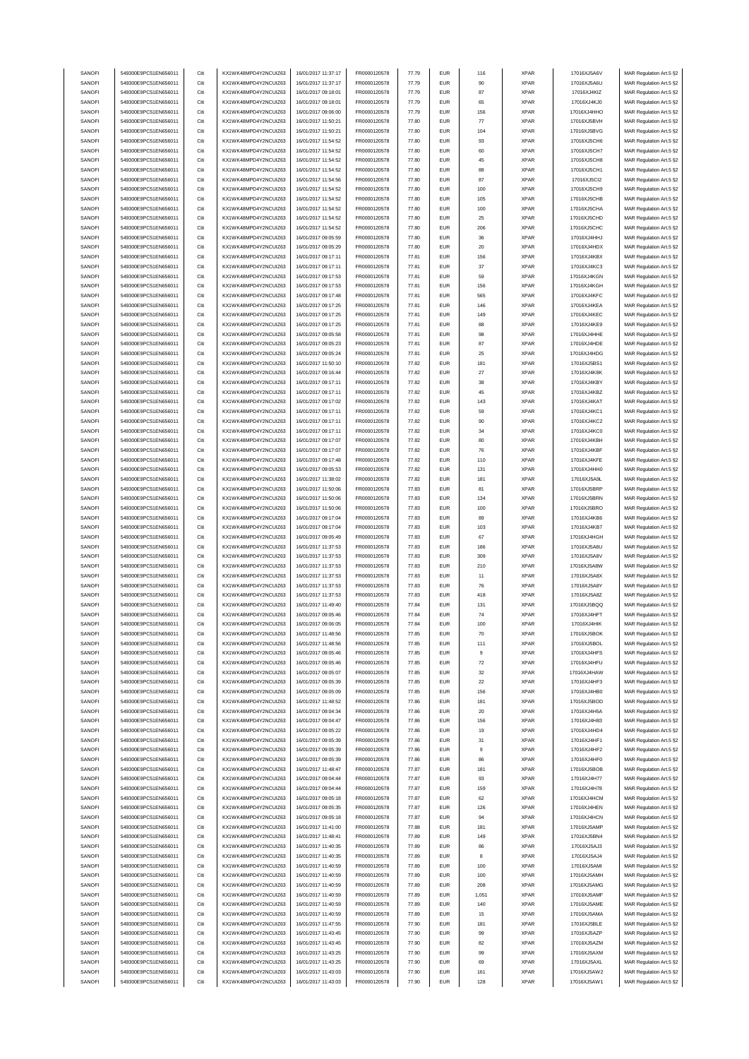| | | | | | | | | | | | |
|---|---|---|---|---|---|---|---|---|---|---|---|
| SANOFI | 549300E9PC51EN656011 | Citi | KX1WK48MPD4Y2NCUIZ63 | 16/01/2017 11:37:17 | FR0000120578 | 77.79 | EUR | 116 | XPAR | 17016XJ5A6V | MAR Regulation Art.5 §2 |
| SANOFI | 549300E9PC51EN656011 | Citi | KX1WK48MPD4Y2NCUIZ63 | 16/01/2017 11:37:17 | FR0000120578 | 77.79 | EUR | 90 | XPAR | 17016XJ5A6U | MAR Regulation Art.5 §2 |
| SANOFI | 549300E9PC51EN656011 | Citi | KX1WK48MPD4Y2NCUIZ63 | 16/01/2017 09:18:01 | FR0000120578 | 77.79 | EUR | 87 | XPAR | 17016XJ4KIZ | MAR Regulation Art.5 §2 |
| SANOFI | 549300E9PC51EN656011 | Citi | KX1WK48MPD4Y2NCUIZ63 | 16/01/2017 09:18:01 | FR0000120578 | 77.79 | EUR | 65 | XPAR | 17016XJ4KJ0 | MAR Regulation Art.5 §2 |
| SANOFI | 549300E9PC51EN656011 | Citi | KX1WK48MPD4Y2NCUIZ63 | 16/01/2017 09:06:00 | FR0000120578 | 77.79 | EUR | 156 | XPAR | 17016XJ4HHO | MAR Regulation Art.5 §2 |
| SANOFI | 549300E9PC51EN656011 | Citi | KX1WK48MPD4Y2NCUIZ63 | 16/01/2017 11:50:21 | FR0000120578 | 77.80 | EUR | 77 | XPAR | 17016XJ5BVH | MAR Regulation Art.5 §2 |
| SANOFI | 549300E9PC51EN656011 | Citi | KX1WK48MPD4Y2NCUIZ63 | 16/01/2017 11:50:21 | FR0000120578 | 77.80 | EUR | 104 | XPAR | 17016XJ5BVG | MAR Regulation Art.5 §2 |
| SANOFI | 549300E9PC51EN656011 | Citi | KX1WK48MPD4Y2NCUIZ63 | 16/01/2017 11:54:52 | FR0000120578 | 77.80 | EUR | 93 | XPAR | 17016XJ5CH6 | MAR Regulation Art.5 §2 |
| SANOFI | 549300E9PC51EN656011 | Citi | KX1WK48MPD4Y2NCUIZ63 | 16/01/2017 11:54:52 | FR0000120578 | 77.80 | EUR | 60 | XPAR | 17016XJ5CH7 | MAR Regulation Art.5 §2 |
| SANOFI | 549300E9PC51EN656011 | Citi | KX1WK48MPD4Y2NCUIZ63 | 16/01/2017 11:54:52 | FR0000120578 | 77.80 | EUR | 45 | XPAR | 17016XJ5CH8 | MAR Regulation Art.5 §2 |
| SANOFI | 549300E9PC51EN656011 | Citi | KX1WK48MPD4Y2NCUIZ63 | 16/01/2017 11:54:52 | FR0000120578 | 77.80 | EUR | 88 | XPAR | 17016XJ5CH1 | MAR Regulation Art.5 §2 |
| SANOFI | 549300E9PC51EN656011 | Citi | KX1WK48MPD4Y2NCUIZ63 | 16/01/2017 11:54:56 | FR0000120578 | 77.80 | EUR | 87 | XPAR | 17016XJ5CI2 | MAR Regulation Art.5 §2 |
| SANOFI | 549300E9PC51EN656011 | Citi | KX1WK48MPD4Y2NCUIZ63 | 16/01/2017 11:54:52 | FR0000120578 | 77.80 | EUR | 100 | XPAR | 17016XJ5CH9 | MAR Regulation Art.5 §2 |
| SANOFI | 549300E9PC51EN656011 | Citi | KX1WK48MPD4Y2NCUIZ63 | 16/01/2017 11:54:52 | FR0000120578 | 77.80 | EUR | 105 | XPAR | 17016XJ5CHB | MAR Regulation Art.5 §2 |
| SANOFI | 549300E9PC51EN656011 | Citi | KX1WK48MPD4Y2NCUIZ63 | 16/01/2017 11:54:52 | FR0000120578 | 77.80 | EUR | 100 | XPAR | 17016XJ5CHA | MAR Regulation Art.5 §2 |
| SANOFI | 549300E9PC51EN656011 | Citi | KX1WK48MPD4Y2NCUIZ63 | 16/01/2017 11:54:52 | FR0000120578 | 77.80 | EUR | 25 | XPAR | 17016XJ5CHD | MAR Regulation Art.5 §2 |
| SANOFI | 549300E9PC51EN656011 | Citi | KX1WK48MPD4Y2NCUIZ63 | 16/01/2017 11:54:52 | FR0000120578 | 77.80 | EUR | 206 | XPAR | 17016XJ5CHC | MAR Regulation Art.5 §2 |
| SANOFI | 549300E9PC51EN656011 | Citi | KX1WK48MPD4Y2NCUIZ63 | 16/01/2017 09:05:59 | FR0000120578 | 77.80 | EUR | 36 | XPAR | 17016XJ4HHJ | MAR Regulation Art.5 §2 |
| SANOFI | 549300E9PC51EN656011 | Citi | KX1WK48MPD4Y2NCUIZ63 | 16/01/2017 09:05:29 | FR0000120578 | 77.80 | EUR | 20 | XPAR | 17016XJ4HDX | MAR Regulation Art.5 §2 |
| SANOFI | 549300E9PC51EN656011 | Citi | KX1WK48MPD4Y2NCUIZ63 | 16/01/2017 09:17:11 | FR0000120578 | 77.81 | EUR | 156 | XPAR | 17016XJ4KBX | MAR Regulation Art.5 §2 |
| SANOFI | 549300E9PC51EN656011 | Citi | KX1WK48MPD4Y2NCUIZ63 | 16/01/2017 09:17:11 | FR0000120578 | 77.81 | EUR | 37 | XPAR | 17016XJ4KC3 | MAR Regulation Art.5 §2 |
| SANOFI | 549300E9PC51EN656011 | Citi | KX1WK48MPD4Y2NCUIZ63 | 16/01/2017 09:17:53 | FR0000120578 | 77.81 | EUR | 59 | XPAR | 17016XJ4KGN | MAR Regulation Art.5 §2 |
| SANOFI | 549300E9PC51EN656011 | Citi | KX1WK48MPD4Y2NCUIZ63 | 16/01/2017 09:17:53 | FR0000120578 | 77.81 | EUR | 156 | XPAR | 17016XJ4KGH | MAR Regulation Art.5 §2 |
| SANOFI | 549300E9PC51EN656011 | Citi | KX1WK48MPD4Y2NCUIZ63 | 16/01/2017 09:17:48 | FR0000120578 | 77.81 | EUR | 565 | XPAR | 17016XJ4KFC | MAR Regulation Art.5 §2 |
| SANOFI | 549300E9PC51EN656011 | Citi | KX1WK48MPD4Y2NCUIZ63 | 16/01/2017 09:17:25 | FR0000120578 | 77.81 | EUR | 146 | XPAR | 17016XJ4KEA | MAR Regulation Art.5 §2 |
| SANOFI | 549300E9PC51EN656011 | Citi | KX1WK48MPD4Y2NCUIZ63 | 16/01/2017 09:17:25 | FR0000120578 | 77.81 | EUR | 149 | XPAR | 17016XJ4KEC | MAR Regulation Art.5 §2 |
| SANOFI | 549300E9PC51EN656011 | Citi | KX1WK48MPD4Y2NCUIZ63 | 16/01/2017 09:17:25 | FR0000120578 | 77.81 | EUR | 88 | XPAR | 17016XJ4KE9 | MAR Regulation Art.5 §2 |
| SANOFI | 549300E9PC51EN656011 | Citi | KX1WK48MPD4Y2NCUIZ63 | 16/01/2017 09:05:58 | FR0000120578 | 77.81 | EUR | 98 | XPAR | 17016XJ4HHE | MAR Regulation Art.5 §2 |
| SANOFI | 549300E9PC51EN656011 | Citi | KX1WK48MPD4Y2NCUIZ63 | 16/01/2017 09:05:23 | FR0000120578 | 77.81 | EUR | 87 | XPAR | 17016XJ4HDE | MAR Regulation Art.5 §2 |
| SANOFI | 549300E9PC51EN656011 | Citi | KX1WK48MPD4Y2NCUIZ63 | 16/01/2017 09:05:24 | FR0000120578 | 77.81 | EUR | 25 | XPAR | 17016XJ4HDG | MAR Regulation Art.5 §2 |
| SANOFI | 549300E9PC51EN656011 | Citi | KX1WK48MPD4Y2NCUIZ63 | 16/01/2017 11:50:10 | FR0000120578 | 77.82 | EUR | 181 | XPAR | 17016XJ5BS1 | MAR Regulation Art.5 §2 |
| SANOFI | 549300E9PC51EN656011 | Citi | KX1WK48MPD4Y2NCUIZ63 | 16/01/2017 09:16:44 | FR0000120578 | 77.82 | EUR | 27 | XPAR | 17016XJ4K8K | MAR Regulation Art.5 §2 |
| SANOFI | 549300E9PC51EN656011 | Citi | KX1WK48MPD4Y2NCUIZ63 | 16/01/2017 09:17:11 | FR0000120578 | 77.82 | EUR | 38 | XPAR | 17016XJ4KBY | MAR Regulation Art.5 §2 |
| SANOFI | 549300E9PC51EN656011 | Citi | KX1WK48MPD4Y2NCUIZ63 | 16/01/2017 09:17:11 | FR0000120578 | 77.82 | EUR | 45 | XPAR | 17016XJ4KBZ | MAR Regulation Art.5 §2 |
| SANOFI | 549300E9PC51EN656011 | Citi | KX1WK48MPD4Y2NCUIZ63 | 16/01/2017 09:17:02 | FR0000120578 | 77.82 | EUR | 143 | XPAR | 17016XJ4KAT | MAR Regulation Art.5 §2 |
| SANOFI | 549300E9PC51EN656011 | Citi | KX1WK48MPD4Y2NCUIZ63 | 16/01/2017 09:17:11 | FR0000120578 | 77.82 | EUR | 59 | XPAR | 17016XJ4KC1 | MAR Regulation Art.5 §2 |
| SANOFI | 549300E9PC51EN656011 | Citi | KX1WK48MPD4Y2NCUIZ63 | 16/01/2017 09:17:11 | FR0000120578 | 77.82 | EUR | 90 | XPAR | 17016XJ4KC2 | MAR Regulation Art.5 §2 |
| SANOFI | 549300E9PC51EN656011 | Citi | KX1WK48MPD4Y2NCUIZ63 | 16/01/2017 09:17:11 | FR0000120578 | 77.82 | EUR | 34 | XPAR | 17016XJ4KC0 | MAR Regulation Art.5 §2 |
| SANOFI | 549300E9PC51EN656011 | Citi | KX1WK48MPD4Y2NCUIZ63 | 16/01/2017 09:17:07 | FR0000120578 | 77.82 | EUR | 80 | XPAR | 17016XJ4KBH | MAR Regulation Art.5 §2 |
| SANOFI | 549300E9PC51EN656011 | Citi | KX1WK48MPD4Y2NCUIZ63 | 16/01/2017 09:17:07 | FR0000120578 | 77.82 | EUR | 76 | XPAR | 17016XJ4KBF | MAR Regulation Art.5 §2 |
| SANOFI | 549300E9PC51EN656011 | Citi | KX1WK48MPD4Y2NCUIZ63 | 16/01/2017 09:17:48 | FR0000120578 | 77.82 | EUR | 110 | XPAR | 17016XJ4KFE | MAR Regulation Art.5 §2 |
| SANOFI | 549300E9PC51EN656011 | Citi | KX1WK48MPD4Y2NCUIZ63 | 16/01/2017 09:05:53 | FR0000120578 | 77.82 | EUR | 131 | XPAR | 17016XJ4HH0 | MAR Regulation Art.5 §2 |
| SANOFI | 549300E9PC51EN656011 | Citi | KX1WK48MPD4Y2NCUIZ63 | 16/01/2017 11:38:02 | FR0000120578 | 77.82 | EUR | 181 | XPAR | 17016XJ5A9L | MAR Regulation Art.5 §2 |
| SANOFI | 549300E9PC51EN656011 | Citi | KX1WK48MPD4Y2NCUIZ63 | 16/01/2017 11:50:06 | FR0000120578 | 77.83 | EUR | 81 | XPAR | 17016XJ5BRP | MAR Regulation Art.5 §2 |
| SANOFI | 549300E9PC51EN656011 | Citi | KX1WK48MPD4Y2NCUIZ63 | 16/01/2017 11:50:06 | FR0000120578 | 77.83 | EUR | 134 | XPAR | 17016XJ5BRN | MAR Regulation Art.5 §2 |
| SANOFI | 549300E9PC51EN656011 | Citi | KX1WK48MPD4Y2NCUIZ63 | 16/01/2017 11:50:06 | FR0000120578 | 77.83 | EUR | 100 | XPAR | 17016XJ5BRO | MAR Regulation Art.5 §2 |
| SANOFI | 549300E9PC51EN656011 | Citi | KX1WK48MPD4Y2NCUIZ63 | 16/01/2017 09:17:04 | FR0000120578 | 77.83 | EUR | 89 | XPAR | 17016XJ4KB6 | MAR Regulation Art.5 §2 |
| SANOFI | 549300E9PC51EN656011 | Citi | KX1WK48MPD4Y2NCUIZ63 | 16/01/2017 09:17:04 | FR0000120578 | 77.83 | EUR | 103 | XPAR | 17016XJ4KB7 | MAR Regulation Art.5 §2 |
| SANOFI | 549300E9PC51EN656011 | Citi | KX1WK48MPD4Y2NCUIZ63 | 16/01/2017 09:05:49 | FR0000120578 | 77.83 | EUR | 67 | XPAR | 17016XJ4HGH | MAR Regulation Art.5 §2 |
| SANOFI | 549300E9PC51EN656011 | Citi | KX1WK48MPD4Y2NCUIZ63 | 16/01/2017 11:37:53 | FR0000120578 | 77.83 | EUR | 186 | XPAR | 17016XJ5A8U | MAR Regulation Art.5 §2 |
| SANOFI | 549300E9PC51EN656011 | Citi | KX1WK48MPD4Y2NCUIZ63 | 16/01/2017 11:37:53 | FR0000120578 | 77.83 | EUR | 309 | XPAR | 17016XJ5A8V | MAR Regulation Art.5 §2 |
| SANOFI | 549300E9PC51EN656011 | Citi | KX1WK48MPD4Y2NCUIZ63 | 16/01/2017 11:37:53 | FR0000120578 | 77.83 | EUR | 210 | XPAR | 17016XJ5A8W | MAR Regulation Art.5 §2 |
| SANOFI | 549300E9PC51EN656011 | Citi | KX1WK48MPD4Y2NCUIZ63 | 16/01/2017 11:37:53 | FR0000120578 | 77.83 | EUR | 11 | XPAR | 17016XJ5A8X | MAR Regulation Art.5 §2 |
| SANOFI | 549300E9PC51EN656011 | Citi | KX1WK48MPD4Y2NCUIZ63 | 16/01/2017 11:37:53 | FR0000120578 | 77.83 | EUR | 76 | XPAR | 17016XJ5A8Y | MAR Regulation Art.5 §2 |
| SANOFI | 549300E9PC51EN656011 | Citi | KX1WK48MPD4Y2NCUIZ63 | 16/01/2017 11:37:53 | FR0000120578 | 77.83 | EUR | 418 | XPAR | 17016XJ5A8Z | MAR Regulation Art.5 §2 |
| SANOFI | 549300E9PC51EN656011 | Citi | KX1WK48MPD4Y2NCUIZ63 | 16/01/2017 11:49:40 | FR0000120578 | 77.84 | EUR | 131 | XPAR | 17016XJ5BQQ | MAR Regulation Art.5 §2 |
| SANOFI | 549300E9PC51EN656011 | Citi | KX1WK48MPD4Y2NCUIZ63 | 16/01/2017 09:05:46 | FR0000120578 | 77.84 | EUR | 74 | XPAR | 17016XJ4HFT | MAR Regulation Art.5 §2 |
| SANOFI | 549300E9PC51EN656011 | Citi | KX1WK48MPD4Y2NCUIZ63 | 16/01/2017 09:06:05 | FR0000120578 | 77.84 | EUR | 100 | XPAR | 17016XJ4HIK | MAR Regulation Art.5 §2 |
| SANOFI | 549300E9PC51EN656011 | Citi | KX1WK48MPD4Y2NCUIZ63 | 16/01/2017 11:48:56 | FR0000120578 | 77.85 | EUR | 70 | XPAR | 17016XJ5BOK | MAR Regulation Art.5 §2 |
| SANOFI | 549300E9PC51EN656011 | Citi | KX1WK48MPD4Y2NCUIZ63 | 16/01/2017 11:48:56 | FR0000120578 | 77.85 | EUR | 111 | XPAR | 17016XJ5BOL | MAR Regulation Art.5 §2 |
| SANOFI | 549300E9PC51EN656011 | Citi | KX1WK48MPD4Y2NCUIZ63 | 16/01/2017 09:05:46 | FR0000120578 | 77.85 | EUR | 9 | XPAR | 17016XJ4HFS | MAR Regulation Art.5 §2 |
| SANOFI | 549300E9PC51EN656011 | Citi | KX1WK48MPD4Y2NCUIZ63 | 16/01/2017 09:05:46 | FR0000120578 | 77.85 | EUR | 72 | XPAR | 17016XJ4HFU | MAR Regulation Art.5 §2 |
| SANOFI | 549300E9PC51EN656011 | Citi | KX1WK48MPD4Y2NCUIZ63 | 16/01/2017 09:05:07 | FR0000120578 | 77.85 | EUR | 32 | XPAR | 17016XJ4HAW | MAR Regulation Art.5 §2 |
| SANOFI | 549300E9PC51EN656011 | Citi | KX1WK48MPD4Y2NCUIZ63 | 16/01/2017 09:05:39 | FR0000120578 | 77.85 | EUR | 22 | XPAR | 17016XJ4HF3 | MAR Regulation Art.5 §2 |
| SANOFI | 549300E9PC51EN656011 | Citi | KX1WK48MPD4Y2NCUIZ63 | 16/01/2017 09:05:09 | FR0000120578 | 77.85 | EUR | 156 | XPAR | 17016XJ4HB0 | MAR Regulation Art.5 §2 |
| SANOFI | 549300E9PC51EN656011 | Citi | KX1WK48MPD4Y2NCUIZ63 | 16/01/2017 11:48:52 | FR0000120578 | 77.86 | EUR | 181 | XPAR | 17016XJ5BOD | MAR Regulation Art.5 §2 |
| SANOFI | 549300E9PC51EN656011 | Citi | KX1WK48MPD4Y2NCUIZ63 | 16/01/2017 09:04:34 | FR0000120578 | 77.86 | EUR | 20 | XPAR | 17016XJ4H5A | MAR Regulation Art.5 §2 |
| SANOFI | 549300E9PC51EN656011 | Citi | KX1WK48MPD4Y2NCUIZ63 | 16/01/2017 09:04:47 | FR0000120578 | 77.86 | EUR | 156 | XPAR | 17016XJ4H83 | MAR Regulation Art.5 §2 |
| SANOFI | 549300E9PC51EN656011 | Citi | KX1WK48MPD4Y2NCUIZ63 | 16/01/2017 09:05:22 | FR0000120578 | 77.86 | EUR | 19 | XPAR | 17016XJ4HD4 | MAR Regulation Art.5 §2 |
| SANOFI | 549300E9PC51EN656011 | Citi | KX1WK48MPD4Y2NCUIZ63 | 16/01/2017 09:05:39 | FR0000120578 | 77.86 | EUR | 31 | XPAR | 17016XJ4HF1 | MAR Regulation Art.5 §2 |
| SANOFI | 549300E9PC51EN656011 | Citi | KX1WK48MPD4Y2NCUIZ63 | 16/01/2017 09:05:39 | FR0000120578 | 77.86 | EUR | 9 | XPAR | 17016XJ4HF2 | MAR Regulation Art.5 §2 |
| SANOFI | 549300E9PC51EN656011 | Citi | KX1WK48MPD4Y2NCUIZ63 | 16/01/2017 09:05:39 | FR0000120578 | 77.86 | EUR | 86 | XPAR | 17016XJ4HF0 | MAR Regulation Art.5 §2 |
| SANOFI | 549300E9PC51EN656011 | Citi | KX1WK48MPD4Y2NCUIZ63 | 16/01/2017 11:48:47 | FR0000120578 | 77.87 | EUR | 181 | XPAR | 17016XJ5BOB | MAR Regulation Art.5 §2 |
| SANOFI | 549300E9PC51EN656011 | Citi | KX1WK48MPD4Y2NCUIZ63 | 16/01/2017 09:04:44 | FR0000120578 | 77.87 | EUR | 93 | XPAR | 17016XJ4H77 | MAR Regulation Art.5 §2 |
| SANOFI | 549300E9PC51EN656011 | Citi | KX1WK48MPD4Y2NCUIZ63 | 16/01/2017 09:04:44 | FR0000120578 | 77.87 | EUR | 159 | XPAR | 17016XJ4H78 | MAR Regulation Art.5 §2 |
| SANOFI | 549300E9PC51EN656011 | Citi | KX1WK48MPD4Y2NCUIZ63 | 16/01/2017 09:05:18 | FR0000120578 | 77.87 | EUR | 62 | XPAR | 17016XJ4HCM | MAR Regulation Art.5 §2 |
| SANOFI | 549300E9PC51EN656011 | Citi | KX1WK48MPD4Y2NCUIZ63 | 16/01/2017 09:05:35 | FR0000120578 | 77.87 | EUR | 126 | XPAR | 17016XJ4HEN | MAR Regulation Art.5 §2 |
| SANOFI | 549300E9PC51EN656011 | Citi | KX1WK48MPD4Y2NCUIZ63 | 16/01/2017 09:05:18 | FR0000120578 | 77.87 | EUR | 94 | XPAR | 17016XJ4HCN | MAR Regulation Art.5 §2 |
| SANOFI | 549300E9PC51EN656011 | Citi | KX1WK48MPD4Y2NCUIZ63 | 16/01/2017 11:41:00 | FR0000120578 | 77.88 | EUR | 181 | XPAR | 17016XJ5AMP | MAR Regulation Art.5 §2 |
| SANOFI | 549300E9PC51EN656011 | Citi | KX1WK48MPD4Y2NCUIZ63 | 16/01/2017 11:48:41 | FR0000120578 | 77.89 | EUR | 149 | XPAR | 17016XJ5BN4 | MAR Regulation Art.5 §2 |
| SANOFI | 549300E9PC51EN656011 | Citi | KX1WK48MPD4Y2NCUIZ63 | 16/01/2017 11:40:35 | FR0000120578 | 77.89 | EUR | 86 | XPAR | 17016XJ5AJ3 | MAR Regulation Art.5 §2 |
| SANOFI | 549300E9PC51EN656011 | Citi | KX1WK48MPD4Y2NCUIZ63 | 16/01/2017 11:40:35 | FR0000120578 | 77.89 | EUR | 8 | XPAR | 17016XJ5AJ4 | MAR Regulation Art.5 §2 |
| SANOFI | 549300E9PC51EN656011 | Citi | KX1WK48MPD4Y2NCUIZ63 | 16/01/2017 11:40:59 | FR0000120578 | 77.89 | EUR | 100 | XPAR | 17016XJ5AMI | MAR Regulation Art.5 §2 |
| SANOFI | 549300E9PC51EN656011 | Citi | KX1WK48MPD4Y2NCUIZ63 | 16/01/2017 11:40:59 | FR0000120578 | 77.89 | EUR | 100 | XPAR | 17016XJ5AMH | MAR Regulation Art.5 §2 |
| SANOFI | 549300E9PC51EN656011 | Citi | KX1WK48MPD4Y2NCUIZ63 | 16/01/2017 11:40:59 | FR0000120578 | 77.89 | EUR | 208 | XPAR | 17016XJ5AMG | MAR Regulation Art.5 §2 |
| SANOFI | 549300E9PC51EN656011 | Citi | KX1WK48MPD4Y2NCUIZ63 | 16/01/2017 11:40:59 | FR0000120578 | 77.89 | EUR | 1,051 | XPAR | 17016XJ5AMF | MAR Regulation Art.5 §2 |
| SANOFI | 549300E9PC51EN656011 | Citi | KX1WK48MPD4Y2NCUIZ63 | 16/01/2017 11:40:59 | FR0000120578 | 77.89 | EUR | 140 | XPAR | 17016XJ5AME | MAR Regulation Art.5 §2 |
| SANOFI | 549300E9PC51EN656011 | Citi | KX1WK48MPD4Y2NCUIZ63 | 16/01/2017 11:40:59 | FR0000120578 | 77.89 | EUR | 15 | XPAR | 17016XJ5AMA | MAR Regulation Art.5 §2 |
| SANOFI | 549300E9PC51EN656011 | Citi | KX1WK48MPD4Y2NCUIZ63 | 16/01/2017 11:47:55 | FR0000120578 | 77.90 | EUR | 181 | XPAR | 17016XJ5BLE | MAR Regulation Art.5 §2 |
| SANOFI | 549300E9PC51EN656011 | Citi | KX1WK48MPD4Y2NCUIZ63 | 16/01/2017 11:43:45 | FR0000120578 | 77.90 | EUR | 99 | XPAR | 17016XJ5AZP | MAR Regulation Art.5 §2 |
| SANOFI | 549300E9PC51EN656011 | Citi | KX1WK48MPD4Y2NCUIZ63 | 16/01/2017 11:43:45 | FR0000120578 | 77.90 | EUR | 82 | XPAR | 17016XJ5AZM | MAR Regulation Art.5 §2 |
| SANOFI | 549300E9PC51EN656011 | Citi | KX1WK48MPD4Y2NCUIZ63 | 16/01/2017 11:43:25 | FR0000120578 | 77.90 | EUR | 99 | XPAR | 17016XJ5AXM | MAR Regulation Art.5 §2 |
| SANOFI | 549300E9PC51EN656011 | Citi | KX1WK48MPD4Y2NCUIZ63 | 16/01/2017 11:43:25 | FR0000120578 | 77.90 | EUR | 69 | XPAR | 17016XJ5AXL | MAR Regulation Art.5 §2 |
| SANOFI | 549300E9PC51EN656011 | Citi | KX1WK48MPD4Y2NCUIZ63 | 16/01/2017 11:43:03 | FR0000120578 | 77.90 | EUR | 161 | XPAR | 17016XJ5AW2 | MAR Regulation Art.5 §2 |
| SANOFI | 549300E9PC51EN656011 | Citi | KX1WK48MPD4Y2NCUIZ63 | 16/01/2017 11:43:03 | FR0000120578 | 77.90 | EUR | 128 | XPAR | 17016XJ5AW1 | MAR Regulation Art.5 §2 |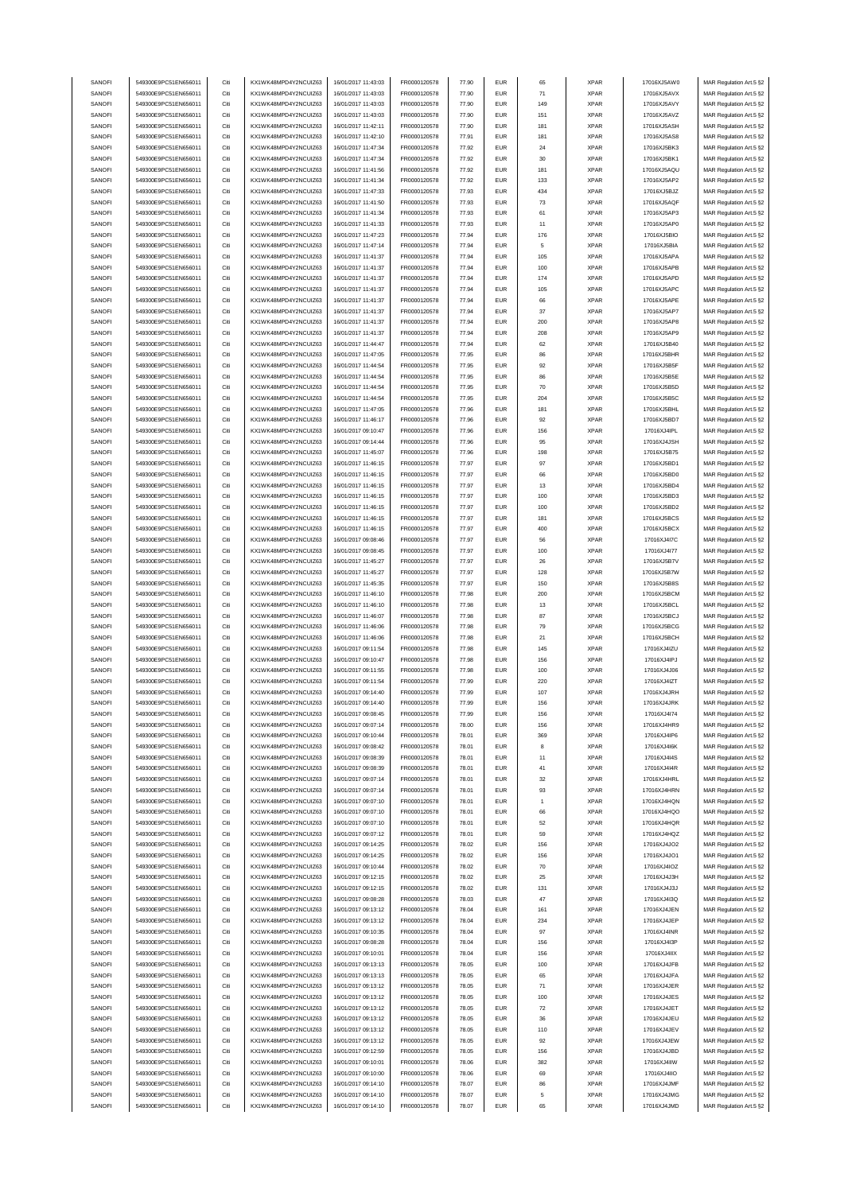| | | | | | | | | | | | |
|---|---|---|---|---|---|---|---|---|---|---|---|
| SANOFI | 549300E9PC51EN656011 | Citi | KX1WK48MPD4Y2NCUIZ63 | 16/01/2017 11:43:03 | FR0000120578 | 77.90 | EUR | 65 | XPAR | 17016XJ5AW0 | MAR Regulation Art.5 §2 |
| SANOFI | 549300E9PC51EN656011 | Citi | KX1WK48MPD4Y2NCUIZ63 | 16/01/2017 11:43:03 | FR0000120578 | 77.90 | EUR | 71 | XPAR | 17016XJ5AVX | MAR Regulation Art.5 §2 |
| SANOFI | 549300E9PC51EN656011 | Citi | KX1WK48MPD4Y2NCUIZ63 | 16/01/2017 11:43:03 | FR0000120578 | 77.90 | EUR | 149 | XPAR | 17016XJ5AVY | MAR Regulation Art.5 §2 |
| SANOFI | 549300E9PC51EN656011 | Citi | KX1WK48MPD4Y2NCUIZ63 | 16/01/2017 11:43:03 | FR0000120578 | 77.90 | EUR | 151 | XPAR | 17016XJ5AVZ | MAR Regulation Art.5 §2 |
| SANOFI | 549300E9PC51EN656011 | Citi | KX1WK48MPD4Y2NCUIZ63 | 16/01/2017 11:42:11 | FR0000120578 | 77.90 | EUR | 181 | XPAR | 17016XJ5ASH | MAR Regulation Art.5 §2 |
| SANOFI | 549300E9PC51EN656011 | Citi | KX1WK48MPD4Y2NCUIZ63 | 16/01/2017 11:42:10 | FR0000120578 | 77.91 | EUR | 181 | XPAR | 17016XJ5AS8 | MAR Regulation Art.5 §2 |
| SANOFI | 549300E9PC51EN656011 | Citi | KX1WK48MPD4Y2NCUIZ63 | 16/01/2017 11:47:34 | FR0000120578 | 77.92 | EUR | 24 | XPAR | 17016XJ5BK3 | MAR Regulation Art.5 §2 |
| SANOFI | 549300E9PC51EN656011 | Citi | KX1WK48MPD4Y2NCUIZ63 | 16/01/2017 11:47:34 | FR0000120578 | 77.92 | EUR | 30 | XPAR | 17016XJ5BK1 | MAR Regulation Art.5 §2 |
| SANOFI | 549300E9PC51EN656011 | Citi | KX1WK48MPD4Y2NCUIZ63 | 16/01/2017 11:41:56 | FR0000120578 | 77.92 | EUR | 181 | XPAR | 17016XJ5AQU | MAR Regulation Art.5 §2 |
| SANOFI | 549300E9PC51EN656011 | Citi | KX1WK48MPD4Y2NCUIZ63 | 16/01/2017 11:41:34 | FR0000120578 | 77.92 | EUR | 133 | XPAR | 17016XJ5AP2 | MAR Regulation Art.5 §2 |
| SANOFI | 549300E9PC51EN656011 | Citi | KX1WK48MPD4Y2NCUIZ63 | 16/01/2017 11:47:33 | FR0000120578 | 77.93 | EUR | 434 | XPAR | 17016XJ5BJZ | MAR Regulation Art.5 §2 |
| SANOFI | 549300E9PC51EN656011 | Citi | KX1WK48MPD4Y2NCUIZ63 | 16/01/2017 11:41:50 | FR0000120578 | 77.93 | EUR | 73 | XPAR | 17016XJ5AQF | MAR Regulation Art.5 §2 |
| SANOFI | 549300E9PC51EN656011 | Citi | KX1WK48MPD4Y2NCUIZ63 | 16/01/2017 11:41:34 | FR0000120578 | 77.93 | EUR | 61 | XPAR | 17016XJ5AP3 | MAR Regulation Art.5 §2 |
| SANOFI | 549300E9PC51EN656011 | Citi | KX1WK48MPD4Y2NCUIZ63 | 16/01/2017 11:41:33 | FR0000120578 | 77.93 | EUR | 11 | XPAR | 17016XJ5AP0 | MAR Regulation Art.5 §2 |
| SANOFI | 549300E9PC51EN656011 | Citi | KX1WK48MPD4Y2NCUIZ63 | 16/01/2017 11:47:23 | FR0000120578 | 77.94 | EUR | 176 | XPAR | 17016XJ5BIO | MAR Regulation Art.5 §2 |
| SANOFI | 549300E9PC51EN656011 | Citi | KX1WK48MPD4Y2NCUIZ63 | 16/01/2017 11:47:14 | FR0000120578 | 77.94 | EUR | 5 | XPAR | 17016XJ5BIA | MAR Regulation Art.5 §2 |
| SANOFI | 549300E9PC51EN656011 | Citi | KX1WK48MPD4Y2NCUIZ63 | 16/01/2017 11:41:37 | FR0000120578 | 77.94 | EUR | 105 | XPAR | 17016XJ5APA | MAR Regulation Art.5 §2 |
| SANOFI | 549300E9PC51EN656011 | Citi | KX1WK48MPD4Y2NCUIZ63 | 16/01/2017 11:41:37 | FR0000120578 | 77.94 | EUR | 100 | XPAR | 17016XJ5APB | MAR Regulation Art.5 §2 |
| SANOFI | 549300E9PC51EN656011 | Citi | KX1WK48MPD4Y2NCUIZ63 | 16/01/2017 11:41:37 | FR0000120578 | 77.94 | EUR | 174 | XPAR | 17016XJ5APD | MAR Regulation Art.5 §2 |
| SANOFI | 549300E9PC51EN656011 | Citi | KX1WK48MPD4Y2NCUIZ63 | 16/01/2017 11:41:37 | FR0000120578 | 77.94 | EUR | 105 | XPAR | 17016XJ5APC | MAR Regulation Art.5 §2 |
| SANOFI | 549300E9PC51EN656011 | Citi | KX1WK48MPD4Y2NCUIZ63 | 16/01/2017 11:41:37 | FR0000120578 | 77.94 | EUR | 66 | XPAR | 17016XJ5APE | MAR Regulation Art.5 §2 |
| SANOFI | 549300E9PC51EN656011 | Citi | KX1WK48MPD4Y2NCUIZ63 | 16/01/2017 11:41:37 | FR0000120578 | 77.94 | EUR | 37 | XPAR | 17016XJ5AP7 | MAR Regulation Art.5 §2 |
| SANOFI | 549300E9PC51EN656011 | Citi | KX1WK48MPD4Y2NCUIZ63 | 16/01/2017 11:41:37 | FR0000120578 | 77.94 | EUR | 200 | XPAR | 17016XJ5AP8 | MAR Regulation Art.5 §2 |
| SANOFI | 549300E9PC51EN656011 | Citi | KX1WK48MPD4Y2NCUIZ63 | 16/01/2017 11:41:37 | FR0000120578 | 77.94 | EUR | 208 | XPAR | 17016XJ5AP9 | MAR Regulation Art.5 §2 |
| SANOFI | 549300E9PC51EN656011 | Citi | KX1WK48MPD4Y2NCUIZ63 | 16/01/2017 11:44:47 | FR0000120578 | 77.94 | EUR | 62 | XPAR | 17016XJ5B40 | MAR Regulation Art.5 §2 |
| SANOFI | 549300E9PC51EN656011 | Citi | KX1WK48MPD4Y2NCUIZ63 | 16/01/2017 11:47:05 | FR0000120578 | 77.95 | EUR | 86 | XPAR | 17016XJ5BHR | MAR Regulation Art.5 §2 |
| SANOFI | 549300E9PC51EN656011 | Citi | KX1WK48MPD4Y2NCUIZ63 | 16/01/2017 11:44:54 | FR0000120578 | 77.95 | EUR | 92 | XPAR | 17016XJ5B5F | MAR Regulation Art.5 §2 |
| SANOFI | 549300E9PC51EN656011 | Citi | KX1WK48MPD4Y2NCUIZ63 | 16/01/2017 11:44:54 | FR0000120578 | 77.95 | EUR | 86 | XPAR | 17016XJ5B5E | MAR Regulation Art.5 §2 |
| SANOFI | 549300E9PC51EN656011 | Citi | KX1WK48MPD4Y2NCUIZ63 | 16/01/2017 11:44:54 | FR0000120578 | 77.95 | EUR | 70 | XPAR | 17016XJ5B5D | MAR Regulation Art.5 §2 |
| SANOFI | 549300E9PC51EN656011 | Citi | KX1WK48MPD4Y2NCUIZ63 | 16/01/2017 11:44:54 | FR0000120578 | 77.95 | EUR | 204 | XPAR | 17016XJ5B5C | MAR Regulation Art.5 §2 |
| SANOFI | 549300E9PC51EN656011 | Citi | KX1WK48MPD4Y2NCUIZ63 | 16/01/2017 11:47:05 | FR0000120578 | 77.96 | EUR | 181 | XPAR | 17016XJ5BHL | MAR Regulation Art.5 §2 |
| SANOFI | 549300E9PC51EN656011 | Citi | KX1WK48MPD4Y2NCUIZ63 | 16/01/2017 11:46:17 | FR0000120578 | 77.96 | EUR | 92 | XPAR | 17016XJ5BD7 | MAR Regulation Art.5 §2 |
| SANOFI | 549300E9PC51EN656011 | Citi | KX1WK48MPD4Y2NCUIZ63 | 16/01/2017 09:10:47 | FR0000120578 | 77.96 | EUR | 156 | XPAR | 17016XJ4IPL | MAR Regulation Art.5 §2 |
| SANOFI | 549300E9PC51EN656011 | Citi | KX1WK48MPD4Y2NCUIZ63 | 16/01/2017 09:14:44 | FR0000120578 | 77.96 | EUR | 95 | XPAR | 17016XJ4JSH | MAR Regulation Art.5 §2 |
| SANOFI | 549300E9PC51EN656011 | Citi | KX1WK48MPD4Y2NCUIZ63 | 16/01/2017 11:45:07 | FR0000120578 | 77.96 | EUR | 198 | XPAR | 17016XJ5B75 | MAR Regulation Art.5 §2 |
| SANOFI | 549300E9PC51EN656011 | Citi | KX1WK48MPD4Y2NCUIZ63 | 16/01/2017 11:46:15 | FR0000120578 | 77.97 | EUR | 97 | XPAR | 17016XJ5BD1 | MAR Regulation Art.5 §2 |
| SANOFI | 549300E9PC51EN656011 | Citi | KX1WK48MPD4Y2NCUIZ63 | 16/01/2017 11:46:15 | FR0000120578 | 77.97 | EUR | 66 | XPAR | 17016XJ5BD0 | MAR Regulation Art.5 §2 |
| SANOFI | 549300E9PC51EN656011 | Citi | KX1WK48MPD4Y2NCUIZ63 | 16/01/2017 11:46:15 | FR0000120578 | 77.97 | EUR | 13 | XPAR | 17016XJ5BD4 | MAR Regulation Art.5 §2 |
| SANOFI | 549300E9PC51EN656011 | Citi | KX1WK48MPD4Y2NCUIZ63 | 16/01/2017 11:46:15 | FR0000120578 | 77.97 | EUR | 100 | XPAR | 17016XJ5BD3 | MAR Regulation Art.5 §2 |
| SANOFI | 549300E9PC51EN656011 | Citi | KX1WK48MPD4Y2NCUIZ63 | 16/01/2017 11:46:15 | FR0000120578 | 77.97 | EUR | 100 | XPAR | 17016XJ5BD2 | MAR Regulation Art.5 §2 |
| SANOFI | 549300E9PC51EN656011 | Citi | KX1WK48MPD4Y2NCUIZ63 | 16/01/2017 11:46:15 | FR0000120578 | 77.97 | EUR | 181 | XPAR | 17016XJ5BCS | MAR Regulation Art.5 §2 |
| SANOFI | 549300E9PC51EN656011 | Citi | KX1WK48MPD4Y2NCUIZ63 | 16/01/2017 11:46:15 | FR0000120578 | 77.97 | EUR | 400 | XPAR | 17016XJ5BCX | MAR Regulation Art.5 §2 |
| SANOFI | 549300E9PC51EN656011 | Citi | KX1WK48MPD4Y2NCUIZ63 | 16/01/2017 09:08:46 | FR0000120578 | 77.97 | EUR | 56 | XPAR | 17016XJ4I7C | MAR Regulation Art.5 §2 |
| SANOFI | 549300E9PC51EN656011 | Citi | KX1WK48MPD4Y2NCUIZ63 | 16/01/2017 09:08:45 | FR0000120578 | 77.97 | EUR | 100 | XPAR | 17016XJ4I77 | MAR Regulation Art.5 §2 |
| SANOFI | 549300E9PC51EN656011 | Citi | KX1WK48MPD4Y2NCUIZ63 | 16/01/2017 11:45:27 | FR0000120578 | 77.97 | EUR | 26 | XPAR | 17016XJ5B7V | MAR Regulation Art.5 §2 |
| SANOFI | 549300E9PC51EN656011 | Citi | KX1WK48MPD4Y2NCUIZ63 | 16/01/2017 11:45:27 | FR0000120578 | 77.97 | EUR | 128 | XPAR | 17016XJ5B7W | MAR Regulation Art.5 §2 |
| SANOFI | 549300E9PC51EN656011 | Citi | KX1WK48MPD4Y2NCUIZ63 | 16/01/2017 11:45:35 | FR0000120578 | 77.97 | EUR | 150 | XPAR | 17016XJ5B8S | MAR Regulation Art.5 §2 |
| SANOFI | 549300E9PC51EN656011 | Citi | KX1WK48MPD4Y2NCUIZ63 | 16/01/2017 11:46:10 | FR0000120578 | 77.98 | EUR | 200 | XPAR | 17016XJ5BCM | MAR Regulation Art.5 §2 |
| SANOFI | 549300E9PC51EN656011 | Citi | KX1WK48MPD4Y2NCUIZ63 | 16/01/2017 11:46:10 | FR0000120578 | 77.98 | EUR | 13 | XPAR | 17016XJ5BCL | MAR Regulation Art.5 §2 |
| SANOFI | 549300E9PC51EN656011 | Citi | KX1WK48MPD4Y2NCUIZ63 | 16/01/2017 11:46:07 | FR0000120578 | 77.98 | EUR | 87 | XPAR | 17016XJ5BCJ | MAR Regulation Art.5 §2 |
| SANOFI | 549300E9PC51EN656011 | Citi | KX1WK48MPD4Y2NCUIZ63 | 16/01/2017 11:46:06 | FR0000120578 | 77.98 | EUR | 79 | XPAR | 17016XJ5BCG | MAR Regulation Art.5 §2 |
| SANOFI | 549300E9PC51EN656011 | Citi | KX1WK48MPD4Y2NCUIZ63 | 16/01/2017 11:46:06 | FR0000120578 | 77.98 | EUR | 21 | XPAR | 17016XJ5BCH | MAR Regulation Art.5 §2 |
| SANOFI | 549300E9PC51EN656011 | Citi | KX1WK48MPD4Y2NCUIZ63 | 16/01/2017 09:11:54 | FR0000120578 | 77.98 | EUR | 145 | XPAR | 17016XJ4IZU | MAR Regulation Art.5 §2 |
| SANOFI | 549300E9PC51EN656011 | Citi | KX1WK48MPD4Y2NCUIZ63 | 16/01/2017 09:10:47 | FR0000120578 | 77.98 | EUR | 156 | XPAR | 17016XJ4IPJ | MAR Regulation Art.5 §2 |
| SANOFI | 549300E9PC51EN656011 | Citi | KX1WK48MPD4Y2NCUIZ63 | 16/01/2017 09:11:55 | FR0000120578 | 77.98 | EUR | 100 | XPAR | 17016XJ4J06 | MAR Regulation Art.5 §2 |
| SANOFI | 549300E9PC51EN656011 | Citi | KX1WK48MPD4Y2NCUIZ63 | 16/01/2017 09:11:54 | FR0000120578 | 77.99 | EUR | 220 | XPAR | 17016XJ4IZT | MAR Regulation Art.5 §2 |
| SANOFI | 549300E9PC51EN656011 | Citi | KX1WK48MPD4Y2NCUIZ63 | 16/01/2017 09:14:40 | FR0000120578 | 77.99 | EUR | 107 | XPAR | 17016XJ4JRH | MAR Regulation Art.5 §2 |
| SANOFI | 549300E9PC51EN656011 | Citi | KX1WK48MPD4Y2NCUIZ63 | 16/01/2017 09:14:40 | FR0000120578 | 77.99 | EUR | 156 | XPAR | 17016XJ4JRK | MAR Regulation Art.5 §2 |
| SANOFI | 549300E9PC51EN656011 | Citi | KX1WK48MPD4Y2NCUIZ63 | 16/01/2017 09:08:45 | FR0000120578 | 77.99 | EUR | 156 | XPAR | 17016XJ4I74 | MAR Regulation Art.5 §2 |
| SANOFI | 549300E9PC51EN656011 | Citi | KX1WK48MPD4Y2NCUIZ63 | 16/01/2017 09:07:14 | FR0000120578 | 78.00 | EUR | 156 | XPAR | 17016XJ4HR9 | MAR Regulation Art.5 §2 |
| SANOFI | 549300E9PC51EN656011 | Citi | KX1WK48MPD4Y2NCUIZ63 | 16/01/2017 09:10:44 | FR0000120578 | 78.01 | EUR | 369 | XPAR | 17016XJ4IP6 | MAR Regulation Art.5 §2 |
| SANOFI | 549300E9PC51EN656011 | Citi | KX1WK48MPD4Y2NCUIZ63 | 16/01/2017 09:08:42 | FR0000120578 | 78.01 | EUR | 8 | XPAR | 17016XJ4I6K | MAR Regulation Art.5 §2 |
| SANOFI | 549300E9PC51EN656011 | Citi | KX1WK48MPD4Y2NCUIZ63 | 16/01/2017 09:08:39 | FR0000120578 | 78.01 | EUR | 11 | XPAR | 17016XJ4I4S | MAR Regulation Art.5 §2 |
| SANOFI | 549300E9PC51EN656011 | Citi | KX1WK48MPD4Y2NCUIZ63 | 16/01/2017 09:08:39 | FR0000120578 | 78.01 | EUR | 41 | XPAR | 17016XJ4I4R | MAR Regulation Art.5 §2 |
| SANOFI | 549300E9PC51EN656011 | Citi | KX1WK48MPD4Y2NCUIZ63 | 16/01/2017 09:07:14 | FR0000120578 | 78.01 | EUR | 32 | XPAR | 17016XJ4HRL | MAR Regulation Art.5 §2 |
| SANOFI | 549300E9PC51EN656011 | Citi | KX1WK48MPD4Y2NCUIZ63 | 16/01/2017 09:07:14 | FR0000120578 | 78.01 | EUR | 93 | XPAR | 17016XJ4HRN | MAR Regulation Art.5 §2 |
| SANOFI | 549300E9PC51EN656011 | Citi | KX1WK48MPD4Y2NCUIZ63 | 16/01/2017 09:07:10 | FR0000120578 | 78.01 | EUR | 1 | XPAR | 17016XJ4HQN | MAR Regulation Art.5 §2 |
| SANOFI | 549300E9PC51EN656011 | Citi | KX1WK48MPD4Y2NCUIZ63 | 16/01/2017 09:07:10 | FR0000120578 | 78.01 | EUR | 66 | XPAR | 17016XJ4HQO | MAR Regulation Art.5 §2 |
| SANOFI | 549300E9PC51EN656011 | Citi | KX1WK48MPD4Y2NCUIZ63 | 16/01/2017 09:07:10 | FR0000120578 | 78.01 | EUR | 52 | XPAR | 17016XJ4HQR | MAR Regulation Art.5 §2 |
| SANOFI | 549300E9PC51EN656011 | Citi | KX1WK48MPD4Y2NCUIZ63 | 16/01/2017 09:07:12 | FR0000120578 | 78.01 | EUR | 59 | XPAR | 17016XJ4HQZ | MAR Regulation Art.5 §2 |
| SANOFI | 549300E9PC51EN656011 | Citi | KX1WK48MPD4Y2NCUIZ63 | 16/01/2017 09:14:25 | FR0000120578 | 78.02 | EUR | 156 | XPAR | 17016XJ4JO2 | MAR Regulation Art.5 §2 |
| SANOFI | 549300E9PC51EN656011 | Citi | KX1WK48MPD4Y2NCUIZ63 | 16/01/2017 09:14:25 | FR0000120578 | 78.02 | EUR | 156 | XPAR | 17016XJ4JO1 | MAR Regulation Art.5 §2 |
| SANOFI | 549300E9PC51EN656011 | Citi | KX1WK48MPD4Y2NCUIZ63 | 16/01/2017 09:10:44 | FR0000120578 | 78.02 | EUR | 70 | XPAR | 17016XJ4IOZ | MAR Regulation Art.5 §2 |
| SANOFI | 549300E9PC51EN656011 | Citi | KX1WK48MPD4Y2NCUIZ63 | 16/01/2017 09:12:15 | FR0000120578 | 78.02 | EUR | 25 | XPAR | 17016XJ4J3H | MAR Regulation Art.5 §2 |
| SANOFI | 549300E9PC51EN656011 | Citi | KX1WK48MPD4Y2NCUIZ63 | 16/01/2017 09:12:15 | FR0000120578 | 78.02 | EUR | 131 | XPAR | 17016XJ4J3J | MAR Regulation Art.5 §2 |
| SANOFI | 549300E9PC51EN656011 | Citi | KX1WK48MPD4Y2NCUIZ63 | 16/01/2017 09:08:28 | FR0000120578 | 78.03 | EUR | 47 | XPAR | 17016XJ4I3Q | MAR Regulation Art.5 §2 |
| SANOFI | 549300E9PC51EN656011 | Citi | KX1WK48MPD4Y2NCUIZ63 | 16/01/2017 09:13:12 | FR0000120578 | 78.04 | EUR | 161 | XPAR | 17016XJ4JEN | MAR Regulation Art.5 §2 |
| SANOFI | 549300E9PC51EN656011 | Citi | KX1WK48MPD4Y2NCUIZ63 | 16/01/2017 09:13:12 | FR0000120578 | 78.04 | EUR | 234 | XPAR | 17016XJ4JEP | MAR Regulation Art.5 §2 |
| SANOFI | 549300E9PC51EN656011 | Citi | KX1WK48MPD4Y2NCUIZ63 | 16/01/2017 09:10:35 | FR0000120578 | 78.04 | EUR | 97 | XPAR | 17016XJ4INR | MAR Regulation Art.5 §2 |
| SANOFI | 549300E9PC51EN656011 | Citi | KX1WK48MPD4Y2NCUIZ63 | 16/01/2017 09:08:28 | FR0000120578 | 78.04 | EUR | 156 | XPAR | 17016XJ4I3P | MAR Regulation Art.5 §2 |
| SANOFI | 549300E9PC51EN656011 | Citi | KX1WK48MPD4Y2NCUIZ63 | 16/01/2017 09:10:01 | FR0000120578 | 78.04 | EUR | 156 | XPAR | 17016XJ4IIX | MAR Regulation Art.5 §2 |
| SANOFI | 549300E9PC51EN656011 | Citi | KX1WK48MPD4Y2NCUIZ63 | 16/01/2017 09:13:13 | FR0000120578 | 78.05 | EUR | 100 | XPAR | 17016XJ4JFB | MAR Regulation Art.5 §2 |
| SANOFI | 549300E9PC51EN656011 | Citi | KX1WK48MPD4Y2NCUIZ63 | 16/01/2017 09:13:13 | FR0000120578 | 78.05 | EUR | 65 | XPAR | 17016XJ4JFA | MAR Regulation Art.5 §2 |
| SANOFI | 549300E9PC51EN656011 | Citi | KX1WK48MPD4Y2NCUIZ63 | 16/01/2017 09:13:12 | FR0000120578 | 78.05 | EUR | 71 | XPAR | 17016XJ4JER | MAR Regulation Art.5 §2 |
| SANOFI | 549300E9PC51EN656011 | Citi | KX1WK48MPD4Y2NCUIZ63 | 16/01/2017 09:13:12 | FR0000120578 | 78.05 | EUR | 100 | XPAR | 17016XJ4JES | MAR Regulation Art.5 §2 |
| SANOFI | 549300E9PC51EN656011 | Citi | KX1WK48MPD4Y2NCUIZ63 | 16/01/2017 09:13:12 | FR0000120578 | 78.05 | EUR | 72 | XPAR | 17016XJ4JET | MAR Regulation Art.5 §2 |
| SANOFI | 549300E9PC51EN656011 | Citi | KX1WK48MPD4Y2NCUIZ63 | 16/01/2017 09:13:12 | FR0000120578 | 78.05 | EUR | 36 | XPAR | 17016XJ4JEU | MAR Regulation Art.5 §2 |
| SANOFI | 549300E9PC51EN656011 | Citi | KX1WK48MPD4Y2NCUIZ63 | 16/01/2017 09:13:12 | FR0000120578 | 78.05 | EUR | 110 | XPAR | 17016XJ4JEV | MAR Regulation Art.5 §2 |
| SANOFI | 549300E9PC51EN656011 | Citi | KX1WK48MPD4Y2NCUIZ63 | 16/01/2017 09:13:12 | FR0000120578 | 78.05 | EUR | 92 | XPAR | 17016XJ4JEW | MAR Regulation Art.5 §2 |
| SANOFI | 549300E9PC51EN656011 | Citi | KX1WK48MPD4Y2NCUIZ63 | 16/01/2017 09:12:59 | FR0000120578 | 78.05 | EUR | 156 | XPAR | 17016XJ4JBD | MAR Regulation Art.5 §2 |
| SANOFI | 549300E9PC51EN656011 | Citi | KX1WK48MPD4Y2NCUIZ63 | 16/01/2017 09:10:01 | FR0000120578 | 78.06 | EUR | 382 | XPAR | 17016XJ4IIW | MAR Regulation Art.5 §2 |
| SANOFI | 549300E9PC51EN656011 | Citi | KX1WK48MPD4Y2NCUIZ63 | 16/01/2017 09:10:00 | FR0000120578 | 78.06 | EUR | 69 | XPAR | 17016XJ4IIO | MAR Regulation Art.5 §2 |
| SANOFI | 549300E9PC51EN656011 | Citi | KX1WK48MPD4Y2NCUIZ63 | 16/01/2017 09:14:10 | FR0000120578 | 78.07 | EUR | 86 | XPAR | 17016XJ4JMF | MAR Regulation Art.5 §2 |
| SANOFI | 549300E9PC51EN656011 | Citi | KX1WK48MPD4Y2NCUIZ63 | 16/01/2017 09:14:10 | FR0000120578 | 78.07 | EUR | 5 | XPAR | 17016XJ4JMG | MAR Regulation Art.5 §2 |
| SANOFI | 549300E9PC51EN656011 | Citi | KX1WK48MPD4Y2NCUIZ63 | 16/01/2017 09:14:10 | FR0000120578 | 78.07 | EUR | 65 | XPAR | 17016XJ4JMD | MAR Regulation Art.5 §2 |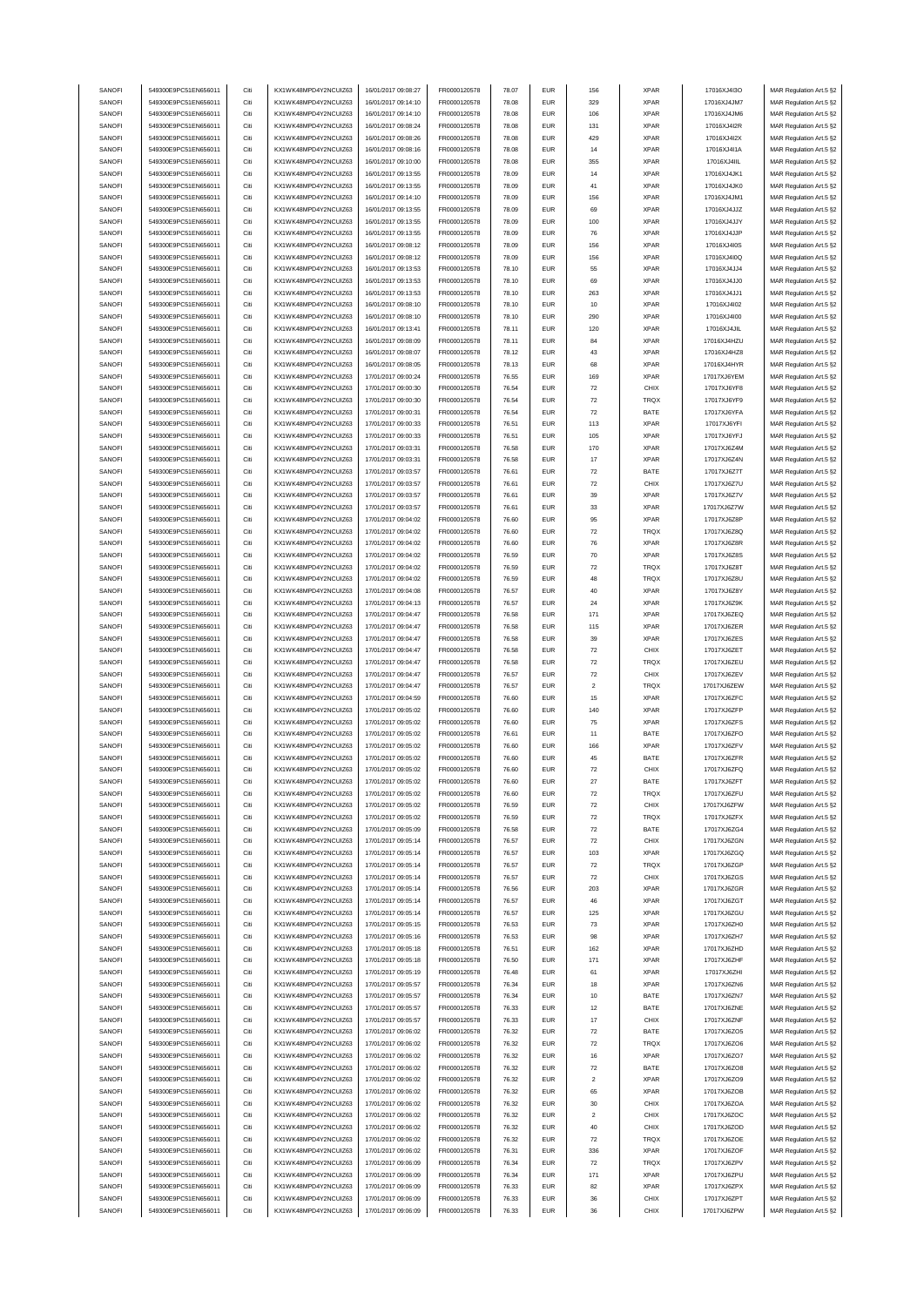| | | | | | | | | | | | |
|---|---|---|---|---|---|---|---|---|---|---|---|
| SANOFI | 549300E9PC51EN656011 | Citi | KX1WK48MPD4Y2NCUIZ63 | 16/01/2017 09:08:27 | FR0000120578 | 78.07 | EUR | 156 | XPAR | 17016XJ4I3O | MAR Regulation Art.5 §2 |
| SANOFI | 549300E9PC51EN656011 | Citi | KX1WK48MPD4Y2NCUIZ63 | 16/01/2017 09:14:10 | FR0000120578 | 78.08 | EUR | 329 | XPAR | 17016XJ4JM7 | MAR Regulation Art.5 §2 |
| SANOFI | 549300E9PC51EN656011 | Citi | KX1WK48MPD4Y2NCUIZ63 | 16/01/2017 09:14:10 | FR0000120578 | 78.08 | EUR | 106 | XPAR | 17016XJ4JM6 | MAR Regulation Art.5 §2 |
| SANOFI | 549300E9PC51EN656011 | Citi | KX1WK48MPD4Y2NCUIZ63 | 16/01/2017 09:08:24 | FR0000120578 | 78.08 | EUR | 131 | XPAR | 17016XJ4I2R | MAR Regulation Art.5 §2 |
| SANOFI | 549300E9PC51EN656011 | Citi | KX1WK48MPD4Y2NCUIZ63 | 16/01/2017 09:08:26 | FR0000120578 | 78.08 | EUR | 429 | XPAR | 17016XJ4I2X | MAR Regulation Art.5 §2 |
| SANOFI | 549300E9PC51EN656011 | Citi | KX1WK48MPD4Y2NCUIZ63 | 16/01/2017 09:08:16 | FR0000120578 | 78.08 | EUR | 14 | XPAR | 17016XJ4I1A | MAR Regulation Art.5 §2 |
| SANOFI | 549300E9PC51EN656011 | Citi | KX1WK48MPD4Y2NCUIZ63 | 16/01/2017 09:10:00 | FR0000120578 | 78.08 | EUR | 355 | XPAR | 17016XJ4IIL | MAR Regulation Art.5 §2 |
| SANOFI | 549300E9PC51EN656011 | Citi | KX1WK48MPD4Y2NCUIZ63 | 16/01/2017 09:13:55 | FR0000120578 | 78.09 | EUR | 14 | XPAR | 17016XJ4JK1 | MAR Regulation Art.5 §2 |
| SANOFI | 549300E9PC51EN656011 | Citi | KX1WK48MPD4Y2NCUIZ63 | 16/01/2017 09:13:55 | FR0000120578 | 78.09 | EUR | 41 | XPAR | 17016XJ4JK0 | MAR Regulation Art.5 §2 |
| SANOFI | 549300E9PC51EN656011 | Citi | KX1WK48MPD4Y2NCUIZ63 | 16/01/2017 09:14:10 | FR0000120578 | 78.09 | EUR | 156 | XPAR | 17016XJ4JM1 | MAR Regulation Art.5 §2 |
| SANOFI | 549300E9PC51EN656011 | Citi | KX1WK48MPD4Y2NCUIZ63 | 16/01/2017 09:13:55 | FR0000120578 | 78.09 | EUR | 69 | XPAR | 17016XJ4JJZ | MAR Regulation Art.5 §2 |
| SANOFI | 549300E9PC51EN656011 | Citi | KX1WK48MPD4Y2NCUIZ63 | 16/01/2017 09:13:55 | FR0000120578 | 78.09 | EUR | 100 | XPAR | 17016XJ4JJY | MAR Regulation Art.5 §2 |
| SANOFI | 549300E9PC51EN656011 | Citi | KX1WK48MPD4Y2NCUIZ63 | 16/01/2017 09:13:55 | FR0000120578 | 78.09 | EUR | 76 | XPAR | 17016XJ4JJP | MAR Regulation Art.5 §2 |
| SANOFI | 549300E9PC51EN656011 | Citi | KX1WK48MPD4Y2NCUIZ63 | 16/01/2017 09:08:12 | FR0000120578 | 78.09 | EUR | 156 | XPAR | 17016XJ4I0S | MAR Regulation Art.5 §2 |
| SANOFI | 549300E9PC51EN656011 | Citi | KX1WK48MPD4Y2NCUIZ63 | 16/01/2017 09:08:12 | FR0000120578 | 78.09 | EUR | 156 | XPAR | 17016XJ4I0Q | MAR Regulation Art.5 §2 |
| SANOFI | 549300E9PC51EN656011 | Citi | KX1WK48MPD4Y2NCUIZ63 | 16/01/2017 09:13:53 | FR0000120578 | 78.10 | EUR | 55 | XPAR | 17016XJ4JJ4 | MAR Regulation Art.5 §2 |
| SANOFI | 549300E9PC51EN656011 | Citi | KX1WK48MPD4Y2NCUIZ63 | 16/01/2017 09:13:53 | FR0000120578 | 78.10 | EUR | 69 | XPAR | 17016XJ4JJ0 | MAR Regulation Art.5 §2 |
| SANOFI | 549300E9PC51EN656011 | Citi | KX1WK48MPD4Y2NCUIZ63 | 16/01/2017 09:13:53 | FR0000120578 | 78.10 | EUR | 263 | XPAR | 17016XJ4JJ1 | MAR Regulation Art.5 §2 |
| SANOFI | 549300E9PC51EN656011 | Citi | KX1WK48MPD4Y2NCUIZ63 | 16/01/2017 09:08:10 | FR0000120578 | 78.10 | EUR | 10 | XPAR | 17016XJ4I02 | MAR Regulation Art.5 §2 |
| SANOFI | 549300E9PC51EN656011 | Citi | KX1WK48MPD4Y2NCUIZ63 | 16/01/2017 09:08:10 | FR0000120578 | 78.10 | EUR | 290 | XPAR | 17016XJ4I00 | MAR Regulation Art.5 §2 |
| SANOFI | 549300E9PC51EN656011 | Citi | KX1WK48MPD4Y2NCUIZ63 | 16/01/2017 09:13:41 | FR0000120578 | 78.11 | EUR | 120 | XPAR | 17016XJ4JIL | MAR Regulation Art.5 §2 |
| SANOFI | 549300E9PC51EN656011 | Citi | KX1WK48MPD4Y2NCUIZ63 | 16/01/2017 09:08:09 | FR0000120578 | 78.11 | EUR | 84 | XPAR | 17016XJ4HZU | MAR Regulation Art.5 §2 |
| SANOFI | 549300E9PC51EN656011 | Citi | KX1WK48MPD4Y2NCUIZ63 | 16/01/2017 09:08:07 | FR0000120578 | 78.12 | EUR | 43 | XPAR | 17016XJ4HZ8 | MAR Regulation Art.5 §2 |
| SANOFI | 549300E9PC51EN656011 | Citi | KX1WK48MPD4Y2NCUIZ63 | 16/01/2017 09:08:05 | FR0000120578 | 78.13 | EUR | 68 | XPAR | 17016XJ4HYR | MAR Regulation Art.5 §2 |
| SANOFI | 549300E9PC51EN656011 | Citi | KX1WK48MPD4Y2NCUIZ63 | 17/01/2017 09:00:24 | FR0000120578 | 76.55 | EUR | 169 | XPAR | 17017XJ6YEM | MAR Regulation Art.5 §2 |
| SANOFI | 549300E9PC51EN656011 | Citi | KX1WK48MPD4Y2NCUIZ63 | 17/01/2017 09:00:30 | FR0000120578 | 76.54 | EUR | 72 | CHIX | 17017XJ6YF8 | MAR Regulation Art.5 §2 |
| SANOFI | 549300E9PC51EN656011 | Citi | KX1WK48MPD4Y2NCUIZ63 | 17/01/2017 09:00:30 | FR0000120578 | 76.54 | EUR | 72 | TRQX | 17017XJ6YF9 | MAR Regulation Art.5 §2 |
| SANOFI | 549300E9PC51EN656011 | Citi | KX1WK48MPD4Y2NCUIZ63 | 17/01/2017 09:00:31 | FR0000120578 | 76.54 | EUR | 72 | BATE | 17017XJ6YFA | MAR Regulation Art.5 §2 |
| SANOFI | 549300E9PC51EN656011 | Citi | KX1WK48MPD4Y2NCUIZ63 | 17/01/2017 09:00:33 | FR0000120578 | 76.51 | EUR | 113 | XPAR | 17017XJ6YFI | MAR Regulation Art.5 §2 |
| SANOFI | 549300E9PC51EN656011 | Citi | KX1WK48MPD4Y2NCUIZ63 | 17/01/2017 09:00:33 | FR0000120578 | 76.51 | EUR | 105 | XPAR | 17017XJ6YFJ | MAR Regulation Art.5 §2 |
| SANOFI | 549300E9PC51EN656011 | Citi | KX1WK48MPD4Y2NCUIZ63 | 17/01/2017 09:03:31 | FR0000120578 | 76.58 | EUR | 170 | XPAR | 17017XJ6Z4M | MAR Regulation Art.5 §2 |
| SANOFI | 549300E9PC51EN656011 | Citi | KX1WK48MPD4Y2NCUIZ63 | 17/01/2017 09:03:31 | FR0000120578 | 76.58 | EUR | 17 | XPAR | 17017XJ6Z4N | MAR Regulation Art.5 §2 |
| SANOFI | 549300E9PC51EN656011 | Citi | KX1WK48MPD4Y2NCUIZ63 | 17/01/2017 09:03:57 | FR0000120578 | 76.61 | EUR | 72 | BATE | 17017XJ6Z7T | MAR Regulation Art.5 §2 |
| SANOFI | 549300E9PC51EN656011 | Citi | KX1WK48MPD4Y2NCUIZ63 | 17/01/2017 09:03:57 | FR0000120578 | 76.61 | EUR | 72 | CHIX | 17017XJ6Z7U | MAR Regulation Art.5 §2 |
| SANOFI | 549300E9PC51EN656011 | Citi | KX1WK48MPD4Y2NCUIZ63 | 17/01/2017 09:03:57 | FR0000120578 | 76.61 | EUR | 39 | XPAR | 17017XJ6Z7V | MAR Regulation Art.5 §2 |
| SANOFI | 549300E9PC51EN656011 | Citi | KX1WK48MPD4Y2NCUIZ63 | 17/01/2017 09:03:57 | FR0000120578 | 76.61 | EUR | 33 | XPAR | 17017XJ6Z7W | MAR Regulation Art.5 §2 |
| SANOFI | 549300E9PC51EN656011 | Citi | KX1WK48MPD4Y2NCUIZ63 | 17/01/2017 09:04:02 | FR0000120578 | 76.60 | EUR | 95 | XPAR | 17017XJ6Z8P | MAR Regulation Art.5 §2 |
| SANOFI | 549300E9PC51EN656011 | Citi | KX1WK48MPD4Y2NCUIZ63 | 17/01/2017 09:04:02 | FR0000120578 | 76.60 | EUR | 72 | TRQX | 17017XJ6Z8Q | MAR Regulation Art.5 §2 |
| SANOFI | 549300E9PC51EN656011 | Citi | KX1WK48MPD4Y2NCUIZ63 | 17/01/2017 09:04:02 | FR0000120578 | 76.60 | EUR | 76 | XPAR | 17017XJ6Z8R | MAR Regulation Art.5 §2 |
| SANOFI | 549300E9PC51EN656011 | Citi | KX1WK48MPD4Y2NCUIZ63 | 17/01/2017 09:04:02 | FR0000120578 | 76.59 | EUR | 70 | XPAR | 17017XJ6Z8S | MAR Regulation Art.5 §2 |
| SANOFI | 549300E9PC51EN656011 | Citi | KX1WK48MPD4Y2NCUIZ63 | 17/01/2017 09:04:02 | FR0000120578 | 76.59 | EUR | 72 | TRQX | 17017XJ6Z8T | MAR Regulation Art.5 §2 |
| SANOFI | 549300E9PC51EN656011 | Citi | KX1WK48MPD4Y2NCUIZ63 | 17/01/2017 09:04:02 | FR0000120578 | 76.59 | EUR | 48 | TRQX | 17017XJ6Z8U | MAR Regulation Art.5 §2 |
| SANOFI | 549300E9PC51EN656011 | Citi | KX1WK48MPD4Y2NCUIZ63 | 17/01/2017 09:04:08 | FR0000120578 | 76.57 | EUR | 40 | XPAR | 17017XJ6Z8Y | MAR Regulation Art.5 §2 |
| SANOFI | 549300E9PC51EN656011 | Citi | KX1WK48MPD4Y2NCUIZ63 | 17/01/2017 09:04:13 | FR0000120578 | 76.57 | EUR | 24 | XPAR | 17017XJ6Z9K | MAR Regulation Art.5 §2 |
| SANOFI | 549300E9PC51EN656011 | Citi | KX1WK48MPD4Y2NCUIZ63 | 17/01/2017 09:04:47 | FR0000120578 | 76.58 | EUR | 171 | XPAR | 17017XJ6ZEQ | MAR Regulation Art.5 §2 |
| SANOFI | 549300E9PC51EN656011 | Citi | KX1WK48MPD4Y2NCUIZ63 | 17/01/2017 09:04:47 | FR0000120578 | 76.58 | EUR | 115 | XPAR | 17017XJ6ZER | MAR Regulation Art.5 §2 |
| SANOFI | 549300E9PC51EN656011 | Citi | KX1WK48MPD4Y2NCUIZ63 | 17/01/2017 09:04:47 | FR0000120578 | 76.58 | EUR | 39 | XPAR | 17017XJ6ZES | MAR Regulation Art.5 §2 |
| SANOFI | 549300E9PC51EN656011 | Citi | KX1WK48MPD4Y2NCUIZ63 | 17/01/2017 09:04:47 | FR0000120578 | 76.58 | EUR | 72 | CHIX | 17017XJ6ZET | MAR Regulation Art.5 §2 |
| SANOFI | 549300E9PC51EN656011 | Citi | KX1WK48MPD4Y2NCUIZ63 | 17/01/2017 09:04:47 | FR0000120578 | 76.58 | EUR | 72 | TRQX | 17017XJ6ZEU | MAR Regulation Art.5 §2 |
| SANOFI | 549300E9PC51EN656011 | Citi | KX1WK48MPD4Y2NCUIZ63 | 17/01/2017 09:04:47 | FR0000120578 | 76.57 | EUR | 72 | CHIX | 17017XJ6ZEV | MAR Regulation Art.5 §2 |
| SANOFI | 549300E9PC51EN656011 | Citi | KX1WK48MPD4Y2NCUIZ63 | 17/01/2017 09:04:47 | FR0000120578 | 76.57 | EUR | 2 | TRQX | 17017XJ6ZEW | MAR Regulation Art.5 §2 |
| SANOFI | 549300E9PC51EN656011 | Citi | KX1WK48MPD4Y2NCUIZ63 | 17/01/2017 09:04:59 | FR0000120578 | 76.60 | EUR | 15 | XPAR | 17017XJ6ZFC | MAR Regulation Art.5 §2 |
| SANOFI | 549300E9PC51EN656011 | Citi | KX1WK48MPD4Y2NCUIZ63 | 17/01/2017 09:05:02 | FR0000120578 | 76.60 | EUR | 140 | XPAR | 17017XJ6ZFP | MAR Regulation Art.5 §2 |
| SANOFI | 549300E9PC51EN656011 | Citi | KX1WK48MPD4Y2NCUIZ63 | 17/01/2017 09:05:02 | FR0000120578 | 76.60 | EUR | 75 | XPAR | 17017XJ6ZFS | MAR Regulation Art.5 §2 |
| SANOFI | 549300E9PC51EN656011 | Citi | KX1WK48MPD4Y2NCUIZ63 | 17/01/2017 09:05:02 | FR0000120578 | 76.61 | EUR | 11 | BATE | 17017XJ6ZFO | MAR Regulation Art.5 §2 |
| SANOFI | 549300E9PC51EN656011 | Citi | KX1WK48MPD4Y2NCUIZ63 | 17/01/2017 09:05:02 | FR0000120578 | 76.60 | EUR | 166 | XPAR | 17017XJ6ZFV | MAR Regulation Art.5 §2 |
| SANOFI | 549300E9PC51EN656011 | Citi | KX1WK48MPD4Y2NCUIZ63 | 17/01/2017 09:05:02 | FR0000120578 | 76.60 | EUR | 45 | BATE | 17017XJ6ZFR | MAR Regulation Art.5 §2 |
| SANOFI | 549300E9PC51EN656011 | Citi | KX1WK48MPD4Y2NCUIZ63 | 17/01/2017 09:05:02 | FR0000120578 | 76.60 | EUR | 72 | CHIX | 17017XJ6ZFQ | MAR Regulation Art.5 §2 |
| SANOFI | 549300E9PC51EN656011 | Citi | KX1WK48MPD4Y2NCUIZ63 | 17/01/2017 09:05:02 | FR0000120578 | 76.60 | EUR | 27 | BATE | 17017XJ6ZFT | MAR Regulation Art.5 §2 |
| SANOFI | 549300E9PC51EN656011 | Citi | KX1WK48MPD4Y2NCUIZ63 | 17/01/2017 09:05:02 | FR0000120578 | 76.60 | EUR | 72 | TRQX | 17017XJ6ZFU | MAR Regulation Art.5 §2 |
| SANOFI | 549300E9PC51EN656011 | Citi | KX1WK48MPD4Y2NCUIZ63 | 17/01/2017 09:05:02 | FR0000120578 | 76.59 | EUR | 72 | CHIX | 17017XJ6ZFW | MAR Regulation Art.5 §2 |
| SANOFI | 549300E9PC51EN656011 | Citi | KX1WK48MPD4Y2NCUIZ63 | 17/01/2017 09:05:02 | FR0000120578 | 76.59 | EUR | 72 | TRQX | 17017XJ6ZFX | MAR Regulation Art.5 §2 |
| SANOFI | 549300E9PC51EN656011 | Citi | KX1WK48MPD4Y2NCUIZ63 | 17/01/2017 09:05:09 | FR0000120578 | 76.58 | EUR | 72 | BATE | 17017XJ6ZG4 | MAR Regulation Art.5 §2 |
| SANOFI | 549300E9PC51EN656011 | Citi | KX1WK48MPD4Y2NCUIZ63 | 17/01/2017 09:05:14 | FR0000120578 | 76.57 | EUR | 72 | CHIX | 17017XJ6ZGN | MAR Regulation Art.5 §2 |
| SANOFI | 549300E9PC51EN656011 | Citi | KX1WK48MPD4Y2NCUIZ63 | 17/01/2017 09:05:14 | FR0000120578 | 76.57 | EUR | 103 | XPAR | 17017XJ6ZGQ | MAR Regulation Art.5 §2 |
| SANOFI | 549300E9PC51EN656011 | Citi | KX1WK48MPD4Y2NCUIZ63 | 17/01/2017 09:05:14 | FR0000120578 | 76.57 | EUR | 72 | TRQX | 17017XJ6ZGP | MAR Regulation Art.5 §2 |
| SANOFI | 549300E9PC51EN656011 | Citi | KX1WK48MPD4Y2NCUIZ63 | 17/01/2017 09:05:14 | FR0000120578 | 76.57 | EUR | 72 | CHIX | 17017XJ6ZGS | MAR Regulation Art.5 §2 |
| SANOFI | 549300E9PC51EN656011 | Citi | KX1WK48MPD4Y2NCUIZ63 | 17/01/2017 09:05:14 | FR0000120578 | 76.56 | EUR | 203 | XPAR | 17017XJ6ZGR | MAR Regulation Art.5 §2 |
| SANOFI | 549300E9PC51EN656011 | Citi | KX1WK48MPD4Y2NCUIZ63 | 17/01/2017 09:05:14 | FR0000120578 | 76.57 | EUR | 46 | XPAR | 17017XJ6ZGT | MAR Regulation Art.5 §2 |
| SANOFI | 549300E9PC51EN656011 | Citi | KX1WK48MPD4Y2NCUIZ63 | 17/01/2017 09:05:14 | FR0000120578 | 76.57 | EUR | 125 | XPAR | 17017XJ6ZGU | MAR Regulation Art.5 §2 |
| SANOFI | 549300E9PC51EN656011 | Citi | KX1WK48MPD4Y2NCUIZ63 | 17/01/2017 09:05:15 | FR0000120578 | 76.53 | EUR | 73 | XPAR | 17017XJ6ZH0 | MAR Regulation Art.5 §2 |
| SANOFI | 549300E9PC51EN656011 | Citi | KX1WK48MPD4Y2NCUIZ63 | 17/01/2017 09:05:16 | FR0000120578 | 76.53 | EUR | 98 | XPAR | 17017XJ6ZH7 | MAR Regulation Art.5 §2 |
| SANOFI | 549300E9PC51EN656011 | Citi | KX1WK48MPD4Y2NCUIZ63 | 17/01/2017 09:05:18 | FR0000120578 | 76.51 | EUR | 162 | XPAR | 17017XJ6ZHD | MAR Regulation Art.5 §2 |
| SANOFI | 549300E9PC51EN656011 | Citi | KX1WK48MPD4Y2NCUIZ63 | 17/01/2017 09:05:18 | FR0000120578 | 76.50 | EUR | 171 | XPAR | 17017XJ6ZHF | MAR Regulation Art.5 §2 |
| SANOFI | 549300E9PC51EN656011 | Citi | KX1WK48MPD4Y2NCUIZ63 | 17/01/2017 09:05:19 | FR0000120578 | 76.48 | EUR | 61 | XPAR | 17017XJ6ZHI | MAR Regulation Art.5 §2 |
| SANOFI | 549300E9PC51EN656011 | Citi | KX1WK48MPD4Y2NCUIZ63 | 17/01/2017 09:05:57 | FR0000120578 | 76.34 | EUR | 18 | XPAR | 17017XJ6ZN6 | MAR Regulation Art.5 §2 |
| SANOFI | 549300E9PC51EN656011 | Citi | KX1WK48MPD4Y2NCUIZ63 | 17/01/2017 09:05:57 | FR0000120578 | 76.34 | EUR | 10 | BATE | 17017XJ6ZN7 | MAR Regulation Art.5 §2 |
| SANOFI | 549300E9PC51EN656011 | Citi | KX1WK48MPD4Y2NCUIZ63 | 17/01/2017 09:05:57 | FR0000120578 | 76.33 | EUR | 12 | BATE | 17017XJ6ZNE | MAR Regulation Art.5 §2 |
| SANOFI | 549300E9PC51EN656011 | Citi | KX1WK48MPD4Y2NCUIZ63 | 17/01/2017 09:05:57 | FR0000120578 | 76.33 | EUR | 17 | CHIX | 17017XJ6ZNF | MAR Regulation Art.5 §2 |
| SANOFI | 549300E9PC51EN656011 | Citi | KX1WK48MPD4Y2NCUIZ63 | 17/01/2017 09:06:02 | FR0000120578 | 76.32 | EUR | 72 | BATE | 17017XJ6ZO5 | MAR Regulation Art.5 §2 |
| SANOFI | 549300E9PC51EN656011 | Citi | KX1WK48MPD4Y2NCUIZ63 | 17/01/2017 09:06:02 | FR0000120578 | 76.32 | EUR | 72 | TRQX | 17017XJ6ZO6 | MAR Regulation Art.5 §2 |
| SANOFI | 549300E9PC51EN656011 | Citi | KX1WK48MPD4Y2NCUIZ63 | 17/01/2017 09:06:02 | FR0000120578 | 76.32 | EUR | 16 | XPAR | 17017XJ6ZO7 | MAR Regulation Art.5 §2 |
| SANOFI | 549300E9PC51EN656011 | Citi | KX1WK48MPD4Y2NCUIZ63 | 17/01/2017 09:06:02 | FR0000120578 | 76.32 | EUR | 72 | BATE | 17017XJ6ZO8 | MAR Regulation Art.5 §2 |
| SANOFI | 549300E9PC51EN656011 | Citi | KX1WK48MPD4Y2NCUIZ63 | 17/01/2017 09:06:02 | FR0000120578 | 76.32 | EUR | 2 | XPAR | 17017XJ6ZO9 | MAR Regulation Art.5 §2 |
| SANOFI | 549300E9PC51EN656011 | Citi | KX1WK48MPD4Y2NCUIZ63 | 17/01/2017 09:06:02 | FR0000120578 | 76.32 | EUR | 65 | XPAR | 17017XJ6ZOB | MAR Regulation Art.5 §2 |
| SANOFI | 549300E9PC51EN656011 | Citi | KX1WK48MPD4Y2NCUIZ63 | 17/01/2017 09:06:02 | FR0000120578 | 76.32 | EUR | 30 | CHIX | 17017XJ6ZOA | MAR Regulation Art.5 §2 |
| SANOFI | 549300E9PC51EN656011 | Citi | KX1WK48MPD4Y2NCUIZ63 | 17/01/2017 09:06:02 | FR0000120578 | 76.32 | EUR | 2 | CHIX | 17017XJ6ZOC | MAR Regulation Art.5 §2 |
| SANOFI | 549300E9PC51EN656011 | Citi | KX1WK48MPD4Y2NCUIZ63 | 17/01/2017 09:06:02 | FR0000120578 | 76.32 | EUR | 40 | CHIX | 17017XJ6ZOD | MAR Regulation Art.5 §2 |
| SANOFI | 549300E9PC51EN656011 | Citi | KX1WK48MPD4Y2NCUIZ63 | 17/01/2017 09:06:02 | FR0000120578 | 76.32 | EUR | 72 | TRQX | 17017XJ6ZOE | MAR Regulation Art.5 §2 |
| SANOFI | 549300E9PC51EN656011 | Citi | KX1WK48MPD4Y2NCUIZ63 | 17/01/2017 09:06:02 | FR0000120578 | 76.31 | EUR | 336 | XPAR | 17017XJ6ZOF | MAR Regulation Art.5 §2 |
| SANOFI | 549300E9PC51EN656011 | Citi | KX1WK48MPD4Y2NCUIZ63 | 17/01/2017 09:06:09 | FR0000120578 | 76.34 | EUR | 72 | TRQX | 17017XJ6ZPV | MAR Regulation Art.5 §2 |
| SANOFI | 549300E9PC51EN656011 | Citi | KX1WK48MPD4Y2NCUIZ63 | 17/01/2017 09:06:09 | FR0000120578 | 76.34 | EUR | 171 | XPAR | 17017XJ6ZPU | MAR Regulation Art.5 §2 |
| SANOFI | 549300E9PC51EN656011 | Citi | KX1WK48MPD4Y2NCUIZ63 | 17/01/2017 09:06:09 | FR0000120578 | 76.33 | EUR | 82 | XPAR | 17017XJ6ZPX | MAR Regulation Art.5 §2 |
| SANOFI | 549300E9PC51EN656011 | Citi | KX1WK48MPD4Y2NCUIZ63 | 17/01/2017 09:06:09 | FR0000120578 | 76.33 | EUR | 36 | CHIX | 17017XJ6ZPT | MAR Regulation Art.5 §2 |
| SANOFI | 549300E9PC51EN656011 | Citi | KX1WK48MPD4Y2NCUIZ63 | 17/01/2017 09:06:09 | FR0000120578 | 76.33 | EUR | 36 | CHIX | 17017XJ6ZPW | MAR Regulation Art.5 §2 |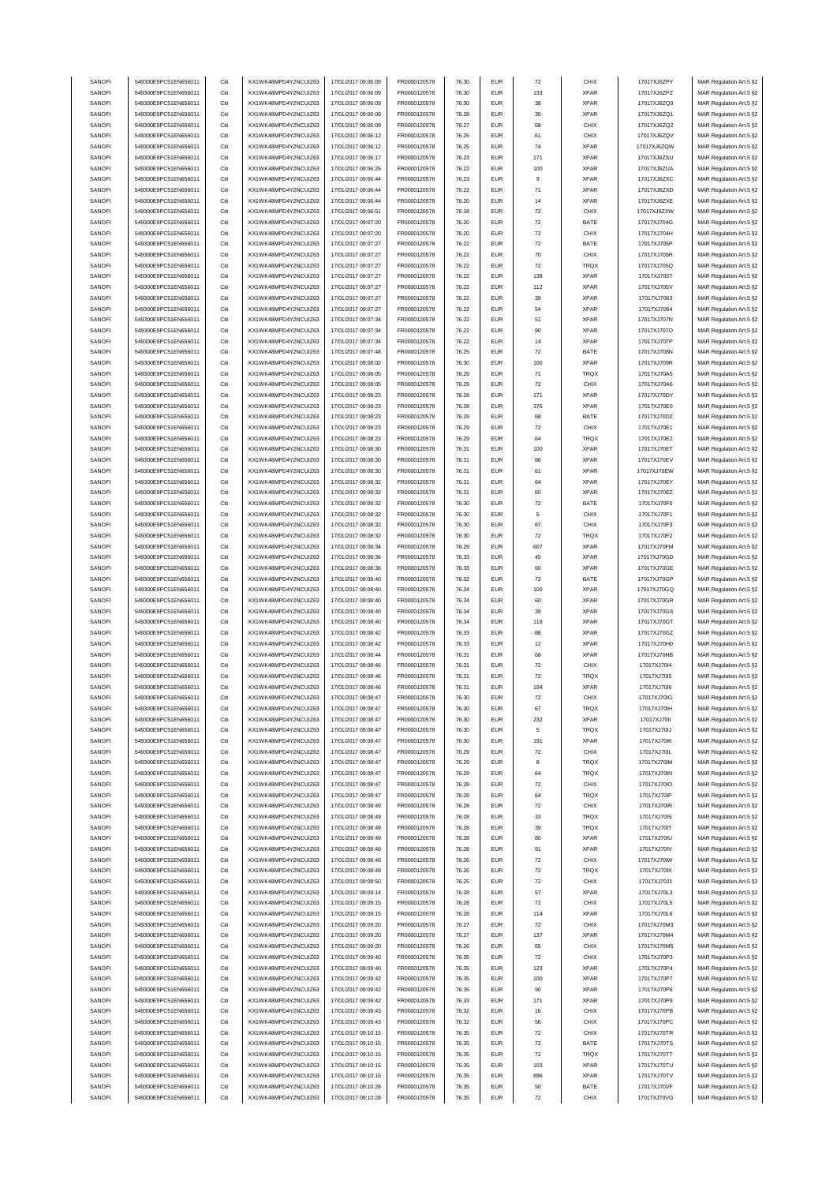| | | | | | | | | | | | |
|---|---|---|---|---|---|---|---|---|---|---|---|
| SANOFI | 549300E9PC51EN656011 | Citi | KX1WK48MPD4Y2NCUIZ63 | 17/01/2017 09:06:09 | FR0000120578 | 76.30 | EUR | 72 | CHIX | 17017XJ6ZPY | MAR Regulation Art.5 §2 |
| SANOFI | 549300E9PC51EN656011 | Citi | KX1WK48MPD4Y2NCUIZ63 | 17/01/2017 09:06:09 | FR0000120578 | 76.30 | EUR | 133 | XPAR | 17017XJ6ZPZ | MAR Regulation Art.5 §2 |
| SANOFI | 549300E9PC51EN656011 | Citi | KX1WK48MPD4Y2NCUIZ63 | 17/01/2017 09:06:09 | FR0000120578 | 76.30 | EUR | 38 | XPAR | 17017XJ6ZQ0 | MAR Regulation Art.5 §2 |
| SANOFI | 549300E9PC51EN656011 | Citi | KX1WK48MPD4Y2NCUIZ63 | 17/01/2017 09:06:09 | FR0000120578 | 76.28 | EUR | 30 | XPAR | 17017XJ6ZQ1 | MAR Regulation Art.5 §2 |
| SANOFI | 549300E9PC51EN656011 | Citi | KX1WK48MPD4Y2NCUIZ63 | 17/01/2017 09:06:09 | FR0000120578 | 76.27 | EUR | 68 | CHIX | 17017XJ6ZQ2 | MAR Regulation Art.5 §2 |
| SANOFI | 549300E9PC51EN656011 | Citi | KX1WK48MPD4Y2NCUIZ63 | 17/01/2017 09:06:12 | FR0000120578 | 76.25 | EUR | 61 | CHIX | 17017XJ6ZQV | MAR Regulation Art.5 §2 |
| SANOFI | 549300E9PC51EN656011 | Citi | KX1WK48MPD4Y2NCUIZ63 | 17/01/2017 09:06:12 | FR0000120578 | 76.25 | EUR | 74 | XPAR | 17017XJ6ZQW | MAR Regulation Art.5 §2 |
| SANOFI | 549300E9PC51EN656011 | Citi | KX1WK48MPD4Y2NCUIZ63 | 17/01/2017 09:06:17 | FR0000120578 | 76.23 | EUR | 171 | XPAR | 17017XJ6ZSU | MAR Regulation Art.5 §2 |
| SANOFI | 549300E9PC51EN656011 | Citi | KX1WK48MPD4Y2NCUIZ63 | 17/01/2017 09:06:25 | FR0000120578 | 76.22 | EUR | 100 | XPAR | 17017XJ6ZUA | MAR Regulation Art.5 §2 |
| SANOFI | 549300E9PC51EN656011 | Citi | KX1WK48MPD4Y2NCUIZ63 | 17/01/2017 09:06:44 | FR0000120578 | 76.23 | EUR | 9 | XPAR | 17017XJ6ZXC | MAR Regulation Art.5 §2 |
| SANOFI | 549300E9PC51EN656011 | Citi | KX1WK48MPD4Y2NCUIZ63 | 17/01/2017 09:06:44 | FR0000120578 | 76.22 | EUR | 71 | XPAR | 17017XJ6ZXD | MAR Regulation Art.5 §2 |
| SANOFI | 549300E9PC51EN656011 | Citi | KX1WK48MPD4Y2NCUIZ63 | 17/01/2017 09:06:44 | FR0000120578 | 76.20 | EUR | 14 | XPAR | 17017XJ6ZXE | MAR Regulation Art.5 §2 |
| SANOFI | 549300E9PC51EN656011 | Citi | KX1WK48MPD4Y2NCUIZ63 | 17/01/2017 09:06:51 | FR0000120578 | 76.18 | EUR | 72 | CHIX | 17017XJ6ZXW | MAR Regulation Art.5 §2 |
| SANOFI | 549300E9PC51EN656011 | Citi | KX1WK48MPD4Y2NCUIZ63 | 17/01/2017 09:07:20 | FR0000120578 | 76.20 | EUR | 72 | BATE | 17017XJ704G | MAR Regulation Art.5 §2 |
| SANOFI | 549300E9PC51EN656011 | Citi | KX1WK48MPD4Y2NCUIZ63 | 17/01/2017 09:07:20 | FR0000120578 | 76.20 | EUR | 72 | CHIX | 17017XJ704H | MAR Regulation Art.5 §2 |
| SANOFI | 549300E9PC51EN656011 | Citi | KX1WK48MPD4Y2NCUIZ63 | 17/01/2017 09:07:27 | FR0000120578 | 76.22 | EUR | 72 | BATE | 17017XJ705P | MAR Regulation Art.5 §2 |
| SANOFI | 549300E9PC51EN656011 | Citi | KX1WK48MPD4Y2NCUIZ63 | 17/01/2017 09:07:27 | FR0000120578 | 76.22 | EUR | 70 | CHIX | 17017XJ705R | MAR Regulation Art.5 §2 |
| SANOFI | 549300E9PC51EN656011 | Citi | KX1WK48MPD4Y2NCUIZ63 | 17/01/2017 09:07:27 | FR0000120578 | 76.22 | EUR | 72 | TRQX | 17017XJ705Q | MAR Regulation Art.5 §2 |
| SANOFI | 549300E9PC51EN656011 | Citi | KX1WK48MPD4Y2NCUIZ63 | 17/01/2017 09:07:27 | FR0000120578 | 76.22 | EUR | 138 | XPAR | 17017XJ705T | MAR Regulation Art.5 §2 |
| SANOFI | 549300E9PC51EN656011 | Citi | KX1WK48MPD4Y2NCUIZ63 | 17/01/2017 09:07:27 | FR0000120578 | 76.22 | EUR | 112 | XPAR | 17017XJ705V | MAR Regulation Art.5 §2 |
| SANOFI | 549300E9PC51EN656011 | Citi | KX1WK48MPD4Y2NCUIZ63 | 17/01/2017 09:07:27 | FR0000120578 | 76.22 | EUR | 39 | XPAR | 17017XJ7063 | MAR Regulation Art.5 §2 |
| SANOFI | 549300E9PC51EN656011 | Citi | KX1WK48MPD4Y2NCUIZ63 | 17/01/2017 09:07:27 | FR0000120578 | 76.22 | EUR | 54 | XPAR | 17017XJ7064 | MAR Regulation Art.5 §2 |
| SANOFI | 549300E9PC51EN656011 | Citi | KX1WK48MPD4Y2NCUIZ63 | 17/01/2017 09:07:34 | FR0000120578 | 76.22 | EUR | 51 | XPAR | 17017XJ707N | MAR Regulation Art.5 §2 |
| SANOFI | 549300E9PC51EN656011 | Citi | KX1WK48MPD4Y2NCUIZ63 | 17/01/2017 09:07:34 | FR0000120578 | 76.22 | EUR | 90 | XPAR | 17017XJ707O | MAR Regulation Art.5 §2 |
| SANOFI | 549300E9PC51EN656011 | Citi | KX1WK48MPD4Y2NCUIZ63 | 17/01/2017 09:07:34 | FR0000120578 | 76.22 | EUR | 14 | XPAR | 17017XJ707P | MAR Regulation Art.5 §2 |
| SANOFI | 549300E9PC51EN656011 | Citi | KX1WK48MPD4Y2NCUIZ63 | 17/01/2017 09:07:48 | FR0000120578 | 76.25 | EUR | 72 | BATE | 17017XJ708N | MAR Regulation Art.5 §2 |
| SANOFI | 549300E9PC51EN656011 | Citi | KX1WK48MPD4Y2NCUIZ63 | 17/01/2017 09:08:02 | FR0000120578 | 76.30 | EUR | 100 | XPAR | 17017XJ709R | MAR Regulation Art.5 §2 |
| SANOFI | 549300E9PC51EN656011 | Citi | KX1WK48MPD4Y2NCUIZ63 | 17/01/2017 09:08:05 | FR0000120578 | 76.29 | EUR | 71 | TRQX | 17017XJ70A5 | MAR Regulation Art.5 §2 |
| SANOFI | 549300E9PC51EN656011 | Citi | KX1WK48MPD4Y2NCUIZ63 | 17/01/2017 09:08:05 | FR0000120578 | 76.29 | EUR | 72 | CHIX | 17017XJ70A6 | MAR Regulation Art.5 §2 |
| SANOFI | 549300E9PC51EN656011 | Citi | KX1WK48MPD4Y2NCUIZ63 | 17/01/2017 09:08:23 | FR0000120578 | 76.28 | EUR | 171 | XPAR | 17017XJ70DY | MAR Regulation Art.5 §2 |
| SANOFI | 549300E9PC51EN656011 | Citi | KX1WK48MPD4Y2NCUIZ63 | 17/01/2017 09:08:23 | FR0000120578 | 76.28 | EUR | 376 | XPAR | 17017XJ70E0 | MAR Regulation Art.5 §2 |
| SANOFI | 549300E9PC51EN656011 | Citi | KX1WK48MPD4Y2NCUIZ63 | 17/01/2017 09:08:23 | FR0000120578 | 76.29 | EUR | 68 | BATE | 17017XJ70DZ | MAR Regulation Art.5 §2 |
| SANOFI | 549300E9PC51EN656011 | Citi | KX1WK48MPD4Y2NCUIZ63 | 17/01/2017 09:08:23 | FR0000120578 | 76.29 | EUR | 72 | CHIX | 17017XJ70E1 | MAR Regulation Art.5 §2 |
| SANOFI | 549300E9PC51EN656011 | Citi | KX1WK48MPD4Y2NCUIZ63 | 17/01/2017 09:08:23 | FR0000120578 | 76.29 | EUR | 64 | TRQX | 17017XJ70E2 | MAR Regulation Art.5 §2 |
| SANOFI | 549300E9PC51EN656011 | Citi | KX1WK48MPD4Y2NCUIZ63 | 17/01/2017 09:08:30 | FR0000120578 | 76.31 | EUR | 100 | XPAR | 17017XJ70ET | MAR Regulation Art.5 §2 |
| SANOFI | 549300E9PC51EN656011 | Citi | KX1WK48MPD4Y2NCUIZ63 | 17/01/2017 09:08:30 | FR0000120578 | 76.31 | EUR | 86 | XPAR | 17017XJ70EV | MAR Regulation Art.5 §2 |
| SANOFI | 549300E9PC51EN656011 | Citi | KX1WK48MPD4Y2NCUIZ63 | 17/01/2017 09:08:30 | FR0000120578 | 76.31 | EUR | 61 | XPAR | 17017XJ70EW | MAR Regulation Art.5 §2 |
| SANOFI | 549300E9PC51EN656011 | Citi | KX1WK48MPD4Y2NCUIZ63 | 17/01/2017 09:08:32 | FR0000120578 | 76.31 | EUR | 64 | XPAR | 17017XJ70EY | MAR Regulation Art.5 §2 |
| SANOFI | 549300E9PC51EN656011 | Citi | KX1WK48MPD4Y2NCUIZ63 | 17/01/2017 09:08:32 | FR0000120578 | 76.31 | EUR | 60 | XPAR | 17017XJ70EZ | MAR Regulation Art.5 §2 |
| SANOFI | 549300E9PC51EN656011 | Citi | KX1WK48MPD4Y2NCUIZ63 | 17/01/2017 09:08:32 | FR0000120578 | 76.30 | EUR | 72 | BATE | 17017XJ70F0 | MAR Regulation Art.5 §2 |
| SANOFI | 549300E9PC51EN656011 | Citi | KX1WK48MPD4Y2NCUIZ63 | 17/01/2017 09:08:32 | FR0000120578 | 76.30 | EUR | 5 | CHIX | 17017XJ70F1 | MAR Regulation Art.5 §2 |
| SANOFI | 549300E9PC51EN656011 | Citi | KX1WK48MPD4Y2NCUIZ63 | 17/01/2017 09:08:32 | FR0000120578 | 76.30 | EUR | 67 | CHIX | 17017XJ70F3 | MAR Regulation Art.5 §2 |
| SANOFI | 549300E9PC51EN656011 | Citi | KX1WK48MPD4Y2NCUIZ63 | 17/01/2017 09:08:32 | FR0000120578 | 76.30 | EUR | 72 | TRQX | 17017XJ70F2 | MAR Regulation Art.5 §2 |
| SANOFI | 549300E9PC51EN656011 | Citi | KX1WK48MPD4Y2NCUIZ63 | 17/01/2017 09:08:34 | FR0000120578 | 76.29 | EUR | 607 | XPAR | 17017XJ70FM | MAR Regulation Art.5 §2 |
| SANOFI | 549300E9PC51EN656011 | Citi | KX1WK48MPD4Y2NCUIZ63 | 17/01/2017 09:08:36 | FR0000120578 | 76.33 | EUR | 45 | XPAR | 17017XJ70GD | MAR Regulation Art.5 §2 |
| SANOFI | 549300E9PC51EN656011 | Citi | KX1WK48MPD4Y2NCUIZ63 | 17/01/2017 09:08:36 | FR0000120578 | 76.33 | EUR | 60 | XPAR | 17017XJ70GE | MAR Regulation Art.5 §2 |
| SANOFI | 549300E9PC51EN656011 | Citi | KX1WK48MPD4Y2NCUIZ63 | 17/01/2017 09:08:40 | FR0000120578 | 76.32 | EUR | 72 | BATE | 17017XJ70GP | MAR Regulation Art.5 §2 |
| SANOFI | 549300E9PC51EN656011 | Citi | KX1WK48MPD4Y2NCUIZ63 | 17/01/2017 09:08:40 | FR0000120578 | 76.34 | EUR | 100 | XPAR | 17017XJ70GQ | MAR Regulation Art.5 §2 |
| SANOFI | 549300E9PC51EN656011 | Citi | KX1WK48MPD4Y2NCUIZ63 | 17/01/2017 09:08:40 | FR0000120578 | 76.34 | EUR | 60 | XPAR | 17017XJ70GR | MAR Regulation Art.5 §2 |
| SANOFI | 549300E9PC51EN656011 | Citi | KX1WK48MPD4Y2NCUIZ63 | 17/01/2017 09:08:40 | FR0000120578 | 76.34 | EUR | 39 | XPAR | 17017XJ70GS | MAR Regulation Art.5 §2 |
| SANOFI | 549300E9PC51EN656011 | Citi | KX1WK48MPD4Y2NCUIZ63 | 17/01/2017 09:08:40 | FR0000120578 | 76.34 | EUR | 119 | XPAR | 17017XJ70GT | MAR Regulation Art.5 §2 |
| SANOFI | 549300E9PC51EN656011 | Citi | KX1WK48MPD4Y2NCUIZ63 | 17/01/2017 09:08:42 | FR0000120578 | 76.33 | EUR | 88 | XPAR | 17017XJ70GZ | MAR Regulation Art.5 §2 |
| SANOFI | 549300E9PC51EN656011 | Citi | KX1WK48MPD4Y2NCUIZ63 | 17/01/2017 09:08:42 | FR0000120578 | 76.33 | EUR | 12 | XPAR | 17017XJ70H0 | MAR Regulation Art.5 §2 |
| SANOFI | 549300E9PC51EN656011 | Citi | KX1WK48MPD4Y2NCUIZ63 | 17/01/2017 09:08:44 | FR0000120578 | 76.31 | EUR | 68 | XPAR | 17017XJ70HB | MAR Regulation Art.5 §2 |
| SANOFI | 549300E9PC51EN656011 | Citi | KX1WK48MPD4Y2NCUIZ63 | 17/01/2017 09:08:46 | FR0000120578 | 76.31 | EUR | 72 | CHIX | 17017XJ70I4 | MAR Regulation Art.5 §2 |
| SANOFI | 549300E9PC51EN656011 | Citi | KX1WK48MPD4Y2NCUIZ63 | 17/01/2017 09:08:46 | FR0000120578 | 76.31 | EUR | 72 | TRQX | 17017XJ70I5 | MAR Regulation Art.5 §2 |
| SANOFI | 549300E9PC51EN656011 | Citi | KX1WK48MPD4Y2NCUIZ63 | 17/01/2017 09:08:46 | FR0000120578 | 76.31 | EUR | 194 | XPAR | 17017XJ70I6 | MAR Regulation Art.5 §2 |
| SANOFI | 549300E9PC51EN656011 | Citi | KX1WK48MPD4Y2NCUIZ63 | 17/01/2017 09:08:47 | FR0000120578 | 76.30 | EUR | 72 | CHIX | 17017XJ70IG | MAR Regulation Art.5 §2 |
| SANOFI | 549300E9PC51EN656011 | Citi | KX1WK48MPD4Y2NCUIZ63 | 17/01/2017 09:08:47 | FR0000120578 | 76.30 | EUR | 67 | TRQX | 17017XJ70IH | MAR Regulation Art.5 §2 |
| SANOFI | 549300E9PC51EN656011 | Citi | KX1WK48MPD4Y2NCUIZ63 | 17/01/2017 09:08:47 | FR0000120578 | 76.30 | EUR | 232 | XPAR | 17017XJ70II | MAR Regulation Art.5 §2 |
| SANOFI | 549300E9PC51EN656011 | Citi | KX1WK48MPD4Y2NCUIZ63 | 17/01/2017 09:08:47 | FR0000120578 | 76.30 | EUR | 5 | TRQX | 17017XJ70IJ | MAR Regulation Art.5 §2 |
| SANOFI | 549300E9PC51EN656011 | Citi | KX1WK48MPD4Y2NCUIZ63 | 17/01/2017 09:08:47 | FR0000120578 | 76.30 | EUR | 191 | XPAR | 17017XJ70IK | MAR Regulation Art.5 §2 |
| SANOFI | 549300E9PC51EN656011 | Citi | KX1WK48MPD4Y2NCUIZ63 | 17/01/2017 09:08:47 | FR0000120578 | 76.29 | EUR | 72 | CHIX | 17017XJ70IL | MAR Regulation Art.5 §2 |
| SANOFI | 549300E9PC51EN656011 | Citi | KX1WK48MPD4Y2NCUIZ63 | 17/01/2017 09:08:47 | FR0000120578 | 76.29 | EUR | 8 | TRQX | 17017XJ70IM | MAR Regulation Art.5 §2 |
| SANOFI | 549300E9PC51EN656011 | Citi | KX1WK48MPD4Y2NCUIZ63 | 17/01/2017 09:08:47 | FR0000120578 | 76.29 | EUR | 64 | TRQX | 17017XJ70IN | MAR Regulation Art.5 §2 |
| SANOFI | 549300E9PC51EN656011 | Citi | KX1WK48MPD4Y2NCUIZ63 | 17/01/2017 09:08:47 | FR0000120578 | 76.28 | EUR | 72 | CHIX | 17017XJ70IO | MAR Regulation Art.5 §2 |
| SANOFI | 549300E9PC51EN656011 | Citi | KX1WK48MPD4Y2NCUIZ63 | 17/01/2017 09:08:47 | FR0000120578 | 76.28 | EUR | 64 | TRQX | 17017XJ70IP | MAR Regulation Art.5 §2 |
| SANOFI | 549300E9PC51EN656011 | Citi | KX1WK48MPD4Y2NCUIZ63 | 17/01/2017 09:08:49 | FR0000120578 | 76.28 | EUR | 72 | CHIX | 17017XJ70IR | MAR Regulation Art.5 §2 |
| SANOFI | 549300E9PC51EN656011 | Citi | KX1WK48MPD4Y2NCUIZ63 | 17/01/2017 09:08:49 | FR0000120578 | 76.28 | EUR | 33 | TRQX | 17017XJ70IS | MAR Regulation Art.5 §2 |
| SANOFI | 549300E9PC51EN656011 | Citi | KX1WK48MPD4Y2NCUIZ63 | 17/01/2017 09:08:49 | FR0000120578 | 76.28 | EUR | 39 | TRQX | 17017XJ70IT | MAR Regulation Art.5 §2 |
| SANOFI | 549300E9PC51EN656011 | Citi | KX1WK48MPD4Y2NCUIZ63 | 17/01/2017 09:08:49 | FR0000120578 | 76.28 | EUR | 80 | XPAR | 17017XJ70IU | MAR Regulation Art.5 §2 |
| SANOFI | 549300E9PC51EN656011 | Citi | KX1WK48MPD4Y2NCUIZ63 | 17/01/2017 09:08:49 | FR0000120578 | 76.28 | EUR | 91 | XPAR | 17017XJ70IV | MAR Regulation Art.5 §2 |
| SANOFI | 549300E9PC51EN656011 | Citi | KX1WK48MPD4Y2NCUIZ63 | 17/01/2017 09:08:49 | FR0000120578 | 76.26 | EUR | 72 | CHIX | 17017XJ70IW | MAR Regulation Art.5 §2 |
| SANOFI | 549300E9PC51EN656011 | Citi | KX1WK48MPD4Y2NCUIZ63 | 17/01/2017 09:08:49 | FR0000120578 | 76.26 | EUR | 72 | TRQX | 17017XJ70IX | MAR Regulation Art.5 §2 |
| SANOFI | 549300E9PC51EN656011 | Citi | KX1WK48MPD4Y2NCUIZ63 | 17/01/2017 09:08:50 | FR0000120578 | 76.25 | EUR | 72 | CHIX | 17017XJ70J1 | MAR Regulation Art.5 §2 |
| SANOFI | 549300E9PC51EN656011 | Citi | KX1WK48MPD4Y2NCUIZ63 | 17/01/2017 09:09:14 | FR0000120578 | 76.28 | EUR | 57 | XPAR | 17017XJ70L3 | MAR Regulation Art.5 §2 |
| SANOFI | 549300E9PC51EN656011 | Citi | KX1WK48MPD4Y2NCUIZ63 | 17/01/2017 09:09:15 | FR0000120578 | 76.28 | EUR | 72 | CHIX | 17017XJ70L5 | MAR Regulation Art.5 §2 |
| SANOFI | 549300E9PC51EN656011 | Citi | KX1WK48MPD4Y2NCUIZ63 | 17/01/2017 09:09:15 | FR0000120578 | 76.28 | EUR | 114 | XPAR | 17017XJ70L6 | MAR Regulation Art.5 §2 |
| SANOFI | 549300E9PC51EN656011 | Citi | KX1WK48MPD4Y2NCUIZ63 | 17/01/2017 09:09:20 | FR0000120578 | 76.27 | EUR | 72 | CHIX | 17017XJ70M3 | MAR Regulation Art.5 §2 |
| SANOFI | 549300E9PC51EN656011 | Citi | KX1WK48MPD4Y2NCUIZ63 | 17/01/2017 09:09:20 | FR0000120578 | 76.27 | EUR | 137 | XPAR | 17017XJ70M4 | MAR Regulation Art.5 §2 |
| SANOFI | 549300E9PC51EN656011 | Citi | KX1WK48MPD4Y2NCUIZ63 | 17/01/2017 09:09:20 | FR0000120578 | 76.26 | EUR | 65 | CHIX | 17017XJ70M5 | MAR Regulation Art.5 §2 |
| SANOFI | 549300E9PC51EN656011 | Citi | KX1WK48MPD4Y2NCUIZ63 | 17/01/2017 09:09:40 | FR0000120578 | 76.35 | EUR | 72 | CHIX | 17017XJ70P3 | MAR Regulation Art.5 §2 |
| SANOFI | 549300E9PC51EN656011 | Citi | KX1WK48MPD4Y2NCUIZ63 | 17/01/2017 09:09:40 | FR0000120578 | 76.35 | EUR | 123 | XPAR | 17017XJ70P4 | MAR Regulation Art.5 §2 |
| SANOFI | 549300E9PC51EN656011 | Citi | KX1WK48MPD4Y2NCUIZ63 | 17/01/2017 09:09:42 | FR0000120578 | 76.35 | EUR | 100 | XPAR | 17017XJ70P7 | MAR Regulation Art.5 §2 |
| SANOFI | 549300E9PC51EN656011 | Citi | KX1WK48MPD4Y2NCUIZ63 | 17/01/2017 09:09:42 | FR0000120578 | 76.35 | EUR | 90 | XPAR | 17017XJ70P8 | MAR Regulation Art.5 §2 |
| SANOFI | 549300E9PC51EN656011 | Citi | KX1WK48MPD4Y2NCUIZ63 | 17/01/2017 09:09:42 | FR0000120578 | 76.33 | EUR | 171 | XPAR | 17017XJ70P9 | MAR Regulation Art.5 §2 |
| SANOFI | 549300E9PC51EN656011 | Citi | KX1WK48MPD4Y2NCUIZ63 | 17/01/2017 09:09:43 | FR0000120578 | 76.32 | EUR | 16 | CHIX | 17017XJ70PB | MAR Regulation Art.5 §2 |
| SANOFI | 549300E9PC51EN656011 | Citi | KX1WK48MPD4Y2NCUIZ63 | 17/01/2017 09:09:43 | FR0000120578 | 76.32 | EUR | 56 | CHIX | 17017XJ70PC | MAR Regulation Art.5 §2 |
| SANOFI | 549300E9PC51EN656011 | Citi | KX1WK48MPD4Y2NCUIZ63 | 17/01/2017 09:10:15 | FR0000120578 | 76.35 | EUR | 72 | CHIX | 17017XJ70TR | MAR Regulation Art.5 §2 |
| SANOFI | 549300E9PC51EN656011 | Citi | KX1WK48MPD4Y2NCUIZ63 | 17/01/2017 09:10:15 | FR0000120578 | 76.35 | EUR | 72 | BATE | 17017XJ70TS | MAR Regulation Art.5 §2 |
| SANOFI | 549300E9PC51EN656011 | Citi | KX1WK48MPD4Y2NCUIZ63 | 17/01/2017 09:10:15 | FR0000120578 | 76.35 | EUR | 72 | TRQX | 17017XJ70TT | MAR Regulation Art.5 §2 |
| SANOFI | 549300E9PC51EN656011 | Citi | KX1WK48MPD4Y2NCUIZ63 | 17/01/2017 09:10:15 | FR0000120578 | 76.35 | EUR | 103 | XPAR | 17017XJ70TU | MAR Regulation Art.5 §2 |
| SANOFI | 549300E9PC51EN656011 | Citi | KX1WK48MPD4Y2NCUIZ63 | 17/01/2017 09:10:15 | FR0000120578 | 76.35 | EUR | 896 | XPAR | 17017XJ70TV | MAR Regulation Art.5 §2 |
| SANOFI | 549300E9PC51EN656011 | Citi | KX1WK48MPD4Y2NCUIZ63 | 17/01/2017 09:10:28 | FR0000120578 | 76.35 | EUR | 50 | BATE | 17017XJ70VF | MAR Regulation Art.5 §2 |
| SANOFI | 549300E9PC51EN656011 | Citi | KX1WK48MPD4Y2NCUIZ63 | 17/01/2017 09:10:28 | FR0000120578 | 76.35 | EUR | 72 | CHIX | 17017XJ70VG | MAR Regulation Art.5 §2 |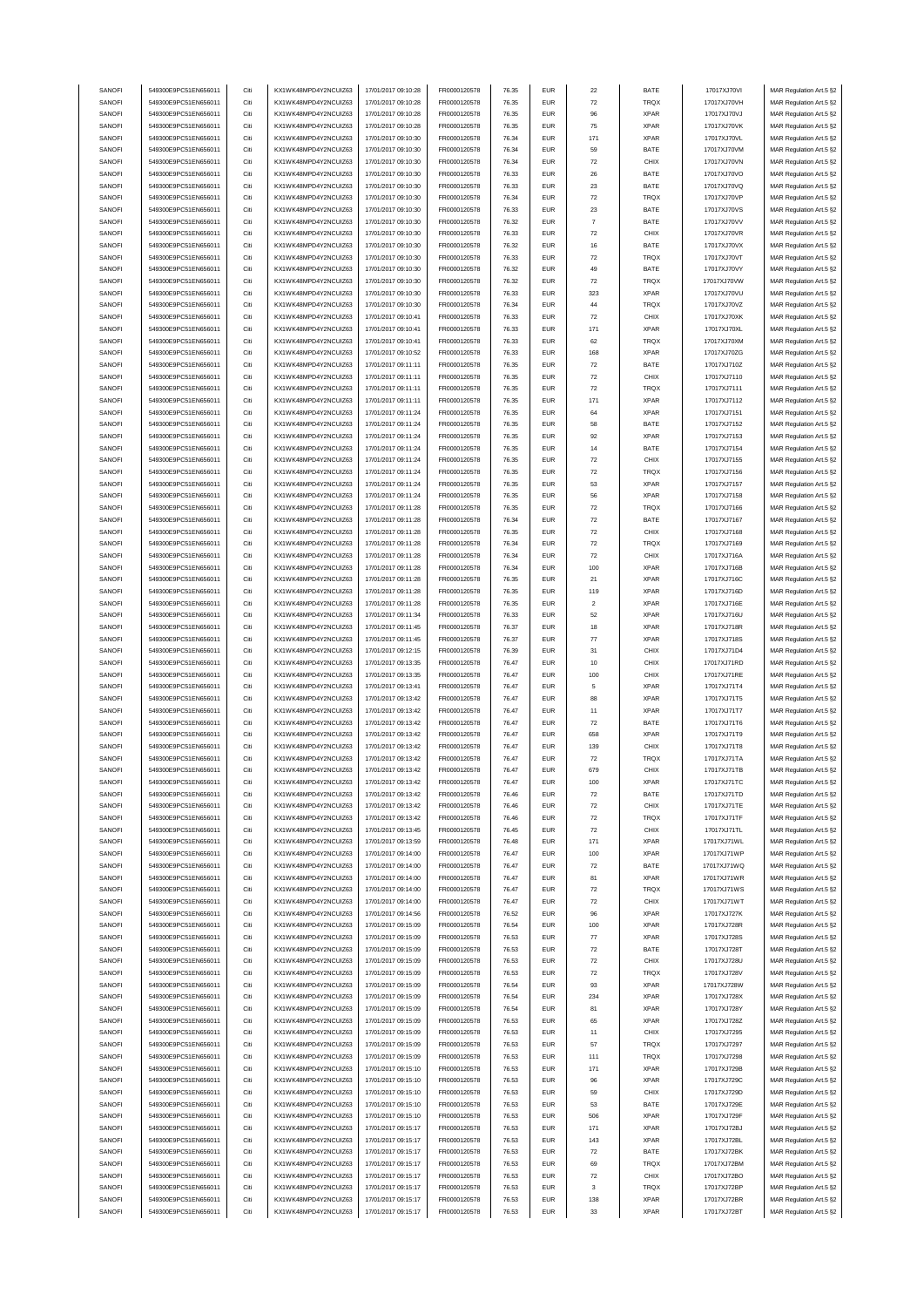| | | | | | | | | | | | |
|---|---|---|---|---|---|---|---|---|---|---|---|
| SANOFI | 549300E9PC51EN656011 | Citi | KX1WK48MPD4Y2NCUIZ63 | 17/01/2017 09:10:28 | FR0000120578 | 76.35 | EUR | 22 | BATE | 17017XJ70VI | MAR Regulation Art.5 §2 |
| SANOFI | 549300E9PC51EN656011 | Citi | KX1WK48MPD4Y2NCUIZ63 | 17/01/2017 09:10:28 | FR0000120578 | 76.35 | EUR | 72 | TRQX | 17017XJ70VH | MAR Regulation Art.5 §2 |
| SANOFI | 549300E9PC51EN656011 | Citi | KX1WK48MPD4Y2NCUIZ63 | 17/01/2017 09:10:28 | FR0000120578 | 76.35 | EUR | 96 | XPAR | 17017XJ70VJ | MAR Regulation Art.5 §2 |
| SANOFI | 549300E9PC51EN656011 | Citi | KX1WK48MPD4Y2NCUIZ63 | 17/01/2017 09:10:28 | FR0000120578 | 76.35 | EUR | 75 | XPAR | 17017XJ70VK | MAR Regulation Art.5 §2 |
| SANOFI | 549300E9PC51EN656011 | Citi | KX1WK48MPD4Y2NCUIZ63 | 17/01/2017 09:10:30 | FR0000120578 | 76.34 | EUR | 171 | XPAR | 17017XJ70VL | MAR Regulation Art.5 §2 |
| SANOFI | 549300E9PC51EN656011 | Citi | KX1WK48MPD4Y2NCUIZ63 | 17/01/2017 09:10:30 | FR0000120578 | 76.34 | EUR | 59 | BATE | 17017XJ70VM | MAR Regulation Art.5 §2 |
| SANOFI | 549300E9PC51EN656011 | Citi | KX1WK48MPD4Y2NCUIZ63 | 17/01/2017 09:10:30 | FR0000120578 | 76.34 | EUR | 72 | CHIX | 17017XJ70VN | MAR Regulation Art.5 §2 |
| SANOFI | 549300E9PC51EN656011 | Citi | KX1WK48MPD4Y2NCUIZ63 | 17/01/2017 09:10:30 | FR0000120578 | 76.33 | EUR | 26 | BATE | 17017XJ70VO | MAR Regulation Art.5 §2 |
| SANOFI | 549300E9PC51EN656011 | Citi | KX1WK48MPD4Y2NCUIZ63 | 17/01/2017 09:10:30 | FR0000120578 | 76.33 | EUR | 23 | BATE | 17017XJ70VQ | MAR Regulation Art.5 §2 |
| SANOFI | 549300E9PC51EN656011 | Citi | KX1WK48MPD4Y2NCUIZ63 | 17/01/2017 09:10:30 | FR0000120578 | 76.34 | EUR | 72 | TRQX | 17017XJ70VP | MAR Regulation Art.5 §2 |
| SANOFI | 549300E9PC51EN656011 | Citi | KX1WK48MPD4Y2NCUIZ63 | 17/01/2017 09:10:30 | FR0000120578 | 76.33 | EUR | 23 | BATE | 17017XJ70VS | MAR Regulation Art.5 §2 |
| SANOFI | 549300E9PC51EN656011 | Citi | KX1WK48MPD4Y2NCUIZ63 | 17/01/2017 09:10:30 | FR0000120578 | 76.32 | EUR | 7 | BATE | 17017XJ70VV | MAR Regulation Art.5 §2 |
| SANOFI | 549300E9PC51EN656011 | Citi | KX1WK48MPD4Y2NCUIZ63 | 17/01/2017 09:10:30 | FR0000120578 | 76.33 | EUR | 72 | CHIX | 17017XJ70VR | MAR Regulation Art.5 §2 |
| SANOFI | 549300E9PC51EN656011 | Citi | KX1WK48MPD4Y2NCUIZ63 | 17/01/2017 09:10:30 | FR0000120578 | 76.32 | EUR | 16 | BATE | 17017XJ70VX | MAR Regulation Art.5 §2 |
| SANOFI | 549300E9PC51EN656011 | Citi | KX1WK48MPD4Y2NCUIZ63 | 17/01/2017 09:10:30 | FR0000120578 | 76.33 | EUR | 72 | TRQX | 17017XJ70VT | MAR Regulation Art.5 §2 |
| SANOFI | 549300E9PC51EN656011 | Citi | KX1WK48MPD4Y2NCUIZ63 | 17/01/2017 09:10:30 | FR0000120578 | 76.32 | EUR | 49 | BATE | 17017XJ70VY | MAR Regulation Art.5 §2 |
| SANOFI | 549300E9PC51EN656011 | Citi | KX1WK48MPD4Y2NCUIZ63 | 17/01/2017 09:10:30 | FR0000120578 | 76.32 | EUR | 72 | TRQX | 17017XJ70VW | MAR Regulation Art.5 §2 |
| SANOFI | 549300E9PC51EN656011 | Citi | KX1WK48MPD4Y2NCUIZ63 | 17/01/2017 09:10:30 | FR0000120578 | 76.33 | EUR | 323 | XPAR | 17017XJ70VU | MAR Regulation Art.5 §2 |
| SANOFI | 549300E9PC51EN656011 | Citi | KX1WK48MPD4Y2NCUIZ63 | 17/01/2017 09:10:30 | FR0000120578 | 76.34 | EUR | 44 | TRQX | 17017XJ70VZ | MAR Regulation Art.5 §2 |
| SANOFI | 549300E9PC51EN656011 | Citi | KX1WK48MPD4Y2NCUIZ63 | 17/01/2017 09:10:41 | FR0000120578 | 76.33 | EUR | 72 | CHIX | 17017XJ70XK | MAR Regulation Art.5 §2 |
| SANOFI | 549300E9PC51EN656011 | Citi | KX1WK48MPD4Y2NCUIZ63 | 17/01/2017 09:10:41 | FR0000120578 | 76.33 | EUR | 171 | XPAR | 17017XJ70XL | MAR Regulation Art.5 §2 |
| SANOFI | 549300E9PC51EN656011 | Citi | KX1WK48MPD4Y2NCUIZ63 | 17/01/2017 09:10:41 | FR0000120578 | 76.33 | EUR | 62 | TRQX | 17017XJ70XM | MAR Regulation Art.5 §2 |
| SANOFI | 549300E9PC51EN656011 | Citi | KX1WK48MPD4Y2NCUIZ63 | 17/01/2017 09:10:52 | FR0000120578 | 76.33 | EUR | 168 | XPAR | 17017XJ70ZG | MAR Regulation Art.5 §2 |
| SANOFI | 549300E9PC51EN656011 | Citi | KX1WK48MPD4Y2NCUIZ63 | 17/01/2017 09:11:11 | FR0000120578 | 76.35 | EUR | 72 | BATE | 17017XJ710Z | MAR Regulation Art.5 §2 |
| SANOFI | 549300E9PC51EN656011 | Citi | KX1WK48MPD4Y2NCUIZ63 | 17/01/2017 09:11:11 | FR0000120578 | 76.35 | EUR | 72 | CHIX | 17017XJ7110 | MAR Regulation Art.5 §2 |
| SANOFI | 549300E9PC51EN656011 | Citi | KX1WK48MPD4Y2NCUIZ63 | 17/01/2017 09:11:11 | FR0000120578 | 76.35 | EUR | 72 | TRQX | 17017XJ7111 | MAR Regulation Art.5 §2 |
| SANOFI | 549300E9PC51EN656011 | Citi | KX1WK48MPD4Y2NCUIZ63 | 17/01/2017 09:11:11 | FR0000120578 | 76.35 | EUR | 171 | XPAR | 17017XJ7112 | MAR Regulation Art.5 §2 |
| SANOFI | 549300E9PC51EN656011 | Citi | KX1WK48MPD4Y2NCUIZ63 | 17/01/2017 09:11:24 | FR0000120578 | 76.35 | EUR | 64 | XPAR | 17017XJ7151 | MAR Regulation Art.5 §2 |
| SANOFI | 549300E9PC51EN656011 | Citi | KX1WK48MPD4Y2NCUIZ63 | 17/01/2017 09:11:24 | FR0000120578 | 76.35 | EUR | 58 | BATE | 17017XJ7152 | MAR Regulation Art.5 §2 |
| SANOFI | 549300E9PC51EN656011 | Citi | KX1WK48MPD4Y2NCUIZ63 | 17/01/2017 09:11:24 | FR0000120578 | 76.35 | EUR | 92 | XPAR | 17017XJ7153 | MAR Regulation Art.5 §2 |
| SANOFI | 549300E9PC51EN656011 | Citi | KX1WK48MPD4Y2NCUIZ63 | 17/01/2017 09:11:24 | FR0000120578 | 76.35 | EUR | 14 | BATE | 17017XJ7154 | MAR Regulation Art.5 §2 |
| SANOFI | 549300E9PC51EN656011 | Citi | KX1WK48MPD4Y2NCUIZ63 | 17/01/2017 09:11:24 | FR0000120578 | 76.35 | EUR | 72 | CHIX | 17017XJ7155 | MAR Regulation Art.5 §2 |
| SANOFI | 549300E9PC51EN656011 | Citi | KX1WK48MPD4Y2NCUIZ63 | 17/01/2017 09:11:24 | FR0000120578 | 76.35 | EUR | 72 | TRQX | 17017XJ7156 | MAR Regulation Art.5 §2 |
| SANOFI | 549300E9PC51EN656011 | Citi | KX1WK48MPD4Y2NCUIZ63 | 17/01/2017 09:11:24 | FR0000120578 | 76.35 | EUR | 53 | XPAR | 17017XJ7157 | MAR Regulation Art.5 §2 |
| SANOFI | 549300E9PC51EN656011 | Citi | KX1WK48MPD4Y2NCUIZ63 | 17/01/2017 09:11:24 | FR0000120578 | 76.35 | EUR | 56 | XPAR | 17017XJ7158 | MAR Regulation Art.5 §2 |
| SANOFI | 549300E9PC51EN656011 | Citi | KX1WK48MPD4Y2NCUIZ63 | 17/01/2017 09:11:28 | FR0000120578 | 76.35 | EUR | 72 | TRQX | 17017XJ7166 | MAR Regulation Art.5 §2 |
| SANOFI | 549300E9PC51EN656011 | Citi | KX1WK48MPD4Y2NCUIZ63 | 17/01/2017 09:11:28 | FR0000120578 | 76.34 | EUR | 72 | BATE | 17017XJ7167 | MAR Regulation Art.5 §2 |
| SANOFI | 549300E9PC51EN656011 | Citi | KX1WK48MPD4Y2NCUIZ63 | 17/01/2017 09:11:28 | FR0000120578 | 76.35 | EUR | 72 | CHIX | 17017XJ7168 | MAR Regulation Art.5 §2 |
| SANOFI | 549300E9PC51EN656011 | Citi | KX1WK48MPD4Y2NCUIZ63 | 17/01/2017 09:11:28 | FR0000120578 | 76.34 | EUR | 72 | TRQX | 17017XJ7169 | MAR Regulation Art.5 §2 |
| SANOFI | 549300E9PC51EN656011 | Citi | KX1WK48MPD4Y2NCUIZ63 | 17/01/2017 09:11:28 | FR0000120578 | 76.34 | EUR | 72 | CHIX | 17017XJ716A | MAR Regulation Art.5 §2 |
| SANOFI | 549300E9PC51EN656011 | Citi | KX1WK48MPD4Y2NCUIZ63 | 17/01/2017 09:11:28 | FR0000120578 | 76.34 | EUR | 100 | XPAR | 17017XJ716B | MAR Regulation Art.5 §2 |
| SANOFI | 549300E9PC51EN656011 | Citi | KX1WK48MPD4Y2NCUIZ63 | 17/01/2017 09:11:28 | FR0000120578 | 76.35 | EUR | 21 | XPAR | 17017XJ716C | MAR Regulation Art.5 §2 |
| SANOFI | 549300E9PC51EN656011 | Citi | KX1WK48MPD4Y2NCUIZ63 | 17/01/2017 09:11:28 | FR0000120578 | 76.35 | EUR | 119 | XPAR | 17017XJ716D | MAR Regulation Art.5 §2 |
| SANOFI | 549300E9PC51EN656011 | Citi | KX1WK48MPD4Y2NCUIZ63 | 17/01/2017 09:11:28 | FR0000120578 | 76.35 | EUR | 2 | XPAR | 17017XJ716E | MAR Regulation Art.5 §2 |
| SANOFI | 549300E9PC51EN656011 | Citi | KX1WK48MPD4Y2NCUIZ63 | 17/01/2017 09:11:34 | FR0000120578 | 76.33 | EUR | 52 | XPAR | 17017XJ716U | MAR Regulation Art.5 §2 |
| SANOFI | 549300E9PC51EN656011 | Citi | KX1WK48MPD4Y2NCUIZ63 | 17/01/2017 09:11:45 | FR0000120578 | 76.37 | EUR | 18 | XPAR | 17017XJ718R | MAR Regulation Art.5 §2 |
| SANOFI | 549300E9PC51EN656011 | Citi | KX1WK48MPD4Y2NCUIZ63 | 17/01/2017 09:11:45 | FR0000120578 | 76.37 | EUR | 77 | XPAR | 17017XJ718S | MAR Regulation Art.5 §2 |
| SANOFI | 549300E9PC51EN656011 | Citi | KX1WK48MPD4Y2NCUIZ63 | 17/01/2017 09:12:15 | FR0000120578 | 76.39 | EUR | 31 | CHIX | 17017XJ71D4 | MAR Regulation Art.5 §2 |
| SANOFI | 549300E9PC51EN656011 | Citi | KX1WK48MPD4Y2NCUIZ63 | 17/01/2017 09:13:35 | FR0000120578 | 76.47 | EUR | 10 | CHIX | 17017XJ71RD | MAR Regulation Art.5 §2 |
| SANOFI | 549300E9PC51EN656011 | Citi | KX1WK48MPD4Y2NCUIZ63 | 17/01/2017 09:13:35 | FR0000120578 | 76.47 | EUR | 100 | CHIX | 17017XJ71RE | MAR Regulation Art.5 §2 |
| SANOFI | 549300E9PC51EN656011 | Citi | KX1WK48MPD4Y2NCUIZ63 | 17/01/2017 09:13:41 | FR0000120578 | 76.47 | EUR | 5 | XPAR | 17017XJ71T4 | MAR Regulation Art.5 §2 |
| SANOFI | 549300E9PC51EN656011 | Citi | KX1WK48MPD4Y2NCUIZ63 | 17/01/2017 09:13:42 | FR0000120578 | 76.47 | EUR | 88 | XPAR | 17017XJ71T5 | MAR Regulation Art.5 §2 |
| SANOFI | 549300E9PC51EN656011 | Citi | KX1WK48MPD4Y2NCUIZ63 | 17/01/2017 09:13:42 | FR0000120578 | 76.47 | EUR | 11 | XPAR | 17017XJ71T7 | MAR Regulation Art.5 §2 |
| SANOFI | 549300E9PC51EN656011 | Citi | KX1WK48MPD4Y2NCUIZ63 | 17/01/2017 09:13:42 | FR0000120578 | 76.47 | EUR | 72 | BATE | 17017XJ71T6 | MAR Regulation Art.5 §2 |
| SANOFI | 549300E9PC51EN656011 | Citi | KX1WK48MPD4Y2NCUIZ63 | 17/01/2017 09:13:42 | FR0000120578 | 76.47 | EUR | 658 | XPAR | 17017XJ71T9 | MAR Regulation Art.5 §2 |
| SANOFI | 549300E9PC51EN656011 | Citi | KX1WK48MPD4Y2NCUIZ63 | 17/01/2017 09:13:42 | FR0000120578 | 76.47 | EUR | 139 | CHIX | 17017XJ71T8 | MAR Regulation Art.5 §2 |
| SANOFI | 549300E9PC51EN656011 | Citi | KX1WK48MPD4Y2NCUIZ63 | 17/01/2017 09:13:42 | FR0000120578 | 76.47 | EUR | 72 | TRQX | 17017XJ71TA | MAR Regulation Art.5 §2 |
| SANOFI | 549300E9PC51EN656011 | Citi | KX1WK48MPD4Y2NCUIZ63 | 17/01/2017 09:13:42 | FR0000120578 | 76.47 | EUR | 679 | CHIX | 17017XJ71TB | MAR Regulation Art.5 §2 |
| SANOFI | 549300E9PC51EN656011 | Citi | KX1WK48MPD4Y2NCUIZ63 | 17/01/2017 09:13:42 | FR0000120578 | 76.47 | EUR | 100 | XPAR | 17017XJ71TC | MAR Regulation Art.5 §2 |
| SANOFI | 549300E9PC51EN656011 | Citi | KX1WK48MPD4Y2NCUIZ63 | 17/01/2017 09:13:42 | FR0000120578 | 76.46 | EUR | 72 | BATE | 17017XJ71TD | MAR Regulation Art.5 §2 |
| SANOFI | 549300E9PC51EN656011 | Citi | KX1WK48MPD4Y2NCUIZ63 | 17/01/2017 09:13:42 | FR0000120578 | 76.46 | EUR | 72 | CHIX | 17017XJ71TE | MAR Regulation Art.5 §2 |
| SANOFI | 549300E9PC51EN656011 | Citi | KX1WK48MPD4Y2NCUIZ63 | 17/01/2017 09:13:42 | FR0000120578 | 76.46 | EUR | 72 | TRQX | 17017XJ71TF | MAR Regulation Art.5 §2 |
| SANOFI | 549300E9PC51EN656011 | Citi | KX1WK48MPD4Y2NCUIZ63 | 17/01/2017 09:13:45 | FR0000120578 | 76.45 | EUR | 72 | CHIX | 17017XJ71TL | MAR Regulation Art.5 §2 |
| SANOFI | 549300E9PC51EN656011 | Citi | KX1WK48MPD4Y2NCUIZ63 | 17/01/2017 09:13:59 | FR0000120578 | 76.48 | EUR | 171 | XPAR | 17017XJ71WL | MAR Regulation Art.5 §2 |
| SANOFI | 549300E9PC51EN656011 | Citi | KX1WK48MPD4Y2NCUIZ63 | 17/01/2017 09:14:00 | FR0000120578 | 76.47 | EUR | 100 | XPAR | 17017XJ71WP | MAR Regulation Art.5 §2 |
| SANOFI | 549300E9PC51EN656011 | Citi | KX1WK48MPD4Y2NCUIZ63 | 17/01/2017 09:14:00 | FR0000120578 | 76.47 | EUR | 72 | BATE | 17017XJ71WQ | MAR Regulation Art.5 §2 |
| SANOFI | 549300E9PC51EN656011 | Citi | KX1WK48MPD4Y2NCUIZ63 | 17/01/2017 09:14:00 | FR0000120578 | 76.47 | EUR | 81 | XPAR | 17017XJ71WR | MAR Regulation Art.5 §2 |
| SANOFI | 549300E9PC51EN656011 | Citi | KX1WK48MPD4Y2NCUIZ63 | 17/01/2017 09:14:00 | FR0000120578 | 76.47 | EUR | 72 | TRQX | 17017XJ71WS | MAR Regulation Art.5 §2 |
| SANOFI | 549300E9PC51EN656011 | Citi | KX1WK48MPD4Y2NCUIZ63 | 17/01/2017 09:14:00 | FR0000120578 | 76.47 | EUR | 72 | CHIX | 17017XJ71WT | MAR Regulation Art.5 §2 |
| SANOFI | 549300E9PC51EN656011 | Citi | KX1WK48MPD4Y2NCUIZ63 | 17/01/2017 09:14:56 | FR0000120578 | 76.52 | EUR | 96 | XPAR | 17017XJ727K | MAR Regulation Art.5 §2 |
| SANOFI | 549300E9PC51EN656011 | Citi | KX1WK48MPD4Y2NCUIZ63 | 17/01/2017 09:15:09 | FR0000120578 | 76.54 | EUR | 100 | XPAR | 17017XJ728R | MAR Regulation Art.5 §2 |
| SANOFI | 549300E9PC51EN656011 | Citi | KX1WK48MPD4Y2NCUIZ63 | 17/01/2017 09:15:09 | FR0000120578 | 76.53 | EUR | 77 | XPAR | 17017XJ728S | MAR Regulation Art.5 §2 |
| SANOFI | 549300E9PC51EN656011 | Citi | KX1WK48MPD4Y2NCUIZ63 | 17/01/2017 09:15:09 | FR0000120578 | 76.53 | EUR | 72 | BATE | 17017XJ728T | MAR Regulation Art.5 §2 |
| SANOFI | 549300E9PC51EN656011 | Citi | KX1WK48MPD4Y2NCUIZ63 | 17/01/2017 09:15:09 | FR0000120578 | 76.53 | EUR | 72 | CHIX | 17017XJ728U | MAR Regulation Art.5 §2 |
| SANOFI | 549300E9PC51EN656011 | Citi | KX1WK48MPD4Y2NCUIZ63 | 17/01/2017 09:15:09 | FR0000120578 | 76.53 | EUR | 72 | TRQX | 17017XJ728V | MAR Regulation Art.5 §2 |
| SANOFI | 549300E9PC51EN656011 | Citi | KX1WK48MPD4Y2NCUIZ63 | 17/01/2017 09:15:09 | FR0000120578 | 76.54 | EUR | 93 | XPAR | 17017XJ728W | MAR Regulation Art.5 §2 |
| SANOFI | 549300E9PC51EN656011 | Citi | KX1WK48MPD4Y2NCUIZ63 | 17/01/2017 09:15:09 | FR0000120578 | 76.54 | EUR | 234 | XPAR | 17017XJ728X | MAR Regulation Art.5 §2 |
| SANOFI | 549300E9PC51EN656011 | Citi | KX1WK48MPD4Y2NCUIZ63 | 17/01/2017 09:15:09 | FR0000120578 | 76.54 | EUR | 81 | XPAR | 17017XJ728Y | MAR Regulation Art.5 §2 |
| SANOFI | 549300E9PC51EN656011 | Citi | KX1WK48MPD4Y2NCUIZ63 | 17/01/2017 09:15:09 | FR0000120578 | 76.53 | EUR | 65 | XPAR | 17017XJ728Z | MAR Regulation Art.5 §2 |
| SANOFI | 549300E9PC51EN656011 | Citi | KX1WK48MPD4Y2NCUIZ63 | 17/01/2017 09:15:09 | FR0000120578 | 76.53 | EUR | 11 | CHIX | 17017XJ7295 | MAR Regulation Art.5 §2 |
| SANOFI | 549300E9PC51EN656011 | Citi | KX1WK48MPD4Y2NCUIZ63 | 17/01/2017 09:15:09 | FR0000120578 | 76.53 | EUR | 57 | TRQX | 17017XJ7297 | MAR Regulation Art.5 §2 |
| SANOFI | 549300E9PC51EN656011 | Citi | KX1WK48MPD4Y2NCUIZ63 | 17/01/2017 09:15:09 | FR0000120578 | 76.53 | EUR | 111 | TRQX | 17017XJ7298 | MAR Regulation Art.5 §2 |
| SANOFI | 549300E9PC51EN656011 | Citi | KX1WK48MPD4Y2NCUIZ63 | 17/01/2017 09:15:10 | FR0000120578 | 76.53 | EUR | 171 | XPAR | 17017XJ729B | MAR Regulation Art.5 §2 |
| SANOFI | 549300E9PC51EN656011 | Citi | KX1WK48MPD4Y2NCUIZ63 | 17/01/2017 09:15:10 | FR0000120578 | 76.53 | EUR | 96 | XPAR | 17017XJ729C | MAR Regulation Art.5 §2 |
| SANOFI | 549300E9PC51EN656011 | Citi | KX1WK48MPD4Y2NCUIZ63 | 17/01/2017 09:15:10 | FR0000120578 | 76.53 | EUR | 59 | CHIX | 17017XJ729D | MAR Regulation Art.5 §2 |
| SANOFI | 549300E9PC51EN656011 | Citi | KX1WK48MPD4Y2NCUIZ63 | 17/01/2017 09:15:10 | FR0000120578 | 76.53 | EUR | 53 | BATE | 17017XJ729E | MAR Regulation Art.5 §2 |
| SANOFI | 549300E9PC51EN656011 | Citi | KX1WK48MPD4Y2NCUIZ63 | 17/01/2017 09:15:10 | FR0000120578 | 76.53 | EUR | 506 | XPAR | 17017XJ729F | MAR Regulation Art.5 §2 |
| SANOFI | 549300E9PC51EN656011 | Citi | KX1WK48MPD4Y2NCUIZ63 | 17/01/2017 09:15:17 | FR0000120578 | 76.53 | EUR | 171 | XPAR | 17017XJ72BJ | MAR Regulation Art.5 §2 |
| SANOFI | 549300E9PC51EN656011 | Citi | KX1WK48MPD4Y2NCUIZ63 | 17/01/2017 09:15:17 | FR0000120578 | 76.53 | EUR | 143 | XPAR | 17017XJ72BL | MAR Regulation Art.5 §2 |
| SANOFI | 549300E9PC51EN656011 | Citi | KX1WK48MPD4Y2NCUIZ63 | 17/01/2017 09:15:17 | FR0000120578 | 76.53 | EUR | 72 | BATE | 17017XJ72BK | MAR Regulation Art.5 §2 |
| SANOFI | 549300E9PC51EN656011 | Citi | KX1WK48MPD4Y2NCUIZ63 | 17/01/2017 09:15:17 | FR0000120578 | 76.53 | EUR | 69 | TRQX | 17017XJ72BM | MAR Regulation Art.5 §2 |
| SANOFI | 549300E9PC51EN656011 | Citi | KX1WK48MPD4Y2NCUIZ63 | 17/01/2017 09:15:17 | FR0000120578 | 76.53 | EUR | 72 | CHIX | 17017XJ72BO | MAR Regulation Art.5 §2 |
| SANOFI | 549300E9PC51EN656011 | Citi | KX1WK48MPD4Y2NCUIZ63 | 17/01/2017 09:15:17 | FR0000120578 | 76.53 | EUR | 3 | TRQX | 17017XJ72BP | MAR Regulation Art.5 §2 |
| SANOFI | 549300E9PC51EN656011 | Citi | KX1WK48MPD4Y2NCUIZ63 | 17/01/2017 09:15:17 | FR0000120578 | 76.53 | EUR | 138 | XPAR | 17017XJ72BR | MAR Regulation Art.5 §2 |
| SANOFI | 549300E9PC51EN656011 | Citi | KX1WK48MPD4Y2NCUIZ63 | 17/01/2017 09:15:17 | FR0000120578 | 76.53 | EUR | 33 | XPAR | 17017XJ72BT | MAR Regulation Art.5 §2 |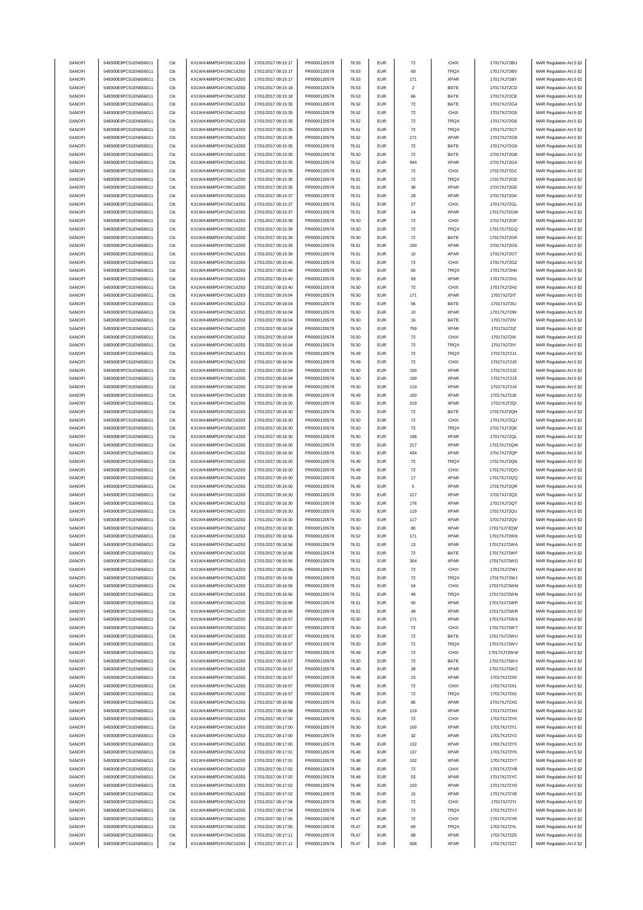| | | | | | | | | | | | |
|---|---|---|---|---|---|---|---|---|---|---|---|
| SANOFI | 549300E9PC51EN656011 | Citi | KX1WK48MPD4Y2NCUIZ63 | 17/01/2017 09:15:17 | FR0000120578 | 76.53 | EUR | 72 | CHIX | 17017XJ72BU | MAR Regulation Art.5 §2 |
| SANOFI | 549300E9PC51EN656011 | Citi | KX1WK48MPD4Y2NCUIZ63 | 17/01/2017 09:15:17 | FR0000120578 | 76.53 | EUR | 69 | TRQX | 17017XJ72BV | MAR Regulation Art.5 §2 |
| SANOFI | 549300E9PC51EN656011 | Citi | KX1WK48MPD4Y2NCUIZ63 | 17/01/2017 09:15:17 | FR0000120578 | 76.53 | EUR | 171 | XPAR | 17017XJ72BY | MAR Regulation Art.5 §2 |
| SANOFI | 549300E9PC51EN656011 | Citi | KX1WK48MPD4Y2NCUIZ63 | 17/01/2017 09:15:18 | FR0000120578 | 76.53 | EUR | 2 | BATE | 17017XJ72CD | MAR Regulation Art.5 §2 |
| SANOFI | 549300E9PC51EN656011 | Citi | KX1WK48MPD4Y2NCUIZ63 | 17/01/2017 09:15:18 | FR0000120578 | 76.53 | EUR | 66 | BATE | 17017XJ72CE | MAR Regulation Art.5 §2 |
| SANOFI | 549300E9PC51EN656011 | Citi | KX1WK48MPD4Y2NCUIZ63 | 17/01/2017 09:15:35 | FR0000120578 | 76.52 | EUR | 72 | BATE | 17017XJ72G4 | MAR Regulation Art.5 §2 |
| SANOFI | 549300E9PC51EN656011 | Citi | KX1WK48MPD4Y2NCUIZ63 | 17/01/2017 09:15:35 | FR0000120578 | 76.52 | EUR | 72 | CHIX | 17017XJ72G5 | MAR Regulation Art.5 §2 |
| SANOFI | 549300E9PC51EN656011 | Citi | KX1WK48MPD4Y2NCUIZ63 | 17/01/2017 09:15:35 | FR0000120578 | 76.52 | EUR | 72 | TRQX | 17017XJ72G6 | MAR Regulation Art.5 §2 |
| SANOFI | 549300E9PC51EN656011 | Citi | KX1WK48MPD4Y2NCUIZ63 | 17/01/2017 09:15:35 | FR0000120578 | 76.51 | EUR | 72 | TRQX | 17017XJ72G7 | MAR Regulation Art.5 §2 |
| SANOFI | 549300E9PC51EN656011 | Citi | KX1WK48MPD4Y2NCUIZ63 | 17/01/2017 09:15:35 | FR0000120578 | 76.52 | EUR | 171 | XPAR | 17017XJ72G8 | MAR Regulation Art.5 §2 |
| SANOFI | 549300E9PC51EN656011 | Citi | KX1WK48MPD4Y2NCUIZ63 | 17/01/2017 09:15:35 | FR0000120578 | 76.51 | EUR | 72 | BATE | 17017XJ72G9 | MAR Regulation Art.5 §2 |
| SANOFI | 549300E9PC51EN656011 | Citi | KX1WK48MPD4Y2NCUIZ63 | 17/01/2017 09:15:35 | FR0000120578 | 76.50 | EUR | 72 | BATE | 17017XJ72GB | MAR Regulation Art.5 §2 |
| SANOFI | 549300E9PC51EN656011 | Citi | KX1WK48MPD4Y2NCUIZ63 | 17/01/2017 09:15:35 | FR0000120578 | 76.52 | EUR | 944 | XPAR | 17017XJ72GA | MAR Regulation Art.5 §2 |
| SANOFI | 549300E9PC51EN656011 | Citi | KX1WK48MPD4Y2NCUIZ63 | 17/01/2017 09:15:35 | FR0000120578 | 76.51 | EUR | 72 | CHIX | 17017XJ72GC | MAR Regulation Art.5 §2 |
| SANOFI | 549300E9PC51EN656011 | Citi | KX1WK48MPD4Y2NCUIZ63 | 17/01/2017 09:15:35 | FR0000120578 | 76.51 | EUR | 72 | TRQX | 17017XJ72GD | MAR Regulation Art.5 §2 |
| SANOFI | 549300E9PC51EN656011 | Citi | KX1WK48MPD4Y2NCUIZ63 | 17/01/2017 09:15:35 | FR0000120578 | 76.51 | EUR | 38 | XPAR | 17017XJ72GE | MAR Regulation Art.5 §2 |
| SANOFI | 549300E9PC51EN656011 | Citi | KX1WK48MPD4Y2NCUIZ63 | 17/01/2017 09:15:37 | FR0000120578 | 76.51 | EUR | 29 | XPAR | 17017XJ72GK | MAR Regulation Art.5 §2 |
| SANOFI | 549300E9PC51EN656011 | Citi | KX1WK48MPD4Y2NCUIZ63 | 17/01/2017 09:15:37 | FR0000120578 | 76.51 | EUR | 27 | CHIX | 17017XJ72GL | MAR Regulation Art.5 §2 |
| SANOFI | 549300E9PC51EN656011 | Citi | KX1WK48MPD4Y2NCUIZ63 | 17/01/2017 09:15:37 | FR0000120578 | 76.51 | EUR | 24 | XPAR | 17017XJ72GM | MAR Regulation Art.5 §2 |
| SANOFI | 549300E9PC51EN656011 | Citi | KX1WK48MPD4Y2NCUIZ63 | 17/01/2017 09:15:39 | FR0000120578 | 76.50 | EUR | 72 | CHIX | 17017XJ72GP | MAR Regulation Art.5 §2 |
| SANOFI | 549300E9PC51EN656011 | Citi | KX1WK48MPD4Y2NCUIZ63 | 17/01/2017 09:15:39 | FR0000120578 | 76.50 | EUR | 72 | TRQX | 17017XJ72GQ | MAR Regulation Art.5 §2 |
| SANOFI | 549300E9PC51EN656011 | Citi | KX1WK48MPD4Y2NCUIZ63 | 17/01/2017 09:15:39 | FR0000120578 | 76.50 | EUR | 72 | BATE | 17017XJ72GR | MAR Regulation Art.5 §2 |
| SANOFI | 549300E9PC51EN656011 | Citi | KX1WK48MPD4Y2NCUIZ63 | 17/01/2017 09:15:39 | FR0000120578 | 76.51 | EUR | 100 | XPAR | 17017XJ72GS | MAR Regulation Art.5 §2 |
| SANOFI | 549300E9PC51EN656011 | Citi | KX1WK48MPD4Y2NCUIZ63 | 17/01/2017 09:15:39 | FR0000120578 | 76.51 | EUR | 10 | XPAR | 17017XJ72GT | MAR Regulation Art.5 §2 |
| SANOFI | 549300E9PC51EN656011 | Citi | KX1WK48MPD4Y2NCUIZ63 | 17/01/2017 09:15:40 | FR0000120578 | 76.51 | EUR | 72 | CHIX | 17017XJ72GZ | MAR Regulation Art.5 §2 |
| SANOFI | 549300E9PC51EN656011 | Citi | KX1WK48MPD4Y2NCUIZ63 | 17/01/2017 09:15:40 | FR0000120578 | 76.50 | EUR | 60 | TRQX | 17017XJ72H0 | MAR Regulation Art.5 §2 |
| SANOFI | 549300E9PC51EN656011 | Citi | KX1WK48MPD4Y2NCUIZ63 | 17/01/2017 09:15:40 | FR0000120578 | 76.50 | EUR | 93 | XPAR | 17017XJ72H1 | MAR Regulation Art.5 §2 |
| SANOFI | 549300E9PC51EN656011 | Citi | KX1WK48MPD4Y2NCUIZ63 | 17/01/2017 09:15:40 | FR0000120578 | 76.50 | EUR | 72 | CHIX | 17017XJ72H2 | MAR Regulation Art.5 §2 |
| SANOFI | 549300E9PC51EN656011 | Citi | KX1WK48MPD4Y2NCUIZ63 | 17/01/2017 09:16:04 | FR0000120578 | 76.50 | EUR | 171 | XPAR | 17017XJ72IT | MAR Regulation Art.5 §2 |
| SANOFI | 549300E9PC51EN656011 | Citi | KX1WK48MPD4Y2NCUIZ63 | 17/01/2017 09:16:04 | FR0000120578 | 76.50 | EUR | 56 | BATE | 17017XJ72IU | MAR Regulation Art.5 §2 |
| SANOFI | 549300E9PC51EN656011 | Citi | KX1WK48MPD4Y2NCUIZ63 | 17/01/2017 09:16:04 | FR0000120578 | 76.50 | EUR | 10 | XPAR | 17017XJ72IW | MAR Regulation Art.5 §2 |
| SANOFI | 549300E9PC51EN656011 | Citi | KX1WK48MPD4Y2NCUIZ63 | 17/01/2017 09:16:04 | FR0000120578 | 76.50 | EUR | 16 | BATE | 17017XJ72IV | MAR Regulation Art.5 §2 |
| SANOFI | 549300E9PC51EN656011 | Citi | KX1WK48MPD4Y2NCUIZ63 | 17/01/2017 09:16:04 | FR0000120578 | 76.50 | EUR | 759 | XPAR | 17017XJ72IZ | MAR Regulation Art.5 §2 |
| SANOFI | 549300E9PC51EN656011 | Citi | KX1WK48MPD4Y2NCUIZ63 | 17/01/2017 09:16:04 | FR0000120578 | 76.50 | EUR | 72 | CHIX | 17017XJ72IX | MAR Regulation Art.5 §2 |
| SANOFI | 549300E9PC51EN656011 | Citi | KX1WK48MPD4Y2NCUIZ63 | 17/01/2017 09:16:04 | FR0000120578 | 76.50 | EUR | 72 | TRQX | 17017XJ72IY | MAR Regulation Art.5 §2 |
| SANOFI | 549300E9PC51EN656011 | Citi | KX1WK48MPD4Y2NCUIZ63 | 17/01/2017 09:16:04 | FR0000120578 | 76.49 | EUR | 72 | TRQX | 17017XJ72J1 | MAR Regulation Art.5 §2 |
| SANOFI | 549300E9PC51EN656011 | Citi | KX1WK48MPD4Y2NCUIZ63 | 17/01/2017 09:16:04 | FR0000120578 | 76.49 | EUR | 72 | CHIX | 17017XJ72J0 | MAR Regulation Art.5 §2 |
| SANOFI | 549300E9PC51EN656011 | Citi | KX1WK48MPD4Y2NCUIZ63 | 17/01/2017 09:16:04 | FR0000120578 | 76.50 | EUR | 100 | XPAR | 17017XJ72J2 | MAR Regulation Art.5 §2 |
| SANOFI | 549300E9PC51EN656011 | Citi | KX1WK48MPD4Y2NCUIZ63 | 17/01/2017 09:16:04 | FR0000120578 | 76.50 | EUR | 100 | XPAR | 17017XJ72J3 | MAR Regulation Art.5 §2 |
| SANOFI | 549300E9PC51EN656011 | Citi | KX1WK48MPD4Y2NCUIZ63 | 17/01/2017 09:16:04 | FR0000120578 | 76.50 | EUR | 119 | XPAR | 17017XJ72J4 | MAR Regulation Art.5 §2 |
| SANOFI | 549300E9PC51EN656011 | Citi | KX1WK48MPD4Y2NCUIZ63 | 17/01/2017 09:16:05 | FR0000120578 | 76.49 | EUR | 100 | XPAR | 17017XJ72JE | MAR Regulation Art.5 §2 |
| SANOFI | 549300E9PC51EN656011 | Citi | KX1WK48MPD4Y2NCUIZ63 | 17/01/2017 09:16:30 | FR0000120578 | 76.50 | EUR | 219 | XPAR | 17017XJ72QI | MAR Regulation Art.5 §2 |
| SANOFI | 549300E9PC51EN656011 | Citi | KX1WK48MPD4Y2NCUIZ63 | 17/01/2017 09:16:30 | FR0000120578 | 76.50 | EUR | 72 | BATE | 17017XJ72QH | MAR Regulation Art.5 §2 |
| SANOFI | 549300E9PC51EN656011 | Citi | KX1WK48MPD4Y2NCUIZ63 | 17/01/2017 09:16:30 | FR0000120578 | 76.50 | EUR | 72 | CHIX | 17017XJ72QJ | MAR Regulation Art.5 §2 |
| SANOFI | 549300E9PC51EN656011 | Citi | KX1WK48MPD4Y2NCUIZ63 | 17/01/2017 09:16:30 | FR0000120578 | 76.50 | EUR | 72 | TRQX | 17017XJ72QK | MAR Regulation Art.5 §2 |
| SANOFI | 549300E9PC51EN656011 | Citi | KX1WK48MPD4Y2NCUIZ63 | 17/01/2017 09:16:30 | FR0000120578 | 76.50 | EUR | 198 | XPAR | 17017XJ72QL | MAR Regulation Art.5 §2 |
| SANOFI | 549300E9PC51EN656011 | Citi | KX1WK48MPD4Y2NCUIZ63 | 17/01/2017 09:16:30 | FR0000120578 | 76.50 | EUR | 217 | XPAR | 17017XJ72QM | MAR Regulation Art.5 §2 |
| SANOFI | 549300E9PC51EN656011 | Citi | KX1WK48MPD4Y2NCUIZ63 | 17/01/2017 09:16:30 | FR0000120578 | 76.50 | EUR | 434 | XPAR | 17017XJ72QP | MAR Regulation Art.5 §2 |
| SANOFI | 549300E9PC51EN656011 | Citi | KX1WK48MPD4Y2NCUIZ63 | 17/01/2017 09:16:30 | FR0000120578 | 76.49 | EUR | 72 | TRQX | 17017XJ72QN | MAR Regulation Art.5 §2 |
| SANOFI | 549300E9PC51EN656011 | Citi | KX1WK48MPD4Y2NCUIZ63 | 17/01/2017 09:16:30 | FR0000120578 | 76.49 | EUR | 72 | CHIX | 17017XJ72QO | MAR Regulation Art.5 §2 |
| SANOFI | 549300E9PC51EN656011 | Citi | KX1WK48MPD4Y2NCUIZ63 | 17/01/2017 09:16:30 | FR0000120578 | 76.49 | EUR | 17 | XPAR | 17017XJ72QQ | MAR Regulation Art.5 §2 |
| SANOFI | 549300E9PC51EN656011 | Citi | KX1WK48MPD4Y2NCUIZ63 | 17/01/2017 09:16:30 | FR0000120578 | 76.49 | EUR | 5 | XPAR | 17017XJ72QR | MAR Regulation Art.5 §2 |
| SANOFI | 549300E9PC51EN656011 | Citi | KX1WK48MPD4Y2NCUIZ63 | 17/01/2017 09:16:30 | FR0000120578 | 76.50 | EUR | 217 | XPAR | 17017XJ72QS | MAR Regulation Art.5 §2 |
| SANOFI | 549300E9PC51EN656011 | Citi | KX1WK48MPD4Y2NCUIZ63 | 17/01/2017 09:16:30 | FR0000120578 | 76.50 | EUR | 176 | XPAR | 17017XJ72QT | MAR Regulation Art.5 §2 |
| SANOFI | 549300E9PC51EN656011 | Citi | KX1WK48MPD4Y2NCUIZ63 | 17/01/2017 09:16:30 | FR0000120578 | 76.50 | EUR | 119 | XPAR | 17017XJ72QU | MAR Regulation Art.5 §2 |
| SANOFI | 549300E9PC51EN656011 | Citi | KX1WK48MPD4Y2NCUIZ63 | 17/01/2017 09:16:30 | FR0000120578 | 76.50 | EUR | 117 | XPAR | 17017XJ72QV | MAR Regulation Art.5 §2 |
| SANOFI | 549300E9PC51EN656011 | Citi | KX1WK48MPD4Y2NCUIZ63 | 17/01/2017 09:16:30 | FR0000120578 | 76.50 | EUR | 80 | XPAR | 17017XJ72QW | MAR Regulation Art.5 §2 |
| SANOFI | 549300E9PC51EN656011 | Citi | KX1WK48MPD4Y2NCUIZ63 | 17/01/2017 09:16:56 | FR0000120578 | 76.52 | EUR | 171 | XPAR | 17017XJ72W9 | MAR Regulation Art.5 §2 |
| SANOFI | 549300E9PC51EN656011 | Citi | KX1WK48MPD4Y2NCUIZ63 | 17/01/2017 09:16:56 | FR0000120578 | 76.51 | EUR | 13 | XPAR | 17017XJ72WA | MAR Regulation Art.5 §2 |
| SANOFI | 549300E9PC51EN656011 | Citi | KX1WK48MPD4Y2NCUIZ63 | 17/01/2017 09:16:56 | FR0000120578 | 76.51 | EUR | 72 | BATE | 17017XJ72WF | MAR Regulation Art.5 §2 |
| SANOFI | 549300E9PC51EN656011 | Citi | KX1WK48MPD4Y2NCUIZ63 | 17/01/2017 09:16:56 | FR0000120578 | 76.51 | EUR | 304 | XPAR | 17017XJ72WG | MAR Regulation Art.5 §2 |
| SANOFI | 549300E9PC51EN656011 | Citi | KX1WK48MPD4Y2NCUIZ63 | 17/01/2017 09:16:56 | FR0000120578 | 76.51 | EUR | 72 | CHIX | 17017XJ72WI | MAR Regulation Art.5 §2 |
| SANOFI | 549300E9PC51EN656011 | Citi | KX1WK48MPD4Y2NCUIZ63 | 17/01/2017 09:16:56 | FR0000120578 | 76.51 | EUR | 72 | TRQX | 17017XJ72WJ | MAR Regulation Art.5 §2 |
| SANOFI | 549300E9PC51EN656011 | Citi | KX1WK48MPD4Y2NCUIZ63 | 17/01/2017 09:16:56 | FR0000120578 | 76.51 | EUR | 54 | CHIX | 17017XJ72WM | MAR Regulation Art.5 §2 |
| SANOFI | 549300E9PC51EN656011 | Citi | KX1WK48MPD4Y2NCUIZ63 | 17/01/2017 09:16:56 | FR0000120578 | 76.51 | EUR | 49 | TRQX | 17017XJ72WN | MAR Regulation Art.5 §2 |
| SANOFI | 549300E9PC51EN656011 | Citi | KX1WK48MPD4Y2NCUIZ63 | 17/01/2017 09:16:56 | FR0000120578 | 76.51 | EUR | 50 | XPAR | 17017XJ72WP | MAR Regulation Art.5 §2 |
| SANOFI | 549300E9PC51EN656011 | Citi | KX1WK48MPD4Y2NCUIZ63 | 17/01/2017 09:16:56 | FR0000120578 | 76.51 | EUR | 49 | XPAR | 17017XJ72WR | MAR Regulation Art.5 §2 |
| SANOFI | 549300E9PC51EN656011 | Citi | KX1WK48MPD4Y2NCUIZ63 | 17/01/2017 09:16:57 | FR0000120578 | 76.50 | EUR | 171 | XPAR | 17017XJ72WS | MAR Regulation Art.5 §2 |
| SANOFI | 549300E9PC51EN656011 | Citi | KX1WK48MPD4Y2NCUIZ63 | 17/01/2017 09:16:57 | FR0000120578 | 76.50 | EUR | 72 | CHIX | 17017XJ72WT | MAR Regulation Art.5 §2 |
| SANOFI | 549300E9PC51EN656011 | Citi | KX1WK48MPD4Y2NCUIZ63 | 17/01/2017 09:16:57 | FR0000120578 | 76.50 | EUR | 72 | BATE | 17017XJ72WU | MAR Regulation Art.5 §2 |
| SANOFI | 549300E9PC51EN656011 | Citi | KX1WK48MPD4Y2NCUIZ63 | 17/01/2017 09:16:57 | FR0000120578 | 76.50 | EUR | 72 | TRQX | 17017XJ72WV | MAR Regulation Art.5 §2 |
| SANOFI | 549300E9PC51EN656011 | Citi | KX1WK48MPD4Y2NCUIZ63 | 17/01/2017 09:16:57 | FR0000120578 | 76.49 | EUR | 72 | CHIX | 17017XJ72WW | MAR Regulation Art.5 §2 |
| SANOFI | 549300E9PC51EN656011 | Citi | KX1WK48MPD4Y2NCUIZ63 | 17/01/2017 09:16:57 | FR0000120578 | 76.50 | EUR | 72 | BATE | 17017XJ72WX | MAR Regulation Art.5 §2 |
| SANOFI | 549300E9PC51EN656011 | Citi | KX1WK48MPD4Y2NCUIZ63 | 17/01/2017 09:16:57 | FR0000120578 | 76.48 | EUR | 28 | XPAR | 17017XJ72WZ | MAR Regulation Art.5 §2 |
| SANOFI | 549300E9PC51EN656011 | Citi | KX1WK48MPD4Y2NCUIZ63 | 17/01/2017 09:16:57 | FR0000120578 | 76.48 | EUR | 23 | XPAR | 17017XJ72X0 | MAR Regulation Art.5 §2 |
| SANOFI | 549300E9PC51EN656011 | Citi | KX1WK48MPD4Y2NCUIZ63 | 17/01/2017 09:16:57 | FR0000120578 | 76.48 | EUR | 72 | CHIX | 17017XJ72X1 | MAR Regulation Art.5 §2 |
| SANOFI | 549300E9PC51EN656011 | Citi | KX1WK48MPD4Y2NCUIZ63 | 17/01/2017 09:16:57 | FR0000120578 | 76.48 | EUR | 72 | TRQX | 17017XJ72X2 | MAR Regulation Art.5 §2 |
| SANOFI | 549300E9PC51EN656011 | Citi | KX1WK48MPD4Y2NCUIZ63 | 17/01/2017 09:16:58 | FR0000120578 | 76.51 | EUR | 85 | XPAR | 17017XJ72XG | MAR Regulation Art.5 §2 |
| SANOFI | 549300E9PC51EN656011 | Citi | KX1WK48MPD4Y2NCUIZ63 | 17/01/2017 09:16:58 | FR0000120578 | 76.51 | EUR | 119 | XPAR | 17017XJ72XH | MAR Regulation Art.5 §2 |
| SANOFI | 549300E9PC51EN656011 | Citi | KX1WK48MPD4Y2NCUIZ63 | 17/01/2017 09:17:00 | FR0000120578 | 76.50 | EUR | 72 | CHIX | 17017XJ72Y0 | MAR Regulation Art.5 §2 |
| SANOFI | 549300E9PC51EN656011 | Citi | KX1WK48MPD4Y2NCUIZ63 | 17/01/2017 09:17:00 | FR0000120578 | 76.50 | EUR | 100 | XPAR | 17017XJ72Y1 | MAR Regulation Art.5 §2 |
| SANOFI | 549300E9PC51EN656011 | Citi | KX1WK48MPD4Y2NCUIZ63 | 17/01/2017 09:17:00 | FR0000120578 | 76.50 | EUR | 32 | XPAR | 17017XJ72Y2 | MAR Regulation Art.5 §2 |
| SANOFI | 549300E9PC51EN656011 | Citi | KX1WK48MPD4Y2NCUIZ63 | 17/01/2017 09:17:00 | FR0000120578 | 76.48 | EUR | 132 | XPAR | 17017XJ72Y3 | MAR Regulation Art.5 §2 |
| SANOFI | 549300E9PC51EN656011 | Citi | KX1WK48MPD4Y2NCUIZ63 | 17/01/2017 09:17:01 | FR0000120578 | 76.48 | EUR | 137 | XPAR | 17017XJ72Y5 | MAR Regulation Art.5 §2 |
| SANOFI | 549300E9PC51EN656011 | Citi | KX1WK48MPD4Y2NCUIZ63 | 17/01/2017 09:17:01 | FR0000120578 | 76.48 | EUR | 102 | XPAR | 17017XJ72Y7 | MAR Regulation Art.5 §2 |
| SANOFI | 549300E9PC51EN656011 | Citi | KX1WK48MPD4Y2NCUIZ63 | 17/01/2017 09:17:02 | FR0000120578 | 76.48 | EUR | 72 | CHIX | 17017XJ72YB | MAR Regulation Art.5 §2 |
| SANOFI | 549300E9PC51EN656011 | Citi | KX1WK48MPD4Y2NCUIZ63 | 17/01/2017 09:17:02 | FR0000120578 | 76.48 | EUR | 53 | XPAR | 17017XJ72YC | MAR Regulation Art.5 §2 |
| SANOFI | 549300E9PC51EN656011 | Citi | KX1WK48MPD4Y2NCUIZ63 | 17/01/2017 09:17:02 | FR0000120578 | 76.48 | EUR | 103 | XPAR | 17017XJ72YD | MAR Regulation Art.5 §2 |
| SANOFI | 549300E9PC51EN656011 | Citi | KX1WK48MPD4Y2NCUIZ63 | 17/01/2017 09:17:02 | FR0000120578 | 76.48 | EUR | 15 | XPAR | 17017XJ72YE | MAR Regulation Art.5 §2 |
| SANOFI | 549300E9PC51EN656011 | Citi | KX1WK48MPD4Y2NCUIZ63 | 17/01/2017 09:17:04 | FR0000120578 | 76.48 | EUR | 72 | CHIX | 17017XJ72YI | MAR Regulation Art.5 §2 |
| SANOFI | 549300E9PC51EN656011 | Citi | KX1WK48MPD4Y2NCUIZ63 | 17/01/2017 09:17:04 | FR0000120578 | 76.48 | EUR | 72 | TRQX | 17017XJ72YJ | MAR Regulation Art.5 §2 |
| SANOFI | 549300E9PC51EN656011 | Citi | KX1WK48MPD4Y2NCUIZ63 | 17/01/2017 09:17:05 | FR0000120578 | 76.47 | EUR | 72 | CHIX | 17017XJ72YK | MAR Regulation Art.5 §2 |
| SANOFI | 549300E9PC51EN656011 | Citi | KX1WK48MPD4Y2NCUIZ63 | 17/01/2017 09:17:05 | FR0000120578 | 76.47 | EUR | 69 | TRQX | 17017XJ72YL | MAR Regulation Art.5 §2 |
| SANOFI | 549300E9PC51EN656011 | Citi | KX1WK48MPD4Y2NCUIZ63 | 17/01/2017 09:17:11 | FR0000120578 | 76.47 | EUR | 68 | XPAR | 17017XJ72Z5 | MAR Regulation Art.5 §2 |
| SANOFI | 549300E9PC51EN656011 | Citi | KX1WK48MPD4Y2NCUIZ63 | 17/01/2017 09:17:12 | FR0000120578 | 76.47 | EUR | 508 | XPAR | 17017XJ72Z7 | MAR Regulation Art.5 §2 |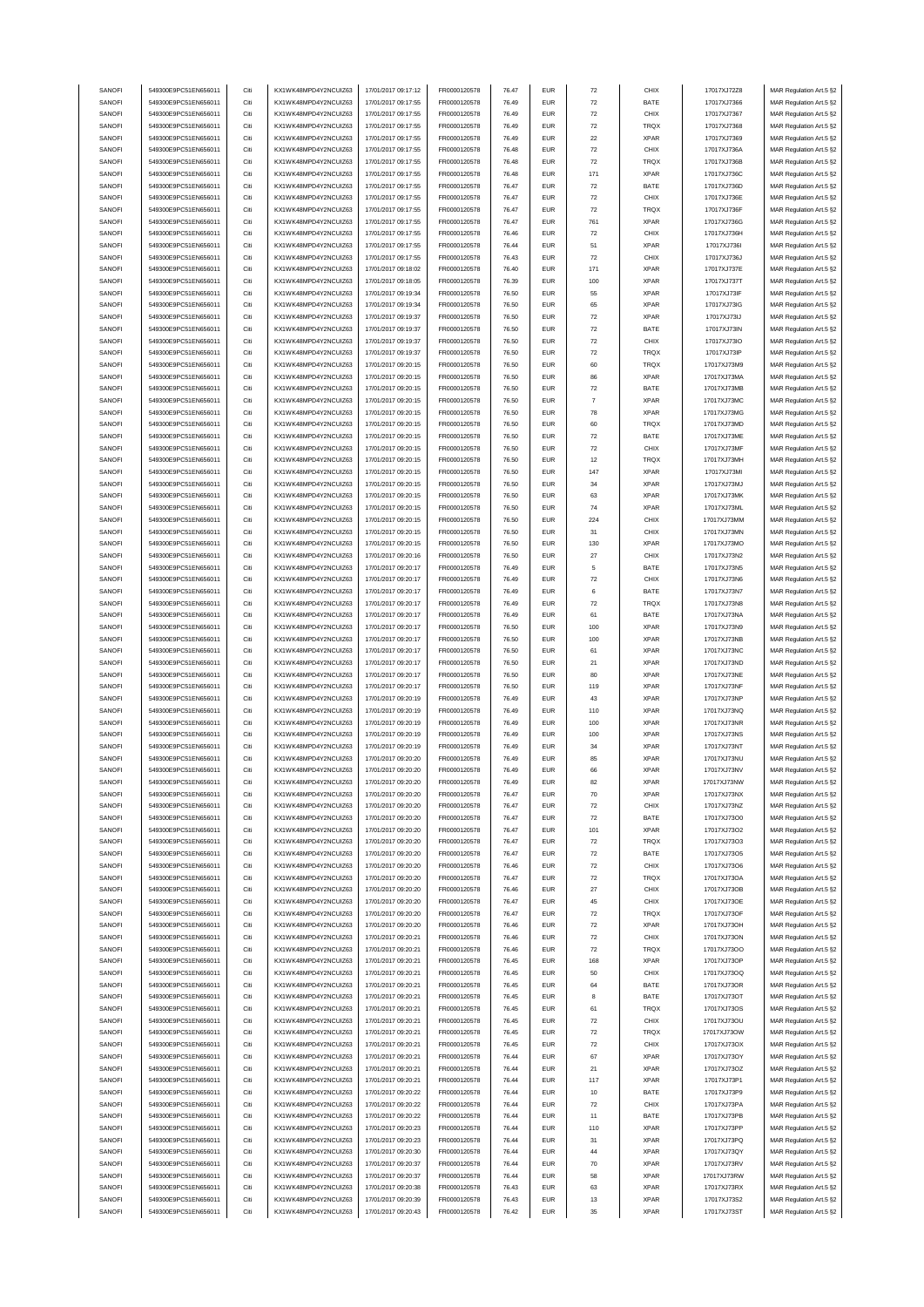| | | | | | | | | | | | |
|---|---|---|---|---|---|---|---|---|---|---|---|
| SANOFI | 549300E9PC51EN656011 | Citi | KX1WK48MPD4Y2NCUIZ63 | 17/01/2017 09:17:12 | FR0000120578 | 76.47 | EUR | 72 | CHIX | 17017XJ72Z8 | MAR Regulation Art.5 §2 |
| SANOFI | 549300E9PC51EN656011 | Citi | KX1WK48MPD4Y2NCUIZ63 | 17/01/2017 09:17:55 | FR0000120578 | 76.49 | EUR | 72 | BATE | 17017XJ7366 | MAR Regulation Art.5 §2 |
| SANOFI | 549300E9PC51EN656011 | Citi | KX1WK48MPD4Y2NCUIZ63 | 17/01/2017 09:17:55 | FR0000120578 | 76.49 | EUR | 72 | CHIX | 17017XJ7367 | MAR Regulation Art.5 §2 |
| SANOFI | 549300E9PC51EN656011 | Citi | KX1WK48MPD4Y2NCUIZ63 | 17/01/2017 09:17:55 | FR0000120578 | 76.49 | EUR | 72 | TRQX | 17017XJ7368 | MAR Regulation Art.5 §2 |
| SANOFI | 549300E9PC51EN656011 | Citi | KX1WK48MPD4Y2NCUIZ63 | 17/01/2017 09:17:55 | FR0000120578 | 76.49 | EUR | 22 | XPAR | 17017XJ7369 | MAR Regulation Art.5 §2 |
| SANOFI | 549300E9PC51EN656011 | Citi | KX1WK48MPD4Y2NCUIZ63 | 17/01/2017 09:17:55 | FR0000120578 | 76.48 | EUR | 72 | CHIX | 17017XJ736A | MAR Regulation Art.5 §2 |
| SANOFI | 549300E9PC51EN656011 | Citi | KX1WK48MPD4Y2NCUIZ63 | 17/01/2017 09:17:55 | FR0000120578 | 76.48 | EUR | 72 | TRQX | 17017XJ736B | MAR Regulation Art.5 §2 |
| SANOFI | 549300E9PC51EN656011 | Citi | KX1WK48MPD4Y2NCUIZ63 | 17/01/2017 09:17:55 | FR0000120578 | 76.48 | EUR | 171 | XPAR | 17017XJ736C | MAR Regulation Art.5 §2 |
| SANOFI | 549300E9PC51EN656011 | Citi | KX1WK48MPD4Y2NCUIZ63 | 17/01/2017 09:17:55 | FR0000120578 | 76.47 | EUR | 72 | BATE | 17017XJ736D | MAR Regulation Art.5 §2 |
| SANOFI | 549300E9PC51EN656011 | Citi | KX1WK48MPD4Y2NCUIZ63 | 17/01/2017 09:17:55 | FR0000120578 | 76.47 | EUR | 72 | CHIX | 17017XJ736E | MAR Regulation Art.5 §2 |
| SANOFI | 549300E9PC51EN656011 | Citi | KX1WK48MPD4Y2NCUIZ63 | 17/01/2017 09:17:55 | FR0000120578 | 76.47 | EUR | 72 | TRQX | 17017XJ736F | MAR Regulation Art.5 §2 |
| SANOFI | 549300E9PC51EN656011 | Citi | KX1WK48MPD4Y2NCUIZ63 | 17/01/2017 09:17:55 | FR0000120578 | 76.47 | EUR | 761 | XPAR | 17017XJ736G | MAR Regulation Art.5 §2 |
| SANOFI | 549300E9PC51EN656011 | Citi | KX1WK48MPD4Y2NCUIZ63 | 17/01/2017 09:17:55 | FR0000120578 | 76.46 | EUR | 72 | CHIX | 17017XJ736H | MAR Regulation Art.5 §2 |
| SANOFI | 549300E9PC51EN656011 | Citi | KX1WK48MPD4Y2NCUIZ63 | 17/01/2017 09:17:55 | FR0000120578 | 76.44 | EUR | 51 | XPAR | 17017XJ736I | MAR Regulation Art.5 §2 |
| SANOFI | 549300E9PC51EN656011 | Citi | KX1WK48MPD4Y2NCUIZ63 | 17/01/2017 09:17:55 | FR0000120578 | 76.43 | EUR | 72 | CHIX | 17017XJ736J | MAR Regulation Art.5 §2 |
| SANOFI | 549300E9PC51EN656011 | Citi | KX1WK48MPD4Y2NCUIZ63 | 17/01/2017 09:18:02 | FR0000120578 | 76.40 | EUR | 171 | XPAR | 17017XJ737E | MAR Regulation Art.5 §2 |
| SANOFI | 549300E9PC51EN656011 | Citi | KX1WK48MPD4Y2NCUIZ63 | 17/01/2017 09:18:05 | FR0000120578 | 76.39 | EUR | 100 | XPAR | 17017XJ737T | MAR Regulation Art.5 §2 |
| SANOFI | 549300E9PC51EN656011 | Citi | KX1WK48MPD4Y2NCUIZ63 | 17/01/2017 09:19:34 | FR0000120578 | 76.50 | EUR | 55 | XPAR | 17017XJ73IF | MAR Regulation Art.5 §2 |
| SANOFI | 549300E9PC51EN656011 | Citi | KX1WK48MPD4Y2NCUIZ63 | 17/01/2017 09:19:34 | FR0000120578 | 76.50 | EUR | 65 | XPAR | 17017XJ73IG | MAR Regulation Art.5 §2 |
| SANOFI | 549300E9PC51EN656011 | Citi | KX1WK48MPD4Y2NCUIZ63 | 17/01/2017 09:19:37 | FR0000120578 | 76.50 | EUR | 72 | XPAR | 17017XJ73IJ | MAR Regulation Art.5 §2 |
| SANOFI | 549300E9PC51EN656011 | Citi | KX1WK48MPD4Y2NCUIZ63 | 17/01/2017 09:19:37 | FR0000120578 | 76.50 | EUR | 72 | BATE | 17017XJ73IN | MAR Regulation Art.5 §2 |
| SANOFI | 549300E9PC51EN656011 | Citi | KX1WK48MPD4Y2NCUIZ63 | 17/01/2017 09:19:37 | FR0000120578 | 76.50 | EUR | 72 | CHIX | 17017XJ73IO | MAR Regulation Art.5 §2 |
| SANOFI | 549300E9PC51EN656011 | Citi | KX1WK48MPD4Y2NCUIZ63 | 17/01/2017 09:19:37 | FR0000120578 | 76.50 | EUR | 72 | TRQX | 17017XJ73IP | MAR Regulation Art.5 §2 |
| SANOFI | 549300E9PC51EN656011 | Citi | KX1WK48MPD4Y2NCUIZ63 | 17/01/2017 09:20:15 | FR0000120578 | 76.50 | EUR | 60 | TRQX | 17017XJ73M9 | MAR Regulation Art.5 §2 |
| SANOFI | 549300E9PC51EN656011 | Citi | KX1WK48MPD4Y2NCUIZ63 | 17/01/2017 09:20:15 | FR0000120578 | 76.50 | EUR | 86 | XPAR | 17017XJ73MA | MAR Regulation Art.5 §2 |
| SANOFI | 549300E9PC51EN656011 | Citi | KX1WK48MPD4Y2NCUIZ63 | 17/01/2017 09:20:15 | FR0000120578 | 76.50 | EUR | 72 | BATE | 17017XJ73MB | MAR Regulation Art.5 §2 |
| SANOFI | 549300E9PC51EN656011 | Citi | KX1WK48MPD4Y2NCUIZ63 | 17/01/2017 09:20:15 | FR0000120578 | 76.50 | EUR | 7 | XPAR | 17017XJ73MC | MAR Regulation Art.5 §2 |
| SANOFI | 549300E9PC51EN656011 | Citi | KX1WK48MPD4Y2NCUIZ63 | 17/01/2017 09:20:15 | FR0000120578 | 76.50 | EUR | 78 | XPAR | 17017XJ73MG | MAR Regulation Art.5 §2 |
| SANOFI | 549300E9PC51EN656011 | Citi | KX1WK48MPD4Y2NCUIZ63 | 17/01/2017 09:20:15 | FR0000120578 | 76.50 | EUR | 60 | TRQX | 17017XJ73MD | MAR Regulation Art.5 §2 |
| SANOFI | 549300E9PC51EN656011 | Citi | KX1WK48MPD4Y2NCUIZ63 | 17/01/2017 09:20:15 | FR0000120578 | 76.50 | EUR | 72 | BATE | 17017XJ73ME | MAR Regulation Art.5 §2 |
| SANOFI | 549300E9PC51EN656011 | Citi | KX1WK48MPD4Y2NCUIZ63 | 17/01/2017 09:20:15 | FR0000120578 | 76.50 | EUR | 72 | CHIX | 17017XJ73MF | MAR Regulation Art.5 §2 |
| SANOFI | 549300E9PC51EN656011 | Citi | KX1WK48MPD4Y2NCUIZ63 | 17/01/2017 09:20:15 | FR0000120578 | 76.50 | EUR | 12 | TRQX | 17017XJ73MH | MAR Regulation Art.5 §2 |
| SANOFI | 549300E9PC51EN656011 | Citi | KX1WK48MPD4Y2NCUIZ63 | 17/01/2017 09:20:15 | FR0000120578 | 76.50 | EUR | 147 | XPAR | 17017XJ73MI | MAR Regulation Art.5 §2 |
| SANOFI | 549300E9PC51EN656011 | Citi | KX1WK48MPD4Y2NCUIZ63 | 17/01/2017 09:20:15 | FR0000120578 | 76.50 | EUR | 34 | XPAR | 17017XJ73MJ | MAR Regulation Art.5 §2 |
| SANOFI | 549300E9PC51EN656011 | Citi | KX1WK48MPD4Y2NCUIZ63 | 17/01/2017 09:20:15 | FR0000120578 | 76.50 | EUR | 63 | XPAR | 17017XJ73MK | MAR Regulation Art.5 §2 |
| SANOFI | 549300E9PC51EN656011 | Citi | KX1WK48MPD4Y2NCUIZ63 | 17/01/2017 09:20:15 | FR0000120578 | 76.50 | EUR | 74 | XPAR | 17017XJ73ML | MAR Regulation Art.5 §2 |
| SANOFI | 549300E9PC51EN656011 | Citi | KX1WK48MPD4Y2NCUIZ63 | 17/01/2017 09:20:15 | FR0000120578 | 76.50 | EUR | 224 | CHIX | 17017XJ73MM | MAR Regulation Art.5 §2 |
| SANOFI | 549300E9PC51EN656011 | Citi | KX1WK48MPD4Y2NCUIZ63 | 17/01/2017 09:20:15 | FR0000120578 | 76.50 | EUR | 31 | CHIX | 17017XJ73MN | MAR Regulation Art.5 §2 |
| SANOFI | 549300E9PC51EN656011 | Citi | KX1WK48MPD4Y2NCUIZ63 | 17/01/2017 09:20:15 | FR0000120578 | 76.50 | EUR | 130 | XPAR | 17017XJ73MO | MAR Regulation Art.5 §2 |
| SANOFI | 549300E9PC51EN656011 | Citi | KX1WK48MPD4Y2NCUIZ63 | 17/01/2017 09:20:16 | FR0000120578 | 76.50 | EUR | 27 | CHIX | 17017XJ73N2 | MAR Regulation Art.5 §2 |
| SANOFI | 549300E9PC51EN656011 | Citi | KX1WK48MPD4Y2NCUIZ63 | 17/01/2017 09:20:17 | FR0000120578 | 76.49 | EUR | 5 | BATE | 17017XJ73N5 | MAR Regulation Art.5 §2 |
| SANOFI | 549300E9PC51EN656011 | Citi | KX1WK48MPD4Y2NCUIZ63 | 17/01/2017 09:20:17 | FR0000120578 | 76.49 | EUR | 72 | CHIX | 17017XJ73N6 | MAR Regulation Art.5 §2 |
| SANOFI | 549300E9PC51EN656011 | Citi | KX1WK48MPD4Y2NCUIZ63 | 17/01/2017 09:20:17 | FR0000120578 | 76.49 | EUR | 6 | BATE | 17017XJ73N7 | MAR Regulation Art.5 §2 |
| SANOFI | 549300E9PC51EN656011 | Citi | KX1WK48MPD4Y2NCUIZ63 | 17/01/2017 09:20:17 | FR0000120578 | 76.49 | EUR | 72 | TRQX | 17017XJ73N8 | MAR Regulation Art.5 §2 |
| SANOFI | 549300E9PC51EN656011 | Citi | KX1WK48MPD4Y2NCUIZ63 | 17/01/2017 09:20:17 | FR0000120578 | 76.49 | EUR | 61 | BATE | 17017XJ73NA | MAR Regulation Art.5 §2 |
| SANOFI | 549300E9PC51EN656011 | Citi | KX1WK48MPD4Y2NCUIZ63 | 17/01/2017 09:20:17 | FR0000120578 | 76.50 | EUR | 100 | XPAR | 17017XJ73N9 | MAR Regulation Art.5 §2 |
| SANOFI | 549300E9PC51EN656011 | Citi | KX1WK48MPD4Y2NCUIZ63 | 17/01/2017 09:20:17 | FR0000120578 | 76.50 | EUR | 100 | XPAR | 17017XJ73NB | MAR Regulation Art.5 §2 |
| SANOFI | 549300E9PC51EN656011 | Citi | KX1WK48MPD4Y2NCUIZ63 | 17/01/2017 09:20:17 | FR0000120578 | 76.50 | EUR | 61 | XPAR | 17017XJ73NC | MAR Regulation Art.5 §2 |
| SANOFI | 549300E9PC51EN656011 | Citi | KX1WK48MPD4Y2NCUIZ63 | 17/01/2017 09:20:17 | FR0000120578 | 76.50 | EUR | 21 | XPAR | 17017XJ73ND | MAR Regulation Art.5 §2 |
| SANOFI | 549300E9PC51EN656011 | Citi | KX1WK48MPD4Y2NCUIZ63 | 17/01/2017 09:20:17 | FR0000120578 | 76.50 | EUR | 80 | XPAR | 17017XJ73NE | MAR Regulation Art.5 §2 |
| SANOFI | 549300E9PC51EN656011 | Citi | KX1WK48MPD4Y2NCUIZ63 | 17/01/2017 09:20:17 | FR0000120578 | 76.50 | EUR | 119 | XPAR | 17017XJ73NF | MAR Regulation Art.5 §2 |
| SANOFI | 549300E9PC51EN656011 | Citi | KX1WK48MPD4Y2NCUIZ63 | 17/01/2017 09:20:19 | FR0000120578 | 76.49 | EUR | 43 | XPAR | 17017XJ73NP | MAR Regulation Art.5 §2 |
| SANOFI | 549300E9PC51EN656011 | Citi | KX1WK48MPD4Y2NCUIZ63 | 17/01/2017 09:20:19 | FR0000120578 | 76.49 | EUR | 110 | XPAR | 17017XJ73NQ | MAR Regulation Art.5 §2 |
| SANOFI | 549300E9PC51EN656011 | Citi | KX1WK48MPD4Y2NCUIZ63 | 17/01/2017 09:20:19 | FR0000120578 | 76.49 | EUR | 100 | XPAR | 17017XJ73NR | MAR Regulation Art.5 §2 |
| SANOFI | 549300E9PC51EN656011 | Citi | KX1WK48MPD4Y2NCUIZ63 | 17/01/2017 09:20:19 | FR0000120578 | 76.49 | EUR | 100 | XPAR | 17017XJ73NS | MAR Regulation Art.5 §2 |
| SANOFI | 549300E9PC51EN656011 | Citi | KX1WK48MPD4Y2NCUIZ63 | 17/01/2017 09:20:19 | FR0000120578 | 76.49 | EUR | 34 | XPAR | 17017XJ73NT | MAR Regulation Art.5 §2 |
| SANOFI | 549300E9PC51EN656011 | Citi | KX1WK48MPD4Y2NCUIZ63 | 17/01/2017 09:20:20 | FR0000120578 | 76.49 | EUR | 85 | XPAR | 17017XJ73NU | MAR Regulation Art.5 §2 |
| SANOFI | 549300E9PC51EN656011 | Citi | KX1WK48MPD4Y2NCUIZ63 | 17/01/2017 09:20:20 | FR0000120578 | 76.49 | EUR | 66 | XPAR | 17017XJ73NV | MAR Regulation Art.5 §2 |
| SANOFI | 549300E9PC51EN656011 | Citi | KX1WK48MPD4Y2NCUIZ63 | 17/01/2017 09:20:20 | FR0000120578 | 76.49 | EUR | 82 | XPAR | 17017XJ73NW | MAR Regulation Art.5 §2 |
| SANOFI | 549300E9PC51EN656011 | Citi | KX1WK48MPD4Y2NCUIZ63 | 17/01/2017 09:20:20 | FR0000120578 | 76.47 | EUR | 70 | XPAR | 17017XJ73NX | MAR Regulation Art.5 §2 |
| SANOFI | 549300E9PC51EN656011 | Citi | KX1WK48MPD4Y2NCUIZ63 | 17/01/2017 09:20:20 | FR0000120578 | 76.47 | EUR | 72 | CHIX | 17017XJ73NZ | MAR Regulation Art.5 §2 |
| SANOFI | 549300E9PC51EN656011 | Citi | KX1WK48MPD4Y2NCUIZ63 | 17/01/2017 09:20:20 | FR0000120578 | 76.47 | EUR | 72 | BATE | 17017XJ73O0 | MAR Regulation Art.5 §2 |
| SANOFI | 549300E9PC51EN656011 | Citi | KX1WK48MPD4Y2NCUIZ63 | 17/01/2017 09:20:20 | FR0000120578 | 76.47 | EUR | 101 | XPAR | 17017XJ73O2 | MAR Regulation Art.5 §2 |
| SANOFI | 549300E9PC51EN656011 | Citi | KX1WK48MPD4Y2NCUIZ63 | 17/01/2017 09:20:20 | FR0000120578 | 76.47 | EUR | 72 | TRQX | 17017XJ73O3 | MAR Regulation Art.5 §2 |
| SANOFI | 549300E9PC51EN656011 | Citi | KX1WK48MPD4Y2NCUIZ63 | 17/01/2017 09:20:20 | FR0000120578 | 76.47 | EUR | 72 | BATE | 17017XJ73O5 | MAR Regulation Art.5 §2 |
| SANOFI | 549300E9PC51EN656011 | Citi | KX1WK48MPD4Y2NCUIZ63 | 17/01/2017 09:20:20 | FR0000120578 | 76.46 | EUR | 72 | CHIX | 17017XJ73O6 | MAR Regulation Art.5 §2 |
| SANOFI | 549300E9PC51EN656011 | Citi | KX1WK48MPD4Y2NCUIZ63 | 17/01/2017 09:20:20 | FR0000120578 | 76.47 | EUR | 72 | TRQX | 17017XJ73OA | MAR Regulation Art.5 §2 |
| SANOFI | 549300E9PC51EN656011 | Citi | KX1WK48MPD4Y2NCUIZ63 | 17/01/2017 09:20:20 | FR0000120578 | 76.46 | EUR | 27 | CHIX | 17017XJ73OB | MAR Regulation Art.5 §2 |
| SANOFI | 549300E9PC51EN656011 | Citi | KX1WK48MPD4Y2NCUIZ63 | 17/01/2017 09:20:20 | FR0000120578 | 76.47 | EUR | 45 | CHIX | 17017XJ73OE | MAR Regulation Art.5 §2 |
| SANOFI | 549300E9PC51EN656011 | Citi | KX1WK48MPD4Y2NCUIZ63 | 17/01/2017 09:20:20 | FR0000120578 | 76.47 | EUR | 72 | TRQX | 17017XJ73OF | MAR Regulation Art.5 §2 |
| SANOFI | 549300E9PC51EN656011 | Citi | KX1WK48MPD4Y2NCUIZ63 | 17/01/2017 09:20:20 | FR0000120578 | 76.46 | EUR | 72 | XPAR | 17017XJ73OH | MAR Regulation Art.5 §2 |
| SANOFI | 549300E9PC51EN656011 | Citi | KX1WK48MPD4Y2NCUIZ63 | 17/01/2017 09:20:21 | FR0000120578 | 76.46 | EUR | 72 | CHIX | 17017XJ73ON | MAR Regulation Art.5 §2 |
| SANOFI | 549300E9PC51EN656011 | Citi | KX1WK48MPD4Y2NCUIZ63 | 17/01/2017 09:20:21 | FR0000120578 | 76.46 | EUR | 72 | TRQX | 17017XJ73OO | MAR Regulation Art.5 §2 |
| SANOFI | 549300E9PC51EN656011 | Citi | KX1WK48MPD4Y2NCUIZ63 | 17/01/2017 09:20:21 | FR0000120578 | 76.45 | EUR | 168 | XPAR | 17017XJ73OP | MAR Regulation Art.5 §2 |
| SANOFI | 549300E9PC51EN656011 | Citi | KX1WK48MPD4Y2NCUIZ63 | 17/01/2017 09:20:21 | FR0000120578 | 76.45 | EUR | 50 | CHIX | 17017XJ73OQ | MAR Regulation Art.5 §2 |
| SANOFI | 549300E9PC51EN656011 | Citi | KX1WK48MPD4Y2NCUIZ63 | 17/01/2017 09:20:21 | FR0000120578 | 76.45 | EUR | 64 | BATE | 17017XJ73OR | MAR Regulation Art.5 §2 |
| SANOFI | 549300E9PC51EN656011 | Citi | KX1WK48MPD4Y2NCUIZ63 | 17/01/2017 09:20:21 | FR0000120578 | 76.45 | EUR | 8 | BATE | 17017XJ73OT | MAR Regulation Art.5 §2 |
| SANOFI | 549300E9PC51EN656011 | Citi | KX1WK48MPD4Y2NCUIZ63 | 17/01/2017 09:20:21 | FR0000120578 | 76.45 | EUR | 61 | TRQX | 17017XJ73OS | MAR Regulation Art.5 §2 |
| SANOFI | 549300E9PC51EN656011 | Citi | KX1WK48MPD4Y2NCUIZ63 | 17/01/2017 09:20:21 | FR0000120578 | 76.45 | EUR | 72 | CHIX | 17017XJ73OU | MAR Regulation Art.5 §2 |
| SANOFI | 549300E9PC51EN656011 | Citi | KX1WK48MPD4Y2NCUIZ63 | 17/01/2017 09:20:21 | FR0000120578 | 76.45 | EUR | 72 | TRQX | 17017XJ73OW | MAR Regulation Art.5 §2 |
| SANOFI | 549300E9PC51EN656011 | Citi | KX1WK48MPD4Y2NCUIZ63 | 17/01/2017 09:20:21 | FR0000120578 | 76.45 | EUR | 72 | CHIX | 17017XJ73OX | MAR Regulation Art.5 §2 |
| SANOFI | 549300E9PC51EN656011 | Citi | KX1WK48MPD4Y2NCUIZ63 | 17/01/2017 09:20:21 | FR0000120578 | 76.44 | EUR | 67 | XPAR | 17017XJ73OY | MAR Regulation Art.5 §2 |
| SANOFI | 549300E9PC51EN656011 | Citi | KX1WK48MPD4Y2NCUIZ63 | 17/01/2017 09:20:21 | FR0000120578 | 76.44 | EUR | 21 | XPAR | 17017XJ73OZ | MAR Regulation Art.5 §2 |
| SANOFI | 549300E9PC51EN656011 | Citi | KX1WK48MPD4Y2NCUIZ63 | 17/01/2017 09:20:21 | FR0000120578 | 76.44 | EUR | 117 | XPAR | 17017XJ73P1 | MAR Regulation Art.5 §2 |
| SANOFI | 549300E9PC51EN656011 | Citi | KX1WK48MPD4Y2NCUIZ63 | 17/01/2017 09:20:22 | FR0000120578 | 76.44 | EUR | 10 | BATE | 17017XJ73P9 | MAR Regulation Art.5 §2 |
| SANOFI | 549300E9PC51EN656011 | Citi | KX1WK48MPD4Y2NCUIZ63 | 17/01/2017 09:20:22 | FR0000120578 | 76.44 | EUR | 72 | CHIX | 17017XJ73PA | MAR Regulation Art.5 §2 |
| SANOFI | 549300E9PC51EN656011 | Citi | KX1WK48MPD4Y2NCUIZ63 | 17/01/2017 09:20:22 | FR0000120578 | 76.44 | EUR | 11 | BATE | 17017XJ73PB | MAR Regulation Art.5 §2 |
| SANOFI | 549300E9PC51EN656011 | Citi | KX1WK48MPD4Y2NCUIZ63 | 17/01/2017 09:20:23 | FR0000120578 | 76.44 | EUR | 110 | XPAR | 17017XJ73PP | MAR Regulation Art.5 §2 |
| SANOFI | 549300E9PC51EN656011 | Citi | KX1WK48MPD4Y2NCUIZ63 | 17/01/2017 09:20:23 | FR0000120578 | 76.44 | EUR | 31 | XPAR | 17017XJ73PQ | MAR Regulation Art.5 §2 |
| SANOFI | 549300E9PC51EN656011 | Citi | KX1WK48MPD4Y2NCUIZ63 | 17/01/2017 09:20:30 | FR0000120578 | 76.44 | EUR | 44 | XPAR | 17017XJ73QY | MAR Regulation Art.5 §2 |
| SANOFI | 549300E9PC51EN656011 | Citi | KX1WK48MPD4Y2NCUIZ63 | 17/01/2017 09:20:37 | FR0000120578 | 76.44 | EUR | 70 | XPAR | 17017XJ73RV | MAR Regulation Art.5 §2 |
| SANOFI | 549300E9PC51EN656011 | Citi | KX1WK48MPD4Y2NCUIZ63 | 17/01/2017 09:20:37 | FR0000120578 | 76.44 | EUR | 58 | XPAR | 17017XJ73RW | MAR Regulation Art.5 §2 |
| SANOFI | 549300E9PC51EN656011 | Citi | KX1WK48MPD4Y2NCUIZ63 | 17/01/2017 09:20:38 | FR0000120578 | 76.43 | EUR | 63 | XPAR | 17017XJ73RX | MAR Regulation Art.5 §2 |
| SANOFI | 549300E9PC51EN656011 | Citi | KX1WK48MPD4Y2NCUIZ63 | 17/01/2017 09:20:39 | FR0000120578 | 76.43 | EUR | 13 | XPAR | 17017XJ73S2 | MAR Regulation Art.5 §2 |
| SANOFI | 549300E9PC51EN656011 | Citi | KX1WK48MPD4Y2NCUIZ63 | 17/01/2017 09:20:43 | FR0000120578 | 76.42 | EUR | 35 | XPAR | 17017XJ73ST | MAR Regulation Art.5 §2 |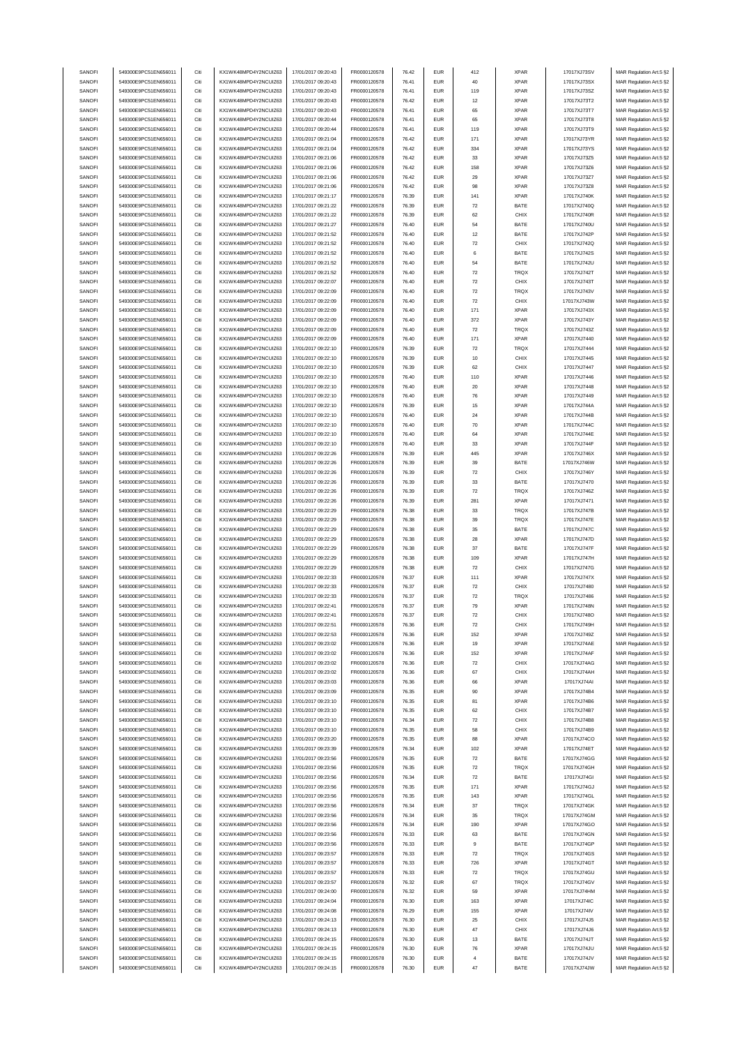| | | | | | | | | | | | |
|---|---|---|---|---|---|---|---|---|---|---|---|
| SANOFI | 549300E9PC51EN656011 | Citi | KX1WK48MPD4Y2NCUIZ63 | 17/01/2017 09:20:43 | FR0000120578 | 76.42 | EUR | 412 | XPAR | 17017XJ73SV | MAR Regulation Art.5 §2 |
| SANOFI | 549300E9PC51EN656011 | Citi | KX1WK48MPD4Y2NCUIZ63 | 17/01/2017 09:20:43 | FR0000120578 | 76.41 | EUR | 40 | XPAR | 17017XJ73SX | MAR Regulation Art.5 §2 |
| SANOFI | 549300E9PC51EN656011 | Citi | KX1WK48MPD4Y2NCUIZ63 | 17/01/2017 09:20:43 | FR0000120578 | 76.41 | EUR | 119 | XPAR | 17017XJ73SZ | MAR Regulation Art.5 §2 |
| SANOFI | 549300E9PC51EN656011 | Citi | KX1WK48MPD4Y2NCUIZ63 | 17/01/2017 09:20:43 | FR0000120578 | 76.42 | EUR | 12 | XPAR | 17017XJ73T2 | MAR Regulation Art.5 §2 |
| SANOFI | 549300E9PC51EN656011 | Citi | KX1WK48MPD4Y2NCUIZ63 | 17/01/2017 09:20:43 | FR0000120578 | 76.41 | EUR | 65 | XPAR | 17017XJ73T7 | MAR Regulation Art.5 §2 |
| SANOFI | 549300E9PC51EN656011 | Citi | KX1WK48MPD4Y2NCUIZ63 | 17/01/2017 09:20:44 | FR0000120578 | 76.41 | EUR | 65 | XPAR | 17017XJ73T8 | MAR Regulation Art.5 §2 |
| SANOFI | 549300E9PC51EN656011 | Citi | KX1WK48MPD4Y2NCUIZ63 | 17/01/2017 09:20:44 | FR0000120578 | 76.41 | EUR | 119 | XPAR | 17017XJ73T9 | MAR Regulation Art.5 §2 |
| SANOFI | 549300E9PC51EN656011 | Citi | KX1WK48MPD4Y2NCUIZ63 | 17/01/2017 09:21:04 | FR0000120578 | 76.42 | EUR | 171 | XPAR | 17017XJ73YR | MAR Regulation Art.5 §2 |
| SANOFI | 549300E9PC51EN656011 | Citi | KX1WK48MPD4Y2NCUIZ63 | 17/01/2017 09:21:04 | FR0000120578 | 76.42 | EUR | 334 | XPAR | 17017XJ73YS | MAR Regulation Art.5 §2 |
| SANOFI | 549300E9PC51EN656011 | Citi | KX1WK48MPD4Y2NCUIZ63 | 17/01/2017 09:21:06 | FR0000120578 | 76.42 | EUR | 33 | XPAR | 17017XJ73Z5 | MAR Regulation Art.5 §2 |
| SANOFI | 549300E9PC51EN656011 | Citi | KX1WK48MPD4Y2NCUIZ63 | 17/01/2017 09:21:06 | FR0000120578 | 76.42 | EUR | 158 | XPAR | 17017XJ73Z6 | MAR Regulation Art.5 §2 |
| SANOFI | 549300E9PC51EN656011 | Citi | KX1WK48MPD4Y2NCUIZ63 | 17/01/2017 09:21:06 | FR0000120578 | 76.42 | EUR | 29 | XPAR | 17017XJ73Z7 | MAR Regulation Art.5 §2 |
| SANOFI | 549300E9PC51EN656011 | Citi | KX1WK48MPD4Y2NCUIZ63 | 17/01/2017 09:21:06 | FR0000120578 | 76.42 | EUR | 98 | XPAR | 17017XJ73Z8 | MAR Regulation Art.5 §2 |
| SANOFI | 549300E9PC51EN656011 | Citi | KX1WK48MPD4Y2NCUIZ63 | 17/01/2017 09:21:17 | FR0000120578 | 76.39 | EUR | 141 | XPAR | 17017XJ740K | MAR Regulation Art.5 §2 |
| SANOFI | 549300E9PC51EN656011 | Citi | KX1WK48MPD4Y2NCUIZ63 | 17/01/2017 09:21:22 | FR0000120578 | 76.39 | EUR | 72 | BATE | 17017XJ740Q | MAR Regulation Art.5 §2 |
| SANOFI | 549300E9PC51EN656011 | Citi | KX1WK48MPD4Y2NCUIZ63 | 17/01/2017 09:21:22 | FR0000120578 | 76.39 | EUR | 62 | CHIX | 17017XJ740R | MAR Regulation Art.5 §2 |
| SANOFI | 549300E9PC51EN656011 | Citi | KX1WK48MPD4Y2NCUIZ63 | 17/01/2017 09:21:27 | FR0000120578 | 76.40 | EUR | 54 | BATE | 17017XJ740U | MAR Regulation Art.5 §2 |
| SANOFI | 549300E9PC51EN656011 | Citi | KX1WK48MPD4Y2NCUIZ63 | 17/01/2017 09:21:52 | FR0000120578 | 76.40 | EUR | 12 | BATE | 17017XJ742P | MAR Regulation Art.5 §2 |
| SANOFI | 549300E9PC51EN656011 | Citi | KX1WK48MPD4Y2NCUIZ63 | 17/01/2017 09:21:52 | FR0000120578 | 76.40 | EUR | 72 | CHIX | 17017XJ742Q | MAR Regulation Art.5 §2 |
| SANOFI | 549300E9PC51EN656011 | Citi | KX1WK48MPD4Y2NCUIZ63 | 17/01/2017 09:21:52 | FR0000120578 | 76.40 | EUR | 6 | BATE | 17017XJ742S | MAR Regulation Art.5 §2 |
| SANOFI | 549300E9PC51EN656011 | Citi | KX1WK48MPD4Y2NCUIZ63 | 17/01/2017 09:21:52 | FR0000120578 | 76.40 | EUR | 54 | BATE | 17017XJ742U | MAR Regulation Art.5 §2 |
| SANOFI | 549300E9PC51EN656011 | Citi | KX1WK48MPD4Y2NCUIZ63 | 17/01/2017 09:21:52 | FR0000120578 | 76.40 | EUR | 72 | TRQX | 17017XJ742T | MAR Regulation Art.5 §2 |
| SANOFI | 549300E9PC51EN656011 | Citi | KX1WK48MPD4Y2NCUIZ63 | 17/01/2017 09:22:07 | FR0000120578 | 76.40 | EUR | 72 | CHIX | 17017XJ743T | MAR Regulation Art.5 §2 |
| SANOFI | 549300E9PC51EN656011 | Citi | KX1WK48MPD4Y2NCUIZ63 | 17/01/2017 09:22:09 | FR0000120578 | 76.40 | EUR | 72 | TRQX | 17017XJ743V | MAR Regulation Art.5 §2 |
| SANOFI | 549300E9PC51EN656011 | Citi | KX1WK48MPD4Y2NCUIZ63 | 17/01/2017 09:22:09 | FR0000120578 | 76.40 | EUR | 72 | CHIX | 17017XJ743W | MAR Regulation Art.5 §2 |
| SANOFI | 549300E9PC51EN656011 | Citi | KX1WK48MPD4Y2NCUIZ63 | 17/01/2017 09:22:09 | FR0000120578 | 76.40 | EUR | 171 | XPAR | 17017XJ743X | MAR Regulation Art.5 §2 |
| SANOFI | 549300E9PC51EN656011 | Citi | KX1WK48MPD4Y2NCUIZ63 | 17/01/2017 09:22:09 | FR0000120578 | 76.40 | EUR | 372 | XPAR | 17017XJ743Y | MAR Regulation Art.5 §2 |
| SANOFI | 549300E9PC51EN656011 | Citi | KX1WK48MPD4Y2NCUIZ63 | 17/01/2017 09:22:09 | FR0000120578 | 76.40 | EUR | 72 | TRQX | 17017XJ743Z | MAR Regulation Art.5 §2 |
| SANOFI | 549300E9PC51EN656011 | Citi | KX1WK48MPD4Y2NCUIZ63 | 17/01/2017 09:22:09 | FR0000120578 | 76.40 | EUR | 171 | XPAR | 17017XJ7440 | MAR Regulation Art.5 §2 |
| SANOFI | 549300E9PC51EN656011 | Citi | KX1WK48MPD4Y2NCUIZ63 | 17/01/2017 09:22:10 | FR0000120578 | 76.39 | EUR | 72 | TRQX | 17017XJ7444 | MAR Regulation Art.5 §2 |
| SANOFI | 549300E9PC51EN656011 | Citi | KX1WK48MPD4Y2NCUIZ63 | 17/01/2017 09:22:10 | FR0000120578 | 76.39 | EUR | 10 | CHIX | 17017XJ7445 | MAR Regulation Art.5 §2 |
| SANOFI | 549300E9PC51EN656011 | Citi | KX1WK48MPD4Y2NCUIZ63 | 17/01/2017 09:22:10 | FR0000120578 | 76.39 | EUR | 62 | CHIX | 17017XJ7447 | MAR Regulation Art.5 §2 |
| SANOFI | 549300E9PC51EN656011 | Citi | KX1WK48MPD4Y2NCUIZ63 | 17/01/2017 09:22:10 | FR0000120578 | 76.40 | EUR | 110 | XPAR | 17017XJ7446 | MAR Regulation Art.5 §2 |
| SANOFI | 549300E9PC51EN656011 | Citi | KX1WK48MPD4Y2NCUIZ63 | 17/01/2017 09:22:10 | FR0000120578 | 76.40 | EUR | 20 | XPAR | 17017XJ7448 | MAR Regulation Art.5 §2 |
| SANOFI | 549300E9PC51EN656011 | Citi | KX1WK48MPD4Y2NCUIZ63 | 17/01/2017 09:22:10 | FR0000120578 | 76.40 | EUR | 76 | XPAR | 17017XJ7449 | MAR Regulation Art.5 §2 |
| SANOFI | 549300E9PC51EN656011 | Citi | KX1WK48MPD4Y2NCUIZ63 | 17/01/2017 09:22:10 | FR0000120578 | 76.39 | EUR | 15 | XPAR | 17017XJ744A | MAR Regulation Art.5 §2 |
| SANOFI | 549300E9PC51EN656011 | Citi | KX1WK48MPD4Y2NCUIZ63 | 17/01/2017 09:22:10 | FR0000120578 | 76.40 | EUR | 24 | XPAR | 17017XJ744B | MAR Regulation Art.5 §2 |
| SANOFI | 549300E9PC51EN656011 | Citi | KX1WK48MPD4Y2NCUIZ63 | 17/01/2017 09:22:10 | FR0000120578 | 76.40 | EUR | 70 | XPAR | 17017XJ744C | MAR Regulation Art.5 §2 |
| SANOFI | 549300E9PC51EN656011 | Citi | KX1WK48MPD4Y2NCUIZ63 | 17/01/2017 09:22:10 | FR0000120578 | 76.40 | EUR | 64 | XPAR | 17017XJ744E | MAR Regulation Art.5 §2 |
| SANOFI | 549300E9PC51EN656011 | Citi | KX1WK48MPD4Y2NCUIZ63 | 17/01/2017 09:22:10 | FR0000120578 | 76.40 | EUR | 33 | XPAR | 17017XJ744F | MAR Regulation Art.5 §2 |
| SANOFI | 549300E9PC51EN656011 | Citi | KX1WK48MPD4Y2NCUIZ63 | 17/01/2017 09:22:26 | FR0000120578 | 76.39 | EUR | 445 | XPAR | 17017XJ746X | MAR Regulation Art.5 §2 |
| SANOFI | 549300E9PC51EN656011 | Citi | KX1WK48MPD4Y2NCUIZ63 | 17/01/2017 09:22:26 | FR0000120578 | 76.39 | EUR | 39 | BATE | 17017XJ746W | MAR Regulation Art.5 §2 |
| SANOFI | 549300E9PC51EN656011 | Citi | KX1WK48MPD4Y2NCUIZ63 | 17/01/2017 09:22:26 | FR0000120578 | 76.39 | EUR | 72 | CHIX | 17017XJ746Y | MAR Regulation Art.5 §2 |
| SANOFI | 549300E9PC51EN656011 | Citi | KX1WK48MPD4Y2NCUIZ63 | 17/01/2017 09:22:26 | FR0000120578 | 76.39 | EUR | 33 | BATE | 17017XJ7470 | MAR Regulation Art.5 §2 |
| SANOFI | 549300E9PC51EN656011 | Citi | KX1WK48MPD4Y2NCUIZ63 | 17/01/2017 09:22:26 | FR0000120578 | 76.39 | EUR | 72 | TRQX | 17017XJ746Z | MAR Regulation Art.5 §2 |
| SANOFI | 549300E9PC51EN656011 | Citi | KX1WK48MPD4Y2NCUIZ63 | 17/01/2017 09:22:26 | FR0000120578 | 76.39 | EUR | 281 | XPAR | 17017XJ7471 | MAR Regulation Art.5 §2 |
| SANOFI | 549300E9PC51EN656011 | Citi | KX1WK48MPD4Y2NCUIZ63 | 17/01/2017 09:22:29 | FR0000120578 | 76.38 | EUR | 33 | TRQX | 17017XJ747B | MAR Regulation Art.5 §2 |
| SANOFI | 549300E9PC51EN656011 | Citi | KX1WK48MPD4Y2NCUIZ63 | 17/01/2017 09:22:29 | FR0000120578 | 76.38 | EUR | 39 | TRQX | 17017XJ747E | MAR Regulation Art.5 §2 |
| SANOFI | 549300E9PC51EN656011 | Citi | KX1WK48MPD4Y2NCUIZ63 | 17/01/2017 09:22:29 | FR0000120578 | 76.38 | EUR | 35 | BATE | 17017XJ747C | MAR Regulation Art.5 §2 |
| SANOFI | 549300E9PC51EN656011 | Citi | KX1WK48MPD4Y2NCUIZ63 | 17/01/2017 09:22:29 | FR0000120578 | 76.38 | EUR | 28 | XPAR | 17017XJ747D | MAR Regulation Art.5 §2 |
| SANOFI | 549300E9PC51EN656011 | Citi | KX1WK48MPD4Y2NCUIZ63 | 17/01/2017 09:22:29 | FR0000120578 | 76.38 | EUR | 37 | BATE | 17017XJ747F | MAR Regulation Art.5 §2 |
| SANOFI | 549300E9PC51EN656011 | Citi | KX1WK48MPD4Y2NCUIZ63 | 17/01/2017 09:22:29 | FR0000120578 | 76.38 | EUR | 109 | XPAR | 17017XJ747H | MAR Regulation Art.5 §2 |
| SANOFI | 549300E9PC51EN656011 | Citi | KX1WK48MPD4Y2NCUIZ63 | 17/01/2017 09:22:29 | FR0000120578 | 76.38 | EUR | 72 | CHIX | 17017XJ747G | MAR Regulation Art.5 §2 |
| SANOFI | 549300E9PC51EN656011 | Citi | KX1WK48MPD4Y2NCUIZ63 | 17/01/2017 09:22:33 | FR0000120578 | 76.37 | EUR | 111 | XPAR | 17017XJ747X | MAR Regulation Art.5 §2 |
| SANOFI | 549300E9PC51EN656011 | Citi | KX1WK48MPD4Y2NCUIZ63 | 17/01/2017 09:22:33 | FR0000120578 | 76.37 | EUR | 72 | CHIX | 17017XJ7480 | MAR Regulation Art.5 §2 |
| SANOFI | 549300E9PC51EN656011 | Citi | KX1WK48MPD4Y2NCUIZ63 | 17/01/2017 09:22:33 | FR0000120578 | 76.37 | EUR | 72 | TRQX | 17017XJ7486 | MAR Regulation Art.5 §2 |
| SANOFI | 549300E9PC51EN656011 | Citi | KX1WK48MPD4Y2NCUIZ63 | 17/01/2017 09:22:41 | FR0000120578 | 76.37 | EUR | 79 | XPAR | 17017XJ748N | MAR Regulation Art.5 §2 |
| SANOFI | 549300E9PC51EN656011 | Citi | KX1WK48MPD4Y2NCUIZ63 | 17/01/2017 09:22:41 | FR0000120578 | 76.37 | EUR | 72 | CHIX | 17017XJ748O | MAR Regulation Art.5 §2 |
| SANOFI | 549300E9PC51EN656011 | Citi | KX1WK48MPD4Y2NCUIZ63 | 17/01/2017 09:22:51 | FR0000120578 | 76.36 | EUR | 72 | CHIX | 17017XJ749H | MAR Regulation Art.5 §2 |
| SANOFI | 549300E9PC51EN656011 | Citi | KX1WK48MPD4Y2NCUIZ63 | 17/01/2017 09:22:53 | FR0000120578 | 76.36 | EUR | 152 | XPAR | 17017XJ749Z | MAR Regulation Art.5 §2 |
| SANOFI | 549300E9PC51EN656011 | Citi | KX1WK48MPD4Y2NCUIZ63 | 17/01/2017 09:23:02 | FR0000120578 | 76.36 | EUR | 19 | XPAR | 17017XJ74AE | MAR Regulation Art.5 §2 |
| SANOFI | 549300E9PC51EN656011 | Citi | KX1WK48MPD4Y2NCUIZ63 | 17/01/2017 09:23:02 | FR0000120578 | 76.36 | EUR | 152 | XPAR | 17017XJ74AF | MAR Regulation Art.5 §2 |
| SANOFI | 549300E9PC51EN656011 | Citi | KX1WK48MPD4Y2NCUIZ63 | 17/01/2017 09:23:02 | FR0000120578 | 76.36 | EUR | 72 | CHIX | 17017XJ74AG | MAR Regulation Art.5 §2 |
| SANOFI | 549300E9PC51EN656011 | Citi | KX1WK48MPD4Y2NCUIZ63 | 17/01/2017 09:23:02 | FR0000120578 | 76.36 | EUR | 67 | CHIX | 17017XJ74AH | MAR Regulation Art.5 §2 |
| SANOFI | 549300E9PC51EN656011 | Citi | KX1WK48MPD4Y2NCUIZ63 | 17/01/2017 09:23:03 | FR0000120578 | 76.36 | EUR | 66 | XPAR | 17017XJ74AI | MAR Regulation Art.5 §2 |
| SANOFI | 549300E9PC51EN656011 | Citi | KX1WK48MPD4Y2NCUIZ63 | 17/01/2017 09:23:09 | FR0000120578 | 76.35 | EUR | 90 | XPAR | 17017XJ74B4 | MAR Regulation Art.5 §2 |
| SANOFI | 549300E9PC51EN656011 | Citi | KX1WK48MPD4Y2NCUIZ63 | 17/01/2017 09:23:10 | FR0000120578 | 76.35 | EUR | 81 | XPAR | 17017XJ74B6 | MAR Regulation Art.5 §2 |
| SANOFI | 549300E9PC51EN656011 | Citi | KX1WK48MPD4Y2NCUIZ63 | 17/01/2017 09:23:10 | FR0000120578 | 76.35 | EUR | 62 | CHIX | 17017XJ74B7 | MAR Regulation Art.5 §2 |
| SANOFI | 549300E9PC51EN656011 | Citi | KX1WK48MPD4Y2NCUIZ63 | 17/01/2017 09:23:10 | FR0000120578 | 76.34 | EUR | 72 | CHIX | 17017XJ74B8 | MAR Regulation Art.5 §2 |
| SANOFI | 549300E9PC51EN656011 | Citi | KX1WK48MPD4Y2NCUIZ63 | 17/01/2017 09:23:10 | FR0000120578 | 76.35 | EUR | 58 | CHIX | 17017XJ74B9 | MAR Regulation Art.5 §2 |
| SANOFI | 549300E9PC51EN656011 | Citi | KX1WK48MPD4Y2NCUIZ63 | 17/01/2017 09:23:20 | FR0000120578 | 76.35 | EUR | 88 | XPAR | 17017XJ74CO | MAR Regulation Art.5 §2 |
| SANOFI | 549300E9PC51EN656011 | Citi | KX1WK48MPD4Y2NCUIZ63 | 17/01/2017 09:23:39 | FR0000120578 | 76.34 | EUR | 102 | XPAR | 17017XJ74ET | MAR Regulation Art.5 §2 |
| SANOFI | 549300E9PC51EN656011 | Citi | KX1WK48MPD4Y2NCUIZ63 | 17/01/2017 09:23:56 | FR0000120578 | 76.35 | EUR | 72 | BATE | 17017XJ74GG | MAR Regulation Art.5 §2 |
| SANOFI | 549300E9PC51EN656011 | Citi | KX1WK48MPD4Y2NCUIZ63 | 17/01/2017 09:23:56 | FR0000120578 | 76.35 | EUR | 72 | TRQX | 17017XJ74GH | MAR Regulation Art.5 §2 |
| SANOFI | 549300E9PC51EN656011 | Citi | KX1WK48MPD4Y2NCUIZ63 | 17/01/2017 09:23:56 | FR0000120578 | 76.34 | EUR | 72 | BATE | 17017XJ74GI | MAR Regulation Art.5 §2 |
| SANOFI | 549300E9PC51EN656011 | Citi | KX1WK48MPD4Y2NCUIZ63 | 17/01/2017 09:23:56 | FR0000120578 | 76.35 | EUR | 171 | XPAR | 17017XJ74GJ | MAR Regulation Art.5 §2 |
| SANOFI | 549300E9PC51EN656011 | Citi | KX1WK48MPD4Y2NCUIZ63 | 17/01/2017 09:23:56 | FR0000120578 | 76.35 | EUR | 143 | XPAR | 17017XJ74GL | MAR Regulation Art.5 §2 |
| SANOFI | 549300E9PC51EN656011 | Citi | KX1WK48MPD4Y2NCUIZ63 | 17/01/2017 09:23:56 | FR0000120578 | 76.34 | EUR | 37 | TRQX | 17017XJ74GK | MAR Regulation Art.5 §2 |
| SANOFI | 549300E9PC51EN656011 | Citi | KX1WK48MPD4Y2NCUIZ63 | 17/01/2017 09:23:56 | FR0000120578 | 76.34 | EUR | 35 | TRQX | 17017XJ74GM | MAR Regulation Art.5 §2 |
| SANOFI | 549300E9PC51EN656011 | Citi | KX1WK48MPD4Y2NCUIZ63 | 17/01/2017 09:23:56 | FR0000120578 | 76.34 | EUR | 190 | XPAR | 17017XJ74GO | MAR Regulation Art.5 §2 |
| SANOFI | 549300E9PC51EN656011 | Citi | KX1WK48MPD4Y2NCUIZ63 | 17/01/2017 09:23:56 | FR0000120578 | 76.33 | EUR | 63 | BATE | 17017XJ74GN | MAR Regulation Art.5 §2 |
| SANOFI | 549300E9PC51EN656011 | Citi | KX1WK48MPD4Y2NCUIZ63 | 17/01/2017 09:23:56 | FR0000120578 | 76.33 | EUR | 9 | BATE | 17017XJ74GP | MAR Regulation Art.5 §2 |
| SANOFI | 549300E9PC51EN656011 | Citi | KX1WK48MPD4Y2NCUIZ63 | 17/01/2017 09:23:57 | FR0000120578 | 76.33 | EUR | 72 | TRQX | 17017XJ74GS | MAR Regulation Art.5 §2 |
| SANOFI | 549300E9PC51EN656011 | Citi | KX1WK48MPD4Y2NCUIZ63 | 17/01/2017 09:23:57 | FR0000120578 | 76.33 | EUR | 726 | XPAR | 17017XJ74GT | MAR Regulation Art.5 §2 |
| SANOFI | 549300E9PC51EN656011 | Citi | KX1WK48MPD4Y2NCUIZ63 | 17/01/2017 09:23:57 | FR0000120578 | 76.33 | EUR | 72 | TRQX | 17017XJ74GU | MAR Regulation Art.5 §2 |
| SANOFI | 549300E9PC51EN656011 | Citi | KX1WK48MPD4Y2NCUIZ63 | 17/01/2017 09:23:57 | FR0000120578 | 76.32 | EUR | 67 | TRQX | 17017XJ74GV | MAR Regulation Art.5 §2 |
| SANOFI | 549300E9PC51EN656011 | Citi | KX1WK48MPD4Y2NCUIZ63 | 17/01/2017 09:24:00 | FR0000120578 | 76.32 | EUR | 59 | XPAR | 17017XJ74HM | MAR Regulation Art.5 §2 |
| SANOFI | 549300E9PC51EN656011 | Citi | KX1WK48MPD4Y2NCUIZ63 | 17/01/2017 09:24:04 | FR0000120578 | 76.30 | EUR | 163 | XPAR | 17017XJ74IC | MAR Regulation Art.5 §2 |
| SANOFI | 549300E9PC51EN656011 | Citi | KX1WK48MPD4Y2NCUIZ63 | 17/01/2017 09:24:08 | FR0000120578 | 76.29 | EUR | 155 | XPAR | 17017XJ74IV | MAR Regulation Art.5 §2 |
| SANOFI | 549300E9PC51EN656011 | Citi | KX1WK48MPD4Y2NCUIZ63 | 17/01/2017 09:24:13 | FR0000120578 | 76.30 | EUR | 25 | CHIX | 17017XJ74J5 | MAR Regulation Art.5 §2 |
| SANOFI | 549300E9PC51EN656011 | Citi | KX1WK48MPD4Y2NCUIZ63 | 17/01/2017 09:24:13 | FR0000120578 | 76.30 | EUR | 47 | CHIX | 17017XJ74J6 | MAR Regulation Art.5 §2 |
| SANOFI | 549300E9PC51EN656011 | Citi | KX1WK48MPD4Y2NCUIZ63 | 17/01/2017 09:24:15 | FR0000120578 | 76.30 | EUR | 13 | BATE | 17017XJ74JT | MAR Regulation Art.5 §2 |
| SANOFI | 549300E9PC51EN656011 | Citi | KX1WK48MPD4Y2NCUIZ63 | 17/01/2017 09:24:15 | FR0000120578 | 76.30 | EUR | 76 | XPAR | 17017XJ74JU | MAR Regulation Art.5 §2 |
| SANOFI | 549300E9PC51EN656011 | Citi | KX1WK48MPD4Y2NCUIZ63 | 17/01/2017 09:24:15 | FR0000120578 | 76.30 | EUR | 4 | BATE | 17017XJ74JV | MAR Regulation Art.5 §2 |
| SANOFI | 549300E9PC51EN656011 | Citi | KX1WK48MPD4Y2NCUIZ63 | 17/01/2017 09:24:15 | FR0000120578 | 76.30 | EUR | 47 | BATE | 17017XJ74JW | MAR Regulation Art.5 §2 |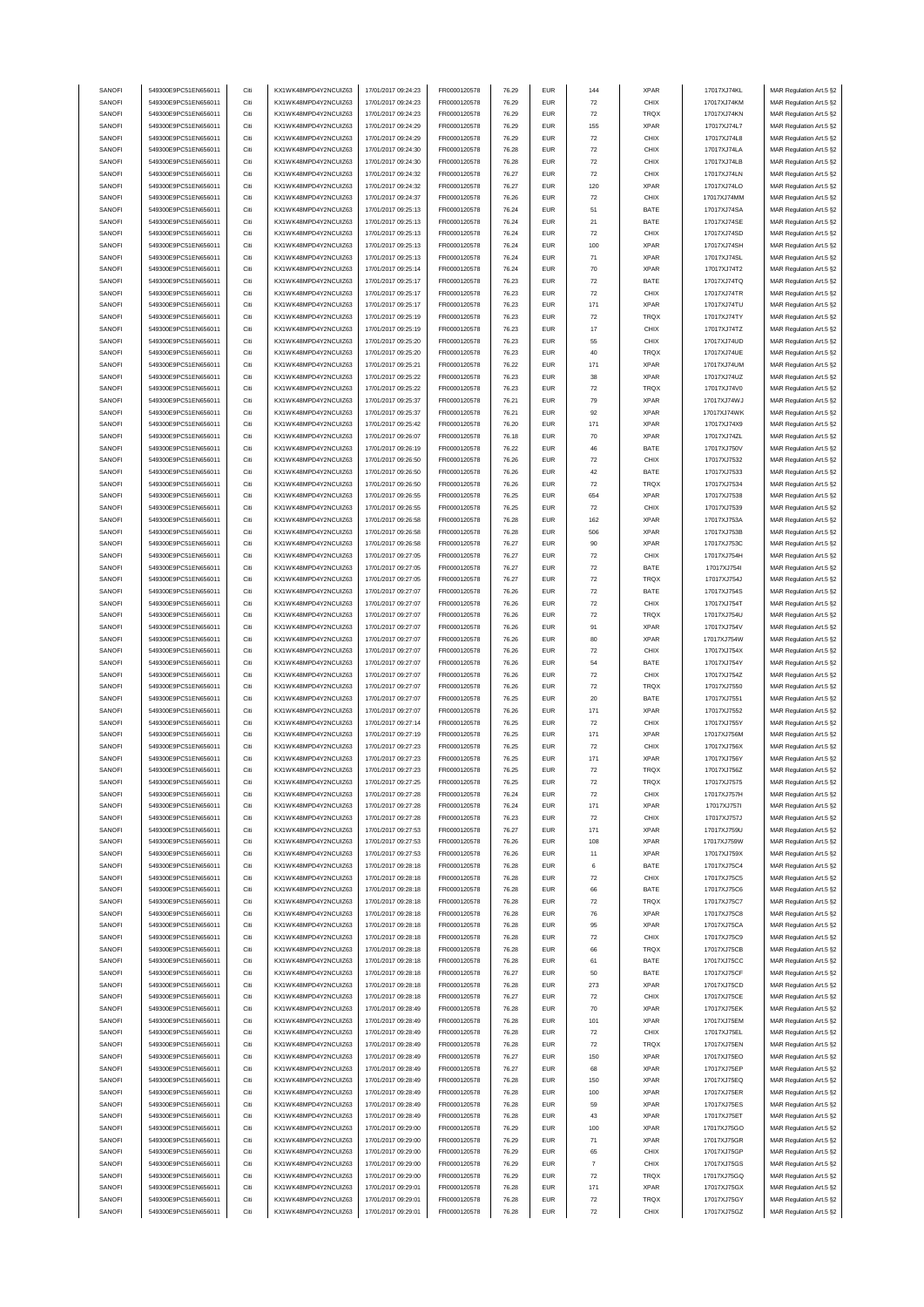| | | | | | | | | | | | |
|---|---|---|---|---|---|---|---|---|---|---|---|
| SANOFI | 549300E9PC51EN656011 | Citi | KX1WK48MPD4Y2NCUIZ63 | 17/01/2017 09:24:23 | FR0000120578 | 76.29 | EUR | 144 | XPAR | 17017XJ74KL | MAR Regulation Art.5 §2 |
| SANOFI | 549300E9PC51EN656011 | Citi | KX1WK48MPD4Y2NCUIZ63 | 17/01/2017 09:24:23 | FR0000120578 | 76.29 | EUR | 72 | CHIX | 17017XJ74KM | MAR Regulation Art.5 §2 |
| SANOFI | 549300E9PC51EN656011 | Citi | KX1WK48MPD4Y2NCUIZ63 | 17/01/2017 09:24:23 | FR0000120578 | 76.29 | EUR | 72 | TRQX | 17017XJ74KN | MAR Regulation Art.5 §2 |
| SANOFI | 549300E9PC51EN656011 | Citi | KX1WK48MPD4Y2NCUIZ63 | 17/01/2017 09:24:29 | FR0000120578 | 76.29 | EUR | 155 | XPAR | 17017XJ74L7 | MAR Regulation Art.5 §2 |
| SANOFI | 549300E9PC51EN656011 | Citi | KX1WK48MPD4Y2NCUIZ63 | 17/01/2017 09:24:29 | FR0000120578 | 76.29 | EUR | 72 | CHIX | 17017XJ74L8 | MAR Regulation Art.5 §2 |
| SANOFI | 549300E9PC51EN656011 | Citi | KX1WK48MPD4Y2NCUIZ63 | 17/01/2017 09:24:30 | FR0000120578 | 76.28 | EUR | 72 | CHIX | 17017XJ74LA | MAR Regulation Art.5 §2 |
| SANOFI | 549300E9PC51EN656011 | Citi | KX1WK48MPD4Y2NCUIZ63 | 17/01/2017 09:24:30 | FR0000120578 | 76.28 | EUR | 72 | CHIX | 17017XJ74LB | MAR Regulation Art.5 §2 |
| SANOFI | 549300E9PC51EN656011 | Citi | KX1WK48MPD4Y2NCUIZ63 | 17/01/2017 09:24:32 | FR0000120578 | 76.27 | EUR | 72 | CHIX | 17017XJ74LN | MAR Regulation Art.5 §2 |
| SANOFI | 549300E9PC51EN656011 | Citi | KX1WK48MPD4Y2NCUIZ63 | 17/01/2017 09:24:32 | FR0000120578 | 76.27 | EUR | 120 | XPAR | 17017XJ74LO | MAR Regulation Art.5 §2 |
| SANOFI | 549300E9PC51EN656011 | Citi | KX1WK48MPD4Y2NCUIZ63 | 17/01/2017 09:24:37 | FR0000120578 | 76.26 | EUR | 72 | CHIX | 17017XJ74MM | MAR Regulation Art.5 §2 |
| SANOFI | 549300E9PC51EN656011 | Citi | KX1WK48MPD4Y2NCUIZ63 | 17/01/2017 09:25:13 | FR0000120578 | 76.24 | EUR | 51 | BATE | 17017XJ74SA | MAR Regulation Art.5 §2 |
| SANOFI | 549300E9PC51EN656011 | Citi | KX1WK48MPD4Y2NCUIZ63 | 17/01/2017 09:25:13 | FR0000120578 | 76.24 | EUR | 21 | BATE | 17017XJ74SE | MAR Regulation Art.5 §2 |
| SANOFI | 549300E9PC51EN656011 | Citi | KX1WK48MPD4Y2NCUIZ63 | 17/01/2017 09:25:13 | FR0000120578 | 76.24 | EUR | 72 | CHIX | 17017XJ74SD | MAR Regulation Art.5 §2 |
| SANOFI | 549300E9PC51EN656011 | Citi | KX1WK48MPD4Y2NCUIZ63 | 17/01/2017 09:25:13 | FR0000120578 | 76.24 | EUR | 100 | XPAR | 17017XJ74SH | MAR Regulation Art.5 §2 |
| SANOFI | 549300E9PC51EN656011 | Citi | KX1WK48MPD4Y2NCUIZ63 | 17/01/2017 09:25:13 | FR0000120578 | 76.24 | EUR | 71 | XPAR | 17017XJ74SL | MAR Regulation Art.5 §2 |
| SANOFI | 549300E9PC51EN656011 | Citi | KX1WK48MPD4Y2NCUIZ63 | 17/01/2017 09:25:14 | FR0000120578 | 76.24 | EUR | 70 | XPAR | 17017XJ74T2 | MAR Regulation Art.5 §2 |
| SANOFI | 549300E9PC51EN656011 | Citi | KX1WK48MPD4Y2NCUIZ63 | 17/01/2017 09:25:17 | FR0000120578 | 76.23 | EUR | 72 | BATE | 17017XJ74TQ | MAR Regulation Art.5 §2 |
| SANOFI | 549300E9PC51EN656011 | Citi | KX1WK48MPD4Y2NCUIZ63 | 17/01/2017 09:25:17 | FR0000120578 | 76.23 | EUR | 72 | CHIX | 17017XJ74TR | MAR Regulation Art.5 §2 |
| SANOFI | 549300E9PC51EN656011 | Citi | KX1WK48MPD4Y2NCUIZ63 | 17/01/2017 09:25:17 | FR0000120578 | 76.23 | EUR | 171 | XPAR | 17017XJ74TU | MAR Regulation Art.5 §2 |
| SANOFI | 549300E9PC51EN656011 | Citi | KX1WK48MPD4Y2NCUIZ63 | 17/01/2017 09:25:19 | FR0000120578 | 76.23 | EUR | 72 | TRQX | 17017XJ74TY | MAR Regulation Art.5 §2 |
| SANOFI | 549300E9PC51EN656011 | Citi | KX1WK48MPD4Y2NCUIZ63 | 17/01/2017 09:25:19 | FR0000120578 | 76.23 | EUR | 17 | CHIX | 17017XJ74TZ | MAR Regulation Art.5 §2 |
| SANOFI | 549300E9PC51EN656011 | Citi | KX1WK48MPD4Y2NCUIZ63 | 17/01/2017 09:25:20 | FR0000120578 | 76.23 | EUR | 55 | CHIX | 17017XJ74UD | MAR Regulation Art.5 §2 |
| SANOFI | 549300E9PC51EN656011 | Citi | KX1WK48MPD4Y2NCUIZ63 | 17/01/2017 09:25:20 | FR0000120578 | 76.23 | EUR | 40 | TRQX | 17017XJ74UE | MAR Regulation Art.5 §2 |
| SANOFI | 549300E9PC51EN656011 | Citi | KX1WK48MPD4Y2NCUIZ63 | 17/01/2017 09:25:21 | FR0000120578 | 76.22 | EUR | 171 | XPAR | 17017XJ74UM | MAR Regulation Art.5 §2 |
| SANOFI | 549300E9PC51EN656011 | Citi | KX1WK48MPD4Y2NCUIZ63 | 17/01/2017 09:25:22 | FR0000120578 | 76.23 | EUR | 38 | XPAR | 17017XJ74UZ | MAR Regulation Art.5 §2 |
| SANOFI | 549300E9PC51EN656011 | Citi | KX1WK48MPD4Y2NCUIZ63 | 17/01/2017 09:25:22 | FR0000120578 | 76.23 | EUR | 72 | TRQX | 17017XJ74V0 | MAR Regulation Art.5 §2 |
| SANOFI | 549300E9PC51EN656011 | Citi | KX1WK48MPD4Y2NCUIZ63 | 17/01/2017 09:25:37 | FR0000120578 | 76.21 | EUR | 79 | XPAR | 17017XJ74WJ | MAR Regulation Art.5 §2 |
| SANOFI | 549300E9PC51EN656011 | Citi | KX1WK48MPD4Y2NCUIZ63 | 17/01/2017 09:25:37 | FR0000120578 | 76.21 | EUR | 92 | XPAR | 17017XJ74WK | MAR Regulation Art.5 §2 |
| SANOFI | 549300E9PC51EN656011 | Citi | KX1WK48MPD4Y2NCUIZ63 | 17/01/2017 09:25:42 | FR0000120578 | 76.20 | EUR | 171 | XPAR | 17017XJ74X9 | MAR Regulation Art.5 §2 |
| SANOFI | 549300E9PC51EN656011 | Citi | KX1WK48MPD4Y2NCUIZ63 | 17/01/2017 09:26:07 | FR0000120578 | 76.18 | EUR | 70 | XPAR | 17017XJ74ZL | MAR Regulation Art.5 §2 |
| SANOFI | 549300E9PC51EN656011 | Citi | KX1WK48MPD4Y2NCUIZ63 | 17/01/2017 09:26:19 | FR0000120578 | 76.22 | EUR | 46 | BATE | 17017XJ750V | MAR Regulation Art.5 §2 |
| SANOFI | 549300E9PC51EN656011 | Citi | KX1WK48MPD4Y2NCUIZ63 | 17/01/2017 09:26:50 | FR0000120578 | 76.26 | EUR | 72 | CHIX | 17017XJ7532 | MAR Regulation Art.5 §2 |
| SANOFI | 549300E9PC51EN656011 | Citi | KX1WK48MPD4Y2NCUIZ63 | 17/01/2017 09:26:50 | FR0000120578 | 76.26 | EUR | 42 | BATE | 17017XJ7533 | MAR Regulation Art.5 §2 |
| SANOFI | 549300E9PC51EN656011 | Citi | KX1WK48MPD4Y2NCUIZ63 | 17/01/2017 09:26:50 | FR0000120578 | 76.26 | EUR | 72 | TRQX | 17017XJ7534 | MAR Regulation Art.5 §2 |
| SANOFI | 549300E9PC51EN656011 | Citi | KX1WK48MPD4Y2NCUIZ63 | 17/01/2017 09:26:55 | FR0000120578 | 76.25 | EUR | 654 | XPAR | 17017XJ7538 | MAR Regulation Art.5 §2 |
| SANOFI | 549300E9PC51EN656011 | Citi | KX1WK48MPD4Y2NCUIZ63 | 17/01/2017 09:26:55 | FR0000120578 | 76.25 | EUR | 72 | CHIX | 17017XJ7539 | MAR Regulation Art.5 §2 |
| SANOFI | 549300E9PC51EN656011 | Citi | KX1WK48MPD4Y2NCUIZ63 | 17/01/2017 09:26:58 | FR0000120578 | 76.28 | EUR | 162 | XPAR | 17017XJ753A | MAR Regulation Art.5 §2 |
| SANOFI | 549300E9PC51EN656011 | Citi | KX1WK48MPD4Y2NCUIZ63 | 17/01/2017 09:26:58 | FR0000120578 | 76.28 | EUR | 506 | XPAR | 17017XJ753B | MAR Regulation Art.5 §2 |
| SANOFI | 549300E9PC51EN656011 | Citi | KX1WK48MPD4Y2NCUIZ63 | 17/01/2017 09:26:58 | FR0000120578 | 76.27 | EUR | 90 | XPAR | 17017XJ753C | MAR Regulation Art.5 §2 |
| SANOFI | 549300E9PC51EN656011 | Citi | KX1WK48MPD4Y2NCUIZ63 | 17/01/2017 09:27:05 | FR0000120578 | 76.27 | EUR | 72 | CHIX | 17017XJ754H | MAR Regulation Art.5 §2 |
| SANOFI | 549300E9PC51EN656011 | Citi | KX1WK48MPD4Y2NCUIZ63 | 17/01/2017 09:27:05 | FR0000120578 | 76.27 | EUR | 72 | BATE | 17017XJ754I | MAR Regulation Art.5 §2 |
| SANOFI | 549300E9PC51EN656011 | Citi | KX1WK48MPD4Y2NCUIZ63 | 17/01/2017 09:27:05 | FR0000120578 | 76.27 | EUR | 72 | TRQX | 17017XJ754J | MAR Regulation Art.5 §2 |
| SANOFI | 549300E9PC51EN656011 | Citi | KX1WK48MPD4Y2NCUIZ63 | 17/01/2017 09:27:07 | FR0000120578 | 76.26 | EUR | 72 | BATE | 17017XJ754S | MAR Regulation Art.5 §2 |
| SANOFI | 549300E9PC51EN656011 | Citi | KX1WK48MPD4Y2NCUIZ63 | 17/01/2017 09:27:07 | FR0000120578 | 76.26 | EUR | 72 | CHIX | 17017XJ754T | MAR Regulation Art.5 §2 |
| SANOFI | 549300E9PC51EN656011 | Citi | KX1WK48MPD4Y2NCUIZ63 | 17/01/2017 09:27:07 | FR0000120578 | 76.26 | EUR | 72 | TRQX | 17017XJ754U | MAR Regulation Art.5 §2 |
| SANOFI | 549300E9PC51EN656011 | Citi | KX1WK48MPD4Y2NCUIZ63 | 17/01/2017 09:27:07 | FR0000120578 | 76.26 | EUR | 91 | XPAR | 17017XJ754V | MAR Regulation Art.5 §2 |
| SANOFI | 549300E9PC51EN656011 | Citi | KX1WK48MPD4Y2NCUIZ63 | 17/01/2017 09:27:07 | FR0000120578 | 76.26 | EUR | 80 | XPAR | 17017XJ754W | MAR Regulation Art.5 §2 |
| SANOFI | 549300E9PC51EN656011 | Citi | KX1WK48MPD4Y2NCUIZ63 | 17/01/2017 09:27:07 | FR0000120578 | 76.26 | EUR | 72 | CHIX | 17017XJ754X | MAR Regulation Art.5 §2 |
| SANOFI | 549300E9PC51EN656011 | Citi | KX1WK48MPD4Y2NCUIZ63 | 17/01/2017 09:27:07 | FR0000120578 | 76.26 | EUR | 54 | BATE | 17017XJ754Y | MAR Regulation Art.5 §2 |
| SANOFI | 549300E9PC51EN656011 | Citi | KX1WK48MPD4Y2NCUIZ63 | 17/01/2017 09:27:07 | FR0000120578 | 76.26 | EUR | 72 | CHIX | 17017XJ754Z | MAR Regulation Art.5 §2 |
| SANOFI | 549300E9PC51EN656011 | Citi | KX1WK48MPD4Y2NCUIZ63 | 17/01/2017 09:27:07 | FR0000120578 | 76.26 | EUR | 72 | TRQX | 17017XJ7550 | MAR Regulation Art.5 §2 |
| SANOFI | 549300E9PC51EN656011 | Citi | KX1WK48MPD4Y2NCUIZ63 | 17/01/2017 09:27:07 | FR0000120578 | 76.25 | EUR | 20 | BATE | 17017XJ7551 | MAR Regulation Art.5 §2 |
| SANOFI | 549300E9PC51EN656011 | Citi | KX1WK48MPD4Y2NCUIZ63 | 17/01/2017 09:27:07 | FR0000120578 | 76.26 | EUR | 171 | XPAR | 17017XJ7552 | MAR Regulation Art.5 §2 |
| SANOFI | 549300E9PC51EN656011 | Citi | KX1WK48MPD4Y2NCUIZ63 | 17/01/2017 09:27:14 | FR0000120578 | 76.25 | EUR | 72 | CHIX | 17017XJ755Y | MAR Regulation Art.5 §2 |
| SANOFI | 549300E9PC51EN656011 | Citi | KX1WK48MPD4Y2NCUIZ63 | 17/01/2017 09:27:19 | FR0000120578 | 76.25 | EUR | 171 | XPAR | 17017XJ756M | MAR Regulation Art.5 §2 |
| SANOFI | 549300E9PC51EN656011 | Citi | KX1WK48MPD4Y2NCUIZ63 | 17/01/2017 09:27:23 | FR0000120578 | 76.25 | EUR | 72 | CHIX | 17017XJ756X | MAR Regulation Art.5 §2 |
| SANOFI | 549300E9PC51EN656011 | Citi | KX1WK48MPD4Y2NCUIZ63 | 17/01/2017 09:27:23 | FR0000120578 | 76.25 | EUR | 171 | XPAR | 17017XJ756Y | MAR Regulation Art.5 §2 |
| SANOFI | 549300E9PC51EN656011 | Citi | KX1WK48MPD4Y2NCUIZ63 | 17/01/2017 09:27:23 | FR0000120578 | 76.25 | EUR | 72 | TRQX | 17017XJ756Z | MAR Regulation Art.5 §2 |
| SANOFI | 549300E9PC51EN656011 | Citi | KX1WK48MPD4Y2NCUIZ63 | 17/01/2017 09:27:25 | FR0000120578 | 76.25 | EUR | 72 | TRQX | 17017XJ7575 | MAR Regulation Art.5 §2 |
| SANOFI | 549300E9PC51EN656011 | Citi | KX1WK48MPD4Y2NCUIZ63 | 17/01/2017 09:27:28 | FR0000120578 | 76.24 | EUR | 72 | CHIX | 17017XJ757H | MAR Regulation Art.5 §2 |
| SANOFI | 549300E9PC51EN656011 | Citi | KX1WK48MPD4Y2NCUIZ63 | 17/01/2017 09:27:28 | FR0000120578 | 76.24 | EUR | 171 | XPAR | 17017XJ757I | MAR Regulation Art.5 §2 |
| SANOFI | 549300E9PC51EN656011 | Citi | KX1WK48MPD4Y2NCUIZ63 | 17/01/2017 09:27:28 | FR0000120578 | 76.23 | EUR | 72 | CHIX | 17017XJ757J | MAR Regulation Art.5 §2 |
| SANOFI | 549300E9PC51EN656011 | Citi | KX1WK48MPD4Y2NCUIZ63 | 17/01/2017 09:27:53 | FR0000120578 | 76.27 | EUR | 171 | XPAR | 17017XJ759U | MAR Regulation Art.5 §2 |
| SANOFI | 549300E9PC51EN656011 | Citi | KX1WK48MPD4Y2NCUIZ63 | 17/01/2017 09:27:53 | FR0000120578 | 76.26 | EUR | 108 | XPAR | 17017XJ759W | MAR Regulation Art.5 §2 |
| SANOFI | 549300E9PC51EN656011 | Citi | KX1WK48MPD4Y2NCUIZ63 | 17/01/2017 09:27:53 | FR0000120578 | 76.26 | EUR | 11 | XPAR | 17017XJ759X | MAR Regulation Art.5 §2 |
| SANOFI | 549300E9PC51EN656011 | Citi | KX1WK48MPD4Y2NCUIZ63 | 17/01/2017 09:28:18 | FR0000120578 | 76.28 | EUR | 6 | BATE | 17017XJ75C4 | MAR Regulation Art.5 §2 |
| SANOFI | 549300E9PC51EN656011 | Citi | KX1WK48MPD4Y2NCUIZ63 | 17/01/2017 09:28:18 | FR0000120578 | 76.28 | EUR | 72 | CHIX | 17017XJ75C5 | MAR Regulation Art.5 §2 |
| SANOFI | 549300E9PC51EN656011 | Citi | KX1WK48MPD4Y2NCUIZ63 | 17/01/2017 09:28:18 | FR0000120578 | 76.28 | EUR | 66 | BATE | 17017XJ75C6 | MAR Regulation Art.5 §2 |
| SANOFI | 549300E9PC51EN656011 | Citi | KX1WK48MPD4Y2NCUIZ63 | 17/01/2017 09:28:18 | FR0000120578 | 76.28 | EUR | 72 | TRQX | 17017XJ75C7 | MAR Regulation Art.5 §2 |
| SANOFI | 549300E9PC51EN656011 | Citi | KX1WK48MPD4Y2NCUIZ63 | 17/01/2017 09:28:18 | FR0000120578 | 76.28 | EUR | 76 | XPAR | 17017XJ75C8 | MAR Regulation Art.5 §2 |
| SANOFI | 549300E9PC51EN656011 | Citi | KX1WK48MPD4Y2NCUIZ63 | 17/01/2017 09:28:18 | FR0000120578 | 76.28 | EUR | 95 | XPAR | 17017XJ75CA | MAR Regulation Art.5 §2 |
| SANOFI | 549300E9PC51EN656011 | Citi | KX1WK48MPD4Y2NCUIZ63 | 17/01/2017 09:28:18 | FR0000120578 | 76.28 | EUR | 72 | CHIX | 17017XJ75C9 | MAR Regulation Art.5 §2 |
| SANOFI | 549300E9PC51EN656011 | Citi | KX1WK48MPD4Y2NCUIZ63 | 17/01/2017 09:28:18 | FR0000120578 | 76.28 | EUR | 66 | TRQX | 17017XJ75CB | MAR Regulation Art.5 §2 |
| SANOFI | 549300E9PC51EN656011 | Citi | KX1WK48MPD4Y2NCUIZ63 | 17/01/2017 09:28:18 | FR0000120578 | 76.28 | EUR | 61 | BATE | 17017XJ75CC | MAR Regulation Art.5 §2 |
| SANOFI | 549300E9PC51EN656011 | Citi | KX1WK48MPD4Y2NCUIZ63 | 17/01/2017 09:28:18 | FR0000120578 | 76.27 | EUR | 50 | BATE | 17017XJ75CF | MAR Regulation Art.5 §2 |
| SANOFI | 549300E9PC51EN656011 | Citi | KX1WK48MPD4Y2NCUIZ63 | 17/01/2017 09:28:18 | FR0000120578 | 76.28 | EUR | 273 | XPAR | 17017XJ75CD | MAR Regulation Art.5 §2 |
| SANOFI | 549300E9PC51EN656011 | Citi | KX1WK48MPD4Y2NCUIZ63 | 17/01/2017 09:28:18 | FR0000120578 | 76.27 | EUR | 72 | CHIX | 17017XJ75CE | MAR Regulation Art.5 §2 |
| SANOFI | 549300E9PC51EN656011 | Citi | KX1WK48MPD4Y2NCUIZ63 | 17/01/2017 09:28:49 | FR0000120578 | 76.28 | EUR | 70 | XPAR | 17017XJ75EK | MAR Regulation Art.5 §2 |
| SANOFI | 549300E9PC51EN656011 | Citi | KX1WK48MPD4Y2NCUIZ63 | 17/01/2017 09:28:49 | FR0000120578 | 76.28 | EUR | 101 | XPAR | 17017XJ75EM | MAR Regulation Art.5 §2 |
| SANOFI | 549300E9PC51EN656011 | Citi | KX1WK48MPD4Y2NCUIZ63 | 17/01/2017 09:28:49 | FR0000120578 | 76.28 | EUR | 72 | CHIX | 17017XJ75EL | MAR Regulation Art.5 §2 |
| SANOFI | 549300E9PC51EN656011 | Citi | KX1WK48MPD4Y2NCUIZ63 | 17/01/2017 09:28:49 | FR0000120578 | 76.28 | EUR | 72 | TRQX | 17017XJ75EN | MAR Regulation Art.5 §2 |
| SANOFI | 549300E9PC51EN656011 | Citi | KX1WK48MPD4Y2NCUIZ63 | 17/01/2017 09:28:49 | FR0000120578 | 76.27 | EUR | 150 | XPAR | 17017XJ75EO | MAR Regulation Art.5 §2 |
| SANOFI | 549300E9PC51EN656011 | Citi | KX1WK48MPD4Y2NCUIZ63 | 17/01/2017 09:28:49 | FR0000120578 | 76.27 | EUR | 68 | XPAR | 17017XJ75EP | MAR Regulation Art.5 §2 |
| SANOFI | 549300E9PC51EN656011 | Citi | KX1WK48MPD4Y2NCUIZ63 | 17/01/2017 09:28:49 | FR0000120578 | 76.28 | EUR | 150 | XPAR | 17017XJ75EQ | MAR Regulation Art.5 §2 |
| SANOFI | 549300E9PC51EN656011 | Citi | KX1WK48MPD4Y2NCUIZ63 | 17/01/2017 09:28:49 | FR0000120578 | 76.28 | EUR | 100 | XPAR | 17017XJ75ER | MAR Regulation Art.5 §2 |
| SANOFI | 549300E9PC51EN656011 | Citi | KX1WK48MPD4Y2NCUIZ63 | 17/01/2017 09:28:49 | FR0000120578 | 76.28 | EUR | 59 | XPAR | 17017XJ75ES | MAR Regulation Art.5 §2 |
| SANOFI | 549300E9PC51EN656011 | Citi | KX1WK48MPD4Y2NCUIZ63 | 17/01/2017 09:28:49 | FR0000120578 | 76.28 | EUR | 43 | XPAR | 17017XJ75ET | MAR Regulation Art.5 §2 |
| SANOFI | 549300E9PC51EN656011 | Citi | KX1WK48MPD4Y2NCUIZ63 | 17/01/2017 09:29:00 | FR0000120578 | 76.29 | EUR | 100 | XPAR | 17017XJ75GO | MAR Regulation Art.5 §2 |
| SANOFI | 549300E9PC51EN656011 | Citi | KX1WK48MPD4Y2NCUIZ63 | 17/01/2017 09:29:00 | FR0000120578 | 76.29 | EUR | 71 | XPAR | 17017XJ75GR | MAR Regulation Art.5 §2 |
| SANOFI | 549300E9PC51EN656011 | Citi | KX1WK48MPD4Y2NCUIZ63 | 17/01/2017 09:29:00 | FR0000120578 | 76.29 | EUR | 65 | CHIX | 17017XJ75GP | MAR Regulation Art.5 §2 |
| SANOFI | 549300E9PC51EN656011 | Citi | KX1WK48MPD4Y2NCUIZ63 | 17/01/2017 09:29:00 | FR0000120578 | 76.29 | EUR | 7 | CHIX | 17017XJ75GS | MAR Regulation Art.5 §2 |
| SANOFI | 549300E9PC51EN656011 | Citi | KX1WK48MPD4Y2NCUIZ63 | 17/01/2017 09:29:00 | FR0000120578 | 76.29 | EUR | 72 | TRQX | 17017XJ75GQ | MAR Regulation Art.5 §2 |
| SANOFI | 549300E9PC51EN656011 | Citi | KX1WK48MPD4Y2NCUIZ63 | 17/01/2017 09:29:01 | FR0000120578 | 76.28 | EUR | 171 | XPAR | 17017XJ75GX | MAR Regulation Art.5 §2 |
| SANOFI | 549300E9PC51EN656011 | Citi | KX1WK48MPD4Y2NCUIZ63 | 17/01/2017 09:29:01 | FR0000120578 | 76.28 | EUR | 72 | TRQX | 17017XJ75GY | MAR Regulation Art.5 §2 |
| SANOFI | 549300E9PC51EN656011 | Citi | KX1WK48MPD4Y2NCUIZ63 | 17/01/2017 09:29:01 | FR0000120578 | 76.28 | EUR | 72 | CHIX | 17017XJ75GZ | MAR Regulation Art.5 §2 |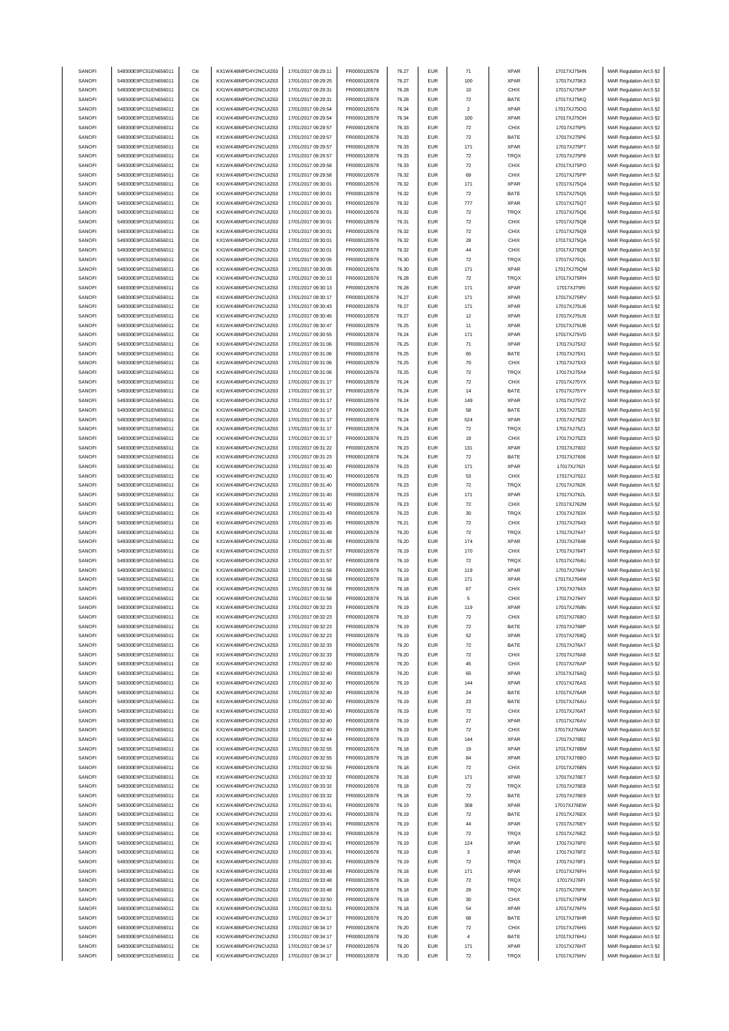| | | | | | | | | | | | |
|---|---|---|---|---|---|---|---|---|---|---|---|
| SANOFI | 549300E9PC51EN656011 | Citi | KX1WK48MPD4Y2NCUIZ63 | 17/01/2017 09:29:11 | FR0000120578 | 76.27 | EUR | 71 | XPAR | 17017XJ75HN | MAR Regulation Art.5 §2 |
| SANOFI | 549300E9PC51EN656011 | Citi | KX1WK48MPD4Y2NCUIZ63 | 17/01/2017 09:29:25 | FR0000120578 | 76.27 | EUR | 100 | XPAR | 17017XJ75K3 | MAR Regulation Art.5 §2 |
| SANOFI | 549300E9PC51EN656011 | Citi | KX1WK48MPD4Y2NCUIZ63 | 17/01/2017 09:29:31 | FR0000120578 | 76.28 | EUR | 10 | CHIX | 17017XJ75KP | MAR Regulation Art.5 §2 |
| SANOFI | 549300E9PC51EN656011 | Citi | KX1WK48MPD4Y2NCUIZ63 | 17/01/2017 09:29:31 | FR0000120578 | 76.28 | EUR | 72 | BATE | 17017XJ75KQ | MAR Regulation Art.5 §2 |
| SANOFI | 549300E9PC51EN656011 | Citi | KX1WK48MPD4Y2NCUIZ63 | 17/01/2017 09:29:54 | FR0000120578 | 76.34 | EUR | 2 | XPAR | 17017XJ75OG | MAR Regulation Art.5 §2 |
| SANOFI | 549300E9PC51EN656011 | Citi | KX1WK48MPD4Y2NCUIZ63 | 17/01/2017 09:29:54 | FR0000120578 | 76.34 | EUR | 100 | XPAR | 17017XJ75OH | MAR Regulation Art.5 §2 |
| SANOFI | 549300E9PC51EN656011 | Citi | KX1WK48MPD4Y2NCUIZ63 | 17/01/2017 09:29:57 | FR0000120578 | 76.33 | EUR | 72 | CHIX | 17017XJ75P5 | MAR Regulation Art.5 §2 |
| SANOFI | 549300E9PC51EN656011 | Citi | KX1WK48MPD4Y2NCUIZ63 | 17/01/2017 09:29:57 | FR0000120578 | 76.33 | EUR | 72 | BATE | 17017XJ75P6 | MAR Regulation Art.5 §2 |
| SANOFI | 549300E9PC51EN656011 | Citi | KX1WK48MPD4Y2NCUIZ63 | 17/01/2017 09:29:57 | FR0000120578 | 76.33 | EUR | 171 | XPAR | 17017XJ75P7 | MAR Regulation Art.5 §2 |
| SANOFI | 549300E9PC51EN656011 | Citi | KX1WK48MPD4Y2NCUIZ63 | 17/01/2017 09:29:57 | FR0000120578 | 76.33 | EUR | 72 | TRQX | 17017XJ75P8 | MAR Regulation Art.5 §2 |
| SANOFI | 549300E9PC51EN656011 | Citi | KX1WK48MPD4Y2NCUIZ63 | 17/01/2017 09:29:58 | FR0000120578 | 76.33 | EUR | 72 | CHIX | 17017XJ75PO | MAR Regulation Art.5 §2 |
| SANOFI | 549300E9PC51EN656011 | Citi | KX1WK48MPD4Y2NCUIZ63 | 17/01/2017 09:29:58 | FR0000120578 | 76.32 | EUR | 69 | CHIX | 17017XJ75PP | MAR Regulation Art.5 §2 |
| SANOFI | 549300E9PC51EN656011 | Citi | KX1WK48MPD4Y2NCUIZ63 | 17/01/2017 09:30:01 | FR0000120578 | 76.32 | EUR | 171 | XPAR | 17017XJ75Q4 | MAR Regulation Art.5 §2 |
| SANOFI | 549300E9PC51EN656011 | Citi | KX1WK48MPD4Y2NCUIZ63 | 17/01/2017 09:30:01 | FR0000120578 | 76.32 | EUR | 72 | BATE | 17017XJ75Q5 | MAR Regulation Art.5 §2 |
| SANOFI | 549300E9PC51EN656011 | Citi | KX1WK48MPD4Y2NCUIZ63 | 17/01/2017 09:30:01 | FR0000120578 | 76.32 | EUR | 777 | XPAR | 17017XJ75Q7 | MAR Regulation Art.5 §2 |
| SANOFI | 549300E9PC51EN656011 | Citi | KX1WK48MPD4Y2NCUIZ63 | 17/01/2017 09:30:01 | FR0000120578 | 76.32 | EUR | 72 | TRQX | 17017XJ75Q6 | MAR Regulation Art.5 §2 |
| SANOFI | 549300E9PC51EN656011 | Citi | KX1WK48MPD4Y2NCUIZ63 | 17/01/2017 09:30:01 | FR0000120578 | 76.31 | EUR | 72 | CHIX | 17017XJ75Q8 | MAR Regulation Art.5 §2 |
| SANOFI | 549300E9PC51EN656011 | Citi | KX1WK48MPD4Y2NCUIZ63 | 17/01/2017 09:30:01 | FR0000120578 | 76.32 | EUR | 72 | CHIX | 17017XJ75Q9 | MAR Regulation Art.5 §2 |
| SANOFI | 549300E9PC51EN656011 | Citi | KX1WK48MPD4Y2NCUIZ63 | 17/01/2017 09:30:01 | FR0000120578 | 76.32 | EUR | 28 | CHIX | 17017XJ75QA | MAR Regulation Art.5 §2 |
| SANOFI | 549300E9PC51EN656011 | Citi | KX1WK48MPD4Y2NCUIZ63 | 17/01/2017 09:30:01 | FR0000120578 | 76.32 | EUR | 44 | CHIX | 17017XJ75QB | MAR Regulation Art.5 §2 |
| SANOFI | 549300E9PC51EN656011 | Citi | KX1WK48MPD4Y2NCUIZ63 | 17/01/2017 09:30:05 | FR0000120578 | 76.30 | EUR | 72 | TRQX | 17017XJ75QL | MAR Regulation Art.5 §2 |
| SANOFI | 549300E9PC51EN656011 | Citi | KX1WK48MPD4Y2NCUIZ63 | 17/01/2017 09:30:05 | FR0000120578 | 76.30 | EUR | 171 | XPAR | 17017XJ75QM | MAR Regulation Art.5 §2 |
| SANOFI | 549300E9PC51EN656011 | Citi | KX1WK48MPD4Y2NCUIZ63 | 17/01/2017 09:30:13 | FR0000120578 | 76.28 | EUR | 72 | TRQX | 17017XJ75RH | MAR Regulation Art.5 §2 |
| SANOFI | 549300E9PC51EN656011 | Citi | KX1WK48MPD4Y2NCUIZ63 | 17/01/2017 09:30:13 | FR0000120578 | 76.28 | EUR | 171 | XPAR | 17017XJ75RI | MAR Regulation Art.5 §2 |
| SANOFI | 549300E9PC51EN656011 | Citi | KX1WK48MPD4Y2NCUIZ63 | 17/01/2017 09:30:17 | FR0000120578 | 76.27 | EUR | 171 | XPAR | 17017XJ75RV | MAR Regulation Art.5 §2 |
| SANOFI | 549300E9PC51EN656011 | Citi | KX1WK48MPD4Y2NCUIZ63 | 17/01/2017 09:30:43 | FR0000120578 | 76.27 | EUR | 171 | XPAR | 17017XJ75U8 | MAR Regulation Art.5 §2 |
| SANOFI | 549300E9PC51EN656011 | Citi | KX1WK48MPD4Y2NCUIZ63 | 17/01/2017 09:30:45 | FR0000120578 | 76.27 | EUR | 12 | XPAR | 17017XJ75U9 | MAR Regulation Art.5 §2 |
| SANOFI | 549300E9PC51EN656011 | Citi | KX1WK48MPD4Y2NCUIZ63 | 17/01/2017 09:30:47 | FR0000120578 | 76.25 | EUR | 11 | XPAR | 17017XJ75UB | MAR Regulation Art.5 §2 |
| SANOFI | 549300E9PC51EN656011 | Citi | KX1WK48MPD4Y2NCUIZ63 | 17/01/2017 09:30:55 | FR0000120578 | 76.24 | EUR | 171 | XPAR | 17017XJ75VD | MAR Regulation Art.5 §2 |
| SANOFI | 549300E9PC51EN656011 | Citi | KX1WK48MPD4Y2NCUIZ63 | 17/01/2017 09:31:06 | FR0000120578 | 76.25 | EUR | 71 | XPAR | 17017XJ75X2 | MAR Regulation Art.5 §2 |
| SANOFI | 549300E9PC51EN656011 | Citi | KX1WK48MPD4Y2NCUIZ63 | 17/01/2017 09:31:06 | FR0000120578 | 76.25 | EUR | 65 | BATE | 17017XJ75X1 | MAR Regulation Art.5 §2 |
| SANOFI | 549300E9PC51EN656011 | Citi | KX1WK48MPD4Y2NCUIZ63 | 17/01/2017 09:31:06 | FR0000120578 | 76.25 | EUR | 70 | CHIX | 17017XJ75X3 | MAR Regulation Art.5 §2 |
| SANOFI | 549300E9PC51EN656011 | Citi | KX1WK48MPD4Y2NCUIZ63 | 17/01/2017 09:31:06 | FR0000120578 | 76.25 | EUR | 72 | TRQX | 17017XJ75X4 | MAR Regulation Art.5 §2 |
| SANOFI | 549300E9PC51EN656011 | Citi | KX1WK48MPD4Y2NCUIZ63 | 17/01/2017 09:31:17 | FR0000120578 | 76.24 | EUR | 72 | CHIX | 17017XJ75YX | MAR Regulation Art.5 §2 |
| SANOFI | 549300E9PC51EN656011 | Citi | KX1WK48MPD4Y2NCUIZ63 | 17/01/2017 09:31:17 | FR0000120578 | 76.24 | EUR | 14 | BATE | 17017XJ75YY | MAR Regulation Art.5 §2 |
| SANOFI | 549300E9PC51EN656011 | Citi | KX1WK48MPD4Y2NCUIZ63 | 17/01/2017 09:31:17 | FR0000120578 | 76.24 | EUR | 149 | XPAR | 17017XJ75YZ | MAR Regulation Art.5 §2 |
| SANOFI | 549300E9PC51EN656011 | Citi | KX1WK48MPD4Y2NCUIZ63 | 17/01/2017 09:31:17 | FR0000120578 | 76.24 | EUR | 58 | BATE | 17017XJ75Z0 | MAR Regulation Art.5 §2 |
| SANOFI | 549300E9PC51EN656011 | Citi | KX1WK48MPD4Y2NCUIZ63 | 17/01/2017 09:31:17 | FR0000120578 | 76.24 | EUR | 524 | XPAR | 17017XJ75Z2 | MAR Regulation Art.5 §2 |
| SANOFI | 549300E9PC51EN656011 | Citi | KX1WK48MPD4Y2NCUIZ63 | 17/01/2017 09:31:17 | FR0000120578 | 76.24 | EUR | 72 | TRQX | 17017XJ75Z1 | MAR Regulation Art.5 §2 |
| SANOFI | 549300E9PC51EN656011 | Citi | KX1WK48MPD4Y2NCUIZ63 | 17/01/2017 09:31:17 | FR0000120578 | 76.23 | EUR | 19 | CHIX | 17017XJ75Z3 | MAR Regulation Art.5 §2 |
| SANOFI | 549300E9PC51EN656011 | Citi | KX1WK48MPD4Y2NCUIZ63 | 17/01/2017 09:31:22 | FR0000120578 | 76.23 | EUR | 131 | XPAR | 17017XJ7602 | MAR Regulation Art.5 §2 |
| SANOFI | 549300E9PC51EN656011 | Citi | KX1WK48MPD4Y2NCUIZ63 | 17/01/2017 09:31:23 | FR0000120578 | 76.24 | EUR | 72 | BATE | 17017XJ7606 | MAR Regulation Art.5 §2 |
| SANOFI | 549300E9PC51EN656011 | Citi | KX1WK48MPD4Y2NCUIZ63 | 17/01/2017 09:31:40 | FR0000120578 | 76.23 | EUR | 171 | XPAR | 17017XJ762I | MAR Regulation Art.5 §2 |
| SANOFI | 549300E9PC51EN656011 | Citi | KX1WK48MPD4Y2NCUIZ63 | 17/01/2017 09:31:40 | FR0000120578 | 76.23 | EUR | 53 | CHIX | 17017XJ762J | MAR Regulation Art.5 §2 |
| SANOFI | 549300E9PC51EN656011 | Citi | KX1WK48MPD4Y2NCUIZ63 | 17/01/2017 09:31:40 | FR0000120578 | 76.23 | EUR | 72 | TRQX | 17017XJ762K | MAR Regulation Art.5 §2 |
| SANOFI | 549300E9PC51EN656011 | Citi | KX1WK48MPD4Y2NCUIZ63 | 17/01/2017 09:31:40 | FR0000120578 | 76.23 | EUR | 171 | XPAR | 17017XJ762L | MAR Regulation Art.5 §2 |
| SANOFI | 549300E9PC51EN656011 | Citi | KX1WK48MPD4Y2NCUIZ63 | 17/01/2017 09:31:40 | FR0000120578 | 76.23 | EUR | 72 | CHIX | 17017XJ762M | MAR Regulation Art.5 §2 |
| SANOFI | 549300E9PC51EN656011 | Citi | KX1WK48MPD4Y2NCUIZ63 | 17/01/2017 09:31:43 | FR0000120578 | 76.23 | EUR | 30 | TRQX | 17017XJ763X | MAR Regulation Art.5 §2 |
| SANOFI | 549300E9PC51EN656011 | Citi | KX1WK48MPD4Y2NCUIZ63 | 17/01/2017 09:31:45 | FR0000120578 | 76.21 | EUR | 72 | CHIX | 17017XJ7643 | MAR Regulation Art.5 §2 |
| SANOFI | 549300E9PC51EN656011 | Citi | KX1WK48MPD4Y2NCUIZ63 | 17/01/2017 09:31:48 | FR0000120578 | 76.20 | EUR | 72 | TRQX | 17017XJ7647 | MAR Regulation Art.5 §2 |
| SANOFI | 549300E9PC51EN656011 | Citi | KX1WK48MPD4Y2NCUIZ63 | 17/01/2017 09:31:48 | FR0000120578 | 76.20 | EUR | 174 | XPAR | 17017XJ7648 | MAR Regulation Art.5 §2 |
| SANOFI | 549300E9PC51EN656011 | Citi | KX1WK48MPD4Y2NCUIZ63 | 17/01/2017 09:31:57 | FR0000120578 | 76.19 | EUR | 170 | CHIX | 17017XJ764T | MAR Regulation Art.5 §2 |
| SANOFI | 549300E9PC51EN656011 | Citi | KX1WK48MPD4Y2NCUIZ63 | 17/01/2017 09:31:57 | FR0000120578 | 76.19 | EUR | 72 | TRQX | 17017XJ764U | MAR Regulation Art.5 §2 |
| SANOFI | 549300E9PC51EN656011 | Citi | KX1WK48MPD4Y2NCUIZ63 | 17/01/2017 09:31:58 | FR0000120578 | 76.19 | EUR | 119 | XPAR | 17017XJ764V | MAR Regulation Art.5 §2 |
| SANOFI | 549300E9PC51EN656011 | Citi | KX1WK48MPD4Y2NCUIZ63 | 17/01/2017 09:31:58 | FR0000120578 | 76.18 | EUR | 171 | XPAR | 17017XJ764W | MAR Regulation Art.5 §2 |
| SANOFI | 549300E9PC51EN656011 | Citi | KX1WK48MPD4Y2NCUIZ63 | 17/01/2017 09:31:58 | FR0000120578 | 76.18 | EUR | 67 | CHIX | 17017XJ764X | MAR Regulation Art.5 §2 |
| SANOFI | 549300E9PC51EN656011 | Citi | KX1WK48MPD4Y2NCUIZ63 | 17/01/2017 09:31:58 | FR0000120578 | 76.18 | EUR | 5 | CHIX | 17017XJ764Y | MAR Regulation Art.5 §2 |
| SANOFI | 549300E9PC51EN656011 | Citi | KX1WK48MPD4Y2NCUIZ63 | 17/01/2017 09:32:23 | FR0000120578 | 76.19 | EUR | 119 | XPAR | 17017XJ768N | MAR Regulation Art.5 §2 |
| SANOFI | 549300E9PC51EN656011 | Citi | KX1WK48MPD4Y2NCUIZ63 | 17/01/2017 09:32:23 | FR0000120578 | 76.19 | EUR | 72 | CHIX | 17017XJ768O | MAR Regulation Art.5 §2 |
| SANOFI | 549300E9PC51EN656011 | Citi | KX1WK48MPD4Y2NCUIZ63 | 17/01/2017 09:32:23 | FR0000120578 | 76.19 | EUR | 72 | BATE | 17017XJ768P | MAR Regulation Art.5 §2 |
| SANOFI | 549300E9PC51EN656011 | Citi | KX1WK48MPD4Y2NCUIZ63 | 17/01/2017 09:32:23 | FR0000120578 | 76.19 | EUR | 52 | XPAR | 17017XJ768Q | MAR Regulation Art.5 §2 |
| SANOFI | 549300E9PC51EN656011 | Citi | KX1WK48MPD4Y2NCUIZ63 | 17/01/2017 09:32:33 | FR0000120578 | 76.20 | EUR | 72 | BATE | 17017XJ76A7 | MAR Regulation Art.5 §2 |
| SANOFI | 549300E9PC51EN656011 | Citi | KX1WK48MPD4Y2NCUIZ63 | 17/01/2017 09:32:33 | FR0000120578 | 76.20 | EUR | 72 | CHIX | 17017XJ76A8 | MAR Regulation Art.5 §2 |
| SANOFI | 549300E9PC51EN656011 | Citi | KX1WK48MPD4Y2NCUIZ63 | 17/01/2017 09:32:40 | FR0000120578 | 76.20 | EUR | 45 | CHIX | 17017XJ76AP | MAR Regulation Art.5 §2 |
| SANOFI | 549300E9PC51EN656011 | Citi | KX1WK48MPD4Y2NCUIZ63 | 17/01/2017 09:32:40 | FR0000120578 | 76.20 | EUR | 65 | XPAR | 17017XJ76AQ | MAR Regulation Art.5 §2 |
| SANOFI | 549300E9PC51EN656011 | Citi | KX1WK48MPD4Y2NCUIZ63 | 17/01/2017 09:32:40 | FR0000120578 | 76.19 | EUR | 144 | XPAR | 17017XJ76AS | MAR Regulation Art.5 §2 |
| SANOFI | 549300E9PC51EN656011 | Citi | KX1WK48MPD4Y2NCUIZ63 | 17/01/2017 09:32:40 | FR0000120578 | 76.19 | EUR | 24 | BATE | 17017XJ76AR | MAR Regulation Art.5 §2 |
| SANOFI | 549300E9PC51EN656011 | Citi | KX1WK48MPD4Y2NCUIZ63 | 17/01/2017 09:32:40 | FR0000120578 | 76.19 | EUR | 23 | BATE | 17017XJ76AU | MAR Regulation Art.5 §2 |
| SANOFI | 549300E9PC51EN656011 | Citi | KX1WK48MPD4Y2NCUIZ63 | 17/01/2017 09:32:40 | FR0000120578 | 76.19 | EUR | 72 | CHIX | 17017XJ76AT | MAR Regulation Art.5 §2 |
| SANOFI | 549300E9PC51EN656011 | Citi | KX1WK48MPD4Y2NCUIZ63 | 17/01/2017 09:32:40 | FR0000120578 | 76.19 | EUR | 27 | XPAR | 17017XJ76AV | MAR Regulation Art.5 §2 |
| SANOFI | 549300E9PC51EN656011 | Citi | KX1WK48MPD4Y2NCUIZ63 | 17/01/2017 09:32:40 | FR0000120578 | 76.19 | EUR | 72 | CHIX | 17017XJ76AW | MAR Regulation Art.5 §2 |
| SANOFI | 549300E9PC51EN656011 | Citi | KX1WK48MPD4Y2NCUIZ63 | 17/01/2017 09:32:44 | FR0000120578 | 76.19 | EUR | 144 | XPAR | 17017XJ76B2 | MAR Regulation Art.5 §2 |
| SANOFI | 549300E9PC51EN656011 | Citi | KX1WK48MPD4Y2NCUIZ63 | 17/01/2017 09:32:55 | FR0000120578 | 76.18 | EUR | 19 | XPAR | 17017XJ76BM | MAR Regulation Art.5 §2 |
| SANOFI | 549300E9PC51EN656011 | Citi | KX1WK48MPD4Y2NCUIZ63 | 17/01/2017 09:32:55 | FR0000120578 | 76.18 | EUR | 84 | XPAR | 17017XJ76BO | MAR Regulation Art.5 §2 |
| SANOFI | 549300E9PC51EN656011 | Citi | KX1WK48MPD4Y2NCUIZ63 | 17/01/2017 09:32:55 | FR0000120578 | 76.18 | EUR | 72 | CHIX | 17017XJ76BN | MAR Regulation Art.5 §2 |
| SANOFI | 549300E9PC51EN656011 | Citi | KX1WK48MPD4Y2NCUIZ63 | 17/01/2017 09:33:32 | FR0000120578 | 76.18 | EUR | 171 | XPAR | 17017XJ76E7 | MAR Regulation Art.5 §2 |
| SANOFI | 549300E9PC51EN656011 | Citi | KX1WK48MPD4Y2NCUIZ63 | 17/01/2017 09:33:32 | FR0000120578 | 76.18 | EUR | 72 | TRQX | 17017XJ76E8 | MAR Regulation Art.5 §2 |
| SANOFI | 549300E9PC51EN656011 | Citi | KX1WK48MPD4Y2NCUIZ63 | 17/01/2017 09:33:32 | FR0000120578 | 76.18 | EUR | 72 | BATE | 17017XJ76E9 | MAR Regulation Art.5 §2 |
| SANOFI | 549300E9PC51EN656011 | Citi | KX1WK48MPD4Y2NCUIZ63 | 17/01/2017 09:33:41 | FR0000120578 | 76.19 | EUR | 308 | XPAR | 17017XJ76EW | MAR Regulation Art.5 §2 |
| SANOFI | 549300E9PC51EN656011 | Citi | KX1WK48MPD4Y2NCUIZ63 | 17/01/2017 09:33:41 | FR0000120578 | 76.19 | EUR | 72 | BATE | 17017XJ76EX | MAR Regulation Art.5 §2 |
| SANOFI | 549300E9PC51EN656011 | Citi | KX1WK48MPD4Y2NCUIZ63 | 17/01/2017 09:33:41 | FR0000120578 | 76.19 | EUR | 44 | XPAR | 17017XJ76EY | MAR Regulation Art.5 §2 |
| SANOFI | 549300E9PC51EN656011 | Citi | KX1WK48MPD4Y2NCUIZ63 | 17/01/2017 09:33:41 | FR0000120578 | 76.19 | EUR | 72 | TRQX | 17017XJ76EZ | MAR Regulation Art.5 §2 |
| SANOFI | 549300E9PC51EN656011 | Citi | KX1WK48MPD4Y2NCUIZ63 | 17/01/2017 09:33:41 | FR0000120578 | 76.19 | EUR | 124 | XPAR | 17017XJ76F0 | MAR Regulation Art.5 §2 |
| SANOFI | 549300E9PC51EN656011 | Citi | KX1WK48MPD4Y2NCUIZ63 | 17/01/2017 09:33:41 | FR0000120578 | 76.19 | EUR | 3 | XPAR | 17017XJ76F2 | MAR Regulation Art.5 §2 |
| SANOFI | 549300E9PC51EN656011 | Citi | KX1WK48MPD4Y2NCUIZ63 | 17/01/2017 09:33:41 | FR0000120578 | 76.19 | EUR | 72 | TRQX | 17017XJ76F1 | MAR Regulation Art.5 §2 |
| SANOFI | 549300E9PC51EN656011 | Citi | KX1WK48MPD4Y2NCUIZ63 | 17/01/2017 09:33:48 | FR0000120578 | 76.18 | EUR | 171 | XPAR | 17017XJ76FH | MAR Regulation Art.5 §2 |
| SANOFI | 549300E9PC51EN656011 | Citi | KX1WK48MPD4Y2NCUIZ63 | 17/01/2017 09:33:48 | FR0000120578 | 76.18 | EUR | 72 | TRQX | 17017XJ76FI | MAR Regulation Art.5 §2 |
| SANOFI | 549300E9PC51EN656011 | Citi | KX1WK48MPD4Y2NCUIZ63 | 17/01/2017 09:33:48 | FR0000120578 | 76.18 | EUR | 29 | TRQX | 17017XJ76FK | MAR Regulation Art.5 §2 |
| SANOFI | 549300E9PC51EN656011 | Citi | KX1WK48MPD4Y2NCUIZ63 | 17/01/2017 09:33:50 | FR0000120578 | 76.18 | EUR | 30 | CHIX | 17017XJ76FM | MAR Regulation Art.5 §2 |
| SANOFI | 549300E9PC51EN656011 | Citi | KX1WK48MPD4Y2NCUIZ63 | 17/01/2017 09:33:51 | FR0000120578 | 76.18 | EUR | 54 | XPAR | 17017XJ76FN | MAR Regulation Art.5 §2 |
| SANOFI | 549300E9PC51EN656011 | Citi | KX1WK48MPD4Y2NCUIZ63 | 17/01/2017 09:34:17 | FR0000120578 | 76.20 | EUR | 68 | BATE | 17017XJ76HR | MAR Regulation Art.5 §2 |
| SANOFI | 549300E9PC51EN656011 | Citi | KX1WK48MPD4Y2NCUIZ63 | 17/01/2017 09:34:17 | FR0000120578 | 76.20 | EUR | 72 | CHIX | 17017XJ76HS | MAR Regulation Art.5 §2 |
| SANOFI | 549300E9PC51EN656011 | Citi | KX1WK48MPD4Y2NCUIZ63 | 17/01/2017 09:34:17 | FR0000120578 | 76.20 | EUR | 4 | BATE | 17017XJ76HU | MAR Regulation Art.5 §2 |
| SANOFI | 549300E9PC51EN656011 | Citi | KX1WK48MPD4Y2NCUIZ63 | 17/01/2017 09:34:17 | FR0000120578 | 76.20 | EUR | 171 | XPAR | 17017XJ76HT | MAR Regulation Art.5 §2 |
| SANOFI | 549300E9PC51EN656011 | Citi | KX1WK48MPD4Y2NCUIZ63 | 17/01/2017 09:34:17 | FR0000120578 | 76.20 | EUR | 72 | TRQX | 17017XJ76HV | MAR Regulation Art.5 §2 |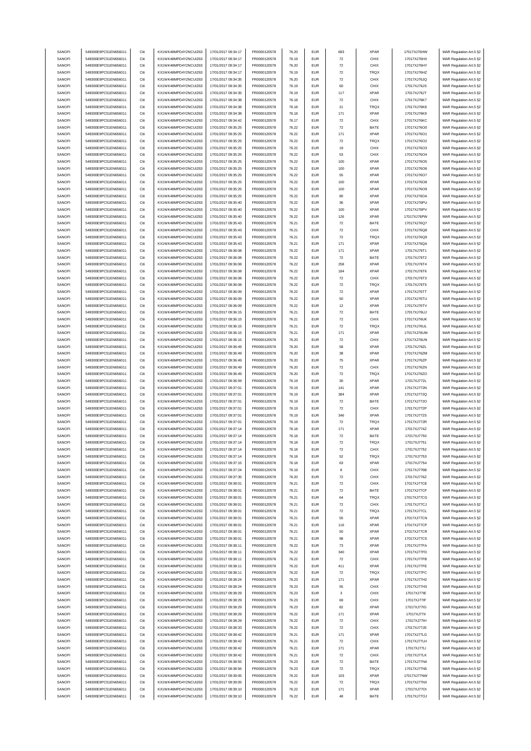| | | | | | | | | | | | |
|---|---|---|---|---|---|---|---|---|---|---|---|
| SANOFI | 549300E9PC51EN656011 | Citi | KX1WK48MPD4Y2NCUIZ63 | 17/01/2017 09:34:17 | FR0000120578 | 76.20 | EUR | 683 | XPAR | 17017XJ76HW | MAR Regulation Art.5 §2 |
| SANOFI | 549300E9PC51EN656011 | Citi | KX1WK48MPD4Y2NCUIZ63 | 17/01/2017 09:34:17 | FR0000120578 | 76.19 | EUR | 72 | CHIX | 17017XJ76HX | MAR Regulation Art.5 §2 |
| SANOFI | 549300E9PC51EN656011 | Citi | KX1WK48MPD4Y2NCUIZ63 | 17/01/2017 09:34:17 | FR0000120578 | 76.20 | EUR | 72 | CHIX | 17017XJ76HY | MAR Regulation Art.5 §2 |
| SANOFI | 549300E9PC51EN656011 | Citi | KX1WK48MPD4Y2NCUIZ63 | 17/01/2017 09:34:17 | FR0000120578 | 76.19 | EUR | 72 | TRQX | 17017XJ76HZ | MAR Regulation Art.5 §2 |
| SANOFI | 549300E9PC51EN656011 | Citi | KX1WK48MPD4Y2NCUIZ63 | 17/01/2017 09:34:35 | FR0000120578 | 76.20 | EUR | 72 | CHIX | 17017XJ76JQ | MAR Regulation Art.5 §2 |
| SANOFI | 549300E9PC51EN656011 | Citi | KX1WK48MPD4Y2NCUIZ63 | 17/01/2017 09:34:35 | FR0000120578 | 76.19 | EUR | 60 | CHIX | 17017XJ76JS | MAR Regulation Art.5 §2 |
| SANOFI | 549300E9PC51EN656011 | Citi | KX1WK48MPD4Y2NCUIZ63 | 17/01/2017 09:34:35 | FR0000120578 | 76.19 | EUR | 117 | XPAR | 17017XJ76JT | MAR Regulation Art.5 §2 |
| SANOFI | 549300E9PC51EN656011 | Citi | KX1WK48MPD4Y2NCUIZ63 | 17/01/2017 09:34:38 | FR0000120578 | 76.18 | EUR | 72 | CHIX | 17017XJ76K7 | MAR Regulation Art.5 §2 |
| SANOFI | 549300E9PC51EN656011 | Citi | KX1WK48MPD4Y2NCUIZ63 | 17/01/2017 09:34:38 | FR0000120578 | 76.18 | EUR | 21 | TRQX | 17017XJ76K8 | MAR Regulation Art.5 §2 |
| SANOFI | 549300E9PC51EN656011 | Citi | KX1WK48MPD4Y2NCUIZ63 | 17/01/2017 09:34:38 | FR0000120578 | 76.18 | EUR | 171 | XPAR | 17017XJ76K9 | MAR Regulation Art.5 §2 |
| SANOFI | 549300E9PC51EN656011 | Citi | KX1WK48MPD4Y2NCUIZ63 | 17/01/2017 09:34:42 | FR0000120578 | 76.17 | EUR | 72 | CHIX | 17017XJ76KC | MAR Regulation Art.5 §2 |
| SANOFI | 549300E9PC51EN656011 | Citi | KX1WK48MPD4Y2NCUIZ63 | 17/01/2017 09:35:25 | FR0000120578 | 76.22 | EUR | 72 | BATE | 17017XJ76O0 | MAR Regulation Art.5 §2 |
| SANOFI | 549300E9PC51EN656011 | Citi | KX1WK48MPD4Y2NCUIZ63 | 17/01/2017 09:35:25 | FR0000120578 | 76.22 | EUR | 171 | XPAR | 17017XJ76O1 | MAR Regulation Art.5 §2 |
| SANOFI | 549300E9PC51EN656011 | Citi | KX1WK48MPD4Y2NCUIZ63 | 17/01/2017 09:35:25 | FR0000120578 | 76.22 | EUR | 72 | TRQX | 17017XJ76O2 | MAR Regulation Art.5 §2 |
| SANOFI | 549300E9PC51EN656011 | Citi | KX1WK48MPD4Y2NCUIZ63 | 17/01/2017 09:35:25 | FR0000120578 | 76.22 | EUR | 19 | CHIX | 17017XJ76O3 | MAR Regulation Art.5 §2 |
| SANOFI | 549300E9PC51EN656011 | Citi | KX1WK48MPD4Y2NCUIZ63 | 17/01/2017 09:35:25 | FR0000120578 | 76.22 | EUR | 53 | CHIX | 17017XJ76O4 | MAR Regulation Art.5 §2 |
| SANOFI | 549300E9PC51EN656011 | Citi | KX1WK48MPD4Y2NCUIZ63 | 17/01/2017 09:35:25 | FR0000120578 | 76.22 | EUR | 100 | XPAR | 17017XJ76O5 | MAR Regulation Art.5 §2 |
| SANOFI | 549300E9PC51EN656011 | Citi | KX1WK48MPD4Y2NCUIZ63 | 17/01/2017 09:35:25 | FR0000120578 | 76.22 | EUR | 100 | XPAR | 17017XJ76O6 | MAR Regulation Art.5 §2 |
| SANOFI | 549300E9PC51EN656011 | Citi | KX1WK48MPD4Y2NCUIZ63 | 17/01/2017 09:35:25 | FR0000120578 | 76.22 | EUR | 55 | XPAR | 17017XJ76O7 | MAR Regulation Art.5 §2 |
| SANOFI | 549300E9PC51EN656011 | Citi | KX1WK48MPD4Y2NCUIZ63 | 17/01/2017 09:35:25 | FR0000120578 | 76.22 | EUR | 100 | XPAR | 17017XJ76O8 | MAR Regulation Art.5 §2 |
| SANOFI | 549300E9PC51EN656011 | Citi | KX1WK48MPD4Y2NCUIZ63 | 17/01/2017 09:35:25 | FR0000120578 | 76.22 | EUR | 100 | XPAR | 17017XJ76O9 | MAR Regulation Art.5 §2 |
| SANOFI | 549300E9PC51EN656011 | Citi | KX1WK48MPD4Y2NCUIZ63 | 17/01/2017 09:35:25 | FR0000120578 | 76.22 | EUR | 80 | XPAR | 17017XJ76OA | MAR Regulation Art.5 §2 |
| SANOFI | 549300E9PC51EN656011 | Citi | KX1WK48MPD4Y2NCUIZ63 | 17/01/2017 09:35:40 | FR0000120578 | 76.22 | EUR | 36 | XPAR | 17017XJ76PU | MAR Regulation Art.5 §2 |
| SANOFI | 549300E9PC51EN656011 | Citi | KX1WK48MPD4Y2NCUIZ63 | 17/01/2017 09:35:40 | FR0000120578 | 76.22 | EUR | 100 | XPAR | 17017XJ76PV | MAR Regulation Art.5 §2 |
| SANOFI | 549300E9PC51EN656011 | Citi | KX1WK48MPD4Y2NCUIZ63 | 17/01/2017 09:35:40 | FR0000120578 | 76.22 | EUR | 126 | XPAR | 17017XJ76PW | MAR Regulation Art.5 §2 |
| SANOFI | 549300E9PC51EN656011 | Citi | KX1WK48MPD4Y2NCUIZ63 | 17/01/2017 09:35:43 | FR0000120578 | 76.21 | EUR | 72 | BATE | 17017XJ76Q7 | MAR Regulation Art.5 §2 |
| SANOFI | 549300E9PC51EN656011 | Citi | KX1WK48MPD4Y2NCUIZ63 | 17/01/2017 09:35:43 | FR0000120578 | 76.21 | EUR | 72 | CHIX | 17017XJ76Q8 | MAR Regulation Art.5 §2 |
| SANOFI | 549300E9PC51EN656011 | Citi | KX1WK48MPD4Y2NCUIZ63 | 17/01/2017 09:35:43 | FR0000120578 | 76.21 | EUR | 72 | TRQX | 17017XJ76Q9 | MAR Regulation Art.5 §2 |
| SANOFI | 549300E9PC51EN656011 | Citi | KX1WK48MPD4Y2NCUIZ63 | 17/01/2017 09:35:43 | FR0000120578 | 76.21 | EUR | 171 | XPAR | 17017XJ76QA | MAR Regulation Art.5 §2 |
| SANOFI | 549300E9PC51EN656011 | Citi | KX1WK48MPD4Y2NCUIZ63 | 17/01/2017 09:36:08 | FR0000120578 | 76.22 | EUR | 171 | XPAR | 17017XJ76T1 | MAR Regulation Art.5 §2 |
| SANOFI | 549300E9PC51EN656011 | Citi | KX1WK48MPD4Y2NCUIZ63 | 17/01/2017 09:36:08 | FR0000120578 | 76.22 | EUR | 72 | BATE | 17017XJ76T2 | MAR Regulation Art.5 §2 |
| SANOFI | 549300E9PC51EN656011 | Citi | KX1WK48MPD4Y2NCUIZ63 | 17/01/2017 09:36:08 | FR0000120578 | 76.22 | EUR | 258 | XPAR | 17017XJ76T4 | MAR Regulation Art.5 §2 |
| SANOFI | 549300E9PC51EN656011 | Citi | KX1WK48MPD4Y2NCUIZ63 | 17/01/2017 09:36:08 | FR0000120578 | 76.22 | EUR | 184 | XPAR | 17017XJ76T6 | MAR Regulation Art.5 §2 |
| SANOFI | 549300E9PC51EN656011 | Citi | KX1WK48MPD4Y2NCUIZ63 | 17/01/2017 09:36:08 | FR0000120578 | 76.22 | EUR | 72 | CHIX | 17017XJ76T3 | MAR Regulation Art.5 §2 |
| SANOFI | 549300E9PC51EN656011 | Citi | KX1WK48MPD4Y2NCUIZ63 | 17/01/2017 09:36:08 | FR0000120578 | 76.22 | EUR | 72 | TRQX | 17017XJ76T5 | MAR Regulation Art.5 §2 |
| SANOFI | 549300E9PC51EN656011 | Citi | KX1WK48MPD4Y2NCUIZ63 | 17/01/2017 09:36:09 | FR0000120578 | 76.22 | EUR | 72 | XPAR | 17017XJ76TT | MAR Regulation Art.5 §2 |
| SANOFI | 549300E9PC51EN656011 | Citi | KX1WK48MPD4Y2NCUIZ63 | 17/01/2017 09:36:09 | FR0000120578 | 76.22 | EUR | 50 | XPAR | 17017XJ76TU | MAR Regulation Art.5 §2 |
| SANOFI | 549300E9PC51EN656011 | Citi | KX1WK48MPD4Y2NCUIZ63 | 17/01/2017 09:36:09 | FR0000120578 | 76.22 | EUR | 12 | XPAR | 17017XJ76TV | MAR Regulation Art.5 §2 |
| SANOFI | 549300E9PC51EN656011 | Citi | KX1WK48MPD4Y2NCUIZ63 | 17/01/2017 09:36:15 | FR0000120578 | 76.21 | EUR | 72 | BATE | 17017XJ76UJ | MAR Regulation Art.5 §2 |
| SANOFI | 549300E9PC51EN656011 | Citi | KX1WK48MPD4Y2NCUIZ63 | 17/01/2017 09:36:15 | FR0000120578 | 76.21 | EUR | 72 | CHIX | 17017XJ76UK | MAR Regulation Art.5 §2 |
| SANOFI | 549300E9PC51EN656011 | Citi | KX1WK48MPD4Y2NCUIZ63 | 17/01/2017 09:36:15 | FR0000120578 | 76.21 | EUR | 72 | TRQX | 17017XJ76UL | MAR Regulation Art.5 §2 |
| SANOFI | 549300E9PC51EN656011 | Citi | KX1WK48MPD4Y2NCUIZ63 | 17/01/2017 09:36:15 | FR0000120578 | 76.21 | EUR | 171 | XPAR | 17017XJ76UM | MAR Regulation Art.5 §2 |
| SANOFI | 549300E9PC51EN656011 | Citi | KX1WK48MPD4Y2NCUIZ63 | 17/01/2017 09:36:15 | FR0000120578 | 76.20 | EUR | 72 | CHIX | 17017XJ76UN | MAR Regulation Art.5 §2 |
| SANOFI | 549300E9PC51EN656011 | Citi | KX1WK48MPD4Y2NCUIZ63 | 17/01/2017 09:36:49 | FR0000120578 | 76.20 | EUR | 58 | XPAR | 17017XJ76ZL | MAR Regulation Art.5 §2 |
| SANOFI | 549300E9PC51EN656011 | Citi | KX1WK48MPD4Y2NCUIZ63 | 17/01/2017 09:36:49 | FR0000120578 | 76.20 | EUR | 38 | XPAR | 17017XJ76ZM | MAR Regulation Art.5 §2 |
| SANOFI | 549300E9PC51EN656011 | Citi | KX1WK48MPD4Y2NCUIZ63 | 17/01/2017 09:36:49 | FR0000120578 | 76.20 | EUR | 75 | XPAR | 17017XJ76ZP | MAR Regulation Art.5 §2 |
| SANOFI | 549300E9PC51EN656011 | Citi | KX1WK48MPD4Y2NCUIZ63 | 17/01/2017 09:36:49 | FR0000120578 | 76.20 | EUR | 72 | CHIX | 17017XJ76ZN | MAR Regulation Art.5 §2 |
| SANOFI | 549300E9PC51EN656011 | Citi | KX1WK48MPD4Y2NCUIZ63 | 17/01/2017 09:36:49 | FR0000120578 | 76.20 | EUR | 72 | TRQX | 17017XJ76ZO | MAR Regulation Art.5 §2 |
| SANOFI | 549300E9PC51EN656011 | Citi | KX1WK48MPD4Y2NCUIZ63 | 17/01/2017 09:36:59 | FR0000120578 | 76.19 | EUR | 30 | XPAR | 17017XJ772L | MAR Regulation Art.5 §2 |
| SANOFI | 549300E9PC51EN656011 | Citi | KX1WK48MPD4Y2NCUIZ63 | 17/01/2017 09:37:01 | FR0000120578 | 76.19 | EUR | 141 | XPAR | 17017XJ772N | MAR Regulation Art.5 §2 |
| SANOFI | 549300E9PC51EN656011 | Citi | KX1WK48MPD4Y2NCUIZ63 | 17/01/2017 09:37:01 | FR0000120578 | 76.19 | EUR | 384 | XPAR | 17017XJ772Q | MAR Regulation Art.5 §2 |
| SANOFI | 549300E9PC51EN656011 | Citi | KX1WK48MPD4Y2NCUIZ63 | 17/01/2017 09:37:01 | FR0000120578 | 76.19 | EUR | 72 | BATE | 17017XJ772O | MAR Regulation Art.5 §2 |
| SANOFI | 549300E9PC51EN656011 | Citi | KX1WK48MPD4Y2NCUIZ63 | 17/01/2017 09:37:01 | FR0000120578 | 76.19 | EUR | 72 | CHIX | 17017XJ772P | MAR Regulation Art.5 §2 |
| SANOFI | 549300E9PC51EN656011 | Citi | KX1WK48MPD4Y2NCUIZ63 | 17/01/2017 09:37:01 | FR0000120578 | 76.19 | EUR | 346 | XPAR | 17017XJ772S | MAR Regulation Art.5 §2 |
| SANOFI | 549300E9PC51EN656011 | Citi | KX1WK48MPD4Y2NCUIZ63 | 17/01/2017 09:37:01 | FR0000120578 | 76.19 | EUR | 72 | TRQX | 17017XJ772R | MAR Regulation Art.5 §2 |
| SANOFI | 549300E9PC51EN656011 | Citi | KX1WK48MPD4Y2NCUIZ63 | 17/01/2017 09:37:14 | FR0000120578 | 76.18 | EUR | 171 | XPAR | 17017XJ774Z | MAR Regulation Art.5 §2 |
| SANOFI | 549300E9PC51EN656011 | Citi | KX1WK48MPD4Y2NCUIZ63 | 17/01/2017 09:37:14 | FR0000120578 | 76.18 | EUR | 72 | BATE | 17017XJ7750 | MAR Regulation Art.5 §2 |
| SANOFI | 549300E9PC51EN656011 | Citi | KX1WK48MPD4Y2NCUIZ63 | 17/01/2017 09:37:14 | FR0000120578 | 76.18 | EUR | 72 | TRQX | 17017XJ7751 | MAR Regulation Art.5 §2 |
| SANOFI | 549300E9PC51EN656011 | Citi | KX1WK48MPD4Y2NCUIZ63 | 17/01/2017 09:37:14 | FR0000120578 | 76.18 | EUR | 72 | CHIX | 17017XJ7752 | MAR Regulation Art.5 §2 |
| SANOFI | 549300E9PC51EN656011 | Citi | KX1WK48MPD4Y2NCUIZ63 | 17/01/2017 09:37:14 | FR0000120578 | 76.18 | EUR | 52 | TRQX | 17017XJ7753 | MAR Regulation Art.5 §2 |
| SANOFI | 549300E9PC51EN656011 | Citi | KX1WK48MPD4Y2NCUIZ63 | 17/01/2017 09:37:15 | FR0000120578 | 76.18 | EUR | 63 | XPAR | 17017XJ7754 | MAR Regulation Art.5 §2 |
| SANOFI | 549300E9PC51EN656011 | Citi | KX1WK48MPD4Y2NCUIZ63 | 17/01/2017 09:37:24 | FR0000120578 | 76.19 | EUR | 8 | CHIX | 17017XJ776B | MAR Regulation Art.5 §2 |
| SANOFI | 549300E9PC51EN656011 | Citi | KX1WK48MPD4Y2NCUIZ63 | 17/01/2017 09:37:35 | FR0000120578 | 76.20 | EUR | 72 | CHIX | 17017XJ776Z | MAR Regulation Art.5 §2 |
| SANOFI | 549300E9PC51EN656011 | Citi | KX1WK48MPD4Y2NCUIZ63 | 17/01/2017 09:38:01 | FR0000120578 | 76.21 | EUR | 72 | CHIX | 17017XJ77CE | MAR Regulation Art.5 §2 |
| SANOFI | 549300E9PC51EN656011 | Citi | KX1WK48MPD4Y2NCUIZ63 | 17/01/2017 09:38:01 | FR0000120578 | 76.21 | EUR | 72 | BATE | 17017XJ77CF | MAR Regulation Art.5 §2 |
| SANOFI | 549300E9PC51EN656011 | Citi | KX1WK48MPD4Y2NCUIZ63 | 17/01/2017 09:38:01 | FR0000120578 | 76.21 | EUR | 64 | TRQX | 17017XJ77CG | MAR Regulation Art.5 §2 |
| SANOFI | 549300E9PC51EN656011 | Citi | KX1WK48MPD4Y2NCUIZ63 | 17/01/2017 09:38:01 | FR0000120578 | 76.21 | EUR | 72 | CHIX | 17017XJ77CJ | MAR Regulation Art.5 §2 |
| SANOFI | 549300E9PC51EN656011 | Citi | KX1WK48MPD4Y2NCUIZ63 | 17/01/2017 09:38:01 | FR0000120578 | 76.21 | EUR | 72 | TRQX | 17017XJ77CL | MAR Regulation Art.5 §2 |
| SANOFI | 549300E9PC51EN656011 | Citi | KX1WK48MPD4Y2NCUIZ63 | 17/01/2017 09:38:01 | FR0000120578 | 76.21 | EUR | 55 | XPAR | 17017XJ77CN | MAR Regulation Art.5 §2 |
| SANOFI | 549300E9PC51EN656011 | Citi | KX1WK48MPD4Y2NCUIZ63 | 17/01/2017 09:38:01 | FR0000120578 | 76.21 | EUR | 116 | XPAR | 17017XJ77CP | MAR Regulation Art.5 §2 |
| SANOFI | 549300E9PC51EN656011 | Citi | KX1WK48MPD4Y2NCUIZ63 | 17/01/2017 09:38:01 | FR0000120578 | 76.21 | EUR | 50 | XPAR | 17017XJ77CR | MAR Regulation Art.5 §2 |
| SANOFI | 549300E9PC51EN656011 | Citi | KX1WK48MPD4Y2NCUIZ63 | 17/01/2017 09:38:01 | FR0000120578 | 76.21 | EUR | 98 | XPAR | 17017XJ77CS | MAR Regulation Art.5 §2 |
| SANOFI | 549300E9PC51EN656011 | Citi | KX1WK48MPD4Y2NCUIZ63 | 17/01/2017 09:38:11 | FR0000120578 | 76.22 | EUR | 73 | XPAR | 17017XJ77FA | MAR Regulation Art.5 §2 |
| SANOFI | 549300E9PC51EN656011 | Citi | KX1WK48MPD4Y2NCUIZ63 | 17/01/2017 09:38:11 | FR0000120578 | 76.22 | EUR | 340 | XPAR | 17017XJ77FD | MAR Regulation Art.5 §2 |
| SANOFI | 549300E9PC51EN656011 | Citi | KX1WK48MPD4Y2NCUIZ63 | 17/01/2017 09:38:11 | FR0000120578 | 76.22 | EUR | 72 | CHIX | 17017XJ77FB | MAR Regulation Art.5 §2 |
| SANOFI | 549300E9PC51EN656011 | Citi | KX1WK48MPD4Y2NCUIZ63 | 17/01/2017 09:38:11 | FR0000120578 | 76.22 | EUR | 411 | XPAR | 17017XJ77FE | MAR Regulation Art.5 §2 |
| SANOFI | 549300E9PC51EN656011 | Citi | KX1WK48MPD4Y2NCUIZ63 | 17/01/2017 09:38:11 | FR0000120578 | 76.22 | EUR | 72 | TRQX | 17017XJ77FC | MAR Regulation Art.5 §2 |
| SANOFI | 549300E9PC51EN656011 | Citi | KX1WK48MPD4Y2NCUIZ63 | 17/01/2017 09:38:24 | FR0000120578 | 76.23 | EUR | 171 | XPAR | 17017XJ77H2 | MAR Regulation Art.5 §2 |
| SANOFI | 549300E9PC51EN656011 | Citi | KX1WK48MPD4Y2NCUIZ63 | 17/01/2017 09:38:24 | FR0000120578 | 76.23 | EUR | 55 | CHIX | 17017XJ77H3 | MAR Regulation Art.5 §2 |
| SANOFI | 549300E9PC51EN656011 | Citi | KX1WK48MPD4Y2NCUIZ63 | 17/01/2017 09:38:29 | FR0000120578 | 76.23 | EUR | 3 | CHIX | 17017XJ77IE | MAR Regulation Art.5 §2 |
| SANOFI | 549300E9PC51EN656011 | Citi | KX1WK48MPD4Y2NCUIZ63 | 17/01/2017 09:38:29 | FR0000120578 | 76.23 | EUR | 69 | CHIX | 17017XJ77IF | MAR Regulation Art.5 §2 |
| SANOFI | 549300E9PC51EN656011 | Citi | KX1WK48MPD4Y2NCUIZ63 | 17/01/2017 09:38:29 | FR0000120578 | 76.23 | EUR | 82 | XPAR | 17017XJ77IG | MAR Regulation Art.5 §2 |
| SANOFI | 549300E9PC51EN656011 | Citi | KX1WK48MPD4Y2NCUIZ63 | 17/01/2017 09:38:29 | FR0000120578 | 76.22 | EUR | 171 | XPAR | 17017XJ77II | MAR Regulation Art.5 §2 |
| SANOFI | 549300E9PC51EN656011 | Citi | KX1WK48MPD4Y2NCUIZ63 | 17/01/2017 09:38:29 | FR0000120578 | 76.22 | EUR | 72 | CHIX | 17017XJ77IH | MAR Regulation Art.5 §2 |
| SANOFI | 549300E9PC51EN656011 | Citi | KX1WK48MPD4Y2NCUIZ63 | 17/01/2017 09:38:33 | FR0000120578 | 76.22 | EUR | 72 | CHIX | 17017XJ77JE | MAR Regulation Art.5 §2 |
| SANOFI | 549300E9PC51EN656011 | Citi | KX1WK48MPD4Y2NCUIZ63 | 17/01/2017 09:38:42 | FR0000120578 | 76.21 | EUR | 171 | XPAR | 17017XJ77LG | MAR Regulation Art.5 §2 |
| SANOFI | 549300E9PC51EN656011 | Citi | KX1WK48MPD4Y2NCUIZ63 | 17/01/2017 09:38:42 | FR0000120578 | 76.21 | EUR | 72 | CHIX | 17017XJ77LH | MAR Regulation Art.5 §2 |
| SANOFI | 549300E9PC51EN656011 | Citi | KX1WK48MPD4Y2NCUIZ63 | 17/01/2017 09:38:42 | FR0000120578 | 76.21 | EUR | 171 | XPAR | 17017XJ77LI | MAR Regulation Art.5 §2 |
| SANOFI | 549300E9PC51EN656011 | Citi | KX1WK48MPD4Y2NCUIZ63 | 17/01/2017 09:38:42 | FR0000120578 | 76.21 | EUR | 72 | CHIX | 17017XJ77LK | MAR Regulation Art.5 §2 |
| SANOFI | 549300E9PC51EN656011 | Citi | KX1WK48MPD4Y2NCUIZ63 | 17/01/2017 09:38:55 | FR0000120578 | 76.23 | EUR | 72 | BATE | 17017XJ77N4 | MAR Regulation Art.5 §2 |
| SANOFI | 549300E9PC51EN656011 | Citi | KX1WK48MPD4Y2NCUIZ63 | 17/01/2017 09:38:56 | FR0000120578 | 76.23 | EUR | 72 | TRQX | 17017XJ77N5 | MAR Regulation Art.5 §2 |
| SANOFI | 549300E9PC51EN656011 | Citi | KX1WK48MPD4Y2NCUIZ63 | 17/01/2017 09:39:05 | FR0000120578 | 76.22 | EUR | 103 | XPAR | 17017XJ77NW | MAR Regulation Art.5 §2 |
| SANOFI | 549300E9PC51EN656011 | Citi | KX1WK48MPD4Y2NCUIZ63 | 17/01/2017 09:39:05 | FR0000120578 | 76.22 | EUR | 72 | TRQX | 17017XJ77NX | MAR Regulation Art.5 §2 |
| SANOFI | 549300E9PC51EN656011 | Citi | KX1WK48MPD4Y2NCUIZ63 | 17/01/2017 09:39:10 | FR0000120578 | 76.22 | EUR | 171 | XPAR | 17017XJ77OI | MAR Regulation Art.5 §2 |
| SANOFI | 549300E9PC51EN656011 | Citi | KX1WK48MPD4Y2NCUIZ63 | 17/01/2017 09:39:10 | FR0000120578 | 76.22 | EUR | 48 | BATE | 17017XJ77OJ | MAR Regulation Art.5 §2 |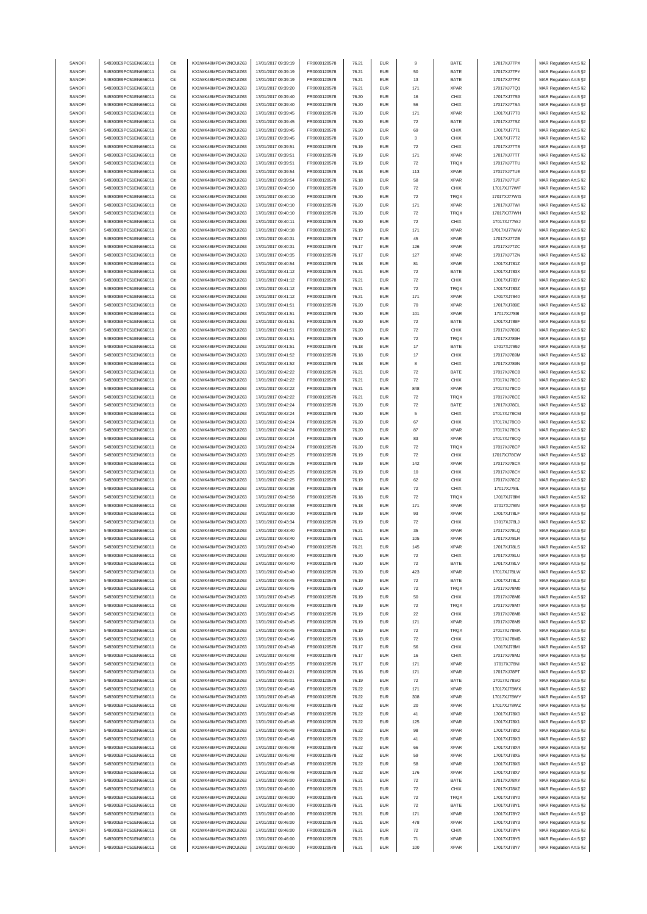| | | | | | | | | | | | |
|---|---|---|---|---|---|---|---|---|---|---|---|
| SANOFI | 549300E9PC51EN656011 | Citi | KX1WK48MPD4Y2NCUIZ63 | 17/01/2017 09:39:19 | FR0000120578 | 76.21 | EUR | 9 | BATE | 17017XJ77PX | MAR Regulation Art.5 §2 |
| SANOFI | 549300E9PC51EN656011 | Citi | KX1WK48MPD4Y2NCUIZ63 | 17/01/2017 09:39:19 | FR0000120578 | 76.21 | EUR | 50 | BATE | 17017XJ77PY | MAR Regulation Art.5 §2 |
| SANOFI | 549300E9PC51EN656011 | Citi | KX1WK48MPD4Y2NCUIZ63 | 17/01/2017 09:39:19 | FR0000120578 | 76.21 | EUR | 13 | BATE | 17017XJ77PZ | MAR Regulation Art.5 §2 |
| SANOFI | 549300E9PC51EN656011 | Citi | KX1WK48MPD4Y2NCUIZ63 | 17/01/2017 09:39:20 | FR0000120578 | 76.21 | EUR | 171 | XPAR | 17017XJ77Q1 | MAR Regulation Art.5 §2 |
| SANOFI | 549300E9PC51EN656011 | Citi | KX1WK48MPD4Y2NCUIZ63 | 17/01/2017 09:39:40 | FR0000120578 | 76.20 | EUR | 16 | CHIX | 17017XJ77S9 | MAR Regulation Art.5 §2 |
| SANOFI | 549300E9PC51EN656011 | Citi | KX1WK48MPD4Y2NCUIZ63 | 17/01/2017 09:39:40 | FR0000120578 | 76.20 | EUR | 56 | CHIX | 17017XJ77SA | MAR Regulation Art.5 §2 |
| SANOFI | 549300E9PC51EN656011 | Citi | KX1WK48MPD4Y2NCUIZ63 | 17/01/2017 09:39:45 | FR0000120578 | 76.20 | EUR | 171 | XPAR | 17017XJ77T0 | MAR Regulation Art.5 §2 |
| SANOFI | 549300E9PC51EN656011 | Citi | KX1WK48MPD4Y2NCUIZ63 | 17/01/2017 09:39:45 | FR0000120578 | 76.20 | EUR | 72 | BATE | 17017XJ77SZ | MAR Regulation Art.5 §2 |
| SANOFI | 549300E9PC51EN656011 | Citi | KX1WK48MPD4Y2NCUIZ63 | 17/01/2017 09:39:45 | FR0000120578 | 76.20 | EUR | 69 | CHIX | 17017XJ77T1 | MAR Regulation Art.5 §2 |
| SANOFI | 549300E9PC51EN656011 | Citi | KX1WK48MPD4Y2NCUIZ63 | 17/01/2017 09:39:45 | FR0000120578 | 76.20 | EUR | 3 | CHIX | 17017XJ77T2 | MAR Regulation Art.5 §2 |
| SANOFI | 549300E9PC51EN656011 | Citi | KX1WK48MPD4Y2NCUIZ63 | 17/01/2017 09:39:51 | FR0000120578 | 76.19 | EUR | 72 | CHIX | 17017XJ77TS | MAR Regulation Art.5 §2 |
| SANOFI | 549300E9PC51EN656011 | Citi | KX1WK48MPD4Y2NCUIZ63 | 17/01/2017 09:39:51 | FR0000120578 | 76.19 | EUR | 171 | XPAR | 17017XJ77TT | MAR Regulation Art.5 §2 |
| SANOFI | 549300E9PC51EN656011 | Citi | KX1WK48MPD4Y2NCUIZ63 | 17/01/2017 09:39:51 | FR0000120578 | 76.19 | EUR | 72 | TRQX | 17017XJ77TU | MAR Regulation Art.5 §2 |
| SANOFI | 549300E9PC51EN656011 | Citi | KX1WK48MPD4Y2NCUIZ63 | 17/01/2017 09:39:54 | FR0000120578 | 76.18 | EUR | 113 | XPAR | 17017XJ77UE | MAR Regulation Art.5 §2 |
| SANOFI | 549300E9PC51EN656011 | Citi | KX1WK48MPD4Y2NCUIZ63 | 17/01/2017 09:39:54 | FR0000120578 | 76.18 | EUR | 58 | XPAR | 17017XJ77UF | MAR Regulation Art.5 §2 |
| SANOFI | 549300E9PC51EN656011 | Citi | KX1WK48MPD4Y2NCUIZ63 | 17/01/2017 09:40:10 | FR0000120578 | 76.20 | EUR | 72 | CHIX | 17017XJ77WF | MAR Regulation Art.5 §2 |
| SANOFI | 549300E9PC51EN656011 | Citi | KX1WK48MPD4Y2NCUIZ63 | 17/01/2017 09:40:10 | FR0000120578 | 76.20 | EUR | 72 | TRQX | 17017XJ77WG | MAR Regulation Art.5 §2 |
| SANOFI | 549300E9PC51EN656011 | Citi | KX1WK48MPD4Y2NCUIZ63 | 17/01/2017 09:40:10 | FR0000120578 | 76.20 | EUR | 171 | XPAR | 17017XJ77WI | MAR Regulation Art.5 §2 |
| SANOFI | 549300E9PC51EN656011 | Citi | KX1WK48MPD4Y2NCUIZ63 | 17/01/2017 09:40:10 | FR0000120578 | 76.20 | EUR | 72 | TRQX | 17017XJ77WH | MAR Regulation Art.5 §2 |
| SANOFI | 549300E9PC51EN656011 | Citi | KX1WK48MPD4Y2NCUIZ63 | 17/01/2017 09:40:11 | FR0000120578 | 76.20 | EUR | 72 | CHIX | 17017XJ77WJ | MAR Regulation Art.5 §2 |
| SANOFI | 549300E9PC51EN656011 | Citi | KX1WK48MPD4Y2NCUIZ63 | 17/01/2017 09:40:18 | FR0000120578 | 76.19 | EUR | 171 | XPAR | 17017XJ77WW | MAR Regulation Art.5 §2 |
| SANOFI | 549300E9PC51EN656011 | Citi | KX1WK48MPD4Y2NCUIZ63 | 17/01/2017 09:40:31 | FR0000120578 | 76.17 | EUR | 45 | XPAR | 17017XJ77ZB | MAR Regulation Art.5 §2 |
| SANOFI | 549300E9PC51EN656011 | Citi | KX1WK48MPD4Y2NCUIZ63 | 17/01/2017 09:40:31 | FR0000120578 | 76.17 | EUR | 126 | XPAR | 17017XJ77ZC | MAR Regulation Art.5 §2 |
| SANOFI | 549300E9PC51EN656011 | Citi | KX1WK48MPD4Y2NCUIZ63 | 17/01/2017 09:40:35 | FR0000120578 | 76.17 | EUR | 127 | XPAR | 17017XJ77ZN | MAR Regulation Art.5 §2 |
| SANOFI | 549300E9PC51EN656011 | Citi | KX1WK48MPD4Y2NCUIZ63 | 17/01/2017 09:40:54 | FR0000120578 | 76.18 | EUR | 81 | XPAR | 17017XJ781Z | MAR Regulation Art.5 §2 |
| SANOFI | 549300E9PC51EN656011 | Citi | KX1WK48MPD4Y2NCUIZ63 | 17/01/2017 09:41:12 | FR0000120578 | 76.21 | EUR | 72 | BATE | 17017XJ783X | MAR Regulation Art.5 §2 |
| SANOFI | 549300E9PC51EN656011 | Citi | KX1WK48MPD4Y2NCUIZ63 | 17/01/2017 09:41:12 | FR0000120578 | 76.21 | EUR | 72 | CHIX | 17017XJ783Y | MAR Regulation Art.5 §2 |
| SANOFI | 549300E9PC51EN656011 | Citi | KX1WK48MPD4Y2NCUIZ63 | 17/01/2017 09:41:12 | FR0000120578 | 76.21 | EUR | 72 | TRQX | 17017XJ783Z | MAR Regulation Art.5 §2 |
| SANOFI | 549300E9PC51EN656011 | Citi | KX1WK48MPD4Y2NCUIZ63 | 17/01/2017 09:41:12 | FR0000120578 | 76.21 | EUR | 171 | XPAR | 17017XJ7840 | MAR Regulation Art.5 §2 |
| SANOFI | 549300E9PC51EN656011 | Citi | KX1WK48MPD4Y2NCUIZ63 | 17/01/2017 09:41:51 | FR0000120578 | 76.20 | EUR | 70 | XPAR | 17017XJ789E | MAR Regulation Art.5 §2 |
| SANOFI | 549300E9PC51EN656011 | Citi | KX1WK48MPD4Y2NCUIZ63 | 17/01/2017 09:41:51 | FR0000120578 | 76.20 | EUR | 101 | XPAR | 17017XJ789I | MAR Regulation Art.5 §2 |
| SANOFI | 549300E9PC51EN656011 | Citi | KX1WK48MPD4Y2NCUIZ63 | 17/01/2017 09:41:51 | FR0000120578 | 76.20 | EUR | 72 | BATE | 17017XJ789F | MAR Regulation Art.5 §2 |
| SANOFI | 549300E9PC51EN656011 | Citi | KX1WK48MPD4Y2NCUIZ63 | 17/01/2017 09:41:51 | FR0000120578 | 76.20 | EUR | 72 | CHIX | 17017XJ789G | MAR Regulation Art.5 §2 |
| SANOFI | 549300E9PC51EN656011 | Citi | KX1WK48MPD4Y2NCUIZ63 | 17/01/2017 09:41:51 | FR0000120578 | 76.20 | EUR | 72 | TRQX | 17017XJ789H | MAR Regulation Art.5 §2 |
| SANOFI | 549300E9PC51EN656011 | Citi | KX1WK48MPD4Y2NCUIZ63 | 17/01/2017 09:41:51 | FR0000120578 | 76.18 | EUR | 17 | BATE | 17017XJ789J | MAR Regulation Art.5 §2 |
| SANOFI | 549300E9PC51EN656011 | Citi | KX1WK48MPD4Y2NCUIZ63 | 17/01/2017 09:41:52 | FR0000120578 | 76.18 | EUR | 17 | CHIX | 17017XJ789M | MAR Regulation Art.5 §2 |
| SANOFI | 549300E9PC51EN656011 | Citi | KX1WK48MPD4Y2NCUIZ63 | 17/01/2017 09:41:52 | FR0000120578 | 76.18 | EUR | 8 | CHIX | 17017XJ789N | MAR Regulation Art.5 §2 |
| SANOFI | 549300E9PC51EN656011 | Citi | KX1WK48MPD4Y2NCUIZ63 | 17/01/2017 09:42:22 | FR0000120578 | 76.21 | EUR | 72 | BATE | 17017XJ78CB | MAR Regulation Art.5 §2 |
| SANOFI | 549300E9PC51EN656011 | Citi | KX1WK48MPD4Y2NCUIZ63 | 17/01/2017 09:42:22 | FR0000120578 | 76.21 | EUR | 72 | CHIX | 17017XJ78CC | MAR Regulation Art.5 §2 |
| SANOFI | 549300E9PC51EN656011 | Citi | KX1WK48MPD4Y2NCUIZ63 | 17/01/2017 09:42:22 | FR0000120578 | 76.21 | EUR | 848 | XPAR | 17017XJ78CD | MAR Regulation Art.5 §2 |
| SANOFI | 549300E9PC51EN656011 | Citi | KX1WK48MPD4Y2NCUIZ63 | 17/01/2017 09:42:22 | FR0000120578 | 76.21 | EUR | 72 | TRQX | 17017XJ78CE | MAR Regulation Art.5 §2 |
| SANOFI | 549300E9PC51EN656011 | Citi | KX1WK48MPD4Y2NCUIZ63 | 17/01/2017 09:42:24 | FR0000120578 | 76.20 | EUR | 72 | BATE | 17017XJ78CL | MAR Regulation Art.5 §2 |
| SANOFI | 549300E9PC51EN656011 | Citi | KX1WK48MPD4Y2NCUIZ63 | 17/01/2017 09:42:24 | FR0000120578 | 76.20 | EUR | 5 | CHIX | 17017XJ78CM | MAR Regulation Art.5 §2 |
| SANOFI | 549300E9PC51EN656011 | Citi | KX1WK48MPD4Y2NCUIZ63 | 17/01/2017 09:42:24 | FR0000120578 | 76.20 | EUR | 67 | CHIX | 17017XJ78CO | MAR Regulation Art.5 §2 |
| SANOFI | 549300E9PC51EN656011 | Citi | KX1WK48MPD4Y2NCUIZ63 | 17/01/2017 09:42:24 | FR0000120578 | 76.20 | EUR | 87 | XPAR | 17017XJ78CN | MAR Regulation Art.5 §2 |
| SANOFI | 549300E9PC51EN656011 | Citi | KX1WK48MPD4Y2NCUIZ63 | 17/01/2017 09:42:24 | FR0000120578 | 76.20 | EUR | 83 | XPAR | 17017XJ78CQ | MAR Regulation Art.5 §2 |
| SANOFI | 549300E9PC51EN656011 | Citi | KX1WK48MPD4Y2NCUIZ63 | 17/01/2017 09:42:24 | FR0000120578 | 76.20 | EUR | 72 | TRQX | 17017XJ78CP | MAR Regulation Art.5 §2 |
| SANOFI | 549300E9PC51EN656011 | Citi | KX1WK48MPD4Y2NCUIZ63 | 17/01/2017 09:42:25 | FR0000120578 | 76.19 | EUR | 72 | CHIX | 17017XJ78CW | MAR Regulation Art.5 §2 |
| SANOFI | 549300E9PC51EN656011 | Citi | KX1WK48MPD4Y2NCUIZ63 | 17/01/2017 09:42:25 | FR0000120578 | 76.19 | EUR | 142 | XPAR | 17017XJ78CX | MAR Regulation Art.5 §2 |
| SANOFI | 549300E9PC51EN656011 | Citi | KX1WK48MPD4Y2NCUIZ63 | 17/01/2017 09:42:25 | FR0000120578 | 76.19 | EUR | 10 | CHIX | 17017XJ78CY | MAR Regulation Art.5 §2 |
| SANOFI | 549300E9PC51EN656011 | Citi | KX1WK48MPD4Y2NCUIZ63 | 17/01/2017 09:42:25 | FR0000120578 | 76.19 | EUR | 62 | CHIX | 17017XJ78CZ | MAR Regulation Art.5 §2 |
| SANOFI | 549300E9PC51EN656011 | Citi | KX1WK48MPD4Y2NCUIZ63 | 17/01/2017 09:42:58 | FR0000120578 | 76.18 | EUR | 72 | CHIX | 17017XJ78IL | MAR Regulation Art.5 §2 |
| SANOFI | 549300E9PC51EN656011 | Citi | KX1WK48MPD4Y2NCUIZ63 | 17/01/2017 09:42:58 | FR0000120578 | 76.18 | EUR | 72 | TRQX | 17017XJ78IM | MAR Regulation Art.5 §2 |
| SANOFI | 549300E9PC51EN656011 | Citi | KX1WK48MPD4Y2NCUIZ63 | 17/01/2017 09:42:58 | FR0000120578 | 76.18 | EUR | 171 | XPAR | 17017XJ78IN | MAR Regulation Art.5 §2 |
| SANOFI | 549300E9PC51EN656011 | Citi | KX1WK48MPD4Y2NCUIZ63 | 17/01/2017 09:43:30 | FR0000120578 | 76.19 | EUR | 93 | XPAR | 17017XJ78LF | MAR Regulation Art.5 §2 |
| SANOFI | 549300E9PC51EN656011 | Citi | KX1WK48MPD4Y2NCUIZ63 | 17/01/2017 09:43:34 | FR0000120578 | 76.19 | EUR | 72 | CHIX | 17017XJ78LJ | MAR Regulation Art.5 §2 |
| SANOFI | 549300E9PC51EN656011 | Citi | KX1WK48MPD4Y2NCUIZ63 | 17/01/2017 09:43:40 | FR0000120578 | 76.21 | EUR | 35 | XPAR | 17017XJ78LQ | MAR Regulation Art.5 §2 |
| SANOFI | 549300E9PC51EN656011 | Citi | KX1WK48MPD4Y2NCUIZ63 | 17/01/2017 09:43:40 | FR0000120578 | 76.21 | EUR | 105 | XPAR | 17017XJ78LR | MAR Regulation Art.5 §2 |
| SANOFI | 549300E9PC51EN656011 | Citi | KX1WK48MPD4Y2NCUIZ63 | 17/01/2017 09:43:40 | FR0000120578 | 76.21 | EUR | 145 | XPAR | 17017XJ78LS | MAR Regulation Art.5 §2 |
| SANOFI | 549300E9PC51EN656011 | Citi | KX1WK48MPD4Y2NCUIZ63 | 17/01/2017 09:43:40 | FR0000120578 | 76.20 | EUR | 72 | CHIX | 17017XJ78LU | MAR Regulation Art.5 §2 |
| SANOFI | 549300E9PC51EN656011 | Citi | KX1WK48MPD4Y2NCUIZ63 | 17/01/2017 09:43:40 | FR0000120578 | 76.20 | EUR | 72 | BATE | 17017XJ78LV | MAR Regulation Art.5 §2 |
| SANOFI | 549300E9PC51EN656011 | Citi | KX1WK48MPD4Y2NCUIZ63 | 17/01/2017 09:43:40 | FR0000120578 | 76.20 | EUR | 423 | XPAR | 17017XJ78LW | MAR Regulation Art.5 §2 |
| SANOFI | 549300E9PC51EN656011 | Citi | KX1WK48MPD4Y2NCUIZ63 | 17/01/2017 09:43:45 | FR0000120578 | 76.19 | EUR | 72 | BATE | 17017XJ78LZ | MAR Regulation Art.5 §2 |
| SANOFI | 549300E9PC51EN656011 | Citi | KX1WK48MPD4Y2NCUIZ63 | 17/01/2017 09:43:45 | FR0000120578 | 76.20 | EUR | 72 | TRQX | 17017XJ78M0 | MAR Regulation Art.5 §2 |
| SANOFI | 549300E9PC51EN656011 | Citi | KX1WK48MPD4Y2NCUIZ63 | 17/01/2017 09:43:45 | FR0000120578 | 76.19 | EUR | 50 | CHIX | 17017XJ78M6 | MAR Regulation Art.5 §2 |
| SANOFI | 549300E9PC51EN656011 | Citi | KX1WK48MPD4Y2NCUIZ63 | 17/01/2017 09:43:45 | FR0000120578 | 76.19 | EUR | 72 | TRQX | 17017XJ78M7 | MAR Regulation Art.5 §2 |
| SANOFI | 549300E9PC51EN656011 | Citi | KX1WK48MPD4Y2NCUIZ63 | 17/01/2017 09:43:45 | FR0000120578 | 76.19 | EUR | 22 | CHIX | 17017XJ78M8 | MAR Regulation Art.5 §2 |
| SANOFI | 549300E9PC51EN656011 | Citi | KX1WK48MPD4Y2NCUIZ63 | 17/01/2017 09:43:45 | FR0000120578 | 76.19 | EUR | 171 | XPAR | 17017XJ78M9 | MAR Regulation Art.5 §2 |
| SANOFI | 549300E9PC51EN656011 | Citi | KX1WK48MPD4Y2NCUIZ63 | 17/01/2017 09:43:45 | FR0000120578 | 76.19 | EUR | 72 | TRQX | 17017XJ78MA | MAR Regulation Art.5 §2 |
| SANOFI | 549300E9PC51EN656011 | Citi | KX1WK48MPD4Y2NCUIZ63 | 17/01/2017 09:43:46 | FR0000120578 | 76.18 | EUR | 72 | CHIX | 17017XJ78MB | MAR Regulation Art.5 §2 |
| SANOFI | 549300E9PC51EN656011 | Citi | KX1WK48MPD4Y2NCUIZ63 | 17/01/2017 09:43:48 | FR0000120578 | 76.17 | EUR | 56 | CHIX | 17017XJ78MI | MAR Regulation Art.5 §2 |
| SANOFI | 549300E9PC51EN656011 | Citi | KX1WK48MPD4Y2NCUIZ63 | 17/01/2017 09:43:48 | FR0000120578 | 76.17 | EUR | 16 | CHIX | 17017XJ78MJ | MAR Regulation Art.5 §2 |
| SANOFI | 549300E9PC51EN656011 | Citi | KX1WK48MPD4Y2NCUIZ63 | 17/01/2017 09:43:55 | FR0000120578 | 76.17 | EUR | 171 | XPAR | 17017XJ78NI | MAR Regulation Art.5 §2 |
| SANOFI | 549300E9PC51EN656011 | Citi | KX1WK48MPD4Y2NCUIZ63 | 17/01/2017 09:44:21 | FR0000120578 | 76.16 | EUR | 171 | XPAR | 17017XJ78PT | MAR Regulation Art.5 §2 |
| SANOFI | 549300E9PC51EN656011 | Citi | KX1WK48MPD4Y2NCUIZ63 | 17/01/2017 09:45:01 | FR0000120578 | 76.19 | EUR | 72 | BATE | 17017XJ78SO | MAR Regulation Art.5 §2 |
| SANOFI | 549300E9PC51EN656011 | Citi | KX1WK48MPD4Y2NCUIZ63 | 17/01/2017 09:45:48 | FR0000120578 | 76.22 | EUR | 171 | XPAR | 17017XJ78WX | MAR Regulation Art.5 §2 |
| SANOFI | 549300E9PC51EN656011 | Citi | KX1WK48MPD4Y2NCUIZ63 | 17/01/2017 09:45:48 | FR0000120578 | 76.22 | EUR | 308 | XPAR | 17017XJ78WY | MAR Regulation Art.5 §2 |
| SANOFI | 549300E9PC51EN656011 | Citi | KX1WK48MPD4Y2NCUIZ63 | 17/01/2017 09:45:48 | FR0000120578 | 76.22 | EUR | 20 | XPAR | 17017XJ78WZ | MAR Regulation Art.5 §2 |
| SANOFI | 549300E9PC51EN656011 | Citi | KX1WK48MPD4Y2NCUIZ63 | 17/01/2017 09:45:48 | FR0000120578 | 76.22 | EUR | 41 | XPAR | 17017XJ78X0 | MAR Regulation Art.5 §2 |
| SANOFI | 549300E9PC51EN656011 | Citi | KX1WK48MPD4Y2NCUIZ63 | 17/01/2017 09:45:48 | FR0000120578 | 76.22 | EUR | 125 | XPAR | 17017XJ78X1 | MAR Regulation Art.5 §2 |
| SANOFI | 549300E9PC51EN656011 | Citi | KX1WK48MPD4Y2NCUIZ63 | 17/01/2017 09:45:48 | FR0000120578 | 76.22 | EUR | 98 | XPAR | 17017XJ78X2 | MAR Regulation Art.5 §2 |
| SANOFI | 549300E9PC51EN656011 | Citi | KX1WK48MPD4Y2NCUIZ63 | 17/01/2017 09:45:48 | FR0000120578 | 76.22 | EUR | 41 | XPAR | 17017XJ78X3 | MAR Regulation Art.5 §2 |
| SANOFI | 549300E9PC51EN656011 | Citi | KX1WK48MPD4Y2NCUIZ63 | 17/01/2017 09:45:48 | FR0000120578 | 76.22 | EUR | 66 | XPAR | 17017XJ78X4 | MAR Regulation Art.5 §2 |
| SANOFI | 549300E9PC51EN656011 | Citi | KX1WK48MPD4Y2NCUIZ63 | 17/01/2017 09:45:48 | FR0000120578 | 76.22 | EUR | 59 | XPAR | 17017XJ78X5 | MAR Regulation Art.5 §2 |
| SANOFI | 549300E9PC51EN656011 | Citi | KX1WK48MPD4Y2NCUIZ63 | 17/01/2017 09:45:48 | FR0000120578 | 76.22 | EUR | 58 | XPAR | 17017XJ78X6 | MAR Regulation Art.5 §2 |
| SANOFI | 549300E9PC51EN656011 | Citi | KX1WK48MPD4Y2NCUIZ63 | 17/01/2017 09:45:48 | FR0000120578 | 76.22 | EUR | 176 | XPAR | 17017XJ78X7 | MAR Regulation Art.5 §2 |
| SANOFI | 549300E9PC51EN656011 | Citi | KX1WK48MPD4Y2NCUIZ63 | 17/01/2017 09:46:00 | FR0000120578 | 76.21 | EUR | 72 | BATE | 17017XJ78XY | MAR Regulation Art.5 §2 |
| SANOFI | 549300E9PC51EN656011 | Citi | KX1WK48MPD4Y2NCUIZ63 | 17/01/2017 09:46:00 | FR0000120578 | 76.21 | EUR | 72 | CHIX | 17017XJ78XZ | MAR Regulation Art.5 §2 |
| SANOFI | 549300E9PC51EN656011 | Citi | KX1WK48MPD4Y2NCUIZ63 | 17/01/2017 09:46:00 | FR0000120578 | 76.21 | EUR | 72 | TRQX | 17017XJ78Y0 | MAR Regulation Art.5 §2 |
| SANOFI | 549300E9PC51EN656011 | Citi | KX1WK48MPD4Y2NCUIZ63 | 17/01/2017 09:46:00 | FR0000120578 | 76.21 | EUR | 72 | BATE | 17017XJ78Y1 | MAR Regulation Art.5 §2 |
| SANOFI | 549300E9PC51EN656011 | Citi | KX1WK48MPD4Y2NCUIZ63 | 17/01/2017 09:46:00 | FR0000120578 | 76.21 | EUR | 171 | XPAR | 17017XJ78Y2 | MAR Regulation Art.5 §2 |
| SANOFI | 549300E9PC51EN656011 | Citi | KX1WK48MPD4Y2NCUIZ63 | 17/01/2017 09:46:00 | FR0000120578 | 76.21 | EUR | 478 | XPAR | 17017XJ78Y3 | MAR Regulation Art.5 §2 |
| SANOFI | 549300E9PC51EN656011 | Citi | KX1WK48MPD4Y2NCUIZ63 | 17/01/2017 09:46:00 | FR0000120578 | 76.21 | EUR | 72 | CHIX | 17017XJ78Y4 | MAR Regulation Art.5 §2 |
| SANOFI | 549300E9PC51EN656011 | Citi | KX1WK48MPD4Y2NCUIZ63 | 17/01/2017 09:46:00 | FR0000120578 | 76.21 | EUR | 71 | XPAR | 17017XJ78Y5 | MAR Regulation Art.5 §2 |
| SANOFI | 549300E9PC51EN656011 | Citi | KX1WK48MPD4Y2NCUIZ63 | 17/01/2017 09:46:00 | FR0000120578 | 76.21 | EUR | 100 | XPAR | 17017XJ78Y7 | MAR Regulation Art.5 §2 |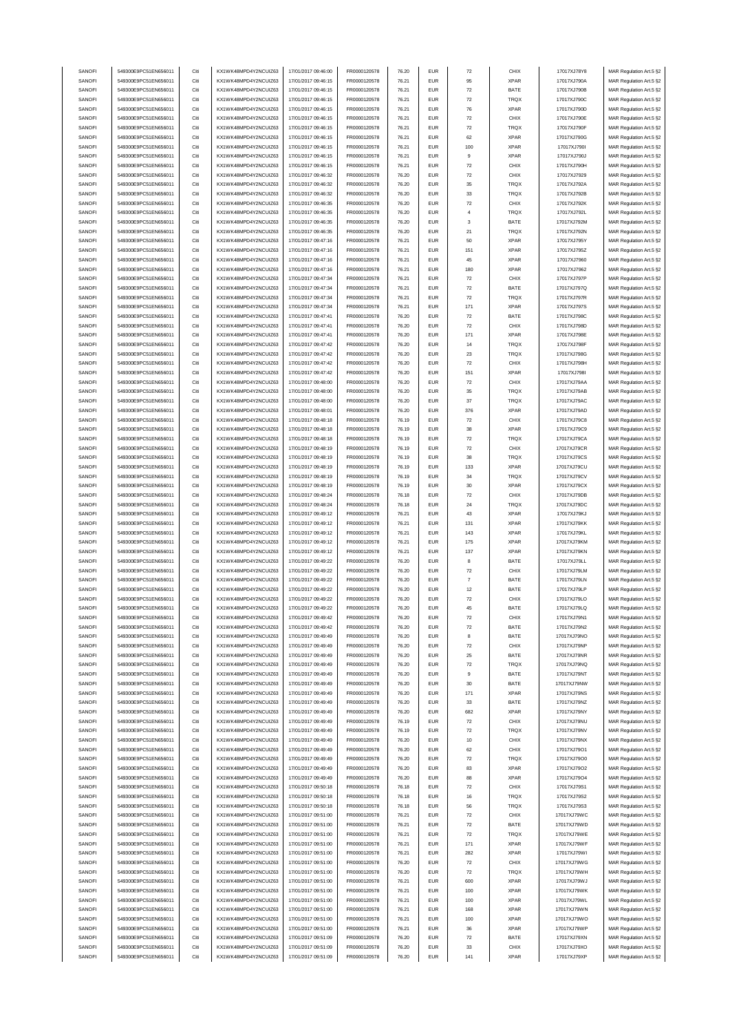| | | | | | | | | | | | |
|---|---|---|---|---|---|---|---|---|---|---|---|
| SANOFI | 549300E9PC51EN656011 | Citi | KX1WK48MPD4Y2NCUIZ63 | 17/01/2017 09:46:00 | FR0000120578 | 76.20 | EUR | 72 | CHIX | 17017XJ78Y8 | MAR Regulation Art.5 §2 |
| SANOFI | 549300E9PC51EN656011 | Citi | KX1WK48MPD4Y2NCUIZ63 | 17/01/2017 09:46:15 | FR0000120578 | 76.21 | EUR | 95 | XPAR | 17017XJ790A | MAR Regulation Art.5 §2 |
| SANOFI | 549300E9PC51EN656011 | Citi | KX1WK48MPD4Y2NCUIZ63 | 17/01/2017 09:46:15 | FR0000120578 | 76.21 | EUR | 72 | BATE | 17017XJ790B | MAR Regulation Art.5 §2 |
| SANOFI | 549300E9PC51EN656011 | Citi | KX1WK48MPD4Y2NCUIZ63 | 17/01/2017 09:46:15 | FR0000120578 | 76.21 | EUR | 72 | TRQX | 17017XJ790C | MAR Regulation Art.5 §2 |
| SANOFI | 549300E9PC51EN656011 | Citi | KX1WK48MPD4Y2NCUIZ63 | 17/01/2017 09:46:15 | FR0000120578 | 76.21 | EUR | 76 | XPAR | 17017XJ790D | MAR Regulation Art.5 §2 |
| SANOFI | 549300E9PC51EN656011 | Citi | KX1WK48MPD4Y2NCUIZ63 | 17/01/2017 09:46:15 | FR0000120578 | 76.21 | EUR | 72 | CHIX | 17017XJ790E | MAR Regulation Art.5 §2 |
| SANOFI | 549300E9PC51EN656011 | Citi | KX1WK48MPD4Y2NCUIZ63 | 17/01/2017 09:46:15 | FR0000120578 | 76.21 | EUR | 72 | TRQX | 17017XJ790F | MAR Regulation Art.5 §2 |
| SANOFI | 549300E9PC51EN656011 | Citi | KX1WK48MPD4Y2NCUIZ63 | 17/01/2017 09:46:15 | FR0000120578 | 76.21 | EUR | 62 | XPAR | 17017XJ790G | MAR Regulation Art.5 §2 |
| SANOFI | 549300E9PC51EN656011 | Citi | KX1WK48MPD4Y2NCUIZ63 | 17/01/2017 09:46:15 | FR0000120578 | 76.21 | EUR | 100 | XPAR | 17017XJ790I | MAR Regulation Art.5 §2 |
| SANOFI | 549300E9PC51EN656011 | Citi | KX1WK48MPD4Y2NCUIZ63 | 17/01/2017 09:46:15 | FR0000120578 | 76.21 | EUR | 9 | XPAR | 17017XJ790J | MAR Regulation Art.5 §2 |
| SANOFI | 549300E9PC51EN656011 | Citi | KX1WK48MPD4Y2NCUIZ63 | 17/01/2017 09:46:15 | FR0000120578 | 76.21 | EUR | 72 | CHIX | 17017XJ790H | MAR Regulation Art.5 §2 |
| SANOFI | 549300E9PC51EN656011 | Citi | KX1WK48MPD4Y2NCUIZ63 | 17/01/2017 09:46:32 | FR0000120578 | 76.20 | EUR | 72 | CHIX | 17017XJ7929 | MAR Regulation Art.5 §2 |
| SANOFI | 549300E9PC51EN656011 | Citi | KX1WK48MPD4Y2NCUIZ63 | 17/01/2017 09:46:32 | FR0000120578 | 76.20 | EUR | 35 | TRQX | 17017XJ792A | MAR Regulation Art.5 §2 |
| SANOFI | 549300E9PC51EN656011 | Citi | KX1WK48MPD4Y2NCUIZ63 | 17/01/2017 09:46:32 | FR0000120578 | 76.20 | EUR | 33 | TRQX | 17017XJ792B | MAR Regulation Art.5 §2 |
| SANOFI | 549300E9PC51EN656011 | Citi | KX1WK48MPD4Y2NCUIZ63 | 17/01/2017 09:46:35 | FR0000120578 | 76.20 | EUR | 72 | CHIX | 17017XJ792K | MAR Regulation Art.5 §2 |
| SANOFI | 549300E9PC51EN656011 | Citi | KX1WK48MPD4Y2NCUIZ63 | 17/01/2017 09:46:35 | FR0000120578 | 76.20 | EUR | 4 | TRQX | 17017XJ792L | MAR Regulation Art.5 §2 |
| SANOFI | 549300E9PC51EN656011 | Citi | KX1WK48MPD4Y2NCUIZ63 | 17/01/2017 09:46:35 | FR0000120578 | 76.20 | EUR | 3 | BATE | 17017XJ792M | MAR Regulation Art.5 §2 |
| SANOFI | 549300E9PC51EN656011 | Citi | KX1WK48MPD4Y2NCUIZ63 | 17/01/2017 09:46:35 | FR0000120578 | 76.20 | EUR | 21 | TRQX | 17017XJ792N | MAR Regulation Art.5 §2 |
| SANOFI | 549300E9PC51EN656011 | Citi | KX1WK48MPD4Y2NCUIZ63 | 17/01/2017 09:47:16 | FR0000120578 | 76.21 | EUR | 50 | XPAR | 17017XJ795Y | MAR Regulation Art.5 §2 |
| SANOFI | 549300E9PC51EN656011 | Citi | KX1WK48MPD4Y2NCUIZ63 | 17/01/2017 09:47:16 | FR0000120578 | 76.21 | EUR | 151 | XPAR | 17017XJ795Z | MAR Regulation Art.5 §2 |
| SANOFI | 549300E9PC51EN656011 | Citi | KX1WK48MPD4Y2NCUIZ63 | 17/01/2017 09:47:16 | FR0000120578 | 76.21 | EUR | 45 | XPAR | 17017XJ7960 | MAR Regulation Art.5 §2 |
| SANOFI | 549300E9PC51EN656011 | Citi | KX1WK48MPD4Y2NCUIZ63 | 17/01/2017 09:47:16 | FR0000120578 | 76.21 | EUR | 180 | XPAR | 17017XJ7962 | MAR Regulation Art.5 §2 |
| SANOFI | 549300E9PC51EN656011 | Citi | KX1WK48MPD4Y2NCUIZ63 | 17/01/2017 09:47:34 | FR0000120578 | 76.21 | EUR | 72 | CHIX | 17017XJ797P | MAR Regulation Art.5 §2 |
| SANOFI | 549300E9PC51EN656011 | Citi | KX1WK48MPD4Y2NCUIZ63 | 17/01/2017 09:47:34 | FR0000120578 | 76.21 | EUR | 72 | BATE | 17017XJ797Q | MAR Regulation Art.5 §2 |
| SANOFI | 549300E9PC51EN656011 | Citi | KX1WK48MPD4Y2NCUIZ63 | 17/01/2017 09:47:34 | FR0000120578 | 76.21 | EUR | 72 | TRQX | 17017XJ797R | MAR Regulation Art.5 §2 |
| SANOFI | 549300E9PC51EN656011 | Citi | KX1WK48MPD4Y2NCUIZ63 | 17/01/2017 09:47:34 | FR0000120578 | 76.21 | EUR | 171 | XPAR | 17017XJ797S | MAR Regulation Art.5 §2 |
| SANOFI | 549300E9PC51EN656011 | Citi | KX1WK48MPD4Y2NCUIZ63 | 17/01/2017 09:47:41 | FR0000120578 | 76.20 | EUR | 72 | BATE | 17017XJ798C | MAR Regulation Art.5 §2 |
| SANOFI | 549300E9PC51EN656011 | Citi | KX1WK48MPD4Y2NCUIZ63 | 17/01/2017 09:47:41 | FR0000120578 | 76.20 | EUR | 72 | CHIX | 17017XJ798D | MAR Regulation Art.5 §2 |
| SANOFI | 549300E9PC51EN656011 | Citi | KX1WK48MPD4Y2NCUIZ63 | 17/01/2017 09:47:41 | FR0000120578 | 76.20 | EUR | 171 | XPAR | 17017XJ798E | MAR Regulation Art.5 §2 |
| SANOFI | 549300E9PC51EN656011 | Citi | KX1WK48MPD4Y2NCUIZ63 | 17/01/2017 09:47:42 | FR0000120578 | 76.20 | EUR | 14 | TRQX | 17017XJ798F | MAR Regulation Art.5 §2 |
| SANOFI | 549300E9PC51EN656011 | Citi | KX1WK48MPD4Y2NCUIZ63 | 17/01/2017 09:47:42 | FR0000120578 | 76.20 | EUR | 23 | TRQX | 17017XJ798G | MAR Regulation Art.5 §2 |
| SANOFI | 549300E9PC51EN656011 | Citi | KX1WK48MPD4Y2NCUIZ63 | 17/01/2017 09:47:42 | FR0000120578 | 76.20 | EUR | 72 | CHIX | 17017XJ798H | MAR Regulation Art.5 §2 |
| SANOFI | 549300E9PC51EN656011 | Citi | KX1WK48MPD4Y2NCUIZ63 | 17/01/2017 09:47:42 | FR0000120578 | 76.20 | EUR | 151 | XPAR | 17017XJ798I | MAR Regulation Art.5 §2 |
| SANOFI | 549300E9PC51EN656011 | Citi | KX1WK48MPD4Y2NCUIZ63 | 17/01/2017 09:48:00 | FR0000120578 | 76.20 | EUR | 72 | CHIX | 17017XJ79AA | MAR Regulation Art.5 §2 |
| SANOFI | 549300E9PC51EN656011 | Citi | KX1WK48MPD4Y2NCUIZ63 | 17/01/2017 09:48:00 | FR0000120578 | 76.20 | EUR | 35 | TRQX | 17017XJ79AB | MAR Regulation Art.5 §2 |
| SANOFI | 549300E9PC51EN656011 | Citi | KX1WK48MPD4Y2NCUIZ63 | 17/01/2017 09:48:00 | FR0000120578 | 76.20 | EUR | 37 | TRQX | 17017XJ79AC | MAR Regulation Art.5 §2 |
| SANOFI | 549300E9PC51EN656011 | Citi | KX1WK48MPD4Y2NCUIZ63 | 17/01/2017 09:48:01 | FR0000120578 | 76.20 | EUR | 376 | XPAR | 17017XJ79AD | MAR Regulation Art.5 §2 |
| SANOFI | 549300E9PC51EN656011 | Citi | KX1WK48MPD4Y2NCUIZ63 | 17/01/2017 09:48:18 | FR0000120578 | 76.19 | EUR | 72 | CHIX | 17017XJ79C8 | MAR Regulation Art.5 §2 |
| SANOFI | 549300E9PC51EN656011 | Citi | KX1WK48MPD4Y2NCUIZ63 | 17/01/2017 09:48:18 | FR0000120578 | 76.19 | EUR | 38 | XPAR | 17017XJ79C9 | MAR Regulation Art.5 §2 |
| SANOFI | 549300E9PC51EN656011 | Citi | KX1WK48MPD4Y2NCUIZ63 | 17/01/2017 09:48:18 | FR0000120578 | 76.19 | EUR | 72 | TRQX | 17017XJ79CA | MAR Regulation Art.5 §2 |
| SANOFI | 549300E9PC51EN656011 | Citi | KX1WK48MPD4Y2NCUIZ63 | 17/01/2017 09:48:19 | FR0000120578 | 76.19 | EUR | 72 | CHIX | 17017XJ79CR | MAR Regulation Art.5 §2 |
| SANOFI | 549300E9PC51EN656011 | Citi | KX1WK48MPD4Y2NCUIZ63 | 17/01/2017 09:48:19 | FR0000120578 | 76.19 | EUR | 38 | TRQX | 17017XJ79CS | MAR Regulation Art.5 §2 |
| SANOFI | 549300E9PC51EN656011 | Citi | KX1WK48MPD4Y2NCUIZ63 | 17/01/2017 09:48:19 | FR0000120578 | 76.19 | EUR | 133 | XPAR | 17017XJ79CU | MAR Regulation Art.5 §2 |
| SANOFI | 549300E9PC51EN656011 | Citi | KX1WK48MPD4Y2NCUIZ63 | 17/01/2017 09:48:19 | FR0000120578 | 76.19 | EUR | 34 | TRQX | 17017XJ79CV | MAR Regulation Art.5 §2 |
| SANOFI | 549300E9PC51EN656011 | Citi | KX1WK48MPD4Y2NCUIZ63 | 17/01/2017 09:48:19 | FR0000120578 | 76.19 | EUR | 30 | XPAR | 17017XJ79CX | MAR Regulation Art.5 §2 |
| SANOFI | 549300E9PC51EN656011 | Citi | KX1WK48MPD4Y2NCUIZ63 | 17/01/2017 09:48:24 | FR0000120578 | 76.18 | EUR | 72 | CHIX | 17017XJ79DB | MAR Regulation Art.5 §2 |
| SANOFI | 549300E9PC51EN656011 | Citi | KX1WK48MPD4Y2NCUIZ63 | 17/01/2017 09:48:24 | FR0000120578 | 76.18 | EUR | 24 | TRQX | 17017XJ79DC | MAR Regulation Art.5 §2 |
| SANOFI | 549300E9PC51EN656011 | Citi | KX1WK48MPD4Y2NCUIZ63 | 17/01/2017 09:49:12 | FR0000120578 | 76.21 | EUR | 43 | XPAR | 17017XJ79KJ | MAR Regulation Art.5 §2 |
| SANOFI | 549300E9PC51EN656011 | Citi | KX1WK48MPD4Y2NCUIZ63 | 17/01/2017 09:49:12 | FR0000120578 | 76.21 | EUR | 131 | XPAR | 17017XJ79KK | MAR Regulation Art.5 §2 |
| SANOFI | 549300E9PC51EN656011 | Citi | KX1WK48MPD4Y2NCUIZ63 | 17/01/2017 09:49:12 | FR0000120578 | 76.21 | EUR | 143 | XPAR | 17017XJ79KL | MAR Regulation Art.5 §2 |
| SANOFI | 549300E9PC51EN656011 | Citi | KX1WK48MPD4Y2NCUIZ63 | 17/01/2017 09:49:12 | FR0000120578 | 76.21 | EUR | 175 | XPAR | 17017XJ79KM | MAR Regulation Art.5 §2 |
| SANOFI | 549300E9PC51EN656011 | Citi | KX1WK48MPD4Y2NCUIZ63 | 17/01/2017 09:49:12 | FR0000120578 | 76.21 | EUR | 137 | XPAR | 17017XJ79KN | MAR Regulation Art.5 §2 |
| SANOFI | 549300E9PC51EN656011 | Citi | KX1WK48MPD4Y2NCUIZ63 | 17/01/2017 09:49:22 | FR0000120578 | 76.20 | EUR | 8 | BATE | 17017XJ79LL | MAR Regulation Art.5 §2 |
| SANOFI | 549300E9PC51EN656011 | Citi | KX1WK48MPD4Y2NCUIZ63 | 17/01/2017 09:49:22 | FR0000120578 | 76.20 | EUR | 72 | CHIX | 17017XJ79LM | MAR Regulation Art.5 §2 |
| SANOFI | 549300E9PC51EN656011 | Citi | KX1WK48MPD4Y2NCUIZ63 | 17/01/2017 09:49:22 | FR0000120578 | 76.20 | EUR | 7 | BATE | 17017XJ79LN | MAR Regulation Art.5 §2 |
| SANOFI | 549300E9PC51EN656011 | Citi | KX1WK48MPD4Y2NCUIZ63 | 17/01/2017 09:49:22 | FR0000120578 | 76.20 | EUR | 12 | BATE | 17017XJ79LP | MAR Regulation Art.5 §2 |
| SANOFI | 549300E9PC51EN656011 | Citi | KX1WK48MPD4Y2NCUIZ63 | 17/01/2017 09:49:22 | FR0000120578 | 76.20 | EUR | 72 | CHIX | 17017XJ79LO | MAR Regulation Art.5 §2 |
| SANOFI | 549300E9PC51EN656011 | Citi | KX1WK48MPD4Y2NCUIZ63 | 17/01/2017 09:49:22 | FR0000120578 | 76.20 | EUR | 45 | BATE | 17017XJ79LQ | MAR Regulation Art.5 §2 |
| SANOFI | 549300E9PC51EN656011 | Citi | KX1WK48MPD4Y2NCUIZ63 | 17/01/2017 09:49:42 | FR0000120578 | 76.20 | EUR | 72 | CHIX | 17017XJ79N1 | MAR Regulation Art.5 §2 |
| SANOFI | 549300E9PC51EN656011 | Citi | KX1WK48MPD4Y2NCUIZ63 | 17/01/2017 09:49:42 | FR0000120578 | 76.20 | EUR | 72 | BATE | 17017XJ79N2 | MAR Regulation Art.5 §2 |
| SANOFI | 549300E9PC51EN656011 | Citi | KX1WK48MPD4Y2NCUIZ63 | 17/01/2017 09:49:49 | FR0000120578 | 76.20 | EUR | 8 | BATE | 17017XJ79NO | MAR Regulation Art.5 §2 |
| SANOFI | 549300E9PC51EN656011 | Citi | KX1WK48MPD4Y2NCUIZ63 | 17/01/2017 09:49:49 | FR0000120578 | 76.20 | EUR | 72 | CHIX | 17017XJ79NP | MAR Regulation Art.5 §2 |
| SANOFI | 549300E9PC51EN656011 | Citi | KX1WK48MPD4Y2NCUIZ63 | 17/01/2017 09:49:49 | FR0000120578 | 76.20 | EUR | 25 | BATE | 17017XJ79NR | MAR Regulation Art.5 §2 |
| SANOFI | 549300E9PC51EN656011 | Citi | KX1WK48MPD4Y2NCUIZ63 | 17/01/2017 09:49:49 | FR0000120578 | 76.20 | EUR | 72 | TRQX | 17017XJ79NQ | MAR Regulation Art.5 §2 |
| SANOFI | 549300E9PC51EN656011 | Citi | KX1WK48MPD4Y2NCUIZ63 | 17/01/2017 09:49:49 | FR0000120578 | 76.20 | EUR | 9 | BATE | 17017XJ79NT | MAR Regulation Art.5 §2 |
| SANOFI | 549300E9PC51EN656011 | Citi | KX1WK48MPD4Y2NCUIZ63 | 17/01/2017 09:49:49 | FR0000120578 | 76.20 | EUR | 30 | BATE | 17017XJ79NW | MAR Regulation Art.5 §2 |
| SANOFI | 549300E9PC51EN656011 | Citi | KX1WK48MPD4Y2NCUIZ63 | 17/01/2017 09:49:49 | FR0000120578 | 76.20 | EUR | 171 | XPAR | 17017XJ79NS | MAR Regulation Art.5 §2 |
| SANOFI | 549300E9PC51EN656011 | Citi | KX1WK48MPD4Y2NCUIZ63 | 17/01/2017 09:49:49 | FR0000120578 | 76.20 | EUR | 33 | BATE | 17017XJ79NZ | MAR Regulation Art.5 §2 |
| SANOFI | 549300E9PC51EN656011 | Citi | KX1WK48MPD4Y2NCUIZ63 | 17/01/2017 09:49:49 | FR0000120578 | 76.20 | EUR | 682 | XPAR | 17017XJ79NY | MAR Regulation Art.5 §2 |
| SANOFI | 549300E9PC51EN656011 | Citi | KX1WK48MPD4Y2NCUIZ63 | 17/01/2017 09:49:49 | FR0000120578 | 76.19 | EUR | 72 | CHIX | 17017XJ79NU | MAR Regulation Art.5 §2 |
| SANOFI | 549300E9PC51EN656011 | Citi | KX1WK48MPD4Y2NCUIZ63 | 17/01/2017 09:49:49 | FR0000120578 | 76.19 | EUR | 72 | TRQX | 17017XJ79NV | MAR Regulation Art.5 §2 |
| SANOFI | 549300E9PC51EN656011 | Citi | KX1WK48MPD4Y2NCUIZ63 | 17/01/2017 09:49:49 | FR0000120578 | 76.20 | EUR | 10 | CHIX | 17017XJ79NX | MAR Regulation Art.5 §2 |
| SANOFI | 549300E9PC51EN656011 | Citi | KX1WK48MPD4Y2NCUIZ63 | 17/01/2017 09:49:49 | FR0000120578 | 76.20 | EUR | 62 | CHIX | 17017XJ79O1 | MAR Regulation Art.5 §2 |
| SANOFI | 549300E9PC51EN656011 | Citi | KX1WK48MPD4Y2NCUIZ63 | 17/01/2017 09:49:49 | FR0000120578 | 76.20 | EUR | 72 | TRQX | 17017XJ79O0 | MAR Regulation Art.5 §2 |
| SANOFI | 549300E9PC51EN656011 | Citi | KX1WK48MPD4Y2NCUIZ63 | 17/01/2017 09:49:49 | FR0000120578 | 76.20 | EUR | 83 | XPAR | 17017XJ79O2 | MAR Regulation Art.5 §2 |
| SANOFI | 549300E9PC51EN656011 | Citi | KX1WK48MPD4Y2NCUIZ63 | 17/01/2017 09:49:49 | FR0000120578 | 76.20 | EUR | 88 | XPAR | 17017XJ79O4 | MAR Regulation Art.5 §2 |
| SANOFI | 549300E9PC51EN656011 | Citi | KX1WK48MPD4Y2NCUIZ63 | 17/01/2017 09:50:18 | FR0000120578 | 76.18 | EUR | 72 | CHIX | 17017XJ79S1 | MAR Regulation Art.5 §2 |
| SANOFI | 549300E9PC51EN656011 | Citi | KX1WK48MPD4Y2NCUIZ63 | 17/01/2017 09:50:18 | FR0000120578 | 76.18 | EUR | 16 | TRQX | 17017XJ79S2 | MAR Regulation Art.5 §2 |
| SANOFI | 549300E9PC51EN656011 | Citi | KX1WK48MPD4Y2NCUIZ63 | 17/01/2017 09:50:18 | FR0000120578 | 76.18 | EUR | 56 | TRQX | 17017XJ79S3 | MAR Regulation Art.5 §2 |
| SANOFI | 549300E9PC51EN656011 | Citi | KX1WK48MPD4Y2NCUIZ63 | 17/01/2017 09:51:00 | FR0000120578 | 76.21 | EUR | 72 | CHIX | 17017XJ79WC | MAR Regulation Art.5 §2 |
| SANOFI | 549300E9PC51EN656011 | Citi | KX1WK48MPD4Y2NCUIZ63 | 17/01/2017 09:51:00 | FR0000120578 | 76.21 | EUR | 72 | BATE | 17017XJ79WD | MAR Regulation Art.5 §2 |
| SANOFI | 549300E9PC51EN656011 | Citi | KX1WK48MPD4Y2NCUIZ63 | 17/01/2017 09:51:00 | FR0000120578 | 76.21 | EUR | 72 | TRQX | 17017XJ79WE | MAR Regulation Art.5 §2 |
| SANOFI | 549300E9PC51EN656011 | Citi | KX1WK48MPD4Y2NCUIZ63 | 17/01/2017 09:51:00 | FR0000120578 | 76.21 | EUR | 171 | XPAR | 17017XJ79WF | MAR Regulation Art.5 §2 |
| SANOFI | 549300E9PC51EN656011 | Citi | KX1WK48MPD4Y2NCUIZ63 | 17/01/2017 09:51:00 | FR0000120578 | 76.21 | EUR | 282 | XPAR | 17017XJ79WI | MAR Regulation Art.5 §2 |
| SANOFI | 549300E9PC51EN656011 | Citi | KX1WK48MPD4Y2NCUIZ63 | 17/01/2017 09:51:00 | FR0000120578 | 76.20 | EUR | 72 | CHIX | 17017XJ79WG | MAR Regulation Art.5 §2 |
| SANOFI | 549300E9PC51EN656011 | Citi | KX1WK48MPD4Y2NCUIZ63 | 17/01/2017 09:51:00 | FR0000120578 | 76.20 | EUR | 72 | TRQX | 17017XJ79WH | MAR Regulation Art.5 §2 |
| SANOFI | 549300E9PC51EN656011 | Citi | KX1WK48MPD4Y2NCUIZ63 | 17/01/2017 09:51:00 | FR0000120578 | 76.21 | EUR | 600 | XPAR | 17017XJ79WJ | MAR Regulation Art.5 §2 |
| SANOFI | 549300E9PC51EN656011 | Citi | KX1WK48MPD4Y2NCUIZ63 | 17/01/2017 09:51:00 | FR0000120578 | 76.21 | EUR | 100 | XPAR | 17017XJ79WK | MAR Regulation Art.5 §2 |
| SANOFI | 549300E9PC51EN656011 | Citi | KX1WK48MPD4Y2NCUIZ63 | 17/01/2017 09:51:00 | FR0000120578 | 76.21 | EUR | 100 | XPAR | 17017XJ79WL | MAR Regulation Art.5 §2 |
| SANOFI | 549300E9PC51EN656011 | Citi | KX1WK48MPD4Y2NCUIZ63 | 17/01/2017 09:51:00 | FR0000120578 | 76.21 | EUR | 168 | XPAR | 17017XJ79WN | MAR Regulation Art.5 §2 |
| SANOFI | 549300E9PC51EN656011 | Citi | KX1WK48MPD4Y2NCUIZ63 | 17/01/2017 09:51:00 | FR0000120578 | 76.21 | EUR | 100 | XPAR | 17017XJ79WO | MAR Regulation Art.5 §2 |
| SANOFI | 549300E9PC51EN656011 | Citi | KX1WK48MPD4Y2NCUIZ63 | 17/01/2017 09:51:00 | FR0000120578 | 76.21 | EUR | 36 | XPAR | 17017XJ79WP | MAR Regulation Art.5 §2 |
| SANOFI | 549300E9PC51EN656011 | Citi | KX1WK48MPD4Y2NCUIZ63 | 17/01/2017 09:51:09 | FR0000120578 | 76.20 | EUR | 72 | BATE | 17017XJ79XN | MAR Regulation Art.5 §2 |
| SANOFI | 549300E9PC51EN656011 | Citi | KX1WK48MPD4Y2NCUIZ63 | 17/01/2017 09:51:09 | FR0000120578 | 76.20 | EUR | 33 | CHIX | 17017XJ79XO | MAR Regulation Art.5 §2 |
| SANOFI | 549300E9PC51EN656011 | Citi | KX1WK48MPD4Y2NCUIZ63 | 17/01/2017 09:51:09 | FR0000120578 | 76.20 | EUR | 141 | XPAR | 17017XJ79XP | MAR Regulation Art.5 §2 |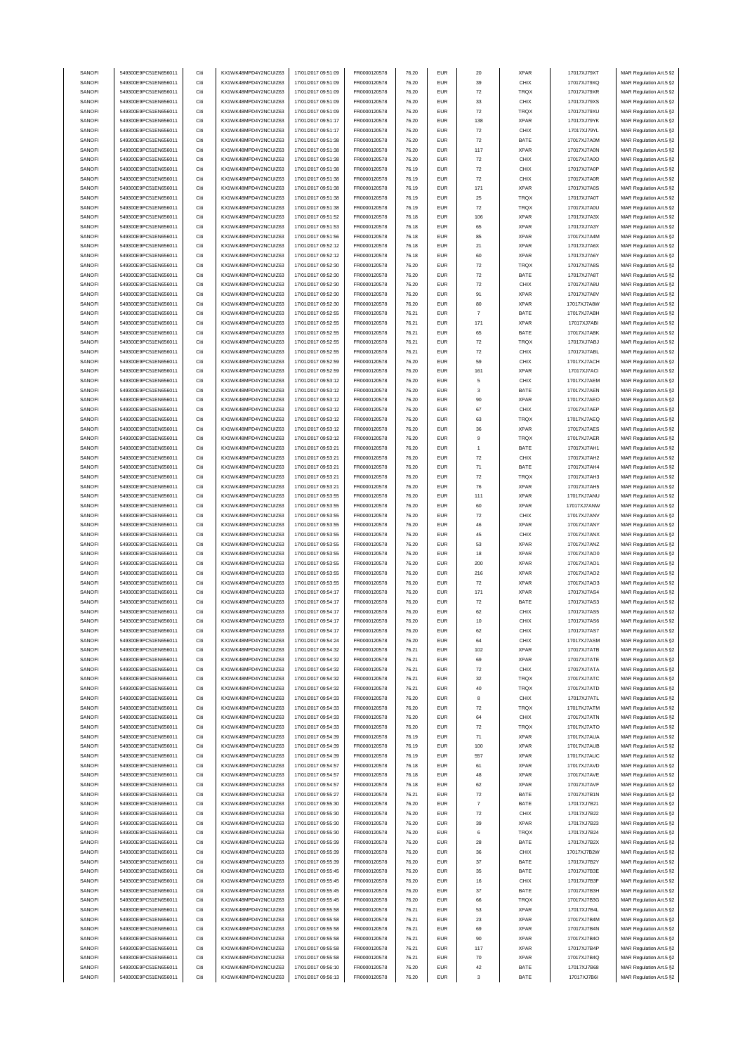| | | | | | | | | | | | |
|---|---|---|---|---|---|---|---|---|---|---|---|
| SANOFI | 549300E9PC51EN656011 | Citi | KX1WK48MPD4Y2NCUIZ63 | 17/01/2017 09:51:09 | FR0000120578 | 76.20 | EUR | 20 | XPAR | 17017XJ79XT | MAR Regulation Art.5 §2 |
| SANOFI | 549300E9PC51EN656011 | Citi | KX1WK48MPD4Y2NCUIZ63 | 17/01/2017 09:51:09 | FR0000120578 | 76.20 | EUR | 39 | CHIX | 17017XJ79XQ | MAR Regulation Art.5 §2 |
| SANOFI | 549300E9PC51EN656011 | Citi | KX1WK48MPD4Y2NCUIZ63 | 17/01/2017 09:51:09 | FR0000120578 | 76.20 | EUR | 72 | TRQX | 17017XJ79XR | MAR Regulation Art.5 §2 |
| SANOFI | 549300E9PC51EN656011 | Citi | KX1WK48MPD4Y2NCUIZ63 | 17/01/2017 09:51:09 | FR0000120578 | 76.20 | EUR | 33 | CHIX | 17017XJ79XS | MAR Regulation Art.5 §2 |
| SANOFI | 549300E9PC51EN656011 | Citi | KX1WK48MPD4Y2NCUIZ63 | 17/01/2017 09:51:09 | FR0000120578 | 76.20 | EUR | 72 | TRQX | 17017XJ79XU | MAR Regulation Art.5 §2 |
| SANOFI | 549300E9PC51EN656011 | Citi | KX1WK48MPD4Y2NCUIZ63 | 17/01/2017 09:51:17 | FR0000120578 | 76.20 | EUR | 138 | XPAR | 17017XJ79YK | MAR Regulation Art.5 §2 |
| SANOFI | 549300E9PC51EN656011 | Citi | KX1WK48MPD4Y2NCUIZ63 | 17/01/2017 09:51:17 | FR0000120578 | 76.20 | EUR | 72 | CHIX | 17017XJ79YL | MAR Regulation Art.5 §2 |
| SANOFI | 549300E9PC51EN656011 | Citi | KX1WK48MPD4Y2NCUIZ63 | 17/01/2017 09:51:38 | FR0000120578 | 76.20 | EUR | 72 | BATE | 17017XJ7A0M | MAR Regulation Art.5 §2 |
| SANOFI | 549300E9PC51EN656011 | Citi | KX1WK48MPD4Y2NCUIZ63 | 17/01/2017 09:51:38 | FR0000120578 | 76.20 | EUR | 117 | XPAR | 17017XJ7A0N | MAR Regulation Art.5 §2 |
| SANOFI | 549300E9PC51EN656011 | Citi | KX1WK48MPD4Y2NCUIZ63 | 17/01/2017 09:51:38 | FR0000120578 | 76.20 | EUR | 72 | CHIX | 17017XJ7A0O | MAR Regulation Art.5 §2 |
| SANOFI | 549300E9PC51EN656011 | Citi | KX1WK48MPD4Y2NCUIZ63 | 17/01/2017 09:51:38 | FR0000120578 | 76.19 | EUR | 72 | CHIX | 17017XJ7A0P | MAR Regulation Art.5 §2 |
| SANOFI | 549300E9PC51EN656011 | Citi | KX1WK48MPD4Y2NCUIZ63 | 17/01/2017 09:51:38 | FR0000120578 | 76.19 | EUR | 72 | CHIX | 17017XJ7A0R | MAR Regulation Art.5 §2 |
| SANOFI | 549300E9PC51EN656011 | Citi | KX1WK48MPD4Y2NCUIZ63 | 17/01/2017 09:51:38 | FR0000120578 | 76.19 | EUR | 171 | XPAR | 17017XJ7A0S | MAR Regulation Art.5 §2 |
| SANOFI | 549300E9PC51EN656011 | Citi | KX1WK48MPD4Y2NCUIZ63 | 17/01/2017 09:51:38 | FR0000120578 | 76.19 | EUR | 25 | TRQX | 17017XJ7A0T | MAR Regulation Art.5 §2 |
| SANOFI | 549300E9PC51EN656011 | Citi | KX1WK48MPD4Y2NCUIZ63 | 17/01/2017 09:51:38 | FR0000120578 | 76.19 | EUR | 72 | TRQX | 17017XJ7A0U | MAR Regulation Art.5 §2 |
| SANOFI | 549300E9PC51EN656011 | Citi | KX1WK48MPD4Y2NCUIZ63 | 17/01/2017 09:51:52 | FR0000120578 | 76.18 | EUR | 106 | XPAR | 17017XJ7A3X | MAR Regulation Art.5 §2 |
| SANOFI | 549300E9PC51EN656011 | Citi | KX1WK48MPD4Y2NCUIZ63 | 17/01/2017 09:51:53 | FR0000120578 | 76.18 | EUR | 65 | XPAR | 17017XJ7A3Y | MAR Regulation Art.5 §2 |
| SANOFI | 549300E9PC51EN656011 | Citi | KX1WK48MPD4Y2NCUIZ63 | 17/01/2017 09:51:56 | FR0000120578 | 76.18 | EUR | 85 | XPAR | 17017XJ7A4M | MAR Regulation Art.5 §2 |
| SANOFI | 549300E9PC51EN656011 | Citi | KX1WK48MPD4Y2NCUIZ63 | 17/01/2017 09:52:12 | FR0000120578 | 76.18 | EUR | 21 | XPAR | 17017XJ7A6X | MAR Regulation Art.5 §2 |
| SANOFI | 549300E9PC51EN656011 | Citi | KX1WK48MPD4Y2NCUIZ63 | 17/01/2017 09:52:12 | FR0000120578 | 76.18 | EUR | 60 | XPAR | 17017XJ7A6Y | MAR Regulation Art.5 §2 |
| SANOFI | 549300E9PC51EN656011 | Citi | KX1WK48MPD4Y2NCUIZ63 | 17/01/2017 09:52:30 | FR0000120578 | 76.20 | EUR | 72 | TRQX | 17017XJ7A8S | MAR Regulation Art.5 §2 |
| SANOFI | 549300E9PC51EN656011 | Citi | KX1WK48MPD4Y2NCUIZ63 | 17/01/2017 09:52:30 | FR0000120578 | 76.20 | EUR | 72 | BATE | 17017XJ7A8T | MAR Regulation Art.5 §2 |
| SANOFI | 549300E9PC51EN656011 | Citi | KX1WK48MPD4Y2NCUIZ63 | 17/01/2017 09:52:30 | FR0000120578 | 76.20 | EUR | 72 | CHIX | 17017XJ7A8U | MAR Regulation Art.5 §2 |
| SANOFI | 549300E9PC51EN656011 | Citi | KX1WK48MPD4Y2NCUIZ63 | 17/01/2017 09:52:30 | FR0000120578 | 76.20 | EUR | 91 | XPAR | 17017XJ7A8V | MAR Regulation Art.5 §2 |
| SANOFI | 549300E9PC51EN656011 | Citi | KX1WK48MPD4Y2NCUIZ63 | 17/01/2017 09:52:30 | FR0000120578 | 76.20 | EUR | 80 | XPAR | 17017XJ7A8W | MAR Regulation Art.5 §2 |
| SANOFI | 549300E9PC51EN656011 | Citi | KX1WK48MPD4Y2NCUIZ63 | 17/01/2017 09:52:55 | FR0000120578 | 76.21 | EUR | 7 | BATE | 17017XJ7ABH | MAR Regulation Art.5 §2 |
| SANOFI | 549300E9PC51EN656011 | Citi | KX1WK48MPD4Y2NCUIZ63 | 17/01/2017 09:52:55 | FR0000120578 | 76.21 | EUR | 171 | XPAR | 17017XJ7ABI | MAR Regulation Art.5 §2 |
| SANOFI | 549300E9PC51EN656011 | Citi | KX1WK48MPD4Y2NCUIZ63 | 17/01/2017 09:52:55 | FR0000120578 | 76.21 | EUR | 65 | BATE | 17017XJ7ABK | MAR Regulation Art.5 §2 |
| SANOFI | 549300E9PC51EN656011 | Citi | KX1WK48MPD4Y2NCUIZ63 | 17/01/2017 09:52:55 | FR0000120578 | 76.21 | EUR | 72 | TRQX | 17017XJ7ABJ | MAR Regulation Art.5 §2 |
| SANOFI | 549300E9PC51EN656011 | Citi | KX1WK48MPD4Y2NCUIZ63 | 17/01/2017 09:52:55 | FR0000120578 | 76.21 | EUR | 72 | CHIX | 17017XJ7ABL | MAR Regulation Art.5 §2 |
| SANOFI | 549300E9PC51EN656011 | Citi | KX1WK48MPD4Y2NCUIZ63 | 17/01/2017 09:52:59 | FR0000120578 | 76.20 | EUR | 59 | CHIX | 17017XJ7ACH | MAR Regulation Art.5 §2 |
| SANOFI | 549300E9PC51EN656011 | Citi | KX1WK48MPD4Y2NCUIZ63 | 17/01/2017 09:52:59 | FR0000120578 | 76.20 | EUR | 161 | XPAR | 17017XJ7ACI | MAR Regulation Art.5 §2 |
| SANOFI | 549300E9PC51EN656011 | Citi | KX1WK48MPD4Y2NCUIZ63 | 17/01/2017 09:53:12 | FR0000120578 | 76.20 | EUR | 5 | CHIX | 17017XJ7AEM | MAR Regulation Art.5 §2 |
| SANOFI | 549300E9PC51EN656011 | Citi | KX1WK48MPD4Y2NCUIZ63 | 17/01/2017 09:53:12 | FR0000120578 | 76.20 | EUR | 3 | BATE | 17017XJ7AEN | MAR Regulation Art.5 §2 |
| SANOFI | 549300E9PC51EN656011 | Citi | KX1WK48MPD4Y2NCUIZ63 | 17/01/2017 09:53:12 | FR0000120578 | 76.20 | EUR | 90 | XPAR | 17017XJ7AEO | MAR Regulation Art.5 §2 |
| SANOFI | 549300E9PC51EN656011 | Citi | KX1WK48MPD4Y2NCUIZ63 | 17/01/2017 09:53:12 | FR0000120578 | 76.20 | EUR | 67 | CHIX | 17017XJ7AEP | MAR Regulation Art.5 §2 |
| SANOFI | 549300E9PC51EN656011 | Citi | KX1WK48MPD4Y2NCUIZ63 | 17/01/2017 09:53:12 | FR0000120578 | 76.20 | EUR | 63 | TRQX | 17017XJ7AEQ | MAR Regulation Art.5 §2 |
| SANOFI | 549300E9PC51EN656011 | Citi | KX1WK48MPD4Y2NCUIZ63 | 17/01/2017 09:53:12 | FR0000120578 | 76.20 | EUR | 36 | XPAR | 17017XJ7AES | MAR Regulation Art.5 §2 |
| SANOFI | 549300E9PC51EN656011 | Citi | KX1WK48MPD4Y2NCUIZ63 | 17/01/2017 09:53:12 | FR0000120578 | 76.20 | EUR | 9 | TRQX | 17017XJ7AER | MAR Regulation Art.5 §2 |
| SANOFI | 549300E9PC51EN656011 | Citi | KX1WK48MPD4Y2NCUIZ63 | 17/01/2017 09:53:21 | FR0000120578 | 76.20 | EUR | 1 | BATE | 17017XJ7AH1 | MAR Regulation Art.5 §2 |
| SANOFI | 549300E9PC51EN656011 | Citi | KX1WK48MPD4Y2NCUIZ63 | 17/01/2017 09:53:21 | FR0000120578 | 76.20 | EUR | 72 | CHIX | 17017XJ7AH2 | MAR Regulation Art.5 §2 |
| SANOFI | 549300E9PC51EN656011 | Citi | KX1WK48MPD4Y2NCUIZ63 | 17/01/2017 09:53:21 | FR0000120578 | 76.20 | EUR | 71 | BATE | 17017XJ7AH4 | MAR Regulation Art.5 §2 |
| SANOFI | 549300E9PC51EN656011 | Citi | KX1WK48MPD4Y2NCUIZ63 | 17/01/2017 09:53:21 | FR0000120578 | 76.20 | EUR | 72 | TRQX | 17017XJ7AH3 | MAR Regulation Art.5 §2 |
| SANOFI | 549300E9PC51EN656011 | Citi | KX1WK48MPD4Y2NCUIZ63 | 17/01/2017 09:53:21 | FR0000120578 | 76.20 | EUR | 76 | XPAR | 17017XJ7AH5 | MAR Regulation Art.5 §2 |
| SANOFI | 549300E9PC51EN656011 | Citi | KX1WK48MPD4Y2NCUIZ63 | 17/01/2017 09:53:55 | FR0000120578 | 76.20 | EUR | 111 | XPAR | 17017XJ7ANU | MAR Regulation Art.5 §2 |
| SANOFI | 549300E9PC51EN656011 | Citi | KX1WK48MPD4Y2NCUIZ63 | 17/01/2017 09:53:55 | FR0000120578 | 76.20 | EUR | 60 | XPAR | 17017XJ7ANW | MAR Regulation Art.5 §2 |
| SANOFI | 549300E9PC51EN656011 | Citi | KX1WK48MPD4Y2NCUIZ63 | 17/01/2017 09:53:55 | FR0000120578 | 76.20 | EUR | 72 | CHIX | 17017XJ7ANV | MAR Regulation Art.5 §2 |
| SANOFI | 549300E9PC51EN656011 | Citi | KX1WK48MPD4Y2NCUIZ63 | 17/01/2017 09:53:55 | FR0000120578 | 76.20 | EUR | 46 | XPAR | 17017XJ7ANY | MAR Regulation Art.5 §2 |
| SANOFI | 549300E9PC51EN656011 | Citi | KX1WK48MPD4Y2NCUIZ63 | 17/01/2017 09:53:55 | FR0000120578 | 76.20 | EUR | 45 | CHIX | 17017XJ7ANX | MAR Regulation Art.5 §2 |
| SANOFI | 549300E9PC51EN656011 | Citi | KX1WK48MPD4Y2NCUIZ63 | 17/01/2017 09:53:55 | FR0000120578 | 76.20 | EUR | 53 | XPAR | 17017XJ7ANZ | MAR Regulation Art.5 §2 |
| SANOFI | 549300E9PC51EN656011 | Citi | KX1WK48MPD4Y2NCUIZ63 | 17/01/2017 09:53:55 | FR0000120578 | 76.20 | EUR | 18 | XPAR | 17017XJ7AO0 | MAR Regulation Art.5 §2 |
| SANOFI | 549300E9PC51EN656011 | Citi | KX1WK48MPD4Y2NCUIZ63 | 17/01/2017 09:53:55 | FR0000120578 | 76.20 | EUR | 200 | XPAR | 17017XJ7AO1 | MAR Regulation Art.5 §2 |
| SANOFI | 549300E9PC51EN656011 | Citi | KX1WK48MPD4Y2NCUIZ63 | 17/01/2017 09:53:55 | FR0000120578 | 76.20 | EUR | 216 | XPAR | 17017XJ7AO2 | MAR Regulation Art.5 §2 |
| SANOFI | 549300E9PC51EN656011 | Citi | KX1WK48MPD4Y2NCUIZ63 | 17/01/2017 09:53:55 | FR0000120578 | 76.20 | EUR | 72 | XPAR | 17017XJ7AO3 | MAR Regulation Art.5 §2 |
| SANOFI | 549300E9PC51EN656011 | Citi | KX1WK48MPD4Y2NCUIZ63 | 17/01/2017 09:54:17 | FR0000120578 | 76.20 | EUR | 171 | XPAR | 17017XJ7AS4 | MAR Regulation Art.5 §2 |
| SANOFI | 549300E9PC51EN656011 | Citi | KX1WK48MPD4Y2NCUIZ63 | 17/01/2017 09:54:17 | FR0000120578 | 76.20 | EUR | 72 | BATE | 17017XJ7AS3 | MAR Regulation Art.5 §2 |
| SANOFI | 549300E9PC51EN656011 | Citi | KX1WK48MPD4Y2NCUIZ63 | 17/01/2017 09:54:17 | FR0000120578 | 76.20 | EUR | 62 | CHIX | 17017XJ7AS5 | MAR Regulation Art.5 §2 |
| SANOFI | 549300E9PC51EN656011 | Citi | KX1WK48MPD4Y2NCUIZ63 | 17/01/2017 09:54:17 | FR0000120578 | 76.20 | EUR | 10 | CHIX | 17017XJ7AS6 | MAR Regulation Art.5 §2 |
| SANOFI | 549300E9PC51EN656011 | Citi | KX1WK48MPD4Y2NCUIZ63 | 17/01/2017 09:54:17 | FR0000120578 | 76.20 | EUR | 62 | CHIX | 17017XJ7AS7 | MAR Regulation Art.5 §2 |
| SANOFI | 549300E9PC51EN656011 | Citi | KX1WK48MPD4Y2NCUIZ63 | 17/01/2017 09:54:24 | FR0000120578 | 76.20 | EUR | 64 | CHIX | 17017XJ7ASM | MAR Regulation Art.5 §2 |
| SANOFI | 549300E9PC51EN656011 | Citi | KX1WK48MPD4Y2NCUIZ63 | 17/01/2017 09:54:32 | FR0000120578 | 76.21 | EUR | 102 | XPAR | 17017XJ7ATB | MAR Regulation Art.5 §2 |
| SANOFI | 549300E9PC51EN656011 | Citi | KX1WK48MPD4Y2NCUIZ63 | 17/01/2017 09:54:32 | FR0000120578 | 76.21 | EUR | 69 | XPAR | 17017XJ7ATE | MAR Regulation Art.5 §2 |
| SANOFI | 549300E9PC51EN656011 | Citi | KX1WK48MPD4Y2NCUIZ63 | 17/01/2017 09:54:32 | FR0000120578 | 76.21 | EUR | 72 | CHIX | 17017XJ7ATA | MAR Regulation Art.5 §2 |
| SANOFI | 549300E9PC51EN656011 | Citi | KX1WK48MPD4Y2NCUIZ63 | 17/01/2017 09:54:32 | FR0000120578 | 76.21 | EUR | 32 | TRQX | 17017XJ7ATC | MAR Regulation Art.5 §2 |
| SANOFI | 549300E9PC51EN656011 | Citi | KX1WK48MPD4Y2NCUIZ63 | 17/01/2017 09:54:32 | FR0000120578 | 76.21 | EUR | 40 | TRQX | 17017XJ7ATD | MAR Regulation Art.5 §2 |
| SANOFI | 549300E9PC51EN656011 | Citi | KX1WK48MPD4Y2NCUIZ63 | 17/01/2017 09:54:33 | FR0000120578 | 76.20 | EUR | 8 | CHIX | 17017XJ7ATL | MAR Regulation Art.5 §2 |
| SANOFI | 549300E9PC51EN656011 | Citi | KX1WK48MPD4Y2NCUIZ63 | 17/01/2017 09:54:33 | FR0000120578 | 76.20 | EUR | 72 | TRQX | 17017XJ7ATM | MAR Regulation Art.5 §2 |
| SANOFI | 549300E9PC51EN656011 | Citi | KX1WK48MPD4Y2NCUIZ63 | 17/01/2017 09:54:33 | FR0000120578 | 76.20 | EUR | 64 | CHIX | 17017XJ7ATN | MAR Regulation Art.5 §2 |
| SANOFI | 549300E9PC51EN656011 | Citi | KX1WK48MPD4Y2NCUIZ63 | 17/01/2017 09:54:33 | FR0000120578 | 76.20 | EUR | 72 | TRQX | 17017XJ7ATO | MAR Regulation Art.5 §2 |
| SANOFI | 549300E9PC51EN656011 | Citi | KX1WK48MPD4Y2NCUIZ63 | 17/01/2017 09:54:39 | FR0000120578 | 76.19 | EUR | 71 | XPAR | 17017XJ7AUA | MAR Regulation Art.5 §2 |
| SANOFI | 549300E9PC51EN656011 | Citi | KX1WK48MPD4Y2NCUIZ63 | 17/01/2017 09:54:39 | FR0000120578 | 76.19 | EUR | 100 | XPAR | 17017XJ7AUB | MAR Regulation Art.5 §2 |
| SANOFI | 549300E9PC51EN656011 | Citi | KX1WK48MPD4Y2NCUIZ63 | 17/01/2017 09:54:39 | FR0000120578 | 76.19 | EUR | 557 | XPAR | 17017XJ7AUC | MAR Regulation Art.5 §2 |
| SANOFI | 549300E9PC51EN656011 | Citi | KX1WK48MPD4Y2NCUIZ63 | 17/01/2017 09:54:57 | FR0000120578 | 76.18 | EUR | 61 | XPAR | 17017XJ7AVD | MAR Regulation Art.5 §2 |
| SANOFI | 549300E9PC51EN656011 | Citi | KX1WK48MPD4Y2NCUIZ63 | 17/01/2017 09:54:57 | FR0000120578 | 76.18 | EUR | 48 | XPAR | 17017XJ7AVE | MAR Regulation Art.5 §2 |
| SANOFI | 549300E9PC51EN656011 | Citi | KX1WK48MPD4Y2NCUIZ63 | 17/01/2017 09:54:57 | FR0000120578 | 76.18 | EUR | 62 | XPAR | 17017XJ7AVF | MAR Regulation Art.5 §2 |
| SANOFI | 549300E9PC51EN656011 | Citi | KX1WK48MPD4Y2NCUIZ63 | 17/01/2017 09:55:27 | FR0000120578 | 76.21 | EUR | 72 | BATE | 17017XJ7B1N | MAR Regulation Art.5 §2 |
| SANOFI | 549300E9PC51EN656011 | Citi | KX1WK48MPD4Y2NCUIZ63 | 17/01/2017 09:55:30 | FR0000120578 | 76.20 | EUR | 7 | BATE | 17017XJ7B21 | MAR Regulation Art.5 §2 |
| SANOFI | 549300E9PC51EN656011 | Citi | KX1WK48MPD4Y2NCUIZ63 | 17/01/2017 09:55:30 | FR0000120578 | 76.20 | EUR | 72 | CHIX | 17017XJ7B22 | MAR Regulation Art.5 §2 |
| SANOFI | 549300E9PC51EN656011 | Citi | KX1WK48MPD4Y2NCUIZ63 | 17/01/2017 09:55:30 | FR0000120578 | 76.20 | EUR | 39 | XPAR | 17017XJ7B23 | MAR Regulation Art.5 §2 |
| SANOFI | 549300E9PC51EN656011 | Citi | KX1WK48MPD4Y2NCUIZ63 | 17/01/2017 09:55:30 | FR0000120578 | 76.20 | EUR | 6 | TRQX | 17017XJ7B24 | MAR Regulation Art.5 §2 |
| SANOFI | 549300E9PC51EN656011 | Citi | KX1WK48MPD4Y2NCUIZ63 | 17/01/2017 09:55:39 | FR0000120578 | 76.20 | EUR | 28 | BATE | 17017XJ7B2X | MAR Regulation Art.5 §2 |
| SANOFI | 549300E9PC51EN656011 | Citi | KX1WK48MPD4Y2NCUIZ63 | 17/01/2017 09:55:39 | FR0000120578 | 76.20 | EUR | 36 | CHIX | 17017XJ7B2W | MAR Regulation Art.5 §2 |
| SANOFI | 549300E9PC51EN656011 | Citi | KX1WK48MPD4Y2NCUIZ63 | 17/01/2017 09:55:39 | FR0000120578 | 76.20 | EUR | 37 | BATE | 17017XJ7B2Y | MAR Regulation Art.5 §2 |
| SANOFI | 549300E9PC51EN656011 | Citi | KX1WK48MPD4Y2NCUIZ63 | 17/01/2017 09:55:45 | FR0000120578 | 76.20 | EUR | 35 | BATE | 17017XJ7B3E | MAR Regulation Art.5 §2 |
| SANOFI | 549300E9PC51EN656011 | Citi | KX1WK48MPD4Y2NCUIZ63 | 17/01/2017 09:55:45 | FR0000120578 | 76.20 | EUR | 16 | CHIX | 17017XJ7B3F | MAR Regulation Art.5 §2 |
| SANOFI | 549300E9PC51EN656011 | Citi | KX1WK48MPD4Y2NCUIZ63 | 17/01/2017 09:55:45 | FR0000120578 | 76.20 | EUR | 37 | BATE | 17017XJ7B3H | MAR Regulation Art.5 §2 |
| SANOFI | 549300E9PC51EN656011 | Citi | KX1WK48MPD4Y2NCUIZ63 | 17/01/2017 09:55:45 | FR0000120578 | 76.20 | EUR | 66 | TRQX | 17017XJ7B3G | MAR Regulation Art.5 §2 |
| SANOFI | 549300E9PC51EN656011 | Citi | KX1WK48MPD4Y2NCUIZ63 | 17/01/2017 09:55:58 | FR0000120578 | 76.21 | EUR | 53 | XPAR | 17017XJ7B4L | MAR Regulation Art.5 §2 |
| SANOFI | 549300E9PC51EN656011 | Citi | KX1WK48MPD4Y2NCUIZ63 | 17/01/2017 09:55:58 | FR0000120578 | 76.21 | EUR | 23 | XPAR | 17017XJ7B4M | MAR Regulation Art.5 §2 |
| SANOFI | 549300E9PC51EN656011 | Citi | KX1WK48MPD4Y2NCUIZ63 | 17/01/2017 09:55:58 | FR0000120578 | 76.21 | EUR | 69 | XPAR | 17017XJ7B4N | MAR Regulation Art.5 §2 |
| SANOFI | 549300E9PC51EN656011 | Citi | KX1WK48MPD4Y2NCUIZ63 | 17/01/2017 09:55:58 | FR0000120578 | 76.21 | EUR | 90 | XPAR | 17017XJ7B4O | MAR Regulation Art.5 §2 |
| SANOFI | 549300E9PC51EN656011 | Citi | KX1WK48MPD4Y2NCUIZ63 | 17/01/2017 09:55:58 | FR0000120578 | 76.21 | EUR | 117 | XPAR | 17017XJ7B4P | MAR Regulation Art.5 §2 |
| SANOFI | 549300E9PC51EN656011 | Citi | KX1WK48MPD4Y2NCUIZ63 | 17/01/2017 09:55:58 | FR0000120578 | 76.21 | EUR | 70 | XPAR | 17017XJ7B4Q | MAR Regulation Art.5 §2 |
| SANOFI | 549300E9PC51EN656011 | Citi | KX1WK48MPD4Y2NCUIZ63 | 17/01/2017 09:56:10 | FR0000120578 | 76.20 | EUR | 42 | BATE | 17017XJ7B68 | MAR Regulation Art.5 §2 |
| SANOFI | 549300E9PC51EN656011 | Citi | KX1WK48MPD4Y2NCUIZ63 | 17/01/2017 09:56:13 | FR0000120578 | 76.20 | EUR | 3 | BATE | 17017XJ7B6I | MAR Regulation Art.5 §2 |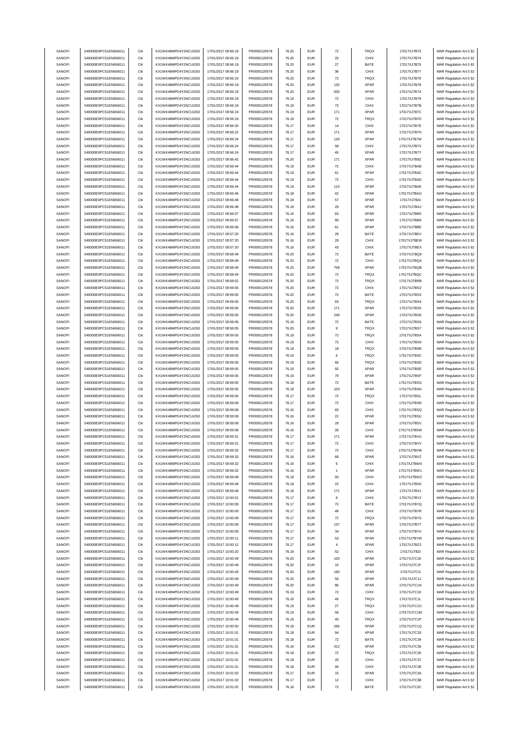| | | | | | | | | | | | |
|---|---|---|---|---|---|---|---|---|---|---|---|
| SANOFI | 549300E9PC51EN656011 | Citi | KX1WK48MPD4Y2NCUIZ63 | 17/01/2017 09:56:19 | FR0000120578 | 76.20 | EUR | 72 | TRQX | 17017XJ7B73 | MAR Regulation Art.5 §2 |
| SANOFI | 549300E9PC51EN656011 | Citi | KX1WK48MPD4Y2NCUIZ63 | 17/01/2017 09:56:19 | FR0000120578 | 76.20 | EUR | 20 | CHIX | 17017XJ7B74 | MAR Regulation Art.5 §2 |
| SANOFI | 549300E9PC51EN656011 | Citi | KX1WK48MPD4Y2NCUIZ63 | 17/01/2017 09:56:19 | FR0000120578 | 76.20 | EUR | 27 | BATE | 17017XJ7B75 | MAR Regulation Art.5 §2 |
| SANOFI | 549300E9PC51EN656011 | Citi | KX1WK48MPD4Y2NCUIZ63 | 17/01/2017 09:56:19 | FR0000120578 | 76.20 | EUR | 36 | CHIX | 17017XJ7B77 | MAR Regulation Art.5 §2 |
| SANOFI | 549300E9PC51EN656011 | Citi | KX1WK48MPD4Y2NCUIZ63 | 17/01/2017 09:56:19 | FR0000120578 | 76.20 | EUR | 72 | TRQX | 17017XJ7B76 | MAR Regulation Art.5 §2 |
| SANOFI | 549300E9PC51EN656011 | Citi | KX1WK48MPD4Y2NCUIZ63 | 17/01/2017 09:56:19 | FR0000120578 | 76.20 | EUR | 132 | XPAR | 17017XJ7B78 | MAR Regulation Art.5 §2 |
| SANOFI | 549300E9PC51EN656011 | Citi | KX1WK48MPD4Y2NCUIZ63 | 17/01/2017 09:56:19 | FR0000120578 | 76.20 | EUR | 500 | XPAR | 17017XJ7B7A | MAR Regulation Art.5 §2 |
| SANOFI | 549300E9PC51EN656011 | Citi | KX1WK48MPD4Y2NCUIZ63 | 17/01/2017 09:56:19 | FR0000120578 | 76.19 | EUR | 72 | CHIX | 17017XJ7B79 | MAR Regulation Art.5 §2 |
| SANOFI | 549300E9PC51EN656011 | Citi | KX1WK48MPD4Y2NCUIZ63 | 17/01/2017 09:56:19 | FR0000120578 | 76.19 | EUR | 72 | CHIX | 17017XJ7B7B | MAR Regulation Art.5 §2 |
| SANOFI | 549300E9PC51EN656011 | Citi | KX1WK48MPD4Y2NCUIZ63 | 17/01/2017 09:56:19 | FR0000120578 | 76.19 | EUR | 171 | XPAR | 17017XJ7B7C | MAR Regulation Art.5 §2 |
| SANOFI | 549300E9PC51EN656011 | Citi | KX1WK48MPD4Y2NCUIZ63 | 17/01/2017 09:56:19 | FR0000120578 | 76.19 | EUR | 72 | TRQX | 17017XJ7B7D | MAR Regulation Art.5 §2 |
| SANOFI | 549300E9PC51EN656011 | Citi | KX1WK48MPD4Y2NCUIZ63 | 17/01/2017 09:56:20 | FR0000120578 | 76.17 | EUR | 14 | CHIX | 17017XJ7B7E | MAR Regulation Art.5 §2 |
| SANOFI | 549300E9PC51EN656011 | Citi | KX1WK48MPD4Y2NCUIZ63 | 17/01/2017 09:56:22 | FR0000120578 | 76.17 | EUR | 171 | XPAR | 17017XJ7B7H | MAR Regulation Art.5 §2 |
| SANOFI | 549300E9PC51EN656011 | Citi | KX1WK48MPD4Y2NCUIZ63 | 17/01/2017 09:56:24 | FR0000120578 | 76.17 | EUR | 126 | XPAR | 17017XJ7B7W | MAR Regulation Art.5 §2 |
| SANOFI | 549300E9PC51EN656011 | Citi | KX1WK48MPD4Y2NCUIZ63 | 17/01/2017 09:56:24 | FR0000120578 | 76.17 | EUR | 58 | CHIX | 17017XJ7B7X | MAR Regulation Art.5 §2 |
| SANOFI | 549300E9PC51EN656011 | Citi | KX1WK48MPD4Y2NCUIZ63 | 17/01/2017 09:56:24 | FR0000120578 | 76.17 | EUR | 45 | XPAR | 17017XJ7B7Y | MAR Regulation Art.5 §2 |
| SANOFI | 549300E9PC51EN656011 | Citi | KX1WK48MPD4Y2NCUIZ63 | 17/01/2017 09:56:42 | FR0000120578 | 76.20 | EUR | 171 | XPAR | 17017XJ7B9Z | MAR Regulation Art.5 §2 |
| SANOFI | 549300E9PC51EN656011 | Citi | KX1WK48MPD4Y2NCUIZ63 | 17/01/2017 09:56:44 | FR0000120578 | 76.19 | EUR | 72 | CHIX | 17017XJ7BAB | MAR Regulation Art.5 §2 |
| SANOFI | 549300E9PC51EN656011 | Citi | KX1WK48MPD4Y2NCUIZ63 | 17/01/2017 09:56:44 | FR0000120578 | 76.19 | EUR | 61 | XPAR | 17017XJ7BAC | MAR Regulation Art.5 §2 |
| SANOFI | 549300E9PC51EN656011 | Citi | KX1WK48MPD4Y2NCUIZ63 | 17/01/2017 09:56:44 | FR0000120578 | 76.19 | EUR | 72 | CHIX | 17017XJ7BAD | MAR Regulation Art.5 §2 |
| SANOFI | 549300E9PC51EN656011 | Citi | KX1WK48MPD4Y2NCUIZ63 | 17/01/2017 09:56:44 | FR0000120578 | 76.19 | EUR | 110 | XPAR | 17017XJ7BAE | MAR Regulation Art.5 §2 |
| SANOFI | 549300E9PC51EN656011 | Citi | KX1WK48MPD4Y2NCUIZ63 | 17/01/2017 09:56:46 | FR0000120578 | 76.18 | EUR | 42 | XPAR | 17017XJ7BAG | MAR Regulation Art.5 §2 |
| SANOFI | 549300E9PC51EN656011 | Citi | KX1WK48MPD4Y2NCUIZ63 | 17/01/2017 09:56:48 | FR0000120578 | 76.18 | EUR | 57 | XPAR | 17017XJ7BAI | MAR Regulation Art.5 §2 |
| SANOFI | 549300E9PC51EN656011 | Citi | KX1WK48MPD4Y2NCUIZ63 | 17/01/2017 09:56:48 | FR0000120578 | 76.18 | EUR | 29 | XPAR | 17017XJ7BAJ | MAR Regulation Art.5 §2 |
| SANOFI | 549300E9PC51EN656011 | Citi | KX1WK48MPD4Y2NCUIZ63 | 17/01/2017 09:56:57 | FR0000120578 | 76.16 | EUR | 63 | XPAR | 17017XJ7BB5 | MAR Regulation Art.5 §2 |
| SANOFI | 549300E9PC51EN656011 | Citi | KX1WK48MPD4Y2NCUIZ63 | 17/01/2017 09:56:57 | FR0000120578 | 76.16 | EUR | 80 | XPAR | 17017XJ7BB6 | MAR Regulation Art.5 §2 |
| SANOFI | 549300E9PC51EN656011 | Citi | KX1WK48MPD4Y2NCUIZ63 | 17/01/2017 09:56:58 | FR0000120578 | 76.16 | EUR | 61 | XPAR | 17017XJ7BBE | MAR Regulation Art.5 §2 |
| SANOFI | 549300E9PC51EN656011 | Citi | KX1WK48MPD4Y2NCUIZ63 | 17/01/2017 09:57:20 | FR0000120578 | 76.16 | EUR | 28 | BATE | 17017XJ7BEV | MAR Regulation Art.5 §2 |
| SANOFI | 549300E9PC51EN656011 | Citi | KX1WK48MPD4Y2NCUIZ63 | 17/01/2017 09:57:20 | FR0000120578 | 76.16 | EUR | 29 | CHIX | 17017XJ7BEW | MAR Regulation Art.5 §2 |
| SANOFI | 549300E9PC51EN656011 | Citi | KX1WK48MPD4Y2NCUIZ63 | 17/01/2017 09:57:20 | FR0000120578 | 76.16 | EUR | 43 | CHIX | 17017XJ7BEX | MAR Regulation Art.5 §2 |
| SANOFI | 549300E9PC51EN656011 | Citi | KX1WK48MPD4Y2NCUIZ63 | 17/01/2017 09:58:49 | FR0000120578 | 76.20 | EUR | 72 | BATE | 17017XJ7BQ9 | MAR Regulation Art.5 §2 |
| SANOFI | 549300E9PC51EN656011 | Citi | KX1WK48MPD4Y2NCUIZ63 | 17/01/2017 09:58:49 | FR0000120578 | 76.20 | EUR | 72 | CHIX | 17017XJ7BQA | MAR Regulation Art.5 §2 |
| SANOFI | 549300E9PC51EN656011 | Citi | KX1WK48MPD4Y2NCUIZ63 | 17/01/2017 09:58:49 | FR0000120578 | 76.20 | EUR | 758 | XPAR | 17017XJ7BQB | MAR Regulation Art.5 §2 |
| SANOFI | 549300E9PC51EN656011 | Citi | KX1WK48MPD4Y2NCUIZ63 | 17/01/2017 09:58:49 | FR0000120578 | 76.20 | EUR | 72 | TRQX | 17017XJ7BQC | MAR Regulation Art.5 §2 |
| SANOFI | 549300E9PC51EN656011 | Citi | KX1WK48MPD4Y2NCUIZ63 | 17/01/2017 09:58:52 | FR0000120578 | 76.20 | EUR | 72 | TRQX | 17017XJ7BRB | MAR Regulation Art.5 §2 |
| SANOFI | 549300E9PC51EN656011 | Citi | KX1WK48MPD4Y2NCUIZ63 | 17/01/2017 09:59:05 | FR0000120578 | 76.20 | EUR | 72 | CHIX | 17017XJ7BS2 | MAR Regulation Art.5 §2 |
| SANOFI | 549300E9PC51EN656011 | Citi | KX1WK48MPD4Y2NCUIZ63 | 17/01/2017 09:59:05 | FR0000120578 | 76.20 | EUR | 72 | BATE | 17017XJ7BS3 | MAR Regulation Art.5 §2 |
| SANOFI | 549300E9PC51EN656011 | Citi | KX1WK48MPD4Y2NCUIZ63 | 17/01/2017 09:59:05 | FR0000120578 | 76.20 | EUR | 63 | TRQX | 17017XJ7BS4 | MAR Regulation Art.5 §2 |
| SANOFI | 549300E9PC51EN656011 | Citi | KX1WK48MPD4Y2NCUIZ63 | 17/01/2017 09:59:05 | FR0000120578 | 76.20 | EUR | 171 | XPAR | 17017XJ7BS5 | MAR Regulation Art.5 §2 |
| SANOFI | 549300E9PC51EN656011 | Citi | KX1WK48MPD4Y2NCUIZ63 | 17/01/2017 09:59:05 | FR0000120578 | 76.20 | EUR | 249 | XPAR | 17017XJ7BS8 | MAR Regulation Art.5 §2 |
| SANOFI | 549300E9PC51EN656011 | Citi | KX1WK48MPD4Y2NCUIZ63 | 17/01/2017 09:59:05 | FR0000120578 | 76.19 | EUR | 72 | BATE | 17017XJ7BS6 | MAR Regulation Art.5 §2 |
| SANOFI | 549300E9PC51EN656011 | Citi | KX1WK48MPD4Y2NCUIZ63 | 17/01/2017 09:59:05 | FR0000120578 | 76.20 | EUR | 9 | TRQX | 17017XJ7BS7 | MAR Regulation Art.5 §2 |
| SANOFI | 549300E9PC51EN656011 | Citi | KX1WK48MPD4Y2NCUIZ63 | 17/01/2017 09:59:05 | FR0000120578 | 76.19 | EUR | 72 | TRQX | 17017XJ7BSA | MAR Regulation Art.5 §2 |
| SANOFI | 549300E9PC51EN656011 | Citi | KX1WK48MPD4Y2NCUIZ63 | 17/01/2017 09:59:05 | FR0000120578 | 76.19 | EUR | 72 | CHIX | 17017XJ7BS9 | MAR Regulation Art.5 §2 |
| SANOFI | 549300E9PC51EN656011 | Citi | KX1WK48MPD4Y2NCUIZ63 | 17/01/2017 09:59:05 | FR0000120578 | 76.18 | EUR | 18 | TRQX | 17017XJ7BSB | MAR Regulation Art.5 §2 |
| SANOFI | 549300E9PC51EN656011 | Citi | KX1WK48MPD4Y2NCUIZ63 | 17/01/2017 09:59:05 | FR0000120578 | 76.19 | EUR | 6 | TRQX | 17017XJ7BSC | MAR Regulation Art.5 §2 |
| SANOFI | 549300E9PC51EN656011 | Citi | KX1WK48MPD4Y2NCUIZ63 | 17/01/2017 09:59:05 | FR0000120578 | 76.19 | EUR | 66 | TRQX | 17017XJ7BSD | MAR Regulation Art.5 §2 |
| SANOFI | 549300E9PC51EN656011 | Citi | KX1WK48MPD4Y2NCUIZ63 | 17/01/2017 09:59:05 | FR0000120578 | 76.19 | EUR | 92 | XPAR | 17017XJ7BSE | MAR Regulation Art.5 §2 |
| SANOFI | 549300E9PC51EN656011 | Citi | KX1WK48MPD4Y2NCUIZ63 | 17/01/2017 09:59:05 | FR0000120578 | 76.19 | EUR | 79 | XPAR | 17017XJ7BSF | MAR Regulation Art.5 §2 |
| SANOFI | 549300E9PC51EN656011 | Citi | KX1WK48MPD4Y2NCUIZ63 | 17/01/2017 09:59:05 | FR0000120578 | 76.18 | EUR | 72 | BATE | 17017XJ7BSG | MAR Regulation Art.5 §2 |
| SANOFI | 549300E9PC51EN656011 | Citi | KX1WK48MPD4Y2NCUIZ63 | 17/01/2017 09:59:05 | FR0000120578 | 76.18 | EUR | 103 | XPAR | 17017XJ7BSH | MAR Regulation Art.5 §2 |
| SANOFI | 549300E9PC51EN656011 | Citi | KX1WK48MPD4Y2NCUIZ63 | 17/01/2017 09:59:05 | FR0000120578 | 76.17 | EUR | 72 | TRQX | 17017XJ7BSL | MAR Regulation Art.5 §2 |
| SANOFI | 549300E9PC51EN656011 | Citi | KX1WK48MPD4Y2NCUIZ63 | 17/01/2017 09:59:06 | FR0000120578 | 76.17 | EUR | 72 | CHIX | 17017XJ7BSN | MAR Regulation Art.5 §2 |
| SANOFI | 549300E9PC51EN656011 | Citi | KX1WK48MPD4Y2NCUIZ63 | 17/01/2017 09:59:08 | FR0000120578 | 76.16 | EUR | 83 | CHIX | 17017XJ7BSQ | MAR Regulation Art.5 §2 |
| SANOFI | 549300E9PC51EN656011 | Citi | KX1WK48MPD4Y2NCUIZ63 | 17/01/2017 09:59:08 | FR0000120578 | 76.16 | EUR | 22 | XPAR | 17017XJ7BSU | MAR Regulation Art.5 §2 |
| SANOFI | 549300E9PC51EN656011 | Citi | KX1WK48MPD4Y2NCUIZ63 | 17/01/2017 09:59:08 | FR0000120578 | 76.16 | EUR | 29 | XPAR | 17017XJ7BSV | MAR Regulation Art.5 §2 |
| SANOFI | 549300E9PC51EN656011 | Citi | KX1WK48MPD4Y2NCUIZ63 | 17/01/2017 09:59:08 | FR0000120578 | 76.16 | EUR | 26 | CHIX | 17017XJ7BSW | MAR Regulation Art.5 §2 |
| SANOFI | 549300E9PC51EN656011 | Citi | KX1WK48MPD4Y2NCUIZ63 | 17/01/2017 09:59:31 | FR0000120578 | 76.17 | EUR | 171 | XPAR | 17017XJ7BVU | MAR Regulation Art.5 §2 |
| SANOFI | 549300E9PC51EN656011 | Citi | KX1WK48MPD4Y2NCUIZ63 | 17/01/2017 09:59:31 | FR0000120578 | 76.17 | EUR | 72 | CHIX | 17017XJ7BVV | MAR Regulation Art.5 §2 |
| SANOFI | 549300E9PC51EN656011 | Citi | KX1WK48MPD4Y2NCUIZ63 | 17/01/2017 09:59:32 | FR0000120578 | 76.17 | EUR | 72 | CHIX | 17017XJ7BVW | MAR Regulation Art.5 §2 |
| SANOFI | 549300E9PC51EN656011 | Citi | KX1WK48MPD4Y2NCUIZ63 | 17/01/2017 09:59:32 | FR0000120578 | 76.16 | EUR | 68 | XPAR | 17017XJ7BVZ | MAR Regulation Art.5 §2 |
| SANOFI | 549300E9PC51EN656011 | Citi | KX1WK48MPD4Y2NCUIZ63 | 17/01/2017 09:59:32 | FR0000120578 | 76.16 | EUR | 6 | CHIX | 17017XJ7BW0 | MAR Regulation Art.5 §2 |
| SANOFI | 549300E9PC51EN656011 | Citi | KX1WK48MPD4Y2NCUIZ63 | 17/01/2017 09:59:32 | FR0000120578 | 76.16 | EUR | 1 | XPAR | 17017XJ7BW1 | MAR Regulation Art.5 §2 |
| SANOFI | 549300E9PC51EN656011 | Citi | KX1WK48MPD4Y2NCUIZ63 | 17/01/2017 09:59:48 | FR0000120578 | 76.18 | EUR | 50 | CHIX | 17017XJ7BWZ | MAR Regulation Art.5 §2 |
| SANOFI | 549300E9PC51EN656011 | Citi | KX1WK48MPD4Y2NCUIZ63 | 17/01/2017 09:59:48 | FR0000120578 | 76.18 | EUR | 22 | CHIX | 17017XJ7BX0 | MAR Regulation Art.5 §2 |
| SANOFI | 549300E9PC51EN656011 | Citi | KX1WK48MPD4Y2NCUIZ63 | 17/01/2017 09:59:48 | FR0000120578 | 76.18 | EUR | 171 | XPAR | 17017XJ7BX1 | MAR Regulation Art.5 §2 |
| SANOFI | 549300E9PC51EN656011 | Citi | KX1WK48MPD4Y2NCUIZ63 | 17/01/2017 10:00:01 | FR0000120578 | 76.17 | EUR | 8 | CHIX | 17017XJ7BY2 | MAR Regulation Art.5 §2 |
| SANOFI | 549300E9PC51EN656011 | Citi | KX1WK48MPD4Y2NCUIZ63 | 17/01/2017 10:00:09 | FR0000120578 | 76.17 | EUR | 72 | BATE | 17017XJ7BYQ | MAR Regulation Art.5 §2 |
| SANOFI | 549300E9PC51EN656011 | Citi | KX1WK48MPD4Y2NCUIZ63 | 17/01/2017 10:00:09 | FR0000120578 | 76.17 | EUR | 48 | CHIX | 17017XJ7BYR | MAR Regulation Art.5 §2 |
| SANOFI | 549300E9PC51EN656011 | Citi | KX1WK48MPD4Y2NCUIZ63 | 17/01/2017 10:00:09 | FR0000120578 | 76.17 | EUR | 72 | TRQX | 17017XJ7BYS | MAR Regulation Art.5 §2 |
| SANOFI | 549300E9PC51EN656011 | Citi | KX1WK48MPD4Y2NCUIZ63 | 17/01/2017 10:00:09 | FR0000120578 | 76.17 | EUR | 137 | XPAR | 17017XJ7BYT | MAR Regulation Art.5 §2 |
| SANOFI | 549300E9PC51EN656011 | Citi | KX1WK48MPD4Y2NCUIZ63 | 17/01/2017 10:00:09 | FR0000120578 | 76.17 | EUR | 34 | XPAR | 17017XJ7BYU | MAR Regulation Art.5 §2 |
| SANOFI | 549300E9PC51EN656011 | Citi | KX1WK48MPD4Y2NCUIZ63 | 17/01/2017 10:00:11 | FR0000120578 | 76.17 | EUR | 53 | XPAR | 17017XJ7BYW | MAR Regulation Art.5 §2 |
| SANOFI | 549300E9PC51EN656011 | Citi | KX1WK48MPD4Y2NCUIZ63 | 17/01/2017 10:00:12 | FR0000120578 | 76.17 | EUR | 4 | XPAR | 17017XJ7BZ3 | MAR Regulation Art.5 §2 |
| SANOFI | 549300E9PC51EN656011 | Citi | KX1WK48MPD4Y2NCUIZ63 | 17/01/2017 10:00:20 | FR0000120578 | 76.18 | EUR | 52 | CHIX | 17017XJ7BZI | MAR Regulation Art.5 §2 |
| SANOFI | 549300E9PC51EN656011 | Citi | KX1WK48MPD4Y2NCUIZ63 | 17/01/2017 10:00:49 | FR0000120578 | 76.20 | EUR | 100 | XPAR | 17017XJ7C1E | MAR Regulation Art.5 §2 |
| SANOFI | 549300E9PC51EN656011 | Citi | KX1WK48MPD4Y2NCUIZ63 | 17/01/2017 10:00:49 | FR0000120578 | 76.20 | EUR | 10 | XPAR | 17017XJ7C1F | MAR Regulation Art.5 §2 |
| SANOFI | 549300E9PC51EN656011 | Citi | KX1WK48MPD4Y2NCUIZ63 | 17/01/2017 10:00:49 | FR0000120578 | 76.20 | EUR | 190 | XPAR | 17017XJ7C1I | MAR Regulation Art.5 §2 |
| SANOFI | 549300E9PC51EN656011 | Citi | KX1WK48MPD4Y2NCUIZ63 | 17/01/2017 10:00:49 | FR0000120578 | 76.20 | EUR | 56 | XPAR | 17017XJ7C1J | MAR Regulation Art.5 §2 |
| SANOFI | 549300E9PC51EN656011 | Citi | KX1WK48MPD4Y2NCUIZ63 | 17/01/2017 10:00:49 | FR0000120578 | 76.20 | EUR | 86 | XPAR | 17017XJ7C1N | MAR Regulation Art.5 §2 |
| SANOFI | 549300E9PC51EN656011 | Citi | KX1WK48MPD4Y2NCUIZ63 | 17/01/2017 10:00:49 | FR0000120578 | 76.19 | EUR | 72 | CHIX | 17017XJ7C1K | MAR Regulation Art.5 §2 |
| SANOFI | 549300E9PC51EN656011 | Citi | KX1WK48MPD4Y2NCUIZ63 | 17/01/2017 10:00:49 | FR0000120578 | 76.19 | EUR | 45 | TRQX | 17017XJ7C1L | MAR Regulation Art.5 §2 |
| SANOFI | 549300E9PC51EN656011 | Citi | KX1WK48MPD4Y2NCUIZ63 | 17/01/2017 10:00:49 | FR0000120578 | 76.19 | EUR | 27 | TRQX | 17017XJ7C1O | MAR Regulation Art.5 §2 |
| SANOFI | 549300E9PC51EN656011 | Citi | KX1WK48MPD4Y2NCUIZ63 | 17/01/2017 10:00:49 | FR0000120578 | 76.19 | EUR | 56 | CHIX | 17017XJ7C1M | MAR Regulation Art.5 §2 |
| SANOFI | 549300E9PC51EN656011 | Citi | KX1WK48MPD4Y2NCUIZ63 | 17/01/2017 10:00:49 | FR0000120578 | 76.19 | EUR | 45 | TRQX | 17017XJ7C1P | MAR Regulation Art.5 §2 |
| SANOFI | 549300E9PC51EN656011 | Citi | KX1WK48MPD4Y2NCUIZ63 | 17/01/2017 10:00:50 | FR0000120578 | 76.18 | EUR | 266 | XPAR | 17017XJ7C1Q | MAR Regulation Art.5 §2 |
| SANOFI | 549300E9PC51EN656011 | Citi | KX1WK48MPD4Y2NCUIZ63 | 17/01/2017 10:01:01 | FR0000120578 | 76.18 | EUR | 94 | XPAR | 17017XJ7C33 | MAR Regulation Art.5 §2 |
| SANOFI | 549300E9PC51EN656011 | Citi | KX1WK48MPD4Y2NCUIZ63 | 17/01/2017 10:01:01 | FR0000120578 | 76.18 | EUR | 72 | BATE | 17017XJ7C34 | MAR Regulation Art.5 §2 |
| SANOFI | 549300E9PC51EN656011 | Citi | KX1WK48MPD4Y2NCUIZ63 | 17/01/2017 10:01:01 | FR0000120578 | 76.18 | EUR | 312 | XPAR | 17017XJ7C36 | MAR Regulation Art.5 §2 |
| SANOFI | 549300E9PC51EN656011 | Citi | KX1WK48MPD4Y2NCUIZ63 | 17/01/2017 10:01:01 | FR0000120578 | 76.18 | EUR | 72 | TRQX | 17017XJ7C35 | MAR Regulation Art.5 §2 |
| SANOFI | 549300E9PC51EN656011 | Citi | KX1WK48MPD4Y2NCUIZ63 | 17/01/2017 10:01:01 | FR0000120578 | 76.18 | EUR | 20 | CHIX | 17017XJ7C37 | MAR Regulation Art.5 §2 |
| SANOFI | 549300E9PC51EN656011 | Citi | KX1WK48MPD4Y2NCUIZ63 | 17/01/2017 10:01:01 | FR0000120578 | 76.18 | EUR | 46 | CHIX | 17017XJ7C38 | MAR Regulation Art.5 §2 |
| SANOFI | 549300E9PC51EN656011 | Citi | KX1WK48MPD4Y2NCUIZ63 | 17/01/2017 10:01:02 | FR0000120578 | 76.17 | EUR | 15 | XPAR | 17017XJ7C3A | MAR Regulation Art.5 §2 |
| SANOFI | 549300E9PC51EN656011 | Citi | KX1WK48MPD4Y2NCUIZ63 | 17/01/2017 10:01:02 | FR0000120578 | 76.17 | EUR | 12 | CHIX | 17017XJ7C3B | MAR Regulation Art.5 §2 |
| SANOFI | 549300E9PC51EN656011 | Citi | KX1WK48MPD4Y2NCUIZ63 | 17/01/2017 10:01:02 | FR0000120578 | 76.16 | EUR | 72 | BATE | 17017XJ7C3C | MAR Regulation Art.5 §2 |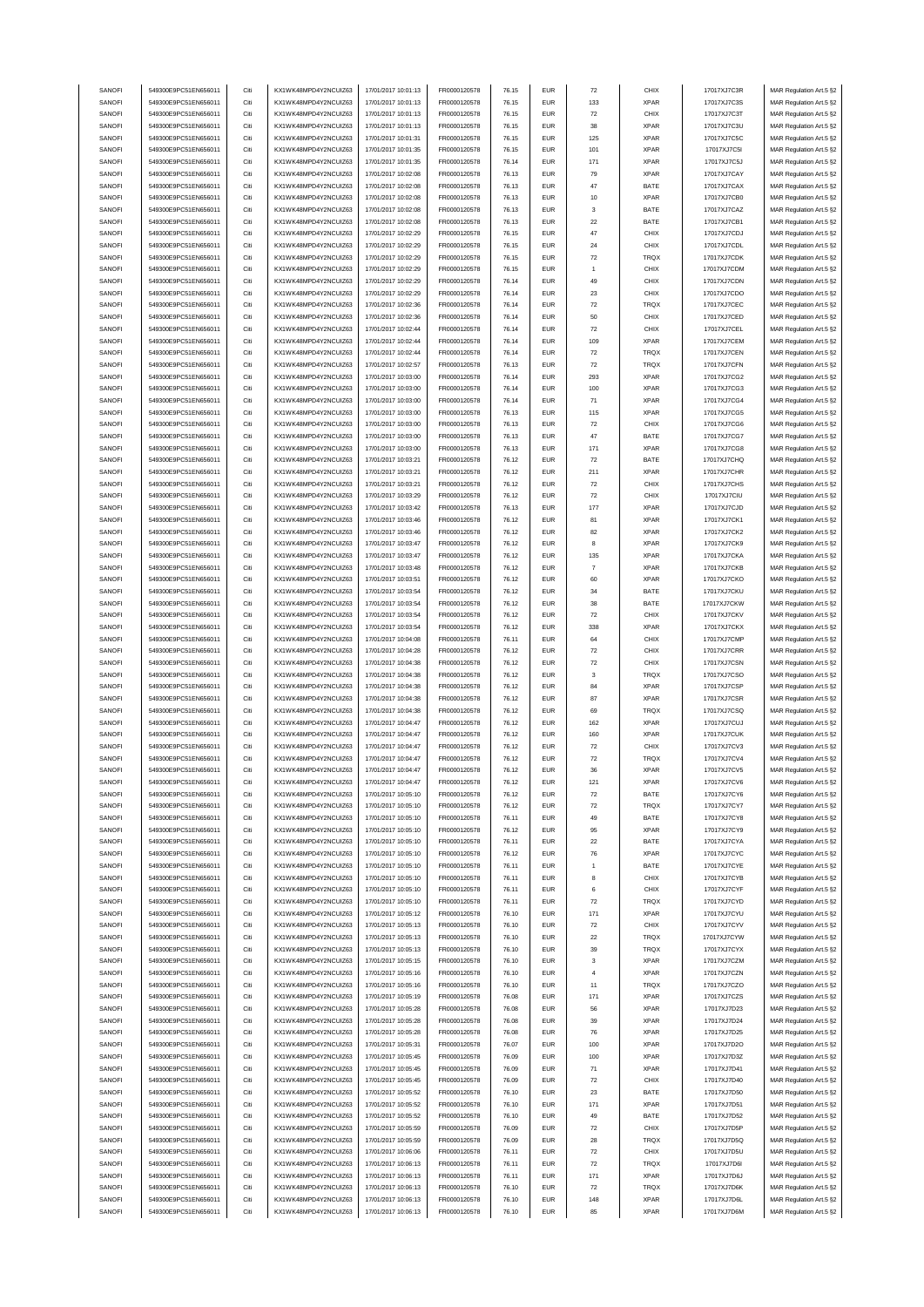| | | | | | | | | | | | |
|---|---|---|---|---|---|---|---|---|---|---|---|
| SANOFI | 549300E9PC51EN656011 | Citi | KX1WK48MPD4Y2NCUIZ63 | 17/01/2017 10:01:13 | FR0000120578 | 76.15 | EUR | 72 | CHIX | 17017XJ7C3R | MAR Regulation Art.5 §2 |
| SANOFI | 549300E9PC51EN656011 | Citi | KX1WK48MPD4Y2NCUIZ63 | 17/01/2017 10:01:13 | FR0000120578 | 76.15 | EUR | 133 | XPAR | 17017XJ7C3S | MAR Regulation Art.5 §2 |
| SANOFI | 549300E9PC51EN656011 | Citi | KX1WK48MPD4Y2NCUIZ63 | 17/01/2017 10:01:13 | FR0000120578 | 76.15 | EUR | 72 | CHIX | 17017XJ7C3T | MAR Regulation Art.5 §2 |
| SANOFI | 549300E9PC51EN656011 | Citi | KX1WK48MPD4Y2NCUIZ63 | 17/01/2017 10:01:13 | FR0000120578 | 76.15 | EUR | 38 | XPAR | 17017XJ7C3U | MAR Regulation Art.5 §2 |
| SANOFI | 549300E9PC51EN656011 | Citi | KX1WK48MPD4Y2NCUIZ63 | 17/01/2017 10:01:31 | FR0000120578 | 76.15 | EUR | 125 | XPAR | 17017XJ7C5C | MAR Regulation Art.5 §2 |
| SANOFI | 549300E9PC51EN656011 | Citi | KX1WK48MPD4Y2NCUIZ63 | 17/01/2017 10:01:35 | FR0000120578 | 76.15 | EUR | 101 | XPAR | 17017XJ7C5I | MAR Regulation Art.5 §2 |
| SANOFI | 549300E9PC51EN656011 | Citi | KX1WK48MPD4Y2NCUIZ63 | 17/01/2017 10:01:35 | FR0000120578 | 76.14 | EUR | 171 | XPAR | 17017XJ7C5J | MAR Regulation Art.5 §2 |
| SANOFI | 549300E9PC51EN656011 | Citi | KX1WK48MPD4Y2NCUIZ63 | 17/01/2017 10:02:08 | FR0000120578 | 76.13 | EUR | 79 | XPAR | 17017XJ7CAY | MAR Regulation Art.5 §2 |
| SANOFI | 549300E9PC51EN656011 | Citi | KX1WK48MPD4Y2NCUIZ63 | 17/01/2017 10:02:08 | FR0000120578 | 76.13 | EUR | 47 | BATE | 17017XJ7CAX | MAR Regulation Art.5 §2 |
| SANOFI | 549300E9PC51EN656011 | Citi | KX1WK48MPD4Y2NCUIZ63 | 17/01/2017 10:02:08 | FR0000120578 | 76.13 | EUR | 10 | XPAR | 17017XJ7CB0 | MAR Regulation Art.5 §2 |
| SANOFI | 549300E9PC51EN656011 | Citi | KX1WK48MPD4Y2NCUIZ63 | 17/01/2017 10:02:08 | FR0000120578 | 76.13 | EUR | 3 | BATE | 17017XJ7CAZ | MAR Regulation Art.5 §2 |
| SANOFI | 549300E9PC51EN656011 | Citi | KX1WK48MPD4Y2NCUIZ63 | 17/01/2017 10:02:08 | FR0000120578 | 76.13 | EUR | 22 | BATE | 17017XJ7CB1 | MAR Regulation Art.5 §2 |
| SANOFI | 549300E9PC51EN656011 | Citi | KX1WK48MPD4Y2NCUIZ63 | 17/01/2017 10:02:29 | FR0000120578 | 76.15 | EUR | 47 | CHIX | 17017XJ7CDJ | MAR Regulation Art.5 §2 |
| SANOFI | 549300E9PC51EN656011 | Citi | KX1WK48MPD4Y2NCUIZ63 | 17/01/2017 10:02:29 | FR0000120578 | 76.15 | EUR | 24 | CHIX | 17017XJ7CDL | MAR Regulation Art.5 §2 |
| SANOFI | 549300E9PC51EN656011 | Citi | KX1WK48MPD4Y2NCUIZ63 | 17/01/2017 10:02:29 | FR0000120578 | 76.15 | EUR | 72 | TRQX | 17017XJ7CDK | MAR Regulation Art.5 §2 |
| SANOFI | 549300E9PC51EN656011 | Citi | KX1WK48MPD4Y2NCUIZ63 | 17/01/2017 10:02:29 | FR0000120578 | 76.15 | EUR | 1 | CHIX | 17017XJ7CDM | MAR Regulation Art.5 §2 |
| SANOFI | 549300E9PC51EN656011 | Citi | KX1WK48MPD4Y2NCUIZ63 | 17/01/2017 10:02:29 | FR0000120578 | 76.14 | EUR | 49 | CHIX | 17017XJ7CDN | MAR Regulation Art.5 §2 |
| SANOFI | 549300E9PC51EN656011 | Citi | KX1WK48MPD4Y2NCUIZ63 | 17/01/2017 10:02:29 | FR0000120578 | 76.14 | EUR | 23 | CHIX | 17017XJ7CDO | MAR Regulation Art.5 §2 |
| SANOFI | 549300E9PC51EN656011 | Citi | KX1WK48MPD4Y2NCUIZ63 | 17/01/2017 10:02:36 | FR0000120578 | 76.14 | EUR | 72 | TRQX | 17017XJ7CEC | MAR Regulation Art.5 §2 |
| SANOFI | 549300E9PC51EN656011 | Citi | KX1WK48MPD4Y2NCUIZ63 | 17/01/2017 10:02:36 | FR0000120578 | 76.14 | EUR | 50 | CHIX | 17017XJ7CED | MAR Regulation Art.5 §2 |
| SANOFI | 549300E9PC51EN656011 | Citi | KX1WK48MPD4Y2NCUIZ63 | 17/01/2017 10:02:44 | FR0000120578 | 76.14 | EUR | 72 | CHIX | 17017XJ7CEL | MAR Regulation Art.5 §2 |
| SANOFI | 549300E9PC51EN656011 | Citi | KX1WK48MPD4Y2NCUIZ63 | 17/01/2017 10:02:44 | FR0000120578 | 76.14 | EUR | 109 | XPAR | 17017XJ7CEM | MAR Regulation Art.5 §2 |
| SANOFI | 549300E9PC51EN656011 | Citi | KX1WK48MPD4Y2NCUIZ63 | 17/01/2017 10:02:44 | FR0000120578 | 76.14 | EUR | 72 | TRQX | 17017XJ7CEN | MAR Regulation Art.5 §2 |
| SANOFI | 549300E9PC51EN656011 | Citi | KX1WK48MPD4Y2NCUIZ63 | 17/01/2017 10:02:57 | FR0000120578 | 76.13 | EUR | 72 | TRQX | 17017XJ7CFN | MAR Regulation Art.5 §2 |
| SANOFI | 549300E9PC51EN656011 | Citi | KX1WK48MPD4Y2NCUIZ63 | 17/01/2017 10:03:00 | FR0000120578 | 76.14 | EUR | 293 | XPAR | 17017XJ7CG2 | MAR Regulation Art.5 §2 |
| SANOFI | 549300E9PC51EN656011 | Citi | KX1WK48MPD4Y2NCUIZ63 | 17/01/2017 10:03:00 | FR0000120578 | 76.14 | EUR | 100 | XPAR | 17017XJ7CG3 | MAR Regulation Art.5 §2 |
| SANOFI | 549300E9PC51EN656011 | Citi | KX1WK48MPD4Y2NCUIZ63 | 17/01/2017 10:03:00 | FR0000120578 | 76.14 | EUR | 71 | XPAR | 17017XJ7CG4 | MAR Regulation Art.5 §2 |
| SANOFI | 549300E9PC51EN656011 | Citi | KX1WK48MPD4Y2NCUIZ63 | 17/01/2017 10:03:00 | FR0000120578 | 76.13 | EUR | 115 | XPAR | 17017XJ7CG5 | MAR Regulation Art.5 §2 |
| SANOFI | 549300E9PC51EN656011 | Citi | KX1WK48MPD4Y2NCUIZ63 | 17/01/2017 10:03:00 | FR0000120578 | 76.13 | EUR | 72 | CHIX | 17017XJ7CG6 | MAR Regulation Art.5 §2 |
| SANOFI | 549300E9PC51EN656011 | Citi | KX1WK48MPD4Y2NCUIZ63 | 17/01/2017 10:03:00 | FR0000120578 | 76.13 | EUR | 47 | BATE | 17017XJ7CG7 | MAR Regulation Art.5 §2 |
| SANOFI | 549300E9PC51EN656011 | Citi | KX1WK48MPD4Y2NCUIZ63 | 17/01/2017 10:03:00 | FR0000120578 | 76.13 | EUR | 171 | XPAR | 17017XJ7CG8 | MAR Regulation Art.5 §2 |
| SANOFI | 549300E9PC51EN656011 | Citi | KX1WK48MPD4Y2NCUIZ63 | 17/01/2017 10:03:21 | FR0000120578 | 76.12 | EUR | 72 | BATE | 17017XJ7CHQ | MAR Regulation Art.5 §2 |
| SANOFI | 549300E9PC51EN656011 | Citi | KX1WK48MPD4Y2NCUIZ63 | 17/01/2017 10:03:21 | FR0000120578 | 76.12 | EUR | 211 | XPAR | 17017XJ7CHR | MAR Regulation Art.5 §2 |
| SANOFI | 549300E9PC51EN656011 | Citi | KX1WK48MPD4Y2NCUIZ63 | 17/01/2017 10:03:21 | FR0000120578 | 76.12 | EUR | 72 | CHIX | 17017XJ7CHS | MAR Regulation Art.5 §2 |
| SANOFI | 549300E9PC51EN656011 | Citi | KX1WK48MPD4Y2NCUIZ63 | 17/01/2017 10:03:29 | FR0000120578 | 76.12 | EUR | 72 | CHIX | 17017XJ7CIU | MAR Regulation Art.5 §2 |
| SANOFI | 549300E9PC51EN656011 | Citi | KX1WK48MPD4Y2NCUIZ63 | 17/01/2017 10:03:42 | FR0000120578 | 76.13 | EUR | 177 | XPAR | 17017XJ7CJD | MAR Regulation Art.5 §2 |
| SANOFI | 549300E9PC51EN656011 | Citi | KX1WK48MPD4Y2NCUIZ63 | 17/01/2017 10:03:46 | FR0000120578 | 76.12 | EUR | 81 | XPAR | 17017XJ7CK1 | MAR Regulation Art.5 §2 |
| SANOFI | 549300E9PC51EN656011 | Citi | KX1WK48MPD4Y2NCUIZ63 | 17/01/2017 10:03:46 | FR0000120578 | 76.12 | EUR | 82 | XPAR | 17017XJ7CK2 | MAR Regulation Art.5 §2 |
| SANOFI | 549300E9PC51EN656011 | Citi | KX1WK48MPD4Y2NCUIZ63 | 17/01/2017 10:03:47 | FR0000120578 | 76.12 | EUR | 8 | XPAR | 17017XJ7CK9 | MAR Regulation Art.5 §2 |
| SANOFI | 549300E9PC51EN656011 | Citi | KX1WK48MPD4Y2NCUIZ63 | 17/01/2017 10:03:47 | FR0000120578 | 76.12 | EUR | 135 | XPAR | 17017XJ7CKA | MAR Regulation Art.5 §2 |
| SANOFI | 549300E9PC51EN656011 | Citi | KX1WK48MPD4Y2NCUIZ63 | 17/01/2017 10:03:48 | FR0000120578 | 76.12 | EUR | 7 | XPAR | 17017XJ7CKB | MAR Regulation Art.5 §2 |
| SANOFI | 549300E9PC51EN656011 | Citi | KX1WK48MPD4Y2NCUIZ63 | 17/01/2017 10:03:51 | FR0000120578 | 76.12 | EUR | 60 | XPAR | 17017XJ7CKO | MAR Regulation Art.5 §2 |
| SANOFI | 549300E9PC51EN656011 | Citi | KX1WK48MPD4Y2NCUIZ63 | 17/01/2017 10:03:54 | FR0000120578 | 76.12 | EUR | 34 | BATE | 17017XJ7CKU | MAR Regulation Art.5 §2 |
| SANOFI | 549300E9PC51EN656011 | Citi | KX1WK48MPD4Y2NCUIZ63 | 17/01/2017 10:03:54 | FR0000120578 | 76.12 | EUR | 38 | BATE | 17017XJ7CKW | MAR Regulation Art.5 §2 |
| SANOFI | 549300E9PC51EN656011 | Citi | KX1WK48MPD4Y2NCUIZ63 | 17/01/2017 10:03:54 | FR0000120578 | 76.12 | EUR | 72 | CHIX | 17017XJ7CKV | MAR Regulation Art.5 §2 |
| SANOFI | 549300E9PC51EN656011 | Citi | KX1WK48MPD4Y2NCUIZ63 | 17/01/2017 10:03:54 | FR0000120578 | 76.12 | EUR | 338 | XPAR | 17017XJ7CKX | MAR Regulation Art.5 §2 |
| SANOFI | 549300E9PC51EN656011 | Citi | KX1WK48MPD4Y2NCUIZ63 | 17/01/2017 10:04:08 | FR0000120578 | 76.11 | EUR | 64 | CHIX | 17017XJ7CMP | MAR Regulation Art.5 §2 |
| SANOFI | 549300E9PC51EN656011 | Citi | KX1WK48MPD4Y2NCUIZ63 | 17/01/2017 10:04:28 | FR0000120578 | 76.12 | EUR | 72 | CHIX | 17017XJ7CRR | MAR Regulation Art.5 §2 |
| SANOFI | 549300E9PC51EN656011 | Citi | KX1WK48MPD4Y2NCUIZ63 | 17/01/2017 10:04:38 | FR0000120578 | 76.12 | EUR | 72 | CHIX | 17017XJ7CSN | MAR Regulation Art.5 §2 |
| SANOFI | 549300E9PC51EN656011 | Citi | KX1WK48MPD4Y2NCUIZ63 | 17/01/2017 10:04:38 | FR0000120578 | 76.12 | EUR | 3 | TRQX | 17017XJ7CSO | MAR Regulation Art.5 §2 |
| SANOFI | 549300E9PC51EN656011 | Citi | KX1WK48MPD4Y2NCUIZ63 | 17/01/2017 10:04:38 | FR0000120578 | 76.12 | EUR | 84 | XPAR | 17017XJ7CSP | MAR Regulation Art.5 §2 |
| SANOFI | 549300E9PC51EN656011 | Citi | KX1WK48MPD4Y2NCUIZ63 | 17/01/2017 10:04:38 | FR0000120578 | 76.12 | EUR | 87 | XPAR | 17017XJ7CSR | MAR Regulation Art.5 §2 |
| SANOFI | 549300E9PC51EN656011 | Citi | KX1WK48MPD4Y2NCUIZ63 | 17/01/2017 10:04:38 | FR0000120578 | 76.12 | EUR | 69 | TRQX | 17017XJ7CSQ | MAR Regulation Art.5 §2 |
| SANOFI | 549300E9PC51EN656011 | Citi | KX1WK48MPD4Y2NCUIZ63 | 17/01/2017 10:04:47 | FR0000120578 | 76.12 | EUR | 162 | XPAR | 17017XJ7CUJ | MAR Regulation Art.5 §2 |
| SANOFI | 549300E9PC51EN656011 | Citi | KX1WK48MPD4Y2NCUIZ63 | 17/01/2017 10:04:47 | FR0000120578 | 76.12 | EUR | 160 | XPAR | 17017XJ7CUK | MAR Regulation Art.5 §2 |
| SANOFI | 549300E9PC51EN656011 | Citi | KX1WK48MPD4Y2NCUIZ63 | 17/01/2017 10:04:47 | FR0000120578 | 76.12 | EUR | 72 | CHIX | 17017XJ7CV3 | MAR Regulation Art.5 §2 |
| SANOFI | 549300E9PC51EN656011 | Citi | KX1WK48MPD4Y2NCUIZ63 | 17/01/2017 10:04:47 | FR0000120578 | 76.12 | EUR | 72 | TRQX | 17017XJ7CV4 | MAR Regulation Art.5 §2 |
| SANOFI | 549300E9PC51EN656011 | Citi | KX1WK48MPD4Y2NCUIZ63 | 17/01/2017 10:04:47 | FR0000120578 | 76.12 | EUR | 36 | XPAR | 17017XJ7CV5 | MAR Regulation Art.5 §2 |
| SANOFI | 549300E9PC51EN656011 | Citi | KX1WK48MPD4Y2NCUIZ63 | 17/01/2017 10:04:47 | FR0000120578 | 76.12 | EUR | 121 | XPAR | 17017XJ7CV6 | MAR Regulation Art.5 §2 |
| SANOFI | 549300E9PC51EN656011 | Citi | KX1WK48MPD4Y2NCUIZ63 | 17/01/2017 10:05:10 | FR0000120578 | 76.12 | EUR | 72 | BATE | 17017XJ7CY6 | MAR Regulation Art.5 §2 |
| SANOFI | 549300E9PC51EN656011 | Citi | KX1WK48MPD4Y2NCUIZ63 | 17/01/2017 10:05:10 | FR0000120578 | 76.12 | EUR | 72 | TRQX | 17017XJ7CY7 | MAR Regulation Art.5 §2 |
| SANOFI | 549300E9PC51EN656011 | Citi | KX1WK48MPD4Y2NCUIZ63 | 17/01/2017 10:05:10 | FR0000120578 | 76.11 | EUR | 49 | BATE | 17017XJ7CY8 | MAR Regulation Art.5 §2 |
| SANOFI | 549300E9PC51EN656011 | Citi | KX1WK48MPD4Y2NCUIZ63 | 17/01/2017 10:05:10 | FR0000120578 | 76.12 | EUR | 95 | XPAR | 17017XJ7CY9 | MAR Regulation Art.5 §2 |
| SANOFI | 549300E9PC51EN656011 | Citi | KX1WK48MPD4Y2NCUIZ63 | 17/01/2017 10:05:10 | FR0000120578 | 76.11 | EUR | 22 | BATE | 17017XJ7CYA | MAR Regulation Art.5 §2 |
| SANOFI | 549300E9PC51EN656011 | Citi | KX1WK48MPD4Y2NCUIZ63 | 17/01/2017 10:05:10 | FR0000120578 | 76.12 | EUR | 76 | XPAR | 17017XJ7CYC | MAR Regulation Art.5 §2 |
| SANOFI | 549300E9PC51EN656011 | Citi | KX1WK48MPD4Y2NCUIZ63 | 17/01/2017 10:05:10 | FR0000120578 | 76.11 | EUR | 1 | BATE | 17017XJ7CYE | MAR Regulation Art.5 §2 |
| SANOFI | 549300E9PC51EN656011 | Citi | KX1WK48MPD4Y2NCUIZ63 | 17/01/2017 10:05:10 | FR0000120578 | 76.11 | EUR | 8 | CHIX | 17017XJ7CYB | MAR Regulation Art.5 §2 |
| SANOFI | 549300E9PC51EN656011 | Citi | KX1WK48MPD4Y2NCUIZ63 | 17/01/2017 10:05:10 | FR0000120578 | 76.11 | EUR | 6 | CHIX | 17017XJ7CYF | MAR Regulation Art.5 §2 |
| SANOFI | 549300E9PC51EN656011 | Citi | KX1WK48MPD4Y2NCUIZ63 | 17/01/2017 10:05:10 | FR0000120578 | 76.11 | EUR | 72 | TRQX | 17017XJ7CYD | MAR Regulation Art.5 §2 |
| SANOFI | 549300E9PC51EN656011 | Citi | KX1WK48MPD4Y2NCUIZ63 | 17/01/2017 10:05:12 | FR0000120578 | 76.10 | EUR | 171 | XPAR | 17017XJ7CYU | MAR Regulation Art.5 §2 |
| SANOFI | 549300E9PC51EN656011 | Citi | KX1WK48MPD4Y2NCUIZ63 | 17/01/2017 10:05:13 | FR0000120578 | 76.10 | EUR | 72 | CHIX | 17017XJ7CYV | MAR Regulation Art.5 §2 |
| SANOFI | 549300E9PC51EN656011 | Citi | KX1WK48MPD4Y2NCUIZ63 | 17/01/2017 10:05:13 | FR0000120578 | 76.10 | EUR | 22 | TRQX | 17017XJ7CYW | MAR Regulation Art.5 §2 |
| SANOFI | 549300E9PC51EN656011 | Citi | KX1WK48MPD4Y2NCUIZ63 | 17/01/2017 10:05:13 | FR0000120578 | 76.10 | EUR | 39 | TRQX | 17017XJ7CYX | MAR Regulation Art.5 §2 |
| SANOFI | 549300E9PC51EN656011 | Citi | KX1WK48MPD4Y2NCUIZ63 | 17/01/2017 10:05:15 | FR0000120578 | 76.10 | EUR | 3 | XPAR | 17017XJ7CZM | MAR Regulation Art.5 §2 |
| SANOFI | 549300E9PC51EN656011 | Citi | KX1WK48MPD4Y2NCUIZ63 | 17/01/2017 10:05:16 | FR0000120578 | 76.10 | EUR | 4 | XPAR | 17017XJ7CZN | MAR Regulation Art.5 §2 |
| SANOFI | 549300E9PC51EN656011 | Citi | KX1WK48MPD4Y2NCUIZ63 | 17/01/2017 10:05:16 | FR0000120578 | 76.10 | EUR | 11 | TRQX | 17017XJ7CZO | MAR Regulation Art.5 §2 |
| SANOFI | 549300E9PC51EN656011 | Citi | KX1WK48MPD4Y2NCUIZ63 | 17/01/2017 10:05:19 | FR0000120578 | 76.08 | EUR | 171 | XPAR | 17017XJ7CZS | MAR Regulation Art.5 §2 |
| SANOFI | 549300E9PC51EN656011 | Citi | KX1WK48MPD4Y2NCUIZ63 | 17/01/2017 10:05:28 | FR0000120578 | 76.08 | EUR | 56 | XPAR | 17017XJ7D23 | MAR Regulation Art.5 §2 |
| SANOFI | 549300E9PC51EN656011 | Citi | KX1WK48MPD4Y2NCUIZ63 | 17/01/2017 10:05:28 | FR0000120578 | 76.08 | EUR | 39 | XPAR | 17017XJ7D24 | MAR Regulation Art.5 §2 |
| SANOFI | 549300E9PC51EN656011 | Citi | KX1WK48MPD4Y2NCUIZ63 | 17/01/2017 10:05:28 | FR0000120578 | 76.08 | EUR | 76 | XPAR | 17017XJ7D25 | MAR Regulation Art.5 §2 |
| SANOFI | 549300E9PC51EN656011 | Citi | KX1WK48MPD4Y2NCUIZ63 | 17/01/2017 10:05:31 | FR0000120578 | 76.07 | EUR | 100 | XPAR | 17017XJ7D2O | MAR Regulation Art.5 §2 |
| SANOFI | 549300E9PC51EN656011 | Citi | KX1WK48MPD4Y2NCUIZ63 | 17/01/2017 10:05:45 | FR0000120578 | 76.09 | EUR | 100 | XPAR | 17017XJ7D3Z | MAR Regulation Art.5 §2 |
| SANOFI | 549300E9PC51EN656011 | Citi | KX1WK48MPD4Y2NCUIZ63 | 17/01/2017 10:05:45 | FR0000120578 | 76.09 | EUR | 71 | XPAR | 17017XJ7D41 | MAR Regulation Art.5 §2 |
| SANOFI | 549300E9PC51EN656011 | Citi | KX1WK48MPD4Y2NCUIZ63 | 17/01/2017 10:05:45 | FR0000120578 | 76.09 | EUR | 72 | CHIX | 17017XJ7D40 | MAR Regulation Art.5 §2 |
| SANOFI | 549300E9PC51EN656011 | Citi | KX1WK48MPD4Y2NCUIZ63 | 17/01/2017 10:05:52 | FR0000120578 | 76.10 | EUR | 23 | BATE | 17017XJ7D50 | MAR Regulation Art.5 §2 |
| SANOFI | 549300E9PC51EN656011 | Citi | KX1WK48MPD4Y2NCUIZ63 | 17/01/2017 10:05:52 | FR0000120578 | 76.10 | EUR | 171 | XPAR | 17017XJ7D51 | MAR Regulation Art.5 §2 |
| SANOFI | 549300E9PC51EN656011 | Citi | KX1WK48MPD4Y2NCUIZ63 | 17/01/2017 10:05:52 | FR0000120578 | 76.10 | EUR | 49 | BATE | 17017XJ7D52 | MAR Regulation Art.5 §2 |
| SANOFI | 549300E9PC51EN656011 | Citi | KX1WK48MPD4Y2NCUIZ63 | 17/01/2017 10:05:59 | FR0000120578 | 76.09 | EUR | 72 | CHIX | 17017XJ7D5P | MAR Regulation Art.5 §2 |
| SANOFI | 549300E9PC51EN656011 | Citi | KX1WK48MPD4Y2NCUIZ63 | 17/01/2017 10:05:59 | FR0000120578 | 76.09 | EUR | 28 | TRQX | 17017XJ7D5Q | MAR Regulation Art.5 §2 |
| SANOFI | 549300E9PC51EN656011 | Citi | KX1WK48MPD4Y2NCUIZ63 | 17/01/2017 10:06:06 | FR0000120578 | 76.11 | EUR | 72 | CHIX | 17017XJ7D5U | MAR Regulation Art.5 §2 |
| SANOFI | 549300E9PC51EN656011 | Citi | KX1WK48MPD4Y2NCUIZ63 | 17/01/2017 10:06:13 | FR0000120578 | 76.11 | EUR | 72 | TRQX | 17017XJ7D6I | MAR Regulation Art.5 §2 |
| SANOFI | 549300E9PC51EN656011 | Citi | KX1WK48MPD4Y2NCUIZ63 | 17/01/2017 10:06:13 | FR0000120578 | 76.11 | EUR | 171 | XPAR | 17017XJ7D6J | MAR Regulation Art.5 §2 |
| SANOFI | 549300E9PC51EN656011 | Citi | KX1WK48MPD4Y2NCUIZ63 | 17/01/2017 10:06:13 | FR0000120578 | 76.10 | EUR | 72 | TRQX | 17017XJ7D6K | MAR Regulation Art.5 §2 |
| SANOFI | 549300E9PC51EN656011 | Citi | KX1WK48MPD4Y2NCUIZ63 | 17/01/2017 10:06:13 | FR0000120578 | 76.10 | EUR | 148 | XPAR | 17017XJ7D6L | MAR Regulation Art.5 §2 |
| SANOFI | 549300E9PC51EN656011 | Citi | KX1WK48MPD4Y2NCUIZ63 | 17/01/2017 10:06:13 | FR0000120578 | 76.10 | EUR | 85 | XPAR | 17017XJ7D6M | MAR Regulation Art.5 §2 |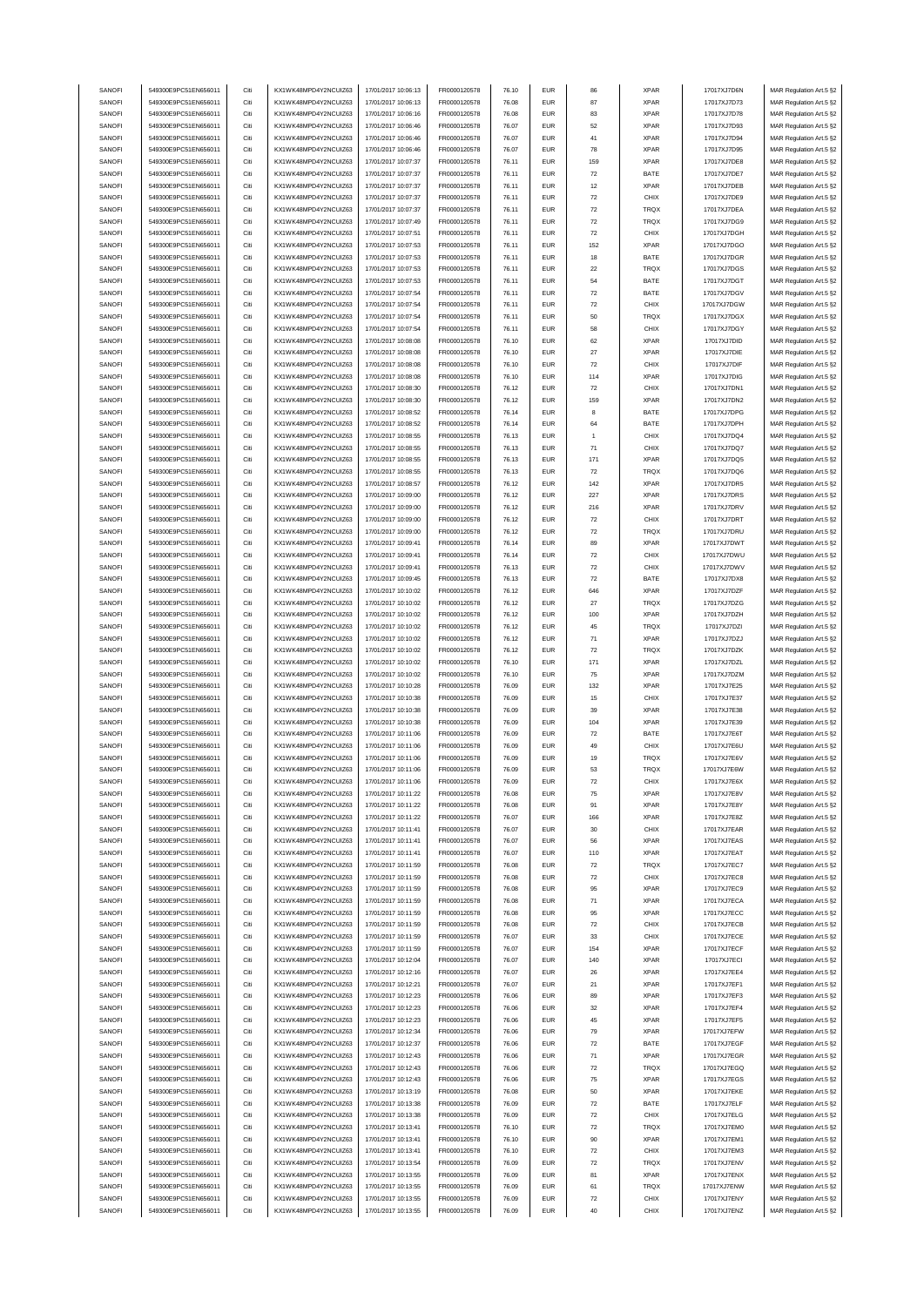| | | | | | | | | | | | |
|---|---|---|---|---|---|---|---|---|---|---|---|
| SANOFI | 549300E9PC51EN656011 | Citi | KX1WK48MPD4Y2NCUIZ63 | 17/01/2017 10:06:13 | FR0000120578 | 76.10 | EUR | 86 | XPAR | 17017XJ7D6N | MAR Regulation Art.5 §2 |
| SANOFI | 549300E9PC51EN656011 | Citi | KX1WK48MPD4Y2NCUIZ63 | 17/01/2017 10:06:13 | FR0000120578 | 76.08 | EUR | 87 | XPAR | 17017XJ7D73 | MAR Regulation Art.5 §2 |
| SANOFI | 549300E9PC51EN656011 | Citi | KX1WK48MPD4Y2NCUIZ63 | 17/01/2017 10:06:16 | FR0000120578 | 76.08 | EUR | 83 | XPAR | 17017XJ7D78 | MAR Regulation Art.5 §2 |
| SANOFI | 549300E9PC51EN656011 | Citi | KX1WK48MPD4Y2NCUIZ63 | 17/01/2017 10:06:46 | FR0000120578 | 76.07 | EUR | 52 | XPAR | 17017XJ7D93 | MAR Regulation Art.5 §2 |
| SANOFI | 549300E9PC51EN656011 | Citi | KX1WK48MPD4Y2NCUIZ63 | 17/01/2017 10:06:46 | FR0000120578 | 76.07 | EUR | 41 | XPAR | 17017XJ7D94 | MAR Regulation Art.5 §2 |
| SANOFI | 549300E9PC51EN656011 | Citi | KX1WK48MPD4Y2NCUIZ63 | 17/01/2017 10:06:46 | FR0000120578 | 76.07 | EUR | 78 | XPAR | 17017XJ7D95 | MAR Regulation Art.5 §2 |
| SANOFI | 549300E9PC51EN656011 | Citi | KX1WK48MPD4Y2NCUIZ63 | 17/01/2017 10:07:37 | FR0000120578 | 76.11 | EUR | 159 | XPAR | 17017XJ7DE8 | MAR Regulation Art.5 §2 |
| SANOFI | 549300E9PC51EN656011 | Citi | KX1WK48MPD4Y2NCUIZ63 | 17/01/2017 10:07:37 | FR0000120578 | 76.11 | EUR | 72 | BATE | 17017XJ7DE7 | MAR Regulation Art.5 §2 |
| SANOFI | 549300E9PC51EN656011 | Citi | KX1WK48MPD4Y2NCUIZ63 | 17/01/2017 10:07:37 | FR0000120578 | 76.11 | EUR | 12 | XPAR | 17017XJ7DEB | MAR Regulation Art.5 §2 |
| SANOFI | 549300E9PC51EN656011 | Citi | KX1WK48MPD4Y2NCUIZ63 | 17/01/2017 10:07:37 | FR0000120578 | 76.11 | EUR | 72 | CHIX | 17017XJ7DE9 | MAR Regulation Art.5 §2 |
| SANOFI | 549300E9PC51EN656011 | Citi | KX1WK48MPD4Y2NCUIZ63 | 17/01/2017 10:07:37 | FR0000120578 | 76.11 | EUR | 72 | TRQX | 17017XJ7DEA | MAR Regulation Art.5 §2 |
| SANOFI | 549300E9PC51EN656011 | Citi | KX1WK48MPD4Y2NCUIZ63 | 17/01/2017 10:07:49 | FR0000120578 | 76.11 | EUR | 72 | TRQX | 17017XJ7DG9 | MAR Regulation Art.5 §2 |
| SANOFI | 549300E9PC51EN656011 | Citi | KX1WK48MPD4Y2NCUIZ63 | 17/01/2017 10:07:51 | FR0000120578 | 76.11 | EUR | 72 | CHIX | 17017XJ7DGH | MAR Regulation Art.5 §2 |
| SANOFI | 549300E9PC51EN656011 | Citi | KX1WK48MPD4Y2NCUIZ63 | 17/01/2017 10:07:53 | FR0000120578 | 76.11 | EUR | 152 | XPAR | 17017XJ7DGO | MAR Regulation Art.5 §2 |
| SANOFI | 549300E9PC51EN656011 | Citi | KX1WK48MPD4Y2NCUIZ63 | 17/01/2017 10:07:53 | FR0000120578 | 76.11 | EUR | 18 | BATE | 17017XJ7DGR | MAR Regulation Art.5 §2 |
| SANOFI | 549300E9PC51EN656011 | Citi | KX1WK48MPD4Y2NCUIZ63 | 17/01/2017 10:07:53 | FR0000120578 | 76.11 | EUR | 22 | TRQX | 17017XJ7DGS | MAR Regulation Art.5 §2 |
| SANOFI | 549300E9PC51EN656011 | Citi | KX1WK48MPD4Y2NCUIZ63 | 17/01/2017 10:07:53 | FR0000120578 | 76.11 | EUR | 54 | BATE | 17017XJ7DGT | MAR Regulation Art.5 §2 |
| SANOFI | 549300E9PC51EN656011 | Citi | KX1WK48MPD4Y2NCUIZ63 | 17/01/2017 10:07:54 | FR0000120578 | 76.11 | EUR | 72 | BATE | 17017XJ7DGV | MAR Regulation Art.5 §2 |
| SANOFI | 549300E9PC51EN656011 | Citi | KX1WK48MPD4Y2NCUIZ63 | 17/01/2017 10:07:54 | FR0000120578 | 76.11 | EUR | 72 | CHIX | 17017XJ7DGW | MAR Regulation Art.5 §2 |
| SANOFI | 549300E9PC51EN656011 | Citi | KX1WK48MPD4Y2NCUIZ63 | 17/01/2017 10:07:54 | FR0000120578 | 76.11 | EUR | 50 | TRQX | 17017XJ7DGX | MAR Regulation Art.5 §2 |
| SANOFI | 549300E9PC51EN656011 | Citi | KX1WK48MPD4Y2NCUIZ63 | 17/01/2017 10:07:54 | FR0000120578 | 76.11 | EUR | 58 | CHIX | 17017XJ7DGY | MAR Regulation Art.5 §2 |
| SANOFI | 549300E9PC51EN656011 | Citi | KX1WK48MPD4Y2NCUIZ63 | 17/01/2017 10:08:08 | FR0000120578 | 76.10 | EUR | 62 | XPAR | 17017XJ7DID | MAR Regulation Art.5 §2 |
| SANOFI | 549300E9PC51EN656011 | Citi | KX1WK48MPD4Y2NCUIZ63 | 17/01/2017 10:08:08 | FR0000120578 | 76.10 | EUR | 27 | XPAR | 17017XJ7DIE | MAR Regulation Art.5 §2 |
| SANOFI | 549300E9PC51EN656011 | Citi | KX1WK48MPD4Y2NCUIZ63 | 17/01/2017 10:08:08 | FR0000120578 | 76.10 | EUR | 72 | CHIX | 17017XJ7DIF | MAR Regulation Art.5 §2 |
| SANOFI | 549300E9PC51EN656011 | Citi | KX1WK48MPD4Y2NCUIZ63 | 17/01/2017 10:08:08 | FR0000120578 | 76.10 | EUR | 114 | XPAR | 17017XJ7DIG | MAR Regulation Art.5 §2 |
| SANOFI | 549300E9PC51EN656011 | Citi | KX1WK48MPD4Y2NCUIZ63 | 17/01/2017 10:08:30 | FR0000120578 | 76.12 | EUR | 72 | CHIX | 17017XJ7DN1 | MAR Regulation Art.5 §2 |
| SANOFI | 549300E9PC51EN656011 | Citi | KX1WK48MPD4Y2NCUIZ63 | 17/01/2017 10:08:30 | FR0000120578 | 76.12 | EUR | 159 | XPAR | 17017XJ7DN2 | MAR Regulation Art.5 §2 |
| SANOFI | 549300E9PC51EN656011 | Citi | KX1WK48MPD4Y2NCUIZ63 | 17/01/2017 10:08:52 | FR0000120578 | 76.14 | EUR | 8 | BATE | 17017XJ7DPG | MAR Regulation Art.5 §2 |
| SANOFI | 549300E9PC51EN656011 | Citi | KX1WK48MPD4Y2NCUIZ63 | 17/01/2017 10:08:52 | FR0000120578 | 76.14 | EUR | 64 | BATE | 17017XJ7DPH | MAR Regulation Art.5 §2 |
| SANOFI | 549300E9PC51EN656011 | Citi | KX1WK48MPD4Y2NCUIZ63 | 17/01/2017 10:08:55 | FR0000120578 | 76.13 | EUR | 1 | CHIX | 17017XJ7DQ4 | MAR Regulation Art.5 §2 |
| SANOFI | 549300E9PC51EN656011 | Citi | KX1WK48MPD4Y2NCUIZ63 | 17/01/2017 10:08:55 | FR0000120578 | 76.13 | EUR | 71 | CHIX | 17017XJ7DQ7 | MAR Regulation Art.5 §2 |
| SANOFI | 549300E9PC51EN656011 | Citi | KX1WK48MPD4Y2NCUIZ63 | 17/01/2017 10:08:55 | FR0000120578 | 76.13 | EUR | 171 | XPAR | 17017XJ7DQ5 | MAR Regulation Art.5 §2 |
| SANOFI | 549300E9PC51EN656011 | Citi | KX1WK48MPD4Y2NCUIZ63 | 17/01/2017 10:08:55 | FR0000120578 | 76.13 | EUR | 72 | TRQX | 17017XJ7DQ6 | MAR Regulation Art.5 §2 |
| SANOFI | 549300E9PC51EN656011 | Citi | KX1WK48MPD4Y2NCUIZ63 | 17/01/2017 10:08:57 | FR0000120578 | 76.12 | EUR | 142 | XPAR | 17017XJ7DR5 | MAR Regulation Art.5 §2 |
| SANOFI | 549300E9PC51EN656011 | Citi | KX1WK48MPD4Y2NCUIZ63 | 17/01/2017 10:09:00 | FR0000120578 | 76.12 | EUR | 227 | XPAR | 17017XJ7DRS | MAR Regulation Art.5 §2 |
| SANOFI | 549300E9PC51EN656011 | Citi | KX1WK48MPD4Y2NCUIZ63 | 17/01/2017 10:09:00 | FR0000120578 | 76.12 | EUR | 216 | XPAR | 17017XJ7DRV | MAR Regulation Art.5 §2 |
| SANOFI | 549300E9PC51EN656011 | Citi | KX1WK48MPD4Y2NCUIZ63 | 17/01/2017 10:09:00 | FR0000120578 | 76.12 | EUR | 72 | CHIX | 17017XJ7DRT | MAR Regulation Art.5 §2 |
| SANOFI | 549300E9PC51EN656011 | Citi | KX1WK48MPD4Y2NCUIZ63 | 17/01/2017 10:09:00 | FR0000120578 | 76.12 | EUR | 72 | TRQX | 17017XJ7DRU | MAR Regulation Art.5 §2 |
| SANOFI | 549300E9PC51EN656011 | Citi | KX1WK48MPD4Y2NCUIZ63 | 17/01/2017 10:09:41 | FR0000120578 | 76.14 | EUR | 89 | XPAR | 17017XJ7DWT | MAR Regulation Art.5 §2 |
| SANOFI | 549300E9PC51EN656011 | Citi | KX1WK48MPD4Y2NCUIZ63 | 17/01/2017 10:09:41 | FR0000120578 | 76.14 | EUR | 72 | CHIX | 17017XJ7DWU | MAR Regulation Art.5 §2 |
| SANOFI | 549300E9PC51EN656011 | Citi | KX1WK48MPD4Y2NCUIZ63 | 17/01/2017 10:09:41 | FR0000120578 | 76.13 | EUR | 72 | CHIX | 17017XJ7DWV | MAR Regulation Art.5 §2 |
| SANOFI | 549300E9PC51EN656011 | Citi | KX1WK48MPD4Y2NCUIZ63 | 17/01/2017 10:09:45 | FR0000120578 | 76.13 | EUR | 72 | BATE | 17017XJ7DX8 | MAR Regulation Art.5 §2 |
| SANOFI | 549300E9PC51EN656011 | Citi | KX1WK48MPD4Y2NCUIZ63 | 17/01/2017 10:10:02 | FR0000120578 | 76.12 | EUR | 646 | XPAR | 17017XJ7DZF | MAR Regulation Art.5 §2 |
| SANOFI | 549300E9PC51EN656011 | Citi | KX1WK48MPD4Y2NCUIZ63 | 17/01/2017 10:10:02 | FR0000120578 | 76.12 | EUR | 27 | TRQX | 17017XJ7DZG | MAR Regulation Art.5 §2 |
| SANOFI | 549300E9PC51EN656011 | Citi | KX1WK48MPD4Y2NCUIZ63 | 17/01/2017 10:10:02 | FR0000120578 | 76.12 | EUR | 100 | XPAR | 17017XJ7DZH | MAR Regulation Art.5 §2 |
| SANOFI | 549300E9PC51EN656011 | Citi | KX1WK48MPD4Y2NCUIZ63 | 17/01/2017 10:10:02 | FR0000120578 | 76.12 | EUR | 45 | TRQX | 17017XJ7DZI | MAR Regulation Art.5 §2 |
| SANOFI | 549300E9PC51EN656011 | Citi | KX1WK48MPD4Y2NCUIZ63 | 17/01/2017 10:10:02 | FR0000120578 | 76.12 | EUR | 71 | XPAR | 17017XJ7DZJ | MAR Regulation Art.5 §2 |
| SANOFI | 549300E9PC51EN656011 | Citi | KX1WK48MPD4Y2NCUIZ63 | 17/01/2017 10:10:02 | FR0000120578 | 76.12 | EUR | 72 | TRQX | 17017XJ7DZK | MAR Regulation Art.5 §2 |
| SANOFI | 549300E9PC51EN656011 | Citi | KX1WK48MPD4Y2NCUIZ63 | 17/01/2017 10:10:02 | FR0000120578 | 76.10 | EUR | 171 | XPAR | 17017XJ7DZL | MAR Regulation Art.5 §2 |
| SANOFI | 549300E9PC51EN656011 | Citi | KX1WK48MPD4Y2NCUIZ63 | 17/01/2017 10:10:02 | FR0000120578 | 76.10 | EUR | 75 | XPAR | 17017XJ7DZM | MAR Regulation Art.5 §2 |
| SANOFI | 549300E9PC51EN656011 | Citi | KX1WK48MPD4Y2NCUIZ63 | 17/01/2017 10:10:28 | FR0000120578 | 76.09 | EUR | 132 | XPAR | 17017XJ7E25 | MAR Regulation Art.5 §2 |
| SANOFI | 549300E9PC51EN656011 | Citi | KX1WK48MPD4Y2NCUIZ63 | 17/01/2017 10:10:38 | FR0000120578 | 76.09 | EUR | 15 | CHIX | 17017XJ7E37 | MAR Regulation Art.5 §2 |
| SANOFI | 549300E9PC51EN656011 | Citi | KX1WK48MPD4Y2NCUIZ63 | 17/01/2017 10:10:38 | FR0000120578 | 76.09 | EUR | 39 | XPAR | 17017XJ7E38 | MAR Regulation Art.5 §2 |
| SANOFI | 549300E9PC51EN656011 | Citi | KX1WK48MPD4Y2NCUIZ63 | 17/01/2017 10:10:38 | FR0000120578 | 76.09 | EUR | 104 | XPAR | 17017XJ7E39 | MAR Regulation Art.5 §2 |
| SANOFI | 549300E9PC51EN656011 | Citi | KX1WK48MPD4Y2NCUIZ63 | 17/01/2017 10:11:06 | FR0000120578 | 76.09 | EUR | 72 | BATE | 17017XJ7E6T | MAR Regulation Art.5 §2 |
| SANOFI | 549300E9PC51EN656011 | Citi | KX1WK48MPD4Y2NCUIZ63 | 17/01/2017 10:11:06 | FR0000120578 | 76.09 | EUR | 49 | CHIX | 17017XJ7E6U | MAR Regulation Art.5 §2 |
| SANOFI | 549300E9PC51EN656011 | Citi | KX1WK48MPD4Y2NCUIZ63 | 17/01/2017 10:11:06 | FR0000120578 | 76.09 | EUR | 19 | TRQX | 17017XJ7E6V | MAR Regulation Art.5 §2 |
| SANOFI | 549300E9PC51EN656011 | Citi | KX1WK48MPD4Y2NCUIZ63 | 17/01/2017 10:11:06 | FR0000120578 | 76.09 | EUR | 53 | TRQX | 17017XJ7E6W | MAR Regulation Art.5 §2 |
| SANOFI | 549300E9PC51EN656011 | Citi | KX1WK48MPD4Y2NCUIZ63 | 17/01/2017 10:11:06 | FR0000120578 | 76.09 | EUR | 72 | CHIX | 17017XJ7E6X | MAR Regulation Art.5 §2 |
| SANOFI | 549300E9PC51EN656011 | Citi | KX1WK48MPD4Y2NCUIZ63 | 17/01/2017 10:11:22 | FR0000120578 | 76.08 | EUR | 75 | XPAR | 17017XJ7E8V | MAR Regulation Art.5 §2 |
| SANOFI | 549300E9PC51EN656011 | Citi | KX1WK48MPD4Y2NCUIZ63 | 17/01/2017 10:11:22 | FR0000120578 | 76.08 | EUR | 91 | XPAR | 17017XJ7E8Y | MAR Regulation Art.5 §2 |
| SANOFI | 549300E9PC51EN656011 | Citi | KX1WK48MPD4Y2NCUIZ63 | 17/01/2017 10:11:22 | FR0000120578 | 76.07 | EUR | 166 | XPAR | 17017XJ7E8Z | MAR Regulation Art.5 §2 |
| SANOFI | 549300E9PC51EN656011 | Citi | KX1WK48MPD4Y2NCUIZ63 | 17/01/2017 10:11:41 | FR0000120578 | 76.07 | EUR | 30 | CHIX | 17017XJ7EAR | MAR Regulation Art.5 §2 |
| SANOFI | 549300E9PC51EN656011 | Citi | KX1WK48MPD4Y2NCUIZ63 | 17/01/2017 10:11:41 | FR0000120578 | 76.07 | EUR | 56 | XPAR | 17017XJ7EAS | MAR Regulation Art.5 §2 |
| SANOFI | 549300E9PC51EN656011 | Citi | KX1WK48MPD4Y2NCUIZ63 | 17/01/2017 10:11:41 | FR0000120578 | 76.07 | EUR | 110 | XPAR | 17017XJ7EAT | MAR Regulation Art.5 §2 |
| SANOFI | 549300E9PC51EN656011 | Citi | KX1WK48MPD4Y2NCUIZ63 | 17/01/2017 10:11:59 | FR0000120578 | 76.08 | EUR | 72 | TRQX | 17017XJ7EC7 | MAR Regulation Art.5 §2 |
| SANOFI | 549300E9PC51EN656011 | Citi | KX1WK48MPD4Y2NCUIZ63 | 17/01/2017 10:11:59 | FR0000120578 | 76.08 | EUR | 72 | CHIX | 17017XJ7EC8 | MAR Regulation Art.5 §2 |
| SANOFI | 549300E9PC51EN656011 | Citi | KX1WK48MPD4Y2NCUIZ63 | 17/01/2017 10:11:59 | FR0000120578 | 76.08 | EUR | 95 | XPAR | 17017XJ7EC9 | MAR Regulation Art.5 §2 |
| SANOFI | 549300E9PC51EN656011 | Citi | KX1WK48MPD4Y2NCUIZ63 | 17/01/2017 10:11:59 | FR0000120578 | 76.08 | EUR | 71 | XPAR | 17017XJ7ECA | MAR Regulation Art.5 §2 |
| SANOFI | 549300E9PC51EN656011 | Citi | KX1WK48MPD4Y2NCUIZ63 | 17/01/2017 10:11:59 | FR0000120578 | 76.08 | EUR | 95 | XPAR | 17017XJ7ECC | MAR Regulation Art.5 §2 |
| SANOFI | 549300E9PC51EN656011 | Citi | KX1WK48MPD4Y2NCUIZ63 | 17/01/2017 10:11:59 | FR0000120578 | 76.08 | EUR | 72 | CHIX | 17017XJ7ECB | MAR Regulation Art.5 §2 |
| SANOFI | 549300E9PC51EN656011 | Citi | KX1WK48MPD4Y2NCUIZ63 | 17/01/2017 10:11:59 | FR0000120578 | 76.07 | EUR | 33 | CHIX | 17017XJ7ECE | MAR Regulation Art.5 §2 |
| SANOFI | 549300E9PC51EN656011 | Citi | KX1WK48MPD4Y2NCUIZ63 | 17/01/2017 10:11:59 | FR0000120578 | 76.07 | EUR | 154 | XPAR | 17017XJ7ECF | MAR Regulation Art.5 §2 |
| SANOFI | 549300E9PC51EN656011 | Citi | KX1WK48MPD4Y2NCUIZ63 | 17/01/2017 10:12:04 | FR0000120578 | 76.07 | EUR | 140 | XPAR | 17017XJ7ECI | MAR Regulation Art.5 §2 |
| SANOFI | 549300E9PC51EN656011 | Citi | KX1WK48MPD4Y2NCUIZ63 | 17/01/2017 10:12:16 | FR0000120578 | 76.07 | EUR | 26 | XPAR | 17017XJ7EE4 | MAR Regulation Art.5 §2 |
| SANOFI | 549300E9PC51EN656011 | Citi | KX1WK48MPD4Y2NCUIZ63 | 17/01/2017 10:12:21 | FR0000120578 | 76.07 | EUR | 21 | XPAR | 17017XJ7EF1 | MAR Regulation Art.5 §2 |
| SANOFI | 549300E9PC51EN656011 | Citi | KX1WK48MPD4Y2NCUIZ63 | 17/01/2017 10:12:23 | FR0000120578 | 76.06 | EUR | 89 | XPAR | 17017XJ7EF3 | MAR Regulation Art.5 §2 |
| SANOFI | 549300E9PC51EN656011 | Citi | KX1WK48MPD4Y2NCUIZ63 | 17/01/2017 10:12:23 | FR0000120578 | 76.06 | EUR | 32 | XPAR | 17017XJ7EF4 | MAR Regulation Art.5 §2 |
| SANOFI | 549300E9PC51EN656011 | Citi | KX1WK48MPD4Y2NCUIZ63 | 17/01/2017 10:12:23 | FR0000120578 | 76.06 | EUR | 45 | XPAR | 17017XJ7EF5 | MAR Regulation Art.5 §2 |
| SANOFI | 549300E9PC51EN656011 | Citi | KX1WK48MPD4Y2NCUIZ63 | 17/01/2017 10:12:34 | FR0000120578 | 76.06 | EUR | 79 | XPAR | 17017XJ7EFW | MAR Regulation Art.5 §2 |
| SANOFI | 549300E9PC51EN656011 | Citi | KX1WK48MPD4Y2NCUIZ63 | 17/01/2017 10:12:37 | FR0000120578 | 76.06 | EUR | 72 | BATE | 17017XJ7EGF | MAR Regulation Art.5 §2 |
| SANOFI | 549300E9PC51EN656011 | Citi | KX1WK48MPD4Y2NCUIZ63 | 17/01/2017 10:12:43 | FR0000120578 | 76.06 | EUR | 71 | XPAR | 17017XJ7EGR | MAR Regulation Art.5 §2 |
| SANOFI | 549300E9PC51EN656011 | Citi | KX1WK48MPD4Y2NCUIZ63 | 17/01/2017 10:12:43 | FR0000120578 | 76.06 | EUR | 72 | TRQX | 17017XJ7EGQ | MAR Regulation Art.5 §2 |
| SANOFI | 549300E9PC51EN656011 | Citi | KX1WK48MPD4Y2NCUIZ63 | 17/01/2017 10:12:43 | FR0000120578 | 76.06 | EUR | 75 | XPAR | 17017XJ7EGS | MAR Regulation Art.5 §2 |
| SANOFI | 549300E9PC51EN656011 | Citi | KX1WK48MPD4Y2NCUIZ63 | 17/01/2017 10:13:19 | FR0000120578 | 76.08 | EUR | 50 | XPAR | 17017XJ7EKE | MAR Regulation Art.5 §2 |
| SANOFI | 549300E9PC51EN656011 | Citi | KX1WK48MPD4Y2NCUIZ63 | 17/01/2017 10:13:38 | FR0000120578 | 76.09 | EUR | 72 | BATE | 17017XJ7ELF | MAR Regulation Art.5 §2 |
| SANOFI | 549300E9PC51EN656011 | Citi | KX1WK48MPD4Y2NCUIZ63 | 17/01/2017 10:13:38 | FR0000120578 | 76.09 | EUR | 72 | CHIX | 17017XJ7ELG | MAR Regulation Art.5 §2 |
| SANOFI | 549300E9PC51EN656011 | Citi | KX1WK48MPD4Y2NCUIZ63 | 17/01/2017 10:13:41 | FR0000120578 | 76.10 | EUR | 72 | TRQX | 17017XJ7EM0 | MAR Regulation Art.5 §2 |
| SANOFI | 549300E9PC51EN656011 | Citi | KX1WK48MPD4Y2NCUIZ63 | 17/01/2017 10:13:41 | FR0000120578 | 76.10 | EUR | 90 | XPAR | 17017XJ7EM1 | MAR Regulation Art.5 §2 |
| SANOFI | 549300E9PC51EN656011 | Citi | KX1WK48MPD4Y2NCUIZ63 | 17/01/2017 10:13:41 | FR0000120578 | 76.10 | EUR | 72 | CHIX | 17017XJ7EM3 | MAR Regulation Art.5 §2 |
| SANOFI | 549300E9PC51EN656011 | Citi | KX1WK48MPD4Y2NCUIZ63 | 17/01/2017 10:13:54 | FR0000120578 | 76.09 | EUR | 72 | TRQX | 17017XJ7ENV | MAR Regulation Art.5 §2 |
| SANOFI | 549300E9PC51EN656011 | Citi | KX1WK48MPD4Y2NCUIZ63 | 17/01/2017 10:13:55 | FR0000120578 | 76.09 | EUR | 81 | XPAR | 17017XJ7ENX | MAR Regulation Art.5 §2 |
| SANOFI | 549300E9PC51EN656011 | Citi | KX1WK48MPD4Y2NCUIZ63 | 17/01/2017 10:13:55 | FR0000120578 | 76.09 | EUR | 61 | TRQX | 17017XJ7ENW | MAR Regulation Art.5 §2 |
| SANOFI | 549300E9PC51EN656011 | Citi | KX1WK48MPD4Y2NCUIZ63 | 17/01/2017 10:13:55 | FR0000120578 | 76.09 | EUR | 72 | CHIX | 17017XJ7ENY | MAR Regulation Art.5 §2 |
| SANOFI | 549300E9PC51EN656011 | Citi | KX1WK48MPD4Y2NCUIZ63 | 17/01/2017 10:13:55 | FR0000120578 | 76.09 | EUR | 40 | CHIX | 17017XJ7ENZ | MAR Regulation Art.5 §2 |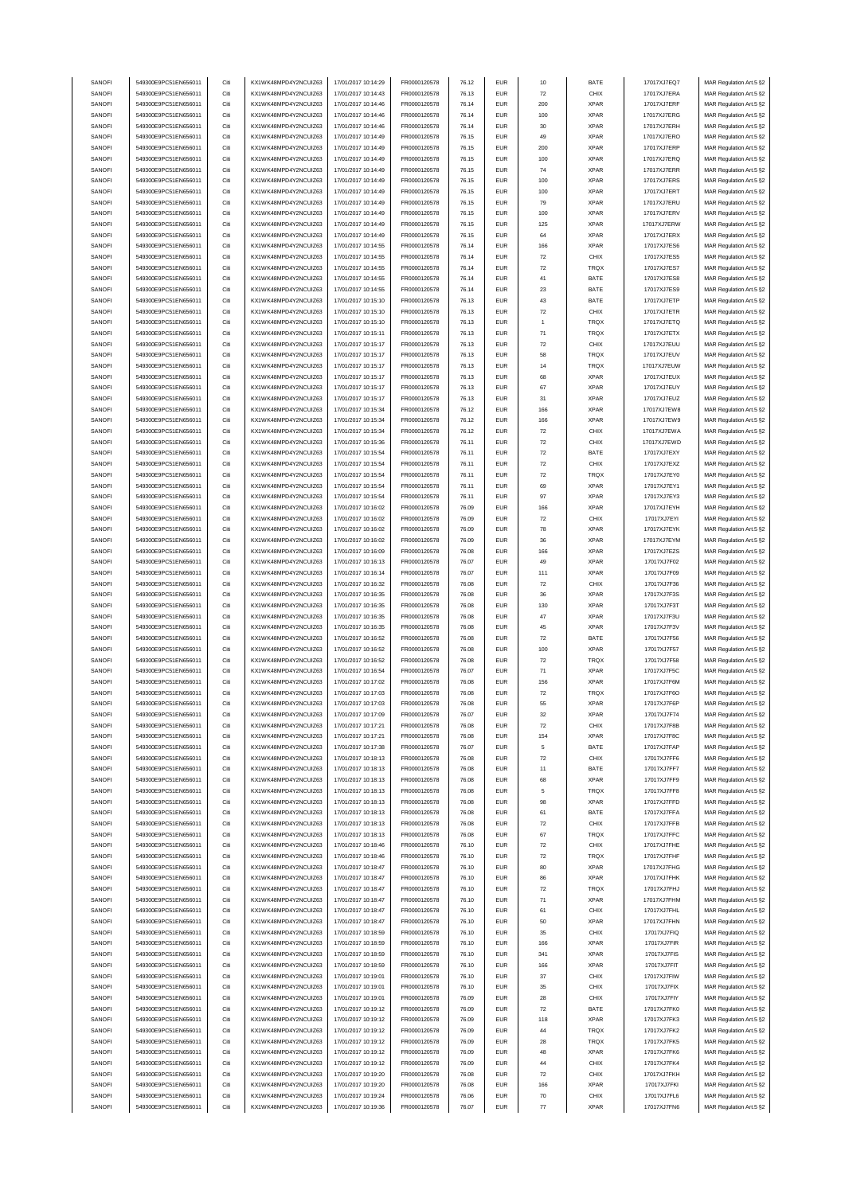| | | | | | | | | | | | |
|---|---|---|---|---|---|---|---|---|---|---|---|
| SANOFI | 549300E9PC51EN656011 | Citi | KX1WK48MPD4Y2NCUIZ63 | 17/01/2017 10:14:29 | FR0000120578 | 76.12 | EUR | 10 | BATE | 17017XJ7EQ7 | MAR Regulation Art.5 §2 |
| SANOFI | 549300E9PC51EN656011 | Citi | KX1WK48MPD4Y2NCUIZ63 | 17/01/2017 10:14:43 | FR0000120578 | 76.13 | EUR | 72 | CHIX | 17017XJ7ERA | MAR Regulation Art.5 §2 |
| SANOFI | 549300E9PC51EN656011 | Citi | KX1WK48MPD4Y2NCUIZ63 | 17/01/2017 10:14:46 | FR0000120578 | 76.14 | EUR | 200 | XPAR | 17017XJ7ERF | MAR Regulation Art.5 §2 |
| SANOFI | 549300E9PC51EN656011 | Citi | KX1WK48MPD4Y2NCUIZ63 | 17/01/2017 10:14:46 | FR0000120578 | 76.14 | EUR | 100 | XPAR | 17017XJ7ERG | MAR Regulation Art.5 §2 |
| SANOFI | 549300E9PC51EN656011 | Citi | KX1WK48MPD4Y2NCUIZ63 | 17/01/2017 10:14:46 | FR0000120578 | 76.14 | EUR | 30 | XPAR | 17017XJ7ERH | MAR Regulation Art.5 §2 |
| SANOFI | 549300E9PC51EN656011 | Citi | KX1WK48MPD4Y2NCUIZ63 | 17/01/2017 10:14:49 | FR0000120578 | 76.15 | EUR | 49 | XPAR | 17017XJ7ERO | MAR Regulation Art.5 §2 |
| SANOFI | 549300E9PC51EN656011 | Citi | KX1WK48MPD4Y2NCUIZ63 | 17/01/2017 10:14:49 | FR0000120578 | 76.15 | EUR | 200 | XPAR | 17017XJ7ERP | MAR Regulation Art.5 §2 |
| SANOFI | 549300E9PC51EN656011 | Citi | KX1WK48MPD4Y2NCUIZ63 | 17/01/2017 10:14:49 | FR0000120578 | 76.15 | EUR | 100 | XPAR | 17017XJ7ERQ | MAR Regulation Art.5 §2 |
| SANOFI | 549300E9PC51EN656011 | Citi | KX1WK48MPD4Y2NCUIZ63 | 17/01/2017 10:14:49 | FR0000120578 | 76.15 | EUR | 74 | XPAR | 17017XJ7ERR | MAR Regulation Art.5 §2 |
| SANOFI | 549300E9PC51EN656011 | Citi | KX1WK48MPD4Y2NCUIZ63 | 17/01/2017 10:14:49 | FR0000120578 | 76.15 | EUR | 100 | XPAR | 17017XJ7ERS | MAR Regulation Art.5 §2 |
| SANOFI | 549300E9PC51EN656011 | Citi | KX1WK48MPD4Y2NCUIZ63 | 17/01/2017 10:14:49 | FR0000120578 | 76.15 | EUR | 100 | XPAR | 17017XJ7ERT | MAR Regulation Art.5 §2 |
| SANOFI | 549300E9PC51EN656011 | Citi | KX1WK48MPD4Y2NCUIZ63 | 17/01/2017 10:14:49 | FR0000120578 | 76.15 | EUR | 79 | XPAR | 17017XJ7ERU | MAR Regulation Art.5 §2 |
| SANOFI | 549300E9PC51EN656011 | Citi | KX1WK48MPD4Y2NCUIZ63 | 17/01/2017 10:14:49 | FR0000120578 | 76.15 | EUR | 100 | XPAR | 17017XJ7ERV | MAR Regulation Art.5 §2 |
| SANOFI | 549300E9PC51EN656011 | Citi | KX1WK48MPD4Y2NCUIZ63 | 17/01/2017 10:14:49 | FR0000120578 | 76.15 | EUR | 125 | XPAR | 17017XJ7ERW | MAR Regulation Art.5 §2 |
| SANOFI | 549300E9PC51EN656011 | Citi | KX1WK48MPD4Y2NCUIZ63 | 17/01/2017 10:14:49 | FR0000120578 | 76.15 | EUR | 64 | XPAR | 17017XJ7ERX | MAR Regulation Art.5 §2 |
| SANOFI | 549300E9PC51EN656011 | Citi | KX1WK48MPD4Y2NCUIZ63 | 17/01/2017 10:14:55 | FR0000120578 | 76.14 | EUR | 166 | XPAR | 17017XJ7ES6 | MAR Regulation Art.5 §2 |
| SANOFI | 549300E9PC51EN656011 | Citi | KX1WK48MPD4Y2NCUIZ63 | 17/01/2017 10:14:55 | FR0000120578 | 76.14 | EUR | 72 | CHIX | 17017XJ7ES5 | MAR Regulation Art.5 §2 |
| SANOFI | 549300E9PC51EN656011 | Citi | KX1WK48MPD4Y2NCUIZ63 | 17/01/2017 10:14:55 | FR0000120578 | 76.14 | EUR | 72 | TRQX | 17017XJ7ES7 | MAR Regulation Art.5 §2 |
| SANOFI | 549300E9PC51EN656011 | Citi | KX1WK48MPD4Y2NCUIZ63 | 17/01/2017 10:14:55 | FR0000120578 | 76.14 | EUR | 41 | BATE | 17017XJ7ES8 | MAR Regulation Art.5 §2 |
| SANOFI | 549300E9PC51EN656011 | Citi | KX1WK48MPD4Y2NCUIZ63 | 17/01/2017 10:14:55 | FR0000120578 | 76.14 | EUR | 23 | BATE | 17017XJ7ES9 | MAR Regulation Art.5 §2 |
| SANOFI | 549300E9PC51EN656011 | Citi | KX1WK48MPD4Y2NCUIZ63 | 17/01/2017 10:15:10 | FR0000120578 | 76.13 | EUR | 43 | BATE | 17017XJ7ETP | MAR Regulation Art.5 §2 |
| SANOFI | 549300E9PC51EN656011 | Citi | KX1WK48MPD4Y2NCUIZ63 | 17/01/2017 10:15:10 | FR0000120578 | 76.13 | EUR | 72 | CHIX | 17017XJ7ETR | MAR Regulation Art.5 §2 |
| SANOFI | 549300E9PC51EN656011 | Citi | KX1WK48MPD4Y2NCUIZ63 | 17/01/2017 10:15:10 | FR0000120578 | 76.13 | EUR | 1 | TRQX | 17017XJ7ETQ | MAR Regulation Art.5 §2 |
| SANOFI | 549300E9PC51EN656011 | Citi | KX1WK48MPD4Y2NCUIZ63 | 17/01/2017 10:15:11 | FR0000120578 | 76.13 | EUR | 71 | TRQX | 17017XJ7ETX | MAR Regulation Art.5 §2 |
| SANOFI | 549300E9PC51EN656011 | Citi | KX1WK48MPD4Y2NCUIZ63 | 17/01/2017 10:15:17 | FR0000120578 | 76.13 | EUR | 72 | CHIX | 17017XJ7EUU | MAR Regulation Art.5 §2 |
| SANOFI | 549300E9PC51EN656011 | Citi | KX1WK48MPD4Y2NCUIZ63 | 17/01/2017 10:15:17 | FR0000120578 | 76.13 | EUR | 58 | TRQX | 17017XJ7EUV | MAR Regulation Art.5 §2 |
| SANOFI | 549300E9PC51EN656011 | Citi | KX1WK48MPD4Y2NCUIZ63 | 17/01/2017 10:15:17 | FR0000120578 | 76.13 | EUR | 14 | TRQX | 17017XJ7EUW | MAR Regulation Art.5 §2 |
| SANOFI | 549300E9PC51EN656011 | Citi | KX1WK48MPD4Y2NCUIZ63 | 17/01/2017 10:15:17 | FR0000120578 | 76.13 | EUR | 68 | XPAR | 17017XJ7EUX | MAR Regulation Art.5 §2 |
| SANOFI | 549300E9PC51EN656011 | Citi | KX1WK48MPD4Y2NCUIZ63 | 17/01/2017 10:15:17 | FR0000120578 | 76.13 | EUR | 67 | XPAR | 17017XJ7EUY | MAR Regulation Art.5 §2 |
| SANOFI | 549300E9PC51EN656011 | Citi | KX1WK48MPD4Y2NCUIZ63 | 17/01/2017 10:15:17 | FR0000120578 | 76.13 | EUR | 31 | XPAR | 17017XJ7EUZ | MAR Regulation Art.5 §2 |
| SANOFI | 549300E9PC51EN656011 | Citi | KX1WK48MPD4Y2NCUIZ63 | 17/01/2017 10:15:34 | FR0000120578 | 76.12 | EUR | 166 | XPAR | 17017XJ7EW8 | MAR Regulation Art.5 §2 |
| SANOFI | 549300E9PC51EN656011 | Citi | KX1WK48MPD4Y2NCUIZ63 | 17/01/2017 10:15:34 | FR0000120578 | 76.12 | EUR | 166 | XPAR | 17017XJ7EW9 | MAR Regulation Art.5 §2 |
| SANOFI | 549300E9PC51EN656011 | Citi | KX1WK48MPD4Y2NCUIZ63 | 17/01/2017 10:15:34 | FR0000120578 | 76.12 | EUR | 72 | CHIX | 17017XJ7EWA | MAR Regulation Art.5 §2 |
| SANOFI | 549300E9PC51EN656011 | Citi | KX1WK48MPD4Y2NCUIZ63 | 17/01/2017 10:15:36 | FR0000120578 | 76.11 | EUR | 72 | CHIX | 17017XJ7EWD | MAR Regulation Art.5 §2 |
| SANOFI | 549300E9PC51EN656011 | Citi | KX1WK48MPD4Y2NCUIZ63 | 17/01/2017 10:15:54 | FR0000120578 | 76.11 | EUR | 72 | BATE | 17017XJ7EXY | MAR Regulation Art.5 §2 |
| SANOFI | 549300E9PC51EN656011 | Citi | KX1WK48MPD4Y2NCUIZ63 | 17/01/2017 10:15:54 | FR0000120578 | 76.11 | EUR | 72 | CHIX | 17017XJ7EXZ | MAR Regulation Art.5 §2 |
| SANOFI | 549300E9PC51EN656011 | Citi | KX1WK48MPD4Y2NCUIZ63 | 17/01/2017 10:15:54 | FR0000120578 | 76.11 | EUR | 72 | TRQX | 17017XJ7EY0 | MAR Regulation Art.5 §2 |
| SANOFI | 549300E9PC51EN656011 | Citi | KX1WK48MPD4Y2NCUIZ63 | 17/01/2017 10:15:54 | FR0000120578 | 76.11 | EUR | 69 | XPAR | 17017XJ7EY1 | MAR Regulation Art.5 §2 |
| SANOFI | 549300E9PC51EN656011 | Citi | KX1WK48MPD4Y2NCUIZ63 | 17/01/2017 10:15:54 | FR0000120578 | 76.11 | EUR | 97 | XPAR | 17017XJ7EY3 | MAR Regulation Art.5 §2 |
| SANOFI | 549300E9PC51EN656011 | Citi | KX1WK48MPD4Y2NCUIZ63 | 17/01/2017 10:16:02 | FR0000120578 | 76.09 | EUR | 166 | XPAR | 17017XJ7EYH | MAR Regulation Art.5 §2 |
| SANOFI | 549300E9PC51EN656011 | Citi | KX1WK48MPD4Y2NCUIZ63 | 17/01/2017 10:16:02 | FR0000120578 | 76.09 | EUR | 72 | CHIX | 17017XJ7EYI | MAR Regulation Art.5 §2 |
| SANOFI | 549300E9PC51EN656011 | Citi | KX1WK48MPD4Y2NCUIZ63 | 17/01/2017 10:16:02 | FR0000120578 | 76.09 | EUR | 78 | XPAR | 17017XJ7EYK | MAR Regulation Art.5 §2 |
| SANOFI | 549300E9PC51EN656011 | Citi | KX1WK48MPD4Y2NCUIZ63 | 17/01/2017 10:16:02 | FR0000120578 | 76.09 | EUR | 36 | XPAR | 17017XJ7EYM | MAR Regulation Art.5 §2 |
| SANOFI | 549300E9PC51EN656011 | Citi | KX1WK48MPD4Y2NCUIZ63 | 17/01/2017 10:16:09 | FR0000120578 | 76.08 | EUR | 166 | XPAR | 17017XJ7EZS | MAR Regulation Art.5 §2 |
| SANOFI | 549300E9PC51EN656011 | Citi | KX1WK48MPD4Y2NCUIZ63 | 17/01/2017 10:16:13 | FR0000120578 | 76.07 | EUR | 49 | XPAR | 17017XJ7F02 | MAR Regulation Art.5 §2 |
| SANOFI | 549300E9PC51EN656011 | Citi | KX1WK48MPD4Y2NCUIZ63 | 17/01/2017 10:16:14 | FR0000120578 | 76.07 | EUR | 111 | XPAR | 17017XJ7F09 | MAR Regulation Art.5 §2 |
| SANOFI | 549300E9PC51EN656011 | Citi | KX1WK48MPD4Y2NCUIZ63 | 17/01/2017 10:16:32 | FR0000120578 | 76.08 | EUR | 72 | CHIX | 17017XJ7F36 | MAR Regulation Art.5 §2 |
| SANOFI | 549300E9PC51EN656011 | Citi | KX1WK48MPD4Y2NCUIZ63 | 17/01/2017 10:16:35 | FR0000120578 | 76.08 | EUR | 36 | XPAR | 17017XJ7F3S | MAR Regulation Art.5 §2 |
| SANOFI | 549300E9PC51EN656011 | Citi | KX1WK48MPD4Y2NCUIZ63 | 17/01/2017 10:16:35 | FR0000120578 | 76.08 | EUR | 130 | XPAR | 17017XJ7F3T | MAR Regulation Art.5 §2 |
| SANOFI | 549300E9PC51EN656011 | Citi | KX1WK48MPD4Y2NCUIZ63 | 17/01/2017 10:16:35 | FR0000120578 | 76.08 | EUR | 47 | XPAR | 17017XJ7F3U | MAR Regulation Art.5 §2 |
| SANOFI | 549300E9PC51EN656011 | Citi | KX1WK48MPD4Y2NCUIZ63 | 17/01/2017 10:16:35 | FR0000120578 | 76.08 | EUR | 45 | XPAR | 17017XJ7F3V | MAR Regulation Art.5 §2 |
| SANOFI | 549300E9PC51EN656011 | Citi | KX1WK48MPD4Y2NCUIZ63 | 17/01/2017 10:16:52 | FR0000120578 | 76.08 | EUR | 72 | BATE | 17017XJ7F56 | MAR Regulation Art.5 §2 |
| SANOFI | 549300E9PC51EN656011 | Citi | KX1WK48MPD4Y2NCUIZ63 | 17/01/2017 10:16:52 | FR0000120578 | 76.08 | EUR | 100 | XPAR | 17017XJ7F57 | MAR Regulation Art.5 §2 |
| SANOFI | 549300E9PC51EN656011 | Citi | KX1WK48MPD4Y2NCUIZ63 | 17/01/2017 10:16:52 | FR0000120578 | 76.08 | EUR | 72 | TRQX | 17017XJ7F58 | MAR Regulation Art.5 §2 |
| SANOFI | 549300E9PC51EN656011 | Citi | KX1WK48MPD4Y2NCUIZ63 | 17/01/2017 10:16:54 | FR0000120578 | 76.07 | EUR | 71 | XPAR | 17017XJ7F5C | MAR Regulation Art.5 §2 |
| SANOFI | 549300E9PC51EN656011 | Citi | KX1WK48MPD4Y2NCUIZ63 | 17/01/2017 10:17:02 | FR0000120578 | 76.08 | EUR | 156 | XPAR | 17017XJ7F6M | MAR Regulation Art.5 §2 |
| SANOFI | 549300E9PC51EN656011 | Citi | KX1WK48MPD4Y2NCUIZ63 | 17/01/2017 10:17:03 | FR0000120578 | 76.08 | EUR | 72 | TRQX | 17017XJ7F6O | MAR Regulation Art.5 §2 |
| SANOFI | 549300E9PC51EN656011 | Citi | KX1WK48MPD4Y2NCUIZ63 | 17/01/2017 10:17:03 | FR0000120578 | 76.08 | EUR | 55 | XPAR | 17017XJ7F6P | MAR Regulation Art.5 §2 |
| SANOFI | 549300E9PC51EN656011 | Citi | KX1WK48MPD4Y2NCUIZ63 | 17/01/2017 10:17:09 | FR0000120578 | 76.07 | EUR | 32 | XPAR | 17017XJ7F74 | MAR Regulation Art.5 §2 |
| SANOFI | 549300E9PC51EN656011 | Citi | KX1WK48MPD4Y2NCUIZ63 | 17/01/2017 10:17:21 | FR0000120578 | 76.08 | EUR | 72 | CHIX | 17017XJ7F8B | MAR Regulation Art.5 §2 |
| SANOFI | 549300E9PC51EN656011 | Citi | KX1WK48MPD4Y2NCUIZ63 | 17/01/2017 10:17:21 | FR0000120578 | 76.08 | EUR | 154 | XPAR | 17017XJ7F8C | MAR Regulation Art.5 §2 |
| SANOFI | 549300E9PC51EN656011 | Citi | KX1WK48MPD4Y2NCUIZ63 | 17/01/2017 10:17:38 | FR0000120578 | 76.07 | EUR | 5 | BATE | 17017XJ7FAP | MAR Regulation Art.5 §2 |
| SANOFI | 549300E9PC51EN656011 | Citi | KX1WK48MPD4Y2NCUIZ63 | 17/01/2017 10:18:13 | FR0000120578 | 76.08 | EUR | 72 | CHIX | 17017XJ7FF6 | MAR Regulation Art.5 §2 |
| SANOFI | 549300E9PC51EN656011 | Citi | KX1WK48MPD4Y2NCUIZ63 | 17/01/2017 10:18:13 | FR0000120578 | 76.08 | EUR | 11 | BATE | 17017XJ7FF7 | MAR Regulation Art.5 §2 |
| SANOFI | 549300E9PC51EN656011 | Citi | KX1WK48MPD4Y2NCUIZ63 | 17/01/2017 10:18:13 | FR0000120578 | 76.08 | EUR | 68 | XPAR | 17017XJ7FF9 | MAR Regulation Art.5 §2 |
| SANOFI | 549300E9PC51EN656011 | Citi | KX1WK48MPD4Y2NCUIZ63 | 17/01/2017 10:18:13 | FR0000120578 | 76.08 | EUR | 5 | TRQX | 17017XJ7FF8 | MAR Regulation Art.5 §2 |
| SANOFI | 549300E9PC51EN656011 | Citi | KX1WK48MPD4Y2NCUIZ63 | 17/01/2017 10:18:13 | FR0000120578 | 76.08 | EUR | 98 | XPAR | 17017XJ7FFD | MAR Regulation Art.5 §2 |
| SANOFI | 549300E9PC51EN656011 | Citi | KX1WK48MPD4Y2NCUIZ63 | 17/01/2017 10:18:13 | FR0000120578 | 76.08 | EUR | 61 | BATE | 17017XJ7FFA | MAR Regulation Art.5 §2 |
| SANOFI | 549300E9PC51EN656011 | Citi | KX1WK48MPD4Y2NCUIZ63 | 17/01/2017 10:18:13 | FR0000120578 | 76.08 | EUR | 72 | CHIX | 17017XJ7FFB | MAR Regulation Art.5 §2 |
| SANOFI | 549300E9PC51EN656011 | Citi | KX1WK48MPD4Y2NCUIZ63 | 17/01/2017 10:18:13 | FR0000120578 | 76.08 | EUR | 67 | TRQX | 17017XJ7FFC | MAR Regulation Art.5 §2 |
| SANOFI | 549300E9PC51EN656011 | Citi | KX1WK48MPD4Y2NCUIZ63 | 17/01/2017 10:18:46 | FR0000120578 | 76.10 | EUR | 72 | CHIX | 17017XJ7FHE | MAR Regulation Art.5 §2 |
| SANOFI | 549300E9PC51EN656011 | Citi | KX1WK48MPD4Y2NCUIZ63 | 17/01/2017 10:18:46 | FR0000120578 | 76.10 | EUR | 72 | TRQX | 17017XJ7FHF | MAR Regulation Art.5 §2 |
| SANOFI | 549300E9PC51EN656011 | Citi | KX1WK48MPD4Y2NCUIZ63 | 17/01/2017 10:18:47 | FR0000120578 | 76.10 | EUR | 80 | XPAR | 17017XJ7FHG | MAR Regulation Art.5 §2 |
| SANOFI | 549300E9PC51EN656011 | Citi | KX1WK48MPD4Y2NCUIZ63 | 17/01/2017 10:18:47 | FR0000120578 | 76.10 | EUR | 86 | XPAR | 17017XJ7FHK | MAR Regulation Art.5 §2 |
| SANOFI | 549300E9PC51EN656011 | Citi | KX1WK48MPD4Y2NCUIZ63 | 17/01/2017 10:18:47 | FR0000120578 | 76.10 | EUR | 72 | TRQX | 17017XJ7FHJ | MAR Regulation Art.5 §2 |
| SANOFI | 549300E9PC51EN656011 | Citi | KX1WK48MPD4Y2NCUIZ63 | 17/01/2017 10:18:47 | FR0000120578 | 76.10 | EUR | 71 | XPAR | 17017XJ7FHM | MAR Regulation Art.5 §2 |
| SANOFI | 549300E9PC51EN656011 | Citi | KX1WK48MPD4Y2NCUIZ63 | 17/01/2017 10:18:47 | FR0000120578 | 76.10 | EUR | 61 | CHIX | 17017XJ7FHL | MAR Regulation Art.5 §2 |
| SANOFI | 549300E9PC51EN656011 | Citi | KX1WK48MPD4Y2NCUIZ63 | 17/01/2017 10:18:47 | FR0000120578 | 76.10 | EUR | 50 | XPAR | 17017XJ7FHN | MAR Regulation Art.5 §2 |
| SANOFI | 549300E9PC51EN656011 | Citi | KX1WK48MPD4Y2NCUIZ63 | 17/01/2017 10:18:59 | FR0000120578 | 76.10 | EUR | 35 | CHIX | 17017XJ7FIQ | MAR Regulation Art.5 §2 |
| SANOFI | 549300E9PC51EN656011 | Citi | KX1WK48MPD4Y2NCUIZ63 | 17/01/2017 10:18:59 | FR0000120578 | 76.10 | EUR | 166 | XPAR | 17017XJ7FIR | MAR Regulation Art.5 §2 |
| SANOFI | 549300E9PC51EN656011 | Citi | KX1WK48MPD4Y2NCUIZ63 | 17/01/2017 10:18:59 | FR0000120578 | 76.10 | EUR | 341 | XPAR | 17017XJ7FIS | MAR Regulation Art.5 §2 |
| SANOFI | 549300E9PC51EN656011 | Citi | KX1WK48MPD4Y2NCUIZ63 | 17/01/2017 10:18:59 | FR0000120578 | 76.10 | EUR | 166 | XPAR | 17017XJ7FIT | MAR Regulation Art.5 §2 |
| SANOFI | 549300E9PC51EN656011 | Citi | KX1WK48MPD4Y2NCUIZ63 | 17/01/2017 10:19:01 | FR0000120578 | 76.10 | EUR | 37 | CHIX | 17017XJ7FIW | MAR Regulation Art.5 §2 |
| SANOFI | 549300E9PC51EN656011 | Citi | KX1WK48MPD4Y2NCUIZ63 | 17/01/2017 10:19:01 | FR0000120578 | 76.10 | EUR | 35 | CHIX | 17017XJ7FIX | MAR Regulation Art.5 §2 |
| SANOFI | 549300E9PC51EN656011 | Citi | KX1WK48MPD4Y2NCUIZ63 | 17/01/2017 10:19:01 | FR0000120578 | 76.09 | EUR | 28 | CHIX | 17017XJ7FIY | MAR Regulation Art.5 §2 |
| SANOFI | 549300E9PC51EN656011 | Citi | KX1WK48MPD4Y2NCUIZ63 | 17/01/2017 10:19:12 | FR0000120578 | 76.09 | EUR | 72 | BATE | 17017XJ7FK0 | MAR Regulation Art.5 §2 |
| SANOFI | 549300E9PC51EN656011 | Citi | KX1WK48MPD4Y2NCUIZ63 | 17/01/2017 10:19:12 | FR0000120578 | 76.09 | EUR | 118 | XPAR | 17017XJ7FK3 | MAR Regulation Art.5 §2 |
| SANOFI | 549300E9PC51EN656011 | Citi | KX1WK48MPD4Y2NCUIZ63 | 17/01/2017 10:19:12 | FR0000120578 | 76.09 | EUR | 44 | TRQX | 17017XJ7FK2 | MAR Regulation Art.5 §2 |
| SANOFI | 549300E9PC51EN656011 | Citi | KX1WK48MPD4Y2NCUIZ63 | 17/01/2017 10:19:12 | FR0000120578 | 76.09 | EUR | 28 | TRQX | 17017XJ7FK5 | MAR Regulation Art.5 §2 |
| SANOFI | 549300E9PC51EN656011 | Citi | KX1WK48MPD4Y2NCUIZ63 | 17/01/2017 10:19:12 | FR0000120578 | 76.09 | EUR | 48 | XPAR | 17017XJ7FK6 | MAR Regulation Art.5 §2 |
| SANOFI | 549300E9PC51EN656011 | Citi | KX1WK48MPD4Y2NCUIZ63 | 17/01/2017 10:19:12 | FR0000120578 | 76.09 | EUR | 44 | CHIX | 17017XJ7FK4 | MAR Regulation Art.5 §2 |
| SANOFI | 549300E9PC51EN656011 | Citi | KX1WK48MPD4Y2NCUIZ63 | 17/01/2017 10:19:20 | FR0000120578 | 76.08 | EUR | 72 | CHIX | 17017XJ7FKH | MAR Regulation Art.5 §2 |
| SANOFI | 549300E9PC51EN656011 | Citi | KX1WK48MPD4Y2NCUIZ63 | 17/01/2017 10:19:20 | FR0000120578 | 76.08 | EUR | 166 | XPAR | 17017XJ7FKI | MAR Regulation Art.5 §2 |
| SANOFI | 549300E9PC51EN656011 | Citi | KX1WK48MPD4Y2NCUIZ63 | 17/01/2017 10:19:24 | FR0000120578 | 76.06 | EUR | 70 | CHIX | 17017XJ7FL6 | MAR Regulation Art.5 §2 |
| SANOFI | 549300E9PC51EN656011 | Citi | KX1WK48MPD4Y2NCUIZ63 | 17/01/2017 10:19:36 | FR0000120578 | 76.07 | EUR | 77 | XPAR | 17017XJ7FN6 | MAR Regulation Art.5 §2 |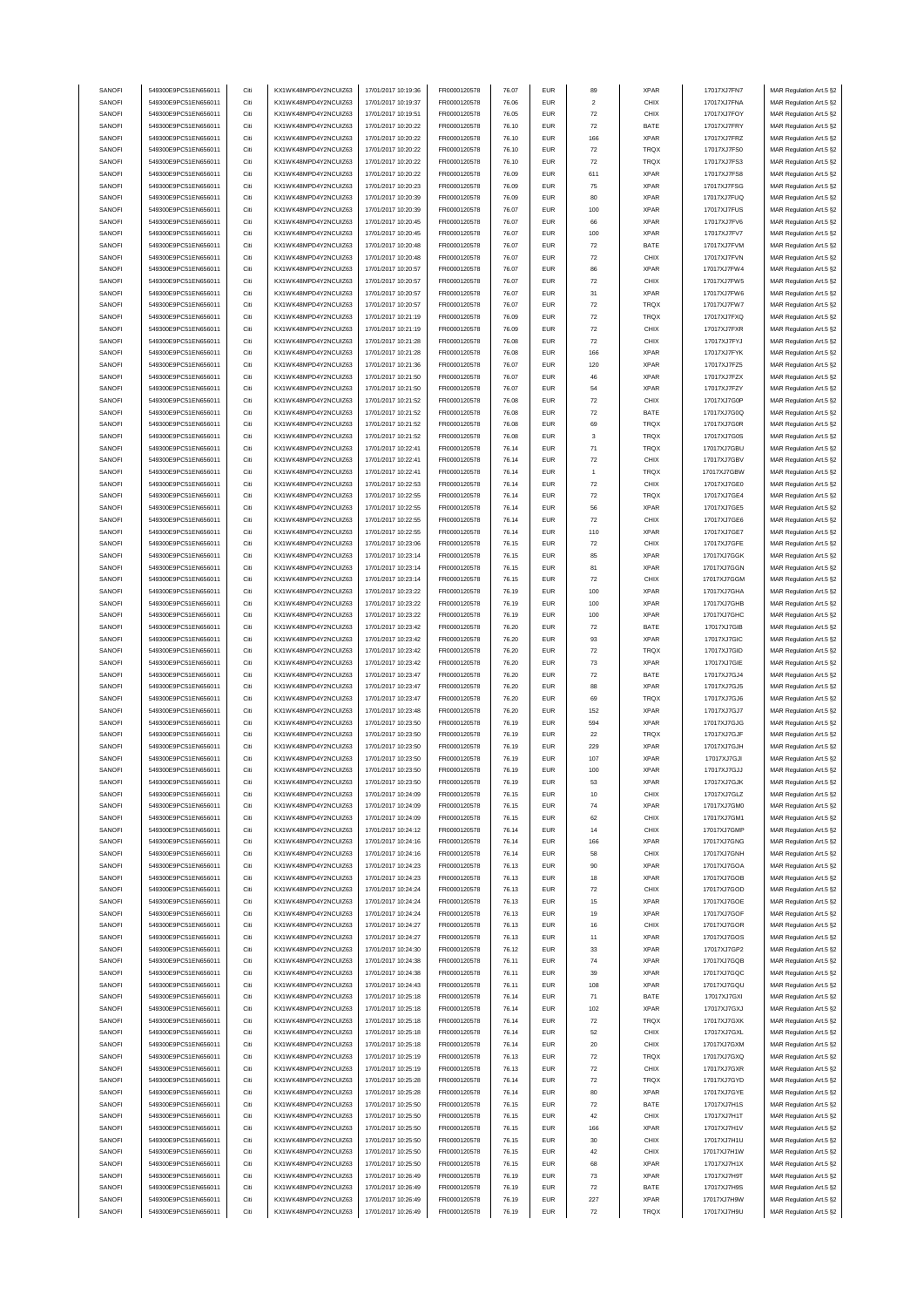| | | | | | | | | | | | |
|---|---|---|---|---|---|---|---|---|---|---|---|
| SANOFI | 549300E9PC51EN656011 | Citi | KX1WK48MPD4Y2NCUIZ63 | 17/01/2017 10:19:36 | FR0000120578 | 76.07 | EUR | 89 | XPAR | 17017XJ7FN7 | MAR Regulation Art.5 §2 |
| SANOFI | 549300E9PC51EN656011 | Citi | KX1WK48MPD4Y2NCUIZ63 | 17/01/2017 10:19:37 | FR0000120578 | 76.06 | EUR | 2 | CHIX | 17017XJ7FNA | MAR Regulation Art.5 §2 |
| SANOFI | 549300E9PC51EN656011 | Citi | KX1WK48MPD4Y2NCUIZ63 | 17/01/2017 10:19:51 | FR0000120578 | 76.05 | EUR | 72 | CHIX | 17017XJ7FOY | MAR Regulation Art.5 §2 |
| SANOFI | 549300E9PC51EN656011 | Citi | KX1WK48MPD4Y2NCUIZ63 | 17/01/2017 10:20:22 | FR0000120578 | 76.10 | EUR | 72 | BATE | 17017XJ7FRY | MAR Regulation Art.5 §2 |
| SANOFI | 549300E9PC51EN656011 | Citi | KX1WK48MPD4Y2NCUIZ63 | 17/01/2017 10:20:22 | FR0000120578 | 76.10 | EUR | 166 | XPAR | 17017XJ7FRZ | MAR Regulation Art.5 §2 |
| SANOFI | 549300E9PC51EN656011 | Citi | KX1WK48MPD4Y2NCUIZ63 | 17/01/2017 10:20:22 | FR0000120578 | 76.10 | EUR | 72 | TRQX | 17017XJ7FS0 | MAR Regulation Art.5 §2 |
| SANOFI | 549300E9PC51EN656011 | Citi | KX1WK48MPD4Y2NCUIZ63 | 17/01/2017 10:20:22 | FR0000120578 | 76.10 | EUR | 72 | TRQX | 17017XJ7FS3 | MAR Regulation Art.5 §2 |
| SANOFI | 549300E9PC51EN656011 | Citi | KX1WK48MPD4Y2NCUIZ63 | 17/01/2017 10:20:22 | FR0000120578 | 76.09 | EUR | 611 | XPAR | 17017XJ7FS8 | MAR Regulation Art.5 §2 |
| SANOFI | 549300E9PC51EN656011 | Citi | KX1WK48MPD4Y2NCUIZ63 | 17/01/2017 10:20:23 | FR0000120578 | 76.09 | EUR | 75 | XPAR | 17017XJ7FSG | MAR Regulation Art.5 §2 |
| SANOFI | 549300E9PC51EN656011 | Citi | KX1WK48MPD4Y2NCUIZ63 | 17/01/2017 10:20:39 | FR0000120578 | 76.09 | EUR | 80 | XPAR | 17017XJ7FUQ | MAR Regulation Art.5 §2 |
| SANOFI | 549300E9PC51EN656011 | Citi | KX1WK48MPD4Y2NCUIZ63 | 17/01/2017 10:20:39 | FR0000120578 | 76.07 | EUR | 100 | XPAR | 17017XJ7FUS | MAR Regulation Art.5 §2 |
| SANOFI | 549300E9PC51EN656011 | Citi | KX1WK48MPD4Y2NCUIZ63 | 17/01/2017 10:20:45 | FR0000120578 | 76.07 | EUR | 66 | XPAR | 17017XJ7FV6 | MAR Regulation Art.5 §2 |
| SANOFI | 549300E9PC51EN656011 | Citi | KX1WK48MPD4Y2NCUIZ63 | 17/01/2017 10:20:45 | FR0000120578 | 76.07 | EUR | 100 | XPAR | 17017XJ7FV7 | MAR Regulation Art.5 §2 |
| SANOFI | 549300E9PC51EN656011 | Citi | KX1WK48MPD4Y2NCUIZ63 | 17/01/2017 10:20:48 | FR0000120578 | 76.07 | EUR | 72 | BATE | 17017XJ7FVM | MAR Regulation Art.5 §2 |
| SANOFI | 549300E9PC51EN656011 | Citi | KX1WK48MPD4Y2NCUIZ63 | 17/01/2017 10:20:48 | FR0000120578 | 76.07 | EUR | 72 | CHIX | 17017XJ7FVN | MAR Regulation Art.5 §2 |
| SANOFI | 549300E9PC51EN656011 | Citi | KX1WK48MPD4Y2NCUIZ63 | 17/01/2017 10:20:57 | FR0000120578 | 76.07 | EUR | 86 | XPAR | 17017XJ7FW4 | MAR Regulation Art.5 §2 |
| SANOFI | 549300E9PC51EN656011 | Citi | KX1WK48MPD4Y2NCUIZ63 | 17/01/2017 10:20:57 | FR0000120578 | 76.07 | EUR | 72 | CHIX | 17017XJ7FW5 | MAR Regulation Art.5 §2 |
| SANOFI | 549300E9PC51EN656011 | Citi | KX1WK48MPD4Y2NCUIZ63 | 17/01/2017 10:20:57 | FR0000120578 | 76.07 | EUR | 31 | XPAR | 17017XJ7FW6 | MAR Regulation Art.5 §2 |
| SANOFI | 549300E9PC51EN656011 | Citi | KX1WK48MPD4Y2NCUIZ63 | 17/01/2017 10:20:57 | FR0000120578 | 76.07 | EUR | 72 | TRQX | 17017XJ7FW7 | MAR Regulation Art.5 §2 |
| SANOFI | 549300E9PC51EN656011 | Citi | KX1WK48MPD4Y2NCUIZ63 | 17/01/2017 10:21:19 | FR0000120578 | 76.09 | EUR | 72 | TRQX | 17017XJ7FXQ | MAR Regulation Art.5 §2 |
| SANOFI | 549300E9PC51EN656011 | Citi | KX1WK48MPD4Y2NCUIZ63 | 17/01/2017 10:21:19 | FR0000120578 | 76.09 | EUR | 72 | CHIX | 17017XJ7FXR | MAR Regulation Art.5 §2 |
| SANOFI | 549300E9PC51EN656011 | Citi | KX1WK48MPD4Y2NCUIZ63 | 17/01/2017 10:21:28 | FR0000120578 | 76.08 | EUR | 72 | CHIX | 17017XJ7FYJ | MAR Regulation Art.5 §2 |
| SANOFI | 549300E9PC51EN656011 | Citi | KX1WK48MPD4Y2NCUIZ63 | 17/01/2017 10:21:28 | FR0000120578 | 76.08 | EUR | 166 | XPAR | 17017XJ7FYK | MAR Regulation Art.5 §2 |
| SANOFI | 549300E9PC51EN656011 | Citi | KX1WK48MPD4Y2NCUIZ63 | 17/01/2017 10:21:36 | FR0000120578 | 76.07 | EUR | 120 | XPAR | 17017XJ7FZ5 | MAR Regulation Art.5 §2 |
| SANOFI | 549300E9PC51EN656011 | Citi | KX1WK48MPD4Y2NCUIZ63 | 17/01/2017 10:21:50 | FR0000120578 | 76.07 | EUR | 46 | XPAR | 17017XJ7FZX | MAR Regulation Art.5 §2 |
| SANOFI | 549300E9PC51EN656011 | Citi | KX1WK48MPD4Y2NCUIZ63 | 17/01/2017 10:21:50 | FR0000120578 | 76.07 | EUR | 54 | XPAR | 17017XJ7FZY | MAR Regulation Art.5 §2 |
| SANOFI | 549300E9PC51EN656011 | Citi | KX1WK48MPD4Y2NCUIZ63 | 17/01/2017 10:21:52 | FR0000120578 | 76.08 | EUR | 72 | CHIX | 17017XJ7G0P | MAR Regulation Art.5 §2 |
| SANOFI | 549300E9PC51EN656011 | Citi | KX1WK48MPD4Y2NCUIZ63 | 17/01/2017 10:21:52 | FR0000120578 | 76.08 | EUR | 72 | BATE | 17017XJ7G0Q | MAR Regulation Art.5 §2 |
| SANOFI | 549300E9PC51EN656011 | Citi | KX1WK48MPD4Y2NCUIZ63 | 17/01/2017 10:21:52 | FR0000120578 | 76.08 | EUR | 69 | TRQX | 17017XJ7G0R | MAR Regulation Art.5 §2 |
| SANOFI | 549300E9PC51EN656011 | Citi | KX1WK48MPD4Y2NCUIZ63 | 17/01/2017 10:21:52 | FR0000120578 | 76.08 | EUR | 3 | TRQX | 17017XJ7G0S | MAR Regulation Art.5 §2 |
| SANOFI | 549300E9PC51EN656011 | Citi | KX1WK48MPD4Y2NCUIZ63 | 17/01/2017 10:22:41 | FR0000120578 | 76.14 | EUR | 71 | TRQX | 17017XJ7GBU | MAR Regulation Art.5 §2 |
| SANOFI | 549300E9PC51EN656011 | Citi | KX1WK48MPD4Y2NCUIZ63 | 17/01/2017 10:22:41 | FR0000120578 | 76.14 | EUR | 72 | CHIX | 17017XJ7GBV | MAR Regulation Art.5 §2 |
| SANOFI | 549300E9PC51EN656011 | Citi | KX1WK48MPD4Y2NCUIZ63 | 17/01/2017 10:22:41 | FR0000120578 | 76.14 | EUR | 1 | TRQX | 17017XJ7GBW | MAR Regulation Art.5 §2 |
| SANOFI | 549300E9PC51EN656011 | Citi | KX1WK48MPD4Y2NCUIZ63 | 17/01/2017 10:22:53 | FR0000120578 | 76.14 | EUR | 72 | CHIX | 17017XJ7GE0 | MAR Regulation Art.5 §2 |
| SANOFI | 549300E9PC51EN656011 | Citi | KX1WK48MPD4Y2NCUIZ63 | 17/01/2017 10:22:55 | FR0000120578 | 76.14 | EUR | 72 | TRQX | 17017XJ7GE4 | MAR Regulation Art.5 §2 |
| SANOFI | 549300E9PC51EN656011 | Citi | KX1WK48MPD4Y2NCUIZ63 | 17/01/2017 10:22:55 | FR0000120578 | 76.14 | EUR | 56 | XPAR | 17017XJ7GE5 | MAR Regulation Art.5 §2 |
| SANOFI | 549300E9PC51EN656011 | Citi | KX1WK48MPD4Y2NCUIZ63 | 17/01/2017 10:22:55 | FR0000120578 | 76.14 | EUR | 72 | CHIX | 17017XJ7GE6 | MAR Regulation Art.5 §2 |
| SANOFI | 549300E9PC51EN656011 | Citi | KX1WK48MPD4Y2NCUIZ63 | 17/01/2017 10:22:55 | FR0000120578 | 76.14 | EUR | 110 | XPAR | 17017XJ7GE7 | MAR Regulation Art.5 §2 |
| SANOFI | 549300E9PC51EN656011 | Citi | KX1WK48MPD4Y2NCUIZ63 | 17/01/2017 10:23:06 | FR0000120578 | 76.15 | EUR | 72 | CHIX | 17017XJ7GFE | MAR Regulation Art.5 §2 |
| SANOFI | 549300E9PC51EN656011 | Citi | KX1WK48MPD4Y2NCUIZ63 | 17/01/2017 10:23:14 | FR0000120578 | 76.15 | EUR | 85 | XPAR | 17017XJ7GGK | MAR Regulation Art.5 §2 |
| SANOFI | 549300E9PC51EN656011 | Citi | KX1WK48MPD4Y2NCUIZ63 | 17/01/2017 10:23:14 | FR0000120578 | 76.15 | EUR | 81 | XPAR | 17017XJ7GGN | MAR Regulation Art.5 §2 |
| SANOFI | 549300E9PC51EN656011 | Citi | KX1WK48MPD4Y2NCUIZ63 | 17/01/2017 10:23:14 | FR0000120578 | 76.15 | EUR | 72 | CHIX | 17017XJ7GGM | MAR Regulation Art.5 §2 |
| SANOFI | 549300E9PC51EN656011 | Citi | KX1WK48MPD4Y2NCUIZ63 | 17/01/2017 10:23:22 | FR0000120578 | 76.19 | EUR | 100 | XPAR | 17017XJ7GHA | MAR Regulation Art.5 §2 |
| SANOFI | 549300E9PC51EN656011 | Citi | KX1WK48MPD4Y2NCUIZ63 | 17/01/2017 10:23:22 | FR0000120578 | 76.19 | EUR | 100 | XPAR | 17017XJ7GHB | MAR Regulation Art.5 §2 |
| SANOFI | 549300E9PC51EN656011 | Citi | KX1WK48MPD4Y2NCUIZ63 | 17/01/2017 10:23:22 | FR0000120578 | 76.19 | EUR | 100 | XPAR | 17017XJ7GHC | MAR Regulation Art.5 §2 |
| SANOFI | 549300E9PC51EN656011 | Citi | KX1WK48MPD4Y2NCUIZ63 | 17/01/2017 10:23:42 | FR0000120578 | 76.20 | EUR | 72 | BATE | 17017XJ7GIB | MAR Regulation Art.5 §2 |
| SANOFI | 549300E9PC51EN656011 | Citi | KX1WK48MPD4Y2NCUIZ63 | 17/01/2017 10:23:42 | FR0000120578 | 76.20 | EUR | 93 | XPAR | 17017XJ7GIC | MAR Regulation Art.5 §2 |
| SANOFI | 549300E9PC51EN656011 | Citi | KX1WK48MPD4Y2NCUIZ63 | 17/01/2017 10:23:42 | FR0000120578 | 76.20 | EUR | 72 | TRQX | 17017XJ7GID | MAR Regulation Art.5 §2 |
| SANOFI | 549300E9PC51EN656011 | Citi | KX1WK48MPD4Y2NCUIZ63 | 17/01/2017 10:23:42 | FR0000120578 | 76.20 | EUR | 73 | XPAR | 17017XJ7GIE | MAR Regulation Art.5 §2 |
| SANOFI | 549300E9PC51EN656011 | Citi | KX1WK48MPD4Y2NCUIZ63 | 17/01/2017 10:23:47 | FR0000120578 | 76.20 | EUR | 72 | BATE | 17017XJ7GJ4 | MAR Regulation Art.5 §2 |
| SANOFI | 549300E9PC51EN656011 | Citi | KX1WK48MPD4Y2NCUIZ63 | 17/01/2017 10:23:47 | FR0000120578 | 76.20 | EUR | 88 | XPAR | 17017XJ7GJ5 | MAR Regulation Art.5 §2 |
| SANOFI | 549300E9PC51EN656011 | Citi | KX1WK48MPD4Y2NCUIZ63 | 17/01/2017 10:23:47 | FR0000120578 | 76.20 | EUR | 69 | TRQX | 17017XJ7GJ6 | MAR Regulation Art.5 §2 |
| SANOFI | 549300E9PC51EN656011 | Citi | KX1WK48MPD4Y2NCUIZ63 | 17/01/2017 10:23:48 | FR0000120578 | 76.20 | EUR | 152 | XPAR | 17017XJ7GJ7 | MAR Regulation Art.5 §2 |
| SANOFI | 549300E9PC51EN656011 | Citi | KX1WK48MPD4Y2NCUIZ63 | 17/01/2017 10:23:50 | FR0000120578 | 76.19 | EUR | 594 | XPAR | 17017XJ7GJG | MAR Regulation Art.5 §2 |
| SANOFI | 549300E9PC51EN656011 | Citi | KX1WK48MPD4Y2NCUIZ63 | 17/01/2017 10:23:50 | FR0000120578 | 76.19 | EUR | 22 | TRQX | 17017XJ7GJF | MAR Regulation Art.5 §2 |
| SANOFI | 549300E9PC51EN656011 | Citi | KX1WK48MPD4Y2NCUIZ63 | 17/01/2017 10:23:50 | FR0000120578 | 76.19 | EUR | 229 | XPAR | 17017XJ7GJH | MAR Regulation Art.5 §2 |
| SANOFI | 549300E9PC51EN656011 | Citi | KX1WK48MPD4Y2NCUIZ63 | 17/01/2017 10:23:50 | FR0000120578 | 76.19 | EUR | 107 | XPAR | 17017XJ7GJI | MAR Regulation Art.5 §2 |
| SANOFI | 549300E9PC51EN656011 | Citi | KX1WK48MPD4Y2NCUIZ63 | 17/01/2017 10:23:50 | FR0000120578 | 76.19 | EUR | 100 | XPAR | 17017XJ7GJJ | MAR Regulation Art.5 §2 |
| SANOFI | 549300E9PC51EN656011 | Citi | KX1WK48MPD4Y2NCUIZ63 | 17/01/2017 10:23:50 | FR0000120578 | 76.19 | EUR | 53 | XPAR | 17017XJ7GJK | MAR Regulation Art.5 §2 |
| SANOFI | 549300E9PC51EN656011 | Citi | KX1WK48MPD4Y2NCUIZ63 | 17/01/2017 10:24:09 | FR0000120578 | 76.15 | EUR | 10 | CHIX | 17017XJ7GLZ | MAR Regulation Art.5 §2 |
| SANOFI | 549300E9PC51EN656011 | Citi | KX1WK48MPD4Y2NCUIZ63 | 17/01/2017 10:24:09 | FR0000120578 | 76.15 | EUR | 74 | XPAR | 17017XJ7GM0 | MAR Regulation Art.5 §2 |
| SANOFI | 549300E9PC51EN656011 | Citi | KX1WK48MPD4Y2NCUIZ63 | 17/01/2017 10:24:09 | FR0000120578 | 76.15 | EUR | 62 | CHIX | 17017XJ7GM1 | MAR Regulation Art.5 §2 |
| SANOFI | 549300E9PC51EN656011 | Citi | KX1WK48MPD4Y2NCUIZ63 | 17/01/2017 10:24:12 | FR0000120578 | 76.14 | EUR | 14 | CHIX | 17017XJ7GMP | MAR Regulation Art.5 §2 |
| SANOFI | 549300E9PC51EN656011 | Citi | KX1WK48MPD4Y2NCUIZ63 | 17/01/2017 10:24:16 | FR0000120578 | 76.14 | EUR | 166 | XPAR | 17017XJ7GNG | MAR Regulation Art.5 §2 |
| SANOFI | 549300E9PC51EN656011 | Citi | KX1WK48MPD4Y2NCUIZ63 | 17/01/2017 10:24:16 | FR0000120578 | 76.14 | EUR | 58 | CHIX | 17017XJ7GNH | MAR Regulation Art.5 §2 |
| SANOFI | 549300E9PC51EN656011 | Citi | KX1WK48MPD4Y2NCUIZ63 | 17/01/2017 10:24:23 | FR0000120578 | 76.13 | EUR | 90 | XPAR | 17017XJ7GOA | MAR Regulation Art.5 §2 |
| SANOFI | 549300E9PC51EN656011 | Citi | KX1WK48MPD4Y2NCUIZ63 | 17/01/2017 10:24:23 | FR0000120578 | 76.13 | EUR | 18 | XPAR | 17017XJ7GOB | MAR Regulation Art.5 §2 |
| SANOFI | 549300E9PC51EN656011 | Citi | KX1WK48MPD4Y2NCUIZ63 | 17/01/2017 10:24:24 | FR0000120578 | 76.13 | EUR | 72 | CHIX | 17017XJ7GOD | MAR Regulation Art.5 §2 |
| SANOFI | 549300E9PC51EN656011 | Citi | KX1WK48MPD4Y2NCUIZ63 | 17/01/2017 10:24:24 | FR0000120578 | 76.13 | EUR | 15 | XPAR | 17017XJ7GOE | MAR Regulation Art.5 §2 |
| SANOFI | 549300E9PC51EN656011 | Citi | KX1WK48MPD4Y2NCUIZ63 | 17/01/2017 10:24:24 | FR0000120578 | 76.13 | EUR | 19 | XPAR | 17017XJ7GOF | MAR Regulation Art.5 §2 |
| SANOFI | 549300E9PC51EN656011 | Citi | KX1WK48MPD4Y2NCUIZ63 | 17/01/2017 10:24:27 | FR0000120578 | 76.13 | EUR | 16 | CHIX | 17017XJ7GOR | MAR Regulation Art.5 §2 |
| SANOFI | 549300E9PC51EN656011 | Citi | KX1WK48MPD4Y2NCUIZ63 | 17/01/2017 10:24:27 | FR0000120578 | 76.13 | EUR | 11 | XPAR | 17017XJ7GOS | MAR Regulation Art.5 §2 |
| SANOFI | 549300E9PC51EN656011 | Citi | KX1WK48MPD4Y2NCUIZ63 | 17/01/2017 10:24:30 | FR0000120578 | 76.12 | EUR | 33 | XPAR | 17017XJ7GP2 | MAR Regulation Art.5 §2 |
| SANOFI | 549300E9PC51EN656011 | Citi | KX1WK48MPD4Y2NCUIZ63 | 17/01/2017 10:24:38 | FR0000120578 | 76.11 | EUR | 74 | XPAR | 17017XJ7GQB | MAR Regulation Art.5 §2 |
| SANOFI | 549300E9PC51EN656011 | Citi | KX1WK48MPD4Y2NCUIZ63 | 17/01/2017 10:24:38 | FR0000120578 | 76.11 | EUR | 39 | XPAR | 17017XJ7GQC | MAR Regulation Art.5 §2 |
| SANOFI | 549300E9PC51EN656011 | Citi | KX1WK48MPD4Y2NCUIZ63 | 17/01/2017 10:24:43 | FR0000120578 | 76.11 | EUR | 108 | XPAR | 17017XJ7GQU | MAR Regulation Art.5 §2 |
| SANOFI | 549300E9PC51EN656011 | Citi | KX1WK48MPD4Y2NCUIZ63 | 17/01/2017 10:25:18 | FR0000120578 | 76.14 | EUR | 71 | BATE | 17017XJ7GXI | MAR Regulation Art.5 §2 |
| SANOFI | 549300E9PC51EN656011 | Citi | KX1WK48MPD4Y2NCUIZ63 | 17/01/2017 10:25:18 | FR0000120578 | 76.14 | EUR | 102 | XPAR | 17017XJ7GXJ | MAR Regulation Art.5 §2 |
| SANOFI | 549300E9PC51EN656011 | Citi | KX1WK48MPD4Y2NCUIZ63 | 17/01/2017 10:25:18 | FR0000120578 | 76.14 | EUR | 72 | TRQX | 17017XJ7GXK | MAR Regulation Art.5 §2 |
| SANOFI | 549300E9PC51EN656011 | Citi | KX1WK48MPD4Y2NCUIZ63 | 17/01/2017 10:25:18 | FR0000120578 | 76.14 | EUR | 52 | CHIX | 17017XJ7GXL | MAR Regulation Art.5 §2 |
| SANOFI | 549300E9PC51EN656011 | Citi | KX1WK48MPD4Y2NCUIZ63 | 17/01/2017 10:25:18 | FR0000120578 | 76.14 | EUR | 20 | CHIX | 17017XJ7GXM | MAR Regulation Art.5 §2 |
| SANOFI | 549300E9PC51EN656011 | Citi | KX1WK48MPD4Y2NCUIZ63 | 17/01/2017 10:25:19 | FR0000120578 | 76.13 | EUR | 72 | TRQX | 17017XJ7GXQ | MAR Regulation Art.5 §2 |
| SANOFI | 549300E9PC51EN656011 | Citi | KX1WK48MPD4Y2NCUIZ63 | 17/01/2017 10:25:19 | FR0000120578 | 76.13 | EUR | 72 | CHIX | 17017XJ7GXR | MAR Regulation Art.5 §2 |
| SANOFI | 549300E9PC51EN656011 | Citi | KX1WK48MPD4Y2NCUIZ63 | 17/01/2017 10:25:28 | FR0000120578 | 76.14 | EUR | 72 | TRQX | 17017XJ7GYD | MAR Regulation Art.5 §2 |
| SANOFI | 549300E9PC51EN656011 | Citi | KX1WK48MPD4Y2NCUIZ63 | 17/01/2017 10:25:28 | FR0000120578 | 76.14 | EUR | 80 | XPAR | 17017XJ7GYE | MAR Regulation Art.5 §2 |
| SANOFI | 549300E9PC51EN656011 | Citi | KX1WK48MPD4Y2NCUIZ63 | 17/01/2017 10:25:50 | FR0000120578 | 76.15 | EUR | 72 | BATE | 17017XJ7H1S | MAR Regulation Art.5 §2 |
| SANOFI | 549300E9PC51EN656011 | Citi | KX1WK48MPD4Y2NCUIZ63 | 17/01/2017 10:25:50 | FR0000120578 | 76.15 | EUR | 42 | CHIX | 17017XJ7H1T | MAR Regulation Art.5 §2 |
| SANOFI | 549300E9PC51EN656011 | Citi | KX1WK48MPD4Y2NCUIZ63 | 17/01/2017 10:25:50 | FR0000120578 | 76.15 | EUR | 166 | XPAR | 17017XJ7H1V | MAR Regulation Art.5 §2 |
| SANOFI | 549300E9PC51EN656011 | Citi | KX1WK48MPD4Y2NCUIZ63 | 17/01/2017 10:25:50 | FR0000120578 | 76.15 | EUR | 30 | CHIX | 17017XJ7H1U | MAR Regulation Art.5 §2 |
| SANOFI | 549300E9PC51EN656011 | Citi | KX1WK48MPD4Y2NCUIZ63 | 17/01/2017 10:25:50 | FR0000120578 | 76.15 | EUR | 42 | CHIX | 17017XJ7H1W | MAR Regulation Art.5 §2 |
| SANOFI | 549300E9PC51EN656011 | Citi | KX1WK48MPD4Y2NCUIZ63 | 17/01/2017 10:25:50 | FR0000120578 | 76.15 | EUR | 68 | XPAR | 17017XJ7H1X | MAR Regulation Art.5 §2 |
| SANOFI | 549300E9PC51EN656011 | Citi | KX1WK48MPD4Y2NCUIZ63 | 17/01/2017 10:26:49 | FR0000120578 | 76.19 | EUR | 73 | XPAR | 17017XJ7H9T | MAR Regulation Art.5 §2 |
| SANOFI | 549300E9PC51EN656011 | Citi | KX1WK48MPD4Y2NCUIZ63 | 17/01/2017 10:26:49 | FR0000120578 | 76.19 | EUR | 72 | BATE | 17017XJ7H9S | MAR Regulation Art.5 §2 |
| SANOFI | 549300E9PC51EN656011 | Citi | KX1WK48MPD4Y2NCUIZ63 | 17/01/2017 10:26:49 | FR0000120578 | 76.19 | EUR | 227 | XPAR | 17017XJ7H9W | MAR Regulation Art.5 §2 |
| SANOFI | 549300E9PC51EN656011 | Citi | KX1WK48MPD4Y2NCUIZ63 | 17/01/2017 10:26:49 | FR0000120578 | 76.19 | EUR | 72 | TRQX | 17017XJ7H9U | MAR Regulation Art.5 §2 |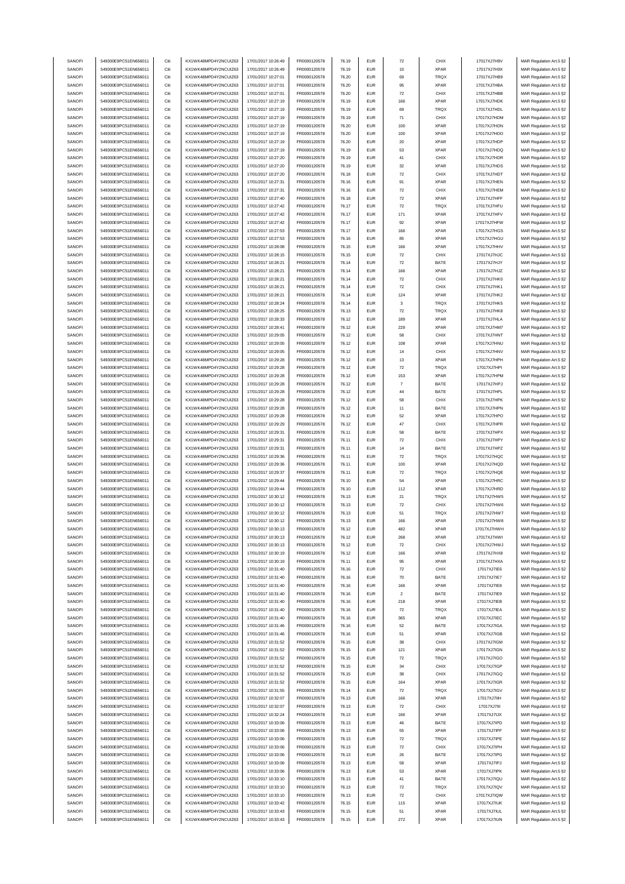| | | | | | | | | | | | |
|---|---|---|---|---|---|---|---|---|---|---|---|
| SANOFI | 549300E9PC51EN656011 | Citi | KX1WK48MPD4Y2NCUIZ63 | 17/01/2017 10:26:49 | FR0000120578 | 76.19 | EUR | 72 | CHIX | 17017XJ7H9V | MAR Regulation Art.5 §2 |
| SANOFI | 549300E9PC51EN656011 | Citi | KX1WK48MPD4Y2NCUIZ63 | 17/01/2017 10:26:49 | FR0000120578 | 76.19 | EUR | 10 | XPAR | 17017XJ7H9X | MAR Regulation Art.5 §2 |
| SANOFI | 549300E9PC51EN656011 | Citi | KX1WK48MPD4Y2NCUIZ63 | 17/01/2017 10:27:01 | FR0000120578 | 76.20 | EUR | 69 | TRQX | 17017XJ7HB9 | MAR Regulation Art.5 §2 |
| SANOFI | 549300E9PC51EN656011 | Citi | KX1WK48MPD4Y2NCUIZ63 | 17/01/2017 10:27:01 | FR0000120578 | 76.20 | EUR | 95 | XPAR | 17017XJ7HBA | MAR Regulation Art.5 §2 |
| SANOFI | 549300E9PC51EN656011 | Citi | KX1WK48MPD4Y2NCUIZ63 | 17/01/2017 10:27:01 | FR0000120578 | 76.20 | EUR | 72 | CHIX | 17017XJ7HBB | MAR Regulation Art.5 §2 |
| SANOFI | 549300E9PC51EN656011 | Citi | KX1WK48MPD4Y2NCUIZ63 | 17/01/2017 10:27:19 | FR0000120578 | 76.19 | EUR | 166 | XPAR | 17017XJ7HDK | MAR Regulation Art.5 §2 |
| SANOFI | 549300E9PC51EN656011 | Citi | KX1WK48MPD4Y2NCUIZ63 | 17/01/2017 10:27:19 | FR0000120578 | 76.19 | EUR | 69 | TRQX | 17017XJ7HDL | MAR Regulation Art.5 §2 |
| SANOFI | 549300E9PC51EN656011 | Citi | KX1WK48MPD4Y2NCUIZ63 | 17/01/2017 10:27:19 | FR0000120578 | 76.19 | EUR | 71 | CHIX | 17017XJ7HDM | MAR Regulation Art.5 §2 |
| SANOFI | 549300E9PC51EN656011 | Citi | KX1WK48MPD4Y2NCUIZ63 | 17/01/2017 10:27:19 | FR0000120578 | 76.20 | EUR | 100 | XPAR | 17017XJ7HDN | MAR Regulation Art.5 §2 |
| SANOFI | 549300E9PC51EN656011 | Citi | KX1WK48MPD4Y2NCUIZ63 | 17/01/2017 10:27:19 | FR0000120578 | 76.20 | EUR | 100 | XPAR | 17017XJ7HDO | MAR Regulation Art.5 §2 |
| SANOFI | 549300E9PC51EN656011 | Citi | KX1WK48MPD4Y2NCUIZ63 | 17/01/2017 10:27:19 | FR0000120578 | 76.20 | EUR | 20 | XPAR | 17017XJ7HDP | MAR Regulation Art.5 §2 |
| SANOFI | 549300E9PC51EN656011 | Citi | KX1WK48MPD4Y2NCUIZ63 | 17/01/2017 10:27:19 | FR0000120578 | 76.19 | EUR | 53 | XPAR | 17017XJ7HDQ | MAR Regulation Art.5 §2 |
| SANOFI | 549300E9PC51EN656011 | Citi | KX1WK48MPD4Y2NCUIZ63 | 17/01/2017 10:27:20 | FR0000120578 | 76.19 | EUR | 41 | CHIX | 17017XJ7HDR | MAR Regulation Art.5 §2 |
| SANOFI | 549300E9PC51EN656011 | Citi | KX1WK48MPD4Y2NCUIZ63 | 17/01/2017 10:27:20 | FR0000120578 | 76.19 | EUR | 32 | XPAR | 17017XJ7HDS | MAR Regulation Art.5 §2 |
| SANOFI | 549300E9PC51EN656011 | Citi | KX1WK48MPD4Y2NCUIZ63 | 17/01/2017 10:27:20 | FR0000120578 | 76.18 | EUR | 72 | CHIX | 17017XJ7HDT | MAR Regulation Art.5 §2 |
| SANOFI | 549300E9PC51EN656011 | Citi | KX1WK48MPD4Y2NCUIZ63 | 17/01/2017 10:27:31 | FR0000120578 | 76.16 | EUR | 91 | XPAR | 17017XJ7HEN | MAR Regulation Art.5 §2 |
| SANOFI | 549300E9PC51EN656011 | Citi | KX1WK48MPD4Y2NCUIZ63 | 17/01/2017 10:27:31 | FR0000120578 | 76.16 | EUR | 72 | CHIX | 17017XJ7HEM | MAR Regulation Art.5 §2 |
| SANOFI | 549300E9PC51EN656011 | Citi | KX1WK48MPD4Y2NCUIZ63 | 17/01/2017 10:27:40 | FR0000120578 | 76.18 | EUR | 72 | XPAR | 17017XJ7HFF | MAR Regulation Art.5 §2 |
| SANOFI | 549300E9PC51EN656011 | Citi | KX1WK48MPD4Y2NCUIZ63 | 17/01/2017 10:27:42 | FR0000120578 | 76.17 | EUR | 72 | TRQX | 17017XJ7HFU | MAR Regulation Art.5 §2 |
| SANOFI | 549300E9PC51EN656011 | Citi | KX1WK48MPD4Y2NCUIZ63 | 17/01/2017 10:27:42 | FR0000120578 | 76.17 | EUR | 171 | XPAR | 17017XJ7HFV | MAR Regulation Art.5 §2 |
| SANOFI | 549300E9PC51EN656011 | Citi | KX1WK48MPD4Y2NCUIZ63 | 17/01/2017 10:27:42 | FR0000120578 | 76.17 | EUR | 92 | XPAR | 17017XJ7HFW | MAR Regulation Art.5 §2 |
| SANOFI | 549300E9PC51EN656011 | Citi | KX1WK48MPD4Y2NCUIZ63 | 17/01/2017 10:27:53 | FR0000120578 | 76.17 | EUR | 166 | XPAR | 17017XJ7HGS | MAR Regulation Art.5 §2 |
| SANOFI | 549300E9PC51EN656011 | Citi | KX1WK48MPD4Y2NCUIZ63 | 17/01/2017 10:27:53 | FR0000120578 | 76.16 | EUR | 85 | XPAR | 17017XJ7HGU | MAR Regulation Art.5 §2 |
| SANOFI | 549300E9PC51EN656011 | Citi | KX1WK48MPD4Y2NCUIZ63 | 17/01/2017 10:28:08 | FR0000120578 | 76.15 | EUR | 166 | XPAR | 17017XJ7HHV | MAR Regulation Art.5 §2 |
| SANOFI | 549300E9PC51EN656011 | Citi | KX1WK48MPD4Y2NCUIZ63 | 17/01/2017 10:28:15 | FR0000120578 | 76.15 | EUR | 72 | CHIX | 17017XJ7HJC | MAR Regulation Art.5 §2 |
| SANOFI | 549300E9PC51EN656011 | Citi | KX1WK48MPD4Y2NCUIZ63 | 17/01/2017 10:28:21 | FR0000120578 | 76.14 | EUR | 72 | BATE | 17017XJ7HJY | MAR Regulation Art.5 §2 |
| SANOFI | 549300E9PC51EN656011 | Citi | KX1WK48MPD4Y2NCUIZ63 | 17/01/2017 10:28:21 | FR0000120578 | 76.14 | EUR | 166 | XPAR | 17017XJ7HJZ | MAR Regulation Art.5 §2 |
| SANOFI | 549300E9PC51EN656011 | Citi | KX1WK48MPD4Y2NCUIZ63 | 17/01/2017 10:28:21 | FR0000120578 | 76.14 | EUR | 72 | CHIX | 17017XJ7HK0 | MAR Regulation Art.5 §2 |
| SANOFI | 549300E9PC51EN656011 | Citi | KX1WK48MPD4Y2NCUIZ63 | 17/01/2017 10:28:21 | FR0000120578 | 76.14 | EUR | 72 | CHIX | 17017XJ7HK1 | MAR Regulation Art.5 §2 |
| SANOFI | 549300E9PC51EN656011 | Citi | KX1WK48MPD4Y2NCUIZ63 | 17/01/2017 10:28:21 | FR0000120578 | 76.14 | EUR | 124 | XPAR | 17017XJ7HK2 | MAR Regulation Art.5 §2 |
| SANOFI | 549300E9PC51EN656011 | Citi | KX1WK48MPD4Y2NCUIZ63 | 17/01/2017 10:28:24 | FR0000120578 | 76.14 | EUR | 3 | TRQX | 17017XJ7HK5 | MAR Regulation Art.5 §2 |
| SANOFI | 549300E9PC51EN656011 | Citi | KX1WK48MPD4Y2NCUIZ63 | 17/01/2017 10:28:25 | FR0000120578 | 76.13 | EUR | 72 | TRQX | 17017XJ7HK8 | MAR Regulation Art.5 §2 |
| SANOFI | 549300E9PC51EN656011 | Citi | KX1WK48MPD4Y2NCUIZ63 | 17/01/2017 10:28:33 | FR0000120578 | 76.12 | EUR | 189 | XPAR | 17017XJ7HLA | MAR Regulation Art.5 §2 |
| SANOFI | 549300E9PC51EN656011 | Citi | KX1WK48MPD4Y2NCUIZ63 | 17/01/2017 10:28:41 | FR0000120578 | 76.12 | EUR | 229 | XPAR | 17017XJ7HM7 | MAR Regulation Art.5 §2 |
| SANOFI | 549300E9PC51EN656011 | Citi | KX1WK48MPD4Y2NCUIZ63 | 17/01/2017 10:29:05 | FR0000120578 | 76.12 | EUR | 58 | CHIX | 17017XJ7HNT | MAR Regulation Art.5 §2 |
| SANOFI | 549300E9PC51EN656011 | Citi | KX1WK48MPD4Y2NCUIZ63 | 17/01/2017 10:29:05 | FR0000120578 | 76.12 | EUR | 108 | XPAR | 17017XJ7HNU | MAR Regulation Art.5 §2 |
| SANOFI | 549300E9PC51EN656011 | Citi | KX1WK48MPD4Y2NCUIZ63 | 17/01/2017 10:29:05 | FR0000120578 | 76.12 | EUR | 14 | CHIX | 17017XJ7HNV | MAR Regulation Art.5 §2 |
| SANOFI | 549300E9PC51EN656011 | Citi | KX1WK48MPD4Y2NCUIZ63 | 17/01/2017 10:29:28 | FR0000120578 | 76.12 | EUR | 13 | XPAR | 17017XJ7HPH | MAR Regulation Art.5 §2 |
| SANOFI | 549300E9PC51EN656011 | Citi | KX1WK48MPD4Y2NCUIZ63 | 17/01/2017 10:29:28 | FR0000120578 | 76.12 | EUR | 72 | TRQX | 17017XJ7HPI | MAR Regulation Art.5 §2 |
| SANOFI | 549300E9PC51EN656011 | Citi | KX1WK48MPD4Y2NCUIZ63 | 17/01/2017 10:29:28 | FR0000120578 | 76.12 | EUR | 153 | XPAR | 17017XJ7HPM | MAR Regulation Art.5 §2 |
| SANOFI | 549300E9PC51EN656011 | Citi | KX1WK48MPD4Y2NCUIZ63 | 17/01/2017 10:29:28 | FR0000120578 | 76.12 | EUR | 7 | BATE | 17017XJ7HPJ | MAR Regulation Art.5 §2 |
| SANOFI | 549300E9PC51EN656011 | Citi | KX1WK48MPD4Y2NCUIZ63 | 17/01/2017 10:29:28 | FR0000120578 | 76.12 | EUR | 44 | BATE | 17017XJ7HPL | MAR Regulation Art.5 §2 |
| SANOFI | 549300E9PC51EN656011 | Citi | KX1WK48MPD4Y2NCUIZ63 | 17/01/2017 10:29:28 | FR0000120578 | 76.12 | EUR | 58 | CHIX | 17017XJ7HPK | MAR Regulation Art.5 §2 |
| SANOFI | 549300E9PC51EN656011 | Citi | KX1WK48MPD4Y2NCUIZ63 | 17/01/2017 10:29:28 | FR0000120578 | 76.12 | EUR | 11 | BATE | 17017XJ7HPN | MAR Regulation Art.5 §2 |
| SANOFI | 549300E9PC51EN656011 | Citi | KX1WK48MPD4Y2NCUIZ63 | 17/01/2017 10:29:28 | FR0000120578 | 76.12 | EUR | 52 | XPAR | 17017XJ7HPO | MAR Regulation Art.5 §2 |
| SANOFI | 549300E9PC51EN656011 | Citi | KX1WK48MPD4Y2NCUIZ63 | 17/01/2017 10:29:29 | FR0000120578 | 76.12 | EUR | 47 | CHIX | 17017XJ7HPR | MAR Regulation Art.5 §2 |
| SANOFI | 549300E9PC51EN656011 | Citi | KX1WK48MPD4Y2NCUIZ63 | 17/01/2017 10:29:31 | FR0000120578 | 76.11 | EUR | 58 | BATE | 17017XJ7HPX | MAR Regulation Art.5 §2 |
| SANOFI | 549300E9PC51EN656011 | Citi | KX1WK48MPD4Y2NCUIZ63 | 17/01/2017 10:29:31 | FR0000120578 | 76.11 | EUR | 72 | CHIX | 17017XJ7HPY | MAR Regulation Art.5 §2 |
| SANOFI | 549300E9PC51EN656011 | Citi | KX1WK48MPD4Y2NCUIZ63 | 17/01/2017 10:29:31 | FR0000120578 | 76.11 | EUR | 14 | BATE | 17017XJ7HPZ | MAR Regulation Art.5 §2 |
| SANOFI | 549300E9PC51EN656011 | Citi | KX1WK48MPD4Y2NCUIZ63 | 17/01/2017 10:29:36 | FR0000120578 | 76.11 | EUR | 72 | TRQX | 17017XJ7HQC | MAR Regulation Art.5 §2 |
| SANOFI | 549300E9PC51EN656011 | Citi | KX1WK48MPD4Y2NCUIZ63 | 17/01/2017 10:29:36 | FR0000120578 | 76.11 | EUR | 100 | XPAR | 17017XJ7HQD | MAR Regulation Art.5 §2 |
| SANOFI | 549300E9PC51EN656011 | Citi | KX1WK48MPD4Y2NCUIZ63 | 17/01/2017 10:29:37 | FR0000120578 | 76.11 | EUR | 72 | TRQX | 17017XJ7HQE | MAR Regulation Art.5 §2 |
| SANOFI | 549300E9PC51EN656011 | Citi | KX1WK48MPD4Y2NCUIZ63 | 17/01/2017 10:29:44 | FR0000120578 | 76.10 | EUR | 54 | XPAR | 17017XJ7HRC | MAR Regulation Art.5 §2 |
| SANOFI | 549300E9PC51EN656011 | Citi | KX1WK48MPD4Y2NCUIZ63 | 17/01/2017 10:29:44 | FR0000120578 | 76.10 | EUR | 112 | XPAR | 17017XJ7HRD | MAR Regulation Art.5 §2 |
| SANOFI | 549300E9PC51EN656011 | Citi | KX1WK48MPD4Y2NCUIZ63 | 17/01/2017 10:30:12 | FR0000120578 | 76.13 | EUR | 21 | TRQX | 17017XJ7HW5 | MAR Regulation Art.5 §2 |
| SANOFI | 549300E9PC51EN656011 | Citi | KX1WK48MPD4Y2NCUIZ63 | 17/01/2017 10:30:12 | FR0000120578 | 76.13 | EUR | 72 | CHIX | 17017XJ7HW6 | MAR Regulation Art.5 §2 |
| SANOFI | 549300E9PC51EN656011 | Citi | KX1WK48MPD4Y2NCUIZ63 | 17/01/2017 10:30:12 | FR0000120578 | 76.13 | EUR | 51 | TRQX | 17017XJ7HW7 | MAR Regulation Art.5 §2 |
| SANOFI | 549300E9PC51EN656011 | Citi | KX1WK48MPD4Y2NCUIZ63 | 17/01/2017 10:30:12 | FR0000120578 | 76.13 | EUR | 166 | XPAR | 17017XJ7HW8 | MAR Regulation Art.5 §2 |
| SANOFI | 549300E9PC51EN656011 | Citi | KX1WK48MPD4Y2NCUIZ63 | 17/01/2017 10:30:13 | FR0000120578 | 76.12 | EUR | 482 | XPAR | 17017XJ7HWH | MAR Regulation Art.5 §2 |
| SANOFI | 549300E9PC51EN656011 | Citi | KX1WK48MPD4Y2NCUIZ63 | 17/01/2017 10:30:13 | FR0000120578 | 76.12 | EUR | 268 | XPAR | 17017XJ7HWI | MAR Regulation Art.5 §2 |
| SANOFI | 549300E9PC51EN656011 | Citi | KX1WK48MPD4Y2NCUIZ63 | 17/01/2017 10:30:13 | FR0000120578 | 76.12 | EUR | 72 | CHIX | 17017XJ7HWJ | MAR Regulation Art.5 §2 |
| SANOFI | 549300E9PC51EN656011 | Citi | KX1WK48MPD4Y2NCUIZ63 | 17/01/2017 10:30:19 | FR0000120578 | 76.12 | EUR | 166 | XPAR | 17017XJ7HX8 | MAR Regulation Art.5 §2 |
| SANOFI | 549300E9PC51EN656011 | Citi | KX1WK48MPD4Y2NCUIZ63 | 17/01/2017 10:30:19 | FR0000120578 | 76.11 | EUR | 95 | XPAR | 17017XJ7HXA | MAR Regulation Art.5 §2 |
| SANOFI | 549300E9PC51EN656011 | Citi | KX1WK48MPD4Y2NCUIZ63 | 17/01/2017 10:31:40 | FR0000120578 | 76.16 | EUR | 72 | CHIX | 17017XJ7IE6 | MAR Regulation Art.5 §2 |
| SANOFI | 549300E9PC51EN656011 | Citi | KX1WK48MPD4Y2NCUIZ63 | 17/01/2017 10:31:40 | FR0000120578 | 76.16 | EUR | 70 | BATE | 17017XJ7IE7 | MAR Regulation Art.5 §2 |
| SANOFI | 549300E9PC51EN656011 | Citi | KX1WK48MPD4Y2NCUIZ63 | 17/01/2017 10:31:40 | FR0000120578 | 76.16 | EUR | 166 | XPAR | 17017XJ7IE8 | MAR Regulation Art.5 §2 |
| SANOFI | 549300E9PC51EN656011 | Citi | KX1WK48MPD4Y2NCUIZ63 | 17/01/2017 10:31:40 | FR0000120578 | 76.16 | EUR | 2 | BATE | 17017XJ7IE9 | MAR Regulation Art.5 §2 |
| SANOFI | 549300E9PC51EN656011 | Citi | KX1WK48MPD4Y2NCUIZ63 | 17/01/2017 10:31:40 | FR0000120578 | 76.16 | EUR | 218 | XPAR | 17017XJ7IEB | MAR Regulation Art.5 §2 |
| SANOFI | 549300E9PC51EN656011 | Citi | KX1WK48MPD4Y2NCUIZ63 | 17/01/2017 10:31:40 | FR0000120578 | 76.16 | EUR | 72 | TRQX | 17017XJ7IEA | MAR Regulation Art.5 §2 |
| SANOFI | 549300E9PC51EN656011 | Citi | KX1WK48MPD4Y2NCUIZ63 | 17/01/2017 10:31:40 | FR0000120578 | 76.16 | EUR | 365 | XPAR | 17017XJ7IEC | MAR Regulation Art.5 §2 |
| SANOFI | 549300E9PC51EN656011 | Citi | KX1WK48MPD4Y2NCUIZ63 | 17/01/2017 10:31:46 | FR0000120578 | 76.16 | EUR | 52 | BATE | 17017XJ7IGA | MAR Regulation Art.5 §2 |
| SANOFI | 549300E9PC51EN656011 | Citi | KX1WK48MPD4Y2NCUIZ63 | 17/01/2017 10:31:46 | FR0000120578 | 76.16 | EUR | 51 | XPAR | 17017XJ7IGB | MAR Regulation Art.5 §2 |
| SANOFI | 549300E9PC51EN656011 | Citi | KX1WK48MPD4Y2NCUIZ63 | 17/01/2017 10:31:52 | FR0000120578 | 76.15 | EUR | 38 | CHIX | 17017XJ7IGM | MAR Regulation Art.5 §2 |
| SANOFI | 549300E9PC51EN656011 | Citi | KX1WK48MPD4Y2NCUIZ63 | 17/01/2017 10:31:52 | FR0000120578 | 76.15 | EUR | 121 | XPAR | 17017XJ7IGN | MAR Regulation Art.5 §2 |
| SANOFI | 549300E9PC51EN656011 | Citi | KX1WK48MPD4Y2NCUIZ63 | 17/01/2017 10:31:52 | FR0000120578 | 76.15 | EUR | 72 | TRQX | 17017XJ7IGO | MAR Regulation Art.5 §2 |
| SANOFI | 549300E9PC51EN656011 | Citi | KX1WK48MPD4Y2NCUIZ63 | 17/01/2017 10:31:52 | FR0000120578 | 76.15 | EUR | 34 | CHIX | 17017XJ7IGP | MAR Regulation Art.5 §2 |
| SANOFI | 549300E9PC51EN656011 | Citi | KX1WK48MPD4Y2NCUIZ63 | 17/01/2017 10:31:52 | FR0000120578 | 76.15 | EUR | 38 | CHIX | 17017XJ7IGQ | MAR Regulation Art.5 §2 |
| SANOFI | 549300E9PC51EN656011 | Citi | KX1WK48MPD4Y2NCUIZ63 | 17/01/2017 10:31:52 | FR0000120578 | 76.15 | EUR | 164 | XPAR | 17017XJ7IGR | MAR Regulation Art.5 §2 |
| SANOFI | 549300E9PC51EN656011 | Citi | KX1WK48MPD4Y2NCUIZ63 | 17/01/2017 10:31:55 | FR0000120578 | 76.14 | EUR | 72 | TRQX | 17017XJ7IGV | MAR Regulation Art.5 §2 |
| SANOFI | 549300E9PC51EN656011 | Citi | KX1WK48MPD4Y2NCUIZ63 | 17/01/2017 10:32:07 | FR0000120578 | 76.13 | EUR | 166 | XPAR | 17017XJ7IIH | MAR Regulation Art.5 §2 |
| SANOFI | 549300E9PC51EN656011 | Citi | KX1WK48MPD4Y2NCUIZ63 | 17/01/2017 10:32:07 | FR0000120578 | 76.13 | EUR | 72 | CHIX | 17017XJ7III | MAR Regulation Art.5 §2 |
| SANOFI | 549300E9PC51EN656011 | Citi | KX1WK48MPD4Y2NCUIZ63 | 17/01/2017 10:32:24 | FR0000120578 | 76.13 | EUR | 166 | XPAR | 17017XJ7IJX | MAR Regulation Art.5 §2 |
| SANOFI | 549300E9PC51EN656011 | Citi | KX1WK48MPD4Y2NCUIZ63 | 17/01/2017 10:33:06 | FR0000120578 | 76.13 | EUR | 46 | BATE | 17017XJ7IPD | MAR Regulation Art.5 §2 |
| SANOFI | 549300E9PC51EN656011 | Citi | KX1WK48MPD4Y2NCUIZ63 | 17/01/2017 10:33:06 | FR0000120578 | 76.13 | EUR | 55 | XPAR | 17017XJ7IPF | MAR Regulation Art.5 §2 |
| SANOFI | 549300E9PC51EN656011 | Citi | KX1WK48MPD4Y2NCUIZ63 | 17/01/2017 10:33:06 | FR0000120578 | 76.13 | EUR | 72 | TRQX | 17017XJ7IPE | MAR Regulation Art.5 §2 |
| SANOFI | 549300E9PC51EN656011 | Citi | KX1WK48MPD4Y2NCUIZ63 | 17/01/2017 10:33:06 | FR0000120578 | 76.13 | EUR | 72 | CHIX | 17017XJ7IPH | MAR Regulation Art.5 §2 |
| SANOFI | 549300E9PC51EN656011 | Citi | KX1WK48MPD4Y2NCUIZ63 | 17/01/2017 10:33:06 | FR0000120578 | 76.13 | EUR | 26 | BATE | 17017XJ7IPG | MAR Regulation Art.5 §2 |
| SANOFI | 549300E9PC51EN656011 | Citi | KX1WK48MPD4Y2NCUIZ63 | 17/01/2017 10:33:06 | FR0000120578 | 76.13 | EUR | 58 | XPAR | 17017XJ7IPJ | MAR Regulation Art.5 §2 |
| SANOFI | 549300E9PC51EN656011 | Citi | KX1WK48MPD4Y2NCUIZ63 | 17/01/2017 10:33:06 | FR0000120578 | 76.13 | EUR | 53 | XPAR | 17017XJ7IPK | MAR Regulation Art.5 §2 |
| SANOFI | 549300E9PC51EN656011 | Citi | KX1WK48MPD4Y2NCUIZ63 | 17/01/2017 10:33:10 | FR0000120578 | 76.13 | EUR | 41 | BATE | 17017XJ7IQU | MAR Regulation Art.5 §2 |
| SANOFI | 549300E9PC51EN656011 | Citi | KX1WK48MPD4Y2NCUIZ63 | 17/01/2017 10:33:10 | FR0000120578 | 76.13 | EUR | 72 | TRQX | 17017XJ7IQV | MAR Regulation Art.5 §2 |
| SANOFI | 549300E9PC51EN656011 | Citi | KX1WK48MPD4Y2NCUIZ63 | 17/01/2017 10:33:10 | FR0000120578 | 76.13 | EUR | 72 | CHIX | 17017XJ7IQW | MAR Regulation Art.5 §2 |
| SANOFI | 549300E9PC51EN656011 | Citi | KX1WK48MPD4Y2NCUIZ63 | 17/01/2017 10:33:42 | FR0000120578 | 76.15 | EUR | 115 | XPAR | 17017XJ7IUK | MAR Regulation Art.5 §2 |
| SANOFI | 549300E9PC51EN656011 | Citi | KX1WK48MPD4Y2NCUIZ63 | 17/01/2017 10:33:43 | FR0000120578 | 76.15 | EUR | 51 | XPAR | 17017XJ7IUL | MAR Regulation Art.5 §2 |
| SANOFI | 549300E9PC51EN656011 | Citi | KX1WK48MPD4Y2NCUIZ63 | 17/01/2017 10:33:43 | FR0000120578 | 76.15 | EUR | 272 | XPAR | 17017XJ7IUN | MAR Regulation Art.5 §2 |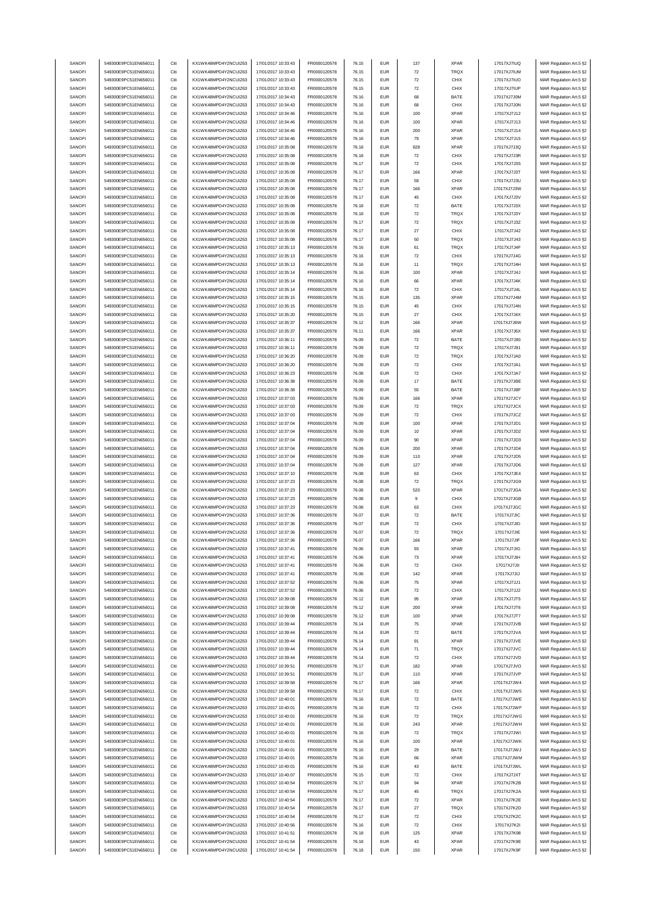| | | | | | | | | | | | |
|---|---|---|---|---|---|---|---|---|---|---|---|
| SANOFI | 549300E9PC51EN656011 | Citi | KX1WK48MPD4Y2NCUIZ63 | 17/01/2017 10:33:43 | FR0000120578 | 76.15 | EUR | 137 | XPAR | 17017XJ7IUQ | MAR Regulation Art.5 §2 |
| SANOFI | 549300E9PC51EN656011 | Citi | KX1WK48MPD4Y2NCUIZ63 | 17/01/2017 10:33:43 | FR0000120578 | 76.15 | EUR | 72 | TRQX | 17017XJ7IUM | MAR Regulation Art.5 §2 |
| SANOFI | 549300E9PC51EN656011 | Citi | KX1WK48MPD4Y2NCUIZ63 | 17/01/2017 10:33:43 | FR0000120578 | 76.15 | EUR | 72 | CHIX | 17017XJ7IUO | MAR Regulation Art.5 §2 |
| SANOFI | 549300E9PC51EN656011 | Citi | KX1WK48MPD4Y2NCUIZ63 | 17/01/2017 10:33:43 | FR0000120578 | 76.15 | EUR | 72 | CHIX | 17017XJ7IUP | MAR Regulation Art.5 §2 |
| SANOFI | 549300E9PC51EN656011 | Citi | KX1WK48MPD4Y2NCUIZ63 | 17/01/2017 10:34:43 | FR0000120578 | 76.16 | EUR | 68 | BATE | 17017XJ7J0M | MAR Regulation Art.5 §2 |
| SANOFI | 549300E9PC51EN656011 | Citi | KX1WK48MPD4Y2NCUIZ63 | 17/01/2017 10:34:43 | FR0000120578 | 76.16 | EUR | 68 | CHIX | 17017XJ7J0N | MAR Regulation Art.5 §2 |
| SANOFI | 549300E9PC51EN656011 | Citi | KX1WK48MPD4Y2NCUIZ63 | 17/01/2017 10:34:46 | FR0000120578 | 76.16 | EUR | 100 | XPAR | 17017XJ7J12 | MAR Regulation Art.5 §2 |
| SANOFI | 549300E9PC51EN656011 | Citi | KX1WK48MPD4Y2NCUIZ63 | 17/01/2017 10:34:46 | FR0000120578 | 76.16 | EUR | 100 | XPAR | 17017XJ7J13 | MAR Regulation Art.5 §2 |
| SANOFI | 549300E9PC51EN656011 | Citi | KX1WK48MPD4Y2NCUIZ63 | 17/01/2017 10:34:46 | FR0000120578 | 76.16 | EUR | 200 | XPAR | 17017XJ7J14 | MAR Regulation Art.5 §2 |
| SANOFI | 549300E9PC51EN656011 | Citi | KX1WK48MPD4Y2NCUIZ63 | 17/01/2017 10:34:46 | FR0000120578 | 76.16 | EUR | 79 | XPAR | 17017XJ7J15 | MAR Regulation Art.5 §2 |
| SANOFI | 549300E9PC51EN656011 | Citi | KX1WK48MPD4Y2NCUIZ63 | 17/01/2017 10:35:08 | FR0000120578 | 76.18 | EUR | 828 | XPAR | 17017XJ7J3Q | MAR Regulation Art.5 §2 |
| SANOFI | 549300E9PC51EN656011 | Citi | KX1WK48MPD4Y2NCUIZ63 | 17/01/2017 10:35:08 | FR0000120578 | 76.18 | EUR | 72 | CHIX | 17017XJ7J3R | MAR Regulation Art.5 §2 |
| SANOFI | 549300E9PC51EN656011 | Citi | KX1WK48MPD4Y2NCUIZ63 | 17/01/2017 10:35:08 | FR0000120578 | 76.17 | EUR | 72 | CHIX | 17017XJ7J3S | MAR Regulation Art.5 §2 |
| SANOFI | 549300E9PC51EN656011 | Citi | KX1WK48MPD4Y2NCUIZ63 | 17/01/2017 10:35:08 | FR0000120578 | 76.17 | EUR | 166 | XPAR | 17017XJ7J3T | MAR Regulation Art.5 §2 |
| SANOFI | 549300E9PC51EN656011 | Citi | KX1WK48MPD4Y2NCUIZ63 | 17/01/2017 10:35:08 | FR0000120578 | 76.17 | EUR | 59 | CHIX | 17017XJ7J3U | MAR Regulation Art.5 §2 |
| SANOFI | 549300E9PC51EN656011 | Citi | KX1WK48MPD4Y2NCUIZ63 | 17/01/2017 10:35:08 | FR0000120578 | 76.17 | EUR | 166 | XPAR | 17017XJ7J3W | MAR Regulation Art.5 §2 |
| SANOFI | 549300E9PC51EN656011 | Citi | KX1WK48MPD4Y2NCUIZ63 | 17/01/2017 10:35:08 | FR0000120578 | 76.17 | EUR | 45 | CHIX | 17017XJ7J3V | MAR Regulation Art.5 §2 |
| SANOFI | 549300E9PC51EN656011 | Citi | KX1WK48MPD4Y2NCUIZ63 | 17/01/2017 10:35:08 | FR0000120578 | 76.18 | EUR | 72 | BATE | 17017XJ7J3X | MAR Regulation Art.5 §2 |
| SANOFI | 549300E9PC51EN656011 | Citi | KX1WK48MPD4Y2NCUIZ63 | 17/01/2017 10:35:08 | FR0000120578 | 76.18 | EUR | 72 | TRQX | 17017XJ7J3Y | MAR Regulation Art.5 §2 |
| SANOFI | 549300E9PC51EN656011 | Citi | KX1WK48MPD4Y2NCUIZ63 | 17/01/2017 10:35:08 | FR0000120578 | 76.17 | EUR | 72 | TRQX | 17017XJ7J3Z | MAR Regulation Art.5 §2 |
| SANOFI | 549300E9PC51EN656011 | Citi | KX1WK48MPD4Y2NCUIZ63 | 17/01/2017 10:35:08 | FR0000120578 | 76.17 | EUR | 27 | CHIX | 17017XJ7J42 | MAR Regulation Art.5 §2 |
| SANOFI | 549300E9PC51EN656011 | Citi | KX1WK48MPD4Y2NCUIZ63 | 17/01/2017 10:35:08 | FR0000120578 | 76.17 | EUR | 50 | TRQX | 17017XJ7J43 | MAR Regulation Art.5 §2 |
| SANOFI | 549300E9PC51EN656011 | Citi | KX1WK48MPD4Y2NCUIZ63 | 17/01/2017 10:35:13 | FR0000120578 | 76.16 | EUR | 61 | TRQX | 17017XJ7J4F | MAR Regulation Art.5 §2 |
| SANOFI | 549300E9PC51EN656011 | Citi | KX1WK48MPD4Y2NCUIZ63 | 17/01/2017 10:35:13 | FR0000120578 | 76.16 | EUR | 72 | CHIX | 17017XJ7J4G | MAR Regulation Art.5 §2 |
| SANOFI | 549300E9PC51EN656011 | Citi | KX1WK48MPD4Y2NCUIZ63 | 17/01/2017 10:35:13 | FR0000120578 | 76.16 | EUR | 11 | TRQX | 17017XJ7J4H | MAR Regulation Art.5 §2 |
| SANOFI | 549300E9PC51EN656011 | Citi | KX1WK48MPD4Y2NCUIZ63 | 17/01/2017 10:35:14 | FR0000120578 | 76.16 | EUR | 100 | XPAR | 17017XJ7J4J | MAR Regulation Art.5 §2 |
| SANOFI | 549300E9PC51EN656011 | Citi | KX1WK48MPD4Y2NCUIZ63 | 17/01/2017 10:35:14 | FR0000120578 | 76.16 | EUR | 66 | XPAR | 17017XJ7J4K | MAR Regulation Art.5 §2 |
| SANOFI | 549300E9PC51EN656011 | Citi | KX1WK48MPD4Y2NCUIZ63 | 17/01/2017 10:35:14 | FR0000120578 | 76.16 | EUR | 72 | CHIX | 17017XJ7J4L | MAR Regulation Art.5 §2 |
| SANOFI | 549300E9PC51EN656011 | Citi | KX1WK48MPD4Y2NCUIZ63 | 17/01/2017 10:35:15 | FR0000120578 | 76.15 | EUR | 135 | XPAR | 17017XJ7J4M | MAR Regulation Art.5 §2 |
| SANOFI | 549300E9PC51EN656011 | Citi | KX1WK48MPD4Y2NCUIZ63 | 17/01/2017 10:35:15 | FR0000120578 | 76.15 | EUR | 45 | CHIX | 17017XJ7J4N | MAR Regulation Art.5 §2 |
| SANOFI | 549300E9PC51EN656011 | Citi | KX1WK48MPD4Y2NCUIZ63 | 17/01/2017 10:35:20 | FR0000120578 | 76.15 | EUR | 27 | CHIX | 17017XJ7J4X | MAR Regulation Art.5 §2 |
| SANOFI | 549300E9PC51EN656011 | Citi | KX1WK48MPD4Y2NCUIZ63 | 17/01/2017 10:35:37 | FR0000120578 | 76.12 | EUR | 166 | XPAR | 17017XJ7J6W | MAR Regulation Art.5 §2 |
| SANOFI | 549300E9PC51EN656011 | Citi | KX1WK48MPD4Y2NCUIZ63 | 17/01/2017 10:35:37 | FR0000120578 | 76.11 | EUR | 166 | XPAR | 17017XJ7J6X | MAR Regulation Art.5 §2 |
| SANOFI | 549300E9PC51EN656011 | Citi | KX1WK48MPD4Y2NCUIZ63 | 17/01/2017 10:36:11 | FR0000120578 | 76.09 | EUR | 72 | BATE | 17017XJ7J90 | MAR Regulation Art.5 §2 |
| SANOFI | 549300E9PC51EN656011 | Citi | KX1WK48MPD4Y2NCUIZ63 | 17/01/2017 10:36:11 | FR0000120578 | 76.09 | EUR | 72 | TRQX | 17017XJ7J91 | MAR Regulation Art.5 §2 |
| SANOFI | 549300E9PC51EN656011 | Citi | KX1WK48MPD4Y2NCUIZ63 | 17/01/2017 10:36:20 | FR0000120578 | 76.09 | EUR | 72 | TRQX | 17017XJ7JA0 | MAR Regulation Art.5 §2 |
| SANOFI | 549300E9PC51EN656011 | Citi | KX1WK48MPD4Y2NCUIZ63 | 17/01/2017 10:36:20 | FR0000120578 | 76.09 | EUR | 72 | CHIX | 17017XJ7JA1 | MAR Regulation Art.5 §2 |
| SANOFI | 549300E9PC51EN656011 | Citi | KX1WK48MPD4Y2NCUIZ63 | 17/01/2017 10:36:23 | FR0000120578 | 76.08 | EUR | 72 | CHIX | 17017XJ7JA7 | MAR Regulation Art.5 §2 |
| SANOFI | 549300E9PC51EN656011 | Citi | KX1WK48MPD4Y2NCUIZ63 | 17/01/2017 10:36:38 | FR0000120578 | 76.09 | EUR | 17 | BATE | 17017XJ7JBE | MAR Regulation Art.5 §2 |
| SANOFI | 549300E9PC51EN656011 | Citi | KX1WK48MPD4Y2NCUIZ63 | 17/01/2017 10:36:38 | FR0000120578 | 76.09 | EUR | 55 | BATE | 17017XJ7JBF | MAR Regulation Art.5 §2 |
| SANOFI | 549300E9PC51EN656011 | Citi | KX1WK48MPD4Y2NCUIZ63 | 17/01/2017 10:37:03 | FR0000120578 | 76.09 | EUR | 166 | XPAR | 17017XJ7JCY | MAR Regulation Art.5 §2 |
| SANOFI | 549300E9PC51EN656011 | Citi | KX1WK48MPD4Y2NCUIZ63 | 17/01/2017 10:37:03 | FR0000120578 | 76.09 | EUR | 72 | TRQX | 17017XJ7JCX | MAR Regulation Art.5 §2 |
| SANOFI | 549300E9PC51EN656011 | Citi | KX1WK48MPD4Y2NCUIZ63 | 17/01/2017 10:37:03 | FR0000120578 | 76.09 | EUR | 72 | CHIX | 17017XJ7JCZ | MAR Regulation Art.5 §2 |
| SANOFI | 549300E9PC51EN656011 | Citi | KX1WK48MPD4Y2NCUIZ63 | 17/01/2017 10:37:04 | FR0000120578 | 76.09 | EUR | 100 | XPAR | 17017XJ7JD1 | MAR Regulation Art.5 §2 |
| SANOFI | 549300E9PC51EN656011 | Citi | KX1WK48MPD4Y2NCUIZ63 | 17/01/2017 10:37:04 | FR0000120578 | 76.09 | EUR | 10 | XPAR | 17017XJ7JD2 | MAR Regulation Art.5 §2 |
| SANOFI | 549300E9PC51EN656011 | Citi | KX1WK48MPD4Y2NCUIZ63 | 17/01/2017 10:37:04 | FR0000120578 | 76.09 | EUR | 90 | XPAR | 17017XJ7JD3 | MAR Regulation Art.5 §2 |
| SANOFI | 549300E9PC51EN656011 | Citi | KX1WK48MPD4Y2NCUIZ63 | 17/01/2017 10:37:04 | FR0000120578 | 76.09 | EUR | 200 | XPAR | 17017XJ7JD4 | MAR Regulation Art.5 §2 |
| SANOFI | 549300E9PC51EN656011 | Citi | KX1WK48MPD4Y2NCUIZ63 | 17/01/2017 10:37:04 | FR0000120578 | 76.09 | EUR | 110 | XPAR | 17017XJ7JD5 | MAR Regulation Art.5 §2 |
| SANOFI | 549300E9PC51EN656011 | Citi | KX1WK48MPD4Y2NCUIZ63 | 17/01/2017 10:37:04 | FR0000120578 | 76.09 | EUR | 127 | XPAR | 17017XJ7JD6 | MAR Regulation Art.5 §2 |
| SANOFI | 549300E9PC51EN656011 | Citi | KX1WK48MPD4Y2NCUIZ63 | 17/01/2017 10:37:10 | FR0000120578 | 76.08 | EUR | 63 | CHIX | 17017XJ7JE4 | MAR Regulation Art.5 §2 |
| SANOFI | 549300E9PC51EN656011 | Citi | KX1WK48MPD4Y2NCUIZ63 | 17/01/2017 10:37:23 | FR0000120578 | 76.08 | EUR | 72 | TRQX | 17017XJ7JG9 | MAR Regulation Art.5 §2 |
| SANOFI | 549300E9PC51EN656011 | Citi | KX1WK48MPD4Y2NCUIZ63 | 17/01/2017 10:37:23 | FR0000120578 | 76.08 | EUR | 520 | XPAR | 17017XJ7JGA | MAR Regulation Art.5 §2 |
| SANOFI | 549300E9PC51EN656011 | Citi | KX1WK48MPD4Y2NCUIZ63 | 17/01/2017 10:37:23 | FR0000120578 | 76.08 | EUR | 9 | CHIX | 17017XJ7JGB | MAR Regulation Art.5 §2 |
| SANOFI | 549300E9PC51EN656011 | Citi | KX1WK48MPD4Y2NCUIZ63 | 17/01/2017 10:37:23 | FR0000120578 | 76.08 | EUR | 63 | CHIX | 17017XJ7JGC | MAR Regulation Art.5 §2 |
| SANOFI | 549300E9PC51EN656011 | Citi | KX1WK48MPD4Y2NCUIZ63 | 17/01/2017 10:37:36 | FR0000120578 | 76.07 | EUR | 72 | BATE | 17017XJ7JIC | MAR Regulation Art.5 §2 |
| SANOFI | 549300E9PC51EN656011 | Citi | KX1WK48MPD4Y2NCUIZ63 | 17/01/2017 10:37:36 | FR0000120578 | 76.07 | EUR | 72 | CHIX | 17017XJ7JID | MAR Regulation Art.5 §2 |
| SANOFI | 549300E9PC51EN656011 | Citi | KX1WK48MPD4Y2NCUIZ63 | 17/01/2017 10:37:36 | FR0000120578 | 76.07 | EUR | 72 | TRQX | 17017XJ7JIE | MAR Regulation Art.5 §2 |
| SANOFI | 549300E9PC51EN656011 | Citi | KX1WK48MPD4Y2NCUIZ63 | 17/01/2017 10:37:36 | FR0000120578 | 76.07 | EUR | 166 | XPAR | 17017XJ7JIF | MAR Regulation Art.5 §2 |
| SANOFI | 549300E9PC51EN656011 | Citi | KX1WK48MPD4Y2NCUIZ63 | 17/01/2017 10:37:41 | FR0000120578 | 76.06 | EUR | 93 | XPAR | 17017XJ7JIG | MAR Regulation Art.5 §2 |
| SANOFI | 549300E9PC51EN656011 | Citi | KX1WK48MPD4Y2NCUIZ63 | 17/01/2017 10:37:41 | FR0000120578 | 76.06 | EUR | 73 | XPAR | 17017XJ7JIH | MAR Regulation Art.5 §2 |
| SANOFI | 549300E9PC51EN656011 | Citi | KX1WK48MPD4Y2NCUIZ63 | 17/01/2017 10:37:41 | FR0000120578 | 76.06 | EUR | 72 | CHIX | 17017XJ7JII | MAR Regulation Art.5 §2 |
| SANOFI | 549300E9PC51EN656011 | Citi | KX1WK48MPD4Y2NCUIZ63 | 17/01/2017 10:37:41 | FR0000120578 | 76.06 | EUR | 142 | XPAR | 17017XJ7JIJ | MAR Regulation Art.5 §2 |
| SANOFI | 549300E9PC51EN656011 | Citi | KX1WK48MPD4Y2NCUIZ63 | 17/01/2017 10:37:52 | FR0000120578 | 76.06 | EUR | 75 | XPAR | 17017XJ7JJ1 | MAR Regulation Art.5 §2 |
| SANOFI | 549300E9PC51EN656011 | Citi | KX1WK48MPD4Y2NCUIZ63 | 17/01/2017 10:37:52 | FR0000120578 | 76.06 | EUR | 72 | CHIX | 17017XJ7JJ2 | MAR Regulation Art.5 §2 |
| SANOFI | 549300E9PC51EN656011 | Citi | KX1WK48MPD4Y2NCUIZ63 | 17/01/2017 10:39:08 | FR0000120578 | 76.12 | EUR | 95 | XPAR | 17017XJ7JT5 | MAR Regulation Art.5 §2 |
| SANOFI | 549300E9PC51EN656011 | Citi | KX1WK48MPD4Y2NCUIZ63 | 17/01/2017 10:39:08 | FR0000120578 | 76.12 | EUR | 200 | XPAR | 17017XJ7JT6 | MAR Regulation Art.5 §2 |
| SANOFI | 549300E9PC51EN656011 | Citi | KX1WK48MPD4Y2NCUIZ63 | 17/01/2017 10:39:08 | FR0000120578 | 76.12 | EUR | 100 | XPAR | 17017XJ7JT7 | MAR Regulation Art.5 §2 |
| SANOFI | 549300E9PC51EN656011 | Citi | KX1WK48MPD4Y2NCUIZ63 | 17/01/2017 10:39:44 | FR0000120578 | 76.14 | EUR | 75 | XPAR | 17017XJ7JVB | MAR Regulation Art.5 §2 |
| SANOFI | 549300E9PC51EN656011 | Citi | KX1WK48MPD4Y2NCUIZ63 | 17/01/2017 10:39:44 | FR0000120578 | 76.14 | EUR | 72 | BATE | 17017XJ7JVA | MAR Regulation Art.5 §2 |
| SANOFI | 549300E9PC51EN656011 | Citi | KX1WK48MPD4Y2NCUIZ63 | 17/01/2017 10:39:44 | FR0000120578 | 76.14 | EUR | 91 | XPAR | 17017XJ7JVE | MAR Regulation Art.5 §2 |
| SANOFI | 549300E9PC51EN656011 | Citi | KX1WK48MPD4Y2NCUIZ63 | 17/01/2017 10:39:44 | FR0000120578 | 76.14 | EUR | 71 | TRQX | 17017XJ7JVC | MAR Regulation Art.5 §2 |
| SANOFI | 549300E9PC51EN656011 | Citi | KX1WK48MPD4Y2NCUIZ63 | 17/01/2017 10:39:44 | FR0000120578 | 76.14 | EUR | 72 | CHIX | 17017XJ7JVD | MAR Regulation Art.5 §2 |
| SANOFI | 549300E9PC51EN656011 | Citi | KX1WK48MPD4Y2NCUIZ63 | 17/01/2017 10:39:51 | FR0000120578 | 76.17 | EUR | 182 | XPAR | 17017XJ7JVO | MAR Regulation Art.5 §2 |
| SANOFI | 549300E9PC51EN656011 | Citi | KX1WK48MPD4Y2NCUIZ63 | 17/01/2017 10:39:51 | FR0000120578 | 76.17 | EUR | 110 | XPAR | 17017XJ7JVP | MAR Regulation Art.5 §2 |
| SANOFI | 549300E9PC51EN656011 | Citi | KX1WK48MPD4Y2NCUIZ63 | 17/01/2017 10:39:58 | FR0000120578 | 76.17 | EUR | 166 | XPAR | 17017XJ7JW4 | MAR Regulation Art.5 §2 |
| SANOFI | 549300E9PC51EN656011 | Citi | KX1WK48MPD4Y2NCUIZ63 | 17/01/2017 10:39:58 | FR0000120578 | 76.17 | EUR | 72 | CHIX | 17017XJ7JW5 | MAR Regulation Art.5 §2 |
| SANOFI | 549300E9PC51EN656011 | Citi | KX1WK48MPD4Y2NCUIZ63 | 17/01/2017 10:40:01 | FR0000120578 | 76.16 | EUR | 72 | BATE | 17017XJ7JWE | MAR Regulation Art.5 §2 |
| SANOFI | 549300E9PC51EN656011 | Citi | KX1WK48MPD4Y2NCUIZ63 | 17/01/2017 10:40:01 | FR0000120578 | 76.16 | EUR | 72 | CHIX | 17017XJ7JWF | MAR Regulation Art.5 §2 |
| SANOFI | 549300E9PC51EN656011 | Citi | KX1WK48MPD4Y2NCUIZ63 | 17/01/2017 10:40:01 | FR0000120578 | 76.16 | EUR | 72 | TRQX | 17017XJ7JWG | MAR Regulation Art.5 §2 |
| SANOFI | 549300E9PC51EN656011 | Citi | KX1WK48MPD4Y2NCUIZ63 | 17/01/2017 10:40:01 | FR0000120578 | 76.16 | EUR | 243 | XPAR | 17017XJ7JWH | MAR Regulation Art.5 §2 |
| SANOFI | 549300E9PC51EN656011 | Citi | KX1WK48MPD4Y2NCUIZ63 | 17/01/2017 10:40:01 | FR0000120578 | 76.16 | EUR | 72 | TRQX | 17017XJ7JWI | MAR Regulation Art.5 §2 |
| SANOFI | 549300E9PC51EN656011 | Citi | KX1WK48MPD4Y2NCUIZ63 | 17/01/2017 10:40:01 | FR0000120578 | 76.16 | EUR | 100 | XPAR | 17017XJ7JWK | MAR Regulation Art.5 §2 |
| SANOFI | 549300E9PC51EN656011 | Citi | KX1WK48MPD4Y2NCUIZ63 | 17/01/2017 10:40:01 | FR0000120578 | 76.16 | EUR | 29 | BATE | 17017XJ7JWJ | MAR Regulation Art.5 §2 |
| SANOFI | 549300E9PC51EN656011 | Citi | KX1WK48MPD4Y2NCUIZ63 | 17/01/2017 10:40:01 | FR0000120578 | 76.16 | EUR | 66 | XPAR | 17017XJ7JWM | MAR Regulation Art.5 §2 |
| SANOFI | 549300E9PC51EN656011 | Citi | KX1WK48MPD4Y2NCUIZ63 | 17/01/2017 10:40:01 | FR0000120578 | 76.16 | EUR | 43 | BATE | 17017XJ7JWL | MAR Regulation Art.5 §2 |
| SANOFI | 549300E9PC51EN656011 | Citi | KX1WK48MPD4Y2NCUIZ63 | 17/01/2017 10:40:07 | FR0000120578 | 76.15 | EUR | 72 | CHIX | 17017XJ7JXT | MAR Regulation Art.5 §2 |
| SANOFI | 549300E9PC51EN656011 | Citi | KX1WK48MPD4Y2NCUIZ63 | 17/01/2017 10:40:54 | FR0000120578 | 76.17 | EUR | 94 | XPAR | 17017XJ7K2B | MAR Regulation Art.5 §2 |
| SANOFI | 549300E9PC51EN656011 | Citi | KX1WK48MPD4Y2NCUIZ63 | 17/01/2017 10:40:54 | FR0000120578 | 76.17 | EUR | 45 | TRQX | 17017XJ7K2A | MAR Regulation Art.5 §2 |
| SANOFI | 549300E9PC51EN656011 | Citi | KX1WK48MPD4Y2NCUIZ63 | 17/01/2017 10:40:54 | FR0000120578 | 76.17 | EUR | 72 | XPAR | 17017XJ7K2E | MAR Regulation Art.5 §2 |
| SANOFI | 549300E9PC51EN656011 | Citi | KX1WK48MPD4Y2NCUIZ63 | 17/01/2017 10:40:54 | FR0000120578 | 76.17 | EUR | 27 | TRQX | 17017XJ7K2D | MAR Regulation Art.5 §2 |
| SANOFI | 549300E9PC51EN656011 | Citi | KX1WK48MPD4Y2NCUIZ63 | 17/01/2017 10:40:54 | FR0000120578 | 76.17 | EUR | 72 | CHIX | 17017XJ7K2C | MAR Regulation Art.5 §2 |
| SANOFI | 549300E9PC51EN656011 | Citi | KX1WK48MPD4Y2NCUIZ63 | 17/01/2017 10:40:56 | FR0000120578 | 76.16 | EUR | 72 | CHIX | 17017XJ7K2I | MAR Regulation Art.5 §2 |
| SANOFI | 549300E9PC51EN656011 | Citi | KX1WK48MPD4Y2NCUIZ63 | 17/01/2017 10:41:51 | FR0000120578 | 76.18 | EUR | 125 | XPAR | 17017XJ7K98 | MAR Regulation Art.5 §2 |
| SANOFI | 549300E9PC51EN656011 | Citi | KX1WK48MPD4Y2NCUIZ63 | 17/01/2017 10:41:54 | FR0000120578 | 76.18 | EUR | 43 | XPAR | 17017XJ7K9E | MAR Regulation Art.5 §2 |
| SANOFI | 549300E9PC51EN656011 | Citi | KX1WK48MPD4Y2NCUIZ63 | 17/01/2017 10:41:54 | FR0000120578 | 76.18 | EUR | 150 | XPAR | 17017XJ7K9F | MAR Regulation Art.5 §2 |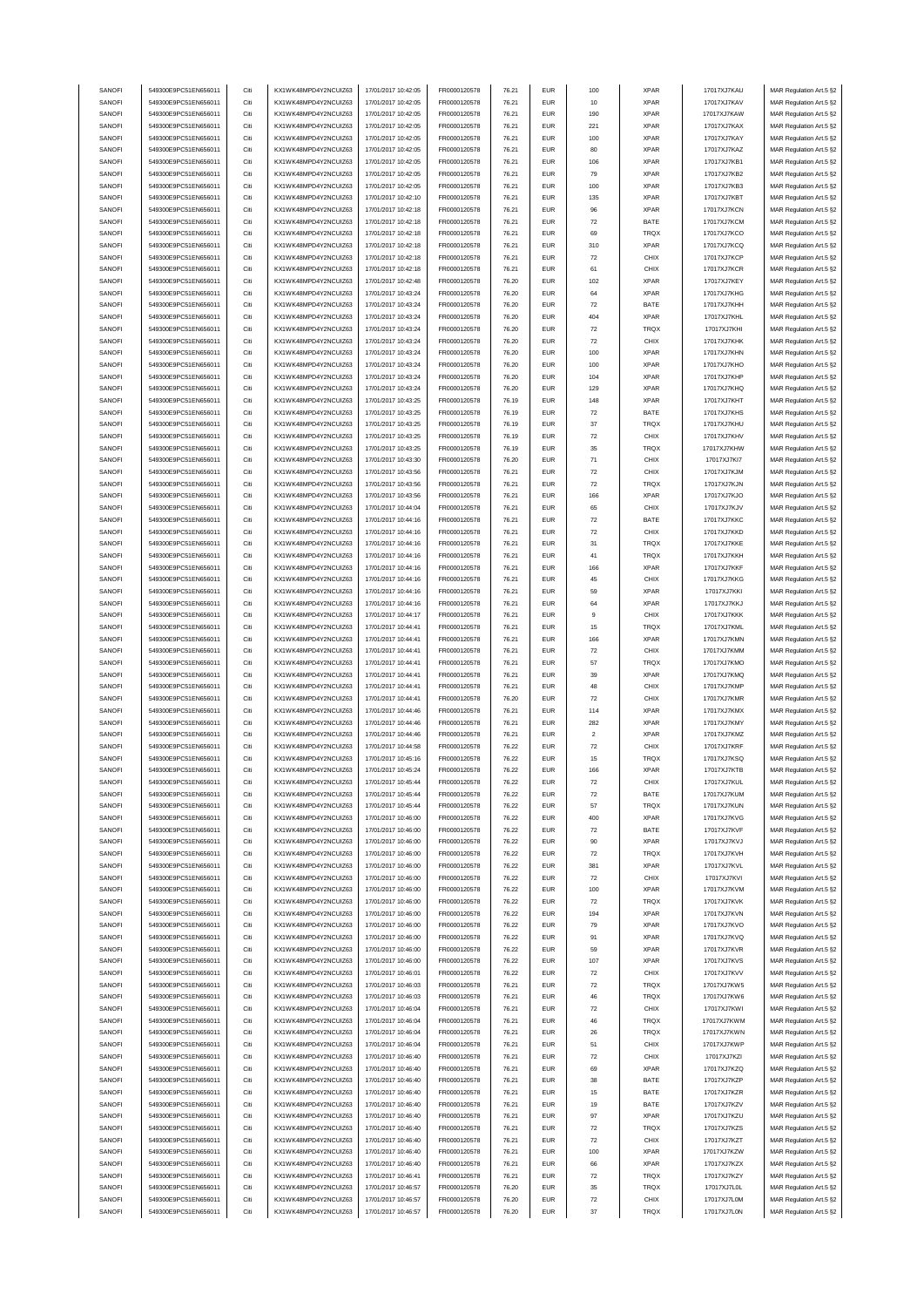| | | | | | | | | | | | |
|---|---|---|---|---|---|---|---|---|---|---|---|
| SANOFI | 549300E9PC51EN656011 | Citi | KX1WK48MPD4Y2NCUIZ63 | 17/01/2017 10:42:05 | FR0000120578 | 76.21 | EUR | 100 | XPAR | 17017XJ7KAU | MAR Regulation Art.5 §2 |
| SANOFI | 549300E9PC51EN656011 | Citi | KX1WK48MPD4Y2NCUIZ63 | 17/01/2017 10:42:05 | FR0000120578 | 76.21 | EUR | 10 | XPAR | 17017XJ7KAV | MAR Regulation Art.5 §2 |
| SANOFI | 549300E9PC51EN656011 | Citi | KX1WK48MPD4Y2NCUIZ63 | 17/01/2017 10:42:05 | FR0000120578 | 76.21 | EUR | 190 | XPAR | 17017XJ7KAW | MAR Regulation Art.5 §2 |
| SANOFI | 549300E9PC51EN656011 | Citi | KX1WK48MPD4Y2NCUIZ63 | 17/01/2017 10:42:05 | FR0000120578 | 76.21 | EUR | 221 | XPAR | 17017XJ7KAX | MAR Regulation Art.5 §2 |
| SANOFI | 549300E9PC51EN656011 | Citi | KX1WK48MPD4Y2NCUIZ63 | 17/01/2017 10:42:05 | FR0000120578 | 76.21 | EUR | 100 | XPAR | 17017XJ7KAY | MAR Regulation Art.5 §2 |
| SANOFI | 549300E9PC51EN656011 | Citi | KX1WK48MPD4Y2NCUIZ63 | 17/01/2017 10:42:05 | FR0000120578 | 76.21 | EUR | 80 | XPAR | 17017XJ7KAZ | MAR Regulation Art.5 §2 |
| SANOFI | 549300E9PC51EN656011 | Citi | KX1WK48MPD4Y2NCUIZ63 | 17/01/2017 10:42:05 | FR0000120578 | 76.21 | EUR | 106 | XPAR | 17017XJ7KB1 | MAR Regulation Art.5 §2 |
| SANOFI | 549300E9PC51EN656011 | Citi | KX1WK48MPD4Y2NCUIZ63 | 17/01/2017 10:42:05 | FR0000120578 | 76.21 | EUR | 79 | XPAR | 17017XJ7KB2 | MAR Regulation Art.5 §2 |
| SANOFI | 549300E9PC51EN656011 | Citi | KX1WK48MPD4Y2NCUIZ63 | 17/01/2017 10:42:05 | FR0000120578 | 76.21 | EUR | 100 | XPAR | 17017XJ7KB3 | MAR Regulation Art.5 §2 |
| SANOFI | 549300E9PC51EN656011 | Citi | KX1WK48MPD4Y2NCUIZ63 | 17/01/2017 10:42:10 | FR0000120578 | 76.21 | EUR | 135 | XPAR | 17017XJ7KBT | MAR Regulation Art.5 §2 |
| SANOFI | 549300E9PC51EN656011 | Citi | KX1WK48MPD4Y2NCUIZ63 | 17/01/2017 10:42:18 | FR0000120578 | 76.21 | EUR | 96 | XPAR | 17017XJ7KCN | MAR Regulation Art.5 §2 |
| SANOFI | 549300E9PC51EN656011 | Citi | KX1WK48MPD4Y2NCUIZ63 | 17/01/2017 10:42:18 | FR0000120578 | 76.21 | EUR | 72 | BATE | 17017XJ7KCM | MAR Regulation Art.5 §2 |
| SANOFI | 549300E9PC51EN656011 | Citi | KX1WK48MPD4Y2NCUIZ63 | 17/01/2017 10:42:18 | FR0000120578 | 76.21 | EUR | 69 | TRQX | 17017XJ7KCO | MAR Regulation Art.5 §2 |
| SANOFI | 549300E9PC51EN656011 | Citi | KX1WK48MPD4Y2NCUIZ63 | 17/01/2017 10:42:18 | FR0000120578 | 76.21 | EUR | 310 | XPAR | 17017XJ7KCQ | MAR Regulation Art.5 §2 |
| SANOFI | 549300E9PC51EN656011 | Citi | KX1WK48MPD4Y2NCUIZ63 | 17/01/2017 10:42:18 | FR0000120578 | 76.21 | EUR | 72 | CHIX | 17017XJ7KCP | MAR Regulation Art.5 §2 |
| SANOFI | 549300E9PC51EN656011 | Citi | KX1WK48MPD4Y2NCUIZ63 | 17/01/2017 10:42:18 | FR0000120578 | 76.21 | EUR | 61 | CHIX | 17017XJ7KCR | MAR Regulation Art.5 §2 |
| SANOFI | 549300E9PC51EN656011 | Citi | KX1WK48MPD4Y2NCUIZ63 | 17/01/2017 10:42:48 | FR0000120578 | 76.20 | EUR | 102 | XPAR | 17017XJ7KEY | MAR Regulation Art.5 §2 |
| SANOFI | 549300E9PC51EN656011 | Citi | KX1WK48MPD4Y2NCUIZ63 | 17/01/2017 10:43:24 | FR0000120578 | 76.20 | EUR | 64 | XPAR | 17017XJ7KHG | MAR Regulation Art.5 §2 |
| SANOFI | 549300E9PC51EN656011 | Citi | KX1WK48MPD4Y2NCUIZ63 | 17/01/2017 10:43:24 | FR0000120578 | 76.20 | EUR | 72 | BATE | 17017XJ7KHH | MAR Regulation Art.5 §2 |
| SANOFI | 549300E9PC51EN656011 | Citi | KX1WK48MPD4Y2NCUIZ63 | 17/01/2017 10:43:24 | FR0000120578 | 76.20 | EUR | 404 | XPAR | 17017XJ7KHL | MAR Regulation Art.5 §2 |
| SANOFI | 549300E9PC51EN656011 | Citi | KX1WK48MPD4Y2NCUIZ63 | 17/01/2017 10:43:24 | FR0000120578 | 76.20 | EUR | 72 | TRQX | 17017XJ7KHI | MAR Regulation Art.5 §2 |
| SANOFI | 549300E9PC51EN656011 | Citi | KX1WK48MPD4Y2NCUIZ63 | 17/01/2017 10:43:24 | FR0000120578 | 76.20 | EUR | 72 | CHIX | 17017XJ7KHK | MAR Regulation Art.5 §2 |
| SANOFI | 549300E9PC51EN656011 | Citi | KX1WK48MPD4Y2NCUIZ63 | 17/01/2017 10:43:24 | FR0000120578 | 76.20 | EUR | 100 | XPAR | 17017XJ7KHN | MAR Regulation Art.5 §2 |
| SANOFI | 549300E9PC51EN656011 | Citi | KX1WK48MPD4Y2NCUIZ63 | 17/01/2017 10:43:24 | FR0000120578 | 76.20 | EUR | 100 | XPAR | 17017XJ7KHO | MAR Regulation Art.5 §2 |
| SANOFI | 549300E9PC51EN656011 | Citi | KX1WK48MPD4Y2NCUIZ63 | 17/01/2017 10:43:24 | FR0000120578 | 76.20 | EUR | 104 | XPAR | 17017XJ7KHP | MAR Regulation Art.5 §2 |
| SANOFI | 549300E9PC51EN656011 | Citi | KX1WK48MPD4Y2NCUIZ63 | 17/01/2017 10:43:24 | FR0000120578 | 76.20 | EUR | 129 | XPAR | 17017XJ7KHQ | MAR Regulation Art.5 §2 |
| SANOFI | 549300E9PC51EN656011 | Citi | KX1WK48MPD4Y2NCUIZ63 | 17/01/2017 10:43:25 | FR0000120578 | 76.19 | EUR | 148 | XPAR | 17017XJ7KHT | MAR Regulation Art.5 §2 |
| SANOFI | 549300E9PC51EN656011 | Citi | KX1WK48MPD4Y2NCUIZ63 | 17/01/2017 10:43:25 | FR0000120578 | 76.19 | EUR | 72 | BATE | 17017XJ7KHS | MAR Regulation Art.5 §2 |
| SANOFI | 549300E9PC51EN656011 | Citi | KX1WK48MPD4Y2NCUIZ63 | 17/01/2017 10:43:25 | FR0000120578 | 76.19 | EUR | 37 | TRQX | 17017XJ7KHU | MAR Regulation Art.5 §2 |
| SANOFI | 549300E9PC51EN656011 | Citi | KX1WK48MPD4Y2NCUIZ63 | 17/01/2017 10:43:25 | FR0000120578 | 76.19 | EUR | 72 | CHIX | 17017XJ7KHV | MAR Regulation Art.5 §2 |
| SANOFI | 549300E9PC51EN656011 | Citi | KX1WK48MPD4Y2NCUIZ63 | 17/01/2017 10:43:25 | FR0000120578 | 76.19 | EUR | 35 | TRQX | 17017XJ7KHW | MAR Regulation Art.5 §2 |
| SANOFI | 549300E9PC51EN656011 | Citi | KX1WK48MPD4Y2NCUIZ63 | 17/01/2017 10:43:30 | FR0000120578 | 76.20 | EUR | 71 | CHIX | 17017XJ7KI7 | MAR Regulation Art.5 §2 |
| SANOFI | 549300E9PC51EN656011 | Citi | KX1WK48MPD4Y2NCUIZ63 | 17/01/2017 10:43:56 | FR0000120578 | 76.21 | EUR | 72 | CHIX | 17017XJ7KJM | MAR Regulation Art.5 §2 |
| SANOFI | 549300E9PC51EN656011 | Citi | KX1WK48MPD4Y2NCUIZ63 | 17/01/2017 10:43:56 | FR0000120578 | 76.21 | EUR | 72 | TRQX | 17017XJ7KJN | MAR Regulation Art.5 §2 |
| SANOFI | 549300E9PC51EN656011 | Citi | KX1WK48MPD4Y2NCUIZ63 | 17/01/2017 10:43:56 | FR0000120578 | 76.21 | EUR | 166 | XPAR | 17017XJ7KJO | MAR Regulation Art.5 §2 |
| SANOFI | 549300E9PC51EN656011 | Citi | KX1WK48MPD4Y2NCUIZ63 | 17/01/2017 10:44:04 | FR0000120578 | 76.21 | EUR | 65 | CHIX | 17017XJ7KJV | MAR Regulation Art.5 §2 |
| SANOFI | 549300E9PC51EN656011 | Citi | KX1WK48MPD4Y2NCUIZ63 | 17/01/2017 10:44:16 | FR0000120578 | 76.21 | EUR | 72 | BATE | 17017XJ7KKC | MAR Regulation Art.5 §2 |
| SANOFI | 549300E9PC51EN656011 | Citi | KX1WK48MPD4Y2NCUIZ63 | 17/01/2017 10:44:16 | FR0000120578 | 76.21 | EUR | 72 | CHIX | 17017XJ7KKD | MAR Regulation Art.5 §2 |
| SANOFI | 549300E9PC51EN656011 | Citi | KX1WK48MPD4Y2NCUIZ63 | 17/01/2017 10:44:16 | FR0000120578 | 76.21 | EUR | 31 | TRQX | 17017XJ7KKE | MAR Regulation Art.5 §2 |
| SANOFI | 549300E9PC51EN656011 | Citi | KX1WK48MPD4Y2NCUIZ63 | 17/01/2017 10:44:16 | FR0000120578 | 76.21 | EUR | 41 | TRQX | 17017XJ7KKH | MAR Regulation Art.5 §2 |
| SANOFI | 549300E9PC51EN656011 | Citi | KX1WK48MPD4Y2NCUIZ63 | 17/01/2017 10:44:16 | FR0000120578 | 76.21 | EUR | 166 | XPAR | 17017XJ7KKF | MAR Regulation Art.5 §2 |
| SANOFI | 549300E9PC51EN656011 | Citi | KX1WK48MPD4Y2NCUIZ63 | 17/01/2017 10:44:16 | FR0000120578 | 76.21 | EUR | 45 | CHIX | 17017XJ7KKG | MAR Regulation Art.5 §2 |
| SANOFI | 549300E9PC51EN656011 | Citi | KX1WK48MPD4Y2NCUIZ63 | 17/01/2017 10:44:16 | FR0000120578 | 76.21 | EUR | 59 | XPAR | 17017XJ7KKI | MAR Regulation Art.5 §2 |
| SANOFI | 549300E9PC51EN656011 | Citi | KX1WK48MPD4Y2NCUIZ63 | 17/01/2017 10:44:16 | FR0000120578 | 76.21 | EUR | 64 | XPAR | 17017XJ7KKJ | MAR Regulation Art.5 §2 |
| SANOFI | 549300E9PC51EN656011 | Citi | KX1WK48MPD4Y2NCUIZ63 | 17/01/2017 10:44:17 | FR0000120578 | 76.21 | EUR | 9 | CHIX | 17017XJ7KKK | MAR Regulation Art.5 §2 |
| SANOFI | 549300E9PC51EN656011 | Citi | KX1WK48MPD4Y2NCUIZ63 | 17/01/2017 10:44:41 | FR0000120578 | 76.21 | EUR | 15 | TRQX | 17017XJ7KML | MAR Regulation Art.5 §2 |
| SANOFI | 549300E9PC51EN656011 | Citi | KX1WK48MPD4Y2NCUIZ63 | 17/01/2017 10:44:41 | FR0000120578 | 76.21 | EUR | 166 | XPAR | 17017XJ7KMN | MAR Regulation Art.5 §2 |
| SANOFI | 549300E9PC51EN656011 | Citi | KX1WK48MPD4Y2NCUIZ63 | 17/01/2017 10:44:41 | FR0000120578 | 76.21 | EUR | 72 | CHIX | 17017XJ7KMM | MAR Regulation Art.5 §2 |
| SANOFI | 549300E9PC51EN656011 | Citi | KX1WK48MPD4Y2NCUIZ63 | 17/01/2017 10:44:41 | FR0000120578 | 76.21 | EUR | 57 | TRQX | 17017XJ7KMO | MAR Regulation Art.5 §2 |
| SANOFI | 549300E9PC51EN656011 | Citi | KX1WK48MPD4Y2NCUIZ63 | 17/01/2017 10:44:41 | FR0000120578 | 76.21 | EUR | 39 | XPAR | 17017XJ7KMQ | MAR Regulation Art.5 §2 |
| SANOFI | 549300E9PC51EN656011 | Citi | KX1WK48MPD4Y2NCUIZ63 | 17/01/2017 10:44:41 | FR0000120578 | 76.21 | EUR | 48 | CHIX | 17017XJ7KMP | MAR Regulation Art.5 §2 |
| SANOFI | 549300E9PC51EN656011 | Citi | KX1WK48MPD4Y2NCUIZ63 | 17/01/2017 10:44:41 | FR0000120578 | 76.20 | EUR | 72 | CHIX | 17017XJ7KMR | MAR Regulation Art.5 §2 |
| SANOFI | 549300E9PC51EN656011 | Citi | KX1WK48MPD4Y2NCUIZ63 | 17/01/2017 10:44:46 | FR0000120578 | 76.21 | EUR | 114 | XPAR | 17017XJ7KMX | MAR Regulation Art.5 §2 |
| SANOFI | 549300E9PC51EN656011 | Citi | KX1WK48MPD4Y2NCUIZ63 | 17/01/2017 10:44:46 | FR0000120578 | 76.21 | EUR | 282 | XPAR | 17017XJ7KMY | MAR Regulation Art.5 §2 |
| SANOFI | 549300E9PC51EN656011 | Citi | KX1WK48MPD4Y2NCUIZ63 | 17/01/2017 10:44:46 | FR0000120578 | 76.21 | EUR | 2 | XPAR | 17017XJ7KMZ | MAR Regulation Art.5 §2 |
| SANOFI | 549300E9PC51EN656011 | Citi | KX1WK48MPD4Y2NCUIZ63 | 17/01/2017 10:44:58 | FR0000120578 | 76.22 | EUR | 72 | CHIX | 17017XJ7KRF | MAR Regulation Art.5 §2 |
| SANOFI | 549300E9PC51EN656011 | Citi | KX1WK48MPD4Y2NCUIZ63 | 17/01/2017 10:45:16 | FR0000120578 | 76.22 | EUR | 15 | TRQX | 17017XJ7KSQ | MAR Regulation Art.5 §2 |
| SANOFI | 549300E9PC51EN656011 | Citi | KX1WK48MPD4Y2NCUIZ63 | 17/01/2017 10:45:24 | FR0000120578 | 76.22 | EUR | 166 | XPAR | 17017XJ7KTB | MAR Regulation Art.5 §2 |
| SANOFI | 549300E9PC51EN656011 | Citi | KX1WK48MPD4Y2NCUIZ63 | 17/01/2017 10:45:44 | FR0000120578 | 76.22 | EUR | 72 | CHIX | 17017XJ7KUL | MAR Regulation Art.5 §2 |
| SANOFI | 549300E9PC51EN656011 | Citi | KX1WK48MPD4Y2NCUIZ63 | 17/01/2017 10:45:44 | FR0000120578 | 76.22 | EUR | 72 | BATE | 17017XJ7KUM | MAR Regulation Art.5 §2 |
| SANOFI | 549300E9PC51EN656011 | Citi | KX1WK48MPD4Y2NCUIZ63 | 17/01/2017 10:45:44 | FR0000120578 | 76.22 | EUR | 57 | TRQX | 17017XJ7KUN | MAR Regulation Art.5 §2 |
| SANOFI | 549300E9PC51EN656011 | Citi | KX1WK48MPD4Y2NCUIZ63 | 17/01/2017 10:46:00 | FR0000120578 | 76.22 | EUR | 400 | XPAR | 17017XJ7KVG | MAR Regulation Art.5 §2 |
| SANOFI | 549300E9PC51EN656011 | Citi | KX1WK48MPD4Y2NCUIZ63 | 17/01/2017 10:46:00 | FR0000120578 | 76.22 | EUR | 72 | BATE | 17017XJ7KVF | MAR Regulation Art.5 §2 |
| SANOFI | 549300E9PC51EN656011 | Citi | KX1WK48MPD4Y2NCUIZ63 | 17/01/2017 10:46:00 | FR0000120578 | 76.22 | EUR | 90 | XPAR | 17017XJ7KVJ | MAR Regulation Art.5 §2 |
| SANOFI | 549300E9PC51EN656011 | Citi | KX1WK48MPD4Y2NCUIZ63 | 17/01/2017 10:46:00 | FR0000120578 | 76.22 | EUR | 72 | TRQX | 17017XJ7KVH | MAR Regulation Art.5 §2 |
| SANOFI | 549300E9PC51EN656011 | Citi | KX1WK48MPD4Y2NCUIZ63 | 17/01/2017 10:46:00 | FR0000120578 | 76.22 | EUR | 381 | XPAR | 17017XJ7KVL | MAR Regulation Art.5 §2 |
| SANOFI | 549300E9PC51EN656011 | Citi | KX1WK48MPD4Y2NCUIZ63 | 17/01/2017 10:46:00 | FR0000120578 | 76.22 | EUR | 72 | CHIX | 17017XJ7KVI | MAR Regulation Art.5 §2 |
| SANOFI | 549300E9PC51EN656011 | Citi | KX1WK48MPD4Y2NCUIZ63 | 17/01/2017 10:46:00 | FR0000120578 | 76.22 | EUR | 100 | XPAR | 17017XJ7KVM | MAR Regulation Art.5 §2 |
| SANOFI | 549300E9PC51EN656011 | Citi | KX1WK48MPD4Y2NCUIZ63 | 17/01/2017 10:46:00 | FR0000120578 | 76.22 | EUR | 72 | TRQX | 17017XJ7KVK | MAR Regulation Art.5 §2 |
| SANOFI | 549300E9PC51EN656011 | Citi | KX1WK48MPD4Y2NCUIZ63 | 17/01/2017 10:46:00 | FR0000120578 | 76.22 | EUR | 194 | XPAR | 17017XJ7KVN | MAR Regulation Art.5 §2 |
| SANOFI | 549300E9PC51EN656011 | Citi | KX1WK48MPD4Y2NCUIZ63 | 17/01/2017 10:46:00 | FR0000120578 | 76.22 | EUR | 79 | XPAR | 17017XJ7KVO | MAR Regulation Art.5 §2 |
| SANOFI | 549300E9PC51EN656011 | Citi | KX1WK48MPD4Y2NCUIZ63 | 17/01/2017 10:46:00 | FR0000120578 | 76.22 | EUR | 91 | XPAR | 17017XJ7KVQ | MAR Regulation Art.5 §2 |
| SANOFI | 549300E9PC51EN656011 | Citi | KX1WK48MPD4Y2NCUIZ63 | 17/01/2017 10:46:00 | FR0000120578 | 76.22 | EUR | 59 | XPAR | 17017XJ7KVR | MAR Regulation Art.5 §2 |
| SANOFI | 549300E9PC51EN656011 | Citi | KX1WK48MPD4Y2NCUIZ63 | 17/01/2017 10:46:00 | FR0000120578 | 76.22 | EUR | 107 | XPAR | 17017XJ7KVS | MAR Regulation Art.5 §2 |
| SANOFI | 549300E9PC51EN656011 | Citi | KX1WK48MPD4Y2NCUIZ63 | 17/01/2017 10:46:01 | FR0000120578 | 76.22 | EUR | 72 | CHIX | 17017XJ7KVV | MAR Regulation Art.5 §2 |
| SANOFI | 549300E9PC51EN656011 | Citi | KX1WK48MPD4Y2NCUIZ63 | 17/01/2017 10:46:03 | FR0000120578 | 76.21 | EUR | 72 | TRQX | 17017XJ7KW5 | MAR Regulation Art.5 §2 |
| SANOFI | 549300E9PC51EN656011 | Citi | KX1WK48MPD4Y2NCUIZ63 | 17/01/2017 10:46:03 | FR0000120578 | 76.21 | EUR | 46 | TRQX | 17017XJ7KW6 | MAR Regulation Art.5 §2 |
| SANOFI | 549300E9PC51EN656011 | Citi | KX1WK48MPD4Y2NCUIZ63 | 17/01/2017 10:46:04 | FR0000120578 | 76.21 | EUR | 72 | CHIX | 17017XJ7KWI | MAR Regulation Art.5 §2 |
| SANOFI | 549300E9PC51EN656011 | Citi | KX1WK48MPD4Y2NCUIZ63 | 17/01/2017 10:46:04 | FR0000120578 | 76.21 | EUR | 46 | TRQX | 17017XJ7KWM | MAR Regulation Art.5 §2 |
| SANOFI | 549300E9PC51EN656011 | Citi | KX1WK48MPD4Y2NCUIZ63 | 17/01/2017 10:46:04 | FR0000120578 | 76.21 | EUR | 26 | TRQX | 17017XJ7KWN | MAR Regulation Art.5 §2 |
| SANOFI | 549300E9PC51EN656011 | Citi | KX1WK48MPD4Y2NCUIZ63 | 17/01/2017 10:46:04 | FR0000120578 | 76.21 | EUR | 51 | CHIX | 17017XJ7KWP | MAR Regulation Art.5 §2 |
| SANOFI | 549300E9PC51EN656011 | Citi | KX1WK48MPD4Y2NCUIZ63 | 17/01/2017 10:46:40 | FR0000120578 | 76.21 | EUR | 72 | CHIX | 17017XJ7KZI | MAR Regulation Art.5 §2 |
| SANOFI | 549300E9PC51EN656011 | Citi | KX1WK48MPD4Y2NCUIZ63 | 17/01/2017 10:46:40 | FR0000120578 | 76.21 | EUR | 69 | XPAR | 17017XJ7KZQ | MAR Regulation Art.5 §2 |
| SANOFI | 549300E9PC51EN656011 | Citi | KX1WK48MPD4Y2NCUIZ63 | 17/01/2017 10:46:40 | FR0000120578 | 76.21 | EUR | 38 | BATE | 17017XJ7KZP | MAR Regulation Art.5 §2 |
| SANOFI | 549300E9PC51EN656011 | Citi | KX1WK48MPD4Y2NCUIZ63 | 17/01/2017 10:46:40 | FR0000120578 | 76.21 | EUR | 15 | BATE | 17017XJ7KZR | MAR Regulation Art.5 §2 |
| SANOFI | 549300E9PC51EN656011 | Citi | KX1WK48MPD4Y2NCUIZ63 | 17/01/2017 10:46:40 | FR0000120578 | 76.21 | EUR | 19 | BATE | 17017XJ7KZV | MAR Regulation Art.5 §2 |
| SANOFI | 549300E9PC51EN656011 | Citi | KX1WK48MPD4Y2NCUIZ63 | 17/01/2017 10:46:40 | FR0000120578 | 76.21 | EUR | 97 | XPAR | 17017XJ7KZU | MAR Regulation Art.5 §2 |
| SANOFI | 549300E9PC51EN656011 | Citi | KX1WK48MPD4Y2NCUIZ63 | 17/01/2017 10:46:40 | FR0000120578 | 76.21 | EUR | 72 | TRQX | 17017XJ7KZS | MAR Regulation Art.5 §2 |
| SANOFI | 549300E9PC51EN656011 | Citi | KX1WK48MPD4Y2NCUIZ63 | 17/01/2017 10:46:40 | FR0000120578 | 76.21 | EUR | 72 | CHIX | 17017XJ7KZT | MAR Regulation Art.5 §2 |
| SANOFI | 549300E9PC51EN656011 | Citi | KX1WK48MPD4Y2NCUIZ63 | 17/01/2017 10:46:40 | FR0000120578 | 76.21 | EUR | 100 | XPAR | 17017XJ7KZW | MAR Regulation Art.5 §2 |
| SANOFI | 549300E9PC51EN656011 | Citi | KX1WK48MPD4Y2NCUIZ63 | 17/01/2017 10:46:40 | FR0000120578 | 76.21 | EUR | 66 | XPAR | 17017XJ7KZX | MAR Regulation Art.5 §2 |
| SANOFI | 549300E9PC51EN656011 | Citi | KX1WK48MPD4Y2NCUIZ63 | 17/01/2017 10:46:41 | FR0000120578 | 76.21 | EUR | 72 | TRQX | 17017XJ7KZY | MAR Regulation Art.5 §2 |
| SANOFI | 549300E9PC51EN656011 | Citi | KX1WK48MPD4Y2NCUIZ63 | 17/01/2017 10:46:57 | FR0000120578 | 76.20 | EUR | 35 | TRQX | 17017XJ7L0L | MAR Regulation Art.5 §2 |
| SANOFI | 549300E9PC51EN656011 | Citi | KX1WK48MPD4Y2NCUIZ63 | 17/01/2017 10:46:57 | FR0000120578 | 76.20 | EUR | 72 | CHIX | 17017XJ7L0M | MAR Regulation Art.5 §2 |
| SANOFI | 549300E9PC51EN656011 | Citi | KX1WK48MPD4Y2NCUIZ63 | 17/01/2017 10:46:57 | FR0000120578 | 76.20 | EUR | 37 | TRQX | 17017XJ7L0N | MAR Regulation Art.5 §2 |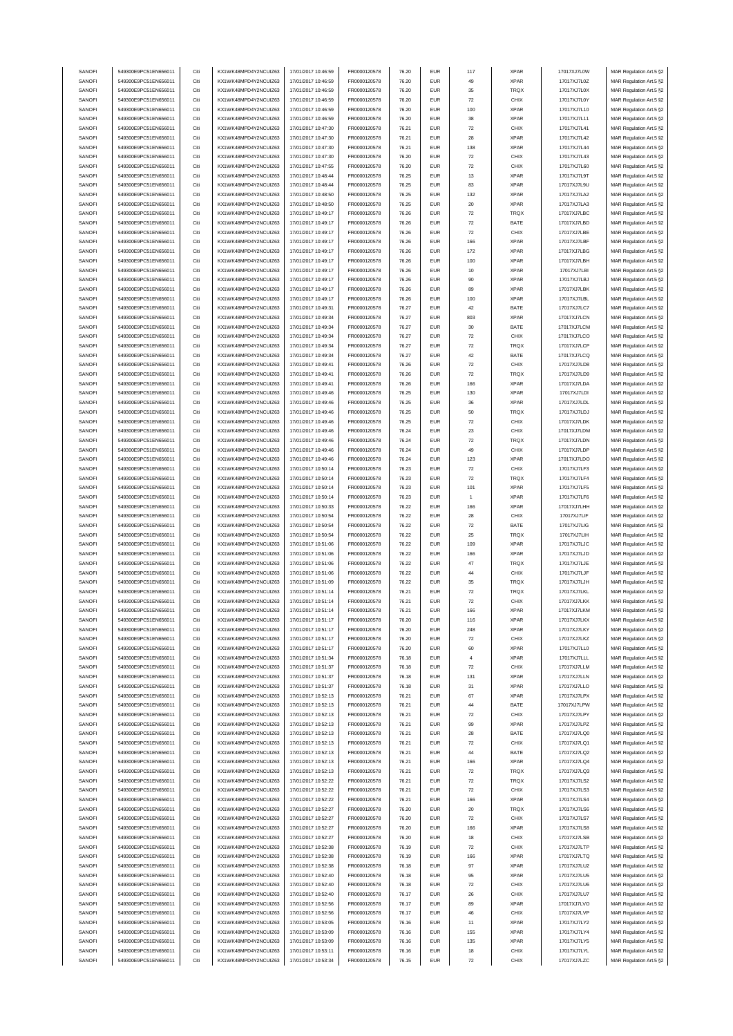| | | | | | | | | | | | |
|---|---|---|---|---|---|---|---|---|---|---|---|
| SANOFI | 549300E9PC51EN656011 | Citi | KX1WK48MPD4Y2NCUIZ63 | 17/01/2017 10:46:59 | FR0000120578 | 76.20 | EUR | 117 | XPAR | 17017XJ7L0W | MAR Regulation Art.5 §2 |
| SANOFI | 549300E9PC51EN656011 | Citi | KX1WK48MPD4Y2NCUIZ63 | 17/01/2017 10:46:59 | FR0000120578 | 76.20 | EUR | 49 | XPAR | 17017XJ7L0Z | MAR Regulation Art.5 §2 |
| SANOFI | 549300E9PC51EN656011 | Citi | KX1WK48MPD4Y2NCUIZ63 | 17/01/2017 10:46:59 | FR0000120578 | 76.20 | EUR | 35 | TRQX | 17017XJ7L0X | MAR Regulation Art.5 §2 |
| SANOFI | 549300E9PC51EN656011 | Citi | KX1WK48MPD4Y2NCUIZ63 | 17/01/2017 10:46:59 | FR0000120578 | 76.20 | EUR | 72 | CHIX | 17017XJ7L0Y | MAR Regulation Art.5 §2 |
| SANOFI | 549300E9PC51EN656011 | Citi | KX1WK48MPD4Y2NCUIZ63 | 17/01/2017 10:46:59 | FR0000120578 | 76.20 | EUR | 100 | XPAR | 17017XJ7L10 | MAR Regulation Art.5 §2 |
| SANOFI | 549300E9PC51EN656011 | Citi | KX1WK48MPD4Y2NCUIZ63 | 17/01/2017 10:46:59 | FR0000120578 | 76.20 | EUR | 38 | XPAR | 17017XJ7L11 | MAR Regulation Art.5 §2 |
| SANOFI | 549300E9PC51EN656011 | Citi | KX1WK48MPD4Y2NCUIZ63 | 17/01/2017 10:47:30 | FR0000120578 | 76.21 | EUR | 72 | CHIX | 17017XJ7L41 | MAR Regulation Art.5 §2 |
| SANOFI | 549300E9PC51EN656011 | Citi | KX1WK48MPD4Y2NCUIZ63 | 17/01/2017 10:47:30 | FR0000120578 | 76.21 | EUR | 28 | XPAR | 17017XJ7L42 | MAR Regulation Art.5 §2 |
| SANOFI | 549300E9PC51EN656011 | Citi | KX1WK48MPD4Y2NCUIZ63 | 17/01/2017 10:47:30 | FR0000120578 | 76.21 | EUR | 138 | XPAR | 17017XJ7L44 | MAR Regulation Art.5 §2 |
| SANOFI | 549300E9PC51EN656011 | Citi | KX1WK48MPD4Y2NCUIZ63 | 17/01/2017 10:47:30 | FR0000120578 | 76.20 | EUR | 72 | CHIX | 17017XJ7L43 | MAR Regulation Art.5 §2 |
| SANOFI | 549300E9PC51EN656011 | Citi | KX1WK48MPD4Y2NCUIZ63 | 17/01/2017 10:47:55 | FR0000120578 | 76.20 | EUR | 72 | CHIX | 17017XJ7L60 | MAR Regulation Art.5 §2 |
| SANOFI | 549300E9PC51EN656011 | Citi | KX1WK48MPD4Y2NCUIZ63 | 17/01/2017 10:48:44 | FR0000120578 | 76.25 | EUR | 13 | XPAR | 17017XJ7L9T | MAR Regulation Art.5 §2 |
| SANOFI | 549300E9PC51EN656011 | Citi | KX1WK48MPD4Y2NCUIZ63 | 17/01/2017 10:48:44 | FR0000120578 | 76.25 | EUR | 83 | XPAR | 17017XJ7L9U | MAR Regulation Art.5 §2 |
| SANOFI | 549300E9PC51EN656011 | Citi | KX1WK48MPD4Y2NCUIZ63 | 17/01/2017 10:48:50 | FR0000120578 | 76.25 | EUR | 132 | XPAR | 17017XJ7LA2 | MAR Regulation Art.5 §2 |
| SANOFI | 549300E9PC51EN656011 | Citi | KX1WK48MPD4Y2NCUIZ63 | 17/01/2017 10:48:50 | FR0000120578 | 76.25 | EUR | 20 | XPAR | 17017XJ7LA3 | MAR Regulation Art.5 §2 |
| SANOFI | 549300E9PC51EN656011 | Citi | KX1WK48MPD4Y2NCUIZ63 | 17/01/2017 10:49:17 | FR0000120578 | 76.26 | EUR | 72 | TRQX | 17017XJ7LBC | MAR Regulation Art.5 §2 |
| SANOFI | 549300E9PC51EN656011 | Citi | KX1WK48MPD4Y2NCUIZ63 | 17/01/2017 10:49:17 | FR0000120578 | 76.26 | EUR | 72 | BATE | 17017XJ7LBD | MAR Regulation Art.5 §2 |
| SANOFI | 549300E9PC51EN656011 | Citi | KX1WK48MPD4Y2NCUIZ63 | 17/01/2017 10:49:17 | FR0000120578 | 76.26 | EUR | 72 | CHIX | 17017XJ7LBE | MAR Regulation Art.5 §2 |
| SANOFI | 549300E9PC51EN656011 | Citi | KX1WK48MPD4Y2NCUIZ63 | 17/01/2017 10:49:17 | FR0000120578 | 76.26 | EUR | 166 | XPAR | 17017XJ7LBF | MAR Regulation Art.5 §2 |
| SANOFI | 549300E9PC51EN656011 | Citi | KX1WK48MPD4Y2NCUIZ63 | 17/01/2017 10:49:17 | FR0000120578 | 76.26 | EUR | 172 | XPAR | 17017XJ7LBG | MAR Regulation Art.5 §2 |
| SANOFI | 549300E9PC51EN656011 | Citi | KX1WK48MPD4Y2NCUIZ63 | 17/01/2017 10:49:17 | FR0000120578 | 76.26 | EUR | 100 | XPAR | 17017XJ7LBH | MAR Regulation Art.5 §2 |
| SANOFI | 549300E9PC51EN656011 | Citi | KX1WK48MPD4Y2NCUIZ63 | 17/01/2017 10:49:17 | FR0000120578 | 76.26 | EUR | 10 | XPAR | 17017XJ7LBI | MAR Regulation Art.5 §2 |
| SANOFI | 549300E9PC51EN656011 | Citi | KX1WK48MPD4Y2NCUIZ63 | 17/01/2017 10:49:17 | FR0000120578 | 76.26 | EUR | 90 | XPAR | 17017XJ7LBJ | MAR Regulation Art.5 §2 |
| SANOFI | 549300E9PC51EN656011 | Citi | KX1WK48MPD4Y2NCUIZ63 | 17/01/2017 10:49:17 | FR0000120578 | 76.26 | EUR | 89 | XPAR | 17017XJ7LBK | MAR Regulation Art.5 §2 |
| SANOFI | 549300E9PC51EN656011 | Citi | KX1WK48MPD4Y2NCUIZ63 | 17/01/2017 10:49:17 | FR0000120578 | 76.26 | EUR | 100 | XPAR | 17017XJ7LBL | MAR Regulation Art.5 §2 |
| SANOFI | 549300E9PC51EN656011 | Citi | KX1WK48MPD4Y2NCUIZ63 | 17/01/2017 10:49:31 | FR0000120578 | 76.27 | EUR | 42 | BATE | 17017XJ7LC7 | MAR Regulation Art.5 §2 |
| SANOFI | 549300E9PC51EN656011 | Citi | KX1WK48MPD4Y2NCUIZ63 | 17/01/2017 10:49:34 | FR0000120578 | 76.27 | EUR | 803 | XPAR | 17017XJ7LCN | MAR Regulation Art.5 §2 |
| SANOFI | 549300E9PC51EN656011 | Citi | KX1WK48MPD4Y2NCUIZ63 | 17/01/2017 10:49:34 | FR0000120578 | 76.27 | EUR | 30 | BATE | 17017XJ7LCM | MAR Regulation Art.5 §2 |
| SANOFI | 549300E9PC51EN656011 | Citi | KX1WK48MPD4Y2NCUIZ63 | 17/01/2017 10:49:34 | FR0000120578 | 76.27 | EUR | 72 | CHIX | 17017XJ7LCO | MAR Regulation Art.5 §2 |
| SANOFI | 549300E9PC51EN656011 | Citi | KX1WK48MPD4Y2NCUIZ63 | 17/01/2017 10:49:34 | FR0000120578 | 76.27 | EUR | 72 | TRQX | 17017XJ7LCP | MAR Regulation Art.5 §2 |
| SANOFI | 549300E9PC51EN656011 | Citi | KX1WK48MPD4Y2NCUIZ63 | 17/01/2017 10:49:34 | FR0000120578 | 76.27 | EUR | 42 | BATE | 17017XJ7LCQ | MAR Regulation Art.5 §2 |
| SANOFI | 549300E9PC51EN656011 | Citi | KX1WK48MPD4Y2NCUIZ63 | 17/01/2017 10:49:41 | FR0000120578 | 76.26 | EUR | 72 | CHIX | 17017XJ7LD8 | MAR Regulation Art.5 §2 |
| SANOFI | 549300E9PC51EN656011 | Citi | KX1WK48MPD4Y2NCUIZ63 | 17/01/2017 10:49:41 | FR0000120578 | 76.26 | EUR | 72 | TRQX | 17017XJ7LD9 | MAR Regulation Art.5 §2 |
| SANOFI | 549300E9PC51EN656011 | Citi | KX1WK48MPD4Y2NCUIZ63 | 17/01/2017 10:49:41 | FR0000120578 | 76.26 | EUR | 166 | XPAR | 17017XJ7LDA | MAR Regulation Art.5 §2 |
| SANOFI | 549300E9PC51EN656011 | Citi | KX1WK48MPD4Y2NCUIZ63 | 17/01/2017 10:49:46 | FR0000120578 | 76.25 | EUR | 130 | XPAR | 17017XJ7LDI | MAR Regulation Art.5 §2 |
| SANOFI | 549300E9PC51EN656011 | Citi | KX1WK48MPD4Y2NCUIZ63 | 17/01/2017 10:49:46 | FR0000120578 | 76.25 | EUR | 36 | XPAR | 17017XJ7LDL | MAR Regulation Art.5 §2 |
| SANOFI | 549300E9PC51EN656011 | Citi | KX1WK48MPD4Y2NCUIZ63 | 17/01/2017 10:49:46 | FR0000120578 | 76.25 | EUR | 50 | TRQX | 17017XJ7LDJ | MAR Regulation Art.5 §2 |
| SANOFI | 549300E9PC51EN656011 | Citi | KX1WK48MPD4Y2NCUIZ63 | 17/01/2017 10:49:46 | FR0000120578 | 76.25 | EUR | 72 | CHIX | 17017XJ7LDK | MAR Regulation Art.5 §2 |
| SANOFI | 549300E9PC51EN656011 | Citi | KX1WK48MPD4Y2NCUIZ63 | 17/01/2017 10:49:46 | FR0000120578 | 76.24 | EUR | 23 | CHIX | 17017XJ7LDM | MAR Regulation Art.5 §2 |
| SANOFI | 549300E9PC51EN656011 | Citi | KX1WK48MPD4Y2NCUIZ63 | 17/01/2017 10:49:46 | FR0000120578 | 76.24 | EUR | 72 | TRQX | 17017XJ7LDN | MAR Regulation Art.5 §2 |
| SANOFI | 549300E9PC51EN656011 | Citi | KX1WK48MPD4Y2NCUIZ63 | 17/01/2017 10:49:46 | FR0000120578 | 76.24 | EUR | 49 | CHIX | 17017XJ7LDP | MAR Regulation Art.5 §2 |
| SANOFI | 549300E9PC51EN656011 | Citi | KX1WK48MPD4Y2NCUIZ63 | 17/01/2017 10:49:46 | FR0000120578 | 76.24 | EUR | 123 | XPAR | 17017XJ7LDO | MAR Regulation Art.5 §2 |
| SANOFI | 549300E9PC51EN656011 | Citi | KX1WK48MPD4Y2NCUIZ63 | 17/01/2017 10:50:14 | FR0000120578 | 76.23 | EUR | 72 | CHIX | 17017XJ7LF3 | MAR Regulation Art.5 §2 |
| SANOFI | 549300E9PC51EN656011 | Citi | KX1WK48MPD4Y2NCUIZ63 | 17/01/2017 10:50:14 | FR0000120578 | 76.23 | EUR | 72 | TRQX | 17017XJ7LF4 | MAR Regulation Art.5 §2 |
| SANOFI | 549300E9PC51EN656011 | Citi | KX1WK48MPD4Y2NCUIZ63 | 17/01/2017 10:50:14 | FR0000120578 | 76.23 | EUR | 101 | XPAR | 17017XJ7LF5 | MAR Regulation Art.5 §2 |
| SANOFI | 549300E9PC51EN656011 | Citi | KX1WK48MPD4Y2NCUIZ63 | 17/01/2017 10:50:14 | FR0000120578 | 76.23 | EUR | 1 | XPAR | 17017XJ7LF6 | MAR Regulation Art.5 §2 |
| SANOFI | 549300E9PC51EN656011 | Citi | KX1WK48MPD4Y2NCUIZ63 | 17/01/2017 10:50:33 | FR0000120578 | 76.22 | EUR | 166 | XPAR | 17017XJ7LHH | MAR Regulation Art.5 §2 |
| SANOFI | 549300E9PC51EN656011 | Citi | KX1WK48MPD4Y2NCUIZ63 | 17/01/2017 10:50:54 | FR0000120578 | 76.22 | EUR | 28 | CHIX | 17017XJ7LIF | MAR Regulation Art.5 §2 |
| SANOFI | 549300E9PC51EN656011 | Citi | KX1WK48MPD4Y2NCUIZ63 | 17/01/2017 10:50:54 | FR0000120578 | 76.22 | EUR | 72 | BATE | 17017XJ7LIG | MAR Regulation Art.5 §2 |
| SANOFI | 549300E9PC51EN656011 | Citi | KX1WK48MPD4Y2NCUIZ63 | 17/01/2017 10:50:54 | FR0000120578 | 76.22 | EUR | 25 | TRQX | 17017XJ7LIH | MAR Regulation Art.5 §2 |
| SANOFI | 549300E9PC51EN656011 | Citi | KX1WK48MPD4Y2NCUIZ63 | 17/01/2017 10:51:06 | FR0000120578 | 76.22 | EUR | 109 | XPAR | 17017XJ7LJC | MAR Regulation Art.5 §2 |
| SANOFI | 549300E9PC51EN656011 | Citi | KX1WK48MPD4Y2NCUIZ63 | 17/01/2017 10:51:06 | FR0000120578 | 76.22 | EUR | 166 | XPAR | 17017XJ7LJD | MAR Regulation Art.5 §2 |
| SANOFI | 549300E9PC51EN656011 | Citi | KX1WK48MPD4Y2NCUIZ63 | 17/01/2017 10:51:06 | FR0000120578 | 76.22 | EUR | 47 | TRQX | 17017XJ7LJE | MAR Regulation Art.5 §2 |
| SANOFI | 549300E9PC51EN656011 | Citi | KX1WK48MPD4Y2NCUIZ63 | 17/01/2017 10:51:06 | FR0000120578 | 76.22 | EUR | 44 | CHIX | 17017XJ7LJF | MAR Regulation Art.5 §2 |
| SANOFI | 549300E9PC51EN656011 | Citi | KX1WK48MPD4Y2NCUIZ63 | 17/01/2017 10:51:09 | FR0000120578 | 76.22 | EUR | 35 | TRQX | 17017XJ7LJH | MAR Regulation Art.5 §2 |
| SANOFI | 549300E9PC51EN656011 | Citi | KX1WK48MPD4Y2NCUIZ63 | 17/01/2017 10:51:14 | FR0000120578 | 76.21 | EUR | 72 | TRQX | 17017XJ7LKL | MAR Regulation Art.5 §2 |
| SANOFI | 549300E9PC51EN656011 | Citi | KX1WK48MPD4Y2NCUIZ63 | 17/01/2017 10:51:14 | FR0000120578 | 76.21 | EUR | 72 | CHIX | 17017XJ7LKK | MAR Regulation Art.5 §2 |
| SANOFI | 549300E9PC51EN656011 | Citi | KX1WK48MPD4Y2NCUIZ63 | 17/01/2017 10:51:14 | FR0000120578 | 76.21 | EUR | 166 | XPAR | 17017XJ7LKM | MAR Regulation Art.5 §2 |
| SANOFI | 549300E9PC51EN656011 | Citi | KX1WK48MPD4Y2NCUIZ63 | 17/01/2017 10:51:17 | FR0000120578 | 76.20 | EUR | 116 | XPAR | 17017XJ7LKX | MAR Regulation Art.5 §2 |
| SANOFI | 549300E9PC51EN656011 | Citi | KX1WK48MPD4Y2NCUIZ63 | 17/01/2017 10:51:17 | FR0000120578 | 76.20 | EUR | 248 | XPAR | 17017XJ7LKY | MAR Regulation Art.5 §2 |
| SANOFI | 549300E9PC51EN656011 | Citi | KX1WK48MPD4Y2NCUIZ63 | 17/01/2017 10:51:17 | FR0000120578 | 76.20 | EUR | 72 | CHIX | 17017XJ7LKZ | MAR Regulation Art.5 §2 |
| SANOFI | 549300E9PC51EN656011 | Citi | KX1WK48MPD4Y2NCUIZ63 | 17/01/2017 10:51:17 | FR0000120578 | 76.20 | EUR | 60 | XPAR | 17017XJ7LL0 | MAR Regulation Art.5 §2 |
| SANOFI | 549300E9PC51EN656011 | Citi | KX1WK48MPD4Y2NCUIZ63 | 17/01/2017 10:51:34 | FR0000120578 | 76.18 | EUR | 4 | XPAR | 17017XJ7LLL | MAR Regulation Art.5 §2 |
| SANOFI | 549300E9PC51EN656011 | Citi | KX1WK48MPD4Y2NCUIZ63 | 17/01/2017 10:51:37 | FR0000120578 | 76.18 | EUR | 72 | CHIX | 17017XJ7LLM | MAR Regulation Art.5 §2 |
| SANOFI | 549300E9PC51EN656011 | Citi | KX1WK48MPD4Y2NCUIZ63 | 17/01/2017 10:51:37 | FR0000120578 | 76.18 | EUR | 131 | XPAR | 17017XJ7LLN | MAR Regulation Art.5 §2 |
| SANOFI | 549300E9PC51EN656011 | Citi | KX1WK48MPD4Y2NCUIZ63 | 17/01/2017 10:51:37 | FR0000120578 | 76.18 | EUR | 31 | XPAR | 17017XJ7LLO | MAR Regulation Art.5 §2 |
| SANOFI | 549300E9PC51EN656011 | Citi | KX1WK48MPD4Y2NCUIZ63 | 17/01/2017 10:52:13 | FR0000120578 | 76.21 | EUR | 67 | XPAR | 17017XJ7LPX | MAR Regulation Art.5 §2 |
| SANOFI | 549300E9PC51EN656011 | Citi | KX1WK48MPD4Y2NCUIZ63 | 17/01/2017 10:52:13 | FR0000120578 | 76.21 | EUR | 44 | BATE | 17017XJ7LPW | MAR Regulation Art.5 §2 |
| SANOFI | 549300E9PC51EN656011 | Citi | KX1WK48MPD4Y2NCUIZ63 | 17/01/2017 10:52:13 | FR0000120578 | 76.21 | EUR | 72 | CHIX | 17017XJ7LPY | MAR Regulation Art.5 §2 |
| SANOFI | 549300E9PC51EN656011 | Citi | KX1WK48MPD4Y2NCUIZ63 | 17/01/2017 10:52:13 | FR0000120578 | 76.21 | EUR | 99 | XPAR | 17017XJ7LPZ | MAR Regulation Art.5 §2 |
| SANOFI | 549300E9PC51EN656011 | Citi | KX1WK48MPD4Y2NCUIZ63 | 17/01/2017 10:52:13 | FR0000120578 | 76.21 | EUR | 28 | BATE | 17017XJ7LQ0 | MAR Regulation Art.5 §2 |
| SANOFI | 549300E9PC51EN656011 | Citi | KX1WK48MPD4Y2NCUIZ63 | 17/01/2017 10:52:13 | FR0000120578 | 76.21 | EUR | 72 | CHIX | 17017XJ7LQ1 | MAR Regulation Art.5 §2 |
| SANOFI | 549300E9PC51EN656011 | Citi | KX1WK48MPD4Y2NCUIZ63 | 17/01/2017 10:52:13 | FR0000120578 | 76.21 | EUR | 44 | BATE | 17017XJ7LQ2 | MAR Regulation Art.5 §2 |
| SANOFI | 549300E9PC51EN656011 | Citi | KX1WK48MPD4Y2NCUIZ63 | 17/01/2017 10:52:13 | FR0000120578 | 76.21 | EUR | 166 | XPAR | 17017XJ7LQ4 | MAR Regulation Art.5 §2 |
| SANOFI | 549300E9PC51EN656011 | Citi | KX1WK48MPD4Y2NCUIZ63 | 17/01/2017 10:52:13 | FR0000120578 | 76.21 | EUR | 72 | TRQX | 17017XJ7LQ3 | MAR Regulation Art.5 §2 |
| SANOFI | 549300E9PC51EN656011 | Citi | KX1WK48MPD4Y2NCUIZ63 | 17/01/2017 10:52:22 | FR0000120578 | 76.21 | EUR | 72 | TRQX | 17017XJ7LS2 | MAR Regulation Art.5 §2 |
| SANOFI | 549300E9PC51EN656011 | Citi | KX1WK48MPD4Y2NCUIZ63 | 17/01/2017 10:52:22 | FR0000120578 | 76.21 | EUR | 72 | CHIX | 17017XJ7LS3 | MAR Regulation Art.5 §2 |
| SANOFI | 549300E9PC51EN656011 | Citi | KX1WK48MPD4Y2NCUIZ63 | 17/01/2017 10:52:22 | FR0000120578 | 76.21 | EUR | 166 | XPAR | 17017XJ7LS4 | MAR Regulation Art.5 §2 |
| SANOFI | 549300E9PC51EN656011 | Citi | KX1WK48MPD4Y2NCUIZ63 | 17/01/2017 10:52:27 | FR0000120578 | 76.20 | EUR | 20 | TRQX | 17017XJ7LS6 | MAR Regulation Art.5 §2 |
| SANOFI | 549300E9PC51EN656011 | Citi | KX1WK48MPD4Y2NCUIZ63 | 17/01/2017 10:52:27 | FR0000120578 | 76.20 | EUR | 72 | CHIX | 17017XJ7LS7 | MAR Regulation Art.5 §2 |
| SANOFI | 549300E9PC51EN656011 | Citi | KX1WK48MPD4Y2NCUIZ63 | 17/01/2017 10:52:27 | FR0000120578 | 76.20 | EUR | 166 | XPAR | 17017XJ7LS8 | MAR Regulation Art.5 §2 |
| SANOFI | 549300E9PC51EN656011 | Citi | KX1WK48MPD4Y2NCUIZ63 | 17/01/2017 10:52:27 | FR0000120578 | 76.20 | EUR | 18 | CHIX | 17017XJ7LSB | MAR Regulation Art.5 §2 |
| SANOFI | 549300E9PC51EN656011 | Citi | KX1WK48MPD4Y2NCUIZ63 | 17/01/2017 10:52:38 | FR0000120578 | 76.19 | EUR | 72 | CHIX | 17017XJ7LTP | MAR Regulation Art.5 §2 |
| SANOFI | 549300E9PC51EN656011 | Citi | KX1WK48MPD4Y2NCUIZ63 | 17/01/2017 10:52:38 | FR0000120578 | 76.19 | EUR | 166 | XPAR | 17017XJ7LTQ | MAR Regulation Art.5 §2 |
| SANOFI | 549300E9PC51EN656011 | Citi | KX1WK48MPD4Y2NCUIZ63 | 17/01/2017 10:52:38 | FR0000120578 | 76.18 | EUR | 97 | XPAR | 17017XJ7LU2 | MAR Regulation Art.5 §2 |
| SANOFI | 549300E9PC51EN656011 | Citi | KX1WK48MPD4Y2NCUIZ63 | 17/01/2017 10:52:40 | FR0000120578 | 76.18 | EUR | 95 | XPAR | 17017XJ7LU5 | MAR Regulation Art.5 §2 |
| SANOFI | 549300E9PC51EN656011 | Citi | KX1WK48MPD4Y2NCUIZ63 | 17/01/2017 10:52:40 | FR0000120578 | 76.18 | EUR | 72 | CHIX | 17017XJ7LU6 | MAR Regulation Art.5 §2 |
| SANOFI | 549300E9PC51EN656011 | Citi | KX1WK48MPD4Y2NCUIZ63 | 17/01/2017 10:52:40 | FR0000120578 | 76.17 | EUR | 26 | CHIX | 17017XJ7LU7 | MAR Regulation Art.5 §2 |
| SANOFI | 549300E9PC51EN656011 | Citi | KX1WK48MPD4Y2NCUIZ63 | 17/01/2017 10:52:56 | FR0000120578 | 76.17 | EUR | 89 | XPAR | 17017XJ7LVO | MAR Regulation Art.5 §2 |
| SANOFI | 549300E9PC51EN656011 | Citi | KX1WK48MPD4Y2NCUIZ63 | 17/01/2017 10:52:56 | FR0000120578 | 76.17 | EUR | 46 | CHIX | 17017XJ7LVP | MAR Regulation Art.5 §2 |
| SANOFI | 549300E9PC51EN656011 | Citi | KX1WK48MPD4Y2NCUIZ63 | 17/01/2017 10:53:05 | FR0000120578 | 76.16 | EUR | 11 | XPAR | 17017XJ7LY2 | MAR Regulation Art.5 §2 |
| SANOFI | 549300E9PC51EN656011 | Citi | KX1WK48MPD4Y2NCUIZ63 | 17/01/2017 10:53:09 | FR0000120578 | 76.16 | EUR | 155 | XPAR | 17017XJ7LY4 | MAR Regulation Art.5 §2 |
| SANOFI | 549300E9PC51EN656011 | Citi | KX1WK48MPD4Y2NCUIZ63 | 17/01/2017 10:53:09 | FR0000120578 | 76.16 | EUR | 135 | XPAR | 17017XJ7LY5 | MAR Regulation Art.5 §2 |
| SANOFI | 549300E9PC51EN656011 | Citi | KX1WK48MPD4Y2NCUIZ63 | 17/01/2017 10:53:11 | FR0000120578 | 76.16 | EUR | 18 | CHIX | 17017XJ7LYL | MAR Regulation Art.5 §2 |
| SANOFI | 549300E9PC51EN656011 | Citi | KX1WK48MPD4Y2NCUIZ63 | 17/01/2017 10:53:34 | FR0000120578 | 76.15 | EUR | 72 | CHIX | 17017XJ7LZC | MAR Regulation Art.5 §2 |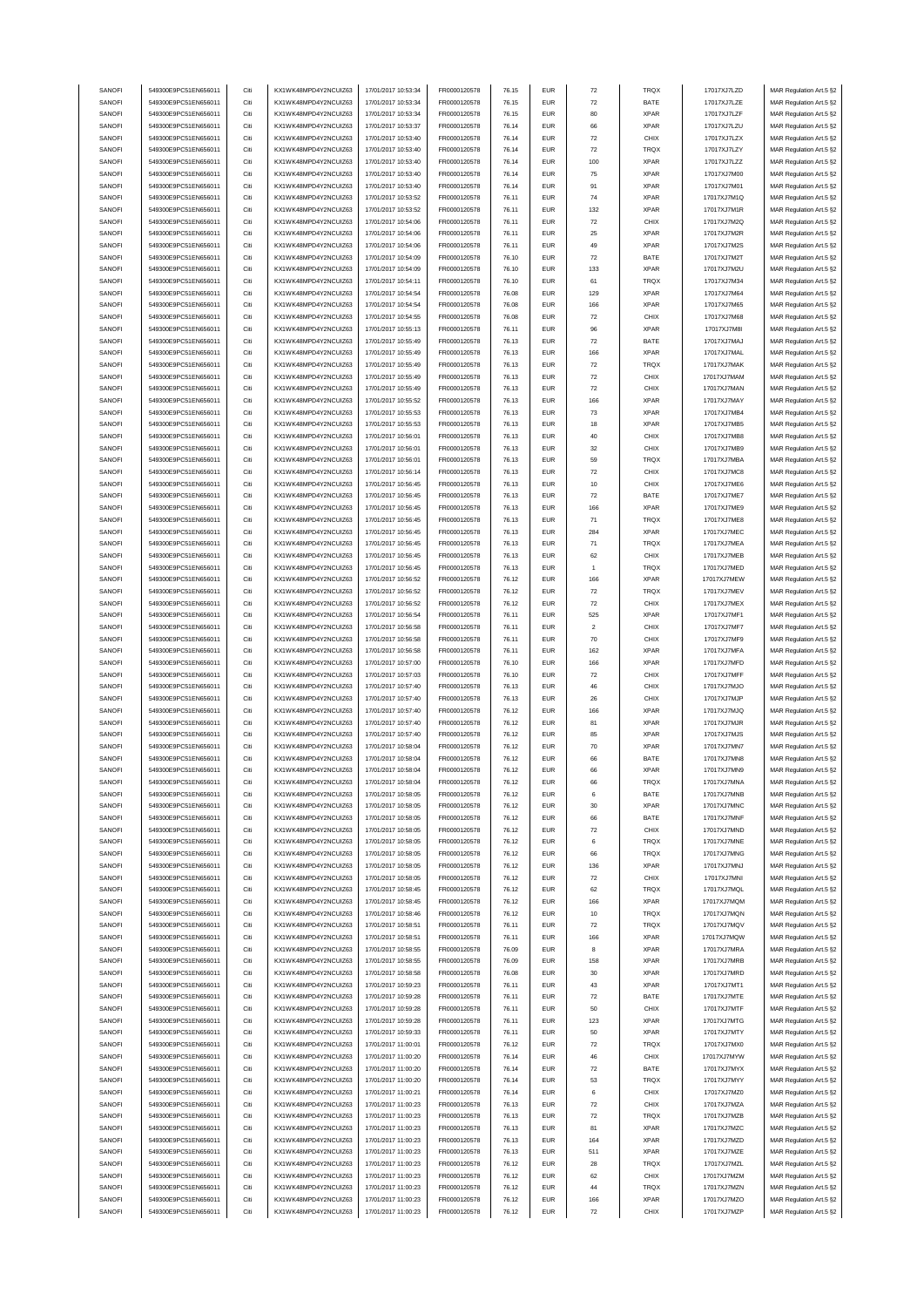| | | | | | | | | | | |
|---|---|---|---|---|---|---|---|---|---|---|
| SANOFI | 549300E9PC51EN656011 | Citi | KX1WK48MPD4Y2NCUIZ63 | 17/01/2017 10:53:34 | FR0000120578 | 76.15 | EUR | 72 | TRQX | 17017XJ7LZD | MAR Regulation Art.5 §2 |
| SANOFI | 549300E9PC51EN656011 | Citi | KX1WK48MPD4Y2NCUIZ63 | 17/01/2017 10:53:34 | FR0000120578 | 76.15 | EUR | 72 | BATE | 17017XJ7LZE | MAR Regulation Art.5 §2 |
| SANOFI | 549300E9PC51EN656011 | Citi | KX1WK48MPD4Y2NCUIZ63 | 17/01/2017 10:53:34 | FR0000120578 | 76.15 | EUR | 80 | XPAR | 17017XJ7LZF | MAR Regulation Art.5 §2 |
| SANOFI | 549300E9PC51EN656011 | Citi | KX1WK48MPD4Y2NCUIZ63 | 17/01/2017 10:53:37 | FR0000120578 | 76.14 | EUR | 66 | XPAR | 17017XJ7LZU | MAR Regulation Art.5 §2 |
| SANOFI | 549300E9PC51EN656011 | Citi | KX1WK48MPD4Y2NCUIZ63 | 17/01/2017 10:53:40 | FR0000120578 | 76.14 | EUR | 72 | CHIX | 17017XJ7LZX | MAR Regulation Art.5 §2 |
| SANOFI | 549300E9PC51EN656011 | Citi | KX1WK48MPD4Y2NCUIZ63 | 17/01/2017 10:53:40 | FR0000120578 | 76.14 | EUR | 72 | TRQX | 17017XJ7LZY | MAR Regulation Art.5 §2 |
| SANOFI | 549300E9PC51EN656011 | Citi | KX1WK48MPD4Y2NCUIZ63 | 17/01/2017 10:53:40 | FR0000120578 | 76.14 | EUR | 100 | XPAR | 17017XJ7LZZ | MAR Regulation Art.5 §2 |
| SANOFI | 549300E9PC51EN656011 | Citi | KX1WK48MPD4Y2NCUIZ63 | 17/01/2017 10:53:40 | FR0000120578 | 76.14 | EUR | 75 | XPAR | 17017XJ7M00 | MAR Regulation Art.5 §2 |
| SANOFI | 549300E9PC51EN656011 | Citi | KX1WK48MPD4Y2NCUIZ63 | 17/01/2017 10:53:40 | FR0000120578 | 76.14 | EUR | 91 | XPAR | 17017XJ7M01 | MAR Regulation Art.5 §2 |
| SANOFI | 549300E9PC51EN656011 | Citi | KX1WK48MPD4Y2NCUIZ63 | 17/01/2017 10:53:52 | FR0000120578 | 76.11 | EUR | 74 | XPAR | 17017XJ7M1Q | MAR Regulation Art.5 §2 |
| SANOFI | 549300E9PC51EN656011 | Citi | KX1WK48MPD4Y2NCUIZ63 | 17/01/2017 10:53:52 | FR0000120578 | 76.11 | EUR | 132 | XPAR | 17017XJ7M1R | MAR Regulation Art.5 §2 |
| SANOFI | 549300E9PC51EN656011 | Citi | KX1WK48MPD4Y2NCUIZ63 | 17/01/2017 10:54:06 | FR0000120578 | 76.11 | EUR | 72 | CHIX | 17017XJ7M2Q | MAR Regulation Art.5 §2 |
| SANOFI | 549300E9PC51EN656011 | Citi | KX1WK48MPD4Y2NCUIZ63 | 17/01/2017 10:54:06 | FR0000120578 | 76.11 | EUR | 25 | XPAR | 17017XJ7M2R | MAR Regulation Art.5 §2 |
| SANOFI | 549300E9PC51EN656011 | Citi | KX1WK48MPD4Y2NCUIZ63 | 17/01/2017 10:54:06 | FR0000120578 | 76.11 | EUR | 49 | XPAR | 17017XJ7M2S | MAR Regulation Art.5 §2 |
| SANOFI | 549300E9PC51EN656011 | Citi | KX1WK48MPD4Y2NCUIZ63 | 17/01/2017 10:54:09 | FR0000120578 | 76.10 | EUR | 72 | BATE | 17017XJ7M2T | MAR Regulation Art.5 §2 |
| SANOFI | 549300E9PC51EN656011 | Citi | KX1WK48MPD4Y2NCUIZ63 | 17/01/2017 10:54:09 | FR0000120578 | 76.10 | EUR | 133 | XPAR | 17017XJ7M2U | MAR Regulation Art.5 §2 |
| SANOFI | 549300E9PC51EN656011 | Citi | KX1WK48MPD4Y2NCUIZ63 | 17/01/2017 10:54:11 | FR0000120578 | 76.10 | EUR | 61 | TRQX | 17017XJ7M34 | MAR Regulation Art.5 §2 |
| SANOFI | 549300E9PC51EN656011 | Citi | KX1WK48MPD4Y2NCUIZ63 | 17/01/2017 10:54:54 | FR0000120578 | 76.08 | EUR | 129 | XPAR | 17017XJ7M64 | MAR Regulation Art.5 §2 |
| SANOFI | 549300E9PC51EN656011 | Citi | KX1WK48MPD4Y2NCUIZ63 | 17/01/2017 10:54:54 | FR0000120578 | 76.08 | EUR | 166 | XPAR | 17017XJ7M65 | MAR Regulation Art.5 §2 |
| SANOFI | 549300E9PC51EN656011 | Citi | KX1WK48MPD4Y2NCUIZ63 | 17/01/2017 10:54:55 | FR0000120578 | 76.08 | EUR | 72 | CHIX | 17017XJ7M68 | MAR Regulation Art.5 §2 |
| SANOFI | 549300E9PC51EN656011 | Citi | KX1WK48MPD4Y2NCUIZ63 | 17/01/2017 10:55:13 | FR0000120578 | 76.11 | EUR | 96 | XPAR | 17017XJ7M8I | MAR Regulation Art.5 §2 |
| SANOFI | 549300E9PC51EN656011 | Citi | KX1WK48MPD4Y2NCUIZ63 | 17/01/2017 10:55:49 | FR0000120578 | 76.13 | EUR | 72 | BATE | 17017XJ7MAJ | MAR Regulation Art.5 §2 |
| SANOFI | 549300E9PC51EN656011 | Citi | KX1WK48MPD4Y2NCUIZ63 | 17/01/2017 10:55:49 | FR0000120578 | 76.13 | EUR | 166 | XPAR | 17017XJ7MAL | MAR Regulation Art.5 §2 |
| SANOFI | 549300E9PC51EN656011 | Citi | KX1WK48MPD4Y2NCUIZ63 | 17/01/2017 10:55:49 | FR0000120578 | 76.13 | EUR | 72 | TRQX | 17017XJ7MAK | MAR Regulation Art.5 §2 |
| SANOFI | 549300E9PC51EN656011 | Citi | KX1WK48MPD4Y2NCUIZ63 | 17/01/2017 10:55:49 | FR0000120578 | 76.13 | EUR | 72 | CHIX | 17017XJ7MAM | MAR Regulation Art.5 §2 |
| SANOFI | 549300E9PC51EN656011 | Citi | KX1WK48MPD4Y2NCUIZ63 | 17/01/2017 10:55:49 | FR0000120578 | 76.13 | EUR | 72 | CHIX | 17017XJ7MAN | MAR Regulation Art.5 §2 |
| SANOFI | 549300E9PC51EN656011 | Citi | KX1WK48MPD4Y2NCUIZ63 | 17/01/2017 10:55:52 | FR0000120578 | 76.13 | EUR | 166 | XPAR | 17017XJ7MAY | MAR Regulation Art.5 §2 |
| SANOFI | 549300E9PC51EN656011 | Citi | KX1WK48MPD4Y2NCUIZ63 | 17/01/2017 10:55:53 | FR0000120578 | 76.13 | EUR | 73 | XPAR | 17017XJ7MB4 | MAR Regulation Art.5 §2 |
| SANOFI | 549300E9PC51EN656011 | Citi | KX1WK48MPD4Y2NCUIZ63 | 17/01/2017 10:55:53 | FR0000120578 | 76.13 | EUR | 18 | XPAR | 17017XJ7MB5 | MAR Regulation Art.5 §2 |
| SANOFI | 549300E9PC51EN656011 | Citi | KX1WK48MPD4Y2NCUIZ63 | 17/01/2017 10:56:01 | FR0000120578 | 76.13 | EUR | 40 | CHIX | 17017XJ7MB8 | MAR Regulation Art.5 §2 |
| SANOFI | 549300E9PC51EN656011 | Citi | KX1WK48MPD4Y2NCUIZ63 | 17/01/2017 10:56:01 | FR0000120578 | 76.13 | EUR | 32 | CHIX | 17017XJ7MB9 | MAR Regulation Art.5 §2 |
| SANOFI | 549300E9PC51EN656011 | Citi | KX1WK48MPD4Y2NCUIZ63 | 17/01/2017 10:56:01 | FR0000120578 | 76.13 | EUR | 59 | TRQX | 17017XJ7MBA | MAR Regulation Art.5 §2 |
| SANOFI | 549300E9PC51EN656011 | Citi | KX1WK48MPD4Y2NCUIZ63 | 17/01/2017 10:56:14 | FR0000120578 | 76.13 | EUR | 72 | CHIX | 17017XJ7MC8 | MAR Regulation Art.5 §2 |
| SANOFI | 549300E9PC51EN656011 | Citi | KX1WK48MPD4Y2NCUIZ63 | 17/01/2017 10:56:45 | FR0000120578 | 76.13 | EUR | 10 | CHIX | 17017XJ7ME6 | MAR Regulation Art.5 §2 |
| SANOFI | 549300E9PC51EN656011 | Citi | KX1WK48MPD4Y2NCUIZ63 | 17/01/2017 10:56:45 | FR0000120578 | 76.13 | EUR | 72 | BATE | 17017XJ7ME7 | MAR Regulation Art.5 §2 |
| SANOFI | 549300E9PC51EN656011 | Citi | KX1WK48MPD4Y2NCUIZ63 | 17/01/2017 10:56:45 | FR0000120578 | 76.13 | EUR | 166 | XPAR | 17017XJ7ME9 | MAR Regulation Art.5 §2 |
| SANOFI | 549300E9PC51EN656011 | Citi | KX1WK48MPD4Y2NCUIZ63 | 17/01/2017 10:56:45 | FR0000120578 | 76.13 | EUR | 71 | TRQX | 17017XJ7ME8 | MAR Regulation Art.5 §2 |
| SANOFI | 549300E9PC51EN656011 | Citi | KX1WK48MPD4Y2NCUIZ63 | 17/01/2017 10:56:45 | FR0000120578 | 76.13 | EUR | 284 | XPAR | 17017XJ7MEC | MAR Regulation Art.5 §2 |
| SANOFI | 549300E9PC51EN656011 | Citi | KX1WK48MPD4Y2NCUIZ63 | 17/01/2017 10:56:45 | FR0000120578 | 76.13 | EUR | 71 | TRQX | 17017XJ7MEA | MAR Regulation Art.5 §2 |
| SANOFI | 549300E9PC51EN656011 | Citi | KX1WK48MPD4Y2NCUIZ63 | 17/01/2017 10:56:45 | FR0000120578 | 76.13 | EUR | 62 | CHIX | 17017XJ7MEB | MAR Regulation Art.5 §2 |
| SANOFI | 549300E9PC51EN656011 | Citi | KX1WK48MPD4Y2NCUIZ63 | 17/01/2017 10:56:45 | FR0000120578 | 76.13 | EUR | 1 | TRQX | 17017XJ7MED | MAR Regulation Art.5 §2 |
| SANOFI | 549300E9PC51EN656011 | Citi | KX1WK48MPD4Y2NCUIZ63 | 17/01/2017 10:56:52 | FR0000120578 | 76.12 | EUR | 166 | XPAR | 17017XJ7MEW | MAR Regulation Art.5 §2 |
| SANOFI | 549300E9PC51EN656011 | Citi | KX1WK48MPD4Y2NCUIZ63 | 17/01/2017 10:56:52 | FR0000120578 | 76.12 | EUR | 72 | TRQX | 17017XJ7MEV | MAR Regulation Art.5 §2 |
| SANOFI | 549300E9PC51EN656011 | Citi | KX1WK48MPD4Y2NCUIZ63 | 17/01/2017 10:56:52 | FR0000120578 | 76.12 | EUR | 72 | CHIX | 17017XJ7MEX | MAR Regulation Art.5 §2 |
| SANOFI | 549300E9PC51EN656011 | Citi | KX1WK48MPD4Y2NCUIZ63 | 17/01/2017 10:56:54 | FR0000120578 | 76.11 | EUR | 525 | XPAR | 17017XJ7MF1 | MAR Regulation Art.5 §2 |
| SANOFI | 549300E9PC51EN656011 | Citi | KX1WK48MPD4Y2NCUIZ63 | 17/01/2017 10:56:58 | FR0000120578 | 76.11 | EUR | 2 | CHIX | 17017XJ7MF7 | MAR Regulation Art.5 §2 |
| SANOFI | 549300E9PC51EN656011 | Citi | KX1WK48MPD4Y2NCUIZ63 | 17/01/2017 10:56:58 | FR0000120578 | 76.11 | EUR | 70 | CHIX | 17017XJ7MF9 | MAR Regulation Art.5 §2 |
| SANOFI | 549300E9PC51EN656011 | Citi | KX1WK48MPD4Y2NCUIZ63 | 17/01/2017 10:56:58 | FR0000120578 | 76.11 | EUR | 162 | XPAR | 17017XJ7MFA | MAR Regulation Art.5 §2 |
| SANOFI | 549300E9PC51EN656011 | Citi | KX1WK48MPD4Y2NCUIZ63 | 17/01/2017 10:57:00 | FR0000120578 | 76.10 | EUR | 166 | XPAR | 17017XJ7MFD | MAR Regulation Art.5 §2 |
| SANOFI | 549300E9PC51EN656011 | Citi | KX1WK48MPD4Y2NCUIZ63 | 17/01/2017 10:57:03 | FR0000120578 | 76.10 | EUR | 72 | CHIX | 17017XJ7MFF | MAR Regulation Art.5 §2 |
| SANOFI | 549300E9PC51EN656011 | Citi | KX1WK48MPD4Y2NCUIZ63 | 17/01/2017 10:57:40 | FR0000120578 | 76.13 | EUR | 46 | CHIX | 17017XJ7MJO | MAR Regulation Art.5 §2 |
| SANOFI | 549300E9PC51EN656011 | Citi | KX1WK48MPD4Y2NCUIZ63 | 17/01/2017 10:57:40 | FR0000120578 | 76.13 | EUR | 26 | CHIX | 17017XJ7MJP | MAR Regulation Art.5 §2 |
| SANOFI | 549300E9PC51EN656011 | Citi | KX1WK48MPD4Y2NCUIZ63 | 17/01/2017 10:57:40 | FR0000120578 | 76.12 | EUR | 166 | XPAR | 17017XJ7MJQ | MAR Regulation Art.5 §2 |
| SANOFI | 549300E9PC51EN656011 | Citi | KX1WK48MPD4Y2NCUIZ63 | 17/01/2017 10:57:40 | FR0000120578 | 76.12 | EUR | 81 | XPAR | 17017XJ7MJR | MAR Regulation Art.5 §2 |
| SANOFI | 549300E9PC51EN656011 | Citi | KX1WK48MPD4Y2NCUIZ63 | 17/01/2017 10:57:40 | FR0000120578 | 76.12 | EUR | 85 | XPAR | 17017XJ7MJS | MAR Regulation Art.5 §2 |
| SANOFI | 549300E9PC51EN656011 | Citi | KX1WK48MPD4Y2NCUIZ63 | 17/01/2017 10:58:04 | FR0000120578 | 76.12 | EUR | 70 | XPAR | 17017XJ7MN7 | MAR Regulation Art.5 §2 |
| SANOFI | 549300E9PC51EN656011 | Citi | KX1WK48MPD4Y2NCUIZ63 | 17/01/2017 10:58:04 | FR0000120578 | 76.12 | EUR | 66 | BATE | 17017XJ7MN8 | MAR Regulation Art.5 §2 |
| SANOFI | 549300E9PC51EN656011 | Citi | KX1WK48MPD4Y2NCUIZ63 | 17/01/2017 10:58:04 | FR0000120578 | 76.12 | EUR | 66 | XPAR | 17017XJ7MN9 | MAR Regulation Art.5 §2 |
| SANOFI | 549300E9PC51EN656011 | Citi | KX1WK48MPD4Y2NCUIZ63 | 17/01/2017 10:58:04 | FR0000120578 | 76.12 | EUR | 66 | TRQX | 17017XJ7MNA | MAR Regulation Art.5 §2 |
| SANOFI | 549300E9PC51EN656011 | Citi | KX1WK48MPD4Y2NCUIZ63 | 17/01/2017 10:58:05 | FR0000120578 | 76.12 | EUR | 6 | BATE | 17017XJ7MNB | MAR Regulation Art.5 §2 |
| SANOFI | 549300E9PC51EN656011 | Citi | KX1WK48MPD4Y2NCUIZ63 | 17/01/2017 10:58:05 | FR0000120578 | 76.12 | EUR | 30 | XPAR | 17017XJ7MNC | MAR Regulation Art.5 §2 |
| SANOFI | 549300E9PC51EN656011 | Citi | KX1WK48MPD4Y2NCUIZ63 | 17/01/2017 10:58:05 | FR0000120578 | 76.12 | EUR | 66 | BATE | 17017XJ7MNF | MAR Regulation Art.5 §2 |
| SANOFI | 549300E9PC51EN656011 | Citi | KX1WK48MPD4Y2NCUIZ63 | 17/01/2017 10:58:05 | FR0000120578 | 76.12 | EUR | 72 | CHIX | 17017XJ7MND | MAR Regulation Art.5 §2 |
| SANOFI | 549300E9PC51EN656011 | Citi | KX1WK48MPD4Y2NCUIZ63 | 17/01/2017 10:58:05 | FR0000120578 | 76.12 | EUR | 6 | TRQX | 17017XJ7MNE | MAR Regulation Art.5 §2 |
| SANOFI | 549300E9PC51EN656011 | Citi | KX1WK48MPD4Y2NCUIZ63 | 17/01/2017 10:58:05 | FR0000120578 | 76.12 | EUR | 66 | TRQX | 17017XJ7MNG | MAR Regulation Art.5 §2 |
| SANOFI | 549300E9PC51EN656011 | Citi | KX1WK48MPD4Y2NCUIZ63 | 17/01/2017 10:58:05 | FR0000120578 | 76.12 | EUR | 136 | XPAR | 17017XJ7MNJ | MAR Regulation Art.5 §2 |
| SANOFI | 549300E9PC51EN656011 | Citi | KX1WK48MPD4Y2NCUIZ63 | 17/01/2017 10:58:05 | FR0000120578 | 76.12 | EUR | 72 | CHIX | 17017XJ7MNI | MAR Regulation Art.5 §2 |
| SANOFI | 549300E9PC51EN656011 | Citi | KX1WK48MPD4Y2NCUIZ63 | 17/01/2017 10:58:45 | FR0000120578 | 76.12 | EUR | 62 | TRQX | 17017XJ7MQL | MAR Regulation Art.5 §2 |
| SANOFI | 549300E9PC51EN656011 | Citi | KX1WK48MPD4Y2NCUIZ63 | 17/01/2017 10:58:45 | FR0000120578 | 76.12 | EUR | 166 | XPAR | 17017XJ7MQM | MAR Regulation Art.5 §2 |
| SANOFI | 549300E9PC51EN656011 | Citi | KX1WK48MPD4Y2NCUIZ63 | 17/01/2017 10:58:46 | FR0000120578 | 76.12 | EUR | 10 | TRQX | 17017XJ7MQN | MAR Regulation Art.5 §2 |
| SANOFI | 549300E9PC51EN656011 | Citi | KX1WK48MPD4Y2NCUIZ63 | 17/01/2017 10:58:51 | FR0000120578 | 76.11 | EUR | 72 | TRQX | 17017XJ7MQV | MAR Regulation Art.5 §2 |
| SANOFI | 549300E9PC51EN656011 | Citi | KX1WK48MPD4Y2NCUIZ63 | 17/01/2017 10:58:51 | FR0000120578 | 76.11 | EUR | 166 | XPAR | 17017XJ7MQW | MAR Regulation Art.5 §2 |
| SANOFI | 549300E9PC51EN656011 | Citi | KX1WK48MPD4Y2NCUIZ63 | 17/01/2017 10:58:55 | FR0000120578 | 76.09 | EUR | 8 | XPAR | 17017XJ7MRA | MAR Regulation Art.5 §2 |
| SANOFI | 549300E9PC51EN656011 | Citi | KX1WK48MPD4Y2NCUIZ63 | 17/01/2017 10:58:55 | FR0000120578 | 76.09 | EUR | 158 | XPAR | 17017XJ7MRB | MAR Regulation Art.5 §2 |
| SANOFI | 549300E9PC51EN656011 | Citi | KX1WK48MPD4Y2NCUIZ63 | 17/01/2017 10:58:58 | FR0000120578 | 76.08 | EUR | 30 | XPAR | 17017XJ7MRD | MAR Regulation Art.5 §2 |
| SANOFI | 549300E9PC51EN656011 | Citi | KX1WK48MPD4Y2NCUIZ63 | 17/01/2017 10:59:23 | FR0000120578 | 76.11 | EUR | 43 | XPAR | 17017XJ7MT1 | MAR Regulation Art.5 §2 |
| SANOFI | 549300E9PC51EN656011 | Citi | KX1WK48MPD4Y2NCUIZ63 | 17/01/2017 10:59:28 | FR0000120578 | 76.11 | EUR | 72 | BATE | 17017XJ7MTE | MAR Regulation Art.5 §2 |
| SANOFI | 549300E9PC51EN656011 | Citi | KX1WK48MPD4Y2NCUIZ63 | 17/01/2017 10:59:28 | FR0000120578 | 76.11 | EUR | 50 | CHIX | 17017XJ7MTF | MAR Regulation Art.5 §2 |
| SANOFI | 549300E9PC51EN656011 | Citi | KX1WK48MPD4Y2NCUIZ63 | 17/01/2017 10:59:28 | FR0000120578 | 76.11 | EUR | 123 | XPAR | 17017XJ7MTG | MAR Regulation Art.5 §2 |
| SANOFI | 549300E9PC51EN656011 | Citi | KX1WK48MPD4Y2NCUIZ63 | 17/01/2017 10:59:33 | FR0000120578 | 76.11 | EUR | 50 | XPAR | 17017XJ7MTY | MAR Regulation Art.5 §2 |
| SANOFI | 549300E9PC51EN656011 | Citi | KX1WK48MPD4Y2NCUIZ63 | 17/01/2017 11:00:01 | FR0000120578 | 76.12 | EUR | 72 | TRQX | 17017XJ7MX0 | MAR Regulation Art.5 §2 |
| SANOFI | 549300E9PC51EN656011 | Citi | KX1WK48MPD4Y2NCUIZ63 | 17/01/2017 11:00:20 | FR0000120578 | 76.14 | EUR | 46 | CHIX | 17017XJ7MYW | MAR Regulation Art.5 §2 |
| SANOFI | 549300E9PC51EN656011 | Citi | KX1WK48MPD4Y2NCUIZ63 | 17/01/2017 11:00:20 | FR0000120578 | 76.14 | EUR | 72 | BATE | 17017XJ7MYX | MAR Regulation Art.5 §2 |
| SANOFI | 549300E9PC51EN656011 | Citi | KX1WK48MPD4Y2NCUIZ63 | 17/01/2017 11:00:20 | FR0000120578 | 76.14 | EUR | 53 | TRQX | 17017XJ7MYY | MAR Regulation Art.5 §2 |
| SANOFI | 549300E9PC51EN656011 | Citi | KX1WK48MPD4Y2NCUIZ63 | 17/01/2017 11:00:21 | FR0000120578 | 76.14 | EUR | 6 | CHIX | 17017XJ7MZ0 | MAR Regulation Art.5 §2 |
| SANOFI | 549300E9PC51EN656011 | Citi | KX1WK48MPD4Y2NCUIZ63 | 17/01/2017 11:00:23 | FR0000120578 | 76.13 | EUR | 72 | CHIX | 17017XJ7MZA | MAR Regulation Art.5 §2 |
| SANOFI | 549300E9PC51EN656011 | Citi | KX1WK48MPD4Y2NCUIZ63 | 17/01/2017 11:00:23 | FR0000120578 | 76.13 | EUR | 72 | TRQX | 17017XJ7MZB | MAR Regulation Art.5 §2 |
| SANOFI | 549300E9PC51EN656011 | Citi | KX1WK48MPD4Y2NCUIZ63 | 17/01/2017 11:00:23 | FR0000120578 | 76.13 | EUR | 81 | XPAR | 17017XJ7MZC | MAR Regulation Art.5 §2 |
| SANOFI | 549300E9PC51EN656011 | Citi | KX1WK48MPD4Y2NCUIZ63 | 17/01/2017 11:00:23 | FR0000120578 | 76.13 | EUR | 164 | XPAR | 17017XJ7MZD | MAR Regulation Art.5 §2 |
| SANOFI | 549300E9PC51EN656011 | Citi | KX1WK48MPD4Y2NCUIZ63 | 17/01/2017 11:00:23 | FR0000120578 | 76.13 | EUR | 511 | XPAR | 17017XJ7MZE | MAR Regulation Art.5 §2 |
| SANOFI | 549300E9PC51EN656011 | Citi | KX1WK48MPD4Y2NCUIZ63 | 17/01/2017 11:00:23 | FR0000120578 | 76.12 | EUR | 28 | TRQX | 17017XJ7MZL | MAR Regulation Art.5 §2 |
| SANOFI | 549300E9PC51EN656011 | Citi | KX1WK48MPD4Y2NCUIZ63 | 17/01/2017 11:00:23 | FR0000120578 | 76.12 | EUR | 62 | CHIX | 17017XJ7MZM | MAR Regulation Art.5 §2 |
| SANOFI | 549300E9PC51EN656011 | Citi | KX1WK48MPD4Y2NCUIZ63 | 17/01/2017 11:00:23 | FR0000120578 | 76.12 | EUR | 44 | TRQX | 17017XJ7MZN | MAR Regulation Art.5 §2 |
| SANOFI | 549300E9PC51EN656011 | Citi | KX1WK48MPD4Y2NCUIZ63 | 17/01/2017 11:00:23 | FR0000120578 | 76.12 | EUR | 166 | XPAR | 17017XJ7MZO | MAR Regulation Art.5 §2 |
| SANOFI | 549300E9PC51EN656011 | Citi | KX1WK48MPD4Y2NCUIZ63 | 17/01/2017 11:00:23 | FR0000120578 | 76.12 | EUR | 72 | CHIX | 17017XJ7MZP | MAR Regulation Art.5 §2 |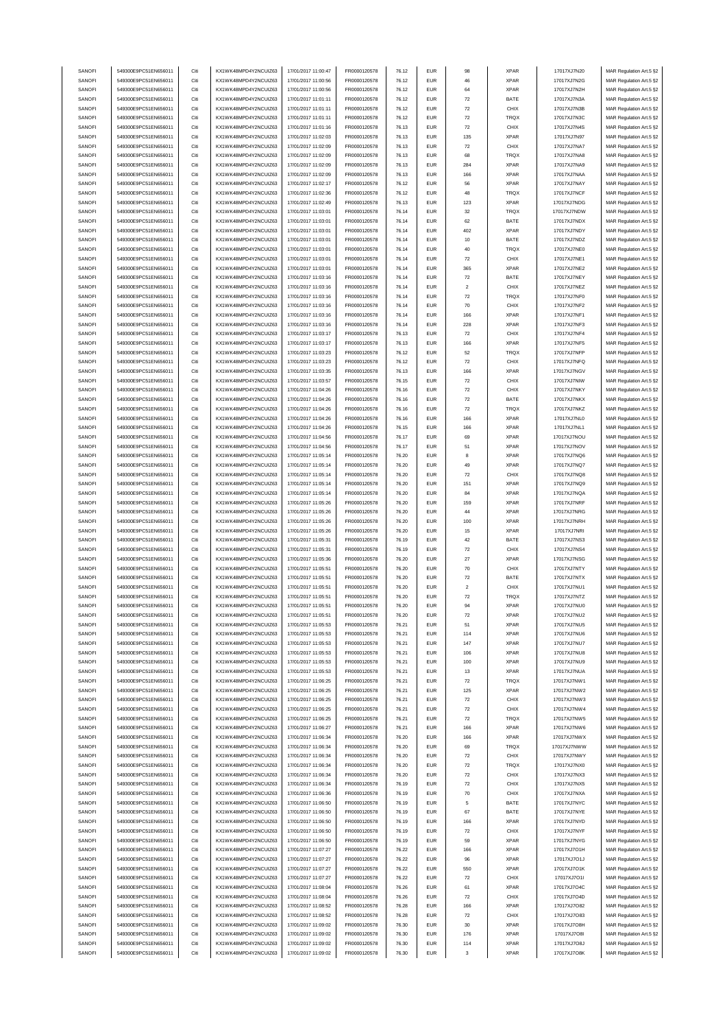| | | | | | | | | | | | |
|---|---|---|---|---|---|---|---|---|---|---|---|
| SANOFI | 549300E9PC51EN656011 | Citi | KX1WK48MPD4Y2NCUIZ63 | 17/01/2017 11:00:47 | FR0000120578 | 76.12 | EUR | 98 | XPAR | 17017XJ7N20 | MAR Regulation Art.5 §2 |
| SANOFI | 549300E9PC51EN656011 | Citi | KX1WK48MPD4Y2NCUIZ63 | 17/01/2017 11:00:56 | FR0000120578 | 76.12 | EUR | 46 | XPAR | 17017XJ7N2G | MAR Regulation Art.5 §2 |
| SANOFI | 549300E9PC51EN656011 | Citi | KX1WK48MPD4Y2NCUIZ63 | 17/01/2017 11:00:56 | FR0000120578 | 76.12 | EUR | 64 | XPAR | 17017XJ7N2H | MAR Regulation Art.5 §2 |
| SANOFI | 549300E9PC51EN656011 | Citi | KX1WK48MPD4Y2NCUIZ63 | 17/01/2017 11:01:11 | FR0000120578 | 76.12 | EUR | 72 | BATE | 17017XJ7N3A | MAR Regulation Art.5 §2 |
| SANOFI | 549300E9PC51EN656011 | Citi | KX1WK48MPD4Y2NCUIZ63 | 17/01/2017 11:01:11 | FR0000120578 | 76.12 | EUR | 72 | CHIX | 17017XJ7N3B | MAR Regulation Art.5 §2 |
| SANOFI | 549300E9PC51EN656011 | Citi | KX1WK48MPD4Y2NCUIZ63 | 17/01/2017 11:01:11 | FR0000120578 | 76.12 | EUR | 72 | TRQX | 17017XJ7N3C | MAR Regulation Art.5 §2 |
| SANOFI | 549300E9PC51EN656011 | Citi | KX1WK48MPD4Y2NCUIZ63 | 17/01/2017 11:01:16 | FR0000120578 | 76.13 | EUR | 72 | CHIX | 17017XJ7N4S | MAR Regulation Art.5 §2 |
| SANOFI | 549300E9PC51EN656011 | Citi | KX1WK48MPD4Y2NCUIZ63 | 17/01/2017 11:02:03 | FR0000120578 | 76.13 | EUR | 135 | XPAR | 17017XJ7N97 | MAR Regulation Art.5 §2 |
| SANOFI | 549300E9PC51EN656011 | Citi | KX1WK48MPD4Y2NCUIZ63 | 17/01/2017 11:02:09 | FR0000120578 | 76.13 | EUR | 72 | CHIX | 17017XJ7NA7 | MAR Regulation Art.5 §2 |
| SANOFI | 549300E9PC51EN656011 | Citi | KX1WK48MPD4Y2NCUIZ63 | 17/01/2017 11:02:09 | FR0000120578 | 76.13 | EUR | 68 | TRQX | 17017XJ7NA8 | MAR Regulation Art.5 §2 |
| SANOFI | 549300E9PC51EN656011 | Citi | KX1WK48MPD4Y2NCUIZ63 | 17/01/2017 11:02:09 | FR0000120578 | 76.13 | EUR | 284 | XPAR | 17017XJ7NA9 | MAR Regulation Art.5 §2 |
| SANOFI | 549300E9PC51EN656011 | Citi | KX1WK48MPD4Y2NCUIZ63 | 17/01/2017 11:02:09 | FR0000120578 | 76.13 | EUR | 166 | XPAR | 17017XJ7NAA | MAR Regulation Art.5 §2 |
| SANOFI | 549300E9PC51EN656011 | Citi | KX1WK48MPD4Y2NCUIZ63 | 17/01/2017 11:02:17 | FR0000120578 | 76.12 | EUR | 56 | XPAR | 17017XJ7NAY | MAR Regulation Art.5 §2 |
| SANOFI | 549300E9PC51EN656011 | Citi | KX1WK48MPD4Y2NCUIZ63 | 17/01/2017 11:02:36 | FR0000120578 | 76.12 | EUR | 48 | TRQX | 17017XJ7NCF | MAR Regulation Art.5 §2 |
| SANOFI | 549300E9PC51EN656011 | Citi | KX1WK48MPD4Y2NCUIZ63 | 17/01/2017 11:02:49 | FR0000120578 | 76.13 | EUR | 123 | XPAR | 17017XJ7NDG | MAR Regulation Art.5 §2 |
| SANOFI | 549300E9PC51EN656011 | Citi | KX1WK48MPD4Y2NCUIZ63 | 17/01/2017 11:03:01 | FR0000120578 | 76.14 | EUR | 32 | TRQX | 17017XJ7NDW | MAR Regulation Art.5 §2 |
| SANOFI | 549300E9PC51EN656011 | Citi | KX1WK48MPD4Y2NCUIZ63 | 17/01/2017 11:03:01 | FR0000120578 | 76.14 | EUR | 62 | BATE | 17017XJ7NDX | MAR Regulation Art.5 §2 |
| SANOFI | 549300E9PC51EN656011 | Citi | KX1WK48MPD4Y2NCUIZ63 | 17/01/2017 11:03:01 | FR0000120578 | 76.14 | EUR | 402 | XPAR | 17017XJ7NDY | MAR Regulation Art.5 §2 |
| SANOFI | 549300E9PC51EN656011 | Citi | KX1WK48MPD4Y2NCUIZ63 | 17/01/2017 11:03:01 | FR0000120578 | 76.14 | EUR | 10 | BATE | 17017XJ7NDZ | MAR Regulation Art.5 §2 |
| SANOFI | 549300E9PC51EN656011 | Citi | KX1WK48MPD4Y2NCUIZ63 | 17/01/2017 11:03:01 | FR0000120578 | 76.14 | EUR | 40 | TRQX | 17017XJ7NE0 | MAR Regulation Art.5 §2 |
| SANOFI | 549300E9PC51EN656011 | Citi | KX1WK48MPD4Y2NCUIZ63 | 17/01/2017 11:03:01 | FR0000120578 | 76.14 | EUR | 72 | CHIX | 17017XJ7NE1 | MAR Regulation Art.5 §2 |
| SANOFI | 549300E9PC51EN656011 | Citi | KX1WK48MPD4Y2NCUIZ63 | 17/01/2017 11:03:01 | FR0000120578 | 76.14 | EUR | 365 | XPAR | 17017XJ7NE2 | MAR Regulation Art.5 §2 |
| SANOFI | 549300E9PC51EN656011 | Citi | KX1WK48MPD4Y2NCUIZ63 | 17/01/2017 11:03:16 | FR0000120578 | 76.14 | EUR | 72 | BATE | 17017XJ7NEY | MAR Regulation Art.5 §2 |
| SANOFI | 549300E9PC51EN656011 | Citi | KX1WK48MPD4Y2NCUIZ63 | 17/01/2017 11:03:16 | FR0000120578 | 76.14 | EUR | 2 | CHIX | 17017XJ7NEZ | MAR Regulation Art.5 §2 |
| SANOFI | 549300E9PC51EN656011 | Citi | KX1WK48MPD4Y2NCUIZ63 | 17/01/2017 11:03:16 | FR0000120578 | 76.14 | EUR | 72 | TRQX | 17017XJ7NF0 | MAR Regulation Art.5 §2 |
| SANOFI | 549300E9PC51EN656011 | Citi | KX1WK48MPD4Y2NCUIZ63 | 17/01/2017 11:03:16 | FR0000120578 | 76.14 | EUR | 70 | CHIX | 17017XJ7NF2 | MAR Regulation Art.5 §2 |
| SANOFI | 549300E9PC51EN656011 | Citi | KX1WK48MPD4Y2NCUIZ63 | 17/01/2017 11:03:16 | FR0000120578 | 76.14 | EUR | 166 | XPAR | 17017XJ7NF1 | MAR Regulation Art.5 §2 |
| SANOFI | 549300E9PC51EN656011 | Citi | KX1WK48MPD4Y2NCUIZ63 | 17/01/2017 11:03:16 | FR0000120578 | 76.14 | EUR | 228 | XPAR | 17017XJ7NF3 | MAR Regulation Art.5 §2 |
| SANOFI | 549300E9PC51EN656011 | Citi | KX1WK48MPD4Y2NCUIZ63 | 17/01/2017 11:03:17 | FR0000120578 | 76.13 | EUR | 72 | CHIX | 17017XJ7NF4 | MAR Regulation Art.5 §2 |
| SANOFI | 549300E9PC51EN656011 | Citi | KX1WK48MPD4Y2NCUIZ63 | 17/01/2017 11:03:17 | FR0000120578 | 76.13 | EUR | 166 | XPAR | 17017XJ7NF5 | MAR Regulation Art.5 §2 |
| SANOFI | 549300E9PC51EN656011 | Citi | KX1WK48MPD4Y2NCUIZ63 | 17/01/2017 11:03:23 | FR0000120578 | 76.12 | EUR | 52 | TRQX | 17017XJ7NFP | MAR Regulation Art.5 §2 |
| SANOFI | 549300E9PC51EN656011 | Citi | KX1WK48MPD4Y2NCUIZ63 | 17/01/2017 11:03:23 | FR0000120578 | 76.12 | EUR | 72 | CHIX | 17017XJ7NFQ | MAR Regulation Art.5 §2 |
| SANOFI | 549300E9PC51EN656011 | Citi | KX1WK48MPD4Y2NCUIZ63 | 17/01/2017 11:03:35 | FR0000120578 | 76.13 | EUR | 166 | XPAR | 17017XJ7NGV | MAR Regulation Art.5 §2 |
| SANOFI | 549300E9PC51EN656011 | Citi | KX1WK48MPD4Y2NCUIZ63 | 17/01/2017 11:03:57 | FR0000120578 | 76.15 | EUR | 72 | CHIX | 17017XJ7NIW | MAR Regulation Art.5 §2 |
| SANOFI | 549300E9PC51EN656011 | Citi | KX1WK48MPD4Y2NCUIZ63 | 17/01/2017 11:04:26 | FR0000120578 | 76.16 | EUR | 72 | CHIX | 17017XJ7NKY | MAR Regulation Art.5 §2 |
| SANOFI | 549300E9PC51EN656011 | Citi | KX1WK48MPD4Y2NCUIZ63 | 17/01/2017 11:04:26 | FR0000120578 | 76.16 | EUR | 72 | BATE | 17017XJ7NKX | MAR Regulation Art.5 §2 |
| SANOFI | 549300E9PC51EN656011 | Citi | KX1WK48MPD4Y2NCUIZ63 | 17/01/2017 11:04:26 | FR0000120578 | 76.16 | EUR | 72 | TRQX | 17017XJ7NKZ | MAR Regulation Art.5 §2 |
| SANOFI | 549300E9PC51EN656011 | Citi | KX1WK48MPD4Y2NCUIZ63 | 17/01/2017 11:04:26 | FR0000120578 | 76.16 | EUR | 166 | XPAR | 17017XJ7NL0 | MAR Regulation Art.5 §2 |
| SANOFI | 549300E9PC51EN656011 | Citi | KX1WK48MPD4Y2NCUIZ63 | 17/01/2017 11:04:26 | FR0000120578 | 76.15 | EUR | 166 | XPAR | 17017XJ7NL1 | MAR Regulation Art.5 §2 |
| SANOFI | 549300E9PC51EN656011 | Citi | KX1WK48MPD4Y2NCUIZ63 | 17/01/2017 11:04:56 | FR0000120578 | 76.17 | EUR | 69 | XPAR | 17017XJ7NOU | MAR Regulation Art.5 §2 |
| SANOFI | 549300E9PC51EN656011 | Citi | KX1WK48MPD4Y2NCUIZ63 | 17/01/2017 11:04:56 | FR0000120578 | 76.17 | EUR | 51 | XPAR | 17017XJ7NOV | MAR Regulation Art.5 §2 |
| SANOFI | 549300E9PC51EN656011 | Citi | KX1WK48MPD4Y2NCUIZ63 | 17/01/2017 11:05:14 | FR0000120578 | 76.20 | EUR | 8 | XPAR | 17017XJ7NQ6 | MAR Regulation Art.5 §2 |
| SANOFI | 549300E9PC51EN656011 | Citi | KX1WK48MPD4Y2NCUIZ63 | 17/01/2017 11:05:14 | FR0000120578 | 76.20 | EUR | 49 | XPAR | 17017XJ7NQ7 | MAR Regulation Art.5 §2 |
| SANOFI | 549300E9PC51EN656011 | Citi | KX1WK48MPD4Y2NCUIZ63 | 17/01/2017 11:05:14 | FR0000120578 | 76.20 | EUR | 72 | CHIX | 17017XJ7NQ8 | MAR Regulation Art.5 §2 |
| SANOFI | 549300E9PC51EN656011 | Citi | KX1WK48MPD4Y2NCUIZ63 | 17/01/2017 11:05:14 | FR0000120578 | 76.20 | EUR | 151 | XPAR | 17017XJ7NQ9 | MAR Regulation Art.5 §2 |
| SANOFI | 549300E9PC51EN656011 | Citi | KX1WK48MPD4Y2NCUIZ63 | 17/01/2017 11:05:14 | FR0000120578 | 76.20 | EUR | 84 | XPAR | 17017XJ7NQA | MAR Regulation Art.5 §2 |
| SANOFI | 549300E9PC51EN656011 | Citi | KX1WK48MPD4Y2NCUIZ63 | 17/01/2017 11:05:26 | FR0000120578 | 76.20 | EUR | 159 | XPAR | 17017XJ7NRF | MAR Regulation Art.5 §2 |
| SANOFI | 549300E9PC51EN656011 | Citi | KX1WK48MPD4Y2NCUIZ63 | 17/01/2017 11:05:26 | FR0000120578 | 76.20 | EUR | 44 | XPAR | 17017XJ7NRG | MAR Regulation Art.5 §2 |
| SANOFI | 549300E9PC51EN656011 | Citi | KX1WK48MPD4Y2NCUIZ63 | 17/01/2017 11:05:26 | FR0000120578 | 76.20 | EUR | 100 | XPAR | 17017XJ7NRH | MAR Regulation Art.5 §2 |
| SANOFI | 549300E9PC51EN656011 | Citi | KX1WK48MPD4Y2NCUIZ63 | 17/01/2017 11:05:26 | FR0000120578 | 76.20 | EUR | 15 | XPAR | 17017XJ7NRI | MAR Regulation Art.5 §2 |
| SANOFI | 549300E9PC51EN656011 | Citi | KX1WK48MPD4Y2NCUIZ63 | 17/01/2017 11:05:31 | FR0000120578 | 76.19 | EUR | 42 | BATE | 17017XJ7NS3 | MAR Regulation Art.5 §2 |
| SANOFI | 549300E9PC51EN656011 | Citi | KX1WK48MPD4Y2NCUIZ63 | 17/01/2017 11:05:31 | FR0000120578 | 76.19 | EUR | 72 | CHIX | 17017XJ7NS4 | MAR Regulation Art.5 §2 |
| SANOFI | 549300E9PC51EN656011 | Citi | KX1WK48MPD4Y2NCUIZ63 | 17/01/2017 11:05:36 | FR0000120578 | 76.20 | EUR | 27 | XPAR | 17017XJ7NSG | MAR Regulation Art.5 §2 |
| SANOFI | 549300E9PC51EN656011 | Citi | KX1WK48MPD4Y2NCUIZ63 | 17/01/2017 11:05:51 | FR0000120578 | 76.20 | EUR | 70 | CHIX | 17017XJ7NTY | MAR Regulation Art.5 §2 |
| SANOFI | 549300E9PC51EN656011 | Citi | KX1WK48MPD4Y2NCUIZ63 | 17/01/2017 11:05:51 | FR0000120578 | 76.20 | EUR | 72 | BATE | 17017XJ7NTX | MAR Regulation Art.5 §2 |
| SANOFI | 549300E9PC51EN656011 | Citi | KX1WK48MPD4Y2NCUIZ63 | 17/01/2017 11:05:51 | FR0000120578 | 76.20 | EUR | 2 | CHIX | 17017XJ7NU1 | MAR Regulation Art.5 §2 |
| SANOFI | 549300E9PC51EN656011 | Citi | KX1WK48MPD4Y2NCUIZ63 | 17/01/2017 11:05:51 | FR0000120578 | 76.20 | EUR | 72 | TRQX | 17017XJ7NTZ | MAR Regulation Art.5 §2 |
| SANOFI | 549300E9PC51EN656011 | Citi | KX1WK48MPD4Y2NCUIZ63 | 17/01/2017 11:05:51 | FR0000120578 | 76.20 | EUR | 94 | XPAR | 17017XJ7NU0 | MAR Regulation Art.5 §2 |
| SANOFI | 549300E9PC51EN656011 | Citi | KX1WK48MPD4Y2NCUIZ63 | 17/01/2017 11:05:51 | FR0000120578 | 76.20 | EUR | 72 | XPAR | 17017XJ7NU2 | MAR Regulation Art.5 §2 |
| SANOFI | 549300E9PC51EN656011 | Citi | KX1WK48MPD4Y2NCUIZ63 | 17/01/2017 11:05:53 | FR0000120578 | 76.21 | EUR | 51 | XPAR | 17017XJ7NU5 | MAR Regulation Art.5 §2 |
| SANOFI | 549300E9PC51EN656011 | Citi | KX1WK48MPD4Y2NCUIZ63 | 17/01/2017 11:05:53 | FR0000120578 | 76.21 | EUR | 114 | XPAR | 17017XJ7NU6 | MAR Regulation Art.5 §2 |
| SANOFI | 549300E9PC51EN656011 | Citi | KX1WK48MPD4Y2NCUIZ63 | 17/01/2017 11:05:53 | FR0000120578 | 76.21 | EUR | 147 | XPAR | 17017XJ7NU7 | MAR Regulation Art.5 §2 |
| SANOFI | 549300E9PC51EN656011 | Citi | KX1WK48MPD4Y2NCUIZ63 | 17/01/2017 11:05:53 | FR0000120578 | 76.21 | EUR | 106 | XPAR | 17017XJ7NU8 | MAR Regulation Art.5 §2 |
| SANOFI | 549300E9PC51EN656011 | Citi | KX1WK48MPD4Y2NCUIZ63 | 17/01/2017 11:05:53 | FR0000120578 | 76.21 | EUR | 100 | XPAR | 17017XJ7NU9 | MAR Regulation Art.5 §2 |
| SANOFI | 549300E9PC51EN656011 | Citi | KX1WK48MPD4Y2NCUIZ63 | 17/01/2017 11:05:53 | FR0000120578 | 76.21 | EUR | 13 | XPAR | 17017XJ7NUA | MAR Regulation Art.5 §2 |
| SANOFI | 549300E9PC51EN656011 | Citi | KX1WK48MPD4Y2NCUIZ63 | 17/01/2017 11:06:25 | FR0000120578 | 76.21 | EUR | 72 | TRQX | 17017XJ7NW1 | MAR Regulation Art.5 §2 |
| SANOFI | 549300E9PC51EN656011 | Citi | KX1WK48MPD4Y2NCUIZ63 | 17/01/2017 11:06:25 | FR0000120578 | 76.21 | EUR | 125 | XPAR | 17017XJ7NW2 | MAR Regulation Art.5 §2 |
| SANOFI | 549300E9PC51EN656011 | Citi | KX1WK48MPD4Y2NCUIZ63 | 17/01/2017 11:06:25 | FR0000120578 | 76.21 | EUR | 72 | CHIX | 17017XJ7NW3 | MAR Regulation Art.5 §2 |
| SANOFI | 549300E9PC51EN656011 | Citi | KX1WK48MPD4Y2NCUIZ63 | 17/01/2017 11:06:25 | FR0000120578 | 76.21 | EUR | 72 | CHIX | 17017XJ7NW4 | MAR Regulation Art.5 §2 |
| SANOFI | 549300E9PC51EN656011 | Citi | KX1WK48MPD4Y2NCUIZ63 | 17/01/2017 11:06:25 | FR0000120578 | 76.21 | EUR | 72 | TRQX | 17017XJ7NW5 | MAR Regulation Art.5 §2 |
| SANOFI | 549300E9PC51EN656011 | Citi | KX1WK48MPD4Y2NCUIZ63 | 17/01/2017 11:06:27 | FR0000120578 | 76.21 | EUR | 166 | XPAR | 17017XJ7NW6 | MAR Regulation Art.5 §2 |
| SANOFI | 549300E9PC51EN656011 | Citi | KX1WK48MPD4Y2NCUIZ63 | 17/01/2017 11:06:34 | FR0000120578 | 76.20 | EUR | 166 | XPAR | 17017XJ7NWX | MAR Regulation Art.5 §2 |
| SANOFI | 549300E9PC51EN656011 | Citi | KX1WK48MPD4Y2NCUIZ63 | 17/01/2017 11:06:34 | FR0000120578 | 76.20 | EUR | 69 | TRQX | 17017XJ7NWW | MAR Regulation Art.5 §2 |
| SANOFI | 549300E9PC51EN656011 | Citi | KX1WK48MPD4Y2NCUIZ63 | 17/01/2017 11:06:34 | FR0000120578 | 76.20 | EUR | 72 | CHIX | 17017XJ7NWY | MAR Regulation Art.5 §2 |
| SANOFI | 549300E9PC51EN656011 | Citi | KX1WK48MPD4Y2NCUIZ63 | 17/01/2017 11:06:34 | FR0000120578 | 76.20 | EUR | 72 | TRQX | 17017XJ7NX0 | MAR Regulation Art.5 §2 |
| SANOFI | 549300E9PC51EN656011 | Citi | KX1WK48MPD4Y2NCUIZ63 | 17/01/2017 11:06:34 | FR0000120578 | 76.20 | EUR | 72 | CHIX | 17017XJ7NX3 | MAR Regulation Art.5 §2 |
| SANOFI | 549300E9PC51EN656011 | Citi | KX1WK48MPD4Y2NCUIZ63 | 17/01/2017 11:06:34 | FR0000120578 | 76.19 | EUR | 72 | CHIX | 17017XJ7NX5 | MAR Regulation Art.5 §2 |
| SANOFI | 549300E9PC51EN656011 | Citi | KX1WK48MPD4Y2NCUIZ63 | 17/01/2017 11:06:36 | FR0000120578 | 76.19 | EUR | 70 | CHIX | 17017XJ7NXA | MAR Regulation Art.5 §2 |
| SANOFI | 549300E9PC51EN656011 | Citi | KX1WK48MPD4Y2NCUIZ63 | 17/01/2017 11:06:50 | FR0000120578 | 76.19 | EUR | 5 | BATE | 17017XJ7NYC | MAR Regulation Art.5 §2 |
| SANOFI | 549300E9PC51EN656011 | Citi | KX1WK48MPD4Y2NCUIZ63 | 17/01/2017 11:06:50 | FR0000120578 | 76.19 | EUR | 67 | BATE | 17017XJ7NYE | MAR Regulation Art.5 §2 |
| SANOFI | 549300E9PC51EN656011 | Citi | KX1WK48MPD4Y2NCUIZ63 | 17/01/2017 11:06:50 | FR0000120578 | 76.19 | EUR | 166 | XPAR | 17017XJ7NYD | MAR Regulation Art.5 §2 |
| SANOFI | 549300E9PC51EN656011 | Citi | KX1WK48MPD4Y2NCUIZ63 | 17/01/2017 11:06:50 | FR0000120578 | 76.19 | EUR | 72 | CHIX | 17017XJ7NYF | MAR Regulation Art.5 §2 |
| SANOFI | 549300E9PC51EN656011 | Citi | KX1WK48MPD4Y2NCUIZ63 | 17/01/2017 11:06:50 | FR0000120578 | 76.19 | EUR | 59 | XPAR | 17017XJ7NYG | MAR Regulation Art.5 §2 |
| SANOFI | 549300E9PC51EN656011 | Citi | KX1WK48MPD4Y2NCUIZ63 | 17/01/2017 11:07:27 | FR0000120578 | 76.22 | EUR | 166 | XPAR | 17017XJ7O1H | MAR Regulation Art.5 §2 |
| SANOFI | 549300E9PC51EN656011 | Citi | KX1WK48MPD4Y2NCUIZ63 | 17/01/2017 11:07:27 | FR0000120578 | 76.22 | EUR | 96 | XPAR | 17017XJ7O1J | MAR Regulation Art.5 §2 |
| SANOFI | 549300E9PC51EN656011 | Citi | KX1WK48MPD4Y2NCUIZ63 | 17/01/2017 11:07:27 | FR0000120578 | 76.22 | EUR | 550 | XPAR | 17017XJ7O1K | MAR Regulation Art.5 §2 |
| SANOFI | 549300E9PC51EN656011 | Citi | KX1WK48MPD4Y2NCUIZ63 | 17/01/2017 11:07:27 | FR0000120578 | 76.22 | EUR | 72 | CHIX | 17017XJ7O1I | MAR Regulation Art.5 §2 |
| SANOFI | 549300E9PC51EN656011 | Citi | KX1WK48MPD4Y2NCUIZ63 | 17/01/2017 11:08:04 | FR0000120578 | 76.26 | EUR | 61 | XPAR | 17017XJ7O4C | MAR Regulation Art.5 §2 |
| SANOFI | 549300E9PC51EN656011 | Citi | KX1WK48MPD4Y2NCUIZ63 | 17/01/2017 11:08:04 | FR0000120578 | 76.26 | EUR | 72 | CHIX | 17017XJ7O4D | MAR Regulation Art.5 §2 |
| SANOFI | 549300E9PC51EN656011 | Citi | KX1WK48MPD4Y2NCUIZ63 | 17/01/2017 11:08:52 | FR0000120578 | 76.28 | EUR | 166 | XPAR | 17017XJ7O82 | MAR Regulation Art.5 §2 |
| SANOFI | 549300E9PC51EN656011 | Citi | KX1WK48MPD4Y2NCUIZ63 | 17/01/2017 11:08:52 | FR0000120578 | 76.28 | EUR | 72 | CHIX | 17017XJ7O83 | MAR Regulation Art.5 §2 |
| SANOFI | 549300E9PC51EN656011 | Citi | KX1WK48MPD4Y2NCUIZ63 | 17/01/2017 11:09:02 | FR0000120578 | 76.30 | EUR | 30 | XPAR | 17017XJ7O8H | MAR Regulation Art.5 §2 |
| SANOFI | 549300E9PC51EN656011 | Citi | KX1WK48MPD4Y2NCUIZ63 | 17/01/2017 11:09:02 | FR0000120578 | 76.30 | EUR | 176 | XPAR | 17017XJ7O8I | MAR Regulation Art.5 §2 |
| SANOFI | 549300E9PC51EN656011 | Citi | KX1WK48MPD4Y2NCUIZ63 | 17/01/2017 11:09:02 | FR0000120578 | 76.30 | EUR | 114 | XPAR | 17017XJ7O8J | MAR Regulation Art.5 §2 |
| SANOFI | 549300E9PC51EN656011 | Citi | KX1WK48MPD4Y2NCUIZ63 | 17/01/2017 11:09:02 | FR0000120578 | 76.30 | EUR | 3 | XPAR | 17017XJ7O8K | MAR Regulation Art.5 §2 |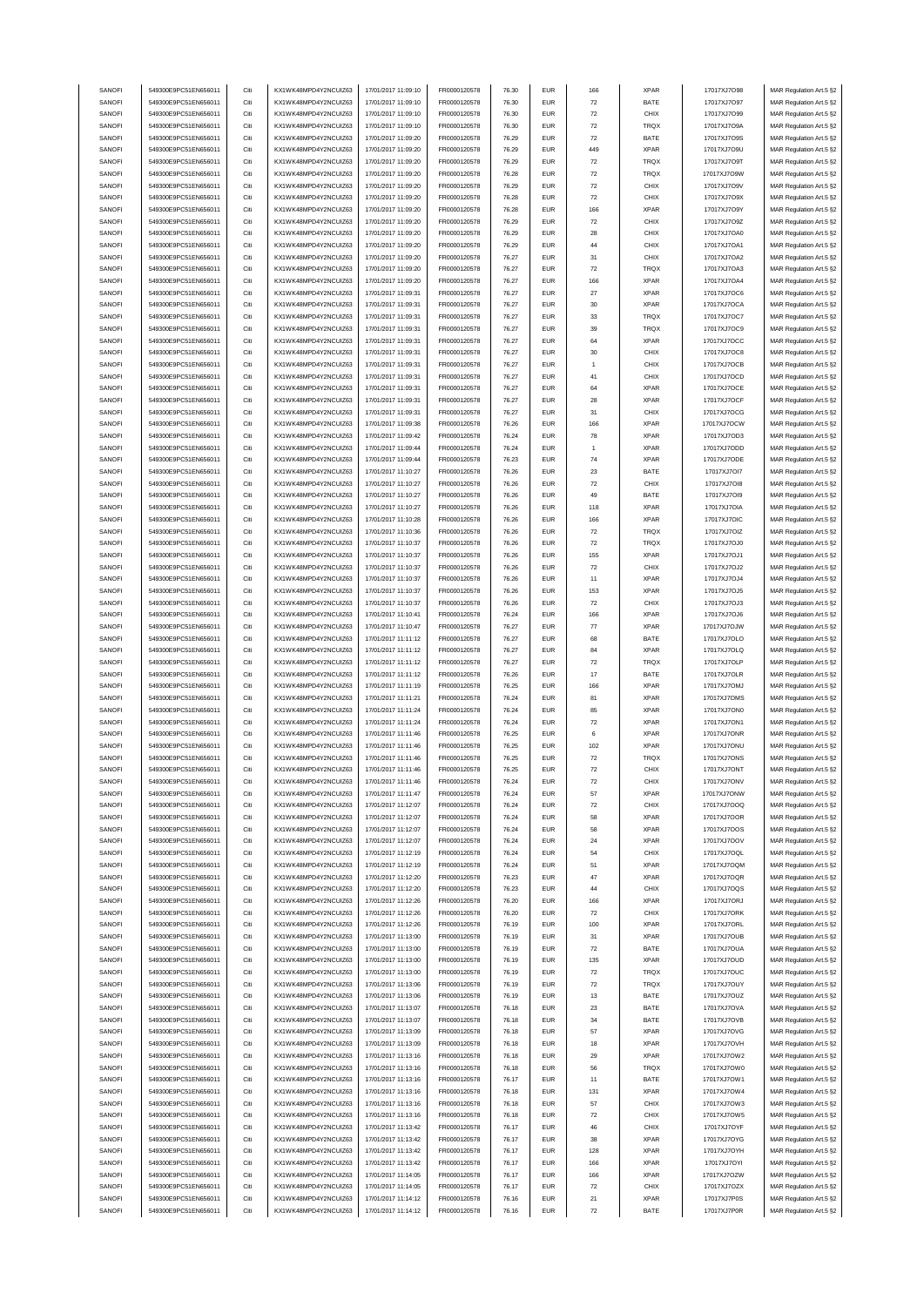| | | | | | | | | | | |
|---|---|---|---|---|---|---|---|---|---|---|
| SANOFI | 549300E9PC51EN656011 | Citi | KX1WK48MPD4Y2NCUIZ63 | 17/01/2017 11:09:10 | FR0000120578 | 76.30 | EUR | 166 | XPAR | 17017XJ7O98 | MAR Regulation Art.5 §2 |
| SANOFI | 549300E9PC51EN656011 | Citi | KX1WK48MPD4Y2NCUIZ63 | 17/01/2017 11:09:10 | FR0000120578 | 76.30 | EUR | 72 | BATE | 17017XJ7O97 | MAR Regulation Art.5 §2 |
| SANOFI | 549300E9PC51EN656011 | Citi | KX1WK48MPD4Y2NCUIZ63 | 17/01/2017 11:09:10 | FR0000120578 | 76.30 | EUR | 72 | CHIX | 17017XJ7O99 | MAR Regulation Art.5 §2 |
| SANOFI | 549300E9PC51EN656011 | Citi | KX1WK48MPD4Y2NCUIZ63 | 17/01/2017 11:09:10 | FR0000120578 | 76.30 | EUR | 72 | TRQX | 17017XJ7O9A | MAR Regulation Art.5 §2 |
| SANOFI | 549300E9PC51EN656011 | Citi | KX1WK48MPD4Y2NCUIZ63 | 17/01/2017 11:09:20 | FR0000120578 | 76.29 | EUR | 72 | BATE | 17017XJ7O9S | MAR Regulation Art.5 §2 |
| SANOFI | 549300E9PC51EN656011 | Citi | KX1WK48MPD4Y2NCUIZ63 | 17/01/2017 11:09:20 | FR0000120578 | 76.29 | EUR | 449 | XPAR | 17017XJ7O9U | MAR Regulation Art.5 §2 |
| SANOFI | 549300E9PC51EN656011 | Citi | KX1WK48MPD4Y2NCUIZ63 | 17/01/2017 11:09:20 | FR0000120578 | 76.29 | EUR | 72 | TRQX | 17017XJ7O9T | MAR Regulation Art.5 §2 |
| SANOFI | 549300E9PC51EN656011 | Citi | KX1WK48MPD4Y2NCUIZ63 | 17/01/2017 11:09:20 | FR0000120578 | 76.28 | EUR | 72 | TRQX | 17017XJ7O9W | MAR Regulation Art.5 §2 |
| SANOFI | 549300E9PC51EN656011 | Citi | KX1WK48MPD4Y2NCUIZ63 | 17/01/2017 11:09:20 | FR0000120578 | 76.29 | EUR | 72 | CHIX | 17017XJ7O9V | MAR Regulation Art.5 §2 |
| SANOFI | 549300E9PC51EN656011 | Citi | KX1WK48MPD4Y2NCUIZ63 | 17/01/2017 11:09:20 | FR0000120578 | 76.28 | EUR | 72 | CHIX | 17017XJ7O9X | MAR Regulation Art.5 §2 |
| SANOFI | 549300E9PC51EN656011 | Citi | KX1WK48MPD4Y2NCUIZ63 | 17/01/2017 11:09:20 | FR0000120578 | 76.28 | EUR | 166 | XPAR | 17017XJ7O9Y | MAR Regulation Art.5 §2 |
| SANOFI | 549300E9PC51EN656011 | Citi | KX1WK48MPD4Y2NCUIZ63 | 17/01/2017 11:09:20 | FR0000120578 | 76.29 | EUR | 72 | CHIX | 17017XJ7O9Z | MAR Regulation Art.5 §2 |
| SANOFI | 549300E9PC51EN656011 | Citi | KX1WK48MPD4Y2NCUIZ63 | 17/01/2017 11:09:20 | FR0000120578 | 76.29 | EUR | 28 | CHIX | 17017XJ7OA0 | MAR Regulation Art.5 §2 |
| SANOFI | 549300E9PC51EN656011 | Citi | KX1WK48MPD4Y2NCUIZ63 | 17/01/2017 11:09:20 | FR0000120578 | 76.29 | EUR | 44 | CHIX | 17017XJ7OA1 | MAR Regulation Art.5 §2 |
| SANOFI | 549300E9PC51EN656011 | Citi | KX1WK48MPD4Y2NCUIZ63 | 17/01/2017 11:09:20 | FR0000120578 | 76.27 | EUR | 31 | CHIX | 17017XJ7OA2 | MAR Regulation Art.5 §2 |
| SANOFI | 549300E9PC51EN656011 | Citi | KX1WK48MPD4Y2NCUIZ63 | 17/01/2017 11:09:20 | FR0000120578 | 76.27 | EUR | 72 | TRQX | 17017XJ7OA3 | MAR Regulation Art.5 §2 |
| SANOFI | 549300E9PC51EN656011 | Citi | KX1WK48MPD4Y2NCUIZ63 | 17/01/2017 11:09:20 | FR0000120578 | 76.27 | EUR | 166 | XPAR | 17017XJ7OA4 | MAR Regulation Art.5 §2 |
| SANOFI | 549300E9PC51EN656011 | Citi | KX1WK48MPD4Y2NCUIZ63 | 17/01/2017 11:09:31 | FR0000120578 | 76.27 | EUR | 27 | XPAR | 17017XJ7OC6 | MAR Regulation Art.5 §2 |
| SANOFI | 549300E9PC51EN656011 | Citi | KX1WK48MPD4Y2NCUIZ63 | 17/01/2017 11:09:31 | FR0000120578 | 76.27 | EUR | 30 | XPAR | 17017XJ7OCA | MAR Regulation Art.5 §2 |
| SANOFI | 549300E9PC51EN656011 | Citi | KX1WK48MPD4Y2NCUIZ63 | 17/01/2017 11:09:31 | FR0000120578 | 76.27 | EUR | 33 | TRQX | 17017XJ7OC7 | MAR Regulation Art.5 §2 |
| SANOFI | 549300E9PC51EN656011 | Citi | KX1WK48MPD4Y2NCUIZ63 | 17/01/2017 11:09:31 | FR0000120578 | 76.27 | EUR | 39 | TRQX | 17017XJ7OC9 | MAR Regulation Art.5 §2 |
| SANOFI | 549300E9PC51EN656011 | Citi | KX1WK48MPD4Y2NCUIZ63 | 17/01/2017 11:09:31 | FR0000120578 | 76.27 | EUR | 64 | XPAR | 17017XJ7OCC | MAR Regulation Art.5 §2 |
| SANOFI | 549300E9PC51EN656011 | Citi | KX1WK48MPD4Y2NCUIZ63 | 17/01/2017 11:09:31 | FR0000120578 | 76.27 | EUR | 30 | CHIX | 17017XJ7OC8 | MAR Regulation Art.5 §2 |
| SANOFI | 549300E9PC51EN656011 | Citi | KX1WK48MPD4Y2NCUIZ63 | 17/01/2017 11:09:31 | FR0000120578 | 76.27 | EUR | 1 | CHIX | 17017XJ7OCB | MAR Regulation Art.5 §2 |
| SANOFI | 549300E9PC51EN656011 | Citi | KX1WK48MPD4Y2NCUIZ63 | 17/01/2017 11:09:31 | FR0000120578 | 76.27 | EUR | 41 | CHIX | 17017XJ7OCD | MAR Regulation Art.5 §2 |
| SANOFI | 549300E9PC51EN656011 | Citi | KX1WK48MPD4Y2NCUIZ63 | 17/01/2017 11:09:31 | FR0000120578 | 76.27 | EUR | 64 | XPAR | 17017XJ7OCE | MAR Regulation Art.5 §2 |
| SANOFI | 549300E9PC51EN656011 | Citi | KX1WK48MPD4Y2NCUIZ63 | 17/01/2017 11:09:31 | FR0000120578 | 76.27 | EUR | 28 | XPAR | 17017XJ7OCF | MAR Regulation Art.5 §2 |
| SANOFI | 549300E9PC51EN656011 | Citi | KX1WK48MPD4Y2NCUIZ63 | 17/01/2017 11:09:31 | FR0000120578 | 76.27 | EUR | 31 | CHIX | 17017XJ7OCG | MAR Regulation Art.5 §2 |
| SANOFI | 549300E9PC51EN656011 | Citi | KX1WK48MPD4Y2NCUIZ63 | 17/01/2017 11:09:38 | FR0000120578 | 76.26 | EUR | 166 | XPAR | 17017XJ7OCW | MAR Regulation Art.5 §2 |
| SANOFI | 549300E9PC51EN656011 | Citi | KX1WK48MPD4Y2NCUIZ63 | 17/01/2017 11:09:42 | FR0000120578 | 76.24 | EUR | 78 | XPAR | 17017XJ7OD3 | MAR Regulation Art.5 §2 |
| SANOFI | 549300E9PC51EN656011 | Citi | KX1WK48MPD4Y2NCUIZ63 | 17/01/2017 11:09:44 | FR0000120578 | 76.24 | EUR | 1 | XPAR | 17017XJ7ODD | MAR Regulation Art.5 §2 |
| SANOFI | 549300E9PC51EN656011 | Citi | KX1WK48MPD4Y2NCUIZ63 | 17/01/2017 11:09:44 | FR0000120578 | 76.23 | EUR | 74 | XPAR | 17017XJ7ODE | MAR Regulation Art.5 §2 |
| SANOFI | 549300E9PC51EN656011 | Citi | KX1WK48MPD4Y2NCUIZ63 | 17/01/2017 11:10:27 | FR0000120578 | 76.26 | EUR | 23 | BATE | 17017XJ7OI7 | MAR Regulation Art.5 §2 |
| SANOFI | 549300E9PC51EN656011 | Citi | KX1WK48MPD4Y2NCUIZ63 | 17/01/2017 11:10:27 | FR0000120578 | 76.26 | EUR | 72 | CHIX | 17017XJ7OI8 | MAR Regulation Art.5 §2 |
| SANOFI | 549300E9PC51EN656011 | Citi | KX1WK48MPD4Y2NCUIZ63 | 17/01/2017 11:10:27 | FR0000120578 | 76.26 | EUR | 49 | BATE | 17017XJ7OI9 | MAR Regulation Art.5 §2 |
| SANOFI | 549300E9PC51EN656011 | Citi | KX1WK48MPD4Y2NCUIZ63 | 17/01/2017 11:10:27 | FR0000120578 | 76.26 | EUR | 118 | XPAR | 17017XJ7OIA | MAR Regulation Art.5 §2 |
| SANOFI | 549300E9PC51EN656011 | Citi | KX1WK48MPD4Y2NCUIZ63 | 17/01/2017 11:10:28 | FR0000120578 | 76.26 | EUR | 166 | XPAR | 17017XJ7OIC | MAR Regulation Art.5 §2 |
| SANOFI | 549300E9PC51EN656011 | Citi | KX1WK48MPD4Y2NCUIZ63 | 17/01/2017 11:10:36 | FR0000120578 | 76.26 | EUR | 72 | TRQX | 17017XJ7OIZ | MAR Regulation Art.5 §2 |
| SANOFI | 549300E9PC51EN656011 | Citi | KX1WK48MPD4Y2NCUIZ63 | 17/01/2017 11:10:37 | FR0000120578 | 76.26 | EUR | 72 | TRQX | 17017XJ7OJ0 | MAR Regulation Art.5 §2 |
| SANOFI | 549300E9PC51EN656011 | Citi | KX1WK48MPD4Y2NCUIZ63 | 17/01/2017 11:10:37 | FR0000120578 | 76.26 | EUR | 155 | XPAR | 17017XJ7OJ1 | MAR Regulation Art.5 §2 |
| SANOFI | 549300E9PC51EN656011 | Citi | KX1WK48MPD4Y2NCUIZ63 | 17/01/2017 11:10:37 | FR0000120578 | 76.26 | EUR | 72 | CHIX | 17017XJ7OJ2 | MAR Regulation Art.5 §2 |
| SANOFI | 549300E9PC51EN656011 | Citi | KX1WK48MPD4Y2NCUIZ63 | 17/01/2017 11:10:37 | FR0000120578 | 76.26 | EUR | 11 | XPAR | 17017XJ7OJ4 | MAR Regulation Art.5 §2 |
| SANOFI | 549300E9PC51EN656011 | Citi | KX1WK48MPD4Y2NCUIZ63 | 17/01/2017 11:10:37 | FR0000120578 | 76.26 | EUR | 153 | XPAR | 17017XJ7OJ5 | MAR Regulation Art.5 §2 |
| SANOFI | 549300E9PC51EN656011 | Citi | KX1WK48MPD4Y2NCUIZ63 | 17/01/2017 11:10:37 | FR0000120578 | 76.26 | EUR | 72 | CHIX | 17017XJ7OJ3 | MAR Regulation Art.5 §2 |
| SANOFI | 549300E9PC51EN656011 | Citi | KX1WK48MPD4Y2NCUIZ63 | 17/01/2017 11:10:41 | FR0000120578 | 76.24 | EUR | 166 | XPAR | 17017XJ7OJ6 | MAR Regulation Art.5 §2 |
| SANOFI | 549300E9PC51EN656011 | Citi | KX1WK48MPD4Y2NCUIZ63 | 17/01/2017 11:10:47 | FR0000120578 | 76.27 | EUR | 77 | XPAR | 17017XJ7OJW | MAR Regulation Art.5 §2 |
| SANOFI | 549300E9PC51EN656011 | Citi | KX1WK48MPD4Y2NCUIZ63 | 17/01/2017 11:11:12 | FR0000120578 | 76.27 | EUR | 68 | BATE | 17017XJ7OLO | MAR Regulation Art.5 §2 |
| SANOFI | 549300E9PC51EN656011 | Citi | KX1WK48MPD4Y2NCUIZ63 | 17/01/2017 11:11:12 | FR0000120578 | 76.27 | EUR | 84 | XPAR | 17017XJ7OLQ | MAR Regulation Art.5 §2 |
| SANOFI | 549300E9PC51EN656011 | Citi | KX1WK48MPD4Y2NCUIZ63 | 17/01/2017 11:11:12 | FR0000120578 | 76.27 | EUR | 72 | TRQX | 17017XJ7OLP | MAR Regulation Art.5 §2 |
| SANOFI | 549300E9PC51EN656011 | Citi | KX1WK48MPD4Y2NCUIZ63 | 17/01/2017 11:11:12 | FR0000120578 | 76.26 | EUR | 17 | BATE | 17017XJ7OLR | MAR Regulation Art.5 §2 |
| SANOFI | 549300E9PC51EN656011 | Citi | KX1WK48MPD4Y2NCUIZ63 | 17/01/2017 11:11:19 | FR0000120578 | 76.25 | EUR | 166 | XPAR | 17017XJ7OMJ | MAR Regulation Art.5 §2 |
| SANOFI | 549300E9PC51EN656011 | Citi | KX1WK48MPD4Y2NCUIZ63 | 17/01/2017 11:11:21 | FR0000120578 | 76.24 | EUR | 81 | XPAR | 17017XJ7OMS | MAR Regulation Art.5 §2 |
| SANOFI | 549300E9PC51EN656011 | Citi | KX1WK48MPD4Y2NCUIZ63 | 17/01/2017 11:11:24 | FR0000120578 | 76.24 | EUR | 85 | XPAR | 17017XJ7ON0 | MAR Regulation Art.5 §2 |
| SANOFI | 549300E9PC51EN656011 | Citi | KX1WK48MPD4Y2NCUIZ63 | 17/01/2017 11:11:24 | FR0000120578 | 76.24 | EUR | 72 | XPAR | 17017XJ7ON1 | MAR Regulation Art.5 §2 |
| SANOFI | 549300E9PC51EN656011 | Citi | KX1WK48MPD4Y2NCUIZ63 | 17/01/2017 11:11:46 | FR0000120578 | 76.25 | EUR | 6 | XPAR | 17017XJ7ONR | MAR Regulation Art.5 §2 |
| SANOFI | 549300E9PC51EN656011 | Citi | KX1WK48MPD4Y2NCUIZ63 | 17/01/2017 11:11:46 | FR0000120578 | 76.25 | EUR | 102 | XPAR | 17017XJ7ONU | MAR Regulation Art.5 §2 |
| SANOFI | 549300E9PC51EN656011 | Citi | KX1WK48MPD4Y2NCUIZ63 | 17/01/2017 11:11:46 | FR0000120578 | 76.25 | EUR | 72 | TRQX | 17017XJ7ONS | MAR Regulation Art.5 §2 |
| SANOFI | 549300E9PC51EN656011 | Citi | KX1WK48MPD4Y2NCUIZ63 | 17/01/2017 11:11:46 | FR0000120578 | 76.25 | EUR | 72 | CHIX | 17017XJ7ONT | MAR Regulation Art.5 §2 |
| SANOFI | 549300E9PC51EN656011 | Citi | KX1WK48MPD4Y2NCUIZ63 | 17/01/2017 11:11:46 | FR0000120578 | 76.24 | EUR | 72 | CHIX | 17017XJ7ONV | MAR Regulation Art.5 §2 |
| SANOFI | 549300E9PC51EN656011 | Citi | KX1WK48MPD4Y2NCUIZ63 | 17/01/2017 11:11:47 | FR0000120578 | 76.24 | EUR | 57 | XPAR | 17017XJ7ONW | MAR Regulation Art.5 §2 |
| SANOFI | 549300E9PC51EN656011 | Citi | KX1WK48MPD4Y2NCUIZ63 | 17/01/2017 11:12:07 | FR0000120578 | 76.24 | EUR | 72 | CHIX | 17017XJ7OOQ | MAR Regulation Art.5 §2 |
| SANOFI | 549300E9PC51EN656011 | Citi | KX1WK48MPD4Y2NCUIZ63 | 17/01/2017 11:12:07 | FR0000120578 | 76.24 | EUR | 58 | XPAR | 17017XJ7OOR | MAR Regulation Art.5 §2 |
| SANOFI | 549300E9PC51EN656011 | Citi | KX1WK48MPD4Y2NCUIZ63 | 17/01/2017 11:12:07 | FR0000120578 | 76.24 | EUR | 58 | XPAR | 17017XJ7OOS | MAR Regulation Art.5 §2 |
| SANOFI | 549300E9PC51EN656011 | Citi | KX1WK48MPD4Y2NCUIZ63 | 17/01/2017 11:12:07 | FR0000120578 | 76.24 | EUR | 24 | XPAR | 17017XJ7OOV | MAR Regulation Art.5 §2 |
| SANOFI | 549300E9PC51EN656011 | Citi | KX1WK48MPD4Y2NCUIZ63 | 17/01/2017 11:12:19 | FR0000120578 | 76.24 | EUR | 54 | CHIX | 17017XJ7OQL | MAR Regulation Art.5 §2 |
| SANOFI | 549300E9PC51EN656011 | Citi | KX1WK48MPD4Y2NCUIZ63 | 17/01/2017 11:12:19 | FR0000120578 | 76.24 | EUR | 51 | XPAR | 17017XJ7OQM | MAR Regulation Art.5 §2 |
| SANOFI | 549300E9PC51EN656011 | Citi | KX1WK48MPD4Y2NCUIZ63 | 17/01/2017 11:12:20 | FR0000120578 | 76.23 | EUR | 47 | XPAR | 17017XJ7OQR | MAR Regulation Art.5 §2 |
| SANOFI | 549300E9PC51EN656011 | Citi | KX1WK48MPD4Y2NCUIZ63 | 17/01/2017 11:12:20 | FR0000120578 | 76.23 | EUR | 44 | CHIX | 17017XJ7OQS | MAR Regulation Art.5 §2 |
| SANOFI | 549300E9PC51EN656011 | Citi | KX1WK48MPD4Y2NCUIZ63 | 17/01/2017 11:12:26 | FR0000120578 | 76.20 | EUR | 166 | XPAR | 17017XJ7ORJ | MAR Regulation Art.5 §2 |
| SANOFI | 549300E9PC51EN656011 | Citi | KX1WK48MPD4Y2NCUIZ63 | 17/01/2017 11:12:26 | FR0000120578 | 76.20 | EUR | 72 | CHIX | 17017XJ7ORK | MAR Regulation Art.5 §2 |
| SANOFI | 549300E9PC51EN656011 | Citi | KX1WK48MPD4Y2NCUIZ63 | 17/01/2017 11:12:26 | FR0000120578 | 76.19 | EUR | 100 | XPAR | 17017XJ7ORL | MAR Regulation Art.5 §2 |
| SANOFI | 549300E9PC51EN656011 | Citi | KX1WK48MPD4Y2NCUIZ63 | 17/01/2017 11:13:00 | FR0000120578 | 76.19 | EUR | 31 | XPAR | 17017XJ7OUB | MAR Regulation Art.5 §2 |
| SANOFI | 549300E9PC51EN656011 | Citi | KX1WK48MPD4Y2NCUIZ63 | 17/01/2017 11:13:00 | FR0000120578 | 76.19 | EUR | 72 | BATE | 17017XJ7OUA | MAR Regulation Art.5 §2 |
| SANOFI | 549300E9PC51EN656011 | Citi | KX1WK48MPD4Y2NCUIZ63 | 17/01/2017 11:13:00 | FR0000120578 | 76.19 | EUR | 135 | XPAR | 17017XJ7OUD | MAR Regulation Art.5 §2 |
| SANOFI | 549300E9PC51EN656011 | Citi | KX1WK48MPD4Y2NCUIZ63 | 17/01/2017 11:13:00 | FR0000120578 | 76.19 | EUR | 72 | TRQX | 17017XJ7OUC | MAR Regulation Art.5 §2 |
| SANOFI | 549300E9PC51EN656011 | Citi | KX1WK48MPD4Y2NCUIZ63 | 17/01/2017 11:13:06 | FR0000120578 | 76.19 | EUR | 72 | TRQX | 17017XJ7OUY | MAR Regulation Art.5 §2 |
| SANOFI | 549300E9PC51EN656011 | Citi | KX1WK48MPD4Y2NCUIZ63 | 17/01/2017 11:13:06 | FR0000120578 | 76.19 | EUR | 13 | BATE | 17017XJ7OUZ | MAR Regulation Art.5 §2 |
| SANOFI | 549300E9PC51EN656011 | Citi | KX1WK48MPD4Y2NCUIZ63 | 17/01/2017 11:13:07 | FR0000120578 | 76.18 | EUR | 23 | BATE | 17017XJ7OVA | MAR Regulation Art.5 §2 |
| SANOFI | 549300E9PC51EN656011 | Citi | KX1WK48MPD4Y2NCUIZ63 | 17/01/2017 11:13:07 | FR0000120578 | 76.18 | EUR | 34 | BATE | 17017XJ7OVB | MAR Regulation Art.5 §2 |
| SANOFI | 549300E9PC51EN656011 | Citi | KX1WK48MPD4Y2NCUIZ63 | 17/01/2017 11:13:09 | FR0000120578 | 76.18 | EUR | 57 | XPAR | 17017XJ7OVG | MAR Regulation Art.5 §2 |
| SANOFI | 549300E9PC51EN656011 | Citi | KX1WK48MPD4Y2NCUIZ63 | 17/01/2017 11:13:09 | FR0000120578 | 76.18 | EUR | 18 | XPAR | 17017XJ7OVH | MAR Regulation Art.5 §2 |
| SANOFI | 549300E9PC51EN656011 | Citi | KX1WK48MPD4Y2NCUIZ63 | 17/01/2017 11:13:16 | FR0000120578 | 76.18 | EUR | 29 | XPAR | 17017XJ7OW2 | MAR Regulation Art.5 §2 |
| SANOFI | 549300E9PC51EN656011 | Citi | KX1WK48MPD4Y2NCUIZ63 | 17/01/2017 11:13:16 | FR0000120578 | 76.18 | EUR | 56 | TRQX | 17017XJ7OW0 | MAR Regulation Art.5 §2 |
| SANOFI | 549300E9PC51EN656011 | Citi | KX1WK48MPD4Y2NCUIZ63 | 17/01/2017 11:13:16 | FR0000120578 | 76.17 | EUR | 11 | BATE | 17017XJ7OW1 | MAR Regulation Art.5 §2 |
| SANOFI | 549300E9PC51EN656011 | Citi | KX1WK48MPD4Y2NCUIZ63 | 17/01/2017 11:13:16 | FR0000120578 | 76.18 | EUR | 131 | XPAR | 17017XJ7OW4 | MAR Regulation Art.5 §2 |
| SANOFI | 549300E9PC51EN656011 | Citi | KX1WK48MPD4Y2NCUIZ63 | 17/01/2017 11:13:16 | FR0000120578 | 76.18 | EUR | 57 | CHIX | 17017XJ7OW3 | MAR Regulation Art.5 §2 |
| SANOFI | 549300E9PC51EN656011 | Citi | KX1WK48MPD4Y2NCUIZ63 | 17/01/2017 11:13:16 | FR0000120578 | 76.18 | EUR | 72 | CHIX | 17017XJ7OW5 | MAR Regulation Art.5 §2 |
| SANOFI | 549300E9PC51EN656011 | Citi | KX1WK48MPD4Y2NCUIZ63 | 17/01/2017 11:13:42 | FR0000120578 | 76.17 | EUR | 46 | CHIX | 17017XJ7OYF | MAR Regulation Art.5 §2 |
| SANOFI | 549300E9PC51EN656011 | Citi | KX1WK48MPD4Y2NCUIZ63 | 17/01/2017 11:13:42 | FR0000120578 | 76.17 | EUR | 38 | XPAR | 17017XJ7OYG | MAR Regulation Art.5 §2 |
| SANOFI | 549300E9PC51EN656011 | Citi | KX1WK48MPD4Y2NCUIZ63 | 17/01/2017 11:13:42 | FR0000120578 | 76.17 | EUR | 128 | XPAR | 17017XJ7OYH | MAR Regulation Art.5 §2 |
| SANOFI | 549300E9PC51EN656011 | Citi | KX1WK48MPD4Y2NCUIZ63 | 17/01/2017 11:13:42 | FR0000120578 | 76.17 | EUR | 166 | XPAR | 17017XJ7OYI | MAR Regulation Art.5 §2 |
| SANOFI | 549300E9PC51EN656011 | Citi | KX1WK48MPD4Y2NCUIZ63 | 17/01/2017 11:14:05 | FR0000120578 | 76.17 | EUR | 166 | XPAR | 17017XJ7OZW | MAR Regulation Art.5 §2 |
| SANOFI | 549300E9PC51EN656011 | Citi | KX1WK48MPD4Y2NCUIZ63 | 17/01/2017 11:14:05 | FR0000120578 | 76.17 | EUR | 72 | CHIX | 17017XJ7OZX | MAR Regulation Art.5 §2 |
| SANOFI | 549300E9PC51EN656011 | Citi | KX1WK48MPD4Y2NCUIZ63 | 17/01/2017 11:14:12 | FR0000120578 | 76.16 | EUR | 21 | XPAR | 17017XJ7P0S | MAR Regulation Art.5 §2 |
| SANOFI | 549300E9PC51EN656011 | Citi | KX1WK48MPD4Y2NCUIZ63 | 17/01/2017 11:14:12 | FR0000120578 | 76.16 | EUR | 72 | BATE | 17017XJ7P0R | MAR Regulation Art.5 §2 |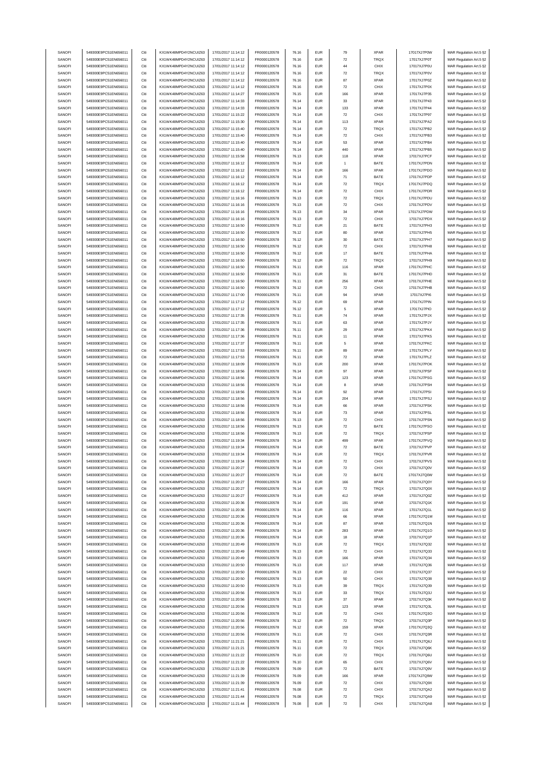| | | | | | | | | | | |
|---|---|---|---|---|---|---|---|---|---|---|
| SANOFI | 549300E9PC51EN656011 | Citi | KX1WK48MPD4Y2NCUIZ63 | 17/01/2017 11:14:12 | FR0000120578 | 76.16 | EUR | 79 | XPAR | 17017XJ7P0W | MAR Regulation Art.5 §2 |
| SANOFI | 549300E9PC51EN656011 | Citi | KX1WK48MPD4Y2NCUIZ63 | 17/01/2017 11:14:12 | FR0000120578 | 76.16 | EUR | 72 | TRQX | 17017XJ7P0T | MAR Regulation Art.5 §2 |
| SANOFI | 549300E9PC51EN656011 | Citi | KX1WK48MPD4Y2NCUIZ63 | 17/01/2017 11:14:12 | FR0000120578 | 76.16 | EUR | 44 | CHIX | 17017XJ7P0U | MAR Regulation Art.5 §2 |
| SANOFI | 549300E9PC51EN656011 | Citi | KX1WK48MPD4Y2NCUIZ63 | 17/01/2017 11:14:12 | FR0000120578 | 76.16 | EUR | 72 | TRQX | 17017XJ7P0V | MAR Regulation Art.5 §2 |
| SANOFI | 549300E9PC51EN656011 | Citi | KX1WK48MPD4Y2NCUIZ63 | 17/01/2017 11:14:12 | FR0000120578 | 76.16 | EUR | 87 | XPAR | 17017XJ7P0Z | MAR Regulation Art.5 §2 |
| SANOFI | 549300E9PC51EN656011 | Citi | KX1WK48MPD4Y2NCUIZ63 | 17/01/2017 11:14:12 | FR0000120578 | 76.16 | EUR | 72 | CHIX | 17017XJ7P0X | MAR Regulation Art.5 §2 |
| SANOFI | 549300E9PC51EN656011 | Citi | KX1WK48MPD4Y2NCUIZ63 | 17/01/2017 11:14:27 | FR0000120578 | 76.15 | EUR | 166 | XPAR | 17017XJ7P35 | MAR Regulation Art.5 §2 |
| SANOFI | 549300E9PC51EN656011 | Citi | KX1WK48MPD4Y2NCUIZ63 | 17/01/2017 11:14:33 | FR0000120578 | 76.14 | EUR | 33 | XPAR | 17017XJ7P43 | MAR Regulation Art.5 §2 |
| SANOFI | 549300E9PC51EN656011 | Citi | KX1WK48MPD4Y2NCUIZ63 | 17/01/2017 11:14:33 | FR0000120578 | 76.14 | EUR | 133 | XPAR | 17017XJ7P44 | MAR Regulation Art.5 §2 |
| SANOFI | 549300E9PC51EN656011 | Citi | KX1WK48MPD4Y2NCUIZ63 | 17/01/2017 11:15:22 | FR0000120578 | 76.14 | EUR | 72 | CHIX | 17017XJ7P97 | MAR Regulation Art.5 §2 |
| SANOFI | 549300E9PC51EN656011 | Citi | KX1WK48MPD4Y2NCUIZ63 | 17/01/2017 11:15:30 | FR0000120578 | 76.14 | EUR | 113 | XPAR | 17017XJ7PA2 | MAR Regulation Art.5 §2 |
| SANOFI | 549300E9PC51EN656011 | Citi | KX1WK48MPD4Y2NCUIZ63 | 17/01/2017 11:15:40 | FR0000120578 | 76.14 | EUR | 72 | TRQX | 17017XJ7PB2 | MAR Regulation Art.5 §2 |
| SANOFI | 549300E9PC51EN656011 | Citi | KX1WK48MPD4Y2NCUIZ63 | 17/01/2017 11:15:40 | FR0000120578 | 76.14 | EUR | 72 | CHIX | 17017XJ7PB3 | MAR Regulation Art.5 §2 |
| SANOFI | 549300E9PC51EN656011 | Citi | KX1WK48MPD4Y2NCUIZ63 | 17/01/2017 11:15:40 | FR0000120578 | 76.14 | EUR | 53 | XPAR | 17017XJ7PB4 | MAR Regulation Art.5 §2 |
| SANOFI | 549300E9PC51EN656011 | Citi | KX1WK48MPD4Y2NCUIZ63 | 17/01/2017 11:15:40 | FR0000120578 | 76.14 | EUR | 440 | XPAR | 17017XJ7PB5 | MAR Regulation Art.5 §2 |
| SANOFI | 549300E9PC51EN656011 | Citi | KX1WK48MPD4Y2NCUIZ63 | 17/01/2017 11:15:58 | FR0000120578 | 76.13 | EUR | 118 | XPAR | 17017XJ7PCF | MAR Regulation Art.5 §2 |
| SANOFI | 549300E9PC51EN656011 | Citi | KX1WK48MPD4Y2NCUIZ63 | 17/01/2017 11:16:12 | FR0000120578 | 76.14 | EUR | 1 | BATE | 17017XJ7PDN | MAR Regulation Art.5 §2 |
| SANOFI | 549300E9PC51EN656011 | Citi | KX1WK48MPD4Y2NCUIZ63 | 17/01/2017 11:16:12 | FR0000120578 | 76.14 | EUR | 166 | XPAR | 17017XJ7PDO | MAR Regulation Art.5 §2 |
| SANOFI | 549300E9PC51EN656011 | Citi | KX1WK48MPD4Y2NCUIZ63 | 17/01/2017 11:16:12 | FR0000120578 | 76.14 | EUR | 71 | BATE | 17017XJ7PDP | MAR Regulation Art.5 §2 |
| SANOFI | 549300E9PC51EN656011 | Citi | KX1WK48MPD4Y2NCUIZ63 | 17/01/2017 11:16:12 | FR0000120578 | 76.14 | EUR | 72 | TRQX | 17017XJ7PDQ | MAR Regulation Art.5 §2 |
| SANOFI | 549300E9PC51EN656011 | Citi | KX1WK48MPD4Y2NCUIZ63 | 17/01/2017 11:16:12 | FR0000120578 | 76.14 | EUR | 72 | CHIX | 17017XJ7PDR | MAR Regulation Art.5 §2 |
| SANOFI | 549300E9PC51EN656011 | Citi | KX1WK48MPD4Y2NCUIZ63 | 17/01/2017 11:16:16 | FR0000120578 | 76.13 | EUR | 72 | TRQX | 17017XJ7PDU | MAR Regulation Art.5 §2 |
| SANOFI | 549300E9PC51EN656011 | Citi | KX1WK48MPD4Y2NCUIZ63 | 17/01/2017 11:16:16 | FR0000120578 | 76.13 | EUR | 72 | CHIX | 17017XJ7PDV | MAR Regulation Art.5 §2 |
| SANOFI | 549300E9PC51EN656011 | Citi | KX1WK48MPD4Y2NCUIZ63 | 17/01/2017 11:16:16 | FR0000120578 | 76.13 | EUR | 34 | XPAR | 17017XJ7PDW | MAR Regulation Art.5 §2 |
| SANOFI | 549300E9PC51EN656011 | Citi | KX1WK48MPD4Y2NCUIZ63 | 17/01/2017 11:16:16 | FR0000120578 | 76.13 | EUR | 72 | CHIX | 17017XJ7PDX | MAR Regulation Art.5 §2 |
| SANOFI | 549300E9PC51EN656011 | Citi | KX1WK48MPD4Y2NCUIZ63 | 17/01/2017 11:16:50 | FR0000120578 | 76.12 | EUR | 21 | BATE | 17017XJ7PH3 | MAR Regulation Art.5 §2 |
| SANOFI | 549300E9PC51EN656011 | Citi | KX1WK48MPD4Y2NCUIZ63 | 17/01/2017 11:16:50 | FR0000120578 | 76.12 | EUR | 80 | XPAR | 17017XJ7PH5 | MAR Regulation Art.5 §2 |
| SANOFI | 549300E9PC51EN656011 | Citi | KX1WK48MPD4Y2NCUIZ63 | 17/01/2017 11:16:50 | FR0000120578 | 76.12 | EUR | 30 | BATE | 17017XJ7PH7 | MAR Regulation Art.5 §2 |
| SANOFI | 549300E9PC51EN656011 | Citi | KX1WK48MPD4Y2NCUIZ63 | 17/01/2017 11:16:50 | FR0000120578 | 76.12 | EUR | 72 | CHIX | 17017XJ7PH8 | MAR Regulation Art.5 §2 |
| SANOFI | 549300E9PC51EN656011 | Citi | KX1WK48MPD4Y2NCUIZ63 | 17/01/2017 11:16:50 | FR0000120578 | 76.12 | EUR | 17 | BATE | 17017XJ7PHA | MAR Regulation Art.5 §2 |
| SANOFI | 549300E9PC51EN656011 | Citi | KX1WK48MPD4Y2NCUIZ63 | 17/01/2017 11:16:50 | FR0000120578 | 76.12 | EUR | 72 | TRQX | 17017XJ7PH9 | MAR Regulation Art.5 §2 |
| SANOFI | 549300E9PC51EN656011 | Citi | KX1WK48MPD4Y2NCUIZ63 | 17/01/2017 11:16:50 | FR0000120578 | 76.11 | EUR | 116 | XPAR | 17017XJ7PHC | MAR Regulation Art.5 §2 |
| SANOFI | 549300E9PC51EN656011 | Citi | KX1WK48MPD4Y2NCUIZ63 | 17/01/2017 11:16:50 | FR0000120578 | 76.11 | EUR | 31 | BATE | 17017XJ7PHD | MAR Regulation Art.5 §2 |
| SANOFI | 549300E9PC51EN656011 | Citi | KX1WK48MPD4Y2NCUIZ63 | 17/01/2017 11:16:50 | FR0000120578 | 76.11 | EUR | 256 | XPAR | 17017XJ7PHE | MAR Regulation Art.5 §2 |
| SANOFI | 549300E9PC51EN656011 | Citi | KX1WK48MPD4Y2NCUIZ63 | 17/01/2017 11:16:50 | FR0000120578 | 76.12 | EUR | 72 | CHIX | 17017XJ7PHB | MAR Regulation Art.5 §2 |
| SANOFI | 549300E9PC51EN656011 | Citi | KX1WK48MPD4Y2NCUIZ63 | 17/01/2017 11:17:00 | FR0000120578 | 76.11 | EUR | 94 | XPAR | 17017XJ7PI6 | MAR Regulation Art.5 §2 |
| SANOFI | 549300E9PC51EN656011 | Citi | KX1WK48MPD4Y2NCUIZ63 | 17/01/2017 11:17:12 | FR0000120578 | 76.12 | EUR | 69 | XPAR | 17017XJ7PIN | MAR Regulation Art.5 §2 |
| SANOFI | 549300E9PC51EN656011 | Citi | KX1WK48MPD4Y2NCUIZ63 | 17/01/2017 11:17:12 | FR0000120578 | 76.12 | EUR | 5 | XPAR | 17017XJ7PIO | MAR Regulation Art.5 §2 |
| SANOFI | 549300E9PC51EN656011 | Citi | KX1WK48MPD4Y2NCUIZ63 | 17/01/2017 11:17:35 | FR0000120578 | 76.11 | EUR | 74 | XPAR | 17017XJ7PJX | MAR Regulation Art.5 §2 |
| SANOFI | 549300E9PC51EN656011 | Citi | KX1WK48MPD4Y2NCUIZ63 | 17/01/2017 11:17:35 | FR0000120578 | 76.11 | EUR | 63 | XPAR | 17017XJ7PJY | MAR Regulation Art.5 §2 |
| SANOFI | 549300E9PC51EN656011 | Citi | KX1WK48MPD4Y2NCUIZ63 | 17/01/2017 11:17:36 | FR0000120578 | 76.11 | EUR | 29 | XPAR | 17017XJ7PK4 | MAR Regulation Art.5 §2 |
| SANOFI | 549300E9PC51EN656011 | Citi | KX1WK48MPD4Y2NCUIZ63 | 17/01/2017 11:17:36 | FR0000120578 | 76.11 | EUR | 11 | XPAR | 17017XJ7PK5 | MAR Regulation Art.5 §2 |
| SANOFI | 549300E9PC51EN656011 | Citi | KX1WK48MPD4Y2NCUIZ63 | 17/01/2017 11:17:37 | FR0000120578 | 76.11 | EUR | 5 | XPAR | 17017XJ7PKC | MAR Regulation Art.5 §2 |
| SANOFI | 549300E9PC51EN656011 | Citi | KX1WK48MPD4Y2NCUIZ63 | 17/01/2017 11:17:53 | FR0000120578 | 76.11 | EUR | 89 | XPAR | 17017XJ7PLY | MAR Regulation Art.5 §2 |
| SANOFI | 549300E9PC51EN656011 | Citi | KX1WK48MPD4Y2NCUIZ63 | 17/01/2017 11:17:53 | FR0000120578 | 76.11 | EUR | 72 | XPAR | 17017XJ7PLZ | MAR Regulation Art.5 §2 |
| SANOFI | 549300E9PC51EN656011 | Citi | KX1WK48MPD4Y2NCUIZ63 | 17/01/2017 11:18:09 | FR0000120578 | 76.13 | EUR | 200 | XPAR | 17017XJ7POK | MAR Regulation Art.5 §2 |
| SANOFI | 549300E9PC51EN656011 | Citi | KX1WK48MPD4Y2NCUIZ63 | 17/01/2017 11:18:56 | FR0000120578 | 76.14 | EUR | 97 | XPAR | 17017XJ7PSF | MAR Regulation Art.5 §2 |
| SANOFI | 549300E9PC51EN656011 | Citi | KX1WK48MPD4Y2NCUIZ63 | 17/01/2017 11:18:56 | FR0000120578 | 76.14 | EUR | 123 | XPAR | 17017XJ7PSG | MAR Regulation Art.5 §2 |
| SANOFI | 549300E9PC51EN656011 | Citi | KX1WK48MPD4Y2NCUIZ63 | 17/01/2017 11:18:56 | FR0000120578 | 76.14 | EUR | 8 | XPAR | 17017XJ7PSH | MAR Regulation Art.5 §2 |
| SANOFI | 549300E9PC51EN656011 | Citi | KX1WK48MPD4Y2NCUIZ63 | 17/01/2017 11:18:56 | FR0000120578 | 76.14 | EUR | 92 | XPAR | 17017XJ7PSI | MAR Regulation Art.5 §2 |
| SANOFI | 549300E9PC51EN656011 | Citi | KX1WK48MPD4Y2NCUIZ63 | 17/01/2017 11:18:56 | FR0000120578 | 76.14 | EUR | 204 | XPAR | 17017XJ7PSJ | MAR Regulation Art.5 §2 |
| SANOFI | 549300E9PC51EN656011 | Citi | KX1WK48MPD4Y2NCUIZ63 | 17/01/2017 11:18:56 | FR0000120578 | 76.14 | EUR | 66 | XPAR | 17017XJ7PSK | MAR Regulation Art.5 §2 |
| SANOFI | 549300E9PC51EN656011 | Citi | KX1WK48MPD4Y2NCUIZ63 | 17/01/2017 11:18:56 | FR0000120578 | 76.14 | EUR | 73 | XPAR | 17017XJ7PSL | MAR Regulation Art.5 §2 |
| SANOFI | 549300E9PC51EN656011 | Citi | KX1WK48MPD4Y2NCUIZ63 | 17/01/2017 11:18:56 | FR0000120578 | 76.13 | EUR | 72 | CHIX | 17017XJ7PSN | MAR Regulation Art.5 §2 |
| SANOFI | 549300E9PC51EN656011 | Citi | KX1WK48MPD4Y2NCUIZ63 | 17/01/2017 11:18:56 | FR0000120578 | 76.13 | EUR | 72 | BATE | 17017XJ7PSO | MAR Regulation Art.5 §2 |
| SANOFI | 549300E9PC51EN656011 | Citi | KX1WK48MPD4Y2NCUIZ63 | 17/01/2017 11:18:56 | FR0000120578 | 76.13 | EUR | 72 | TRQX | 17017XJ7PSP | MAR Regulation Art.5 §2 |
| SANOFI | 549300E9PC51EN656011 | Citi | KX1WK48MPD4Y2NCUIZ63 | 17/01/2017 11:19:34 | FR0000120578 | 76.14 | EUR | 499 | XPAR | 17017XJ7PVQ | MAR Regulation Art.5 §2 |
| SANOFI | 549300E9PC51EN656011 | Citi | KX1WK48MPD4Y2NCUIZ63 | 17/01/2017 11:19:34 | FR0000120578 | 76.14 | EUR | 72 | BATE | 17017XJ7PVP | MAR Regulation Art.5 §2 |
| SANOFI | 549300E9PC51EN656011 | Citi | KX1WK48MPD4Y2NCUIZ63 | 17/01/2017 11:19:34 | FR0000120578 | 76.14 | EUR | 72 | TRQX | 17017XJ7PVR | MAR Regulation Art.5 §2 |
| SANOFI | 549300E9PC51EN656011 | Citi | KX1WK48MPD4Y2NCUIZ63 | 17/01/2017 11:19:34 | FR0000120578 | 76.14 | EUR | 72 | CHIX | 17017XJ7PVS | MAR Regulation Art.5 §2 |
| SANOFI | 549300E9PC51EN656011 | Citi | KX1WK48MPD4Y2NCUIZ63 | 17/01/2017 11:20:27 | FR0000120578 | 76.14 | EUR | 72 | CHIX | 17017XJ7Q0V | MAR Regulation Art.5 §2 |
| SANOFI | 549300E9PC51EN656011 | Citi | KX1WK48MPD4Y2NCUIZ63 | 17/01/2017 11:20:27 | FR0000120578 | 76.14 | EUR | 72 | BATE | 17017XJ7Q0W | MAR Regulation Art.5 §2 |
| SANOFI | 549300E9PC51EN656011 | Citi | KX1WK48MPD4Y2NCUIZ63 | 17/01/2017 11:20:27 | FR0000120578 | 76.14 | EUR | 166 | XPAR | 17017XJ7Q0Y | MAR Regulation Art.5 §2 |
| SANOFI | 549300E9PC51EN656011 | Citi | KX1WK48MPD4Y2NCUIZ63 | 17/01/2017 11:20:27 | FR0000120578 | 76.14 | EUR | 72 | TRQX | 17017XJ7Q0X | MAR Regulation Art.5 §2 |
| SANOFI | 549300E9PC51EN656011 | Citi | KX1WK48MPD4Y2NCUIZ63 | 17/01/2017 11:20:27 | FR0000120578 | 76.14 | EUR | 412 | XPAR | 17017XJ7Q0Z | MAR Regulation Art.5 §2 |
| SANOFI | 549300E9PC51EN656011 | Citi | KX1WK48MPD4Y2NCUIZ63 | 17/01/2017 11:20:36 | FR0000120578 | 76.14 | EUR | 191 | XPAR | 17017XJ7Q1K | MAR Regulation Art.5 §2 |
| SANOFI | 549300E9PC51EN656011 | Citi | KX1WK48MPD4Y2NCUIZ63 | 17/01/2017 11:20:36 | FR0000120578 | 76.14 | EUR | 116 | XPAR | 17017XJ7Q1L | MAR Regulation Art.5 §2 |
| SANOFI | 549300E9PC51EN656011 | Citi | KX1WK48MPD4Y2NCUIZ63 | 17/01/2017 11:20:36 | FR0000120578 | 76.14 | EUR | 66 | XPAR | 17017XJ7Q1M | MAR Regulation Art.5 §2 |
| SANOFI | 549300E9PC51EN656011 | Citi | KX1WK48MPD4Y2NCUIZ63 | 17/01/2017 11:20:36 | FR0000120578 | 76.14 | EUR | 87 | XPAR | 17017XJ7Q1N | MAR Regulation Art.5 §2 |
| SANOFI | 549300E9PC51EN656011 | Citi | KX1WK48MPD4Y2NCUIZ63 | 17/01/2017 11:20:36 | FR0000120578 | 76.14 | EUR | 283 | XPAR | 17017XJ7Q1O | MAR Regulation Art.5 §2 |
| SANOFI | 549300E9PC51EN656011 | Citi | KX1WK48MPD4Y2NCUIZ63 | 17/01/2017 11:20:36 | FR0000120578 | 76.14 | EUR | 18 | XPAR | 17017XJ7Q1P | MAR Regulation Art.5 §2 |
| SANOFI | 549300E9PC51EN656011 | Citi | KX1WK48MPD4Y2NCUIZ63 | 17/01/2017 11:20:49 | FR0000120578 | 76.13 | EUR | 72 | TRQX | 17017XJ7Q32 | MAR Regulation Art.5 §2 |
| SANOFI | 549300E9PC51EN656011 | Citi | KX1WK48MPD4Y2NCUIZ63 | 17/01/2017 11:20:49 | FR0000120578 | 76.13 | EUR | 72 | CHIX | 17017XJ7Q33 | MAR Regulation Art.5 §2 |
| SANOFI | 549300E9PC51EN656011 | Citi | KX1WK48MPD4Y2NCUIZ63 | 17/01/2017 11:20:49 | FR0000120578 | 76.13 | EUR | 166 | XPAR | 17017XJ7Q34 | MAR Regulation Art.5 §2 |
| SANOFI | 549300E9PC51EN656011 | Citi | KX1WK48MPD4Y2NCUIZ63 | 17/01/2017 11:20:50 | FR0000120578 | 76.13 | EUR | 117 | XPAR | 17017XJ7Q36 | MAR Regulation Art.5 §2 |
| SANOFI | 549300E9PC51EN656011 | Citi | KX1WK48MPD4Y2NCUIZ63 | 17/01/2017 11:20:50 | FR0000120578 | 76.13 | EUR | 22 | CHIX | 17017XJ7Q37 | MAR Regulation Art.5 §2 |
| SANOFI | 549300E9PC51EN656011 | Citi | KX1WK48MPD4Y2NCUIZ63 | 17/01/2017 11:20:50 | FR0000120578 | 76.13 | EUR | 50 | CHIX | 17017XJ7Q38 | MAR Regulation Art.5 §2 |
| SANOFI | 549300E9PC51EN656011 | Citi | KX1WK48MPD4Y2NCUIZ63 | 17/01/2017 11:20:50 | FR0000120578 | 76.13 | EUR | 39 | TRQX | 17017XJ7Q39 | MAR Regulation Art.5 §2 |
| SANOFI | 549300E9PC51EN656011 | Citi | KX1WK48MPD4Y2NCUIZ63 | 17/01/2017 11:20:56 | FR0000120578 | 76.13 | EUR | 33 | TRQX | 17017XJ7Q3J | MAR Regulation Art.5 §2 |
| SANOFI | 549300E9PC51EN656011 | Citi | KX1WK48MPD4Y2NCUIZ63 | 17/01/2017 11:20:56 | FR0000120578 | 76.13 | EUR | 37 | XPAR | 17017XJ7Q3K | MAR Regulation Art.5 §2 |
| SANOFI | 549300E9PC51EN656011 | Citi | KX1WK48MPD4Y2NCUIZ63 | 17/01/2017 11:20:56 | FR0000120578 | 76.13 | EUR | 123 | XPAR | 17017XJ7Q3L | MAR Regulation Art.5 §2 |
| SANOFI | 549300E9PC51EN656011 | Citi | KX1WK48MPD4Y2NCUIZ63 | 17/01/2017 11:20:56 | FR0000120578 | 76.12 | EUR | 72 | CHIX | 17017XJ7Q3O | MAR Regulation Art.5 §2 |
| SANOFI | 549300E9PC51EN656011 | Citi | KX1WK48MPD4Y2NCUIZ63 | 17/01/2017 11:20:56 | FR0000120578 | 76.12 | EUR | 72 | TRQX | 17017XJ7Q3P | MAR Regulation Art.5 §2 |
| SANOFI | 549300E9PC51EN656011 | Citi | KX1WK48MPD4Y2NCUIZ63 | 17/01/2017 11:20:56 | FR0000120578 | 76.12 | EUR | 159 | XPAR | 17017XJ7Q3Q | MAR Regulation Art.5 §2 |
| SANOFI | 549300E9PC51EN656011 | Citi | KX1WK48MPD4Y2NCUIZ63 | 17/01/2017 11:20:56 | FR0000120578 | 76.11 | EUR | 72 | CHIX | 17017XJ7Q3R | MAR Regulation Art.5 §2 |
| SANOFI | 549300E9PC51EN656011 | Citi | KX1WK48MPD4Y2NCUIZ63 | 17/01/2017 11:21:21 | FR0000120578 | 76.11 | EUR | 72 | CHIX | 17017XJ7Q6J | MAR Regulation Art.5 §2 |
| SANOFI | 549300E9PC51EN656011 | Citi | KX1WK48MPD4Y2NCUIZ63 | 17/01/2017 11:21:21 | FR0000120578 | 76.11 | EUR | 72 | TRQX | 17017XJ7Q6K | MAR Regulation Art.5 §2 |
| SANOFI | 549300E9PC51EN656011 | Citi | KX1WK48MPD4Y2NCUIZ63 | 17/01/2017 11:21:22 | FR0000120578 | 76.10 | EUR | 72 | TRQX | 17017XJ7Q6U | MAR Regulation Art.5 §2 |
| SANOFI | 549300E9PC51EN656011 | Citi | KX1WK48MPD4Y2NCUIZ63 | 17/01/2017 11:21:22 | FR0000120578 | 76.10 | EUR | 65 | CHIX | 17017XJ7Q6V | MAR Regulation Art.5 §2 |
| SANOFI | 549300E9PC51EN656011 | Citi | KX1WK48MPD4Y2NCUIZ63 | 17/01/2017 11:21:39 | FR0000120578 | 76.09 | EUR | 72 | BATE | 17017XJ7Q9V | MAR Regulation Art.5 §2 |
| SANOFI | 549300E9PC51EN656011 | Citi | KX1WK48MPD4Y2NCUIZ63 | 17/01/2017 11:21:39 | FR0000120578 | 76.09 | EUR | 166 | XPAR | 17017XJ7Q9W | MAR Regulation Art.5 §2 |
| SANOFI | 549300E9PC51EN656011 | Citi | KX1WK48MPD4Y2NCUIZ63 | 17/01/2017 11:21:39 | FR0000120578 | 76.09 | EUR | 72 | CHIX | 17017XJ7Q9X | MAR Regulation Art.5 §2 |
| SANOFI | 549300E9PC51EN656011 | Citi | KX1WK48MPD4Y2NCUIZ63 | 17/01/2017 11:21:41 | FR0000120578 | 76.08 | EUR | 72 | CHIX | 17017XJ7QA2 | MAR Regulation Art.5 §2 |
| SANOFI | 549300E9PC51EN656011 | Citi | KX1WK48MPD4Y2NCUIZ63 | 17/01/2017 11:21:44 | FR0000120578 | 76.08 | EUR | 72 | TRQX | 17017XJ7QA9 | MAR Regulation Art.5 §2 |
| SANOFI | 549300E9PC51EN656011 | Citi | KX1WK48MPD4Y2NCUIZ63 | 17/01/2017 11:21:44 | FR0000120578 | 76.08 | EUR | 72 | CHIX | 17017XJ7QA8 | MAR Regulation Art.5 §2 |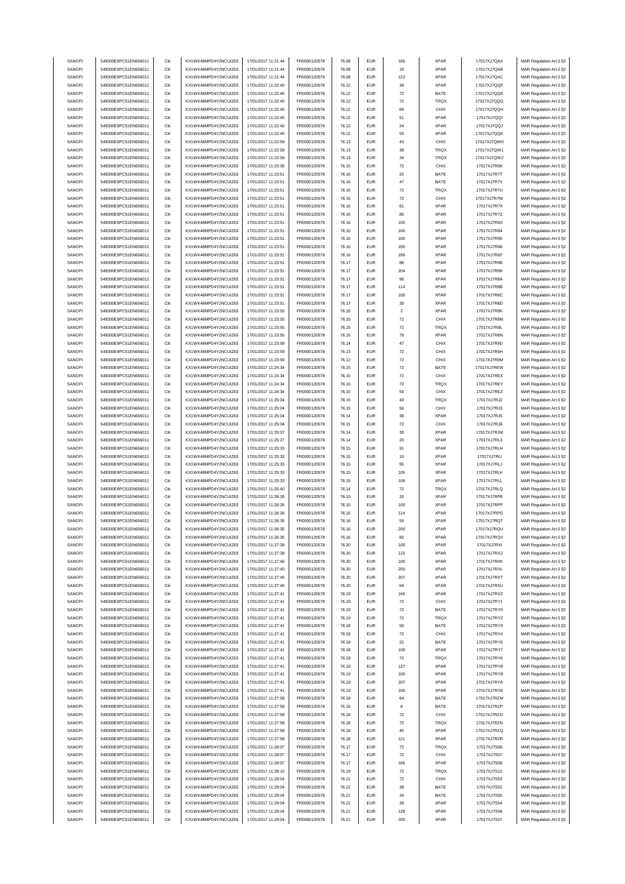| | | | | | | | | | | | |
|---|---|---|---|---|---|---|---|---|---|---|---|
| SANOFI | 549300E9PC51EN656011 | Citi | KX1WK48MPD4Y2NCUIZ63 | 17/01/2017 11:21:44 | FR0000120578 | 76.08 | EUR | 166 | XPAR | 17017XJ7QAA | MAR Regulation Art.5 §2 |
| SANOFI | 549300E9PC51EN656011 | Citi | KX1WK48MPD4Y2NCUIZ63 | 17/01/2017 11:21:44 | FR0000120578 | 76.08 | EUR | 19 | XPAR | 17017XJ7QAB | MAR Regulation Art.5 §2 |
| SANOFI | 549300E9PC51EN656011 | Citi | KX1WK48MPD4Y2NCUIZ63 | 17/01/2017 11:21:44 | FR0000120578 | 76.08 | EUR | 123 | XPAR | 17017XJ7QAC | MAR Regulation Art.5 §2 |
| SANOFI | 549300E9PC51EN656011 | Citi | KX1WK48MPD4Y2NCUIZ63 | 17/01/2017 11:22:40 | FR0000120578 | 76.12 | EUR | 38 | XPAR | 17017XJ7QQF | MAR Regulation Art.5 §2 |
| SANOFI | 549300E9PC51EN656011 | Citi | KX1WK48MPD4Y2NCUIZ63 | 17/01/2017 11:22:40 | FR0000120578 | 76.12 | EUR | 72 | BATE | 17017XJ7QQE | MAR Regulation Art.5 §2 |
| SANOFI | 549300E9PC51EN656011 | Citi | KX1WK48MPD4Y2NCUIZ63 | 17/01/2017 11:22:40 | FR0000120578 | 76.12 | EUR | 72 | TRQX | 17017XJ7QQG | MAR Regulation Art.5 §2 |
| SANOFI | 549300E9PC51EN656011 | Citi | KX1WK48MPD4Y2NCUIZ63 | 17/01/2017 11:22:40 | FR0000120578 | 76.12 | EUR | 69 | CHIX | 17017XJ7QQH | MAR Regulation Art.5 §2 |
| SANOFI | 549300E9PC51EN656011 | Citi | KX1WK48MPD4Y2NCUIZ63 | 17/01/2017 11:22:40 | FR0000120578 | 76.12 | EUR | 51 | XPAR | 17017XJ7QQI | MAR Regulation Art.5 §2 |
| SANOFI | 549300E9PC51EN656011 | Citi | KX1WK48MPD4Y2NCUIZ63 | 17/01/2017 11:22:40 | FR0000120578 | 76.12 | EUR | 24 | XPAR | 17017XJ7QQJ | MAR Regulation Art.5 §2 |
| SANOFI | 549300E9PC51EN656011 | Citi | KX1WK48MPD4Y2NCUIZ63 | 17/01/2017 11:22:40 | FR0000120578 | 76.12 | EUR | 53 | XPAR | 17017XJ7QQK | MAR Regulation Art.5 §2 |
| SANOFI | 549300E9PC51EN656011 | Citi | KX1WK48MPD4Y2NCUIZ63 | 17/01/2017 11:22:59 | FR0000120578 | 76.13 | EUR | 43 | CHIX | 17017XJ7QW0 | MAR Regulation Art.5 §2 |
| SANOFI | 549300E9PC51EN656011 | Citi | KX1WK48MPD4Y2NCUIZ63 | 17/01/2017 11:22:59 | FR0000120578 | 76.13 | EUR | 38 | TRQX | 17017XJ7QW1 | MAR Regulation Art.5 §2 |
| SANOFI | 549300E9PC51EN656011 | Citi | KX1WK48MPD4Y2NCUIZ63 | 17/01/2017 11:22:59 | FR0000120578 | 76.13 | EUR | 34 | TRQX | 17017XJ7QW2 | MAR Regulation Art.5 §2 |
| SANOFI | 549300E9PC51EN656011 | Citi | KX1WK48MPD4Y2NCUIZ63 | 17/01/2017 11:23:30 | FR0000120578 | 76.15 | EUR | 72 | CHIX | 17017XJ7R5K | MAR Regulation Art.5 §2 |
| SANOFI | 549300E9PC51EN656011 | Citi | KX1WK48MPD4Y2NCUIZ63 | 17/01/2017 11:23:51 | FR0000120578 | 76.16 | EUR | 25 | BATE | 17017XJ7R7T | MAR Regulation Art.5 §2 |
| SANOFI | 549300E9PC51EN656011 | Citi | KX1WK48MPD4Y2NCUIZ63 | 17/01/2017 11:23:51 | FR0000120578 | 76.16 | EUR | 47 | BATE | 17017XJ7R7V | MAR Regulation Art.5 §2 |
| SANOFI | 549300E9PC51EN656011 | Citi | KX1WK48MPD4Y2NCUIZ63 | 17/01/2017 11:23:51 | FR0000120578 | 76.16 | EUR | 72 | TRQX | 17017XJ7R7U | MAR Regulation Art.5 §2 |
| SANOFI | 549300E9PC51EN656011 | Citi | KX1WK48MPD4Y2NCUIZ63 | 17/01/2017 11:23:51 | FR0000120578 | 76.16 | EUR | 72 | CHIX | 17017XJ7R7W | MAR Regulation Art.5 §2 |
| SANOFI | 549300E9PC51EN656011 | Citi | KX1WK48MPD4Y2NCUIZ63 | 17/01/2017 11:23:51 | FR0000120578 | 76.16 | EUR | 81 | XPAR | 17017XJ7R7X | MAR Regulation Art.5 §2 |
| SANOFI | 549300E9PC51EN656011 | Citi | KX1WK48MPD4Y2NCUIZ63 | 17/01/2017 11:23:51 | FR0000120578 | 76.16 | EUR | 85 | XPAR | 17017XJ7R7Z | MAR Regulation Art.5 §2 |
| SANOFI | 549300E9PC51EN656011 | Citi | KX1WK48MPD4Y2NCUIZ63 | 17/01/2017 11:23:51 | FR0000120578 | 76.16 | EUR | 100 | XPAR | 17017XJ7R83 | MAR Regulation Art.5 §2 |
| SANOFI | 549300E9PC51EN656011 | Citi | KX1WK48MPD4Y2NCUIZ63 | 17/01/2017 11:23:51 | FR0000120578 | 76.16 | EUR | 100 | XPAR | 17017XJ7R84 | MAR Regulation Art.5 §2 |
| SANOFI | 549300E9PC51EN656011 | Citi | KX1WK48MPD4Y2NCUIZ63 | 17/01/2017 11:23:51 | FR0000120578 | 76.16 | EUR | 100 | XPAR | 17017XJ7R85 | MAR Regulation Art.5 §2 |
| SANOFI | 549300E9PC51EN656011 | Citi | KX1WK48MPD4Y2NCUIZ63 | 17/01/2017 11:23:51 | FR0000120578 | 76.16 | EUR | 200 | XPAR | 17017XJ7R86 | MAR Regulation Art.5 §2 |
| SANOFI | 549300E9PC51EN656011 | Citi | KX1WK48MPD4Y2NCUIZ63 | 17/01/2017 11:23:51 | FR0000120578 | 76.16 | EUR | 199 | XPAR | 17017XJ7R87 | MAR Regulation Art.5 §2 |
| SANOFI | 549300E9PC51EN656011 | Citi | KX1WK48MPD4Y2NCUIZ63 | 17/01/2017 11:23:51 | FR0000120578 | 76.17 | EUR | 88 | XPAR | 17017XJ7R88 | MAR Regulation Art.5 §2 |
| SANOFI | 549300E9PC51EN656011 | Citi | KX1WK48MPD4Y2NCUIZ63 | 17/01/2017 11:23:51 | FR0000120578 | 76.17 | EUR | 204 | XPAR | 17017XJ7R89 | MAR Regulation Art.5 §2 |
| SANOFI | 549300E9PC51EN656011 | Citi | KX1WK48MPD4Y2NCUIZ63 | 17/01/2017 11:23:51 | FR0000120578 | 76.17 | EUR | 90 | XPAR | 17017XJ7R8A | MAR Regulation Art.5 §2 |
| SANOFI | 549300E9PC51EN656011 | Citi | KX1WK48MPD4Y2NCUIZ63 | 17/01/2017 11:23:51 | FR0000120578 | 76.17 | EUR | 114 | XPAR | 17017XJ7R8B | MAR Regulation Art.5 §2 |
| SANOFI | 549300E9PC51EN656011 | Citi | KX1WK48MPD4Y2NCUIZ63 | 17/01/2017 11:23:51 | FR0000120578 | 76.17 | EUR | 100 | XPAR | 17017XJ7R8C | MAR Regulation Art.5 §2 |
| SANOFI | 549300E9PC51EN656011 | Citi | KX1WK48MPD4Y2NCUIZ63 | 17/01/2017 11:23:51 | FR0000120578 | 76.17 | EUR | 39 | XPAR | 17017XJ7R8D | MAR Regulation Art.5 §2 |
| SANOFI | 549300E9PC51EN656011 | Citi | KX1WK48MPD4Y2NCUIZ63 | 17/01/2017 11:23:55 | FR0000120578 | 76.15 | EUR | 2 | XPAR | 17017XJ7R8K | MAR Regulation Art.5 §2 |
| SANOFI | 549300E9PC51EN656011 | Citi | KX1WK48MPD4Y2NCUIZ63 | 17/01/2017 11:23:55 | FR0000120578 | 76.15 | EUR | 72 | CHIX | 17017XJ7R8M | MAR Regulation Art.5 §2 |
| SANOFI | 549300E9PC51EN656011 | Citi | KX1WK48MPD4Y2NCUIZ63 | 17/01/2017 11:23:55 | FR0000120578 | 76.15 | EUR | 72 | TRQX | 17017XJ7R8L | MAR Regulation Art.5 §2 |
| SANOFI | 549300E9PC51EN656011 | Citi | KX1WK48MPD4Y2NCUIZ63 | 17/01/2017 11:23:55 | FR0000120578 | 76.15 | EUR | 79 | XPAR | 17017XJ7R8N | MAR Regulation Art.5 §2 |
| SANOFI | 549300E9PC51EN656011 | Citi | KX1WK48MPD4Y2NCUIZ63 | 17/01/2017 11:23:58 | FR0000120578 | 76.14 | EUR | 47 | CHIX | 17017XJ7R9D | MAR Regulation Art.5 §2 |
| SANOFI | 549300E9PC51EN656011 | Citi | KX1WK48MPD4Y2NCUIZ63 | 17/01/2017 11:23:59 | FR0000120578 | 76.13 | EUR | 72 | CHIX | 17017XJ7R9H | MAR Regulation Art.5 §2 |
| SANOFI | 549300E9PC51EN656011 | Citi | KX1WK48MPD4Y2NCUIZ63 | 17/01/2017 11:23:59 | FR0000120578 | 76.12 | EUR | 72 | CHIX | 17017XJ7R9M | MAR Regulation Art.5 §2 |
| SANOFI | 549300E9PC51EN656011 | Citi | KX1WK48MPD4Y2NCUIZ63 | 17/01/2017 11:24:34 | FR0000120578 | 76.15 | EUR | 72 | BATE | 17017XJ7REW | MAR Regulation Art.5 §2 |
| SANOFI | 549300E9PC51EN656011 | Citi | KX1WK48MPD4Y2NCUIZ63 | 17/01/2017 11:24:34 | FR0000120578 | 76.15 | EUR | 72 | CHIX | 17017XJ7REX | MAR Regulation Art.5 §2 |
| SANOFI | 549300E9PC51EN656011 | Citi | KX1WK48MPD4Y2NCUIZ63 | 17/01/2017 11:24:34 | FR0000120578 | 76.15 | EUR | 72 | TRQX | 17017XJ7REY | MAR Regulation Art.5 §2 |
| SANOFI | 549300E9PC51EN656011 | Citi | KX1WK48MPD4Y2NCUIZ63 | 17/01/2017 11:24:34 | FR0000120578 | 76.15 | EUR | 55 | CHIX | 17017XJ7REZ | MAR Regulation Art.5 §2 |
| SANOFI | 549300E9PC51EN656011 | Citi | KX1WK48MPD4Y2NCUIZ63 | 17/01/2017 11:25:04 | FR0000120578 | 76.15 | EUR | 43 | TRQX | 17017XJ7RJ2 | MAR Regulation Art.5 §2 |
| SANOFI | 549300E9PC51EN656011 | Citi | KX1WK48MPD4Y2NCUIZ63 | 17/01/2017 11:25:04 | FR0000120578 | 76.15 | EUR | 56 | CHIX | 17017XJ7RJ3 | MAR Regulation Art.5 §2 |
| SANOFI | 549300E9PC51EN656011 | Citi | KX1WK48MPD4Y2NCUIZ63 | 17/01/2017 11:25:04 | FR0000120578 | 76.14 | EUR | 38 | XPAR | 17017XJ7RJ5 | MAR Regulation Art.5 §2 |
| SANOFI | 549300E9PC51EN656011 | Citi | KX1WK48MPD4Y2NCUIZ63 | 17/01/2017 11:25:04 | FR0000120578 | 76.15 | EUR | 72 | CHIX | 17017XJ7RJ6 | MAR Regulation Art.5 §2 |
| SANOFI | 549300E9PC51EN656011 | Citi | KX1WK48MPD4Y2NCUIZ63 | 17/01/2017 11:25:07 | FR0000120578 | 76.14 | EUR | 30 | XPAR | 17017XJ7RJM | MAR Regulation Art.5 §2 |
| SANOFI | 549300E9PC51EN656011 | Citi | KX1WK48MPD4Y2NCUIZ63 | 17/01/2017 11:25:27 | FR0000120578 | 76.14 | EUR | 20 | XPAR | 17017XJ7RL3 | MAR Regulation Art.5 §2 |
| SANOFI | 549300E9PC51EN656011 | Citi | KX1WK48MPD4Y2NCUIZ63 | 17/01/2017 11:25:33 | FR0000120578 | 76.15 | EUR | 91 | XPAR | 17017XJ7RLH | MAR Regulation Art.5 §2 |
| SANOFI | 549300E9PC51EN656011 | Citi | KX1WK48MPD4Y2NCUIZ63 | 17/01/2017 11:25:33 | FR0000120578 | 76.15 | EUR | 15 | XPAR | 17017XJ7RLI | MAR Regulation Art.5 §2 |
| SANOFI | 549300E9PC51EN656011 | Citi | KX1WK48MPD4Y2NCUIZ63 | 17/01/2017 11:25:33 | FR0000120578 | 76.15 | EUR | 95 | XPAR | 17017XJ7RLJ | MAR Regulation Art.5 §2 |
| SANOFI | 549300E9PC51EN656011 | Citi | KX1WK48MPD4Y2NCUIZ63 | 17/01/2017 11:25:33 | FR0000120578 | 76.15 | EUR | 105 | XPAR | 17017XJ7RLK | MAR Regulation Art.5 §2 |
| SANOFI | 549300E9PC51EN656011 | Citi | KX1WK48MPD4Y2NCUIZ63 | 17/01/2017 11:25:33 | FR0000120578 | 76.15 | EUR | 106 | XPAR | 17017XJ7RLL | MAR Regulation Art.5 §2 |
| SANOFI | 549300E9PC51EN656011 | Citi | KX1WK48MPD4Y2NCUIZ63 | 17/01/2017 11:25:40 | FR0000120578 | 76.14 | EUR | 72 | TRQX | 17017XJ7RLQ | MAR Regulation Art.5 §2 |
| SANOFI | 549300E9PC51EN656011 | Citi | KX1WK48MPD4Y2NCUIZ63 | 17/01/2017 11:26:26 | FR0000120578 | 76.15 | EUR | 20 | XPAR | 17017XJ7RPE | MAR Regulation Art.5 §2 |
| SANOFI | 549300E9PC51EN656011 | Citi | KX1WK48MPD4Y2NCUIZ63 | 17/01/2017 11:26:26 | FR0000120578 | 76.15 | EUR | 100 | XPAR | 17017XJ7RPF | MAR Regulation Art.5 §2 |
| SANOFI | 549300E9PC51EN656011 | Citi | KX1WK48MPD4Y2NCUIZ63 | 17/01/2017 11:26:26 | FR0000120578 | 76.15 | EUR | 114 | XPAR | 17017XJ7RPG | MAR Regulation Art.5 §2 |
| SANOFI | 549300E9PC51EN656011 | Citi | KX1WK48MPD4Y2NCUIZ63 | 17/01/2017 11:26:35 | FR0000120578 | 76.16 | EUR | 59 | XPAR | 17017XJ7RQT | MAR Regulation Art.5 §2 |
| SANOFI | 549300E9PC51EN656011 | Citi | KX1WK48MPD4Y2NCUIZ63 | 17/01/2017 11:26:35 | FR0000120578 | 76.16 | EUR | 200 | XPAR | 17017XJ7RQU | MAR Regulation Art.5 §2 |
| SANOFI | 549300E9PC51EN656011 | Citi | KX1WK48MPD4Y2NCUIZ63 | 17/01/2017 11:26:35 | FR0000120578 | 76.16 | EUR | 82 | XPAR | 17017XJ7RQV | MAR Regulation Art.5 §2 |
| SANOFI | 549300E9PC51EN656011 | Citi | KX1WK48MPD4Y2NCUIZ63 | 17/01/2017 11:27:39 | FR0000120578 | 76.20 | EUR | 100 | XPAR | 17017XJ7RXI | MAR Regulation Art.5 §2 |
| SANOFI | 549300E9PC51EN656011 | Citi | KX1WK48MPD4Y2NCUIZ63 | 17/01/2017 11:27:39 | FR0000120578 | 76.20 | EUR | 115 | XPAR | 17017XJ7RXJ | MAR Regulation Art.5 §2 |
| SANOFI | 549300E9PC51EN656011 | Citi | KX1WK48MPD4Y2NCUIZ63 | 17/01/2017 11:27:40 | FR0000120578 | 76.20 | EUR | 100 | XPAR | 17017XJ7RXK | MAR Regulation Art.5 §2 |
| SANOFI | 549300E9PC51EN656011 | Citi | KX1WK48MPD4Y2NCUIZ63 | 17/01/2017 11:27:40 | FR0000120578 | 76.20 | EUR | 200 | XPAR | 17017XJ7RXL | MAR Regulation Art.5 §2 |
| SANOFI | 549300E9PC51EN656011 | Citi | KX1WK48MPD4Y2NCUIZ63 | 17/01/2017 11:27:40 | FR0000120578 | 76.20 | EUR | 207 | XPAR | 17017XJ7RXT | MAR Regulation Art.5 §2 |
| SANOFI | 549300E9PC51EN656011 | Citi | KX1WK48MPD4Y2NCUIZ63 | 17/01/2017 11:27:40 | FR0000120578 | 76.20 | EUR | 64 | XPAR | 17017XJ7RXU | MAR Regulation Art.5 §2 |
| SANOFI | 549300E9PC51EN656011 | Citi | KX1WK48MPD4Y2NCUIZ63 | 17/01/2017 11:27:41 | FR0000120578 | 76.19 | EUR | 166 | XPAR | 17017XJ7RXZ | MAR Regulation Art.5 §2 |
| SANOFI | 549300E9PC51EN656011 | Citi | KX1WK48MPD4Y2NCUIZ63 | 17/01/2017 11:27:41 | FR0000120578 | 76.19 | EUR | 72 | CHIX | 17017XJ7RY1 | MAR Regulation Art.5 §2 |
| SANOFI | 549300E9PC51EN656011 | Citi | KX1WK48MPD4Y2NCUIZ63 | 17/01/2017 11:27:41 | FR0000120578 | 76.19 | EUR | 72 | BATE | 17017XJ7RY0 | MAR Regulation Art.5 §2 |
| SANOFI | 549300E9PC51EN656011 | Citi | KX1WK48MPD4Y2NCUIZ63 | 17/01/2017 11:27:41 | FR0000120578 | 76.19 | EUR | 72 | TRQX | 17017XJ7RY2 | MAR Regulation Art.5 §2 |
| SANOFI | 549300E9PC51EN656011 | Citi | KX1WK48MPD4Y2NCUIZ63 | 17/01/2017 11:27:41 | FR0000120578 | 76.18 | EUR | 50 | BATE | 17017XJ7RY3 | MAR Regulation Art.5 §2 |
| SANOFI | 549300E9PC51EN656011 | Citi | KX1WK48MPD4Y2NCUIZ63 | 17/01/2017 11:27:41 | FR0000120578 | 76.18 | EUR | 72 | CHIX | 17017XJ7RY4 | MAR Regulation Art.5 §2 |
| SANOFI | 549300E9PC51EN656011 | Citi | KX1WK48MPD4Y2NCUIZ63 | 17/01/2017 11:27:41 | FR0000120578 | 76.18 | EUR | 22 | BATE | 17017XJ7RY5 | MAR Regulation Art.5 §2 |
| SANOFI | 549300E9PC51EN656011 | Citi | KX1WK48MPD4Y2NCUIZ63 | 17/01/2017 11:27:41 | FR0000120578 | 76.18 | EUR | 100 | XPAR | 17017XJ7RY7 | MAR Regulation Art.5 §2 |
| SANOFI | 549300E9PC51EN656011 | Citi | KX1WK48MPD4Y2NCUIZ63 | 17/01/2017 11:27:41 | FR0000120578 | 76.18 | EUR | 72 | TRQX | 17017XJ7RY6 | MAR Regulation Art.5 §2 |
| SANOFI | 549300E9PC51EN656011 | Citi | KX1WK48MPD4Y2NCUIZ63 | 17/01/2017 11:27:41 | FR0000120578 | 76.18 | EUR | 127 | XPAR | 17017XJ7RY8 | MAR Regulation Art.5 §2 |
| SANOFI | 549300E9PC51EN656011 | Citi | KX1WK48MPD4Y2NCUIZ63 | 17/01/2017 11:27:41 | FR0000120578 | 76.19 | EUR | 100 | XPAR | 17017XJ7RY9 | MAR Regulation Art.5 §2 |
| SANOFI | 549300E9PC51EN656011 | Citi | KX1WK48MPD4Y2NCUIZ63 | 17/01/2017 11:27:41 | FR0000120578 | 76.19 | EUR | 207 | XPAR | 17017XJ7RYA | MAR Regulation Art.5 §2 |
| SANOFI | 549300E9PC51EN656011 | Citi | KX1WK48MPD4Y2NCUIZ63 | 17/01/2017 11:27:41 | FR0000120578 | 76.19 | EUR | 105 | XPAR | 17017XJ7RYB | MAR Regulation Art.5 §2 |
| SANOFI | 549300E9PC51EN656011 | Citi | KX1WK48MPD4Y2NCUIZ63 | 17/01/2017 11:27:58 | FR0000120578 | 76.18 | EUR | 64 | BATE | 17017XJ7RZM | MAR Regulation Art.5 §2 |
| SANOFI | 549300E9PC51EN656011 | Citi | KX1WK48MPD4Y2NCUIZ63 | 17/01/2017 11:27:58 | FR0000120578 | 76.18 | EUR | 8 | BATE | 17017XJ7RZP | MAR Regulation Art.5 §2 |
| SANOFI | 549300E9PC51EN656011 | Citi | KX1WK48MPD4Y2NCUIZ63 | 17/01/2017 11:27:58 | FR0000120578 | 76.18 | EUR | 72 | CHIX | 17017XJ7RZO | MAR Regulation Art.5 §2 |
| SANOFI | 549300E9PC51EN656011 | Citi | KX1WK48MPD4Y2NCUIZ63 | 17/01/2017 11:27:58 | FR0000120578 | 76.18 | EUR | 72 | TRQX | 17017XJ7RZN | MAR Regulation Art.5 §2 |
| SANOFI | 549300E9PC51EN656011 | Citi | KX1WK48MPD4Y2NCUIZ63 | 17/01/2017 11:27:58 | FR0000120578 | 76.18 | EUR | 45 | XPAR | 17017XJ7RZQ | MAR Regulation Art.5 §2 |
| SANOFI | 549300E9PC51EN656011 | Citi | KX1WK48MPD4Y2NCUIZ63 | 17/01/2017 11:27:58 | FR0000120578 | 76.18 | EUR | 121 | XPAR | 17017XJ7RZR | MAR Regulation Art.5 §2 |
| SANOFI | 549300E9PC51EN656011 | Citi | KX1WK48MPD4Y2NCUIZ63 | 17/01/2017 11:28:07 | FR0000120578 | 76.17 | EUR | 72 | TRQX | 17017XJ7S06 | MAR Regulation Art.5 §2 |
| SANOFI | 549300E9PC51EN656011 | Citi | KX1WK48MPD4Y2NCUIZ63 | 17/01/2017 11:28:07 | FR0000120578 | 76.17 | EUR | 72 | CHIX | 17017XJ7S07 | MAR Regulation Art.5 §2 |
| SANOFI | 549300E9PC51EN656011 | Citi | KX1WK48MPD4Y2NCUIZ63 | 17/01/2017 11:28:07 | FR0000120578 | 76.17 | EUR | 166 | XPAR | 17017XJ7S08 | MAR Regulation Art.5 §2 |
| SANOFI | 549300E9PC51EN656011 | Citi | KX1WK48MPD4Y2NCUIZ63 | 17/01/2017 11:28:10 | FR0000120578 | 76.19 | EUR | 72 | TRQX | 17017XJ7S12 | MAR Regulation Art.5 §2 |
| SANOFI | 549300E9PC51EN656011 | Citi | KX1WK48MPD4Y2NCUIZ63 | 17/01/2017 11:29:04 | FR0000120578 | 76.21 | EUR | 72 | CHIX | 17017XJ7S53 | MAR Regulation Art.5 §2 |
| SANOFI | 549300E9PC51EN656011 | Citi | KX1WK48MPD4Y2NCUIZ63 | 17/01/2017 11:29:04 | FR0000120578 | 76.21 | EUR | 38 | BATE | 17017XJ7S52 | MAR Regulation Art.5 §2 |
| SANOFI | 549300E9PC51EN656011 | Citi | KX1WK48MPD4Y2NCUIZ63 | 17/01/2017 11:29:04 | FR0000120578 | 76.21 | EUR | 34 | BATE | 17017XJ7S55 | MAR Regulation Art.5 §2 |
| SANOFI | 549300E9PC51EN656011 | Citi | KX1WK48MPD4Y2NCUIZ63 | 17/01/2017 11:29:04 | FR0000120578 | 76.21 | EUR | 38 | XPAR | 17017XJ7S54 | MAR Regulation Art.5 §2 |
| SANOFI | 549300E9PC51EN656011 | Citi | KX1WK48MPD4Y2NCUIZ63 | 17/01/2017 11:29:04 | FR0000120578 | 76.21 | EUR | 128 | XPAR | 17017XJ7S56 | MAR Regulation Art.5 §2 |
| SANOFI | 549300E9PC51EN656011 | Citi | KX1WK48MPD4Y2NCUIZ63 | 17/01/2017 11:29:04 | FR0000120578 | 76.21 | EUR | 200 | XPAR | 17017XJ7S57 | MAR Regulation Art.5 §2 |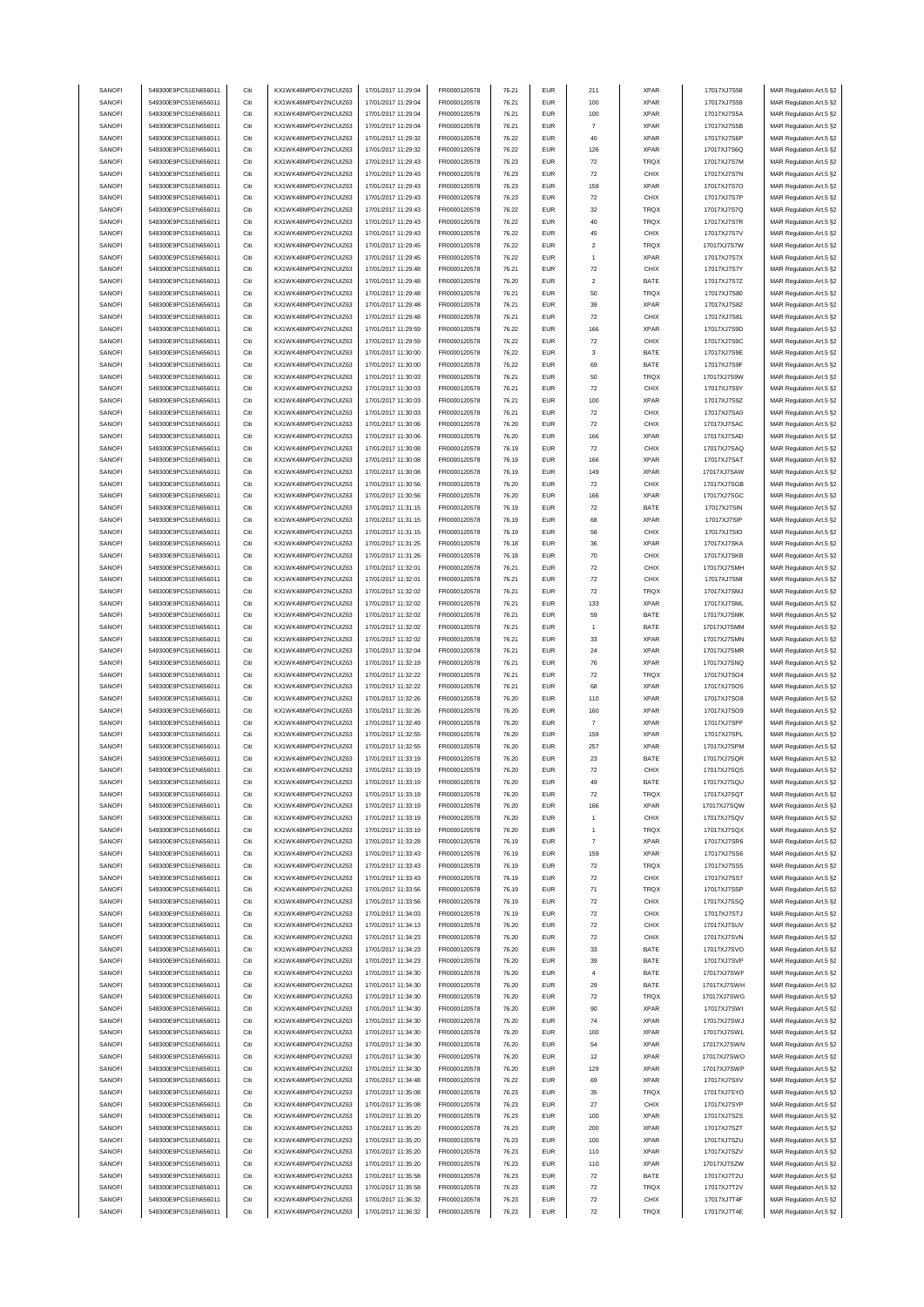| | | | | | | | | | | | |
|---|---|---|---|---|---|---|---|---|---|---|---|
| SANOFI | 549300E9PC51EN656011 | Citi | KX1WK48MPD4Y2NCUIZ63 | 17/01/2017 11:29:04 | FR0000120578 | 76.21 | EUR | 211 | XPAR | 17017XJ7S58 | MAR Regulation Art.5 §2 |
| SANOFI | 549300E9PC51EN656011 | Citi | KX1WK48MPD4Y2NCUIZ63 | 17/01/2017 11:29:04 | FR0000120578 | 76.21 | EUR | 100 | XPAR | 17017XJ7S59 | MAR Regulation Art.5 §2 |
| SANOFI | 549300E9PC51EN656011 | Citi | KX1WK48MPD4Y2NCUIZ63 | 17/01/2017 11:29:04 | FR0000120578 | 76.21 | EUR | 100 | XPAR | 17017XJ7S5A | MAR Regulation Art.5 §2 |
| SANOFI | 549300E9PC51EN656011 | Citi | KX1WK48MPD4Y2NCUIZ63 | 17/01/2017 11:29:04 | FR0000120578 | 76.21 | EUR | 7 | XPAR | 17017XJ7S5B | MAR Regulation Art.5 §2 |
| SANOFI | 549300E9PC51EN656011 | Citi | KX1WK48MPD4Y2NCUIZ63 | 17/01/2017 11:29:32 | FR0000120578 | 76.22 | EUR | 40 | XPAR | 17017XJ7S6P | MAR Regulation Art.5 §2 |
| SANOFI | 549300E9PC51EN656011 | Citi | KX1WK48MPD4Y2NCUIZ63 | 17/01/2017 11:29:32 | FR0000120578 | 76.22 | EUR | 126 | XPAR | 17017XJ7S6Q | MAR Regulation Art.5 §2 |
| SANOFI | 549300E9PC51EN656011 | Citi | KX1WK48MPD4Y2NCUIZ63 | 17/01/2017 11:29:43 | FR0000120578 | 76.23 | EUR | 72 | TRQX | 17017XJ7S7M | MAR Regulation Art.5 §2 |
| SANOFI | 549300E9PC51EN656011 | Citi | KX1WK48MPD4Y2NCUIZ63 | 17/01/2017 11:29:43 | FR0000120578 | 76.23 | EUR | 72 | CHIX | 17017XJ7S7N | MAR Regulation Art.5 §2 |
| SANOFI | 549300E9PC51EN656011 | Citi | KX1WK48MPD4Y2NCUIZ63 | 17/01/2017 11:29:43 | FR0000120578 | 76.23 | EUR | 159 | XPAR | 17017XJ7S7O | MAR Regulation Art.5 §2 |
| SANOFI | 549300E9PC51EN656011 | Citi | KX1WK48MPD4Y2NCUIZ63 | 17/01/2017 11:29:43 | FR0000120578 | 76.23 | EUR | 72 | CHIX | 17017XJ7S7P | MAR Regulation Art.5 §2 |
| SANOFI | 549300E9PC51EN656011 | Citi | KX1WK48MPD4Y2NCUIZ63 | 17/01/2017 11:29:43 | FR0000120578 | 76.22 | EUR | 32 | TRQX | 17017XJ7S7Q | MAR Regulation Art.5 §2 |
| SANOFI | 549300E9PC51EN656011 | Citi | KX1WK48MPD4Y2NCUIZ63 | 17/01/2017 11:29:43 | FR0000120578 | 76.22 | EUR | 40 | TRQX | 17017XJ7S7R | MAR Regulation Art.5 §2 |
| SANOFI | 549300E9PC51EN656011 | Citi | KX1WK48MPD4Y2NCUIZ63 | 17/01/2017 11:29:43 | FR0000120578 | 76.22 | EUR | 45 | CHIX | 17017XJ7S7V | MAR Regulation Art.5 §2 |
| SANOFI | 549300E9PC51EN656011 | Citi | KX1WK48MPD4Y2NCUIZ63 | 17/01/2017 11:29:45 | FR0000120578 | 76.22 | EUR | 2 | TRQX | 17017XJ7S7W | MAR Regulation Art.5 §2 |
| SANOFI | 549300E9PC51EN656011 | Citi | KX1WK48MPD4Y2NCUIZ63 | 17/01/2017 11:29:45 | FR0000120578 | 76.22 | EUR | 1 | XPAR | 17017XJ7S7X | MAR Regulation Art.5 §2 |
| SANOFI | 549300E9PC51EN656011 | Citi | KX1WK48MPD4Y2NCUIZ63 | 17/01/2017 11:29:48 | FR0000120578 | 76.21 | EUR | 72 | CHIX | 17017XJ7S7Y | MAR Regulation Art.5 §2 |
| SANOFI | 549300E9PC51EN656011 | Citi | KX1WK48MPD4Y2NCUIZ63 | 17/01/2017 11:29:48 | FR0000120578 | 76.20 | EUR | 2 | BATE | 17017XJ7S7Z | MAR Regulation Art.5 §2 |
| SANOFI | 549300E9PC51EN656011 | Citi | KX1WK48MPD4Y2NCUIZ63 | 17/01/2017 11:29:48 | FR0000120578 | 76.21 | EUR | 50 | TRQX | 17017XJ7S80 | MAR Regulation Art.5 §2 |
| SANOFI | 549300E9PC51EN656011 | Citi | KX1WK48MPD4Y2NCUIZ63 | 17/01/2017 11:29:48 | FR0000120578 | 76.21 | EUR | 39 | XPAR | 17017XJ7S82 | MAR Regulation Art.5 §2 |
| SANOFI | 549300E9PC51EN656011 | Citi | KX1WK48MPD4Y2NCUIZ63 | 17/01/2017 11:29:48 | FR0000120578 | 76.21 | EUR | 72 | CHIX | 17017XJ7S81 | MAR Regulation Art.5 §2 |
| SANOFI | 549300E9PC51EN656011 | Citi | KX1WK48MPD4Y2NCUIZ63 | 17/01/2017 11:29:59 | FR0000120578 | 76.22 | EUR | 166 | XPAR | 17017XJ7S9D | MAR Regulation Art.5 §2 |
| SANOFI | 549300E9PC51EN656011 | Citi | KX1WK48MPD4Y2NCUIZ63 | 17/01/2017 11:29:59 | FR0000120578 | 76.22 | EUR | 72 | CHIX | 17017XJ7S9C | MAR Regulation Art.5 §2 |
| SANOFI | 549300E9PC51EN656011 | Citi | KX1WK48MPD4Y2NCUIZ63 | 17/01/2017 11:30:00 | FR0000120578 | 76.22 | EUR | 3 | BATE | 17017XJ7S9E | MAR Regulation Art.5 §2 |
| SANOFI | 549300E9PC51EN656011 | Citi | KX1WK48MPD4Y2NCUIZ63 | 17/01/2017 11:30:00 | FR0000120578 | 76.22 | EUR | 69 | BATE | 17017XJ7S9F | MAR Regulation Art.5 §2 |
| SANOFI | 549300E9PC51EN656011 | Citi | KX1WK48MPD4Y2NCUIZ63 | 17/01/2017 11:30:03 | FR0000120578 | 76.21 | EUR | 50 | TRQX | 17017XJ7S9W | MAR Regulation Art.5 §2 |
| SANOFI | 549300E9PC51EN656011 | Citi | KX1WK48MPD4Y2NCUIZ63 | 17/01/2017 11:30:03 | FR0000120578 | 76.21 | EUR | 72 | CHIX | 17017XJ7S9Y | MAR Regulation Art.5 §2 |
| SANOFI | 549300E9PC51EN656011 | Citi | KX1WK48MPD4Y2NCUIZ63 | 17/01/2017 11:30:03 | FR0000120578 | 76.21 | EUR | 100 | XPAR | 17017XJ7S9Z | MAR Regulation Art.5 §2 |
| SANOFI | 549300E9PC51EN656011 | Citi | KX1WK48MPD4Y2NCUIZ63 | 17/01/2017 11:30:03 | FR0000120578 | 76.21 | EUR | 72 | CHIX | 17017XJ7SA0 | MAR Regulation Art.5 §2 |
| SANOFI | 549300E9PC51EN656011 | Citi | KX1WK48MPD4Y2NCUIZ63 | 17/01/2017 11:30:06 | FR0000120578 | 76.20 | EUR | 72 | CHIX | 17017XJ7SAC | MAR Regulation Art.5 §2 |
| SANOFI | 549300E9PC51EN656011 | Citi | KX1WK48MPD4Y2NCUIZ63 | 17/01/2017 11:30:06 | FR0000120578 | 76.20 | EUR | 166 | XPAR | 17017XJ7SAD | MAR Regulation Art.5 §2 |
| SANOFI | 549300E9PC51EN656011 | Citi | KX1WK48MPD4Y2NCUIZ63 | 17/01/2017 11:30:08 | FR0000120578 | 76.19 | EUR | 72 | CHIX | 17017XJ7SAQ | MAR Regulation Art.5 §2 |
| SANOFI | 549300E9PC51EN656011 | Citi | KX1WK48MPD4Y2NCUIZ63 | 17/01/2017 11:30:08 | FR0000120578 | 76.19 | EUR | 166 | XPAR | 17017XJ7SAT | MAR Regulation Art.5 §2 |
| SANOFI | 549300E9PC51EN656011 | Citi | KX1WK48MPD4Y2NCUIZ63 | 17/01/2017 11:30:08 | FR0000120578 | 76.19 | EUR | 149 | XPAR | 17017XJ7SAW | MAR Regulation Art.5 §2 |
| SANOFI | 549300E9PC51EN656011 | Citi | KX1WK48MPD4Y2NCUIZ63 | 17/01/2017 11:30:56 | FR0000120578 | 76.20 | EUR | 72 | CHIX | 17017XJ7SGB | MAR Regulation Art.5 §2 |
| SANOFI | 549300E9PC51EN656011 | Citi | KX1WK48MPD4Y2NCUIZ63 | 17/01/2017 11:30:56 | FR0000120578 | 76.20 | EUR | 166 | XPAR | 17017XJ7SGC | MAR Regulation Art.5 §2 |
| SANOFI | 549300E9PC51EN656011 | Citi | KX1WK48MPD4Y2NCUIZ63 | 17/01/2017 11:31:15 | FR0000120578 | 76.19 | EUR | 72 | BATE | 17017XJ7SIN | MAR Regulation Art.5 §2 |
| SANOFI | 549300E9PC51EN656011 | Citi | KX1WK48MPD4Y2NCUIZ63 | 17/01/2017 11:31:15 | FR0000120578 | 76.19 | EUR | 68 | XPAR | 17017XJ7SIP | MAR Regulation Art.5 §2 |
| SANOFI | 549300E9PC51EN656011 | Citi | KX1WK48MPD4Y2NCUIZ63 | 17/01/2017 11:31:15 | FR0000120578 | 76.19 | EUR | 58 | CHIX | 17017XJ7SIO | MAR Regulation Art.5 §2 |
| SANOFI | 549300E9PC51EN656011 | Citi | KX1WK48MPD4Y2NCUIZ63 | 17/01/2017 11:31:25 | FR0000120578 | 76.18 | EUR | 36 | XPAR | 17017XJ7SKA | MAR Regulation Art.5 §2 |
| SANOFI | 549300E9PC51EN656011 | Citi | KX1WK48MPD4Y2NCUIZ63 | 17/01/2017 11:31:26 | FR0000120578 | 76.18 | EUR | 70 | CHIX | 17017XJ7SKB | MAR Regulation Art.5 §2 |
| SANOFI | 549300E9PC51EN656011 | Citi | KX1WK48MPD4Y2NCUIZ63 | 17/01/2017 11:32:01 | FR0000120578 | 76.21 | EUR | 72 | CHIX | 17017XJ7SMH | MAR Regulation Art.5 §2 |
| SANOFI | 549300E9PC51EN656011 | Citi | KX1WK48MPD4Y2NCUIZ63 | 17/01/2017 11:32:01 | FR0000120578 | 76.21 | EUR | 72 | CHIX | 17017XJ7SMI | MAR Regulation Art.5 §2 |
| SANOFI | 549300E9PC51EN656011 | Citi | KX1WK48MPD4Y2NCUIZ63 | 17/01/2017 11:32:02 | FR0000120578 | 76.21 | EUR | 72 | TRQX | 17017XJ7SMJ | MAR Regulation Art.5 §2 |
| SANOFI | 549300E9PC51EN656011 | Citi | KX1WK48MPD4Y2NCUIZ63 | 17/01/2017 11:32:02 | FR0000120578 | 76.21 | EUR | 133 | XPAR | 17017XJ7SML | MAR Regulation Art.5 §2 |
| SANOFI | 549300E9PC51EN656011 | Citi | KX1WK48MPD4Y2NCUIZ63 | 17/01/2017 11:32:02 | FR0000120578 | 76.21 | EUR | 59 | BATE | 17017XJ7SMK | MAR Regulation Art.5 §2 |
| SANOFI | 549300E9PC51EN656011 | Citi | KX1WK48MPD4Y2NCUIZ63 | 17/01/2017 11:32:02 | FR0000120578 | 76.21 | EUR | 1 | BATE | 17017XJ7SMM | MAR Regulation Art.5 §2 |
| SANOFI | 549300E9PC51EN656011 | Citi | KX1WK48MPD4Y2NCUIZ63 | 17/01/2017 11:32:02 | FR0000120578 | 76.21 | EUR | 33 | XPAR | 17017XJ7SMN | MAR Regulation Art.5 §2 |
| SANOFI | 549300E9PC51EN656011 | Citi | KX1WK48MPD4Y2NCUIZ63 | 17/01/2017 11:32:04 | FR0000120578 | 76.21 | EUR | 24 | XPAR | 17017XJ7SMR | MAR Regulation Art.5 §2 |
| SANOFI | 549300E9PC51EN656011 | Citi | KX1WK48MPD4Y2NCUIZ63 | 17/01/2017 11:32:19 | FR0000120578 | 76.21 | EUR | 76 | XPAR | 17017XJ7SNQ | MAR Regulation Art.5 §2 |
| SANOFI | 549300E9PC51EN656011 | Citi | KX1WK48MPD4Y2NCUIZ63 | 17/01/2017 11:32:22 | FR0000120578 | 76.21 | EUR | 72 | TRQX | 17017XJ7SO4 | MAR Regulation Art.5 §2 |
| SANOFI | 549300E9PC51EN656011 | Citi | KX1WK48MPD4Y2NCUIZ63 | 17/01/2017 11:32:22 | FR0000120578 | 76.21 | EUR | 68 | XPAR | 17017XJ7SO5 | MAR Regulation Art.5 §2 |
| SANOFI | 549300E9PC51EN656011 | Citi | KX1WK48MPD4Y2NCUIZ63 | 17/01/2017 11:32:26 | FR0000120578 | 76.20 | EUR | 110 | XPAR | 17017XJ7SO8 | MAR Regulation Art.5 §2 |
| SANOFI | 549300E9PC51EN656011 | Citi | KX1WK48MPD4Y2NCUIZ63 | 17/01/2017 11:32:26 | FR0000120578 | 76.20 | EUR | 160 | XPAR | 17017XJ7SO9 | MAR Regulation Art.5 §2 |
| SANOFI | 549300E9PC51EN656011 | Citi | KX1WK48MPD4Y2NCUIZ63 | 17/01/2017 11:32:49 | FR0000120578 | 76.20 | EUR | 7 | XPAR | 17017XJ7SPF | MAR Regulation Art.5 §2 |
| SANOFI | 549300E9PC51EN656011 | Citi | KX1WK48MPD4Y2NCUIZ63 | 17/01/2017 11:32:55 | FR0000120578 | 76.20 | EUR | 159 | XPAR | 17017XJ7SPL | MAR Regulation Art.5 §2 |
| SANOFI | 549300E9PC51EN656011 | Citi | KX1WK48MPD4Y2NCUIZ63 | 17/01/2017 11:32:55 | FR0000120578 | 76.20 | EUR | 257 | XPAR | 17017XJ7SPM | MAR Regulation Art.5 §2 |
| SANOFI | 549300E9PC51EN656011 | Citi | KX1WK48MPD4Y2NCUIZ63 | 17/01/2017 11:33:19 | FR0000120578 | 76.20 | EUR | 23 | BATE | 17017XJ7SQR | MAR Regulation Art.5 §2 |
| SANOFI | 549300E9PC51EN656011 | Citi | KX1WK48MPD4Y2NCUIZ63 | 17/01/2017 11:33:19 | FR0000120578 | 76.20 | EUR | 72 | CHIX | 17017XJ7SQS | MAR Regulation Art.5 §2 |
| SANOFI | 549300E9PC51EN656011 | Citi | KX1WK48MPD4Y2NCUIZ63 | 17/01/2017 11:33:19 | FR0000120578 | 76.20 | EUR | 49 | BATE | 17017XJ7SQU | MAR Regulation Art.5 §2 |
| SANOFI | 549300E9PC51EN656011 | Citi | KX1WK48MPD4Y2NCUIZ63 | 17/01/2017 11:33:19 | FR0000120578 | 76.20 | EUR | 72 | TRQX | 17017XJ7SQT | MAR Regulation Art.5 §2 |
| SANOFI | 549300E9PC51EN656011 | Citi | KX1WK48MPD4Y2NCUIZ63 | 17/01/2017 11:33:19 | FR0000120578 | 76.20 | EUR | 166 | XPAR | 17017XJ7SQW | MAR Regulation Art.5 §2 |
| SANOFI | 549300E9PC51EN656011 | Citi | KX1WK48MPD4Y2NCUIZ63 | 17/01/2017 11:33:19 | FR0000120578 | 76.20 | EUR | 1 | CHIX | 17017XJ7SQV | MAR Regulation Art.5 §2 |
| SANOFI | 549300E9PC51EN656011 | Citi | KX1WK48MPD4Y2NCUIZ63 | 17/01/2017 11:33:19 | FR0000120578 | 76.20 | EUR | 1 | TRQX | 17017XJ7SQX | MAR Regulation Art.5 §2 |
| SANOFI | 549300E9PC51EN656011 | Citi | KX1WK48MPD4Y2NCUIZ63 | 17/01/2017 11:33:28 | FR0000120578 | 76.19 | EUR | 7 | XPAR | 17017XJ7SR6 | MAR Regulation Art.5 §2 |
| SANOFI | 549300E9PC51EN656011 | Citi | KX1WK48MPD4Y2NCUIZ63 | 17/01/2017 11:33:43 | FR0000120578 | 76.19 | EUR | 159 | XPAR | 17017XJ7SS6 | MAR Regulation Art.5 §2 |
| SANOFI | 549300E9PC51EN656011 | Citi | KX1WK48MPD4Y2NCUIZ63 | 17/01/2017 11:33:43 | FR0000120578 | 76.19 | EUR | 72 | TRQX | 17017XJ7SS5 | MAR Regulation Art.5 §2 |
| SANOFI | 549300E9PC51EN656011 | Citi | KX1WK48MPD4Y2NCUIZ63 | 17/01/2017 11:33:43 | FR0000120578 | 76.19 | EUR | 72 | CHIX | 17017XJ7SS7 | MAR Regulation Art.5 §2 |
| SANOFI | 549300E9PC51EN656011 | Citi | KX1WK48MPD4Y2NCUIZ63 | 17/01/2017 11:33:56 | FR0000120578 | 76.19 | EUR | 71 | TRQX | 17017XJ7SSP | MAR Regulation Art.5 §2 |
| SANOFI | 549300E9PC51EN656011 | Citi | KX1WK48MPD4Y2NCUIZ63 | 17/01/2017 11:33:56 | FR0000120578 | 76.19 | EUR | 72 | CHIX | 17017XJ7SSQ | MAR Regulation Art.5 §2 |
| SANOFI | 549300E9PC51EN656011 | Citi | KX1WK48MPD4Y2NCUIZ63 | 17/01/2017 11:34:03 | FR0000120578 | 76.19 | EUR | 72 | CHIX | 17017XJ7STJ | MAR Regulation Art.5 §2 |
| SANOFI | 549300E9PC51EN656011 | Citi | KX1WK48MPD4Y2NCUIZ63 | 17/01/2017 11:34:13 | FR0000120578 | 76.20 | EUR | 72 | CHIX | 17017XJ7SUV | MAR Regulation Art.5 §2 |
| SANOFI | 549300E9PC51EN656011 | Citi | KX1WK48MPD4Y2NCUIZ63 | 17/01/2017 11:34:23 | FR0000120578 | 76.20 | EUR | 72 | CHIX | 17017XJ7SVN | MAR Regulation Art.5 §2 |
| SANOFI | 549300E9PC51EN656011 | Citi | KX1WK48MPD4Y2NCUIZ63 | 17/01/2017 11:34:23 | FR0000120578 | 76.20 | EUR | 33 | BATE | 17017XJ7SVO | MAR Regulation Art.5 §2 |
| SANOFI | 549300E9PC51EN656011 | Citi | KX1WK48MPD4Y2NCUIZ63 | 17/01/2017 11:34:23 | FR0000120578 | 76.20 | EUR | 39 | BATE | 17017XJ7SVP | MAR Regulation Art.5 §2 |
| SANOFI | 549300E9PC51EN656011 | Citi | KX1WK48MPD4Y2NCUIZ63 | 17/01/2017 11:34:30 | FR0000120578 | 76.20 | EUR | 4 | BATE | 17017XJ7SWF | MAR Regulation Art.5 §2 |
| SANOFI | 549300E9PC51EN656011 | Citi | KX1WK48MPD4Y2NCUIZ63 | 17/01/2017 11:34:30 | FR0000120578 | 76.20 | EUR | 29 | BATE | 17017XJ7SWH | MAR Regulation Art.5 §2 |
| SANOFI | 549300E9PC51EN656011 | Citi | KX1WK48MPD4Y2NCUIZ63 | 17/01/2017 11:34:30 | FR0000120578 | 76.20 | EUR | 72 | TRQX | 17017XJ7SWG | MAR Regulation Art.5 §2 |
| SANOFI | 549300E9PC51EN656011 | Citi | KX1WK48MPD4Y2NCUIZ63 | 17/01/2017 11:34:30 | FR0000120578 | 76.20 | EUR | 90 | XPAR | 17017XJ7SWI | MAR Regulation Art.5 §2 |
| SANOFI | 549300E9PC51EN656011 | Citi | KX1WK48MPD4Y2NCUIZ63 | 17/01/2017 11:34:30 | FR0000120578 | 76.20 | EUR | 74 | XPAR | 17017XJ7SWJ | MAR Regulation Art.5 §2 |
| SANOFI | 549300E9PC51EN656011 | Citi | KX1WK48MPD4Y2NCUIZ63 | 17/01/2017 11:34:30 | FR0000120578 | 76.20 | EUR | 100 | XPAR | 17017XJ7SWL | MAR Regulation Art.5 §2 |
| SANOFI | 549300E9PC51EN656011 | Citi | KX1WK48MPD4Y2NCUIZ63 | 17/01/2017 11:34:30 | FR0000120578 | 76.20 | EUR | 54 | XPAR | 17017XJ7SWN | MAR Regulation Art.5 §2 |
| SANOFI | 549300E9PC51EN656011 | Citi | KX1WK48MPD4Y2NCUIZ63 | 17/01/2017 11:34:30 | FR0000120578 | 76.20 | EUR | 12 | XPAR | 17017XJ7SWO | MAR Regulation Art.5 §2 |
| SANOFI | 549300E9PC51EN656011 | Citi | KX1WK48MPD4Y2NCUIZ63 | 17/01/2017 11:34:30 | FR0000120578 | 76.20 | EUR | 129 | XPAR | 17017XJ7SWP | MAR Regulation Art.5 §2 |
| SANOFI | 549300E9PC51EN656011 | Citi | KX1WK48MPD4Y2NCUIZ63 | 17/01/2017 11:34:48 | FR0000120578 | 76.22 | EUR | 69 | XPAR | 17017XJ7SXV | MAR Regulation Art.5 §2 |
| SANOFI | 549300E9PC51EN656011 | Citi | KX1WK48MPD4Y2NCUIZ63 | 17/01/2017 11:35:08 | FR0000120578 | 76.23 | EUR | 35 | TRQX | 17017XJ7SYO | MAR Regulation Art.5 §2 |
| SANOFI | 549300E9PC51EN656011 | Citi | KX1WK48MPD4Y2NCUIZ63 | 17/01/2017 11:35:08 | FR0000120578 | 76.23 | EUR | 27 | CHIX | 17017XJ7SYP | MAR Regulation Art.5 §2 |
| SANOFI | 549300E9PC51EN656011 | Citi | KX1WK48MPD4Y2NCUIZ63 | 17/01/2017 11:35:20 | FR0000120578 | 76.23 | EUR | 100 | XPAR | 17017XJ7SZS | MAR Regulation Art.5 §2 |
| SANOFI | 549300E9PC51EN656011 | Citi | KX1WK48MPD4Y2NCUIZ63 | 17/01/2017 11:35:20 | FR0000120578 | 76.23 | EUR | 200 | XPAR | 17017XJ7SZT | MAR Regulation Art.5 §2 |
| SANOFI | 549300E9PC51EN656011 | Citi | KX1WK48MPD4Y2NCUIZ63 | 17/01/2017 11:35:20 | FR0000120578 | 76.23 | EUR | 100 | XPAR | 17017XJ7SZU | MAR Regulation Art.5 §2 |
| SANOFI | 549300E9PC51EN656011 | Citi | KX1WK48MPD4Y2NCUIZ63 | 17/01/2017 11:35:20 | FR0000120578 | 76.23 | EUR | 110 | XPAR | 17017XJ7SZV | MAR Regulation Art.5 §2 |
| SANOFI | 549300E9PC51EN656011 | Citi | KX1WK48MPD4Y2NCUIZ63 | 17/01/2017 11:35:20 | FR0000120578 | 76.23 | EUR | 110 | XPAR | 17017XJ7SZW | MAR Regulation Art.5 §2 |
| SANOFI | 549300E9PC51EN656011 | Citi | KX1WK48MPD4Y2NCUIZ63 | 17/01/2017 11:35:58 | FR0000120578 | 76.23 | EUR | 72 | BATE | 17017XJ7T2U | MAR Regulation Art.5 §2 |
| SANOFI | 549300E9PC51EN656011 | Citi | KX1WK48MPD4Y2NCUIZ63 | 17/01/2017 11:35:58 | FR0000120578 | 76.23 | EUR | 72 | TRQX | 17017XJ7T2V | MAR Regulation Art.5 §2 |
| SANOFI | 549300E9PC51EN656011 | Citi | KX1WK48MPD4Y2NCUIZ63 | 17/01/2017 11:36:32 | FR0000120578 | 76.23 | EUR | 72 | CHIX | 17017XJ7T4F | MAR Regulation Art.5 §2 |
| SANOFI | 549300E9PC51EN656011 | Citi | KX1WK48MPD4Y2NCUIZ63 | 17/01/2017 11:36:32 | FR0000120578 | 76.23 | EUR | 72 | TRQX | 17017XJ7T4E | MAR Regulation Art.5 §2 |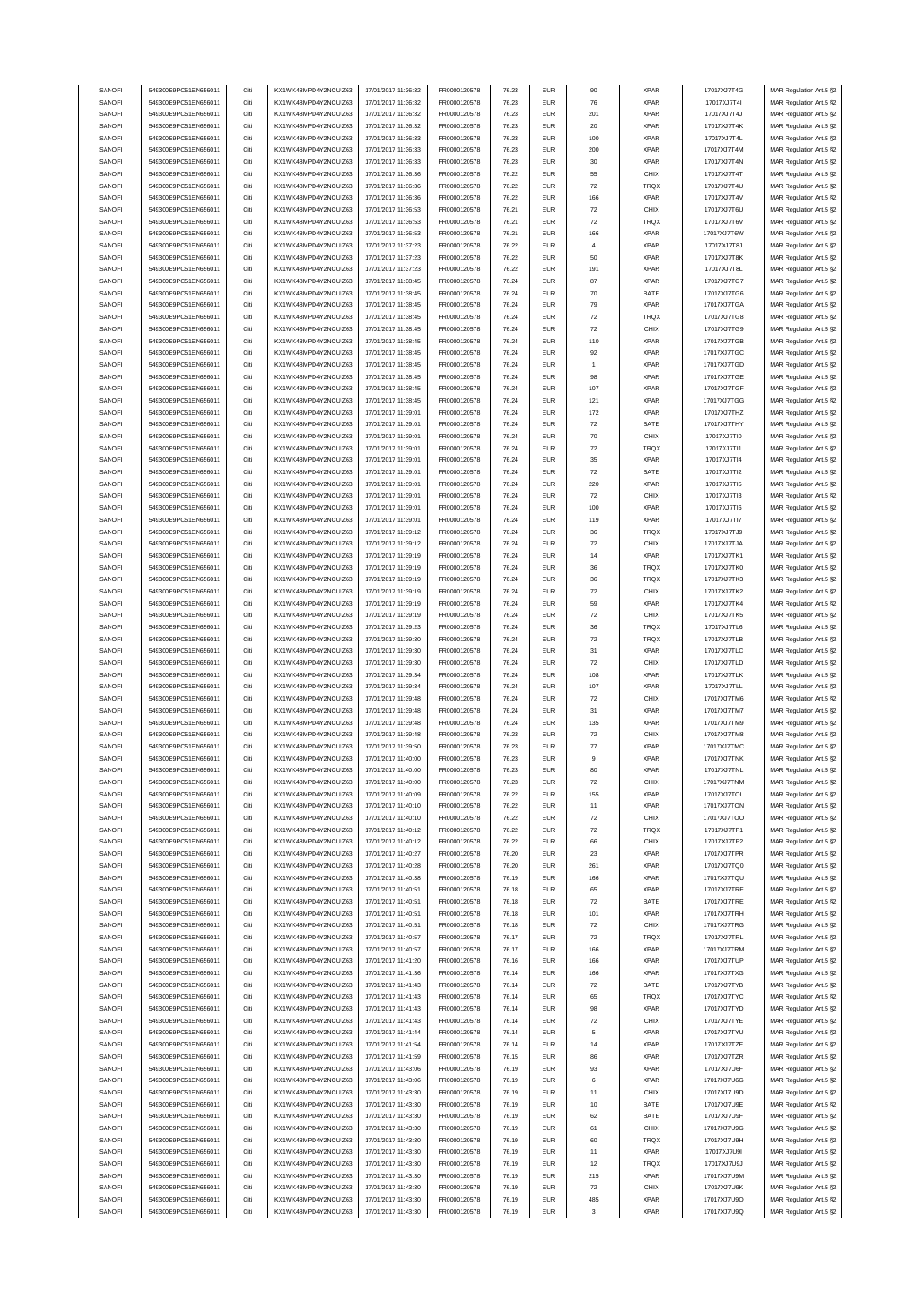| | | | | | | | | | | | |
|---|---|---|---|---|---|---|---|---|---|---|---|
| SANOFI | 549300E9PC51EN656011 | Citi | KX1WK48MPD4Y2NCUIZ63 | 17/01/2017 11:36:32 | FR0000120578 | 76.23 | EUR | 90 | XPAR | 17017XJ7T4G | MAR Regulation Art.5 §2 |
| SANOFI | 549300E9PC51EN656011 | Citi | KX1WK48MPD4Y2NCUIZ63 | 17/01/2017 11:36:32 | FR0000120578 | 76.23 | EUR | 76 | XPAR | 17017XJ7T4I | MAR Regulation Art.5 §2 |
| SANOFI | 549300E9PC51EN656011 | Citi | KX1WK48MPD4Y2NCUIZ63 | 17/01/2017 11:36:32 | FR0000120578 | 76.23 | EUR | 201 | XPAR | 17017XJ7T4J | MAR Regulation Art.5 §2 |
| SANOFI | 549300E9PC51EN656011 | Citi | KX1WK48MPD4Y2NCUIZ63 | 17/01/2017 11:36:32 | FR0000120578 | 76.23 | EUR | 20 | XPAR | 17017XJ7T4K | MAR Regulation Art.5 §2 |
| SANOFI | 549300E9PC51EN656011 | Citi | KX1WK48MPD4Y2NCUIZ63 | 17/01/2017 11:36:33 | FR0000120578 | 76.23 | EUR | 100 | XPAR | 17017XJ7T4L | MAR Regulation Art.5 §2 |
| SANOFI | 549300E9PC51EN656011 | Citi | KX1WK48MPD4Y2NCUIZ63 | 17/01/2017 11:36:33 | FR0000120578 | 76.23 | EUR | 200 | XPAR | 17017XJ7T4M | MAR Regulation Art.5 §2 |
| SANOFI | 549300E9PC51EN656011 | Citi | KX1WK48MPD4Y2NCUIZ63 | 17/01/2017 11:36:33 | FR0000120578 | 76.23 | EUR | 30 | XPAR | 17017XJ7T4N | MAR Regulation Art.5 §2 |
| SANOFI | 549300E9PC51EN656011 | Citi | KX1WK48MPD4Y2NCUIZ63 | 17/01/2017 11:36:36 | FR0000120578 | 76.22 | EUR | 55 | CHIX | 17017XJ7T4T | MAR Regulation Art.5 §2 |
| SANOFI | 549300E9PC51EN656011 | Citi | KX1WK48MPD4Y2NCUIZ63 | 17/01/2017 11:36:36 | FR0000120578 | 76.22 | EUR | 72 | TRQX | 17017XJ7T4U | MAR Regulation Art.5 §2 |
| SANOFI | 549300E9PC51EN656011 | Citi | KX1WK48MPD4Y2NCUIZ63 | 17/01/2017 11:36:36 | FR0000120578 | 76.22 | EUR | 166 | XPAR | 17017XJ7T4V | MAR Regulation Art.5 §2 |
| SANOFI | 549300E9PC51EN656011 | Citi | KX1WK48MPD4Y2NCUIZ63 | 17/01/2017 11:36:53 | FR0000120578 | 76.21 | EUR | 72 | CHIX | 17017XJ7T6U | MAR Regulation Art.5 §2 |
| SANOFI | 549300E9PC51EN656011 | Citi | KX1WK48MPD4Y2NCUIZ63 | 17/01/2017 11:36:53 | FR0000120578 | 76.21 | EUR | 72 | TRQX | 17017XJ7T6V | MAR Regulation Art.5 §2 |
| SANOFI | 549300E9PC51EN656011 | Citi | KX1WK48MPD4Y2NCUIZ63 | 17/01/2017 11:36:53 | FR0000120578 | 76.21 | EUR | 166 | XPAR | 17017XJ7T6W | MAR Regulation Art.5 §2 |
| SANOFI | 549300E9PC51EN656011 | Citi | KX1WK48MPD4Y2NCUIZ63 | 17/01/2017 11:37:23 | FR0000120578 | 76.22 | EUR | 4 | XPAR | 17017XJ7T8J | MAR Regulation Art.5 §2 |
| SANOFI | 549300E9PC51EN656011 | Citi | KX1WK48MPD4Y2NCUIZ63 | 17/01/2017 11:37:23 | FR0000120578 | 76.22 | EUR | 50 | XPAR | 17017XJ7T8K | MAR Regulation Art.5 §2 |
| SANOFI | 549300E9PC51EN656011 | Citi | KX1WK48MPD4Y2NCUIZ63 | 17/01/2017 11:37:23 | FR0000120578 | 76.22 | EUR | 191 | XPAR | 17017XJ7T8L | MAR Regulation Art.5 §2 |
| SANOFI | 549300E9PC51EN656011 | Citi | KX1WK48MPD4Y2NCUIZ63 | 17/01/2017 11:38:45 | FR0000120578 | 76.24 | EUR | 87 | XPAR | 17017XJ7TG7 | MAR Regulation Art.5 §2 |
| SANOFI | 549300E9PC51EN656011 | Citi | KX1WK48MPD4Y2NCUIZ63 | 17/01/2017 11:38:45 | FR0000120578 | 76.24 | EUR | 70 | BATE | 17017XJ7TG6 | MAR Regulation Art.5 §2 |
| SANOFI | 549300E9PC51EN656011 | Citi | KX1WK48MPD4Y2NCUIZ63 | 17/01/2017 11:38:45 | FR0000120578 | 76.24 | EUR | 79 | XPAR | 17017XJ7TGA | MAR Regulation Art.5 §2 |
| SANOFI | 549300E9PC51EN656011 | Citi | KX1WK48MPD4Y2NCUIZ63 | 17/01/2017 11:38:45 | FR0000120578 | 76.24 | EUR | 72 | TRQX | 17017XJ7TG8 | MAR Regulation Art.5 §2 |
| SANOFI | 549300E9PC51EN656011 | Citi | KX1WK48MPD4Y2NCUIZ63 | 17/01/2017 11:38:45 | FR0000120578 | 76.24 | EUR | 72 | CHIX | 17017XJ7TG9 | MAR Regulation Art.5 §2 |
| SANOFI | 549300E9PC51EN656011 | Citi | KX1WK48MPD4Y2NCUIZ63 | 17/01/2017 11:38:45 | FR0000120578 | 76.24 | EUR | 110 | XPAR | 17017XJ7TGB | MAR Regulation Art.5 §2 |
| SANOFI | 549300E9PC51EN656011 | Citi | KX1WK48MPD4Y2NCUIZ63 | 17/01/2017 11:38:45 | FR0000120578 | 76.24 | EUR | 92 | XPAR | 17017XJ7TGC | MAR Regulation Art.5 §2 |
| SANOFI | 549300E9PC51EN656011 | Citi | KX1WK48MPD4Y2NCUIZ63 | 17/01/2017 11:38:45 | FR0000120578 | 76.24 | EUR | 1 | XPAR | 17017XJ7TGD | MAR Regulation Art.5 §2 |
| SANOFI | 549300E9PC51EN656011 | Citi | KX1WK48MPD4Y2NCUIZ63 | 17/01/2017 11:38:45 | FR0000120578 | 76.24 | EUR | 98 | XPAR | 17017XJ7TGE | MAR Regulation Art.5 §2 |
| SANOFI | 549300E9PC51EN656011 | Citi | KX1WK48MPD4Y2NCUIZ63 | 17/01/2017 11:38:45 | FR0000120578 | 76.24 | EUR | 107 | XPAR | 17017XJ7TGF | MAR Regulation Art.5 §2 |
| SANOFI | 549300E9PC51EN656011 | Citi | KX1WK48MPD4Y2NCUIZ63 | 17/01/2017 11:38:45 | FR0000120578 | 76.24 | EUR | 121 | XPAR | 17017XJ7TGG | MAR Regulation Art.5 §2 |
| SANOFI | 549300E9PC51EN656011 | Citi | KX1WK48MPD4Y2NCUIZ63 | 17/01/2017 11:39:01 | FR0000120578 | 76.24 | EUR | 172 | XPAR | 17017XJ7THZ | MAR Regulation Art.5 §2 |
| SANOFI | 549300E9PC51EN656011 | Citi | KX1WK48MPD4Y2NCUIZ63 | 17/01/2017 11:39:01 | FR0000120578 | 76.24 | EUR | 72 | BATE | 17017XJ7THY | MAR Regulation Art.5 §2 |
| SANOFI | 549300E9PC51EN656011 | Citi | KX1WK48MPD4Y2NCUIZ63 | 17/01/2017 11:39:01 | FR0000120578 | 76.24 | EUR | 70 | CHIX | 17017XJ7TI0 | MAR Regulation Art.5 §2 |
| SANOFI | 549300E9PC51EN656011 | Citi | KX1WK48MPD4Y2NCUIZ63 | 17/01/2017 11:39:01 | FR0000120578 | 76.24 | EUR | 72 | TRQX | 17017XJ7TI1 | MAR Regulation Art.5 §2 |
| SANOFI | 549300E9PC51EN656011 | Citi | KX1WK48MPD4Y2NCUIZ63 | 17/01/2017 11:39:01 | FR0000120578 | 76.24 | EUR | 35 | XPAR | 17017XJ7TI4 | MAR Regulation Art.5 §2 |
| SANOFI | 549300E9PC51EN656011 | Citi | KX1WK48MPD4Y2NCUIZ63 | 17/01/2017 11:39:01 | FR0000120578 | 76.24 | EUR | 72 | BATE | 17017XJ7TI2 | MAR Regulation Art.5 §2 |
| SANOFI | 549300E9PC51EN656011 | Citi | KX1WK48MPD4Y2NCUIZ63 | 17/01/2017 11:39:01 | FR0000120578 | 76.24 | EUR | 220 | XPAR | 17017XJ7TI5 | MAR Regulation Art.5 §2 |
| SANOFI | 549300E9PC51EN656011 | Citi | KX1WK48MPD4Y2NCUIZ63 | 17/01/2017 11:39:01 | FR0000120578 | 76.24 | EUR | 72 | CHIX | 17017XJ7TI3 | MAR Regulation Art.5 §2 |
| SANOFI | 549300E9PC51EN656011 | Citi | KX1WK48MPD4Y2NCUIZ63 | 17/01/2017 11:39:01 | FR0000120578 | 76.24 | EUR | 100 | XPAR | 17017XJ7TI6 | MAR Regulation Art.5 §2 |
| SANOFI | 549300E9PC51EN656011 | Citi | KX1WK48MPD4Y2NCUIZ63 | 17/01/2017 11:39:01 | FR0000120578 | 76.24 | EUR | 119 | XPAR | 17017XJ7TI7 | MAR Regulation Art.5 §2 |
| SANOFI | 549300E9PC51EN656011 | Citi | KX1WK48MPD4Y2NCUIZ63 | 17/01/2017 11:39:12 | FR0000120578 | 76.24 | EUR | 36 | TRQX | 17017XJ7TJ9 | MAR Regulation Art.5 §2 |
| SANOFI | 549300E9PC51EN656011 | Citi | KX1WK48MPD4Y2NCUIZ63 | 17/01/2017 11:39:12 | FR0000120578 | 76.24 | EUR | 72 | CHIX | 17017XJ7TJA | MAR Regulation Art.5 §2 |
| SANOFI | 549300E9PC51EN656011 | Citi | KX1WK48MPD4Y2NCUIZ63 | 17/01/2017 11:39:19 | FR0000120578 | 76.24 | EUR | 14 | XPAR | 17017XJ7TK1 | MAR Regulation Art.5 §2 |
| SANOFI | 549300E9PC51EN656011 | Citi | KX1WK48MPD4Y2NCUIZ63 | 17/01/2017 11:39:19 | FR0000120578 | 76.24 | EUR | 36 | TRQX | 17017XJ7TK0 | MAR Regulation Art.5 §2 |
| SANOFI | 549300E9PC51EN656011 | Citi | KX1WK48MPD4Y2NCUIZ63 | 17/01/2017 11:39:19 | FR0000120578 | 76.24 | EUR | 36 | TRQX | 17017XJ7TK3 | MAR Regulation Art.5 §2 |
| SANOFI | 549300E9PC51EN656011 | Citi | KX1WK48MPD4Y2NCUIZ63 | 17/01/2017 11:39:19 | FR0000120578 | 76.24 | EUR | 72 | CHIX | 17017XJ7TK2 | MAR Regulation Art.5 §2 |
| SANOFI | 549300E9PC51EN656011 | Citi | KX1WK48MPD4Y2NCUIZ63 | 17/01/2017 11:39:19 | FR0000120578 | 76.24 | EUR | 59 | XPAR | 17017XJ7TK4 | MAR Regulation Art.5 §2 |
| SANOFI | 549300E9PC51EN656011 | Citi | KX1WK48MPD4Y2NCUIZ63 | 17/01/2017 11:39:19 | FR0000120578 | 76.24 | EUR | 72 | CHIX | 17017XJ7TK5 | MAR Regulation Art.5 §2 |
| SANOFI | 549300E9PC51EN656011 | Citi | KX1WK48MPD4Y2NCUIZ63 | 17/01/2017 11:39:23 | FR0000120578 | 76.24 | EUR | 36 | TRQX | 17017XJ7TL6 | MAR Regulation Art.5 §2 |
| SANOFI | 549300E9PC51EN656011 | Citi | KX1WK48MPD4Y2NCUIZ63 | 17/01/2017 11:39:30 | FR0000120578 | 76.24 | EUR | 72 | TRQX | 17017XJ7TLB | MAR Regulation Art.5 §2 |
| SANOFI | 549300E9PC51EN656011 | Citi | KX1WK48MPD4Y2NCUIZ63 | 17/01/2017 11:39:30 | FR0000120578 | 76.24 | EUR | 31 | XPAR | 17017XJ7TLC | MAR Regulation Art.5 §2 |
| SANOFI | 549300E9PC51EN656011 | Citi | KX1WK48MPD4Y2NCUIZ63 | 17/01/2017 11:39:30 | FR0000120578 | 76.24 | EUR | 72 | CHIX | 17017XJ7TLD | MAR Regulation Art.5 §2 |
| SANOFI | 549300E9PC51EN656011 | Citi | KX1WK48MPD4Y2NCUIZ63 | 17/01/2017 11:39:34 | FR0000120578 | 76.24 | EUR | 108 | XPAR | 17017XJ7TLK | MAR Regulation Art.5 §2 |
| SANOFI | 549300E9PC51EN656011 | Citi | KX1WK48MPD4Y2NCUIZ63 | 17/01/2017 11:39:34 | FR0000120578 | 76.24 | EUR | 107 | XPAR | 17017XJ7TLL | MAR Regulation Art.5 §2 |
| SANOFI | 549300E9PC51EN656011 | Citi | KX1WK48MPD4Y2NCUIZ63 | 17/01/2017 11:39:48 | FR0000120578 | 76.24 | EUR | 72 | CHIX | 17017XJ7TM6 | MAR Regulation Art.5 §2 |
| SANOFI | 549300E9PC51EN656011 | Citi | KX1WK48MPD4Y2NCUIZ63 | 17/01/2017 11:39:48 | FR0000120578 | 76.24 | EUR | 31 | XPAR | 17017XJ7TM7 | MAR Regulation Art.5 §2 |
| SANOFI | 549300E9PC51EN656011 | Citi | KX1WK48MPD4Y2NCUIZ63 | 17/01/2017 11:39:48 | FR0000120578 | 76.24 | EUR | 135 | XPAR | 17017XJ7TM9 | MAR Regulation Art.5 §2 |
| SANOFI | 549300E9PC51EN656011 | Citi | KX1WK48MPD4Y2NCUIZ63 | 17/01/2017 11:39:48 | FR0000120578 | 76.23 | EUR | 72 | CHIX | 17017XJ7TM8 | MAR Regulation Art.5 §2 |
| SANOFI | 549300E9PC51EN656011 | Citi | KX1WK48MPD4Y2NCUIZ63 | 17/01/2017 11:39:50 | FR0000120578 | 76.23 | EUR | 77 | XPAR | 17017XJ7TMC | MAR Regulation Art.5 §2 |
| SANOFI | 549300E9PC51EN656011 | Citi | KX1WK48MPD4Y2NCUIZ63 | 17/01/2017 11:40:00 | FR0000120578 | 76.23 | EUR | 9 | XPAR | 17017XJ7TNK | MAR Regulation Art.5 §2 |
| SANOFI | 549300E9PC51EN656011 | Citi | KX1WK48MPD4Y2NCUIZ63 | 17/01/2017 11:40:00 | FR0000120578 | 76.23 | EUR | 80 | XPAR | 17017XJ7TNL | MAR Regulation Art.5 §2 |
| SANOFI | 549300E9PC51EN656011 | Citi | KX1WK48MPD4Y2NCUIZ63 | 17/01/2017 11:40:00 | FR0000120578 | 76.23 | EUR | 72 | CHIX | 17017XJ7TNM | MAR Regulation Art.5 §2 |
| SANOFI | 549300E9PC51EN656011 | Citi | KX1WK48MPD4Y2NCUIZ63 | 17/01/2017 11:40:09 | FR0000120578 | 76.22 | EUR | 155 | XPAR | 17017XJ7TOL | MAR Regulation Art.5 §2 |
| SANOFI | 549300E9PC51EN656011 | Citi | KX1WK48MPD4Y2NCUIZ63 | 17/01/2017 11:40:10 | FR0000120578 | 76.22 | EUR | 11 | XPAR | 17017XJ7TON | MAR Regulation Art.5 §2 |
| SANOFI | 549300E9PC51EN656011 | Citi | KX1WK48MPD4Y2NCUIZ63 | 17/01/2017 11:40:10 | FR0000120578 | 76.22 | EUR | 72 | CHIX | 17017XJ7TOO | MAR Regulation Art.5 §2 |
| SANOFI | 549300E9PC51EN656011 | Citi | KX1WK48MPD4Y2NCUIZ63 | 17/01/2017 11:40:12 | FR0000120578 | 76.22 | EUR | 72 | TRQX | 17017XJ7TP1 | MAR Regulation Art.5 §2 |
| SANOFI | 549300E9PC51EN656011 | Citi | KX1WK48MPD4Y2NCUIZ63 | 17/01/2017 11:40:12 | FR0000120578 | 76.22 | EUR | 66 | CHIX | 17017XJ7TP2 | MAR Regulation Art.5 §2 |
| SANOFI | 549300E9PC51EN656011 | Citi | KX1WK48MPD4Y2NCUIZ63 | 17/01/2017 11:40:27 | FR0000120578 | 76.20 | EUR | 23 | XPAR | 17017XJ7TPR | MAR Regulation Art.5 §2 |
| SANOFI | 549300E9PC51EN656011 | Citi | KX1WK48MPD4Y2NCUIZ63 | 17/01/2017 11:40:28 | FR0000120578 | 76.20 | EUR | 261 | XPAR | 17017XJ7TQ0 | MAR Regulation Art.5 §2 |
| SANOFI | 549300E9PC51EN656011 | Citi | KX1WK48MPD4Y2NCUIZ63 | 17/01/2017 11:40:38 | FR0000120578 | 76.19 | EUR | 166 | XPAR | 17017XJ7TQU | MAR Regulation Art.5 §2 |
| SANOFI | 549300E9PC51EN656011 | Citi | KX1WK48MPD4Y2NCUIZ63 | 17/01/2017 11:40:51 | FR0000120578 | 76.18 | EUR | 65 | XPAR | 17017XJ7TRF | MAR Regulation Art.5 §2 |
| SANOFI | 549300E9PC51EN656011 | Citi | KX1WK48MPD4Y2NCUIZ63 | 17/01/2017 11:40:51 | FR0000120578 | 76.18 | EUR | 72 | BATE | 17017XJ7TRE | MAR Regulation Art.5 §2 |
| SANOFI | 549300E9PC51EN656011 | Citi | KX1WK48MPD4Y2NCUIZ63 | 17/01/2017 11:40:51 | FR0000120578 | 76.18 | EUR | 101 | XPAR | 17017XJ7TRH | MAR Regulation Art.5 §2 |
| SANOFI | 549300E9PC51EN656011 | Citi | KX1WK48MPD4Y2NCUIZ63 | 17/01/2017 11:40:51 | FR0000120578 | 76.18 | EUR | 72 | CHIX | 17017XJ7TRG | MAR Regulation Art.5 §2 |
| SANOFI | 549300E9PC51EN656011 | Citi | KX1WK48MPD4Y2NCUIZ63 | 17/01/2017 11:40:57 | FR0000120578 | 76.17 | EUR | 72 | TRQX | 17017XJ7TRL | MAR Regulation Art.5 §2 |
| SANOFI | 549300E9PC51EN656011 | Citi | KX1WK48MPD4Y2NCUIZ63 | 17/01/2017 11:40:57 | FR0000120578 | 76.17 | EUR | 166 | XPAR | 17017XJ7TRM | MAR Regulation Art.5 §2 |
| SANOFI | 549300E9PC51EN656011 | Citi | KX1WK48MPD4Y2NCUIZ63 | 17/01/2017 11:41:20 | FR0000120578 | 76.16 | EUR | 166 | XPAR | 17017XJ7TUP | MAR Regulation Art.5 §2 |
| SANOFI | 549300E9PC51EN656011 | Citi | KX1WK48MPD4Y2NCUIZ63 | 17/01/2017 11:41:36 | FR0000120578 | 76.14 | EUR | 166 | XPAR | 17017XJ7TXG | MAR Regulation Art.5 §2 |
| SANOFI | 549300E9PC51EN656011 | Citi | KX1WK48MPD4Y2NCUIZ63 | 17/01/2017 11:41:43 | FR0000120578 | 76.14 | EUR | 72 | BATE | 17017XJ7TYB | MAR Regulation Art.5 §2 |
| SANOFI | 549300E9PC51EN656011 | Citi | KX1WK48MPD4Y2NCUIZ63 | 17/01/2017 11:41:43 | FR0000120578 | 76.14 | EUR | 65 | TRQX | 17017XJ7TYC | MAR Regulation Art.5 §2 |
| SANOFI | 549300E9PC51EN656011 | Citi | KX1WK48MPD4Y2NCUIZ63 | 17/01/2017 11:41:43 | FR0000120578 | 76.14 | EUR | 98 | XPAR | 17017XJ7TYD | MAR Regulation Art.5 §2 |
| SANOFI | 549300E9PC51EN656011 | Citi | KX1WK48MPD4Y2NCUIZ63 | 17/01/2017 11:41:43 | FR0000120578 | 76.14 | EUR | 72 | CHIX | 17017XJ7TYE | MAR Regulation Art.5 §2 |
| SANOFI | 549300E9PC51EN656011 | Citi | KX1WK48MPD4Y2NCUIZ63 | 17/01/2017 11:41:44 | FR0000120578 | 76.14 | EUR | 5 | XPAR | 17017XJ7TYU | MAR Regulation Art.5 §2 |
| SANOFI | 549300E9PC51EN656011 | Citi | KX1WK48MPD4Y2NCUIZ63 | 17/01/2017 11:41:54 | FR0000120578 | 76.14 | EUR | 14 | XPAR | 17017XJ7TZE | MAR Regulation Art.5 §2 |
| SANOFI | 549300E9PC51EN656011 | Citi | KX1WK48MPD4Y2NCUIZ63 | 17/01/2017 11:41:59 | FR0000120578 | 76.15 | EUR | 86 | XPAR | 17017XJ7TZR | MAR Regulation Art.5 §2 |
| SANOFI | 549300E9PC51EN656011 | Citi | KX1WK48MPD4Y2NCUIZ63 | 17/01/2017 11:43:06 | FR0000120578 | 76.19 | EUR | 93 | XPAR | 17017XJ7U6F | MAR Regulation Art.5 §2 |
| SANOFI | 549300E9PC51EN656011 | Citi | KX1WK48MPD4Y2NCUIZ63 | 17/01/2017 11:43:06 | FR0000120578 | 76.19 | EUR | 6 | XPAR | 17017XJ7U6G | MAR Regulation Art.5 §2 |
| SANOFI | 549300E9PC51EN656011 | Citi | KX1WK48MPD4Y2NCUIZ63 | 17/01/2017 11:43:30 | FR0000120578 | 76.19 | EUR | 11 | CHIX | 17017XJ7U9D | MAR Regulation Art.5 §2 |
| SANOFI | 549300E9PC51EN656011 | Citi | KX1WK48MPD4Y2NCUIZ63 | 17/01/2017 11:43:30 | FR0000120578 | 76.19 | EUR | 10 | BATE | 17017XJ7U9E | MAR Regulation Art.5 §2 |
| SANOFI | 549300E9PC51EN656011 | Citi | KX1WK48MPD4Y2NCUIZ63 | 17/01/2017 11:43:30 | FR0000120578 | 76.19 | EUR | 62 | BATE | 17017XJ7U9F | MAR Regulation Art.5 §2 |
| SANOFI | 549300E9PC51EN656011 | Citi | KX1WK48MPD4Y2NCUIZ63 | 17/01/2017 11:43:30 | FR0000120578 | 76.19 | EUR | 61 | CHIX | 17017XJ7U9G | MAR Regulation Art.5 §2 |
| SANOFI | 549300E9PC51EN656011 | Citi | KX1WK48MPD4Y2NCUIZ63 | 17/01/2017 11:43:30 | FR0000120578 | 76.19 | EUR | 60 | TRQX | 17017XJ7U9H | MAR Regulation Art.5 §2 |
| SANOFI | 549300E9PC51EN656011 | Citi | KX1WK48MPD4Y2NCUIZ63 | 17/01/2017 11:43:30 | FR0000120578 | 76.19 | EUR | 11 | XPAR | 17017XJ7U9I | MAR Regulation Art.5 §2 |
| SANOFI | 549300E9PC51EN656011 | Citi | KX1WK48MPD4Y2NCUIZ63 | 17/01/2017 11:43:30 | FR0000120578 | 76.19 | EUR | 12 | TRQX | 17017XJ7U9J | MAR Regulation Art.5 §2 |
| SANOFI | 549300E9PC51EN656011 | Citi | KX1WK48MPD4Y2NCUIZ63 | 17/01/2017 11:43:30 | FR0000120578 | 76.19 | EUR | 215 | XPAR | 17017XJ7U9M | MAR Regulation Art.5 §2 |
| SANOFI | 549300E9PC51EN656011 | Citi | KX1WK48MPD4Y2NCUIZ63 | 17/01/2017 11:43:30 | FR0000120578 | 76.19 | EUR | 72 | CHIX | 17017XJ7U9K | MAR Regulation Art.5 §2 |
| SANOFI | 549300E9PC51EN656011 | Citi | KX1WK48MPD4Y2NCUIZ63 | 17/01/2017 11:43:30 | FR0000120578 | 76.19 | EUR | 485 | XPAR | 17017XJ7U9O | MAR Regulation Art.5 §2 |
| SANOFI | 549300E9PC51EN656011 | Citi | KX1WK48MPD4Y2NCUIZ63 | 17/01/2017 11:43:30 | FR0000120578 | 76.19 | EUR | 3 | XPAR | 17017XJ7U9Q | MAR Regulation Art.5 §2 |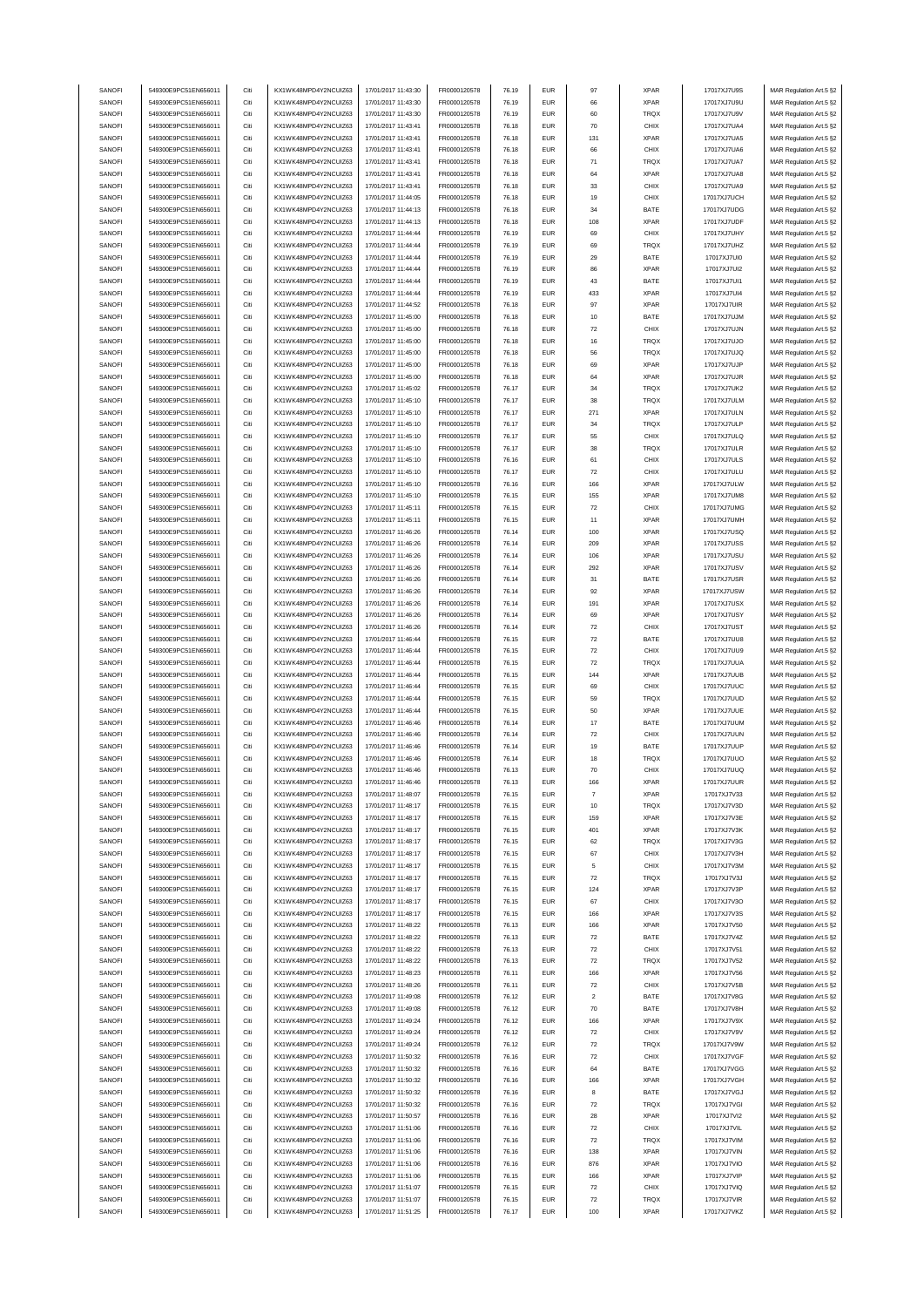| | | | | | | | | | | | |
|---|---|---|---|---|---|---|---|---|---|---|---|
| SANOFI | 549300E9PC51EN656011 | Citi | KX1WK48MPD4Y2NCUIZ63 | 17/01/2017 11:43:30 | FR0000120578 | 76.19 | EUR | 97 | XPAR | 17017XJ7U9S | MAR Regulation Art.5 §2 |
| SANOFI | 549300E9PC51EN656011 | Citi | KX1WK48MPD4Y2NCUIZ63 | 17/01/2017 11:43:30 | FR0000120578 | 76.19 | EUR | 66 | XPAR | 17017XJ7U9U | MAR Regulation Art.5 §2 |
| SANOFI | 549300E9PC51EN656011 | Citi | KX1WK48MPD4Y2NCUIZ63 | 17/01/2017 11:43:30 | FR0000120578 | 76.19 | EUR | 60 | TRQX | 17017XJ7U9V | MAR Regulation Art.5 §2 |
| SANOFI | 549300E9PC51EN656011 | Citi | KX1WK48MPD4Y2NCUIZ63 | 17/01/2017 11:43:41 | FR0000120578 | 76.18 | EUR | 70 | CHIX | 17017XJ7UA4 | MAR Regulation Art.5 §2 |
| SANOFI | 549300E9PC51EN656011 | Citi | KX1WK48MPD4Y2NCUIZ63 | 17/01/2017 11:43:41 | FR0000120578 | 76.18 | EUR | 131 | XPAR | 17017XJ7UA5 | MAR Regulation Art.5 §2 |
| SANOFI | 549300E9PC51EN656011 | Citi | KX1WK48MPD4Y2NCUIZ63 | 17/01/2017 11:43:41 | FR0000120578 | 76.18 | EUR | 66 | CHIX | 17017XJ7UA6 | MAR Regulation Art.5 §2 |
| SANOFI | 549300E9PC51EN656011 | Citi | KX1WK48MPD4Y2NCUIZ63 | 17/01/2017 11:43:41 | FR0000120578 | 76.18 | EUR | 71 | TRQX | 17017XJ7UA7 | MAR Regulation Art.5 §2 |
| SANOFI | 549300E9PC51EN656011 | Citi | KX1WK48MPD4Y2NCUIZ63 | 17/01/2017 11:43:41 | FR0000120578 | 76.18 | EUR | 64 | XPAR | 17017XJ7UA8 | MAR Regulation Art.5 §2 |
| SANOFI | 549300E9PC51EN656011 | Citi | KX1WK48MPD4Y2NCUIZ63 | 17/01/2017 11:43:41 | FR0000120578 | 76.18 | EUR | 33 | CHIX | 17017XJ7UA9 | MAR Regulation Art.5 §2 |
| SANOFI | 549300E9PC51EN656011 | Citi | KX1WK48MPD4Y2NCUIZ63 | 17/01/2017 11:44:05 | FR0000120578 | 76.18 | EUR | 19 | CHIX | 17017XJ7UCH | MAR Regulation Art.5 §2 |
| SANOFI | 549300E9PC51EN656011 | Citi | KX1WK48MPD4Y2NCUIZ63 | 17/01/2017 11:44:13 | FR0000120578 | 76.18 | EUR | 34 | BATE | 17017XJ7UDG | MAR Regulation Art.5 §2 |
| SANOFI | 549300E9PC51EN656011 | Citi | KX1WK48MPD4Y2NCUIZ63 | 17/01/2017 11:44:13 | FR0000120578 | 76.18 | EUR | 108 | XPAR | 17017XJ7UDF | MAR Regulation Art.5 §2 |
| SANOFI | 549300E9PC51EN656011 | Citi | KX1WK48MPD4Y2NCUIZ63 | 17/01/2017 11:44:44 | FR0000120578 | 76.19 | EUR | 69 | CHIX | 17017XJ7UHY | MAR Regulation Art.5 §2 |
| SANOFI | 549300E9PC51EN656011 | Citi | KX1WK48MPD4Y2NCUIZ63 | 17/01/2017 11:44:44 | FR0000120578 | 76.19 | EUR | 69 | TRQX | 17017XJ7UHZ | MAR Regulation Art.5 §2 |
| SANOFI | 549300E9PC51EN656011 | Citi | KX1WK48MPD4Y2NCUIZ63 | 17/01/2017 11:44:44 | FR0000120578 | 76.19 | EUR | 29 | BATE | 17017XJ7UI0 | MAR Regulation Art.5 §2 |
| SANOFI | 549300E9PC51EN656011 | Citi | KX1WK48MPD4Y2NCUIZ63 | 17/01/2017 11:44:44 | FR0000120578 | 76.19 | EUR | 86 | XPAR | 17017XJ7UI2 | MAR Regulation Art.5 §2 |
| SANOFI | 549300E9PC51EN656011 | Citi | KX1WK48MPD4Y2NCUIZ63 | 17/01/2017 11:44:44 | FR0000120578 | 76.19 | EUR | 43 | BATE | 17017XJ7UI1 | MAR Regulation Art.5 §2 |
| SANOFI | 549300E9PC51EN656011 | Citi | KX1WK48MPD4Y2NCUIZ63 | 17/01/2017 11:44:44 | FR0000120578 | 76.19 | EUR | 433 | XPAR | 17017XJ7UI4 | MAR Regulation Art.5 §2 |
| SANOFI | 549300E9PC51EN656011 | Citi | KX1WK48MPD4Y2NCUIZ63 | 17/01/2017 11:44:52 | FR0000120578 | 76.18 | EUR | 97 | XPAR | 17017XJ7UIR | MAR Regulation Art.5 §2 |
| SANOFI | 549300E9PC51EN656011 | Citi | KX1WK48MPD4Y2NCUIZ63 | 17/01/2017 11:45:00 | FR0000120578 | 76.18 | EUR | 10 | BATE | 17017XJ7UJM | MAR Regulation Art.5 §2 |
| SANOFI | 549300E9PC51EN656011 | Citi | KX1WK48MPD4Y2NCUIZ63 | 17/01/2017 11:45:00 | FR0000120578 | 76.18 | EUR | 72 | CHIX | 17017XJ7UJN | MAR Regulation Art.5 §2 |
| SANOFI | 549300E9PC51EN656011 | Citi | KX1WK48MPD4Y2NCUIZ63 | 17/01/2017 11:45:00 | FR0000120578 | 76.18 | EUR | 16 | TRQX | 17017XJ7UJO | MAR Regulation Art.5 §2 |
| SANOFI | 549300E9PC51EN656011 | Citi | KX1WK48MPD4Y2NCUIZ63 | 17/01/2017 11:45:00 | FR0000120578 | 76.18 | EUR | 56 | TRQX | 17017XJ7UJQ | MAR Regulation Art.5 §2 |
| SANOFI | 549300E9PC51EN656011 | Citi | KX1WK48MPD4Y2NCUIZ63 | 17/01/2017 11:45:00 | FR0000120578 | 76.18 | EUR | 69 | XPAR | 17017XJ7UJP | MAR Regulation Art.5 §2 |
| SANOFI | 549300E9PC51EN656011 | Citi | KX1WK48MPD4Y2NCUIZ63 | 17/01/2017 11:45:00 | FR0000120578 | 76.18 | EUR | 64 | XPAR | 17017XJ7UJR | MAR Regulation Art.5 §2 |
| SANOFI | 549300E9PC51EN656011 | Citi | KX1WK48MPD4Y2NCUIZ63 | 17/01/2017 11:45:02 | FR0000120578 | 76.17 | EUR | 34 | TRQX | 17017XJ7UK2 | MAR Regulation Art.5 §2 |
| SANOFI | 549300E9PC51EN656011 | Citi | KX1WK48MPD4Y2NCUIZ63 | 17/01/2017 11:45:10 | FR0000120578 | 76.17 | EUR | 38 | TRQX | 17017XJ7ULM | MAR Regulation Art.5 §2 |
| SANOFI | 549300E9PC51EN656011 | Citi | KX1WK48MPD4Y2NCUIZ63 | 17/01/2017 11:45:10 | FR0000120578 | 76.17 | EUR | 271 | XPAR | 17017XJ7ULN | MAR Regulation Art.5 §2 |
| SANOFI | 549300E9PC51EN656011 | Citi | KX1WK48MPD4Y2NCUIZ63 | 17/01/2017 11:45:10 | FR0000120578 | 76.17 | EUR | 34 | TRQX | 17017XJ7ULP | MAR Regulation Art.5 §2 |
| SANOFI | 549300E9PC51EN656011 | Citi | KX1WK48MPD4Y2NCUIZ63 | 17/01/2017 11:45:10 | FR0000120578 | 76.17 | EUR | 55 | CHIX | 17017XJ7ULQ | MAR Regulation Art.5 §2 |
| SANOFI | 549300E9PC51EN656011 | Citi | KX1WK48MPD4Y2NCUIZ63 | 17/01/2017 11:45:10 | FR0000120578 | 76.17 | EUR | 38 | TRQX | 17017XJ7ULR | MAR Regulation Art.5 §2 |
| SANOFI | 549300E9PC51EN656011 | Citi | KX1WK48MPD4Y2NCUIZ63 | 17/01/2017 11:45:10 | FR0000120578 | 76.16 | EUR | 61 | CHIX | 17017XJ7ULS | MAR Regulation Art.5 §2 |
| SANOFI | 549300E9PC51EN656011 | Citi | KX1WK48MPD4Y2NCUIZ63 | 17/01/2017 11:45:10 | FR0000120578 | 76.17 | EUR | 72 | CHIX | 17017XJ7ULU | MAR Regulation Art.5 §2 |
| SANOFI | 549300E9PC51EN656011 | Citi | KX1WK48MPD4Y2NCUIZ63 | 17/01/2017 11:45:10 | FR0000120578 | 76.16 | EUR | 166 | XPAR | 17017XJ7ULW | MAR Regulation Art.5 §2 |
| SANOFI | 549300E9PC51EN656011 | Citi | KX1WK48MPD4Y2NCUIZ63 | 17/01/2017 11:45:10 | FR0000120578 | 76.15 | EUR | 155 | XPAR | 17017XJ7UM8 | MAR Regulation Art.5 §2 |
| SANOFI | 549300E9PC51EN656011 | Citi | KX1WK48MPD4Y2NCUIZ63 | 17/01/2017 11:45:11 | FR0000120578 | 76.15 | EUR | 72 | CHIX | 17017XJ7UMG | MAR Regulation Art.5 §2 |
| SANOFI | 549300E9PC51EN656011 | Citi | KX1WK48MPD4Y2NCUIZ63 | 17/01/2017 11:45:11 | FR0000120578 | 76.15 | EUR | 11 | XPAR | 17017XJ7UMH | MAR Regulation Art.5 §2 |
| SANOFI | 549300E9PC51EN656011 | Citi | KX1WK48MPD4Y2NCUIZ63 | 17/01/2017 11:46:26 | FR0000120578 | 76.14 | EUR | 100 | XPAR | 17017XJ7USQ | MAR Regulation Art.5 §2 |
| SANOFI | 549300E9PC51EN656011 | Citi | KX1WK48MPD4Y2NCUIZ63 | 17/01/2017 11:46:26 | FR0000120578 | 76.14 | EUR | 209 | XPAR | 17017XJ7USS | MAR Regulation Art.5 §2 |
| SANOFI | 549300E9PC51EN656011 | Citi | KX1WK48MPD4Y2NCUIZ63 | 17/01/2017 11:46:26 | FR0000120578 | 76.14 | EUR | 106 | XPAR | 17017XJ7USU | MAR Regulation Art.5 §2 |
| SANOFI | 549300E9PC51EN656011 | Citi | KX1WK48MPD4Y2NCUIZ63 | 17/01/2017 11:46:26 | FR0000120578 | 76.14 | EUR | 292 | XPAR | 17017XJ7USV | MAR Regulation Art.5 §2 |
| SANOFI | 549300E9PC51EN656011 | Citi | KX1WK48MPD4Y2NCUIZ63 | 17/01/2017 11:46:26 | FR0000120578 | 76.14 | EUR | 31 | BATE | 17017XJ7USR | MAR Regulation Art.5 §2 |
| SANOFI | 549300E9PC51EN656011 | Citi | KX1WK48MPD4Y2NCUIZ63 | 17/01/2017 11:46:26 | FR0000120578 | 76.14 | EUR | 92 | XPAR | 17017XJ7USW | MAR Regulation Art.5 §2 |
| SANOFI | 549300E9PC51EN656011 | Citi | KX1WK48MPD4Y2NCUIZ63 | 17/01/2017 11:46:26 | FR0000120578 | 76.14 | EUR | 191 | XPAR | 17017XJ7USX | MAR Regulation Art.5 §2 |
| SANOFI | 549300E9PC51EN656011 | Citi | KX1WK48MPD4Y2NCUIZ63 | 17/01/2017 11:46:26 | FR0000120578 | 76.14 | EUR | 69 | XPAR | 17017XJ7USY | MAR Regulation Art.5 §2 |
| SANOFI | 549300E9PC51EN656011 | Citi | KX1WK48MPD4Y2NCUIZ63 | 17/01/2017 11:46:26 | FR0000120578 | 76.14 | EUR | 72 | CHIX | 17017XJ7UST | MAR Regulation Art.5 §2 |
| SANOFI | 549300E9PC51EN656011 | Citi | KX1WK48MPD4Y2NCUIZ63 | 17/01/2017 11:46:44 | FR0000120578 | 76.15 | EUR | 72 | BATE | 17017XJ7UU8 | MAR Regulation Art.5 §2 |
| SANOFI | 549300E9PC51EN656011 | Citi | KX1WK48MPD4Y2NCUIZ63 | 17/01/2017 11:46:44 | FR0000120578 | 76.15 | EUR | 72 | CHIX | 17017XJ7UU9 | MAR Regulation Art.5 §2 |
| SANOFI | 549300E9PC51EN656011 | Citi | KX1WK48MPD4Y2NCUIZ63 | 17/01/2017 11:46:44 | FR0000120578 | 76.15 | EUR | 72 | TRQX | 17017XJ7UUA | MAR Regulation Art.5 §2 |
| SANOFI | 549300E9PC51EN656011 | Citi | KX1WK48MPD4Y2NCUIZ63 | 17/01/2017 11:46:44 | FR0000120578 | 76.15 | EUR | 144 | XPAR | 17017XJ7UUB | MAR Regulation Art.5 §2 |
| SANOFI | 549300E9PC51EN656011 | Citi | KX1WK48MPD4Y2NCUIZ63 | 17/01/2017 11:46:44 | FR0000120578 | 76.15 | EUR | 69 | CHIX | 17017XJ7UUC | MAR Regulation Art.5 §2 |
| SANOFI | 549300E9PC51EN656011 | Citi | KX1WK48MPD4Y2NCUIZ63 | 17/01/2017 11:46:44 | FR0000120578 | 76.15 | EUR | 59 | TRQX | 17017XJ7UUD | MAR Regulation Art.5 §2 |
| SANOFI | 549300E9PC51EN656011 | Citi | KX1WK48MPD4Y2NCUIZ63 | 17/01/2017 11:46:44 | FR0000120578 | 76.15 | EUR | 50 | XPAR | 17017XJ7UUE | MAR Regulation Art.5 §2 |
| SANOFI | 549300E9PC51EN656011 | Citi | KX1WK48MPD4Y2NCUIZ63 | 17/01/2017 11:46:46 | FR0000120578 | 76.14 | EUR | 17 | BATE | 17017XJ7UUM | MAR Regulation Art.5 §2 |
| SANOFI | 549300E9PC51EN656011 | Citi | KX1WK48MPD4Y2NCUIZ63 | 17/01/2017 11:46:46 | FR0000120578 | 76.14 | EUR | 72 | CHIX | 17017XJ7UUN | MAR Regulation Art.5 §2 |
| SANOFI | 549300E9PC51EN656011 | Citi | KX1WK48MPD4Y2NCUIZ63 | 17/01/2017 11:46:46 | FR0000120578 | 76.14 | EUR | 19 | BATE | 17017XJ7UUP | MAR Regulation Art.5 §2 |
| SANOFI | 549300E9PC51EN656011 | Citi | KX1WK48MPD4Y2NCUIZ63 | 17/01/2017 11:46:46 | FR0000120578 | 76.14 | EUR | 18 | TRQX | 17017XJ7UUO | MAR Regulation Art.5 §2 |
| SANOFI | 549300E9PC51EN656011 | Citi | KX1WK48MPD4Y2NCUIZ63 | 17/01/2017 11:46:46 | FR0000120578 | 76.13 | EUR | 70 | CHIX | 17017XJ7UUQ | MAR Regulation Art.5 §2 |
| SANOFI | 549300E9PC51EN656011 | Citi | KX1WK48MPD4Y2NCUIZ63 | 17/01/2017 11:46:46 | FR0000120578 | 76.13 | EUR | 166 | XPAR | 17017XJ7UUR | MAR Regulation Art.5 §2 |
| SANOFI | 549300E9PC51EN656011 | Citi | KX1WK48MPD4Y2NCUIZ63 | 17/01/2017 11:48:07 | FR0000120578 | 76.15 | EUR | 7 | XPAR | 17017XJ7V33 | MAR Regulation Art.5 §2 |
| SANOFI | 549300E9PC51EN656011 | Citi | KX1WK48MPD4Y2NCUIZ63 | 17/01/2017 11:48:17 | FR0000120578 | 76.15 | EUR | 10 | TRQX | 17017XJ7V3D | MAR Regulation Art.5 §2 |
| SANOFI | 549300E9PC51EN656011 | Citi | KX1WK48MPD4Y2NCUIZ63 | 17/01/2017 11:48:17 | FR0000120578 | 76.15 | EUR | 159 | XPAR | 17017XJ7V3E | MAR Regulation Art.5 §2 |
| SANOFI | 549300E9PC51EN656011 | Citi | KX1WK48MPD4Y2NCUIZ63 | 17/01/2017 11:48:17 | FR0000120578 | 76.15 | EUR | 401 | XPAR | 17017XJ7V3K | MAR Regulation Art.5 §2 |
| SANOFI | 549300E9PC51EN656011 | Citi | KX1WK48MPD4Y2NCUIZ63 | 17/01/2017 11:48:17 | FR0000120578 | 76.15 | EUR | 62 | TRQX | 17017XJ7V3G | MAR Regulation Art.5 §2 |
| SANOFI | 549300E9PC51EN656011 | Citi | KX1WK48MPD4Y2NCUIZ63 | 17/01/2017 11:48:17 | FR0000120578 | 76.15 | EUR | 67 | CHIX | 17017XJ7V3H | MAR Regulation Art.5 §2 |
| SANOFI | 549300E9PC51EN656011 | Citi | KX1WK48MPD4Y2NCUIZ63 | 17/01/2017 11:48:17 | FR0000120578 | 76.15 | EUR | 5 | CHIX | 17017XJ7V3M | MAR Regulation Art.5 §2 |
| SANOFI | 549300E9PC51EN656011 | Citi | KX1WK48MPD4Y2NCUIZ63 | 17/01/2017 11:48:17 | FR0000120578 | 76.15 | EUR | 72 | TRQX | 17017XJ7V3J | MAR Regulation Art.5 §2 |
| SANOFI | 549300E9PC51EN656011 | Citi | KX1WK48MPD4Y2NCUIZ63 | 17/01/2017 11:48:17 | FR0000120578 | 76.15 | EUR | 124 | XPAR | 17017XJ7V3P | MAR Regulation Art.5 §2 |
| SANOFI | 549300E9PC51EN656011 | Citi | KX1WK48MPD4Y2NCUIZ63 | 17/01/2017 11:48:17 | FR0000120578 | 76.15 | EUR | 67 | CHIX | 17017XJ7V3O | MAR Regulation Art.5 §2 |
| SANOFI | 549300E9PC51EN656011 | Citi | KX1WK48MPD4Y2NCUIZ63 | 17/01/2017 11:48:17 | FR0000120578 | 76.15 | EUR | 166 | XPAR | 17017XJ7V3S | MAR Regulation Art.5 §2 |
| SANOFI | 549300E9PC51EN656011 | Citi | KX1WK48MPD4Y2NCUIZ63 | 17/01/2017 11:48:22 | FR0000120578 | 76.13 | EUR | 166 | XPAR | 17017XJ7V50 | MAR Regulation Art.5 §2 |
| SANOFI | 549300E9PC51EN656011 | Citi | KX1WK48MPD4Y2NCUIZ63 | 17/01/2017 11:48:22 | FR0000120578 | 76.13 | EUR | 72 | BATE | 17017XJ7V4Z | MAR Regulation Art.5 §2 |
| SANOFI | 549300E9PC51EN656011 | Citi | KX1WK48MPD4Y2NCUIZ63 | 17/01/2017 11:48:22 | FR0000120578 | 76.13 | EUR | 72 | CHIX | 17017XJ7V51 | MAR Regulation Art.5 §2 |
| SANOFI | 549300E9PC51EN656011 | Citi | KX1WK48MPD4Y2NCUIZ63 | 17/01/2017 11:48:22 | FR0000120578 | 76.13 | EUR | 72 | TRQX | 17017XJ7V52 | MAR Regulation Art.5 §2 |
| SANOFI | 549300E9PC51EN656011 | Citi | KX1WK48MPD4Y2NCUIZ63 | 17/01/2017 11:48:23 | FR0000120578 | 76.11 | EUR | 166 | XPAR | 17017XJ7V56 | MAR Regulation Art.5 §2 |
| SANOFI | 549300E9PC51EN656011 | Citi | KX1WK48MPD4Y2NCUIZ63 | 17/01/2017 11:48:26 | FR0000120578 | 76.11 | EUR | 72 | CHIX | 17017XJ7V5B | MAR Regulation Art.5 §2 |
| SANOFI | 549300E9PC51EN656011 | Citi | KX1WK48MPD4Y2NCUIZ63 | 17/01/2017 11:49:08 | FR0000120578 | 76.12 | EUR | 2 | BATE | 17017XJ7V8G | MAR Regulation Art.5 §2 |
| SANOFI | 549300E9PC51EN656011 | Citi | KX1WK48MPD4Y2NCUIZ63 | 17/01/2017 11:49:08 | FR0000120578 | 76.12 | EUR | 70 | BATE | 17017XJ7V8H | MAR Regulation Art.5 §2 |
| SANOFI | 549300E9PC51EN656011 | Citi | KX1WK48MPD4Y2NCUIZ63 | 17/01/2017 11:49:24 | FR0000120578 | 76.12 | EUR | 166 | XPAR | 17017XJ7V9X | MAR Regulation Art.5 §2 |
| SANOFI | 549300E9PC51EN656011 | Citi | KX1WK48MPD4Y2NCUIZ63 | 17/01/2017 11:49:24 | FR0000120578 | 76.12 | EUR | 72 | CHIX | 17017XJ7V9V | MAR Regulation Art.5 §2 |
| SANOFI | 549300E9PC51EN656011 | Citi | KX1WK48MPD4Y2NCUIZ63 | 17/01/2017 11:49:24 | FR0000120578 | 76.12 | EUR | 72 | TRQX | 17017XJ7V9W | MAR Regulation Art.5 §2 |
| SANOFI | 549300E9PC51EN656011 | Citi | KX1WK48MPD4Y2NCUIZ63 | 17/01/2017 11:50:32 | FR0000120578 | 76.16 | EUR | 72 | CHIX | 17017XJ7VGF | MAR Regulation Art.5 §2 |
| SANOFI | 549300E9PC51EN656011 | Citi | KX1WK48MPD4Y2NCUIZ63 | 17/01/2017 11:50:32 | FR0000120578 | 76.16 | EUR | 64 | BATE | 17017XJ7VGG | MAR Regulation Art.5 §2 |
| SANOFI | 549300E9PC51EN656011 | Citi | KX1WK48MPD4Y2NCUIZ63 | 17/01/2017 11:50:32 | FR0000120578 | 76.16 | EUR | 166 | XPAR | 17017XJ7VGH | MAR Regulation Art.5 §2 |
| SANOFI | 549300E9PC51EN656011 | Citi | KX1WK48MPD4Y2NCUIZ63 | 17/01/2017 11:50:32 | FR0000120578 | 76.16 | EUR | 8 | BATE | 17017XJ7VGJ | MAR Regulation Art.5 §2 |
| SANOFI | 549300E9PC51EN656011 | Citi | KX1WK48MPD4Y2NCUIZ63 | 17/01/2017 11:50:32 | FR0000120578 | 76.16 | EUR | 72 | TRQX | 17017XJ7VGI | MAR Regulation Art.5 §2 |
| SANOFI | 549300E9PC51EN656011 | Citi | KX1WK48MPD4Y2NCUIZ63 | 17/01/2017 11:50:57 | FR0000120578 | 76.16 | EUR | 28 | XPAR | 17017XJ7VI2 | MAR Regulation Art.5 §2 |
| SANOFI | 549300E9PC51EN656011 | Citi | KX1WK48MPD4Y2NCUIZ63 | 17/01/2017 11:51:06 | FR0000120578 | 76.16 | EUR | 72 | CHIX | 17017XJ7VIL | MAR Regulation Art.5 §2 |
| SANOFI | 549300E9PC51EN656011 | Citi | KX1WK48MPD4Y2NCUIZ63 | 17/01/2017 11:51:06 | FR0000120578 | 76.16 | EUR | 72 | TRQX | 17017XJ7VIM | MAR Regulation Art.5 §2 |
| SANOFI | 549300E9PC51EN656011 | Citi | KX1WK48MPD4Y2NCUIZ63 | 17/01/2017 11:51:06 | FR0000120578 | 76.16 | EUR | 138 | XPAR | 17017XJ7VIN | MAR Regulation Art.5 §2 |
| SANOFI | 549300E9PC51EN656011 | Citi | KX1WK48MPD4Y2NCUIZ63 | 17/01/2017 11:51:06 | FR0000120578 | 76.16 | EUR | 876 | XPAR | 17017XJ7VIO | MAR Regulation Art.5 §2 |
| SANOFI | 549300E9PC51EN656011 | Citi | KX1WK48MPD4Y2NCUIZ63 | 17/01/2017 11:51:06 | FR0000120578 | 76.15 | EUR | 166 | XPAR | 17017XJ7VIP | MAR Regulation Art.5 §2 |
| SANOFI | 549300E9PC51EN656011 | Citi | KX1WK48MPD4Y2NCUIZ63 | 17/01/2017 11:51:07 | FR0000120578 | 76.15 | EUR | 72 | CHIX | 17017XJ7VIQ | MAR Regulation Art.5 §2 |
| SANOFI | 549300E9PC51EN656011 | Citi | KX1WK48MPD4Y2NCUIZ63 | 17/01/2017 11:51:07 | FR0000120578 | 76.15 | EUR | 72 | TRQX | 17017XJ7VIR | MAR Regulation Art.5 §2 |
| SANOFI | 549300E9PC51EN656011 | Citi | KX1WK48MPD4Y2NCUIZ63 | 17/01/2017 11:51:25 | FR0000120578 | 76.17 | EUR | 100 | XPAR | 17017XJ7VKZ | MAR Regulation Art.5 §2 |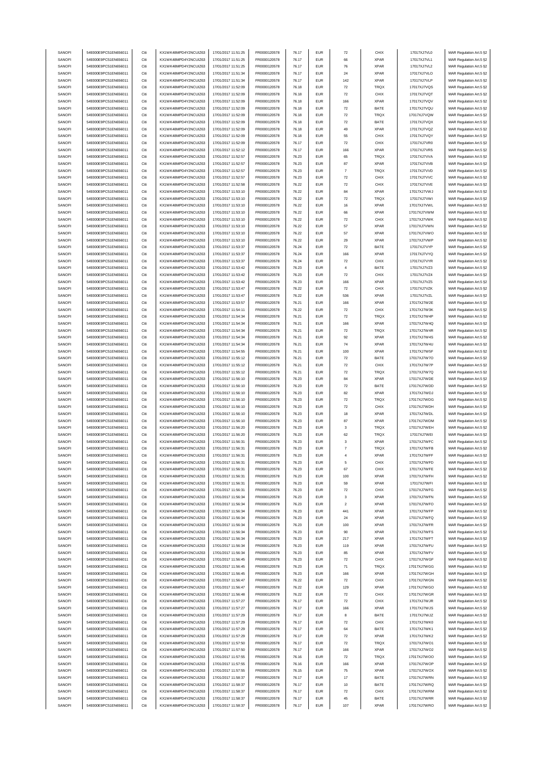| | | | | | | | | | | | |
|---|---|---|---|---|---|---|---|---|---|---|---|
| SANOFI | 549300E9PC51EN656011 | Citi | KX1WK48MPD4Y2NCUIZ63 | 17/01/2017 11:51:25 | FR0000120578 | 76.17 | EUR | 72 | CHIX | 17017XJ7VL0 | MAR Regulation Art.5 §2 |
| SANOFI | 549300E9PC51EN656011 | Citi | KX1WK48MPD4Y2NCUIZ63 | 17/01/2017 11:51:25 | FR0000120578 | 76.17 | EUR | 66 | XPAR | 17017XJ7VL1 | MAR Regulation Art.5 §2 |
| SANOFI | 549300E9PC51EN656011 | Citi | KX1WK48MPD4Y2NCUIZ63 | 17/01/2017 11:51:25 | FR0000120578 | 76.17 | EUR | 76 | XPAR | 17017XJ7VL2 | MAR Regulation Art.5 §2 |
| SANOFI | 549300E9PC51EN656011 | Citi | KX1WK48MPD4Y2NCUIZ63 | 17/01/2017 11:51:34 | FR0000120578 | 76.17 | EUR | 24 | XPAR | 17017XJ7VLO | MAR Regulation Art.5 §2 |
| SANOFI | 549300E9PC51EN656011 | Citi | KX1WK48MPD4Y2NCUIZ63 | 17/01/2017 11:51:34 | FR0000120578 | 76.17 | EUR | 142 | XPAR | 17017XJ7VLP | MAR Regulation Art.5 §2 |
| SANOFI | 549300E9PC51EN656011 | Citi | KX1WK48MPD4Y2NCUIZ63 | 17/01/2017 11:52:09 | FR0000120578 | 76.18 | EUR | 72 | TRQX | 17017XJ7VQS | MAR Regulation Art.5 §2 |
| SANOFI | 549300E9PC51EN656011 | Citi | KX1WK48MPD4Y2NCUIZ63 | 17/01/2017 11:52:09 | FR0000120578 | 76.18 | EUR | 72 | CHIX | 17017XJ7VQT | MAR Regulation Art.5 §2 |
| SANOFI | 549300E9PC51EN656011 | Citi | KX1WK48MPD4Y2NCUIZ63 | 17/01/2017 11:52:09 | FR0000120578 | 76.18 | EUR | 166 | XPAR | 17017XJ7VQV | MAR Regulation Art.5 §2 |
| SANOFI | 549300E9PC51EN656011 | Citi | KX1WK48MPD4Y2NCUIZ63 | 17/01/2017 11:52:09 | FR0000120578 | 76.18 | EUR | 72 | BATE | 17017XJ7VQU | MAR Regulation Art.5 §2 |
| SANOFI | 549300E9PC51EN656011 | Citi | KX1WK48MPD4Y2NCUIZ63 | 17/01/2017 11:52:09 | FR0000120578 | 76.18 | EUR | 72 | TRQX | 17017XJ7VQW | MAR Regulation Art.5 §2 |
| SANOFI | 549300E9PC51EN656011 | Citi | KX1WK48MPD4Y2NCUIZ63 | 17/01/2017 11:52:09 | FR0000120578 | 76.18 | EUR | 72 | BATE | 17017XJ7VQX | MAR Regulation Art.5 §2 |
| SANOFI | 549300E9PC51EN656011 | Citi | KX1WK48MPD4Y2NCUIZ63 | 17/01/2017 11:52:09 | FR0000120578 | 76.18 | EUR | 49 | XPAR | 17017XJ7VQZ | MAR Regulation Art.5 §2 |
| SANOFI | 549300E9PC51EN656011 | Citi | KX1WK48MPD4Y2NCUIZ63 | 17/01/2017 11:52:09 | FR0000120578 | 76.18 | EUR | 55 | CHIX | 17017XJ7VQY | MAR Regulation Art.5 §2 |
| SANOFI | 549300E9PC51EN656011 | Citi | KX1WK48MPD4Y2NCUIZ63 | 17/01/2017 11:52:09 | FR0000120578 | 76.17 | EUR | 72 | CHIX | 17017XJ7VR0 | MAR Regulation Art.5 §2 |
| SANOFI | 549300E9PC51EN656011 | Citi | KX1WK48MPD4Y2NCUIZ63 | 17/01/2017 11:52:12 | FR0000120578 | 76.17 | EUR | 166 | XPAR | 17017XJ7VR5 | MAR Regulation Art.5 §2 |
| SANOFI | 549300E9PC51EN656011 | Citi | KX1WK48MPD4Y2NCUIZ63 | 17/01/2017 11:52:57 | FR0000120578 | 76.23 | EUR | 65 | TRQX | 17017XJ7VVA | MAR Regulation Art.5 §2 |
| SANOFI | 549300E9PC51EN656011 | Citi | KX1WK48MPD4Y2NCUIZ63 | 17/01/2017 11:52:57 | FR0000120578 | 76.23 | EUR | 87 | XPAR | 17017XJ7VVB | MAR Regulation Art.5 §2 |
| SANOFI | 549300E9PC51EN656011 | Citi | KX1WK48MPD4Y2NCUIZ63 | 17/01/2017 11:52:57 | FR0000120578 | 76.23 | EUR | 7 | TRQX | 17017XJ7VVD | MAR Regulation Art.5 §2 |
| SANOFI | 549300E9PC51EN656011 | Citi | KX1WK48MPD4Y2NCUIZ63 | 17/01/2017 11:52:57 | FR0000120578 | 76.23 | EUR | 72 | CHIX | 17017XJ7VVC | MAR Regulation Art.5 §2 |
| SANOFI | 549300E9PC51EN656011 | Citi | KX1WK48MPD4Y2NCUIZ63 | 17/01/2017 11:52:58 | FR0000120578 | 76.22 | EUR | 72 | CHIX | 17017XJ7VVE | MAR Regulation Art.5 §2 |
| SANOFI | 549300E9PC51EN656011 | Citi | KX1WK48MPD4Y2NCUIZ63 | 17/01/2017 11:53:10 | FR0000120578 | 76.22 | EUR | 84 | XPAR | 17017XJ7VWJ | MAR Regulation Art.5 §2 |
| SANOFI | 549300E9PC51EN656011 | Citi | KX1WK48MPD4Y2NCUIZ63 | 17/01/2017 11:53:10 | FR0000120578 | 76.22 | EUR | 72 | TRQX | 17017XJ7VWI | MAR Regulation Art.5 §2 |
| SANOFI | 549300E9PC51EN656011 | Citi | KX1WK48MPD4Y2NCUIZ63 | 17/01/2017 11:53:10 | FR0000120578 | 76.22 | EUR | 16 | XPAR | 17017XJ7VWL | MAR Regulation Art.5 §2 |
| SANOFI | 549300E9PC51EN656011 | Citi | KX1WK48MPD4Y2NCUIZ63 | 17/01/2017 11:53:10 | FR0000120578 | 76.22 | EUR | 66 | XPAR | 17017XJ7VWM | MAR Regulation Art.5 §2 |
| SANOFI | 549300E9PC51EN656011 | Citi | KX1WK48MPD4Y2NCUIZ63 | 17/01/2017 11:53:10 | FR0000120578 | 76.22 | EUR | 72 | CHIX | 17017XJ7VWK | MAR Regulation Art.5 §2 |
| SANOFI | 549300E9PC51EN656011 | Citi | KX1WK48MPD4Y2NCUIZ63 | 17/01/2017 11:53:10 | FR0000120578 | 76.22 | EUR | 57 | XPAR | 17017XJ7VWN | MAR Regulation Art.5 §2 |
| SANOFI | 549300E9PC51EN656011 | Citi | KX1WK48MPD4Y2NCUIZ63 | 17/01/2017 11:53:10 | FR0000120578 | 76.22 | EUR | 57 | XPAR | 17017XJ7VWO | MAR Regulation Art.5 §2 |
| SANOFI | 549300E9PC51EN656011 | Citi | KX1WK48MPD4Y2NCUIZ63 | 17/01/2017 11:53:10 | FR0000120578 | 76.22 | EUR | 29 | XPAR | 17017XJ7VWP | MAR Regulation Art.5 §2 |
| SANOFI | 549300E9PC51EN656011 | Citi | KX1WK48MPD4Y2NCUIZ63 | 17/01/2017 11:53:37 | FR0000120578 | 76.24 | EUR | 72 | BATE | 17017XJ7VYP | MAR Regulation Art.5 §2 |
| SANOFI | 549300E9PC51EN656011 | Citi | KX1WK48MPD4Y2NCUIZ63 | 17/01/2017 11:53:37 | FR0000120578 | 76.24 | EUR | 166 | XPAR | 17017XJ7VYQ | MAR Regulation Art.5 §2 |
| SANOFI | 549300E9PC51EN656011 | Citi | KX1WK48MPD4Y2NCUIZ63 | 17/01/2017 11:53:37 | FR0000120578 | 76.24 | EUR | 72 | CHIX | 17017XJ7VYR | MAR Regulation Art.5 §2 |
| SANOFI | 549300E9PC51EN656011 | Citi | KX1WK48MPD4Y2NCUIZ63 | 17/01/2017 11:53:42 | FR0000120578 | 76.23 | EUR | 4 | BATE | 17017XJ7VZ3 | MAR Regulation Art.5 §2 |
| SANOFI | 549300E9PC51EN656011 | Citi | KX1WK48MPD4Y2NCUIZ63 | 17/01/2017 11:53:42 | FR0000120578 | 76.23 | EUR | 72 | CHIX | 17017XJ7VZ4 | MAR Regulation Art.5 §2 |
| SANOFI | 549300E9PC51EN656011 | Citi | KX1WK48MPD4Y2NCUIZ63 | 17/01/2017 11:53:42 | FR0000120578 | 76.23 | EUR | 166 | XPAR | 17017XJ7VZ5 | MAR Regulation Art.5 §2 |
| SANOFI | 549300E9PC51EN656011 | Citi | KX1WK48MPD4Y2NCUIZ63 | 17/01/2017 11:53:47 | FR0000120578 | 76.22 | EUR | 72 | CHIX | 17017XJ7VZK | MAR Regulation Art.5 §2 |
| SANOFI | 549300E9PC51EN656011 | Citi | KX1WK48MPD4Y2NCUIZ63 | 17/01/2017 11:53:47 | FR0000120578 | 76.22 | EUR | 536 | XPAR | 17017XJ7VZL | MAR Regulation Art.5 §2 |
| SANOFI | 549300E9PC51EN656011 | Citi | KX1WK48MPD4Y2NCUIZ63 | 17/01/2017 11:53:57 | FR0000120578 | 76.21 | EUR | 166 | XPAR | 17017XJ7W2E | MAR Regulation Art.5 §2 |
| SANOFI | 549300E9PC51EN656011 | Citi | KX1WK48MPD4Y2NCUIZ63 | 17/01/2017 11:54:11 | FR0000120578 | 76.22 | EUR | 72 | CHIX | 17017XJ7W3K | MAR Regulation Art.5 §2 |
| SANOFI | 549300E9PC51EN656011 | Citi | KX1WK48MPD4Y2NCUIZ63 | 17/01/2017 11:54:34 | FR0000120578 | 76.21 | EUR | 72 | TRQX | 17017XJ7W4P | MAR Regulation Art.5 §2 |
| SANOFI | 549300E9PC51EN656011 | Citi | KX1WK48MPD4Y2NCUIZ63 | 17/01/2017 11:54:34 | FR0000120578 | 76.21 | EUR | 166 | XPAR | 17017XJ7W4Q | MAR Regulation Art.5 §2 |
| SANOFI | 549300E9PC51EN656011 | Citi | KX1WK48MPD4Y2NCUIZ63 | 17/01/2017 11:54:34 | FR0000120578 | 76.21 | EUR | 72 | TRQX | 17017XJ7W4R | MAR Regulation Art.5 §2 |
| SANOFI | 549300E9PC51EN656011 | Citi | KX1WK48MPD4Y2NCUIZ63 | 17/01/2017 11:54:34 | FR0000120578 | 76.21 | EUR | 92 | XPAR | 17017XJ7W4S | MAR Regulation Art.5 §2 |
| SANOFI | 549300E9PC51EN656011 | Citi | KX1WK48MPD4Y2NCUIZ63 | 17/01/2017 11:54:34 | FR0000120578 | 76.21 | EUR | 74 | XPAR | 17017XJ7W4U | MAR Regulation Art.5 §2 |
| SANOFI | 549300E9PC51EN656011 | Citi | KX1WK48MPD4Y2NCUIZ63 | 17/01/2017 11:54:55 | FR0000120578 | 76.21 | EUR | 100 | XPAR | 17017XJ7W5F | MAR Regulation Art.5 §2 |
| SANOFI | 549300E9PC51EN656011 | Citi | KX1WK48MPD4Y2NCUIZ63 | 17/01/2017 11:55:12 | FR0000120578 | 76.21 | EUR | 72 | BATE | 17017XJ7W7O | MAR Regulation Art.5 §2 |
| SANOFI | 549300E9PC51EN656011 | Citi | KX1WK48MPD4Y2NCUIZ63 | 17/01/2017 11:55:12 | FR0000120578 | 76.21 | EUR | 72 | CHIX | 17017XJ7W7P | MAR Regulation Art.5 §2 |
| SANOFI | 549300E9PC51EN656011 | Citi | KX1WK48MPD4Y2NCUIZ63 | 17/01/2017 11:55:12 | FR0000120578 | 76.21 | EUR | 72 | TRQX | 17017XJ7W7Q | MAR Regulation Art.5 §2 |
| SANOFI | 549300E9PC51EN656011 | Citi | KX1WK48MPD4Y2NCUIZ63 | 17/01/2017 11:56:10 | FR0000120578 | 76.23 | EUR | 84 | XPAR | 17017XJ7WDE | MAR Regulation Art.5 §2 |
| SANOFI | 549300E9PC51EN656011 | Citi | KX1WK48MPD4Y2NCUIZ63 | 17/01/2017 11:56:10 | FR0000120578 | 76.23 | EUR | 72 | BATE | 17017XJ7WDD | MAR Regulation Art.5 §2 |
| SANOFI | 549300E9PC51EN656011 | Citi | KX1WK48MPD4Y2NCUIZ63 | 17/01/2017 11:56:10 | FR0000120578 | 76.23 | EUR | 82 | XPAR | 17017XJ7WDJ | MAR Regulation Art.5 §2 |
| SANOFI | 549300E9PC51EN656011 | Citi | KX1WK48MPD4Y2NCUIZ63 | 17/01/2017 11:56:10 | FR0000120578 | 76.23 | EUR | 72 | TRQX | 17017XJ7WDG | MAR Regulation Art.5 §2 |
| SANOFI | 549300E9PC51EN656011 | Citi | KX1WK48MPD4Y2NCUIZ63 | 17/01/2017 11:56:10 | FR0000120578 | 76.23 | EUR | 72 | CHIX | 17017XJ7WDH | MAR Regulation Art.5 §2 |
| SANOFI | 549300E9PC51EN656011 | Citi | KX1WK48MPD4Y2NCUIZ63 | 17/01/2017 11:56:10 | FR0000120578 | 76.23 | EUR | 18 | XPAR | 17017XJ7WDL | MAR Regulation Art.5 §2 |
| SANOFI | 549300E9PC51EN656011 | Citi | KX1WK48MPD4Y2NCUIZ63 | 17/01/2017 11:56:10 | FR0000120578 | 76.23 | EUR | 87 | XPAR | 17017XJ7WDM | MAR Regulation Art.5 §2 |
| SANOFI | 549300E9PC51EN656011 | Citi | KX1WK48MPD4Y2NCUIZ63 | 17/01/2017 11:56:20 | FR0000120578 | 76.23 | EUR | 3 | TRQX | 17017XJ7WEH | MAR Regulation Art.5 §2 |
| SANOFI | 549300E9PC51EN656011 | Citi | KX1WK48MPD4Y2NCUIZ63 | 17/01/2017 11:56:20 | FR0000120578 | 76.23 | EUR | 62 | TRQX | 17017XJ7WEI | MAR Regulation Art.5 §2 |
| SANOFI | 549300E9PC51EN656011 | Citi | KX1WK48MPD4Y2NCUIZ63 | 17/01/2017 11:56:31 | FR0000120578 | 76.23 | EUR | 3 | XPAR | 17017XJ7WFC | MAR Regulation Art.5 §2 |
| SANOFI | 549300E9PC51EN656011 | Citi | KX1WK48MPD4Y2NCUIZ63 | 17/01/2017 11:56:31 | FR0000120578 | 76.23 | EUR | 7 | TRQX | 17017XJ7WFB | MAR Regulation Art.5 §2 |
| SANOFI | 549300E9PC51EN656011 | Citi | KX1WK48MPD4Y2NCUIZ63 | 17/01/2017 11:56:31 | FR0000120578 | 76.23 | EUR | 4 | XPAR | 17017XJ7WFF | MAR Regulation Art.5 §2 |
| SANOFI | 549300E9PC51EN656011 | Citi | KX1WK48MPD4Y2NCUIZ63 | 17/01/2017 11:56:31 | FR0000120578 | 76.23 | EUR | 5 | CHIX | 17017XJ7WFD | MAR Regulation Art.5 §2 |
| SANOFI | 549300E9PC51EN656011 | Citi | KX1WK48MPD4Y2NCUIZ63 | 17/01/2017 11:56:31 | FR0000120578 | 76.23 | EUR | 67 | CHIX | 17017XJ7WFE | MAR Regulation Art.5 §2 |
| SANOFI | 549300E9PC51EN656011 | Citi | KX1WK48MPD4Y2NCUIZ63 | 17/01/2017 11:56:31 | FR0000120578 | 76.23 | EUR | 100 | XPAR | 17017XJ7WFH | MAR Regulation Art.5 §2 |
| SANOFI | 549300E9PC51EN656011 | Citi | KX1WK48MPD4Y2NCUIZ63 | 17/01/2017 11:56:31 | FR0000120578 | 76.23 | EUR | 59 | XPAR | 17017XJ7WFI | MAR Regulation Art.5 §2 |
| SANOFI | 549300E9PC51EN656011 | Citi | KX1WK48MPD4Y2NCUIZ63 | 17/01/2017 11:56:31 | FR0000120578 | 76.23 | EUR | 72 | CHIX | 17017XJ7WFG | MAR Regulation Art.5 §2 |
| SANOFI | 549300E9PC51EN656011 | Citi | KX1WK48MPD4Y2NCUIZ63 | 17/01/2017 11:56:34 | FR0000120578 | 76.23 | EUR | 3 | XPAR | 17017XJ7WFN | MAR Regulation Art.5 §2 |
| SANOFI | 549300E9PC51EN656011 | Citi | KX1WK48MPD4Y2NCUIZ63 | 17/01/2017 11:56:34 | FR0000120578 | 76.23 | EUR | 2 | XPAR | 17017XJ7WFO | MAR Regulation Art.5 §2 |
| SANOFI | 549300E9PC51EN656011 | Citi | KX1WK48MPD4Y2NCUIZ63 | 17/01/2017 11:56:34 | FR0000120578 | 76.23 | EUR | 441 | XPAR | 17017XJ7WFP | MAR Regulation Art.5 §2 |
| SANOFI | 549300E9PC51EN656011 | Citi | KX1WK48MPD4Y2NCUIZ63 | 17/01/2017 11:56:34 | FR0000120578 | 76.23 | EUR | 24 | XPAR | 17017XJ7WFQ | MAR Regulation Art.5 §2 |
| SANOFI | 549300E9PC51EN656011 | Citi | KX1WK48MPD4Y2NCUIZ63 | 17/01/2017 11:56:34 | FR0000120578 | 76.23 | EUR | 100 | XPAR | 17017XJ7WFR | MAR Regulation Art.5 §2 |
| SANOFI | 549300E9PC51EN656011 | Citi | KX1WK48MPD4Y2NCUIZ63 | 17/01/2017 11:56:34 | FR0000120578 | 76.23 | EUR | 90 | XPAR | 17017XJ7WFS | MAR Regulation Art.5 §2 |
| SANOFI | 549300E9PC51EN656011 | Citi | KX1WK48MPD4Y2NCUIZ63 | 17/01/2017 11:56:34 | FR0000120578 | 76.23 | EUR | 217 | XPAR | 17017XJ7WFT | MAR Regulation Art.5 §2 |
| SANOFI | 549300E9PC51EN656011 | Citi | KX1WK48MPD4Y2NCUIZ63 | 17/01/2017 11:56:34 | FR0000120578 | 76.23 | EUR | 119 | XPAR | 17017XJ7WFU | MAR Regulation Art.5 §2 |
| SANOFI | 549300E9PC51EN656011 | Citi | KX1WK48MPD4Y2NCUIZ63 | 17/01/2017 11:56:34 | FR0000120578 | 76.23 | EUR | 85 | XPAR | 17017XJ7WFV | MAR Regulation Art.5 §2 |
| SANOFI | 549300E9PC51EN656011 | Citi | KX1WK48MPD4Y2NCUIZ63 | 17/01/2017 11:56:45 | FR0000120578 | 76.23 | EUR | 72 | CHIX | 17017XJ7WGF | MAR Regulation Art.5 §2 |
| SANOFI | 549300E9PC51EN656011 | Citi | KX1WK48MPD4Y2NCUIZ63 | 17/01/2017 11:56:45 | FR0000120578 | 76.23 | EUR | 71 | TRQX | 17017XJ7WGG | MAR Regulation Art.5 §2 |
| SANOFI | 549300E9PC51EN656011 | Citi | KX1WK48MPD4Y2NCUIZ63 | 17/01/2017 11:56:45 | FR0000120578 | 76.23 | EUR | 166 | XPAR | 17017XJ7WGH | MAR Regulation Art.5 §2 |
| SANOFI | 549300E9PC51EN656011 | Citi | KX1WK48MPD4Y2NCUIZ63 | 17/01/2017 11:56:47 | FR0000120578 | 76.22 | EUR | 72 | CHIX | 17017XJ7WGN | MAR Regulation Art.5 §2 |
| SANOFI | 549300E9PC51EN656011 | Citi | KX1WK48MPD4Y2NCUIZ63 | 17/01/2017 11:56:47 | FR0000120578 | 76.22 | EUR | 129 | XPAR | 17017XJ7WGO | MAR Regulation Art.5 §2 |
| SANOFI | 549300E9PC51EN656011 | Citi | KX1WK48MPD4Y2NCUIZ63 | 17/01/2017 11:56:48 | FR0000120578 | 76.22 | EUR | 72 | CHIX | 17017XJ7WGR | MAR Regulation Art.5 §2 |
| SANOFI | 549300E9PC51EN656011 | Citi | KX1WK48MPD4Y2NCUIZ63 | 17/01/2017 11:57:27 | FR0000120578 | 76.17 | EUR | 72 | CHIX | 17017XJ7WJR | MAR Regulation Art.5 §2 |
| SANOFI | 549300E9PC51EN656011 | Citi | KX1WK48MPD4Y2NCUIZ63 | 17/01/2017 11:57:27 | FR0000120578 | 76.17 | EUR | 166 | XPAR | 17017XJ7WJS | MAR Regulation Art.5 §2 |
| SANOFI | 549300E9PC51EN656011 | Citi | KX1WK48MPD4Y2NCUIZ63 | 17/01/2017 11:57:29 | FR0000120578 | 76.17 | EUR | 8 | BATE | 17017XJ7WJZ | MAR Regulation Art.5 §2 |
| SANOFI | 549300E9PC51EN656011 | Citi | KX1WK48MPD4Y2NCUIZ63 | 17/01/2017 11:57:29 | FR0000120578 | 76.17 | EUR | 72 | CHIX | 17017XJ7WK0 | MAR Regulation Art.5 §2 |
| SANOFI | 549300E9PC51EN656011 | Citi | KX1WK48MPD4Y2NCUIZ63 | 17/01/2017 11:57:29 | FR0000120578 | 76.17 | EUR | 64 | BATE | 17017XJ7WK1 | MAR Regulation Art.5 §2 |
| SANOFI | 549300E9PC51EN656011 | Citi | KX1WK48MPD4Y2NCUIZ63 | 17/01/2017 11:57:29 | FR0000120578 | 76.17 | EUR | 72 | XPAR | 17017XJ7WK2 | MAR Regulation Art.5 §2 |
| SANOFI | 549300E9PC51EN656011 | Citi | KX1WK48MPD4Y2NCUIZ63 | 17/01/2017 11:57:50 | FR0000120578 | 76.17 | EUR | 72 | TRQX | 17017XJ7WO1 | MAR Regulation Art.5 §2 |
| SANOFI | 549300E9PC51EN656011 | Citi | KX1WK48MPD4Y2NCUIZ63 | 17/01/2017 11:57:50 | FR0000120578 | 76.17 | EUR | 166 | XPAR | 17017XJ7WO2 | MAR Regulation Art.5 §2 |
| SANOFI | 549300E9PC51EN656011 | Citi | KX1WK48MPD4Y2NCUIZ63 | 17/01/2017 11:57:55 | FR0000120578 | 76.16 | EUR | 72 | TRQX | 17017XJ7WOO | MAR Regulation Art.5 §2 |
| SANOFI | 549300E9PC51EN656011 | Citi | KX1WK48MPD4Y2NCUIZ63 | 17/01/2017 11:57:55 | FR0000120578 | 76.16 | EUR | 166 | XPAR | 17017XJ7WOP | MAR Regulation Art.5 §2 |
| SANOFI | 549300E9PC51EN656011 | Citi | KX1WK48MPD4Y2NCUIZ63 | 17/01/2017 11:57:55 | FR0000120578 | 76.15 | EUR | 75 | XPAR | 17017XJ7WOX | MAR Regulation Art.5 §2 |
| SANOFI | 549300E9PC51EN656011 | Citi | KX1WK48MPD4Y2NCUIZ63 | 17/01/2017 11:58:37 | FR0000120578 | 76.17 | EUR | 17 | BATE | 17017XJ7WRN | MAR Regulation Art.5 §2 |
| SANOFI | 549300E9PC51EN656011 | Citi | KX1WK48MPD4Y2NCUIZ63 | 17/01/2017 11:58:37 | FR0000120578 | 76.17 | EUR | 10 | BATE | 17017XJ7WRQ | MAR Regulation Art.5 §2 |
| SANOFI | 549300E9PC51EN656011 | Citi | KX1WK48MPD4Y2NCUIZ63 | 17/01/2017 11:58:37 | FR0000120578 | 76.17 | EUR | 72 | CHIX | 17017XJ7WRM | MAR Regulation Art.5 §2 |
| SANOFI | 549300E9PC51EN656011 | Citi | KX1WK48MPD4Y2NCUIZ63 | 17/01/2017 11:58:37 | FR0000120578 | 76.17 | EUR | 45 | BATE | 17017XJ7WRR | MAR Regulation Art.5 §2 |
| SANOFI | 549300E9PC51EN656011 | Citi | KX1WK48MPD4Y2NCUIZ63 | 17/01/2017 11:58:37 | FR0000120578 | 76.17 | EUR | 107 | XPAR | 17017XJ7WRO | MAR Regulation Art.5 §2 |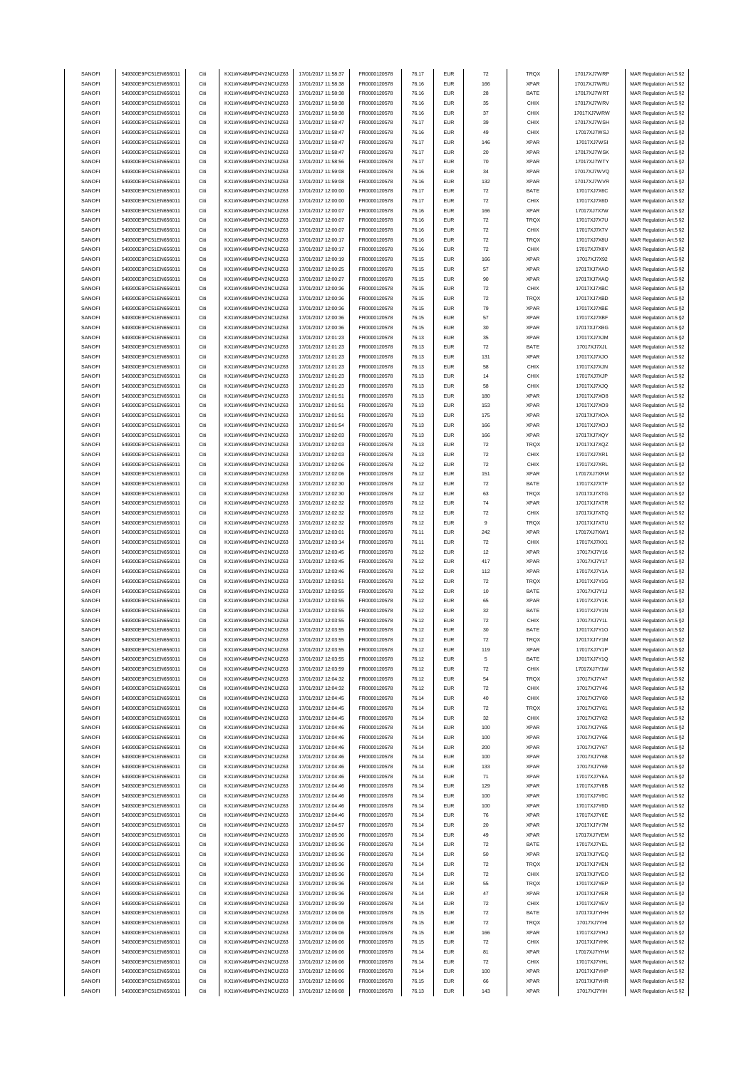| | | | | | | | | | | | |
|---|---|---|---|---|---|---|---|---|---|---|---|
| SANOFI | 549300E9PC51EN656011 | Citi | KX1WK48MPD4Y2NCUIZ63 | 17/01/2017 11:58:37 | FR0000120578 | 76.17 | EUR | 72 | TRQX | 17017XJ7WRP | MAR Regulation Art.5 §2 |
| SANOFI | 549300E9PC51EN656011 | Citi | KX1WK48MPD4Y2NCUIZ63 | 17/01/2017 11:58:38 | FR0000120578 | 76.16 | EUR | 166 | XPAR | 17017XJ7WRU | MAR Regulation Art.5 §2 |
| SANOFI | 549300E9PC51EN656011 | Citi | KX1WK48MPD4Y2NCUIZ63 | 17/01/2017 11:58:38 | FR0000120578 | 76.16 | EUR | 28 | BATE | 17017XJ7WRT | MAR Regulation Art.5 §2 |
| SANOFI | 549300E9PC51EN656011 | Citi | KX1WK48MPD4Y2NCUIZ63 | 17/01/2017 11:58:38 | FR0000120578 | 76.16 | EUR | 35 | CHIX | 17017XJ7WRV | MAR Regulation Art.5 §2 |
| SANOFI | 549300E9PC51EN656011 | Citi | KX1WK48MPD4Y2NCUIZ63 | 17/01/2017 11:58:38 | FR0000120578 | 76.16 | EUR | 37 | CHIX | 17017XJ7WRW | MAR Regulation Art.5 §2 |
| SANOFI | 549300E9PC51EN656011 | Citi | KX1WK48MPD4Y2NCUIZ63 | 17/01/2017 11:58:47 | FR0000120578 | 76.17 | EUR | 39 | CHIX | 17017XJ7WSH | MAR Regulation Art.5 §2 |
| SANOFI | 549300E9PC51EN656011 | Citi | KX1WK48MPD4Y2NCUIZ63 | 17/01/2017 11:58:47 | FR0000120578 | 76.16 | EUR | 49 | CHIX | 17017XJ7WSJ | MAR Regulation Art.5 §2 |
| SANOFI | 549300E9PC51EN656011 | Citi | KX1WK48MPD4Y2NCUIZ63 | 17/01/2017 11:58:47 | FR0000120578 | 76.17 | EUR | 146 | XPAR | 17017XJ7WSI | MAR Regulation Art.5 §2 |
| SANOFI | 549300E9PC51EN656011 | Citi | KX1WK48MPD4Y2NCUIZ63 | 17/01/2017 11:58:47 | FR0000120578 | 76.17 | EUR | 20 | XPAR | 17017XJ7WSK | MAR Regulation Art.5 §2 |
| SANOFI | 549300E9PC51EN656011 | Citi | KX1WK48MPD4Y2NCUIZ63 | 17/01/2017 11:58:56 | FR0000120578 | 76.17 | EUR | 70 | XPAR | 17017XJ7WTY | MAR Regulation Art.5 §2 |
| SANOFI | 549300E9PC51EN656011 | Citi | KX1WK48MPD4Y2NCUIZ63 | 17/01/2017 11:59:08 | FR0000120578 | 76.16 | EUR | 34 | XPAR | 17017XJ7WVQ | MAR Regulation Art.5 §2 |
| SANOFI | 549300E9PC51EN656011 | Citi | KX1WK48MPD4Y2NCUIZ63 | 17/01/2017 11:59:08 | FR0000120578 | 76.16 | EUR | 132 | XPAR | 17017XJ7WVR | MAR Regulation Art.5 §2 |
| SANOFI | 549300E9PC51EN656011 | Citi | KX1WK48MPD4Y2NCUIZ63 | 17/01/2017 12:00:00 | FR0000120578 | 76.17 | EUR | 72 | BATE | 17017XJ7X6C | MAR Regulation Art.5 §2 |
| SANOFI | 549300E9PC51EN656011 | Citi | KX1WK48MPD4Y2NCUIZ63 | 17/01/2017 12:00:00 | FR0000120578 | 76.17 | EUR | 72 | CHIX | 17017XJ7X6D | MAR Regulation Art.5 §2 |
| SANOFI | 549300E9PC51EN656011 | Citi | KX1WK48MPD4Y2NCUIZ63 | 17/01/2017 12:00:07 | FR0000120578 | 76.16 | EUR | 166 | XPAR | 17017XJ7X7W | MAR Regulation Art.5 §2 |
| SANOFI | 549300E9PC51EN656011 | Citi | KX1WK48MPD4Y2NCUIZ63 | 17/01/2017 12:00:07 | FR0000120578 | 76.16 | EUR | 72 | TRQX | 17017XJ7X7U | MAR Regulation Art.5 §2 |
| SANOFI | 549300E9PC51EN656011 | Citi | KX1WK48MPD4Y2NCUIZ63 | 17/01/2017 12:00:07 | FR0000120578 | 76.16 | EUR | 72 | CHIX | 17017XJ7X7V | MAR Regulation Art.5 §2 |
| SANOFI | 549300E9PC51EN656011 | Citi | KX1WK48MPD4Y2NCUIZ63 | 17/01/2017 12:00:17 | FR0000120578 | 76.16 | EUR | 72 | TRQX | 17017XJ7X8U | MAR Regulation Art.5 §2 |
| SANOFI | 549300E9PC51EN656011 | Citi | KX1WK48MPD4Y2NCUIZ63 | 17/01/2017 12:00:17 | FR0000120578 | 76.16 | EUR | 72 | CHIX | 17017XJ7X8V | MAR Regulation Art.5 §2 |
| SANOFI | 549300E9PC51EN656011 | Citi | KX1WK48MPD4Y2NCUIZ63 | 17/01/2017 12:00:19 | FR0000120578 | 76.15 | EUR | 166 | XPAR | 17017XJ7X92 | MAR Regulation Art.5 §2 |
| SANOFI | 549300E9PC51EN656011 | Citi | KX1WK48MPD4Y2NCUIZ63 | 17/01/2017 12:00:25 | FR0000120578 | 76.15 | EUR | 57 | XPAR | 17017XJ7XAO | MAR Regulation Art.5 §2 |
| SANOFI | 549300E9PC51EN656011 | Citi | KX1WK48MPD4Y2NCUIZ63 | 17/01/2017 12:00:27 | FR0000120578 | 76.15 | EUR | 90 | XPAR | 17017XJ7XAQ | MAR Regulation Art.5 §2 |
| SANOFI | 549300E9PC51EN656011 | Citi | KX1WK48MPD4Y2NCUIZ63 | 17/01/2017 12:00:36 | FR0000120578 | 76.15 | EUR | 72 | CHIX | 17017XJ7XBC | MAR Regulation Art.5 §2 |
| SANOFI | 549300E9PC51EN656011 | Citi | KX1WK48MPD4Y2NCUIZ63 | 17/01/2017 12:00:36 | FR0000120578 | 76.15 | EUR | 72 | TRQX | 17017XJ7XBD | MAR Regulation Art.5 §2 |
| SANOFI | 549300E9PC51EN656011 | Citi | KX1WK48MPD4Y2NCUIZ63 | 17/01/2017 12:00:36 | FR0000120578 | 76.15 | EUR | 79 | XPAR | 17017XJ7XBE | MAR Regulation Art.5 §2 |
| SANOFI | 549300E9PC51EN656011 | Citi | KX1WK48MPD4Y2NCUIZ63 | 17/01/2017 12:00:36 | FR0000120578 | 76.15 | EUR | 57 | XPAR | 17017XJ7XBF | MAR Regulation Art.5 §2 |
| SANOFI | 549300E9PC51EN656011 | Citi | KX1WK48MPD4Y2NCUIZ63 | 17/01/2017 12:00:36 | FR0000120578 | 76.15 | EUR | 30 | XPAR | 17017XJ7XBG | MAR Regulation Art.5 §2 |
| SANOFI | 549300E9PC51EN656011 | Citi | KX1WK48MPD4Y2NCUIZ63 | 17/01/2017 12:01:23 | FR0000120578 | 76.13 | EUR | 35 | XPAR | 17017XJ7XJM | MAR Regulation Art.5 §2 |
| SANOFI | 549300E9PC51EN656011 | Citi | KX1WK48MPD4Y2NCUIZ63 | 17/01/2017 12:01:23 | FR0000120578 | 76.13 | EUR | 72 | BATE | 17017XJ7XJL | MAR Regulation Art.5 §2 |
| SANOFI | 549300E9PC51EN656011 | Citi | KX1WK48MPD4Y2NCUIZ63 | 17/01/2017 12:01:23 | FR0000120578 | 76.13 | EUR | 131 | XPAR | 17017XJ7XJO | MAR Regulation Art.5 §2 |
| SANOFI | 549300E9PC51EN656011 | Citi | KX1WK48MPD4Y2NCUIZ63 | 17/01/2017 12:01:23 | FR0000120578 | 76.13 | EUR | 58 | CHIX | 17017XJ7XJN | MAR Regulation Art.5 §2 |
| SANOFI | 549300E9PC51EN656011 | Citi | KX1WK48MPD4Y2NCUIZ63 | 17/01/2017 12:01:23 | FR0000120578 | 76.13 | EUR | 14 | CHIX | 17017XJ7XJP | MAR Regulation Art.5 §2 |
| SANOFI | 549300E9PC51EN656011 | Citi | KX1WK48MPD4Y2NCUIZ63 | 17/01/2017 12:01:23 | FR0000120578 | 76.13 | EUR | 58 | CHIX | 17017XJ7XJQ | MAR Regulation Art.5 §2 |
| SANOFI | 549300E9PC51EN656011 | Citi | KX1WK48MPD4Y2NCUIZ63 | 17/01/2017 12:01:51 | FR0000120578 | 76.13 | EUR | 180 | XPAR | 17017XJ7XO8 | MAR Regulation Art.5 §2 |
| SANOFI | 549300E9PC51EN656011 | Citi | KX1WK48MPD4Y2NCUIZ63 | 17/01/2017 12:01:51 | FR0000120578 | 76.13 | EUR | 153 | XPAR | 17017XJ7XO9 | MAR Regulation Art.5 §2 |
| SANOFI | 549300E9PC51EN656011 | Citi | KX1WK48MPD4Y2NCUIZ63 | 17/01/2017 12:01:51 | FR0000120578 | 76.13 | EUR | 175 | XPAR | 17017XJ7XOA | MAR Regulation Art.5 §2 |
| SANOFI | 549300E9PC51EN656011 | Citi | KX1WK48MPD4Y2NCUIZ63 | 17/01/2017 12:01:54 | FR0000120578 | 76.13 | EUR | 166 | XPAR | 17017XJ7XOJ | MAR Regulation Art.5 §2 |
| SANOFI | 549300E9PC51EN656011 | Citi | KX1WK48MPD4Y2NCUIZ63 | 17/01/2017 12:02:03 | FR0000120578 | 76.13 | EUR | 166 | XPAR | 17017XJ7XQY | MAR Regulation Art.5 §2 |
| SANOFI | 549300E9PC51EN656011 | Citi | KX1WK48MPD4Y2NCUIZ63 | 17/01/2017 12:02:03 | FR0000120578 | 76.13 | EUR | 72 | TRQX | 17017XJ7XQZ | MAR Regulation Art.5 §2 |
| SANOFI | 549300E9PC51EN656011 | Citi | KX1WK48MPD4Y2NCUIZ63 | 17/01/2017 12:02:03 | FR0000120578 | 76.13 | EUR | 72 | CHIX | 17017XJ7XR1 | MAR Regulation Art.5 §2 |
| SANOFI | 549300E9PC51EN656011 | Citi | KX1WK48MPD4Y2NCUIZ63 | 17/01/2017 12:02:06 | FR0000120578 | 76.12 | EUR | 72 | CHIX | 17017XJ7XRL | MAR Regulation Art.5 §2 |
| SANOFI | 549300E9PC51EN656011 | Citi | KX1WK48MPD4Y2NCUIZ63 | 17/01/2017 12:02:06 | FR0000120578 | 76.12 | EUR | 151 | XPAR | 17017XJ7XRM | MAR Regulation Art.5 §2 |
| SANOFI | 549300E9PC51EN656011 | Citi | KX1WK48MPD4Y2NCUIZ63 | 17/01/2017 12:02:30 | FR0000120578 | 76.12 | EUR | 72 | BATE | 17017XJ7XTF | MAR Regulation Art.5 §2 |
| SANOFI | 549300E9PC51EN656011 | Citi | KX1WK48MPD4Y2NCUIZ63 | 17/01/2017 12:02:30 | FR0000120578 | 76.12 | EUR | 63 | TRQX | 17017XJ7XTG | MAR Regulation Art.5 §2 |
| SANOFI | 549300E9PC51EN656011 | Citi | KX1WK48MPD4Y2NCUIZ63 | 17/01/2017 12:02:32 | FR0000120578 | 76.12 | EUR | 74 | XPAR | 17017XJ7XTR | MAR Regulation Art.5 §2 |
| SANOFI | 549300E9PC51EN656011 | Citi | KX1WK48MPD4Y2NCUIZ63 | 17/01/2017 12:02:32 | FR0000120578 | 76.12 | EUR | 72 | CHIX | 17017XJ7XTQ | MAR Regulation Art.5 §2 |
| SANOFI | 549300E9PC51EN656011 | Citi | KX1WK48MPD4Y2NCUIZ63 | 17/01/2017 12:02:32 | FR0000120578 | 76.12 | EUR | 9 | TRQX | 17017XJ7XTU | MAR Regulation Art.5 §2 |
| SANOFI | 549300E9PC51EN656011 | Citi | KX1WK48MPD4Y2NCUIZ63 | 17/01/2017 12:03:01 | FR0000120578 | 76.11 | EUR | 242 | XPAR | 17017XJ7XW1 | MAR Regulation Art.5 §2 |
| SANOFI | 549300E9PC51EN656011 | Citi | KX1WK48MPD4Y2NCUIZ63 | 17/01/2017 12:03:14 | FR0000120578 | 76.11 | EUR | 72 | CHIX | 17017XJ7XX1 | MAR Regulation Art.5 §2 |
| SANOFI | 549300E9PC51EN656011 | Citi | KX1WK48MPD4Y2NCUIZ63 | 17/01/2017 12:03:45 | FR0000120578 | 76.12 | EUR | 12 | XPAR | 17017XJ7Y16 | MAR Regulation Art.5 §2 |
| SANOFI | 549300E9PC51EN656011 | Citi | KX1WK48MPD4Y2NCUIZ63 | 17/01/2017 12:03:45 | FR0000120578 | 76.12 | EUR | 417 | XPAR | 17017XJ7Y17 | MAR Regulation Art.5 §2 |
| SANOFI | 549300E9PC51EN656011 | Citi | KX1WK48MPD4Y2NCUIZ63 | 17/01/2017 12:03:46 | FR0000120578 | 76.12 | EUR | 112 | XPAR | 17017XJ7Y1A | MAR Regulation Art.5 §2 |
| SANOFI | 549300E9PC51EN656011 | Citi | KX1WK48MPD4Y2NCUIZ63 | 17/01/2017 12:03:51 | FR0000120578 | 76.12 | EUR | 72 | TRQX | 17017XJ7Y1G | MAR Regulation Art.5 §2 |
| SANOFI | 549300E9PC51EN656011 | Citi | KX1WK48MPD4Y2NCUIZ63 | 17/01/2017 12:03:55 | FR0000120578 | 76.12 | EUR | 10 | BATE | 17017XJ7Y1J | MAR Regulation Art.5 §2 |
| SANOFI | 549300E9PC51EN656011 | Citi | KX1WK48MPD4Y2NCUIZ63 | 17/01/2017 12:03:55 | FR0000120578 | 76.12 | EUR | 65 | XPAR | 17017XJ7Y1K | MAR Regulation Art.5 §2 |
| SANOFI | 549300E9PC51EN656011 | Citi | KX1WK48MPD4Y2NCUIZ63 | 17/01/2017 12:03:55 | FR0000120578 | 76.12 | EUR | 32 | BATE | 17017XJ7Y1N | MAR Regulation Art.5 §2 |
| SANOFI | 549300E9PC51EN656011 | Citi | KX1WK48MPD4Y2NCUIZ63 | 17/01/2017 12:03:55 | FR0000120578 | 76.12 | EUR | 72 | CHIX | 17017XJ7Y1L | MAR Regulation Art.5 §2 |
| SANOFI | 549300E9PC51EN656011 | Citi | KX1WK48MPD4Y2NCUIZ63 | 17/01/2017 12:03:55 | FR0000120578 | 76.12 | EUR | 30 | BATE | 17017XJ7Y1O | MAR Regulation Art.5 §2 |
| SANOFI | 549300E9PC51EN656011 | Citi | KX1WK48MPD4Y2NCUIZ63 | 17/01/2017 12:03:55 | FR0000120578 | 76.12 | EUR | 72 | TRQX | 17017XJ7Y1M | MAR Regulation Art.5 §2 |
| SANOFI | 549300E9PC51EN656011 | Citi | KX1WK48MPD4Y2NCUIZ63 | 17/01/2017 12:03:55 | FR0000120578 | 76.12 | EUR | 119 | XPAR | 17017XJ7Y1P | MAR Regulation Art.5 §2 |
| SANOFI | 549300E9PC51EN656011 | Citi | KX1WK48MPD4Y2NCUIZ63 | 17/01/2017 12:03:55 | FR0000120578 | 76.12 | EUR | 5 | BATE | 17017XJ7Y1Q | MAR Regulation Art.5 §2 |
| SANOFI | 549300E9PC51EN656011 | Citi | KX1WK48MPD4Y2NCUIZ63 | 17/01/2017 12:03:59 | FR0000120578 | 76.12 | EUR | 72 | CHIX | 17017XJ7Y1W | MAR Regulation Art.5 §2 |
| SANOFI | 549300E9PC51EN656011 | Citi | KX1WK48MPD4Y2NCUIZ63 | 17/01/2017 12:04:32 | FR0000120578 | 76.12 | EUR | 54 | TRQX | 17017XJ7Y47 | MAR Regulation Art.5 §2 |
| SANOFI | 549300E9PC51EN656011 | Citi | KX1WK48MPD4Y2NCUIZ63 | 17/01/2017 12:04:32 | FR0000120578 | 76.12 | EUR | 72 | CHIX | 17017XJ7Y46 | MAR Regulation Art.5 §2 |
| SANOFI | 549300E9PC51EN656011 | Citi | KX1WK48MPD4Y2NCUIZ63 | 17/01/2017 12:04:45 | FR0000120578 | 76.14 | EUR | 40 | CHIX | 17017XJ7Y60 | MAR Regulation Art.5 §2 |
| SANOFI | 549300E9PC51EN656011 | Citi | KX1WK48MPD4Y2NCUIZ63 | 17/01/2017 12:04:45 | FR0000120578 | 76.14 | EUR | 72 | TRQX | 17017XJ7Y61 | MAR Regulation Art.5 §2 |
| SANOFI | 549300E9PC51EN656011 | Citi | KX1WK48MPD4Y2NCUIZ63 | 17/01/2017 12:04:45 | FR0000120578 | 76.14 | EUR | 32 | CHIX | 17017XJ7Y62 | MAR Regulation Art.5 §2 |
| SANOFI | 549300E9PC51EN656011 | Citi | KX1WK48MPD4Y2NCUIZ63 | 17/01/2017 12:04:46 | FR0000120578 | 76.14 | EUR | 100 | XPAR | 17017XJ7Y65 | MAR Regulation Art.5 §2 |
| SANOFI | 549300E9PC51EN656011 | Citi | KX1WK48MPD4Y2NCUIZ63 | 17/01/2017 12:04:46 | FR0000120578 | 76.14 | EUR | 100 | XPAR | 17017XJ7Y66 | MAR Regulation Art.5 §2 |
| SANOFI | 549300E9PC51EN656011 | Citi | KX1WK48MPD4Y2NCUIZ63 | 17/01/2017 12:04:46 | FR0000120578 | 76.14 | EUR | 200 | XPAR | 17017XJ7Y67 | MAR Regulation Art.5 §2 |
| SANOFI | 549300E9PC51EN656011 | Citi | KX1WK48MPD4Y2NCUIZ63 | 17/01/2017 12:04:46 | FR0000120578 | 76.14 | EUR | 100 | XPAR | 17017XJ7Y68 | MAR Regulation Art.5 §2 |
| SANOFI | 549300E9PC51EN656011 | Citi | KX1WK48MPD4Y2NCUIZ63 | 17/01/2017 12:04:46 | FR0000120578 | 76.14 | EUR | 133 | XPAR | 17017XJ7Y69 | MAR Regulation Art.5 §2 |
| SANOFI | 549300E9PC51EN656011 | Citi | KX1WK48MPD4Y2NCUIZ63 | 17/01/2017 12:04:46 | FR0000120578 | 76.14 | EUR | 71 | XPAR | 17017XJ7Y6A | MAR Regulation Art.5 §2 |
| SANOFI | 549300E9PC51EN656011 | Citi | KX1WK48MPD4Y2NCUIZ63 | 17/01/2017 12:04:46 | FR0000120578 | 76.14 | EUR | 129 | XPAR | 17017XJ7Y6B | MAR Regulation Art.5 §2 |
| SANOFI | 549300E9PC51EN656011 | Citi | KX1WK48MPD4Y2NCUIZ63 | 17/01/2017 12:04:46 | FR0000120578 | 76.14 | EUR | 100 | XPAR | 17017XJ7Y6C | MAR Regulation Art.5 §2 |
| SANOFI | 549300E9PC51EN656011 | Citi | KX1WK48MPD4Y2NCUIZ63 | 17/01/2017 12:04:46 | FR0000120578 | 76.14 | EUR | 100 | XPAR | 17017XJ7Y6D | MAR Regulation Art.5 §2 |
| SANOFI | 549300E9PC51EN656011 | Citi | KX1WK48MPD4Y2NCUIZ63 | 17/01/2017 12:04:46 | FR0000120578 | 76.14 | EUR | 76 | XPAR | 17017XJ7Y6E | MAR Regulation Art.5 §2 |
| SANOFI | 549300E9PC51EN656011 | Citi | KX1WK48MPD4Y2NCUIZ63 | 17/01/2017 12:04:57 | FR0000120578 | 76.14 | EUR | 20 | XPAR | 17017XJ7Y7M | MAR Regulation Art.5 §2 |
| SANOFI | 549300E9PC51EN656011 | Citi | KX1WK48MPD4Y2NCUIZ63 | 17/01/2017 12:05:36 | FR0000120578 | 76.14 | EUR | 49 | XPAR | 17017XJ7YEM | MAR Regulation Art.5 §2 |
| SANOFI | 549300E9PC51EN656011 | Citi | KX1WK48MPD4Y2NCUIZ63 | 17/01/2017 12:05:36 | FR0000120578 | 76.14 | EUR | 72 | BATE | 17017XJ7YEL | MAR Regulation Art.5 §2 |
| SANOFI | 549300E9PC51EN656011 | Citi | KX1WK48MPD4Y2NCUIZ63 | 17/01/2017 12:05:36 | FR0000120578 | 76.14 | EUR | 50 | XPAR | 17017XJ7YEQ | MAR Regulation Art.5 §2 |
| SANOFI | 549300E9PC51EN656011 | Citi | KX1WK48MPD4Y2NCUIZ63 | 17/01/2017 12:05:36 | FR0000120578 | 76.14 | EUR | 72 | TRQX | 17017XJ7YEN | MAR Regulation Art.5 §2 |
| SANOFI | 549300E9PC51EN656011 | Citi | KX1WK48MPD4Y2NCUIZ63 | 17/01/2017 12:05:36 | FR0000120578 | 76.14 | EUR | 72 | CHIX | 17017XJ7YEO | MAR Regulation Art.5 §2 |
| SANOFI | 549300E9PC51EN656011 | Citi | KX1WK48MPD4Y2NCUIZ63 | 17/01/2017 12:05:36 | FR0000120578 | 76.14 | EUR | 55 | TRQX | 17017XJ7YEP | MAR Regulation Art.5 §2 |
| SANOFI | 549300E9PC51EN656011 | Citi | KX1WK48MPD4Y2NCUIZ63 | 17/01/2017 12:05:36 | FR0000120578 | 76.14 | EUR | 47 | XPAR | 17017XJ7YER | MAR Regulation Art.5 §2 |
| SANOFI | 549300E9PC51EN656011 | Citi | KX1WK48MPD4Y2NCUIZ63 | 17/01/2017 12:05:39 | FR0000120578 | 76.14 | EUR | 72 | CHIX | 17017XJ7YEV | MAR Regulation Art.5 §2 |
| SANOFI | 549300E9PC51EN656011 | Citi | KX1WK48MPD4Y2NCUIZ63 | 17/01/2017 12:06:06 | FR0000120578 | 76.15 | EUR | 72 | BATE | 17017XJ7YHH | MAR Regulation Art.5 §2 |
| SANOFI | 549300E9PC51EN656011 | Citi | KX1WK48MPD4Y2NCUIZ63 | 17/01/2017 12:06:06 | FR0000120578 | 76.15 | EUR | 72 | TRQX | 17017XJ7YHI | MAR Regulation Art.5 §2 |
| SANOFI | 549300E9PC51EN656011 | Citi | KX1WK48MPD4Y2NCUIZ63 | 17/01/2017 12:06:06 | FR0000120578 | 76.15 | EUR | 166 | XPAR | 17017XJ7YHJ | MAR Regulation Art.5 §2 |
| SANOFI | 549300E9PC51EN656011 | Citi | KX1WK48MPD4Y2NCUIZ63 | 17/01/2017 12:06:06 | FR0000120578 | 76.15 | EUR | 72 | CHIX | 17017XJ7YHK | MAR Regulation Art.5 §2 |
| SANOFI | 549300E9PC51EN656011 | Citi | KX1WK48MPD4Y2NCUIZ63 | 17/01/2017 12:06:06 | FR0000120578 | 76.14 | EUR | 81 | XPAR | 17017XJ7YHM | MAR Regulation Art.5 §2 |
| SANOFI | 549300E9PC51EN656011 | Citi | KX1WK48MPD4Y2NCUIZ63 | 17/01/2017 12:06:06 | FR0000120578 | 76.14 | EUR | 72 | CHIX | 17017XJ7YHL | MAR Regulation Art.5 §2 |
| SANOFI | 549300E9PC51EN656011 | Citi | KX1WK48MPD4Y2NCUIZ63 | 17/01/2017 12:06:06 | FR0000120578 | 76.14 | EUR | 100 | XPAR | 17017XJ7YHP | MAR Regulation Art.5 §2 |
| SANOFI | 549300E9PC51EN656011 | Citi | KX1WK48MPD4Y2NCUIZ63 | 17/01/2017 12:06:06 | FR0000120578 | 76.15 | EUR | 66 | XPAR | 17017XJ7YHR | MAR Regulation Art.5 §2 |
| SANOFI | 549300E9PC51EN656011 | Citi | KX1WK48MPD4Y2NCUIZ63 | 17/01/2017 12:06:08 | FR0000120578 | 76.13 | EUR | 143 | XPAR | 17017XJ7YIH | MAR Regulation Art.5 §2 |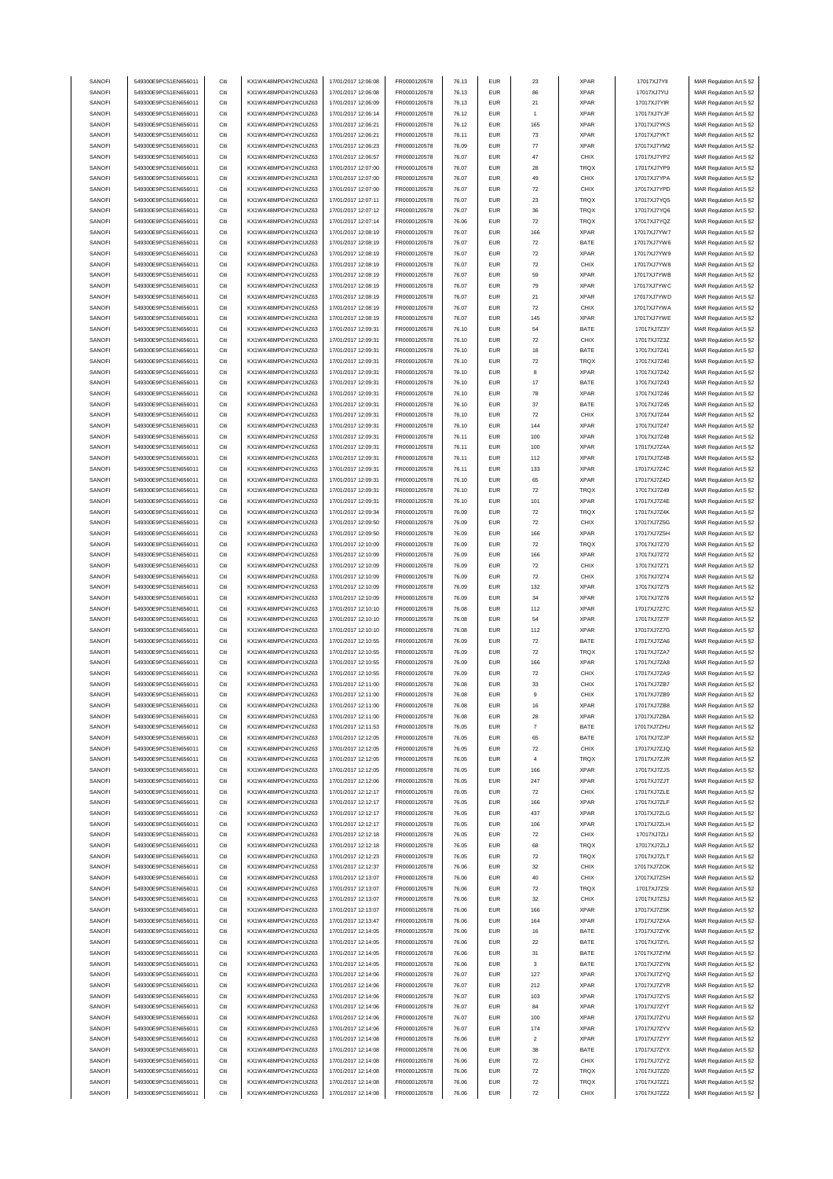| | | | | | | | | | | | |
|---|---|---|---|---|---|---|---|---|---|---|---|
| SANOFI | 549300E9PC51EN656011 | Citi | KX1WK48MPD4Y2NCUIZ63 | 17/01/2017 12:06:08 | FR0000120578 | 76.13 | EUR | 23 | XPAR | 17017XJ7YII | MAR Regulation Art.5 §2 |
| SANOFI | 549300E9PC51EN656011 | Citi | KX1WK48MPD4Y2NCUIZ63 | 17/01/2017 12:06:08 | FR0000120578 | 76.13 | EUR | 86 | XPAR | 17017XJ7YIJ | MAR Regulation Art.5 §2 |
| SANOFI | 549300E9PC51EN656011 | Citi | KX1WK48MPD4Y2NCUIZ63 | 17/01/2017 12:06:09 | FR0000120578 | 76.13 | EUR | 21 | XPAR | 17017XJ7YIR | MAR Regulation Art.5 §2 |
| SANOFI | 549300E9PC51EN656011 | Citi | KX1WK48MPD4Y2NCUIZ63 | 17/01/2017 12:06:14 | FR0000120578 | 76.12 | EUR | 1 | XPAR | 17017XJ7YJF | MAR Regulation Art.5 §2 |
| SANOFI | 549300E9PC51EN656011 | Citi | KX1WK48MPD4Y2NCUIZ63 | 17/01/2017 12:06:21 | FR0000120578 | 76.12 | EUR | 165 | XPAR | 17017XJ7YKS | MAR Regulation Art.5 §2 |
| SANOFI | 549300E9PC51EN656011 | Citi | KX1WK48MPD4Y2NCUIZ63 | 17/01/2017 12:06:21 | FR0000120578 | 76.11 | EUR | 73 | XPAR | 17017XJ7YKT | MAR Regulation Art.5 §2 |
| SANOFI | 549300E9PC51EN656011 | Citi | KX1WK48MPD4Y2NCUIZ63 | 17/01/2017 12:06:23 | FR0000120578 | 76.09 | EUR | 77 | XPAR | 17017XJ7YM2 | MAR Regulation Art.5 §2 |
| SANOFI | 549300E9PC51EN656011 | Citi | KX1WK48MPD4Y2NCUIZ63 | 17/01/2017 12:06:57 | FR0000120578 | 76.07 | EUR | 47 | CHIX | 17017XJ7YP2 | MAR Regulation Art.5 §2 |
| SANOFI | 549300E9PC51EN656011 | Citi | KX1WK48MPD4Y2NCUIZ63 | 17/01/2017 12:07:00 | FR0000120578 | 76.07 | EUR | 28 | TRQX | 17017XJ7YP9 | MAR Regulation Art.5 §2 |
| SANOFI | 549300E9PC51EN656011 | Citi | KX1WK48MPD4Y2NCUIZ63 | 17/01/2017 12:07:00 | FR0000120578 | 76.07 | EUR | 49 | CHIX | 17017XJ7YPA | MAR Regulation Art.5 §2 |
| SANOFI | 549300E9PC51EN656011 | Citi | KX1WK48MPD4Y2NCUIZ63 | 17/01/2017 12:07:00 | FR0000120578 | 76.07 | EUR | 72 | CHIX | 17017XJ7YPD | MAR Regulation Art.5 §2 |
| SANOFI | 549300E9PC51EN656011 | Citi | KX1WK48MPD4Y2NCUIZ63 | 17/01/2017 12:07:11 | FR0000120578 | 76.07 | EUR | 23 | TRQX | 17017XJ7YQ5 | MAR Regulation Art.5 §2 |
| SANOFI | 549300E9PC51EN656011 | Citi | KX1WK48MPD4Y2NCUIZ63 | 17/01/2017 12:07:12 | FR0000120578 | 76.07 | EUR | 36 | TRQX | 17017XJ7YQ6 | MAR Regulation Art.5 §2 |
| SANOFI | 549300E9PC51EN656011 | Citi | KX1WK48MPD4Y2NCUIZ63 | 17/01/2017 12:07:14 | FR0000120578 | 76.06 | EUR | 72 | TRQX | 17017XJ7YQZ | MAR Regulation Art.5 §2 |
| SANOFI | 549300E9PC51EN656011 | Citi | KX1WK48MPD4Y2NCUIZ63 | 17/01/2017 12:08:19 | FR0000120578 | 76.07 | EUR | 166 | XPAR | 17017XJ7YW7 | MAR Regulation Art.5 §2 |
| SANOFI | 549300E9PC51EN656011 | Citi | KX1WK48MPD4Y2NCUIZ63 | 17/01/2017 12:08:19 | FR0000120578 | 76.07 | EUR | 72 | BATE | 17017XJ7YW6 | MAR Regulation Art.5 §2 |
| SANOFI | 549300E9PC51EN656011 | Citi | KX1WK48MPD4Y2NCUIZ63 | 17/01/2017 12:08:19 | FR0000120578 | 76.07 | EUR | 72 | XPAR | 17017XJ7YW9 | MAR Regulation Art.5 §2 |
| SANOFI | 549300E9PC51EN656011 | Citi | KX1WK48MPD4Y2NCUIZ63 | 17/01/2017 12:08:19 | FR0000120578 | 76.07 | EUR | 72 | CHIX | 17017XJ7YW8 | MAR Regulation Art.5 §2 |
| SANOFI | 549300E9PC51EN656011 | Citi | KX1WK48MPD4Y2NCUIZ63 | 17/01/2017 12:08:19 | FR0000120578 | 76.07 | EUR | 59 | XPAR | 17017XJ7YWB | MAR Regulation Art.5 §2 |
| SANOFI | 549300E9PC51EN656011 | Citi | KX1WK48MPD4Y2NCUIZ63 | 17/01/2017 12:08:19 | FR0000120578 | 76.07 | EUR | 79 | XPAR | 17017XJ7YWC | MAR Regulation Art.5 §2 |
| SANOFI | 549300E9PC51EN656011 | Citi | KX1WK48MPD4Y2NCUIZ63 | 17/01/2017 12:08:19 | FR0000120578 | 76.07 | EUR | 21 | XPAR | 17017XJ7YWD | MAR Regulation Art.5 §2 |
| SANOFI | 549300E9PC51EN656011 | Citi | KX1WK48MPD4Y2NCUIZ63 | 17/01/2017 12:08:19 | FR0000120578 | 76.07 | EUR | 72 | CHIX | 17017XJ7YWA | MAR Regulation Art.5 §2 |
| SANOFI | 549300E9PC51EN656011 | Citi | KX1WK48MPD4Y2NCUIZ63 | 17/01/2017 12:08:19 | FR0000120578 | 76.07 | EUR | 145 | XPAR | 17017XJ7YWE | MAR Regulation Art.5 §2 |
| SANOFI | 549300E9PC51EN656011 | Citi | KX1WK48MPD4Y2NCUIZ63 | 17/01/2017 12:09:31 | FR0000120578 | 76.10 | EUR | 54 | BATE | 17017XJ7Z3Y | MAR Regulation Art.5 §2 |
| SANOFI | 549300E9PC51EN656011 | Citi | KX1WK48MPD4Y2NCUIZ63 | 17/01/2017 12:09:31 | FR0000120578 | 76.10 | EUR | 72 | CHIX | 17017XJ7Z3Z | MAR Regulation Art.5 §2 |
| SANOFI | 549300E9PC51EN656011 | Citi | KX1WK48MPD4Y2NCUIZ63 | 17/01/2017 12:09:31 | FR0000120578 | 76.10 | EUR | 18 | BATE | 17017XJ7Z41 | MAR Regulation Art.5 §2 |
| SANOFI | 549300E9PC51EN656011 | Citi | KX1WK48MPD4Y2NCUIZ63 | 17/01/2017 12:09:31 | FR0000120578 | 76.10 | EUR | 72 | TRQX | 17017XJ7Z40 | MAR Regulation Art.5 §2 |
| SANOFI | 549300E9PC51EN656011 | Citi | KX1WK48MPD4Y2NCUIZ63 | 17/01/2017 12:09:31 | FR0000120578 | 76.10 | EUR | 8 | XPAR | 17017XJ7Z42 | MAR Regulation Art.5 §2 |
| SANOFI | 549300E9PC51EN656011 | Citi | KX1WK48MPD4Y2NCUIZ63 | 17/01/2017 12:09:31 | FR0000120578 | 76.10 | EUR | 17 | BATE | 17017XJ7Z43 | MAR Regulation Art.5 §2 |
| SANOFI | 549300E9PC51EN656011 | Citi | KX1WK48MPD4Y2NCUIZ63 | 17/01/2017 12:09:31 | FR0000120578 | 76.10 | EUR | 78 | XPAR | 17017XJ7Z46 | MAR Regulation Art.5 §2 |
| SANOFI | 549300E9PC51EN656011 | Citi | KX1WK48MPD4Y2NCUIZ63 | 17/01/2017 12:09:31 | FR0000120578 | 76.10 | EUR | 37 | BATE | 17017XJ7Z45 | MAR Regulation Art.5 §2 |
| SANOFI | 549300E9PC51EN656011 | Citi | KX1WK48MPD4Y2NCUIZ63 | 17/01/2017 12:09:31 | FR0000120578 | 76.10 | EUR | 72 | CHIX | 17017XJ7Z44 | MAR Regulation Art.5 §2 |
| SANOFI | 549300E9PC51EN656011 | Citi | KX1WK48MPD4Y2NCUIZ63 | 17/01/2017 12:09:31 | FR0000120578 | 76.10 | EUR | 144 | XPAR | 17017XJ7Z47 | MAR Regulation Art.5 §2 |
| SANOFI | 549300E9PC51EN656011 | Citi | KX1WK48MPD4Y2NCUIZ63 | 17/01/2017 12:09:31 | FR0000120578 | 76.11 | EUR | 100 | XPAR | 17017XJ7Z48 | MAR Regulation Art.5 §2 |
| SANOFI | 549300E9PC51EN656011 | Citi | KX1WK48MPD4Y2NCUIZ63 | 17/01/2017 12:09:31 | FR0000120578 | 76.11 | EUR | 100 | XPAR | 17017XJ7Z4A | MAR Regulation Art.5 §2 |
| SANOFI | 549300E9PC51EN656011 | Citi | KX1WK48MPD4Y2NCUIZ63 | 17/01/2017 12:09:31 | FR0000120578 | 76.11 | EUR | 112 | XPAR | 17017XJ7Z4B | MAR Regulation Art.5 §2 |
| SANOFI | 549300E9PC51EN656011 | Citi | KX1WK48MPD4Y2NCUIZ63 | 17/01/2017 12:09:31 | FR0000120578 | 76.11 | EUR | 133 | XPAR | 17017XJ7Z4C | MAR Regulation Art.5 §2 |
| SANOFI | 549300E9PC51EN656011 | Citi | KX1WK48MPD4Y2NCUIZ63 | 17/01/2017 12:09:31 | FR0000120578 | 76.10 | EUR | 65 | XPAR | 17017XJ7Z4D | MAR Regulation Art.5 §2 |
| SANOFI | 549300E9PC51EN656011 | Citi | KX1WK48MPD4Y2NCUIZ63 | 17/01/2017 12:09:31 | FR0000120578 | 76.10 | EUR | 72 | TRQX | 17017XJ7Z49 | MAR Regulation Art.5 §2 |
| SANOFI | 549300E9PC51EN656011 | Citi | KX1WK48MPD4Y2NCUIZ63 | 17/01/2017 12:09:31 | FR0000120578 | 76.10 | EUR | 101 | XPAR | 17017XJ7Z4E | MAR Regulation Art.5 §2 |
| SANOFI | 549300E9PC51EN656011 | Citi | KX1WK48MPD4Y2NCUIZ63 | 17/01/2017 12:09:34 | FR0000120578 | 76.09 | EUR | 72 | TRQX | 17017XJ7Z4K | MAR Regulation Art.5 §2 |
| SANOFI | 549300E9PC51EN656011 | Citi | KX1WK48MPD4Y2NCUIZ63 | 17/01/2017 12:09:50 | FR0000120578 | 76.09 | EUR | 72 | CHIX | 17017XJ7Z5G | MAR Regulation Art.5 §2 |
| SANOFI | 549300E9PC51EN656011 | Citi | KX1WK48MPD4Y2NCUIZ63 | 17/01/2017 12:09:50 | FR0000120578 | 76.09 | EUR | 166 | XPAR | 17017XJ7Z5H | MAR Regulation Art.5 §2 |
| SANOFI | 549300E9PC51EN656011 | Citi | KX1WK48MPD4Y2NCUIZ63 | 17/01/2017 12:10:09 | FR0000120578 | 76.09 | EUR | 72 | TRQX | 17017XJ7Z70 | MAR Regulation Art.5 §2 |
| SANOFI | 549300E9PC51EN656011 | Citi | KX1WK48MPD4Y2NCUIZ63 | 17/01/2017 12:10:09 | FR0000120578 | 76.09 | EUR | 166 | XPAR | 17017XJ7Z72 | MAR Regulation Art.5 §2 |
| SANOFI | 549300E9PC51EN656011 | Citi | KX1WK48MPD4Y2NCUIZ63 | 17/01/2017 12:10:09 | FR0000120578 | 76.09 | EUR | 72 | CHIX | 17017XJ7Z71 | MAR Regulation Art.5 §2 |
| SANOFI | 549300E9PC51EN656011 | Citi | KX1WK48MPD4Y2NCUIZ63 | 17/01/2017 12:10:09 | FR0000120578 | 76.09 | EUR | 72 | CHIX | 17017XJ7Z74 | MAR Regulation Art.5 §2 |
| SANOFI | 549300E9PC51EN656011 | Citi | KX1WK48MPD4Y2NCUIZ63 | 17/01/2017 12:10:09 | FR0000120578 | 76.09 | EUR | 132 | XPAR | 17017XJ7Z75 | MAR Regulation Art.5 §2 |
| SANOFI | 549300E9PC51EN656011 | Citi | KX1WK48MPD4Y2NCUIZ63 | 17/01/2017 12:10:09 | FR0000120578 | 76.09 | EUR | 34 | XPAR | 17017XJ7Z76 | MAR Regulation Art.5 §2 |
| SANOFI | 549300E9PC51EN656011 | Citi | KX1WK48MPD4Y2NCUIZ63 | 17/01/2017 12:10:10 | FR0000120578 | 76.08 | EUR | 112 | XPAR | 17017XJ7Z7C | MAR Regulation Art.5 §2 |
| SANOFI | 549300E9PC51EN656011 | Citi | KX1WK48MPD4Y2NCUIZ63 | 17/01/2017 12:10:10 | FR0000120578 | 76.08 | EUR | 54 | XPAR | 17017XJ7Z7F | MAR Regulation Art.5 §2 |
| SANOFI | 549300E9PC51EN656011 | Citi | KX1WK48MPD4Y2NCUIZ63 | 17/01/2017 12:10:10 | FR0000120578 | 76.08 | EUR | 112 | XPAR | 17017XJ7Z7G | MAR Regulation Art.5 §2 |
| SANOFI | 549300E9PC51EN656011 | Citi | KX1WK48MPD4Y2NCUIZ63 | 17/01/2017 12:10:55 | FR0000120578 | 76.09 | EUR | 72 | BATE | 17017XJ7ZA6 | MAR Regulation Art.5 §2 |
| SANOFI | 549300E9PC51EN656011 | Citi | KX1WK48MPD4Y2NCUIZ63 | 17/01/2017 12:10:55 | FR0000120578 | 76.09 | EUR | 72 | TRQX | 17017XJ7ZA7 | MAR Regulation Art.5 §2 |
| SANOFI | 549300E9PC51EN656011 | Citi | KX1WK48MPD4Y2NCUIZ63 | 17/01/2017 12:10:55 | FR0000120578 | 76.09 | EUR | 166 | XPAR | 17017XJ7ZA8 | MAR Regulation Art.5 §2 |
| SANOFI | 549300E9PC51EN656011 | Citi | KX1WK48MPD4Y2NCUIZ63 | 17/01/2017 12:10:55 | FR0000120578 | 76.09 | EUR | 72 | CHIX | 17017XJ7ZA9 | MAR Regulation Art.5 §2 |
| SANOFI | 549300E9PC51EN656011 | Citi | KX1WK48MPD4Y2NCUIZ63 | 17/01/2017 12:11:00 | FR0000120578 | 76.08 | EUR | 33 | CHIX | 17017XJ7ZB7 | MAR Regulation Art.5 §2 |
| SANOFI | 549300E9PC51EN656011 | Citi | KX1WK48MPD4Y2NCUIZ63 | 17/01/2017 12:11:00 | FR0000120578 | 76.08 | EUR | 9 | CHIX | 17017XJ7ZB9 | MAR Regulation Art.5 §2 |
| SANOFI | 549300E9PC51EN656011 | Citi | KX1WK48MPD4Y2NCUIZ63 | 17/01/2017 12:11:00 | FR0000120578 | 76.08 | EUR | 16 | XPAR | 17017XJ7ZB8 | MAR Regulation Art.5 §2 |
| SANOFI | 549300E9PC51EN656011 | Citi | KX1WK48MPD4Y2NCUIZ63 | 17/01/2017 12:11:00 | FR0000120578 | 76.08 | EUR | 28 | XPAR | 17017XJ7ZBA | MAR Regulation Art.5 §2 |
| SANOFI | 549300E9PC51EN656011 | Citi | KX1WK48MPD4Y2NCUIZ63 | 17/01/2017 12:11:53 | FR0000120578 | 76.05 | EUR | 7 | BATE | 17017XJ7ZHU | MAR Regulation Art.5 §2 |
| SANOFI | 549300E9PC51EN656011 | Citi | KX1WK48MPD4Y2NCUIZ63 | 17/01/2017 12:12:05 | FR0000120578 | 76.05 | EUR | 65 | BATE | 17017XJ7ZJP | MAR Regulation Art.5 §2 |
| SANOFI | 549300E9PC51EN656011 | Citi | KX1WK48MPD4Y2NCUIZ63 | 17/01/2017 12:12:05 | FR0000120578 | 76.05 | EUR | 72 | CHIX | 17017XJ7ZJQ | MAR Regulation Art.5 §2 |
| SANOFI | 549300E9PC51EN656011 | Citi | KX1WK48MPD4Y2NCUIZ63 | 17/01/2017 12:12:05 | FR0000120578 | 76.05 | EUR | 4 | TRQX | 17017XJ7ZJR | MAR Regulation Art.5 §2 |
| SANOFI | 549300E9PC51EN656011 | Citi | KX1WK48MPD4Y2NCUIZ63 | 17/01/2017 12:12:05 | FR0000120578 | 76.05 | EUR | 166 | XPAR | 17017XJ7ZJS | MAR Regulation Art.5 §2 |
| SANOFI | 549300E9PC51EN656011 | Citi | KX1WK48MPD4Y2NCUIZ63 | 17/01/2017 12:12:06 | FR0000120578 | 76.05 | EUR | 247 | XPAR | 17017XJ7ZJT | MAR Regulation Art.5 §2 |
| SANOFI | 549300E9PC51EN656011 | Citi | KX1WK48MPD4Y2NCUIZ63 | 17/01/2017 12:12:17 | FR0000120578 | 76.05 | EUR | 72 | CHIX | 17017XJ7ZLE | MAR Regulation Art.5 §2 |
| SANOFI | 549300E9PC51EN656011 | Citi | KX1WK48MPD4Y2NCUIZ63 | 17/01/2017 12:12:17 | FR0000120578 | 76.05 | EUR | 166 | XPAR | 17017XJ7ZLF | MAR Regulation Art.5 §2 |
| SANOFI | 549300E9PC51EN656011 | Citi | KX1WK48MPD4Y2NCUIZ63 | 17/01/2017 12:12:17 | FR0000120578 | 76.05 | EUR | 437 | XPAR | 17017XJ7ZLG | MAR Regulation Art.5 §2 |
| SANOFI | 549300E9PC51EN656011 | Citi | KX1WK48MPD4Y2NCUIZ63 | 17/01/2017 12:12:17 | FR0000120578 | 76.05 | EUR | 106 | XPAR | 17017XJ7ZLH | MAR Regulation Art.5 §2 |
| SANOFI | 549300E9PC51EN656011 | Citi | KX1WK48MPD4Y2NCUIZ63 | 17/01/2017 12:12:18 | FR0000120578 | 76.05 | EUR | 72 | CHIX | 17017XJ7ZLI | MAR Regulation Art.5 §2 |
| SANOFI | 549300E9PC51EN656011 | Citi | KX1WK48MPD4Y2NCUIZ63 | 17/01/2017 12:12:18 | FR0000120578 | 76.05 | EUR | 68 | TRQX | 17017XJ7ZLJ | MAR Regulation Art.5 §2 |
| SANOFI | 549300E9PC51EN656011 | Citi | KX1WK48MPD4Y2NCUIZ63 | 17/01/2017 12:12:23 | FR0000120578 | 76.05 | EUR | 72 | TRQX | 17017XJ7ZLT | MAR Regulation Art.5 §2 |
| SANOFI | 549300E9PC51EN656011 | Citi | KX1WK48MPD4Y2NCUIZ63 | 17/01/2017 12:12:37 | FR0000120578 | 76.06 | EUR | 32 | CHIX | 17017XJ7ZOK | MAR Regulation Art.5 §2 |
| SANOFI | 549300E9PC51EN656011 | Citi | KX1WK48MPD4Y2NCUIZ63 | 17/01/2017 12:13:07 | FR0000120578 | 76.06 | EUR | 40 | CHIX | 17017XJ7ZSH | MAR Regulation Art.5 §2 |
| SANOFI | 549300E9PC51EN656011 | Citi | KX1WK48MPD4Y2NCUIZ63 | 17/01/2017 12:13:07 | FR0000120578 | 76.06 | EUR | 72 | TRQX | 17017XJ7ZSI | MAR Regulation Art.5 §2 |
| SANOFI | 549300E9PC51EN656011 | Citi | KX1WK48MPD4Y2NCUIZ63 | 17/01/2017 12:13:07 | FR0000120578 | 76.06 | EUR | 32 | CHIX | 17017XJ7ZSJ | MAR Regulation Art.5 §2 |
| SANOFI | 549300E9PC51EN656011 | Citi | KX1WK48MPD4Y2NCUIZ63 | 17/01/2017 12:13:07 | FR0000120578 | 76.06 | EUR | 166 | XPAR | 17017XJ7ZSK | MAR Regulation Art.5 §2 |
| SANOFI | 549300E9PC51EN656011 | Citi | KX1WK48MPD4Y2NCUIZ63 | 17/01/2017 12:13:47 | FR0000120578 | 76.06 | EUR | 164 | XPAR | 17017XJ7ZXA | MAR Regulation Art.5 §2 |
| SANOFI | 549300E9PC51EN656011 | Citi | KX1WK48MPD4Y2NCUIZ63 | 17/01/2017 12:14:05 | FR0000120578 | 76.06 | EUR | 16 | BATE | 17017XJ7ZYK | MAR Regulation Art.5 §2 |
| SANOFI | 549300E9PC51EN656011 | Citi | KX1WK48MPD4Y2NCUIZ63 | 17/01/2017 12:14:05 | FR0000120578 | 76.06 | EUR | 22 | BATE | 17017XJ7ZYL | MAR Regulation Art.5 §2 |
| SANOFI | 549300E9PC51EN656011 | Citi | KX1WK48MPD4Y2NCUIZ63 | 17/01/2017 12:14:05 | FR0000120578 | 76.06 | EUR | 31 | BATE | 17017XJ7ZYM | MAR Regulation Art.5 §2 |
| SANOFI | 549300E9PC51EN656011 | Citi | KX1WK48MPD4Y2NCUIZ63 | 17/01/2017 12:14:05 | FR0000120578 | 76.06 | EUR | 3 | BATE | 17017XJ7ZYN | MAR Regulation Art.5 §2 |
| SANOFI | 549300E9PC51EN656011 | Citi | KX1WK48MPD4Y2NCUIZ63 | 17/01/2017 12:14:06 | FR0000120578 | 76.07 | EUR | 127 | XPAR | 17017XJ7ZYQ | MAR Regulation Art.5 §2 |
| SANOFI | 549300E9PC51EN656011 | Citi | KX1WK48MPD4Y2NCUIZ63 | 17/01/2017 12:14:06 | FR0000120578 | 76.07 | EUR | 212 | XPAR | 17017XJ7ZYR | MAR Regulation Art.5 §2 |
| SANOFI | 549300E9PC51EN656011 | Citi | KX1WK48MPD4Y2NCUIZ63 | 17/01/2017 12:14:06 | FR0000120578 | 76.07 | EUR | 103 | XPAR | 17017XJ7ZYS | MAR Regulation Art.5 §2 |
| SANOFI | 549300E9PC51EN656011 | Citi | KX1WK48MPD4Y2NCUIZ63 | 17/01/2017 12:14:06 | FR0000120578 | 76.07 | EUR | 84 | XPAR | 17017XJ7ZYT | MAR Regulation Art.5 §2 |
| SANOFI | 549300E9PC51EN656011 | Citi | KX1WK48MPD4Y2NCUIZ63 | 17/01/2017 12:14:06 | FR0000120578 | 76.07 | EUR | 100 | XPAR | 17017XJ7ZYU | MAR Regulation Art.5 §2 |
| SANOFI | 549300E9PC51EN656011 | Citi | KX1WK48MPD4Y2NCUIZ63 | 17/01/2017 12:14:06 | FR0000120578 | 76.07 | EUR | 174 | XPAR | 17017XJ7ZYV | MAR Regulation Art.5 §2 |
| SANOFI | 549300E9PC51EN656011 | Citi | KX1WK48MPD4Y2NCUIZ63 | 17/01/2017 12:14:08 | FR0000120578 | 76.06 | EUR | 2 | XPAR | 17017XJ7ZYY | MAR Regulation Art.5 §2 |
| SANOFI | 549300E9PC51EN656011 | Citi | KX1WK48MPD4Y2NCUIZ63 | 17/01/2017 12:14:08 | FR0000120578 | 76.06 | EUR | 38 | BATE | 17017XJ7ZYX | MAR Regulation Art.5 §2 |
| SANOFI | 549300E9PC51EN656011 | Citi | KX1WK48MPD4Y2NCUIZ63 | 17/01/2017 12:14:08 | FR0000120578 | 76.06 | EUR | 72 | CHIX | 17017XJ7ZYZ | MAR Regulation Art.5 §2 |
| SANOFI | 549300E9PC51EN656011 | Citi | KX1WK48MPD4Y2NCUIZ63 | 17/01/2017 12:14:08 | FR0000120578 | 76.06 | EUR | 72 | TRQX | 17017XJ7ZZ0 | MAR Regulation Art.5 §2 |
| SANOFI | 549300E9PC51EN656011 | Citi | KX1WK48MPD4Y2NCUIZ63 | 17/01/2017 12:14:08 | FR0000120578 | 76.06 | EUR | 72 | TRQX | 17017XJ7ZZ1 | MAR Regulation Art.5 §2 |
| SANOFI | 549300E9PC51EN656011 | Citi | KX1WK48MPD4Y2NCUIZ63 | 17/01/2017 12:14:08 | FR0000120578 | 76.06 | EUR | 72 | CHIX | 17017XJ7ZZ2 | MAR Regulation Art.5 §2 |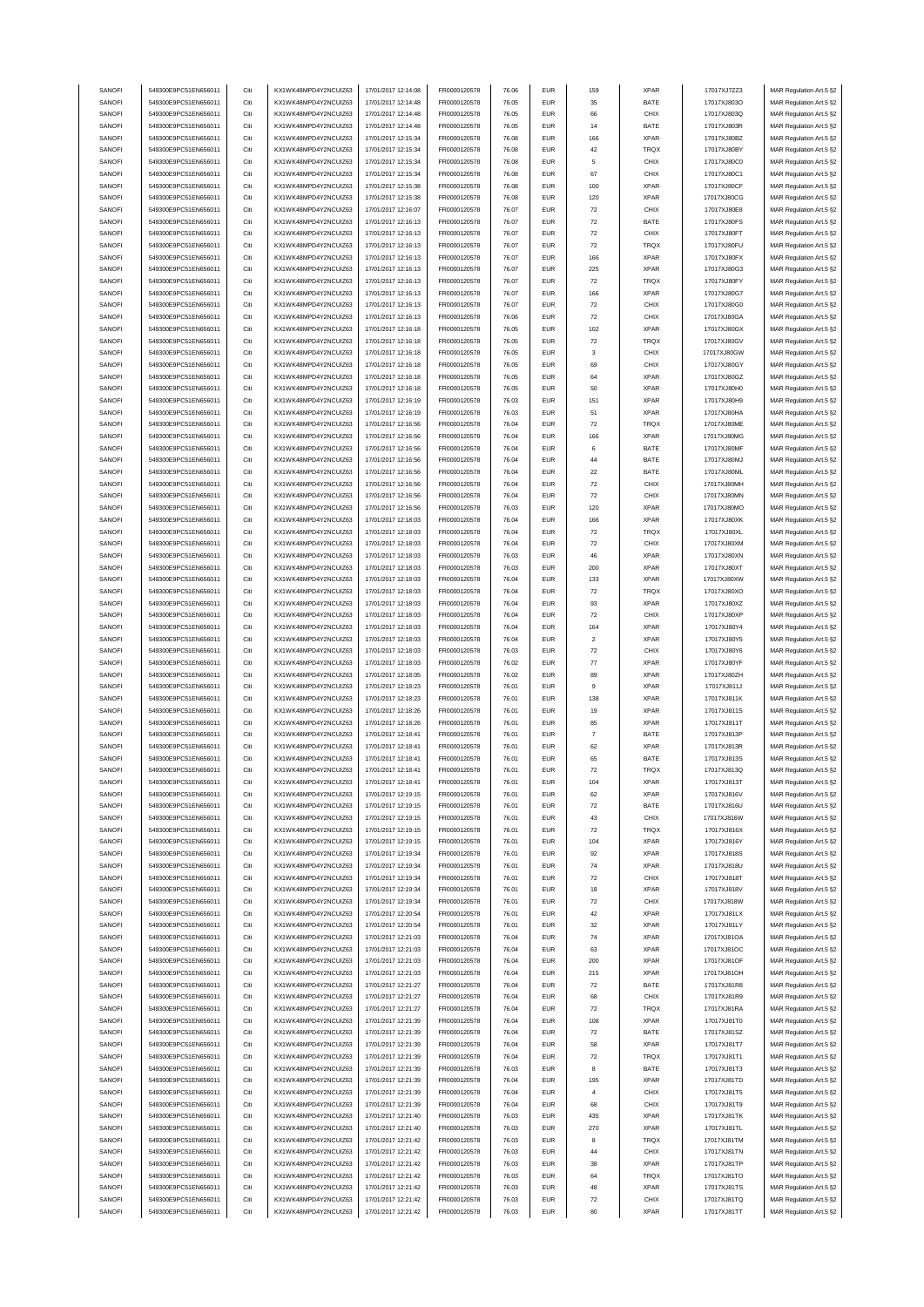| | | | | | | | | | | | |
|---|---|---|---|---|---|---|---|---|---|---|---|
| SANOFI | 549300E9PC51EN656011 | Citi | KX1WK48MPD4Y2NCUIZ63 | 17/01/2017 12:14:08 | FR0000120578 | 76.06 | EUR | 159 | XPAR | 17017XJ7ZZ3 | MAR Regulation Art.5 §2 |
| SANOFI | 549300E9PC51EN656011 | Citi | KX1WK48MPD4Y2NCUIZ63 | 17/01/2017 12:14:48 | FR0000120578 | 76.05 | EUR | 35 | BATE | 17017XJ803O | MAR Regulation Art.5 §2 |
| SANOFI | 549300E9PC51EN656011 | Citi | KX1WK48MPD4Y2NCUIZ63 | 17/01/2017 12:14:48 | FR0000120578 | 76.05 | EUR | 66 | CHIX | 17017XJ803Q | MAR Regulation Art.5 §2 |
| SANOFI | 549300E9PC51EN656011 | Citi | KX1WK48MPD4Y2NCUIZ63 | 17/01/2017 12:14:48 | FR0000120578 | 76.05 | EUR | 14 | BATE | 17017XJ803R | MAR Regulation Art.5 §2 |
| SANOFI | 549300E9PC51EN656011 | Citi | KX1WK48MPD4Y2NCUIZ63 | 17/01/2017 12:15:34 | FR0000120578 | 76.08 | EUR | 166 | XPAR | 17017XJ80BZ | MAR Regulation Art.5 §2 |
| SANOFI | 549300E9PC51EN656011 | Citi | KX1WK48MPD4Y2NCUIZ63 | 17/01/2017 12:15:34 | FR0000120578 | 76.08 | EUR | 42 | TRQX | 17017XJ80BY | MAR Regulation Art.5 §2 |
| SANOFI | 549300E9PC51EN656011 | Citi | KX1WK48MPD4Y2NCUIZ63 | 17/01/2017 12:15:34 | FR0000120578 | 76.08 | EUR | 5 | CHIX | 17017XJ80C0 | MAR Regulation Art.5 §2 |
| SANOFI | 549300E9PC51EN656011 | Citi | KX1WK48MPD4Y2NCUIZ63 | 17/01/2017 12:15:34 | FR0000120578 | 76.08 | EUR | 67 | CHIX | 17017XJ80C1 | MAR Regulation Art.5 §2 |
| SANOFI | 549300E9PC51EN656011 | Citi | KX1WK48MPD4Y2NCUIZ63 | 17/01/2017 12:15:38 | FR0000120578 | 76.08 | EUR | 100 | XPAR | 17017XJ80CF | MAR Regulation Art.5 §2 |
| SANOFI | 549300E9PC51EN656011 | Citi | KX1WK48MPD4Y2NCUIZ63 | 17/01/2017 12:15:38 | FR0000120578 | 76.08 | EUR | 120 | XPAR | 17017XJ80CG | MAR Regulation Art.5 §2 |
| SANOFI | 549300E9PC51EN656011 | Citi | KX1WK48MPD4Y2NCUIZ63 | 17/01/2017 12:16:07 | FR0000120578 | 76.07 | EUR | 72 | CHIX | 17017XJ80E8 | MAR Regulation Art.5 §2 |
| SANOFI | 549300E9PC51EN656011 | Citi | KX1WK48MPD4Y2NCUIZ63 | 17/01/2017 12:16:13 | FR0000120578 | 76.07 | EUR | 72 | BATE | 17017XJ80FS | MAR Regulation Art.5 §2 |
| SANOFI | 549300E9PC51EN656011 | Citi | KX1WK48MPD4Y2NCUIZ63 | 17/01/2017 12:16:13 | FR0000120578 | 76.07 | EUR | 72 | CHIX | 17017XJ80FT | MAR Regulation Art.5 §2 |
| SANOFI | 549300E9PC51EN656011 | Citi | KX1WK48MPD4Y2NCUIZ63 | 17/01/2017 12:16:13 | FR0000120578 | 76.07 | EUR | 72 | TRQX | 17017XJ80FU | MAR Regulation Art.5 §2 |
| SANOFI | 549300E9PC51EN656011 | Citi | KX1WK48MPD4Y2NCUIZ63 | 17/01/2017 12:16:13 | FR0000120578 | 76.07 | EUR | 166 | XPAR | 17017XJ80FX | MAR Regulation Art.5 §2 |
| SANOFI | 549300E9PC51EN656011 | Citi | KX1WK48MPD4Y2NCUIZ63 | 17/01/2017 12:16:13 | FR0000120578 | 76.07 | EUR | 225 | XPAR | 17017XJ80G3 | MAR Regulation Art.5 §2 |
| SANOFI | 549300E9PC51EN656011 | Citi | KX1WK48MPD4Y2NCUIZ63 | 17/01/2017 12:16:13 | FR0000120578 | 76.07 | EUR | 72 | TRQX | 17017XJ80FY | MAR Regulation Art.5 §2 |
| SANOFI | 549300E9PC51EN656011 | Citi | KX1WK48MPD4Y2NCUIZ63 | 17/01/2017 12:16:13 | FR0000120578 | 76.07 | EUR | 166 | XPAR | 17017XJ80G7 | MAR Regulation Art.5 §2 |
| SANOFI | 549300E9PC51EN656011 | Citi | KX1WK48MPD4Y2NCUIZ63 | 17/01/2017 12:16:13 | FR0000120578 | 76.07 | EUR | 72 | CHIX | 17017XJ80G0 | MAR Regulation Art.5 §2 |
| SANOFI | 549300E9PC51EN656011 | Citi | KX1WK48MPD4Y2NCUIZ63 | 17/01/2017 12:16:13 | FR0000120578 | 76.06 | EUR | 72 | CHIX | 17017XJ80GA | MAR Regulation Art.5 §2 |
| SANOFI | 549300E9PC51EN656011 | Citi | KX1WK48MPD4Y2NCUIZ63 | 17/01/2017 12:16:18 | FR0000120578 | 76.05 | EUR | 102 | XPAR | 17017XJ80GX | MAR Regulation Art.5 §2 |
| SANOFI | 549300E9PC51EN656011 | Citi | KX1WK48MPD4Y2NCUIZ63 | 17/01/2017 12:16:18 | FR0000120578 | 76.05 | EUR | 72 | TRQX | 17017XJ80GV | MAR Regulation Art.5 §2 |
| SANOFI | 549300E9PC51EN656011 | Citi | KX1WK48MPD4Y2NCUIZ63 | 17/01/2017 12:16:18 | FR0000120578 | 76.05 | EUR | 3 | CHIX | 17017XJ80GW | MAR Regulation Art.5 §2 |
| SANOFI | 549300E9PC51EN656011 | Citi | KX1WK48MPD4Y2NCUIZ63 | 17/01/2017 12:16:18 | FR0000120578 | 76.05 | EUR | 69 | CHIX | 17017XJ80GY | MAR Regulation Art.5 §2 |
| SANOFI | 549300E9PC51EN656011 | Citi | KX1WK48MPD4Y2NCUIZ63 | 17/01/2017 12:16:18 | FR0000120578 | 76.05 | EUR | 64 | XPAR | 17017XJ80GZ | MAR Regulation Art.5 §2 |
| SANOFI | 549300E9PC51EN656011 | Citi | KX1WK48MPD4Y2NCUIZ63 | 17/01/2017 12:16:18 | FR0000120578 | 76.05 | EUR | 50 | XPAR | 17017XJ80H0 | MAR Regulation Art.5 §2 |
| SANOFI | 549300E9PC51EN656011 | Citi | KX1WK48MPD4Y2NCUIZ63 | 17/01/2017 12:16:19 | FR0000120578 | 76.03 | EUR | 151 | XPAR | 17017XJ80H9 | MAR Regulation Art.5 §2 |
| SANOFI | 549300E9PC51EN656011 | Citi | KX1WK48MPD4Y2NCUIZ63 | 17/01/2017 12:16:19 | FR0000120578 | 76.03 | EUR | 51 | XPAR | 17017XJ80HA | MAR Regulation Art.5 §2 |
| SANOFI | 549300E9PC51EN656011 | Citi | KX1WK48MPD4Y2NCUIZ63 | 17/01/2017 12:16:56 | FR0000120578 | 76.04 | EUR | 72 | TRQX | 17017XJ80ME | MAR Regulation Art.5 §2 |
| SANOFI | 549300E9PC51EN656011 | Citi | KX1WK48MPD4Y2NCUIZ63 | 17/01/2017 12:16:56 | FR0000120578 | 76.04 | EUR | 166 | XPAR | 17017XJ80MG | MAR Regulation Art.5 §2 |
| SANOFI | 549300E9PC51EN656011 | Citi | KX1WK48MPD4Y2NCUIZ63 | 17/01/2017 12:16:56 | FR0000120578 | 76.04 | EUR | 6 | BATE | 17017XJ80MF | MAR Regulation Art.5 §2 |
| SANOFI | 549300E9PC51EN656011 | Citi | KX1WK48MPD4Y2NCUIZ63 | 17/01/2017 12:16:56 | FR0000120578 | 76.04 | EUR | 44 | BATE | 17017XJ80MJ | MAR Regulation Art.5 §2 |
| SANOFI | 549300E9PC51EN656011 | Citi | KX1WK48MPD4Y2NCUIZ63 | 17/01/2017 12:16:56 | FR0000120578 | 76.04 | EUR | 22 | BATE | 17017XJ80ML | MAR Regulation Art.5 §2 |
| SANOFI | 549300E9PC51EN656011 | Citi | KX1WK48MPD4Y2NCUIZ63 | 17/01/2017 12:16:56 | FR0000120578 | 76.04 | EUR | 72 | CHIX | 17017XJ80MH | MAR Regulation Art.5 §2 |
| SANOFI | 549300E9PC51EN656011 | Citi | KX1WK48MPD4Y2NCUIZ63 | 17/01/2017 12:16:56 | FR0000120578 | 76.04 | EUR | 72 | CHIX | 17017XJ80MN | MAR Regulation Art.5 §2 |
| SANOFI | 549300E9PC51EN656011 | Citi | KX1WK48MPD4Y2NCUIZ63 | 17/01/2017 12:16:56 | FR0000120578 | 76.03 | EUR | 120 | XPAR | 17017XJ80MO | MAR Regulation Art.5 §2 |
| SANOFI | 549300E9PC51EN656011 | Citi | KX1WK48MPD4Y2NCUIZ63 | 17/01/2017 12:18:03 | FR0000120578 | 76.04 | EUR | 166 | XPAR | 17017XJ80XK | MAR Regulation Art.5 §2 |
| SANOFI | 549300E9PC51EN656011 | Citi | KX1WK48MPD4Y2NCUIZ63 | 17/01/2017 12:18:03 | FR0000120578 | 76.04 | EUR | 72 | TRQX | 17017XJ80XL | MAR Regulation Art.5 §2 |
| SANOFI | 549300E9PC51EN656011 | Citi | KX1WK48MPD4Y2NCUIZ63 | 17/01/2017 12:18:03 | FR0000120578 | 76.04 | EUR | 72 | CHIX | 17017XJ80XM | MAR Regulation Art.5 §2 |
| SANOFI | 549300E9PC51EN656011 | Citi | KX1WK48MPD4Y2NCUIZ63 | 17/01/2017 12:18:03 | FR0000120578 | 76.03 | EUR | 46 | XPAR | 17017XJ80XN | MAR Regulation Art.5 §2 |
| SANOFI | 549300E9PC51EN656011 | Citi | KX1WK48MPD4Y2NCUIZ63 | 17/01/2017 12:18:03 | FR0000120578 | 76.03 | EUR | 200 | XPAR | 17017XJ80XT | MAR Regulation Art.5 §2 |
| SANOFI | 549300E9PC51EN656011 | Citi | KX1WK48MPD4Y2NCUIZ63 | 17/01/2017 12:18:03 | FR0000120578 | 76.04 | EUR | 133 | XPAR | 17017XJ80XW | MAR Regulation Art.5 §2 |
| SANOFI | 549300E9PC51EN656011 | Citi | KX1WK48MPD4Y2NCUIZ63 | 17/01/2017 12:18:03 | FR0000120578 | 76.04 | EUR | 72 | TRQX | 17017XJ80XO | MAR Regulation Art.5 §2 |
| SANOFI | 549300E9PC51EN656011 | Citi | KX1WK48MPD4Y2NCUIZ63 | 17/01/2017 12:18:03 | FR0000120578 | 76.04 | EUR | 93 | XPAR | 17017XJ80XZ | MAR Regulation Art.5 §2 |
| SANOFI | 549300E9PC51EN656011 | Citi | KX1WK48MPD4Y2NCUIZ63 | 17/01/2017 12:18:03 | FR0000120578 | 76.04 | EUR | 72 | CHIX | 17017XJ80XP | MAR Regulation Art.5 §2 |
| SANOFI | 549300E9PC51EN656011 | Citi | KX1WK48MPD4Y2NCUIZ63 | 17/01/2017 12:18:03 | FR0000120578 | 76.04 | EUR | 164 | XPAR | 17017XJ80Y4 | MAR Regulation Art.5 §2 |
| SANOFI | 549300E9PC51EN656011 | Citi | KX1WK48MPD4Y2NCUIZ63 | 17/01/2017 12:18:03 | FR0000120578 | 76.04 | EUR | 2 | XPAR | 17017XJ80Y5 | MAR Regulation Art.5 §2 |
| SANOFI | 549300E9PC51EN656011 | Citi | KX1WK48MPD4Y2NCUIZ63 | 17/01/2017 12:18:03 | FR0000120578 | 76.03 | EUR | 72 | CHIX | 17017XJ80Y6 | MAR Regulation Art.5 §2 |
| SANOFI | 549300E9PC51EN656011 | Citi | KX1WK48MPD4Y2NCUIZ63 | 17/01/2017 12:18:03 | FR0000120578 | 76.02 | EUR | 77 | XPAR | 17017XJ80YF | MAR Regulation Art.5 §2 |
| SANOFI | 549300E9PC51EN656011 | Citi | KX1WK48MPD4Y2NCUIZ63 | 17/01/2017 12:18:05 | FR0000120578 | 76.02 | EUR | 89 | XPAR | 17017XJ80ZH | MAR Regulation Art.5 §2 |
| SANOFI | 549300E9PC51EN656011 | Citi | KX1WK48MPD4Y2NCUIZ63 | 17/01/2017 12:18:23 | FR0000120578 | 76.01 | EUR | 9 | XPAR | 17017XJ811J | MAR Regulation Art.5 §2 |
| SANOFI | 549300E9PC51EN656011 | Citi | KX1WK48MPD4Y2NCUIZ63 | 17/01/2017 12:18:23 | FR0000120578 | 76.01 | EUR | 138 | XPAR | 17017XJ811K | MAR Regulation Art.5 §2 |
| SANOFI | 549300E9PC51EN656011 | Citi | KX1WK48MPD4Y2NCUIZ63 | 17/01/2017 12:18:26 | FR0000120578 | 76.01 | EUR | 19 | XPAR | 17017XJ811S | MAR Regulation Art.5 §2 |
| SANOFI | 549300E9PC51EN656011 | Citi | KX1WK48MPD4Y2NCUIZ63 | 17/01/2017 12:18:26 | FR0000120578 | 76.01 | EUR | 85 | XPAR | 17017XJ811T | MAR Regulation Art.5 §2 |
| SANOFI | 549300E9PC51EN656011 | Citi | KX1WK48MPD4Y2NCUIZ63 | 17/01/2017 12:18:41 | FR0000120578 | 76.01 | EUR | 7 | BATE | 17017XJ813P | MAR Regulation Art.5 §2 |
| SANOFI | 549300E9PC51EN656011 | Citi | KX1WK48MPD4Y2NCUIZ63 | 17/01/2017 12:18:41 | FR0000120578 | 76.01 | EUR | 62 | XPAR | 17017XJ813R | MAR Regulation Art.5 §2 |
| SANOFI | 549300E9PC51EN656011 | Citi | KX1WK48MPD4Y2NCUIZ63 | 17/01/2017 12:18:41 | FR0000120578 | 76.01 | EUR | 65 | BATE | 17017XJ813S | MAR Regulation Art.5 §2 |
| SANOFI | 549300E9PC51EN656011 | Citi | KX1WK48MPD4Y2NCUIZ63 | 17/01/2017 12:18:41 | FR0000120578 | 76.01 | EUR | 72 | TRQX | 17017XJ813Q | MAR Regulation Art.5 §2 |
| SANOFI | 549300E9PC51EN656011 | Citi | KX1WK48MPD4Y2NCUIZ63 | 17/01/2017 12:18:41 | FR0000120578 | 76.01 | EUR | 104 | XPAR | 17017XJ813T | MAR Regulation Art.5 §2 |
| SANOFI | 549300E9PC51EN656011 | Citi | KX1WK48MPD4Y2NCUIZ63 | 17/01/2017 12:19:15 | FR0000120578 | 76.01 | EUR | 62 | XPAR | 17017XJ816V | MAR Regulation Art.5 §2 |
| SANOFI | 549300E9PC51EN656011 | Citi | KX1WK48MPD4Y2NCUIZ63 | 17/01/2017 12:19:15 | FR0000120578 | 76.01 | EUR | 72 | BATE | 17017XJ816U | MAR Regulation Art.5 §2 |
| SANOFI | 549300E9PC51EN656011 | Citi | KX1WK48MPD4Y2NCUIZ63 | 17/01/2017 12:19:15 | FR0000120578 | 76.01 | EUR | 43 | CHIX | 17017XJ816W | MAR Regulation Art.5 §2 |
| SANOFI | 549300E9PC51EN656011 | Citi | KX1WK48MPD4Y2NCUIZ63 | 17/01/2017 12:19:15 | FR0000120578 | 76.01 | EUR | 72 | TRQX | 17017XJ816X | MAR Regulation Art.5 §2 |
| SANOFI | 549300E9PC51EN656011 | Citi | KX1WK48MPD4Y2NCUIZ63 | 17/01/2017 12:19:15 | FR0000120578 | 76.01 | EUR | 104 | XPAR | 17017XJ816Y | MAR Regulation Art.5 §2 |
| SANOFI | 549300E9PC51EN656011 | Citi | KX1WK48MPD4Y2NCUIZ63 | 17/01/2017 12:19:34 | FR0000120578 | 76.01 | EUR | 92 | XPAR | 17017XJ818S | MAR Regulation Art.5 §2 |
| SANOFI | 549300E9PC51EN656011 | Citi | KX1WK48MPD4Y2NCUIZ63 | 17/01/2017 12:19:34 | FR0000120578 | 76.01 | EUR | 74 | XPAR | 17017XJ818U | MAR Regulation Art.5 §2 |
| SANOFI | 549300E9PC51EN656011 | Citi | KX1WK48MPD4Y2NCUIZ63 | 17/01/2017 12:19:34 | FR0000120578 | 76.01 | EUR | 72 | CHIX | 17017XJ818T | MAR Regulation Art.5 §2 |
| SANOFI | 549300E9PC51EN656011 | Citi | KX1WK48MPD4Y2NCUIZ63 | 17/01/2017 12:19:34 | FR0000120578 | 76.01 | EUR | 18 | XPAR | 17017XJ818V | MAR Regulation Art.5 §2 |
| SANOFI | 549300E9PC51EN656011 | Citi | KX1WK48MPD4Y2NCUIZ63 | 17/01/2017 12:19:34 | FR0000120578 | 76.01 | EUR | 72 | CHIX | 17017XJ818W | MAR Regulation Art.5 §2 |
| SANOFI | 549300E9PC51EN656011 | Citi | KX1WK48MPD4Y2NCUIZ63 | 17/01/2017 12:20:54 | FR0000120578 | 76.01 | EUR | 42 | XPAR | 17017XJ81LX | MAR Regulation Art.5 §2 |
| SANOFI | 549300E9PC51EN656011 | Citi | KX1WK48MPD4Y2NCUIZ63 | 17/01/2017 12:20:54 | FR0000120578 | 76.01 | EUR | 32 | XPAR | 17017XJ81LY | MAR Regulation Art.5 §2 |
| SANOFI | 549300E9PC51EN656011 | Citi | KX1WK48MPD4Y2NCUIZ63 | 17/01/2017 12:21:03 | FR0000120578 | 76.04 | EUR | 74 | XPAR | 17017XJ81OA | MAR Regulation Art.5 §2 |
| SANOFI | 549300E9PC51EN656011 | Citi | KX1WK48MPD4Y2NCUIZ63 | 17/01/2017 12:21:03 | FR0000120578 | 76.04 | EUR | 63 | XPAR | 17017XJ81OC | MAR Regulation Art.5 §2 |
| SANOFI | 549300E9PC51EN656011 | Citi | KX1WK48MPD4Y2NCUIZ63 | 17/01/2017 12:21:03 | FR0000120578 | 76.04 | EUR | 200 | XPAR | 17017XJ81OF | MAR Regulation Art.5 §2 |
| SANOFI | 549300E9PC51EN656011 | Citi | KX1WK48MPD4Y2NCUIZ63 | 17/01/2017 12:21:03 | FR0000120578 | 76.04 | EUR | 215 | XPAR | 17017XJ81OH | MAR Regulation Art.5 §2 |
| SANOFI | 549300E9PC51EN656011 | Citi | KX1WK48MPD4Y2NCUIZ63 | 17/01/2017 12:21:27 | FR0000120578 | 76.04 | EUR | 72 | BATE | 17017XJ81R8 | MAR Regulation Art.5 §2 |
| SANOFI | 549300E9PC51EN656011 | Citi | KX1WK48MPD4Y2NCUIZ63 | 17/01/2017 12:21:27 | FR0000120578 | 76.04 | EUR | 68 | CHIX | 17017XJ81R9 | MAR Regulation Art.5 §2 |
| SANOFI | 549300E9PC51EN656011 | Citi | KX1WK48MPD4Y2NCUIZ63 | 17/01/2017 12:21:27 | FR0000120578 | 76.04 | EUR | 72 | TRQX | 17017XJ81RA | MAR Regulation Art.5 §2 |
| SANOFI | 549300E9PC51EN656011 | Citi | KX1WK48MPD4Y2NCUIZ63 | 17/01/2017 12:21:39 | FR0000120578 | 76.04 | EUR | 108 | XPAR | 17017XJ81T0 | MAR Regulation Art.5 §2 |
| SANOFI | 549300E9PC51EN656011 | Citi | KX1WK48MPD4Y2NCUIZ63 | 17/01/2017 12:21:39 | FR0000120578 | 76.04 | EUR | 72 | BATE | 17017XJ81SZ | MAR Regulation Art.5 §2 |
| SANOFI | 549300E9PC51EN656011 | Citi | KX1WK48MPD4Y2NCUIZ63 | 17/01/2017 12:21:39 | FR0000120578 | 76.04 | EUR | 58 | XPAR | 17017XJ81T7 | MAR Regulation Art.5 §2 |
| SANOFI | 549300E9PC51EN656011 | Citi | KX1WK48MPD4Y2NCUIZ63 | 17/01/2017 12:21:39 | FR0000120578 | 76.04 | EUR | 72 | TRQX | 17017XJ81T1 | MAR Regulation Art.5 §2 |
| SANOFI | 549300E9PC51EN656011 | Citi | KX1WK48MPD4Y2NCUIZ63 | 17/01/2017 12:21:39 | FR0000120578 | 76.03 | EUR | 8 | BATE | 17017XJ81T3 | MAR Regulation Art.5 §2 |
| SANOFI | 549300E9PC51EN656011 | Citi | KX1WK48MPD4Y2NCUIZ63 | 17/01/2017 12:21:39 | FR0000120578 | 76.04 | EUR | 195 | XPAR | 17017XJ81TD | MAR Regulation Art.5 §2 |
| SANOFI | 549300E9PC51EN656011 | Citi | KX1WK48MPD4Y2NCUIZ63 | 17/01/2017 12:21:39 | FR0000120578 | 76.04 | EUR | 4 | CHIX | 17017XJ81T5 | MAR Regulation Art.5 §2 |
| SANOFI | 549300E9PC51EN656011 | Citi | KX1WK48MPD4Y2NCUIZ63 | 17/01/2017 12:21:39 | FR0000120578 | 76.04 | EUR | 68 | CHIX | 17017XJ81T9 | MAR Regulation Art.5 §2 |
| SANOFI | 549300E9PC51EN656011 | Citi | KX1WK48MPD4Y2NCUIZ63 | 17/01/2017 12:21:40 | FR0000120578 | 76.03 | EUR | 435 | XPAR | 17017XJ81TK | MAR Regulation Art.5 §2 |
| SANOFI | 549300E9PC51EN656011 | Citi | KX1WK48MPD4Y2NCUIZ63 | 17/01/2017 12:21:40 | FR0000120578 | 76.03 | EUR | 270 | XPAR | 17017XJ81TL | MAR Regulation Art.5 §2 |
| SANOFI | 549300E9PC51EN656011 | Citi | KX1WK48MPD4Y2NCUIZ63 | 17/01/2017 12:21:42 | FR0000120578 | 76.03 | EUR | 8 | TRQX | 17017XJ81TM | MAR Regulation Art.5 §2 |
| SANOFI | 549300E9PC51EN656011 | Citi | KX1WK48MPD4Y2NCUIZ63 | 17/01/2017 12:21:42 | FR0000120578 | 76.03 | EUR | 44 | CHIX | 17017XJ81TN | MAR Regulation Art.5 §2 |
| SANOFI | 549300E9PC51EN656011 | Citi | KX1WK48MPD4Y2NCUIZ63 | 17/01/2017 12:21:42 | FR0000120578 | 76.03 | EUR | 38 | XPAR | 17017XJ81TP | MAR Regulation Art.5 §2 |
| SANOFI | 549300E9PC51EN656011 | Citi | KX1WK48MPD4Y2NCUIZ63 | 17/01/2017 12:21:42 | FR0000120578 | 76.03 | EUR | 64 | TRQX | 17017XJ81TO | MAR Regulation Art.5 §2 |
| SANOFI | 549300E9PC51EN656011 | Citi | KX1WK48MPD4Y2NCUIZ63 | 17/01/2017 12:21:42 | FR0000120578 | 76.03 | EUR | 48 | XPAR | 17017XJ81TS | MAR Regulation Art.5 §2 |
| SANOFI | 549300E9PC51EN656011 | Citi | KX1WK48MPD4Y2NCUIZ63 | 17/01/2017 12:21:42 | FR0000120578 | 76.03 | EUR | 72 | CHIX | 17017XJ81TQ | MAR Regulation Art.5 §2 |
| SANOFI | 549300E9PC51EN656011 | Citi | KX1WK48MPD4Y2NCUIZ63 | 17/01/2017 12:21:42 | FR0000120578 | 76.03 | EUR | 80 | XPAR | 17017XJ81TT | MAR Regulation Art.5 §2 |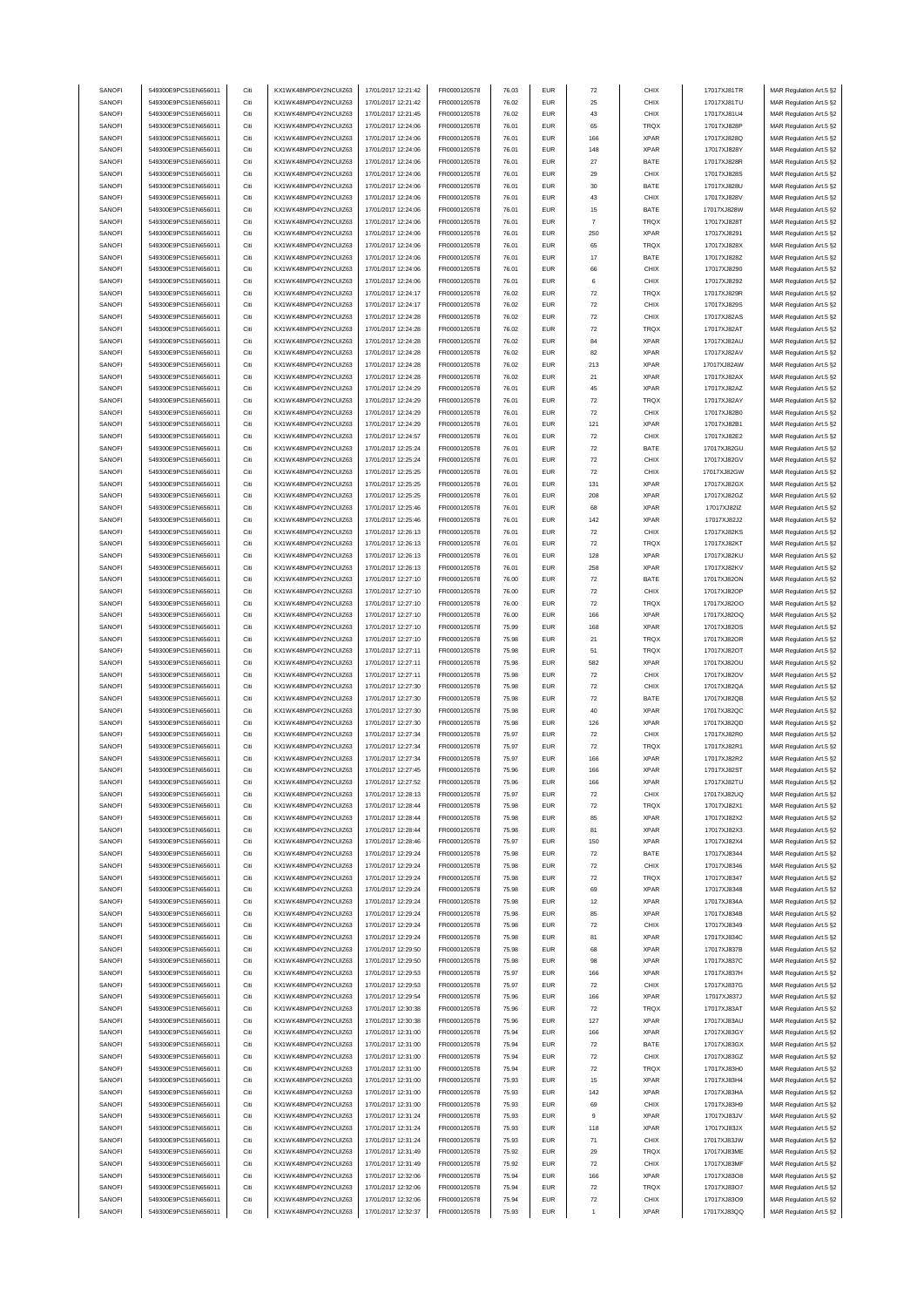| | | | | | | | | | | | |
|---|---|---|---|---|---|---|---|---|---|---|---|
| SANOFI | 549300E9PC51EN656011 | Citi | KX1WK48MPD4Y2NCUIZ63 | 17/01/2017 12:21:42 | FR0000120578 | 76.03 | EUR | 72 | CHIX | 17017XJ81TR | MAR Regulation Art.5 §2 |
| SANOFI | 549300E9PC51EN656011 | Citi | KX1WK48MPD4Y2NCUIZ63 | 17/01/2017 12:21:42 | FR0000120578 | 76.02 | EUR | 25 | CHIX | 17017XJ81TU | MAR Regulation Art.5 §2 |
| SANOFI | 549300E9PC51EN656011 | Citi | KX1WK48MPD4Y2NCUIZ63 | 17/01/2017 12:21:45 | FR0000120578 | 76.02 | EUR | 43 | CHIX | 17017XJ81U4 | MAR Regulation Art.5 §2 |
| SANOFI | 549300E9PC51EN656011 | Citi | KX1WK48MPD4Y2NCUIZ63 | 17/01/2017 12:24:06 | FR0000120578 | 76.01 | EUR | 65 | TRQX | 17017XJ828P | MAR Regulation Art.5 §2 |
| SANOFI | 549300E9PC51EN656011 | Citi | KX1WK48MPD4Y2NCUIZ63 | 17/01/2017 12:24:06 | FR0000120578 | 76.01 | EUR | 166 | XPAR | 17017XJ828Q | MAR Regulation Art.5 §2 |
| SANOFI | 549300E9PC51EN656011 | Citi | KX1WK48MPD4Y2NCUIZ63 | 17/01/2017 12:24:06 | FR0000120578 | 76.01 | EUR | 148 | XPAR | 17017XJ828Y | MAR Regulation Art.5 §2 |
| SANOFI | 549300E9PC51EN656011 | Citi | KX1WK48MPD4Y2NCUIZ63 | 17/01/2017 12:24:06 | FR0000120578 | 76.01 | EUR | 27 | BATE | 17017XJ828R | MAR Regulation Art.5 §2 |
| SANOFI | 549300E9PC51EN656011 | Citi | KX1WK48MPD4Y2NCUIZ63 | 17/01/2017 12:24:06 | FR0000120578 | 76.01 | EUR | 29 | CHIX | 17017XJ828S | MAR Regulation Art.5 §2 |
| SANOFI | 549300E9PC51EN656011 | Citi | KX1WK48MPD4Y2NCUIZ63 | 17/01/2017 12:24:06 | FR0000120578 | 76.01 | EUR | 30 | BATE | 17017XJ828U | MAR Regulation Art.5 §2 |
| SANOFI | 549300E9PC51EN656011 | Citi | KX1WK48MPD4Y2NCUIZ63 | 17/01/2017 12:24:06 | FR0000120578 | 76.01 | EUR | 43 | CHIX | 17017XJ828V | MAR Regulation Art.5 §2 |
| SANOFI | 549300E9PC51EN656011 | Citi | KX1WK48MPD4Y2NCUIZ63 | 17/01/2017 12:24:06 | FR0000120578 | 76.01 | EUR | 15 | BATE | 17017XJ828W | MAR Regulation Art.5 §2 |
| SANOFI | 549300E9PC51EN656011 | Citi | KX1WK48MPD4Y2NCUIZ63 | 17/01/2017 12:24:06 | FR0000120578 | 76.01 | EUR | 7 | TRQX | 17017XJ828T | MAR Regulation Art.5 §2 |
| SANOFI | 549300E9PC51EN656011 | Citi | KX1WK48MPD4Y2NCUIZ63 | 17/01/2017 12:24:06 | FR0000120578 | 76.01 | EUR | 250 | XPAR | 17017XJ8291 | MAR Regulation Art.5 §2 |
| SANOFI | 549300E9PC51EN656011 | Citi | KX1WK48MPD4Y2NCUIZ63 | 17/01/2017 12:24:06 | FR0000120578 | 76.01 | EUR | 65 | TRQX | 17017XJ828X | MAR Regulation Art.5 §2 |
| SANOFI | 549300E9PC51EN656011 | Citi | KX1WK48MPD4Y2NCUIZ63 | 17/01/2017 12:24:06 | FR0000120578 | 76.01 | EUR | 17 | BATE | 17017XJ828Z | MAR Regulation Art.5 §2 |
| SANOFI | 549300E9PC51EN656011 | Citi | KX1WK48MPD4Y2NCUIZ63 | 17/01/2017 12:24:06 | FR0000120578 | 76.01 | EUR | 66 | CHIX | 17017XJ8290 | MAR Regulation Art.5 §2 |
| SANOFI | 549300E9PC51EN656011 | Citi | KX1WK48MPD4Y2NCUIZ63 | 17/01/2017 12:24:06 | FR0000120578 | 76.01 | EUR | 6 | CHIX | 17017XJ8292 | MAR Regulation Art.5 §2 |
| SANOFI | 549300E9PC51EN656011 | Citi | KX1WK48MPD4Y2NCUIZ63 | 17/01/2017 12:24:17 | FR0000120578 | 76.02 | EUR | 72 | TRQX | 17017XJ829R | MAR Regulation Art.5 §2 |
| SANOFI | 549300E9PC51EN656011 | Citi | KX1WK48MPD4Y2NCUIZ63 | 17/01/2017 12:24:17 | FR0000120578 | 76.02 | EUR | 72 | CHIX | 17017XJ829S | MAR Regulation Art.5 §2 |
| SANOFI | 549300E9PC51EN656011 | Citi | KX1WK48MPD4Y2NCUIZ63 | 17/01/2017 12:24:28 | FR0000120578 | 76.02 | EUR | 72 | CHIX | 17017XJ82AS | MAR Regulation Art.5 §2 |
| SANOFI | 549300E9PC51EN656011 | Citi | KX1WK48MPD4Y2NCUIZ63 | 17/01/2017 12:24:28 | FR0000120578 | 76.02 | EUR | 72 | TRQX | 17017XJ82AT | MAR Regulation Art.5 §2 |
| SANOFI | 549300E9PC51EN656011 | Citi | KX1WK48MPD4Y2NCUIZ63 | 17/01/2017 12:24:28 | FR0000120578 | 76.02 | EUR | 84 | XPAR | 17017XJ82AU | MAR Regulation Art.5 §2 |
| SANOFI | 549300E9PC51EN656011 | Citi | KX1WK48MPD4Y2NCUIZ63 | 17/01/2017 12:24:28 | FR0000120578 | 76.02 | EUR | 82 | XPAR | 17017XJ82AV | MAR Regulation Art.5 §2 |
| SANOFI | 549300E9PC51EN656011 | Citi | KX1WK48MPD4Y2NCUIZ63 | 17/01/2017 12:24:28 | FR0000120578 | 76.02 | EUR | 213 | XPAR | 17017XJ82AW | MAR Regulation Art.5 §2 |
| SANOFI | 549300E9PC51EN656011 | Citi | KX1WK48MPD4Y2NCUIZ63 | 17/01/2017 12:24:28 | FR0000120578 | 76.02 | EUR | 21 | XPAR | 17017XJ82AX | MAR Regulation Art.5 §2 |
| SANOFI | 549300E9PC51EN656011 | Citi | KX1WK48MPD4Y2NCUIZ63 | 17/01/2017 12:24:29 | FR0000120578 | 76.01 | EUR | 45 | XPAR | 17017XJ82AZ | MAR Regulation Art.5 §2 |
| SANOFI | 549300E9PC51EN656011 | Citi | KX1WK48MPD4Y2NCUIZ63 | 17/01/2017 12:24:29 | FR0000120578 | 76.01 | EUR | 72 | TRQX | 17017XJ82AY | MAR Regulation Art.5 §2 |
| SANOFI | 549300E9PC51EN656011 | Citi | KX1WK48MPD4Y2NCUIZ63 | 17/01/2017 12:24:29 | FR0000120578 | 76.01 | EUR | 72 | CHIX | 17017XJ82B0 | MAR Regulation Art.5 §2 |
| SANOFI | 549300E9PC51EN656011 | Citi | KX1WK48MPD4Y2NCUIZ63 | 17/01/2017 12:24:29 | FR0000120578 | 76.01 | EUR | 121 | XPAR | 17017XJ82B1 | MAR Regulation Art.5 §2 |
| SANOFI | 549300E9PC51EN656011 | Citi | KX1WK48MPD4Y2NCUIZ63 | 17/01/2017 12:24:57 | FR0000120578 | 76.01 | EUR | 72 | CHIX | 17017XJ82E2 | MAR Regulation Art.5 §2 |
| SANOFI | 549300E9PC51EN656011 | Citi | KX1WK48MPD4Y2NCUIZ63 | 17/01/2017 12:25:24 | FR0000120578 | 76.01 | EUR | 72 | BATE | 17017XJ82GU | MAR Regulation Art.5 §2 |
| SANOFI | 549300E9PC51EN656011 | Citi | KX1WK48MPD4Y2NCUIZ63 | 17/01/2017 12:25:24 | FR0000120578 | 76.01 | EUR | 72 | CHIX | 17017XJ82GV | MAR Regulation Art.5 §2 |
| SANOFI | 549300E9PC51EN656011 | Citi | KX1WK48MPD4Y2NCUIZ63 | 17/01/2017 12:25:25 | FR0000120578 | 76.01 | EUR | 72 | CHIX | 17017XJ82GW | MAR Regulation Art.5 §2 |
| SANOFI | 549300E9PC51EN656011 | Citi | KX1WK48MPD4Y2NCUIZ63 | 17/01/2017 12:25:25 | FR0000120578 | 76.01 | EUR | 131 | XPAR | 17017XJ82GX | MAR Regulation Art.5 §2 |
| SANOFI | 549300E9PC51EN656011 | Citi | KX1WK48MPD4Y2NCUIZ63 | 17/01/2017 12:25:25 | FR0000120578 | 76.01 | EUR | 208 | XPAR | 17017XJ82GZ | MAR Regulation Art.5 §2 |
| SANOFI | 549300E9PC51EN656011 | Citi | KX1WK48MPD4Y2NCUIZ63 | 17/01/2017 12:25:46 | FR0000120578 | 76.01 | EUR | 68 | XPAR | 17017XJ82IZ | MAR Regulation Art.5 §2 |
| SANOFI | 549300E9PC51EN656011 | Citi | KX1WK48MPD4Y2NCUIZ63 | 17/01/2017 12:25:46 | FR0000120578 | 76.01 | EUR | 142 | XPAR | 17017XJ82J2 | MAR Regulation Art.5 §2 |
| SANOFI | 549300E9PC51EN656011 | Citi | KX1WK48MPD4Y2NCUIZ63 | 17/01/2017 12:26:13 | FR0000120578 | 76.01 | EUR | 72 | CHIX | 17017XJ82KS | MAR Regulation Art.5 §2 |
| SANOFI | 549300E9PC51EN656011 | Citi | KX1WK48MPD4Y2NCUIZ63 | 17/01/2017 12:26:13 | FR0000120578 | 76.01 | EUR | 72 | TRQX | 17017XJ82KT | MAR Regulation Art.5 §2 |
| SANOFI | 549300E9PC51EN656011 | Citi | KX1WK48MPD4Y2NCUIZ63 | 17/01/2017 12:26:13 | FR0000120578 | 76.01 | EUR | 128 | XPAR | 17017XJ82KU | MAR Regulation Art.5 §2 |
| SANOFI | 549300E9PC51EN656011 | Citi | KX1WK48MPD4Y2NCUIZ63 | 17/01/2017 12:26:13 | FR0000120578 | 76.01 | EUR | 258 | XPAR | 17017XJ82KV | MAR Regulation Art.5 §2 |
| SANOFI | 549300E9PC51EN656011 | Citi | KX1WK48MPD4Y2NCUIZ63 | 17/01/2017 12:27:10 | FR0000120578 | 76.00 | EUR | 72 | BATE | 17017XJ82ON | MAR Regulation Art.5 §2 |
| SANOFI | 549300E9PC51EN656011 | Citi | KX1WK48MPD4Y2NCUIZ63 | 17/01/2017 12:27:10 | FR0000120578 | 76.00 | EUR | 72 | CHIX | 17017XJ82OP | MAR Regulation Art.5 §2 |
| SANOFI | 549300E9PC51EN656011 | Citi | KX1WK48MPD4Y2NCUIZ63 | 17/01/2017 12:27:10 | FR0000120578 | 76.00 | EUR | 72 | TRQX | 17017XJ82OO | MAR Regulation Art.5 §2 |
| SANOFI | 549300E9PC51EN656011 | Citi | KX1WK48MPD4Y2NCUIZ63 | 17/01/2017 12:27:10 | FR0000120578 | 76.00 | EUR | 166 | XPAR | 17017XJ82OQ | MAR Regulation Art.5 §2 |
| SANOFI | 549300E9PC51EN656011 | Citi | KX1WK48MPD4Y2NCUIZ63 | 17/01/2017 12:27:10 | FR0000120578 | 75.99 | EUR | 168 | XPAR | 17017XJ82OS | MAR Regulation Art.5 §2 |
| SANOFI | 549300E9PC51EN656011 | Citi | KX1WK48MPD4Y2NCUIZ63 | 17/01/2017 12:27:10 | FR0000120578 | 75.98 | EUR | 21 | TRQX | 17017XJ82OR | MAR Regulation Art.5 §2 |
| SANOFI | 549300E9PC51EN656011 | Citi | KX1WK48MPD4Y2NCUIZ63 | 17/01/2017 12:27:11 | FR0000120578 | 75.98 | EUR | 51 | TRQX | 17017XJ82OT | MAR Regulation Art.5 §2 |
| SANOFI | 549300E9PC51EN656011 | Citi | KX1WK48MPD4Y2NCUIZ63 | 17/01/2017 12:27:11 | FR0000120578 | 75.98 | EUR | 582 | XPAR | 17017XJ82OU | MAR Regulation Art.5 §2 |
| SANOFI | 549300E9PC51EN656011 | Citi | KX1WK48MPD4Y2NCUIZ63 | 17/01/2017 12:27:11 | FR0000120578 | 75.98 | EUR | 72 | CHIX | 17017XJ82OV | MAR Regulation Art.5 §2 |
| SANOFI | 549300E9PC51EN656011 | Citi | KX1WK48MPD4Y2NCUIZ63 | 17/01/2017 12:27:30 | FR0000120578 | 75.98 | EUR | 72 | CHIX | 17017XJ82QA | MAR Regulation Art.5 §2 |
| SANOFI | 549300E9PC51EN656011 | Citi | KX1WK48MPD4Y2NCUIZ63 | 17/01/2017 12:27:30 | FR0000120578 | 75.98 | EUR | 72 | BATE | 17017XJ82QB | MAR Regulation Art.5 §2 |
| SANOFI | 549300E9PC51EN656011 | Citi | KX1WK48MPD4Y2NCUIZ63 | 17/01/2017 12:27:30 | FR0000120578 | 75.98 | EUR | 40 | XPAR | 17017XJ82QC | MAR Regulation Art.5 §2 |
| SANOFI | 549300E9PC51EN656011 | Citi | KX1WK48MPD4Y2NCUIZ63 | 17/01/2017 12:27:30 | FR0000120578 | 75.98 | EUR | 126 | XPAR | 17017XJ82QD | MAR Regulation Art.5 §2 |
| SANOFI | 549300E9PC51EN656011 | Citi | KX1WK48MPD4Y2NCUIZ63 | 17/01/2017 12:27:34 | FR0000120578 | 75.97 | EUR | 72 | CHIX | 17017XJ82R0 | MAR Regulation Art.5 §2 |
| SANOFI | 549300E9PC51EN656011 | Citi | KX1WK48MPD4Y2NCUIZ63 | 17/01/2017 12:27:34 | FR0000120578 | 75.97 | EUR | 72 | TRQX | 17017XJ82R1 | MAR Regulation Art.5 §2 |
| SANOFI | 549300E9PC51EN656011 | Citi | KX1WK48MPD4Y2NCUIZ63 | 17/01/2017 12:27:34 | FR0000120578 | 75.97 | EUR | 166 | XPAR | 17017XJ82R2 | MAR Regulation Art.5 §2 |
| SANOFI | 549300E9PC51EN656011 | Citi | KX1WK48MPD4Y2NCUIZ63 | 17/01/2017 12:27:45 | FR0000120578 | 75.96 | EUR | 166 | XPAR | 17017XJ82ST | MAR Regulation Art.5 §2 |
| SANOFI | 549300E9PC51EN656011 | Citi | KX1WK48MPD4Y2NCUIZ63 | 17/01/2017 12:27:52 | FR0000120578 | 75.96 | EUR | 166 | XPAR | 17017XJ82TU | MAR Regulation Art.5 §2 |
| SANOFI | 549300E9PC51EN656011 | Citi | KX1WK48MPD4Y2NCUIZ63 | 17/01/2017 12:28:13 | FR0000120578 | 75.97 | EUR | 72 | CHIX | 17017XJ82UQ | MAR Regulation Art.5 §2 |
| SANOFI | 549300E9PC51EN656011 | Citi | KX1WK48MPD4Y2NCUIZ63 | 17/01/2017 12:28:44 | FR0000120578 | 75.98 | EUR | 72 | TRQX | 17017XJ82X1 | MAR Regulation Art.5 §2 |
| SANOFI | 549300E9PC51EN656011 | Citi | KX1WK48MPD4Y2NCUIZ63 | 17/01/2017 12:28:44 | FR0000120578 | 75.98 | EUR | 85 | XPAR | 17017XJ82X2 | MAR Regulation Art.5 §2 |
| SANOFI | 549300E9PC51EN656011 | Citi | KX1WK48MPD4Y2NCUIZ63 | 17/01/2017 12:28:44 | FR0000120578 | 75.98 | EUR | 81 | XPAR | 17017XJ82X3 | MAR Regulation Art.5 §2 |
| SANOFI | 549300E9PC51EN656011 | Citi | KX1WK48MPD4Y2NCUIZ63 | 17/01/2017 12:28:46 | FR0000120578 | 75.97 | EUR | 150 | XPAR | 17017XJ82X4 | MAR Regulation Art.5 §2 |
| SANOFI | 549300E9PC51EN656011 | Citi | KX1WK48MPD4Y2NCUIZ63 | 17/01/2017 12:29:24 | FR0000120578 | 75.98 | EUR | 72 | BATE | 17017XJ8344 | MAR Regulation Art.5 §2 |
| SANOFI | 549300E9PC51EN656011 | Citi | KX1WK48MPD4Y2NCUIZ63 | 17/01/2017 12:29:24 | FR0000120578 | 75.98 | EUR | 72 | CHIX | 17017XJ8346 | MAR Regulation Art.5 §2 |
| SANOFI | 549300E9PC51EN656011 | Citi | KX1WK48MPD4Y2NCUIZ63 | 17/01/2017 12:29:24 | FR0000120578 | 75.98 | EUR | 72 | TRQX | 17017XJ8347 | MAR Regulation Art.5 §2 |
| SANOFI | 549300E9PC51EN656011 | Citi | KX1WK48MPD4Y2NCUIZ63 | 17/01/2017 12:29:24 | FR0000120578 | 75.98 | EUR | 69 | XPAR | 17017XJ8348 | MAR Regulation Art.5 §2 |
| SANOFI | 549300E9PC51EN656011 | Citi | KX1WK48MPD4Y2NCUIZ63 | 17/01/2017 12:29:24 | FR0000120578 | 75.98 | EUR | 12 | XPAR | 17017XJ834A | MAR Regulation Art.5 §2 |
| SANOFI | 549300E9PC51EN656011 | Citi | KX1WK48MPD4Y2NCUIZ63 | 17/01/2017 12:29:24 | FR0000120578 | 75.98 | EUR | 85 | XPAR | 17017XJ834B | MAR Regulation Art.5 §2 |
| SANOFI | 549300E9PC51EN656011 | Citi | KX1WK48MPD4Y2NCUIZ63 | 17/01/2017 12:29:24 | FR0000120578 | 75.98 | EUR | 72 | CHIX | 17017XJ8349 | MAR Regulation Art.5 §2 |
| SANOFI | 549300E9PC51EN656011 | Citi | KX1WK48MPD4Y2NCUIZ63 | 17/01/2017 12:29:24 | FR0000120578 | 75.98 | EUR | 81 | XPAR | 17017XJ834C | MAR Regulation Art.5 §2 |
| SANOFI | 549300E9PC51EN656011 | Citi | KX1WK48MPD4Y2NCUIZ63 | 17/01/2017 12:29:50 | FR0000120578 | 75.98 | EUR | 68 | XPAR | 17017XJ837B | MAR Regulation Art.5 §2 |
| SANOFI | 549300E9PC51EN656011 | Citi | KX1WK48MPD4Y2NCUIZ63 | 17/01/2017 12:29:50 | FR0000120578 | 75.98 | EUR | 98 | XPAR | 17017XJ837C | MAR Regulation Art.5 §2 |
| SANOFI | 549300E9PC51EN656011 | Citi | KX1WK48MPD4Y2NCUIZ63 | 17/01/2017 12:29:53 | FR0000120578 | 75.97 | EUR | 166 | XPAR | 17017XJ837H | MAR Regulation Art.5 §2 |
| SANOFI | 549300E9PC51EN656011 | Citi | KX1WK48MPD4Y2NCUIZ63 | 17/01/2017 12:29:53 | FR0000120578 | 75.97 | EUR | 72 | CHIX | 17017XJ837G | MAR Regulation Art.5 §2 |
| SANOFI | 549300E9PC51EN656011 | Citi | KX1WK48MPD4Y2NCUIZ63 | 17/01/2017 12:29:54 | FR0000120578 | 75.96 | EUR | 166 | XPAR | 17017XJ837J | MAR Regulation Art.5 §2 |
| SANOFI | 549300E9PC51EN656011 | Citi | KX1WK48MPD4Y2NCUIZ63 | 17/01/2017 12:30:38 | FR0000120578 | 75.96 | EUR | 72 | TRQX | 17017XJ83AT | MAR Regulation Art.5 §2 |
| SANOFI | 549300E9PC51EN656011 | Citi | KX1WK48MPD4Y2NCUIZ63 | 17/01/2017 12:30:38 | FR0000120578 | 75.96 | EUR | 127 | XPAR | 17017XJ83AU | MAR Regulation Art.5 §2 |
| SANOFI | 549300E9PC51EN656011 | Citi | KX1WK48MPD4Y2NCUIZ63 | 17/01/2017 12:31:00 | FR0000120578 | 75.94 | EUR | 166 | XPAR | 17017XJ83GY | MAR Regulation Art.5 §2 |
| SANOFI | 549300E9PC51EN656011 | Citi | KX1WK48MPD4Y2NCUIZ63 | 17/01/2017 12:31:00 | FR0000120578 | 75.94 | EUR | 72 | BATE | 17017XJ83GX | MAR Regulation Art.5 §2 |
| SANOFI | 549300E9PC51EN656011 | Citi | KX1WK48MPD4Y2NCUIZ63 | 17/01/2017 12:31:00 | FR0000120578 | 75.94 | EUR | 72 | CHIX | 17017XJ83GZ | MAR Regulation Art.5 §2 |
| SANOFI | 549300E9PC51EN656011 | Citi | KX1WK48MPD4Y2NCUIZ63 | 17/01/2017 12:31:00 | FR0000120578 | 75.94 | EUR | 72 | TRQX | 17017XJ83H0 | MAR Regulation Art.5 §2 |
| SANOFI | 549300E9PC51EN656011 | Citi | KX1WK48MPD4Y2NCUIZ63 | 17/01/2017 12:31:00 | FR0000120578 | 75.93 | EUR | 15 | XPAR | 17017XJ83H4 | MAR Regulation Art.5 §2 |
| SANOFI | 549300E9PC51EN656011 | Citi | KX1WK48MPD4Y2NCUIZ63 | 17/01/2017 12:31:00 | FR0000120578 | 75.93 | EUR | 142 | XPAR | 17017XJ83HA | MAR Regulation Art.5 §2 |
| SANOFI | 549300E9PC51EN656011 | Citi | KX1WK48MPD4Y2NCUIZ63 | 17/01/2017 12:31:00 | FR0000120578 | 75.93 | EUR | 69 | CHIX | 17017XJ83H9 | MAR Regulation Art.5 §2 |
| SANOFI | 549300E9PC51EN656011 | Citi | KX1WK48MPD4Y2NCUIZ63 | 17/01/2017 12:31:24 | FR0000120578 | 75.93 | EUR | 9 | XPAR | 17017XJ83JV | MAR Regulation Art.5 §2 |
| SANOFI | 549300E9PC51EN656011 | Citi | KX1WK48MPD4Y2NCUIZ63 | 17/01/2017 12:31:24 | FR0000120578 | 75.93 | EUR | 118 | XPAR | 17017XJ83JX | MAR Regulation Art.5 §2 |
| SANOFI | 549300E9PC51EN656011 | Citi | KX1WK48MPD4Y2NCUIZ63 | 17/01/2017 12:31:24 | FR0000120578 | 75.93 | EUR | 71 | CHIX | 17017XJ83JW | MAR Regulation Art.5 §2 |
| SANOFI | 549300E9PC51EN656011 | Citi | KX1WK48MPD4Y2NCUIZ63 | 17/01/2017 12:31:49 | FR0000120578 | 75.92 | EUR | 29 | TRQX | 17017XJ83ME | MAR Regulation Art.5 §2 |
| SANOFI | 549300E9PC51EN656011 | Citi | KX1WK48MPD4Y2NCUIZ63 | 17/01/2017 12:31:49 | FR0000120578 | 75.92 | EUR | 72 | CHIX | 17017XJ83MF | MAR Regulation Art.5 §2 |
| SANOFI | 549300E9PC51EN656011 | Citi | KX1WK48MPD4Y2NCUIZ63 | 17/01/2017 12:32:06 | FR0000120578 | 75.94 | EUR | 166 | XPAR | 17017XJ83O8 | MAR Regulation Art.5 §2 |
| SANOFI | 549300E9PC51EN656011 | Citi | KX1WK48MPD4Y2NCUIZ63 | 17/01/2017 12:32:06 | FR0000120578 | 75.94 | EUR | 72 | TRQX | 17017XJ83O7 | MAR Regulation Art.5 §2 |
| SANOFI | 549300E9PC51EN656011 | Citi | KX1WK48MPD4Y2NCUIZ63 | 17/01/2017 12:32:06 | FR0000120578 | 75.94 | EUR | 72 | CHIX | 17017XJ83O9 | MAR Regulation Art.5 §2 |
| SANOFI | 549300E9PC51EN656011 | Citi | KX1WK48MPD4Y2NCUIZ63 | 17/01/2017 12:32:37 | FR0000120578 | 75.93 | EUR | 1 | XPAR | 17017XJ83QQ | MAR Regulation Art.5 §2 |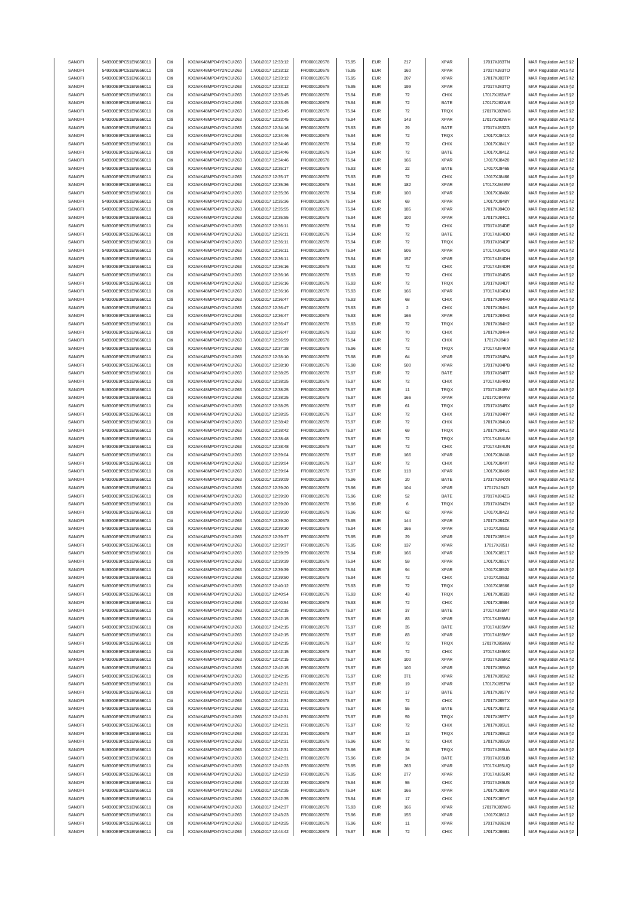| | | | | | | | | | | | |
|---|---|---|---|---|---|---|---|---|---|---|---|
| SANOFI | 549300E9PC51EN656011 | Citi | KX1WK48MPD4Y2NCUIZ63 | 17/01/2017 12:33:12 | FR0000120578 | 75.95 | EUR | 217 | XPAR | 17017XJ83TN | MAR Regulation Art.5 §2 |
| SANOFI | 549300E9PC51EN656011 | Citi | KX1WK48MPD4Y2NCUIZ63 | 17/01/2017 12:33:12 | FR0000120578 | 75.95 | EUR | 160 | XPAR | 17017XJ83TO | MAR Regulation Art.5 §2 |
| SANOFI | 549300E9PC51EN656011 | Citi | KX1WK48MPD4Y2NCUIZ63 | 17/01/2017 12:33:12 | FR0000120578 | 75.95 | EUR | 207 | XPAR | 17017XJ83TP | MAR Regulation Art.5 §2 |
| SANOFI | 549300E9PC51EN656011 | Citi | KX1WK48MPD4Y2NCUIZ63 | 17/01/2017 12:33:12 | FR0000120578 | 75.95 | EUR | 199 | XPAR | 17017XJ83TQ | MAR Regulation Art.5 §2 |
| SANOFI | 549300E9PC51EN656011 | Citi | KX1WK48MPD4Y2NCUIZ63 | 17/01/2017 12:33:45 | FR0000120578 | 75.94 | EUR | 72 | CHIX | 17017XJ83WF | MAR Regulation Art.5 §2 |
| SANOFI | 549300E9PC51EN656011 | Citi | KX1WK48MPD4Y2NCUIZ63 | 17/01/2017 12:33:45 | FR0000120578 | 75.94 | EUR | 72 | BATE | 17017XJ83WE | MAR Regulation Art.5 §2 |
| SANOFI | 549300E9PC51EN656011 | Citi | KX1WK48MPD4Y2NCUIZ63 | 17/01/2017 12:33:45 | FR0000120578 | 75.94 | EUR | 72 | TRQX | 17017XJ83WG | MAR Regulation Art.5 §2 |
| SANOFI | 549300E9PC51EN656011 | Citi | KX1WK48MPD4Y2NCUIZ63 | 17/01/2017 12:33:45 | FR0000120578 | 75.94 | EUR | 143 | XPAR | 17017XJ83WH | MAR Regulation Art.5 §2 |
| SANOFI | 549300E9PC51EN656011 | Citi | KX1WK48MPD4Y2NCUIZ63 | 17/01/2017 12:34:16 | FR0000120578 | 75.93 | EUR | 29 | BATE | 17017XJ83ZG | MAR Regulation Art.5 §2 |
| SANOFI | 549300E9PC51EN656011 | Citi | KX1WK48MPD4Y2NCUIZ63 | 17/01/2017 12:34:46 | FR0000120578 | 75.94 | EUR | 72 | TRQX | 17017XJ841X | MAR Regulation Art.5 §2 |
| SANOFI | 549300E9PC51EN656011 | Citi | KX1WK48MPD4Y2NCUIZ63 | 17/01/2017 12:34:46 | FR0000120578 | 75.94 | EUR | 72 | CHIX | 17017XJ841Y | MAR Regulation Art.5 §2 |
| SANOFI | 549300E9PC51EN656011 | Citi | KX1WK48MPD4Y2NCUIZ63 | 17/01/2017 12:34:46 | FR0000120578 | 75.94 | EUR | 72 | BATE | 17017XJ841Z | MAR Regulation Art.5 §2 |
| SANOFI | 549300E9PC51EN656011 | Citi | KX1WK48MPD4Y2NCUIZ63 | 17/01/2017 12:34:46 | FR0000120578 | 75.94 | EUR | 166 | XPAR | 17017XJ8420 | MAR Regulation Art.5 §2 |
| SANOFI | 549300E9PC51EN656011 | Citi | KX1WK48MPD4Y2NCUIZ63 | 17/01/2017 12:35:17 | FR0000120578 | 75.93 | EUR | 22 | BATE | 17017XJ8465 | MAR Regulation Art.5 §2 |
| SANOFI | 549300E9PC51EN656011 | Citi | KX1WK48MPD4Y2NCUIZ63 | 17/01/2017 12:35:17 | FR0000120578 | 75.93 | EUR | 72 | CHIX | 17017XJ8466 | MAR Regulation Art.5 §2 |
| SANOFI | 549300E9PC51EN656011 | Citi | KX1WK48MPD4Y2NCUIZ63 | 17/01/2017 12:35:36 | FR0000120578 | 75.94 | EUR | 182 | XPAR | 17017XJ848W | MAR Regulation Art.5 §2 |
| SANOFI | 549300E9PC51EN656011 | Citi | KX1WK48MPD4Y2NCUIZ63 | 17/01/2017 12:35:36 | FR0000120578 | 75.94 | EUR | 100 | XPAR | 17017XJ848X | MAR Regulation Art.5 §2 |
| SANOFI | 549300E9PC51EN656011 | Citi | KX1WK48MPD4Y2NCUIZ63 | 17/01/2017 12:35:36 | FR0000120578 | 75.94 | EUR | 69 | XPAR | 17017XJ848Y | MAR Regulation Art.5 §2 |
| SANOFI | 549300E9PC51EN656011 | Citi | KX1WK48MPD4Y2NCUIZ63 | 17/01/2017 12:35:55 | FR0000120578 | 75.94 | EUR | 185 | XPAR | 17017XJ84C0 | MAR Regulation Art.5 §2 |
| SANOFI | 549300E9PC51EN656011 | Citi | KX1WK48MPD4Y2NCUIZ63 | 17/01/2017 12:35:55 | FR0000120578 | 75.94 | EUR | 100 | XPAR | 17017XJ84C1 | MAR Regulation Art.5 §2 |
| SANOFI | 549300E9PC51EN656011 | Citi | KX1WK48MPD4Y2NCUIZ63 | 17/01/2017 12:36:11 | FR0000120578 | 75.94 | EUR | 72 | CHIX | 17017XJ84DE | MAR Regulation Art.5 §2 |
| SANOFI | 549300E9PC51EN656011 | Citi | KX1WK48MPD4Y2NCUIZ63 | 17/01/2017 12:36:11 | FR0000120578 | 75.94 | EUR | 72 | BATE | 17017XJ84DD | MAR Regulation Art.5 §2 |
| SANOFI | 549300E9PC51EN656011 | Citi | KX1WK48MPD4Y2NCUIZ63 | 17/01/2017 12:36:11 | FR0000120578 | 75.94 | EUR | 72 | TRQX | 17017XJ84DF | MAR Regulation Art.5 §2 |
| SANOFI | 549300E9PC51EN656011 | Citi | KX1WK48MPD4Y2NCUIZ63 | 17/01/2017 12:36:11 | FR0000120578 | 75.94 | EUR | 506 | XPAR | 17017XJ84DG | MAR Regulation Art.5 §2 |
| SANOFI | 549300E9PC51EN656011 | Citi | KX1WK48MPD4Y2NCUIZ63 | 17/01/2017 12:36:11 | FR0000120578 | 75.94 | EUR | 157 | XPAR | 17017XJ84DH | MAR Regulation Art.5 §2 |
| SANOFI | 549300E9PC51EN656011 | Citi | KX1WK48MPD4Y2NCUIZ63 | 17/01/2017 12:36:16 | FR0000120578 | 75.93 | EUR | 72 | CHIX | 17017XJ84DR | MAR Regulation Art.5 §2 |
| SANOFI | 549300E9PC51EN656011 | Citi | KX1WK48MPD4Y2NCUIZ63 | 17/01/2017 12:36:16 | FR0000120578 | 75.93 | EUR | 72 | CHIX | 17017XJ84DS | MAR Regulation Art.5 §2 |
| SANOFI | 549300E9PC51EN656011 | Citi | KX1WK48MPD4Y2NCUIZ63 | 17/01/2017 12:36:16 | FR0000120578 | 75.93 | EUR | 72 | TRQX | 17017XJ84DT | MAR Regulation Art.5 §2 |
| SANOFI | 549300E9PC51EN656011 | Citi | KX1WK48MPD4Y2NCUIZ63 | 17/01/2017 12:36:16 | FR0000120578 | 75.93 | EUR | 166 | XPAR | 17017XJ84DU | MAR Regulation Art.5 §2 |
| SANOFI | 549300E9PC51EN656011 | Citi | KX1WK48MPD4Y2NCUIZ63 | 17/01/2017 12:36:47 | FR0000120578 | 75.93 | EUR | 68 | CHIX | 17017XJ84H0 | MAR Regulation Art.5 §2 |
| SANOFI | 549300E9PC51EN656011 | Citi | KX1WK48MPD4Y2NCUIZ63 | 17/01/2017 12:36:47 | FR0000120578 | 75.93 | EUR | 2 | CHIX | 17017XJ84H1 | MAR Regulation Art.5 §2 |
| SANOFI | 549300E9PC51EN656011 | Citi | KX1WK48MPD4Y2NCUIZ63 | 17/01/2017 12:36:47 | FR0000120578 | 75.93 | EUR | 166 | XPAR | 17017XJ84H3 | MAR Regulation Art.5 §2 |
| SANOFI | 549300E9PC51EN656011 | Citi | KX1WK48MPD4Y2NCUIZ63 | 17/01/2017 12:36:47 | FR0000120578 | 75.93 | EUR | 72 | TRQX | 17017XJ84H2 | MAR Regulation Art.5 §2 |
| SANOFI | 549300E9PC51EN656011 | Citi | KX1WK48MPD4Y2NCUIZ63 | 17/01/2017 12:36:47 | FR0000120578 | 75.93 | EUR | 70 | CHIX | 17017XJ84H4 | MAR Regulation Art.5 §2 |
| SANOFI | 549300E9PC51EN656011 | Citi | KX1WK48MPD4Y2NCUIZ63 | 17/01/2017 12:36:59 | FR0000120578 | 75.94 | EUR | 72 | CHIX | 17017XJ84I9 | MAR Regulation Art.5 §2 |
| SANOFI | 549300E9PC51EN656011 | Citi | KX1WK48MPD4Y2NCUIZ63 | 17/01/2017 12:37:38 | FR0000120578 | 75.96 | EUR | 72 | TRQX | 17017XJ84KM | MAR Regulation Art.5 §2 |
| SANOFI | 549300E9PC51EN656011 | Citi | KX1WK48MPD4Y2NCUIZ63 | 17/01/2017 12:38:10 | FR0000120578 | 75.98 | EUR | 64 | XPAR | 17017XJ84PA | MAR Regulation Art.5 §2 |
| SANOFI | 549300E9PC51EN656011 | Citi | KX1WK48MPD4Y2NCUIZ63 | 17/01/2017 12:38:10 | FR0000120578 | 75.98 | EUR | 500 | XPAR | 17017XJ84PB | MAR Regulation Art.5 §2 |
| SANOFI | 549300E9PC51EN656011 | Citi | KX1WK48MPD4Y2NCUIZ63 | 17/01/2017 12:38:25 | FR0000120578 | 75.97 | EUR | 72 | BATE | 17017XJ84RT | MAR Regulation Art.5 §2 |
| SANOFI | 549300E9PC51EN656011 | Citi | KX1WK48MPD4Y2NCUIZ63 | 17/01/2017 12:38:25 | FR0000120578 | 75.97 | EUR | 72 | CHIX | 17017XJ84RU | MAR Regulation Art.5 §2 |
| SANOFI | 549300E9PC51EN656011 | Citi | KX1WK48MPD4Y2NCUIZ63 | 17/01/2017 12:38:25 | FR0000120578 | 75.97 | EUR | 11 | TRQX | 17017XJ84RV | MAR Regulation Art.5 §2 |
| SANOFI | 549300E9PC51EN656011 | Citi | KX1WK48MPD4Y2NCUIZ63 | 17/01/2017 12:38:25 | FR0000120578 | 75.97 | EUR | 166 | XPAR | 17017XJ84RW | MAR Regulation Art.5 §2 |
| SANOFI | 549300E9PC51EN656011 | Citi | KX1WK48MPD4Y2NCUIZ63 | 17/01/2017 12:38:25 | FR0000120578 | 75.97 | EUR | 61 | TRQX | 17017XJ84RX | MAR Regulation Art.5 §2 |
| SANOFI | 549300E9PC51EN656011 | Citi | KX1WK48MPD4Y2NCUIZ63 | 17/01/2017 12:38:25 | FR0000120578 | 75.97 | EUR | 72 | CHIX | 17017XJ84RY | MAR Regulation Art.5 §2 |
| SANOFI | 549300E9PC51EN656011 | Citi | KX1WK48MPD4Y2NCUIZ63 | 17/01/2017 12:38:42 | FR0000120578 | 75.97 | EUR | 72 | CHIX | 17017XJ84U0 | MAR Regulation Art.5 §2 |
| SANOFI | 549300E9PC51EN656011 | Citi | KX1WK48MPD4Y2NCUIZ63 | 17/01/2017 12:38:42 | FR0000120578 | 75.97 | EUR | 69 | TRQX | 17017XJ84U1 | MAR Regulation Art.5 §2 |
| SANOFI | 549300E9PC51EN656011 | Citi | KX1WK48MPD4Y2NCUIZ63 | 17/01/2017 12:38:48 | FR0000120578 | 75.97 | EUR | 72 | TRQX | 17017XJ84UM | MAR Regulation Art.5 §2 |
| SANOFI | 549300E9PC51EN656011 | Citi | KX1WK48MPD4Y2NCUIZ63 | 17/01/2017 12:38:48 | FR0000120578 | 75.97 | EUR | 72 | CHIX | 17017XJ84UN | MAR Regulation Art.5 §2 |
| SANOFI | 549300E9PC51EN656011 | Citi | KX1WK48MPD4Y2NCUIZ63 | 17/01/2017 12:39:04 | FR0000120578 | 75.97 | EUR | 166 | XPAR | 17017XJ84X8 | MAR Regulation Art.5 §2 |
| SANOFI | 549300E9PC51EN656011 | Citi | KX1WK48MPD4Y2NCUIZ63 | 17/01/2017 12:39:04 | FR0000120578 | 75.97 | EUR | 72 | CHIX | 17017XJ84X7 | MAR Regulation Art.5 §2 |
| SANOFI | 549300E9PC51EN656011 | Citi | KX1WK48MPD4Y2NCUIZ63 | 17/01/2017 12:39:04 | FR0000120578 | 75.97 | EUR | 118 | XPAR | 17017XJ84X9 | MAR Regulation Art.5 §2 |
| SANOFI | 549300E9PC51EN656011 | Citi | KX1WK48MPD4Y2NCUIZ63 | 17/01/2017 12:39:09 | FR0000120578 | 75.96 | EUR | 20 | BATE | 17017XJ84XN | MAR Regulation Art.5 §2 |
| SANOFI | 549300E9PC51EN656011 | Citi | KX1WK48MPD4Y2NCUIZ63 | 17/01/2017 12:39:20 | FR0000120578 | 75.96 | EUR | 104 | XPAR | 17017XJ84ZI | MAR Regulation Art.5 §2 |
| SANOFI | 549300E9PC51EN656011 | Citi | KX1WK48MPD4Y2NCUIZ63 | 17/01/2017 12:39:20 | FR0000120578 | 75.96 | EUR | 52 | BATE | 17017XJ84ZG | MAR Regulation Art.5 §2 |
| SANOFI | 549300E9PC51EN656011 | Citi | KX1WK48MPD4Y2NCUIZ63 | 17/01/2017 12:39:20 | FR0000120578 | 75.96 | EUR | 6 | TRQX | 17017XJ84ZH | MAR Regulation Art.5 §2 |
| SANOFI | 549300E9PC51EN656011 | Citi | KX1WK48MPD4Y2NCUIZ63 | 17/01/2017 12:39:20 | FR0000120578 | 75.96 | EUR | 62 | XPAR | 17017XJ84ZJ | MAR Regulation Art.5 §2 |
| SANOFI | 549300E9PC51EN656011 | Citi | KX1WK48MPD4Y2NCUIZ63 | 17/01/2017 12:39:20 | FR0000120578 | 75.95 | EUR | 144 | XPAR | 17017XJ84ZK | MAR Regulation Art.5 §2 |
| SANOFI | 549300E9PC51EN656011 | Citi | KX1WK48MPD4Y2NCUIZ63 | 17/01/2017 12:39:30 | FR0000120578 | 75.94 | EUR | 166 | XPAR | 17017XJ850J | MAR Regulation Art.5 §2 |
| SANOFI | 549300E9PC51EN656011 | Citi | KX1WK48MPD4Y2NCUIZ63 | 17/01/2017 12:39:37 | FR0000120578 | 75.95 | EUR | 29 | XPAR | 17017XJ851H | MAR Regulation Art.5 §2 |
| SANOFI | 549300E9PC51EN656011 | Citi | KX1WK48MPD4Y2NCUIZ63 | 17/01/2017 12:39:37 | FR0000120578 | 75.95 | EUR | 137 | XPAR | 17017XJ851I | MAR Regulation Art.5 §2 |
| SANOFI | 549300E9PC51EN656011 | Citi | KX1WK48MPD4Y2NCUIZ63 | 17/01/2017 12:39:39 | FR0000120578 | 75.94 | EUR | 166 | XPAR | 17017XJ851T | MAR Regulation Art.5 §2 |
| SANOFI | 549300E9PC51EN656011 | Citi | KX1WK48MPD4Y2NCUIZ63 | 17/01/2017 12:39:39 | FR0000120578 | 75.94 | EUR | 59 | XPAR | 17017XJ851Y | MAR Regulation Art.5 §2 |
| SANOFI | 549300E9PC51EN656011 | Citi | KX1WK48MPD4Y2NCUIZ63 | 17/01/2017 12:39:39 | FR0000120578 | 75.94 | EUR | 94 | XPAR | 17017XJ8520 | MAR Regulation Art.5 §2 |
| SANOFI | 549300E9PC51EN656011 | Citi | KX1WK48MPD4Y2NCUIZ63 | 17/01/2017 12:39:50 | FR0000120578 | 75.94 | EUR | 72 | CHIX | 17017XJ853J | MAR Regulation Art.5 §2 |
| SANOFI | 549300E9PC51EN656011 | Citi | KX1WK48MPD4Y2NCUIZ63 | 17/01/2017 12:40:12 | FR0000120578 | 75.93 | EUR | 72 | TRQX | 17017XJ8566 | MAR Regulation Art.5 §2 |
| SANOFI | 549300E9PC51EN656011 | Citi | KX1WK48MPD4Y2NCUIZ63 | 17/01/2017 12:40:54 | FR0000120578 | 75.93 | EUR | 43 | TRQX | 17017XJ85B3 | MAR Regulation Art.5 §2 |
| SANOFI | 549300E9PC51EN656011 | Citi | KX1WK48MPD4Y2NCUIZ63 | 17/01/2017 12:40:54 | FR0000120578 | 75.93 | EUR | 72 | CHIX | 17017XJ85B4 | MAR Regulation Art.5 §2 |
| SANOFI | 549300E9PC51EN656011 | Citi | KX1WK48MPD4Y2NCUIZ63 | 17/01/2017 12:42:15 | FR0000120578 | 75.97 | EUR | 37 | BATE | 17017XJ85MT | MAR Regulation Art.5 §2 |
| SANOFI | 549300E9PC51EN656011 | Citi | KX1WK48MPD4Y2NCUIZ63 | 17/01/2017 12:42:15 | FR0000120578 | 75.97 | EUR | 83 | XPAR | 17017XJ85MU | MAR Regulation Art.5 §2 |
| SANOFI | 549300E9PC51EN656011 | Citi | KX1WK48MPD4Y2NCUIZ63 | 17/01/2017 12:42:15 | FR0000120578 | 75.97 | EUR | 35 | BATE | 17017XJ85MV | MAR Regulation Art.5 §2 |
| SANOFI | 549300E9PC51EN656011 | Citi | KX1WK48MPD4Y2NCUIZ63 | 17/01/2017 12:42:15 | FR0000120578 | 75.97 | EUR | 83 | XPAR | 17017XJ85MY | MAR Regulation Art.5 §2 |
| SANOFI | 549300E9PC51EN656011 | Citi | KX1WK48MPD4Y2NCUIZ63 | 17/01/2017 12:42:15 | FR0000120578 | 75.97 | EUR | 72 | TRQX | 17017XJ85MW | MAR Regulation Art.5 §2 |
| SANOFI | 549300E9PC51EN656011 | Citi | KX1WK48MPD4Y2NCUIZ63 | 17/01/2017 12:42:15 | FR0000120578 | 75.97 | EUR | 72 | CHIX | 17017XJ85MX | MAR Regulation Art.5 §2 |
| SANOFI | 549300E9PC51EN656011 | Citi | KX1WK48MPD4Y2NCUIZ63 | 17/01/2017 12:42:15 | FR0000120578 | 75.97 | EUR | 100 | XPAR | 17017XJ85MZ | MAR Regulation Art.5 §2 |
| SANOFI | 549300E9PC51EN656011 | Citi | KX1WK48MPD4Y2NCUIZ63 | 17/01/2017 12:42:15 | FR0000120578 | 75.97 | EUR | 100 | XPAR | 17017XJ85N0 | MAR Regulation Art.5 §2 |
| SANOFI | 549300E9PC51EN656011 | Citi | KX1WK48MPD4Y2NCUIZ63 | 17/01/2017 12:42:15 | FR0000120578 | 75.97 | EUR | 371 | XPAR | 17017XJ85N2 | MAR Regulation Art.5 §2 |
| SANOFI | 549300E9PC51EN656011 | Citi | KX1WK48MPD4Y2NCUIZ63 | 17/01/2017 12:42:31 | FR0000120578 | 75.97 | EUR | 19 | XPAR | 17017XJ85TW | MAR Regulation Art.5 §2 |
| SANOFI | 549300E9PC51EN656011 | Citi | KX1WK48MPD4Y2NCUIZ63 | 17/01/2017 12:42:31 | FR0000120578 | 75.97 | EUR | 17 | BATE | 17017XJ85TV | MAR Regulation Art.5 §2 |
| SANOFI | 549300E9PC51EN656011 | Citi | KX1WK48MPD4Y2NCUIZ63 | 17/01/2017 12:42:31 | FR0000120578 | 75.97 | EUR | 72 | CHIX | 17017XJ85TX | MAR Regulation Art.5 §2 |
| SANOFI | 549300E9PC51EN656011 | Citi | KX1WK48MPD4Y2NCUIZ63 | 17/01/2017 12:42:31 | FR0000120578 | 75.97 | EUR | 55 | BATE | 17017XJ85TZ | MAR Regulation Art.5 §2 |
| SANOFI | 549300E9PC51EN656011 | Citi | KX1WK48MPD4Y2NCUIZ63 | 17/01/2017 12:42:31 | FR0000120578 | 75.97 | EUR | 59 | TRQX | 17017XJ85TY | MAR Regulation Art.5 §2 |
| SANOFI | 549300E9PC51EN656011 | Citi | KX1WK48MPD4Y2NCUIZ63 | 17/01/2017 12:42:31 | FR0000120578 | 75.97 | EUR | 72 | CHIX | 17017XJ85U1 | MAR Regulation Art.5 §2 |
| SANOFI | 549300E9PC51EN656011 | Citi | KX1WK48MPD4Y2NCUIZ63 | 17/01/2017 12:42:31 | FR0000120578 | 75.97 | EUR | 13 | TRQX | 17017XJ85U2 | MAR Regulation Art.5 §2 |
| SANOFI | 549300E9PC51EN656011 | Citi | KX1WK48MPD4Y2NCUIZ63 | 17/01/2017 12:42:31 | FR0000120578 | 75.96 | EUR | 72 | CHIX | 17017XJ85U9 | MAR Regulation Art.5 §2 |
| SANOFI | 549300E9PC51EN656011 | Citi | KX1WK48MPD4Y2NCUIZ63 | 17/01/2017 12:42:31 | FR0000120578 | 75.96 | EUR | 36 | TRQX | 17017XJ85UA | MAR Regulation Art.5 §2 |
| SANOFI | 549300E9PC51EN656011 | Citi | KX1WK48MPD4Y2NCUIZ63 | 17/01/2017 12:42:31 | FR0000120578 | 75.96 | EUR | 24 | BATE | 17017XJ85UB | MAR Regulation Art.5 §2 |
| SANOFI | 549300E9PC51EN656011 | Citi | KX1WK48MPD4Y2NCUIZ63 | 17/01/2017 12:42:33 | FR0000120578 | 75.95 | EUR | 263 | XPAR | 17017XJ85UQ | MAR Regulation Art.5 §2 |
| SANOFI | 549300E9PC51EN656011 | Citi | KX1WK48MPD4Y2NCUIZ63 | 17/01/2017 12:42:33 | FR0000120578 | 75.95 | EUR | 277 | XPAR | 17017XJ85UR | MAR Regulation Art.5 §2 |
| SANOFI | 549300E9PC51EN656011 | Citi | KX1WK48MPD4Y2NCUIZ63 | 17/01/2017 12:42:33 | FR0000120578 | 75.94 | EUR | 55 | CHIX | 17017XJ85US | MAR Regulation Art.5 §2 |
| SANOFI | 549300E9PC51EN656011 | Citi | KX1WK48MPD4Y2NCUIZ63 | 17/01/2017 12:42:35 | FR0000120578 | 75.94 | EUR | 166 | XPAR | 17017XJ85V8 | MAR Regulation Art.5 §2 |
| SANOFI | 549300E9PC51EN656011 | Citi | KX1WK48MPD4Y2NCUIZ63 | 17/01/2017 12:42:35 | FR0000120578 | 75.94 | EUR | 17 | CHIX | 17017XJ85V7 | MAR Regulation Art.5 §2 |
| SANOFI | 549300E9PC51EN656011 | Citi | KX1WK48MPD4Y2NCUIZ63 | 17/01/2017 12:42:37 | FR0000120578 | 75.93 | EUR | 166 | XPAR | 17017XJ85WG | MAR Regulation Art.5 §2 |
| SANOFI | 549300E9PC51EN656011 | Citi | KX1WK48MPD4Y2NCUIZ63 | 17/01/2017 12:43:23 | FR0000120578 | 75.96 | EUR | 155 | XPAR | 17017XJ8612 | MAR Regulation Art.5 §2 |
| SANOFI | 549300E9PC51EN656011 | Citi | KX1WK48MPD4Y2NCUIZ63 | 17/01/2017 12:43:25 | FR0000120578 | 75.96 | EUR | 11 | XPAR | 17017XJ861M | MAR Regulation Art.5 §2 |
| SANOFI | 549300E9PC51EN656011 | Citi | KX1WK48MPD4Y2NCUIZ63 | 17/01/2017 12:44:42 | FR0000120578 | 75.97 | EUR | 72 | CHIX | 17017XJ86B1 | MAR Regulation Art.5 §2 |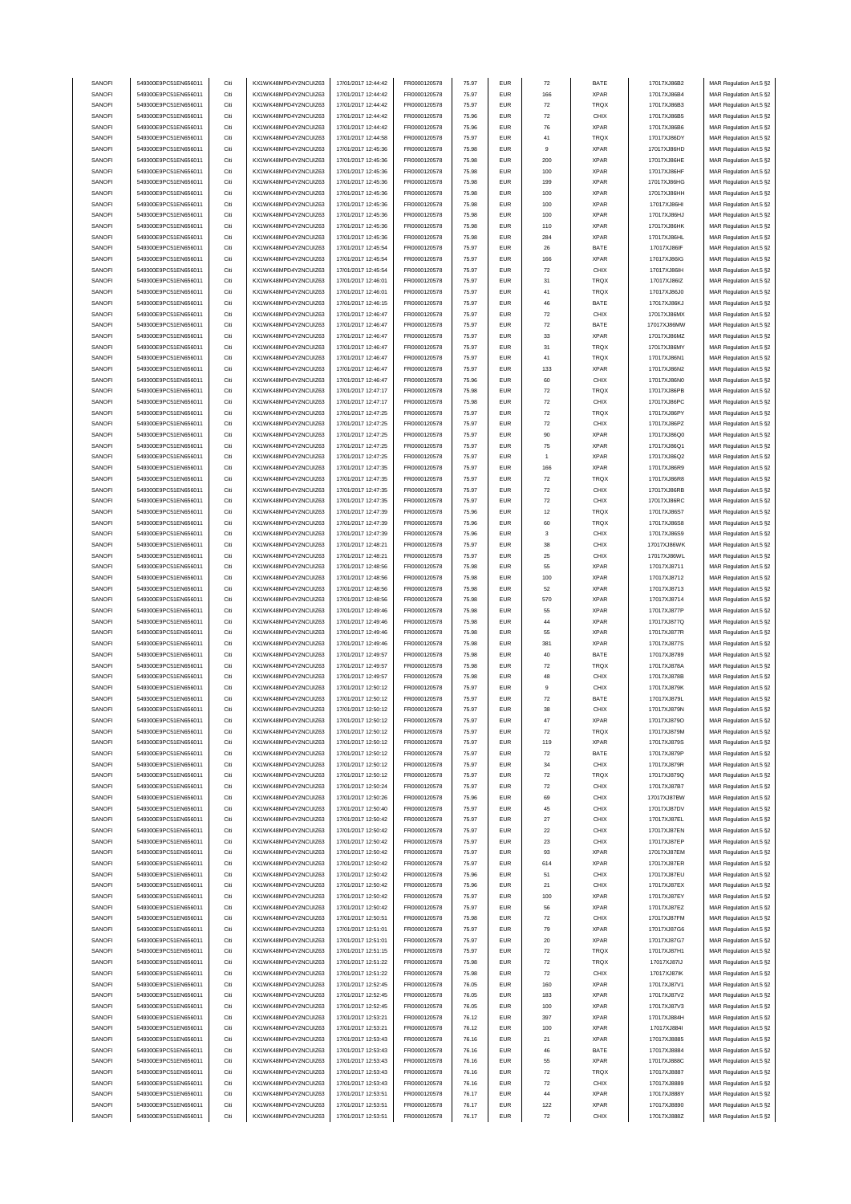| SANOFI | 549300E9PC51EN656011 | Citi | KX1WK48MPD4Y2NCUIZ63 | 17/01/2017 12:44:42 | FR0000120578 | 75.97 | EUR | 72 | BATE | 17017XJ86B2 | MAR Regulation Art.5 §2 |
|---|---|---|---|---|---|---|---|---|---|---|---|
| SANOFI | 549300E9PC51EN656011 | Citi | KX1WK48MPD4Y2NCUIZ63 | 17/01/2017 12:44:42 | FR0000120578 | 75.97 | EUR | 166 | XPAR | 17017XJ86B4 | MAR Regulation Art.5 §2 |
| SANOFI | 549300E9PC51EN656011 | Citi | KX1WK48MPD4Y2NCUIZ63 | 17/01/2017 12:44:42 | FR0000120578 | 75.97 | EUR | 72 | TRQX | 17017XJ86B3 | MAR Regulation Art.5 §2 |
| SANOFI | 549300E9PC51EN656011 | Citi | KX1WK48MPD4Y2NCUIZ63 | 17/01/2017 12:44:42 | FR0000120578 | 75.96 | EUR | 72 | CHIX | 17017XJ86B5 | MAR Regulation Art.5 §2 |
| SANOFI | 549300E9PC51EN656011 | Citi | KX1WK48MPD4Y2NCUIZ63 | 17/01/2017 12:44:42 | FR0000120578 | 75.96 | EUR | 76 | XPAR | 17017XJ86B6 | MAR Regulation Art.5 §2 |
| SANOFI | 549300E9PC51EN656011 | Citi | KX1WK48MPD4Y2NCUIZ63 | 17/01/2017 12:44:58 | FR0000120578 | 75.97 | EUR | 41 | TRQX | 17017XJ86DY | MAR Regulation Art.5 §2 |
| SANOFI | 549300E9PC51EN656011 | Citi | KX1WK48MPD4Y2NCUIZ63 | 17/01/2017 12:45:36 | FR0000120578 | 75.98 | EUR | 9 | XPAR | 17017XJ86HD | MAR Regulation Art.5 §2 |
| SANOFI | 549300E9PC51EN656011 | Citi | KX1WK48MPD4Y2NCUIZ63 | 17/01/2017 12:45:36 | FR0000120578 | 75.98 | EUR | 200 | XPAR | 17017XJ86HE | MAR Regulation Art.5 §2 |
| SANOFI | 549300E9PC51EN656011 | Citi | KX1WK48MPD4Y2NCUIZ63 | 17/01/2017 12:45:36 | FR0000120578 | 75.98 | EUR | 100 | XPAR | 17017XJ86HF | MAR Regulation Art.5 §2 |
| SANOFI | 549300E9PC51EN656011 | Citi | KX1WK48MPD4Y2NCUIZ63 | 17/01/2017 12:45:36 | FR0000120578 | 75.98 | EUR | 199 | XPAR | 17017XJ86HG | MAR Regulation Art.5 §2 |
| SANOFI | 549300E9PC51EN656011 | Citi | KX1WK48MPD4Y2NCUIZ63 | 17/01/2017 12:45:36 | FR0000120578 | 75.98 | EUR | 100 | XPAR | 17017XJ86HH | MAR Regulation Art.5 §2 |
| SANOFI | 549300E9PC51EN656011 | Citi | KX1WK48MPD4Y2NCUIZ63 | 17/01/2017 12:45:36 | FR0000120578 | 75.98 | EUR | 100 | XPAR | 17017XJ86HI | MAR Regulation Art.5 §2 |
| SANOFI | 549300E9PC51EN656011 | Citi | KX1WK48MPD4Y2NCUIZ63 | 17/01/2017 12:45:36 | FR0000120578 | 75.98 | EUR | 100 | XPAR | 17017XJ86HJ | MAR Regulation Art.5 §2 |
| SANOFI | 549300E9PC51EN656011 | Citi | KX1WK48MPD4Y2NCUIZ63 | 17/01/2017 12:45:36 | FR0000120578 | 75.98 | EUR | 110 | XPAR | 17017XJ86HK | MAR Regulation Art.5 §2 |
| SANOFI | 549300E9PC51EN656011 | Citi | KX1WK48MPD4Y2NCUIZ63 | 17/01/2017 12:45:36 | FR0000120578 | 75.98 | EUR | 284 | XPAR | 17017XJ86HL | MAR Regulation Art.5 §2 |
| SANOFI | 549300E9PC51EN656011 | Citi | KX1WK48MPD4Y2NCUIZ63 | 17/01/2017 12:45:54 | FR0000120578 | 75.97 | EUR | 26 | BATE | 17017XJ86IF | MAR Regulation Art.5 §2 |
| SANOFI | 549300E9PC51EN656011 | Citi | KX1WK48MPD4Y2NCUIZ63 | 17/01/2017 12:45:54 | FR0000120578 | 75.97 | EUR | 166 | XPAR | 17017XJ86IG | MAR Regulation Art.5 §2 |
| SANOFI | 549300E9PC51EN656011 | Citi | KX1WK48MPD4Y2NCUIZ63 | 17/01/2017 12:45:54 | FR0000120578 | 75.97 | EUR | 72 | CHIX | 17017XJ86IH | MAR Regulation Art.5 §2 |
| SANOFI | 549300E9PC51EN656011 | Citi | KX1WK48MPD4Y2NCUIZ63 | 17/01/2017 12:46:01 | FR0000120578 | 75.97 | EUR | 31 | TRQX | 17017XJ86IZ | MAR Regulation Art.5 §2 |
| SANOFI | 549300E9PC51EN656011 | Citi | KX1WK48MPD4Y2NCUIZ63 | 17/01/2017 12:46:01 | FR0000120578 | 75.97 | EUR | 41 | TRQX | 17017XJ86J0 | MAR Regulation Art.5 §2 |
| SANOFI | 549300E9PC51EN656011 | Citi | KX1WK48MPD4Y2NCUIZ63 | 17/01/2017 12:46:15 | FR0000120578 | 75.97 | EUR | 46 | BATE | 17017XJ86KJ | MAR Regulation Art.5 §2 |
| SANOFI | 549300E9PC51EN656011 | Citi | KX1WK48MPD4Y2NCUIZ63 | 17/01/2017 12:46:47 | FR0000120578 | 75.97 | EUR | 72 | CHIX | 17017XJ86MX | MAR Regulation Art.5 §2 |
| SANOFI | 549300E9PC51EN656011 | Citi | KX1WK48MPD4Y2NCUIZ63 | 17/01/2017 12:46:47 | FR0000120578 | 75.97 | EUR | 72 | BATE | 17017XJ86MW | MAR Regulation Art.5 §2 |
| SANOFI | 549300E9PC51EN656011 | Citi | KX1WK48MPD4Y2NCUIZ63 | 17/01/2017 12:46:47 | FR0000120578 | 75.97 | EUR | 33 | XPAR | 17017XJ86MZ | MAR Regulation Art.5 §2 |
| SANOFI | 549300E9PC51EN656011 | Citi | KX1WK48MPD4Y2NCUIZ63 | 17/01/2017 12:46:47 | FR0000120578 | 75.97 | EUR | 31 | TRQX | 17017XJ86MY | MAR Regulation Art.5 §2 |
| SANOFI | 549300E9PC51EN656011 | Citi | KX1WK48MPD4Y2NCUIZ63 | 17/01/2017 12:46:47 | FR0000120578 | 75.97 | EUR | 41 | TRQX | 17017XJ86N1 | MAR Regulation Art.5 §2 |
| SANOFI | 549300E9PC51EN656011 | Citi | KX1WK48MPD4Y2NCUIZ63 | 17/01/2017 12:46:47 | FR0000120578 | 75.97 | EUR | 133 | XPAR | 17017XJ86N2 | MAR Regulation Art.5 §2 |
| SANOFI | 549300E9PC51EN656011 | Citi | KX1WK48MPD4Y2NCUIZ63 | 17/01/2017 12:46:47 | FR0000120578 | 75.96 | EUR | 60 | CHIX | 17017XJ86N0 | MAR Regulation Art.5 §2 |
| SANOFI | 549300E9PC51EN656011 | Citi | KX1WK48MPD4Y2NCUIZ63 | 17/01/2017 12:47:17 | FR0000120578 | 75.98 | EUR | 72 | TRQX | 17017XJ86PB | MAR Regulation Art.5 §2 |
| SANOFI | 549300E9PC51EN656011 | Citi | KX1WK48MPD4Y2NCUIZ63 | 17/01/2017 12:47:17 | FR0000120578 | 75.98 | EUR | 72 | CHIX | 17017XJ86PC | MAR Regulation Art.5 §2 |
| SANOFI | 549300E9PC51EN656011 | Citi | KX1WK48MPD4Y2NCUIZ63 | 17/01/2017 12:47:25 | FR0000120578 | 75.97 | EUR | 72 | TRQX | 17017XJ86PY | MAR Regulation Art.5 §2 |
| SANOFI | 549300E9PC51EN656011 | Citi | KX1WK48MPD4Y2NCUIZ63 | 17/01/2017 12:47:25 | FR0000120578 | 75.97 | EUR | 72 | CHIX | 17017XJ86PZ | MAR Regulation Art.5 §2 |
| SANOFI | 549300E9PC51EN656011 | Citi | KX1WK48MPD4Y2NCUIZ63 | 17/01/2017 12:47:25 | FR0000120578 | 75.97 | EUR | 90 | XPAR | 17017XJ86Q0 | MAR Regulation Art.5 §2 |
| SANOFI | 549300E9PC51EN656011 | Citi | KX1WK48MPD4Y2NCUIZ63 | 17/01/2017 12:47:25 | FR0000120578 | 75.97 | EUR | 75 | XPAR | 17017XJ86Q1 | MAR Regulation Art.5 §2 |
| SANOFI | 549300E9PC51EN656011 | Citi | KX1WK48MPD4Y2NCUIZ63 | 17/01/2017 12:47:25 | FR0000120578 | 75.97 | EUR | 1 | XPAR | 17017XJ86Q2 | MAR Regulation Art.5 §2 |
| SANOFI | 549300E9PC51EN656011 | Citi | KX1WK48MPD4Y2NCUIZ63 | 17/01/2017 12:47:35 | FR0000120578 | 75.97 | EUR | 166 | XPAR | 17017XJ86R9 | MAR Regulation Art.5 §2 |
| SANOFI | 549300E9PC51EN656011 | Citi | KX1WK48MPD4Y2NCUIZ63 | 17/01/2017 12:47:35 | FR0000120578 | 75.97 | EUR | 72 | TRQX | 17017XJ86R8 | MAR Regulation Art.5 §2 |
| SANOFI | 549300E9PC51EN656011 | Citi | KX1WK48MPD4Y2NCUIZ63 | 17/01/2017 12:47:35 | FR0000120578 | 75.97 | EUR | 72 | CHIX | 17017XJ86RB | MAR Regulation Art.5 §2 |
| SANOFI | 549300E9PC51EN656011 | Citi | KX1WK48MPD4Y2NCUIZ63 | 17/01/2017 12:47:35 | FR0000120578 | 75.97 | EUR | 72 | CHIX | 17017XJ86RC | MAR Regulation Art.5 §2 |
| SANOFI | 549300E9PC51EN656011 | Citi | KX1WK48MPD4Y2NCUIZ63 | 17/01/2017 12:47:39 | FR0000120578 | 75.96 | EUR | 12 | TRQX | 17017XJ86S7 | MAR Regulation Art.5 §2 |
| SANOFI | 549300E9PC51EN656011 | Citi | KX1WK48MPD4Y2NCUIZ63 | 17/01/2017 12:47:39 | FR0000120578 | 75.96 | EUR | 60 | TRQX | 17017XJ86S8 | MAR Regulation Art.5 §2 |
| SANOFI | 549300E9PC51EN656011 | Citi | KX1WK48MPD4Y2NCUIZ63 | 17/01/2017 12:47:39 | FR0000120578 | 75.96 | EUR | 3 | CHIX | 17017XJ86S9 | MAR Regulation Art.5 §2 |
| SANOFI | 549300E9PC51EN656011 | Citi | KX1WK48MPD4Y2NCUIZ63 | 17/01/2017 12:48:21 | FR0000120578 | 75.97 | EUR | 38 | CHIX | 17017XJ86WK | MAR Regulation Art.5 §2 |
| SANOFI | 549300E9PC51EN656011 | Citi | KX1WK48MPD4Y2NCUIZ63 | 17/01/2017 12:48:21 | FR0000120578 | 75.97 | EUR | 25 | CHIX | 17017XJ86WL | MAR Regulation Art.5 §2 |
| SANOFI | 549300E9PC51EN656011 | Citi | KX1WK48MPD4Y2NCUIZ63 | 17/01/2017 12:48:56 | FR0000120578 | 75.98 | EUR | 55 | XPAR | 17017XJ8711 | MAR Regulation Art.5 §2 |
| SANOFI | 549300E9PC51EN656011 | Citi | KX1WK48MPD4Y2NCUIZ63 | 17/01/2017 12:48:56 | FR0000120578 | 75.98 | EUR | 100 | XPAR | 17017XJ8712 | MAR Regulation Art.5 §2 |
| SANOFI | 549300E9PC51EN656011 | Citi | KX1WK48MPD4Y2NCUIZ63 | 17/01/2017 12:48:56 | FR0000120578 | 75.98 | EUR | 52 | XPAR | 17017XJ8713 | MAR Regulation Art.5 §2 |
| SANOFI | 549300E9PC51EN656011 | Citi | KX1WK48MPD4Y2NCUIZ63 | 17/01/2017 12:48:56 | FR0000120578 | 75.98 | EUR | 570 | XPAR | 17017XJ8714 | MAR Regulation Art.5 §2 |
| SANOFI | 549300E9PC51EN656011 | Citi | KX1WK48MPD4Y2NCUIZ63 | 17/01/2017 12:49:46 | FR0000120578 | 75.98 | EUR | 55 | XPAR | 17017XJ877P | MAR Regulation Art.5 §2 |
| SANOFI | 549300E9PC51EN656011 | Citi | KX1WK48MPD4Y2NCUIZ63 | 17/01/2017 12:49:46 | FR0000120578 | 75.98 | EUR | 44 | XPAR | 17017XJ877Q | MAR Regulation Art.5 §2 |
| SANOFI | 549300E9PC51EN656011 | Citi | KX1WK48MPD4Y2NCUIZ63 | 17/01/2017 12:49:46 | FR0000120578 | 75.98 | EUR | 55 | XPAR | 17017XJ877R | MAR Regulation Art.5 §2 |
| SANOFI | 549300E9PC51EN656011 | Citi | KX1WK48MPD4Y2NCUIZ63 | 17/01/2017 12:49:46 | FR0000120578 | 75.98 | EUR | 381 | XPAR | 17017XJ877S | MAR Regulation Art.5 §2 |
| SANOFI | 549300E9PC51EN656011 | Citi | KX1WK48MPD4Y2NCUIZ63 | 17/01/2017 12:49:57 | FR0000120578 | 75.98 | EUR | 40 | BATE | 17017XJ8789 | MAR Regulation Art.5 §2 |
| SANOFI | 549300E9PC51EN656011 | Citi | KX1WK48MPD4Y2NCUIZ63 | 17/01/2017 12:49:57 | FR0000120578 | 75.98 | EUR | 72 | TRQX | 17017XJ878A | MAR Regulation Art.5 §2 |
| SANOFI | 549300E9PC51EN656011 | Citi | KX1WK48MPD4Y2NCUIZ63 | 17/01/2017 12:49:57 | FR0000120578 | 75.98 | EUR | 48 | CHIX | 17017XJ878B | MAR Regulation Art.5 §2 |
| SANOFI | 549300E9PC51EN656011 | Citi | KX1WK48MPD4Y2NCUIZ63 | 17/01/2017 12:50:12 | FR0000120578 | 75.97 | EUR | 9 | CHIX | 17017XJ879K | MAR Regulation Art.5 §2 |
| SANOFI | 549300E9PC51EN656011 | Citi | KX1WK48MPD4Y2NCUIZ63 | 17/01/2017 12:50:12 | FR0000120578 | 75.97 | EUR | 72 | BATE | 17017XJ879L | MAR Regulation Art.5 §2 |
| SANOFI | 549300E9PC51EN656011 | Citi | KX1WK48MPD4Y2NCUIZ63 | 17/01/2017 12:50:12 | FR0000120578 | 75.97 | EUR | 38 | CHIX | 17017XJ879N | MAR Regulation Art.5 §2 |
| SANOFI | 549300E9PC51EN656011 | Citi | KX1WK48MPD4Y2NCUIZ63 | 17/01/2017 12:50:12 | FR0000120578 | 75.97 | EUR | 47 | XPAR | 17017XJ879O | MAR Regulation Art.5 §2 |
| SANOFI | 549300E9PC51EN656011 | Citi | KX1WK48MPD4Y2NCUIZ63 | 17/01/2017 12:50:12 | FR0000120578 | 75.97 | EUR | 72 | TRQX | 17017XJ879M | MAR Regulation Art.5 §2 |
| SANOFI | 549300E9PC51EN656011 | Citi | KX1WK48MPD4Y2NCUIZ63 | 17/01/2017 12:50:12 | FR0000120578 | 75.97 | EUR | 119 | XPAR | 17017XJ879S | MAR Regulation Art.5 §2 |
| SANOFI | 549300E9PC51EN656011 | Citi | KX1WK48MPD4Y2NCUIZ63 | 17/01/2017 12:50:12 | FR0000120578 | 75.97 | EUR | 72 | BATE | 17017XJ879P | MAR Regulation Art.5 §2 |
| SANOFI | 549300E9PC51EN656011 | Citi | KX1WK48MPD4Y2NCUIZ63 | 17/01/2017 12:50:12 | FR0000120578 | 75.97 | EUR | 34 | CHIX | 17017XJ879R | MAR Regulation Art.5 §2 |
| SANOFI | 549300E9PC51EN656011 | Citi | KX1WK48MPD4Y2NCUIZ63 | 17/01/2017 12:50:12 | FR0000120578 | 75.97 | EUR | 72 | TRQX | 17017XJ879Q | MAR Regulation Art.5 §2 |
| SANOFI | 549300E9PC51EN656011 | Citi | KX1WK48MPD4Y2NCUIZ63 | 17/01/2017 12:50:24 | FR0000120578 | 75.97 | EUR | 72 | CHIX | 17017XJ87B7 | MAR Regulation Art.5 §2 |
| SANOFI | 549300E9PC51EN656011 | Citi | KX1WK48MPD4Y2NCUIZ63 | 17/01/2017 12:50:26 | FR0000120578 | 75.96 | EUR | 69 | CHIX | 17017XJ87BW | MAR Regulation Art.5 §2 |
| SANOFI | 549300E9PC51EN656011 | Citi | KX1WK48MPD4Y2NCUIZ63 | 17/01/2017 12:50:40 | FR0000120578 | 75.97 | EUR | 45 | CHIX | 17017XJ87DV | MAR Regulation Art.5 §2 |
| SANOFI | 549300E9PC51EN656011 | Citi | KX1WK48MPD4Y2NCUIZ63 | 17/01/2017 12:50:42 | FR0000120578 | 75.97 | EUR | 27 | CHIX | 17017XJ87EL | MAR Regulation Art.5 §2 |
| SANOFI | 549300E9PC51EN656011 | Citi | KX1WK48MPD4Y2NCUIZ63 | 17/01/2017 12:50:42 | FR0000120578 | 75.97 | EUR | 22 | CHIX | 17017XJ87EN | MAR Regulation Art.5 §2 |
| SANOFI | 549300E9PC51EN656011 | Citi | KX1WK48MPD4Y2NCUIZ63 | 17/01/2017 12:50:42 | FR0000120578 | 75.97 | EUR | 23 | CHIX | 17017XJ87EP | MAR Regulation Art.5 §2 |
| SANOFI | 549300E9PC51EN656011 | Citi | KX1WK48MPD4Y2NCUIZ63 | 17/01/2017 12:50:42 | FR0000120578 | 75.97 | EUR | 93 | XPAR | 17017XJ87EM | MAR Regulation Art.5 §2 |
| SANOFI | 549300E9PC51EN656011 | Citi | KX1WK48MPD4Y2NCUIZ63 | 17/01/2017 12:50:42 | FR0000120578 | 75.97 | EUR | 614 | XPAR | 17017XJ87ER | MAR Regulation Art.5 §2 |
| SANOFI | 549300E9PC51EN656011 | Citi | KX1WK48MPD4Y2NCUIZ63 | 17/01/2017 12:50:42 | FR0000120578 | 75.96 | EUR | 51 | CHIX | 17017XJ87EU | MAR Regulation Art.5 §2 |
| SANOFI | 549300E9PC51EN656011 | Citi | KX1WK48MPD4Y2NCUIZ63 | 17/01/2017 12:50:42 | FR0000120578 | 75.96 | EUR | 21 | CHIX | 17017XJ87EX | MAR Regulation Art.5 §2 |
| SANOFI | 549300E9PC51EN656011 | Citi | KX1WK48MPD4Y2NCUIZ63 | 17/01/2017 12:50:42 | FR0000120578 | 75.97 | EUR | 100 | XPAR | 17017XJ87EY | MAR Regulation Art.5 §2 |
| SANOFI | 549300E9PC51EN656011 | Citi | KX1WK48MPD4Y2NCUIZ63 | 17/01/2017 12:50:42 | FR0000120578 | 75.97 | EUR | 56 | XPAR | 17017XJ87EZ | MAR Regulation Art.5 §2 |
| SANOFI | 549300E9PC51EN656011 | Citi | KX1WK48MPD4Y2NCUIZ63 | 17/01/2017 12:50:51 | FR0000120578 | 75.98 | EUR | 72 | CHIX | 17017XJ87FM | MAR Regulation Art.5 §2 |
| SANOFI | 549300E9PC51EN656011 | Citi | KX1WK48MPD4Y2NCUIZ63 | 17/01/2017 12:51:01 | FR0000120578 | 75.97 | EUR | 79 | XPAR | 17017XJ87G6 | MAR Regulation Art.5 §2 |
| SANOFI | 549300E9PC51EN656011 | Citi | KX1WK48MPD4Y2NCUIZ63 | 17/01/2017 12:51:01 | FR0000120578 | 75.97 | EUR | 20 | XPAR | 17017XJ87G7 | MAR Regulation Art.5 §2 |
| SANOFI | 549300E9PC51EN656011 | Citi | KX1WK48MPD4Y2NCUIZ63 | 17/01/2017 12:51:15 | FR0000120578 | 75.97 | EUR | 72 | TRQX | 17017XJ87H1 | MAR Regulation Art.5 §2 |
| SANOFI | 549300E9PC51EN656011 | Citi | KX1WK48MPD4Y2NCUIZ63 | 17/01/2017 12:51:22 | FR0000120578 | 75.98 | EUR | 72 | TRQX | 17017XJ87IJ | MAR Regulation Art.5 §2 |
| SANOFI | 549300E9PC51EN656011 | Citi | KX1WK48MPD4Y2NCUIZ63 | 17/01/2017 12:51:22 | FR0000120578 | 75.98 | EUR | 72 | CHIX | 17017XJ87IK | MAR Regulation Art.5 §2 |
| SANOFI | 549300E9PC51EN656011 | Citi | KX1WK48MPD4Y2NCUIZ63 | 17/01/2017 12:52:45 | FR0000120578 | 76.05 | EUR | 160 | XPAR | 17017XJ87V1 | MAR Regulation Art.5 §2 |
| SANOFI | 549300E9PC51EN656011 | Citi | KX1WK48MPD4Y2NCUIZ63 | 17/01/2017 12:52:45 | FR0000120578 | 76.05 | EUR | 183 | XPAR | 17017XJ87V2 | MAR Regulation Art.5 §2 |
| SANOFI | 549300E9PC51EN656011 | Citi | KX1WK48MPD4Y2NCUIZ63 | 17/01/2017 12:52:45 | FR0000120578 | 76.05 | EUR | 100 | XPAR | 17017XJ87V3 | MAR Regulation Art.5 §2 |
| SANOFI | 549300E9PC51EN656011 | Citi | KX1WK48MPD4Y2NCUIZ63 | 17/01/2017 12:53:21 | FR0000120578 | 76.12 | EUR | 397 | XPAR | 17017XJ884H | MAR Regulation Art.5 §2 |
| SANOFI | 549300E9PC51EN656011 | Citi | KX1WK48MPD4Y2NCUIZ63 | 17/01/2017 12:53:21 | FR0000120578 | 76.12 | EUR | 100 | XPAR | 17017XJ884I | MAR Regulation Art.5 §2 |
| SANOFI | 549300E9PC51EN656011 | Citi | KX1WK48MPD4Y2NCUIZ63 | 17/01/2017 12:53:43 | FR0000120578 | 76.16 | EUR | 21 | XPAR | 17017XJ8885 | MAR Regulation Art.5 §2 |
| SANOFI | 549300E9PC51EN656011 | Citi | KX1WK48MPD4Y2NCUIZ63 | 17/01/2017 12:53:43 | FR0000120578 | 76.16 | EUR | 46 | BATE | 17017XJ8884 | MAR Regulation Art.5 §2 |
| SANOFI | 549300E9PC51EN656011 | Citi | KX1WK48MPD4Y2NCUIZ63 | 17/01/2017 12:53:43 | FR0000120578 | 76.16 | EUR | 55 | XPAR | 17017XJ888C | MAR Regulation Art.5 §2 |
| SANOFI | 549300E9PC51EN656011 | Citi | KX1WK48MPD4Y2NCUIZ63 | 17/01/2017 12:53:43 | FR0000120578 | 76.16 | EUR | 72 | TRQX | 17017XJ8887 | MAR Regulation Art.5 §2 |
| SANOFI | 549300E9PC51EN656011 | Citi | KX1WK48MPD4Y2NCUIZ63 | 17/01/2017 12:53:43 | FR0000120578 | 76.16 | EUR | 72 | CHIX | 17017XJ8889 | MAR Regulation Art.5 §2 |
| SANOFI | 549300E9PC51EN656011 | Citi | KX1WK48MPD4Y2NCUIZ63 | 17/01/2017 12:53:51 | FR0000120578 | 76.17 | EUR | 44 | XPAR | 17017XJ888Y | MAR Regulation Art.5 §2 |
| SANOFI | 549300E9PC51EN656011 | Citi | KX1WK48MPD4Y2NCUIZ63 | 17/01/2017 12:53:51 | FR0000120578 | 76.17 | EUR | 122 | XPAR | 17017XJ8890 | MAR Regulation Art.5 §2 |
| SANOFI | 549300E9PC51EN656011 | Citi | KX1WK48MPD4Y2NCUIZ63 | 17/01/2017 12:53:51 | FR0000120578 | 76.17 | EUR | 72 | CHIX | 17017XJ888Z | MAR Regulation Art.5 §2 |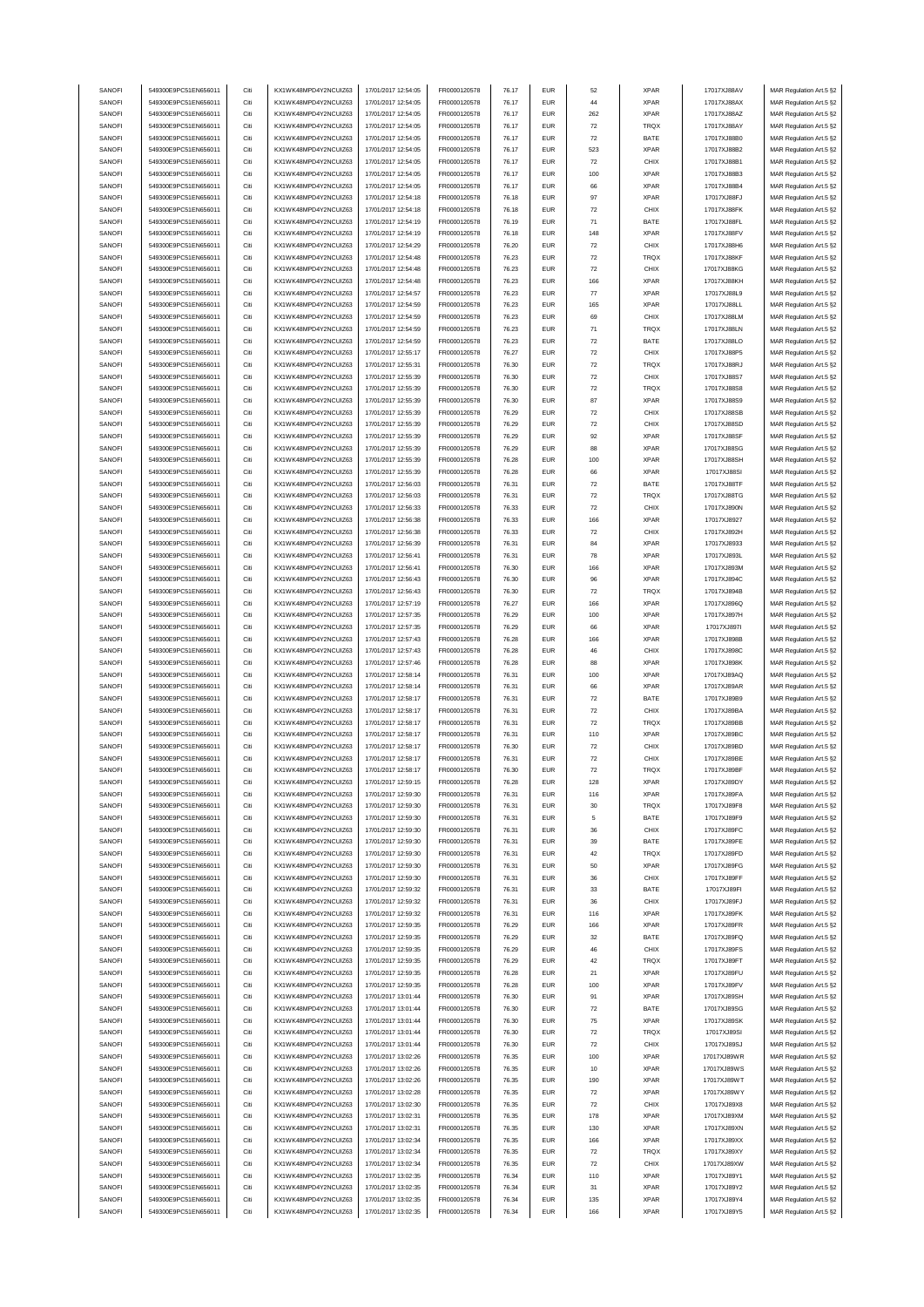| | | | | | | | | | | | |
|---|---|---|---|---|---|---|---|---|---|---|---|
| SANOFI | 549300E9PC51EN656011 | Citi | KX1WK48MPD4Y2NCUIZ63 | 17/01/2017 12:54:05 | FR0000120578 | 76.17 | EUR | 52 | XPAR | 17017XJ88AV | MAR Regulation Art.5 §2 |
| SANOFI | 549300E9PC51EN656011 | Citi | KX1WK48MPD4Y2NCUIZ63 | 17/01/2017 12:54:05 | FR0000120578 | 76.17 | EUR | 44 | XPAR | 17017XJ88AX | MAR Regulation Art.5 §2 |
| SANOFI | 549300E9PC51EN656011 | Citi | KX1WK48MPD4Y2NCUIZ63 | 17/01/2017 12:54:05 | FR0000120578 | 76.17 | EUR | 262 | XPAR | 17017XJ88AZ | MAR Regulation Art.5 §2 |
| SANOFI | 549300E9PC51EN656011 | Citi | KX1WK48MPD4Y2NCUIZ63 | 17/01/2017 12:54:05 | FR0000120578 | 76.17 | EUR | 72 | TRQX | 17017XJ88AY | MAR Regulation Art.5 §2 |
| SANOFI | 549300E9PC51EN656011 | Citi | KX1WK48MPD4Y2NCUIZ63 | 17/01/2017 12:54:05 | FR0000120578 | 76.17 | EUR | 72 | BATE | 17017XJ88B0 | MAR Regulation Art.5 §2 |
| SANOFI | 549300E9PC51EN656011 | Citi | KX1WK48MPD4Y2NCUIZ63 | 17/01/2017 12:54:05 | FR0000120578 | 76.17 | EUR | 523 | XPAR | 17017XJ88B2 | MAR Regulation Art.5 §2 |
| SANOFI | 549300E9PC51EN656011 | Citi | KX1WK48MPD4Y2NCUIZ63 | 17/01/2017 12:54:05 | FR0000120578 | 76.17 | EUR | 72 | CHIX | 17017XJ88B1 | MAR Regulation Art.5 §2 |
| SANOFI | 549300E9PC51EN656011 | Citi | KX1WK48MPD4Y2NCUIZ63 | 17/01/2017 12:54:05 | FR0000120578 | 76.17 | EUR | 100 | XPAR | 17017XJ88B3 | MAR Regulation Art.5 §2 |
| SANOFI | 549300E9PC51EN656011 | Citi | KX1WK48MPD4Y2NCUIZ63 | 17/01/2017 12:54:05 | FR0000120578 | 76.17 | EUR | 66 | XPAR | 17017XJ88B4 | MAR Regulation Art.5 §2 |
| SANOFI | 549300E9PC51EN656011 | Citi | KX1WK48MPD4Y2NCUIZ63 | 17/01/2017 12:54:18 | FR0000120578 | 76.18 | EUR | 97 | XPAR | 17017XJ88FJ | MAR Regulation Art.5 §2 |
| SANOFI | 549300E9PC51EN656011 | Citi | KX1WK48MPD4Y2NCUIZ63 | 17/01/2017 12:54:18 | FR0000120578 | 76.18 | EUR | 72 | CHIX | 17017XJ88FK | MAR Regulation Art.5 §2 |
| SANOFI | 549300E9PC51EN656011 | Citi | KX1WK48MPD4Y2NCUIZ63 | 17/01/2017 12:54:19 | FR0000120578 | 76.19 | EUR | 71 | BATE | 17017XJ88FL | MAR Regulation Art.5 §2 |
| SANOFI | 549300E9PC51EN656011 | Citi | KX1WK48MPD4Y2NCUIZ63 | 17/01/2017 12:54:19 | FR0000120578 | 76.18 | EUR | 148 | XPAR | 17017XJ88FV | MAR Regulation Art.5 §2 |
| SANOFI | 549300E9PC51EN656011 | Citi | KX1WK48MPD4Y2NCUIZ63 | 17/01/2017 12:54:29 | FR0000120578 | 76.20 | EUR | 72 | CHIX | 17017XJ88H6 | MAR Regulation Art.5 §2 |
| SANOFI | 549300E9PC51EN656011 | Citi | KX1WK48MPD4Y2NCUIZ63 | 17/01/2017 12:54:48 | FR0000120578 | 76.23 | EUR | 72 | TRQX | 17017XJ88KF | MAR Regulation Art.5 §2 |
| SANOFI | 549300E9PC51EN656011 | Citi | KX1WK48MPD4Y2NCUIZ63 | 17/01/2017 12:54:48 | FR0000120578 | 76.23 | EUR | 72 | CHIX | 17017XJ88KG | MAR Regulation Art.5 §2 |
| SANOFI | 549300E9PC51EN656011 | Citi | KX1WK48MPD4Y2NCUIZ63 | 17/01/2017 12:54:48 | FR0000120578 | 76.23 | EUR | 166 | XPAR | 17017XJ88KH | MAR Regulation Art.5 §2 |
| SANOFI | 549300E9PC51EN656011 | Citi | KX1WK48MPD4Y2NCUIZ63 | 17/01/2017 12:54:57 | FR0000120578 | 76.23 | EUR | 77 | XPAR | 17017XJ88L9 | MAR Regulation Art.5 §2 |
| SANOFI | 549300E9PC51EN656011 | Citi | KX1WK48MPD4Y2NCUIZ63 | 17/01/2017 12:54:59 | FR0000120578 | 76.23 | EUR | 165 | XPAR | 17017XJ88LL | MAR Regulation Art.5 §2 |
| SANOFI | 549300E9PC51EN656011 | Citi | KX1WK48MPD4Y2NCUIZ63 | 17/01/2017 12:54:59 | FR0000120578 | 76.23 | EUR | 69 | CHIX | 17017XJ88LM | MAR Regulation Art.5 §2 |
| SANOFI | 549300E9PC51EN656011 | Citi | KX1WK48MPD4Y2NCUIZ63 | 17/01/2017 12:54:59 | FR0000120578 | 76.23 | EUR | 71 | TRQX | 17017XJ88LN | MAR Regulation Art.5 §2 |
| SANOFI | 549300E9PC51EN656011 | Citi | KX1WK48MPD4Y2NCUIZ63 | 17/01/2017 12:54:59 | FR0000120578 | 76.23 | EUR | 72 | BATE | 17017XJ88LO | MAR Regulation Art.5 §2 |
| SANOFI | 549300E9PC51EN656011 | Citi | KX1WK48MPD4Y2NCUIZ63 | 17/01/2017 12:55:17 | FR0000120578 | 76.27 | EUR | 72 | CHIX | 17017XJ88P5 | MAR Regulation Art.5 §2 |
| SANOFI | 549300E9PC51EN656011 | Citi | KX1WK48MPD4Y2NCUIZ63 | 17/01/2017 12:55:31 | FR0000120578 | 76.30 | EUR | 72 | TRQX | 17017XJ88RJ | MAR Regulation Art.5 §2 |
| SANOFI | 549300E9PC51EN656011 | Citi | KX1WK48MPD4Y2NCUIZ63 | 17/01/2017 12:55:39 | FR0000120578 | 76.30 | EUR | 72 | CHIX | 17017XJ88S7 | MAR Regulation Art.5 §2 |
| SANOFI | 549300E9PC51EN656011 | Citi | KX1WK48MPD4Y2NCUIZ63 | 17/01/2017 12:55:39 | FR0000120578 | 76.30 | EUR | 72 | TRQX | 17017XJ88S8 | MAR Regulation Art.5 §2 |
| SANOFI | 549300E9PC51EN656011 | Citi | KX1WK48MPD4Y2NCUIZ63 | 17/01/2017 12:55:39 | FR0000120578 | 76.30 | EUR | 87 | XPAR | 17017XJ88S9 | MAR Regulation Art.5 §2 |
| SANOFI | 549300E9PC51EN656011 | Citi | KX1WK48MPD4Y2NCUIZ63 | 17/01/2017 12:55:39 | FR0000120578 | 76.29 | EUR | 72 | CHIX | 17017XJ88SB | MAR Regulation Art.5 §2 |
| SANOFI | 549300E9PC51EN656011 | Citi | KX1WK48MPD4Y2NCUIZ63 | 17/01/2017 12:55:39 | FR0000120578 | 76.29 | EUR | 72 | CHIX | 17017XJ88SD | MAR Regulation Art.5 §2 |
| SANOFI | 549300E9PC51EN656011 | Citi | KX1WK48MPD4Y2NCUIZ63 | 17/01/2017 12:55:39 | FR0000120578 | 76.29 | EUR | 92 | XPAR | 17017XJ88SF | MAR Regulation Art.5 §2 |
| SANOFI | 549300E9PC51EN656011 | Citi | KX1WK48MPD4Y2NCUIZ63 | 17/01/2017 12:55:39 | FR0000120578 | 76.29 | EUR | 88 | XPAR | 17017XJ88SG | MAR Regulation Art.5 §2 |
| SANOFI | 549300E9PC51EN656011 | Citi | KX1WK48MPD4Y2NCUIZ63 | 17/01/2017 12:55:39 | FR0000120578 | 76.28 | EUR | 100 | XPAR | 17017XJ88SH | MAR Regulation Art.5 §2 |
| SANOFI | 549300E9PC51EN656011 | Citi | KX1WK48MPD4Y2NCUIZ63 | 17/01/2017 12:55:39 | FR0000120578 | 76.28 | EUR | 66 | XPAR | 17017XJ88SI | MAR Regulation Art.5 §2 |
| SANOFI | 549300E9PC51EN656011 | Citi | KX1WK48MPD4Y2NCUIZ63 | 17/01/2017 12:56:03 | FR0000120578 | 76.31 | EUR | 72 | BATE | 17017XJ88TF | MAR Regulation Art.5 §2 |
| SANOFI | 549300E9PC51EN656011 | Citi | KX1WK48MPD4Y2NCUIZ63 | 17/01/2017 12:56:03 | FR0000120578 | 76.31 | EUR | 72 | TRQX | 17017XJ88TG | MAR Regulation Art.5 §2 |
| SANOFI | 549300E9PC51EN656011 | Citi | KX1WK48MPD4Y2NCUIZ63 | 17/01/2017 12:56:33 | FR0000120578 | 76.33 | EUR | 72 | CHIX | 17017XJ890N | MAR Regulation Art.5 §2 |
| SANOFI | 549300E9PC51EN656011 | Citi | KX1WK48MPD4Y2NCUIZ63 | 17/01/2017 12:56:38 | FR0000120578 | 76.33 | EUR | 166 | XPAR | 17017XJ8927 | MAR Regulation Art.5 §2 |
| SANOFI | 549300E9PC51EN656011 | Citi | KX1WK48MPD4Y2NCUIZ63 | 17/01/2017 12:56:38 | FR0000120578 | 76.33 | EUR | 72 | CHIX | 17017XJ892H | MAR Regulation Art.5 §2 |
| SANOFI | 549300E9PC51EN656011 | Citi | KX1WK48MPD4Y2NCUIZ63 | 17/01/2017 12:56:39 | FR0000120578 | 76.31 | EUR | 84 | XPAR | 17017XJ8933 | MAR Regulation Art.5 §2 |
| SANOFI | 549300E9PC51EN656011 | Citi | KX1WK48MPD4Y2NCUIZ63 | 17/01/2017 12:56:41 | FR0000120578 | 76.31 | EUR | 78 | XPAR | 17017XJ893L | MAR Regulation Art.5 §2 |
| SANOFI | 549300E9PC51EN656011 | Citi | KX1WK48MPD4Y2NCUIZ63 | 17/01/2017 12:56:41 | FR0000120578 | 76.30 | EUR | 166 | XPAR | 17017XJ893M | MAR Regulation Art.5 §2 |
| SANOFI | 549300E9PC51EN656011 | Citi | KX1WK48MPD4Y2NCUIZ63 | 17/01/2017 12:56:43 | FR0000120578 | 76.30 | EUR | 96 | XPAR | 17017XJ894C | MAR Regulation Art.5 §2 |
| SANOFI | 549300E9PC51EN656011 | Citi | KX1WK48MPD4Y2NCUIZ63 | 17/01/2017 12:56:43 | FR0000120578 | 76.30 | EUR | 72 | TRQX | 17017XJ894B | MAR Regulation Art.5 §2 |
| SANOFI | 549300E9PC51EN656011 | Citi | KX1WK48MPD4Y2NCUIZ63 | 17/01/2017 12:57:19 | FR0000120578 | 76.27 | EUR | 166 | XPAR | 17017XJ896Q | MAR Regulation Art.5 §2 |
| SANOFI | 549300E9PC51EN656011 | Citi | KX1WK48MPD4Y2NCUIZ63 | 17/01/2017 12:57:35 | FR0000120578 | 76.29 | EUR | 100 | XPAR | 17017XJ897H | MAR Regulation Art.5 §2 |
| SANOFI | 549300E9PC51EN656011 | Citi | KX1WK48MPD4Y2NCUIZ63 | 17/01/2017 12:57:35 | FR0000120578 | 76.29 | EUR | 66 | XPAR | 17017XJ897I | MAR Regulation Art.5 §2 |
| SANOFI | 549300E9PC51EN656011 | Citi | KX1WK48MPD4Y2NCUIZ63 | 17/01/2017 12:57:43 | FR0000120578 | 76.28 | EUR | 166 | XPAR | 17017XJ898B | MAR Regulation Art.5 §2 |
| SANOFI | 549300E9PC51EN656011 | Citi | KX1WK48MPD4Y2NCUIZ63 | 17/01/2017 12:57:43 | FR0000120578 | 76.28 | EUR | 46 | CHIX | 17017XJ898C | MAR Regulation Art.5 §2 |
| SANOFI | 549300E9PC51EN656011 | Citi | KX1WK48MPD4Y2NCUIZ63 | 17/01/2017 12:57:46 | FR0000120578 | 76.28 | EUR | 88 | XPAR | 17017XJ898K | MAR Regulation Art.5 §2 |
| SANOFI | 549300E9PC51EN656011 | Citi | KX1WK48MPD4Y2NCUIZ63 | 17/01/2017 12:58:14 | FR0000120578 | 76.31 | EUR | 100 | XPAR | 17017XJ89AQ | MAR Regulation Art.5 §2 |
| SANOFI | 549300E9PC51EN656011 | Citi | KX1WK48MPD4Y2NCUIZ63 | 17/01/2017 12:58:14 | FR0000120578 | 76.31 | EUR | 66 | XPAR | 17017XJ89AR | MAR Regulation Art.5 §2 |
| SANOFI | 549300E9PC51EN656011 | Citi | KX1WK48MPD4Y2NCUIZ63 | 17/01/2017 12:58:17 | FR0000120578 | 76.31 | EUR | 72 | BATE | 17017XJ89B9 | MAR Regulation Art.5 §2 |
| SANOFI | 549300E9PC51EN656011 | Citi | KX1WK48MPD4Y2NCUIZ63 | 17/01/2017 12:58:17 | FR0000120578 | 76.31 | EUR | 72 | CHIX | 17017XJ89BA | MAR Regulation Art.5 §2 |
| SANOFI | 549300E9PC51EN656011 | Citi | KX1WK48MPD4Y2NCUIZ63 | 17/01/2017 12:58:17 | FR0000120578 | 76.31 | EUR | 72 | TRQX | 17017XJ89BB | MAR Regulation Art.5 §2 |
| SANOFI | 549300E9PC51EN656011 | Citi | KX1WK48MPD4Y2NCUIZ63 | 17/01/2017 12:58:17 | FR0000120578 | 76.31 | EUR | 110 | XPAR | 17017XJ89BC | MAR Regulation Art.5 §2 |
| SANOFI | 549300E9PC51EN656011 | Citi | KX1WK48MPD4Y2NCUIZ63 | 17/01/2017 12:58:17 | FR0000120578 | 76.30 | EUR | 72 | CHIX | 17017XJ89BD | MAR Regulation Art.5 §2 |
| SANOFI | 549300E9PC51EN656011 | Citi | KX1WK48MPD4Y2NCUIZ63 | 17/01/2017 12:58:17 | FR0000120578 | 76.31 | EUR | 72 | CHIX | 17017XJ89BE | MAR Regulation Art.5 §2 |
| SANOFI | 549300E9PC51EN656011 | Citi | KX1WK48MPD4Y2NCUIZ63 | 17/01/2017 12:58:17 | FR0000120578 | 76.30 | EUR | 72 | TRQX | 17017XJ89BF | MAR Regulation Art.5 §2 |
| SANOFI | 549300E9PC51EN656011 | Citi | KX1WK48MPD4Y2NCUIZ63 | 17/01/2017 12:59:15 | FR0000120578 | 76.28 | EUR | 128 | XPAR | 17017XJ89DY | MAR Regulation Art.5 §2 |
| SANOFI | 549300E9PC51EN656011 | Citi | KX1WK48MPD4Y2NCUIZ63 | 17/01/2017 12:59:30 | FR0000120578 | 76.31 | EUR | 116 | XPAR | 17017XJ89FA | MAR Regulation Art.5 §2 |
| SANOFI | 549300E9PC51EN656011 | Citi | KX1WK48MPD4Y2NCUIZ63 | 17/01/2017 12:59:30 | FR0000120578 | 76.31 | EUR | 30 | TRQX | 17017XJ89F8 | MAR Regulation Art.5 §2 |
| SANOFI | 549300E9PC51EN656011 | Citi | KX1WK48MPD4Y2NCUIZ63 | 17/01/2017 12:59:30 | FR0000120578 | 76.31 | EUR | 5 | BATE | 17017XJ89F9 | MAR Regulation Art.5 §2 |
| SANOFI | 549300E9PC51EN656011 | Citi | KX1WK48MPD4Y2NCUIZ63 | 17/01/2017 12:59:30 | FR0000120578 | 76.31 | EUR | 36 | CHIX | 17017XJ89FC | MAR Regulation Art.5 §2 |
| SANOFI | 549300E9PC51EN656011 | Citi | KX1WK48MPD4Y2NCUIZ63 | 17/01/2017 12:59:30 | FR0000120578 | 76.31 | EUR | 39 | BATE | 17017XJ89FE | MAR Regulation Art.5 §2 |
| SANOFI | 549300E9PC51EN656011 | Citi | KX1WK48MPD4Y2NCUIZ63 | 17/01/2017 12:59:30 | FR0000120578 | 76.31 | EUR | 42 | TRQX | 17017XJ89FD | MAR Regulation Art.5 §2 |
| SANOFI | 549300E9PC51EN656011 | Citi | KX1WK48MPD4Y2NCUIZ63 | 17/01/2017 12:59:30 | FR0000120578 | 76.31 | EUR | 50 | XPAR | 17017XJ89FG | MAR Regulation Art.5 §2 |
| SANOFI | 549300E9PC51EN656011 | Citi | KX1WK48MPD4Y2NCUIZ63 | 17/01/2017 12:59:30 | FR0000120578 | 76.31 | EUR | 36 | CHIX | 17017XJ89FF | MAR Regulation Art.5 §2 |
| SANOFI | 549300E9PC51EN656011 | Citi | KX1WK48MPD4Y2NCUIZ63 | 17/01/2017 12:59:32 | FR0000120578 | 76.31 | EUR | 33 | BATE | 17017XJ89FI | MAR Regulation Art.5 §2 |
| SANOFI | 549300E9PC51EN656011 | Citi | KX1WK48MPD4Y2NCUIZ63 | 17/01/2017 12:59:32 | FR0000120578 | 76.31 | EUR | 36 | CHIX | 17017XJ89FJ | MAR Regulation Art.5 §2 |
| SANOFI | 549300E9PC51EN656011 | Citi | KX1WK48MPD4Y2NCUIZ63 | 17/01/2017 12:59:32 | FR0000120578 | 76.31 | EUR | 116 | XPAR | 17017XJ89FK | MAR Regulation Art.5 §2 |
| SANOFI | 549300E9PC51EN656011 | Citi | KX1WK48MPD4Y2NCUIZ63 | 17/01/2017 12:59:35 | FR0000120578 | 76.29 | EUR | 166 | XPAR | 17017XJ89FR | MAR Regulation Art.5 §2 |
| SANOFI | 549300E9PC51EN656011 | Citi | KX1WK48MPD4Y2NCUIZ63 | 17/01/2017 12:59:35 | FR0000120578 | 76.29 | EUR | 32 | BATE | 17017XJ89FQ | MAR Regulation Art.5 §2 |
| SANOFI | 549300E9PC51EN656011 | Citi | KX1WK48MPD4Y2NCUIZ63 | 17/01/2017 12:59:35 | FR0000120578 | 76.29 | EUR | 46 | CHIX | 17017XJ89FS | MAR Regulation Art.5 §2 |
| SANOFI | 549300E9PC51EN656011 | Citi | KX1WK48MPD4Y2NCUIZ63 | 17/01/2017 12:59:35 | FR0000120578 | 76.29 | EUR | 42 | TRQX | 17017XJ89FT | MAR Regulation Art.5 §2 |
| SANOFI | 549300E9PC51EN656011 | Citi | KX1WK48MPD4Y2NCUIZ63 | 17/01/2017 12:59:35 | FR0000120578 | 76.28 | EUR | 21 | XPAR | 17017XJ89FU | MAR Regulation Art.5 §2 |
| SANOFI | 549300E9PC51EN656011 | Citi | KX1WK48MPD4Y2NCUIZ63 | 17/01/2017 12:59:35 | FR0000120578 | 76.28 | EUR | 100 | XPAR | 17017XJ89FV | MAR Regulation Art.5 §2 |
| SANOFI | 549300E9PC51EN656011 | Citi | KX1WK48MPD4Y2NCUIZ63 | 17/01/2017 13:01:44 | FR0000120578 | 76.30 | EUR | 91 | XPAR | 17017XJ89SH | MAR Regulation Art.5 §2 |
| SANOFI | 549300E9PC51EN656011 | Citi | KX1WK48MPD4Y2NCUIZ63 | 17/01/2017 13:01:44 | FR0000120578 | 76.30 | EUR | 72 | BATE | 17017XJ89SG | MAR Regulation Art.5 §2 |
| SANOFI | 549300E9PC51EN656011 | Citi | KX1WK48MPD4Y2NCUIZ63 | 17/01/2017 13:01:44 | FR0000120578 | 76.30 | EUR | 75 | XPAR | 17017XJ89SK | MAR Regulation Art.5 §2 |
| SANOFI | 549300E9PC51EN656011 | Citi | KX1WK48MPD4Y2NCUIZ63 | 17/01/2017 13:01:44 | FR0000120578 | 76.30 | EUR | 72 | TRQX | 17017XJ89SI | MAR Regulation Art.5 §2 |
| SANOFI | 549300E9PC51EN656011 | Citi | KX1WK48MPD4Y2NCUIZ63 | 17/01/2017 13:01:44 | FR0000120578 | 76.30 | EUR | 72 | CHIX | 17017XJ89SJ | MAR Regulation Art.5 §2 |
| SANOFI | 549300E9PC51EN656011 | Citi | KX1WK48MPD4Y2NCUIZ63 | 17/01/2017 13:02:26 | FR0000120578 | 76.35 | EUR | 100 | XPAR | 17017XJ89WR | MAR Regulation Art.5 §2 |
| SANOFI | 549300E9PC51EN656011 | Citi | KX1WK48MPD4Y2NCUIZ63 | 17/01/2017 13:02:26 | FR0000120578 | 76.35 | EUR | 10 | XPAR | 17017XJ89WS | MAR Regulation Art.5 §2 |
| SANOFI | 549300E9PC51EN656011 | Citi | KX1WK48MPD4Y2NCUIZ63 | 17/01/2017 13:02:26 | FR0000120578 | 76.35 | EUR | 190 | XPAR | 17017XJ89WT | MAR Regulation Art.5 §2 |
| SANOFI | 549300E9PC51EN656011 | Citi | KX1WK48MPD4Y2NCUIZ63 | 17/01/2017 13:02:28 | FR0000120578 | 76.35 | EUR | 72 | XPAR | 17017XJ89WY | MAR Regulation Art.5 §2 |
| SANOFI | 549300E9PC51EN656011 | Citi | KX1WK48MPD4Y2NCUIZ63 | 17/01/2017 13:02:30 | FR0000120578 | 76.35 | EUR | 72 | CHIX | 17017XJ89X8 | MAR Regulation Art.5 §2 |
| SANOFI | 549300E9PC51EN656011 | Citi | KX1WK48MPD4Y2NCUIZ63 | 17/01/2017 13:02:31 | FR0000120578 | 76.35 | EUR | 178 | XPAR | 17017XJ89XM | MAR Regulation Art.5 §2 |
| SANOFI | 549300E9PC51EN656011 | Citi | KX1WK48MPD4Y2NCUIZ63 | 17/01/2017 13:02:31 | FR0000120578 | 76.35 | EUR | 130 | XPAR | 17017XJ89XN | MAR Regulation Art.5 §2 |
| SANOFI | 549300E9PC51EN656011 | Citi | KX1WK48MPD4Y2NCUIZ63 | 17/01/2017 13:02:34 | FR0000120578 | 76.35 | EUR | 166 | XPAR | 17017XJ89XX | MAR Regulation Art.5 §2 |
| SANOFI | 549300E9PC51EN656011 | Citi | KX1WK48MPD4Y2NCUIZ63 | 17/01/2017 13:02:34 | FR0000120578 | 76.35 | EUR | 72 | TRQX | 17017XJ89XY | MAR Regulation Art.5 §2 |
| SANOFI | 549300E9PC51EN656011 | Citi | KX1WK48MPD4Y2NCUIZ63 | 17/01/2017 13:02:34 | FR0000120578 | 76.35 | EUR | 72 | CHIX | 17017XJ89XW | MAR Regulation Art.5 §2 |
| SANOFI | 549300E9PC51EN656011 | Citi | KX1WK48MPD4Y2NCUIZ63 | 17/01/2017 13:02:35 | FR0000120578 | 76.34 | EUR | 110 | XPAR | 17017XJ89Y1 | MAR Regulation Art.5 §2 |
| SANOFI | 549300E9PC51EN656011 | Citi | KX1WK48MPD4Y2NCUIZ63 | 17/01/2017 13:02:35 | FR0000120578 | 76.34 | EUR | 31 | XPAR | 17017XJ89Y2 | MAR Regulation Art.5 §2 |
| SANOFI | 549300E9PC51EN656011 | Citi | KX1WK48MPD4Y2NCUIZ63 | 17/01/2017 13:02:35 | FR0000120578 | 76.34 | EUR | 135 | XPAR | 17017XJ89Y4 | MAR Regulation Art.5 §2 |
| SANOFI | 549300E9PC51EN656011 | Citi | KX1WK48MPD4Y2NCUIZ63 | 17/01/2017 13:02:35 | FR0000120578 | 76.34 | EUR | 166 | XPAR | 17017XJ89Y5 | MAR Regulation Art.5 §2 |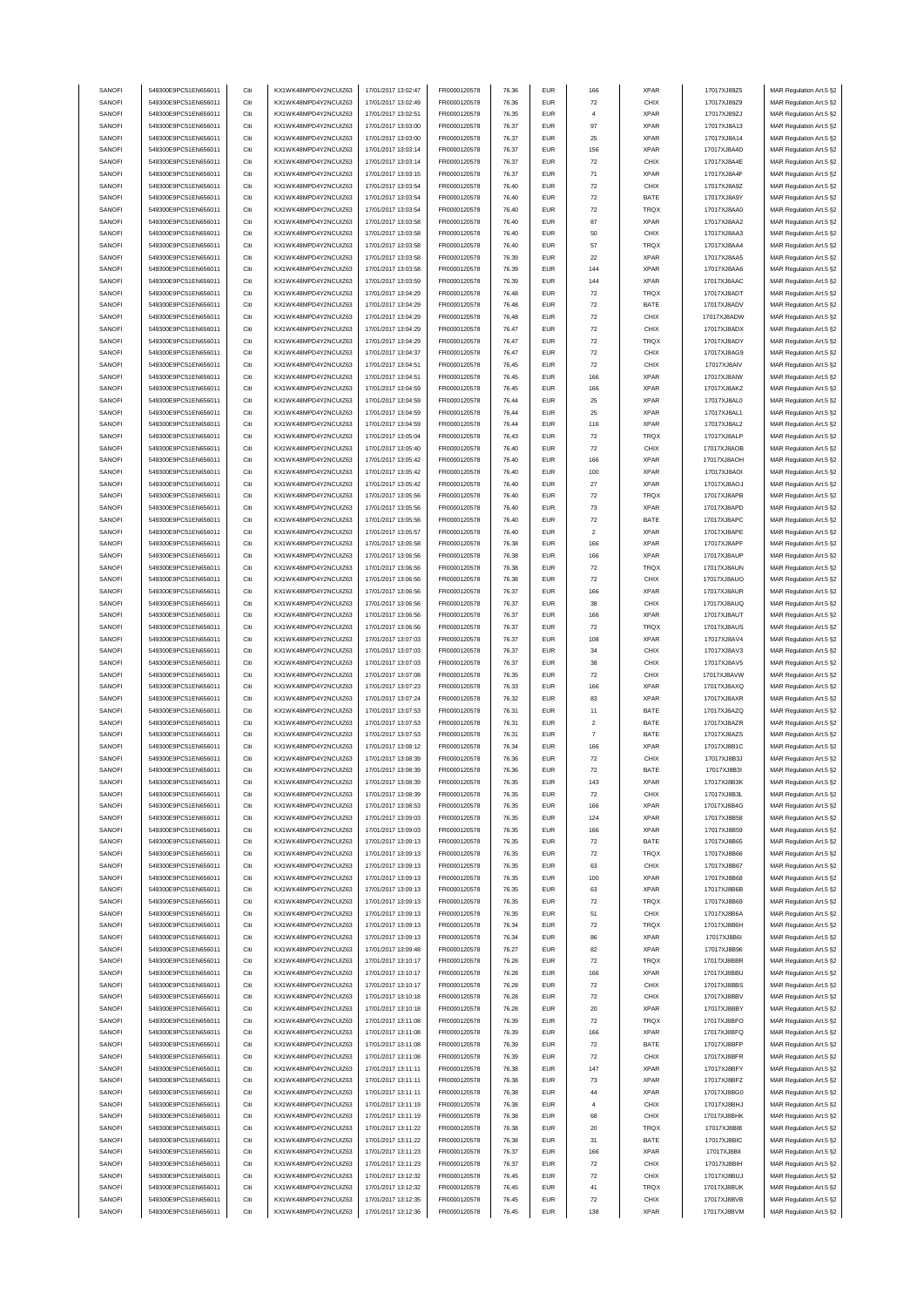| | | | | | | | | | | | |
|---|---|---|---|---|---|---|---|---|---|---|---|
| SANOFI | 549300E9PC51EN656011 | Citi | KX1WK48MPD4Y2NCUIZ63 | 17/01/2017 13:02:47 | FR0000120578 | 76.36 | EUR | 166 | XPAR | 17017XJ89Z5 | MAR Regulation Art.5 §2 |
| SANOFI | 549300E9PC51EN656011 | Citi | KX1WK48MPD4Y2NCUIZ63 | 17/01/2017 13:02:49 | FR0000120578 | 76.36 | EUR | 72 | CHIX | 17017XJ89Z9 | MAR Regulation Art.5 §2 |
| SANOFI | 549300E9PC51EN656011 | Citi | KX1WK48MPD4Y2NCUIZ63 | 17/01/2017 13:02:51 | FR0000120578 | 76.35 | EUR | 4 | XPAR | 17017XJ89ZJ | MAR Regulation Art.5 §2 |
| SANOFI | 549300E9PC51EN656011 | Citi | KX1WK48MPD4Y2NCUIZ63 | 17/01/2017 13:03:00 | FR0000120578 | 76.37 | EUR | 97 | XPAR | 17017XJ8A13 | MAR Regulation Art.5 §2 |
| SANOFI | 549300E9PC51EN656011 | Citi | KX1WK48MPD4Y2NCUIZ63 | 17/01/2017 13:03:00 | FR0000120578 | 76.37 | EUR | 25 | XPAR | 17017XJ8A14 | MAR Regulation Art.5 §2 |
| SANOFI | 549300E9PC51EN656011 | Citi | KX1WK48MPD4Y2NCUIZ63 | 17/01/2017 13:03:14 | FR0000120578 | 76.37 | EUR | 156 | XPAR | 17017XJ8A4D | MAR Regulation Art.5 §2 |
| SANOFI | 549300E9PC51EN656011 | Citi | KX1WK48MPD4Y2NCUIZ63 | 17/01/2017 13:03:14 | FR0000120578 | 76.37 | EUR | 72 | CHIX | 17017XJ8A4E | MAR Regulation Art.5 §2 |
| SANOFI | 549300E9PC51EN656011 | Citi | KX1WK48MPD4Y2NCUIZ63 | 17/01/2017 13:03:15 | FR0000120578 | 76.37 | EUR | 71 | XPAR | 17017XJ8A4F | MAR Regulation Art.5 §2 |
| SANOFI | 549300E9PC51EN656011 | Citi | KX1WK48MPD4Y2NCUIZ63 | 17/01/2017 13:03:54 | FR0000120578 | 76.40 | EUR | 72 | CHIX | 17017XJ8A9Z | MAR Regulation Art.5 §2 |
| SANOFI | 549300E9PC51EN656011 | Citi | KX1WK48MPD4Y2NCUIZ63 | 17/01/2017 13:03:54 | FR0000120578 | 76.40 | EUR | 72 | BATE | 17017XJ8A9Y | MAR Regulation Art.5 §2 |
| SANOFI | 549300E9PC51EN656011 | Citi | KX1WK48MPD4Y2NCUIZ63 | 17/01/2017 13:03:54 | FR0000120578 | 76.40 | EUR | 72 | TRQX | 17017XJ8AA0 | MAR Regulation Art.5 §2 |
| SANOFI | 549300E9PC51EN656011 | Citi | KX1WK48MPD4Y2NCUIZ63 | 17/01/2017 13:03:58 | FR0000120578 | 76.40 | EUR | 87 | XPAR | 17017XJ8AA2 | MAR Regulation Art.5 §2 |
| SANOFI | 549300E9PC51EN656011 | Citi | KX1WK48MPD4Y2NCUIZ63 | 17/01/2017 13:03:58 | FR0000120578 | 76.40 | EUR | 50 | CHIX | 17017XJ8AA3 | MAR Regulation Art.5 §2 |
| SANOFI | 549300E9PC51EN656011 | Citi | KX1WK48MPD4Y2NCUIZ63 | 17/01/2017 13:03:58 | FR0000120578 | 76.40 | EUR | 57 | TRQX | 17017XJ8AA4 | MAR Regulation Art.5 §2 |
| SANOFI | 549300E9PC51EN656011 | Citi | KX1WK48MPD4Y2NCUIZ63 | 17/01/2017 13:03:58 | FR0000120578 | 76.39 | EUR | 22 | XPAR | 17017XJ8AA5 | MAR Regulation Art.5 §2 |
| SANOFI | 549300E9PC51EN656011 | Citi | KX1WK48MPD4Y2NCUIZ63 | 17/01/2017 13:03:58 | FR0000120578 | 76.39 | EUR | 144 | XPAR | 17017XJ8AA6 | MAR Regulation Art.5 §2 |
| SANOFI | 549300E9PC51EN656011 | Citi | KX1WK48MPD4Y2NCUIZ63 | 17/01/2017 13:03:59 | FR0000120578 | 76.39 | EUR | 144 | XPAR | 17017XJ8AAC | MAR Regulation Art.5 §2 |
| SANOFI | 549300E9PC51EN656011 | Citi | KX1WK48MPD4Y2NCUIZ63 | 17/01/2017 13:04:29 | FR0000120578 | 76.48 | EUR | 72 | TRQX | 17017XJ8ADT | MAR Regulation Art.5 §2 |
| SANOFI | 549300E9PC51EN656011 | Citi | KX1WK48MPD4Y2NCUIZ63 | 17/01/2017 13:04:29 | FR0000120578 | 76.48 | EUR | 72 | BATE | 17017XJ8ADV | MAR Regulation Art.5 §2 |
| SANOFI | 549300E9PC51EN656011 | Citi | KX1WK48MPD4Y2NCUIZ63 | 17/01/2017 13:04:29 | FR0000120578 | 76.48 | EUR | 72 | CHIX | 17017XJ8ADW | MAR Regulation Art.5 §2 |
| SANOFI | 549300E9PC51EN656011 | Citi | KX1WK48MPD4Y2NCUIZ63 | 17/01/2017 13:04:29 | FR0000120578 | 76.47 | EUR | 72 | CHIX | 17017XJ8ADX | MAR Regulation Art.5 §2 |
| SANOFI | 549300E9PC51EN656011 | Citi | KX1WK48MPD4Y2NCUIZ63 | 17/01/2017 13:04:29 | FR0000120578 | 76.47 | EUR | 72 | TRQX | 17017XJ8ADY | MAR Regulation Art.5 §2 |
| SANOFI | 549300E9PC51EN656011 | Citi | KX1WK48MPD4Y2NCUIZ63 | 17/01/2017 13:04:37 | FR0000120578 | 76.47 | EUR | 72 | CHIX | 17017XJ8AG9 | MAR Regulation Art.5 §2 |
| SANOFI | 549300E9PC51EN656011 | Citi | KX1WK48MPD4Y2NCUIZ63 | 17/01/2017 13:04:51 | FR0000120578 | 76.45 | EUR | 72 | CHIX | 17017XJ8AIV | MAR Regulation Art.5 §2 |
| SANOFI | 549300E9PC51EN656011 | Citi | KX1WK48MPD4Y2NCUIZ63 | 17/01/2017 13:04:51 | FR0000120578 | 76.45 | EUR | 166 | XPAR | 17017XJ8AIW | MAR Regulation Art.5 §2 |
| SANOFI | 549300E9PC51EN656011 | Citi | KX1WK48MPD4Y2NCUIZ63 | 17/01/2017 13:04:59 | FR0000120578 | 76.45 | EUR | 166 | XPAR | 17017XJ8AKZ | MAR Regulation Art.5 §2 |
| SANOFI | 549300E9PC51EN656011 | Citi | KX1WK48MPD4Y2NCUIZ63 | 17/01/2017 13:04:59 | FR0000120578 | 76.44 | EUR | 25 | XPAR | 17017XJ8AL0 | MAR Regulation Art.5 §2 |
| SANOFI | 549300E9PC51EN656011 | Citi | KX1WK48MPD4Y2NCUIZ63 | 17/01/2017 13:04:59 | FR0000120578 | 76.44 | EUR | 25 | XPAR | 17017XJ8AL1 | MAR Regulation Art.5 §2 |
| SANOFI | 549300E9PC51EN656011 | Citi | KX1WK48MPD4Y2NCUIZ63 | 17/01/2017 13:04:59 | FR0000120578 | 76.44 | EUR | 116 | XPAR | 17017XJ8AL2 | MAR Regulation Art.5 §2 |
| SANOFI | 549300E9PC51EN656011 | Citi | KX1WK48MPD4Y2NCUIZ63 | 17/01/2017 13:05:04 | FR0000120578 | 76.43 | EUR | 72 | TRQX | 17017XJ8ALP | MAR Regulation Art.5 §2 |
| SANOFI | 549300E9PC51EN656011 | Citi | KX1WK48MPD4Y2NCUIZ63 | 17/01/2017 13:05:40 | FR0000120578 | 76.40 | EUR | 72 | CHIX | 17017XJ8AOB | MAR Regulation Art.5 §2 |
| SANOFI | 549300E9PC51EN656011 | Citi | KX1WK48MPD4Y2NCUIZ63 | 17/01/2017 13:05:42 | FR0000120578 | 76.40 | EUR | 166 | XPAR | 17017XJ8AOH | MAR Regulation Art.5 §2 |
| SANOFI | 549300E9PC51EN656011 | Citi | KX1WK48MPD4Y2NCUIZ63 | 17/01/2017 13:05:42 | FR0000120578 | 76.40 | EUR | 100 | XPAR | 17017XJ8AOI | MAR Regulation Art.5 §2 |
| SANOFI | 549300E9PC51EN656011 | Citi | KX1WK48MPD4Y2NCUIZ63 | 17/01/2017 13:05:42 | FR0000120578 | 76.40 | EUR | 27 | XPAR | 17017XJ8AOJ | MAR Regulation Art.5 §2 |
| SANOFI | 549300E9PC51EN656011 | Citi | KX1WK48MPD4Y2NCUIZ63 | 17/01/2017 13:05:56 | FR0000120578 | 76.40 | EUR | 72 | TRQX | 17017XJ8APB | MAR Regulation Art.5 §2 |
| SANOFI | 549300E9PC51EN656011 | Citi | KX1WK48MPD4Y2NCUIZ63 | 17/01/2017 13:05:56 | FR0000120578 | 76.40 | EUR | 73 | XPAR | 17017XJ8APD | MAR Regulation Art.5 §2 |
| SANOFI | 549300E9PC51EN656011 | Citi | KX1WK48MPD4Y2NCUIZ63 | 17/01/2017 13:05:56 | FR0000120578 | 76.40 | EUR | 72 | BATE | 17017XJ8APC | MAR Regulation Art.5 §2 |
| SANOFI | 549300E9PC51EN656011 | Citi | KX1WK48MPD4Y2NCUIZ63 | 17/01/2017 13:05:57 | FR0000120578 | 76.40 | EUR | 2 | XPAR | 17017XJ8APE | MAR Regulation Art.5 §2 |
| SANOFI | 549300E9PC51EN656011 | Citi | KX1WK48MPD4Y2NCUIZ63 | 17/01/2017 13:05:58 | FR0000120578 | 76.38 | EUR | 166 | XPAR | 17017XJ8APF | MAR Regulation Art.5 §2 |
| SANOFI | 549300E9PC51EN656011 | Citi | KX1WK48MPD4Y2NCUIZ63 | 17/01/2017 13:06:56 | FR0000120578 | 76.38 | EUR | 166 | XPAR | 17017XJ8AUP | MAR Regulation Art.5 §2 |
| SANOFI | 549300E9PC51EN656011 | Citi | KX1WK48MPD4Y2NCUIZ63 | 17/01/2017 13:06:56 | FR0000120578 | 76.38 | EUR | 72 | TRQX | 17017XJ8AUN | MAR Regulation Art.5 §2 |
| SANOFI | 549300E9PC51EN656011 | Citi | KX1WK48MPD4Y2NCUIZ63 | 17/01/2017 13:06:56 | FR0000120578 | 76.38 | EUR | 72 | CHIX | 17017XJ8AUO | MAR Regulation Art.5 §2 |
| SANOFI | 549300E9PC51EN656011 | Citi | KX1WK48MPD4Y2NCUIZ63 | 17/01/2017 13:06:56 | FR0000120578 | 76.37 | EUR | 166 | XPAR | 17017XJ8AUR | MAR Regulation Art.5 §2 |
| SANOFI | 549300E9PC51EN656011 | Citi | KX1WK48MPD4Y2NCUIZ63 | 17/01/2017 13:06:56 | FR0000120578 | 76.37 | EUR | 38 | CHIX | 17017XJ8AUQ | MAR Regulation Art.5 §2 |
| SANOFI | 549300E9PC51EN656011 | Citi | KX1WK48MPD4Y2NCUIZ63 | 17/01/2017 13:06:56 | FR0000120578 | 76.37 | EUR | 166 | XPAR | 17017XJ8AUT | MAR Regulation Art.5 §2 |
| SANOFI | 549300E9PC51EN656011 | Citi | KX1WK48MPD4Y2NCUIZ63 | 17/01/2017 13:06:56 | FR0000120578 | 76.37 | EUR | 72 | TRQX | 17017XJ8AUS | MAR Regulation Art.5 §2 |
| SANOFI | 549300E9PC51EN656011 | Citi | KX1WK48MPD4Y2NCUIZ63 | 17/01/2017 13:07:03 | FR0000120578 | 76.37 | EUR | 108 | XPAR | 17017XJ8AV4 | MAR Regulation Art.5 §2 |
| SANOFI | 549300E9PC51EN656011 | Citi | KX1WK48MPD4Y2NCUIZ63 | 17/01/2017 13:07:03 | FR0000120578 | 76.37 | EUR | 34 | CHIX | 17017XJ8AV3 | MAR Regulation Art.5 §2 |
| SANOFI | 549300E9PC51EN656011 | Citi | KX1WK48MPD4Y2NCUIZ63 | 17/01/2017 13:07:03 | FR0000120578 | 76.37 | EUR | 38 | CHIX | 17017XJ8AV5 | MAR Regulation Art.5 §2 |
| SANOFI | 549300E9PC51EN656011 | Citi | KX1WK48MPD4Y2NCUIZ63 | 17/01/2017 13:07:08 | FR0000120578 | 76.35 | EUR | 72 | CHIX | 17017XJ8AVW | MAR Regulation Art.5 §2 |
| SANOFI | 549300E9PC51EN656011 | Citi | KX1WK48MPD4Y2NCUIZ63 | 17/01/2017 13:07:23 | FR0000120578 | 76.33 | EUR | 166 | XPAR | 17017XJ8AXQ | MAR Regulation Art.5 §2 |
| SANOFI | 549300E9PC51EN656011 | Citi | KX1WK48MPD4Y2NCUIZ63 | 17/01/2017 13:07:24 | FR0000120578 | 76.32 | EUR | 83 | XPAR | 17017XJ8AXR | MAR Regulation Art.5 §2 |
| SANOFI | 549300E9PC51EN656011 | Citi | KX1WK48MPD4Y2NCUIZ63 | 17/01/2017 13:07:53 | FR0000120578 | 76.31 | EUR | 11 | BATE | 17017XJ8AZQ | MAR Regulation Art.5 §2 |
| SANOFI | 549300E9PC51EN656011 | Citi | KX1WK48MPD4Y2NCUIZ63 | 17/01/2017 13:07:53 | FR0000120578 | 76.31 | EUR | 2 | BATE | 17017XJ8AZR | MAR Regulation Art.5 §2 |
| SANOFI | 549300E9PC51EN656011 | Citi | KX1WK48MPD4Y2NCUIZ63 | 17/01/2017 13:07:53 | FR0000120578 | 76.31 | EUR | 7 | BATE | 17017XJ8AZS | MAR Regulation Art.5 §2 |
| SANOFI | 549300E9PC51EN656011 | Citi | KX1WK48MPD4Y2NCUIZ63 | 17/01/2017 13:08:12 | FR0000120578 | 76.34 | EUR | 166 | XPAR | 17017XJ8B1C | MAR Regulation Art.5 §2 |
| SANOFI | 549300E9PC51EN656011 | Citi | KX1WK48MPD4Y2NCUIZ63 | 17/01/2017 13:08:39 | FR0000120578 | 76.36 | EUR | 72 | CHIX | 17017XJ8B3J | MAR Regulation Art.5 §2 |
| SANOFI | 549300E9PC51EN656011 | Citi | KX1WK48MPD4Y2NCUIZ63 | 17/01/2017 13:08:39 | FR0000120578 | 76.36 | EUR | 72 | BATE | 17017XJ8B3I | MAR Regulation Art.5 §2 |
| SANOFI | 549300E9PC51EN656011 | Citi | KX1WK48MPD4Y2NCUIZ63 | 17/01/2017 13:08:39 | FR0000120578 | 76.35 | EUR | 143 | XPAR | 17017XJ8B3K | MAR Regulation Art.5 §2 |
| SANOFI | 549300E9PC51EN656011 | Citi | KX1WK48MPD4Y2NCUIZ63 | 17/01/2017 13:08:39 | FR0000120578 | 76.35 | EUR | 72 | CHIX | 17017XJ8B3L | MAR Regulation Art.5 §2 |
| SANOFI | 549300E9PC51EN656011 | Citi | KX1WK48MPD4Y2NCUIZ63 | 17/01/2017 13:08:53 | FR0000120578 | 76.35 | EUR | 166 | XPAR | 17017XJ8B4G | MAR Regulation Art.5 §2 |
| SANOFI | 549300E9PC51EN656011 | Citi | KX1WK48MPD4Y2NCUIZ63 | 17/01/2017 13:09:03 | FR0000120578 | 76.35 | EUR | 124 | XPAR | 17017XJ8B58 | MAR Regulation Art.5 §2 |
| SANOFI | 549300E9PC51EN656011 | Citi | KX1WK48MPD4Y2NCUIZ63 | 17/01/2017 13:09:03 | FR0000120578 | 76.35 | EUR | 166 | XPAR | 17017XJ8B59 | MAR Regulation Art.5 §2 |
| SANOFI | 549300E9PC51EN656011 | Citi | KX1WK48MPD4Y2NCUIZ63 | 17/01/2017 13:09:13 | FR0000120578 | 76.35 | EUR | 72 | BATE | 17017XJ8B65 | MAR Regulation Art.5 §2 |
| SANOFI | 549300E9PC51EN656011 | Citi | KX1WK48MPD4Y2NCUIZ63 | 17/01/2017 13:09:13 | FR0000120578 | 76.35 | EUR | 72 | TRQX | 17017XJ8B66 | MAR Regulation Art.5 §2 |
| SANOFI | 549300E9PC51EN656011 | Citi | KX1WK48MPD4Y2NCUIZ63 | 17/01/2017 13:09:13 | FR0000120578 | 76.35 | EUR | 63 | CHIX | 17017XJ8B67 | MAR Regulation Art.5 §2 |
| SANOFI | 549300E9PC51EN656011 | Citi | KX1WK48MPD4Y2NCUIZ63 | 17/01/2017 13:09:13 | FR0000120578 | 76.35 | EUR | 100 | XPAR | 17017XJ8B68 | MAR Regulation Art.5 §2 |
| SANOFI | 549300E9PC51EN656011 | Citi | KX1WK48MPD4Y2NCUIZ63 | 17/01/2017 13:09:13 | FR0000120578 | 76.35 | EUR | 63 | XPAR | 17017XJ8B6B | MAR Regulation Art.5 §2 |
| SANOFI | 549300E9PC51EN656011 | Citi | KX1WK48MPD4Y2NCUIZ63 | 17/01/2017 13:09:13 | FR0000120578 | 76.35 | EUR | 72 | TRQX | 17017XJ8B69 | MAR Regulation Art.5 §2 |
| SANOFI | 549300E9PC51EN656011 | Citi | KX1WK48MPD4Y2NCUIZ63 | 17/01/2017 13:09:13 | FR0000120578 | 76.35 | EUR | 51 | CHIX | 17017XJ8B6A | MAR Regulation Art.5 §2 |
| SANOFI | 549300E9PC51EN656011 | Citi | KX1WK48MPD4Y2NCUIZ63 | 17/01/2017 13:09:13 | FR0000120578 | 76.34 | EUR | 72 | TRQX | 17017XJ8B6H | MAR Regulation Art.5 §2 |
| SANOFI | 549300E9PC51EN656011 | Citi | KX1WK48MPD4Y2NCUIZ63 | 17/01/2017 13:09:13 | FR0000120578 | 76.34 | EUR | 86 | XPAR | 17017XJ8B6I | MAR Regulation Art.5 §2 |
| SANOFI | 549300E9PC51EN656011 | Citi | KX1WK48MPD4Y2NCUIZ63 | 17/01/2017 13:09:48 | FR0000120578 | 76.27 | EUR | 82 | XPAR | 17017XJ8B96 | MAR Regulation Art.5 §2 |
| SANOFI | 549300E9PC51EN656011 | Citi | KX1WK48MPD4Y2NCUIZ63 | 17/01/2017 13:10:17 | FR0000120578 | 76.28 | EUR | 72 | TRQX | 17017XJ8BBR | MAR Regulation Art.5 §2 |
| SANOFI | 549300E9PC51EN656011 | Citi | KX1WK48MPD4Y2NCUIZ63 | 17/01/2017 13:10:17 | FR0000120578 | 76.28 | EUR | 166 | XPAR | 17017XJ8BBU | MAR Regulation Art.5 §2 |
| SANOFI | 549300E9PC51EN656011 | Citi | KX1WK48MPD4Y2NCUIZ63 | 17/01/2017 13:10:17 | FR0000120578 | 76.28 | EUR | 72 | CHIX | 17017XJ8BBS | MAR Regulation Art.5 §2 |
| SANOFI | 549300E9PC51EN656011 | Citi | KX1WK48MPD4Y2NCUIZ63 | 17/01/2017 13:10:18 | FR0000120578 | 76.28 | EUR | 72 | CHIX | 17017XJ8BBV | MAR Regulation Art.5 §2 |
| SANOFI | 549300E9PC51EN656011 | Citi | KX1WK48MPD4Y2NCUIZ63 | 17/01/2017 13:10:18 | FR0000120578 | 76.28 | EUR | 20 | XPAR | 17017XJ8BBY | MAR Regulation Art.5 §2 |
| SANOFI | 549300E9PC51EN656011 | Citi | KX1WK48MPD4Y2NCUIZ63 | 17/01/2017 13:11:08 | FR0000120578 | 76.39 | EUR | 72 | TRQX | 17017XJ8BFO | MAR Regulation Art.5 §2 |
| SANOFI | 549300E9PC51EN656011 | Citi | KX1WK48MPD4Y2NCUIZ63 | 17/01/2017 13:11:08 | FR0000120578 | 76.39 | EUR | 166 | XPAR | 17017XJ8BFQ | MAR Regulation Art.5 §2 |
| SANOFI | 549300E9PC51EN656011 | Citi | KX1WK48MPD4Y2NCUIZ63 | 17/01/2017 13:11:08 | FR0000120578 | 76.39 | EUR | 72 | BATE | 17017XJ8BFP | MAR Regulation Art.5 §2 |
| SANOFI | 549300E9PC51EN656011 | Citi | KX1WK48MPD4Y2NCUIZ63 | 17/01/2017 13:11:08 | FR0000120578 | 76.39 | EUR | 72 | CHIX | 17017XJ8BFR | MAR Regulation Art.5 §2 |
| SANOFI | 549300E9PC51EN656011 | Citi | KX1WK48MPD4Y2NCUIZ63 | 17/01/2017 13:11:11 | FR0000120578 | 76.38 | EUR | 147 | XPAR | 17017XJ8BFY | MAR Regulation Art.5 §2 |
| SANOFI | 549300E9PC51EN656011 | Citi | KX1WK48MPD4Y2NCUIZ63 | 17/01/2017 13:11:11 | FR0000120578 | 76.38 | EUR | 73 | XPAR | 17017XJ8BFZ | MAR Regulation Art.5 §2 |
| SANOFI | 549300E9PC51EN656011 | Citi | KX1WK48MPD4Y2NCUIZ63 | 17/01/2017 13:11:11 | FR0000120578 | 76.38 | EUR | 44 | XPAR | 17017XJ8BG0 | MAR Regulation Art.5 §2 |
| SANOFI | 549300E9PC51EN656011 | Citi | KX1WK48MPD4Y2NCUIZ63 | 17/01/2017 13:11:19 | FR0000120578 | 76.38 | EUR | 4 | CHIX | 17017XJ8BHJ | MAR Regulation Art.5 §2 |
| SANOFI | 549300E9PC51EN656011 | Citi | KX1WK48MPD4Y2NCUIZ63 | 17/01/2017 13:11:19 | FR0000120578 | 76.38 | EUR | 68 | CHIX | 17017XJ8BHK | MAR Regulation Art.5 §2 |
| SANOFI | 549300E9PC51EN656011 | Citi | KX1WK48MPD4Y2NCUIZ63 | 17/01/2017 13:11:22 | FR0000120578 | 76.38 | EUR | 20 | TRQX | 17017XJ8BIB | MAR Regulation Art.5 §2 |
| SANOFI | 549300E9PC51EN656011 | Citi | KX1WK48MPD4Y2NCUIZ63 | 17/01/2017 13:11:22 | FR0000120578 | 76.38 | EUR | 31 | BATE | 17017XJ8BIC | MAR Regulation Art.5 §2 |
| SANOFI | 549300E9PC51EN656011 | Citi | KX1WK48MPD4Y2NCUIZ63 | 17/01/2017 13:11:23 | FR0000120578 | 76.37 | EUR | 166 | XPAR | 17017XJ8BII | MAR Regulation Art.5 §2 |
| SANOFI | 549300E9PC51EN656011 | Citi | KX1WK48MPD4Y2NCUIZ63 | 17/01/2017 13:11:23 | FR0000120578 | 76.37 | EUR | 72 | CHIX | 17017XJ8BIH | MAR Regulation Art.5 §2 |
| SANOFI | 549300E9PC51EN656011 | Citi | KX1WK48MPD4Y2NCUIZ63 | 17/01/2017 13:12:32 | FR0000120578 | 76.45 | EUR | 72 | CHIX | 17017XJ8BUJ | MAR Regulation Art.5 §2 |
| SANOFI | 549300E9PC51EN656011 | Citi | KX1WK48MPD4Y2NCUIZ63 | 17/01/2017 13:12:32 | FR0000120578 | 76.45 | EUR | 41 | TRQX | 17017XJ8BUK | MAR Regulation Art.5 §2 |
| SANOFI | 549300E9PC51EN656011 | Citi | KX1WK48MPD4Y2NCUIZ63 | 17/01/2017 13:12:35 | FR0000120578 | 76.45 | EUR | 72 | CHIX | 17017XJ8BVB | MAR Regulation Art.5 §2 |
| SANOFI | 549300E9PC51EN656011 | Citi | KX1WK48MPD4Y2NCUIZ63 | 17/01/2017 13:12:36 | FR0000120578 | 76.45 | EUR | 138 | XPAR | 17017XJ8BVM | MAR Regulation Art.5 §2 |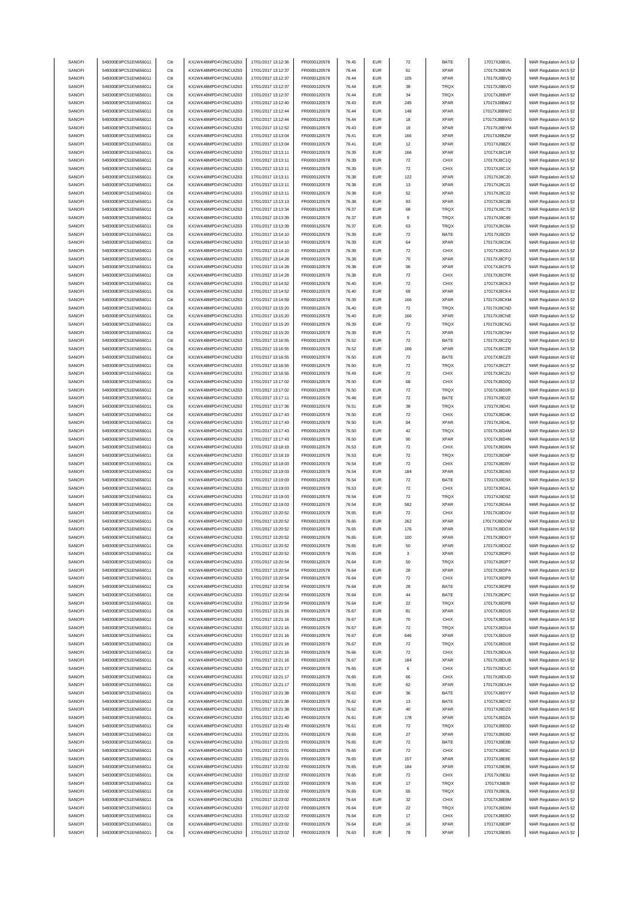| SANOFI | 549300E9PC51EN656011 | Citi | KX1WK48MPD4Y2NCUIZ63 | 17/01/2017 13:12:36 | FR0000120578 | 76.45 | EUR | 72 | BATE | 17017XJ8BVL | MAR Regulation Art.5 §2 |
|---|---|---|---|---|---|---|---|---|---|---|---|
| SANOFI | 549300E9PC51EN656011 | Citi | KX1WK48MPD4Y2NCUIZ63 | 17/01/2017 13:12:37 | FR0000120578 | 76.44 | EUR | 61 | XPAR | 17017XJ8BVN | MAR Regulation Art.5 §2 |
| SANOFI | 549300E9PC51EN656011 | Citi | KX1WK48MPD4Y2NCUIZ63 | 17/01/2017 13:12:37 | FR0000120578 | 76.44 | EUR | 105 | XPAR | 17017XJ8BVQ | MAR Regulation Art.5 §2 |
| SANOFI | 549300E9PC51EN656011 | Citi | KX1WK48MPD4Y2NCUIZ63 | 17/01/2017 13:12:37 | FR0000120578 | 76.44 | EUR | 38 | TRQX | 17017XJ8BVO | MAR Regulation Art.5 §2 |
| SANOFI | 549300E9PC51EN656011 | Citi | KX1WK48MPD4Y2NCUIZ63 | 17/01/2017 13:12:37 | FR0000120578 | 76.44 | EUR | 34 | TRQX | 17017XJ8BVP | MAR Regulation Art.5 §2 |
| SANOFI | 549300E9PC51EN656011 | Citi | KX1WK48MPD4Y2NCUIZ63 | 17/01/2017 13:12:40 | FR0000120578 | 76.43 | EUR | 245 | XPAR | 17017XJ8BW2 | MAR Regulation Art.5 §2 |
| SANOFI | 549300E9PC51EN656011 | Citi | KX1WK48MPD4Y2NCUIZ63 | 17/01/2017 13:12:44 | FR0000120578 | 76.44 | EUR | 148 | XPAR | 17017XJ8BWC | MAR Regulation Art.5 §2 |
| SANOFI | 549300E9PC51EN656011 | Citi | KX1WK48MPD4Y2NCUIZ63 | 17/01/2017 13:12:44 | FR0000120578 | 76.44 | EUR | 18 | XPAR | 17017XJ8BWG | MAR Regulation Art.5 §2 |
| SANOFI | 549300E9PC51EN656011 | Citi | KX1WK48MPD4Y2NCUIZ63 | 17/01/2017 13:12:52 | FR0000120578 | 76.43 | EUR | 19 | XPAR | 17017XJ8BYM | MAR Regulation Art.5 §2 |
| SANOFI | 549300E9PC51EN656011 | Citi | KX1WK48MPD4Y2NCUIZ63 | 17/01/2017 13:13:04 | FR0000120578 | 76.41 | EUR | 166 | XPAR | 17017XJ8BZW | MAR Regulation Art.5 §2 |
| SANOFI | 549300E9PC51EN656011 | Citi | KX1WK48MPD4Y2NCUIZ63 | 17/01/2017 13:13:04 | FR0000120578 | 76.41 | EUR | 12 | XPAR | 17017XJ8BZX | MAR Regulation Art.5 §2 |
| SANOFI | 549300E9PC51EN656011 | Citi | KX1WK48MPD4Y2NCUIZ63 | 17/01/2017 13:13:11 | FR0000120578 | 76.39 | EUR | 166 | XPAR | 17017XJ8C1R | MAR Regulation Art.5 §2 |
| SANOFI | 549300E9PC51EN656011 | Citi | KX1WK48MPD4Y2NCUIZ63 | 17/01/2017 13:13:11 | FR0000120578 | 76.39 | EUR | 72 | CHIX | 17017XJ8C1Q | MAR Regulation Art.5 §2 |
| SANOFI | 549300E9PC51EN656011 | Citi | KX1WK48MPD4Y2NCUIZ63 | 17/01/2017 13:13:11 | FR0000120578 | 76.39 | EUR | 72 | CHIX | 17017XJ8C1X | MAR Regulation Art.5 §2 |
| SANOFI | 549300E9PC51EN656011 | Citi | KX1WK48MPD4Y2NCUIZ63 | 17/01/2017 13:13:11 | FR0000120578 | 76.38 | EUR | 122 | XPAR | 17017XJ8C20 | MAR Regulation Art.5 §2 |
| SANOFI | 549300E9PC51EN656011 | Citi | KX1WK48MPD4Y2NCUIZ63 | 17/01/2017 13:13:11 | FR0000120578 | 76.38 | EUR | 13 | XPAR | 17017XJ8C21 | MAR Regulation Art.5 §2 |
| SANOFI | 549300E9PC51EN656011 | Citi | KX1WK48MPD4Y2NCUIZ63 | 17/01/2017 13:13:11 | FR0000120578 | 76.38 | EUR | 52 | XPAR | 17017XJ8C22 | MAR Regulation Art.5 §2 |
| SANOFI | 549300E9PC51EN656011 | Citi | KX1WK48MPD4Y2NCUIZ63 | 17/01/2017 13:13:13 | FR0000120578 | 76.38 | EUR | 83 | XPAR | 17017XJ8C2B | MAR Regulation Art.5 §2 |
| SANOFI | 549300E9PC51EN656011 | Citi | KX1WK48MPD4Y2NCUIZ63 | 17/01/2017 13:13:34 | FR0000120578 | 76.37 | EUR | 68 | TRQX | 17017XJ8C73 | MAR Regulation Art.5 §2 |
| SANOFI | 549300E9PC51EN656011 | Citi | KX1WK48MPD4Y2NCUIZ63 | 17/01/2017 13:13:39 | FR0000120578 | 76.37 | EUR | 9 | TRQX | 17017XJ8C89 | MAR Regulation Art.5 §2 |
| SANOFI | 549300E9PC51EN656011 | Citi | KX1WK48MPD4Y2NCUIZ63 | 17/01/2017 13:13:39 | FR0000120578 | 76.37 | EUR | 63 | TRQX | 17017XJ8C8A | MAR Regulation Art.5 §2 |
| SANOFI | 549300E9PC51EN656011 | Citi | KX1WK48MPD4Y2NCUIZ63 | 17/01/2017 13:14:10 | FR0000120578 | 76.39 | EUR | 72 | BATE | 17017XJ8CDI | MAR Regulation Art.5 §2 |
| SANOFI | 549300E9PC51EN656011 | Citi | KX1WK48MPD4Y2NCUIZ63 | 17/01/2017 13:14:10 | FR0000120578 | 76.39 | EUR | 64 | XPAR | 17017XJ8CDK | MAR Regulation Art.5 §2 |
| SANOFI | 549300E9PC51EN656011 | Citi | KX1WK48MPD4Y2NCUIZ63 | 17/01/2017 13:14:10 | FR0000120578 | 76.39 | EUR | 72 | CHIX | 17017XJ8CDJ | MAR Regulation Art.5 §2 |
| SANOFI | 549300E9PC51EN656011 | Citi | KX1WK48MPD4Y2NCUIZ63 | 17/01/2017 13:14:28 | FR0000120578 | 76.38 | EUR | 70 | XPAR | 17017XJ8CFQ | MAR Regulation Art.5 §2 |
| SANOFI | 549300E9PC51EN656011 | Citi | KX1WK48MPD4Y2NCUIZ63 | 17/01/2017 13:14:28 | FR0000120578 | 76.38 | EUR | 96 | XPAR | 17017XJ8CFS | MAR Regulation Art.5 §2 |
| SANOFI | 549300E9PC51EN656011 | Citi | KX1WK48MPD4Y2NCUIZ63 | 17/01/2017 13:14:28 | FR0000120578 | 76.38 | EUR | 72 | CHIX | 17017XJ8CFR | MAR Regulation Art.5 §2 |
| SANOFI | 549300E9PC51EN656011 | Citi | KX1WK48MPD4Y2NCUIZ63 | 17/01/2017 13:14:52 | FR0000120578 | 76.40 | EUR | 72 | CHIX | 17017XJ8CK3 | MAR Regulation Art.5 §2 |
| SANOFI | 549300E9PC51EN656011 | Citi | KX1WK48MPD4Y2NCUIZ63 | 17/01/2017 13:14:52 | FR0000120578 | 76.40 | EUR | 69 | XPAR | 17017XJ8CK4 | MAR Regulation Art.5 §2 |
| SANOFI | 549300E9PC51EN656011 | Citi | KX1WK48MPD4Y2NCUIZ63 | 17/01/2017 13:14:59 | FR0000120578 | 76.39 | EUR | 166 | XPAR | 17017XJ8CKM | MAR Regulation Art.5 §2 |
| SANOFI | 549300E9PC51EN656011 | Citi | KX1WK48MPD4Y2NCUIZ63 | 17/01/2017 13:15:20 | FR0000120578 | 76.40 | EUR | 72 | TRQX | 17017XJ8CND | MAR Regulation Art.5 §2 |
| SANOFI | 549300E9PC51EN656011 | Citi | KX1WK48MPD4Y2NCUIZ63 | 17/01/2017 13:15:20 | FR0000120578 | 76.40 | EUR | 166 | XPAR | 17017XJ8CNE | MAR Regulation Art.5 §2 |
| SANOFI | 549300E9PC51EN656011 | Citi | KX1WK48MPD4Y2NCUIZ63 | 17/01/2017 13:15:20 | FR0000120578 | 76.39 | EUR | 72 | TRQX | 17017XJ8CNG | MAR Regulation Art.5 §2 |
| SANOFI | 549300E9PC51EN656011 | Citi | KX1WK48MPD4Y2NCUIZ63 | 17/01/2017 13:15:20 | FR0000120578 | 76.39 | EUR | 71 | XPAR | 17017XJ8CNH | MAR Regulation Art.5 §2 |
| SANOFI | 549300E9PC51EN656011 | Citi | KX1WK48MPD4Y2NCUIZ63 | 17/01/2017 13:16:55 | FR0000120578 | 76.52 | EUR | 72 | BATE | 17017XJ8CZQ | MAR Regulation Art.5 §2 |
| SANOFI | 549300E9PC51EN656011 | Citi | KX1WK48MPD4Y2NCUIZ63 | 17/01/2017 13:16:55 | FR0000120578 | 76.52 | EUR | 166 | XPAR | 17017XJ8CZR | MAR Regulation Art.5 §2 |
| SANOFI | 549300E9PC51EN656011 | Citi | KX1WK48MPD4Y2NCUIZ63 | 17/01/2017 13:16:55 | FR0000120578 | 76.50 | EUR | 72 | BATE | 17017XJ8CZS | MAR Regulation Art.5 §2 |
| SANOFI | 549300E9PC51EN656011 | Citi | KX1WK48MPD4Y2NCUIZ63 | 17/01/2017 13:16:55 | FR0000120578 | 76.50 | EUR | 72 | TRQX | 17017XJ8CZT | MAR Regulation Art.5 §2 |
| SANOFI | 549300E9PC51EN656011 | Citi | KX1WK48MPD4Y2NCUIZ63 | 17/01/2017 13:16:55 | FR0000120578 | 76.49 | EUR | 72 | CHIX | 17017XJ8CZU | MAR Regulation Art.5 §2 |
| SANOFI | 549300E9PC51EN656011 | Citi | KX1WK48MPD4Y2NCUIZ63 | 17/01/2017 13:17:02 | FR0000120578 | 76.50 | EUR | 68 | CHIX | 17017XJ8D0Q | MAR Regulation Art.5 §2 |
| SANOFI | 549300E9PC51EN656011 | Citi | KX1WK48MPD4Y2NCUIZ63 | 17/01/2017 13:17:02 | FR0000120578 | 76.50 | EUR | 72 | TRQX | 17017XJ8D0R | MAR Regulation Art.5 §2 |
| SANOFI | 549300E9PC51EN656011 | Citi | KX1WK48MPD4Y2NCUIZ63 | 17/01/2017 13:17:11 | FR0000120578 | 76.48 | EUR | 72 | BATE | 17017XJ8D22 | MAR Regulation Art.5 §2 |
| SANOFI | 549300E9PC51EN656011 | Citi | KX1WK48MPD4Y2NCUIZ63 | 17/01/2017 13:17:36 | FR0000120578 | 76.51 | EUR | 38 | TRQX | 17017XJ8D41 | MAR Regulation Art.5 §2 |
| SANOFI | 549300E9PC51EN656011 | Citi | KX1WK48MPD4Y2NCUIZ63 | 17/01/2017 13:17:43 | FR0000120578 | 76.50 | EUR | 72 | CHIX | 17017XJ8D4K | MAR Regulation Art.5 §2 |
| SANOFI | 549300E9PC51EN656011 | Citi | KX1WK48MPD4Y2NCUIZ63 | 17/01/2017 13:17:43 | FR0000120578 | 76.50 | EUR | 94 | XPAR | 17017XJ8D4L | MAR Regulation Art.5 §2 |
| SANOFI | 549300E9PC51EN656011 | Citi | KX1WK48MPD4Y2NCUIZ63 | 17/01/2017 13:17:43 | FR0000120578 | 76.50 | EUR | 42 | TRQX | 17017XJ8D4M | MAR Regulation Art.5 §2 |
| SANOFI | 549300E9PC51EN656011 | Citi | KX1WK48MPD4Y2NCUIZ63 | 17/01/2017 13:17:43 | FR0000120578 | 76.50 | EUR | 90 | XPAR | 17017XJ8D4N | MAR Regulation Art.5 §2 |
| SANOFI | 549300E9PC51EN656011 | Citi | KX1WK48MPD4Y2NCUIZ63 | 17/01/2017 13:18:19 | FR0000120578 | 76.53 | EUR | 72 | CHIX | 17017XJ8D6N | MAR Regulation Art.5 §2 |
| SANOFI | 549300E9PC51EN656011 | Citi | KX1WK48MPD4Y2NCUIZ63 | 17/01/2017 13:18:19 | FR0000120578 | 76.53 | EUR | 72 | TRQX | 17017XJ8D6P | MAR Regulation Art.5 §2 |
| SANOFI | 549300E9PC51EN656011 | Citi | KX1WK48MPD4Y2NCUIZ63 | 17/01/2017 13:19:03 | FR0000120578 | 76.54 | EUR | 72 | CHIX | 17017XJ8D9V | MAR Regulation Art.5 §2 |
| SANOFI | 549300E9PC51EN656011 | Citi | KX1WK48MPD4Y2NCUIZ63 | 17/01/2017 13:19:03 | FR0000120578 | 76.54 | EUR | 184 | XPAR | 17017XJ8DA0 | MAR Regulation Art.5 §2 |
| SANOFI | 549300E9PC51EN656011 | Citi | KX1WK48MPD4Y2NCUIZ63 | 17/01/2017 13:19:03 | FR0000120578 | 76.54 | EUR | 72 | BATE | 17017XJ8D9X | MAR Regulation Art.5 §2 |
| SANOFI | 549300E9PC51EN656011 | Citi | KX1WK48MPD4Y2NCUIZ63 | 17/01/2017 13:19:03 | FR0000120578 | 76.53 | EUR | 72 | CHIX | 17017XJ8DA1 | MAR Regulation Art.5 §2 |
| SANOFI | 549300E9PC51EN656011 | Citi | KX1WK48MPD4Y2NCUIZ63 | 17/01/2017 13:19:03 | FR0000120578 | 76.54 | EUR | 72 | TRQX | 17017XJ8D9Z | MAR Regulation Art.5 §2 |
| SANOFI | 549300E9PC51EN656011 | Citi | KX1WK48MPD4Y2NCUIZ63 | 17/01/2017 13:19:03 | FR0000120578 | 76.54 | EUR | 582 | XPAR | 17017XJ8DA4 | MAR Regulation Art.5 §2 |
| SANOFI | 549300E9PC51EN656011 | Citi | KX1WK48MPD4Y2NCUIZ63 | 17/01/2017 13:20:52 | FR0000120578 | 76.65 | EUR | 72 | CHIX | 17017XJ8DOV | MAR Regulation Art.5 §2 |
| SANOFI | 549300E9PC51EN656011 | Citi | KX1WK48MPD4Y2NCUIZ63 | 17/01/2017 13:20:52 | FR0000120578 | 76.65 | EUR | 262 | XPAR | 17017XJ8DOW | MAR Regulation Art.5 §2 |
| SANOFI | 549300E9PC51EN656011 | Citi | KX1WK48MPD4Y2NCUIZ63 | 17/01/2017 13:20:52 | FR0000120578 | 76.65 | EUR | 176 | XPAR | 17017XJ8DOX | MAR Regulation Art.5 §2 |
| SANOFI | 549300E9PC51EN656011 | Citi | KX1WK48MPD4Y2NCUIZ63 | 17/01/2017 13:20:52 | FR0000120578 | 76.65 | EUR | 100 | XPAR | 17017XJ8DOY | MAR Regulation Art.5 §2 |
| SANOFI | 549300E9PC51EN656011 | Citi | KX1WK48MPD4Y2NCUIZ63 | 17/01/2017 13:20:52 | FR0000120578 | 76.65 | EUR | 50 | XPAR | 17017XJ8DOZ | MAR Regulation Art.5 §2 |
| SANOFI | 549300E9PC51EN656011 | Citi | KX1WK48MPD4Y2NCUIZ63 | 17/01/2017 13:20:52 | FR0000120578 | 76.65 | EUR | 3 | XPAR | 17017XJ8DP0 | MAR Regulation Art.5 §2 |
| SANOFI | 549300E9PC51EN656011 | Citi | KX1WK48MPD4Y2NCUIZ63 | 17/01/2017 13:20:54 | FR0000120578 | 76.64 | EUR | 50 | TRQX | 17017XJ8DP7 | MAR Regulation Art.5 §2 |
| SANOFI | 549300E9PC51EN656011 | Citi | KX1WK48MPD4Y2NCUIZ63 | 17/01/2017 13:20:54 | FR0000120578 | 76.64 | EUR | 28 | XPAR | 17017XJ8DPA | MAR Regulation Art.5 §2 |
| SANOFI | 549300E9PC51EN656011 | Citi | KX1WK48MPD4Y2NCUIZ63 | 17/01/2017 13:20:54 | FR0000120578 | 76.64 | EUR | 72 | CHIX | 17017XJ8DP9 | MAR Regulation Art.5 §2 |
| SANOFI | 549300E9PC51EN656011 | Citi | KX1WK48MPD4Y2NCUIZ63 | 17/01/2017 13:20:54 | FR0000120578 | 76.64 | EUR | 28 | BATE | 17017XJ8DP8 | MAR Regulation Art.5 §2 |
| SANOFI | 549300E9PC51EN656011 | Citi | KX1WK48MPD4Y2NCUIZ63 | 17/01/2017 13:20:54 | FR0000120578 | 76.64 | EUR | 44 | BATE | 17017XJ8DPC | MAR Regulation Art.5 §2 |
| SANOFI | 549300E9PC51EN656011 | Citi | KX1WK48MPD4Y2NCUIZ63 | 17/01/2017 13:20:54 | FR0000120578 | 76.64 | EUR | 22 | TRQX | 17017XJ8DPB | MAR Regulation Art.5 §2 |
| SANOFI | 549300E9PC51EN656011 | Citi | KX1WK48MPD4Y2NCUIZ63 | 17/01/2017 13:21:16 | FR0000120578 | 76.67 | EUR | 81 | XPAR | 17017XJ8DU5 | MAR Regulation Art.5 §2 |
| SANOFI | 549300E9PC51EN656011 | Citi | KX1WK48MPD4Y2NCUIZ63 | 17/01/2017 13:21:16 | FR0000120578 | 76.67 | EUR | 70 | CHIX | 17017XJ8DU6 | MAR Regulation Art.5 §2 |
| SANOFI | 549300E9PC51EN656011 | Citi | KX1WK48MPD4Y2NCUIZ63 | 17/01/2017 13:21:16 | FR0000120578 | 76.67 | EUR | 72 | TRQX | 17017XJ8DU4 | MAR Regulation Art.5 §2 |
| SANOFI | 549300E9PC51EN656011 | Citi | KX1WK48MPD4Y2NCUIZ63 | 17/01/2017 13:21:16 | FR0000120578 | 76.67 | EUR | 646 | XPAR | 17017XJ8DU9 | MAR Regulation Art.5 §2 |
| SANOFI | 549300E9PC51EN656011 | Citi | KX1WK48MPD4Y2NCUIZ63 | 17/01/2017 13:21:16 | FR0000120578 | 76.67 | EUR | 72 | TRQX | 17017XJ8DU8 | MAR Regulation Art.5 §2 |
| SANOFI | 549300E9PC51EN656011 | Citi | KX1WK48MPD4Y2NCUIZ63 | 17/01/2017 13:21:16 | FR0000120578 | 76.66 | EUR | 72 | CHIX | 17017XJ8DUA | MAR Regulation Art.5 §2 |
| SANOFI | 549300E9PC51EN656011 | Citi | KX1WK48MPD4Y2NCUIZ63 | 17/01/2017 13:21:16 | FR0000120578 | 76.67 | EUR | 184 | XPAR | 17017XJ8DUB | MAR Regulation Art.5 §2 |
| SANOFI | 549300E9PC51EN656011 | Citi | KX1WK48MPD4Y2NCUIZ63 | 17/01/2017 13:21:17 | FR0000120578 | 76.65 | EUR | 6 | CHIX | 17017XJ8DUC | MAR Regulation Art.5 §2 |
| SANOFI | 549300E9PC51EN656011 | Citi | KX1WK48MPD4Y2NCUIZ63 | 17/01/2017 13:21:17 | FR0000120578 | 76.65 | EUR | 66 | CHIX | 17017XJ8DUD | MAR Regulation Art.5 §2 |
| SANOFI | 549300E9PC51EN656011 | Citi | KX1WK48MPD4Y2NCUIZ63 | 17/01/2017 13:21:17 | FR0000120578 | 76.65 | EUR | 62 | XPAR | 17017XJ8DUH | MAR Regulation Art.5 §2 |
| SANOFI | 549300E9PC51EN656011 | Citi | KX1WK48MPD4Y2NCUIZ63 | 17/01/2017 13:21:38 | FR0000120578 | 76.62 | EUR | 36 | BATE | 17017XJ8DYY | MAR Regulation Art.5 §2 |
| SANOFI | 549300E9PC51EN656011 | Citi | KX1WK48MPD4Y2NCUIZ63 | 17/01/2017 13:21:38 | FR0000120578 | 76.62 | EUR | 13 | BATE | 17017XJ8DYZ | MAR Regulation Art.5 §2 |
| SANOFI | 549300E9PC51EN656011 | Citi | KX1WK48MPD4Y2NCUIZ63 | 17/01/2017 13:21:38 | FR0000120578 | 76.62 | EUR | 40 | XPAR | 17017XJ8DZ0 | MAR Regulation Art.5 §2 |
| SANOFI | 549300E9PC51EN656011 | Citi | KX1WK48MPD4Y2NCUIZ63 | 17/01/2017 13:21:40 | FR0000120578 | 76.61 | EUR | 178 | XPAR | 17017XJ8DZA | MAR Regulation Art.5 §2 |
| SANOFI | 549300E9PC51EN656011 | Citi | KX1WK48MPD4Y2NCUIZ63 | 17/01/2017 13:21:49 | FR0000120578 | 76.61 | EUR | 72 | TRQX | 17017XJ8E0D | MAR Regulation Art.5 §2 |
| SANOFI | 549300E9PC51EN656011 | Citi | KX1WK48MPD4Y2NCUIZ63 | 17/01/2017 13:23:01 | FR0000120578 | 76.65 | EUR | 27 | XPAR | 17017XJ8E8D | MAR Regulation Art.5 §2 |
| SANOFI | 549300E9PC51EN656011 | Citi | KX1WK48MPD4Y2NCUIZ63 | 17/01/2017 13:23:01 | FR0000120578 | 76.65 | EUR | 72 | BATE | 17017XJ8E8B | MAR Regulation Art.5 §2 |
| SANOFI | 549300E9PC51EN656011 | Citi | KX1WK48MPD4Y2NCUIZ63 | 17/01/2017 13:23:01 | FR0000120578 | 76.65 | EUR | 72 | CHIX | 17017XJ8E8C | MAR Regulation Art.5 §2 |
| SANOFI | 549300E9PC51EN656011 | Citi | KX1WK48MPD4Y2NCUIZ63 | 17/01/2017 13:23:01 | FR0000120578 | 76.65 | EUR | 157 | XPAR | 17017XJ8E8E | MAR Regulation Art.5 §2 |
| SANOFI | 549300E9PC51EN656011 | Citi | KX1WK48MPD4Y2NCUIZ63 | 17/01/2017 13:23:02 | FR0000120578 | 76.65 | EUR | 184 | XPAR | 17017XJ8E8K | MAR Regulation Art.5 §2 |
| SANOFI | 549300E9PC51EN656011 | Citi | KX1WK48MPD4Y2NCUIZ63 | 17/01/2017 13:23:02 | FR0000120578 | 76.65 | EUR | 72 | CHIX | 17017XJ8E8J | MAR Regulation Art.5 §2 |
| SANOFI | 549300E9PC51EN656011 | Citi | KX1WK48MPD4Y2NCUIZ63 | 17/01/2017 13:23:02 | FR0000120578 | 76.65 | EUR | 17 | TRQX | 17017XJ8E8I | MAR Regulation Art.5 §2 |
| SANOFI | 549300E9PC51EN656011 | Citi | KX1WK48MPD4Y2NCUIZ63 | 17/01/2017 13:23:02 | FR0000120578 | 76.65 | EUR | 55 | TRQX | 17017XJ8E8L | MAR Regulation Art.5 §2 |
| SANOFI | 549300E9PC51EN656011 | Citi | KX1WK48MPD4Y2NCUIZ63 | 17/01/2017 13:23:02 | FR0000120578 | 76.64 | EUR | 32 | CHIX | 17017XJ8E8M | MAR Regulation Art.5 §2 |
| SANOFI | 549300E9PC51EN656011 | Citi | KX1WK48MPD4Y2NCUIZ63 | 17/01/2017 13:23:02 | FR0000120578 | 76.64 | EUR | 22 | TRQX | 17017XJ8E8N | MAR Regulation Art.5 §2 |
| SANOFI | 549300E9PC51EN656011 | Citi | KX1WK48MPD4Y2NCUIZ63 | 17/01/2017 13:23:02 | FR0000120578 | 76.64 | EUR | 17 | CHIX | 17017XJ8E8O | MAR Regulation Art.5 §2 |
| SANOFI | 549300E9PC51EN656011 | Citi | KX1WK48MPD4Y2NCUIZ63 | 17/01/2017 13:23:02 | FR0000120578 | 76.64 | EUR | 16 | XPAR | 17017XJ8E8P | MAR Regulation Art.5 §2 |
| SANOFI | 549300E9PC51EN656011 | Citi | KX1WK48MPD4Y2NCUIZ63 | 17/01/2017 13:23:02 | FR0000120578 | 76.63 | EUR | 78 | XPAR | 17017XJ8E8S | MAR Regulation Art.5 §2 |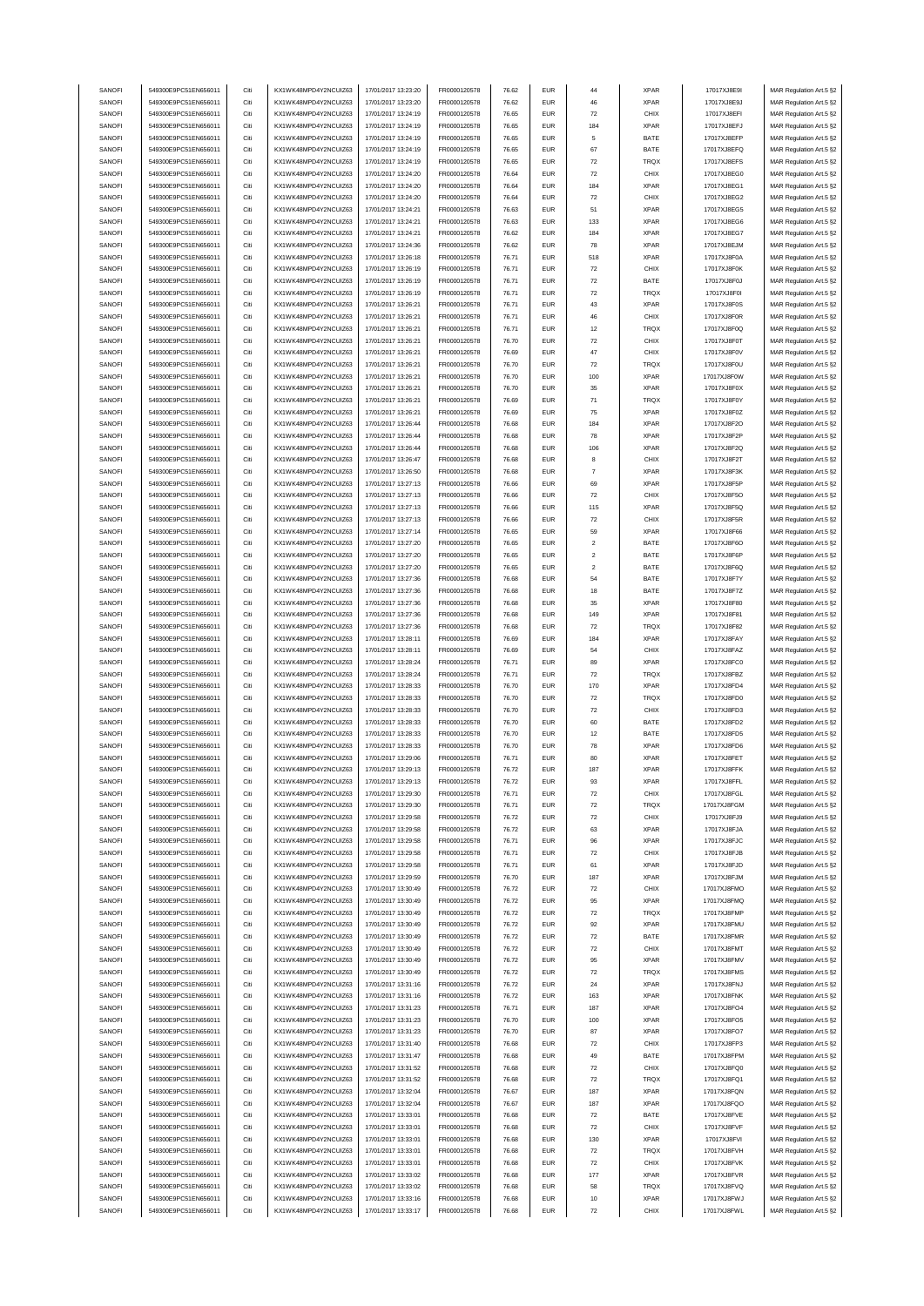| SANOFI | 549300E9PC51EN656011 | Citi | KX1WK48MPD4Y2NCUIZ63 | 17/01/2017 13:23:20 | FR0000120578 | 76.62 | EUR | 44 | XPAR | 17017XJ8E9I | MAR Regulation Art.5 §2 |
|---|---|---|---|---|---|---|---|---|---|---|---|
| SANOFI | 549300E9PC51EN656011 | Citi | KX1WK48MPD4Y2NCUIZ63 | 17/01/2017 13:23:20 | FR0000120578 | 76.62 | EUR | 46 | XPAR | 17017XJ8E9J | MAR Regulation Art.5 §2 |
| SANOFI | 549300E9PC51EN656011 | Citi | KX1WK48MPD4Y2NCUIZ63 | 17/01/2017 13:24:19 | FR0000120578 | 76.65 | EUR | 72 | CHIX | 17017XJ8EFI | MAR Regulation Art.5 §2 |
| SANOFI | 549300E9PC51EN656011 | Citi | KX1WK48MPD4Y2NCUIZ63 | 17/01/2017 13:24:19 | FR0000120578 | 76.65 | EUR | 184 | XPAR | 17017XJ8EFJ | MAR Regulation Art.5 §2 |
| SANOFI | 549300E9PC51EN656011 | Citi | KX1WK48MPD4Y2NCUIZ63 | 17/01/2017 13:24:19 | FR0000120578 | 76.65 | EUR | 5 | BATE | 17017XJ8EFP | MAR Regulation Art.5 §2 |
| SANOFI | 549300E9PC51EN656011 | Citi | KX1WK48MPD4Y2NCUIZ63 | 17/01/2017 13:24:19 | FR0000120578 | 76.65 | EUR | 67 | BATE | 17017XJ8EFQ | MAR Regulation Art.5 §2 |
| SANOFI | 549300E9PC51EN656011 | Citi | KX1WK48MPD4Y2NCUIZ63 | 17/01/2017 13:24:19 | FR0000120578 | 76.65 | EUR | 72 | TRQX | 17017XJ8EFS | MAR Regulation Art.5 §2 |
| SANOFI | 549300E9PC51EN656011 | Citi | KX1WK48MPD4Y2NCUIZ63 | 17/01/2017 13:24:20 | FR0000120578 | 76.64 | EUR | 72 | CHIX | 17017XJ8EG0 | MAR Regulation Art.5 §2 |
| SANOFI | 549300E9PC51EN656011 | Citi | KX1WK48MPD4Y2NCUIZ63 | 17/01/2017 13:24:20 | FR0000120578 | 76.64 | EUR | 184 | XPAR | 17017XJ8EG1 | MAR Regulation Art.5 §2 |
| SANOFI | 549300E9PC51EN656011 | Citi | KX1WK48MPD4Y2NCUIZ63 | 17/01/2017 13:24:20 | FR0000120578 | 76.64 | EUR | 72 | CHIX | 17017XJ8EG2 | MAR Regulation Art.5 §2 |
| SANOFI | 549300E9PC51EN656011 | Citi | KX1WK48MPD4Y2NCUIZ63 | 17/01/2017 13:24:21 | FR0000120578 | 76.63 | EUR | 51 | XPAR | 17017XJ8EG5 | MAR Regulation Art.5 §2 |
| SANOFI | 549300E9PC51EN656011 | Citi | KX1WK48MPD4Y2NCUIZ63 | 17/01/2017 13:24:21 | FR0000120578 | 76.63 | EUR | 133 | XPAR | 17017XJ8EG6 | MAR Regulation Art.5 §2 |
| SANOFI | 549300E9PC51EN656011 | Citi | KX1WK48MPD4Y2NCUIZ63 | 17/01/2017 13:24:21 | FR0000120578 | 76.62 | EUR | 184 | XPAR | 17017XJ8EG7 | MAR Regulation Art.5 §2 |
| SANOFI | 549300E9PC51EN656011 | Citi | KX1WK48MPD4Y2NCUIZ63 | 17/01/2017 13:24:36 | FR0000120578 | 76.62 | EUR | 78 | XPAR | 17017XJ8EJM | MAR Regulation Art.5 §2 |
| SANOFI | 549300E9PC51EN656011 | Citi | KX1WK48MPD4Y2NCUIZ63 | 17/01/2017 13:26:18 | FR0000120578 | 76.71 | EUR | 518 | XPAR | 17017XJ8F0A | MAR Regulation Art.5 §2 |
| SANOFI | 549300E9PC51EN656011 | Citi | KX1WK48MPD4Y2NCUIZ63 | 17/01/2017 13:26:19 | FR0000120578 | 76.71 | EUR | 72 | CHIX | 17017XJ8F0K | MAR Regulation Art.5 §2 |
| SANOFI | 549300E9PC51EN656011 | Citi | KX1WK48MPD4Y2NCUIZ63 | 17/01/2017 13:26:19 | FR0000120578 | 76.71 | EUR | 72 | BATE | 17017XJ8F0J | MAR Regulation Art.5 §2 |
| SANOFI | 549300E9PC51EN656011 | Citi | KX1WK48MPD4Y2NCUIZ63 | 17/01/2017 13:26:19 | FR0000120578 | 76.71 | EUR | 72 | TRQX | 17017XJ8F0I | MAR Regulation Art.5 §2 |
| SANOFI | 549300E9PC51EN656011 | Citi | KX1WK48MPD4Y2NCUIZ63 | 17/01/2017 13:26:21 | FR0000120578 | 76.71 | EUR | 43 | XPAR | 17017XJ8F0S | MAR Regulation Art.5 §2 |
| SANOFI | 549300E9PC51EN656011 | Citi | KX1WK48MPD4Y2NCUIZ63 | 17/01/2017 13:26:21 | FR0000120578 | 76.71 | EUR | 46 | CHIX | 17017XJ8F0R | MAR Regulation Art.5 §2 |
| SANOFI | 549300E9PC51EN656011 | Citi | KX1WK48MPD4Y2NCUIZ63 | 17/01/2017 13:26:21 | FR0000120578 | 76.71 | EUR | 12 | TRQX | 17017XJ8F0Q | MAR Regulation Art.5 §2 |
| SANOFI | 549300E9PC51EN656011 | Citi | KX1WK48MPD4Y2NCUIZ63 | 17/01/2017 13:26:21 | FR0000120578 | 76.70 | EUR | 72 | CHIX | 17017XJ8F0T | MAR Regulation Art.5 §2 |
| SANOFI | 549300E9PC51EN656011 | Citi | KX1WK48MPD4Y2NCUIZ63 | 17/01/2017 13:26:21 | FR0000120578 | 76.69 | EUR | 47 | CHIX | 17017XJ8F0V | MAR Regulation Art.5 §2 |
| SANOFI | 549300E9PC51EN656011 | Citi | KX1WK48MPD4Y2NCUIZ63 | 17/01/2017 13:26:21 | FR0000120578 | 76.70 | EUR | 72 | TRQX | 17017XJ8F0U | MAR Regulation Art.5 §2 |
| SANOFI | 549300E9PC51EN656011 | Citi | KX1WK48MPD4Y2NCUIZ63 | 17/01/2017 13:26:21 | FR0000120578 | 76.70 | EUR | 100 | XPAR | 17017XJ8F0W | MAR Regulation Art.5 §2 |
| SANOFI | 549300E9PC51EN656011 | Citi | KX1WK48MPD4Y2NCUIZ63 | 17/01/2017 13:26:21 | FR0000120578 | 76.70 | EUR | 35 | XPAR | 17017XJ8F0X | MAR Regulation Art.5 §2 |
| SANOFI | 549300E9PC51EN656011 | Citi | KX1WK48MPD4Y2NCUIZ63 | 17/01/2017 13:26:21 | FR0000120578 | 76.69 | EUR | 71 | TRQX | 17017XJ8F0Y | MAR Regulation Art.5 §2 |
| SANOFI | 549300E9PC51EN656011 | Citi | KX1WK48MPD4Y2NCUIZ63 | 17/01/2017 13:26:21 | FR0000120578 | 76.69 | EUR | 75 | XPAR | 17017XJ8F0Z | MAR Regulation Art.5 §2 |
| SANOFI | 549300E9PC51EN656011 | Citi | KX1WK48MPD4Y2NCUIZ63 | 17/01/2017 13:26:44 | FR0000120578 | 76.68 | EUR | 184 | XPAR | 17017XJ8F2O | MAR Regulation Art.5 §2 |
| SANOFI | 549300E9PC51EN656011 | Citi | KX1WK48MPD4Y2NCUIZ63 | 17/01/2017 13:26:44 | FR0000120578 | 76.68 | EUR | 78 | XPAR | 17017XJ8F2P | MAR Regulation Art.5 §2 |
| SANOFI | 549300E9PC51EN656011 | Citi | KX1WK48MPD4Y2NCUIZ63 | 17/01/2017 13:26:44 | FR0000120578 | 76.68 | EUR | 106 | XPAR | 17017XJ8F2Q | MAR Regulation Art.5 §2 |
| SANOFI | 549300E9PC51EN656011 | Citi | KX1WK48MPD4Y2NCUIZ63 | 17/01/2017 13:26:47 | FR0000120578 | 76.68 | EUR | 8 | CHIX | 17017XJ8F2T | MAR Regulation Art.5 §2 |
| SANOFI | 549300E9PC51EN656011 | Citi | KX1WK48MPD4Y2NCUIZ63 | 17/01/2017 13:26:50 | FR0000120578 | 76.68 | EUR | 7 | XPAR | 17017XJ8F3K | MAR Regulation Art.5 §2 |
| SANOFI | 549300E9PC51EN656011 | Citi | KX1WK48MPD4Y2NCUIZ63 | 17/01/2017 13:27:13 | FR0000120578 | 76.66 | EUR | 69 | XPAR | 17017XJ8F5P | MAR Regulation Art.5 §2 |
| SANOFI | 549300E9PC51EN656011 | Citi | KX1WK48MPD4Y2NCUIZ63 | 17/01/2017 13:27:13 | FR0000120578 | 76.66 | EUR | 72 | CHIX | 17017XJ8F5O | MAR Regulation Art.5 §2 |
| SANOFI | 549300E9PC51EN656011 | Citi | KX1WK48MPD4Y2NCUIZ63 | 17/01/2017 13:27:13 | FR0000120578 | 76.66 | EUR | 115 | XPAR | 17017XJ8F5Q | MAR Regulation Art.5 §2 |
| SANOFI | 549300E9PC51EN656011 | Citi | KX1WK48MPD4Y2NCUIZ63 | 17/01/2017 13:27:13 | FR0000120578 | 76.66 | EUR | 72 | CHIX | 17017XJ8F5R | MAR Regulation Art.5 §2 |
| SANOFI | 549300E9PC51EN656011 | Citi | KX1WK48MPD4Y2NCUIZ63 | 17/01/2017 13:27:14 | FR0000120578 | 76.65 | EUR | 59 | XPAR | 17017XJ8F66 | MAR Regulation Art.5 §2 |
| SANOFI | 549300E9PC51EN656011 | Citi | KX1WK48MPD4Y2NCUIZ63 | 17/01/2017 13:27:20 | FR0000120578 | 76.65 | EUR | 2 | BATE | 17017XJ8F6O | MAR Regulation Art.5 §2 |
| SANOFI | 549300E9PC51EN656011 | Citi | KX1WK48MPD4Y2NCUIZ63 | 17/01/2017 13:27:20 | FR0000120578 | 76.65 | EUR | 2 | BATE | 17017XJ8F6P | MAR Regulation Art.5 §2 |
| SANOFI | 549300E9PC51EN656011 | Citi | KX1WK48MPD4Y2NCUIZ63 | 17/01/2017 13:27:20 | FR0000120578 | 76.65 | EUR | 2 | BATE | 17017XJ8F6Q | MAR Regulation Art.5 §2 |
| SANOFI | 549300E9PC51EN656011 | Citi | KX1WK48MPD4Y2NCUIZ63 | 17/01/2017 13:27:36 | FR0000120578 | 76.68 | EUR | 54 | BATE | 17017XJ8F7Y | MAR Regulation Art.5 §2 |
| SANOFI | 549300E9PC51EN656011 | Citi | KX1WK48MPD4Y2NCUIZ63 | 17/01/2017 13:27:36 | FR0000120578 | 76.68 | EUR | 18 | BATE | 17017XJ8F7Z | MAR Regulation Art.5 §2 |
| SANOFI | 549300E9PC51EN656011 | Citi | KX1WK48MPD4Y2NCUIZ63 | 17/01/2017 13:27:36 | FR0000120578 | 76.68 | EUR | 35 | XPAR | 17017XJ8F80 | MAR Regulation Art.5 §2 |
| SANOFI | 549300E9PC51EN656011 | Citi | KX1WK48MPD4Y2NCUIZ63 | 17/01/2017 13:27:36 | FR0000120578 | 76.68 | EUR | 149 | XPAR | 17017XJ8F81 | MAR Regulation Art.5 §2 |
| SANOFI | 549300E9PC51EN656011 | Citi | KX1WK48MPD4Y2NCUIZ63 | 17/01/2017 13:27:36 | FR0000120578 | 76.68 | EUR | 72 | TRQX | 17017XJ8F82 | MAR Regulation Art.5 §2 |
| SANOFI | 549300E9PC51EN656011 | Citi | KX1WK48MPD4Y2NCUIZ63 | 17/01/2017 13:28:11 | FR0000120578 | 76.69 | EUR | 184 | XPAR | 17017XJ8FAY | MAR Regulation Art.5 §2 |
| SANOFI | 549300E9PC51EN656011 | Citi | KX1WK48MPD4Y2NCUIZ63 | 17/01/2017 13:28:11 | FR0000120578 | 76.69 | EUR | 54 | CHIX | 17017XJ8FAZ | MAR Regulation Art.5 §2 |
| SANOFI | 549300E9PC51EN656011 | Citi | KX1WK48MPD4Y2NCUIZ63 | 17/01/2017 13:28:24 | FR0000120578 | 76.71 | EUR | 89 | XPAR | 17017XJ8FC0 | MAR Regulation Art.5 §2 |
| SANOFI | 549300E9PC51EN656011 | Citi | KX1WK48MPD4Y2NCUIZ63 | 17/01/2017 13:28:24 | FR0000120578 | 76.71 | EUR | 72 | TRQX | 17017XJ8FBZ | MAR Regulation Art.5 §2 |
| SANOFI | 549300E9PC51EN656011 | Citi | KX1WK48MPD4Y2NCUIZ63 | 17/01/2017 13:28:33 | FR0000120578 | 76.70 | EUR | 170 | XPAR | 17017XJ8FD4 | MAR Regulation Art.5 §2 |
| SANOFI | 549300E9PC51EN656011 | Citi | KX1WK48MPD4Y2NCUIZ63 | 17/01/2017 13:28:33 | FR0000120578 | 76.70 | EUR | 72 | TRQX | 17017XJ8FD0 | MAR Regulation Art.5 §2 |
| SANOFI | 549300E9PC51EN656011 | Citi | KX1WK48MPD4Y2NCUIZ63 | 17/01/2017 13:28:33 | FR0000120578 | 76.70 | EUR | 72 | CHIX | 17017XJ8FD3 | MAR Regulation Art.5 §2 |
| SANOFI | 549300E9PC51EN656011 | Citi | KX1WK48MPD4Y2NCUIZ63 | 17/01/2017 13:28:33 | FR0000120578 | 76.70 | EUR | 60 | BATE | 17017XJ8FD2 | MAR Regulation Art.5 §2 |
| SANOFI | 549300E9PC51EN656011 | Citi | KX1WK48MPD4Y2NCUIZ63 | 17/01/2017 13:28:33 | FR0000120578 | 76.70 | EUR | 12 | BATE | 17017XJ8FD5 | MAR Regulation Art.5 §2 |
| SANOFI | 549300E9PC51EN656011 | Citi | KX1WK48MPD4Y2NCUIZ63 | 17/01/2017 13:28:33 | FR0000120578 | 76.70 | EUR | 78 | XPAR | 17017XJ8FD6 | MAR Regulation Art.5 §2 |
| SANOFI | 549300E9PC51EN656011 | Citi | KX1WK48MPD4Y2NCUIZ63 | 17/01/2017 13:29:06 | FR0000120578 | 76.71 | EUR | 80 | XPAR | 17017XJ8FET | MAR Regulation Art.5 §2 |
| SANOFI | 549300E9PC51EN656011 | Citi | KX1WK48MPD4Y2NCUIZ63 | 17/01/2017 13:29:13 | FR0000120578 | 76.72 | EUR | 187 | XPAR | 17017XJ8FFK | MAR Regulation Art.5 §2 |
| SANOFI | 549300E9PC51EN656011 | Citi | KX1WK48MPD4Y2NCUIZ63 | 17/01/2017 13:29:13 | FR0000120578 | 76.72 | EUR | 93 | XPAR | 17017XJ8FFL | MAR Regulation Art.5 §2 |
| SANOFI | 549300E9PC51EN656011 | Citi | KX1WK48MPD4Y2NCUIZ63 | 17/01/2017 13:29:30 | FR0000120578 | 76.71 | EUR | 72 | CHIX | 17017XJ8FGL | MAR Regulation Art.5 §2 |
| SANOFI | 549300E9PC51EN656011 | Citi | KX1WK48MPD4Y2NCUIZ63 | 17/01/2017 13:29:30 | FR0000120578 | 76.71 | EUR | 72 | TRQX | 17017XJ8FGM | MAR Regulation Art.5 §2 |
| SANOFI | 549300E9PC51EN656011 | Citi | KX1WK48MPD4Y2NCUIZ63 | 17/01/2017 13:29:58 | FR0000120578 | 76.72 | EUR | 72 | CHIX | 17017XJ8FJ9 | MAR Regulation Art.5 §2 |
| SANOFI | 549300E9PC51EN656011 | Citi | KX1WK48MPD4Y2NCUIZ63 | 17/01/2017 13:29:58 | FR0000120578 | 76.72 | EUR | 63 | XPAR | 17017XJ8FJA | MAR Regulation Art.5 §2 |
| SANOFI | 549300E9PC51EN656011 | Citi | KX1WK48MPD4Y2NCUIZ63 | 17/01/2017 13:29:58 | FR0000120578 | 76.71 | EUR | 96 | XPAR | 17017XJ8FJC | MAR Regulation Art.5 §2 |
| SANOFI | 549300E9PC51EN656011 | Citi | KX1WK48MPD4Y2NCUIZ63 | 17/01/2017 13:29:58 | FR0000120578 | 76.71 | EUR | 72 | CHIX | 17017XJ8FJB | MAR Regulation Art.5 §2 |
| SANOFI | 549300E9PC51EN656011 | Citi | KX1WK48MPD4Y2NCUIZ63 | 17/01/2017 13:29:58 | FR0000120578 | 76.71 | EUR | 61 | XPAR | 17017XJ8FJD | MAR Regulation Art.5 §2 |
| SANOFI | 549300E9PC51EN656011 | Citi | KX1WK48MPD4Y2NCUIZ63 | 17/01/2017 13:29:59 | FR0000120578 | 76.70 | EUR | 187 | XPAR | 17017XJ8FJM | MAR Regulation Art.5 §2 |
| SANOFI | 549300E9PC51EN656011 | Citi | KX1WK48MPD4Y2NCUIZ63 | 17/01/2017 13:30:49 | FR0000120578 | 76.72 | EUR | 72 | CHIX | 17017XJ8FMO | MAR Regulation Art.5 §2 |
| SANOFI | 549300E9PC51EN656011 | Citi | KX1WK48MPD4Y2NCUIZ63 | 17/01/2017 13:30:49 | FR0000120578 | 76.72 | EUR | 95 | XPAR | 17017XJ8FMQ | MAR Regulation Art.5 §2 |
| SANOFI | 549300E9PC51EN656011 | Citi | KX1WK48MPD4Y2NCUIZ63 | 17/01/2017 13:30:49 | FR0000120578 | 76.72 | EUR | 72 | TRQX | 17017XJ8FMP | MAR Regulation Art.5 §2 |
| SANOFI | 549300E9PC51EN656011 | Citi | KX1WK48MPD4Y2NCUIZ63 | 17/01/2017 13:30:49 | FR0000120578 | 76.72 | EUR | 92 | XPAR | 17017XJ8FMU | MAR Regulation Art.5 §2 |
| SANOFI | 549300E9PC51EN656011 | Citi | KX1WK48MPD4Y2NCUIZ63 | 17/01/2017 13:30:49 | FR0000120578 | 76.72 | EUR | 72 | BATE | 17017XJ8FMR | MAR Regulation Art.5 §2 |
| SANOFI | 549300E9PC51EN656011 | Citi | KX1WK48MPD4Y2NCUIZ63 | 17/01/2017 13:30:49 | FR0000120578 | 76.72 | EUR | 72 | CHIX | 17017XJ8FMT | MAR Regulation Art.5 §2 |
| SANOFI | 549300E9PC51EN656011 | Citi | KX1WK48MPD4Y2NCUIZ63 | 17/01/2017 13:30:49 | FR0000120578 | 76.72 | EUR | 95 | XPAR | 17017XJ8FMV | MAR Regulation Art.5 §2 |
| SANOFI | 549300E9PC51EN656011 | Citi | KX1WK48MPD4Y2NCUIZ63 | 17/01/2017 13:30:49 | FR0000120578 | 76.72 | EUR | 72 | TRQX | 17017XJ8FMS | MAR Regulation Art.5 §2 |
| SANOFI | 549300E9PC51EN656011 | Citi | KX1WK48MPD4Y2NCUIZ63 | 17/01/2017 13:31:16 | FR0000120578 | 76.72 | EUR | 24 | XPAR | 17017XJ8FNJ | MAR Regulation Art.5 §2 |
| SANOFI | 549300E9PC51EN656011 | Citi | KX1WK48MPD4Y2NCUIZ63 | 17/01/2017 13:31:16 | FR0000120578 | 76.72 | EUR | 163 | XPAR | 17017XJ8FNK | MAR Regulation Art.5 §2 |
| SANOFI | 549300E9PC51EN656011 | Citi | KX1WK48MPD4Y2NCUIZ63 | 17/01/2017 13:31:23 | FR0000120578 | 76.71 | EUR | 187 | XPAR | 17017XJ8FO4 | MAR Regulation Art.5 §2 |
| SANOFI | 549300E9PC51EN656011 | Citi | KX1WK48MPD4Y2NCUIZ63 | 17/01/2017 13:31:23 | FR0000120578 | 76.70 | EUR | 100 | XPAR | 17017XJ8FO5 | MAR Regulation Art.5 §2 |
| SANOFI | 549300E9PC51EN656011 | Citi | KX1WK48MPD4Y2NCUIZ63 | 17/01/2017 13:31:23 | FR0000120578 | 76.70 | EUR | 87 | XPAR | 17017XJ8FO7 | MAR Regulation Art.5 §2 |
| SANOFI | 549300E9PC51EN656011 | Citi | KX1WK48MPD4Y2NCUIZ63 | 17/01/2017 13:31:40 | FR0000120578 | 76.68 | EUR | 72 | CHIX | 17017XJ8FP3 | MAR Regulation Art.5 §2 |
| SANOFI | 549300E9PC51EN656011 | Citi | KX1WK48MPD4Y2NCUIZ63 | 17/01/2017 13:31:47 | FR0000120578 | 76.68 | EUR | 49 | BATE | 17017XJ8FPM | MAR Regulation Art.5 §2 |
| SANOFI | 549300E9PC51EN656011 | Citi | KX1WK48MPD4Y2NCUIZ63 | 17/01/2017 13:31:52 | FR0000120578 | 76.68 | EUR | 72 | CHIX | 17017XJ8FQ0 | MAR Regulation Art.5 §2 |
| SANOFI | 549300E9PC51EN656011 | Citi | KX1WK48MPD4Y2NCUIZ63 | 17/01/2017 13:31:52 | FR0000120578 | 76.68 | EUR | 72 | TRQX | 17017XJ8FQ1 | MAR Regulation Art.5 §2 |
| SANOFI | 549300E9PC51EN656011 | Citi | KX1WK48MPD4Y2NCUIZ63 | 17/01/2017 13:32:04 | FR0000120578 | 76.67 | EUR | 187 | XPAR | 17017XJ8FQN | MAR Regulation Art.5 §2 |
| SANOFI | 549300E9PC51EN656011 | Citi | KX1WK48MPD4Y2NCUIZ63 | 17/01/2017 13:32:04 | FR0000120578 | 76.67 | EUR | 187 | XPAR | 17017XJ8FQO | MAR Regulation Art.5 §2 |
| SANOFI | 549300E9PC51EN656011 | Citi | KX1WK48MPD4Y2NCUIZ63 | 17/01/2017 13:33:01 | FR0000120578 | 76.68 | EUR | 72 | BATE | 17017XJ8FVE | MAR Regulation Art.5 §2 |
| SANOFI | 549300E9PC51EN656011 | Citi | KX1WK48MPD4Y2NCUIZ63 | 17/01/2017 13:33:01 | FR0000120578 | 76.68 | EUR | 72 | CHIX | 17017XJ8FVF | MAR Regulation Art.5 §2 |
| SANOFI | 549300E9PC51EN656011 | Citi | KX1WK48MPD4Y2NCUIZ63 | 17/01/2017 13:33:01 | FR0000120578 | 76.68 | EUR | 130 | XPAR | 17017XJ8FVI | MAR Regulation Art.5 §2 |
| SANOFI | 549300E9PC51EN656011 | Citi | KX1WK48MPD4Y2NCUIZ63 | 17/01/2017 13:33:01 | FR0000120578 | 76.68 | EUR | 72 | TRQX | 17017XJ8FVH | MAR Regulation Art.5 §2 |
| SANOFI | 549300E9PC51EN656011 | Citi | KX1WK48MPD4Y2NCUIZ63 | 17/01/2017 13:33:01 | FR0000120578 | 76.68 | EUR | 72 | CHIX | 17017XJ8FVK | MAR Regulation Art.5 §2 |
| SANOFI | 549300E9PC51EN656011 | Citi | KX1WK48MPD4Y2NCUIZ63 | 17/01/2017 13:33:02 | FR0000120578 | 76.68 | EUR | 177 | XPAR | 17017XJ8FVR | MAR Regulation Art.5 §2 |
| SANOFI | 549300E9PC51EN656011 | Citi | KX1WK48MPD4Y2NCUIZ63 | 17/01/2017 13:33:02 | FR0000120578 | 76.68 | EUR | 58 | TRQX | 17017XJ8FVQ | MAR Regulation Art.5 §2 |
| SANOFI | 549300E9PC51EN656011 | Citi | KX1WK48MPD4Y2NCUIZ63 | 17/01/2017 13:33:16 | FR0000120578 | 76.68 | EUR | 10 | XPAR | 17017XJ8FWJ | MAR Regulation Art.5 §2 |
| SANOFI | 549300E9PC51EN656011 | Citi | KX1WK48MPD4Y2NCUIZ63 | 17/01/2017 13:33:17 | FR0000120578 | 76.68 | EUR | 72 | CHIX | 17017XJ8FWL | MAR Regulation Art.5 §2 |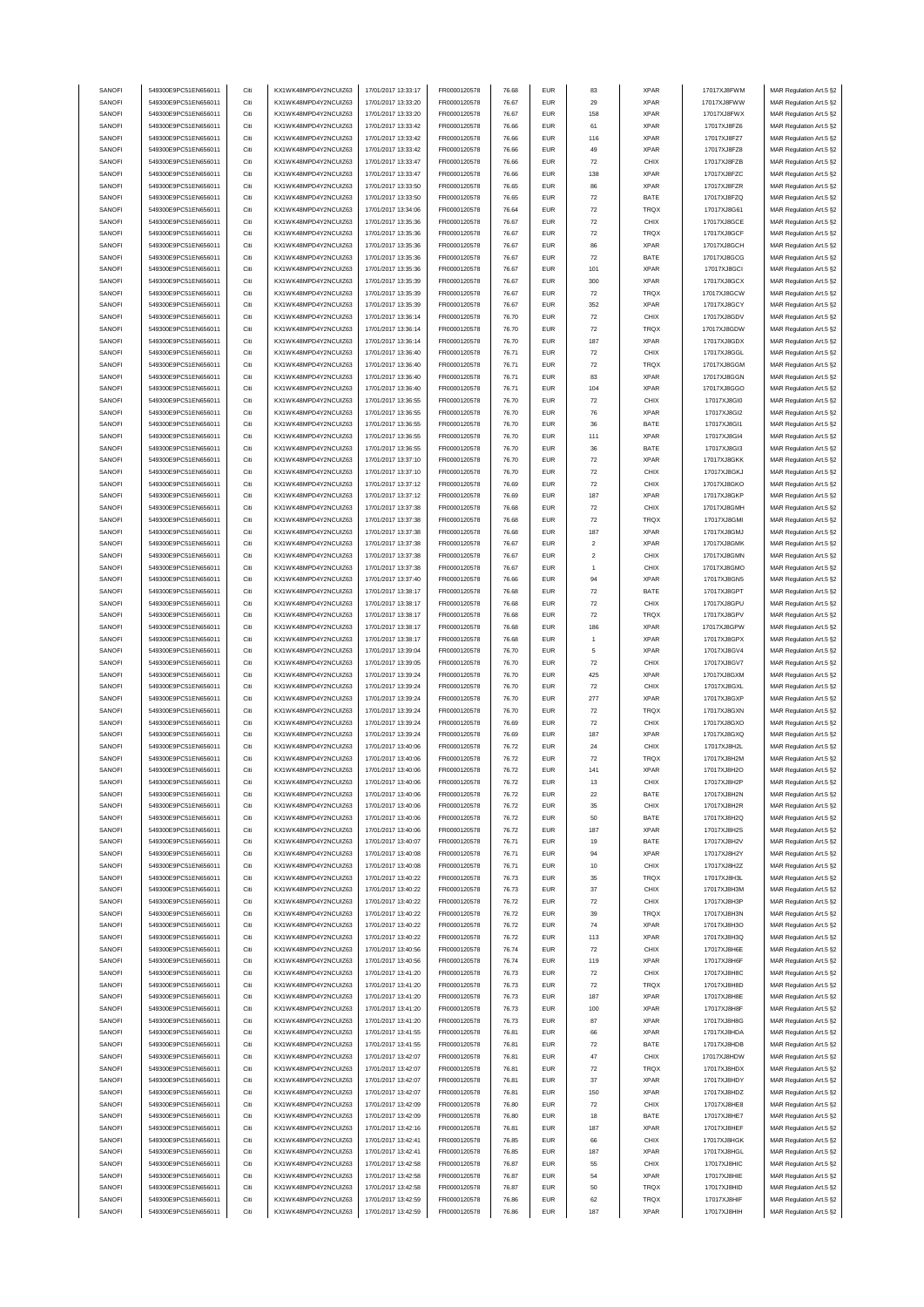| | | | | | | | | | | | |
|---|---|---|---|---|---|---|---|---|---|---|---|
| SANOFI | 549300E9PC51EN656011 | Citi | KX1WK48MPD4Y2NCUIZ63 | 17/01/2017 13:33:17 | FR0000120578 | 76.68 | EUR | 83 | XPAR | 17017XJ8FWM | MAR Regulation Art.5 §2 |
| SANOFI | 549300E9PC51EN656011 | Citi | KX1WK48MPD4Y2NCUIZ63 | 17/01/2017 13:33:20 | FR0000120578 | 76.67 | EUR | 29 | XPAR | 17017XJ8FWW | MAR Regulation Art.5 §2 |
| SANOFI | 549300E9PC51EN656011 | Citi | KX1WK48MPD4Y2NCUIZ63 | 17/01/2017 13:33:20 | FR0000120578 | 76.67 | EUR | 158 | XPAR | 17017XJ8FWX | MAR Regulation Art.5 §2 |
| SANOFI | 549300E9PC51EN656011 | Citi | KX1WK48MPD4Y2NCUIZ63 | 17/01/2017 13:33:42 | FR0000120578 | 76.66 | EUR | 61 | XPAR | 17017XJ8FZ6 | MAR Regulation Art.5 §2 |
| SANOFI | 549300E9PC51EN656011 | Citi | KX1WK48MPD4Y2NCUIZ63 | 17/01/2017 13:33:42 | FR0000120578 | 76.66 | EUR | 116 | XPAR | 17017XJ8FZ7 | MAR Regulation Art.5 §2 |
| SANOFI | 549300E9PC51EN656011 | Citi | KX1WK48MPD4Y2NCUIZ63 | 17/01/2017 13:33:42 | FR0000120578 | 76.66 | EUR | 49 | XPAR | 17017XJ8FZ8 | MAR Regulation Art.5 §2 |
| SANOFI | 549300E9PC51EN656011 | Citi | KX1WK48MPD4Y2NCUIZ63 | 17/01/2017 13:33:47 | FR0000120578 | 76.66 | EUR | 72 | CHIX | 17017XJ8FZB | MAR Regulation Art.5 §2 |
| SANOFI | 549300E9PC51EN656011 | Citi | KX1WK48MPD4Y2NCUIZ63 | 17/01/2017 13:33:47 | FR0000120578 | 76.66 | EUR | 138 | XPAR | 17017XJ8FZC | MAR Regulation Art.5 §2 |
| SANOFI | 549300E9PC51EN656011 | Citi | KX1WK48MPD4Y2NCUIZ63 | 17/01/2017 13:33:50 | FR0000120578 | 76.65 | EUR | 86 | XPAR | 17017XJ8FZR | MAR Regulation Art.5 §2 |
| SANOFI | 549300E9PC51EN656011 | Citi | KX1WK48MPD4Y2NCUIZ63 | 17/01/2017 13:33:50 | FR0000120578 | 76.65 | EUR | 72 | BATE | 17017XJ8FZQ | MAR Regulation Art.5 §2 |
| SANOFI | 549300E9PC51EN656011 | Citi | KX1WK48MPD4Y2NCUIZ63 | 17/01/2017 13:34:06 | FR0000120578 | 76.64 | EUR | 72 | TRQX | 17017XJ8G61 | MAR Regulation Art.5 §2 |
| SANOFI | 549300E9PC51EN656011 | Citi | KX1WK48MPD4Y2NCUIZ63 | 17/01/2017 13:35:36 | FR0000120578 | 76.67 | EUR | 72 | CHIX | 17017XJ8GCE | MAR Regulation Art.5 §2 |
| SANOFI | 549300E9PC51EN656011 | Citi | KX1WK48MPD4Y2NCUIZ63 | 17/01/2017 13:35:36 | FR0000120578 | 76.67 | EUR | 72 | TRQX | 17017XJ8GCF | MAR Regulation Art.5 §2 |
| SANOFI | 549300E9PC51EN656011 | Citi | KX1WK48MPD4Y2NCUIZ63 | 17/01/2017 13:35:36 | FR0000120578 | 76.67 | EUR | 86 | XPAR | 17017XJ8GCH | MAR Regulation Art.5 §2 |
| SANOFI | 549300E9PC51EN656011 | Citi | KX1WK48MPD4Y2NCUIZ63 | 17/01/2017 13:35:36 | FR0000120578 | 76.67 | EUR | 72 | BATE | 17017XJ8GCG | MAR Regulation Art.5 §2 |
| SANOFI | 549300E9PC51EN656011 | Citi | KX1WK48MPD4Y2NCUIZ63 | 17/01/2017 13:35:36 | FR0000120578 | 76.67 | EUR | 101 | XPAR | 17017XJ8GCI | MAR Regulation Art.5 §2 |
| SANOFI | 549300E9PC51EN656011 | Citi | KX1WK48MPD4Y2NCUIZ63 | 17/01/2017 13:35:39 | FR0000120578 | 76.67 | EUR | 300 | XPAR | 17017XJ8GCX | MAR Regulation Art.5 §2 |
| SANOFI | 549300E9PC51EN656011 | Citi | KX1WK48MPD4Y2NCUIZ63 | 17/01/2017 13:35:39 | FR0000120578 | 76.67 | EUR | 72 | TRQX | 17017XJ8GCW | MAR Regulation Art.5 §2 |
| SANOFI | 549300E9PC51EN656011 | Citi | KX1WK48MPD4Y2NCUIZ63 | 17/01/2017 13:35:39 | FR0000120578 | 76.67 | EUR | 352 | XPAR | 17017XJ8GCY | MAR Regulation Art.5 §2 |
| SANOFI | 549300E9PC51EN656011 | Citi | KX1WK48MPD4Y2NCUIZ63 | 17/01/2017 13:36:14 | FR0000120578 | 76.70 | EUR | 72 | CHIX | 17017XJ8GDV | MAR Regulation Art.5 §2 |
| SANOFI | 549300E9PC51EN656011 | Citi | KX1WK48MPD4Y2NCUIZ63 | 17/01/2017 13:36:14 | FR0000120578 | 76.70 | EUR | 72 | TRQX | 17017XJ8GDW | MAR Regulation Art.5 §2 |
| SANOFI | 549300E9PC51EN656011 | Citi | KX1WK48MPD4Y2NCUIZ63 | 17/01/2017 13:36:14 | FR0000120578 | 76.70 | EUR | 187 | XPAR | 17017XJ8GDX | MAR Regulation Art.5 §2 |
| SANOFI | 549300E9PC51EN656011 | Citi | KX1WK48MPD4Y2NCUIZ63 | 17/01/2017 13:36:40 | FR0000120578 | 76.71 | EUR | 72 | CHIX | 17017XJ8GGL | MAR Regulation Art.5 §2 |
| SANOFI | 549300E9PC51EN656011 | Citi | KX1WK48MPD4Y2NCUIZ63 | 17/01/2017 13:36:40 | FR0000120578 | 76.71 | EUR | 72 | TRQX | 17017XJ8GGM | MAR Regulation Art.5 §2 |
| SANOFI | 549300E9PC51EN656011 | Citi | KX1WK48MPD4Y2NCUIZ63 | 17/01/2017 13:36:40 | FR0000120578 | 76.71 | EUR | 83 | XPAR | 17017XJ8GGN | MAR Regulation Art.5 §2 |
| SANOFI | 549300E9PC51EN656011 | Citi | KX1WK48MPD4Y2NCUIZ63 | 17/01/2017 13:36:40 | FR0000120578 | 76.71 | EUR | 104 | XPAR | 17017XJ8GGO | MAR Regulation Art.5 §2 |
| SANOFI | 549300E9PC51EN656011 | Citi | KX1WK48MPD4Y2NCUIZ63 | 17/01/2017 13:36:55 | FR0000120578 | 76.70 | EUR | 72 | CHIX | 17017XJ8GI0 | MAR Regulation Art.5 §2 |
| SANOFI | 549300E9PC51EN656011 | Citi | KX1WK48MPD4Y2NCUIZ63 | 17/01/2017 13:36:55 | FR0000120578 | 76.70 | EUR | 76 | XPAR | 17017XJ8GI2 | MAR Regulation Art.5 §2 |
| SANOFI | 549300E9PC51EN656011 | Citi | KX1WK48MPD4Y2NCUIZ63 | 17/01/2017 13:36:55 | FR0000120578 | 76.70 | EUR | 36 | BATE | 17017XJ8GI1 | MAR Regulation Art.5 §2 |
| SANOFI | 549300E9PC51EN656011 | Citi | KX1WK48MPD4Y2NCUIZ63 | 17/01/2017 13:36:55 | FR0000120578 | 76.70 | EUR | 111 | XPAR | 17017XJ8GI4 | MAR Regulation Art.5 §2 |
| SANOFI | 549300E9PC51EN656011 | Citi | KX1WK48MPD4Y2NCUIZ63 | 17/01/2017 13:36:55 | FR0000120578 | 76.70 | EUR | 36 | BATE | 17017XJ8GI3 | MAR Regulation Art.5 §2 |
| SANOFI | 549300E9PC51EN656011 | Citi | KX1WK48MPD4Y2NCUIZ63 | 17/01/2017 13:37:10 | FR0000120578 | 76.70 | EUR | 72 | XPAR | 17017XJ8GKK | MAR Regulation Art.5 §2 |
| SANOFI | 549300E9PC51EN656011 | Citi | KX1WK48MPD4Y2NCUIZ63 | 17/01/2017 13:37:10 | FR0000120578 | 76.70 | EUR | 72 | CHIX | 17017XJ8GKJ | MAR Regulation Art.5 §2 |
| SANOFI | 549300E9PC51EN656011 | Citi | KX1WK48MPD4Y2NCUIZ63 | 17/01/2017 13:37:12 | FR0000120578 | 76.69 | EUR | 72 | CHIX | 17017XJ8GKO | MAR Regulation Art.5 §2 |
| SANOFI | 549300E9PC51EN656011 | Citi | KX1WK48MPD4Y2NCUIZ63 | 17/01/2017 13:37:12 | FR0000120578 | 76.69 | EUR | 187 | XPAR | 17017XJ8GKP | MAR Regulation Art.5 §2 |
| SANOFI | 549300E9PC51EN656011 | Citi | KX1WK48MPD4Y2NCUIZ63 | 17/01/2017 13:37:38 | FR0000120578 | 76.68 | EUR | 72 | CHIX | 17017XJ8GMH | MAR Regulation Art.5 §2 |
| SANOFI | 549300E9PC51EN656011 | Citi | KX1WK48MPD4Y2NCUIZ63 | 17/01/2017 13:37:38 | FR0000120578 | 76.68 | EUR | 72 | TRQX | 17017XJ8GMI | MAR Regulation Art.5 §2 |
| SANOFI | 549300E9PC51EN656011 | Citi | KX1WK48MPD4Y2NCUIZ63 | 17/01/2017 13:37:38 | FR0000120578 | 76.68 | EUR | 187 | XPAR | 17017XJ8GMJ | MAR Regulation Art.5 §2 |
| SANOFI | 549300E9PC51EN656011 | Citi | KX1WK48MPD4Y2NCUIZ63 | 17/01/2017 13:37:38 | FR0000120578 | 76.67 | EUR | 2 | XPAR | 17017XJ8GMK | MAR Regulation Art.5 §2 |
| SANOFI | 549300E9PC51EN656011 | Citi | KX1WK48MPD4Y2NCUIZ63 | 17/01/2017 13:37:38 | FR0000120578 | 76.67 | EUR | 2 | CHIX | 17017XJ8GMN | MAR Regulation Art.5 §2 |
| SANOFI | 549300E9PC51EN656011 | Citi | KX1WK48MPD4Y2NCUIZ63 | 17/01/2017 13:37:38 | FR0000120578 | 76.67 | EUR | 1 | CHIX | 17017XJ8GMO | MAR Regulation Art.5 §2 |
| SANOFI | 549300E9PC51EN656011 | Citi | KX1WK48MPD4Y2NCUIZ63 | 17/01/2017 13:37:40 | FR0000120578 | 76.66 | EUR | 94 | XPAR | 17017XJ8GN5 | MAR Regulation Art.5 §2 |
| SANOFI | 549300E9PC51EN656011 | Citi | KX1WK48MPD4Y2NCUIZ63 | 17/01/2017 13:38:17 | FR0000120578 | 76.68 | EUR | 72 | BATE | 17017XJ8GPT | MAR Regulation Art.5 §2 |
| SANOFI | 549300E9PC51EN656011 | Citi | KX1WK48MPD4Y2NCUIZ63 | 17/01/2017 13:38:17 | FR0000120578 | 76.68 | EUR | 72 | CHIX | 17017XJ8GPU | MAR Regulation Art.5 §2 |
| SANOFI | 549300E9PC51EN656011 | Citi | KX1WK48MPD4Y2NCUIZ63 | 17/01/2017 13:38:17 | FR0000120578 | 76.68 | EUR | 72 | TRQX | 17017XJ8GPV | MAR Regulation Art.5 §2 |
| SANOFI | 549300E9PC51EN656011 | Citi | KX1WK48MPD4Y2NCUIZ63 | 17/01/2017 13:38:17 | FR0000120578 | 76.68 | EUR | 186 | XPAR | 17017XJ8GPW | MAR Regulation Art.5 §2 |
| SANOFI | 549300E9PC51EN656011 | Citi | KX1WK48MPD4Y2NCUIZ63 | 17/01/2017 13:38:17 | FR0000120578 | 76.68 | EUR | 1 | XPAR | 17017XJ8GPX | MAR Regulation Art.5 §2 |
| SANOFI | 549300E9PC51EN656011 | Citi | KX1WK48MPD4Y2NCUIZ63 | 17/01/2017 13:39:04 | FR0000120578 | 76.70 | EUR | 5 | XPAR | 17017XJ8GV4 | MAR Regulation Art.5 §2 |
| SANOFI | 549300E9PC51EN656011 | Citi | KX1WK48MPD4Y2NCUIZ63 | 17/01/2017 13:39:05 | FR0000120578 | 76.70 | EUR | 72 | CHIX | 17017XJ8GV7 | MAR Regulation Art.5 §2 |
| SANOFI | 549300E9PC51EN656011 | Citi | KX1WK48MPD4Y2NCUIZ63 | 17/01/2017 13:39:24 | FR0000120578 | 76.70 | EUR | 425 | XPAR | 17017XJ8GXM | MAR Regulation Art.5 §2 |
| SANOFI | 549300E9PC51EN656011 | Citi | KX1WK48MPD4Y2NCUIZ63 | 17/01/2017 13:39:24 | FR0000120578 | 76.70 | EUR | 72 | CHIX | 17017XJ8GXL | MAR Regulation Art.5 §2 |
| SANOFI | 549300E9PC51EN656011 | Citi | KX1WK48MPD4Y2NCUIZ63 | 17/01/2017 13:39:24 | FR0000120578 | 76.70 | EUR | 277 | XPAR | 17017XJ8GXP | MAR Regulation Art.5 §2 |
| SANOFI | 549300E9PC51EN656011 | Citi | KX1WK48MPD4Y2NCUIZ63 | 17/01/2017 13:39:24 | FR0000120578 | 76.70 | EUR | 72 | TRQX | 17017XJ8GXN | MAR Regulation Art.5 §2 |
| SANOFI | 549300E9PC51EN656011 | Citi | KX1WK48MPD4Y2NCUIZ63 | 17/01/2017 13:39:24 | FR0000120578 | 76.69 | EUR | 72 | CHIX | 17017XJ8GXO | MAR Regulation Art.5 §2 |
| SANOFI | 549300E9PC51EN656011 | Citi | KX1WK48MPD4Y2NCUIZ63 | 17/01/2017 13:39:24 | FR0000120578 | 76.69 | EUR | 187 | XPAR | 17017XJ8GXQ | MAR Regulation Art.5 §2 |
| SANOFI | 549300E9PC51EN656011 | Citi | KX1WK48MPD4Y2NCUIZ63 | 17/01/2017 13:40:06 | FR0000120578 | 76.72 | EUR | 24 | CHIX | 17017XJ8H2L | MAR Regulation Art.5 §2 |
| SANOFI | 549300E9PC51EN656011 | Citi | KX1WK48MPD4Y2NCUIZ63 | 17/01/2017 13:40:06 | FR0000120578 | 76.72 | EUR | 72 | TRQX | 17017XJ8H2M | MAR Regulation Art.5 §2 |
| SANOFI | 549300E9PC51EN656011 | Citi | KX1WK48MPD4Y2NCUIZ63 | 17/01/2017 13:40:06 | FR0000120578 | 76.72 | EUR | 141 | XPAR | 17017XJ8H2O | MAR Regulation Art.5 §2 |
| SANOFI | 549300E9PC51EN656011 | Citi | KX1WK48MPD4Y2NCUIZ63 | 17/01/2017 13:40:06 | FR0000120578 | 76.72 | EUR | 13 | CHIX | 17017XJ8H2P | MAR Regulation Art.5 §2 |
| SANOFI | 549300E9PC51EN656011 | Citi | KX1WK48MPD4Y2NCUIZ63 | 17/01/2017 13:40:06 | FR0000120578 | 76.72 | EUR | 22 | BATE | 17017XJ8H2N | MAR Regulation Art.5 §2 |
| SANOFI | 549300E9PC51EN656011 | Citi | KX1WK48MPD4Y2NCUIZ63 | 17/01/2017 13:40:06 | FR0000120578 | 76.72 | EUR | 35 | CHIX | 17017XJ8H2R | MAR Regulation Art.5 §2 |
| SANOFI | 549300E9PC51EN656011 | Citi | KX1WK48MPD4Y2NCUIZ63 | 17/01/2017 13:40:06 | FR0000120578 | 76.72 | EUR | 50 | BATE | 17017XJ8H2Q | MAR Regulation Art.5 §2 |
| SANOFI | 549300E9PC51EN656011 | Citi | KX1WK48MPD4Y2NCUIZ63 | 17/01/2017 13:40:06 | FR0000120578 | 76.72 | EUR | 187 | XPAR | 17017XJ8H2S | MAR Regulation Art.5 §2 |
| SANOFI | 549300E9PC51EN656011 | Citi | KX1WK48MPD4Y2NCUIZ63 | 17/01/2017 13:40:07 | FR0000120578 | 76.71 | EUR | 19 | BATE | 17017XJ8H2V | MAR Regulation Art.5 §2 |
| SANOFI | 549300E9PC51EN656011 | Citi | KX1WK48MPD4Y2NCUIZ63 | 17/01/2017 13:40:08 | FR0000120578 | 76.71 | EUR | 94 | XPAR | 17017XJ8H2Y | MAR Regulation Art.5 §2 |
| SANOFI | 549300E9PC51EN656011 | Citi | KX1WK48MPD4Y2NCUIZ63 | 17/01/2017 13:40:08 | FR0000120578 | 76.71 | EUR | 10 | CHIX | 17017XJ8H2Z | MAR Regulation Art.5 §2 |
| SANOFI | 549300E9PC51EN656011 | Citi | KX1WK48MPD4Y2NCUIZ63 | 17/01/2017 13:40:22 | FR0000120578 | 76.73 | EUR | 35 | TRQX | 17017XJ8H3L | MAR Regulation Art.5 §2 |
| SANOFI | 549300E9PC51EN656011 | Citi | KX1WK48MPD4Y2NCUIZ63 | 17/01/2017 13:40:22 | FR0000120578 | 76.73 | EUR | 37 | CHIX | 17017XJ8H3M | MAR Regulation Art.5 §2 |
| SANOFI | 549300E9PC51EN656011 | Citi | KX1WK48MPD4Y2NCUIZ63 | 17/01/2017 13:40:22 | FR0000120578 | 76.72 | EUR | 72 | CHIX | 17017XJ8H3P | MAR Regulation Art.5 §2 |
| SANOFI | 549300E9PC51EN656011 | Citi | KX1WK48MPD4Y2NCUIZ63 | 17/01/2017 13:40:22 | FR0000120578 | 76.72 | EUR | 39 | TRQX | 17017XJ8H3N | MAR Regulation Art.5 §2 |
| SANOFI | 549300E9PC51EN656011 | Citi | KX1WK48MPD4Y2NCUIZ63 | 17/01/2017 13:40:22 | FR0000120578 | 76.72 | EUR | 74 | XPAR | 17017XJ8H3O | MAR Regulation Art.5 §2 |
| SANOFI | 549300E9PC51EN656011 | Citi | KX1WK48MPD4Y2NCUIZ63 | 17/01/2017 13:40:22 | FR0000120578 | 76.72 | EUR | 113 | XPAR | 17017XJ8H3Q | MAR Regulation Art.5 §2 |
| SANOFI | 549300E9PC51EN656011 | Citi | KX1WK48MPD4Y2NCUIZ63 | 17/01/2017 13:40:56 | FR0000120578 | 76.74 | EUR | 72 | CHIX | 17017XJ8H6E | MAR Regulation Art.5 §2 |
| SANOFI | 549300E9PC51EN656011 | Citi | KX1WK48MPD4Y2NCUIZ63 | 17/01/2017 13:40:56 | FR0000120578 | 76.74 | EUR | 119 | XPAR | 17017XJ8H6F | MAR Regulation Art.5 §2 |
| SANOFI | 549300E9PC51EN656011 | Citi | KX1WK48MPD4Y2NCUIZ63 | 17/01/2017 13:41:20 | FR0000120578 | 76.73 | EUR | 72 | CHIX | 17017XJ8H8C | MAR Regulation Art.5 §2 |
| SANOFI | 549300E9PC51EN656011 | Citi | KX1WK48MPD4Y2NCUIZ63 | 17/01/2017 13:41:20 | FR0000120578 | 76.73 | EUR | 72 | TRQX | 17017XJ8H8D | MAR Regulation Art.5 §2 |
| SANOFI | 549300E9PC51EN656011 | Citi | KX1WK48MPD4Y2NCUIZ63 | 17/01/2017 13:41:20 | FR0000120578 | 76.73 | EUR | 187 | XPAR | 17017XJ8H8E | MAR Regulation Art.5 §2 |
| SANOFI | 549300E9PC51EN656011 | Citi | KX1WK48MPD4Y2NCUIZ63 | 17/01/2017 13:41:20 | FR0000120578 | 76.73 | EUR | 100 | XPAR | 17017XJ8H8F | MAR Regulation Art.5 §2 |
| SANOFI | 549300E9PC51EN656011 | Citi | KX1WK48MPD4Y2NCUIZ63 | 17/01/2017 13:41:20 | FR0000120578 | 76.73 | EUR | 87 | XPAR | 17017XJ8H8G | MAR Regulation Art.5 §2 |
| SANOFI | 549300E9PC51EN656011 | Citi | KX1WK48MPD4Y2NCUIZ63 | 17/01/2017 13:41:55 | FR0000120578 | 76.81 | EUR | 66 | XPAR | 17017XJ8HDA | MAR Regulation Art.5 §2 |
| SANOFI | 549300E9PC51EN656011 | Citi | KX1WK48MPD4Y2NCUIZ63 | 17/01/2017 13:41:55 | FR0000120578 | 76.81 | EUR | 72 | BATE | 17017XJ8HDB | MAR Regulation Art.5 §2 |
| SANOFI | 549300E9PC51EN656011 | Citi | KX1WK48MPD4Y2NCUIZ63 | 17/01/2017 13:42:07 | FR0000120578 | 76.81 | EUR | 47 | CHIX | 17017XJ8HDW | MAR Regulation Art.5 §2 |
| SANOFI | 549300E9PC51EN656011 | Citi | KX1WK48MPD4Y2NCUIZ63 | 17/01/2017 13:42:07 | FR0000120578 | 76.81 | EUR | 72 | TRQX | 17017XJ8HDX | MAR Regulation Art.5 §2 |
| SANOFI | 549300E9PC51EN656011 | Citi | KX1WK48MPD4Y2NCUIZ63 | 17/01/2017 13:42:07 | FR0000120578 | 76.81 | EUR | 37 | XPAR | 17017XJ8HDY | MAR Regulation Art.5 §2 |
| SANOFI | 549300E9PC51EN656011 | Citi | KX1WK48MPD4Y2NCUIZ63 | 17/01/2017 13:42:07 | FR0000120578 | 76.81 | EUR | 150 | XPAR | 17017XJ8HDZ | MAR Regulation Art.5 §2 |
| SANOFI | 549300E9PC51EN656011 | Citi | KX1WK48MPD4Y2NCUIZ63 | 17/01/2017 13:42:09 | FR0000120578 | 76.80 | EUR | 72 | CHIX | 17017XJ8HE8 | MAR Regulation Art.5 §2 |
| SANOFI | 549300E9PC51EN656011 | Citi | KX1WK48MPD4Y2NCUIZ63 | 17/01/2017 13:42:09 | FR0000120578 | 76.80 | EUR | 18 | BATE | 17017XJ8HE7 | MAR Regulation Art.5 §2 |
| SANOFI | 549300E9PC51EN656011 | Citi | KX1WK48MPD4Y2NCUIZ63 | 17/01/2017 13:42:16 | FR0000120578 | 76.81 | EUR | 187 | XPAR | 17017XJ8HEF | MAR Regulation Art.5 §2 |
| SANOFI | 549300E9PC51EN656011 | Citi | KX1WK48MPD4Y2NCUIZ63 | 17/01/2017 13:42:41 | FR0000120578 | 76.85 | EUR | 66 | CHIX | 17017XJ8HGK | MAR Regulation Art.5 §2 |
| SANOFI | 549300E9PC51EN656011 | Citi | KX1WK48MPD4Y2NCUIZ63 | 17/01/2017 13:42:41 | FR0000120578 | 76.85 | EUR | 187 | XPAR | 17017XJ8HGL | MAR Regulation Art.5 §2 |
| SANOFI | 549300E9PC51EN656011 | Citi | KX1WK48MPD4Y2NCUIZ63 | 17/01/2017 13:42:58 | FR0000120578 | 76.87 | EUR | 55 | CHIX | 17017XJ8HIC | MAR Regulation Art.5 §2 |
| SANOFI | 549300E9PC51EN656011 | Citi | KX1WK48MPD4Y2NCUIZ63 | 17/01/2017 13:42:58 | FR0000120578 | 76.87 | EUR | 54 | XPAR | 17017XJ8HIE | MAR Regulation Art.5 §2 |
| SANOFI | 549300E9PC51EN656011 | Citi | KX1WK48MPD4Y2NCUIZ63 | 17/01/2017 13:42:58 | FR0000120578 | 76.87 | EUR | 50 | TRQX | 17017XJ8HID | MAR Regulation Art.5 §2 |
| SANOFI | 549300E9PC51EN656011 | Citi | KX1WK48MPD4Y2NCUIZ63 | 17/01/2017 13:42:59 | FR0000120578 | 76.86 | EUR | 62 | TRQX | 17017XJ8HIF | MAR Regulation Art.5 §2 |
| SANOFI | 549300E9PC51EN656011 | Citi | KX1WK48MPD4Y2NCUIZ63 | 17/01/2017 13:42:59 | FR0000120578 | 76.86 | EUR | 187 | XPAR | 17017XJ8HIH | MAR Regulation Art.5 §2 |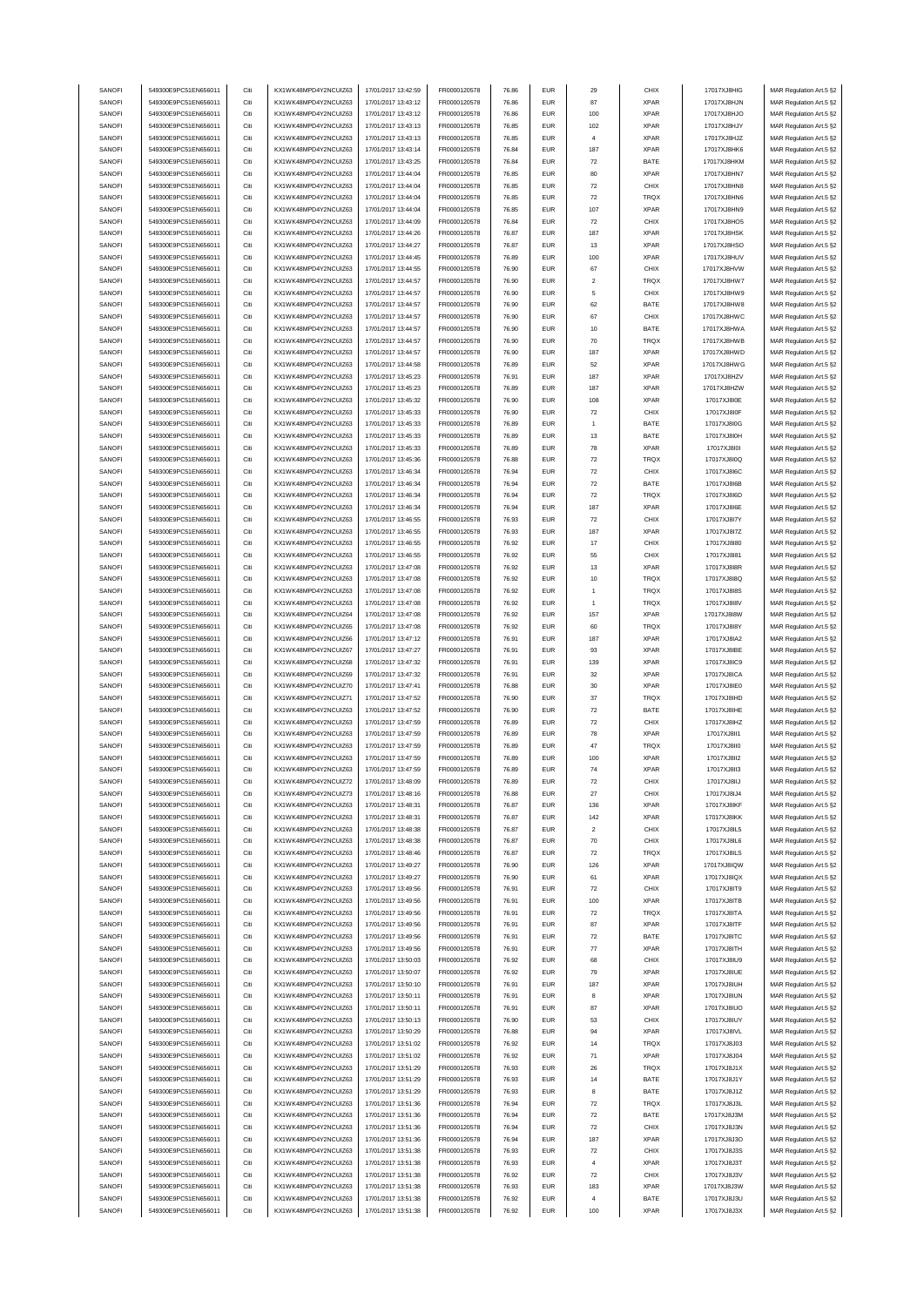| | | | | | | | | | | | | |
|---|---|---|---|---|---|---|---|---|---|---|---|---|
| SANOFI | 549300E9PC51EN656011 | Citi | KX1WK48MPD4Y2NCUIZ63 | 17/01/2017 13:42:59 | FR0000120578 | 76.86 | EUR | 29 | CHIX | 17017XJ8HIG | MAR Regulation Art.5 §2 |
| SANOFI | 549300E9PC51EN656011 | Citi | KX1WK48MPD4Y2NCUIZ63 | 17/01/2017 13:43:12 | FR0000120578 | 76.86 | EUR | 87 | XPAR | 17017XJ8HJN | MAR Regulation Art.5 §2 |
| SANOFI | 549300E9PC51EN656011 | Citi | KX1WK48MPD4Y2NCUIZ63 | 17/01/2017 13:43:12 | FR0000120578 | 76.86 | EUR | 100 | XPAR | 17017XJ8HJO | MAR Regulation Art.5 §2 |
| SANOFI | 549300E9PC51EN656011 | Citi | KX1WK48MPD4Y2NCUIZ63 | 17/01/2017 13:43:13 | FR0000120578 | 76.85 | EUR | 102 | XPAR | 17017XJ8HJY | MAR Regulation Art.5 §2 |
| SANOFI | 549300E9PC51EN656011 | Citi | KX1WK48MPD4Y2NCUIZ63 | 17/01/2017 13:43:13 | FR0000120578 | 76.85 | EUR | 4 | XPAR | 17017XJ8HJZ | MAR Regulation Art.5 §2 |
| SANOFI | 549300E9PC51EN656011 | Citi | KX1WK48MPD4Y2NCUIZ63 | 17/01/2017 13:43:14 | FR0000120578 | 76.84 | EUR | 187 | XPAR | 17017XJ8HK6 | MAR Regulation Art.5 §2 |
| SANOFI | 549300E9PC51EN656011 | Citi | KX1WK48MPD4Y2NCUIZ63 | 17/01/2017 13:43:25 | FR0000120578 | 76.84 | EUR | 72 | BATE | 17017XJ8HKM | MAR Regulation Art.5 §2 |
| SANOFI | 549300E9PC51EN656011 | Citi | KX1WK48MPD4Y2NCUIZ63 | 17/01/2017 13:44:04 | FR0000120578 | 76.85 | EUR | 80 | XPAR | 17017XJ8HN7 | MAR Regulation Art.5 §2 |
| SANOFI | 549300E9PC51EN656011 | Citi | KX1WK48MPD4Y2NCUIZ63 | 17/01/2017 13:44:04 | FR0000120578 | 76.85 | EUR | 72 | CHIX | 17017XJ8HN8 | MAR Regulation Art.5 §2 |
| SANOFI | 549300E9PC51EN656011 | Citi | KX1WK48MPD4Y2NCUIZ63 | 17/01/2017 13:44:04 | FR0000120578 | 76.85 | EUR | 72 | TRQX | 17017XJ8HN6 | MAR Regulation Art.5 §2 |
| SANOFI | 549300E9PC51EN656011 | Citi | KX1WK48MPD4Y2NCUIZ63 | 17/01/2017 13:44:04 | FR0000120578 | 76.85 | EUR | 107 | XPAR | 17017XJ8HN9 | MAR Regulation Art.5 §2 |
| SANOFI | 549300E9PC51EN656011 | Citi | KX1WK48MPD4Y2NCUIZ63 | 17/01/2017 13:44:09 | FR0000120578 | 76.84 | EUR | 72 | CHIX | 17017XJ8HOS | MAR Regulation Art.5 §2 |
| SANOFI | 549300E9PC51EN656011 | Citi | KX1WK48MPD4Y2NCUIZ63 | 17/01/2017 13:44:26 | FR0000120578 | 76.87 | EUR | 187 | XPAR | 17017XJ8HSK | MAR Regulation Art.5 §2 |
| SANOFI | 549300E9PC51EN656011 | Citi | KX1WK48MPD4Y2NCUIZ63 | 17/01/2017 13:44:27 | FR0000120578 | 76.87 | EUR | 13 | XPAR | 17017XJ8HSO | MAR Regulation Art.5 §2 |
| SANOFI | 549300E9PC51EN656011 | Citi | KX1WK48MPD4Y2NCUIZ63 | 17/01/2017 13:44:45 | FR0000120578 | 76.89 | EUR | 100 | XPAR | 17017XJ8HUV | MAR Regulation Art.5 §2 |
| SANOFI | 549300E9PC51EN656011 | Citi | KX1WK48MPD4Y2NCUIZ63 | 17/01/2017 13:44:55 | FR0000120578 | 76.90 | EUR | 67 | CHIX | 17017XJ8HVW | MAR Regulation Art.5 §2 |
| SANOFI | 549300E9PC51EN656011 | Citi | KX1WK48MPD4Y2NCUIZ63 | 17/01/2017 13:44:57 | FR0000120578 | 76.90 | EUR | 2 | TRQX | 17017XJ8HW7 | MAR Regulation Art.5 §2 |
| SANOFI | 549300E9PC51EN656011 | Citi | KX1WK48MPD4Y2NCUIZ63 | 17/01/2017 13:44:57 | FR0000120578 | 76.90 | EUR | 5 | CHIX | 17017XJ8HW9 | MAR Regulation Art.5 §2 |
| SANOFI | 549300E9PC51EN656011 | Citi | KX1WK48MPD4Y2NCUIZ63 | 17/01/2017 13:44:57 | FR0000120578 | 76.90 | EUR | 62 | BATE | 17017XJ8HW8 | MAR Regulation Art.5 §2 |
| SANOFI | 549300E9PC51EN656011 | Citi | KX1WK48MPD4Y2NCUIZ63 | 17/01/2017 13:44:57 | FR0000120578 | 76.90 | EUR | 67 | CHIX | 17017XJ8HWC | MAR Regulation Art.5 §2 |
| SANOFI | 549300E9PC51EN656011 | Citi | KX1WK48MPD4Y2NCUIZ63 | 17/01/2017 13:44:57 | FR0000120578 | 76.90 | EUR | 10 | BATE | 17017XJ8HWA | MAR Regulation Art.5 §2 |
| SANOFI | 549300E9PC51EN656011 | Citi | KX1WK48MPD4Y2NCUIZ63 | 17/01/2017 13:44:57 | FR0000120578 | 76.90 | EUR | 70 | TRQX | 17017XJ8HWB | MAR Regulation Art.5 §2 |
| SANOFI | 549300E9PC51EN656011 | Citi | KX1WK48MPD4Y2NCUIZ63 | 17/01/2017 13:44:57 | FR0000120578 | 76.90 | EUR | 187 | XPAR | 17017XJ8HWD | MAR Regulation Art.5 §2 |
| SANOFI | 549300E9PC51EN656011 | Citi | KX1WK48MPD4Y2NCUIZ63 | 17/01/2017 13:44:58 | FR0000120578 | 76.89 | EUR | 52 | XPAR | 17017XJ8HWG | MAR Regulation Art.5 §2 |
| SANOFI | 549300E9PC51EN656011 | Citi | KX1WK48MPD4Y2NCUIZ63 | 17/01/2017 13:45:23 | FR0000120578 | 76.91 | EUR | 187 | XPAR | 17017XJ8HZV | MAR Regulation Art.5 §2 |
| SANOFI | 549300E9PC51EN656011 | Citi | KX1WK48MPD4Y2NCUIZ63 | 17/01/2017 13:45:23 | FR0000120578 | 76.89 | EUR | 187 | XPAR | 17017XJ8HZW | MAR Regulation Art.5 §2 |
| SANOFI | 549300E9PC51EN656011 | Citi | KX1WK48MPD4Y2NCUIZ63 | 17/01/2017 13:45:32 | FR0000120578 | 76.90 | EUR | 108 | XPAR | 17017XJ8I0E | MAR Regulation Art.5 §2 |
| SANOFI | 549300E9PC51EN656011 | Citi | KX1WK48MPD4Y2NCUIZ63 | 17/01/2017 13:45:33 | FR0000120578 | 76.90 | EUR | 72 | CHIX | 17017XJ8I0F | MAR Regulation Art.5 §2 |
| SANOFI | 549300E9PC51EN656011 | Citi | KX1WK48MPD4Y2NCUIZ63 | 17/01/2017 13:45:33 | FR0000120578 | 76.89 | EUR | 1 | BATE | 17017XJ8I0G | MAR Regulation Art.5 §2 |
| SANOFI | 549300E9PC51EN656011 | Citi | KX1WK48MPD4Y2NCUIZ63 | 17/01/2017 13:45:33 | FR0000120578 | 76.89 | EUR | 13 | BATE | 17017XJ8I0H | MAR Regulation Art.5 §2 |
| SANOFI | 549300E9PC51EN656011 | Citi | KX1WK48MPD4Y2NCUIZ63 | 17/01/2017 13:45:33 | FR0000120578 | 76.89 | EUR | 78 | XPAR | 17017XJ8I0I | MAR Regulation Art.5 §2 |
| SANOFI | 549300E9PC51EN656011 | Citi | KX1WK48MPD4Y2NCUIZ63 | 17/01/2017 13:45:36 | FR0000120578 | 76.88 | EUR | 72 | TRQX | 17017XJ8I0Q | MAR Regulation Art.5 §2 |
| SANOFI | 549300E9PC51EN656011 | Citi | KX1WK48MPD4Y2NCUIZ63 | 17/01/2017 13:46:34 | FR0000120578 | 76.94 | EUR | 72 | CHIX | 17017XJ8I6C | MAR Regulation Art.5 §2 |
| SANOFI | 549300E9PC51EN656011 | Citi | KX1WK48MPD4Y2NCUIZ63 | 17/01/2017 13:46:34 | FR0000120578 | 76.94 | EUR | 72 | BATE | 17017XJ8I6B | MAR Regulation Art.5 §2 |
| SANOFI | 549300E9PC51EN656011 | Citi | KX1WK48MPD4Y2NCUIZ63 | 17/01/2017 13:46:34 | FR0000120578 | 76.94 | EUR | 72 | TRQX | 17017XJ8I6D | MAR Regulation Art.5 §2 |
| SANOFI | 549300E9PC51EN656011 | Citi | KX1WK48MPD4Y2NCUIZ63 | 17/01/2017 13:46:34 | FR0000120578 | 76.94 | EUR | 187 | XPAR | 17017XJ8I6E | MAR Regulation Art.5 §2 |
| SANOFI | 549300E9PC51EN656011 | Citi | KX1WK48MPD4Y2NCUIZ63 | 17/01/2017 13:46:55 | FR0000120578 | 76.93 | EUR | 72 | CHIX | 17017XJ8I7Y | MAR Regulation Art.5 §2 |
| SANOFI | 549300E9PC51EN656011 | Citi | KX1WK48MPD4Y2NCUIZ63 | 17/01/2017 13:46:55 | FR0000120578 | 76.93 | EUR | 187 | XPAR | 17017XJ8I7Z | MAR Regulation Art.5 §2 |
| SANOFI | 549300E9PC51EN656011 | Citi | KX1WK48MPD4Y2NCUIZ63 | 17/01/2017 13:46:55 | FR0000120578 | 76.92 | EUR | 17 | CHIX | 17017XJ8I80 | MAR Regulation Art.5 §2 |
| SANOFI | 549300E9PC51EN656011 | Citi | KX1WK48MPD4Y2NCUIZ63 | 17/01/2017 13:46:55 | FR0000120578 | 76.92 | EUR | 55 | CHIX | 17017XJ8I81 | MAR Regulation Art.5 §2 |
| SANOFI | 549300E9PC51EN656011 | Citi | KX1WK48MPD4Y2NCUIZ63 | 17/01/2017 13:47:08 | FR0000120578 | 76.92 | EUR | 13 | XPAR | 17017XJ8I8R | MAR Regulation Art.5 §2 |
| SANOFI | 549300E9PC51EN656011 | Citi | KX1WK48MPD4Y2NCUIZ63 | 17/01/2017 13:47:08 | FR0000120578 | 76.92 | EUR | 10 | TRQX | 17017XJ8I8Q | MAR Regulation Art.5 §2 |
| SANOFI | 549300E9PC51EN656011 | Citi | KX1WK48MPD4Y2NCUIZ63 | 17/01/2017 13:47:08 | FR0000120578 | 76.92 | EUR | 1 | TRQX | 17017XJ8I8S | MAR Regulation Art.5 §2 |
| SANOFI | 549300E9PC51EN656011 | Citi | KX1WK48MPD4Y2NCUIZ63 | 17/01/2017 13:47:08 | FR0000120578 | 76.92 | EUR | 1 | TRQX | 17017XJ8I8V | MAR Regulation Art.5 §2 |
| SANOFI | 549300E9PC51EN656011 | Citi | KX1WK48MPD4Y2NCUIZ64 | 17/01/2017 13:47:08 | FR0000120578 | 76.92 | EUR | 157 | XPAR | 17017XJ8I8W | MAR Regulation Art.5 §2 |
| SANOFI | 549300E9PC51EN656011 | Citi | KX1WK48MPD4Y2NCUIZ65 | 17/01/2017 13:47:08 | FR0000120578 | 76.92 | EUR | 60 | TRQX | 17017XJ8I8Y | MAR Regulation Art.5 §2 |
| SANOFI | 549300E9PC51EN656011 | Citi | KX1WK48MPD4Y2NCUIZ66 | 17/01/2017 13:47:12 | FR0000120578 | 76.91 | EUR | 187 | XPAR | 17017XJ8IA2 | MAR Regulation Art.5 §2 |
| SANOFI | 549300E9PC51EN656011 | Citi | KX1WK48MPD4Y2NCUIZ67 | 17/01/2017 13:47:27 | FR0000120578 | 76.91 | EUR | 93 | XPAR | 17017XJ8IBE | MAR Regulation Art.5 §2 |
| SANOFI | 549300E9PC51EN656011 | Citi | KX1WK48MPD4Y2NCUIZ68 | 17/01/2017 13:47:32 | FR0000120578 | 76.91 | EUR | 139 | XPAR | 17017XJ8IC9 | MAR Regulation Art.5 §2 |
| SANOFI | 549300E9PC51EN656011 | Citi | KX1WK48MPD4Y2NCUIZ69 | 17/01/2017 13:47:32 | FR0000120578 | 76.91 | EUR | 32 | XPAR | 17017XJ8ICA | MAR Regulation Art.5 §2 |
| SANOFI | 549300E9PC51EN656011 | Citi | KX1WK48MPD4Y2NCUIZ70 | 17/01/2017 13:47:41 | FR0000120578 | 76.88 | EUR | 30 | XPAR | 17017XJ8IE0 | MAR Regulation Art.5 §2 |
| SANOFI | 549300E9PC51EN656011 | Citi | KX1WK48MPD4Y2NCUIZ71 | 17/01/2017 13:47:52 | FR0000120578 | 76.90 | EUR | 37 | TRQX | 17017XJ8IHD | MAR Regulation Art.5 §2 |
| SANOFI | 549300E9PC51EN656011 | Citi | KX1WK48MPD4Y2NCUIZ63 | 17/01/2017 13:47:52 | FR0000120578 | 76.90 | EUR | 72 | BATE | 17017XJ8IHE | MAR Regulation Art.5 §2 |
| SANOFI | 549300E9PC51EN656011 | Citi | KX1WK48MPD4Y2NCUIZ63 | 17/01/2017 13:47:59 | FR0000120578 | 76.89 | EUR | 72 | CHIX | 17017XJ8IHZ | MAR Regulation Art.5 §2 |
| SANOFI | 549300E9PC51EN656011 | Citi | KX1WK48MPD4Y2NCUIZ63 | 17/01/2017 13:47:59 | FR0000120578 | 76.89 | EUR | 78 | XPAR | 17017XJ8II1 | MAR Regulation Art.5 §2 |
| SANOFI | 549300E9PC51EN656011 | Citi | KX1WK48MPD4Y2NCUIZ63 | 17/01/2017 13:47:59 | FR0000120578 | 76.89 | EUR | 47 | TRQX | 17017XJ8II0 | MAR Regulation Art.5 §2 |
| SANOFI | 549300E9PC51EN656011 | Citi | KX1WK48MPD4Y2NCUIZ63 | 17/01/2017 13:47:59 | FR0000120578 | 76.89 | EUR | 100 | XPAR | 17017XJ8II2 | MAR Regulation Art.5 §2 |
| SANOFI | 549300E9PC51EN656011 | Citi | KX1WK48MPD4Y2NCUIZ63 | 17/01/2017 13:47:59 | FR0000120578 | 76.89 | EUR | 74 | XPAR | 17017XJ8II3 | MAR Regulation Art.5 §2 |
| SANOFI | 549300E9PC51EN656011 | Citi | KX1WK48MPD4Y2NCUIZ72 | 17/01/2017 13:48:09 | FR0000120578 | 76.89 | EUR | 72 | CHIX | 17017XJ8IIJ | MAR Regulation Art.5 §2 |
| SANOFI | 549300E9PC51EN656011 | Citi | KX1WK48MPD4Y2NCUIZ73 | 17/01/2017 13:48:16 | FR0000120578 | 76.88 | EUR | 27 | CHIX | 17017XJ8IJ4 | MAR Regulation Art.5 §2 |
| SANOFI | 549300E9PC51EN656011 | Citi | KX1WK48MPD4Y2NCUIZ63 | 17/01/2017 13:48:31 | FR0000120578 | 76.87 | EUR | 136 | XPAR | 17017XJ8IKF | MAR Regulation Art.5 §2 |
| SANOFI | 549300E9PC51EN656011 | Citi | KX1WK48MPD4Y2NCUIZ63 | 17/01/2017 13:48:31 | FR0000120578 | 76.87 | EUR | 142 | XPAR | 17017XJ8IKK | MAR Regulation Art.5 §2 |
| SANOFI | 549300E9PC51EN656011 | Citi | KX1WK48MPD4Y2NCUIZ63 | 17/01/2017 13:48:38 | FR0000120578 | 76.87 | EUR | 2 | CHIX | 17017XJ8IL5 | MAR Regulation Art.5 §2 |
| SANOFI | 549300E9PC51EN656011 | Citi | KX1WK48MPD4Y2NCUIZ63 | 17/01/2017 13:48:38 | FR0000120578 | 76.87 | EUR | 70 | CHIX | 17017XJ8IL6 | MAR Regulation Art.5 §2 |
| SANOFI | 549300E9PC51EN656011 | Citi | KX1WK48MPD4Y2NCUIZ63 | 17/01/2017 13:48:46 | FR0000120578 | 76.87 | EUR | 72 | TRQX | 17017XJ8ILS | MAR Regulation Art.5 §2 |
| SANOFI | 549300E9PC51EN656011 | Citi | KX1WK48MPD4Y2NCUIZ63 | 17/01/2017 13:49:27 | FR0000120578 | 76.90 | EUR | 126 | XPAR | 17017XJ8IQW | MAR Regulation Art.5 §2 |
| SANOFI | 549300E9PC51EN656011 | Citi | KX1WK48MPD4Y2NCUIZ63 | 17/01/2017 13:49:27 | FR0000120578 | 76.90 | EUR | 61 | XPAR | 17017XJ8IQX | MAR Regulation Art.5 §2 |
| SANOFI | 549300E9PC51EN656011 | Citi | KX1WK48MPD4Y2NCUIZ63 | 17/01/2017 13:49:56 | FR0000120578 | 76.91 | EUR | 72 | CHIX | 17017XJ8IT9 | MAR Regulation Art.5 §2 |
| SANOFI | 549300E9PC51EN656011 | Citi | KX1WK48MPD4Y2NCUIZ63 | 17/01/2017 13:49:56 | FR0000120578 | 76.91 | EUR | 100 | XPAR | 17017XJ8ITB | MAR Regulation Art.5 §2 |
| SANOFI | 549300E9PC51EN656011 | Citi | KX1WK48MPD4Y2NCUIZ63 | 17/01/2017 13:49:56 | FR0000120578 | 76.91 | EUR | 72 | TRQX | 17017XJ8ITA | MAR Regulation Art.5 §2 |
| SANOFI | 549300E9PC51EN656011 | Citi | KX1WK48MPD4Y2NCUIZ63 | 17/01/2017 13:49:56 | FR0000120578 | 76.91 | EUR | 87 | XPAR | 17017XJ8ITF | MAR Regulation Art.5 §2 |
| SANOFI | 549300E9PC51EN656011 | Citi | KX1WK48MPD4Y2NCUIZ63 | 17/01/2017 13:49:56 | FR0000120578 | 76.91 | EUR | 72 | BATE | 17017XJ8ITC | MAR Regulation Art.5 §2 |
| SANOFI | 549300E9PC51EN656011 | Citi | KX1WK48MPD4Y2NCUIZ63 | 17/01/2017 13:49:56 | FR0000120578 | 76.91 | EUR | 77 | XPAR | 17017XJ8ITH | MAR Regulation Art.5 §2 |
| SANOFI | 549300E9PC51EN656011 | Citi | KX1WK48MPD4Y2NCUIZ63 | 17/01/2017 13:50:03 | FR0000120578 | 76.92 | EUR | 68 | CHIX | 17017XJ8IU9 | MAR Regulation Art.5 §2 |
| SANOFI | 549300E9PC51EN656011 | Citi | KX1WK48MPD4Y2NCUIZ63 | 17/01/2017 13:50:07 | FR0000120578 | 76.92 | EUR | 79 | XPAR | 17017XJ8IUE | MAR Regulation Art.5 §2 |
| SANOFI | 549300E9PC51EN656011 | Citi | KX1WK48MPD4Y2NCUIZ63 | 17/01/2017 13:50:10 | FR0000120578 | 76.91 | EUR | 187 | XPAR | 17017XJ8IUH | MAR Regulation Art.5 §2 |
| SANOFI | 549300E9PC51EN656011 | Citi | KX1WK48MPD4Y2NCUIZ63 | 17/01/2017 13:50:11 | FR0000120578 | 76.91 | EUR | 8 | XPAR | 17017XJ8IUN | MAR Regulation Art.5 §2 |
| SANOFI | 549300E9PC51EN656011 | Citi | KX1WK48MPD4Y2NCUIZ63 | 17/01/2017 13:50:11 | FR0000120578 | 76.91 | EUR | 87 | XPAR | 17017XJ8IUO | MAR Regulation Art.5 §2 |
| SANOFI | 549300E9PC51EN656011 | Citi | KX1WK48MPD4Y2NCUIZ63 | 17/01/2017 13:50:13 | FR0000120578 | 76.90 | EUR | 53 | CHIX | 17017XJ8IUY | MAR Regulation Art.5 §2 |
| SANOFI | 549300E9PC51EN656011 | Citi | KX1WK48MPD4Y2NCUIZ63 | 17/01/2017 13:50:29 | FR0000120578 | 76.88 | EUR | 94 | XPAR | 17017XJ8IVL | MAR Regulation Art.5 §2 |
| SANOFI | 549300E9PC51EN656011 | Citi | KX1WK48MPD4Y2NCUIZ63 | 17/01/2017 13:51:02 | FR0000120578 | 76.92 | EUR | 14 | TRQX | 17017XJ8J03 | MAR Regulation Art.5 §2 |
| SANOFI | 549300E9PC51EN656011 | Citi | KX1WK48MPD4Y2NCUIZ63 | 17/01/2017 13:51:02 | FR0000120578 | 76.92 | EUR | 71 | XPAR | 17017XJ8J04 | MAR Regulation Art.5 §2 |
| SANOFI | 549300E9PC51EN656011 | Citi | KX1WK48MPD4Y2NCUIZ63 | 17/01/2017 13:51:29 | FR0000120578 | 76.93 | EUR | 26 | TRQX | 17017XJ8J1X | MAR Regulation Art.5 §2 |
| SANOFI | 549300E9PC51EN656011 | Citi | KX1WK48MPD4Y2NCUIZ63 | 17/01/2017 13:51:29 | FR0000120578 | 76.93 | EUR | 14 | BATE | 17017XJ8J1Y | MAR Regulation Art.5 §2 |
| SANOFI | 549300E9PC51EN656011 | Citi | KX1WK48MPD4Y2NCUIZ63 | 17/01/2017 13:51:29 | FR0000120578 | 76.93 | EUR | 8 | BATE | 17017XJ8J1Z | MAR Regulation Art.5 §2 |
| SANOFI | 549300E9PC51EN656011 | Citi | KX1WK48MPD4Y2NCUIZ63 | 17/01/2017 13:51:36 | FR0000120578 | 76.94 | EUR | 72 | TRQX | 17017XJ8J3L | MAR Regulation Art.5 §2 |
| SANOFI | 549300E9PC51EN656011 | Citi | KX1WK48MPD4Y2NCUIZ63 | 17/01/2017 13:51:36 | FR0000120578 | 76.94 | EUR | 72 | BATE | 17017XJ8J3M | MAR Regulation Art.5 §2 |
| SANOFI | 549300E9PC51EN656011 | Citi | KX1WK48MPD4Y2NCUIZ63 | 17/01/2017 13:51:36 | FR0000120578 | 76.94 | EUR | 72 | CHIX | 17017XJ8J3N | MAR Regulation Art.5 §2 |
| SANOFI | 549300E9PC51EN656011 | Citi | KX1WK48MPD4Y2NCUIZ63 | 17/01/2017 13:51:36 | FR0000120578 | 76.94 | EUR | 187 | XPAR | 17017XJ8J3O | MAR Regulation Art.5 §2 |
| SANOFI | 549300E9PC51EN656011 | Citi | KX1WK48MPD4Y2NCUIZ63 | 17/01/2017 13:51:38 | FR0000120578 | 76.93 | EUR | 72 | CHIX | 17017XJ8J3S | MAR Regulation Art.5 §2 |
| SANOFI | 549300E9PC51EN656011 | Citi | KX1WK48MPD4Y2NCUIZ63 | 17/01/2017 13:51:38 | FR0000120578 | 76.93 | EUR | 4 | XPAR | 17017XJ8J3T | MAR Regulation Art.5 §2 |
| SANOFI | 549300E9PC51EN656011 | Citi | KX1WK48MPD4Y2NCUIZ63 | 17/01/2017 13:51:38 | FR0000120578 | 76.92 | EUR | 72 | CHIX | 17017XJ8J3V | MAR Regulation Art.5 §2 |
| SANOFI | 549300E9PC51EN656011 | Citi | KX1WK48MPD4Y2NCUIZ63 | 17/01/2017 13:51:38 | FR0000120578 | 76.93 | EUR | 183 | XPAR | 17017XJ8J3W | MAR Regulation Art.5 §2 |
| SANOFI | 549300E9PC51EN656011 | Citi | KX1WK48MPD4Y2NCUIZ63 | 17/01/2017 13:51:38 | FR0000120578 | 76.92 | EUR | 4 | BATE | 17017XJ8J3U | MAR Regulation Art.5 §2 |
| SANOFI | 549300E9PC51EN656011 | Citi | KX1WK48MPD4Y2NCUIZ63 | 17/01/2017 13:51:38 | FR0000120578 | 76.92 | EUR | 100 | XPAR | 17017XJ8J3X | MAR Regulation Art.5 §2 |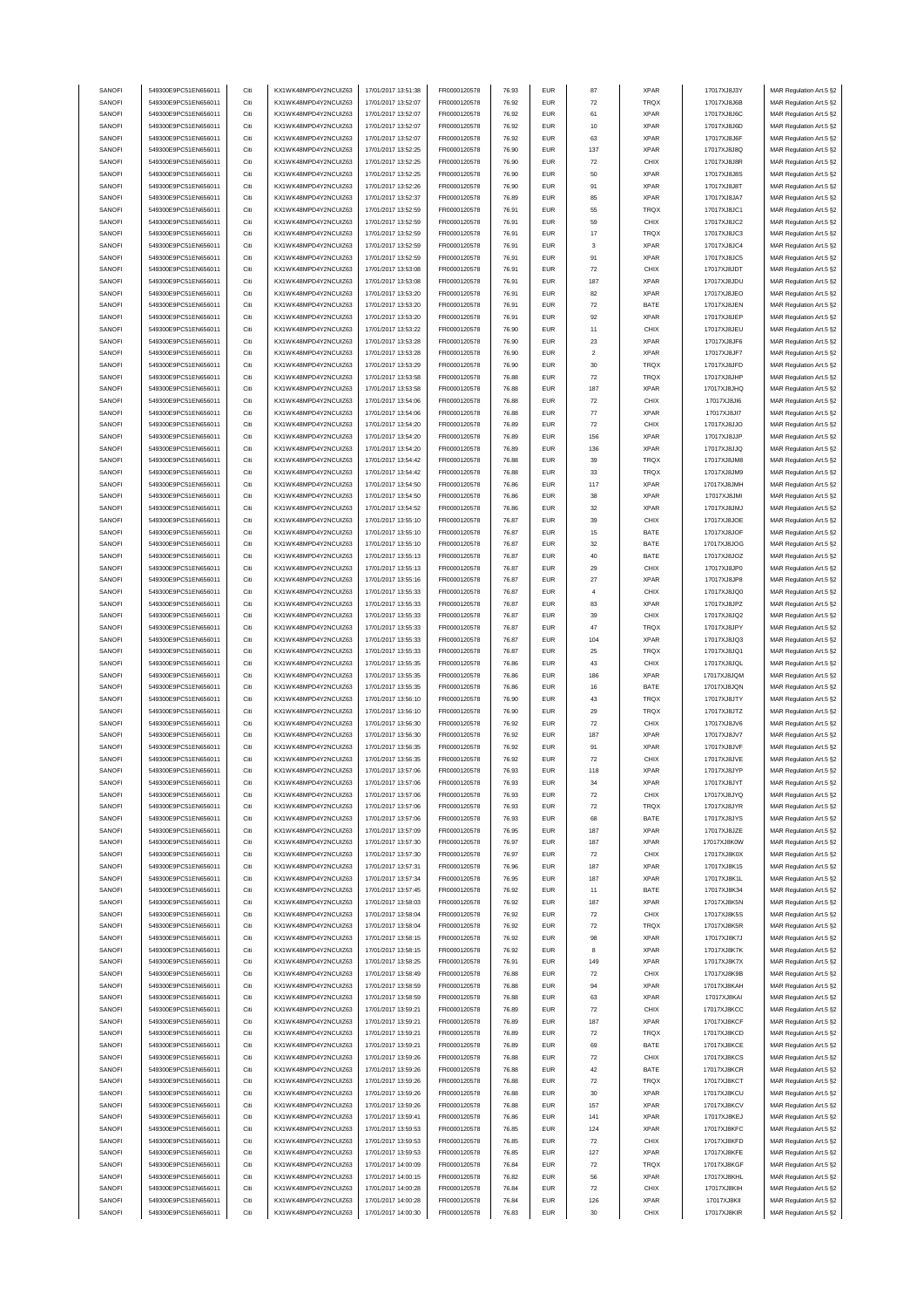| | | | | | | | | | | | |
|---|---|---|---|---|---|---|---|---|---|---|---|
| SANOFI | 549300E9PC51EN656011 | Citi | KX1WK48MPD4Y2NCUIZ63 | 17/01/2017 13:51:38 | FR0000120578 | 76.93 | EUR | 87 | XPAR | 17017XJ8J3Y | MAR Regulation Art.5 §2 |
| SANOFI | 549300E9PC51EN656011 | Citi | KX1WK48MPD4Y2NCUIZ63 | 17/01/2017 13:52:07 | FR0000120578 | 76.92 | EUR | 72 | TRQX | 17017XJ8J6B | MAR Regulation Art.5 §2 |
| SANOFI | 549300E9PC51EN656011 | Citi | KX1WK48MPD4Y2NCUIZ63 | 17/01/2017 13:52:07 | FR0000120578 | 76.92 | EUR | 61 | XPAR | 17017XJ8J6C | MAR Regulation Art.5 §2 |
| SANOFI | 549300E9PC51EN656011 | Citi | KX1WK48MPD4Y2NCUIZ63 | 17/01/2017 13:52:07 | FR0000120578 | 76.92 | EUR | 10 | XPAR | 17017XJ8J6D | MAR Regulation Art.5 §2 |
| SANOFI | 549300E9PC51EN656011 | Citi | KX1WK48MPD4Y2NCUIZ63 | 17/01/2017 13:52:07 | FR0000120578 | 76.92 | EUR | 63 | XPAR | 17017XJ8J6F | MAR Regulation Art.5 §2 |
| SANOFI | 549300E9PC51EN656011 | Citi | KX1WK48MPD4Y2NCUIZ63 | 17/01/2017 13:52:25 | FR0000120578 | 76.90 | EUR | 137 | XPAR | 17017XJ8J8Q | MAR Regulation Art.5 §2 |
| SANOFI | 549300E9PC51EN656011 | Citi | KX1WK48MPD4Y2NCUIZ63 | 17/01/2017 13:52:25 | FR0000120578 | 76.90 | EUR | 72 | CHIX | 17017XJ8J8R | MAR Regulation Art.5 §2 |
| SANOFI | 549300E9PC51EN656011 | Citi | KX1WK48MPD4Y2NCUIZ63 | 17/01/2017 13:52:25 | FR0000120578 | 76.90 | EUR | 50 | XPAR | 17017XJ8J8S | MAR Regulation Art.5 §2 |
| SANOFI | 549300E9PC51EN656011 | Citi | KX1WK48MPD4Y2NCUIZ63 | 17/01/2017 13:52:26 | FR0000120578 | 76.90 | EUR | 91 | XPAR | 17017XJ8J8T | MAR Regulation Art.5 §2 |
| SANOFI | 549300E9PC51EN656011 | Citi | KX1WK48MPD4Y2NCUIZ63 | 17/01/2017 13:52:37 | FR0000120578 | 76.89 | EUR | 85 | XPAR | 17017XJ8JA7 | MAR Regulation Art.5 §2 |
| SANOFI | 549300E9PC51EN656011 | Citi | KX1WK48MPD4Y2NCUIZ63 | 17/01/2017 13:52:59 | FR0000120578 | 76.91 | EUR | 55 | TRQX | 17017XJ8JC1 | MAR Regulation Art.5 §2 |
| SANOFI | 549300E9PC51EN656011 | Citi | KX1WK48MPD4Y2NCUIZ63 | 17/01/2017 13:52:59 | FR0000120578 | 76.91 | EUR | 59 | CHIX | 17017XJ8JC2 | MAR Regulation Art.5 §2 |
| SANOFI | 549300E9PC51EN656011 | Citi | KX1WK48MPD4Y2NCUIZ63 | 17/01/2017 13:52:59 | FR0000120578 | 76.91 | EUR | 17 | TRQX | 17017XJ8JC3 | MAR Regulation Art.5 §2 |
| SANOFI | 549300E9PC51EN656011 | Citi | KX1WK48MPD4Y2NCUIZ63 | 17/01/2017 13:52:59 | FR0000120578 | 76.91 | EUR | 3 | XPAR | 17017XJ8JC4 | MAR Regulation Art.5 §2 |
| SANOFI | 549300E9PC51EN656011 | Citi | KX1WK48MPD4Y2NCUIZ63 | 17/01/2017 13:52:59 | FR0000120578 | 76.91 | EUR | 91 | XPAR | 17017XJ8JC5 | MAR Regulation Art.5 §2 |
| SANOFI | 549300E9PC51EN656011 | Citi | KX1WK48MPD4Y2NCUIZ63 | 17/01/2017 13:53:08 | FR0000120578 | 76.91 | EUR | 72 | CHIX | 17017XJ8JDT | MAR Regulation Art.5 §2 |
| SANOFI | 549300E9PC51EN656011 | Citi | KX1WK48MPD4Y2NCUIZ63 | 17/01/2017 13:53:08 | FR0000120578 | 76.91 | EUR | 187 | XPAR | 17017XJ8JDU | MAR Regulation Art.5 §2 |
| SANOFI | 549300E9PC51EN656011 | Citi | KX1WK48MPD4Y2NCUIZ63 | 17/01/2017 13:53:20 | FR0000120578 | 76.91 | EUR | 82 | XPAR | 17017XJ8JEO | MAR Regulation Art.5 §2 |
| SANOFI | 549300E9PC51EN656011 | Citi | KX1WK48MPD4Y2NCUIZ63 | 17/01/2017 13:53:20 | FR0000120578 | 76.91 | EUR | 72 | BATE | 17017XJ8JEN | MAR Regulation Art.5 §2 |
| SANOFI | 549300E9PC51EN656011 | Citi | KX1WK48MPD4Y2NCUIZ63 | 17/01/2017 13:53:20 | FR0000120578 | 76.91 | EUR | 92 | XPAR | 17017XJ8JEP | MAR Regulation Art.5 §2 |
| SANOFI | 549300E9PC51EN656011 | Citi | KX1WK48MPD4Y2NCUIZ63 | 17/01/2017 13:53:22 | FR0000120578 | 76.90 | EUR | 11 | CHIX | 17017XJ8JEU | MAR Regulation Art.5 §2 |
| SANOFI | 549300E9PC51EN656011 | Citi | KX1WK48MPD4Y2NCUIZ63 | 17/01/2017 13:53:28 | FR0000120578 | 76.90 | EUR | 23 | XPAR | 17017XJ8JF6 | MAR Regulation Art.5 §2 |
| SANOFI | 549300E9PC51EN656011 | Citi | KX1WK48MPD4Y2NCUIZ63 | 17/01/2017 13:53:28 | FR0000120578 | 76.90 | EUR | 2 | XPAR | 17017XJ8JF7 | MAR Regulation Art.5 §2 |
| SANOFI | 549300E9PC51EN656011 | Citi | KX1WK48MPD4Y2NCUIZ63 | 17/01/2017 13:53:29 | FR0000120578 | 76.90 | EUR | 30 | TRQX | 17017XJ8JFD | MAR Regulation Art.5 §2 |
| SANOFI | 549300E9PC51EN656011 | Citi | KX1WK48MPD4Y2NCUIZ63 | 17/01/2017 13:53:58 | FR0000120578 | 76.88 | EUR | 72 | TRQX | 17017XJ8JHP | MAR Regulation Art.5 §2 |
| SANOFI | 549300E9PC51EN656011 | Citi | KX1WK48MPD4Y2NCUIZ63 | 17/01/2017 13:53:58 | FR0000120578 | 76.88 | EUR | 187 | XPAR | 17017XJ8JHQ | MAR Regulation Art.5 §2 |
| SANOFI | 549300E9PC51EN656011 | Citi | KX1WK48MPD4Y2NCUIZ63 | 17/01/2017 13:54:06 | FR0000120578 | 76.88 | EUR | 72 | CHIX | 17017XJ8JI6 | MAR Regulation Art.5 §2 |
| SANOFI | 549300E9PC51EN656011 | Citi | KX1WK48MPD4Y2NCUIZ63 | 17/01/2017 13:54:06 | FR0000120578 | 76.88 | EUR | 77 | XPAR | 17017XJ8JI7 | MAR Regulation Art.5 §2 |
| SANOFI | 549300E9PC51EN656011 | Citi | KX1WK48MPD4Y2NCUIZ63 | 17/01/2017 13:54:20 | FR0000120578 | 76.89 | EUR | 72 | CHIX | 17017XJ8JJO | MAR Regulation Art.5 §2 |
| SANOFI | 549300E9PC51EN656011 | Citi | KX1WK48MPD4Y2NCUIZ63 | 17/01/2017 13:54:20 | FR0000120578 | 76.89 | EUR | 156 | XPAR | 17017XJ8JJP | MAR Regulation Art.5 §2 |
| SANOFI | 549300E9PC51EN656011 | Citi | KX1WK48MPD4Y2NCUIZ63 | 17/01/2017 13:54:20 | FR0000120578 | 76.89 | EUR | 136 | XPAR | 17017XJ8JJQ | MAR Regulation Art.5 §2 |
| SANOFI | 549300E9PC51EN656011 | Citi | KX1WK48MPD4Y2NCUIZ63 | 17/01/2017 13:54:42 | FR0000120578 | 76.88 | EUR | 39 | TRQX | 17017XJ8JM8 | MAR Regulation Art.5 §2 |
| SANOFI | 549300E9PC51EN656011 | Citi | KX1WK48MPD4Y2NCUIZ63 | 17/01/2017 13:54:42 | FR0000120578 | 76.88 | EUR | 33 | TRQX | 17017XJ8JM9 | MAR Regulation Art.5 §2 |
| SANOFI | 549300E9PC51EN656011 | Citi | KX1WK48MPD4Y2NCUIZ63 | 17/01/2017 13:54:50 | FR0000120578 | 76.86 | EUR | 117 | XPAR | 17017XJ8JMH | MAR Regulation Art.5 §2 |
| SANOFI | 549300E9PC51EN656011 | Citi | KX1WK48MPD4Y2NCUIZ63 | 17/01/2017 13:54:50 | FR0000120578 | 76.86 | EUR | 38 | XPAR | 17017XJ8JMI | MAR Regulation Art.5 §2 |
| SANOFI | 549300E9PC51EN656011 | Citi | KX1WK48MPD4Y2NCUIZ63 | 17/01/2017 13:54:52 | FR0000120578 | 76.86 | EUR | 32 | XPAR | 17017XJ8JMJ | MAR Regulation Art.5 §2 |
| SANOFI | 549300E9PC51EN656011 | Citi | KX1WK48MPD4Y2NCUIZ63 | 17/01/2017 13:55:10 | FR0000120578 | 76.87 | EUR | 39 | CHIX | 17017XJ8JOE | MAR Regulation Art.5 §2 |
| SANOFI | 549300E9PC51EN656011 | Citi | KX1WK48MPD4Y2NCUIZ63 | 17/01/2017 13:55:10 | FR0000120578 | 76.87 | EUR | 15 | BATE | 17017XJ8JOF | MAR Regulation Art.5 §2 |
| SANOFI | 549300E9PC51EN656011 | Citi | KX1WK48MPD4Y2NCUIZ63 | 17/01/2017 13:55:10 | FR0000120578 | 76.87 | EUR | 32 | BATE | 17017XJ8JOG | MAR Regulation Art.5 §2 |
| SANOFI | 549300E9PC51EN656011 | Citi | KX1WK48MPD4Y2NCUIZ63 | 17/01/2017 13:55:13 | FR0000120578 | 76.87 | EUR | 40 | BATE | 17017XJ8JOZ | MAR Regulation Art.5 §2 |
| SANOFI | 549300E9PC51EN656011 | Citi | KX1WK48MPD4Y2NCUIZ63 | 17/01/2017 13:55:13 | FR0000120578 | 76.87 | EUR | 29 | CHIX | 17017XJ8JP0 | MAR Regulation Art.5 §2 |
| SANOFI | 549300E9PC51EN656011 | Citi | KX1WK48MPD4Y2NCUIZ63 | 17/01/2017 13:55:16 | FR0000120578 | 76.87 | EUR | 27 | XPAR | 17017XJ8JP8 | MAR Regulation Art.5 §2 |
| SANOFI | 549300E9PC51EN656011 | Citi | KX1WK48MPD4Y2NCUIZ63 | 17/01/2017 13:55:33 | FR0000120578 | 76.87 | EUR | 4 | CHIX | 17017XJ8JQ0 | MAR Regulation Art.5 §2 |
| SANOFI | 549300E9PC51EN656011 | Citi | KX1WK48MPD4Y2NCUIZ63 | 17/01/2017 13:55:33 | FR0000120578 | 76.87 | EUR | 83 | XPAR | 17017XJ8JPZ | MAR Regulation Art.5 §2 |
| SANOFI | 549300E9PC51EN656011 | Citi | KX1WK48MPD4Y2NCUIZ63 | 17/01/2017 13:55:33 | FR0000120578 | 76.87 | EUR | 39 | CHIX | 17017XJ8JQ2 | MAR Regulation Art.5 §2 |
| SANOFI | 549300E9PC51EN656011 | Citi | KX1WK48MPD4Y2NCUIZ63 | 17/01/2017 13:55:33 | FR0000120578 | 76.87 | EUR | 47 | TRQX | 17017XJ8JPY | MAR Regulation Art.5 §2 |
| SANOFI | 549300E9PC51EN656011 | Citi | KX1WK48MPD4Y2NCUIZ63 | 17/01/2017 13:55:33 | FR0000120578 | 76.87 | EUR | 104 | XPAR | 17017XJ8JQ3 | MAR Regulation Art.5 §2 |
| SANOFI | 549300E9PC51EN656011 | Citi | KX1WK48MPD4Y2NCUIZ63 | 17/01/2017 13:55:33 | FR0000120578 | 76.87 | EUR | 25 | TRQX | 17017XJ8JQ1 | MAR Regulation Art.5 §2 |
| SANOFI | 549300E9PC51EN656011 | Citi | KX1WK48MPD4Y2NCUIZ63 | 17/01/2017 13:55:35 | FR0000120578 | 76.86 | EUR | 43 | CHIX | 17017XJ8JQL | MAR Regulation Art.5 §2 |
| SANOFI | 549300E9PC51EN656011 | Citi | KX1WK48MPD4Y2NCUIZ63 | 17/01/2017 13:55:35 | FR0000120578 | 76.86 | EUR | 186 | XPAR | 17017XJ8JQM | MAR Regulation Art.5 §2 |
| SANOFI | 549300E9PC51EN656011 | Citi | KX1WK48MPD4Y2NCUIZ63 | 17/01/2017 13:55:35 | FR0000120578 | 76.86 | EUR | 16 | BATE | 17017XJ8JQN | MAR Regulation Art.5 §2 |
| SANOFI | 549300E9PC51EN656011 | Citi | KX1WK48MPD4Y2NCUIZ63 | 17/01/2017 13:56:10 | FR0000120578 | 76.90 | EUR | 43 | TRQX | 17017XJ8JTY | MAR Regulation Art.5 §2 |
| SANOFI | 549300E9PC51EN656011 | Citi | KX1WK48MPD4Y2NCUIZ63 | 17/01/2017 13:56:10 | FR0000120578 | 76.90 | EUR | 29 | TRQX | 17017XJ8JTZ | MAR Regulation Art.5 §2 |
| SANOFI | 549300E9PC51EN656011 | Citi | KX1WK48MPD4Y2NCUIZ63 | 17/01/2017 13:56:30 | FR0000120578 | 76.92 | EUR | 72 | CHIX | 17017XJ8JV6 | MAR Regulation Art.5 §2 |
| SANOFI | 549300E9PC51EN656011 | Citi | KX1WK48MPD4Y2NCUIZ63 | 17/01/2017 13:56:30 | FR0000120578 | 76.92 | EUR | 187 | XPAR | 17017XJ8JV7 | MAR Regulation Art.5 §2 |
| SANOFI | 549300E9PC51EN656011 | Citi | KX1WK48MPD4Y2NCUIZ63 | 17/01/2017 13:56:35 | FR0000120578 | 76.92 | EUR | 91 | XPAR | 17017XJ8JVF | MAR Regulation Art.5 §2 |
| SANOFI | 549300E9PC51EN656011 | Citi | KX1WK48MPD4Y2NCUIZ63 | 17/01/2017 13:56:35 | FR0000120578 | 76.92 | EUR | 72 | CHIX | 17017XJ8JVE | MAR Regulation Art.5 §2 |
| SANOFI | 549300E9PC51EN656011 | Citi | KX1WK48MPD4Y2NCUIZ63 | 17/01/2017 13:57:06 | FR0000120578 | 76.93 | EUR | 118 | XPAR | 17017XJ8JYP | MAR Regulation Art.5 §2 |
| SANOFI | 549300E9PC51EN656011 | Citi | KX1WK48MPD4Y2NCUIZ63 | 17/01/2017 13:57:06 | FR0000120578 | 76.93 | EUR | 34 | XPAR | 17017XJ8JYT | MAR Regulation Art.5 §2 |
| SANOFI | 549300E9PC51EN656011 | Citi | KX1WK48MPD4Y2NCUIZ63 | 17/01/2017 13:57:06 | FR0000120578 | 76.93 | EUR | 72 | CHIX | 17017XJ8JYQ | MAR Regulation Art.5 §2 |
| SANOFI | 549300E9PC51EN656011 | Citi | KX1WK48MPD4Y2NCUIZ63 | 17/01/2017 13:57:06 | FR0000120578 | 76.93 | EUR | 72 | TRQX | 17017XJ8JYR | MAR Regulation Art.5 §2 |
| SANOFI | 549300E9PC51EN656011 | Citi | KX1WK48MPD4Y2NCUIZ63 | 17/01/2017 13:57:06 | FR0000120578 | 76.93 | EUR | 68 | BATE | 17017XJ8JYS | MAR Regulation Art.5 §2 |
| SANOFI | 549300E9PC51EN656011 | Citi | KX1WK48MPD4Y2NCUIZ63 | 17/01/2017 13:57:09 | FR0000120578 | 76.95 | EUR | 187 | XPAR | 17017XJ8JZE | MAR Regulation Art.5 §2 |
| SANOFI | 549300E9PC51EN656011 | Citi | KX1WK48MPD4Y2NCUIZ63 | 17/01/2017 13:57:30 | FR0000120578 | 76.97 | EUR | 187 | XPAR | 17017XJ8K0W | MAR Regulation Art.5 §2 |
| SANOFI | 549300E9PC51EN656011 | Citi | KX1WK48MPD4Y2NCUIZ63 | 17/01/2017 13:57:30 | FR0000120578 | 76.97 | EUR | 72 | CHIX | 17017XJ8K0X | MAR Regulation Art.5 §2 |
| SANOFI | 549300E9PC51EN656011 | Citi | KX1WK48MPD4Y2NCUIZ63 | 17/01/2017 13:57:31 | FR0000120578 | 76.96 | EUR | 187 | XPAR | 17017XJ8K15 | MAR Regulation Art.5 §2 |
| SANOFI | 549300E9PC51EN656011 | Citi | KX1WK48MPD4Y2NCUIZ63 | 17/01/2017 13:57:34 | FR0000120578 | 76.95 | EUR | 187 | XPAR | 17017XJ8K1L | MAR Regulation Art.5 §2 |
| SANOFI | 549300E9PC51EN656011 | Citi | KX1WK48MPD4Y2NCUIZ63 | 17/01/2017 13:57:45 | FR0000120578 | 76.92 | EUR | 11 | BATE | 17017XJ8K34 | MAR Regulation Art.5 §2 |
| SANOFI | 549300E9PC51EN656011 | Citi | KX1WK48MPD4Y2NCUIZ63 | 17/01/2017 13:58:03 | FR0000120578 | 76.92 | EUR | 187 | XPAR | 17017XJ8K5N | MAR Regulation Art.5 §2 |
| SANOFI | 549300E9PC51EN656011 | Citi | KX1WK48MPD4Y2NCUIZ63 | 17/01/2017 13:58:04 | FR0000120578 | 76.92 | EUR | 72 | CHIX | 17017XJ8K5S | MAR Regulation Art.5 §2 |
| SANOFI | 549300E9PC51EN656011 | Citi | KX1WK48MPD4Y2NCUIZ63 | 17/01/2017 13:58:04 | FR0000120578 | 76.92 | EUR | 72 | TRQX | 17017XJ8K5R | MAR Regulation Art.5 §2 |
| SANOFI | 549300E9PC51EN656011 | Citi | KX1WK48MPD4Y2NCUIZ63 | 17/01/2017 13:58:15 | FR0000120578 | 76.92 | EUR | 98 | XPAR | 17017XJ8K7J | MAR Regulation Art.5 §2 |
| SANOFI | 549300E9PC51EN656011 | Citi | KX1WK48MPD4Y2NCUIZ63 | 17/01/2017 13:58:15 | FR0000120578 | 76.92 | EUR | 8 | XPAR | 17017XJ8K7K | MAR Regulation Art.5 §2 |
| SANOFI | 549300E9PC51EN656011 | Citi | KX1WK48MPD4Y2NCUIZ63 | 17/01/2017 13:58:25 | FR0000120578 | 76.91 | EUR | 149 | XPAR | 17017XJ8K7X | MAR Regulation Art.5 §2 |
| SANOFI | 549300E9PC51EN656011 | Citi | KX1WK48MPD4Y2NCUIZ63 | 17/01/2017 13:58:49 | FR0000120578 | 76.88 | EUR | 72 | CHIX | 17017XJ8K9B | MAR Regulation Art.5 §2 |
| SANOFI | 549300E9PC51EN656011 | Citi | KX1WK48MPD4Y2NCUIZ63 | 17/01/2017 13:58:59 | FR0000120578 | 76.88 | EUR | 94 | XPAR | 17017XJ8KAH | MAR Regulation Art.5 §2 |
| SANOFI | 549300E9PC51EN656011 | Citi | KX1WK48MPD4Y2NCUIZ63 | 17/01/2017 13:58:59 | FR0000120578 | 76.88 | EUR | 63 | XPAR | 17017XJ8KAI | MAR Regulation Art.5 §2 |
| SANOFI | 549300E9PC51EN656011 | Citi | KX1WK48MPD4Y2NCUIZ63 | 17/01/2017 13:59:21 | FR0000120578 | 76.89 | EUR | 72 | CHIX | 17017XJ8KCC | MAR Regulation Art.5 §2 |
| SANOFI | 549300E9PC51EN656011 | Citi | KX1WK48MPD4Y2NCUIZ63 | 17/01/2017 13:59:21 | FR0000120578 | 76.89 | EUR | 187 | XPAR | 17017XJ8KCF | MAR Regulation Art.5 §2 |
| SANOFI | 549300E9PC51EN656011 | Citi | KX1WK48MPD4Y2NCUIZ63 | 17/01/2017 13:59:21 | FR0000120578 | 76.89 | EUR | 72 | TRQX | 17017XJ8KCD | MAR Regulation Art.5 §2 |
| SANOFI | 549300E9PC51EN656011 | Citi | KX1WK48MPD4Y2NCUIZ63 | 17/01/2017 13:59:21 | FR0000120578 | 76.89 | EUR | 69 | BATE | 17017XJ8KCE | MAR Regulation Art.5 §2 |
| SANOFI | 549300E9PC51EN656011 | Citi | KX1WK48MPD4Y2NCUIZ63 | 17/01/2017 13:59:26 | FR0000120578 | 76.88 | EUR | 72 | CHIX | 17017XJ8KCS | MAR Regulation Art.5 §2 |
| SANOFI | 549300E9PC51EN656011 | Citi | KX1WK48MPD4Y2NCUIZ63 | 17/01/2017 13:59:26 | FR0000120578 | 76.88 | EUR | 42 | BATE | 17017XJ8KCR | MAR Regulation Art.5 §2 |
| SANOFI | 549300E9PC51EN656011 | Citi | KX1WK48MPD4Y2NCUIZ63 | 17/01/2017 13:59:26 | FR0000120578 | 76.88 | EUR | 72 | TRQX | 17017XJ8KCT | MAR Regulation Art.5 §2 |
| SANOFI | 549300E9PC51EN656011 | Citi | KX1WK48MPD4Y2NCUIZ63 | 17/01/2017 13:59:26 | FR0000120578 | 76.88 | EUR | 30 | XPAR | 17017XJ8KCU | MAR Regulation Art.5 §2 |
| SANOFI | 549300E9PC51EN656011 | Citi | KX1WK48MPD4Y2NCUIZ63 | 17/01/2017 13:59:26 | FR0000120578 | 76.88 | EUR | 157 | XPAR | 17017XJ8KCV | MAR Regulation Art.5 §2 |
| SANOFI | 549300E9PC51EN656011 | Citi | KX1WK48MPD4Y2NCUIZ63 | 17/01/2017 13:59:41 | FR0000120578 | 76.86 | EUR | 141 | XPAR | 17017XJ8KEJ | MAR Regulation Art.5 §2 |
| SANOFI | 549300E9PC51EN656011 | Citi | KX1WK48MPD4Y2NCUIZ63 | 17/01/2017 13:59:53 | FR0000120578 | 76.85 | EUR | 124 | XPAR | 17017XJ8KFC | MAR Regulation Art.5 §2 |
| SANOFI | 549300E9PC51EN656011 | Citi | KX1WK48MPD4Y2NCUIZ63 | 17/01/2017 13:59:53 | FR0000120578 | 76.85 | EUR | 72 | CHIX | 17017XJ8KFD | MAR Regulation Art.5 §2 |
| SANOFI | 549300E9PC51EN656011 | Citi | KX1WK48MPD4Y2NCUIZ63 | 17/01/2017 13:59:53 | FR0000120578 | 76.85 | EUR | 127 | XPAR | 17017XJ8KFE | MAR Regulation Art.5 §2 |
| SANOFI | 549300E9PC51EN656011 | Citi | KX1WK48MPD4Y2NCUIZ63 | 17/01/2017 14:00:09 | FR0000120578 | 76.84 | EUR | 72 | TRQX | 17017XJ8KGF | MAR Regulation Art.5 §2 |
| SANOFI | 549300E9PC51EN656011 | Citi | KX1WK48MPD4Y2NCUIZ63 | 17/01/2017 14:00:15 | FR0000120578 | 76.82 | EUR | 56 | XPAR | 17017XJ8KHL | MAR Regulation Art.5 §2 |
| SANOFI | 549300E9PC51EN656011 | Citi | KX1WK48MPD4Y2NCUIZ63 | 17/01/2017 14:00:28 | FR0000120578 | 76.84 | EUR | 72 | CHIX | 17017XJ8KIH | MAR Regulation Art.5 §2 |
| SANOFI | 549300E9PC51EN656011 | Citi | KX1WK48MPD4Y2NCUIZ63 | 17/01/2017 14:00:28 | FR0000120578 | 76.84 | EUR | 126 | XPAR | 17017XJ8KII | MAR Regulation Art.5 §2 |
| SANOFI | 549300E9PC51EN656011 | Citi | KX1WK48MPD4Y2NCUIZ63 | 17/01/2017 14:00:30 | FR0000120578 | 76.83 | EUR | 30 | CHIX | 17017XJ8KIR | MAR Regulation Art.5 §2 |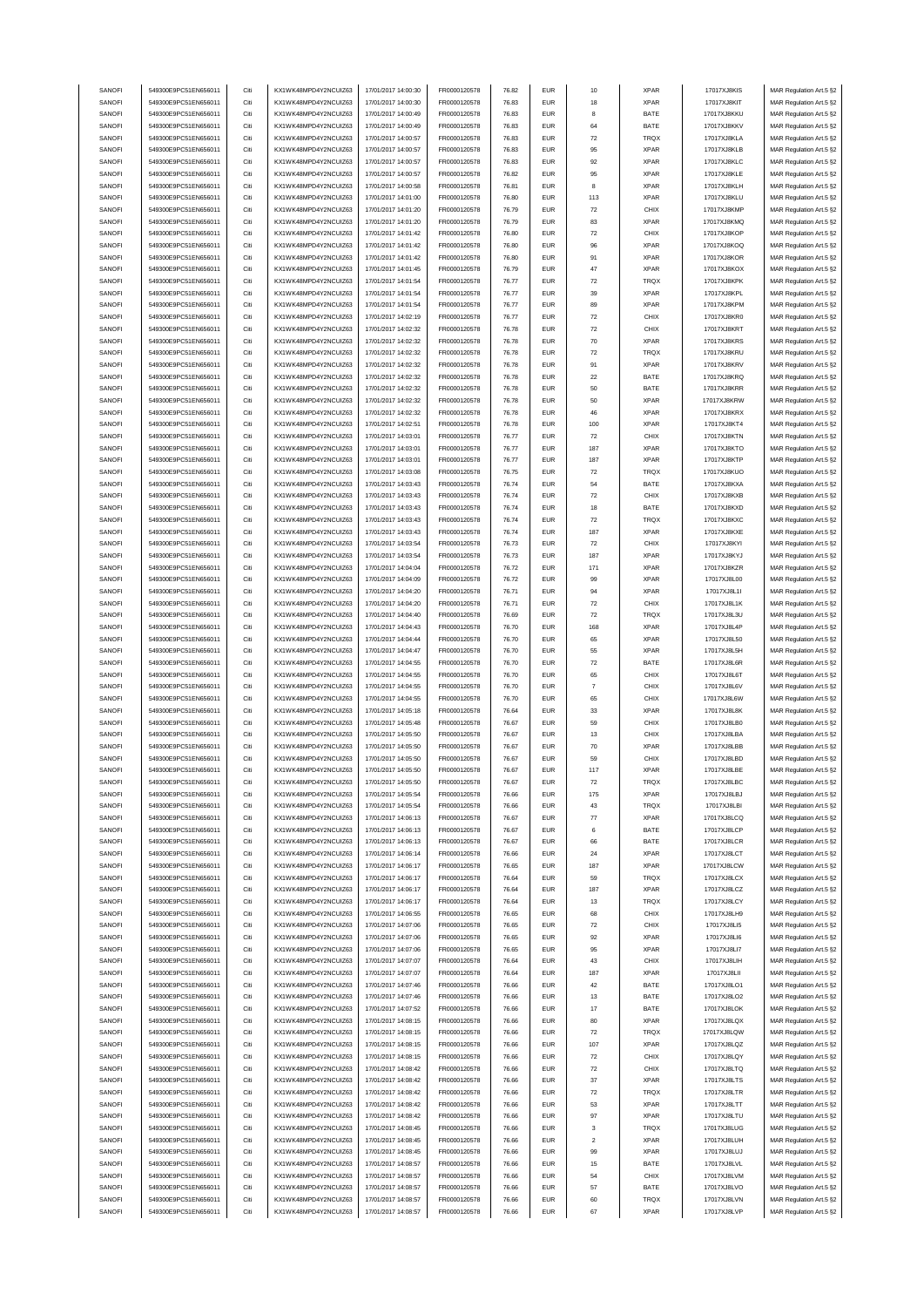| | | | | | | | | | | | |
|---|---|---|---|---|---|---|---|---|---|---|---|
| SANOFI | 549300E9PC51EN656011 | Citi | KX1WK48MPD4Y2NCUIZ63 | 17/01/2017 14:00:30 | FR0000120578 | 76.82 | EUR | 10 | XPAR | 17017XJ8KIS | MAR Regulation Art.5 §2 |
| SANOFI | 549300E9PC51EN656011 | Citi | KX1WK48MPD4Y2NCUIZ63 | 17/01/2017 14:00:30 | FR0000120578 | 76.83 | EUR | 18 | XPAR | 17017XJ8KIT | MAR Regulation Art.5 §2 |
| SANOFI | 549300E9PC51EN656011 | Citi | KX1WK48MPD4Y2NCUIZ63 | 17/01/2017 14:00:49 | FR0000120578 | 76.83 | EUR | 8 | BATE | 17017XJ8KKU | MAR Regulation Art.5 §2 |
| SANOFI | 549300E9PC51EN656011 | Citi | KX1WK48MPD4Y2NCUIZ63 | 17/01/2017 14:00:49 | FR0000120578 | 76.83 | EUR | 64 | BATE | 17017XJ8KKV | MAR Regulation Art.5 §2 |
| SANOFI | 549300E9PC51EN656011 | Citi | KX1WK48MPD4Y2NCUIZ63 | 17/01/2017 14:00:57 | FR0000120578 | 76.83 | EUR | 72 | TRQX | 17017XJ8KLA | MAR Regulation Art.5 §2 |
| SANOFI | 549300E9PC51EN656011 | Citi | KX1WK48MPD4Y2NCUIZ63 | 17/01/2017 14:00:57 | FR0000120578 | 76.83 | EUR | 95 | XPAR | 17017XJ8KLB | MAR Regulation Art.5 §2 |
| SANOFI | 549300E9PC51EN656011 | Citi | KX1WK48MPD4Y2NCUIZ63 | 17/01/2017 14:00:57 | FR0000120578 | 76.83 | EUR | 92 | XPAR | 17017XJ8KLC | MAR Regulation Art.5 §2 |
| SANOFI | 549300E9PC51EN656011 | Citi | KX1WK48MPD4Y2NCUIZ63 | 17/01/2017 14:00:57 | FR0000120578 | 76.82 | EUR | 95 | XPAR | 17017XJ8KLE | MAR Regulation Art.5 §2 |
| SANOFI | 549300E9PC51EN656011 | Citi | KX1WK48MPD4Y2NCUIZ63 | 17/01/2017 14:00:58 | FR0000120578 | 76.81 | EUR | 8 | XPAR | 17017XJ8KLH | MAR Regulation Art.5 §2 |
| SANOFI | 549300E9PC51EN656011 | Citi | KX1WK48MPD4Y2NCUIZ63 | 17/01/2017 14:01:00 | FR0000120578 | 76.80 | EUR | 113 | XPAR | 17017XJ8KLU | MAR Regulation Art.5 §2 |
| SANOFI | 549300E9PC51EN656011 | Citi | KX1WK48MPD4Y2NCUIZ63 | 17/01/2017 14:01:20 | FR0000120578 | 76.79 | EUR | 72 | CHIX | 17017XJ8KMP | MAR Regulation Art.5 §2 |
| SANOFI | 549300E9PC51EN656011 | Citi | KX1WK48MPD4Y2NCUIZ63 | 17/01/2017 14:01:20 | FR0000120578 | 76.79 | EUR | 83 | XPAR | 17017XJ8KMQ | MAR Regulation Art.5 §2 |
| SANOFI | 549300E9PC51EN656011 | Citi | KX1WK48MPD4Y2NCUIZ63 | 17/01/2017 14:01:42 | FR0000120578 | 76.80 | EUR | 72 | CHIX | 17017XJ8KOP | MAR Regulation Art.5 §2 |
| SANOFI | 549300E9PC51EN656011 | Citi | KX1WK48MPD4Y2NCUIZ63 | 17/01/2017 14:01:42 | FR0000120578 | 76.80 | EUR | 96 | XPAR | 17017XJ8KOQ | MAR Regulation Art.5 §2 |
| SANOFI | 549300E9PC51EN656011 | Citi | KX1WK48MPD4Y2NCUIZ63 | 17/01/2017 14:01:42 | FR0000120578 | 76.80 | EUR | 91 | XPAR | 17017XJ8KOR | MAR Regulation Art.5 §2 |
| SANOFI | 549300E9PC51EN656011 | Citi | KX1WK48MPD4Y2NCUIZ63 | 17/01/2017 14:01:45 | FR0000120578 | 76.79 | EUR | 47 | XPAR | 17017XJ8KOX | MAR Regulation Art.5 §2 |
| SANOFI | 549300E9PC51EN656011 | Citi | KX1WK48MPD4Y2NCUIZ63 | 17/01/2017 14:01:54 | FR0000120578 | 76.77 | EUR | 72 | TRQX | 17017XJ8KPK | MAR Regulation Art.5 §2 |
| SANOFI | 549300E9PC51EN656011 | Citi | KX1WK48MPD4Y2NCUIZ63 | 17/01/2017 14:01:54 | FR0000120578 | 76.77 | EUR | 39 | XPAR | 17017XJ8KPL | MAR Regulation Art.5 §2 |
| SANOFI | 549300E9PC51EN656011 | Citi | KX1WK48MPD4Y2NCUIZ63 | 17/01/2017 14:01:54 | FR0000120578 | 76.77 | EUR | 89 | XPAR | 17017XJ8KPM | MAR Regulation Art.5 §2 |
| SANOFI | 549300E9PC51EN656011 | Citi | KX1WK48MPD4Y2NCUIZ63 | 17/01/2017 14:02:19 | FR0000120578 | 76.77 | EUR | 72 | CHIX | 17017XJ8KR0 | MAR Regulation Art.5 §2 |
| SANOFI | 549300E9PC51EN656011 | Citi | KX1WK48MPD4Y2NCUIZ63 | 17/01/2017 14:02:32 | FR0000120578 | 76.78 | EUR | 72 | CHIX | 17017XJ8KRT | MAR Regulation Art.5 §2 |
| SANOFI | 549300E9PC51EN656011 | Citi | KX1WK48MPD4Y2NCUIZ63 | 17/01/2017 14:02:32 | FR0000120578 | 76.78 | EUR | 70 | XPAR | 17017XJ8KRS | MAR Regulation Art.5 §2 |
| SANOFI | 549300E9PC51EN656011 | Citi | KX1WK48MPD4Y2NCUIZ63 | 17/01/2017 14:02:32 | FR0000120578 | 76.78 | EUR | 72 | TRQX | 17017XJ8KRU | MAR Regulation Art.5 §2 |
| SANOFI | 549300E9PC51EN656011 | Citi | KX1WK48MPD4Y2NCUIZ63 | 17/01/2017 14:02:32 | FR0000120578 | 76.78 | EUR | 91 | XPAR | 17017XJ8KRV | MAR Regulation Art.5 §2 |
| SANOFI | 549300E9PC51EN656011 | Citi | KX1WK48MPD4Y2NCUIZ63 | 17/01/2017 14:02:32 | FR0000120578 | 76.78 | EUR | 22 | BATE | 17017XJ8KRQ | MAR Regulation Art.5 §2 |
| SANOFI | 549300E9PC51EN656011 | Citi | KX1WK48MPD4Y2NCUIZ63 | 17/01/2017 14:02:32 | FR0000120578 | 76.78 | EUR | 50 | BATE | 17017XJ8KRR | MAR Regulation Art.5 §2 |
| SANOFI | 549300E9PC51EN656011 | Citi | KX1WK48MPD4Y2NCUIZ63 | 17/01/2017 14:02:32 | FR0000120578 | 76.78 | EUR | 50 | XPAR | 17017XJ8KRW | MAR Regulation Art.5 §2 |
| SANOFI | 549300E9PC51EN656011 | Citi | KX1WK48MPD4Y2NCUIZ63 | 17/01/2017 14:02:32 | FR0000120578 | 76.78 | EUR | 46 | XPAR | 17017XJ8KRX | MAR Regulation Art.5 §2 |
| SANOFI | 549300E9PC51EN656011 | Citi | KX1WK48MPD4Y2NCUIZ63 | 17/01/2017 14:02:51 | FR0000120578 | 76.78 | EUR | 100 | XPAR | 17017XJ8KT4 | MAR Regulation Art.5 §2 |
| SANOFI | 549300E9PC51EN656011 | Citi | KX1WK48MPD4Y2NCUIZ63 | 17/01/2017 14:03:01 | FR0000120578 | 76.77 | EUR | 72 | CHIX | 17017XJ8KTN | MAR Regulation Art.5 §2 |
| SANOFI | 549300E9PC51EN656011 | Citi | KX1WK48MPD4Y2NCUIZ63 | 17/01/2017 14:03:01 | FR0000120578 | 76.77 | EUR | 187 | XPAR | 17017XJ8KTO | MAR Regulation Art.5 §2 |
| SANOFI | 549300E9PC51EN656011 | Citi | KX1WK48MPD4Y2NCUIZ63 | 17/01/2017 14:03:01 | FR0000120578 | 76.77 | EUR | 187 | XPAR | 17017XJ8KTP | MAR Regulation Art.5 §2 |
| SANOFI | 549300E9PC51EN656011 | Citi | KX1WK48MPD4Y2NCUIZ63 | 17/01/2017 14:03:08 | FR0000120578 | 76.75 | EUR | 72 | TRQX | 17017XJ8KUO | MAR Regulation Art.5 §2 |
| SANOFI | 549300E9PC51EN656011 | Citi | KX1WK48MPD4Y2NCUIZ63 | 17/01/2017 14:03:43 | FR0000120578 | 76.74 | EUR | 54 | BATE | 17017XJ8KXA | MAR Regulation Art.5 §2 |
| SANOFI | 549300E9PC51EN656011 | Citi | KX1WK48MPD4Y2NCUIZ63 | 17/01/2017 14:03:43 | FR0000120578 | 76.74 | EUR | 72 | CHIX | 17017XJ8KXB | MAR Regulation Art.5 §2 |
| SANOFI | 549300E9PC51EN656011 | Citi | KX1WK48MPD4Y2NCUIZ63 | 17/01/2017 14:03:43 | FR0000120578 | 76.74 | EUR | 18 | BATE | 17017XJ8KXD | MAR Regulation Art.5 §2 |
| SANOFI | 549300E9PC51EN656011 | Citi | KX1WK48MPD4Y2NCUIZ63 | 17/01/2017 14:03:43 | FR0000120578 | 76.74 | EUR | 72 | TRQX | 17017XJ8KXC | MAR Regulation Art.5 §2 |
| SANOFI | 549300E9PC51EN656011 | Citi | KX1WK48MPD4Y2NCUIZ63 | 17/01/2017 14:03:43 | FR0000120578 | 76.74 | EUR | 187 | XPAR | 17017XJ8KXE | MAR Regulation Art.5 §2 |
| SANOFI | 549300E9PC51EN656011 | Citi | KX1WK48MPD4Y2NCUIZ63 | 17/01/2017 14:03:54 | FR0000120578 | 76.73 | EUR | 72 | CHIX | 17017XJ8KYI | MAR Regulation Art.5 §2 |
| SANOFI | 549300E9PC51EN656011 | Citi | KX1WK48MPD4Y2NCUIZ63 | 17/01/2017 14:03:54 | FR0000120578 | 76.73 | EUR | 187 | XPAR | 17017XJ8KYJ | MAR Regulation Art.5 §2 |
| SANOFI | 549300E9PC51EN656011 | Citi | KX1WK48MPD4Y2NCUIZ63 | 17/01/2017 14:04:04 | FR0000120578 | 76.72 | EUR | 171 | XPAR | 17017XJ8KZR | MAR Regulation Art.5 §2 |
| SANOFI | 549300E9PC51EN656011 | Citi | KX1WK48MPD4Y2NCUIZ63 | 17/01/2017 14:04:09 | FR0000120578 | 76.72 | EUR | 99 | XPAR | 17017XJ8L00 | MAR Regulation Art.5 §2 |
| SANOFI | 549300E9PC51EN656011 | Citi | KX1WK48MPD4Y2NCUIZ63 | 17/01/2017 14:04:20 | FR0000120578 | 76.71 | EUR | 94 | XPAR | 17017XJ8L1I | MAR Regulation Art.5 §2 |
| SANOFI | 549300E9PC51EN656011 | Citi | KX1WK48MPD4Y2NCUIZ63 | 17/01/2017 14:04:20 | FR0000120578 | 76.71 | EUR | 72 | CHIX | 17017XJ8L1K | MAR Regulation Art.5 §2 |
| SANOFI | 549300E9PC51EN656011 | Citi | KX1WK48MPD4Y2NCUIZ63 | 17/01/2017 14:04:40 | FR0000120578 | 76.69 | EUR | 72 | TRQX | 17017XJ8L3U | MAR Regulation Art.5 §2 |
| SANOFI | 549300E9PC51EN656011 | Citi | KX1WK48MPD4Y2NCUIZ63 | 17/01/2017 14:04:43 | FR0000120578 | 76.70 | EUR | 168 | XPAR | 17017XJ8L4P | MAR Regulation Art.5 §2 |
| SANOFI | 549300E9PC51EN656011 | Citi | KX1WK48MPD4Y2NCUIZ63 | 17/01/2017 14:04:44 | FR0000120578 | 76.70 | EUR | 65 | XPAR | 17017XJ8L50 | MAR Regulation Art.5 §2 |
| SANOFI | 549300E9PC51EN656011 | Citi | KX1WK48MPD4Y2NCUIZ63 | 17/01/2017 14:04:47 | FR0000120578 | 76.70 | EUR | 55 | XPAR | 17017XJ8L5H | MAR Regulation Art.5 §2 |
| SANOFI | 549300E9PC51EN656011 | Citi | KX1WK48MPD4Y2NCUIZ63 | 17/01/2017 14:04:55 | FR0000120578 | 76.70 | EUR | 72 | BATE | 17017XJ8L6R | MAR Regulation Art.5 §2 |
| SANOFI | 549300E9PC51EN656011 | Citi | KX1WK48MPD4Y2NCUIZ63 | 17/01/2017 14:04:55 | FR0000120578 | 76.70 | EUR | 65 | CHIX | 17017XJ8L6T | MAR Regulation Art.5 §2 |
| SANOFI | 549300E9PC51EN656011 | Citi | KX1WK48MPD4Y2NCUIZ63 | 17/01/2017 14:04:55 | FR0000120578 | 76.70 | EUR | 7 | CHIX | 17017XJ8L6V | MAR Regulation Art.5 §2 |
| SANOFI | 549300E9PC51EN656011 | Citi | KX1WK48MPD4Y2NCUIZ63 | 17/01/2017 14:04:55 | FR0000120578 | 76.70 | EUR | 65 | CHIX | 17017XJ8L6W | MAR Regulation Art.5 §2 |
| SANOFI | 549300E9PC51EN656011 | Citi | KX1WK48MPD4Y2NCUIZ63 | 17/01/2017 14:05:18 | FR0000120578 | 76.64 | EUR | 33 | XPAR | 17017XJ8L8K | MAR Regulation Art.5 §2 |
| SANOFI | 549300E9PC51EN656011 | Citi | KX1WK48MPD4Y2NCUIZ63 | 17/01/2017 14:05:48 | FR0000120578 | 76.67 | EUR | 59 | CHIX | 17017XJ8LB0 | MAR Regulation Art.5 §2 |
| SANOFI | 549300E9PC51EN656011 | Citi | KX1WK48MPD4Y2NCUIZ63 | 17/01/2017 14:05:50 | FR0000120578 | 76.67 | EUR | 13 | CHIX | 17017XJ8LBA | MAR Regulation Art.5 §2 |
| SANOFI | 549300E9PC51EN656011 | Citi | KX1WK48MPD4Y2NCUIZ63 | 17/01/2017 14:05:50 | FR0000120578 | 76.67 | EUR | 70 | XPAR | 17017XJ8LBB | MAR Regulation Art.5 §2 |
| SANOFI | 549300E9PC51EN656011 | Citi | KX1WK48MPD4Y2NCUIZ63 | 17/01/2017 14:05:50 | FR0000120578 | 76.67 | EUR | 59 | CHIX | 17017XJ8LBD | MAR Regulation Art.5 §2 |
| SANOFI | 549300E9PC51EN656011 | Citi | KX1WK48MPD4Y2NCUIZ63 | 17/01/2017 14:05:50 | FR0000120578 | 76.67 | EUR | 117 | XPAR | 17017XJ8LBE | MAR Regulation Art.5 §2 |
| SANOFI | 549300E9PC51EN656011 | Citi | KX1WK48MPD4Y2NCUIZ63 | 17/01/2017 14:05:50 | FR0000120578 | 76.67 | EUR | 72 | TRQX | 17017XJ8LBC | MAR Regulation Art.5 §2 |
| SANOFI | 549300E9PC51EN656011 | Citi | KX1WK48MPD4Y2NCUIZ63 | 17/01/2017 14:05:54 | FR0000120578 | 76.66 | EUR | 175 | XPAR | 17017XJ8LBJ | MAR Regulation Art.5 §2 |
| SANOFI | 549300E9PC51EN656011 | Citi | KX1WK48MPD4Y2NCUIZ63 | 17/01/2017 14:05:54 | FR0000120578 | 76.66 | EUR | 43 | TRQX | 17017XJ8LBI | MAR Regulation Art.5 §2 |
| SANOFI | 549300E9PC51EN656011 | Citi | KX1WK48MPD4Y2NCUIZ63 | 17/01/2017 14:06:13 | FR0000120578 | 76.67 | EUR | 77 | XPAR | 17017XJ8LCQ | MAR Regulation Art.5 §2 |
| SANOFI | 549300E9PC51EN656011 | Citi | KX1WK48MPD4Y2NCUIZ63 | 17/01/2017 14:06:13 | FR0000120578 | 76.67 | EUR | 6 | BATE | 17017XJ8LCP | MAR Regulation Art.5 §2 |
| SANOFI | 549300E9PC51EN656011 | Citi | KX1WK48MPD4Y2NCUIZ63 | 17/01/2017 14:06:13 | FR0000120578 | 76.67 | EUR | 66 | BATE | 17017XJ8LCR | MAR Regulation Art.5 §2 |
| SANOFI | 549300E9PC51EN656011 | Citi | KX1WK48MPD4Y2NCUIZ63 | 17/01/2017 14:06:14 | FR0000120578 | 76.66 | EUR | 24 | XPAR | 17017XJ8LCT | MAR Regulation Art.5 §2 |
| SANOFI | 549300E9PC51EN656011 | Citi | KX1WK48MPD4Y2NCUIZ63 | 17/01/2017 14:06:17 | FR0000120578 | 76.65 | EUR | 187 | XPAR | 17017XJ8LCW | MAR Regulation Art.5 §2 |
| SANOFI | 549300E9PC51EN656011 | Citi | KX1WK48MPD4Y2NCUIZ63 | 17/01/2017 14:06:17 | FR0000120578 | 76.64 | EUR | 59 | TRQX | 17017XJ8LCX | MAR Regulation Art.5 §2 |
| SANOFI | 549300E9PC51EN656011 | Citi | KX1WK48MPD4Y2NCUIZ63 | 17/01/2017 14:06:17 | FR0000120578 | 76.64 | EUR | 187 | XPAR | 17017XJ8LCZ | MAR Regulation Art.5 §2 |
| SANOFI | 549300E9PC51EN656011 | Citi | KX1WK48MPD4Y2NCUIZ63 | 17/01/2017 14:06:17 | FR0000120578 | 76.64 | EUR | 13 | TRQX | 17017XJ8LCY | MAR Regulation Art.5 §2 |
| SANOFI | 549300E9PC51EN656011 | Citi | KX1WK48MPD4Y2NCUIZ63 | 17/01/2017 14:06:55 | FR0000120578 | 76.65 | EUR | 68 | CHIX | 17017XJ8LH9 | MAR Regulation Art.5 §2 |
| SANOFI | 549300E9PC51EN656011 | Citi | KX1WK48MPD4Y2NCUIZ63 | 17/01/2017 14:07:06 | FR0000120578 | 76.65 | EUR | 72 | CHIX | 17017XJ8LI5 | MAR Regulation Art.5 §2 |
| SANOFI | 549300E9PC51EN656011 | Citi | KX1WK48MPD4Y2NCUIZ63 | 17/01/2017 14:07:06 | FR0000120578 | 76.65 | EUR | 92 | XPAR | 17017XJ8LI6 | MAR Regulation Art.5 §2 |
| SANOFI | 549300E9PC51EN656011 | Citi | KX1WK48MPD4Y2NCUIZ63 | 17/01/2017 14:07:06 | FR0000120578 | 76.65 | EUR | 95 | XPAR | 17017XJ8LI7 | MAR Regulation Art.5 §2 |
| SANOFI | 549300E9PC51EN656011 | Citi | KX1WK48MPD4Y2NCUIZ63 | 17/01/2017 14:07:07 | FR0000120578 | 76.64 | EUR | 43 | CHIX | 17017XJ8LIH | MAR Regulation Art.5 §2 |
| SANOFI | 549300E9PC51EN656011 | Citi | KX1WK48MPD4Y2NCUIZ63 | 17/01/2017 14:07:07 | FR0000120578 | 76.64 | EUR | 187 | XPAR | 17017XJ8LII | MAR Regulation Art.5 §2 |
| SANOFI | 549300E9PC51EN656011 | Citi | KX1WK48MPD4Y2NCUIZ63 | 17/01/2017 14:07:46 | FR0000120578 | 76.66 | EUR | 42 | BATE | 17017XJ8LO1 | MAR Regulation Art.5 §2 |
| SANOFI | 549300E9PC51EN656011 | Citi | KX1WK48MPD4Y2NCUIZ63 | 17/01/2017 14:07:46 | FR0000120578 | 76.66 | EUR | 13 | BATE | 17017XJ8LO2 | MAR Regulation Art.5 §2 |
| SANOFI | 549300E9PC51EN656011 | Citi | KX1WK48MPD4Y2NCUIZ63 | 17/01/2017 14:07:52 | FR0000120578 | 76.66 | EUR | 17 | BATE | 17017XJ8LOK | MAR Regulation Art.5 §2 |
| SANOFI | 549300E9PC51EN656011 | Citi | KX1WK48MPD4Y2NCUIZ63 | 17/01/2017 14:08:15 | FR0000120578 | 76.66 | EUR | 80 | XPAR | 17017XJ8LQX | MAR Regulation Art.5 §2 |
| SANOFI | 549300E9PC51EN656011 | Citi | KX1WK48MPD4Y2NCUIZ63 | 17/01/2017 14:08:15 | FR0000120578 | 76.66 | EUR | 72 | TRQX | 17017XJ8LQW | MAR Regulation Art.5 §2 |
| SANOFI | 549300E9PC51EN656011 | Citi | KX1WK48MPD4Y2NCUIZ63 | 17/01/2017 14:08:15 | FR0000120578 | 76.66 | EUR | 107 | XPAR | 17017XJ8LQZ | MAR Regulation Art.5 §2 |
| SANOFI | 549300E9PC51EN656011 | Citi | KX1WK48MPD4Y2NCUIZ63 | 17/01/2017 14:08:15 | FR0000120578 | 76.66 | EUR | 72 | CHIX | 17017XJ8LQY | MAR Regulation Art.5 §2 |
| SANOFI | 549300E9PC51EN656011 | Citi | KX1WK48MPD4Y2NCUIZ63 | 17/01/2017 14:08:42 | FR0000120578 | 76.66 | EUR | 72 | CHIX | 17017XJ8LTQ | MAR Regulation Art.5 §2 |
| SANOFI | 549300E9PC51EN656011 | Citi | KX1WK48MPD4Y2NCUIZ63 | 17/01/2017 14:08:42 | FR0000120578 | 76.66 | EUR | 37 | XPAR | 17017XJ8LTS | MAR Regulation Art.5 §2 |
| SANOFI | 549300E9PC51EN656011 | Citi | KX1WK48MPD4Y2NCUIZ63 | 17/01/2017 14:08:42 | FR0000120578 | 76.66 | EUR | 72 | TRQX | 17017XJ8LTR | MAR Regulation Art.5 §2 |
| SANOFI | 549300E9PC51EN656011 | Citi | KX1WK48MPD4Y2NCUIZ63 | 17/01/2017 14:08:42 | FR0000120578 | 76.66 | EUR | 53 | XPAR | 17017XJ8LTT | MAR Regulation Art.5 §2 |
| SANOFI | 549300E9PC51EN656011 | Citi | KX1WK48MPD4Y2NCUIZ63 | 17/01/2017 14:08:42 | FR0000120578 | 76.66 | EUR | 97 | XPAR | 17017XJ8LTU | MAR Regulation Art.5 §2 |
| SANOFI | 549300E9PC51EN656011 | Citi | KX1WK48MPD4Y2NCUIZ63 | 17/01/2017 14:08:45 | FR0000120578 | 76.66 | EUR | 3 | TRQX | 17017XJ8LUG | MAR Regulation Art.5 §2 |
| SANOFI | 549300E9PC51EN656011 | Citi | KX1WK48MPD4Y2NCUIZ63 | 17/01/2017 14:08:45 | FR0000120578 | 76.66 | EUR | 2 | XPAR | 17017XJ8LUH | MAR Regulation Art.5 §2 |
| SANOFI | 549300E9PC51EN656011 | Citi | KX1WK48MPD4Y2NCUIZ63 | 17/01/2017 14:08:45 | FR0000120578 | 76.66 | EUR | 99 | XPAR | 17017XJ8LUJ | MAR Regulation Art.5 §2 |
| SANOFI | 549300E9PC51EN656011 | Citi | KX1WK48MPD4Y2NCUIZ63 | 17/01/2017 14:08:57 | FR0000120578 | 76.66 | EUR | 15 | BATE | 17017XJ8LVL | MAR Regulation Art.5 §2 |
| SANOFI | 549300E9PC51EN656011 | Citi | KX1WK48MPD4Y2NCUIZ63 | 17/01/2017 14:08:57 | FR0000120578 | 76.66 | EUR | 54 | CHIX | 17017XJ8LVM | MAR Regulation Art.5 §2 |
| SANOFI | 549300E9PC51EN656011 | Citi | KX1WK48MPD4Y2NCUIZ63 | 17/01/2017 14:08:57 | FR0000120578 | 76.66 | EUR | 57 | BATE | 17017XJ8LVO | MAR Regulation Art.5 §2 |
| SANOFI | 549300E9PC51EN656011 | Citi | KX1WK48MPD4Y2NCUIZ63 | 17/01/2017 14:08:57 | FR0000120578 | 76.66 | EUR | 60 | TRQX | 17017XJ8LVN | MAR Regulation Art.5 §2 |
| SANOFI | 549300E9PC51EN656011 | Citi | KX1WK48MPD4Y2NCUIZ63 | 17/01/2017 14:08:57 | FR0000120578 | 76.66 | EUR | 67 | XPAR | 17017XJ8LVP | MAR Regulation Art.5 §2 |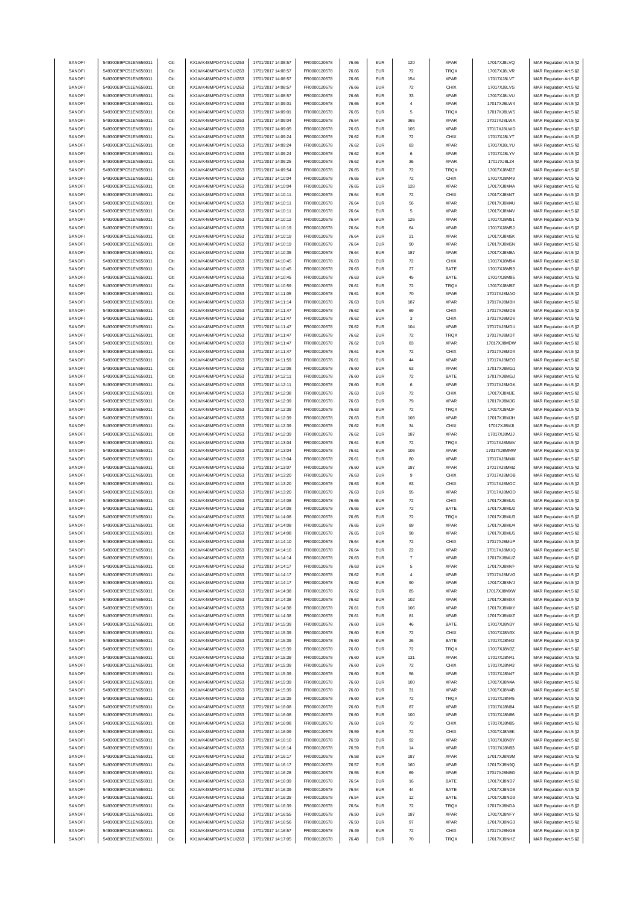| | | | | | | | | | | | |
|---|---|---|---|---|---|---|---|---|---|---|---|
| SANOFI | 549300E9PC51EN656011 | Citi | KX1WK48MPD4Y2NCUIZ63 | 17/01/2017 14:08:57 | FR0000120578 | 76.66 | EUR | 120 | XPAR | 17017XJ8LVQ | MAR Regulation Art.5 §2 |
| SANOFI | 549300E9PC51EN656011 | Citi | KX1WK48MPD4Y2NCUIZ63 | 17/01/2017 14:08:57 | FR0000120578 | 76.66 | EUR | 72 | TRQX | 17017XJ8LVR | MAR Regulation Art.5 §2 |
| SANOFI | 549300E9PC51EN656011 | Citi | KX1WK48MPD4Y2NCUIZ63 | 17/01/2017 14:08:57 | FR0000120578 | 76.66 | EUR | 154 | XPAR | 17017XJ8LVT | MAR Regulation Art.5 §2 |
| SANOFI | 549300E9PC51EN656011 | Citi | KX1WK48MPD4Y2NCUIZ63 | 17/01/2017 14:08:57 | FR0000120578 | 76.66 | EUR | 72 | CHIX | 17017XJ8LVS | MAR Regulation Art.5 §2 |
| SANOFI | 549300E9PC51EN656011 | Citi | KX1WK48MPD4Y2NCUIZ63 | 17/01/2017 14:08:57 | FR0000120578 | 76.66 | EUR | 33 | XPAR | 17017XJ8LVU | MAR Regulation Art.5 §2 |
| SANOFI | 549300E9PC51EN656011 | Citi | KX1WK48MPD4Y2NCUIZ63 | 17/01/2017 14:09:01 | FR0000120578 | 76.65 | EUR | 4 | XPAR | 17017XJ8LW4 | MAR Regulation Art.5 §2 |
| SANOFI | 549300E9PC51EN656011 | Citi | KX1WK48MPD4Y2NCUIZ63 | 17/01/2017 14:09:01 | FR0000120578 | 76.65 | EUR | 5 | TRQX | 17017XJ8LW5 | MAR Regulation Art.5 §2 |
| SANOFI | 549300E9PC51EN656011 | Citi | KX1WK48MPD4Y2NCUIZ63 | 17/01/2017 14:09:04 | FR0000120578 | 76.64 | EUR | 365 | XPAR | 17017XJ8LWA | MAR Regulation Art.5 §2 |
| SANOFI | 549300E9PC51EN656011 | Citi | KX1WK48MPD4Y2NCUIZ63 | 17/01/2017 14:09:05 | FR0000120578 | 76.63 | EUR | 105 | XPAR | 17017XJ8LWD | MAR Regulation Art.5 §2 |
| SANOFI | 549300E9PC51EN656011 | Citi | KX1WK48MPD4Y2NCUIZ63 | 17/01/2017 14:09:24 | FR0000120578 | 76.62 | EUR | 72 | CHIX | 17017XJ8LYT | MAR Regulation Art.5 §2 |
| SANOFI | 549300E9PC51EN656011 | Citi | KX1WK48MPD4Y2NCUIZ63 | 17/01/2017 14:09:24 | FR0000120578 | 76.62 | EUR | 83 | XPAR | 17017XJ8LYU | MAR Regulation Art.5 §2 |
| SANOFI | 549300E9PC51EN656011 | Citi | KX1WK48MPD4Y2NCUIZ63 | 17/01/2017 14:09:24 | FR0000120578 | 76.62 | EUR | 6 | XPAR | 17017XJ8LYV | MAR Regulation Art.5 §2 |
| SANOFI | 549300E9PC51EN656011 | Citi | KX1WK48MPD4Y2NCUIZ63 | 17/01/2017 14:09:25 | FR0000120578 | 76.62 | EUR | 36 | XPAR | 17017XJ8LZ4 | MAR Regulation Art.5 §2 |
| SANOFI | 549300E9PC51EN656011 | Citi | KX1WK48MPD4Y2NCUIZ63 | 17/01/2017 14:09:54 | FR0000120578 | 76.65 | EUR | 72 | TRQX | 17017XJ8M2Z | MAR Regulation Art.5 §2 |
| SANOFI | 549300E9PC51EN656011 | Citi | KX1WK48MPD4Y2NCUIZ63 | 17/01/2017 14:10:04 | FR0000120578 | 76.65 | EUR | 72 | CHIX | 17017XJ8M49 | MAR Regulation Art.5 §2 |
| SANOFI | 549300E9PC51EN656011 | Citi | KX1WK48MPD4Y2NCUIZ63 | 17/01/2017 14:10:04 | FR0000120578 | 76.65 | EUR | 128 | XPAR | 17017XJ8M4A | MAR Regulation Art.5 §2 |
| SANOFI | 549300E9PC51EN656011 | Citi | KX1WK48MPD4Y2NCUIZ63 | 17/01/2017 14:10:11 | FR0000120578 | 76.64 | EUR | 72 | CHIX | 17017XJ8M4T | MAR Regulation Art.5 §2 |
| SANOFI | 549300E9PC51EN656011 | Citi | KX1WK48MPD4Y2NCUIZ63 | 17/01/2017 14:10:11 | FR0000120578 | 76.64 | EUR | 56 | XPAR | 17017XJ8M4U | MAR Regulation Art.5 §2 |
| SANOFI | 549300E9PC51EN656011 | Citi | KX1WK48MPD4Y2NCUIZ63 | 17/01/2017 14:10:11 | FR0000120578 | 76.64 | EUR | 5 | XPAR | 17017XJ8M4V | MAR Regulation Art.5 §2 |
| SANOFI | 549300E9PC51EN656011 | Citi | KX1WK48MPD4Y2NCUIZ63 | 17/01/2017 14:10:12 | FR0000120578 | 76.64 | EUR | 126 | XPAR | 17017XJ8M51 | MAR Regulation Art.5 §2 |
| SANOFI | 549300E9PC51EN656011 | Citi | KX1WK48MPD4Y2NCUIZ63 | 17/01/2017 14:10:19 | FR0000120578 | 76.64 | EUR | 64 | XPAR | 17017XJ8M5J | MAR Regulation Art.5 §2 |
| SANOFI | 549300E9PC51EN656011 | Citi | KX1WK48MPD4Y2NCUIZ63 | 17/01/2017 14:10:19 | FR0000120578 | 76.64 | EUR | 21 | XPAR | 17017XJ8M5K | MAR Regulation Art.5 §2 |
| SANOFI | 549300E9PC51EN656011 | Citi | KX1WK48MPD4Y2NCUIZ63 | 17/01/2017 14:10:19 | FR0000120578 | 76.64 | EUR | 90 | XPAR | 17017XJ8M5N | MAR Regulation Art.5 §2 |
| SANOFI | 549300E9PC51EN656011 | Citi | KX1WK48MPD4Y2NCUIZ63 | 17/01/2017 14:10:35 | FR0000120578 | 76.64 | EUR | 187 | XPAR | 17017XJ8M8A | MAR Regulation Art.5 §2 |
| SANOFI | 549300E9PC51EN656011 | Citi | KX1WK48MPD4Y2NCUIZ63 | 17/01/2017 14:10:45 | FR0000120578 | 76.63 | EUR | 72 | CHIX | 17017XJ8M94 | MAR Regulation Art.5 §2 |
| SANOFI | 549300E9PC51EN656011 | Citi | KX1WK48MPD4Y2NCUIZ63 | 17/01/2017 14:10:45 | FR0000120578 | 76.63 | EUR | 27 | BATE | 17017XJ8M93 | MAR Regulation Art.5 §2 |
| SANOFI | 549300E9PC51EN656011 | Citi | KX1WK48MPD4Y2NCUIZ63 | 17/01/2017 14:10:45 | FR0000120578 | 76.63 | EUR | 45 | BATE | 17017XJ8M95 | MAR Regulation Art.5 §2 |
| SANOFI | 549300E9PC51EN656011 | Citi | KX1WK48MPD4Y2NCUIZ63 | 17/01/2017 14:10:59 | FR0000120578 | 76.61 | EUR | 72 | TRQX | 17017XJ8M9Z | MAR Regulation Art.5 §2 |
| SANOFI | 549300E9PC51EN656011 | Citi | KX1WK48MPD4Y2NCUIZ63 | 17/01/2017 14:11:05 | FR0000120578 | 76.61 | EUR | 70 | XPAR | 17017XJ8MAO | MAR Regulation Art.5 §2 |
| SANOFI | 549300E9PC51EN656011 | Citi | KX1WK48MPD4Y2NCUIZ63 | 17/01/2017 14:11:14 | FR0000120578 | 76.63 | EUR | 187 | XPAR | 17017XJ8MBH | MAR Regulation Art.5 §2 |
| SANOFI | 549300E9PC51EN656011 | Citi | KX1WK48MPD4Y2NCUIZ63 | 17/01/2017 14:11:47 | FR0000120578 | 76.62 | EUR | 69 | CHIX | 17017XJ8MDS | MAR Regulation Art.5 §2 |
| SANOFI | 549300E9PC51EN656011 | Citi | KX1WK48MPD4Y2NCUIZ63 | 17/01/2017 14:11:47 | FR0000120578 | 76.62 | EUR | 3 | CHIX | 17017XJ8MDV | MAR Regulation Art.5 §2 |
| SANOFI | 549300E9PC51EN656011 | Citi | KX1WK48MPD4Y2NCUIZ63 | 17/01/2017 14:11:47 | FR0000120578 | 76.62 | EUR | 104 | XPAR | 17017XJ8MDU | MAR Regulation Art.5 §2 |
| SANOFI | 549300E9PC51EN656011 | Citi | KX1WK48MPD4Y2NCUIZ63 | 17/01/2017 14:11:47 | FR0000120578 | 76.62 | EUR | 72 | TRQX | 17017XJ8MDT | MAR Regulation Art.5 §2 |
| SANOFI | 549300E9PC51EN656011 | Citi | KX1WK48MPD4Y2NCUIZ63 | 17/01/2017 14:11:47 | FR0000120578 | 76.62 | EUR | 83 | XPAR | 17017XJ8MDW | MAR Regulation Art.5 §2 |
| SANOFI | 549300E9PC51EN656011 | Citi | KX1WK48MPD4Y2NCUIZ63 | 17/01/2017 14:11:47 | FR0000120578 | 76.61 | EUR | 72 | CHIX | 17017XJ8MDX | MAR Regulation Art.5 §2 |
| SANOFI | 549300E9PC51EN656011 | Citi | KX1WK48MPD4Y2NCUIZ63 | 17/01/2017 14:11:59 | FR0000120578 | 76.61 | EUR | 44 | XPAR | 17017XJ8MEO | MAR Regulation Art.5 §2 |
| SANOFI | 549300E9PC51EN656011 | Citi | KX1WK48MPD4Y2NCUIZ63 | 17/01/2017 14:12:08 | FR0000120578 | 76.60 | EUR | 63 | XPAR | 17017XJ8MG1 | MAR Regulation Art.5 §2 |
| SANOFI | 549300E9PC51EN656011 | Citi | KX1WK48MPD4Y2NCUIZ63 | 17/01/2017 14:12:11 | FR0000120578 | 76.60 | EUR | 72 | BATE | 17017XJ8MGJ | MAR Regulation Art.5 §2 |
| SANOFI | 549300E9PC51EN656011 | Citi | KX1WK48MPD4Y2NCUIZ63 | 17/01/2017 14:12:11 | FR0000120578 | 76.60 | EUR | 6 | XPAR | 17017XJ8MGK | MAR Regulation Art.5 §2 |
| SANOFI | 549300E9PC51EN656011 | Citi | KX1WK48MPD4Y2NCUIZ63 | 17/01/2017 14:12:38 | FR0000120578 | 76.63 | EUR | 72 | CHIX | 17017XJ8MJE | MAR Regulation Art.5 §2 |
| SANOFI | 549300E9PC51EN656011 | Citi | KX1WK48MPD4Y2NCUIZ63 | 17/01/2017 14:12:39 | FR0000120578 | 76.63 | EUR | 79 | XPAR | 17017XJ8MJG | MAR Regulation Art.5 §2 |
| SANOFI | 549300E9PC51EN656011 | Citi | KX1WK48MPD4Y2NCUIZ63 | 17/01/2017 14:12:39 | FR0000120578 | 76.63 | EUR | 72 | TRQX | 17017XJ8MJF | MAR Regulation Art.5 §2 |
| SANOFI | 549300E9PC51EN656011 | Citi | KX1WK48MPD4Y2NCUIZ63 | 17/01/2017 14:12:39 | FR0000120578 | 76.63 | EUR | 108 | XPAR | 17017XJ8MJH | MAR Regulation Art.5 §2 |
| SANOFI | 549300E9PC51EN656011 | Citi | KX1WK48MPD4Y2NCUIZ63 | 17/01/2017 14:12:39 | FR0000120578 | 76.62 | EUR | 34 | CHIX | 17017XJ8MJI | MAR Regulation Art.5 §2 |
| SANOFI | 549300E9PC51EN656011 | Citi | KX1WK48MPD4Y2NCUIZ63 | 17/01/2017 14:12:39 | FR0000120578 | 76.62 | EUR | 187 | XPAR | 17017XJ8MJJ | MAR Regulation Art.5 §2 |
| SANOFI | 549300E9PC51EN656011 | Citi | KX1WK48MPD4Y2NCUIZ63 | 17/01/2017 14:13:04 | FR0000120578 | 76.61 | EUR | 72 | TRQX | 17017XJ8MMV | MAR Regulation Art.5 §2 |
| SANOFI | 549300E9PC51EN656011 | Citi | KX1WK48MPD4Y2NCUIZ63 | 17/01/2017 14:13:04 | FR0000120578 | 76.61 | EUR | 106 | XPAR | 17017XJ8MMW | MAR Regulation Art.5 §2 |
| SANOFI | 549300E9PC51EN656011 | Citi | KX1WK48MPD4Y2NCUIZ63 | 17/01/2017 14:13:04 | FR0000120578 | 76.61 | EUR | 80 | XPAR | 17017XJ8MMX | MAR Regulation Art.5 §2 |
| SANOFI | 549300E9PC51EN656011 | Citi | KX1WK48MPD4Y2NCUIZ63 | 17/01/2017 14:13:07 | FR0000120578 | 76.60 | EUR | 187 | XPAR | 17017XJ8MMZ | MAR Regulation Art.5 §2 |
| SANOFI | 549300E9PC51EN656011 | Citi | KX1WK48MPD4Y2NCUIZ63 | 17/01/2017 14:13:20 | FR0000120578 | 76.63 | EUR | 9 | CHIX | 17017XJ8MOB | MAR Regulation Art.5 §2 |
| SANOFI | 549300E9PC51EN656011 | Citi | KX1WK48MPD4Y2NCUIZ63 | 17/01/2017 14:13:20 | FR0000120578 | 76.63 | EUR | 63 | CHIX | 17017XJ8MOC | MAR Regulation Art.5 §2 |
| SANOFI | 549300E9PC51EN656011 | Citi | KX1WK48MPD4Y2NCUIZ63 | 17/01/2017 14:13:20 | FR0000120578 | 76.63 | EUR | 95 | XPAR | 17017XJ8MOD | MAR Regulation Art.5 §2 |
| SANOFI | 549300E9PC51EN656011 | Citi | KX1WK48MPD4Y2NCUIZ63 | 17/01/2017 14:14:08 | FR0000120578 | 76.65 | EUR | 72 | CHIX | 17017XJ8MU1 | MAR Regulation Art.5 §2 |
| SANOFI | 549300E9PC51EN656011 | Citi | KX1WK48MPD4Y2NCUIZ63 | 17/01/2017 14:14:08 | FR0000120578 | 76.65 | EUR | 72 | BATE | 17017XJ8MU2 | MAR Regulation Art.5 §2 |
| SANOFI | 549300E9PC51EN656011 | Citi | KX1WK48MPD4Y2NCUIZ63 | 17/01/2017 14:14:08 | FR0000120578 | 76.65 | EUR | 72 | TRQX | 17017XJ8MU3 | MAR Regulation Art.5 §2 |
| SANOFI | 549300E9PC51EN656011 | Citi | KX1WK48MPD4Y2NCUIZ63 | 17/01/2017 14:14:08 | FR0000120578 | 76.65 | EUR | 89 | XPAR | 17017XJ8MU4 | MAR Regulation Art.5 §2 |
| SANOFI | 549300E9PC51EN656011 | Citi | KX1WK48MPD4Y2NCUIZ63 | 17/01/2017 14:14:08 | FR0000120578 | 76.65 | EUR | 98 | XPAR | 17017XJ8MU5 | MAR Regulation Art.5 §2 |
| SANOFI | 549300E9PC51EN656011 | Citi | KX1WK48MPD4Y2NCUIZ63 | 17/01/2017 14:14:10 | FR0000120578 | 76.64 | EUR | 72 | CHIX | 17017XJ8MUP | MAR Regulation Art.5 §2 |
| SANOFI | 549300E9PC51EN656011 | Citi | KX1WK48MPD4Y2NCUIZ63 | 17/01/2017 14:14:10 | FR0000120578 | 76.64 | EUR | 22 | XPAR | 17017XJ8MUQ | MAR Regulation Art.5 §2 |
| SANOFI | 549300E9PC51EN656011 | Citi | KX1WK48MPD4Y2NCUIZ63 | 17/01/2017 14:14:14 | FR0000120578 | 76.63 | EUR | 7 | XPAR | 17017XJ8MUZ | MAR Regulation Art.5 §2 |
| SANOFI | 549300E9PC51EN656011 | Citi | KX1WK48MPD4Y2NCUIZ63 | 17/01/2017 14:14:17 | FR0000120578 | 76.63 | EUR | 5 | XPAR | 17017XJ8MVF | MAR Regulation Art.5 §2 |
| SANOFI | 549300E9PC51EN656011 | Citi | KX1WK48MPD4Y2NCUIZ63 | 17/01/2017 14:14:17 | FR0000120578 | 76.62 | EUR | 4 | XPAR | 17017XJ8MVG | MAR Regulation Art.5 §2 |
| SANOFI | 549300E9PC51EN656011 | Citi | KX1WK48MPD4Y2NCUIZ63 | 17/01/2017 14:14:17 | FR0000120578 | 76.62 | EUR | 90 | XPAR | 17017XJ8MVJ | MAR Regulation Art.5 §2 |
| SANOFI | 549300E9PC51EN656011 | Citi | KX1WK48MPD4Y2NCUIZ63 | 17/01/2017 14:14:38 | FR0000120578 | 76.62 | EUR | 85 | XPAR | 17017XJ8MXW | MAR Regulation Art.5 §2 |
| SANOFI | 549300E9PC51EN656011 | Citi | KX1WK48MPD4Y2NCUIZ63 | 17/01/2017 14:14:38 | FR0000120578 | 76.62 | EUR | 102 | XPAR | 17017XJ8MXX | MAR Regulation Art.5 §2 |
| SANOFI | 549300E9PC51EN656011 | Citi | KX1WK48MPD4Y2NCUIZ63 | 17/01/2017 14:14:38 | FR0000120578 | 76.61 | EUR | 106 | XPAR | 17017XJ8MXY | MAR Regulation Art.5 §2 |
| SANOFI | 549300E9PC51EN656011 | Citi | KX1WK48MPD4Y2NCUIZ63 | 17/01/2017 14:14:38 | FR0000120578 | 76.61 | EUR | 81 | XPAR | 17017XJ8MXZ | MAR Regulation Art.5 §2 |
| SANOFI | 549300E9PC51EN656011 | Citi | KX1WK48MPD4Y2NCUIZ63 | 17/01/2017 14:15:39 | FR0000120578 | 76.60 | EUR | 46 | BATE | 17017XJ8N3Y | MAR Regulation Art.5 §2 |
| SANOFI | 549300E9PC51EN656011 | Citi | KX1WK48MPD4Y2NCUIZ63 | 17/01/2017 14:15:39 | FR0000120578 | 76.60 | EUR | 72 | CHIX | 17017XJ8N3X | MAR Regulation Art.5 §2 |
| SANOFI | 549300E9PC51EN656011 | Citi | KX1WK48MPD4Y2NCUIZ63 | 17/01/2017 14:15:39 | FR0000120578 | 76.60 | EUR | 26 | BATE | 17017XJ8N42 | MAR Regulation Art.5 §2 |
| SANOFI | 549300E9PC51EN656011 | Citi | KX1WK48MPD4Y2NCUIZ63 | 17/01/2017 14:15:39 | FR0000120578 | 76.60 | EUR | 72 | TRQX | 17017XJ8N3Z | MAR Regulation Art.5 §2 |
| SANOFI | 549300E9PC51EN656011 | Citi | KX1WK48MPD4Y2NCUIZ63 | 17/01/2017 14:15:39 | FR0000120578 | 76.60 | EUR | 131 | XPAR | 17017XJ8N41 | MAR Regulation Art.5 §2 |
| SANOFI | 549300E9PC51EN656011 | Citi | KX1WK48MPD4Y2NCUIZ63 | 17/01/2017 14:15:39 | FR0000120578 | 76.60 | EUR | 72 | CHIX | 17017XJ8N43 | MAR Regulation Art.5 §2 |
| SANOFI | 549300E9PC51EN656011 | Citi | KX1WK48MPD4Y2NCUIZ63 | 17/01/2017 14:15:39 | FR0000120578 | 76.60 | EUR | 56 | XPAR | 17017XJ8N47 | MAR Regulation Art.5 §2 |
| SANOFI | 549300E9PC51EN656011 | Citi | KX1WK48MPD4Y2NCUIZ63 | 17/01/2017 14:15:39 | FR0000120578 | 76.60 | EUR | 100 | XPAR | 17017XJ8N4A | MAR Regulation Art.5 §2 |
| SANOFI | 549300E9PC51EN656011 | Citi | KX1WK48MPD4Y2NCUIZ63 | 17/01/2017 14:15:39 | FR0000120578 | 76.60 | EUR | 31 | XPAR | 17017XJ8N4B | MAR Regulation Art.5 §2 |
| SANOFI | 549300E9PC51EN656011 | Citi | KX1WK48MPD4Y2NCUIZ63 | 17/01/2017 14:15:39 | FR0000120578 | 76.60 | EUR | 72 | TRQX | 17017XJ8N45 | MAR Regulation Art.5 §2 |
| SANOFI | 549300E9PC51EN656011 | Citi | KX1WK48MPD4Y2NCUIZ63 | 17/01/2017 14:16:08 | FR0000120578 | 76.60 | EUR | 87 | XPAR | 17017XJ8N84 | MAR Regulation Art.5 §2 |
| SANOFI | 549300E9PC51EN656011 | Citi | KX1WK48MPD4Y2NCUIZ63 | 17/01/2017 14:16:08 | FR0000120578 | 76.60 | EUR | 100 | XPAR | 17017XJ8N86 | MAR Regulation Art.5 §2 |
| SANOFI | 549300E9PC51EN656011 | Citi | KX1WK48MPD4Y2NCUIZ63 | 17/01/2017 14:16:08 | FR0000120578 | 76.60 | EUR | 72 | CHIX | 17017XJ8N85 | MAR Regulation Art.5 §2 |
| SANOFI | 549300E9PC51EN656011 | Citi | KX1WK48MPD4Y2NCUIZ63 | 17/01/2017 14:16:09 | FR0000120578 | 76.59 | EUR | 72 | CHIX | 17017XJ8N8K | MAR Regulation Art.5 §2 |
| SANOFI | 549300E9PC51EN656011 | Citi | KX1WK48MPD4Y2NCUIZ63 | 17/01/2017 14:16:10 | FR0000120578 | 76.59 | EUR | 92 | XPAR | 17017XJ8N8Y | MAR Regulation Art.5 §2 |
| SANOFI | 549300E9PC51EN656011 | Citi | KX1WK48MPD4Y2NCUIZ63 | 17/01/2017 14:16:14 | FR0000120578 | 76.59 | EUR | 14 | XPAR | 17017XJ8N93 | MAR Regulation Art.5 §2 |
| SANOFI | 549300E9PC51EN656011 | Citi | KX1WK48MPD4Y2NCUIZ63 | 17/01/2017 14:16:17 | FR0000120578 | 76.58 | EUR | 187 | XPAR | 17017XJ8N9M | MAR Regulation Art.5 §2 |
| SANOFI | 549300E9PC51EN656011 | Citi | KX1WK48MPD4Y2NCUIZ63 | 17/01/2017 14:16:17 | FR0000120578 | 76.57 | EUR | 160 | XPAR | 17017XJ8N9Q | MAR Regulation Art.5 §2 |
| SANOFI | 549300E9PC51EN656011 | Citi | KX1WK48MPD4Y2NCUIZ63 | 17/01/2017 14:16:28 | FR0000120578 | 76.55 | EUR | 69 | XPAR | 17017XJ8NBG | MAR Regulation Art.5 §2 |
| SANOFI | 549300E9PC51EN656011 | Citi | KX1WK48MPD4Y2NCUIZ63 | 17/01/2017 14:16:39 | FR0000120578 | 76.54 | EUR | 16 | BATE | 17017XJ8ND7 | MAR Regulation Art.5 §2 |
| SANOFI | 549300E9PC51EN656011 | Citi | KX1WK48MPD4Y2NCUIZ63 | 17/01/2017 14:16:39 | FR0000120578 | 76.54 | EUR | 44 | BATE | 17017XJ8ND8 | MAR Regulation Art.5 §2 |
| SANOFI | 549300E9PC51EN656011 | Citi | KX1WK48MPD4Y2NCUIZ63 | 17/01/2017 14:16:39 | FR0000120578 | 76.54 | EUR | 12 | BATE | 17017XJ8ND9 | MAR Regulation Art.5 §2 |
| SANOFI | 549300E9PC51EN656011 | Citi | KX1WK48MPD4Y2NCUIZ63 | 17/01/2017 14:16:39 | FR0000120578 | 76.54 | EUR | 72 | TRQX | 17017XJ8NDA | MAR Regulation Art.5 §2 |
| SANOFI | 549300E9PC51EN656011 | Citi | KX1WK48MPD4Y2NCUIZ63 | 17/01/2017 14:16:55 | FR0000120578 | 76.50 | EUR | 187 | XPAR | 17017XJ8NFY | MAR Regulation Art.5 §2 |
| SANOFI | 549300E9PC51EN656011 | Citi | KX1WK48MPD4Y2NCUIZ63 | 17/01/2017 14:16:56 | FR0000120578 | 76.50 | EUR | 97 | XPAR | 17017XJ8NG3 | MAR Regulation Art.5 §2 |
| SANOFI | 549300E9PC51EN656011 | Citi | KX1WK48MPD4Y2NCUIZ63 | 17/01/2017 14:16:57 | FR0000120578 | 76.49 | EUR | 72 | CHIX | 17017XJ8NGB | MAR Regulation Art.5 §2 |
| SANOFI | 549300E9PC51EN656011 | Citi | KX1WK48MPD4Y2NCUIZ63 | 17/01/2017 14:17:05 | FR0000120578 | 76.48 | EUR | 70 | TRQX | 17017XJ8NHZ | MAR Regulation Art.5 §2 |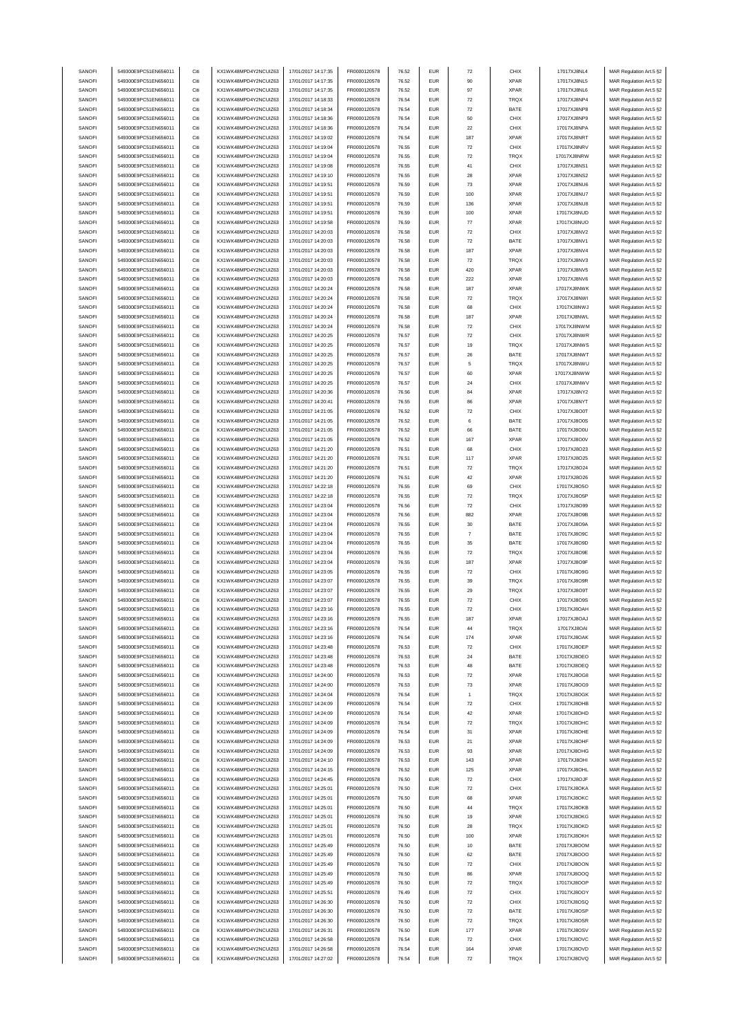| | | | | | | | | | | | |
|---|---|---|---|---|---|---|---|---|---|---|---|
| SANOFI | 549300E9PC51EN656011 | Citi | KX1WK48MPD4Y2NCUIZ63 | 17/01/2017 14:17:35 | FR0000120578 | 76.52 | EUR | 72 | CHIX | 17017XJ8NL4 | MAR Regulation Art.5 §2 |
| SANOFI | 549300E9PC51EN656011 | Citi | KX1WK48MPD4Y2NCUIZ63 | 17/01/2017 14:17:35 | FR0000120578 | 76.52 | EUR | 90 | XPAR | 17017XJ8NL5 | MAR Regulation Art.5 §2 |
| SANOFI | 549300E9PC51EN656011 | Citi | KX1WK48MPD4Y2NCUIZ63 | 17/01/2017 14:17:35 | FR0000120578 | 76.52 | EUR | 97 | XPAR | 17017XJ8NL6 | MAR Regulation Art.5 §2 |
| SANOFI | 549300E9PC51EN656011 | Citi | KX1WK48MPD4Y2NCUIZ63 | 17/01/2017 14:18:33 | FR0000120578 | 76.54 | EUR | 72 | TRQX | 17017XJ8NP4 | MAR Regulation Art.5 §2 |
| SANOFI | 549300E9PC51EN656011 | Citi | KX1WK48MPD4Y2NCUIZ63 | 17/01/2017 14:18:34 | FR0000120578 | 76.54 | EUR | 72 | BATE | 17017XJ8NP8 | MAR Regulation Art.5 §2 |
| SANOFI | 549300E9PC51EN656011 | Citi | KX1WK48MPD4Y2NCUIZ63 | 17/01/2017 14:18:36 | FR0000120578 | 76.54 | EUR | 50 | CHIX | 17017XJ8NP9 | MAR Regulation Art.5 §2 |
| SANOFI | 549300E9PC51EN656011 | Citi | KX1WK48MPD4Y2NCUIZ63 | 17/01/2017 14:18:36 | FR0000120578 | 76.54 | EUR | 22 | CHIX | 17017XJ8NPA | MAR Regulation Art.5 §2 |
| SANOFI | 549300E9PC51EN656011 | Citi | KX1WK48MPD4Y2NCUIZ63 | 17/01/2017 14:19:02 | FR0000120578 | 76.54 | EUR | 187 | XPAR | 17017XJ8NRT | MAR Regulation Art.5 §2 |
| SANOFI | 549300E9PC51EN656011 | Citi | KX1WK48MPD4Y2NCUIZ63 | 17/01/2017 14:19:04 | FR0000120578 | 76.55 | EUR | 72 | CHIX | 17017XJ8NRV | MAR Regulation Art.5 §2 |
| SANOFI | 549300E9PC51EN656011 | Citi | KX1WK48MPD4Y2NCUIZ63 | 17/01/2017 14:19:04 | FR0000120578 | 76.55 | EUR | 72 | TRQX | 17017XJ8NRW | MAR Regulation Art.5 §2 |
| SANOFI | 549300E9PC51EN656011 | Citi | KX1WK48MPD4Y2NCUIZ63 | 17/01/2017 14:19:08 | FR0000120578 | 76.55 | EUR | 41 | CHIX | 17017XJ8NS1 | MAR Regulation Art.5 §2 |
| SANOFI | 549300E9PC51EN656011 | Citi | KX1WK48MPD4Y2NCUIZ63 | 17/01/2017 14:19:10 | FR0000120578 | 76.55 | EUR | 28 | XPAR | 17017XJ8NS2 | MAR Regulation Art.5 §2 |
| SANOFI | 549300E9PC51EN656011 | Citi | KX1WK48MPD4Y2NCUIZ63 | 17/01/2017 14:19:51 | FR0000120578 | 76.59 | EUR | 73 | XPAR | 17017XJ8NU6 | MAR Regulation Art.5 §2 |
| SANOFI | 549300E9PC51EN656011 | Citi | KX1WK48MPD4Y2NCUIZ63 | 17/01/2017 14:19:51 | FR0000120578 | 76.59 | EUR | 100 | XPAR | 17017XJ8NU7 | MAR Regulation Art.5 §2 |
| SANOFI | 549300E9PC51EN656011 | Citi | KX1WK48MPD4Y2NCUIZ63 | 17/01/2017 14:19:51 | FR0000120578 | 76.59 | EUR | 136 | XPAR | 17017XJ8NU8 | MAR Regulation Art.5 §2 |
| SANOFI | 549300E9PC51EN656011 | Citi | KX1WK48MPD4Y2NCUIZ63 | 17/01/2017 14:19:51 | FR0000120578 | 76.59 | EUR | 100 | XPAR | 17017XJ8NUD | MAR Regulation Art.5 §2 |
| SANOFI | 549300E9PC51EN656011 | Citi | KX1WK48MPD4Y2NCUIZ63 | 17/01/2017 14:19:58 | FR0000120578 | 76.59 | EUR | 77 | XPAR | 17017XJ8NUO | MAR Regulation Art.5 §2 |
| SANOFI | 549300E9PC51EN656011 | Citi | KX1WK48MPD4Y2NCUIZ63 | 17/01/2017 14:20:03 | FR0000120578 | 76.58 | EUR | 72 | CHIX | 17017XJ8NV2 | MAR Regulation Art.5 §2 |
| SANOFI | 549300E9PC51EN656011 | Citi | KX1WK48MPD4Y2NCUIZ63 | 17/01/2017 14:20:03 | FR0000120578 | 76.58 | EUR | 72 | BATE | 17017XJ8NV1 | MAR Regulation Art.5 §2 |
| SANOFI | 549300E9PC51EN656011 | Citi | KX1WK48MPD4Y2NCUIZ63 | 17/01/2017 14:20:03 | FR0000120578 | 76.58 | EUR | 187 | XPAR | 17017XJ8NV4 | MAR Regulation Art.5 §2 |
| SANOFI | 549300E9PC51EN656011 | Citi | KX1WK48MPD4Y2NCUIZ63 | 17/01/2017 14:20:03 | FR0000120578 | 76.58 | EUR | 72 | TRQX | 17017XJ8NV3 | MAR Regulation Art.5 §2 |
| SANOFI | 549300E9PC51EN656011 | Citi | KX1WK48MPD4Y2NCUIZ63 | 17/01/2017 14:20:03 | FR0000120578 | 76.58 | EUR | 420 | XPAR | 17017XJ8NV5 | MAR Regulation Art.5 §2 |
| SANOFI | 549300E9PC51EN656011 | Citi | KX1WK48MPD4Y2NCUIZ63 | 17/01/2017 14:20:03 | FR0000120578 | 76.58 | EUR | 222 | XPAR | 17017XJ8NV6 | MAR Regulation Art.5 §2 |
| SANOFI | 549300E9PC51EN656011 | Citi | KX1WK48MPD4Y2NCUIZ63 | 17/01/2017 14:20:24 | FR0000120578 | 76.58 | EUR | 187 | XPAR | 17017XJ8NWK | MAR Regulation Art.5 §2 |
| SANOFI | 549300E9PC51EN656011 | Citi | KX1WK48MPD4Y2NCUIZ63 | 17/01/2017 14:20:24 | FR0000120578 | 76.58 | EUR | 72 | TRQX | 17017XJ8NWI | MAR Regulation Art.5 §2 |
| SANOFI | 549300E9PC51EN656011 | Citi | KX1WK48MPD4Y2NCUIZ63 | 17/01/2017 14:20:24 | FR0000120578 | 76.58 | EUR | 68 | CHIX | 17017XJ8NWJ | MAR Regulation Art.5 §2 |
| SANOFI | 549300E9PC51EN656011 | Citi | KX1WK48MPD4Y2NCUIZ63 | 17/01/2017 14:20:24 | FR0000120578 | 76.58 | EUR | 187 | XPAR | 17017XJ8NWL | MAR Regulation Art.5 §2 |
| SANOFI | 549300E9PC51EN656011 | Citi | KX1WK48MPD4Y2NCUIZ63 | 17/01/2017 14:20:24 | FR0000120578 | 76.58 | EUR | 72 | CHIX | 17017XJ8NWM | MAR Regulation Art.5 §2 |
| SANOFI | 549300E9PC51EN656011 | Citi | KX1WK48MPD4Y2NCUIZ63 | 17/01/2017 14:20:25 | FR0000120578 | 76.57 | EUR | 72 | CHIX | 17017XJ8NWR | MAR Regulation Art.5 §2 |
| SANOFI | 549300E9PC51EN656011 | Citi | KX1WK48MPD4Y2NCUIZ63 | 17/01/2017 14:20:25 | FR0000120578 | 76.57 | EUR | 19 | TRQX | 17017XJ8NWS | MAR Regulation Art.5 §2 |
| SANOFI | 549300E9PC51EN656011 | Citi | KX1WK48MPD4Y2NCUIZ63 | 17/01/2017 14:20:25 | FR0000120578 | 76.57 | EUR | 26 | BATE | 17017XJ8NWT | MAR Regulation Art.5 §2 |
| SANOFI | 549300E9PC51EN656011 | Citi | KX1WK48MPD4Y2NCUIZ63 | 17/01/2017 14:20:25 | FR0000120578 | 76.57 | EUR | 5 | TRQX | 17017XJ8NWU | MAR Regulation Art.5 §2 |
| SANOFI | 549300E9PC51EN656011 | Citi | KX1WK48MPD4Y2NCUIZ63 | 17/01/2017 14:20:25 | FR0000120578 | 76.57 | EUR | 60 | XPAR | 17017XJ8NWW | MAR Regulation Art.5 §2 |
| SANOFI | 549300E9PC51EN656011 | Citi | KX1WK48MPD4Y2NCUIZ63 | 17/01/2017 14:20:25 | FR0000120578 | 76.57 | EUR | 24 | CHIX | 17017XJ8NWV | MAR Regulation Art.5 §2 |
| SANOFI | 549300E9PC51EN656011 | Citi | KX1WK48MPD4Y2NCUIZ63 | 17/01/2017 14:20:36 | FR0000120578 | 76.56 | EUR | 84 | XPAR | 17017XJ8NY2 | MAR Regulation Art.5 §2 |
| SANOFI | 549300E9PC51EN656011 | Citi | KX1WK48MPD4Y2NCUIZ63 | 17/01/2017 14:20:41 | FR0000120578 | 76.55 | EUR | 86 | XPAR | 17017XJ8NYT | MAR Regulation Art.5 §2 |
| SANOFI | 549300E9PC51EN656011 | Citi | KX1WK48MPD4Y2NCUIZ63 | 17/01/2017 14:21:05 | FR0000120578 | 76.52 | EUR | 72 | CHIX | 17017XJ8O0T | MAR Regulation Art.5 §2 |
| SANOFI | 549300E9PC51EN656011 | Citi | KX1WK48MPD4Y2NCUIZ63 | 17/01/2017 14:21:05 | FR0000120578 | 76.52 | EUR | 6 | BATE | 17017XJ8O0S | MAR Regulation Art.5 §2 |
| SANOFI | 549300E9PC51EN656011 | Citi | KX1WK48MPD4Y2NCUIZ63 | 17/01/2017 14:21:05 | FR0000120578 | 76.52 | EUR | 66 | BATE | 17017XJ8O0U | MAR Regulation Art.5 §2 |
| SANOFI | 549300E9PC51EN656011 | Citi | KX1WK48MPD4Y2NCUIZ63 | 17/01/2017 14:21:05 | FR0000120578 | 76.52 | EUR | 167 | XPAR | 17017XJ8O0V | MAR Regulation Art.5 §2 |
| SANOFI | 549300E9PC51EN656011 | Citi | KX1WK48MPD4Y2NCUIZ63 | 17/01/2017 14:21:20 | FR0000120578 | 76.51 | EUR | 68 | CHIX | 17017XJ8O23 | MAR Regulation Art.5 §2 |
| SANOFI | 549300E9PC51EN656011 | Citi | KX1WK48MPD4Y2NCUIZ63 | 17/01/2017 14:21:20 | FR0000120578 | 76.51 | EUR | 117 | XPAR | 17017XJ8O25 | MAR Regulation Art.5 §2 |
| SANOFI | 549300E9PC51EN656011 | Citi | KX1WK48MPD4Y2NCUIZ63 | 17/01/2017 14:21:20 | FR0000120578 | 76.51 | EUR | 72 | TRQX | 17017XJ8O24 | MAR Regulation Art.5 §2 |
| SANOFI | 549300E9PC51EN656011 | Citi | KX1WK48MPD4Y2NCUIZ63 | 17/01/2017 14:21:20 | FR0000120578 | 76.51 | EUR | 42 | XPAR | 17017XJ8O26 | MAR Regulation Art.5 §2 |
| SANOFI | 549300E9PC51EN656011 | Citi | KX1WK48MPD4Y2NCUIZ63 | 17/01/2017 14:22:18 | FR0000120578 | 76.55 | EUR | 69 | CHIX | 17017XJ8O5O | MAR Regulation Art.5 §2 |
| SANOFI | 549300E9PC51EN656011 | Citi | KX1WK48MPD4Y2NCUIZ63 | 17/01/2017 14:22:18 | FR0000120578 | 76.55 | EUR | 72 | TRQX | 17017XJ8O5P | MAR Regulation Art.5 §2 |
| SANOFI | 549300E9PC51EN656011 | Citi | KX1WK48MPD4Y2NCUIZ63 | 17/01/2017 14:23:04 | FR0000120578 | 76.56 | EUR | 72 | CHIX | 17017XJ8O99 | MAR Regulation Art.5 §2 |
| SANOFI | 549300E9PC51EN656011 | Citi | KX1WK48MPD4Y2NCUIZ63 | 17/01/2017 14:23:04 | FR0000120578 | 76.56 | EUR | 882 | XPAR | 17017XJ8O9B | MAR Regulation Art.5 §2 |
| SANOFI | 549300E9PC51EN656011 | Citi | KX1WK48MPD4Y2NCUIZ63 | 17/01/2017 14:23:04 | FR0000120578 | 76.55 | EUR | 30 | BATE | 17017XJ8O9A | MAR Regulation Art.5 §2 |
| SANOFI | 549300E9PC51EN656011 | Citi | KX1WK48MPD4Y2NCUIZ63 | 17/01/2017 14:23:04 | FR0000120578 | 76.55 | EUR | 7 | BATE | 17017XJ8O9C | MAR Regulation Art.5 §2 |
| SANOFI | 549300E9PC51EN656011 | Citi | KX1WK48MPD4Y2NCUIZ63 | 17/01/2017 14:23:04 | FR0000120578 | 76.55 | EUR | 35 | BATE | 17017XJ8O9D | MAR Regulation Art.5 §2 |
| SANOFI | 549300E9PC51EN656011 | Citi | KX1WK48MPD4Y2NCUIZ63 | 17/01/2017 14:23:04 | FR0000120578 | 76.55 | EUR | 72 | TRQX | 17017XJ8O9E | MAR Regulation Art.5 §2 |
| SANOFI | 549300E9PC51EN656011 | Citi | KX1WK48MPD4Y2NCUIZ63 | 17/01/2017 14:23:04 | FR0000120578 | 76.55 | EUR | 187 | XPAR | 17017XJ8O9F | MAR Regulation Art.5 §2 |
| SANOFI | 549300E9PC51EN656011 | Citi | KX1WK48MPD4Y2NCUIZ63 | 17/01/2017 14:23:05 | FR0000120578 | 76.55 | EUR | 72 | CHIX | 17017XJ8O9G | MAR Regulation Art.5 §2 |
| SANOFI | 549300E9PC51EN656011 | Citi | KX1WK48MPD4Y2NCUIZ63 | 17/01/2017 14:23:07 | FR0000120578 | 76.55 | EUR | 39 | TRQX | 17017XJ8O9R | MAR Regulation Art.5 §2 |
| SANOFI | 549300E9PC51EN656011 | Citi | KX1WK48MPD4Y2NCUIZ63 | 17/01/2017 14:23:07 | FR0000120578 | 76.55 | EUR | 29 | TRQX | 17017XJ8O9T | MAR Regulation Art.5 §2 |
| SANOFI | 549300E9PC51EN656011 | Citi | KX1WK48MPD4Y2NCUIZ63 | 17/01/2017 14:23:07 | FR0000120578 | 76.55 | EUR | 72 | CHIX | 17017XJ8O9S | MAR Regulation Art.5 §2 |
| SANOFI | 549300E9PC51EN656011 | Citi | KX1WK48MPD4Y2NCUIZ63 | 17/01/2017 14:23:16 | FR0000120578 | 76.55 | EUR | 72 | CHIX | 17017XJ8OAH | MAR Regulation Art.5 §2 |
| SANOFI | 549300E9PC51EN656011 | Citi | KX1WK48MPD4Y2NCUIZ63 | 17/01/2017 14:23:16 | FR0000120578 | 76.55 | EUR | 187 | XPAR | 17017XJ8OAJ | MAR Regulation Art.5 §2 |
| SANOFI | 549300E9PC51EN656011 | Citi | KX1WK48MPD4Y2NCUIZ63 | 17/01/2017 14:23:16 | FR0000120578 | 76.54 | EUR | 44 | TRQX | 17017XJ8OAI | MAR Regulation Art.5 §2 |
| SANOFI | 549300E9PC51EN656011 | Citi | KX1WK48MPD4Y2NCUIZ63 | 17/01/2017 14:23:16 | FR0000120578 | 76.54 | EUR | 174 | XPAR | 17017XJ8OAK | MAR Regulation Art.5 §2 |
| SANOFI | 549300E9PC51EN656011 | Citi | KX1WK48MPD4Y2NCUIZ63 | 17/01/2017 14:23:48 | FR0000120578 | 76.53 | EUR | 72 | CHIX | 17017XJ8OEP | MAR Regulation Art.5 §2 |
| SANOFI | 549300E9PC51EN656011 | Citi | KX1WK48MPD4Y2NCUIZ63 | 17/01/2017 14:23:48 | FR0000120578 | 76.53 | EUR | 24 | BATE | 17017XJ8OEO | MAR Regulation Art.5 §2 |
| SANOFI | 549300E9PC51EN656011 | Citi | KX1WK48MPD4Y2NCUIZ63 | 17/01/2017 14:23:48 | FR0000120578 | 76.53 | EUR | 48 | BATE | 17017XJ8OEQ | MAR Regulation Art.5 §2 |
| SANOFI | 549300E9PC51EN656011 | Citi | KX1WK48MPD4Y2NCUIZ63 | 17/01/2017 14:24:00 | FR0000120578 | 76.53 | EUR | 72 | XPAR | 17017XJ8OG8 | MAR Regulation Art.5 §2 |
| SANOFI | 549300E9PC51EN656011 | Citi | KX1WK48MPD4Y2NCUIZ63 | 17/01/2017 14:24:00 | FR0000120578 | 76.53 | EUR | 73 | XPAR | 17017XJ8OG9 | MAR Regulation Art.5 §2 |
| SANOFI | 549300E9PC51EN656011 | Citi | KX1WK48MPD4Y2NCUIZ63 | 17/01/2017 14:24:04 | FR0000120578 | 76.54 | EUR | 1 | TRQX | 17017XJ8OGK | MAR Regulation Art.5 §2 |
| SANOFI | 549300E9PC51EN656011 | Citi | KX1WK48MPD4Y2NCUIZ63 | 17/01/2017 14:24:09 | FR0000120578 | 76.54 | EUR | 72 | CHIX | 17017XJ8OHB | MAR Regulation Art.5 §2 |
| SANOFI | 549300E9PC51EN656011 | Citi | KX1WK48MPD4Y2NCUIZ63 | 17/01/2017 14:24:09 | FR0000120578 | 76.54 | EUR | 42 | XPAR | 17017XJ8OHD | MAR Regulation Art.5 §2 |
| SANOFI | 549300E9PC51EN656011 | Citi | KX1WK48MPD4Y2NCUIZ63 | 17/01/2017 14:24:09 | FR0000120578 | 76.54 | EUR | 72 | TRQX | 17017XJ8OHC | MAR Regulation Art.5 §2 |
| SANOFI | 549300E9PC51EN656011 | Citi | KX1WK48MPD4Y2NCUIZ63 | 17/01/2017 14:24:09 | FR0000120578 | 76.54 | EUR | 31 | XPAR | 17017XJ8OHE | MAR Regulation Art.5 §2 |
| SANOFI | 549300E9PC51EN656011 | Citi | KX1WK48MPD4Y2NCUIZ63 | 17/01/2017 14:24:09 | FR0000120578 | 76.53 | EUR | 21 | XPAR | 17017XJ8OHF | MAR Regulation Art.5 §2 |
| SANOFI | 549300E9PC51EN656011 | Citi | KX1WK48MPD4Y2NCUIZ63 | 17/01/2017 14:24:09 | FR0000120578 | 76.53 | EUR | 93 | XPAR | 17017XJ8OHG | MAR Regulation Art.5 §2 |
| SANOFI | 549300E9PC51EN656011 | Citi | KX1WK48MPD4Y2NCUIZ63 | 17/01/2017 14:24:10 | FR0000120578 | 76.53 | EUR | 143 | XPAR | 17017XJ8OHI | MAR Regulation Art.5 §2 |
| SANOFI | 549300E9PC51EN656011 | Citi | KX1WK48MPD4Y2NCUIZ63 | 17/01/2017 14:24:15 | FR0000120578 | 76.52 | EUR | 125 | XPAR | 17017XJ8OHL | MAR Regulation Art.5 §2 |
| SANOFI | 549300E9PC51EN656011 | Citi | KX1WK48MPD4Y2NCUIZ63 | 17/01/2017 14:24:45 | FR0000120578 | 76.50 | EUR | 72 | CHIX | 17017XJ8OJF | MAR Regulation Art.5 §2 |
| SANOFI | 549300E9PC51EN656011 | Citi | KX1WK48MPD4Y2NCUIZ63 | 17/01/2017 14:25:01 | FR0000120578 | 76.50 | EUR | 72 | CHIX | 17017XJ8OKA | MAR Regulation Art.5 §2 |
| SANOFI | 549300E9PC51EN656011 | Citi | KX1WK48MPD4Y2NCUIZ63 | 17/01/2017 14:25:01 | FR0000120578 | 76.50 | EUR | 68 | XPAR | 17017XJ8OKC | MAR Regulation Art.5 §2 |
| SANOFI | 549300E9PC51EN656011 | Citi | KX1WK48MPD4Y2NCUIZ63 | 17/01/2017 14:25:01 | FR0000120578 | 76.50 | EUR | 44 | TRQX | 17017XJ8OKB | MAR Regulation Art.5 §2 |
| SANOFI | 549300E9PC51EN656011 | Citi | KX1WK48MPD4Y2NCUIZ63 | 17/01/2017 14:25:01 | FR0000120578 | 76.50 | EUR | 19 | XPAR | 17017XJ8OKG | MAR Regulation Art.5 §2 |
| SANOFI | 549300E9PC51EN656011 | Citi | KX1WK48MPD4Y2NCUIZ63 | 17/01/2017 14:25:01 | FR0000120578 | 76.50 | EUR | 28 | TRQX | 17017XJ8OKD | MAR Regulation Art.5 §2 |
| SANOFI | 549300E9PC51EN656011 | Citi | KX1WK48MPD4Y2NCUIZ63 | 17/01/2017 14:25:01 | FR0000120578 | 76.50 | EUR | 100 | XPAR | 17017XJ8OKH | MAR Regulation Art.5 §2 |
| SANOFI | 549300E9PC51EN656011 | Citi | KX1WK48MPD4Y2NCUIZ63 | 17/01/2017 14:25:49 | FR0000120578 | 76.50 | EUR | 10 | BATE | 17017XJ8OOM | MAR Regulation Art.5 §2 |
| SANOFI | 549300E9PC51EN656011 | Citi | KX1WK48MPD4Y2NCUIZ63 | 17/01/2017 14:25:49 | FR0000120578 | 76.50 | EUR | 62 | BATE | 17017XJ8OOO | MAR Regulation Art.5 §2 |
| SANOFI | 549300E9PC51EN656011 | Citi | KX1WK48MPD4Y2NCUIZ63 | 17/01/2017 14:25:49 | FR0000120578 | 76.50 | EUR | 72 | CHIX | 17017XJ8OON | MAR Regulation Art.5 §2 |
| SANOFI | 549300E9PC51EN656011 | Citi | KX1WK48MPD4Y2NCUIZ63 | 17/01/2017 14:25:49 | FR0000120578 | 76.50 | EUR | 86 | XPAR | 17017XJ8OOQ | MAR Regulation Art.5 §2 |
| SANOFI | 549300E9PC51EN656011 | Citi | KX1WK48MPD4Y2NCUIZ63 | 17/01/2017 14:25:49 | FR0000120578 | 76.50 | EUR | 72 | TRQX | 17017XJ8OOP | MAR Regulation Art.5 §2 |
| SANOFI | 549300E9PC51EN656011 | Citi | KX1WK48MPD4Y2NCUIZ63 | 17/01/2017 14:25:51 | FR0000120578 | 76.49 | EUR | 72 | CHIX | 17017XJ8OOY | MAR Regulation Art.5 §2 |
| SANOFI | 549300E9PC51EN656011 | Citi | KX1WK48MPD4Y2NCUIZ63 | 17/01/2017 14:26:30 | FR0000120578 | 76.50 | EUR | 72 | CHIX | 17017XJ8OSQ | MAR Regulation Art.5 §2 |
| SANOFI | 549300E9PC51EN656011 | Citi | KX1WK48MPD4Y2NCUIZ63 | 17/01/2017 14:26:30 | FR0000120578 | 76.50 | EUR | 72 | BATE | 17017XJ8OSP | MAR Regulation Art.5 §2 |
| SANOFI | 549300E9PC51EN656011 | Citi | KX1WK48MPD4Y2NCUIZ63 | 17/01/2017 14:26:30 | FR0000120578 | 76.50 | EUR | 72 | TRQX | 17017XJ8OSR | MAR Regulation Art.5 §2 |
| SANOFI | 549300E9PC51EN656011 | Citi | KX1WK48MPD4Y2NCUIZ63 | 17/01/2017 14:26:31 | FR0000120578 | 76.50 | EUR | 177 | XPAR | 17017XJ8OSV | MAR Regulation Art.5 §2 |
| SANOFI | 549300E9PC51EN656011 | Citi | KX1WK48MPD4Y2NCUIZ63 | 17/01/2017 14:26:58 | FR0000120578 | 76.54 | EUR | 72 | CHIX | 17017XJ8OVC | MAR Regulation Art.5 §2 |
| SANOFI | 549300E9PC51EN656011 | Citi | KX1WK48MPD4Y2NCUIZ63 | 17/01/2017 14:26:58 | FR0000120578 | 76.54 | EUR | 164 | XPAR | 17017XJ8OVD | MAR Regulation Art.5 §2 |
| SANOFI | 549300E9PC51EN656011 | Citi | KX1WK48MPD4Y2NCUIZ63 | 17/01/2017 14:27:02 | FR0000120578 | 76.54 | EUR | 72 | TRQX | 17017XJ8OVQ | MAR Regulation Art.5 §2 |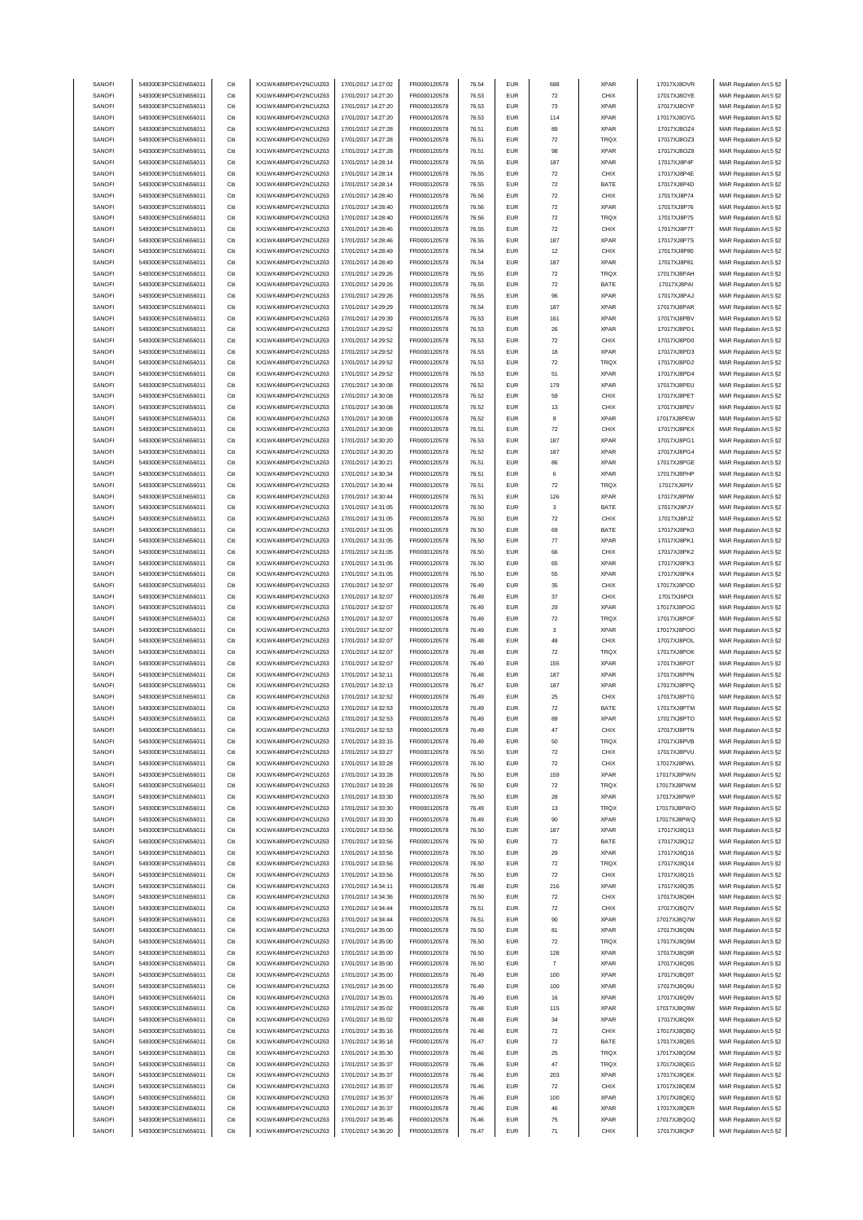| | | | | | | | | | | | |
|---|---|---|---|---|---|---|---|---|---|---|---|
| SANOFI | 549300E9PC51EN656011 | Citi | KX1WK48MPD4Y2NCUIZ63 | 17/01/2017 14:27:02 | FR0000120578 | 76.54 | EUR | 698 | XPAR | 17017XJ8OVR | MAR Regulation Art.5 §2 |
| SANOFI | 549300E9PC51EN656011 | Citi | KX1WK48MPD4Y2NCUIZ63 | 17/01/2017 14:27:20 | FR0000120578 | 76.53 | EUR | 72 | CHIX | 17017XJ8OYE | MAR Regulation Art.5 §2 |
| SANOFI | 549300E9PC51EN656011 | Citi | KX1WK48MPD4Y2NCUIZ63 | 17/01/2017 14:27:20 | FR0000120578 | 76.53 | EUR | 73 | XPAR | 17017XJ8OYF | MAR Regulation Art.5 §2 |
| SANOFI | 549300E9PC51EN656011 | Citi | KX1WK48MPD4Y2NCUIZ63 | 17/01/2017 14:27:20 | FR0000120578 | 76.53 | EUR | 114 | XPAR | 17017XJ8OYG | MAR Regulation Art.5 §2 |
| SANOFI | 549300E9PC51EN656011 | Citi | KX1WK48MPD4Y2NCUIZ63 | 17/01/2017 14:27:28 | FR0000120578 | 76.51 | EUR | 89 | XPAR | 17017XJ8OZ4 | MAR Regulation Art.5 §2 |
| SANOFI | 549300E9PC51EN656011 | Citi | KX1WK48MPD4Y2NCUIZ63 | 17/01/2017 14:27:28 | FR0000120578 | 76.51 | EUR | 72 | TRQX | 17017XJ8OZ3 | MAR Regulation Art.5 §2 |
| SANOFI | 549300E9PC51EN656011 | Citi | KX1WK48MPD4Y2NCUIZ63 | 17/01/2017 14:27:28 | FR0000120578 | 76.51 | EUR | 98 | XPAR | 17017XJ8OZ8 | MAR Regulation Art.5 §2 |
| SANOFI | 549300E9PC51EN656011 | Citi | KX1WK48MPD4Y2NCUIZ63 | 17/01/2017 14:28:14 | FR0000120578 | 76.55 | EUR | 187 | XPAR | 17017XJ8P4F | MAR Regulation Art.5 §2 |
| SANOFI | 549300E9PC51EN656011 | Citi | KX1WK48MPD4Y2NCUIZ63 | 17/01/2017 14:28:14 | FR0000120578 | 76.55 | EUR | 72 | CHIX | 17017XJ8P4E | MAR Regulation Art.5 §2 |
| SANOFI | 549300E9PC51EN656011 | Citi | KX1WK48MPD4Y2NCUIZ63 | 17/01/2017 14:28:14 | FR0000120578 | 76.55 | EUR | 72 | BATE | 17017XJ8P4D | MAR Regulation Art.5 §2 |
| SANOFI | 549300E9PC51EN656011 | Citi | KX1WK48MPD4Y2NCUIZ63 | 17/01/2017 14:28:40 | FR0000120578 | 76.56 | EUR | 72 | CHIX | 17017XJ8P74 | MAR Regulation Art.5 §2 |
| SANOFI | 549300E9PC51EN656011 | Citi | KX1WK48MPD4Y2NCUIZ63 | 17/01/2017 14:28:40 | FR0000120578 | 76.56 | EUR | 72 | XPAR | 17017XJ8P76 | MAR Regulation Art.5 §2 |
| SANOFI | 549300E9PC51EN656011 | Citi | KX1WK48MPD4Y2NCUIZ63 | 17/01/2017 14:28:40 | FR0000120578 | 76.56 | EUR | 72 | TRQX | 17017XJ8P75 | MAR Regulation Art.5 §2 |
| SANOFI | 549300E9PC51EN656011 | Citi | KX1WK48MPD4Y2NCUIZ63 | 17/01/2017 14:28:46 | FR0000120578 | 76.55 | EUR | 72 | CHIX | 17017XJ8P7T | MAR Regulation Art.5 §2 |
| SANOFI | 549300E9PC51EN656011 | Citi | KX1WK48MPD4Y2NCUIZ63 | 17/01/2017 14:28:46 | FR0000120578 | 76.55 | EUR | 187 | XPAR | 17017XJ8P7S | MAR Regulation Art.5 §2 |
| SANOFI | 549300E9PC51EN656011 | Citi | KX1WK48MPD4Y2NCUIZ63 | 17/01/2017 14:28:49 | FR0000120578 | 76.54 | EUR | 12 | CHIX | 17017XJ8P80 | MAR Regulation Art.5 §2 |
| SANOFI | 549300E9PC51EN656011 | Citi | KX1WK48MPD4Y2NCUIZ63 | 17/01/2017 14:28:49 | FR0000120578 | 76.54 | EUR | 187 | XPAR | 17017XJ8P81 | MAR Regulation Art.5 §2 |
| SANOFI | 549300E9PC51EN656011 | Citi | KX1WK48MPD4Y2NCUIZ63 | 17/01/2017 14:29:26 | FR0000120578 | 76.55 | EUR | 72 | TRQX | 17017XJ8PAH | MAR Regulation Art.5 §2 |
| SANOFI | 549300E9PC51EN656011 | Citi | KX1WK48MPD4Y2NCUIZ63 | 17/01/2017 14:29:26 | FR0000120578 | 76.55 | EUR | 72 | BATE | 17017XJ8PAI | MAR Regulation Art.5 §2 |
| SANOFI | 549300E9PC51EN656011 | Citi | KX1WK48MPD4Y2NCUIZ63 | 17/01/2017 14:29:26 | FR0000120578 | 76.55 | EUR | 96 | XPAR | 17017XJ8PAJ | MAR Regulation Art.5 §2 |
| SANOFI | 549300E9PC51EN656011 | Citi | KX1WK48MPD4Y2NCUIZ63 | 17/01/2017 14:29:29 | FR0000120578 | 76.54 | EUR | 187 | XPAR | 17017XJ8PAR | MAR Regulation Art.5 §2 |
| SANOFI | 549300E9PC51EN656011 | Citi | KX1WK48MPD4Y2NCUIZ63 | 17/01/2017 14:29:39 | FR0000120578 | 76.53 | EUR | 161 | XPAR | 17017XJ8PBV | MAR Regulation Art.5 §2 |
| SANOFI | 549300E9PC51EN656011 | Citi | KX1WK48MPD4Y2NCUIZ63 | 17/01/2017 14:29:52 | FR0000120578 | 76.53 | EUR | 26 | XPAR | 17017XJ8PD1 | MAR Regulation Art.5 §2 |
| SANOFI | 549300E9PC51EN656011 | Citi | KX1WK48MPD4Y2NCUIZ63 | 17/01/2017 14:29:52 | FR0000120578 | 76.53 | EUR | 72 | CHIX | 17017XJ8PD0 | MAR Regulation Art.5 §2 |
| SANOFI | 549300E9PC51EN656011 | Citi | KX1WK48MPD4Y2NCUIZ63 | 17/01/2017 14:29:52 | FR0000120578 | 76.53 | EUR | 18 | XPAR | 17017XJ8PD3 | MAR Regulation Art.5 §2 |
| SANOFI | 549300E9PC51EN656011 | Citi | KX1WK48MPD4Y2NCUIZ63 | 17/01/2017 14:29:52 | FR0000120578 | 76.53 | EUR | 72 | TRQX | 17017XJ8PD2 | MAR Regulation Art.5 §2 |
| SANOFI | 549300E9PC51EN656011 | Citi | KX1WK48MPD4Y2NCUIZ63 | 17/01/2017 14:29:52 | FR0000120578 | 76.53 | EUR | 51 | XPAR | 17017XJ8PD4 | MAR Regulation Art.5 §2 |
| SANOFI | 549300E9PC51EN656011 | Citi | KX1WK48MPD4Y2NCUIZ63 | 17/01/2017 14:30:08 | FR0000120578 | 76.52 | EUR | 179 | XPAR | 17017XJ8PEU | MAR Regulation Art.5 §2 |
| SANOFI | 549300E9PC51EN656011 | Citi | KX1WK48MPD4Y2NCUIZ63 | 17/01/2017 14:30:08 | FR0000120578 | 76.52 | EUR | 59 | CHIX | 17017XJ8PET | MAR Regulation Art.5 §2 |
| SANOFI | 549300E9PC51EN656011 | Citi | KX1WK48MPD4Y2NCUIZ63 | 17/01/2017 14:30:08 | FR0000120578 | 76.52 | EUR | 13 | CHIX | 17017XJ8PEV | MAR Regulation Art.5 §2 |
| SANOFI | 549300E9PC51EN656011 | Citi | KX1WK48MPD4Y2NCUIZ63 | 17/01/2017 14:30:08 | FR0000120578 | 76.52 | EUR | 8 | XPAR | 17017XJ8PEW | MAR Regulation Art.5 §2 |
| SANOFI | 549300E9PC51EN656011 | Citi | KX1WK48MPD4Y2NCUIZ63 | 17/01/2017 14:30:08 | FR0000120578 | 76.51 | EUR | 72 | CHIX | 17017XJ8PEX | MAR Regulation Art.5 §2 |
| SANOFI | 549300E9PC51EN656011 | Citi | KX1WK48MPD4Y2NCUIZ63 | 17/01/2017 14:30:20 | FR0000120578 | 76.53 | EUR | 187 | XPAR | 17017XJ8PG1 | MAR Regulation Art.5 §2 |
| SANOFI | 549300E9PC51EN656011 | Citi | KX1WK48MPD4Y2NCUIZ63 | 17/01/2017 14:30:20 | FR0000120578 | 76.52 | EUR | 187 | XPAR | 17017XJ8PG4 | MAR Regulation Art.5 §2 |
| SANOFI | 549300E9PC51EN656011 | Citi | KX1WK48MPD4Y2NCUIZ63 | 17/01/2017 14:30:21 | FR0000120578 | 76.51 | EUR | 86 | XPAR | 17017XJ8PGE | MAR Regulation Art.5 §2 |
| SANOFI | 549300E9PC51EN656011 | Citi | KX1WK48MPD4Y2NCUIZ63 | 17/01/2017 14:30:34 | FR0000120578 | 76.51 | EUR | 6 | XPAR | 17017XJ8PHP | MAR Regulation Art.5 §2 |
| SANOFI | 549300E9PC51EN656011 | Citi | KX1WK48MPD4Y2NCUIZ63 | 17/01/2017 14:30:44 | FR0000120578 | 76.51 | EUR | 72 | TRQX | 17017XJ8PIV | MAR Regulation Art.5 §2 |
| SANOFI | 549300E9PC51EN656011 | Citi | KX1WK48MPD4Y2NCUIZ63 | 17/01/2017 14:30:44 | FR0000120578 | 76.51 | EUR | 126 | XPAR | 17017XJ8PIW | MAR Regulation Art.5 §2 |
| SANOFI | 549300E9PC51EN656011 | Citi | KX1WK48MPD4Y2NCUIZ63 | 17/01/2017 14:31:05 | FR0000120578 | 76.50 | EUR | 3 | BATE | 17017XJ8PJY | MAR Regulation Art.5 §2 |
| SANOFI | 549300E9PC51EN656011 | Citi | KX1WK48MPD4Y2NCUIZ63 | 17/01/2017 14:31:05 | FR0000120578 | 76.50 | EUR | 72 | CHIX | 17017XJ8PJZ | MAR Regulation Art.5 §2 |
| SANOFI | 549300E9PC51EN656011 | Citi | KX1WK48MPD4Y2NCUIZ63 | 17/01/2017 14:31:05 | FR0000120578 | 76.50 | EUR | 69 | BATE | 17017XJ8PK0 | MAR Regulation Art.5 §2 |
| SANOFI | 549300E9PC51EN656011 | Citi | KX1WK48MPD4Y2NCUIZ63 | 17/01/2017 14:31:05 | FR0000120578 | 76.50 | EUR | 77 | XPAR | 17017XJ8PK1 | MAR Regulation Art.5 §2 |
| SANOFI | 549300E9PC51EN656011 | Citi | KX1WK48MPD4Y2NCUIZ63 | 17/01/2017 14:31:05 | FR0000120578 | 76.50 | EUR | 66 | CHIX | 17017XJ8PK2 | MAR Regulation Art.5 §2 |
| SANOFI | 549300E9PC51EN656011 | Citi | KX1WK48MPD4Y2NCUIZ63 | 17/01/2017 14:31:05 | FR0000120578 | 76.50 | EUR | 65 | XPAR | 17017XJ8PK3 | MAR Regulation Art.5 §2 |
| SANOFI | 549300E9PC51EN656011 | Citi | KX1WK48MPD4Y2NCUIZ63 | 17/01/2017 14:31:05 | FR0000120578 | 76.50 | EUR | 55 | XPAR | 17017XJ8PK4 | MAR Regulation Art.5 §2 |
| SANOFI | 549300E9PC51EN656011 | Citi | KX1WK48MPD4Y2NCUIZ63 | 17/01/2017 14:32:07 | FR0000120578 | 76.49 | EUR | 35 | CHIX | 17017XJ8POD | MAR Regulation Art.5 §2 |
| SANOFI | 549300E9PC51EN656011 | Citi | KX1WK48MPD4Y2NCUIZ63 | 17/01/2017 14:32:07 | FR0000120578 | 76.49 | EUR | 37 | CHIX | 17017XJ8POI | MAR Regulation Art.5 §2 |
| SANOFI | 549300E9PC51EN656011 | Citi | KX1WK48MPD4Y2NCUIZ63 | 17/01/2017 14:32:07 | FR0000120578 | 76.49 | EUR | 29 | XPAR | 17017XJ8POG | MAR Regulation Art.5 §2 |
| SANOFI | 549300E9PC51EN656011 | Citi | KX1WK48MPD4Y2NCUIZ63 | 17/01/2017 14:32:07 | FR0000120578 | 76.49 | EUR | 72 | TRQX | 17017XJ8POF | MAR Regulation Art.5 §2 |
| SANOFI | 549300E9PC51EN656011 | Citi | KX1WK48MPD4Y2NCUIZ63 | 17/01/2017 14:32:07 | FR0000120578 | 76.49 | EUR | 3 | XPAR | 17017XJ8POO | MAR Regulation Art.5 §2 |
| SANOFI | 549300E9PC51EN656011 | Citi | KX1WK48MPD4Y2NCUIZ63 | 17/01/2017 14:32:07 | FR0000120578 | 76.48 | EUR | 48 | CHIX | 17017XJ8POL | MAR Regulation Art.5 §2 |
| SANOFI | 549300E9PC51EN656011 | Citi | KX1WK48MPD4Y2NCUIZ63 | 17/01/2017 14:32:07 | FR0000120578 | 76.48 | EUR | 72 | TRQX | 17017XJ8POK | MAR Regulation Art.5 §2 |
| SANOFI | 549300E9PC51EN656011 | Citi | KX1WK48MPD4Y2NCUIZ63 | 17/01/2017 14:32:07 | FR0000120578 | 76.49 | EUR | 155 | XPAR | 17017XJ8POT | MAR Regulation Art.5 §2 |
| SANOFI | 549300E9PC51EN656011 | Citi | KX1WK48MPD4Y2NCUIZ63 | 17/01/2017 14:32:11 | FR0000120578 | 76.48 | EUR | 187 | XPAR | 17017XJ8PPN | MAR Regulation Art.5 §2 |
| SANOFI | 549300E9PC51EN656011 | Citi | KX1WK48MPD4Y2NCUIZ63 | 17/01/2017 14:32:13 | FR0000120578 | 76.47 | EUR | 187 | XPAR | 17017XJ8PPQ | MAR Regulation Art.5 §2 |
| SANOFI | 549300E9PC51EN656011 | Citi | KX1WK48MPD4Y2NCUIZ63 | 17/01/2017 14:32:52 | FR0000120578 | 76.49 | EUR | 25 | CHIX | 17017XJ8PTG | MAR Regulation Art.5 §2 |
| SANOFI | 549300E9PC51EN656011 | Citi | KX1WK48MPD4Y2NCUIZ63 | 17/01/2017 14:32:53 | FR0000120578 | 76.49 | EUR | 72 | BATE | 17017XJ8PTM | MAR Regulation Art.5 §2 |
| SANOFI | 549300E9PC51EN656011 | Citi | KX1WK48MPD4Y2NCUIZ63 | 17/01/2017 14:32:53 | FR0000120578 | 76.49 | EUR | 89 | XPAR | 17017XJ8PTO | MAR Regulation Art.5 §2 |
| SANOFI | 549300E9PC51EN656011 | Citi | KX1WK48MPD4Y2NCUIZ63 | 17/01/2017 14:32:53 | FR0000120578 | 76.49 | EUR | 47 | CHIX | 17017XJ8PTN | MAR Regulation Art.5 §2 |
| SANOFI | 549300E9PC51EN656011 | Citi | KX1WK48MPD4Y2NCUIZ63 | 17/01/2017 14:33:15 | FR0000120578 | 76.49 | EUR | 50 | TRQX | 17017XJ8PVB | MAR Regulation Art.5 §2 |
| SANOFI | 549300E9PC51EN656011 | Citi | KX1WK48MPD4Y2NCUIZ63 | 17/01/2017 14:33:27 | FR0000120578 | 76.50 | EUR | 72 | CHIX | 17017XJ8PVU | MAR Regulation Art.5 §2 |
| SANOFI | 549300E9PC51EN656011 | Citi | KX1WK48MPD4Y2NCUIZ63 | 17/01/2017 14:33:28 | FR0000120578 | 76.50 | EUR | 72 | CHIX | 17017XJ8PWL | MAR Regulation Art.5 §2 |
| SANOFI | 549300E9PC51EN656011 | Citi | KX1WK48MPD4Y2NCUIZ63 | 17/01/2017 14:33:28 | FR0000120578 | 76.50 | EUR | 159 | XPAR | 17017XJ8PWN | MAR Regulation Art.5 §2 |
| SANOFI | 549300E9PC51EN656011 | Citi | KX1WK48MPD4Y2NCUIZ63 | 17/01/2017 14:33:28 | FR0000120578 | 76.50 | EUR | 72 | TRQX | 17017XJ8PWM | MAR Regulation Art.5 §2 |
| SANOFI | 549300E9PC51EN656011 | Citi | KX1WK48MPD4Y2NCUIZ63 | 17/01/2017 14:33:30 | FR0000120578 | 76.50 | EUR | 28 | XPAR | 17017XJ8PWP | MAR Regulation Art.5 §2 |
| SANOFI | 549300E9PC51EN656011 | Citi | KX1WK48MPD4Y2NCUIZ63 | 17/01/2017 14:33:30 | FR0000120578 | 76.49 | EUR | 13 | TRQX | 17017XJ8PWO | MAR Regulation Art.5 §2 |
| SANOFI | 549300E9PC51EN656011 | Citi | KX1WK48MPD4Y2NCUIZ63 | 17/01/2017 14:33:30 | FR0000120578 | 76.49 | EUR | 90 | XPAR | 17017XJ8PWQ | MAR Regulation Art.5 §2 |
| SANOFI | 549300E9PC51EN656011 | Citi | KX1WK48MPD4Y2NCUIZ63 | 17/01/2017 14:33:56 | FR0000120578 | 76.50 | EUR | 187 | XPAR | 17017XJ8Q13 | MAR Regulation Art.5 §2 |
| SANOFI | 549300E9PC51EN656011 | Citi | KX1WK48MPD4Y2NCUIZ63 | 17/01/2017 14:33:56 | FR0000120578 | 76.50 | EUR | 72 | BATE | 17017XJ8Q12 | MAR Regulation Art.5 §2 |
| SANOFI | 549300E9PC51EN656011 | Citi | KX1WK48MPD4Y2NCUIZ63 | 17/01/2017 14:33:56 | FR0000120578 | 76.50 | EUR | 29 | XPAR | 17017XJ8Q16 | MAR Regulation Art.5 §2 |
| SANOFI | 549300E9PC51EN656011 | Citi | KX1WK48MPD4Y2NCUIZ63 | 17/01/2017 14:33:56 | FR0000120578 | 76.50 | EUR | 72 | TRQX | 17017XJ8Q14 | MAR Regulation Art.5 §2 |
| SANOFI | 549300E9PC51EN656011 | Citi | KX1WK48MPD4Y2NCUIZ63 | 17/01/2017 14:33:56 | FR0000120578 | 76.50 | EUR | 72 | CHIX | 17017XJ8Q15 | MAR Regulation Art.5 §2 |
| SANOFI | 549300E9PC51EN656011 | Citi | KX1WK48MPD4Y2NCUIZ63 | 17/01/2017 14:34:11 | FR0000120578 | 76.48 | EUR | 216 | XPAR | 17017XJ8Q35 | MAR Regulation Art.5 §2 |
| SANOFI | 549300E9PC51EN656011 | Citi | KX1WK48MPD4Y2NCUIZ63 | 17/01/2017 14:34:36 | FR0000120578 | 76.50 | EUR | 72 | CHIX | 17017XJ8Q6H | MAR Regulation Art.5 §2 |
| SANOFI | 549300E9PC51EN656011 | Citi | KX1WK48MPD4Y2NCUIZ63 | 17/01/2017 14:34:44 | FR0000120578 | 76.51 | EUR | 72 | CHIX | 17017XJ8Q7V | MAR Regulation Art.5 §2 |
| SANOFI | 549300E9PC51EN656011 | Citi | KX1WK48MPD4Y2NCUIZ63 | 17/01/2017 14:34:44 | FR0000120578 | 76.51 | EUR | 90 | XPAR | 17017XJ8Q7W | MAR Regulation Art.5 §2 |
| SANOFI | 549300E9PC51EN656011 | Citi | KX1WK48MPD4Y2NCUIZ63 | 17/01/2017 14:35:00 | FR0000120578 | 76.50 | EUR | 81 | XPAR | 17017XJ8Q9N | MAR Regulation Art.5 §2 |
| SANOFI | 549300E9PC51EN656011 | Citi | KX1WK48MPD4Y2NCUIZ63 | 17/01/2017 14:35:00 | FR0000120578 | 76.50 | EUR | 72 | TRQX | 17017XJ8Q9M | MAR Regulation Art.5 §2 |
| SANOFI | 549300E9PC51EN656011 | Citi | KX1WK48MPD4Y2NCUIZ63 | 17/01/2017 14:35:00 | FR0000120578 | 76.50 | EUR | 128 | XPAR | 17017XJ8Q9R | MAR Regulation Art.5 §2 |
| SANOFI | 549300E9PC51EN656011 | Citi | KX1WK48MPD4Y2NCUIZ63 | 17/01/2017 14:35:00 | FR0000120578 | 76.50 | EUR | 7 | XPAR | 17017XJ8Q9S | MAR Regulation Art.5 §2 |
| SANOFI | 549300E9PC51EN656011 | Citi | KX1WK48MPD4Y2NCUIZ63 | 17/01/2017 14:35:00 | FR0000120578 | 76.49 | EUR | 100 | XPAR | 17017XJ8Q9T | MAR Regulation Art.5 §2 |
| SANOFI | 549300E9PC51EN656011 | Citi | KX1WK48MPD4Y2NCUIZ63 | 17/01/2017 14:35:00 | FR0000120578 | 76.49 | EUR | 100 | XPAR | 17017XJ8Q9U | MAR Regulation Art.5 §2 |
| SANOFI | 549300E9PC51EN656011 | Citi | KX1WK48MPD4Y2NCUIZ63 | 17/01/2017 14:35:01 | FR0000120578 | 76.49 | EUR | 16 | XPAR | 17017XJ8Q9V | MAR Regulation Art.5 §2 |
| SANOFI | 549300E9PC51EN656011 | Citi | KX1WK48MPD4Y2NCUIZ63 | 17/01/2017 14:35:02 | FR0000120578 | 76.48 | EUR | 115 | XPAR | 17017XJ8Q9W | MAR Regulation Art.5 §2 |
| SANOFI | 549300E9PC51EN656011 | Citi | KX1WK48MPD4Y2NCUIZ63 | 17/01/2017 14:35:02 | FR0000120578 | 76.48 | EUR | 34 | XPAR | 17017XJ8Q9X | MAR Regulation Art.5 §2 |
| SANOFI | 549300E9PC51EN656011 | Citi | KX1WK48MPD4Y2NCUIZ63 | 17/01/2017 14:35:16 | FR0000120578 | 76.48 | EUR | 72 | CHIX | 17017XJ8QBQ | MAR Regulation Art.5 §2 |
| SANOFI | 549300E9PC51EN656011 | Citi | KX1WK48MPD4Y2NCUIZ63 | 17/01/2017 14:35:18 | FR0000120578 | 76.47 | EUR | 72 | BATE | 17017XJ8QBS | MAR Regulation Art.5 §2 |
| SANOFI | 549300E9PC51EN656011 | Citi | KX1WK48MPD4Y2NCUIZ63 | 17/01/2017 14:35:30 | FR0000120578 | 76.46 | EUR | 25 | TRQX | 17017XJ8QDM | MAR Regulation Art.5 §2 |
| SANOFI | 549300E9PC51EN656011 | Citi | KX1WK48MPD4Y2NCUIZ63 | 17/01/2017 14:35:37 | FR0000120578 | 76.46 | EUR | 47 | TRQX | 17017XJ8QEG | MAR Regulation Art.5 §2 |
| SANOFI | 549300E9PC51EN656011 | Citi | KX1WK48MPD4Y2NCUIZ63 | 17/01/2017 14:35:37 | FR0000120578 | 76.46 | EUR | 203 | XPAR | 17017XJ8QEK | MAR Regulation Art.5 §2 |
| SANOFI | 549300E9PC51EN656011 | Citi | KX1WK48MPD4Y2NCUIZ63 | 17/01/2017 14:35:37 | FR0000120578 | 76.46 | EUR | 72 | CHIX | 17017XJ8QEM | MAR Regulation Art.5 §2 |
| SANOFI | 549300E9PC51EN656011 | Citi | KX1WK48MPD4Y2NCUIZ63 | 17/01/2017 14:35:37 | FR0000120578 | 76.46 | EUR | 100 | XPAR | 17017XJ8QEQ | MAR Regulation Art.5 §2 |
| SANOFI | 549300E9PC51EN656011 | Citi | KX1WK48MPD4Y2NCUIZ63 | 17/01/2017 14:35:37 | FR0000120578 | 76.46 | EUR | 46 | XPAR | 17017XJ8QER | MAR Regulation Art.5 §2 |
| SANOFI | 549300E9PC51EN656011 | Citi | KX1WK48MPD4Y2NCUIZ63 | 17/01/2017 14:35:46 | FR0000120578 | 76.46 | EUR | 75 | XPAR | 17017XJ8QGQ | MAR Regulation Art.5 §2 |
| SANOFI | 549300E9PC51EN656011 | Citi | KX1WK48MPD4Y2NCUIZ63 | 17/01/2017 14:36:20 | FR0000120578 | 76.47 | EUR | 71 | CHIX | 17017XJ8QKF | MAR Regulation Art.5 §2 |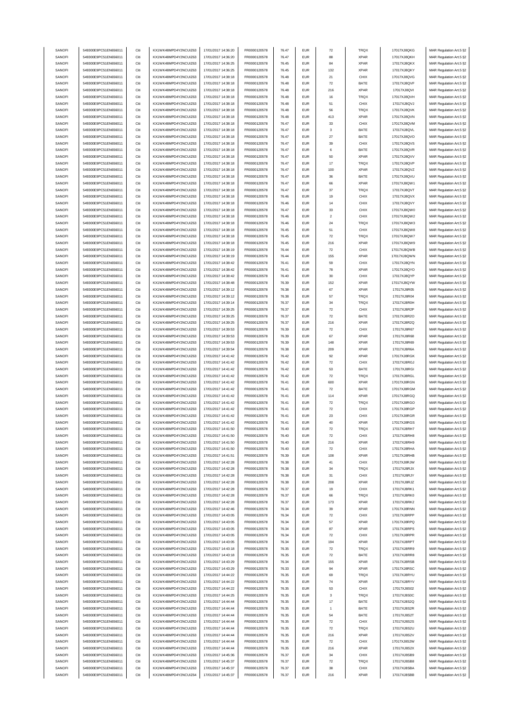| SANOFI | 549300E9PC51EN656011 | Citi | KX1WK48MPD4Y2NCUIZ63 | 17/01/2017 14:36:20 | FR0000120578 | 76.47 | EUR | 72 | TRQX | 17017XJ8QKG | MAR Regulation Art.5 §2 |
|---|---|---|---|---|---|---|---|---|---|---|---|
| SANOFI | 549300E9PC51EN656011 | Citi | KX1WK48MPD4Y2NCUIZ63 | 17/01/2017 14:36:20 | FR0000120578 | 76.47 | EUR | 88 | XPAR | 17017XJ8QKH | MAR Regulation Art.5 §2 |
| SANOFI | 549300E9PC51EN656011 | Citi | KX1WK48MPD4Y2NCUIZ63 | 17/01/2017 14:36:25 | FR0000120578 | 76.45 | EUR | 84 | XPAR | 17017XJ8QKX | MAR Regulation Art.5 §2 |
| SANOFI | 549300E9PC51EN656011 | Citi | KX1WK48MPD4Y2NCUIZ63 | 17/01/2017 14:36:25 | FR0000120578 | 76.45 | EUR | 132 | XPAR | 17017XJ8QKY | MAR Regulation Art.5 §2 |
| SANOFI | 549300E9PC51EN656011 | Citi | KX1WK48MPD4Y2NCUIZ63 | 17/01/2017 14:38:18 | FR0000120578 | 76.48 | EUR | 21 | CHIX | 17017XJ8QVG | MAR Regulation Art.5 §2 |
| SANOFI | 549300E9PC51EN656011 | Citi | KX1WK48MPD4Y2NCUIZ63 | 17/01/2017 14:38:18 | FR0000120578 | 76.48 | EUR | 72 | BATE | 17017XJ8QVF | MAR Regulation Art.5 §2 |
| SANOFI | 549300E9PC51EN656011 | Citi | KX1WK48MPD4Y2NCUIZ63 | 17/01/2017 14:38:18 | FR0000120578 | 76.48 | EUR | 216 | XPAR | 17017XJ8QVI | MAR Regulation Art.5 §2 |
| SANOFI | 549300E9PC51EN656011 | Citi | KX1WK48MPD4Y2NCUIZ63 | 17/01/2017 14:38:18 | FR0000120578 | 76.48 | EUR | 16 | TRQX | 17017XJ8QVH | MAR Regulation Art.5 §2 |
| SANOFI | 549300E9PC51EN656011 | Citi | KX1WK48MPD4Y2NCUIZ63 | 17/01/2017 14:38:18 | FR0000120578 | 76.48 | EUR | 51 | CHIX | 17017XJ8QVJ | MAR Regulation Art.5 §2 |
| SANOFI | 549300E9PC51EN656011 | Citi | KX1WK48MPD4Y2NCUIZ63 | 17/01/2017 14:38:18 | FR0000120578 | 76.48 | EUR | 56 | TRQX | 17017XJ8QVK | MAR Regulation Art.5 §2 |
| SANOFI | 549300E9PC51EN656011 | Citi | KX1WK48MPD4Y2NCUIZ63 | 17/01/2017 14:38:18 | FR0000120578 | 76.48 | EUR | 413 | XPAR | 17017XJ8QVN | MAR Regulation Art.5 §2 |
| SANOFI | 549300E9PC51EN656011 | Citi | KX1WK48MPD4Y2NCUIZ63 | 17/01/2017 14:38:18 | FR0000120578 | 76.47 | EUR | 33 | CHIX | 17017XJ8QVM | MAR Regulation Art.5 §2 |
| SANOFI | 549300E9PC51EN656011 | Citi | KX1WK48MPD4Y2NCUIZ63 | 17/01/2017 14:38:18 | FR0000120578 | 76.47 | EUR | 3 | BATE | 17017XJ8QVL | MAR Regulation Art.5 §2 |
| SANOFI | 549300E9PC51EN656011 | Citi | KX1WK48MPD4Y2NCUIZ63 | 17/01/2017 14:38:18 | FR0000120578 | 76.47 | EUR | 27 | BATE | 17017XJ8QVO | MAR Regulation Art.5 §2 |
| SANOFI | 549300E9PC51EN656011 | Citi | KX1WK48MPD4Y2NCUIZ63 | 17/01/2017 14:38:18 | FR0000120578 | 76.47 | EUR | 39 | CHIX | 17017XJ8QVS | MAR Regulation Art.5 §2 |
| SANOFI | 549300E9PC51EN656011 | Citi | KX1WK48MPD4Y2NCUIZ63 | 17/01/2017 14:38:18 | FR0000120578 | 76.47 | EUR | 6 | BATE | 17017XJ8QVR | MAR Regulation Art.5 §2 |
| SANOFI | 549300E9PC51EN656011 | Citi | KX1WK48MPD4Y2NCUIZ63 | 17/01/2017 14:38:18 | FR0000120578 | 76.47 | EUR | 50 | XPAR | 17017XJ8QVV | MAR Regulation Art.5 §2 |
| SANOFI | 549300E9PC51EN656011 | Citi | KX1WK48MPD4Y2NCUIZ63 | 17/01/2017 14:38:18 | FR0000120578 | 76.47 | EUR | 17 | TRQX | 17017XJ8QVP | MAR Regulation Art.5 §2 |
| SANOFI | 549300E9PC51EN656011 | Citi | KX1WK48MPD4Y2NCUIZ63 | 17/01/2017 14:38:18 | FR0000120578 | 76.47 | EUR | 100 | XPAR | 17017XJ8QVZ | MAR Regulation Art.5 §2 |
| SANOFI | 549300E9PC51EN656011 | Citi | KX1WK48MPD4Y2NCUIZ63 | 17/01/2017 14:38:18 | FR0000120578 | 76.47 | EUR | 36 | BATE | 17017XJ8QVU | MAR Regulation Art.5 §2 |
| SANOFI | 549300E9PC51EN656011 | Citi | KX1WK48MPD4Y2NCUIZ63 | 17/01/2017 14:38:18 | FR0000120578 | 76.47 | EUR | 66 | XPAR | 17017XJ8QW1 | MAR Regulation Art.5 §2 |
| SANOFI | 549300E9PC51EN656011 | Citi | KX1WK48MPD4Y2NCUIZ63 | 17/01/2017 14:38:18 | FR0000120578 | 76.47 | EUR | 37 | TRQX | 17017XJ8QVT | MAR Regulation Art.5 §2 |
| SANOFI | 549300E9PC51EN656011 | Citi | KX1WK48MPD4Y2NCUIZ63 | 17/01/2017 14:38:18 | FR0000120578 | 76.46 | EUR | 19 | CHIX | 17017XJ8QVX | MAR Regulation Art.5 §2 |
| SANOFI | 549300E9PC51EN656011 | Citi | KX1WK48MPD4Y2NCUIZ63 | 17/01/2017 14:38:18 | FR0000120578 | 76.46 | EUR | 14 | CHIX | 17017XJ8QVY | MAR Regulation Art.5 §2 |
| SANOFI | 549300E9PC51EN656011 | Citi | KX1WK48MPD4Y2NCUIZ63 | 17/01/2017 14:38:18 | FR0000120578 | 76.47 | EUR | 33 | CHIX | 17017XJ8QW0 | MAR Regulation Art.5 §2 |
| SANOFI | 549300E9PC51EN656011 | Citi | KX1WK48MPD4Y2NCUIZ63 | 17/01/2017 14:38:18 | FR0000120578 | 76.46 | EUR | 2 | CHIX | 17017XJ8QW2 | MAR Regulation Art.5 §2 |
| SANOFI | 549300E9PC51EN656011 | Citi | KX1WK48MPD4Y2NCUIZ63 | 17/01/2017 14:38:18 | FR0000120578 | 76.46 | EUR | 24 | TRQX | 17017XJ8QW3 | MAR Regulation Art.5 §2 |
| SANOFI | 549300E9PC51EN656011 | Citi | KX1WK48MPD4Y2NCUIZ63 | 17/01/2017 14:38:18 | FR0000120578 | 76.45 | EUR | 51 | CHIX | 17017XJ8QW8 | MAR Regulation Art.5 §2 |
| SANOFI | 549300E9PC51EN656011 | Citi | KX1WK48MPD4Y2NCUIZ63 | 17/01/2017 14:38:18 | FR0000120578 | 76.45 | EUR | 72 | TRQX | 17017XJ8QW7 | MAR Regulation Art.5 §2 |
| SANOFI | 549300E9PC51EN656011 | Citi | KX1WK48MPD4Y2NCUIZ63 | 17/01/2017 14:38:18 | FR0000120578 | 76.45 | EUR | 216 | XPAR | 17017XJ8QW9 | MAR Regulation Art.5 §2 |
| SANOFI | 549300E9PC51EN656011 | Citi | KX1WK48MPD4Y2NCUIZ63 | 17/01/2017 14:38:19 | FR0000120578 | 76.44 | EUR | 72 | CHIX | 17017XJ8QWB | MAR Regulation Art.5 §2 |
| SANOFI | 549300E9PC51EN656011 | Citi | KX1WK48MPD4Y2NCUIZ63 | 17/01/2017 14:38:19 | FR0000120578 | 76.44 | EUR | 155 | XPAR | 17017XJ8QWN | MAR Regulation Art.5 §2 |
| SANOFI | 549300E9PC51EN656011 | Citi | KX1WK48MPD4Y2NCUIZ63 | 17/01/2017 14:38:42 | FR0000120578 | 76.41 | EUR | 59 | CHIX | 17017XJ8QYN | MAR Regulation Art.5 §2 |
| SANOFI | 549300E9PC51EN656011 | Citi | KX1WK48MPD4Y2NCUIZ63 | 17/01/2017 14:38:42 | FR0000120578 | 76.41 | EUR | 78 | XPAR | 17017XJ8QYO | MAR Regulation Art.5 §2 |
| SANOFI | 549300E9PC51EN656011 | Citi | KX1WK48MPD4Y2NCUIZ63 | 17/01/2017 14:38:42 | FR0000120578 | 76.40 | EUR | 30 | CHIX | 17017XJ8QYP | MAR Regulation Art.5 §2 |
| SANOFI | 549300E9PC51EN656011 | Citi | KX1WK48MPD4Y2NCUIZ63 | 17/01/2017 14:38:48 | FR0000120578 | 76.39 | EUR | 152 | XPAR | 17017XJ8QYW | MAR Regulation Art.5 §2 |
| SANOFI | 549300E9PC51EN656011 | Citi | KX1WK48MPD4Y2NCUIZ63 | 17/01/2017 14:39:12 | FR0000120578 | 76.38 | EUR | 67 | XPAR | 17017XJ8R05 | MAR Regulation Art.5 §2 |
| SANOFI | 549300E9PC51EN656011 | Citi | KX1WK48MPD4Y2NCUIZ63 | 17/01/2017 14:39:12 | FR0000120578 | 76.38 | EUR | 57 | TRQX | 17017XJ8R04 | MAR Regulation Art.5 §2 |
| SANOFI | 549300E9PC51EN656011 | Citi | KX1WK48MPD4Y2NCUIZ63 | 17/01/2017 14:39:14 | FR0000120578 | 76.37 | EUR | 34 | TRQX | 17017XJ8R0H | MAR Regulation Art.5 §2 |
| SANOFI | 549300E9PC51EN656011 | Citi | KX1WK48MPD4Y2NCUIZ63 | 17/01/2017 14:39:25 | FR0000120578 | 76.37 | EUR | 72 | CHIX | 17017XJ8R2P | MAR Regulation Art.5 §2 |
| SANOFI | 549300E9PC51EN656011 | Citi | KX1WK48MPD4Y2NCUIZ63 | 17/01/2017 14:39:25 | FR0000120578 | 76.37 | EUR | 72 | BATE | 17017XJ8R2O | MAR Regulation Art.5 §2 |
| SANOFI | 549300E9PC51EN656011 | Citi | KX1WK48MPD4Y2NCUIZ63 | 17/01/2017 14:39:25 | FR0000120578 | 76.37 | EUR | 216 | XPAR | 17017XJ8R2Q | MAR Regulation Art.5 §2 |
| SANOFI | 549300E9PC51EN656011 | Citi | KX1WK48MPD4Y2NCUIZ63 | 17/01/2017 14:39:53 | FR0000120578 | 76.39 | EUR | 72 | CHIX | 17017XJ8R67 | MAR Regulation Art.5 §2 |
| SANOFI | 549300E9PC51EN656011 | Citi | KX1WK48MPD4Y2NCUIZ63 | 17/01/2017 14:39:53 | FR0000120578 | 76.39 | EUR | 67 | XPAR | 17017XJ8R68 | MAR Regulation Art.5 §2 |
| SANOFI | 549300E9PC51EN656011 | Citi | KX1WK48MPD4Y2NCUIZ63 | 17/01/2017 14:39:53 | FR0000120578 | 76.39 | EUR | 148 | XPAR | 17017XJ8R69 | MAR Regulation Art.5 §2 |
| SANOFI | 549300E9PC51EN656011 | Citi | KX1WK48MPD4Y2NCUIZ63 | 17/01/2017 14:39:54 | FR0000120578 | 76.38 | EUR | 209 | XPAR | 17017XJ8R6A | MAR Regulation Art.5 §2 |
| SANOFI | 549300E9PC51EN656011 | Citi | KX1WK48MPD4Y2NCUIZ63 | 17/01/2017 14:41:42 | FR0000120578 | 76.42 | EUR | 92 | XPAR | 17017XJ8RGK | MAR Regulation Art.5 §2 |
| SANOFI | 549300E9PC51EN656011 | Citi | KX1WK48MPD4Y2NCUIZ63 | 17/01/2017 14:41:42 | FR0000120578 | 76.42 | EUR | 72 | CHIX | 17017XJ8RGJ | MAR Regulation Art.5 §2 |
| SANOFI | 549300E9PC51EN656011 | Citi | KX1WK48MPD4Y2NCUIZ63 | 17/01/2017 14:41:42 | FR0000120578 | 76.42 | EUR | 53 | BATE | 17017XJ8RGI | MAR Regulation Art.5 §2 |
| SANOFI | 549300E9PC51EN656011 | Citi | KX1WK48MPD4Y2NCUIZ63 | 17/01/2017 14:41:42 | FR0000120578 | 76.42 | EUR | 72 | TRQX | 17017XJ8RGL | MAR Regulation Art.5 §2 |
| SANOFI | 549300E9PC51EN656011 | Citi | KX1WK48MPD4Y2NCUIZ63 | 17/01/2017 14:41:42 | FR0000120578 | 76.41 | EUR | 600 | XPAR | 17017XJ8RGN | MAR Regulation Art.5 §2 |
| SANOFI | 549300E9PC51EN656011 | Citi | KX1WK48MPD4Y2NCUIZ63 | 17/01/2017 14:41:42 | FR0000120578 | 76.41 | EUR | 72 | BATE | 17017XJ8RGM | MAR Regulation Art.5 §2 |
| SANOFI | 549300E9PC51EN656011 | Citi | KX1WK48MPD4Y2NCUIZ63 | 17/01/2017 14:41:42 | FR0000120578 | 76.41 | EUR | 114 | XPAR | 17017XJ8RGQ | MAR Regulation Art.5 §2 |
| SANOFI | 549300E9PC51EN656011 | Citi | KX1WK48MPD4Y2NCUIZ63 | 17/01/2017 14:41:42 | FR0000120578 | 76.41 | EUR | 72 | TRQX | 17017XJ8RGO | MAR Regulation Art.5 §2 |
| SANOFI | 549300E9PC51EN656011 | Citi | KX1WK48MPD4Y2NCUIZ63 | 17/01/2017 14:41:42 | FR0000120578 | 76.41 | EUR | 72 | CHIX | 17017XJ8RGP | MAR Regulation Art.5 §2 |
| SANOFI | 549300E9PC51EN656011 | Citi | KX1WK48MPD4Y2NCUIZ63 | 17/01/2017 14:41:42 | FR0000120578 | 76.41 | EUR | 23 | CHIX | 17017XJ8RGR | MAR Regulation Art.5 §2 |
| SANOFI | 549300E9PC51EN656011 | Citi | KX1WK48MPD4Y2NCUIZ63 | 17/01/2017 14:41:42 | FR0000120578 | 76.41 | EUR | 40 | XPAR | 17017XJ8RGS | MAR Regulation Art.5 §2 |
| SANOFI | 549300E9PC51EN656011 | Citi | KX1WK48MPD4Y2NCUIZ63 | 17/01/2017 14:41:50 | FR0000120578 | 76.40 | EUR | 72 | TRQX | 17017XJ8RH7 | MAR Regulation Art.5 §2 |
| SANOFI | 549300E9PC51EN656011 | Citi | KX1WK48MPD4Y2NCUIZ63 | 17/01/2017 14:41:50 | FR0000120578 | 76.40 | EUR | 72 | CHIX | 17017XJ8RH8 | MAR Regulation Art.5 §2 |
| SANOFI | 549300E9PC51EN656011 | Citi | KX1WK48MPD4Y2NCUIZ63 | 17/01/2017 14:41:50 | FR0000120578 | 76.40 | EUR | 216 | XPAR | 17017XJ8RH9 | MAR Regulation Art.5 §2 |
| SANOFI | 549300E9PC51EN656011 | Citi | KX1WK48MPD4Y2NCUIZ63 | 17/01/2017 14:41:50 | FR0000120578 | 76.40 | EUR | 72 | CHIX | 17017XJ8RHA | MAR Regulation Art.5 §2 |
| SANOFI | 549300E9PC51EN656011 | Citi | KX1WK48MPD4Y2NCUIZ63 | 17/01/2017 14:41:51 | FR0000120578 | 76.39 | EUR | 108 | XPAR | 17017XJ8RHB | MAR Regulation Art.5 §2 |
| SANOFI | 549300E9PC51EN656011 | Citi | KX1WK48MPD4Y2NCUIZ63 | 17/01/2017 14:42:28 | FR0000120578 | 76.38 | EUR | 41 | CHIX | 17017XJ8RJW | MAR Regulation Art.5 §2 |
| SANOFI | 549300E9PC51EN656011 | Citi | KX1WK48MPD4Y2NCUIZ63 | 17/01/2017 14:42:28 | FR0000120578 | 76.38 | EUR | 34 | TRQX | 17017XJ8RJX | MAR Regulation Art.5 §2 |
| SANOFI | 549300E9PC51EN656011 | Citi | KX1WK48MPD4Y2NCUIZ63 | 17/01/2017 14:42:28 | FR0000120578 | 76.38 | EUR | 31 | CHIX | 17017XJ8RJY | MAR Regulation Art.5 §2 |
| SANOFI | 549300E9PC51EN656011 | Citi | KX1WK48MPD4Y2NCUIZ63 | 17/01/2017 14:42:28 | FR0000120578 | 76.38 | EUR | 208 | XPAR | 17017XJ8RJZ | MAR Regulation Art.5 §2 |
| SANOFI | 549300E9PC51EN656011 | Citi | KX1WK48MPD4Y2NCUIZ63 | 17/01/2017 14:42:28 | FR0000120578 | 76.37 | EUR | 19 | CHIX | 17017XJ8RK1 | MAR Regulation Art.5 §2 |
| SANOFI | 549300E9PC51EN656011 | Citi | KX1WK48MPD4Y2NCUIZ63 | 17/01/2017 14:42:28 | FR0000120578 | 76.37 | EUR | 66 | TRQX | 17017XJ8RK0 | MAR Regulation Art.5 §2 |
| SANOFI | 549300E9PC51EN656011 | Citi | KX1WK48MPD4Y2NCUIZ63 | 17/01/2017 14:42:28 | FR0000120578 | 76.37 | EUR | 173 | XPAR | 17017XJ8RK2 | MAR Regulation Art.5 §2 |
| SANOFI | 549300E9PC51EN656011 | Citi | KX1WK48MPD4Y2NCUIZ63 | 17/01/2017 14:42:46 | FR0000120578 | 76.34 | EUR | 39 | XPAR | 17017XJ8RNN | MAR Regulation Art.5 §2 |
| SANOFI | 549300E9PC51EN656011 | Citi | KX1WK48MPD4Y2NCUIZ63 | 17/01/2017 14:43:05 | FR0000120578 | 76.34 | EUR | 72 | CHIX | 17017XJ8RPP | MAR Regulation Art.5 §2 |
| SANOFI | 549300E9PC51EN656011 | Citi | KX1WK48MPD4Y2NCUIZ63 | 17/01/2017 14:43:05 | FR0000120578 | 76.34 | EUR | 57 | XPAR | 17017XJ8RPQ | MAR Regulation Art.5 §2 |
| SANOFI | 549300E9PC51EN656011 | Citi | KX1WK48MPD4Y2NCUIZ63 | 17/01/2017 14:43:05 | FR0000120578 | 76.34 | EUR | 87 | XPAR | 17017XJ8RPS | MAR Regulation Art.5 §2 |
| SANOFI | 549300E9PC51EN656011 | Citi | KX1WK48MPD4Y2NCUIZ63 | 17/01/2017 14:43:05 | FR0000120578 | 76.34 | EUR | 72 | CHIX | 17017XJ8RPR | MAR Regulation Art.5 §2 |
| SANOFI | 549300E9PC51EN656011 | Citi | KX1WK48MPD4Y2NCUIZ63 | 17/01/2017 14:43:05 | FR0000120578 | 76.34 | EUR | 194 | XPAR | 17017XJ8RPT | MAR Regulation Art.5 §2 |
| SANOFI | 549300E9PC51EN656011 | Citi | KX1WK48MPD4Y2NCUIZ63 | 17/01/2017 14:43:18 | FR0000120578 | 76.35 | EUR | 72 | TRQX | 17017XJ8RR9 | MAR Regulation Art.5 §2 |
| SANOFI | 549300E9PC51EN656011 | Citi | KX1WK48MPD4Y2NCUIZ63 | 17/01/2017 14:43:18 | FR0000120578 | 76.35 | EUR | 72 | BATE | 17017XJ8RR8 | MAR Regulation Art.5 §2 |
| SANOFI | 549300E9PC51EN656011 | Citi | KX1WK48MPD4Y2NCUIZ63 | 17/01/2017 14:43:29 | FR0000120578 | 76.34 | EUR | 155 | XPAR | 17017XJ8RSB | MAR Regulation Art.5 §2 |
| SANOFI | 549300E9PC51EN656011 | Citi | KX1WK48MPD4Y2NCUIZ63 | 17/01/2017 14:43:29 | FR0000120578 | 76.33 | EUR | 94 | XPAR | 17017XJ8RSC | MAR Regulation Art.5 §2 |
| SANOFI | 549300E9PC51EN656011 | Citi | KX1WK48MPD4Y2NCUIZ63 | 17/01/2017 14:44:22 | FR0000120578 | 76.35 | EUR | 69 | TRQX | 17017XJ8RYU | MAR Regulation Art.5 §2 |
| SANOFI | 549300E9PC51EN656011 | Citi | KX1WK48MPD4Y2NCUIZ63 | 17/01/2017 14:44:22 | FR0000120578 | 76.35 | EUR | 74 | XPAR | 17017XJ8RYV | MAR Regulation Art.5 §2 |
| SANOFI | 549300E9PC51EN656011 | Citi | KX1WK48MPD4Y2NCUIZ63 | 17/01/2017 14:44:22 | FR0000120578 | 76.35 | EUR | 53 | CHIX | 17017XJ8S02 | MAR Regulation Art.5 §2 |
| SANOFI | 549300E9PC51EN656011 | Citi | KX1WK48MPD4Y2NCUIZ63 | 17/01/2017 14:44:25 | FR0000120578 | 76.35 | EUR | 3 | TRQX | 17017XJ8S0C | MAR Regulation Art.5 §2 |
| SANOFI | 549300E9PC51EN656011 | Citi | KX1WK48MPD4Y2NCUIZ63 | 17/01/2017 14:44:44 | FR0000120578 | 76.35 | EUR | 17 | BATE | 17017XJ8S2Q | MAR Regulation Art.5 §2 |
| SANOFI | 549300E9PC51EN656011 | Citi | KX1WK48MPD4Y2NCUIZ63 | 17/01/2017 14:44:44 | FR0000120578 | 76.35 | EUR | 1 | BATE | 17017XJ8S2R | MAR Regulation Art.5 §2 |
| SANOFI | 549300E9PC51EN656011 | Citi | KX1WK48MPD4Y2NCUIZ63 | 17/01/2017 14:44:44 | FR0000120578 | 76.35 | EUR | 54 | BATE | 17017XJ8S2T | MAR Regulation Art.5 §2 |
| SANOFI | 549300E9PC51EN656011 | Citi | KX1WK48MPD4Y2NCUIZ63 | 17/01/2017 14:44:44 | FR0000120578 | 76.35 | EUR | 72 | CHIX | 17017XJ8S2S | MAR Regulation Art.5 §2 |
| SANOFI | 549300E9PC51EN656011 | Citi | KX1WK48MPD4Y2NCUIZ63 | 17/01/2017 14:44:44 | FR0000120578 | 76.35 | EUR | 72 | TRQX | 17017XJ8S2U | MAR Regulation Art.5 §2 |
| SANOFI | 549300E9PC51EN656011 | Citi | KX1WK48MPD4Y2NCUIZ63 | 17/01/2017 14:44:44 | FR0000120578 | 76.35 | EUR | 216 | XPAR | 17017XJ8S2V | MAR Regulation Art.5 §2 |
| SANOFI | 549300E9PC51EN656011 | Citi | KX1WK48MPD4Y2NCUIZ63 | 17/01/2017 14:44:44 | FR0000120578 | 76.35 | EUR | 72 | CHIX | 17017XJ8S2W | MAR Regulation Art.5 §2 |
| SANOFI | 549300E9PC51EN656011 | Citi | KX1WK48MPD4Y2NCUIZ63 | 17/01/2017 14:44:44 | FR0000120578 | 76.35 | EUR | 216 | XPAR | 17017XJ8S2X | MAR Regulation Art.5 §2 |
| SANOFI | 549300E9PC51EN656011 | Citi | KX1WK48MPD4Y2NCUIZ63 | 17/01/2017 14:45:36 | FR0000120578 | 76.37 | EUR | 34 | CHIX | 17017XJ8SB9 | MAR Regulation Art.5 §2 |
| SANOFI | 549300E9PC51EN656011 | Citi | KX1WK48MPD4Y2NCUIZ63 | 17/01/2017 14:45:37 | FR0000120578 | 76.37 | EUR | 72 | TRQX | 17017XJ8SB8 | MAR Regulation Art.5 §2 |
| SANOFI | 549300E9PC51EN656011 | Citi | KX1WK48MPD4Y2NCUIZ63 | 17/01/2017 14:45:37 | FR0000120578 | 76.37 | EUR | 38 | CHIX | 17017XJ8SBA | MAR Regulation Art.5 §2 |
| SANOFI | 549300E9PC51EN656011 | Citi | KX1WK48MPD4Y2NCUIZ64 | 17/01/2017 14:45:37 | FR0000120578 | 76.37 | EUR | 216 | XPAR | 17017XJ8SBB | MAR Regulation Art.5 §2 |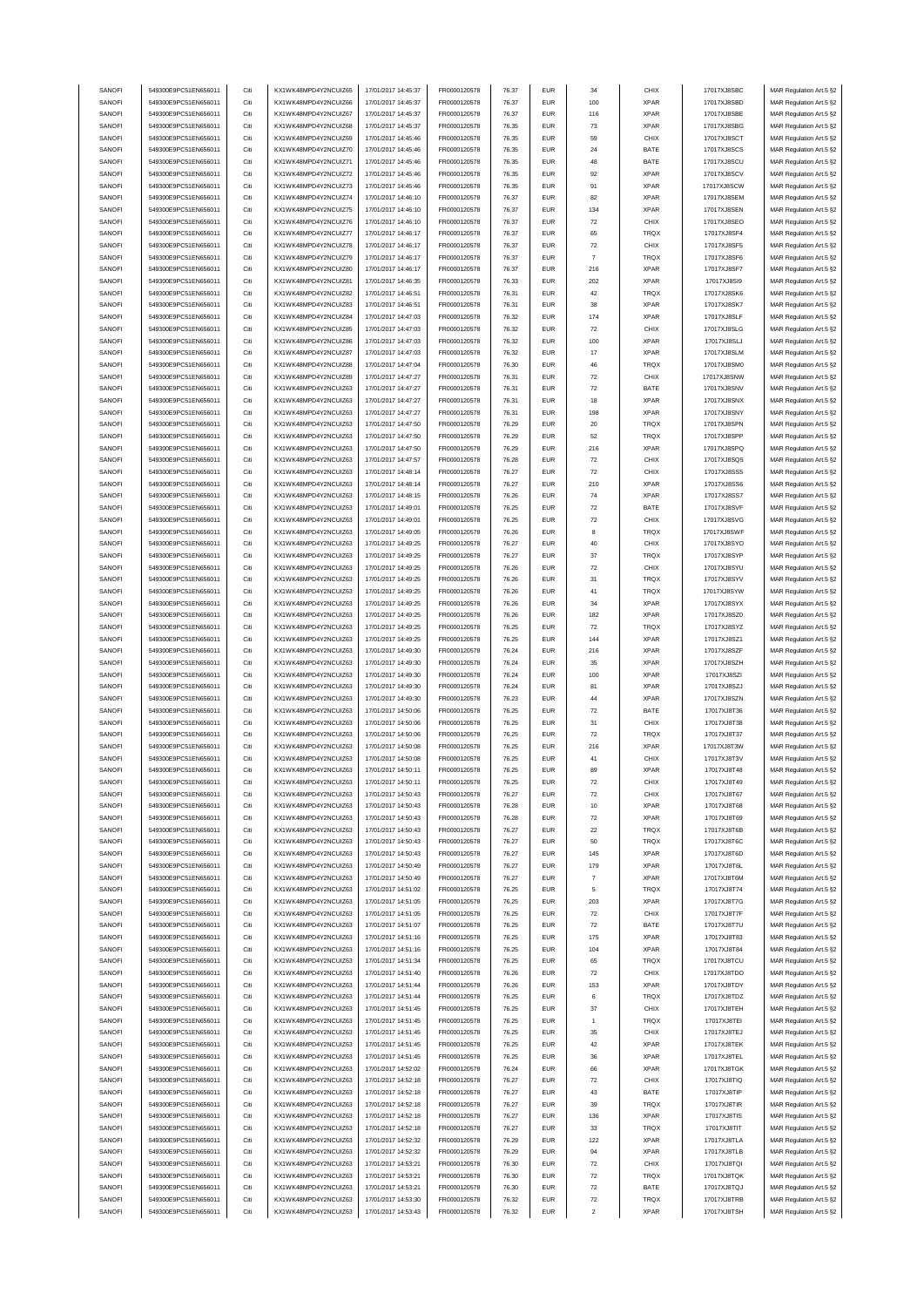| | | | | | | | | | | | |
|---|---|---|---|---|---|---|---|---|---|---|---|
| SANOFI | 549300E9PC51EN656011 | Citi | KX1WK48MPD4Y2NCUIZ65 | 17/01/2017 14:45:37 | FR0000120578 | 76.37 | EUR | 34 | CHIX | 17017XJ8SBC | MAR Regulation Art.5 §2 |
| SANOFI | 549300E9PC51EN656011 | Citi | KX1WK48MPD4Y2NCUIZ66 | 17/01/2017 14:45:37 | FR0000120578 | 76.37 | EUR | 100 | XPAR | 17017XJ8SBD | MAR Regulation Art.5 §2 |
| SANOFI | 549300E9PC51EN656011 | Citi | KX1WK48MPD4Y2NCUIZ67 | 17/01/2017 14:45:37 | FR0000120578 | 76.37 | EUR | 116 | XPAR | 17017XJ8SBE | MAR Regulation Art.5 §2 |
| SANOFI | 549300E9PC51EN656011 | Citi | KX1WK48MPD4Y2NCUIZ68 | 17/01/2017 14:45:37 | FR0000120578 | 76.35 | EUR | 73 | XPAR | 17017XJ8SBG | MAR Regulation Art.5 §2 |
| SANOFI | 549300E9PC51EN656011 | Citi | KX1WK48MPD4Y2NCUIZ69 | 17/01/2017 14:45:46 | FR0000120578 | 76.35 | EUR | 59 | CHIX | 17017XJ8SCT | MAR Regulation Art.5 §2 |
| SANOFI | 549300E9PC51EN656011 | Citi | KX1WK48MPD4Y2NCUIZ70 | 17/01/2017 14:45:46 | FR0000120578 | 76.35 | EUR | 24 | BATE | 17017XJ8SCS | MAR Regulation Art.5 §2 |
| SANOFI | 549300E9PC51EN656011 | Citi | KX1WK48MPD4Y2NCUIZ71 | 17/01/2017 14:45:46 | FR0000120578 | 76.35 | EUR | 48 | BATE | 17017XJ8SCU | MAR Regulation Art.5 §2 |
| SANOFI | 549300E9PC51EN656011 | Citi | KX1WK48MPD4Y2NCUIZ72 | 17/01/2017 14:45:46 | FR0000120578 | 76.35 | EUR | 92 | XPAR | 17017XJ8SCV | MAR Regulation Art.5 §2 |
| SANOFI | 549300E9PC51EN656011 | Citi | KX1WK48MPD4Y2NCUIZ73 | 17/01/2017 14:45:46 | FR0000120578 | 76.35 | EUR | 91 | XPAR | 17017XJ8SCW | MAR Regulation Art.5 §2 |
| SANOFI | 549300E9PC51EN656011 | Citi | KX1WK48MPD4Y2NCUIZ74 | 17/01/2017 14:46:10 | FR0000120578 | 76.37 | EUR | 82 | XPAR | 17017XJ8SEM | MAR Regulation Art.5 §2 |
| SANOFI | 549300E9PC51EN656011 | Citi | KX1WK48MPD4Y2NCUIZ75 | 17/01/2017 14:46:10 | FR0000120578 | 76.37 | EUR | 134 | XPAR | 17017XJ8SEN | MAR Regulation Art.5 §2 |
| SANOFI | 549300E9PC51EN656011 | Citi | KX1WK48MPD4Y2NCUIZ76 | 17/01/2017 14:46:10 | FR0000120578 | 76.37 | EUR | 72 | CHIX | 17017XJ8SEO | MAR Regulation Art.5 §2 |
| SANOFI | 549300E9PC51EN656011 | Citi | KX1WK48MPD4Y2NCUIZ77 | 17/01/2017 14:46:17 | FR0000120578 | 76.37 | EUR | 65 | TRQX | 17017XJ8SF4 | MAR Regulation Art.5 §2 |
| SANOFI | 549300E9PC51EN656011 | Citi | KX1WK48MPD4Y2NCUIZ78 | 17/01/2017 14:46:17 | FR0000120578 | 76.37 | EUR | 72 | CHIX | 17017XJ8SF5 | MAR Regulation Art.5 §2 |
| SANOFI | 549300E9PC51EN656011 | Citi | KX1WK48MPD4Y2NCUIZ79 | 17/01/2017 14:46:17 | FR0000120578 | 76.37 | EUR | 7 | TRQX | 17017XJ8SF6 | MAR Regulation Art.5 §2 |
| SANOFI | 549300E9PC51EN656011 | Citi | KX1WK48MPD4Y2NCUIZ80 | 17/01/2017 14:46:17 | FR0000120578 | 76.37 | EUR | 216 | XPAR | 17017XJ8SF7 | MAR Regulation Art.5 §2 |
| SANOFI | 549300E9PC51EN656011 | Citi | KX1WK48MPD4Y2NCUIZ81 | 17/01/2017 14:46:35 | FR0000120578 | 76.33 | EUR | 202 | XPAR | 17017XJ8SI9 | MAR Regulation Art.5 §2 |
| SANOFI | 549300E9PC51EN656011 | Citi | KX1WK48MPD4Y2NCUIZ82 | 17/01/2017 14:46:51 | FR0000120578 | 76.31 | EUR | 42 | TRQX | 17017XJ8SK6 | MAR Regulation Art.5 §2 |
| SANOFI | 549300E9PC51EN656011 | Citi | KX1WK48MPD4Y2NCUIZ83 | 17/01/2017 14:46:51 | FR0000120578 | 76.31 | EUR | 38 | XPAR | 17017XJ8SK7 | MAR Regulation Art.5 §2 |
| SANOFI | 549300E9PC51EN656011 | Citi | KX1WK48MPD4Y2NCUIZ84 | 17/01/2017 14:47:03 | FR0000120578 | 76.32 | EUR | 174 | XPAR | 17017XJ8SLF | MAR Regulation Art.5 §2 |
| SANOFI | 549300E9PC51EN656011 | Citi | KX1WK48MPD4Y2NCUIZ85 | 17/01/2017 14:47:03 | FR0000120578 | 76.32 | EUR | 72 | CHIX | 17017XJ8SLG | MAR Regulation Art.5 §2 |
| SANOFI | 549300E9PC51EN656011 | Citi | KX1WK48MPD4Y2NCUIZ86 | 17/01/2017 14:47:03 | FR0000120578 | 76.32 | EUR | 100 | XPAR | 17017XJ8SLJ | MAR Regulation Art.5 §2 |
| SANOFI | 549300E9PC51EN656011 | Citi | KX1WK48MPD4Y2NCUIZ87 | 17/01/2017 14:47:03 | FR0000120578 | 76.32 | EUR | 17 | XPAR | 17017XJ8SLM | MAR Regulation Art.5 §2 |
| SANOFI | 549300E9PC51EN656011 | Citi | KX1WK48MPD4Y2NCUIZ88 | 17/01/2017 14:47:04 | FR0000120578 | 76.30 | EUR | 46 | TRQX | 17017XJ8SM0 | MAR Regulation Art.5 §2 |
| SANOFI | 549300E9PC51EN656011 | Citi | KX1WK48MPD4Y2NCUIZ89 | 17/01/2017 14:47:27 | FR0000120578 | 76.31 | EUR | 72 | CHIX | 17017XJ8SNW | MAR Regulation Art.5 §2 |
| SANOFI | 549300E9PC51EN656011 | Citi | KX1WK48MPD4Y2NCUIZ63 | 17/01/2017 14:47:27 | FR0000120578 | 76.31 | EUR | 72 | BATE | 17017XJ8SNV | MAR Regulation Art.5 §2 |
| SANOFI | 549300E9PC51EN656011 | Citi | KX1WK48MPD4Y2NCUIZ63 | 17/01/2017 14:47:27 | FR0000120578 | 76.31 | EUR | 18 | XPAR | 17017XJ8SNX | MAR Regulation Art.5 §2 |
| SANOFI | 549300E9PC51EN656011 | Citi | KX1WK48MPD4Y2NCUIZ63 | 17/01/2017 14:47:27 | FR0000120578 | 76.31 | EUR | 198 | XPAR | 17017XJ8SNY | MAR Regulation Art.5 §2 |
| SANOFI | 549300E9PC51EN656011 | Citi | KX1WK48MPD4Y2NCUIZ63 | 17/01/2017 14:47:50 | FR0000120578 | 76.29 | EUR | 20 | TRQX | 17017XJ8SPN | MAR Regulation Art.5 §2 |
| SANOFI | 549300E9PC51EN656011 | Citi | KX1WK48MPD4Y2NCUIZ63 | 17/01/2017 14:47:50 | FR0000120578 | 76.29 | EUR | 52 | TRQX | 17017XJ8SPP | MAR Regulation Art.5 §2 |
| SANOFI | 549300E9PC51EN656011 | Citi | KX1WK48MPD4Y2NCUIZ63 | 17/01/2017 14:47:50 | FR0000120578 | 76.29 | EUR | 216 | XPAR | 17017XJ8SPQ | MAR Regulation Art.5 §2 |
| SANOFI | 549300E9PC51EN656011 | Citi | KX1WK48MPD4Y2NCUIZ63 | 17/01/2017 14:47:57 | FR0000120578 | 76.28 | EUR | 72 | CHIX | 17017XJ8SQ5 | MAR Regulation Art.5 §2 |
| SANOFI | 549300E9PC51EN656011 | Citi | KX1WK48MPD4Y2NCUIZ63 | 17/01/2017 14:48:14 | FR0000120578 | 76.27 | EUR | 72 | CHIX | 17017XJ8SS5 | MAR Regulation Art.5 §2 |
| SANOFI | 549300E9PC51EN656011 | Citi | KX1WK48MPD4Y2NCUIZ63 | 17/01/2017 14:48:14 | FR0000120578 | 76.27 | EUR | 210 | XPAR | 17017XJ8SS6 | MAR Regulation Art.5 §2 |
| SANOFI | 549300E9PC51EN656011 | Citi | KX1WK48MPD4Y2NCUIZ63 | 17/01/2017 14:48:15 | FR0000120578 | 76.26 | EUR | 74 | XPAR | 17017XJ8SS7 | MAR Regulation Art.5 §2 |
| SANOFI | 549300E9PC51EN656011 | Citi | KX1WK48MPD4Y2NCUIZ63 | 17/01/2017 14:49:01 | FR0000120578 | 76.25 | EUR | 72 | BATE | 17017XJ8SVF | MAR Regulation Art.5 §2 |
| SANOFI | 549300E9PC51EN656011 | Citi | KX1WK48MPD4Y2NCUIZ63 | 17/01/2017 14:49:01 | FR0000120578 | 76.25 | EUR | 72 | CHIX | 17017XJ8SVG | MAR Regulation Art.5 §2 |
| SANOFI | 549300E9PC51EN656011 | Citi | KX1WK48MPD4Y2NCUIZ63 | 17/01/2017 14:49:05 | FR0000120578 | 76.26 | EUR | 8 | TRQX | 17017XJ8SWF | MAR Regulation Art.5 §2 |
| SANOFI | 549300E9PC51EN656011 | Citi | KX1WK48MPD4Y2NCUIZ63 | 17/01/2017 14:49:25 | FR0000120578 | 76.27 | EUR | 40 | CHIX | 17017XJ8SYO | MAR Regulation Art.5 §2 |
| SANOFI | 549300E9PC51EN656011 | Citi | KX1WK48MPD4Y2NCUIZ63 | 17/01/2017 14:49:25 | FR0000120578 | 76.27 | EUR | 37 | TRQX | 17017XJ8SYP | MAR Regulation Art.5 §2 |
| SANOFI | 549300E9PC51EN656011 | Citi | KX1WK48MPD4Y2NCUIZ63 | 17/01/2017 14:49:25 | FR0000120578 | 76.26 | EUR | 72 | CHIX | 17017XJ8SYU | MAR Regulation Art.5 §2 |
| SANOFI | 549300E9PC51EN656011 | Citi | KX1WK48MPD4Y2NCUIZ63 | 17/01/2017 14:49:25 | FR0000120578 | 76.26 | EUR | 31 | TRQX | 17017XJ8SYV | MAR Regulation Art.5 §2 |
| SANOFI | 549300E9PC51EN656011 | Citi | KX1WK48MPD4Y2NCUIZ63 | 17/01/2017 14:49:25 | FR0000120578 | 76.26 | EUR | 41 | TRQX | 17017XJ8SYW | MAR Regulation Art.5 §2 |
| SANOFI | 549300E9PC51EN656011 | Citi | KX1WK48MPD4Y2NCUIZ63 | 17/01/2017 14:49:25 | FR0000120578 | 76.26 | EUR | 34 | XPAR | 17017XJ8SYX | MAR Regulation Art.5 §2 |
| SANOFI | 549300E9PC51EN656011 | Citi | KX1WK48MPD4Y2NCUIZ63 | 17/01/2017 14:49:25 | FR0000120578 | 76.26 | EUR | 182 | XPAR | 17017XJ8SZ0 | MAR Regulation Art.5 §2 |
| SANOFI | 549300E9PC51EN656011 | Citi | KX1WK48MPD4Y2NCUIZ63 | 17/01/2017 14:49:25 | FR0000120578 | 76.25 | EUR | 72 | TRQX | 17017XJ8SYZ | MAR Regulation Art.5 §2 |
| SANOFI | 549300E9PC51EN656011 | Citi | KX1WK48MPD4Y2NCUIZ63 | 17/01/2017 14:49:25 | FR0000120578 | 76.25 | EUR | 144 | XPAR | 17017XJ8SZ1 | MAR Regulation Art.5 §2 |
| SANOFI | 549300E9PC51EN656011 | Citi | KX1WK48MPD4Y2NCUIZ63 | 17/01/2017 14:49:30 | FR0000120578 | 76.24 | EUR | 216 | XPAR | 17017XJ8SZF | MAR Regulation Art.5 §2 |
| SANOFI | 549300E9PC51EN656011 | Citi | KX1WK48MPD4Y2NCUIZ63 | 17/01/2017 14:49:30 | FR0000120578 | 76.24 | EUR | 35 | XPAR | 17017XJ8SZH | MAR Regulation Art.5 §2 |
| SANOFI | 549300E9PC51EN656011 | Citi | KX1WK48MPD4Y2NCUIZ63 | 17/01/2017 14:49:30 | FR0000120578 | 76.24 | EUR | 100 | XPAR | 17017XJ8SZI | MAR Regulation Art.5 §2 |
| SANOFI | 549300E9PC51EN656011 | Citi | KX1WK48MPD4Y2NCUIZ63 | 17/01/2017 14:49:30 | FR0000120578 | 76.24 | EUR | 81 | XPAR | 17017XJ8SZJ | MAR Regulation Art.5 §2 |
| SANOFI | 549300E9PC51EN656011 | Citi | KX1WK48MPD4Y2NCUIZ63 | 17/01/2017 14:49:30 | FR0000120578 | 76.23 | EUR | 44 | XPAR | 17017XJ8SZN | MAR Regulation Art.5 §2 |
| SANOFI | 549300E9PC51EN656011 | Citi | KX1WK48MPD4Y2NCUIZ63 | 17/01/2017 14:50:06 | FR0000120578 | 76.25 | EUR | 72 | BATE | 17017XJ8T36 | MAR Regulation Art.5 §2 |
| SANOFI | 549300E9PC51EN656011 | Citi | KX1WK48MPD4Y2NCUIZ63 | 17/01/2017 14:50:06 | FR0000120578 | 76.25 | EUR | 31 | CHIX | 17017XJ8T38 | MAR Regulation Art.5 §2 |
| SANOFI | 549300E9PC51EN656011 | Citi | KX1WK48MPD4Y2NCUIZ63 | 17/01/2017 14:50:06 | FR0000120578 | 76.25 | EUR | 72 | TRQX | 17017XJ8T37 | MAR Regulation Art.5 §2 |
| SANOFI | 549300E9PC51EN656011 | Citi | KX1WK48MPD4Y2NCUIZ63 | 17/01/2017 14:50:08 | FR0000120578 | 76.25 | EUR | 216 | XPAR | 17017XJ8T3W | MAR Regulation Art.5 §2 |
| SANOFI | 549300E9PC51EN656011 | Citi | KX1WK48MPD4Y2NCUIZ63 | 17/01/2017 14:50:08 | FR0000120578 | 76.25 | EUR | 41 | CHIX | 17017XJ8T3V | MAR Regulation Art.5 §2 |
| SANOFI | 549300E9PC51EN656011 | Citi | KX1WK48MPD4Y2NCUIZ63 | 17/01/2017 14:50:11 | FR0000120578 | 76.25 | EUR | 89 | XPAR | 17017XJ8T48 | MAR Regulation Art.5 §2 |
| SANOFI | 549300E9PC51EN656011 | Citi | KX1WK48MPD4Y2NCUIZ63 | 17/01/2017 14:50:11 | FR0000120578 | 76.25 | EUR | 72 | CHIX | 17017XJ8T49 | MAR Regulation Art.5 §2 |
| SANOFI | 549300E9PC51EN656011 | Citi | KX1WK48MPD4Y2NCUIZ63 | 17/01/2017 14:50:43 | FR0000120578 | 76.27 | EUR | 72 | CHIX | 17017XJ8T67 | MAR Regulation Art.5 §2 |
| SANOFI | 549300E9PC51EN656011 | Citi | KX1WK48MPD4Y2NCUIZ63 | 17/01/2017 14:50:43 | FR0000120578 | 76.28 | EUR | 10 | XPAR | 17017XJ8T68 | MAR Regulation Art.5 §2 |
| SANOFI | 549300E9PC51EN656011 | Citi | KX1WK48MPD4Y2NCUIZ63 | 17/01/2017 14:50:43 | FR0000120578 | 76.28 | EUR | 72 | XPAR | 17017XJ8T69 | MAR Regulation Art.5 §2 |
| SANOFI | 549300E9PC51EN656011 | Citi | KX1WK48MPD4Y2NCUIZ63 | 17/01/2017 14:50:43 | FR0000120578 | 76.27 | EUR | 22 | TRQX | 17017XJ8T6B | MAR Regulation Art.5 §2 |
| SANOFI | 549300E9PC51EN656011 | Citi | KX1WK48MPD4Y2NCUIZ63 | 17/01/2017 14:50:43 | FR0000120578 | 76.27 | EUR | 50 | TRQX | 17017XJ8T6C | MAR Regulation Art.5 §2 |
| SANOFI | 549300E9PC51EN656011 | Citi | KX1WK48MPD4Y2NCUIZ63 | 17/01/2017 14:50:43 | FR0000120578 | 76.27 | EUR | 145 | XPAR | 17017XJ8T6D | MAR Regulation Art.5 §2 |
| SANOFI | 549300E9PC51EN656011 | Citi | KX1WK48MPD4Y2NCUIZ63 | 17/01/2017 14:50:49 | FR0000120578 | 76.27 | EUR | 179 | XPAR | 17017XJ8T6L | MAR Regulation Art.5 §2 |
| SANOFI | 549300E9PC51EN656011 | Citi | KX1WK48MPD4Y2NCUIZ63 | 17/01/2017 14:50:49 | FR0000120578 | 76.27 | EUR | 7 | XPAR | 17017XJ8T6M | MAR Regulation Art.5 §2 |
| SANOFI | 549300E9PC51EN656011 | Citi | KX1WK48MPD4Y2NCUIZ63 | 17/01/2017 14:51:02 | FR0000120578 | 76.25 | EUR | 5 | TRQX | 17017XJ8T74 | MAR Regulation Art.5 §2 |
| SANOFI | 549300E9PC51EN656011 | Citi | KX1WK48MPD4Y2NCUIZ63 | 17/01/2017 14:51:05 | FR0000120578 | 76.25 | EUR | 203 | XPAR | 17017XJ8T7G | MAR Regulation Art.5 §2 |
| SANOFI | 549300E9PC51EN656011 | Citi | KX1WK48MPD4Y2NCUIZ63 | 17/01/2017 14:51:05 | FR0000120578 | 76.25 | EUR | 72 | CHIX | 17017XJ8T7F | MAR Regulation Art.5 §2 |
| SANOFI | 549300E9PC51EN656011 | Citi | KX1WK48MPD4Y2NCUIZ63 | 17/01/2017 14:51:07 | FR0000120578 | 76.25 | EUR | 72 | BATE | 17017XJ8T7U | MAR Regulation Art.5 §2 |
| SANOFI | 549300E9PC51EN656011 | Citi | KX1WK48MPD4Y2NCUIZ63 | 17/01/2017 14:51:16 | FR0000120578 | 76.25 | EUR | 175 | XPAR | 17017XJ8T83 | MAR Regulation Art.5 §2 |
| SANOFI | 549300E9PC51EN656011 | Citi | KX1WK48MPD4Y2NCUIZ63 | 17/01/2017 14:51:16 | FR0000120578 | 76.25 | EUR | 104 | XPAR | 17017XJ8T84 | MAR Regulation Art.5 §2 |
| SANOFI | 549300E9PC51EN656011 | Citi | KX1WK48MPD4Y2NCUIZ63 | 17/01/2017 14:51:34 | FR0000120578 | 76.25 | EUR | 65 | TRQX | 17017XJ8TCU | MAR Regulation Art.5 §2 |
| SANOFI | 549300E9PC51EN656011 | Citi | KX1WK48MPD4Y2NCUIZ63 | 17/01/2017 14:51:40 | FR0000120578 | 76.26 | EUR | 72 | CHIX | 17017XJ8TDO | MAR Regulation Art.5 §2 |
| SANOFI | 549300E9PC51EN656011 | Citi | KX1WK48MPD4Y2NCUIZ63 | 17/01/2017 14:51:44 | FR0000120578 | 76.26 | EUR | 153 | XPAR | 17017XJ8TDY | MAR Regulation Art.5 §2 |
| SANOFI | 549300E9PC51EN656011 | Citi | KX1WK48MPD4Y2NCUIZ63 | 17/01/2017 14:51:44 | FR0000120578 | 76.25 | EUR | 6 | TRQX | 17017XJ8TDZ | MAR Regulation Art.5 §2 |
| SANOFI | 549300E9PC51EN656011 | Citi | KX1WK48MPD4Y2NCUIZ63 | 17/01/2017 14:51:45 | FR0000120578 | 76.25 | EUR | 37 | CHIX | 17017XJ8TEH | MAR Regulation Art.5 §2 |
| SANOFI | 549300E9PC51EN656011 | Citi | KX1WK48MPD4Y2NCUIZ63 | 17/01/2017 14:51:45 | FR0000120578 | 76.25 | EUR | 1 | TRQX | 17017XJ8TEI | MAR Regulation Art.5 §2 |
| SANOFI | 549300E9PC51EN656011 | Citi | KX1WK48MPD4Y2NCUIZ63 | 17/01/2017 14:51:45 | FR0000120578 | 76.25 | EUR | 35 | CHIX | 17017XJ8TEJ | MAR Regulation Art.5 §2 |
| SANOFI | 549300E9PC51EN656011 | Citi | KX1WK48MPD4Y2NCUIZ63 | 17/01/2017 14:51:45 | FR0000120578 | 76.25 | EUR | 42 | XPAR | 17017XJ8TEK | MAR Regulation Art.5 §2 |
| SANOFI | 549300E9PC51EN656011 | Citi | KX1WK48MPD4Y2NCUIZ63 | 17/01/2017 14:51:45 | FR0000120578 | 76.25 | EUR | 36 | XPAR | 17017XJ8TEL | MAR Regulation Art.5 §2 |
| SANOFI | 549300E9PC51EN656011 | Citi | KX1WK48MPD4Y2NCUIZ63 | 17/01/2017 14:52:02 | FR0000120578 | 76.24 | EUR | 66 | XPAR | 17017XJ8TGK | MAR Regulation Art.5 §2 |
| SANOFI | 549300E9PC51EN656011 | Citi | KX1WK48MPD4Y2NCUIZ63 | 17/01/2017 14:52:18 | FR0000120578 | 76.27 | EUR | 72 | CHIX | 17017XJ8TIQ | MAR Regulation Art.5 §2 |
| SANOFI | 549300E9PC51EN656011 | Citi | KX1WK48MPD4Y2NCUIZ63 | 17/01/2017 14:52:18 | FR0000120578 | 76.27 | EUR | 43 | BATE | 17017XJ8TIP | MAR Regulation Art.5 §2 |
| SANOFI | 549300E9PC51EN656011 | Citi | KX1WK48MPD4Y2NCUIZ63 | 17/01/2017 14:52:18 | FR0000120578 | 76.27 | EUR | 39 | TRQX | 17017XJ8TIR | MAR Regulation Art.5 §2 |
| SANOFI | 549300E9PC51EN656011 | Citi | KX1WK48MPD4Y2NCUIZ63 | 17/01/2017 14:52:18 | FR0000120578 | 76.27 | EUR | 136 | XPAR | 17017XJ8TIS | MAR Regulation Art.5 §2 |
| SANOFI | 549300E9PC51EN656011 | Citi | KX1WK48MPD4Y2NCUIZ63 | 17/01/2017 14:52:18 | FR0000120578 | 76.27 | EUR | 33 | TRQX | 17017XJ8TIT | MAR Regulation Art.5 §2 |
| SANOFI | 549300E9PC51EN656011 | Citi | KX1WK48MPD4Y2NCUIZ63 | 17/01/2017 14:52:32 | FR0000120578 | 76.29 | EUR | 122 | XPAR | 17017XJ8TLA | MAR Regulation Art.5 §2 |
| SANOFI | 549300E9PC51EN656011 | Citi | KX1WK48MPD4Y2NCUIZ63 | 17/01/2017 14:52:32 | FR0000120578 | 76.29 | EUR | 94 | XPAR | 17017XJ8TLB | MAR Regulation Art.5 §2 |
| SANOFI | 549300E9PC51EN656011 | Citi | KX1WK48MPD4Y2NCUIZ63 | 17/01/2017 14:53:21 | FR0000120578 | 76.30 | EUR | 72 | CHIX | 17017XJ8TQI | MAR Regulation Art.5 §2 |
| SANOFI | 549300E9PC51EN656011 | Citi | KX1WK48MPD4Y2NCUIZ63 | 17/01/2017 14:53:21 | FR0000120578 | 76.30 | EUR | 72 | TRQX | 17017XJ8TQK | MAR Regulation Art.5 §2 |
| SANOFI | 549300E9PC51EN656011 | Citi | KX1WK48MPD4Y2NCUIZ63 | 17/01/2017 14:53:21 | FR0000120578 | 76.30 | EUR | 72 | BATE | 17017XJ8TQJ | MAR Regulation Art.5 §2 |
| SANOFI | 549300E9PC51EN656011 | Citi | KX1WK48MPD4Y2NCUIZ63 | 17/01/2017 14:53:30 | FR0000120578 | 76.32 | EUR | 72 | TRQX | 17017XJ8TRB | MAR Regulation Art.5 §2 |
| SANOFI | 549300E9PC51EN656011 | Citi | KX1WK48MPD4Y2NCUIZ63 | 17/01/2017 14:53:43 | FR0000120578 | 76.32 | EUR | 2 | XPAR | 17017XJ8TSH | MAR Regulation Art.5 §2 |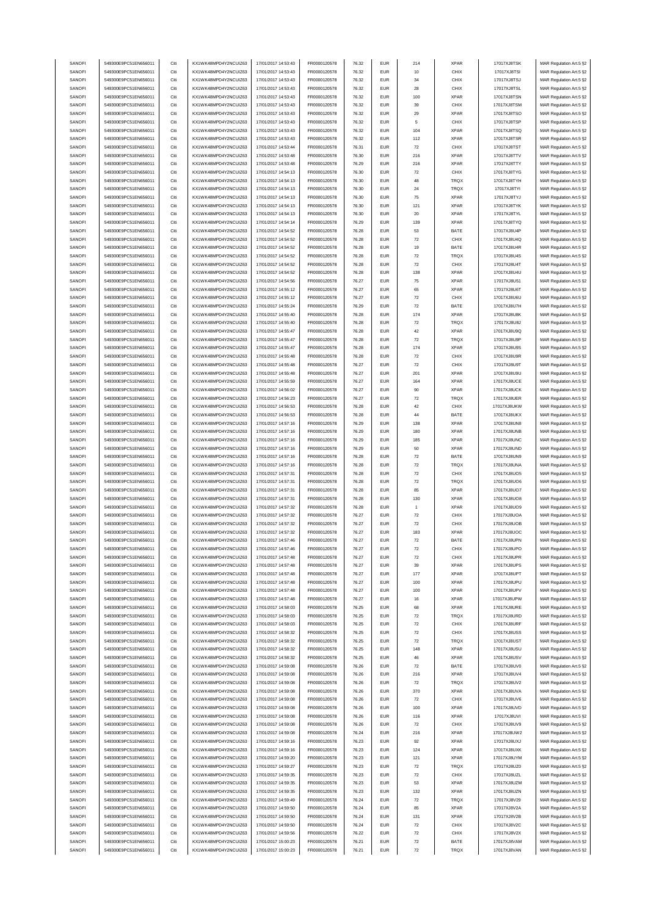| | | | | | | | | | | | |
|---|---|---|---|---|---|---|---|---|---|---|---|
| SANOFI | 549300E9PC51EN656011 | Citi | KX1WK48MPD4Y2NCUIZ63 | 17/01/2017 14:53:43 | FR0000120578 | 76.32 | EUR | 214 | XPAR | 17017XJ8TSK | MAR Regulation Art.5 §2 |
| SANOFI | 549300E9PC51EN656011 | Citi | KX1WK48MPD4Y2NCUIZ63 | 17/01/2017 14:53:43 | FR0000120578 | 76.32 | EUR | 10 | CHIX | 17017XJ8TSI | MAR Regulation Art.5 §2 |
| SANOFI | 549300E9PC51EN656011 | Citi | KX1WK48MPD4Y2NCUIZ63 | 17/01/2017 14:53:43 | FR0000120578 | 76.32 | EUR | 34 | CHIX | 17017XJ8TSJ | MAR Regulation Art.5 §2 |
| SANOFI | 549300E9PC51EN656011 | Citi | KX1WK48MPD4Y2NCUIZ63 | 17/01/2017 14:53:43 | FR0000120578 | 76.32 | EUR | 28 | CHIX | 17017XJ8TSL | MAR Regulation Art.5 §2 |
| SANOFI | 549300E9PC51EN656011 | Citi | KX1WK48MPD4Y2NCUIZ63 | 17/01/2017 14:53:43 | FR0000120578 | 76.32 | EUR | 100 | XPAR | 17017XJ8TSN | MAR Regulation Art.5 §2 |
| SANOFI | 549300E9PC51EN656011 | Citi | KX1WK48MPD4Y2NCUIZ63 | 17/01/2017 14:53:43 | FR0000120578 | 76.32 | EUR | 39 | CHIX | 17017XJ8TSM | MAR Regulation Art.5 §2 |
| SANOFI | 549300E9PC51EN656011 | Citi | KX1WK48MPD4Y2NCUIZ63 | 17/01/2017 14:53:43 | FR0000120578 | 76.32 | EUR | 29 | XPAR | 17017XJ8TSO | MAR Regulation Art.5 §2 |
| SANOFI | 549300E9PC51EN656011 | Citi | KX1WK48MPD4Y2NCUIZ63 | 17/01/2017 14:53:43 | FR0000120578 | 76.32 | EUR | 5 | CHIX | 17017XJ8TSP | MAR Regulation Art.5 §2 |
| SANOFI | 549300E9PC51EN656011 | Citi | KX1WK48MPD4Y2NCUIZ63 | 17/01/2017 14:53:43 | FR0000120578 | 76.32 | EUR | 104 | XPAR | 17017XJ8TSQ | MAR Regulation Art.5 §2 |
| SANOFI | 549300E9PC51EN656011 | Citi | KX1WK48MPD4Y2NCUIZ63 | 17/01/2017 14:53:43 | FR0000120578 | 76.32 | EUR | 112 | XPAR | 17017XJ8TSR | MAR Regulation Art.5 §2 |
| SANOFI | 549300E9PC51EN656011 | Citi | KX1WK48MPD4Y2NCUIZ63 | 17/01/2017 14:53:44 | FR0000120578 | 76.31 | EUR | 72 | CHIX | 17017XJ8TST | MAR Regulation Art.5 §2 |
| SANOFI | 549300E9PC51EN656011 | Citi | KX1WK48MPD4Y2NCUIZ63 | 17/01/2017 14:53:48 | FR0000120578 | 76.30 | EUR | 216 | XPAR | 17017XJ8TTV | MAR Regulation Art.5 §2 |
| SANOFI | 549300E9PC51EN656011 | Citi | KX1WK48MPD4Y2NCUIZ63 | 17/01/2017 14:53:48 | FR0000120578 | 76.29 | EUR | 216 | XPAR | 17017XJ8TTY | MAR Regulation Art.5 §2 |
| SANOFI | 549300E9PC51EN656011 | Citi | KX1WK48MPD4Y2NCUIZ63 | 17/01/2017 14:54:13 | FR0000120578 | 76.30 | EUR | 72 | CHIX | 17017XJ8TYG | MAR Regulation Art.5 §2 |
| SANOFI | 549300E9PC51EN656011 | Citi | KX1WK48MPD4Y2NCUIZ63 | 17/01/2017 14:54:13 | FR0000120578 | 76.30 | EUR | 48 | TRQX | 17017XJ8TYH | MAR Regulation Art.5 §2 |
| SANOFI | 549300E9PC51EN656011 | Citi | KX1WK48MPD4Y2NCUIZ63 | 17/01/2017 14:54:13 | FR0000120578 | 76.30 | EUR | 24 | TRQX | 17017XJ8TYI | MAR Regulation Art.5 §2 |
| SANOFI | 549300E9PC51EN656011 | Citi | KX1WK48MPD4Y2NCUIZ63 | 17/01/2017 14:54:13 | FR0000120578 | 76.30 | EUR | 75 | XPAR | 17017XJ8TYJ | MAR Regulation Art.5 §2 |
| SANOFI | 549300E9PC51EN656011 | Citi | KX1WK48MPD4Y2NCUIZ63 | 17/01/2017 14:54:13 | FR0000120578 | 76.30 | EUR | 121 | XPAR | 17017XJ8TYK | MAR Regulation Art.5 §2 |
| SANOFI | 549300E9PC51EN656011 | Citi | KX1WK48MPD4Y2NCUIZ63 | 17/01/2017 14:54:13 | FR0000120578 | 76.30 | EUR | 20 | XPAR | 17017XJ8TYL | MAR Regulation Art.5 §2 |
| SANOFI | 549300E9PC51EN656011 | Citi | KX1WK48MPD4Y2NCUIZ63 | 17/01/2017 14:54:14 | FR0000120578 | 76.29 | EUR | 139 | XPAR | 17017XJ8TYQ | MAR Regulation Art.5 §2 |
| SANOFI | 549300E9PC51EN656011 | Citi | KX1WK48MPD4Y2NCUIZ63 | 17/01/2017 14:54:52 | FR0000120578 | 76.28 | EUR | 53 | BATE | 17017XJ8U4P | MAR Regulation Art.5 §2 |
| SANOFI | 549300E9PC51EN656011 | Citi | KX1WK48MPD4Y2NCUIZ63 | 17/01/2017 14:54:52 | FR0000120578 | 76.28 | EUR | 72 | CHIX | 17017XJ8U4Q | MAR Regulation Art.5 §2 |
| SANOFI | 549300E9PC51EN656011 | Citi | KX1WK48MPD4Y2NCUIZ63 | 17/01/2017 14:54:52 | FR0000120578 | 76.28 | EUR | 19 | BATE | 17017XJ8U4R | MAR Regulation Art.5 §2 |
| SANOFI | 549300E9PC51EN656011 | Citi | KX1WK48MPD4Y2NCUIZ63 | 17/01/2017 14:54:52 | FR0000120578 | 76.28 | EUR | 72 | TRQX | 17017XJ8U4S | MAR Regulation Art.5 §2 |
| SANOFI | 549300E9PC51EN656011 | Citi | KX1WK48MPD4Y2NCUIZ63 | 17/01/2017 14:54:52 | FR0000120578 | 76.28 | EUR | 72 | CHIX | 17017XJ8U4T | MAR Regulation Art.5 §2 |
| SANOFI | 549300E9PC51EN656011 | Citi | KX1WK48MPD4Y2NCUIZ63 | 17/01/2017 14:54:52 | FR0000120578 | 76.28 | EUR | 138 | XPAR | 17017XJ8U4U | MAR Regulation Art.5 §2 |
| SANOFI | 549300E9PC51EN656011 | Citi | KX1WK48MPD4Y2NCUIZ63 | 17/01/2017 14:54:56 | FR0000120578 | 76.27 | EUR | 75 | XPAR | 17017XJ8U51 | MAR Regulation Art.5 §2 |
| SANOFI | 549300E9PC51EN656011 | Citi | KX1WK48MPD4Y2NCUIZ63 | 17/01/2017 14:55:12 | FR0000120578 | 76.27 | EUR | 65 | XPAR | 17017XJ8U6T | MAR Regulation Art.5 §2 |
| SANOFI | 549300E9PC51EN656011 | Citi | KX1WK48MPD4Y2NCUIZ63 | 17/01/2017 14:55:12 | FR0000120578 | 76.27 | EUR | 72 | CHIX | 17017XJ8U6U | MAR Regulation Art.5 §2 |
| SANOFI | 549300E9PC51EN656011 | Citi | KX1WK48MPD4Y2NCUIZ63 | 17/01/2017 14:55:24 | FR0000120578 | 76.29 | EUR | 72 | BATE | 17017XJ8U7H | MAR Regulation Art.5 §2 |
| SANOFI | 549300E9PC51EN656011 | Citi | KX1WK48MPD4Y2NCUIZ63 | 17/01/2017 14:55:40 | FR0000120578 | 76.28 | EUR | 174 | XPAR | 17017XJ8U8K | MAR Regulation Art.5 §2 |
| SANOFI | 549300E9PC51EN656011 | Citi | KX1WK48MPD4Y2NCUIZ63 | 17/01/2017 14:55:40 | FR0000120578 | 76.28 | EUR | 72 | TRQX | 17017XJ8U8J | MAR Regulation Art.5 §2 |
| SANOFI | 549300E9PC51EN656011 | Citi | KX1WK48MPD4Y2NCUIZ63 | 17/01/2017 14:55:47 | FR0000120578 | 76.28 | EUR | 42 | XPAR | 17017XJ8U9Q | MAR Regulation Art.5 §2 |
| SANOFI | 549300E9PC51EN656011 | Citi | KX1WK48MPD4Y2NCUIZ63 | 17/01/2017 14:55:47 | FR0000120578 | 76.28 | EUR | 72 | TRQX | 17017XJ8U9P | MAR Regulation Art.5 §2 |
| SANOFI | 549300E9PC51EN656011 | Citi | KX1WK48MPD4Y2NCUIZ63 | 17/01/2017 14:55:47 | FR0000120578 | 76.28 | EUR | 174 | XPAR | 17017XJ8U9S | MAR Regulation Art.5 §2 |
| SANOFI | 549300E9PC51EN656011 | Citi | KX1WK48MPD4Y2NCUIZ63 | 17/01/2017 14:55:48 | FR0000120578 | 76.28 | EUR | 72 | CHIX | 17017XJ8U9R | MAR Regulation Art.5 §2 |
| SANOFI | 549300E9PC51EN656011 | Citi | KX1WK48MPD4Y2NCUIZ63 | 17/01/2017 14:55:48 | FR0000120578 | 76.27 | EUR | 72 | CHIX | 17017XJ8U9T | MAR Regulation Art.5 §2 |
| SANOFI | 549300E9PC51EN656011 | Citi | KX1WK48MPD4Y2NCUIZ63 | 17/01/2017 14:55:48 | FR0000120578 | 76.27 | EUR | 201 | XPAR | 17017XJ8U9U | MAR Regulation Art.5 §2 |
| SANOFI | 549300E9PC51EN656011 | Citi | KX1WK48MPD4Y2NCUIZ63 | 17/01/2017 14:55:59 | FR0000120578 | 76.27 | EUR | 164 | XPAR | 17017XJ8UCE | MAR Regulation Art.5 §2 |
| SANOFI | 549300E9PC51EN656011 | Citi | KX1WK48MPD4Y2NCUIZ63 | 17/01/2017 14:56:02 | FR0000120578 | 76.27 | EUR | 90 | XPAR | 17017XJ8UCK | MAR Regulation Art.5 §2 |
| SANOFI | 549300E9PC51EN656011 | Citi | KX1WK48MPD4Y2NCUIZ63 | 17/01/2017 14:56:23 | FR0000120578 | 76.27 | EUR | 72 | TRQX | 17017XJ8UER | MAR Regulation Art.5 §2 |
| SANOFI | 549300E9PC51EN656011 | Citi | KX1WK48MPD4Y2NCUIZ63 | 17/01/2017 14:56:53 | FR0000120578 | 76.28 | EUR | 42 | CHIX | 17017XJ8UKW | MAR Regulation Art.5 §2 |
| SANOFI | 549300E9PC51EN656011 | Citi | KX1WK48MPD4Y2NCUIZ63 | 17/01/2017 14:56:53 | FR0000120578 | 76.28 | EUR | 44 | BATE | 17017XJ8UKX | MAR Regulation Art.5 §2 |
| SANOFI | 549300E9PC51EN656011 | Citi | KX1WK48MPD4Y2NCUIZ63 | 17/01/2017 14:57:16 | FR0000120578 | 76.29 | EUR | 138 | XPAR | 17017XJ8UN8 | MAR Regulation Art.5 §2 |
| SANOFI | 549300E9PC51EN656011 | Citi | KX1WK48MPD4Y2NCUIZ63 | 17/01/2017 14:57:16 | FR0000120578 | 76.29 | EUR | 180 | XPAR | 17017XJ8UNB | MAR Regulation Art.5 §2 |
| SANOFI | 549300E9PC51EN656011 | Citi | KX1WK48MPD4Y2NCUIZ63 | 17/01/2017 14:57:16 | FR0000120578 | 76.29 | EUR | 185 | XPAR | 17017XJ8UNC | MAR Regulation Art.5 §2 |
| SANOFI | 549300E9PC51EN656011 | Citi | KX1WK48MPD4Y2NCUIZ63 | 17/01/2017 14:57:16 | FR0000120578 | 76.29 | EUR | 50 | XPAR | 17017XJ8UND | MAR Regulation Art.5 §2 |
| SANOFI | 549300E9PC51EN656011 | Citi | KX1WK48MPD4Y2NCUIZ63 | 17/01/2017 14:57:16 | FR0000120578 | 76.28 | EUR | 72 | BATE | 17017XJ8UN9 | MAR Regulation Art.5 §2 |
| SANOFI | 549300E9PC51EN656011 | Citi | KX1WK48MPD4Y2NCUIZ63 | 17/01/2017 14:57:16 | FR0000120578 | 76.28 | EUR | 72 | TRQX | 17017XJ8UNA | MAR Regulation Art.5 §2 |
| SANOFI | 549300E9PC51EN656011 | Citi | KX1WK48MPD4Y2NCUIZ63 | 17/01/2017 14:57:31 | FR0000120578 | 76.28 | EUR | 72 | CHIX | 17017XJ8UO5 | MAR Regulation Art.5 §2 |
| SANOFI | 549300E9PC51EN656011 | Citi | KX1WK48MPD4Y2NCUIZ63 | 17/01/2017 14:57:31 | FR0000120578 | 76.28 | EUR | 72 | TRQX | 17017XJ8UO6 | MAR Regulation Art.5 §2 |
| SANOFI | 549300E9PC51EN656011 | Citi | KX1WK48MPD4Y2NCUIZ63 | 17/01/2017 14:57:31 | FR0000120578 | 76.28 | EUR | 85 | XPAR | 17017XJ8UO7 | MAR Regulation Art.5 §2 |
| SANOFI | 549300E9PC51EN656011 | Citi | KX1WK48MPD4Y2NCUIZ63 | 17/01/2017 14:57:31 | FR0000120578 | 76.28 | EUR | 130 | XPAR | 17017XJ8UO8 | MAR Regulation Art.5 §2 |
| SANOFI | 549300E9PC51EN656011 | Citi | KX1WK48MPD4Y2NCUIZ63 | 17/01/2017 14:57:32 | FR0000120578 | 76.28 | EUR | 1 | XPAR | 17017XJ8UO9 | MAR Regulation Art.5 §2 |
| SANOFI | 549300E9PC51EN656011 | Citi | KX1WK48MPD4Y2NCUIZ63 | 17/01/2017 14:57:32 | FR0000120578 | 76.27 | EUR | 72 | CHIX | 17017XJ8UOA | MAR Regulation Art.5 §2 |
| SANOFI | 549300E9PC51EN656011 | Citi | KX1WK48MPD4Y2NCUIZ63 | 17/01/2017 14:57:32 | FR0000120578 | 76.27 | EUR | 72 | CHIX | 17017XJ8UOB | MAR Regulation Art.5 §2 |
| SANOFI | 549300E9PC51EN656011 | Citi | KX1WK48MPD4Y2NCUIZ63 | 17/01/2017 14:57:32 | FR0000120578 | 76.27 | EUR | 183 | XPAR | 17017XJ8UOC | MAR Regulation Art.5 §2 |
| SANOFI | 549300E9PC51EN656011 | Citi | KX1WK48MPD4Y2NCUIZ63 | 17/01/2017 14:57:46 | FR0000120578 | 76.27 | EUR | 72 | BATE | 17017XJ8UPN | MAR Regulation Art.5 §2 |
| SANOFI | 549300E9PC51EN656011 | Citi | KX1WK48MPD4Y2NCUIZ63 | 17/01/2017 14:57:46 | FR0000120578 | 76.27 | EUR | 72 | CHIX | 17017XJ8UPO | MAR Regulation Art.5 §2 |
| SANOFI | 549300E9PC51EN656011 | Citi | KX1WK48MPD4Y2NCUIZ63 | 17/01/2017 14:57:48 | FR0000120578 | 76.27 | EUR | 72 | CHIX | 17017XJ8UPR | MAR Regulation Art.5 §2 |
| SANOFI | 549300E9PC51EN656011 | Citi | KX1WK48MPD4Y2NCUIZ63 | 17/01/2017 14:57:48 | FR0000120578 | 76.27 | EUR | 39 | XPAR | 17017XJ8UPS | MAR Regulation Art.5 §2 |
| SANOFI | 549300E9PC51EN656011 | Citi | KX1WK48MPD4Y2NCUIZ63 | 17/01/2017 14:57:48 | FR0000120578 | 76.27 | EUR | 177 | XPAR | 17017XJ8UPT | MAR Regulation Art.5 §2 |
| SANOFI | 549300E9PC51EN656011 | Citi | KX1WK48MPD4Y2NCUIZ63 | 17/01/2017 14:57:48 | FR0000120578 | 76.27 | EUR | 100 | XPAR | 17017XJ8UPU | MAR Regulation Art.5 §2 |
| SANOFI | 549300E9PC51EN656011 | Citi | KX1WK48MPD4Y2NCUIZ63 | 17/01/2017 14:57:48 | FR0000120578 | 76.27 | EUR | 100 | XPAR | 17017XJ8UPV | MAR Regulation Art.5 §2 |
| SANOFI | 549300E9PC51EN656011 | Citi | KX1WK48MPD4Y2NCUIZ63 | 17/01/2017 14:57:48 | FR0000120578 | 76.27 | EUR | 16 | XPAR | 17017XJ8UPW | MAR Regulation Art.5 §2 |
| SANOFI | 549300E9PC51EN656011 | Citi | KX1WK48MPD4Y2NCUIZ63 | 17/01/2017 14:58:03 | FR0000120578 | 76.25 | EUR | 68 | XPAR | 17017XJ8URE | MAR Regulation Art.5 §2 |
| SANOFI | 549300E9PC51EN656011 | Citi | KX1WK48MPD4Y2NCUIZ63 | 17/01/2017 14:58:03 | FR0000120578 | 76.25 | EUR | 72 | TRQX | 17017XJ8URD | MAR Regulation Art.5 §2 |
| SANOFI | 549300E9PC51EN656011 | Citi | KX1WK48MPD4Y2NCUIZ63 | 17/01/2017 14:58:03 | FR0000120578 | 76.25 | EUR | 72 | CHIX | 17017XJ8URF | MAR Regulation Art.5 §2 |
| SANOFI | 549300E9PC51EN656011 | Citi | KX1WK48MPD4Y2NCUIZ63 | 17/01/2017 14:58:32 | FR0000120578 | 76.25 | EUR | 72 | CHIX | 17017XJ8USS | MAR Regulation Art.5 §2 |
| SANOFI | 549300E9PC51EN656011 | Citi | KX1WK48MPD4Y2NCUIZ63 | 17/01/2017 14:58:32 | FR0000120578 | 76.25 | EUR | 72 | TRQX | 17017XJ8UST | MAR Regulation Art.5 §2 |
| SANOFI | 549300E9PC51EN656011 | Citi | KX1WK48MPD4Y2NCUIZ63 | 17/01/2017 14:58:32 | FR0000120578 | 76.25 | EUR | 148 | XPAR | 17017XJ8USU | MAR Regulation Art.5 §2 |
| SANOFI | 549300E9PC51EN656011 | Citi | KX1WK48MPD4Y2NCUIZ63 | 17/01/2017 14:58:32 | FR0000120578 | 76.25 | EUR | 46 | XPAR | 17017XJ8USV | MAR Regulation Art.5 §2 |
| SANOFI | 549300E9PC51EN656011 | Citi | KX1WK48MPD4Y2NCUIZ63 | 17/01/2017 14:59:08 | FR0000120578 | 76.26 | EUR | 72 | BATE | 17017XJ8UV0 | MAR Regulation Art.5 §2 |
| SANOFI | 549300E9PC51EN656011 | Citi | KX1WK48MPD4Y2NCUIZ63 | 17/01/2017 14:59:08 | FR0000120578 | 76.26 | EUR | 216 | XPAR | 17017XJ8UV4 | MAR Regulation Art.5 §2 |
| SANOFI | 549300E9PC51EN656011 | Citi | KX1WK48MPD4Y2NCUIZ63 | 17/01/2017 14:59:08 | FR0000120578 | 76.26 | EUR | 72 | TRQX | 17017XJ8UV2 | MAR Regulation Art.5 §2 |
| SANOFI | 549300E9PC51EN656011 | Citi | KX1WK48MPD4Y2NCUIZ63 | 17/01/2017 14:59:08 | FR0000120578 | 76.26 | EUR | 370 | XPAR | 17017XJ8UVA | MAR Regulation Art.5 §2 |
| SANOFI | 549300E9PC51EN656011 | Citi | KX1WK48MPD4Y2NCUIZ63 | 17/01/2017 14:59:08 | FR0000120578 | 76.26 | EUR | 72 | CHIX | 17017XJ8UV6 | MAR Regulation Art.5 §2 |
| SANOFI | 549300E9PC51EN656011 | Citi | KX1WK48MPD4Y2NCUIZ63 | 17/01/2017 14:59:08 | FR0000120578 | 76.26 | EUR | 100 | XPAR | 17017XJ8UVD | MAR Regulation Art.5 §2 |
| SANOFI | 549300E9PC51EN656011 | Citi | KX1WK48MPD4Y2NCUIZ63 | 17/01/2017 14:59:08 | FR0000120578 | 76.26 | EUR | 116 | XPAR | 17017XJ8UVI | MAR Regulation Art.5 §2 |
| SANOFI | 549300E9PC51EN656011 | Citi | KX1WK48MPD4Y2NCUIZ63 | 17/01/2017 14:59:08 | FR0000120578 | 76.26 | EUR | 72 | CHIX | 17017XJ8UV9 | MAR Regulation Art.5 §2 |
| SANOFI | 549300E9PC51EN656011 | Citi | KX1WK48MPD4Y2NCUIZ63 | 17/01/2017 14:59:08 | FR0000120578 | 76.24 | EUR | 216 | XPAR | 17017XJ8UW2 | MAR Regulation Art.5 §2 |
| SANOFI | 549300E9PC51EN656011 | Citi | KX1WK48MPD4Y2NCUIZ63 | 17/01/2017 14:59:16 | FR0000120578 | 76.23 | EUR | 92 | XPAR | 17017XJ8UXJ | MAR Regulation Art.5 §2 |
| SANOFI | 549300E9PC51EN656011 | Citi | KX1WK48MPD4Y2NCUIZ63 | 17/01/2017 14:59:16 | FR0000120578 | 76.23 | EUR | 124 | XPAR | 17017XJ8UXK | MAR Regulation Art.5 §2 |
| SANOFI | 549300E9PC51EN656011 | Citi | KX1WK48MPD4Y2NCUIZ63 | 17/01/2017 14:59:20 | FR0000120578 | 76.23 | EUR | 121 | XPAR | 17017XJ8UYM | MAR Regulation Art.5 §2 |
| SANOFI | 549300E9PC51EN656011 | Citi | KX1WK48MPD4Y2NCUIZ63 | 17/01/2017 14:59:27 | FR0000120578 | 76.23 | EUR | 72 | TRQX | 17017XJ8UZ0 | MAR Regulation Art.5 §2 |
| SANOFI | 549300E9PC51EN656011 | Citi | KX1WK48MPD4Y2NCUIZ63 | 17/01/2017 14:59:35 | FR0000120578 | 76.23 | EUR | 72 | CHIX | 17017XJ8UZL | MAR Regulation Art.5 §2 |
| SANOFI | 549300E9PC51EN656011 | Citi | KX1WK48MPD4Y2NCUIZ63 | 17/01/2017 14:59:35 | FR0000120578 | 76.23 | EUR | 53 | XPAR | 17017XJ8UZM | MAR Regulation Art.5 §2 |
| SANOFI | 549300E9PC51EN656011 | Citi | KX1WK48MPD4Y2NCUIZ63 | 17/01/2017 14:59:35 | FR0000120578 | 76.23 | EUR | 132 | XPAR | 17017XJ8UZN | MAR Regulation Art.5 §2 |
| SANOFI | 549300E9PC51EN656011 | Citi | KX1WK48MPD4Y2NCUIZ63 | 17/01/2017 14:59:49 | FR0000120578 | 76.24 | EUR | 72 | TRQX | 17017XJ8V29 | MAR Regulation Art.5 §2 |
| SANOFI | 549300E9PC51EN656011 | Citi | KX1WK48MPD4Y2NCUIZ63 | 17/01/2017 14:59:50 | FR0000120578 | 76.24 | EUR | 85 | XPAR | 17017XJ8V2A | MAR Regulation Art.5 §2 |
| SANOFI | 549300E9PC51EN656011 | Citi | KX1WK48MPD4Y2NCUIZ63 | 17/01/2017 14:59:50 | FR0000120578 | 76.24 | EUR | 131 | XPAR | 17017XJ8V2B | MAR Regulation Art.5 §2 |
| SANOFI | 549300E9PC51EN656011 | Citi | KX1WK48MPD4Y2NCUIZ63 | 17/01/2017 14:59:50 | FR0000120578 | 76.24 | EUR | 72 | CHIX | 17017XJ8V2C | MAR Regulation Art.5 §2 |
| SANOFI | 549300E9PC51EN656011 | Citi | KX1WK48MPD4Y2NCUIZ63 | 17/01/2017 14:59:56 | FR0000120578 | 76.22 | EUR | 72 | CHIX | 17017XJ8V2X | MAR Regulation Art.5 §2 |
| SANOFI | 549300E9PC51EN656011 | Citi | KX1WK48MPD4Y2NCUIZ63 | 17/01/2017 15:00:23 | FR0000120578 | 76.21 | EUR | 72 | BATE | 17017XJ8VAM | MAR Regulation Art.5 §2 |
| SANOFI | 549300E9PC51EN656011 | Citi | KX1WK48MPD4Y2NCUIZ63 | 17/01/2017 15:00:23 | FR0000120578 | 76.21 | EUR | 72 | TRQX | 17017XJ8VAN | MAR Regulation Art.5 §2 |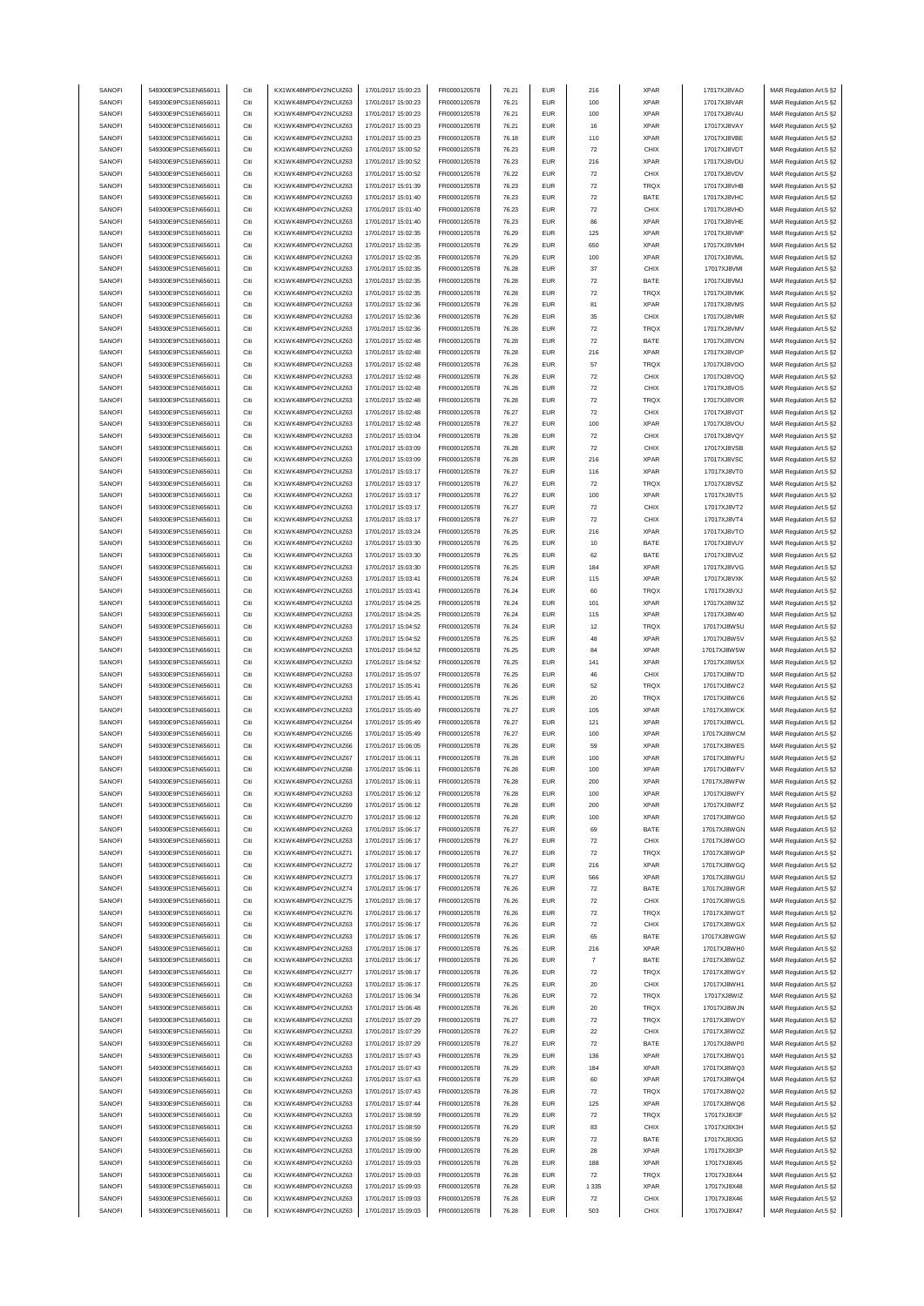| | | | | | | | | | | | | |
|---|---|---|---|---|---|---|---|---|---|---|---|---|
| SANOFI | 549300E9PC51EN656011 | Citi | KX1WK48MPD4Y2NCUIZ63 | 17/01/2017 15:00:23 | FR0000120578 | 76.21 | EUR | 216 | XPAR | 17017XJ8VAO | MAR Regulation Art.5 §2 |
| SANOFI | 549300E9PC51EN656011 | Citi | KX1WK48MPD4Y2NCUIZ63 | 17/01/2017 15:00:23 | FR0000120578 | 76.21 | EUR | 100 | XPAR | 17017XJ8VAR | MAR Regulation Art.5 §2 |
| SANOFI | 549300E9PC51EN656011 | Citi | KX1WK48MPD4Y2NCUIZ63 | 17/01/2017 15:00:23 | FR0000120578 | 76.21 | EUR | 100 | XPAR | 17017XJ8VAU | MAR Regulation Art.5 §2 |
| SANOFI | 549300E9PC51EN656011 | Citi | KX1WK48MPD4Y2NCUIZ63 | 17/01/2017 15:00:23 | FR0000120578 | 76.21 | EUR | 16 | XPAR | 17017XJ8VAY | MAR Regulation Art.5 §2 |
| SANOFI | 549300E9PC51EN656011 | Citi | KX1WK48MPD4Y2NCUIZ63 | 17/01/2017 15:00:23 | FR0000120578 | 76.18 | EUR | 110 | XPAR | 17017XJ8VBE | MAR Regulation Art.5 §2 |
| SANOFI | 549300E9PC51EN656011 | Citi | KX1WK48MPD4Y2NCUIZ63 | 17/01/2017 15:00:52 | FR0000120578 | 76.23 | EUR | 72 | CHIX | 17017XJ8VDT | MAR Regulation Art.5 §2 |
| SANOFI | 549300E9PC51EN656011 | Citi | KX1WK48MPD4Y2NCUIZ63 | 17/01/2017 15:00:52 | FR0000120578 | 76.23 | EUR | 216 | XPAR | 17017XJ8VDU | MAR Regulation Art.5 §2 |
| SANOFI | 549300E9PC51EN656011 | Citi | KX1WK48MPD4Y2NCUIZ63 | 17/01/2017 15:00:52 | FR0000120578 | 76.22 | EUR | 72 | CHIX | 17017XJ8VDV | MAR Regulation Art.5 §2 |
| SANOFI | 549300E9PC51EN656011 | Citi | KX1WK48MPD4Y2NCUIZ63 | 17/01/2017 15:01:39 | FR0000120578 | 76.23 | EUR | 72 | TRQX | 17017XJ8VHB | MAR Regulation Art.5 §2 |
| SANOFI | 549300E9PC51EN656011 | Citi | KX1WK48MPD4Y2NCUIZ63 | 17/01/2017 15:01:40 | FR0000120578 | 76.23 | EUR | 72 | BATE | 17017XJ8VHC | MAR Regulation Art.5 §2 |
| SANOFI | 549300E9PC51EN656011 | Citi | KX1WK48MPD4Y2NCUIZ63 | 17/01/2017 15:01:40 | FR0000120578 | 76.23 | EUR | 72 | CHIX | 17017XJ8VHD | MAR Regulation Art.5 §2 |
| SANOFI | 549300E9PC51EN656011 | Citi | KX1WK48MPD4Y2NCUIZ63 | 17/01/2017 15:01:40 | FR0000120578 | 76.23 | EUR | 86 | XPAR | 17017XJ8VHE | MAR Regulation Art.5 §2 |
| SANOFI | 549300E9PC51EN656011 | Citi | KX1WK48MPD4Y2NCUIZ63 | 17/01/2017 15:02:35 | FR0000120578 | 76.29 | EUR | 125 | XPAR | 17017XJ8VMF | MAR Regulation Art.5 §2 |
| SANOFI | 549300E9PC51EN656011 | Citi | KX1WK48MPD4Y2NCUIZ63 | 17/01/2017 15:02:35 | FR0000120578 | 76.29 | EUR | 650 | XPAR | 17017XJ8VMH | MAR Regulation Art.5 §2 |
| SANOFI | 549300E9PC51EN656011 | Citi | KX1WK48MPD4Y2NCUIZ63 | 17/01/2017 15:02:35 | FR0000120578 | 76.29 | EUR | 100 | XPAR | 17017XJ8VML | MAR Regulation Art.5 §2 |
| SANOFI | 549300E9PC51EN656011 | Citi | KX1WK48MPD4Y2NCUIZ63 | 17/01/2017 15:02:35 | FR0000120578 | 76.28 | EUR | 37 | CHIX | 17017XJ8VMI | MAR Regulation Art.5 §2 |
| SANOFI | 549300E9PC51EN656011 | Citi | KX1WK48MPD4Y2NCUIZ63 | 17/01/2017 15:02:35 | FR0000120578 | 76.28 | EUR | 72 | BATE | 17017XJ8VMJ | MAR Regulation Art.5 §2 |
| SANOFI | 549300E9PC51EN656011 | Citi | KX1WK48MPD4Y2NCUIZ63 | 17/01/2017 15:02:35 | FR0000120578 | 76.28 | EUR | 72 | TRQX | 17017XJ8VMK | MAR Regulation Art.5 §2 |
| SANOFI | 549300E9PC51EN656011 | Citi | KX1WK48MPD4Y2NCUIZ63 | 17/01/2017 15:02:36 | FR0000120578 | 76.28 | EUR | 81 | XPAR | 17017XJ8VMS | MAR Regulation Art.5 §2 |
| SANOFI | 549300E9PC51EN656011 | Citi | KX1WK48MPD4Y2NCUIZ63 | 17/01/2017 15:02:36 | FR0000120578 | 76.28 | EUR | 35 | CHIX | 17017XJ8VMR | MAR Regulation Art.5 §2 |
| SANOFI | 549300E9PC51EN656011 | Citi | KX1WK48MPD4Y2NCUIZ63 | 17/01/2017 15:02:36 | FR0000120578 | 76.28 | EUR | 72 | TRQX | 17017XJ8VMV | MAR Regulation Art.5 §2 |
| SANOFI | 549300E9PC51EN656011 | Citi | KX1WK48MPD4Y2NCUIZ63 | 17/01/2017 15:02:48 | FR0000120578 | 76.28 | EUR | 72 | BATE | 17017XJ8VON | MAR Regulation Art.5 §2 |
| SANOFI | 549300E9PC51EN656011 | Citi | KX1WK48MPD4Y2NCUIZ63 | 17/01/2017 15:02:48 | FR0000120578 | 76.28 | EUR | 216 | XPAR | 17017XJ8VOP | MAR Regulation Art.5 §2 |
| SANOFI | 549300E9PC51EN656011 | Citi | KX1WK48MPD4Y2NCUIZ63 | 17/01/2017 15:02:48 | FR0000120578 | 76.28 | EUR | 57 | TRQX | 17017XJ8VOO | MAR Regulation Art.5 §2 |
| SANOFI | 549300E9PC51EN656011 | Citi | KX1WK48MPD4Y2NCUIZ63 | 17/01/2017 15:02:48 | FR0000120578 | 76.28 | EUR | 72 | CHIX | 17017XJ8VOQ | MAR Regulation Art.5 §2 |
| SANOFI | 549300E9PC51EN656011 | Citi | KX1WK48MPD4Y2NCUIZ63 | 17/01/2017 15:02:48 | FR0000120578 | 76.28 | EUR | 72 | CHIX | 17017XJ8VOS | MAR Regulation Art.5 §2 |
| SANOFI | 549300E9PC51EN656011 | Citi | KX1WK48MPD4Y2NCUIZ63 | 17/01/2017 15:02:48 | FR0000120578 | 76.28 | EUR | 72 | TRQX | 17017XJ8VOR | MAR Regulation Art.5 §2 |
| SANOFI | 549300E9PC51EN656011 | Citi | KX1WK48MPD4Y2NCUIZ63 | 17/01/2017 15:02:48 | FR0000120578 | 76.27 | EUR | 72 | CHIX | 17017XJ8VOT | MAR Regulation Art.5 §2 |
| SANOFI | 549300E9PC51EN656011 | Citi | KX1WK48MPD4Y2NCUIZ63 | 17/01/2017 15:02:48 | FR0000120578 | 76.27 | EUR | 100 | XPAR | 17017XJ8VOU | MAR Regulation Art.5 §2 |
| SANOFI | 549300E9PC51EN656011 | Citi | KX1WK48MPD4Y2NCUIZ63 | 17/01/2017 15:03:04 | FR0000120578 | 76.28 | EUR | 72 | CHIX | 17017XJ8VQY | MAR Regulation Art.5 §2 |
| SANOFI | 549300E9PC51EN656011 | Citi | KX1WK48MPD4Y2NCUIZ63 | 17/01/2017 15:03:09 | FR0000120578 | 76.28 | EUR | 72 | CHIX | 17017XJ8VSB | MAR Regulation Art.5 §2 |
| SANOFI | 549300E9PC51EN656011 | Citi | KX1WK48MPD4Y2NCUIZ63 | 17/01/2017 15:03:09 | FR0000120578 | 76.28 | EUR | 216 | XPAR | 17017XJ8VSC | MAR Regulation Art.5 §2 |
| SANOFI | 549300E9PC51EN656011 | Citi | KX1WK48MPD4Y2NCUIZ63 | 17/01/2017 15:03:17 | FR0000120578 | 76.27 | EUR | 116 | XPAR | 17017XJ8VT0 | MAR Regulation Art.5 §2 |
| SANOFI | 549300E9PC51EN656011 | Citi | KX1WK48MPD4Y2NCUIZ63 | 17/01/2017 15:03:17 | FR0000120578 | 76.27 | EUR | 72 | TRQX | 17017XJ8VSZ | MAR Regulation Art.5 §2 |
| SANOFI | 549300E9PC51EN656011 | Citi | KX1WK48MPD4Y2NCUIZ63 | 17/01/2017 15:03:17 | FR0000120578 | 76.27 | EUR | 100 | XPAR | 17017XJ8VT5 | MAR Regulation Art.5 §2 |
| SANOFI | 549300E9PC51EN656011 | Citi | KX1WK48MPD4Y2NCUIZ63 | 17/01/2017 15:03:17 | FR0000120578 | 76.27 | EUR | 72 | CHIX | 17017XJ8VT2 | MAR Regulation Art.5 §2 |
| SANOFI | 549300E9PC51EN656011 | Citi | KX1WK48MPD4Y2NCUIZ63 | 17/01/2017 15:03:17 | FR0000120578 | 76.27 | EUR | 72 | CHIX | 17017XJ8VT4 | MAR Regulation Art.5 §2 |
| SANOFI | 549300E9PC51EN656011 | Citi | KX1WK48MPD4Y2NCUIZ63 | 17/01/2017 15:03:24 | FR0000120578 | 76.25 | EUR | 216 | XPAR | 17017XJ8VTO | MAR Regulation Art.5 §2 |
| SANOFI | 549300E9PC51EN656011 | Citi | KX1WK48MPD4Y2NCUIZ63 | 17/01/2017 15:03:30 | FR0000120578 | 76.25 | EUR | 10 | BATE | 17017XJ8VUY | MAR Regulation Art.5 §2 |
| SANOFI | 549300E9PC51EN656011 | Citi | KX1WK48MPD4Y2NCUIZ63 | 17/01/2017 15:03:30 | FR0000120578 | 76.25 | EUR | 62 | BATE | 17017XJ8VUZ | MAR Regulation Art.5 §2 |
| SANOFI | 549300E9PC51EN656011 | Citi | KX1WK48MPD4Y2NCUIZ63 | 17/01/2017 15:03:30 | FR0000120578 | 76.25 | EUR | 184 | XPAR | 17017XJ8VVG | MAR Regulation Art.5 §2 |
| SANOFI | 549300E9PC51EN656011 | Citi | KX1WK48MPD4Y2NCUIZ63 | 17/01/2017 15:03:41 | FR0000120578 | 76.24 | EUR | 115 | XPAR | 17017XJ8VXK | MAR Regulation Art.5 §2 |
| SANOFI | 549300E9PC51EN656011 | Citi | KX1WK48MPD4Y2NCUIZ63 | 17/01/2017 15:03:41 | FR0000120578 | 76.24 | EUR | 60 | TRQX | 17017XJ8VXJ | MAR Regulation Art.5 §2 |
| SANOFI | 549300E9PC51EN656011 | Citi | KX1WK48MPD4Y2NCUIZ63 | 17/01/2017 15:04:25 | FR0000120578 | 76.24 | EUR | 101 | XPAR | 17017XJ8W3Z | MAR Regulation Art.5 §2 |
| SANOFI | 549300E9PC51EN656011 | Citi | KX1WK48MPD4Y2NCUIZ63 | 17/01/2017 15:04:25 | FR0000120578 | 76.24 | EUR | 115 | XPAR | 17017XJ8W40 | MAR Regulation Art.5 §2 |
| SANOFI | 549300E9PC51EN656011 | Citi | KX1WK48MPD4Y2NCUIZ63 | 17/01/2017 15:04:52 | FR0000120578 | 76.24 | EUR | 12 | TRQX | 17017XJ8W5U | MAR Regulation Art.5 §2 |
| SANOFI | 549300E9PC51EN656011 | Citi | KX1WK48MPD4Y2NCUIZ63 | 17/01/2017 15:04:52 | FR0000120578 | 76.25 | EUR | 48 | XPAR | 17017XJ8W5V | MAR Regulation Art.5 §2 |
| SANOFI | 549300E9PC51EN656011 | Citi | KX1WK48MPD4Y2NCUIZ63 | 17/01/2017 15:04:52 | FR0000120578 | 76.25 | EUR | 84 | XPAR | 17017XJ8W5W | MAR Regulation Art.5 §2 |
| SANOFI | 549300E9PC51EN656011 | Citi | KX1WK48MPD4Y2NCUIZ63 | 17/01/2017 15:04:52 | FR0000120578 | 76.25 | EUR | 141 | XPAR | 17017XJ8W5X | MAR Regulation Art.5 §2 |
| SANOFI | 549300E9PC51EN656011 | Citi | KX1WK48MPD4Y2NCUIZ63 | 17/01/2017 15:05:07 | FR0000120578 | 76.25 | EUR | 46 | CHIX | 17017XJ8W7D | MAR Regulation Art.5 §2 |
| SANOFI | 549300E9PC51EN656011 | Citi | KX1WK48MPD4Y2NCUIZ63 | 17/01/2017 15:05:41 | FR0000120578 | 76.26 | EUR | 52 | TRQX | 17017XJ8WC2 | MAR Regulation Art.5 §2 |
| SANOFI | 549300E9PC51EN656011 | Citi | KX1WK48MPD4Y2NCUIZ63 | 17/01/2017 15:05:41 | FR0000120578 | 76.26 | EUR | 20 | TRQX | 17017XJ8WC6 | MAR Regulation Art.5 §2 |
| SANOFI | 549300E9PC51EN656011 | Citi | KX1WK48MPD4Y2NCUIZ63 | 17/01/2017 15:05:49 | FR0000120578 | 76.27 | EUR | 105 | XPAR | 17017XJ8WCK | MAR Regulation Art.5 §2 |
| SANOFI | 549300E9PC51EN656011 | Citi | KX1WK48MPD4Y2NCUIZ64 | 17/01/2017 15:05:49 | FR0000120578 | 76.27 | EUR | 121 | XPAR | 17017XJ8WCL | MAR Regulation Art.5 §2 |
| SANOFI | 549300E9PC51EN656011 | Citi | KX1WK48MPD4Y2NCUIZ65 | 17/01/2017 15:05:49 | FR0000120578 | 76.27 | EUR | 100 | XPAR | 17017XJ8WCM | MAR Regulation Art.5 §2 |
| SANOFI | 549300E9PC51EN656011 | Citi | KX1WK48MPD4Y2NCUIZ66 | 17/01/2017 15:06:05 | FR0000120578 | 76.28 | EUR | 59 | XPAR | 17017XJ8WES | MAR Regulation Art.5 §2 |
| SANOFI | 549300E9PC51EN656011 | Citi | KX1WK48MPD4Y2NCUIZ67 | 17/01/2017 15:06:11 | FR0000120578 | 76.28 | EUR | 100 | XPAR | 17017XJ8WFU | MAR Regulation Art.5 §2 |
| SANOFI | 549300E9PC51EN656011 | Citi | KX1WK48MPD4Y2NCUIZ68 | 17/01/2017 15:06:11 | FR0000120578 | 76.28 | EUR | 100 | XPAR | 17017XJ8WFV | MAR Regulation Art.5 §2 |
| SANOFI | 549300E9PC51EN656011 | Citi | KX1WK48MPD4Y2NCUIZ63 | 17/01/2017 15:06:11 | FR0000120578 | 76.28 | EUR | 200 | XPAR | 17017XJ8WFW | MAR Regulation Art.5 §2 |
| SANOFI | 549300E9PC51EN656011 | Citi | KX1WK48MPD4Y2NCUIZ63 | 17/01/2017 15:06:12 | FR0000120578 | 76.28 | EUR | 100 | XPAR | 17017XJ8WFY | MAR Regulation Art.5 §2 |
| SANOFI | 549300E9PC51EN656011 | Citi | KX1WK48MPD4Y2NCUIZ69 | 17/01/2017 15:06:12 | FR0000120578 | 76.28 | EUR | 200 | XPAR | 17017XJ8WFZ | MAR Regulation Art.5 §2 |
| SANOFI | 549300E9PC51EN656011 | Citi | KX1WK48MPD4Y2NCUIZ70 | 17/01/2017 15:06:12 | FR0000120578 | 76.28 | EUR | 100 | XPAR | 17017XJ8WG0 | MAR Regulation Art.5 §2 |
| SANOFI | 549300E9PC51EN656011 | Citi | KX1WK48MPD4Y2NCUIZ63 | 17/01/2017 15:06:17 | FR0000120578 | 76.27 | EUR | 69 | BATE | 17017XJ8WGN | MAR Regulation Art.5 §2 |
| SANOFI | 549300E9PC51EN656011 | Citi | KX1WK48MPD4Y2NCUIZ63 | 17/01/2017 15:06:17 | FR0000120578 | 76.27 | EUR | 72 | CHIX | 17017XJ8WGO | MAR Regulation Art.5 §2 |
| SANOFI | 549300E9PC51EN656011 | Citi | KX1WK48MPD4Y2NCUIZ71 | 17/01/2017 15:06:17 | FR0000120578 | 76.27 | EUR | 72 | TRQX | 17017XJ8WGP | MAR Regulation Art.5 §2 |
| SANOFI | 549300E9PC51EN656011 | Citi | KX1WK48MPD4Y2NCUIZ72 | 17/01/2017 15:06:17 | FR0000120578 | 76.27 | EUR | 216 | XPAR | 17017XJ8WGQ | MAR Regulation Art.5 §2 |
| SANOFI | 549300E9PC51EN656011 | Citi | KX1WK48MPD4Y2NCUIZ73 | 17/01/2017 15:06:17 | FR0000120578 | 76.27 | EUR | 566 | XPAR | 17017XJ8WGU | MAR Regulation Art.5 §2 |
| SANOFI | 549300E9PC51EN656011 | Citi | KX1WK48MPD4Y2NCUIZ74 | 17/01/2017 15:06:17 | FR0000120578 | 76.26 | EUR | 72 | BATE | 17017XJ8WGR | MAR Regulation Art.5 §2 |
| SANOFI | 549300E9PC51EN656011 | Citi | KX1WK48MPD4Y2NCUIZ75 | 17/01/2017 15:06:17 | FR0000120578 | 76.26 | EUR | 72 | CHIX | 17017XJ8WGS | MAR Regulation Art.5 §2 |
| SANOFI | 549300E9PC51EN656011 | Citi | KX1WK48MPD4Y2NCUIZ76 | 17/01/2017 15:06:17 | FR0000120578 | 76.26 | EUR | 72 | TRQX | 17017XJ8WGT | MAR Regulation Art.5 §2 |
| SANOFI | 549300E9PC51EN656011 | Citi | KX1WK48MPD4Y2NCUIZ63 | 17/01/2017 15:06:17 | FR0000120578 | 76.26 | EUR | 72 | CHIX | 17017XJ8WGX | MAR Regulation Art.5 §2 |
| SANOFI | 549300E9PC51EN656011 | Citi | KX1WK48MPD4Y2NCUIZ63 | 17/01/2017 15:06:17 | FR0000120578 | 76.26 | EUR | 65 | BATE | 17017XJ8WGW | MAR Regulation Art.5 §2 |
| SANOFI | 549300E9PC51EN656011 | Citi | KX1WK48MPD4Y2NCUIZ63 | 17/01/2017 15:06:17 | FR0000120578 | 76.26 | EUR | 216 | XPAR | 17017XJ8WH0 | MAR Regulation Art.5 §2 |
| SANOFI | 549300E9PC51EN656011 | Citi | KX1WK48MPD4Y2NCUIZ63 | 17/01/2017 15:06:17 | FR0000120578 | 76.26 | EUR | 7 | BATE | 17017XJ8WGZ | MAR Regulation Art.5 §2 |
| SANOFI | 549300E9PC51EN656011 | Citi | KX1WK48MPD4Y2NCUIZ77 | 17/01/2017 15:06:17 | FR0000120578 | 76.26 | EUR | 72 | TRQX | 17017XJ8WGY | MAR Regulation Art.5 §2 |
| SANOFI | 549300E9PC51EN656011 | Citi | KX1WK48MPD4Y2NCUIZ63 | 17/01/2017 15:06:17 | FR0000120578 | 76.25 | EUR | 20 | CHIX | 17017XJ8WH1 | MAR Regulation Art.5 §2 |
| SANOFI | 549300E9PC51EN656011 | Citi | KX1WK48MPD4Y2NCUIZ63 | 17/01/2017 15:06:34 | FR0000120578 | 76.26 | EUR | 72 | TRQX | 17017XJ8WIZ | MAR Regulation Art.5 §2 |
| SANOFI | 549300E9PC51EN656011 | Citi | KX1WK48MPD4Y2NCUIZ63 | 17/01/2017 15:06:48 | FR0000120578 | 76.26 | EUR | 20 | TRQX | 17017XJ8WJN | MAR Regulation Art.5 §2 |
| SANOFI | 549300E9PC51EN656011 | Citi | KX1WK48MPD4Y2NCUIZ63 | 17/01/2017 15:07:29 | FR0000120578 | 76.27 | EUR | 72 | TRQX | 17017XJ8WOY | MAR Regulation Art.5 §2 |
| SANOFI | 549300E9PC51EN656011 | Citi | KX1WK48MPD4Y2NCUIZ63 | 17/01/2017 15:07:29 | FR0000120578 | 76.27 | EUR | 22 | CHIX | 17017XJ8WOZ | MAR Regulation Art.5 §2 |
| SANOFI | 549300E9PC51EN656011 | Citi | KX1WK48MPD4Y2NCUIZ63 | 17/01/2017 15:07:29 | FR0000120578 | 76.27 | EUR | 72 | BATE | 17017XJ8WP0 | MAR Regulation Art.5 §2 |
| SANOFI | 549300E9PC51EN656011 | Citi | KX1WK48MPD4Y2NCUIZ63 | 17/01/2017 15:07:43 | FR0000120578 | 76.29 | EUR | 136 | XPAR | 17017XJ8WQ1 | MAR Regulation Art.5 §2 |
| SANOFI | 549300E9PC51EN656011 | Citi | KX1WK48MPD4Y2NCUIZ63 | 17/01/2017 15:07:43 | FR0000120578 | 76.29 | EUR | 184 | XPAR | 17017XJ8WQ3 | MAR Regulation Art.5 §2 |
| SANOFI | 549300E9PC51EN656011 | Citi | KX1WK48MPD4Y2NCUIZ63 | 17/01/2017 15:07:43 | FR0000120578 | 76.29 | EUR | 60 | XPAR | 17017XJ8WQ4 | MAR Regulation Art.5 §2 |
| SANOFI | 549300E9PC51EN656011 | Citi | KX1WK48MPD4Y2NCUIZ63 | 17/01/2017 15:07:43 | FR0000120578 | 76.28 | EUR | 72 | TRQX | 17017XJ8WQ2 | MAR Regulation Art.5 §2 |
| SANOFI | 549300E9PC51EN656011 | Citi | KX1WK48MPD4Y2NCUIZ63 | 17/01/2017 15:07:44 | FR0000120578 | 76.28 | EUR | 125 | XPAR | 17017XJ8WQ8 | MAR Regulation Art.5 §2 |
| SANOFI | 549300E9PC51EN656011 | Citi | KX1WK48MPD4Y2NCUIZ63 | 17/01/2017 15:08:59 | FR0000120578 | 76.29 | EUR | 72 | TRQX | 17017XJ8X3F | MAR Regulation Art.5 §2 |
| SANOFI | 549300E9PC51EN656011 | Citi | KX1WK48MPD4Y2NCUIZ63 | 17/01/2017 15:08:59 | FR0000120578 | 76.29 | EUR | 83 | CHIX | 17017XJ8X3H | MAR Regulation Art.5 §2 |
| SANOFI | 549300E9PC51EN656011 | Citi | KX1WK48MPD4Y2NCUIZ63 | 17/01/2017 15:08:59 | FR0000120578 | 76.29 | EUR | 72 | BATE | 17017XJ8X3G | MAR Regulation Art.5 §2 |
| SANOFI | 549300E9PC51EN656011 | Citi | KX1WK48MPD4Y2NCUIZ63 | 17/01/2017 15:09:00 | FR0000120578 | 76.28 | EUR | 28 | XPAR | 17017XJ8X3P | MAR Regulation Art.5 §2 |
| SANOFI | 549300E9PC51EN656011 | Citi | KX1WK48MPD4Y2NCUIZ63 | 17/01/2017 15:09:03 | FR0000120578 | 76.28 | EUR | 188 | XPAR | 17017XJ8X45 | MAR Regulation Art.5 §2 |
| SANOFI | 549300E9PC51EN656011 | Citi | KX1WK48MPD4Y2NCUIZ63 | 17/01/2017 15:09:03 | FR0000120578 | 76.28 | EUR | 72 | TRQX | 17017XJ8X44 | MAR Regulation Art.5 §2 |
| SANOFI | 549300E9PC51EN656011 | Citi | KX1WK48MPD4Y2NCUIZ63 | 17/01/2017 15:09:03 | FR0000120578 | 76.28 | EUR | 1 335 | XPAR | 17017XJ8X48 | MAR Regulation Art.5 §2 |
| SANOFI | 549300E9PC51EN656011 | Citi | KX1WK48MPD4Y2NCUIZ63 | 17/01/2017 15:09:03 | FR0000120578 | 76.28 | EUR | 72 | CHIX | 17017XJ8X46 | MAR Regulation Art.5 §2 |
| SANOFI | 549300E9PC51EN656011 | Citi | KX1WK48MPD4Y2NCUIZ63 | 17/01/2017 15:09:03 | FR0000120578 | 76.28 | EUR | 503 | CHIX | 17017XJ8X47 | MAR Regulation Art.5 §2 |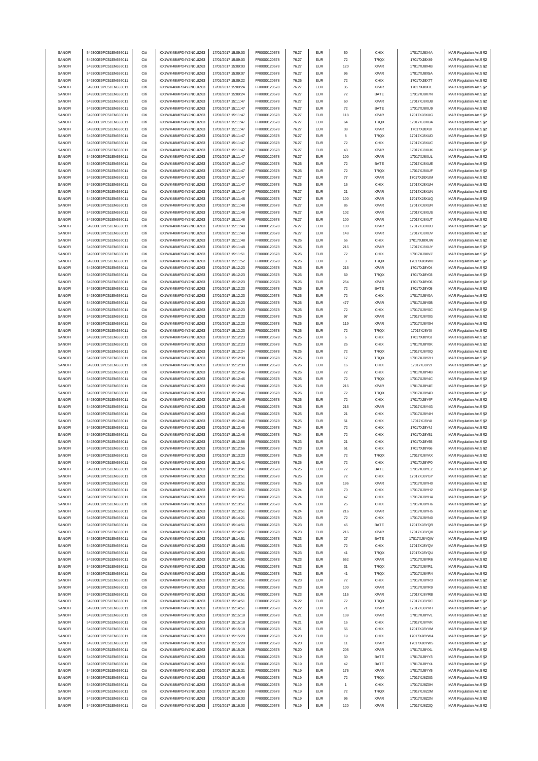| | | | | | | | | | | | |
|---|---|---|---|---|---|---|---|---|---|---|---|
| SANOFI | 549300E9PC51EN656011 | Citi | KX1WK48MPD4Y2NCUIZ63 | 17/01/2017 15:09:03 | FR0000120578 | 76.27 | EUR | 50 | CHIX | 17017XJ8X4A | MAR Regulation Art.5 §2 |
| SANOFI | 549300E9PC51EN656011 | Citi | KX1WK48MPD4Y2NCUIZ63 | 17/01/2017 15:09:03 | FR0000120578 | 76.27 | EUR | 72 | TRQX | 17017XJ8X49 | MAR Regulation Art.5 §2 |
| SANOFI | 549300E9PC51EN656011 | Citi | KX1WK48MPD4Y2NCUIZ63 | 17/01/2017 15:09:03 | FR0000120578 | 76.27 | EUR | 120 | XPAR | 17017XJ8X4B | MAR Regulation Art.5 §2 |
| SANOFI | 549300E9PC51EN656011 | Citi | KX1WK48MPD4Y2NCUIZ63 | 17/01/2017 15:09:07 | FR0000120578 | 76.27 | EUR | 96 | XPAR | 17017XJ8X5A | MAR Regulation Art.5 §2 |
| SANOFI | 549300E9PC51EN656011 | Citi | KX1WK48MPD4Y2NCUIZ63 | 17/01/2017 15:09:22 | FR0000120578 | 76.26 | EUR | 72 | CHIX | 17017XJ8X77 | MAR Regulation Art.5 §2 |
| SANOFI | 549300E9PC51EN656011 | Citi | KX1WK48MPD4Y2NCUIZ63 | 17/01/2017 15:09:24 | FR0000120578 | 76.27 | EUR | 35 | XPAR | 17017XJ8X7L | MAR Regulation Art.5 §2 |
| SANOFI | 549300E9PC51EN656011 | Citi | KX1WK48MPD4Y2NCUIZ63 | 17/01/2017 15:09:24 | FR0000120578 | 76.27 | EUR | 72 | BATE | 17017XJ8X7N | MAR Regulation Art.5 §2 |
| SANOFI | 549300E9PC51EN656011 | Citi | KX1WK48MPD4Y2NCUIZ63 | 17/01/2017 15:11:47 | FR0000120578 | 76.27 | EUR | 60 | XPAR | 17017XJ8XUB | MAR Regulation Art.5 §2 |
| SANOFI | 549300E9PC51EN656011 | Citi | KX1WK48MPD4Y2NCUIZ63 | 17/01/2017 15:11:47 | FR0000120578 | 76.27 | EUR | 72 | BATE | 17017XJ8XU9 | MAR Regulation Art.5 §2 |
| SANOFI | 549300E9PC51EN656011 | Citi | KX1WK48MPD4Y2NCUIZ63 | 17/01/2017 15:11:47 | FR0000120578 | 76.27 | EUR | 118 | XPAR | 17017XJ8XUG | MAR Regulation Art.5 §2 |
| SANOFI | 549300E9PC51EN656011 | Citi | KX1WK48MPD4Y2NCUIZ63 | 17/01/2017 15:11:47 | FR0000120578 | 76.27 | EUR | 64 | TRQX | 17017XJ8XUA | MAR Regulation Art.5 §2 |
| SANOFI | 549300E9PC51EN656011 | Citi | KX1WK48MPD4Y2NCUIZ63 | 17/01/2017 15:11:47 | FR0000120578 | 76.27 | EUR | 38 | XPAR | 17017XJ8XUI | MAR Regulation Art.5 §2 |
| SANOFI | 549300E9PC51EN656011 | Citi | KX1WK48MPD4Y2NCUIZ63 | 17/01/2017 15:11:47 | FR0000120578 | 76.27 | EUR | 8 | TRQX | 17017XJ8XUD | MAR Regulation Art.5 §2 |
| SANOFI | 549300E9PC51EN656011 | Citi | KX1WK48MPD4Y2NCUIZ63 | 17/01/2017 15:11:47 | FR0000120578 | 76.27 | EUR | 72 | CHIX | 17017XJ8XUC | MAR Regulation Art.5 §2 |
| SANOFI | 549300E9PC51EN656011 | Citi | KX1WK48MPD4Y2NCUIZ63 | 17/01/2017 15:11:47 | FR0000120578 | 76.27 | EUR | 43 | XPAR | 17017XJ8XUK | MAR Regulation Art.5 §2 |
| SANOFI | 549300E9PC51EN656011 | Citi | KX1WK48MPD4Y2NCUIZ63 | 17/01/2017 15:11:47 | FR0000120578 | 76.27 | EUR | 100 | XPAR | 17017XJ8XUL | MAR Regulation Art.5 §2 |
| SANOFI | 549300E9PC51EN656011 | Citi | KX1WK48MPD4Y2NCUIZ63 | 17/01/2017 15:11:47 | FR0000120578 | 76.26 | EUR | 72 | BATE | 17017XJ8XUE | MAR Regulation Art.5 §2 |
| SANOFI | 549300E9PC51EN656011 | Citi | KX1WK48MPD4Y2NCUIZ63 | 17/01/2017 15:11:47 | FR0000120578 | 76.26 | EUR | 72 | TRQX | 17017XJ8XUF | MAR Regulation Art.5 §2 |
| SANOFI | 549300E9PC51EN656011 | Citi | KX1WK48MPD4Y2NCUIZ63 | 17/01/2017 15:11:47 | FR0000120578 | 76.27 | EUR | 77 | XPAR | 17017XJ8XUM | MAR Regulation Art.5 §2 |
| SANOFI | 549300E9PC51EN656011 | Citi | KX1WK48MPD4Y2NCUIZ63 | 17/01/2017 15:11:47 | FR0000120578 | 76.26 | EUR | 16 | CHIX | 17017XJ8XUH | MAR Regulation Art.5 §2 |
| SANOFI | 549300E9PC51EN656011 | Citi | KX1WK48MPD4Y2NCUIZ63 | 17/01/2017 15:11:47 | FR0000120578 | 76.27 | EUR | 21 | XPAR | 17017XJ8XUN | MAR Regulation Art.5 §2 |
| SANOFI | 549300E9PC51EN656011 | Citi | KX1WK48MPD4Y2NCUIZ63 | 17/01/2017 15:11:48 | FR0000120578 | 76.27 | EUR | 100 | XPAR | 17017XJ8XUQ | MAR Regulation Art.5 §2 |
| SANOFI | 549300E9PC51EN656011 | Citi | KX1WK48MPD4Y2NCUIZ63 | 17/01/2017 15:11:48 | FR0000120578 | 76.27 | EUR | 85 | XPAR | 17017XJ8XUR | MAR Regulation Art.5 §2 |
| SANOFI | 549300E9PC51EN656011 | Citi | KX1WK48MPD4Y2NCUIZ63 | 17/01/2017 15:11:48 | FR0000120578 | 76.27 | EUR | 102 | XPAR | 17017XJ8XUS | MAR Regulation Art.5 §2 |
| SANOFI | 549300E9PC51EN656011 | Citi | KX1WK48MPD4Y2NCUIZ63 | 17/01/2017 15:11:48 | FR0000120578 | 76.27 | EUR | 100 | XPAR | 17017XJ8XUT | MAR Regulation Art.5 §2 |
| SANOFI | 549300E9PC51EN656011 | Citi | KX1WK48MPD4Y2NCUIZ63 | 17/01/2017 15:11:48 | FR0000120578 | 76.27 | EUR | 100 | XPAR | 17017XJ8XUU | MAR Regulation Art.5 §2 |
| SANOFI | 549300E9PC51EN656011 | Citi | KX1WK48MPD4Y2NCUIZ63 | 17/01/2017 15:11:48 | FR0000120578 | 76.27 | EUR | 148 | XPAR | 17017XJ8XUV | MAR Regulation Art.5 §2 |
| SANOFI | 549300E9PC51EN656011 | Citi | KX1WK48MPD4Y2NCUIZ63 | 17/01/2017 15:11:48 | FR0000120578 | 76.26 | EUR | 56 | CHIX | 17017XJ8XUW | MAR Regulation Art.5 §2 |
| SANOFI | 549300E9PC51EN656011 | Citi | KX1WK48MPD4Y2NCUIZ63 | 17/01/2017 15:11:48 | FR0000120578 | 76.26 | EUR | 216 | XPAR | 17017XJ8XUY | MAR Regulation Art.5 §2 |
| SANOFI | 549300E9PC51EN656011 | Citi | KX1WK48MPD4Y2NCUIZ63 | 17/01/2017 15:11:51 | FR0000120578 | 76.26 | EUR | 72 | CHIX | 17017XJ8XVZ | MAR Regulation Art.5 §2 |
| SANOFI | 549300E9PC51EN656011 | Citi | KX1WK48MPD4Y2NCUIZ63 | 17/01/2017 15:11:52 | FR0000120578 | 76.26 | EUR | 3 | TRQX | 17017XJ8XW0 | MAR Regulation Art.5 §2 |
| SANOFI | 549300E9PC51EN656011 | Citi | KX1WK48MPD4Y2NCUIZ63 | 17/01/2017 15:12:23 | FR0000120578 | 76.26 | EUR | 216 | XPAR | 17017XJ8Y04 | MAR Regulation Art.5 §2 |
| SANOFI | 549300E9PC51EN656011 | Citi | KX1WK48MPD4Y2NCUIZ63 | 17/01/2017 15:12:23 | FR0000120578 | 76.26 | EUR | 69 | TRQX | 17017XJ8Y03 | MAR Regulation Art.5 §2 |
| SANOFI | 549300E9PC51EN656011 | Citi | KX1WK48MPD4Y2NCUIZ63 | 17/01/2017 15:12:23 | FR0000120578 | 76.26 | EUR | 254 | XPAR | 17017XJ8Y06 | MAR Regulation Art.5 §2 |
| SANOFI | 549300E9PC51EN656011 | Citi | KX1WK48MPD4Y2NCUIZ63 | 17/01/2017 15:12:23 | FR0000120578 | 76.26 | EUR | 72 | BATE | 17017XJ8Y05 | MAR Regulation Art.5 §2 |
| SANOFI | 549300E9PC51EN656011 | Citi | KX1WK48MPD4Y2NCUIZ63 | 17/01/2017 15:12:23 | FR0000120578 | 76.26 | EUR | 72 | CHIX | 17017XJ8Y0A | MAR Regulation Art.5 §2 |
| SANOFI | 549300E9PC51EN656011 | Citi | KX1WK48MPD4Y2NCUIZ63 | 17/01/2017 15:12:23 | FR0000120578 | 76.26 | EUR | 477 | XPAR | 17017XJ8Y0B | MAR Regulation Art.5 §2 |
| SANOFI | 549300E9PC51EN656011 | Citi | KX1WK48MPD4Y2NCUIZ63 | 17/01/2017 15:12:23 | FR0000120578 | 76.26 | EUR | 72 | CHIX | 17017XJ8Y0C | MAR Regulation Art.5 §2 |
| SANOFI | 549300E9PC51EN656011 | Citi | KX1WK48MPD4Y2NCUIZ63 | 17/01/2017 15:12:23 | FR0000120578 | 76.26 | EUR | 97 | XPAR | 17017XJ8Y0G | MAR Regulation Art.5 §2 |
| SANOFI | 549300E9PC51EN656011 | Citi | KX1WK48MPD4Y2NCUIZ63 | 17/01/2017 15:12:23 | FR0000120578 | 76.26 | EUR | 119 | XPAR | 17017XJ8Y0H | MAR Regulation Art.5 §2 |
| SANOFI | 549300E9PC51EN656011 | Citi | KX1WK48MPD4Y2NCUIZ63 | 17/01/2017 15:12:23 | FR0000120578 | 76.26 | EUR | 72 | TRQX | 17017XJ8Y0I | MAR Regulation Art.5 §2 |
| SANOFI | 549300E9PC51EN656011 | Citi | KX1WK48MPD4Y2NCUIZ63 | 17/01/2017 15:12:23 | FR0000120578 | 76.25 | EUR | 6 | CHIX | 17017XJ8Y0J | MAR Regulation Art.5 §2 |
| SANOFI | 549300E9PC51EN656011 | Citi | KX1WK48MPD4Y2NCUIZ63 | 17/01/2017 15:12:23 | FR0000120578 | 76.25 | EUR | 25 | CHIX | 17017XJ8Y0K | MAR Regulation Art.5 §2 |
| SANOFI | 549300E9PC51EN656011 | Citi | KX1WK48MPD4Y2NCUIZ63 | 17/01/2017 15:12:24 | FR0000120578 | 76.25 | EUR | 72 | TRQX | 17017XJ8Y0Q | MAR Regulation Art.5 §2 |
| SANOFI | 549300E9PC51EN656011 | Citi | KX1WK48MPD4Y2NCUIZ63 | 17/01/2017 15:12:30 | FR0000120578 | 76.26 | EUR | 17 | TRQX | 17017XJ8Y2H | MAR Regulation Art.5 §2 |
| SANOFI | 549300E9PC51EN656011 | Citi | KX1WK48MPD4Y2NCUIZ63 | 17/01/2017 15:12:30 | FR0000120578 | 76.26 | EUR | 16 | CHIX | 17017XJ8Y2I | MAR Regulation Art.5 §2 |
| SANOFI | 549300E9PC51EN656011 | Citi | KX1WK48MPD4Y2NCUIZ63 | 17/01/2017 15:12:46 | FR0000120578 | 76.26 | EUR | 72 | CHIX | 17017XJ8Y4B | MAR Regulation Art.5 §2 |
| SANOFI | 549300E9PC51EN656011 | Citi | KX1WK48MPD4Y2NCUIZ63 | 17/01/2017 15:12:46 | FR0000120578 | 76.26 | EUR | 72 | TRQX | 17017XJ8Y4C | MAR Regulation Art.5 §2 |
| SANOFI | 549300E9PC51EN656011 | Citi | KX1WK48MPD4Y2NCUIZ63 | 17/01/2017 15:12:46 | FR0000120578 | 76.26 | EUR | 216 | XPAR | 17017XJ8Y4E | MAR Regulation Art.5 §2 |
| SANOFI | 549300E9PC51EN656011 | Citi | KX1WK48MPD4Y2NCUIZ63 | 17/01/2017 15:12:46 | FR0000120578 | 76.26 | EUR | 72 | TRQX | 17017XJ8Y4D | MAR Regulation Art.5 §2 |
| SANOFI | 549300E9PC51EN656011 | Citi | KX1WK48MPD4Y2NCUIZ63 | 17/01/2017 15:12:46 | FR0000120578 | 76.26 | EUR | 72 | CHIX | 17017XJ8Y4F | MAR Regulation Art.5 §2 |
| SANOFI | 549300E9PC51EN656011 | Citi | KX1WK48MPD4Y2NCUIZ63 | 17/01/2017 15:12:46 | FR0000120578 | 76.26 | EUR | 216 | XPAR | 17017XJ8Y4G | MAR Regulation Art.5 §2 |
| SANOFI | 549300E9PC51EN656011 | Citi | KX1WK48MPD4Y2NCUIZ63 | 17/01/2017 15:12:46 | FR0000120578 | 76.25 | EUR | 21 | CHIX | 17017XJ8Y4H | MAR Regulation Art.5 §2 |
| SANOFI | 549300E9PC51EN656011 | Citi | KX1WK48MPD4Y2NCUIZ63 | 17/01/2017 15:12:46 | FR0000120578 | 76.25 | EUR | 51 | CHIX | 17017XJ8Y4I | MAR Regulation Art.5 §2 |
| SANOFI | 549300E9PC51EN656011 | Citi | KX1WK48MPD4Y2NCUIZ63 | 17/01/2017 15:12:46 | FR0000120578 | 76.24 | EUR | 72 | CHIX | 17017XJ8Y4J | MAR Regulation Art.5 §2 |
| SANOFI | 549300E9PC51EN656011 | Citi | KX1WK48MPD4Y2NCUIZ63 | 17/01/2017 15:12:48 | FR0000120578 | 76.24 | EUR | 72 | CHIX | 17017XJ8Y51 | MAR Regulation Art.5 §2 |
| SANOFI | 549300E9PC51EN656011 | Citi | KX1WK48MPD4Y2NCUIZ63 | 17/01/2017 15:12:56 | FR0000120578 | 76.23 | EUR | 21 | CHIX | 17017XJ8Y65 | MAR Regulation Art.5 §2 |
| SANOFI | 549300E9PC51EN656011 | Citi | KX1WK48MPD4Y2NCUIZ63 | 17/01/2017 15:12:56 | FR0000120578 | 76.23 | EUR | 51 | CHIX | 17017XJ8Y66 | MAR Regulation Art.5 §2 |
| SANOFI | 549300E9PC51EN656011 | Citi | KX1WK48MPD4Y2NCUIZ63 | 17/01/2017 15:13:23 | FR0000120578 | 76.25 | EUR | 72 | TRQX | 17017XJ8YAX | MAR Regulation Art.5 §2 |
| SANOFI | 549300E9PC51EN656011 | Citi | KX1WK48MPD4Y2NCUIZ63 | 17/01/2017 15:13:41 | FR0000120578 | 76.25 | EUR | 72 | CHIX | 17017XJ8YF0 | MAR Regulation Art.5 §2 |
| SANOFI | 549300E9PC51EN656011 | Citi | KX1WK48MPD4Y2NCUIZ63 | 17/01/2017 15:13:41 | FR0000120578 | 76.25 | EUR | 72 | BATE | 17017XJ8YEZ | MAR Regulation Art.5 §2 |
| SANOFI | 549300E9PC51EN656011 | Citi | KX1WK48MPD4Y2NCUIZ63 | 17/01/2017 15:13:51 | FR0000120578 | 76.25 | EUR | 72 | CHIX | 17017XJ8YGY | MAR Regulation Art.5 §2 |
| SANOFI | 549300E9PC51EN656011 | Citi | KX1WK48MPD4Y2NCUIZ63 | 17/01/2017 15:13:51 | FR0000120578 | 76.25 | EUR | 196 | XPAR | 17017XJ8YH0 | MAR Regulation Art.5 §2 |
| SANOFI | 549300E9PC51EN656011 | Citi | KX1WK48MPD4Y2NCUIZ63 | 17/01/2017 15:13:51 | FR0000120578 | 76.24 | EUR | 70 | CHIX | 17017XJ8YH2 | MAR Regulation Art.5 §2 |
| SANOFI | 549300E9PC51EN656011 | Citi | KX1WK48MPD4Y2NCUIZ63 | 17/01/2017 15:13:51 | FR0000120578 | 76.24 | EUR | 47 | CHIX | 17017XJ8YH4 | MAR Regulation Art.5 §2 |
| SANOFI | 549300E9PC51EN656011 | Citi | KX1WK48MPD4Y2NCUIZ63 | 17/01/2017 15:13:51 | FR0000120578 | 76.24 | EUR | 25 | CHIX | 17017XJ8YH6 | MAR Regulation Art.5 §2 |
| SANOFI | 549300E9PC51EN656011 | Citi | KX1WK48MPD4Y2NCUIZ63 | 17/01/2017 15:13:51 | FR0000120578 | 76.24 | EUR | 216 | XPAR | 17017XJ8YH5 | MAR Regulation Art.5 §2 |
| SANOFI | 549300E9PC51EN656011 | Citi | KX1WK48MPD4Y2NCUIZ63 | 17/01/2017 15:14:21 | FR0000120578 | 76.23 | EUR | 72 | CHIX | 17017XJ8YN0 | MAR Regulation Art.5 §2 |
| SANOFI | 549300E9PC51EN656011 | Citi | KX1WK48MPD4Y2NCUIZ63 | 17/01/2017 15:14:51 | FR0000120578 | 76.23 | EUR | 45 | BATE | 17017XJ8YQR | MAR Regulation Art.5 §2 |
| SANOFI | 549300E9PC51EN656011 | Citi | KX1WK48MPD4Y2NCUIZ63 | 17/01/2017 15:14:51 | FR0000120578 | 76.23 | EUR | 216 | XPAR | 17017XJ8YQX | MAR Regulation Art.5 §2 |
| SANOFI | 549300E9PC51EN656011 | Citi | KX1WK48MPD4Y2NCUIZ63 | 17/01/2017 15:14:51 | FR0000120578 | 76.23 | EUR | 27 | BATE | 17017XJ8YQW | MAR Regulation Art.5 §2 |
| SANOFI | 549300E9PC51EN656011 | Citi | KX1WK48MPD4Y2NCUIZ63 | 17/01/2017 15:14:51 | FR0000120578 | 76.23 | EUR | 72 | CHIX | 17017XJ8YQV | MAR Regulation Art.5 §2 |
| SANOFI | 549300E9PC51EN656011 | Citi | KX1WK48MPD4Y2NCUIZ63 | 17/01/2017 15:14:51 | FR0000120578 | 76.23 | EUR | 41 | TRQX | 17017XJ8YQU | MAR Regulation Art.5 §2 |
| SANOFI | 549300E9PC51EN656011 | Citi | KX1WK48MPD4Y2NCUIZ63 | 17/01/2017 15:14:51 | FR0000120578 | 76.23 | EUR | 662 | XPAR | 17017XJ8YR6 | MAR Regulation Art.5 §2 |
| SANOFI | 549300E9PC51EN656011 | Citi | KX1WK48MPD4Y2NCUIZ63 | 17/01/2017 15:14:51 | FR0000120578 | 76.23 | EUR | 31 | TRQX | 17017XJ8YR1 | MAR Regulation Art.5 §2 |
| SANOFI | 549300E9PC51EN656011 | Citi | KX1WK48MPD4Y2NCUIZ63 | 17/01/2017 15:14:51 | FR0000120578 | 76.23 | EUR | 41 | TRQX | 17017XJ8YR4 | MAR Regulation Art.5 §2 |
| SANOFI | 549300E9PC51EN656011 | Citi | KX1WK48MPD4Y2NCUIZ63 | 17/01/2017 15:14:51 | FR0000120578 | 76.23 | EUR | 72 | CHIX | 17017XJ8YR3 | MAR Regulation Art.5 §2 |
| SANOFI | 549300E9PC51EN656011 | Citi | KX1WK48MPD4Y2NCUIZ63 | 17/01/2017 15:14:51 | FR0000120578 | 76.23 | EUR | 100 | XPAR | 17017XJ8YR9 | MAR Regulation Art.5 §2 |
| SANOFI | 549300E9PC51EN656011 | Citi | KX1WK48MPD4Y2NCUIZ63 | 17/01/2017 15:14:51 | FR0000120578 | 76.23 | EUR | 116 | XPAR | 17017XJ8YRB | MAR Regulation Art.5 §2 |
| SANOFI | 549300E9PC51EN656011 | Citi | KX1WK48MPD4Y2NCUIZ63 | 17/01/2017 15:14:51 | FR0000120578 | 76.22 | EUR | 72 | TRQX | 17017XJ8YRC | MAR Regulation Art.5 §2 |
| SANOFI | 549300E9PC51EN656011 | Citi | KX1WK48MPD4Y2NCUIZ63 | 17/01/2017 15:14:51 | FR0000120578 | 76.22 | EUR | 71 | XPAR | 17017XJ8YRH | MAR Regulation Art.5 §2 |
| SANOFI | 549300E9PC51EN656011 | Citi | KX1WK48MPD4Y2NCUIZ63 | 17/01/2017 15:15:18 | FR0000120578 | 76.21 | EUR | 139 | XPAR | 17017XJ8YVL | MAR Regulation Art.5 §2 |
| SANOFI | 549300E9PC51EN656011 | Citi | KX1WK48MPD4Y2NCUIZ63 | 17/01/2017 15:15:18 | FR0000120578 | 76.21 | EUR | 16 | CHIX | 17017XJ8YVK | MAR Regulation Art.5 §2 |
| SANOFI | 549300E9PC51EN656011 | Citi | KX1WK48MPD4Y2NCUIZ63 | 17/01/2017 15:15:18 | FR0000120578 | 76.21 | EUR | 56 | CHIX | 17017XJ8YVM | MAR Regulation Art.5 §2 |
| SANOFI | 549300E9PC51EN656011 | Citi | KX1WK48MPD4Y2NCUIZ63 | 17/01/2017 15:15:20 | FR0000120578 | 76.20 | EUR | 19 | CHIX | 17017XJ8YW4 | MAR Regulation Art.5 §2 |
| SANOFI | 549300E9PC51EN656011 | Citi | KX1WK48MPD4Y2NCUIZ63 | 17/01/2017 15:15:20 | FR0000120578 | 76.20 | EUR | 11 | XPAR | 17017XJ8YW5 | MAR Regulation Art.5 §2 |
| SANOFI | 549300E9PC51EN656011 | Citi | KX1WK48MPD4Y2NCUIZ63 | 17/01/2017 15:15:28 | FR0000120578 | 76.20 | EUR | 205 | XPAR | 17017XJ8YXL | MAR Regulation Art.5 §2 |
| SANOFI | 549300E9PC51EN656011 | Citi | KX1WK48MPD4Y2NCUIZ63 | 17/01/2017 15:15:31 | FR0000120578 | 76.19 | EUR | 30 | BATE | 17017XJ8YY3 | MAR Regulation Art.5 §2 |
| SANOFI | 549300E9PC51EN656011 | Citi | KX1WK48MPD4Y2NCUIZ63 | 17/01/2017 15:15:31 | FR0000120578 | 76.19 | EUR | 42 | BATE | 17017XJ8YY4 | MAR Regulation Art.5 §2 |
| SANOFI | 549300E9PC51EN656011 | Citi | KX1WK48MPD4Y2NCUIZ63 | 17/01/2017 15:15:31 | FR0000120578 | 76.19 | EUR | 176 | XPAR | 17017XJ8YY5 | MAR Regulation Art.5 §2 |
| SANOFI | 549300E9PC51EN656011 | Citi | KX1WK48MPD4Y2NCUIZ63 | 17/01/2017 15:15:48 | FR0000120578 | 76.19 | EUR | 72 | TRQX | 17017XJ8Z0G | MAR Regulation Art.5 §2 |
| SANOFI | 549300E9PC51EN656011 | Citi | KX1WK48MPD4Y2NCUIZ63 | 17/01/2017 15:15:48 | FR0000120578 | 76.19 | EUR | 1 | CHIX | 17017XJ8Z0H | MAR Regulation Art.5 §2 |
| SANOFI | 549300E9PC51EN656011 | Citi | KX1WK48MPD4Y2NCUIZ63 | 17/01/2017 15:16:03 | FR0000120578 | 76.19 | EUR | 72 | TRQX | 17017XJ8Z2M | MAR Regulation Art.5 §2 |
| SANOFI | 549300E9PC51EN656011 | Citi | KX1WK48MPD4Y2NCUIZ63 | 17/01/2017 15:16:03 | FR0000120578 | 76.19 | EUR | 96 | XPAR | 17017XJ8Z2N | MAR Regulation Art.5 §2 |
| SANOFI | 549300E9PC51EN656011 | Citi | KX1WK48MPD4Y2NCUIZ63 | 17/01/2017 15:16:03 | FR0000120578 | 76.19 | EUR | 120 | XPAR | 17017XJ8Z2Q | MAR Regulation Art.5 §2 |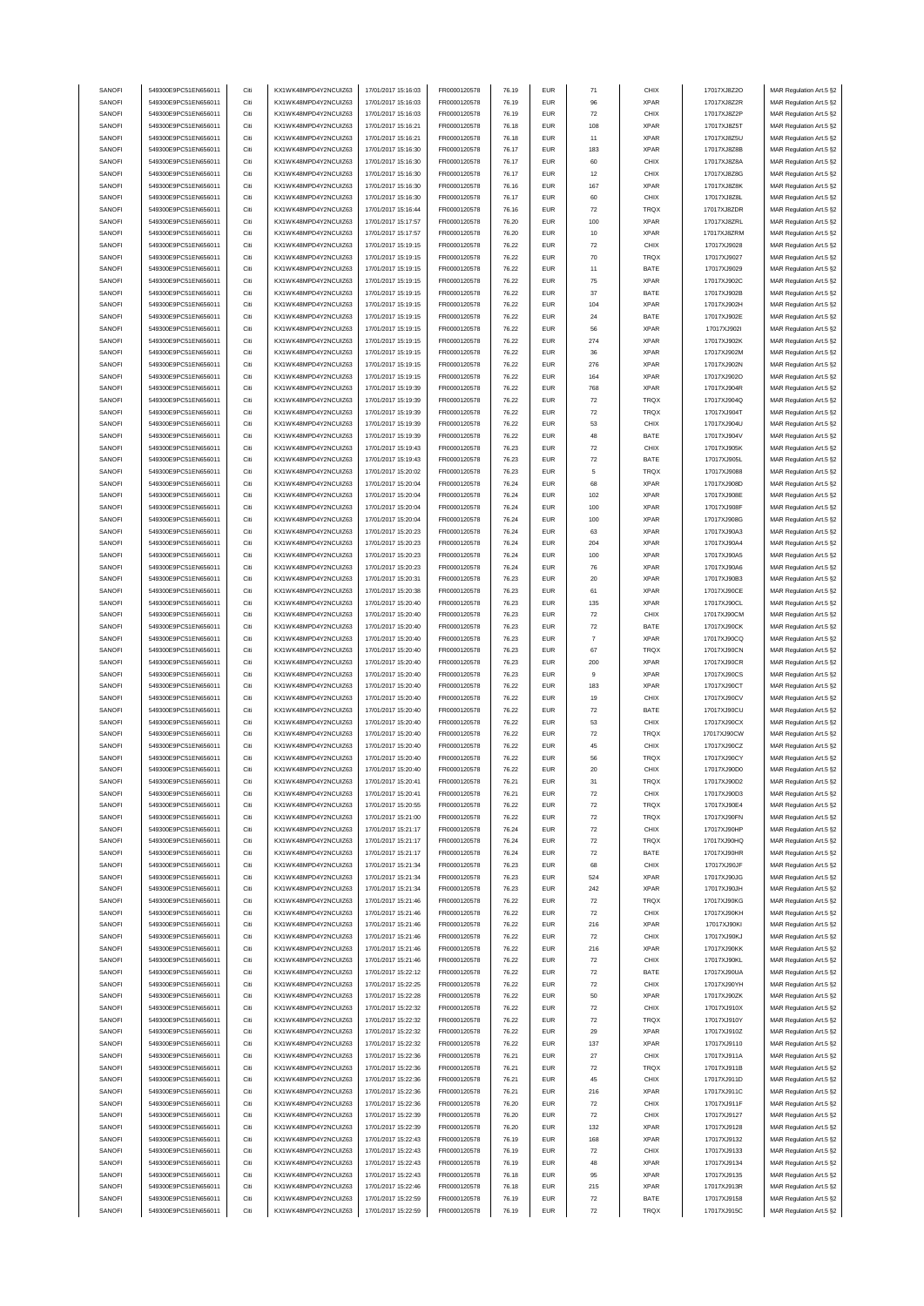| | | | | | | | | | | | |
|---|---|---|---|---|---|---|---|---|---|---|---|
| SANOFI | 549300E9PC51EN656011 | Citi | KX1WK48MPD4Y2NCUIZ63 | 17/01/2017 15:16:03 | FR0000120578 | 76.19 | EUR | 71 | CHIX | 17017XJ8Z2O | MAR Regulation Art.5 §2 |
| SANOFI | 549300E9PC51EN656011 | Citi | KX1WK48MPD4Y2NCUIZ63 | 17/01/2017 15:16:03 | FR0000120578 | 76.19 | EUR | 96 | XPAR | 17017XJ8Z2R | MAR Regulation Art.5 §2 |
| SANOFI | 549300E9PC51EN656011 | Citi | KX1WK48MPD4Y2NCUIZ63 | 17/01/2017 15:16:03 | FR0000120578 | 76.19 | EUR | 72 | CHIX | 17017XJ8Z2P | MAR Regulation Art.5 §2 |
| SANOFI | 549300E9PC51EN656011 | Citi | KX1WK48MPD4Y2NCUIZ63 | 17/01/2017 15:16:21 | FR0000120578 | 76.18 | EUR | 108 | XPAR | 17017XJ8Z5T | MAR Regulation Art.5 §2 |
| SANOFI | 549300E9PC51EN656011 | Citi | KX1WK48MPD4Y2NCUIZ63 | 17/01/2017 15:16:21 | FR0000120578 | 76.18 | EUR | 11 | XPAR | 17017XJ8Z5U | MAR Regulation Art.5 §2 |
| SANOFI | 549300E9PC51EN656011 | Citi | KX1WK48MPD4Y2NCUIZ63 | 17/01/2017 15:16:30 | FR0000120578 | 76.17 | EUR | 183 | XPAR | 17017XJ8Z8B | MAR Regulation Art.5 §2 |
| SANOFI | 549300E9PC51EN656011 | Citi | KX1WK48MPD4Y2NCUIZ63 | 17/01/2017 15:16:30 | FR0000120578 | 76.17 | EUR | 60 | CHIX | 17017XJ8Z8A | MAR Regulation Art.5 §2 |
| SANOFI | 549300E9PC51EN656011 | Citi | KX1WK48MPD4Y2NCUIZ63 | 17/01/2017 15:16:30 | FR0000120578 | 76.17 | EUR | 12 | CHIX | 17017XJ8Z8G | MAR Regulation Art.5 §2 |
| SANOFI | 549300E9PC51EN656011 | Citi | KX1WK48MPD4Y2NCUIZ63 | 17/01/2017 15:16:30 | FR0000120578 | 76.16 | EUR | 167 | XPAR | 17017XJ8Z8K | MAR Regulation Art.5 §2 |
| SANOFI | 549300E9PC51EN656011 | Citi | KX1WK48MPD4Y2NCUIZ63 | 17/01/2017 15:16:30 | FR0000120578 | 76.17 | EUR | 60 | CHIX | 17017XJ8Z8L | MAR Regulation Art.5 §2 |
| SANOFI | 549300E9PC51EN656011 | Citi | KX1WK48MPD4Y2NCUIZ63 | 17/01/2017 15:16:44 | FR0000120578 | 76.16 | EUR | 72 | TRQX | 17017XJ8ZDR | MAR Regulation Art.5 §2 |
| SANOFI | 549300E9PC51EN656011 | Citi | KX1WK48MPD4Y2NCUIZ63 | 17/01/2017 15:17:57 | FR0000120578 | 76.20 | EUR | 100 | XPAR | 17017XJ8ZRL | MAR Regulation Art.5 §2 |
| SANOFI | 549300E9PC51EN656011 | Citi | KX1WK48MPD4Y2NCUIZ63 | 17/01/2017 15:17:57 | FR0000120578 | 76.20 | EUR | 10 | XPAR | 17017XJ8ZRM | MAR Regulation Art.5 §2 |
| SANOFI | 549300E9PC51EN656011 | Citi | KX1WK48MPD4Y2NCUIZ63 | 17/01/2017 15:19:15 | FR0000120578 | 76.22 | EUR | 72 | CHIX | 17017XJ9028 | MAR Regulation Art.5 §2 |
| SANOFI | 549300E9PC51EN656011 | Citi | KX1WK48MPD4Y2NCUIZ63 | 17/01/2017 15:19:15 | FR0000120578 | 76.22 | EUR | 70 | TRQX | 17017XJ9027 | MAR Regulation Art.5 §2 |
| SANOFI | 549300E9PC51EN656011 | Citi | KX1WK48MPD4Y2NCUIZ63 | 17/01/2017 15:19:15 | FR0000120578 | 76.22 | EUR | 11 | BATE | 17017XJ9029 | MAR Regulation Art.5 §2 |
| SANOFI | 549300E9PC51EN656011 | Citi | KX1WK48MPD4Y2NCUIZ63 | 17/01/2017 15:19:15 | FR0000120578 | 76.22 | EUR | 75 | XPAR | 17017XJ902C | MAR Regulation Art.5 §2 |
| SANOFI | 549300E9PC51EN656011 | Citi | KX1WK48MPD4Y2NCUIZ63 | 17/01/2017 15:19:15 | FR0000120578 | 76.22 | EUR | 37 | BATE | 17017XJ902B | MAR Regulation Art.5 §2 |
| SANOFI | 549300E9PC51EN656011 | Citi | KX1WK48MPD4Y2NCUIZ63 | 17/01/2017 15:19:15 | FR0000120578 | 76.22 | EUR | 104 | XPAR | 17017XJ902H | MAR Regulation Art.5 §2 |
| SANOFI | 549300E9PC51EN656011 | Citi | KX1WK48MPD4Y2NCUIZ63 | 17/01/2017 15:19:15 | FR0000120578 | 76.22 | EUR | 24 | BATE | 17017XJ902E | MAR Regulation Art.5 §2 |
| SANOFI | 549300E9PC51EN656011 | Citi | KX1WK48MPD4Y2NCUIZ63 | 17/01/2017 15:19:15 | FR0000120578 | 76.22 | EUR | 56 | XPAR | 17017XJ902I | MAR Regulation Art.5 §2 |
| SANOFI | 549300E9PC51EN656011 | Citi | KX1WK48MPD4Y2NCUIZ63 | 17/01/2017 15:19:15 | FR0000120578 | 76.22 | EUR | 274 | XPAR | 17017XJ902K | MAR Regulation Art.5 §2 |
| SANOFI | 549300E9PC51EN656011 | Citi | KX1WK48MPD4Y2NCUIZ63 | 17/01/2017 15:19:15 | FR0000120578 | 76.22 | EUR | 36 | XPAR | 17017XJ902M | MAR Regulation Art.5 §2 |
| SANOFI | 549300E9PC51EN656011 | Citi | KX1WK48MPD4Y2NCUIZ63 | 17/01/2017 15:19:15 | FR0000120578 | 76.22 | EUR | 276 | XPAR | 17017XJ902N | MAR Regulation Art.5 §2 |
| SANOFI | 549300E9PC51EN656011 | Citi | KX1WK48MPD4Y2NCUIZ63 | 17/01/2017 15:19:15 | FR0000120578 | 76.22 | EUR | 164 | XPAR | 17017XJ902O | MAR Regulation Art.5 §2 |
| SANOFI | 549300E9PC51EN656011 | Citi | KX1WK48MPD4Y2NCUIZ63 | 17/01/2017 15:19:39 | FR0000120578 | 76.22 | EUR | 768 | XPAR | 17017XJ904R | MAR Regulation Art.5 §2 |
| SANOFI | 549300E9PC51EN656011 | Citi | KX1WK48MPD4Y2NCUIZ63 | 17/01/2017 15:19:39 | FR0000120578 | 76.22 | EUR | 72 | TRQX | 17017XJ904Q | MAR Regulation Art.5 §2 |
| SANOFI | 549300E9PC51EN656011 | Citi | KX1WK48MPD4Y2NCUIZ63 | 17/01/2017 15:19:39 | FR0000120578 | 76.22 | EUR | 72 | TRQX | 17017XJ904T | MAR Regulation Art.5 §2 |
| SANOFI | 549300E9PC51EN656011 | Citi | KX1WK48MPD4Y2NCUIZ63 | 17/01/2017 15:19:39 | FR0000120578 | 76.22 | EUR | 53 | CHIX | 17017XJ904U | MAR Regulation Art.5 §2 |
| SANOFI | 549300E9PC51EN656011 | Citi | KX1WK48MPD4Y2NCUIZ63 | 17/01/2017 15:19:39 | FR0000120578 | 76.22 | EUR | 48 | BATE | 17017XJ904V | MAR Regulation Art.5 §2 |
| SANOFI | 549300E9PC51EN656011 | Citi | KX1WK48MPD4Y2NCUIZ63 | 17/01/2017 15:19:43 | FR0000120578 | 76.23 | EUR | 72 | CHIX | 17017XJ905K | MAR Regulation Art.5 §2 |
| SANOFI | 549300E9PC51EN656011 | Citi | KX1WK48MPD4Y2NCUIZ63 | 17/01/2017 15:19:43 | FR0000120578 | 76.23 | EUR | 72 | BATE | 17017XJ905L | MAR Regulation Art.5 §2 |
| SANOFI | 549300E9PC51EN656011 | Citi | KX1WK48MPD4Y2NCUIZ63 | 17/01/2017 15:20:02 | FR0000120578 | 76.23 | EUR | 5 | TRQX | 17017XJ9088 | MAR Regulation Art.5 §2 |
| SANOFI | 549300E9PC51EN656011 | Citi | KX1WK48MPD4Y2NCUIZ63 | 17/01/2017 15:20:04 | FR0000120578 | 76.24 | EUR | 68 | XPAR | 17017XJ908D | MAR Regulation Art.5 §2 |
| SANOFI | 549300E9PC51EN656011 | Citi | KX1WK48MPD4Y2NCUIZ63 | 17/01/2017 15:20:04 | FR0000120578 | 76.24 | EUR | 102 | XPAR | 17017XJ908E | MAR Regulation Art.5 §2 |
| SANOFI | 549300E9PC51EN656011 | Citi | KX1WK48MPD4Y2NCUIZ63 | 17/01/2017 15:20:04 | FR0000120578 | 76.24 | EUR | 100 | XPAR | 17017XJ908F | MAR Regulation Art.5 §2 |
| SANOFI | 549300E9PC51EN656011 | Citi | KX1WK48MPD4Y2NCUIZ63 | 17/01/2017 15:20:04 | FR0000120578 | 76.24 | EUR | 100 | XPAR | 17017XJ908G | MAR Regulation Art.5 §2 |
| SANOFI | 549300E9PC51EN656011 | Citi | KX1WK48MPD4Y2NCUIZ63 | 17/01/2017 15:20:23 | FR0000120578 | 76.24 | EUR | 63 | XPAR | 17017XJ90A3 | MAR Regulation Art.5 §2 |
| SANOFI | 549300E9PC51EN656011 | Citi | KX1WK48MPD4Y2NCUIZ63 | 17/01/2017 15:20:23 | FR0000120578 | 76.24 | EUR | 204 | XPAR | 17017XJ90A4 | MAR Regulation Art.5 §2 |
| SANOFI | 549300E9PC51EN656011 | Citi | KX1WK48MPD4Y2NCUIZ63 | 17/01/2017 15:20:23 | FR0000120578 | 76.24 | EUR | 100 | XPAR | 17017XJ90A5 | MAR Regulation Art.5 §2 |
| SANOFI | 549300E9PC51EN656011 | Citi | KX1WK48MPD4Y2NCUIZ63 | 17/01/2017 15:20:23 | FR0000120578 | 76.24 | EUR | 76 | XPAR | 17017XJ90A6 | MAR Regulation Art.5 §2 |
| SANOFI | 549300E9PC51EN656011 | Citi | KX1WK48MPD4Y2NCUIZ63 | 17/01/2017 15:20:31 | FR0000120578 | 76.23 | EUR | 20 | XPAR | 17017XJ90B3 | MAR Regulation Art.5 §2 |
| SANOFI | 549300E9PC51EN656011 | Citi | KX1WK48MPD4Y2NCUIZ63 | 17/01/2017 15:20:38 | FR0000120578 | 76.23 | EUR | 61 | XPAR | 17017XJ90CE | MAR Regulation Art.5 §2 |
| SANOFI | 549300E9PC51EN656011 | Citi | KX1WK48MPD4Y2NCUIZ63 | 17/01/2017 15:20:40 | FR0000120578 | 76.23 | EUR | 135 | XPAR | 17017XJ90CL | MAR Regulation Art.5 §2 |
| SANOFI | 549300E9PC51EN656011 | Citi | KX1WK48MPD4Y2NCUIZ63 | 17/01/2017 15:20:40 | FR0000120578 | 76.23 | EUR | 72 | CHIX | 17017XJ90CM | MAR Regulation Art.5 §2 |
| SANOFI | 549300E9PC51EN656011 | Citi | KX1WK48MPD4Y2NCUIZ63 | 17/01/2017 15:20:40 | FR0000120578 | 76.23 | EUR | 72 | BATE | 17017XJ90CK | MAR Regulation Art.5 §2 |
| SANOFI | 549300E9PC51EN656011 | Citi | KX1WK48MPD4Y2NCUIZ63 | 17/01/2017 15:20:40 | FR0000120578 | 76.23 | EUR | 7 | XPAR | 17017XJ90CQ | MAR Regulation Art.5 §2 |
| SANOFI | 549300E9PC51EN656011 | Citi | KX1WK48MPD4Y2NCUIZ63 | 17/01/2017 15:20:40 | FR0000120578 | 76.23 | EUR | 67 | TRQX | 17017XJ90CN | MAR Regulation Art.5 §2 |
| SANOFI | 549300E9PC51EN656011 | Citi | KX1WK48MPD4Y2NCUIZ63 | 17/01/2017 15:20:40 | FR0000120578 | 76.23 | EUR | 200 | XPAR | 17017XJ90CR | MAR Regulation Art.5 §2 |
| SANOFI | 549300E9PC51EN656011 | Citi | KX1WK48MPD4Y2NCUIZ63 | 17/01/2017 15:20:40 | FR0000120578 | 76.23 | EUR | 9 | XPAR | 17017XJ90CS | MAR Regulation Art.5 §2 |
| SANOFI | 549300E9PC51EN656011 | Citi | KX1WK48MPD4Y2NCUIZ63 | 17/01/2017 15:20:40 | FR0000120578 | 76.22 | EUR | 183 | XPAR | 17017XJ90CT | MAR Regulation Art.5 §2 |
| SANOFI | 549300E9PC51EN656011 | Citi | KX1WK48MPD4Y2NCUIZ63 | 17/01/2017 15:20:40 | FR0000120578 | 76.22 | EUR | 19 | CHIX | 17017XJ90CV | MAR Regulation Art.5 §2 |
| SANOFI | 549300E9PC51EN656011 | Citi | KX1WK48MPD4Y2NCUIZ63 | 17/01/2017 15:20:40 | FR0000120578 | 76.22 | EUR | 72 | BATE | 17017XJ90CU | MAR Regulation Art.5 §2 |
| SANOFI | 549300E9PC51EN656011 | Citi | KX1WK48MPD4Y2NCUIZ63 | 17/01/2017 15:20:40 | FR0000120578 | 76.22 | EUR | 53 | CHIX | 17017XJ90CX | MAR Regulation Art.5 §2 |
| SANOFI | 549300E9PC51EN656011 | Citi | KX1WK48MPD4Y2NCUIZ63 | 17/01/2017 15:20:40 | FR0000120578 | 76.22 | EUR | 72 | TRQX | 17017XJ90CW | MAR Regulation Art.5 §2 |
| SANOFI | 549300E9PC51EN656011 | Citi | KX1WK48MPD4Y2NCUIZ63 | 17/01/2017 15:20:40 | FR0000120578 | 76.22 | EUR | 45 | CHIX | 17017XJ90CZ | MAR Regulation Art.5 §2 |
| SANOFI | 549300E9PC51EN656011 | Citi | KX1WK48MPD4Y2NCUIZ63 | 17/01/2017 15:20:40 | FR0000120578 | 76.22 | EUR | 56 | TRQX | 17017XJ90CY | MAR Regulation Art.5 §2 |
| SANOFI | 549300E9PC51EN656011 | Citi | KX1WK48MPD4Y2NCUIZ63 | 17/01/2017 15:20:40 | FR0000120578 | 76.22 | EUR | 20 | CHIX | 17017XJ90D0 | MAR Regulation Art.5 §2 |
| SANOFI | 549300E9PC51EN656011 | Citi | KX1WK48MPD4Y2NCUIZ63 | 17/01/2017 15:20:41 | FR0000120578 | 76.21 | EUR | 31 | TRQX | 17017XJ90D2 | MAR Regulation Art.5 §2 |
| SANOFI | 549300E9PC51EN656011 | Citi | KX1WK48MPD4Y2NCUIZ63 | 17/01/2017 15:20:41 | FR0000120578 | 76.21 | EUR | 72 | CHIX | 17017XJ90D3 | MAR Regulation Art.5 §2 |
| SANOFI | 549300E9PC51EN656011 | Citi | KX1WK48MPD4Y2NCUIZ63 | 17/01/2017 15:20:55 | FR0000120578 | 76.22 | EUR | 72 | TRQX | 17017XJ90E4 | MAR Regulation Art.5 §2 |
| SANOFI | 549300E9PC51EN656011 | Citi | KX1WK48MPD4Y2NCUIZ63 | 17/01/2017 15:21:00 | FR0000120578 | 76.22 | EUR | 72 | TRQX | 17017XJ90FN | MAR Regulation Art.5 §2 |
| SANOFI | 549300E9PC51EN656011 | Citi | KX1WK48MPD4Y2NCUIZ63 | 17/01/2017 15:21:17 | FR0000120578 | 76.24 | EUR | 72 | CHIX | 17017XJ90HP | MAR Regulation Art.5 §2 |
| SANOFI | 549300E9PC51EN656011 | Citi | KX1WK48MPD4Y2NCUIZ63 | 17/01/2017 15:21:17 | FR0000120578 | 76.24 | EUR | 72 | TRQX | 17017XJ90HQ | MAR Regulation Art.5 §2 |
| SANOFI | 549300E9PC51EN656011 | Citi | KX1WK48MPD4Y2NCUIZ63 | 17/01/2017 15:21:17 | FR0000120578 | 76.24 | EUR | 72 | BATE | 17017XJ90HR | MAR Regulation Art.5 §2 |
| SANOFI | 549300E9PC51EN656011 | Citi | KX1WK48MPD4Y2NCUIZ63 | 17/01/2017 15:21:34 | FR0000120578 | 76.23 | EUR | 68 | CHIX | 17017XJ90JF | MAR Regulation Art.5 §2 |
| SANOFI | 549300E9PC51EN656011 | Citi | KX1WK48MPD4Y2NCUIZ63 | 17/01/2017 15:21:34 | FR0000120578 | 76.23 | EUR | 524 | XPAR | 17017XJ90JG | MAR Regulation Art.5 §2 |
| SANOFI | 549300E9PC51EN656011 | Citi | KX1WK48MPD4Y2NCUIZ63 | 17/01/2017 15:21:34 | FR0000120578 | 76.23 | EUR | 242 | XPAR | 17017XJ90JH | MAR Regulation Art.5 §2 |
| SANOFI | 549300E9PC51EN656011 | Citi | KX1WK48MPD4Y2NCUIZ63 | 17/01/2017 15:21:46 | FR0000120578 | 76.22 | EUR | 72 | TRQX | 17017XJ90KG | MAR Regulation Art.5 §2 |
| SANOFI | 549300E9PC51EN656011 | Citi | KX1WK48MPD4Y2NCUIZ63 | 17/01/2017 15:21:46 | FR0000120578 | 76.22 | EUR | 72 | CHIX | 17017XJ90KH | MAR Regulation Art.5 §2 |
| SANOFI | 549300E9PC51EN656011 | Citi | KX1WK48MPD4Y2NCUIZ63 | 17/01/2017 15:21:46 | FR0000120578 | 76.22 | EUR | 216 | XPAR | 17017XJ90KI | MAR Regulation Art.5 §2 |
| SANOFI | 549300E9PC51EN656011 | Citi | KX1WK48MPD4Y2NCUIZ63 | 17/01/2017 15:21:46 | FR0000120578 | 76.22 | EUR | 72 | CHIX | 17017XJ90KJ | MAR Regulation Art.5 §2 |
| SANOFI | 549300E9PC51EN656011 | Citi | KX1WK48MPD4Y2NCUIZ63 | 17/01/2017 15:21:46 | FR0000120578 | 76.22 | EUR | 216 | XPAR | 17017XJ90KK | MAR Regulation Art.5 §2 |
| SANOFI | 549300E9PC51EN656011 | Citi | KX1WK48MPD4Y2NCUIZ63 | 17/01/2017 15:21:46 | FR0000120578 | 76.22 | EUR | 72 | CHIX | 17017XJ90KL | MAR Regulation Art.5 §2 |
| SANOFI | 549300E9PC51EN656011 | Citi | KX1WK48MPD4Y2NCUIZ63 | 17/01/2017 15:22:12 | FR0000120578 | 76.22 | EUR | 72 | BATE | 17017XJ90UA | MAR Regulation Art.5 §2 |
| SANOFI | 549300E9PC51EN656011 | Citi | KX1WK48MPD4Y2NCUIZ63 | 17/01/2017 15:22:25 | FR0000120578 | 76.22 | EUR | 72 | CHIX | 17017XJ90YH | MAR Regulation Art.5 §2 |
| SANOFI | 549300E9PC51EN656011 | Citi | KX1WK48MPD4Y2NCUIZ63 | 17/01/2017 15:22:28 | FR0000120578 | 76.22 | EUR | 50 | XPAR | 17017XJ90ZK | MAR Regulation Art.5 §2 |
| SANOFI | 549300E9PC51EN656011 | Citi | KX1WK48MPD4Y2NCUIZ63 | 17/01/2017 15:22:32 | FR0000120578 | 76.22 | EUR | 72 | CHIX | 17017XJ910X | MAR Regulation Art.5 §2 |
| SANOFI | 549300E9PC51EN656011 | Citi | KX1WK48MPD4Y2NCUIZ63 | 17/01/2017 15:22:32 | FR0000120578 | 76.22 | EUR | 72 | TRQX | 17017XJ910Y | MAR Regulation Art.5 §2 |
| SANOFI | 549300E9PC51EN656011 | Citi | KX1WK48MPD4Y2NCUIZ63 | 17/01/2017 15:22:32 | FR0000120578 | 76.22 | EUR | 29 | XPAR | 17017XJ910Z | MAR Regulation Art.5 §2 |
| SANOFI | 549300E9PC51EN656011 | Citi | KX1WK48MPD4Y2NCUIZ63 | 17/01/2017 15:22:32 | FR0000120578 | 76.22 | EUR | 137 | XPAR | 17017XJ9110 | MAR Regulation Art.5 §2 |
| SANOFI | 549300E9PC51EN656011 | Citi | KX1WK48MPD4Y2NCUIZ63 | 17/01/2017 15:22:36 | FR0000120578 | 76.21 | EUR | 27 | CHIX | 17017XJ911A | MAR Regulation Art.5 §2 |
| SANOFI | 549300E9PC51EN656011 | Citi | KX1WK48MPD4Y2NCUIZ63 | 17/01/2017 15:22:36 | FR0000120578 | 76.21 | EUR | 72 | TRQX | 17017XJ911B | MAR Regulation Art.5 §2 |
| SANOFI | 549300E9PC51EN656011 | Citi | KX1WK48MPD4Y2NCUIZ63 | 17/01/2017 15:22:36 | FR0000120578 | 76.21 | EUR | 45 | CHIX | 17017XJ911D | MAR Regulation Art.5 §2 |
| SANOFI | 549300E9PC51EN656011 | Citi | KX1WK48MPD4Y2NCUIZ63 | 17/01/2017 15:22:36 | FR0000120578 | 76.21 | EUR | 216 | XPAR | 17017XJ911C | MAR Regulation Art.5 §2 |
| SANOFI | 549300E9PC51EN656011 | Citi | KX1WK48MPD4Y2NCUIZ63 | 17/01/2017 15:22:36 | FR0000120578 | 76.20 | EUR | 72 | CHIX | 17017XJ911F | MAR Regulation Art.5 §2 |
| SANOFI | 549300E9PC51EN656011 | Citi | KX1WK48MPD4Y2NCUIZ63 | 17/01/2017 15:22:39 | FR0000120578 | 76.20 | EUR | 72 | CHIX | 17017XJ9127 | MAR Regulation Art.5 §2 |
| SANOFI | 549300E9PC51EN656011 | Citi | KX1WK48MPD4Y2NCUIZ63 | 17/01/2017 15:22:39 | FR0000120578 | 76.20 | EUR | 132 | XPAR | 17017XJ9128 | MAR Regulation Art.5 §2 |
| SANOFI | 549300E9PC51EN656011 | Citi | KX1WK48MPD4Y2NCUIZ63 | 17/01/2017 15:22:43 | FR0000120578 | 76.19 | EUR | 168 | XPAR | 17017XJ9132 | MAR Regulation Art.5 §2 |
| SANOFI | 549300E9PC51EN656011 | Citi | KX1WK48MPD4Y2NCUIZ63 | 17/01/2017 15:22:43 | FR0000120578 | 76.19 | EUR | 72 | CHIX | 17017XJ9133 | MAR Regulation Art.5 §2 |
| SANOFI | 549300E9PC51EN656011 | Citi | KX1WK48MPD4Y2NCUIZ63 | 17/01/2017 15:22:43 | FR0000120578 | 76.19 | EUR | 48 | XPAR | 17017XJ9134 | MAR Regulation Art.5 §2 |
| SANOFI | 549300E9PC51EN656011 | Citi | KX1WK48MPD4Y2NCUIZ63 | 17/01/2017 15:22:43 | FR0000120578 | 76.18 | EUR | 95 | XPAR | 17017XJ9135 | MAR Regulation Art.5 §2 |
| SANOFI | 549300E9PC51EN656011 | Citi | KX1WK48MPD4Y2NCUIZ63 | 17/01/2017 15:22:46 | FR0000120578 | 76.18 | EUR | 215 | XPAR | 17017XJ913R | MAR Regulation Art.5 §2 |
| SANOFI | 549300E9PC51EN656011 | Citi | KX1WK48MPD4Y2NCUIZ63 | 17/01/2017 15:22:59 | FR0000120578 | 76.19 | EUR | 72 | BATE | 17017XJ9158 | MAR Regulation Art.5 §2 |
| SANOFI | 549300E9PC51EN656011 | Citi | KX1WK48MPD4Y2NCUIZ63 | 17/01/2017 15:22:59 | FR0000120578 | 76.19 | EUR | 72 | TRQX | 17017XJ915C | MAR Regulation Art.5 §2 |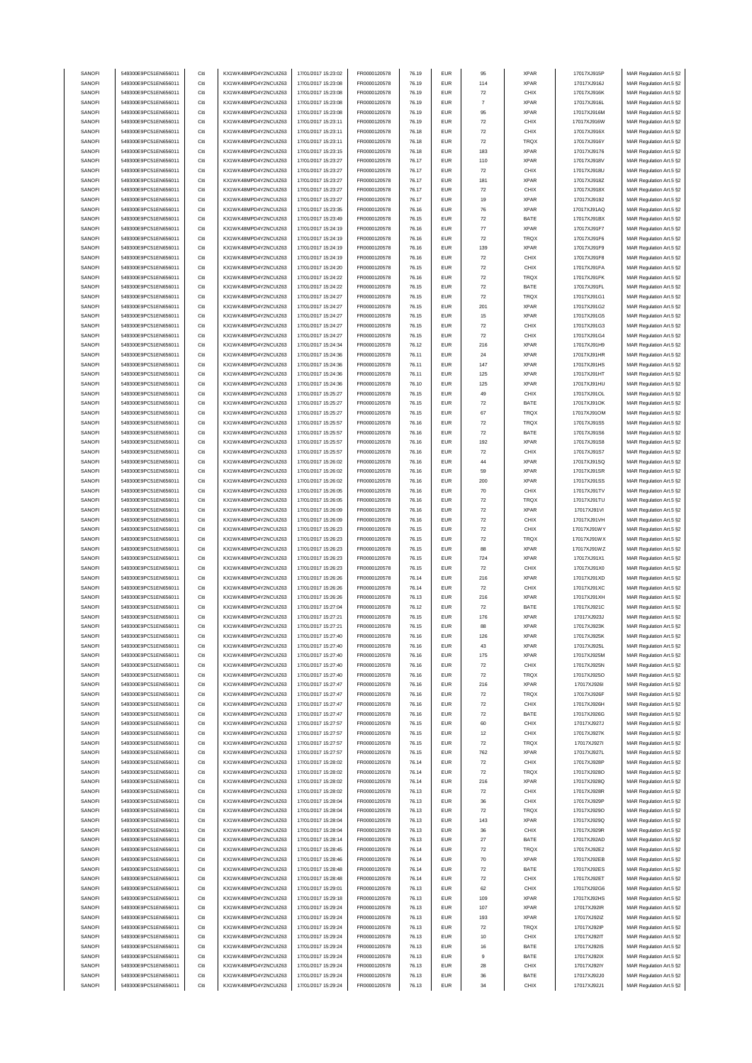| | | | | | | | | | | | |
|---|---|---|---|---|---|---|---|---|---|---|---|
| SANOFI | 549300E9PC51EN656011 | Citi | KX1WK48MPD4Y2NCUIZ63 | 17/01/2017 15:23:02 | FR0000120578 | 76.19 | EUR | 95 | XPAR | 17017XJ915P | MAR Regulation Art.5 §2 |
| SANOFI | 549300E9PC51EN656011 | Citi | KX1WK48MPD4Y2NCUIZ63 | 17/01/2017 15:23:08 | FR0000120578 | 76.19 | EUR | 114 | XPAR | 17017XJ916J | MAR Regulation Art.5 §2 |
| SANOFI | 549300E9PC51EN656011 | Citi | KX1WK48MPD4Y2NCUIZ63 | 17/01/2017 15:23:08 | FR0000120578 | 76.19 | EUR | 72 | CHIX | 17017XJ916K | MAR Regulation Art.5 §2 |
| SANOFI | 549300E9PC51EN656011 | Citi | KX1WK48MPD4Y2NCUIZ63 | 17/01/2017 15:23:08 | FR0000120578 | 76.19 | EUR | 7 | XPAR | 17017XJ916L | MAR Regulation Art.5 §2 |
| SANOFI | 549300E9PC51EN656011 | Citi | KX1WK48MPD4Y2NCUIZ63 | 17/01/2017 15:23:08 | FR0000120578 | 76.19 | EUR | 95 | XPAR | 17017XJ916M | MAR Regulation Art.5 §2 |
| SANOFI | 549300E9PC51EN656011 | Citi | KX1WK48MPD4Y2NCUIZ63 | 17/01/2017 15:23:11 | FR0000120578 | 76.19 | EUR | 72 | CHIX | 17017XJ916W | MAR Regulation Art.5 §2 |
| SANOFI | 549300E9PC51EN656011 | Citi | KX1WK48MPD4Y2NCUIZ63 | 17/01/2017 15:23:11 | FR0000120578 | 76.18 | EUR | 72 | CHIX | 17017XJ916X | MAR Regulation Art.5 §2 |
| SANOFI | 549300E9PC51EN656011 | Citi | KX1WK48MPD4Y2NCUIZ63 | 17/01/2017 15:23:11 | FR0000120578 | 76.18 | EUR | 72 | TRQX | 17017XJ916Y | MAR Regulation Art.5 §2 |
| SANOFI | 549300E9PC51EN656011 | Citi | KX1WK48MPD4Y2NCUIZ63 | 17/01/2017 15:23:15 | FR0000120578 | 76.18 | EUR | 183 | XPAR | 17017XJ9176 | MAR Regulation Art.5 §2 |
| SANOFI | 549300E9PC51EN656011 | Citi | KX1WK48MPD4Y2NCUIZ63 | 17/01/2017 15:23:27 | FR0000120578 | 76.17 | EUR | 110 | XPAR | 17017XJ918V | MAR Regulation Art.5 §2 |
| SANOFI | 549300E9PC51EN656011 | Citi | KX1WK48MPD4Y2NCUIZ63 | 17/01/2017 15:23:27 | FR0000120578 | 76.17 | EUR | 72 | CHIX | 17017XJ918U | MAR Regulation Art.5 §2 |
| SANOFI | 549300E9PC51EN656011 | Citi | KX1WK48MPD4Y2NCUIZ63 | 17/01/2017 15:23:27 | FR0000120578 | 76.17 | EUR | 181 | XPAR | 17017XJ918Z | MAR Regulation Art.5 §2 |
| SANOFI | 549300E9PC51EN656011 | Citi | KX1WK48MPD4Y2NCUIZ63 | 17/01/2017 15:23:27 | FR0000120578 | 76.17 | EUR | 72 | CHIX | 17017XJ918X | MAR Regulation Art.5 §2 |
| SANOFI | 549300E9PC51EN656011 | Citi | KX1WK48MPD4Y2NCUIZ63 | 17/01/2017 15:23:27 | FR0000120578 | 76.17 | EUR | 19 | XPAR | 17017XJ9192 | MAR Regulation Art.5 §2 |
| SANOFI | 549300E9PC51EN656011 | Citi | KX1WK48MPD4Y2NCUIZ63 | 17/01/2017 15:23:35 | FR0000120578 | 76.16 | EUR | 76 | XPAR | 17017XJ91AQ | MAR Regulation Art.5 §2 |
| SANOFI | 549300E9PC51EN656011 | Citi | KX1WK48MPD4Y2NCUIZ63 | 17/01/2017 15:23:49 | FR0000120578 | 76.15 | EUR | 72 | BATE | 17017XJ91BX | MAR Regulation Art.5 §2 |
| SANOFI | 549300E9PC51EN656011 | Citi | KX1WK48MPD4Y2NCUIZ63 | 17/01/2017 15:24:19 | FR0000120578 | 76.16 | EUR | 77 | XPAR | 17017XJ91F7 | MAR Regulation Art.5 §2 |
| SANOFI | 549300E9PC51EN656011 | Citi | KX1WK48MPD4Y2NCUIZ63 | 17/01/2017 15:24:19 | FR0000120578 | 76.16 | EUR | 72 | TRQX | 17017XJ91F6 | MAR Regulation Art.5 §2 |
| SANOFI | 549300E9PC51EN656011 | Citi | KX1WK48MPD4Y2NCUIZ63 | 17/01/2017 15:24:19 | FR0000120578 | 76.16 | EUR | 139 | XPAR | 17017XJ91F9 | MAR Regulation Art.5 §2 |
| SANOFI | 549300E9PC51EN656011 | Citi | KX1WK48MPD4Y2NCUIZ63 | 17/01/2017 15:24:19 | FR0000120578 | 76.16 | EUR | 72 | CHIX | 17017XJ91F8 | MAR Regulation Art.5 §2 |
| SANOFI | 549300E9PC51EN656011 | Citi | KX1WK48MPD4Y2NCUIZ63 | 17/01/2017 15:24:20 | FR0000120578 | 76.15 | EUR | 72 | CHIX | 17017XJ91FA | MAR Regulation Art.5 §2 |
| SANOFI | 549300E9PC51EN656011 | Citi | KX1WK48MPD4Y2NCUIZ63 | 17/01/2017 15:24:22 | FR0000120578 | 76.16 | EUR | 72 | TRQX | 17017XJ91FK | MAR Regulation Art.5 §2 |
| SANOFI | 549300E9PC51EN656011 | Citi | KX1WK48MPD4Y2NCUIZ63 | 17/01/2017 15:24:22 | FR0000120578 | 76.15 | EUR | 72 | BATE | 17017XJ91FL | MAR Regulation Art.5 §2 |
| SANOFI | 549300E9PC51EN656011 | Citi | KX1WK48MPD4Y2NCUIZ63 | 17/01/2017 15:24:27 | FR0000120578 | 76.15 | EUR | 72 | TRQX | 17017XJ91G1 | MAR Regulation Art.5 §2 |
| SANOFI | 549300E9PC51EN656011 | Citi | KX1WK48MPD4Y2NCUIZ63 | 17/01/2017 15:24:27 | FR0000120578 | 76.15 | EUR | 201 | XPAR | 17017XJ91G2 | MAR Regulation Art.5 §2 |
| SANOFI | 549300E9PC51EN656011 | Citi | KX1WK48MPD4Y2NCUIZ63 | 17/01/2017 15:24:27 | FR0000120578 | 76.15 | EUR | 15 | XPAR | 17017XJ91G5 | MAR Regulation Art.5 §2 |
| SANOFI | 549300E9PC51EN656011 | Citi | KX1WK48MPD4Y2NCUIZ63 | 17/01/2017 15:24:27 | FR0000120578 | 76.15 | EUR | 72 | CHIX | 17017XJ91G3 | MAR Regulation Art.5 §2 |
| SANOFI | 549300E9PC51EN656011 | Citi | KX1WK48MPD4Y2NCUIZ63 | 17/01/2017 15:24:27 | FR0000120578 | 76.15 | EUR | 72 | CHIX | 17017XJ91G4 | MAR Regulation Art.5 §2 |
| SANOFI | 549300E9PC51EN656011 | Citi | KX1WK48MPD4Y2NCUIZ63 | 17/01/2017 15:24:34 | FR0000120578 | 76.12 | EUR | 216 | XPAR | 17017XJ91H9 | MAR Regulation Art.5 §2 |
| SANOFI | 549300E9PC51EN656011 | Citi | KX1WK48MPD4Y2NCUIZ63 | 17/01/2017 15:24:36 | FR0000120578 | 76.11 | EUR | 24 | XPAR | 17017XJ91HR | MAR Regulation Art.5 §2 |
| SANOFI | 549300E9PC51EN656011 | Citi | KX1WK48MPD4Y2NCUIZ63 | 17/01/2017 15:24:36 | FR0000120578 | 76.11 | EUR | 147 | XPAR | 17017XJ91HS | MAR Regulation Art.5 §2 |
| SANOFI | 549300E9PC51EN656011 | Citi | KX1WK48MPD4Y2NCUIZ63 | 17/01/2017 15:24:36 | FR0000120578 | 76.11 | EUR | 125 | XPAR | 17017XJ91HT | MAR Regulation Art.5 §2 |
| SANOFI | 549300E9PC51EN656011 | Citi | KX1WK48MPD4Y2NCUIZ63 | 17/01/2017 15:24:36 | FR0000120578 | 76.10 | EUR | 125 | XPAR | 17017XJ91HU | MAR Regulation Art.5 §2 |
| SANOFI | 549300E9PC51EN656011 | Citi | KX1WK48MPD4Y2NCUIZ63 | 17/01/2017 15:25:27 | FR0000120578 | 76.15 | EUR | 49 | CHIX | 17017XJ91OL | MAR Regulation Art.5 §2 |
| SANOFI | 549300E9PC51EN656011 | Citi | KX1WK48MPD4Y2NCUIZ63 | 17/01/2017 15:25:27 | FR0000120578 | 76.15 | EUR | 72 | BATE | 17017XJ91OK | MAR Regulation Art.5 §2 |
| SANOFI | 549300E9PC51EN656011 | Citi | KX1WK48MPD4Y2NCUIZ63 | 17/01/2017 15:25:27 | FR0000120578 | 76.15 | EUR | 67 | TRQX | 17017XJ91OM | MAR Regulation Art.5 §2 |
| SANOFI | 549300E9PC51EN656011 | Citi | KX1WK48MPD4Y2NCUIZ63 | 17/01/2017 15:25:57 | FR0000120578 | 76.16 | EUR | 72 | TRQX | 17017XJ91S5 | MAR Regulation Art.5 §2 |
| SANOFI | 549300E9PC51EN656011 | Citi | KX1WK48MPD4Y2NCUIZ63 | 17/01/2017 15:25:57 | FR0000120578 | 76.16 | EUR | 72 | BATE | 17017XJ91S6 | MAR Regulation Art.5 §2 |
| SANOFI | 549300E9PC51EN656011 | Citi | KX1WK48MPD4Y2NCUIZ63 | 17/01/2017 15:25:57 | FR0000120578 | 76.16 | EUR | 192 | XPAR | 17017XJ91S8 | MAR Regulation Art.5 §2 |
| SANOFI | 549300E9PC51EN656011 | Citi | KX1WK48MPD4Y2NCUIZ63 | 17/01/2017 15:25:57 | FR0000120578 | 76.16 | EUR | 72 | CHIX | 17017XJ91S7 | MAR Regulation Art.5 §2 |
| SANOFI | 549300E9PC51EN656011 | Citi | KX1WK48MPD4Y2NCUIZ63 | 17/01/2017 15:26:02 | FR0000120578 | 76.16 | EUR | 44 | XPAR | 17017XJ91SQ | MAR Regulation Art.5 §2 |
| SANOFI | 549300E9PC51EN656011 | Citi | KX1WK48MPD4Y2NCUIZ63 | 17/01/2017 15:26:02 | FR0000120578 | 76.16 | EUR | 59 | XPAR | 17017XJ91SR | MAR Regulation Art.5 §2 |
| SANOFI | 549300E9PC51EN656011 | Citi | KX1WK48MPD4Y2NCUIZ63 | 17/01/2017 15:26:02 | FR0000120578 | 76.16 | EUR | 200 | XPAR | 17017XJ91SS | MAR Regulation Art.5 §2 |
| SANOFI | 549300E9PC51EN656011 | Citi | KX1WK48MPD4Y2NCUIZ63 | 17/01/2017 15:26:05 | FR0000120578 | 76.16 | EUR | 70 | CHIX | 17017XJ91TV | MAR Regulation Art.5 §2 |
| SANOFI | 549300E9PC51EN656011 | Citi | KX1WK48MPD4Y2NCUIZ63 | 17/01/2017 15:26:05 | FR0000120578 | 76.16 | EUR | 72 | TRQX | 17017XJ91TU | MAR Regulation Art.5 §2 |
| SANOFI | 549300E9PC51EN656011 | Citi | KX1WK48MPD4Y2NCUIZ63 | 17/01/2017 15:26:09 | FR0000120578 | 76.16 | EUR | 72 | XPAR | 17017XJ91VI | MAR Regulation Art.5 §2 |
| SANOFI | 549300E9PC51EN656011 | Citi | KX1WK48MPD4Y2NCUIZ63 | 17/01/2017 15:26:09 | FR0000120578 | 76.16 | EUR | 72 | CHIX | 17017XJ91VH | MAR Regulation Art.5 §2 |
| SANOFI | 549300E9PC51EN656011 | Citi | KX1WK48MPD4Y2NCUIZ63 | 17/01/2017 15:26:23 | FR0000120578 | 76.15 | EUR | 72 | CHIX | 17017XJ91WY | MAR Regulation Art.5 §2 |
| SANOFI | 549300E9PC51EN656011 | Citi | KX1WK48MPD4Y2NCUIZ63 | 17/01/2017 15:26:23 | FR0000120578 | 76.15 | EUR | 72 | TRQX | 17017XJ91WX | MAR Regulation Art.5 §2 |
| SANOFI | 549300E9PC51EN656011 | Citi | KX1WK48MPD4Y2NCUIZ63 | 17/01/2017 15:26:23 | FR0000120578 | 76.15 | EUR | 88 | XPAR | 17017XJ91WZ | MAR Regulation Art.5 §2 |
| SANOFI | 549300E9PC51EN656011 | Citi | KX1WK48MPD4Y2NCUIZ63 | 17/01/2017 15:26:23 | FR0000120578 | 76.15 | EUR | 724 | XPAR | 17017XJ91X1 | MAR Regulation Art.5 §2 |
| SANOFI | 549300E9PC51EN656011 | Citi | KX1WK48MPD4Y2NCUIZ63 | 17/01/2017 15:26:23 | FR0000120578 | 76.15 | EUR | 72 | CHIX | 17017XJ91X0 | MAR Regulation Art.5 §2 |
| SANOFI | 549300E9PC51EN656011 | Citi | KX1WK48MPD4Y2NCUIZ63 | 17/01/2017 15:26:26 | FR0000120578 | 76.14 | EUR | 216 | XPAR | 17017XJ91XD | MAR Regulation Art.5 §2 |
| SANOFI | 549300E9PC51EN656011 | Citi | KX1WK48MPD4Y2NCUIZ63 | 17/01/2017 15:26:26 | FR0000120578 | 76.14 | EUR | 72 | CHIX | 17017XJ91XC | MAR Regulation Art.5 §2 |
| SANOFI | 549300E9PC51EN656011 | Citi | KX1WK48MPD4Y2NCUIZ63 | 17/01/2017 15:26:26 | FR0000120578 | 76.13 | EUR | 216 | XPAR | 17017XJ91XH | MAR Regulation Art.5 §2 |
| SANOFI | 549300E9PC51EN656011 | Citi | KX1WK48MPD4Y2NCUIZ63 | 17/01/2017 15:27:04 | FR0000120578 | 76.12 | EUR | 72 | BATE | 17017XJ921C | MAR Regulation Art.5 §2 |
| SANOFI | 549300E9PC51EN656011 | Citi | KX1WK48MPD4Y2NCUIZ63 | 17/01/2017 15:27:21 | FR0000120578 | 76.15 | EUR | 176 | XPAR | 17017XJ923J | MAR Regulation Art.5 §2 |
| SANOFI | 549300E9PC51EN656011 | Citi | KX1WK48MPD4Y2NCUIZ63 | 17/01/2017 15:27:21 | FR0000120578 | 76.15 | EUR | 88 | XPAR | 17017XJ923K | MAR Regulation Art.5 §2 |
| SANOFI | 549300E9PC51EN656011 | Citi | KX1WK48MPD4Y2NCUIZ63 | 17/01/2017 15:27:40 | FR0000120578 | 76.16 | EUR | 126 | XPAR | 17017XJ925K | MAR Regulation Art.5 §2 |
| SANOFI | 549300E9PC51EN656011 | Citi | KX1WK48MPD4Y2NCUIZ63 | 17/01/2017 15:27:40 | FR0000120578 | 76.16 | EUR | 43 | XPAR | 17017XJ925L | MAR Regulation Art.5 §2 |
| SANOFI | 549300E9PC51EN656011 | Citi | KX1WK48MPD4Y2NCUIZ63 | 17/01/2017 15:27:40 | FR0000120578 | 76.16 | EUR | 175 | XPAR | 17017XJ925M | MAR Regulation Art.5 §2 |
| SANOFI | 549300E9PC51EN656011 | Citi | KX1WK48MPD4Y2NCUIZ63 | 17/01/2017 15:27:40 | FR0000120578 | 76.16 | EUR | 72 | CHIX | 17017XJ925N | MAR Regulation Art.5 §2 |
| SANOFI | 549300E9PC51EN656011 | Citi | KX1WK48MPD4Y2NCUIZ63 | 17/01/2017 15:27:40 | FR0000120578 | 76.16 | EUR | 72 | TRQX | 17017XJ925O | MAR Regulation Art.5 §2 |
| SANOFI | 549300E9PC51EN656011 | Citi | KX1WK48MPD4Y2NCUIZ63 | 17/01/2017 15:27:47 | FR0000120578 | 76.16 | EUR | 216 | XPAR | 17017XJ926I | MAR Regulation Art.5 §2 |
| SANOFI | 549300E9PC51EN656011 | Citi | KX1WK48MPD4Y2NCUIZ63 | 17/01/2017 15:27:47 | FR0000120578 | 76.16 | EUR | 72 | TRQX | 17017XJ926F | MAR Regulation Art.5 §2 |
| SANOFI | 549300E9PC51EN656011 | Citi | KX1WK48MPD4Y2NCUIZ63 | 17/01/2017 15:27:47 | FR0000120578 | 76.16 | EUR | 72 | CHIX | 17017XJ926H | MAR Regulation Art.5 §2 |
| SANOFI | 549300E9PC51EN656011 | Citi | KX1WK48MPD4Y2NCUIZ63 | 17/01/2017 15:27:47 | FR0000120578 | 76.16 | EUR | 72 | BATE | 17017XJ926G | MAR Regulation Art.5 §2 |
| SANOFI | 549300E9PC51EN656011 | Citi | KX1WK48MPD4Y2NCUIZ63 | 17/01/2017 15:27:57 | FR0000120578 | 76.15 | EUR | 60 | CHIX | 17017XJ927J | MAR Regulation Art.5 §2 |
| SANOFI | 549300E9PC51EN656011 | Citi | KX1WK48MPD4Y2NCUIZ63 | 17/01/2017 15:27:57 | FR0000120578 | 76.15 | EUR | 12 | CHIX | 17017XJ927K | MAR Regulation Art.5 §2 |
| SANOFI | 549300E9PC51EN656011 | Citi | KX1WK48MPD4Y2NCUIZ63 | 17/01/2017 15:27:57 | FR0000120578 | 76.15 | EUR | 72 | TRQX | 17017XJ927I | MAR Regulation Art.5 §2 |
| SANOFI | 549300E9PC51EN656011 | Citi | KX1WK48MPD4Y2NCUIZ63 | 17/01/2017 15:27:57 | FR0000120578 | 76.15 | EUR | 762 | XPAR | 17017XJ927L | MAR Regulation Art.5 §2 |
| SANOFI | 549300E9PC51EN656011 | Citi | KX1WK48MPD4Y2NCUIZ63 | 17/01/2017 15:28:02 | FR0000120578 | 76.14 | EUR | 72 | CHIX | 17017XJ928P | MAR Regulation Art.5 §2 |
| SANOFI | 549300E9PC51EN656011 | Citi | KX1WK48MPD4Y2NCUIZ63 | 17/01/2017 15:28:02 | FR0000120578 | 76.14 | EUR | 72 | TRQX | 17017XJ928O | MAR Regulation Art.5 §2 |
| SANOFI | 549300E9PC51EN656011 | Citi | KX1WK48MPD4Y2NCUIZ63 | 17/01/2017 15:28:02 | FR0000120578 | 76.14 | EUR | 216 | XPAR | 17017XJ928Q | MAR Regulation Art.5 §2 |
| SANOFI | 549300E9PC51EN656011 | Citi | KX1WK48MPD4Y2NCUIZ63 | 17/01/2017 15:28:02 | FR0000120578 | 76.13 | EUR | 72 | CHIX | 17017XJ928R | MAR Regulation Art.5 §2 |
| SANOFI | 549300E9PC51EN656011 | Citi | KX1WK48MPD4Y2NCUIZ63 | 17/01/2017 15:28:04 | FR0000120578 | 76.13 | EUR | 36 | CHIX | 17017XJ929P | MAR Regulation Art.5 §2 |
| SANOFI | 549300E9PC51EN656011 | Citi | KX1WK48MPD4Y2NCUIZ63 | 17/01/2017 15:28:04 | FR0000120578 | 76.13 | EUR | 72 | TRQX | 17017XJ929O | MAR Regulation Art.5 §2 |
| SANOFI | 549300E9PC51EN656011 | Citi | KX1WK48MPD4Y2NCUIZ63 | 17/01/2017 15:28:04 | FR0000120578 | 76.13 | EUR | 143 | XPAR | 17017XJ929Q | MAR Regulation Art.5 §2 |
| SANOFI | 549300E9PC51EN656011 | Citi | KX1WK48MPD4Y2NCUIZ63 | 17/01/2017 15:28:04 | FR0000120578 | 76.13 | EUR | 36 | CHIX | 17017XJ929R | MAR Regulation Art.5 §2 |
| SANOFI | 549300E9PC51EN656011 | Citi | KX1WK48MPD4Y2NCUIZ63 | 17/01/2017 15:28:14 | FR0000120578 | 76.13 | EUR | 27 | BATE | 17017XJ92AD | MAR Regulation Art.5 §2 |
| SANOFI | 549300E9PC51EN656011 | Citi | KX1WK48MPD4Y2NCUIZ63 | 17/01/2017 15:28:45 | FR0000120578 | 76.14 | EUR | 72 | TRQX | 17017XJ92E2 | MAR Regulation Art.5 §2 |
| SANOFI | 549300E9PC51EN656011 | Citi | KX1WK48MPD4Y2NCUIZ63 | 17/01/2017 15:28:46 | FR0000120578 | 76.14 | EUR | 70 | XPAR | 17017XJ92EB | MAR Regulation Art.5 §2 |
| SANOFI | 549300E9PC51EN656011 | Citi | KX1WK48MPD4Y2NCUIZ63 | 17/01/2017 15:28:48 | FR0000120578 | 76.14 | EUR | 72 | BATE | 17017XJ92ES | MAR Regulation Art.5 §2 |
| SANOFI | 549300E9PC51EN656011 | Citi | KX1WK48MPD4Y2NCUIZ63 | 17/01/2017 15:28:48 | FR0000120578 | 76.14 | EUR | 72 | CHIX | 17017XJ92ET | MAR Regulation Art.5 §2 |
| SANOFI | 549300E9PC51EN656011 | Citi | KX1WK48MPD4Y2NCUIZ63 | 17/01/2017 15:29:01 | FR0000120578 | 76.13 | EUR | 62 | CHIX | 17017XJ92G6 | MAR Regulation Art.5 §2 |
| SANOFI | 549300E9PC51EN656011 | Citi | KX1WK48MPD4Y2NCUIZ63 | 17/01/2017 15:29:18 | FR0000120578 | 76.13 | EUR | 109 | XPAR | 17017XJ92HS | MAR Regulation Art.5 §2 |
| SANOFI | 549300E9PC51EN656011 | Citi | KX1WK48MPD4Y2NCUIZ63 | 17/01/2017 15:29:24 | FR0000120578 | 76.13 | EUR | 107 | XPAR | 17017XJ92IR | MAR Regulation Art.5 §2 |
| SANOFI | 549300E9PC51EN656011 | Citi | KX1WK48MPD4Y2NCUIZ63 | 17/01/2017 15:29:24 | FR0000120578 | 76.13 | EUR | 193 | XPAR | 17017XJ92IZ | MAR Regulation Art.5 §2 |
| SANOFI | 549300E9PC51EN656011 | Citi | KX1WK48MPD4Y2NCUIZ63 | 17/01/2017 15:29:24 | FR0000120578 | 76.13 | EUR | 72 | TRQX | 17017XJ92IP | MAR Regulation Art.5 §2 |
| SANOFI | 549300E9PC51EN656011 | Citi | KX1WK48MPD4Y2NCUIZ63 | 17/01/2017 15:29:24 | FR0000120578 | 76.13 | EUR | 10 | CHIX | 17017XJ92IT | MAR Regulation Art.5 §2 |
| SANOFI | 549300E9PC51EN656011 | Citi | KX1WK48MPD4Y2NCUIZ63 | 17/01/2017 15:29:24 | FR0000120578 | 76.13 | EUR | 16 | BATE | 17017XJ92IS | MAR Regulation Art.5 §2 |
| SANOFI | 549300E9PC51EN656011 | Citi | KX1WK48MPD4Y2NCUIZ63 | 17/01/2017 15:29:24 | FR0000120578 | 76.13 | EUR | 9 | BATE | 17017XJ92IX | MAR Regulation Art.5 §2 |
| SANOFI | 549300E9PC51EN656011 | Citi | KX1WK48MPD4Y2NCUIZ63 | 17/01/2017 15:29:24 | FR0000120578 | 76.13 | EUR | 28 | CHIX | 17017XJ92IY | MAR Regulation Art.5 §2 |
| SANOFI | 549300E9PC51EN656011 | Citi | KX1WK48MPD4Y2NCUIZ63 | 17/01/2017 15:29:24 | FR0000120578 | 76.13 | EUR | 36 | BATE | 17017XJ92J0 | MAR Regulation Art.5 §2 |
| SANOFI | 549300E9PC51EN656011 | Citi | KX1WK48MPD4Y2NCUIZ63 | 17/01/2017 15:29:24 | FR0000120578 | 76.13 | EUR | 34 | CHIX | 17017XJ92J1 | MAR Regulation Art.5 §2 |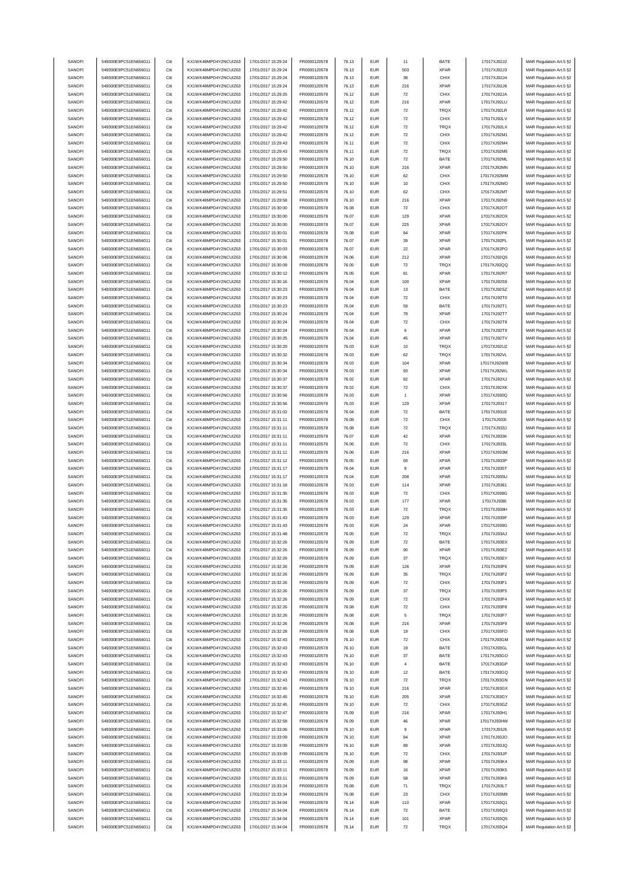| | | | | | | | | | | | |
|---|---|---|---|---|---|---|---|---|---|---|---|
| SANOFI | 549300E9PC51EN656011 | Citi | KX1WK48MPD4Y2NCUIZ63 | 17/01/2017 15:29:24 | FR0000120578 | 76.13 | EUR | 11 | BATE | 17017XJ92J2 | MAR Regulation Art.5 §2 |
| SANOFI | 549300E9PC51EN656011 | Citi | KX1WK48MPD4Y2NCUIZ63 | 17/01/2017 15:29:24 | FR0000120578 | 76.13 | EUR | 503 | XPAR | 17017XJ92J3 | MAR Regulation Art.5 §2 |
| SANOFI | 549300E9PC51EN656011 | Citi | KX1WK48MPD4Y2NCUIZ63 | 17/01/2017 15:29:24 | FR0000120578 | 76.13 | EUR | 38 | CHIX | 17017XJ92J4 | MAR Regulation Art.5 §2 |
| SANOFI | 549300E9PC51EN656011 | Citi | KX1WK48MPD4Y2NCUIZ63 | 17/01/2017 15:29:24 | FR0000120578 | 76.13 | EUR | 216 | XPAR | 17017XJ92J6 | MAR Regulation Art.5 §2 |
| SANOFI | 549300E9PC51EN656011 | Citi | KX1WK48MPD4Y2NCUIZ63 | 17/01/2017 15:29:25 | FR0000120578 | 76.12 | EUR | 72 | CHIX | 17017XJ92JA | MAR Regulation Art.5 §2 |
| SANOFI | 549300E9PC51EN656011 | Citi | KX1WK48MPD4Y2NCUIZ63 | 17/01/2017 15:29:42 | FR0000120578 | 76.12 | EUR | 216 | XPAR | 17017XJ92LU | MAR Regulation Art.5 §2 |
| SANOFI | 549300E9PC51EN656011 | Citi | KX1WK48MPD4Y2NCUIZ63 | 17/01/2017 15:29:42 | FR0000120578 | 76.12 | EUR | 72 | TRQX | 17017XJ92LR | MAR Regulation Art.5 §2 |
| SANOFI | 549300E9PC51EN656011 | Citi | KX1WK48MPD4Y2NCUIZ63 | 17/01/2017 15:29:42 | FR0000120578 | 76.12 | EUR | 72 | CHIX | 17017XJ92LV | MAR Regulation Art.5 §2 |
| SANOFI | 549300E9PC51EN656011 | Citi | KX1WK48MPD4Y2NCUIZ63 | 17/01/2017 15:29:42 | FR0000120578 | 76.12 | EUR | 72 | TRQX | 17017XJ92LX | MAR Regulation Art.5 §2 |
| SANOFI | 549300E9PC51EN656011 | Citi | KX1WK48MPD4Y2NCUIZ63 | 17/01/2017 15:29:42 | FR0000120578 | 76.12 | EUR | 72 | CHIX | 17017XJ92M1 | MAR Regulation Art.5 §2 |
| SANOFI | 549300E9PC51EN656011 | Citi | KX1WK48MPD4Y2NCUIZ63 | 17/01/2017 15:29:43 | FR0000120578 | 76.11 | EUR | 72 | CHIX | 17017XJ92M4 | MAR Regulation Art.5 §2 |
| SANOFI | 549300E9PC51EN656011 | Citi | KX1WK48MPD4Y2NCUIZ63 | 17/01/2017 15:29:43 | FR0000120578 | 76.11 | EUR | 72 | TRQX | 17017XJ92M5 | MAR Regulation Art.5 §2 |
| SANOFI | 549300E9PC51EN656011 | Citi | KX1WK48MPD4Y2NCUIZ63 | 17/01/2017 15:29:50 | FR0000120578 | 76.10 | EUR | 72 | BATE | 17017XJ92ML | MAR Regulation Art.5 §2 |
| SANOFI | 549300E9PC51EN656011 | Citi | KX1WK48MPD4Y2NCUIZ63 | 17/01/2017 15:29:50 | FR0000120578 | 76.10 | EUR | 216 | XPAR | 17017XJ92MN | MAR Regulation Art.5 §2 |
| SANOFI | 549300E9PC51EN656011 | Citi | KX1WK48MPD4Y2NCUIZ63 | 17/01/2017 15:29:50 | FR0000120578 | 76.10 | EUR | 62 | CHIX | 17017XJ92MM | MAR Regulation Art.5 §2 |
| SANOFI | 549300E9PC51EN656011 | Citi | KX1WK48MPD4Y2NCUIZ63 | 17/01/2017 15:29:50 | FR0000120578 | 76.10 | EUR | 10 | CHIX | 17017XJ92MO | MAR Regulation Art.5 §2 |
| SANOFI | 549300E9PC51EN656011 | Citi | KX1WK48MPD4Y2NCUIZ63 | 17/01/2017 15:29:51 | FR0000120578 | 76.10 | EUR | 62 | CHIX | 17017XJ92MT | MAR Regulation Art.5 §2 |
| SANOFI | 549300E9PC51EN656011 | Citi | KX1WK48MPD4Y2NCUIZ63 | 17/01/2017 15:29:58 | FR0000120578 | 76.10 | EUR | 216 | XPAR | 17017XJ92N9 | MAR Regulation Art.5 §2 |
| SANOFI | 549300E9PC51EN656011 | Citi | KX1WK48MPD4Y2NCUIZ63 | 17/01/2017 15:30:00 | FR0000120578 | 76.08 | EUR | 72 | CHIX | 17017XJ92OT | MAR Regulation Art.5 §2 |
| SANOFI | 549300E9PC51EN656011 | Citi | KX1WK48MPD4Y2NCUIZ63 | 17/01/2017 15:30:00 | FR0000120578 | 76.07 | EUR | 129 | XPAR | 17017XJ92OX | MAR Regulation Art.5 §2 |
| SANOFI | 549300E9PC51EN656011 | Citi | KX1WK48MPD4Y2NCUIZ63 | 17/01/2017 15:30:00 | FR0000120578 | 76.07 | EUR | 225 | XPAR | 17017XJ92OY | MAR Regulation Art.5 §2 |
| SANOFI | 549300E9PC51EN656011 | Citi | KX1WK48MPD4Y2NCUIZ63 | 17/01/2017 15:30:01 | FR0000120578 | 76.08 | EUR | 84 | XPAR | 17017XJ92PK | MAR Regulation Art.5 §2 |
| SANOFI | 549300E9PC51EN656011 | Citi | KX1WK48MPD4Y2NCUIZ63 | 17/01/2017 15:30:01 | FR0000120578 | 76.07 | EUR | 39 | XPAR | 17017XJ92PL | MAR Regulation Art.5 §2 |
| SANOFI | 549300E9PC51EN656011 | Citi | KX1WK48MPD4Y2NCUIZ63 | 17/01/2017 15:30:03 | FR0000120578 | 76.07 | EUR | 22 | XPAR | 17017XJ92PO | MAR Regulation Art.5 §2 |
| SANOFI | 549300E9PC51EN656011 | Citi | KX1WK48MPD4Y2NCUIZ63 | 17/01/2017 15:30:06 | FR0000120578 | 76.06 | EUR | 212 | XPAR | 17017XJ92Q5 | MAR Regulation Art.5 §2 |
| SANOFI | 549300E9PC51EN656011 | Citi | KX1WK48MPD4Y2NCUIZ63 | 17/01/2017 15:30:09 | FR0000120578 | 76.05 | EUR | 72 | TRQX | 17017XJ92QQ | MAR Regulation Art.5 §2 |
| SANOFI | 549300E9PC51EN656011 | Citi | KX1WK48MPD4Y2NCUIZ63 | 17/01/2017 15:30:12 | FR0000120578 | 76.05 | EUR | 81 | XPAR | 17017XJ92R7 | MAR Regulation Art.5 §2 |
| SANOFI | 549300E9PC51EN656011 | Citi | KX1WK48MPD4Y2NCUIZ63 | 17/01/2017 15:30:16 | FR0000120578 | 76.04 | EUR | 100 | XPAR | 17017XJ92S9 | MAR Regulation Art.5 §2 |
| SANOFI | 549300E9PC51EN656011 | Citi | KX1WK48MPD4Y2NCUIZ63 | 17/01/2017 15:30:23 | FR0000120578 | 76.04 | EUR | 13 | BATE | 17017XJ92SZ | MAR Regulation Art.5 §2 |
| SANOFI | 549300E9PC51EN656011 | Citi | KX1WK48MPD4Y2NCUIZ63 | 17/01/2017 15:30:23 | FR0000120578 | 76.04 | EUR | 72 | CHIX | 17017XJ92T0 | MAR Regulation Art.5 §2 |
| SANOFI | 549300E9PC51EN656011 | Citi | KX1WK48MPD4Y2NCUIZ63 | 17/01/2017 15:30:23 | FR0000120578 | 76.04 | EUR | 59 | BATE | 17017XJ92T1 | MAR Regulation Art.5 §2 |
| SANOFI | 549300E9PC51EN656011 | Citi | KX1WK48MPD4Y2NCUIZ63 | 17/01/2017 15:30:24 | FR0000120578 | 76.04 | EUR | 78 | XPAR | 17017XJ92T7 | MAR Regulation Art.5 §2 |
| SANOFI | 549300E9PC51EN656011 | Citi | KX1WK48MPD4Y2NCUIZ63 | 17/01/2017 15:30:24 | FR0000120578 | 76.04 | EUR | 72 | CHIX | 17017XJ92T8 | MAR Regulation Art.5 §2 |
| SANOFI | 549300E9PC51EN656011 | Citi | KX1WK48MPD4Y2NCUIZ63 | 17/01/2017 15:30:24 | FR0000120578 | 76.04 | EUR | 6 | XPAR | 17017XJ92T9 | MAR Regulation Art.5 §2 |
| SANOFI | 549300E9PC51EN656011 | Citi | KX1WK48MPD4Y2NCUIZ63 | 17/01/2017 15:30:25 | FR0000120578 | 76.04 | EUR | 45 | XPAR | 17017XJ92TV | MAR Regulation Art.5 §2 |
| SANOFI | 549300E9PC51EN656011 | Citi | KX1WK48MPD4Y2NCUIZ63 | 17/01/2017 15:30:29 | FR0000120578 | 76.03 | EUR | 10 | TRQX | 17017XJ92UZ | MAR Regulation Art.5 §2 |
| SANOFI | 549300E9PC51EN656011 | Citi | KX1WK48MPD4Y2NCUIZ63 | 17/01/2017 15:30:32 | FR0000120578 | 76.03 | EUR | 62 | TRQX | 17017XJ92VL | MAR Regulation Art.5 §2 |
| SANOFI | 549300E9PC51EN656011 | Citi | KX1WK48MPD4Y2NCUIZ63 | 17/01/2017 15:30:34 | FR0000120578 | 76.03 | EUR | 104 | XPAR | 17017XJ92WB | MAR Regulation Art.5 §2 |
| SANOFI | 549300E9PC51EN656011 | Citi | KX1WK48MPD4Y2NCUIZ63 | 17/01/2017 15:30:34 | FR0000120578 | 76.03 | EUR | 93 | XPAR | 17017XJ92WL | MAR Regulation Art.5 §2 |
| SANOFI | 549300E9PC51EN656011 | Citi | KX1WK48MPD4Y2NCUIZ63 | 17/01/2017 15:30:37 | FR0000120578 | 76.02 | EUR | 82 | XPAR | 17017XJ92XJ | MAR Regulation Art.5 §2 |
| SANOFI | 549300E9PC51EN656011 | Citi | KX1WK48MPD4Y2NCUIZ63 | 17/01/2017 15:30:37 | FR0000120578 | 76.02 | EUR | 72 | CHIX | 17017XJ92XK | MAR Regulation Art.5 §2 |
| SANOFI | 549300E9PC51EN656011 | Citi | KX1WK48MPD4Y2NCUIZ63 | 17/01/2017 15:30:56 | FR0000120578 | 76.03 | EUR | 1 | XPAR | 17017XJ930Q | MAR Regulation Art.5 §2 |
| SANOFI | 549300E9PC51EN656011 | Citi | KX1WK48MPD4Y2NCUIZ63 | 17/01/2017 15:30:56 | FR0000120578 | 76.03 | EUR | 129 | XPAR | 17017XJ9317 | MAR Regulation Art.5 §2 |
| SANOFI | 549300E9PC51EN656011 | Citi | KX1WK48MPD4Y2NCUIZ63 | 17/01/2017 15:31:02 | FR0000120578 | 76.04 | EUR | 72 | BATE | 17017XJ931E | MAR Regulation Art.5 §2 |
| SANOFI | 549300E9PC51EN656011 | Citi | KX1WK48MPD4Y2NCUIZ63 | 17/01/2017 15:31:11 | FR0000120578 | 76.08 | EUR | 72 | CHIX | 17017XJ933I | MAR Regulation Art.5 §2 |
| SANOFI | 549300E9PC51EN656011 | Citi | KX1WK48MPD4Y2NCUIZ63 | 17/01/2017 15:31:11 | FR0000120578 | 76.08 | EUR | 72 | TRQX | 17017XJ933J | MAR Regulation Art.5 §2 |
| SANOFI | 549300E9PC51EN656011 | Citi | KX1WK48MPD4Y2NCUIZ63 | 17/01/2017 15:31:11 | FR0000120578 | 76.07 | EUR | 42 | XPAR | 17017XJ933K | MAR Regulation Art.5 §2 |
| SANOFI | 549300E9PC51EN656011 | Citi | KX1WK48MPD4Y2NCUIZ63 | 17/01/2017 15:31:11 | FR0000120578 | 76.06 | EUR | 72 | CHIX | 17017XJ933L | MAR Regulation Art.5 §2 |
| SANOFI | 549300E9PC51EN656011 | Citi | KX1WK48MPD4Y2NCUIZ63 | 17/01/2017 15:31:11 | FR0000120578 | 76.06 | EUR | 216 | XPAR | 17017XJ933M | MAR Regulation Art.5 §2 |
| SANOFI | 549300E9PC51EN656011 | Citi | KX1WK48MPD4Y2NCUIZ63 | 17/01/2017 15:31:12 | FR0000120578 | 76.05 | EUR | 69 | XPAR | 17017XJ933P | MAR Regulation Art.5 §2 |
| SANOFI | 549300E9PC51EN656011 | Citi | KX1WK48MPD4Y2NCUIZ63 | 17/01/2017 15:31:17 | FR0000120578 | 76.04 | EUR | 8 | XPAR | 17017XJ935T | MAR Regulation Art.5 §2 |
| SANOFI | 549300E9PC51EN656011 | Citi | KX1WK48MPD4Y2NCUIZ63 | 17/01/2017 15:31:17 | FR0000120578 | 76.04 | EUR | 208 | XPAR | 17017XJ935U | MAR Regulation Art.5 §2 |
| SANOFI | 549300E9PC51EN656011 | Citi | KX1WK48MPD4Y2NCUIZ63 | 17/01/2017 15:31:18 | FR0000120578 | 76.03 | EUR | 114 | XPAR | 17017XJ9361 | MAR Regulation Art.5 §2 |
| SANOFI | 549300E9PC51EN656011 | Citi | KX1WK48MPD4Y2NCUIZ63 | 17/01/2017 15:31:35 | FR0000120578 | 76.03 | EUR | 72 | CHIX | 17017XJ938G | MAR Regulation Art.5 §2 |
| SANOFI | 549300E9PC51EN656011 | Citi | KX1WK48MPD4Y2NCUIZ63 | 17/01/2017 15:31:35 | FR0000120578 | 76.03 | EUR | 177 | XPAR | 17017XJ938I | MAR Regulation Art.5 §2 |
| SANOFI | 549300E9PC51EN656011 | Citi | KX1WK48MPD4Y2NCUIZ63 | 17/01/2017 15:31:35 | FR0000120578 | 76.03 | EUR | 72 | TRQX | 17017XJ938H | MAR Regulation Art.5 §2 |
| SANOFI | 549300E9PC51EN656011 | Citi | KX1WK48MPD4Y2NCUIZ63 | 17/01/2017 15:31:43 | FR0000120578 | 76.03 | EUR | 129 | XPAR | 17017XJ939F | MAR Regulation Art.5 §2 |
| SANOFI | 549300E9PC51EN656011 | Citi | KX1WK48MPD4Y2NCUIZ63 | 17/01/2017 15:31:43 | FR0000120578 | 76.03 | EUR | 24 | XPAR | 17017XJ939G | MAR Regulation Art.5 §2 |
| SANOFI | 549300E9PC51EN656011 | Citi | KX1WK48MPD4Y2NCUIZ63 | 17/01/2017 15:31:48 | FR0000120578 | 76.05 | EUR | 72 | TRQX | 17017XJ93AJ | MAR Regulation Art.5 §2 |
| SANOFI | 549300E9PC51EN656011 | Citi | KX1WK48MPD4Y2NCUIZ63 | 17/01/2017 15:32:26 | FR0000120578 | 76.09 | EUR | 72 | BATE | 17017XJ93EX | MAR Regulation Art.5 §2 |
| SANOFI | 549300E9PC51EN656011 | Citi | KX1WK48MPD4Y2NCUIZ63 | 17/01/2017 15:32:26 | FR0000120578 | 76.09 | EUR | 90 | XPAR | 17017XJ93EZ | MAR Regulation Art.5 §2 |
| SANOFI | 549300E9PC51EN656011 | Citi | KX1WK48MPD4Y2NCUIZ63 | 17/01/2017 15:32:26 | FR0000120578 | 76.09 | EUR | 37 | TRQX | 17017XJ93EY | MAR Regulation Art.5 §2 |
| SANOFI | 549300E9PC51EN656011 | Citi | KX1WK48MPD4Y2NCUIZ63 | 17/01/2017 15:32:26 | FR0000120578 | 76.09 | EUR | 126 | XPAR | 17017XJ93F6 | MAR Regulation Art.5 §2 |
| SANOFI | 549300E9PC51EN656011 | Citi | KX1WK48MPD4Y2NCUIZ63 | 17/01/2017 15:32:26 | FR0000120578 | 76.09 | EUR | 35 | TRQX | 17017XJ93F2 | MAR Regulation Art.5 §2 |
| SANOFI | 549300E9PC51EN656011 | Citi | KX1WK48MPD4Y2NCUIZ63 | 17/01/2017 15:32:26 | FR0000120578 | 76.09 | EUR | 72 | CHIX | 17017XJ93F1 | MAR Regulation Art.5 §2 |
| SANOFI | 549300E9PC51EN656011 | Citi | KX1WK48MPD4Y2NCUIZ63 | 17/01/2017 15:32:26 | FR0000120578 | 76.09 | EUR | 37 | TRQX | 17017XJ93F5 | MAR Regulation Art.5 §2 |
| SANOFI | 549300E9PC51EN656011 | Citi | KX1WK48MPD4Y2NCUIZ63 | 17/01/2017 15:32:26 | FR0000120578 | 76.09 | EUR | 72 | CHIX | 17017XJ93F4 | MAR Regulation Art.5 §2 |
| SANOFI | 549300E9PC51EN656011 | Citi | KX1WK48MPD4Y2NCUIZ63 | 17/01/2017 15:32:26 | FR0000120578 | 76.08 | EUR | 72 | CHIX | 17017XJ93F8 | MAR Regulation Art.5 §2 |
| SANOFI | 549300E9PC51EN656011 | Citi | KX1WK48MPD4Y2NCUIZ63 | 17/01/2017 15:32:26 | FR0000120578 | 76.08 | EUR | 5 | TRQX | 17017XJ93F7 | MAR Regulation Art.5 §2 |
| SANOFI | 549300E9PC51EN656011 | Citi | KX1WK48MPD4Y2NCUIZ63 | 17/01/2017 15:32:26 | FR0000120578 | 76.08 | EUR | 216 | XPAR | 17017XJ93F9 | MAR Regulation Art.5 §2 |
| SANOFI | 549300E9PC51EN656011 | Citi | KX1WK48MPD4Y2NCUIZ63 | 17/01/2017 15:32:28 | FR0000120578 | 76.08 | EUR | 19 | CHIX | 17017XJ93FD | MAR Regulation Art.5 §2 |
| SANOFI | 549300E9PC51EN656011 | Citi | KX1WK48MPD4Y2NCUIZ63 | 17/01/2017 15:32:43 | FR0000120578 | 76.10 | EUR | 72 | CHIX | 17017XJ93GM | MAR Regulation Art.5 §2 |
| SANOFI | 549300E9PC51EN656011 | Citi | KX1WK48MPD4Y2NCUIZ63 | 17/01/2017 15:32:43 | FR0000120578 | 76.10 | EUR | 19 | BATE | 17017XJ93GL | MAR Regulation Art.5 §2 |
| SANOFI | 549300E9PC51EN656011 | Citi | KX1WK48MPD4Y2NCUIZ63 | 17/01/2017 15:32:43 | FR0000120578 | 76.10 | EUR | 37 | BATE | 17017XJ93GO | MAR Regulation Art.5 §2 |
| SANOFI | 549300E9PC51EN656011 | Citi | KX1WK48MPD4Y2NCUIZ63 | 17/01/2017 15:32:43 | FR0000120578 | 76.10 | EUR | 4 | BATE | 17017XJ93GP | MAR Regulation Art.5 §2 |
| SANOFI | 549300E9PC51EN656011 | Citi | KX1WK48MPD4Y2NCUIZ63 | 17/01/2017 15:32:43 | FR0000120578 | 76.10 | EUR | 12 | BATE | 17017XJ93GQ | MAR Regulation Art.5 §2 |
| SANOFI | 549300E9PC51EN656011 | Citi | KX1WK48MPD4Y2NCUIZ63 | 17/01/2017 15:32:43 | FR0000120578 | 76.10 | EUR | 72 | TRQX | 17017XJ93GN | MAR Regulation Art.5 §2 |
| SANOFI | 549300E9PC51EN656011 | Citi | KX1WK48MPD4Y2NCUIZ63 | 17/01/2017 15:32:45 | FR0000120578 | 76.10 | EUR | 216 | XPAR | 17017XJ93GX | MAR Regulation Art.5 §2 |
| SANOFI | 549300E9PC51EN656011 | Citi | KX1WK48MPD4Y2NCUIZ63 | 17/01/2017 15:32:45 | FR0000120578 | 76.10 | EUR | 205 | XPAR | 17017XJ93GY | MAR Regulation Art.5 §2 |
| SANOFI | 549300E9PC51EN656011 | Citi | KX1WK48MPD4Y2NCUIZ63 | 17/01/2017 15:32:45 | FR0000120578 | 76.10 | EUR | 72 | CHIX | 17017XJ93GZ | MAR Regulation Art.5 §2 |
| SANOFI | 549300E9PC51EN656011 | Citi | KX1WK48MPD4Y2NCUIZ63 | 17/01/2017 15:32:47 | FR0000120578 | 76.09 | EUR | 216 | XPAR | 17017XJ93H1 | MAR Regulation Art.5 §2 |
| SANOFI | 549300E9PC51EN656011 | Citi | KX1WK48MPD4Y2NCUIZ63 | 17/01/2017 15:32:58 | FR0000120578 | 76.09 | EUR | 46 | XPAR | 17017XJ93HW | MAR Regulation Art.5 §2 |
| SANOFI | 549300E9PC51EN656011 | Citi | KX1WK48MPD4Y2NCUIZ63 | 17/01/2017 15:33:06 | FR0000120578 | 76.10 | EUR | 9 | XPAR | 17017XJ93J5 | MAR Regulation Art.5 §2 |
| SANOFI | 549300E9PC51EN656011 | Citi | KX1WK48MPD4Y2NCUIZ63 | 17/01/2017 15:33:09 | FR0000120578 | 76.10 | EUR | 84 | XPAR | 17017XJ93JO | MAR Regulation Art.5 §2 |
| SANOFI | 549300E9PC51EN656011 | Citi | KX1WK48MPD4Y2NCUIZ63 | 17/01/2017 15:33:09 | FR0000120578 | 76.10 | EUR | 89 | XPAR | 17017XJ93JQ | MAR Regulation Art.5 §2 |
| SANOFI | 549300E9PC51EN656011 | Citi | KX1WK48MPD4Y2NCUIZ63 | 17/01/2017 15:33:09 | FR0000120578 | 76.10 | EUR | 72 | CHIX | 17017XJ93JP | MAR Regulation Art.5 §2 |
| SANOFI | 549300E9PC51EN656011 | Citi | KX1WK48MPD4Y2NCUIZ63 | 17/01/2017 15:33:11 | FR0000120578 | 76.09 | EUR | 98 | XPAR | 17017XJ93K4 | MAR Regulation Art.5 §2 |
| SANOFI | 549300E9PC51EN656011 | Citi | KX1WK48MPD4Y2NCUIZ63 | 17/01/2017 15:33:11 | FR0000120578 | 76.09 | EUR | 16 | XPAR | 17017XJ93K5 | MAR Regulation Art.5 §2 |
| SANOFI | 549300E9PC51EN656011 | Citi | KX1WK48MPD4Y2NCUIZ63 | 17/01/2017 15:33:11 | FR0000120578 | 76.09 | EUR | 58 | XPAR | 17017XJ93K6 | MAR Regulation Art.5 §2 |
| SANOFI | 549300E9PC51EN656011 | Citi | KX1WK48MPD4Y2NCUIZ63 | 17/01/2017 15:33:24 | FR0000120578 | 76.08 | EUR | 71 | TRQX | 17017XJ93L7 | MAR Regulation Art.5 §2 |
| SANOFI | 549300E9PC51EN656011 | Citi | KX1WK48MPD4Y2NCUIZ63 | 17/01/2017 15:33:34 | FR0000120578 | 76.08 | EUR | 23 | CHIX | 17017XJ93M9 | MAR Regulation Art.5 §2 |
| SANOFI | 549300E9PC51EN656011 | Citi | KX1WK48MPD4Y2NCUIZ63 | 17/01/2017 15:34:04 | FR0000120578 | 76.14 | EUR | 110 | XPAR | 17017XJ93Q1 | MAR Regulation Art.5 §2 |
| SANOFI | 549300E9PC51EN656011 | Citi | KX1WK48MPD4Y2NCUIZ63 | 17/01/2017 15:34:04 | FR0000120578 | 76.14 | EUR | 72 | BATE | 17017XJ93Q3 | MAR Regulation Art.5 §2 |
| SANOFI | 549300E9PC51EN656011 | Citi | KX1WK48MPD4Y2NCUIZ63 | 17/01/2017 15:34:04 | FR0000120578 | 76.14 | EUR | 101 | XPAR | 17017XJ93Q5 | MAR Regulation Art.5 §2 |
| SANOFI | 549300E9PC51EN656011 | Citi | KX1WK48MPD4Y2NCUIZ63 | 17/01/2017 15:34:04 | FR0000120578 | 76.14 | EUR | 72 | TRQX | 17017XJ93Q4 | MAR Regulation Art.5 §2 |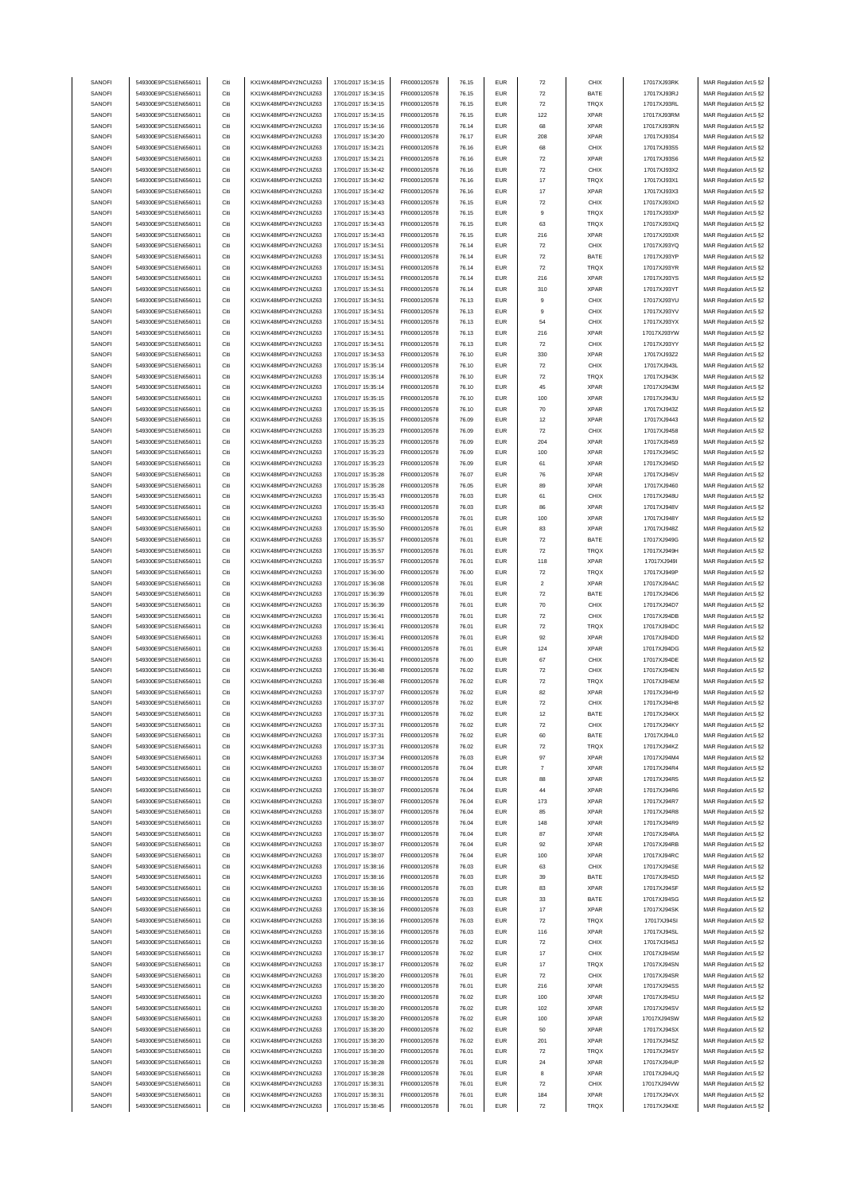| | | | | | | | | | | |
|---|---|---|---|---|---|---|---|---|---|---|
| SANOFI | 549300E9PC51EN656011 | Citi | KX1WK48MPD4Y2NCUIZ63 | 17/01/2017 15:34:15 | FR0000120578 | 76.15 | EUR | 72 | CHIX | 17017XJ93RK | MAR Regulation Art.5 §2 |
| SANOFI | 549300E9PC51EN656011 | Citi | KX1WK48MPD4Y2NCUIZ63 | 17/01/2017 15:34:15 | FR0000120578 | 76.15 | EUR | 72 | BATE | 17017XJ93RJ | MAR Regulation Art.5 §2 |
| SANOFI | 549300E9PC51EN656011 | Citi | KX1WK48MPD4Y2NCUIZ63 | 17/01/2017 15:34:15 | FR0000120578 | 76.15 | EUR | 72 | TRQX | 17017XJ93RL | MAR Regulation Art.5 §2 |
| SANOFI | 549300E9PC51EN656011 | Citi | KX1WK48MPD4Y2NCUIZ63 | 17/01/2017 15:34:15 | FR0000120578 | 76.15 | EUR | 122 | XPAR | 17017XJ93RM | MAR Regulation Art.5 §2 |
| SANOFI | 549300E9PC51EN656011 | Citi | KX1WK48MPD4Y2NCUIZ63 | 17/01/2017 15:34:16 | FR0000120578 | 76.14 | EUR | 68 | XPAR | 17017XJ93RN | MAR Regulation Art.5 §2 |
| SANOFI | 549300E9PC51EN656011 | Citi | KX1WK48MPD4Y2NCUIZ63 | 17/01/2017 15:34:20 | FR0000120578 | 76.17 | EUR | 208 | XPAR | 17017XJ93S4 | MAR Regulation Art.5 §2 |
| SANOFI | 549300E9PC51EN656011 | Citi | KX1WK48MPD4Y2NCUIZ63 | 17/01/2017 15:34:21 | FR0000120578 | 76.16 | EUR | 68 | CHIX | 17017XJ93S5 | MAR Regulation Art.5 §2 |
| SANOFI | 549300E9PC51EN656011 | Citi | KX1WK48MPD4Y2NCUIZ63 | 17/01/2017 15:34:21 | FR0000120578 | 76.16 | EUR | 72 | XPAR | 17017XJ93S6 | MAR Regulation Art.5 §2 |
| SANOFI | 549300E9PC51EN656011 | Citi | KX1WK48MPD4Y2NCUIZ63 | 17/01/2017 15:34:42 | FR0000120578 | 76.16 | EUR | 72 | CHIX | 17017XJ93X2 | MAR Regulation Art.5 §2 |
| SANOFI | 549300E9PC51EN656011 | Citi | KX1WK48MPD4Y2NCUIZ63 | 17/01/2017 15:34:42 | FR0000120578 | 76.16 | EUR | 17 | TRQX | 17017XJ93X1 | MAR Regulation Art.5 §2 |
| SANOFI | 549300E9PC51EN656011 | Citi | KX1WK48MPD4Y2NCUIZ63 | 17/01/2017 15:34:42 | FR0000120578 | 76.16 | EUR | 17 | XPAR | 17017XJ93X3 | MAR Regulation Art.5 §2 |
| SANOFI | 549300E9PC51EN656011 | Citi | KX1WK48MPD4Y2NCUIZ63 | 17/01/2017 15:34:43 | FR0000120578 | 76.15 | EUR | 72 | CHIX | 17017XJ93XO | MAR Regulation Art.5 §2 |
| SANOFI | 549300E9PC51EN656011 | Citi | KX1WK48MPD4Y2NCUIZ63 | 17/01/2017 15:34:43 | FR0000120578 | 76.15 | EUR | 9 | TRQX | 17017XJ93XP | MAR Regulation Art.5 §2 |
| SANOFI | 549300E9PC51EN656011 | Citi | KX1WK48MPD4Y2NCUIZ63 | 17/01/2017 15:34:43 | FR0000120578 | 76.15 | EUR | 63 | TRQX | 17017XJ93XQ | MAR Regulation Art.5 §2 |
| SANOFI | 549300E9PC51EN656011 | Citi | KX1WK48MPD4Y2NCUIZ63 | 17/01/2017 15:34:43 | FR0000120578 | 76.15 | EUR | 216 | XPAR | 17017XJ93XR | MAR Regulation Art.5 §2 |
| SANOFI | 549300E9PC51EN656011 | Citi | KX1WK48MPD4Y2NCUIZ63 | 17/01/2017 15:34:51 | FR0000120578 | 76.14 | EUR | 72 | CHIX | 17017XJ93YQ | MAR Regulation Art.5 §2 |
| SANOFI | 549300E9PC51EN656011 | Citi | KX1WK48MPD4Y2NCUIZ63 | 17/01/2017 15:34:51 | FR0000120578 | 76.14 | EUR | 72 | BATE | 17017XJ93YP | MAR Regulation Art.5 §2 |
| SANOFI | 549300E9PC51EN656011 | Citi | KX1WK48MPD4Y2NCUIZ63 | 17/01/2017 15:34:51 | FR0000120578 | 76.14 | EUR | 72 | TRQX | 17017XJ93YR | MAR Regulation Art.5 §2 |
| SANOFI | 549300E9PC51EN656011 | Citi | KX1WK48MPD4Y2NCUIZ63 | 17/01/2017 15:34:51 | FR0000120578 | 76.14 | EUR | 216 | XPAR | 17017XJ93YS | MAR Regulation Art.5 §2 |
| SANOFI | 549300E9PC51EN656011 | Citi | KX1WK48MPD4Y2NCUIZ63 | 17/01/2017 15:34:51 | FR0000120578 | 76.14 | EUR | 310 | XPAR | 17017XJ93YT | MAR Regulation Art.5 §2 |
| SANOFI | 549300E9PC51EN656011 | Citi | KX1WK48MPD4Y2NCUIZ63 | 17/01/2017 15:34:51 | FR0000120578 | 76.13 | EUR | 9 | CHIX | 17017XJ93YU | MAR Regulation Art.5 §2 |
| SANOFI | 549300E9PC51EN656011 | Citi | KX1WK48MPD4Y2NCUIZ63 | 17/01/2017 15:34:51 | FR0000120578 | 76.13 | EUR | 9 | CHIX | 17017XJ93YV | MAR Regulation Art.5 §2 |
| SANOFI | 549300E9PC51EN656011 | Citi | KX1WK48MPD4Y2NCUIZ63 | 17/01/2017 15:34:51 | FR0000120578 | 76.13 | EUR | 54 | CHIX | 17017XJ93YX | MAR Regulation Art.5 §2 |
| SANOFI | 549300E9PC51EN656011 | Citi | KX1WK48MPD4Y2NCUIZ63 | 17/01/2017 15:34:51 | FR0000120578 | 76.13 | EUR | 216 | XPAR | 17017XJ93YW | MAR Regulation Art.5 §2 |
| SANOFI | 549300E9PC51EN656011 | Citi | KX1WK48MPD4Y2NCUIZ63 | 17/01/2017 15:34:51 | FR0000120578 | 76.13 | EUR | 72 | CHIX | 17017XJ93YY | MAR Regulation Art.5 §2 |
| SANOFI | 549300E9PC51EN656011 | Citi | KX1WK48MPD4Y2NCUIZ63 | 17/01/2017 15:34:53 | FR0000120578 | 76.10 | EUR | 330 | XPAR | 17017XJ93Z2 | MAR Regulation Art.5 §2 |
| SANOFI | 549300E9PC51EN656011 | Citi | KX1WK48MPD4Y2NCUIZ63 | 17/01/2017 15:35:14 | FR0000120578 | 76.10 | EUR | 72 | CHIX | 17017XJ943L | MAR Regulation Art.5 §2 |
| SANOFI | 549300E9PC51EN656011 | Citi | KX1WK48MPD4Y2NCUIZ63 | 17/01/2017 15:35:14 | FR0000120578 | 76.10 | EUR | 72 | TRQX | 17017XJ943K | MAR Regulation Art.5 §2 |
| SANOFI | 549300E9PC51EN656011 | Citi | KX1WK48MPD4Y2NCUIZ63 | 17/01/2017 15:35:14 | FR0000120578 | 76.10 | EUR | 45 | XPAR | 17017XJ943M | MAR Regulation Art.5 §2 |
| SANOFI | 549300E9PC51EN656011 | Citi | KX1WK48MPD4Y2NCUIZ63 | 17/01/2017 15:35:15 | FR0000120578 | 76.10 | EUR | 100 | XPAR | 17017XJ943U | MAR Regulation Art.5 §2 |
| SANOFI | 549300E9PC51EN656011 | Citi | KX1WK48MPD4Y2NCUIZ63 | 17/01/2017 15:35:15 | FR0000120578 | 76.10 | EUR | 70 | XPAR | 17017XJ943Z | MAR Regulation Art.5 §2 |
| SANOFI | 549300E9PC51EN656011 | Citi | KX1WK48MPD4Y2NCUIZ63 | 17/01/2017 15:35:15 | FR0000120578 | 76.09 | EUR | 12 | XPAR | 17017XJ9443 | MAR Regulation Art.5 §2 |
| SANOFI | 549300E9PC51EN656011 | Citi | KX1WK48MPD4Y2NCUIZ63 | 17/01/2017 15:35:23 | FR0000120578 | 76.09 | EUR | 72 | CHIX | 17017XJ9458 | MAR Regulation Art.5 §2 |
| SANOFI | 549300E9PC51EN656011 | Citi | KX1WK48MPD4Y2NCUIZ63 | 17/01/2017 15:35:23 | FR0000120578 | 76.09 | EUR | 204 | XPAR | 17017XJ9459 | MAR Regulation Art.5 §2 |
| SANOFI | 549300E9PC51EN656011 | Citi | KX1WK48MPD4Y2NCUIZ63 | 17/01/2017 15:35:23 | FR0000120578 | 76.09 | EUR | 100 | XPAR | 17017XJ945C | MAR Regulation Art.5 §2 |
| SANOFI | 549300E9PC51EN656011 | Citi | KX1WK48MPD4Y2NCUIZ63 | 17/01/2017 15:35:23 | FR0000120578 | 76.09 | EUR | 61 | XPAR | 17017XJ945D | MAR Regulation Art.5 §2 |
| SANOFI | 549300E9PC51EN656011 | Citi | KX1WK48MPD4Y2NCUIZ63 | 17/01/2017 15:35:28 | FR0000120578 | 76.07 | EUR | 76 | XPAR | 17017XJ945V | MAR Regulation Art.5 §2 |
| SANOFI | 549300E9PC51EN656011 | Citi | KX1WK48MPD4Y2NCUIZ63 | 17/01/2017 15:35:28 | FR0000120578 | 76.05 | EUR | 89 | XPAR | 17017XJ9460 | MAR Regulation Art.5 §2 |
| SANOFI | 549300E9PC51EN656011 | Citi | KX1WK48MPD4Y2NCUIZ63 | 17/01/2017 15:35:43 | FR0000120578 | 76.03 | EUR | 61 | CHIX | 17017XJ948U | MAR Regulation Art.5 §2 |
| SANOFI | 549300E9PC51EN656011 | Citi | KX1WK48MPD4Y2NCUIZ63 | 17/01/2017 15:35:43 | FR0000120578 | 76.03 | EUR | 86 | XPAR | 17017XJ948V | MAR Regulation Art.5 §2 |
| SANOFI | 549300E9PC51EN656011 | Citi | KX1WK48MPD4Y2NCUIZ63 | 17/01/2017 15:35:50 | FR0000120578 | 76.01 | EUR | 100 | XPAR | 17017XJ948Y | MAR Regulation Art.5 §2 |
| SANOFI | 549300E9PC51EN656011 | Citi | KX1WK48MPD4Y2NCUIZ63 | 17/01/2017 15:35:50 | FR0000120578 | 76.01 | EUR | 83 | XPAR | 17017XJ948Z | MAR Regulation Art.5 §2 |
| SANOFI | 549300E9PC51EN656011 | Citi | KX1WK48MPD4Y2NCUIZ63 | 17/01/2017 15:35:57 | FR0000120578 | 76.01 | EUR | 72 | BATE | 17017XJ949G | MAR Regulation Art.5 §2 |
| SANOFI | 549300E9PC51EN656011 | Citi | KX1WK48MPD4Y2NCUIZ63 | 17/01/2017 15:35:57 | FR0000120578 | 76.01 | EUR | 72 | TRQX | 17017XJ949H | MAR Regulation Art.5 §2 |
| SANOFI | 549300E9PC51EN656011 | Citi | KX1WK48MPD4Y2NCUIZ63 | 17/01/2017 15:35:57 | FR0000120578 | 76.01 | EUR | 118 | XPAR | 17017XJ949I | MAR Regulation Art.5 §2 |
| SANOFI | 549300E9PC51EN656011 | Citi | KX1WK48MPD4Y2NCUIZ63 | 17/01/2017 15:36:00 | FR0000120578 | 76.00 | EUR | 72 | TRQX | 17017XJ949P | MAR Regulation Art.5 §2 |
| SANOFI | 549300E9PC51EN656011 | Citi | KX1WK48MPD4Y2NCUIZ63 | 17/01/2017 15:36:08 | FR0000120578 | 76.01 | EUR | 2 | XPAR | 17017XJ94AC | MAR Regulation Art.5 §2 |
| SANOFI | 549300E9PC51EN656011 | Citi | KX1WK48MPD4Y2NCUIZ63 | 17/01/2017 15:36:39 | FR0000120578 | 76.01 | EUR | 72 | BATE | 17017XJ94D6 | MAR Regulation Art.5 §2 |
| SANOFI | 549300E9PC51EN656011 | Citi | KX1WK48MPD4Y2NCUIZ63 | 17/01/2017 15:36:39 | FR0000120578 | 76.01 | EUR | 70 | CHIX | 17017XJ94D7 | MAR Regulation Art.5 §2 |
| SANOFI | 549300E9PC51EN656011 | Citi | KX1WK48MPD4Y2NCUIZ63 | 17/01/2017 15:36:41 | FR0000120578 | 76.01 | EUR | 72 | CHIX | 17017XJ94DB | MAR Regulation Art.5 §2 |
| SANOFI | 549300E9PC51EN656011 | Citi | KX1WK48MPD4Y2NCUIZ63 | 17/01/2017 15:36:41 | FR0000120578 | 76.01 | EUR | 72 | TRQX | 17017XJ94DC | MAR Regulation Art.5 §2 |
| SANOFI | 549300E9PC51EN656011 | Citi | KX1WK48MPD4Y2NCUIZ63 | 17/01/2017 15:36:41 | FR0000120578 | 76.01 | EUR | 92 | XPAR | 17017XJ94DD | MAR Regulation Art.5 §2 |
| SANOFI | 549300E9PC51EN656011 | Citi | KX1WK48MPD4Y2NCUIZ63 | 17/01/2017 15:36:41 | FR0000120578 | 76.01 | EUR | 124 | XPAR | 17017XJ94DG | MAR Regulation Art.5 §2 |
| SANOFI | 549300E9PC51EN656011 | Citi | KX1WK48MPD4Y2NCUIZ63 | 17/01/2017 15:36:41 | FR0000120578 | 76.00 | EUR | 67 | CHIX | 17017XJ94DE | MAR Regulation Art.5 §2 |
| SANOFI | 549300E9PC51EN656011 | Citi | KX1WK48MPD4Y2NCUIZ63 | 17/01/2017 15:36:48 | FR0000120578 | 76.02 | EUR | 72 | CHIX | 17017XJ94EN | MAR Regulation Art.5 §2 |
| SANOFI | 549300E9PC51EN656011 | Citi | KX1WK48MPD4Y2NCUIZ63 | 17/01/2017 15:36:48 | FR0000120578 | 76.02 | EUR | 72 | TRQX | 17017XJ94EM | MAR Regulation Art.5 §2 |
| SANOFI | 549300E9PC51EN656011 | Citi | KX1WK48MPD4Y2NCUIZ63 | 17/01/2017 15:37:07 | FR0000120578 | 76.02 | EUR | 82 | XPAR | 17017XJ94H9 | MAR Regulation Art.5 §2 |
| SANOFI | 549300E9PC51EN656011 | Citi | KX1WK48MPD4Y2NCUIZ63 | 17/01/2017 15:37:07 | FR0000120578 | 76.02 | EUR | 72 | CHIX | 17017XJ94H8 | MAR Regulation Art.5 §2 |
| SANOFI | 549300E9PC51EN656011 | Citi | KX1WK48MPD4Y2NCUIZ63 | 17/01/2017 15:37:31 | FR0000120578 | 76.02 | EUR | 12 | BATE | 17017XJ94KX | MAR Regulation Art.5 §2 |
| SANOFI | 549300E9PC51EN656011 | Citi | KX1WK48MPD4Y2NCUIZ63 | 17/01/2017 15:37:31 | FR0000120578 | 76.02 | EUR | 72 | CHIX | 17017XJ94KY | MAR Regulation Art.5 §2 |
| SANOFI | 549300E9PC51EN656011 | Citi | KX1WK48MPD4Y2NCUIZ63 | 17/01/2017 15:37:31 | FR0000120578 | 76.02 | EUR | 60 | BATE | 17017XJ94L0 | MAR Regulation Art.5 §2 |
| SANOFI | 549300E9PC51EN656011 | Citi | KX1WK48MPD4Y2NCUIZ63 | 17/01/2017 15:37:31 | FR0000120578 | 76.02 | EUR | 72 | TRQX | 17017XJ94KZ | MAR Regulation Art.5 §2 |
| SANOFI | 549300E9PC51EN656011 | Citi | KX1WK48MPD4Y2NCUIZ63 | 17/01/2017 15:37:34 | FR0000120578 | 76.03 | EUR | 97 | XPAR | 17017XJ94M4 | MAR Regulation Art.5 §2 |
| SANOFI | 549300E9PC51EN656011 | Citi | KX1WK48MPD4Y2NCUIZ63 | 17/01/2017 15:38:07 | FR0000120578 | 76.04 | EUR | 7 | XPAR | 17017XJ94R4 | MAR Regulation Art.5 §2 |
| SANOFI | 549300E9PC51EN656011 | Citi | KX1WK48MPD4Y2NCUIZ63 | 17/01/2017 15:38:07 | FR0000120578 | 76.04 | EUR | 88 | XPAR | 17017XJ94R5 | MAR Regulation Art.5 §2 |
| SANOFI | 549300E9PC51EN656011 | Citi | KX1WK48MPD4Y2NCUIZ63 | 17/01/2017 15:38:07 | FR0000120578 | 76.04 | EUR | 44 | XPAR | 17017XJ94R6 | MAR Regulation Art.5 §2 |
| SANOFI | 549300E9PC51EN656011 | Citi | KX1WK48MPD4Y2NCUIZ63 | 17/01/2017 15:38:07 | FR0000120578 | 76.04 | EUR | 173 | XPAR | 17017XJ94R7 | MAR Regulation Art.5 §2 |
| SANOFI | 549300E9PC51EN656011 | Citi | KX1WK48MPD4Y2NCUIZ63 | 17/01/2017 15:38:07 | FR0000120578 | 76.04 | EUR | 85 | XPAR | 17017XJ94R8 | MAR Regulation Art.5 §2 |
| SANOFI | 549300E9PC51EN656011 | Citi | KX1WK48MPD4Y2NCUIZ63 | 17/01/2017 15:38:07 | FR0000120578 | 76.04 | EUR | 148 | XPAR | 17017XJ94R9 | MAR Regulation Art.5 §2 |
| SANOFI | 549300E9PC51EN656011 | Citi | KX1WK48MPD4Y2NCUIZ63 | 17/01/2017 15:38:07 | FR0000120578 | 76.04 | EUR | 87 | XPAR | 17017XJ94RA | MAR Regulation Art.5 §2 |
| SANOFI | 549300E9PC51EN656011 | Citi | KX1WK48MPD4Y2NCUIZ63 | 17/01/2017 15:38:07 | FR0000120578 | 76.04 | EUR | 92 | XPAR | 17017XJ94RB | MAR Regulation Art.5 §2 |
| SANOFI | 549300E9PC51EN656011 | Citi | KX1WK48MPD4Y2NCUIZ63 | 17/01/2017 15:38:07 | FR0000120578 | 76.04 | EUR | 100 | XPAR | 17017XJ94RC | MAR Regulation Art.5 §2 |
| SANOFI | 549300E9PC51EN656011 | Citi | KX1WK48MPD4Y2NCUIZ63 | 17/01/2017 15:38:16 | FR0000120578 | 76.03 | EUR | 63 | CHIX | 17017XJ94SE | MAR Regulation Art.5 §2 |
| SANOFI | 549300E9PC51EN656011 | Citi | KX1WK48MPD4Y2NCUIZ63 | 17/01/2017 15:38:16 | FR0000120578 | 76.03 | EUR | 39 | BATE | 17017XJ94SD | MAR Regulation Art.5 §2 |
| SANOFI | 549300E9PC51EN656011 | Citi | KX1WK48MPD4Y2NCUIZ63 | 17/01/2017 15:38:16 | FR0000120578 | 76.03 | EUR | 83 | XPAR | 17017XJ94SF | MAR Regulation Art.5 §2 |
| SANOFI | 549300E9PC51EN656011 | Citi | KX1WK48MPD4Y2NCUIZ63 | 17/01/2017 15:38:16 | FR0000120578 | 76.03 | EUR | 33 | BATE | 17017XJ94SG | MAR Regulation Art.5 §2 |
| SANOFI | 549300E9PC51EN656011 | Citi | KX1WK48MPD4Y2NCUIZ63 | 17/01/2017 15:38:16 | FR0000120578 | 76.03 | EUR | 17 | XPAR | 17017XJ94SK | MAR Regulation Art.5 §2 |
| SANOFI | 549300E9PC51EN656011 | Citi | KX1WK48MPD4Y2NCUIZ63 | 17/01/2017 15:38:16 | FR0000120578 | 76.03 | EUR | 72 | TRQX | 17017XJ94SI | MAR Regulation Art.5 §2 |
| SANOFI | 549300E9PC51EN656011 | Citi | KX1WK48MPD4Y2NCUIZ63 | 17/01/2017 15:38:16 | FR0000120578 | 76.03 | EUR | 116 | XPAR | 17017XJ94SL | MAR Regulation Art.5 §2 |
| SANOFI | 549300E9PC51EN656011 | Citi | KX1WK48MPD4Y2NCUIZ63 | 17/01/2017 15:38:16 | FR0000120578 | 76.02 | EUR | 72 | CHIX | 17017XJ94SJ | MAR Regulation Art.5 §2 |
| SANOFI | 549300E9PC51EN656011 | Citi | KX1WK48MPD4Y2NCUIZ63 | 17/01/2017 15:38:17 | FR0000120578 | 76.02 | EUR | 17 | CHIX | 17017XJ94SM | MAR Regulation Art.5 §2 |
| SANOFI | 549300E9PC51EN656011 | Citi | KX1WK48MPD4Y2NCUIZ63 | 17/01/2017 15:38:17 | FR0000120578 | 76.02 | EUR | 17 | TRQX | 17017XJ94SN | MAR Regulation Art.5 §2 |
| SANOFI | 549300E9PC51EN656011 | Citi | KX1WK48MPD4Y2NCUIZ63 | 17/01/2017 15:38:20 | FR0000120578 | 76.01 | EUR | 72 | CHIX | 17017XJ94SR | MAR Regulation Art.5 §2 |
| SANOFI | 549300E9PC51EN656011 | Citi | KX1WK48MPD4Y2NCUIZ63 | 17/01/2017 15:38:20 | FR0000120578 | 76.01 | EUR | 216 | XPAR | 17017XJ94SS | MAR Regulation Art.5 §2 |
| SANOFI | 549300E9PC51EN656011 | Citi | KX1WK48MPD4Y2NCUIZ63 | 17/01/2017 15:38:20 | FR0000120578 | 76.02 | EUR | 100 | XPAR | 17017XJ94SU | MAR Regulation Art.5 §2 |
| SANOFI | 549300E9PC51EN656011 | Citi | KX1WK48MPD4Y2NCUIZ63 | 17/01/2017 15:38:20 | FR0000120578 | 76.02 | EUR | 102 | XPAR | 17017XJ94SV | MAR Regulation Art.5 §2 |
| SANOFI | 549300E9PC51EN656011 | Citi | KX1WK48MPD4Y2NCUIZ63 | 17/01/2017 15:38:20 | FR0000120578 | 76.02 | EUR | 100 | XPAR | 17017XJ94SW | MAR Regulation Art.5 §2 |
| SANOFI | 549300E9PC51EN656011 | Citi | KX1WK48MPD4Y2NCUIZ63 | 17/01/2017 15:38:20 | FR0000120578 | 76.02 | EUR | 50 | XPAR | 17017XJ94SX | MAR Regulation Art.5 §2 |
| SANOFI | 549300E9PC51EN656011 | Citi | KX1WK48MPD4Y2NCUIZ63 | 17/01/2017 15:38:20 | FR0000120578 | 76.02 | EUR | 201 | XPAR | 17017XJ94SZ | MAR Regulation Art.5 §2 |
| SANOFI | 549300E9PC51EN656011 | Citi | KX1WK48MPD4Y2NCUIZ63 | 17/01/2017 15:38:20 | FR0000120578 | 76.01 | EUR | 72 | TRQX | 17017XJ94SY | MAR Regulation Art.5 §2 |
| SANOFI | 549300E9PC51EN656011 | Citi | KX1WK48MPD4Y2NCUIZ63 | 17/01/2017 15:38:28 | FR0000120578 | 76.01 | EUR | 24 | XPAR | 17017XJ94UP | MAR Regulation Art.5 §2 |
| SANOFI | 549300E9PC51EN656011 | Citi | KX1WK48MPD4Y2NCUIZ63 | 17/01/2017 15:38:28 | FR0000120578 | 76.01 | EUR | 8 | XPAR | 17017XJ94UQ | MAR Regulation Art.5 §2 |
| SANOFI | 549300E9PC51EN656011 | Citi | KX1WK48MPD4Y2NCUIZ63 | 17/01/2017 15:38:31 | FR0000120578 | 76.01 | EUR | 72 | CHIX | 17017XJ94VW | MAR Regulation Art.5 §2 |
| SANOFI | 549300E9PC51EN656011 | Citi | KX1WK48MPD4Y2NCUIZ63 | 17/01/2017 15:38:31 | FR0000120578 | 76.01 | EUR | 184 | XPAR | 17017XJ94VX | MAR Regulation Art.5 §2 |
| SANOFI | 549300E9PC51EN656011 | Citi | KX1WK48MPD4Y2NCUIZ63 | 17/01/2017 15:38:45 | FR0000120578 | 76.01 | EUR | 72 | TRQX | 17017XJ94XE | MAR Regulation Art.5 §2 |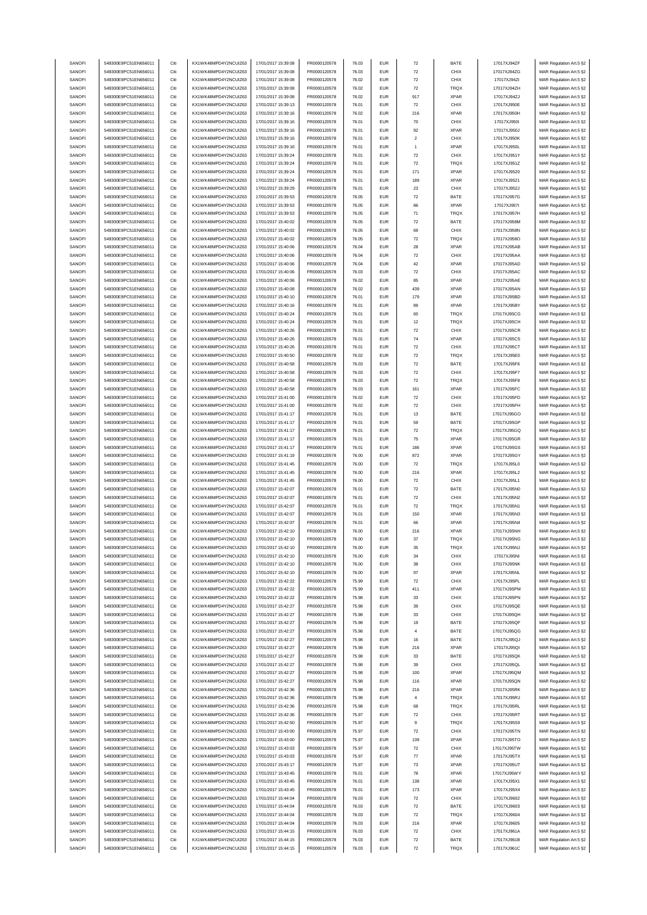| | | | | | | | | | | | |
|---|---|---|---|---|---|---|---|---|---|---|---|
| SANOFI | 549300E9PC51EN656011 | Citi | KX1WK48MPD4Y2NCUIZ63 | 17/01/2017 15:39:08 | FR0000120578 | 76.03 | EUR | 72 | BATE | 17017XJ94ZF | MAR Regulation Art.5 §2 |
| SANOFI | 549300E9PC51EN656011 | Citi | KX1WK48MPD4Y2NCUIZ63 | 17/01/2017 15:39:08 | FR0000120578 | 76.03 | EUR | 72 | CHIX | 17017XJ94ZG | MAR Regulation Art.5 §2 |
| SANOFI | 549300E9PC51EN656011 | Citi | KX1WK48MPD4Y2NCUIZ63 | 17/01/2017 15:39:08 | FR0000120578 | 76.02 | EUR | 72 | CHIX | 17017XJ94ZI | MAR Regulation Art.5 §2 |
| SANOFI | 549300E9PC51EN656011 | Citi | KX1WK48MPD4Y2NCUIZ63 | 17/01/2017 15:39:08 | FR0000120578 | 76.02 | EUR | 72 | TRQX | 17017XJ94ZH | MAR Regulation Art.5 §2 |
| SANOFI | 549300E9PC51EN656011 | Citi | KX1WK48MPD4Y2NCUIZ63 | 17/01/2017 15:39:08 | FR0000120578 | 76.02 | EUR | 917 | XPAR | 17017XJ94ZJ | MAR Regulation Art.5 §2 |
| SANOFI | 549300E9PC51EN656011 | Citi | KX1WK48MPD4Y2NCUIZ63 | 17/01/2017 15:39:13 | FR0000120578 | 76.01 | EUR | 72 | CHIX | 17017XJ950E | MAR Regulation Art.5 §2 |
| SANOFI | 549300E9PC51EN656011 | Citi | KX1WK48MPD4Y2NCUIZ63 | 17/01/2017 15:39:16 | FR0000120578 | 76.02 | EUR | 216 | XPAR | 17017XJ950H | MAR Regulation Art.5 §2 |
| SANOFI | 549300E9PC51EN656011 | Citi | KX1WK48MPD4Y2NCUIZ63 | 17/01/2017 15:39:16 | FR0000120578 | 76.01 | EUR | 70 | CHIX | 17017XJ950I | MAR Regulation Art.5 §2 |
| SANOFI | 549300E9PC51EN656011 | Citi | KX1WK48MPD4Y2NCUIZ63 | 17/01/2017 15:39:16 | FR0000120578 | 76.01 | EUR | 92 | XPAR | 17017XJ950J | MAR Regulation Art.5 §2 |
| SANOFI | 549300E9PC51EN656011 | Citi | KX1WK48MPD4Y2NCUIZ63 | 17/01/2017 15:39:16 | FR0000120578 | 76.01 | EUR | 2 | CHIX | 17017XJ950K | MAR Regulation Art.5 §2 |
| SANOFI | 549300E9PC51EN656011 | Citi | KX1WK48MPD4Y2NCUIZ63 | 17/01/2017 15:39:16 | FR0000120578 | 76.01 | EUR | 1 | XPAR | 17017XJ950L | MAR Regulation Art.5 §2 |
| SANOFI | 549300E9PC51EN656011 | Citi | KX1WK48MPD4Y2NCUIZ63 | 17/01/2017 15:39:24 | FR0000120578 | 76.01 | EUR | 72 | CHIX | 17017XJ951Y | MAR Regulation Art.5 §2 |
| SANOFI | 549300E9PC51EN656011 | Citi | KX1WK48MPD4Y2NCUIZ63 | 17/01/2017 15:39:24 | FR0000120578 | 76.01 | EUR | 72 | TRQX | 17017XJ951Z | MAR Regulation Art.5 §2 |
| SANOFI | 549300E9PC51EN656011 | Citi | KX1WK48MPD4Y2NCUIZ63 | 17/01/2017 15:39:24 | FR0000120578 | 76.01 | EUR | 171 | XPAR | 17017XJ9520 | MAR Regulation Art.5 §2 |
| SANOFI | 549300E9PC51EN656011 | Citi | KX1WK48MPD4Y2NCUIZ63 | 17/01/2017 15:39:24 | FR0000120578 | 76.01 | EUR | 189 | XPAR | 17017XJ9521 | MAR Regulation Art.5 §2 |
| SANOFI | 549300E9PC51EN656011 | Citi | KX1WK48MPD4Y2NCUIZ63 | 17/01/2017 15:39:29 | FR0000120578 | 76.01 | EUR | 23 | CHIX | 17017XJ952J | MAR Regulation Art.5 §2 |
| SANOFI | 549300E9PC51EN656011 | Citi | KX1WK48MPD4Y2NCUIZ63 | 17/01/2017 15:39:53 | FR0000120578 | 76.05 | EUR | 72 | BATE | 17017XJ957G | MAR Regulation Art.5 §2 |
| SANOFI | 549300E9PC51EN656011 | Citi | KX1WK48MPD4Y2NCUIZ63 | 17/01/2017 15:39:53 | FR0000120578 | 76.05 | EUR | 86 | XPAR | 17017XJ957I | MAR Regulation Art.5 §2 |
| SANOFI | 549300E9PC51EN656011 | Citi | KX1WK48MPD4Y2NCUIZ63 | 17/01/2017 15:39:53 | FR0000120578 | 76.05 | EUR | 71 | TRQX | 17017XJ957H | MAR Regulation Art.5 §2 |
| SANOFI | 549300E9PC51EN656011 | Citi | KX1WK48MPD4Y2NCUIZ63 | 17/01/2017 15:40:02 | FR0000120578 | 76.05 | EUR | 72 | BATE | 17017XJ958M | MAR Regulation Art.5 §2 |
| SANOFI | 549300E9PC51EN656011 | Citi | KX1WK48MPD4Y2NCUIZ63 | 17/01/2017 15:40:02 | FR0000120578 | 76.05 | EUR | 69 | CHIX | 17017XJ958N | MAR Regulation Art.5 §2 |
| SANOFI | 549300E9PC51EN656011 | Citi | KX1WK48MPD4Y2NCUIZ63 | 17/01/2017 15:40:02 | FR0000120578 | 76.05 | EUR | 72 | TRQX | 17017XJ958O | MAR Regulation Art.5 §2 |
| SANOFI | 549300E9PC51EN656011 | Citi | KX1WK48MPD4Y2NCUIZ63 | 17/01/2017 15:40:06 | FR0000120578 | 76.04 | EUR | 28 | XPAR | 17017XJ95AB | MAR Regulation Art.5 §2 |
| SANOFI | 549300E9PC51EN656011 | Citi | KX1WK48MPD4Y2NCUIZ63 | 17/01/2017 15:40:06 | FR0000120578 | 76.04 | EUR | 72 | CHIX | 17017XJ95AA | MAR Regulation Art.5 §2 |
| SANOFI | 549300E9PC51EN656011 | Citi | KX1WK48MPD4Y2NCUIZ63 | 17/01/2017 15:40:06 | FR0000120578 | 76.04 | EUR | 42 | XPAR | 17017XJ95AD | MAR Regulation Art.5 §2 |
| SANOFI | 549300E9PC51EN656011 | Citi | KX1WK48MPD4Y2NCUIZ63 | 17/01/2017 15:40:06 | FR0000120578 | 76.03 | EUR | 72 | CHIX | 17017XJ95AC | MAR Regulation Art.5 §2 |
| SANOFI | 549300E9PC51EN656011 | Citi | KX1WK48MPD4Y2NCUIZ63 | 17/01/2017 15:40:06 | FR0000120578 | 76.02 | EUR | 85 | XPAR | 17017XJ95AE | MAR Regulation Art.5 §2 |
| SANOFI | 549300E9PC51EN656011 | Citi | KX1WK48MPD4Y2NCUIZ63 | 17/01/2017 15:40:08 | FR0000120578 | 76.02 | EUR | 439 | XPAR | 17017XJ95AN | MAR Regulation Art.5 §2 |
| SANOFI | 549300E9PC51EN656011 | Citi | KX1WK48MPD4Y2NCUIZ63 | 17/01/2017 15:40:10 | FR0000120578 | 76.01 | EUR | 179 | XPAR | 17017XJ95BD | MAR Regulation Art.5 §2 |
| SANOFI | 549300E9PC51EN656011 | Citi | KX1WK48MPD4Y2NCUIZ63 | 17/01/2017 15:40:16 | FR0000120578 | 76.01 | EUR | 89 | XPAR | 17017XJ95BY | MAR Regulation Art.5 §2 |
| SANOFI | 549300E9PC51EN656011 | Citi | KX1WK48MPD4Y2NCUIZ63 | 17/01/2017 15:40:24 | FR0000120578 | 76.01 | EUR | 60 | TRQX | 17017XJ95CG | MAR Regulation Art.5 §2 |
| SANOFI | 549300E9PC51EN656011 | Citi | KX1WK48MPD4Y2NCUIZ63 | 17/01/2017 15:40:24 | FR0000120578 | 76.01 | EUR | 12 | TRQX | 17017XJ95CH | MAR Regulation Art.5 §2 |
| SANOFI | 549300E9PC51EN656011 | Citi | KX1WK48MPD4Y2NCUIZ63 | 17/01/2017 15:40:26 | FR0000120578 | 76.01 | EUR | 72 | CHIX | 17017XJ95CR | MAR Regulation Art.5 §2 |
| SANOFI | 549300E9PC51EN656011 | Citi | KX1WK48MPD4Y2NCUIZ63 | 17/01/2017 15:40:26 | FR0000120578 | 76.01 | EUR | 74 | XPAR | 17017XJ95CS | MAR Regulation Art.5 §2 |
| SANOFI | 549300E9PC51EN656011 | Citi | KX1WK48MPD4Y2NCUIZ63 | 17/01/2017 15:40:26 | FR0000120578 | 76.01 | EUR | 72 | CHIX | 17017XJ95CT | MAR Regulation Art.5 §2 |
| SANOFI | 549300E9PC51EN656011 | Citi | KX1WK48MPD4Y2NCUIZ63 | 17/01/2017 15:40:50 | FR0000120578 | 76.02 | EUR | 72 | TRQX | 17017XJ95E0 | MAR Regulation Art.5 §2 |
| SANOFI | 549300E9PC51EN656011 | Citi | KX1WK48MPD4Y2NCUIZ63 | 17/01/2017 15:40:58 | FR0000120578 | 76.03 | EUR | 72 | BATE | 17017XJ95F6 | MAR Regulation Art.5 §2 |
| SANOFI | 549300E9PC51EN656011 | Citi | KX1WK48MPD4Y2NCUIZ63 | 17/01/2017 15:40:58 | FR0000120578 | 76.03 | EUR | 72 | CHIX | 17017XJ95F7 | MAR Regulation Art.5 §2 |
| SANOFI | 549300E9PC51EN656011 | Citi | KX1WK48MPD4Y2NCUIZ63 | 17/01/2017 15:40:58 | FR0000120578 | 76.03 | EUR | 72 | TRQX | 17017XJ95F8 | MAR Regulation Art.5 §2 |
| SANOFI | 549300E9PC51EN656011 | Citi | KX1WK48MPD4Y2NCUIZ63 | 17/01/2017 15:40:58 | FR0000120578 | 76.03 | EUR | 161 | XPAR | 17017XJ95FC | MAR Regulation Art.5 §2 |
| SANOFI | 549300E9PC51EN656011 | Citi | KX1WK48MPD4Y2NCUIZ63 | 17/01/2017 15:41:00 | FR0000120578 | 76.02 | EUR | 72 | CHIX | 17017XJ95FD | MAR Regulation Art.5 §2 |
| SANOFI | 549300E9PC51EN656011 | Citi | KX1WK48MPD4Y2NCUIZ63 | 17/01/2017 15:41:00 | FR0000120578 | 76.02 | EUR | 72 | CHIX | 17017XJ95FH | MAR Regulation Art.5 §2 |
| SANOFI | 549300E9PC51EN656011 | Citi | KX1WK48MPD4Y2NCUIZ63 | 17/01/2017 15:41:17 | FR0000120578 | 76.01 | EUR | 13 | BATE | 17017XJ95GO | MAR Regulation Art.5 §2 |
| SANOFI | 549300E9PC51EN656011 | Citi | KX1WK48MPD4Y2NCUIZ63 | 17/01/2017 15:41:17 | FR0000120578 | 76.01 | EUR | 59 | BATE | 17017XJ95GP | MAR Regulation Art.5 §2 |
| SANOFI | 549300E9PC51EN656011 | Citi | KX1WK48MPD4Y2NCUIZ63 | 17/01/2017 15:41:17 | FR0000120578 | 76.01 | EUR | 72 | TRQX | 17017XJ95GQ | MAR Regulation Art.5 §2 |
| SANOFI | 549300E9PC51EN656011 | Citi | KX1WK48MPD4Y2NCUIZ63 | 17/01/2017 15:41:17 | FR0000120578 | 76.01 | EUR | 75 | XPAR | 17017XJ95GR | MAR Regulation Art.5 §2 |
| SANOFI | 549300E9PC51EN656011 | Citi | KX1WK48MPD4Y2NCUIZ63 | 17/01/2017 15:41:17 | FR0000120578 | 76.01 | EUR | 186 | XPAR | 17017XJ95GS | MAR Regulation Art.5 §2 |
| SANOFI | 549300E9PC51EN656011 | Citi | KX1WK48MPD4Y2NCUIZ63 | 17/01/2017 15:41:19 | FR0000120578 | 76.00 | EUR | 872 | XPAR | 17017XJ95GY | MAR Regulation Art.5 §2 |
| SANOFI | 549300E9PC51EN656011 | Citi | KX1WK48MPD4Y2NCUIZ63 | 17/01/2017 15:41:45 | FR0000120578 | 76.00 | EUR | 72 | TRQX | 17017XJ95L0 | MAR Regulation Art.5 §2 |
| SANOFI | 549300E9PC51EN656011 | Citi | KX1WK48MPD4Y2NCUIZ63 | 17/01/2017 15:41:45 | FR0000120578 | 76.00 | EUR | 216 | XPAR | 17017XJ95L2 | MAR Regulation Art.5 §2 |
| SANOFI | 549300E9PC51EN656011 | Citi | KX1WK48MPD4Y2NCUIZ63 | 17/01/2017 15:41:45 | FR0000120578 | 76.00 | EUR | 72 | CHIX | 17017XJ95L1 | MAR Regulation Art.5 §2 |
| SANOFI | 549300E9PC51EN656011 | Citi | KX1WK48MPD4Y2NCUIZ63 | 17/01/2017 15:42:07 | FR0000120578 | 76.01 | EUR | 72 | BATE | 17017XJ95N0 | MAR Regulation Art.5 §2 |
| SANOFI | 549300E9PC51EN656011 | Citi | KX1WK48MPD4Y2NCUIZ63 | 17/01/2017 15:42:07 | FR0000120578 | 76.01 | EUR | 72 | CHIX | 17017XJ95N2 | MAR Regulation Art.5 §2 |
| SANOFI | 549300E9PC51EN656011 | Citi | KX1WK48MPD4Y2NCUIZ63 | 17/01/2017 15:42:07 | FR0000120578 | 76.01 | EUR | 72 | TRQX | 17017XJ95N1 | MAR Regulation Art.5 §2 |
| SANOFI | 549300E9PC51EN656011 | Citi | KX1WK48MPD4Y2NCUIZ63 | 17/01/2017 15:42:07 | FR0000120578 | 76.01 | EUR | 150 | XPAR | 17017XJ95N3 | MAR Regulation Art.5 §2 |
| SANOFI | 549300E9PC51EN656011 | Citi | KX1WK48MPD4Y2NCUIZ63 | 17/01/2017 15:42:07 | FR0000120578 | 76.01 | EUR | 66 | XPAR | 17017XJ95N4 | MAR Regulation Art.5 §2 |
| SANOFI | 549300E9PC51EN656011 | Citi | KX1WK48MPD4Y2NCUIZ63 | 17/01/2017 15:42:10 | FR0000120578 | 76.00 | EUR | 216 | XPAR | 17017XJ95NH | MAR Regulation Art.5 §2 |
| SANOFI | 549300E9PC51EN656011 | Citi | KX1WK48MPD4Y2NCUIZ63 | 17/01/2017 15:42:10 | FR0000120578 | 76.00 | EUR | 37 | TRQX | 17017XJ95NG | MAR Regulation Art.5 §2 |
| SANOFI | 549300E9PC51EN656011 | Citi | KX1WK48MPD4Y2NCUIZ63 | 17/01/2017 15:42:10 | FR0000120578 | 76.00 | EUR | 35 | TRQX | 17017XJ95NJ | MAR Regulation Art.5 §2 |
| SANOFI | 549300E9PC51EN656011 | Citi | KX1WK48MPD4Y2NCUIZ63 | 17/01/2017 15:42:10 | FR0000120578 | 76.00 | EUR | 34 | CHIX | 17017XJ95NI | MAR Regulation Art.5 §2 |
| SANOFI | 549300E9PC51EN656011 | Citi | KX1WK48MPD4Y2NCUIZ63 | 17/01/2017 15:42:10 | FR0000120578 | 76.00 | EUR | 38 | CHIX | 17017XJ95NK | MAR Regulation Art.5 §2 |
| SANOFI | 549300E9PC51EN656011 | Citi | KX1WK48MPD4Y2NCUIZ63 | 17/01/2017 15:42:10 | FR0000120578 | 76.00 | EUR | 97 | XPAR | 17017XJ95NL | MAR Regulation Art.5 §2 |
| SANOFI | 549300E9PC51EN656011 | Citi | KX1WK48MPD4Y2NCUIZ63 | 17/01/2017 15:42:22 | FR0000120578 | 75.99 | EUR | 72 | CHIX | 17017XJ95PL | MAR Regulation Art.5 §2 |
| SANOFI | 549300E9PC51EN656011 | Citi | KX1WK48MPD4Y2NCUIZ63 | 17/01/2017 15:42:22 | FR0000120578 | 75.99 | EUR | 411 | XPAR | 17017XJ95PM | MAR Regulation Art.5 §2 |
| SANOFI | 549300E9PC51EN656011 | Citi | KX1WK48MPD4Y2NCUIZ63 | 17/01/2017 15:42:22 | FR0000120578 | 75.98 | EUR | 33 | CHIX | 17017XJ95PN | MAR Regulation Art.5 §2 |
| SANOFI | 549300E9PC51EN656011 | Citi | KX1WK48MPD4Y2NCUIZ63 | 17/01/2017 15:42:27 | FR0000120578 | 75.98 | EUR | 39 | CHIX | 17017XJ95QE | MAR Regulation Art.5 §2 |
| SANOFI | 549300E9PC51EN656011 | Citi | KX1WK48MPD4Y2NCUIZ63 | 17/01/2017 15:42:27 | FR0000120578 | 75.98 | EUR | 33 | CHIX | 17017XJ95QH | MAR Regulation Art.5 §2 |
| SANOFI | 549300E9PC51EN656011 | Citi | KX1WK48MPD4Y2NCUIZ63 | 17/01/2017 15:42:27 | FR0000120578 | 75.98 | EUR | 19 | BATE | 17017XJ95QF | MAR Regulation Art.5 §2 |
| SANOFI | 549300E9PC51EN656011 | Citi | KX1WK48MPD4Y2NCUIZ63 | 17/01/2017 15:42:27 | FR0000120578 | 75.98 | EUR | 4 | BATE | 17017XJ95QG | MAR Regulation Art.5 §2 |
| SANOFI | 549300E9PC51EN656011 | Citi | KX1WK48MPD4Y2NCUIZ63 | 17/01/2017 15:42:27 | FR0000120578 | 75.98 | EUR | 16 | BATE | 17017XJ95QJ | MAR Regulation Art.5 §2 |
| SANOFI | 549300E9PC51EN656011 | Citi | KX1WK48MPD4Y2NCUIZ63 | 17/01/2017 15:42:27 | FR0000120578 | 75.98 | EUR | 216 | XPAR | 17017XJ95QI | MAR Regulation Art.5 §2 |
| SANOFI | 549300E9PC51EN656011 | Citi | KX1WK48MPD4Y2NCUIZ63 | 17/01/2017 15:42:27 | FR0000120578 | 75.98 | EUR | 33 | BATE | 17017XJ95QK | MAR Regulation Art.5 §2 |
| SANOFI | 549300E9PC51EN656011 | Citi | KX1WK48MPD4Y2NCUIZ63 | 17/01/2017 15:42:27 | FR0000120578 | 75.98 | EUR | 39 | CHIX | 17017XJ95QL | MAR Regulation Art.5 §2 |
| SANOFI | 549300E9PC51EN656011 | Citi | KX1WK48MPD4Y2NCUIZ63 | 17/01/2017 15:42:27 | FR0000120578 | 75.98 | EUR | 100 | XPAR | 17017XJ95QM | MAR Regulation Art.5 §2 |
| SANOFI | 549300E9PC51EN656011 | Citi | KX1WK48MPD4Y2NCUIZ63 | 17/01/2017 15:42:27 | FR0000120578 | 75.98 | EUR | 116 | XPAR | 17017XJ95QN | MAR Regulation Art.5 §2 |
| SANOFI | 549300E9PC51EN656011 | Citi | KX1WK48MPD4Y2NCUIZ63 | 17/01/2017 15:42:36 | FR0000120578 | 75.98 | EUR | 216 | XPAR | 17017XJ95RK | MAR Regulation Art.5 §2 |
| SANOFI | 549300E9PC51EN656011 | Citi | KX1WK48MPD4Y2NCUIZ63 | 17/01/2017 15:42:36 | FR0000120578 | 75.98 | EUR | 4 | TRQX | 17017XJ95RJ | MAR Regulation Art.5 §2 |
| SANOFI | 549300E9PC51EN656011 | Citi | KX1WK48MPD4Y2NCUIZ63 | 17/01/2017 15:42:36 | FR0000120578 | 75.98 | EUR | 68 | TRQX | 17017XJ95RL | MAR Regulation Art.5 §2 |
| SANOFI | 549300E9PC51EN656011 | Citi | KX1WK48MPD4Y2NCUIZ63 | 17/01/2017 15:42:36 | FR0000120578 | 75.97 | EUR | 72 | CHIX | 17017XJ95RT | MAR Regulation Art.5 §2 |
| SANOFI | 549300E9PC51EN656011 | Citi | KX1WK48MPD4Y2NCUIZ63 | 17/01/2017 15:42:50 | FR0000120578 | 75.97 | EUR | 9 | TRQX | 17017XJ95S9 | MAR Regulation Art.5 §2 |
| SANOFI | 549300E9PC51EN656011 | Citi | KX1WK48MPD4Y2NCUIZ63 | 17/01/2017 15:43:00 | FR0000120578 | 75.97 | EUR | 72 | CHIX | 17017XJ95TN | MAR Regulation Art.5 §2 |
| SANOFI | 549300E9PC51EN656011 | Citi | KX1WK48MPD4Y2NCUIZ63 | 17/01/2017 15:43:00 | FR0000120578 | 75.97 | EUR | 139 | XPAR | 17017XJ95TO | MAR Regulation Art.5 §2 |
| SANOFI | 549300E9PC51EN656011 | Citi | KX1WK48MPD4Y2NCUIZ63 | 17/01/2017 15:43:03 | FR0000120578 | 75.97 | EUR | 72 | CHIX | 17017XJ95TW | MAR Regulation Art.5 §2 |
| SANOFI | 549300E9PC51EN656011 | Citi | KX1WK48MPD4Y2NCUIZ63 | 17/01/2017 15:43:03 | FR0000120578 | 75.97 | EUR | 77 | XPAR | 17017XJ95TX | MAR Regulation Art.5 §2 |
| SANOFI | 549300E9PC51EN656011 | Citi | KX1WK48MPD4Y2NCUIZ63 | 17/01/2017 15:43:17 | FR0000120578 | 75.97 | EUR | 73 | XPAR | 17017XJ95UT | MAR Regulation Art.5 §2 |
| SANOFI | 549300E9PC51EN656011 | Citi | KX1WK48MPD4Y2NCUIZ63 | 17/01/2017 15:43:45 | FR0000120578 | 76.01 | EUR | 78 | XPAR | 17017XJ95WY | MAR Regulation Art.5 §2 |
| SANOFI | 549300E9PC51EN656011 | Citi | KX1WK48MPD4Y2NCUIZ63 | 17/01/2017 15:43:45 | FR0000120578 | 76.01 | EUR | 138 | XPAR | 17017XJ95X1 | MAR Regulation Art.5 §2 |
| SANOFI | 549300E9PC51EN656011 | Citi | KX1WK48MPD4Y2NCUIZ63 | 17/01/2017 15:43:45 | FR0000120578 | 76.01 | EUR | 173 | XPAR | 17017XJ95X4 | MAR Regulation Art.5 §2 |
| SANOFI | 549300E9PC51EN656011 | Citi | KX1WK48MPD4Y2NCUIZ63 | 17/01/2017 15:44:04 | FR0000120578 | 76.03 | EUR | 72 | CHIX | 17017XJ9602 | MAR Regulation Art.5 §2 |
| SANOFI | 549300E9PC51EN656011 | Citi | KX1WK48MPD4Y2NCUIZ63 | 17/01/2017 15:44:04 | FR0000120578 | 76.03 | EUR | 72 | BATE | 17017XJ9603 | MAR Regulation Art.5 §2 |
| SANOFI | 549300E9PC51EN656011 | Citi | KX1WK48MPD4Y2NCUIZ63 | 17/01/2017 15:44:04 | FR0000120578 | 76.03 | EUR | 72 | TRQX | 17017XJ9604 | MAR Regulation Art.5 §2 |
| SANOFI | 549300E9PC51EN656011 | Citi | KX1WK48MPD4Y2NCUIZ63 | 17/01/2017 15:44:04 | FR0000120578 | 76.03 | EUR | 216 | XPAR | 17017XJ9605 | MAR Regulation Art.5 §2 |
| SANOFI | 549300E9PC51EN656011 | Citi | KX1WK48MPD4Y2NCUIZ63 | 17/01/2017 15:44:15 | FR0000120578 | 76.03 | EUR | 72 | CHIX | 17017XJ961A | MAR Regulation Art.5 §2 |
| SANOFI | 549300E9PC51EN656011 | Citi | KX1WK48MPD4Y2NCUIZ63 | 17/01/2017 15:44:15 | FR0000120578 | 76.03 | EUR | 72 | BATE | 17017XJ961B | MAR Regulation Art.5 §2 |
| SANOFI | 549300E9PC51EN656011 | Citi | KX1WK48MPD4Y2NCUIZ63 | 17/01/2017 15:44:15 | FR0000120578 | 76.03 | EUR | 72 | TRQX | 17017XJ961C | MAR Regulation Art.5 §2 |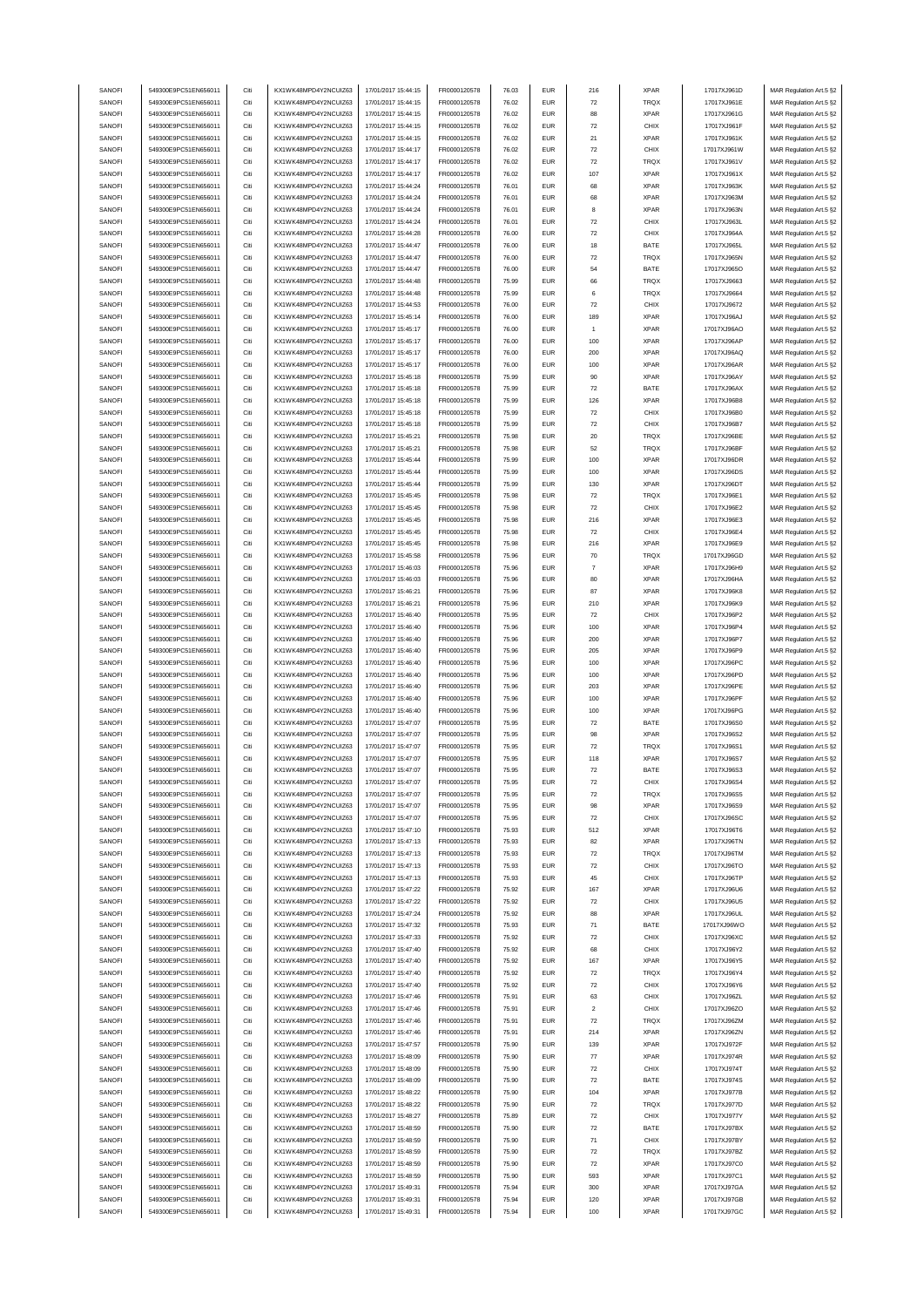| | | | | | | | | | | | |
|---|---|---|---|---|---|---|---|---|---|---|---|
| SANOFI | 549300E9PC51EN656011 | Citi | KX1WK48MPD4Y2NCUIZ63 | 17/01/2017 15:44:15 | FR0000120578 | 76.03 | EUR | 216 | XPAR | 17017XJ961D | MAR Regulation Art.5 §2 |
| SANOFI | 549300E9PC51EN656011 | Citi | KX1WK48MPD4Y2NCUIZ63 | 17/01/2017 15:44:15 | FR0000120578 | 76.02 | EUR | 72 | TRQX | 17017XJ961E | MAR Regulation Art.5 §2 |
| SANOFI | 549300E9PC51EN656011 | Citi | KX1WK48MPD4Y2NCUIZ63 | 17/01/2017 15:44:15 | FR0000120578 | 76.02 | EUR | 88 | XPAR | 17017XJ961G | MAR Regulation Art.5 §2 |
| SANOFI | 549300E9PC51EN656011 | Citi | KX1WK48MPD4Y2NCUIZ63 | 17/01/2017 15:44:15 | FR0000120578 | 76.02 | EUR | 72 | CHIX | 17017XJ961F | MAR Regulation Art.5 §2 |
| SANOFI | 549300E9PC51EN656011 | Citi | KX1WK48MPD4Y2NCUIZ63 | 17/01/2017 15:44:15 | FR0000120578 | 76.02 | EUR | 21 | XPAR | 17017XJ961K | MAR Regulation Art.5 §2 |
| SANOFI | 549300E9PC51EN656011 | Citi | KX1WK48MPD4Y2NCUIZ63 | 17/01/2017 15:44:17 | FR0000120578 | 76.02 | EUR | 72 | CHIX | 17017XJ961W | MAR Regulation Art.5 §2 |
| SANOFI | 549300E9PC51EN656011 | Citi | KX1WK48MPD4Y2NCUIZ63 | 17/01/2017 15:44:17 | FR0000120578 | 76.02 | EUR | 72 | TRQX | 17017XJ961V | MAR Regulation Art.5 §2 |
| SANOFI | 549300E9PC51EN656011 | Citi | KX1WK48MPD4Y2NCUIZ63 | 17/01/2017 15:44:17 | FR0000120578 | 76.02 | EUR | 107 | XPAR | 17017XJ961X | MAR Regulation Art.5 §2 |
| SANOFI | 549300E9PC51EN656011 | Citi | KX1WK48MPD4Y2NCUIZ63 | 17/01/2017 15:44:24 | FR0000120578 | 76.01 | EUR | 68 | XPAR | 17017XJ963K | MAR Regulation Art.5 §2 |
| SANOFI | 549300E9PC51EN656011 | Citi | KX1WK48MPD4Y2NCUIZ63 | 17/01/2017 15:44:24 | FR0000120578 | 76.01 | EUR | 68 | XPAR | 17017XJ963M | MAR Regulation Art.5 §2 |
| SANOFI | 549300E9PC51EN656011 | Citi | KX1WK48MPD4Y2NCUIZ63 | 17/01/2017 15:44:24 | FR0000120578 | 76.01 | EUR | 8 | XPAR | 17017XJ963N | MAR Regulation Art.5 §2 |
| SANOFI | 549300E9PC51EN656011 | Citi | KX1WK48MPD4Y2NCUIZ63 | 17/01/2017 15:44:24 | FR0000120578 | 76.01 | EUR | 72 | CHIX | 17017XJ963L | MAR Regulation Art.5 §2 |
| SANOFI | 549300E9PC51EN656011 | Citi | KX1WK48MPD4Y2NCUIZ63 | 17/01/2017 15:44:28 | FR0000120578 | 76.00 | EUR | 72 | CHIX | 17017XJ964A | MAR Regulation Art.5 §2 |
| SANOFI | 549300E9PC51EN656011 | Citi | KX1WK48MPD4Y2NCUIZ63 | 17/01/2017 15:44:47 | FR0000120578 | 76.00 | EUR | 18 | BATE | 17017XJ965L | MAR Regulation Art.5 §2 |
| SANOFI | 549300E9PC51EN656011 | Citi | KX1WK48MPD4Y2NCUIZ63 | 17/01/2017 15:44:47 | FR0000120578 | 76.00 | EUR | 72 | TRQX | 17017XJ965N | MAR Regulation Art.5 §2 |
| SANOFI | 549300E9PC51EN656011 | Citi | KX1WK48MPD4Y2NCUIZ63 | 17/01/2017 15:44:47 | FR0000120578 | 76.00 | EUR | 54 | BATE | 17017XJ965O | MAR Regulation Art.5 §2 |
| SANOFI | 549300E9PC51EN656011 | Citi | KX1WK48MPD4Y2NCUIZ63 | 17/01/2017 15:44:48 | FR0000120578 | 75.99 | EUR | 66 | TRQX | 17017XJ9663 | MAR Regulation Art.5 §2 |
| SANOFI | 549300E9PC51EN656011 | Citi | KX1WK48MPD4Y2NCUIZ63 | 17/01/2017 15:44:48 | FR0000120578 | 75.99 | EUR | 6 | TRQX | 17017XJ9664 | MAR Regulation Art.5 §2 |
| SANOFI | 549300E9PC51EN656011 | Citi | KX1WK48MPD4Y2NCUIZ63 | 17/01/2017 15:44:53 | FR0000120578 | 76.00 | EUR | 72 | CHIX | 17017XJ9672 | MAR Regulation Art.5 §2 |
| SANOFI | 549300E9PC51EN656011 | Citi | KX1WK48MPD4Y2NCUIZ63 | 17/01/2017 15:45:14 | FR0000120578 | 76.00 | EUR | 189 | XPAR | 17017XJ96AJ | MAR Regulation Art.5 §2 |
| SANOFI | 549300E9PC51EN656011 | Citi | KX1WK48MPD4Y2NCUIZ63 | 17/01/2017 15:45:17 | FR0000120578 | 76.00 | EUR | 1 | XPAR | 17017XJ96AO | MAR Regulation Art.5 §2 |
| SANOFI | 549300E9PC51EN656011 | Citi | KX1WK48MPD4Y2NCUIZ63 | 17/01/2017 15:45:17 | FR0000120578 | 76.00 | EUR | 100 | XPAR | 17017XJ96AP | MAR Regulation Art.5 §2 |
| SANOFI | 549300E9PC51EN656011 | Citi | KX1WK48MPD4Y2NCUIZ63 | 17/01/2017 15:45:17 | FR0000120578 | 76.00 | EUR | 200 | XPAR | 17017XJ96AQ | MAR Regulation Art.5 §2 |
| SANOFI | 549300E9PC51EN656011 | Citi | KX1WK48MPD4Y2NCUIZ63 | 17/01/2017 15:45:17 | FR0000120578 | 76.00 | EUR | 100 | XPAR | 17017XJ96AR | MAR Regulation Art.5 §2 |
| SANOFI | 549300E9PC51EN656011 | Citi | KX1WK48MPD4Y2NCUIZ63 | 17/01/2017 15:45:18 | FR0000120578 | 75.99 | EUR | 90 | XPAR | 17017XJ96AY | MAR Regulation Art.5 §2 |
| SANOFI | 549300E9PC51EN656011 | Citi | KX1WK48MPD4Y2NCUIZ63 | 17/01/2017 15:45:18 | FR0000120578 | 75.99 | EUR | 72 | BATE | 17017XJ96AX | MAR Regulation Art.5 §2 |
| SANOFI | 549300E9PC51EN656011 | Citi | KX1WK48MPD4Y2NCUIZ63 | 17/01/2017 15:45:18 | FR0000120578 | 75.99 | EUR | 126 | XPAR | 17017XJ96B8 | MAR Regulation Art.5 §2 |
| SANOFI | 549300E9PC51EN656011 | Citi | KX1WK48MPD4Y2NCUIZ63 | 17/01/2017 15:45:18 | FR0000120578 | 75.99 | EUR | 72 | CHIX | 17017XJ96B0 | MAR Regulation Art.5 §2 |
| SANOFI | 549300E9PC51EN656011 | Citi | KX1WK48MPD4Y2NCUIZ63 | 17/01/2017 15:45:18 | FR0000120578 | 75.99 | EUR | 72 | CHIX | 17017XJ96B7 | MAR Regulation Art.5 §2 |
| SANOFI | 549300E9PC51EN656011 | Citi | KX1WK48MPD4Y2NCUIZ63 | 17/01/2017 15:45:21 | FR0000120578 | 75.98 | EUR | 20 | TRQX | 17017XJ96BE | MAR Regulation Art.5 §2 |
| SANOFI | 549300E9PC51EN656011 | Citi | KX1WK48MPD4Y2NCUIZ63 | 17/01/2017 15:45:21 | FR0000120578 | 75.98 | EUR | 52 | TRQX | 17017XJ96BF | MAR Regulation Art.5 §2 |
| SANOFI | 549300E9PC51EN656011 | Citi | KX1WK48MPD4Y2NCUIZ63 | 17/01/2017 15:45:44 | FR0000120578 | 75.99 | EUR | 100 | XPAR | 17017XJ96DR | MAR Regulation Art.5 §2 |
| SANOFI | 549300E9PC51EN656011 | Citi | KX1WK48MPD4Y2NCUIZ63 | 17/01/2017 15:45:44 | FR0000120578 | 75.99 | EUR | 100 | XPAR | 17017XJ96DS | MAR Regulation Art.5 §2 |
| SANOFI | 549300E9PC51EN656011 | Citi | KX1WK48MPD4Y2NCUIZ63 | 17/01/2017 15:45:44 | FR0000120578 | 75.99 | EUR | 130 | XPAR | 17017XJ96DT | MAR Regulation Art.5 §2 |
| SANOFI | 549300E9PC51EN656011 | Citi | KX1WK48MPD4Y2NCUIZ63 | 17/01/2017 15:45:45 | FR0000120578 | 75.98 | EUR | 72 | TRQX | 17017XJ96E1 | MAR Regulation Art.5 §2 |
| SANOFI | 549300E9PC51EN656011 | Citi | KX1WK48MPD4Y2NCUIZ63 | 17/01/2017 15:45:45 | FR0000120578 | 75.98 | EUR | 72 | CHIX | 17017XJ96E2 | MAR Regulation Art.5 §2 |
| SANOFI | 549300E9PC51EN656011 | Citi | KX1WK48MPD4Y2NCUIZ63 | 17/01/2017 15:45:45 | FR0000120578 | 75.98 | EUR | 216 | XPAR | 17017XJ96E3 | MAR Regulation Art.5 §2 |
| SANOFI | 549300E9PC51EN656011 | Citi | KX1WK48MPD4Y2NCUIZ63 | 17/01/2017 15:45:45 | FR0000120578 | 75.98 | EUR | 72 | CHIX | 17017XJ96E4 | MAR Regulation Art.5 §2 |
| SANOFI | 549300E9PC51EN656011 | Citi | KX1WK48MPD4Y2NCUIZ63 | 17/01/2017 15:45:45 | FR0000120578 | 75.98 | EUR | 216 | XPAR | 17017XJ96E9 | MAR Regulation Art.5 §2 |
| SANOFI | 549300E9PC51EN656011 | Citi | KX1WK48MPD4Y2NCUIZ63 | 17/01/2017 15:45:58 | FR0000120578 | 75.96 | EUR | 70 | TRQX | 17017XJ96GD | MAR Regulation Art.5 §2 |
| SANOFI | 549300E9PC51EN656011 | Citi | KX1WK48MPD4Y2NCUIZ63 | 17/01/2017 15:46:03 | FR0000120578 | 75.96 | EUR | 7 | XPAR | 17017XJ96H9 | MAR Regulation Art.5 §2 |
| SANOFI | 549300E9PC51EN656011 | Citi | KX1WK48MPD4Y2NCUIZ63 | 17/01/2017 15:46:03 | FR0000120578 | 75.96 | EUR | 80 | XPAR | 17017XJ96HA | MAR Regulation Art.5 §2 |
| SANOFI | 549300E9PC51EN656011 | Citi | KX1WK48MPD4Y2NCUIZ63 | 17/01/2017 15:46:21 | FR0000120578 | 75.96 | EUR | 87 | XPAR | 17017XJ96K8 | MAR Regulation Art.5 §2 |
| SANOFI | 549300E9PC51EN656011 | Citi | KX1WK48MPD4Y2NCUIZ63 | 17/01/2017 15:46:21 | FR0000120578 | 75.96 | EUR | 210 | XPAR | 17017XJ96K9 | MAR Regulation Art.5 §2 |
| SANOFI | 549300E9PC51EN656011 | Citi | KX1WK48MPD4Y2NCUIZ63 | 17/01/2017 15:46:40 | FR0000120578 | 75.95 | EUR | 72 | CHIX | 17017XJ96P2 | MAR Regulation Art.5 §2 |
| SANOFI | 549300E9PC51EN656011 | Citi | KX1WK48MPD4Y2NCUIZ63 | 17/01/2017 15:46:40 | FR0000120578 | 75.96 | EUR | 100 | XPAR | 17017XJ96P4 | MAR Regulation Art.5 §2 |
| SANOFI | 549300E9PC51EN656011 | Citi | KX1WK48MPD4Y2NCUIZ63 | 17/01/2017 15:46:40 | FR0000120578 | 75.96 | EUR | 200 | XPAR | 17017XJ96P7 | MAR Regulation Art.5 §2 |
| SANOFI | 549300E9PC51EN656011 | Citi | KX1WK48MPD4Y2NCUIZ63 | 17/01/2017 15:46:40 | FR0000120578 | 75.96 | EUR | 205 | XPAR | 17017XJ96P9 | MAR Regulation Art.5 §2 |
| SANOFI | 549300E9PC51EN656011 | Citi | KX1WK48MPD4Y2NCUIZ63 | 17/01/2017 15:46:40 | FR0000120578 | 75.96 | EUR | 100 | XPAR | 17017XJ96PC | MAR Regulation Art.5 §2 |
| SANOFI | 549300E9PC51EN656011 | Citi | KX1WK48MPD4Y2NCUIZ63 | 17/01/2017 15:46:40 | FR0000120578 | 75.96 | EUR | 100 | XPAR | 17017XJ96PD | MAR Regulation Art.5 §2 |
| SANOFI | 549300E9PC51EN656011 | Citi | KX1WK48MPD4Y2NCUIZ63 | 17/01/2017 15:46:40 | FR0000120578 | 75.96 | EUR | 203 | XPAR | 17017XJ96PE | MAR Regulation Art.5 §2 |
| SANOFI | 549300E9PC51EN656011 | Citi | KX1WK48MPD4Y2NCUIZ63 | 17/01/2017 15:46:40 | FR0000120578 | 75.96 | EUR | 100 | XPAR | 17017XJ96PF | MAR Regulation Art.5 §2 |
| SANOFI | 549300E9PC51EN656011 | Citi | KX1WK48MPD4Y2NCUIZ63 | 17/01/2017 15:46:40 | FR0000120578 | 75.96 | EUR | 100 | XPAR | 17017XJ96PG | MAR Regulation Art.5 §2 |
| SANOFI | 549300E9PC51EN656011 | Citi | KX1WK48MPD4Y2NCUIZ63 | 17/01/2017 15:47:07 | FR0000120578 | 75.95 | EUR | 72 | BATE | 17017XJ96S0 | MAR Regulation Art.5 §2 |
| SANOFI | 549300E9PC51EN656011 | Citi | KX1WK48MPD4Y2NCUIZ63 | 17/01/2017 15:47:07 | FR0000120578 | 75.95 | EUR | 98 | XPAR | 17017XJ96S2 | MAR Regulation Art.5 §2 |
| SANOFI | 549300E9PC51EN656011 | Citi | KX1WK48MPD4Y2NCUIZ63 | 17/01/2017 15:47:07 | FR0000120578 | 75.95 | EUR | 72 | TRQX | 17017XJ96S1 | MAR Regulation Art.5 §2 |
| SANOFI | 549300E9PC51EN656011 | Citi | KX1WK48MPD4Y2NCUIZ63 | 17/01/2017 15:47:07 | FR0000120578 | 75.95 | EUR | 118 | XPAR | 17017XJ96S7 | MAR Regulation Art.5 §2 |
| SANOFI | 549300E9PC51EN656011 | Citi | KX1WK48MPD4Y2NCUIZ63 | 17/01/2017 15:47:07 | FR0000120578 | 75.95 | EUR | 72 | BATE | 17017XJ96S3 | MAR Regulation Art.5 §2 |
| SANOFI | 549300E9PC51EN656011 | Citi | KX1WK48MPD4Y2NCUIZ63 | 17/01/2017 15:47:07 | FR0000120578 | 75.95 | EUR | 72 | CHIX | 17017XJ96S4 | MAR Regulation Art.5 §2 |
| SANOFI | 549300E9PC51EN656011 | Citi | KX1WK48MPD4Y2NCUIZ63 | 17/01/2017 15:47:07 | FR0000120578 | 75.95 | EUR | 72 | TRQX | 17017XJ96S5 | MAR Regulation Art.5 §2 |
| SANOFI | 549300E9PC51EN656011 | Citi | KX1WK48MPD4Y2NCUIZ63 | 17/01/2017 15:47:07 | FR0000120578 | 75.95 | EUR | 98 | XPAR | 17017XJ96S9 | MAR Regulation Art.5 §2 |
| SANOFI | 549300E9PC51EN656011 | Citi | KX1WK48MPD4Y2NCUIZ63 | 17/01/2017 15:47:07 | FR0000120578 | 75.95 | EUR | 72 | CHIX | 17017XJ96SC | MAR Regulation Art.5 §2 |
| SANOFI | 549300E9PC51EN656011 | Citi | KX1WK48MPD4Y2NCUIZ63 | 17/01/2017 15:47:10 | FR0000120578 | 75.93 | EUR | 512 | XPAR | 17017XJ96T6 | MAR Regulation Art.5 §2 |
| SANOFI | 549300E9PC51EN656011 | Citi | KX1WK48MPD4Y2NCUIZ63 | 17/01/2017 15:47:13 | FR0000120578 | 75.93 | EUR | 82 | XPAR | 17017XJ96TN | MAR Regulation Art.5 §2 |
| SANOFI | 549300E9PC51EN656011 | Citi | KX1WK48MPD4Y2NCUIZ63 | 17/01/2017 15:47:13 | FR0000120578 | 75.93 | EUR | 72 | TRQX | 17017XJ96TM | MAR Regulation Art.5 §2 |
| SANOFI | 549300E9PC51EN656011 | Citi | KX1WK48MPD4Y2NCUIZ63 | 17/01/2017 15:47:13 | FR0000120578 | 75.93 | EUR | 72 | CHIX | 17017XJ96TO | MAR Regulation Art.5 §2 |
| SANOFI | 549300E9PC51EN656011 | Citi | KX1WK48MPD4Y2NCUIZ63 | 17/01/2017 15:47:13 | FR0000120578 | 75.93 | EUR | 45 | CHIX | 17017XJ96TP | MAR Regulation Art.5 §2 |
| SANOFI | 549300E9PC51EN656011 | Citi | KX1WK48MPD4Y2NCUIZ63 | 17/01/2017 15:47:22 | FR0000120578 | 75.92 | EUR | 167 | XPAR | 17017XJ96U6 | MAR Regulation Art.5 §2 |
| SANOFI | 549300E9PC51EN656011 | Citi | KX1WK48MPD4Y2NCUIZ63 | 17/01/2017 15:47:22 | FR0000120578 | 75.92 | EUR | 72 | CHIX | 17017XJ96U5 | MAR Regulation Art.5 §2 |
| SANOFI | 549300E9PC51EN656011 | Citi | KX1WK48MPD4Y2NCUIZ63 | 17/01/2017 15:47:24 | FR0000120578 | 75.92 | EUR | 88 | XPAR | 17017XJ96UL | MAR Regulation Art.5 §2 |
| SANOFI | 549300E9PC51EN656011 | Citi | KX1WK48MPD4Y2NCUIZ63 | 17/01/2017 15:47:32 | FR0000120578 | 75.93 | EUR | 71 | BATE | 17017XJ96WO | MAR Regulation Art.5 §2 |
| SANOFI | 549300E9PC51EN656011 | Citi | KX1WK48MPD4Y2NCUIZ63 | 17/01/2017 15:47:33 | FR0000120578 | 75.92 | EUR | 72 | CHIX | 17017XJ96XC | MAR Regulation Art.5 §2 |
| SANOFI | 549300E9PC51EN656011 | Citi | KX1WK48MPD4Y2NCUIZ63 | 17/01/2017 15:47:40 | FR0000120578 | 75.92 | EUR | 68 | CHIX | 17017XJ96Y2 | MAR Regulation Art.5 §2 |
| SANOFI | 549300E9PC51EN656011 | Citi | KX1WK48MPD4Y2NCUIZ63 | 17/01/2017 15:47:40 | FR0000120578 | 75.92 | EUR | 167 | XPAR | 17017XJ96Y5 | MAR Regulation Art.5 §2 |
| SANOFI | 549300E9PC51EN656011 | Citi | KX1WK48MPD4Y2NCUIZ63 | 17/01/2017 15:47:40 | FR0000120578 | 75.92 | EUR | 72 | TRQX | 17017XJ96Y4 | MAR Regulation Art.5 §2 |
| SANOFI | 549300E9PC51EN656011 | Citi | KX1WK48MPD4Y2NCUIZ63 | 17/01/2017 15:47:40 | FR0000120578 | 75.92 | EUR | 72 | CHIX | 17017XJ96Y6 | MAR Regulation Art.5 §2 |
| SANOFI | 549300E9PC51EN656011 | Citi | KX1WK48MPD4Y2NCUIZ63 | 17/01/2017 15:47:46 | FR0000120578 | 75.91 | EUR | 63 | CHIX | 17017XJ96ZL | MAR Regulation Art.5 §2 |
| SANOFI | 549300E9PC51EN656011 | Citi | KX1WK48MPD4Y2NCUIZ63 | 17/01/2017 15:47:46 | FR0000120578 | 75.91 | EUR | 2 | CHIX | 17017XJ96ZO | MAR Regulation Art.5 §2 |
| SANOFI | 549300E9PC51EN656011 | Citi | KX1WK48MPD4Y2NCUIZ63 | 17/01/2017 15:47:46 | FR0000120578 | 75.91 | EUR | 72 | TRQX | 17017XJ96ZM | MAR Regulation Art.5 §2 |
| SANOFI | 549300E9PC51EN656011 | Citi | KX1WK48MPD4Y2NCUIZ63 | 17/01/2017 15:47:46 | FR0000120578 | 75.91 | EUR | 214 | XPAR | 17017XJ96ZN | MAR Regulation Art.5 §2 |
| SANOFI | 549300E9PC51EN656011 | Citi | KX1WK48MPD4Y2NCUIZ63 | 17/01/2017 15:47:57 | FR0000120578 | 75.90 | EUR | 139 | XPAR | 17017XJ972F | MAR Regulation Art.5 §2 |
| SANOFI | 549300E9PC51EN656011 | Citi | KX1WK48MPD4Y2NCUIZ63 | 17/01/2017 15:48:09 | FR0000120578 | 75.90 | EUR | 77 | XPAR | 17017XJ974R | MAR Regulation Art.5 §2 |
| SANOFI | 549300E9PC51EN656011 | Citi | KX1WK48MPD4Y2NCUIZ63 | 17/01/2017 15:48:09 | FR0000120578 | 75.90 | EUR | 72 | CHIX | 17017XJ974T | MAR Regulation Art.5 §2 |
| SANOFI | 549300E9PC51EN656011 | Citi | KX1WK48MPD4Y2NCUIZ63 | 17/01/2017 15:48:09 | FR0000120578 | 75.90 | EUR | 72 | BATE | 17017XJ974S | MAR Regulation Art.5 §2 |
| SANOFI | 549300E9PC51EN656011 | Citi | KX1WK48MPD4Y2NCUIZ63 | 17/01/2017 15:48:22 | FR0000120578 | 75.90 | EUR | 104 | XPAR | 17017XJ977B | MAR Regulation Art.5 §2 |
| SANOFI | 549300E9PC51EN656011 | Citi | KX1WK48MPD4Y2NCUIZ63 | 17/01/2017 15:48:22 | FR0000120578 | 75.90 | EUR | 72 | TRQX | 17017XJ977D | MAR Regulation Art.5 §2 |
| SANOFI | 549300E9PC51EN656011 | Citi | KX1WK48MPD4Y2NCUIZ63 | 17/01/2017 15:48:27 | FR0000120578 | 75.89 | EUR | 72 | CHIX | 17017XJ977Y | MAR Regulation Art.5 §2 |
| SANOFI | 549300E9PC51EN656011 | Citi | KX1WK48MPD4Y2NCUIZ63 | 17/01/2017 15:48:59 | FR0000120578 | 75.90 | EUR | 72 | BATE | 17017XJ97BX | MAR Regulation Art.5 §2 |
| SANOFI | 549300E9PC51EN656011 | Citi | KX1WK48MPD4Y2NCUIZ63 | 17/01/2017 15:48:59 | FR0000120578 | 75.90 | EUR | 71 | CHIX | 17017XJ97BY | MAR Regulation Art.5 §2 |
| SANOFI | 549300E9PC51EN656011 | Citi | KX1WK48MPD4Y2NCUIZ63 | 17/01/2017 15:48:59 | FR0000120578 | 75.90 | EUR | 72 | TRQX | 17017XJ97BZ | MAR Regulation Art.5 §2 |
| SANOFI | 549300E9PC51EN656011 | Citi | KX1WK48MPD4Y2NCUIZ63 | 17/01/2017 15:48:59 | FR0000120578 | 75.90 | EUR | 72 | XPAR | 17017XJ97C0 | MAR Regulation Art.5 §2 |
| SANOFI | 549300E9PC51EN656011 | Citi | KX1WK48MPD4Y2NCUIZ63 | 17/01/2017 15:48:59 | FR0000120578 | 75.90 | EUR | 593 | XPAR | 17017XJ97C1 | MAR Regulation Art.5 §2 |
| SANOFI | 549300E9PC51EN656011 | Citi | KX1WK48MPD4Y2NCUIZ63 | 17/01/2017 15:49:31 | FR0000120578 | 75.94 | EUR | 300 | XPAR | 17017XJ97GA | MAR Regulation Art.5 §2 |
| SANOFI | 549300E9PC51EN656011 | Citi | KX1WK48MPD4Y2NCUIZ63 | 17/01/2017 15:49:31 | FR0000120578 | 75.94 | EUR | 120 | XPAR | 17017XJ97GB | MAR Regulation Art.5 §2 |
| SANOFI | 549300E9PC51EN656011 | Citi | KX1WK48MPD4Y2NCUIZ63 | 17/01/2017 15:49:31 | FR0000120578 | 75.94 | EUR | 100 | XPAR | 17017XJ97GC | MAR Regulation Art.5 §2 |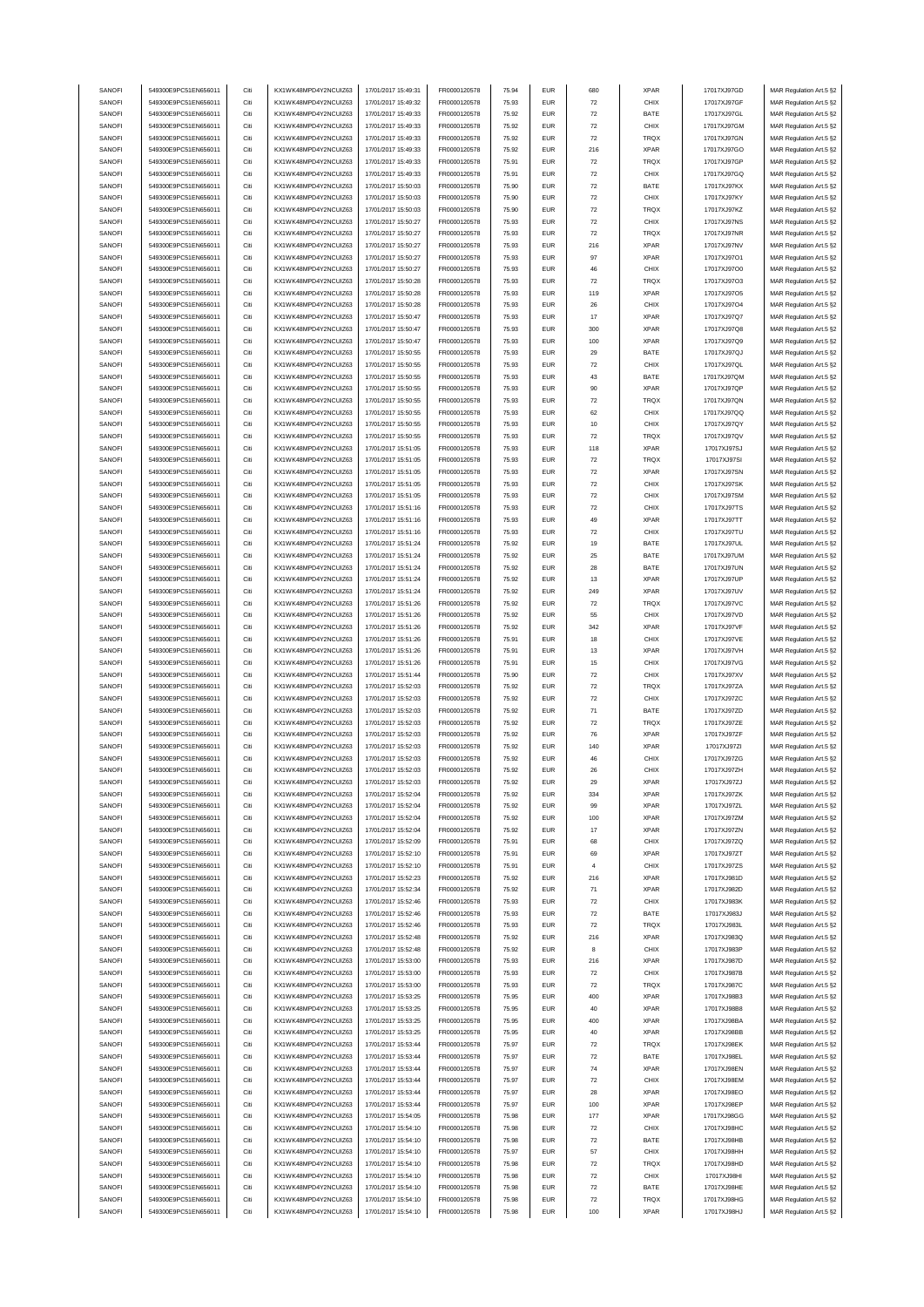| | | | | | | | | | | | |
|---|---|---|---|---|---|---|---|---|---|---|---|
| SANOFI | 549300E9PC51EN656011 | Citi | KX1WK48MPD4Y2NCUIZ63 | 17/01/2017 15:49:31 | FR0000120578 | 75.94 | EUR | 680 | XPAR | 17017XJ97GD | MAR Regulation Art.5 §2 |
| SANOFI | 549300E9PC51EN656011 | Citi | KX1WK48MPD4Y2NCUIZ63 | 17/01/2017 15:49:32 | FR0000120578 | 75.93 | EUR | 72 | CHIX | 17017XJ97GF | MAR Regulation Art.5 §2 |
| SANOFI | 549300E9PC51EN656011 | Citi | KX1WK48MPD4Y2NCUIZ63 | 17/01/2017 15:49:33 | FR0000120578 | 75.92 | EUR | 72 | BATE | 17017XJ97GL | MAR Regulation Art.5 §2 |
| SANOFI | 549300E9PC51EN656011 | Citi | KX1WK48MPD4Y2NCUIZ63 | 17/01/2017 15:49:33 | FR0000120578 | 75.92 | EUR | 72 | CHIX | 17017XJ97GM | MAR Regulation Art.5 §2 |
| SANOFI | 549300E9PC51EN656011 | Citi | KX1WK48MPD4Y2NCUIZ63 | 17/01/2017 15:49:33 | FR0000120578 | 75.92 | EUR | 72 | TRQX | 17017XJ97GN | MAR Regulation Art.5 §2 |
| SANOFI | 549300E9PC51EN656011 | Citi | KX1WK48MPD4Y2NCUIZ63 | 17/01/2017 15:49:33 | FR0000120578 | 75.92 | EUR | 216 | XPAR | 17017XJ97GO | MAR Regulation Art.5 §2 |
| SANOFI | 549300E9PC51EN656011 | Citi | KX1WK48MPD4Y2NCUIZ63 | 17/01/2017 15:49:33 | FR0000120578 | 75.91 | EUR | 72 | TRQX | 17017XJ97GP | MAR Regulation Art.5 §2 |
| SANOFI | 549300E9PC51EN656011 | Citi | KX1WK48MPD4Y2NCUIZ63 | 17/01/2017 15:49:33 | FR0000120578 | 75.91 | EUR | 72 | CHIX | 17017XJ97GQ | MAR Regulation Art.5 §2 |
| SANOFI | 549300E9PC51EN656011 | Citi | KX1WK48MPD4Y2NCUIZ63 | 17/01/2017 15:50:03 | FR0000120578 | 75.90 | EUR | 72 | BATE | 17017XJ97KX | MAR Regulation Art.5 §2 |
| SANOFI | 549300E9PC51EN656011 | Citi | KX1WK48MPD4Y2NCUIZ63 | 17/01/2017 15:50:03 | FR0000120578 | 75.90 | EUR | 72 | CHIX | 17017XJ97KY | MAR Regulation Art.5 §2 |
| SANOFI | 549300E9PC51EN656011 | Citi | KX1WK48MPD4Y2NCUIZ63 | 17/01/2017 15:50:03 | FR0000120578 | 75.90 | EUR | 72 | TRQX | 17017XJ97KZ | MAR Regulation Art.5 §2 |
| SANOFI | 549300E9PC51EN656011 | Citi | KX1WK48MPD4Y2NCUIZ63 | 17/01/2017 15:50:27 | FR0000120578 | 75.93 | EUR | 72 | CHIX | 17017XJ97NS | MAR Regulation Art.5 §2 |
| SANOFI | 549300E9PC51EN656011 | Citi | KX1WK48MPD4Y2NCUIZ63 | 17/01/2017 15:50:27 | FR0000120578 | 75.93 | EUR | 72 | TRQX | 17017XJ97NR | MAR Regulation Art.5 §2 |
| SANOFI | 549300E9PC51EN656011 | Citi | KX1WK48MPD4Y2NCUIZ63 | 17/01/2017 15:50:27 | FR0000120578 | 75.93 | EUR | 216 | XPAR | 17017XJ97NV | MAR Regulation Art.5 §2 |
| SANOFI | 549300E9PC51EN656011 | Citi | KX1WK48MPD4Y2NCUIZ63 | 17/01/2017 15:50:27 | FR0000120578 | 75.93 | EUR | 97 | XPAR | 17017XJ97O1 | MAR Regulation Art.5 §2 |
| SANOFI | 549300E9PC51EN656011 | Citi | KX1WK48MPD4Y2NCUIZ63 | 17/01/2017 15:50:27 | FR0000120578 | 75.93 | EUR | 46 | CHIX | 17017XJ97O0 | MAR Regulation Art.5 §2 |
| SANOFI | 549300E9PC51EN656011 | Citi | KX1WK48MPD4Y2NCUIZ63 | 17/01/2017 15:50:28 | FR0000120578 | 75.93 | EUR | 72 | TRQX | 17017XJ97O3 | MAR Regulation Art.5 §2 |
| SANOFI | 549300E9PC51EN656011 | Citi | KX1WK48MPD4Y2NCUIZ63 | 17/01/2017 15:50:28 | FR0000120578 | 75.93 | EUR | 119 | XPAR | 17017XJ97O5 | MAR Regulation Art.5 §2 |
| SANOFI | 549300E9PC51EN656011 | Citi | KX1WK48MPD4Y2NCUIZ63 | 17/01/2017 15:50:28 | FR0000120578 | 75.93 | EUR | 26 | CHIX | 17017XJ97O4 | MAR Regulation Art.5 §2 |
| SANOFI | 549300E9PC51EN656011 | Citi | KX1WK48MPD4Y2NCUIZ63 | 17/01/2017 15:50:47 | FR0000120578 | 75.93 | EUR | 17 | XPAR | 17017XJ97Q7 | MAR Regulation Art.5 §2 |
| SANOFI | 549300E9PC51EN656011 | Citi | KX1WK48MPD4Y2NCUIZ63 | 17/01/2017 15:50:47 | FR0000120578 | 75.93 | EUR | 300 | XPAR | 17017XJ97Q8 | MAR Regulation Art.5 §2 |
| SANOFI | 549300E9PC51EN656011 | Citi | KX1WK48MPD4Y2NCUIZ63 | 17/01/2017 15:50:47 | FR0000120578 | 75.93 | EUR | 100 | XPAR | 17017XJ97Q9 | MAR Regulation Art.5 §2 |
| SANOFI | 549300E9PC51EN656011 | Citi | KX1WK48MPD4Y2NCUIZ63 | 17/01/2017 15:50:55 | FR0000120578 | 75.93 | EUR | 29 | BATE | 17017XJ97QJ | MAR Regulation Art.5 §2 |
| SANOFI | 549300E9PC51EN656011 | Citi | KX1WK48MPD4Y2NCUIZ63 | 17/01/2017 15:50:55 | FR0000120578 | 75.93 | EUR | 72 | CHIX | 17017XJ97QL | MAR Regulation Art.5 §2 |
| SANOFI | 549300E9PC51EN656011 | Citi | KX1WK48MPD4Y2NCUIZ63 | 17/01/2017 15:50:55 | FR0000120578 | 75.93 | EUR | 43 | BATE | 17017XJ97QM | MAR Regulation Art.5 §2 |
| SANOFI | 549300E9PC51EN656011 | Citi | KX1WK48MPD4Y2NCUIZ63 | 17/01/2017 15:50:55 | FR0000120578 | 75.93 | EUR | 90 | XPAR | 17017XJ97QP | MAR Regulation Art.5 §2 |
| SANOFI | 549300E9PC51EN656011 | Citi | KX1WK48MPD4Y2NCUIZ63 | 17/01/2017 15:50:55 | FR0000120578 | 75.93 | EUR | 72 | TRQX | 17017XJ97QN | MAR Regulation Art.5 §2 |
| SANOFI | 549300E9PC51EN656011 | Citi | KX1WK48MPD4Y2NCUIZ63 | 17/01/2017 15:50:55 | FR0000120578 | 75.93 | EUR | 62 | CHIX | 17017XJ97QQ | MAR Regulation Art.5 §2 |
| SANOFI | 549300E9PC51EN656011 | Citi | KX1WK48MPD4Y2NCUIZ63 | 17/01/2017 15:50:55 | FR0000120578 | 75.93 | EUR | 10 | CHIX | 17017XJ97QY | MAR Regulation Art.5 §2 |
| SANOFI | 549300E9PC51EN656011 | Citi | KX1WK48MPD4Y2NCUIZ63 | 17/01/2017 15:50:55 | FR0000120578 | 75.93 | EUR | 72 | TRQX | 17017XJ97QV | MAR Regulation Art.5 §2 |
| SANOFI | 549300E9PC51EN656011 | Citi | KX1WK48MPD4Y2NCUIZ63 | 17/01/2017 15:51:05 | FR0000120578 | 75.93 | EUR | 118 | XPAR | 17017XJ97SJ | MAR Regulation Art.5 §2 |
| SANOFI | 549300E9PC51EN656011 | Citi | KX1WK48MPD4Y2NCUIZ63 | 17/01/2017 15:51:05 | FR0000120578 | 75.93 | EUR | 72 | TRQX | 17017XJ97SI | MAR Regulation Art.5 §2 |
| SANOFI | 549300E9PC51EN656011 | Citi | KX1WK48MPD4Y2NCUIZ63 | 17/01/2017 15:51:05 | FR0000120578 | 75.93 | EUR | 72 | XPAR | 17017XJ97SN | MAR Regulation Art.5 §2 |
| SANOFI | 549300E9PC51EN656011 | Citi | KX1WK48MPD4Y2NCUIZ63 | 17/01/2017 15:51:05 | FR0000120578 | 75.93 | EUR | 72 | CHIX | 17017XJ97SK | MAR Regulation Art.5 §2 |
| SANOFI | 549300E9PC51EN656011 | Citi | KX1WK48MPD4Y2NCUIZ63 | 17/01/2017 15:51:05 | FR0000120578 | 75.93 | EUR | 72 | CHIX | 17017XJ97SM | MAR Regulation Art.5 §2 |
| SANOFI | 549300E9PC51EN656011 | Citi | KX1WK48MPD4Y2NCUIZ63 | 17/01/2017 15:51:16 | FR0000120578 | 75.93 | EUR | 72 | CHIX | 17017XJ97TS | MAR Regulation Art.5 §2 |
| SANOFI | 549300E9PC51EN656011 | Citi | KX1WK48MPD4Y2NCUIZ63 | 17/01/2017 15:51:16 | FR0000120578 | 75.93 | EUR | 49 | XPAR | 17017XJ97TT | MAR Regulation Art.5 §2 |
| SANOFI | 549300E9PC51EN656011 | Citi | KX1WK48MPD4Y2NCUIZ63 | 17/01/2017 15:51:16 | FR0000120578 | 75.93 | EUR | 72 | CHIX | 17017XJ97TU | MAR Regulation Art.5 §2 |
| SANOFI | 549300E9PC51EN656011 | Citi | KX1WK48MPD4Y2NCUIZ63 | 17/01/2017 15:51:24 | FR0000120578 | 75.92 | EUR | 19 | BATE | 17017XJ97UL | MAR Regulation Art.5 §2 |
| SANOFI | 549300E9PC51EN656011 | Citi | KX1WK48MPD4Y2NCUIZ63 | 17/01/2017 15:51:24 | FR0000120578 | 75.92 | EUR | 25 | BATE | 17017XJ97UM | MAR Regulation Art.5 §2 |
| SANOFI | 549300E9PC51EN656011 | Citi | KX1WK48MPD4Y2NCUIZ63 | 17/01/2017 15:51:24 | FR0000120578 | 75.92 | EUR | 28 | BATE | 17017XJ97UN | MAR Regulation Art.5 §2 |
| SANOFI | 549300E9PC51EN656011 | Citi | KX1WK48MPD4Y2NCUIZ63 | 17/01/2017 15:51:24 | FR0000120578 | 75.92 | EUR | 13 | XPAR | 17017XJ97UP | MAR Regulation Art.5 §2 |
| SANOFI | 549300E9PC51EN656011 | Citi | KX1WK48MPD4Y2NCUIZ63 | 17/01/2017 15:51:24 | FR0000120578 | 75.92 | EUR | 249 | XPAR | 17017XJ97UV | MAR Regulation Art.5 §2 |
| SANOFI | 549300E9PC51EN656011 | Citi | KX1WK48MPD4Y2NCUIZ63 | 17/01/2017 15:51:26 | FR0000120578 | 75.92 | EUR | 72 | TRQX | 17017XJ97VC | MAR Regulation Art.5 §2 |
| SANOFI | 549300E9PC51EN656011 | Citi | KX1WK48MPD4Y2NCUIZ63 | 17/01/2017 15:51:26 | FR0000120578 | 75.92 | EUR | 55 | CHIX | 17017XJ97VD | MAR Regulation Art.5 §2 |
| SANOFI | 549300E9PC51EN656011 | Citi | KX1WK48MPD4Y2NCUIZ63 | 17/01/2017 15:51:26 | FR0000120578 | 75.92 | EUR | 342 | XPAR | 17017XJ97VF | MAR Regulation Art.5 §2 |
| SANOFI | 549300E9PC51EN656011 | Citi | KX1WK48MPD4Y2NCUIZ63 | 17/01/2017 15:51:26 | FR0000120578 | 75.91 | EUR | 18 | CHIX | 17017XJ97VE | MAR Regulation Art.5 §2 |
| SANOFI | 549300E9PC51EN656011 | Citi | KX1WK48MPD4Y2NCUIZ63 | 17/01/2017 15:51:26 | FR0000120578 | 75.91 | EUR | 13 | XPAR | 17017XJ97VH | MAR Regulation Art.5 §2 |
| SANOFI | 549300E9PC51EN656011 | Citi | KX1WK48MPD4Y2NCUIZ63 | 17/01/2017 15:51:26 | FR0000120578 | 75.91 | EUR | 15 | CHIX | 17017XJ97VG | MAR Regulation Art.5 §2 |
| SANOFI | 549300E9PC51EN656011 | Citi | KX1WK48MPD4Y2NCUIZ63 | 17/01/2017 15:51:44 | FR0000120578 | 75.90 | EUR | 72 | CHIX | 17017XJ97XV | MAR Regulation Art.5 §2 |
| SANOFI | 549300E9PC51EN656011 | Citi | KX1WK48MPD4Y2NCUIZ63 | 17/01/2017 15:52:03 | FR0000120578 | 75.92 | EUR | 72 | TRQX | 17017XJ97ZA | MAR Regulation Art.5 §2 |
| SANOFI | 549300E9PC51EN656011 | Citi | KX1WK48MPD4Y2NCUIZ63 | 17/01/2017 15:52:03 | FR0000120578 | 75.92 | EUR | 72 | CHIX | 17017XJ97ZC | MAR Regulation Art.5 §2 |
| SANOFI | 549300E9PC51EN656011 | Citi | KX1WK48MPD4Y2NCUIZ63 | 17/01/2017 15:52:03 | FR0000120578 | 75.92 | EUR | 71 | BATE | 17017XJ97ZD | MAR Regulation Art.5 §2 |
| SANOFI | 549300E9PC51EN656011 | Citi | KX1WK48MPD4Y2NCUIZ63 | 17/01/2017 15:52:03 | FR0000120578 | 75.92 | EUR | 72 | TRQX | 17017XJ97ZE | MAR Regulation Art.5 §2 |
| SANOFI | 549300E9PC51EN656011 | Citi | KX1WK48MPD4Y2NCUIZ63 | 17/01/2017 15:52:03 | FR0000120578 | 75.92 | EUR | 76 | XPAR | 17017XJ97ZF | MAR Regulation Art.5 §2 |
| SANOFI | 549300E9PC51EN656011 | Citi | KX1WK48MPD4Y2NCUIZ63 | 17/01/2017 15:52:03 | FR0000120578 | 75.92 | EUR | 140 | XPAR | 17017XJ97ZI | MAR Regulation Art.5 §2 |
| SANOFI | 549300E9PC51EN656011 | Citi | KX1WK48MPD4Y2NCUIZ63 | 17/01/2017 15:52:03 | FR0000120578 | 75.92 | EUR | 46 | CHIX | 17017XJ97ZG | MAR Regulation Art.5 §2 |
| SANOFI | 549300E9PC51EN656011 | Citi | KX1WK48MPD4Y2NCUIZ63 | 17/01/2017 15:52:03 | FR0000120578 | 75.92 | EUR | 26 | CHIX | 17017XJ97ZH | MAR Regulation Art.5 §2 |
| SANOFI | 549300E9PC51EN656011 | Citi | KX1WK48MPD4Y2NCUIZ63 | 17/01/2017 15:52:03 | FR0000120578 | 75.92 | EUR | 29 | XPAR | 17017XJ97ZJ | MAR Regulation Art.5 §2 |
| SANOFI | 549300E9PC51EN656011 | Citi | KX1WK48MPD4Y2NCUIZ63 | 17/01/2017 15:52:04 | FR0000120578 | 75.92 | EUR | 334 | XPAR | 17017XJ97ZK | MAR Regulation Art.5 §2 |
| SANOFI | 549300E9PC51EN656011 | Citi | KX1WK48MPD4Y2NCUIZ63 | 17/01/2017 15:52:04 | FR0000120578 | 75.92 | EUR | 99 | XPAR | 17017XJ97ZL | MAR Regulation Art.5 §2 |
| SANOFI | 549300E9PC51EN656011 | Citi | KX1WK48MPD4Y2NCUIZ63 | 17/01/2017 15:52:04 | FR0000120578 | 75.92 | EUR | 100 | XPAR | 17017XJ97ZM | MAR Regulation Art.5 §2 |
| SANOFI | 549300E9PC51EN656011 | Citi | KX1WK48MPD4Y2NCUIZ63 | 17/01/2017 15:52:04 | FR0000120578 | 75.92 | EUR | 17 | XPAR | 17017XJ97ZN | MAR Regulation Art.5 §2 |
| SANOFI | 549300E9PC51EN656011 | Citi | KX1WK48MPD4Y2NCUIZ63 | 17/01/2017 15:52:09 | FR0000120578 | 75.91 | EUR | 68 | CHIX | 17017XJ97ZQ | MAR Regulation Art.5 §2 |
| SANOFI | 549300E9PC51EN656011 | Citi | KX1WK48MPD4Y2NCUIZ63 | 17/01/2017 15:52:10 | FR0000120578 | 75.91 | EUR | 69 | XPAR | 17017XJ97ZT | MAR Regulation Art.5 §2 |
| SANOFI | 549300E9PC51EN656011 | Citi | KX1WK48MPD4Y2NCUIZ63 | 17/01/2017 15:52:10 | FR0000120578 | 75.91 | EUR | 4 | CHIX | 17017XJ97ZS | MAR Regulation Art.5 §2 |
| SANOFI | 549300E9PC51EN656011 | Citi | KX1WK48MPD4Y2NCUIZ63 | 17/01/2017 15:52:23 | FR0000120578 | 75.92 | EUR | 216 | XPAR | 17017XJ981D | MAR Regulation Art.5 §2 |
| SANOFI | 549300E9PC51EN656011 | Citi | KX1WK48MPD4Y2NCUIZ63 | 17/01/2017 15:52:34 | FR0000120578 | 75.92 | EUR | 71 | XPAR | 17017XJ982D | MAR Regulation Art.5 §2 |
| SANOFI | 549300E9PC51EN656011 | Citi | KX1WK48MPD4Y2NCUIZ63 | 17/01/2017 15:52:46 | FR0000120578 | 75.93 | EUR | 72 | CHIX | 17017XJ983K | MAR Regulation Art.5 §2 |
| SANOFI | 549300E9PC51EN656011 | Citi | KX1WK48MPD4Y2NCUIZ63 | 17/01/2017 15:52:46 | FR0000120578 | 75.93 | EUR | 72 | BATE | 17017XJ983J | MAR Regulation Art.5 §2 |
| SANOFI | 549300E9PC51EN656011 | Citi | KX1WK48MPD4Y2NCUIZ63 | 17/01/2017 15:52:46 | FR0000120578 | 75.93 | EUR | 72 | TRQX | 17017XJ983L | MAR Regulation Art.5 §2 |
| SANOFI | 549300E9PC51EN656011 | Citi | KX1WK48MPD4Y2NCUIZ63 | 17/01/2017 15:52:48 | FR0000120578 | 75.92 | EUR | 216 | XPAR | 17017XJ983Q | MAR Regulation Art.5 §2 |
| SANOFI | 549300E9PC51EN656011 | Citi | KX1WK48MPD4Y2NCUIZ63 | 17/01/2017 15:52:48 | FR0000120578 | 75.92 | EUR | 8 | CHIX | 17017XJ983P | MAR Regulation Art.5 §2 |
| SANOFI | 549300E9PC51EN656011 | Citi | KX1WK48MPD4Y2NCUIZ63 | 17/01/2017 15:53:00 | FR0000120578 | 75.93 | EUR | 216 | XPAR | 17017XJ987D | MAR Regulation Art.5 §2 |
| SANOFI | 549300E9PC51EN656011 | Citi | KX1WK48MPD4Y2NCUIZ63 | 17/01/2017 15:53:00 | FR0000120578 | 75.93 | EUR | 72 | CHIX | 17017XJ987B | MAR Regulation Art.5 §2 |
| SANOFI | 549300E9PC51EN656011 | Citi | KX1WK48MPD4Y2NCUIZ63 | 17/01/2017 15:53:00 | FR0000120578 | 75.93 | EUR | 72 | TRQX | 17017XJ987C | MAR Regulation Art.5 §2 |
| SANOFI | 549300E9PC51EN656011 | Citi | KX1WK48MPD4Y2NCUIZ63 | 17/01/2017 15:53:25 | FR0000120578 | 75.95 | EUR | 400 | XPAR | 17017XJ98B3 | MAR Regulation Art.5 §2 |
| SANOFI | 549300E9PC51EN656011 | Citi | KX1WK48MPD4Y2NCUIZ63 | 17/01/2017 15:53:25 | FR0000120578 | 75.95 | EUR | 40 | XPAR | 17017XJ98B8 | MAR Regulation Art.5 §2 |
| SANOFI | 549300E9PC51EN656011 | Citi | KX1WK48MPD4Y2NCUIZ63 | 17/01/2017 15:53:25 | FR0000120578 | 75.95 | EUR | 400 | XPAR | 17017XJ98BA | MAR Regulation Art.5 §2 |
| SANOFI | 549300E9PC51EN656011 | Citi | KX1WK48MPD4Y2NCUIZ63 | 17/01/2017 15:53:25 | FR0000120578 | 75.95 | EUR | 40 | XPAR | 17017XJ98BB | MAR Regulation Art.5 §2 |
| SANOFI | 549300E9PC51EN656011 | Citi | KX1WK48MPD4Y2NCUIZ63 | 17/01/2017 15:53:44 | FR0000120578 | 75.97 | EUR | 72 | TRQX | 17017XJ98EK | MAR Regulation Art.5 §2 |
| SANOFI | 549300E9PC51EN656011 | Citi | KX1WK48MPD4Y2NCUIZ63 | 17/01/2017 15:53:44 | FR0000120578 | 75.97 | EUR | 72 | BATE | 17017XJ98EL | MAR Regulation Art.5 §2 |
| SANOFI | 549300E9PC51EN656011 | Citi | KX1WK48MPD4Y2NCUIZ63 | 17/01/2017 15:53:44 | FR0000120578 | 75.97 | EUR | 74 | XPAR | 17017XJ98EN | MAR Regulation Art.5 §2 |
| SANOFI | 549300E9PC51EN656011 | Citi | KX1WK48MPD4Y2NCUIZ63 | 17/01/2017 15:53:44 | FR0000120578 | 75.97 | EUR | 72 | CHIX | 17017XJ98EM | MAR Regulation Art.5 §2 |
| SANOFI | 549300E9PC51EN656011 | Citi | KX1WK48MPD4Y2NCUIZ63 | 17/01/2017 15:53:44 | FR0000120578 | 75.97 | EUR | 28 | XPAR | 17017XJ98EO | MAR Regulation Art.5 §2 |
| SANOFI | 549300E9PC51EN656011 | Citi | KX1WK48MPD4Y2NCUIZ63 | 17/01/2017 15:53:44 | FR0000120578 | 75.97 | EUR | 100 | XPAR | 17017XJ98EP | MAR Regulation Art.5 §2 |
| SANOFI | 549300E9PC51EN656011 | Citi | KX1WK48MPD4Y2NCUIZ63 | 17/01/2017 15:54:05 | FR0000120578 | 75.98 | EUR | 177 | XPAR | 17017XJ98GG | MAR Regulation Art.5 §2 |
| SANOFI | 549300E9PC51EN656011 | Citi | KX1WK48MPD4Y2NCUIZ63 | 17/01/2017 15:54:10 | FR0000120578 | 75.98 | EUR | 72 | CHIX | 17017XJ98HC | MAR Regulation Art.5 §2 |
| SANOFI | 549300E9PC51EN656011 | Citi | KX1WK48MPD4Y2NCUIZ63 | 17/01/2017 15:54:10 | FR0000120578 | 75.98 | EUR | 72 | BATE | 17017XJ98HB | MAR Regulation Art.5 §2 |
| SANOFI | 549300E9PC51EN656011 | Citi | KX1WK48MPD4Y2NCUIZ63 | 17/01/2017 15:54:10 | FR0000120578 | 75.97 | EUR | 57 | CHIX | 17017XJ98HH | MAR Regulation Art.5 §2 |
| SANOFI | 549300E9PC51EN656011 | Citi | KX1WK48MPD4Y2NCUIZ63 | 17/01/2017 15:54:10 | FR0000120578 | 75.98 | EUR | 72 | TRQX | 17017XJ98HD | MAR Regulation Art.5 §2 |
| SANOFI | 549300E9PC51EN656011 | Citi | KX1WK48MPD4Y2NCUIZ63 | 17/01/2017 15:54:10 | FR0000120578 | 75.98 | EUR | 72 | CHIX | 17017XJ98HI | MAR Regulation Art.5 §2 |
| SANOFI | 549300E9PC51EN656011 | Citi | KX1WK48MPD4Y2NCUIZ63 | 17/01/2017 15:54:10 | FR0000120578 | 75.98 | EUR | 72 | BATE | 17017XJ98HE | MAR Regulation Art.5 §2 |
| SANOFI | 549300E9PC51EN656011 | Citi | KX1WK48MPD4Y2NCUIZ63 | 17/01/2017 15:54:10 | FR0000120578 | 75.98 | EUR | 72 | TRQX | 17017XJ98HG | MAR Regulation Art.5 §2 |
| SANOFI | 549300E9PC51EN656011 | Citi | KX1WK48MPD4Y2NCUIZ63 | 17/01/2017 15:54:10 | FR0000120578 | 75.98 | EUR | 100 | XPAR | 17017XJ98HJ | MAR Regulation Art.5 §2 |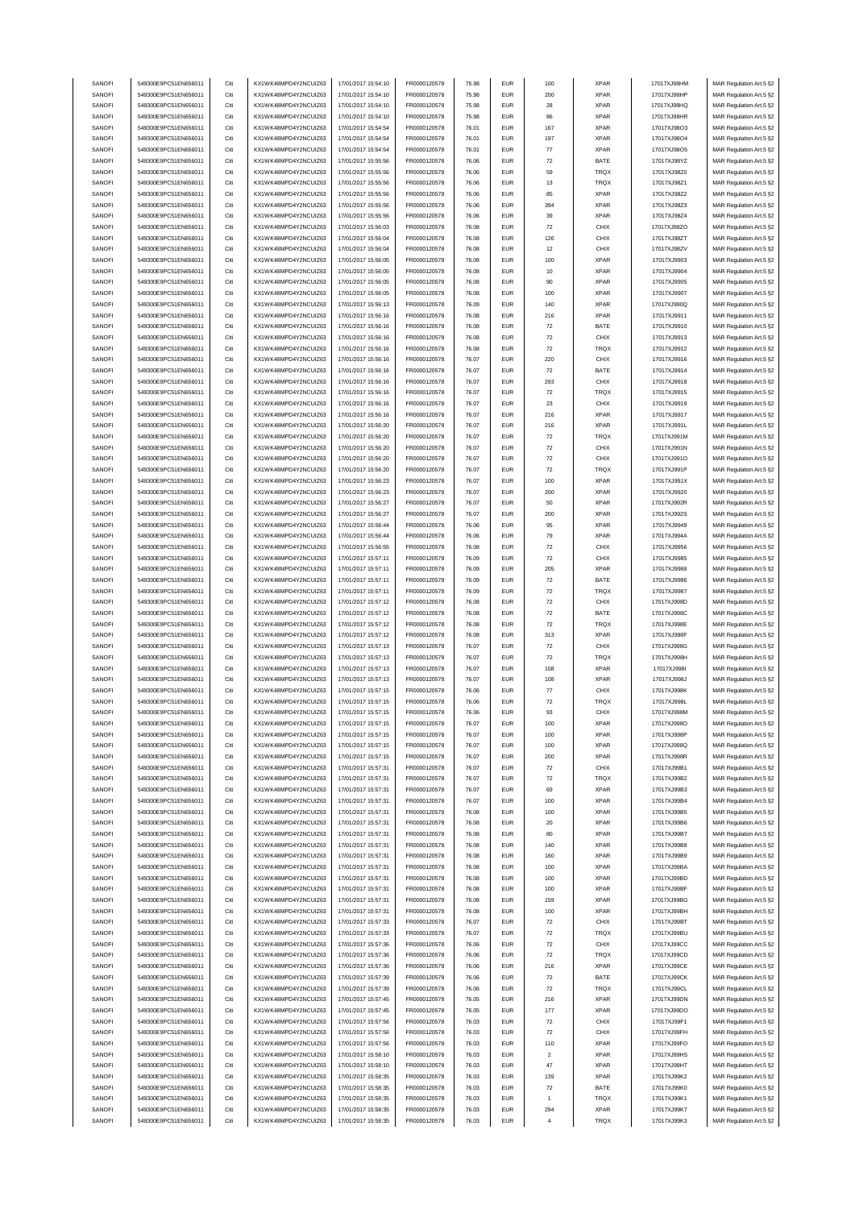| | | | | | | | | | | | |
|---|---|---|---|---|---|---|---|---|---|---|---|
| SANOFI | 549300E9PC51EN656011 | Citi | KX1WK48MPD4Y2NCUIZ63 | 17/01/2017 15:54:10 | FR0000120578 | 75.98 | EUR | 100 | XPAR | 17017XJ98HM | MAR Regulation Art.5 §2 |
| SANOFI | 549300E9PC51EN656011 | Citi | KX1WK48MPD4Y2NCUIZ63 | 17/01/2017 15:54:10 | FR0000120578 | 75.98 | EUR | 200 | XPAR | 17017XJ98HP | MAR Regulation Art.5 §2 |
| SANOFI | 549300E9PC51EN656011 | Citi | KX1WK48MPD4Y2NCUIZ63 | 17/01/2017 15:54:10 | FR0000120578 | 75.98 | EUR | 28 | XPAR | 17017XJ98HQ | MAR Regulation Art.5 §2 |
| SANOFI | 549300E9PC51EN656011 | Citi | KX1WK48MPD4Y2NCUIZ63 | 17/01/2017 15:54:10 | FR0000120578 | 75.98 | EUR | 86 | XPAR | 17017XJ98HR | MAR Regulation Art.5 §2 |
| SANOFI | 549300E9PC51EN656011 | Citi | KX1WK48MPD4Y2NCUIZ63 | 17/01/2017 15:54:54 | FR0000120578 | 76.01 | EUR | 167 | XPAR | 17017XJ98O3 | MAR Regulation Art.5 §2 |
| SANOFI | 549300E9PC51EN656011 | Citi | KX1WK48MPD4Y2NCUIZ63 | 17/01/2017 15:54:54 | FR0000120578 | 76.01 | EUR | 197 | XPAR | 17017XJ98O4 | MAR Regulation Art.5 §2 |
| SANOFI | 549300E9PC51EN656011 | Citi | KX1WK48MPD4Y2NCUIZ63 | 17/01/2017 15:54:54 | FR0000120578 | 76.01 | EUR | 77 | XPAR | 17017XJ98O5 | MAR Regulation Art.5 §2 |
| SANOFI | 549300E9PC51EN656011 | Citi | KX1WK48MPD4Y2NCUIZ63 | 17/01/2017 15:55:56 | FR0000120578 | 76.06 | EUR | 72 | BATE | 17017XJ98YZ | MAR Regulation Art.5 §2 |
| SANOFI | 549300E9PC51EN656011 | Citi | KX1WK48MPD4Y2NCUIZ63 | 17/01/2017 15:55:56 | FR0000120578 | 76.06 | EUR | 59 | TRQX | 17017XJ98Z0 | MAR Regulation Art.5 §2 |
| SANOFI | 549300E9PC51EN656011 | Citi | KX1WK48MPD4Y2NCUIZ63 | 17/01/2017 15:55:56 | FR0000120578 | 76.06 | EUR | 13 | TRQX | 17017XJ98Z1 | MAR Regulation Art.5 §2 |
| SANOFI | 549300E9PC51EN656011 | Citi | KX1WK48MPD4Y2NCUIZ63 | 17/01/2017 15:55:56 | FR0000120578 | 76.06 | EUR | 85 | XPAR | 17017XJ98Z2 | MAR Regulation Art.5 §2 |
| SANOFI | 549300E9PC51EN656011 | Citi | KX1WK48MPD4Y2NCUIZ63 | 17/01/2017 15:55:56 | FR0000120578 | 76.06 | EUR | 394 | XPAR | 17017XJ98Z3 | MAR Regulation Art.5 §2 |
| SANOFI | 549300E9PC51EN656011 | Citi | KX1WK48MPD4Y2NCUIZ63 | 17/01/2017 15:55:56 | FR0000120578 | 76.06 | EUR | 39 | XPAR | 17017XJ98Z4 | MAR Regulation Art.5 §2 |
| SANOFI | 549300E9PC51EN656011 | Citi | KX1WK48MPD4Y2NCUIZ63 | 17/01/2017 15:56:03 | FR0000120578 | 76.08 | EUR | 72 | CHIX | 17017XJ98ZO | MAR Regulation Art.5 §2 |
| SANOFI | 549300E9PC51EN656011 | Citi | KX1WK48MPD4Y2NCUIZ63 | 17/01/2017 15:56:04 | FR0000120578 | 76.08 | EUR | 126 | CHIX | 17017XJ98ZT | MAR Regulation Art.5 §2 |
| SANOFI | 549300E9PC51EN656011 | Citi | KX1WK48MPD4Y2NCUIZ63 | 17/01/2017 15:56:04 | FR0000120578 | 76.08 | EUR | 12 | CHIX | 17017XJ98ZV | MAR Regulation Art.5 §2 |
| SANOFI | 549300E9PC51EN656011 | Citi | KX1WK48MPD4Y2NCUIZ63 | 17/01/2017 15:56:05 | FR0000120578 | 76.08 | EUR | 100 | XPAR | 17017XJ9903 | MAR Regulation Art.5 §2 |
| SANOFI | 549300E9PC51EN656011 | Citi | KX1WK48MPD4Y2NCUIZ63 | 17/01/2017 15:56:05 | FR0000120578 | 76.08 | EUR | 10 | XPAR | 17017XJ9904 | MAR Regulation Art.5 §2 |
| SANOFI | 549300E9PC51EN656011 | Citi | KX1WK48MPD4Y2NCUIZ63 | 17/01/2017 15:56:05 | FR0000120578 | 76.08 | EUR | 90 | XPAR | 17017XJ9905 | MAR Regulation Art.5 §2 |
| SANOFI | 549300E9PC51EN656011 | Citi | KX1WK48MPD4Y2NCUIZ63 | 17/01/2017 15:56:05 | FR0000120578 | 76.08 | EUR | 100 | XPAR | 17017XJ9907 | MAR Regulation Art.5 §2 |
| SANOFI | 549300E9PC51EN656011 | Citi | KX1WK48MPD4Y2NCUIZ63 | 17/01/2017 15:56:13 | FR0000120578 | 76.09 | EUR | 140 | XPAR | 17017XJ990Q | MAR Regulation Art.5 §2 |
| SANOFI | 549300E9PC51EN656011 | Citi | KX1WK48MPD4Y2NCUIZ63 | 17/01/2017 15:56:16 | FR0000120578 | 76.08 | EUR | 216 | XPAR | 17017XJ9911 | MAR Regulation Art.5 §2 |
| SANOFI | 549300E9PC51EN656011 | Citi | KX1WK48MPD4Y2NCUIZ63 | 17/01/2017 15:56:16 | FR0000120578 | 76.08 | EUR | 72 | BATE | 17017XJ9910 | MAR Regulation Art.5 §2 |
| SANOFI | 549300E9PC51EN656011 | Citi | KX1WK48MPD4Y2NCUIZ63 | 17/01/2017 15:56:16 | FR0000120578 | 76.08 | EUR | 72 | CHIX | 17017XJ9913 | MAR Regulation Art.5 §2 |
| SANOFI | 549300E9PC51EN656011 | Citi | KX1WK48MPD4Y2NCUIZ63 | 17/01/2017 15:56:16 | FR0000120578 | 76.08 | EUR | 72 | TRQX | 17017XJ9912 | MAR Regulation Art.5 §2 |
| SANOFI | 549300E9PC51EN656011 | Citi | KX1WK48MPD4Y2NCUIZ63 | 17/01/2017 15:56:16 | FR0000120578 | 76.07 | EUR | 220 | CHIX | 17017XJ9916 | MAR Regulation Art.5 §2 |
| SANOFI | 549300E9PC51EN656011 | Citi | KX1WK48MPD4Y2NCUIZ63 | 17/01/2017 15:56:16 | FR0000120578 | 76.07 | EUR | 72 | BATE | 17017XJ9914 | MAR Regulation Art.5 §2 |
| SANOFI | 549300E9PC51EN656011 | Citi | KX1WK48MPD4Y2NCUIZ63 | 17/01/2017 15:56:16 | FR0000120578 | 76.07 | EUR | 293 | CHIX | 17017XJ9918 | MAR Regulation Art.5 §2 |
| SANOFI | 549300E9PC51EN656011 | Citi | KX1WK48MPD4Y2NCUIZ63 | 17/01/2017 15:56:16 | FR0000120578 | 76.07 | EUR | 72 | TRQX | 17017XJ9915 | MAR Regulation Art.5 §2 |
| SANOFI | 549300E9PC51EN656011 | Citi | KX1WK48MPD4Y2NCUIZ63 | 17/01/2017 15:56:16 | FR0000120578 | 76.07 | EUR | 23 | CHIX | 17017XJ9919 | MAR Regulation Art.5 §2 |
| SANOFI | 549300E9PC51EN656011 | Citi | KX1WK48MPD4Y2NCUIZ63 | 17/01/2017 15:56:16 | FR0000120578 | 76.07 | EUR | 216 | XPAR | 17017XJ9917 | MAR Regulation Art.5 §2 |
| SANOFI | 549300E9PC51EN656011 | Citi | KX1WK48MPD4Y2NCUIZ63 | 17/01/2017 15:56:20 | FR0000120578 | 76.07 | EUR | 216 | XPAR | 17017XJ991L | MAR Regulation Art.5 §2 |
| SANOFI | 549300E9PC51EN656011 | Citi | KX1WK48MPD4Y2NCUIZ63 | 17/01/2017 15:56:20 | FR0000120578 | 76.07 | EUR | 72 | TRQX | 17017XJ991M | MAR Regulation Art.5 §2 |
| SANOFI | 549300E9PC51EN656011 | Citi | KX1WK48MPD4Y2NCUIZ63 | 17/01/2017 15:56:20 | FR0000120578 | 76.07 | EUR | 72 | CHIX | 17017XJ991N | MAR Regulation Art.5 §2 |
| SANOFI | 549300E9PC51EN656011 | Citi | KX1WK48MPD4Y2NCUIZ63 | 17/01/2017 15:56:20 | FR0000120578 | 76.07 | EUR | 72 | CHIX | 17017XJ991O | MAR Regulation Art.5 §2 |
| SANOFI | 549300E9PC51EN656011 | Citi | KX1WK48MPD4Y2NCUIZ63 | 17/01/2017 15:56:20 | FR0000120578 | 76.07 | EUR | 72 | TRQX | 17017XJ991P | MAR Regulation Art.5 §2 |
| SANOFI | 549300E9PC51EN656011 | Citi | KX1WK48MPD4Y2NCUIZ63 | 17/01/2017 15:56:23 | FR0000120578 | 76.07 | EUR | 100 | XPAR | 17017XJ991X | MAR Regulation Art.5 §2 |
| SANOFI | 549300E9PC51EN656011 | Citi | KX1WK48MPD4Y2NCUIZ63 | 17/01/2017 15:56:23 | FR0000120578 | 76.07 | EUR | 200 | XPAR | 17017XJ9920 | MAR Regulation Art.5 §2 |
| SANOFI | 549300E9PC51EN656011 | Citi | KX1WK48MPD4Y2NCUIZ63 | 17/01/2017 15:56:27 | FR0000120578 | 76.07 | EUR | 50 | XPAR | 17017XJ992R | MAR Regulation Art.5 §2 |
| SANOFI | 549300E9PC51EN656011 | Citi | KX1WK48MPD4Y2NCUIZ63 | 17/01/2017 15:56:27 | FR0000120578 | 76.07 | EUR | 200 | XPAR | 17017XJ992S | MAR Regulation Art.5 §2 |
| SANOFI | 549300E9PC51EN656011 | Citi | KX1WK48MPD4Y2NCUIZ63 | 17/01/2017 15:56:44 | FR0000120578 | 76.06 | EUR | 95 | XPAR | 17017XJ9949 | MAR Regulation Art.5 §2 |
| SANOFI | 549300E9PC51EN656011 | Citi | KX1WK48MPD4Y2NCUIZ63 | 17/01/2017 15:56:44 | FR0000120578 | 76.06 | EUR | 79 | XPAR | 17017XJ994A | MAR Regulation Art.5 §2 |
| SANOFI | 549300E9PC51EN656011 | Citi | KX1WK48MPD4Y2NCUIZ63 | 17/01/2017 15:56:55 | FR0000120578 | 76.08 | EUR | 72 | CHIX | 17017XJ9956 | MAR Regulation Art.5 §2 |
| SANOFI | 549300E9PC51EN656011 | Citi | KX1WK48MPD4Y2NCUIZ63 | 17/01/2017 15:57:11 | FR0000120578 | 76.09 | EUR | 72 | CHIX | 17017XJ9985 | MAR Regulation Art.5 §2 |
| SANOFI | 549300E9PC51EN656011 | Citi | KX1WK48MPD4Y2NCUIZ63 | 17/01/2017 15:57:11 | FR0000120578 | 76.09 | EUR | 205 | XPAR | 17017XJ9988 | MAR Regulation Art.5 §2 |
| SANOFI | 549300E9PC51EN656011 | Citi | KX1WK48MPD4Y2NCUIZ63 | 17/01/2017 15:57:11 | FR0000120578 | 76.09 | EUR | 72 | BATE | 17017XJ9986 | MAR Regulation Art.5 §2 |
| SANOFI | 549300E9PC51EN656011 | Citi | KX1WK48MPD4Y2NCUIZ63 | 17/01/2017 15:57:11 | FR0000120578 | 76.09 | EUR | 72 | TRQX | 17017XJ9987 | MAR Regulation Art.5 §2 |
| SANOFI | 549300E9PC51EN656011 | Citi | KX1WK48MPD4Y2NCUIZ63 | 17/01/2017 15:57:12 | FR0000120578 | 76.08 | EUR | 72 | CHIX | 17017XJ998D | MAR Regulation Art.5 §2 |
| SANOFI | 549300E9PC51EN656011 | Citi | KX1WK48MPD4Y2NCUIZ63 | 17/01/2017 15:57:12 | FR0000120578 | 76.08 | EUR | 72 | BATE | 17017XJ998C | MAR Regulation Art.5 §2 |
| SANOFI | 549300E9PC51EN656011 | Citi | KX1WK48MPD4Y2NCUIZ63 | 17/01/2017 15:57:12 | FR0000120578 | 76.08 | EUR | 72 | TRQX | 17017XJ998E | MAR Regulation Art.5 §2 |
| SANOFI | 549300E9PC51EN656011 | Citi | KX1WK48MPD4Y2NCUIZ63 | 17/01/2017 15:57:12 | FR0000120578 | 76.08 | EUR | 313 | XPAR | 17017XJ998F | MAR Regulation Art.5 §2 |
| SANOFI | 549300E9PC51EN656011 | Citi | KX1WK48MPD4Y2NCUIZ63 | 17/01/2017 15:57:13 | FR0000120578 | 76.07 | EUR | 72 | CHIX | 17017XJ998G | MAR Regulation Art.5 §2 |
| SANOFI | 549300E9PC51EN656011 | Citi | KX1WK48MPD4Y2NCUIZ63 | 17/01/2017 15:57:13 | FR0000120578 | 76.07 | EUR | 72 | TRQX | 17017XJ998H | MAR Regulation Art.5 §2 |
| SANOFI | 549300E9PC51EN656011 | Citi | KX1WK48MPD4Y2NCUIZ63 | 17/01/2017 15:57:13 | FR0000120578 | 76.07 | EUR | 108 | XPAR | 17017XJ998I | MAR Regulation Art.5 §2 |
| SANOFI | 549300E9PC51EN656011 | Citi | KX1WK48MPD4Y2NCUIZ63 | 17/01/2017 15:57:13 | FR0000120578 | 76.07 | EUR | 108 | XPAR | 17017XJ998J | MAR Regulation Art.5 §2 |
| SANOFI | 549300E9PC51EN656011 | Citi | KX1WK48MPD4Y2NCUIZ63 | 17/01/2017 15:57:15 | FR0000120578 | 76.06 | EUR | 77 | CHIX | 17017XJ998K | MAR Regulation Art.5 §2 |
| SANOFI | 549300E9PC51EN656011 | Citi | KX1WK48MPD4Y2NCUIZ63 | 17/01/2017 15:57:15 | FR0000120578 | 76.06 | EUR | 72 | TRQX | 17017XJ998L | MAR Regulation Art.5 §2 |
| SANOFI | 549300E9PC51EN656011 | Citi | KX1WK48MPD4Y2NCUIZ63 | 17/01/2017 15:57:15 | FR0000120578 | 76.06 | EUR | 93 | CHIX | 17017XJ998M | MAR Regulation Art.5 §2 |
| SANOFI | 549300E9PC51EN656011 | Citi | KX1WK48MPD4Y2NCUIZ63 | 17/01/2017 15:57:15 | FR0000120578 | 76.07 | EUR | 100 | XPAR | 17017XJ998O | MAR Regulation Art.5 §2 |
| SANOFI | 549300E9PC51EN656011 | Citi | KX1WK48MPD4Y2NCUIZ63 | 17/01/2017 15:57:15 | FR0000120578 | 76.07 | EUR | 100 | XPAR | 17017XJ998P | MAR Regulation Art.5 §2 |
| SANOFI | 549300E9PC51EN656011 | Citi | KX1WK48MPD4Y2NCUIZ63 | 17/01/2017 15:57:15 | FR0000120578 | 76.07 | EUR | 100 | XPAR | 17017XJ998Q | MAR Regulation Art.5 §2 |
| SANOFI | 549300E9PC51EN656011 | Citi | KX1WK48MPD4Y2NCUIZ63 | 17/01/2017 15:57:15 | FR0000120578 | 76.07 | EUR | 200 | XPAR | 17017XJ998R | MAR Regulation Art.5 §2 |
| SANOFI | 549300E9PC51EN656011 | Citi | KX1WK48MPD4Y2NCUIZ63 | 17/01/2017 15:57:31 | FR0000120578 | 76.07 | EUR | 72 | CHIX | 17017XJ99B1 | MAR Regulation Art.5 §2 |
| SANOFI | 549300E9PC51EN656011 | Citi | KX1WK48MPD4Y2NCUIZ63 | 17/01/2017 15:57:31 | FR0000120578 | 76.07 | EUR | 72 | TRQX | 17017XJ99B2 | MAR Regulation Art.5 §2 |
| SANOFI | 549300E9PC51EN656011 | Citi | KX1WK48MPD4Y2NCUIZ63 | 17/01/2017 15:57:31 | FR0000120578 | 76.07 | EUR | 69 | XPAR | 17017XJ99B3 | MAR Regulation Art.5 §2 |
| SANOFI | 549300E9PC51EN656011 | Citi | KX1WK48MPD4Y2NCUIZ63 | 17/01/2017 15:57:31 | FR0000120578 | 76.07 | EUR | 100 | XPAR | 17017XJ99B4 | MAR Regulation Art.5 §2 |
| SANOFI | 549300E9PC51EN656011 | Citi | KX1WK48MPD4Y2NCUIZ63 | 17/01/2017 15:57:31 | FR0000120578 | 76.08 | EUR | 100 | XPAR | 17017XJ99B5 | MAR Regulation Art.5 §2 |
| SANOFI | 549300E9PC51EN656011 | Citi | KX1WK48MPD4Y2NCUIZ63 | 17/01/2017 15:57:31 | FR0000120578 | 76.08 | EUR | 20 | XPAR | 17017XJ99B6 | MAR Regulation Art.5 §2 |
| SANOFI | 549300E9PC51EN656011 | Citi | KX1WK48MPD4Y2NCUIZ63 | 17/01/2017 15:57:31 | FR0000120578 | 76.08 | EUR | 80 | XPAR | 17017XJ99B7 | MAR Regulation Art.5 §2 |
| SANOFI | 549300E9PC51EN656011 | Citi | KX1WK48MPD4Y2NCUIZ63 | 17/01/2017 15:57:31 | FR0000120578 | 76.08 | EUR | 140 | XPAR | 17017XJ99B8 | MAR Regulation Art.5 §2 |
| SANOFI | 549300E9PC51EN656011 | Citi | KX1WK48MPD4Y2NCUIZ63 | 17/01/2017 15:57:31 | FR0000120578 | 76.08 | EUR | 160 | XPAR | 17017XJ99B9 | MAR Regulation Art.5 §2 |
| SANOFI | 549300E9PC51EN656011 | Citi | KX1WK48MPD4Y2NCUIZ63 | 17/01/2017 15:57:31 | FR0000120578 | 76.08 | EUR | 100 | XPAR | 17017XJ99BA | MAR Regulation Art.5 §2 |
| SANOFI | 549300E9PC51EN656011 | Citi | KX1WK48MPD4Y2NCUIZ63 | 17/01/2017 15:57:31 | FR0000120578 | 76.08 | EUR | 100 | XPAR | 17017XJ99BD | MAR Regulation Art.5 §2 |
| SANOFI | 549300E9PC51EN656011 | Citi | KX1WK48MPD4Y2NCUIZ63 | 17/01/2017 15:57:31 | FR0000120578 | 76.08 | EUR | 100 | XPAR | 17017XJ99BF | MAR Regulation Art.5 §2 |
| SANOFI | 549300E9PC51EN656011 | Citi | KX1WK48MPD4Y2NCUIZ63 | 17/01/2017 15:57:31 | FR0000120578 | 76.08 | EUR | 159 | XPAR | 17017XJ99BG | MAR Regulation Art.5 §2 |
| SANOFI | 549300E9PC51EN656011 | Citi | KX1WK48MPD4Y2NCUIZ63 | 17/01/2017 15:57:31 | FR0000120578 | 76.08 | EUR | 100 | XPAR | 17017XJ99BH | MAR Regulation Art.5 §2 |
| SANOFI | 549300E9PC51EN656011 | Citi | KX1WK48MPD4Y2NCUIZ63 | 17/01/2017 15:57:33 | FR0000120578 | 76.07 | EUR | 72 | CHIX | 17017XJ99BT | MAR Regulation Art.5 §2 |
| SANOFI | 549300E9PC51EN656011 | Citi | KX1WK48MPD4Y2NCUIZ63 | 17/01/2017 15:57:33 | FR0000120578 | 76.07 | EUR | 72 | TRQX | 17017XJ99BU | MAR Regulation Art.5 §2 |
| SANOFI | 549300E9PC51EN656011 | Citi | KX1WK48MPD4Y2NCUIZ63 | 17/01/2017 15:57:36 | FR0000120578 | 76.06 | EUR | 72 | CHIX | 17017XJ99CC | MAR Regulation Art.5 §2 |
| SANOFI | 549300E9PC51EN656011 | Citi | KX1WK48MPD4Y2NCUIZ63 | 17/01/2017 15:57:36 | FR0000120578 | 76.06 | EUR | 72 | TRQX | 17017XJ99CD | MAR Regulation Art.5 §2 |
| SANOFI | 549300E9PC51EN656011 | Citi | KX1WK48MPD4Y2NCUIZ63 | 17/01/2017 15:57:36 | FR0000120578 | 76.06 | EUR | 216 | XPAR | 17017XJ99CE | MAR Regulation Art.5 §2 |
| SANOFI | 549300E9PC51EN656011 | Citi | KX1WK48MPD4Y2NCUIZ63 | 17/01/2017 15:57:39 | FR0000120578 | 76.06 | EUR | 72 | BATE | 17017XJ99CK | MAR Regulation Art.5 §2 |
| SANOFI | 549300E9PC51EN656011 | Citi | KX1WK48MPD4Y2NCUIZ63 | 17/01/2017 15:57:39 | FR0000120578 | 76.06 | EUR | 72 | TRQX | 17017XJ99CL | MAR Regulation Art.5 §2 |
| SANOFI | 549300E9PC51EN656011 | Citi | KX1WK48MPD4Y2NCUIZ63 | 17/01/2017 15:57:45 | FR0000120578 | 76.05 | EUR | 216 | XPAR | 17017XJ99DN | MAR Regulation Art.5 §2 |
| SANOFI | 549300E9PC51EN656011 | Citi | KX1WK48MPD4Y2NCUIZ63 | 17/01/2017 15:57:45 | FR0000120578 | 76.05 | EUR | 177 | XPAR | 17017XJ99DO | MAR Regulation Art.5 §2 |
| SANOFI | 549300E9PC51EN656011 | Citi | KX1WK48MPD4Y2NCUIZ63 | 17/01/2017 15:57:56 | FR0000120578 | 76.03 | EUR | 72 | CHIX | 17017XJ99F1 | MAR Regulation Art.5 §2 |
| SANOFI | 549300E9PC51EN656011 | Citi | KX1WK48MPD4Y2NCUIZ63 | 17/01/2017 15:57:56 | FR0000120578 | 76.03 | EUR | 72 | CHIX | 17017XJ99FH | MAR Regulation Art.5 §2 |
| SANOFI | 549300E9PC51EN656011 | Citi | KX1WK48MPD4Y2NCUIZ63 | 17/01/2017 15:57:56 | FR0000120578 | 76.03 | EUR | 110 | XPAR | 17017XJ99FO | MAR Regulation Art.5 §2 |
| SANOFI | 549300E9PC51EN656011 | Citi | KX1WK48MPD4Y2NCUIZ63 | 17/01/2017 15:58:10 | FR0000120578 | 76.03 | EUR | 2 | XPAR | 17017XJ99HS | MAR Regulation Art.5 §2 |
| SANOFI | 549300E9PC51EN656011 | Citi | KX1WK48MPD4Y2NCUIZ63 | 17/01/2017 15:58:10 | FR0000120578 | 76.03 | EUR | 47 | XPAR | 17017XJ99HT | MAR Regulation Art.5 §2 |
| SANOFI | 549300E9PC51EN656011 | Citi | KX1WK48MPD4Y2NCUIZ63 | 17/01/2017 15:58:35 | FR0000120578 | 76.03 | EUR | 139 | XPAR | 17017XJ99K2 | MAR Regulation Art.5 §2 |
| SANOFI | 549300E9PC51EN656011 | Citi | KX1WK48MPD4Y2NCUIZ63 | 17/01/2017 15:58:35 | FR0000120578 | 76.03 | EUR | 72 | BATE | 17017XJ99K0 | MAR Regulation Art.5 §2 |
| SANOFI | 549300E9PC51EN656011 | Citi | KX1WK48MPD4Y2NCUIZ63 | 17/01/2017 15:58:35 | FR0000120578 | 76.03 | EUR | 1 | TRQX | 17017XJ99K1 | MAR Regulation Art.5 §2 |
| SANOFI | 549300E9PC51EN656011 | Citi | KX1WK48MPD4Y2NCUIZ63 | 17/01/2017 15:58:35 | FR0000120578 | 76.03 | EUR | 294 | XPAR | 17017XJ99K7 | MAR Regulation Art.5 §2 |
| SANOFI | 549300E9PC51EN656011 | Citi | KX1WK48MPD4Y2NCUIZ63 | 17/01/2017 15:58:35 | FR0000120578 | 76.03 | EUR | 4 | TRQX | 17017XJ99K3 | MAR Regulation Art.5 §2 |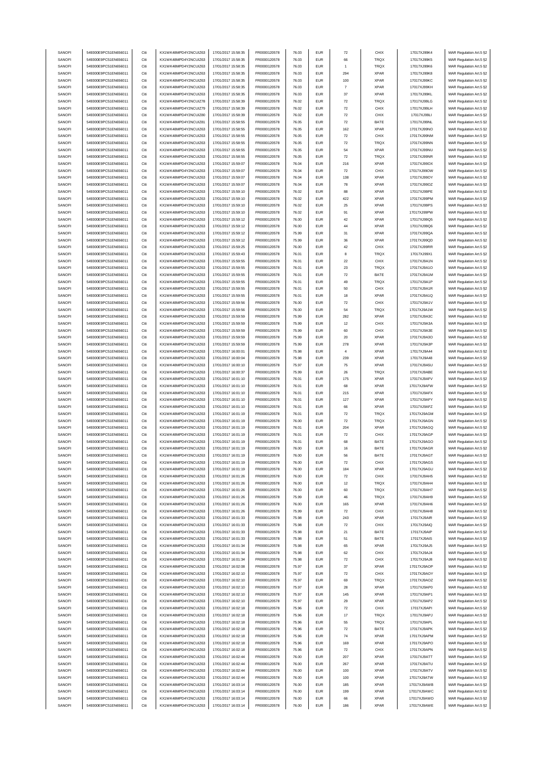| | | | | | | | | | | | |
|---|---|---|---|---|---|---|---|---|---|---|---|
| SANOFI | 549300E9PC51EN656011 | Citi | KX1WK48MPD4Y2NCUIZ63 | 17/01/2017 15:58:35 | FR0000120578 | 76.03 | EUR | 72 | CHIX | 17017XJ99K4 | MAR Regulation Art.5 §2 |
| SANOFI | 549300E9PC51EN656011 | Citi | KX1WK48MPD4Y2NCUIZ63 | 17/01/2017 15:58:35 | FR0000120578 | 76.03 | EUR | 66 | TRQX | 17017XJ99K5 | MAR Regulation Art.5 §2 |
| SANOFI | 549300E9PC51EN656011 | Citi | KX1WK48MPD4Y2NCUIZ63 | 17/01/2017 15:58:35 | FR0000120578 | 76.03 | EUR | 1 | TRQX | 17017XJ99K6 | MAR Regulation Art.5 §2 |
| SANOFI | 549300E9PC51EN656011 | Citi | KX1WK48MPD4Y2NCUIZ63 | 17/01/2017 15:58:35 | FR0000120578 | 76.03 | EUR | 294 | XPAR | 17017XJ99K8 | MAR Regulation Art.5 §2 |
| SANOFI | 549300E9PC51EN656011 | Citi | KX1WK48MPD4Y2NCUIZ63 | 17/01/2017 15:58:35 | FR0000120578 | 76.03 | EUR | 100 | XPAR | 17017XJ99KC | MAR Regulation Art.5 §2 |
| SANOFI | 549300E9PC51EN656011 | Citi | KX1WK48MPD4Y2NCUIZ63 | 17/01/2017 15:58:35 | FR0000120578 | 76.03 | EUR | 7 | XPAR | 17017XJ99KH | MAR Regulation Art.5 §2 |
| SANOFI | 549300E9PC51EN656011 | Citi | KX1WK48MPD4Y2NCUIZ63 | 17/01/2017 15:58:35 | FR0000120578 | 76.03 | EUR | 37 | XPAR | 17017XJ99KL | MAR Regulation Art.5 §2 |
| SANOFI | 549300E9PC51EN656011 | Citi | KX1WK48MPD4Y2NCUIZ78 | 17/01/2017 15:58:39 | FR0000120578 | 76.02 | EUR | 72 | TRQX | 17017XJ99LG | MAR Regulation Art.5 §2 |
| SANOFI | 549300E9PC51EN656011 | Citi | KX1WK48MPD4Y2NCUIZ79 | 17/01/2017 15:58:39 | FR0000120578 | 76.02 | EUR | 72 | CHIX | 17017XJ99LH | MAR Regulation Art.5 §2 |
| SANOFI | 549300E9PC51EN656011 | Citi | KX1WK48MPD4Y2NCUIZ80 | 17/01/2017 15:58:39 | FR0000120578 | 76.02 | EUR | 72 | CHIX | 17017XJ99LI | MAR Regulation Art.5 §2 |
| SANOFI | 549300E9PC51EN656011 | Citi | KX1WK48MPD4Y2NCUIZ81 | 17/01/2017 15:58:55 | FR0000120578 | 76.05 | EUR | 72 | BATE | 17017XJ99NL | MAR Regulation Art.5 §2 |
| SANOFI | 549300E9PC51EN656011 | Citi | KX1WK48MPD4Y2NCUIZ63 | 17/01/2017 15:58:55 | FR0000120578 | 76.05 | EUR | 162 | XPAR | 17017XJ99NO | MAR Regulation Art.5 §2 |
| SANOFI | 549300E9PC51EN656011 | Citi | KX1WK48MPD4Y2NCUIZ63 | 17/01/2017 15:58:55 | FR0000120578 | 76.05 | EUR | 72 | CHIX | 17017XJ99NM | MAR Regulation Art.5 §2 |
| SANOFI | 549300E9PC51EN656011 | Citi | KX1WK48MPD4Y2NCUIZ63 | 17/01/2017 15:58:55 | FR0000120578 | 76.05 | EUR | 72 | TRQX | 17017XJ99NN | MAR Regulation Art.5 §2 |
| SANOFI | 549300E9PC51EN656011 | Citi | KX1WK48MPD4Y2NCUIZ63 | 17/01/2017 15:58:55 | FR0000120578 | 76.05 | EUR | 54 | XPAR | 17017XJ99NU | MAR Regulation Art.5 §2 |
| SANOFI | 549300E9PC51EN656011 | Citi | KX1WK48MPD4Y2NCUIZ63 | 17/01/2017 15:58:55 | FR0000120578 | 76.05 | EUR | 72 | TRQX | 17017XJ99NR | MAR Regulation Art.5 §2 |
| SANOFI | 549300E9PC51EN656011 | Citi | KX1WK48MPD4Y2NCUIZ63 | 17/01/2017 15:59:07 | FR0000120578 | 76.04 | EUR | 216 | XPAR | 17017XJ99OX | MAR Regulation Art.5 §2 |
| SANOFI | 549300E9PC51EN656011 | Citi | KX1WK48MPD4Y2NCUIZ63 | 17/01/2017 15:59:07 | FR0000120578 | 76.04 | EUR | 72 | CHIX | 17017XJ99OW | MAR Regulation Art.5 §2 |
| SANOFI | 549300E9PC51EN656011 | Citi | KX1WK48MPD4Y2NCUIZ63 | 17/01/2017 15:59:07 | FR0000120578 | 76.04 | EUR | 138 | XPAR | 17017XJ99OY | MAR Regulation Art.5 §2 |
| SANOFI | 549300E9PC51EN656011 | Citi | KX1WK48MPD4Y2NCUIZ63 | 17/01/2017 15:59:07 | FR0000120578 | 76.04 | EUR | 78 | XPAR | 17017XJ99OZ | MAR Regulation Art.5 §2 |
| SANOFI | 549300E9PC51EN656011 | Citi | KX1WK48MPD4Y2NCUIZ63 | 17/01/2017 15:59:10 | FR0000120578 | 76.02 | EUR | 88 | XPAR | 17017XJ99PE | MAR Regulation Art.5 §2 |
| SANOFI | 549300E9PC51EN656011 | Citi | KX1WK48MPD4Y2NCUIZ63 | 17/01/2017 15:59:10 | FR0000120578 | 76.02 | EUR | 422 | XPAR | 17017XJ99PM | MAR Regulation Art.5 §2 |
| SANOFI | 549300E9PC51EN656011 | Citi | KX1WK48MPD4Y2NCUIZ63 | 17/01/2017 15:59:10 | FR0000120578 | 76.02 | EUR | 25 | XPAR | 17017XJ99PS | MAR Regulation Art.5 §2 |
| SANOFI | 549300E9PC51EN656011 | Citi | KX1WK48MPD4Y2NCUIZ63 | 17/01/2017 15:59:10 | FR0000120578 | 76.02 | EUR | 91 | XPAR | 17017XJ99PW | MAR Regulation Art.5 §2 |
| SANOFI | 549300E9PC51EN656011 | Citi | KX1WK48MPD4Y2NCUIZ63 | 17/01/2017 15:59:12 | FR0000120578 | 76.00 | EUR | 42 | XPAR | 17017XJ99Q5 | MAR Regulation Art.5 §2 |
| SANOFI | 549300E9PC51EN656011 | Citi | KX1WK48MPD4Y2NCUIZ63 | 17/01/2017 15:59:12 | FR0000120578 | 76.00 | EUR | 44 | XPAR | 17017XJ99Q6 | MAR Regulation Art.5 §2 |
| SANOFI | 549300E9PC51EN656011 | Citi | KX1WK48MPD4Y2NCUIZ63 | 17/01/2017 15:59:12 | FR0000120578 | 75.99 | EUR | 31 | XPAR | 17017XJ99QA | MAR Regulation Art.5 §2 |
| SANOFI | 549300E9PC51EN656011 | Citi | KX1WK48MPD4Y2NCUIZ63 | 17/01/2017 15:59:12 | FR0000120578 | 75.99 | EUR | 36 | XPAR | 17017XJ99QD | MAR Regulation Art.5 §2 |
| SANOFI | 549300E9PC51EN656011 | Citi | KX1WK48MPD4Y2NCUIZ63 | 17/01/2017 15:59:25 | FR0000120578 | 76.00 | EUR | 42 | CHIX | 17017XJ99RR | MAR Regulation Art.5 §2 |
| SANOFI | 549300E9PC51EN656011 | Citi | KX1WK48MPD4Y2NCUIZ63 | 17/01/2017 15:59:43 | FR0000120578 | 76.01 | EUR | 8 | TRQX | 17017XJ99X1 | MAR Regulation Art.5 §2 |
| SANOFI | 549300E9PC51EN656011 | Citi | KX1WK48MPD4Y2NCUIZ63 | 17/01/2017 15:59:55 | FR0000120578 | 76.01 | EUR | 22 | CHIX | 17017XJ9A1N | MAR Regulation Art.5 §2 |
| SANOFI | 549300E9PC51EN656011 | Citi | KX1WK48MPD4Y2NCUIZ63 | 17/01/2017 15:59:55 | FR0000120578 | 76.01 | EUR | 23 | TRQX | 17017XJ9A1O | MAR Regulation Art.5 §2 |
| SANOFI | 549300E9PC51EN656011 | Citi | KX1WK48MPD4Y2NCUIZ63 | 17/01/2017 15:59:55 | FR0000120578 | 76.01 | EUR | 72 | BATE | 17017XJ9A1M | MAR Regulation Art.5 §2 |
| SANOFI | 549300E9PC51EN656011 | Citi | KX1WK48MPD4Y2NCUIZ63 | 17/01/2017 15:59:55 | FR0000120578 | 76.01 | EUR | 49 | TRQX | 17017XJ9A1P | MAR Regulation Art.5 §2 |
| SANOFI | 549300E9PC51EN656011 | Citi | KX1WK48MPD4Y2NCUIZ63 | 17/01/2017 15:59:55 | FR0000120578 | 76.01 | EUR | 50 | CHIX | 17017XJ9A1R | MAR Regulation Art.5 §2 |
| SANOFI | 549300E9PC51EN656011 | Citi | KX1WK48MPD4Y2NCUIZ63 | 17/01/2017 15:59:55 | FR0000120578 | 76.01 | EUR | 18 | XPAR | 17017XJ9A1Q | MAR Regulation Art.5 §2 |
| SANOFI | 549300E9PC51EN656011 | Citi | KX1WK48MPD4Y2NCUIZ63 | 17/01/2017 15:59:56 | FR0000120578 | 76.00 | EUR | 72 | CHIX | 17017XJ9A1V | MAR Regulation Art.5 §2 |
| SANOFI | 549300E9PC51EN656011 | Citi | KX1WK48MPD4Y2NCUIZ63 | 17/01/2017 15:59:56 | FR0000120578 | 76.00 | EUR | 54 | TRQX | 17017XJ9A1W | MAR Regulation Art.5 §2 |
| SANOFI | 549300E9PC51EN656011 | Citi | KX1WK48MPD4Y2NCUIZ63 | 17/01/2017 15:59:59 | FR0000120578 | 75.99 | EUR | 282 | XPAR | 17017XJ9A3C | MAR Regulation Art.5 §2 |
| SANOFI | 549300E9PC51EN656011 | Citi | KX1WK48MPD4Y2NCUIZ63 | 17/01/2017 15:59:59 | FR0000120578 | 75.99 | EUR | 12 | CHIX | 17017XJ9A3A | MAR Regulation Art.5 §2 |
| SANOFI | 549300E9PC51EN656011 | Citi | KX1WK48MPD4Y2NCUIZ63 | 17/01/2017 15:59:59 | FR0000120578 | 75.99 | EUR | 60 | CHIX | 17017XJ9A3E | MAR Regulation Art.5 §2 |
| SANOFI | 549300E9PC51EN656011 | Citi | KX1WK48MPD4Y2NCUIZ63 | 17/01/2017 15:59:59 | FR0000120578 | 75.99 | EUR | 20 | XPAR | 17017XJ9A3O | MAR Regulation Art.5 §2 |
| SANOFI | 549300E9PC51EN656011 | Citi | KX1WK48MPD4Y2NCUIZ63 | 17/01/2017 15:59:59 | FR0000120578 | 75.99 | EUR | 278 | XPAR | 17017XJ9A3P | MAR Regulation Art.5 §2 |
| SANOFI | 549300E9PC51EN656011 | Citi | KX1WK48MPD4Y2NCUIZ63 | 17/01/2017 16:00:01 | FR0000120578 | 75.98 | EUR | 4 | XPAR | 17017XJ9A44 | MAR Regulation Art.5 §2 |
| SANOFI | 549300E9PC51EN656011 | Citi | KX1WK48MPD4Y2NCUIZ63 | 17/01/2017 16:00:04 | FR0000120578 | 75.98 | EUR | 239 | XPAR | 17017XJ9A48 | MAR Regulation Art.5 §2 |
| SANOFI | 549300E9PC51EN656011 | Citi | KX1WK48MPD4Y2NCUIZ63 | 17/01/2017 16:00:10 | FR0000120578 | 75.97 | EUR | 75 | XPAR | 17017XJ9A5U | MAR Regulation Art.5 §2 |
| SANOFI | 549300E9PC51EN656011 | Citi | KX1WK48MPD4Y2NCUIZ63 | 17/01/2017 16:00:37 | FR0000120578 | 75.99 | EUR | 26 | TRQX | 17017XJ9ABE | MAR Regulation Art.5 §2 |
| SANOFI | 549300E9PC51EN656011 | Citi | KX1WK48MPD4Y2NCUIZ63 | 17/01/2017 16:01:10 | FR0000120578 | 76.01 | EUR | 175 | XPAR | 17017XJ9AFV | MAR Regulation Art.5 §2 |
| SANOFI | 549300E9PC51EN656011 | Citi | KX1WK48MPD4Y2NCUIZ63 | 17/01/2017 16:01:10 | FR0000120578 | 76.01 | EUR | 68 | XPAR | 17017XJ9AFW | MAR Regulation Art.5 §2 |
| SANOFI | 549300E9PC51EN656011 | Citi | KX1WK48MPD4Y2NCUIZ63 | 17/01/2017 16:01:10 | FR0000120578 | 76.01 | EUR | 215 | XPAR | 17017XJ9AFX | MAR Regulation Art.5 §2 |
| SANOFI | 549300E9PC51EN656011 | Citi | KX1WK48MPD4Y2NCUIZ63 | 17/01/2017 16:01:10 | FR0000120578 | 76.01 | EUR | 127 | XPAR | 17017XJ9AFY | MAR Regulation Art.5 §2 |
| SANOFI | 549300E9PC51EN656011 | Citi | KX1WK48MPD4Y2NCUIZ63 | 17/01/2017 16:01:10 | FR0000120578 | 76.01 | EUR | 66 | XPAR | 17017XJ9AFZ | MAR Regulation Art.5 §2 |
| SANOFI | 549300E9PC51EN656011 | Citi | KX1WK48MPD4Y2NCUIZ63 | 17/01/2017 16:01:19 | FR0000120578 | 76.01 | EUR | 72 | TRQX | 17017XJ9AGM | MAR Regulation Art.5 §2 |
| SANOFI | 549300E9PC51EN656011 | Citi | KX1WK48MPD4Y2NCUIZ63 | 17/01/2017 16:01:19 | FR0000120578 | 76.00 | EUR | 72 | TRQX | 17017XJ9AGN | MAR Regulation Art.5 §2 |
| SANOFI | 549300E9PC51EN656011 | Citi | KX1WK48MPD4Y2NCUIZ63 | 17/01/2017 16:01:19 | FR0000120578 | 76.01 | EUR | 204 | XPAR | 17017XJ9AGQ | MAR Regulation Art.5 §2 |
| SANOFI | 549300E9PC51EN656011 | Citi | KX1WK48MPD4Y2NCUIZ63 | 17/01/2017 16:01:19 | FR0000120578 | 76.01 | EUR | 72 | CHIX | 17017XJ9AGP | MAR Regulation Art.5 §2 |
| SANOFI | 549300E9PC51EN656011 | Citi | KX1WK48MPD4Y2NCUIZ63 | 17/01/2017 16:01:19 | FR0000120578 | 76.01 | EUR | 68 | BATE | 17017XJ9AGO | MAR Regulation Art.5 §2 |
| SANOFI | 549300E9PC51EN656011 | Citi | KX1WK48MPD4Y2NCUIZ63 | 17/01/2017 16:01:19 | FR0000120578 | 76.00 | EUR | 16 | BATE | 17017XJ9AGR | MAR Regulation Art.5 §2 |
| SANOFI | 549300E9PC51EN656011 | Citi | KX1WK48MPD4Y2NCUIZ63 | 17/01/2017 16:01:19 | FR0000120578 | 76.00 | EUR | 56 | BATE | 17017XJ9AGT | MAR Regulation Art.5 §2 |
| SANOFI | 549300E9PC51EN656011 | Citi | KX1WK48MPD4Y2NCUIZ63 | 17/01/2017 16:01:19 | FR0000120578 | 76.00 | EUR | 72 | CHIX | 17017XJ9AGS | MAR Regulation Art.5 §2 |
| SANOFI | 549300E9PC51EN656011 | Citi | KX1WK48MPD4Y2NCUIZ63 | 17/01/2017 16:01:19 | FR0000120578 | 76.00 | EUR | 184 | XPAR | 17017XJ9AGU | MAR Regulation Art.5 §2 |
| SANOFI | 549300E9PC51EN656011 | Citi | KX1WK48MPD4Y2NCUIZ63 | 17/01/2017 16:01:26 | FR0000120578 | 76.00 | EUR | 72 | CHIX | 17017XJ9AH5 | MAR Regulation Art.5 §2 |
| SANOFI | 549300E9PC51EN656011 | Citi | KX1WK48MPD4Y2NCUIZ63 | 17/01/2017 16:01:26 | FR0000120578 | 76.00 | EUR | 12 | TRQX | 17017XJ9AH4 | MAR Regulation Art.5 §2 |
| SANOFI | 549300E9PC51EN656011 | Citi | KX1WK48MPD4Y2NCUIZ63 | 17/01/2017 16:01:26 | FR0000120578 | 76.00 | EUR | 60 | TRQX | 17017XJ9AH7 | MAR Regulation Art.5 §2 |
| SANOFI | 549300E9PC51EN656011 | Citi | KX1WK48MPD4Y2NCUIZ63 | 17/01/2017 16:01:26 | FR0000120578 | 75.99 | EUR | 46 | TRQX | 17017XJ9AH9 | MAR Regulation Art.5 §2 |
| SANOFI | 549300E9PC51EN656011 | Citi | KX1WK48MPD4Y2NCUIZ63 | 17/01/2017 16:01:26 | FR0000120578 | 76.00 | EUR | 165 | XPAR | 17017XJ9AH6 | MAR Regulation Art.5 §2 |
| SANOFI | 549300E9PC51EN656011 | Citi | KX1WK48MPD4Y2NCUIZ63 | 17/01/2017 16:01:26 | FR0000120578 | 75.99 | EUR | 72 | CHIX | 17017XJ9AH8 | MAR Regulation Art.5 §2 |
| SANOFI | 549300E9PC51EN656011 | Citi | KX1WK48MPD4Y2NCUIZ63 | 17/01/2017 16:01:33 | FR0000120578 | 75.98 | EUR | 243 | XPAR | 17017XJ9AIR | MAR Regulation Art.5 §2 |
| SANOFI | 549300E9PC51EN656011 | Citi | KX1WK48MPD4Y2NCUIZ63 | 17/01/2017 16:01:33 | FR0000120578 | 75.98 | EUR | 72 | CHIX | 17017XJ9AIQ | MAR Regulation Art.5 §2 |
| SANOFI | 549300E9PC51EN656011 | Citi | KX1WK48MPD4Y2NCUIZ63 | 17/01/2017 16:01:33 | FR0000120578 | 75.98 | EUR | 21 | BATE | 17017XJ9AIP | MAR Regulation Art.5 §2 |
| SANOFI | 549300E9PC51EN656011 | Citi | KX1WK48MPD4Y2NCUIZ63 | 17/01/2017 16:01:33 | FR0000120578 | 75.98 | EUR | 51 | BATE | 17017XJ9AIS | MAR Regulation Art.5 §2 |
| SANOFI | 549300E9PC51EN656011 | Citi | KX1WK48MPD4Y2NCUIZ63 | 17/01/2017 16:01:34 | FR0000120578 | 75.98 | EUR | 65 | XPAR | 17017XJ9AJ5 | MAR Regulation Art.5 §2 |
| SANOFI | 549300E9PC51EN656011 | Citi | KX1WK48MPD4Y2NCUIZ63 | 17/01/2017 16:01:34 | FR0000120578 | 75.98 | EUR | 62 | CHIX | 17017XJ9AJ4 | MAR Regulation Art.5 §2 |
| SANOFI | 549300E9PC51EN656011 | Citi | KX1WK48MPD4Y2NCUIZ63 | 17/01/2017 16:01:34 | FR0000120578 | 75.98 | EUR | 72 | CHIX | 17017XJ9AJ8 | MAR Regulation Art.5 §2 |
| SANOFI | 549300E9PC51EN656011 | Citi | KX1WK48MPD4Y2NCUIZ63 | 17/01/2017 16:02:08 | FR0000120578 | 75.97 | EUR | 37 | XPAR | 17017XJ9AOP | MAR Regulation Art.5 §2 |
| SANOFI | 549300E9PC51EN656011 | Citi | KX1WK48MPD4Y2NCUIZ63 | 17/01/2017 16:02:10 | FR0000120578 | 75.97 | EUR | 72 | CHIX | 17017XJ9AOY | MAR Regulation Art.5 §2 |
| SANOFI | 549300E9PC51EN656011 | Citi | KX1WK48MPD4Y2NCUIZ63 | 17/01/2017 16:02:10 | FR0000120578 | 75.97 | EUR | 69 | TRQX | 17017XJ9AOZ | MAR Regulation Art.5 §2 |
| SANOFI | 549300E9PC51EN656011 | Citi | KX1WK48MPD4Y2NCUIZ63 | 17/01/2017 16:02:10 | FR0000120578 | 75.97 | EUR | 28 | XPAR | 17017XJ9AP0 | MAR Regulation Art.5 §2 |
| SANOFI | 549300E9PC51EN656011 | Citi | KX1WK48MPD4Y2NCUIZ63 | 17/01/2017 16:02:10 | FR0000120578 | 75.97 | EUR | 145 | XPAR | 17017XJ9AP1 | MAR Regulation Art.5 §2 |
| SANOFI | 549300E9PC51EN656011 | Citi | KX1WK48MPD4Y2NCUIZ63 | 17/01/2017 16:02:10 | FR0000120578 | 75.97 | EUR | 29 | XPAR | 17017XJ9AP2 | MAR Regulation Art.5 §2 |
| SANOFI | 549300E9PC51EN656011 | Citi | KX1WK48MPD4Y2NCUIZ63 | 17/01/2017 16:02:18 | FR0000120578 | 75.96 | EUR | 72 | CHIX | 17017XJ9API | MAR Regulation Art.5 §2 |
| SANOFI | 549300E9PC51EN656011 | Citi | KX1WK48MPD4Y2NCUIZ63 | 17/01/2017 16:02:18 | FR0000120578 | 75.96 | EUR | 17 | TRQX | 17017XJ9APJ | MAR Regulation Art.5 §2 |
| SANOFI | 549300E9PC51EN656011 | Citi | KX1WK48MPD4Y2NCUIZ63 | 17/01/2017 16:02:18 | FR0000120578 | 75.96 | EUR | 55 | TRQX | 17017XJ9APL | MAR Regulation Art.5 §2 |
| SANOFI | 549300E9PC51EN656011 | Citi | KX1WK48MPD4Y2NCUIZ63 | 17/01/2017 16:02:18 | FR0000120578 | 75.96 | EUR | 72 | BATE | 17017XJ9APK | MAR Regulation Art.5 §2 |
| SANOFI | 549300E9PC51EN656011 | Citi | KX1WK48MPD4Y2NCUIZ63 | 17/01/2017 16:02:18 | FR0000120578 | 75.96 | EUR | 74 | XPAR | 17017XJ9APM | MAR Regulation Art.5 §2 |
| SANOFI | 549300E9PC51EN656011 | Citi | KX1WK48MPD4Y2NCUIZ63 | 17/01/2017 16:02:18 | FR0000120578 | 75.96 | EUR | 169 | XPAR | 17017XJ9APO | MAR Regulation Art.5 §2 |
| SANOFI | 549300E9PC51EN656011 | Citi | KX1WK48MPD4Y2NCUIZ63 | 17/01/2017 16:02:18 | FR0000120578 | 75.96 | EUR | 72 | CHIX | 17017XJ9APN | MAR Regulation Art.5 §2 |
| SANOFI | 549300E9PC51EN656011 | Citi | KX1WK48MPD4Y2NCUIZ63 | 17/01/2017 16:02:44 | FR0000120578 | 76.00 | EUR | 207 | XPAR | 17017XJ9ATT | MAR Regulation Art.5 §2 |
| SANOFI | 549300E9PC51EN656011 | Citi | KX1WK48MPD4Y2NCUIZ63 | 17/01/2017 16:02:44 | FR0000120578 | 76.00 | EUR | 267 | XPAR | 17017XJ9ATU | MAR Regulation Art.5 §2 |
| SANOFI | 549300E9PC51EN656011 | Citi | KX1WK48MPD4Y2NCUIZ63 | 17/01/2017 16:02:44 | FR0000120578 | 76.00 | EUR | 100 | XPAR | 17017XJ9ATV | MAR Regulation Art.5 §2 |
| SANOFI | 549300E9PC51EN656011 | Citi | KX1WK48MPD4Y2NCUIZ63 | 17/01/2017 16:02:44 | FR0000120578 | 76.00 | EUR | 100 | XPAR | 17017XJ9ATW | MAR Regulation Art.5 §2 |
| SANOFI | 549300E9PC51EN656011 | Citi | KX1WK48MPD4Y2NCUIZ63 | 17/01/2017 16:03:14 | FR0000120578 | 76.00 | EUR | 185 | XPAR | 17017XJ9AWB | MAR Regulation Art.5 §2 |
| SANOFI | 549300E9PC51EN656011 | Citi | KX1WK48MPD4Y2NCUIZ63 | 17/01/2017 16:03:14 | FR0000120578 | 76.00 | EUR | 199 | XPAR | 17017XJ9AWC | MAR Regulation Art.5 §2 |
| SANOFI | 549300E9PC51EN656011 | Citi | KX1WK48MPD4Y2NCUIZ63 | 17/01/2017 16:03:14 | FR0000120578 | 76.00 | EUR | 66 | XPAR | 17017XJ9AWD | MAR Regulation Art.5 §2 |
| SANOFI | 549300E9PC51EN656011 | Citi | KX1WK48MPD4Y2NCUIZ63 | 17/01/2017 16:03:14 | FR0000120578 | 76.00 | EUR | 186 | XPAR | 17017XJ9AWE | MAR Regulation Art.5 §2 |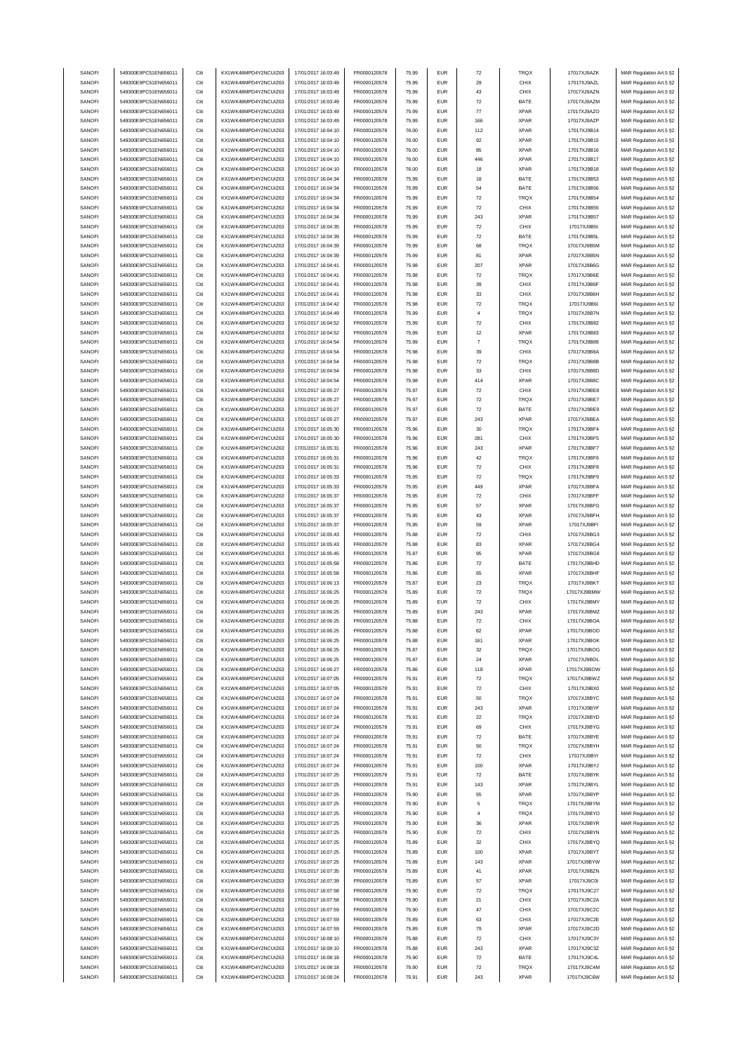| | | | | | | | | | | | |
|---|---|---|---|---|---|---|---|---|---|---|---|
| SANOFI | 549300E9PC51EN656011 | Citi | KX1WK48MPD4Y2NCUIZ63 | 17/01/2017 16:03:49 | FR0000120578 | 75.99 | EUR | 72 | TRQX | 17017XJ9AZK | MAR Regulation Art.5 §2 |
| SANOFI | 549300E9PC51EN656011 | Citi | KX1WK48MPD4Y2NCUIZ63 | 17/01/2017 16:03:49 | FR0000120578 | 75.99 | EUR | 29 | CHIX | 17017XJ9AZL | MAR Regulation Art.5 §2 |
| SANOFI | 549300E9PC51EN656011 | Citi | KX1WK48MPD4Y2NCUIZ63 | 17/01/2017 16:03:49 | FR0000120578 | 75.99 | EUR | 43 | CHIX | 17017XJ9AZN | MAR Regulation Art.5 §2 |
| SANOFI | 549300E9PC51EN656011 | Citi | KX1WK48MPD4Y2NCUIZ63 | 17/01/2017 16:03:49 | FR0000120578 | 75.99 | EUR | 72 | BATE | 17017XJ9AZM | MAR Regulation Art.5 §2 |
| SANOFI | 549300E9PC51EN656011 | Citi | KX1WK48MPD4Y2NCUIZ63 | 17/01/2017 16:03:49 | FR0000120578 | 75.99 | EUR | 77 | XPAR | 17017XJ9AZO | MAR Regulation Art.5 §2 |
| SANOFI | 549300E9PC51EN656011 | Citi | KX1WK48MPD4Y2NCUIZ63 | 17/01/2017 16:03:49 | FR0000120578 | 75.99 | EUR | 166 | XPAR | 17017XJ9AZP | MAR Regulation Art.5 §2 |
| SANOFI | 549300E9PC51EN656011 | Citi | KX1WK48MPD4Y2NCUIZ63 | 17/01/2017 16:04:10 | FR0000120578 | 76.00 | EUR | 112 | XPAR | 17017XJ9B14 | MAR Regulation Art.5 §2 |
| SANOFI | 549300E9PC51EN656011 | Citi | KX1WK48MPD4Y2NCUIZ63 | 17/01/2017 16:04:10 | FR0000120578 | 76.00 | EUR | 92 | XPAR | 17017XJ9B15 | MAR Regulation Art.5 §2 |
| SANOFI | 549300E9PC51EN656011 | Citi | KX1WK48MPD4Y2NCUIZ63 | 17/01/2017 16:04:10 | FR0000120578 | 76.00 | EUR | 85 | XPAR | 17017XJ9B16 | MAR Regulation Art.5 §2 |
| SANOFI | 549300E9PC51EN656011 | Citi | KX1WK48MPD4Y2NCUIZ63 | 17/01/2017 16:04:10 | FR0000120578 | 76.00 | EUR | 446 | XPAR | 17017XJ9B17 | MAR Regulation Art.5 §2 |
| SANOFI | 549300E9PC51EN656011 | Citi | KX1WK48MPD4Y2NCUIZ63 | 17/01/2017 16:04:10 | FR0000120578 | 76.00 | EUR | 18 | XPAR | 17017XJ9B18 | MAR Regulation Art.5 §2 |
| SANOFI | 549300E9PC51EN656011 | Citi | KX1WK48MPD4Y2NCUIZ63 | 17/01/2017 16:04:34 | FR0000120578 | 75.99 | EUR | 18 | BATE | 17017XJ9B53 | MAR Regulation Art.5 §2 |
| SANOFI | 549300E9PC51EN656011 | Citi | KX1WK48MPD4Y2NCUIZ63 | 17/01/2017 16:04:34 | FR0000120578 | 75.99 | EUR | 54 | BATE | 17017XJ9B56 | MAR Regulation Art.5 §2 |
| SANOFI | 549300E9PC51EN656011 | Citi | KX1WK48MPD4Y2NCUIZ63 | 17/01/2017 16:04:34 | FR0000120578 | 75.99 | EUR | 72 | TRQX | 17017XJ9B54 | MAR Regulation Art.5 §2 |
| SANOFI | 549300E9PC51EN656011 | Citi | KX1WK48MPD4Y2NCUIZ63 | 17/01/2017 16:04:34 | FR0000120578 | 75.99 | EUR | 72 | CHIX | 17017XJ9B55 | MAR Regulation Art.5 §2 |
| SANOFI | 549300E9PC51EN656011 | Citi | KX1WK48MPD4Y2NCUIZ63 | 17/01/2017 16:04:34 | FR0000120578 | 75.99 | EUR | 243 | XPAR | 17017XJ9B57 | MAR Regulation Art.5 §2 |
| SANOFI | 549300E9PC51EN656011 | Citi | KX1WK48MPD4Y2NCUIZ63 | 17/01/2017 16:04:35 | FR0000120578 | 75.99 | EUR | 72 | CHIX | 17017XJ9B5I | MAR Regulation Art.5 §2 |
| SANOFI | 549300E9PC51EN656011 | Citi | KX1WK48MPD4Y2NCUIZ63 | 17/01/2017 16:04:39 | FR0000120578 | 75.99 | EUR | 72 | BATE | 17017XJ9B5L | MAR Regulation Art.5 §2 |
| SANOFI | 549300E9PC51EN656011 | Citi | KX1WK48MPD4Y2NCUIZ63 | 17/01/2017 16:04:39 | FR0000120578 | 75.99 | EUR | 68 | TRQX | 17017XJ9B5M | MAR Regulation Art.5 §2 |
| SANOFI | 549300E9PC51EN656011 | Citi | KX1WK48MPD4Y2NCUIZ63 | 17/01/2017 16:04:39 | FR0000120578 | 75.99 | EUR | 81 | XPAR | 17017XJ9B5N | MAR Regulation Art.5 §2 |
| SANOFI | 549300E9PC51EN656011 | Citi | KX1WK48MPD4Y2NCUIZ63 | 17/01/2017 16:04:41 | FR0000120578 | 75.98 | EUR | 207 | XPAR | 17017XJ9B6G | MAR Regulation Art.5 §2 |
| SANOFI | 549300E9PC51EN656011 | Citi | KX1WK48MPD4Y2NCUIZ63 | 17/01/2017 16:04:41 | FR0000120578 | 75.98 | EUR | 72 | TRQX | 17017XJ9B6E | MAR Regulation Art.5 §2 |
| SANOFI | 549300E9PC51EN656011 | Citi | KX1WK48MPD4Y2NCUIZ63 | 17/01/2017 16:04:41 | FR0000120578 | 75.98 | EUR | 39 | CHIX | 17017XJ9B6F | MAR Regulation Art.5 §2 |
| SANOFI | 549300E9PC51EN656011 | Citi | KX1WK48MPD4Y2NCUIZ63 | 17/01/2017 16:04:41 | FR0000120578 | 75.98 | EUR | 33 | CHIX | 17017XJ9B6H | MAR Regulation Art.5 §2 |
| SANOFI | 549300E9PC51EN656011 | Citi | KX1WK48MPD4Y2NCUIZ63 | 17/01/2017 16:04:42 | FR0000120578 | 75.98 | EUR | 72 | TRQX | 17017XJ9B6I | MAR Regulation Art.5 §2 |
| SANOFI | 549300E9PC51EN656011 | Citi | KX1WK48MPD4Y2NCUIZ63 | 17/01/2017 16:04:49 | FR0000120578 | 75.99 | EUR | 4 | TRQX | 17017XJ9B7N | MAR Regulation Art.5 §2 |
| SANOFI | 549300E9PC51EN656011 | Citi | KX1WK48MPD4Y2NCUIZ63 | 17/01/2017 16:04:52 | FR0000120578 | 75.99 | EUR | 72 | CHIX | 17017XJ9B82 | MAR Regulation Art.5 §2 |
| SANOFI | 549300E9PC51EN656011 | Citi | KX1WK48MPD4Y2NCUIZ63 | 17/01/2017 16:04:52 | FR0000120578 | 75.99 | EUR | 12 | XPAR | 17017XJ9B83 | MAR Regulation Art.5 §2 |
| SANOFI | 549300E9PC51EN656011 | Citi | KX1WK48MPD4Y2NCUIZ63 | 17/01/2017 16:04:54 | FR0000120578 | 75.99 | EUR | 7 | TRQX | 17017XJ9B89 | MAR Regulation Art.5 §2 |
| SANOFI | 549300E9PC51EN656011 | Citi | KX1WK48MPD4Y2NCUIZ63 | 17/01/2017 16:04:54 | FR0000120578 | 75.98 | EUR | 39 | CHIX | 17017XJ9B8A | MAR Regulation Art.5 §2 |
| SANOFI | 549300E9PC51EN656011 | Citi | KX1WK48MPD4Y2NCUIZ63 | 17/01/2017 16:04:54 | FR0000120578 | 75.98 | EUR | 72 | TRQX | 17017XJ9B8B | MAR Regulation Art.5 §2 |
| SANOFI | 549300E9PC51EN656011 | Citi | KX1WK48MPD4Y2NCUIZ63 | 17/01/2017 16:04:54 | FR0000120578 | 75.98 | EUR | 33 | CHIX | 17017XJ9B8D | MAR Regulation Art.5 §2 |
| SANOFI | 549300E9PC51EN656011 | Citi | KX1WK48MPD4Y2NCUIZ63 | 17/01/2017 16:04:54 | FR0000120578 | 75.98 | EUR | 414 | XPAR | 17017XJ9B8C | MAR Regulation Art.5 §2 |
| SANOFI | 549300E9PC51EN656011 | Citi | KX1WK48MPD4Y2NCUIZ63 | 17/01/2017 16:05:27 | FR0000120578 | 75.97 | EUR | 72 | CHIX | 17017XJ9BE8 | MAR Regulation Art.5 §2 |
| SANOFI | 549300E9PC51EN656011 | Citi | KX1WK48MPD4Y2NCUIZ63 | 17/01/2017 16:05:27 | FR0000120578 | 75.97 | EUR | 72 | TRQX | 17017XJ9BE7 | MAR Regulation Art.5 §2 |
| SANOFI | 549300E9PC51EN656011 | Citi | KX1WK48MPD4Y2NCUIZ63 | 17/01/2017 16:05:27 | FR0000120578 | 75.97 | EUR | 72 | BATE | 17017XJ9BE9 | MAR Regulation Art.5 §2 |
| SANOFI | 549300E9PC51EN656011 | Citi | KX1WK48MPD4Y2NCUIZ63 | 17/01/2017 16:05:27 | FR0000120578 | 75.97 | EUR | 243 | XPAR | 17017XJ9BEA | MAR Regulation Art.5 §2 |
| SANOFI | 549300E9PC51EN656011 | Citi | KX1WK48MPD4Y2NCUIZ63 | 17/01/2017 16:05:30 | FR0000120578 | 75.96 | EUR | 30 | TRQX | 17017XJ9BF4 | MAR Regulation Art.5 §2 |
| SANOFI | 549300E9PC51EN656011 | Citi | KX1WK48MPD4Y2NCUIZ63 | 17/01/2017 16:05:30 | FR0000120578 | 75.96 | EUR | 281 | CHIX | 17017XJ9BF5 | MAR Regulation Art.5 §2 |
| SANOFI | 549300E9PC51EN656011 | Citi | KX1WK48MPD4Y2NCUIZ63 | 17/01/2017 16:05:31 | FR0000120578 | 75.96 | EUR | 243 | XPAR | 17017XJ9BF7 | MAR Regulation Art.5 §2 |
| SANOFI | 549300E9PC51EN656011 | Citi | KX1WK48MPD4Y2NCUIZ63 | 17/01/2017 16:05:31 | FR0000120578 | 75.96 | EUR | 42 | TRQX | 17017XJ9BF6 | MAR Regulation Art.5 §2 |
| SANOFI | 549300E9PC51EN656011 | Citi | KX1WK48MPD4Y2NCUIZ63 | 17/01/2017 16:05:31 | FR0000120578 | 75.96 | EUR | 72 | CHIX | 17017XJ9BF8 | MAR Regulation Art.5 §2 |
| SANOFI | 549300E9PC51EN656011 | Citi | KX1WK48MPD4Y2NCUIZ63 | 17/01/2017 16:05:33 | FR0000120578 | 75.95 | EUR | 72 | TRQX | 17017XJ9BF9 | MAR Regulation Art.5 §2 |
| SANOFI | 549300E9PC51EN656011 | Citi | KX1WK48MPD4Y2NCUIZ63 | 17/01/2017 16:05:33 | FR0000120578 | 75.95 | EUR | 449 | XPAR | 17017XJ9BFA | MAR Regulation Art.5 §2 |
| SANOFI | 549300E9PC51EN656011 | Citi | KX1WK48MPD4Y2NCUIZ63 | 17/01/2017 16:05:37 | FR0000120578 | 75.95 | EUR | 72 | CHIX | 17017XJ9BFF | MAR Regulation Art.5 §2 |
| SANOFI | 549300E9PC51EN656011 | Citi | KX1WK48MPD4Y2NCUIZ63 | 17/01/2017 16:05:37 | FR0000120578 | 75.95 | EUR | 57 | XPAR | 17017XJ9BFG | MAR Regulation Art.5 §2 |
| SANOFI | 549300E9PC51EN656011 | Citi | KX1WK48MPD4Y2NCUIZ63 | 17/01/2017 16:05:37 | FR0000120578 | 75.95 | EUR | 43 | XPAR | 17017XJ9BFH | MAR Regulation Art.5 §2 |
| SANOFI | 549300E9PC51EN656011 | Citi | KX1WK48MPD4Y2NCUIZ63 | 17/01/2017 16:05:37 | FR0000120578 | 75.95 | EUR | 59 | XPAR | 17017XJ9BFI | MAR Regulation Art.5 §2 |
| SANOFI | 549300E9PC51EN656011 | Citi | KX1WK48MPD4Y2NCUIZ63 | 17/01/2017 16:05:43 | FR0000120578 | 75.88 | EUR | 72 | CHIX | 17017XJ9BG3 | MAR Regulation Art.5 §2 |
| SANOFI | 549300E9PC51EN656011 | Citi | KX1WK48MPD4Y2NCUIZ63 | 17/01/2017 16:05:43 | FR0000120578 | 75.88 | EUR | 83 | XPAR | 17017XJ9BG4 | MAR Regulation Art.5 §2 |
| SANOFI | 549300E9PC51EN656011 | Citi | KX1WK48MPD4Y2NCUIZ63 | 17/01/2017 16:05:45 | FR0000120578 | 75.87 | EUR | 95 | XPAR | 17017XJ9BG8 | MAR Regulation Art.5 §2 |
| SANOFI | 549300E9PC51EN656011 | Citi | KX1WK48MPD4Y2NCUIZ63 | 17/01/2017 16:05:58 | FR0000120578 | 75.86 | EUR | 72 | BATE | 17017XJ9BHD | MAR Regulation Art.5 §2 |
| SANOFI | 549300E9PC51EN656011 | Citi | KX1WK48MPD4Y2NCUIZ63 | 17/01/2017 16:05:58 | FR0000120578 | 75.86 | EUR | 65 | XPAR | 17017XJ9BHF | MAR Regulation Art.5 §2 |
| SANOFI | 549300E9PC51EN656011 | Citi | KX1WK48MPD4Y2NCUIZ63 | 17/01/2017 16:06:13 | FR0000120578 | 75.87 | EUR | 23 | TRQX | 17017XJ9BKT | MAR Regulation Art.5 §2 |
| SANOFI | 549300E9PC51EN656011 | Citi | KX1WK48MPD4Y2NCUIZ63 | 17/01/2017 16:06:25 | FR0000120578 | 75.89 | EUR | 72 | TRQX | 17017XJ9BMW | MAR Regulation Art.5 §2 |
| SANOFI | 549300E9PC51EN656011 | Citi | KX1WK48MPD4Y2NCUIZ63 | 17/01/2017 16:06:25 | FR0000120578 | 75.89 | EUR | 72 | CHIX | 17017XJ9BMY | MAR Regulation Art.5 §2 |
| SANOFI | 549300E9PC51EN656011 | Citi | KX1WK48MPD4Y2NCUIZ63 | 17/01/2017 16:06:25 | FR0000120578 | 75.89 | EUR | 243 | XPAR | 17017XJ9BMZ | MAR Regulation Art.5 §2 |
| SANOFI | 549300E9PC51EN656011 | Citi | KX1WK48MPD4Y2NCUIZ63 | 17/01/2017 16:06:25 | FR0000120578 | 75.88 | EUR | 72 | CHIX | 17017XJ9BOA | MAR Regulation Art.5 §2 |
| SANOFI | 549300E9PC51EN656011 | Citi | KX1WK48MPD4Y2NCUIZ63 | 17/01/2017 16:06:25 | FR0000120578 | 75.88 | EUR | 82 | XPAR | 17017XJ9BOD | MAR Regulation Art.5 §2 |
| SANOFI | 549300E9PC51EN656011 | Citi | KX1WK48MPD4Y2NCUIZ63 | 17/01/2017 16:06:25 | FR0000120578 | 75.88 | EUR | 161 | XPAR | 17017XJ9BOK | MAR Regulation Art.5 §2 |
| SANOFI | 549300E9PC51EN656011 | Citi | KX1WK48MPD4Y2NCUIZ63 | 17/01/2017 16:06:25 | FR0000120578 | 75.87 | EUR | 32 | TRQX | 17017XJ9BOG | MAR Regulation Art.5 §2 |
| SANOFI | 549300E9PC51EN656011 | Citi | KX1WK48MPD4Y2NCUIZ63 | 17/01/2017 16:06:25 | FR0000120578 | 75.87 | EUR | 24 | XPAR | 17017XJ9BOL | MAR Regulation Art.5 §2 |
| SANOFI | 549300E9PC51EN656011 | Citi | KX1WK48MPD4Y2NCUIZ63 | 17/01/2017 16:06:27 | FR0000120578 | 75.86 | EUR | 118 | XPAR | 17017XJ9BOW | MAR Regulation Art.5 §2 |
| SANOFI | 549300E9PC51EN656011 | Citi | KX1WK48MPD4Y2NCUIZ63 | 17/01/2017 16:07:05 | FR0000120578 | 75.91 | EUR | 72 | TRQX | 17017XJ9BWZ | MAR Regulation Art.5 §2 |
| SANOFI | 549300E9PC51EN656011 | Citi | KX1WK48MPD4Y2NCUIZ63 | 17/01/2017 16:07:05 | FR0000120578 | 75.91 | EUR | 72 | CHIX | 17017XJ9BX0 | MAR Regulation Art.5 §2 |
| SANOFI | 549300E9PC51EN656011 | Citi | KX1WK48MPD4Y2NCUIZ63 | 17/01/2017 16:07:24 | FR0000120578 | 75.91 | EUR | 50 | TRQX | 17017XJ9BYC | MAR Regulation Art.5 §2 |
| SANOFI | 549300E9PC51EN656011 | Citi | KX1WK48MPD4Y2NCUIZ63 | 17/01/2017 16:07:24 | FR0000120578 | 75.91 | EUR | 243 | XPAR | 17017XJ9BYF | MAR Regulation Art.5 §2 |
| SANOFI | 549300E9PC51EN656011 | Citi | KX1WK48MPD4Y2NCUIZ63 | 17/01/2017 16:07:24 | FR0000120578 | 75.91 | EUR | 22 | TRQX | 17017XJ9BYD | MAR Regulation Art.5 §2 |
| SANOFI | 549300E9PC51EN656011 | Citi | KX1WK48MPD4Y2NCUIZ63 | 17/01/2017 16:07:24 | FR0000120578 | 75.91 | EUR | 69 | CHIX | 17017XJ9BYG | MAR Regulation Art.5 §2 |
| SANOFI | 549300E9PC51EN656011 | Citi | KX1WK48MPD4Y2NCUIZ63 | 17/01/2017 16:07:24 | FR0000120578 | 75.91 | EUR | 72 | BATE | 17017XJ9BYE | MAR Regulation Art.5 §2 |
| SANOFI | 549300E9PC51EN656011 | Citi | KX1WK48MPD4Y2NCUIZ63 | 17/01/2017 16:07:24 | FR0000120578 | 75.91 | EUR | 50 | TRQX | 17017XJ9BYH | MAR Regulation Art.5 §2 |
| SANOFI | 549300E9PC51EN656011 | Citi | KX1WK48MPD4Y2NCUIZ63 | 17/01/2017 16:07:24 | FR0000120578 | 75.91 | EUR | 72 | CHIX | 17017XJ9BYI | MAR Regulation Art.5 §2 |
| SANOFI | 549300E9PC51EN656011 | Citi | KX1WK48MPD4Y2NCUIZ63 | 17/01/2017 16:07:24 | FR0000120578 | 75.91 | EUR | 100 | XPAR | 17017XJ9BYJ | MAR Regulation Art.5 §2 |
| SANOFI | 549300E9PC51EN656011 | Citi | KX1WK48MPD4Y2NCUIZ63 | 17/01/2017 16:07:25 | FR0000120578 | 75.91 | EUR | 72 | BATE | 17017XJ9BYK | MAR Regulation Art.5 §2 |
| SANOFI | 549300E9PC51EN656011 | Citi | KX1WK48MPD4Y2NCUIZ63 | 17/01/2017 16:07:25 | FR0000120578 | 75.91 | EUR | 143 | XPAR | 17017XJ9BYL | MAR Regulation Art.5 §2 |
| SANOFI | 549300E9PC51EN656011 | Citi | KX1WK48MPD4Y2NCUIZ63 | 17/01/2017 16:07:25 | FR0000120578 | 75.90 | EUR | 55 | XPAR | 17017XJ9BYP | MAR Regulation Art.5 §2 |
| SANOFI | 549300E9PC51EN656011 | Citi | KX1WK48MPD4Y2NCUIZ63 | 17/01/2017 16:07:25 | FR0000120578 | 75.90 | EUR | 5 | TRQX | 17017XJ9BYM | MAR Regulation Art.5 §2 |
| SANOFI | 549300E9PC51EN656011 | Citi | KX1WK48MPD4Y2NCUIZ63 | 17/01/2017 16:07:25 | FR0000120578 | 75.90 | EUR | 4 | TRQX | 17017XJ9BYO | MAR Regulation Art.5 §2 |
| SANOFI | 549300E9PC51EN656011 | Citi | KX1WK48MPD4Y2NCUIZ63 | 17/01/2017 16:07:25 | FR0000120578 | 75.90 | EUR | 36 | XPAR | 17017XJ9BYR | MAR Regulation Art.5 §2 |
| SANOFI | 549300E9PC51EN656011 | Citi | KX1WK48MPD4Y2NCUIZ63 | 17/01/2017 16:07:25 | FR0000120578 | 75.90 | EUR | 72 | CHIX | 17017XJ9BYN | MAR Regulation Art.5 §2 |
| SANOFI | 549300E9PC51EN656011 | Citi | KX1WK48MPD4Y2NCUIZ63 | 17/01/2017 16:07:25 | FR0000120578 | 75.89 | EUR | 32 | CHIX | 17017XJ9BYQ | MAR Regulation Art.5 §2 |
| SANOFI | 549300E9PC51EN656011 | Citi | KX1WK48MPD4Y2NCUIZ63 | 17/01/2017 16:07:25 | FR0000120578 | 75.89 | EUR | 100 | XPAR | 17017XJ9BYT | MAR Regulation Art.5 §2 |
| SANOFI | 549300E9PC51EN656011 | Citi | KX1WK48MPD4Y2NCUIZ63 | 17/01/2017 16:07:25 | FR0000120578 | 75.89 | EUR | 143 | XPAR | 17017XJ9BYW | MAR Regulation Art.5 §2 |
| SANOFI | 549300E9PC51EN656011 | Citi | KX1WK48MPD4Y2NCUIZ63 | 17/01/2017 16:07:35 | FR0000120578 | 75.89 | EUR | 41 | XPAR | 17017XJ9BZN | MAR Regulation Art.5 §2 |
| SANOFI | 549300E9PC51EN656011 | Citi | KX1WK48MPD4Y2NCUIZ63 | 17/01/2017 16:07:39 | FR0000120578 | 75.89 | EUR | 57 | XPAR | 17017XJ9C0I | MAR Regulation Art.5 §2 |
| SANOFI | 549300E9PC51EN656011 | Citi | KX1WK48MPD4Y2NCUIZ63 | 17/01/2017 16:07:58 | FR0000120578 | 75.90 | EUR | 72 | TRQX | 17017XJ9C27 | MAR Regulation Art.5 §2 |
| SANOFI | 549300E9PC51EN656011 | Citi | KX1WK48MPD4Y2NCUIZ63 | 17/01/2017 16:07:58 | FR0000120578 | 75.90 | EUR | 21 | CHIX | 17017XJ9C2A | MAR Regulation Art.5 §2 |
| SANOFI | 549300E9PC51EN656011 | Citi | KX1WK48MPD4Y2NCUIZ63 | 17/01/2017 16:07:59 | FR0000120578 | 75.90 | EUR | 47 | CHIX | 17017XJ9C2C | MAR Regulation Art.5 §2 |
| SANOFI | 549300E9PC51EN656011 | Citi | KX1WK48MPD4Y2NCUIZ63 | 17/01/2017 16:07:59 | FR0000120578 | 75.89 | EUR | 63 | CHIX | 17017XJ9C2E | MAR Regulation Art.5 §2 |
| SANOFI | 549300E9PC51EN656011 | Citi | KX1WK48MPD4Y2NCUIZ63 | 17/01/2017 16:07:59 | FR0000120578 | 75.89 | EUR | 79 | XPAR | 17017XJ9C2D | MAR Regulation Art.5 §2 |
| SANOFI | 549300E9PC51EN656011 | Citi | KX1WK48MPD4Y2NCUIZ63 | 17/01/2017 16:08:10 | FR0000120578 | 75.88 | EUR | 72 | CHIX | 17017XJ9C3Y | MAR Regulation Art.5 §2 |
| SANOFI | 549300E9PC51EN656011 | Citi | KX1WK48MPD4Y2NCUIZ63 | 17/01/2017 16:08:10 | FR0000120578 | 75.88 | EUR | 243 | XPAR | 17017XJ9C3Z | MAR Regulation Art.5 §2 |
| SANOFI | 549300E9PC51EN656011 | Citi | KX1WK48MPD4Y2NCUIZ63 | 17/01/2017 16:08:18 | FR0000120578 | 75.90 | EUR | 72 | BATE | 17017XJ9C4L | MAR Regulation Art.5 §2 |
| SANOFI | 549300E9PC51EN656011 | Citi | KX1WK48MPD4Y2NCUIZ63 | 17/01/2017 16:08:18 | FR0000120578 | 75.90 | EUR | 72 | TRQX | 17017XJ9C4M | MAR Regulation Art.5 §2 |
| SANOFI | 549300E9PC51EN656011 | Citi | KX1WK48MPD4Y2NCUIZ63 | 17/01/2017 16:08:24 | FR0000120578 | 75.91 | EUR | 243 | XPAR | 17017XJ9C6W | MAR Regulation Art.5 §2 |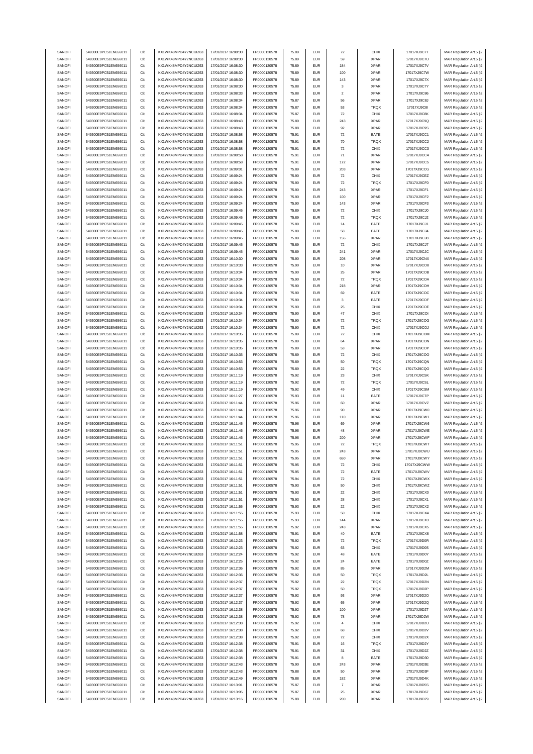| | | | | | | | | | | | |
|---|---|---|---|---|---|---|---|---|---|---|---|
| SANOFI | 549300E9PC51EN656011 | Citi | KX1WK48MPD4Y2NCUIZ63 | 17/01/2017 16:08:30 | FR0000120578 | 75.89 | EUR | 72 | CHIX | 17017XJ9C7T | MAR Regulation Art.5 §2 |
| SANOFI | 549300E9PC51EN656011 | Citi | KX1WK48MPD4Y2NCUIZ63 | 17/01/2017 16:08:30 | FR0000120578 | 75.89 | EUR | 59 | XPAR | 17017XJ9C7U | MAR Regulation Art.5 §2 |
| SANOFI | 549300E9PC51EN656011 | Citi | KX1WK48MPD4Y2NCUIZ63 | 17/01/2017 16:08:30 | FR0000120578 | 75.89 | EUR | 184 | XPAR | 17017XJ9C7V | MAR Regulation Art.5 §2 |
| SANOFI | 549300E9PC51EN656011 | Citi | KX1WK48MPD4Y2NCUIZ63 | 17/01/2017 16:08:30 | FR0000120578 | 75.89 | EUR | 100 | XPAR | 17017XJ9C7W | MAR Regulation Art.5 §2 |
| SANOFI | 549300E9PC51EN656011 | Citi | KX1WK48MPD4Y2NCUIZ63 | 17/01/2017 16:08:30 | FR0000120578 | 75.89 | EUR | 143 | XPAR | 17017XJ9C7X | MAR Regulation Art.5 §2 |
| SANOFI | 549300E9PC51EN656011 | Citi | KX1WK48MPD4Y2NCUIZ63 | 17/01/2017 16:08:30 | FR0000120578 | 75.88 | EUR | 3 | XPAR | 17017XJ9C7Y | MAR Regulation Art.5 §2 |
| SANOFI | 549300E9PC51EN656011 | Citi | KX1WK48MPD4Y2NCUIZ63 | 17/01/2017 16:08:33 | FR0000120578 | 75.88 | EUR | 2 | XPAR | 17017XJ9C86 | MAR Regulation Art.5 §2 |
| SANOFI | 549300E9PC51EN656011 | Citi | KX1WK48MPD4Y2NCUIZ63 | 17/01/2017 16:08:34 | FR0000120578 | 75.87 | EUR | 56 | XPAR | 17017XJ9C8J | MAR Regulation Art.5 §2 |
| SANOFI | 549300E9PC51EN656011 | Citi | KX1WK48MPD4Y2NCUIZ63 | 17/01/2017 16:08:34 | FR0000120578 | 75.87 | EUR | 53 | TRQX | 17017XJ9C8I | MAR Regulation Art.5 §2 |
| SANOFI | 549300E9PC51EN656011 | Citi | KX1WK48MPD4Y2NCUIZ63 | 17/01/2017 16:08:34 | FR0000120578 | 75.87 | EUR | 72 | CHIX | 17017XJ9C8K | MAR Regulation Art.5 §2 |
| SANOFI | 549300E9PC51EN656011 | Citi | KX1WK48MPD4Y2NCUIZ63 | 17/01/2017 16:08:43 | FR0000120578 | 75.89 | EUR | 243 | XPAR | 17017XJ9C9Q | MAR Regulation Art.5 §2 |
| SANOFI | 549300E9PC51EN656011 | Citi | KX1WK48MPD4Y2NCUIZ63 | 17/01/2017 16:08:43 | FR0000120578 | 75.88 | EUR | 92 | XPAR | 17017XJ9C9S | MAR Regulation Art.5 §2 |
| SANOFI | 549300E9PC51EN656011 | Citi | KX1WK48MPD4Y2NCUIZ63 | 17/01/2017 16:08:58 | FR0000120578 | 75.91 | EUR | 72 | BATE | 17017XJ9CC1 | MAR Regulation Art.5 §2 |
| SANOFI | 549300E9PC51EN656011 | Citi | KX1WK48MPD4Y2NCUIZ63 | 17/01/2017 16:08:58 | FR0000120578 | 75.91 | EUR | 70 | TRQX | 17017XJ9CC2 | MAR Regulation Art.5 §2 |
| SANOFI | 549300E9PC51EN656011 | Citi | KX1WK48MPD4Y2NCUIZ63 | 17/01/2017 16:08:58 | FR0000120578 | 75.91 | EUR | 72 | CHIX | 17017XJ9CC3 | MAR Regulation Art.5 §2 |
| SANOFI | 549300E9PC51EN656011 | Citi | KX1WK48MPD4Y2NCUIZ63 | 17/01/2017 16:08:58 | FR0000120578 | 75.91 | EUR | 71 | XPAR | 17017XJ9CC4 | MAR Regulation Art.5 §2 |
| SANOFI | 549300E9PC51EN656011 | Citi | KX1WK48MPD4Y2NCUIZ63 | 17/01/2017 16:08:58 | FR0000120578 | 75.91 | EUR | 172 | XPAR | 17017XJ9CC5 | MAR Regulation Art.5 §2 |
| SANOFI | 549300E9PC51EN656011 | Citi | KX1WK48MPD4Y2NCUIZ63 | 17/01/2017 16:09:01 | FR0000120578 | 75.89 | EUR | 203 | XPAR | 17017XJ9CCG | MAR Regulation Art.5 §2 |
| SANOFI | 549300E9PC51EN656011 | Citi | KX1WK48MPD4Y2NCUIZ63 | 17/01/2017 16:09:24 | FR0000120578 | 75.90 | EUR | 72 | CHIX | 17017XJ9CEZ | MAR Regulation Art.5 §2 |
| SANOFI | 549300E9PC51EN656011 | Citi | KX1WK48MPD4Y2NCUIZ63 | 17/01/2017 16:09:24 | FR0000120578 | 75.90 | EUR | 72 | TRQX | 17017XJ9CF0 | MAR Regulation Art.5 §2 |
| SANOFI | 549300E9PC51EN656011 | Citi | KX1WK48MPD4Y2NCUIZ63 | 17/01/2017 16:09:24 | FR0000120578 | 75.90 | EUR | 243 | XPAR | 17017XJ9CF1 | MAR Regulation Art.5 §2 |
| SANOFI | 549300E9PC51EN656011 | Citi | KX1WK48MPD4Y2NCUIZ63 | 17/01/2017 16:09:24 | FR0000120578 | 75.90 | EUR | 100 | XPAR | 17017XJ9CF2 | MAR Regulation Art.5 §2 |
| SANOFI | 549300E9PC51EN656011 | Citi | KX1WK48MPD4Y2NCUIZ63 | 17/01/2017 16:09:24 | FR0000120578 | 75.90 | EUR | 143 | XPAR | 17017XJ9CF3 | MAR Regulation Art.5 §2 |
| SANOFI | 549300E9PC51EN656011 | Citi | KX1WK48MPD4Y2NCUIZ63 | 17/01/2017 16:09:45 | FR0000120578 | 75.89 | EUR | 72 | CHIX | 17017XJ9CJ0 | MAR Regulation Art.5 §2 |
| SANOFI | 549300E9PC51EN656011 | Citi | KX1WK48MPD4Y2NCUIZ63 | 17/01/2017 16:09:45 | FR0000120578 | 75.89 | EUR | 72 | TRQX | 17017XJ9CJ2 | MAR Regulation Art.5 §2 |
| SANOFI | 549300E9PC51EN656011 | Citi | KX1WK48MPD4Y2NCUIZ63 | 17/01/2017 16:09:45 | FR0000120578 | 75.89 | EUR | 14 | BATE | 17017XJ9CJ1 | MAR Regulation Art.5 §2 |
| SANOFI | 549300E9PC51EN656011 | Citi | KX1WK48MPD4Y2NCUIZ63 | 17/01/2017 16:09:45 | FR0000120578 | 75.89 | EUR | 58 | BATE | 17017XJ9CJ4 | MAR Regulation Art.5 §2 |
| SANOFI | 549300E9PC51EN656011 | Citi | KX1WK48MPD4Y2NCUIZ63 | 17/01/2017 16:09:45 | FR0000120578 | 75.89 | EUR | 156 | XPAR | 17017XJ9CJ8 | MAR Regulation Art.5 §2 |
| SANOFI | 549300E9PC51EN656011 | Citi | KX1WK48MPD4Y2NCUIZ63 | 17/01/2017 16:09:45 | FR0000120578 | 75.89 | EUR | 72 | CHIX | 17017XJ9CJ7 | MAR Regulation Art.5 §2 |
| SANOFI | 549300E9PC51EN656011 | Citi | KX1WK48MPD4Y2NCUIZ63 | 17/01/2017 16:09:45 | FR0000120578 | 75.89 | EUR | 241 | XPAR | 17017XJ9CJC | MAR Regulation Art.5 §2 |
| SANOFI | 549300E9PC51EN656011 | Citi | KX1WK48MPD4Y2NCUIZ63 | 17/01/2017 16:10:30 | FR0000120578 | 75.90 | EUR | 208 | XPAR | 17017XJ9CNX | MAR Regulation Art.5 §2 |
| SANOFI | 549300E9PC51EN656011 | Citi | KX1WK48MPD4Y2NCUIZ63 | 17/01/2017 16:10:33 | FR0000120578 | 75.90 | EUR | 10 | XPAR | 17017XJ9CO8 | MAR Regulation Art.5 §2 |
| SANOFI | 549300E9PC51EN656011 | Citi | KX1WK48MPD4Y2NCUIZ63 | 17/01/2017 16:10:34 | FR0000120578 | 75.90 | EUR | 25 | XPAR | 17017XJ9COB | MAR Regulation Art.5 §2 |
| SANOFI | 549300E9PC51EN656011 | Citi | KX1WK48MPD4Y2NCUIZ63 | 17/01/2017 16:10:34 | FR0000120578 | 75.90 | EUR | 72 | TRQX | 17017XJ9COA | MAR Regulation Art.5 §2 |
| SANOFI | 549300E9PC51EN656011 | Citi | KX1WK48MPD4Y2NCUIZ63 | 17/01/2017 16:10:34 | FR0000120578 | 75.90 | EUR | 218 | XPAR | 17017XJ9COH | MAR Regulation Art.5 §2 |
| SANOFI | 549300E9PC51EN656011 | Citi | KX1WK48MPD4Y2NCUIZ63 | 17/01/2017 16:10:34 | FR0000120578 | 75.90 | EUR | 69 | BATE | 17017XJ9COC | MAR Regulation Art.5 §2 |
| SANOFI | 549300E9PC51EN656011 | Citi | KX1WK48MPD4Y2NCUIZ63 | 17/01/2017 16:10:34 | FR0000120578 | 75.90 | EUR | 3 | BATE | 17017XJ9COF | MAR Regulation Art.5 §2 |
| SANOFI | 549300E9PC51EN656011 | Citi | KX1WK48MPD4Y2NCUIZ63 | 17/01/2017 16:10:34 | FR0000120578 | 75.90 | EUR | 25 | CHIX | 17017XJ9COE | MAR Regulation Art.5 §2 |
| SANOFI | 549300E9PC51EN656011 | Citi | KX1WK48MPD4Y2NCUIZ63 | 17/01/2017 16:10:34 | FR0000120578 | 75.90 | EUR | 47 | CHIX | 17017XJ9COI | MAR Regulation Art.5 §2 |
| SANOFI | 549300E9PC51EN656011 | Citi | KX1WK48MPD4Y2NCUIZ63 | 17/01/2017 16:10:34 | FR0000120578 | 75.90 | EUR | 72 | TRQX | 17017XJ9COG | MAR Regulation Art.5 §2 |
| SANOFI | 549300E9PC51EN656011 | Citi | KX1WK48MPD4Y2NCUIZ63 | 17/01/2017 16:10:34 | FR0000120578 | 75.90 | EUR | 72 | CHIX | 17017XJ9COJ | MAR Regulation Art.5 §2 |
| SANOFI | 549300E9PC51EN656011 | Citi | KX1WK48MPD4Y2NCUIZ63 | 17/01/2017 16:10:35 | FR0000120578 | 75.89 | EUR | 72 | CHIX | 17017XJ9COM | MAR Regulation Art.5 §2 |
| SANOFI | 549300E9PC51EN656011 | Citi | KX1WK48MPD4Y2NCUIZ63 | 17/01/2017 16:10:35 | FR0000120578 | 75.89 | EUR | 64 | XPAR | 17017XJ9CON | MAR Regulation Art.5 §2 |
| SANOFI | 549300E9PC51EN656011 | Citi | KX1WK48MPD4Y2NCUIZ63 | 17/01/2017 16:10:35 | FR0000120578 | 75.89 | EUR | 53 | XPAR | 17017XJ9COP | MAR Regulation Art.5 §2 |
| SANOFI | 549300E9PC51EN656011 | Citi | KX1WK48MPD4Y2NCUIZ63 | 17/01/2017 16:10:35 | FR0000120578 | 75.89 | EUR | 72 | CHIX | 17017XJ9COO | MAR Regulation Art.5 §2 |
| SANOFI | 549300E9PC51EN656011 | Citi | KX1WK48MPD4Y2NCUIZ63 | 17/01/2017 16:10:53 | FR0000120578 | 75.89 | EUR | 50 | TRQX | 17017XJ9CQN | MAR Regulation Art.5 §2 |
| SANOFI | 549300E9PC51EN656011 | Citi | KX1WK48MPD4Y2NCUIZ63 | 17/01/2017 16:10:53 | FR0000120578 | 75.89 | EUR | 22 | TRQX | 17017XJ9CQO | MAR Regulation Art.5 §2 |
| SANOFI | 549300E9PC51EN656011 | Citi | KX1WK48MPD4Y2NCUIZ63 | 17/01/2017 16:11:19 | FR0000120578 | 75.92 | EUR | 23 | CHIX | 17017XJ9CSK | MAR Regulation Art.5 §2 |
| SANOFI | 549300E9PC51EN656011 | Citi | KX1WK48MPD4Y2NCUIZ63 | 17/01/2017 16:11:19 | FR0000120578 | 75.92 | EUR | 72 | TRQX | 17017XJ9CSL | MAR Regulation Art.5 §2 |
| SANOFI | 549300E9PC51EN656011 | Citi | KX1WK48MPD4Y2NCUIZ63 | 17/01/2017 16:11:19 | FR0000120578 | 75.92 | EUR | 49 | CHIX | 17017XJ9CSM | MAR Regulation Art.5 §2 |
| SANOFI | 549300E9PC51EN656011 | Citi | KX1WK48MPD4Y2NCUIZ63 | 17/01/2017 16:11:27 | FR0000120578 | 75.93 | EUR | 11 | BATE | 17017XJ9CTP | MAR Regulation Art.5 §2 |
| SANOFI | 549300E9PC51EN656011 | Citi | KX1WK48MPD4Y2NCUIZ63 | 17/01/2017 16:11:44 | FR0000120578 | 75.96 | EUR | 60 | XPAR | 17017XJ9CVZ | MAR Regulation Art.5 §2 |
| SANOFI | 549300E9PC51EN656011 | Citi | KX1WK48MPD4Y2NCUIZ63 | 17/01/2017 16:11:44 | FR0000120578 | 75.96 | EUR | 90 | XPAR | 17017XJ9CW0 | MAR Regulation Art.5 §2 |
| SANOFI | 549300E9PC51EN656011 | Citi | KX1WK48MPD4Y2NCUIZ63 | 17/01/2017 16:11:44 | FR0000120578 | 75.96 | EUR | 110 | XPAR | 17017XJ9CW1 | MAR Regulation Art.5 §2 |
| SANOFI | 549300E9PC51EN656011 | Citi | KX1WK48MPD4Y2NCUIZ63 | 17/01/2017 16:11:45 | FR0000120578 | 75.96 | EUR | 69 | XPAR | 17017XJ9CW6 | MAR Regulation Art.5 §2 |
| SANOFI | 549300E9PC51EN656011 | Citi | KX1WK48MPD4Y2NCUIZ63 | 17/01/2017 16:11:46 | FR0000120578 | 75.96 | EUR | 48 | XPAR | 17017XJ9CWE | MAR Regulation Art.5 §2 |
| SANOFI | 549300E9PC51EN656011 | Citi | KX1WK48MPD4Y2NCUIZ63 | 17/01/2017 16:11:46 | FR0000120578 | 75.96 | EUR | 200 | XPAR | 17017XJ9CWF | MAR Regulation Art.5 §2 |
| SANOFI | 549300E9PC51EN656011 | Citi | KX1WK48MPD4Y2NCUIZ63 | 17/01/2017 16:11:51 | FR0000120578 | 75.95 | EUR | 72 | TRQX | 17017XJ9CWT | MAR Regulation Art.5 §2 |
| SANOFI | 549300E9PC51EN656011 | Citi | KX1WK48MPD4Y2NCUIZ63 | 17/01/2017 16:11:51 | FR0000120578 | 75.95 | EUR | 243 | XPAR | 17017XJ9CWU | MAR Regulation Art.5 §2 |
| SANOFI | 549300E9PC51EN656011 | Citi | KX1WK48MPD4Y2NCUIZ63 | 17/01/2017 16:11:51 | FR0000120578 | 75.95 | EUR | 650 | XPAR | 17017XJ9CWY | MAR Regulation Art.5 §2 |
| SANOFI | 549300E9PC51EN656011 | Citi | KX1WK48MPD4Y2NCUIZ63 | 17/01/2017 16:11:51 | FR0000120578 | 75.95 | EUR | 72 | CHIX | 17017XJ9CWW | MAR Regulation Art.5 §2 |
| SANOFI | 549300E9PC51EN656011 | Citi | KX1WK48MPD4Y2NCUIZ63 | 17/01/2017 16:11:51 | FR0000120578 | 75.95 | EUR | 72 | BATE | 17017XJ9CWV | MAR Regulation Art.5 §2 |
| SANOFI | 549300E9PC51EN656011 | Citi | KX1WK48MPD4Y2NCUIZ63 | 17/01/2017 16:11:51 | FR0000120578 | 75.94 | EUR | 72 | CHIX | 17017XJ9CWX | MAR Regulation Art.5 §2 |
| SANOFI | 549300E9PC51EN656011 | Citi | KX1WK48MPD4Y2NCUIZ63 | 17/01/2017 16:11:51 | FR0000120578 | 75.93 | EUR | 50 | CHIX | 17017XJ9CWZ | MAR Regulation Art.5 §2 |
| SANOFI | 549300E9PC51EN656011 | Citi | KX1WK48MPD4Y2NCUIZ63 | 17/01/2017 16:11:51 | FR0000120578 | 75.93 | EUR | 22 | CHIX | 17017XJ9CX0 | MAR Regulation Art.5 §2 |
| SANOFI | 549300E9PC51EN656011 | Citi | KX1WK48MPD4Y2NCUIZ63 | 17/01/2017 16:11:51 | FR0000120578 | 75.93 | EUR | 28 | CHIX | 17017XJ9CX1 | MAR Regulation Art.5 §2 |
| SANOFI | 549300E9PC51EN656011 | Citi | KX1WK48MPD4Y2NCUIZ63 | 17/01/2017 16:11:55 | FR0000120578 | 75.93 | EUR | 22 | CHIX | 17017XJ9CX2 | MAR Regulation Art.5 §2 |
| SANOFI | 549300E9PC51EN656011 | Citi | KX1WK48MPD4Y2NCUIZ63 | 17/01/2017 16:11:55 | FR0000120578 | 75.93 | EUR | 50 | CHIX | 17017XJ9CX4 | MAR Regulation Art.5 §2 |
| SANOFI | 549300E9PC51EN656011 | Citi | KX1WK48MPD4Y2NCUIZ63 | 17/01/2017 16:11:55 | FR0000120578 | 75.93 | EUR | 144 | XPAR | 17017XJ9CX3 | MAR Regulation Art.5 §2 |
| SANOFI | 549300E9PC51EN656011 | Citi | KX1WK48MPD4Y2NCUIZ63 | 17/01/2017 16:11:55 | FR0000120578 | 75.92 | EUR | 243 | XPAR | 17017XJ9CX5 | MAR Regulation Art.5 §2 |
| SANOFI | 549300E9PC51EN656011 | Citi | KX1WK48MPD4Y2NCUIZ63 | 17/01/2017 16:11:58 | FR0000120578 | 75.91 | EUR | 40 | BATE | 17017XJ9CX6 | MAR Regulation Art.5 §2 |
| SANOFI | 549300E9PC51EN656011 | Citi | KX1WK48MPD4Y2NCUIZ63 | 17/01/2017 16:12:23 | FR0000120578 | 75.92 | EUR | 72 | TRQX | 17017XJ9D0R | MAR Regulation Art.5 §2 |
| SANOFI | 549300E9PC51EN656011 | Citi | KX1WK48MPD4Y2NCUIZ63 | 17/01/2017 16:12:23 | FR0000120578 | 75.92 | EUR | 63 | CHIX | 17017XJ9D0S | MAR Regulation Art.5 §2 |
| SANOFI | 549300E9PC51EN656011 | Citi | KX1WK48MPD4Y2NCUIZ63 | 17/01/2017 16:12:24 | FR0000120578 | 75.92 | EUR | 48 | BATE | 17017XJ9D0Y | MAR Regulation Art.5 §2 |
| SANOFI | 549300E9PC51EN656011 | Citi | KX1WK48MPD4Y2NCUIZ63 | 17/01/2017 16:12:25 | FR0000120578 | 75.92 | EUR | 24 | BATE | 17017XJ9D0Z | MAR Regulation Art.5 §2 |
| SANOFI | 549300E9PC51EN656011 | Citi | KX1WK48MPD4Y2NCUIZ63 | 17/01/2017 16:12:36 | FR0000120578 | 75.92 | EUR | 85 | XPAR | 17017XJ9D2M | MAR Regulation Art.5 §2 |
| SANOFI | 549300E9PC51EN656011 | Citi | KX1WK48MPD4Y2NCUIZ63 | 17/01/2017 16:12:36 | FR0000120578 | 75.92 | EUR | 50 | TRQX | 17017XJ9D2L | MAR Regulation Art.5 §2 |
| SANOFI | 549300E9PC51EN656011 | Citi | KX1WK48MPD4Y2NCUIZ63 | 17/01/2017 16:12:37 | FR0000120578 | 75.92 | EUR | 22 | TRQX | 17017XJ9D2N | MAR Regulation Art.5 §2 |
| SANOFI | 549300E9PC51EN656011 | Citi | KX1WK48MPD4Y2NCUIZ63 | 17/01/2017 16:12:37 | FR0000120578 | 75.92 | EUR | 50 | TRQX | 17017XJ9D2P | MAR Regulation Art.5 §2 |
| SANOFI | 549300E9PC51EN656011 | Citi | KX1WK48MPD4Y2NCUIZ63 | 17/01/2017 16:12:37 | FR0000120578 | 75.92 | EUR | 93 | XPAR | 17017XJ9D2O | MAR Regulation Art.5 §2 |
| SANOFI | 549300E9PC51EN656011 | Citi | KX1WK48MPD4Y2NCUIZ63 | 17/01/2017 16:12:37 | FR0000120578 | 75.92 | EUR | 65 | XPAR | 17017XJ9D2Q | MAR Regulation Art.5 §2 |
| SANOFI | 549300E9PC51EN656011 | Citi | KX1WK48MPD4Y2NCUIZ63 | 17/01/2017 16:12:38 | FR0000120578 | 75.92 | EUR | 100 | XPAR | 17017XJ9D2T | MAR Regulation Art.5 §2 |
| SANOFI | 549300E9PC51EN656011 | Citi | KX1WK48MPD4Y2NCUIZ63 | 17/01/2017 16:12:38 | FR0000120578 | 75.92 | EUR | 78 | XPAR | 17017XJ9D2W | MAR Regulation Art.5 §2 |
| SANOFI | 549300E9PC51EN656011 | Citi | KX1WK48MPD4Y2NCUIZ63 | 17/01/2017 16:12:38 | FR0000120578 | 75.92 | EUR | 4 | CHIX | 17017XJ9D2U | MAR Regulation Art.5 §2 |
| SANOFI | 549300E9PC51EN656011 | Citi | KX1WK48MPD4Y2NCUIZ63 | 17/01/2017 16:12:38 | FR0000120578 | 75.92 | EUR | 68 | CHIX | 17017XJ9D2V | MAR Regulation Art.5 §2 |
| SANOFI | 549300E9PC51EN656011 | Citi | KX1WK48MPD4Y2NCUIZ63 | 17/01/2017 16:12:38 | FR0000120578 | 75.92 | EUR | 72 | CHIX | 17017XJ9D2X | MAR Regulation Art.5 §2 |
| SANOFI | 549300E9PC51EN656011 | Citi | KX1WK48MPD4Y2NCUIZ63 | 17/01/2017 16:12:38 | FR0000120578 | 75.91 | EUR | 16 | TRQX | 17017XJ9D2Y | MAR Regulation Art.5 §2 |
| SANOFI | 549300E9PC51EN656011 | Citi | KX1WK48MPD4Y2NCUIZ63 | 17/01/2017 16:12:38 | FR0000120578 | 75.91 | EUR | 31 | CHIX | 17017XJ9D2Z | MAR Regulation Art.5 §2 |
| SANOFI | 549300E9PC51EN656011 | Citi | KX1WK48MPD4Y2NCUIZ63 | 17/01/2017 16:12:38 | FR0000120578 | 75.91 | EUR | 8 | BATE | 17017XJ9D30 | MAR Regulation Art.5 §2 |
| SANOFI | 549300E9PC51EN656011 | Citi | KX1WK48MPD4Y2NCUIZ63 | 17/01/2017 16:12:43 | FR0000120578 | 75.90 | EUR | 243 | XPAR | 17017XJ9D3E | MAR Regulation Art.5 §2 |
| SANOFI | 549300E9PC51EN656011 | Citi | KX1WK48MPD4Y2NCUIZ63 | 17/01/2017 16:12:43 | FR0000120578 | 75.88 | EUR | 50 | XPAR | 17017XJ9D3F | MAR Regulation Art.5 §2 |
| SANOFI | 549300E9PC51EN656011 | Citi | KX1WK48MPD4Y2NCUIZ63 | 17/01/2017 16:12:49 | FR0000120578 | 75.88 | EUR | 182 | XPAR | 17017XJ9D4K | MAR Regulation Art.5 §2 |
| SANOFI | 549300E9PC51EN656011 | Citi | KX1WK48MPD4Y2NCUIZ63 | 17/01/2017 16:13:01 | FR0000120578 | 75.87 | EUR | 7 | XPAR | 17017XJ9D5S | MAR Regulation Art.5 §2 |
| SANOFI | 549300E9PC51EN656011 | Citi | KX1WK48MPD4Y2NCUIZ63 | 17/01/2017 16:13:05 | FR0000120578 | 75.87 | EUR | 25 | XPAR | 17017XJ9D67 | MAR Regulation Art.5 §2 |
| SANOFI | 549300E9PC51EN656011 | Citi | KX1WK48MPD4Y2NCUIZ63 | 17/01/2017 16:13:16 | FR0000120578 | 75.88 | EUR | 200 | XPAR | 17017XJ9D79 | MAR Regulation Art.5 §2 |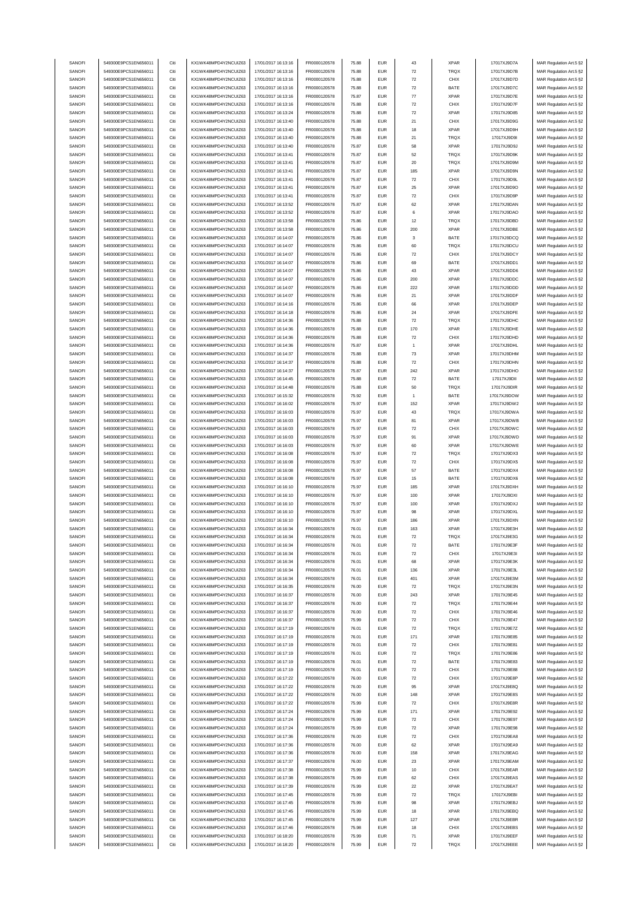| | | | | | | | | | | | |
|---|---|---|---|---|---|---|---|---|---|---|---|
| SANOFI | 549300E9PC51EN656011 | Citi | KX1WK48MPD4Y2NCUIZ63 | 17/01/2017 16:13:16 | FR0000120578 | 75.88 | EUR | 43 | XPAR | 17017XJ9D7A | MAR Regulation Art.5 §2 |
| SANOFI | 549300E9PC51EN656011 | Citi | KX1WK48MPD4Y2NCUIZ63 | 17/01/2017 16:13:16 | FR0000120578 | 75.88 | EUR | 72 | TRQX | 17017XJ9D7B | MAR Regulation Art.5 §2 |
| SANOFI | 549300E9PC51EN656011 | Citi | KX1WK48MPD4Y2NCUIZ63 | 17/01/2017 16:13:16 | FR0000120578 | 75.88 | EUR | 72 | CHIX | 17017XJ9D7D | MAR Regulation Art.5 §2 |
| SANOFI | 549300E9PC51EN656011 | Citi | KX1WK48MPD4Y2NCUIZ63 | 17/01/2017 16:13:16 | FR0000120578 | 75.88 | EUR | 72 | BATE | 17017XJ9D7C | MAR Regulation Art.5 §2 |
| SANOFI | 549300E9PC51EN656011 | Citi | KX1WK48MPD4Y2NCUIZ63 | 17/01/2017 16:13:16 | FR0000120578 | 75.87 | EUR | 77 | XPAR | 17017XJ9D7E | MAR Regulation Art.5 §2 |
| SANOFI | 549300E9PC51EN656011 | Citi | KX1WK48MPD4Y2NCUIZ63 | 17/01/2017 16:13:16 | FR0000120578 | 75.88 | EUR | 72 | CHIX | 17017XJ9D7F | MAR Regulation Art.5 §2 |
| SANOFI | 549300E9PC51EN656011 | Citi | KX1WK48MPD4Y2NCUIZ63 | 17/01/2017 16:13:24 | FR0000120578 | 75.88 | EUR | 72 | XPAR | 17017XJ9D85 | MAR Regulation Art.5 §2 |
| SANOFI | 549300E9PC51EN656011 | Citi | KX1WK48MPD4Y2NCUIZ63 | 17/01/2017 16:13:40 | FR0000120578 | 75.88 | EUR | 21 | CHIX | 17017XJ9D9G | MAR Regulation Art.5 §2 |
| SANOFI | 549300E9PC51EN656011 | Citi | KX1WK48MPD4Y2NCUIZ63 | 17/01/2017 16:13:40 | FR0000120578 | 75.88 | EUR | 18 | XPAR | 17017XJ9D9H | MAR Regulation Art.5 §2 |
| SANOFI | 549300E9PC51EN656011 | Citi | KX1WK48MPD4Y2NCUIZ63 | 17/01/2017 16:13:40 | FR0000120578 | 75.88 | EUR | 21 | TRQX | 17017XJ9D9I | MAR Regulation Art.5 §2 |
| SANOFI | 549300E9PC51EN656011 | Citi | KX1WK48MPD4Y2NCUIZ63 | 17/01/2017 16:13:40 | FR0000120578 | 75.87 | EUR | 58 | XPAR | 17017XJ9D9J | MAR Regulation Art.5 §2 |
| SANOFI | 549300E9PC51EN656011 | Citi | KX1WK48MPD4Y2NCUIZ63 | 17/01/2017 16:13:41 | FR0000120578 | 75.87 | EUR | 52 | TRQX | 17017XJ9D9K | MAR Regulation Art.5 §2 |
| SANOFI | 549300E9PC51EN656011 | Citi | KX1WK48MPD4Y2NCUIZ63 | 17/01/2017 16:13:41 | FR0000120578 | 75.87 | EUR | 20 | TRQX | 17017XJ9D9M | MAR Regulation Art.5 §2 |
| SANOFI | 549300E9PC51EN656011 | Citi | KX1WK48MPD4Y2NCUIZ63 | 17/01/2017 16:13:41 | FR0000120578 | 75.87 | EUR | 185 | XPAR | 17017XJ9D9N | MAR Regulation Art.5 §2 |
| SANOFI | 549300E9PC51EN656011 | Citi | KX1WK48MPD4Y2NCUIZ63 | 17/01/2017 16:13:41 | FR0000120578 | 75.87 | EUR | 72 | CHIX | 17017XJ9D9L | MAR Regulation Art.5 §2 |
| SANOFI | 549300E9PC51EN656011 | Citi | KX1WK48MPD4Y2NCUIZ63 | 17/01/2017 16:13:41 | FR0000120578 | 75.87 | EUR | 25 | XPAR | 17017XJ9D9O | MAR Regulation Art.5 §2 |
| SANOFI | 549300E9PC51EN656011 | Citi | KX1WK48MPD4Y2NCUIZ63 | 17/01/2017 16:13:41 | FR0000120578 | 75.87 | EUR | 72 | CHIX | 17017XJ9D9P | MAR Regulation Art.5 §2 |
| SANOFI | 549300E9PC51EN656011 | Citi | KX1WK48MPD4Y2NCUIZ63 | 17/01/2017 16:13:52 | FR0000120578 | 75.87 | EUR | 62 | XPAR | 17017XJ9DAN | MAR Regulation Art.5 §2 |
| SANOFI | 549300E9PC51EN656011 | Citi | KX1WK48MPD4Y2NCUIZ63 | 17/01/2017 16:13:52 | FR0000120578 | 75.87 | EUR | 6 | XPAR | 17017XJ9DAO | MAR Regulation Art.5 §2 |
| SANOFI | 549300E9PC51EN656011 | Citi | KX1WK48MPD4Y2NCUIZ63 | 17/01/2017 16:13:58 | FR0000120578 | 75.86 | EUR | 12 | TRQX | 17017XJ9DBD | MAR Regulation Art.5 §2 |
| SANOFI | 549300E9PC51EN656011 | Citi | KX1WK48MPD4Y2NCUIZ63 | 17/01/2017 16:13:58 | FR0000120578 | 75.86 | EUR | 200 | XPAR | 17017XJ9DBE | MAR Regulation Art.5 §2 |
| SANOFI | 549300E9PC51EN656011 | Citi | KX1WK48MPD4Y2NCUIZ63 | 17/01/2017 16:14:07 | FR0000120578 | 75.86 | EUR | 3 | BATE | 17017XJ9DCQ | MAR Regulation Art.5 §2 |
| SANOFI | 549300E9PC51EN656011 | Citi | KX1WK48MPD4Y2NCUIZ63 | 17/01/2017 16:14:07 | FR0000120578 | 75.86 | EUR | 60 | TRQX | 17017XJ9DCU | MAR Regulation Art.5 §2 |
| SANOFI | 549300E9PC51EN656011 | Citi | KX1WK48MPD4Y2NCUIZ63 | 17/01/2017 16:14:07 | FR0000120578 | 75.86 | EUR | 72 | CHIX | 17017XJ9DCY | MAR Regulation Art.5 §2 |
| SANOFI | 549300E9PC51EN656011 | Citi | KX1WK48MPD4Y2NCUIZ63 | 17/01/2017 16:14:07 | FR0000120578 | 75.86 | EUR | 69 | BATE | 17017XJ9DD1 | MAR Regulation Art.5 §2 |
| SANOFI | 549300E9PC51EN656011 | Citi | KX1WK48MPD4Y2NCUIZ63 | 17/01/2017 16:14:07 | FR0000120578 | 75.86 | EUR | 43 | XPAR | 17017XJ9DD6 | MAR Regulation Art.5 §2 |
| SANOFI | 549300E9PC51EN656011 | Citi | KX1WK48MPD4Y2NCUIZ63 | 17/01/2017 16:14:07 | FR0000120578 | 75.86 | EUR | 200 | XPAR | 17017XJ9DDC | MAR Regulation Art.5 §2 |
| SANOFI | 549300E9PC51EN656011 | Citi | KX1WK48MPD4Y2NCUIZ63 | 17/01/2017 16:14:07 | FR0000120578 | 75.86 | EUR | 222 | XPAR | 17017XJ9DDD | MAR Regulation Art.5 §2 |
| SANOFI | 549300E9PC51EN656011 | Citi | KX1WK48MPD4Y2NCUIZ63 | 17/01/2017 16:14:07 | FR0000120578 | 75.86 | EUR | 21 | XPAR | 17017XJ9DDF | MAR Regulation Art.5 §2 |
| SANOFI | 549300E9PC51EN656011 | Citi | KX1WK48MPD4Y2NCUIZ63 | 17/01/2017 16:14:16 | FR0000120578 | 75.86 | EUR | 66 | XPAR | 17017XJ9DEP | MAR Regulation Art.5 §2 |
| SANOFI | 549300E9PC51EN656011 | Citi | KX1WK48MPD4Y2NCUIZ63 | 17/01/2017 16:14:18 | FR0000120578 | 75.86 | EUR | 24 | XPAR | 17017XJ9DFE | MAR Regulation Art.5 §2 |
| SANOFI | 549300E9PC51EN656011 | Citi | KX1WK48MPD4Y2NCUIZ63 | 17/01/2017 16:14:36 | FR0000120578 | 75.88 | EUR | 72 | TRQX | 17017XJ9DHC | MAR Regulation Art.5 §2 |
| SANOFI | 549300E9PC51EN656011 | Citi | KX1WK48MPD4Y2NCUIZ63 | 17/01/2017 16:14:36 | FR0000120578 | 75.88 | EUR | 170 | XPAR | 17017XJ9DHE | MAR Regulation Art.5 §2 |
| SANOFI | 549300E9PC51EN656011 | Citi | KX1WK48MPD4Y2NCUIZ63 | 17/01/2017 16:14:36 | FR0000120578 | 75.88 | EUR | 72 | CHIX | 17017XJ9DHD | MAR Regulation Art.5 §2 |
| SANOFI | 549300E9PC51EN656011 | Citi | KX1WK48MPD4Y2NCUIZ63 | 17/01/2017 16:14:36 | FR0000120578 | 75.87 | EUR | 1 | XPAR | 17017XJ9DHL | MAR Regulation Art.5 §2 |
| SANOFI | 549300E9PC51EN656011 | Citi | KX1WK48MPD4Y2NCUIZ63 | 17/01/2017 16:14:37 | FR0000120578 | 75.88 | EUR | 73 | XPAR | 17017XJ9DHM | MAR Regulation Art.5 §2 |
| SANOFI | 549300E9PC51EN656011 | Citi | KX1WK48MPD4Y2NCUIZ63 | 17/01/2017 16:14:37 | FR0000120578 | 75.88 | EUR | 72 | CHIX | 17017XJ9DHN | MAR Regulation Art.5 §2 |
| SANOFI | 549300E9PC51EN656011 | Citi | KX1WK48MPD4Y2NCUIZ63 | 17/01/2017 16:14:37 | FR0000120578 | 75.87 | EUR | 242 | XPAR | 17017XJ9DHO | MAR Regulation Art.5 §2 |
| SANOFI | 549300E9PC51EN656011 | Citi | KX1WK48MPD4Y2NCUIZ63 | 17/01/2017 16:14:45 | FR0000120578 | 75.88 | EUR | 72 | BATE | 17017XJ9DII | MAR Regulation Art.5 §2 |
| SANOFI | 549300E9PC51EN656011 | Citi | KX1WK48MPD4Y2NCUIZ63 | 17/01/2017 16:14:48 | FR0000120578 | 75.88 | EUR | 50 | TRQX | 17017XJ9DIR | MAR Regulation Art.5 §2 |
| SANOFI | 549300E9PC51EN656011 | Citi | KX1WK48MPD4Y2NCUIZ63 | 17/01/2017 16:15:32 | FR0000120578 | 75.92 | EUR | 1 | BATE | 17017XJ9DOW | MAR Regulation Art.5 §2 |
| SANOFI | 549300E9PC51EN656011 | Citi | KX1WK48MPD4Y2NCUIZ63 | 17/01/2017 16:16:02 | FR0000120578 | 75.97 | EUR | 152 | XPAR | 17017XJ9DW2 | MAR Regulation Art.5 §2 |
| SANOFI | 549300E9PC51EN656011 | Citi | KX1WK48MPD4Y2NCUIZ63 | 17/01/2017 16:16:03 | FR0000120578 | 75.97 | EUR | 43 | TRQX | 17017XJ9DWA | MAR Regulation Art.5 §2 |
| SANOFI | 549300E9PC51EN656011 | Citi | KX1WK48MPD4Y2NCUIZ63 | 17/01/2017 16:16:03 | FR0000120578 | 75.97 | EUR | 81 | XPAR | 17017XJ9DWB | MAR Regulation Art.5 §2 |
| SANOFI | 549300E9PC51EN656011 | Citi | KX1WK48MPD4Y2NCUIZ63 | 17/01/2017 16:16:03 | FR0000120578 | 75.97 | EUR | 72 | CHIX | 17017XJ9DWC | MAR Regulation Art.5 §2 |
| SANOFI | 549300E9PC51EN656011 | Citi | KX1WK48MPD4Y2NCUIZ63 | 17/01/2017 16:16:03 | FR0000120578 | 75.97 | EUR | 91 | XPAR | 17017XJ9DWD | MAR Regulation Art.5 §2 |
| SANOFI | 549300E9PC51EN656011 | Citi | KX1WK48MPD4Y2NCUIZ63 | 17/01/2017 16:16:03 | FR0000120578 | 75.97 | EUR | 60 | XPAR | 17017XJ9DWE | MAR Regulation Art.5 §2 |
| SANOFI | 549300E9PC51EN656011 | Citi | KX1WK48MPD4Y2NCUIZ63 | 17/01/2017 16:16:08 | FR0000120578 | 75.97 | EUR | 72 | TRQX | 17017XJ9DX3 | MAR Regulation Art.5 §2 |
| SANOFI | 549300E9PC51EN656011 | Citi | KX1WK48MPD4Y2NCUIZ63 | 17/01/2017 16:16:08 | FR0000120578 | 75.97 | EUR | 72 | CHIX | 17017XJ9DX5 | MAR Regulation Art.5 §2 |
| SANOFI | 549300E9PC51EN656011 | Citi | KX1WK48MPD4Y2NCUIZ63 | 17/01/2017 16:16:08 | FR0000120578 | 75.97 | EUR | 57 | BATE | 17017XJ9DX4 | MAR Regulation Art.5 §2 |
| SANOFI | 549300E9PC51EN656011 | Citi | KX1WK48MPD4Y2NCUIZ63 | 17/01/2017 16:16:08 | FR0000120578 | 75.97 | EUR | 15 | BATE | 17017XJ9DX6 | MAR Regulation Art.5 §2 |
| SANOFI | 549300E9PC51EN656011 | Citi | KX1WK48MPD4Y2NCUIZ63 | 17/01/2017 16:16:10 | FR0000120578 | 75.97 | EUR | 185 | XPAR | 17017XJ9DXH | MAR Regulation Art.5 §2 |
| SANOFI | 549300E9PC51EN656011 | Citi | KX1WK48MPD4Y2NCUIZ63 | 17/01/2017 16:16:10 | FR0000120578 | 75.97 | EUR | 100 | XPAR | 17017XJ9DXI | MAR Regulation Art.5 §2 |
| SANOFI | 549300E9PC51EN656011 | Citi | KX1WK48MPD4Y2NCUIZ63 | 17/01/2017 16:16:10 | FR0000120578 | 75.97 | EUR | 100 | XPAR | 17017XJ9DXJ | MAR Regulation Art.5 §2 |
| SANOFI | 549300E9PC51EN656011 | Citi | KX1WK48MPD4Y2NCUIZ63 | 17/01/2017 16:16:10 | FR0000120578 | 75.97 | EUR | 98 | XPAR | 17017XJ9DXL | MAR Regulation Art.5 §2 |
| SANOFI | 549300E9PC51EN656011 | Citi | KX1WK48MPD4Y2NCUIZ63 | 17/01/2017 16:16:10 | FR0000120578 | 75.97 | EUR | 186 | XPAR | 17017XJ9DXN | MAR Regulation Art.5 §2 |
| SANOFI | 549300E9PC51EN656011 | Citi | KX1WK48MPD4Y2NCUIZ63 | 17/01/2017 16:16:34 | FR0000120578 | 76.01 | EUR | 163 | XPAR | 17017XJ9E3H | MAR Regulation Art.5 §2 |
| SANOFI | 549300E9PC51EN656011 | Citi | KX1WK48MPD4Y2NCUIZ63 | 17/01/2017 16:16:34 | FR0000120578 | 76.01 | EUR | 72 | TRQX | 17017XJ9E3G | MAR Regulation Art.5 §2 |
| SANOFI | 549300E9PC51EN656011 | Citi | KX1WK48MPD4Y2NCUIZ63 | 17/01/2017 16:16:34 | FR0000120578 | 76.01 | EUR | 72 | BATE | 17017XJ9E3F | MAR Regulation Art.5 §2 |
| SANOFI | 549300E9PC51EN656011 | Citi | KX1WK48MPD4Y2NCUIZ63 | 17/01/2017 16:16:34 | FR0000120578 | 76.01 | EUR | 72 | CHIX | 17017XJ9E3I | MAR Regulation Art.5 §2 |
| SANOFI | 549300E9PC51EN656011 | Citi | KX1WK48MPD4Y2NCUIZ63 | 17/01/2017 16:16:34 | FR0000120578 | 76.01 | EUR | 68 | XPAR | 17017XJ9E3K | MAR Regulation Art.5 §2 |
| SANOFI | 549300E9PC51EN656011 | Citi | KX1WK48MPD4Y2NCUIZ63 | 17/01/2017 16:16:34 | FR0000120578 | 76.01 | EUR | 136 | XPAR | 17017XJ9E3L | MAR Regulation Art.5 §2 |
| SANOFI | 549300E9PC51EN656011 | Citi | KX1WK48MPD4Y2NCUIZ63 | 17/01/2017 16:16:34 | FR0000120578 | 76.01 | EUR | 401 | XPAR | 17017XJ9E3M | MAR Regulation Art.5 §2 |
| SANOFI | 549300E9PC51EN656011 | Citi | KX1WK48MPD4Y2NCUIZ63 | 17/01/2017 16:16:35 | FR0000120578 | 76.00 | EUR | 72 | TRQX | 17017XJ9E3N | MAR Regulation Art.5 §2 |
| SANOFI | 549300E9PC51EN656011 | Citi | KX1WK48MPD4Y2NCUIZ63 | 17/01/2017 16:16:37 | FR0000120578 | 76.00 | EUR | 243 | XPAR | 17017XJ9E45 | MAR Regulation Art.5 §2 |
| SANOFI | 549300E9PC51EN656011 | Citi | KX1WK48MPD4Y2NCUIZ63 | 17/01/2017 16:16:37 | FR0000120578 | 76.00 | EUR | 72 | TRQX | 17017XJ9E44 | MAR Regulation Art.5 §2 |
| SANOFI | 549300E9PC51EN656011 | Citi | KX1WK48MPD4Y2NCUIZ63 | 17/01/2017 16:16:37 | FR0000120578 | 76.00 | EUR | 72 | CHIX | 17017XJ9E46 | MAR Regulation Art.5 §2 |
| SANOFI | 549300E9PC51EN656011 | Citi | KX1WK48MPD4Y2NCUIZ63 | 17/01/2017 16:16:37 | FR0000120578 | 75.99 | EUR | 72 | CHIX | 17017XJ9E47 | MAR Regulation Art.5 §2 |
| SANOFI | 549300E9PC51EN656011 | Citi | KX1WK48MPD4Y2NCUIZ63 | 17/01/2017 16:17:19 | FR0000120578 | 76.01 | EUR | 72 | TRQX | 17017XJ9E7Z | MAR Regulation Art.5 §2 |
| SANOFI | 549300E9PC51EN656011 | Citi | KX1WK48MPD4Y2NCUIZ63 | 17/01/2017 16:17:19 | FR0000120578 | 76.01 | EUR | 171 | XPAR | 17017XJ9E85 | MAR Regulation Art.5 §2 |
| SANOFI | 549300E9PC51EN656011 | Citi | KX1WK48MPD4Y2NCUIZ63 | 17/01/2017 16:17:19 | FR0000120578 | 76.01 | EUR | 72 | CHIX | 17017XJ9E81 | MAR Regulation Art.5 §2 |
| SANOFI | 549300E9PC51EN656011 | Citi | KX1WK48MPD4Y2NCUIZ63 | 17/01/2017 16:17:19 | FR0000120578 | 76.01 | EUR | 72 | TRQX | 17017XJ9E86 | MAR Regulation Art.5 §2 |
| SANOFI | 549300E9PC51EN656011 | Citi | KX1WK48MPD4Y2NCUIZ63 | 17/01/2017 16:17:19 | FR0000120578 | 76.01 | EUR | 72 | BATE | 17017XJ9E83 | MAR Regulation Art.5 §2 |
| SANOFI | 549300E9PC51EN656011 | Citi | KX1WK48MPD4Y2NCUIZ63 | 17/01/2017 16:17:19 | FR0000120578 | 76.01 | EUR | 72 | CHIX | 17017XJ9E88 | MAR Regulation Art.5 §2 |
| SANOFI | 549300E9PC51EN656011 | Citi | KX1WK48MPD4Y2NCUIZ63 | 17/01/2017 16:17:22 | FR0000120578 | 76.00 | EUR | 72 | CHIX | 17017XJ9E8P | MAR Regulation Art.5 §2 |
| SANOFI | 549300E9PC51EN656011 | Citi | KX1WK48MPD4Y2NCUIZ63 | 17/01/2017 16:17:22 | FR0000120578 | 76.00 | EUR | 95 | XPAR | 17017XJ9E8Q | MAR Regulation Art.5 §2 |
| SANOFI | 549300E9PC51EN656011 | Citi | KX1WK48MPD4Y2NCUIZ63 | 17/01/2017 16:17:22 | FR0000120578 | 76.00 | EUR | 148 | XPAR | 17017XJ9E8S | MAR Regulation Art.5 §2 |
| SANOFI | 549300E9PC51EN656011 | Citi | KX1WK48MPD4Y2NCUIZ63 | 17/01/2017 16:17:22 | FR0000120578 | 75.99 | EUR | 72 | CHIX | 17017XJ9E8R | MAR Regulation Art.5 §2 |
| SANOFI | 549300E9PC51EN656011 | Citi | KX1WK48MPD4Y2NCUIZ63 | 17/01/2017 16:17:24 | FR0000120578 | 75.99 | EUR | 171 | XPAR | 17017XJ9E92 | MAR Regulation Art.5 §2 |
| SANOFI | 549300E9PC51EN656011 | Citi | KX1WK48MPD4Y2NCUIZ63 | 17/01/2017 16:17:24 | FR0000120578 | 75.99 | EUR | 72 | CHIX | 17017XJ9E97 | MAR Regulation Art.5 §2 |
| SANOFI | 549300E9PC51EN656011 | Citi | KX1WK48MPD4Y2NCUIZ63 | 17/01/2017 16:17:24 | FR0000120578 | 75.99 | EUR | 72 | XPAR | 17017XJ9E98 | MAR Regulation Art.5 §2 |
| SANOFI | 549300E9PC51EN656011 | Citi | KX1WK48MPD4Y2NCUIZ63 | 17/01/2017 16:17:36 | FR0000120578 | 76.00 | EUR | 72 | CHIX | 17017XJ9EA8 | MAR Regulation Art.5 §2 |
| SANOFI | 549300E9PC51EN656011 | Citi | KX1WK48MPD4Y2NCUIZ63 | 17/01/2017 16:17:36 | FR0000120578 | 76.00 | EUR | 62 | XPAR | 17017XJ9EA9 | MAR Regulation Art.5 §2 |
| SANOFI | 549300E9PC51EN656011 | Citi | KX1WK48MPD4Y2NCUIZ63 | 17/01/2017 16:17:36 | FR0000120578 | 76.00 | EUR | 158 | XPAR | 17017XJ9EAG | MAR Regulation Art.5 §2 |
| SANOFI | 549300E9PC51EN656011 | Citi | KX1WK48MPD4Y2NCUIZ63 | 17/01/2017 16:17:37 | FR0000120578 | 76.00 | EUR | 23 | XPAR | 17017XJ9EAM | MAR Regulation Art.5 §2 |
| SANOFI | 549300E9PC51EN656011 | Citi | KX1WK48MPD4Y2NCUIZ63 | 17/01/2017 16:17:38 | FR0000120578 | 75.99 | EUR | 10 | CHIX | 17017XJ9EAR | MAR Regulation Art.5 §2 |
| SANOFI | 549300E9PC51EN656011 | Citi | KX1WK48MPD4Y2NCUIZ63 | 17/01/2017 16:17:38 | FR0000120578 | 75.99 | EUR | 62 | CHIX | 17017XJ9EAS | MAR Regulation Art.5 §2 |
| SANOFI | 549300E9PC51EN656011 | Citi | KX1WK48MPD4Y2NCUIZ63 | 17/01/2017 16:17:39 | FR0000120578 | 75.99 | EUR | 22 | XPAR | 17017XJ9EAT | MAR Regulation Art.5 §2 |
| SANOFI | 549300E9PC51EN656011 | Citi | KX1WK48MPD4Y2NCUIZ63 | 17/01/2017 16:17:45 | FR0000120578 | 75.99 | EUR | 72 | TRQX | 17017XJ9EBI | MAR Regulation Art.5 §2 |
| SANOFI | 549300E9PC51EN656011 | Citi | KX1WK48MPD4Y2NCUIZ63 | 17/01/2017 16:17:45 | FR0000120578 | 75.99 | EUR | 98 | XPAR | 17017XJ9EBJ | MAR Regulation Art.5 §2 |
| SANOFI | 549300E9PC51EN656011 | Citi | KX1WK48MPD4Y2NCUIZ63 | 17/01/2017 16:17:45 | FR0000120578 | 75.99 | EUR | 18 | XPAR | 17017XJ9EBQ | MAR Regulation Art.5 §2 |
| SANOFI | 549300E9PC51EN656011 | Citi | KX1WK48MPD4Y2NCUIZ63 | 17/01/2017 16:17:45 | FR0000120578 | 75.99 | EUR | 127 | XPAR | 17017XJ9EBR | MAR Regulation Art.5 §2 |
| SANOFI | 549300E9PC51EN656011 | Citi | KX1WK48MPD4Y2NCUIZ63 | 17/01/2017 16:17:46 | FR0000120578 | 75.98 | EUR | 18 | CHIX | 17017XJ9EBS | MAR Regulation Art.5 §2 |
| SANOFI | 549300E9PC51EN656011 | Citi | KX1WK48MPD4Y2NCUIZ63 | 17/01/2017 16:18:20 | FR0000120578 | 75.99 | EUR | 71 | XPAR | 17017XJ9EEF | MAR Regulation Art.5 §2 |
| SANOFI | 549300E9PC51EN656011 | Citi | KX1WK48MPD4Y2NCUIZ63 | 17/01/2017 16:18:20 | FR0000120578 | 75.99 | EUR | 72 | TRQX | 17017XJ9EEE | MAR Regulation Art.5 §2 |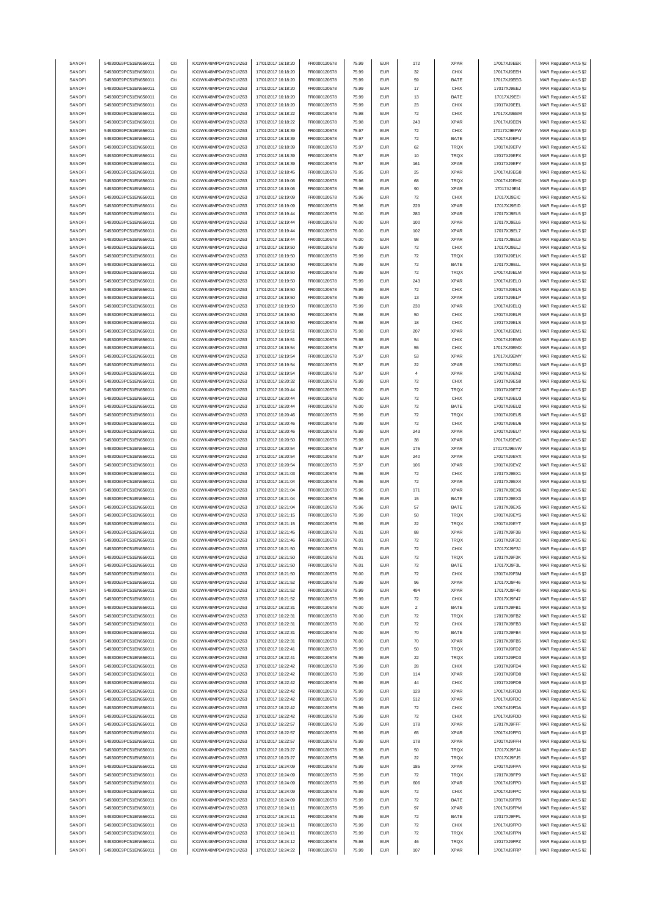| | | | | | | | | | | | |
|---|---|---|---|---|---|---|---|---|---|---|---|
| SANOFI | 549300E9PC51EN656011 | Citi | KX1WK48MPD4Y2NCUIZ63 | 17/01/2017 16:18:20 | FR0000120578 | 75.99 | EUR | 172 | XPAR | 17017XJ9EEK | MAR Regulation Art.5 §2 |
| SANOFI | 549300E9PC51EN656011 | Citi | KX1WK48MPD4Y2NCUIZ63 | 17/01/2017 16:18:20 | FR0000120578 | 75.99 | EUR | 32 | CHIX | 17017XJ9EEH | MAR Regulation Art.5 §2 |
| SANOFI | 549300E9PC51EN656011 | Citi | KX1WK48MPD4Y2NCUIZ63 | 17/01/2017 16:18:20 | FR0000120578 | 75.99 | EUR | 59 | BATE | 17017XJ9EEG | MAR Regulation Art.5 §2 |
| SANOFI | 549300E9PC51EN656011 | Citi | KX1WK48MPD4Y2NCUIZ63 | 17/01/2017 16:18:20 | FR0000120578 | 75.99 | EUR | 17 | CHIX | 17017XJ9EEJ | MAR Regulation Art.5 §2 |
| SANOFI | 549300E9PC51EN656011 | Citi | KX1WK48MPD4Y2NCUIZ63 | 17/01/2017 16:18:20 | FR0000120578 | 75.99 | EUR | 13 | BATE | 17017XJ9EEI | MAR Regulation Art.5 §2 |
| SANOFI | 549300E9PC51EN656011 | Citi | KX1WK48MPD4Y2NCUIZ63 | 17/01/2017 16:18:20 | FR0000120578 | 75.99 | EUR | 23 | CHIX | 17017XJ9EEL | MAR Regulation Art.5 §2 |
| SANOFI | 549300E9PC51EN656011 | Citi | KX1WK48MPD4Y2NCUIZ63 | 17/01/2017 16:18:22 | FR0000120578 | 75.98 | EUR | 72 | CHIX | 17017XJ9EEM | MAR Regulation Art.5 §2 |
| SANOFI | 549300E9PC51EN656011 | Citi | KX1WK48MPD4Y2NCUIZ63 | 17/01/2017 16:18:22 | FR0000120578 | 75.98 | EUR | 243 | XPAR | 17017XJ9EEN | MAR Regulation Art.5 §2 |
| SANOFI | 549300E9PC51EN656011 | Citi | KX1WK48MPD4Y2NCUIZ63 | 17/01/2017 16:18:39 | FR0000120578 | 75.97 | EUR | 72 | CHIX | 17017XJ9EFW | MAR Regulation Art.5 §2 |
| SANOFI | 549300E9PC51EN656011 | Citi | KX1WK48MPD4Y2NCUIZ63 | 17/01/2017 16:18:39 | FR0000120578 | 75.97 | EUR | 72 | BATE | 17017XJ9EFU | MAR Regulation Art.5 §2 |
| SANOFI | 549300E9PC51EN656011 | Citi | KX1WK48MPD4Y2NCUIZ63 | 17/01/2017 16:18:39 | FR0000120578 | 75.97 | EUR | 62 | TRQX | 17017XJ9EFV | MAR Regulation Art.5 §2 |
| SANOFI | 549300E9PC51EN656011 | Citi | KX1WK48MPD4Y2NCUIZ63 | 17/01/2017 16:18:39 | FR0000120578 | 75.97 | EUR | 10 | TRQX | 17017XJ9EFX | MAR Regulation Art.5 §2 |
| SANOFI | 549300E9PC51EN656011 | Citi | KX1WK48MPD4Y2NCUIZ63 | 17/01/2017 16:18:39 | FR0000120578 | 75.97 | EUR | 161 | XPAR | 17017XJ9EFY | MAR Regulation Art.5 §2 |
| SANOFI | 549300E9PC51EN656011 | Citi | KX1WK48MPD4Y2NCUIZ63 | 17/01/2017 16:18:45 | FR0000120578 | 75.95 | EUR | 25 | XPAR | 17017XJ9EG8 | MAR Regulation Art.5 §2 |
| SANOFI | 549300E9PC51EN656011 | Citi | KX1WK48MPD4Y2NCUIZ63 | 17/01/2017 16:19:06 | FR0000120578 | 75.96 | EUR | 68 | TRQX | 17017XJ9EHX | MAR Regulation Art.5 §2 |
| SANOFI | 549300E9PC51EN656011 | Citi | KX1WK48MPD4Y2NCUIZ63 | 17/01/2017 16:19:06 | FR0000120578 | 75.96 | EUR | 90 | XPAR | 17017XJ9EI4 | MAR Regulation Art.5 §2 |
| SANOFI | 549300E9PC51EN656011 | Citi | KX1WK48MPD4Y2NCUIZ63 | 17/01/2017 16:19:09 | FR0000120578 | 75.96 | EUR | 72 | CHIX | 17017XJ9EIC | MAR Regulation Art.5 §2 |
| SANOFI | 549300E9PC51EN656011 | Citi | KX1WK48MPD4Y2NCUIZ63 | 17/01/2017 16:19:09 | FR0000120578 | 75.96 | EUR | 229 | XPAR | 17017XJ9EID | MAR Regulation Art.5 §2 |
| SANOFI | 549300E9PC51EN656011 | Citi | KX1WK48MPD4Y2NCUIZ63 | 17/01/2017 16:19:44 | FR0000120578 | 76.00 | EUR | 280 | XPAR | 17017XJ9EL5 | MAR Regulation Art.5 §2 |
| SANOFI | 549300E9PC51EN656011 | Citi | KX1WK48MPD4Y2NCUIZ63 | 17/01/2017 16:19:44 | FR0000120578 | 76.00 | EUR | 100 | XPAR | 17017XJ9EL6 | MAR Regulation Art.5 §2 |
| SANOFI | 549300E9PC51EN656011 | Citi | KX1WK48MPD4Y2NCUIZ63 | 17/01/2017 16:19:44 | FR0000120578 | 76.00 | EUR | 102 | XPAR | 17017XJ9EL7 | MAR Regulation Art.5 §2 |
| SANOFI | 549300E9PC51EN656011 | Citi | KX1WK48MPD4Y2NCUIZ63 | 17/01/2017 16:19:44 | FR0000120578 | 76.00 | EUR | 98 | XPAR | 17017XJ9EL8 | MAR Regulation Art.5 §2 |
| SANOFI | 549300E9PC51EN656011 | Citi | KX1WK48MPD4Y2NCUIZ63 | 17/01/2017 16:19:50 | FR0000120578 | 75.99 | EUR | 72 | CHIX | 17017XJ9ELJ | MAR Regulation Art.5 §2 |
| SANOFI | 549300E9PC51EN656011 | Citi | KX1WK48MPD4Y2NCUIZ63 | 17/01/2017 16:19:50 | FR0000120578 | 75.99 | EUR | 72 | TRQX | 17017XJ9ELK | MAR Regulation Art.5 §2 |
| SANOFI | 549300E9PC51EN656011 | Citi | KX1WK48MPD4Y2NCUIZ63 | 17/01/2017 16:19:50 | FR0000120578 | 75.99 | EUR | 72 | BATE | 17017XJ9ELL | MAR Regulation Art.5 §2 |
| SANOFI | 549300E9PC51EN656011 | Citi | KX1WK48MPD4Y2NCUIZ63 | 17/01/2017 16:19:50 | FR0000120578 | 75.99 | EUR | 72 | TRQX | 17017XJ9ELM | MAR Regulation Art.5 §2 |
| SANOFI | 549300E9PC51EN656011 | Citi | KX1WK48MPD4Y2NCUIZ63 | 17/01/2017 16:19:50 | FR0000120578 | 75.99 | EUR | 243 | XPAR | 17017XJ9ELO | MAR Regulation Art.5 §2 |
| SANOFI | 549300E9PC51EN656011 | Citi | KX1WK48MPD4Y2NCUIZ63 | 17/01/2017 16:19:50 | FR0000120578 | 75.99 | EUR | 72 | CHIX | 17017XJ9ELN | MAR Regulation Art.5 §2 |
| SANOFI | 549300E9PC51EN656011 | Citi | KX1WK48MPD4Y2NCUIZ63 | 17/01/2017 16:19:50 | FR0000120578 | 75.99 | EUR | 13 | XPAR | 17017XJ9ELP | MAR Regulation Art.5 §2 |
| SANOFI | 549300E9PC51EN656011 | Citi | KX1WK48MPD4Y2NCUIZ63 | 17/01/2017 16:19:50 | FR0000120578 | 75.99 | EUR | 230 | XPAR | 17017XJ9ELQ | MAR Regulation Art.5 §2 |
| SANOFI | 549300E9PC51EN656011 | Citi | KX1WK48MPD4Y2NCUIZ63 | 17/01/2017 16:19:50 | FR0000120578 | 75.98 | EUR | 50 | CHIX | 17017XJ9ELR | MAR Regulation Art.5 §2 |
| SANOFI | 549300E9PC51EN656011 | Citi | KX1WK48MPD4Y2NCUIZ63 | 17/01/2017 16:19:50 | FR0000120578 | 75.98 | EUR | 18 | CHIX | 17017XJ9ELS | MAR Regulation Art.5 §2 |
| SANOFI | 549300E9PC51EN656011 | Citi | KX1WK48MPD4Y2NCUIZ63 | 17/01/2017 16:19:51 | FR0000120578 | 75.98 | EUR | 207 | XPAR | 17017XJ9EM1 | MAR Regulation Art.5 §2 |
| SANOFI | 549300E9PC51EN656011 | Citi | KX1WK48MPD4Y2NCUIZ63 | 17/01/2017 16:19:51 | FR0000120578 | 75.98 | EUR | 54 | CHIX | 17017XJ9EM0 | MAR Regulation Art.5 §2 |
| SANOFI | 549300E9PC51EN656011 | Citi | KX1WK48MPD4Y2NCUIZ63 | 17/01/2017 16:19:54 | FR0000120578 | 75.97 | EUR | 55 | CHIX | 17017XJ9EMX | MAR Regulation Art.5 §2 |
| SANOFI | 549300E9PC51EN656011 | Citi | KX1WK48MPD4Y2NCUIZ63 | 17/01/2017 16:19:54 | FR0000120578 | 75.97 | EUR | 53 | XPAR | 17017XJ9EMY | MAR Regulation Art.5 §2 |
| SANOFI | 549300E9PC51EN656011 | Citi | KX1WK48MPD4Y2NCUIZ63 | 17/01/2017 16:19:54 | FR0000120578 | 75.97 | EUR | 22 | XPAR | 17017XJ9EN1 | MAR Regulation Art.5 §2 |
| SANOFI | 549300E9PC51EN656011 | Citi | KX1WK48MPD4Y2NCUIZ63 | 17/01/2017 16:19:54 | FR0000120578 | 75.97 | EUR | 4 | XPAR | 17017XJ9EN2 | MAR Regulation Art.5 §2 |
| SANOFI | 549300E9PC51EN656011 | Citi | KX1WK48MPD4Y2NCUIZ63 | 17/01/2017 16:20:32 | FR0000120578 | 75.99 | EUR | 72 | CHIX | 17017XJ9ES8 | MAR Regulation Art.5 §2 |
| SANOFI | 549300E9PC51EN656011 | Citi | KX1WK48MPD4Y2NCUIZ63 | 17/01/2017 16:20:44 | FR0000120578 | 76.00 | EUR | 72 | TRQX | 17017XJ9ETZ | MAR Regulation Art.5 §2 |
| SANOFI | 549300E9PC51EN656011 | Citi | KX1WK48MPD4Y2NCUIZ63 | 17/01/2017 16:20:44 | FR0000120578 | 76.00 | EUR | 72 | CHIX | 17017XJ9EU3 | MAR Regulation Art.5 §2 |
| SANOFI | 549300E9PC51EN656011 | Citi | KX1WK48MPD4Y2NCUIZ63 | 17/01/2017 16:20:44 | FR0000120578 | 76.00 | EUR | 72 | BATE | 17017XJ9EU2 | MAR Regulation Art.5 §2 |
| SANOFI | 549300E9PC51EN656011 | Citi | KX1WK48MPD4Y2NCUIZ63 | 17/01/2017 16:20:46 | FR0000120578 | 75.99 | EUR | 72 | TRQX | 17017XJ9EU5 | MAR Regulation Art.5 §2 |
| SANOFI | 549300E9PC51EN656011 | Citi | KX1WK48MPD4Y2NCUIZ63 | 17/01/2017 16:20:46 | FR0000120578 | 75.99 | EUR | 72 | CHIX | 17017XJ9EU6 | MAR Regulation Art.5 §2 |
| SANOFI | 549300E9PC51EN656011 | Citi | KX1WK48MPD4Y2NCUIZ63 | 17/01/2017 16:20:46 | FR0000120578 | 75.99 | EUR | 243 | XPAR | 17017XJ9EU7 | MAR Regulation Art.5 §2 |
| SANOFI | 549300E9PC51EN656011 | Citi | KX1WK48MPD4Y2NCUIZ63 | 17/01/2017 16:20:50 | FR0000120578 | 75.98 | EUR | 38 | XPAR | 17017XJ9EVC | MAR Regulation Art.5 §2 |
| SANOFI | 549300E9PC51EN656011 | Citi | KX1WK48MPD4Y2NCUIZ63 | 17/01/2017 16:20:54 | FR0000120578 | 75.97 | EUR | 176 | XPAR | 17017XJ9EVW | MAR Regulation Art.5 §2 |
| SANOFI | 549300E9PC51EN656011 | Citi | KX1WK48MPD4Y2NCUIZ63 | 17/01/2017 16:20:54 | FR0000120578 | 75.97 | EUR | 240 | XPAR | 17017XJ9EVX | MAR Regulation Art.5 §2 |
| SANOFI | 549300E9PC51EN656011 | Citi | KX1WK48MPD4Y2NCUIZ63 | 17/01/2017 16:20:54 | FR0000120578 | 75.97 | EUR | 106 | XPAR | 17017XJ9EVZ | MAR Regulation Art.5 §2 |
| SANOFI | 549300E9PC51EN656011 | Citi | KX1WK48MPD4Y2NCUIZ63 | 17/01/2017 16:21:03 | FR0000120578 | 75.96 | EUR | 72 | CHIX | 17017XJ9EX1 | MAR Regulation Art.5 §2 |
| SANOFI | 549300E9PC51EN656011 | Citi | KX1WK48MPD4Y2NCUIZ63 | 17/01/2017 16:21:04 | FR0000120578 | 75.96 | EUR | 72 | XPAR | 17017XJ9EX4 | MAR Regulation Art.5 §2 |
| SANOFI | 549300E9PC51EN656011 | Citi | KX1WK48MPD4Y2NCUIZ63 | 17/01/2017 16:21:04 | FR0000120578 | 75.96 | EUR | 171 | XPAR | 17017XJ9EX6 | MAR Regulation Art.5 §2 |
| SANOFI | 549300E9PC51EN656011 | Citi | KX1WK48MPD4Y2NCUIZ63 | 17/01/2017 16:21:04 | FR0000120578 | 75.96 | EUR | 15 | BATE | 17017XJ9EX3 | MAR Regulation Art.5 §2 |
| SANOFI | 549300E9PC51EN656011 | Citi | KX1WK48MPD4Y2NCUIZ63 | 17/01/2017 16:21:04 | FR0000120578 | 75.96 | EUR | 57 | BATE | 17017XJ9EX5 | MAR Regulation Art.5 §2 |
| SANOFI | 549300E9PC51EN656011 | Citi | KX1WK48MPD4Y2NCUIZ63 | 17/01/2017 16:21:15 | FR0000120578 | 75.99 | EUR | 50 | TRQX | 17017XJ9EYS | MAR Regulation Art.5 §2 |
| SANOFI | 549300E9PC51EN656011 | Citi | KX1WK48MPD4Y2NCUIZ63 | 17/01/2017 16:21:15 | FR0000120578 | 75.99 | EUR | 22 | TRQX | 17017XJ9EYT | MAR Regulation Art.5 §2 |
| SANOFI | 549300E9PC51EN656011 | Citi | KX1WK48MPD4Y2NCUIZ63 | 17/01/2017 16:21:45 | FR0000120578 | 76.01 | EUR | 88 | XPAR | 17017XJ9F3B | MAR Regulation Art.5 §2 |
| SANOFI | 549300E9PC51EN656011 | Citi | KX1WK48MPD4Y2NCUIZ63 | 17/01/2017 16:21:46 | FR0000120578 | 76.01 | EUR | 72 | TRQX | 17017XJ9F3C | MAR Regulation Art.5 §2 |
| SANOFI | 549300E9PC51EN656011 | Citi | KX1WK48MPD4Y2NCUIZ63 | 17/01/2017 16:21:50 | FR0000120578 | 76.01 | EUR | 72 | CHIX | 17017XJ9F3J | MAR Regulation Art.5 §2 |
| SANOFI | 549300E9PC51EN656011 | Citi | KX1WK48MPD4Y2NCUIZ63 | 17/01/2017 16:21:50 | FR0000120578 | 76.01 | EUR | 72 | TRQX | 17017XJ9F3K | MAR Regulation Art.5 §2 |
| SANOFI | 549300E9PC51EN656011 | Citi | KX1WK48MPD4Y2NCUIZ63 | 17/01/2017 16:21:50 | FR0000120578 | 76.01 | EUR | 72 | BATE | 17017XJ9F3L | MAR Regulation Art.5 §2 |
| SANOFI | 549300E9PC51EN656011 | Citi | KX1WK48MPD4Y2NCUIZ63 | 17/01/2017 16:21:50 | FR0000120578 | 76.00 | EUR | 72 | CHIX | 17017XJ9F3M | MAR Regulation Art.5 §2 |
| SANOFI | 549300E9PC51EN656011 | Citi | KX1WK48MPD4Y2NCUIZ63 | 17/01/2017 16:21:52 | FR0000120578 | 75.99 | EUR | 96 | XPAR | 17017XJ9F46 | MAR Regulation Art.5 §2 |
| SANOFI | 549300E9PC51EN656011 | Citi | KX1WK48MPD4Y2NCUIZ63 | 17/01/2017 16:21:52 | FR0000120578 | 75.99 | EUR | 494 | XPAR | 17017XJ9F49 | MAR Regulation Art.5 §2 |
| SANOFI | 549300E9PC51EN656011 | Citi | KX1WK48MPD4Y2NCUIZ63 | 17/01/2017 16:21:52 | FR0000120578 | 75.99 | EUR | 72 | CHIX | 17017XJ9F47 | MAR Regulation Art.5 §2 |
| SANOFI | 549300E9PC51EN656011 | Citi | KX1WK48MPD4Y2NCUIZ63 | 17/01/2017 16:22:31 | FR0000120578 | 76.00 | EUR | 2 | BATE | 17017XJ9FB1 | MAR Regulation Art.5 §2 |
| SANOFI | 549300E9PC51EN656011 | Citi | KX1WK48MPD4Y2NCUIZ63 | 17/01/2017 16:22:31 | FR0000120578 | 76.00 | EUR | 72 | TRQX | 17017XJ9FB2 | MAR Regulation Art.5 §2 |
| SANOFI | 549300E9PC51EN656011 | Citi | KX1WK48MPD4Y2NCUIZ63 | 17/01/2017 16:22:31 | FR0000120578 | 76.00 | EUR | 72 | CHIX | 17017XJ9FB3 | MAR Regulation Art.5 §2 |
| SANOFI | 549300E9PC51EN656011 | Citi | KX1WK48MPD4Y2NCUIZ63 | 17/01/2017 16:22:31 | FR0000120578 | 76.00 | EUR | 70 | BATE | 17017XJ9FB4 | MAR Regulation Art.5 §2 |
| SANOFI | 549300E9PC51EN656011 | Citi | KX1WK48MPD4Y2NCUIZ63 | 17/01/2017 16:22:31 | FR0000120578 | 76.00 | EUR | 70 | XPAR | 17017XJ9FB5 | MAR Regulation Art.5 §2 |
| SANOFI | 549300E9PC51EN656011 | Citi | KX1WK48MPD4Y2NCUIZ63 | 17/01/2017 16:22:41 | FR0000120578 | 75.99 | EUR | 50 | TRQX | 17017XJ9FD2 | MAR Regulation Art.5 §2 |
| SANOFI | 549300E9PC51EN656011 | Citi | KX1WK48MPD4Y2NCUIZ63 | 17/01/2017 16:22:41 | FR0000120578 | 75.99 | EUR | 22 | TRQX | 17017XJ9FD3 | MAR Regulation Art.5 §2 |
| SANOFI | 549300E9PC51EN656011 | Citi | KX1WK48MPD4Y2NCUIZ63 | 17/01/2017 16:22:42 | FR0000120578 | 75.99 | EUR | 28 | CHIX | 17017XJ9FD4 | MAR Regulation Art.5 §2 |
| SANOFI | 549300E9PC51EN656011 | Citi | KX1WK48MPD4Y2NCUIZ63 | 17/01/2017 16:22:42 | FR0000120578 | 75.99 | EUR | 114 | XPAR | 17017XJ9FD8 | MAR Regulation Art.5 §2 |
| SANOFI | 549300E9PC51EN656011 | Citi | KX1WK48MPD4Y2NCUIZ63 | 17/01/2017 16:22:42 | FR0000120578 | 75.99 | EUR | 44 | CHIX | 17017XJ9FD9 | MAR Regulation Art.5 §2 |
| SANOFI | 549300E9PC51EN656011 | Citi | KX1WK48MPD4Y2NCUIZ63 | 17/01/2017 16:22:42 | FR0000120578 | 75.99 | EUR | 129 | XPAR | 17017XJ9FDB | MAR Regulation Art.5 §2 |
| SANOFI | 549300E9PC51EN656011 | Citi | KX1WK48MPD4Y2NCUIZ63 | 17/01/2017 16:22:42 | FR0000120578 | 75.99 | EUR | 512 | XPAR | 17017XJ9FDC | MAR Regulation Art.5 §2 |
| SANOFI | 549300E9PC51EN656011 | Citi | KX1WK48MPD4Y2NCUIZ63 | 17/01/2017 16:22:42 | FR0000120578 | 75.99 | EUR | 72 | CHIX | 17017XJ9FDA | MAR Regulation Art.5 §2 |
| SANOFI | 549300E9PC51EN656011 | Citi | KX1WK48MPD4Y2NCUIZ63 | 17/01/2017 16:22:42 | FR0000120578 | 75.99 | EUR | 72 | CHIX | 17017XJ9FDD | MAR Regulation Art.5 §2 |
| SANOFI | 549300E9PC51EN656011 | Citi | KX1WK48MPD4Y2NCUIZ63 | 17/01/2017 16:22:57 | FR0000120578 | 75.99 | EUR | 178 | XPAR | 17017XJ9FFF | MAR Regulation Art.5 §2 |
| SANOFI | 549300E9PC51EN656011 | Citi | KX1WK48MPD4Y2NCUIZ63 | 17/01/2017 16:22:57 | FR0000120578 | 75.99 | EUR | 65 | XPAR | 17017XJ9FFG | MAR Regulation Art.5 §2 |
| SANOFI | 549300E9PC51EN656011 | Citi | KX1WK48MPD4Y2NCUIZ63 | 17/01/2017 16:22:57 | FR0000120578 | 75.99 | EUR | 178 | XPAR | 17017XJ9FFH | MAR Regulation Art.5 §2 |
| SANOFI | 549300E9PC51EN656011 | Citi | KX1WK48MPD4Y2NCUIZ63 | 17/01/2017 16:23:27 | FR0000120578 | 75.98 | EUR | 50 | TRQX | 17017XJ9FJ4 | MAR Regulation Art.5 §2 |
| SANOFI | 549300E9PC51EN656011 | Citi | KX1WK48MPD4Y2NCUIZ63 | 17/01/2017 16:23:27 | FR0000120578 | 75.98 | EUR | 22 | TRQX | 17017XJ9FJ5 | MAR Regulation Art.5 §2 |
| SANOFI | 549300E9PC51EN656011 | Citi | KX1WK48MPD4Y2NCUIZ63 | 17/01/2017 16:24:09 | FR0000120578 | 75.99 | EUR | 185 | XPAR | 17017XJ9FPA | MAR Regulation Art.5 §2 |
| SANOFI | 549300E9PC51EN656011 | Citi | KX1WK48MPD4Y2NCUIZ63 | 17/01/2017 16:24:09 | FR0000120578 | 75.99 | EUR | 72 | TRQX | 17017XJ9FP9 | MAR Regulation Art.5 §2 |
| SANOFI | 549300E9PC51EN656011 | Citi | KX1WK48MPD4Y2NCUIZ63 | 17/01/2017 16:24:09 | FR0000120578 | 75.99 | EUR | 606 | XPAR | 17017XJ9FPD | MAR Regulation Art.5 §2 |
| SANOFI | 549300E9PC51EN656011 | Citi | KX1WK48MPD4Y2NCUIZ63 | 17/01/2017 16:24:09 | FR0000120578 | 75.99 | EUR | 72 | CHIX | 17017XJ9FPC | MAR Regulation Art.5 §2 |
| SANOFI | 549300E9PC51EN656011 | Citi | KX1WK48MPD4Y2NCUIZ63 | 17/01/2017 16:24:09 | FR0000120578 | 75.99 | EUR | 72 | BATE | 17017XJ9FPB | MAR Regulation Art.5 §2 |
| SANOFI | 549300E9PC51EN656011 | Citi | KX1WK48MPD4Y2NCUIZ63 | 17/01/2017 16:24:11 | FR0000120578 | 75.99 | EUR | 97 | XPAR | 17017XJ9FPM | MAR Regulation Art.5 §2 |
| SANOFI | 549300E9PC51EN656011 | Citi | KX1WK48MPD4Y2NCUIZ63 | 17/01/2017 16:24:11 | FR0000120578 | 75.99 | EUR | 72 | BATE | 17017XJ9FPL | MAR Regulation Art.5 §2 |
| SANOFI | 549300E9PC51EN656011 | Citi | KX1WK48MPD4Y2NCUIZ63 | 17/01/2017 16:24:11 | FR0000120578 | 75.99 | EUR | 72 | CHIX | 17017XJ9FPO | MAR Regulation Art.5 §2 |
| SANOFI | 549300E9PC51EN656011 | Citi | KX1WK48MPD4Y2NCUIZ63 | 17/01/2017 16:24:11 | FR0000120578 | 75.99 | EUR | 72 | TRQX | 17017XJ9FPN | MAR Regulation Art.5 §2 |
| SANOFI | 549300E9PC51EN656011 | Citi | KX1WK48MPD4Y2NCUIZ63 | 17/01/2017 16:24:12 | FR0000120578 | 75.98 | EUR | 46 | TRQX | 17017XJ9FPZ | MAR Regulation Art.5 §2 |
| SANOFI | 549300E9PC51EN656011 | Citi | KX1WK48MPD4Y2NCUIZ63 | 17/01/2017 16:24:22 | FR0000120578 | 75.99 | EUR | 107 | XPAR | 17017XJ9FRP | MAR Regulation Art.5 §2 |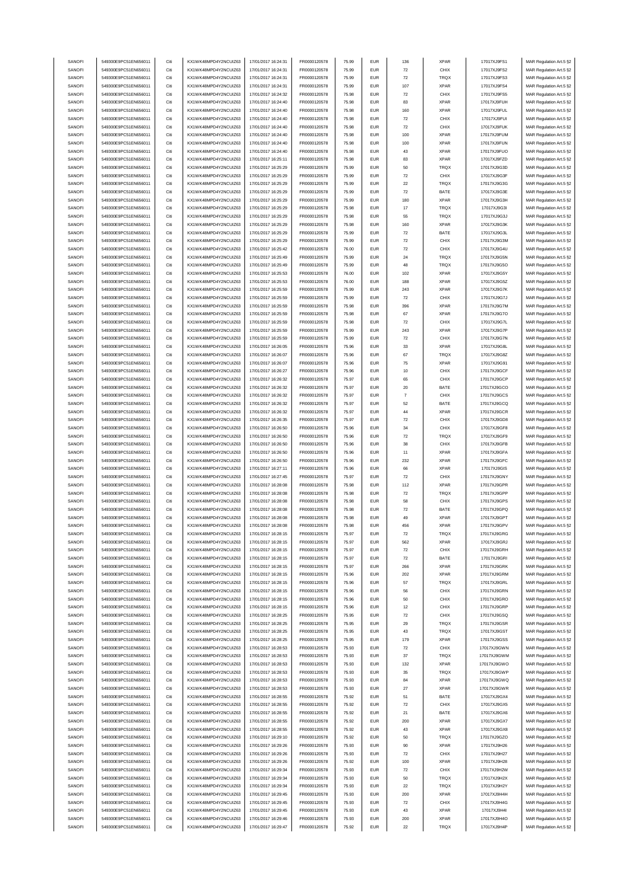| | | | | | | | | | | | |
|---|---|---|---|---|---|---|---|---|---|---|---|
| SANOFI | 549300E9PC51EN656011 | Citi | KX1WK48MPD4Y2NCUIZ63 | 17/01/2017 16:24:31 | FR0000120578 | 75.99 | EUR | 136 | XPAR | 17017XJ9FS1 | MAR Regulation Art.5 §2 |
| SANOFI | 549300E9PC51EN656011 | Citi | KX1WK48MPD4Y2NCUIZ63 | 17/01/2017 16:24:31 | FR0000120578 | 75.99 | EUR | 72 | CHIX | 17017XJ9FS2 | MAR Regulation Art.5 §2 |
| SANOFI | 549300E9PC51EN656011 | Citi | KX1WK48MPD4Y2NCUIZ63 | 17/01/2017 16:24:31 | FR0000120578 | 75.99 | EUR | 72 | TRQX | 17017XJ9FS3 | MAR Regulation Art.5 §2 |
| SANOFI | 549300E9PC51EN656011 | Citi | KX1WK48MPD4Y2NCUIZ63 | 17/01/2017 16:24:31 | FR0000120578 | 75.99 | EUR | 107 | XPAR | 17017XJ9FS4 | MAR Regulation Art.5 §2 |
| SANOFI | 549300E9PC51EN656011 | Citi | KX1WK48MPD4Y2NCUIZ63 | 17/01/2017 16:24:32 | FR0000120578 | 75.98 | EUR | 72 | CHIX | 17017XJ9FS5 | MAR Regulation Art.5 §2 |
| SANOFI | 549300E9PC51EN656011 | Citi | KX1WK48MPD4Y2NCUIZ63 | 17/01/2017 16:24:40 | FR0000120578 | 75.98 | EUR | 83 | XPAR | 17017XJ9FUH | MAR Regulation Art.5 §2 |
| SANOFI | 549300E9PC51EN656011 | Citi | KX1WK48MPD4Y2NCUIZ63 | 17/01/2017 16:24:40 | FR0000120578 | 75.98 | EUR | 160 | XPAR | 17017XJ9FUL | MAR Regulation Art.5 §2 |
| SANOFI | 549300E9PC51EN656011 | Citi | KX1WK48MPD4Y2NCUIZ63 | 17/01/2017 16:24:40 | FR0000120578 | 75.98 | EUR | 72 | CHIX | 17017XJ9FUI | MAR Regulation Art.5 §2 |
| SANOFI | 549300E9PC51EN656011 | Citi | KX1WK48MPD4Y2NCUIZ63 | 17/01/2017 16:24:40 | FR0000120578 | 75.98 | EUR | 72 | CHIX | 17017XJ9FUK | MAR Regulation Art.5 §2 |
| SANOFI | 549300E9PC51EN656011 | Citi | KX1WK48MPD4Y2NCUIZ63 | 17/01/2017 16:24:40 | FR0000120578 | 75.98 | EUR | 100 | XPAR | 17017XJ9FUM | MAR Regulation Art.5 §2 |
| SANOFI | 549300E9PC51EN656011 | Citi | KX1WK48MPD4Y2NCUIZ63 | 17/01/2017 16:24:40 | FR0000120578 | 75.98 | EUR | 100 | XPAR | 17017XJ9FUN | MAR Regulation Art.5 §2 |
| SANOFI | 549300E9PC51EN656011 | Citi | KX1WK48MPD4Y2NCUIZ63 | 17/01/2017 16:24:40 | FR0000120578 | 75.98 | EUR | 43 | XPAR | 17017XJ9FUO | MAR Regulation Art.5 §2 |
| SANOFI | 549300E9PC51EN656011 | Citi | KX1WK48MPD4Y2NCUIZ63 | 17/01/2017 16:25:11 | FR0000120578 | 75.98 | EUR | 83 | XPAR | 17017XJ9FZD | MAR Regulation Art.5 §2 |
| SANOFI | 549300E9PC51EN656011 | Citi | KX1WK48MPD4Y2NCUIZ63 | 17/01/2017 16:25:29 | FR0000120578 | 75.99 | EUR | 50 | TRQX | 17017XJ9G3D | MAR Regulation Art.5 §2 |
| SANOFI | 549300E9PC51EN656011 | Citi | KX1WK48MPD4Y2NCUIZ63 | 17/01/2017 16:25:29 | FR0000120578 | 75.99 | EUR | 72 | CHIX | 17017XJ9G3F | MAR Regulation Art.5 §2 |
| SANOFI | 549300E9PC51EN656011 | Citi | KX1WK48MPD4Y2NCUIZ63 | 17/01/2017 16:25:29 | FR0000120578 | 75.99 | EUR | 22 | TRQX | 17017XJ9G3G | MAR Regulation Art.5 §2 |
| SANOFI | 549300E9PC51EN656011 | Citi | KX1WK48MPD4Y2NCUIZ63 | 17/01/2017 16:25:29 | FR0000120578 | 75.99 | EUR | 72 | BATE | 17017XJ9G3E | MAR Regulation Art.5 §2 |
| SANOFI | 549300E9PC51EN656011 | Citi | KX1WK48MPD4Y2NCUIZ63 | 17/01/2017 16:25:29 | FR0000120578 | 75.99 | EUR | 180 | XPAR | 17017XJ9G3H | MAR Regulation Art.5 §2 |
| SANOFI | 549300E9PC51EN656011 | Citi | KX1WK48MPD4Y2NCUIZ63 | 17/01/2017 16:25:29 | FR0000120578 | 75.98 | EUR | 17 | TRQX | 17017XJ9G3I | MAR Regulation Art.5 §2 |
| SANOFI | 549300E9PC51EN656011 | Citi | KX1WK48MPD4Y2NCUIZ63 | 17/01/2017 16:25:29 | FR0000120578 | 75.98 | EUR | 55 | TRQX | 17017XJ9G3J | MAR Regulation Art.5 §2 |
| SANOFI | 549300E9PC51EN656011 | Citi | KX1WK48MPD4Y2NCUIZ63 | 17/01/2017 16:25:29 | FR0000120578 | 75.98 | EUR | 160 | XPAR | 17017XJ9G3K | MAR Regulation Art.5 §2 |
| SANOFI | 549300E9PC51EN656011 | Citi | KX1WK48MPD4Y2NCUIZ63 | 17/01/2017 16:25:29 | FR0000120578 | 75.99 | EUR | 72 | BATE | 17017XJ9G3L | MAR Regulation Art.5 §2 |
| SANOFI | 549300E9PC51EN656011 | Citi | KX1WK48MPD4Y2NCUIZ63 | 17/01/2017 16:25:29 | FR0000120578 | 75.99 | EUR | 72 | CHIX | 17017XJ9G3M | MAR Regulation Art.5 §2 |
| SANOFI | 549300E9PC51EN656011 | Citi | KX1WK48MPD4Y2NCUIZ63 | 17/01/2017 16:25:42 | FR0000120578 | 76.00 | EUR | 72 | CHIX | 17017XJ9G4U | MAR Regulation Art.5 §2 |
| SANOFI | 549300E9PC51EN656011 | Citi | KX1WK48MPD4Y2NCUIZ63 | 17/01/2017 16:25:49 | FR0000120578 | 75.99 | EUR | 24 | TRQX | 17017XJ9G5N | MAR Regulation Art.5 §2 |
| SANOFI | 549300E9PC51EN656011 | Citi | KX1WK48MPD4Y2NCUIZ63 | 17/01/2017 16:25:49 | FR0000120578 | 75.99 | EUR | 48 | TRQX | 17017XJ9G5O | MAR Regulation Art.5 §2 |
| SANOFI | 549300E9PC51EN656011 | Citi | KX1WK48MPD4Y2NCUIZ63 | 17/01/2017 16:25:53 | FR0000120578 | 76.00 | EUR | 102 | XPAR | 17017XJ9G5Y | MAR Regulation Art.5 §2 |
| SANOFI | 549300E9PC51EN656011 | Citi | KX1WK48MPD4Y2NCUIZ63 | 17/01/2017 16:25:53 | FR0000120578 | 76.00 | EUR | 188 | XPAR | 17017XJ9G5Z | MAR Regulation Art.5 §2 |
| SANOFI | 549300E9PC51EN656011 | Citi | KX1WK48MPD4Y2NCUIZ63 | 17/01/2017 16:25:59 | FR0000120578 | 75.99 | EUR | 243 | XPAR | 17017XJ9G7K | MAR Regulation Art.5 §2 |
| SANOFI | 549300E9PC51EN656011 | Citi | KX1WK48MPD4Y2NCUIZ63 | 17/01/2017 16:25:59 | FR0000120578 | 75.99 | EUR | 72 | CHIX | 17017XJ9G7J | MAR Regulation Art.5 §2 |
| SANOFI | 549300E9PC51EN656011 | Citi | KX1WK48MPD4Y2NCUIZ63 | 17/01/2017 16:25:59 | FR0000120578 | 75.98 | EUR | 396 | XPAR | 17017XJ9G7M | MAR Regulation Art.5 §2 |
| SANOFI | 549300E9PC51EN656011 | Citi | KX1WK48MPD4Y2NCUIZ63 | 17/01/2017 16:25:59 | FR0000120578 | 75.98 | EUR | 67 | XPAR | 17017XJ9G7O | MAR Regulation Art.5 §2 |
| SANOFI | 549300E9PC51EN656011 | Citi | KX1WK48MPD4Y2NCUIZ63 | 17/01/2017 16:25:59 | FR0000120578 | 75.98 | EUR | 72 | CHIX | 17017XJ9G7L | MAR Regulation Art.5 §2 |
| SANOFI | 549300E9PC51EN656011 | Citi | KX1WK48MPD4Y2NCUIZ63 | 17/01/2017 16:25:59 | FR0000120578 | 75.99 | EUR | 243 | XPAR | 17017XJ9G7P | MAR Regulation Art.5 §2 |
| SANOFI | 549300E9PC51EN656011 | Citi | KX1WK48MPD4Y2NCUIZ63 | 17/01/2017 16:25:59 | FR0000120578 | 75.99 | EUR | 72 | CHIX | 17017XJ9G7N | MAR Regulation Art.5 §2 |
| SANOFI | 549300E9PC51EN656011 | Citi | KX1WK48MPD4Y2NCUIZ63 | 17/01/2017 16:26:05 | FR0000120578 | 75.96 | EUR | 33 | XPAR | 17017XJ9G8L | MAR Regulation Art.5 §2 |
| SANOFI | 549300E9PC51EN656011 | Citi | KX1WK48MPD4Y2NCUIZ63 | 17/01/2017 16:26:07 | FR0000120578 | 75.96 | EUR | 67 | TRQX | 17017XJ9G8Z | MAR Regulation Art.5 §2 |
| SANOFI | 549300E9PC51EN656011 | Citi | KX1WK48MPD4Y2NCUIZ63 | 17/01/2017 16:26:07 | FR0000120578 | 75.96 | EUR | 75 | XPAR | 17017XJ9G91 | MAR Regulation Art.5 §2 |
| SANOFI | 549300E9PC51EN656011 | Citi | KX1WK48MPD4Y2NCUIZ63 | 17/01/2017 16:26:27 | FR0000120578 | 75.96 | EUR | 10 | CHIX | 17017XJ9GCF | MAR Regulation Art.5 §2 |
| SANOFI | 549300E9PC51EN656011 | Citi | KX1WK48MPD4Y2NCUIZ63 | 17/01/2017 16:26:32 | FR0000120578 | 75.97 | EUR | 65 | CHIX | 17017XJ9GCP | MAR Regulation Art.5 §2 |
| SANOFI | 549300E9PC51EN656011 | Citi | KX1WK48MPD4Y2NCUIZ63 | 17/01/2017 16:26:32 | FR0000120578 | 75.97 | EUR | 20 | BATE | 17017XJ9GCO | MAR Regulation Art.5 §2 |
| SANOFI | 549300E9PC51EN656011 | Citi | KX1WK48MPD4Y2NCUIZ63 | 17/01/2017 16:26:32 | FR0000120578 | 75.97 | EUR | 7 | CHIX | 17017XJ9GCS | MAR Regulation Art.5 §2 |
| SANOFI | 549300E9PC51EN656011 | Citi | KX1WK48MPD4Y2NCUIZ63 | 17/01/2017 16:26:32 | FR0000120578 | 75.97 | EUR | 52 | BATE | 17017XJ9GCQ | MAR Regulation Art.5 §2 |
| SANOFI | 549300E9PC51EN656011 | Citi | KX1WK48MPD4Y2NCUIZ63 | 17/01/2017 16:26:32 | FR0000120578 | 75.97 | EUR | 44 | XPAR | 17017XJ9GCR | MAR Regulation Art.5 §2 |
| SANOFI | 549300E9PC51EN656011 | Citi | KX1WK48MPD4Y2NCUIZ63 | 17/01/2017 16:26:35 | FR0000120578 | 75.97 | EUR | 72 | CHIX | 17017XJ9GD8 | MAR Regulation Art.5 §2 |
| SANOFI | 549300E9PC51EN656011 | Citi | KX1WK48MPD4Y2NCUIZ63 | 17/01/2017 16:26:50 | FR0000120578 | 75.96 | EUR | 34 | CHIX | 17017XJ9GF8 | MAR Regulation Art.5 §2 |
| SANOFI | 549300E9PC51EN656011 | Citi | KX1WK48MPD4Y2NCUIZ63 | 17/01/2017 16:26:50 | FR0000120578 | 75.96 | EUR | 72 | TRQX | 17017XJ9GF9 | MAR Regulation Art.5 §2 |
| SANOFI | 549300E9PC51EN656011 | Citi | KX1WK48MPD4Y2NCUIZ63 | 17/01/2017 16:26:50 | FR0000120578 | 75.96 | EUR | 38 | CHIX | 17017XJ9GFB | MAR Regulation Art.5 §2 |
| SANOFI | 549300E9PC51EN656011 | Citi | KX1WK48MPD4Y2NCUIZ63 | 17/01/2017 16:26:50 | FR0000120578 | 75.96 | EUR | 11 | XPAR | 17017XJ9GFA | MAR Regulation Art.5 §2 |
| SANOFI | 549300E9PC51EN656011 | Citi | KX1WK48MPD4Y2NCUIZ63 | 17/01/2017 16:26:50 | FR0000120578 | 75.96 | EUR | 232 | XPAR | 17017XJ9GFC | MAR Regulation Art.5 §2 |
| SANOFI | 549300E9PC51EN656011 | Citi | KX1WK48MPD4Y2NCUIZ63 | 17/01/2017 16:27:11 | FR0000120578 | 75.96 | EUR | 66 | XPAR | 17017XJ9GIS | MAR Regulation Art.5 §2 |
| SANOFI | 549300E9PC51EN656011 | Citi | KX1WK48MPD4Y2NCUIZ63 | 17/01/2017 16:27:45 | FR0000120578 | 75.97 | EUR | 72 | CHIX | 17017XJ9GNY | MAR Regulation Art.5 §2 |
| SANOFI | 549300E9PC51EN656011 | Citi | KX1WK48MPD4Y2NCUIZ63 | 17/01/2017 16:28:08 | FR0000120578 | 75.98 | EUR | 112 | XPAR | 17017XJ9GPR | MAR Regulation Art.5 §2 |
| SANOFI | 549300E9PC51EN656011 | Citi | KX1WK48MPD4Y2NCUIZ63 | 17/01/2017 16:28:08 | FR0000120578 | 75.98 | EUR | 72 | TRQX | 17017XJ9GPP | MAR Regulation Art.5 §2 |
| SANOFI | 549300E9PC51EN656011 | Citi | KX1WK48MPD4Y2NCUIZ63 | 17/01/2017 16:28:08 | FR0000120578 | 75.98 | EUR | 58 | CHIX | 17017XJ9GPS | MAR Regulation Art.5 §2 |
| SANOFI | 549300E9PC51EN656011 | Citi | KX1WK48MPD4Y2NCUIZ63 | 17/01/2017 16:28:08 | FR0000120578 | 75.98 | EUR | 72 | BATE | 17017XJ9GPQ | MAR Regulation Art.5 §2 |
| SANOFI | 549300E9PC51EN656011 | Citi | KX1WK48MPD4Y2NCUIZ63 | 17/01/2017 16:28:08 | FR0000120578 | 75.98 | EUR | 49 | XPAR | 17017XJ9GPT | MAR Regulation Art.5 §2 |
| SANOFI | 549300E9PC51EN656011 | Citi | KX1WK48MPD4Y2NCUIZ63 | 17/01/2017 16:28:08 | FR0000120578 | 75.98 | EUR | 456 | XPAR | 17017XJ9GPV | MAR Regulation Art.5 §2 |
| SANOFI | 549300E9PC51EN656011 | Citi | KX1WK48MPD4Y2NCUIZ63 | 17/01/2017 16:28:15 | FR0000120578 | 75.97 | EUR | 72 | TRQX | 17017XJ9GRG | MAR Regulation Art.5 §2 |
| SANOFI | 549300E9PC51EN656011 | Citi | KX1WK48MPD4Y2NCUIZ63 | 17/01/2017 16:28:15 | FR0000120578 | 75.97 | EUR | 562 | XPAR | 17017XJ9GRJ | MAR Regulation Art.5 §2 |
| SANOFI | 549300E9PC51EN656011 | Citi | KX1WK48MPD4Y2NCUIZ63 | 17/01/2017 16:28:15 | FR0000120578 | 75.97 | EUR | 72 | CHIX | 17017XJ9GRH | MAR Regulation Art.5 §2 |
| SANOFI | 549300E9PC51EN656011 | Citi | KX1WK48MPD4Y2NCUIZ63 | 17/01/2017 16:28:15 | FR0000120578 | 75.97 | EUR | 72 | BATE | 17017XJ9GRI | MAR Regulation Art.5 §2 |
| SANOFI | 549300E9PC51EN656011 | Citi | KX1WK48MPD4Y2NCUIZ63 | 17/01/2017 16:28:15 | FR0000120578 | 75.97 | EUR | 266 | XPAR | 17017XJ9GRK | MAR Regulation Art.5 §2 |
| SANOFI | 549300E9PC51EN656011 | Citi | KX1WK48MPD4Y2NCUIZ63 | 17/01/2017 16:28:15 | FR0000120578 | 75.96 | EUR | 202 | XPAR | 17017XJ9GRM | MAR Regulation Art.5 §2 |
| SANOFI | 549300E9PC51EN656011 | Citi | KX1WK48MPD4Y2NCUIZ63 | 17/01/2017 16:28:15 | FR0000120578 | 75.96 | EUR | 57 | TRQX | 17017XJ9GRL | MAR Regulation Art.5 §2 |
| SANOFI | 549300E9PC51EN656011 | Citi | KX1WK48MPD4Y2NCUIZ63 | 17/01/2017 16:28:15 | FR0000120578 | 75.96 | EUR | 56 | CHIX | 17017XJ9GRN | MAR Regulation Art.5 §2 |
| SANOFI | 549300E9PC51EN656011 | Citi | KX1WK48MPD4Y2NCUIZ63 | 17/01/2017 16:28:15 | FR0000120578 | 75.96 | EUR | 50 | CHIX | 17017XJ9GRO | MAR Regulation Art.5 §2 |
| SANOFI | 549300E9PC51EN656011 | Citi | KX1WK48MPD4Y2NCUIZ63 | 17/01/2017 16:28:15 | FR0000120578 | 75.96 | EUR | 12 | CHIX | 17017XJ9GRP | MAR Regulation Art.5 §2 |
| SANOFI | 549300E9PC51EN656011 | Citi | KX1WK48MPD4Y2NCUIZ63 | 17/01/2017 16:28:25 | FR0000120578 | 75.95 | EUR | 72 | CHIX | 17017XJ9GSQ | MAR Regulation Art.5 §2 |
| SANOFI | 549300E9PC51EN656011 | Citi | KX1WK48MPD4Y2NCUIZ63 | 17/01/2017 16:28:25 | FR0000120578 | 75.95 | EUR | 29 | TRQX | 17017XJ9GSR | MAR Regulation Art.5 §2 |
| SANOFI | 549300E9PC51EN656011 | Citi | KX1WK48MPD4Y2NCUIZ63 | 17/01/2017 16:28:25 | FR0000120578 | 75.95 | EUR | 43 | TRQX | 17017XJ9GST | MAR Regulation Art.5 §2 |
| SANOFI | 549300E9PC51EN656011 | Citi | KX1WK48MPD4Y2NCUIZ63 | 17/01/2017 16:28:25 | FR0000120578 | 75.95 | EUR | 179 | XPAR | 17017XJ9GSS | MAR Regulation Art.5 §2 |
| SANOFI | 549300E9PC51EN656011 | Citi | KX1WK48MPD4Y2NCUIZ63 | 17/01/2017 16:28:53 | FR0000120578 | 75.93 | EUR | 72 | CHIX | 17017XJ9GWN | MAR Regulation Art.5 §2 |
| SANOFI | 549300E9PC51EN656011 | Citi | KX1WK48MPD4Y2NCUIZ63 | 17/01/2017 16:28:53 | FR0000120578 | 75.93 | EUR | 37 | TRQX | 17017XJ9GWM | MAR Regulation Art.5 §2 |
| SANOFI | 549300E9PC51EN656011 | Citi | KX1WK48MPD4Y2NCUIZ63 | 17/01/2017 16:28:53 | FR0000120578 | 75.93 | EUR | 132 | XPAR | 17017XJ9GWO | MAR Regulation Art.5 §2 |
| SANOFI | 549300E9PC51EN656011 | Citi | KX1WK48MPD4Y2NCUIZ63 | 17/01/2017 16:28:53 | FR0000120578 | 75.93 | EUR | 35 | TRQX | 17017XJ9GWP | MAR Regulation Art.5 §2 |
| SANOFI | 549300E9PC51EN656011 | Citi | KX1WK48MPD4Y2NCUIZ63 | 17/01/2017 16:28:53 | FR0000120578 | 75.93 | EUR | 84 | XPAR | 17017XJ9GWQ | MAR Regulation Art.5 §2 |
| SANOFI | 549300E9PC51EN656011 | Citi | KX1WK48MPD4Y2NCUIZ63 | 17/01/2017 16:28:53 | FR0000120578 | 75.93 | EUR | 27 | XPAR | 17017XJ9GWR | MAR Regulation Art.5 §2 |
| SANOFI | 549300E9PC51EN656011 | Citi | KX1WK48MPD4Y2NCUIZ63 | 17/01/2017 16:28:55 | FR0000120578 | 75.92 | EUR | 51 | BATE | 17017XJ9GX4 | MAR Regulation Art.5 §2 |
| SANOFI | 549300E9PC51EN656011 | Citi | KX1WK48MPD4Y2NCUIZ63 | 17/01/2017 16:28:55 | FR0000120578 | 75.92 | EUR | 72 | CHIX | 17017XJ9GX5 | MAR Regulation Art.5 §2 |
| SANOFI | 549300E9PC51EN656011 | Citi | KX1WK48MPD4Y2NCUIZ63 | 17/01/2017 16:28:55 | FR0000120578 | 75.92 | EUR | 21 | BATE | 17017XJ9GX6 | MAR Regulation Art.5 §2 |
| SANOFI | 549300E9PC51EN656011 | Citi | KX1WK48MPD4Y2NCUIZ63 | 17/01/2017 16:28:55 | FR0000120578 | 75.92 | EUR | 200 | XPAR | 17017XJ9GX7 | MAR Regulation Art.5 §2 |
| SANOFI | 549300E9PC51EN656011 | Citi | KX1WK48MPD4Y2NCUIZ63 | 17/01/2017 16:28:55 | FR0000120578 | 75.92 | EUR | 43 | XPAR | 17017XJ9GX8 | MAR Regulation Art.5 §2 |
| SANOFI | 549300E9PC51EN656011 | Citi | KX1WK48MPD4Y2NCUIZ63 | 17/01/2017 16:29:10 | FR0000120578 | 75.92 | EUR | 50 | TRQX | 17017XJ9GZO | MAR Regulation Art.5 §2 |
| SANOFI | 549300E9PC51EN656011 | Citi | KX1WK48MPD4Y2NCUIZ63 | 17/01/2017 16:29:26 | FR0000120578 | 75.93 | EUR | 90 | XPAR | 17017XJ9H26 | MAR Regulation Art.5 §2 |
| SANOFI | 549300E9PC51EN656011 | Citi | KX1WK48MPD4Y2NCUIZ63 | 17/01/2017 16:29:26 | FR0000120578 | 75.93 | EUR | 72 | CHIX | 17017XJ9H27 | MAR Regulation Art.5 §2 |
| SANOFI | 549300E9PC51EN656011 | Citi | KX1WK48MPD4Y2NCUIZ63 | 17/01/2017 16:29:26 | FR0000120578 | 75.92 | EUR | 100 | XPAR | 17017XJ9H28 | MAR Regulation Art.5 §2 |
| SANOFI | 549300E9PC51EN656011 | Citi | KX1WK48MPD4Y2NCUIZ63 | 17/01/2017 16:29:34 | FR0000120578 | 75.93 | EUR | 72 | CHIX | 17017XJ9H2W | MAR Regulation Art.5 §2 |
| SANOFI | 549300E9PC51EN656011 | Citi | KX1WK48MPD4Y2NCUIZ63 | 17/01/2017 16:29:34 | FR0000120578 | 75.93 | EUR | 50 | TRQX | 17017XJ9H2X | MAR Regulation Art.5 §2 |
| SANOFI | 549300E9PC51EN656011 | Citi | KX1WK48MPD4Y2NCUIZ63 | 17/01/2017 16:29:34 | FR0000120578 | 75.93 | EUR | 22 | TRQX | 17017XJ9H2Y | MAR Regulation Art.5 §2 |
| SANOFI | 549300E9PC51EN656011 | Citi | KX1WK48MPD4Y2NCUIZ63 | 17/01/2017 16:29:45 | FR0000120578 | 75.93 | EUR | 200 | XPAR | 17017XJ9H4H | MAR Regulation Art.5 §2 |
| SANOFI | 549300E9PC51EN656011 | Citi | KX1WK48MPD4Y2NCUIZ63 | 17/01/2017 16:29:45 | FR0000120578 | 75.93 | EUR | 72 | CHIX | 17017XJ9H4G | MAR Regulation Art.5 §2 |
| SANOFI | 549300E9PC51EN656011 | Citi | KX1WK48MPD4Y2NCUIZ63 | 17/01/2017 16:29:45 | FR0000120578 | 75.93 | EUR | 43 | XPAR | 17017XJ9H4I | MAR Regulation Art.5 §2 |
| SANOFI | 549300E9PC51EN656011 | Citi | KX1WK48MPD4Y2NCUIZ63 | 17/01/2017 16:29:46 | FR0000120578 | 75.93 | EUR | 200 | XPAR | 17017XJ9H4O | MAR Regulation Art.5 §2 |
| SANOFI | 549300E9PC51EN656011 | Citi | KX1WK48MPD4Y2NCUIZ63 | 17/01/2017 16:29:47 | FR0000120578 | 75.92 | EUR | 22 | TRQX | 17017XJ9H4P | MAR Regulation Art.5 §2 |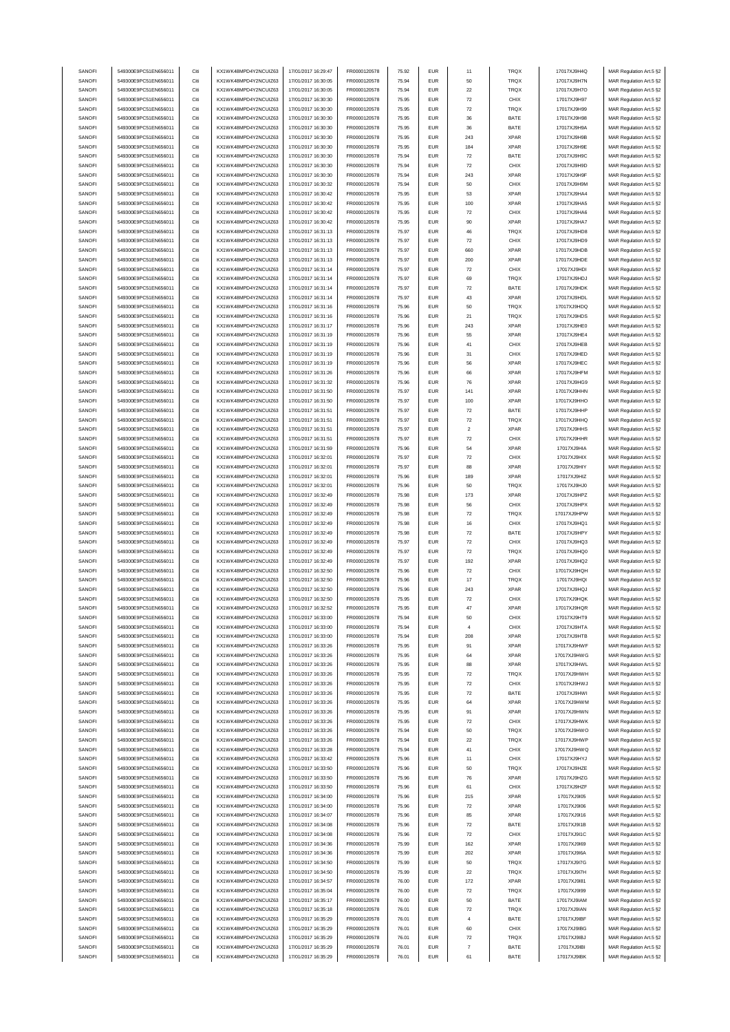| | | | | | | | | | | | |
|---|---|---|---|---|---|---|---|---|---|---|---|
| SANOFI | 549300E9PC51EN656011 | Citi | KX1WK48MPD4Y2NCUIZ63 | 17/01/2017 16:29:47 | FR0000120578 | 75.92 | EUR | 11 | TRQX | 17017XJ9H4Q | MAR Regulation Art.5 §2 |
| SANOFI | 549300E9PC51EN656011 | Citi | KX1WK48MPD4Y2NCUIZ63 | 17/01/2017 16:30:05 | FR0000120578 | 75.94 | EUR | 50 | TRQX | 17017XJ9H7N | MAR Regulation Art.5 §2 |
| SANOFI | 549300E9PC51EN656011 | Citi | KX1WK48MPD4Y2NCUIZ63 | 17/01/2017 16:30:05 | FR0000120578 | 75.94 | EUR | 22 | TRQX | 17017XJ9H7O | MAR Regulation Art.5 §2 |
| SANOFI | 549300E9PC51EN656011 | Citi | KX1WK48MPD4Y2NCUIZ63 | 17/01/2017 16:30:30 | FR0000120578 | 75.95 | EUR | 72 | CHIX | 17017XJ9H97 | MAR Regulation Art.5 §2 |
| SANOFI | 549300E9PC51EN656011 | Citi | KX1WK48MPD4Y2NCUIZ63 | 17/01/2017 16:30:30 | FR0000120578 | 75.95 | EUR | 72 | TRQX | 17017XJ9H99 | MAR Regulation Art.5 §2 |
| SANOFI | 549300E9PC51EN656011 | Citi | KX1WK48MPD4Y2NCUIZ63 | 17/01/2017 16:30:30 | FR0000120578 | 75.95 | EUR | 36 | BATE | 17017XJ9H98 | MAR Regulation Art.5 §2 |
| SANOFI | 549300E9PC51EN656011 | Citi | KX1WK48MPD4Y2NCUIZ63 | 17/01/2017 16:30:30 | FR0000120578 | 75.95 | EUR | 36 | BATE | 17017XJ9H9A | MAR Regulation Art.5 §2 |
| SANOFI | 549300E9PC51EN656011 | Citi | KX1WK48MPD4Y2NCUIZ63 | 17/01/2017 16:30:30 | FR0000120578 | 75.95 | EUR | 243 | XPAR | 17017XJ9H9B | MAR Regulation Art.5 §2 |
| SANOFI | 549300E9PC51EN656011 | Citi | KX1WK48MPD4Y2NCUIZ63 | 17/01/2017 16:30:30 | FR0000120578 | 75.95 | EUR | 184 | XPAR | 17017XJ9H9E | MAR Regulation Art.5 §2 |
| SANOFI | 549300E9PC51EN656011 | Citi | KX1WK48MPD4Y2NCUIZ63 | 17/01/2017 16:30:30 | FR0000120578 | 75.94 | EUR | 72 | BATE | 17017XJ9H9C | MAR Regulation Art.5 §2 |
| SANOFI | 549300E9PC51EN656011 | Citi | KX1WK48MPD4Y2NCUIZ63 | 17/01/2017 16:30:30 | FR0000120578 | 75.94 | EUR | 72 | CHIX | 17017XJ9H9D | MAR Regulation Art.5 §2 |
| SANOFI | 549300E9PC51EN656011 | Citi | KX1WK48MPD4Y2NCUIZ63 | 17/01/2017 16:30:30 | FR0000120578 | 75.94 | EUR | 243 | XPAR | 17017XJ9H9F | MAR Regulation Art.5 §2 |
| SANOFI | 549300E9PC51EN656011 | Citi | KX1WK48MPD4Y2NCUIZ63 | 17/01/2017 16:30:32 | FR0000120578 | 75.94 | EUR | 50 | CHIX | 17017XJ9H9M | MAR Regulation Art.5 §2 |
| SANOFI | 549300E9PC51EN656011 | Citi | KX1WK48MPD4Y2NCUIZ63 | 17/01/2017 16:30:42 | FR0000120578 | 75.95 | EUR | 53 | XPAR | 17017XJ9HA4 | MAR Regulation Art.5 §2 |
| SANOFI | 549300E9PC51EN656011 | Citi | KX1WK48MPD4Y2NCUIZ63 | 17/01/2017 16:30:42 | FR0000120578 | 75.95 | EUR | 100 | XPAR | 17017XJ9HA5 | MAR Regulation Art.5 §2 |
| SANOFI | 549300E9PC51EN656011 | Citi | KX1WK48MPD4Y2NCUIZ63 | 17/01/2017 16:30:42 | FR0000120578 | 75.95 | EUR | 72 | CHIX | 17017XJ9HA6 | MAR Regulation Art.5 §2 |
| SANOFI | 549300E9PC51EN656011 | Citi | KX1WK48MPD4Y2NCUIZ63 | 17/01/2017 16:30:42 | FR0000120578 | 75.95 | EUR | 90 | XPAR | 17017XJ9HA7 | MAR Regulation Art.5 §2 |
| SANOFI | 549300E9PC51EN656011 | Citi | KX1WK48MPD4Y2NCUIZ63 | 17/01/2017 16:31:13 | FR0000120578 | 75.97 | EUR | 46 | TRQX | 17017XJ9HD8 | MAR Regulation Art.5 §2 |
| SANOFI | 549300E9PC51EN656011 | Citi | KX1WK48MPD4Y2NCUIZ63 | 17/01/2017 16:31:13 | FR0000120578 | 75.97 | EUR | 72 | CHIX | 17017XJ9HD9 | MAR Regulation Art.5 §2 |
| SANOFI | 549300E9PC51EN656011 | Citi | KX1WK48MPD4Y2NCUIZ63 | 17/01/2017 16:31:13 | FR0000120578 | 75.97 | EUR | 660 | XPAR | 17017XJ9HDB | MAR Regulation Art.5 §2 |
| SANOFI | 549300E9PC51EN656011 | Citi | KX1WK48MPD4Y2NCUIZ63 | 17/01/2017 16:31:13 | FR0000120578 | 75.97 | EUR | 200 | XPAR | 17017XJ9HDE | MAR Regulation Art.5 §2 |
| SANOFI | 549300E9PC51EN656011 | Citi | KX1WK48MPD4Y2NCUIZ63 | 17/01/2017 16:31:14 | FR0000120578 | 75.97 | EUR | 72 | CHIX | 17017XJ9HDI | MAR Regulation Art.5 §2 |
| SANOFI | 549300E9PC51EN656011 | Citi | KX1WK48MPD4Y2NCUIZ63 | 17/01/2017 16:31:14 | FR0000120578 | 75.97 | EUR | 69 | TRQX | 17017XJ9HDJ | MAR Regulation Art.5 §2 |
| SANOFI | 549300E9PC51EN656011 | Citi | KX1WK48MPD4Y2NCUIZ63 | 17/01/2017 16:31:14 | FR0000120578 | 75.97 | EUR | 72 | BATE | 17017XJ9HDK | MAR Regulation Art.5 §2 |
| SANOFI | 549300E9PC51EN656011 | Citi | KX1WK48MPD4Y2NCUIZ63 | 17/01/2017 16:31:14 | FR0000120578 | 75.97 | EUR | 43 | XPAR | 17017XJ9HDL | MAR Regulation Art.5 §2 |
| SANOFI | 549300E9PC51EN656011 | Citi | KX1WK48MPD4Y2NCUIZ63 | 17/01/2017 16:31:16 | FR0000120578 | 75.96 | EUR | 50 | TRQX | 17017XJ9HDQ | MAR Regulation Art.5 §2 |
| SANOFI | 549300E9PC51EN656011 | Citi | KX1WK48MPD4Y2NCUIZ63 | 17/01/2017 16:31:16 | FR0000120578 | 75.96 | EUR | 21 | TRQX | 17017XJ9HDS | MAR Regulation Art.5 §2 |
| SANOFI | 549300E9PC51EN656011 | Citi | KX1WK48MPD4Y2NCUIZ63 | 17/01/2017 16:31:17 | FR0000120578 | 75.96 | EUR | 243 | XPAR | 17017XJ9HE0 | MAR Regulation Art.5 §2 |
| SANOFI | 549300E9PC51EN656011 | Citi | KX1WK48MPD4Y2NCUIZ63 | 17/01/2017 16:31:19 | FR0000120578 | 75.96 | EUR | 55 | XPAR | 17017XJ9HE4 | MAR Regulation Art.5 §2 |
| SANOFI | 549300E9PC51EN656011 | Citi | KX1WK48MPD4Y2NCUIZ63 | 17/01/2017 16:31:19 | FR0000120578 | 75.96 | EUR | 41 | CHIX | 17017XJ9HEB | MAR Regulation Art.5 §2 |
| SANOFI | 549300E9PC51EN656011 | Citi | KX1WK48MPD4Y2NCUIZ63 | 17/01/2017 16:31:19 | FR0000120578 | 75.96 | EUR | 31 | CHIX | 17017XJ9HED | MAR Regulation Art.5 §2 |
| SANOFI | 549300E9PC51EN656011 | Citi | KX1WK48MPD4Y2NCUIZ63 | 17/01/2017 16:31:19 | FR0000120578 | 75.96 | EUR | 56 | XPAR | 17017XJ9HEC | MAR Regulation Art.5 §2 |
| SANOFI | 549300E9PC51EN656011 | Citi | KX1WK48MPD4Y2NCUIZ63 | 17/01/2017 16:31:26 | FR0000120578 | 75.96 | EUR | 66 | XPAR | 17017XJ9HFM | MAR Regulation Art.5 §2 |
| SANOFI | 549300E9PC51EN656011 | Citi | KX1WK48MPD4Y2NCUIZ63 | 17/01/2017 16:31:32 | FR0000120578 | 75.96 | EUR | 76 | XPAR | 17017XJ9HG9 | MAR Regulation Art.5 §2 |
| SANOFI | 549300E9PC51EN656011 | Citi | KX1WK48MPD4Y2NCUIZ63 | 17/01/2017 16:31:50 | FR0000120578 | 75.97 | EUR | 141 | XPAR | 17017XJ9HHN | MAR Regulation Art.5 §2 |
| SANOFI | 549300E9PC51EN656011 | Citi | KX1WK48MPD4Y2NCUIZ63 | 17/01/2017 16:31:50 | FR0000120578 | 75.97 | EUR | 100 | XPAR | 17017XJ9HHO | MAR Regulation Art.5 §2 |
| SANOFI | 549300E9PC51EN656011 | Citi | KX1WK48MPD4Y2NCUIZ63 | 17/01/2017 16:31:51 | FR0000120578 | 75.97 | EUR | 72 | BATE | 17017XJ9HHP | MAR Regulation Art.5 §2 |
| SANOFI | 549300E9PC51EN656011 | Citi | KX1WK48MPD4Y2NCUIZ63 | 17/01/2017 16:31:51 | FR0000120578 | 75.97 | EUR | 72 | TRQX | 17017XJ9HHQ | MAR Regulation Art.5 §2 |
| SANOFI | 549300E9PC51EN656011 | Citi | KX1WK48MPD4Y2NCUIZ63 | 17/01/2017 16:31:51 | FR0000120578 | 75.97 | EUR | 2 | XPAR | 17017XJ9HHS | MAR Regulation Art.5 §2 |
| SANOFI | 549300E9PC51EN656011 | Citi | KX1WK48MPD4Y2NCUIZ63 | 17/01/2017 16:31:51 | FR0000120578 | 75.97 | EUR | 72 | CHIX | 17017XJ9HHR | MAR Regulation Art.5 §2 |
| SANOFI | 549300E9PC51EN656011 | Citi | KX1WK48MPD4Y2NCUIZ63 | 17/01/2017 16:31:59 | FR0000120578 | 75.96 | EUR | 54 | XPAR | 17017XJ9HIA | MAR Regulation Art.5 §2 |
| SANOFI | 549300E9PC51EN656011 | Citi | KX1WK48MPD4Y2NCUIZ63 | 17/01/2017 16:32:01 | FR0000120578 | 75.97 | EUR | 72 | CHIX | 17017XJ9HIX | MAR Regulation Art.5 §2 |
| SANOFI | 549300E9PC51EN656011 | Citi | KX1WK48MPD4Y2NCUIZ63 | 17/01/2017 16:32:01 | FR0000120578 | 75.97 | EUR | 88 | XPAR | 17017XJ9HIY | MAR Regulation Art.5 §2 |
| SANOFI | 549300E9PC51EN656011 | Citi | KX1WK48MPD4Y2NCUIZ63 | 17/01/2017 16:32:01 | FR0000120578 | 75.96 | EUR | 189 | XPAR | 17017XJ9HIZ | MAR Regulation Art.5 §2 |
| SANOFI | 549300E9PC51EN656011 | Citi | KX1WK48MPD4Y2NCUIZ63 | 17/01/2017 16:32:01 | FR0000120578 | 75.96 | EUR | 50 | TRQX | 17017XJ9HJ0 | MAR Regulation Art.5 §2 |
| SANOFI | 549300E9PC51EN656011 | Citi | KX1WK48MPD4Y2NCUIZ63 | 17/01/2017 16:32:49 | FR0000120578 | 75.98 | EUR | 173 | XPAR | 17017XJ9HPZ | MAR Regulation Art.5 §2 |
| SANOFI | 549300E9PC51EN656011 | Citi | KX1WK48MPD4Y2NCUIZ63 | 17/01/2017 16:32:49 | FR0000120578 | 75.98 | EUR | 56 | CHIX | 17017XJ9HPX | MAR Regulation Art.5 §2 |
| SANOFI | 549300E9PC51EN656011 | Citi | KX1WK48MPD4Y2NCUIZ63 | 17/01/2017 16:32:49 | FR0000120578 | 75.98 | EUR | 72 | TRQX | 17017XJ9HPW | MAR Regulation Art.5 §2 |
| SANOFI | 549300E9PC51EN656011 | Citi | KX1WK48MPD4Y2NCUIZ63 | 17/01/2017 16:32:49 | FR0000120578 | 75.98 | EUR | 16 | CHIX | 17017XJ9HQ1 | MAR Regulation Art.5 §2 |
| SANOFI | 549300E9PC51EN656011 | Citi | KX1WK48MPD4Y2NCUIZ63 | 17/01/2017 16:32:49 | FR0000120578 | 75.98 | EUR | 72 | BATE | 17017XJ9HPY | MAR Regulation Art.5 §2 |
| SANOFI | 549300E9PC51EN656011 | Citi | KX1WK48MPD4Y2NCUIZ63 | 17/01/2017 16:32:49 | FR0000120578 | 75.97 | EUR | 72 | CHIX | 17017XJ9HQ3 | MAR Regulation Art.5 §2 |
| SANOFI | 549300E9PC51EN656011 | Citi | KX1WK48MPD4Y2NCUIZ63 | 17/01/2017 16:32:49 | FR0000120578 | 75.97 | EUR | 72 | TRQX | 17017XJ9HQ0 | MAR Regulation Art.5 §2 |
| SANOFI | 549300E9PC51EN656011 | Citi | KX1WK48MPD4Y2NCUIZ63 | 17/01/2017 16:32:49 | FR0000120578 | 75.97 | EUR | 192 | XPAR | 17017XJ9HQ2 | MAR Regulation Art.5 §2 |
| SANOFI | 549300E9PC51EN656011 | Citi | KX1WK48MPD4Y2NCUIZ63 | 17/01/2017 16:32:50 | FR0000120578 | 75.96 | EUR | 72 | CHIX | 17017XJ9HQH | MAR Regulation Art.5 §2 |
| SANOFI | 549300E9PC51EN656011 | Citi | KX1WK48MPD4Y2NCUIZ63 | 17/01/2017 16:32:50 | FR0000120578 | 75.96 | EUR | 17 | TRQX | 17017XJ9HQI | MAR Regulation Art.5 §2 |
| SANOFI | 549300E9PC51EN656011 | Citi | KX1WK48MPD4Y2NCUIZ63 | 17/01/2017 16:32:50 | FR0000120578 | 75.96 | EUR | 243 | XPAR | 17017XJ9HQJ | MAR Regulation Art.5 §2 |
| SANOFI | 549300E9PC51EN656011 | Citi | KX1WK48MPD4Y2NCUIZ63 | 17/01/2017 16:32:50 | FR0000120578 | 75.95 | EUR | 72 | CHIX | 17017XJ9HQK | MAR Regulation Art.5 §2 |
| SANOFI | 549300E9PC51EN656011 | Citi | KX1WK48MPD4Y2NCUIZ63 | 17/01/2017 16:32:52 | FR0000120578 | 75.95 | EUR | 47 | XPAR | 17017XJ9HQR | MAR Regulation Art.5 §2 |
| SANOFI | 549300E9PC51EN656011 | Citi | KX1WK48MPD4Y2NCUIZ63 | 17/01/2017 16:33:00 | FR0000120578 | 75.94 | EUR | 50 | CHIX | 17017XJ9HT9 | MAR Regulation Art.5 §2 |
| SANOFI | 549300E9PC51EN656011 | Citi | KX1WK48MPD4Y2NCUIZ63 | 17/01/2017 16:33:00 | FR0000120578 | 75.94 | EUR | 4 | CHIX | 17017XJ9HTA | MAR Regulation Art.5 §2 |
| SANOFI | 549300E9PC51EN656011 | Citi | KX1WK48MPD4Y2NCUIZ63 | 17/01/2017 16:33:00 | FR0000120578 | 75.94 | EUR | 208 | XPAR | 17017XJ9HTB | MAR Regulation Art.5 §2 |
| SANOFI | 549300E9PC51EN656011 | Citi | KX1WK48MPD4Y2NCUIZ63 | 17/01/2017 16:33:26 | FR0000120578 | 75.95 | EUR | 91 | XPAR | 17017XJ9HWF | MAR Regulation Art.5 §2 |
| SANOFI | 549300E9PC51EN656011 | Citi | KX1WK48MPD4Y2NCUIZ63 | 17/01/2017 16:33:26 | FR0000120578 | 75.95 | EUR | 64 | XPAR | 17017XJ9HWG | MAR Regulation Art.5 §2 |
| SANOFI | 549300E9PC51EN656011 | Citi | KX1WK48MPD4Y2NCUIZ63 | 17/01/2017 16:33:26 | FR0000120578 | 75.95 | EUR | 88 | XPAR | 17017XJ9HWL | MAR Regulation Art.5 §2 |
| SANOFI | 549300E9PC51EN656011 | Citi | KX1WK48MPD4Y2NCUIZ63 | 17/01/2017 16:33:26 | FR0000120578 | 75.95 | EUR | 72 | TRQX | 17017XJ9HWH | MAR Regulation Art.5 §2 |
| SANOFI | 549300E9PC51EN656011 | Citi | KX1WK48MPD4Y2NCUIZ63 | 17/01/2017 16:33:26 | FR0000120578 | 75.95 | EUR | 72 | CHIX | 17017XJ9HWJ | MAR Regulation Art.5 §2 |
| SANOFI | 549300E9PC51EN656011 | Citi | KX1WK48MPD4Y2NCUIZ63 | 17/01/2017 16:33:26 | FR0000120578 | 75.95 | EUR | 72 | BATE | 17017XJ9HWI | MAR Regulation Art.5 §2 |
| SANOFI | 549300E9PC51EN656011 | Citi | KX1WK48MPD4Y2NCUIZ63 | 17/01/2017 16:33:26 | FR0000120578 | 75.95 | EUR | 64 | XPAR | 17017XJ9HWM | MAR Regulation Art.5 §2 |
| SANOFI | 549300E9PC51EN656011 | Citi | KX1WK48MPD4Y2NCUIZ63 | 17/01/2017 16:33:26 | FR0000120578 | 75.95 | EUR | 91 | XPAR | 17017XJ9HWN | MAR Regulation Art.5 §2 |
| SANOFI | 549300E9PC51EN656011 | Citi | KX1WK48MPD4Y2NCUIZ63 | 17/01/2017 16:33:26 | FR0000120578 | 75.95 | EUR | 72 | CHIX | 17017XJ9HWK | MAR Regulation Art.5 §2 |
| SANOFI | 549300E9PC51EN656011 | Citi | KX1WK48MPD4Y2NCUIZ63 | 17/01/2017 16:33:26 | FR0000120578 | 75.94 | EUR | 50 | TRQX | 17017XJ9HWO | MAR Regulation Art.5 §2 |
| SANOFI | 549300E9PC51EN656011 | Citi | KX1WK48MPD4Y2NCUIZ63 | 17/01/2017 16:33:26 | FR0000120578 | 75.94 | EUR | 22 | TRQX | 17017XJ9HWP | MAR Regulation Art.5 §2 |
| SANOFI | 549300E9PC51EN656011 | Citi | KX1WK48MPD4Y2NCUIZ63 | 17/01/2017 16:33:28 | FR0000120578 | 75.94 | EUR | 41 | CHIX | 17017XJ9HWQ | MAR Regulation Art.5 §2 |
| SANOFI | 549300E9PC51EN656011 | Citi | KX1WK48MPD4Y2NCUIZ63 | 17/01/2017 16:33:42 | FR0000120578 | 75.96 | EUR | 11 | CHIX | 17017XJ9HYJ | MAR Regulation Art.5 §2 |
| SANOFI | 549300E9PC51EN656011 | Citi | KX1WK48MPD4Y2NCUIZ63 | 17/01/2017 16:33:50 | FR0000120578 | 75.96 | EUR | 50 | TRQX | 17017XJ9HZE | MAR Regulation Art.5 §2 |
| SANOFI | 549300E9PC51EN656011 | Citi | KX1WK48MPD4Y2NCUIZ63 | 17/01/2017 16:33:50 | FR0000120578 | 75.96 | EUR | 76 | XPAR | 17017XJ9HZG | MAR Regulation Art.5 §2 |
| SANOFI | 549300E9PC51EN656011 | Citi | KX1WK48MPD4Y2NCUIZ63 | 17/01/2017 16:33:50 | FR0000120578 | 75.96 | EUR | 61 | CHIX | 17017XJ9HZF | MAR Regulation Art.5 §2 |
| SANOFI | 549300E9PC51EN656011 | Citi | KX1WK48MPD4Y2NCUIZ63 | 17/01/2017 16:34:00 | FR0000120578 | 75.96 | EUR | 215 | XPAR | 17017XJ9I05 | MAR Regulation Art.5 §2 |
| SANOFI | 549300E9PC51EN656011 | Citi | KX1WK48MPD4Y2NCUIZ63 | 17/01/2017 16:34:00 | FR0000120578 | 75.96 | EUR | 72 | XPAR | 17017XJ9I06 | MAR Regulation Art.5 §2 |
| SANOFI | 549300E9PC51EN656011 | Citi | KX1WK48MPD4Y2NCUIZ63 | 17/01/2017 16:34:07 | FR0000120578 | 75.96 | EUR | 85 | XPAR | 17017XJ9I16 | MAR Regulation Art.5 §2 |
| SANOFI | 549300E9PC51EN656011 | Citi | KX1WK48MPD4Y2NCUIZ63 | 17/01/2017 16:34:08 | FR0000120578 | 75.96 | EUR | 72 | BATE | 17017XJ9I1B | MAR Regulation Art.5 §2 |
| SANOFI | 549300E9PC51EN656011 | Citi | KX1WK48MPD4Y2NCUIZ63 | 17/01/2017 16:34:08 | FR0000120578 | 75.96 | EUR | 72 | CHIX | 17017XJ9I1C | MAR Regulation Art.5 §2 |
| SANOFI | 549300E9PC51EN656011 | Citi | KX1WK48MPD4Y2NCUIZ63 | 17/01/2017 16:34:36 | FR0000120578 | 75.99 | EUR | 162 | XPAR | 17017XJ9I69 | MAR Regulation Art.5 §2 |
| SANOFI | 549300E9PC51EN656011 | Citi | KX1WK48MPD4Y2NCUIZ63 | 17/01/2017 16:34:36 | FR0000120578 | 75.99 | EUR | 202 | XPAR | 17017XJ9I6A | MAR Regulation Art.5 §2 |
| SANOFI | 549300E9PC51EN656011 | Citi | KX1WK48MPD4Y2NCUIZ63 | 17/01/2017 16:34:50 | FR0000120578 | 75.99 | EUR | 50 | TRQX | 17017XJ9I7G | MAR Regulation Art.5 §2 |
| SANOFI | 549300E9PC51EN656011 | Citi | KX1WK48MPD4Y2NCUIZ63 | 17/01/2017 16:34:50 | FR0000120578 | 75.99 | EUR | 22 | TRQX | 17017XJ9I7H | MAR Regulation Art.5 §2 |
| SANOFI | 549300E9PC51EN656011 | Citi | KX1WK48MPD4Y2NCUIZ63 | 17/01/2017 16:34:57 | FR0000120578 | 76.00 | EUR | 172 | XPAR | 17017XJ9I81 | MAR Regulation Art.5 §2 |
| SANOFI | 549300E9PC51EN656011 | Citi | KX1WK48MPD4Y2NCUIZ63 | 17/01/2017 16:35:04 | FR0000120578 | 76.00 | EUR | 72 | TRQX | 17017XJ9I99 | MAR Regulation Art.5 §2 |
| SANOFI | 549300E9PC51EN656011 | Citi | KX1WK48MPD4Y2NCUIZ63 | 17/01/2017 16:35:17 | FR0000120578 | 76.00 | EUR | 50 | BATE | 17017XJ9IAM | MAR Regulation Art.5 §2 |
| SANOFI | 549300E9PC51EN656011 | Citi | KX1WK48MPD4Y2NCUIZ63 | 17/01/2017 16:35:18 | FR0000120578 | 76.01 | EUR | 72 | TRQX | 17017XJ9IAN | MAR Regulation Art.5 §2 |
| SANOFI | 549300E9PC51EN656011 | Citi | KX1WK48MPD4Y2NCUIZ63 | 17/01/2017 16:35:29 | FR0000120578 | 76.01 | EUR | 4 | BATE | 17017XJ9IBF | MAR Regulation Art.5 §2 |
| SANOFI | 549300E9PC51EN656011 | Citi | KX1WK48MPD4Y2NCUIZ63 | 17/01/2017 16:35:29 | FR0000120578 | 76.01 | EUR | 60 | CHIX | 17017XJ9IBG | MAR Regulation Art.5 §2 |
| SANOFI | 549300E9PC51EN656011 | Citi | KX1WK48MPD4Y2NCUIZ63 | 17/01/2017 16:35:29 | FR0000120578 | 76.01 | EUR | 72 | TRQX | 17017XJ9IBJ | MAR Regulation Art.5 §2 |
| SANOFI | 549300E9PC51EN656011 | Citi | KX1WK48MPD4Y2NCUIZ63 | 17/01/2017 16:35:29 | FR0000120578 | 76.01 | EUR | 7 | BATE | 17017XJ9IBI | MAR Regulation Art.5 §2 |
| SANOFI | 549300E9PC51EN656011 | Citi | KX1WK48MPD4Y2NCUIZ63 | 17/01/2017 16:35:29 | FR0000120578 | 76.01 | EUR | 61 | BATE | 17017XJ9IBK | MAR Regulation Art.5 §2 |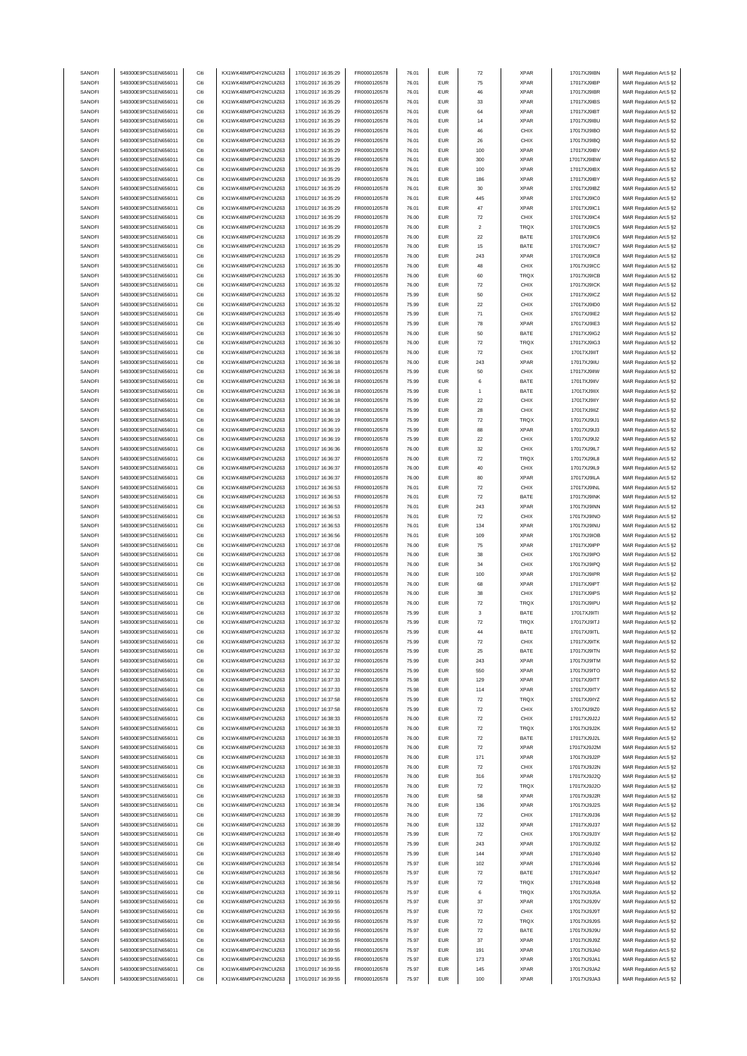| SANOFI | 549300E9PC51EN656011 | Citi | KX1WK48MPD4Y2NCUIZ63 | 17/01/2017 16:35:29 | FR0000120578 | 76.01 | EUR | 72 | XPAR | 17017XJ9IBN | MAR Regulation Art.5 §2 |
|---|---|---|---|---|---|---|---|---|---|---|---|
| SANOFI | 549300E9PC51EN656011 | Citi | KX1WK48MPD4Y2NCUIZ63 | 17/01/2017 16:35:29 | FR0000120578 | 76.01 | EUR | 75 | XPAR | 17017XJ9IBP | MAR Regulation Art.5 §2 |
| SANOFI | 549300E9PC51EN656011 | Citi | KX1WK48MPD4Y2NCUIZ63 | 17/01/2017 16:35:29 | FR0000120578 | 76.01 | EUR | 46 | XPAR | 17017XJ9IBR | MAR Regulation Art.5 §2 |
| SANOFI | 549300E9PC51EN656011 | Citi | KX1WK48MPD4Y2NCUIZ63 | 17/01/2017 16:35:29 | FR0000120578 | 76.01 | EUR | 33 | XPAR | 17017XJ9IBS | MAR Regulation Art.5 §2 |
| SANOFI | 549300E9PC51EN656011 | Citi | KX1WK48MPD4Y2NCUIZ63 | 17/01/2017 16:35:29 | FR0000120578 | 76.01 | EUR | 64 | XPAR | 17017XJ9IBT | MAR Regulation Art.5 §2 |
| SANOFI | 549300E9PC51EN656011 | Citi | KX1WK48MPD4Y2NCUIZ63 | 17/01/2017 16:35:29 | FR0000120578 | 76.01 | EUR | 14 | XPAR | 17017XJ9IBU | MAR Regulation Art.5 §2 |
| SANOFI | 549300E9PC51EN656011 | Citi | KX1WK48MPD4Y2NCUIZ63 | 17/01/2017 16:35:29 | FR0000120578 | 76.01 | EUR | 46 | CHIX | 17017XJ9IBO | MAR Regulation Art.5 §2 |
| SANOFI | 549300E9PC51EN656011 | Citi | KX1WK48MPD4Y2NCUIZ63 | 17/01/2017 16:35:29 | FR0000120578 | 76.01 | EUR | 26 | CHIX | 17017XJ9IBQ | MAR Regulation Art.5 §2 |
| SANOFI | 549300E9PC51EN656011 | Citi | KX1WK48MPD4Y2NCUIZ63 | 17/01/2017 16:35:29 | FR0000120578 | 76.01 | EUR | 100 | XPAR | 17017XJ9IBV | MAR Regulation Art.5 §2 |
| SANOFI | 549300E9PC51EN656011 | Citi | KX1WK48MPD4Y2NCUIZ63 | 17/01/2017 16:35:29 | FR0000120578 | 76.01 | EUR | 300 | XPAR | 17017XJ9IBW | MAR Regulation Art.5 §2 |
| SANOFI | 549300E9PC51EN656011 | Citi | KX1WK48MPD4Y2NCUIZ63 | 17/01/2017 16:35:29 | FR0000120578 | 76.01 | EUR | 100 | XPAR | 17017XJ9IBX | MAR Regulation Art.5 §2 |
| SANOFI | 549300E9PC51EN656011 | Citi | KX1WK48MPD4Y2NCUIZ63 | 17/01/2017 16:35:29 | FR0000120578 | 76.01 | EUR | 186 | XPAR | 17017XJ9IBY | MAR Regulation Art.5 §2 |
| SANOFI | 549300E9PC51EN656011 | Citi | KX1WK48MPD4Y2NCUIZ63 | 17/01/2017 16:35:29 | FR0000120578 | 76.01 | EUR | 30 | XPAR | 17017XJ9IBZ | MAR Regulation Art.5 §2 |
| SANOFI | 549300E9PC51EN656011 | Citi | KX1WK48MPD4Y2NCUIZ63 | 17/01/2017 16:35:29 | FR0000120578 | 76.01 | EUR | 445 | XPAR | 17017XJ9IC0 | MAR Regulation Art.5 §2 |
| SANOFI | 549300E9PC51EN656011 | Citi | KX1WK48MPD4Y2NCUIZ63 | 17/01/2017 16:35:29 | FR0000120578 | 76.01 | EUR | 47 | XPAR | 17017XJ9IC1 | MAR Regulation Art.5 §2 |
| SANOFI | 549300E9PC51EN656011 | Citi | KX1WK48MPD4Y2NCUIZ63 | 17/01/2017 16:35:29 | FR0000120578 | 76.00 | EUR | 72 | CHIX | 17017XJ9IC4 | MAR Regulation Art.5 §2 |
| SANOFI | 549300E9PC51EN656011 | Citi | KX1WK48MPD4Y2NCUIZ63 | 17/01/2017 16:35:29 | FR0000120578 | 76.00 | EUR | 2 | TRQX | 17017XJ9IC5 | MAR Regulation Art.5 §2 |
| SANOFI | 549300E9PC51EN656011 | Citi | KX1WK48MPD4Y2NCUIZ63 | 17/01/2017 16:35:29 | FR0000120578 | 76.00 | EUR | 22 | BATE | 17017XJ9IC6 | MAR Regulation Art.5 §2 |
| SANOFI | 549300E9PC51EN656011 | Citi | KX1WK48MPD4Y2NCUIZ63 | 17/01/2017 16:35:29 | FR0000120578 | 76.00 | EUR | 15 | BATE | 17017XJ9IC7 | MAR Regulation Art.5 §2 |
| SANOFI | 549300E9PC51EN656011 | Citi | KX1WK48MPD4Y2NCUIZ63 | 17/01/2017 16:35:29 | FR0000120578 | 76.00 | EUR | 243 | XPAR | 17017XJ9IC8 | MAR Regulation Art.5 §2 |
| SANOFI | 549300E9PC51EN656011 | Citi | KX1WK48MPD4Y2NCUIZ63 | 17/01/2017 16:35:30 | FR0000120578 | 76.00 | EUR | 48 | CHIX | 17017XJ9ICC | MAR Regulation Art.5 §2 |
| SANOFI | 549300E9PC51EN656011 | Citi | KX1WK48MPD4Y2NCUIZ63 | 17/01/2017 16:35:30 | FR0000120578 | 76.00 | EUR | 60 | TRQX | 17017XJ9ICB | MAR Regulation Art.5 §2 |
| SANOFI | 549300E9PC51EN656011 | Citi | KX1WK48MPD4Y2NCUIZ63 | 17/01/2017 16:35:32 | FR0000120578 | 76.00 | EUR | 72 | CHIX | 17017XJ9ICK | MAR Regulation Art.5 §2 |
| SANOFI | 549300E9PC51EN656011 | Citi | KX1WK48MPD4Y2NCUIZ63 | 17/01/2017 16:35:32 | FR0000120578 | 75.99 | EUR | 50 | CHIX | 17017XJ9ICZ | MAR Regulation Art.5 §2 |
| SANOFI | 549300E9PC51EN656011 | Citi | KX1WK48MPD4Y2NCUIZ63 | 17/01/2017 16:35:32 | FR0000120578 | 75.99 | EUR | 22 | CHIX | 17017XJ9ID0 | MAR Regulation Art.5 §2 |
| SANOFI | 549300E9PC51EN656011 | Citi | KX1WK48MPD4Y2NCUIZ63 | 17/01/2017 16:35:49 | FR0000120578 | 75.99 | EUR | 71 | CHIX | 17017XJ9IE2 | MAR Regulation Art.5 §2 |
| SANOFI | 549300E9PC51EN656011 | Citi | KX1WK48MPD4Y2NCUIZ63 | 17/01/2017 16:35:49 | FR0000120578 | 75.99 | EUR | 78 | XPAR | 17017XJ9IE3 | MAR Regulation Art.5 §2 |
| SANOFI | 549300E9PC51EN656011 | Citi | KX1WK48MPD4Y2NCUIZ63 | 17/01/2017 16:36:10 | FR0000120578 | 76.00 | EUR | 50 | BATE | 17017XJ9IG2 | MAR Regulation Art.5 §2 |
| SANOFI | 549300E9PC51EN656011 | Citi | KX1WK48MPD4Y2NCUIZ63 | 17/01/2017 16:36:10 | FR0000120578 | 76.00 | EUR | 72 | TRQX | 17017XJ9IG3 | MAR Regulation Art.5 §2 |
| SANOFI | 549300E9PC51EN656011 | Citi | KX1WK48MPD4Y2NCUIZ63 | 17/01/2017 16:36:18 | FR0000120578 | 76.00 | EUR | 72 | CHIX | 17017XJ9IIT | MAR Regulation Art.5 §2 |
| SANOFI | 549300E9PC51EN656011 | Citi | KX1WK48MPD4Y2NCUIZ63 | 17/01/2017 16:36:18 | FR0000120578 | 76.00 | EUR | 243 | XPAR | 17017XJ9IIU | MAR Regulation Art.5 §2 |
| SANOFI | 549300E9PC51EN656011 | Citi | KX1WK48MPD4Y2NCUIZ63 | 17/01/2017 16:36:18 | FR0000120578 | 75.99 | EUR | 50 | CHIX | 17017XJ9IIW | MAR Regulation Art.5 §2 |
| SANOFI | 549300E9PC51EN656011 | Citi | KX1WK48MPD4Y2NCUIZ63 | 17/01/2017 16:36:18 | FR0000120578 | 75.99 | EUR | 6 | BATE | 17017XJ9IIV | MAR Regulation Art.5 §2 |
| SANOFI | 549300E9PC51EN656011 | Citi | KX1WK48MPD4Y2NCUIZ63 | 17/01/2017 16:36:18 | FR0000120578 | 75.99 | EUR | 1 | BATE | 17017XJ9IIX | MAR Regulation Art.5 §2 |
| SANOFI | 549300E9PC51EN656011 | Citi | KX1WK48MPD4Y2NCUIZ63 | 17/01/2017 16:36:18 | FR0000120578 | 75.99 | EUR | 22 | CHIX | 17017XJ9IIY | MAR Regulation Art.5 §2 |
| SANOFI | 549300E9PC51EN656011 | Citi | KX1WK48MPD4Y2NCUIZ63 | 17/01/2017 16:36:18 | FR0000120578 | 75.99 | EUR | 28 | CHIX | 17017XJ9IIZ | MAR Regulation Art.5 §2 |
| SANOFI | 549300E9PC51EN656011 | Citi | KX1WK48MPD4Y2NCUIZ63 | 17/01/2017 16:36:19 | FR0000120578 | 75.99 | EUR | 72 | TRQX | 17017XJ9IJ1 | MAR Regulation Art.5 §2 |
| SANOFI | 549300E9PC51EN656011 | Citi | KX1WK48MPD4Y2NCUIZ63 | 17/01/2017 16:36:19 | FR0000120578 | 75.99 | EUR | 88 | XPAR | 17017XJ9IJ3 | MAR Regulation Art.5 §2 |
| SANOFI | 549300E9PC51EN656011 | Citi | KX1WK48MPD4Y2NCUIZ63 | 17/01/2017 16:36:19 | FR0000120578 | 75.99 | EUR | 22 | CHIX | 17017XJ9IJ2 | MAR Regulation Art.5 §2 |
| SANOFI | 549300E9PC51EN656011 | Citi | KX1WK48MPD4Y2NCUIZ63 | 17/01/2017 16:36:36 | FR0000120578 | 76.00 | EUR | 32 | CHIX | 17017XJ9IL7 | MAR Regulation Art.5 §2 |
| SANOFI | 549300E9PC51EN656011 | Citi | KX1WK48MPD4Y2NCUIZ63 | 17/01/2017 16:36:37 | FR0000120578 | 76.00 | EUR | 72 | TRQX | 17017XJ9IL8 | MAR Regulation Art.5 §2 |
| SANOFI | 549300E9PC51EN656011 | Citi | KX1WK48MPD4Y2NCUIZ63 | 17/01/2017 16:36:37 | FR0000120578 | 76.00 | EUR | 40 | CHIX | 17017XJ9IL9 | MAR Regulation Art.5 §2 |
| SANOFI | 549300E9PC51EN656011 | Citi | KX1WK48MPD4Y2NCUIZ63 | 17/01/2017 16:36:37 | FR0000120578 | 76.00 | EUR | 80 | XPAR | 17017XJ9ILA | MAR Regulation Art.5 §2 |
| SANOFI | 549300E9PC51EN656011 | Citi | KX1WK48MPD4Y2NCUIZ63 | 17/01/2017 16:36:53 | FR0000120578 | 76.01 | EUR | 72 | CHIX | 17017XJ9INL | MAR Regulation Art.5 §2 |
| SANOFI | 549300E9PC51EN656011 | Citi | KX1WK48MPD4Y2NCUIZ63 | 17/01/2017 16:36:53 | FR0000120578 | 76.01 | EUR | 72 | BATE | 17017XJ9INK | MAR Regulation Art.5 §2 |
| SANOFI | 549300E9PC51EN656011 | Citi | KX1WK48MPD4Y2NCUIZ63 | 17/01/2017 16:36:53 | FR0000120578 | 76.01 | EUR | 243 | XPAR | 17017XJ9INN | MAR Regulation Art.5 §2 |
| SANOFI | 549300E9PC51EN656011 | Citi | KX1WK48MPD4Y2NCUIZ63 | 17/01/2017 16:36:53 | FR0000120578 | 76.01 | EUR | 72 | CHIX | 17017XJ9INO | MAR Regulation Art.5 §2 |
| SANOFI | 549300E9PC51EN656011 | Citi | KX1WK48MPD4Y2NCUIZ63 | 17/01/2017 16:36:53 | FR0000120578 | 76.01 | EUR | 134 | XPAR | 17017XJ9INU | MAR Regulation Art.5 §2 |
| SANOFI | 549300E9PC51EN656011 | Citi | KX1WK48MPD4Y2NCUIZ63 | 17/01/2017 16:36:56 | FR0000120578 | 76.01 | EUR | 109 | XPAR | 17017XJ9IOB | MAR Regulation Art.5 §2 |
| SANOFI | 549300E9PC51EN656011 | Citi | KX1WK48MPD4Y2NCUIZ63 | 17/01/2017 16:37:08 | FR0000120578 | 76.00 | EUR | 75 | XPAR | 17017XJ9IPP | MAR Regulation Art.5 §2 |
| SANOFI | 549300E9PC51EN656011 | Citi | KX1WK48MPD4Y2NCUIZ63 | 17/01/2017 16:37:08 | FR0000120578 | 76.00 | EUR | 38 | CHIX | 17017XJ9IPO | MAR Regulation Art.5 §2 |
| SANOFI | 549300E9PC51EN656011 | Citi | KX1WK48MPD4Y2NCUIZ63 | 17/01/2017 16:37:08 | FR0000120578 | 76.00 | EUR | 34 | CHIX | 17017XJ9IPQ | MAR Regulation Art.5 §2 |
| SANOFI | 549300E9PC51EN656011 | Citi | KX1WK48MPD4Y2NCUIZ63 | 17/01/2017 16:37:08 | FR0000120578 | 76.00 | EUR | 100 | XPAR | 17017XJ9IPR | MAR Regulation Art.5 §2 |
| SANOFI | 549300E9PC51EN656011 | Citi | KX1WK48MPD4Y2NCUIZ63 | 17/01/2017 16:37:08 | FR0000120578 | 76.00 | EUR | 68 | XPAR | 17017XJ9IPT | MAR Regulation Art.5 §2 |
| SANOFI | 549300E9PC51EN656011 | Citi | KX1WK48MPD4Y2NCUIZ63 | 17/01/2017 16:37:08 | FR0000120578 | 76.00 | EUR | 38 | CHIX | 17017XJ9IPS | MAR Regulation Art.5 §2 |
| SANOFI | 549300E9PC51EN656011 | Citi | KX1WK48MPD4Y2NCUIZ63 | 17/01/2017 16:37:08 | FR0000120578 | 76.00 | EUR | 72 | TRQX | 17017XJ9IPU | MAR Regulation Art.5 §2 |
| SANOFI | 549300E9PC51EN656011 | Citi | KX1WK48MPD4Y2NCUIZ63 | 17/01/2017 16:37:32 | FR0000120578 | 75.99 | EUR | 3 | BATE | 17017XJ9ITI | MAR Regulation Art.5 §2 |
| SANOFI | 549300E9PC51EN656011 | Citi | KX1WK48MPD4Y2NCUIZ63 | 17/01/2017 16:37:32 | FR0000120578 | 75.99 | EUR | 72 | TRQX | 17017XJ9ITJ | MAR Regulation Art.5 §2 |
| SANOFI | 549300E9PC51EN656011 | Citi | KX1WK48MPD4Y2NCUIZ63 | 17/01/2017 16:37:32 | FR0000120578 | 75.99 | EUR | 44 | BATE | 17017XJ9ITL | MAR Regulation Art.5 §2 |
| SANOFI | 549300E9PC51EN656011 | Citi | KX1WK48MPD4Y2NCUIZ63 | 17/01/2017 16:37:32 | FR0000120578 | 75.99 | EUR | 72 | CHIX | 17017XJ9ITK | MAR Regulation Art.5 §2 |
| SANOFI | 549300E9PC51EN656011 | Citi | KX1WK48MPD4Y2NCUIZ63 | 17/01/2017 16:37:32 | FR0000120578 | 75.99 | EUR | 25 | BATE | 17017XJ9ITN | MAR Regulation Art.5 §2 |
| SANOFI | 549300E9PC51EN656011 | Citi | KX1WK48MPD4Y2NCUIZ63 | 17/01/2017 16:37:32 | FR0000120578 | 75.99 | EUR | 243 | XPAR | 17017XJ9ITM | MAR Regulation Art.5 §2 |
| SANOFI | 549300E9PC51EN656011 | Citi | KX1WK48MPD4Y2NCUIZ63 | 17/01/2017 16:37:32 | FR0000120578 | 75.99 | EUR | 550 | XPAR | 17017XJ9ITO | MAR Regulation Art.5 §2 |
| SANOFI | 549300E9PC51EN656011 | Citi | KX1WK48MPD4Y2NCUIZ63 | 17/01/2017 16:37:33 | FR0000120578 | 75.98 | EUR | 129 | XPAR | 17017XJ9ITT | MAR Regulation Art.5 §2 |
| SANOFI | 549300E9PC51EN656011 | Citi | KX1WK48MPD4Y2NCUIZ63 | 17/01/2017 16:37:33 | FR0000120578 | 75.98 | EUR | 114 | XPAR | 17017XJ9ITY | MAR Regulation Art.5 §2 |
| SANOFI | 549300E9PC51EN656011 | Citi | KX1WK48MPD4Y2NCUIZ63 | 17/01/2017 16:37:58 | FR0000120578 | 75.99 | EUR | 72 | TRQX | 17017XJ9IYZ | MAR Regulation Art.5 §2 |
| SANOFI | 549300E9PC51EN656011 | Citi | KX1WK48MPD4Y2NCUIZ63 | 17/01/2017 16:37:58 | FR0000120578 | 75.99 | EUR | 72 | CHIX | 17017XJ9IZ0 | MAR Regulation Art.5 §2 |
| SANOFI | 549300E9PC51EN656011 | Citi | KX1WK48MPD4Y2NCUIZ63 | 17/01/2017 16:38:33 | FR0000120578 | 76.00 | EUR | 72 | CHIX | 17017XJ9J2J | MAR Regulation Art.5 §2 |
| SANOFI | 549300E9PC51EN656011 | Citi | KX1WK48MPD4Y2NCUIZ63 | 17/01/2017 16:38:33 | FR0000120578 | 76.00 | EUR | 72 | TRQX | 17017XJ9J2K | MAR Regulation Art.5 §2 |
| SANOFI | 549300E9PC51EN656011 | Citi | KX1WK48MPD4Y2NCUIZ63 | 17/01/2017 16:38:33 | FR0000120578 | 76.00 | EUR | 72 | BATE | 17017XJ9J2L | MAR Regulation Art.5 §2 |
| SANOFI | 549300E9PC51EN656011 | Citi | KX1WK48MPD4Y2NCUIZ63 | 17/01/2017 16:38:33 | FR0000120578 | 76.00 | EUR | 72 | XPAR | 17017XJ9J2M | MAR Regulation Art.5 §2 |
| SANOFI | 549300E9PC51EN656011 | Citi | KX1WK48MPD4Y2NCUIZ63 | 17/01/2017 16:38:33 | FR0000120578 | 76.00 | EUR | 171 | XPAR | 17017XJ9J2P | MAR Regulation Art.5 §2 |
| SANOFI | 549300E9PC51EN656011 | Citi | KX1WK48MPD4Y2NCUIZ63 | 17/01/2017 16:38:33 | FR0000120578 | 76.00 | EUR | 72 | CHIX | 17017XJ9J2N | MAR Regulation Art.5 §2 |
| SANOFI | 549300E9PC51EN656011 | Citi | KX1WK48MPD4Y2NCUIZ63 | 17/01/2017 16:38:33 | FR0000120578 | 76.00 | EUR | 316 | XPAR | 17017XJ9J2Q | MAR Regulation Art.5 §2 |
| SANOFI | 549300E9PC51EN656011 | Citi | KX1WK48MPD4Y2NCUIZ63 | 17/01/2017 16:38:33 | FR0000120578 | 76.00 | EUR | 72 | TRQX | 17017XJ9J2O | MAR Regulation Art.5 §2 |
| SANOFI | 549300E9PC51EN656011 | Citi | KX1WK48MPD4Y2NCUIZ63 | 17/01/2017 16:38:33 | FR0000120578 | 76.00 | EUR | 58 | XPAR | 17017XJ9J2R | MAR Regulation Art.5 §2 |
| SANOFI | 549300E9PC51EN656011 | Citi | KX1WK48MPD4Y2NCUIZ63 | 17/01/2017 16:38:34 | FR0000120578 | 76.00 | EUR | 136 | XPAR | 17017XJ9J2S | MAR Regulation Art.5 §2 |
| SANOFI | 549300E9PC51EN656011 | Citi | KX1WK48MPD4Y2NCUIZ63 | 17/01/2017 16:38:39 | FR0000120578 | 76.00 | EUR | 72 | CHIX | 17017XJ9J36 | MAR Regulation Art.5 §2 |
| SANOFI | 549300E9PC51EN656011 | Citi | KX1WK48MPD4Y2NCUIZ63 | 17/01/2017 16:38:39 | FR0000120578 | 76.00 | EUR | 132 | XPAR | 17017XJ9J37 | MAR Regulation Art.5 §2 |
| SANOFI | 549300E9PC51EN656011 | Citi | KX1WK48MPD4Y2NCUIZ63 | 17/01/2017 16:38:49 | FR0000120578 | 75.99 | EUR | 72 | CHIX | 17017XJ9J3Y | MAR Regulation Art.5 §2 |
| SANOFI | 549300E9PC51EN656011 | Citi | KX1WK48MPD4Y2NCUIZ63 | 17/01/2017 16:38:49 | FR0000120578 | 75.99 | EUR | 243 | XPAR | 17017XJ9J3Z | MAR Regulation Art.5 §2 |
| SANOFI | 549300E9PC51EN656011 | Citi | KX1WK48MPD4Y2NCUIZ63 | 17/01/2017 16:38:49 | FR0000120578 | 75.99 | EUR | 144 | XPAR | 17017XJ9J40 | MAR Regulation Art.5 §2 |
| SANOFI | 549300E9PC51EN656011 | Citi | KX1WK48MPD4Y2NCUIZ63 | 17/01/2017 16:38:54 | FR0000120578 | 75.97 | EUR | 102 | XPAR | 17017XJ9J46 | MAR Regulation Art.5 §2 |
| SANOFI | 549300E9PC51EN656011 | Citi | KX1WK48MPD4Y2NCUIZ63 | 17/01/2017 16:38:56 | FR0000120578 | 75.97 | EUR | 72 | BATE | 17017XJ9J47 | MAR Regulation Art.5 §2 |
| SANOFI | 549300E9PC51EN656011 | Citi | KX1WK48MPD4Y2NCUIZ63 | 17/01/2017 16:38:56 | FR0000120578 | 75.97 | EUR | 72 | TRQX | 17017XJ9J48 | MAR Regulation Art.5 §2 |
| SANOFI | 549300E9PC51EN656011 | Citi | KX1WK48MPD4Y2NCUIZ63 | 17/01/2017 16:39:11 | FR0000120578 | 75.97 | EUR | 6 | TRQX | 17017XJ9J5A | MAR Regulation Art.5 §2 |
| SANOFI | 549300E9PC51EN656011 | Citi | KX1WK48MPD4Y2NCUIZ63 | 17/01/2017 16:39:55 | FR0000120578 | 75.97 | EUR | 37 | XPAR | 17017XJ9J9V | MAR Regulation Art.5 §2 |
| SANOFI | 549300E9PC51EN656011 | Citi | KX1WK48MPD4Y2NCUIZ63 | 17/01/2017 16:39:55 | FR0000120578 | 75.97 | EUR | 72 | CHIX | 17017XJ9J9T | MAR Regulation Art.5 §2 |
| SANOFI | 549300E9PC51EN656011 | Citi | KX1WK48MPD4Y2NCUIZ63 | 17/01/2017 16:39:55 | FR0000120578 | 75.97 | EUR | 72 | TRQX | 17017XJ9J9S | MAR Regulation Art.5 §2 |
| SANOFI | 549300E9PC51EN656011 | Citi | KX1WK48MPD4Y2NCUIZ63 | 17/01/2017 16:39:55 | FR0000120578 | 75.97 | EUR | 72 | BATE | 17017XJ9J9U | MAR Regulation Art.5 §2 |
| SANOFI | 549300E9PC51EN656011 | Citi | KX1WK48MPD4Y2NCUIZ63 | 17/01/2017 16:39:55 | FR0000120578 | 75.97 | EUR | 37 | XPAR | 17017XJ9J9Z | MAR Regulation Art.5 §2 |
| SANOFI | 549300E9PC51EN656011 | Citi | KX1WK48MPD4Y2NCUIZ63 | 17/01/2017 16:39:55 | FR0000120578 | 75.97 | EUR | 191 | XPAR | 17017XJ9JA0 | MAR Regulation Art.5 §2 |
| SANOFI | 549300E9PC51EN656011 | Citi | KX1WK48MPD4Y2NCUIZ63 | 17/01/2017 16:39:55 | FR0000120578 | 75.97 | EUR | 173 | XPAR | 17017XJ9JA1 | MAR Regulation Art.5 §2 |
| SANOFI | 549300E9PC51EN656011 | Citi | KX1WK48MPD4Y2NCUIZ63 | 17/01/2017 16:39:55 | FR0000120578 | 75.97 | EUR | 145 | XPAR | 17017XJ9JA2 | MAR Regulation Art.5 §2 |
| SANOFI | 549300E9PC51EN656011 | Citi | KX1WK48MPD4Y2NCUIZ63 | 17/01/2017 16:39:55 | FR0000120578 | 75.97 | EUR | 100 | XPAR | 17017XJ9JA3 | MAR Regulation Art.5 §2 |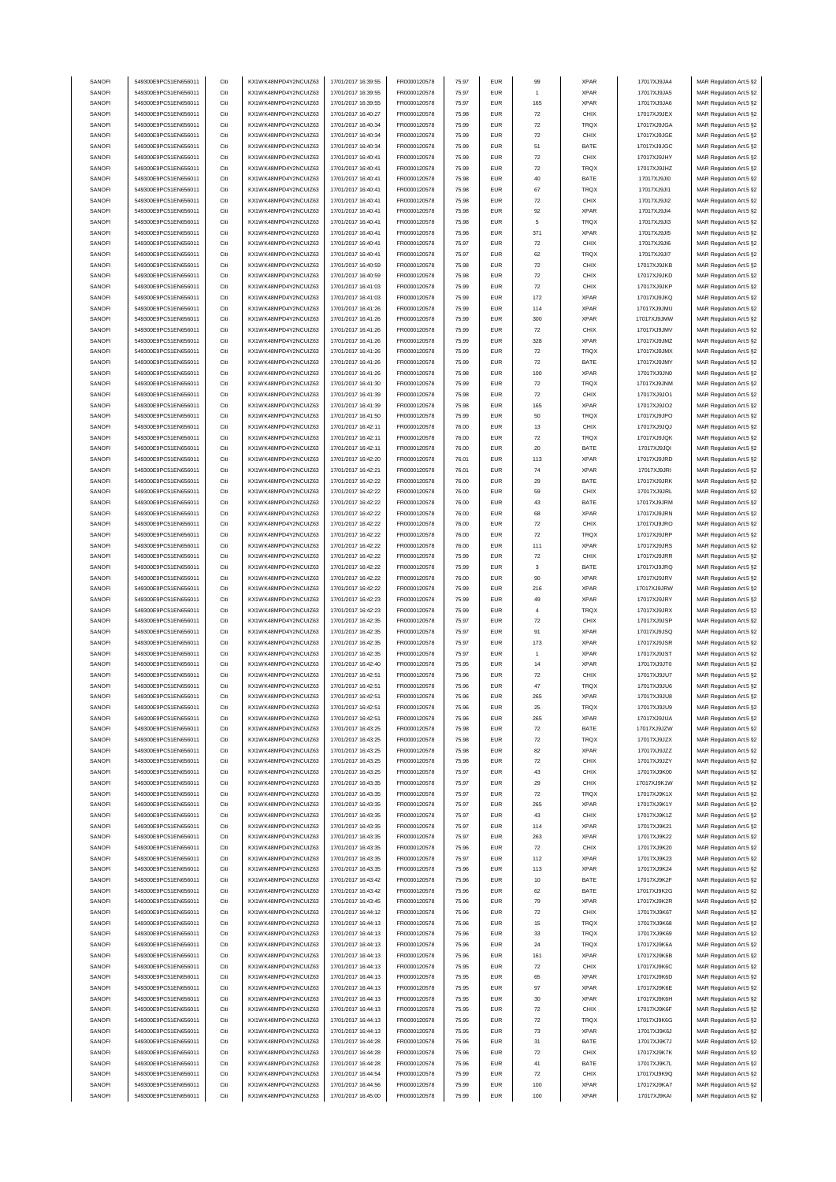| | | | | | | | | | | | |
|---|---|---|---|---|---|---|---|---|---|---|---|
| SANOFI | 549300E9PC51EN656011 | Citi | KX1WK48MPD4Y2NCUIZ63 | 17/01/2017 16:39:55 | FR0000120578 | 75.97 | EUR | 99 | XPAR | 17017XJ9JA4 | MAR Regulation Art.5 §2 |
| SANOFI | 549300E9PC51EN656011 | Citi | KX1WK48MPD4Y2NCUIZ63 | 17/01/2017 16:39:55 | FR0000120578 | 75.97 | EUR | 1 | XPAR | 17017XJ9JA5 | MAR Regulation Art.5 §2 |
| SANOFI | 549300E9PC51EN656011 | Citi | KX1WK48MPD4Y2NCUIZ63 | 17/01/2017 16:39:55 | FR0000120578 | 75.97 | EUR | 165 | XPAR | 17017XJ9JA6 | MAR Regulation Art.5 §2 |
| SANOFI | 549300E9PC51EN656011 | Citi | KX1WK48MPD4Y2NCUIZ63 | 17/01/2017 16:40:27 | FR0000120578 | 75.98 | EUR | 72 | CHIX | 17017XJ9JEX | MAR Regulation Art.5 §2 |
| SANOFI | 549300E9PC51EN656011 | Citi | KX1WK48MPD4Y2NCUIZ63 | 17/01/2017 16:40:34 | FR0000120578 | 75.99 | EUR | 72 | TRQX | 17017XJ9JGA | MAR Regulation Art.5 §2 |
| SANOFI | 549300E9PC51EN656011 | Citi | KX1WK48MPD4Y2NCUIZ63 | 17/01/2017 16:40:34 | FR0000120578 | 75.99 | EUR | 72 | CHIX | 17017XJ9JGE | MAR Regulation Art.5 §2 |
| SANOFI | 549300E9PC51EN656011 | Citi | KX1WK48MPD4Y2NCUIZ63 | 17/01/2017 16:40:34 | FR0000120578 | 75.99 | EUR | 51 | BATE | 17017XJ9JGC | MAR Regulation Art.5 §2 |
| SANOFI | 549300E9PC51EN656011 | Citi | KX1WK48MPD4Y2NCUIZ63 | 17/01/2017 16:40:41 | FR0000120578 | 75.99 | EUR | 72 | CHIX | 17017XJ9JHY | MAR Regulation Art.5 §2 |
| SANOFI | 549300E9PC51EN656011 | Citi | KX1WK48MPD4Y2NCUIZ63 | 17/01/2017 16:40:41 | FR0000120578 | 75.99 | EUR | 72 | TRQX | 17017XJ9JHZ | MAR Regulation Art.5 §2 |
| SANOFI | 549300E9PC51EN656011 | Citi | KX1WK48MPD4Y2NCUIZ63 | 17/01/2017 16:40:41 | FR0000120578 | 75.98 | EUR | 40 | BATE | 17017XJ9JI0 | MAR Regulation Art.5 §2 |
| SANOFI | 549300E9PC51EN656011 | Citi | KX1WK48MPD4Y2NCUIZ63 | 17/01/2017 16:40:41 | FR0000120578 | 75.98 | EUR | 67 | TRQX | 17017XJ9JI1 | MAR Regulation Art.5 §2 |
| SANOFI | 549300E9PC51EN656011 | Citi | KX1WK48MPD4Y2NCUIZ63 | 17/01/2017 16:40:41 | FR0000120578 | 75.98 | EUR | 72 | CHIX | 17017XJ9JI2 | MAR Regulation Art.5 §2 |
| SANOFI | 549300E9PC51EN656011 | Citi | KX1WK48MPD4Y2NCUIZ63 | 17/01/2017 16:40:41 | FR0000120578 | 75.98 | EUR | 92 | XPAR | 17017XJ9JI4 | MAR Regulation Art.5 §2 |
| SANOFI | 549300E9PC51EN656011 | Citi | KX1WK48MPD4Y2NCUIZ63 | 17/01/2017 16:40:41 | FR0000120578 | 75.98 | EUR | 5 | TRQX | 17017XJ9JI3 | MAR Regulation Art.5 §2 |
| SANOFI | 549300E9PC51EN656011 | Citi | KX1WK48MPD4Y2NCUIZ63 | 17/01/2017 16:40:41 | FR0000120578 | 75.98 | EUR | 371 | XPAR | 17017XJ9JI5 | MAR Regulation Art.5 §2 |
| SANOFI | 549300E9PC51EN656011 | Citi | KX1WK48MPD4Y2NCUIZ63 | 17/01/2017 16:40:41 | FR0000120578 | 75.97 | EUR | 72 | CHIX | 17017XJ9JI6 | MAR Regulation Art.5 §2 |
| SANOFI | 549300E9PC51EN656011 | Citi | KX1WK48MPD4Y2NCUIZ63 | 17/01/2017 16:40:41 | FR0000120578 | 75.97 | EUR | 62 | TRQX | 17017XJ9JI7 | MAR Regulation Art.5 §2 |
| SANOFI | 549300E9PC51EN656011 | Citi | KX1WK48MPD4Y2NCUIZ63 | 17/01/2017 16:40:59 | FR0000120578 | 75.98 | EUR | 72 | CHIX | 17017XJ9JKB | MAR Regulation Art.5 §2 |
| SANOFI | 549300E9PC51EN656011 | Citi | KX1WK48MPD4Y2NCUIZ63 | 17/01/2017 16:40:59 | FR0000120578 | 75.98 | EUR | 72 | CHIX | 17017XJ9JKD | MAR Regulation Art.5 §2 |
| SANOFI | 549300E9PC51EN656011 | Citi | KX1WK48MPD4Y2NCUIZ63 | 17/01/2017 16:41:03 | FR0000120578 | 75.99 | EUR | 72 | CHIX | 17017XJ9JKP | MAR Regulation Art.5 §2 |
| SANOFI | 549300E9PC51EN656011 | Citi | KX1WK48MPD4Y2NCUIZ63 | 17/01/2017 16:41:03 | FR0000120578 | 75.99 | EUR | 172 | XPAR | 17017XJ9JKQ | MAR Regulation Art.5 §2 |
| SANOFI | 549300E9PC51EN656011 | Citi | KX1WK48MPD4Y2NCUIZ63 | 17/01/2017 16:41:26 | FR0000120578 | 75.99 | EUR | 114 | XPAR | 17017XJ9JMU | MAR Regulation Art.5 §2 |
| SANOFI | 549300E9PC51EN656011 | Citi | KX1WK48MPD4Y2NCUIZ63 | 17/01/2017 16:41:26 | FR0000120578 | 75.99 | EUR | 300 | XPAR | 17017XJ9JMW | MAR Regulation Art.5 §2 |
| SANOFI | 549300E9PC51EN656011 | Citi | KX1WK48MPD4Y2NCUIZ63 | 17/01/2017 16:41:26 | FR0000120578 | 75.99 | EUR | 72 | CHIX | 17017XJ9JMV | MAR Regulation Art.5 §2 |
| SANOFI | 549300E9PC51EN656011 | Citi | KX1WK48MPD4Y2NCUIZ63 | 17/01/2017 16:41:26 | FR0000120578 | 75.99 | EUR | 328 | XPAR | 17017XJ9JMZ | MAR Regulation Art.5 §2 |
| SANOFI | 549300E9PC51EN656011 | Citi | KX1WK48MPD4Y2NCUIZ63 | 17/01/2017 16:41:26 | FR0000120578 | 75.99 | EUR | 72 | TRQX | 17017XJ9JMX | MAR Regulation Art.5 §2 |
| SANOFI | 549300E9PC51EN656011 | Citi | KX1WK48MPD4Y2NCUIZ63 | 17/01/2017 16:41:26 | FR0000120578 | 75.99 | EUR | 72 | BATE | 17017XJ9JMY | MAR Regulation Art.5 §2 |
| SANOFI | 549300E9PC51EN656011 | Citi | KX1WK48MPD4Y2NCUIZ63 | 17/01/2017 16:41:26 | FR0000120578 | 75.98 | EUR | 100 | XPAR | 17017XJ9JN0 | MAR Regulation Art.5 §2 |
| SANOFI | 549300E9PC51EN656011 | Citi | KX1WK48MPD4Y2NCUIZ63 | 17/01/2017 16:41:30 | FR0000120578 | 75.99 | EUR | 72 | TRQX | 17017XJ9JNM | MAR Regulation Art.5 §2 |
| SANOFI | 549300E9PC51EN656011 | Citi | KX1WK48MPD4Y2NCUIZ63 | 17/01/2017 16:41:39 | FR0000120578 | 75.98 | EUR | 72 | CHIX | 17017XJ9JO1 | MAR Regulation Art.5 §2 |
| SANOFI | 549300E9PC51EN656011 | Citi | KX1WK48MPD4Y2NCUIZ63 | 17/01/2017 16:41:39 | FR0000120578 | 75.98 | EUR | 165 | XPAR | 17017XJ9JO2 | MAR Regulation Art.5 §2 |
| SANOFI | 549300E9PC51EN656011 | Citi | KX1WK48MPD4Y2NCUIZ63 | 17/01/2017 16:41:50 | FR0000120578 | 75.99 | EUR | 50 | TRQX | 17017XJ9JPO | MAR Regulation Art.5 §2 |
| SANOFI | 549300E9PC51EN656011 | Citi | KX1WK48MPD4Y2NCUIZ63 | 17/01/2017 16:42:11 | FR0000120578 | 76.00 | EUR | 13 | CHIX | 17017XJ9JQJ | MAR Regulation Art.5 §2 |
| SANOFI | 549300E9PC51EN656011 | Citi | KX1WK48MPD4Y2NCUIZ63 | 17/01/2017 16:42:11 | FR0000120578 | 76.00 | EUR | 72 | TRQX | 17017XJ9JQK | MAR Regulation Art.5 §2 |
| SANOFI | 549300E9PC51EN656011 | Citi | KX1WK48MPD4Y2NCUIZ63 | 17/01/2017 16:42:11 | FR0000120578 | 76.00 | EUR | 20 | BATE | 17017XJ9JQI | MAR Regulation Art.5 §2 |
| SANOFI | 549300E9PC51EN656011 | Citi | KX1WK48MPD4Y2NCUIZ63 | 17/01/2017 16:42:20 | FR0000120578 | 76.01 | EUR | 113 | XPAR | 17017XJ9JRD | MAR Regulation Art.5 §2 |
| SANOFI | 549300E9PC51EN656011 | Citi | KX1WK48MPD4Y2NCUIZ63 | 17/01/2017 16:42:21 | FR0000120578 | 76.01 | EUR | 74 | XPAR | 17017XJ9JRI | MAR Regulation Art.5 §2 |
| SANOFI | 549300E9PC51EN656011 | Citi | KX1WK48MPD4Y2NCUIZ63 | 17/01/2017 16:42:22 | FR0000120578 | 76.00 | EUR | 29 | BATE | 17017XJ9JRK | MAR Regulation Art.5 §2 |
| SANOFI | 549300E9PC51EN656011 | Citi | KX1WK48MPD4Y2NCUIZ63 | 17/01/2017 16:42:22 | FR0000120578 | 76.00 | EUR | 59 | CHIX | 17017XJ9JRL | MAR Regulation Art.5 §2 |
| SANOFI | 549300E9PC51EN656011 | Citi | KX1WK48MPD4Y2NCUIZ63 | 17/01/2017 16:42:22 | FR0000120578 | 76.00 | EUR | 43 | BATE | 17017XJ9JRM | MAR Regulation Art.5 §2 |
| SANOFI | 549300E9PC51EN656011 | Citi | KX1WK48MPD4Y2NCUIZ63 | 17/01/2017 16:42:22 | FR0000120578 | 76.00 | EUR | 68 | XPAR | 17017XJ9JRN | MAR Regulation Art.5 §2 |
| SANOFI | 549300E9PC51EN656011 | Citi | KX1WK48MPD4Y2NCUIZ63 | 17/01/2017 16:42:22 | FR0000120578 | 76.00 | EUR | 72 | CHIX | 17017XJ9JRO | MAR Regulation Art.5 §2 |
| SANOFI | 549300E9PC51EN656011 | Citi | KX1WK48MPD4Y2NCUIZ63 | 17/01/2017 16:42:22 | FR0000120578 | 76.00 | EUR | 72 | TRQX | 17017XJ9JRP | MAR Regulation Art.5 §2 |
| SANOFI | 549300E9PC51EN656011 | Citi | KX1WK48MPD4Y2NCUIZ63 | 17/01/2017 16:42:22 | FR0000120578 | 76.00 | EUR | 111 | XPAR | 17017XJ9JRS | MAR Regulation Art.5 §2 |
| SANOFI | 549300E9PC51EN656011 | Citi | KX1WK48MPD4Y2NCUIZ63 | 17/01/2017 16:42:22 | FR0000120578 | 75.99 | EUR | 72 | CHIX | 17017XJ9JRR | MAR Regulation Art.5 §2 |
| SANOFI | 549300E9PC51EN656011 | Citi | KX1WK48MPD4Y2NCUIZ63 | 17/01/2017 16:42:22 | FR0000120578 | 75.99 | EUR | 3 | BATE | 17017XJ9JRQ | MAR Regulation Art.5 §2 |
| SANOFI | 549300E9PC51EN656011 | Citi | KX1WK48MPD4Y2NCUIZ63 | 17/01/2017 16:42:22 | FR0000120578 | 76.00 | EUR | 90 | XPAR | 17017XJ9JRV | MAR Regulation Art.5 §2 |
| SANOFI | 549300E9PC51EN656011 | Citi | KX1WK48MPD4Y2NCUIZ63 | 17/01/2017 16:42:22 | FR0000120578 | 75.99 | EUR | 216 | XPAR | 17017XJ9JRW | MAR Regulation Art.5 §2 |
| SANOFI | 549300E9PC51EN656011 | Citi | KX1WK48MPD4Y2NCUIZ63 | 17/01/2017 16:42:23 | FR0000120578 | 75.99 | EUR | 49 | XPAR | 17017XJ9JRY | MAR Regulation Art.5 §2 |
| SANOFI | 549300E9PC51EN656011 | Citi | KX1WK48MPD4Y2NCUIZ63 | 17/01/2017 16:42:23 | FR0000120578 | 75.99 | EUR | 4 | TRQX | 17017XJ9JRX | MAR Regulation Art.5 §2 |
| SANOFI | 549300E9PC51EN656011 | Citi | KX1WK48MPD4Y2NCUIZ63 | 17/01/2017 16:42:35 | FR0000120578 | 75.97 | EUR | 72 | CHIX | 17017XJ9JSP | MAR Regulation Art.5 §2 |
| SANOFI | 549300E9PC51EN656011 | Citi | KX1WK48MPD4Y2NCUIZ63 | 17/01/2017 16:42:35 | FR0000120578 | 75.97 | EUR | 91 | XPAR | 17017XJ9JSQ | MAR Regulation Art.5 §2 |
| SANOFI | 549300E9PC51EN656011 | Citi | KX1WK48MPD4Y2NCUIZ63 | 17/01/2017 16:42:35 | FR0000120578 | 75.97 | EUR | 173 | XPAR | 17017XJ9JSR | MAR Regulation Art.5 §2 |
| SANOFI | 549300E9PC51EN656011 | Citi | KX1WK48MPD4Y2NCUIZ63 | 17/01/2017 16:42:35 | FR0000120578 | 75.97 | EUR | 1 | XPAR | 17017XJ9JST | MAR Regulation Art.5 §2 |
| SANOFI | 549300E9PC51EN656011 | Citi | KX1WK48MPD4Y2NCUIZ63 | 17/01/2017 16:42:40 | FR0000120578 | 75.95 | EUR | 14 | XPAR | 17017XJ9JT0 | MAR Regulation Art.5 §2 |
| SANOFI | 549300E9PC51EN656011 | Citi | KX1WK48MPD4Y2NCUIZ63 | 17/01/2017 16:42:51 | FR0000120578 | 75.96 | EUR | 72 | CHIX | 17017XJ9JU7 | MAR Regulation Art.5 §2 |
| SANOFI | 549300E9PC51EN656011 | Citi | KX1WK48MPD4Y2NCUIZ63 | 17/01/2017 16:42:51 | FR0000120578 | 75.96 | EUR | 47 | TRQX | 17017XJ9JU6 | MAR Regulation Art.5 §2 |
| SANOFI | 549300E9PC51EN656011 | Citi | KX1WK48MPD4Y2NCUIZ63 | 17/01/2017 16:42:51 | FR0000120578 | 75.96 | EUR | 265 | XPAR | 17017XJ9JU8 | MAR Regulation Art.5 §2 |
| SANOFI | 549300E9PC51EN656011 | Citi | KX1WK48MPD4Y2NCUIZ63 | 17/01/2017 16:42:51 | FR0000120578 | 75.96 | EUR | 25 | TRQX | 17017XJ9JU9 | MAR Regulation Art.5 §2 |
| SANOFI | 549300E9PC51EN656011 | Citi | KX1WK48MPD4Y2NCUIZ63 | 17/01/2017 16:42:51 | FR0000120578 | 75.96 | EUR | 265 | XPAR | 17017XJ9JUA | MAR Regulation Art.5 §2 |
| SANOFI | 549300E9PC51EN656011 | Citi | KX1WK48MPD4Y2NCUIZ63 | 17/01/2017 16:43:25 | FR0000120578 | 75.98 | EUR | 72 | BATE | 17017XJ9JZW | MAR Regulation Art.5 §2 |
| SANOFI | 549300E9PC51EN656011 | Citi | KX1WK48MPD4Y2NCUIZ63 | 17/01/2017 16:43:25 | FR0000120578 | 75.98 | EUR | 72 | TRQX | 17017XJ9JZX | MAR Regulation Art.5 §2 |
| SANOFI | 549300E9PC51EN656011 | Citi | KX1WK48MPD4Y2NCUIZ63 | 17/01/2017 16:43:25 | FR0000120578 | 75.98 | EUR | 82 | XPAR | 17017XJ9JZZ | MAR Regulation Art.5 §2 |
| SANOFI | 549300E9PC51EN656011 | Citi | KX1WK48MPD4Y2NCUIZ63 | 17/01/2017 16:43:25 | FR0000120578 | 75.98 | EUR | 72 | CHIX | 17017XJ9JZY | MAR Regulation Art.5 §2 |
| SANOFI | 549300E9PC51EN656011 | Citi | KX1WK48MPD4Y2NCUIZ63 | 17/01/2017 16:43:25 | FR0000120578 | 75.97 | EUR | 43 | CHIX | 17017XJ9K00 | MAR Regulation Art.5 §2 |
| SANOFI | 549300E9PC51EN656011 | Citi | KX1WK48MPD4Y2NCUIZ63 | 17/01/2017 16:43:35 | FR0000120578 | 75.97 | EUR | 29 | CHIX | 17017XJ9K1W | MAR Regulation Art.5 §2 |
| SANOFI | 549300E9PC51EN656011 | Citi | KX1WK48MPD4Y2NCUIZ63 | 17/01/2017 16:43:35 | FR0000120578 | 75.97 | EUR | 72 | TRQX | 17017XJ9K1X | MAR Regulation Art.5 §2 |
| SANOFI | 549300E9PC51EN656011 | Citi | KX1WK48MPD4Y2NCUIZ63 | 17/01/2017 16:43:35 | FR0000120578 | 75.97 | EUR | 265 | XPAR | 17017XJ9K1Y | MAR Regulation Art.5 §2 |
| SANOFI | 549300E9PC51EN656011 | Citi | KX1WK48MPD4Y2NCUIZ63 | 17/01/2017 16:43:35 | FR0000120578 | 75.97 | EUR | 43 | CHIX | 17017XJ9K1Z | MAR Regulation Art.5 §2 |
| SANOFI | 549300E9PC51EN656011 | Citi | KX1WK48MPD4Y2NCUIZ63 | 17/01/2017 16:43:35 | FR0000120578 | 75.97 | EUR | 114 | XPAR | 17017XJ9K21 | MAR Regulation Art.5 §2 |
| SANOFI | 549300E9PC51EN656011 | Citi | KX1WK48MPD4Y2NCUIZ63 | 17/01/2017 16:43:35 | FR0000120578 | 75.97 | EUR | 263 | XPAR | 17017XJ9K22 | MAR Regulation Art.5 §2 |
| SANOFI | 549300E9PC51EN656011 | Citi | KX1WK48MPD4Y2NCUIZ63 | 17/01/2017 16:43:35 | FR0000120578 | 75.96 | EUR | 72 | CHIX | 17017XJ9K20 | MAR Regulation Art.5 §2 |
| SANOFI | 549300E9PC51EN656011 | Citi | KX1WK48MPD4Y2NCUIZ63 | 17/01/2017 16:43:35 | FR0000120578 | 75.97 | EUR | 112 | XPAR | 17017XJ9K23 | MAR Regulation Art.5 §2 |
| SANOFI | 549300E9PC51EN656011 | Citi | KX1WK48MPD4Y2NCUIZ63 | 17/01/2017 16:43:35 | FR0000120578 | 75.96 | EUR | 113 | XPAR | 17017XJ9K24 | MAR Regulation Art.5 §2 |
| SANOFI | 549300E9PC51EN656011 | Citi | KX1WK48MPD4Y2NCUIZ63 | 17/01/2017 16:43:42 | FR0000120578 | 75.96 | EUR | 10 | BATE | 17017XJ9K2F | MAR Regulation Art.5 §2 |
| SANOFI | 549300E9PC51EN656011 | Citi | KX1WK48MPD4Y2NCUIZ63 | 17/01/2017 16:43:42 | FR0000120578 | 75.96 | EUR | 62 | BATE | 17017XJ9K2G | MAR Regulation Art.5 §2 |
| SANOFI | 549300E9PC51EN656011 | Citi | KX1WK48MPD4Y2NCUIZ63 | 17/01/2017 16:43:45 | FR0000120578 | 75.96 | EUR | 79 | XPAR | 17017XJ9K2R | MAR Regulation Art.5 §2 |
| SANOFI | 549300E9PC51EN656011 | Citi | KX1WK48MPD4Y2NCUIZ63 | 17/01/2017 16:44:12 | FR0000120578 | 75.96 | EUR | 72 | CHIX | 17017XJ9K67 | MAR Regulation Art.5 §2 |
| SANOFI | 549300E9PC51EN656011 | Citi | KX1WK48MPD4Y2NCUIZ63 | 17/01/2017 16:44:13 | FR0000120578 | 75.96 | EUR | 15 | TRQX | 17017XJ9K68 | MAR Regulation Art.5 §2 |
| SANOFI | 549300E9PC51EN656011 | Citi | KX1WK48MPD4Y2NCUIZ63 | 17/01/2017 16:44:13 | FR0000120578 | 75.96 | EUR | 33 | TRQX | 17017XJ9K69 | MAR Regulation Art.5 §2 |
| SANOFI | 549300E9PC51EN656011 | Citi | KX1WK48MPD4Y2NCUIZ63 | 17/01/2017 16:44:13 | FR0000120578 | 75.96 | EUR | 24 | TRQX | 17017XJ9K6A | MAR Regulation Art.5 §2 |
| SANOFI | 549300E9PC51EN656011 | Citi | KX1WK48MPD4Y2NCUIZ63 | 17/01/2017 16:44:13 | FR0000120578 | 75.96 | EUR | 161 | XPAR | 17017XJ9K6B | MAR Regulation Art.5 §2 |
| SANOFI | 549300E9PC51EN656011 | Citi | KX1WK48MPD4Y2NCUIZ63 | 17/01/2017 16:44:13 | FR0000120578 | 75.95 | EUR | 72 | CHIX | 17017XJ9K6C | MAR Regulation Art.5 §2 |
| SANOFI | 549300E9PC51EN656011 | Citi | KX1WK48MPD4Y2NCUIZ63 | 17/01/2017 16:44:13 | FR0000120578 | 75.95 | EUR | 65 | XPAR | 17017XJ9K6D | MAR Regulation Art.5 §2 |
| SANOFI | 549300E9PC51EN656011 | Citi | KX1WK48MPD4Y2NCUIZ63 | 17/01/2017 16:44:13 | FR0000120578 | 75.95 | EUR | 97 | XPAR | 17017XJ9K6E | MAR Regulation Art.5 §2 |
| SANOFI | 549300E9PC51EN656011 | Citi | KX1WK48MPD4Y2NCUIZ63 | 17/01/2017 16:44:13 | FR0000120578 | 75.95 | EUR | 30 | XPAR | 17017XJ9K6H | MAR Regulation Art.5 §2 |
| SANOFI | 549300E9PC51EN656011 | Citi | KX1WK48MPD4Y2NCUIZ63 | 17/01/2017 16:44:13 | FR0000120578 | 75.95 | EUR | 72 | CHIX | 17017XJ9K6F | MAR Regulation Art.5 §2 |
| SANOFI | 549300E9PC51EN656011 | Citi | KX1WK48MPD4Y2NCUIZ63 | 17/01/2017 16:44:13 | FR0000120578 | 75.95 | EUR | 72 | TRQX | 17017XJ9K6G | MAR Regulation Art.5 §2 |
| SANOFI | 549300E9PC51EN656011 | Citi | KX1WK48MPD4Y2NCUIZ63 | 17/01/2017 16:44:13 | FR0000120578 | 75.95 | EUR | 73 | XPAR | 17017XJ9K6J | MAR Regulation Art.5 §2 |
| SANOFI | 549300E9PC51EN656011 | Citi | KX1WK48MPD4Y2NCUIZ63 | 17/01/2017 16:44:28 | FR0000120578 | 75.96 | EUR | 31 | BATE | 17017XJ9K7J | MAR Regulation Art.5 §2 |
| SANOFI | 549300E9PC51EN656011 | Citi | KX1WK48MPD4Y2NCUIZ63 | 17/01/2017 16:44:28 | FR0000120578 | 75.96 | EUR | 72 | CHIX | 17017XJ9K7K | MAR Regulation Art.5 §2 |
| SANOFI | 549300E9PC51EN656011 | Citi | KX1WK48MPD4Y2NCUIZ63 | 17/01/2017 16:44:28 | FR0000120578 | 75.96 | EUR | 41 | BATE | 17017XJ9K7L | MAR Regulation Art.5 §2 |
| SANOFI | 549300E9PC51EN656011 | Citi | KX1WK48MPD4Y2NCUIZ63 | 17/01/2017 16:44:54 | FR0000120578 | 75.99 | EUR | 72 | CHIX | 17017XJ9K9Q | MAR Regulation Art.5 §2 |
| SANOFI | 549300E9PC51EN656011 | Citi | KX1WK48MPD4Y2NCUIZ63 | 17/01/2017 16:44:56 | FR0000120578 | 75.99 | EUR | 100 | XPAR | 17017XJ9KA7 | MAR Regulation Art.5 §2 |
| SANOFI | 549300E9PC51EN656011 | Citi | KX1WK48MPD4Y2NCUIZ63 | 17/01/2017 16:45:00 | FR0000120578 | 75.99 | EUR | 100 | XPAR | 17017XJ9KAI | MAR Regulation Art.5 §2 |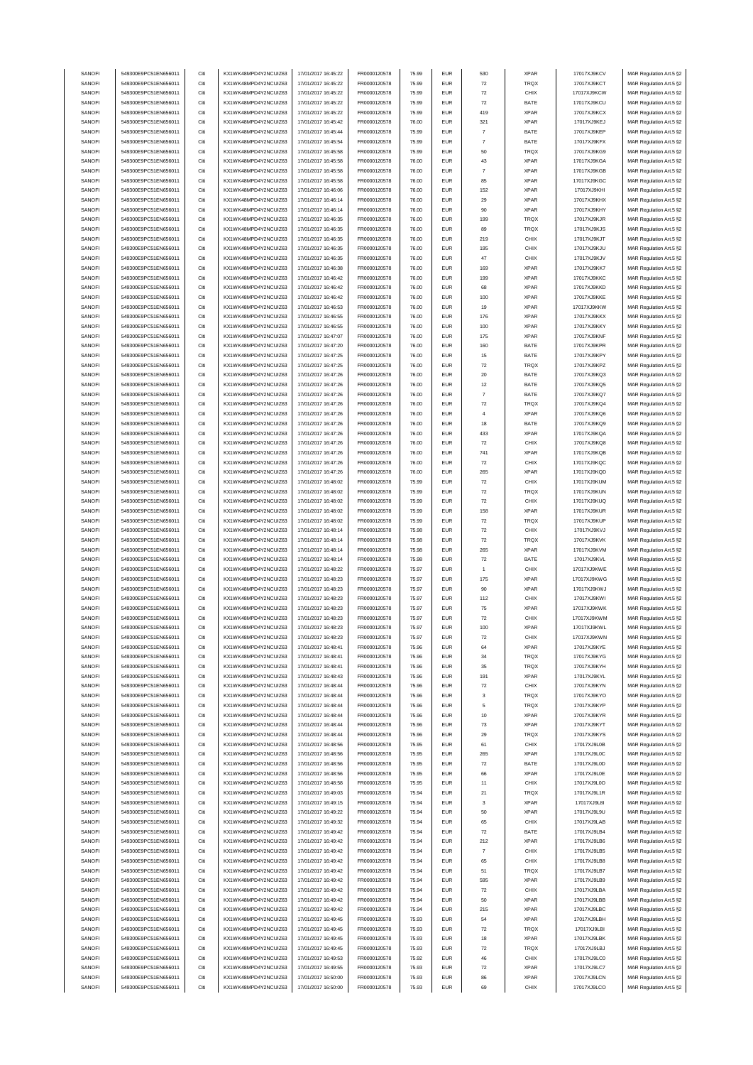| SANOFI | 549300E9PC51EN656011 | Citi | KX1WK48MPD4Y2NCUIZ63 | 17/01/2017 16:45:22 | FR0000120578 | 75.99 | EUR | 530 | XPAR | 17017XJ9KCV | MAR Regulation Art.5 §2 |
|---|---|---|---|---|---|---|---|---|---|---|---|
| SANOFI | 549300E9PC51EN656011 | Citi | KX1WK48MPD4Y2NCUIZ63 | 17/01/2017 16:45:22 | FR0000120578 | 75.99 | EUR | 72 | TRQX | 17017XJ9KCT | MAR Regulation Art.5 §2 |
| SANOFI | 549300E9PC51EN656011 | Citi | KX1WK48MPD4Y2NCUIZ63 | 17/01/2017 16:45:22 | FR0000120578 | 75.99 | EUR | 72 | CHIX | 17017XJ9KCW | MAR Regulation Art.5 §2 |
| SANOFI | 549300E9PC51EN656011 | Citi | KX1WK48MPD4Y2NCUIZ63 | 17/01/2017 16:45:22 | FR0000120578 | 75.99 | EUR | 72 | BATE | 17017XJ9KCU | MAR Regulation Art.5 §2 |
| SANOFI | 549300E9PC51EN656011 | Citi | KX1WK48MPD4Y2NCUIZ63 | 17/01/2017 16:45:22 | FR0000120578 | 75.99 | EUR | 419 | XPAR | 17017XJ9KCX | MAR Regulation Art.5 §2 |
| SANOFI | 549300E9PC51EN656011 | Citi | KX1WK48MPD4Y2NCUIZ63 | 17/01/2017 16:45:42 | FR0000120578 | 76.00 | EUR | 321 | XPAR | 17017XJ9KEJ | MAR Regulation Art.5 §2 |
| SANOFI | 549300E9PC51EN656011 | Citi | KX1WK48MPD4Y2NCUIZ63 | 17/01/2017 16:45:44 | FR0000120578 | 75.99 | EUR | 7 | BATE | 17017XJ9KEP | MAR Regulation Art.5 §2 |
| SANOFI | 549300E9PC51EN656011 | Citi | KX1WK48MPD4Y2NCUIZ63 | 17/01/2017 16:45:54 | FR0000120578 | 75.99 | EUR | 7 | BATE | 17017XJ9KFX | MAR Regulation Art.5 §2 |
| SANOFI | 549300E9PC51EN656011 | Citi | KX1WK48MPD4Y2NCUIZ63 | 17/01/2017 16:45:58 | FR0000120578 | 75.99 | EUR | 50 | TRQX | 17017XJ9KG9 | MAR Regulation Art.5 §2 |
| SANOFI | 549300E9PC51EN656011 | Citi | KX1WK48MPD4Y2NCUIZ63 | 17/01/2017 16:45:58 | FR0000120578 | 76.00 | EUR | 43 | XPAR | 17017XJ9KGA | MAR Regulation Art.5 §2 |
| SANOFI | 549300E9PC51EN656011 | Citi | KX1WK48MPD4Y2NCUIZ63 | 17/01/2017 16:45:58 | FR0000120578 | 76.00 | EUR | 7 | XPAR | 17017XJ9KGB | MAR Regulation Art.5 §2 |
| SANOFI | 549300E9PC51EN656011 | Citi | KX1WK48MPD4Y2NCUIZ63 | 17/01/2017 16:45:58 | FR0000120578 | 76.00 | EUR | 85 | XPAR | 17017XJ9KGC | MAR Regulation Art.5 §2 |
| SANOFI | 549300E9PC51EN656011 | Citi | KX1WK48MPD4Y2NCUIZ63 | 17/01/2017 16:46:06 | FR0000120578 | 76.00 | EUR | 152 | XPAR | 17017XJ9KHI | MAR Regulation Art.5 §2 |
| SANOFI | 549300E9PC51EN656011 | Citi | KX1WK48MPD4Y2NCUIZ63 | 17/01/2017 16:46:14 | FR0000120578 | 76.00 | EUR | 29 | XPAR | 17017XJ9KHX | MAR Regulation Art.5 §2 |
| SANOFI | 549300E9PC51EN656011 | Citi | KX1WK48MPD4Y2NCUIZ63 | 17/01/2017 16:46:14 | FR0000120578 | 76.00 | EUR | 90 | XPAR | 17017XJ9KHY | MAR Regulation Art.5 §2 |
| SANOFI | 549300E9PC51EN656011 | Citi | KX1WK48MPD4Y2NCUIZ63 | 17/01/2017 16:46:35 | FR0000120578 | 76.00 | EUR | 199 | TRQX | 17017XJ9KJR | MAR Regulation Art.5 §2 |
| SANOFI | 549300E9PC51EN656011 | Citi | KX1WK48MPD4Y2NCUIZ63 | 17/01/2017 16:46:35 | FR0000120578 | 76.00 | EUR | 89 | TRQX | 17017XJ9KJS | MAR Regulation Art.5 §2 |
| SANOFI | 549300E9PC51EN656011 | Citi | KX1WK48MPD4Y2NCUIZ63 | 17/01/2017 16:46:35 | FR0000120578 | 76.00 | EUR | 219 | CHIX | 17017XJ9KJT | MAR Regulation Art.5 §2 |
| SANOFI | 549300E9PC51EN656011 | Citi | KX1WK48MPD4Y2NCUIZ63 | 17/01/2017 16:46:35 | FR0000120578 | 76.00 | EUR | 195 | CHIX | 17017XJ9KJU | MAR Regulation Art.5 §2 |
| SANOFI | 549300E9PC51EN656011 | Citi | KX1WK48MPD4Y2NCUIZ63 | 17/01/2017 16:46:35 | FR0000120578 | 76.00 | EUR | 47 | CHIX | 17017XJ9KJV | MAR Regulation Art.5 §2 |
| SANOFI | 549300E9PC51EN656011 | Citi | KX1WK48MPD4Y2NCUIZ63 | 17/01/2017 16:46:38 | FR0000120578 | 76.00 | EUR | 169 | XPAR | 17017XJ9KK7 | MAR Regulation Art.5 §2 |
| SANOFI | 549300E9PC51EN656011 | Citi | KX1WK48MPD4Y2NCUIZ63 | 17/01/2017 16:46:42 | FR0000120578 | 76.00 | EUR | 199 | XPAR | 17017XJ9KKC | MAR Regulation Art.5 §2 |
| SANOFI | 549300E9PC51EN656011 | Citi | KX1WK48MPD4Y2NCUIZ63 | 17/01/2017 16:46:42 | FR0000120578 | 76.00 | EUR | 68 | XPAR | 17017XJ9KKD | MAR Regulation Art.5 §2 |
| SANOFI | 549300E9PC51EN656011 | Citi | KX1WK48MPD4Y2NCUIZ63 | 17/01/2017 16:46:42 | FR0000120578 | 76.00 | EUR | 100 | XPAR | 17017XJ9KKE | MAR Regulation Art.5 §2 |
| SANOFI | 549300E9PC51EN656011 | Citi | KX1WK48MPD4Y2NCUIZ63 | 17/01/2017 16:46:53 | FR0000120578 | 76.00 | EUR | 19 | XPAR | 17017XJ9KKW | MAR Regulation Art.5 §2 |
| SANOFI | 549300E9PC51EN656011 | Citi | KX1WK48MPD4Y2NCUIZ63 | 17/01/2017 16:46:55 | FR0000120578 | 76.00 | EUR | 176 | XPAR | 17017XJ9KKX | MAR Regulation Art.5 §2 |
| SANOFI | 549300E9PC51EN656011 | Citi | KX1WK48MPD4Y2NCUIZ63 | 17/01/2017 16:46:55 | FR0000120578 | 76.00 | EUR | 100 | XPAR | 17017XJ9KKY | MAR Regulation Art.5 §2 |
| SANOFI | 549300E9PC51EN656011 | Citi | KX1WK48MPD4Y2NCUIZ63 | 17/01/2017 16:47:07 | FR0000120578 | 76.00 | EUR | 175 | XPAR | 17017XJ9KNF | MAR Regulation Art.5 §2 |
| SANOFI | 549300E9PC51EN656011 | Citi | KX1WK48MPD4Y2NCUIZ63 | 17/01/2017 16:47:20 | FR0000120578 | 76.00 | EUR | 160 | BATE | 17017XJ9KPR | MAR Regulation Art.5 §2 |
| SANOFI | 549300E9PC51EN656011 | Citi | KX1WK48MPD4Y2NCUIZ63 | 17/01/2017 16:47:25 | FR0000120578 | 76.00 | EUR | 15 | BATE | 17017XJ9KPY | MAR Regulation Art.5 §2 |
| SANOFI | 549300E9PC51EN656011 | Citi | KX1WK48MPD4Y2NCUIZ63 | 17/01/2017 16:47:25 | FR0000120578 | 76.00 | EUR | 72 | TRQX | 17017XJ9KPZ | MAR Regulation Art.5 §2 |
| SANOFI | 549300E9PC51EN656011 | Citi | KX1WK48MPD4Y2NCUIZ63 | 17/01/2017 16:47:26 | FR0000120578 | 76.00 | EUR | 20 | BATE | 17017XJ9KQ3 | MAR Regulation Art.5 §2 |
| SANOFI | 549300E9PC51EN656011 | Citi | KX1WK48MPD4Y2NCUIZ63 | 17/01/2017 16:47:26 | FR0000120578 | 76.00 | EUR | 12 | BATE | 17017XJ9KQ5 | MAR Regulation Art.5 §2 |
| SANOFI | 549300E9PC51EN656011 | Citi | KX1WK48MPD4Y2NCUIZ63 | 17/01/2017 16:47:26 | FR0000120578 | 76.00 | EUR | 7 | BATE | 17017XJ9KQ7 | MAR Regulation Art.5 §2 |
| SANOFI | 549300E9PC51EN656011 | Citi | KX1WK48MPD4Y2NCUIZ63 | 17/01/2017 16:47:26 | FR0000120578 | 76.00 | EUR | 72 | TRQX | 17017XJ9KQ4 | MAR Regulation Art.5 §2 |
| SANOFI | 549300E9PC51EN656011 | Citi | KX1WK48MPD4Y2NCUIZ63 | 17/01/2017 16:47:26 | FR0000120578 | 76.00 | EUR | 4 | XPAR | 17017XJ9KQ6 | MAR Regulation Art.5 §2 |
| SANOFI | 549300E9PC51EN656011 | Citi | KX1WK48MPD4Y2NCUIZ63 | 17/01/2017 16:47:26 | FR0000120578 | 76.00 | EUR | 18 | BATE | 17017XJ9KQ9 | MAR Regulation Art.5 §2 |
| SANOFI | 549300E9PC51EN656011 | Citi | KX1WK48MPD4Y2NCUIZ63 | 17/01/2017 16:47:26 | FR0000120578 | 76.00 | EUR | 433 | XPAR | 17017XJ9KQA | MAR Regulation Art.5 §2 |
| SANOFI | 549300E9PC51EN656011 | Citi | KX1WK48MPD4Y2NCUIZ63 | 17/01/2017 16:47:26 | FR0000120578 | 76.00 | EUR | 72 | CHIX | 17017XJ9KQ8 | MAR Regulation Art.5 §2 |
| SANOFI | 549300E9PC51EN656011 | Citi | KX1WK48MPD4Y2NCUIZ63 | 17/01/2017 16:47:26 | FR0000120578 | 76.00 | EUR | 741 | XPAR | 17017XJ9KQB | MAR Regulation Art.5 §2 |
| SANOFI | 549300E9PC51EN656011 | Citi | KX1WK48MPD4Y2NCUIZ63 | 17/01/2017 16:47:26 | FR0000120578 | 76.00 | EUR | 72 | CHIX | 17017XJ9KQC | MAR Regulation Art.5 §2 |
| SANOFI | 549300E9PC51EN656011 | Citi | KX1WK48MPD4Y2NCUIZ63 | 17/01/2017 16:47:26 | FR0000120578 | 76.00 | EUR | 265 | XPAR | 17017XJ9KQD | MAR Regulation Art.5 §2 |
| SANOFI | 549300E9PC51EN656011 | Citi | KX1WK48MPD4Y2NCUIZ63 | 17/01/2017 16:48:02 | FR0000120578 | 75.99 | EUR | 72 | CHIX | 17017XJ9KUM | MAR Regulation Art.5 §2 |
| SANOFI | 549300E9PC51EN656011 | Citi | KX1WK48MPD4Y2NCUIZ63 | 17/01/2017 16:48:02 | FR0000120578 | 75.99 | EUR | 72 | TRQX | 17017XJ9KUN | MAR Regulation Art.5 §2 |
| SANOFI | 549300E9PC51EN656011 | Citi | KX1WK48MPD4Y2NCUIZ63 | 17/01/2017 16:48:02 | FR0000120578 | 75.99 | EUR | 72 | CHIX | 17017XJ9KUQ | MAR Regulation Art.5 §2 |
| SANOFI | 549300E9PC51EN656011 | Citi | KX1WK48MPD4Y2NCUIZ63 | 17/01/2017 16:48:02 | FR0000120578 | 75.99 | EUR | 158 | XPAR | 17017XJ9KUR | MAR Regulation Art.5 §2 |
| SANOFI | 549300E9PC51EN656011 | Citi | KX1WK48MPD4Y2NCUIZ63 | 17/01/2017 16:48:02 | FR0000120578 | 75.99 | EUR | 72 | TRQX | 17017XJ9KUP | MAR Regulation Art.5 §2 |
| SANOFI | 549300E9PC51EN656011 | Citi | KX1WK48MPD4Y2NCUIZ63 | 17/01/2017 16:48:14 | FR0000120578 | 75.98 | EUR | 72 | CHIX | 17017XJ9KVJ | MAR Regulation Art.5 §2 |
| SANOFI | 549300E9PC51EN656011 | Citi | KX1WK48MPD4Y2NCUIZ63 | 17/01/2017 16:48:14 | FR0000120578 | 75.98 | EUR | 72 | TRQX | 17017XJ9KVK | MAR Regulation Art.5 §2 |
| SANOFI | 549300E9PC51EN656011 | Citi | KX1WK48MPD4Y2NCUIZ63 | 17/01/2017 16:48:14 | FR0000120578 | 75.98 | EUR | 265 | XPAR | 17017XJ9KVM | MAR Regulation Art.5 §2 |
| SANOFI | 549300E9PC51EN656011 | Citi | KX1WK48MPD4Y2NCUIZ63 | 17/01/2017 16:48:14 | FR0000120578 | 75.98 | EUR | 72 | BATE | 17017XJ9KVL | MAR Regulation Art.5 §2 |
| SANOFI | 549300E9PC51EN656011 | Citi | KX1WK48MPD4Y2NCUIZ63 | 17/01/2017 16:48:22 | FR0000120578 | 75.97 | EUR | 1 | CHIX | 17017XJ9KWE | MAR Regulation Art.5 §2 |
| SANOFI | 549300E9PC51EN656011 | Citi | KX1WK48MPD4Y2NCUIZ63 | 17/01/2017 16:48:23 | FR0000120578 | 75.97 | EUR | 175 | XPAR | 17017XJ9KWG | MAR Regulation Art.5 §2 |
| SANOFI | 549300E9PC51EN656011 | Citi | KX1WK48MPD4Y2NCUIZ63 | 17/01/2017 16:48:23 | FR0000120578 | 75.97 | EUR | 90 | XPAR | 17017XJ9KWJ | MAR Regulation Art.5 §2 |
| SANOFI | 549300E9PC51EN656011 | Citi | KX1WK48MPD4Y2NCUIZ63 | 17/01/2017 16:48:23 | FR0000120578 | 75.97 | EUR | 112 | CHIX | 17017XJ9KWI | MAR Regulation Art.5 §2 |
| SANOFI | 549300E9PC51EN656011 | Citi | KX1WK48MPD4Y2NCUIZ63 | 17/01/2017 16:48:23 | FR0000120578 | 75.97 | EUR | 75 | XPAR | 17017XJ9KWK | MAR Regulation Art.5 §2 |
| SANOFI | 549300E9PC51EN656011 | Citi | KX1WK48MPD4Y2NCUIZ63 | 17/01/2017 16:48:23 | FR0000120578 | 75.97 | EUR | 72 | CHIX | 17017XJ9KWM | MAR Regulation Art.5 §2 |
| SANOFI | 549300E9PC51EN656011 | Citi | KX1WK48MPD4Y2NCUIZ63 | 17/01/2017 16:48:23 | FR0000120578 | 75.97 | EUR | 100 | XPAR | 17017XJ9KWL | MAR Regulation Art.5 §2 |
| SANOFI | 549300E9PC51EN656011 | Citi | KX1WK48MPD4Y2NCUIZ63 | 17/01/2017 16:48:23 | FR0000120578 | 75.97 | EUR | 72 | CHIX | 17017XJ9KWN | MAR Regulation Art.5 §2 |
| SANOFI | 549300E9PC51EN656011 | Citi | KX1WK48MPD4Y2NCUIZ63 | 17/01/2017 16:48:41 | FR0000120578 | 75.96 | EUR | 64 | XPAR | 17017XJ9KYE | MAR Regulation Art.5 §2 |
| SANOFI | 549300E9PC51EN656011 | Citi | KX1WK48MPD4Y2NCUIZ63 | 17/01/2017 16:48:41 | FR0000120578 | 75.96 | EUR | 34 | TRQX | 17017XJ9KYG | MAR Regulation Art.5 §2 |
| SANOFI | 549300E9PC51EN656011 | Citi | KX1WK48MPD4Y2NCUIZ63 | 17/01/2017 16:48:41 | FR0000120578 | 75.96 | EUR | 35 | TRQX | 17017XJ9KYH | MAR Regulation Art.5 §2 |
| SANOFI | 549300E9PC51EN656011 | Citi | KX1WK48MPD4Y2NCUIZ63 | 17/01/2017 16:48:43 | FR0000120578 | 75.96 | EUR | 191 | XPAR | 17017XJ9KYL | MAR Regulation Art.5 §2 |
| SANOFI | 549300E9PC51EN656011 | Citi | KX1WK48MPD4Y2NCUIZ63 | 17/01/2017 16:48:44 | FR0000120578 | 75.96 | EUR | 72 | CHIX | 17017XJ9KYN | MAR Regulation Art.5 §2 |
| SANOFI | 549300E9PC51EN656011 | Citi | KX1WK48MPD4Y2NCUIZ63 | 17/01/2017 16:48:44 | FR0000120578 | 75.96 | EUR | 3 | TRQX | 17017XJ9KYO | MAR Regulation Art.5 §2 |
| SANOFI | 549300E9PC51EN656011 | Citi | KX1WK48MPD4Y2NCUIZ63 | 17/01/2017 16:48:44 | FR0000120578 | 75.96 | EUR | 5 | TRQX | 17017XJ9KYP | MAR Regulation Art.5 §2 |
| SANOFI | 549300E9PC51EN656011 | Citi | KX1WK48MPD4Y2NCUIZ63 | 17/01/2017 16:48:44 | FR0000120578 | 75.96 | EUR | 10 | XPAR | 17017XJ9KYR | MAR Regulation Art.5 §2 |
| SANOFI | 549300E9PC51EN656011 | Citi | KX1WK48MPD4Y2NCUIZ63 | 17/01/2017 16:48:44 | FR0000120578 | 75.96 | EUR | 73 | XPAR | 17017XJ9KYT | MAR Regulation Art.5 §2 |
| SANOFI | 549300E9PC51EN656011 | Citi | KX1WK48MPD4Y2NCUIZ63 | 17/01/2017 16:48:44 | FR0000120578 | 75.96 | EUR | 29 | TRQX | 17017XJ9KYS | MAR Regulation Art.5 §2 |
| SANOFI | 549300E9PC51EN656011 | Citi | KX1WK48MPD4Y2NCUIZ63 | 17/01/2017 16:48:56 | FR0000120578 | 75.95 | EUR | 61 | CHIX | 17017XJ9L0B | MAR Regulation Art.5 §2 |
| SANOFI | 549300E9PC51EN656011 | Citi | KX1WK48MPD4Y2NCUIZ63 | 17/01/2017 16:48:56 | FR0000120578 | 75.95 | EUR | 265 | XPAR | 17017XJ9L0C | MAR Regulation Art.5 §2 |
| SANOFI | 549300E9PC51EN656011 | Citi | KX1WK48MPD4Y2NCUIZ63 | 17/01/2017 16:48:56 | FR0000120578 | 75.95 | EUR | 72 | BATE | 17017XJ9L0D | MAR Regulation Art.5 §2 |
| SANOFI | 549300E9PC51EN656011 | Citi | KX1WK48MPD4Y2NCUIZ63 | 17/01/2017 16:48:56 | FR0000120578 | 75.95 | EUR | 66 | XPAR | 17017XJ9L0E | MAR Regulation Art.5 §2 |
| SANOFI | 549300E9PC51EN656011 | Citi | KX1WK48MPD4Y2NCUIZ63 | 17/01/2017 16:48:58 | FR0000120578 | 75.95 | EUR | 11 | CHIX | 17017XJ9L0O | MAR Regulation Art.5 §2 |
| SANOFI | 549300E9PC51EN656011 | Citi | KX1WK48MPD4Y2NCUIZ63 | 17/01/2017 16:49:03 | FR0000120578 | 75.94 | EUR | 21 | TRQX | 17017XJ9L1R | MAR Regulation Art.5 §2 |
| SANOFI | 549300E9PC51EN656011 | Citi | KX1WK48MPD4Y2NCUIZ63 | 17/01/2017 16:49:15 | FR0000120578 | 75.94 | EUR | 3 | XPAR | 17017XJ9L8I | MAR Regulation Art.5 §2 |
| SANOFI | 549300E9PC51EN656011 | Citi | KX1WK48MPD4Y2NCUIZ63 | 17/01/2017 16:49:22 | FR0000120578 | 75.94 | EUR | 50 | XPAR | 17017XJ9L9U | MAR Regulation Art.5 §2 |
| SANOFI | 549300E9PC51EN656011 | Citi | KX1WK48MPD4Y2NCUIZ63 | 17/01/2017 16:49:32 | FR0000120578 | 75.94 | EUR | 65 | CHIX | 17017XJ9LAB | MAR Regulation Art.5 §2 |
| SANOFI | 549300E9PC51EN656011 | Citi | KX1WK48MPD4Y2NCUIZ63 | 17/01/2017 16:49:42 | FR0000120578 | 75.94 | EUR | 72 | BATE | 17017XJ9LB4 | MAR Regulation Art.5 §2 |
| SANOFI | 549300E9PC51EN656011 | Citi | KX1WK48MPD4Y2NCUIZ63 | 17/01/2017 16:49:42 | FR0000120578 | 75.94 | EUR | 212 | XPAR | 17017XJ9LB6 | MAR Regulation Art.5 §2 |
| SANOFI | 549300E9PC51EN656011 | Citi | KX1WK48MPD4Y2NCUIZ63 | 17/01/2017 16:49:42 | FR0000120578 | 75.94 | EUR | 7 | CHIX | 17017XJ9LB5 | MAR Regulation Art.5 §2 |
| SANOFI | 549300E9PC51EN656011 | Citi | KX1WK48MPD4Y2NCUIZ63 | 17/01/2017 16:49:42 | FR0000120578 | 75.94 | EUR | 65 | CHIX | 17017XJ9LB8 | MAR Regulation Art.5 §2 |
| SANOFI | 549300E9PC51EN656011 | Citi | KX1WK48MPD4Y2NCUIZ63 | 17/01/2017 16:49:42 | FR0000120578 | 75.94 | EUR | 51 | TRQX | 17017XJ9LB7 | MAR Regulation Art.5 §2 |
| SANOFI | 549300E9PC51EN656011 | Citi | KX1WK48MPD4Y2NCUIZ63 | 17/01/2017 16:49:42 | FR0000120578 | 75.94 | EUR | 595 | XPAR | 17017XJ9LB9 | MAR Regulation Art.5 §2 |
| SANOFI | 549300E9PC51EN656011 | Citi | KX1WK48MPD4Y2NCUIZ63 | 17/01/2017 16:49:42 | FR0000120578 | 75.94 | EUR | 72 | CHIX | 17017XJ9LBA | MAR Regulation Art.5 §2 |
| SANOFI | 549300E9PC51EN656011 | Citi | KX1WK48MPD4Y2NCUIZ63 | 17/01/2017 16:49:42 | FR0000120578 | 75.94 | EUR | 50 | XPAR | 17017XJ9LBB | MAR Regulation Art.5 §2 |
| SANOFI | 549300E9PC51EN656011 | Citi | KX1WK48MPD4Y2NCUIZ63 | 17/01/2017 16:49:42 | FR0000120578 | 75.94 | EUR | 215 | XPAR | 17017XJ9LBC | MAR Regulation Art.5 §2 |
| SANOFI | 549300E9PC51EN656011 | Citi | KX1WK48MPD4Y2NCUIZ63 | 17/01/2017 16:49:45 | FR0000120578 | 75.93 | EUR | 54 | XPAR | 17017XJ9LBH | MAR Regulation Art.5 §2 |
| SANOFI | 549300E9PC51EN656011 | Citi | KX1WK48MPD4Y2NCUIZ63 | 17/01/2017 16:49:45 | FR0000120578 | 75.93 | EUR | 72 | TRQX | 17017XJ9LBI | MAR Regulation Art.5 §2 |
| SANOFI | 549300E9PC51EN656011 | Citi | KX1WK48MPD4Y2NCUIZ63 | 17/01/2017 16:49:45 | FR0000120578 | 75.93 | EUR | 18 | XPAR | 17017XJ9LBK | MAR Regulation Art.5 §2 |
| SANOFI | 549300E9PC51EN656011 | Citi | KX1WK48MPD4Y2NCUIZ63 | 17/01/2017 16:49:45 | FR0000120578 | 75.93 | EUR | 72 | TRQX | 17017XJ9LBJ | MAR Regulation Art.5 §2 |
| SANOFI | 549300E9PC51EN656011 | Citi | KX1WK48MPD4Y2NCUIZ63 | 17/01/2017 16:49:53 | FR0000120578 | 75.92 | EUR | 46 | CHIX | 17017XJ9LCO | MAR Regulation Art.5 §2 |
| SANOFI | 549300E9PC51EN656011 | Citi | KX1WK48MPD4Y2NCUIZ63 | 17/01/2017 16:49:55 | FR0000120578 | 75.93 | EUR | 72 | XPAR | 17017XJ9LC7 | MAR Regulation Art.5 §2 |
| SANOFI | 549300E9PC51EN656011 | Citi | KX1WK48MPD4Y2NCUIZ63 | 17/01/2017 16:50:00 | FR0000120578 | 75.93 | EUR | 86 | XPAR | 17017XJ9LCN | MAR Regulation Art.5 §2 |
| SANOFI | 549300E9PC51EN656011 | Citi | KX1WK48MPD4Y2NCUIZ63 | 17/01/2017 16:50:00 | FR0000120578 | 75.93 | EUR | 69 | CHIX | 17017XJ9LCO | MAR Regulation Art.5 §2 |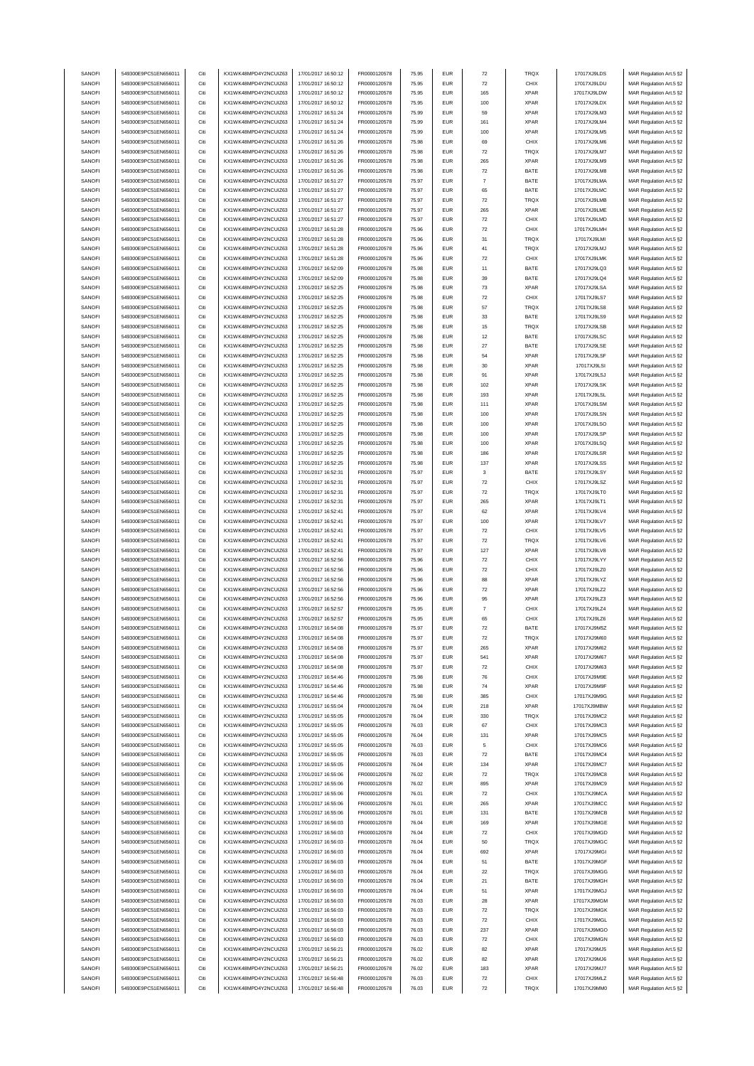| | | | | | | | | | | | |
|---|---|---|---|---|---|---|---|---|---|---|---|
| SANOFI | 549300E9PC51EN656011 | Citi | KX1WK48MPD4Y2NCUIZ63 | 17/01/2017 16:50:12 | FR0000120578 | 75.95 | EUR | 72 | TRQX | 17017XJ9LDS | MAR Regulation Art.5 §2 |
| SANOFI | 549300E9PC51EN656011 | Citi | KX1WK48MPD4Y2NCUIZ63 | 17/01/2017 16:50:12 | FR0000120578 | 75.95 | EUR | 72 | CHIX | 17017XJ9LDU | MAR Regulation Art.5 §2 |
| SANOFI | 549300E9PC51EN656011 | Citi | KX1WK48MPD4Y2NCUIZ63 | 17/01/2017 16:50:12 | FR0000120578 | 75.95 | EUR | 165 | XPAR | 17017XJ9LDW | MAR Regulation Art.5 §2 |
| SANOFI | 549300E9PC51EN656011 | Citi | KX1WK48MPD4Y2NCUIZ63 | 17/01/2017 16:50:12 | FR0000120578 | 75.95 | EUR | 100 | XPAR | 17017XJ9LDX | MAR Regulation Art.5 §2 |
| SANOFI | 549300E9PC51EN656011 | Citi | KX1WK48MPD4Y2NCUIZ63 | 17/01/2017 16:51:24 | FR0000120578 | 75.99 | EUR | 59 | XPAR | 17017XJ9LM3 | MAR Regulation Art.5 §2 |
| SANOFI | 549300E9PC51EN656011 | Citi | KX1WK48MPD4Y2NCUIZ63 | 17/01/2017 16:51:24 | FR0000120578 | 75.99 | EUR | 161 | XPAR | 17017XJ9LM4 | MAR Regulation Art.5 §2 |
| SANOFI | 549300E9PC51EN656011 | Citi | KX1WK48MPD4Y2NCUIZ63 | 17/01/2017 16:51:24 | FR0000120578 | 75.99 | EUR | 100 | XPAR | 17017XJ9LM5 | MAR Regulation Art.5 §2 |
| SANOFI | 549300E9PC51EN656011 | Citi | KX1WK48MPD4Y2NCUIZ63 | 17/01/2017 16:51:26 | FR0000120578 | 75.98 | EUR | 69 | CHIX | 17017XJ9LM6 | MAR Regulation Art.5 §2 |
| SANOFI | 549300E9PC51EN656011 | Citi | KX1WK48MPD4Y2NCUIZ63 | 17/01/2017 16:51:26 | FR0000120578 | 75.98 | EUR | 72 | TRQX | 17017XJ9LM7 | MAR Regulation Art.5 §2 |
| SANOFI | 549300E9PC51EN656011 | Citi | KX1WK48MPD4Y2NCUIZ63 | 17/01/2017 16:51:26 | FR0000120578 | 75.98 | EUR | 265 | XPAR | 17017XJ9LM9 | MAR Regulation Art.5 §2 |
| SANOFI | 549300E9PC51EN656011 | Citi | KX1WK48MPD4Y2NCUIZ63 | 17/01/2017 16:51:26 | FR0000120578 | 75.98 | EUR | 72 | BATE | 17017XJ9LM8 | MAR Regulation Art.5 §2 |
| SANOFI | 549300E9PC51EN656011 | Citi | KX1WK48MPD4Y2NCUIZ63 | 17/01/2017 16:51:27 | FR0000120578 | 75.97 | EUR | 7 | BATE | 17017XJ9LMA | MAR Regulation Art.5 §2 |
| SANOFI | 549300E9PC51EN656011 | Citi | KX1WK48MPD4Y2NCUIZ63 | 17/01/2017 16:51:27 | FR0000120578 | 75.97 | EUR | 65 | BATE | 17017XJ9LMC | MAR Regulation Art.5 §2 |
| SANOFI | 549300E9PC51EN656011 | Citi | KX1WK48MPD4Y2NCUIZ63 | 17/01/2017 16:51:27 | FR0000120578 | 75.97 | EUR | 72 | TRQX | 17017XJ9LMB | MAR Regulation Art.5 §2 |
| SANOFI | 549300E9PC51EN656011 | Citi | KX1WK48MPD4Y2NCUIZ63 | 17/01/2017 16:51:27 | FR0000120578 | 75.97 | EUR | 265 | XPAR | 17017XJ9LME | MAR Regulation Art.5 §2 |
| SANOFI | 549300E9PC51EN656011 | Citi | KX1WK48MPD4Y2NCUIZ63 | 17/01/2017 16:51:27 | FR0000120578 | 75.97 | EUR | 72 | CHIX | 17017XJ9LMD | MAR Regulation Art.5 §2 |
| SANOFI | 549300E9PC51EN656011 | Citi | KX1WK48MPD4Y2NCUIZ63 | 17/01/2017 16:51:28 | FR0000120578 | 75.96 | EUR | 72 | CHIX | 17017XJ9LMH | MAR Regulation Art.5 §2 |
| SANOFI | 549300E9PC51EN656011 | Citi | KX1WK48MPD4Y2NCUIZ63 | 17/01/2017 16:51:28 | FR0000120578 | 75.96 | EUR | 31 | TRQX | 17017XJ9LMI | MAR Regulation Art.5 §2 |
| SANOFI | 549300E9PC51EN656011 | Citi | KX1WK48MPD4Y2NCUIZ63 | 17/01/2017 16:51:28 | FR0000120578 | 75.96 | EUR | 41 | TRQX | 17017XJ9LMJ | MAR Regulation Art.5 §2 |
| SANOFI | 549300E9PC51EN656011 | Citi | KX1WK48MPD4Y2NCUIZ63 | 17/01/2017 16:51:28 | FR0000120578 | 75.96 | EUR | 72 | CHIX | 17017XJ9LMK | MAR Regulation Art.5 §2 |
| SANOFI | 549300E9PC51EN656011 | Citi | KX1WK48MPD4Y2NCUIZ63 | 17/01/2017 16:52:09 | FR0000120578 | 75.98 | EUR | 11 | BATE | 17017XJ9LQ3 | MAR Regulation Art.5 §2 |
| SANOFI | 549300E9PC51EN656011 | Citi | KX1WK48MPD4Y2NCUIZ63 | 17/01/2017 16:52:09 | FR0000120578 | 75.98 | EUR | 39 | BATE | 17017XJ9LQ4 | MAR Regulation Art.5 §2 |
| SANOFI | 549300E9PC51EN656011 | Citi | KX1WK48MPD4Y2NCUIZ63 | 17/01/2017 16:52:25 | FR0000120578 | 75.98 | EUR | 73 | XPAR | 17017XJ9LSA | MAR Regulation Art.5 §2 |
| SANOFI | 549300E9PC51EN656011 | Citi | KX1WK48MPD4Y2NCUIZ63 | 17/01/2017 16:52:25 | FR0000120578 | 75.98 | EUR | 72 | CHIX | 17017XJ9LS7 | MAR Regulation Art.5 §2 |
| SANOFI | 549300E9PC51EN656011 | Citi | KX1WK48MPD4Y2NCUIZ63 | 17/01/2017 16:52:25 | FR0000120578 | 75.98 | EUR | 57 | TRQX | 17017XJ9LS8 | MAR Regulation Art.5 §2 |
| SANOFI | 549300E9PC51EN656011 | Citi | KX1WK48MPD4Y2NCUIZ63 | 17/01/2017 16:52:25 | FR0000120578 | 75.98 | EUR | 33 | BATE | 17017XJ9LS9 | MAR Regulation Art.5 §2 |
| SANOFI | 549300E9PC51EN656011 | Citi | KX1WK48MPD4Y2NCUIZ63 | 17/01/2017 16:52:25 | FR0000120578 | 75.98 | EUR | 15 | TRQX | 17017XJ9LSB | MAR Regulation Art.5 §2 |
| SANOFI | 549300E9PC51EN656011 | Citi | KX1WK48MPD4Y2NCUIZ63 | 17/01/2017 16:52:25 | FR0000120578 | 75.98 | EUR | 12 | BATE | 17017XJ9LSC | MAR Regulation Art.5 §2 |
| SANOFI | 549300E9PC51EN656011 | Citi | KX1WK48MPD4Y2NCUIZ63 | 17/01/2017 16:52:25 | FR0000120578 | 75.98 | EUR | 27 | BATE | 17017XJ9LSE | MAR Regulation Art.5 §2 |
| SANOFI | 549300E9PC51EN656011 | Citi | KX1WK48MPD4Y2NCUIZ63 | 17/01/2017 16:52:25 | FR0000120578 | 75.98 | EUR | 54 | XPAR | 17017XJ9LSF | MAR Regulation Art.5 §2 |
| SANOFI | 549300E9PC51EN656011 | Citi | KX1WK48MPD4Y2NCUIZ63 | 17/01/2017 16:52:25 | FR0000120578 | 75.98 | EUR | 30 | XPAR | 17017XJ9LSI | MAR Regulation Art.5 §2 |
| SANOFI | 549300E9PC51EN656011 | Citi | KX1WK48MPD4Y2NCUIZ63 | 17/01/2017 16:52:25 | FR0000120578 | 75.98 | EUR | 91 | XPAR | 17017XJ9LSJ | MAR Regulation Art.5 §2 |
| SANOFI | 549300E9PC51EN656011 | Citi | KX1WK48MPD4Y2NCUIZ63 | 17/01/2017 16:52:25 | FR0000120578 | 75.98 | EUR | 102 | XPAR | 17017XJ9LSK | MAR Regulation Art.5 §2 |
| SANOFI | 549300E9PC51EN656011 | Citi | KX1WK48MPD4Y2NCUIZ63 | 17/01/2017 16:52:25 | FR0000120578 | 75.98 | EUR | 193 | XPAR | 17017XJ9LSL | MAR Regulation Art.5 §2 |
| SANOFI | 549300E9PC51EN656011 | Citi | KX1WK48MPD4Y2NCUIZ63 | 17/01/2017 16:52:25 | FR0000120578 | 75.98 | EUR | 111 | XPAR | 17017XJ9LSM | MAR Regulation Art.5 §2 |
| SANOFI | 549300E9PC51EN656011 | Citi | KX1WK48MPD4Y2NCUIZ63 | 17/01/2017 16:52:25 | FR0000120578 | 75.98 | EUR | 100 | XPAR | 17017XJ9LSN | MAR Regulation Art.5 §2 |
| SANOFI | 549300E9PC51EN656011 | Citi | KX1WK48MPD4Y2NCUIZ63 | 17/01/2017 16:52:25 | FR0000120578 | 75.98 | EUR | 100 | XPAR | 17017XJ9LSO | MAR Regulation Art.5 §2 |
| SANOFI | 549300E9PC51EN656011 | Citi | KX1WK48MPD4Y2NCUIZ63 | 17/01/2017 16:52:25 | FR0000120578 | 75.98 | EUR | 100 | XPAR | 17017XJ9LSP | MAR Regulation Art.5 §2 |
| SANOFI | 549300E9PC51EN656011 | Citi | KX1WK48MPD4Y2NCUIZ63 | 17/01/2017 16:52:25 | FR0000120578 | 75.98 | EUR | 100 | XPAR | 17017XJ9LSQ | MAR Regulation Art.5 §2 |
| SANOFI | 549300E9PC51EN656011 | Citi | KX1WK48MPD4Y2NCUIZ63 | 17/01/2017 16:52:25 | FR0000120578 | 75.98 | EUR | 186 | XPAR | 17017XJ9LSR | MAR Regulation Art.5 §2 |
| SANOFI | 549300E9PC51EN656011 | Citi | KX1WK48MPD4Y2NCUIZ63 | 17/01/2017 16:52:25 | FR0000120578 | 75.98 | EUR | 137 | XPAR | 17017XJ9LSS | MAR Regulation Art.5 §2 |
| SANOFI | 549300E9PC51EN656011 | Citi | KX1WK48MPD4Y2NCUIZ63 | 17/01/2017 16:52:31 | FR0000120578 | 75.97 | EUR | 3 | BATE | 17017XJ9LSY | MAR Regulation Art.5 §2 |
| SANOFI | 549300E9PC51EN656011 | Citi | KX1WK48MPD4Y2NCUIZ63 | 17/01/2017 16:52:31 | FR0000120578 | 75.97 | EUR | 72 | CHIX | 17017XJ9LSZ | MAR Regulation Art.5 §2 |
| SANOFI | 549300E9PC51EN656011 | Citi | KX1WK48MPD4Y2NCUIZ63 | 17/01/2017 16:52:31 | FR0000120578 | 75.97 | EUR | 72 | TRQX | 17017XJ9LT0 | MAR Regulation Art.5 §2 |
| SANOFI | 549300E9PC51EN656011 | Citi | KX1WK48MPD4Y2NCUIZ63 | 17/01/2017 16:52:31 | FR0000120578 | 75.97 | EUR | 265 | XPAR | 17017XJ9LT1 | MAR Regulation Art.5 §2 |
| SANOFI | 549300E9PC51EN656011 | Citi | KX1WK48MPD4Y2NCUIZ63 | 17/01/2017 16:52:41 | FR0000120578 | 75.97 | EUR | 62 | XPAR | 17017XJ9LV4 | MAR Regulation Art.5 §2 |
| SANOFI | 549300E9PC51EN656011 | Citi | KX1WK48MPD4Y2NCUIZ63 | 17/01/2017 16:52:41 | FR0000120578 | 75.97 | EUR | 100 | XPAR | 17017XJ9LV7 | MAR Regulation Art.5 §2 |
| SANOFI | 549300E9PC51EN656011 | Citi | KX1WK48MPD4Y2NCUIZ63 | 17/01/2017 16:52:41 | FR0000120578 | 75.97 | EUR | 72 | CHIX | 17017XJ9LV5 | MAR Regulation Art.5 §2 |
| SANOFI | 549300E9PC51EN656011 | Citi | KX1WK48MPD4Y2NCUIZ63 | 17/01/2017 16:52:41 | FR0000120578 | 75.97 | EUR | 72 | TRQX | 17017XJ9LV6 | MAR Regulation Art.5 §2 |
| SANOFI | 549300E9PC51EN656011 | Citi | KX1WK48MPD4Y2NCUIZ63 | 17/01/2017 16:52:41 | FR0000120578 | 75.97 | EUR | 127 | XPAR | 17017XJ9LV8 | MAR Regulation Art.5 §2 |
| SANOFI | 549300E9PC51EN656011 | Citi | KX1WK48MPD4Y2NCUIZ63 | 17/01/2017 16:52:56 | FR0000120578 | 75.96 | EUR | 72 | CHIX | 17017XJ9LYY | MAR Regulation Art.5 §2 |
| SANOFI | 549300E9PC51EN656011 | Citi | KX1WK48MPD4Y2NCUIZ63 | 17/01/2017 16:52:56 | FR0000120578 | 75.96 | EUR | 72 | CHIX | 17017XJ9LZ0 | MAR Regulation Art.5 §2 |
| SANOFI | 549300E9PC51EN656011 | Citi | KX1WK48MPD4Y2NCUIZ63 | 17/01/2017 16:52:56 | FR0000120578 | 75.96 | EUR | 88 | XPAR | 17017XJ9LYZ | MAR Regulation Art.5 §2 |
| SANOFI | 549300E9PC51EN656011 | Citi | KX1WK48MPD4Y2NCUIZ63 | 17/01/2017 16:52:56 | FR0000120578 | 75.96 | EUR | 72 | XPAR | 17017XJ9LZ2 | MAR Regulation Art.5 §2 |
| SANOFI | 549300E9PC51EN656011 | Citi | KX1WK48MPD4Y2NCUIZ63 | 17/01/2017 16:52:56 | FR0000120578 | 75.96 | EUR | 95 | XPAR | 17017XJ9LZ3 | MAR Regulation Art.5 §2 |
| SANOFI | 549300E9PC51EN656011 | Citi | KX1WK48MPD4Y2NCUIZ63 | 17/01/2017 16:52:57 | FR0000120578 | 75.95 | EUR | 7 | CHIX | 17017XJ9LZ4 | MAR Regulation Art.5 §2 |
| SANOFI | 549300E9PC51EN656011 | Citi | KX1WK48MPD4Y2NCUIZ63 | 17/01/2017 16:52:57 | FR0000120578 | 75.95 | EUR | 65 | CHIX | 17017XJ9LZ6 | MAR Regulation Art.5 §2 |
| SANOFI | 549300E9PC51EN656011 | Citi | KX1WK48MPD4Y2NCUIZ63 | 17/01/2017 16:54:08 | FR0000120578 | 75.97 | EUR | 72 | BATE | 17017XJ9M5Z | MAR Regulation Art.5 §2 |
| SANOFI | 549300E9PC51EN656011 | Citi | KX1WK48MPD4Y2NCUIZ63 | 17/01/2017 16:54:08 | FR0000120578 | 75.97 | EUR | 72 | TRQX | 17017XJ9M60 | MAR Regulation Art.5 §2 |
| SANOFI | 549300E9PC51EN656011 | Citi | KX1WK48MPD4Y2NCUIZ63 | 17/01/2017 16:54:08 | FR0000120578 | 75.97 | EUR | 265 | XPAR | 17017XJ9M62 | MAR Regulation Art.5 §2 |
| SANOFI | 549300E9PC51EN656011 | Citi | KX1WK48MPD4Y2NCUIZ63 | 17/01/2017 16:54:08 | FR0000120578 | 75.97 | EUR | 541 | XPAR | 17017XJ9M67 | MAR Regulation Art.5 §2 |
| SANOFI | 549300E9PC51EN656011 | Citi | KX1WK48MPD4Y2NCUIZ63 | 17/01/2017 16:54:08 | FR0000120578 | 75.97 | EUR | 72 | CHIX | 17017XJ9M63 | MAR Regulation Art.5 §2 |
| SANOFI | 549300E9PC51EN656011 | Citi | KX1WK48MPD4Y2NCUIZ63 | 17/01/2017 16:54:46 | FR0000120578 | 75.98 | EUR | 76 | CHIX | 17017XJ9M9E | MAR Regulation Art.5 §2 |
| SANOFI | 549300E9PC51EN656011 | Citi | KX1WK48MPD4Y2NCUIZ63 | 17/01/2017 16:54:46 | FR0000120578 | 75.98 | EUR | 74 | XPAR | 17017XJ9M9F | MAR Regulation Art.5 §2 |
| SANOFI | 549300E9PC51EN656011 | Citi | KX1WK48MPD4Y2NCUIZ63 | 17/01/2017 16:54:46 | FR0000120578 | 75.98 | EUR | 385 | CHIX | 17017XJ9M9G | MAR Regulation Art.5 §2 |
| SANOFI | 549300E9PC51EN656011 | Citi | KX1WK48MPD4Y2NCUIZ63 | 17/01/2017 16:55:04 | FR0000120578 | 76.04 | EUR | 218 | XPAR | 17017XJ9MBW | MAR Regulation Art.5 §2 |
| SANOFI | 549300E9PC51EN656011 | Citi | KX1WK48MPD4Y2NCUIZ63 | 17/01/2017 16:55:05 | FR0000120578 | 76.04 | EUR | 330 | TRQX | 17017XJ9MC2 | MAR Regulation Art.5 §2 |
| SANOFI | 549300E9PC51EN656011 | Citi | KX1WK48MPD4Y2NCUIZ63 | 17/01/2017 16:55:05 | FR0000120578 | 76.03 | EUR | 67 | CHIX | 17017XJ9MC3 | MAR Regulation Art.5 §2 |
| SANOFI | 549300E9PC51EN656011 | Citi | KX1WK48MPD4Y2NCUIZ63 | 17/01/2017 16:55:05 | FR0000120578 | 76.04 | EUR | 131 | XPAR | 17017XJ9MC5 | MAR Regulation Art.5 §2 |
| SANOFI | 549300E9PC51EN656011 | Citi | KX1WK48MPD4Y2NCUIZ63 | 17/01/2017 16:55:05 | FR0000120578 | 76.03 | EUR | 5 | CHIX | 17017XJ9MC6 | MAR Regulation Art.5 §2 |
| SANOFI | 549300E9PC51EN656011 | Citi | KX1WK48MPD4Y2NCUIZ63 | 17/01/2017 16:55:05 | FR0000120578 | 76.03 | EUR | 72 | BATE | 17017XJ9MC4 | MAR Regulation Art.5 §2 |
| SANOFI | 549300E9PC51EN656011 | Citi | KX1WK48MPD4Y2NCUIZ63 | 17/01/2017 16:55:05 | FR0000120578 | 76.04 | EUR | 134 | XPAR | 17017XJ9MC7 | MAR Regulation Art.5 §2 |
| SANOFI | 549300E9PC51EN656011 | Citi | KX1WK48MPD4Y2NCUIZ63 | 17/01/2017 16:55:06 | FR0000120578 | 76.02 | EUR | 72 | TRQX | 17017XJ9MC8 | MAR Regulation Art.5 §2 |
| SANOFI | 549300E9PC51EN656011 | Citi | KX1WK48MPD4Y2NCUIZ63 | 17/01/2017 16:55:06 | FR0000120578 | 76.02 | EUR | 895 | XPAR | 17017XJ9MC9 | MAR Regulation Art.5 §2 |
| SANOFI | 549300E9PC51EN656011 | Citi | KX1WK48MPD4Y2NCUIZ63 | 17/01/2017 16:55:06 | FR0000120578 | 76.01 | EUR | 72 | CHIX | 17017XJ9MCA | MAR Regulation Art.5 §2 |
| SANOFI | 549300E9PC51EN656011 | Citi | KX1WK48MPD4Y2NCUIZ63 | 17/01/2017 16:55:06 | FR0000120578 | 76.01 | EUR | 265 | XPAR | 17017XJ9MCC | MAR Regulation Art.5 §2 |
| SANOFI | 549300E9PC51EN656011 | Citi | KX1WK48MPD4Y2NCUIZ63 | 17/01/2017 16:55:06 | FR0000120578 | 76.01 | EUR | 131 | BATE | 17017XJ9MCB | MAR Regulation Art.5 §2 |
| SANOFI | 549300E9PC51EN656011 | Citi | KX1WK48MPD4Y2NCUIZ63 | 17/01/2017 16:56:03 | FR0000120578 | 76.04 | EUR | 169 | XPAR | 17017XJ9MGE | MAR Regulation Art.5 §2 |
| SANOFI | 549300E9PC51EN656011 | Citi | KX1WK48MPD4Y2NCUIZ63 | 17/01/2017 16:56:03 | FR0000120578 | 76.04 | EUR | 72 | CHIX | 17017XJ9MGD | MAR Regulation Art.5 §2 |
| SANOFI | 549300E9PC51EN656011 | Citi | KX1WK48MPD4Y2NCUIZ63 | 17/01/2017 16:56:03 | FR0000120578 | 76.04 | EUR | 50 | TRQX | 17017XJ9MGC | MAR Regulation Art.5 §2 |
| SANOFI | 549300E9PC51EN656011 | Citi | KX1WK48MPD4Y2NCUIZ63 | 17/01/2017 16:56:03 | FR0000120578 | 76.04 | EUR | 692 | XPAR | 17017XJ9MGI | MAR Regulation Art.5 §2 |
| SANOFI | 549300E9PC51EN656011 | Citi | KX1WK48MPD4Y2NCUIZ63 | 17/01/2017 16:56:03 | FR0000120578 | 76.04 | EUR | 51 | BATE | 17017XJ9MGF | MAR Regulation Art.5 §2 |
| SANOFI | 549300E9PC51EN656011 | Citi | KX1WK48MPD4Y2NCUIZ63 | 17/01/2017 16:56:03 | FR0000120578 | 76.04 | EUR | 22 | TRQX | 17017XJ9MGG | MAR Regulation Art.5 §2 |
| SANOFI | 549300E9PC51EN656011 | Citi | KX1WK48MPD4Y2NCUIZ63 | 17/01/2017 16:56:03 | FR0000120578 | 76.04 | EUR | 21 | BATE | 17017XJ9MGH | MAR Regulation Art.5 §2 |
| SANOFI | 549300E9PC51EN656011 | Citi | KX1WK48MPD4Y2NCUIZ63 | 17/01/2017 16:56:03 | FR0000120578 | 76.04 | EUR | 51 | XPAR | 17017XJ9MGJ | MAR Regulation Art.5 §2 |
| SANOFI | 549300E9PC51EN656011 | Citi | KX1WK48MPD4Y2NCUIZ63 | 17/01/2017 16:56:03 | FR0000120578 | 76.03 | EUR | 28 | XPAR | 17017XJ9MGM | MAR Regulation Art.5 §2 |
| SANOFI | 549300E9PC51EN656011 | Citi | KX1WK48MPD4Y2NCUIZ63 | 17/01/2017 16:56:03 | FR0000120578 | 76.03 | EUR | 72 | TRQX | 17017XJ9MGK | MAR Regulation Art.5 §2 |
| SANOFI | 549300E9PC51EN656011 | Citi | KX1WK48MPD4Y2NCUIZ63 | 17/01/2017 16:56:03 | FR0000120578 | 76.03 | EUR | 72 | CHIX | 17017XJ9MGL | MAR Regulation Art.5 §2 |
| SANOFI | 549300E9PC51EN656011 | Citi | KX1WK48MPD4Y2NCUIZ63 | 17/01/2017 16:56:03 | FR0000120578 | 76.03 | EUR | 237 | XPAR | 17017XJ9MGO | MAR Regulation Art.5 §2 |
| SANOFI | 549300E9PC51EN656011 | Citi | KX1WK48MPD4Y2NCUIZ63 | 17/01/2017 16:56:03 | FR0000120578 | 76.03 | EUR | 72 | CHIX | 17017XJ9MGN | MAR Regulation Art.5 §2 |
| SANOFI | 549300E9PC51EN656011 | Citi | KX1WK48MPD4Y2NCUIZ63 | 17/01/2017 16:56:21 | FR0000120578 | 76.02 | EUR | 82 | XPAR | 17017XJ9MJ5 | MAR Regulation Art.5 §2 |
| SANOFI | 549300E9PC51EN656011 | Citi | KX1WK48MPD4Y2NCUIZ63 | 17/01/2017 16:56:21 | FR0000120578 | 76.02 | EUR | 82 | XPAR | 17017XJ9MJ6 | MAR Regulation Art.5 §2 |
| SANOFI | 549300E9PC51EN656011 | Citi | KX1WK48MPD4Y2NCUIZ63 | 17/01/2017 16:56:21 | FR0000120578 | 76.02 | EUR | 183 | XPAR | 17017XJ9MJ7 | MAR Regulation Art.5 §2 |
| SANOFI | 549300E9PC51EN656011 | Citi | KX1WK48MPD4Y2NCUIZ63 | 17/01/2017 16:56:48 | FR0000120578 | 76.03 | EUR | 72 | CHIX | 17017XJ9MLZ | MAR Regulation Art.5 §2 |
| SANOFI | 549300E9PC51EN656011 | Citi | KX1WK48MPD4Y2NCUIZ63 | 17/01/2017 16:56:48 | FR0000120578 | 76.03 | EUR | 72 | TRQX | 17017XJ9MM0 | MAR Regulation Art.5 §2 |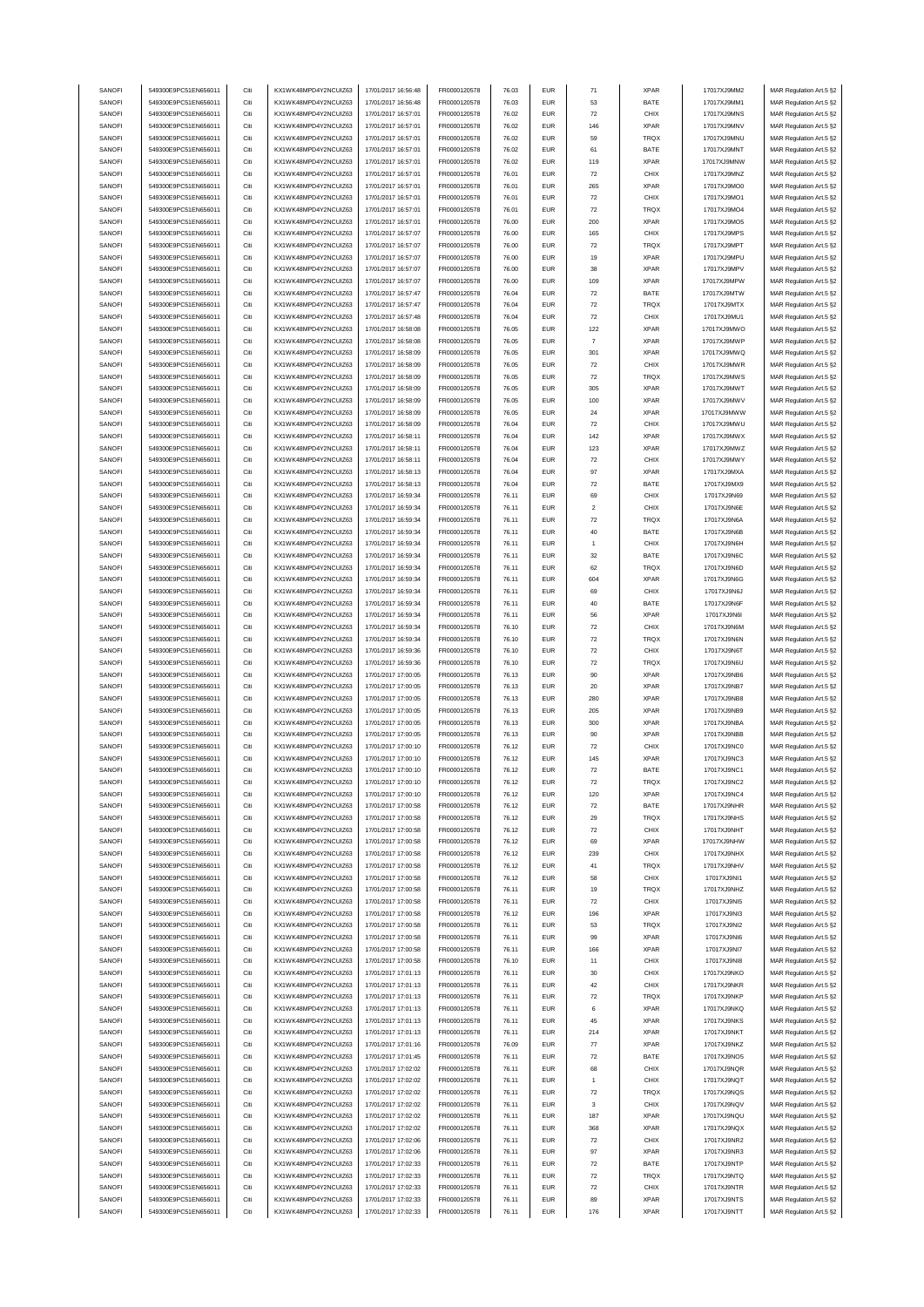| | | | | | | | | | | | |
|---|---|---|---|---|---|---|---|---|---|---|---|
| SANOFI | 549300E9PC51EN656011 | Citi | KX1WK48MPD4Y2NCUIZ63 | 17/01/2017 16:56:48 | FR0000120578 | 76.03 | EUR | 71 | XPAR | 17017XJ9MM2 | MAR Regulation Art.5 §2 |
| SANOFI | 549300E9PC51EN656011 | Citi | KX1WK48MPD4Y2NCUIZ63 | 17/01/2017 16:56:48 | FR0000120578 | 76.03 | EUR | 53 | BATE | 17017XJ9MM1 | MAR Regulation Art.5 §2 |
| SANOFI | 549300E9PC51EN656011 | Citi | KX1WK48MPD4Y2NCUIZ63 | 17/01/2017 16:57:01 | FR0000120578 | 76.02 | EUR | 72 | CHIX | 17017XJ9MNS | MAR Regulation Art.5 §2 |
| SANOFI | 549300E9PC51EN656011 | Citi | KX1WK48MPD4Y2NCUIZ63 | 17/01/2017 16:57:01 | FR0000120578 | 76.02 | EUR | 146 | XPAR | 17017XJ9MNV | MAR Regulation Art.5 §2 |
| SANOFI | 549300E9PC51EN656011 | Citi | KX1WK48MPD4Y2NCUIZ63 | 17/01/2017 16:57:01 | FR0000120578 | 76.02 | EUR | 59 | TRQX | 17017XJ9MNU | MAR Regulation Art.5 §2 |
| SANOFI | 549300E9PC51EN656011 | Citi | KX1WK48MPD4Y2NCUIZ63 | 17/01/2017 16:57:01 | FR0000120578 | 76.02 | EUR | 61 | BATE | 17017XJ9MNT | MAR Regulation Art.5 §2 |
| SANOFI | 549300E9PC51EN656011 | Citi | KX1WK48MPD4Y2NCUIZ63 | 17/01/2017 16:57:01 | FR0000120578 | 76.02 | EUR | 119 | XPAR | 17017XJ9MNW | MAR Regulation Art.5 §2 |
| SANOFI | 549300E9PC51EN656011 | Citi | KX1WK48MPD4Y2NCUIZ63 | 17/01/2017 16:57:01 | FR0000120578 | 76.01 | EUR | 72 | CHIX | 17017XJ9MNZ | MAR Regulation Art.5 §2 |
| SANOFI | 549300E9PC51EN656011 | Citi | KX1WK48MPD4Y2NCUIZ63 | 17/01/2017 16:57:01 | FR0000120578 | 76.01 | EUR | 265 | XPAR | 17017XJ9MO0 | MAR Regulation Art.5 §2 |
| SANOFI | 549300E9PC51EN656011 | Citi | KX1WK48MPD4Y2NCUIZ63 | 17/01/2017 16:57:01 | FR0000120578 | 76.01 | EUR | 72 | CHIX | 17017XJ9MO1 | MAR Regulation Art.5 §2 |
| SANOFI | 549300E9PC51EN656011 | Citi | KX1WK48MPD4Y2NCUIZ63 | 17/01/2017 16:57:01 | FR0000120578 | 76.01 | EUR | 72 | TRQX | 17017XJ9MO4 | MAR Regulation Art.5 §2 |
| SANOFI | 549300E9PC51EN656011 | Citi | KX1WK48MPD4Y2NCUIZ63 | 17/01/2017 16:57:01 | FR0000120578 | 76.00 | EUR | 200 | XPAR | 17017XJ9MO5 | MAR Regulation Art.5 §2 |
| SANOFI | 549300E9PC51EN656011 | Citi | KX1WK48MPD4Y2NCUIZ63 | 17/01/2017 16:57:07 | FR0000120578 | 76.00 | EUR | 165 | CHIX | 17017XJ9MPS | MAR Regulation Art.5 §2 |
| SANOFI | 549300E9PC51EN656011 | Citi | KX1WK48MPD4Y2NCUIZ63 | 17/01/2017 16:57:07 | FR0000120578 | 76.00 | EUR | 72 | TRQX | 17017XJ9MPT | MAR Regulation Art.5 §2 |
| SANOFI | 549300E9PC51EN656011 | Citi | KX1WK48MPD4Y2NCUIZ63 | 17/01/2017 16:57:07 | FR0000120578 | 76.00 | EUR | 19 | XPAR | 17017XJ9MPU | MAR Regulation Art.5 §2 |
| SANOFI | 549300E9PC51EN656011 | Citi | KX1WK48MPD4Y2NCUIZ63 | 17/01/2017 16:57:07 | FR0000120578 | 76.00 | EUR | 38 | XPAR | 17017XJ9MPV | MAR Regulation Art.5 §2 |
| SANOFI | 549300E9PC51EN656011 | Citi | KX1WK48MPD4Y2NCUIZ63 | 17/01/2017 16:57:07 | FR0000120578 | 76.00 | EUR | 109 | XPAR | 17017XJ9MPW | MAR Regulation Art.5 §2 |
| SANOFI | 549300E9PC51EN656011 | Citi | KX1WK48MPD4Y2NCUIZ63 | 17/01/2017 16:57:47 | FR0000120578 | 76.04 | EUR | 72 | BATE | 17017XJ9MTW | MAR Regulation Art.5 §2 |
| SANOFI | 549300E9PC51EN656011 | Citi | KX1WK48MPD4Y2NCUIZ63 | 17/01/2017 16:57:47 | FR0000120578 | 76.04 | EUR | 72 | TRQX | 17017XJ9MTX | MAR Regulation Art.5 §2 |
| SANOFI | 549300E9PC51EN656011 | Citi | KX1WK48MPD4Y2NCUIZ63 | 17/01/2017 16:57:48 | FR0000120578 | 76.04 | EUR | 72 | CHIX | 17017XJ9MU1 | MAR Regulation Art.5 §2 |
| SANOFI | 549300E9PC51EN656011 | Citi | KX1WK48MPD4Y2NCUIZ63 | 17/01/2017 16:58:08 | FR0000120578 | 76.05 | EUR | 122 | XPAR | 17017XJ9MWO | MAR Regulation Art.5 §2 |
| SANOFI | 549300E9PC51EN656011 | Citi | KX1WK48MPD4Y2NCUIZ63 | 17/01/2017 16:58:08 | FR0000120578 | 76.05 | EUR | 7 | XPAR | 17017XJ9MWP | MAR Regulation Art.5 §2 |
| SANOFI | 549300E9PC51EN656011 | Citi | KX1WK48MPD4Y2NCUIZ63 | 17/01/2017 16:58:09 | FR0000120578 | 76.05 | EUR | 301 | XPAR | 17017XJ9MWQ | MAR Regulation Art.5 §2 |
| SANOFI | 549300E9PC51EN656011 | Citi | KX1WK48MPD4Y2NCUIZ63 | 17/01/2017 16:58:09 | FR0000120578 | 76.05 | EUR | 72 | CHIX | 17017XJ9MWR | MAR Regulation Art.5 §2 |
| SANOFI | 549300E9PC51EN656011 | Citi | KX1WK48MPD4Y2NCUIZ63 | 17/01/2017 16:58:09 | FR0000120578 | 76.05 | EUR | 72 | TRQX | 17017XJ9MWS | MAR Regulation Art.5 §2 |
| SANOFI | 549300E9PC51EN656011 | Citi | KX1WK48MPD4Y2NCUIZ63 | 17/01/2017 16:58:09 | FR0000120578 | 76.05 | EUR | 305 | XPAR | 17017XJ9MWT | MAR Regulation Art.5 §2 |
| SANOFI | 549300E9PC51EN656011 | Citi | KX1WK48MPD4Y2NCUIZ63 | 17/01/2017 16:58:09 | FR0000120578 | 76.05 | EUR | 100 | XPAR | 17017XJ9MWV | MAR Regulation Art.5 §2 |
| SANOFI | 549300E9PC51EN656011 | Citi | KX1WK48MPD4Y2NCUIZ63 | 17/01/2017 16:58:09 | FR0000120578 | 76.05 | EUR | 24 | XPAR | 17017XJ9MWW | MAR Regulation Art.5 §2 |
| SANOFI | 549300E9PC51EN656011 | Citi | KX1WK48MPD4Y2NCUIZ63 | 17/01/2017 16:58:09 | FR0000120578 | 76.04 | EUR | 72 | CHIX | 17017XJ9MWU | MAR Regulation Art.5 §2 |
| SANOFI | 549300E9PC51EN656011 | Citi | KX1WK48MPD4Y2NCUIZ63 | 17/01/2017 16:58:11 | FR0000120578 | 76.04 | EUR | 142 | XPAR | 17017XJ9MWX | MAR Regulation Art.5 §2 |
| SANOFI | 549300E9PC51EN656011 | Citi | KX1WK48MPD4Y2NCUIZ63 | 17/01/2017 16:58:11 | FR0000120578 | 76.04 | EUR | 123 | XPAR | 17017XJ9MWZ | MAR Regulation Art.5 §2 |
| SANOFI | 549300E9PC51EN656011 | Citi | KX1WK48MPD4Y2NCUIZ63 | 17/01/2017 16:58:11 | FR0000120578 | 76.04 | EUR | 72 | CHIX | 17017XJ9MWY | MAR Regulation Art.5 §2 |
| SANOFI | 549300E9PC51EN656011 | Citi | KX1WK48MPD4Y2NCUIZ63 | 17/01/2017 16:58:13 | FR0000120578 | 76.04 | EUR | 97 | XPAR | 17017XJ9MXA | MAR Regulation Art.5 §2 |
| SANOFI | 549300E9PC51EN656011 | Citi | KX1WK48MPD4Y2NCUIZ63 | 17/01/2017 16:58:13 | FR0000120578 | 76.04 | EUR | 72 | BATE | 17017XJ9MX9 | MAR Regulation Art.5 §2 |
| SANOFI | 549300E9PC51EN656011 | Citi | KX1WK48MPD4Y2NCUIZ63 | 17/01/2017 16:59:34 | FR0000120578 | 76.11 | EUR | 69 | CHIX | 17017XJ9N69 | MAR Regulation Art.5 §2 |
| SANOFI | 549300E9PC51EN656011 | Citi | KX1WK48MPD4Y2NCUIZ63 | 17/01/2017 16:59:34 | FR0000120578 | 76.11 | EUR | 2 | CHIX | 17017XJ9N6E | MAR Regulation Art.5 §2 |
| SANOFI | 549300E9PC51EN656011 | Citi | KX1WK48MPD4Y2NCUIZ63 | 17/01/2017 16:59:34 | FR0000120578 | 76.11 | EUR | 72 | TRQX | 17017XJ9N6A | MAR Regulation Art.5 §2 |
| SANOFI | 549300E9PC51EN656011 | Citi | KX1WK48MPD4Y2NCUIZ63 | 17/01/2017 16:59:34 | FR0000120578 | 76.11 | EUR | 40 | BATE | 17017XJ9N6B | MAR Regulation Art.5 §2 |
| SANOFI | 549300E9PC51EN656011 | Citi | KX1WK48MPD4Y2NCUIZ63 | 17/01/2017 16:59:34 | FR0000120578 | 76.11 | EUR | 1 | CHIX | 17017XJ9N6H | MAR Regulation Art.5 §2 |
| SANOFI | 549300E9PC51EN656011 | Citi | KX1WK48MPD4Y2NCUIZ63 | 17/01/2017 16:59:34 | FR0000120578 | 76.11 | EUR | 32 | BATE | 17017XJ9N6C | MAR Regulation Art.5 §2 |
| SANOFI | 549300E9PC51EN656011 | Citi | KX1WK48MPD4Y2NCUIZ63 | 17/01/2017 16:59:34 | FR0000120578 | 76.11 | EUR | 62 | TRQX | 17017XJ9N6D | MAR Regulation Art.5 §2 |
| SANOFI | 549300E9PC51EN656011 | Citi | KX1WK48MPD4Y2NCUIZ63 | 17/01/2017 16:59:34 | FR0000120578 | 76.11 | EUR | 604 | XPAR | 17017XJ9N6G | MAR Regulation Art.5 §2 |
| SANOFI | 549300E9PC51EN656011 | Citi | KX1WK48MPD4Y2NCUIZ63 | 17/01/2017 16:59:34 | FR0000120578 | 76.11 | EUR | 69 | CHIX | 17017XJ9N6J | MAR Regulation Art.5 §2 |
| SANOFI | 549300E9PC51EN656011 | Citi | KX1WK48MPD4Y2NCUIZ63 | 17/01/2017 16:59:34 | FR0000120578 | 76.11 | EUR | 40 | BATE | 17017XJ9N6F | MAR Regulation Art.5 §2 |
| SANOFI | 549300E9PC51EN656011 | Citi | KX1WK48MPD4Y2NCUIZ63 | 17/01/2017 16:59:34 | FR0000120578 | 76.11 | EUR | 56 | XPAR | 17017XJ9N6I | MAR Regulation Art.5 §2 |
| SANOFI | 549300E9PC51EN656011 | Citi | KX1WK48MPD4Y2NCUIZ63 | 17/01/2017 16:59:34 | FR0000120578 | 76.10 | EUR | 72 | CHIX | 17017XJ9N6M | MAR Regulation Art.5 §2 |
| SANOFI | 549300E9PC51EN656011 | Citi | KX1WK48MPD4Y2NCUIZ63 | 17/01/2017 16:59:34 | FR0000120578 | 76.10 | EUR | 72 | TRQX | 17017XJ9N6N | MAR Regulation Art.5 §2 |
| SANOFI | 549300E9PC51EN656011 | Citi | KX1WK48MPD4Y2NCUIZ63 | 17/01/2017 16:59:36 | FR0000120578 | 76.10 | EUR | 72 | CHIX | 17017XJ9N6T | MAR Regulation Art.5 §2 |
| SANOFI | 549300E9PC51EN656011 | Citi | KX1WK48MPD4Y2NCUIZ63 | 17/01/2017 16:59:36 | FR0000120578 | 76.10 | EUR | 72 | TRQX | 17017XJ9N6U | MAR Regulation Art.5 §2 |
| SANOFI | 549300E9PC51EN656011 | Citi | KX1WK48MPD4Y2NCUIZ63 | 17/01/2017 17:00:05 | FR0000120578 | 76.13 | EUR | 90 | XPAR | 17017XJ9NB6 | MAR Regulation Art.5 §2 |
| SANOFI | 549300E9PC51EN656011 | Citi | KX1WK48MPD4Y2NCUIZ63 | 17/01/2017 17:00:05 | FR0000120578 | 76.13 | EUR | 20 | XPAR | 17017XJ9NB7 | MAR Regulation Art.5 §2 |
| SANOFI | 549300E9PC51EN656011 | Citi | KX1WK48MPD4Y2NCUIZ63 | 17/01/2017 17:00:05 | FR0000120578 | 76.13 | EUR | 280 | XPAR | 17017XJ9NB8 | MAR Regulation Art.5 §2 |
| SANOFI | 549300E9PC51EN656011 | Citi | KX1WK48MPD4Y2NCUIZ63 | 17/01/2017 17:00:05 | FR0000120578 | 76.13 | EUR | 205 | XPAR | 17017XJ9NB9 | MAR Regulation Art.5 §2 |
| SANOFI | 549300E9PC51EN656011 | Citi | KX1WK48MPD4Y2NCUIZ63 | 17/01/2017 17:00:05 | FR0000120578 | 76.13 | EUR | 300 | XPAR | 17017XJ9NBA | MAR Regulation Art.5 §2 |
| SANOFI | 549300E9PC51EN656011 | Citi | KX1WK48MPD4Y2NCUIZ63 | 17/01/2017 17:00:05 | FR0000120578 | 76.13 | EUR | 90 | XPAR | 17017XJ9NBB | MAR Regulation Art.5 §2 |
| SANOFI | 549300E9PC51EN656011 | Citi | KX1WK48MPD4Y2NCUIZ63 | 17/01/2017 17:00:10 | FR0000120578 | 76.12 | EUR | 72 | CHIX | 17017XJ9NC0 | MAR Regulation Art.5 §2 |
| SANOFI | 549300E9PC51EN656011 | Citi | KX1WK48MPD4Y2NCUIZ63 | 17/01/2017 17:00:10 | FR0000120578 | 76.12 | EUR | 145 | XPAR | 17017XJ9NC3 | MAR Regulation Art.5 §2 |
| SANOFI | 549300E9PC51EN656011 | Citi | KX1WK48MPD4Y2NCUIZ63 | 17/01/2017 17:00:10 | FR0000120578 | 76.12 | EUR | 72 | BATE | 17017XJ9NC1 | MAR Regulation Art.5 §2 |
| SANOFI | 549300E9PC51EN656011 | Citi | KX1WK48MPD4Y2NCUIZ63 | 17/01/2017 17:00:10 | FR0000120578 | 76.12 | EUR | 72 | TRQX | 17017XJ9NC2 | MAR Regulation Art.5 §2 |
| SANOFI | 549300E9PC51EN656011 | Citi | KX1WK48MPD4Y2NCUIZ63 | 17/01/2017 17:00:10 | FR0000120578 | 76.12 | EUR | 120 | XPAR | 17017XJ9NC4 | MAR Regulation Art.5 §2 |
| SANOFI | 549300E9PC51EN656011 | Citi | KX1WK48MPD4Y2NCUIZ63 | 17/01/2017 17:00:58 | FR0000120578 | 76.12 | EUR | 72 | BATE | 17017XJ9NHR | MAR Regulation Art.5 §2 |
| SANOFI | 549300E9PC51EN656011 | Citi | KX1WK48MPD4Y2NCUIZ63 | 17/01/2017 17:00:58 | FR0000120578 | 76.12 | EUR | 29 | TRQX | 17017XJ9NHS | MAR Regulation Art.5 §2 |
| SANOFI | 549300E9PC51EN656011 | Citi | KX1WK48MPD4Y2NCUIZ63 | 17/01/2017 17:00:58 | FR0000120578 | 76.12 | EUR | 72 | CHIX | 17017XJ9NHT | MAR Regulation Art.5 §2 |
| SANOFI | 549300E9PC51EN656011 | Citi | KX1WK48MPD4Y2NCUIZ63 | 17/01/2017 17:00:58 | FR0000120578 | 76.12 | EUR | 69 | XPAR | 17017XJ9NHW | MAR Regulation Art.5 §2 |
| SANOFI | 549300E9PC51EN656011 | Citi | KX1WK48MPD4Y2NCUIZ63 | 17/01/2017 17:00:58 | FR0000120578 | 76.12 | EUR | 239 | CHIX | 17017XJ9NHX | MAR Regulation Art.5 §2 |
| SANOFI | 549300E9PC51EN656011 | Citi | KX1WK48MPD4Y2NCUIZ63 | 17/01/2017 17:00:58 | FR0000120578 | 76.12 | EUR | 41 | TRQX | 17017XJ9NHV | MAR Regulation Art.5 §2 |
| SANOFI | 549300E9PC51EN656011 | Citi | KX1WK48MPD4Y2NCUIZ63 | 17/01/2017 17:00:58 | FR0000120578 | 76.12 | EUR | 58 | CHIX | 17017XJ9NI1 | MAR Regulation Art.5 §2 |
| SANOFI | 549300E9PC51EN656011 | Citi | KX1WK48MPD4Y2NCUIZ63 | 17/01/2017 17:00:58 | FR0000120578 | 76.11 | EUR | 19 | TRQX | 17017XJ9NHZ | MAR Regulation Art.5 §2 |
| SANOFI | 549300E9PC51EN656011 | Citi | KX1WK48MPD4Y2NCUIZ63 | 17/01/2017 17:00:58 | FR0000120578 | 76.11 | EUR | 72 | CHIX | 17017XJ9NI5 | MAR Regulation Art.5 §2 |
| SANOFI | 549300E9PC51EN656011 | Citi | KX1WK48MPD4Y2NCUIZ63 | 17/01/2017 17:00:58 | FR0000120578 | 76.12 | EUR | 196 | XPAR | 17017XJ9NI3 | MAR Regulation Art.5 §2 |
| SANOFI | 549300E9PC51EN656011 | Citi | KX1WK48MPD4Y2NCUIZ63 | 17/01/2017 17:00:58 | FR0000120578 | 76.11 | EUR | 53 | TRQX | 17017XJ9NI2 | MAR Regulation Art.5 §2 |
| SANOFI | 549300E9PC51EN656011 | Citi | KX1WK48MPD4Y2NCUIZ63 | 17/01/2017 17:00:58 | FR0000120578 | 76.11 | EUR | 99 | XPAR | 17017XJ9NI6 | MAR Regulation Art.5 §2 |
| SANOFI | 549300E9PC51EN656011 | Citi | KX1WK48MPD4Y2NCUIZ63 | 17/01/2017 17:00:58 | FR0000120578 | 76.11 | EUR | 166 | XPAR | 17017XJ9NI7 | MAR Regulation Art.5 §2 |
| SANOFI | 549300E9PC51EN656011 | Citi | KX1WK48MPD4Y2NCUIZ63 | 17/01/2017 17:00:58 | FR0000120578 | 76.10 | EUR | 11 | CHIX | 17017XJ9NI8 | MAR Regulation Art.5 §2 |
| SANOFI | 549300E9PC51EN656011 | Citi | KX1WK48MPD4Y2NCUIZ63 | 17/01/2017 17:01:13 | FR0000120578 | 76.11 | EUR | 30 | CHIX | 17017XJ9NKO | MAR Regulation Art.5 §2 |
| SANOFI | 549300E9PC51EN656011 | Citi | KX1WK48MPD4Y2NCUIZ63 | 17/01/2017 17:01:13 | FR0000120578 | 76.11 | EUR | 42 | CHIX | 17017XJ9NKR | MAR Regulation Art.5 §2 |
| SANOFI | 549300E9PC51EN656011 | Citi | KX1WK48MPD4Y2NCUIZ63 | 17/01/2017 17:01:13 | FR0000120578 | 76.11 | EUR | 72 | TRQX | 17017XJ9NKP | MAR Regulation Art.5 §2 |
| SANOFI | 549300E9PC51EN656011 | Citi | KX1WK48MPD4Y2NCUIZ63 | 17/01/2017 17:01:13 | FR0000120578 | 76.11 | EUR | 6 | XPAR | 17017XJ9NKQ | MAR Regulation Art.5 §2 |
| SANOFI | 549300E9PC51EN656011 | Citi | KX1WK48MPD4Y2NCUIZ63 | 17/01/2017 17:01:13 | FR0000120578 | 76.11 | EUR | 45 | XPAR | 17017XJ9NKS | MAR Regulation Art.5 §2 |
| SANOFI | 549300E9PC51EN656011 | Citi | KX1WK48MPD4Y2NCUIZ63 | 17/01/2017 17:01:13 | FR0000120578 | 76.11 | EUR | 214 | XPAR | 17017XJ9NKT | MAR Regulation Art.5 §2 |
| SANOFI | 549300E9PC51EN656011 | Citi | KX1WK48MPD4Y2NCUIZ63 | 17/01/2017 17:01:16 | FR0000120578 | 76.09 | EUR | 77 | XPAR | 17017XJ9NKZ | MAR Regulation Art.5 §2 |
| SANOFI | 549300E9PC51EN656011 | Citi | KX1WK48MPD4Y2NCUIZ63 | 17/01/2017 17:01:45 | FR0000120578 | 76.11 | EUR | 72 | BATE | 17017XJ9NO5 | MAR Regulation Art.5 §2 |
| SANOFI | 549300E9PC51EN656011 | Citi | KX1WK48MPD4Y2NCUIZ63 | 17/01/2017 17:02:02 | FR0000120578 | 76.11 | EUR | 68 | CHIX | 17017XJ9NQR | MAR Regulation Art.5 §2 |
| SANOFI | 549300E9PC51EN656011 | Citi | KX1WK48MPD4Y2NCUIZ63 | 17/01/2017 17:02:02 | FR0000120578 | 76.11 | EUR | 1 | CHIX | 17017XJ9NQT | MAR Regulation Art.5 §2 |
| SANOFI | 549300E9PC51EN656011 | Citi | KX1WK48MPD4Y2NCUIZ63 | 17/01/2017 17:02:02 | FR0000120578 | 76.11 | EUR | 72 | TRQX | 17017XJ9NQS | MAR Regulation Art.5 §2 |
| SANOFI | 549300E9PC51EN656011 | Citi | KX1WK48MPD4Y2NCUIZ63 | 17/01/2017 17:02:02 | FR0000120578 | 76.11 | EUR | 3 | CHIX | 17017XJ9NQV | MAR Regulation Art.5 §2 |
| SANOFI | 549300E9PC51EN656011 | Citi | KX1WK48MPD4Y2NCUIZ63 | 17/01/2017 17:02:02 | FR0000120578 | 76.11 | EUR | 187 | XPAR | 17017XJ9NQU | MAR Regulation Art.5 §2 |
| SANOFI | 549300E9PC51EN656011 | Citi | KX1WK48MPD4Y2NCUIZ63 | 17/01/2017 17:02:02 | FR0000120578 | 76.11 | EUR | 368 | XPAR | 17017XJ9NQX | MAR Regulation Art.5 §2 |
| SANOFI | 549300E9PC51EN656011 | Citi | KX1WK48MPD4Y2NCUIZ63 | 17/01/2017 17:02:06 | FR0000120578 | 76.11 | EUR | 72 | CHIX | 17017XJ9NR2 | MAR Regulation Art.5 §2 |
| SANOFI | 549300E9PC51EN656011 | Citi | KX1WK48MPD4Y2NCUIZ63 | 17/01/2017 17:02:06 | FR0000120578 | 76.11 | EUR | 97 | XPAR | 17017XJ9NR3 | MAR Regulation Art.5 §2 |
| SANOFI | 549300E9PC51EN656011 | Citi | KX1WK48MPD4Y2NCUIZ63 | 17/01/2017 17:02:33 | FR0000120578 | 76.11 | EUR | 72 | BATE | 17017XJ9NTP | MAR Regulation Art.5 §2 |
| SANOFI | 549300E9PC51EN656011 | Citi | KX1WK48MPD4Y2NCUIZ63 | 17/01/2017 17:02:33 | FR0000120578 | 76.11 | EUR | 72 | TRQX | 17017XJ9NTQ | MAR Regulation Art.5 §2 |
| SANOFI | 549300E9PC51EN656011 | Citi | KX1WK48MPD4Y2NCUIZ63 | 17/01/2017 17:02:33 | FR0000120578 | 76.11 | EUR | 72 | CHIX | 17017XJ9NTR | MAR Regulation Art.5 §2 |
| SANOFI | 549300E9PC51EN656011 | Citi | KX1WK48MPD4Y2NCUIZ63 | 17/01/2017 17:02:33 | FR0000120578 | 76.11 | EUR | 89 | XPAR | 17017XJ9NTS | MAR Regulation Art.5 §2 |
| SANOFI | 549300E9PC51EN656011 | Citi | KX1WK48MPD4Y2NCUIZ63 | 17/01/2017 17:02:33 | FR0000120578 | 76.11 | EUR | 176 | XPAR | 17017XJ9NTT | MAR Regulation Art.5 §2 |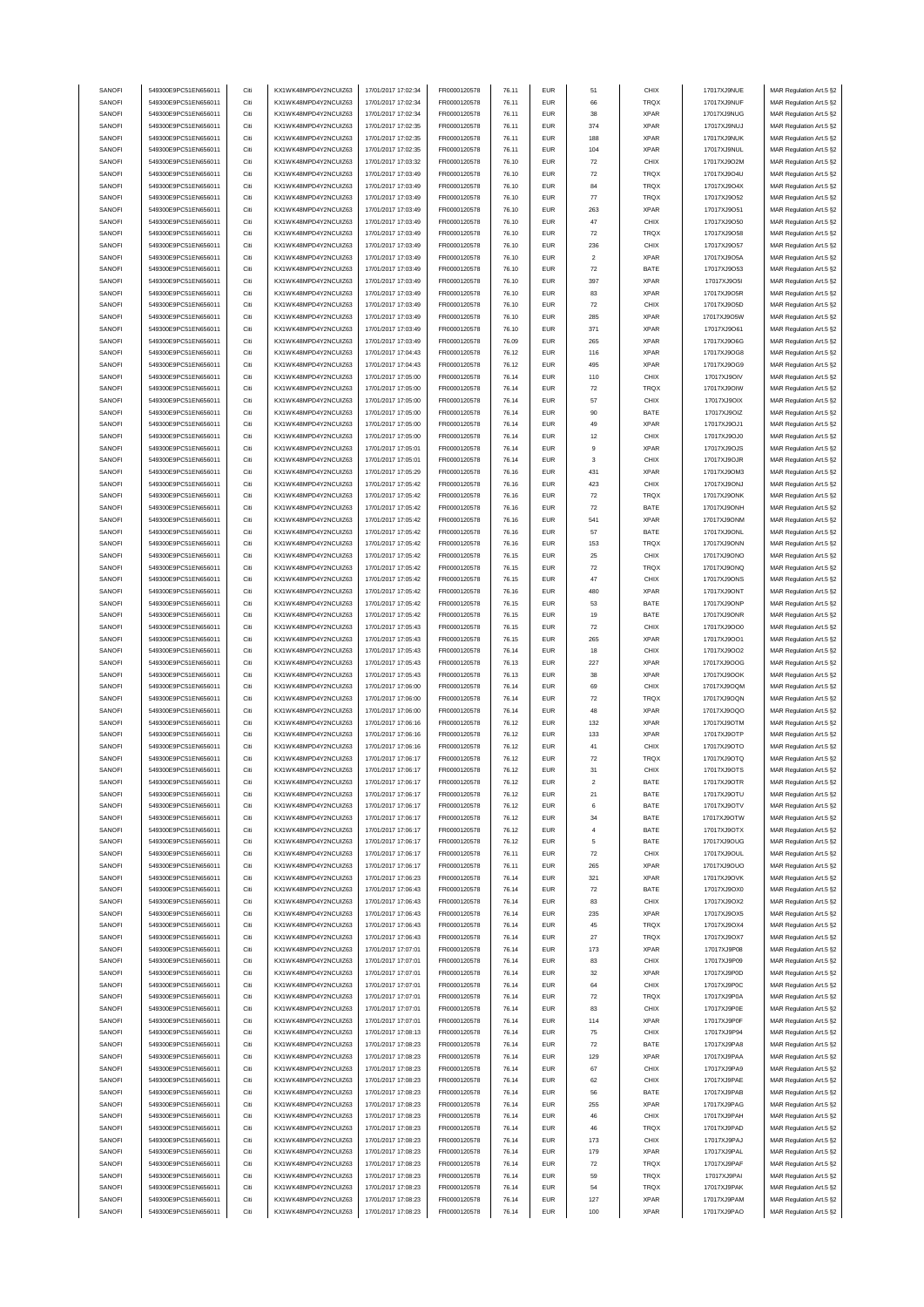| | | | | | | | | | | | |
|---|---|---|---|---|---|---|---|---|---|---|---|
| SANOFI | 549300E9PC51EN656011 | Citi | KX1WK48MPD4Y2NCUIZ63 | 17/01/2017 17:02:34 | FR0000120578 | 76.11 | EUR | 51 | CHIX | 17017XJ9NUE | MAR Regulation Art.5 §2 |
| SANOFI | 549300E9PC51EN656011 | Citi | KX1WK48MPD4Y2NCUIZ63 | 17/01/2017 17:02:34 | FR0000120578 | 76.11 | EUR | 66 | TRQX | 17017XJ9NUF | MAR Regulation Art.5 §2 |
| SANOFI | 549300E9PC51EN656011 | Citi | KX1WK48MPD4Y2NCUIZ63 | 17/01/2017 17:02:34 | FR0000120578 | 76.11 | EUR | 38 | XPAR | 17017XJ9NUG | MAR Regulation Art.5 §2 |
| SANOFI | 549300E9PC51EN656011 | Citi | KX1WK48MPD4Y2NCUIZ63 | 17/01/2017 17:02:35 | FR0000120578 | 76.11 | EUR | 374 | XPAR | 17017XJ9NUJ | MAR Regulation Art.5 §2 |
| SANOFI | 549300E9PC51EN656011 | Citi | KX1WK48MPD4Y2NCUIZ63 | 17/01/2017 17:02:35 | FR0000120578 | 76.11 | EUR | 188 | XPAR | 17017XJ9NUK | MAR Regulation Art.5 §2 |
| SANOFI | 549300E9PC51EN656011 | Citi | KX1WK48MPD4Y2NCUIZ63 | 17/01/2017 17:02:35 | FR0000120578 | 76.11 | EUR | 104 | XPAR | 17017XJ9NUL | MAR Regulation Art.5 §2 |
| SANOFI | 549300E9PC51EN656011 | Citi | KX1WK48MPD4Y2NCUIZ63 | 17/01/2017 17:03:32 | FR0000120578 | 76.10 | EUR | 72 | CHIX | 17017XJ9O2M | MAR Regulation Art.5 §2 |
| SANOFI | 549300E9PC51EN656011 | Citi | KX1WK48MPD4Y2NCUIZ63 | 17/01/2017 17:03:49 | FR0000120578 | 76.10 | EUR | 72 | TRQX | 17017XJ9O4U | MAR Regulation Art.5 §2 |
| SANOFI | 549300E9PC51EN656011 | Citi | KX1WK48MPD4Y2NCUIZ63 | 17/01/2017 17:03:49 | FR0000120578 | 76.10 | EUR | 84 | TRQX | 17017XJ9O4X | MAR Regulation Art.5 §2 |
| SANOFI | 549300E9PC51EN656011 | Citi | KX1WK48MPD4Y2NCUIZ63 | 17/01/2017 17:03:49 | FR0000120578 | 76.10 | EUR | 77 | TRQX | 17017XJ9O52 | MAR Regulation Art.5 §2 |
| SANOFI | 549300E9PC51EN656011 | Citi | KX1WK48MPD4Y2NCUIZ63 | 17/01/2017 17:03:49 | FR0000120578 | 76.10 | EUR | 263 | XPAR | 17017XJ9O51 | MAR Regulation Art.5 §2 |
| SANOFI | 549300E9PC51EN656011 | Citi | KX1WK48MPD4Y2NCUIZ63 | 17/01/2017 17:03:49 | FR0000120578 | 76.10 | EUR | 47 | CHIX | 17017XJ9O50 | MAR Regulation Art.5 §2 |
| SANOFI | 549300E9PC51EN656011 | Citi | KX1WK48MPD4Y2NCUIZ63 | 17/01/2017 17:03:49 | FR0000120578 | 76.10 | EUR | 72 | TRQX | 17017XJ9O58 | MAR Regulation Art.5 §2 |
| SANOFI | 549300E9PC51EN656011 | Citi | KX1WK48MPD4Y2NCUIZ63 | 17/01/2017 17:03:49 | FR0000120578 | 76.10 | EUR | 236 | CHIX | 17017XJ9O57 | MAR Regulation Art.5 §2 |
| SANOFI | 549300E9PC51EN656011 | Citi | KX1WK48MPD4Y2NCUIZ63 | 17/01/2017 17:03:49 | FR0000120578 | 76.10 | EUR | 2 | XPAR | 17017XJ9O5A | MAR Regulation Art.5 §2 |
| SANOFI | 549300E9PC51EN656011 | Citi | KX1WK48MPD4Y2NCUIZ63 | 17/01/2017 17:03:49 | FR0000120578 | 76.10 | EUR | 72 | BATE | 17017XJ9O53 | MAR Regulation Art.5 §2 |
| SANOFI | 549300E9PC51EN656011 | Citi | KX1WK48MPD4Y2NCUIZ63 | 17/01/2017 17:03:49 | FR0000120578 | 76.10 | EUR | 397 | XPAR | 17017XJ9O5I | MAR Regulation Art.5 §2 |
| SANOFI | 549300E9PC51EN656011 | Citi | KX1WK48MPD4Y2NCUIZ63 | 17/01/2017 17:03:49 | FR0000120578 | 76.10 | EUR | 83 | XPAR | 17017XJ9O5R | MAR Regulation Art.5 §2 |
| SANOFI | 549300E9PC51EN656011 | Citi | KX1WK48MPD4Y2NCUIZ63 | 17/01/2017 17:03:49 | FR0000120578 | 76.10 | EUR | 72 | CHIX | 17017XJ9O5D | MAR Regulation Art.5 §2 |
| SANOFI | 549300E9PC51EN656011 | Citi | KX1WK48MPD4Y2NCUIZ63 | 17/01/2017 17:03:49 | FR0000120578 | 76.10 | EUR | 285 | XPAR | 17017XJ9O5W | MAR Regulation Art.5 §2 |
| SANOFI | 549300E9PC51EN656011 | Citi | KX1WK48MPD4Y2NCUIZ63 | 17/01/2017 17:03:49 | FR0000120578 | 76.10 | EUR | 371 | XPAR | 17017XJ9O61 | MAR Regulation Art.5 §2 |
| SANOFI | 549300E9PC51EN656011 | Citi | KX1WK48MPD4Y2NCUIZ63 | 17/01/2017 17:03:49 | FR0000120578 | 76.09 | EUR | 265 | XPAR | 17017XJ9O6G | MAR Regulation Art.5 §2 |
| SANOFI | 549300E9PC51EN656011 | Citi | KX1WK48MPD4Y2NCUIZ63 | 17/01/2017 17:04:43 | FR0000120578 | 76.12 | EUR | 116 | XPAR | 17017XJ9OG8 | MAR Regulation Art.5 §2 |
| SANOFI | 549300E9PC51EN656011 | Citi | KX1WK48MPD4Y2NCUIZ63 | 17/01/2017 17:04:43 | FR0000120578 | 76.12 | EUR | 495 | XPAR | 17017XJ9OG9 | MAR Regulation Art.5 §2 |
| SANOFI | 549300E9PC51EN656011 | Citi | KX1WK48MPD4Y2NCUIZ63 | 17/01/2017 17:05:00 | FR0000120578 | 76.14 | EUR | 110 | CHIX | 17017XJ9OIV | MAR Regulation Art.5 §2 |
| SANOFI | 549300E9PC51EN656011 | Citi | KX1WK48MPD4Y2NCUIZ63 | 17/01/2017 17:05:00 | FR0000120578 | 76.14 | EUR | 72 | TRQX | 17017XJ9OIW | MAR Regulation Art.5 §2 |
| SANOFI | 549300E9PC51EN656011 | Citi | KX1WK48MPD4Y2NCUIZ63 | 17/01/2017 17:05:00 | FR0000120578 | 76.14 | EUR | 57 | CHIX | 17017XJ9OIX | MAR Regulation Art.5 §2 |
| SANOFI | 549300E9PC51EN656011 | Citi | KX1WK48MPD4Y2NCUIZ63 | 17/01/2017 17:05:00 | FR0000120578 | 76.14 | EUR | 90 | BATE | 17017XJ9OIZ | MAR Regulation Art.5 §2 |
| SANOFI | 549300E9PC51EN656011 | Citi | KX1WK48MPD4Y2NCUIZ63 | 17/01/2017 17:05:00 | FR0000120578 | 76.14 | EUR | 49 | XPAR | 17017XJ9OJ1 | MAR Regulation Art.5 §2 |
| SANOFI | 549300E9PC51EN656011 | Citi | KX1WK48MPD4Y2NCUIZ63 | 17/01/2017 17:05:00 | FR0000120578 | 76.14 | EUR | 12 | CHIX | 17017XJ9OJ0 | MAR Regulation Art.5 §2 |
| SANOFI | 549300E9PC51EN656011 | Citi | KX1WK48MPD4Y2NCUIZ63 | 17/01/2017 17:05:01 | FR0000120578 | 76.14 | EUR | 9 | XPAR | 17017XJ9OJS | MAR Regulation Art.5 §2 |
| SANOFI | 549300E9PC51EN656011 | Citi | KX1WK48MPD4Y2NCUIZ63 | 17/01/2017 17:05:01 | FR0000120578 | 76.14 | EUR | 3 | CHIX | 17017XJ9OJR | MAR Regulation Art.5 §2 |
| SANOFI | 549300E9PC51EN656011 | Citi | KX1WK48MPD4Y2NCUIZ63 | 17/01/2017 17:05:29 | FR0000120578 | 76.16 | EUR | 431 | XPAR | 17017XJ9OM3 | MAR Regulation Art.5 §2 |
| SANOFI | 549300E9PC51EN656011 | Citi | KX1WK48MPD4Y2NCUIZ63 | 17/01/2017 17:05:42 | FR0000120578 | 76.16 | EUR | 423 | CHIX | 17017XJ9ONJ | MAR Regulation Art.5 §2 |
| SANOFI | 549300E9PC51EN656011 | Citi | KX1WK48MPD4Y2NCUIZ63 | 17/01/2017 17:05:42 | FR0000120578 | 76.16 | EUR | 72 | TRQX | 17017XJ9ONK | MAR Regulation Art.5 §2 |
| SANOFI | 549300E9PC51EN656011 | Citi | KX1WK48MPD4Y2NCUIZ63 | 17/01/2017 17:05:42 | FR0000120578 | 76.16 | EUR | 72 | BATE | 17017XJ9ONH | MAR Regulation Art.5 §2 |
| SANOFI | 549300E9PC51EN656011 | Citi | KX1WK48MPD4Y2NCUIZ63 | 17/01/2017 17:05:42 | FR0000120578 | 76.16 | EUR | 541 | XPAR | 17017XJ9ONM | MAR Regulation Art.5 §2 |
| SANOFI | 549300E9PC51EN656011 | Citi | KX1WK48MPD4Y2NCUIZ63 | 17/01/2017 17:05:42 | FR0000120578 | 76.16 | EUR | 57 | BATE | 17017XJ9ONL | MAR Regulation Art.5 §2 |
| SANOFI | 549300E9PC51EN656011 | Citi | KX1WK48MPD4Y2NCUIZ63 | 17/01/2017 17:05:42 | FR0000120578 | 76.16 | EUR | 153 | TRQX | 17017XJ9ONN | MAR Regulation Art.5 §2 |
| SANOFI | 549300E9PC51EN656011 | Citi | KX1WK48MPD4Y2NCUIZ63 | 17/01/2017 17:05:42 | FR0000120578 | 76.15 | EUR | 25 | CHIX | 17017XJ9ONO | MAR Regulation Art.5 §2 |
| SANOFI | 549300E9PC51EN656011 | Citi | KX1WK48MPD4Y2NCUIZ63 | 17/01/2017 17:05:42 | FR0000120578 | 76.15 | EUR | 72 | TRQX | 17017XJ9ONQ | MAR Regulation Art.5 §2 |
| SANOFI | 549300E9PC51EN656011 | Citi | KX1WK48MPD4Y2NCUIZ63 | 17/01/2017 17:05:42 | FR0000120578 | 76.15 | EUR | 47 | CHIX | 17017XJ9ONS | MAR Regulation Art.5 §2 |
| SANOFI | 549300E9PC51EN656011 | Citi | KX1WK48MPD4Y2NCUIZ63 | 17/01/2017 17:05:42 | FR0000120578 | 76.16 | EUR | 480 | XPAR | 17017XJ9ONT | MAR Regulation Art.5 §2 |
| SANOFI | 549300E9PC51EN656011 | Citi | KX1WK48MPD4Y2NCUIZ63 | 17/01/2017 17:05:42 | FR0000120578 | 76.15 | EUR | 53 | BATE | 17017XJ9ONP | MAR Regulation Art.5 §2 |
| SANOFI | 549300E9PC51EN656011 | Citi | KX1WK48MPD4Y2NCUIZ63 | 17/01/2017 17:05:42 | FR0000120578 | 76.15 | EUR | 19 | BATE | 17017XJ9ONR | MAR Regulation Art.5 §2 |
| SANOFI | 549300E9PC51EN656011 | Citi | KX1WK48MPD4Y2NCUIZ63 | 17/01/2017 17:05:43 | FR0000120578 | 76.15 | EUR | 72 | CHIX | 17017XJ9OO0 | MAR Regulation Art.5 §2 |
| SANOFI | 549300E9PC51EN656011 | Citi | KX1WK48MPD4Y2NCUIZ63 | 17/01/2017 17:05:43 | FR0000120578 | 76.15 | EUR | 265 | XPAR | 17017XJ9OO1 | MAR Regulation Art.5 §2 |
| SANOFI | 549300E9PC51EN656011 | Citi | KX1WK48MPD4Y2NCUIZ63 | 17/01/2017 17:05:43 | FR0000120578 | 76.14 | EUR | 18 | CHIX | 17017XJ9OO2 | MAR Regulation Art.5 §2 |
| SANOFI | 549300E9PC51EN656011 | Citi | KX1WK48MPD4Y2NCUIZ63 | 17/01/2017 17:05:43 | FR0000120578 | 76.13 | EUR | 227 | XPAR | 17017XJ9OOG | MAR Regulation Art.5 §2 |
| SANOFI | 549300E9PC51EN656011 | Citi | KX1WK48MPD4Y2NCUIZ63 | 17/01/2017 17:05:43 | FR0000120578 | 76.13 | EUR | 38 | XPAR | 17017XJ9OOK | MAR Regulation Art.5 §2 |
| SANOFI | 549300E9PC51EN656011 | Citi | KX1WK48MPD4Y2NCUIZ63 | 17/01/2017 17:06:00 | FR0000120578 | 76.14 | EUR | 69 | CHIX | 17017XJ9OQM | MAR Regulation Art.5 §2 |
| SANOFI | 549300E9PC51EN656011 | Citi | KX1WK48MPD4Y2NCUIZ63 | 17/01/2017 17:06:00 | FR0000120578 | 76.14 | EUR | 72 | TRQX | 17017XJ9OQN | MAR Regulation Art.5 §2 |
| SANOFI | 549300E9PC51EN656011 | Citi | KX1WK48MPD4Y2NCUIZ63 | 17/01/2017 17:06:00 | FR0000120578 | 76.14 | EUR | 48 | XPAR | 17017XJ9OQO | MAR Regulation Art.5 §2 |
| SANOFI | 549300E9PC51EN656011 | Citi | KX1WK48MPD4Y2NCUIZ63 | 17/01/2017 17:06:16 | FR0000120578 | 76.12 | EUR | 132 | XPAR | 17017XJ9OTM | MAR Regulation Art.5 §2 |
| SANOFI | 549300E9PC51EN656011 | Citi | KX1WK48MPD4Y2NCUIZ63 | 17/01/2017 17:06:16 | FR0000120578 | 76.12 | EUR | 133 | XPAR | 17017XJ9OTP | MAR Regulation Art.5 §2 |
| SANOFI | 549300E9PC51EN656011 | Citi | KX1WK48MPD4Y2NCUIZ63 | 17/01/2017 17:06:16 | FR0000120578 | 76.12 | EUR | 41 | CHIX | 17017XJ9OTO | MAR Regulation Art.5 §2 |
| SANOFI | 549300E9PC51EN656011 | Citi | KX1WK48MPD4Y2NCUIZ63 | 17/01/2017 17:06:17 | FR0000120578 | 76.12 | EUR | 72 | TRQX | 17017XJ9OTQ | MAR Regulation Art.5 §2 |
| SANOFI | 549300E9PC51EN656011 | Citi | KX1WK48MPD4Y2NCUIZ63 | 17/01/2017 17:06:17 | FR0000120578 | 76.12 | EUR | 31 | CHIX | 17017XJ9OTS | MAR Regulation Art.5 §2 |
| SANOFI | 549300E9PC51EN656011 | Citi | KX1WK48MPD4Y2NCUIZ63 | 17/01/2017 17:06:17 | FR0000120578 | 76.12 | EUR | 2 | BATE | 17017XJ9OTR | MAR Regulation Art.5 §2 |
| SANOFI | 549300E9PC51EN656011 | Citi | KX1WK48MPD4Y2NCUIZ63 | 17/01/2017 17:06:17 | FR0000120578 | 76.12 | EUR | 21 | BATE | 17017XJ9OTU | MAR Regulation Art.5 §2 |
| SANOFI | 549300E9PC51EN656011 | Citi | KX1WK48MPD4Y2NCUIZ63 | 17/01/2017 17:06:17 | FR0000120578 | 76.12 | EUR | 6 | BATE | 17017XJ9OTV | MAR Regulation Art.5 §2 |
| SANOFI | 549300E9PC51EN656011 | Citi | KX1WK48MPD4Y2NCUIZ63 | 17/01/2017 17:06:17 | FR0000120578 | 76.12 | EUR | 34 | BATE | 17017XJ9OTW | MAR Regulation Art.5 §2 |
| SANOFI | 549300E9PC51EN656011 | Citi | KX1WK48MPD4Y2NCUIZ63 | 17/01/2017 17:06:17 | FR0000120578 | 76.12 | EUR | 4 | BATE | 17017XJ9OTX | MAR Regulation Art.5 §2 |
| SANOFI | 549300E9PC51EN656011 | Citi | KX1WK48MPD4Y2NCUIZ63 | 17/01/2017 17:06:17 | FR0000120578 | 76.12 | EUR | 5 | BATE | 17017XJ9OUG | MAR Regulation Art.5 §2 |
| SANOFI | 549300E9PC51EN656011 | Citi | KX1WK48MPD4Y2NCUIZ63 | 17/01/2017 17:06:17 | FR0000120578 | 76.11 | EUR | 72 | CHIX | 17017XJ9OUL | MAR Regulation Art.5 §2 |
| SANOFI | 549300E9PC51EN656011 | Citi | KX1WK48MPD4Y2NCUIZ63 | 17/01/2017 17:06:17 | FR0000120578 | 76.11 | EUR | 265 | XPAR | 17017XJ9OUO | MAR Regulation Art.5 §2 |
| SANOFI | 549300E9PC51EN656011 | Citi | KX1WK48MPD4Y2NCUIZ63 | 17/01/2017 17:06:23 | FR0000120578 | 76.14 | EUR | 321 | XPAR | 17017XJ9OVK | MAR Regulation Art.5 §2 |
| SANOFI | 549300E9PC51EN656011 | Citi | KX1WK48MPD4Y2NCUIZ63 | 17/01/2017 17:06:43 | FR0000120578 | 76.14 | EUR | 72 | BATE | 17017XJ9OX0 | MAR Regulation Art.5 §2 |
| SANOFI | 549300E9PC51EN656011 | Citi | KX1WK48MPD4Y2NCUIZ63 | 17/01/2017 17:06:43 | FR0000120578 | 76.14 | EUR | 83 | CHIX | 17017XJ9OX2 | MAR Regulation Art.5 §2 |
| SANOFI | 549300E9PC51EN656011 | Citi | KX1WK48MPD4Y2NCUIZ63 | 17/01/2017 17:06:43 | FR0000120578 | 76.14 | EUR | 235 | XPAR | 17017XJ9OX5 | MAR Regulation Art.5 §2 |
| SANOFI | 549300E9PC51EN656011 | Citi | KX1WK48MPD4Y2NCUIZ63 | 17/01/2017 17:06:43 | FR0000120578 | 76.14 | EUR | 45 | TRQX | 17017XJ9OX4 | MAR Regulation Art.5 §2 |
| SANOFI | 549300E9PC51EN656011 | Citi | KX1WK48MPD4Y2NCUIZ63 | 17/01/2017 17:06:43 | FR0000120578 | 76.14 | EUR | 27 | TRQX | 17017XJ9OX7 | MAR Regulation Art.5 §2 |
| SANOFI | 549300E9PC51EN656011 | Citi | KX1WK48MPD4Y2NCUIZ63 | 17/01/2017 17:07:01 | FR0000120578 | 76.14 | EUR | 173 | XPAR | 17017XJ9P08 | MAR Regulation Art.5 §2 |
| SANOFI | 549300E9PC51EN656011 | Citi | KX1WK48MPD4Y2NCUIZ63 | 17/01/2017 17:07:01 | FR0000120578 | 76.14 | EUR | 83 | CHIX | 17017XJ9P09 | MAR Regulation Art.5 §2 |
| SANOFI | 549300E9PC51EN656011 | Citi | KX1WK48MPD4Y2NCUIZ63 | 17/01/2017 17:07:01 | FR0000120578 | 76.14 | EUR | 32 | XPAR | 17017XJ9P0D | MAR Regulation Art.5 §2 |
| SANOFI | 549300E9PC51EN656011 | Citi | KX1WK48MPD4Y2NCUIZ63 | 17/01/2017 17:07:01 | FR0000120578 | 76.14 | EUR | 64 | CHIX | 17017XJ9P0C | MAR Regulation Art.5 §2 |
| SANOFI | 549300E9PC51EN656011 | Citi | KX1WK48MPD4Y2NCUIZ63 | 17/01/2017 17:07:01 | FR0000120578 | 76.14 | EUR | 72 | TRQX | 17017XJ9P0A | MAR Regulation Art.5 §2 |
| SANOFI | 549300E9PC51EN656011 | Citi | KX1WK48MPD4Y2NCUIZ63 | 17/01/2017 17:07:01 | FR0000120578 | 76.14 | EUR | 83 | CHIX | 17017XJ9P0E | MAR Regulation Art.5 §2 |
| SANOFI | 549300E9PC51EN656011 | Citi | KX1WK48MPD4Y2NCUIZ63 | 17/01/2017 17:07:01 | FR0000120578 | 76.14 | EUR | 114 | XPAR | 17017XJ9P0F | MAR Regulation Art.5 §2 |
| SANOFI | 549300E9PC51EN656011 | Citi | KX1WK48MPD4Y2NCUIZ63 | 17/01/2017 17:08:13 | FR0000120578 | 76.14 | EUR | 75 | CHIX | 17017XJ9P94 | MAR Regulation Art.5 §2 |
| SANOFI | 549300E9PC51EN656011 | Citi | KX1WK48MPD4Y2NCUIZ63 | 17/01/2017 17:08:23 | FR0000120578 | 76.14 | EUR | 72 | BATE | 17017XJ9PA8 | MAR Regulation Art.5 §2 |
| SANOFI | 549300E9PC51EN656011 | Citi | KX1WK48MPD4Y2NCUIZ63 | 17/01/2017 17:08:23 | FR0000120578 | 76.14 | EUR | 129 | XPAR | 17017XJ9PAA | MAR Regulation Art.5 §2 |
| SANOFI | 549300E9PC51EN656011 | Citi | KX1WK48MPD4Y2NCUIZ63 | 17/01/2017 17:08:23 | FR0000120578 | 76.14 | EUR | 67 | CHIX | 17017XJ9PA9 | MAR Regulation Art.5 §2 |
| SANOFI | 549300E9PC51EN656011 | Citi | KX1WK48MPD4Y2NCUIZ63 | 17/01/2017 17:08:23 | FR0000120578 | 76.14 | EUR | 62 | CHIX | 17017XJ9PAE | MAR Regulation Art.5 §2 |
| SANOFI | 549300E9PC51EN656011 | Citi | KX1WK48MPD4Y2NCUIZ63 | 17/01/2017 17:08:23 | FR0000120578 | 76.14 | EUR | 56 | BATE | 17017XJ9PAB | MAR Regulation Art.5 §2 |
| SANOFI | 549300E9PC51EN656011 | Citi | KX1WK48MPD4Y2NCUIZ63 | 17/01/2017 17:08:23 | FR0000120578 | 76.14 | EUR | 255 | XPAR | 17017XJ9PAG | MAR Regulation Art.5 §2 |
| SANOFI | 549300E9PC51EN656011 | Citi | KX1WK48MPD4Y2NCUIZ63 | 17/01/2017 17:08:23 | FR0000120578 | 76.14 | EUR | 46 | CHIX | 17017XJ9PAH | MAR Regulation Art.5 §2 |
| SANOFI | 549300E9PC51EN656011 | Citi | KX1WK48MPD4Y2NCUIZ63 | 17/01/2017 17:08:23 | FR0000120578 | 76.14 | EUR | 46 | TRQX | 17017XJ9PAD | MAR Regulation Art.5 §2 |
| SANOFI | 549300E9PC51EN656011 | Citi | KX1WK48MPD4Y2NCUIZ63 | 17/01/2017 17:08:23 | FR0000120578 | 76.14 | EUR | 173 | CHIX | 17017XJ9PAJ | MAR Regulation Art.5 §2 |
| SANOFI | 549300E9PC51EN656011 | Citi | KX1WK48MPD4Y2NCUIZ63 | 17/01/2017 17:08:23 | FR0000120578 | 76.14 | EUR | 179 | XPAR | 17017XJ9PAL | MAR Regulation Art.5 §2 |
| SANOFI | 549300E9PC51EN656011 | Citi | KX1WK48MPD4Y2NCUIZ63 | 17/01/2017 17:08:23 | FR0000120578 | 76.14 | EUR | 72 | TRQX | 17017XJ9PAF | MAR Regulation Art.5 §2 |
| SANOFI | 549300E9PC51EN656011 | Citi | KX1WK48MPD4Y2NCUIZ63 | 17/01/2017 17:08:23 | FR0000120578 | 76.14 | EUR | 59 | TRQX | 17017XJ9PAI | MAR Regulation Art.5 §2 |
| SANOFI | 549300E9PC51EN656011 | Citi | KX1WK48MPD4Y2NCUIZ63 | 17/01/2017 17:08:23 | FR0000120578 | 76.14 | EUR | 54 | TRQX | 17017XJ9PAK | MAR Regulation Art.5 §2 |
| SANOFI | 549300E9PC51EN656011 | Citi | KX1WK48MPD4Y2NCUIZ63 | 17/01/2017 17:08:23 | FR0000120578 | 76.14 | EUR | 127 | XPAR | 17017XJ9PAM | MAR Regulation Art.5 §2 |
| SANOFI | 549300E9PC51EN656011 | Citi | KX1WK48MPD4Y2NCUIZ63 | 17/01/2017 17:08:23 | FR0000120578 | 76.14 | EUR | 100 | XPAR | 17017XJ9PAO | MAR Regulation Art.5 §2 |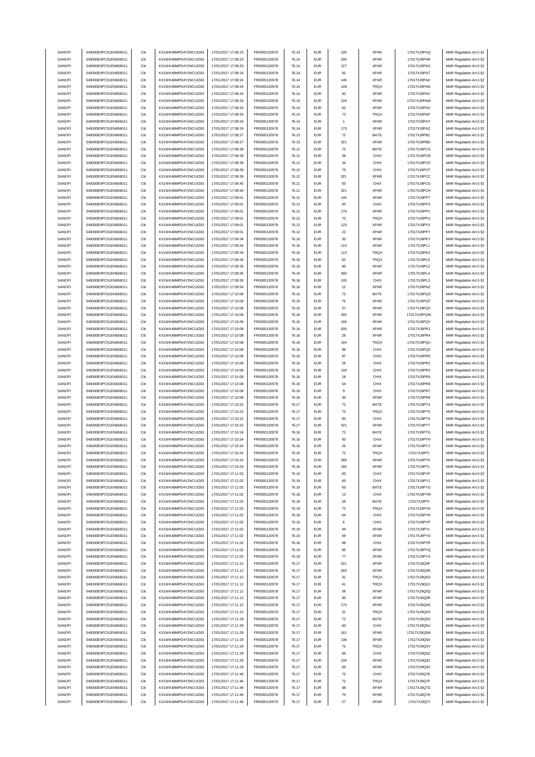| | | | | | | | | | | |
|---|---|---|---|---|---|---|---|---|---|---|
| SANOFI | 549300E9PC51EN656011 | Citi | KX1WK48MPD4Y2NCUIZ63 | 17/01/2017 17:08:23 | FR0000120578 | 76.14 | EUR | 100 | XPAR | 17017XJ9PAQ | MAR Regulation Art.5 §2 |
| SANOFI | 549300E9PC51EN656011 | Citi | KX1WK48MPD4Y2NCUIZ63 | 17/01/2017 17:08:23 | FR0000120578 | 76.14 | EUR | 330 | XPAR | 17017XJ9PAR | MAR Regulation Art.5 §2 |
| SANOFI | 549300E9PC51EN656011 | Citi | KX1WK48MPD4Y2NCUIZ63 | 17/01/2017 17:08:23 | FR0000120578 | 76.14 | EUR | 127 | XPAR | 17017XJ9PAS | MAR Regulation Art.5 §2 |
| SANOFI | 549300E9PC51EN656011 | Citi | KX1WK48MPD4Y2NCUIZ63 | 17/01/2017 17:08:24 | FR0000120578 | 76.14 | EUR | 92 | XPAR | 17017XJ9PAT | MAR Regulation Art.5 §2 |
| SANOFI | 549300E9PC51EN656011 | Citi | KX1WK48MPD4Y2NCUIZ63 | 17/01/2017 17:08:24 | FR0000120578 | 76.14 | EUR | 145 | XPAR | 17017XJ9PAU | MAR Regulation Art.5 §2 |
| SANOFI | 549300E9PC51EN656011 | Citi | KX1WK48MPD4Y2NCUIZ63 | 17/01/2017 17:08:24 | FR0000120578 | 76.14 | EUR | 109 | TRQX | 17017XJ9PAN | MAR Regulation Art.5 §2 |
| SANOFI | 549300E9PC51EN656011 | Citi | KX1WK48MPD4Y2NCUIZ63 | 17/01/2017 17:08:24 | FR0000120578 | 76.14 | EUR | 92 | XPAR | 17017XJ9PAV | MAR Regulation Art.5 §2 |
| SANOFI | 549300E9PC51EN656011 | Citi | KX1WK48MPD4Y2NCUIZ63 | 17/01/2017 17:08:24 | FR0000120578 | 76.14 | EUR | 104 | XPAR | 17017XJ9PAW | MAR Regulation Art.5 §2 |
| SANOFI | 549300E9PC51EN656011 | Citi | KX1WK48MPD4Y2NCUIZ63 | 17/01/2017 17:08:24 | FR0000120578 | 76.14 | EUR | 62 | XPAR | 17017XJ9PAX | MAR Regulation Art.5 §2 |
| SANOFI | 549300E9PC51EN656011 | Citi | KX1WK48MPD4Y2NCUIZ63 | 17/01/2017 17:08:24 | FR0000120578 | 76.14 | EUR | 72 | TRQX | 17017XJ9PAP | MAR Regulation Art.5 §2 |
| SANOFI | 549300E9PC51EN656011 | Citi | KX1WK48MPD4Y2NCUIZ63 | 17/01/2017 17:08:24 | FR0000120578 | 76.14 | EUR | 1 | XPAR | 17017XJ9PAY | MAR Regulation Art.5 §2 |
| SANOFI | 549300E9PC51EN656011 | Citi | KX1WK48MPD4Y2NCUIZ63 | 17/01/2017 17:08:24 | FR0000120578 | 76.14 | EUR | 173 | XPAR | 17017XJ9PAZ | MAR Regulation Art.5 §2 |
| SANOFI | 549300E9PC51EN656011 | Citi | KX1WK48MPD4Y2NCUIZ63 | 17/01/2017 17:08:27 | FR0000120578 | 76.13 | EUR | 72 | BATE | 17017XJ9PBC | MAR Regulation Art.5 §2 |
| SANOFI | 549300E9PC51EN656011 | Citi | KX1WK48MPD4Y2NCUIZ63 | 17/01/2017 17:08:27 | FR0000120578 | 76.13 | EUR | 321 | XPAR | 17017XJ9PBD | MAR Regulation Art.5 §2 |
| SANOFI | 549300E9PC51EN656011 | Citi | KX1WK48MPD4Y2NCUIZ63 | 17/01/2017 17:08:39 | FR0000120578 | 76.12 | EUR | 72 | BATE | 17017XJ9PCA | MAR Regulation Art.5 §2 |
| SANOFI | 549300E9PC51EN656011 | Citi | KX1WK48MPD4Y2NCUIZ63 | 17/01/2017 17:08:39 | FR0000120578 | 76.12 | EUR | 39 | CHIX | 17017XJ9PCB | MAR Regulation Art.5 §2 |
| SANOFI | 549300E9PC51EN656011 | Citi | KX1WK48MPD4Y2NCUIZ63 | 17/01/2017 17:08:39 | FR0000120578 | 76.12 | EUR | 34 | CHIX | 17017XJ9PCD | MAR Regulation Art.5 §2 |
| SANOFI | 549300E9PC51EN656011 | Citi | KX1WK48MPD4Y2NCUIZ63 | 17/01/2017 17:08:39 | FR0000120578 | 76.12 | EUR | 73 | CHIX | 17017XJ9PCF | MAR Regulation Art.5 §2 |
| SANOFI | 549300E9PC51EN656011 | Citi | KX1WK48MPD4Y2NCUIZ63 | 17/01/2017 17:08:39 | FR0000120578 | 76.12 | EUR | 321 | XPAR | 17017XJ9PCC | MAR Regulation Art.5 §2 |
| SANOFI | 549300E9PC51EN656011 | Citi | KX1WK48MPD4Y2NCUIZ63 | 17/01/2017 17:08:40 | FR0000120578 | 76.11 | EUR | 83 | CHIX | 17017XJ9PCG | MAR Regulation Art.5 §2 |
| SANOFI | 549300E9PC51EN656011 | Citi | KX1WK48MPD4Y2NCUIZ63 | 17/01/2017 17:08:40 | FR0000120578 | 76.11 | EUR | 321 | XPAR | 17017XJ9PCH | MAR Regulation Art.5 §2 |
| SANOFI | 549300E9PC51EN656011 | Citi | KX1WK48MPD4Y2NCUIZ63 | 17/01/2017 17:09:01 | FR0000120578 | 76.12 | EUR | 145 | XPAR | 17017XJ9PFT | MAR Regulation Art.5 §2 |
| SANOFI | 549300E9PC51EN656011 | Citi | KX1WK48MPD4Y2NCUIZ63 | 17/01/2017 17:09:01 | FR0000120578 | 76.12 | EUR | 83 | CHIX | 17017XJ9PFS | MAR Regulation Art.5 §2 |
| SANOFI | 549300E9PC51EN656011 | Citi | KX1WK48MPD4Y2NCUIZ63 | 17/01/2017 17:09:01 | FR0000120578 | 76.12 | EUR | 176 | XPAR | 17017XJ9PFV | MAR Regulation Art.5 §2 |
| SANOFI | 549300E9PC51EN656011 | Citi | KX1WK48MPD4Y2NCUIZ63 | 17/01/2017 17:09:01 | FR0000120578 | 76.12 | EUR | 72 | TRQX | 17017XJ9PFU | MAR Regulation Art.5 §2 |
| SANOFI | 549300E9PC51EN656011 | Citi | KX1WK48MPD4Y2NCUIZ63 | 17/01/2017 17:09:01 | FR0000120578 | 76.12 | EUR | 123 | XPAR | 17017XJ9PFX | MAR Regulation Art.5 §2 |
| SANOFI | 549300E9PC51EN656011 | Citi | KX1WK48MPD4Y2NCUIZ63 | 17/01/2017 17:09:01 | FR0000120578 | 76.12 | EUR | 22 | XPAR | 17017XJ9PFY | MAR Regulation Art.5 §2 |
| SANOFI | 549300E9PC51EN656011 | Citi | KX1WK48MPD4Y2NCUIZ63 | 17/01/2017 17:09:34 | FR0000120578 | 76.16 | EUR | 30 | XPAR | 17017XJ9PKY | MAR Regulation Art.5 §2 |
| SANOFI | 549300E9PC51EN656011 | Citi | KX1WK48MPD4Y2NCUIZ63 | 17/01/2017 17:09:34 | FR0000120578 | 76.16 | EUR | 110 | XPAR | 17017XJ9PL1 | MAR Regulation Art.5 §2 |
| SANOFI | 549300E9PC51EN656011 | Citi | KX1WK48MPD4Y2NCUIZ63 | 17/01/2017 17:09:34 | FR0000120578 | 76.16 | EUR | 110 | TRQX | 17017XJ9PKZ | MAR Regulation Art.5 §2 |
| SANOFI | 549300E9PC51EN656011 | Citi | KX1WK48MPD4Y2NCUIZ63 | 17/01/2017 17:09:34 | FR0000120578 | 76.16 | EUR | 62 | TRQX | 17017XJ9PL0 | MAR Regulation Art.5 §2 |
| SANOFI | 549300E9PC51EN656011 | Citi | KX1WK48MPD4Y2NCUIZ63 | 17/01/2017 17:09:35 | FR0000120578 | 76.16 | EUR | 80 | XPAR | 17017XJ9PL2 | MAR Regulation Art.5 §2 |
| SANOFI | 549300E9PC51EN656011 | Citi | KX1WK48MPD4Y2NCUIZ63 | 17/01/2017 17:09:35 | FR0000120578 | 76.16 | EUR | 300 | XPAR | 17017XJ9PL4 | MAR Regulation Art.5 §2 |
| SANOFI | 549300E9PC51EN656011 | Citi | KX1WK48MPD4Y2NCUIZ63 | 17/01/2017 17:09:35 | FR0000120578 | 76.16 | EUR | 100 | CHIX | 17017XJ9PL3 | MAR Regulation Art.5 §2 |
| SANOFI | 549300E9PC51EN656011 | Citi | KX1WK48MPD4Y2NCUIZ63 | 17/01/2017 17:09:54 | FR0000120578 | 76.16 | EUR | 12 | XPAR | 17017XJ9PNZ | MAR Regulation Art.5 §2 |
| SANOFI | 549300E9PC51EN656011 | Citi | KX1WK48MPD4Y2NCUIZ63 | 17/01/2017 17:10:08 | FR0000120578 | 76.16 | EUR | 72 | BATE | 17017XJ9PQS | MAR Regulation Art.5 §2 |
| SANOFI | 549300E9PC51EN656011 | Citi | KX1WK48MPD4Y2NCUIZ63 | 17/01/2017 17:10:08 | FR0000120578 | 76.16 | EUR | 75 | XPAR | 17017XJ9PQT | MAR Regulation Art.5 §2 |
| SANOFI | 549300E9PC51EN656011 | Citi | KX1WK48MPD4Y2NCUIZ63 | 17/01/2017 17:10:08 | FR0000120578 | 76.16 | EUR | 57 | XPAR | 17017XJ9PQV | MAR Regulation Art.5 §2 |
| SANOFI | 549300E9PC51EN656011 | Citi | KX1WK48MPD4Y2NCUIZ63 | 17/01/2017 17:10:08 | FR0000120578 | 76.16 | EUR | 300 | XPAR | 17017XJ9PQW | MAR Regulation Art.5 §2 |
| SANOFI | 549300E9PC51EN656011 | Citi | KX1WK48MPD4Y2NCUIZ63 | 17/01/2017 17:10:08 | FR0000120578 | 76.16 | EUR | 166 | XPAR | 17017XJ9PQY | MAR Regulation Art.5 §2 |
| SANOFI | 549300E9PC51EN656011 | Citi | KX1WK48MPD4Y2NCUIZ63 | 17/01/2017 17:10:08 | FR0000120578 | 76.16 | EUR | 500 | XPAR | 17017XJ9PR1 | MAR Regulation Art.5 §2 |
| SANOFI | 549300E9PC51EN656011 | Citi | KX1WK48MPD4Y2NCUIZ63 | 17/01/2017 17:10:08 | FR0000120578 | 76.16 | EUR | 29 | XPAR | 17017XJ9PR4 | MAR Regulation Art.5 §2 |
| SANOFI | 549300E9PC51EN656011 | Citi | KX1WK48MPD4Y2NCUIZ63 | 17/01/2017 17:10:08 | FR0000120578 | 76.16 | EUR | 154 | TRQX | 17017XJ9PQU | MAR Regulation Art.5 §2 |
| SANOFI | 549300E9PC51EN656011 | Citi | KX1WK48MPD4Y2NCUIZ63 | 17/01/2017 17:10:08 | FR0000120578 | 76.16 | EUR | 98 | CHIX | 17017XJ9PQZ | MAR Regulation Art.5 §2 |
| SANOFI | 549300E9PC51EN656011 | Citi | KX1WK48MPD4Y2NCUIZ63 | 17/01/2017 17:10:08 | FR0000120578 | 76.16 | EUR | 87 | CHIX | 17017XJ9PR0 | MAR Regulation Art.5 §2 |
| SANOFI | 549300E9PC51EN656011 | Citi | KX1WK48MPD4Y2NCUIZ63 | 17/01/2017 17:10:08 | FR0000120578 | 76.16 | EUR | 26 | CHIX | 17017XJ9PR2 | MAR Regulation Art.5 §2 |
| SANOFI | 549300E9PC51EN656011 | Citi | KX1WK48MPD4Y2NCUIZ63 | 17/01/2017 17:10:08 | FR0000120578 | 76.16 | EUR | 100 | CHIX | 17017XJ9PR3 | MAR Regulation Art.5 §2 |
| SANOFI | 549300E9PC51EN656011 | Citi | KX1WK48MPD4Y2NCUIZ63 | 17/01/2017 17:10:08 | FR0000120578 | 76.16 | EUR | 18 | CHIX | 17017XJ9PR5 | MAR Regulation Art.5 §2 |
| SANOFI | 549300E9PC51EN656011 | Citi | KX1WK48MPD4Y2NCUIZ63 | 17/01/2017 17:10:08 | FR0000120578 | 76.16 | EUR | 54 | CHIX | 17017XJ9PR6 | MAR Regulation Art.5 §2 |
| SANOFI | 549300E9PC51EN656011 | Citi | KX1WK48MPD4Y2NCUIZ63 | 17/01/2017 17:10:08 | FR0000120578 | 76.16 | EUR | 9 | CHIX | 17017XJ9PR7 | MAR Regulation Art.5 §2 |
| SANOFI | 549300E9PC51EN656011 | Citi | KX1WK48MPD4Y2NCUIZ63 | 17/01/2017 17:10:08 | FR0000120578 | 76.16 | EUR | 30 | XPAR | 17017XJ9PR8 | MAR Regulation Art.5 §2 |
| SANOFI | 549300E9PC51EN656011 | Citi | KX1WK48MPD4Y2NCUIZ63 | 17/01/2017 17:10:22 | FR0000120578 | 76.17 | EUR | 72 | BATE | 17017XJ9PT4 | MAR Regulation Art.5 §2 |
| SANOFI | 549300E9PC51EN656011 | Citi | KX1WK48MPD4Y2NCUIZ63 | 17/01/2017 17:10:22 | FR0000120578 | 76.17 | EUR | 72 | TRQX | 17017XJ9PT5 | MAR Regulation Art.5 §2 |
| SANOFI | 549300E9PC51EN656011 | Citi | KX1WK48MPD4Y2NCUIZ63 | 17/01/2017 17:10:22 | FR0000120578 | 76.17 | EUR | 83 | CHIX | 17017XJ9PT6 | MAR Regulation Art.5 §2 |
| SANOFI | 549300E9PC51EN656011 | Citi | KX1WK48MPD4Y2NCUIZ63 | 17/01/2017 17:10:22 | FR0000120578 | 76.17 | EUR | 321 | XPAR | 17017XJ9PT7 | MAR Regulation Art.5 §2 |
| SANOFI | 549300E9PC51EN656011 | Citi | KX1WK48MPD4Y2NCUIZ63 | 17/01/2017 17:10:24 | FR0000120578 | 76.16 | EUR | 72 | BATE | 17017XJ9PTG | MAR Regulation Art.5 §2 |
| SANOFI | 549300E9PC51EN656011 | Citi | KX1WK48MPD4Y2NCUIZ63 | 17/01/2017 17:10:24 | FR0000120578 | 76.16 | EUR | 83 | CHIX | 17017XJ9PTH | MAR Regulation Art.5 §2 |
| SANOFI | 549300E9PC51EN656011 | Citi | KX1WK48MPD4Y2NCUIZ63 | 17/01/2017 17:10:24 | FR0000120578 | 76.16 | EUR | 25 | XPAR | 17017XJ9PTJ | MAR Regulation Art.5 §2 |
| SANOFI | 549300E9PC51EN656011 | Citi | KX1WK48MPD4Y2NCUIZ63 | 17/01/2017 17:10:24 | FR0000120578 | 76.16 | EUR | 72 | TRQX | 17017XJ9PTI | MAR Regulation Art.5 §2 |
| SANOFI | 549300E9PC51EN656011 | Citi | KX1WK48MPD4Y2NCUIZ63 | 17/01/2017 17:10:24 | FR0000120578 | 76.16 | EUR | 289 | XPAR | 17017XJ9PTK | MAR Regulation Art.5 §2 |
| SANOFI | 549300E9PC51EN656011 | Citi | KX1WK48MPD4Y2NCUIZ63 | 17/01/2017 17:10:24 | FR0000120578 | 76.16 | EUR | 185 | XPAR | 17017XJ9PTL | MAR Regulation Art.5 §2 |
| SANOFI | 549300E9PC51EN656011 | Citi | KX1WK48MPD4Y2NCUIZ63 | 17/01/2017 17:11:02 | FR0000120578 | 76.19 | EUR | 83 | CHIX | 17017XJ9PYF | MAR Regulation Art.5 §2 |
| SANOFI | 549300E9PC51EN656011 | Citi | KX1WK48MPD4Y2NCUIZ63 | 17/01/2017 17:11:02 | FR0000120578 | 76.19 | EUR | 65 | CHIX | 17017XJ9PYJ | MAR Regulation Art.5 §2 |
| SANOFI | 549300E9PC51EN656011 | Citi | KX1WK48MPD4Y2NCUIZ63 | 17/01/2017 17:11:02 | FR0000120578 | 76.19 | EUR | 63 | BATE | 17017XJ9PYG | MAR Regulation Art.5 §2 |
| SANOFI | 549300E9PC51EN656011 | Citi | KX1WK48MPD4Y2NCUIZ63 | 17/01/2017 17:11:02 | FR0000120578 | 76.18 | EUR | 13 | CHIX | 17017XJ9PYM | MAR Regulation Art.5 §2 |
| SANOFI | 549300E9PC51EN656011 | Citi | KX1WK48MPD4Y2NCUIZ63 | 17/01/2017 17:11:02 | FR0000120578 | 76.18 | EUR | 29 | BATE | 17017XJ9PYI | MAR Regulation Art.5 §2 |
| SANOFI | 549300E9PC51EN656011 | Citi | KX1WK48MPD4Y2NCUIZ63 | 17/01/2017 17:11:02 | FR0000120578 | 76.19 | EUR | 72 | TRQX | 17017XJ9PYH | MAR Regulation Art.5 §2 |
| SANOFI | 549300E9PC51EN656011 | Citi | KX1WK48MPD4Y2NCUIZ63 | 17/01/2017 17:11:02 | FR0000120578 | 76.18 | EUR | 64 | CHIX | 17017XJ9PYN | MAR Regulation Art.5 §2 |
| SANOFI | 549300E9PC51EN656011 | Citi | KX1WK48MPD4Y2NCUIZ63 | 17/01/2017 17:11:02 | FR0000120578 | 76.18 | EUR | 6 | CHIX | 17017XJ9PYP | MAR Regulation Art.5 §2 |
| SANOFI | 549300E9PC51EN656011 | Citi | KX1WK48MPD4Y2NCUIZ63 | 17/01/2017 17:11:02 | FR0000120578 | 76.19 | EUR | 94 | XPAR | 17017XJ9PYL | MAR Regulation Art.5 §2 |
| SANOFI | 549300E9PC51EN656011 | Citi | KX1WK48MPD4Y2NCUIZ63 | 17/01/2017 17:11:02 | FR0000120578 | 76.19 | EUR | 69 | XPAR | 17017XJ9PYO | MAR Regulation Art.5 §2 |
| SANOFI | 549300E9PC51EN656011 | Citi | KX1WK48MPD4Y2NCUIZ63 | 17/01/2017 17:11:02 | FR0000120578 | 76.18 | EUR | 68 | CHIX | 17017XJ9PYR | MAR Regulation Art.5 §2 |
| SANOFI | 549300E9PC51EN656011 | Citi | KX1WK48MPD4Y2NCUIZ63 | 17/01/2017 17:11:02 | FR0000120578 | 76.19 | EUR | 80 | XPAR | 17017XJ9PYQ | MAR Regulation Art.5 §2 |
| SANOFI | 549300E9PC51EN656011 | Citi | KX1WK48MPD4Y2NCUIZ63 | 17/01/2017 17:11:02 | FR0000120578 | 76.18 | EUR | 77 | XPAR | 17017XJ9PYS | MAR Regulation Art.5 §2 |
| SANOFI | 549300E9PC51EN656011 | Citi | KX1WK48MPD4Y2NCUIZ63 | 17/01/2017 17:11:12 | FR0000120578 | 76.17 | EUR | 321 | XPAR | 17017XJ9Q0F | MAR Regulation Art.5 §2 |
| SANOFI | 549300E9PC51EN656011 | Citi | KX1WK48MPD4Y2NCUIZ63 | 17/01/2017 17:11:12 | FR0000120578 | 76.17 | EUR | 293 | XPAR | 17017XJ9Q0N | MAR Regulation Art.5 §2 |
| SANOFI | 549300E9PC51EN656011 | Citi | KX1WK48MPD4Y2NCUIZ63 | 17/01/2017 17:11:12 | FR0000120578 | 76.17 | EUR | 31 | TRQX | 17017XJ9Q0G | MAR Regulation Art.5 §2 |
| SANOFI | 549300E9PC51EN656011 | Citi | KX1WK48MPD4Y2NCUIZ63 | 17/01/2017 17:11:12 | FR0000120578 | 76.17 | EUR | 41 | TRQX | 17017XJ9Q0J | MAR Regulation Art.5 §2 |
| SANOFI | 549300E9PC51EN656011 | Citi | KX1WK48MPD4Y2NCUIZ63 | 17/01/2017 17:11:12 | FR0000120578 | 76.17 | EUR | 56 | XPAR | 17017XJ9Q0Q | MAR Regulation Art.5 §2 |
| SANOFI | 549300E9PC51EN656011 | Citi | KX1WK48MPD4Y2NCUIZ63 | 17/01/2017 17:11:12 | FR0000120578 | 76.17 | EUR | 90 | XPAR | 17017XJ9Q0R | MAR Regulation Art.5 §2 |
| SANOFI | 549300E9PC51EN656011 | Citi | KX1WK48MPD4Y2NCUIZ63 | 17/01/2017 17:11:12 | FR0000120578 | 76.17 | EUR | 175 | XPAR | 17017XJ9Q0S | MAR Regulation Art.5 §2 |
| SANOFI | 549300E9PC51EN656011 | Citi | KX1WK48MPD4Y2NCUIZ63 | 17/01/2017 17:11:12 | FR0000120578 | 76.17 | EUR | 31 | TRQX | 17017XJ9Q0O | MAR Regulation Art.5 §2 |
| SANOFI | 549300E9PC51EN656011 | Citi | KX1WK48MPD4Y2NCUIZ63 | 17/01/2017 17:11:29 | FR0000120578 | 76.17 | EUR | 72 | BATE | 17017XJ9Q5S | MAR Regulation Art.5 §2 |
| SANOFI | 549300E9PC51EN656011 | Citi | KX1WK48MPD4Y2NCUIZ63 | 17/01/2017 17:11:29 | FR0000120578 | 76.17 | EUR | 83 | CHIX | 17017XJ9Q5U | MAR Regulation Art.5 §2 |
| SANOFI | 549300E9PC51EN656011 | Citi | KX1WK48MPD4Y2NCUIZ63 | 17/01/2017 17:11:29 | FR0000120578 | 76.17 | EUR | 161 | XPAR | 17017XJ9Q5W | MAR Regulation Art.5 §2 |
| SANOFI | 549300E9PC51EN656011 | Citi | KX1WK48MPD4Y2NCUIZ63 | 17/01/2017 17:11:29 | FR0000120578 | 76.17 | EUR | 138 | XPAR | 17017XJ9Q60 | MAR Regulation Art.5 §2 |
| SANOFI | 549300E9PC51EN656011 | Citi | KX1WK48MPD4Y2NCUIZ63 | 17/01/2017 17:11:29 | FR0000120578 | 76.17 | EUR | 72 | TRQX | 17017XJ9Q5Y | MAR Regulation Art.5 §2 |
| SANOFI | 549300E9PC51EN656011 | Citi | KX1WK48MPD4Y2NCUIZ63 | 17/01/2017 17:11:29 | FR0000120578 | 76.17 | EUR | 83 | CHIX | 17017XJ9Q5Z | MAR Regulation Art.5 §2 |
| SANOFI | 549300E9PC51EN656011 | Citi | KX1WK48MPD4Y2NCUIZ63 | 17/01/2017 17:11:29 | FR0000120578 | 76.17 | EUR | 100 | XPAR | 17017XJ9Q61 | MAR Regulation Art.5 §2 |
| SANOFI | 549300E9PC51EN656011 | Citi | KX1WK48MPD4Y2NCUIZ63 | 17/01/2017 17:11:29 | FR0000120578 | 76.17 | EUR | 83 | XPAR | 17017XJ9Q62 | MAR Regulation Art.5 §2 |
| SANOFI | 549300E9PC51EN656011 | Citi | KX1WK48MPD4Y2NCUIZ63 | 17/01/2017 17:11:46 | FR0000120578 | 76.17 | EUR | 72 | CHIX | 17017XJ9Q7E | MAR Regulation Art.5 §2 |
| SANOFI | 549300E9PC51EN656011 | Citi | KX1WK48MPD4Y2NCUIZ63 | 17/01/2017 17:11:46 | FR0000120578 | 76.17 | EUR | 72 | TRQX | 17017XJ9Q7F | MAR Regulation Art.5 §2 |
| SANOFI | 549300E9PC51EN656011 | Citi | KX1WK48MPD4Y2NCUIZ63 | 17/01/2017 17:11:46 | FR0000120578 | 76.17 | EUR | 88 | XPAR | 17017XJ9Q7G | MAR Regulation Art.5 §2 |
| SANOFI | 549300E9PC51EN656011 | Citi | KX1WK48MPD4Y2NCUIZ63 | 17/01/2017 17:11:46 | FR0000120578 | 76.17 | EUR | 70 | XPAR | 17017XJ9Q7H | MAR Regulation Art.5 §2 |
| SANOFI | 549300E9PC51EN656011 | Citi | KX1WK48MPD4Y2NCUIZ63 | 17/01/2017 17:11:46 | FR0000120578 | 76.17 | EUR | 27 | XPAR | 17017XJ9Q7I | MAR Regulation Art.5 §2 |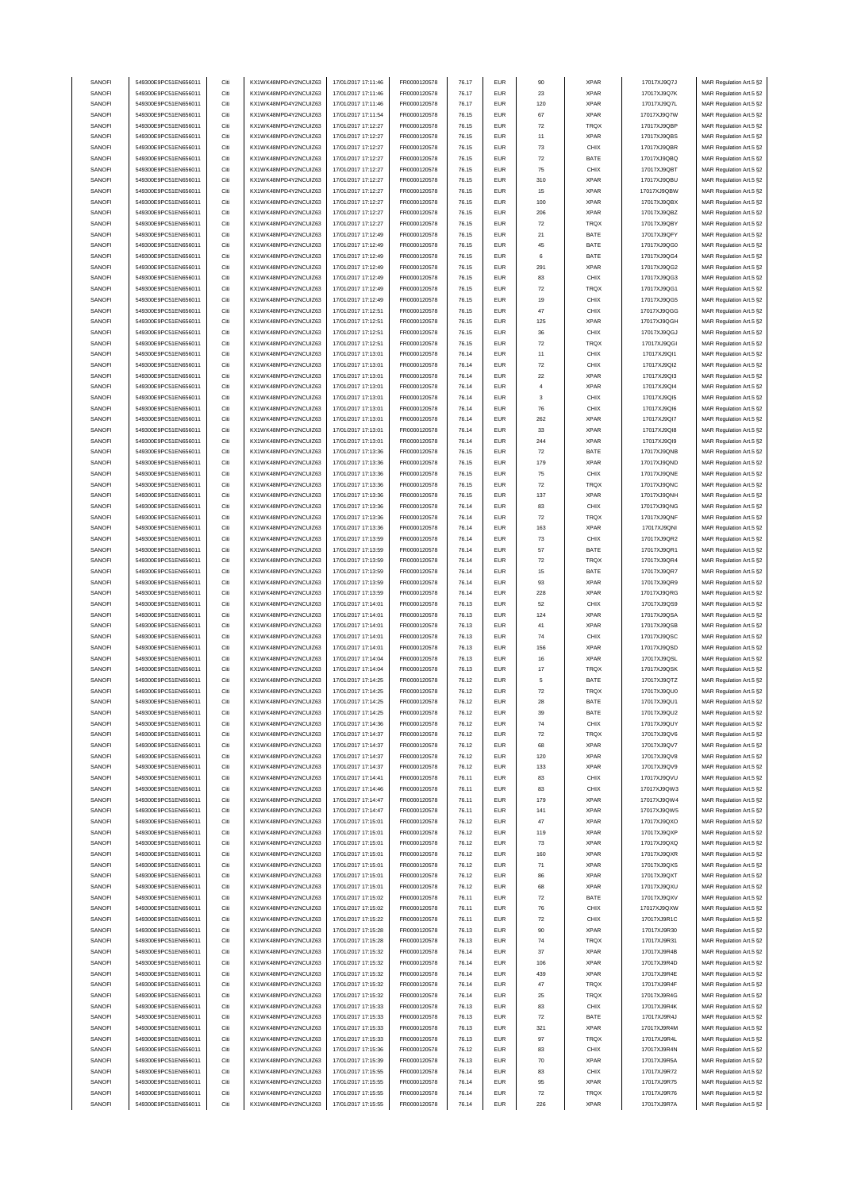| | | | | | | | | | | | |
|---|---|---|---|---|---|---|---|---|---|---|---|
| SANOFI | 549300E9PC51EN656011 | Citi | KX1WK48MPD4Y2NCUIZ63 | 17/01/2017 17:11:46 | FR0000120578 | 76.17 | EUR | 90 | XPAR | 17017XJ9Q7J | MAR Regulation Art.5 §2 |
| SANOFI | 549300E9PC51EN656011 | Citi | KX1WK48MPD4Y2NCUIZ63 | 17/01/2017 17:11:46 | FR0000120578 | 76.17 | EUR | 23 | XPAR | 17017XJ9Q7K | MAR Regulation Art.5 §2 |
| SANOFI | 549300E9PC51EN656011 | Citi | KX1WK48MPD4Y2NCUIZ63 | 17/01/2017 17:11:46 | FR0000120578 | 76.17 | EUR | 120 | XPAR | 17017XJ9Q7L | MAR Regulation Art.5 §2 |
| SANOFI | 549300E9PC51EN656011 | Citi | KX1WK48MPD4Y2NCUIZ63 | 17/01/2017 17:11:54 | FR0000120578 | 76.15 | EUR | 67 | XPAR | 17017XJ9Q7W | MAR Regulation Art.5 §2 |
| SANOFI | 549300E9PC51EN656011 | Citi | KX1WK48MPD4Y2NCUIZ63 | 17/01/2017 17:12:27 | FR0000120578 | 76.15 | EUR | 72 | TRQX | 17017XJ9QBP | MAR Regulation Art.5 §2 |
| SANOFI | 549300E9PC51EN656011 | Citi | KX1WK48MPD4Y2NCUIZ63 | 17/01/2017 17:12:27 | FR0000120578 | 76.15 | EUR | 11 | XPAR | 17017XJ9QBS | MAR Regulation Art.5 §2 |
| SANOFI | 549300E9PC51EN656011 | Citi | KX1WK48MPD4Y2NCUIZ63 | 17/01/2017 17:12:27 | FR0000120578 | 76.15 | EUR | 73 | CHIX | 17017XJ9QBR | MAR Regulation Art.5 §2 |
| SANOFI | 549300E9PC51EN656011 | Citi | KX1WK48MPD4Y2NCUIZ63 | 17/01/2017 17:12:27 | FR0000120578 | 76.15 | EUR | 72 | BATE | 17017XJ9QBQ | MAR Regulation Art.5 §2 |
| SANOFI | 549300E9PC51EN656011 | Citi | KX1WK48MPD4Y2NCUIZ63 | 17/01/2017 17:12:27 | FR0000120578 | 76.15 | EUR | 75 | CHIX | 17017XJ9QBT | MAR Regulation Art.5 §2 |
| SANOFI | 549300E9PC51EN656011 | Citi | KX1WK48MPD4Y2NCUIZ63 | 17/01/2017 17:12:27 | FR0000120578 | 76.15 | EUR | 310 | XPAR | 17017XJ9QBU | MAR Regulation Art.5 §2 |
| SANOFI | 549300E9PC51EN656011 | Citi | KX1WK48MPD4Y2NCUIZ63 | 17/01/2017 17:12:27 | FR0000120578 | 76.15 | EUR | 15 | XPAR | 17017XJ9QBW | MAR Regulation Art.5 §2 |
| SANOFI | 549300E9PC51EN656011 | Citi | KX1WK48MPD4Y2NCUIZ63 | 17/01/2017 17:12:27 | FR0000120578 | 76.15 | EUR | 100 | XPAR | 17017XJ9QBX | MAR Regulation Art.5 §2 |
| SANOFI | 549300E9PC51EN656011 | Citi | KX1WK48MPD4Y2NCUIZ63 | 17/01/2017 17:12:27 | FR0000120578 | 76.15 | EUR | 206 | XPAR | 17017XJ9QBZ | MAR Regulation Art.5 §2 |
| SANOFI | 549300E9PC51EN656011 | Citi | KX1WK48MPD4Y2NCUIZ63 | 17/01/2017 17:12:27 | FR0000120578 | 76.15 | EUR | 72 | TRQX | 17017XJ9QBY | MAR Regulation Art.5 §2 |
| SANOFI | 549300E9PC51EN656011 | Citi | KX1WK48MPD4Y2NCUIZ63 | 17/01/2017 17:12:49 | FR0000120578 | 76.15 | EUR | 21 | BATE | 17017XJ9QFY | MAR Regulation Art.5 §2 |
| SANOFI | 549300E9PC51EN656011 | Citi | KX1WK48MPD4Y2NCUIZ63 | 17/01/2017 17:12:49 | FR0000120578 | 76.15 | EUR | 45 | BATE | 17017XJ9QG0 | MAR Regulation Art.5 §2 |
| SANOFI | 549300E9PC51EN656011 | Citi | KX1WK48MPD4Y2NCUIZ63 | 17/01/2017 17:12:49 | FR0000120578 | 76.15 | EUR | 6 | BATE | 17017XJ9QG4 | MAR Regulation Art.5 §2 |
| SANOFI | 549300E9PC51EN656011 | Citi | KX1WK48MPD4Y2NCUIZ63 | 17/01/2017 17:12:49 | FR0000120578 | 76.15 | EUR | 291 | XPAR | 17017XJ9QG2 | MAR Regulation Art.5 §2 |
| SANOFI | 549300E9PC51EN656011 | Citi | KX1WK48MPD4Y2NCUIZ63 | 17/01/2017 17:12:49 | FR0000120578 | 76.15 | EUR | 83 | CHIX | 17017XJ9QG3 | MAR Regulation Art.5 §2 |
| SANOFI | 549300E9PC51EN656011 | Citi | KX1WK48MPD4Y2NCUIZ63 | 17/01/2017 17:12:49 | FR0000120578 | 76.15 | EUR | 72 | TRQX | 17017XJ9QG1 | MAR Regulation Art.5 §2 |
| SANOFI | 549300E9PC51EN656011 | Citi | KX1WK48MPD4Y2NCUIZ63 | 17/01/2017 17:12:49 | FR0000120578 | 76.15 | EUR | 19 | CHIX | 17017XJ9QG5 | MAR Regulation Art.5 §2 |
| SANOFI | 549300E9PC51EN656011 | Citi | KX1WK48MPD4Y2NCUIZ63 | 17/01/2017 17:12:51 | FR0000120578 | 76.15 | EUR | 47 | CHIX | 17017XJ9QGG | MAR Regulation Art.5 §2 |
| SANOFI | 549300E9PC51EN656011 | Citi | KX1WK48MPD4Y2NCUIZ63 | 17/01/2017 17:12:51 | FR0000120578 | 76.15 | EUR | 125 | XPAR | 17017XJ9QGH | MAR Regulation Art.5 §2 |
| SANOFI | 549300E9PC51EN656011 | Citi | KX1WK48MPD4Y2NCUIZ63 | 17/01/2017 17:12:51 | FR0000120578 | 76.15 | EUR | 36 | CHIX | 17017XJ9QGJ | MAR Regulation Art.5 §2 |
| SANOFI | 549300E9PC51EN656011 | Citi | KX1WK48MPD4Y2NCUIZ63 | 17/01/2017 17:12:51 | FR0000120578 | 76.15 | EUR | 72 | TRQX | 17017XJ9QGI | MAR Regulation Art.5 §2 |
| SANOFI | 549300E9PC51EN656011 | Citi | KX1WK48MPD4Y2NCUIZ63 | 17/01/2017 17:13:01 | FR0000120578 | 76.14 | EUR | 11 | CHIX | 17017XJ9QI1 | MAR Regulation Art.5 §2 |
| SANOFI | 549300E9PC51EN656011 | Citi | KX1WK48MPD4Y2NCUIZ63 | 17/01/2017 17:13:01 | FR0000120578 | 76.14 | EUR | 72 | CHIX | 17017XJ9QI2 | MAR Regulation Art.5 §2 |
| SANOFI | 549300E9PC51EN656011 | Citi | KX1WK48MPD4Y2NCUIZ63 | 17/01/2017 17:13:01 | FR0000120578 | 76.14 | EUR | 22 | XPAR | 17017XJ9QI3 | MAR Regulation Art.5 §2 |
| SANOFI | 549300E9PC51EN656011 | Citi | KX1WK48MPD4Y2NCUIZ63 | 17/01/2017 17:13:01 | FR0000120578 | 76.14 | EUR | 4 | XPAR | 17017XJ9QI4 | MAR Regulation Art.5 §2 |
| SANOFI | 549300E9PC51EN656011 | Citi | KX1WK48MPD4Y2NCUIZ63 | 17/01/2017 17:13:01 | FR0000120578 | 76.14 | EUR | 3 | CHIX | 17017XJ9QI5 | MAR Regulation Art.5 §2 |
| SANOFI | 549300E9PC51EN656011 | Citi | KX1WK48MPD4Y2NCUIZ63 | 17/01/2017 17:13:01 | FR0000120578 | 76.14 | EUR | 76 | CHIX | 17017XJ9QI6 | MAR Regulation Art.5 §2 |
| SANOFI | 549300E9PC51EN656011 | Citi | KX1WK48MPD4Y2NCUIZ63 | 17/01/2017 17:13:01 | FR0000120578 | 76.14 | EUR | 262 | XPAR | 17017XJ9QI7 | MAR Regulation Art.5 §2 |
| SANOFI | 549300E9PC51EN656011 | Citi | KX1WK48MPD4Y2NCUIZ63 | 17/01/2017 17:13:01 | FR0000120578 | 76.14 | EUR | 33 | XPAR | 17017XJ9QI8 | MAR Regulation Art.5 §2 |
| SANOFI | 549300E9PC51EN656011 | Citi | KX1WK48MPD4Y2NCUIZ63 | 17/01/2017 17:13:01 | FR0000120578 | 76.14 | EUR | 244 | XPAR | 17017XJ9QI9 | MAR Regulation Art.5 §2 |
| SANOFI | 549300E9PC51EN656011 | Citi | KX1WK48MPD4Y2NCUIZ63 | 17/01/2017 17:13:36 | FR0000120578 | 76.15 | EUR | 72 | BATE | 17017XJ9QNB | MAR Regulation Art.5 §2 |
| SANOFI | 549300E9PC51EN656011 | Citi | KX1WK48MPD4Y2NCUIZ63 | 17/01/2017 17:13:36 | FR0000120578 | 76.15 | EUR | 179 | XPAR | 17017XJ9QND | MAR Regulation Art.5 §2 |
| SANOFI | 549300E9PC51EN656011 | Citi | KX1WK48MPD4Y2NCUIZ63 | 17/01/2017 17:13:36 | FR0000120578 | 76.15 | EUR | 75 | CHIX | 17017XJ9QNE | MAR Regulation Art.5 §2 |
| SANOFI | 549300E9PC51EN656011 | Citi | KX1WK48MPD4Y2NCUIZ63 | 17/01/2017 17:13:36 | FR0000120578 | 76.15 | EUR | 72 | TRQX | 17017XJ9QNC | MAR Regulation Art.5 §2 |
| SANOFI | 549300E9PC51EN656011 | Citi | KX1WK48MPD4Y2NCUIZ63 | 17/01/2017 17:13:36 | FR0000120578 | 76.15 | EUR | 137 | XPAR | 17017XJ9QNH | MAR Regulation Art.5 §2 |
| SANOFI | 549300E9PC51EN656011 | Citi | KX1WK48MPD4Y2NCUIZ63 | 17/01/2017 17:13:36 | FR0000120578 | 76.14 | EUR | 83 | CHIX | 17017XJ9QNG | MAR Regulation Art.5 §2 |
| SANOFI | 549300E9PC51EN656011 | Citi | KX1WK48MPD4Y2NCUIZ63 | 17/01/2017 17:13:36 | FR0000120578 | 76.14 | EUR | 72 | TRQX | 17017XJ9QNF | MAR Regulation Art.5 §2 |
| SANOFI | 549300E9PC51EN656011 | Citi | KX1WK48MPD4Y2NCUIZ63 | 17/01/2017 17:13:36 | FR0000120578 | 76.14 | EUR | 163 | XPAR | 17017XJ9QNI | MAR Regulation Art.5 §2 |
| SANOFI | 549300E9PC51EN656011 | Citi | KX1WK48MPD4Y2NCUIZ63 | 17/01/2017 17:13:59 | FR0000120578 | 76.14 | EUR | 73 | CHIX | 17017XJ9QR2 | MAR Regulation Art.5 §2 |
| SANOFI | 549300E9PC51EN656011 | Citi | KX1WK48MPD4Y2NCUIZ63 | 17/01/2017 17:13:59 | FR0000120578 | 76.14 | EUR | 57 | BATE | 17017XJ9QR1 | MAR Regulation Art.5 §2 |
| SANOFI | 549300E9PC51EN656011 | Citi | KX1WK48MPD4Y2NCUIZ63 | 17/01/2017 17:13:59 | FR0000120578 | 76.14 | EUR | 72 | TRQX | 17017XJ9QR4 | MAR Regulation Art.5 §2 |
| SANOFI | 549300E9PC51EN656011 | Citi | KX1WK48MPD4Y2NCUIZ63 | 17/01/2017 17:13:59 | FR0000120578 | 76.14 | EUR | 15 | BATE | 17017XJ9QR7 | MAR Regulation Art.5 §2 |
| SANOFI | 549300E9PC51EN656011 | Citi | KX1WK48MPD4Y2NCUIZ63 | 17/01/2017 17:13:59 | FR0000120578 | 76.14 | EUR | 93 | XPAR | 17017XJ9QR9 | MAR Regulation Art.5 §2 |
| SANOFI | 549300E9PC51EN656011 | Citi | KX1WK48MPD4Y2NCUIZ63 | 17/01/2017 17:13:59 | FR0000120578 | 76.14 | EUR | 228 | XPAR | 17017XJ9QRG | MAR Regulation Art.5 §2 |
| SANOFI | 549300E9PC51EN656011 | Citi | KX1WK48MPD4Y2NCUIZ63 | 17/01/2017 17:14:01 | FR0000120578 | 76.13 | EUR | 52 | CHIX | 17017XJ9QS9 | MAR Regulation Art.5 §2 |
| SANOFI | 549300E9PC51EN656011 | Citi | KX1WK48MPD4Y2NCUIZ63 | 17/01/2017 17:14:01 | FR0000120578 | 76.13 | EUR | 124 | XPAR | 17017XJ9QSA | MAR Regulation Art.5 §2 |
| SANOFI | 549300E9PC51EN656011 | Citi | KX1WK48MPD4Y2NCUIZ63 | 17/01/2017 17:14:01 | FR0000120578 | 76.13 | EUR | 41 | XPAR | 17017XJ9QSB | MAR Regulation Art.5 §2 |
| SANOFI | 549300E9PC51EN656011 | Citi | KX1WK48MPD4Y2NCUIZ63 | 17/01/2017 17:14:01 | FR0000120578 | 76.13 | EUR | 74 | CHIX | 17017XJ9QSC | MAR Regulation Art.5 §2 |
| SANOFI | 549300E9PC51EN656011 | Citi | KX1WK48MPD4Y2NCUIZ63 | 17/01/2017 17:14:01 | FR0000120578 | 76.13 | EUR | 156 | XPAR | 17017XJ9QSD | MAR Regulation Art.5 §2 |
| SANOFI | 549300E9PC51EN656011 | Citi | KX1WK48MPD4Y2NCUIZ63 | 17/01/2017 17:14:04 | FR0000120578 | 76.13 | EUR | 16 | XPAR | 17017XJ9QSL | MAR Regulation Art.5 §2 |
| SANOFI | 549300E9PC51EN656011 | Citi | KX1WK48MPD4Y2NCUIZ63 | 17/01/2017 17:14:04 | FR0000120578 | 76.13 | EUR | 17 | TRQX | 17017XJ9QSK | MAR Regulation Art.5 §2 |
| SANOFI | 549300E9PC51EN656011 | Citi | KX1WK48MPD4Y2NCUIZ63 | 17/01/2017 17:14:25 | FR0000120578 | 76.12 | EUR | 5 | BATE | 17017XJ9QTZ | MAR Regulation Art.5 §2 |
| SANOFI | 549300E9PC51EN656011 | Citi | KX1WK48MPD4Y2NCUIZ63 | 17/01/2017 17:14:25 | FR0000120578 | 76.12 | EUR | 72 | TRQX | 17017XJ9QU0 | MAR Regulation Art.5 §2 |
| SANOFI | 549300E9PC51EN656011 | Citi | KX1WK48MPD4Y2NCUIZ63 | 17/01/2017 17:14:25 | FR0000120578 | 76.12 | EUR | 28 | BATE | 17017XJ9QU1 | MAR Regulation Art.5 §2 |
| SANOFI | 549300E9PC51EN656011 | Citi | KX1WK48MPD4Y2NCUIZ63 | 17/01/2017 17:14:25 | FR0000120578 | 76.12 | EUR | 39 | BATE | 17017XJ9QU2 | MAR Regulation Art.5 §2 |
| SANOFI | 549300E9PC51EN656011 | Citi | KX1WK48MPD4Y2NCUIZ63 | 17/01/2017 17:14:36 | FR0000120578 | 76.12 | EUR | 74 | CHIX | 17017XJ9QUY | MAR Regulation Art.5 §2 |
| SANOFI | 549300E9PC51EN656011 | Citi | KX1WK48MPD4Y2NCUIZ63 | 17/01/2017 17:14:37 | FR0000120578 | 76.12 | EUR | 72 | TRQX | 17017XJ9QV6 | MAR Regulation Art.5 §2 |
| SANOFI | 549300E9PC51EN656011 | Citi | KX1WK48MPD4Y2NCUIZ63 | 17/01/2017 17:14:37 | FR0000120578 | 76.12 | EUR | 68 | XPAR | 17017XJ9QV7 | MAR Regulation Art.5 §2 |
| SANOFI | 549300E9PC51EN656011 | Citi | KX1WK48MPD4Y2NCUIZ63 | 17/01/2017 17:14:37 | FR0000120578 | 76.12 | EUR | 120 | XPAR | 17017XJ9QV8 | MAR Regulation Art.5 §2 |
| SANOFI | 549300E9PC51EN656011 | Citi | KX1WK48MPD4Y2NCUIZ63 | 17/01/2017 17:14:37 | FR0000120578 | 76.12 | EUR | 133 | XPAR | 17017XJ9QV9 | MAR Regulation Art.5 §2 |
| SANOFI | 549300E9PC51EN656011 | Citi | KX1WK48MPD4Y2NCUIZ63 | 17/01/2017 17:14:41 | FR0000120578 | 76.11 | EUR | 83 | CHIX | 17017XJ9QVU | MAR Regulation Art.5 §2 |
| SANOFI | 549300E9PC51EN656011 | Citi | KX1WK48MPD4Y2NCUIZ63 | 17/01/2017 17:14:46 | FR0000120578 | 76.11 | EUR | 83 | CHIX | 17017XJ9QW3 | MAR Regulation Art.5 §2 |
| SANOFI | 549300E9PC51EN656011 | Citi | KX1WK48MPD4Y2NCUIZ63 | 17/01/2017 17:14:47 | FR0000120578 | 76.11 | EUR | 179 | XPAR | 17017XJ9QW4 | MAR Regulation Art.5 §2 |
| SANOFI | 549300E9PC51EN656011 | Citi | KX1WK48MPD4Y2NCUIZ63 | 17/01/2017 17:14:47 | FR0000120578 | 76.11 | EUR | 141 | XPAR | 17017XJ9QW5 | MAR Regulation Art.5 §2 |
| SANOFI | 549300E9PC51EN656011 | Citi | KX1WK48MPD4Y2NCUIZ63 | 17/01/2017 17:15:01 | FR0000120578 | 76.12 | EUR | 47 | XPAR | 17017XJ9QXO | MAR Regulation Art.5 §2 |
| SANOFI | 549300E9PC51EN656011 | Citi | KX1WK48MPD4Y2NCUIZ63 | 17/01/2017 17:15:01 | FR0000120578 | 76.12 | EUR | 119 | XPAR | 17017XJ9QXP | MAR Regulation Art.5 §2 |
| SANOFI | 549300E9PC51EN656011 | Citi | KX1WK48MPD4Y2NCUIZ63 | 17/01/2017 17:15:01 | FR0000120578 | 76.12 | EUR | 73 | XPAR | 17017XJ9QXQ | MAR Regulation Art.5 §2 |
| SANOFI | 549300E9PC51EN656011 | Citi | KX1WK48MPD4Y2NCUIZ63 | 17/01/2017 17:15:01 | FR0000120578 | 76.12 | EUR | 160 | XPAR | 17017XJ9QXR | MAR Regulation Art.5 §2 |
| SANOFI | 549300E9PC51EN656011 | Citi | KX1WK48MPD4Y2NCUIZ63 | 17/01/2017 17:15:01 | FR0000120578 | 76.12 | EUR | 71 | XPAR | 17017XJ9QXS | MAR Regulation Art.5 §2 |
| SANOFI | 549300E9PC51EN656011 | Citi | KX1WK48MPD4Y2NCUIZ63 | 17/01/2017 17:15:01 | FR0000120578 | 76.12 | EUR | 86 | XPAR | 17017XJ9QXT | MAR Regulation Art.5 §2 |
| SANOFI | 549300E9PC51EN656011 | Citi | KX1WK48MPD4Y2NCUIZ63 | 17/01/2017 17:15:01 | FR0000120578 | 76.12 | EUR | 68 | XPAR | 17017XJ9QXU | MAR Regulation Art.5 §2 |
| SANOFI | 549300E9PC51EN656011 | Citi | KX1WK48MPD4Y2NCUIZ63 | 17/01/2017 17:15:02 | FR0000120578 | 76.11 | EUR | 72 | BATE | 17017XJ9QXV | MAR Regulation Art.5 §2 |
| SANOFI | 549300E9PC51EN656011 | Citi | KX1WK48MPD4Y2NCUIZ63 | 17/01/2017 17:15:02 | FR0000120578 | 76.11 | EUR | 76 | CHIX | 17017XJ9QXW | MAR Regulation Art.5 §2 |
| SANOFI | 549300E9PC51EN656011 | Citi | KX1WK48MPD4Y2NCUIZ63 | 17/01/2017 17:15:22 | FR0000120578 | 76.11 | EUR | 72 | CHIX | 17017XJ9R1C | MAR Regulation Art.5 §2 |
| SANOFI | 549300E9PC51EN656011 | Citi | KX1WK48MPD4Y2NCUIZ63 | 17/01/2017 17:15:28 | FR0000120578 | 76.13 | EUR | 90 | XPAR | 17017XJ9R30 | MAR Regulation Art.5 §2 |
| SANOFI | 549300E9PC51EN656011 | Citi | KX1WK48MPD4Y2NCUIZ63 | 17/01/2017 17:15:28 | FR0000120578 | 76.13 | EUR | 74 | TRQX | 17017XJ9R31 | MAR Regulation Art.5 §2 |
| SANOFI | 549300E9PC51EN656011 | Citi | KX1WK48MPD4Y2NCUIZ63 | 17/01/2017 17:15:32 | FR0000120578 | 76.14 | EUR | 37 | XPAR | 17017XJ9R4B | MAR Regulation Art.5 §2 |
| SANOFI | 549300E9PC51EN656011 | Citi | KX1WK48MPD4Y2NCUIZ63 | 17/01/2017 17:15:32 | FR0000120578 | 76.14 | EUR | 106 | XPAR | 17017XJ9R4D | MAR Regulation Art.5 §2 |
| SANOFI | 549300E9PC51EN656011 | Citi | KX1WK48MPD4Y2NCUIZ63 | 17/01/2017 17:15:32 | FR0000120578 | 76.14 | EUR | 439 | XPAR | 17017XJ9R4E | MAR Regulation Art.5 §2 |
| SANOFI | 549300E9PC51EN656011 | Citi | KX1WK48MPD4Y2NCUIZ63 | 17/01/2017 17:15:32 | FR0000120578 | 76.14 | EUR | 47 | TRQX | 17017XJ9R4F | MAR Regulation Art.5 §2 |
| SANOFI | 549300E9PC51EN656011 | Citi | KX1WK48MPD4Y2NCUIZ63 | 17/01/2017 17:15:32 | FR0000120578 | 76.14 | EUR | 25 | TRQX | 17017XJ9R4G | MAR Regulation Art.5 §2 |
| SANOFI | 549300E9PC51EN656011 | Citi | KX1WK48MPD4Y2NCUIZ63 | 17/01/2017 17:15:33 | FR0000120578 | 76.13 | EUR | 83 | CHIX | 17017XJ9R4K | MAR Regulation Art.5 §2 |
| SANOFI | 549300E9PC51EN656011 | Citi | KX1WK48MPD4Y2NCUIZ63 | 17/01/2017 17:15:33 | FR0000120578 | 76.13 | EUR | 72 | BATE | 17017XJ9R4J | MAR Regulation Art.5 §2 |
| SANOFI | 549300E9PC51EN656011 | Citi | KX1WK48MPD4Y2NCUIZ63 | 17/01/2017 17:15:33 | FR0000120578 | 76.13 | EUR | 321 | XPAR | 17017XJ9R4M | MAR Regulation Art.5 §2 |
| SANOFI | 549300E9PC51EN656011 | Citi | KX1WK48MPD4Y2NCUIZ63 | 17/01/2017 17:15:33 | FR0000120578 | 76.13 | EUR | 97 | TRQX | 17017XJ9R4L | MAR Regulation Art.5 §2 |
| SANOFI | 549300E9PC51EN656011 | Citi | KX1WK48MPD4Y2NCUIZ63 | 17/01/2017 17:15:36 | FR0000120578 | 76.12 | EUR | 83 | CHIX | 17017XJ9R4N | MAR Regulation Art.5 §2 |
| SANOFI | 549300E9PC51EN656011 | Citi | KX1WK48MPD4Y2NCUIZ63 | 17/01/2017 17:15:39 | FR0000120578 | 76.13 | EUR | 70 | XPAR | 17017XJ9R5A | MAR Regulation Art.5 §2 |
| SANOFI | 549300E9PC51EN656011 | Citi | KX1WK48MPD4Y2NCUIZ63 | 17/01/2017 17:15:55 | FR0000120578 | 76.14 | EUR | 83 | CHIX | 17017XJ9R72 | MAR Regulation Art.5 §2 |
| SANOFI | 549300E9PC51EN656011 | Citi | KX1WK48MPD4Y2NCUIZ63 | 17/01/2017 17:15:55 | FR0000120578 | 76.14 | EUR | 95 | XPAR | 17017XJ9R75 | MAR Regulation Art.5 §2 |
| SANOFI | 549300E9PC51EN656011 | Citi | KX1WK48MPD4Y2NCUIZ63 | 17/01/2017 17:15:55 | FR0000120578 | 76.14 | EUR | 72 | TRQX | 17017XJ9R76 | MAR Regulation Art.5 §2 |
| SANOFI | 549300E9PC51EN656011 | Citi | KX1WK48MPD4Y2NCUIZ63 | 17/01/2017 17:15:55 | FR0000120578 | 76.14 | EUR | 226 | XPAR | 17017XJ9R7A | MAR Regulation Art.5 §2 |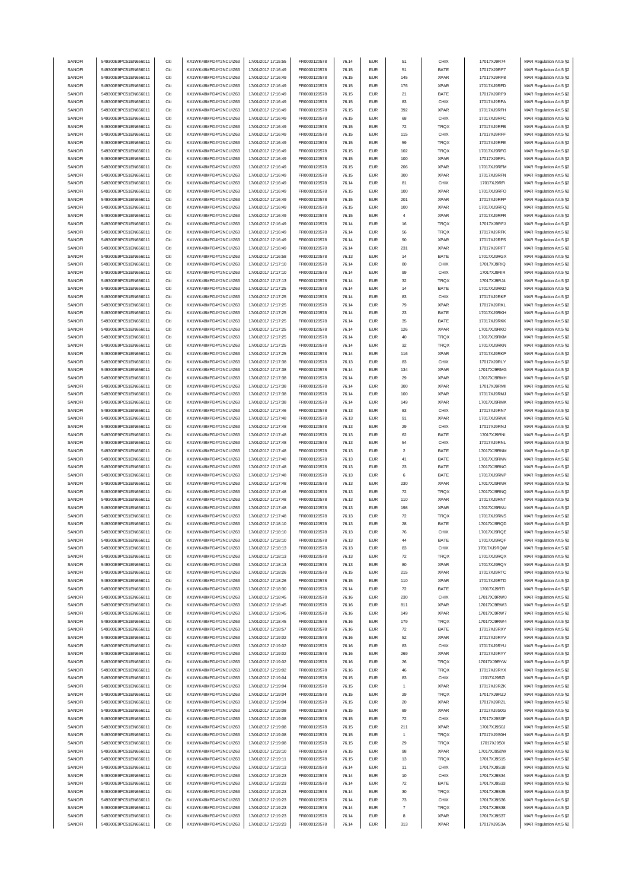| | | | | | | | | | | |
|---|---|---|---|---|---|---|---|---|---|---|
| SANOFI | 549300E9PC51EN656011 | Citi | KX1WK48MPD4Y2NCUIZ63 | 17/01/2017 17:15:55 | FR0000120578 | 76.14 | EUR | 51 | CHIX | 17017XJ9R74 | MAR Regulation Art.5 §2 |
| SANOFI | 549300E9PC51EN656011 | Citi | KX1WK48MPD4Y2NCUIZ63 | 17/01/2017 17:16:49 | FR0000120578 | 76.15 | EUR | 51 | BATE | 17017XJ9RF7 | MAR Regulation Art.5 §2 |
| SANOFI | 549300E9PC51EN656011 | Citi | KX1WK48MPD4Y2NCUIZ63 | 17/01/2017 17:16:49 | FR0000120578 | 76.15 | EUR | 145 | XPAR | 17017XJ9RF8 | MAR Regulation Art.5 §2 |
| SANOFI | 549300E9PC51EN656011 | Citi | KX1WK48MPD4Y2NCUIZ63 | 17/01/2017 17:16:49 | FR0000120578 | 76.15 | EUR | 176 | XPAR | 17017XJ9RFD | MAR Regulation Art.5 §2 |
| SANOFI | 549300E9PC51EN656011 | Citi | KX1WK48MPD4Y2NCUIZ63 | 17/01/2017 17:16:49 | FR0000120578 | 76.15 | EUR | 21 | BATE | 17017XJ9RF9 | MAR Regulation Art.5 §2 |
| SANOFI | 549300E9PC51EN656011 | Citi | KX1WK48MPD4Y2NCUIZ63 | 17/01/2017 17:16:49 | FR0000120578 | 76.15 | EUR | 83 | CHIX | 17017XJ9RFA | MAR Regulation Art.5 §2 |
| SANOFI | 549300E9PC51EN656011 | Citi | KX1WK48MPD4Y2NCUIZ63 | 17/01/2017 17:16:49 | FR0000120578 | 76.15 | EUR | 392 | XPAR | 17017XJ9RFH | MAR Regulation Art.5 §2 |
| SANOFI | 549300E9PC51EN656011 | Citi | KX1WK48MPD4Y2NCUIZ63 | 17/01/2017 17:16:49 | FR0000120578 | 76.15 | EUR | 68 | CHIX | 17017XJ9RFC | MAR Regulation Art.5 §2 |
| SANOFI | 549300E9PC51EN656011 | Citi | KX1WK48MPD4Y2NCUIZ63 | 17/01/2017 17:16:49 | FR0000120578 | 76.15 | EUR | 72 | TRQX | 17017XJ9RFB | MAR Regulation Art.5 §2 |
| SANOFI | 549300E9PC51EN656011 | Citi | KX1WK48MPD4Y2NCUIZ63 | 17/01/2017 17:16:49 | FR0000120578 | 76.15 | EUR | 115 | CHIX | 17017XJ9RFF | MAR Regulation Art.5 §2 |
| SANOFI | 549300E9PC51EN656011 | Citi | KX1WK48MPD4Y2NCUIZ63 | 17/01/2017 17:16:49 | FR0000120578 | 76.15 | EUR | 59 | TRQX | 17017XJ9RFE | MAR Regulation Art.5 §2 |
| SANOFI | 549300E9PC51EN656011 | Citi | KX1WK48MPD4Y2NCUIZ63 | 17/01/2017 17:16:49 | FR0000120578 | 76.15 | EUR | 102 | TRQX | 17017XJ9RFG | MAR Regulation Art.5 §2 |
| SANOFI | 549300E9PC51EN656011 | Citi | KX1WK48MPD4Y2NCUIZ63 | 17/01/2017 17:16:49 | FR0000120578 | 76.15 | EUR | 100 | XPAR | 17017XJ9RFL | MAR Regulation Art.5 §2 |
| SANOFI | 549300E9PC51EN656011 | Citi | KX1WK48MPD4Y2NCUIZ63 | 17/01/2017 17:16:49 | FR0000120578 | 76.15 | EUR | 206 | XPAR | 17017XJ9RFM | MAR Regulation Art.5 §2 |
| SANOFI | 549300E9PC51EN656011 | Citi | KX1WK48MPD4Y2NCUIZ63 | 17/01/2017 17:16:49 | FR0000120578 | 76.15 | EUR | 300 | XPAR | 17017XJ9RFN | MAR Regulation Art.5 §2 |
| SANOFI | 549300E9PC51EN656011 | Citi | KX1WK48MPD4Y2NCUIZ63 | 17/01/2017 17:16:49 | FR0000120578 | 76.14 | EUR | 81 | CHIX | 17017XJ9RFI | MAR Regulation Art.5 §2 |
| SANOFI | 549300E9PC51EN656011 | Citi | KX1WK48MPD4Y2NCUIZ63 | 17/01/2017 17:16:49 | FR0000120578 | 76.15 | EUR | 100 | XPAR | 17017XJ9RFO | MAR Regulation Art.5 §2 |
| SANOFI | 549300E9PC51EN656011 | Citi | KX1WK48MPD4Y2NCUIZ63 | 17/01/2017 17:16:49 | FR0000120578 | 76.15 | EUR | 201 | XPAR | 17017XJ9RFP | MAR Regulation Art.5 §2 |
| SANOFI | 549300E9PC51EN656011 | Citi | KX1WK48MPD4Y2NCUIZ63 | 17/01/2017 17:16:49 | FR0000120578 | 76.15 | EUR | 100 | XPAR | 17017XJ9RFQ | MAR Regulation Art.5 §2 |
| SANOFI | 549300E9PC51EN656011 | Citi | KX1WK48MPD4Y2NCUIZ63 | 17/01/2017 17:16:49 | FR0000120578 | 76.15 | EUR | 4 | XPAR | 17017XJ9RFR | MAR Regulation Art.5 §2 |
| SANOFI | 549300E9PC51EN656011 | Citi | KX1WK48MPD4Y2NCUIZ63 | 17/01/2017 17:16:49 | FR0000120578 | 76.14 | EUR | 16 | TRQX | 17017XJ9RFJ | MAR Regulation Art.5 §2 |
| SANOFI | 549300E9PC51EN656011 | Citi | KX1WK48MPD4Y2NCUIZ63 | 17/01/2017 17:16:49 | FR0000120578 | 76.14 | EUR | 56 | TRQX | 17017XJ9RFK | MAR Regulation Art.5 §2 |
| SANOFI | 549300E9PC51EN656011 | Citi | KX1WK48MPD4Y2NCUIZ63 | 17/01/2017 17:16:49 | FR0000120578 | 76.14 | EUR | 90 | XPAR | 17017XJ9RFS | MAR Regulation Art.5 §2 |
| SANOFI | 549300E9PC51EN656011 | Citi | KX1WK48MPD4Y2NCUIZ63 | 17/01/2017 17:16:49 | FR0000120578 | 76.14 | EUR | 231 | XPAR | 17017XJ9RFT | MAR Regulation Art.5 §2 |
| SANOFI | 549300E9PC51EN656011 | Citi | KX1WK48MPD4Y2NCUIZ63 | 17/01/2017 17:16:58 | FR0000120578 | 76.13 | EUR | 14 | BATE | 17017XJ9RGX | MAR Regulation Art.5 §2 |
| SANOFI | 549300E9PC51EN656011 | Citi | KX1WK48MPD4Y2NCUIZ63 | 17/01/2017 17:17:10 | FR0000120578 | 76.14 | EUR | 80 | CHIX | 17017XJ9RIQ | MAR Regulation Art.5 §2 |
| SANOFI | 549300E9PC51EN656011 | Citi | KX1WK48MPD4Y2NCUIZ63 | 17/01/2017 17:17:10 | FR0000120578 | 76.14 | EUR | 99 | CHIX | 17017XJ9RIR | MAR Regulation Art.5 §2 |
| SANOFI | 549300E9PC51EN656011 | Citi | KX1WK48MPD4Y2NCUIZ63 | 17/01/2017 17:17:13 | FR0000120578 | 76.14 | EUR | 32 | TRQX | 17017XJ9RJ4 | MAR Regulation Art.5 §2 |
| SANOFI | 549300E9PC51EN656011 | Citi | KX1WK48MPD4Y2NCUIZ63 | 17/01/2017 17:17:25 | FR0000120578 | 76.14 | EUR | 14 | BATE | 17017XJ9RKD | MAR Regulation Art.5 §2 |
| SANOFI | 549300E9PC51EN656011 | Citi | KX1WK48MPD4Y2NCUIZ63 | 17/01/2017 17:17:25 | FR0000120578 | 76.14 | EUR | 83 | CHIX | 17017XJ9RKF | MAR Regulation Art.5 §2 |
| SANOFI | 549300E9PC51EN656011 | Citi | KX1WK48MPD4Y2NCUIZ63 | 17/01/2017 17:17:25 | FR0000120578 | 76.14 | EUR | 79 | XPAR | 17017XJ9RKL | MAR Regulation Art.5 §2 |
| SANOFI | 549300E9PC51EN656011 | Citi | KX1WK48MPD4Y2NCUIZ63 | 17/01/2017 17:17:25 | FR0000120578 | 76.14 | EUR | 23 | BATE | 17017XJ9RKH | MAR Regulation Art.5 §2 |
| SANOFI | 549300E9PC51EN656011 | Citi | KX1WK48MPD4Y2NCUIZ63 | 17/01/2017 17:17:25 | FR0000120578 | 76.14 | EUR | 35 | BATE | 17017XJ9RKK | MAR Regulation Art.5 §2 |
| SANOFI | 549300E9PC51EN656011 | Citi | KX1WK48MPD4Y2NCUIZ63 | 17/01/2017 17:17:25 | FR0000120578 | 76.14 | EUR | 126 | XPAR | 17017XJ9RKO | MAR Regulation Art.5 §2 |
| SANOFI | 549300E9PC51EN656011 | Citi | KX1WK48MPD4Y2NCUIZ63 | 17/01/2017 17:17:25 | FR0000120578 | 76.14 | EUR | 40 | TRQX | 17017XJ9RKM | MAR Regulation Art.5 §2 |
| SANOFI | 549300E9PC51EN656011 | Citi | KX1WK48MPD4Y2NCUIZ63 | 17/01/2017 17:17:25 | FR0000120578 | 76.14 | EUR | 32 | TRQX | 17017XJ9RKN | MAR Regulation Art.5 §2 |
| SANOFI | 549300E9PC51EN656011 | Citi | KX1WK48MPD4Y2NCUIZ63 | 17/01/2017 17:17:25 | FR0000120578 | 76.14 | EUR | 116 | XPAR | 17017XJ9RKP | MAR Regulation Art.5 §2 |
| SANOFI | 549300E9PC51EN656011 | Citi | KX1WK48MPD4Y2NCUIZ63 | 17/01/2017 17:17:38 | FR0000120578 | 76.13 | EUR | 83 | CHIX | 17017XJ9RLY | MAR Regulation Art.5 §2 |
| SANOFI | 549300E9PC51EN656011 | Citi | KX1WK48MPD4Y2NCUIZ63 | 17/01/2017 17:17:38 | FR0000120578 | 76.14 | EUR | 134 | XPAR | 17017XJ9RMG | MAR Regulation Art.5 §2 |
| SANOFI | 549300E9PC51EN656011 | Citi | KX1WK48MPD4Y2NCUIZ63 | 17/01/2017 17:17:38 | FR0000120578 | 76.14 | EUR | 29 | XPAR | 17017XJ9RMH | MAR Regulation Art.5 §2 |
| SANOFI | 549300E9PC51EN656011 | Citi | KX1WK48MPD4Y2NCUIZ63 | 17/01/2017 17:17:38 | FR0000120578 | 76.14 | EUR | 300 | XPAR | 17017XJ9RMI | MAR Regulation Art.5 §2 |
| SANOFI | 549300E9PC51EN656011 | Citi | KX1WK48MPD4Y2NCUIZ63 | 17/01/2017 17:17:38 | FR0000120578 | 76.14 | EUR | 100 | XPAR | 17017XJ9RMJ | MAR Regulation Art.5 §2 |
| SANOFI | 549300E9PC51EN656011 | Citi | KX1WK48MPD4Y2NCUIZ63 | 17/01/2017 17:17:38 | FR0000120578 | 76.14 | EUR | 149 | XPAR | 17017XJ9RMK | MAR Regulation Art.5 §2 |
| SANOFI | 549300E9PC51EN656011 | Citi | KX1WK48MPD4Y2NCUIZ63 | 17/01/2017 17:17:46 | FR0000120578 | 76.13 | EUR | 83 | CHIX | 17017XJ9RN7 | MAR Regulation Art.5 §2 |
| SANOFI | 549300E9PC51EN656011 | Citi | KX1WK48MPD4Y2NCUIZ63 | 17/01/2017 17:17:48 | FR0000120578 | 76.13 | EUR | 91 | XPAR | 17017XJ9RNK | MAR Regulation Art.5 §2 |
| SANOFI | 549300E9PC51EN656011 | Citi | KX1WK48MPD4Y2NCUIZ63 | 17/01/2017 17:17:48 | FR0000120578 | 76.13 | EUR | 29 | CHIX | 17017XJ9RNJ | MAR Regulation Art.5 §2 |
| SANOFI | 549300E9PC51EN656011 | Citi | KX1WK48MPD4Y2NCUIZ63 | 17/01/2017 17:17:48 | FR0000120578 | 76.13 | EUR | 62 | BATE | 17017XJ9RNI | MAR Regulation Art.5 §2 |
| SANOFI | 549300E9PC51EN656011 | Citi | KX1WK48MPD4Y2NCUIZ63 | 17/01/2017 17:17:48 | FR0000120578 | 76.13 | EUR | 54 | CHIX | 17017XJ9RNL | MAR Regulation Art.5 §2 |
| SANOFI | 549300E9PC51EN656011 | Citi | KX1WK48MPD4Y2NCUIZ63 | 17/01/2017 17:17:48 | FR0000120578 | 76.13 | EUR | 2 | BATE | 17017XJ9RNM | MAR Regulation Art.5 §2 |
| SANOFI | 549300E9PC51EN656011 | Citi | KX1WK48MPD4Y2NCUIZ63 | 17/01/2017 17:17:48 | FR0000120578 | 76.13 | EUR | 41 | BATE | 17017XJ9RNN | MAR Regulation Art.5 §2 |
| SANOFI | 549300E9PC51EN656011 | Citi | KX1WK48MPD4Y2NCUIZ63 | 17/01/2017 17:17:48 | FR0000120578 | 76.13 | EUR | 23 | BATE | 17017XJ9RNO | MAR Regulation Art.5 §2 |
| SANOFI | 549300E9PC51EN656011 | Citi | KX1WK48MPD4Y2NCUIZ63 | 17/01/2017 17:17:48 | FR0000120578 | 76.13 | EUR | 6 | BATE | 17017XJ9RNP | MAR Regulation Art.5 §2 |
| SANOFI | 549300E9PC51EN656011 | Citi | KX1WK48MPD4Y2NCUIZ63 | 17/01/2017 17:17:48 | FR0000120578 | 76.13 | EUR | 230 | XPAR | 17017XJ9RNR | MAR Regulation Art.5 §2 |
| SANOFI | 549300E9PC51EN656011 | Citi | KX1WK48MPD4Y2NCUIZ63 | 17/01/2017 17:17:48 | FR0000120578 | 76.13 | EUR | 72 | TRQX | 17017XJ9RNQ | MAR Regulation Art.5 §2 |
| SANOFI | 549300E9PC51EN656011 | Citi | KX1WK48MPD4Y2NCUIZ63 | 17/01/2017 17:17:48 | FR0000120578 | 76.13 | EUR | 110 | XPAR | 17017XJ9RNT | MAR Regulation Art.5 §2 |
| SANOFI | 549300E9PC51EN656011 | Citi | KX1WK48MPD4Y2NCUIZ63 | 17/01/2017 17:17:48 | FR0000120578 | 76.13 | EUR | 198 | XPAR | 17017XJ9RNU | MAR Regulation Art.5 §2 |
| SANOFI | 549300E9PC51EN656011 | Citi | KX1WK48MPD4Y2NCUIZ63 | 17/01/2017 17:17:48 | FR0000120578 | 76.13 | EUR | 72 | TRQX | 17017XJ9RNS | MAR Regulation Art.5 §2 |
| SANOFI | 549300E9PC51EN656011 | Citi | KX1WK48MPD4Y2NCUIZ63 | 17/01/2017 17:18:10 | FR0000120578 | 76.13 | EUR | 28 | BATE | 17017XJ9RQD | MAR Regulation Art.5 §2 |
| SANOFI | 549300E9PC51EN656011 | Citi | KX1WK48MPD4Y2NCUIZ63 | 17/01/2017 17:18:10 | FR0000120578 | 76.13 | EUR | 76 | CHIX | 17017XJ9RQE | MAR Regulation Art.5 §2 |
| SANOFI | 549300E9PC51EN656011 | Citi | KX1WK48MPD4Y2NCUIZ63 | 17/01/2017 17:18:10 | FR0000120578 | 76.13 | EUR | 44 | BATE | 17017XJ9RQF | MAR Regulation Art.5 §2 |
| SANOFI | 549300E9PC51EN656011 | Citi | KX1WK48MPD4Y2NCUIZ63 | 17/01/2017 17:18:13 | FR0000120578 | 76.13 | EUR | 83 | CHIX | 17017XJ9RQW | MAR Regulation Art.5 §2 |
| SANOFI | 549300E9PC51EN656011 | Citi | KX1WK48MPD4Y2NCUIZ63 | 17/01/2017 17:18:13 | FR0000120578 | 76.13 | EUR | 72 | TRQX | 17017XJ9RQX | MAR Regulation Art.5 §2 |
| SANOFI | 549300E9PC51EN656011 | Citi | KX1WK48MPD4Y2NCUIZ63 | 17/01/2017 17:18:13 | FR0000120578 | 76.13 | EUR | 80 | XPAR | 17017XJ9RQY | MAR Regulation Art.5 §2 |
| SANOFI | 549300E9PC51EN656011 | Citi | KX1WK48MPD4Y2NCUIZ63 | 17/01/2017 17:18:26 | FR0000120578 | 76.15 | EUR | 215 | XPAR | 17017XJ9RTC | MAR Regulation Art.5 §2 |
| SANOFI | 549300E9PC51EN656011 | Citi | KX1WK48MPD4Y2NCUIZ63 | 17/01/2017 17:18:26 | FR0000120578 | 76.15 | EUR | 110 | XPAR | 17017XJ9RTD | MAR Regulation Art.5 §2 |
| SANOFI | 549300E9PC51EN656011 | Citi | KX1WK48MPD4Y2NCUIZ63 | 17/01/2017 17:18:30 | FR0000120578 | 76.14 | EUR | 72 | BATE | 17017XJ9RTI | MAR Regulation Art.5 §2 |
| SANOFI | 549300E9PC51EN656011 | Citi | KX1WK48MPD4Y2NCUIZ63 | 17/01/2017 17:18:45 | FR0000120578 | 76.16 | EUR | 230 | CHIX | 17017XJ9RW0 | MAR Regulation Art.5 §2 |
| SANOFI | 549300E9PC51EN656011 | Citi | KX1WK48MPD4Y2NCUIZ63 | 17/01/2017 17:18:45 | FR0000120578 | 76.16 | EUR | 811 | XPAR | 17017XJ9RW3 | MAR Regulation Art.5 §2 |
| SANOFI | 549300E9PC51EN656011 | Citi | KX1WK48MPD4Y2NCUIZ63 | 17/01/2017 17:18:45 | FR0000120578 | 76.16 | EUR | 149 | XPAR | 17017XJ9RW7 | MAR Regulation Art.5 §2 |
| SANOFI | 549300E9PC51EN656011 | Citi | KX1WK48MPD4Y2NCUIZ63 | 17/01/2017 17:18:45 | FR0000120578 | 76.16 | EUR | 179 | TRQX | 17017XJ9RW4 | MAR Regulation Art.5 §2 |
| SANOFI | 549300E9PC51EN656011 | Citi | KX1WK48MPD4Y2NCUIZ63 | 17/01/2017 17:18:57 | FR0000120578 | 76.16 | EUR | 72 | BATE | 17017XJ9RXY | MAR Regulation Art.5 §2 |
| SANOFI | 549300E9PC51EN656011 | Citi | KX1WK48MPD4Y2NCUIZ63 | 17/01/2017 17:19:02 | FR0000120578 | 76.16 | EUR | 52 | XPAR | 17017XJ9RYV | MAR Regulation Art.5 §2 |
| SANOFI | 549300E9PC51EN656011 | Citi | KX1WK48MPD4Y2NCUIZ63 | 17/01/2017 17:19:02 | FR0000120578 | 76.16 | EUR | 83 | CHIX | 17017XJ9RYU | MAR Regulation Art.5 §2 |
| SANOFI | 549300E9PC51EN656011 | Citi | KX1WK48MPD4Y2NCUIZ63 | 17/01/2017 17:19:02 | FR0000120578 | 76.16 | EUR | 269 | XPAR | 17017XJ9RYY | MAR Regulation Art.5 §2 |
| SANOFI | 549300E9PC51EN656011 | Citi | KX1WK48MPD4Y2NCUIZ63 | 17/01/2017 17:19:02 | FR0000120578 | 76.16 | EUR | 26 | TRQX | 17017XJ9RYW | MAR Regulation Art.5 §2 |
| SANOFI | 549300E9PC51EN656011 | Citi | KX1WK48MPD4Y2NCUIZ63 | 17/01/2017 17:19:02 | FR0000120578 | 76.16 | EUR | 46 | TRQX | 17017XJ9RYX | MAR Regulation Art.5 §2 |
| SANOFI | 549300E9PC51EN656011 | Citi | KX1WK48MPD4Y2NCUIZ63 | 17/01/2017 17:19:04 | FR0000120578 | 76.15 | EUR | 83 | CHIX | 17017XJ9RZI | MAR Regulation Art.5 §2 |
| SANOFI | 549300E9PC51EN656011 | Citi | KX1WK48MPD4Y2NCUIZ63 | 17/01/2017 17:19:04 | FR0000120578 | 76.15 | EUR | 1 | XPAR | 17017XJ9RZK | MAR Regulation Art.5 §2 |
| SANOFI | 549300E9PC51EN656011 | Citi | KX1WK48MPD4Y2NCUIZ63 | 17/01/2017 17:19:04 | FR0000120578 | 76.15 | EUR | 29 | TRQX | 17017XJ9RZJ | MAR Regulation Art.5 §2 |
| SANOFI | 549300E9PC51EN656011 | Citi | KX1WK48MPD4Y2NCUIZ63 | 17/01/2017 17:19:04 | FR0000120578 | 76.15 | EUR | 20 | XPAR | 17017XJ9RZL | MAR Regulation Art.5 §2 |
| SANOFI | 549300E9PC51EN656011 | Citi | KX1WK48MPD4Y2NCUIZ63 | 17/01/2017 17:19:08 | FR0000120578 | 76.15 | EUR | 89 | XPAR | 17017XJ9S0G | MAR Regulation Art.5 §2 |
| SANOFI | 549300E9PC51EN656011 | Citi | KX1WK48MPD4Y2NCUIZ63 | 17/01/2017 17:19:08 | FR0000120578 | 76.15 | EUR | 72 | CHIX | 17017XJ9S0F | MAR Regulation Art.5 §2 |
| SANOFI | 549300E9PC51EN656011 | Citi | KX1WK48MPD4Y2NCUIZ63 | 17/01/2017 17:19:08 | FR0000120578 | 76.15 | EUR | 211 | XPAR | 17017XJ9S0J | MAR Regulation Art.5 §2 |
| SANOFI | 549300E9PC51EN656011 | Citi | KX1WK48MPD4Y2NCUIZ63 | 17/01/2017 17:19:08 | FR0000120578 | 76.15 | EUR | 1 | TRQX | 17017XJ9S0H | MAR Regulation Art.5 §2 |
| SANOFI | 549300E9PC51EN656011 | Citi | KX1WK48MPD4Y2NCUIZ63 | 17/01/2017 17:19:08 | FR0000120578 | 76.15 | EUR | 29 | TRQX | 17017XJ9S0I | MAR Regulation Art.5 §2 |
| SANOFI | 549300E9PC51EN656011 | Citi | KX1WK48MPD4Y2NCUIZ63 | 17/01/2017 17:19:10 | FR0000120578 | 76.15 | EUR | 98 | XPAR | 17017XJ9S0W | MAR Regulation Art.5 §2 |
| SANOFI | 549300E9PC51EN656011 | Citi | KX1WK48MPD4Y2NCUIZ63 | 17/01/2017 17:19:11 | FR0000120578 | 76.15 | EUR | 13 | TRQX | 17017XJ9S15 | MAR Regulation Art.5 §2 |
| SANOFI | 549300E9PC51EN656011 | Citi | KX1WK48MPD4Y2NCUIZ63 | 17/01/2017 17:19:13 | FR0000120578 | 76.14 | EUR | 11 | CHIX | 17017XJ9S18 | MAR Regulation Art.5 §2 |
| SANOFI | 549300E9PC51EN656011 | Citi | KX1WK48MPD4Y2NCUIZ63 | 17/01/2017 17:19:23 | FR0000120578 | 76.14 | EUR | 10 | CHIX | 17017XJ9S34 | MAR Regulation Art.5 §2 |
| SANOFI | 549300E9PC51EN656011 | Citi | KX1WK48MPD4Y2NCUIZ63 | 17/01/2017 17:19:23 | FR0000120578 | 76.14 | EUR | 72 | BATE | 17017XJ9S33 | MAR Regulation Art.5 §2 |
| SANOFI | 549300E9PC51EN656011 | Citi | KX1WK48MPD4Y2NCUIZ63 | 17/01/2017 17:19:23 | FR0000120578 | 76.14 | EUR | 30 | TRQX | 17017XJ9S35 | MAR Regulation Art.5 §2 |
| SANOFI | 549300E9PC51EN656011 | Citi | KX1WK48MPD4Y2NCUIZ63 | 17/01/2017 17:19:23 | FR0000120578 | 76.14 | EUR | 73 | CHIX | 17017XJ9S36 | MAR Regulation Art.5 §2 |
| SANOFI | 549300E9PC51EN656011 | Citi | KX1WK48MPD4Y2NCUIZ63 | 17/01/2017 17:19:23 | FR0000120578 | 76.14 | EUR | 7 | TRQX | 17017XJ9S38 | MAR Regulation Art.5 §2 |
| SANOFI | 549300E9PC51EN656011 | Citi | KX1WK48MPD4Y2NCUIZ63 | 17/01/2017 17:19:23 | FR0000120578 | 76.14 | EUR | 8 | XPAR | 17017XJ9S37 | MAR Regulation Art.5 §2 |
| SANOFI | 549300E9PC51EN656011 | Citi | KX1WK48MPD4Y2NCUIZ63 | 17/01/2017 17:19:23 | FR0000120578 | 76.14 | EUR | 313 | XPAR | 17017XJ9S3A | MAR Regulation Art.5 §2 |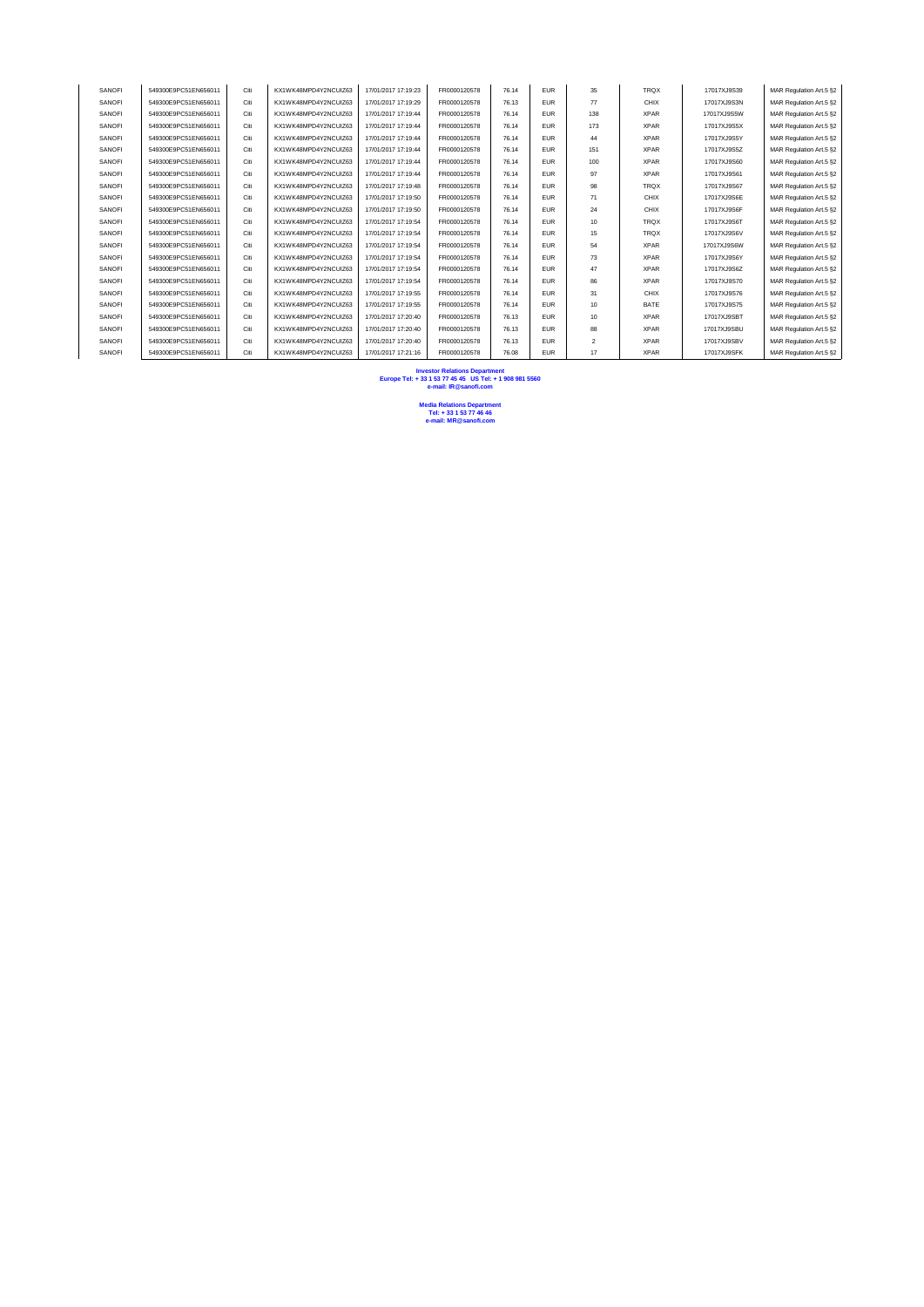| | | | | | | | | | | | |
|---|---|---|---|---|---|---|---|---|---|---|---|
| SANOFI | 549300E9PC51EN656011 | Citi | KX1WK48MPD4Y2NCUIZ63 | 17/01/2017 17:19:23 | FR0000120578 | 76.14 | EUR | 35 | TRQX | 17017XJ9S39 | MAR Regulation Art.5 §2 |
| SANOFI | 549300E9PC51EN656011 | Citi | KX1WK48MPD4Y2NCUIZ63 | 17/01/2017 17:19:29 | FR0000120578 | 76.13 | EUR | 77 | CHIX | 17017XJ9S3N | MAR Regulation Art.5 §2 |
| SANOFI | 549300E9PC51EN656011 | Citi | KX1WK48MPD4Y2NCUIZ63 | 17/01/2017 17:19:44 | FR0000120578 | 76.14 | EUR | 138 | XPAR | 17017XJ9S5W | MAR Regulation Art.5 §2 |
| SANOFI | 549300E9PC51EN656011 | Citi | KX1WK48MPD4Y2NCUIZ63 | 17/01/2017 17:19:44 | FR0000120578 | 76.14 | EUR | 173 | XPAR | 17017XJ9S5X | MAR Regulation Art.5 §2 |
| SANOFI | 549300E9PC51EN656011 | Citi | KX1WK48MPD4Y2NCUIZ63 | 17/01/2017 17:19:44 | FR0000120578 | 76.14 | EUR | 44 | XPAR | 17017XJ9S5Y | MAR Regulation Art.5 §2 |
| SANOFI | 549300E9PC51EN656011 | Citi | KX1WK48MPD4Y2NCUIZ63 | 17/01/2017 17:19:44 | FR0000120578 | 76.14 | EUR | 151 | XPAR | 17017XJ9S5Z | MAR Regulation Art.5 §2 |
| SANOFI | 549300E9PC51EN656011 | Citi | KX1WK48MPD4Y2NCUIZ63 | 17/01/2017 17:19:44 | FR0000120578 | 76.14 | EUR | 100 | XPAR | 17017XJ9S60 | MAR Regulation Art.5 §2 |
| SANOFI | 549300E9PC51EN656011 | Citi | KX1WK48MPD4Y2NCUIZ63 | 17/01/2017 17:19:44 | FR0000120578 | 76.14 | EUR | 97 | XPAR | 17017XJ9S61 | MAR Regulation Art.5 §2 |
| SANOFI | 549300E9PC51EN656011 | Citi | KX1WK48MPD4Y2NCUIZ63 | 17/01/2017 17:19:48 | FR0000120578 | 76.14 | EUR | 98 | TRQX | 17017XJ9S67 | MAR Regulation Art.5 §2 |
| SANOFI | 549300E9PC51EN656011 | Citi | KX1WK48MPD4Y2NCUIZ63 | 17/01/2017 17:19:50 | FR0000120578 | 76.14 | EUR | 71 | CHIX | 17017XJ9S6E | MAR Regulation Art.5 §2 |
| SANOFI | 549300E9PC51EN656011 | Citi | KX1WK48MPD4Y2NCUIZ63 | 17/01/2017 17:19:50 | FR0000120578 | 76.14 | EUR | 24 | CHIX | 17017XJ9S6F | MAR Regulation Art.5 §2 |
| SANOFI | 549300E9PC51EN656011 | Citi | KX1WK48MPD4Y2NCUIZ63 | 17/01/2017 17:19:54 | FR0000120578 | 76.14 | EUR | 10 | TRQX | 17017XJ9S6T | MAR Regulation Art.5 §2 |
| SANOFI | 549300E9PC51EN656011 | Citi | KX1WK48MPD4Y2NCUIZ63 | 17/01/2017 17:19:54 | FR0000120578 | 76.14 | EUR | 15 | TRQX | 17017XJ9S6V | MAR Regulation Art.5 §2 |
| SANOFI | 549300E9PC51EN656011 | Citi | KX1WK48MPD4Y2NCUIZ63 | 17/01/2017 17:19:54 | FR0000120578 | 76.14 | EUR | 54 | XPAR | 17017XJ9S6W | MAR Regulation Art.5 §2 |
| SANOFI | 549300E9PC51EN656011 | Citi | KX1WK48MPD4Y2NCUIZ63 | 17/01/2017 17:19:54 | FR0000120578 | 76.14 | EUR | 73 | XPAR | 17017XJ9S6Y | MAR Regulation Art.5 §2 |
| SANOFI | 549300E9PC51EN656011 | Citi | KX1WK48MPD4Y2NCUIZ63 | 17/01/2017 17:19:54 | FR0000120578 | 76.14 | EUR | 47 | XPAR | 17017XJ9S6Z | MAR Regulation Art.5 §2 |
| SANOFI | 549300E9PC51EN656011 | Citi | KX1WK48MPD4Y2NCUIZ63 | 17/01/2017 17:19:54 | FR0000120578 | 76.14 | EUR | 86 | XPAR | 17017XJ9S70 | MAR Regulation Art.5 §2 |
| SANOFI | 549300E9PC51EN656011 | Citi | KX1WK48MPD4Y2NCUIZ63 | 17/01/2017 17:19:55 | FR0000120578 | 76.14 | EUR | 31 | CHIX | 17017XJ9S76 | MAR Regulation Art.5 §2 |
| SANOFI | 549300E9PC51EN656011 | Citi | KX1WK48MPD4Y2NCUIZ63 | 17/01/2017 17:19:55 | FR0000120578 | 76.14 | EUR | 10 | BATE | 17017XJ9S75 | MAR Regulation Art.5 §2 |
| SANOFI | 549300E9PC51EN656011 | Citi | KX1WK48MPD4Y2NCUIZ63 | 17/01/2017 17:20:40 | FR0000120578 | 76.13 | EUR | 10 | XPAR | 17017XJ9SBT | MAR Regulation Art.5 §2 |
| SANOFI | 549300E9PC51EN656011 | Citi | KX1WK48MPD4Y2NCUIZ63 | 17/01/2017 17:20:40 | FR0000120578 | 76.13 | EUR | 88 | XPAR | 17017XJ9SBU | MAR Regulation Art.5 §2 |
| SANOFI | 549300E9PC51EN656011 | Citi | KX1WK48MPD4Y2NCUIZ63 | 17/01/2017 17:20:40 | FR0000120578 | 76.13 | EUR | 2 | XPAR | 17017XJ9SBV | MAR Regulation Art.5 §2 |
| SANOFI | 549300E9PC51EN656011 | Citi | KX1WK48MPD4Y2NCUIZ63 | 17/01/2017 17:21:16 | FR0000120578 | 76.08 | EUR | 17 | XPAR | 17017XJ9SFK | MAR Regulation Art.5 §2 |

**Investor Relations Department**
**Europe Tel: + 33 1 53 77 45 45 US Tel: + 1 908 981 5560**
**e-mail: IR@sanofi.com**

**Media Relations Department**
**Tel: + 33 1 53 77 46 46**
**e-mail: MR@sanofi.com**